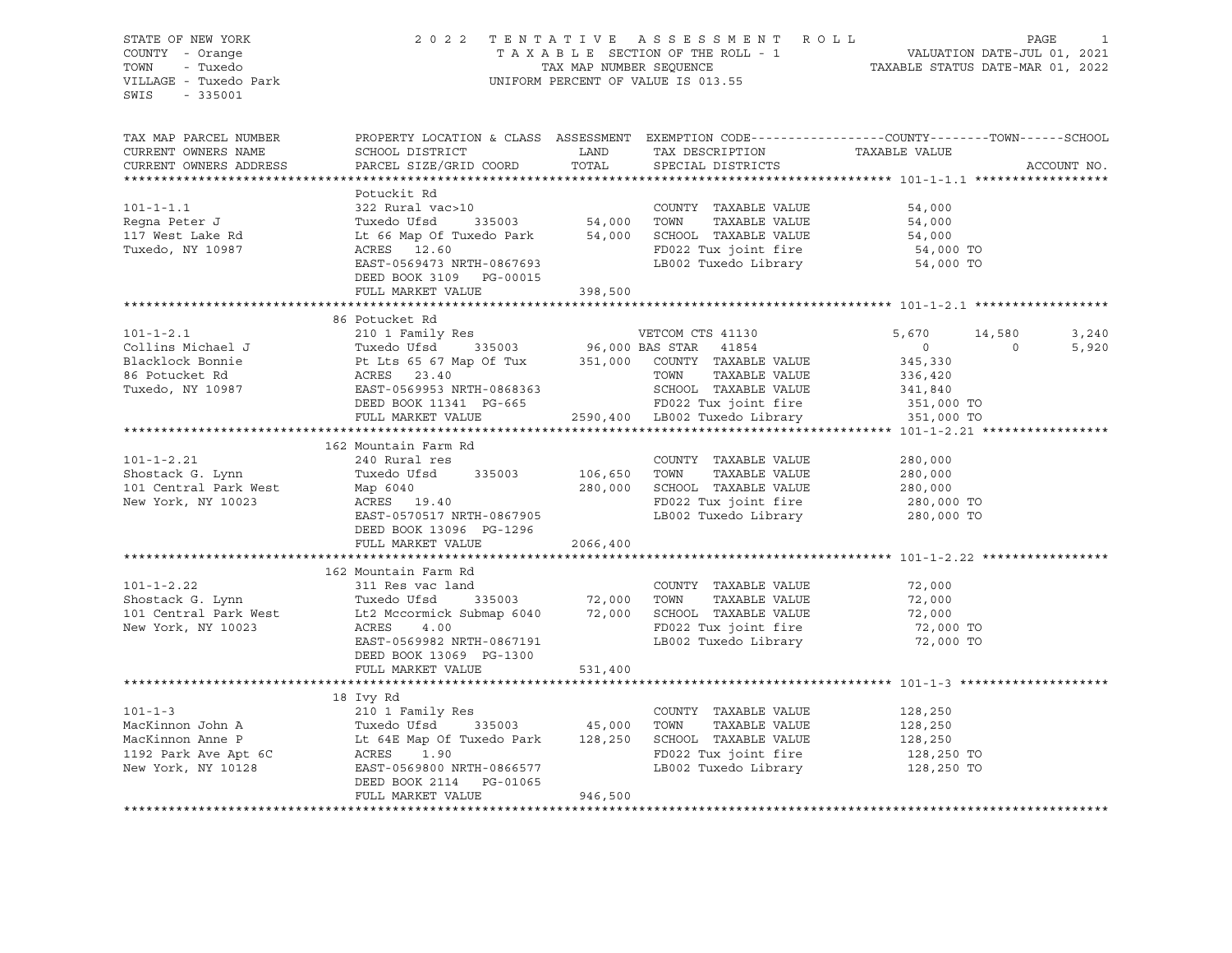STATE OF NEW YORK
COUNTY - Orange
TOWN - Tuxedo
VILLAGE - Tuxedo Park
SWIS - 335001

2022 TENTATIVE ASSESSMENT ROLL
TAXABLE SECTION OF THE ROLL - 1
TAX MAP NUMBER SEQUENCE
UNIFORM PERCENT OF VALUE IS 013.55

VALUATION DATE-JUL 01, 2021
TAXABLE STATUS DATE-MAR 01, 2022

```
TAX MAP PARCEL NUMBER       PROPERTY LOCATION & CLASS  ASSESSMENT  EXEMPTION CODE------------------COUNTY--------TOWN------SCHOOL
CURRENT OWNERS NAME         SCHOOL DISTRICT               LAND      TAX DESCRIPTION            TAXABLE VALUE
CURRENT OWNERS ADDRESS      PARCEL SIZE/GRID COORD        TOTAL     SPECIAL DISTRICTS                                       ACCOUNT NO.
******************************************************************************************************* 101-1-1.1 ******************
                            Potuckit Rd
101-1-1.1                   322 Rural vac>10                        COUNTY  TAXABLE VALUE              54,000
Regna Peter J               Tuxedo Ufsd      335003      54,000     TOWN    TAXABLE VALUE              54,000
117 West Lake Rd            Lt 66 Map Of Tuxedo Park     54,000     SCHOOL  TAXABLE VALUE              54,000
Tuxedo, NY 10987            ACRES   12.60                           FD022 Tux joint fire                54,000 TO
                            EAST-0569473 NRTH-0867693               LB002 Tuxedo Library                54,000 TO
                            DEED BOOK 3109   PG-00015
                            FULL MARKET VALUE           398,500
******************************************************************************************************* 101-1-2.1 ******************
                            86 Potucket Rd
101-1-2.1                   210 1 Family Res                        VETCOM CTS 41130            5,670      14,580       3,240
Collins Michael J           Tuxedo Ufsd      335003      96,000 BAS STAR   41854                    0           0       5,920
Blacklock Bonnie            Pt Lts 65 67 Map Of Tux     351,000     COUNTY  TAXABLE VALUE             345,330
86 Potucket Rd              ACRES   23.40                           TOWN    TAXABLE VALUE             336,420
Tuxedo, NY 10987            EAST-0569953 NRTH-0868363               SCHOOL  TAXABLE VALUE             341,840
                            DEED BOOK 11341  PG-665                 FD022 Tux joint fire               351,000 TO
                            FULL MARKET VALUE          2590,400     LB002 Tuxedo Library               351,000 TO
******************************************************************************************************* 101-1-2.21 *****************
                            162 Mountain Farm Rd
101-1-2.21                  240 Rural res                           COUNTY  TAXABLE VALUE             280,000
Shostack G. Lynn            Tuxedo Ufsd      335003     106,650     TOWN    TAXABLE VALUE             280,000
101 Central Park West       Map 6040                    280,000     SCHOOL  TAXABLE VALUE             280,000
New York, NY 10023          ACRES   19.40                           FD022 Tux joint fire               280,000 TO
                            EAST-0570517 NRTH-0867905               LB002 Tuxedo Library               280,000 TO
                            DEED BOOK 13096  PG-1296
                            FULL MARKET VALUE          2066,400
******************************************************************************************************* 101-1-2.22 *****************
                            162 Mountain Farm Rd
101-1-2.22                  311 Res vac land                        COUNTY  TAXABLE VALUE              72,000
Shostack G. Lynn            Tuxedo Ufsd      335003      72,000     TOWN    TAXABLE VALUE              72,000
101 Central Park West       Lt2 Mccormick Submap 6040    72,000     SCHOOL  TAXABLE VALUE              72,000
New York, NY 10023          ACRES    4.00                           FD022 Tux joint fire                72,000 TO
                            EAST-0569982 NRTH-0867191               LB002 Tuxedo Library                72,000 TO
                            DEED BOOK 13069  PG-1300
                            FULL MARKET VALUE           531,400
******************************************************************************************************* 101-1-3 ********************
                            18 Ivy Rd
101-1-3                     210 1 Family Res                        COUNTY  TAXABLE VALUE             128,250
MacKinnon John A            Tuxedo Ufsd      335003      45,000     TOWN    TAXABLE VALUE             128,250
MacKinnon Anne P            Lt 64E Map Of Tuxedo Park   128,250     SCHOOL  TAXABLE VALUE             128,250
1192 Park Ave Apt 6C        ACRES    1.90                           FD022 Tux joint fire               128,250 TO
New York, NY 10128          EAST-0569800 NRTH-0866577               LB002 Tuxedo Library               128,250 TO
                            DEED BOOK 2114   PG-01065
                            FULL MARKET VALUE           946,500
************************************************************************************************************************************
```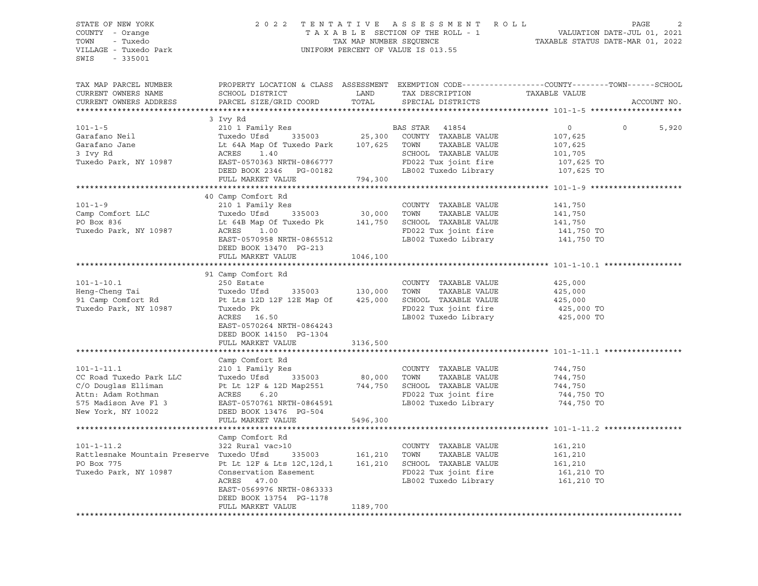STATE OF NEW YORK
COUNTY - Orange
TOWN - Tuxedo
VILLAGE - Tuxedo Park
SWIS - 335001

2022 TENTATIVE ASSESSMENT ROLL
TAXABLE SECTION OF THE ROLL - 1
TAX MAP NUMBER SEQUENCE
UNIFORM PERCENT OF VALUE IS 013.55

VALUATION DATE-JUL 01, 2021
TAXABLE STATUS DATE-MAR 01, 2022

| TAX MAP PARCEL NUMBER / CURRENT OWNERS NAME / CURRENT OWNERS ADDRESS | PROPERTY LOCATION & CLASS / SCHOOL DISTRICT / PARCEL SIZE/GRID COORD | ASSESSMENT LAND / TOTAL | EXEMPTION CODE / TAX DESCRIPTION / SPECIAL DISTRICTS | COUNTY / TAXABLE VALUE | TOWN | SCHOOL | ACCOUNT NO. |
|---|---|---|---|---|---|---|---|
| **101-1-5** | 3 Ivy Rd | | | | | | |
| 101-1-5 | 210 1 Family Res | | BAS STAR 41854 | 0 | 0 | 5,920 | |
| Garafano Neil | Tuxedo Ufsd 335003 | 25,300 | COUNTY TAXABLE VALUE | 107,625 | | | |
| Garafano Jane | Lt 64A Map Of Tuxedo Park | 107,625 | TOWN TAXABLE VALUE | 107,625 | | | |
| 3 Ivy Rd | ACRES 1.40 | | SCHOOL TAXABLE VALUE | 101,705 | | | |
| Tuxedo Park, NY 10987 | EAST-0570363 NRTH-0866777 | | FD022 Tux joint fire | 107,625 TO | | | |
| | DEED BOOK 2346 PG-00182 | | LB002 Tuxedo Library | 107,625 TO | | | |
| | FULL MARKET VALUE | 794,300 | | | | | |
| **101-1-9** | 40 Camp Comfort Rd | | | | | | |
| 101-1-9 | 210 1 Family Res | | COUNTY TAXABLE VALUE | 141,750 | | | |
| Camp Comfort LLC | Tuxedo Ufsd 335003 | 30,000 | TOWN TAXABLE VALUE | 141,750 | | | |
| PO Box 836 | Lt 64B Map Of Tuxedo Pk | 141,750 | SCHOOL TAXABLE VALUE | 141,750 | | | |
| Tuxedo Park, NY 10987 | ACRES 1.00 | | FD022 Tux joint fire | 141,750 TO | | | |
| | EAST-0570958 NRTH-0865512 | | LB002 Tuxedo Library | 141,750 TO | | | |
| | DEED BOOK 13470 PG-213 | | | | | | |
| | FULL MARKET VALUE | 1046,100 | | | | | |
| **101-1-10.1** | 91 Camp Comfort Rd | | | | | | |
| 101-1-10.1 | 250 Estate | | COUNTY TAXABLE VALUE | 425,000 | | | |
| Heng-Cheng Tai | Tuxedo Ufsd 335003 | 130,000 | TOWN TAXABLE VALUE | 425,000 | | | |
| 91 Camp Comfort Rd | Pt Lts 12D 12F 12E Map Of | 425,000 | SCHOOL TAXABLE VALUE | 425,000 | | | |
| Tuxedo Park, NY 10987 | Tuxedo Pk | | FD022 Tux joint fire | 425,000 TO | | | |
| | ACRES 16.50 | | LB002 Tuxedo Library | 425,000 TO | | | |
| | EAST-0570264 NRTH-0864243 | | | | | | |
| | DEED BOOK 14150 PG-1304 | | | | | | |
| | FULL MARKET VALUE | 3136,500 | | | | | |
| **101-1-11.1** | Camp Comfort Rd | | | | | | |
| 101-1-11.1 | 210 1 Family Res | | COUNTY TAXABLE VALUE | 744,750 | | | |
| CC Road Tuxedo Park LLC | Tuxedo Ufsd 335003 | 80,000 | TOWN TAXABLE VALUE | 744,750 | | | |
| C/O Douglas Elliman | Pt Lt 12F & 12D Map2551 | 744,750 | SCHOOL TAXABLE VALUE | 744,750 | | | |
| Attn: Adam Rothman | ACRES 6.20 | | FD022 Tux joint fire | 744,750 TO | | | |
| 575 Madison Ave Fl 3 | EAST-0570761 NRTH-0864591 | | LB002 Tuxedo Library | 744,750 TO | | | |
| New York, NY 10022 | DEED BOOK 13476 PG-504 | | | | | | |
| | FULL MARKET VALUE | 5496,300 | | | | | |
| **101-1-11.2** | Camp Comfort Rd | | | | | | |
| 101-1-11.2 | 322 Rural vac>10 | | COUNTY TAXABLE VALUE | 161,210 | | | |
| Rattlesnake Mountain Preserve | Tuxedo Ufsd 335003 | 161,210 | TOWN TAXABLE VALUE | 161,210 | | | |
| PO Box 775 | Pt Lt 12F & Lts 12C,12d,1 | 161,210 | SCHOOL TAXABLE VALUE | 161,210 | | | |
| Tuxedo Park, NY 10987 | Conservation Easement | | FD022 Tux joint fire | 161,210 TO | | | |
| | ACRES 47.00 | | LB002 Tuxedo Library | 161,210 TO | | | |
| | EAST-0569976 NRTH-0863333 | | | | | | |
| | DEED BOOK 13754 PG-1178 | | | | | | |
| | FULL MARKET VALUE | 1189,700 | | | | | |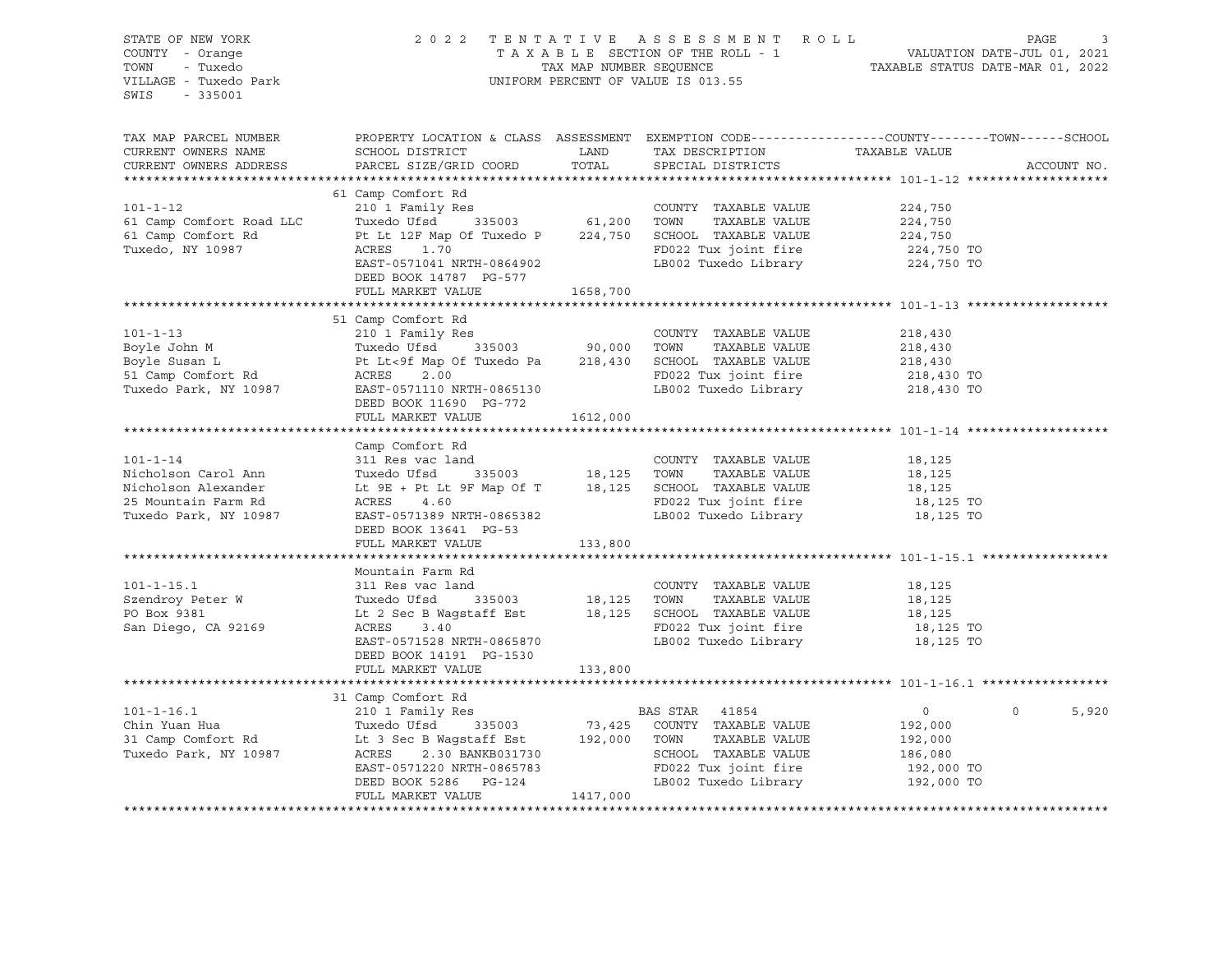STATE OF NEW YORK
COUNTY - Orange
TOWN - Tuxedo
VILLAGE - Tuxedo Park
SWIS - 335001

2 0 2 2 T E N T A T I V E A S S E S S M E N T R O L L
T A X A B L E SECTION OF THE ROLL - 1
TAX MAP NUMBER SEQUENCE
UNIFORM PERCENT OF VALUE IS 013.55

VALUATION DATE-JUL 01, 2021
TAXABLE STATUS DATE-MAR 01, 2022

| TAX MAP PARCEL NUMBER / CURRENT OWNERS NAME / CURRENT OWNERS ADDRESS | PROPERTY LOCATION & CLASS / SCHOOL DISTRICT / PARCEL SIZE/GRID COORD | ASSESSMENT LAND | TOTAL | EXEMPTION CODE / TAX DESCRIPTION / SPECIAL DISTRICTS | COUNTY / TAXABLE VALUE | TOWN | SCHOOL | ACCOUNT NO. |
|---|---|---|---|---|---|---|---|---|
| **101-1-12** | 61 Camp Comfort Rd | | | | | | | |
| | 210 1 Family Res | | | COUNTY TAXABLE VALUE | 224,750 | | | |
| 61 Camp Comfort Road LLC | Tuxedo Ufsd 335003 | 61,200 | | TOWN TAXABLE VALUE | 224,750 | | | |
| 61 Camp Comfort Rd | Pt Lt 12F Map Of Tuxedo P | | 224,750 | SCHOOL TAXABLE VALUE | 224,750 | | | |
| Tuxedo, NY 10987 | ACRES 1.70 | | | FD022 Tux joint fire | 224,750 TO | | | |
| | EAST-0571041 NRTH-0864902 | | | LB002 Tuxedo Library | 224,750 TO | | | |
| | DEED BOOK 14787 PG-577 | | | | | | | |
| | FULL MARKET VALUE | | 1658,700 | | | | | |
| **101-1-13** | 51 Camp Comfort Rd | | | | | | | |
| | 210 1 Family Res | | | COUNTY TAXABLE VALUE | 218,430 | | | |
| Boyle John M | Tuxedo Ufsd 335003 | 90,000 | | TOWN TAXABLE VALUE | 218,430 | | | |
| Boyle Susan L | Pt Lt<9f Map Of Tuxedo Pa | | 218,430 | SCHOOL TAXABLE VALUE | 218,430 | | | |
| 51 Camp Comfort Rd | ACRES 2.00 | | | FD022 Tux joint fire | 218,430 TO | | | |
| Tuxedo Park, NY 10987 | EAST-0571110 NRTH-0865130 | | | LB002 Tuxedo Library | 218,430 TO | | | |
| | DEED BOOK 11690 PG-772 | | | | | | | |
| | FULL MARKET VALUE | | 1612,000 | | | | | |
| **101-1-14** | Camp Comfort Rd | | | | | | | |
| | 311 Res vac land | | | COUNTY TAXABLE VALUE | 18,125 | | | |
| Nicholson Carol Ann | Tuxedo Ufsd 335003 | 18,125 | | TOWN TAXABLE VALUE | 18,125 | | | |
| Nicholson Alexander | Lt 9E + Pt Lt 9F Map Of T | | 18,125 | SCHOOL TAXABLE VALUE | 18,125 | | | |
| 25 Mountain Farm Rd | ACRES 4.60 | | | FD022 Tux joint fire | 18,125 TO | | | |
| Tuxedo Park, NY 10987 | EAST-0571389 NRTH-0865382 | | | LB002 Tuxedo Library | 18,125 TO | | | |
| | DEED BOOK 13641 PG-53 | | | | | | | |
| | FULL MARKET VALUE | | 133,800 | | | | | |
| **101-1-15.1** | Mountain Farm Rd | | | | | | | |
| | 311 Res vac land | | | COUNTY TAXABLE VALUE | 18,125 | | | |
| Szendroy Peter W | Tuxedo Ufsd 335003 | 18,125 | | TOWN TAXABLE VALUE | 18,125 | | | |
| PO Box 9381 | Lt 2 Sec B Wagstaff Est | | 18,125 | SCHOOL TAXABLE VALUE | 18,125 | | | |
| San Diego, CA 92169 | ACRES 3.40 | | | FD022 Tux joint fire | 18,125 TO | | | |
| | EAST-0571528 NRTH-0865870 | | | LB002 Tuxedo Library | 18,125 TO | | | |
| | DEED BOOK 14191 PG-1530 | | | | | | | |
| | FULL MARKET VALUE | | 133,800 | | | | | |
| **101-1-16.1** | 31 Camp Comfort Rd | | | | | | | |
| | 210 1 Family Res | | | BAS STAR 41854 | 0 | 0 | 5,920 | |
| Chin Yuan Hua | Tuxedo Ufsd 335003 | 73,425 | | COUNTY TAXABLE VALUE | 192,000 | | | |
| 31 Camp Comfort Rd | Lt 3 Sec B Wagstaff Est | | 192,000 | TOWN TAXABLE VALUE | 192,000 | | | |
| Tuxedo Park, NY 10987 | ACRES 2.30 BANKB031730 | | | SCHOOL TAXABLE VALUE | 186,080 | | | |
| | EAST-0571220 NRTH-0865783 | | | FD022 Tux joint fire | 192,000 TO | | | |
| | DEED BOOK 5286 PG-124 | | | LB002 Tuxedo Library | 192,000 TO | | | |
| | FULL MARKET VALUE | | 1417,000 | | | | | |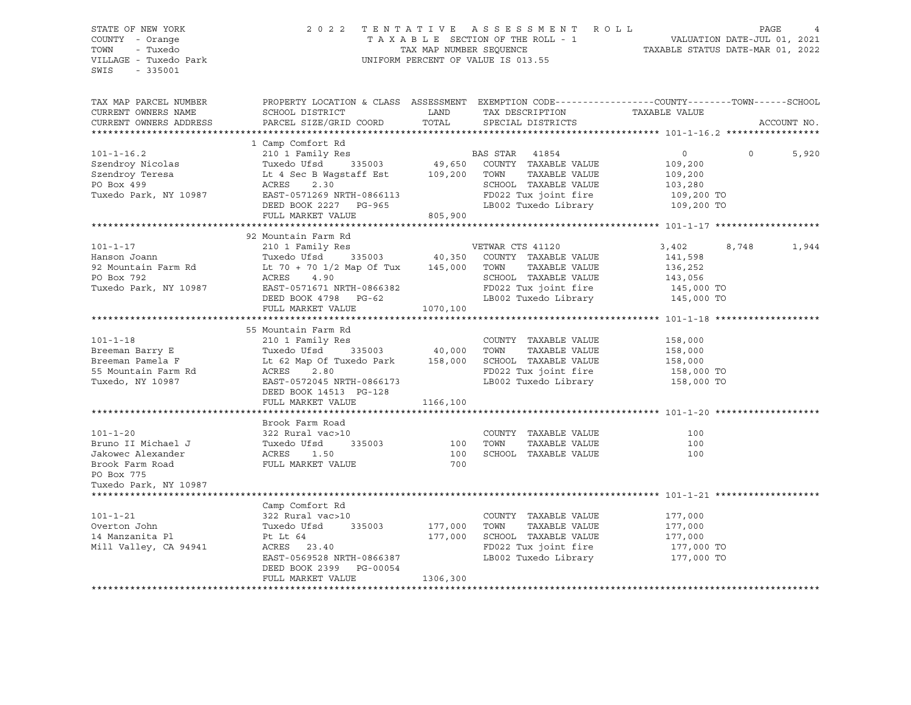STATE OF NEW YORK
COUNTY - Orange
TOWN - Tuxedo
VILLAGE - Tuxedo Park
SWIS - 335001

2022 TENTATIVE ASSESSMENT ROLL
TAXABLE SECTION OF THE ROLL - 1
TAX MAP NUMBER SEQUENCE
UNIFORM PERCENT OF VALUE IS 013.55

VALUATION DATE-JUL 01, 2021
TAXABLE STATUS DATE-MAR 01, 2022

| TAX MAP PARCEL NUMBER / CURRENT OWNERS NAME / CURRENT OWNERS ADDRESS | PROPERTY LOCATION & CLASS / SCHOOL DISTRICT / PARCEL SIZE/GRID COORD | ASSESSMENT LAND / TOTAL | EXEMPTION CODE / TAX DESCRIPTION / SPECIAL DISTRICTS | COUNTY TAXABLE VALUE | TOWN | SCHOOL |
|---|---|---|---|---|---|---|
| **101-1-16.2** | 1 Camp Comfort Rd | | | | | |
| | 210 1 Family Res | | BAS STAR 41854 | 0 | 0 | 5,920 |
| Szendroy Nicolas | Tuxedo Ufsd 335003 | 49,650 | COUNTY TAXABLE VALUE | 109,200 | | |
| Szendroy Teresa | Lt 4 Sec B Wagstaff Est | 109,200 | TOWN TAXABLE VALUE | 109,200 | | |
| PO Box 499 | ACRES 2.30 | | SCHOOL TAXABLE VALUE | 103,280 | | |
| Tuxedo Park, NY 10987 | EAST-0571269 NRTH-0866113 | | FD022 Tux joint fire | 109,200 TO | | |
| | DEED BOOK 2227 PG-965 | | LB002 Tuxedo Library | 109,200 TO | | |
| | FULL MARKET VALUE | 805,900 | | | | |
| **101-1-17** | 92 Mountain Farm Rd | | | | | |
| | 210 1 Family Res | | VETWAR CTS 41120 | 3,402 | 8,748 | 1,944 |
| Hanson Joann | Tuxedo Ufsd 335003 | 40,350 | COUNTY TAXABLE VALUE | 141,598 | | |
| 92 Mountain Farm Rd | Lt 70 + 70 1/2 Map Of Tux | 145,000 | TOWN TAXABLE VALUE | 136,252 | | |
| PO Box 792 | ACRES 4.90 | | SCHOOL TAXABLE VALUE | 143,056 | | |
| Tuxedo Park, NY 10987 | EAST-0571671 NRTH-0866382 | | FD022 Tux joint fire | 145,000 TO | | |
| | DEED BOOK 4798 PG-62 | | LB002 Tuxedo Library | 145,000 TO | | |
| | FULL MARKET VALUE | 1070,100 | | | | |
| **101-1-18** | 55 Mountain Farm Rd | | | | | |
| | 210 1 Family Res | | COUNTY TAXABLE VALUE | 158,000 | | |
| Breeman Barry E | Tuxedo Ufsd 335003 | 40,000 | TOWN TAXABLE VALUE | 158,000 | | |
| Breeman Pamela F | Lt 62 Map Of Tuxedo Park | 158,000 | SCHOOL TAXABLE VALUE | 158,000 | | |
| 55 Mountain Farm Rd | ACRES 2.80 | | FD022 Tux joint fire | 158,000 TO | | |
| Tuxedo, NY 10987 | EAST-0572045 NRTH-0866173 | | LB002 Tuxedo Library | 158,000 TO | | |
| | DEED BOOK 14513 PG-128 | | | | | |
| | FULL MARKET VALUE | 1166,100 | | | | |
| **101-1-20** | Brook Farm Road | | | | | |
| | 322 Rural vac>10 | | COUNTY TAXABLE VALUE | 100 | | |
| Bruno II Michael J | Tuxedo Ufsd 335003 | 100 | TOWN TAXABLE VALUE | 100 | | |
| Jakowec Alexander | ACRES 1.50 | 100 | SCHOOL TAXABLE VALUE | 100 | | |
| Brook Farm Road | FULL MARKET VALUE | 700 | | | | |
| PO Box 775 | | | | | | |
| Tuxedo Park, NY 10987 | | | | | | |
| **101-1-21** | Camp Comfort Rd | | | | | |
| | 322 Rural vac>10 | | COUNTY TAXABLE VALUE | 177,000 | | |
| Overton John | Tuxedo Ufsd 335003 | 177,000 | TOWN TAXABLE VALUE | 177,000 | | |
| 14 Manzanita Pl | Pt Lt 64 | 177,000 | SCHOOL TAXABLE VALUE | 177,000 | | |
| Mill Valley, CA 94941 | ACRES 23.40 | | FD022 Tux joint fire | 177,000 TO | | |
| | EAST-0569528 NRTH-0866387 | | LB002 Tuxedo Library | 177,000 TO | | |
| | DEED BOOK 2399 PG-00054 | | | | | |
| | FULL MARKET VALUE | 1306,300 | | | | |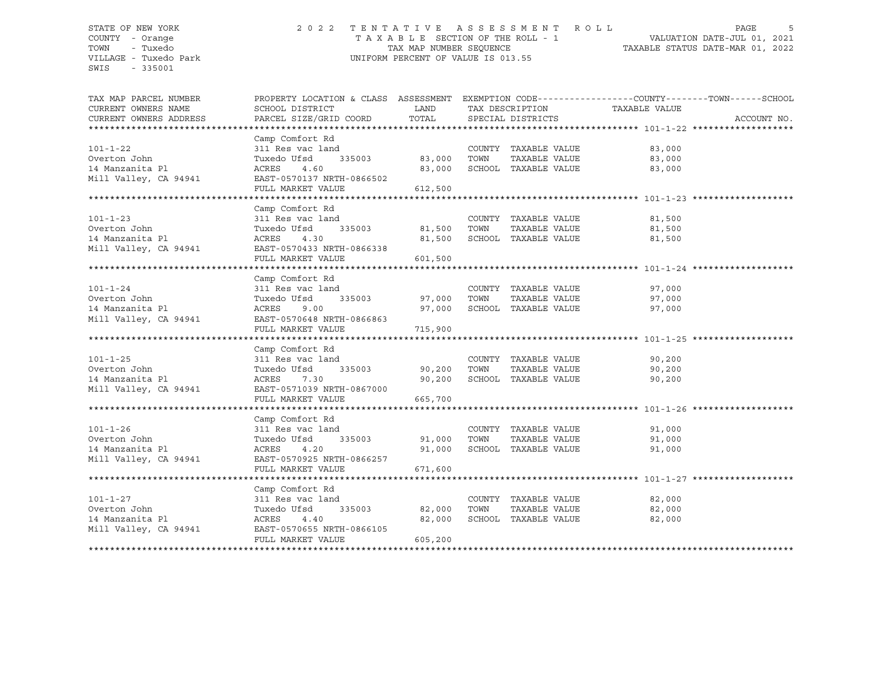STATE OF NEW YORK
COUNTY - Orange
TOWN - Tuxedo
VILLAGE - Tuxedo Park
SWIS - 335001

2022 TENTATIVE ASSESSMENT ROLL
TAXABLE SECTION OF THE ROLL - 1
TAX MAP NUMBER SEQUENCE
UNIFORM PERCENT OF VALUE IS 013.55

VALUATION DATE-JUL 01, 2021
TAXABLE STATUS DATE-MAR 01, 2022

| TAX MAP PARCEL NUMBER / CURRENT OWNERS NAME / CURRENT OWNERS ADDRESS | PROPERTY LOCATION & CLASS / SCHOOL DISTRICT / PARCEL SIZE/GRID COORD | ASSESSMENT LAND / TOTAL | EXEMPTION CODE / TAX DESCRIPTION / SPECIAL DISTRICTS | TAXABLE VALUE (COUNTY / TOWN / SCHOOL) | ACCOUNT NO. |
|---|---|---|---|---|---|
| **101-1-22** | Camp Comfort Rd | | | | |
| | 311 Res vac land | | COUNTY TAXABLE VALUE | 83,000 | |
| Overton John | Tuxedo Ufsd 335003 | 83,000 | TOWN TAXABLE VALUE | 83,000 | |
| 14 Manzanita Pl | ACRES 4.60 | 83,000 | SCHOOL TAXABLE VALUE | 83,000 | |
| Mill Valley, CA 94941 | EAST-0570137 NRTH-0866502 | | | | |
| | FULL MARKET VALUE | 612,500 | | | |
| **101-1-23** | Camp Comfort Rd | | | | |
| | 311 Res vac land | | COUNTY TAXABLE VALUE | 81,500 | |
| Overton John | Tuxedo Ufsd 335003 | 81,500 | TOWN TAXABLE VALUE | 81,500 | |
| 14 Manzanita Pl | ACRES 4.30 | 81,500 | SCHOOL TAXABLE VALUE | 81,500 | |
| Mill Valley, CA 94941 | EAST-0570433 NRTH-0866338 | | | | |
| | FULL MARKET VALUE | 601,500 | | | |
| **101-1-24** | Camp Comfort Rd | | | | |
| | 311 Res vac land | | COUNTY TAXABLE VALUE | 97,000 | |
| Overton John | Tuxedo Ufsd 335003 | 97,000 | TOWN TAXABLE VALUE | 97,000 | |
| 14 Manzanita Pl | ACRES 9.00 | 97,000 | SCHOOL TAXABLE VALUE | 97,000 | |
| Mill Valley, CA 94941 | EAST-0570648 NRTH-0866863 | | | | |
| | FULL MARKET VALUE | 715,900 | | | |
| **101-1-25** | Camp Comfort Rd | | | | |
| | 311 Res vac land | | COUNTY TAXABLE VALUE | 90,200 | |
| Overton John | Tuxedo Ufsd 335003 | 90,200 | TOWN TAXABLE VALUE | 90,200 | |
| 14 Manzanita Pl | ACRES 7.30 | 90,200 | SCHOOL TAXABLE VALUE | 90,200 | |
| Mill Valley, CA 94941 | EAST-0571039 NRTH-0867000 | | | | |
| | FULL MARKET VALUE | 665,700 | | | |
| **101-1-26** | Camp Comfort Rd | | | | |
| | 311 Res vac land | | COUNTY TAXABLE VALUE | 91,000 | |
| Overton John | Tuxedo Ufsd 335003 | 91,000 | TOWN TAXABLE VALUE | 91,000 | |
| 14 Manzanita Pl | ACRES 4.20 | 91,000 | SCHOOL TAXABLE VALUE | 91,000 | |
| Mill Valley, CA 94941 | EAST-0570925 NRTH-0866257 | | | | |
| | FULL MARKET VALUE | 671,600 | | | |
| **101-1-27** | Camp Comfort Rd | | | | |
| | 311 Res vac land | | COUNTY TAXABLE VALUE | 82,000 | |
| Overton John | Tuxedo Ufsd 335003 | 82,000 | TOWN TAXABLE VALUE | 82,000 | |
| 14 Manzanita Pl | ACRES 4.40 | 82,000 | SCHOOL TAXABLE VALUE | 82,000 | |
| Mill Valley, CA 94941 | EAST-0570655 NRTH-0866105 | | | | |
| | FULL MARKET VALUE | 605,200 | | | |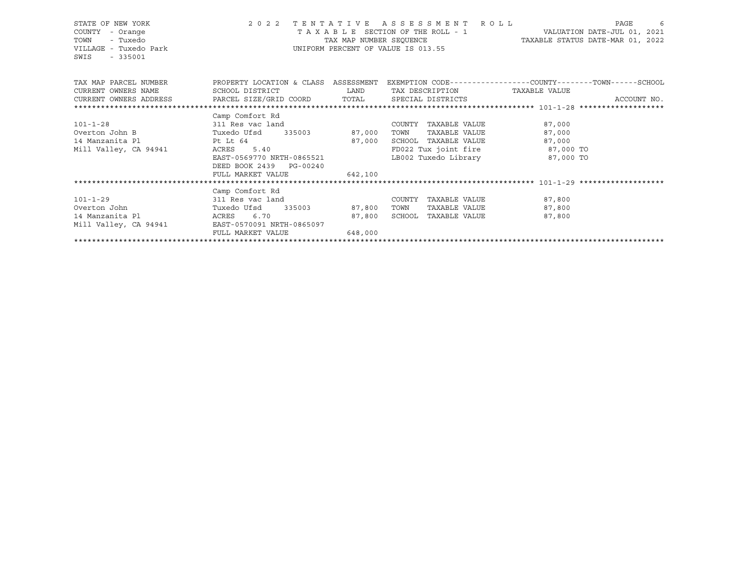STATE OF NEW YORK
COUNTY - Orange
TOWN - Tuxedo
VILLAGE - Tuxedo Park
SWIS - 335001

2022 TENTATIVE ASSESSMENT ROLL
TAXABLE SECTION OF THE ROLL - 1
TAX MAP NUMBER SEQUENCE
UNIFORM PERCENT OF VALUE IS 013.55

VALUATION DATE-JUL 01, 2021
TAXABLE STATUS DATE-MAR 01, 2022

| TAX MAP PARCEL NUMBER / CURRENT OWNERS NAME / CURRENT OWNERS ADDRESS | PROPERTY LOCATION & CLASS / SCHOOL DISTRICT / PARCEL SIZE/GRID COORD | ASSESSMENT LAND / TOTAL | EXEMPTION CODE / TAX DESCRIPTION / SPECIAL DISTRICTS | COUNTY / TOWN / SCHOOL TAXABLE VALUE | ACCOUNT NO. |
|---|---|---|---|---|---|
| **101-1-28** | Camp Comfort Rd | | | | |
| 101-1-28 | 311 Res vac land | | COUNTY TAXABLE VALUE | 87,000 | |
| Overton John B | Tuxedo Ufsd 335003 | 87,000 | TOWN TAXABLE VALUE | 87,000 | |
| 14 Manzanita Pl | Pt Lt 64 | 87,000 | SCHOOL TAXABLE VALUE | 87,000 | |
| Mill Valley, CA 94941 | ACRES 5.40 | | FD022 Tux joint fire | 87,000 TO | |
| | EAST-0569770 NRTH-0865521 | | LB002 Tuxedo Library | 87,000 TO | |
| | DEED BOOK 2439 PG-00240 | | | | |
| | FULL MARKET VALUE | 642,100 | | | |
| **101-1-29** | Camp Comfort Rd | | | | |
| 101-1-29 | 311 Res vac land | | COUNTY TAXABLE VALUE | 87,800 | |
| Overton John | Tuxedo Ufsd 335003 | 87,800 | TOWN TAXABLE VALUE | 87,800 | |
| 14 Manzanita Pl | ACRES 6.70 | 87,800 | SCHOOL TAXABLE VALUE | 87,800 | |
| Mill Valley, CA 94941 | EAST-0570091 NRTH-0865097 | | | | |
| | FULL MARKET VALUE | 648,000 | | | |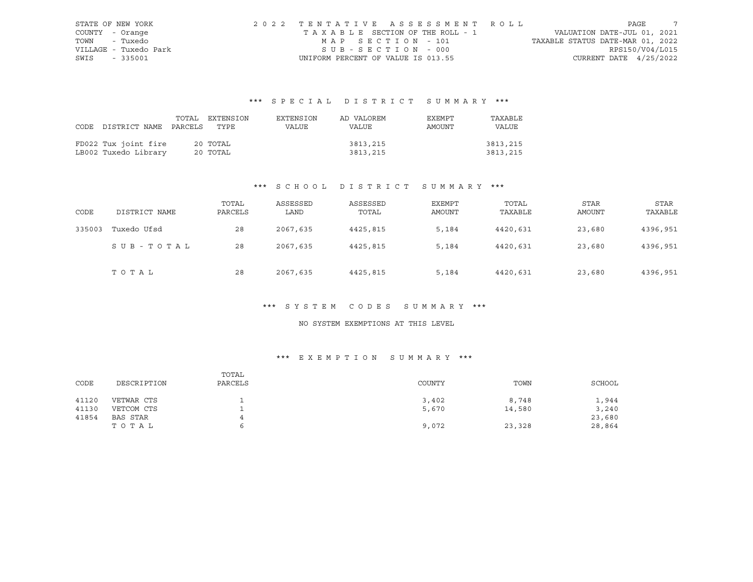STATE OF NEW YORK
COUNTY - Orange
TOWN - Tuxedo
VILLAGE - Tuxedo Park
SWIS - 335001

2022 TENTATIVE ASSESSMENT ROLL
TAXABLE SECTION OF THE ROLL - 1
MAP SECTION - 101
SUB-SECTION - 000
UNIFORM PERCENT OF VALUE IS 013.55

VALUATION DATE-JUL 01, 2021
TAXABLE STATUS DATE-MAR 01, 2022
RPS150/V04/L015
CURRENT DATE 4/25/2022

## *** SPECIAL DISTRICT SUMMARY ***

| CODE | DISTRICT NAME | TOTAL PARCELS | EXTENSION TYPE | EXTENSION VALUE | AD VALOREM VALUE | EXEMPT AMOUNT | TAXABLE VALUE |
|---|---|---|---|---|---|---|---|
| FD022 | Tux joint fire | 20 | TOTAL | | 3813,215 | | 3813,215 |
| LB002 | Tuxedo Library | 20 | TOTAL | | 3813,215 | | 3813,215 |

## *** SCHOOL DISTRICT SUMMARY ***

| CODE | DISTRICT NAME | TOTAL PARCELS | ASSESSED LAND | ASSESSED TOTAL | EXEMPT AMOUNT | TOTAL TAXABLE | STAR AMOUNT | STAR TAXABLE |
|---|---|---|---|---|---|---|---|---|
| 335003 | Tuxedo Ufsd | 28 | 2067,635 | 4425,815 | 5,184 | 4420,631 | 23,680 | 4396,951 |
| | SUB-TOTAL | 28 | 2067,635 | 4425,815 | 5,184 | 4420,631 | 23,680 | 4396,951 |
| | TOTAL | 28 | 2067,635 | 4425,815 | 5,184 | 4420,631 | 23,680 | 4396,951 |

## *** SYSTEM CODES SUMMARY ***

NO SYSTEM EXEMPTIONS AT THIS LEVEL

## *** EXEMPTION SUMMARY ***

| CODE | DESCRIPTION | TOTAL PARCELS | COUNTY | TOWN | SCHOOL |
|---|---|---|---|---|---|
| 41120 | VETWAR CTS | 1 | 3,402 | 8,748 | 1,944 |
| 41130 | VETCOM CTS | 1 | 5,670 | 14,580 | 3,240 |
| 41854 | BAS STAR | 4 | | | 23,680 |
| | TOTAL | 6 | 9,072 | 23,328 | 28,864 |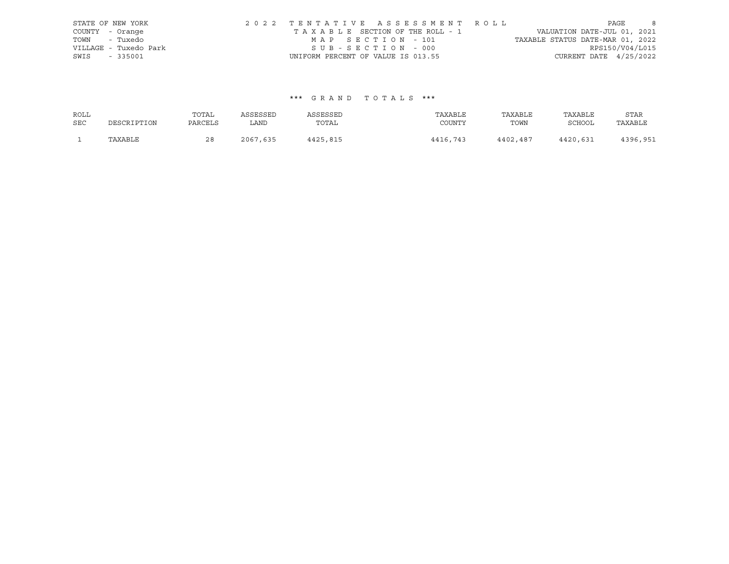STATE OF NEW YORK 2022 TENTATIVE ASSESSMENT ROLL
COUNTY - Orange TAXABLE SECTION OF THE ROLL - 1 VALUATION DATE-JUL 01, 2021
TOWN - Tuxedo MAP SECTION - 101 TAXABLE STATUS DATE-MAR 01, 2022
VILLAGE - Tuxedo Park SUB-SECTION - 000 RPS150/V04/L015
SWIS - 335001 UNIFORM PERCENT OF VALUE IS 013.55 CURRENT DATE 4/25/2022

## *** GRAND TOTALS ***

| ROLL SEC | DESCRIPTION | TOTAL PARCELS | ASSESSED LAND | ASSESSED TOTAL | TAXABLE COUNTY | TAXABLE TOWN | TAXABLE SCHOOL | STAR TAXABLE |
|---|---|---|---|---|---|---|---|---|
| 1 | TAXABLE | 28 | 2067,635 | 4425,815 | 4416,743 | 4402,487 | 4420,631 | 4396,951 |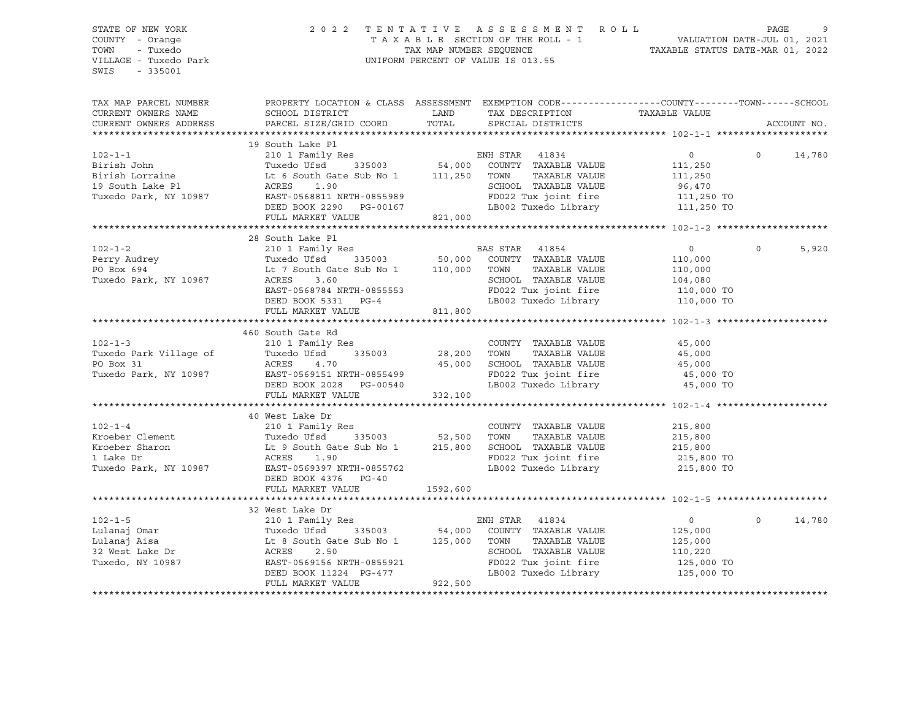STATE OF NEW YORK
COUNTY - Orange
TOWN - Tuxedo
VILLAGE - Tuxedo Park
SWIS - 335001

2022 TENTATIVE ASSESSMENT ROLL
TAXABLE SECTION OF THE ROLL - 1
TAX MAP NUMBER SEQUENCE
UNIFORM PERCENT OF VALUE IS 013.55

VALUATION DATE-JUL 01, 2021
TAXABLE STATUS DATE-MAR 01, 2022

| TAX MAP PARCEL NUMBER / CURRENT OWNERS NAME / CURRENT OWNERS ADDRESS | PROPERTY LOCATION & CLASS / SCHOOL DISTRICT / PARCEL SIZE/GRID COORD | ASSESSMENT LAND / TOTAL | EXEMPTION CODE / TAX DESCRIPTION / SPECIAL DISTRICTS | COUNTY / TAXABLE VALUE | TOWN | SCHOOL | ACCOUNT NO. |
|---|---|---|---|---|---|---|---|
| **102-1-1** | 19 South Lake Pl | | | | | | |
| | 210 1 Family Res | | ENH STAR 41834 | 0 | 0 | 14,780 | |
| Birish John | Tuxedo Ufsd 335003 | 54,000 | COUNTY TAXABLE VALUE | 111,250 | | | |
| Birish Lorraine | Lt 6 South Gate Sub No 1 | 111,250 | TOWN TAXABLE VALUE | 111,250 | | | |
| 19 South Lake Pl | ACRES 1.90 | | SCHOOL TAXABLE VALUE | 96,470 | | | |
| Tuxedo Park, NY 10987 | EAST-0568811 NRTH-0855989 | | FD022 Tux joint fire | 111,250 TO | | | |
| | DEED BOOK 2290 PG-00167 | | LB002 Tuxedo Library | 111,250 TO | | | |
| | FULL MARKET VALUE | 821,000 | | | | | |
| **102-1-2** | 28 South Lake Pl | | | | | | |
| | 210 1 Family Res | | BAS STAR 41854 | 0 | 0 | 5,920 | |
| Perry Audrey | Tuxedo Ufsd 335003 | 50,000 | COUNTY TAXABLE VALUE | 110,000 | | | |
| PO Box 694 | Lt 7 South Gate Sub No 1 | 110,000 | TOWN TAXABLE VALUE | 110,000 | | | |
| Tuxedo Park, NY 10987 | ACRES 3.60 | | SCHOOL TAXABLE VALUE | 104,080 | | | |
| | EAST-0568784 NRTH-0855553 | | FD022 Tux joint fire | 110,000 TO | | | |
| | DEED BOOK 5331 PG-4 | | LB002 Tuxedo Library | 110,000 TO | | | |
| | FULL MARKET VALUE | 811,800 | | | | | |
| **102-1-3** | 460 South Gate Rd | | | | | | |
| | 210 1 Family Res | | COUNTY TAXABLE VALUE | 45,000 | | | |
| Tuxedo Park Village of | Tuxedo Ufsd 335003 | 28,200 | TOWN TAXABLE VALUE | 45,000 | | | |
| PO Box 31 | ACRES 4.70 | 45,000 | SCHOOL TAXABLE VALUE | 45,000 | | | |
| Tuxedo Park, NY 10987 | EAST-0569151 NRTH-0855499 | | FD022 Tux joint fire | 45,000 TO | | | |
| | DEED BOOK 2028 PG-00540 | | LB002 Tuxedo Library | 45,000 TO | | | |
| | FULL MARKET VALUE | 332,100 | | | | | |
| **102-1-4** | 40 West Lake Dr | | | | | | |
| | 210 1 Family Res | | COUNTY TAXABLE VALUE | 215,800 | | | |
| Kroeber Clement | Tuxedo Ufsd 335003 | 52,500 | TOWN TAXABLE VALUE | 215,800 | | | |
| Kroeber Sharon | Lt 9 South Gate Sub No 1 | 215,800 | SCHOOL TAXABLE VALUE | 215,800 | | | |
| 1 Lake Dr | ACRES 1.90 | | FD022 Tux joint fire | 215,800 TO | | | |
| Tuxedo Park, NY 10987 | EAST-0569397 NRTH-0855762 | | LB002 Tuxedo Library | 215,800 TO | | | |
| | DEED BOOK 4376 PG-40 | | | | | | |
| | FULL MARKET VALUE | 1592,600 | | | | | |
| **102-1-5** | 32 West Lake Dr | | | | | | |
| | 210 1 Family Res | | ENH STAR 41834 | 0 | 0 | 14,780 | |
| Lulanaj Omar | Tuxedo Ufsd 335003 | 54,000 | COUNTY TAXABLE VALUE | 125,000 | | | |
| Lulanaj Aisa | Lt 8 South Gate Sub No 1 | 125,000 | TOWN TAXABLE VALUE | 125,000 | | | |
| 32 West Lake Dr | ACRES 2.50 | | SCHOOL TAXABLE VALUE | 110,220 | | | |
| Tuxedo, NY 10987 | EAST-0569156 NRTH-0855921 | | FD022 Tux joint fire | 125,000 TO | | | |
| | DEED BOOK 11224 PG-477 | | LB002 Tuxedo Library | 125,000 TO | | | |
| | FULL MARKET VALUE | 922,500 | | | | | |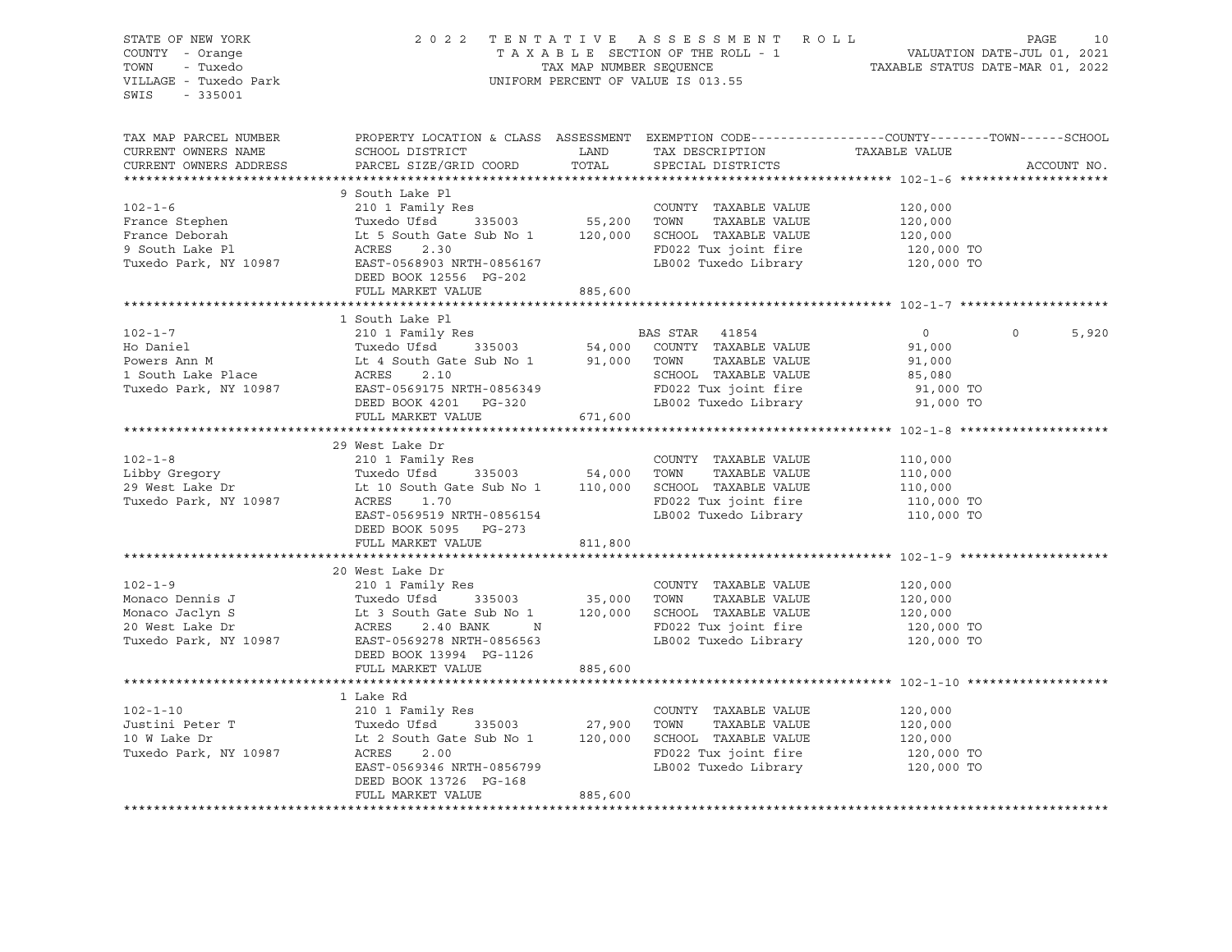STATE OF NEW YORK
COUNTY - Orange
TOWN - Tuxedo
VILLAGE - Tuxedo Park
SWIS - 335001

2022 TENTATIVE ASSESSMENT ROLL
TAXABLE SECTION OF THE ROLL - 1
TAX MAP NUMBER SEQUENCE
UNIFORM PERCENT OF VALUE IS 013.55

VALUATION DATE-JUL 01, 2021
TAXABLE STATUS DATE-MAR 01, 2022

| TAX MAP PARCEL NUMBER / CURRENT OWNERS NAME / CURRENT OWNERS ADDRESS | PROPERTY LOCATION & CLASS / SCHOOL DISTRICT / PARCEL SIZE/GRID COORD | ASSESSMENT LAND | TOTAL | EXEMPTION CODE / TAX DESCRIPTION / SPECIAL DISTRICTS | COUNTY | TOWN | SCHOOL / ACCOUNT NO. |
|---|---|---|---|---|---|---|---|
| **102-1-6** | 9 South Lake Pl | | | | | | |
| | 210 1 Family Res | | | COUNTY TAXABLE VALUE | 120,000 | | |
| France Stephen | Tuxedo Ufsd 335003 | 55,200 | | TOWN TAXABLE VALUE | 120,000 | | |
| France Deborah | Lt 5 South Gate Sub No 1 | | 120,000 | SCHOOL TAXABLE VALUE | 120,000 | | |
| 9 South Lake Pl | ACRES 2.30 | | | FD022 Tux joint fire | 120,000 TO | | |
| Tuxedo Park, NY 10987 | EAST-0568903 NRTH-0856167 | | | LB002 Tuxedo Library | 120,000 TO | | |
| | DEED BOOK 12556 PG-202 | | | | | | |
| | FULL MARKET VALUE | | 885,600 | | | | |
| **102-1-7** | 1 South Lake Pl | | | | | | |
| | 210 1 Family Res | | | BAS STAR 41854 | 0 | 0 | 5,920 |
| Ho Daniel | Tuxedo Ufsd 335003 | 54,000 | | COUNTY TAXABLE VALUE | 91,000 | | |
| Powers Ann M | Lt 4 South Gate Sub No 1 | | 91,000 | TOWN TAXABLE VALUE | 91,000 | | |
| 1 South Lake Place | ACRES 2.10 | | | SCHOOL TAXABLE VALUE | 85,080 | | |
| Tuxedo Park, NY 10987 | EAST-0569175 NRTH-0856349 | | | FD022 Tux joint fire | 91,000 TO | | |
| | DEED BOOK 4201 PG-320 | | | LB002 Tuxedo Library | 91,000 TO | | |
| | FULL MARKET VALUE | | 671,600 | | | | |
| **102-1-8** | 29 West Lake Dr | | | | | | |
| | 210 1 Family Res | | | COUNTY TAXABLE VALUE | 110,000 | | |
| Libby Gregory | Tuxedo Ufsd 335003 | 54,000 | | TOWN TAXABLE VALUE | 110,000 | | |
| 29 West Lake Dr | Lt 10 South Gate Sub No 1 | | 110,000 | SCHOOL TAXABLE VALUE | 110,000 | | |
| Tuxedo Park, NY 10987 | ACRES 1.70 | | | FD022 Tux joint fire | 110,000 TO | | |
| | EAST-0569519 NRTH-0856154 | | | LB002 Tuxedo Library | 110,000 TO | | |
| | DEED BOOK 5095 PG-273 | | | | | | |
| | FULL MARKET VALUE | | 811,800 | | | | |
| **102-1-9** | 20 West Lake Dr | | | | | | |
| | 210 1 Family Res | | | COUNTY TAXABLE VALUE | 120,000 | | |
| Monaco Dennis J | Tuxedo Ufsd 335003 | 35,000 | | TOWN TAXABLE VALUE | 120,000 | | |
| Monaco Jaclyn S | Lt 3 South Gate Sub No 1 | | 120,000 | SCHOOL TAXABLE VALUE | 120,000 | | |
| 20 West Lake Dr | ACRES 2.40 BANK N | | | FD022 Tux joint fire | 120,000 TO | | |
| Tuxedo Park, NY 10987 | EAST-0569278 NRTH-0856563 | | | LB002 Tuxedo Library | 120,000 TO | | |
| | DEED BOOK 13994 PG-1126 | | | | | | |
| | FULL MARKET VALUE | | 885,600 | | | | |
| **102-1-10** | 1 Lake Rd | | | | | | |
| | 210 1 Family Res | | | COUNTY TAXABLE VALUE | 120,000 | | |
| Justini Peter T | Tuxedo Ufsd 335003 | 27,900 | | TOWN TAXABLE VALUE | 120,000 | | |
| 10 W Lake Dr | Lt 2 South Gate Sub No 1 | | 120,000 | SCHOOL TAXABLE VALUE | 120,000 | | |
| Tuxedo Park, NY 10987 | ACRES 2.00 | | | FD022 Tux joint fire | 120,000 TO | | |
| | EAST-0569346 NRTH-0856799 | | | LB002 Tuxedo Library | 120,000 TO | | |
| | DEED BOOK 13726 PG-168 | | | | | | |
| | FULL MARKET VALUE | | 885,600 | | | | |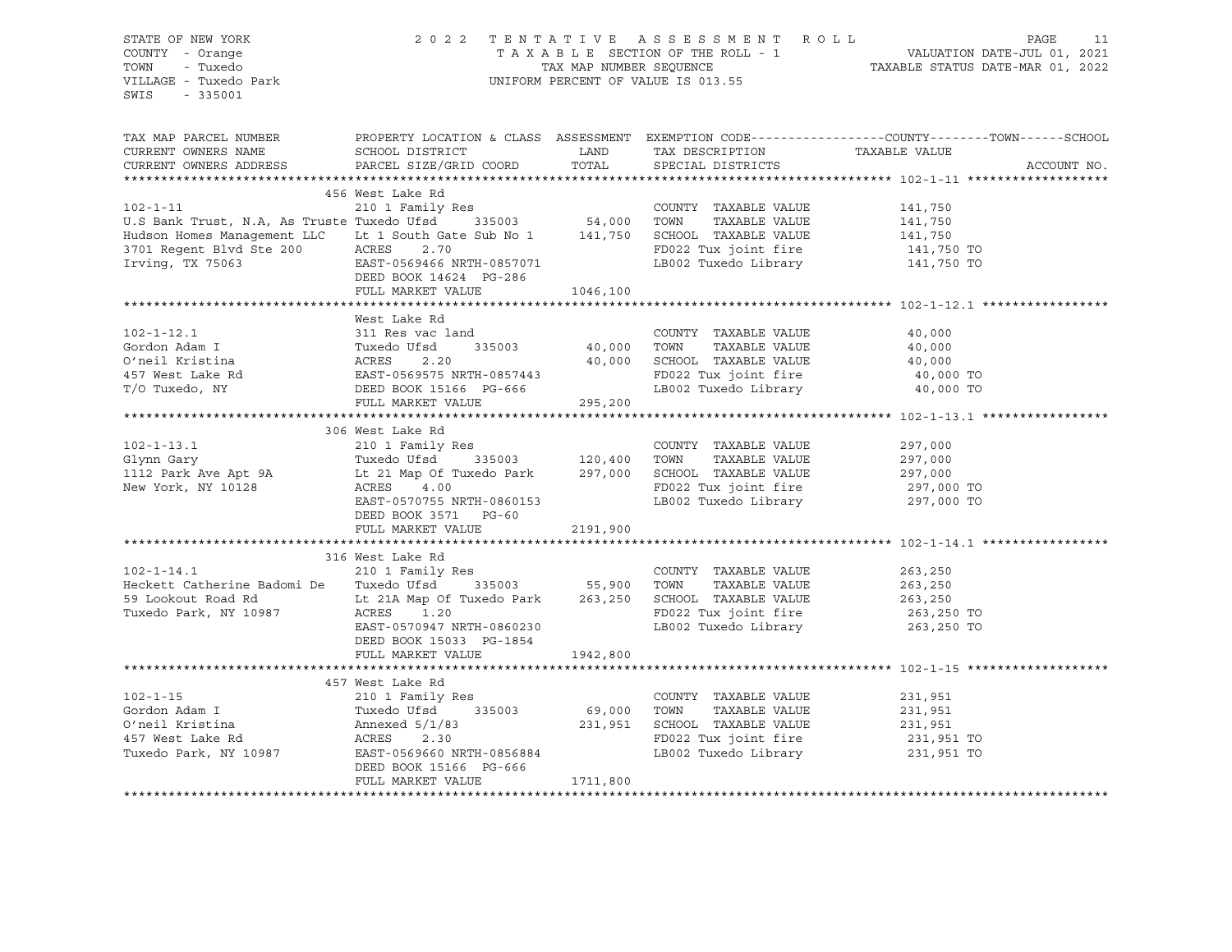STATE OF NEW YORK
COUNTY - Orange
TOWN - Tuxedo
VILLAGE - Tuxedo Park
SWIS - 335001

# 2022 TENTATIVE ASSESSMENT ROLL

TAXABLE SECTION OF THE ROLL - 1
TAX MAP NUMBER SEQUENCE
UNIFORM PERCENT OF VALUE IS 013.55

VALUATION DATE-JUL 01, 2021
TAXABLE STATUS DATE-MAR 01, 2022

| TAX MAP PARCEL NUMBER / CURRENT OWNERS NAME / CURRENT OWNERS ADDRESS | PROPERTY LOCATION & CLASS / SCHOOL DISTRICT / PARCEL SIZE/GRID COORD | ASSESSMENT LAND | TOTAL | EXEMPTION CODE / TAX DESCRIPTION / SPECIAL DISTRICTS | TAXABLE VALUE (COUNTY / TOWN / SCHOOL) | ACCOUNT NO. |
|---|---|---|---|---|---|---|
| **102-1-11** | 456 West Lake Rd | | | | | |
| 102-1-11 | 210 1 Family Res | | | COUNTY TAXABLE VALUE | 141,750 | |
| U.S Bank Trust, N.A, As Truste | Tuxedo Ufsd 335003 | 54,000 | | TOWN TAXABLE VALUE | 141,750 | |
| Hudson Homes Management LLC | Lt 1 South Gate Sub No 1 | | 141,750 | SCHOOL TAXABLE VALUE | 141,750 | |
| 3701 Regent Blvd Ste 200 | ACRES 2.70 | | | FD022 Tux joint fire | 141,750 TO | |
| Irving, TX 75063 | EAST-0569466 NRTH-0857071 | | | LB002 Tuxedo Library | 141,750 TO | |
| | DEED BOOK 14624 PG-286 | | | | | |
| | FULL MARKET VALUE | | 1046,100 | | | |
| **102-1-12.1** | West Lake Rd | | | | | |
| 102-1-12.1 | 311 Res vac land | | | COUNTY TAXABLE VALUE | 40,000 | |
| Gordon Adam I | Tuxedo Ufsd 335003 | 40,000 | | TOWN TAXABLE VALUE | 40,000 | |
| O'neil Kristina | ACRES 2.20 | | 40,000 | SCHOOL TAXABLE VALUE | 40,000 | |
| 457 West Lake Rd | EAST-0569575 NRTH-0857443 | | | FD022 Tux joint fire | 40,000 TO | |
| T/O Tuxedo, NY | DEED BOOK 15166 PG-666 | | | LB002 Tuxedo Library | 40,000 TO | |
| | FULL MARKET VALUE | | 295,200 | | | |
| **102-1-13.1** | 306 West Lake Rd | | | | | |
| 102-1-13.1 | 210 1 Family Res | | | COUNTY TAXABLE VALUE | 297,000 | |
| Glynn Gary | Tuxedo Ufsd 335003 | 120,400 | | TOWN TAXABLE VALUE | 297,000 | |
| 1112 Park Ave Apt 9A | Lt 21 Map Of Tuxedo Park | | 297,000 | SCHOOL TAXABLE VALUE | 297,000 | |
| New York, NY 10128 | ACRES 4.00 | | | FD022 Tux joint fire | 297,000 TO | |
| | EAST-0570755 NRTH-0860153 | | | LB002 Tuxedo Library | 297,000 TO | |
| | DEED BOOK 3571 PG-60 | | | | | |
| | FULL MARKET VALUE | | 2191,900 | | | |
| **102-1-14.1** | 316 West Lake Rd | | | | | |
| 102-1-14.1 | 210 1 Family Res | | | COUNTY TAXABLE VALUE | 263,250 | |
| Heckett Catherine Badomi De | Tuxedo Ufsd 335003 | 55,900 | | TOWN TAXABLE VALUE | 263,250 | |
| 59 Lookout Road Rd | Lt 21A Map Of Tuxedo Park | | 263,250 | SCHOOL TAXABLE VALUE | 263,250 | |
| Tuxedo Park, NY 10987 | ACRES 1.20 | | | FD022 Tux joint fire | 263,250 TO | |
| | EAST-0570947 NRTH-0860230 | | | LB002 Tuxedo Library | 263,250 TO | |
| | DEED BOOK 15033 PG-1854 | | | | | |
| | FULL MARKET VALUE | | 1942,800 | | | |
| **102-1-15** | 457 West Lake Rd | | | | | |
| 102-1-15 | 210 1 Family Res | | | COUNTY TAXABLE VALUE | 231,951 | |
| Gordon Adam I | Tuxedo Ufsd 335003 | 69,000 | | TOWN TAXABLE VALUE | 231,951 | |
| O'neil Kristina | Annexed 5/1/83 | | 231,951 | SCHOOL TAXABLE VALUE | 231,951 | |
| 457 West Lake Rd | ACRES 2.30 | | | FD022 Tux joint fire | 231,951 TO | |
| Tuxedo Park, NY 10987 | EAST-0569660 NRTH-0856884 | | | LB002 Tuxedo Library | 231,951 TO | |
| | DEED BOOK 15166 PG-666 | | | | | |
| | FULL MARKET VALUE | | 1711,800 | | | |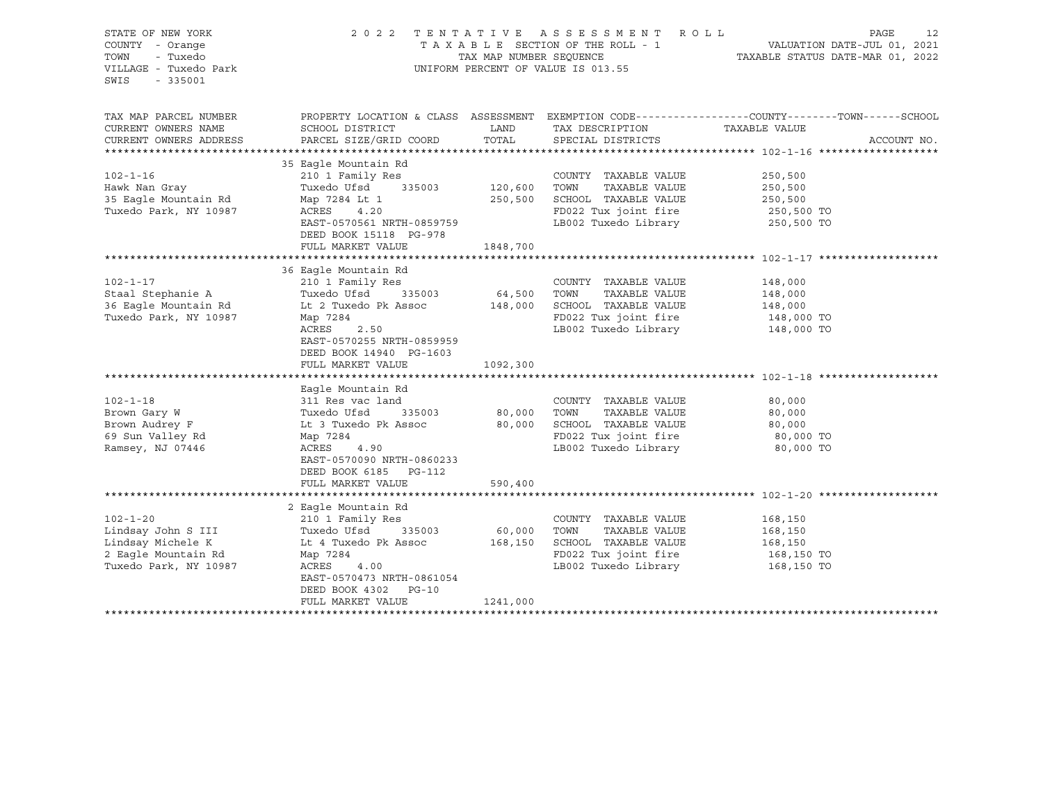STATE OF NEW YORK
COUNTY - Orange
TOWN - Tuxedo
VILLAGE - Tuxedo Park
SWIS - 335001

2022 TENTATIVE ASSESSMENT ROLL
TAXABLE SECTION OF THE ROLL - 1
TAX MAP NUMBER SEQUENCE
UNIFORM PERCENT OF VALUE IS 013.55

VALUATION DATE-JUL 01, 2021
TAXABLE STATUS DATE-MAR 01, 2022

| TAX MAP PARCEL NUMBER / CURRENT OWNERS NAME / CURRENT OWNERS ADDRESS | PROPERTY LOCATION & CLASS / SCHOOL DISTRICT / PARCEL SIZE/GRID COORD | ASSESSMENT LAND / TOTAL | EXEMPTION CODE / TAX DESCRIPTION / SPECIAL DISTRICTS | TAXABLE VALUE (COUNTY / TOWN / SCHOOL) | ACCOUNT NO. |
|---|---|---|---|---|---|
| **102-1-16** | 35 Eagle Mountain Rd | | | | |
| 102-1-16 | 210 1 Family Res | | COUNTY TAXABLE VALUE | 250,500 | |
| Hawk Nan Gray | Tuxedo Ufsd 335003 | 120,600 | TOWN TAXABLE VALUE | 250,500 | |
| 35 Eagle Mountain Rd | Map 7284 Lt 1 | 250,500 | SCHOOL TAXABLE VALUE | 250,500 | |
| Tuxedo Park, NY 10987 | ACRES 4.20 | | FD022 Tux joint fire | 250,500 TO | |
| | EAST-0570561 NRTH-0859759 | | LB002 Tuxedo Library | 250,500 TO | |
| | DEED BOOK 15118 PG-978 | | | | |
| | FULL MARKET VALUE | 1848,700 | | | |
| **102-1-17** | 36 Eagle Mountain Rd | | | | |
| 102-1-17 | 210 1 Family Res | | COUNTY TAXABLE VALUE | 148,000 | |
| Staal Stephanie A | Tuxedo Ufsd 335003 | 64,500 | TOWN TAXABLE VALUE | 148,000 | |
| 36 Eagle Mountain Rd | Lt 2 Tuxedo Pk Assoc | 148,000 | SCHOOL TAXABLE VALUE | 148,000 | |
| Tuxedo Park, NY 10987 | Map 7284 | | FD022 Tux joint fire | 148,000 TO | |
| | ACRES 2.50 | | LB002 Tuxedo Library | 148,000 TO | |
| | EAST-0570255 NRTH-0859959 | | | | |
| | DEED BOOK 14940 PG-1603 | | | | |
| | FULL MARKET VALUE | 1092,300 | | | |
| **102-1-18** | Eagle Mountain Rd | | | | |
| 102-1-18 | 311 Res vac land | | COUNTY TAXABLE VALUE | 80,000 | |
| Brown Gary W | Tuxedo Ufsd 335003 | 80,000 | TOWN TAXABLE VALUE | 80,000 | |
| Brown Audrey F | Lt 3 Tuxedo Pk Assoc | 80,000 | SCHOOL TAXABLE VALUE | 80,000 | |
| 69 Sun Valley Rd | Map 7284 | | FD022 Tux joint fire | 80,000 TO | |
| Ramsey, NJ 07446 | ACRES 4.90 | | LB002 Tuxedo Library | 80,000 TO | |
| | EAST-0570090 NRTH-0860233 | | | | |
| | DEED BOOK 6185 PG-112 | | | | |
| | FULL MARKET VALUE | 590,400 | | | |
| **102-1-20** | 2 Eagle Mountain Rd | | | | |
| 102-1-20 | 210 1 Family Res | | COUNTY TAXABLE VALUE | 168,150 | |
| Lindsay John S III | Tuxedo Ufsd 335003 | 60,000 | TOWN TAXABLE VALUE | 168,150 | |
| Lindsay Michele K | Lt 4 Tuxedo Pk Assoc | 168,150 | SCHOOL TAXABLE VALUE | 168,150 | |
| 2 Eagle Mountain Rd | Map 7284 | | FD022 Tux joint fire | 168,150 TO | |
| Tuxedo Park, NY 10987 | ACRES 4.00 | | LB002 Tuxedo Library | 168,150 TO | |
| | EAST-0570473 NRTH-0861054 | | | | |
| | DEED BOOK 4302 PG-10 | | | | |
| | FULL MARKET VALUE | 1241,000 | | | |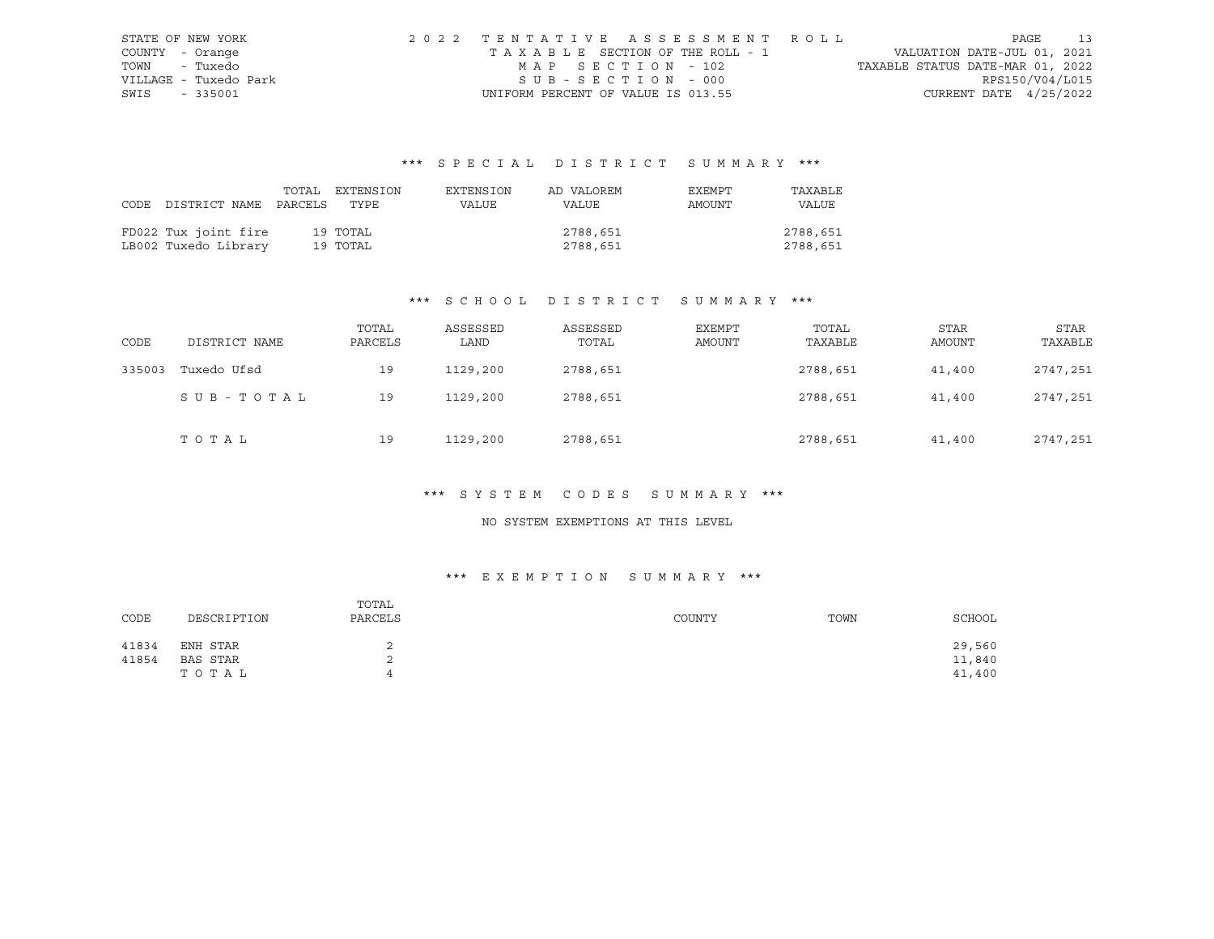STATE OF NEW YORK — 2022 TENTATIVE ASSESSMENT ROLL
COUNTY - Orange — TAXABLE SECTION OF THE ROLL - 1 — VALUATION DATE-JUL 01, 2021
TOWN - Tuxedo — MAP SECTION - 102 — TAXABLE STATUS DATE-MAR 01, 2022
VILLAGE - Tuxedo Park — SUB-SECTION - 000 — RPS150/V04/L015
SWIS - 335001 — UNIFORM PERCENT OF VALUE IS 013.55 — CURRENT DATE 4/25/2022

### *** SPECIAL DISTRICT SUMMARY ***

| CODE | DISTRICT NAME | TOTAL PARCELS | EXTENSION TYPE | EXTENSION VALUE | AD VALOREM VALUE | EXEMPT AMOUNT | TAXABLE VALUE |
|---|---|---|---|---|---|---|---|
| FD022 | Tux joint fire | 19 | TOTAL | | 2788,651 | | 2788,651 |
| LB002 | Tuxedo Library | 19 | TOTAL | | 2788,651 | | 2788,651 |

### *** SCHOOL DISTRICT SUMMARY ***

| CODE | DISTRICT NAME | TOTAL PARCELS | ASSESSED LAND | ASSESSED TOTAL | EXEMPT AMOUNT | TOTAL TAXABLE | STAR AMOUNT | STAR TAXABLE |
|---|---|---|---|---|---|---|---|---|
| 335003 | Tuxedo Ufsd | 19 | 1129,200 | 2788,651 | | 2788,651 | 41,400 | 2747,251 |
| | SUB-TOTAL | 19 | 1129,200 | 2788,651 | | 2788,651 | 41,400 | 2747,251 |
| | TOTAL | 19 | 1129,200 | 2788,651 | | 2788,651 | 41,400 | 2747,251 |

### *** SYSTEM CODES SUMMARY ***

NO SYSTEM EXEMPTIONS AT THIS LEVEL

### *** EXEMPTION SUMMARY ***

| CODE | DESCRIPTION | TOTAL PARCELS | COUNTY | TOWN | SCHOOL |
|---|---|---|---|---|---|
| 41834 | ENH STAR | 2 | | | 29,560 |
| 41854 | BAS STAR | 2 | | | 11,840 |
| | TOTAL | 4 | | | 41,400 |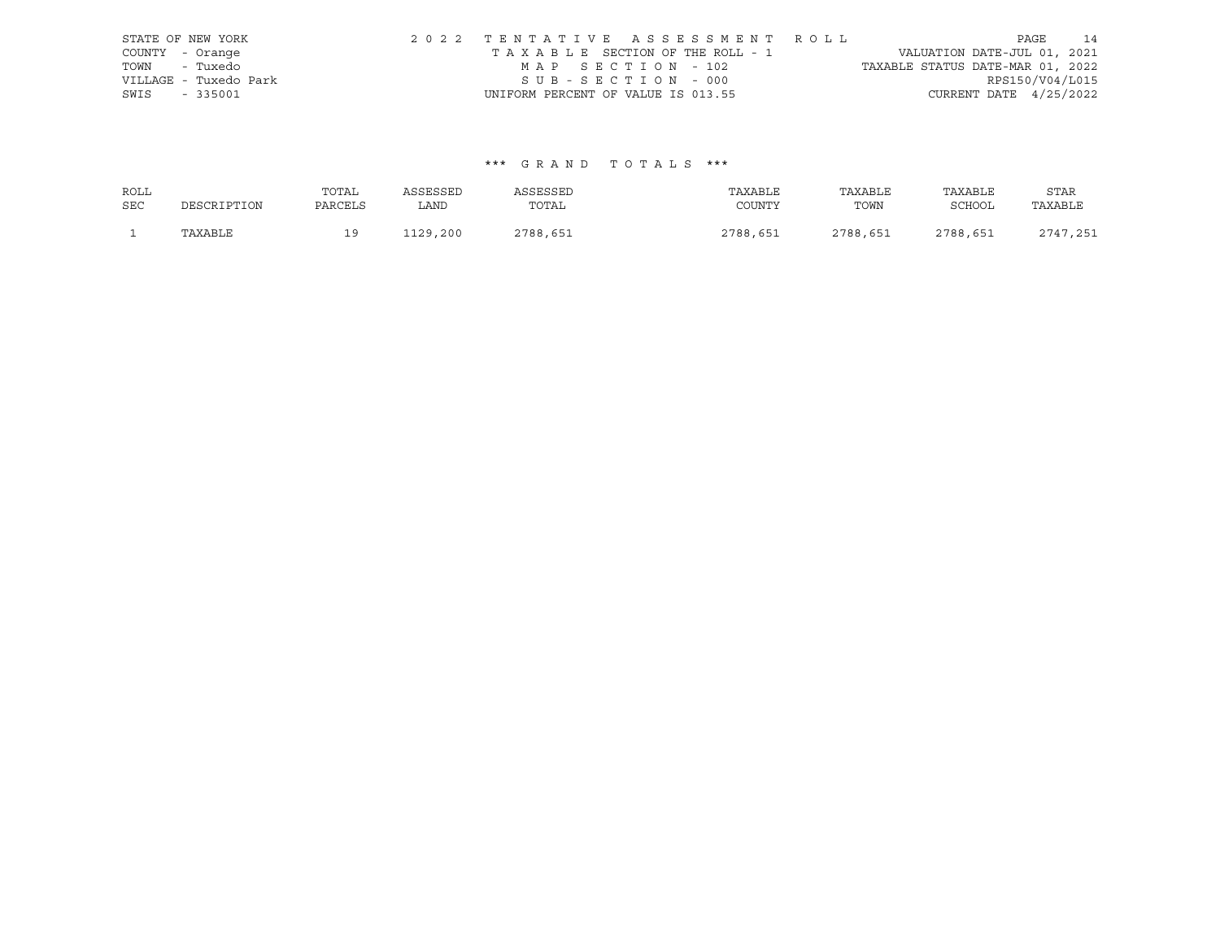STATE OF NEW YORK
COUNTY - Orange
TOWN - Tuxedo
VILLAGE - Tuxedo Park
SWIS - 335001

2022 TENTATIVE ASSESSMENT ROLL
TAXABLE SECTION OF THE ROLL - 1
MAP SECTION - 102
SUB-SECTION - 000
UNIFORM PERCENT OF VALUE IS 013.55

VALUATION DATE-JUL 01, 2021
TAXABLE STATUS DATE-MAR 01, 2022
RPS150/V04/L015
CURRENT DATE 4/25/2022

### *** GRAND TOTALS ***

| ROLL SEC | DESCRIPTION | TOTAL PARCELS | ASSESSED LAND | ASSESSED TOTAL | TAXABLE COUNTY | TAXABLE TOWN | TAXABLE SCHOOL | STAR TAXABLE |
|---|---|---|---|---|---|---|---|---|
| 1 | TAXABLE | 19 | 1129,200 | 2788,651 | 2788,651 | 2788,651 | 2788,651 | 2747,251 |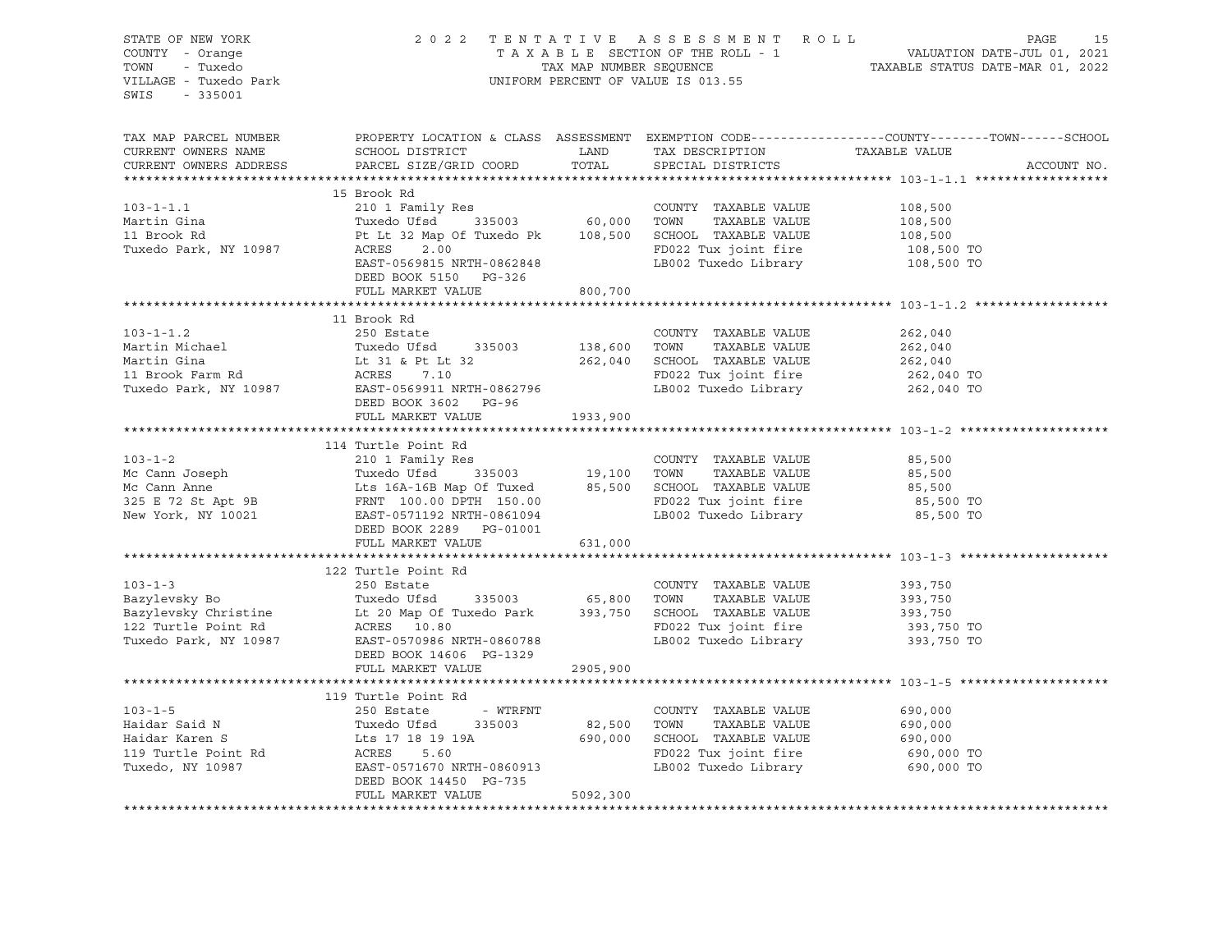STATE OF NEW YORK
COUNTY - Orange
TOWN - Tuxedo
VILLAGE - Tuxedo Park
SWIS - 335001

2022 TENTATIVE ASSESSMENT ROLL
TAXABLE SECTION OF THE ROLL - 1
TAX MAP NUMBER SEQUENCE
UNIFORM PERCENT OF VALUE IS 013.55

VALUATION DATE-JUL 01, 2021
TAXABLE STATUS DATE-MAR 01, 2022

| TAX MAP PARCEL NUMBER / CURRENT OWNERS NAME / CURRENT OWNERS ADDRESS | PROPERTY LOCATION & CLASS / SCHOOL DISTRICT / PARCEL SIZE/GRID COORD | ASSESSMENT LAND / TOTAL | EXEMPTION CODE / TAX DESCRIPTION / SPECIAL DISTRICTS | TAXABLE VALUE (COUNTY / TOWN / SCHOOL) | ACCOUNT NO. |
|---|---|---|---|---|---|
| **103-1-1.1** | 15 Brook Rd | | | | |
| 103-1-1.1 | 210 1 Family Res | | COUNTY TAXABLE VALUE | 108,500 | |
| Martin Gina | Tuxedo Ufsd 335003 | 60,000 | TOWN TAXABLE VALUE | 108,500 | |
| 11 Brook Rd | Pt Lt 32 Map Of Tuxedo Pk | 108,500 | SCHOOL TAXABLE VALUE | 108,500 | |
| Tuxedo Park, NY 10987 | ACRES 2.00 | | FD022 Tux joint fire | 108,500 TO | |
| | EAST-0569815 NRTH-0862848 | | LB002 Tuxedo Library | 108,500 TO | |
| | DEED BOOK 5150 PG-326 | | | | |
| | FULL MARKET VALUE | 800,700 | | | |
| **103-1-1.2** | 11 Brook Rd | | | | |
| 103-1-1.2 | 250 Estate | | COUNTY TAXABLE VALUE | 262,040 | |
| Martin Michael | Tuxedo Ufsd 335003 | 138,600 | TOWN TAXABLE VALUE | 262,040 | |
| Martin Gina | Lt 31 & Pt Lt 32 | 262,040 | SCHOOL TAXABLE VALUE | 262,040 | |
| 11 Brook Farm Rd | ACRES 7.10 | | FD022 Tux joint fire | 262,040 TO | |
| Tuxedo Park, NY 10987 | EAST-0569911 NRTH-0862796 | | LB002 Tuxedo Library | 262,040 TO | |
| | DEED BOOK 3602 PG-96 | | | | |
| | FULL MARKET VALUE | 1933,900 | | | |
| **103-1-2** | 114 Turtle Point Rd | | | | |
| 103-1-2 | 210 1 Family Res | | COUNTY TAXABLE VALUE | 85,500 | |
| Mc Cann Joseph | Tuxedo Ufsd 335003 | 19,100 | TOWN TAXABLE VALUE | 85,500 | |
| Mc Cann Anne | Lts 16A-16B Map Of Tuxed | 85,500 | SCHOOL TAXABLE VALUE | 85,500 | |
| 325 E 72 St Apt 9B | FRNT 100.00 DPTH 150.00 | | FD022 Tux joint fire | 85,500 TO | |
| New York, NY 10021 | EAST-0571192 NRTH-0861094 | | LB002 Tuxedo Library | 85,500 TO | |
| | DEED BOOK 2289 PG-01001 | | | | |
| | FULL MARKET VALUE | 631,000 | | | |
| **103-1-3** | 122 Turtle Point Rd | | | | |
| 103-1-3 | 250 Estate | | COUNTY TAXABLE VALUE | 393,750 | |
| Bazylevsky Bo | Tuxedo Ufsd 335003 | 65,800 | TOWN TAXABLE VALUE | 393,750 | |
| Bazylevsky Christine | Lt 20 Map Of Tuxedo Park | 393,750 | SCHOOL TAXABLE VALUE | 393,750 | |
| 122 Turtle Point Rd | ACRES 10.80 | | FD022 Tux joint fire | 393,750 TO | |
| Tuxedo Park, NY 10987 | EAST-0570986 NRTH-0860788 | | LB002 Tuxedo Library | 393,750 TO | |
| | DEED BOOK 14606 PG-1329 | | | | |
| | FULL MARKET VALUE | 2905,900 | | | |
| **103-1-5** | 119 Turtle Point Rd | | | | |
| 103-1-5 | 250 Estate - WTRFNT | | COUNTY TAXABLE VALUE | 690,000 | |
| Haidar Said N | Tuxedo Ufsd 335003 | 82,500 | TOWN TAXABLE VALUE | 690,000 | |
| Haidar Karen S | Lts 17 18 19 19A | 690,000 | SCHOOL TAXABLE VALUE | 690,000 | |
| 119 Turtle Point Rd | ACRES 5.60 | | FD022 Tux joint fire | 690,000 TO | |
| Tuxedo, NY 10987 | EAST-0571670 NRTH-0860913 | | LB002 Tuxedo Library | 690,000 TO | |
| | DEED BOOK 14450 PG-735 | | | | |
| | FULL MARKET VALUE | 5092,300 | | | |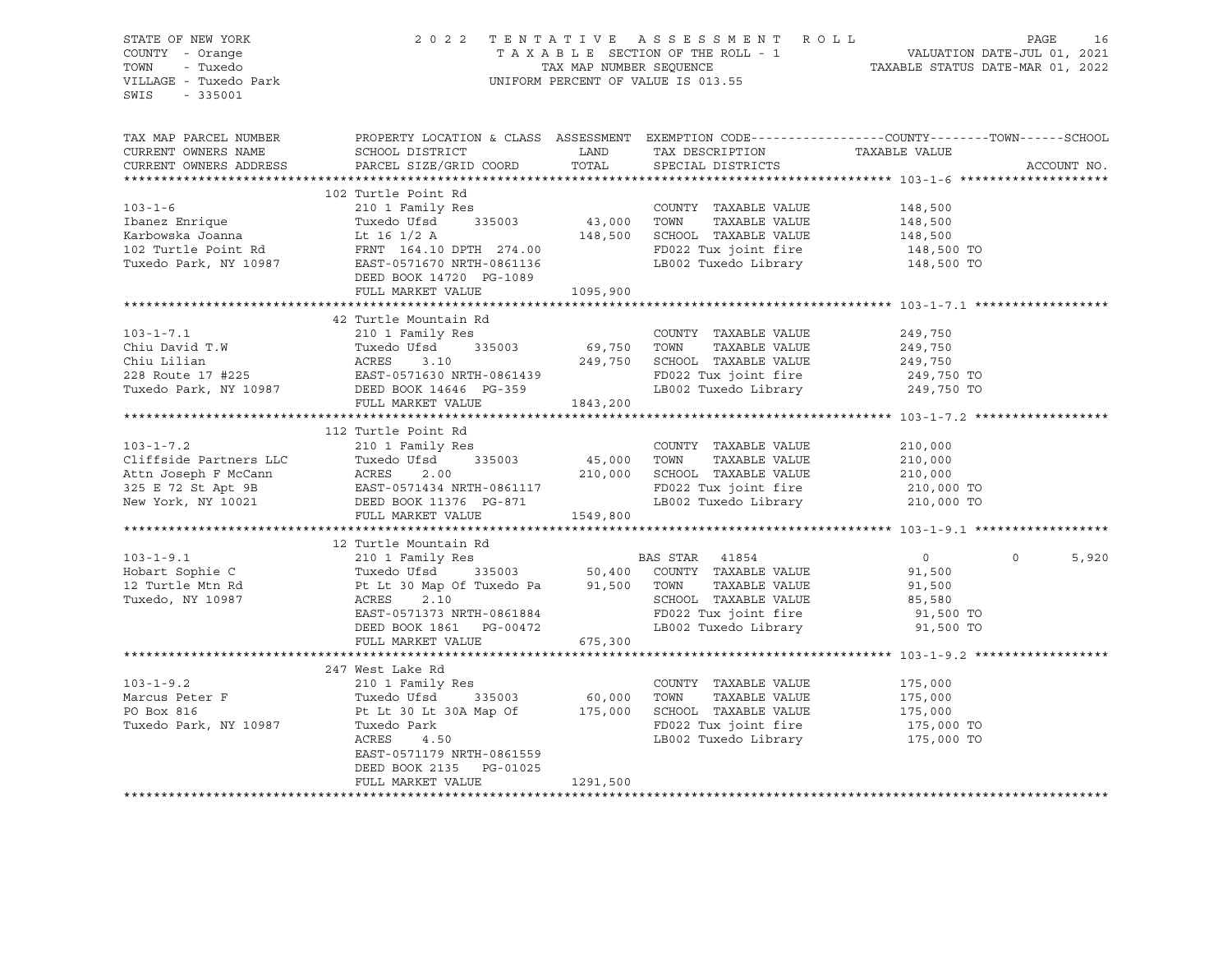STATE OF NEW YORK
COUNTY - Orange
TOWN - Tuxedo
VILLAGE - Tuxedo Park
SWIS - 335001

2022 TENTATIVE ASSESSMENT ROLL
TAXABLE SECTION OF THE ROLL - 1
TAX MAP NUMBER SEQUENCE
UNIFORM PERCENT OF VALUE IS 013.55

VALUATION DATE-JUL 01, 2021
TAXABLE STATUS DATE-MAR 01, 2022

| TAX MAP PARCEL NUMBER / CURRENT OWNERS NAME / CURRENT OWNERS ADDRESS | PROPERTY LOCATION & CLASS / SCHOOL DISTRICT / PARCEL SIZE/GRID COORD | ASSESSMENT LAND / TOTAL | EXEMPTION CODE / TAX DESCRIPTION / SPECIAL DISTRICTS | COUNTY / TOWN / SCHOOL TAXABLE VALUE | ACCOUNT NO. |
|---|---|---|---|---|---|
| **103-1-6** | 102 Turtle Point Rd | | | | |
| 103-1-6 | 210 1 Family Res | | COUNTY TAXABLE VALUE | 148,500 | |
| Ibanez Enrique | Tuxedo Ufsd 335003 | 43,000 | TOWN TAXABLE VALUE | 148,500 | |
| Karbowska Joanna | Lt 16 1/2 A | 148,500 | SCHOOL TAXABLE VALUE | 148,500 | |
| 102 Turtle Point Rd | FRNT 164.10 DPTH 274.00 | | FD022 Tux joint fire | 148,500 TO | |
| Tuxedo Park, NY 10987 | EAST-0571670 NRTH-0861136 | | LB002 Tuxedo Library | 148,500 TO | |
| | DEED BOOK 14720 PG-1089 | | | | |
| | FULL MARKET VALUE | 1095,900 | | | |
| **103-1-7.1** | 42 Turtle Mountain Rd | | | | |
| 103-1-7.1 | 210 1 Family Res | | COUNTY TAXABLE VALUE | 249,750 | |
| Chiu David T.W | Tuxedo Ufsd 335003 | 69,750 | TOWN TAXABLE VALUE | 249,750 | |
| Chiu Lilian | ACRES 3.10 | 249,750 | SCHOOL TAXABLE VALUE | 249,750 | |
| 228 Route 17 #225 | EAST-0571630 NRTH-0861439 | | FD022 Tux joint fire | 249,750 TO | |
| Tuxedo Park, NY 10987 | DEED BOOK 14646 PG-359 | | LB002 Tuxedo Library | 249,750 TO | |
| | FULL MARKET VALUE | 1843,200 | | | |
| **103-1-7.2** | 112 Turtle Point Rd | | | | |
| 103-1-7.2 | 210 1 Family Res | | COUNTY TAXABLE VALUE | 210,000 | |
| Cliffside Partners LLC | Tuxedo Ufsd 335003 | 45,000 | TOWN TAXABLE VALUE | 210,000 | |
| Attn Joseph F McCann | ACRES 2.00 | 210,000 | SCHOOL TAXABLE VALUE | 210,000 | |
| 325 E 72 St Apt 9B | EAST-0571434 NRTH-0861117 | | FD022 Tux joint fire | 210,000 TO | |
| New York, NY 10021 | DEED BOOK 11376 PG-871 | | LB002 Tuxedo Library | 210,000 TO | |
| | FULL MARKET VALUE | 1549,800 | | | |
| **103-1-9.1** | 12 Turtle Mountain Rd | | | | |
| 103-1-9.1 | 210 1 Family Res | | BAS STAR 41854 | 0 / 0 / 5,920 | |
| Hobart Sophie C | Tuxedo Ufsd 335003 | 50,400 | COUNTY TAXABLE VALUE | 91,500 | |
| 12 Turtle Mtn Rd | Pt Lt 30 Map Of Tuxedo Pa | 91,500 | TOWN TAXABLE VALUE | 91,500 | |
| Tuxedo, NY 10987 | ACRES 2.10 | | SCHOOL TAXABLE VALUE | 85,580 | |
| | EAST-0571373 NRTH-0861884 | | FD022 Tux joint fire | 91,500 TO | |
| | DEED BOOK 1861 PG-00472 | | LB002 Tuxedo Library | 91,500 TO | |
| | FULL MARKET VALUE | 675,300 | | | |
| **103-1-9.2** | 247 West Lake Rd | | | | |
| 103-1-9.2 | 210 1 Family Res | | COUNTY TAXABLE VALUE | 175,000 | |
| Marcus Peter F | Tuxedo Ufsd 335003 | 60,000 | TOWN TAXABLE VALUE | 175,000 | |
| PO Box 816 | Pt Lt 30 Lt 30A Map Of | 175,000 | SCHOOL TAXABLE VALUE | 175,000 | |
| Tuxedo Park, NY 10987 | Tuxedo Park | | FD022 Tux joint fire | 175,000 TO | |
| | ACRES 4.50 | | LB002 Tuxedo Library | 175,000 TO | |
| | EAST-0571179 NRTH-0861559 | | | | |
| | DEED BOOK 2135 PG-01025 | | | | |
| | FULL MARKET VALUE | 1291,500 | | | |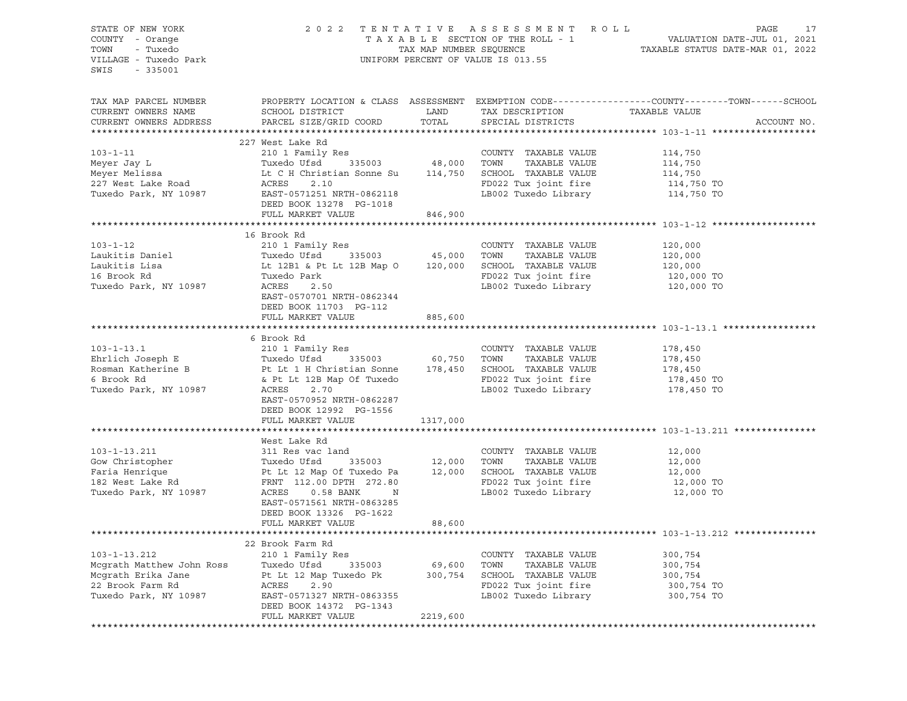STATE OF NEW YORK
COUNTY - Orange
TOWN - Tuxedo
VILLAGE - Tuxedo Park
SWIS - 335001

2022 TENTATIVE ASSESSMENT ROLL
TAXABLE SECTION OF THE ROLL - 1
TAX MAP NUMBER SEQUENCE
UNIFORM PERCENT OF VALUE IS 013.55

VALUATION DATE-JUL 01, 2021
TAXABLE STATUS DATE-MAR 01, 2022

| TAX MAP PARCEL NUMBER / CURRENT OWNERS NAME / CURRENT OWNERS ADDRESS | PROPERTY LOCATION & CLASS / SCHOOL DISTRICT / PARCEL SIZE/GRID COORD | ASSESSMENT LAND | ASSESSMENT TOTAL | EXEMPTION CODE / TAX DESCRIPTION / SPECIAL DISTRICTS | TAXABLE VALUE (COUNTY / TOWN / SCHOOL) | ACCOUNT NO. |
|---|---|---|---|---|---|---|
| **103-1-11** | 227 West Lake Rd | | | | | |
| 103-1-11 | 210 1 Family Res | | | COUNTY TAXABLE VALUE | 114,750 | |
| Meyer Jay L | Tuxedo Ufsd 335003 | 48,000 | | TOWN TAXABLE VALUE | 114,750 | |
| Meyer Melissa | Lt C H Christian Sonne Su | | 114,750 | SCHOOL TAXABLE VALUE | 114,750 | |
| 227 West Lake Road | ACRES 2.10 | | | FD022 Tux joint fire | 114,750 TO | |
| Tuxedo Park, NY 10987 | EAST-0571251 NRTH-0862118 | | | LB002 Tuxedo Library | 114,750 TO | |
| | DEED BOOK 13278 PG-1018 | | | | | |
| | FULL MARKET VALUE | | 846,900 | | | |
| **103-1-12** | 16 Brook Rd | | | | | |
| 103-1-12 | 210 1 Family Res | | | COUNTY TAXABLE VALUE | 120,000 | |
| Laukitis Daniel | Tuxedo Ufsd 335003 | 45,000 | | TOWN TAXABLE VALUE | 120,000 | |
| Laukitis Lisa | Lt 12B1 & Pt Lt 12B Map O | | 120,000 | SCHOOL TAXABLE VALUE | 120,000 | |
| 16 Brook Rd | Tuxedo Park | | | FD022 Tux joint fire | 120,000 TO | |
| Tuxedo Park, NY 10987 | ACRES 2.50 | | | LB002 Tuxedo Library | 120,000 TO | |
| | EAST-0570701 NRTH-0862344 | | | | | |
| | DEED BOOK 11703 PG-112 | | | | | |
| | FULL MARKET VALUE | | 885,600 | | | |
| **103-1-13.1** | 6 Brook Rd | | | | | |
| 103-1-13.1 | 210 1 Family Res | | | COUNTY TAXABLE VALUE | 178,450 | |
| Ehrlich Joseph E | Tuxedo Ufsd 335003 | 60,750 | | TOWN TAXABLE VALUE | 178,450 | |
| Rosman Katherine B | Pt Lt 1 H Christian Sonne | | 178,450 | SCHOOL TAXABLE VALUE | 178,450 | |
| 6 Brook Rd | & Pt Lt 12B Map Of Tuxedo | | | FD022 Tux joint fire | 178,450 TO | |
| Tuxedo Park, NY 10987 | ACRES 2.70 | | | LB002 Tuxedo Library | 178,450 TO | |
| | EAST-0570952 NRTH-0862287 | | | | | |
| | DEED BOOK 12992 PG-1556 | | | | | |
| | FULL MARKET VALUE | | 1317,000 | | | |
| **103-1-13.211** | West Lake Rd | | | | | |
| 103-1-13.211 | 311 Res vac land | | | COUNTY TAXABLE VALUE | 12,000 | |
| Gow Christopher | Tuxedo Ufsd 335003 | 12,000 | | TOWN TAXABLE VALUE | 12,000 | |
| Faria Henrique | Pt Lt 12 Map Of Tuxedo Pa | | 12,000 | SCHOOL TAXABLE VALUE | 12,000 | |
| 182 West Lake Rd | FRNT 112.00 DPTH 272.80 | | | FD022 Tux joint fire | 12,000 TO | |
| Tuxedo Park, NY 10987 | ACRES 0.58 BANK N | | | LB002 Tuxedo Library | 12,000 TO | |
| | EAST-0571561 NRTH-0863285 | | | | | |
| | DEED BOOK 13326 PG-1622 | | | | | |
| | FULL MARKET VALUE | | 88,600 | | | |
| **103-1-13.212** | 22 Brook Farm Rd | | | | | |
| 103-1-13.212 | 210 1 Family Res | | | COUNTY TAXABLE VALUE | 300,754 | |
| Mcgrath Matthew John Ross | Tuxedo Ufsd 335003 | 69,600 | | TOWN TAXABLE VALUE | 300,754 | |
| Mcgrath Erika Jane | Pt Lt 12 Map Tuxedo Pk | | 300,754 | SCHOOL TAXABLE VALUE | 300,754 | |
| 22 Brook Farm Rd | ACRES 2.90 | | | FD022 Tux joint fire | 300,754 TO | |
| Tuxedo Park, NY 10987 | EAST-0571327 NRTH-0863355 | | | LB002 Tuxedo Library | 300,754 TO | |
| | DEED BOOK 14372 PG-1343 | | | | | |
| | FULL MARKET VALUE | | 2219,600 | | | |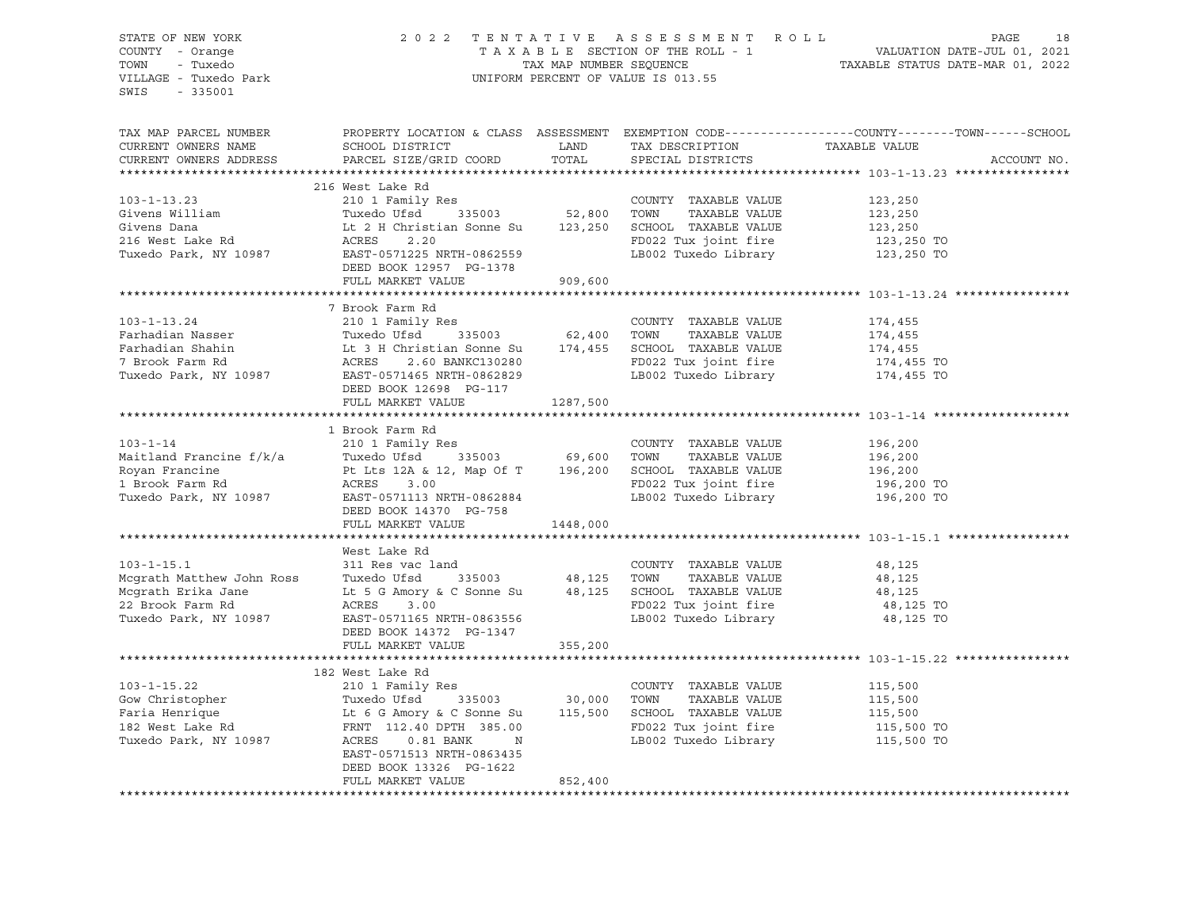STATE OF NEW YORK
COUNTY - Orange
TOWN - Tuxedo
VILLAGE - Tuxedo Park
SWIS - 335001

2022 TENTATIVE ASSESSMENT ROLL
TAXABLE SECTION OF THE ROLL - 1
TAX MAP NUMBER SEQUENCE
UNIFORM PERCENT OF VALUE IS 013.55

VALUATION DATE-JUL 01, 2021
TAXABLE STATUS DATE-MAR 01, 2022

| TAX MAP PARCEL NUMBER / CURRENT OWNERS NAME / CURRENT OWNERS ADDRESS | PROPERTY LOCATION & CLASS / SCHOOL DISTRICT / PARCEL SIZE/GRID COORD | ASSESSMENT LAND | TOTAL | EXEMPTION CODE / TAX DESCRIPTION / SPECIAL DISTRICTS | TAXABLE VALUE (COUNTY--TOWN--SCHOOL) | ACCOUNT NO. |
|---|---|---|---|---|---|---|
| **103-1-13.23** | 216 West Lake Rd | | | | | |
| 103-1-13.23 | 210 1 Family Res | | | COUNTY TAXABLE VALUE | 123,250 | |
| Givens William | Tuxedo Ufsd 335003 | 52,800 | | TOWN TAXABLE VALUE | 123,250 | |
| Givens Dana | Lt 2 H Christian Sonne Su | | 123,250 | SCHOOL TAXABLE VALUE | 123,250 | |
| 216 West Lake Rd | ACRES 2.20 | | | FD022 Tux joint fire | 123,250 TO | |
| Tuxedo Park, NY 10987 | EAST-0571225 NRTH-0862559 | | | LB002 Tuxedo Library | 123,250 TO | |
| | DEED BOOK 12957 PG-1378 | | | | | |
| | FULL MARKET VALUE | | 909,600 | | | |
| **103-1-13.24** | 7 Brook Farm Rd | | | | | |
| 103-1-13.24 | 210 1 Family Res | | | COUNTY TAXABLE VALUE | 174,455 | |
| Farhadian Nasser | Tuxedo Ufsd 335003 | 62,400 | | TOWN TAXABLE VALUE | 174,455 | |
| Farhadian Shahin | Lt 3 H Christian Sonne Su | | 174,455 | SCHOOL TAXABLE VALUE | 174,455 | |
| 7 Brook Farm Rd | ACRES 2.60 BANKC130280 | | | FD022 Tux joint fire | 174,455 TO | |
| Tuxedo Park, NY 10987 | EAST-0571465 NRTH-0862829 | | | LB002 Tuxedo Library | 174,455 TO | |
| | DEED BOOK 12698 PG-117 | | | | | |
| | FULL MARKET VALUE | | 1287,500 | | | |
| **103-1-14** | 1 Brook Farm Rd | | | | | |
| 103-1-14 | 210 1 Family Res | | | COUNTY TAXABLE VALUE | 196,200 | |
| Maitland Francine f/k/a | Tuxedo Ufsd 335003 | 69,600 | | TOWN TAXABLE VALUE | 196,200 | |
| Royan Francine | Pt Lts 12A & 12, Map Of T | | 196,200 | SCHOOL TAXABLE VALUE | 196,200 | |
| 1 Brook Farm Rd | ACRES 3.00 | | | FD022 Tux joint fire | 196,200 TO | |
| Tuxedo Park, NY 10987 | EAST-0571113 NRTH-0862884 | | | LB002 Tuxedo Library | 196,200 TO | |
| | DEED BOOK 14370 PG-758 | | | | | |
| | FULL MARKET VALUE | | 1448,000 | | | |
| **103-1-15.1** | West Lake Rd | | | | | |
| 103-1-15.1 | 311 Res vac land | | | COUNTY TAXABLE VALUE | 48,125 | |
| Mcgrath Matthew John Ross | Tuxedo Ufsd 335003 | 48,125 | | TOWN TAXABLE VALUE | 48,125 | |
| Mcgrath Erika Jane | Lt 5 G Amory & C Sonne Su | | 48,125 | SCHOOL TAXABLE VALUE | 48,125 | |
| 22 Brook Farm Rd | ACRES 3.00 | | | FD022 Tux joint fire | 48,125 TO | |
| Tuxedo Park, NY 10987 | EAST-0571165 NRTH-0863556 | | | LB002 Tuxedo Library | 48,125 TO | |
| | DEED BOOK 14372 PG-1347 | | | | | |
| | FULL MARKET VALUE | | 355,200 | | | |
| **103-1-15.22** | 182 West Lake Rd | | | | | |
| 103-1-15.22 | 210 1 Family Res | | | COUNTY TAXABLE VALUE | 115,500 | |
| Gow Christopher | Tuxedo Ufsd 335003 | 30,000 | | TOWN TAXABLE VALUE | 115,500 | |
| Faria Henrique | Lt 6 G Amory & C Sonne Su | | 115,500 | SCHOOL TAXABLE VALUE | 115,500 | |
| 182 West Lake Rd | FRNT 112.40 DPTH 385.00 | | | FD022 Tux joint fire | 115,500 TO | |
| Tuxedo Park, NY 10987 | ACRES 0.81 BANK N | | | LB002 Tuxedo Library | 115,500 TO | |
| | EAST-0571513 NRTH-0863435 | | | | | |
| | DEED BOOK 13326 PG-1622 | | | | | |
| | FULL MARKET VALUE | | 852,400 | | | |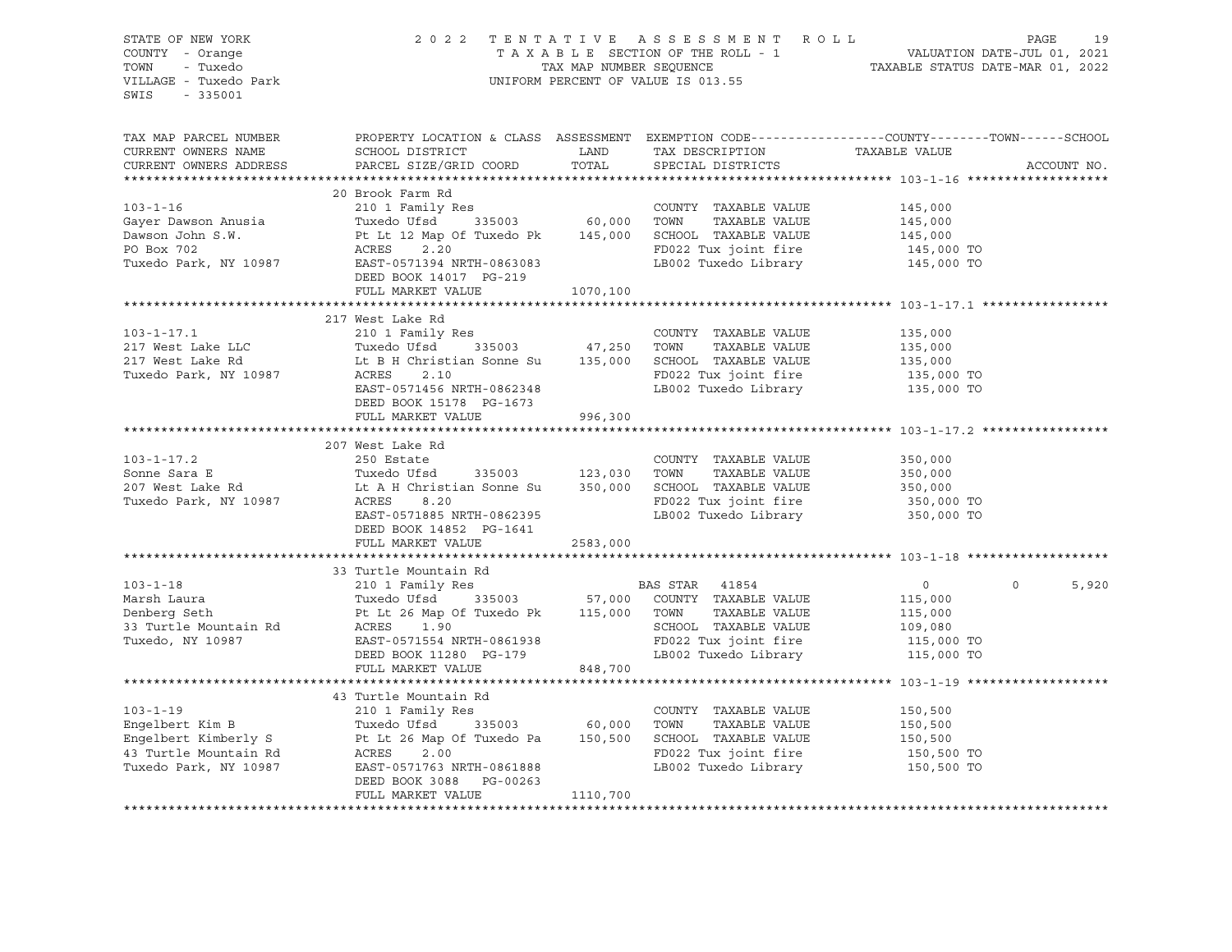STATE OF NEW YORK  
COUNTY - Orange  
TOWN - Tuxedo  
VILLAGE - Tuxedo Park  
SWIS - 335001

2 0 2 2 T E N T A T I V E A S S E S S M E N T R O L L  
T A X A B L E SECTION OF THE ROLL - 1  
TAX MAP NUMBER SEQUENCE  
UNIFORM PERCENT OF VALUE IS 013.55

VALUATION DATE-JUL 01, 2021  
TAXABLE STATUS DATE-MAR 01, 2022

| TAX MAP PARCEL NUMBER / CURRENT OWNERS NAME / CURRENT OWNERS ADDRESS | PROPERTY LOCATION & CLASS / SCHOOL DISTRICT / PARCEL SIZE/GRID COORD | ASSESSMENT LAND / TOTAL | EXEMPTION CODE / TAX DESCRIPTION / SPECIAL DISTRICTS | COUNTY | TOWN | SCHOOL |
|---|---|---|---|---|---|---|
| **103-1-16** | 20 Brook Farm Rd | | | | | |
| 103-1-16 | 210 1 Family Res | | COUNTY TAXABLE VALUE | 145,000 | | |
| Gayer Dawson Anusia | Tuxedo Ufsd 335003 | 60,000 | TOWN TAXABLE VALUE | 145,000 | | |
| Dawson John S.W. | Pt Lt 12 Map Of Tuxedo Pk | 145,000 | SCHOOL TAXABLE VALUE | 145,000 | | |
| PO Box 702 | ACRES 2.20 | | FD022 Tux joint fire | 145,000 TO | | |
| Tuxedo Park, NY 10987 | EAST-0571394 NRTH-0863083 | | LB002 Tuxedo Library | 145,000 TO | | |
| | DEED BOOK 14017 PG-219 | | | | | |
| | FULL MARKET VALUE | 1070,100 | | | | |
| **103-1-17.1** | 217 West Lake Rd | | | | | |
| 103-1-17.1 | 210 1 Family Res | | COUNTY TAXABLE VALUE | 135,000 | | |
| 217 West Lake LLC | Tuxedo Ufsd 335003 | 47,250 | TOWN TAXABLE VALUE | 135,000 | | |
| 217 West Lake Rd | Lt B H Christian Sonne Su | 135,000 | SCHOOL TAXABLE VALUE | 135,000 | | |
| Tuxedo Park, NY 10987 | ACRES 2.10 | | FD022 Tux joint fire | 135,000 TO | | |
| | EAST-0571456 NRTH-0862348 | | LB002 Tuxedo Library | 135,000 TO | | |
| | DEED BOOK 15178 PG-1673 | | | | | |
| | FULL MARKET VALUE | 996,300 | | | | |
| **103-1-17.2** | 207 West Lake Rd | | | | | |
| 103-1-17.2 | 250 Estate | | COUNTY TAXABLE VALUE | 350,000 | | |
| Sonne Sara E | Tuxedo Ufsd 335003 | 123,030 | TOWN TAXABLE VALUE | 350,000 | | |
| 207 West Lake Rd | Lt A H Christian Sonne Su | 350,000 | SCHOOL TAXABLE VALUE | 350,000 | | |
| Tuxedo Park, NY 10987 | ACRES 8.20 | | FD022 Tux joint fire | 350,000 TO | | |
| | EAST-0571885 NRTH-0862395 | | LB002 Tuxedo Library | 350,000 TO | | |
| | DEED BOOK 14852 PG-1641 | | | | | |
| | FULL MARKET VALUE | 2583,000 | | | | |
| **103-1-18** | 33 Turtle Mountain Rd | | | | | |
| 103-1-18 | 210 1 Family Res | | BAS STAR 41854 | 0 | 0 | 5,920 |
| Marsh Laura | Tuxedo Ufsd 335003 | 57,000 | COUNTY TAXABLE VALUE | 115,000 | | |
| Denberg Seth | Pt Lt 26 Map Of Tuxedo Pk | 115,000 | TOWN TAXABLE VALUE | 115,000 | | |
| 33 Turtle Mountain Rd | ACRES 1.90 | | SCHOOL TAXABLE VALUE | 109,080 | | |
| Tuxedo, NY 10987 | EAST-0571554 NRTH-0861938 | | FD022 Tux joint fire | 115,000 TO | | |
| | DEED BOOK 11280 PG-179 | | LB002 Tuxedo Library | 115,000 TO | | |
| | FULL MARKET VALUE | 848,700 | | | | |
| **103-1-19** | 43 Turtle Mountain Rd | | | | | |
| 103-1-19 | 210 1 Family Res | | COUNTY TAXABLE VALUE | 150,500 | | |
| Engelbert Kim B | Tuxedo Ufsd 335003 | 60,000 | TOWN TAXABLE VALUE | 150,500 | | |
| Engelbert Kimberly S | Pt Lt 26 Map Of Tuxedo Pa | 150,500 | SCHOOL TAXABLE VALUE | 150,500 | | |
| 43 Turtle Mountain Rd | ACRES 2.00 | | FD022 Tux joint fire | 150,500 TO | | |
| Tuxedo Park, NY 10987 | EAST-0571763 NRTH-0861888 | | LB002 Tuxedo Library | 150,500 TO | | |
| | DEED BOOK 3088 PG-00263 | | | | | |
| | FULL MARKET VALUE | 1110,700 | | | | |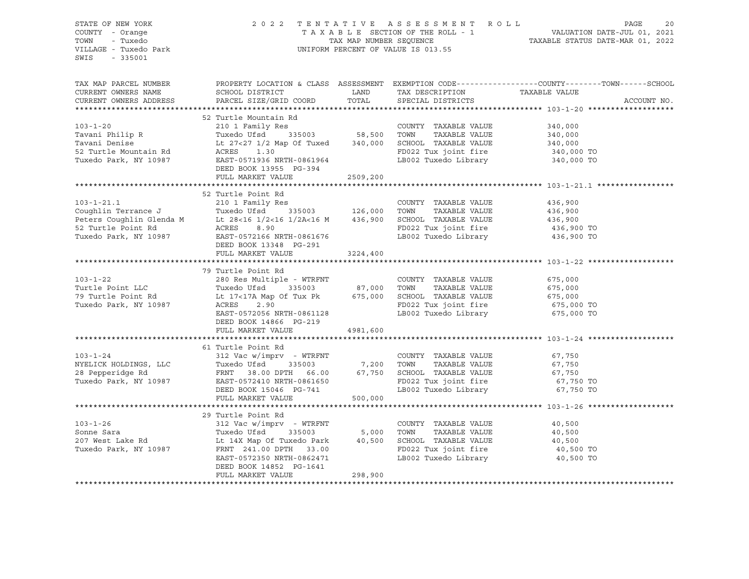STATE OF NEW YORK
COUNTY - Orange
TOWN - Tuxedo
VILLAGE - Tuxedo Park
SWIS - 335001

2022 TENTATIVE ASSESSMENT ROLL
TAXABLE SECTION OF THE ROLL - 1
TAX MAP NUMBER SEQUENCE
UNIFORM PERCENT OF VALUE IS 013.55

VALUATION DATE-JUL 01, 2021
TAXABLE STATUS DATE-MAR 01, 2022

| TAX MAP PARCEL NUMBER / CURRENT OWNERS NAME / CURRENT OWNERS ADDRESS | PROPERTY LOCATION & CLASS / SCHOOL DISTRICT / PARCEL SIZE/GRID COORD | ASSESSMENT LAND | TOTAL | EXEMPTION CODE / TAX DESCRIPTION / SPECIAL DISTRICTS | TAXABLE VALUE (COUNTY / TOWN / SCHOOL) | ACCOUNT NO. |
|---|---|---|---|---|---|---|
| **103-1-20** | 52 Turtle Mountain Rd | | | | | |
| Tavani Philip R | 210 1 Family Res | | | COUNTY TAXABLE VALUE | 340,000 | |
| Tavani Denise | Tuxedo Ufsd 335003 | 58,500 | | TOWN TAXABLE VALUE | 340,000 | |
| 52 Turtle Mountain Rd | Lt 27<27 1/2 Map Of Tuxed | | 340,000 | SCHOOL TAXABLE VALUE | 340,000 | |
| Tuxedo Park, NY 10987 | ACRES 1.30 | | | FD022 Tux joint fire | 340,000 TO | |
| | EAST-0571936 NRTH-0861964 | | | LB002 Tuxedo Library | 340,000 TO | |
| | DEED BOOK 13955 PG-394 | | | | | |
| | FULL MARKET VALUE | | 2509,200 | | | |
| **103-1-21.1** | 52 Turtle Point Rd | | | | | |
| Coughlin Terrance J | 210 1 Family Res | | | COUNTY TAXABLE VALUE | 436,900 | |
| Peters Coughlin Glenda M | Tuxedo Ufsd 335003 | 126,000 | | TOWN TAXABLE VALUE | 436,900 | |
| 52 Turtle Point Rd | Lt 28<16 1/2<16 1/2A<16 M | | 436,900 | SCHOOL TAXABLE VALUE | 436,900 | |
| Tuxedo Park, NY 10987 | ACRES 8.90 | | | FD022 Tux joint fire | 436,900 TO | |
| | EAST-0572166 NRTH-0861676 | | | LB002 Tuxedo Library | 436,900 TO | |
| | DEED BOOK 13348 PG-291 | | | | | |
| | FULL MARKET VALUE | | 3224,400 | | | |
| **103-1-22** | 79 Turtle Point Rd | | | | | |
| Turtle Point LLC | 280 Res Multiple - WTRFNT | | | COUNTY TAXABLE VALUE | 675,000 | |
| 79 Turtle Point Rd | Tuxedo Ufsd 335003 | 87,000 | | TOWN TAXABLE VALUE | 675,000 | |
| Tuxedo Park, NY 10987 | Lt 17<17A Map Of Tux Pk | | 675,000 | SCHOOL TAXABLE VALUE | 675,000 | |
| | ACRES 2.90 | | | FD022 Tux joint fire | 675,000 TO | |
| | EAST-0572056 NRTH-0861128 | | | LB002 Tuxedo Library | 675,000 TO | |
| | DEED BOOK 14866 PG-219 | | | | | |
| | FULL MARKET VALUE | | 4981,600 | | | |
| **103-1-24** | 61 Turtle Point Rd | | | | | |
| NYELICK HOLDINGS, LLC | 312 Vac w/imprv - WTRFNT | | | COUNTY TAXABLE VALUE | 67,750 | |
| 28 Pepperidge Rd | Tuxedo Ufsd 335003 | 7,200 | | TOWN TAXABLE VALUE | 67,750 | |
| Tuxedo Park, NY 10987 | FRNT 38.00 DPTH 66.00 | | 67,750 | SCHOOL TAXABLE VALUE | 67,750 | |
| | EAST-0572410 NRTH-0861650 | | | FD022 Tux joint fire | 67,750 TO | |
| | DEED BOOK 15046 PG-741 | | | LB002 Tuxedo Library | 67,750 TO | |
| | FULL MARKET VALUE | | 500,000 | | | |
| **103-1-26** | 29 Turtle Point Rd | | | | | |
| Sonne Sara | 312 Vac w/imprv - WTRFNT | | | COUNTY TAXABLE VALUE | 40,500 | |
| 207 West Lake Rd | Tuxedo Ufsd 335003 | 5,000 | | TOWN TAXABLE VALUE | 40,500 | |
| Tuxedo Park, NY 10987 | Lt 14X Map Of Tuxedo Park | | 40,500 | SCHOOL TAXABLE VALUE | 40,500 | |
| | FRNT 241.00 DPTH 33.00 | | | FD022 Tux joint fire | 40,500 TO | |
| | EAST-0572350 NRTH-0862471 | | | LB002 Tuxedo Library | 40,500 TO | |
| | DEED BOOK 14852 PG-1641 | | | | | |
| | FULL MARKET VALUE | | 298,900 | | | |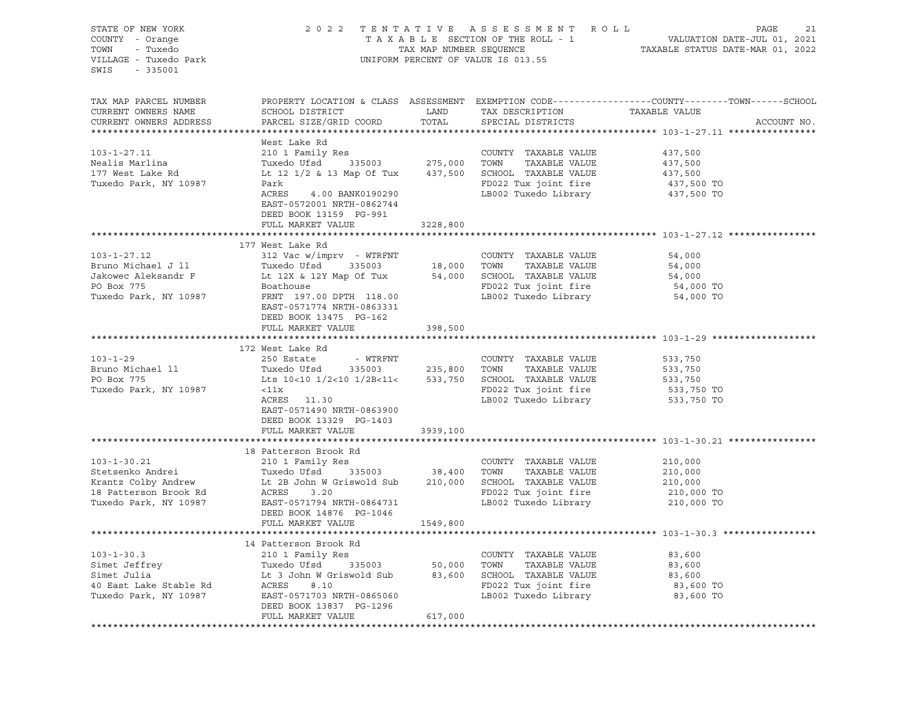STATE OF NEW YORK
COUNTY - Orange
TOWN - Tuxedo
VILLAGE - Tuxedo Park
SWIS - 335001

2022 TENTATIVE ASSESSMENT ROLL
TAXABLE SECTION OF THE ROLL - 1
TAX MAP NUMBER SEQUENCE
UNIFORM PERCENT OF VALUE IS 013.55

VALUATION DATE-JUL 01, 2021
TAXABLE STATUS DATE-MAR 01, 2022

| TAX MAP PARCEL NUMBER / CURRENT OWNERS NAME / CURRENT OWNERS ADDRESS | PROPERTY LOCATION & CLASS / SCHOOL DISTRICT / PARCEL SIZE/GRID COORD | ASSESSMENT LAND / TOTAL | EXEMPTION CODE / TAX DESCRIPTION / SPECIAL DISTRICTS | COUNTY--------TOWN------SCHOOL TAXABLE VALUE | ACCOUNT NO. |
|---|---|---|---|---|---|
| **103-1-27.11** | West Lake Rd | | | | |
| 103-1-27.11 | 210 1 Family Res | | COUNTY TAXABLE VALUE | 437,500 | |
| Nealis Marlina | Tuxedo Ufsd 335003 | 275,000 | TOWN TAXABLE VALUE | 437,500 | |
| 177 West Lake Rd | Lt 12 1/2 & 13 Map Of Tux | 437,500 | SCHOOL TAXABLE VALUE | 437,500 | |
| Tuxedo Park, NY 10987 | Park | | FD022 Tux joint fire | 437,500 TO | |
| | ACRES 4.00 BANK0190290 | | LB002 Tuxedo Library | 437,500 TO | |
| | EAST-0572001 NRTH-0862744 | | | | |
| | DEED BOOK 13159 PG-991 | | | | |
| | FULL MARKET VALUE | 3228,800 | | | |
| **103-1-27.12** | 177 West Lake Rd | | | | |
| 103-1-27.12 | 312 Vac w/imprv - WTRFNT | | COUNTY TAXABLE VALUE | 54,000 | |
| Bruno Michael J ll | Tuxedo Ufsd 335003 | 18,000 | TOWN TAXABLE VALUE | 54,000 | |
| Jakowec Aleksandr F | Lt 12X & 12Y Map Of Tux | 54,000 | SCHOOL TAXABLE VALUE | 54,000 | |
| PO Box 775 | Boathouse | | FD022 Tux joint fire | 54,000 TO | |
| Tuxedo Park, NY 10987 | FRNT 197.00 DPTH 118.00 | | LB002 Tuxedo Library | 54,000 TO | |
| | EAST-0571774 NRTH-0863331 | | | | |
| | DEED BOOK 13475 PG-162 | | | | |
| | FULL MARKET VALUE | 398,500 | | | |
| **103-1-29** | 172 West Lake Rd | | | | |
| 103-1-29 | 250 Estate - WTRFNT | | COUNTY TAXABLE VALUE | 533,750 | |
| Bruno Michael ll | Tuxedo Ufsd 335003 | 235,800 | TOWN TAXABLE VALUE | 533,750 | |
| PO Box 775 | Lts 10<10 1/2<10 1/2B<11< | 533,750 | SCHOOL TAXABLE VALUE | 533,750 | |
| Tuxedo Park, NY 10987 | <11x | | FD022 Tux joint fire | 533,750 TO | |
| | ACRES 11.30 | | LB002 Tuxedo Library | 533,750 TO | |
| | EAST-0571490 NRTH-0863900 | | | | |
| | DEED BOOK 13329 PG-1403 | | | | |
| | FULL MARKET VALUE | 3939,100 | | | |
| **103-1-30.21** | 18 Patterson Brook Rd | | | | |
| 103-1-30.21 | 210 1 Family Res | | COUNTY TAXABLE VALUE | 210,000 | |
| Stetsenko Andrei | Tuxedo Ufsd 335003 | 38,400 | TOWN TAXABLE VALUE | 210,000 | |
| Krantz Colby Andrew | Lt 2B John W Griswold Sub | 210,000 | SCHOOL TAXABLE VALUE | 210,000 | |
| 18 Patterson Brook Rd | ACRES 3.20 | | FD022 Tux joint fire | 210,000 TO | |
| Tuxedo Park, NY 10987 | EAST-0571794 NRTH-0864731 | | LB002 Tuxedo Library | 210,000 TO | |
| | DEED BOOK 14876 PG-1046 | | | | |
| | FULL MARKET VALUE | 1549,800 | | | |
| **103-1-30.3** | 14 Patterson Brook Rd | | | | |
| 103-1-30.3 | 210 1 Family Res | | COUNTY TAXABLE VALUE | 83,600 | |
| Simet Jeffrey | Tuxedo Ufsd 335003 | 50,000 | TOWN TAXABLE VALUE | 83,600 | |
| Simet Julia | Lt 3 John W Griswold Sub | 83,600 | SCHOOL TAXABLE VALUE | 83,600 | |
| 40 East Lake Stable Rd | ACRES 8.10 | | FD022 Tux joint fire | 83,600 TO | |
| Tuxedo Park, NY 10987 | EAST-0571703 NRTH-0865060 | | LB002 Tuxedo Library | 83,600 TO | |
| | DEED BOOK 13837 PG-1296 | | | | |
| | FULL MARKET VALUE | 617,000 | | | |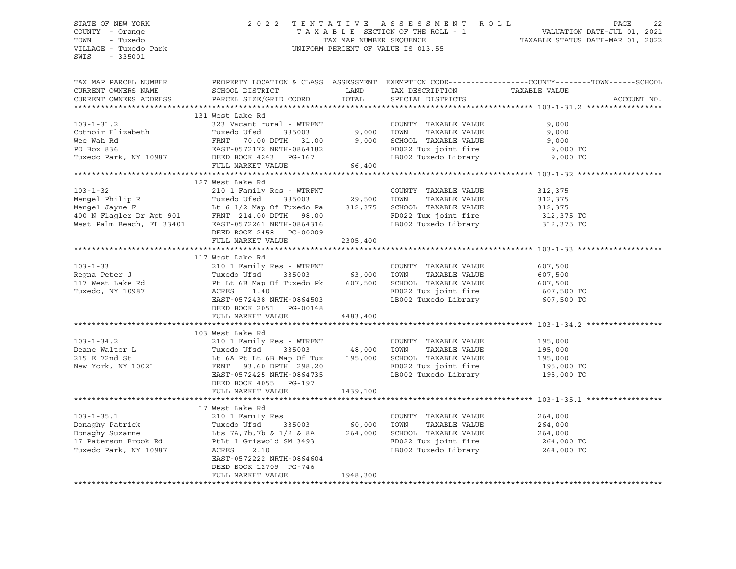STATE OF NEW YORK
COUNTY - Orange
TOWN - Tuxedo
VILLAGE - Tuxedo Park
SWIS - 335001

2022 TENTATIVE ASSESSMENT ROLL
TAXABLE SECTION OF THE ROLL - 1
TAX MAP NUMBER SEQUENCE
UNIFORM PERCENT OF VALUE IS 013.55

VALUATION DATE-JUL 01, 2021
TAXABLE STATUS DATE-MAR 01, 2022

| TAX MAP PARCEL NUMBER / CURRENT OWNERS NAME / CURRENT OWNERS ADDRESS | PROPERTY LOCATION & CLASS / SCHOOL DISTRICT / PARCEL SIZE/GRID COORD | ASSESSMENT LAND / TOTAL | EXEMPTION CODE / TAX DESCRIPTION / SPECIAL DISTRICTS | COUNTY--------TOWN------SCHOOL TAXABLE VALUE | ACCOUNT NO. |
|---|---|---|---|---|---|
| **103-1-31.2** | 131 West Lake Rd | | | | |
| 103-1-31.2 | 323 Vacant rural - WTRFNT | | COUNTY TAXABLE VALUE | 9,000 | |
| Cotnoir Elizabeth | Tuxedo Ufsd 335003 | 9,000 | TOWN TAXABLE VALUE | 9,000 | |
| Wee Wah Rd | FRNT 70.00 DPTH 31.00 | 9,000 | SCHOOL TAXABLE VALUE | 9,000 | |
| PO Box 836 | EAST-0572172 NRTH-0864182 | | FD022 Tux joint fire | 9,000 TO | |
| Tuxedo Park, NY 10987 | DEED BOOK 4243 PG-167 | | LB002 Tuxedo Library | 9,000 TO | |
| | FULL MARKET VALUE | 66,400 | | | |
| **103-1-32** | 127 West Lake Rd | | | | |
| 103-1-32 | 210 1 Family Res - WTRFNT | | COUNTY TAXABLE VALUE | 312,375 | |
| Mengel Philip R | Tuxedo Ufsd 335003 | 29,500 | TOWN TAXABLE VALUE | 312,375 | |
| Mengel Jayne F | Lt 6 1/2 Map Of Tuxedo Pa | 312,375 | SCHOOL TAXABLE VALUE | 312,375 | |
| 400 N Flagler Dr Apt 901 | FRNT 214.00 DPTH 98.00 | | FD022 Tux joint fire | 312,375 TO | |
| West Palm Beach, FL 33401 | EAST-0572261 NRTH-0864316 | | LB002 Tuxedo Library | 312,375 TO | |
| | DEED BOOK 2458 PG-00209 | | | | |
| | FULL MARKET VALUE | 2305,400 | | | |
| **103-1-33** | 117 West Lake Rd | | | | |
| 103-1-33 | 210 1 Family Res - WTRFNT | | COUNTY TAXABLE VALUE | 607,500 | |
| Regna Peter J | Tuxedo Ufsd 335003 | 63,000 | TOWN TAXABLE VALUE | 607,500 | |
| 117 West Lake Rd | Pt Lt 6B Map Of Tuxedo Pk | 607,500 | SCHOOL TAXABLE VALUE | 607,500 | |
| Tuxedo, NY 10987 | ACRES 1.40 | | FD022 Tux joint fire | 607,500 TO | |
| | EAST-0572438 NRTH-0864503 | | LB002 Tuxedo Library | 607,500 TO | |
| | DEED BOOK 2051 PG-00148 | | | | |
| | FULL MARKET VALUE | 4483,400 | | | |
| **103-1-34.2** | 103 West Lake Rd | | | | |
| 103-1-34.2 | 210 1 Family Res - WTRFNT | | COUNTY TAXABLE VALUE | 195,000 | |
| Deane Walter L | Tuxedo Ufsd 335003 | 48,000 | TOWN TAXABLE VALUE | 195,000 | |
| 215 E 72nd St | Lt 6A Pt Lt 6B Map Of Tux | 195,000 | SCHOOL TAXABLE VALUE | 195,000 | |
| New York, NY 10021 | FRNT 93.60 DPTH 298.20 | | FD022 Tux joint fire | 195,000 TO | |
| | EAST-0572425 NRTH-0864735 | | LB002 Tuxedo Library | 195,000 TO | |
| | DEED BOOK 4055 PG-197 | | | | |
| | FULL MARKET VALUE | 1439,100 | | | |
| **103-1-35.1** | 17 West Lake Rd | | | | |
| 103-1-35.1 | 210 1 Family Res | | COUNTY TAXABLE VALUE | 264,000 | |
| Donaghy Patrick | Tuxedo Ufsd 335003 | 60,000 | TOWN TAXABLE VALUE | 264,000 | |
| Donaghy Suzanne | Lts 7A,7b,7b & 1/2 & 8A | 264,000 | SCHOOL TAXABLE VALUE | 264,000 | |
| 17 Paterson Brook Rd | PtLt 1 Griswold SM 3493 | | FD022 Tux joint fire | 264,000 TO | |
| Tuxedo Park, NY 10987 | ACRES 2.10 | | LB002 Tuxedo Library | 264,000 TO | |
| | EAST-0572222 NRTH-0864604 | | | | |
| | DEED BOOK 12709 PG-746 | | | | |
| | FULL MARKET VALUE | 1948,300 | | | |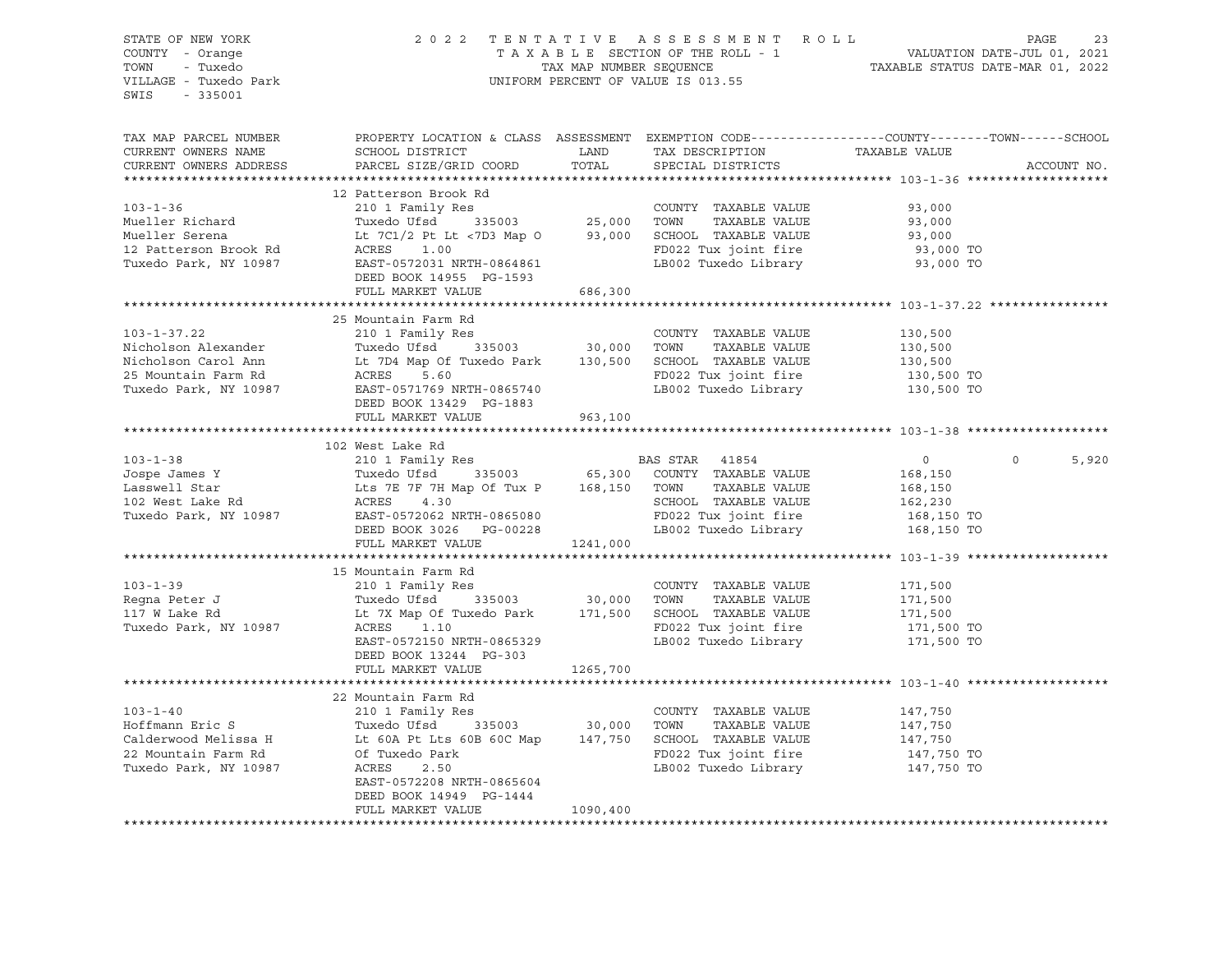STATE OF NEW YORK — 2022 TENTATIVE ASSESSMENT ROLL
COUNTY - Orange — TAXABLE SECTION OF THE ROLL - 1 — VALUATION DATE-JUL 01, 2021
TOWN - Tuxedo — TAX MAP NUMBER SEQUENCE — TAXABLE STATUS DATE-MAR 01, 2022
VILLAGE - Tuxedo Park — UNIFORM PERCENT OF VALUE IS 013.55
SWIS - 335001

| TAX MAP PARCEL NUMBER / CURRENT OWNERS NAME / CURRENT OWNERS ADDRESS | PROPERTY LOCATION & CLASS / SCHOOL DISTRICT / PARCEL SIZE/GRID COORD | ASSESSMENT LAND / TOTAL | EXEMPTION CODE / TAX DESCRIPTION / SPECIAL DISTRICTS | COUNTY TAXABLE VALUE | TOWN | SCHOOL | ACCOUNT NO. |
|---|---|---|---|---|---|---|---|
| **103-1-36** | 12 Patterson Brook Rd | | | | | | |
| 103-1-36 | 210 1 Family Res | | COUNTY TAXABLE VALUE | 93,000 | | | |
| Mueller Richard | Tuxedo Ufsd 335003 | 25,000 | TOWN TAXABLE VALUE | 93,000 | | | |
| Mueller Serena | Lt 7C1/2 Pt Lt <7D3 Map O | 93,000 | SCHOOL TAXABLE VALUE | 93,000 | | | |
| 12 Patterson Brook Rd | ACRES 1.00 | | FD022 Tux joint fire | 93,000 TO | | | |
| Tuxedo Park, NY 10987 | EAST-0572031 NRTH-0864861 | | LB002 Tuxedo Library | 93,000 TO | | | |
| | DEED BOOK 14955 PG-1593 | | | | | | |
| | FULL MARKET VALUE | 686,300 | | | | | |
| **103-1-37.22** | 25 Mountain Farm Rd | | | | | | |
| 103-1-37.22 | 210 1 Family Res | | COUNTY TAXABLE VALUE | 130,500 | | | |
| Nicholson Alexander | Tuxedo Ufsd 335003 | 30,000 | TOWN TAXABLE VALUE | 130,500 | | | |
| Nicholson Carol Ann | Lt 7D4 Map Of Tuxedo Park | 130,500 | SCHOOL TAXABLE VALUE | 130,500 | | | |
| 25 Mountain Farm Rd | ACRES 5.60 | | FD022 Tux joint fire | 130,500 TO | | | |
| Tuxedo Park, NY 10987 | EAST-0571769 NRTH-0865740 | | LB002 Tuxedo Library | 130,500 TO | | | |
| | DEED BOOK 13429 PG-1883 | | | | | | |
| | FULL MARKET VALUE | 963,100 | | | | | |
| **103-1-38** | 102 West Lake Rd | | | | | | |
| 103-1-38 | 210 1 Family Res | | BAS STAR 41854 | 0 | 0 | 5,920 | |
| Jospe James Y | Tuxedo Ufsd 335003 | 65,300 | COUNTY TAXABLE VALUE | 168,150 | | | |
| Lasswell Star | Lts 7E 7F 7H Map Of Tux P | 168,150 | TOWN TAXABLE VALUE | 168,150 | | | |
| 102 West Lake Rd | ACRES 4.30 | | SCHOOL TAXABLE VALUE | 162,230 | | | |
| Tuxedo Park, NY 10987 | EAST-0572062 NRTH-0865080 | | FD022 Tux joint fire | 168,150 TO | | | |
| | DEED BOOK 3026 PG-00228 | | LB002 Tuxedo Library | 168,150 TO | | | |
| | FULL MARKET VALUE | 1241,000 | | | | | |
| **103-1-39** | 15 Mountain Farm Rd | | | | | | |
| 103-1-39 | 210 1 Family Res | | COUNTY TAXABLE VALUE | 171,500 | | | |
| Regna Peter J | Tuxedo Ufsd 335003 | 30,000 | TOWN TAXABLE VALUE | 171,500 | | | |
| 117 W Lake Rd | Lt 7X Map Of Tuxedo Park | 171,500 | SCHOOL TAXABLE VALUE | 171,500 | | | |
| Tuxedo Park, NY 10987 | ACRES 1.10 | | FD022 Tux joint fire | 171,500 TO | | | |
| | EAST-0572150 NRTH-0865329 | | LB002 Tuxedo Library | 171,500 TO | | | |
| | DEED BOOK 13244 PG-303 | | | | | | |
| | FULL MARKET VALUE | 1265,700 | | | | | |
| **103-1-40** | 22 Mountain Farm Rd | | | | | | |
| 103-1-40 | 210 1 Family Res | | COUNTY TAXABLE VALUE | 147,750 | | | |
| Hoffmann Eric S | Tuxedo Ufsd 335003 | 30,000 | TOWN TAXABLE VALUE | 147,750 | | | |
| Calderwood Melissa H | Lt 60A Pt Lts 60B 60C Map | 147,750 | SCHOOL TAXABLE VALUE | 147,750 | | | |
| 22 Mountain Farm Rd | Of Tuxedo Park | | FD022 Tux joint fire | 147,750 TO | | | |
| Tuxedo Park, NY 10987 | ACRES 2.50 | | LB002 Tuxedo Library | 147,750 TO | | | |
| | EAST-0572208 NRTH-0865604 | | | | | | |
| | DEED BOOK 14949 PG-1444 | | | | | | |
| | FULL MARKET VALUE | 1090,400 | | | | | |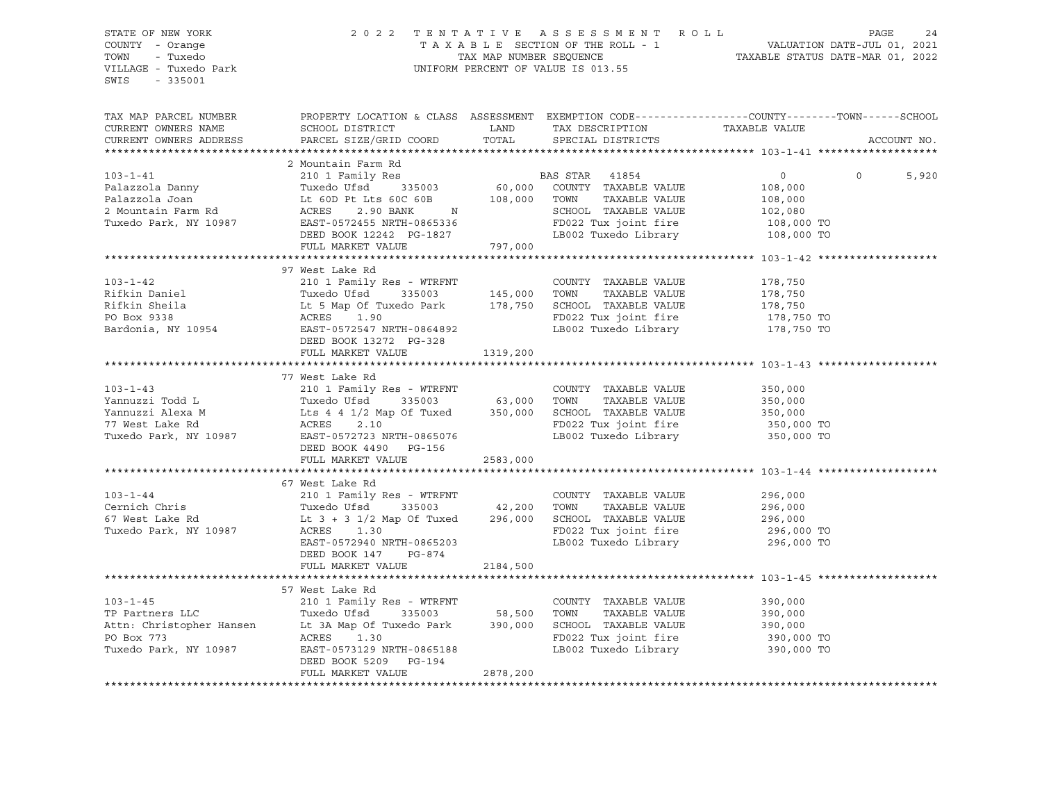STATE OF NEW YORK
COUNTY - Orange
TOWN - Tuxedo
VILLAGE - Tuxedo Park
SWIS - 335001

2 0 2 2 T E N T A T I V E A S S E S S M E N T R O L L
T A X A B L E SECTION OF THE ROLL - 1
TAX MAP NUMBER SEQUENCE
UNIFORM PERCENT OF VALUE IS 013.55

VALUATION DATE-JUL 01, 2021
TAXABLE STATUS DATE-MAR 01, 2022

| TAX MAP PARCEL NUMBER / CURRENT OWNERS NAME / CURRENT OWNERS ADDRESS | PROPERTY LOCATION & CLASS / SCHOOL DISTRICT / PARCEL SIZE/GRID COORD | ASSESSMENT LAND / TOTAL | EXEMPTION CODE / TAX DESCRIPTION / SPECIAL DISTRICTS | COUNTY TAXABLE VALUE | TOWN | SCHOOL / ACCOUNT NO. |
|---|---|---|---|---|---|---|
| **103-1-41** | 2 Mountain Farm Rd | | | | | |
| 103-1-41 | 210 1 Family Res | | BAS STAR 41854 | 0 | 0 | 5,920 |
| Palazzola Danny | Tuxedo Ufsd 335003 | 60,000 | COUNTY TAXABLE VALUE | 108,000 | | |
| Palazzola Joan | Lt 60D Pt Lts 60C 60B | 108,000 | TOWN TAXABLE VALUE | 108,000 | | |
| 2 Mountain Farm Rd | ACRES 2.90 BANK N | | SCHOOL TAXABLE VALUE | 102,080 | | |
| Tuxedo Park, NY 10987 | EAST-0572455 NRTH-0865336 | | FD022 Tux joint fire | 108,000 TO | | |
| | DEED BOOK 12242 PG-1827 | | LB002 Tuxedo Library | 108,000 TO | | |
| | FULL MARKET VALUE | 797,000 | | | | |
| **103-1-42** | 97 West Lake Rd | | | | | |
| 103-1-42 | 210 1 Family Res - WTRFNT | | COUNTY TAXABLE VALUE | 178,750 | | |
| Rifkin Daniel | Tuxedo Ufsd 335003 | 145,000 | TOWN TAXABLE VALUE | 178,750 | | |
| Rifkin Sheila | Lt 5 Map Of Tuxedo Park | 178,750 | SCHOOL TAXABLE VALUE | 178,750 | | |
| PO Box 9338 | ACRES 1.90 | | FD022 Tux joint fire | 178,750 TO | | |
| Bardonia, NY 10954 | EAST-0572547 NRTH-0864892 | | LB002 Tuxedo Library | 178,750 TO | | |
| | DEED BOOK 13272 PG-328 | | | | | |
| | FULL MARKET VALUE | 1319,200 | | | | |
| **103-1-43** | 77 West Lake Rd | | | | | |
| 103-1-43 | 210 1 Family Res - WTRFNT | | COUNTY TAXABLE VALUE | 350,000 | | |
| Yannuzzi Todd L | Tuxedo Ufsd 335003 | 63,000 | TOWN TAXABLE VALUE | 350,000 | | |
| Yannuzzi Alexa M | Lts 4 4 1/2 Map Of Tuxed | 350,000 | SCHOOL TAXABLE VALUE | 350,000 | | |
| 77 West Lake Rd | ACRES 2.10 | | FD022 Tux joint fire | 350,000 TO | | |
| Tuxedo Park, NY 10987 | EAST-0572723 NRTH-0865076 | | LB002 Tuxedo Library | 350,000 TO | | |
| | DEED BOOK 4490 PG-156 | | | | | |
| | FULL MARKET VALUE | 2583,000 | | | | |
| **103-1-44** | 67 West Lake Rd | | | | | |
| 103-1-44 | 210 1 Family Res - WTRFNT | | COUNTY TAXABLE VALUE | 296,000 | | |
| Cernich Chris | Tuxedo Ufsd 335003 | 42,200 | TOWN TAXABLE VALUE | 296,000 | | |
| 67 West Lake Rd | Lt 3 + 3 1/2 Map Of Tuxed | 296,000 | SCHOOL TAXABLE VALUE | 296,000 | | |
| Tuxedo Park, NY 10987 | ACRES 1.30 | | FD022 Tux joint fire | 296,000 TO | | |
| | EAST-0572940 NRTH-0865203 | | LB002 Tuxedo Library | 296,000 TO | | |
| | DEED BOOK 147 PG-874 | | | | | |
| | FULL MARKET VALUE | 2184,500 | | | | |
| **103-1-45** | 57 West Lake Rd | | | | | |
| 103-1-45 | 210 1 Family Res - WTRFNT | | COUNTY TAXABLE VALUE | 390,000 | | |
| TP Partners LLC | Tuxedo Ufsd 335003 | 58,500 | TOWN TAXABLE VALUE | 390,000 | | |
| Attn: Christopher Hansen | Lt 3A Map Of Tuxedo Park | 390,000 | SCHOOL TAXABLE VALUE | 390,000 | | |
| PO Box 773 | ACRES 1.30 | | FD022 Tux joint fire | 390,000 TO | | |
| Tuxedo Park, NY 10987 | EAST-0573129 NRTH-0865188 | | LB002 Tuxedo Library | 390,000 TO | | |
| | DEED BOOK 5209 PG-194 | | | | | |
| | FULL MARKET VALUE | 2878,200 | | | | |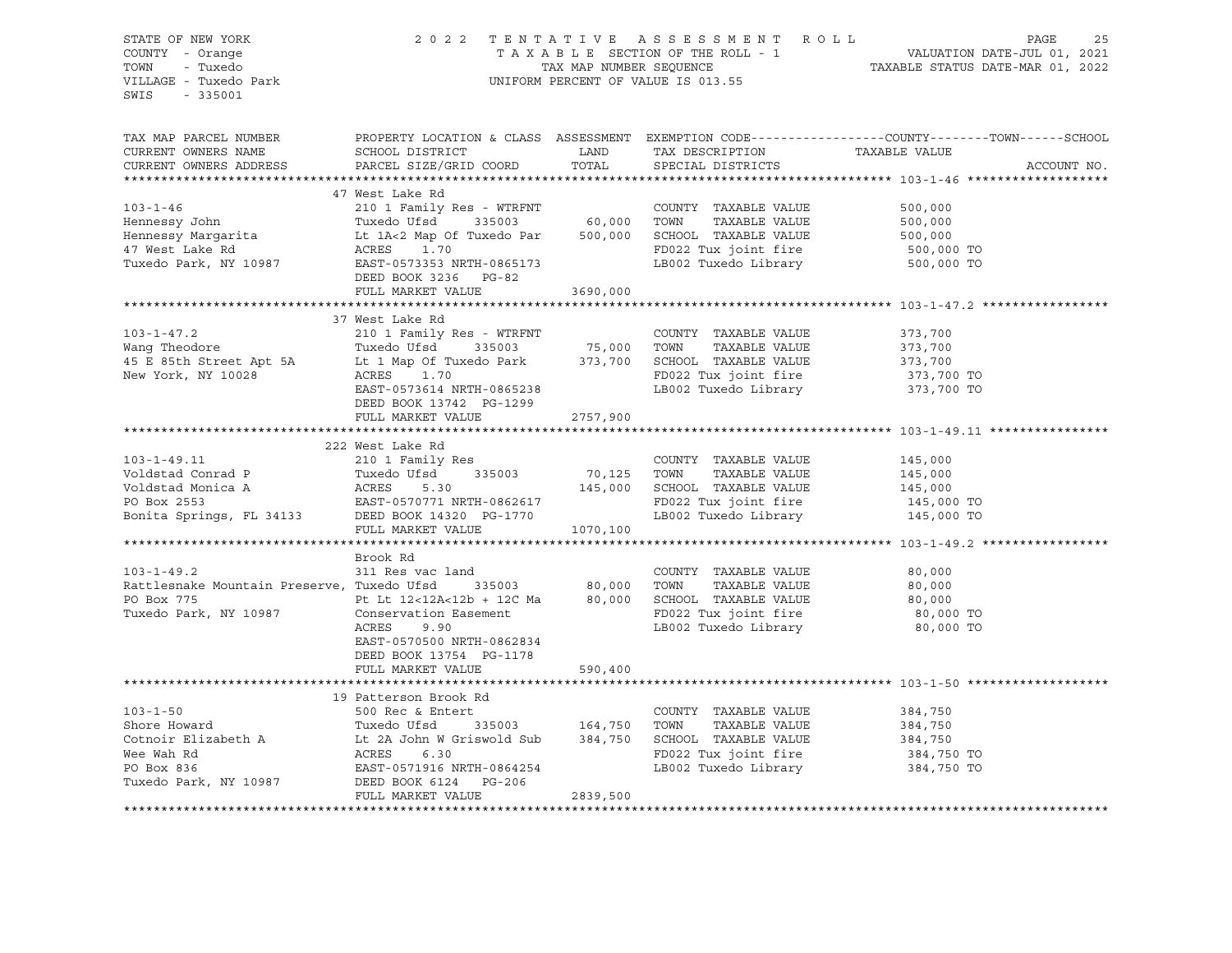STATE OF NEW YORK
COUNTY - Orange
TOWN - Tuxedo
VILLAGE - Tuxedo Park
SWIS - 335001

2022 TENTATIVE ASSESSMENT ROLL
TAXABLE SECTION OF THE ROLL - 1
TAX MAP NUMBER SEQUENCE
UNIFORM PERCENT OF VALUE IS 013.55

VALUATION DATE-JUL 01, 2021
TAXABLE STATUS DATE-MAR 01, 2022

| TAX MAP PARCEL NUMBER / CURRENT OWNERS NAME / CURRENT OWNERS ADDRESS | PROPERTY LOCATION & CLASS / SCHOOL DISTRICT / PARCEL SIZE/GRID COORD | ASSESSMENT LAND / TOTAL | EXEMPTION CODE / TAX DESCRIPTION / SPECIAL DISTRICTS | TAXABLE VALUE (COUNTY / TOWN / SCHOOL) | ACCOUNT NO. |
|---|---|---|---|---|---|
| **103-1-46** | 47 West Lake Rd | | | | |
| 103-1-46 | 210 1 Family Res - WTRFNT | | COUNTY TAXABLE VALUE | 500,000 | |
| Hennessy John | Tuxedo Ufsd 335003 | 60,000 | TOWN TAXABLE VALUE | 500,000 | |
| Hennessy Margarita | Lt 1A<2 Map Of Tuxedo Par | 500,000 | SCHOOL TAXABLE VALUE | 500,000 | |
| 47 West Lake Rd | ACRES 1.70 | | FD022 Tux joint fire | 500,000 TO | |
| Tuxedo Park, NY 10987 | EAST-0573353 NRTH-0865173 | | LB002 Tuxedo Library | 500,000 TO | |
| | DEED BOOK 3236 PG-82 | | | | |
| | FULL MARKET VALUE | 3690,000 | | | |
| **103-1-47.2** | 37 West Lake Rd | | | | |
| 103-1-47.2 | 210 1 Family Res - WTRFNT | | COUNTY TAXABLE VALUE | 373,700 | |
| Wang Theodore | Tuxedo Ufsd 335003 | 75,000 | TOWN TAXABLE VALUE | 373,700 | |
| 45 E 85th Street Apt 5A | Lt 1 Map Of Tuxedo Park | 373,700 | SCHOOL TAXABLE VALUE | 373,700 | |
| New York, NY 10028 | ACRES 1.70 | | FD022 Tux joint fire | 373,700 TO | |
| | EAST-0573614 NRTH-0865238 | | LB002 Tuxedo Library | 373,700 TO | |
| | DEED BOOK 13742 PG-1299 | | | | |
| | FULL MARKET VALUE | 2757,900 | | | |
| **103-1-49.11** | 222 West Lake Rd | | | | |
| 103-1-49.11 | 210 1 Family Res | | COUNTY TAXABLE VALUE | 145,000 | |
| Voldstad Conrad P | Tuxedo Ufsd 335003 | 70,125 | TOWN TAXABLE VALUE | 145,000 | |
| Voldstad Monica A | ACRES 5.30 | 145,000 | SCHOOL TAXABLE VALUE | 145,000 | |
| PO Box 2553 | EAST-0570771 NRTH-0862617 | | FD022 Tux joint fire | 145,000 TO | |
| Bonita Springs, FL 34133 | DEED BOOK 14320 PG-1770 | | LB002 Tuxedo Library | 145,000 TO | |
| | FULL MARKET VALUE | 1070,100 | | | |
| **103-1-49.2** | Brook Rd | | | | |
| 103-1-49.2 | 311 Res vac land | | COUNTY TAXABLE VALUE | 80,000 | |
| Rattlesnake Mountain Preserve, | Tuxedo Ufsd 335003 | 80,000 | TOWN TAXABLE VALUE | 80,000 | |
| PO Box 775 | Pt Lt 12<12A<12b + 12C Ma | 80,000 | SCHOOL TAXABLE VALUE | 80,000 | |
| Tuxedo Park, NY 10987 | Conservation Easement | | FD022 Tux joint fire | 80,000 TO | |
| | ACRES 9.90 | | LB002 Tuxedo Library | 80,000 TO | |
| | EAST-0570500 NRTH-0862834 | | | | |
| | DEED BOOK 13754 PG-1178 | | | | |
| | FULL MARKET VALUE | 590,400 | | | |
| **103-1-50** | 19 Patterson Brook Rd | | | | |
| 103-1-50 | 500 Rec & Entert | | COUNTY TAXABLE VALUE | 384,750 | |
| Shore Howard | Tuxedo Ufsd 335003 | 164,750 | TOWN TAXABLE VALUE | 384,750 | |
| Cotnoir Elizabeth A | Lt 2A John W Griswold Sub | 384,750 | SCHOOL TAXABLE VALUE | 384,750 | |
| Wee Wah Rd | ACRES 6.30 | | FD022 Tux joint fire | 384,750 TO | |
| PO Box 836 | EAST-0571916 NRTH-0864254 | | LB002 Tuxedo Library | 384,750 TO | |
| Tuxedo Park, NY 10987 | DEED BOOK 6124 PG-206 | | | | |
| | FULL MARKET VALUE | 2839,500 | | | |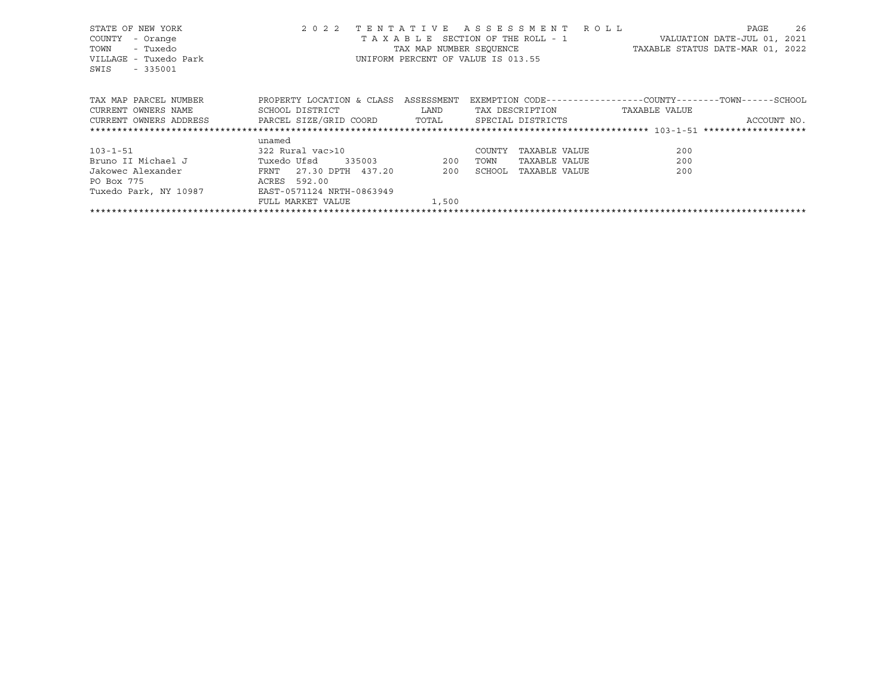STATE OF NEW YORK — 2022 TENTATIVE ASSESSMENT ROLL
COUNTY - Orange — TAXABLE SECTION OF THE ROLL - 1 — VALUATION DATE-JUL 01, 2021
TOWN - Tuxedo — TAX MAP NUMBER SEQUENCE — TAXABLE STATUS DATE-MAR 01, 2022
VILLAGE - Tuxedo Park — UNIFORM PERCENT OF VALUE IS 013.55
SWIS - 335001

| TAX MAP PARCEL NUMBER / CURRENT OWNERS NAME / CURRENT OWNERS ADDRESS | PROPERTY LOCATION & CLASS / SCHOOL DISTRICT / PARCEL SIZE/GRID COORD | ASSESSMENT / LAND / TOTAL | EXEMPTION CODE / TAX DESCRIPTION / SPECIAL DISTRICTS | TAXABLE VALUE (COUNTY / TOWN / SCHOOL) | ACCOUNT NO. |
|---|---|---|---|---|---|
| 103-1-51 | unamed | | | | |
| 103-1-51 | 322 Rural vac>10 | | COUNTY TAXABLE VALUE | 200 | |
| Bruno II Michael J | Tuxedo Ufsd 335003 | 200 | TOWN TAXABLE VALUE | 200 | |
| Jakowec Alexander | FRNT 27.30 DPTH 437.20 | 200 | SCHOOL TAXABLE VALUE | 200 | |
| PO Box 775 | ACRES 592.00 | | | | |
| Tuxedo Park, NY 10987 | EAST-0571124 NRTH-0863949 | | | | |
| | FULL MARKET VALUE | 1,500 | | | |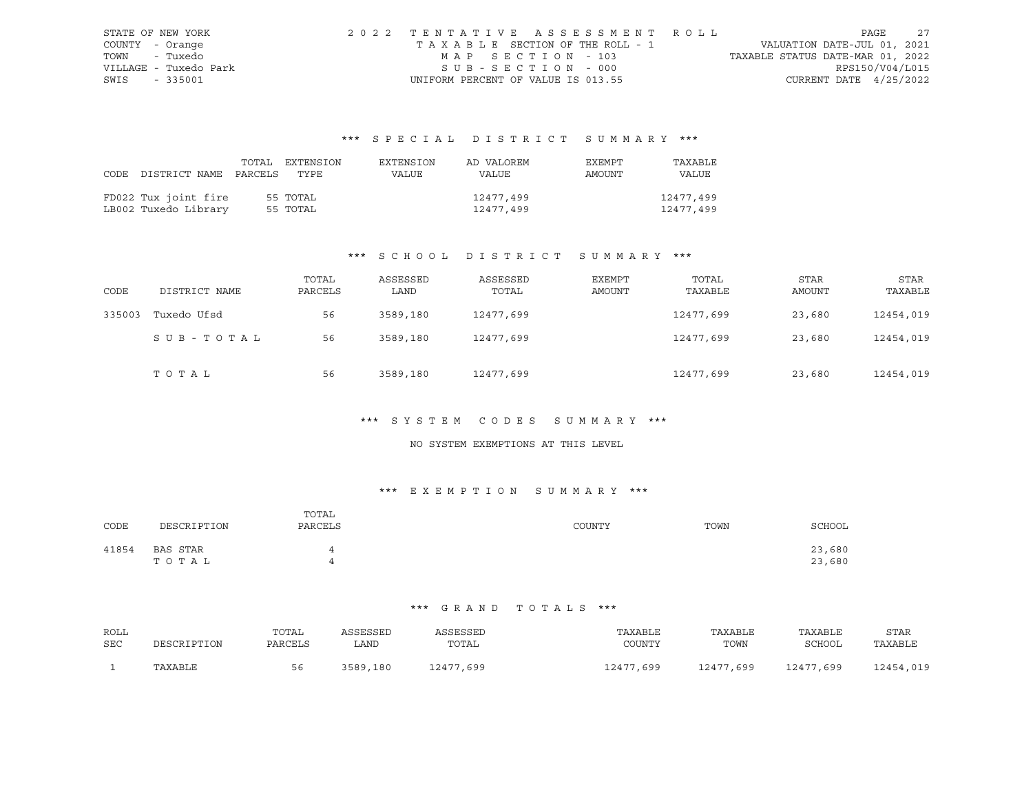STATE OF NEW YORK — COUNTY - Orange — TOWN - Tuxedo — VILLAGE - Tuxedo Park — SWIS - 335001

2022 TENTATIVE ASSESSMENT ROLL
TAXABLE SECTION OF THE ROLL - 1
MAP SECTION - 103
SUB-SECTION - 000
UNIFORM PERCENT OF VALUE IS 013.55

VALUATION DATE-JUL 01, 2021
TAXABLE STATUS DATE-MAR 01, 2022
RPS150/V04/L015
CURRENT DATE 4/25/2022

## *** SPECIAL DISTRICT SUMMARY ***

| CODE | DISTRICT NAME | TOTAL PARCELS | EXTENSION TYPE | EXTENSION VALUE | AD VALOREM VALUE | EXEMPT AMOUNT | TAXABLE VALUE |
|---|---|---|---|---|---|---|---|
| FD022 | Tux joint fire | 55 | TOTAL | | 12477,499 | | 12477,499 |
| LB002 | Tuxedo Library | 55 | TOTAL | | 12477,499 | | 12477,499 |

## *** SCHOOL DISTRICT SUMMARY ***

| CODE | DISTRICT NAME | TOTAL PARCELS | ASSESSED LAND | ASSESSED TOTAL | EXEMPT AMOUNT | TOTAL TAXABLE | STAR AMOUNT | STAR TAXABLE |
|---|---|---|---|---|---|---|---|---|
| 335003 | Tuxedo Ufsd | 56 | 3589,180 | 12477,699 | | 12477,699 | 23,680 | 12454,019 |
| | SUB-TOTAL | 56 | 3589,180 | 12477,699 | | 12477,699 | 23,680 | 12454,019 |
| | TOTAL | 56 | 3589,180 | 12477,699 | | 12477,699 | 23,680 | 12454,019 |

## *** SYSTEM CODES SUMMARY ***

NO SYSTEM EXEMPTIONS AT THIS LEVEL

## *** EXEMPTION SUMMARY ***

| CODE | DESCRIPTION | TOTAL PARCELS | COUNTY | TOWN | SCHOOL |
|---|---|---|---|---|---|
| 41854 | BAS STAR | 4 | | | 23,680 |
| | TOTAL | 4 | | | 23,680 |

## *** GRAND TOTALS ***

| ROLL SEC | DESCRIPTION | TOTAL PARCELS | ASSESSED LAND | ASSESSED TOTAL | TAXABLE COUNTY | TAXABLE TOWN | TAXABLE SCHOOL | STAR TAXABLE |
|---|---|---|---|---|---|---|---|---|
| 1 | TAXABLE | 56 | 3589,180 | 12477,699 | 12477,699 | 12477,699 | 12477,699 | 12454,019 |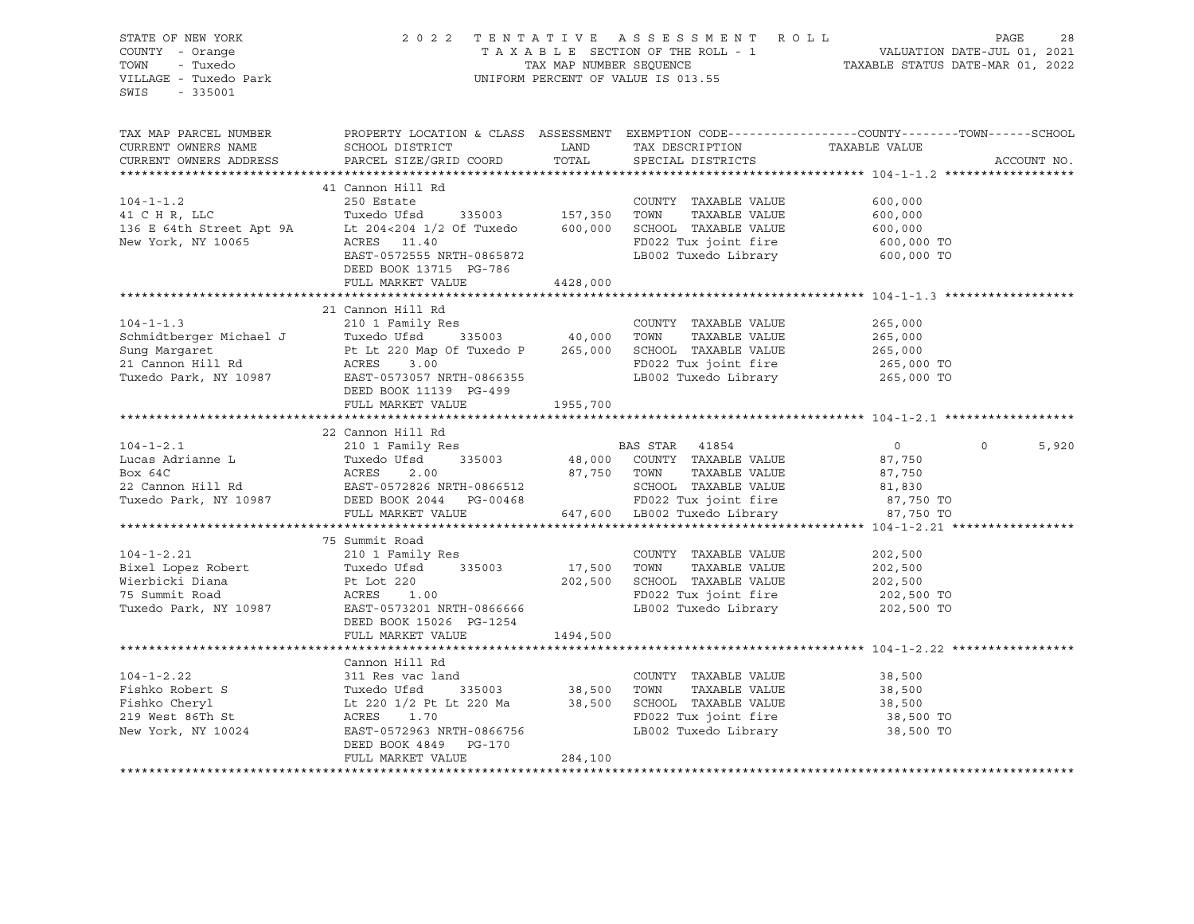STATE OF NEW YORK
COUNTY - Orange
TOWN - Tuxedo
VILLAGE - Tuxedo Park
SWIS - 335001

2022 TENTATIVE ASSESSMENT ROLL
TAXABLE SECTION OF THE ROLL - 1
TAX MAP NUMBER SEQUENCE
UNIFORM PERCENT OF VALUE IS 013.55

VALUATION DATE-JUL 01, 2021
TAXABLE STATUS DATE-MAR 01, 2022

| TAX MAP PARCEL NUMBER / CURRENT OWNERS NAME / CURRENT OWNERS ADDRESS | PROPERTY LOCATION & CLASS / SCHOOL DISTRICT / PARCEL SIZE/GRID COORD | ASSESSMENT LAND | TOTAL | EXEMPTION CODE / TAX DESCRIPTION / SPECIAL DISTRICTS | COUNTY TAXABLE VALUE | TOWN | SCHOOL | ACCOUNT NO. |
|---|---|---|---|---|---|---|---|---|
| **104-1-1.2** | 41 Cannon Hill Rd | | | | | | | |
| 104-1-1.2 | 250 Estate | | | COUNTY TAXABLE VALUE | 600,000 | | | |
| 41 C H R, LLC | Tuxedo Ufsd 335003 | 157,350 | | TOWN TAXABLE VALUE | 600,000 | | | |
| 136 E 64th Street Apt 9A | Lt 204<204 1/2 Of Tuxedo | | 600,000 | SCHOOL TAXABLE VALUE | 600,000 | | | |
| New York, NY 10065 | ACRES 11.40 | | | FD022 Tux joint fire | 600,000 TO | | | |
| | EAST-0572555 NRTH-0865872 | | | LB002 Tuxedo Library | 600,000 TO | | | |
| | DEED BOOK 13715 PG-786 | | | | | | | |
| | FULL MARKET VALUE | | 4428,000 | | | | | |
| **104-1-1.3** | 21 Cannon Hill Rd | | | | | | | |
| 104-1-1.3 | 210 1 Family Res | | | COUNTY TAXABLE VALUE | 265,000 | | | |
| Schmidtberger Michael J | Tuxedo Ufsd 335003 | 40,000 | | TOWN TAXABLE VALUE | 265,000 | | | |
| Sung Margaret | Pt Lt 220 Map Of Tuxedo P | | 265,000 | SCHOOL TAXABLE VALUE | 265,000 | | | |
| 21 Cannon Hill Rd | ACRES 3.00 | | | FD022 Tux joint fire | 265,000 TO | | | |
| Tuxedo Park, NY 10987 | EAST-0573057 NRTH-0866355 | | | LB002 Tuxedo Library | 265,000 TO | | | |
| | DEED BOOK 11139 PG-499 | | | | | | | |
| | FULL MARKET VALUE | | 1955,700 | | | | | |
| **104-1-2.1** | 22 Cannon Hill Rd | | | | | | | |
| 104-1-2.1 | 210 1 Family Res | | | BAS STAR 41854 | 0 | 0 | 5,920 | |
| Lucas Adrianne L | Tuxedo Ufsd 335003 | 48,000 | | COUNTY TAXABLE VALUE | 87,750 | | | |
| Box 64C | ACRES 2.00 | | 87,750 | TOWN TAXABLE VALUE | 87,750 | | | |
| 22 Cannon Hill Rd | EAST-0572826 NRTH-0866512 | | | SCHOOL TAXABLE VALUE | 81,830 | | | |
| Tuxedo Park, NY 10987 | DEED BOOK 2044 PG-00468 | | | FD022 Tux joint fire | 87,750 TO | | | |
| | FULL MARKET VALUE | | 647,600 | LB002 Tuxedo Library | 87,750 TO | | | |
| **104-1-2.21** | 75 Summit Road | | | | | | | |
| 104-1-2.21 | 210 1 Family Res | | | COUNTY TAXABLE VALUE | 202,500 | | | |
| Bixel Lopez Robert | Tuxedo Ufsd 335003 | 17,500 | | TOWN TAXABLE VALUE | 202,500 | | | |
| Wierbicki Diana | Pt Lot 220 | | 202,500 | SCHOOL TAXABLE VALUE | 202,500 | | | |
| 75 Summit Road | ACRES 1.00 | | | FD022 Tux joint fire | 202,500 TO | | | |
| Tuxedo Park, NY 10987 | EAST-0573201 NRTH-0866666 | | | LB002 Tuxedo Library | 202,500 TO | | | |
| | DEED BOOK 15026 PG-1254 | | | | | | | |
| | FULL MARKET VALUE | | 1494,500 | | | | | |
| **104-1-2.22** | Cannon Hill Rd | | | | | | | |
| 104-1-2.22 | 311 Res vac land | | | COUNTY TAXABLE VALUE | 38,500 | | | |
| Fishko Robert S | Tuxedo Ufsd 335003 | 38,500 | | TOWN TAXABLE VALUE | 38,500 | | | |
| Fishko Cheryl | Lt 220 1/2 Pt Lt 220 Ma | | 38,500 | SCHOOL TAXABLE VALUE | 38,500 | | | |
| 219 West 86Th St | ACRES 1.70 | | | FD022 Tux joint fire | 38,500 TO | | | |
| New York, NY 10024 | EAST-0572963 NRTH-0866756 | | | LB002 Tuxedo Library | 38,500 TO | | | |
| | DEED BOOK 4849 PG-170 | | | | | | | |
| | FULL MARKET VALUE | | 284,100 | | | | | |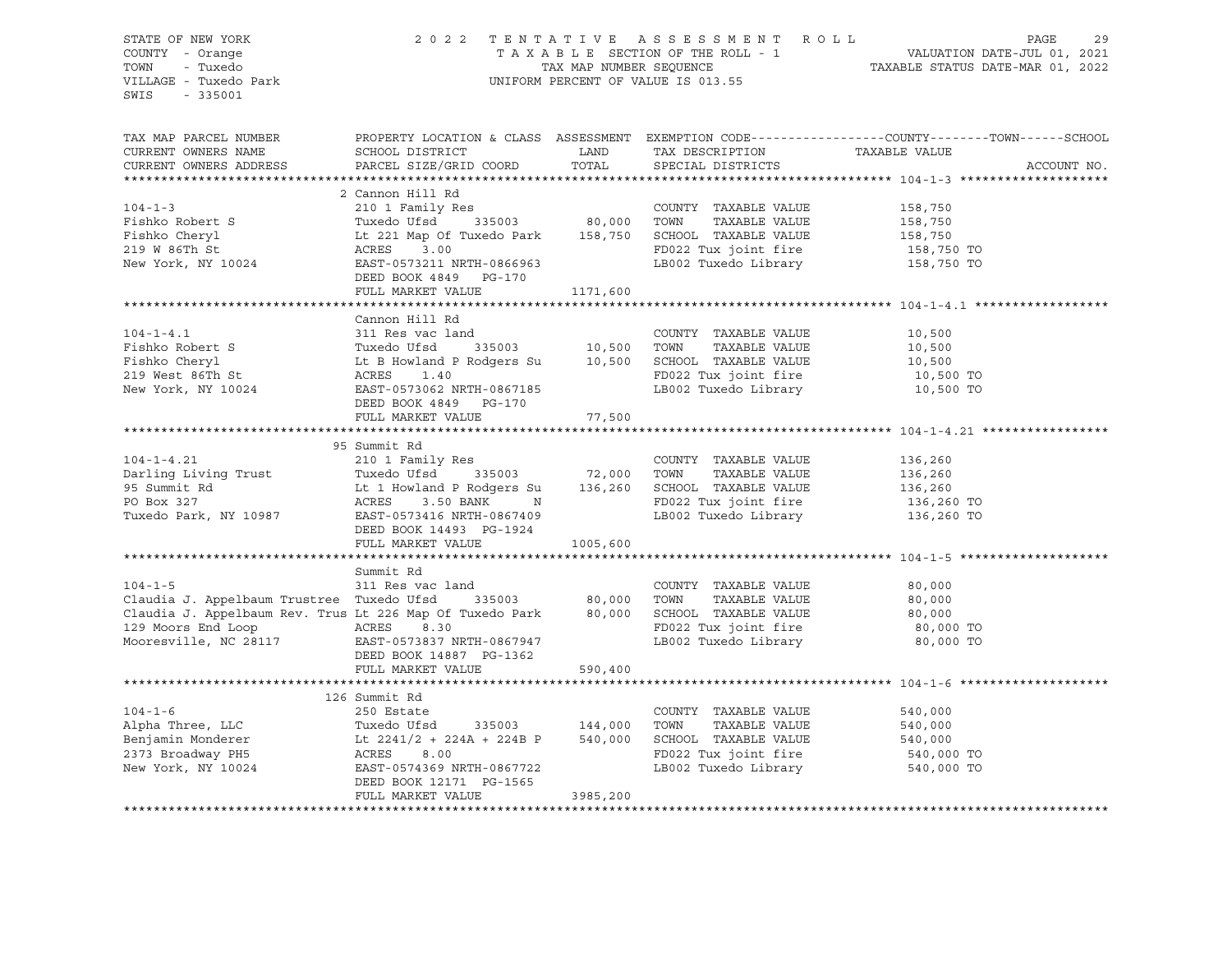STATE OF NEW YORK
COUNTY - Orange
TOWN - Tuxedo
VILLAGE - Tuxedo Park
SWIS - 335001

2 0 2 2 T E N T A T I V E A S S E S S M E N T R O L L
T A X A B L E SECTION OF THE ROLL - 1
TAX MAP NUMBER SEQUENCE
UNIFORM PERCENT OF VALUE IS 013.55

VALUATION DATE-JUL 01, 2021
TAXABLE STATUS DATE-MAR 01, 2022

| TAX MAP PARCEL NUMBER / CURRENT OWNERS NAME / CURRENT OWNERS ADDRESS | PROPERTY LOCATION & CLASS / SCHOOL DISTRICT / PARCEL SIZE/GRID COORD | ASSESSMENT LAND / TOTAL | EXEMPTION CODE / TAX DESCRIPTION / SPECIAL DISTRICTS | COUNTY--------TOWN------SCHOOL TAXABLE VALUE | ACCOUNT NO. |
|---|---|---|---|---|---|
| **104-1-3** | 2 Cannon Hill Rd | | | | |
| 104-1-3 | 210 1 Family Res | | COUNTY TAXABLE VALUE | 158,750 | |
| Fishko Robert S | Tuxedo Ufsd 335003 | 80,000 | TOWN TAXABLE VALUE | 158,750 | |
| Fishko Cheryl | Lt 221 Map Of Tuxedo Park | 158,750 | SCHOOL TAXABLE VALUE | 158,750 | |
| 219 W 86Th St | ACRES 3.00 | | FD022 Tux joint fire | 158,750 TO | |
| New York, NY 10024 | EAST-0573211 NRTH-0866963 | | LB002 Tuxedo Library | 158,750 TO | |
| | DEED BOOK 4849 PG-170 | | | | |
| | FULL MARKET VALUE | 1171,600 | | | |
| **104-1-4.1** | Cannon Hill Rd | | | | |
| 104-1-4.1 | 311 Res vac land | | COUNTY TAXABLE VALUE | 10,500 | |
| Fishko Robert S | Tuxedo Ufsd 335003 | 10,500 | TOWN TAXABLE VALUE | 10,500 | |
| Fishko Cheryl | Lt B Howland P Rodgers Su | 10,500 | SCHOOL TAXABLE VALUE | 10,500 | |
| 219 West 86Th St | ACRES 1.40 | | FD022 Tux joint fire | 10,500 TO | |
| New York, NY 10024 | EAST-0573062 NRTH-0867185 | | LB002 Tuxedo Library | 10,500 TO | |
| | DEED BOOK 4849 PG-170 | | | | |
| | FULL MARKET VALUE | 77,500 | | | |
| **104-1-4.21** | 95 Summit Rd | | | | |
| 104-1-4.21 | 210 1 Family Res | | COUNTY TAXABLE VALUE | 136,260 | |
| Darling Living Trust | Tuxedo Ufsd 335003 | 72,000 | TOWN TAXABLE VALUE | 136,260 | |
| 95 Summit Rd | Lt 1 Howland P Rodgers Su | 136,260 | SCHOOL TAXABLE VALUE | 136,260 | |
| PO Box 327 | ACRES 3.50 BANK N | | FD022 Tux joint fire | 136,260 TO | |
| Tuxedo Park, NY 10987 | EAST-0573416 NRTH-0867409 | | LB002 Tuxedo Library | 136,260 TO | |
| | DEED BOOK 14493 PG-1924 | | | | |
| | FULL MARKET VALUE | 1005,600 | | | |
| **104-1-5** | Summit Rd | | | | |
| 104-1-5 | 311 Res vac land | | COUNTY TAXABLE VALUE | 80,000 | |
| Claudia J. Appelbaum Trustree | Tuxedo Ufsd 335003 | 80,000 | TOWN TAXABLE VALUE | 80,000 | |
| Claudia J. Appelbaum Rev. Trus | Lt 226 Map Of Tuxedo Park | 80,000 | SCHOOL TAXABLE VALUE | 80,000 | |
| 129 Moors End Loop | ACRES 8.30 | | FD022 Tux joint fire | 80,000 TO | |
| Mooresville, NC 28117 | EAST-0573837 NRTH-0867947 | | LB002 Tuxedo Library | 80,000 TO | |
| | DEED BOOK 14887 PG-1362 | | | | |
| | FULL MARKET VALUE | 590,400 | | | |
| **104-1-6** | 126 Summit Rd | | | | |
| 104-1-6 | 250 Estate | | COUNTY TAXABLE VALUE | 540,000 | |
| Alpha Three, LLC | Tuxedo Ufsd 335003 | 144,000 | TOWN TAXABLE VALUE | 540,000 | |
| Benjamin Monderer | Lt 2241/2 + 224A + 224B P | 540,000 | SCHOOL TAXABLE VALUE | 540,000 | |
| 2373 Broadway PH5 | ACRES 8.00 | | FD022 Tux joint fire | 540,000 TO | |
| New York, NY 10024 | EAST-0574369 NRTH-0867722 | | LB002 Tuxedo Library | 540,000 TO | |
| | DEED BOOK 12171 PG-1565 | | | | |
| | FULL MARKET VALUE | 3985,200 | | | |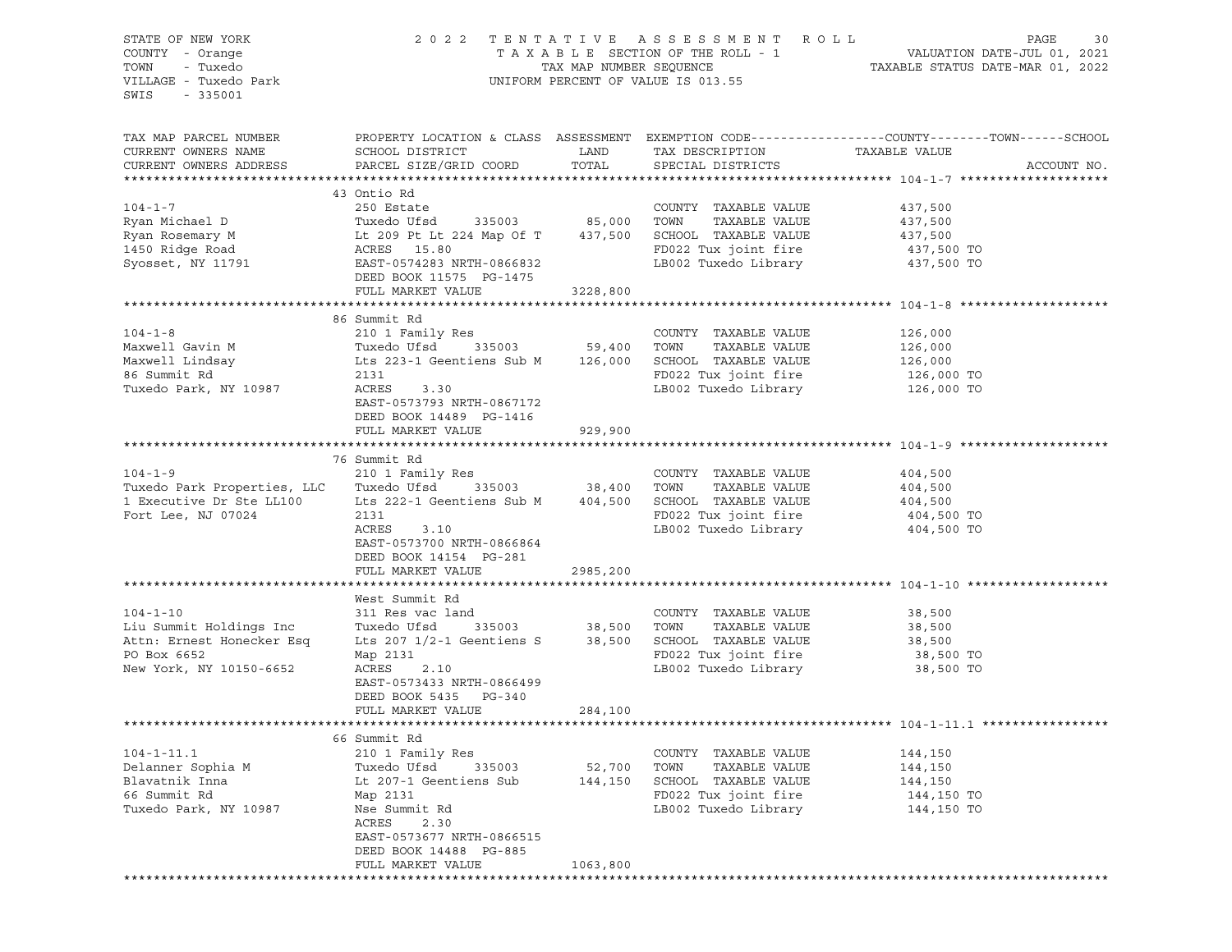STATE OF NEW YORK
COUNTY - Orange
TOWN - Tuxedo
VILLAGE - Tuxedo Park
SWIS - 335001

2022 TENTATIVE ASSESSMENT ROLL
TAXABLE SECTION OF THE ROLL - 1
TAX MAP NUMBER SEQUENCE
UNIFORM PERCENT OF VALUE IS 013.55

VALUATION DATE-JUL 01, 2021
TAXABLE STATUS DATE-MAR 01, 2022

| TAX MAP PARCEL NUMBER / CURRENT OWNERS NAME / CURRENT OWNERS ADDRESS | PROPERTY LOCATION & CLASS / SCHOOL DISTRICT / PARCEL SIZE/GRID COORD | ASSESSMENT LAND | TOTAL | EXEMPTION CODE / TAX DESCRIPTION / SPECIAL DISTRICTS | COUNTY--------TOWN------SCHOOL TAXABLE VALUE | ACCOUNT NO. |
|---|---|---|---|---|---|---|
| **104-1-7** | 43 Ontio Rd | | | | | |
| 104-1-7 | 250 Estate | | | COUNTY TAXABLE VALUE | 437,500 | |
| Ryan Michael D | Tuxedo Ufsd 335003 | 85,000 | | TOWN TAXABLE VALUE | 437,500 | |
| Ryan Rosemary M | Lt 209 Pt Lt 224 Map Of T | | 437,500 | SCHOOL TAXABLE VALUE | 437,500 | |
| 1450 Ridge Road | ACRES 15.80 | | | FD022 Tux joint fire | 437,500 TO | |
| Syosset, NY 11791 | EAST-0574283 NRTH-0866832 | | | LB002 Tuxedo Library | 437,500 TO | |
| | DEED BOOK 11575 PG-1475 | | | | | |
| | FULL MARKET VALUE | | 3228,800 | | | |
| **104-1-8** | 86 Summit Rd | | | | | |
| 104-1-8 | 210 1 Family Res | | | COUNTY TAXABLE VALUE | 126,000 | |
| Maxwell Gavin M | Tuxedo Ufsd 335003 | 59,400 | | TOWN TAXABLE VALUE | 126,000 | |
| Maxwell Lindsay | Lts 223-1 Geentiens Sub M | | 126,000 | SCHOOL TAXABLE VALUE | 126,000 | |
| 86 Summit Rd | 2131 | | | FD022 Tux joint fire | 126,000 TO | |
| Tuxedo Park, NY 10987 | ACRES 3.30 | | | LB002 Tuxedo Library | 126,000 TO | |
| | EAST-0573793 NRTH-0867172 | | | | | |
| | DEED BOOK 14489 PG-1416 | | | | | |
| | FULL MARKET VALUE | | 929,900 | | | |
| **104-1-9** | 76 Summit Rd | | | | | |
| 104-1-9 | 210 1 Family Res | | | COUNTY TAXABLE VALUE | 404,500 | |
| Tuxedo Park Properties, LLC | Tuxedo Ufsd 335003 | 38,400 | | TOWN TAXABLE VALUE | 404,500 | |
| 1 Executive Dr Ste LL100 | Lts 222-1 Geentiens Sub M | | 404,500 | SCHOOL TAXABLE VALUE | 404,500 | |
| Fort Lee, NJ 07024 | 2131 | | | FD022 Tux joint fire | 404,500 TO | |
| | ACRES 3.10 | | | LB002 Tuxedo Library | 404,500 TO | |
| | EAST-0573700 NRTH-0866864 | | | | | |
| | DEED BOOK 14154 PG-281 | | | | | |
| | FULL MARKET VALUE | | 2985,200 | | | |
| **104-1-10** | West Summit Rd | | | | | |
| 104-1-10 | 311 Res vac land | | | COUNTY TAXABLE VALUE | 38,500 | |
| Liu Summit Holdings Inc | Tuxedo Ufsd 335003 | 38,500 | | TOWN TAXABLE VALUE | 38,500 | |
| Attn: Ernest Honecker Esq | Lts 207 1/2-1 Geentiens S | | 38,500 | SCHOOL TAXABLE VALUE | 38,500 | |
| PO Box 6652 | Map 2131 | | | FD022 Tux joint fire | 38,500 TO | |
| New York, NY 10150-6652 | ACRES 2.10 | | | LB002 Tuxedo Library | 38,500 TO | |
| | EAST-0573433 NRTH-0866499 | | | | | |
| | DEED BOOK 5435 PG-340 | | | | | |
| | FULL MARKET VALUE | | 284,100 | | | |
| **104-1-11.1** | 66 Summit Rd | | | | | |
| 104-1-11.1 | 210 1 Family Res | | | COUNTY TAXABLE VALUE | 144,150 | |
| Delanner Sophia M | Tuxedo Ufsd 335003 | 52,700 | | TOWN TAXABLE VALUE | 144,150 | |
| Blavatnik Inna | Lt 207-1 Geentiens Sub | | 144,150 | SCHOOL TAXABLE VALUE | 144,150 | |
| 66 Summit Rd | Map 2131 | | | FD022 Tux joint fire | 144,150 TO | |
| Tuxedo Park, NY 10987 | Nse Summit Rd | | | LB002 Tuxedo Library | 144,150 TO | |
| | ACRES 2.30 | | | | | |
| | EAST-0573677 NRTH-0866515 | | | | | |
| | DEED BOOK 14488 PG-885 | | | | | |
| | FULL MARKET VALUE | | 1063,800 | | | |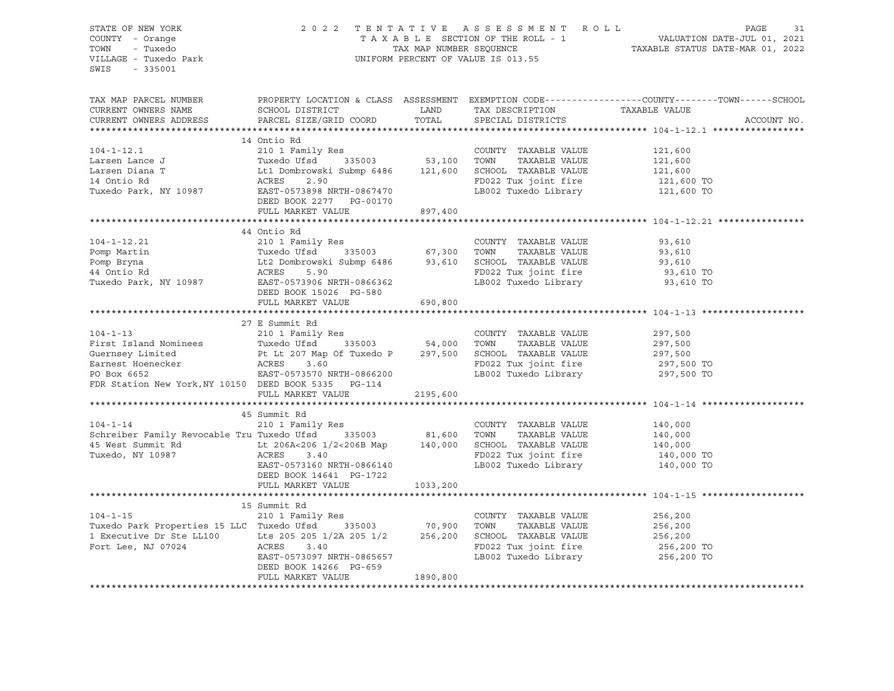STATE OF NEW YORK
COUNTY - Orange
TOWN - Tuxedo
VILLAGE - Tuxedo Park
SWIS - 335001

2022 TENTATIVE ASSESSMENT ROLL
TAXABLE SECTION OF THE ROLL - 1
TAX MAP NUMBER SEQUENCE
UNIFORM PERCENT OF VALUE IS 013.55

VALUATION DATE-JUL 01, 2021
TAXABLE STATUS DATE-MAR 01, 2022

| TAX MAP PARCEL NUMBER / CURRENT OWNERS NAME / CURRENT OWNERS ADDRESS | PROPERTY LOCATION & CLASS / SCHOOL DISTRICT / PARCEL SIZE/GRID COORD | ASSESSMENT LAND | TOTAL | EXEMPTION CODE / TAX DESCRIPTION / SPECIAL DISTRICTS | TAXABLE VALUE (COUNTY--TOWN--SCHOOL) | ACCOUNT NO. |
|---|---|---|---|---|---|---|
| **104-1-12.1** | 14 Ontio Rd | | | | | |
| 104-1-12.1 | 210 1 Family Res | | | COUNTY TAXABLE VALUE | 121,600 | |
| Larsen Lance J | Tuxedo Ufsd 335003 | 53,100 | | TOWN TAXABLE VALUE | 121,600 | |
| Larsen Diana T | Lt1 Dombrowski Submp 6486 | | 121,600 | SCHOOL TAXABLE VALUE | 121,600 | |
| 14 Ontio Rd | ACRES 2.90 | | | FD022 Tux joint fire | 121,600 TO | |
| Tuxedo Park, NY 10987 | EAST-0573898 NRTH-0867470 | | | LB002 Tuxedo Library | 121,600 TO | |
| | DEED BOOK 2277 PG-00170 | | | | | |
| | FULL MARKET VALUE | | 897,400 | | | |
| **104-1-12.21** | 44 Ontio Rd | | | | | |
| 104-1-12.21 | 210 1 Family Res | | | COUNTY TAXABLE VALUE | 93,610 | |
| Pomp Martin | Tuxedo Ufsd 335003 | 67,300 | | TOWN TAXABLE VALUE | 93,610 | |
| Pomp Bryna | Lt2 Dombrowski Submp 6486 | | 93,610 | SCHOOL TAXABLE VALUE | 93,610 | |
| 44 Ontio Rd | ACRES 5.90 | | | FD022 Tux joint fire | 93,610 TO | |
| Tuxedo Park, NY 10987 | EAST-0573906 NRTH-0866362 | | | LB002 Tuxedo Library | 93,610 TO | |
| | DEED BOOK 15026 PG-580 | | | | | |
| | FULL MARKET VALUE | | 690,800 | | | |
| **104-1-13** | 27 E Summit Rd | | | | | |
| 104-1-13 | 210 1 Family Res | | | COUNTY TAXABLE VALUE | 297,500 | |
| First Island Nominees | Tuxedo Ufsd 335003 | 54,000 | | TOWN TAXABLE VALUE | 297,500 | |
| Guernsey Limited | Pt Lt 207 Map Of Tuxedo P | | 297,500 | SCHOOL TAXABLE VALUE | 297,500 | |
| Earnest Hoenecker | ACRES 3.60 | | | FD022 Tux joint fire | 297,500 TO | |
| PO Box 6652 | EAST-0573570 NRTH-0866200 | | | LB002 Tuxedo Library | 297,500 TO | |
| FDR Station New York,NY 10150 | DEED BOOK 5335 PG-114 | | | | | |
| | FULL MARKET VALUE | | 2195,600 | | | |
| **104-1-14** | 45 Summit Rd | | | | | |
| 104-1-14 | 210 1 Family Res | | | COUNTY TAXABLE VALUE | 140,000 | |
| Schreiber Family Revocable Tru | Tuxedo Ufsd 335003 | 81,600 | | TOWN TAXABLE VALUE | 140,000 | |
| 45 West Summit Rd | Lt 206A<206 1/2<206B Map | | 140,000 | SCHOOL TAXABLE VALUE | 140,000 | |
| Tuxedo, NY 10987 | ACRES 3.40 | | | FD022 Tux joint fire | 140,000 TO | |
| | EAST-0573160 NRTH-0866140 | | | LB002 Tuxedo Library | 140,000 TO | |
| | DEED BOOK 14641 PG-1722 | | | | | |
| | FULL MARKET VALUE | | 1033,200 | | | |
| **104-1-15** | 15 Summit Rd | | | | | |
| 104-1-15 | 210 1 Family Res | | | COUNTY TAXABLE VALUE | 256,200 | |
| Tuxedo Park Properties 15 LLC | Tuxedo Ufsd 335003 | 70,900 | | TOWN TAXABLE VALUE | 256,200 | |
| 1 Executive Dr Ste LL100 | Lts 205 205 1/2A 205 1/2 | | 256,200 | SCHOOL TAXABLE VALUE | 256,200 | |
| Fort Lee, NJ 07024 | ACRES 3.40 | | | FD022 Tux joint fire | 256,200 TO | |
| | EAST-0573097 NRTH-0865657 | | | LB002 Tuxedo Library | 256,200 TO | |
| | DEED BOOK 14266 PG-659 | | | | | |
| | FULL MARKET VALUE | | 1890,800 | | | |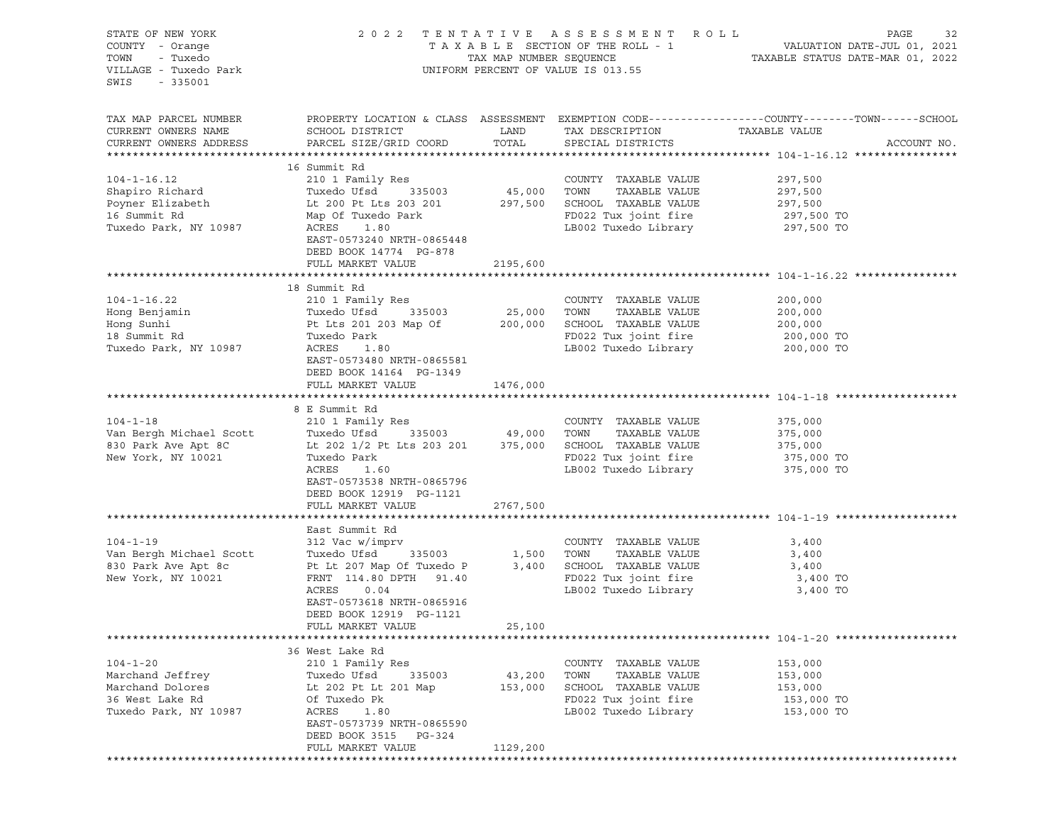STATE OF NEW YORK
COUNTY - Orange
TOWN - Tuxedo
VILLAGE - Tuxedo Park
SWIS - 335001

2022 TENTATIVE ASSESSMENT ROLL
TAXABLE SECTION OF THE ROLL - 1
TAX MAP NUMBER SEQUENCE
UNIFORM PERCENT OF VALUE IS 013.55

VALUATION DATE-JUL 01, 2021
TAXABLE STATUS DATE-MAR 01, 2022

| TAX MAP PARCEL NUMBER / CURRENT OWNERS NAME / CURRENT OWNERS ADDRESS | PROPERTY LOCATION & CLASS / SCHOOL DISTRICT / PARCEL SIZE/GRID COORD | ASSESSMENT LAND / TOTAL | EXEMPTION CODE / TAX DESCRIPTION / SPECIAL DISTRICTS | TAXABLE VALUE (COUNTY / TOWN / SCHOOL) | ACCOUNT NO. |
|---|---|---|---|---|---|
| **104-1-16.12** | 16 Summit Rd | | | | |
| 104-1-16.12 | 210 1 Family Res | | COUNTY TAXABLE VALUE | 297,500 | |
| Shapiro Richard | Tuxedo Ufsd 335003 | 45,000 | TOWN TAXABLE VALUE | 297,500 | |
| Poyner Elizabeth | Lt 200 Pt Lts 203 201 | 297,500 | SCHOOL TAXABLE VALUE | 297,500 | |
| 16 Summit Rd | Map Of Tuxedo Park | | FD022 Tux joint fire | 297,500 TO | |
| Tuxedo Park, NY 10987 | ACRES 1.80 | | LB002 Tuxedo Library | 297,500 TO | |
| | EAST-0573240 NRTH-0865448 | | | | |
| | DEED BOOK 14774 PG-878 | | | | |
| | FULL MARKET VALUE | 2195,600 | | | |
| **104-1-16.22** | 18 Summit Rd | | | | |
| 104-1-16.22 | 210 1 Family Res | | COUNTY TAXABLE VALUE | 200,000 | |
| Hong Benjamin | Tuxedo Ufsd 335003 | 25,000 | TOWN TAXABLE VALUE | 200,000 | |
| Hong Sunhi | Pt Lts 201 203 Map Of | 200,000 | SCHOOL TAXABLE VALUE | 200,000 | |
| 18 Summit Rd | Tuxedo Park | | FD022 Tux joint fire | 200,000 TO | |
| Tuxedo Park, NY 10987 | ACRES 1.80 | | LB002 Tuxedo Library | 200,000 TO | |
| | EAST-0573480 NRTH-0865581 | | | | |
| | DEED BOOK 14164 PG-1349 | | | | |
| | FULL MARKET VALUE | 1476,000 | | | |
| **104-1-18** | 8 E Summit Rd | | | | |
| 104-1-18 | 210 1 Family Res | | COUNTY TAXABLE VALUE | 375,000 | |
| Van Bergh Michael Scott | Tuxedo Ufsd 335003 | 49,000 | TOWN TAXABLE VALUE | 375,000 | |
| 830 Park Ave Apt 8C | Lt 202 1/2 Pt Lts 203 201 | 375,000 | SCHOOL TAXABLE VALUE | 375,000 | |
| New York, NY 10021 | Tuxedo Park | | FD022 Tux joint fire | 375,000 TO | |
| | ACRES 1.60 | | LB002 Tuxedo Library | 375,000 TO | |
| | EAST-0573538 NRTH-0865796 | | | | |
| | DEED BOOK 12919 PG-1121 | | | | |
| | FULL MARKET VALUE | 2767,500 | | | |
| **104-1-19** | East Summit Rd | | | | |
| 104-1-19 | 312 Vac w/imprv | | COUNTY TAXABLE VALUE | 3,400 | |
| Van Bergh Michael Scott | Tuxedo Ufsd 335003 | 1,500 | TOWN TAXABLE VALUE | 3,400 | |
| 830 Park Ave Apt 8c | Pt Lt 207 Map Of Tuxedo P | 3,400 | SCHOOL TAXABLE VALUE | 3,400 | |
| New York, NY 10021 | FRNT 114.80 DPTH 91.40 | | FD022 Tux joint fire | 3,400 TO | |
| | ACRES 0.04 | | LB002 Tuxedo Library | 3,400 TO | |
| | EAST-0573618 NRTH-0865916 | | | | |
| | DEED BOOK 12919 PG-1121 | | | | |
| | FULL MARKET VALUE | 25,100 | | | |
| **104-1-20** | 36 West Lake Rd | | | | |
| 104-1-20 | 210 1 Family Res | | COUNTY TAXABLE VALUE | 153,000 | |
| Marchand Jeffrey | Tuxedo Ufsd 335003 | 43,200 | TOWN TAXABLE VALUE | 153,000 | |
| Marchand Dolores | Lt 202 Pt Lt 201 Map | 153,000 | SCHOOL TAXABLE VALUE | 153,000 | |
| 36 West Lake Rd | Of Tuxedo Pk | | FD022 Tux joint fire | 153,000 TO | |
| Tuxedo Park, NY 10987 | ACRES 1.80 | | LB002 Tuxedo Library | 153,000 TO | |
| | EAST-0573739 NRTH-0865590 | | | | |
| | DEED BOOK 3515 PG-324 | | | | |
| | FULL MARKET VALUE | 1129,200 | | | |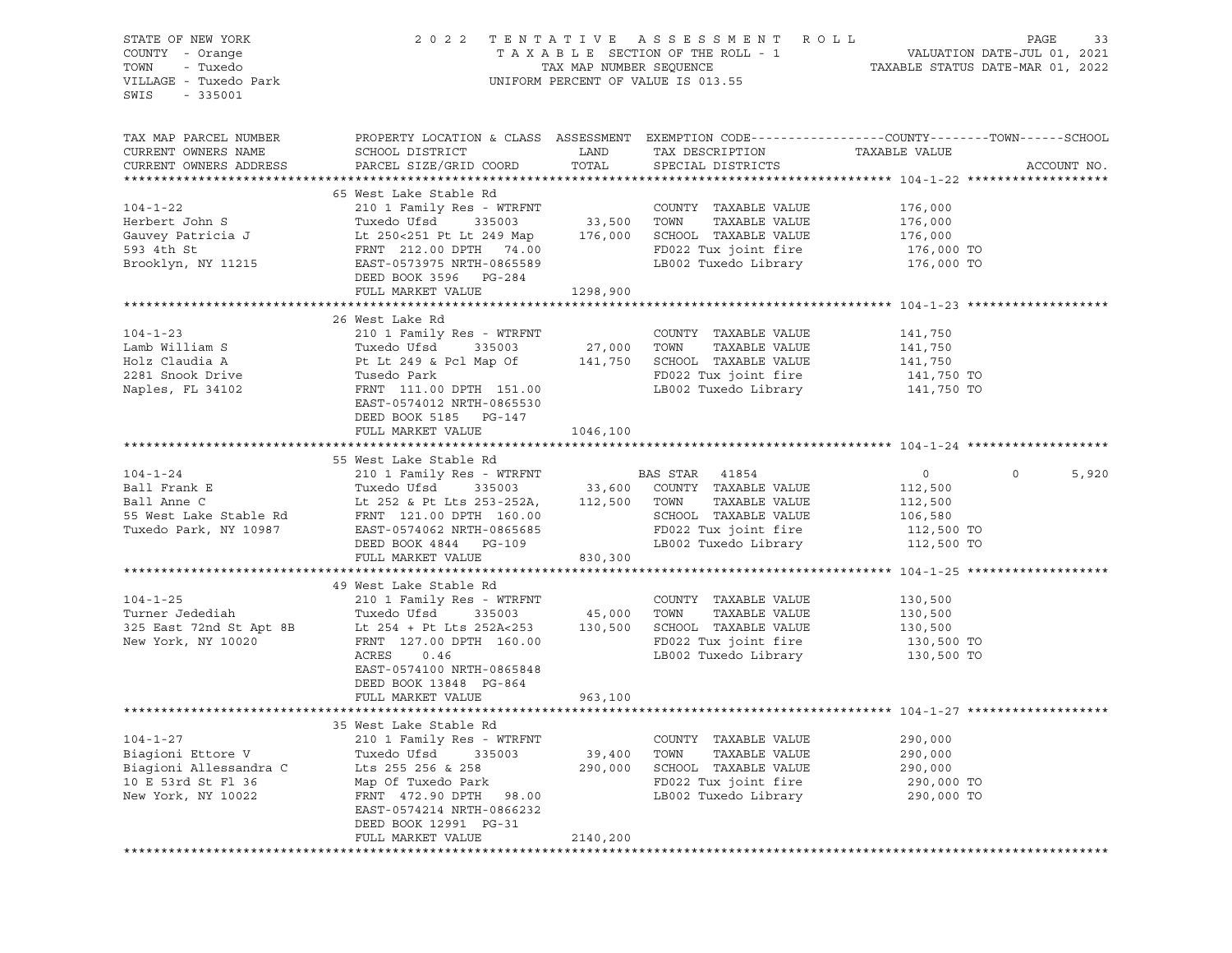STATE OF NEW YORK
COUNTY - Orange
TOWN - Tuxedo
VILLAGE - Tuxedo Park
SWIS - 335001

2 0 2 2 T E N T A T I V E A S S E S S M E N T R O L L
T A X A B L E SECTION OF THE ROLL - 1
TAX MAP NUMBER SEQUENCE
UNIFORM PERCENT OF VALUE IS 013.55

VALUATION DATE-JUL 01, 2021
TAXABLE STATUS DATE-MAR 01, 2022

| TAX MAP PARCEL NUMBER / CURRENT OWNERS NAME / CURRENT OWNERS ADDRESS | PROPERTY LOCATION & CLASS / SCHOOL DISTRICT / PARCEL SIZE/GRID COORD | ASSESSMENT LAND | TOTAL | EXEMPTION CODE / TAX DESCRIPTION / SPECIAL DISTRICTS | COUNTY TAXABLE VALUE | TOWN | SCHOOL | ACCOUNT NO. |
|---|---|---|---|---|---|---|---|---|
| **104-1-22** | 65 West Lake Stable Rd | | | | | | | |
| 104-1-22 | 210 1 Family Res - WTRFNT | | | COUNTY TAXABLE VALUE | 176,000 | | | |
| Herbert John S | Tuxedo Ufsd 335003 | 33,500 | | TOWN TAXABLE VALUE | 176,000 | | | |
| Gauvey Patricia J | Lt 250<251 Pt Lt 249 Map | | 176,000 | SCHOOL TAXABLE VALUE | 176,000 | | | |
| 593 4th St | FRNT 212.00 DPTH 74.00 | | | FD022 Tux joint fire | 176,000 TO | | | |
| Brooklyn, NY 11215 | EAST-0573975 NRTH-0865589 | | | LB002 Tuxedo Library | 176,000 TO | | | |
| | DEED BOOK 3596 PG-284 | | | | | | | |
| | FULL MARKET VALUE | | 1298,900 | | | | | |
| **104-1-23** | 26 West Lake Rd | | | | | | | |
| 104-1-23 | 210 1 Family Res - WTRFNT | | | COUNTY TAXABLE VALUE | 141,750 | | | |
| Lamb William S | Tuxedo Ufsd 335003 | 27,000 | | TOWN TAXABLE VALUE | 141,750 | | | |
| Holz Claudia A | Pt Lt 249 & Pcl Map Of | | 141,750 | SCHOOL TAXABLE VALUE | 141,750 | | | |
| 2281 Snook Drive | Tusedo Park | | | FD022 Tux joint fire | 141,750 TO | | | |
| Naples, FL 34102 | FRNT 111.00 DPTH 151.00 | | | LB002 Tuxedo Library | 141,750 TO | | | |
| | EAST-0574012 NRTH-0865530 | | | | | | | |
| | DEED BOOK 5185 PG-147 | | | | | | | |
| | FULL MARKET VALUE | | 1046,100 | | | | | |
| **104-1-24** | 55 West Lake Stable Rd | | | | | | | |
| 104-1-24 | 210 1 Family Res - WTRFNT | | | BAS STAR 41854 | 0 | 0 | 5,920 | |
| Ball Frank E | Tuxedo Ufsd 335003 | 33,600 | | COUNTY TAXABLE VALUE | 112,500 | | | |
| Ball Anne C | Lt 252 & Pt Lts 253-252A, | | 112,500 | TOWN TAXABLE VALUE | 112,500 | | | |
| 55 West Lake Stable Rd | FRNT 121.00 DPTH 160.00 | | | SCHOOL TAXABLE VALUE | 106,580 | | | |
| Tuxedo Park, NY 10987 | EAST-0574062 NRTH-0865685 | | | FD022 Tux joint fire | 112,500 TO | | | |
| | DEED BOOK 4844 PG-109 | | | LB002 Tuxedo Library | 112,500 TO | | | |
| | FULL MARKET VALUE | | 830,300 | | | | | |
| **104-1-25** | 49 West Lake Stable Rd | | | | | | | |
| 104-1-25 | 210 1 Family Res - WTRFNT | | | COUNTY TAXABLE VALUE | 130,500 | | | |
| Turner Jedediah | Tuxedo Ufsd 335003 | 45,000 | | TOWN TAXABLE VALUE | 130,500 | | | |
| 325 East 72nd St Apt 8B | Lt 254 + Pt Lts 252A<253 | | 130,500 | SCHOOL TAXABLE VALUE | 130,500 | | | |
| New York, NY 10020 | FRNT 127.00 DPTH 160.00 | | | FD022 Tux joint fire | 130,500 TO | | | |
| | ACRES 0.46 | | | LB002 Tuxedo Library | 130,500 TO | | | |
| | EAST-0574100 NRTH-0865848 | | | | | | | |
| | DEED BOOK 13848 PG-864 | | | | | | | |
| | FULL MARKET VALUE | | 963,100 | | | | | |
| **104-1-27** | 35 West Lake Stable Rd | | | | | | | |
| 104-1-27 | 210 1 Family Res - WTRFNT | | | COUNTY TAXABLE VALUE | 290,000 | | | |
| Biagioni Ettore V | Tuxedo Ufsd 335003 | 39,400 | | TOWN TAXABLE VALUE | 290,000 | | | |
| Biagioni Allessandra C | Lts 255 256 & 258 | | 290,000 | SCHOOL TAXABLE VALUE | 290,000 | | | |
| 10 E 53rd St Fl 36 | Map Of Tuxedo Park | | | FD022 Tux joint fire | 290,000 TO | | | |
| New York, NY 10022 | FRNT 472.90 DPTH 98.00 | | | LB002 Tuxedo Library | 290,000 TO | | | |
| | EAST-0574214 NRTH-0866232 | | | | | | | |
| | DEED BOOK 12991 PG-31 | | | | | | | |
| | FULL MARKET VALUE | | 2140,200 | | | | | |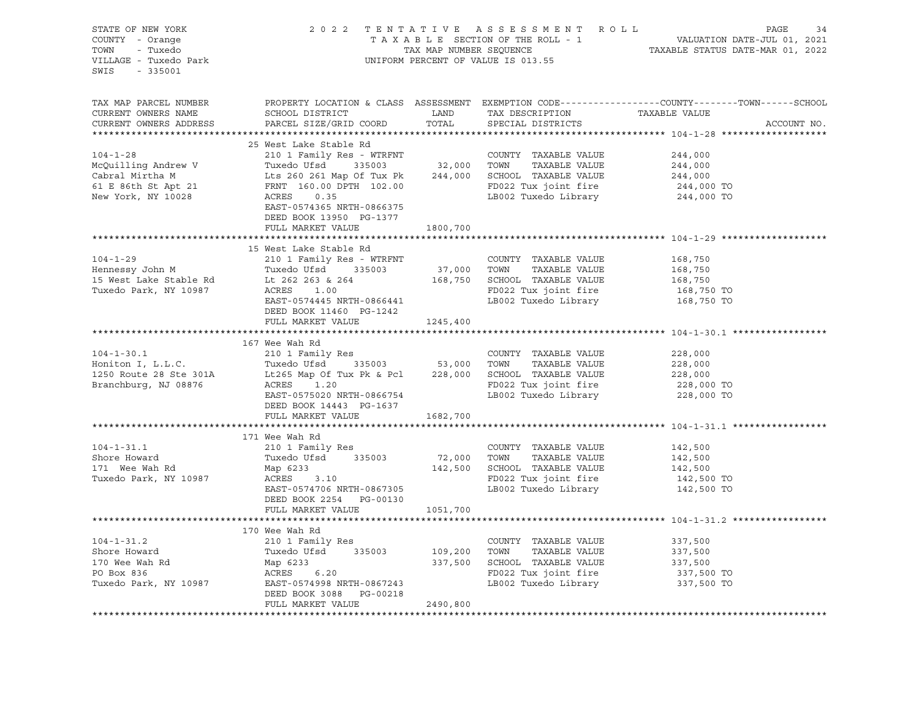STATE OF NEW YORK
COUNTY - Orange
TOWN - Tuxedo
VILLAGE - Tuxedo Park
SWIS - 335001

2022 TENTATIVE ASSESSMENT ROLL
TAXABLE SECTION OF THE ROLL - 1
TAX MAP NUMBER SEQUENCE
UNIFORM PERCENT OF VALUE IS 013.55

VALUATION DATE-JUL 01, 2021
TAXABLE STATUS DATE-MAR 01, 2022

| TAX MAP PARCEL NUMBER<br>CURRENT OWNERS NAME<br>CURRENT OWNERS ADDRESS | PROPERTY LOCATION & CLASS<br>SCHOOL DISTRICT<br>PARCEL SIZE/GRID COORD | ASSESSMENT<br>LAND<br>TOTAL | EXEMPTION CODE-----COUNTY-----TOWN-----SCHOOL<br>TAX DESCRIPTION<br>SPECIAL DISTRICTS | TAXABLE VALUE | ACCOUNT NO. |
|---|---|---|---|---|---|
| **104-1-28** | 25 West Lake Stable Rd | | | | |
| 104-1-28 | 210 1 Family Res - WTRFNT | | COUNTY TAXABLE VALUE | 244,000 | |
| McQuilling Andrew V | Tuxedo Ufsd 335003 | 32,000 | TOWN TAXABLE VALUE | 244,000 | |
| Cabral Mirtha M | Lts 260 261 Map Of Tux Pk | 244,000 | SCHOOL TAXABLE VALUE | 244,000 | |
| 61 E 86th St Apt 21 | FRNT 160.00 DPTH 102.00 | | FD022 Tux joint fire | 244,000 TO | |
| New York, NY 10028 | ACRES 0.35 | | LB002 Tuxedo Library | 244,000 TO | |
| | EAST-0574365 NRTH-0866375 | | | | |
| | DEED BOOK 13950 PG-1377 | | | | |
| | FULL MARKET VALUE | 1800,700 | | | |
| **104-1-29** | 15 West Lake Stable Rd | | | | |
| 104-1-29 | 210 1 Family Res - WTRFNT | | COUNTY TAXABLE VALUE | 168,750 | |
| Hennessy John M | Tuxedo Ufsd 335003 | 37,000 | TOWN TAXABLE VALUE | 168,750 | |
| 15 West Lake Stable Rd | Lt 262 263 & 264 | 168,750 | SCHOOL TAXABLE VALUE | 168,750 | |
| Tuxedo Park, NY 10987 | ACRES 1.00 | | FD022 Tux joint fire | 168,750 TO | |
| | EAST-0574445 NRTH-0866441 | | LB002 Tuxedo Library | 168,750 TO | |
| | DEED BOOK 11460 PG-1242 | | | | |
| | FULL MARKET VALUE | 1245,400 | | | |
| **104-1-30.1** | 167 Wee Wah Rd | | | | |
| 104-1-30.1 | 210 1 Family Res | | COUNTY TAXABLE VALUE | 228,000 | |
| Honiton I, L.L.C. | Tuxedo Ufsd 335003 | 53,000 | TOWN TAXABLE VALUE | 228,000 | |
| 1250 Route 28 Ste 301A | Lt265 Map Of Tux Pk & Pcl | 228,000 | SCHOOL TAXABLE VALUE | 228,000 | |
| Branchburg, NJ 08876 | ACRES 1.20 | | FD022 Tux joint fire | 228,000 TO | |
| | EAST-0575020 NRTH-0866754 | | LB002 Tuxedo Library | 228,000 TO | |
| | DEED BOOK 14443 PG-1637 | | | | |
| | FULL MARKET VALUE | 1682,700 | | | |
| **104-1-31.1** | 171 Wee Wah Rd | | | | |
| 104-1-31.1 | 210 1 Family Res | | COUNTY TAXABLE VALUE | 142,500 | |
| Shore Howard | Tuxedo Ufsd 335003 | 72,000 | TOWN TAXABLE VALUE | 142,500 | |
| 171 Wee Wah Rd | Map 6233 | 142,500 | SCHOOL TAXABLE VALUE | 142,500 | |
| Tuxedo Park, NY 10987 | ACRES 3.10 | | FD022 Tux joint fire | 142,500 TO | |
| | EAST-0574706 NRTH-0867305 | | LB002 Tuxedo Library | 142,500 TO | |
| | DEED BOOK 2254 PG-00130 | | | | |
| | FULL MARKET VALUE | 1051,700 | | | |
| **104-1-31.2** | 170 Wee Wah Rd | | | | |
| 104-1-31.2 | 210 1 Family Res | | COUNTY TAXABLE VALUE | 337,500 | |
| Shore Howard | Tuxedo Ufsd 335003 | 109,200 | TOWN TAXABLE VALUE | 337,500 | |
| 170 Wee Wah Rd | Map 6233 | 337,500 | SCHOOL TAXABLE VALUE | 337,500 | |
| PO Box 836 | ACRES 6.20 | | FD022 Tux joint fire | 337,500 TO | |
| Tuxedo Park, NY 10987 | EAST-0574998 NRTH-0867243 | | LB002 Tuxedo Library | 337,500 TO | |
| | DEED BOOK 3088 PG-00218 | | | | |
| | FULL MARKET VALUE | 2490,800 | | | |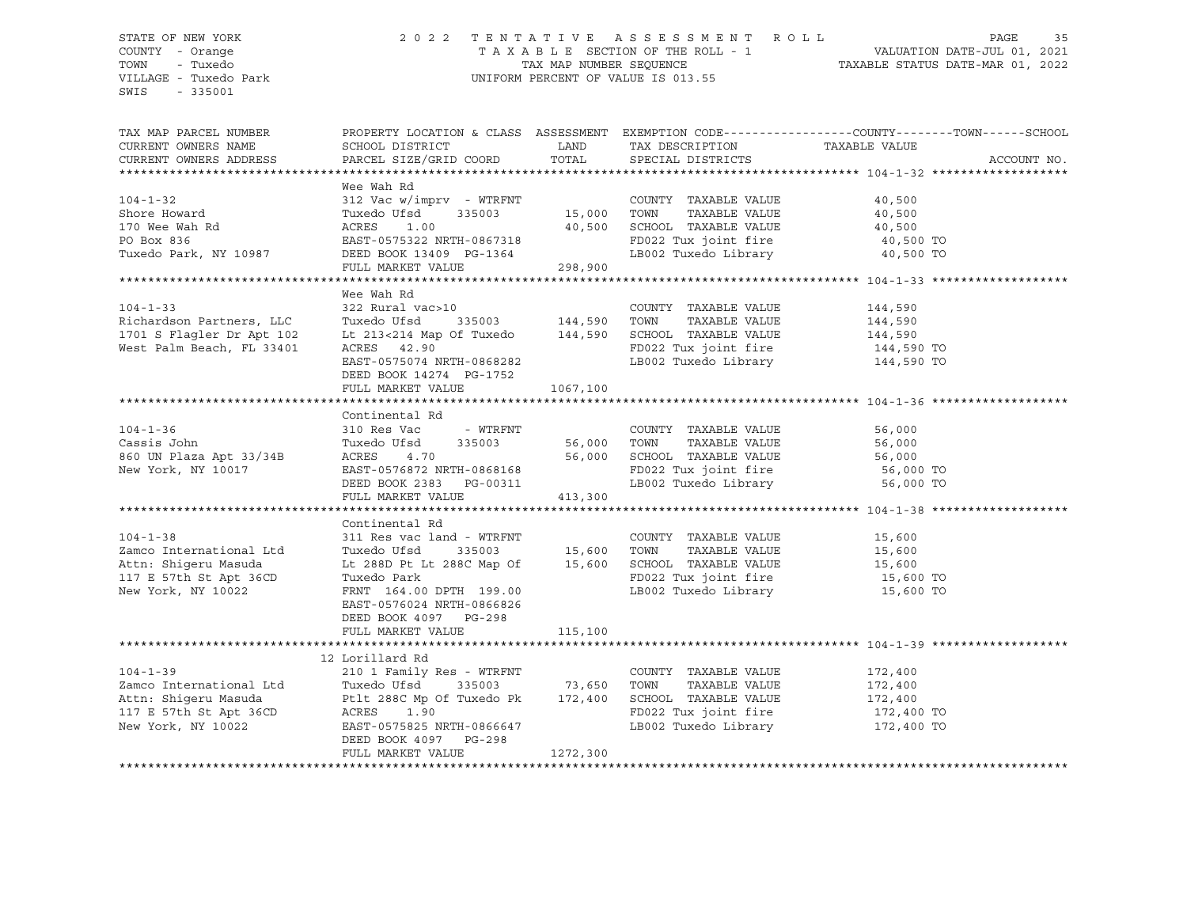STATE OF NEW YORK
COUNTY - Orange
TOWN - Tuxedo
VILLAGE - Tuxedo Park
SWIS - 335001

2022 TENTATIVE ASSESSMENT ROLL
TAXABLE SECTION OF THE ROLL - 1
TAX MAP NUMBER SEQUENCE
UNIFORM PERCENT OF VALUE IS 013.55

VALUATION DATE-JUL 01, 2021
TAXABLE STATUS DATE-MAR 01, 2022

| TAX MAP PARCEL NUMBER / CURRENT OWNERS NAME / CURRENT OWNERS ADDRESS | PROPERTY LOCATION & CLASS / SCHOOL DISTRICT / PARCEL SIZE/GRID COORD | ASSESSMENT LAND / TOTAL | EXEMPTION CODE / TAX DESCRIPTION / SPECIAL DISTRICTS | COUNTY--------TOWN------SCHOOL TAXABLE VALUE | ACCOUNT NO. |
|---|---|---|---|---|---|
| **104-1-32** | Wee Wah Rd | | | | |
| 104-1-32 | 312 Vac w/imprv - WTRFNT | | COUNTY TAXABLE VALUE | 40,500 | |
| Shore Howard | Tuxedo Ufsd 335003 | 15,000 | TOWN TAXABLE VALUE | 40,500 | |
| 170 Wee Wah Rd | ACRES 1.00 | 40,500 | SCHOOL TAXABLE VALUE | 40,500 | |
| PO Box 836 | EAST-0575322 NRTH-0867318 | | FD022 Tux joint fire | 40,500 TO | |
| Tuxedo Park, NY 10987 | DEED BOOK 13409 PG-1364 | | LB002 Tuxedo Library | 40,500 TO | |
| | FULL MARKET VALUE | 298,900 | | | |
| **104-1-33** | Wee Wah Rd | | | | |
| 104-1-33 | 322 Rural vac>10 | | COUNTY TAXABLE VALUE | 144,590 | |
| Richardson Partners, LLC | Tuxedo Ufsd 335003 | 144,590 | TOWN TAXABLE VALUE | 144,590 | |
| 1701 S Flagler Dr Apt 102 | Lt 213<214 Map Of Tuxedo | 144,590 | SCHOOL TAXABLE VALUE | 144,590 | |
| West Palm Beach, FL 33401 | ACRES 42.90 | | FD022 Tux joint fire | 144,590 TO | |
| | EAST-0575074 NRTH-0868282 | | LB002 Tuxedo Library | 144,590 TO | |
| | DEED BOOK 14274 PG-1752 | | | | |
| | FULL MARKET VALUE | 1067,100 | | | |
| **104-1-36** | Continental Rd | | | | |
| 104-1-36 | 310 Res Vac - WTRFNT | | COUNTY TAXABLE VALUE | 56,000 | |
| Cassis John | Tuxedo Ufsd 335003 | 56,000 | TOWN TAXABLE VALUE | 56,000 | |
| 860 UN Plaza Apt 33/34B | ACRES 4.70 | 56,000 | SCHOOL TAXABLE VALUE | 56,000 | |
| New York, NY 10017 | EAST-0576872 NRTH-0868168 | | FD022 Tux joint fire | 56,000 TO | |
| | DEED BOOK 2383 PG-00311 | | LB002 Tuxedo Library | 56,000 TO | |
| | FULL MARKET VALUE | 413,300 | | | |
| **104-1-38** | Continental Rd | | | | |
| 104-1-38 | 311 Res vac land - WTRFNT | | COUNTY TAXABLE VALUE | 15,600 | |
| Zamco International Ltd | Tuxedo Ufsd 335003 | 15,600 | TOWN TAXABLE VALUE | 15,600 | |
| Attn: Shigeru Masuda | Lt 288D Pt Lt 288C Map Of | 15,600 | SCHOOL TAXABLE VALUE | 15,600 | |
| 117 E 57th St Apt 36CD | Tuxedo Park | | FD022 Tux joint fire | 15,600 TO | |
| New York, NY 10022 | FRNT 164.00 DPTH 199.00 | | LB002 Tuxedo Library | 15,600 TO | |
| | EAST-0576024 NRTH-0866826 | | | | |
| | DEED BOOK 4097 PG-298 | | | | |
| | FULL MARKET VALUE | 115,100 | | | |
| **104-1-39** | 12 Lorillard Rd | | | | |
| 104-1-39 | 210 1 Family Res - WTRFNT | | COUNTY TAXABLE VALUE | 172,400 | |
| Zamco International Ltd | Tuxedo Ufsd 335003 | 73,650 | TOWN TAXABLE VALUE | 172,400 | |
| Attn: Shigeru Masuda | Ptlt 288C Mp Of Tuxedo Pk | 172,400 | SCHOOL TAXABLE VALUE | 172,400 | |
| 117 E 57th St Apt 36CD | ACRES 1.90 | | FD022 Tux joint fire | 172,400 TO | |
| New York, NY 10022 | EAST-0575825 NRTH-0866647 | | LB002 Tuxedo Library | 172,400 TO | |
| | DEED BOOK 4097 PG-298 | | | | |
| | FULL MARKET VALUE | 1272,300 | | | |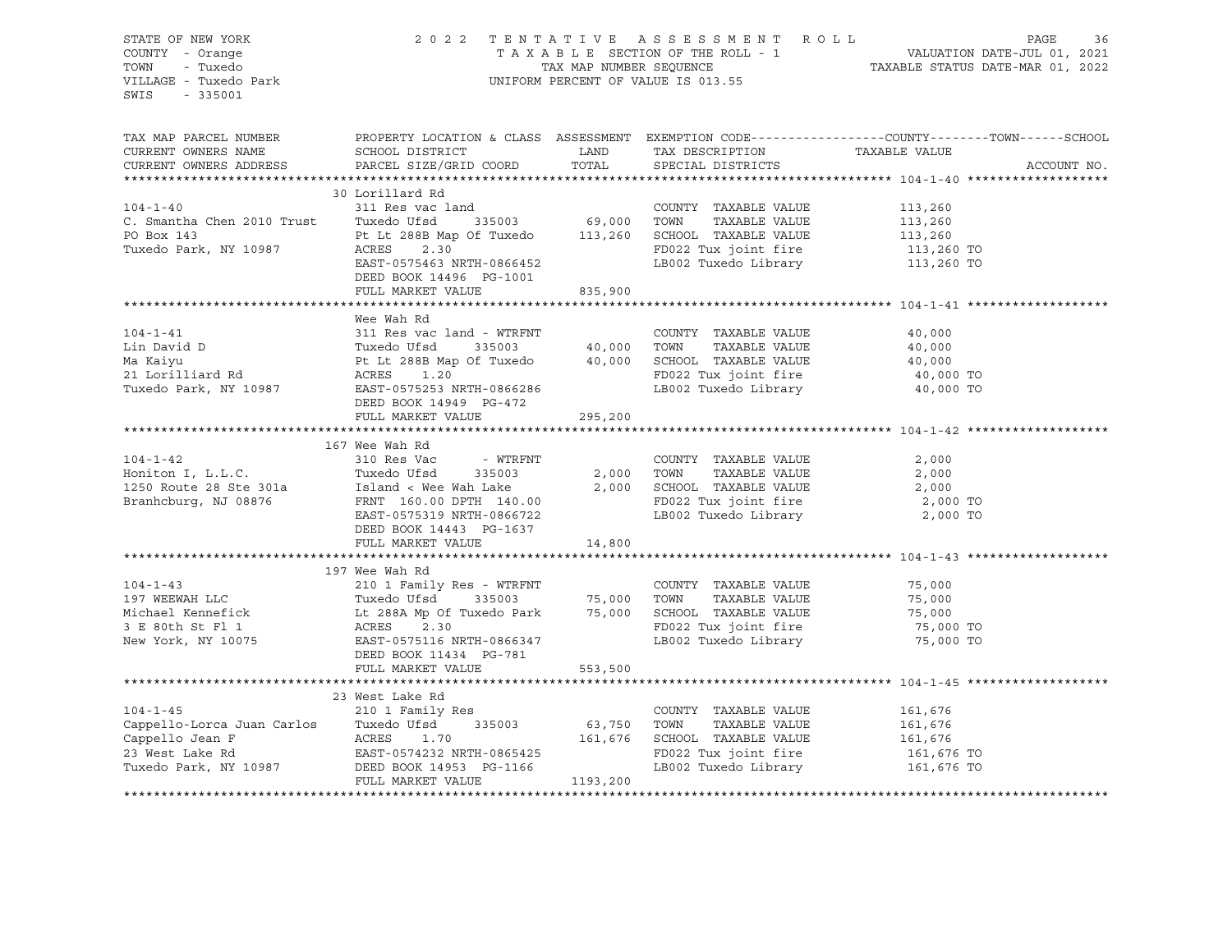STATE OF NEW YORK
COUNTY - Orange
TOWN - Tuxedo
VILLAGE - Tuxedo Park
SWIS - 335001

2022 TENTATIVE ASSESSMENT ROLL
TAXABLE SECTION OF THE ROLL - 1
TAX MAP NUMBER SEQUENCE
UNIFORM PERCENT OF VALUE IS 013.55

VALUATION DATE-JUL 01, 2021
TAXABLE STATUS DATE-MAR 01, 2022

| TAX MAP PARCEL NUMBER / CURRENT OWNERS NAME / CURRENT OWNERS ADDRESS | PROPERTY LOCATION & CLASS / SCHOOL DISTRICT / PARCEL SIZE/GRID COORD | ASSESSMENT LAND | TOTAL | EXEMPTION CODE / TAX DESCRIPTION / SPECIAL DISTRICTS | TAXABLE VALUE (COUNTY / TOWN / SCHOOL) | ACCOUNT NO. |
|---|---|---|---|---|---|---|
| **104-1-40** | 30 Lorillard Rd | | | | | |
| 104-1-40 | 311 Res vac land | | | COUNTY TAXABLE VALUE | 113,260 | |
| C. Smantha Chen 2010 Trust | Tuxedo Ufsd 335003 | 69,000 | | TOWN TAXABLE VALUE | 113,260 | |
| PO Box 143 | Pt Lt 288B Map Of Tuxedo | | 113,260 | SCHOOL TAXABLE VALUE | 113,260 | |
| Tuxedo Park, NY 10987 | ACRES 2.30 | | | FD022 Tux joint fire | 113,260 TO | |
| | EAST-0575463 NRTH-0866452 | | | LB002 Tuxedo Library | 113,260 TO | |
| | DEED BOOK 14496 PG-1001 | | | | | |
| | FULL MARKET VALUE | | 835,900 | | | |
| **104-1-41** | Wee Wah Rd | | | | | |
| 104-1-41 | 311 Res vac land - WTRFNT | | | COUNTY TAXABLE VALUE | 40,000 | |
| Lin David D | Tuxedo Ufsd 335003 | 40,000 | | TOWN TAXABLE VALUE | 40,000 | |
| Ma Kaiyu | Pt Lt 288B Map Of Tuxedo | | 40,000 | SCHOOL TAXABLE VALUE | 40,000 | |
| 21 Lorilliard Rd | ACRES 1.20 | | | FD022 Tux joint fire | 40,000 TO | |
| Tuxedo Park, NY 10987 | EAST-0575253 NRTH-0866286 | | | LB002 Tuxedo Library | 40,000 TO | |
| | DEED BOOK 14949 PG-472 | | | | | |
| | FULL MARKET VALUE | | 295,200 | | | |
| **104-1-42** | 167 Wee Wah Rd | | | | | |
| 104-1-42 | 310 Res Vac - WTRFNT | | | COUNTY TAXABLE VALUE | 2,000 | |
| Honiton I, L.L.C. | Tuxedo Ufsd 335003 | 2,000 | | TOWN TAXABLE VALUE | 2,000 | |
| 1250 Route 28 Ste 301a | Island < Wee Wah Lake | | 2,000 | SCHOOL TAXABLE VALUE | 2,000 | |
| Branhcburg, NJ 08876 | FRNT 160.00 DPTH 140.00 | | | FD022 Tux joint fire | 2,000 TO | |
| | EAST-0575319 NRTH-0866722 | | | LB002 Tuxedo Library | 2,000 TO | |
| | DEED BOOK 14443 PG-1637 | | | | | |
| | FULL MARKET VALUE | | 14,800 | | | |
| **104-1-43** | 197 Wee Wah Rd | | | | | |
| 104-1-43 | 210 1 Family Res - WTRFNT | | | COUNTY TAXABLE VALUE | 75,000 | |
| 197 WEEWAH LLC | Tuxedo Ufsd 335003 | 75,000 | | TOWN TAXABLE VALUE | 75,000 | |
| Michael Kennefick | Lt 288A Mp Of Tuxedo Park | | 75,000 | SCHOOL TAXABLE VALUE | 75,000 | |
| 3 E 80th St Fl 1 | ACRES 2.30 | | | FD022 Tux joint fire | 75,000 TO | |
| New York, NY 10075 | EAST-0575116 NRTH-0866347 | | | LB002 Tuxedo Library | 75,000 TO | |
| | DEED BOOK 11434 PG-781 | | | | | |
| | FULL MARKET VALUE | | 553,500 | | | |
| **104-1-45** | 23 West Lake Rd | | | | | |
| 104-1-45 | 210 1 Family Res | | | COUNTY TAXABLE VALUE | 161,676 | |
| Cappello-Lorca Juan Carlos | Tuxedo Ufsd 335003 | 63,750 | | TOWN TAXABLE VALUE | 161,676 | |
| Cappello Jean F | ACRES 1.70 | | 161,676 | SCHOOL TAXABLE VALUE | 161,676 | |
| 23 West Lake Rd | EAST-0574232 NRTH-0865425 | | | FD022 Tux joint fire | 161,676 TO | |
| Tuxedo Park, NY 10987 | DEED BOOK 14953 PG-1166 | | | LB002 Tuxedo Library | 161,676 TO | |
| | FULL MARKET VALUE | | 1193,200 | | | |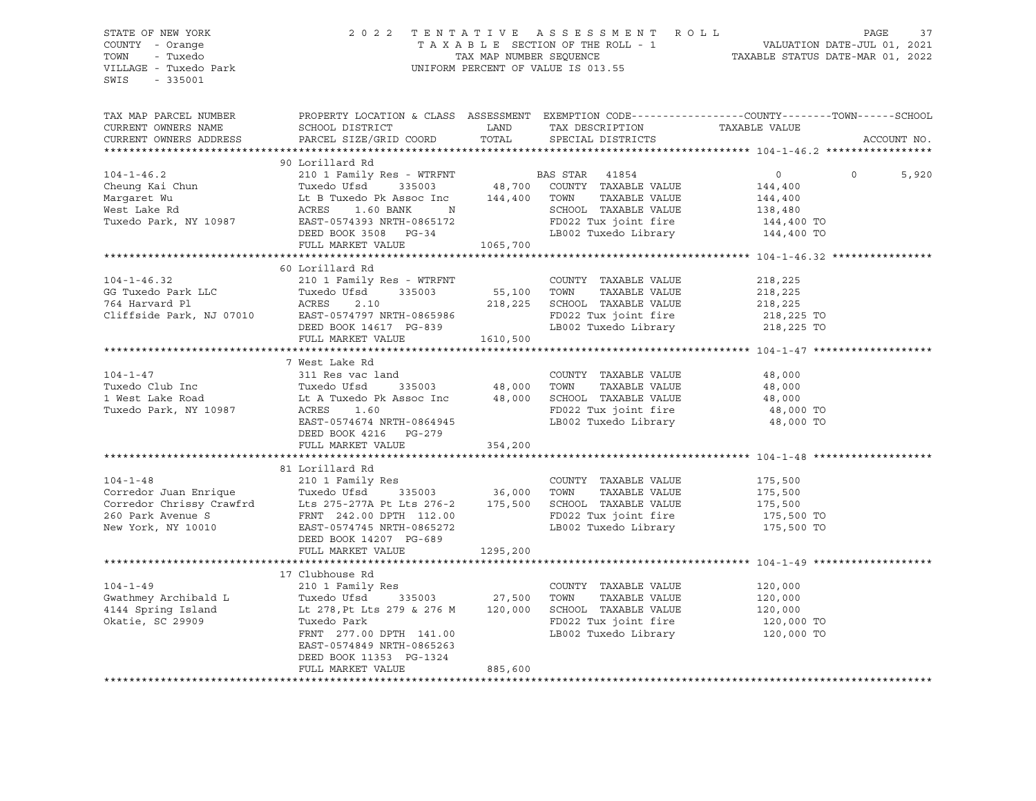STATE OF NEW YORK
COUNTY - Orange
TOWN - Tuxedo
VILLAGE - Tuxedo Park
SWIS - 335001

2022 TENTATIVE ASSESSMENT ROLL
TAXABLE SECTION OF THE ROLL - 1
TAX MAP NUMBER SEQUENCE
UNIFORM PERCENT OF VALUE IS 013.55

VALUATION DATE-JUL 01, 2021
TAXABLE STATUS DATE-MAR 01, 2022

| TAX MAP PARCEL NUMBER / CURRENT OWNERS NAME / CURRENT OWNERS ADDRESS | PROPERTY LOCATION & CLASS / SCHOOL DISTRICT / PARCEL SIZE/GRID COORD | ASSESSMENT LAND | TOTAL | EXEMPTION CODE / TAX DESCRIPTION / SPECIAL DISTRICTS | COUNTY | TOWN | SCHOOL / TAXABLE VALUE |
|---|---|---|---|---|---|---|---|
| **104-1-46.2** | 90 Lorillard Rd | | | | | | |
| 104-1-46.2 | 210 1 Family Res - WTRFNT | | | BAS STAR 41854 | 0 | 0 | 5,920 |
| Cheung Kai Chun | Tuxedo Ufsd 335003 | 48,700 | | COUNTY TAXABLE VALUE | 144,400 | | |
| Margaret Wu | Lt B Tuxedo Pk Assoc Inc | | 144,400 | TOWN TAXABLE VALUE | | 144,400 | |
| West Lake Rd | ACRES 1.60 BANK N | | | SCHOOL TAXABLE VALUE | | | 138,480 |
| Tuxedo Park, NY 10987 | EAST-0574393 NRTH-0865172 | | | FD022 Tux joint fire | | | 144,400 TO |
| | DEED BOOK 3508 PG-34 | | | LB002 Tuxedo Library | | | 144,400 TO |
| | FULL MARKET VALUE | | 1065,700 | | | | |
| **104-1-46.32** | 60 Lorillard Rd | | | | | | |
| 104-1-46.32 | 210 1 Family Res - WTRFNT | | | COUNTY TAXABLE VALUE | 218,225 | | |
| GG Tuxedo Park LLC | Tuxedo Ufsd 335003 | 55,100 | | TOWN TAXABLE VALUE | | 218,225 | |
| 764 Harvard Pl | ACRES 2.10 | | 218,225 | SCHOOL TAXABLE VALUE | | | 218,225 |
| Cliffside Park, NJ 07010 | EAST-0574797 NRTH-0865986 | | | FD022 Tux joint fire | | | 218,225 TO |
| | DEED BOOK 14617 PG-839 | | | LB002 Tuxedo Library | | | 218,225 TO |
| | FULL MARKET VALUE | | 1610,500 | | | | |
| **104-1-47** | 7 West Lake Rd | | | | | | |
| 104-1-47 | 311 Res vac land | | | COUNTY TAXABLE VALUE | 48,000 | | |
| Tuxedo Club Inc | Tuxedo Ufsd 335003 | 48,000 | | TOWN TAXABLE VALUE | | 48,000 | |
| 1 West Lake Road | Lt A Tuxedo Pk Assoc Inc | | 48,000 | SCHOOL TAXABLE VALUE | | | 48,000 |
| Tuxedo Park, NY 10987 | ACRES 1.60 | | | FD022 Tux joint fire | | | 48,000 TO |
| | EAST-0574674 NRTH-0864945 | | | LB002 Tuxedo Library | | | 48,000 TO |
| | DEED BOOK 4216 PG-279 | | | | | | |
| | FULL MARKET VALUE | | 354,200 | | | | |
| **104-1-48** | 81 Lorillard Rd | | | | | | |
| 104-1-48 | 210 1 Family Res | | | COUNTY TAXABLE VALUE | 175,500 | | |
| Corredor Juan Enrique | Tuxedo Ufsd 335003 | 36,000 | | TOWN TAXABLE VALUE | | 175,500 | |
| Corredor Chrissy Crawfrd | Lts 275-277A Pt Lts 276-2 | | 175,500 | SCHOOL TAXABLE VALUE | | | 175,500 |
| 260 Park Avenue S | FRNT 242.00 DPTH 112.00 | | | FD022 Tux joint fire | | | 175,500 TO |
| New York, NY 10010 | EAST-0574745 NRTH-0865272 | | | LB002 Tuxedo Library | | | 175,500 TO |
| | DEED BOOK 14207 PG-689 | | | | | | |
| | FULL MARKET VALUE | | 1295,200 | | | | |
| **104-1-49** | 17 Clubhouse Rd | | | | | | |
| 104-1-49 | 210 1 Family Res | | | COUNTY TAXABLE VALUE | 120,000 | | |
| Gwathmey Archibald L | Tuxedo Ufsd 335003 | 27,500 | | TOWN TAXABLE VALUE | | 120,000 | |
| 4144 Spring Island | Lt 278,Pt Lts 279 & 276 M | | 120,000 | SCHOOL TAXABLE VALUE | | | 120,000 |
| Okatie, SC 29909 | Tuxedo Park | | | FD022 Tux joint fire | | | 120,000 TO |
| | FRNT 277.00 DPTH 141.00 | | | LB002 Tuxedo Library | | | 120,000 TO |
| | EAST-0574849 NRTH-0865263 | | | | | | |
| | DEED BOOK 11353 PG-1324 | | | | | | |
| | FULL MARKET VALUE | | 885,600 | | | | |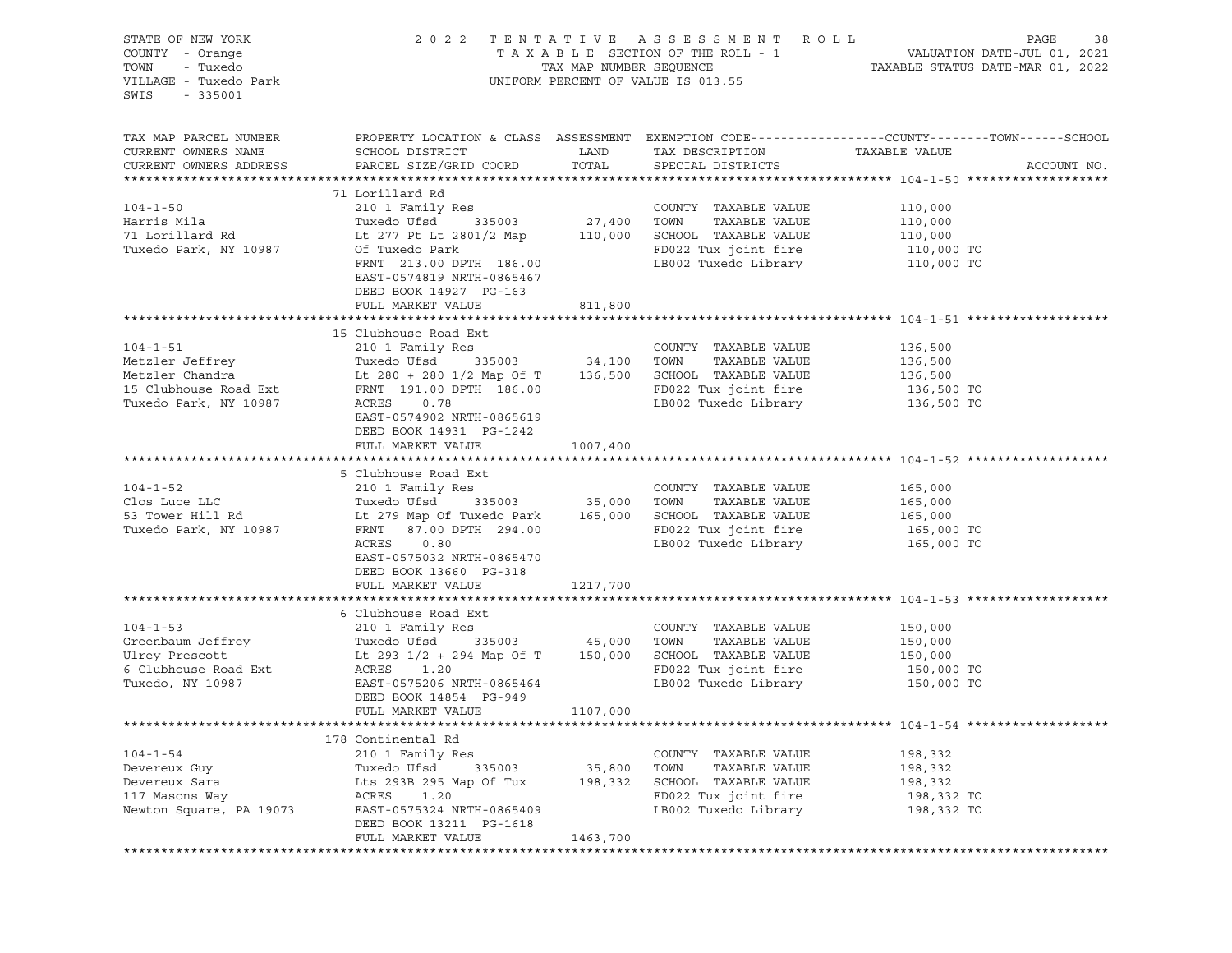STATE OF NEW YORK
COUNTY - Orange
TOWN - Tuxedo
VILLAGE - Tuxedo Park
SWIS - 335001

2022 TENTATIVE ASSESSMENT ROLL
TAXABLE SECTION OF THE ROLL - 1
TAX MAP NUMBER SEQUENCE
UNIFORM PERCENT OF VALUE IS 013.55

VALUATION DATE-JUL 01, 2021
TAXABLE STATUS DATE-MAR 01, 2022

| TAX MAP PARCEL NUMBER / CURRENT OWNERS NAME / CURRENT OWNERS ADDRESS | PROPERTY LOCATION & CLASS / SCHOOL DISTRICT / PARCEL SIZE/GRID COORD | ASSESSMENT LAND / TOTAL | EXEMPTION CODE / TAX DESCRIPTION / SPECIAL DISTRICTS | COUNTY--TOWN--SCHOOL TAXABLE VALUE | ACCOUNT NO. |
|---|---|---|---|---|---|
| **104-1-50** | 71 Lorillard Rd | | | | |
| 104-1-50 | 210 1 Family Res | | COUNTY TAXABLE VALUE | 110,000 | |
| Harris Mila | Tuxedo Ufsd 335003 | 27,400 | TOWN TAXABLE VALUE | 110,000 | |
| 71 Lorillard Rd | Lt 277 Pt Lt 2801/2 Map | 110,000 | SCHOOL TAXABLE VALUE | 110,000 | |
| Tuxedo Park, NY 10987 | Of Tuxedo Park | | FD022 Tux joint fire | 110,000 TO | |
| | FRNT 213.00 DPTH 186.00 | | LB002 Tuxedo Library | 110,000 TO | |
| | EAST-0574819 NRTH-0865467 | | | | |
| | DEED BOOK 14927 PG-163 | | | | |
| | FULL MARKET VALUE | 811,800 | | | |
| **104-1-51** | 15 Clubhouse Road Ext | | | | |
| 104-1-51 | 210 1 Family Res | | COUNTY TAXABLE VALUE | 136,500 | |
| Metzler Jeffrey | Tuxedo Ufsd 335003 | 34,100 | TOWN TAXABLE VALUE | 136,500 | |
| Metzler Chandra | Lt 280 + 280 1/2 Map Of T | 136,500 | SCHOOL TAXABLE VALUE | 136,500 | |
| 15 Clubhouse Road Ext | FRNT 191.00 DPTH 186.00 | | FD022 Tux joint fire | 136,500 TO | |
| Tuxedo Park, NY 10987 | ACRES 0.78 | | LB002 Tuxedo Library | 136,500 TO | |
| | EAST-0574902 NRTH-0865619 | | | | |
| | DEED BOOK 14931 PG-1242 | | | | |
| | FULL MARKET VALUE | 1007,400 | | | |
| **104-1-52** | 5 Clubhouse Road Ext | | | | |
| 104-1-52 | 210 1 Family Res | | COUNTY TAXABLE VALUE | 165,000 | |
| Clos Luce LLC | Tuxedo Ufsd 335003 | 35,000 | TOWN TAXABLE VALUE | 165,000 | |
| 53 Tower Hill Rd | Lt 279 Map Of Tuxedo Park | 165,000 | SCHOOL TAXABLE VALUE | 165,000 | |
| Tuxedo Park, NY 10987 | FRNT 87.00 DPTH 294.00 | | FD022 Tux joint fire | 165,000 TO | |
| | ACRES 0.80 | | LB002 Tuxedo Library | 165,000 TO | |
| | EAST-0575032 NRTH-0865470 | | | | |
| | DEED BOOK 13660 PG-318 | | | | |
| | FULL MARKET VALUE | 1217,700 | | | |
| **104-1-53** | 6 Clubhouse Road Ext | | | | |
| 104-1-53 | 210 1 Family Res | | COUNTY TAXABLE VALUE | 150,000 | |
| Greenbaum Jeffrey | Tuxedo Ufsd 335003 | 45,000 | TOWN TAXABLE VALUE | 150,000 | |
| Ulrey Prescott | Lt 293 1/2 + 294 Map Of T | 150,000 | SCHOOL TAXABLE VALUE | 150,000 | |
| 6 Clubhouse Road Ext | ACRES 1.20 | | FD022 Tux joint fire | 150,000 TO | |
| Tuxedo, NY 10987 | EAST-0575206 NRTH-0865464 | | LB002 Tuxedo Library | 150,000 TO | |
| | DEED BOOK 14854 PG-949 | | | | |
| | FULL MARKET VALUE | 1107,000 | | | |
| **104-1-54** | 178 Continental Rd | | | | |
| 104-1-54 | 210 1 Family Res | | COUNTY TAXABLE VALUE | 198,332 | |
| Devereux Guy | Tuxedo Ufsd 335003 | 35,800 | TOWN TAXABLE VALUE | 198,332 | |
| Devereux Sara | Lts 293B 295 Map Of Tux | 198,332 | SCHOOL TAXABLE VALUE | 198,332 | |
| 117 Masons Way | ACRES 1.20 | | FD022 Tux joint fire | 198,332 TO | |
| Newton Square, PA 19073 | EAST-0575324 NRTH-0865409 | | LB002 Tuxedo Library | 198,332 TO | |
| | DEED BOOK 13211 PG-1618 | | | | |
| | FULL MARKET VALUE | 1463,700 | | | |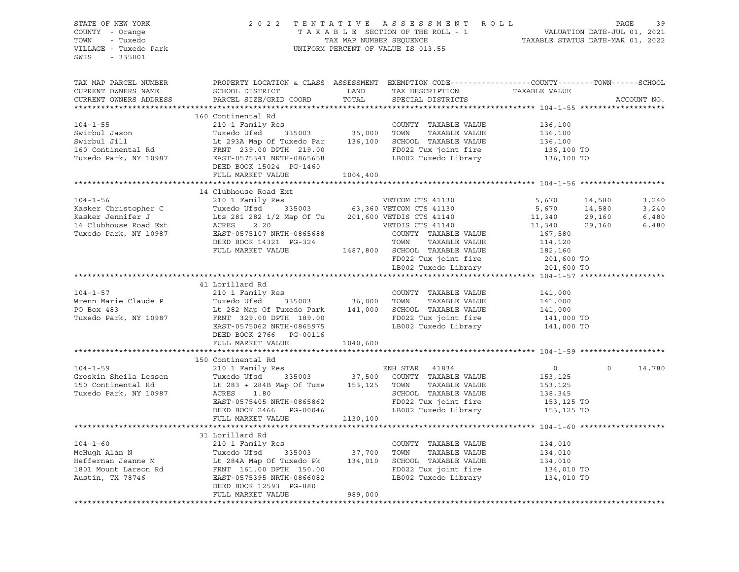STATE OF NEW YORK
COUNTY - Orange
TOWN - Tuxedo
VILLAGE - Tuxedo Park
SWIS - 335001

2022 TENTATIVE ASSESSMENT ROLL
TAXABLE SECTION OF THE ROLL - 1
TAX MAP NUMBER SEQUENCE
UNIFORM PERCENT OF VALUE IS 013.55

VALUATION DATE-JUL 01, 2021
TAXABLE STATUS DATE-MAR 01, 2022

| TAX MAP PARCEL NUMBER / CURRENT OWNERS NAME / CURRENT OWNERS ADDRESS | PROPERTY LOCATION & CLASS / SCHOOL DISTRICT / PARCEL SIZE/GRID COORD | ASSESSMENT LAND | TOTAL | EXEMPTION CODE / TAX DESCRIPTION / SPECIAL DISTRICTS | COUNTY / TAXABLE VALUE | TOWN | SCHOOL | ACCOUNT NO. |
|---|---|---|---|---|---|---|---|---|
| **104-1-55** | 160 Continental Rd | | | | | | | |
| 104-1-55 | 210 1 Family Res | | | COUNTY TAXABLE VALUE | 136,100 | | | |
| Swirbul Jason | Tuxedo Ufsd 335003 | 35,000 | | TOWN TAXABLE VALUE | 136,100 | | | |
| Swirbul Jill | Lt 293A Map Of Tuxedo Par | | 136,100 | SCHOOL TAXABLE VALUE | 136,100 | | | |
| 160 Continental Rd | FRNT 239.00 DPTH 219.00 | | | FD022 Tux joint fire | 136,100 TO | | | |
| Tuxedo Park, NY 10987 | EAST-0575341 NRTH-0865658 | | | LB002 Tuxedo Library | 136,100 TO | | | |
| | DEED BOOK 15024 PG-1460 | | | | | | | |
| | FULL MARKET VALUE | | 1004,400 | | | | | |
| **104-1-56** | 14 Clubhouse Road Ext | | | | | | | |
| 104-1-56 | 210 1 Family Res | | | VETCOM CTS 41130 | 5,670 | 14,580 | 3,240 | |
| Kasker Christopher C | Tuxedo Ufsd 335003 | 63,360 | | VETCOM CTS 41130 | 5,670 | 14,580 | 3,240 | |
| Kasker Jennifer J | Lts 281 282 1/2 Map Of Tu | | 201,600 | VETDIS CTS 41140 | 11,340 | 29,160 | 6,480 | |
| 14 Clubhouse Road Ext | ACRES 2.20 | | | VETDIS CTS 41140 | 11,340 | 29,160 | 6,480 | |
| Tuxedo Park, NY 10987 | EAST-0575107 NRTH-0865688 | | | COUNTY TAXABLE VALUE | 167,580 | | | |
| | DEED BOOK 14321 PG-324 | | | TOWN TAXABLE VALUE | 114,120 | | | |
| | FULL MARKET VALUE | | 1487,800 | SCHOOL TAXABLE VALUE | 182,160 | | | |
| | | | | FD022 Tux joint fire | 201,600 TO | | | |
| | | | | LB002 Tuxedo Library | 201,600 TO | | | |
| **104-1-57** | 41 Lorillard Rd | | | | | | | |
| 104-1-57 | 210 1 Family Res | | | COUNTY TAXABLE VALUE | 141,000 | | | |
| Wrenn Marie Claude P | Tuxedo Ufsd 335003 | 36,000 | | TOWN TAXABLE VALUE | 141,000 | | | |
| PO Box 483 | Lt 282 Map Of Tuxedo Park | | 141,000 | SCHOOL TAXABLE VALUE | 141,000 | | | |
| Tuxedo Park, NY 10987 | FRNT 329.00 DPTH 189.00 | | | FD022 Tux joint fire | 141,000 TO | | | |
| | EAST-0575062 NRTH-0865975 | | | LB002 Tuxedo Library | 141,000 TO | | | |
| | DEED BOOK 2766 PG-00116 | | | | | | | |
| | FULL MARKET VALUE | | 1040,600 | | | | | |
| **104-1-59** | 150 Continental Rd | | | | | | | |
| 104-1-59 | 210 1 Family Res | | | ENH STAR 41834 | 0 | 0 | 14,780 | |
| Groskin Sheila Lessen | Tuxedo Ufsd 335003 | 37,500 | | COUNTY TAXABLE VALUE | 153,125 | | | |
| 150 Continental Rd | Lt 283 + 284B Map Of Tuxe | | 153,125 | TOWN TAXABLE VALUE | 153,125 | | | |
| Tuxedo Park, NY 10987 | ACRES 1.80 | | | SCHOOL TAXABLE VALUE | 138,345 | | | |
| | EAST-0575405 NRTH-0865862 | | | FD022 Tux joint fire | 153,125 TO | | | |
| | DEED BOOK 2466 PG-00046 | | | LB002 Tuxedo Library | 153,125 TO | | | |
| | FULL MARKET VALUE | | 1130,100 | | | | | |
| **104-1-60** | 31 Lorillard Rd | | | | | | | |
| 104-1-60 | 210 1 Family Res | | | COUNTY TAXABLE VALUE | 134,010 | | | |
| McHugh Alan N | Tuxedo Ufsd 335003 | 37,700 | | TOWN TAXABLE VALUE | 134,010 | | | |
| Heffernan Jeanne M | Lt 284A Map Of Tuxedo Pk | | 134,010 | SCHOOL TAXABLE VALUE | 134,010 | | | |
| 1801 Mount Larson Rd | FRNT 161.00 DPTH 150.00 | | | FD022 Tux joint fire | 134,010 TO | | | |
| Austin, TX 78746 | EAST-0575395 NRTH-0866082 | | | LB002 Tuxedo Library | 134,010 TO | | | |
| | DEED BOOK 12593 PG-880 | | | | | | | |
| | FULL MARKET VALUE | | 989,000 | | | | | |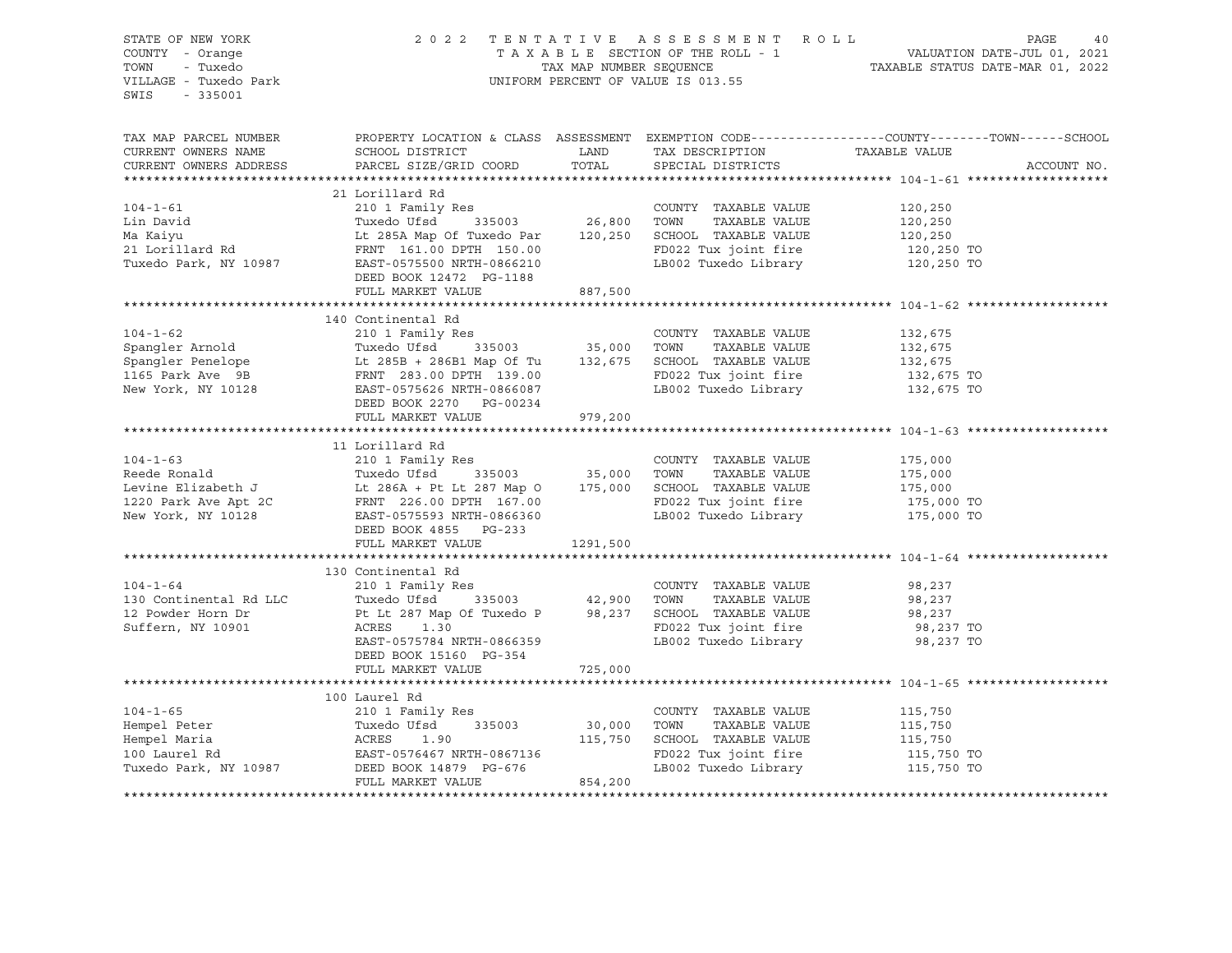STATE OF NEW YORK
COUNTY - Orange
TOWN - Tuxedo
VILLAGE - Tuxedo Park
SWIS - 335001

2022 TENTATIVE ASSESSMENT ROLL
TAXABLE SECTION OF THE ROLL - 1
TAX MAP NUMBER SEQUENCE
UNIFORM PERCENT OF VALUE IS 013.55

VALUATION DATE-JUL 01, 2021
TAXABLE STATUS DATE-MAR 01, 2022

| TAX MAP PARCEL NUMBER / CURRENT OWNERS NAME / CURRENT OWNERS ADDRESS | PROPERTY LOCATION & CLASS / SCHOOL DISTRICT / PARCEL SIZE/GRID COORD | ASSESSMENT LAND | TOTAL | EXEMPTION CODE / TAX DESCRIPTION / SPECIAL DISTRICTS | COUNTY--------TOWN------SCHOOL TAXABLE VALUE | ACCOUNT NO. |
|---|---|---|---|---|---|---|
| **104-1-61** | 21 Lorillard Rd | | | | | |
| 104-1-61 | 210 1 Family Res | | | COUNTY TAXABLE VALUE | 120,250 | |
| Lin David | Tuxedo Ufsd 335003 | 26,800 | | TOWN TAXABLE VALUE | 120,250 | |
| Ma Kaiyu | Lt 285A Map Of Tuxedo Par | | 120,250 | SCHOOL TAXABLE VALUE | 120,250 | |
| 21 Lorillard Rd | FRNT 161.00 DPTH 150.00 | | | FD022 Tux joint fire | 120,250 TO | |
| Tuxedo Park, NY 10987 | EAST-0575500 NRTH-0866210 | | | LB002 Tuxedo Library | 120,250 TO | |
| | DEED BOOK 12472 PG-1188 | | | | | |
| | FULL MARKET VALUE | | 887,500 | | | |
| **104-1-62** | 140 Continental Rd | | | | | |
| 104-1-62 | 210 1 Family Res | | | COUNTY TAXABLE VALUE | 132,675 | |
| Spangler Arnold | Tuxedo Ufsd 335003 | 35,000 | | TOWN TAXABLE VALUE | 132,675 | |
| Spangler Penelope | Lt 285B + 286B1 Map Of Tu | | 132,675 | SCHOOL TAXABLE VALUE | 132,675 | |
| 1165 Park Ave 9B | FRNT 283.00 DPTH 139.00 | | | FD022 Tux joint fire | 132,675 TO | |
| New York, NY 10128 | EAST-0575626 NRTH-0866087 | | | LB002 Tuxedo Library | 132,675 TO | |
| | DEED BOOK 2270 PG-00234 | | | | | |
| | FULL MARKET VALUE | | 979,200 | | | |
| **104-1-63** | 11 Lorillard Rd | | | | | |
| 104-1-63 | 210 1 Family Res | | | COUNTY TAXABLE VALUE | 175,000 | |
| Reede Ronald | Tuxedo Ufsd 335003 | 35,000 | | TOWN TAXABLE VALUE | 175,000 | |
| Levine Elizabeth J | Lt 286A + Pt Lt 287 Map O | | 175,000 | SCHOOL TAXABLE VALUE | 175,000 | |
| 1220 Park Ave Apt 2C | FRNT 226.00 DPTH 167.00 | | | FD022 Tux joint fire | 175,000 TO | |
| New York, NY 10128 | EAST-0575593 NRTH-0866360 | | | LB002 Tuxedo Library | 175,000 TO | |
| | DEED BOOK 4855 PG-233 | | | | | |
| | FULL MARKET VALUE | | 1291,500 | | | |
| **104-1-64** | 130 Continental Rd | | | | | |
| 104-1-64 | 210 1 Family Res | | | COUNTY TAXABLE VALUE | 98,237 | |
| 130 Continental Rd LLC | Tuxedo Ufsd 335003 | 42,900 | | TOWN TAXABLE VALUE | 98,237 | |
| 12 Powder Horn Dr | Pt Lt 287 Map Of Tuxedo P | | 98,237 | SCHOOL TAXABLE VALUE | 98,237 | |
| Suffern, NY 10901 | ACRES 1.30 | | | FD022 Tux joint fire | 98,237 TO | |
| | EAST-0575784 NRTH-0866359 | | | LB002 Tuxedo Library | 98,237 TO | |
| | DEED BOOK 15160 PG-354 | | | | | |
| | FULL MARKET VALUE | | 725,000 | | | |
| **104-1-65** | 100 Laurel Rd | | | | | |
| 104-1-65 | 210 1 Family Res | | | COUNTY TAXABLE VALUE | 115,750 | |
| Hempel Peter | Tuxedo Ufsd 335003 | 30,000 | | TOWN TAXABLE VALUE | 115,750 | |
| Hempel Maria | ACRES 1.90 | | 115,750 | SCHOOL TAXABLE VALUE | 115,750 | |
| 100 Laurel Rd | EAST-0576467 NRTH-0867136 | | | FD022 Tux joint fire | 115,750 TO | |
| Tuxedo Park, NY 10987 | DEED BOOK 14879 PG-676 | | | LB002 Tuxedo Library | 115,750 TO | |
| | FULL MARKET VALUE | | 854,200 | | | |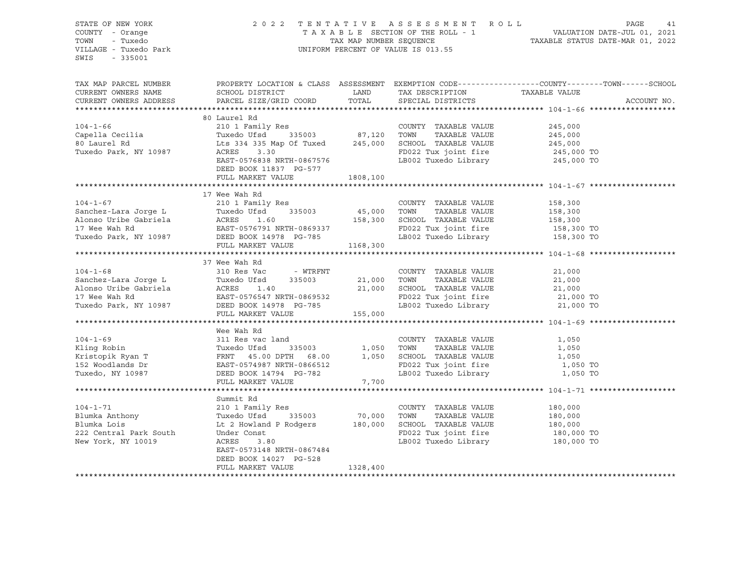STATE OF NEW YORK
COUNTY - Orange
TOWN - Tuxedo
VILLAGE - Tuxedo Park
SWIS - 335001

2022 TENTATIVE ASSESSMENT ROLL
TAXABLE SECTION OF THE ROLL - 1
TAX MAP NUMBER SEQUENCE
UNIFORM PERCENT OF VALUE IS 013.55

VALUATION DATE-JUL 01, 2021
TAXABLE STATUS DATE-MAR 01, 2022

| TAX MAP PARCEL NUMBER / CURRENT OWNERS NAME / CURRENT OWNERS ADDRESS | PROPERTY LOCATION & CLASS / SCHOOL DISTRICT / PARCEL SIZE/GRID COORD | ASSESSMENT LAND | TOTAL | EXEMPTION CODE / TAX DESCRIPTION / SPECIAL DISTRICTS | TAXABLE VALUE (COUNTY--TOWN--SCHOOL) | ACCOUNT NO. |
|---|---|---|---|---|---|---|
| **104-1-66** | 80 Laurel Rd | | | | | |
| 104-1-66 | 210 1 Family Res | | | COUNTY TAXABLE VALUE | 245,000 | |
| Capella Cecilia | Tuxedo Ufsd 335003 | 87,120 | | TOWN TAXABLE VALUE | 245,000 | |
| 80 Laurel Rd | Lts 334 335 Map Of Tuxed | | 245,000 | SCHOOL TAXABLE VALUE | 245,000 | |
| Tuxedo Park, NY 10987 | ACRES 3.30 | | | FD022 Tux joint fire | 245,000 TO | |
| | EAST-0576838 NRTH-0867576 | | | LB002 Tuxedo Library | 245,000 TO | |
| | DEED BOOK 11837 PG-577 | | | | | |
| | FULL MARKET VALUE | | 1808,100 | | | |
| **104-1-67** | 17 Wee Wah Rd | | | | | |
| 104-1-67 | 210 1 Family Res | | | COUNTY TAXABLE VALUE | 158,300 | |
| Sanchez-Lara Jorge L | Tuxedo Ufsd 335003 | 45,000 | | TOWN TAXABLE VALUE | 158,300 | |
| Alonso Uribe Gabriela | ACRES 1.60 | | 158,300 | SCHOOL TAXABLE VALUE | 158,300 | |
| 17 Wee Wah Rd | EAST-0576791 NRTH-0869337 | | | FD022 Tux joint fire | 158,300 TO | |
| Tuxedo Park, NY 10987 | DEED BOOK 14978 PG-785 | | | LB002 Tuxedo Library | 158,300 TO | |
| | FULL MARKET VALUE | | 1168,300 | | | |
| **104-1-68** | 37 Wee Wah Rd | | | | | |
| 104-1-68 | 310 Res Vac - WTRFNT | | | COUNTY TAXABLE VALUE | 21,000 | |
| Sanchez-Lara Jorge L | Tuxedo Ufsd 335003 | 21,000 | | TOWN TAXABLE VALUE | 21,000 | |
| Alonso Uribe Gabriela | ACRES 1.40 | | 21,000 | SCHOOL TAXABLE VALUE | 21,000 | |
| 17 Wee Wah Rd | EAST-0576547 NRTH-0869532 | | | FD022 Tux joint fire | 21,000 TO | |
| Tuxedo Park, NY 10987 | DEED BOOK 14978 PG-785 | | | LB002 Tuxedo Library | 21,000 TO | |
| | FULL MARKET VALUE | | 155,000 | | | |
| **104-1-69** | Wee Wah Rd | | | | | |
| 104-1-69 | 311 Res vac land | | | COUNTY TAXABLE VALUE | 1,050 | |
| Kling Robin | Tuxedo Ufsd 335003 | 1,050 | | TOWN TAXABLE VALUE | 1,050 | |
| Kristopik Ryan T | FRNT 45.00 DPTH 68.00 | | 1,050 | SCHOOL TAXABLE VALUE | 1,050 | |
| 152 Woodlands Dr | EAST-0574987 NRTH-0866512 | | | FD022 Tux joint fire | 1,050 TO | |
| Tuxedo, NY 10987 | DEED BOOK 14794 PG-782 | | | LB002 Tuxedo Library | 1,050 TO | |
| | FULL MARKET VALUE | | 7,700 | | | |
| **104-1-71** | Summit Rd | | | | | |
| 104-1-71 | 210 1 Family Res | | | COUNTY TAXABLE VALUE | 180,000 | |
| Blumka Anthony | Tuxedo Ufsd 335003 | 70,000 | | TOWN TAXABLE VALUE | 180,000 | |
| Blumka Lois | Lt 2 Howland P Rodgers | | 180,000 | SCHOOL TAXABLE VALUE | 180,000 | |
| 222 Central Park South | Under Const | | | FD022 Tux joint fire | 180,000 TO | |
| New York, NY 10019 | ACRES 3.80 | | | LB002 Tuxedo Library | 180,000 TO | |
| | EAST-0573148 NRTH-0867484 | | | | | |
| | DEED BOOK 14027 PG-528 | | | | | |
| | FULL MARKET VALUE | | 1328,400 | | | |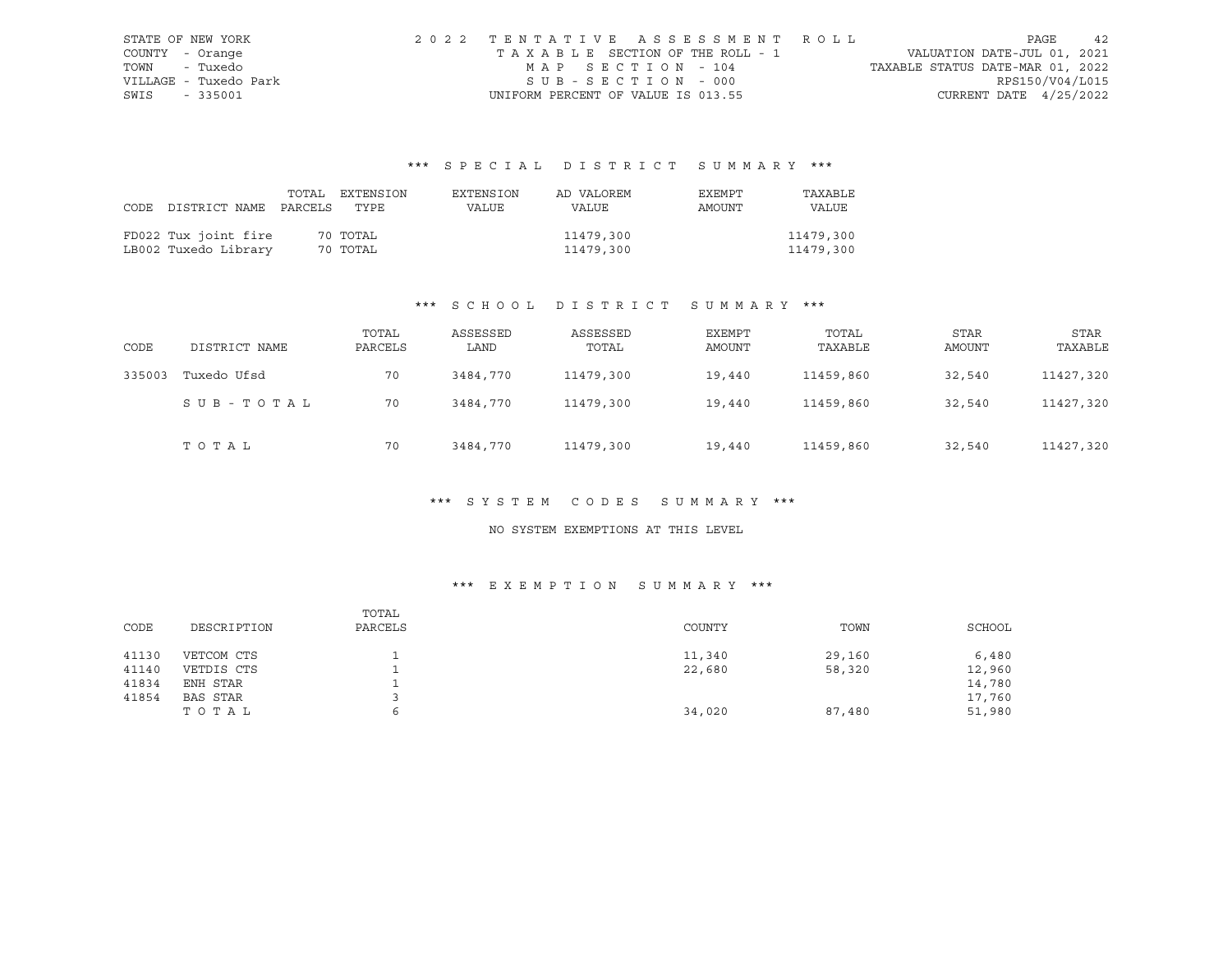STATE OF NEW YORK
COUNTY - Orange
TOWN - Tuxedo
VILLAGE - Tuxedo Park
SWIS - 335001

2022 TENTATIVE ASSESSMENT ROLL
TAXABLE SECTION OF THE ROLL - 1
MAP SECTION - 104
SUB-SECTION - 000
UNIFORM PERCENT OF VALUE IS 013.55

VALUATION DATE-JUL 01, 2021
TAXABLE STATUS DATE-MAR 01, 2022
RPS150/V04/L015
CURRENT DATE 4/25/2022

### *** SPECIAL DISTRICT SUMMARY ***

| CODE DISTRICT NAME | TOTAL PARCELS | EXTENSION TYPE | EXTENSION VALUE | AD VALOREM VALUE | EXEMPT AMOUNT | TAXABLE VALUE |
|---|---|---|---|---|---|---|
| FD022 Tux joint fire | 70 | TOTAL | | 11479,300 | | 11479,300 |
| LB002 Tuxedo Library | 70 | TOTAL | | 11479,300 | | 11479,300 |

### *** SCHOOL DISTRICT SUMMARY ***

| CODE | DISTRICT NAME | TOTAL PARCELS | ASSESSED LAND | ASSESSED TOTAL | EXEMPT AMOUNT | TOTAL TAXABLE | STAR AMOUNT | STAR TAXABLE |
|---|---|---|---|---|---|---|---|---|
| 335003 | Tuxedo Ufsd | 70 | 3484,770 | 11479,300 | 19,440 | 11459,860 | 32,540 | 11427,320 |
| | SUB-TOTAL | 70 | 3484,770 | 11479,300 | 19,440 | 11459,860 | 32,540 | 11427,320 |
| | TOTAL | 70 | 3484,770 | 11479,300 | 19,440 | 11459,860 | 32,540 | 11427,320 |

### *** SYSTEM CODES SUMMARY ***

NO SYSTEM EXEMPTIONS AT THIS LEVEL

### *** EXEMPTION SUMMARY ***

| CODE | DESCRIPTION | TOTAL PARCELS | COUNTY | TOWN | SCHOOL |
|---|---|---|---|---|---|
| 41130 | VETCOM CTS | 1 | 11,340 | 29,160 | 6,480 |
| 41140 | VETDIS CTS | 1 | 22,680 | 58,320 | 12,960 |
| 41834 | ENH STAR | 1 | | | 14,780 |
| 41854 | BAS STAR | 3 | | | 17,760 |
| | TOTAL | 6 | 34,020 | 87,480 | 51,980 |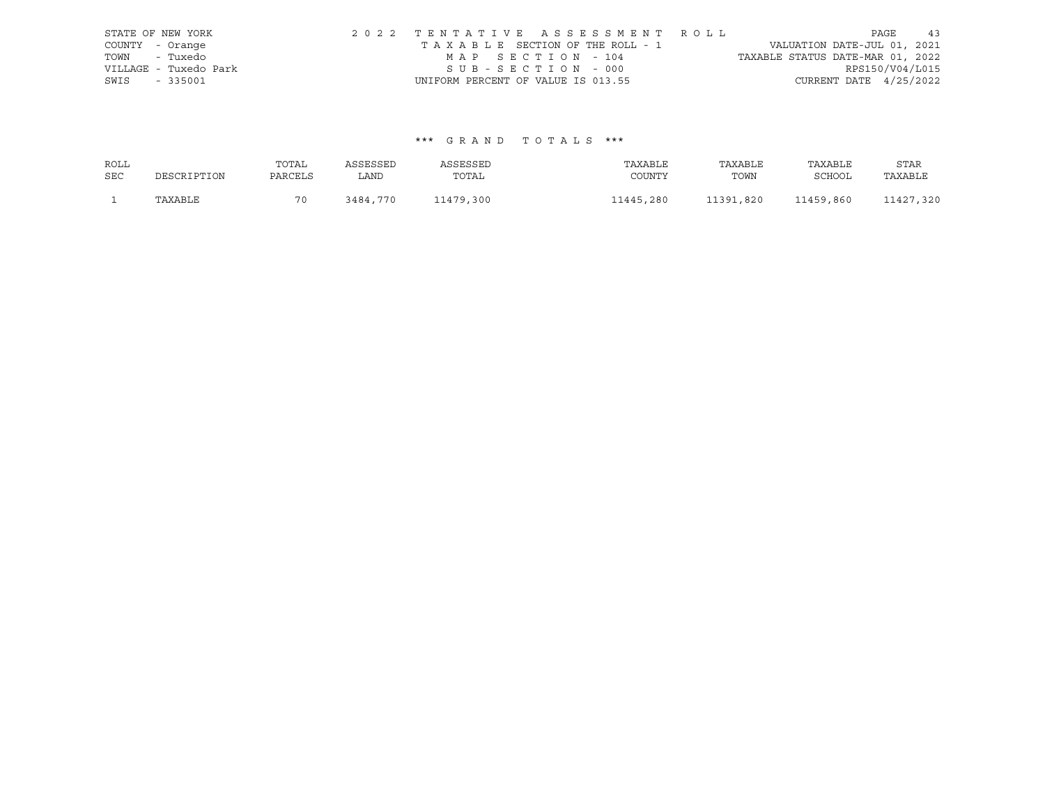STATE OF NEW YORK
COUNTY - Orange
TOWN - Tuxedo
VILLAGE - Tuxedo Park
SWIS - 335001

2 0 2 2 T E N T A T I V E A S S E S S M E N T R O L L
T A X A B L E SECTION OF THE ROLL - 1
M A P S E C T I O N - 104
S U B - S E C T I O N - 000
UNIFORM PERCENT OF VALUE IS 013.55

VALUATION DATE-JUL 01, 2021
TAXABLE STATUS DATE-MAR 01, 2022
RPS150/V04/L015
CURRENT DATE 4/25/2022

### *** G R A N D T O T A L S ***

| ROLL SEC | DESCRIPTION | TOTAL PARCELS | ASSESSED LAND | ASSESSED TOTAL | TAXABLE COUNTY | TAXABLE TOWN | TAXABLE SCHOOL | STAR TAXABLE |
|---|---|---|---|---|---|---|---|---|
| 1 | TAXABLE | 70 | 3484,770 | 11479,300 | 11445,280 | 11391,820 | 11459,860 | 11427,320 |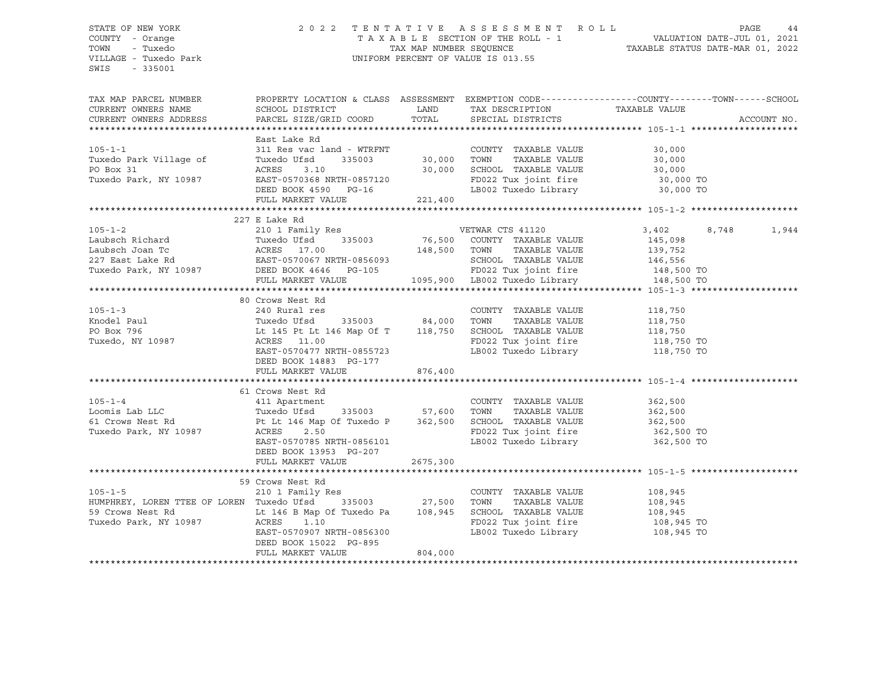STATE OF NEW YORK
COUNTY - Orange
TOWN - Tuxedo
VILLAGE - Tuxedo Park
SWIS - 335001

2022 TENTATIVE ASSESSMENT ROLL
TAXABLE SECTION OF THE ROLL - 1
TAX MAP NUMBER SEQUENCE
UNIFORM PERCENT OF VALUE IS 013.55

VALUATION DATE-JUL 01, 2021
TAXABLE STATUS DATE-MAR 01, 2022

| TAX MAP PARCEL NUMBER / CURRENT OWNERS NAME / CURRENT OWNERS ADDRESS | PROPERTY LOCATION & CLASS / SCHOOL DISTRICT / PARCEL SIZE/GRID COORD | ASSESSMENT LAND / TOTAL | EXEMPTION CODE / TAX DESCRIPTION / SPECIAL DISTRICTS | COUNTY | TOWN | SCHOOL |
|---|---|---|---|---|---|---|
| **105-1-1** | East Lake Rd | | | | | |
| Tuxedo Park Village of | 311 Res vac land - WTRFNT | | COUNTY TAXABLE VALUE | 30,000 | | |
| PO Box 31 | Tuxedo Ufsd 335003 | 30,000 | TOWN TAXABLE VALUE | 30,000 | | |
| Tuxedo Park, NY 10987 | ACRES 3.10 | 30,000 | SCHOOL TAXABLE VALUE | 30,000 | | |
| | EAST-0570368 NRTH-0857120 | | FD022 Tux joint fire | 30,000 TO | | |
| | DEED BOOK 4590 PG-16 | | LB002 Tuxedo Library | 30,000 TO | | |
| | FULL MARKET VALUE | 221,400 | | | | |
| **105-1-2** | 227 E Lake Rd | | | | | |
| Laubsch Richard | 210 1 Family Res | | VETWAR CTS 41120 | 3,402 | 8,748 | 1,944 |
| Laubsch Joan Tc | Tuxedo Ufsd 335003 | 76,500 | COUNTY TAXABLE VALUE | 145,098 | | |
| 227 East Lake Rd | ACRES 17.00 | 148,500 | TOWN TAXABLE VALUE | 139,752 | | |
| Tuxedo Park, NY 10987 | EAST-0570067 NRTH-0856093 | | SCHOOL TAXABLE VALUE | 146,556 | | |
| | DEED BOOK 4646 PG-105 | | FD022 Tux joint fire | 148,500 TO | | |
| | FULL MARKET VALUE | 1095,900 | LB002 Tuxedo Library | 148,500 TO | | |
| **105-1-3** | 80 Crows Nest Rd | | | | | |
| Knodel Paul | 240 Rural res | | COUNTY TAXABLE VALUE | 118,750 | | |
| PO Box 796 | Tuxedo Ufsd 335003 | 84,000 | TOWN TAXABLE VALUE | 118,750 | | |
| Tuxedo, NY 10987 | Lt 145 Pt Lt 146 Map Of T | 118,750 | SCHOOL TAXABLE VALUE | 118,750 | | |
| | ACRES 11.00 | | FD022 Tux joint fire | 118,750 TO | | |
| | EAST-0570477 NRTH-0855723 | | LB002 Tuxedo Library | 118,750 TO | | |
| | DEED BOOK 14883 PG-177 | | | | | |
| | FULL MARKET VALUE | 876,400 | | | | |
| **105-1-4** | 61 Crows Nest Rd | | | | | |
| Loomis Lab LLC | 411 Apartment | | COUNTY TAXABLE VALUE | 362,500 | | |
| 61 Crows Nest Rd | Tuxedo Ufsd 335003 | 57,600 | TOWN TAXABLE VALUE | 362,500 | | |
| Tuxedo Park, NY 10987 | Pt Lt 146 Map Of Tuxedo P | 362,500 | SCHOOL TAXABLE VALUE | 362,500 | | |
| | ACRES 2.50 | | FD022 Tux joint fire | 362,500 TO | | |
| | EAST-0570785 NRTH-0856101 | | LB002 Tuxedo Library | 362,500 TO | | |
| | DEED BOOK 13953 PG-207 | | | | | |
| | FULL MARKET VALUE | 2675,300 | | | | |
| **105-1-5** | 59 Crows Nest Rd | | | | | |
| HUMPHREY, LOREN TTEE OF LOREN | 210 1 Family Res | | COUNTY TAXABLE VALUE | 108,945 | | |
| 59 Crows Nest Rd | Tuxedo Ufsd 335003 | 27,500 | TOWN TAXABLE VALUE | 108,945 | | |
| Tuxedo Park, NY 10987 | Lt 146 B Map Of Tuxedo Pa | 108,945 | SCHOOL TAXABLE VALUE | 108,945 | | |
| | ACRES 1.10 | | FD022 Tux joint fire | 108,945 TO | | |
| | EAST-0570907 NRTH-0856300 | | LB002 Tuxedo Library | 108,945 TO | | |
| | DEED BOOK 15022 PG-895 | | | | | |
| | FULL MARKET VALUE | 804,000 | | | | |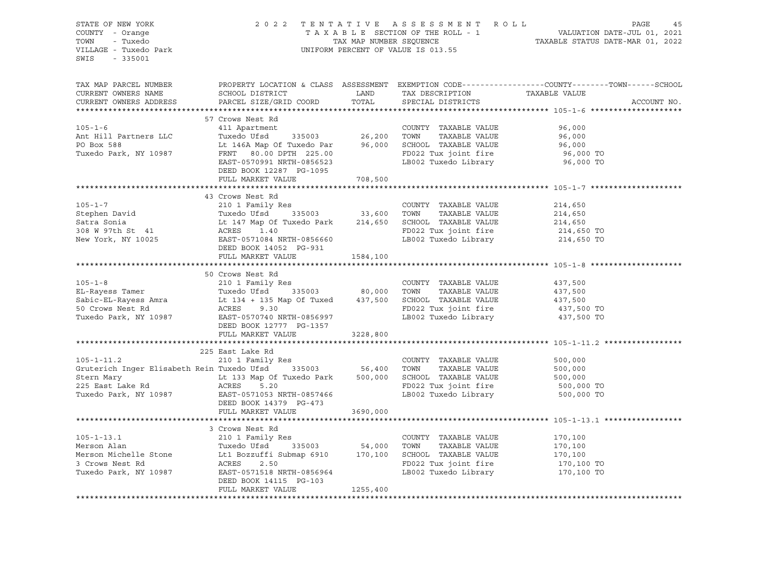STATE OF NEW YORK
COUNTY - Orange
TOWN - Tuxedo
VILLAGE - Tuxedo Park
SWIS - 335001

2022 TENTATIVE ASSESSMENT ROLL
TAXABLE SECTION OF THE ROLL - 1
TAX MAP NUMBER SEQUENCE
UNIFORM PERCENT OF VALUE IS 013.55

VALUATION DATE-JUL 01, 2021
TAXABLE STATUS DATE-MAR 01, 2022

| TAX MAP PARCEL NUMBER / CURRENT OWNERS NAME / CURRENT OWNERS ADDRESS | PROPERTY LOCATION & CLASS / SCHOOL DISTRICT / PARCEL SIZE/GRID COORD | ASSESSMENT LAND | TOTAL | EXEMPTION CODE / TAX DESCRIPTION / SPECIAL DISTRICTS | COUNTY--------TOWN------SCHOOL TAXABLE VALUE |
|---|---|---|---|---|---|
| **105-1-6** | 57 Crows Nest Rd | | | | |
| 105-1-6 | 411 Apartment | | | COUNTY TAXABLE VALUE | 96,000 |
| Ant Hill Partners LLC | Tuxedo Ufsd 335003 | 26,200 | | TOWN TAXABLE VALUE | 96,000 |
| PO Box 588 | Lt 146A Map Of Tuxedo Par | | 96,000 | SCHOOL TAXABLE VALUE | 96,000 |
| Tuxedo Park, NY 10987 | FRNT 80.00 DPTH 225.00 | | | FD022 Tux joint fire | 96,000 TO |
| | EAST-0570991 NRTH-0856523 | | | LB002 Tuxedo Library | 96,000 TO |
| | DEED BOOK 12287 PG-1095 | | | | |
| | FULL MARKET VALUE | | 708,500 | | |
| **105-1-7** | 43 Crows Nest Rd | | | | |
| 105-1-7 | 210 1 Family Res | | | COUNTY TAXABLE VALUE | 214,650 |
| Stephen David | Tuxedo Ufsd 335003 | 33,600 | | TOWN TAXABLE VALUE | 214,650 |
| Satra Sonia | Lt 147 Map Of Tuxedo Park | | 214,650 | SCHOOL TAXABLE VALUE | 214,650 |
| 308 W 97th St 41 | ACRES 1.40 | | | FD022 Tux joint fire | 214,650 TO |
| New York, NY 10025 | EAST-0571084 NRTH-0856660 | | | LB002 Tuxedo Library | 214,650 TO |
| | DEED BOOK 14052 PG-931 | | | | |
| | FULL MARKET VALUE | | 1584,100 | | |
| **105-1-8** | 50 Crows Nest Rd | | | | |
| 105-1-8 | 210 1 Family Res | | | COUNTY TAXABLE VALUE | 437,500 |
| EL-Rayess Tamer | Tuxedo Ufsd 335003 | 80,000 | | TOWN TAXABLE VALUE | 437,500 |
| Sabic-EL-Rayess Amra | Lt 134 + 135 Map Of Tuxed | | 437,500 | SCHOOL TAXABLE VALUE | 437,500 |
| 50 Crows Nest Rd | ACRES 9.30 | | | FD022 Tux joint fire | 437,500 TO |
| Tuxedo Park, NY 10987 | EAST-0570740 NRTH-0856997 | | | LB002 Tuxedo Library | 437,500 TO |
| | DEED BOOK 12777 PG-1357 | | | | |
| | FULL MARKET VALUE | | 3228,800 | | |
| **105-1-11.2** | 225 East Lake Rd | | | | |
| 105-1-11.2 | 210 1 Family Res | | | COUNTY TAXABLE VALUE | 500,000 |
| Gruterich Inger Elisabeth Rein | Tuxedo Ufsd 335003 | 56,400 | | TOWN TAXABLE VALUE | 500,000 |
| Stern Mary | Lt 133 Map Of Tuxedo Park | | 500,000 | SCHOOL TAXABLE VALUE | 500,000 |
| 225 East Lake Rd | ACRES 5.20 | | | FD022 Tux joint fire | 500,000 TO |
| Tuxedo Park, NY 10987 | EAST-0571053 NRTH-0857466 | | | LB002 Tuxedo Library | 500,000 TO |
| | DEED BOOK 14379 PG-473 | | | | |
| | FULL MARKET VALUE | | 3690,000 | | |
| **105-1-13.1** | 3 Crows Nest Rd | | | | |
| 105-1-13.1 | 210 1 Family Res | | | COUNTY TAXABLE VALUE | 170,100 |
| Merson Alan | Tuxedo Ufsd 335003 | 54,000 | | TOWN TAXABLE VALUE | 170,100 |
| Merson Michelle Stone | Lt1 Bozzuffi Submap 6910 | | 170,100 | SCHOOL TAXABLE VALUE | 170,100 |
| 3 Crows Nest Rd | ACRES 2.50 | | | FD022 Tux joint fire | 170,100 TO |
| Tuxedo Park, NY 10987 | EAST-0571518 NRTH-0856964 | | | LB002 Tuxedo Library | 170,100 TO |
| | DEED BOOK 14115 PG-103 | | | | |
| | FULL MARKET VALUE | | 1255,400 | | |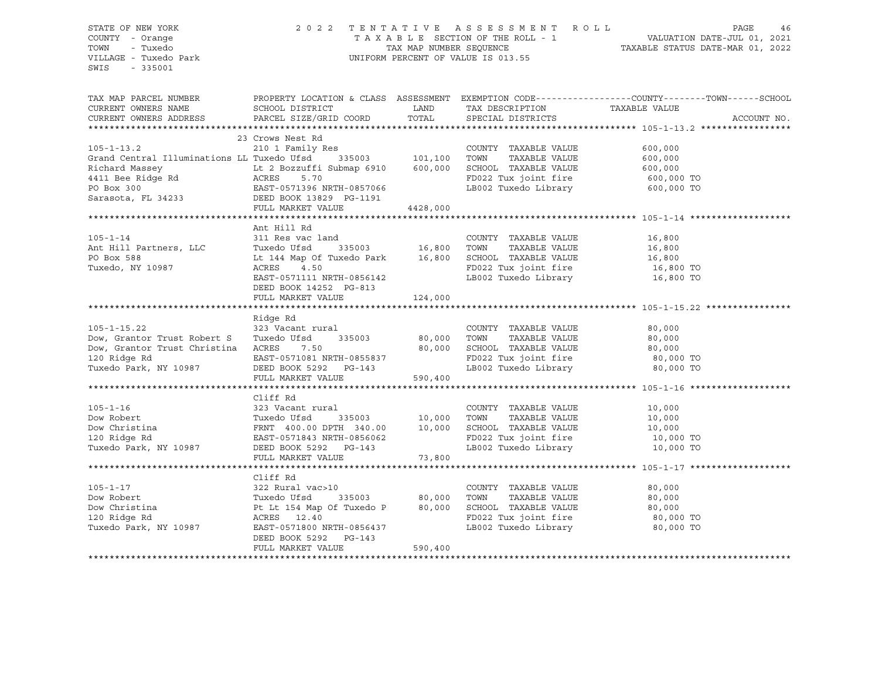STATE OF NEW YORK
COUNTY - Orange
TOWN - Tuxedo
VILLAGE - Tuxedo Park
SWIS - 335001

2022 TENTATIVE ASSESSMENT ROLL
TAXABLE SECTION OF THE ROLL - 1
TAX MAP NUMBER SEQUENCE
UNIFORM PERCENT OF VALUE IS 013.55

VALUATION DATE-JUL 01, 2021
TAXABLE STATUS DATE-MAR 01, 2022

| TAX MAP PARCEL NUMBER / CURRENT OWNERS NAME / CURRENT OWNERS ADDRESS | PROPERTY LOCATION & CLASS / SCHOOL DISTRICT / PARCEL SIZE/GRID COORD | ASSESSMENT LAND / TOTAL | EXEMPTION CODE / TAX DESCRIPTION / SPECIAL DISTRICTS | COUNTY--TOWN--SCHOOL TAXABLE VALUE | ACCOUNT NO. |
|---|---|---|---|---|---|
| **105-1-13.2** | 23 Crows Nest Rd | | | | |
| | 210 1 Family Res | | COUNTY TAXABLE VALUE | 600,000 | |
| Grand Central Illuminations LL | Tuxedo Ufsd 335003 | 101,100 | TOWN TAXABLE VALUE | 600,000 | |
| Richard Massey | Lt 2 Bozzuffi Submap 6910 | 600,000 | SCHOOL TAXABLE VALUE | 600,000 | |
| 4411 Bee Ridge Rd | ACRES 5.70 | | FD022 Tux joint fire | 600,000 TO | |
| PO Box 300 | EAST-0571396 NRTH-0857066 | | LB002 Tuxedo Library | 600,000 TO | |
| Sarasota, FL 34233 | DEED BOOK 13829 PG-1191 | | | | |
| | FULL MARKET VALUE | 4428,000 | | | |
| **105-1-14** | Ant Hill Rd | | | | |
| | 311 Res vac land | | COUNTY TAXABLE VALUE | 16,800 | |
| Ant Hill Partners, LLC | Tuxedo Ufsd 335003 | 16,800 | TOWN TAXABLE VALUE | 16,800 | |
| PO Box 588 | Lt 144 Map Of Tuxedo Park | 16,800 | SCHOOL TAXABLE VALUE | 16,800 | |
| Tuxedo, NY 10987 | ACRES 4.50 | | FD022 Tux joint fire | 16,800 TO | |
| | EAST-0571111 NRTH-0856142 | | LB002 Tuxedo Library | 16,800 TO | |
| | DEED BOOK 14252 PG-813 | | | | |
| | FULL MARKET VALUE | 124,000 | | | |
| **105-1-15.22** | Ridge Rd | | | | |
| | 323 Vacant rural | | COUNTY TAXABLE VALUE | 80,000 | |
| Dow, Grantor Trust Robert S | Tuxedo Ufsd 335003 | 80,000 | TOWN TAXABLE VALUE | 80,000 | |
| Dow, Grantor Trust Christina | ACRES 7.50 | 80,000 | SCHOOL TAXABLE VALUE | 80,000 | |
| 120 Ridge Rd | EAST-0571081 NRTH-0855837 | | FD022 Tux joint fire | 80,000 TO | |
| Tuxedo Park, NY 10987 | DEED BOOK 5292 PG-143 | | LB002 Tuxedo Library | 80,000 TO | |
| | FULL MARKET VALUE | 590,400 | | | |
| **105-1-16** | Cliff Rd | | | | |
| | 323 Vacant rural | | COUNTY TAXABLE VALUE | 10,000 | |
| Dow Robert | Tuxedo Ufsd 335003 | 10,000 | TOWN TAXABLE VALUE | 10,000 | |
| Dow Christina | FRNT 400.00 DPTH 340.00 | 10,000 | SCHOOL TAXABLE VALUE | 10,000 | |
| 120 Ridge Rd | EAST-0571843 NRTH-0856062 | | FD022 Tux joint fire | 10,000 TO | |
| Tuxedo Park, NY 10987 | DEED BOOK 5292 PG-143 | | LB002 Tuxedo Library | 10,000 TO | |
| | FULL MARKET VALUE | 73,800 | | | |
| **105-1-17** | Cliff Rd | | | | |
| | 322 Rural vac>10 | | COUNTY TAXABLE VALUE | 80,000 | |
| Dow Robert | Tuxedo Ufsd 335003 | 80,000 | TOWN TAXABLE VALUE | 80,000 | |
| Dow Christina | Pt Lt 154 Map Of Tuxedo P | 80,000 | SCHOOL TAXABLE VALUE | 80,000 | |
| 120 Ridge Rd | ACRES 12.40 | | FD022 Tux joint fire | 80,000 TO | |
| Tuxedo Park, NY 10987 | EAST-0571800 NRTH-0856437 | | LB002 Tuxedo Library | 80,000 TO | |
| | DEED BOOK 5292 PG-143 | | | | |
| | FULL MARKET VALUE | 590,400 | | | |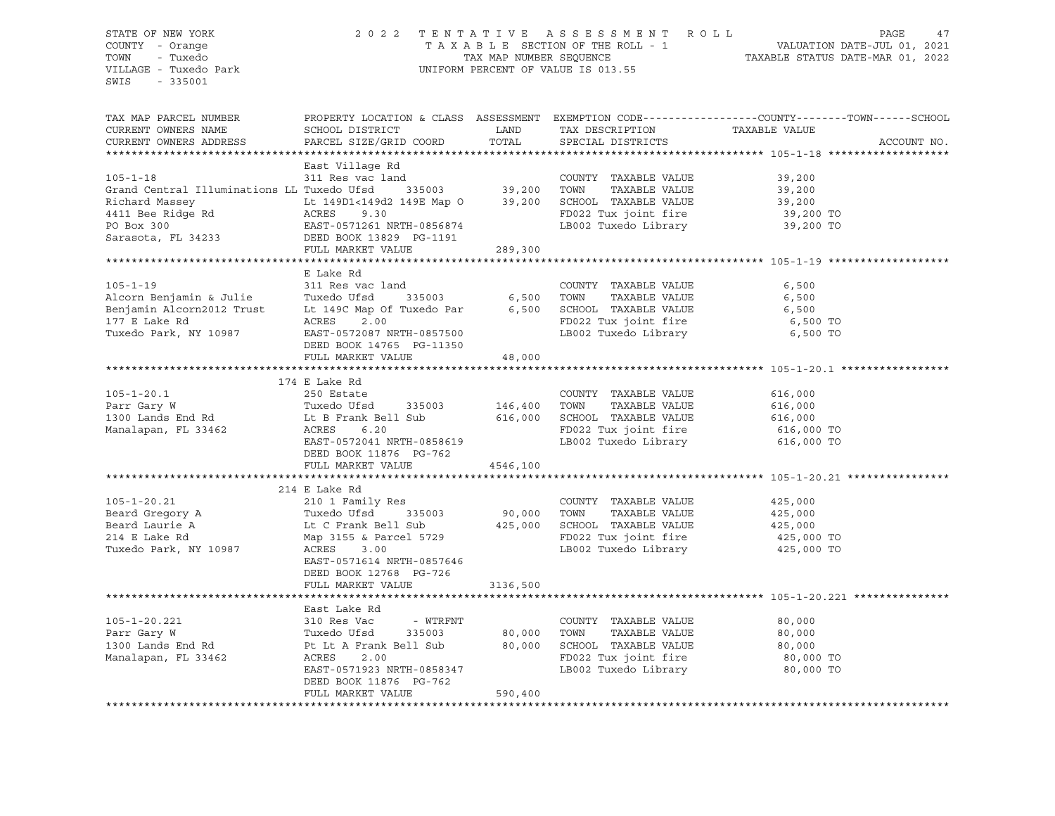STATE OF NEW YORK
COUNTY - Orange
TOWN - Tuxedo
VILLAGE - Tuxedo Park
SWIS - 335001

2022 TENTATIVE ASSESSMENT ROLL
TAXABLE SECTION OF THE ROLL - 1
TAX MAP NUMBER SEQUENCE
UNIFORM PERCENT OF VALUE IS 013.55

VALUATION DATE-JUL 01, 2021
TAXABLE STATUS DATE-MAR 01, 2022

| TAX MAP PARCEL NUMBER / CURRENT OWNERS NAME / CURRENT OWNERS ADDRESS | PROPERTY LOCATION & CLASS / SCHOOL DISTRICT / PARCEL SIZE/GRID COORD | ASSESSMENT LAND / TOTAL | EXEMPTION CODE / TAX DESCRIPTION / SPECIAL DISTRICTS | COUNTY--------TOWN------SCHOOL TAXABLE VALUE | ACCOUNT NO. |
|---|---|---|---|---|---|
| **105-1-18** | East Village Rd | | | | |
| 105-1-18 | 311 Res vac land | | COUNTY TAXABLE VALUE | 39,200 | |
| Grand Central Illuminations LL | Tuxedo Ufsd 335003 | 39,200 | TOWN TAXABLE VALUE | 39,200 | |
| Richard Massey | Lt 149D1<149d2 149E Map O | 39,200 | SCHOOL TAXABLE VALUE | 39,200 | |
| 4411 Bee Ridge Rd | ACRES 9.30 | | FD022 Tux joint fire | 39,200 TO | |
| PO Box 300 | EAST-0571261 NRTH-0856874 | | LB002 Tuxedo Library | 39,200 TO | |
| Sarasota, FL 34233 | DEED BOOK 13829 PG-1191 | | | | |
| | FULL MARKET VALUE | 289,300 | | | |
| **105-1-19** | E Lake Rd | | | | |
| 105-1-19 | 311 Res vac land | | COUNTY TAXABLE VALUE | 6,500 | |
| Alcorn Benjamin & Julie | Tuxedo Ufsd 335003 | 6,500 | TOWN TAXABLE VALUE | 6,500 | |
| Benjamin Alcorn2012 Trust | Lt 149C Map Of Tuxedo Par | 6,500 | SCHOOL TAXABLE VALUE | 6,500 | |
| 177 E Lake Rd | ACRES 2.00 | | FD022 Tux joint fire | 6,500 TO | |
| Tuxedo Park, NY 10987 | EAST-0572087 NRTH-0857500 | | LB002 Tuxedo Library | 6,500 TO | |
| | DEED BOOK 14765 PG-11350 | | | | |
| | FULL MARKET VALUE | 48,000 | | | |
| **105-1-20.1** | 174 E Lake Rd | | | | |
| 105-1-20.1 | 250 Estate | | COUNTY TAXABLE VALUE | 616,000 | |
| Parr Gary W | Tuxedo Ufsd 335003 | 146,400 | TOWN TAXABLE VALUE | 616,000 | |
| 1300 Lands End Rd | Lt B Frank Bell Sub | 616,000 | SCHOOL TAXABLE VALUE | 616,000 | |
| Manalapan, FL 33462 | ACRES 6.20 | | FD022 Tux joint fire | 616,000 TO | |
| | EAST-0572041 NRTH-0858619 | | LB002 Tuxedo Library | 616,000 TO | |
| | DEED BOOK 11876 PG-762 | | | | |
| | FULL MARKET VALUE | 4546,100 | | | |
| **105-1-20.21** | 214 E Lake Rd | | | | |
| 105-1-20.21 | 210 1 Family Res | | COUNTY TAXABLE VALUE | 425,000 | |
| Beard Gregory A | Tuxedo Ufsd 335003 | 90,000 | TOWN TAXABLE VALUE | 425,000 | |
| Beard Laurie A | Lt C Frank Bell Sub | 425,000 | SCHOOL TAXABLE VALUE | 425,000 | |
| 214 E Lake Rd | Map 3155 & Parcel 5729 | | FD022 Tux joint fire | 425,000 TO | |
| Tuxedo Park, NY 10987 | ACRES 3.00 | | LB002 Tuxedo Library | 425,000 TO | |
| | EAST-0571614 NRTH-0857646 | | | | |
| | DEED BOOK 12768 PG-726 | | | | |
| | FULL MARKET VALUE | 3136,500 | | | |
| **105-1-20.221** | East Lake Rd | | | | |
| 105-1-20.221 | 310 Res Vac - WTRFNT | | COUNTY TAXABLE VALUE | 80,000 | |
| Parr Gary W | Tuxedo Ufsd 335003 | 80,000 | TOWN TAXABLE VALUE | 80,000 | |
| 1300 Lands End Rd | Pt Lt A Frank Bell Sub | 80,000 | SCHOOL TAXABLE VALUE | 80,000 | |
| Manalapan, FL 33462 | ACRES 2.00 | | FD022 Tux joint fire | 80,000 TO | |
| | EAST-0571923 NRTH-0858347 | | LB002 Tuxedo Library | 80,000 TO | |
| | DEED BOOK 11876 PG-762 | | | | |
| | FULL MARKET VALUE | 590,400 | | | |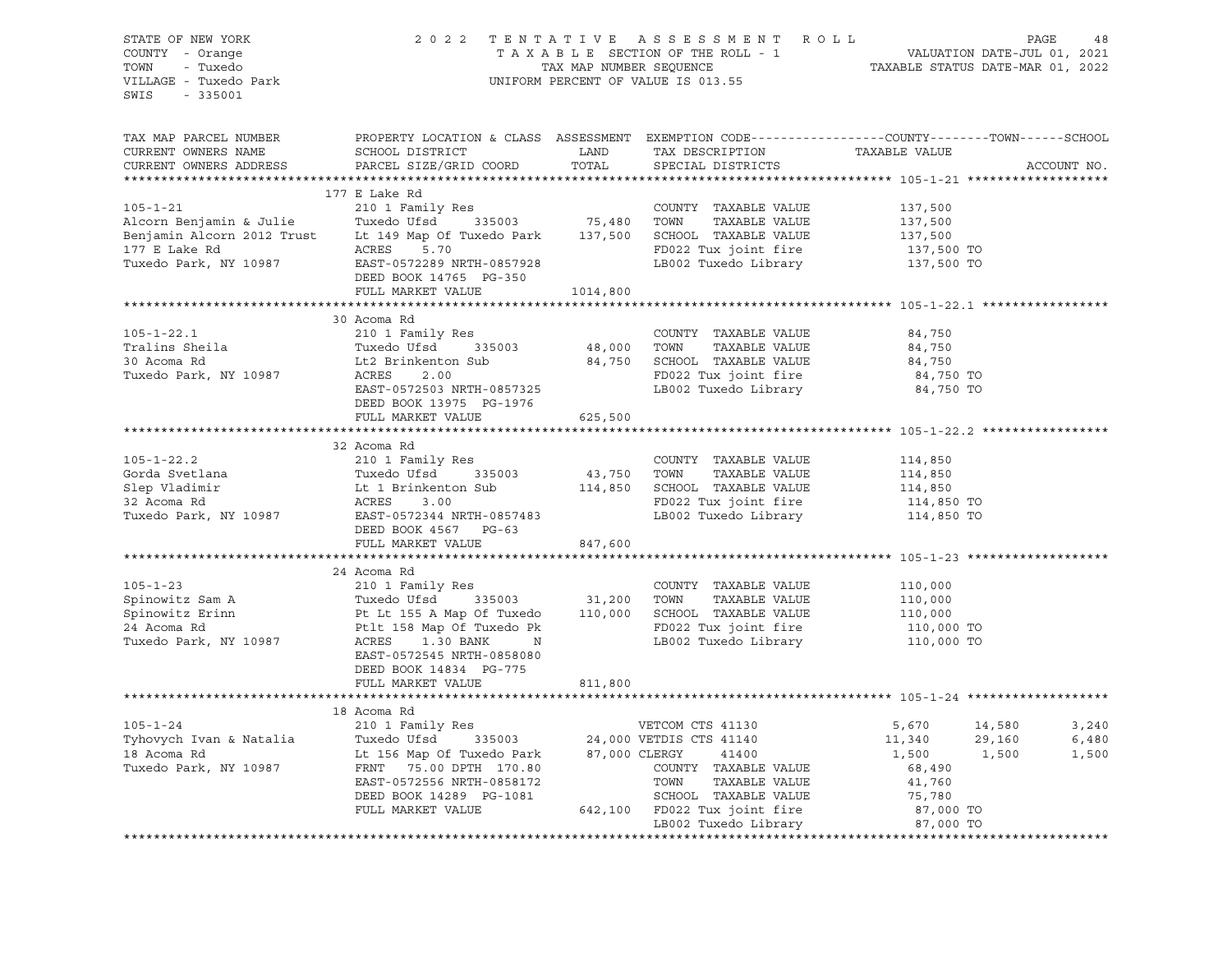STATE OF NEW YORK
COUNTY - Orange
TOWN - Tuxedo
VILLAGE - Tuxedo Park
SWIS - 335001

2 0 2 2 T E N T A T I V E A S S E S S M E N T R O L L
T A X A B L E SECTION OF THE ROLL - 1
TAX MAP NUMBER SEQUENCE
UNIFORM PERCENT OF VALUE IS 013.55

VALUATION DATE-JUL 01, 2021
TAXABLE STATUS DATE-MAR 01, 2022

```
TAX MAP PARCEL NUMBER          PROPERTY LOCATION & CLASS  ASSESSMENT  EXEMPTION CODE------------------COUNTY--------TOWN------SCHOOL
CURRENT OWNERS NAME            SCHOOL DISTRICT               LAND      TAX DESCRIPTION              TAXABLE VALUE
CURRENT OWNERS ADDRESS         PARCEL SIZE/GRID COORD        TOTAL     SPECIAL DISTRICTS                                          ACCOUNT NO.
******************************************************************************************************* 105-1-21 *******************
                               177 E Lake Rd
105-1-21                       210 1 Family Res                        COUNTY  TAXABLE VALUE           137,500
Alcorn Benjamin & Julie        Tuxedo Ufsd     335003       75,480     TOWN    TAXABLE VALUE           137,500
Benjamin Alcorn 2012 Trust     Lt 149 Map Of Tuxedo Park   137,500     SCHOOL  TAXABLE VALUE           137,500
177 E Lake Rd                  ACRES    5.70                           FD022 Tux joint fire             137,500 TO
Tuxedo Park, NY 10987          EAST-0572289 NRTH-0857928               LB002 Tuxedo Library             137,500 TO
                               DEED BOOK 14765  PG-350
                               FULL MARKET VALUE          1014,800
******************************************************************************************************* 105-1-22.1 *****************
                               30 Acoma Rd
105-1-22.1                     210 1 Family Res                        COUNTY  TAXABLE VALUE            84,750
Tralins Sheila                 Tuxedo Ufsd     335003       48,000     TOWN    TAXABLE VALUE            84,750
30 Acoma Rd                    Lt2 Brinkenton Sub           84,750     SCHOOL  TAXABLE VALUE            84,750
Tuxedo Park, NY 10987          ACRES    2.00                           FD022 Tux joint fire              84,750 TO
                               EAST-0572503 NRTH-0857325               LB002 Tuxedo Library              84,750 TO
                               DEED BOOK 13975  PG-1976
                               FULL MARKET VALUE           625,500
******************************************************************************************************* 105-1-22.2 *****************
                               32 Acoma Rd
105-1-22.2                     210 1 Family Res                        COUNTY  TAXABLE VALUE           114,850
Gorda Svetlana                 Tuxedo Ufsd     335003       43,750     TOWN    TAXABLE VALUE           114,850
Slep Vladimir                  Lt 1 Brinkenton Sub         114,850     SCHOOL  TAXABLE VALUE           114,850
32 Acoma Rd                    ACRES    3.00                           FD022 Tux joint fire             114,850 TO
Tuxedo Park, NY 10987          EAST-0572344 NRTH-0857483               LB002 Tuxedo Library             114,850 TO
                               DEED BOOK 4567   PG-63
                               FULL MARKET VALUE           847,600
******************************************************************************************************* 105-1-23 *******************
                               24 Acoma Rd
105-1-23                       210 1 Family Res                        COUNTY  TAXABLE VALUE           110,000
Spinowitz Sam A                Tuxedo Ufsd     335003       31,200     TOWN    TAXABLE VALUE           110,000
Spinowitz Erinn                Pt Lt 155 A Map Of Tuxedo   110,000     SCHOOL  TAXABLE VALUE           110,000
24 Acoma Rd                    Ptlt 158 Map Of Tuxedo Pk               FD022 Tux joint fire             110,000 TO
Tuxedo Park, NY 10987          ACRES    1.30 BANK     N                LB002 Tuxedo Library             110,000 TO
                               EAST-0572545 NRTH-0858080
                               DEED BOOK 14834  PG-775
                               FULL MARKET VALUE           811,800
******************************************************************************************************* 105-1-24 *******************
                               18 Acoma Rd
105-1-24                       210 1 Family Res                   VETCOM CTS 41130                   5,670      14,580       3,240
Tyhovych Ivan & Natalia        Tuxedo Ufsd     335003       24,000 VETDIS CTS 41140                 11,340      29,160       6,480
18 Acoma Rd                    Lt 156 Map Of Tuxedo Park    87,000 CLERGY     41400                  1,500       1,500       1,500
Tuxedo Park, NY 10987          FRNT    75.00 DPTH 170.80               COUNTY  TAXABLE VALUE            68,490
                               EAST-0572556 NRTH-0858172               TOWN    TAXABLE VALUE            41,760
                               DEED BOOK 14289  PG-1081                SCHOOL  TAXABLE VALUE            75,780
                               FULL MARKET VALUE           642,100     FD022 Tux joint fire              87,000 TO
                                                                       LB002 Tuxedo Library              87,000 TO
************************************************************************************************************************************
```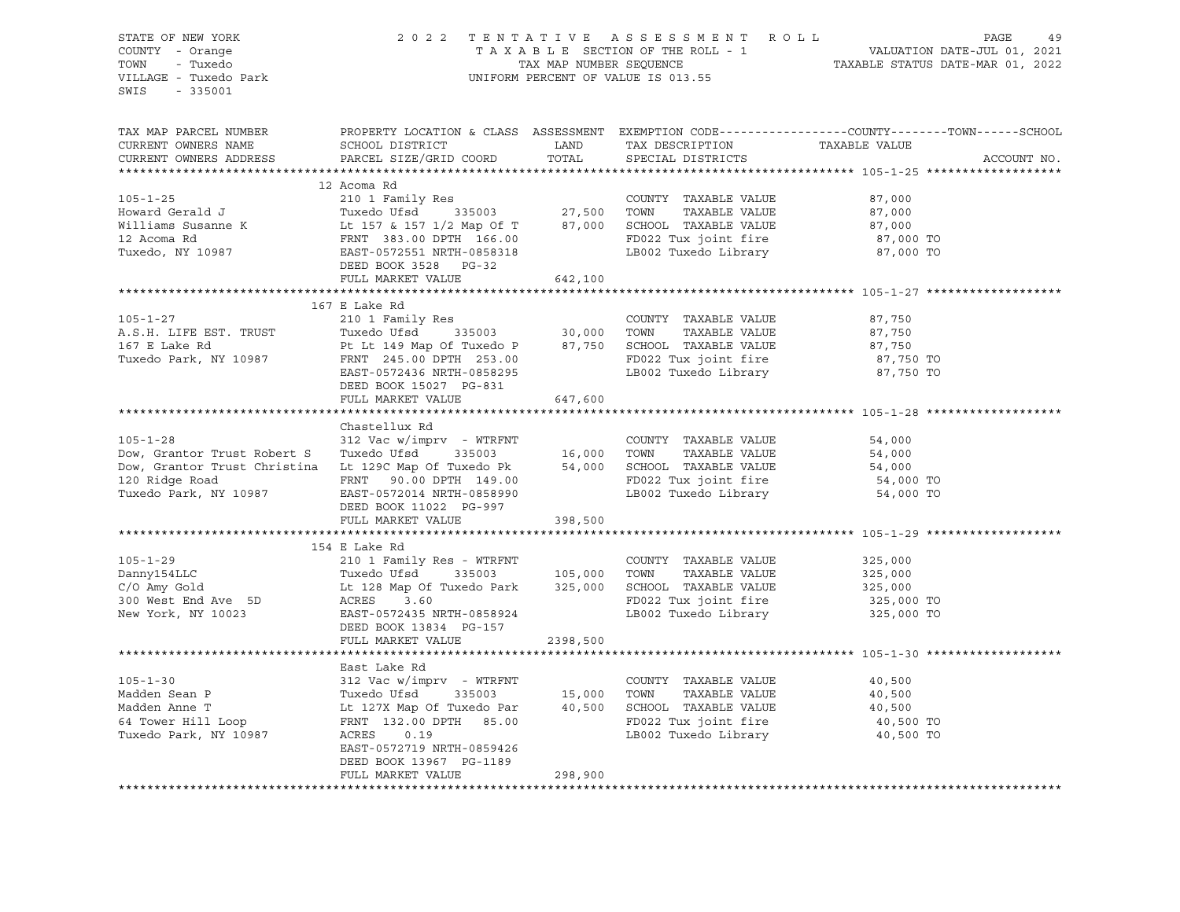STATE OF NEW YORK
COUNTY - Orange
TOWN - Tuxedo
VILLAGE - Tuxedo Park
SWIS - 335001

2022 TENTATIVE ASSESSMENT ROLL
TAXABLE SECTION OF THE ROLL - 1
TAX MAP NUMBER SEQUENCE
UNIFORM PERCENT OF VALUE IS 013.55

VALUATION DATE-JUL 01, 2021
TAXABLE STATUS DATE-MAR 01, 2022

| TAX MAP PARCEL NUMBER<br>CURRENT OWNERS NAME<br>CURRENT OWNERS ADDRESS | PROPERTY LOCATION & CLASS<br>SCHOOL DISTRICT<br>PARCEL SIZE/GRID COORD | ASSESSMENT<br>LAND<br>TOTAL | EXEMPTION CODE<br>TAX DESCRIPTION<br>SPECIAL DISTRICTS | COUNTY--TOWN--SCHOOL<br>TAXABLE VALUE | ACCOUNT NO. |
|---|---|---|---|---|---|
| **105-1-25** | 12 Acoma Rd | | | | |
| 105-1-25 | 210 1 Family Res | | COUNTY TAXABLE VALUE | 87,000 | |
| Howard Gerald J | Tuxedo Ufsd 335003 | 27,500 | TOWN TAXABLE VALUE | 87,000 | |
| Williams Susanne K | Lt 157 & 157 1/2 Map Of T | 87,000 | SCHOOL TAXABLE VALUE | 87,000 | |
| 12 Acoma Rd | FRNT 383.00 DPTH 166.00 | | FD022 Tux joint fire | 87,000 TO | |
| Tuxedo, NY 10987 | EAST-0572551 NRTH-0858318 | | LB002 Tuxedo Library | 87,000 TO | |
| | DEED BOOK 3528 PG-32 | | | | |
| | FULL MARKET VALUE | 642,100 | | | |
| **105-1-27** | 167 E Lake Rd | | | | |
| 105-1-27 | 210 1 Family Res | | COUNTY TAXABLE VALUE | 87,750 | |
| A.S.H. LIFE EST. TRUST | Tuxedo Ufsd 335003 | 30,000 | TOWN TAXABLE VALUE | 87,750 | |
| 167 E Lake Rd | Pt Lt 149 Map Of Tuxedo P | 87,750 | SCHOOL TAXABLE VALUE | 87,750 | |
| Tuxedo Park, NY 10987 | FRNT 245.00 DPTH 253.00 | | FD022 Tux joint fire | 87,750 TO | |
| | EAST-0572436 NRTH-0858295 | | LB002 Tuxedo Library | 87,750 TO | |
| | DEED BOOK 15027 PG-831 | | | | |
| | FULL MARKET VALUE | 647,600 | | | |
| **105-1-28** | Chastellux Rd | | | | |
| 105-1-28 | 312 Vac w/imprv - WTRFNT | | COUNTY TAXABLE VALUE | 54,000 | |
| Dow, Grantor Trust Robert S | Tuxedo Ufsd 335003 | 16,000 | TOWN TAXABLE VALUE | 54,000 | |
| Dow, Grantor Trust Christina | Lt 129C Map Of Tuxedo Pk | 54,000 | SCHOOL TAXABLE VALUE | 54,000 | |
| 120 Ridge Road | FRNT 90.00 DPTH 149.00 | | FD022 Tux joint fire | 54,000 TO | |
| Tuxedo Park, NY 10987 | EAST-0572014 NRTH-0858990 | | LB002 Tuxedo Library | 54,000 TO | |
| | DEED BOOK 11022 PG-997 | | | | |
| | FULL MARKET VALUE | 398,500 | | | |
| **105-1-29** | 154 E Lake Rd | | | | |
| 105-1-29 | 210 1 Family Res - WTRFNT | | COUNTY TAXABLE VALUE | 325,000 | |
| Danny154LLC | Tuxedo Ufsd 335003 | 105,000 | TOWN TAXABLE VALUE | 325,000 | |
| C/O Amy Gold | Lt 128 Map Of Tuxedo Park | 325,000 | SCHOOL TAXABLE VALUE | 325,000 | |
| 300 West End Ave 5D | ACRES 3.60 | | FD022 Tux joint fire | 325,000 TO | |
| New York, NY 10023 | EAST-0572435 NRTH-0858924 | | LB002 Tuxedo Library | 325,000 TO | |
| | DEED BOOK 13834 PG-157 | | | | |
| | FULL MARKET VALUE | 2398,500 | | | |
| **105-1-30** | East Lake Rd | | | | |
| 105-1-30 | 312 Vac w/imprv - WTRFNT | | COUNTY TAXABLE VALUE | 40,500 | |
| Madden Sean P | Tuxedo Ufsd 335003 | 15,000 | TOWN TAXABLE VALUE | 40,500 | |
| Madden Anne T | Lt 127X Map Of Tuxedo Par | 40,500 | SCHOOL TAXABLE VALUE | 40,500 | |
| 64 Tower Hill Loop | FRNT 132.00 DPTH 85.00 | | FD022 Tux joint fire | 40,500 TO | |
| Tuxedo Park, NY 10987 | ACRES 0.19 | | LB002 Tuxedo Library | 40,500 TO | |
| | EAST-0572719 NRTH-0859426 | | | | |
| | DEED BOOK 13967 PG-1189 | | | | |
| | FULL MARKET VALUE | 298,900 | | | |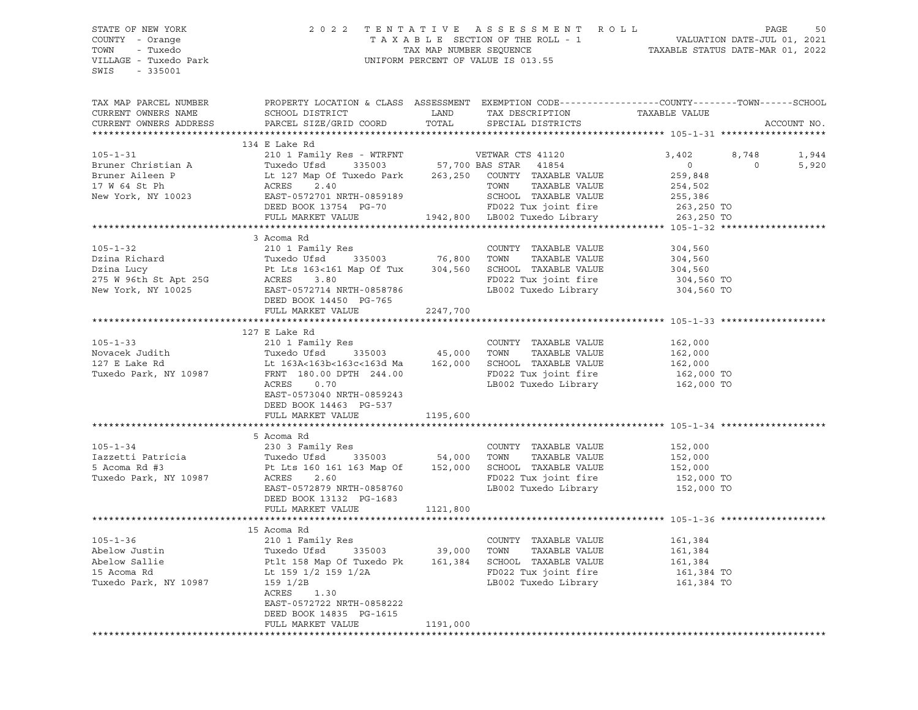STATE OF NEW YORK
COUNTY - Orange
TOWN - Tuxedo
VILLAGE - Tuxedo Park
SWIS - 335001

2022 TENTATIVE ASSESSMENT ROLL
TAXABLE SECTION OF THE ROLL - 1
TAX MAP NUMBER SEQUENCE
UNIFORM PERCENT OF VALUE IS 013.55

VALUATION DATE-JUL 01, 2021
TAXABLE STATUS DATE-MAR 01, 2022

| TAX MAP PARCEL NUMBER / CURRENT OWNERS NAME / CURRENT OWNERS ADDRESS | PROPERTY LOCATION & CLASS / SCHOOL DISTRICT / PARCEL SIZE/GRID COORD | ASSESSMENT LAND / TOTAL | EXEMPTION CODE / TAX DESCRIPTION / SPECIAL DISTRICTS | COUNTY | TOWN | SCHOOL |
|---|---|---|---|---|---|---|
| **105-1-31** | 134 E Lake Rd | | | | | |
| 105-1-31 | 210 1 Family Res - WTRFNT | | VETWAR CTS 41120 | 3,402 | 8,748 | 1,944 |
| Bruner Christian A | Tuxedo Ufsd 335003 | 57,700 | BAS STAR 41854 | 0 | 0 | 5,920 |
| Bruner Aileen P | Lt 127 Map Of Tuxedo Park | 263,250 | COUNTY TAXABLE VALUE | 259,848 | | |
| 17 W 64 St Ph | ACRES 2.40 | | TOWN TAXABLE VALUE | 254,502 | | |
| New York, NY 10023 | EAST-0572701 NRTH-0859189 | | SCHOOL TAXABLE VALUE | 255,386 | | |
| | DEED BOOK 13754 PG-70 | | FD022 Tux joint fire | 263,250 TO | | |
| | FULL MARKET VALUE | 1942,800 | LB002 Tuxedo Library | 263,250 TO | | |
| **105-1-32** | 3 Acoma Rd | | | | | |
| 105-1-32 | 210 1 Family Res | | COUNTY TAXABLE VALUE | 304,560 | | |
| Dzina Richard | Tuxedo Ufsd 335003 | 76,800 | TOWN TAXABLE VALUE | 304,560 | | |
| Dzina Lucy | Pt Lts 163<161 Map Of Tux | 304,560 | SCHOOL TAXABLE VALUE | 304,560 | | |
| 275 W 96th St Apt 25G | ACRES 3.80 | | FD022 Tux joint fire | 304,560 TO | | |
| New York, NY 10025 | EAST-0572714 NRTH-0858786 | | LB002 Tuxedo Library | 304,560 TO | | |
| | DEED BOOK 14450 PG-765 | | | | | |
| | FULL MARKET VALUE | 2247,700 | | | | |
| **105-1-33** | 127 E Lake Rd | | | | | |
| 105-1-33 | 210 1 Family Res | | COUNTY TAXABLE VALUE | 162,000 | | |
| Novacek Judith | Tuxedo Ufsd 335003 | 45,000 | TOWN TAXABLE VALUE | 162,000 | | |
| 127 E Lake Rd | Lt 163A<163b<163c<163d Ma | 162,000 | SCHOOL TAXABLE VALUE | 162,000 | | |
| Tuxedo Park, NY 10987 | FRNT 180.00 DPTH 244.00 | | FD022 Tux joint fire | 162,000 TO | | |
| | ACRES 0.70 | | LB002 Tuxedo Library | 162,000 TO | | |
| | EAST-0573040 NRTH-0859243 | | | | | |
| | DEED BOOK 14463 PG-537 | | | | | |
| | FULL MARKET VALUE | 1195,600 | | | | |
| **105-1-34** | 5 Acoma Rd | | | | | |
| 105-1-34 | 230 3 Family Res | | COUNTY TAXABLE VALUE | 152,000 | | |
| Iazzetti Patricia | Tuxedo Ufsd 335003 | 54,000 | TOWN TAXABLE VALUE | 152,000 | | |
| 5 Acoma Rd #3 | Pt Lts 160 161 163 Map Of | 152,000 | SCHOOL TAXABLE VALUE | 152,000 | | |
| Tuxedo Park, NY 10987 | ACRES 2.60 | | FD022 Tux joint fire | 152,000 TO | | |
| | EAST-0572879 NRTH-0858760 | | LB002 Tuxedo Library | 152,000 TO | | |
| | DEED BOOK 13132 PG-1683 | | | | | |
| | FULL MARKET VALUE | 1121,800 | | | | |
| **105-1-36** | 15 Acoma Rd | | | | | |
| 105-1-36 | 210 1 Family Res | | COUNTY TAXABLE VALUE | 161,384 | | |
| Abelow Justin | Tuxedo Ufsd 335003 | 39,000 | TOWN TAXABLE VALUE | 161,384 | | |
| Abelow Sallie | Ptlt 158 Map Of Tuxedo Pk | 161,384 | SCHOOL TAXABLE VALUE | 161,384 | | |
| 15 Acoma Rd | Lt 159 1/2 159 1/2A | | FD022 Tux joint fire | 161,384 TO | | |
| Tuxedo Park, NY 10987 | 159 1/2B | | LB002 Tuxedo Library | 161,384 TO | | |
| | ACRES 1.30 | | | | | |
| | EAST-0572722 NRTH-0858222 | | | | | |
| | DEED BOOK 14835 PG-1615 | | | | | |
| | FULL MARKET VALUE | 1191,000 | | | | |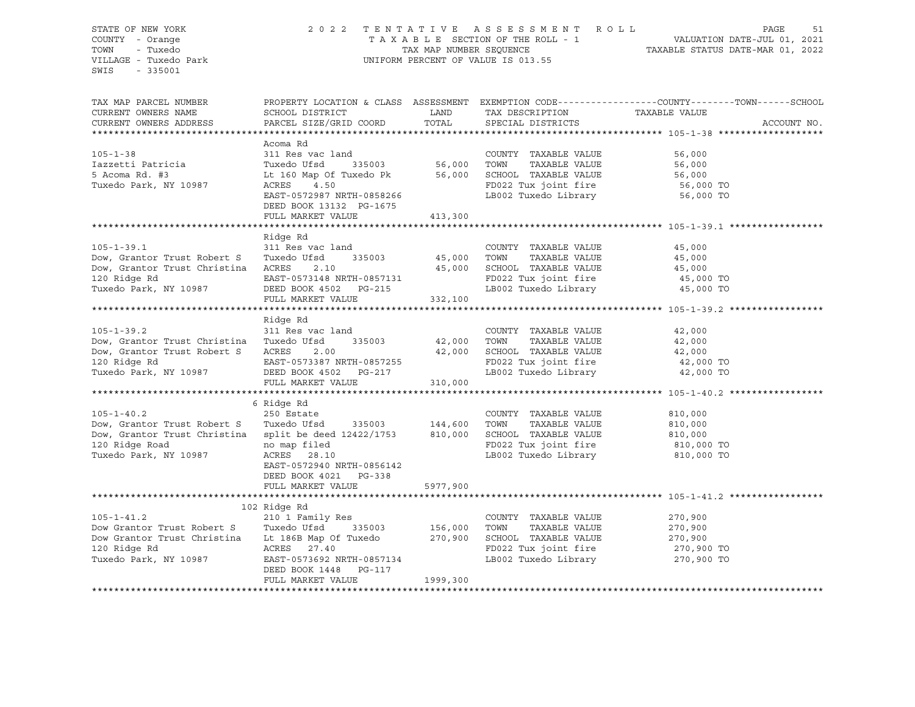STATE OF NEW YORK
COUNTY - Orange
TOWN - Tuxedo
VILLAGE - Tuxedo Park
SWIS - 335001

2022 TENTATIVE ASSESSMENT ROLL
TAXABLE SECTION OF THE ROLL - 1
TAX MAP NUMBER SEQUENCE
UNIFORM PERCENT OF VALUE IS 013.55

VALUATION DATE-JUL 01, 2021
TAXABLE STATUS DATE-MAR 01, 2022

| TAX MAP PARCEL NUMBER / CURRENT OWNERS NAME / CURRENT OWNERS ADDRESS | PROPERTY LOCATION & CLASS / SCHOOL DISTRICT / PARCEL SIZE/GRID COORD | ASSESSMENT LAND / TOTAL | EXEMPTION CODE / TAX DESCRIPTION / SPECIAL DISTRICTS | TAXABLE VALUE (COUNTY / TOWN / SCHOOL) | ACCOUNT NO. |
|---|---|---|---|---|---|
| **105-1-38** | Acoma Rd | | | | |
| 105-1-38 | 311 Res vac land | | COUNTY TAXABLE VALUE | 56,000 | |
| Iazzetti Patricia | Tuxedo Ufsd 335003 | 56,000 | TOWN TAXABLE VALUE | 56,000 | |
| 5 Acoma Rd. #3 | Lt 160 Map Of Tuxedo Pk | 56,000 | SCHOOL TAXABLE VALUE | 56,000 | |
| Tuxedo Park, NY 10987 | ACRES 4.50 | | FD022 Tux joint fire | 56,000 TO | |
| | EAST-0572987 NRTH-0858266 | | LB002 Tuxedo Library | 56,000 TO | |
| | DEED BOOK 13132 PG-1675 | | | | |
| | FULL MARKET VALUE | 413,300 | | | |
| **105-1-39.1** | Ridge Rd | | | | |
| 105-1-39.1 | 311 Res vac land | | COUNTY TAXABLE VALUE | 45,000 | |
| Dow, Grantor Trust Robert S | Tuxedo Ufsd 335003 | 45,000 | TOWN TAXABLE VALUE | 45,000 | |
| Dow, Grantor Trust Christina | ACRES 2.10 | 45,000 | SCHOOL TAXABLE VALUE | 45,000 | |
| 120 Ridge Rd | EAST-0573148 NRTH-0857131 | | FD022 Tux joint fire | 45,000 TO | |
| Tuxedo Park, NY 10987 | DEED BOOK 4502 PG-215 | | LB002 Tuxedo Library | 45,000 TO | |
| | FULL MARKET VALUE | 332,100 | | | |
| **105-1-39.2** | Ridge Rd | | | | |
| 105-1-39.2 | 311 Res vac land | | COUNTY TAXABLE VALUE | 42,000 | |
| Dow, Grantor Trust Christina | Tuxedo Ufsd 335003 | 42,000 | TOWN TAXABLE VALUE | 42,000 | |
| Dow, Grantor Trust Robert S | ACRES 2.00 | 42,000 | SCHOOL TAXABLE VALUE | 42,000 | |
| 120 Ridge Rd | EAST-0573387 NRTH-0857255 | | FD022 Tux joint fire | 42,000 TO | |
| Tuxedo Park, NY 10987 | DEED BOOK 4502 PG-217 | | LB002 Tuxedo Library | 42,000 TO | |
| | FULL MARKET VALUE | 310,000 | | | |
| **105-1-40.2** | 6 Ridge Rd | | | | |
| 105-1-40.2 | 250 Estate | | COUNTY TAXABLE VALUE | 810,000 | |
| Dow, Grantor Trust Robert S | Tuxedo Ufsd 335003 | 144,600 | TOWN TAXABLE VALUE | 810,000 | |
| Dow, Grantor Trust Christina | split be deed 12422/1753 | 810,000 | SCHOOL TAXABLE VALUE | 810,000 | |
| 120 Ridge Road | no map filed | | FD022 Tux joint fire | 810,000 TO | |
| Tuxedo Park, NY 10987 | ACRES 28.10 | | LB002 Tuxedo Library | 810,000 TO | |
| | EAST-0572940 NRTH-0856142 | | | | |
| | DEED BOOK 4021 PG-338 | | | | |
| | FULL MARKET VALUE | 5977,900 | | | |
| **105-1-41.2** | 102 Ridge Rd | | | | |
| 105-1-41.2 | 210 1 Family Res | | COUNTY TAXABLE VALUE | 270,900 | |
| Dow Grantor Trust Robert S | Tuxedo Ufsd 335003 | 156,000 | TOWN TAXABLE VALUE | 270,900 | |
| Dow Grantor Trust Christina | Lt 186B Map Of Tuxedo | 270,900 | SCHOOL TAXABLE VALUE | 270,900 | |
| 120 Ridge Rd | ACRES 27.40 | | FD022 Tux joint fire | 270,900 TO | |
| Tuxedo Park, NY 10987 | EAST-0573692 NRTH-0857134 | | LB002 Tuxedo Library | 270,900 TO | |
| | DEED BOOK 1448 PG-117 | | | | |
| | FULL MARKET VALUE | 1999,300 | | | |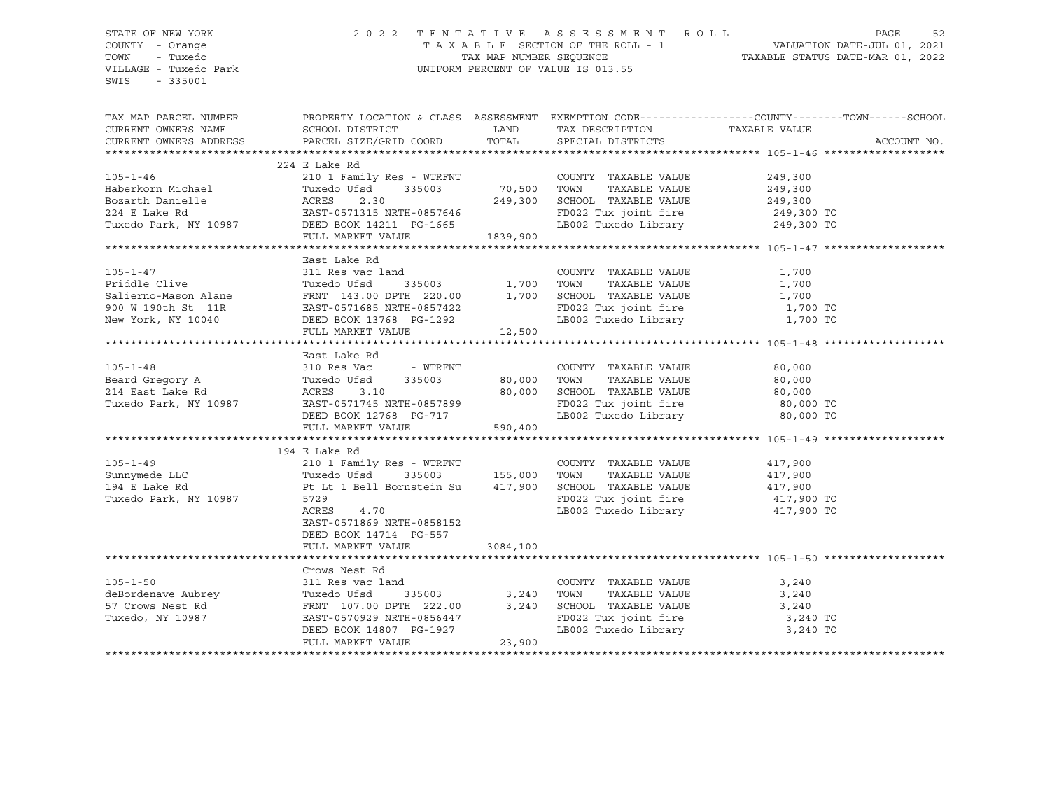STATE OF NEW YORK
COUNTY - Orange
TOWN - Tuxedo
VILLAGE - Tuxedo Park
SWIS - 335001

2022 TENTATIVE ASSESSMENT ROLL
TAXABLE SECTION OF THE ROLL - 1
TAX MAP NUMBER SEQUENCE
UNIFORM PERCENT OF VALUE IS 013.55

VALUATION DATE-JUL 01, 2021
TAXABLE STATUS DATE-MAR 01, 2022

| TAX MAP PARCEL NUMBER / CURRENT OWNERS NAME / CURRENT OWNERS ADDRESS | PROPERTY LOCATION & CLASS / SCHOOL DISTRICT / PARCEL SIZE/GRID COORD | ASSESSMENT LAND | TOTAL | EXEMPTION CODE / TAX DESCRIPTION / SPECIAL DISTRICTS | COUNTY--------TOWN------SCHOOL TAXABLE VALUE | ACCOUNT NO. |
|---|---|---|---|---|---|---|
| **105-1-46** | 224 E Lake Rd | | | | | |
| 105-1-46 | 210 1 Family Res - WTRFNT | | | COUNTY TAXABLE VALUE | 249,300 | |
| Haberkorn Michael | Tuxedo Ufsd 335003 | 70,500 | | TOWN TAXABLE VALUE | 249,300 | |
| Bozarth Danielle | ACRES 2.30 | | 249,300 | SCHOOL TAXABLE VALUE | 249,300 | |
| 224 E Lake Rd | EAST-0571315 NRTH-0857646 | | | FD022 Tux joint fire | 249,300 TO | |
| Tuxedo Park, NY 10987 | DEED BOOK 14211 PG-1665 | | | LB002 Tuxedo Library | 249,300 TO | |
| | FULL MARKET VALUE | | 1839,900 | | | |
| **105-1-47** | East Lake Rd | | | | | |
| 105-1-47 | 311 Res vac land | | | COUNTY TAXABLE VALUE | 1,700 | |
| Priddle Clive | Tuxedo Ufsd 335003 | 1,700 | | TOWN TAXABLE VALUE | 1,700 | |
| Salierno-Mason Alane | FRNT 143.00 DPTH 220.00 | | 1,700 | SCHOOL TAXABLE VALUE | 1,700 | |
| 900 W 190th St 11R | EAST-0571685 NRTH-0857422 | | | FD022 Tux joint fire | 1,700 TO | |
| New York, NY 10040 | DEED BOOK 13768 PG-1292 | | | LB002 Tuxedo Library | 1,700 TO | |
| | FULL MARKET VALUE | | 12,500 | | | |
| **105-1-48** | East Lake Rd | | | | | |
| 105-1-48 | 310 Res Vac - WTRFNT | | | COUNTY TAXABLE VALUE | 80,000 | |
| Beard Gregory A | Tuxedo Ufsd 335003 | 80,000 | | TOWN TAXABLE VALUE | 80,000 | |
| 214 East Lake Rd | ACRES 3.10 | | 80,000 | SCHOOL TAXABLE VALUE | 80,000 | |
| Tuxedo Park, NY 10987 | EAST-0571745 NRTH-0857899 | | | FD022 Tux joint fire | 80,000 TO | |
| | DEED BOOK 12768 PG-717 | | | LB002 Tuxedo Library | 80,000 TO | |
| | FULL MARKET VALUE | | 590,400 | | | |
| **105-1-49** | 194 E Lake Rd | | | | | |
| 105-1-49 | 210 1 Family Res - WTRFNT | | | COUNTY TAXABLE VALUE | 417,900 | |
| Sunnymede LLC | Tuxedo Ufsd 335003 | 155,000 | | TOWN TAXABLE VALUE | 417,900 | |
| 194 E Lake Rd | Pt Lt 1 Bell Bornstein Su | | 417,900 | SCHOOL TAXABLE VALUE | 417,900 | |
| Tuxedo Park, NY 10987 | 5729 | | | FD022 Tux joint fire | 417,900 TO | |
| | ACRES 4.70 | | | LB002 Tuxedo Library | 417,900 TO | |
| | EAST-0571869 NRTH-0858152 | | | | | |
| | DEED BOOK 14714 PG-557 | | | | | |
| | FULL MARKET VALUE | | 3084,100 | | | |
| **105-1-50** | Crows Nest Rd | | | | | |
| 105-1-50 | 311 Res vac land | | | COUNTY TAXABLE VALUE | 3,240 | |
| deBordenave Aubrey | Tuxedo Ufsd 335003 | 3,240 | | TOWN TAXABLE VALUE | 3,240 | |
| 57 Crows Nest Rd | FRNT 107.00 DPTH 222.00 | | 3,240 | SCHOOL TAXABLE VALUE | 3,240 | |
| Tuxedo, NY 10987 | EAST-0570929 NRTH-0856447 | | | FD022 Tux joint fire | 3,240 TO | |
| | DEED BOOK 14807 PG-1927 | | | LB002 Tuxedo Library | 3,240 TO | |
| | FULL MARKET VALUE | | 23,900 | | | |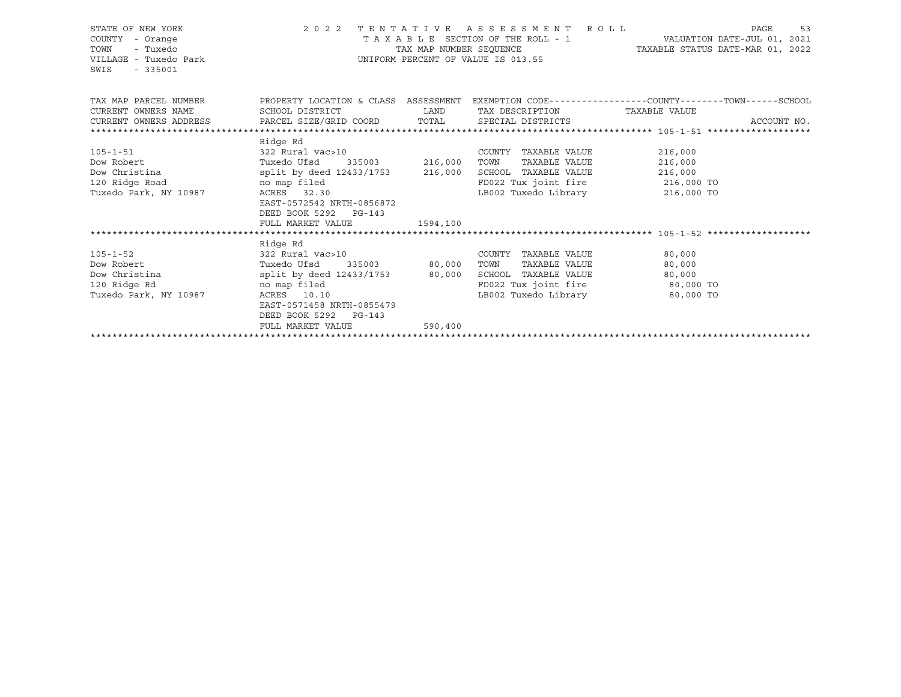STATE OF NEW YORK
COUNTY - Orange
TOWN - Tuxedo
VILLAGE - Tuxedo Park
SWIS - 335001

2 0 2 2 T E N T A T I V E A S S E S S M E N T R O L L
T A X A B L E SECTION OF THE ROLL - 1
TAX MAP NUMBER SEQUENCE
UNIFORM PERCENT OF VALUE IS 013.55

VALUATION DATE-JUL 01, 2021
TAXABLE STATUS DATE-MAR 01, 2022

| TAX MAP PARCEL NUMBER<br>CURRENT OWNERS NAME<br>CURRENT OWNERS ADDRESS | PROPERTY LOCATION & CLASS<br>SCHOOL DISTRICT<br>PARCEL SIZE/GRID COORD | ASSESSMENT<br>LAND<br>TOTAL | EXEMPTION CODE------------------COUNTY--------TOWN------SCHOOL<br>TAX DESCRIPTION<br>SPECIAL DISTRICTS | TAXABLE VALUE | ACCOUNT NO. |
|---|---|---|---|---|---|
| ***** 105-1-51 ***** | | | | | |
| | Ridge Rd | | | | |
| 105-1-51 | 322 Rural vac>10 | | COUNTY TAXABLE VALUE | 216,000 | |
| Dow Robert | Tuxedo Ufsd 335003 | 216,000 | TOWN TAXABLE VALUE | 216,000 | |
| Dow Christina | split by deed 12433/1753 | 216,000 | SCHOOL TAXABLE VALUE | 216,000 | |
| 120 Ridge Road | no map filed | | FD022 Tux joint fire | 216,000 TO | |
| Tuxedo Park, NY 10987 | ACRES 32.30 | | LB002 Tuxedo Library | 216,000 TO | |
| | EAST-0572542 NRTH-0856872 | | | | |
| | DEED BOOK 5292 PG-143 | | | | |
| | FULL MARKET VALUE | 1594,100 | | | |
| ***** 105-1-52 ***** | | | | | |
| | Ridge Rd | | | | |
| 105-1-52 | 322 Rural vac>10 | | COUNTY TAXABLE VALUE | 80,000 | |
| Dow Robert | Tuxedo Ufsd 335003 | 80,000 | TOWN TAXABLE VALUE | 80,000 | |
| Dow Christina | split by deed 12433/1753 | 80,000 | SCHOOL TAXABLE VALUE | 80,000 | |
| 120 Ridge Rd | no map filed | | FD022 Tux joint fire | 80,000 TO | |
| Tuxedo Park, NY 10987 | ACRES 10.10 | | LB002 Tuxedo Library | 80,000 TO | |
| | EAST-0571458 NRTH-0855479 | | | | |
| | DEED BOOK 5292 PG-143 | | | | |
| | FULL MARKET VALUE | 590,400 | | | |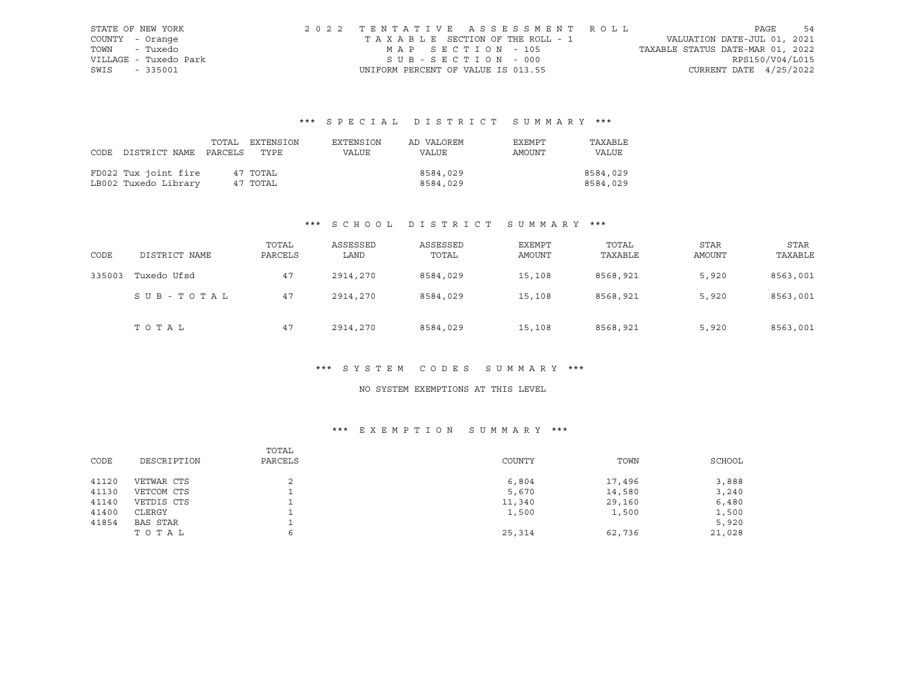STATE OF NEW YORK
COUNTY - Orange
TOWN - Tuxedo
VILLAGE - Tuxedo Park
SWIS - 335001

2022 TENTATIVE ASSESSMENT ROLL
TAXABLE SECTION OF THE ROLL - 1
MAP SECTION - 105
SUB-SECTION - 000
UNIFORM PERCENT OF VALUE IS 013.55

VALUATION DATE-JUL 01, 2021
TAXABLE STATUS DATE-MAR 01, 2022
RPS150/V04/L015
CURRENT DATE 4/25/2022

### *** SPECIAL DISTRICT SUMMARY ***

| CODE DISTRICT NAME | TOTAL PARCELS | EXTENSION TYPE | EXTENSION VALUE | AD VALOREM VALUE | EXEMPT AMOUNT | TAXABLE VALUE |
|---|---|---|---|---|---|---|
| FD022 Tux joint fire | 47 | TOTAL | | 8584,029 | | 8584,029 |
| LB002 Tuxedo Library | 47 | TOTAL | | 8584,029 | | 8584,029 |

### *** SCHOOL DISTRICT SUMMARY ***

| CODE | DISTRICT NAME | TOTAL PARCELS | ASSESSED LAND | ASSESSED TOTAL | EXEMPT AMOUNT | TOTAL TAXABLE | STAR AMOUNT | STAR TAXABLE |
|---|---|---|---|---|---|---|---|---|
| 335003 | Tuxedo Ufsd | 47 | 2914,270 | 8584,029 | 15,108 | 8568,921 | 5,920 | 8563,001 |
| | SUB-TOTAL | 47 | 2914,270 | 8584,029 | 15,108 | 8568,921 | 5,920 | 8563,001 |
| | TOTAL | 47 | 2914,270 | 8584,029 | 15,108 | 8568,921 | 5,920 | 8563,001 |

### *** SYSTEM CODES SUMMARY ***

NO SYSTEM EXEMPTIONS AT THIS LEVEL

### *** EXEMPTION SUMMARY ***

| CODE | DESCRIPTION | TOTAL PARCELS | COUNTY | TOWN | SCHOOL |
|---|---|---|---|---|---|
| 41120 | VETWAR CTS | 2 | 6,804 | 17,496 | 3,888 |
| 41130 | VETCOM CTS | 1 | 5,670 | 14,580 | 3,240 |
| 41140 | VETDIS CTS | 1 | 11,340 | 29,160 | 6,480 |
| 41400 | CLERGY | 1 | 1,500 | 1,500 | 1,500 |
| 41854 | BAS STAR | 1 | | | 5,920 |
| | TOTAL | 6 | 25,314 | 62,736 | 21,028 |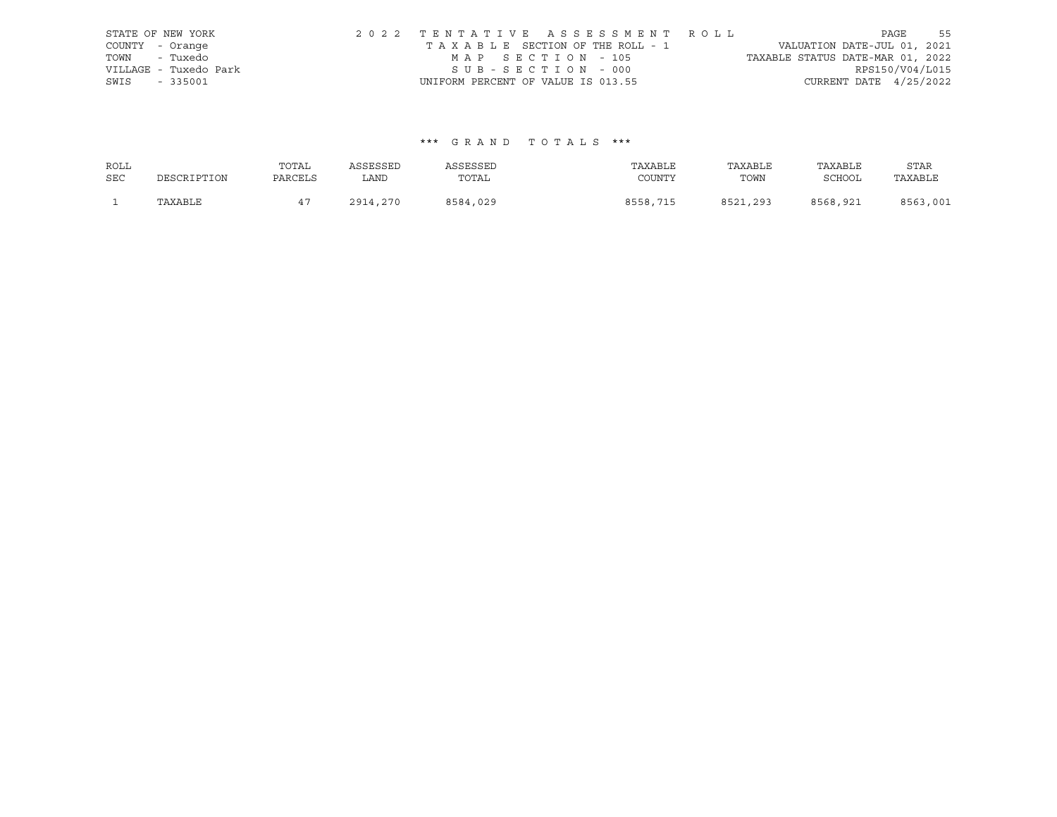STATE OF NEW YORK
COUNTY - Orange
TOWN - Tuxedo
VILLAGE - Tuxedo Park
SWIS - 335001

2 0 2 2 T E N T A T I V E A S S E S S M E N T R O L L
T A X A B L E SECTION OF THE ROLL - 1
M A P S E C T I O N - 105
S U B - S E C T I O N - 000
UNIFORM PERCENT OF VALUE IS 013.55

VALUATION DATE-JUL 01, 2021
TAXABLE STATUS DATE-MAR 01, 2022
RPS150/V04/L015
CURRENT DATE 4/25/2022

### *** G R A N D T O T A L S ***

| ROLL SEC | DESCRIPTION | TOTAL PARCELS | ASSESSED LAND | ASSESSED TOTAL | TAXABLE COUNTY | TAXABLE TOWN | TAXABLE SCHOOL | STAR TAXABLE |
|---|---|---|---|---|---|---|---|---|
| 1 | TAXABLE | 47 | 2914,270 | 8584,029 | 8558,715 | 8521,293 | 8568,921 | 8563,001 |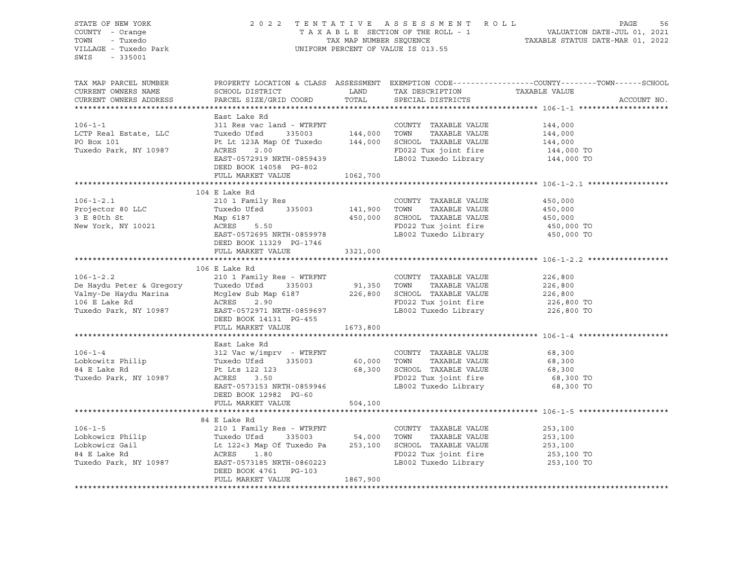STATE OF NEW YORK
COUNTY - Orange
TOWN - Tuxedo
VILLAGE - Tuxedo Park
SWIS - 335001

2022 TENTATIVE ASSESSMENT ROLL
TAXABLE SECTION OF THE ROLL - 1
TAX MAP NUMBER SEQUENCE
UNIFORM PERCENT OF VALUE IS 013.55

VALUATION DATE-JUL 01, 2021
TAXABLE STATUS DATE-MAR 01, 2022

| TAX MAP PARCEL NUMBER / CURRENT OWNERS NAME / CURRENT OWNERS ADDRESS | PROPERTY LOCATION & CLASS / SCHOOL DISTRICT / PARCEL SIZE/GRID COORD | ASSESSMENT LAND | TOTAL | EXEMPTION CODE / TAX DESCRIPTION / SPECIAL DISTRICTS | TAXABLE VALUE (COUNTY--TOWN--SCHOOL) | ACCOUNT NO. |
|---|---|---|---|---|---|---|
| **106-1-1** | East Lake Rd | | | | | |
| 106-1-1 | 311 Res vac land - WTRFNT | | | COUNTY TAXABLE VALUE | 144,000 | |
| LCTP Real Estate, LLC | Tuxedo Ufsd 335003 | 144,000 | | TOWN TAXABLE VALUE | 144,000 | |
| PO Box 101 | Pt Lt 123A Map Of Tuxedo | | 144,000 | SCHOOL TAXABLE VALUE | 144,000 | |
| Tuxedo Park, NY 10987 | ACRES 2.00 | | | FD022 Tux joint fire | 144,000 TO | |
| | EAST-0572919 NRTH-0859439 | | | LB002 Tuxedo Library | 144,000 TO | |
| | DEED BOOK 14058 PG-802 | | | | | |
| | FULL MARKET VALUE | | 1062,700 | | | |
| **106-1-2.1** | 104 E Lake Rd | | | | | |
| 106-1-2.1 | 210 1 Family Res | | | COUNTY TAXABLE VALUE | 450,000 | |
| Projector 80 LLC | Tuxedo Ufsd 335003 | 141,900 | | TOWN TAXABLE VALUE | 450,000 | |
| 3 E 80th St | Map 6187 | | 450,000 | SCHOOL TAXABLE VALUE | 450,000 | |
| New York, NY 10021 | ACRES 5.50 | | | FD022 Tux joint fire | 450,000 TO | |
| | EAST-0572695 NRTH-0859978 | | | LB002 Tuxedo Library | 450,000 TO | |
| | DEED BOOK 11329 PG-1746 | | | | | |
| | FULL MARKET VALUE | | 3321,000 | | | |
| **106-1-2.2** | 106 E Lake Rd | | | | | |
| 106-1-2.2 | 210 1 Family Res - WTRFNT | | | COUNTY TAXABLE VALUE | 226,800 | |
| De Haydu Peter & Gregory | Tuxedo Ufsd 335003 | 91,350 | | TOWN TAXABLE VALUE | 226,800 | |
| Valmy-De Haydu Marina | Mcglew Sub Map 6187 | | 226,800 | SCHOOL TAXABLE VALUE | 226,800 | |
| 106 E Lake Rd | ACRES 2.90 | | | FD022 Tux joint fire | 226,800 TO | |
| Tuxedo Park, NY 10987 | EAST-0572971 NRTH-0859697 | | | LB002 Tuxedo Library | 226,800 TO | |
| | DEED BOOK 14131 PG-455 | | | | | |
| | FULL MARKET VALUE | | 1673,800 | | | |
| **106-1-4** | East Lake Rd | | | | | |
| 106-1-4 | 312 Vac w/imprv - WTRFNT | | | COUNTY TAXABLE VALUE | 68,300 | |
| Lobkowitz Philip | Tuxedo Ufsd 335003 | 60,000 | | TOWN TAXABLE VALUE | 68,300 | |
| 84 E Lake Rd | Pt Lts 122 123 | | 68,300 | SCHOOL TAXABLE VALUE | 68,300 | |
| Tuxedo Park, NY 10987 | ACRES 3.50 | | | FD022 Tux joint fire | 68,300 TO | |
| | EAST-0573153 NRTH-0859946 | | | LB002 Tuxedo Library | 68,300 TO | |
| | DEED BOOK 12982 PG-60 | | | | | |
| | FULL MARKET VALUE | | 504,100 | | | |
| **106-1-5** | 84 E Lake Rd | | | | | |
| 106-1-5 | 210 1 Family Res - WTRFNT | | | COUNTY TAXABLE VALUE | 253,100 | |
| Lobkowicz Philip | Tuxedo Ufsd 335003 | 54,000 | | TOWN TAXABLE VALUE | 253,100 | |
| Lobkowicz Gail | Lt 122<3 Map Of Tuxedo Pa | | 253,100 | SCHOOL TAXABLE VALUE | 253,100 | |
| 84 E Lake Rd | ACRES 1.80 | | | FD022 Tux joint fire | 253,100 TO | |
| Tuxedo Park, NY 10987 | EAST-0573185 NRTH-0860223 | | | LB002 Tuxedo Library | 253,100 TO | |
| | DEED BOOK 4761 PG-103 | | | | | |
| | FULL MARKET VALUE | | 1867,900 | | | |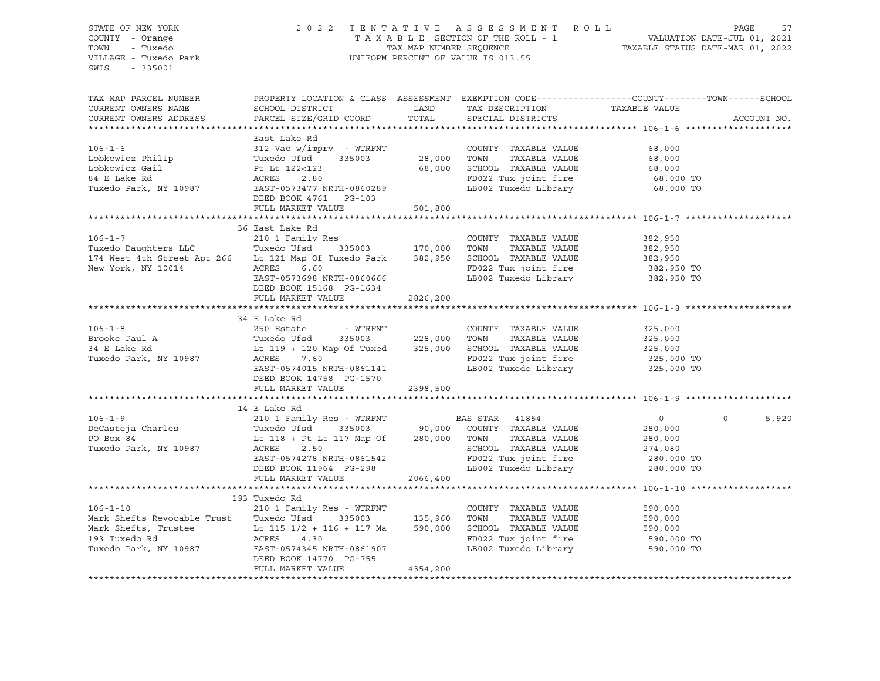STATE OF NEW YORK
COUNTY - Orange
TOWN - Tuxedo
VILLAGE - Tuxedo Park
SWIS - 335001

2022 TENTATIVE ASSESSMENT ROLL
TAXABLE SECTION OF THE ROLL - 1
TAX MAP NUMBER SEQUENCE
UNIFORM PERCENT OF VALUE IS 013.55

VALUATION DATE-JUL 01, 2021
TAXABLE STATUS DATE-MAR 01, 2022

```
TAX MAP PARCEL NUMBER          PROPERTY LOCATION & CLASS  ASSESSMENT  EXEMPTION CODE------------------COUNTY--------TOWN------SCHOOL
CURRENT OWNERS NAME            SCHOOL DISTRICT               LAND      TAX DESCRIPTION            TAXABLE VALUE
CURRENT OWNERS ADDRESS         PARCEL SIZE/GRID COORD        TOTAL     SPECIAL DISTRICTS                                 ACCOUNT NO.
******************************************************************************************************* 106-1-6 ********************
                               East Lake Rd
106-1-6                        312 Vac w/imprv  - WTRFNT             COUNTY  TAXABLE VALUE            68,000
Lobkowicz Philip               Tuxedo Ufsd     335003      28,000    TOWN    TAXABLE VALUE            68,000
Lobkowicz Gail                 Pt Lt 122<123               68,000    SCHOOL  TAXABLE VALUE            68,000
84 E Lake Rd                   ACRES    2.80                         FD022 Tux joint fire              68,000 TO
Tuxedo Park, NY 10987          EAST-0573477 NRTH-0860289             LB002 Tuxedo Library              68,000 TO
                               DEED BOOK 4761   PG-103
                               FULL MARKET VALUE          501,800
******************************************************************************************************* 106-1-7 ********************
                               36 East Lake Rd
106-1-7                        210 1 Family Res                      COUNTY  TAXABLE VALUE           382,950
Tuxedo Daughters LLC           Tuxedo Ufsd     335003     170,000    TOWN    TAXABLE VALUE           382,950
174 West 4th Street Apt 266    Lt 121 Map Of Tuxedo Park  382,950    SCHOOL  TAXABLE VALUE           382,950
New York, NY 10014             ACRES    6.60                         FD022 Tux joint fire             382,950 TO
                               EAST-0573698 NRTH-0860666             LB002 Tuxedo Library             382,950 TO
                               DEED BOOK 15168  PG-1634
                               FULL MARKET VALUE         2826,200
******************************************************************************************************* 106-1-8 ********************
                               34 E Lake Rd
106-1-8                        250 Estate       - WTRFNT             COUNTY  TAXABLE VALUE           325,000
Brooke Paul A                  Tuxedo Ufsd     335003     228,000    TOWN    TAXABLE VALUE           325,000
34 E Lake Rd                   Lt 119 + 120 Map Of Tuxed  325,000    SCHOOL  TAXABLE VALUE           325,000
Tuxedo Park, NY 10987          ACRES    7.60                         FD022 Tux joint fire             325,000 TO
                               EAST-0574015 NRTH-0861141             LB002 Tuxedo Library             325,000 TO
                               DEED BOOK 14758  PG-1570
                               FULL MARKET VALUE         2398,500
******************************************************************************************************* 106-1-9 ********************
                               14 E Lake Rd
106-1-9                        210 1 Family Res - WTRFNT             BAS STAR  41854                       0             0        5,920
DeCasteja Charles              Tuxedo Ufsd     335003      90,000    COUNTY  TAXABLE VALUE           280,000
PO Box 84                      Lt 118 + Pt Lt 117 Map Of  280,000    TOWN    TAXABLE VALUE           280,000
Tuxedo Park, NY 10987          ACRES    2.50                         SCHOOL  TAXABLE VALUE           274,080
                               EAST-0574278 NRTH-0861542             FD022 Tux joint fire             280,000 TO
                               DEED BOOK 11964  PG-298               LB002 Tuxedo Library             280,000 TO
                               FULL MARKET VALUE         2066,400
******************************************************************************************************* 106-1-10 *******************
                               193 Tuxedo Rd
106-1-10                       210 1 Family Res - WTRFNT             COUNTY  TAXABLE VALUE           590,000
Mark Shefts Revocable Trust    Tuxedo Ufsd     335003     135,960    TOWN    TAXABLE VALUE           590,000
Mark Shefts, Trustee           Lt 115 1/2 + 116 + 117 Ma  590,000    SCHOOL  TAXABLE VALUE           590,000
193 Tuxedo Rd                  ACRES    4.30                         FD022 Tux joint fire             590,000 TO
Tuxedo Park, NY 10987          EAST-0574345 NRTH-0861907             LB002 Tuxedo Library             590,000 TO
                               DEED BOOK 14770  PG-755
                               FULL MARKET VALUE         4354,200
************************************************************************************************************************************
```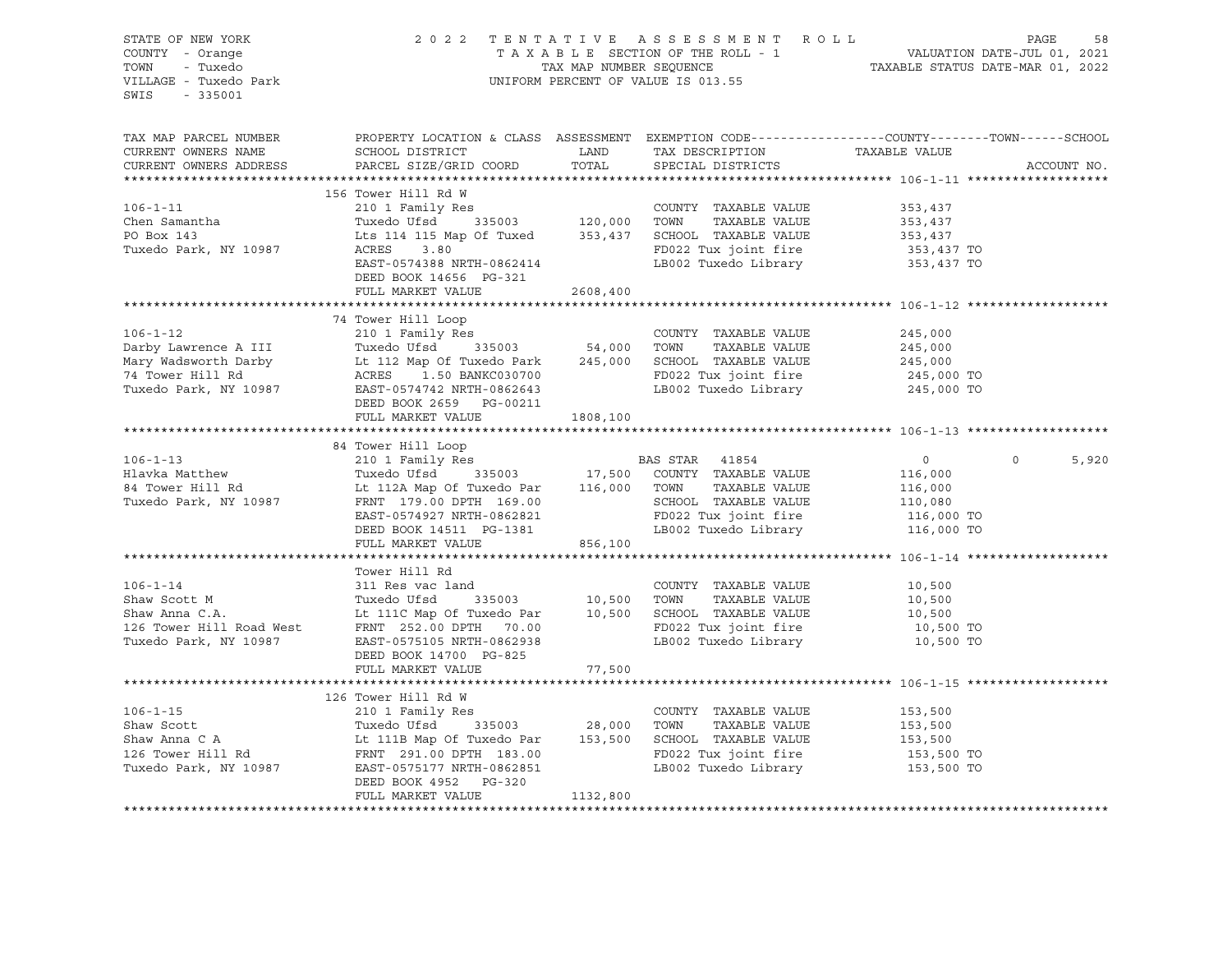STATE OF NEW YORK
COUNTY - Orange
TOWN - Tuxedo
VILLAGE - Tuxedo Park
SWIS - 335001

2022 TENTATIVE ASSESSMENT ROLL
TAXABLE SECTION OF THE ROLL - 1
TAX MAP NUMBER SEQUENCE
UNIFORM PERCENT OF VALUE IS 013.55

VALUATION DATE-JUL 01, 2021
TAXABLE STATUS DATE-MAR 01, 2022

| TAX MAP PARCEL NUMBER / CURRENT OWNERS NAME / CURRENT OWNERS ADDRESS | PROPERTY LOCATION & CLASS / SCHOOL DISTRICT / PARCEL SIZE/GRID COORD | ASSESSMENT LAND / TOTAL | EXEMPTION CODE / TAX DESCRIPTION / SPECIAL DISTRICTS | COUNTY TAXABLE VALUE | TOWN | SCHOOL |
|---|---|---|---|---|---|---|
| **106-1-11** | 156 Tower Hill Rd W | | | | | |
| Chen Samantha | 210 1 Family Res | | COUNTY TAXABLE VALUE | 353,437 | | |
| PO Box 143 | Tuxedo Ufsd 335003 | 120,000 | TOWN TAXABLE VALUE | 353,437 | | |
| Tuxedo Park, NY 10987 | Lts 114 115 Map Of Tuxed | 353,437 | SCHOOL TAXABLE VALUE | 353,437 | | |
| | ACRES 3.80 | | FD022 Tux joint fire | 353,437 TO | | |
| | EAST-0574388 NRTH-0862414 | | LB002 Tuxedo Library | 353,437 TO | | |
| | DEED BOOK 14656 PG-321 | | | | | |
| | FULL MARKET VALUE | 2608,400 | | | | |
| **106-1-12** | 74 Tower Hill Loop | | | | | |
| Darby Lawrence A III | 210 1 Family Res | | COUNTY TAXABLE VALUE | 245,000 | | |
| Mary Wadsworth Darby | Tuxedo Ufsd 335003 | 54,000 | TOWN TAXABLE VALUE | 245,000 | | |
| 74 Tower Hill Rd | Lt 112 Map Of Tuxedo Park | 245,000 | SCHOOL TAXABLE VALUE | 245,000 | | |
| Tuxedo Park, NY 10987 | ACRES 1.50 BANKC030700 | | FD022 Tux joint fire | 245,000 TO | | |
| | EAST-0574742 NRTH-0862643 | | LB002 Tuxedo Library | 245,000 TO | | |
| | DEED BOOK 2659 PG-00211 | | | | | |
| | FULL MARKET VALUE | 1808,100 | | | | |
| **106-1-13** | 84 Tower Hill Loop | | | | | |
| Hlavka Matthew | 210 1 Family Res | | BAS STAR 41854 | 0 | 0 | 5,920 |
| 84 Tower Hill Rd | Tuxedo Ufsd 335003 | 17,500 | COUNTY TAXABLE VALUE | 116,000 | | |
| Tuxedo Park, NY 10987 | Lt 112A Map Of Tuxedo Par | 116,000 | TOWN TAXABLE VALUE | 116,000 | | |
| | FRNT 179.00 DPTH 169.00 | | SCHOOL TAXABLE VALUE | 110,080 | | |
| | EAST-0574927 NRTH-0862821 | | FD022 Tux joint fire | 116,000 TO | | |
| | DEED BOOK 14511 PG-1381 | | LB002 Tuxedo Library | 116,000 TO | | |
| | FULL MARKET VALUE | 856,100 | | | | |
| **106-1-14** | Tower Hill Rd | | | | | |
| Shaw Scott M | 311 Res vac land | | COUNTY TAXABLE VALUE | 10,500 | | |
| Shaw Anna C.A. | Tuxedo Ufsd 335003 | 10,500 | TOWN TAXABLE VALUE | 10,500 | | |
| 126 Tower Hill Road West | Lt 111C Map Of Tuxedo Par | 10,500 | SCHOOL TAXABLE VALUE | 10,500 | | |
| Tuxedo Park, NY 10987 | FRNT 252.00 DPTH 70.00 | | FD022 Tux joint fire | 10,500 TO | | |
| | EAST-0575105 NRTH-0862938 | | LB002 Tuxedo Library | 10,500 TO | | |
| | DEED BOOK 14700 PG-825 | | | | | |
| | FULL MARKET VALUE | 77,500 | | | | |
| **106-1-15** | 126 Tower Hill Rd W | | | | | |
| Shaw Scott | 210 1 Family Res | | COUNTY TAXABLE VALUE | 153,500 | | |
| Shaw Anna C A | Tuxedo Ufsd 335003 | 28,000 | TOWN TAXABLE VALUE | 153,500 | | |
| 126 Tower Hill Rd | Lt 111B Map Of Tuxedo Par | 153,500 | SCHOOL TAXABLE VALUE | 153,500 | | |
| Tuxedo Park, NY 10987 | FRNT 291.00 DPTH 183.00 | | FD022 Tux joint fire | 153,500 TO | | |
| | EAST-0575177 NRTH-0862851 | | LB002 Tuxedo Library | 153,500 TO | | |
| | DEED BOOK 4952 PG-320 | | | | | |
| | FULL MARKET VALUE | 1132,800 | | | | |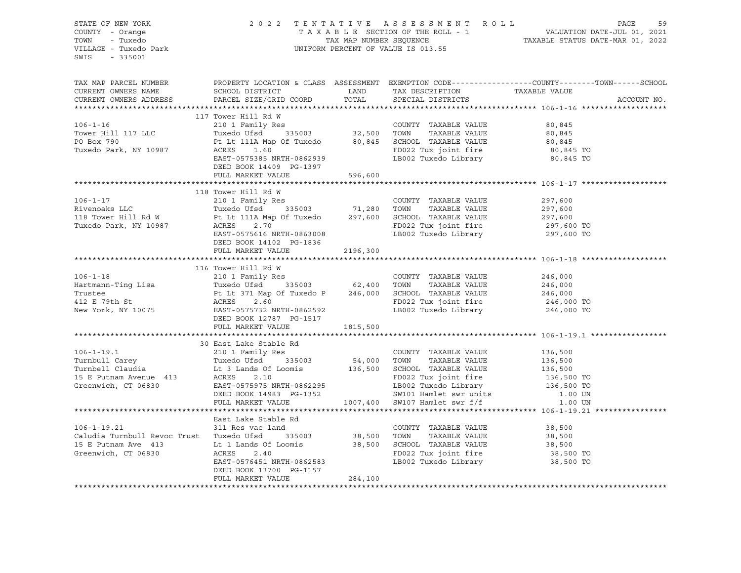STATE OF NEW YORK | COUNTY - Orange | TOWN - Tuxedo | VILLAGE - Tuxedo Park | SWIS - 335001

2022 TENTATIVE ASSESSMENT ROLL
TAXABLE SECTION OF THE ROLL - 1
TAX MAP NUMBER SEQUENCE
UNIFORM PERCENT OF VALUE IS 013.55

VALUATION DATE-JUL 01, 2021
TAXABLE STATUS DATE-MAR 01, 2022

| TAX MAP PARCEL NUMBER / CURRENT OWNERS NAME / CURRENT OWNERS ADDRESS | PROPERTY LOCATION & CLASS / SCHOOL DISTRICT / PARCEL SIZE/GRID COORD | ASSESSMENT LAND | TOTAL | EXEMPTION CODE / TAX DESCRIPTION / SPECIAL DISTRICTS | COUNTY--------TOWN------SCHOOL TAXABLE VALUE | ACCOUNT NO. |
|---|---|---|---|---|---|---|
| **106-1-16** | 117 Tower Hill Rd W | | | | | |
| 106-1-16 | 210 1 Family Res | | | COUNTY TAXABLE VALUE | 80,845 | |
| Tower Hill 117 LLC | Tuxedo Ufsd 335003 | 32,500 | | TOWN TAXABLE VALUE | 80,845 | |
| PO Box 790 | Pt Lt 111A Map Of Tuxedo | | 80,845 | SCHOOL TAXABLE VALUE | 80,845 | |
| Tuxedo Park, NY 10987 | ACRES 1.60 | | | FD022 Tux joint fire | 80,845 TO | |
| | EAST-0575385 NRTH-0862939 | | | LB002 Tuxedo Library | 80,845 TO | |
| | DEED BOOK 14409 PG-1397 | | | | | |
| | FULL MARKET VALUE | 596,600 | | | | |
| **106-1-17** | 118 Tower Hill Rd W | | | | | |
| 106-1-17 | 210 1 Family Res | | | COUNTY TAXABLE VALUE | 297,600 | |
| Rivenoaks LLC | Tuxedo Ufsd 335003 | 71,280 | | TOWN TAXABLE VALUE | 297,600 | |
| 118 Tower Hill Rd W | Pt Lt 111A Map Of Tuxedo | | 297,600 | SCHOOL TAXABLE VALUE | 297,600 | |
| Tuxedo Park, NY 10987 | ACRES 2.70 | | | FD022 Tux joint fire | 297,600 TO | |
| | EAST-0575616 NRTH-0863008 | | | LB002 Tuxedo Library | 297,600 TO | |
| | DEED BOOK 14102 PG-1836 | | | | | |
| | FULL MARKET VALUE | 2196,300 | | | | |
| **106-1-18** | 116 Tower Hill Rd W | | | | | |
| 106-1-18 | 210 1 Family Res | | | COUNTY TAXABLE VALUE | 246,000 | |
| Hartmann-Ting Lisa | Tuxedo Ufsd 335003 | 62,400 | | TOWN TAXABLE VALUE | 246,000 | |
| Trustee | Pt Lt 371 Map Of Tuxedo P | | 246,000 | SCHOOL TAXABLE VALUE | 246,000 | |
| 412 E 79th St | ACRES 2.60 | | | FD022 Tux joint fire | 246,000 TO | |
| New York, NY 10075 | EAST-0575732 NRTH-0862592 | | | LB002 Tuxedo Library | 246,000 TO | |
| | DEED BOOK 12787 PG-1517 | | | | | |
| | FULL MARKET VALUE | 1815,500 | | | | |
| **106-1-19.1** | 30 East Lake Stable Rd | | | | | |
| 106-1-19.1 | 210 1 Family Res | | | COUNTY TAXABLE VALUE | 136,500 | |
| Turnbull Carey | Tuxedo Ufsd 335003 | 54,000 | | TOWN TAXABLE VALUE | 136,500 | |
| Turnbell Claudia | Lt 3 Lands Of Loomis | | 136,500 | SCHOOL TAXABLE VALUE | 136,500 | |
| 15 E Putnam Avenue 413 | ACRES 2.10 | | | FD022 Tux joint fire | 136,500 TO | |
| Greenwich, CT 06830 | EAST-0575975 NRTH-0862295 | | | LB002 Tuxedo Library | 136,500 TO | |
| | DEED BOOK 14983 PG-1352 | | | SW101 Hamlet swr units | 1.00 UN | |
| | FULL MARKET VALUE | 1007,400 | | SW107 Hamlet swr f/f | 1.00 UN | |
| **106-1-19.21** | East Lake Stable Rd | | | | | |
| 106-1-19.21 | 311 Res vac land | | | COUNTY TAXABLE VALUE | 38,500 | |
| Caludia Turnbull Revoc Trust | Tuxedo Ufsd 335003 | 38,500 | | TOWN TAXABLE VALUE | 38,500 | |
| 15 E Putnam Ave 413 | Lt 1 Lands Of Loomis | | 38,500 | SCHOOL TAXABLE VALUE | 38,500 | |
| Greenwich, CT 06830 | ACRES 2.40 | | | FD022 Tux joint fire | 38,500 TO | |
| | EAST-0576451 NRTH-0862583 | | | LB002 Tuxedo Library | 38,500 TO | |
| | DEED BOOK 13700 PG-1157 | | | | | |
| | FULL MARKET VALUE | 284,100 | | | | |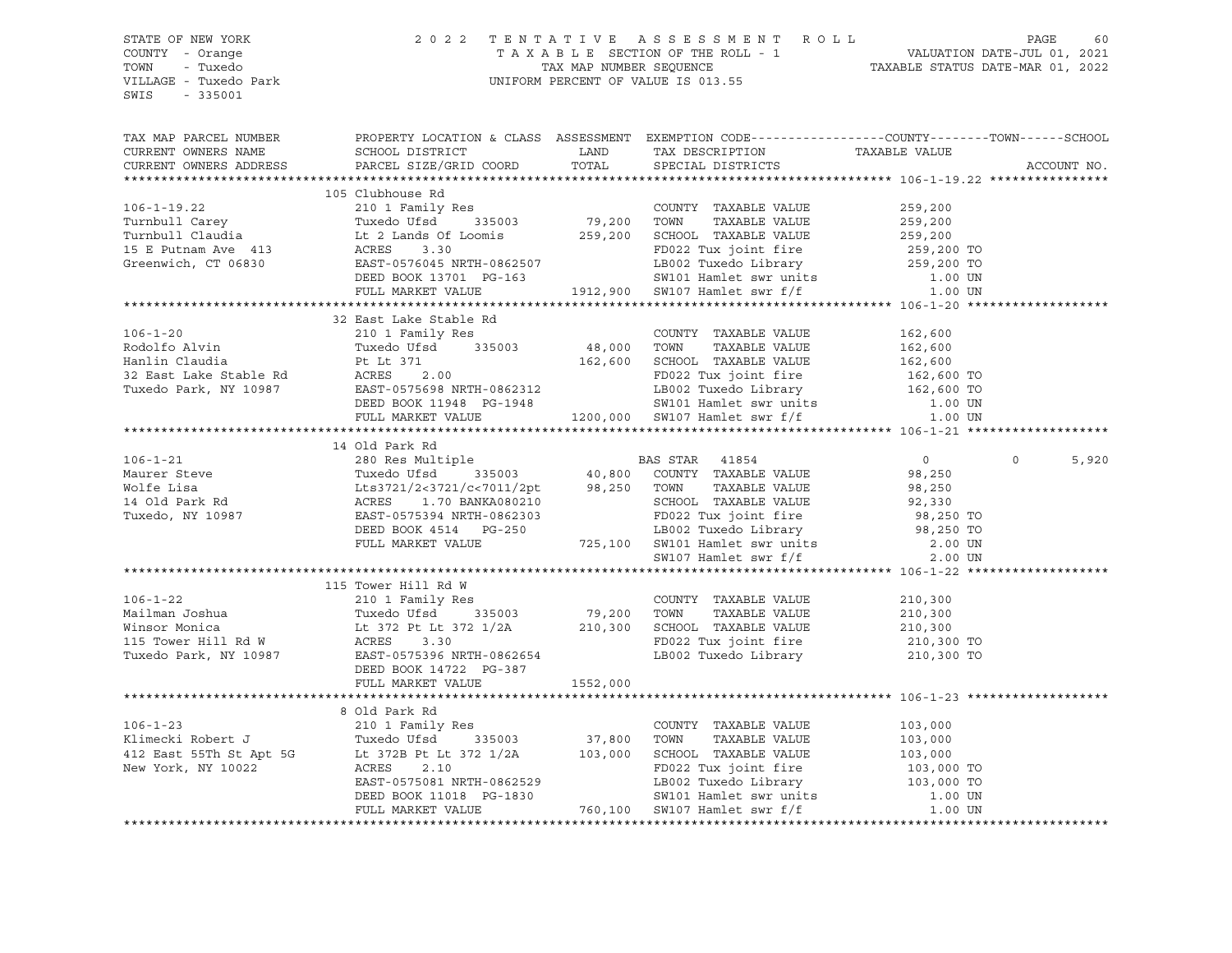STATE OF NEW YORK
COUNTY - Orange
TOWN - Tuxedo
VILLAGE - Tuxedo Park
SWIS - 335001

2022 TENTATIVE ASSESSMENT ROLL
TAXABLE SECTION OF THE ROLL - 1
TAX MAP NUMBER SEQUENCE
UNIFORM PERCENT OF VALUE IS 013.55

VALUATION DATE-JUL 01, 2021
TAXABLE STATUS DATE-MAR 01, 2022

| TAX MAP PARCEL NUMBER / CURRENT OWNERS NAME / CURRENT OWNERS ADDRESS | PROPERTY LOCATION & CLASS / SCHOOL DISTRICT / PARCEL SIZE/GRID COORD | ASSESSMENT LAND / TOTAL | EXEMPTION CODE / TAX DESCRIPTION / SPECIAL DISTRICTS | COUNTY / TAXABLE VALUE | TOWN | SCHOOL / ACCOUNT NO. |
|---|---|---|---|---|---|---|
| **106-1-19.22** | 105 Clubhouse Rd | | | | | |
| | 210 1 Family Res | | COUNTY TAXABLE VALUE | 259,200 | | |
| Turnbull Carey | Tuxedo Ufsd 335003 | 79,200 | TOWN TAXABLE VALUE | 259,200 | | |
| Turnbull Claudia | Lt 2 Lands Of Loomis | 259,200 | SCHOOL TAXABLE VALUE | 259,200 | | |
| 15 E Putnam Ave 413 | ACRES 3.30 | | FD022 Tux joint fire | 259,200 TO | | |
| Greenwich, CT 06830 | EAST-0576045 NRTH-0862507 | | LB002 Tuxedo Library | 259,200 TO | | |
| | DEED BOOK 13701 PG-163 | | SW101 Hamlet swr units | 1.00 UN | | |
| | FULL MARKET VALUE | 1912,900 | SW107 Hamlet swr f/f | 1.00 UN | | |
| **106-1-20** | 32 East Lake Stable Rd | | | | | |
| | 210 1 Family Res | | COUNTY TAXABLE VALUE | 162,600 | | |
| Rodolfo Alvin | Tuxedo Ufsd 335003 | 48,000 | TOWN TAXABLE VALUE | 162,600 | | |
| Hanlin Claudia | Pt Lt 371 | 162,600 | SCHOOL TAXABLE VALUE | 162,600 | | |
| 32 East Lake Stable Rd | ACRES 2.00 | | FD022 Tux joint fire | 162,600 TO | | |
| Tuxedo Park, NY 10987 | EAST-0575698 NRTH-0862312 | | LB002 Tuxedo Library | 162,600 TO | | |
| | DEED BOOK 11948 PG-1948 | | SW101 Hamlet swr units | 1.00 UN | | |
| | FULL MARKET VALUE | 1200,000 | SW107 Hamlet swr f/f | 1.00 UN | | |
| **106-1-21** | 14 Old Park Rd | | | | | |
| | 280 Res Multiple | | BAS STAR 41854 | 0 | 0 | 5,920 |
| Maurer Steve | Tuxedo Ufsd 335003 | 40,800 | COUNTY TAXABLE VALUE | 98,250 | | |
| Wolfe Lisa | Lts3721/2<3721/c<7011/2pt | 98,250 | TOWN TAXABLE VALUE | 98,250 | | |
| 14 Old Park Rd | ACRES 1.70 BANKA080210 | | SCHOOL TAXABLE VALUE | 92,330 | | |
| Tuxedo, NY 10987 | EAST-0575394 NRTH-0862303 | | FD022 Tux joint fire | 98,250 TO | | |
| | DEED BOOK 4514 PG-250 | | LB002 Tuxedo Library | 98,250 TO | | |
| | FULL MARKET VALUE | 725,100 | SW101 Hamlet swr units | 2.00 UN | | |
| | | | SW107 Hamlet swr f/f | 2.00 UN | | |
| **106-1-22** | 115 Tower Hill Rd W | | | | | |
| | 210 1 Family Res | | COUNTY TAXABLE VALUE | 210,300 | | |
| Mailman Joshua | Tuxedo Ufsd 335003 | 79,200 | TOWN TAXABLE VALUE | 210,300 | | |
| Winsor Monica | Lt 372 Pt Lt 372 1/2A | 210,300 | SCHOOL TAXABLE VALUE | 210,300 | | |
| 115 Tower Hill Rd W | ACRES 3.30 | | FD022 Tux joint fire | 210,300 TO | | |
| Tuxedo Park, NY 10987 | EAST-0575396 NRTH-0862654 | | LB002 Tuxedo Library | 210,300 TO | | |
| | DEED BOOK 14722 PG-387 | | | | | |
| | FULL MARKET VALUE | 1552,000 | | | | |
| **106-1-23** | 8 Old Park Rd | | | | | |
| | 210 1 Family Res | | COUNTY TAXABLE VALUE | 103,000 | | |
| Klimecki Robert J | Tuxedo Ufsd 335003 | 37,800 | TOWN TAXABLE VALUE | 103,000 | | |
| 412 East 55Th St Apt 5G | Lt 372B Pt Lt 372 1/2A | 103,000 | SCHOOL TAXABLE VALUE | 103,000 | | |
| New York, NY 10022 | ACRES 2.10 | | FD022 Tux joint fire | 103,000 TO | | |
| | EAST-0575081 NRTH-0862529 | | LB002 Tuxedo Library | 103,000 TO | | |
| | DEED BOOK 11018 PG-1830 | | SW101 Hamlet swr units | 1.00 UN | | |
| | FULL MARKET VALUE | 760,100 | SW107 Hamlet swr f/f | 1.00 UN | | |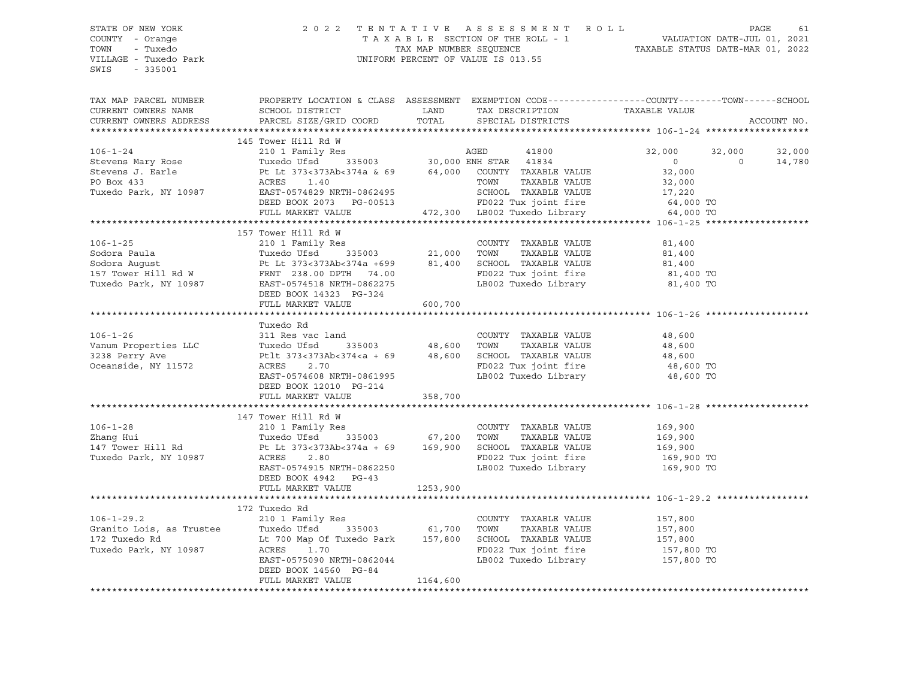STATE OF NEW YORK
COUNTY - Orange
TOWN - Tuxedo
VILLAGE - Tuxedo Park
SWIS - 335001

2 0 2 2 T E N T A T I V E A S S E S S M E N T R O L L
T A X A B L E SECTION OF THE ROLL - 1
TAX MAP NUMBER SEQUENCE
UNIFORM PERCENT OF VALUE IS 013.55

VALUATION DATE-JUL 01, 2021
TAXABLE STATUS DATE-MAR 01, 2022

```
TAX MAP PARCEL NUMBER      PROPERTY LOCATION & CLASS  ASSESSMENT  EXEMPTION CODE-----------------COUNTY--------TOWN------SCHOOL
CURRENT OWNERS NAME        SCHOOL DISTRICT               LAND      TAX DESCRIPTION            TAXABLE VALUE
CURRENT OWNERS ADDRESS     PARCEL SIZE/GRID COORD        TOTAL     SPECIAL DISTRICTS                                    ACCOUNT NO.
******************************************************************************************************* 106-1-24 *******************
                           145 Tower Hill Rd W
106-1-24                   210 1 Family Res                       AGED        41800          32,000      32,000      32,000
Stevens Mary Rose          Tuxedo Ufsd     335003      30,000 ENH STAR  41834               0           0       14,780
Stevens J. Earle           Pt Lt 373<373Ab<374a & 69   64,000    COUNTY  TAXABLE VALUE        32,000
PO Box 433                 ACRES    1.40                          TOWN    TAXABLE VALUE        32,000
Tuxedo Park, NY 10987      EAST-0574829 NRTH-0862495             SCHOOL  TAXABLE VALUE        17,220
                           DEED BOOK 2073   PG-00513             FD022 Tux joint fire          64,000 TO
                           FULL MARKET VALUE          472,300 LB002 Tuxedo Library          64,000 TO
******************************************************************************************************* 106-1-25 *******************
                           157 Tower Hill Rd W
106-1-25                   210 1 Family Res                       COUNTY  TAXABLE VALUE        81,400
Sodora Paula               Tuxedo Ufsd     335003      21,000    TOWN    TAXABLE VALUE        81,400
Sodora August              Pt Lt 373<373Ab<374a +699   81,400    SCHOOL  TAXABLE VALUE        81,400
157 Tower Hill Rd W        FRNT  238.00 DPTH   74.00             FD022 Tux joint fire          81,400 TO
Tuxedo Park, NY 10987      EAST-0574518 NRTH-0862275             LB002 Tuxedo Library          81,400 TO
                           DEED BOOK 14323  PG-324
                           FULL MARKET VALUE          600,700
******************************************************************************************************* 106-1-26 *******************
                           Tuxedo Rd
106-1-26                   311 Res vac land                       COUNTY  TAXABLE VALUE        48,600
Vanum Properties LLC       Tuxedo Ufsd     335003      48,600    TOWN    TAXABLE VALUE        48,600
3238 Perry Ave             Ptlt 373<373Ab<374<a + 69   48,600    SCHOOL  TAXABLE VALUE        48,600
Oceanside, NY 11572        ACRES    2.70                          FD022 Tux joint fire          48,600 TO
                           EAST-0574608 NRTH-0861995             LB002 Tuxedo Library          48,600 TO
                           DEED BOOK 12010  PG-214
                           FULL MARKET VALUE          358,700
******************************************************************************************************* 106-1-28 *******************
                           147 Tower Hill Rd W
106-1-28                   210 1 Family Res                       COUNTY  TAXABLE VALUE       169,900
Zhang Hui                  Tuxedo Ufsd     335003      67,200    TOWN    TAXABLE VALUE       169,900
147 Tower Hill Rd          Pt Lt 373<373Ab<374a + 69  169,900    SCHOOL  TAXABLE VALUE       169,900
Tuxedo Park, NY 10987      ACRES    2.80                          FD022 Tux joint fire         169,900 TO
                           EAST-0574915 NRTH-0862250             LB002 Tuxedo Library         169,900 TO
                           DEED BOOK 4942   PG-43
                           FULL MARKET VALUE         1253,900
******************************************************************************************************* 106-1-29.2 *****************
                           172 Tuxedo Rd
106-1-29.2                 210 1 Family Res                       COUNTY  TAXABLE VALUE       157,800
Granito Lois, as Trustee   Tuxedo Ufsd     335003      61,700    TOWN    TAXABLE VALUE       157,800
172 Tuxedo Rd              Lt 700 Map Of Tuxedo Park  157,800    SCHOOL  TAXABLE VALUE       157,800
Tuxedo Park, NY 10987      ACRES    1.70                          FD022 Tux joint fire         157,800 TO
                           EAST-0575090 NRTH-0862044             LB002 Tuxedo Library         157,800 TO
                           DEED BOOK 14560  PG-84
                           FULL MARKET VALUE         1164,600
************************************************************************************************************************************
```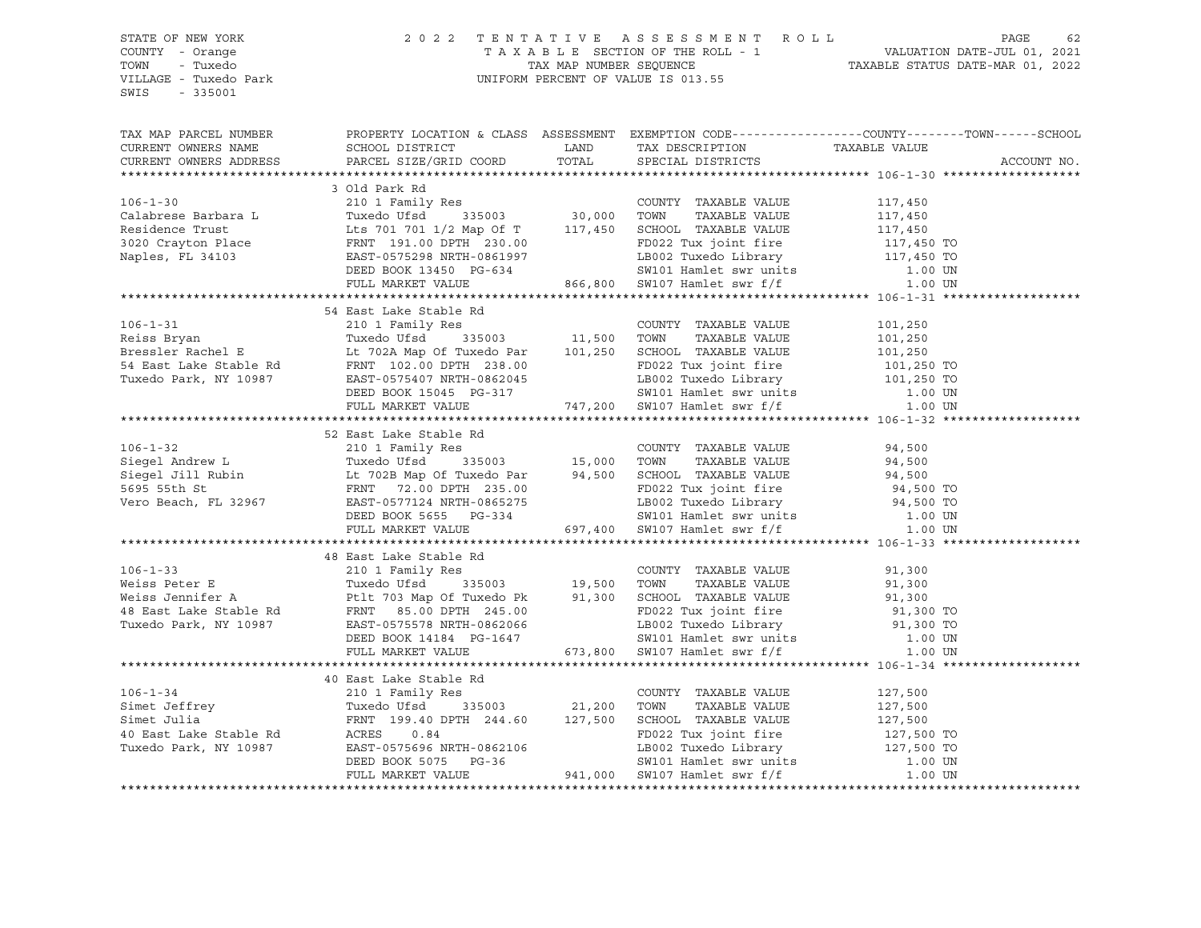STATE OF NEW YORK
COUNTY - Orange
TOWN - Tuxedo
VILLAGE - Tuxedo Park
SWIS - 335001

2022 TENTATIVE ASSESSMENT ROLL
TAXABLE SECTION OF THE ROLL - 1
TAX MAP NUMBER SEQUENCE
UNIFORM PERCENT OF VALUE IS 013.55

VALUATION DATE-JUL 01, 2021
TAXABLE STATUS DATE-MAR 01, 2022

| TAX MAP PARCEL NUMBER / CURRENT OWNERS NAME / CURRENT OWNERS ADDRESS | PROPERTY LOCATION & CLASS / SCHOOL DISTRICT / PARCEL SIZE/GRID COORD | ASSESSMENT LAND | TOTAL | EXEMPTION CODE / TAX DESCRIPTION / SPECIAL DISTRICTS | COUNTY-TOWN-SCHOOL TAXABLE VALUE | ACCOUNT NO. |
|---|---|---|---|---|---|---|
| **106-1-30** | 3 Old Park Rd | | | | | |
| | 210 1 Family Res | | | COUNTY TAXABLE VALUE | 117,450 | |
| Calabrese Barbara L | Tuxedo Ufsd 335003 | 30,000 | | TOWN TAXABLE VALUE | 117,450 | |
| Residence Trust | Lts 701 701 1/2 Map Of T | | 117,450 | SCHOOL TAXABLE VALUE | 117,450 | |
| 3020 Crayton Place | FRNT 191.00 DPTH 230.00 | | | FD022 Tux joint fire | 117,450 TO | |
| Naples, FL 34103 | EAST-0575298 NRTH-0861997 | | | LB002 Tuxedo Library | 117,450 TO | |
| | DEED BOOK 13450 PG-634 | | | SW101 Hamlet swr units | 1.00 UN | |
| | FULL MARKET VALUE | | 866,800 | SW107 Hamlet swr f/f | 1.00 UN | |
| **106-1-31** | 54 East Lake Stable Rd | | | | | |
| | 210 1 Family Res | | | COUNTY TAXABLE VALUE | 101,250 | |
| Reiss Bryan | Tuxedo Ufsd 335003 | 11,500 | | TOWN TAXABLE VALUE | 101,250 | |
| Bressler Rachel E | Lt 702A Map Of Tuxedo Par | | 101,250 | SCHOOL TAXABLE VALUE | 101,250 | |
| 54 East Lake Stable Rd | FRNT 102.00 DPTH 238.00 | | | FD022 Tux joint fire | 101,250 TO | |
| Tuxedo Park, NY 10987 | EAST-0575407 NRTH-0862045 | | | LB002 Tuxedo Library | 101,250 TO | |
| | DEED BOOK 15045 PG-317 | | | SW101 Hamlet swr units | 1.00 UN | |
| | FULL MARKET VALUE | | 747,200 | SW107 Hamlet swr f/f | 1.00 UN | |
| **106-1-32** | 52 East Lake Stable Rd | | | | | |
| | 210 1 Family Res | | | COUNTY TAXABLE VALUE | 94,500 | |
| Siegel Andrew L | Tuxedo Ufsd 335003 | 15,000 | | TOWN TAXABLE VALUE | 94,500 | |
| Siegel Jill Rubin | Lt 702B Map Of Tuxedo Par | | 94,500 | SCHOOL TAXABLE VALUE | 94,500 | |
| 5695 55th St | FRNT 72.00 DPTH 235.00 | | | FD022 Tux joint fire | 94,500 TO | |
| Vero Beach, FL 32967 | EAST-0577124 NRTH-0865275 | | | LB002 Tuxedo Library | 94,500 TO | |
| | DEED BOOK 5655 PG-334 | | | SW101 Hamlet swr units | 1.00 UN | |
| | FULL MARKET VALUE | | 697,400 | SW107 Hamlet swr f/f | 1.00 UN | |
| **106-1-33** | 48 East Lake Stable Rd | | | | | |
| | 210 1 Family Res | | | COUNTY TAXABLE VALUE | 91,300 | |
| Weiss Peter E | Tuxedo Ufsd 335003 | 19,500 | | TOWN TAXABLE VALUE | 91,300 | |
| Weiss Jennifer A | Ptlt 703 Map Of Tuxedo Pk | | 91,300 | SCHOOL TAXABLE VALUE | 91,300 | |
| 48 East Lake Stable Rd | FRNT 85.00 DPTH 245.00 | | | FD022 Tux joint fire | 91,300 TO | |
| Tuxedo Park, NY 10987 | EAST-0575578 NRTH-0862066 | | | LB002 Tuxedo Library | 91,300 TO | |
| | DEED BOOK 14184 PG-1647 | | | SW101 Hamlet swr units | 1.00 UN | |
| | FULL MARKET VALUE | | 673,800 | SW107 Hamlet swr f/f | 1.00 UN | |
| **106-1-34** | 40 East Lake Stable Rd | | | | | |
| | 210 1 Family Res | | | COUNTY TAXABLE VALUE | 127,500 | |
| Simet Jeffrey | Tuxedo Ufsd 335003 | 21,200 | | TOWN TAXABLE VALUE | 127,500 | |
| Simet Julia | FRNT 199.40 DPTH 244.60 | | 127,500 | SCHOOL TAXABLE VALUE | 127,500 | |
| 40 East Lake Stable Rd | ACRES 0.84 | | | FD022 Tux joint fire | 127,500 TO | |
| Tuxedo Park, NY 10987 | EAST-0575696 NRTH-0862106 | | | LB002 Tuxedo Library | 127,500 TO | |
| | DEED BOOK 5075 PG-36 | | | SW101 Hamlet swr units | 1.00 UN | |
| | FULL MARKET VALUE | | 941,000 | SW107 Hamlet swr f/f | 1.00 UN | |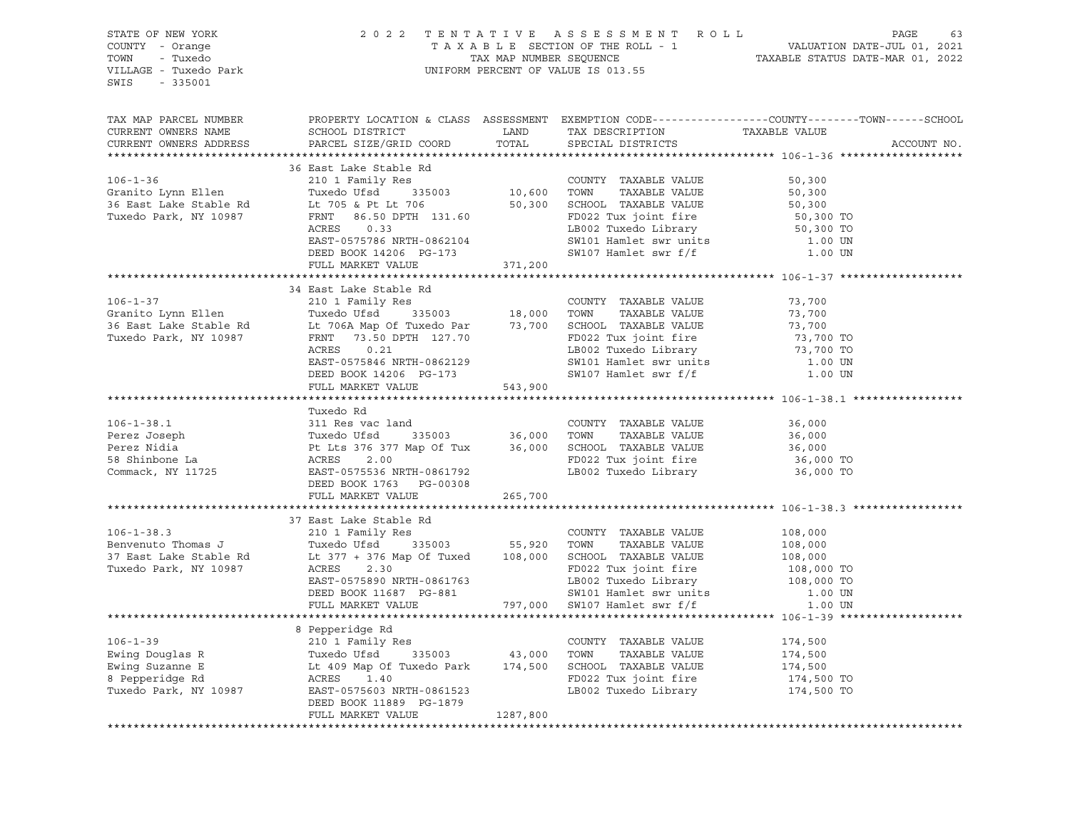STATE OF NEW YORK — 2022 TENTATIVE ASSESSMENT ROLL — PAGE 63
COUNTY - Orange — TAXABLE SECTION OF THE ROLL - 1 — VALUATION DATE-JUL 01, 2021
TOWN - Tuxedo — TAX MAP NUMBER SEQUENCE — TAXABLE STATUS DATE-MAR 01, 2022
VILLAGE - Tuxedo Park — UNIFORM PERCENT OF VALUE IS 013.55
SWIS - 335001

| TAX MAP PARCEL NUMBER / CURRENT OWNERS NAME / CURRENT OWNERS ADDRESS | PROPERTY LOCATION & CLASS / SCHOOL DISTRICT / PARCEL SIZE/GRID COORD | ASSESSMENT LAND | TOTAL | EXEMPTION CODE / TAX DESCRIPTION / SPECIAL DISTRICTS | TAXABLE VALUE (COUNTY / TOWN / SCHOOL) | ACCOUNT NO. |
|---|---|---|---|---|---|---|
| **106-1-36** | 36 East Lake Stable Rd | | | | | |
| 106-1-36 | 210 1 Family Res | | | COUNTY TAXABLE VALUE | 50,300 | |
| Granito Lynn Ellen | Tuxedo Ufsd 335003 | 10,600 | | TOWN TAXABLE VALUE | 50,300 | |
| 36 East Lake Stable Rd | Lt 705 & Pt Lt 706 | | 50,300 | SCHOOL TAXABLE VALUE | 50,300 | |
| Tuxedo Park, NY 10987 | FRNT 86.50 DPTH 131.60 | | | FD022 Tux joint fire | 50,300 TO | |
| | ACRES 0.33 | | | LB002 Tuxedo Library | 50,300 TO | |
| | EAST-0575786 NRTH-0862104 | | | SW101 Hamlet swr units | 1.00 UN | |
| | DEED BOOK 14206 PG-173 | | | SW107 Hamlet swr f/f | 1.00 UN | |
| | FULL MARKET VALUE | | 371,200 | | | |
| **106-1-37** | 34 East Lake Stable Rd | | | | | |
| 106-1-37 | 210 1 Family Res | | | COUNTY TAXABLE VALUE | 73,700 | |
| Granito Lynn Ellen | Tuxedo Ufsd 335003 | 18,000 | | TOWN TAXABLE VALUE | 73,700 | |
| 36 East Lake Stable Rd | Lt 706A Map Of Tuxedo Par | | 73,700 | SCHOOL TAXABLE VALUE | 73,700 | |
| Tuxedo Park, NY 10987 | FRNT 73.50 DPTH 127.70 | | | FD022 Tux joint fire | 73,700 TO | |
| | ACRES 0.21 | | | LB002 Tuxedo Library | 73,700 TO | |
| | EAST-0575846 NRTH-0862129 | | | SW101 Hamlet swr units | 1.00 UN | |
| | DEED BOOK 14206 PG-173 | | | SW107 Hamlet swr f/f | 1.00 UN | |
| | FULL MARKET VALUE | | 543,900 | | | |
| **106-1-38.1** | Tuxedo Rd | | | | | |
| 106-1-38.1 | 311 Res vac land | | | COUNTY TAXABLE VALUE | 36,000 | |
| Perez Joseph | Tuxedo Ufsd 335003 | 36,000 | | TOWN TAXABLE VALUE | 36,000 | |
| Perez Nidia | Pt Lts 376 377 Map Of Tux | | 36,000 | SCHOOL TAXABLE VALUE | 36,000 | |
| 58 Shinbone La | ACRES 2.00 | | | FD022 Tux joint fire | 36,000 TO | |
| Commack, NY 11725 | EAST-0575536 NRTH-0861792 | | | LB002 Tuxedo Library | 36,000 TO | |
| | DEED BOOK 1763 PG-00308 | | | | | |
| | FULL MARKET VALUE | | 265,700 | | | |
| **106-1-38.3** | 37 East Lake Stable Rd | | | | | |
| 106-1-38.3 | 210 1 Family Res | | | COUNTY TAXABLE VALUE | 108,000 | |
| Benvenuto Thomas J | Tuxedo Ufsd 335003 | 55,920 | | TOWN TAXABLE VALUE | 108,000 | |
| 37 East Lake Stable Rd | Lt 377 + 376 Map Of Tuxed | | 108,000 | SCHOOL TAXABLE VALUE | 108,000 | |
| Tuxedo Park, NY 10987 | ACRES 2.30 | | | FD022 Tux joint fire | 108,000 TO | |
| | EAST-0575890 NRTH-0861763 | | | LB002 Tuxedo Library | 108,000 TO | |
| | DEED BOOK 11687 PG-881 | | | SW101 Hamlet swr units | 1.00 UN | |
| | FULL MARKET VALUE | | 797,000 | SW107 Hamlet swr f/f | 1.00 UN | |
| **106-1-39** | 8 Pepperidge Rd | | | | | |
| 106-1-39 | 210 1 Family Res | | | COUNTY TAXABLE VALUE | 174,500 | |
| Ewing Douglas R | Tuxedo Ufsd 335003 | 43,000 | | TOWN TAXABLE VALUE | 174,500 | |
| Ewing Suzanne E | Lt 409 Map Of Tuxedo Park | | 174,500 | SCHOOL TAXABLE VALUE | 174,500 | |
| 8 Pepperidge Rd | ACRES 1.40 | | | FD022 Tux joint fire | 174,500 TO | |
| Tuxedo Park, NY 10987 | EAST-0575603 NRTH-0861523 | | | LB002 Tuxedo Library | 174,500 TO | |
| | DEED BOOK 11889 PG-1879 | | | | | |
| | FULL MARKET VALUE | | 1287,800 | | | |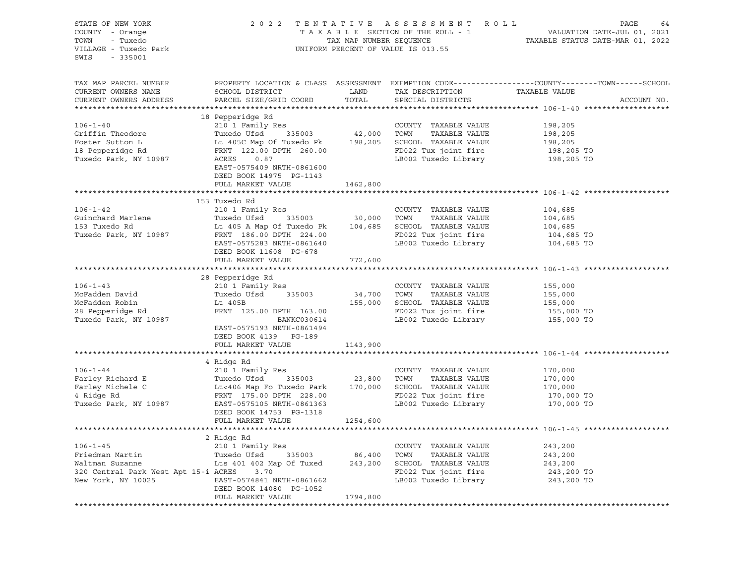STATE OF NEW YORK
COUNTY - Orange
TOWN - Tuxedo
VILLAGE - Tuxedo Park
SWIS - 335001

2022 TENTATIVE ASSESSMENT ROLL
TAXABLE SECTION OF THE ROLL - 1
TAX MAP NUMBER SEQUENCE
UNIFORM PERCENT OF VALUE IS 013.55

VALUATION DATE-JUL 01, 2021
TAXABLE STATUS DATE-MAR 01, 2022

| TAX MAP PARCEL NUMBER / CURRENT OWNERS NAME / CURRENT OWNERS ADDRESS | PROPERTY LOCATION & CLASS / SCHOOL DISTRICT / PARCEL SIZE/GRID COORD | ASSESSMENT LAND | TOTAL | EXEMPTION CODE / TAX DESCRIPTION / SPECIAL DISTRICTS | TAXABLE VALUE (COUNTY / TOWN / SCHOOL) | ACCOUNT NO. |
|---|---|---|---|---|---|---|
| **106-1-40** | 18 Pepperidge Rd | | | | | |
| 106-1-40 | 210 1 Family Res | | | COUNTY TAXABLE VALUE | 198,205 | |
| Griffin Theodore | Tuxedo Ufsd 335003 | 42,000 | | TOWN TAXABLE VALUE | 198,205 | |
| Foster Sutton L | Lt 405C Map Of Tuxedo Pk | | 198,205 | SCHOOL TAXABLE VALUE | 198,205 | |
| 18 Pepperidge Rd | FRNT 122.00 DPTH 260.00 | | | FD022 Tux joint fire | 198,205 TO | |
| Tuxedo Park, NY 10987 | ACRES 0.87 | | | LB002 Tuxedo Library | 198,205 TO | |
| | EAST-0575409 NRTH-0861600 | | | | | |
| | DEED BOOK 14975 PG-1143 | | | | | |
| | FULL MARKET VALUE | | 1462,800 | | | |
| **106-1-42** | 153 Tuxedo Rd | | | | | |
| 106-1-42 | 210 1 Family Res | | | COUNTY TAXABLE VALUE | 104,685 | |
| Guinchard Marlene | Tuxedo Ufsd 335003 | 30,000 | | TOWN TAXABLE VALUE | 104,685 | |
| 153 Tuxedo Rd | Lt 405 A Map Of Tuxedo Pk | | 104,685 | SCHOOL TAXABLE VALUE | 104,685 | |
| Tuxedo Park, NY 10987 | FRNT 186.00 DPTH 224.00 | | | FD022 Tux joint fire | 104,685 TO | |
| | EAST-0575283 NRTH-0861640 | | | LB002 Tuxedo Library | 104,685 TO | |
| | DEED BOOK 11608 PG-678 | | | | | |
| | FULL MARKET VALUE | | 772,600 | | | |
| **106-1-43** | 28 Pepperidge Rd | | | | | |
| 106-1-43 | 210 1 Family Res | | | COUNTY TAXABLE VALUE | 155,000 | |
| McFadden David | Tuxedo Ufsd 335003 | 34,700 | | TOWN TAXABLE VALUE | 155,000 | |
| McFadden Robin | Lt 405B | | 155,000 | SCHOOL TAXABLE VALUE | 155,000 | |
| 28 Pepperidge Rd | FRNT 125.00 DPTH 163.00 | | | FD022 Tux joint fire | 155,000 TO | |
| Tuxedo Park, NY 10987 | BANKC030614 | | | LB002 Tuxedo Library | 155,000 TO | |
| | EAST-0575193 NRTH-0861494 | | | | | |
| | DEED BOOK 4139 PG-189 | | | | | |
| | FULL MARKET VALUE | | 1143,900 | | | |
| **106-1-44** | 4 Ridge Rd | | | | | |
| 106-1-44 | 210 1 Family Res | | | COUNTY TAXABLE VALUE | 170,000 | |
| Farley Richard E | Tuxedo Ufsd 335003 | 23,800 | | TOWN TAXABLE VALUE | 170,000 | |
| Farley Michele C | Lt<406 Map Fo Tuxedo Park | | 170,000 | SCHOOL TAXABLE VALUE | 170,000 | |
| 4 Ridge Rd | FRNT 175.00 DPTH 228.00 | | | FD022 Tux joint fire | 170,000 TO | |
| Tuxedo Park, NY 10987 | EAST-0575105 NRTH-0861363 | | | LB002 Tuxedo Library | 170,000 TO | |
| | DEED BOOK 14753 PG-1318 | | | | | |
| | FULL MARKET VALUE | | 1254,600 | | | |
| **106-1-45** | 2 Ridge Rd | | | | | |
| 106-1-45 | 210 1 Family Res | | | COUNTY TAXABLE VALUE | 243,200 | |
| Friedman Martin | Tuxedo Ufsd 335003 | 86,400 | | TOWN TAXABLE VALUE | 243,200 | |
| Waltman Suzanne | Lts 401 402 Map Of Tuxed | | 243,200 | SCHOOL TAXABLE VALUE | 243,200 | |
| 320 Central Park West Apt 15-i | ACRES 3.70 | | | FD022 Tux joint fire | 243,200 TO | |
| New York, NY 10025 | EAST-0574841 NRTH-0861662 | | | LB002 Tuxedo Library | 243,200 TO | |
| | DEED BOOK 14080 PG-1052 | | | | | |
| | FULL MARKET VALUE | | 1794,800 | | | |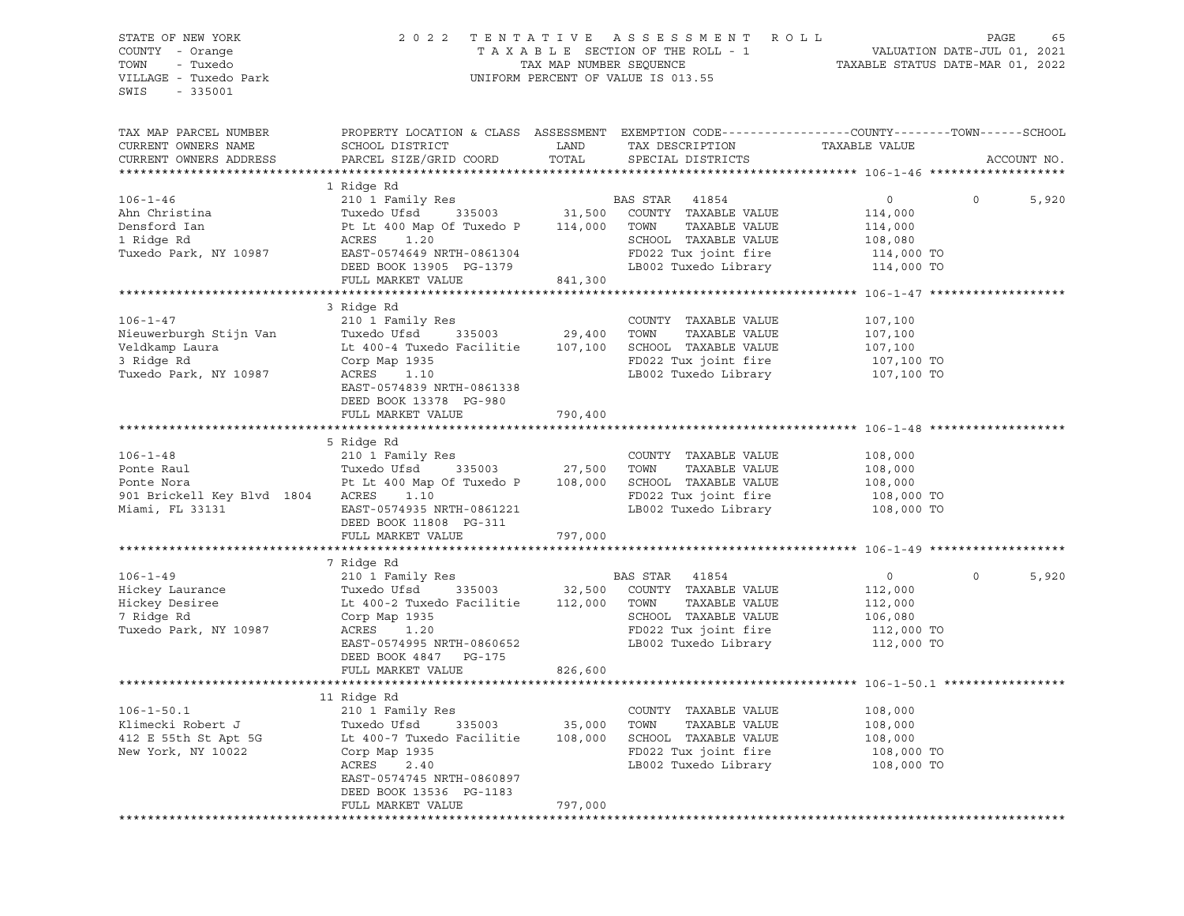STATE OF NEW YORK — 2022 TENTATIVE ASSESSMENT ROLL
COUNTY - Orange — TAXABLE SECTION OF THE ROLL - 1 — VALUATION DATE-JUL 01, 2021
TOWN - Tuxedo — TAX MAP NUMBER SEQUENCE — TAXABLE STATUS DATE-MAR 01, 2022
VILLAGE - Tuxedo Park — UNIFORM PERCENT OF VALUE IS 013.55
SWIS - 335001

| TAX MAP PARCEL NUMBER / CURRENT OWNERS NAME / CURRENT OWNERS ADDRESS | PROPERTY LOCATION & CLASS / SCHOOL DISTRICT / PARCEL SIZE/GRID COORD | ASSESSMENT LAND / TOTAL | EXEMPTION CODE / TAX DESCRIPTION / SPECIAL DISTRICTS | COUNTY TAXABLE VALUE | TOWN | SCHOOL | ACCOUNT NO. |
|---|---|---|---|---|---|---|---|
| **106-1-46** | 1 Ridge Rd | | | | | | |
| 106-1-46 | 210 1 Family Res | | BAS STAR 41854 | 0 | 0 | 5,920 | |
| Ahn Christina | Tuxedo Ufsd 335003 | 31,500 | COUNTY TAXABLE VALUE | 114,000 | | | |
| Densford Ian | Pt Lt 400 Map Of Tuxedo P | 114,000 | TOWN TAXABLE VALUE | 114,000 | | | |
| 1 Ridge Rd | ACRES 1.20 | | SCHOOL TAXABLE VALUE | 108,080 | | | |
| Tuxedo Park, NY 10987 | EAST-0574649 NRTH-0861304 | | FD022 Tux joint fire | 114,000 TO | | | |
| | DEED BOOK 13905 PG-1379 | | LB002 Tuxedo Library | 114,000 TO | | | |
| | FULL MARKET VALUE | 841,300 | | | | | |
| **106-1-47** | 3 Ridge Rd | | | | | | |
| 106-1-47 | 210 1 Family Res | | COUNTY TAXABLE VALUE | 107,100 | | | |
| Nieuwerburgh Stijn Van | Tuxedo Ufsd 335003 | 29,400 | TOWN TAXABLE VALUE | 107,100 | | | |
| Veldkamp Laura | Lt 400-4 Tuxedo Facilitie | 107,100 | SCHOOL TAXABLE VALUE | 107,100 | | | |
| 3 Ridge Rd | Corp Map 1935 | | FD022 Tux joint fire | 107,100 TO | | | |
| Tuxedo Park, NY 10987 | ACRES 1.10 | | LB002 Tuxedo Library | 107,100 TO | | | |
| | EAST-0574839 NRTH-0861338 | | | | | | |
| | DEED BOOK 13378 PG-980 | | | | | | |
| | FULL MARKET VALUE | 790,400 | | | | | |
| **106-1-48** | 5 Ridge Rd | | | | | | |
| 106-1-48 | 210 1 Family Res | | COUNTY TAXABLE VALUE | 108,000 | | | |
| Ponte Raul | Tuxedo Ufsd 335003 | 27,500 | TOWN TAXABLE VALUE | 108,000 | | | |
| Ponte Nora | Pt Lt 400 Map Of Tuxedo P | 108,000 | SCHOOL TAXABLE VALUE | 108,000 | | | |
| 901 Brickell Key Blvd 1804 | ACRES 1.10 | | FD022 Tux joint fire | 108,000 TO | | | |
| Miami, FL 33131 | EAST-0574935 NRTH-0861221 | | LB002 Tuxedo Library | 108,000 TO | | | |
| | DEED BOOK 11808 PG-311 | | | | | | |
| | FULL MARKET VALUE | 797,000 | | | | | |
| **106-1-49** | 7 Ridge Rd | | | | | | |
| 106-1-49 | 210 1 Family Res | | BAS STAR 41854 | 0 | 0 | 5,920 | |
| Hickey Laurance | Tuxedo Ufsd 335003 | 32,500 | COUNTY TAXABLE VALUE | 112,000 | | | |
| Hickey Desiree | Lt 400-2 Tuxedo Facilitie | 112,000 | TOWN TAXABLE VALUE | 112,000 | | | |
| 7 Ridge Rd | Corp Map 1935 | | SCHOOL TAXABLE VALUE | 106,080 | | | |
| Tuxedo Park, NY 10987 | ACRES 1.20 | | FD022 Tux joint fire | 112,000 TO | | | |
| | EAST-0574995 NRTH-0860652 | | LB002 Tuxedo Library | 112,000 TO | | | |
| | DEED BOOK 4847 PG-175 | | | | | | |
| | FULL MARKET VALUE | 826,600 | | | | | |
| **106-1-50.1** | 11 Ridge Rd | | | | | | |
| 106-1-50.1 | 210 1 Family Res | | COUNTY TAXABLE VALUE | 108,000 | | | |
| Klimecki Robert J | Tuxedo Ufsd 335003 | 35,000 | TOWN TAXABLE VALUE | 108,000 | | | |
| 412 E 55th St Apt 5G | Lt 400-7 Tuxedo Facilitie | 108,000 | SCHOOL TAXABLE VALUE | 108,000 | | | |
| New York, NY 10022 | Corp Map 1935 | | FD022 Tux joint fire | 108,000 TO | | | |
| | ACRES 2.40 | | LB002 Tuxedo Library | 108,000 TO | | | |
| | EAST-0574745 NRTH-0860897 | | | | | | |
| | DEED BOOK 13536 PG-1183 | | | | | | |
| | FULL MARKET VALUE | 797,000 | | | | | |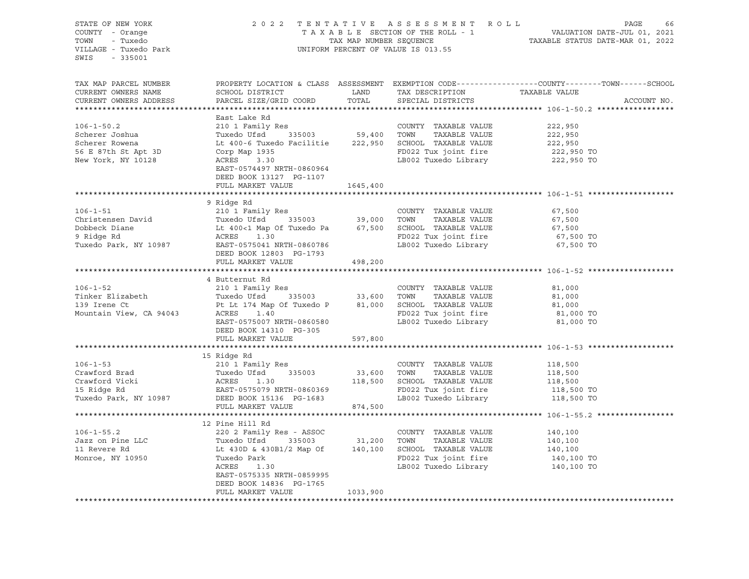STATE OF NEW YORK
COUNTY - Orange
TOWN - Tuxedo
VILLAGE - Tuxedo Park
SWIS - 335001

2022 TENTATIVE ASSESSMENT ROLL
TAXABLE SECTION OF THE ROLL - 1
TAX MAP NUMBER SEQUENCE
UNIFORM PERCENT OF VALUE IS 013.55

VALUATION DATE-JUL 01, 2021
TAXABLE STATUS DATE-MAR 01, 2022

| TAX MAP PARCEL NUMBER / CURRENT OWNERS NAME / CURRENT OWNERS ADDRESS | PROPERTY LOCATION & CLASS / SCHOOL DISTRICT / PARCEL SIZE/GRID COORD | ASSESSMENT LAND | TOTAL | EXEMPTION CODE / TAX DESCRIPTION / SPECIAL DISTRICTS | COUNTY--------TOWN------SCHOOL TAXABLE VALUE | ACCOUNT NO. |
|---|---|---|---|---|---|---|
| **106-1-50.2** | East Lake Rd | | | | | |
| 106-1-50.2 | 210 1 Family Res | | | COUNTY TAXABLE VALUE | 222,950 | |
| Scherer Joshua | Tuxedo Ufsd 335003 | 59,400 | | TOWN TAXABLE VALUE | 222,950 | |
| Scherer Rowena | Lt 400-6 Tuxedo Facilitie | | 222,950 | SCHOOL TAXABLE VALUE | 222,950 | |
| 56 E 87th St Apt 3D | Corp Map 1935 | | | FD022 Tux joint fire | 222,950 TO | |
| New York, NY 10128 | ACRES 3.30 | | | LB002 Tuxedo Library | 222,950 TO | |
| | EAST-0574497 NRTH-0860964 | | | | | |
| | DEED BOOK 13127 PG-1107 | | | | | |
| | FULL MARKET VALUE | | 1645,400 | | | |
| **106-1-51** | 9 Ridge Rd | | | | | |
| 106-1-51 | 210 1 Family Res | | | COUNTY TAXABLE VALUE | 67,500 | |
| Christensen David | Tuxedo Ufsd 335003 | 39,000 | | TOWN TAXABLE VALUE | 67,500 | |
| Dobbeck Diane | Lt 400<1 Map Of Tuxedo Pa | | 67,500 | SCHOOL TAXABLE VALUE | 67,500 | |
| 9 Ridge Rd | ACRES 1.30 | | | FD022 Tux joint fire | 67,500 TO | |
| Tuxedo Park, NY 10987 | EAST-0575041 NRTH-0860786 | | | LB002 Tuxedo Library | 67,500 TO | |
| | DEED BOOK 12803 PG-1793 | | | | | |
| | FULL MARKET VALUE | | 498,200 | | | |
| **106-1-52** | 4 Butternut Rd | | | | | |
| 106-1-52 | 210 1 Family Res | | | COUNTY TAXABLE VALUE | 81,000 | |
| Tinker Elizabeth | Tuxedo Ufsd 335003 | 33,600 | | TOWN TAXABLE VALUE | 81,000 | |
| 139 Irene Ct | Pt Lt 174 Map Of Tuxedo P | | 81,000 | SCHOOL TAXABLE VALUE | 81,000 | |
| Mountain View, CA 94043 | ACRES 1.40 | | | FD022 Tux joint fire | 81,000 TO | |
| | EAST-0575007 NRTH-0860580 | | | LB002 Tuxedo Library | 81,000 TO | |
| | DEED BOOK 14310 PG-305 | | | | | |
| | FULL MARKET VALUE | | 597,800 | | | |
| **106-1-53** | 15 Ridge Rd | | | | | |
| 106-1-53 | 210 1 Family Res | | | COUNTY TAXABLE VALUE | 118,500 | |
| Crawford Brad | Tuxedo Ufsd 335003 | 33,600 | | TOWN TAXABLE VALUE | 118,500 | |
| Crawford Vicki | ACRES 1.30 | | 118,500 | SCHOOL TAXABLE VALUE | 118,500 | |
| 15 Ridge Rd | EAST-0575079 NRTH-0860369 | | | FD022 Tux joint fire | 118,500 TO | |
| Tuxedo Park, NY 10987 | DEED BOOK 15136 PG-1683 | | | LB002 Tuxedo Library | 118,500 TO | |
| | FULL MARKET VALUE | | 874,500 | | | |
| **106-1-55.2** | 12 Pine Hill Rd | | | | | |
| 106-1-55.2 | 220 2 Family Res - ASSOC | | | COUNTY TAXABLE VALUE | 140,100 | |
| Jazz on Pine LLC | Tuxedo Ufsd 335003 | 31,200 | | TOWN TAXABLE VALUE | 140,100 | |
| 11 Revere Rd | Lt 430D & 430B1/2 Map Of | | 140,100 | SCHOOL TAXABLE VALUE | 140,100 | |
| Monroe, NY 10950 | Tuxedo Park | | | FD022 Tux joint fire | 140,100 TO | |
| | ACRES 1.30 | | | LB002 Tuxedo Library | 140,100 TO | |
| | EAST-0575335 NRTH-0859995 | | | | | |
| | DEED BOOK 14836 PG-1765 | | | | | |
| | FULL MARKET VALUE | | 1033,900 | | | |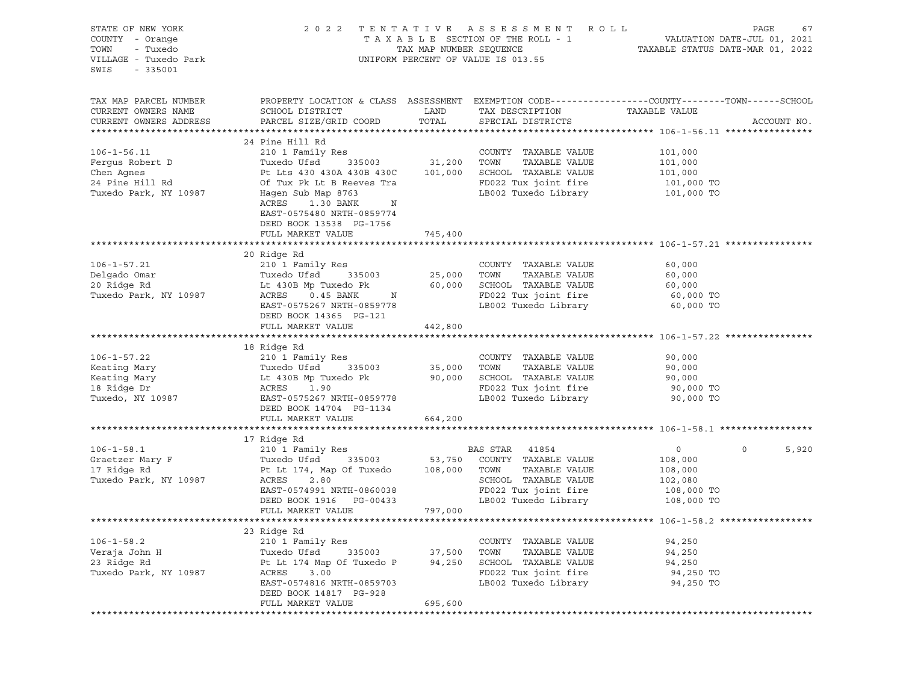STATE OF NEW YORK
COUNTY - Orange
TOWN - Tuxedo
VILLAGE - Tuxedo Park
SWIS - 335001

2022 TENTATIVE ASSESSMENT ROLL
TAXABLE SECTION OF THE ROLL - 1
TAX MAP NUMBER SEQUENCE
UNIFORM PERCENT OF VALUE IS 013.55

VALUATION DATE-JUL 01, 2021
TAXABLE STATUS DATE-MAR 01, 2022

| TAX MAP PARCEL NUMBER / CURRENT OWNERS NAME / CURRENT OWNERS ADDRESS | PROPERTY LOCATION & CLASS / SCHOOL DISTRICT / PARCEL SIZE/GRID COORD | ASSESSMENT LAND | ASSESSMENT TOTAL | EXEMPTION CODE / TAX DESCRIPTION / SPECIAL DISTRICTS | COUNTY TAXABLE VALUE | TOWN | SCHOOL | ACCOUNT NO. |
|---|---|---|---|---|---|---|---|---|
| **106-1-56.11** | 24 Pine Hill Rd | | | | | | | |
| 106-1-56.11 | 210 1 Family Res | | | COUNTY TAXABLE VALUE | 101,000 | | | |
| Fergus Robert D | Tuxedo Ufsd 335003 | 31,200 | | TOWN TAXABLE VALUE | 101,000 | | | |
| Chen Agnes | Pt Lts 430 430A 430B 430C | | 101,000 | SCHOOL TAXABLE VALUE | 101,000 | | | |
| 24 Pine Hill Rd | Of Tux Pk Lt B Reeves Tra | | | FD022 Tux joint fire | 101,000 TO | | | |
| Tuxedo Park, NY 10987 | Hagen Sub Map 8763 | | | LB002 Tuxedo Library | 101,000 TO | | | |
| | ACRES 1.30 BANK N | | | | | | | |
| | EAST-0575480 NRTH-0859774 | | | | | | | |
| | DEED BOOK 13538 PG-1756 | | | | | | | |
| | FULL MARKET VALUE | | 745,400 | | | | | |
| **106-1-57.21** | 20 Ridge Rd | | | | | | | |
| 106-1-57.21 | 210 1 Family Res | | | COUNTY TAXABLE VALUE | 60,000 | | | |
| Delgado Omar | Tuxedo Ufsd 335003 | 25,000 | | TOWN TAXABLE VALUE | 60,000 | | | |
| 20 Ridge Rd | Lt 430B Mp Tuxedo Pk | | 60,000 | SCHOOL TAXABLE VALUE | 60,000 | | | |
| Tuxedo Park, NY 10987 | ACRES 0.45 BANK N | | | FD022 Tux joint fire | 60,000 TO | | | |
| | EAST-0575267 NRTH-0859778 | | | LB002 Tuxedo Library | 60,000 TO | | | |
| | DEED BOOK 14365 PG-121 | | | | | | | |
| | FULL MARKET VALUE | | 442,800 | | | | | |
| **106-1-57.22** | 18 Ridge Rd | | | | | | | |
| 106-1-57.22 | 210 1 Family Res | | | COUNTY TAXABLE VALUE | 90,000 | | | |
| Keating Mary | Tuxedo Ufsd 335003 | 35,000 | | TOWN TAXABLE VALUE | 90,000 | | | |
| Keating Mary | Lt 430B Mp Tuxedo Pk | | 90,000 | SCHOOL TAXABLE VALUE | 90,000 | | | |
| 18 Ridge Dr | ACRES 1.90 | | | FD022 Tux joint fire | 90,000 TO | | | |
| Tuxedo, NY 10987 | EAST-0575267 NRTH-0859778 | | | LB002 Tuxedo Library | 90,000 TO | | | |
| | DEED BOOK 14704 PG-1134 | | | | | | | |
| | FULL MARKET VALUE | | 664,200 | | | | | |
| **106-1-58.1** | 17 Ridge Rd | | | | | | | |
| 106-1-58.1 | 210 1 Family Res | | | BAS STAR 41854 | 0 | 0 | 5,920 | |
| Graetzer Mary F | Tuxedo Ufsd 335003 | 53,750 | | COUNTY TAXABLE VALUE | 108,000 | | | |
| 17 Ridge Rd | Pt Lt 174, Map Of Tuxedo | | 108,000 | TOWN TAXABLE VALUE | 108,000 | | | |
| Tuxedo Park, NY 10987 | ACRES 2.80 | | | SCHOOL TAXABLE VALUE | 102,080 | | | |
| | EAST-0574991 NRTH-0860038 | | | FD022 Tux joint fire | 108,000 TO | | | |
| | DEED BOOK 1916 PG-00433 | | | LB002 Tuxedo Library | 108,000 TO | | | |
| | FULL MARKET VALUE | | 797,000 | | | | | |
| **106-1-58.2** | 23 Ridge Rd | | | | | | | |
| 106-1-58.2 | 210 1 Family Res | | | COUNTY TAXABLE VALUE | 94,250 | | | |
| Veraja John H | Tuxedo Ufsd 335003 | 37,500 | | TOWN TAXABLE VALUE | 94,250 | | | |
| 23 Ridge Rd | Pt Lt 174 Map Of Tuxedo P | | 94,250 | SCHOOL TAXABLE VALUE | 94,250 | | | |
| Tuxedo Park, NY 10987 | ACRES 3.00 | | | FD022 Tux joint fire | 94,250 TO | | | |
| | EAST-0574816 NRTH-0859703 | | | LB002 Tuxedo Library | 94,250 TO | | | |
| | DEED BOOK 14817 PG-928 | | | | | | | |
| | FULL MARKET VALUE | | 695,600 | | | | | |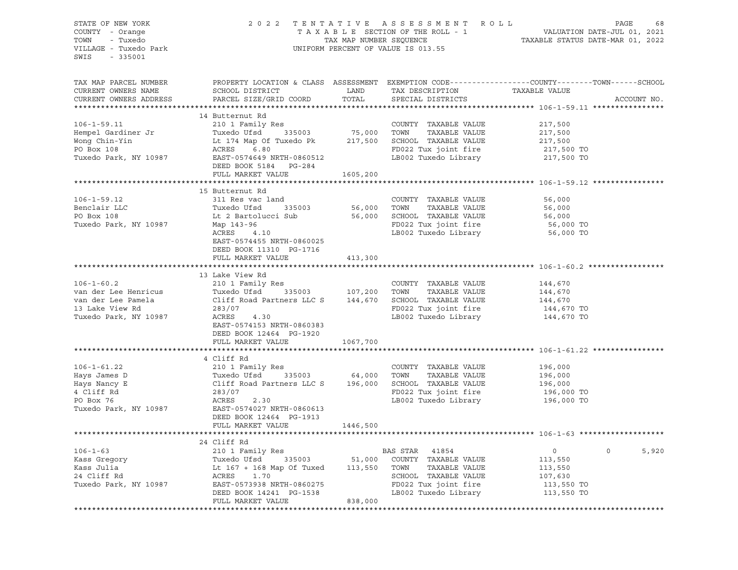STATE OF NEW YORK
COUNTY - Orange
TOWN - Tuxedo
VILLAGE - Tuxedo Park
SWIS - 335001

2022 TENTATIVE ASSESSMENT ROLL
TAXABLE SECTION OF THE ROLL - 1
TAX MAP NUMBER SEQUENCE
UNIFORM PERCENT OF VALUE IS 013.55

VALUATION DATE-JUL 01, 2021
TAXABLE STATUS DATE-MAR 01, 2022

| TAX MAP PARCEL NUMBER / CURRENT OWNERS NAME / CURRENT OWNERS ADDRESS | PROPERTY LOCATION & CLASS / SCHOOL DISTRICT / PARCEL SIZE/GRID COORD | ASSESSMENT LAND | TOTAL | EXEMPTION CODE / TAX DESCRIPTION / SPECIAL DISTRICTS | COUNTY TAXABLE VALUE | TOWN | SCHOOL |
|---|---|---|---|---|---|---|---|
| **106-1-59.11** | 14 Butternut Rd | | | | | | |
| 106-1-59.11 | 210 1 Family Res | | | COUNTY TAXABLE VALUE | 217,500 | | |
| Hempel Gardiner Jr | Tuxedo Ufsd 335003 | 75,000 | | TOWN TAXABLE VALUE | 217,500 | | |
| Wong Chin-Yin | Lt 174 Map Of Tuxedo Pk | | 217,500 | SCHOOL TAXABLE VALUE | 217,500 | | |
| PO Box 108 | ACRES 6.80 | | | FD022 Tux joint fire | 217,500 TO | | |
| Tuxedo Park, NY 10987 | EAST-0574649 NRTH-0860512 | | | LB002 Tuxedo Library | 217,500 TO | | |
| | DEED BOOK 5184 PG-284 | | | | | | |
| | FULL MARKET VALUE | | 1605,200 | | | | |
| **106-1-59.12** | 15 Butternut Rd | | | | | | |
| 106-1-59.12 | 311 Res vac land | | | COUNTY TAXABLE VALUE | 56,000 | | |
| Benclair LLC | Tuxedo Ufsd 335003 | 56,000 | | TOWN TAXABLE VALUE | 56,000 | | |
| PO Box 108 | Lt 2 Bartolucci Sub | | 56,000 | SCHOOL TAXABLE VALUE | 56,000 | | |
| Tuxedo Park, NY 10987 | Map 143-96 | | | FD022 Tux joint fire | 56,000 TO | | |
| | ACRES 4.10 | | | LB002 Tuxedo Library | 56,000 TO | | |
| | EAST-0574455 NRTH-0860025 | | | | | | |
| | DEED BOOK 11310 PG-1716 | | | | | | |
| | FULL MARKET VALUE | | 413,300 | | | | |
| **106-1-60.2** | 13 Lake View Rd | | | | | | |
| 106-1-60.2 | 210 1 Family Res | | | COUNTY TAXABLE VALUE | 144,670 | | |
| van der Lee Henricus | Tuxedo Ufsd 335003 | 107,200 | | TOWN TAXABLE VALUE | 144,670 | | |
| van der Lee Pamela | Cliff Road Partners LLC S | | 144,670 | SCHOOL TAXABLE VALUE | 144,670 | | |
| 13 Lake View Rd | 283/07 | | | FD022 Tux joint fire | 144,670 TO | | |
| Tuxedo Park, NY 10987 | ACRES 4.30 | | | LB002 Tuxedo Library | 144,670 TO | | |
| | EAST-0574153 NRTH-0860383 | | | | | | |
| | DEED BOOK 12464 PG-1920 | | | | | | |
| | FULL MARKET VALUE | | 1067,700 | | | | |
| **106-1-61.22** | 4 Cliff Rd | | | | | | |
| 106-1-61.22 | 210 1 Family Res | | | COUNTY TAXABLE VALUE | 196,000 | | |
| Hays James D | Tuxedo Ufsd 335003 | 64,000 | | TOWN TAXABLE VALUE | 196,000 | | |
| Hays Nancy E | Cliff Road Partners LLC S | | 196,000 | SCHOOL TAXABLE VALUE | 196,000 | | |
| 4 Cliff Rd | 283/07 | | | FD022 Tux joint fire | 196,000 TO | | |
| PO Box 76 | ACRES 2.30 | | | LB002 Tuxedo Library | 196,000 TO | | |
| Tuxedo Park, NY 10987 | EAST-0574027 NRTH-0860613 | | | | | | |
| | DEED BOOK 12464 PG-1913 | | | | | | |
| | FULL MARKET VALUE | | 1446,500 | | | | |
| **106-1-63** | 24 Cliff Rd | | | | | | |
| 106-1-63 | 210 1 Family Res | | | BAS STAR 41854 | 0 | 0 | 5,920 |
| Kass Gregory | Tuxedo Ufsd 335003 | 51,000 | | COUNTY TAXABLE VALUE | 113,550 | | |
| Kass Julia | Lt 167 + 168 Map Of Tuxed | | 113,550 | TOWN TAXABLE VALUE | 113,550 | | |
| 24 Cliff Rd | ACRES 1.70 | | | SCHOOL TAXABLE VALUE | 107,630 | | |
| Tuxedo Park, NY 10987 | EAST-0573938 NRTH-0860275 | | | FD022 Tux joint fire | 113,550 TO | | |
| | DEED BOOK 14241 PG-1538 | | | LB002 Tuxedo Library | 113,550 TO | | |
| | FULL MARKET VALUE | | 838,000 | | | | |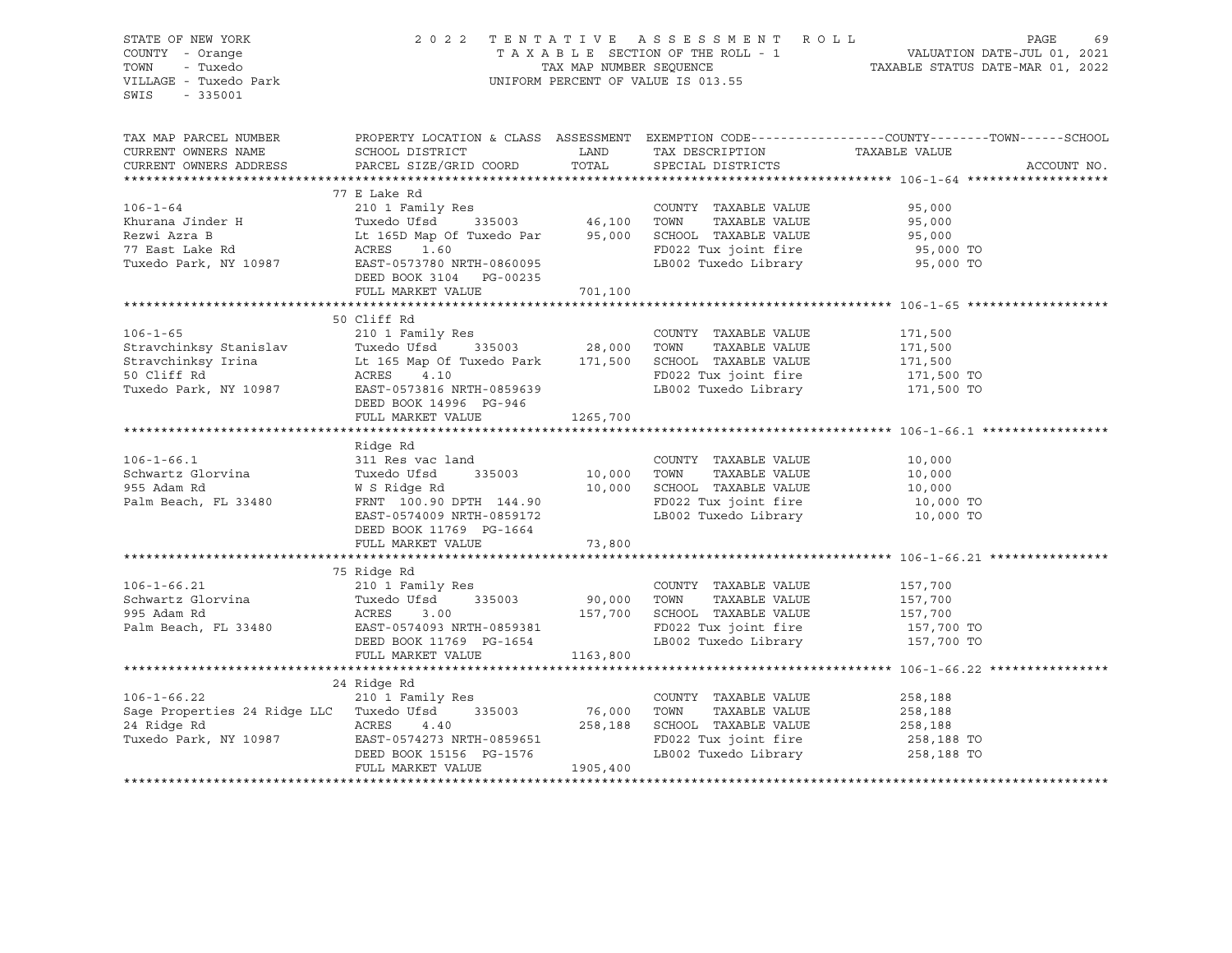STATE OF NEW YORK
COUNTY - Orange
TOWN - Tuxedo
VILLAGE - Tuxedo Park
SWIS - 335001

2022 TENTATIVE ASSESSMENT ROLL
TAXABLE SECTION OF THE ROLL - 1
TAX MAP NUMBER SEQUENCE
UNIFORM PERCENT OF VALUE IS 013.55

VALUATION DATE-JUL 01, 2021
TAXABLE STATUS DATE-MAR 01, 2022

| TAX MAP PARCEL NUMBER / CURRENT OWNERS NAME / CURRENT OWNERS ADDRESS | PROPERTY LOCATION & CLASS / SCHOOL DISTRICT / PARCEL SIZE/GRID COORD | ASSESSMENT LAND | TOTAL | EXEMPTION CODE / TAX DESCRIPTION / SPECIAL DISTRICTS | TAXABLE VALUE (COUNTY--------TOWN------SCHOOL) | ACCOUNT NO. |
|---|---|---|---|---|---|---|
| **106-1-64** | 77 E Lake Rd | | | | | |
| 106-1-64 | 210 1 Family Res | | | COUNTY TAXABLE VALUE | 95,000 | |
| Khurana Jinder H | Tuxedo Ufsd 335003 | 46,100 | | TOWN TAXABLE VALUE | 95,000 | |
| Rezwi Azra B | Lt 165D Map Of Tuxedo Par | | 95,000 | SCHOOL TAXABLE VALUE | 95,000 | |
| 77 East Lake Rd | ACRES 1.60 | | | FD022 Tux joint fire | 95,000 TO | |
| Tuxedo Park, NY 10987 | EAST-0573780 NRTH-0860095 | | | LB002 Tuxedo Library | 95,000 TO | |
| | DEED BOOK 3104 PG-00235 | | | | | |
| | FULL MARKET VALUE | | 701,100 | | | |
| **106-1-65** | 50 Cliff Rd | | | | | |
| 106-1-65 | 210 1 Family Res | | | COUNTY TAXABLE VALUE | 171,500 | |
| Stravchinksy Stanislav | Tuxedo Ufsd 335003 | 28,000 | | TOWN TAXABLE VALUE | 171,500 | |
| Stravchinksy Irina | Lt 165 Map Of Tuxedo Park | | 171,500 | SCHOOL TAXABLE VALUE | 171,500 | |
| 50 Cliff Rd | ACRES 4.10 | | | FD022 Tux joint fire | 171,500 TO | |
| Tuxedo Park, NY 10987 | EAST-0573816 NRTH-0859639 | | | LB002 Tuxedo Library | 171,500 TO | |
| | DEED BOOK 14996 PG-946 | | | | | |
| | FULL MARKET VALUE | | 1265,700 | | | |
| **106-1-66.1** | Ridge Rd | | | | | |
| 106-1-66.1 | 311 Res vac land | | | COUNTY TAXABLE VALUE | 10,000 | |
| Schwartz Glorvina | Tuxedo Ufsd 335003 | 10,000 | | TOWN TAXABLE VALUE | 10,000 | |
| 955 Adam Rd | W S Ridge Rd | | 10,000 | SCHOOL TAXABLE VALUE | 10,000 | |
| Palm Beach, FL 33480 | FRNT 100.90 DPTH 144.90 | | | FD022 Tux joint fire | 10,000 TO | |
| | EAST-0574009 NRTH-0859172 | | | LB002 Tuxedo Library | 10,000 TO | |
| | DEED BOOK 11769 PG-1664 | | | | | |
| | FULL MARKET VALUE | | 73,800 | | | |
| **106-1-66.21** | 75 Ridge Rd | | | | | |
| 106-1-66.21 | 210 1 Family Res | | | COUNTY TAXABLE VALUE | 157,700 | |
| Schwartz Glorvina | Tuxedo Ufsd 335003 | 90,000 | | TOWN TAXABLE VALUE | 157,700 | |
| 995 Adam Rd | ACRES 3.00 | | 157,700 | SCHOOL TAXABLE VALUE | 157,700 | |
| Palm Beach, FL 33480 | EAST-0574093 NRTH-0859381 | | | FD022 Tux joint fire | 157,700 TO | |
| | DEED BOOK 11769 PG-1654 | | | LB002 Tuxedo Library | 157,700 TO | |
| | FULL MARKET VALUE | | 1163,800 | | | |
| **106-1-66.22** | 24 Ridge Rd | | | | | |
| 106-1-66.22 | 210 1 Family Res | | | COUNTY TAXABLE VALUE | 258,188 | |
| Sage Properties 24 Ridge LLC | Tuxedo Ufsd 335003 | 76,000 | | TOWN TAXABLE VALUE | 258,188 | |
| 24 Ridge Rd | ACRES 4.40 | | 258,188 | SCHOOL TAXABLE VALUE | 258,188 | |
| Tuxedo Park, NY 10987 | EAST-0574273 NRTH-0859651 | | | FD022 Tux joint fire | 258,188 TO | |
| | DEED BOOK 15156 PG-1576 | | | LB002 Tuxedo Library | 258,188 TO | |
| | FULL MARKET VALUE | | 1905,400 | | | |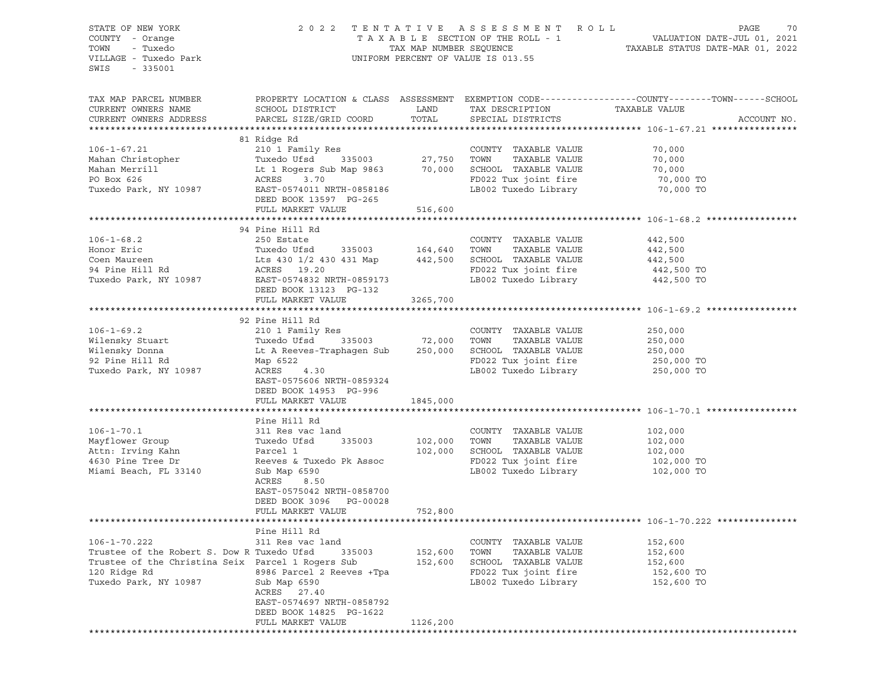STATE OF NEW YORK
COUNTY - Orange
TOWN - Tuxedo
VILLAGE - Tuxedo Park
SWIS - 335001

2022 TENTATIVE ASSESSMENT ROLL
TAXABLE SECTION OF THE ROLL - 1
TAX MAP NUMBER SEQUENCE
UNIFORM PERCENT OF VALUE IS 013.55

VALUATION DATE-JUL 01, 2021
TAXABLE STATUS DATE-MAR 01, 2022

| TAX MAP PARCEL NUMBER / CURRENT OWNERS NAME / CURRENT OWNERS ADDRESS | PROPERTY LOCATION & CLASS / SCHOOL DISTRICT / PARCEL SIZE/GRID COORD | ASSESSMENT LAND | TOTAL | EXEMPTION CODE / TAX DESCRIPTION / SPECIAL DISTRICTS | COUNTY--------TOWN------SCHOOL TAXABLE VALUE | ACCOUNT NO. |
|---|---|---|---|---|---|---|
| **106-1-67.21** | 81 Ridge Rd | | | | | |
| 106-1-67.21 | 210 1 Family Res | | | COUNTY TAXABLE VALUE | 70,000 | |
| Mahan Christopher | Tuxedo Ufsd 335003 | 27,750 | | TOWN TAXABLE VALUE | 70,000 | |
| Mahan Merrill | Lt 1 Rogers Sub Map 9863 | | 70,000 | SCHOOL TAXABLE VALUE | 70,000 | |
| PO Box 626 | ACRES 3.70 | | | FD022 Tux joint fire | 70,000 TO | |
| Tuxedo Park, NY 10987 | EAST-0574011 NRTH-0858186 | | | LB002 Tuxedo Library | 70,000 TO | |
| | DEED BOOK 13597 PG-265 | | | | | |
| | FULL MARKET VALUE | | 516,600 | | | |
| **106-1-68.2** | 94 Pine Hill Rd | | | | | |
| 106-1-68.2 | 250 Estate | | | COUNTY TAXABLE VALUE | 442,500 | |
| Honor Eric | Tuxedo Ufsd 335003 | 164,640 | | TOWN TAXABLE VALUE | 442,500 | |
| Coen Maureen | Lts 430 1/2 430 431 Map | | 442,500 | SCHOOL TAXABLE VALUE | 442,500 | |
| 94 Pine Hill Rd | ACRES 19.20 | | | FD022 Tux joint fire | 442,500 TO | |
| Tuxedo Park, NY 10987 | EAST-0574832 NRTH-0859173 | | | LB002 Tuxedo Library | 442,500 TO | |
| | DEED BOOK 13123 PG-132 | | | | | |
| | FULL MARKET VALUE | | 3265,700 | | | |
| **106-1-69.2** | 92 Pine Hill Rd | | | | | |
| 106-1-69.2 | 210 1 Family Res | | | COUNTY TAXABLE VALUE | 250,000 | |
| Wilensky Stuart | Tuxedo Ufsd 335003 | 72,000 | | TOWN TAXABLE VALUE | 250,000 | |
| Wilensky Donna | Lt A Reeves-Traphagen Sub | | 250,000 | SCHOOL TAXABLE VALUE | 250,000 | |
| 92 Pine Hill Rd | Map 6522 | | | FD022 Tux joint fire | 250,000 TO | |
| Tuxedo Park, NY 10987 | ACRES 4.30 | | | LB002 Tuxedo Library | 250,000 TO | |
| | EAST-0575606 NRTH-0859324 | | | | | |
| | DEED BOOK 14953 PG-996 | | | | | |
| | FULL MARKET VALUE | | 1845,000 | | | |
| **106-1-70.1** | Pine Hill Rd | | | | | |
| 106-1-70.1 | 311 Res vac land | | | COUNTY TAXABLE VALUE | 102,000 | |
| Mayflower Group | Tuxedo Ufsd 335003 | 102,000 | | TOWN TAXABLE VALUE | 102,000 | |
| Attn: Irving Kahn | Parcel 1 | | 102,000 | SCHOOL TAXABLE VALUE | 102,000 | |
| 4630 Pine Tree Dr | Reeves & Tuxedo Pk Assoc | | | FD022 Tux joint fire | 102,000 TO | |
| Miami Beach, FL 33140 | Sub Map 6590 | | | LB002 Tuxedo Library | 102,000 TO | |
| | ACRES 8.50 | | | | | |
| | EAST-0575042 NRTH-0858700 | | | | | |
| | DEED BOOK 3096 PG-00028 | | | | | |
| | FULL MARKET VALUE | | 752,800 | | | |
| **106-1-70.222** | Pine Hill Rd | | | | | |
| 106-1-70.222 | 311 Res vac land | | | COUNTY TAXABLE VALUE | 152,600 | |
| Trustee of the Robert S. Dow R | Tuxedo Ufsd 335003 | 152,600 | | TOWN TAXABLE VALUE | 152,600 | |
| Trustee of the Christina Seix | Parcel 1 Rogers Sub | | 152,600 | SCHOOL TAXABLE VALUE | 152,600 | |
| 120 Ridge Rd | 8986 Parcel 2 Reeves +Tpa | | | FD022 Tux joint fire | 152,600 TO | |
| Tuxedo Park, NY 10987 | Sub Map 6590 | | | LB002 Tuxedo Library | 152,600 TO | |
| | ACRES 27.40 | | | | | |
| | EAST-0574697 NRTH-0858792 | | | | | |
| | DEED BOOK 14825 PG-1622 | | | | | |
| | FULL MARKET VALUE | | 1126,200 | | | |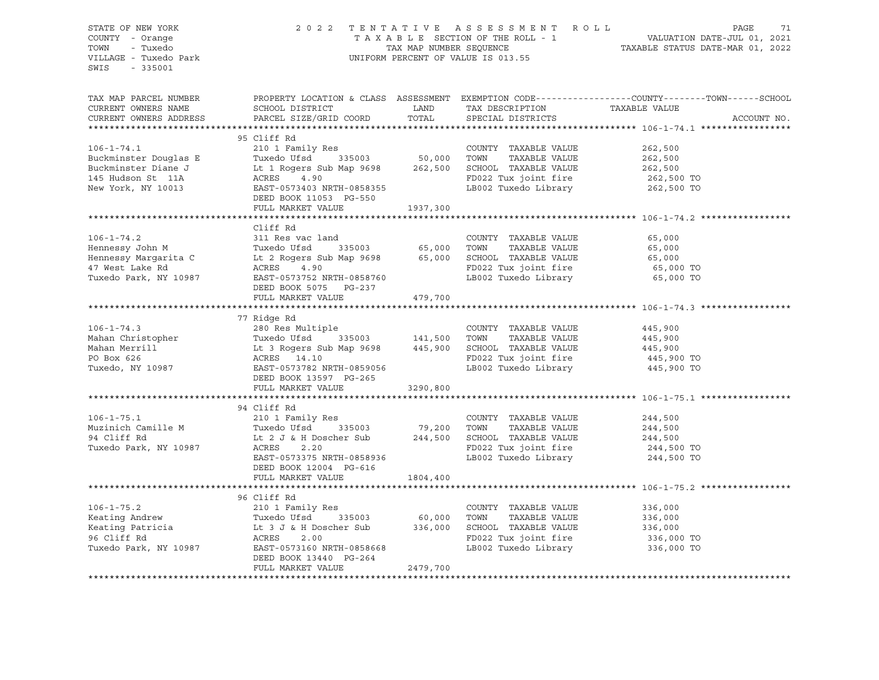STATE OF NEW YORK
COUNTY - Orange
TOWN - Tuxedo
VILLAGE - Tuxedo Park
SWIS - 335001

2022 TENTATIVE ASSESSMENT ROLL
TAXABLE SECTION OF THE ROLL - 1
TAX MAP NUMBER SEQUENCE
UNIFORM PERCENT OF VALUE IS 013.55

VALUATION DATE-JUL 01, 2021
TAXABLE STATUS DATE-MAR 01, 2022

| TAX MAP PARCEL NUMBER / CURRENT OWNERS NAME / CURRENT OWNERS ADDRESS | PROPERTY LOCATION & CLASS / SCHOOL DISTRICT / PARCEL SIZE/GRID COORD | ASSESSMENT LAND | ASSESSMENT TOTAL | EXEMPTION CODE / TAX DESCRIPTION / SPECIAL DISTRICTS | TAXABLE VALUE (COUNTY--TOWN--SCHOOL) | ACCOUNT NO. |
|---|---|---|---|---|---|---|
| **106-1-74.1** | 95 Cliff Rd | | | | | |
| | 210 1 Family Res | | | COUNTY TAXABLE VALUE | 262,500 | |
| Buckminster Douglas E | Tuxedo Ufsd 335003 | 50,000 | | TOWN TAXABLE VALUE | 262,500 | |
| Buckminster Diane J | Lt 1 Rogers Sub Map 9698 | | 262,500 | SCHOOL TAXABLE VALUE | 262,500 | |
| 145 Hudson St 11A | ACRES 4.90 | | | FD022 Tux joint fire | 262,500 TO | |
| New York, NY 10013 | EAST-0573403 NRTH-0858355 | | | LB002 Tuxedo Library | 262,500 TO | |
| | DEED BOOK 11053 PG-550 | | | | | |
| | FULL MARKET VALUE | | 1937,300 | | | |
| **106-1-74.2** | Cliff Rd | | | | | |
| | 311 Res vac land | | | COUNTY TAXABLE VALUE | 65,000 | |
| Hennessy John M | Tuxedo Ufsd 335003 | 65,000 | | TOWN TAXABLE VALUE | 65,000 | |
| Hennessy Margarita C | Lt 2 Rogers Sub Map 9698 | | 65,000 | SCHOOL TAXABLE VALUE | 65,000 | |
| 47 West Lake Rd | ACRES 4.90 | | | FD022 Tux joint fire | 65,000 TO | |
| Tuxedo Park, NY 10987 | EAST-0573752 NRTH-0858760 | | | LB002 Tuxedo Library | 65,000 TO | |
| | DEED BOOK 5075 PG-237 | | | | | |
| | FULL MARKET VALUE | | 479,700 | | | |
| **106-1-74.3** | 77 Ridge Rd | | | | | |
| | 280 Res Multiple | | | COUNTY TAXABLE VALUE | 445,900 | |
| Mahan Christopher | Tuxedo Ufsd 335003 | 141,500 | | TOWN TAXABLE VALUE | 445,900 | |
| Mahan Merrill | Lt 3 Rogers Sub Map 9698 | | 445,900 | SCHOOL TAXABLE VALUE | 445,900 | |
| PO Box 626 | ACRES 14.10 | | | FD022 Tux joint fire | 445,900 TO | |
| Tuxedo, NY 10987 | EAST-0573782 NRTH-0859056 | | | LB002 Tuxedo Library | 445,900 TO | |
| | DEED BOOK 13597 PG-265 | | | | | |
| | FULL MARKET VALUE | | 3290,800 | | | |
| **106-1-75.1** | 94 Cliff Rd | | | | | |
| | 210 1 Family Res | | | COUNTY TAXABLE VALUE | 244,500 | |
| Muzinich Camille M | Tuxedo Ufsd 335003 | 79,200 | | TOWN TAXABLE VALUE | 244,500 | |
| 94 Cliff Rd | Lt 2 J & H Doscher Sub | | 244,500 | SCHOOL TAXABLE VALUE | 244,500 | |
| Tuxedo Park, NY 10987 | ACRES 2.20 | | | FD022 Tux joint fire | 244,500 TO | |
| | EAST-0573375 NRTH-0858936 | | | LB002 Tuxedo Library | 244,500 TO | |
| | DEED BOOK 12004 PG-616 | | | | | |
| | FULL MARKET VALUE | | 1804,400 | | | |
| **106-1-75.2** | 96 Cliff Rd | | | | | |
| | 210 1 Family Res | | | COUNTY TAXABLE VALUE | 336,000 | |
| Keating Andrew | Tuxedo Ufsd 335003 | 60,000 | | TOWN TAXABLE VALUE | 336,000 | |
| Keating Patricia | Lt 3 J & H Doscher Sub | | 336,000 | SCHOOL TAXABLE VALUE | 336,000 | |
| 96 Cliff Rd | ACRES 2.00 | | | FD022 Tux joint fire | 336,000 TO | |
| Tuxedo Park, NY 10987 | EAST-0573160 NRTH-0858668 | | | LB002 Tuxedo Library | 336,000 TO | |
| | DEED BOOK 13440 PG-264 | | | | | |
| | FULL MARKET VALUE | | 2479,700 | | | |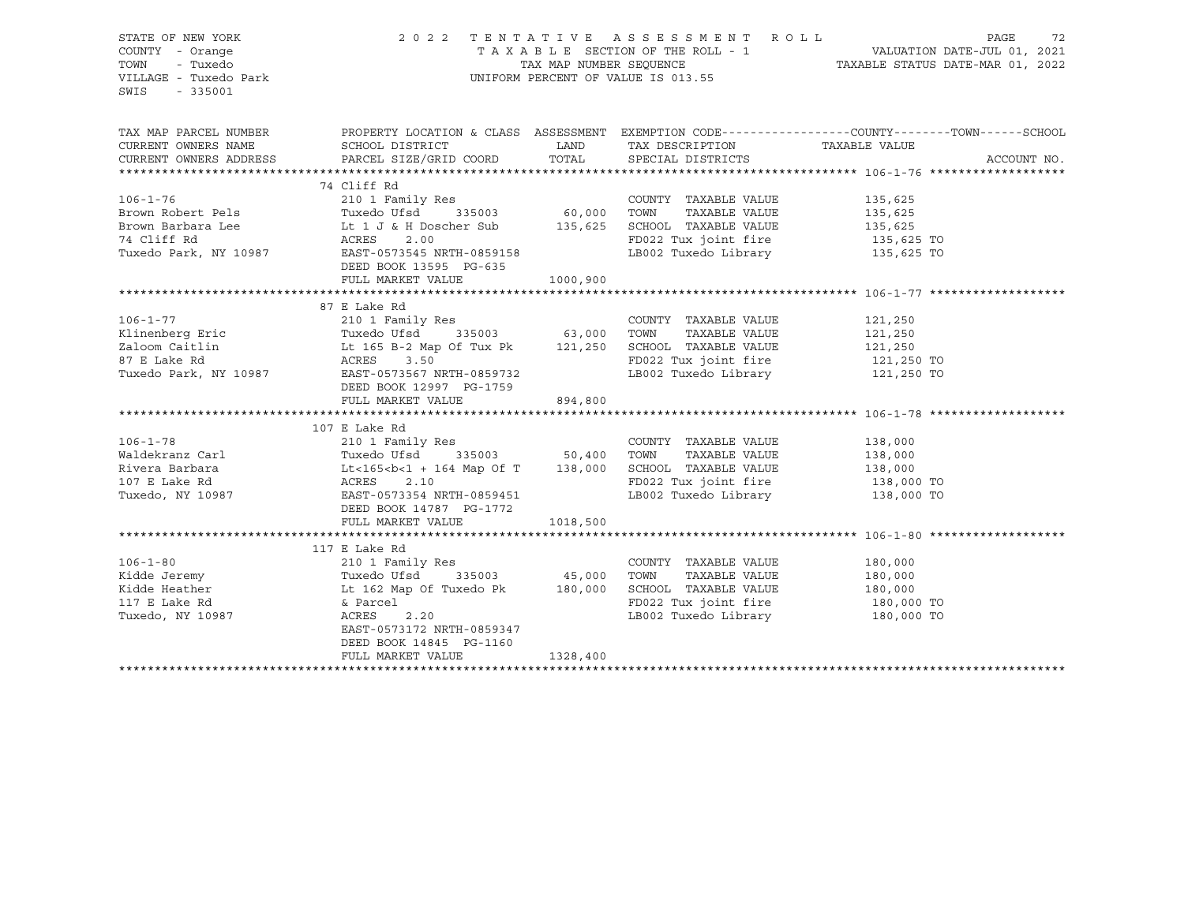STATE OF NEW YORK
COUNTY - Orange
TOWN - Tuxedo
VILLAGE - Tuxedo Park
SWIS - 335001

2022 TENTATIVE ASSESSMENT ROLL
TAXABLE SECTION OF THE ROLL - 1
TAX MAP NUMBER SEQUENCE
UNIFORM PERCENT OF VALUE IS 013.55

VALUATION DATE-JUL 01, 2021
TAXABLE STATUS DATE-MAR 01, 2022

| TAX MAP PARCEL NUMBER / CURRENT OWNERS NAME / CURRENT OWNERS ADDRESS | PROPERTY LOCATION & CLASS / SCHOOL DISTRICT / PARCEL SIZE/GRID COORD | ASSESSMENT LAND / TOTAL | EXEMPTION CODE / TAX DESCRIPTION / SPECIAL DISTRICTS | COUNTY--------TOWN------SCHOOL TAXABLE VALUE | ACCOUNT NO. |
|---|---|---|---|---|---|
| **106-1-76** | 74 Cliff Rd | | | | |
| 106-1-76 | 210 1 Family Res | | COUNTY TAXABLE VALUE | 135,625 | |
| Brown Robert Pels | Tuxedo Ufsd 335003 | 60,000 | TOWN TAXABLE VALUE | 135,625 | |
| Brown Barbara Lee | Lt 1 J & H Doscher Sub | 135,625 | SCHOOL TAXABLE VALUE | 135,625 | |
| 74 Cliff Rd | ACRES 2.00 | | FD022 Tux joint fire | 135,625 TO | |
| Tuxedo Park, NY 10987 | EAST-0573545 NRTH-0859158 | | LB002 Tuxedo Library | 135,625 TO | |
| | DEED BOOK 13595 PG-635 | | | | |
| | FULL MARKET VALUE | 1000,900 | | | |
| **106-1-77** | 87 E Lake Rd | | | | |
| 106-1-77 | 210 1 Family Res | | COUNTY TAXABLE VALUE | 121,250 | |
| Klinenberg Eric | Tuxedo Ufsd 335003 | 63,000 | TOWN TAXABLE VALUE | 121,250 | |
| Zaloom Caitlin | Lt 165 B-2 Map Of Tux Pk | 121,250 | SCHOOL TAXABLE VALUE | 121,250 | |
| 87 E Lake Rd | ACRES 3.50 | | FD022 Tux joint fire | 121,250 TO | |
| Tuxedo Park, NY 10987 | EAST-0573567 NRTH-0859732 | | LB002 Tuxedo Library | 121,250 TO | |
| | DEED BOOK 12997 PG-1759 | | | | |
| | FULL MARKET VALUE | 894,800 | | | |
| **106-1-78** | 107 E Lake Rd | | | | |
| 106-1-78 | 210 1 Family Res | | COUNTY TAXABLE VALUE | 138,000 | |
| Waldekranz Carl | Tuxedo Ufsd 335003 | 50,400 | TOWN TAXABLE VALUE | 138,000 | |
| Rivera Barbara | Lt<165<b<1 + 164 Map Of T | 138,000 | SCHOOL TAXABLE VALUE | 138,000 | |
| 107 E Lake Rd | ACRES 2.10 | | FD022 Tux joint fire | 138,000 TO | |
| Tuxedo, NY 10987 | EAST-0573354 NRTH-0859451 | | LB002 Tuxedo Library | 138,000 TO | |
| | DEED BOOK 14787 PG-1772 | | | | |
| | FULL MARKET VALUE | 1018,500 | | | |
| **106-1-80** | 117 E Lake Rd | | | | |
| 106-1-80 | 210 1 Family Res | | COUNTY TAXABLE VALUE | 180,000 | |
| Kidde Jeremy | Tuxedo Ufsd 335003 | 45,000 | TOWN TAXABLE VALUE | 180,000 | |
| Kidde Heather | Lt 162 Map Of Tuxedo Pk | 180,000 | SCHOOL TAXABLE VALUE | 180,000 | |
| 117 E Lake Rd | & Parcel | | FD022 Tux joint fire | 180,000 TO | |
| Tuxedo, NY 10987 | ACRES 2.20 | | LB002 Tuxedo Library | 180,000 TO | |
| | EAST-0573172 NRTH-0859347 | | | | |
| | DEED BOOK 14845 PG-1160 | | | | |
| | FULL MARKET VALUE | 1328,400 | | | |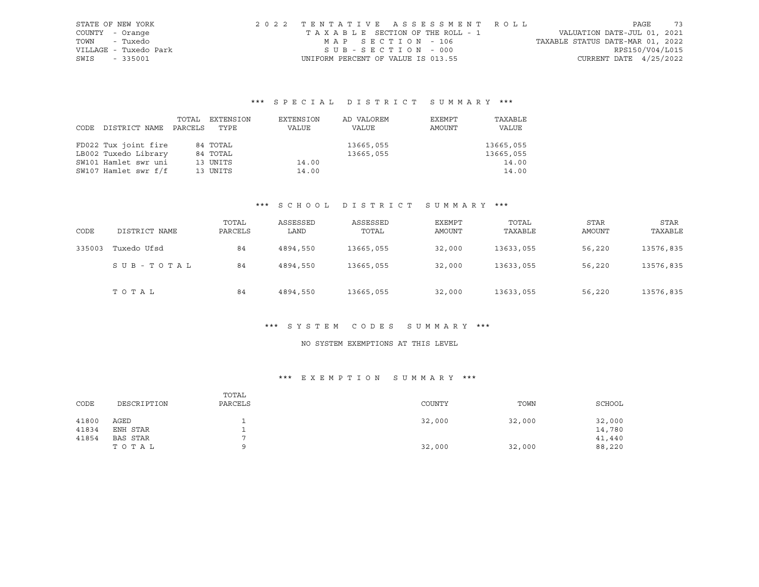STATE OF NEW YORK | COUNTY - Orange | TOWN - Tuxedo | VILLAGE - Tuxedo Park | SWIS - 335001

2022 TENTATIVE ASSESSMENT ROLL
TAXABLE SECTION OF THE ROLL - 1
MAP SECTION - 106
SUB-SECTION - 000
UNIFORM PERCENT OF VALUE IS 013.55

VALUATION DATE-JUL 01, 2021
TAXABLE STATUS DATE-MAR 01, 2022
RPS150/V04/L015
CURRENT DATE 4/25/2022

### *** SPECIAL DISTRICT SUMMARY ***

| CODE | DISTRICT NAME | TOTAL PARCELS | EXTENSION TYPE | EXTENSION VALUE | AD VALOREM VALUE | EXEMPT AMOUNT | TAXABLE VALUE |
|---|---|---|---|---|---|---|---|
| FD022 | Tux joint fire | 84 | TOTAL | | 13665,055 | | 13665,055 |
| LB002 | Tuxedo Library | 84 | TOTAL | | 13665,055 | | 13665,055 |
| SW101 | Hamlet swr uni | 13 | UNITS | 14.00 | | | 14.00 |
| SW107 | Hamlet swr f/f | 13 | UNITS | 14.00 | | | 14.00 |

### *** SCHOOL DISTRICT SUMMARY ***

| CODE | DISTRICT NAME | TOTAL PARCELS | ASSESSED LAND | ASSESSED TOTAL | EXEMPT AMOUNT | TOTAL TAXABLE | STAR AMOUNT | STAR TAXABLE |
|---|---|---|---|---|---|---|---|---|
| 335003 | Tuxedo Ufsd | 84 | 4894,550 | 13665,055 | 32,000 | 13633,055 | 56,220 | 13576,835 |
| | SUB-TOTAL | 84 | 4894,550 | 13665,055 | 32,000 | 13633,055 | 56,220 | 13576,835 |
| | TOTAL | 84 | 4894,550 | 13665,055 | 32,000 | 13633,055 | 56,220 | 13576,835 |

### *** SYSTEM CODES SUMMARY ***

NO SYSTEM EXEMPTIONS AT THIS LEVEL

### *** EXEMPTION SUMMARY ***

| CODE | DESCRIPTION | TOTAL PARCELS | COUNTY | TOWN | SCHOOL |
|---|---|---|---|---|---|
| 41800 | AGED | 1 | 32,000 | 32,000 | 32,000 |
| 41834 | ENH STAR | 1 | | | 14,780 |
| 41854 | BAS STAR | 7 | | | 41,440 |
| | TOTAL | 9 | 32,000 | 32,000 | 88,220 |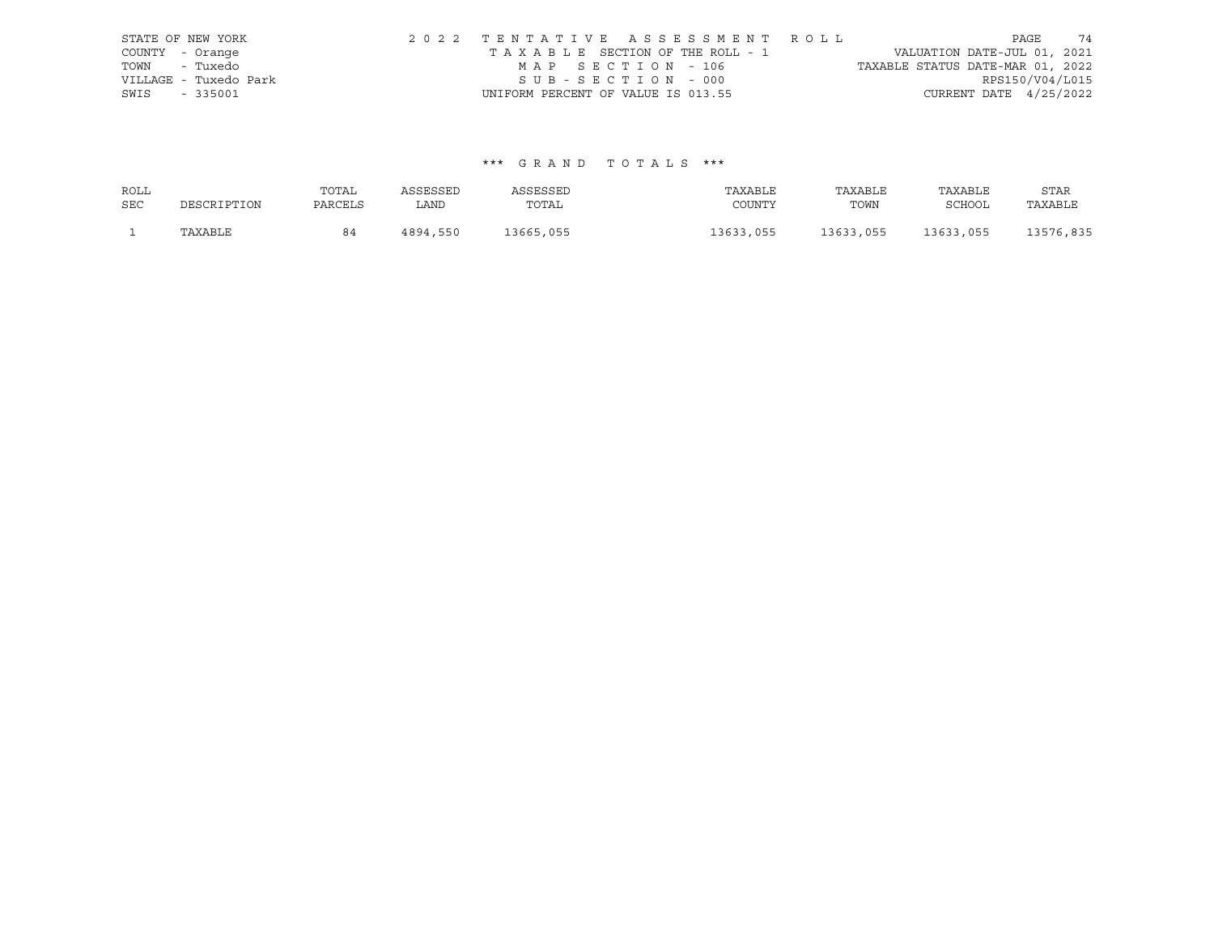STATE OF NEW YORK
COUNTY - Orange
TOWN - Tuxedo
VILLAGE - Tuxedo Park
SWIS - 335001

2022 TENTATIVE ASSESSMENT ROLL
TAXABLE SECTION OF THE ROLL - 1
MAP SECTION - 106
SUB-SECTION - 000
UNIFORM PERCENT OF VALUE IS 013.55

VALUATION DATE-JUL 01, 2021
TAXABLE STATUS DATE-MAR 01, 2022
RPS150/V04/L015
CURRENT DATE 4/25/2022

### *** GRAND TOTALS ***

| ROLL SEC | DESCRIPTION | TOTAL PARCELS | ASSESSED LAND | ASSESSED TOTAL | TAXABLE COUNTY | TAXABLE TOWN | TAXABLE SCHOOL | STAR TAXABLE |
|---|---|---|---|---|---|---|---|---|
| 1 | TAXABLE | 84 | 4894,550 | 13665,055 | 13633,055 | 13633,055 | 13633,055 | 13576,835 |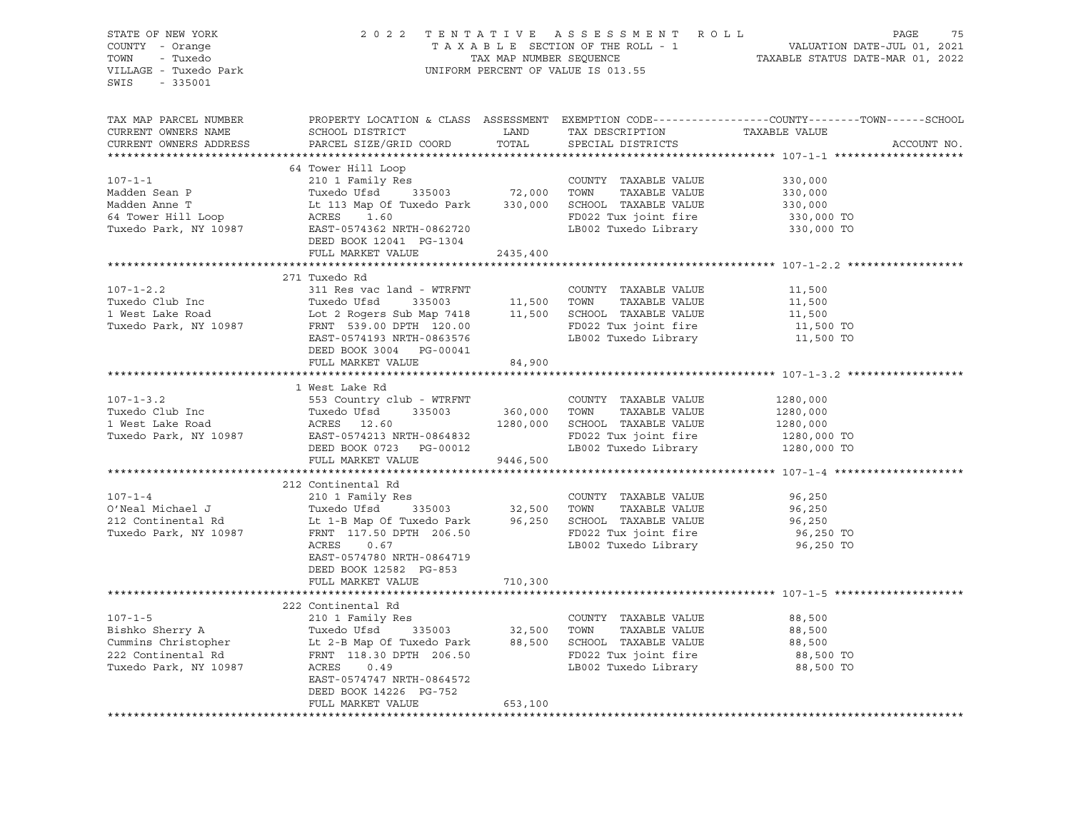STATE OF NEW YORK
COUNTY - Orange
TOWN - Tuxedo
VILLAGE - Tuxedo Park
SWIS - 335001

2 0 2 2 T E N T A T I V E A S S E S S M E N T R O L L
T A X A B L E SECTION OF THE ROLL - 1
TAX MAP NUMBER SEQUENCE
UNIFORM PERCENT OF VALUE IS 013.55

VALUATION DATE-JUL 01, 2021
TAXABLE STATUS DATE-MAR 01, 2022

| TAX MAP PARCEL NUMBER / CURRENT OWNERS NAME / CURRENT OWNERS ADDRESS | PROPERTY LOCATION & CLASS / SCHOOL DISTRICT / PARCEL SIZE/GRID COORD | ASSESSMENT LAND / TOTAL | EXEMPTION CODE / TAX DESCRIPTION / SPECIAL DISTRICTS | COUNTY--------TOWN------SCHOOL TAXABLE VALUE | ACCOUNT NO. |
|---|---|---|---|---|---|
| **107-1-1** | 64 Tower Hill Loop | | | | |
| 107-1-1 | 210 1 Family Res | | COUNTY TAXABLE VALUE | 330,000 | |
| Madden Sean P | Tuxedo Ufsd 335003 | 72,000 | TOWN TAXABLE VALUE | 330,000 | |
| Madden Anne T | Lt 113 Map Of Tuxedo Park | 330,000 | SCHOOL TAXABLE VALUE | 330,000 | |
| 64 Tower Hill Loop | ACRES 1.60 | | FD022 Tux joint fire | 330,000 TO | |
| Tuxedo Park, NY 10987 | EAST-0574362 NRTH-0862720 | | LB002 Tuxedo Library | 330,000 TO | |
| | DEED BOOK 12041 PG-1304 | | | | |
| | FULL MARKET VALUE | 2435,400 | | | |
| **107-1-2.2** | 271 Tuxedo Rd | | | | |
| 107-1-2.2 | 311 Res vac land - WTRFNT | | COUNTY TAXABLE VALUE | 11,500 | |
| Tuxedo Club Inc | Tuxedo Ufsd 335003 | 11,500 | TOWN TAXABLE VALUE | 11,500 | |
| 1 West Lake Road | Lot 2 Rogers Sub Map 7418 | 11,500 | SCHOOL TAXABLE VALUE | 11,500 | |
| Tuxedo Park, NY 10987 | FRNT 539.00 DPTH 120.00 | | FD022 Tux joint fire | 11,500 TO | |
| | EAST-0574193 NRTH-0863576 | | LB002 Tuxedo Library | 11,500 TO | |
| | DEED BOOK 3004 PG-00041 | | | | |
| | FULL MARKET VALUE | 84,900 | | | |
| **107-1-3.2** | 1 West Lake Rd | | | | |
| 107-1-3.2 | 553 Country club - WTRFNT | | COUNTY TAXABLE VALUE | 1280,000 | |
| Tuxedo Club Inc | Tuxedo Ufsd 335003 | 360,000 | TOWN TAXABLE VALUE | 1280,000 | |
| 1 West Lake Road | ACRES 12.60 | 1280,000 | SCHOOL TAXABLE VALUE | 1280,000 | |
| Tuxedo Park, NY 10987 | EAST-0574213 NRTH-0864832 | | FD022 Tux joint fire | 1280,000 TO | |
| | DEED BOOK 0723 PG-00012 | | LB002 Tuxedo Library | 1280,000 TO | |
| | FULL MARKET VALUE | 9446,500 | | | |
| **107-1-4** | 212 Continental Rd | | | | |
| 107-1-4 | 210 1 Family Res | | COUNTY TAXABLE VALUE | 96,250 | |
| O'Neal Michael J | Tuxedo Ufsd 335003 | 32,500 | TOWN TAXABLE VALUE | 96,250 | |
| 212 Continental Rd | Lt 1-B Map Of Tuxedo Park | 96,250 | SCHOOL TAXABLE VALUE | 96,250 | |
| Tuxedo Park, NY 10987 | FRNT 117.50 DPTH 206.50 | | FD022 Tux joint fire | 96,250 TO | |
| | ACRES 0.67 | | LB002 Tuxedo Library | 96,250 TO | |
| | EAST-0574780 NRTH-0864719 | | | | |
| | DEED BOOK 12582 PG-853 | | | | |
| | FULL MARKET VALUE | 710,300 | | | |
| **107-1-5** | 222 Continental Rd | | | | |
| 107-1-5 | 210 1 Family Res | | COUNTY TAXABLE VALUE | 88,500 | |
| Bishko Sherry A | Tuxedo Ufsd 335003 | 32,500 | TOWN TAXABLE VALUE | 88,500 | |
| Cummins Christopher | Lt 2-B Map Of Tuxedo Park | 88,500 | SCHOOL TAXABLE VALUE | 88,500 | |
| 222 Continental Rd | FRNT 118.30 DPTH 206.50 | | FD022 Tux joint fire | 88,500 TO | |
| Tuxedo Park, NY 10987 | ACRES 0.49 | | LB002 Tuxedo Library | 88,500 TO | |
| | EAST-0574747 NRTH-0864572 | | | | |
| | DEED BOOK 14226 PG-752 | | | | |
| | FULL MARKET VALUE | 653,100 | | | |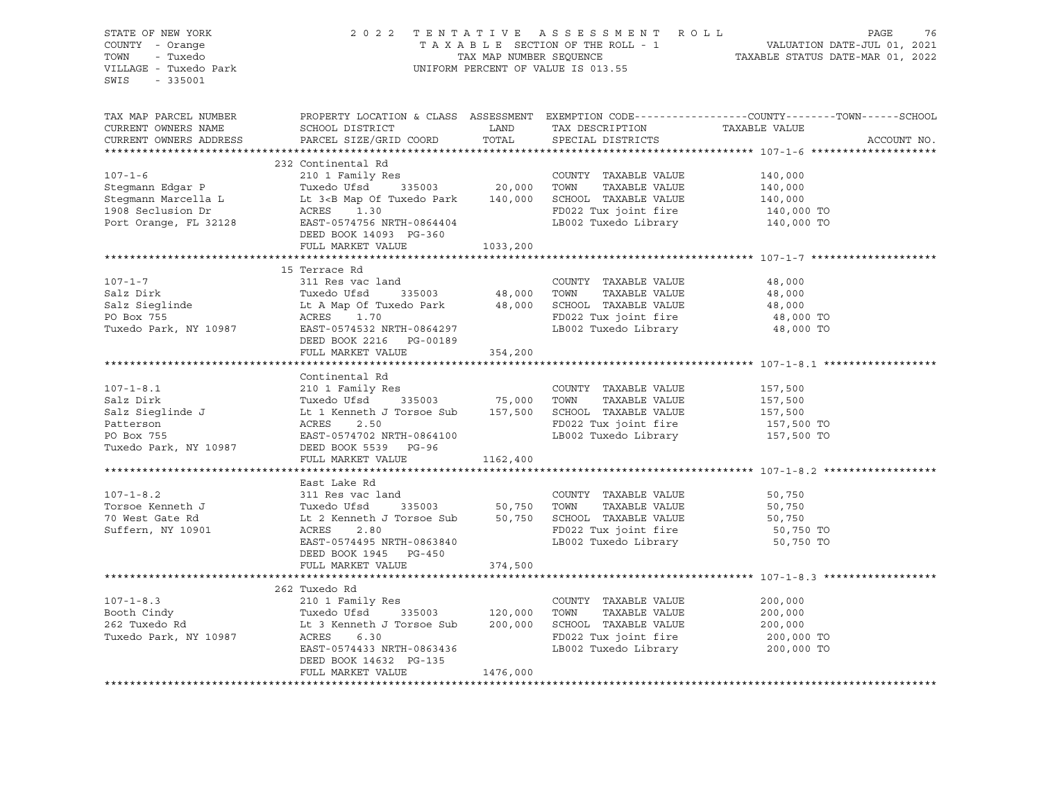STATE OF NEW YORK
COUNTY - Orange
TOWN - Tuxedo
VILLAGE - Tuxedo Park
SWIS - 335001

2022 TENTATIVE ASSESSMENT ROLL
TAXABLE SECTION OF THE ROLL - 1
TAX MAP NUMBER SEQUENCE
UNIFORM PERCENT OF VALUE IS 013.55

VALUATION DATE-JUL 01, 2021
TAXABLE STATUS DATE-MAR 01, 2022

| TAX MAP PARCEL NUMBER / CURRENT OWNERS NAME / CURRENT OWNERS ADDRESS | PROPERTY LOCATION & CLASS / SCHOOL DISTRICT / PARCEL SIZE/GRID COORD | ASSESSMENT LAND / TOTAL | EXEMPTION CODE / TAX DESCRIPTION / SPECIAL DISTRICTS | COUNTY--------TOWN------SCHOOL TAXABLE VALUE | ACCOUNT NO. |
|---|---|---|---|---|---|
| **107-1-6** | 232 Continental Rd | | | | |
| 107-1-6 | 210 1 Family Res | | COUNTY TAXABLE VALUE | 140,000 | |
| Stegmann Edgar P | Tuxedo Ufsd 335003 | 20,000 | TOWN TAXABLE VALUE | 140,000 | |
| Stegmann Marcella L | Lt 3<B Map Of Tuxedo Park | 140,000 | SCHOOL TAXABLE VALUE | 140,000 | |
| 1908 Seclusion Dr | ACRES 1.30 | | FD022 Tux joint fire | 140,000 TO | |
| Port Orange, FL 32128 | EAST-0574756 NRTH-0864404 | | LB002 Tuxedo Library | 140,000 TO | |
| | DEED BOOK 14093 PG-360 | | | | |
| | FULL MARKET VALUE | 1033,200 | | | |
| **107-1-7** | 15 Terrace Rd | | | | |
| 107-1-7 | 311 Res vac land | | COUNTY TAXABLE VALUE | 48,000 | |
| Salz Dirk | Tuxedo Ufsd 335003 | 48,000 | TOWN TAXABLE VALUE | 48,000 | |
| Salz Sieglinde | Lt A Map Of Tuxedo Park | 48,000 | SCHOOL TAXABLE VALUE | 48,000 | |
| PO Box 755 | ACRES 1.70 | | FD022 Tux joint fire | 48,000 TO | |
| Tuxedo Park, NY 10987 | EAST-0574532 NRTH-0864297 | | LB002 Tuxedo Library | 48,000 TO | |
| | DEED BOOK 2216 PG-00189 | | | | |
| | FULL MARKET VALUE | 354,200 | | | |
| **107-1-8.1** | Continental Rd | | | | |
| 107-1-8.1 | 210 1 Family Res | | COUNTY TAXABLE VALUE | 157,500 | |
| Salz Dirk | Tuxedo Ufsd 335003 | 75,000 | TOWN TAXABLE VALUE | 157,500 | |
| Salz Sieglinde J | Lt 1 Kenneth J Torsoe Sub | 157,500 | SCHOOL TAXABLE VALUE | 157,500 | |
| Patterson | ACRES 2.50 | | FD022 Tux joint fire | 157,500 TO | |
| PO Box 755 | EAST-0574702 NRTH-0864100 | | LB002 Tuxedo Library | 157,500 TO | |
| Tuxedo Park, NY 10987 | DEED BOOK 5539 PG-96 | | | | |
| | FULL MARKET VALUE | 1162,400 | | | |
| **107-1-8.2** | East Lake Rd | | | | |
| 107-1-8.2 | 311 Res vac land | | COUNTY TAXABLE VALUE | 50,750 | |
| Torsoe Kenneth J | Tuxedo Ufsd 335003 | 50,750 | TOWN TAXABLE VALUE | 50,750 | |
| 70 West Gate Rd | Lt 2 Kenneth J Torsoe Sub | 50,750 | SCHOOL TAXABLE VALUE | 50,750 | |
| Suffern, NY 10901 | ACRES 2.80 | | FD022 Tux joint fire | 50,750 TO | |
| | EAST-0574495 NRTH-0863840 | | LB002 Tuxedo Library | 50,750 TO | |
| | DEED BOOK 1945 PG-450 | | | | |
| | FULL MARKET VALUE | 374,500 | | | |
| **107-1-8.3** | 262 Tuxedo Rd | | | | |
| 107-1-8.3 | 210 1 Family Res | | COUNTY TAXABLE VALUE | 200,000 | |
| Booth Cindy | Tuxedo Ufsd 335003 | 120,000 | TOWN TAXABLE VALUE | 200,000 | |
| 262 Tuxedo Rd | Lt 3 Kenneth J Torsoe Sub | 200,000 | SCHOOL TAXABLE VALUE | 200,000 | |
| Tuxedo Park, NY 10987 | ACRES 6.30 | | FD022 Tux joint fire | 200,000 TO | |
| | EAST-0574433 NRTH-0863436 | | LB002 Tuxedo Library | 200,000 TO | |
| | DEED BOOK 14632 PG-135 | | | | |
| | FULL MARKET VALUE | 1476,000 | | | |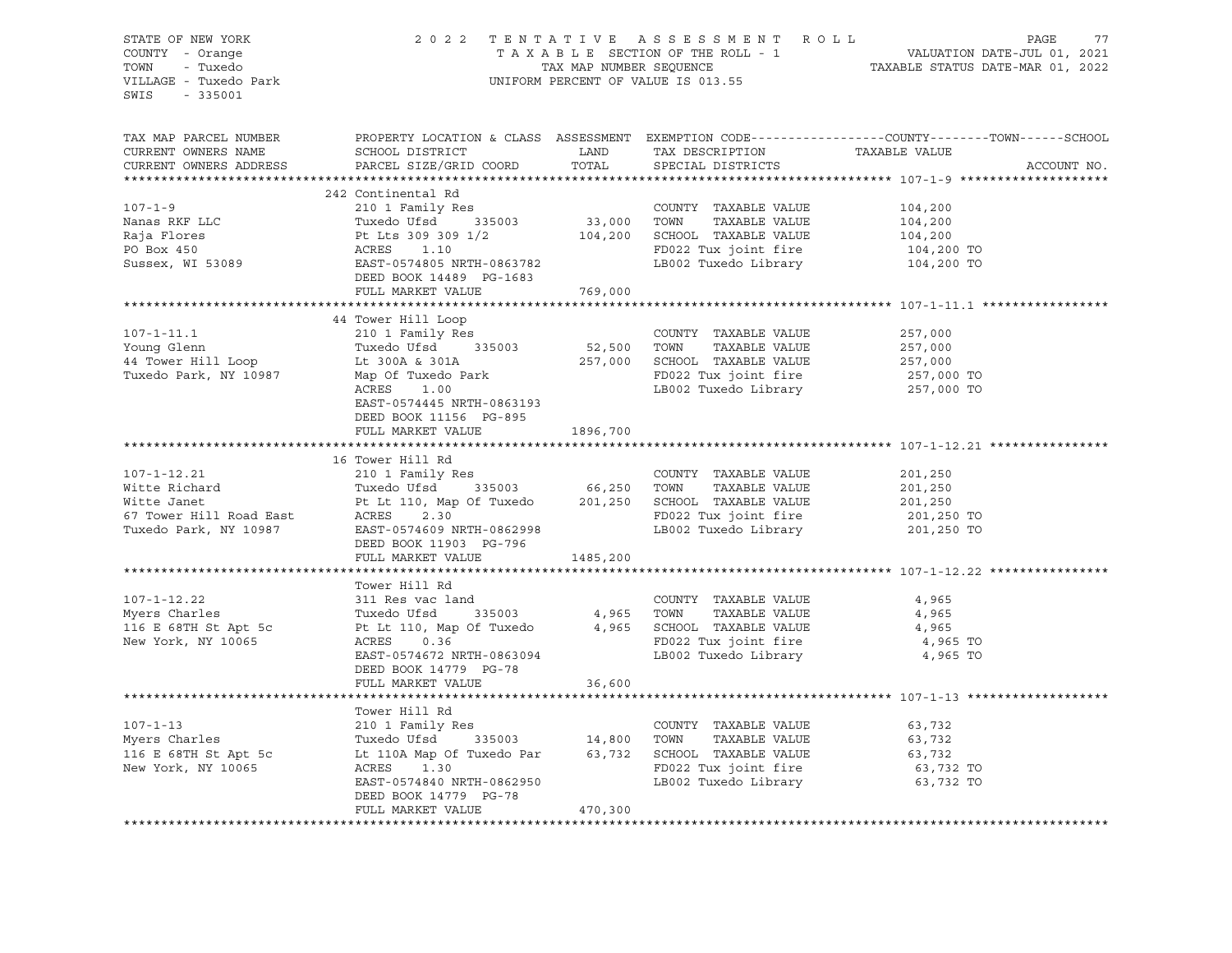STATE OF NEW YORK
COUNTY - Orange
TOWN - Tuxedo
VILLAGE - Tuxedo Park
SWIS - 335001

2022 TENTATIVE ASSESSMENT ROLL
TAXABLE SECTION OF THE ROLL - 1
TAX MAP NUMBER SEQUENCE
UNIFORM PERCENT OF VALUE IS 013.55

VALUATION DATE-JUL 01, 2021
TAXABLE STATUS DATE-MAR 01, 2022

| TAX MAP PARCEL NUMBER / CURRENT OWNERS NAME / CURRENT OWNERS ADDRESS | PROPERTY LOCATION & CLASS / SCHOOL DISTRICT / PARCEL SIZE/GRID COORD | ASSESSMENT LAND / TOTAL | EXEMPTION CODE / TAX DESCRIPTION / SPECIAL DISTRICTS | COUNTY--------TOWN------SCHOOL TAXABLE VALUE | ACCOUNT NO. |
|---|---|---|---|---|---|
| **107-1-9** | 242 Continental Rd | | | | |
| 107-1-9 | 210 1 Family Res | | COUNTY TAXABLE VALUE | 104,200 | |
| Nanas RKF LLC | Tuxedo Ufsd 335003 | 33,000 | TOWN TAXABLE VALUE | 104,200 | |
| Raja Flores | Pt Lts 309 309 1/2 | 104,200 | SCHOOL TAXABLE VALUE | 104,200 | |
| PO Box 450 | ACRES 1.10 | | FD022 Tux joint fire | 104,200 TO | |
| Sussex, WI 53089 | EAST-0574805 NRTH-0863782 | | LB002 Tuxedo Library | 104,200 TO | |
| | DEED BOOK 14489 PG-1683 | | | | |
| | FULL MARKET VALUE | 769,000 | | | |
| **107-1-11.1** | 44 Tower Hill Loop | | | | |
| 107-1-11.1 | 210 1 Family Res | | COUNTY TAXABLE VALUE | 257,000 | |
| Young Glenn | Tuxedo Ufsd 335003 | 52,500 | TOWN TAXABLE VALUE | 257,000 | |
| 44 Tower Hill Loop | Lt 300A & 301A | 257,000 | SCHOOL TAXABLE VALUE | 257,000 | |
| Tuxedo Park, NY 10987 | Map Of Tuxedo Park | | FD022 Tux joint fire | 257,000 TO | |
| | ACRES 1.00 | | LB002 Tuxedo Library | 257,000 TO | |
| | EAST-0574445 NRTH-0863193 | | | | |
| | DEED BOOK 11156 PG-895 | | | | |
| | FULL MARKET VALUE | 1896,700 | | | |
| **107-1-12.21** | 16 Tower Hill Rd | | | | |
| 107-1-12.21 | 210 1 Family Res | | COUNTY TAXABLE VALUE | 201,250 | |
| Witte Richard | Tuxedo Ufsd 335003 | 66,250 | TOWN TAXABLE VALUE | 201,250 | |
| Witte Janet | Pt Lt 110, Map Of Tuxedo | 201,250 | SCHOOL TAXABLE VALUE | 201,250 | |
| 67 Tower Hill Road East | ACRES 2.30 | | FD022 Tux joint fire | 201,250 TO | |
| Tuxedo Park, NY 10987 | EAST-0574609 NRTH-0862998 | | LB002 Tuxedo Library | 201,250 TO | |
| | DEED BOOK 11903 PG-796 | | | | |
| | FULL MARKET VALUE | 1485,200 | | | |
| **107-1-12.22** | Tower Hill Rd | | | | |
| 107-1-12.22 | 311 Res vac land | | COUNTY TAXABLE VALUE | 4,965 | |
| Myers Charles | Tuxedo Ufsd 335003 | 4,965 | TOWN TAXABLE VALUE | 4,965 | |
| 116 E 68TH St Apt 5c | Pt Lt 110, Map Of Tuxedo | 4,965 | SCHOOL TAXABLE VALUE | 4,965 | |
| New York, NY 10065 | ACRES 0.36 | | FD022 Tux joint fire | 4,965 TO | |
| | EAST-0574672 NRTH-0863094 | | LB002 Tuxedo Library | 4,965 TO | |
| | DEED BOOK 14779 PG-78 | | | | |
| | FULL MARKET VALUE | 36,600 | | | |
| **107-1-13** | Tower Hill Rd | | | | |
| 107-1-13 | 210 1 Family Res | | COUNTY TAXABLE VALUE | 63,732 | |
| Myers Charles | Tuxedo Ufsd 335003 | 14,800 | TOWN TAXABLE VALUE | 63,732 | |
| 116 E 68TH St Apt 5c | Lt 110A Map Of Tuxedo Par | 63,732 | SCHOOL TAXABLE VALUE | 63,732 | |
| New York, NY 10065 | ACRES 1.30 | | FD022 Tux joint fire | 63,732 TO | |
| | EAST-0574840 NRTH-0862950 | | LB002 Tuxedo Library | 63,732 TO | |
| | DEED BOOK 14779 PG-78 | | | | |
| | FULL MARKET VALUE | 470,300 | | | |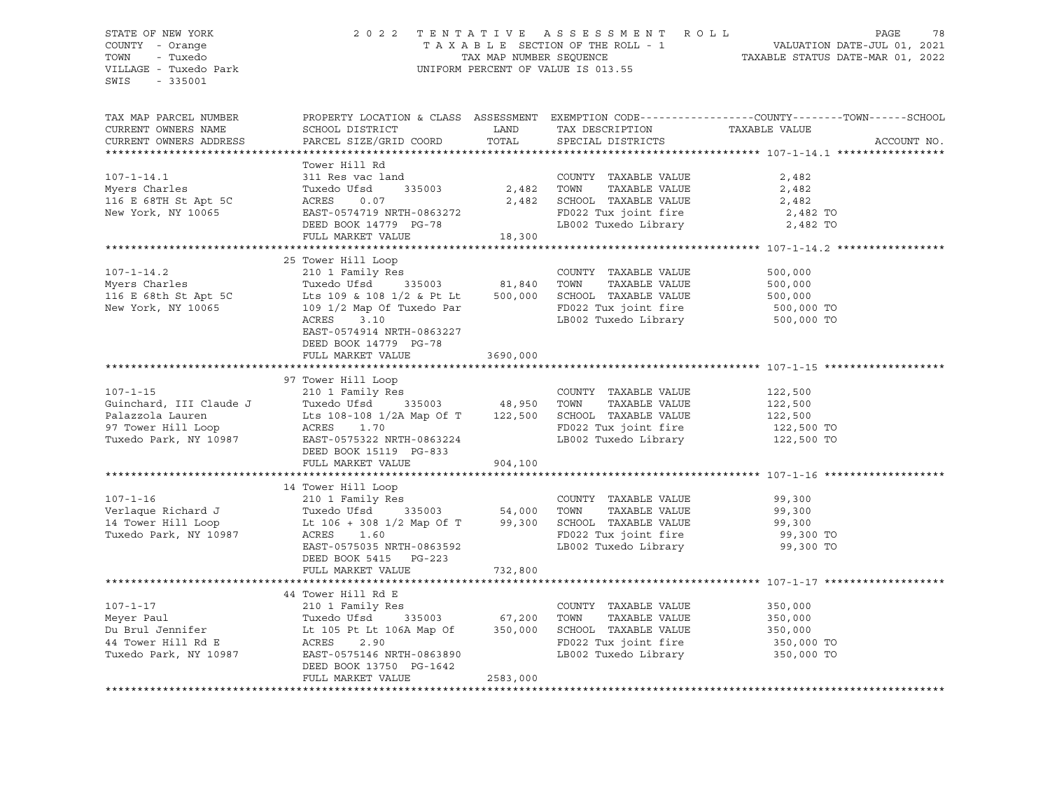STATE OF NEW YORK
COUNTY - Orange
TOWN - Tuxedo
VILLAGE - Tuxedo Park
SWIS - 335001

2 0 2 2 T E N T A T I V E A S S E S S M E N T R O L L
T A X A B L E SECTION OF THE ROLL - 1
TAX MAP NUMBER SEQUENCE
UNIFORM PERCENT OF VALUE IS 013.55

VALUATION DATE-JUL 01, 2021
TAXABLE STATUS DATE-MAR 01, 2022

| TAX MAP PARCEL NUMBER / CURRENT OWNERS NAME / CURRENT OWNERS ADDRESS | PROPERTY LOCATION & CLASS / SCHOOL DISTRICT / PARCEL SIZE/GRID COORD | ASSESSMENT LAND / TOTAL | EXEMPTION CODE / TAX DESCRIPTION / SPECIAL DISTRICTS | COUNTY--------TOWN------SCHOOL TAXABLE VALUE | ACCOUNT NO. |
|---|---|---|---|---|---|
| **107-1-14.1** | Tower Hill Rd | | | | |
| 107-1-14.1 | 311 Res vac land | | COUNTY TAXABLE VALUE | 2,482 | |
| Myers Charles | Tuxedo Ufsd 335003 | 2,482 | TOWN TAXABLE VALUE | 2,482 | |
| 116 E 68TH St Apt 5C | ACRES 0.07 | 2,482 | SCHOOL TAXABLE VALUE | 2,482 | |
| New York, NY 10065 | EAST-0574719 NRTH-0863272 | | FD022 Tux joint fire | 2,482 TO | |
| | DEED BOOK 14779 PG-78 | | LB002 Tuxedo Library | 2,482 TO | |
| | FULL MARKET VALUE | 18,300 | | | |
| **107-1-14.2** | 25 Tower Hill Loop | | | | |
| 107-1-14.2 | 210 1 Family Res | | COUNTY TAXABLE VALUE | 500,000 | |
| Myers Charles | Tuxedo Ufsd 335003 | 81,840 | TOWN TAXABLE VALUE | 500,000 | |
| 116 E 68th St Apt 5C | Lts 109 & 108 1/2 & Pt Lt | 500,000 | SCHOOL TAXABLE VALUE | 500,000 | |
| New York, NY 10065 | 109 1/2 Map Of Tuxedo Par | | FD022 Tux joint fire | 500,000 TO | |
| | ACRES 3.10 | | LB002 Tuxedo Library | 500,000 TO | |
| | EAST-0574914 NRTH-0863227 | | | | |
| | DEED BOOK 14779 PG-78 | | | | |
| | FULL MARKET VALUE | 3690,000 | | | |
| **107-1-15** | 97 Tower Hill Loop | | | | |
| 107-1-15 | 210 1 Family Res | | COUNTY TAXABLE VALUE | 122,500 | |
| Guinchard, III Claude J | Tuxedo Ufsd 335003 | 48,950 | TOWN TAXABLE VALUE | 122,500 | |
| Palazzola Lauren | Lts 108-108 1/2A Map Of T | 122,500 | SCHOOL TAXABLE VALUE | 122,500 | |
| 97 Tower Hill Loop | ACRES 1.70 | | FD022 Tux joint fire | 122,500 TO | |
| Tuxedo Park, NY 10987 | EAST-0575322 NRTH-0863224 | | LB002 Tuxedo Library | 122,500 TO | |
| | DEED BOOK 15119 PG-833 | | | | |
| | FULL MARKET VALUE | 904,100 | | | |
| **107-1-16** | 14 Tower Hill Loop | | | | |
| 107-1-16 | 210 1 Family Res | | COUNTY TAXABLE VALUE | 99,300 | |
| Verlaque Richard J | Tuxedo Ufsd 335003 | 54,000 | TOWN TAXABLE VALUE | 99,300 | |
| 14 Tower Hill Loop | Lt 106 + 308 1/2 Map Of T | 99,300 | SCHOOL TAXABLE VALUE | 99,300 | |
| Tuxedo Park, NY 10987 | ACRES 1.60 | | FD022 Tux joint fire | 99,300 TO | |
| | EAST-0575035 NRTH-0863592 | | LB002 Tuxedo Library | 99,300 TO | |
| | DEED BOOK 5415 PG-223 | | | | |
| | FULL MARKET VALUE | 732,800 | | | |
| **107-1-17** | 44 Tower Hill Rd E | | | | |
| 107-1-17 | 210 1 Family Res | | COUNTY TAXABLE VALUE | 350,000 | |
| Meyer Paul | Tuxedo Ufsd 335003 | 67,200 | TOWN TAXABLE VALUE | 350,000 | |
| Du Brul Jennifer | Lt 105 Pt Lt 106A Map Of | 350,000 | SCHOOL TAXABLE VALUE | 350,000 | |
| 44 Tower Hill Rd E | ACRES 2.90 | | FD022 Tux joint fire | 350,000 TO | |
| Tuxedo Park, NY 10987 | EAST-0575146 NRTH-0863890 | | LB002 Tuxedo Library | 350,000 TO | |
| | DEED BOOK 13750 PG-1642 | | | | |
| | FULL MARKET VALUE | 2583,000 | | | |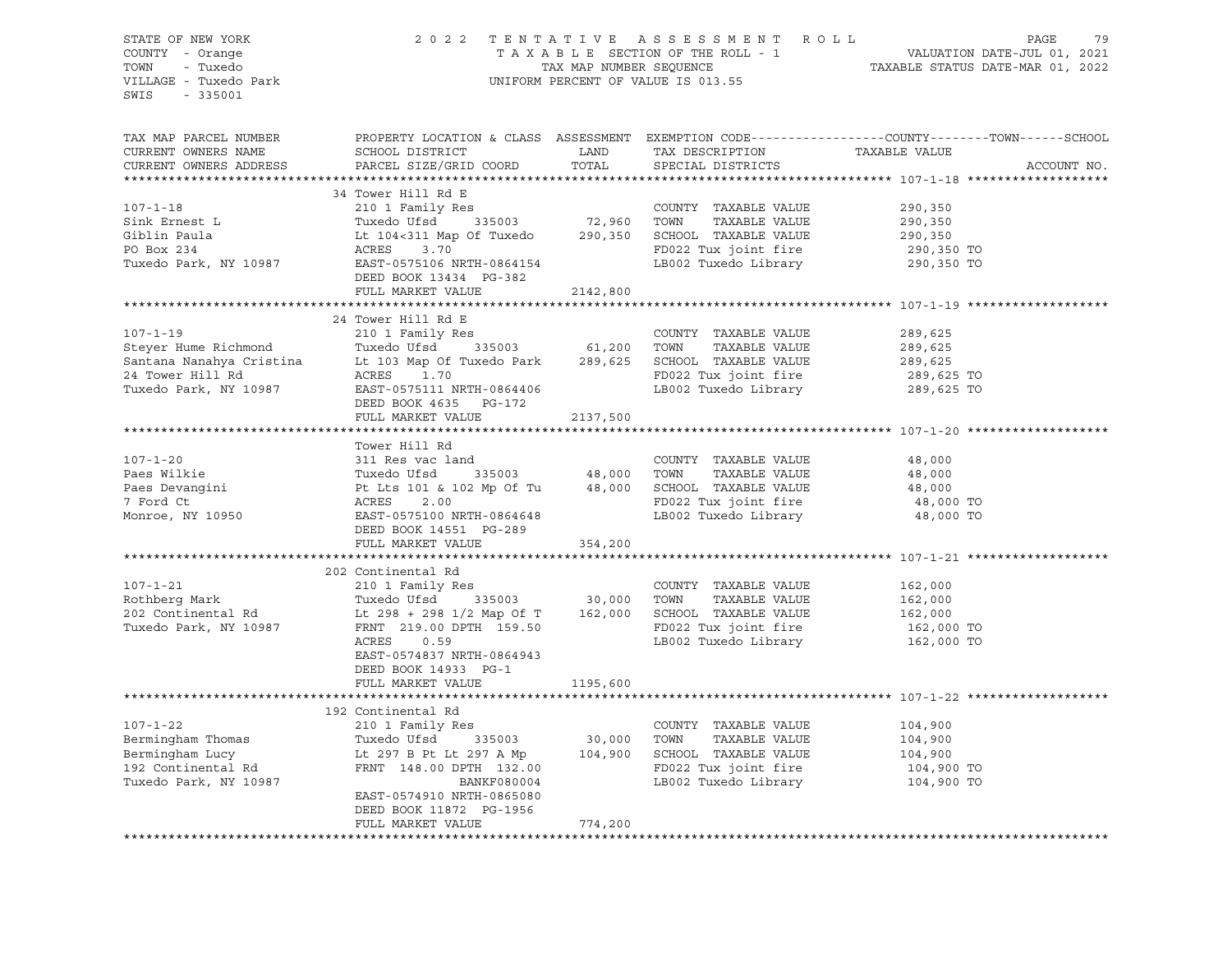STATE OF NEW YORK
COUNTY - Orange
TOWN - Tuxedo
VILLAGE - Tuxedo Park
SWIS - 335001

2022 TENTATIVE ASSESSMENT ROLL
TAXABLE SECTION OF THE ROLL - 1
TAX MAP NUMBER SEQUENCE
UNIFORM PERCENT OF VALUE IS 013.55

VALUATION DATE-JUL 01, 2021
TAXABLE STATUS DATE-MAR 01, 2022

| TAX MAP PARCEL NUMBER / CURRENT OWNERS NAME / CURRENT OWNERS ADDRESS | PROPERTY LOCATION & CLASS / SCHOOL DISTRICT / PARCEL SIZE/GRID COORD | ASSESSMENT LAND | TOTAL | EXEMPTION CODE / TAX DESCRIPTION / SPECIAL DISTRICTS | TAXABLE VALUE (COUNTY / TOWN / SCHOOL) | ACCOUNT NO. |
|---|---|---|---|---|---|---|
| **107-1-18** | 34 Tower Hill Rd E | | | | | |
| 107-1-18 | 210 1 Family Res | | | COUNTY TAXABLE VALUE | 290,350 | |
| Sink Ernest L | Tuxedo Ufsd 335003 | 72,960 | | TOWN TAXABLE VALUE | 290,350 | |
| Giblin Paula | Lt 104<311 Map Of Tuxedo | | 290,350 | SCHOOL TAXABLE VALUE | 290,350 | |
| PO Box 234 | ACRES 3.70 | | | FD022 Tux joint fire | 290,350 TO | |
| Tuxedo Park, NY 10987 | EAST-0575106 NRTH-0864154 | | | LB002 Tuxedo Library | 290,350 TO | |
| | DEED BOOK 13434 PG-382 | | | | | |
| | FULL MARKET VALUE | | 2142,800 | | | |
| **107-1-19** | 24 Tower Hill Rd E | | | | | |
| 107-1-19 | 210 1 Family Res | | | COUNTY TAXABLE VALUE | 289,625 | |
| Steyer Hume Richmond | Tuxedo Ufsd 335003 | 61,200 | | TOWN TAXABLE VALUE | 289,625 | |
| Santana Nanahya Cristina | Lt 103 Map Of Tuxedo Park | | 289,625 | SCHOOL TAXABLE VALUE | 289,625 | |
| 24 Tower Hill Rd | ACRES 1.70 | | | FD022 Tux joint fire | 289,625 TO | |
| Tuxedo Park, NY 10987 | EAST-0575111 NRTH-0864406 | | | LB002 Tuxedo Library | 289,625 TO | |
| | DEED BOOK 4635 PG-172 | | | | | |
| | FULL MARKET VALUE | | 2137,500 | | | |
| **107-1-20** | Tower Hill Rd | | | | | |
| 107-1-20 | 311 Res vac land | | | COUNTY TAXABLE VALUE | 48,000 | |
| Paes Wilkie | Tuxedo Ufsd 335003 | 48,000 | | TOWN TAXABLE VALUE | 48,000 | |
| Paes Devangini | Pt Lts 101 & 102 Mp Of Tu | | 48,000 | SCHOOL TAXABLE VALUE | 48,000 | |
| 7 Ford Ct | ACRES 2.00 | | | FD022 Tux joint fire | 48,000 TO | |
| Monroe, NY 10950 | EAST-0575100 NRTH-0864648 | | | LB002 Tuxedo Library | 48,000 TO | |
| | DEED BOOK 14551 PG-289 | | | | | |
| | FULL MARKET VALUE | | 354,200 | | | |
| **107-1-21** | 202 Continental Rd | | | | | |
| 107-1-21 | 210 1 Family Res | | | COUNTY TAXABLE VALUE | 162,000 | |
| Rothberg Mark | Tuxedo Ufsd 335003 | 30,000 | | TOWN TAXABLE VALUE | 162,000 | |
| 202 Continental Rd | Lt 298 + 298 1/2 Map Of T | | 162,000 | SCHOOL TAXABLE VALUE | 162,000 | |
| Tuxedo Park, NY 10987 | FRNT 219.00 DPTH 159.50 | | | FD022 Tux joint fire | 162,000 TO | |
| | ACRES 0.59 | | | LB002 Tuxedo Library | 162,000 TO | |
| | EAST-0574837 NRTH-0864943 | | | | | |
| | DEED BOOK 14933 PG-1 | | | | | |
| | FULL MARKET VALUE | | 1195,600 | | | |
| **107-1-22** | 192 Continental Rd | | | | | |
| 107-1-22 | 210 1 Family Res | | | COUNTY TAXABLE VALUE | 104,900 | |
| Bermingham Thomas | Tuxedo Ufsd 335003 | 30,000 | | TOWN TAXABLE VALUE | 104,900 | |
| Bermingham Lucy | Lt 297 B Pt Lt 297 A Mp | | 104,900 | SCHOOL TAXABLE VALUE | 104,900 | |
| 192 Continental Rd | FRNT 148.00 DPTH 132.00 | | | FD022 Tux joint fire | 104,900 TO | |
| Tuxedo Park, NY 10987 | BANKF080004 | | | LB002 Tuxedo Library | 104,900 TO | |
| | EAST-0574910 NRTH-0865080 | | | | | |
| | DEED BOOK 11872 PG-1956 | | | | | |
| | FULL MARKET VALUE | | 774,200 | | | |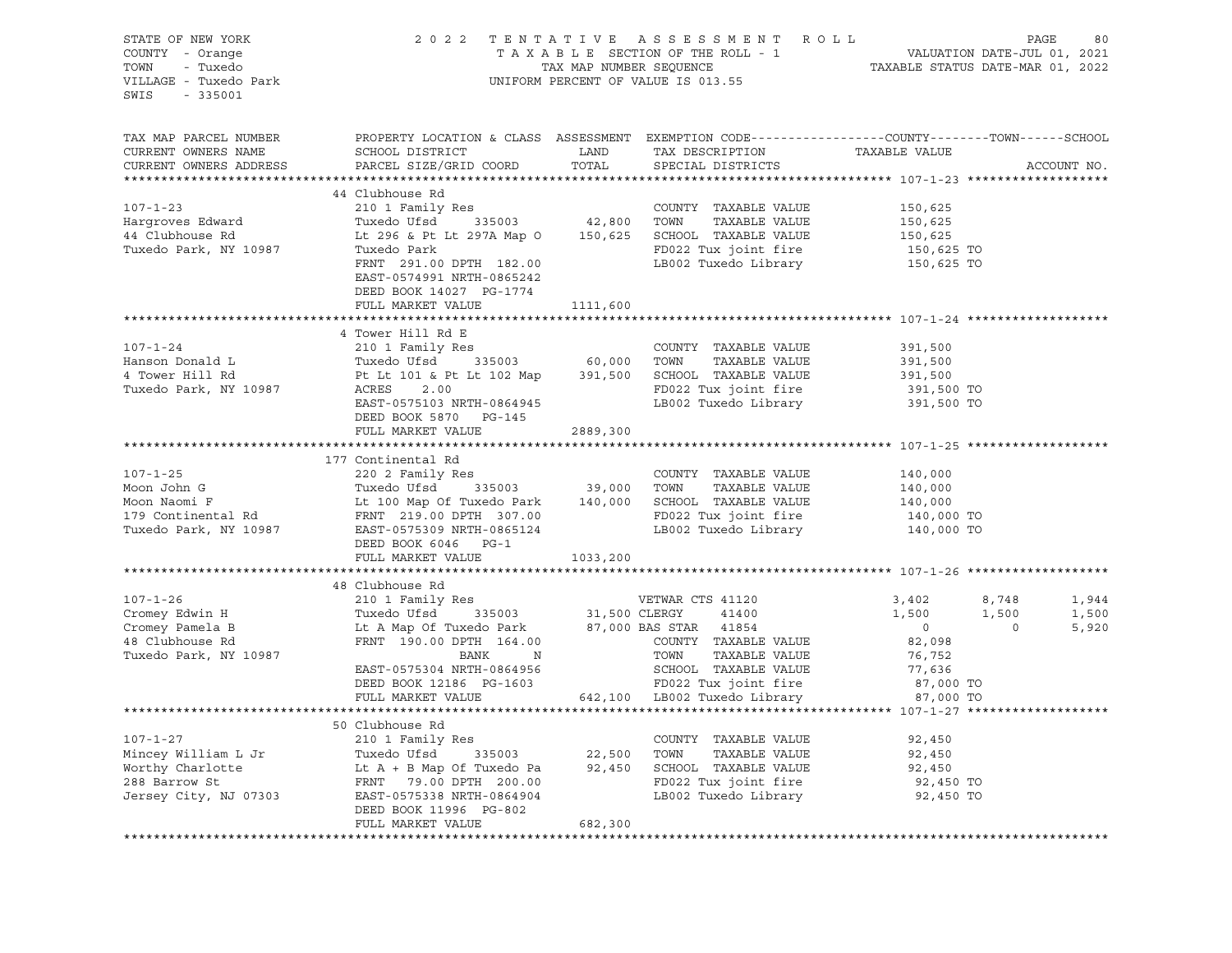STATE OF NEW YORK — 2022 TENTATIVE ASSESSMENT ROLL — PAGE 80
COUNTY - Orange — TAXABLE SECTION OF THE ROLL - 1 — VALUATION DATE-JUL 01, 2021
TOWN - Tuxedo — TAX MAP NUMBER SEQUENCE — TAXABLE STATUS DATE-MAR 01, 2022
VILLAGE - Tuxedo Park — UNIFORM PERCENT OF VALUE IS 013.55
SWIS - 335001

| TAX MAP PARCEL NUMBER / CURRENT OWNERS NAME / CURRENT OWNERS ADDRESS | PROPERTY LOCATION & CLASS / SCHOOL DISTRICT / PARCEL SIZE/GRID COORD | ASSESSMENT LAND / TOTAL | EXEMPTION CODE / TAX DESCRIPTION / SPECIAL DISTRICTS | COUNTY / TAXABLE VALUE | TOWN | SCHOOL / ACCOUNT NO. |
|---|---|---|---|---|---|---|
| **107-1-23** | 44 Clubhouse Rd | | | | | |
| 107-1-23 | 210 1 Family Res | | COUNTY TAXABLE VALUE | 150,625 | | |
| Hargroves Edward | Tuxedo Ufsd 335003 | 42,800 | TOWN TAXABLE VALUE | 150,625 | | |
| 44 Clubhouse Rd | Lt 296 & Pt Lt 297A Map O | 150,625 | SCHOOL TAXABLE VALUE | 150,625 | | |
| Tuxedo Park, NY 10987 | Tuxedo Park | | FD022 Tux joint fire | 150,625 TO | | |
| | FRNT 291.00 DPTH 182.00 | | LB002 Tuxedo Library | 150,625 TO | | |
| | EAST-0574991 NRTH-0865242 | | | | | |
| | DEED BOOK 14027 PG-1774 | | | | | |
| | FULL MARKET VALUE | 1111,600 | | | | |
| **107-1-24** | 4 Tower Hill Rd E | | | | | |
| 107-1-24 | 210 1 Family Res | | COUNTY TAXABLE VALUE | 391,500 | | |
| Hanson Donald L | Tuxedo Ufsd 335003 | 60,000 | TOWN TAXABLE VALUE | 391,500 | | |
| 4 Tower Hill Rd | Pt Lt 101 & Pt Lt 102 Map | 391,500 | SCHOOL TAXABLE VALUE | 391,500 | | |
| Tuxedo Park, NY 10987 | ACRES 2.00 | | FD022 Tux joint fire | 391,500 TO | | |
| | EAST-0575103 NRTH-0864945 | | LB002 Tuxedo Library | 391,500 TO | | |
| | DEED BOOK 5870 PG-145 | | | | | |
| | FULL MARKET VALUE | 2889,300 | | | | |
| **107-1-25** | 177 Continental Rd | | | | | |
| 107-1-25 | 220 2 Family Res | | COUNTY TAXABLE VALUE | 140,000 | | |
| Moon John G | Tuxedo Ufsd 335003 | 39,000 | TOWN TAXABLE VALUE | 140,000 | | |
| Moon Naomi F | Lt 100 Map Of Tuxedo Park | 140,000 | SCHOOL TAXABLE VALUE | 140,000 | | |
| 179 Continental Rd | FRNT 219.00 DPTH 307.00 | | FD022 Tux joint fire | 140,000 TO | | |
| Tuxedo Park, NY 10987 | EAST-0575309 NRTH-0865124 | | LB002 Tuxedo Library | 140,000 TO | | |
| | DEED BOOK 6046 PG-1 | | | | | |
| | FULL MARKET VALUE | 1033,200 | | | | |
| **107-1-26** | 48 Clubhouse Rd | | | | | |
| 107-1-26 | 210 1 Family Res | | VETWAR CTS 41120 | 3,402 | 8,748 | 1,944 |
| Cromey Edwin H | Tuxedo Ufsd 335003 | 31,500 | CLERGY 41400 | 1,500 | 1,500 | 1,500 |
| Cromey Pamela B | Lt A Map Of Tuxedo Park | 87,000 | BAS STAR 41854 | 0 | 0 | 5,920 |
| 48 Clubhouse Rd | FRNT 190.00 DPTH 164.00 | | COUNTY TAXABLE VALUE | 82,098 | | |
| Tuxedo Park, NY 10987 | BANK N | | TOWN TAXABLE VALUE | 76,752 | | |
| | EAST-0575304 NRTH-0864956 | | SCHOOL TAXABLE VALUE | 77,636 | | |
| | DEED BOOK 12186 PG-1603 | | FD022 Tux joint fire | 87,000 TO | | |
| | FULL MARKET VALUE | 642,100 | LB002 Tuxedo Library | 87,000 TO | | |
| **107-1-27** | 50 Clubhouse Rd | | | | | |
| 107-1-27 | 210 1 Family Res | | COUNTY TAXABLE VALUE | 92,450 | | |
| Mincey William L Jr | Tuxedo Ufsd 335003 | 22,500 | TOWN TAXABLE VALUE | 92,450 | | |
| Worthy Charlotte | Lt A + B Map Of Tuxedo Pa | 92,450 | SCHOOL TAXABLE VALUE | 92,450 | | |
| 288 Barrow St | FRNT 79.00 DPTH 200.00 | | FD022 Tux joint fire | 92,450 TO | | |
| Jersey City, NJ 07303 | EAST-0575338 NRTH-0864904 | | LB002 Tuxedo Library | 92,450 TO | | |
| | DEED BOOK 11996 PG-802 | | | | | |
| | FULL MARKET VALUE | 682,300 | | | | |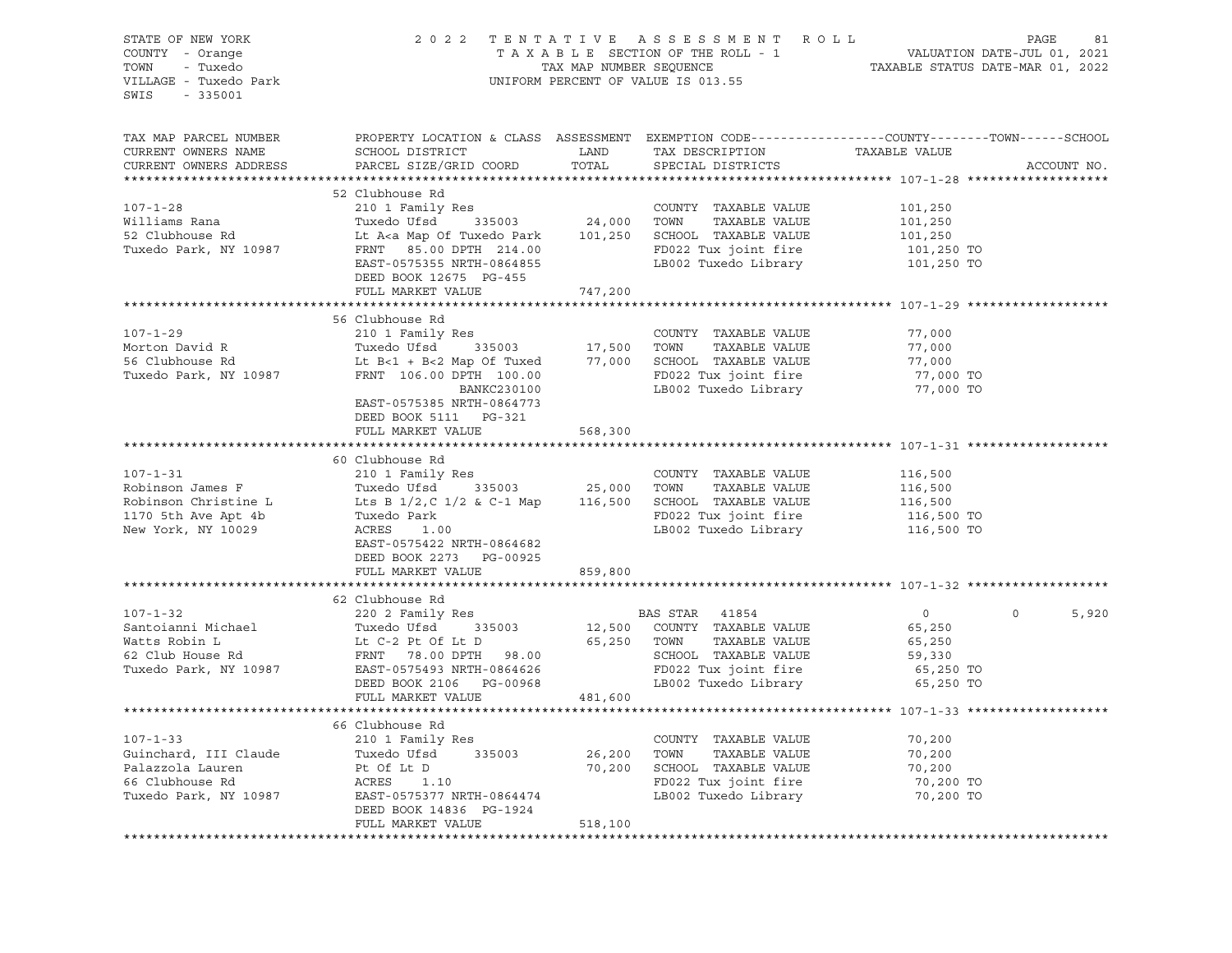STATE OF NEW YORK
COUNTY - Orange
TOWN - Tuxedo
VILLAGE - Tuxedo Park
SWIS - 335001

2022 TENTATIVE ASSESSMENT ROLL
TAXABLE SECTION OF THE ROLL - 1
TAX MAP NUMBER SEQUENCE
UNIFORM PERCENT OF VALUE IS 013.55

VALUATION DATE-JUL 01, 2021
TAXABLE STATUS DATE-MAR 01, 2022

| TAX MAP PARCEL NUMBER<br>CURRENT OWNERS NAME<br>CURRENT OWNERS ADDRESS | PROPERTY LOCATION & CLASS<br>SCHOOL DISTRICT<br>PARCEL SIZE/GRID COORD | ASSESSMENT<br>LAND<br>TOTAL | EXEMPTION CODE<br>TAX DESCRIPTION<br>SPECIAL DISTRICTS | COUNTY<br>TAXABLE VALUE | TOWN | SCHOOL<br>ACCOUNT NO. |
|---|---|---|---|---|---|---|
| **107-1-28** | 52 Clubhouse Rd | | | | | |
| 107-1-28 | 210 1 Family Res | | COUNTY TAXABLE VALUE | 101,250 | | |
| Williams Rana | Tuxedo Ufsd 335003 | 24,000 | TOWN TAXABLE VALUE | 101,250 | | |
| 52 Clubhouse Rd | Lt A<a Map Of Tuxedo Park | 101,250 | SCHOOL TAXABLE VALUE | 101,250 | | |
| Tuxedo Park, NY 10987 | FRNT 85.00 DPTH 214.00 | | FD022 Tux joint fire | 101,250 TO | | |
| | EAST-0575355 NRTH-0864855 | | LB002 Tuxedo Library | 101,250 TO | | |
| | DEED BOOK 12675 PG-455 | | | | | |
| | FULL MARKET VALUE | 747,200 | | | | |
| **107-1-29** | 56 Clubhouse Rd | | | | | |
| 107-1-29 | 210 1 Family Res | | COUNTY TAXABLE VALUE | 77,000 | | |
| Morton David R | Tuxedo Ufsd 335003 | 17,500 | TOWN TAXABLE VALUE | 77,000 | | |
| 56 Clubhouse Rd | Lt B<1 + B<2 Map Of Tuxed | 77,000 | SCHOOL TAXABLE VALUE | 77,000 | | |
| Tuxedo Park, NY 10987 | FRNT 106.00 DPTH 100.00 | | FD022 Tux joint fire | 77,000 TO | | |
| | BANKC230100 | | LB002 Tuxedo Library | 77,000 TO | | |
| | EAST-0575385 NRTH-0864773 | | | | | |
| | DEED BOOK 5111 PG-321 | | | | | |
| | FULL MARKET VALUE | 568,300 | | | | |
| **107-1-31** | 60 Clubhouse Rd | | | | | |
| 107-1-31 | 210 1 Family Res | | COUNTY TAXABLE VALUE | 116,500 | | |
| Robinson James F | Tuxedo Ufsd 335003 | 25,000 | TOWN TAXABLE VALUE | 116,500 | | |
| Robinson Christine L | Lts B 1/2,C 1/2 & C-1 Map | 116,500 | SCHOOL TAXABLE VALUE | 116,500 | | |
| 1170 5th Ave Apt 4b | Tuxedo Park | | FD022 Tux joint fire | 116,500 TO | | |
| New York, NY 10029 | ACRES 1.00 | | LB002 Tuxedo Library | 116,500 TO | | |
| | EAST-0575422 NRTH-0864682 | | | | | |
| | DEED BOOK 2273 PG-00925 | | | | | |
| | FULL MARKET VALUE | 859,800 | | | | |
| **107-1-32** | 62 Clubhouse Rd | | | | | |
| 107-1-32 | 220 2 Family Res | | BAS STAR 41854 | 0 | 0 | 5,920 |
| Santoianni Michael | Tuxedo Ufsd 335003 | 12,500 | COUNTY TAXABLE VALUE | 65,250 | | |
| Watts Robin L | Lt C-2 Pt Of Lt D | 65,250 | TOWN TAXABLE VALUE | 65,250 | | |
| 62 Club House Rd | FRNT 78.00 DPTH 98.00 | | SCHOOL TAXABLE VALUE | 59,330 | | |
| Tuxedo Park, NY 10987 | EAST-0575493 NRTH-0864626 | | FD022 Tux joint fire | 65,250 TO | | |
| | DEED BOOK 2106 PG-00968 | | LB002 Tuxedo Library | 65,250 TO | | |
| | FULL MARKET VALUE | 481,600 | | | | |
| **107-1-33** | 66 Clubhouse Rd | | | | | |
| 107-1-33 | 210 1 Family Res | | COUNTY TAXABLE VALUE | 70,200 | | |
| Guinchard, III Claude | Tuxedo Ufsd 335003 | 26,200 | TOWN TAXABLE VALUE | 70,200 | | |
| Palazzola Lauren | Pt Of Lt D | 70,200 | SCHOOL TAXABLE VALUE | 70,200 | | |
| 66 Clubhouse Rd | ACRES 1.10 | | FD022 Tux joint fire | 70,200 TO | | |
| Tuxedo Park, NY 10987 | EAST-0575377 NRTH-0864474 | | LB002 Tuxedo Library | 70,200 TO | | |
| | DEED BOOK 14836 PG-1924 | | | | | |
| | FULL MARKET VALUE | 518,100 | | | | |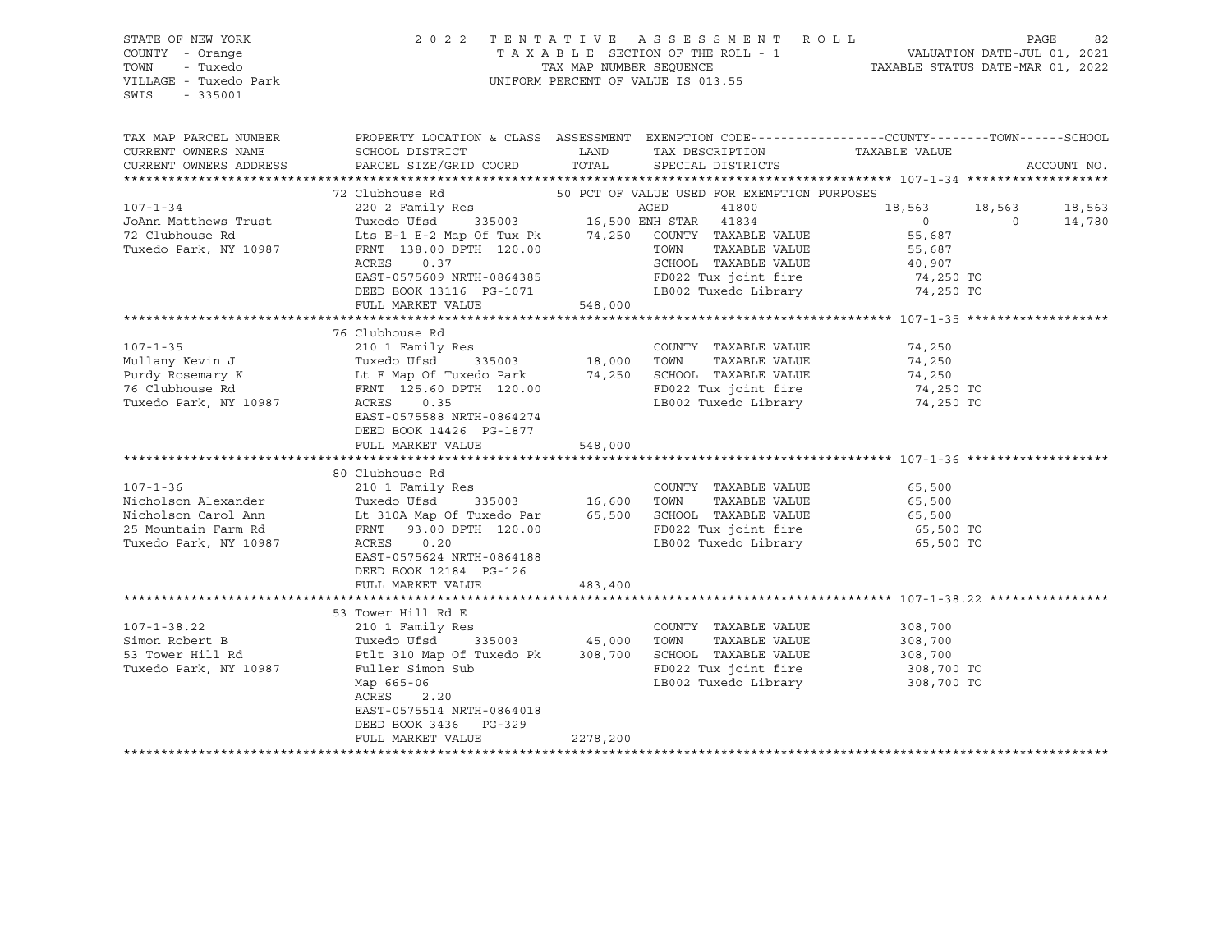STATE OF NEW YORK | 2 0 2 2 T E N T A T I V E A S S E S S M E N T R O L L
COUNTY - Orange | T A X A B L E SECTION OF THE ROLL - 1 | VALUATION DATE-JUL 01, 2021
TOWN - Tuxedo | TAX MAP NUMBER SEQUENCE | TAXABLE STATUS DATE-MAR 01, 2022
VILLAGE - Tuxedo Park | UNIFORM PERCENT OF VALUE IS 013.55
SWIS - 335001

| TAX MAP PARCEL NUMBER<br>CURRENT OWNERS NAME<br>CURRENT OWNERS ADDRESS | PROPERTY LOCATION & CLASS<br>SCHOOL DISTRICT<br>PARCEL SIZE/GRID COORD | ASSESSMENT<br>LAND<br>TOTAL | EXEMPTION CODE<br>TAX DESCRIPTION<br>SPECIAL DISTRICTS | COUNTY<br>TAXABLE VALUE | TOWN | SCHOOL<br>ACCOUNT NO. |
|---|---|---|---|---|---|---|
| **107-1-34** | 72 Clubhouse Rd | | 50 PCT OF VALUE USED FOR EXEMPTION PURPOSES | | | |
| 107-1-34 | 220 2 Family Res | | AGED 41800 | 18,563 | 18,563 | 18,563 |
| JoAnn Matthews Trust | Tuxedo Ufsd 335003 | 16,500 | ENH STAR 41834 | 0 | 0 | 14,780 |
| 72 Clubhouse Rd | Lts E-1 E-2 Map Of Tux Pk | 74,250 | COUNTY TAXABLE VALUE | 55,687 | | |
| Tuxedo Park, NY 10987 | FRNT 138.00 DPTH 120.00 | | TOWN TAXABLE VALUE | 55,687 | | |
| | ACRES 0.37 | | SCHOOL TAXABLE VALUE | 40,907 | | |
| | EAST-0575609 NRTH-0864385 | | FD022 Tux joint fire | 74,250 TO | | |
| | DEED BOOK 13116 PG-1071 | | LB002 Tuxedo Library | 74,250 TO | | |
| | FULL MARKET VALUE | 548,000 | | | | |
| **107-1-35** | 76 Clubhouse Rd | | | | | |
| 107-1-35 | 210 1 Family Res | | COUNTY TAXABLE VALUE | 74,250 | | |
| Mullany Kevin J | Tuxedo Ufsd 335003 | 18,000 | TOWN TAXABLE VALUE | 74,250 | | |
| Purdy Rosemary K | Lt F Map Of Tuxedo Park | 74,250 | SCHOOL TAXABLE VALUE | 74,250 | | |
| 76 Clubhouse Rd | FRNT 125.60 DPTH 120.00 | | FD022 Tux joint fire | 74,250 TO | | |
| Tuxedo Park, NY 10987 | ACRES 0.35 | | LB002 Tuxedo Library | 74,250 TO | | |
| | EAST-0575588 NRTH-0864274 | | | | | |
| | DEED BOOK 14426 PG-1877 | | | | | |
| | FULL MARKET VALUE | 548,000 | | | | |
| **107-1-36** | 80 Clubhouse Rd | | | | | |
| 107-1-36 | 210 1 Family Res | | COUNTY TAXABLE VALUE | 65,500 | | |
| Nicholson Alexander | Tuxedo Ufsd 335003 | 16,600 | TOWN TAXABLE VALUE | 65,500 | | |
| Nicholson Carol Ann | Lt 310A Map Of Tuxedo Par | 65,500 | SCHOOL TAXABLE VALUE | 65,500 | | |
| 25 Mountain Farm Rd | FRNT 93.00 DPTH 120.00 | | FD022 Tux joint fire | 65,500 TO | | |
| Tuxedo Park, NY 10987 | ACRES 0.20 | | LB002 Tuxedo Library | 65,500 TO | | |
| | EAST-0575624 NRTH-0864188 | | | | | |
| | DEED BOOK 12184 PG-126 | | | | | |
| | FULL MARKET VALUE | 483,400 | | | | |
| **107-1-38.22** | 53 Tower Hill Rd E | | | | | |
| 107-1-38.22 | 210 1 Family Res | | COUNTY TAXABLE VALUE | 308,700 | | |
| Simon Robert B | Tuxedo Ufsd 335003 | 45,000 | TOWN TAXABLE VALUE | 308,700 | | |
| 53 Tower Hill Rd | Ptlt 310 Map Of Tuxedo Pk | 308,700 | SCHOOL TAXABLE VALUE | 308,700 | | |
| Tuxedo Park, NY 10987 | Fuller Simon Sub | | FD022 Tux joint fire | 308,700 TO | | |
| | Map 665-06 | | LB002 Tuxedo Library | 308,700 TO | | |
| | ACRES 2.20 | | | | | |
| | EAST-0575514 NRTH-0864018 | | | | | |
| | DEED BOOK 3436 PG-329 | | | | | |
| | FULL MARKET VALUE | 2278,200 | | | | |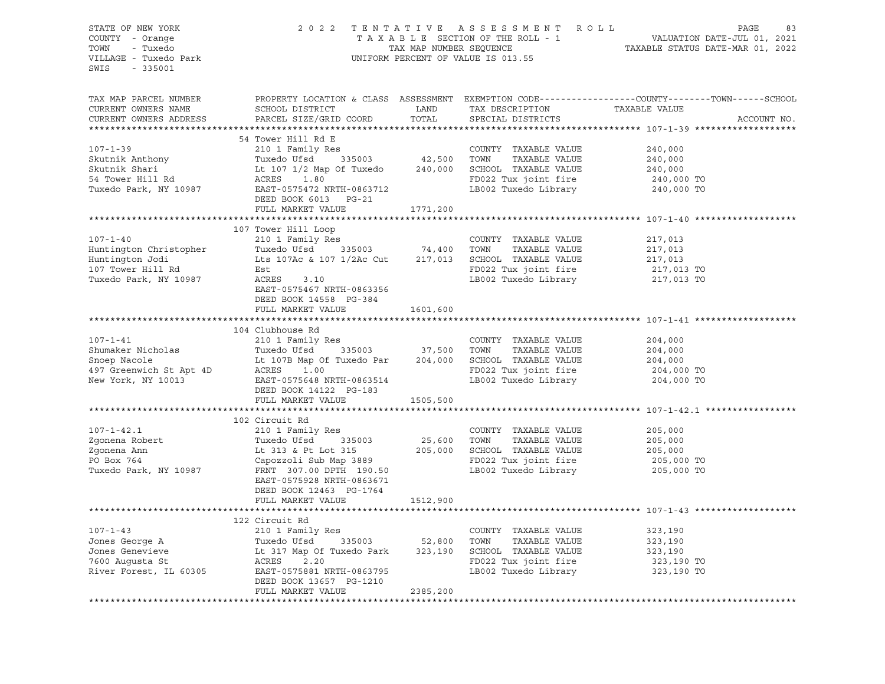STATE OF NEW YORK
COUNTY - Orange
TOWN - Tuxedo
VILLAGE - Tuxedo Park
SWIS - 335001

2022 TENTATIVE ASSESSMENT ROLL
TAXABLE SECTION OF THE ROLL - 1
TAX MAP NUMBER SEQUENCE
UNIFORM PERCENT OF VALUE IS 013.55

VALUATION DATE-JUL 01, 2021
TAXABLE STATUS DATE-MAR 01, 2022

| TAX MAP PARCEL NUMBER / CURRENT OWNERS NAME / CURRENT OWNERS ADDRESS | PROPERTY LOCATION & CLASS / SCHOOL DISTRICT / PARCEL SIZE/GRID COORD | ASSESSMENT LAND / TOTAL | EXEMPTION CODE / TAX DESCRIPTION / SPECIAL DISTRICTS | COUNTY / TOWN / SCHOOL TAXABLE VALUE | ACCOUNT NO. |
|---|---|---|---|---|---|
| **107-1-39** | 54 Tower Hill Rd E | | | | |
| 107-1-39 | 210 1 Family Res | | COUNTY TAXABLE VALUE | 240,000 | |
| Skutnik Anthony | Tuxedo Ufsd 335003 | 42,500 | TOWN TAXABLE VALUE | 240,000 | |
| Skutnik Shari | Lt 107 1/2 Map Of Tuxedo | 240,000 | SCHOOL TAXABLE VALUE | 240,000 | |
| 54 Tower Hill Rd | ACRES 1.80 | | FD022 Tux joint fire | 240,000 TO | |
| Tuxedo Park, NY 10987 | EAST-0575472 NRTH-0863712 | | LB002 Tuxedo Library | 240,000 TO | |
| | DEED BOOK 6013 PG-21 | | | | |
| | FULL MARKET VALUE | 1771,200 | | | |
| **107-1-40** | 107 Tower Hill Loop | | | | |
| 107-1-40 | 210 1 Family Res | | COUNTY TAXABLE VALUE | 217,013 | |
| Huntington Christopher | Tuxedo Ufsd 335003 | 74,400 | TOWN TAXABLE VALUE | 217,013 | |
| Huntington Jodi | Lts 107Ac & 107 1/2Ac Cut | 217,013 | SCHOOL TAXABLE VALUE | 217,013 | |
| 107 Tower Hill Rd | Est | | FD022 Tux joint fire | 217,013 TO | |
| Tuxedo Park, NY 10987 | ACRES 3.10 | | LB002 Tuxedo Library | 217,013 TO | |
| | EAST-0575467 NRTH-0863356 | | | | |
| | DEED BOOK 14558 PG-384 | | | | |
| | FULL MARKET VALUE | 1601,600 | | | |
| **107-1-41** | 104 Clubhouse Rd | | | | |
| 107-1-41 | 210 1 Family Res | | COUNTY TAXABLE VALUE | 204,000 | |
| Shumaker Nicholas | Tuxedo Ufsd 335003 | 37,500 | TOWN TAXABLE VALUE | 204,000 | |
| Snoep Nacole | Lt 107B Map Of Tuxedo Par | 204,000 | SCHOOL TAXABLE VALUE | 204,000 | |
| 497 Greenwich St Apt 4D | ACRES 1.00 | | FD022 Tux joint fire | 204,000 TO | |
| New York, NY 10013 | EAST-0575648 NRTH-0863514 | | LB002 Tuxedo Library | 204,000 TO | |
| | DEED BOOK 14122 PG-183 | | | | |
| | FULL MARKET VALUE | 1505,500 | | | |
| **107-1-42.1** | 102 Circuit Rd | | | | |
| 107-1-42.1 | 210 1 Family Res | | COUNTY TAXABLE VALUE | 205,000 | |
| Zgonena Robert | Tuxedo Ufsd 335003 | 25,600 | TOWN TAXABLE VALUE | 205,000 | |
| Zgonena Ann | Lt 313 & Pt Lot 315 | 205,000 | SCHOOL TAXABLE VALUE | 205,000 | |
| PO Box 764 | Capozzoli Sub Map 3889 | | FD022 Tux joint fire | 205,000 TO | |
| Tuxedo Park, NY 10987 | FRNT 307.00 DPTH 190.50 | | LB002 Tuxedo Library | 205,000 TO | |
| | EAST-0575928 NRTH-0863671 | | | | |
| | DEED BOOK 12463 PG-1764 | | | | |
| | FULL MARKET VALUE | 1512,900 | | | |
| **107-1-43** | 122 Circuit Rd | | | | |
| 107-1-43 | 210 1 Family Res | | COUNTY TAXABLE VALUE | 323,190 | |
| Jones George A | Tuxedo Ufsd 335003 | 52,800 | TOWN TAXABLE VALUE | 323,190 | |
| Jones Genevieve | Lt 317 Map Of Tuxedo Park | 323,190 | SCHOOL TAXABLE VALUE | 323,190 | |
| 7600 Augusta St | ACRES 2.20 | | FD022 Tux joint fire | 323,190 TO | |
| River Forest, IL 60305 | EAST-0575881 NRTH-0863795 | | LB002 Tuxedo Library | 323,190 TO | |
| | DEED BOOK 13657 PG-1210 | | | | |
| | FULL MARKET VALUE | 2385,200 | | | |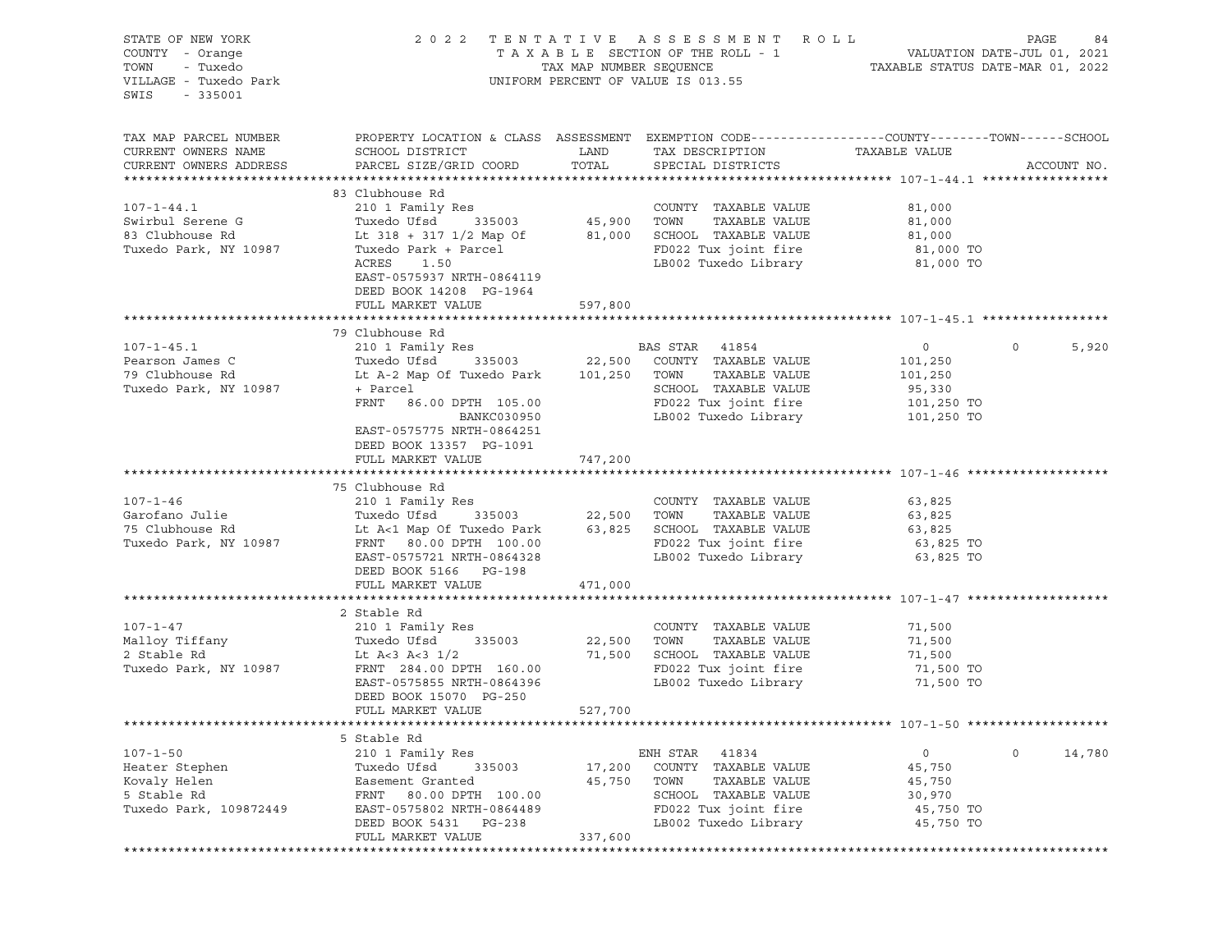STATE OF NEW YORK
COUNTY - Orange
TOWN - Tuxedo
VILLAGE - Tuxedo Park
SWIS - 335001

2022 TENTATIVE ASSESSMENT ROLL
TAXABLE SECTION OF THE ROLL - 1
TAX MAP NUMBER SEQUENCE
UNIFORM PERCENT OF VALUE IS 013.55

VALUATION DATE-JUL 01, 2021
TAXABLE STATUS DATE-MAR 01, 2022

| TAX MAP PARCEL NUMBER / CURRENT OWNERS NAME / CURRENT OWNERS ADDRESS | PROPERTY LOCATION & CLASS / SCHOOL DISTRICT / PARCEL SIZE/GRID COORD | ASSESSMENT LAND / TOTAL | EXEMPTION CODE / TAX DESCRIPTION / SPECIAL DISTRICTS | COUNTY | TOWN | SCHOOL |
|---|---|---|---|---|---|---|
| **107-1-44.1** | 83 Clubhouse Rd | | | | | |
| Swirbul Serene G | 210 1 Family Res | | COUNTY TAXABLE VALUE | 81,000 | | |
| 83 Clubhouse Rd | Tuxedo Ufsd 335003 | 45,900 | TOWN TAXABLE VALUE | | 81,000 | |
| Tuxedo Park, NY 10987 | Lt 318 + 317 1/2 Map Of | 81,000 | SCHOOL TAXABLE VALUE | | | 81,000 |
| | Tuxedo Park + Parcel | | FD022 Tux joint fire | 81,000 TO | | |
| | ACRES 1.50 | | LB002 Tuxedo Library | 81,000 TO | | |
| | EAST-0575937 NRTH-0864119 | | | | | |
| | DEED BOOK 14208 PG-1964 | | | | | |
| | FULL MARKET VALUE | 597,800 | | | | |
| **107-1-45.1** | 79 Clubhouse Rd | | | | | |
| Pearson James C | 210 1 Family Res | | BAS STAR 41854 | 0 | 0 | 5,920 |
| 79 Clubhouse Rd | Tuxedo Ufsd 335003 | 22,500 | COUNTY TAXABLE VALUE | 101,250 | | |
| Tuxedo Park, NY 10987 | Lt A-2 Map Of Tuxedo Park | 101,250 | TOWN TAXABLE VALUE | | 101,250 | |
| | + Parcel | | SCHOOL TAXABLE VALUE | | | 95,330 |
| | FRNT 86.00 DPTH 105.00 | | FD022 Tux joint fire | 101,250 TO | | |
| | BANKC030950 | | LB002 Tuxedo Library | 101,250 TO | | |
| | EAST-0575775 NRTH-0864251 | | | | | |
| | DEED BOOK 13357 PG-1091 | | | | | |
| | FULL MARKET VALUE | 747,200 | | | | |
| **107-1-46** | 75 Clubhouse Rd | | | | | |
| Garofano Julie | 210 1 Family Res | | COUNTY TAXABLE VALUE | 63,825 | | |
| 75 Clubhouse Rd | Tuxedo Ufsd 335003 | 22,500 | TOWN TAXABLE VALUE | | 63,825 | |
| Tuxedo Park, NY 10987 | Lt A<1 Map Of Tuxedo Park | 63,825 | SCHOOL TAXABLE VALUE | | | 63,825 |
| | FRNT 80.00 DPTH 100.00 | | FD022 Tux joint fire | 63,825 TO | | |
| | EAST-0575721 NRTH-0864328 | | LB002 Tuxedo Library | 63,825 TO | | |
| | DEED BOOK 5166 PG-198 | | | | | |
| | FULL MARKET VALUE | 471,000 | | | | |
| **107-1-47** | 2 Stable Rd | | | | | |
| Malloy Tiffany | 210 1 Family Res | | COUNTY TAXABLE VALUE | 71,500 | | |
| 2 Stable Rd | Tuxedo Ufsd 335003 | 22,500 | TOWN TAXABLE VALUE | | 71,500 | |
| Tuxedo Park, NY 10987 | Lt A<3 A<3 1/2 | 71,500 | SCHOOL TAXABLE VALUE | | | 71,500 |
| | FRNT 284.00 DPTH 160.00 | | FD022 Tux joint fire | 71,500 TO | | |
| | EAST-0575855 NRTH-0864396 | | LB002 Tuxedo Library | 71,500 TO | | |
| | DEED BOOK 15070 PG-250 | | | | | |
| | FULL MARKET VALUE | 527,700 | | | | |
| **107-1-50** | 5 Stable Rd | | | | | |
| Heater Stephen | 210 1 Family Res | | ENH STAR 41834 | 0 | 0 | 14,780 |
| Kovaly Helen | Tuxedo Ufsd 335003 | 17,200 | COUNTY TAXABLE VALUE | 45,750 | | |
| 5 Stable Rd | Easement Granted | 45,750 | TOWN TAXABLE VALUE | | 45,750 | |
| Tuxedo Park, 109872449 | FRNT 80.00 DPTH 100.00 | | SCHOOL TAXABLE VALUE | | | 30,970 |
| | EAST-0575802 NRTH-0864489 | | FD022 Tux joint fire | 45,750 TO | | |
| | DEED BOOK 5431 PG-238 | | LB002 Tuxedo Library | 45,750 TO | | |
| | FULL MARKET VALUE | 337,600 | | | | |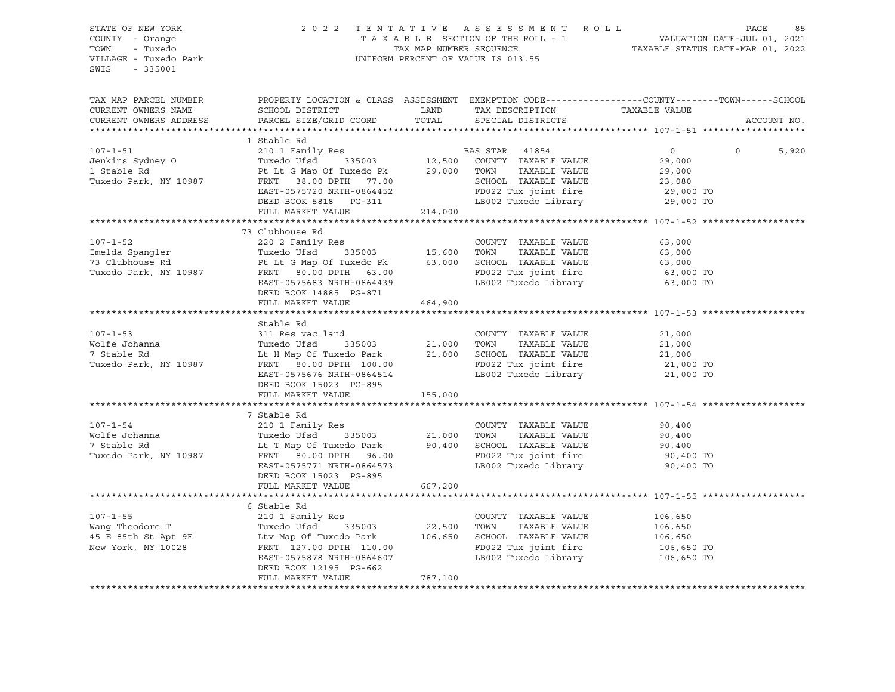STATE OF NEW YORK
COUNTY - Orange
TOWN - Tuxedo
VILLAGE - Tuxedo Park
SWIS - 335001

2022 TENTATIVE ASSESSMENT ROLL
TAXABLE SECTION OF THE ROLL - 1
TAX MAP NUMBER SEQUENCE
UNIFORM PERCENT OF VALUE IS 013.55

VALUATION DATE-JUL 01, 2021
TAXABLE STATUS DATE-MAR 01, 2022

| TAX MAP PARCEL NUMBER / CURRENT OWNERS NAME / CURRENT OWNERS ADDRESS | PROPERTY LOCATION & CLASS / SCHOOL DISTRICT / PARCEL SIZE/GRID COORD | ASSESSMENT LAND / TOTAL | EXEMPTION CODE / TAX DESCRIPTION / SPECIAL DISTRICTS | COUNTY / TAXABLE VALUE | TOWN | SCHOOL / ACCOUNT NO. |
|---|---|---|---|---|---|---|
| **107-1-51** | 1 Stable Rd | | | | | |
| 107-1-51 | 210 1 Family Res | | BAS STAR 41854 | 0 | 0 | 5,920 |
| Jenkins Sydney O | Tuxedo Ufsd 335003 | 12,500 | COUNTY TAXABLE VALUE | 29,000 | | |
| 1 Stable Rd | Pt Lt G Map Of Tuxedo Pk | 29,000 | TOWN TAXABLE VALUE | 29,000 | | |
| Tuxedo Park, NY 10987 | FRNT 38.00 DPTH 77.00 | | SCHOOL TAXABLE VALUE | 23,080 | | |
| | EAST-0575720 NRTH-0864452 | | FD022 Tux joint fire | 29,000 TO | | |
| | DEED BOOK 5818 PG-311 | | LB002 Tuxedo Library | 29,000 TO | | |
| | FULL MARKET VALUE | 214,000 | | | | |
| **107-1-52** | 73 Clubhouse Rd | | | | | |
| 107-1-52 | 220 2 Family Res | | COUNTY TAXABLE VALUE | 63,000 | | |
| Imelda Spangler | Tuxedo Ufsd 335003 | 15,600 | TOWN TAXABLE VALUE | 63,000 | | |
| 73 Clubhouse Rd | Pt Lt G Map Of Tuxedo Pk | 63,000 | SCHOOL TAXABLE VALUE | 63,000 | | |
| Tuxedo Park, NY 10987 | FRNT 80.00 DPTH 63.00 | | FD022 Tux joint fire | 63,000 TO | | |
| | EAST-0575683 NRTH-0864439 | | LB002 Tuxedo Library | 63,000 TO | | |
| | DEED BOOK 14885 PG-871 | | | | | |
| | FULL MARKET VALUE | 464,900 | | | | |
| **107-1-53** | Stable Rd | | | | | |
| 107-1-53 | 311 Res vac land | | COUNTY TAXABLE VALUE | 21,000 | | |
| Wolfe Johanna | Tuxedo Ufsd 335003 | 21,000 | TOWN TAXABLE VALUE | 21,000 | | |
| 7 Stable Rd | Lt H Map Of Tuxedo Park | 21,000 | SCHOOL TAXABLE VALUE | 21,000 | | |
| Tuxedo Park, NY 10987 | FRNT 80.00 DPTH 100.00 | | FD022 Tux joint fire | 21,000 TO | | |
| | EAST-0575676 NRTH-0864514 | | LB002 Tuxedo Library | 21,000 TO | | |
| | DEED BOOK 15023 PG-895 | | | | | |
| | FULL MARKET VALUE | 155,000 | | | | |
| **107-1-54** | 7 Stable Rd | | | | | |
| 107-1-54 | 210 1 Family Res | | COUNTY TAXABLE VALUE | 90,400 | | |
| Wolfe Johanna | Tuxedo Ufsd 335003 | 21,000 | TOWN TAXABLE VALUE | 90,400 | | |
| 7 Stable Rd | Lt T Map Of Tuxedo Park | 90,400 | SCHOOL TAXABLE VALUE | 90,400 | | |
| Tuxedo Park, NY 10987 | FRNT 80.00 DPTH 96.00 | | FD022 Tux joint fire | 90,400 TO | | |
| | EAST-0575771 NRTH-0864573 | | LB002 Tuxedo Library | 90,400 TO | | |
| | DEED BOOK 15023 PG-895 | | | | | |
| | FULL MARKET VALUE | 667,200 | | | | |
| **107-1-55** | 6 Stable Rd | | | | | |
| 107-1-55 | 210 1 Family Res | | COUNTY TAXABLE VALUE | 106,650 | | |
| Wang Theodore T | Tuxedo Ufsd 335003 | 22,500 | TOWN TAXABLE VALUE | 106,650 | | |
| 45 E 85th St Apt 9E | Ltv Map Of Tuxedo Park | 106,650 | SCHOOL TAXABLE VALUE | 106,650 | | |
| New York, NY 10028 | FRNT 127.00 DPTH 110.00 | | FD022 Tux joint fire | 106,650 TO | | |
| | EAST-0575878 NRTH-0864607 | | LB002 Tuxedo Library | 106,650 TO | | |
| | DEED BOOK 12195 PG-662 | | | | | |
| | FULL MARKET VALUE | 787,100 | | | | |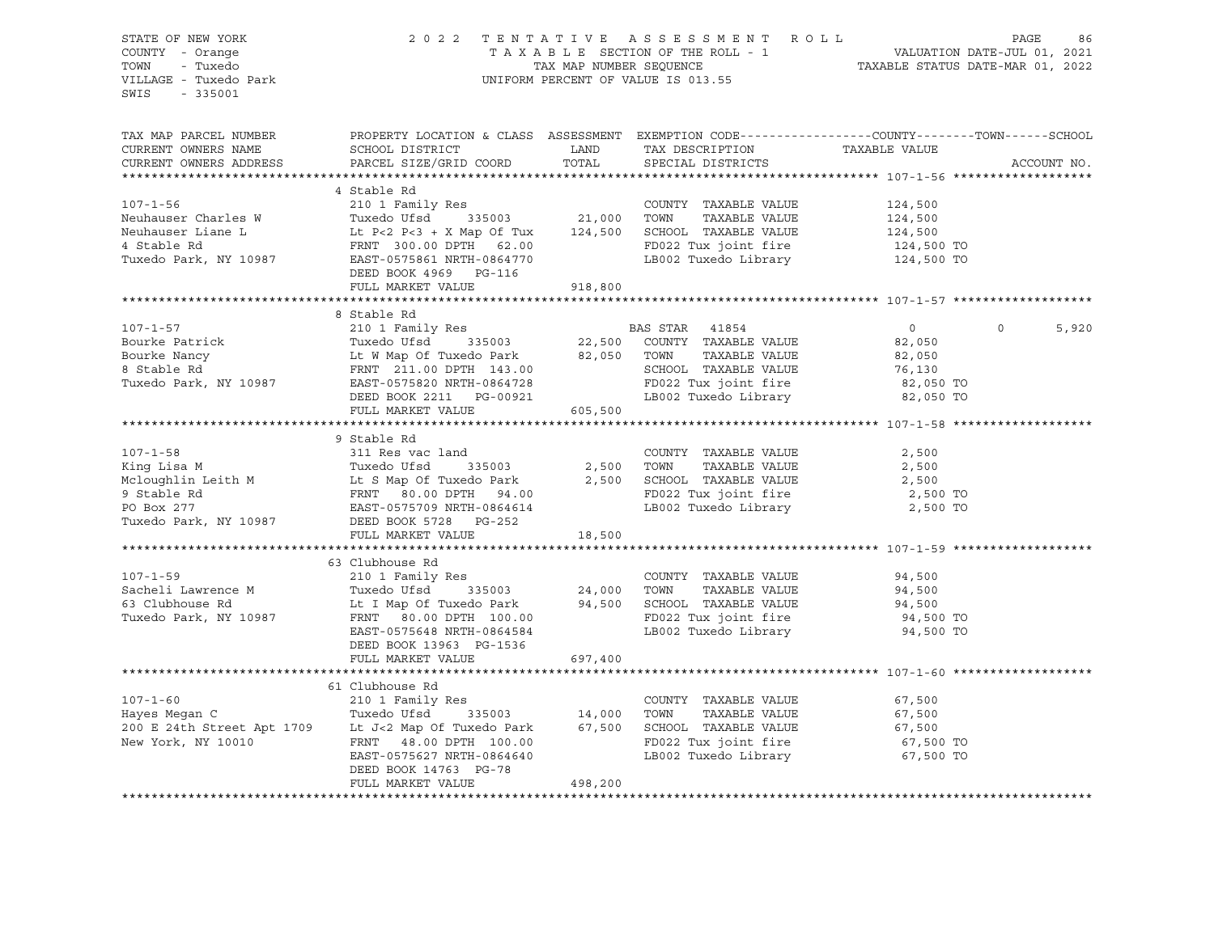STATE OF NEW YORK
COUNTY - Orange
TOWN - Tuxedo
VILLAGE - Tuxedo Park
SWIS - 335001

2022 TENTATIVE ASSESSMENT ROLL
TAXABLE SECTION OF THE ROLL - 1
TAX MAP NUMBER SEQUENCE
UNIFORM PERCENT OF VALUE IS 013.55

VALUATION DATE-JUL 01, 2021
TAXABLE STATUS DATE-MAR 01, 2022

| TAX MAP PARCEL NUMBER / CURRENT OWNERS NAME / CURRENT OWNERS ADDRESS | PROPERTY LOCATION & CLASS / SCHOOL DISTRICT / PARCEL SIZE/GRID COORD | ASSESSMENT LAND | TOTAL | EXEMPTION CODE / TAX DESCRIPTION / SPECIAL DISTRICTS | COUNTY TAXABLE VALUE | TOWN | SCHOOL | ACCOUNT NO. |
|---|---|---|---|---|---|---|---|---|
| **107-1-56** | 4 Stable Rd | | | | | | | |
| 107-1-56 | 210 1 Family Res | | | COUNTY TAXABLE VALUE | 124,500 | | | |
| Neuhauser Charles W | Tuxedo Ufsd 335003 | 21,000 | | TOWN TAXABLE VALUE | 124,500 | | | |
| Neuhauser Liane L | Lt P<2 P<3 + X Map Of Tux | | 124,500 | SCHOOL TAXABLE VALUE | 124,500 | | | |
| 4 Stable Rd | FRNT 300.00 DPTH 62.00 | | | FD022 Tux joint fire | 124,500 TO | | | |
| Tuxedo Park, NY 10987 | EAST-0575861 NRTH-0864770 | | | LB002 Tuxedo Library | 124,500 TO | | | |
| | DEED BOOK 4969 PG-116 | | | | | | | |
| | FULL MARKET VALUE | | 918,800 | | | | | |
| **107-1-57** | 8 Stable Rd | | | | | | | |
| 107-1-57 | 210 1 Family Res | | | BAS STAR 41854 | 0 | 0 | 5,920 | |
| Bourke Patrick | Tuxedo Ufsd 335003 | 22,500 | | COUNTY TAXABLE VALUE | 82,050 | | | |
| Bourke Nancy | Lt W Map Of Tuxedo Park | | 82,050 | TOWN TAXABLE VALUE | 82,050 | | | |
| 8 Stable Rd | FRNT 211.00 DPTH 143.00 | | | SCHOOL TAXABLE VALUE | 76,130 | | | |
| Tuxedo Park, NY 10987 | EAST-0575820 NRTH-0864728 | | | FD022 Tux joint fire | 82,050 TO | | | |
| | DEED BOOK 2211 PG-00921 | | | LB002 Tuxedo Library | 82,050 TO | | | |
| | FULL MARKET VALUE | | 605,500 | | | | | |
| **107-1-58** | 9 Stable Rd | | | | | | | |
| 107-1-58 | 311 Res vac land | | | COUNTY TAXABLE VALUE | 2,500 | | | |
| King Lisa M | Tuxedo Ufsd 335003 | 2,500 | | TOWN TAXABLE VALUE | 2,500 | | | |
| Mcloughlin Leith M | Lt S Map Of Tuxedo Park | | 2,500 | SCHOOL TAXABLE VALUE | 2,500 | | | |
| 9 Stable Rd | FRNT 80.00 DPTH 94.00 | | | FD022 Tux joint fire | 2,500 TO | | | |
| PO Box 277 | EAST-0575709 NRTH-0864614 | | | LB002 Tuxedo Library | 2,500 TO | | | |
| Tuxedo Park, NY 10987 | DEED BOOK 5728 PG-252 | | | | | | | |
| | FULL MARKET VALUE | | 18,500 | | | | | |
| **107-1-59** | 63 Clubhouse Rd | | | | | | | |
| 107-1-59 | 210 1 Family Res | | | COUNTY TAXABLE VALUE | 94,500 | | | |
| Sacheli Lawrence M | Tuxedo Ufsd 335003 | 24,000 | | TOWN TAXABLE VALUE | 94,500 | | | |
| 63 Clubhouse Rd | Lt I Map Of Tuxedo Park | | 94,500 | SCHOOL TAXABLE VALUE | 94,500 | | | |
| Tuxedo Park, NY 10987 | FRNT 80.00 DPTH 100.00 | | | FD022 Tux joint fire | 94,500 TO | | | |
| | EAST-0575648 NRTH-0864584 | | | LB002 Tuxedo Library | 94,500 TO | | | |
| | DEED BOOK 13963 PG-1536 | | | | | | | |
| | FULL MARKET VALUE | | 697,400 | | | | | |
| **107-1-60** | 61 Clubhouse Rd | | | | | | | |
| 107-1-60 | 210 1 Family Res | | | COUNTY TAXABLE VALUE | 67,500 | | | |
| Hayes Megan C | Tuxedo Ufsd 335003 | 14,000 | | TOWN TAXABLE VALUE | 67,500 | | | |
| 200 E 24th Street Apt 1709 | Lt J<2 Map Of Tuxedo Park | | 67,500 | SCHOOL TAXABLE VALUE | 67,500 | | | |
| New York, NY 10010 | FRNT 48.00 DPTH 100.00 | | | FD022 Tux joint fire | 67,500 TO | | | |
| | EAST-0575627 NRTH-0864640 | | | LB002 Tuxedo Library | 67,500 TO | | | |
| | DEED BOOK 14763 PG-78 | | | | | | | |
| | FULL MARKET VALUE | | 498,200 | | | | | |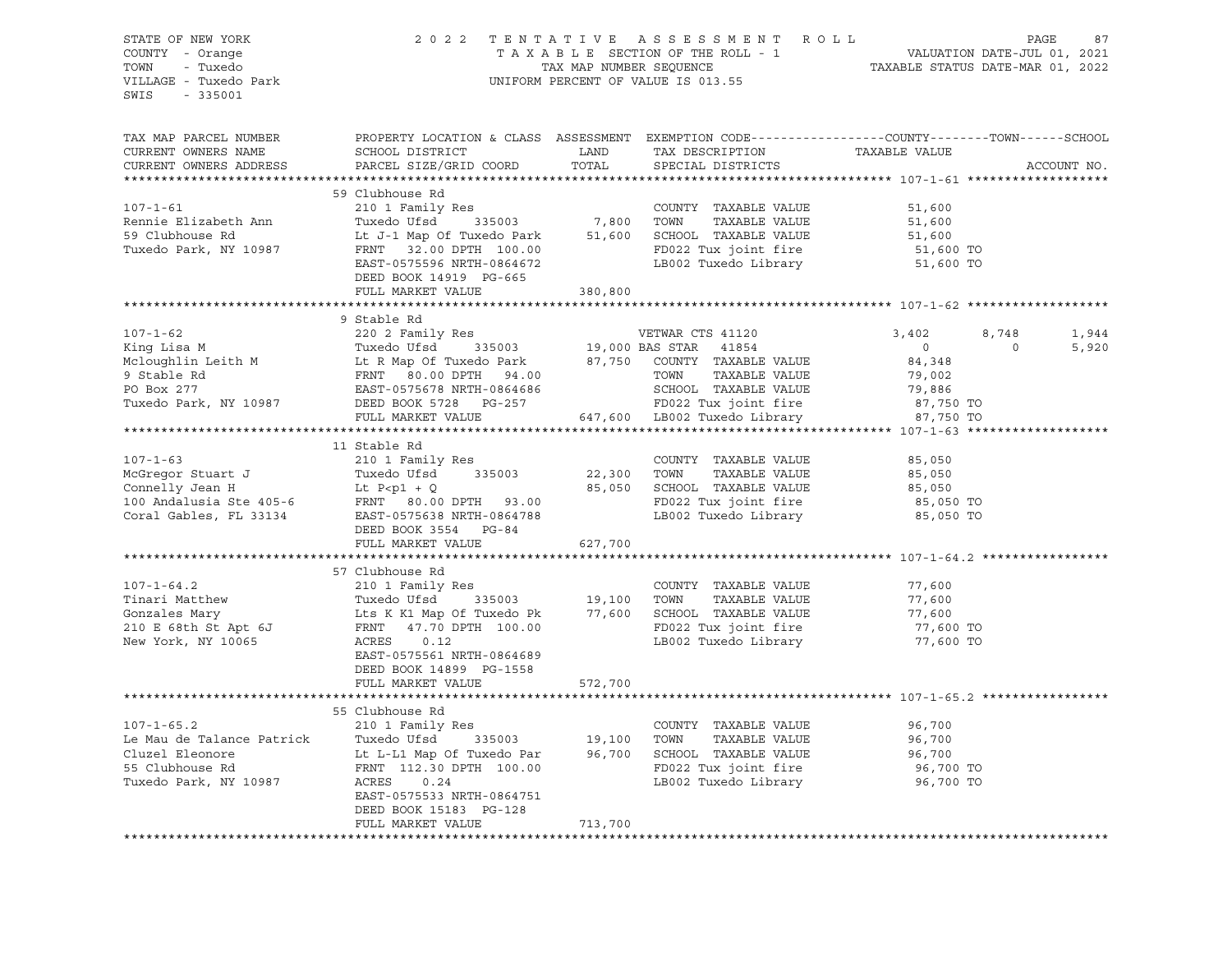STATE OF NEW YORK
COUNTY - Orange
TOWN - Tuxedo
VILLAGE - Tuxedo Park
SWIS - 335001

2022 TENTATIVE ASSESSMENT ROLL
TAXABLE SECTION OF THE ROLL - 1
TAX MAP NUMBER SEQUENCE
UNIFORM PERCENT OF VALUE IS 013.55

VALUATION DATE-JUL 01, 2021
TAXABLE STATUS DATE-MAR 01, 2022

| TAX MAP PARCEL NUMBER / CURRENT OWNERS NAME / CURRENT OWNERS ADDRESS | PROPERTY LOCATION & CLASS / SCHOOL DISTRICT / PARCEL SIZE/GRID COORD | ASSESSMENT LAND | TOTAL | EXEMPTION CODE / TAX DESCRIPTION / SPECIAL DISTRICTS | COUNTY | TOWN | SCHOOL |
|---|---|---|---|---|---|---|---|
| **107-1-61** | 59 Clubhouse Rd | | | | | | |
| 107-1-61 | 210 1 Family Res | | | COUNTY TAXABLE VALUE | 51,600 | | |
| Rennie Elizabeth Ann | Tuxedo Ufsd 335003 | 7,800 | | TOWN TAXABLE VALUE | 51,600 | | |
| 59 Clubhouse Rd | Lt J-1 Map Of Tuxedo Park | | 51,600 | SCHOOL TAXABLE VALUE | 51,600 | | |
| Tuxedo Park, NY 10987 | FRNT 32.00 DPTH 100.00 | | | FD022 Tux joint fire | 51,600 TO | | |
| | EAST-0575596 NRTH-0864672 | | | LB002 Tuxedo Library | 51,600 TO | | |
| | DEED BOOK 14919 PG-665 | | | | | | |
| | FULL MARKET VALUE | | 380,800 | | | | |
| **107-1-62** | 9 Stable Rd | | | | | | |
| 107-1-62 | 220 2 Family Res | | | VETWAR CTS 41120 | 3,402 | 8,748 | 1,944 |
| King Lisa M | Tuxedo Ufsd 335003 | 19,000 | | BAS STAR 41854 | 0 | 0 | 5,920 |
| Mcloughlin Leith M | Lt R Map Of Tuxedo Park | | 87,750 | COUNTY TAXABLE VALUE | 84,348 | | |
| 9 Stable Rd | FRNT 80.00 DPTH 94.00 | | | TOWN TAXABLE VALUE | 79,002 | | |
| PO Box 277 | EAST-0575678 NRTH-0864686 | | | SCHOOL TAXABLE VALUE | 79,886 | | |
| Tuxedo Park, NY 10987 | DEED BOOK 5728 PG-257 | | | FD022 Tux joint fire | 87,750 TO | | |
| | FULL MARKET VALUE | | 647,600 | LB002 Tuxedo Library | 87,750 TO | | |
| **107-1-63** | 11 Stable Rd | | | | | | |
| 107-1-63 | 210 1 Family Res | | | COUNTY TAXABLE VALUE | 85,050 | | |
| McGregor Stuart J | Tuxedo Ufsd 335003 | 22,300 | | TOWN TAXABLE VALUE | 85,050 | | |
| Connelly Jean H | Lt P<p1 + Q | | 85,050 | SCHOOL TAXABLE VALUE | 85,050 | | |
| 100 Andalusia Ste 405-6 | FRNT 80.00 DPTH 93.00 | | | FD022 Tux joint fire | 85,050 TO | | |
| Coral Gables, FL 33134 | EAST-0575638 NRTH-0864788 | | | LB002 Tuxedo Library | 85,050 TO | | |
| | DEED BOOK 3554 PG-84 | | | | | | |
| | FULL MARKET VALUE | | 627,700 | | | | |
| **107-1-64.2** | 57 Clubhouse Rd | | | | | | |
| 107-1-64.2 | 210 1 Family Res | | | COUNTY TAXABLE VALUE | 77,600 | | |
| Tinari Matthew | Tuxedo Ufsd 335003 | 19,100 | | TOWN TAXABLE VALUE | 77,600 | | |
| Gonzales Mary | Lts K K1 Map Of Tuxedo Pk | | 77,600 | SCHOOL TAXABLE VALUE | 77,600 | | |
| 210 E 68th St Apt 6J | FRNT 47.70 DPTH 100.00 | | | FD022 Tux joint fire | 77,600 TO | | |
| New York, NY 10065 | ACRES 0.12 | | | LB002 Tuxedo Library | 77,600 TO | | |
| | EAST-0575561 NRTH-0864689 | | | | | | |
| | DEED BOOK 14899 PG-1558 | | | | | | |
| | FULL MARKET VALUE | | 572,700 | | | | |
| **107-1-65.2** | 55 Clubhouse Rd | | | | | | |
| 107-1-65.2 | 210 1 Family Res | | | COUNTY TAXABLE VALUE | 96,700 | | |
| Le Mau de Talance Patrick | Tuxedo Ufsd 335003 | 19,100 | | TOWN TAXABLE VALUE | 96,700 | | |
| Cluzel Eleonore | Lt L-L1 Map Of Tuxedo Par | | 96,700 | SCHOOL TAXABLE VALUE | 96,700 | | |
| 55 Clubhouse Rd | FRNT 112.30 DPTH 100.00 | | | FD022 Tux joint fire | 96,700 TO | | |
| Tuxedo Park, NY 10987 | ACRES 0.24 | | | LB002 Tuxedo Library | 96,700 TO | | |
| | EAST-0575533 NRTH-0864751 | | | | | | |
| | DEED BOOK 15183 PG-128 | | | | | | |
| | FULL MARKET VALUE | | 713,700 | | | | |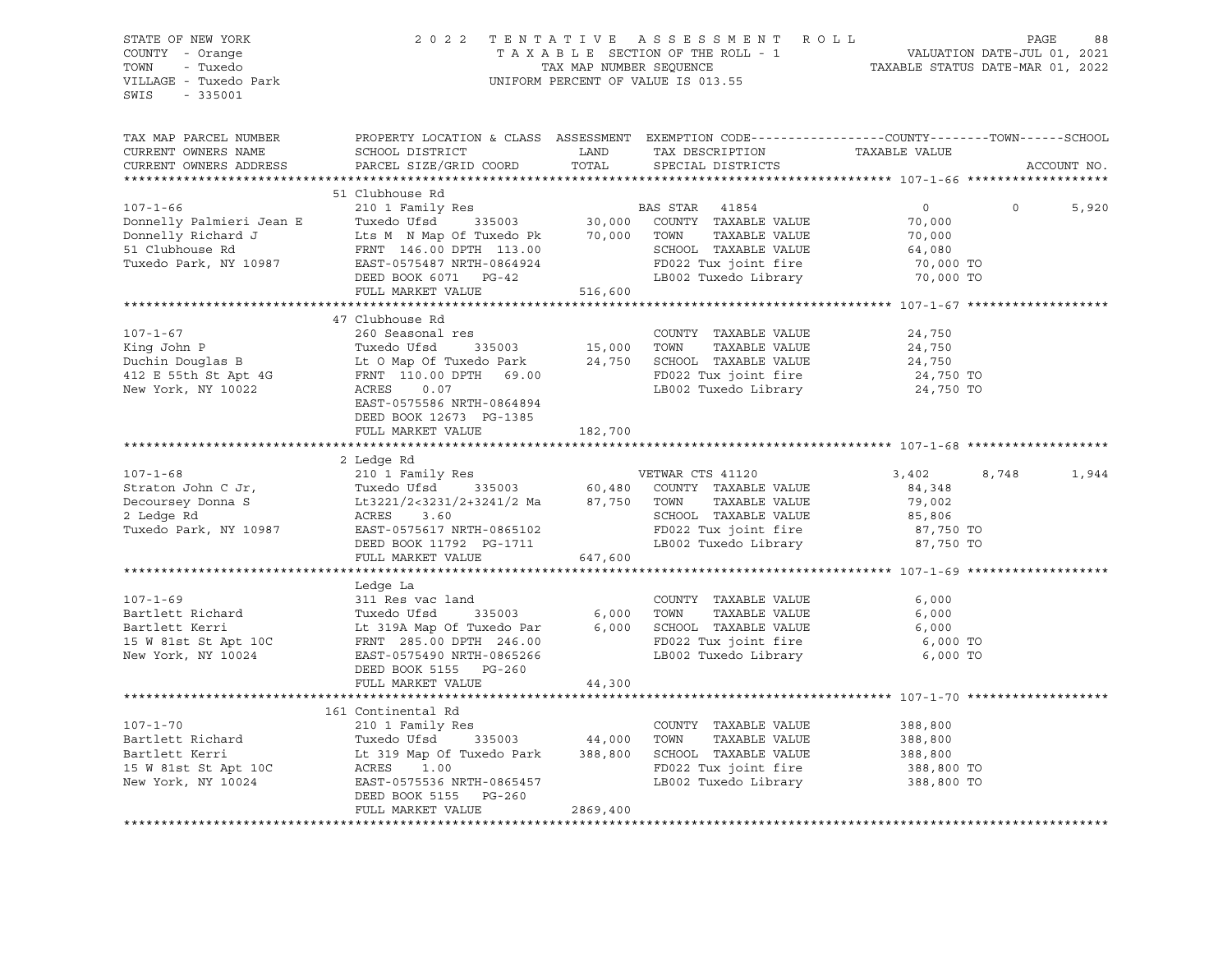STATE OF NEW YORK
COUNTY - Orange
TOWN - Tuxedo
VILLAGE - Tuxedo Park
SWIS - 335001

2022 TENTATIVE ASSESSMENT ROLL
TAXABLE SECTION OF THE ROLL - 1
TAX MAP NUMBER SEQUENCE
UNIFORM PERCENT OF VALUE IS 013.55

VALUATION DATE-JUL 01, 2021
TAXABLE STATUS DATE-MAR 01, 2022

| TAX MAP PARCEL NUMBER / CURRENT OWNERS NAME / CURRENT OWNERS ADDRESS | PROPERTY LOCATION & CLASS / SCHOOL DISTRICT / PARCEL SIZE/GRID COORD | ASSESSMENT LAND | TOTAL | EXEMPTION CODE / TAX DESCRIPTION / SPECIAL DISTRICTS | COUNTY TAXABLE VALUE | TOWN | SCHOOL | ACCOUNT NO. |
|---|---|---|---|---|---|---|---|---|
| **107-1-66** | 51 Clubhouse Rd | | | | | | | |
| 107-1-66 | 210 1 Family Res | | | BAS STAR 41854 | 0 | 0 | 5,920 | |
| Donnelly Palmieri Jean E | Tuxedo Ufsd 335003 | 30,000 | | COUNTY TAXABLE VALUE | 70,000 | | | |
| Donnelly Richard J | Lts M N Map Of Tuxedo Pk | | 70,000 | TOWN TAXABLE VALUE | 70,000 | | | |
| 51 Clubhouse Rd | FRNT 146.00 DPTH 113.00 | | | SCHOOL TAXABLE VALUE | 64,080 | | | |
| Tuxedo Park, NY 10987 | EAST-0575487 NRTH-0864924 | | | FD022 Tux joint fire | 70,000 TO | | | |
| | DEED BOOK 6071 PG-42 | | | LB002 Tuxedo Library | 70,000 TO | | | |
| | FULL MARKET VALUE | | 516,600 | | | | | |
| **107-1-67** | 47 Clubhouse Rd | | | | | | | |
| 107-1-67 | 260 Seasonal res | | | COUNTY TAXABLE VALUE | 24,750 | | | |
| King John P | Tuxedo Ufsd 335003 | 15,000 | | TOWN TAXABLE VALUE | 24,750 | | | |
| Duchin Douglas B | Lt O Map Of Tuxedo Park | | 24,750 | SCHOOL TAXABLE VALUE | 24,750 | | | |
| 412 E 55th St Apt 4G | FRNT 110.00 DPTH 69.00 | | | FD022 Tux joint fire | 24,750 TO | | | |
| New York, NY 10022 | ACRES 0.07 | | | LB002 Tuxedo Library | 24,750 TO | | | |
| | EAST-0575586 NRTH-0864894 | | | | | | | |
| | DEED BOOK 12673 PG-1385 | | | | | | | |
| | FULL MARKET VALUE | | 182,700 | | | | | |
| **107-1-68** | 2 Ledge Rd | | | | | | | |
| 107-1-68 | 210 1 Family Res | | | VETWAR CTS 41120 | 3,402 | 8,748 | 1,944 | |
| Straton John C Jr, | Tuxedo Ufsd 335003 | 60,480 | | COUNTY TAXABLE VALUE | 84,348 | | | |
| Decoursey Donna S | Lt3221/2<3231/2+3241/2 Ma | | 87,750 | TOWN TAXABLE VALUE | 79,002 | | | |
| 2 Ledge Rd | ACRES 3.60 | | | SCHOOL TAXABLE VALUE | 85,806 | | | |
| Tuxedo Park, NY 10987 | EAST-0575617 NRTH-0865102 | | | FD022 Tux joint fire | 87,750 TO | | | |
| | DEED BOOK 11792 PG-1711 | | | LB002 Tuxedo Library | 87,750 TO | | | |
| | FULL MARKET VALUE | | 647,600 | | | | | |
| **107-1-69** | Ledge La | | | | | | | |
| 107-1-69 | 311 Res vac land | | | COUNTY TAXABLE VALUE | 6,000 | | | |
| Bartlett Richard | Tuxedo Ufsd 335003 | 6,000 | | TOWN TAXABLE VALUE | 6,000 | | | |
| Bartlett Kerri | Lt 319A Map Of Tuxedo Par | | 6,000 | SCHOOL TAXABLE VALUE | 6,000 | | | |
| 15 W 81st St Apt 10C | FRNT 285.00 DPTH 246.00 | | | FD022 Tux joint fire | 6,000 TO | | | |
| New York, NY 10024 | EAST-0575490 NRTH-0865266 | | | LB002 Tuxedo Library | 6,000 TO | | | |
| | DEED BOOK 5155 PG-260 | | | | | | | |
| | FULL MARKET VALUE | | 44,300 | | | | | |
| **107-1-70** | 161 Continental Rd | | | | | | | |
| 107-1-70 | 210 1 Family Res | | | COUNTY TAXABLE VALUE | 388,800 | | | |
| Bartlett Richard | Tuxedo Ufsd 335003 | 44,000 | | TOWN TAXABLE VALUE | 388,800 | | | |
| Bartlett Kerri | Lt 319 Map Of Tuxedo Park | | 388,800 | SCHOOL TAXABLE VALUE | 388,800 | | | |
| 15 W 81st St Apt 10C | ACRES 1.00 | | | FD022 Tux joint fire | 388,800 TO | | | |
| New York, NY 10024 | EAST-0575536 NRTH-0865457 | | | LB002 Tuxedo Library | 388,800 TO | | | |
| | DEED BOOK 5155 PG-260 | | | | | | | |
| | FULL MARKET VALUE | | 2869,400 | | | | | |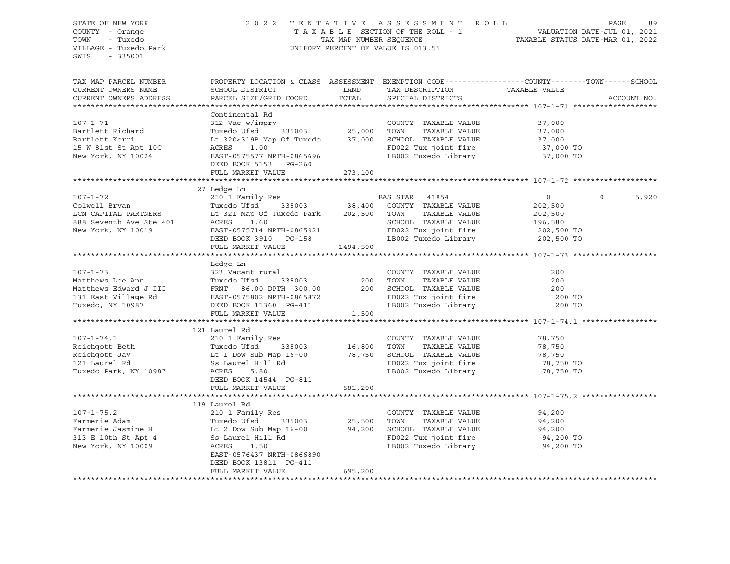STATE OF NEW YORK
COUNTY - Orange
TOWN - Tuxedo
VILLAGE - Tuxedo Park
SWIS - 335001

2022 TENTATIVE ASSESSMENT ROLL
TAXABLE SECTION OF THE ROLL - 1
TAX MAP NUMBER SEQUENCE
UNIFORM PERCENT OF VALUE IS 013.55

VALUATION DATE-JUL 01, 2021
TAXABLE STATUS DATE-MAR 01, 2022

| TAX MAP PARCEL NUMBER / CURRENT OWNERS NAME / CURRENT OWNERS ADDRESS | PROPERTY LOCATION & CLASS / SCHOOL DISTRICT / PARCEL SIZE/GRID COORD | ASSESSMENT LAND / TOTAL | EXEMPTION CODE / TAX DESCRIPTION / SPECIAL DISTRICTS | COUNTY | TOWN | SCHOOL / ACCOUNT NO. |
|---|---|---|---|---|---|---|
| **107-1-71** | Continental Rd | | | | | |
| 107-1-71 | 312 Vac w/imprv | | COUNTY TAXABLE VALUE | 37,000 | | |
| Bartlett Richard | Tuxedo Ufsd 335003 | 25,000 | TOWN TAXABLE VALUE | 37,000 | | |
| Bartlett Kerri | Lt 320<319B Map Of Tuxedo | 37,000 | SCHOOL TAXABLE VALUE | 37,000 | | |
| 15 W 81st St Apt 10C | ACRES 1.00 | | FD022 Tux joint fire | 37,000 TO | | |
| New York, NY 10024 | EAST-0575577 NRTH-0865696 | | LB002 Tuxedo Library | 37,000 TO | | |
| | DEED BOOK 5153 PG-260 | | | | | |
| | FULL MARKET VALUE | 273,100 | | | | |
| **107-1-72** | 27 Ledge Ln | | | | | |
| 107-1-72 | 210 1 Family Res | | BAS STAR 41854 | 0 | 0 | 5,920 |
| Colwell Bryan | Tuxedo Ufsd 335003 | 38,400 | COUNTY TAXABLE VALUE | 202,500 | | |
| LCN CAPITAL PARTNERS | Lt 321 Map Of Tuxedo Park | 202,500 | TOWN TAXABLE VALUE | 202,500 | | |
| 888 Seventh Ave Ste 401 | ACRES 1.60 | | SCHOOL TAXABLE VALUE | 196,580 | | |
| New York, NY 10019 | EAST-0575714 NRTH-0865921 | | FD022 Tux joint fire | 202,500 TO | | |
| | DEED BOOK 3910 PG-158 | | LB002 Tuxedo Library | 202,500 TO | | |
| | FULL MARKET VALUE | 1494,500 | | | | |
| **107-1-73** | Ledge Ln | | | | | |
| 107-1-73 | 323 Vacant rural | | COUNTY TAXABLE VALUE | 200 | | |
| Matthews Lee Ann | Tuxedo Ufsd 335003 | 200 | TOWN TAXABLE VALUE | 200 | | |
| Matthews Edward J III | FRNT 86.00 DPTH 300.00 | 200 | SCHOOL TAXABLE VALUE | 200 | | |
| 131 East Village Rd | EAST-0575802 NRTH-0865872 | | FD022 Tux joint fire | 200 TO | | |
| Tuxedo, NY 10987 | DEED BOOK 11360 PG-411 | | LB002 Tuxedo Library | 200 TO | | |
| | FULL MARKET VALUE | 1,500 | | | | |
| **107-1-74.1** | 121 Laurel Rd | | | | | |
| 107-1-74.1 | 210 1 Family Res | | COUNTY TAXABLE VALUE | 78,750 | | |
| Reichgott Beth | Tuxedo Ufsd 335003 | 16,800 | TOWN TAXABLE VALUE | 78,750 | | |
| Reichgott Jay | Lt 1 Dow Sub Map 16-00 | 78,750 | SCHOOL TAXABLE VALUE | 78,750 | | |
| 121 Laurel Rd | Ss Laurel Hill Rd | | FD022 Tux joint fire | 78,750 TO | | |
| Tuxedo Park, NY 10987 | ACRES 5.80 | | LB002 Tuxedo Library | 78,750 TO | | |
| | DEED BOOK 14544 PG-811 | | | | | |
| | FULL MARKET VALUE | 581,200 | | | | |
| **107-1-75.2** | 119 Laurel Rd | | | | | |
| 107-1-75.2 | 210 1 Family Res | | COUNTY TAXABLE VALUE | 94,200 | | |
| Farmerie Adam | Tuxedo Ufsd 335003 | 25,500 | TOWN TAXABLE VALUE | 94,200 | | |
| Farmerie Jasmine H | Lt 2 Dow Sub Map 16-00 | 94,200 | SCHOOL TAXABLE VALUE | 94,200 | | |
| 313 E 10th St Apt 4 | Ss Laurel Hill Rd | | FD022 Tux joint fire | 94,200 TO | | |
| New York, NY 10009 | ACRES 1.50 | | LB002 Tuxedo Library | 94,200 TO | | |
| | EAST-0576437 NRTH-0866890 | | | | | |
| | DEED BOOK 13811 PG-411 | | | | | |
| | FULL MARKET VALUE | 695,200 | | | | |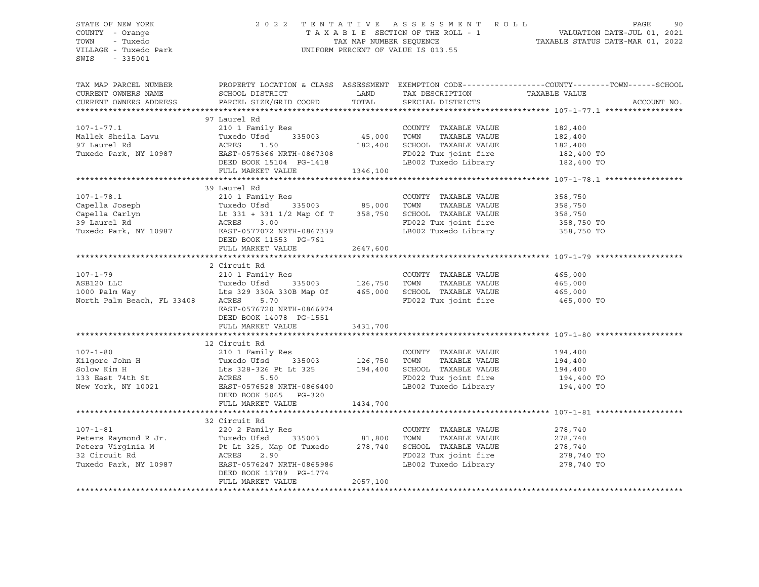STATE OF NEW YORK
COUNTY - Orange
TOWN - Tuxedo
VILLAGE - Tuxedo Park
SWIS - 335001

2022 TENTATIVE ASSESSMENT ROLL
TAXABLE SECTION OF THE ROLL - 1
TAX MAP NUMBER SEQUENCE
UNIFORM PERCENT OF VALUE IS 013.55

VALUATION DATE-JUL 01, 2021
TAXABLE STATUS DATE-MAR 01, 2022

| TAX MAP PARCEL NUMBER / CURRENT OWNERS NAME / CURRENT OWNERS ADDRESS | PROPERTY LOCATION & CLASS / SCHOOL DISTRICT / PARCEL SIZE/GRID COORD | ASSESSMENT LAND | TOTAL | EXEMPTION CODE / TAX DESCRIPTION / SPECIAL DISTRICTS | TAXABLE VALUE (COUNTY / TOWN / SCHOOL) | ACCOUNT NO. |
|---|---|---|---|---|---|---|
| **107-1-77.1** | 97 Laurel Rd | | | | | |
| 107-1-77.1 | 210 1 Family Res | | | COUNTY TAXABLE VALUE | 182,400 | |
| Mallek Sheila Lavu | Tuxedo Ufsd 335003 | 45,000 | | TOWN TAXABLE VALUE | 182,400 | |
| 97 Laurel Rd | ACRES 1.50 | | 182,400 | SCHOOL TAXABLE VALUE | 182,400 | |
| Tuxedo Park, NY 10987 | EAST-0575366 NRTH-0867308 | | | FD022 Tux joint fire | 182,400 TO | |
| | DEED BOOK 15104 PG-1418 | | | LB002 Tuxedo Library | 182,400 TO | |
| | FULL MARKET VALUE | | 1346,100 | | | |
| **107-1-78.1** | 39 Laurel Rd | | | | | |
| 107-1-78.1 | 210 1 Family Res | | | COUNTY TAXABLE VALUE | 358,750 | |
| Capella Joseph | Tuxedo Ufsd 335003 | 85,000 | | TOWN TAXABLE VALUE | 358,750 | |
| Capella Carlyn | Lt 331 + 331 1/2 Map Of T | | 358,750 | SCHOOL TAXABLE VALUE | 358,750 | |
| 39 Laurel Rd | ACRES 3.00 | | | FD022 Tux joint fire | 358,750 TO | |
| Tuxedo Park, NY 10987 | EAST-0577072 NRTH-0867339 | | | LB002 Tuxedo Library | 358,750 TO | |
| | DEED BOOK 11553 PG-761 | | | | | |
| | FULL MARKET VALUE | | 2647,600 | | | |
| **107-1-79** | 2 Circuit Rd | | | | | |
| 107-1-79 | 210 1 Family Res | | | COUNTY TAXABLE VALUE | 465,000 | |
| ASB120 LLC | Tuxedo Ufsd 335003 | 126,750 | | TOWN TAXABLE VALUE | 465,000 | |
| 1000 Palm Way | Lts 329 330A 330B Map Of | | 465,000 | SCHOOL TAXABLE VALUE | 465,000 | |
| North Palm Beach, FL 33408 | ACRES 5.70 | | | FD022 Tux joint fire | 465,000 TO | |
| | EAST-0576720 NRTH-0866974 | | | | | |
| | DEED BOOK 14078 PG-1551 | | | | | |
| | FULL MARKET VALUE | | 3431,700 | | | |
| **107-1-80** | 12 Circuit Rd | | | | | |
| 107-1-80 | 210 1 Family Res | | | COUNTY TAXABLE VALUE | 194,400 | |
| Kilgore John H | Tuxedo Ufsd 335003 | 126,750 | | TOWN TAXABLE VALUE | 194,400 | |
| Solow Kim H | Lts 328-326 Pt Lt 325 | | 194,400 | SCHOOL TAXABLE VALUE | 194,400 | |
| 133 East 74th St | ACRES 5.50 | | | FD022 Tux joint fire | 194,400 TO | |
| New York, NY 10021 | EAST-0576528 NRTH-0866400 | | | LB002 Tuxedo Library | 194,400 TO | |
| | DEED BOOK 5065 PG-320 | | | | | |
| | FULL MARKET VALUE | | 1434,700 | | | |
| **107-1-81** | 32 Circuit Rd | | | | | |
| 107-1-81 | 220 2 Family Res | | | COUNTY TAXABLE VALUE | 278,740 | |
| Peters Raymond R Jr. | Tuxedo Ufsd 335003 | 81,800 | | TOWN TAXABLE VALUE | 278,740 | |
| Peters Virginia M | Pt Lt 325, Map Of Tuxedo | | 278,740 | SCHOOL TAXABLE VALUE | 278,740 | |
| 32 Circuit Rd | ACRES 2.90 | | | FD022 Tux joint fire | 278,740 TO | |
| Tuxedo Park, NY 10987 | EAST-0576247 NRTH-0865986 | | | LB002 Tuxedo Library | 278,740 TO | |
| | DEED BOOK 13789 PG-1774 | | | | | |
| | FULL MARKET VALUE | | 2057,100 | | | |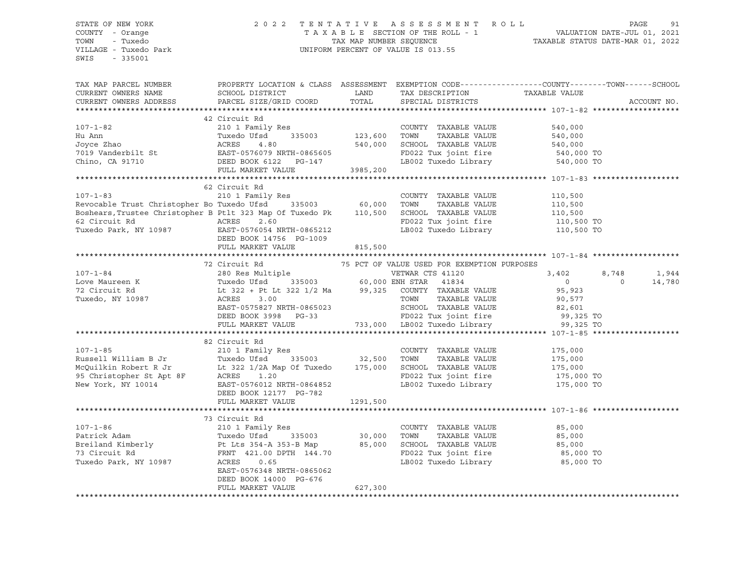STATE OF NEW YORK
COUNTY - Orange
TOWN - Tuxedo
VILLAGE - Tuxedo Park
SWIS - 335001

2022 TENTATIVE ASSESSMENT ROLL
TAXABLE SECTION OF THE ROLL - 1
TAX MAP NUMBER SEQUENCE
UNIFORM PERCENT OF VALUE IS 013.55

VALUATION DATE-JUL 01, 2021
TAXABLE STATUS DATE-MAR 01, 2022

| TAX MAP PARCEL NUMBER / CURRENT OWNERS NAME / CURRENT OWNERS ADDRESS | PROPERTY LOCATION & CLASS / SCHOOL DISTRICT / PARCEL SIZE/GRID COORD | ASSESSMENT LAND / TOTAL | EXEMPTION CODE / TAX DESCRIPTION / SPECIAL DISTRICTS | COUNTY TAXABLE VALUE | TOWN | SCHOOL | ACCOUNT NO. |
|---|---|---|---|---|---|---|---|
| **107-1-82** | 42 Circuit Rd | | | | | | |
| 107-1-82 | 210 1 Family Res | | COUNTY TAXABLE VALUE | 540,000 | | | |
| Hu Ann | Tuxedo Ufsd 335003 | 123,600 | TOWN TAXABLE VALUE | 540,000 | | | |
| Joyce Zhao | ACRES 4.80 | 540,000 | SCHOOL TAXABLE VALUE | 540,000 | | | |
| 7019 Vanderbilt St | EAST-0576079 NRTH-0865605 | | FD022 Tux joint fire | 540,000 TO | | | |
| Chino, CA 91710 | DEED BOOK 6122 PG-147 | | LB002 Tuxedo Library | 540,000 TO | | | |
| | FULL MARKET VALUE | 3985,200 | | | | | |
| **107-1-83** | 62 Circuit Rd | | | | | | |
| 107-1-83 | 210 1 Family Res | | COUNTY TAXABLE VALUE | 110,500 | | | |
| Revocable Trust Christopher Bo | Tuxedo Ufsd 335003 | 60,000 | TOWN TAXABLE VALUE | 110,500 | | | |
| Boshears,Trustee Christopher B | Ptlt 323 Map Of Tuxedo Pk | 110,500 | SCHOOL TAXABLE VALUE | 110,500 | | | |
| 62 Circuit Rd | ACRES 2.60 | | FD022 Tux joint fire | 110,500 TO | | | |
| Tuxedo Park, NY 10987 | EAST-0576054 NRTH-0865212 | | LB002 Tuxedo Library | 110,500 TO | | | |
| | DEED BOOK 14756 PG-1009 | | | | | | |
| | FULL MARKET VALUE | 815,500 | | | | | |
| **107-1-84** | 72 Circuit Rd | | 75 PCT OF VALUE USED FOR EXEMPTION PURPOSES | | | | |
| 107-1-84 | 280 Res Multiple | | VETWAR CTS 41120 | 3,402 | 8,748 | 1,944 | |
| Love Maureen K | Tuxedo Ufsd 335003 | 60,000 | ENH STAR 41834 | 0 | 0 | 14,780 | |
| 72 Circuit Rd | Lt 322 + Pt Lt 322 1/2 Ma | 99,325 | COUNTY TAXABLE VALUE | 95,923 | | | |
| Tuxedo, NY 10987 | ACRES 3.00 | | TOWN TAXABLE VALUE | 90,577 | | | |
| | EAST-0575827 NRTH-0865023 | | SCHOOL TAXABLE VALUE | 82,601 | | | |
| | DEED BOOK 3998 PG-33 | | FD022 Tux joint fire | 99,325 TO | | | |
| | FULL MARKET VALUE | 733,000 | LB002 Tuxedo Library | 99,325 TO | | | |
| **107-1-85** | 82 Circuit Rd | | | | | | |
| 107-1-85 | 210 1 Family Res | | COUNTY TAXABLE VALUE | 175,000 | | | |
| Russell William B Jr | Tuxedo Ufsd 335003 | 32,500 | TOWN TAXABLE VALUE | 175,000 | | | |
| McQuilkin Robert R Jr | Lt 322 1/2A Map Of Tuxedo | 175,000 | SCHOOL TAXABLE VALUE | 175,000 | | | |
| 95 Christopher St Apt 8F | ACRES 1.20 | | FD022 Tux joint fire | 175,000 TO | | | |
| New York, NY 10014 | EAST-0576012 NRTH-0864852 | | LB002 Tuxedo Library | 175,000 TO | | | |
| | DEED BOOK 12177 PG-782 | | | | | | |
| | FULL MARKET VALUE | 1291,500 | | | | | |
| **107-1-86** | 73 Circuit Rd | | | | | | |
| 107-1-86 | 210 1 Family Res | | COUNTY TAXABLE VALUE | 85,000 | | | |
| Patrick Adam | Tuxedo Ufsd 335003 | 30,000 | TOWN TAXABLE VALUE | 85,000 | | | |
| Breiland Kimberly | Pt Lts 354-A 353-B Map | 85,000 | SCHOOL TAXABLE VALUE | 85,000 | | | |
| 73 Circuit Rd | FRNT 421.00 DPTH 144.70 | | FD022 Tux joint fire | 85,000 TO | | | |
| Tuxedo Park, NY 10987 | ACRES 0.65 | | LB002 Tuxedo Library | 85,000 TO | | | |
| | EAST-0576348 NRTH-0865062 | | | | | | |
| | DEED BOOK 14000 PG-676 | | | | | | |
| | FULL MARKET VALUE | 627,300 | | | | | |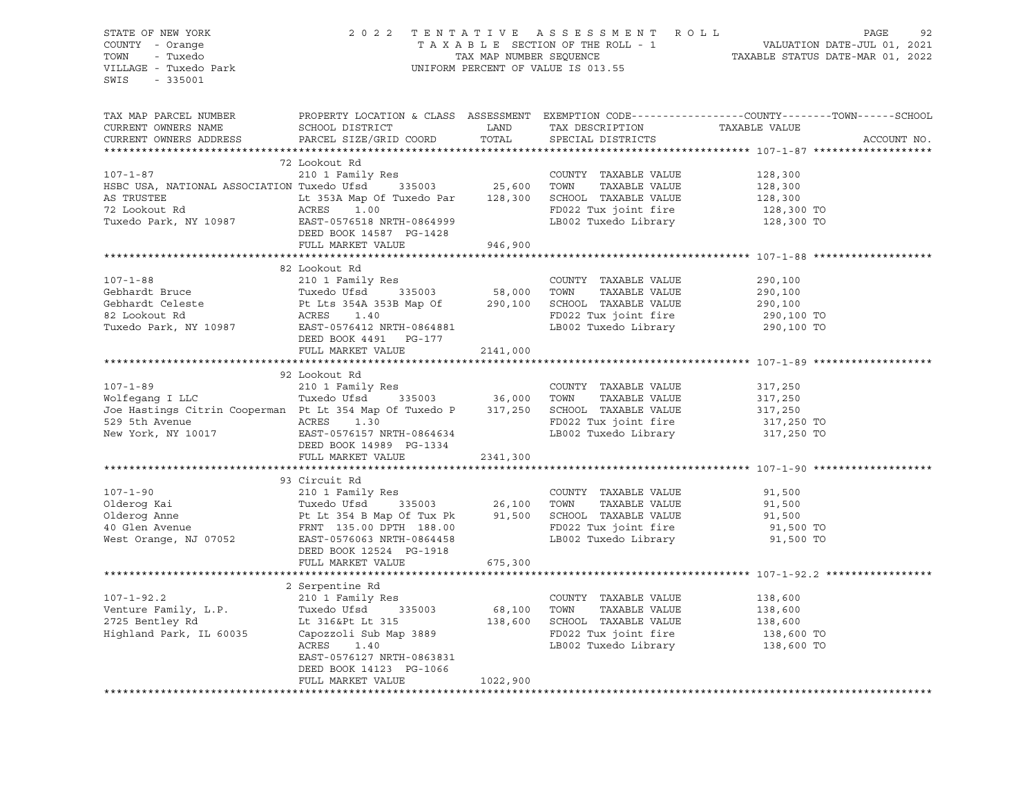STATE OF NEW YORK
COUNTY - Orange
TOWN - Tuxedo
VILLAGE - Tuxedo Park
SWIS - 335001

2 0 2 2 T E N T A T I V E A S S E S S M E N T R O L L
T A X A B L E SECTION OF THE ROLL - 1
TAX MAP NUMBER SEQUENCE
UNIFORM PERCENT OF VALUE IS 013.55

VALUATION DATE-JUL 01, 2021
TAXABLE STATUS DATE-MAR 01, 2022

| TAX MAP PARCEL NUMBER / CURRENT OWNERS NAME / CURRENT OWNERS ADDRESS | PROPERTY LOCATION & CLASS / SCHOOL DISTRICT / PARCEL SIZE/GRID COORD | ASSESSMENT LAND / TOTAL | EXEMPTION CODE / TAX DESCRIPTION / SPECIAL DISTRICTS | COUNTY--------TOWN------SCHOOL TAXABLE VALUE | ACCOUNT NO. |
|---|---|---|---|---|---|
| **107-1-87** | 72 Lookout Rd | | | | |
| 107-1-87 | 210 1 Family Res | | COUNTY TAXABLE VALUE | 128,300 | |
| HSBC USA, NATIONAL ASSOCIATION | Tuxedo Ufsd 335003 | 25,600 | TOWN TAXABLE VALUE | 128,300 | |
| AS TRUSTEE | Lt 353A Map Of Tuxedo Par | 128,300 | SCHOOL TAXABLE VALUE | 128,300 | |
| 72 Lookout Rd | ACRES 1.00 | | FD022 Tux joint fire | 128,300 TO | |
| Tuxedo Park, NY 10987 | EAST-0576518 NRTH-0864999 | | LB002 Tuxedo Library | 128,300 TO | |
| | DEED BOOK 14587 PG-1428 | | | | |
| | FULL MARKET VALUE | 946,900 | | | |
| **107-1-88** | 82 Lookout Rd | | | | |
| 107-1-88 | 210 1 Family Res | | COUNTY TAXABLE VALUE | 290,100 | |
| Gebhardt Bruce | Tuxedo Ufsd 335003 | 58,000 | TOWN TAXABLE VALUE | 290,100 | |
| Gebhardt Celeste | Pt Lts 354A 353B Map Of | 290,100 | SCHOOL TAXABLE VALUE | 290,100 | |
| 82 Lookout Rd | ACRES 1.40 | | FD022 Tux joint fire | 290,100 TO | |
| Tuxedo Park, NY 10987 | EAST-0576412 NRTH-0864881 | | LB002 Tuxedo Library | 290,100 TO | |
| | DEED BOOK 4491 PG-177 | | | | |
| | FULL MARKET VALUE | 2141,000 | | | |
| **107-1-89** | 92 Lookout Rd | | | | |
| 107-1-89 | 210 1 Family Res | | COUNTY TAXABLE VALUE | 317,250 | |
| Wolfegang I LLC | Tuxedo Ufsd 335003 | 36,000 | TOWN TAXABLE VALUE | 317,250 | |
| Joe Hastings Citrin Cooperman | Pt Lt 354 Map Of Tuxedo P | 317,250 | SCHOOL TAXABLE VALUE | 317,250 | |
| 529 5th Avenue | ACRES 1.30 | | FD022 Tux joint fire | 317,250 TO | |
| New York, NY 10017 | EAST-0576157 NRTH-0864634 | | LB002 Tuxedo Library | 317,250 TO | |
| | DEED BOOK 14989 PG-1334 | | | | |
| | FULL MARKET VALUE | 2341,300 | | | |
| **107-1-90** | 93 Circuit Rd | | | | |
| 107-1-90 | 210 1 Family Res | | COUNTY TAXABLE VALUE | 91,500 | |
| Olderog Kai | Tuxedo Ufsd 335003 | 26,100 | TOWN TAXABLE VALUE | 91,500 | |
| Olderog Anne | Pt Lt 354 B Map Of Tux Pk | 91,500 | SCHOOL TAXABLE VALUE | 91,500 | |
| 40 Glen Avenue | FRNT 135.00 DPTH 188.00 | | FD022 Tux joint fire | 91,500 TO | |
| West Orange, NJ 07052 | EAST-0576063 NRTH-0864458 | | LB002 Tuxedo Library | 91,500 TO | |
| | DEED BOOK 12524 PG-1918 | | | | |
| | FULL MARKET VALUE | 675,300 | | | |
| **107-1-92.2** | 2 Serpentine Rd | | | | |
| 107-1-92.2 | 210 1 Family Res | | COUNTY TAXABLE VALUE | 138,600 | |
| Venture Family, L.P. | Tuxedo Ufsd 335003 | 68,100 | TOWN TAXABLE VALUE | 138,600 | |
| 2725 Bentley Rd | Lt 316&Pt Lt 315 | 138,600 | SCHOOL TAXABLE VALUE | 138,600 | |
| Highland Park, IL 60035 | Capozzoli Sub Map 3889 | | FD022 Tux joint fire | 138,600 TO | |
| | ACRES 1.40 | | LB002 Tuxedo Library | 138,600 TO | |
| | EAST-0576127 NRTH-0863831 | | | | |
| | DEED BOOK 14123 PG-1066 | | | | |
| | FULL MARKET VALUE | 1022,900 | | | |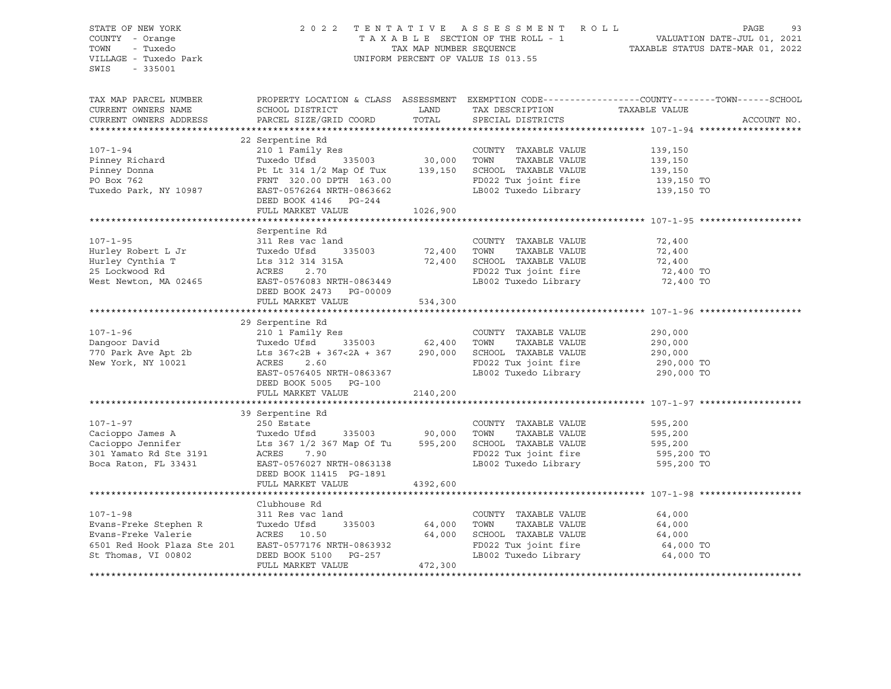STATE OF NEW YORK
COUNTY - Orange
TOWN - Tuxedo
VILLAGE - Tuxedo Park
SWIS - 335001

2022 TENTATIVE ASSESSMENT ROLL
TAXABLE SECTION OF THE ROLL - 1
TAX MAP NUMBER SEQUENCE
UNIFORM PERCENT OF VALUE IS 013.55

VALUATION DATE-JUL 01, 2021
TAXABLE STATUS DATE-MAR 01, 2022

| TAX MAP PARCEL NUMBER / CURRENT OWNERS NAME / CURRENT OWNERS ADDRESS | PROPERTY LOCATION & CLASS / SCHOOL DISTRICT / PARCEL SIZE/GRID COORD | ASSESSMENT LAND | TOTAL | EXEMPTION CODE / TAX DESCRIPTION / SPECIAL DISTRICTS | TAXABLE VALUE (COUNTY / TOWN / SCHOOL) | ACCOUNT NO. |
|---|---|---|---|---|---|---|
| | 22 Serpentine Rd | | | | | |
| 107-1-94 | 210 1 Family Res | | | COUNTY TAXABLE VALUE | 139,150 | |
| Pinney Richard | Tuxedo Ufsd 335003 | 30,000 | | TOWN TAXABLE VALUE | 139,150 | |
| Pinney Donna | Pt Lt 314 1/2 Map Of Tux | | 139,150 | SCHOOL TAXABLE VALUE | 139,150 | |
| PO Box 762 | FRNT 320.00 DPTH 163.00 | | | FD022 Tux joint fire | 139,150 TO | |
| Tuxedo Park, NY 10987 | EAST-0576264 NRTH-0863662 | | | LB002 Tuxedo Library | 139,150 TO | |
| | DEED BOOK 4146 PG-244 | | | | | |
| | FULL MARKET VALUE | | 1026,900 | | | |
| | Serpentine Rd | | | | | |
| 107-1-95 | 311 Res vac land | | | COUNTY TAXABLE VALUE | 72,400 | |
| Hurley Robert L Jr | Tuxedo Ufsd 335003 | 72,400 | | TOWN TAXABLE VALUE | 72,400 | |
| Hurley Cynthia T | Lts 312 314 315A | | 72,400 | SCHOOL TAXABLE VALUE | 72,400 | |
| 25 Lockwood Rd | ACRES 2.70 | | | FD022 Tux joint fire | 72,400 TO | |
| West Newton, MA 02465 | EAST-0576083 NRTH-0863449 | | | LB002 Tuxedo Library | 72,400 TO | |
| | DEED BOOK 2473 PG-00009 | | | | | |
| | FULL MARKET VALUE | | 534,300 | | | |
| | 29 Serpentine Rd | | | | | |
| 107-1-96 | 210 1 Family Res | | | COUNTY TAXABLE VALUE | 290,000 | |
| Dangoor David | Tuxedo Ufsd 335003 | 62,400 | | TOWN TAXABLE VALUE | 290,000 | |
| 770 Park Ave Apt 2b | Lts 367<2B + 367<2A + 367 | | 290,000 | SCHOOL TAXABLE VALUE | 290,000 | |
| New York, NY 10021 | ACRES 2.60 | | | FD022 Tux joint fire | 290,000 TO | |
| | EAST-0576405 NRTH-0863367 | | | LB002 Tuxedo Library | 290,000 TO | |
| | DEED BOOK 5005 PG-100 | | | | | |
| | FULL MARKET VALUE | | 2140,200 | | | |
| | 39 Serpentine Rd | | | | | |
| 107-1-97 | 250 Estate | | | COUNTY TAXABLE VALUE | 595,200 | |
| Cacioppo James A | Tuxedo Ufsd 335003 | 90,000 | | TOWN TAXABLE VALUE | 595,200 | |
| Cacioppo Jennifer | Lts 367 1/2 367 Map Of Tu | | 595,200 | SCHOOL TAXABLE VALUE | 595,200 | |
| 301 Yamato Rd Ste 3191 | ACRES 7.90 | | | FD022 Tux joint fire | 595,200 TO | |
| Boca Raton, FL 33431 | EAST-0576027 NRTH-0863138 | | | LB002 Tuxedo Library | 595,200 TO | |
| | DEED BOOK 11415 PG-1891 | | | | | |
| | FULL MARKET VALUE | | 4392,600 | | | |
| | Clubhouse Rd | | | | | |
| 107-1-98 | 311 Res vac land | | | COUNTY TAXABLE VALUE | 64,000 | |
| Evans-Freke Stephen R | Tuxedo Ufsd 335003 | 64,000 | | TOWN TAXABLE VALUE | 64,000 | |
| Evans-Freke Valerie | ACRES 10.50 | | 64,000 | SCHOOL TAXABLE VALUE | 64,000 | |
| 6501 Red Hook Plaza Ste 201 | EAST-0577176 NRTH-0863932 | | | FD022 Tux joint fire | 64,000 TO | |
| St Thomas, VI 00802 | DEED BOOK 5100 PG-257 | | | LB002 Tuxedo Library | 64,000 TO | |
| | FULL MARKET VALUE | | 472,300 | | | |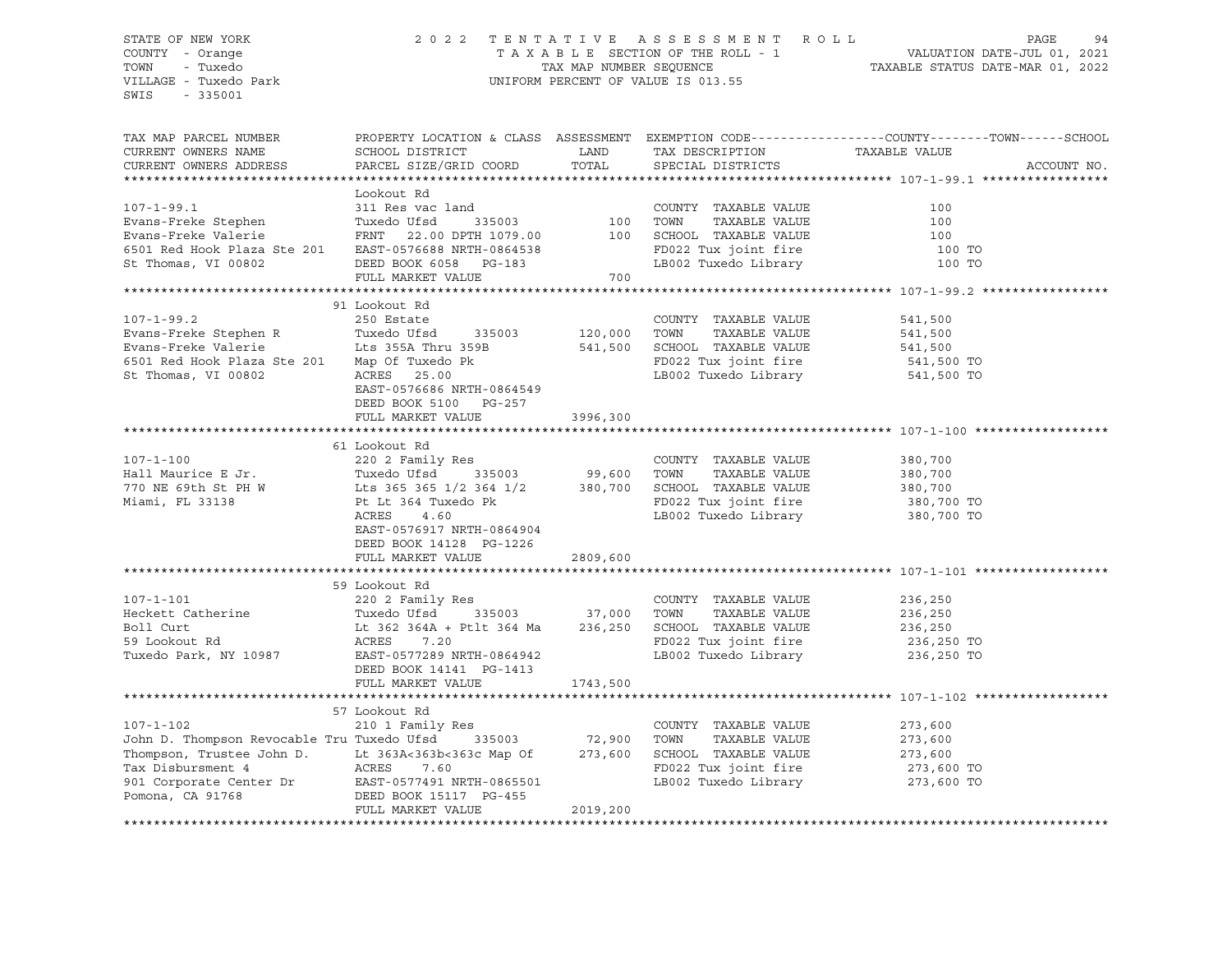STATE OF NEW YORK
COUNTY - Orange
TOWN - Tuxedo
VILLAGE - Tuxedo Park
SWIS - 335001

2022 TENTATIVE ASSESSMENT ROLL
TAXABLE SECTION OF THE ROLL - 1
TAX MAP NUMBER SEQUENCE
UNIFORM PERCENT OF VALUE IS 013.55

VALUATION DATE-JUL 01, 2021
TAXABLE STATUS DATE-MAR 01, 2022

| TAX MAP PARCEL NUMBER / CURRENT OWNERS NAME / CURRENT OWNERS ADDRESS | PROPERTY LOCATION & CLASS / SCHOOL DISTRICT / PARCEL SIZE/GRID COORD | ASSESSMENT LAND / TOTAL | EXEMPTION CODE / TAX DESCRIPTION / SPECIAL DISTRICTS | COUNTY--------TOWN------SCHOOL TAXABLE VALUE | ACCOUNT NO. |
|---|---|---|---|---|---|
| **107-1-99.1** | Lookout Rd | | | | |
| 107-1-99.1 | 311 Res vac land | | COUNTY TAXABLE VALUE | 100 | |
| Evans-Freke Stephen | Tuxedo Ufsd 335003 | 100 | TOWN TAXABLE VALUE | 100 | |
| Evans-Freke Valerie | FRNT 22.00 DPTH 1079.00 | 100 | SCHOOL TAXABLE VALUE | 100 | |
| 6501 Red Hook Plaza Ste 201 | EAST-0576688 NRTH-0864538 | | FD022 Tux joint fire | 100 TO | |
| St Thomas, VI 00802 | DEED BOOK 6058 PG-183 | | LB002 Tuxedo Library | 100 TO | |
| | FULL MARKET VALUE | 700 | | | |
| **107-1-99.2** | 91 Lookout Rd | | | | |
| 107-1-99.2 | 250 Estate | | COUNTY TAXABLE VALUE | 541,500 | |
| Evans-Freke Stephen R | Tuxedo Ufsd 335003 | 120,000 | TOWN TAXABLE VALUE | 541,500 | |
| Evans-Freke Valerie | Lts 355A Thru 359B | 541,500 | SCHOOL TAXABLE VALUE | 541,500 | |
| 6501 Red Hook Plaza Ste 201 | Map Of Tuxedo Pk | | FD022 Tux joint fire | 541,500 TO | |
| St Thomas, VI 00802 | ACRES 25.00 | | LB002 Tuxedo Library | 541,500 TO | |
| | EAST-0576686 NRTH-0864549 | | | | |
| | DEED BOOK 5100 PG-257 | | | | |
| | FULL MARKET VALUE | 3996,300 | | | |
| **107-1-100** | 61 Lookout Rd | | | | |
| 107-1-100 | 220 2 Family Res | | COUNTY TAXABLE VALUE | 380,700 | |
| Hall Maurice E Jr. | Tuxedo Ufsd 335003 | 99,600 | TOWN TAXABLE VALUE | 380,700 | |
| 770 NE 69th St PH W | Lts 365 365 1/2 364 1/2 | 380,700 | SCHOOL TAXABLE VALUE | 380,700 | |
| Miami, FL 33138 | Pt Lt 364 Tuxedo Pk | | FD022 Tux joint fire | 380,700 TO | |
| | ACRES 4.60 | | LB002 Tuxedo Library | 380,700 TO | |
| | EAST-0576917 NRTH-0864904 | | | | |
| | DEED BOOK 14128 PG-1226 | | | | |
| | FULL MARKET VALUE | 2809,600 | | | |
| **107-1-101** | 59 Lookout Rd | | | | |
| 107-1-101 | 220 2 Family Res | | COUNTY TAXABLE VALUE | 236,250 | |
| Heckett Catherine | Tuxedo Ufsd 335003 | 37,000 | TOWN TAXABLE VALUE | 236,250 | |
| Boll Curt | Lt 362 364A + Ptlt 364 Ma | 236,250 | SCHOOL TAXABLE VALUE | 236,250 | |
| 59 Lookout Rd | ACRES 7.20 | | FD022 Tux joint fire | 236,250 TO | |
| Tuxedo Park, NY 10987 | EAST-0577289 NRTH-0864942 | | LB002 Tuxedo Library | 236,250 TO | |
| | DEED BOOK 14141 PG-1413 | | | | |
| | FULL MARKET VALUE | 1743,500 | | | |
| **107-1-102** | 57 Lookout Rd | | | | |
| 107-1-102 | 210 1 Family Res | | COUNTY TAXABLE VALUE | 273,600 | |
| John D. Thompson Revocable Tru | Tuxedo Ufsd 335003 | 72,900 | TOWN TAXABLE VALUE | 273,600 | |
| Thompson, Trustee John D. | Lt 363A<363b<363c Map Of | 273,600 | SCHOOL TAXABLE VALUE | 273,600 | |
| Tax Disbursment 4 | ACRES 7.60 | | FD022 Tux joint fire | 273,600 TO | |
| 901 Corporate Center Dr | EAST-0577491 NRTH-0865501 | | LB002 Tuxedo Library | 273,600 TO | |
| Pomona, CA 91768 | DEED BOOK 15117 PG-455 | | | | |
| | FULL MARKET VALUE | 2019,200 | | | |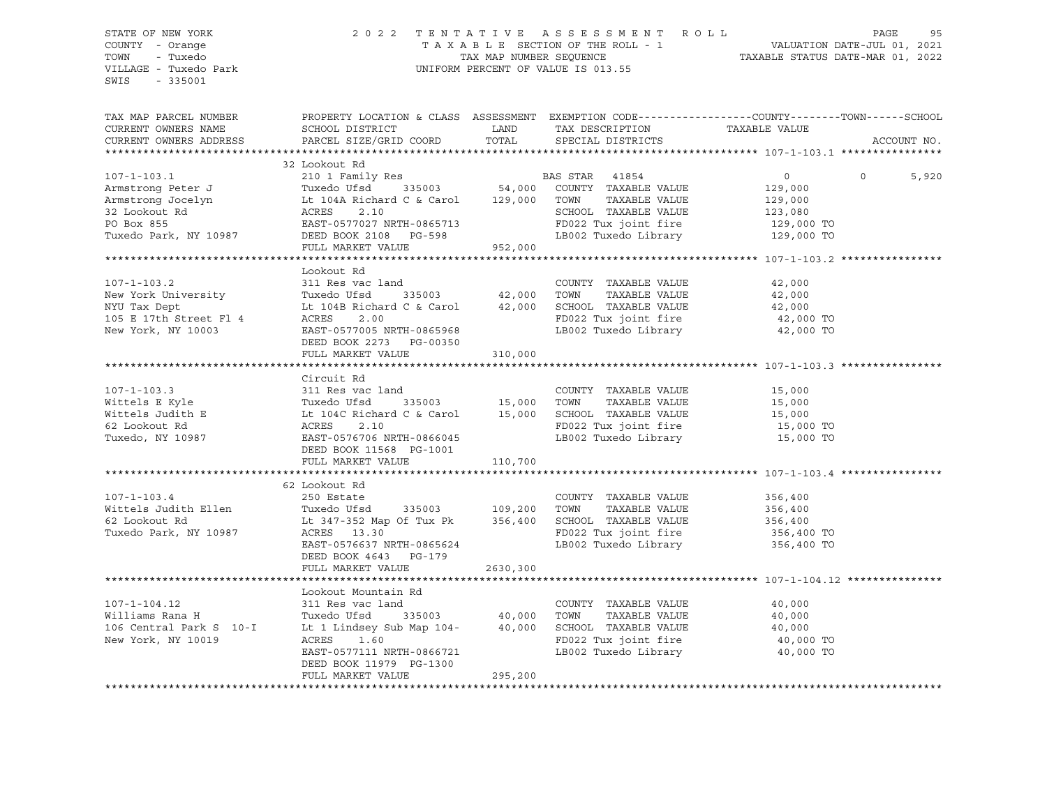STATE OF NEW YORK
COUNTY - Orange
TOWN - Tuxedo
VILLAGE - Tuxedo Park
SWIS - 335001

2022 TENTATIVE ASSESSMENT ROLL
TAXABLE SECTION OF THE ROLL - 1
TAX MAP NUMBER SEQUENCE
UNIFORM PERCENT OF VALUE IS 013.55

VALUATION DATE-JUL 01, 2021
TAXABLE STATUS DATE-MAR 01, 2022

| TAX MAP PARCEL NUMBER / CURRENT OWNERS NAME / CURRENT OWNERS ADDRESS | PROPERTY LOCATION & CLASS / SCHOOL DISTRICT / PARCEL SIZE/GRID COORD | ASSESSMENT LAND / TOTAL | EXEMPTION CODE / TAX DESCRIPTION / SPECIAL DISTRICTS | COUNTY / TAXABLE VALUE | TOWN | SCHOOL / ACCOUNT NO. |
|---|---|---|---|---|---|---|
| **107-1-103.1** | 32 Lookout Rd | | | | | |
| 107-1-103.1 | 210 1 Family Res | | BAS STAR 41854 | 0 | 0 | 5,920 |
| Armstrong Peter J | Tuxedo Ufsd 335003 | 54,000 | COUNTY TAXABLE VALUE | 129,000 | | |
| Armstrong Jocelyn | Lt 104A Richard C & Carol | 129,000 | TOWN TAXABLE VALUE | 129,000 | | |
| 32 Lookout Rd | ACRES 2.10 | | SCHOOL TAXABLE VALUE | 123,080 | | |
| PO Box 855 | EAST-0577027 NRTH-0865713 | | FD022 Tux joint fire | 129,000 TO | | |
| Tuxedo Park, NY 10987 | DEED BOOK 2108 PG-598 | | LB002 Tuxedo Library | 129,000 TO | | |
| | FULL MARKET VALUE | 952,000 | | | | |
| **107-1-103.2** | Lookout Rd | | | | | |
| 107-1-103.2 | 311 Res vac land | | COUNTY TAXABLE VALUE | 42,000 | | |
| New York University | Tuxedo Ufsd 335003 | 42,000 | TOWN TAXABLE VALUE | 42,000 | | |
| NYU Tax Dept | Lt 104B Richard C & Carol | 42,000 | SCHOOL TAXABLE VALUE | 42,000 | | |
| 105 E 17th Street Fl 4 | ACRES 2.00 | | FD022 Tux joint fire | 42,000 TO | | |
| New York, NY 10003 | EAST-0577005 NRTH-0865968 | | LB002 Tuxedo Library | 42,000 TO | | |
| | DEED BOOK 2273 PG-00350 | | | | | |
| | FULL MARKET VALUE | 310,000 | | | | |
| **107-1-103.3** | Circuit Rd | | | | | |
| 107-1-103.3 | 311 Res vac land | | COUNTY TAXABLE VALUE | 15,000 | | |
| Wittels E Kyle | Tuxedo Ufsd 335003 | 15,000 | TOWN TAXABLE VALUE | 15,000 | | |
| Wittels Judith E | Lt 104C Richard C & Carol | 15,000 | SCHOOL TAXABLE VALUE | 15,000 | | |
| 62 Lookout Rd | ACRES 2.10 | | FD022 Tux joint fire | 15,000 TO | | |
| Tuxedo, NY 10987 | EAST-0576706 NRTH-0866045 | | LB002 Tuxedo Library | 15,000 TO | | |
| | DEED BOOK 11568 PG-1001 | | | | | |
| | FULL MARKET VALUE | 110,700 | | | | |
| **107-1-103.4** | 62 Lookout Rd | | | | | |
| 107-1-103.4 | 250 Estate | | COUNTY TAXABLE VALUE | 356,400 | | |
| Wittels Judith Ellen | Tuxedo Ufsd 335003 | 109,200 | TOWN TAXABLE VALUE | 356,400 | | |
| 62 Lookout Rd | Lt 347-352 Map Of Tux Pk | 356,400 | SCHOOL TAXABLE VALUE | 356,400 | | |
| Tuxedo Park, NY 10987 | ACRES 13.30 | | FD022 Tux joint fire | 356,400 TO | | |
| | EAST-0576637 NRTH-0865624 | | LB002 Tuxedo Library | 356,400 TO | | |
| | DEED BOOK 4643 PG-179 | | | | | |
| | FULL MARKET VALUE | 2630,300 | | | | |
| **107-1-104.12** | Lookout Mountain Rd | | | | | |
| 107-1-104.12 | 311 Res vac land | | COUNTY TAXABLE VALUE | 40,000 | | |
| Williams Rana H | Tuxedo Ufsd 335003 | 40,000 | TOWN TAXABLE VALUE | 40,000 | | |
| 106 Central Park S 10-I | Lt 1 Lindsey Sub Map 104- | 40,000 | SCHOOL TAXABLE VALUE | 40,000 | | |
| New York, NY 10019 | ACRES 1.60 | | FD022 Tux joint fire | 40,000 TO | | |
| | EAST-0577111 NRTH-0866721 | | LB002 Tuxedo Library | 40,000 TO | | |
| | DEED BOOK 11979 PG-1300 | | | | | |
| | FULL MARKET VALUE | 295,200 | | | | |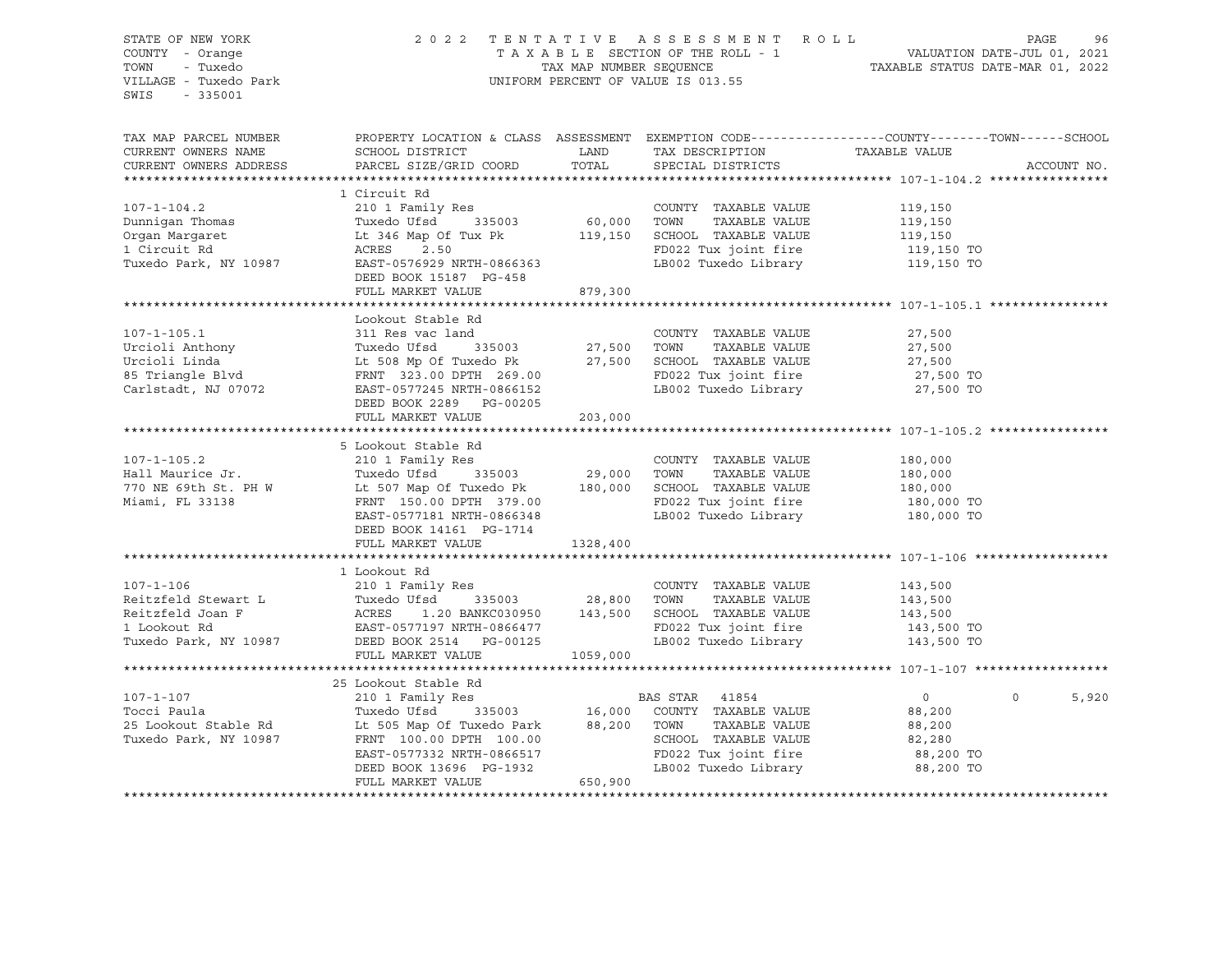STATE OF NEW YORK
COUNTY - Orange
TOWN - Tuxedo
VILLAGE - Tuxedo Park
SWIS - 335001

2022 TENTATIVE ASSESSMENT ROLL
TAXABLE SECTION OF THE ROLL - 1
TAX MAP NUMBER SEQUENCE
UNIFORM PERCENT OF VALUE IS 013.55

VALUATION DATE-JUL 01, 2021
TAXABLE STATUS DATE-MAR 01, 2022

| TAX MAP PARCEL NUMBER / CURRENT OWNERS NAME / CURRENT OWNERS ADDRESS | PROPERTY LOCATION & CLASS / SCHOOL DISTRICT / PARCEL SIZE/GRID COORD | ASSESSMENT LAND | TOTAL | EXEMPTION CODE / TAX DESCRIPTION / SPECIAL DISTRICTS | COUNTY / TAXABLE VALUE | TOWN | SCHOOL / ACCOUNT NO. |
|---|---|---|---|---|---|---|---|
| **107-1-104.2** | 1 Circuit Rd | | | | | | |
| 107-1-104.2 | 210 1 Family Res | | | COUNTY TAXABLE VALUE | 119,150 | | |
| Dunnigan Thomas | Tuxedo Ufsd 335003 | 60,000 | | TOWN TAXABLE VALUE | 119,150 | | |
| Organ Margaret | Lt 346 Map Of Tux Pk | | 119,150 | SCHOOL TAXABLE VALUE | 119,150 | | |
| 1 Circuit Rd | ACRES 2.50 | | | FD022 Tux joint fire | 119,150 TO | | |
| Tuxedo Park, NY 10987 | EAST-0576929 NRTH-0866363 | | | LB002 Tuxedo Library | 119,150 TO | | |
| | DEED BOOK 15187 PG-458 | | | | | | |
| | FULL MARKET VALUE | | 879,300 | | | | |
| **107-1-105.1** | Lookout Stable Rd | | | | | | |
| 107-1-105.1 | 311 Res vac land | | | COUNTY TAXABLE VALUE | 27,500 | | |
| Urcioli Anthony | Tuxedo Ufsd 335003 | 27,500 | | TOWN TAXABLE VALUE | 27,500 | | |
| Urcioli Linda | Lt 508 Mp Of Tuxedo Pk | | 27,500 | SCHOOL TAXABLE VALUE | 27,500 | | |
| 85 Triangle Blvd | FRNT 323.00 DPTH 269.00 | | | FD022 Tux joint fire | 27,500 TO | | |
| Carlstadt, NJ 07072 | EAST-0577245 NRTH-0866152 | | | LB002 Tuxedo Library | 27,500 TO | | |
| | DEED BOOK 2289 PG-00205 | | | | | | |
| | FULL MARKET VALUE | | 203,000 | | | | |
| **107-1-105.2** | 5 Lookout Stable Rd | | | | | | |
| 107-1-105.2 | 210 1 Family Res | | | COUNTY TAXABLE VALUE | 180,000 | | |
| Hall Maurice Jr. | Tuxedo Ufsd 335003 | 29,000 | | TOWN TAXABLE VALUE | 180,000 | | |
| 770 NE 69th St. PH W | Lt 507 Map Of Tuxedo Pk | | 180,000 | SCHOOL TAXABLE VALUE | 180,000 | | |
| Miami, FL 33138 | FRNT 150.00 DPTH 379.00 | | | FD022 Tux joint fire | 180,000 TO | | |
| | EAST-0577181 NRTH-0866348 | | | LB002 Tuxedo Library | 180,000 TO | | |
| | DEED BOOK 14161 PG-1714 | | | | | | |
| | FULL MARKET VALUE | | 1328,400 | | | | |
| **107-1-106** | 1 Lookout Rd | | | | | | |
| 107-1-106 | 210 1 Family Res | | | COUNTY TAXABLE VALUE | 143,500 | | |
| Reitzfeld Stewart L | Tuxedo Ufsd 335003 | 28,800 | | TOWN TAXABLE VALUE | 143,500 | | |
| Reitzfeld Joan F | ACRES 1.20 BANKC030950 | | 143,500 | SCHOOL TAXABLE VALUE | 143,500 | | |
| 1 Lookout Rd | EAST-0577197 NRTH-0866477 | | | FD022 Tux joint fire | 143,500 TO | | |
| Tuxedo Park, NY 10987 | DEED BOOK 2514 PG-00125 | | | LB002 Tuxedo Library | 143,500 TO | | |
| | FULL MARKET VALUE | | 1059,000 | | | | |
| **107-1-107** | 25 Lookout Stable Rd | | | | | | |
| 107-1-107 | 210 1 Family Res | | | BAS STAR 41854 | 0 | 0 | 5,920 |
| Tocci Paula | Tuxedo Ufsd 335003 | 16,000 | | COUNTY TAXABLE VALUE | 88,200 | | |
| 25 Lookout Stable Rd | Lt 505 Map Of Tuxedo Park | | 88,200 | TOWN TAXABLE VALUE | 88,200 | | |
| Tuxedo Park, NY 10987 | FRNT 100.00 DPTH 100.00 | | | SCHOOL TAXABLE VALUE | 82,280 | | |
| | EAST-0577332 NRTH-0866517 | | | FD022 Tux joint fire | 88,200 TO | | |
| | DEED BOOK 13696 PG-1932 | | | LB002 Tuxedo Library | 88,200 TO | | |
| | FULL MARKET VALUE | | 650,900 | | | | |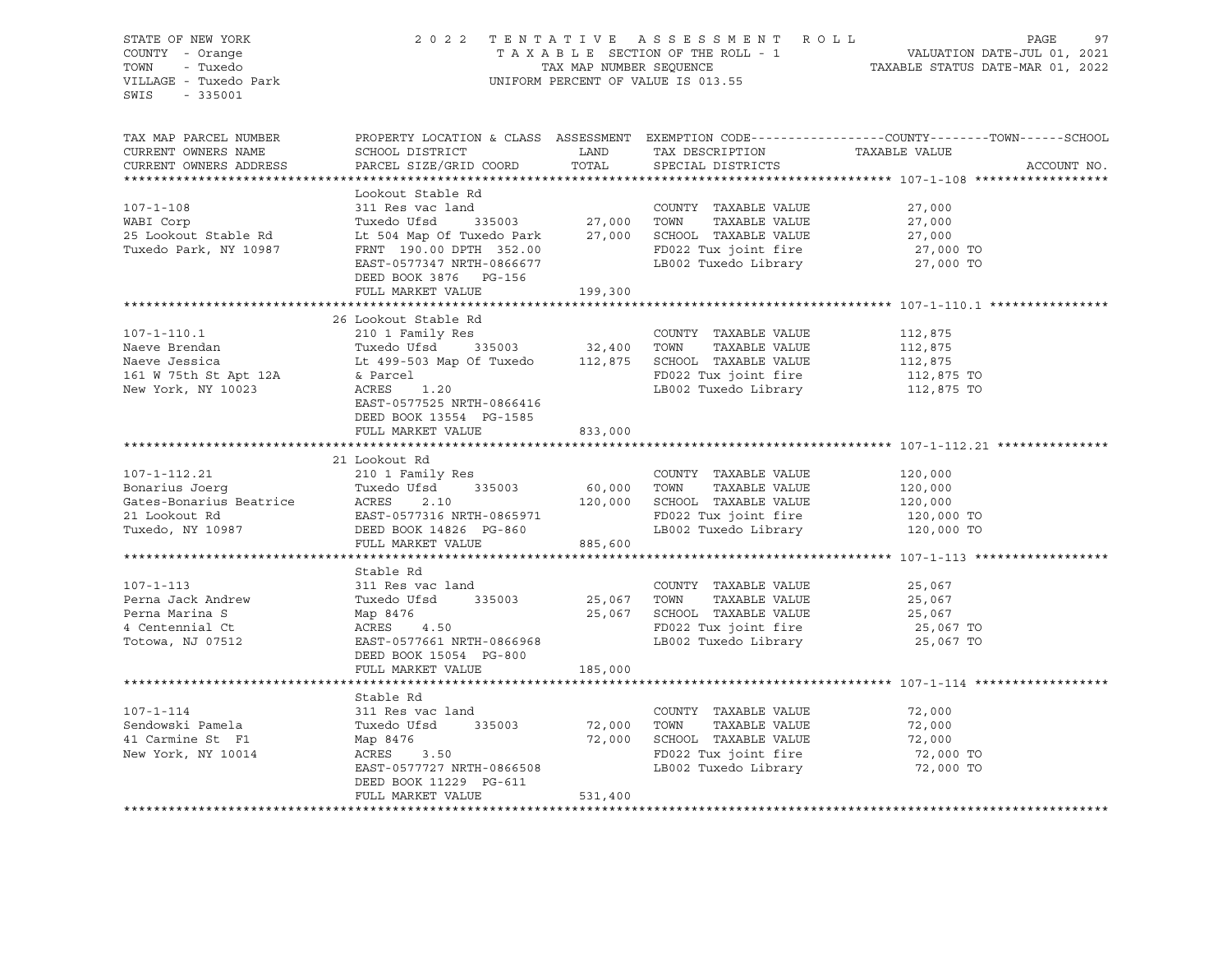STATE OF NEW YORK
COUNTY - Orange
TOWN - Tuxedo
VILLAGE - Tuxedo Park
SWIS - 335001

2022 TENTATIVE ASSESSMENT ROLL
TAXABLE SECTION OF THE ROLL - 1
TAX MAP NUMBER SEQUENCE
UNIFORM PERCENT OF VALUE IS 013.55

VALUATION DATE-JUL 01, 2021
TAXABLE STATUS DATE-MAR 01, 2022

| TAX MAP PARCEL NUMBER / CURRENT OWNERS NAME / CURRENT OWNERS ADDRESS | PROPERTY LOCATION & CLASS / SCHOOL DISTRICT / PARCEL SIZE/GRID COORD | ASSESSMENT LAND | TOTAL | EXEMPTION CODE / TAX DESCRIPTION / SPECIAL DISTRICTS | COUNTY--------TOWN------SCHOOL TAXABLE VALUE | ACCOUNT NO. |
|---|---|---|---|---|---|---|
| **107-1-108** | Lookout Stable Rd | | | | | |
| 107-1-108 | 311 Res vac land | | | COUNTY TAXABLE VALUE | 27,000 | |
| WABI Corp | Tuxedo Ufsd 335003 | 27,000 | | TOWN TAXABLE VALUE | 27,000 | |
| 25 Lookout Stable Rd | Lt 504 Map Of Tuxedo Park | | 27,000 | SCHOOL TAXABLE VALUE | 27,000 | |
| Tuxedo Park, NY 10987 | FRNT 190.00 DPTH 352.00 | | | FD022 Tux joint fire | 27,000 TO | |
| | EAST-0577347 NRTH-0866677 | | | LB002 Tuxedo Library | 27,000 TO | |
| | DEED BOOK 3876 PG-156 | | | | | |
| | FULL MARKET VALUE | | 199,300 | | | |
| **107-1-110.1** | 26 Lookout Stable Rd | | | | | |
| 107-1-110.1 | 210 1 Family Res | | | COUNTY TAXABLE VALUE | 112,875 | |
| Naeve Brendan | Tuxedo Ufsd 335003 | 32,400 | | TOWN TAXABLE VALUE | 112,875 | |
| Naeve Jessica | Lt 499-503 Map Of Tuxedo | | 112,875 | SCHOOL TAXABLE VALUE | 112,875 | |
| 161 W 75th St Apt 12A | & Parcel | | | FD022 Tux joint fire | 112,875 TO | |
| New York, NY 10023 | ACRES 1.20 | | | LB002 Tuxedo Library | 112,875 TO | |
| | EAST-0577525 NRTH-0866416 | | | | | |
| | DEED BOOK 13554 PG-1585 | | | | | |
| | FULL MARKET VALUE | | 833,000 | | | |
| **107-1-112.21** | 21 Lookout Rd | | | | | |
| 107-1-112.21 | 210 1 Family Res | | | COUNTY TAXABLE VALUE | 120,000 | |
| Bonarius Joerg | Tuxedo Ufsd 335003 | 60,000 | | TOWN TAXABLE VALUE | 120,000 | |
| Gates-Bonarius Beatrice | ACRES 2.10 | | 120,000 | SCHOOL TAXABLE VALUE | 120,000 | |
| 21 Lookout Rd | EAST-0577316 NRTH-0865971 | | | FD022 Tux joint fire | 120,000 TO | |
| Tuxedo, NY 10987 | DEED BOOK 14826 PG-860 | | | LB002 Tuxedo Library | 120,000 TO | |
| | FULL MARKET VALUE | | 885,600 | | | |
| **107-1-113** | Stable Rd | | | | | |
| 107-1-113 | 311 Res vac land | | | COUNTY TAXABLE VALUE | 25,067 | |
| Perna Jack Andrew | Tuxedo Ufsd 335003 | 25,067 | | TOWN TAXABLE VALUE | 25,067 | |
| Perna Marina S | Map 8476 | | 25,067 | SCHOOL TAXABLE VALUE | 25,067 | |
| 4 Centennial Ct | ACRES 4.50 | | | FD022 Tux joint fire | 25,067 TO | |
| Totowa, NJ 07512 | EAST-0577661 NRTH-0866968 | | | LB002 Tuxedo Library | 25,067 TO | |
| | DEED BOOK 15054 PG-800 | | | | | |
| | FULL MARKET VALUE | | 185,000 | | | |
| **107-1-114** | Stable Rd | | | | | |
| 107-1-114 | 311 Res vac land | | | COUNTY TAXABLE VALUE | 72,000 | |
| Sendowski Pamela | Tuxedo Ufsd 335003 | 72,000 | | TOWN TAXABLE VALUE | 72,000 | |
| 41 Carmine St F1 | Map 8476 | | 72,000 | SCHOOL TAXABLE VALUE | 72,000 | |
| New York, NY 10014 | ACRES 3.50 | | | FD022 Tux joint fire | 72,000 TO | |
| | EAST-0577727 NRTH-0866508 | | | LB002 Tuxedo Library | 72,000 TO | |
| | DEED BOOK 11229 PG-611 | | | | | |
| | FULL MARKET VALUE | | 531,400 | | | |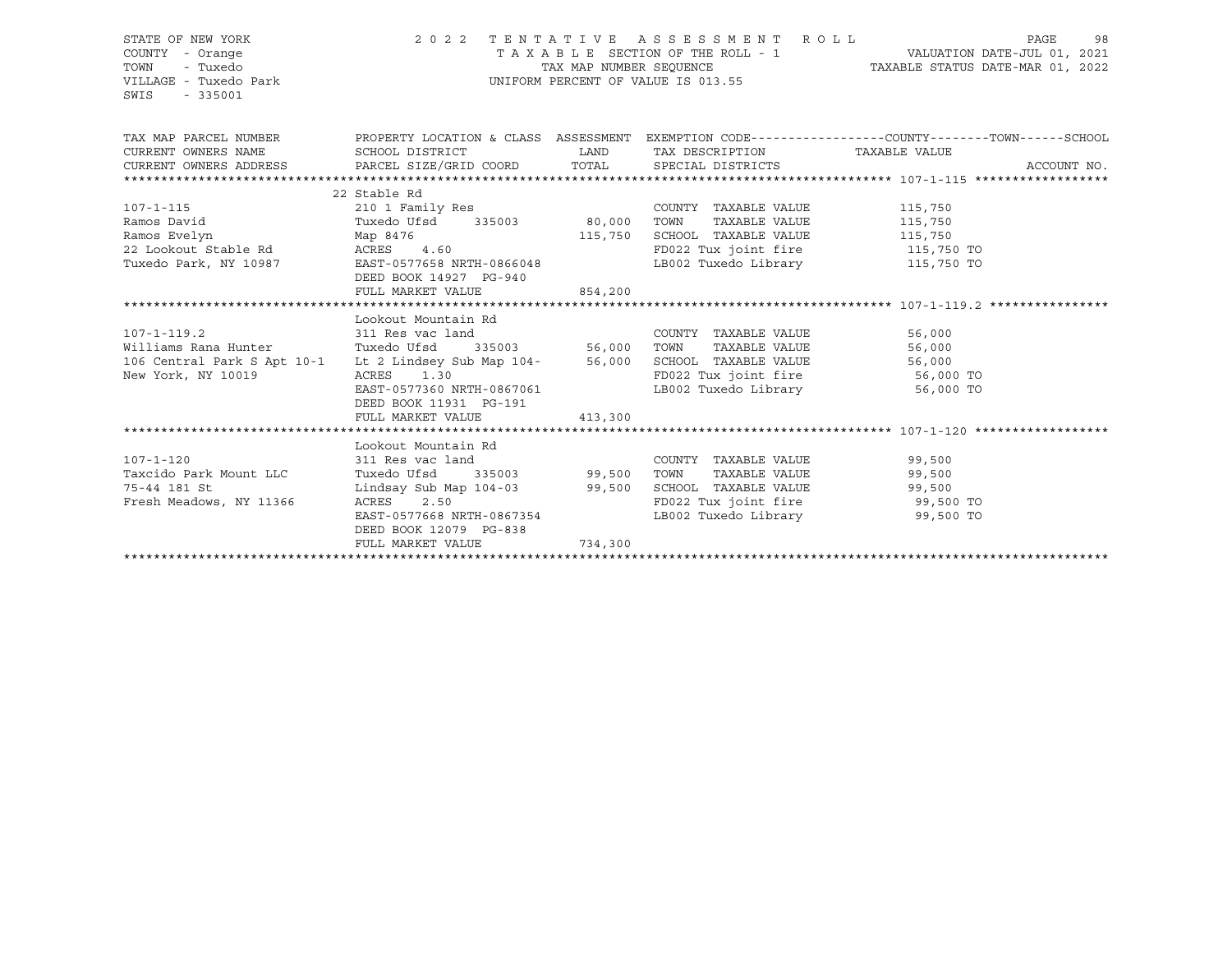STATE OF NEW YORK
COUNTY - Orange
TOWN - Tuxedo
VILLAGE - Tuxedo Park
SWIS - 335001

2022 TENTATIVE ASSESSMENT ROLL
TAXABLE SECTION OF THE ROLL - 1
TAX MAP NUMBER SEQUENCE
UNIFORM PERCENT OF VALUE IS 013.55

VALUATION DATE-JUL 01, 2021
TAXABLE STATUS DATE-MAR 01, 2022

| TAX MAP PARCEL NUMBER / CURRENT OWNERS NAME / CURRENT OWNERS ADDRESS | PROPERTY LOCATION & CLASS / SCHOOL DISTRICT / PARCEL SIZE/GRID COORD | ASSESSMENT LAND / TOTAL | EXEMPTION CODE / TAX DESCRIPTION / SPECIAL DISTRICTS | COUNTY--------TOWN------SCHOOL TAXABLE VALUE | ACCOUNT NO. |
|---|---|---|---|---|---|
| **107-1-115** | 22 Stable Rd | | | | |
| 107-1-115 | 210 1 Family Res | | COUNTY TAXABLE VALUE | 115,750 | |
| Ramos David | Tuxedo Ufsd 335003 | 80,000 | TOWN TAXABLE VALUE | 115,750 | |
| Ramos Evelyn | Map 8476 | 115,750 | SCHOOL TAXABLE VALUE | 115,750 | |
| 22 Lookout Stable Rd | ACRES 4.60 | | FD022 Tux joint fire | 115,750 TO | |
| Tuxedo Park, NY 10987 | EAST-0577658 NRTH-0866048 | | LB002 Tuxedo Library | 115,750 TO | |
| | DEED BOOK 14927 PG-940 | | | | |
| | FULL MARKET VALUE | 854,200 | | | |
| **107-1-119.2** | Lookout Mountain Rd | | | | |
| 107-1-119.2 | 311 Res vac land | | COUNTY TAXABLE VALUE | 56,000 | |
| Williams Rana Hunter | Tuxedo Ufsd 335003 | 56,000 | TOWN TAXABLE VALUE | 56,000 | |
| 106 Central Park S Apt 10-1 | Lt 2 Lindsey Sub Map 104- | 56,000 | SCHOOL TAXABLE VALUE | 56,000 | |
| New York, NY 10019 | ACRES 1.30 | | FD022 Tux joint fire | 56,000 TO | |
| | EAST-0577360 NRTH-0867061 | | LB002 Tuxedo Library | 56,000 TO | |
| | DEED BOOK 11931 PG-191 | | | | |
| | FULL MARKET VALUE | 413,300 | | | |
| **107-1-120** | Lookout Mountain Rd | | | | |
| 107-1-120 | 311 Res vac land | | COUNTY TAXABLE VALUE | 99,500 | |
| Taxcido Park Mount LLC | Tuxedo Ufsd 335003 | 99,500 | TOWN TAXABLE VALUE | 99,500 | |
| 75-44 181 St | Lindsay Sub Map 104-03 | 99,500 | SCHOOL TAXABLE VALUE | 99,500 | |
| Fresh Meadows, NY 11366 | ACRES 2.50 | | FD022 Tux joint fire | 99,500 TO | |
| | EAST-0577668 NRTH-0867354 | | LB002 Tuxedo Library | 99,500 TO | |
| | DEED BOOK 12079 PG-838 | | | | |
| | FULL MARKET VALUE | 734,300 | | | |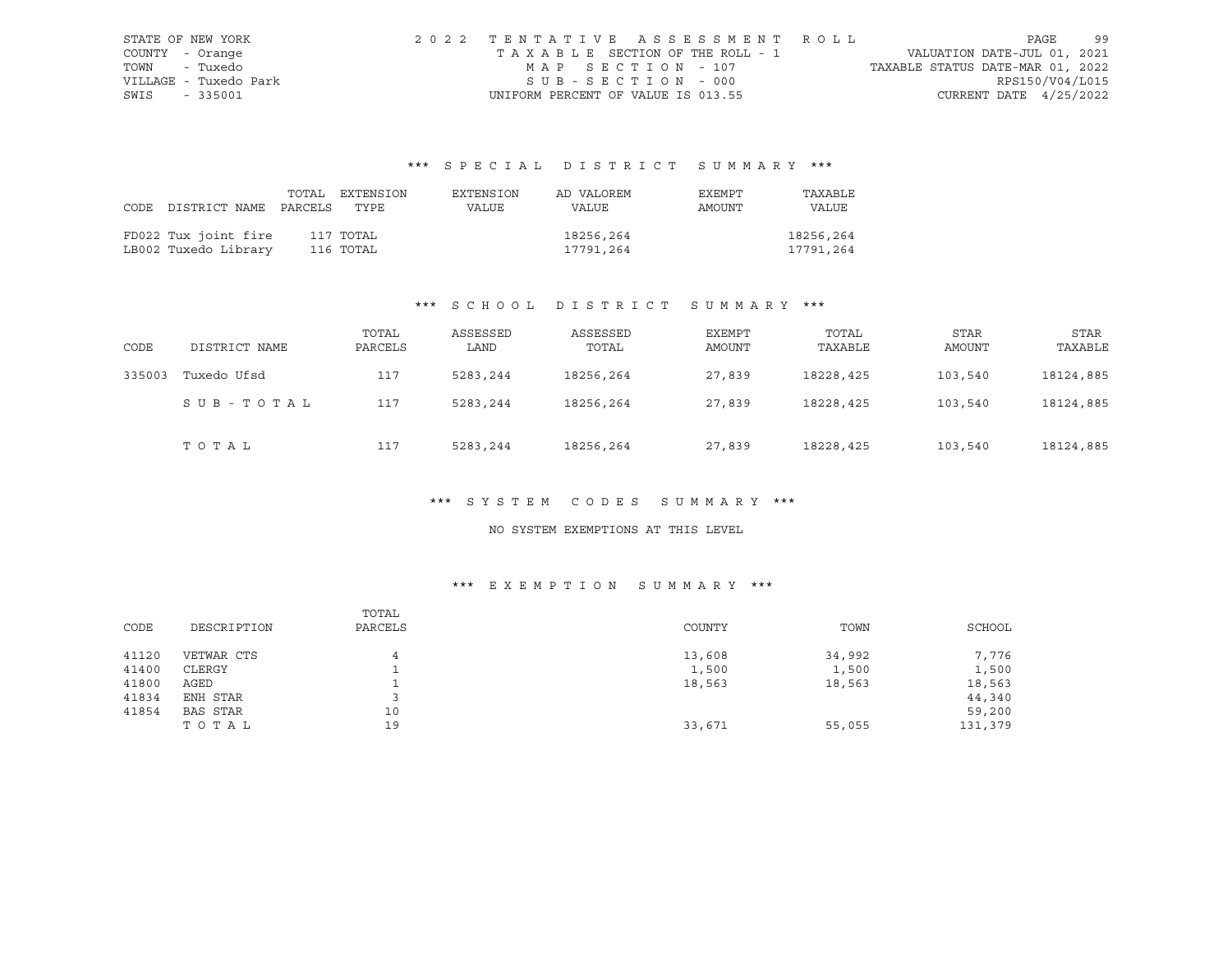STATE OF NEW YORK
COUNTY - Orange
TOWN - Tuxedo
VILLAGE - Tuxedo Park
SWIS - 335001

2 0 2 2 T E N T A T I V E A S S E S S M E N T R O L L
T A X A B L E SECTION OF THE ROLL - 1
M A P S E C T I O N - 107
S U B - S E C T I O N - 000
UNIFORM PERCENT OF VALUE IS 013.55

VALUATION DATE-JUL 01, 2021
TAXABLE STATUS DATE-MAR 01, 2022
RPS150/V04/L015
CURRENT DATE 4/25/2022

### *** S P E C I A L D I S T R I C T S U M M A R Y ***

| CODE | DISTRICT NAME | TOTAL PARCELS | EXTENSION TYPE | EXTENSION VALUE | AD VALOREM VALUE | EXEMPT AMOUNT | TAXABLE VALUE |
|---|---|---|---|---|---|---|---|
| FD022 | Tux joint fire | 117 | TOTAL | | 18256,264 | | 18256,264 |
| LB002 | Tuxedo Library | 116 | TOTAL | | 17791,264 | | 17791,264 |

### *** S C H O O L D I S T R I C T S U M M A R Y ***

| CODE | DISTRICT NAME | TOTAL PARCELS | ASSESSED LAND | ASSESSED TOTAL | EXEMPT AMOUNT | TOTAL TAXABLE | STAR AMOUNT | STAR TAXABLE |
|---|---|---|---|---|---|---|---|---|
| 335003 | Tuxedo Ufsd | 117 | 5283,244 | 18256,264 | 27,839 | 18228,425 | 103,540 | 18124,885 |
| | S U B - T O T A L | 117 | 5283,244 | 18256,264 | 27,839 | 18228,425 | 103,540 | 18124,885 |
| | T O T A L | 117 | 5283,244 | 18256,264 | 27,839 | 18228,425 | 103,540 | 18124,885 |

### *** S Y S T E M C O D E S S U M M A R Y ***

NO SYSTEM EXEMPTIONS AT THIS LEVEL

### *** E X E M P T I O N S U M M A R Y ***

| CODE | DESCRIPTION | TOTAL PARCELS | COUNTY | TOWN | SCHOOL |
|---|---|---|---|---|---|
| 41120 | VETWAR CTS | 4 | 13,608 | 34,992 | 7,776 |
| 41400 | CLERGY | 1 | 1,500 | 1,500 | 1,500 |
| 41800 | AGED | 1 | 18,563 | 18,563 | 18,563 |
| 41834 | ENH STAR | 3 | | | 44,340 |
| 41854 | BAS STAR | 10 | | | 59,200 |
| | T O T A L | 19 | 33,671 | 55,055 | 131,379 |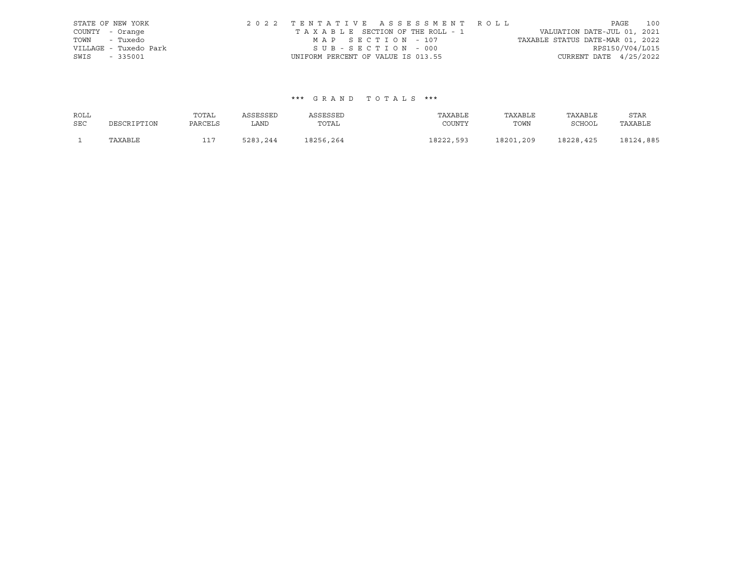STATE OF NEW YORK
COUNTY - Orange
TOWN - Tuxedo
VILLAGE - Tuxedo Park
SWIS - 335001

2 0 2 2 T E N T A T I V E A S S E S S M E N T R O L L
T A X A B L E SECTION OF THE ROLL - 1
M A P S E C T I O N - 107
S U B - S E C T I O N - 000
UNIFORM PERCENT OF VALUE IS 013.55

VALUATION DATE-JUL 01, 2021
TAXABLE STATUS DATE-MAR 01, 2022
RPS150/V04/L015
CURRENT DATE 4/25/2022

### *** G R A N D T O T A L S ***

| ROLL SEC | DESCRIPTION | TOTAL PARCELS | ASSESSED LAND | ASSESSED TOTAL | TAXABLE COUNTY | TAXABLE TOWN | TAXABLE SCHOOL | STAR TAXABLE |
|---|---|---|---|---|---|---|---|---|
| 1 | TAXABLE | 117 | 5283,244 | 18256,264 | 18222,593 | 18201,209 | 18228,425 | 18124,885 |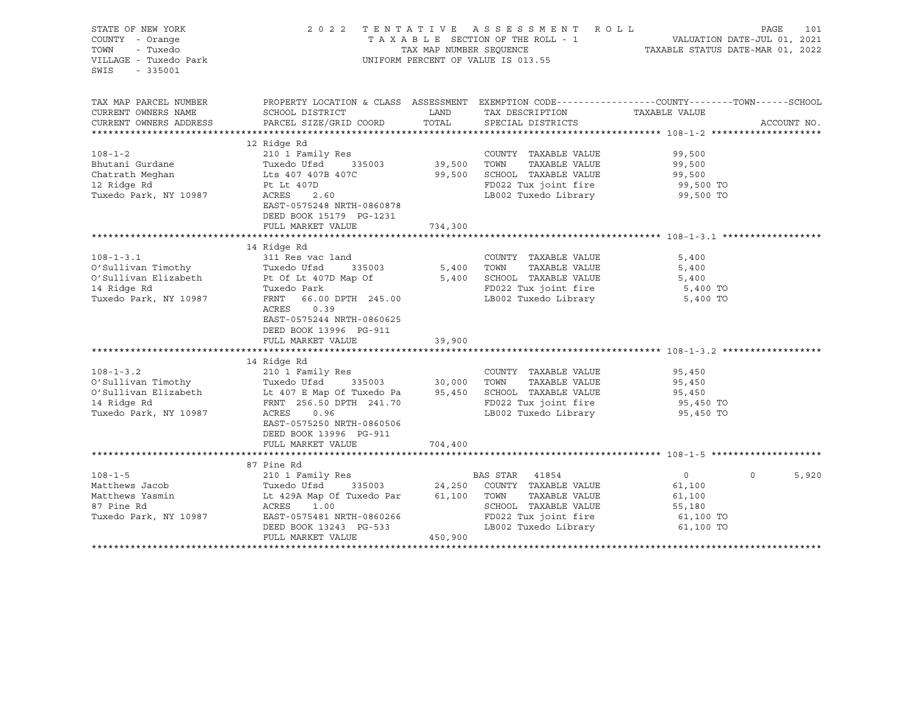STATE OF NEW YORK
COUNTY - Orange
TOWN - Tuxedo
VILLAGE - Tuxedo Park
SWIS - 335001

2022 TENTATIVE ASSESSMENT ROLL
TAXABLE SECTION OF THE ROLL - 1
TAX MAP NUMBER SEQUENCE
UNIFORM PERCENT OF VALUE IS 013.55

VALUATION DATE-JUL 01, 2021
TAXABLE STATUS DATE-MAR 01, 2022

| TAX MAP PARCEL NUMBER / CURRENT OWNERS NAME / CURRENT OWNERS ADDRESS | PROPERTY LOCATION & CLASS / SCHOOL DISTRICT / PARCEL SIZE/GRID COORD | ASSESSMENT LAND | TOTAL | EXEMPTION CODE / TAX DESCRIPTION / SPECIAL DISTRICTS | COUNTY | TOWN | SCHOOL | ACCOUNT NO. |
|---|---|---|---|---|---|---|---|---|
| **108-1-2** | 12 Ridge Rd | | | | | | | |
| | 210 1 Family Res | | | COUNTY TAXABLE VALUE | 99,500 | | | |
| Bhutani Gurdane | Tuxedo Ufsd 335003 | 39,500 | | TOWN TAXABLE VALUE | | 99,500 | | |
| Chatrath Meghan | Lts 407 407B 407C | | 99,500 | SCHOOL TAXABLE VALUE | | | 99,500 | |
| 12 Ridge Rd | Pt Lt 407D | | | FD022 Tux joint fire | 99,500 TO | | | |
| Tuxedo Park, NY 10987 | ACRES 2.60 | | | LB002 Tuxedo Library | 99,500 TO | | | |
| | EAST-0575248 NRTH-0860878 | | | | | | | |
| | DEED BOOK 15179 PG-1231 | | | | | | | |
| | FULL MARKET VALUE | | 734,300 | | | | | |
| **108-1-3.1** | 14 Ridge Rd | | | | | | | |
| | 311 Res vac land | | | COUNTY TAXABLE VALUE | 5,400 | | | |
| O'Sullivan Timothy | Tuxedo Ufsd 335003 | 5,400 | | TOWN TAXABLE VALUE | | 5,400 | | |
| O'Sullivan Elizabeth | Pt Of Lt 407D Map Of | | 5,400 | SCHOOL TAXABLE VALUE | | | 5,400 | |
| 14 Ridge Rd | Tuxedo Park | | | FD022 Tux joint fire | 5,400 TO | | | |
| Tuxedo Park, NY 10987 | FRNT 66.00 DPTH 245.00 | | | LB002 Tuxedo Library | 5,400 TO | | | |
| | ACRES 0.39 | | | | | | | |
| | EAST-0575244 NRTH-0860625 | | | | | | | |
| | DEED BOOK 13996 PG-911 | | | | | | | |
| | FULL MARKET VALUE | | 39,900 | | | | | |
| **108-1-3.2** | 14 Ridge Rd | | | | | | | |
| | 210 1 Family Res | | | COUNTY TAXABLE VALUE | 95,450 | | | |
| O'Sullivan Timothy | Tuxedo Ufsd 335003 | 30,000 | | TOWN TAXABLE VALUE | | 95,450 | | |
| O'Sullivan Elizabeth | Lt 407 E Map Of Tuxedo Pa | | 95,450 | SCHOOL TAXABLE VALUE | | | 95,450 | |
| 14 Ridge Rd | FRNT 256.50 DPTH 241.70 | | | FD022 Tux joint fire | 95,450 TO | | | |
| Tuxedo Park, NY 10987 | ACRES 0.96 | | | LB002 Tuxedo Library | 95,450 TO | | | |
| | EAST-0575250 NRTH-0860506 | | | | | | | |
| | DEED BOOK 13996 PG-911 | | | | | | | |
| | FULL MARKET VALUE | | 704,400 | | | | | |
| **108-1-5** | 87 Pine Rd | | | | | | | |
| | 210 1 Family Res | | | BAS STAR 41854 | 0 | 0 | 5,920 | |
| Matthews Jacob | Tuxedo Ufsd 335003 | 24,250 | | COUNTY TAXABLE VALUE | 61,100 | | | |
| Matthews Yasmin | Lt 429A Map Of Tuxedo Par | | 61,100 | TOWN TAXABLE VALUE | | 61,100 | | |
| 87 Pine Rd | ACRES 1.00 | | | SCHOOL TAXABLE VALUE | | | 55,180 | |
| Tuxedo Park, NY 10987 | EAST-0575481 NRTH-0860266 | | | FD022 Tux joint fire | 61,100 TO | | | |
| | DEED BOOK 13243 PG-533 | | | LB002 Tuxedo Library | 61,100 TO | | | |
| | FULL MARKET VALUE | | 450,900 | | | | | |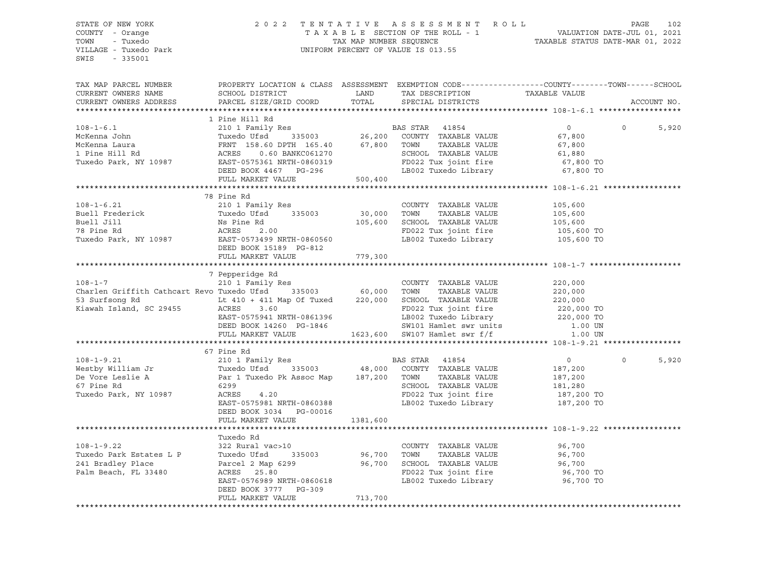STATE OF NEW YORK
COUNTY - Orange
TOWN - Tuxedo
VILLAGE - Tuxedo Park
SWIS - 335001

2022 TENTATIVE ASSESSMENT ROLL
TAXABLE SECTION OF THE ROLL - 1
TAX MAP NUMBER SEQUENCE
UNIFORM PERCENT OF VALUE IS 013.55

VALUATION DATE-JUL 01, 2021
TAXABLE STATUS DATE-MAR 01, 2022

```
TAX MAP PARCEL NUMBER     PROPERTY LOCATION & CLASS  ASSESSMENT  EXEMPTION CODE------------------COUNTY--------TOWN------SCHOOL
CURRENT OWNERS NAME       SCHOOL DISTRICT               LAND      TAX DESCRIPTION              TAXABLE VALUE
CURRENT OWNERS ADDRESS    PARCEL SIZE/GRID COORD        TOTAL     SPECIAL DISTRICTS                                      ACCOUNT NO.
******************************************************************************************************* 108-1-6.1 ******************
                          1 Pine Hill Rd
108-1-6.1                 210 1 Family Res                      BAS STAR   41854                  0           0       5,920
McKenna John              Tuxedo Ufsd      335003      26,200   COUNTY  TAXABLE VALUE          67,800
McKenna Laura             FRNT 158.60 DPTH 165.40      67,800   TOWN    TAXABLE VALUE          67,800
1 Pine Hill Rd            ACRES    0.60 BANKC061270             SCHOOL  TAXABLE VALUE          61,880
Tuxedo Park, NY 10987     EAST-0575361 NRTH-0860319             FD022 Tux joint fire            67,800 TO
                          DEED BOOK 4467   PG-296               LB002 Tuxedo Library            67,800 TO
                          FULL MARKET VALUE           500,400
******************************************************************************************************* 108-1-6.21 *****************
                          78 Pine Rd
108-1-6.21                210 1 Family Res                      COUNTY  TAXABLE VALUE         105,600
Buell Frederick           Tuxedo Ufsd      335003      30,000   TOWN    TAXABLE VALUE         105,600
Buell Jill                Ns Pine Rd                  105,600   SCHOOL  TAXABLE VALUE         105,600
78 Pine Rd                ACRES    2.00                         FD022 Tux joint fire           105,600 TO
Tuxedo Park, NY 10987     EAST-0573499 NRTH-0860560             LB002 Tuxedo Library           105,600 TO
                          DEED BOOK 15189  PG-812
                          FULL MARKET VALUE           779,300
******************************************************************************************************* 108-1-7 ********************
                          7 Pepperidge Rd
108-1-7                   210 1 Family Res                      COUNTY  TAXABLE VALUE         220,000
Charlen Griffith Cathcart Revo Tuxedo Ufsd  335003     60,000   TOWN    TAXABLE VALUE         220,000
53 Surfsong Rd            Lt 410 + 411 Map Of Tuxed   220,000   SCHOOL  TAXABLE VALUE         220,000
Kiawah Island, SC 29455   ACRES    3.60                         FD022 Tux joint fire           220,000 TO
                          EAST-0575941 NRTH-0861396             LB002 Tuxedo Library           220,000 TO
                          DEED BOOK 14260  PG-1846              SW101 Hamlet swr units            1.00 UN
                          FULL MARKET VALUE          1623,600   SW107 Hamlet swr f/f              1.00 UN
******************************************************************************************************* 108-1-9.21 *****************
                          67 Pine Rd
108-1-9.21                210 1 Family Res                      BAS STAR   41854                  0           0       5,920
Westby William Jr         Tuxedo Ufsd      335003      48,000   COUNTY  TAXABLE VALUE         187,200
De Vore Leslie A          Par 1 Tuxedo Pk Assoc Map   187,200   TOWN    TAXABLE VALUE         187,200
67 Pine Rd                6299                                  SCHOOL  TAXABLE VALUE         181,280
Tuxedo Park, NY 10987     ACRES    4.20                         FD022 Tux joint fire           187,200 TO
                          EAST-0575981 NRTH-0860388             LB002 Tuxedo Library           187,200 TO
                          DEED BOOK 3034   PG-00016
                          FULL MARKET VALUE          1381,600
******************************************************************************************************* 108-1-9.22 *****************
                          Tuxedo Rd
108-1-9.22                322 Rural vac>10                      COUNTY  TAXABLE VALUE          96,700
Tuxedo Park Estates L P   Tuxedo Ufsd      335003      96,700   TOWN    TAXABLE VALUE          96,700
241 Bradley Place         Parcel 2 Map 6299            96,700   SCHOOL  TAXABLE VALUE          96,700
Palm Beach, FL 33480      ACRES   25.80                         FD022 Tux joint fire            96,700 TO
                          EAST-0576989 NRTH-0860618             LB002 Tuxedo Library            96,700 TO
                          DEED BOOK 3777   PG-309
                          FULL MARKET VALUE           713,700
************************************************************************************************************************************
```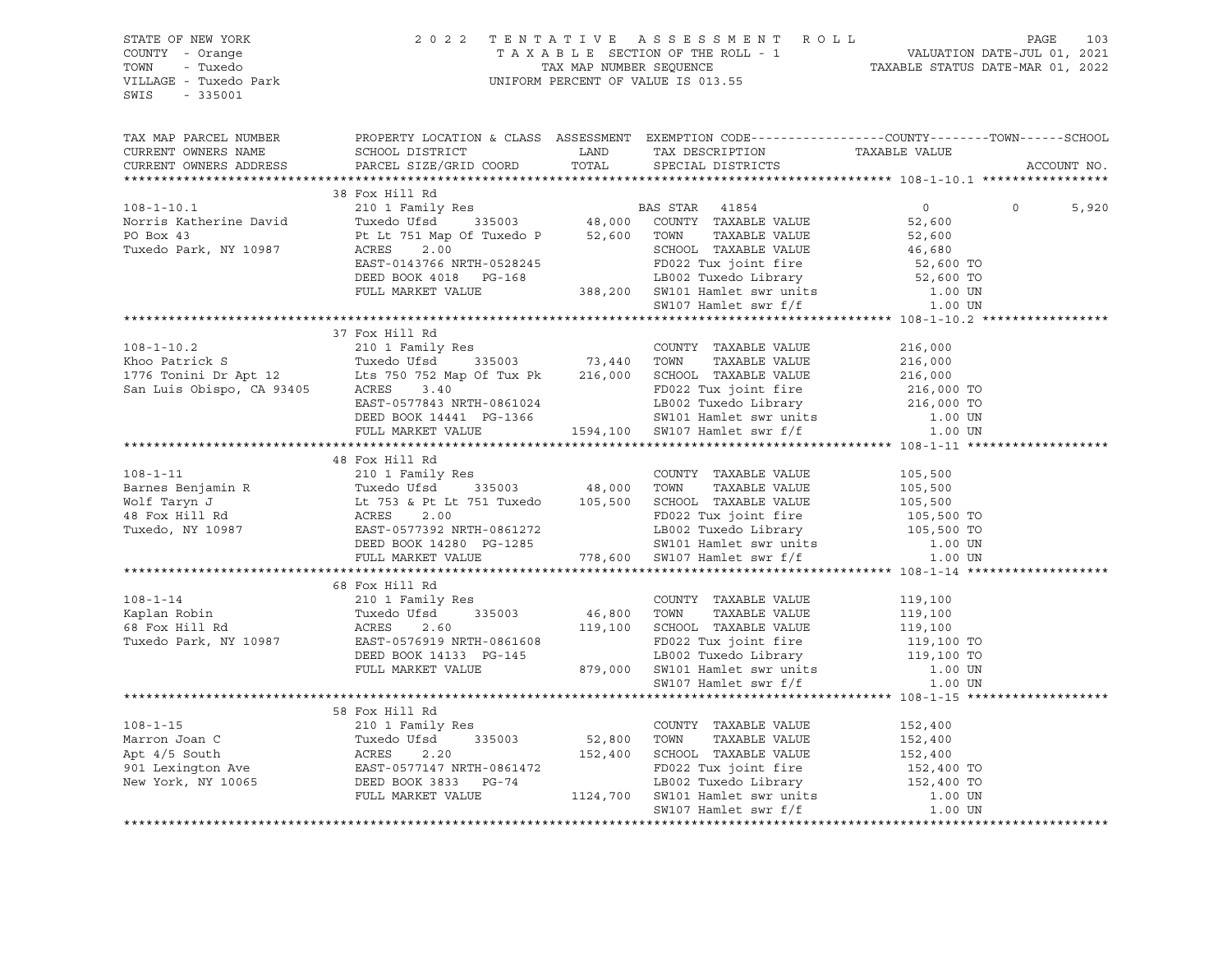STATE OF NEW YORK
COUNTY - Orange
TOWN - Tuxedo
VILLAGE - Tuxedo Park
SWIS - 335001

2022 TENTATIVE ASSESSMENT ROLL
TAXABLE SECTION OF THE ROLL - 1
TAX MAP NUMBER SEQUENCE
UNIFORM PERCENT OF VALUE IS 013.55

VALUATION DATE-JUL 01, 2021
TAXABLE STATUS DATE-MAR 01, 2022

| TAX MAP PARCEL NUMBER / CURRENT OWNERS NAME / CURRENT OWNERS ADDRESS | PROPERTY LOCATION & CLASS / SCHOOL DISTRICT / PARCEL SIZE/GRID COORD | ASSESSMENT LAND | TOTAL | EXEMPTION CODE / TAX DESCRIPTION / SPECIAL DISTRICTS | COUNTY TAXABLE VALUE | TOWN | SCHOOL / ACCOUNT NO. |
|---|---|---|---|---|---|---|---|
| **108-1-10.1** | 38 Fox Hill Rd | | | | | | |
| 108-1-10.1 | 210 1 Family Res | | | BAS STAR 41854 | 0 | 0 | 5,920 |
| Norris Katherine David | Tuxedo Ufsd 335003 | 48,000 | | COUNTY TAXABLE VALUE | 52,600 | | |
| PO Box 43 | Pt Lt 751 Map Of Tuxedo P | | 52,600 | TOWN TAXABLE VALUE | 52,600 | | |
| Tuxedo Park, NY 10987 | ACRES 2.00 | | | SCHOOL TAXABLE VALUE | 46,680 | | |
| | EAST-0143766 NRTH-0528245 | | | FD022 Tux joint fire | 52,600 TO | | |
| | DEED BOOK 4018 PG-168 | | | LB002 Tuxedo Library | 52,600 TO | | |
| | FULL MARKET VALUE | | 388,200 | SW101 Hamlet swr units | 1.00 UN | | |
| | | | | SW107 Hamlet swr f/f | 1.00 UN | | |
| **108-1-10.2** | 37 Fox Hill Rd | | | | | | |
| 108-1-10.2 | 210 1 Family Res | | | COUNTY TAXABLE VALUE | 216,000 | | |
| Khoo Patrick S | Tuxedo Ufsd 335003 | 73,440 | | TOWN TAXABLE VALUE | 216,000 | | |
| 1776 Tonini Dr Apt 12 | Lts 750 752 Map Of Tux Pk | | 216,000 | SCHOOL TAXABLE VALUE | 216,000 | | |
| San Luis Obispo, CA 93405 | ACRES 3.40 | | | FD022 Tux joint fire | 216,000 TO | | |
| | EAST-0577843 NRTH-0861024 | | | LB002 Tuxedo Library | 216,000 TO | | |
| | DEED BOOK 14441 PG-1366 | | | SW101 Hamlet swr units | 1.00 UN | | |
| | FULL MARKET VALUE | | 1594,100 | SW107 Hamlet swr f/f | 1.00 UN | | |
| **108-1-11** | 48 Fox Hill Rd | | | | | | |
| 108-1-11 | 210 1 Family Res | | | COUNTY TAXABLE VALUE | 105,500 | | |
| Barnes Benjamin R | Tuxedo Ufsd 335003 | 48,000 | | TOWN TAXABLE VALUE | 105,500 | | |
| Wolf Taryn J | Lt 753 & Pt Lt 751 Tuxedo | | 105,500 | SCHOOL TAXABLE VALUE | 105,500 | | |
| 48 Fox Hill Rd | ACRES 2.00 | | | FD022 Tux joint fire | 105,500 TO | | |
| Tuxedo, NY 10987 | EAST-0577392 NRTH-0861272 | | | LB002 Tuxedo Library | 105,500 TO | | |
| | DEED BOOK 14280 PG-1285 | | | SW101 Hamlet swr units | 1.00 UN | | |
| | FULL MARKET VALUE | | 778,600 | SW107 Hamlet swr f/f | 1.00 UN | | |
| **108-1-14** | 68 Fox Hill Rd | | | | | | |
| 108-1-14 | 210 1 Family Res | | | COUNTY TAXABLE VALUE | 119,100 | | |
| Kaplan Robin | Tuxedo Ufsd 335003 | 46,800 | | TOWN TAXABLE VALUE | 119,100 | | |
| 68 Fox Hill Rd | ACRES 2.60 | | 119,100 | SCHOOL TAXABLE VALUE | 119,100 | | |
| Tuxedo Park, NY 10987 | EAST-0576919 NRTH-0861608 | | | FD022 Tux joint fire | 119,100 TO | | |
| | DEED BOOK 14133 PG-145 | | | LB002 Tuxedo Library | 119,100 TO | | |
| | FULL MARKET VALUE | | 879,000 | SW101 Hamlet swr units | 1.00 UN | | |
| | | | | SW107 Hamlet swr f/f | 1.00 UN | | |
| **108-1-15** | 58 Fox Hill Rd | | | | | | |
| 108-1-15 | 210 1 Family Res | | | COUNTY TAXABLE VALUE | 152,400 | | |
| Marron Joan C | Tuxedo Ufsd 335003 | 52,800 | | TOWN TAXABLE VALUE | 152,400 | | |
| Apt 4/5 South | ACRES 2.20 | | 152,400 | SCHOOL TAXABLE VALUE | 152,400 | | |
| 901 Lexington Ave | EAST-0577147 NRTH-0861472 | | | FD022 Tux joint fire | 152,400 TO | | |
| New York, NY 10065 | DEED BOOK 3833 PG-74 | | | LB002 Tuxedo Library | 152,400 TO | | |
| | FULL MARKET VALUE | | 1124,700 | SW101 Hamlet swr units | 1.00 UN | | |
| | | | | SW107 Hamlet swr f/f | 1.00 UN | | |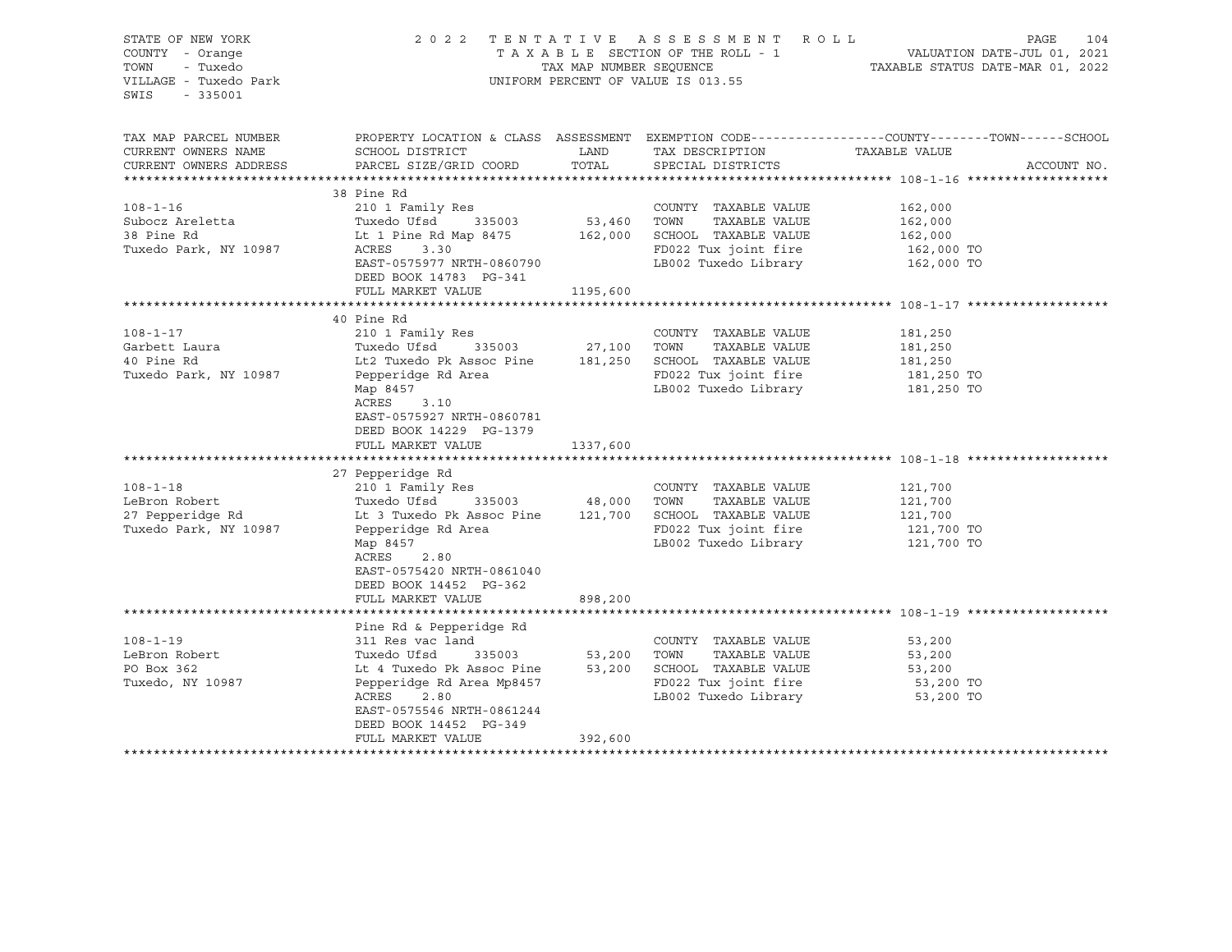STATE OF NEW YORK
COUNTY - Orange
TOWN - Tuxedo
VILLAGE - Tuxedo Park
SWIS - 335001

2022 TENTATIVE ASSESSMENT ROLL
TAXABLE SECTION OF THE ROLL - 1
TAX MAP NUMBER SEQUENCE
UNIFORM PERCENT OF VALUE IS 013.55

VALUATION DATE-JUL 01, 2021
TAXABLE STATUS DATE-MAR 01, 2022

| TAX MAP PARCEL NUMBER / CURRENT OWNERS NAME / CURRENT OWNERS ADDRESS | PROPERTY LOCATION & CLASS / SCHOOL DISTRICT / PARCEL SIZE/GRID COORD | ASSESSMENT LAND / TOTAL | EXEMPTION CODE / TAX DESCRIPTION / SPECIAL DISTRICTS | COUNTY--------TOWN------SCHOOL TAXABLE VALUE | ACCOUNT NO. |
|---|---|---|---|---|---|
| **108-1-16** | 38 Pine Rd | | | | |
| 108-1-16 | 210 1 Family Res | | COUNTY TAXABLE VALUE | 162,000 | |
| Subocz Areletta | Tuxedo Ufsd 335003 | 53,460 | TOWN TAXABLE VALUE | 162,000 | |
| 38 Pine Rd | Lt 1 Pine Rd Map 8475 | 162,000 | SCHOOL TAXABLE VALUE | 162,000 | |
| Tuxedo Park, NY 10987 | ACRES 3.30 | | FD022 Tux joint fire | 162,000 TO | |
| | EAST-0575977 NRTH-0860790 | | LB002 Tuxedo Library | 162,000 TO | |
| | DEED BOOK 14783 PG-341 | | | | |
| | FULL MARKET VALUE | 1195,600 | | | |
| **108-1-17** | 40 Pine Rd | | | | |
| 108-1-17 | 210 1 Family Res | | COUNTY TAXABLE VALUE | 181,250 | |
| Garbett Laura | Tuxedo Ufsd 335003 | 27,100 | TOWN TAXABLE VALUE | 181,250 | |
| 40 Pine Rd | Lt2 Tuxedo Pk Assoc Pine | 181,250 | SCHOOL TAXABLE VALUE | 181,250 | |
| Tuxedo Park, NY 10987 | Pepperidge Rd Area | | FD022 Tux joint fire | 181,250 TO | |
| | Map 8457 | | LB002 Tuxedo Library | 181,250 TO | |
| | ACRES 3.10 | | | | |
| | EAST-0575927 NRTH-0860781 | | | | |
| | DEED BOOK 14229 PG-1379 | | | | |
| | FULL MARKET VALUE | 1337,600 | | | |
| **108-1-18** | 27 Pepperidge Rd | | | | |
| 108-1-18 | 210 1 Family Res | | COUNTY TAXABLE VALUE | 121,700 | |
| LeBron Robert | Tuxedo Ufsd 335003 | 48,000 | TOWN TAXABLE VALUE | 121,700 | |
| 27 Pepperidge Rd | Lt 3 Tuxedo Pk Assoc Pine | 121,700 | SCHOOL TAXABLE VALUE | 121,700 | |
| Tuxedo Park, NY 10987 | Pepperidge Rd Area | | FD022 Tux joint fire | 121,700 TO | |
| | Map 8457 | | LB002 Tuxedo Library | 121,700 TO | |
| | ACRES 2.80 | | | | |
| | EAST-0575420 NRTH-0861040 | | | | |
| | DEED BOOK 14452 PG-362 | | | | |
| | FULL MARKET VALUE | 898,200 | | | |
| **108-1-19** | Pine Rd & Pepperidge Rd | | | | |
| 108-1-19 | 311 Res vac land | | COUNTY TAXABLE VALUE | 53,200 | |
| LeBron Robert | Tuxedo Ufsd 335003 | 53,200 | TOWN TAXABLE VALUE | 53,200 | |
| PO Box 362 | Lt 4 Tuxedo Pk Assoc Pine | 53,200 | SCHOOL TAXABLE VALUE | 53,200 | |
| Tuxedo, NY 10987 | Pepperidge Rd Area Mp8457 | | FD022 Tux joint fire | 53,200 TO | |
| | ACRES 2.80 | | LB002 Tuxedo Library | 53,200 TO | |
| | EAST-0575546 NRTH-0861244 | | | | |
| | DEED BOOK 14452 PG-349 | | | | |
| | FULL MARKET VALUE | 392,600 | | | |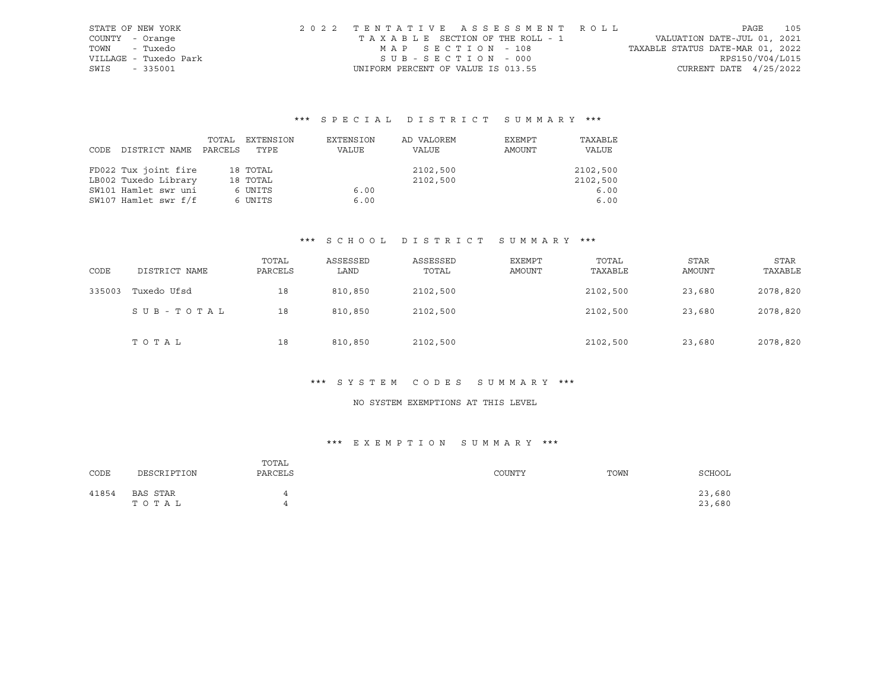STATE OF NEW YORK
COUNTY - Orange
TOWN - Tuxedo
VILLAGE - Tuxedo Park
SWIS - 335001

2022 TENTATIVE ASSESSMENT ROLL
TAXABLE SECTION OF THE ROLL - 1
MAP SECTION - 108
SUB-SECTION - 000
UNIFORM PERCENT OF VALUE IS 013.55

VALUATION DATE-JUL 01, 2021
TAXABLE STATUS DATE-MAR 01, 2022
RPS150/V04/L015
CURRENT DATE 4/25/2022

## *** SPECIAL DISTRICT SUMMARY ***

| CODE | DISTRICT NAME | TOTAL PARCELS | EXTENSION TYPE | EXTENSION VALUE | AD VALOREM VALUE | EXEMPT AMOUNT | TAXABLE VALUE |
|---|---|---|---|---|---|---|---|
| FD022 | Tux joint fire | 18 | TOTAL | | 2102,500 | | 2102,500 |
| LB002 | Tuxedo Library | 18 | TOTAL | | 2102,500 | | 2102,500 |
| SW101 | Hamlet swr uni | 6 | UNITS | 6.00 | | | 6.00 |
| SW107 | Hamlet swr f/f | 6 | UNITS | 6.00 | | | 6.00 |

## *** SCHOOL DISTRICT SUMMARY ***

| CODE | DISTRICT NAME | TOTAL PARCELS | ASSESSED LAND | ASSESSED TOTAL | EXEMPT AMOUNT | TOTAL TAXABLE | STAR AMOUNT | STAR TAXABLE |
|---|---|---|---|---|---|---|---|---|
| 335003 | Tuxedo Ufsd | 18 | 810,850 | 2102,500 | | 2102,500 | 23,680 | 2078,820 |
| | SUB-TOTAL | 18 | 810,850 | 2102,500 | | 2102,500 | 23,680 | 2078,820 |
| | TOTAL | 18 | 810,850 | 2102,500 | | 2102,500 | 23,680 | 2078,820 |

## *** SYSTEM CODES SUMMARY ***

NO SYSTEM EXEMPTIONS AT THIS LEVEL

## *** EXEMPTION SUMMARY ***

| CODE | DESCRIPTION | TOTAL PARCELS | COUNTY | TOWN | SCHOOL |
|---|---|---|---|---|---|
| 41854 | BAS STAR | 4 | | | 23,680 |
| | TOTAL | 4 | | | 23,680 |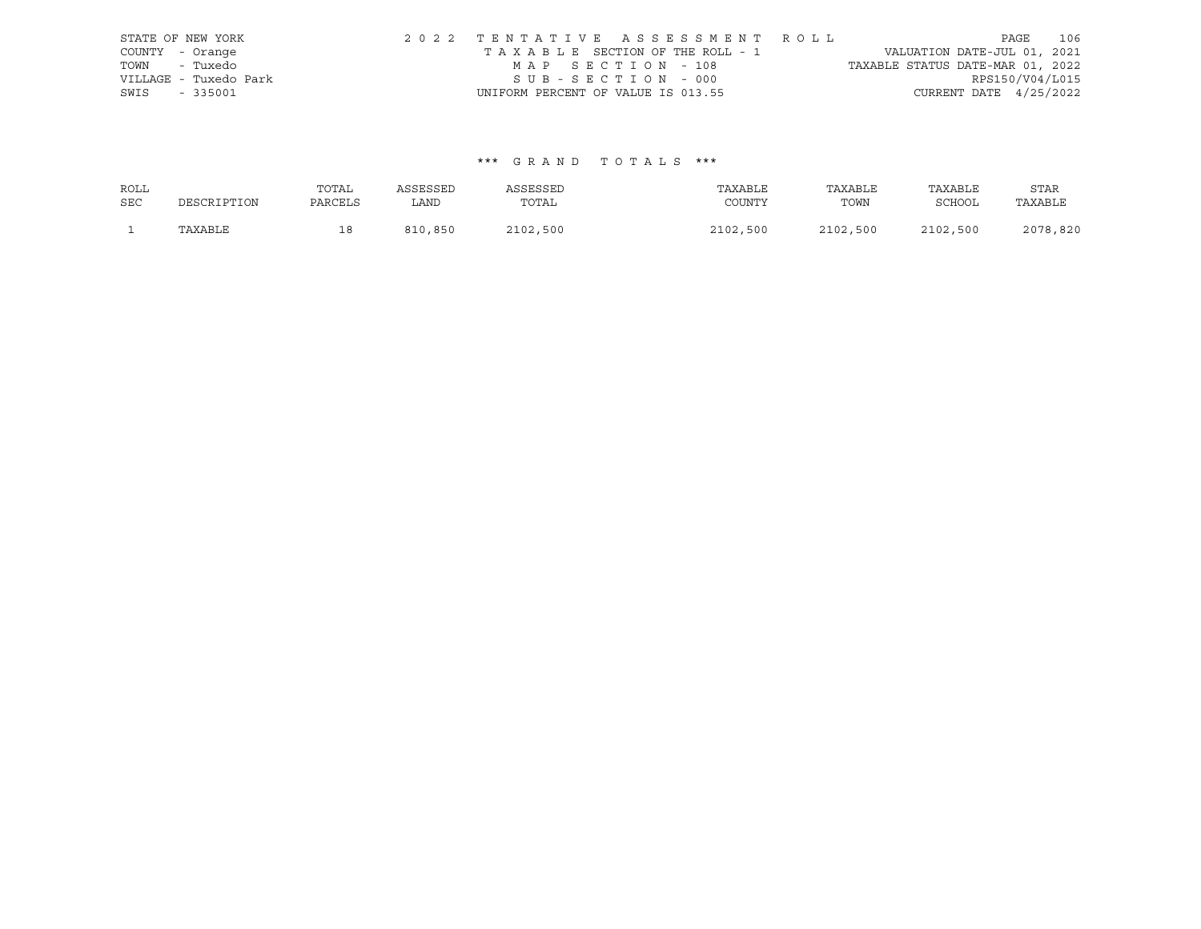STATE OF NEW YORK
COUNTY - Orange
TOWN - Tuxedo
VILLAGE - Tuxedo Park
SWIS - 335001

2 0 2 2 T E N T A T I V E A S S E S S M E N T R O L L
T A X A B L E SECTION OF THE ROLL - 1
M A P S E C T I O N - 108
S U B - S E C T I O N - 000
UNIFORM PERCENT OF VALUE IS 013.55

VALUATION DATE-JUL 01, 2021
TAXABLE STATUS DATE-MAR 01, 2022
RPS150/V04/L015
CURRENT DATE 4/25/2022

*** G R A N D T O T A L S ***

| ROLL SEC | DESCRIPTION | TOTAL PARCELS | ASSESSED LAND | ASSESSED TOTAL | TAXABLE COUNTY | TAXABLE TOWN | TAXABLE SCHOOL | STAR TAXABLE |
|---|---|---|---|---|---|---|---|---|
| 1 | TAXABLE | 18 | 810,850 | 2102,500 | 2102,500 | 2102,500 | 2102,500 | 2078,820 |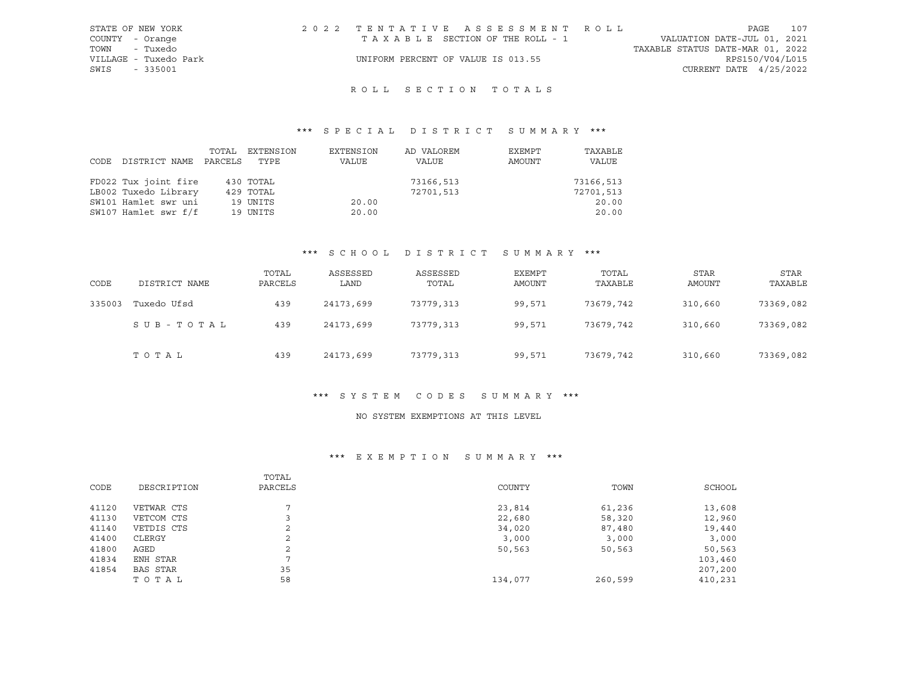STATE OF NEW YORK
COUNTY - Orange
TOWN - Tuxedo
VILLAGE - Tuxedo Park
SWIS - 335001

2 0 2 2 T E N T A T I V E A S S E S S M E N T R O L L
T A X A B L E SECTION OF THE ROLL - 1
UNIFORM PERCENT OF VALUE IS 013.55

VALUATION DATE-JUL 01, 2021
TAXABLE STATUS DATE-MAR 01, 2022
RPS150/V04/L015
CURRENT DATE 4/25/2022

## R O L L S E C T I O N T O T A L S

### *** S P E C I A L D I S T R I C T S U M M A R Y ***

| CODE DISTRICT NAME | TOTAL PARCELS | EXTENSION TYPE | EXTENSION VALUE | AD VALOREM VALUE | EXEMPT AMOUNT | TAXABLE VALUE |
|---|---|---|---|---|---|---|
| FD022 Tux joint fire | 430 | TOTAL | | 73166,513 | | 73166,513 |
| LB002 Tuxedo Library | 429 | TOTAL | | 72701,513 | | 72701,513 |
| SW101 Hamlet swr uni | 19 | UNITS | 20.00 | | | 20.00 |
| SW107 Hamlet swr f/f | 19 | UNITS | 20.00 | | | 20.00 |

### *** S C H O O L D I S T R I C T S U M M A R Y ***

| CODE | DISTRICT NAME | TOTAL PARCELS | ASSESSED LAND | ASSESSED TOTAL | EXEMPT AMOUNT | TOTAL TAXABLE | STAR AMOUNT | STAR TAXABLE |
|---|---|---|---|---|---|---|---|---|
| 335003 | Tuxedo Ufsd | 439 | 24173,699 | 73779,313 | 99,571 | 73679,742 | 310,660 | 73369,082 |
| | S U B - T O T A L | 439 | 24173,699 | 73779,313 | 99,571 | 73679,742 | 310,660 | 73369,082 |
| | T O T A L | 439 | 24173,699 | 73779,313 | 99,571 | 73679,742 | 310,660 | 73369,082 |

### *** S Y S T E M C O D E S S U M M A R Y ***

NO SYSTEM EXEMPTIONS AT THIS LEVEL

### *** E X E M P T I O N S U M M A R Y ***

| CODE | DESCRIPTION | TOTAL PARCELS | COUNTY | TOWN | SCHOOL |
|---|---|---|---|---|---|
| 41120 | VETWAR CTS | 7 | 23,814 | 61,236 | 13,608 |
| 41130 | VETCOM CTS | 3 | 22,680 | 58,320 | 12,960 |
| 41140 | VETDIS CTS | 2 | 34,020 | 87,480 | 19,440 |
| 41400 | CLERGY | 2 | 3,000 | 3,000 | 3,000 |
| 41800 | AGED | 2 | 50,563 | 50,563 | 50,563 |
| 41834 | ENH STAR | 7 | | | 103,460 |
| 41854 | BAS STAR | 35 | | | 207,200 |
| | T O T A L | 58 | 134,077 | 260,599 | 410,231 |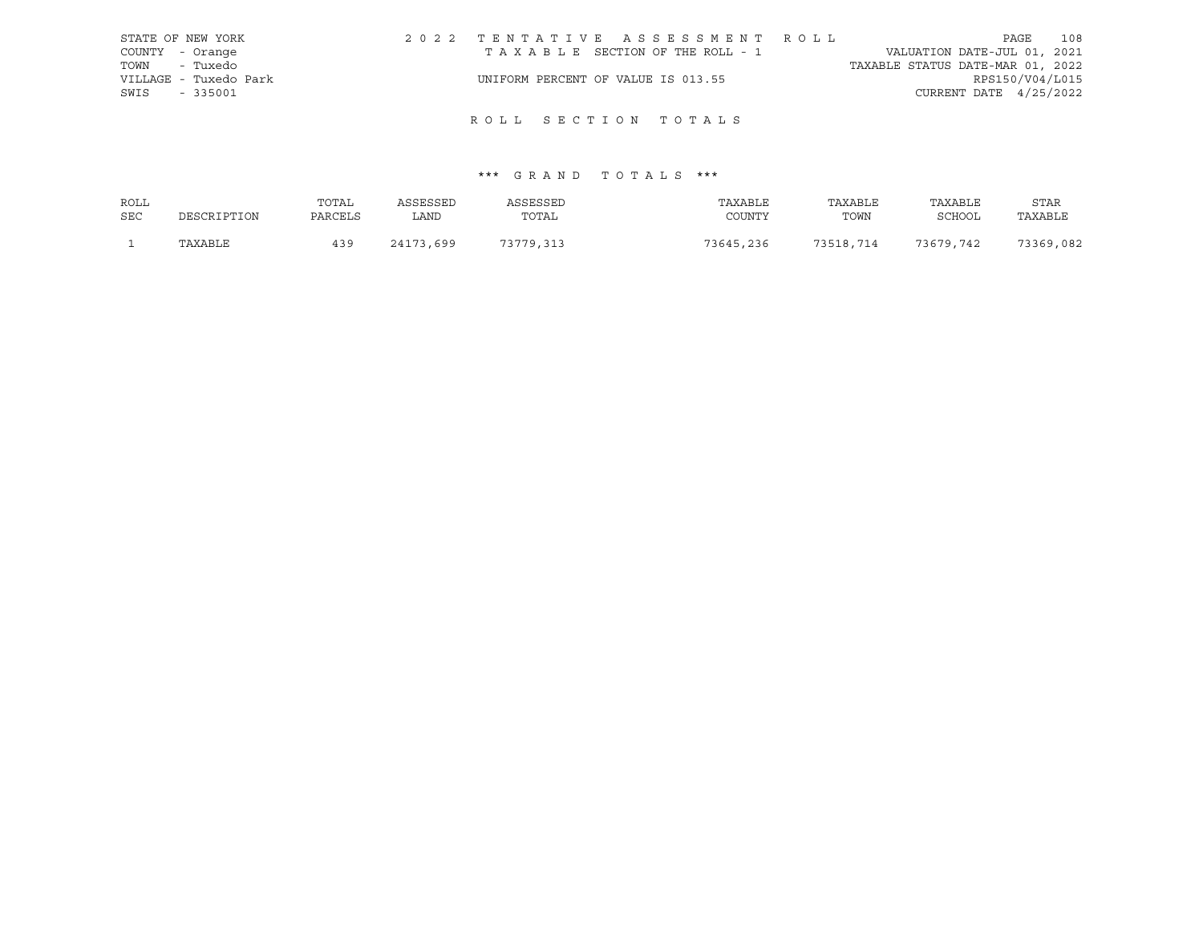STATE OF NEW YORK
COUNTY - Orange
TOWN - Tuxedo
VILLAGE - Tuxedo Park
SWIS - 335001

2022 TENTATIVE ASSESSMENT ROLL
TAXABLE SECTION OF THE ROLL - 1
UNIFORM PERCENT OF VALUE IS 013.55

VALUATION DATE-JUL 01, 2021
TAXABLE STATUS DATE-MAR 01, 2022
RPS150/V04/L015
CURRENT DATE 4/25/2022

## ROLL SECTION TOTALS

### *** GRAND TOTALS ***

| ROLL SEC | DESCRIPTION | TOTAL PARCELS | ASSESSED LAND | ASSESSED TOTAL | TAXABLE COUNTY | TAXABLE TOWN | TAXABLE SCHOOL | STAR TAXABLE |
|---|---|---|---|---|---|---|---|---|
| 1 | TAXABLE | 439 | 24173,699 | 73779,313 | 73645,236 | 73518,714 | 73679,742 | 73369,082 |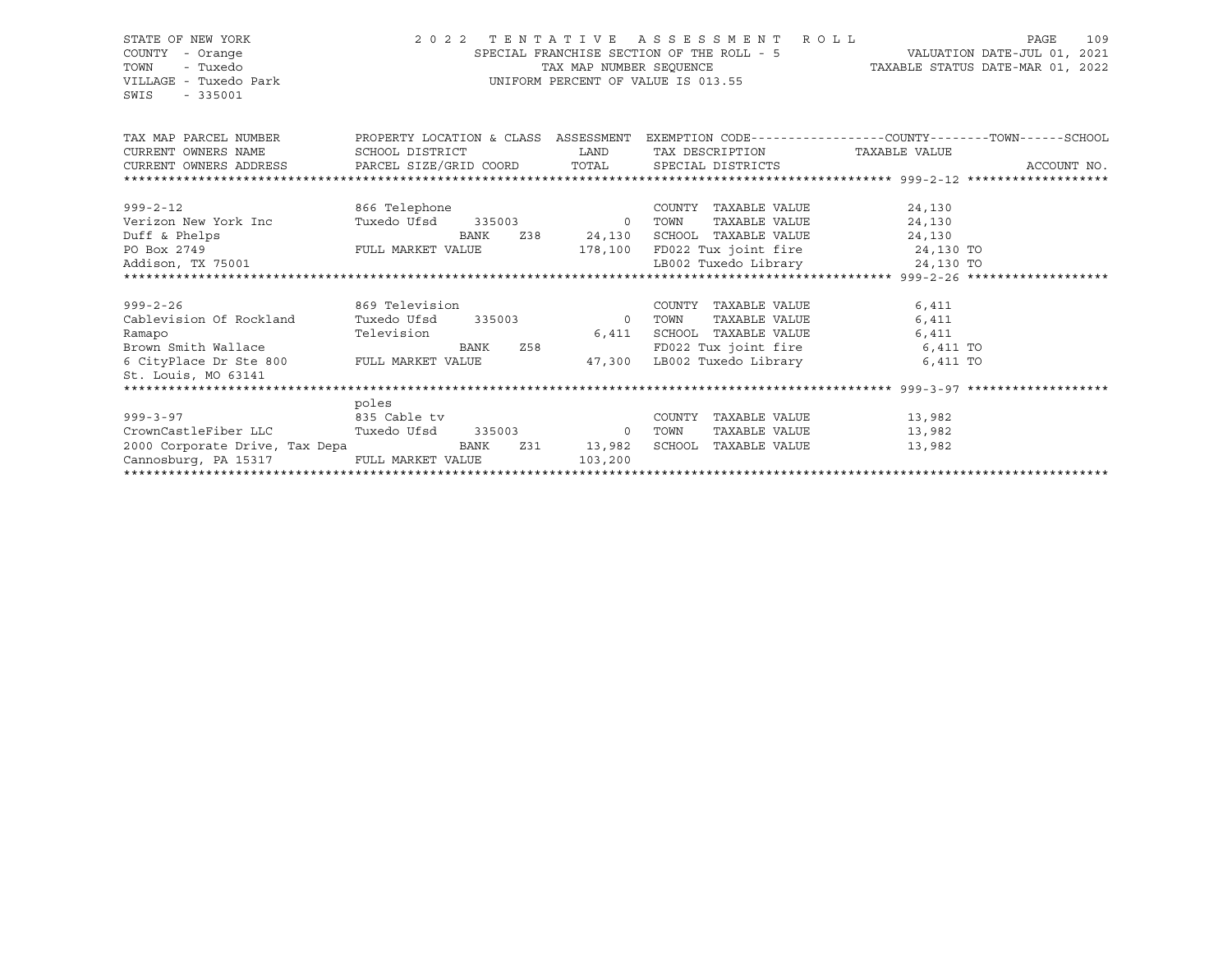STATE OF NEW YORK
COUNTY - Orange
TOWN - Tuxedo
VILLAGE - Tuxedo Park
SWIS - 335001

2022 TENTATIVE ASSESSMENT ROLL
SPECIAL FRANCHISE SECTION OF THE ROLL - 5
TAX MAP NUMBER SEQUENCE
UNIFORM PERCENT OF VALUE IS 013.55

VALUATION DATE-JUL 01, 2021
TAXABLE STATUS DATE-MAR 01, 2022

| TAX MAP PARCEL NUMBER / CURRENT OWNERS NAME / CURRENT OWNERS ADDRESS | PROPERTY LOCATION & CLASS / SCHOOL DISTRICT / PARCEL SIZE/GRID COORD | ASSESSMENT LAND / TOTAL | EXEMPTION CODE / TAX DESCRIPTION / SPECIAL DISTRICTS | TAXABLE VALUE (COUNTY / TOWN / SCHOOL) | ACCOUNT NO. |
|---|---|---|---|---|---|
| 999-2-12 | 866 Telephone | | COUNTY TAXABLE VALUE | 24,130 | |
| Verizon New York Inc | Tuxedo Ufsd 335003 | 0 | TOWN TAXABLE VALUE | 24,130 | |
| Duff & Phelps | BANK Z38 | 24,130 | SCHOOL TAXABLE VALUE | 24,130 | |
| PO Box 2749 | FULL MARKET VALUE | 178,100 | FD022 Tux joint fire | 24,130 TO | |
| Addison, TX 75001 | | | LB002 Tuxedo Library | 24,130 TO | |
| 999-2-26 | 869 Television | | COUNTY TAXABLE VALUE | 6,411 | |
| Cablevision Of Rockland | Tuxedo Ufsd 335003 | 0 | TOWN TAXABLE VALUE | 6,411 | |
| Ramapo | Television | 6,411 | SCHOOL TAXABLE VALUE | 6,411 | |
| Brown Smith Wallace | BANK Z58 | | FD022 Tux joint fire | 6,411 TO | |
| 6 CityPlace Dr Ste 800 | FULL MARKET VALUE | 47,300 | LB002 Tuxedo Library | 6,411 TO | |
| St. Louis, MO 63141 | | | | | |
| | poles | | | | |
| 999-3-97 | 835 Cable tv | | COUNTY TAXABLE VALUE | 13,982 | |
| CrownCastleFiber LLC | Tuxedo Ufsd 335003 | 0 | TOWN TAXABLE VALUE | 13,982 | |
| 2000 Corporate Drive, Tax Depa | BANK Z31 | 13,982 | SCHOOL TAXABLE VALUE | 13,982 | |
| Cannosburg, PA 15317 | FULL MARKET VALUE | 103,200 | | | |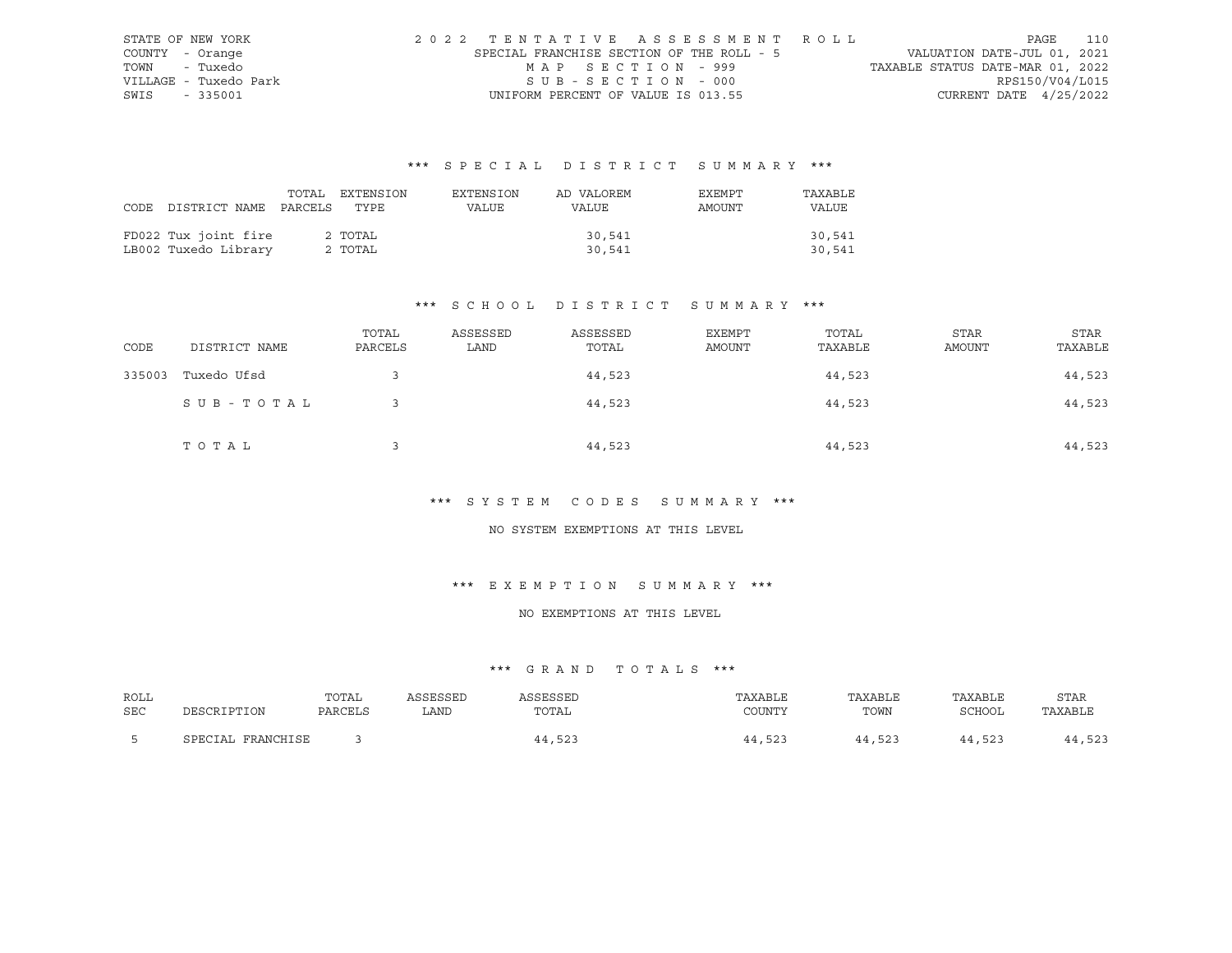STATE OF NEW YORK
COUNTY - Orange
TOWN - Tuxedo
VILLAGE - Tuxedo Park
SWIS - 335001

2022 TENTATIVE ASSESSMENT ROLL
SPECIAL FRANCHISE SECTION OF THE ROLL - 5
MAP SECTION - 999
SUB-SECTION - 000
UNIFORM PERCENT OF VALUE IS 013.55

VALUATION DATE-JUL 01, 2021
TAXABLE STATUS DATE-MAR 01, 2022
RPS150/V04/L015
CURRENT DATE 4/25/2022

## *** SPECIAL DISTRICT SUMMARY ***

| CODE | DISTRICT NAME | TOTAL PARCELS | EXTENSION TYPE | EXTENSION VALUE | AD VALOREM VALUE | EXEMPT AMOUNT | TAXABLE VALUE |
|---|---|---|---|---|---|---|---|
| FD022 | Tux joint fire | 2 | TOTAL | | 30,541 | | 30,541 |
| LB002 | Tuxedo Library | 2 | TOTAL | | 30,541 | | 30,541 |

## *** SCHOOL DISTRICT SUMMARY ***

| CODE | DISTRICT NAME | TOTAL PARCELS | ASSESSED LAND | ASSESSED TOTAL | EXEMPT AMOUNT | TOTAL TAXABLE | STAR AMOUNT | STAR TAXABLE |
|---|---|---|---|---|---|---|---|---|
| 335003 | Tuxedo Ufsd | 3 | | 44,523 | | 44,523 | | 44,523 |
| | SUB-TOTAL | 3 | | 44,523 | | 44,523 | | 44,523 |
| | TOTAL | 3 | | 44,523 | | 44,523 | | 44,523 |

## *** SYSTEM CODES SUMMARY ***

NO SYSTEM EXEMPTIONS AT THIS LEVEL

## *** EXEMPTION SUMMARY ***

NO EXEMPTIONS AT THIS LEVEL

## *** GRAND TOTALS ***

| ROLL SEC | DESCRIPTION | TOTAL PARCELS | ASSESSED LAND | ASSESSED TOTAL | TAXABLE COUNTY | TAXABLE TOWN | TAXABLE SCHOOL | STAR TAXABLE |
|---|---|---|---|---|---|---|---|---|
| 5 | SPECIAL FRANCHISE | 3 | | 44,523 | 44,523 | 44,523 | 44,523 | 44,523 |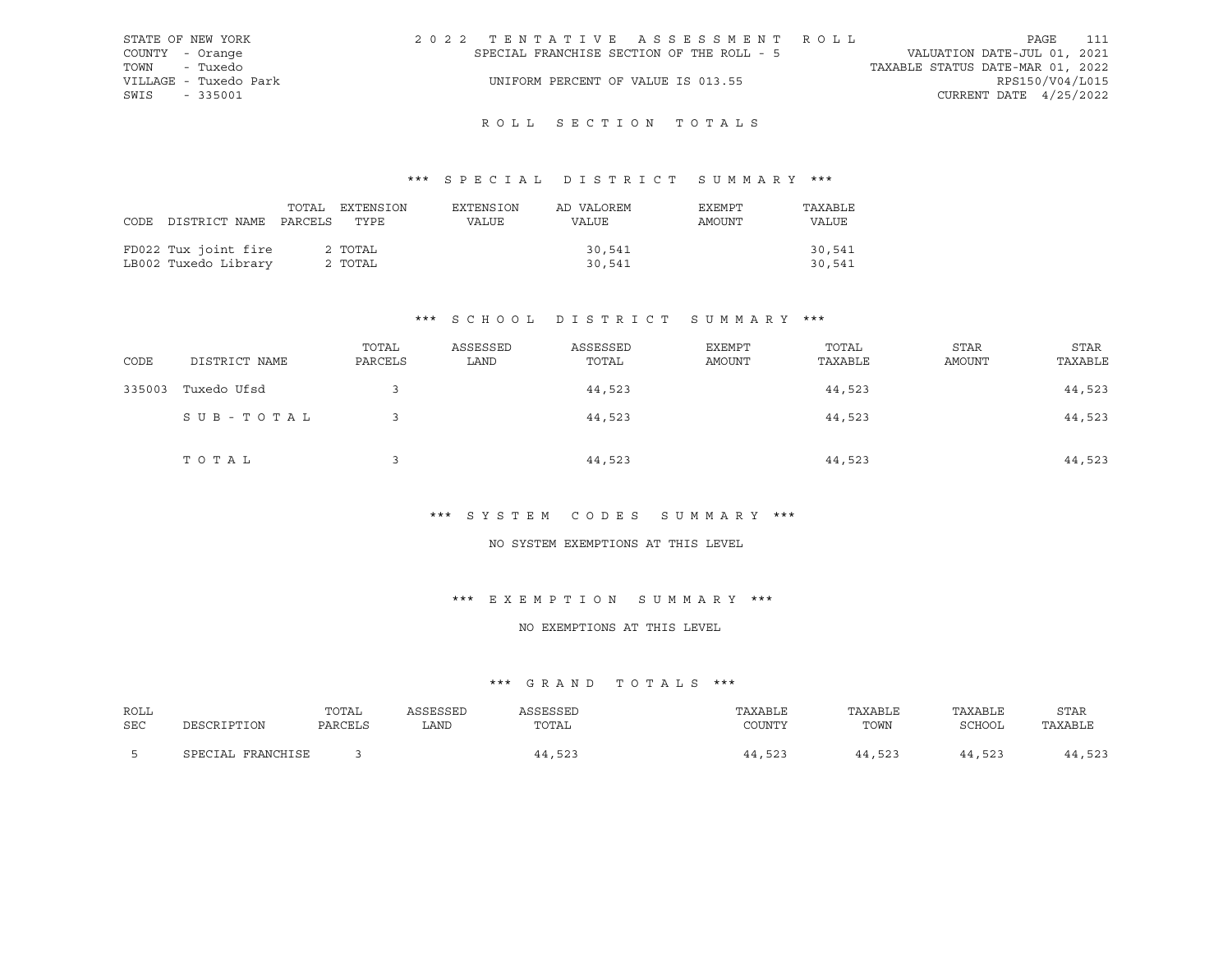STATE OF NEW YORK
COUNTY - Orange
TOWN - Tuxedo
VILLAGE - Tuxedo Park
SWIS - 335001

2022 TENTATIVE ASSESSMENT ROLL
SPECIAL FRANCHISE SECTION OF THE ROLL - 5
UNIFORM PERCENT OF VALUE IS 013.55

VALUATION DATE-JUL 01, 2021
TAXABLE STATUS DATE-MAR 01, 2022
RPS150/V04/L015
CURRENT DATE 4/25/2022

## ROLL SECTION TOTALS

### *** SPECIAL DISTRICT SUMMARY ***

| CODE DISTRICT NAME | TOTAL PARCELS | EXTENSION TYPE | EXTENSION VALUE | AD VALOREM VALUE | EXEMPT AMOUNT | TAXABLE VALUE |
|---|---|---|---|---|---|---|
| FD022 Tux joint fire | 2 | TOTAL | | 30,541 | | 30,541 |
| LB002 Tuxedo Library | 2 | TOTAL | | 30,541 | | 30,541 |

### *** SCHOOL DISTRICT SUMMARY ***

| CODE | DISTRICT NAME | TOTAL PARCELS | ASSESSED LAND | ASSESSED TOTAL | EXEMPT AMOUNT | TOTAL TAXABLE | STAR AMOUNT | STAR TAXABLE |
|---|---|---|---|---|---|---|---|---|
| 335003 | Tuxedo Ufsd | 3 | | 44,523 | | 44,523 | | 44,523 |
| | SUB-TOTAL | 3 | | 44,523 | | 44,523 | | 44,523 |
| | TOTAL | 3 | | 44,523 | | 44,523 | | 44,523 |

### *** SYSTEM CODES SUMMARY ***

NO SYSTEM EXEMPTIONS AT THIS LEVEL

### *** EXEMPTION SUMMARY ***

NO EXEMPTIONS AT THIS LEVEL

### *** GRAND TOTALS ***

| ROLL SEC | DESCRIPTION | TOTAL PARCELS | ASSESSED LAND | ASSESSED TOTAL | TAXABLE COUNTY | TAXABLE TOWN | TAXABLE SCHOOL | STAR TAXABLE |
|---|---|---|---|---|---|---|---|---|
| 5 | SPECIAL FRANCHISE | 3 | | 44,523 | 44,523 | 44,523 | 44,523 | 44,523 |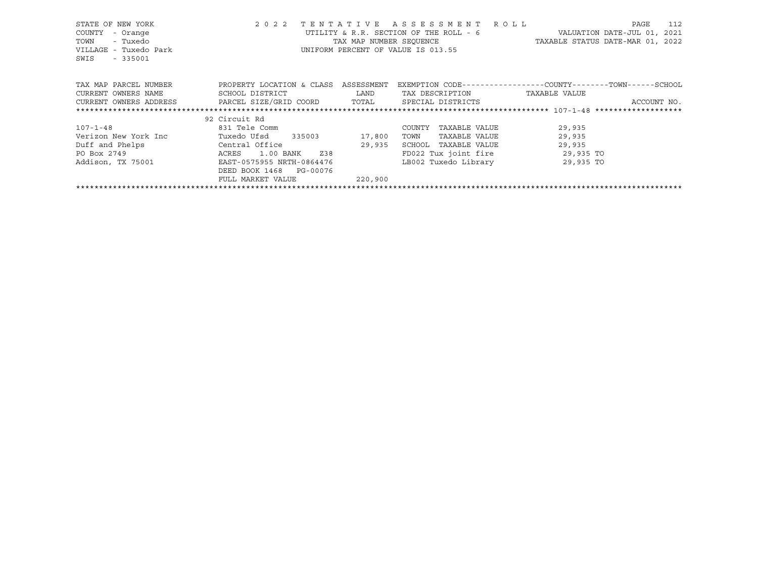STATE OF NEW YORK
COUNTY - Orange
TOWN - Tuxedo
VILLAGE - Tuxedo Park
SWIS - 335001

2022 TENTATIVE ASSESSMENT ROLL
UTILITY & R.R. SECTION OF THE ROLL - 6
TAX MAP NUMBER SEQUENCE
UNIFORM PERCENT OF VALUE IS 013.55

VALUATION DATE-JUL 01, 2021
TAXABLE STATUS DATE-MAR 01, 2022

| TAX MAP PARCEL NUMBER / CURRENT OWNERS NAME / CURRENT OWNERS ADDRESS | PROPERTY LOCATION & CLASS / SCHOOL DISTRICT / PARCEL SIZE/GRID COORD | ASSESSMENT LAND / TOTAL | EXEMPTION CODE / TAX DESCRIPTION / SPECIAL DISTRICTS | COUNTY--------TOWN------SCHOOL TAXABLE VALUE | ACCOUNT NO. |
|---|---|---|---|---|---|
| 107-1-48 | 92 Circuit Rd | | | | |
| 107-1-48 | 831 Tele Comm | | COUNTY TAXABLE VALUE | 29,935 | |
| Verizon New York Inc | Tuxedo Ufsd 335003 | 17,800 | TOWN TAXABLE VALUE | 29,935 | |
| Duff and Phelps | Central Office | 29,935 | SCHOOL TAXABLE VALUE | 29,935 | |
| PO Box 2749 | ACRES 1.00 BANK Z38 | | FD022 Tux joint fire | 29,935 TO | |
| Addison, TX 75001 | EAST-0575955 NRTH-0864476 | | LB002 Tuxedo Library | 29,935 TO | |
| | DEED BOOK 1468 PG-00076 | | | | |
| | FULL MARKET VALUE | 220,900 | | | |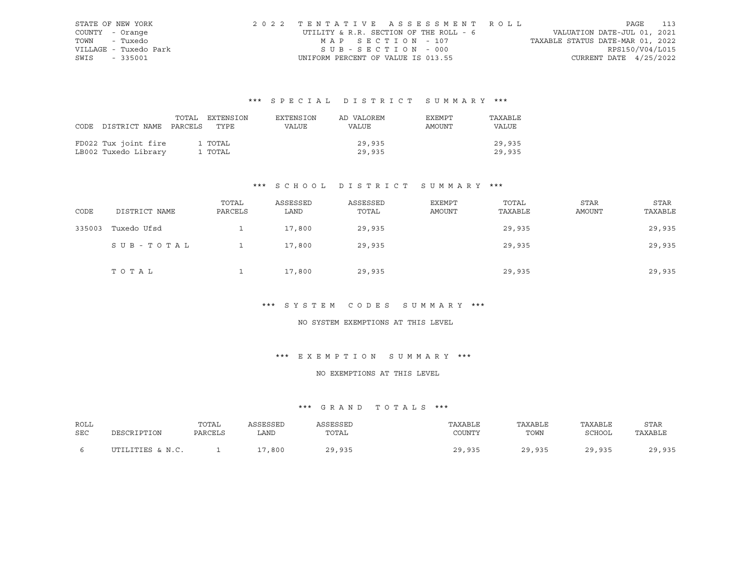STATE OF NEW YORK
COUNTY - Orange
TOWN - Tuxedo
VILLAGE - Tuxedo Park
SWIS - 335001

2022 TENTATIVE ASSESSMENT ROLL
UTILITY & R.R. SECTION OF THE ROLL - 6
MAP SECTION - 107
SUB-SECTION - 000
UNIFORM PERCENT OF VALUE IS 013.55

VALUATION DATE-JUL 01, 2021
TAXABLE STATUS DATE-MAR 01, 2022
RPS150/V04/L015
CURRENT DATE 4/25/2022

### *** SPECIAL DISTRICT SUMMARY ***

| CODE | DISTRICT NAME | TOTAL PARCELS | EXTENSION TYPE | EXTENSION VALUE | AD VALOREM VALUE | EXEMPT AMOUNT | TAXABLE VALUE |
|---|---|---|---|---|---|---|---|
| FD022 | Tux joint fire | 1 | TOTAL | | 29,935 | | 29,935 |
| LB002 | Tuxedo Library | 1 | TOTAL | | 29,935 | | 29,935 |

### *** SCHOOL DISTRICT SUMMARY ***

| CODE | DISTRICT NAME | TOTAL PARCELS | ASSESSED LAND | ASSESSED TOTAL | EXEMPT AMOUNT | TOTAL TAXABLE | STAR AMOUNT | STAR TAXABLE |
|---|---|---|---|---|---|---|---|---|
| 335003 | Tuxedo Ufsd | 1 | 17,800 | 29,935 | | 29,935 | | 29,935 |
| | SUB-TOTAL | 1 | 17,800 | 29,935 | | 29,935 | | 29,935 |
| | TOTAL | 1 | 17,800 | 29,935 | | 29,935 | | 29,935 |

### *** SYSTEM CODES SUMMARY ***

NO SYSTEM EXEMPTIONS AT THIS LEVEL

### *** EXEMPTION SUMMARY ***

NO EXEMPTIONS AT THIS LEVEL

### *** GRAND TOTALS ***

| ROLL SEC | DESCRIPTION | TOTAL PARCELS | ASSESSED LAND | ASSESSED TOTAL | TAXABLE COUNTY | TAXABLE TOWN | TAXABLE SCHOOL | STAR TAXABLE |
|---|---|---|---|---|---|---|---|---|
| 6 | UTILITIES & N.C. | 1 | 17,800 | 29,935 | 29,935 | 29,935 | 29,935 | 29,935 |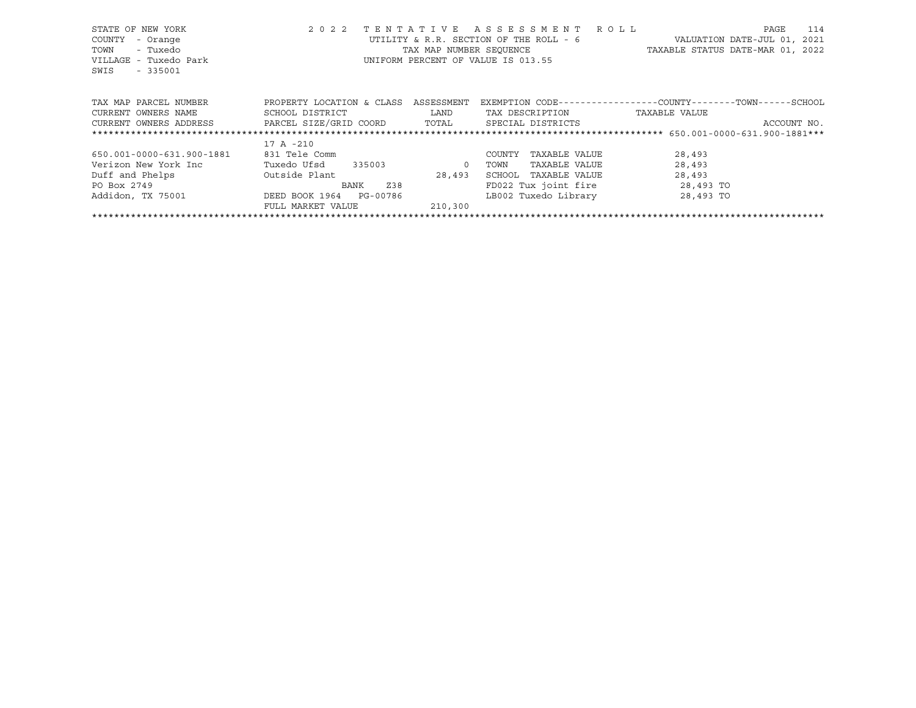STATE OF NEW YORK — 2022 TENTATIVE ASSESSMENT ROLL
COUNTY - Orange — UTILITY & R.R. SECTION OF THE ROLL - 6 — VALUATION DATE-JUL 01, 2021
TOWN - Tuxedo — TAX MAP NUMBER SEQUENCE — TAXABLE STATUS DATE-MAR 01, 2022
VILLAGE - Tuxedo Park — UNIFORM PERCENT OF VALUE IS 013.55
SWIS - 335001

| TAX MAP PARCEL NUMBER / CURRENT OWNERS NAME / CURRENT OWNERS ADDRESS | PROPERTY LOCATION & CLASS / SCHOOL DISTRICT / PARCEL SIZE/GRID COORD | ASSESSMENT LAND / TOTAL | EXEMPTION CODE / TAX DESCRIPTION / SPECIAL DISTRICTS | COUNTY / TOWN / SCHOOL TAXABLE VALUE | ACCOUNT NO. |
|---|---|---|---|---|---|
| 650.001-0000-631.900-1881 | 17 A -210 | | | | |
| 650.001-0000-631.900-1881 | 831 Tele Comm | | COUNTY TAXABLE VALUE | 28,493 | |
| Verizon New York Inc | Tuxedo Ufsd 335003 | 0 | TOWN TAXABLE VALUE | 28,493 | |
| Duff and Phelps | Outside Plant | 28,493 | SCHOOL TAXABLE VALUE | 28,493 | |
| PO Box 2749 | BANK Z38 | | FD022 Tux joint fire | 28,493 TO | |
| Addidon, TX 75001 | DEED BOOK 1964 PG-00786 | | LB002 Tuxedo Library | 28,493 TO | |
| | FULL MARKET VALUE | 210,300 | | | |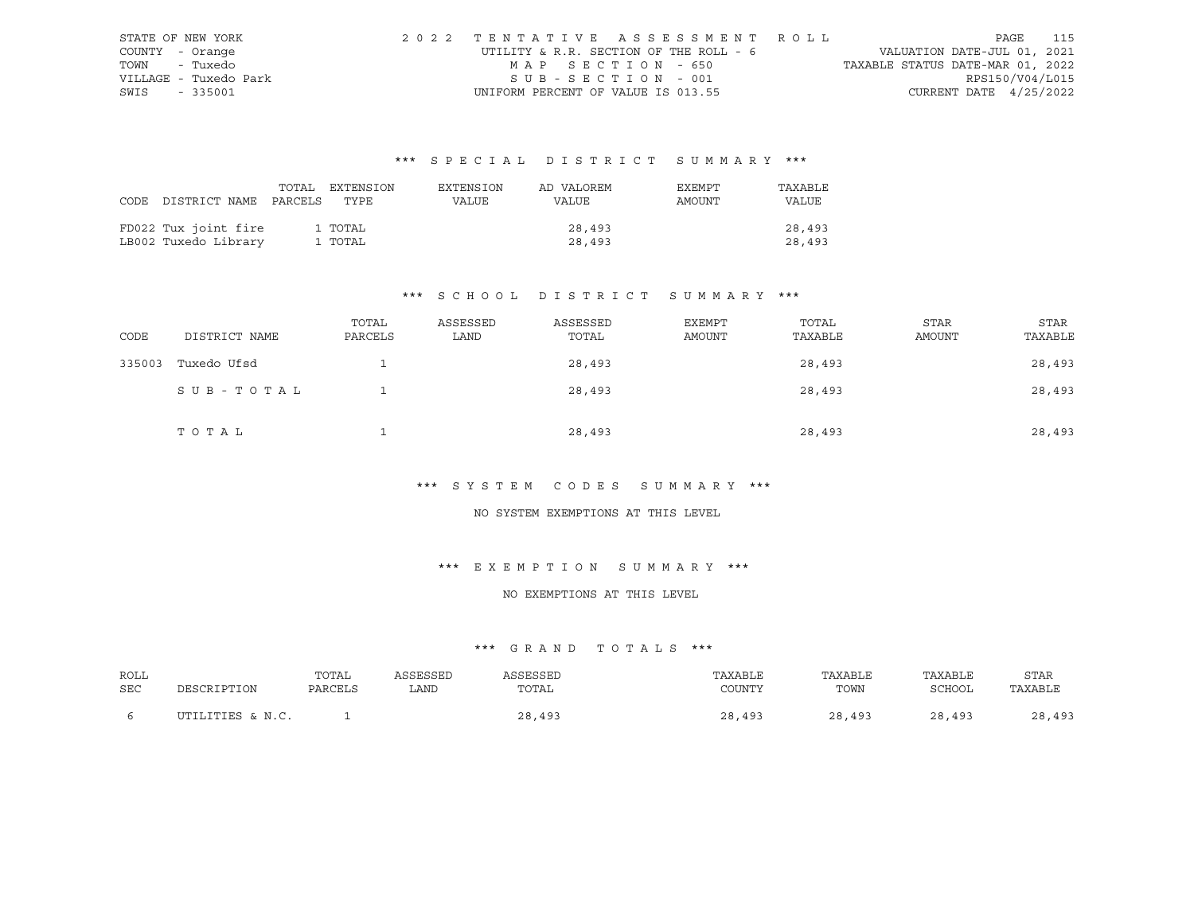STATE OF NEW YORK
COUNTY - Orange
TOWN - Tuxedo
VILLAGE - Tuxedo Park
SWIS - 335001

2022 TENTATIVE ASSESSMENT ROLL
UTILITY & R.R. SECTION OF THE ROLL - 6
MAP SECTION - 650
SUB-SECTION - 001
UNIFORM PERCENT OF VALUE IS 013.55

VALUATION DATE-JUL 01, 2021
TAXABLE STATUS DATE-MAR 01, 2022
RPS150/V04/L015
CURRENT DATE 4/25/2022

### *** SPECIAL DISTRICT SUMMARY ***

| CODE DISTRICT NAME | TOTAL PARCELS | EXTENSION TYPE | EXTENSION VALUE | AD VALOREM VALUE | EXEMPT AMOUNT | TAXABLE VALUE |
|---|---|---|---|---|---|---|
| FD022 Tux joint fire | 1 | TOTAL | | 28,493 | | 28,493 |
| LB002 Tuxedo Library | 1 | TOTAL | | 28,493 | | 28,493 |

### *** SCHOOL DISTRICT SUMMARY ***

| CODE | DISTRICT NAME | TOTAL PARCELS | ASSESSED LAND | ASSESSED TOTAL | EXEMPT AMOUNT | TOTAL TAXABLE | STAR AMOUNT | STAR TAXABLE |
|---|---|---|---|---|---|---|---|---|
| 335003 | Tuxedo Ufsd | 1 | | 28,493 | | 28,493 | | 28,493 |
| | SUB-TOTAL | 1 | | 28,493 | | 28,493 | | 28,493 |
| | TOTAL | 1 | | 28,493 | | 28,493 | | 28,493 |

### *** SYSTEM CODES SUMMARY ***

NO SYSTEM EXEMPTIONS AT THIS LEVEL

### *** EXEMPTION SUMMARY ***

NO EXEMPTIONS AT THIS LEVEL

### *** GRAND TOTALS ***

| ROLL SEC | DESCRIPTION | TOTAL PARCELS | ASSESSED LAND | ASSESSED TOTAL | TAXABLE COUNTY | TAXABLE TOWN | TAXABLE SCHOOL | STAR TAXABLE |
|---|---|---|---|---|---|---|---|---|
| 6 | UTILITIES & N.C. | 1 | | 28,493 | 28,493 | 28,493 | 28,493 | 28,493 |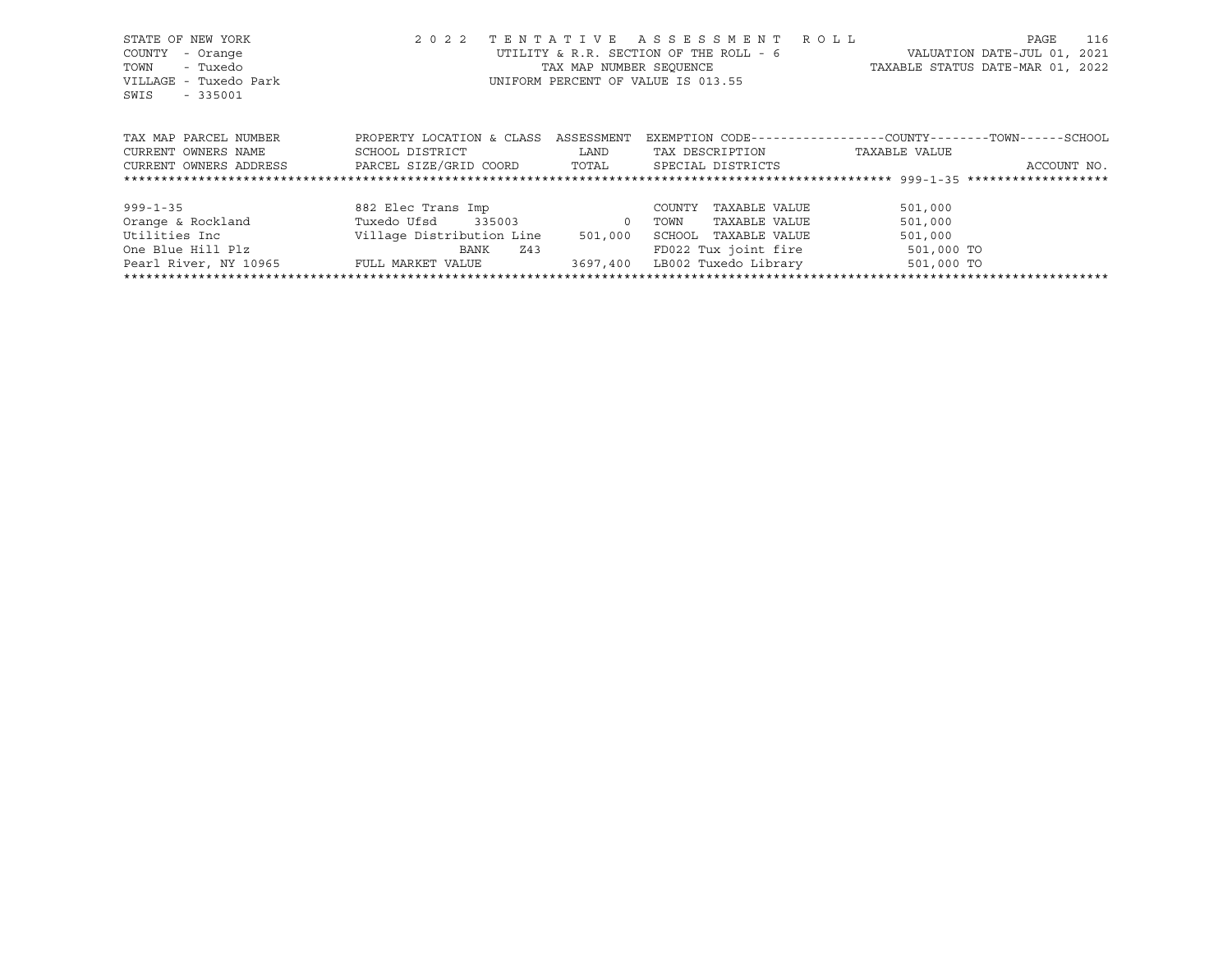STATE OF NEW YORK
COUNTY - Orange
TOWN - Tuxedo
VILLAGE - Tuxedo Park
SWIS - 335001

2 0 2 2 T E N T A T I V E A S S E S S M E N T R O L L
UTILITY & R.R. SECTION OF THE ROLL - 6
TAX MAP NUMBER SEQUENCE
UNIFORM PERCENT OF VALUE IS 013.55

VALUATION DATE-JUL 01, 2021
TAXABLE STATUS DATE-MAR 01, 2022

| TAX MAP PARCEL NUMBER / CURRENT OWNERS NAME / CURRENT OWNERS ADDRESS | PROPERTY LOCATION & CLASS / SCHOOL DISTRICT / PARCEL SIZE/GRID COORD | ASSESSMENT LAND / TOTAL | EXEMPTION CODE / TAX DESCRIPTION / SPECIAL DISTRICTS | COUNTY--------TOWN------SCHOOL TAXABLE VALUE | ACCOUNT NO. |
|---|---|---|---|---|---|
| 999-1-35 | 882 Elec Trans Imp | | COUNTY TAXABLE VALUE | 501,000 | |
| Orange & Rockland | Tuxedo Ufsd 335003 | 0 | TOWN TAXABLE VALUE | 501,000 | |
| Utilities Inc | Village Distribution Line | 501,000 | SCHOOL TAXABLE VALUE | 501,000 | |
| One Blue Hill Plz | BANK Z43 | | FD022 Tux joint fire | 501,000 TO | |
| Pearl River, NY 10965 | FULL MARKET VALUE | 3697,400 | LB002 Tuxedo Library | 501,000 TO | |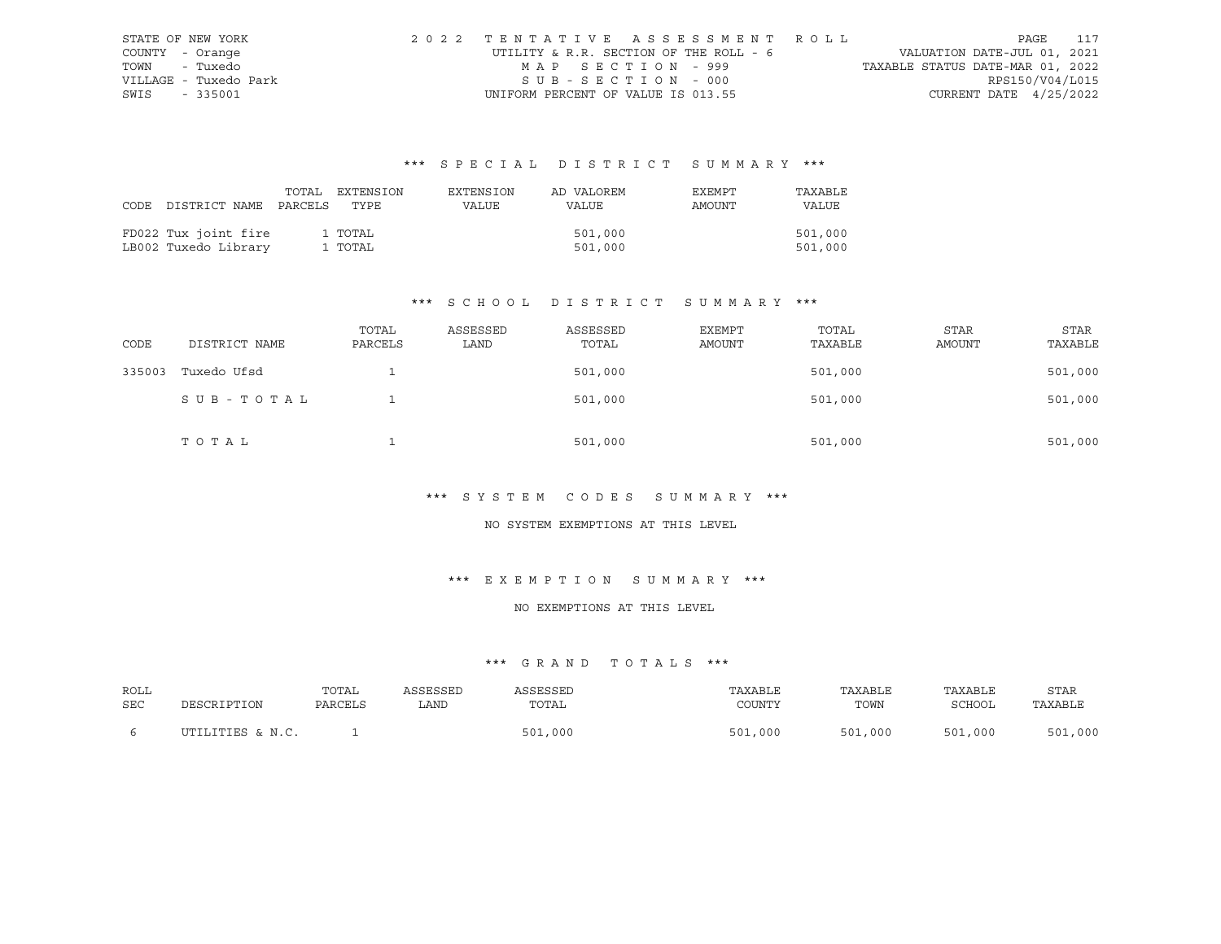STATE OF NEW YORK — 2022 TENTATIVE ASSESSMENT ROLL — PAGE 117
COUNTY - Orange — UTILITY & R.R. SECTION OF THE ROLL - 6 — VALUATION DATE-JUL 01, 2021
TOWN - Tuxedo — MAP SECTION - 999 — TAXABLE STATUS DATE-MAR 01, 2022
VILLAGE - Tuxedo Park — SUB-SECTION - 000 — RPS150/V04/L015
SWIS - 335001 — UNIFORM PERCENT OF VALUE IS 013.55 — CURRENT DATE 4/25/2022

## *** SPECIAL DISTRICT SUMMARY ***

| CODE DISTRICT NAME | TOTAL PARCELS | EXTENSION TYPE | EXTENSION VALUE | AD VALOREM VALUE | EXEMPT AMOUNT | TAXABLE VALUE |
|---|---|---|---|---|---|---|
| FD022 Tux joint fire | 1 | TOTAL | | 501,000 | | 501,000 |
| LB002 Tuxedo Library | 1 | TOTAL | | 501,000 | | 501,000 |

## *** SCHOOL DISTRICT SUMMARY ***

| CODE | DISTRICT NAME | TOTAL PARCELS | ASSESSED LAND | ASSESSED TOTAL | EXEMPT AMOUNT | TOTAL TAXABLE | STAR AMOUNT | STAR TAXABLE |
|---|---|---|---|---|---|---|---|---|
| 335003 | Tuxedo Ufsd | 1 | | 501,000 | | 501,000 | | 501,000 |
| | SUB-TOTAL | 1 | | 501,000 | | 501,000 | | 501,000 |
| | TOTAL | 1 | | 501,000 | | 501,000 | | 501,000 |

## *** SYSTEM CODES SUMMARY ***

NO SYSTEM EXEMPTIONS AT THIS LEVEL

## *** EXEMPTION SUMMARY ***

NO EXEMPTIONS AT THIS LEVEL

## *** GRAND TOTALS ***

| ROLL SEC | DESCRIPTION | TOTAL PARCELS | ASSESSED LAND | ASSESSED TOTAL | TAXABLE COUNTY | TAXABLE TOWN | TAXABLE SCHOOL | STAR TAXABLE |
|---|---|---|---|---|---|---|---|---|
| 6 | UTILITIES & N.C. | 1 | | 501,000 | 501,000 | 501,000 | 501,000 | 501,000 |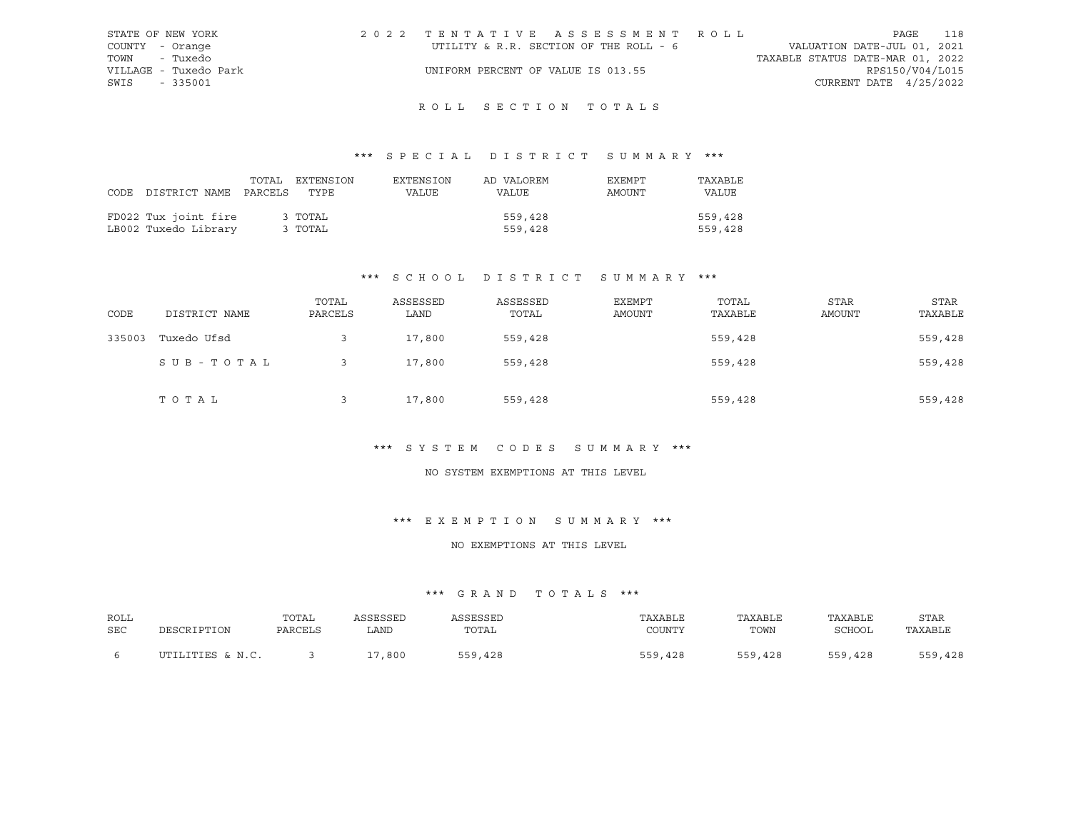STATE OF NEW YORK
COUNTY - Orange
TOWN - Tuxedo
VILLAGE - Tuxedo Park
SWIS - 335001

2022 TENTATIVE ASSESSMENT ROLL
UTILITY & R.R. SECTION OF THE ROLL - 6
UNIFORM PERCENT OF VALUE IS 013.55

VALUATION DATE-JUL 01, 2021
TAXABLE STATUS DATE-MAR 01, 2022
RPS150/V04/L015
CURRENT DATE 4/25/2022

## ROLL SECTION TOTALS

### *** SPECIAL DISTRICT SUMMARY ***

| CODE DISTRICT NAME | TOTAL PARCELS | EXTENSION TYPE | EXTENSION VALUE | AD VALOREM VALUE | EXEMPT AMOUNT | TAXABLE VALUE |
|---|---|---|---|---|---|---|
| FD022 Tux joint fire | 3 | TOTAL | | 559,428 | | 559,428 |
| LB002 Tuxedo Library | 3 | TOTAL | | 559,428 | | 559,428 |

### *** SCHOOL DISTRICT SUMMARY ***

| CODE | DISTRICT NAME | TOTAL PARCELS | ASSESSED LAND | ASSESSED TOTAL | EXEMPT AMOUNT | TOTAL TAXABLE | STAR AMOUNT | STAR TAXABLE |
|---|---|---|---|---|---|---|---|---|
| 335003 | Tuxedo Ufsd | 3 | 17,800 | 559,428 | | 559,428 | | 559,428 |
| | SUB-TOTAL | 3 | 17,800 | 559,428 | | 559,428 | | 559,428 |
| | TOTAL | 3 | 17,800 | 559,428 | | 559,428 | | 559,428 |

### *** SYSTEM CODES SUMMARY ***

NO SYSTEM EXEMPTIONS AT THIS LEVEL

### *** EXEMPTION SUMMARY ***

NO EXEMPTIONS AT THIS LEVEL

### *** GRAND TOTALS ***

| ROLL SEC | DESCRIPTION | TOTAL PARCELS | ASSESSED LAND | ASSESSED TOTAL | TAXABLE COUNTY | TAXABLE TOWN | TAXABLE SCHOOL | STAR TAXABLE |
|---|---|---|---|---|---|---|---|---|
| 6 | UTILITIES & N.C. | 3 | 17,800 | 559,428 | 559,428 | 559,428 | 559,428 | 559,428 |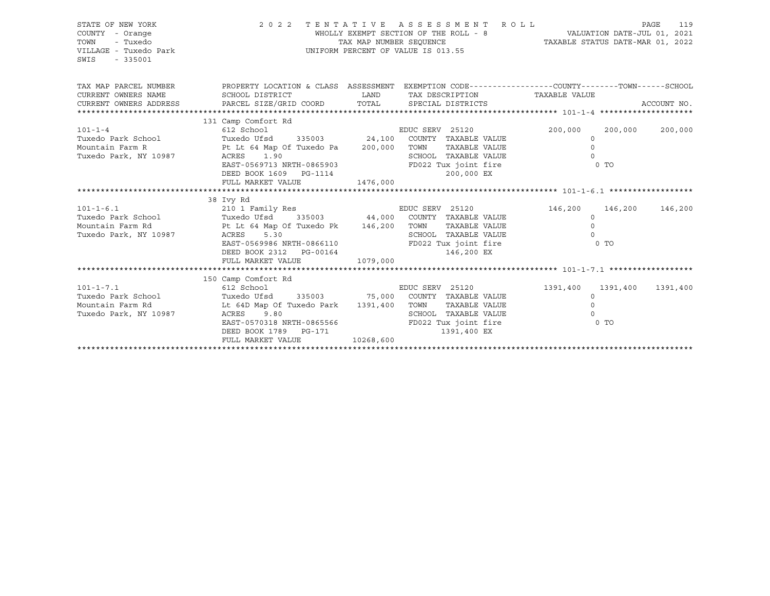STATE OF NEW YORK
COUNTY - Orange
TOWN - Tuxedo
VILLAGE - Tuxedo Park
SWIS - 335001

2 0 2 2 T E N T A T I V E A S S E S S M E N T R O L L
WHOLLY EXEMPT SECTION OF THE ROLL - 8
TAX MAP NUMBER SEQUENCE
UNIFORM PERCENT OF VALUE IS 013.55

VALUATION DATE-JUL 01, 2021
TAXABLE STATUS DATE-MAR 01, 2022

| TAX MAP PARCEL NUMBER / CURRENT OWNERS NAME / CURRENT OWNERS ADDRESS | PROPERTY LOCATION & CLASS / SCHOOL DISTRICT / PARCEL SIZE/GRID COORD | ASSESSMENT LAND / TOTAL | EXEMPTION CODE / TAX DESCRIPTION / SPECIAL DISTRICTS | COUNTY | TOWN | SCHOOL |
|---|---|---|---|---|---|---|
| **101-1-4** | 131 Camp Comfort Rd | | | | | |
| 101-1-4 | 612 School | | EDUC SERV 25120 | 200,000 | 200,000 | 200,000 |
| Tuxedo Park School | Tuxedo Ufsd 335003 | 24,100 | COUNTY TAXABLE VALUE | 0 | | |
| Mountain Farm R | Pt Lt 64 Map Of Tuxedo Pa | 200,000 | TOWN TAXABLE VALUE | 0 | | |
| Tuxedo Park, NY 10987 | ACRES 1.90 | | SCHOOL TAXABLE VALUE | 0 | | |
| | EAST-0569713 NRTH-0865903 | | FD022 Tux joint fire | 0 TO | | |
| | DEED BOOK 1609 PG-1114 | | 200,000 EX | | | |
| | FULL MARKET VALUE | 1476,000 | | | | |
| **101-1-6.1** | 38 Ivy Rd | | | | | |
| 101-1-6.1 | 210 1 Family Res | | EDUC SERV 25120 | 146,200 | 146,200 | 146,200 |
| Tuxedo Park School | Tuxedo Ufsd 335003 | 44,000 | COUNTY TAXABLE VALUE | 0 | | |
| Mountain Farm Rd | Pt Lt 64 Map Of Tuxedo Pk | 146,200 | TOWN TAXABLE VALUE | 0 | | |
| Tuxedo Park, NY 10987 | ACRES 5.30 | | SCHOOL TAXABLE VALUE | 0 | | |
| | EAST-0569986 NRTH-0866110 | | FD022 Tux joint fire | 0 TO | | |
| | DEED BOOK 2312 PG-00164 | | 146,200 EX | | | |
| | FULL MARKET VALUE | 1079,000 | | | | |
| **101-1-7.1** | 150 Camp Comfort Rd | | | | | |
| 101-1-7.1 | 612 School | | EDUC SERV 25120 | 1391,400 | 1391,400 | 1391,400 |
| Tuxedo Park School | Tuxedo Ufsd 335003 | 75,000 | COUNTY TAXABLE VALUE | 0 | | |
| Mountain Farm Rd | Lt 64D Map Of Tuxedo Park | 1391,400 | TOWN TAXABLE VALUE | 0 | | |
| Tuxedo Park, NY 10987 | ACRES 9.80 | | SCHOOL TAXABLE VALUE | 0 | | |
| | EAST-0570318 NRTH-0865566 | | FD022 Tux joint fire | 0 TO | | |
| | DEED BOOK 1789 PG-171 | | 1391,400 EX | | | |
| | FULL MARKET VALUE | 10268,600 | | | | |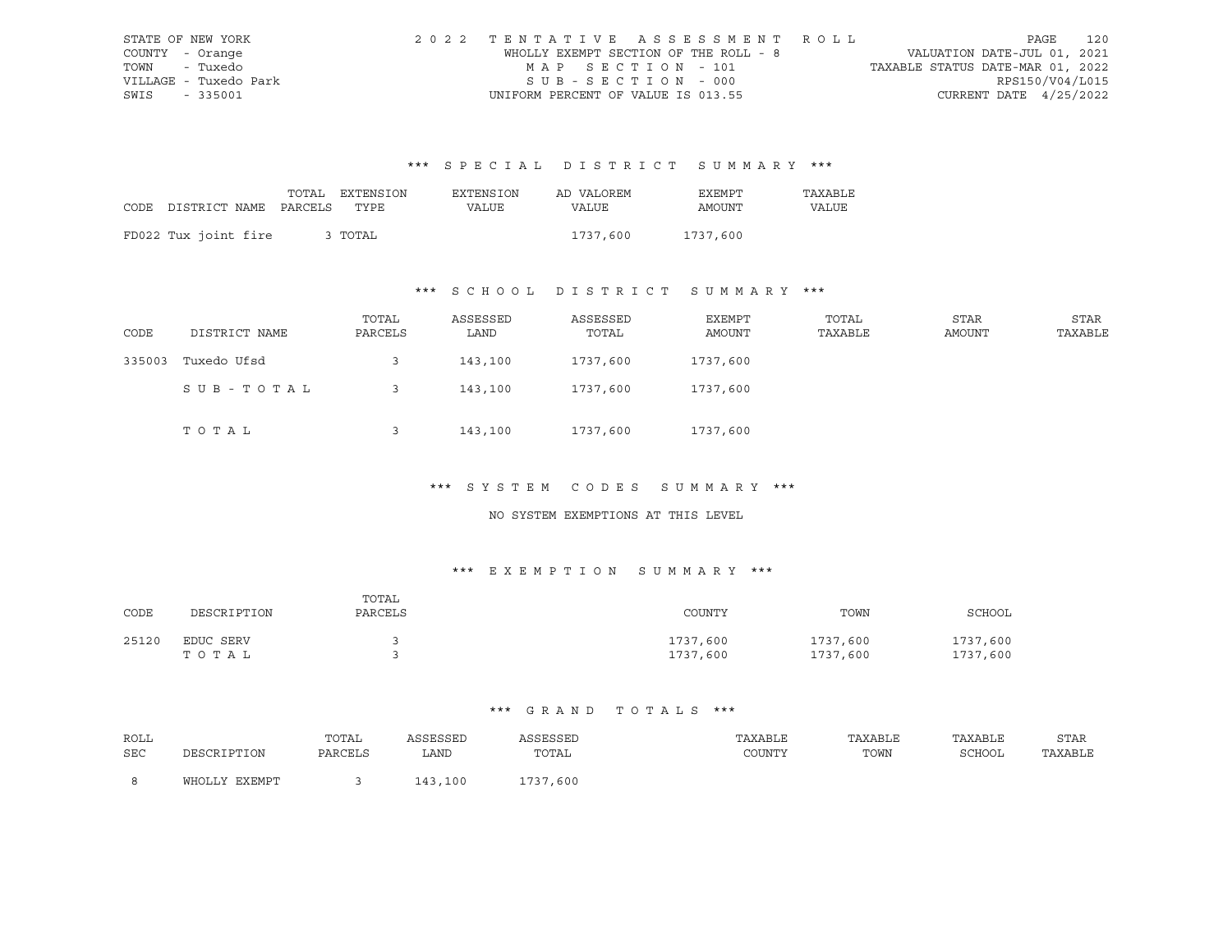STATE OF NEW YORK
COUNTY - Orange
TOWN - Tuxedo
VILLAGE - Tuxedo Park
SWIS - 335001

2022 TENTATIVE ASSESSMENT ROLL
WHOLLY EXEMPT SECTION OF THE ROLL - 8
MAP SECTION - 101
SUB-SECTION - 000
UNIFORM PERCENT OF VALUE IS 013.55

VALUATION DATE-JUL 01, 2021
TAXABLE STATUS DATE-MAR 01, 2022
RPS150/V04/L015
CURRENT DATE 4/25/2022

### *** SPECIAL DISTRICT SUMMARY ***

| CODE | DISTRICT NAME | TOTAL PARCELS | EXTENSION TYPE | EXTENSION VALUE | AD VALOREM VALUE | EXEMPT AMOUNT | TAXABLE VALUE |
|---|---|---|---|---|---|---|---|
| FD022 | Tux joint fire | 3 | TOTAL | | 1737,600 | 1737,600 | |

### *** SCHOOL DISTRICT SUMMARY ***

| CODE | DISTRICT NAME | TOTAL PARCELS | ASSESSED LAND | ASSESSED TOTAL | EXEMPT AMOUNT | TOTAL TAXABLE | STAR AMOUNT | STAR TAXABLE |
|---|---|---|---|---|---|---|---|---|
| 335003 | Tuxedo Ufsd | 3 | 143,100 | 1737,600 | 1737,600 | | | |
| | SUB-TOTAL | 3 | 143,100 | 1737,600 | 1737,600 | | | |
| | TOTAL | 3 | 143,100 | 1737,600 | 1737,600 | | | |

### *** SYSTEM CODES SUMMARY ***

NO SYSTEM EXEMPTIONS AT THIS LEVEL

### *** EXEMPTION SUMMARY ***

| CODE | DESCRIPTION | TOTAL PARCELS | COUNTY | TOWN | SCHOOL |
|---|---|---|---|---|---|
| 25120 | EDUC SERV | 3 | 1737,600 | 1737,600 | 1737,600 |
| | TOTAL | 3 | 1737,600 | 1737,600 | 1737,600 |

### *** GRAND TOTALS ***

| ROLL SEC | DESCRIPTION | TOTAL PARCELS | ASSESSED LAND | ASSESSED TOTAL | TAXABLE COUNTY | TAXABLE TOWN | TAXABLE SCHOOL | STAR TAXABLE |
|---|---|---|---|---|---|---|---|---|
| 8 | WHOLLY EXEMPT | 3 | 143,100 | 1737,600 | | | | |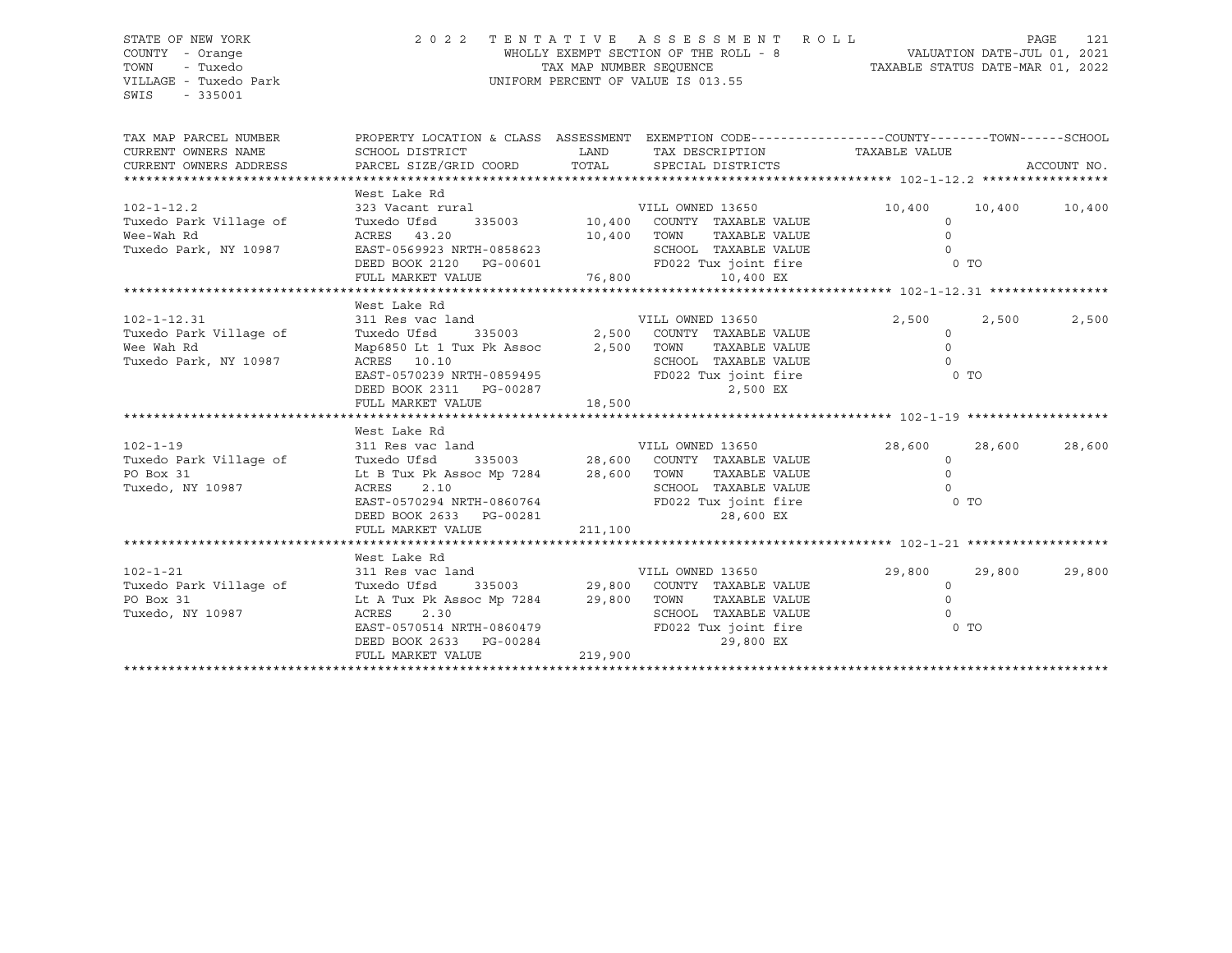STATE OF NEW YORK
COUNTY - Orange
TOWN - Tuxedo
VILLAGE - Tuxedo Park
SWIS - 335001

2022 TENTATIVE ASSESSMENT ROLL
WHOLLY EXEMPT SECTION OF THE ROLL - 8
TAX MAP NUMBER SEQUENCE
UNIFORM PERCENT OF VALUE IS 013.55

VALUATION DATE-JUL 01, 2021
TAXABLE STATUS DATE-MAR 01, 2022

```
TAX MAP PARCEL NUMBER    PROPERTY LOCATION & CLASS  ASSESSMENT  EXEMPTION CODE------------------COUNTY--------TOWN------SCHOOL
CURRENT OWNERS NAME      SCHOOL DISTRICT              LAND      TAX DESCRIPTION              TAXABLE VALUE
CURRENT OWNERS ADDRESS   PARCEL SIZE/GRID COORD       TOTAL     SPECIAL DISTRICTS                                    ACCOUNT NO.
******************************************************************************************************* 102-1-12.2 *****************
                         West Lake Rd
102-1-12.2               323 Vacant rural                       VILL OWNED 13650              10,400     10,400     10,400
Tuxedo Park Village of   Tuxedo Ufsd     335003      10,400     COUNTY  TAXABLE VALUE              0
Wee-Wah Rd               ACRES  43.20                10,400     TOWN    TAXABLE VALUE              0
Tuxedo Park, NY 10987    EAST-0569923 NRTH-0858623              SCHOOL  TAXABLE VALUE              0
                         DEED BOOK 2120   PG-00601              FD022 Tux joint fire               0 TO
                         FULL MARKET VALUE           76,800            10,400 EX
******************************************************************************************************* 102-1-12.31 ****************
                         West Lake Rd
102-1-12.31              311 Res vac land                       VILL OWNED 13650               2,500      2,500      2,500
Tuxedo Park Village of   Tuxedo Ufsd     335003       2,500     COUNTY  TAXABLE VALUE              0
Wee Wah Rd               Map6850 Lt 1 Tux Pk Assoc    2,500     TOWN    TAXABLE VALUE              0
Tuxedo Park, NY 10987    ACRES  10.10                           SCHOOL  TAXABLE VALUE              0
                         EAST-0570239 NRTH-0859495              FD022 Tux joint fire               0 TO
                         DEED BOOK 2311   PG-00287                      2,500 EX
                         FULL MARKET VALUE           18,500
******************************************************************************************************* 102-1-19 *******************
                         West Lake Rd
102-1-19                 311 Res vac land                       VILL OWNED 13650              28,600     28,600     28,600
Tuxedo Park Village of   Tuxedo Ufsd     335003      28,600     COUNTY  TAXABLE VALUE              0
PO Box 31                Lt B Tux Pk Assoc Mp 7284   28,600     TOWN    TAXABLE VALUE              0
Tuxedo, NY 10987         ACRES   2.10                           SCHOOL  TAXABLE VALUE              0
                         EAST-0570294 NRTH-0860764              FD022 Tux joint fire               0 TO
                         DEED BOOK 2633   PG-00281                     28,600 EX
                         FULL MARKET VALUE          211,100
******************************************************************************************************* 102-1-21 *******************
                         West Lake Rd
102-1-21                 311 Res vac land                       VILL OWNED 13650              29,800     29,800     29,800
Tuxedo Park Village of   Tuxedo Ufsd     335003      29,800     COUNTY  TAXABLE VALUE              0
PO Box 31                Lt A Tux Pk Assoc Mp 7284   29,800     TOWN    TAXABLE VALUE              0
Tuxedo, NY 10987         ACRES   2.30                           SCHOOL  TAXABLE VALUE              0
                         EAST-0570514 NRTH-0860479              FD022 Tux joint fire               0 TO
                         DEED BOOK 2633   PG-00284                     29,800 EX
                         FULL MARKET VALUE          219,900
************************************************************************************************************************************
```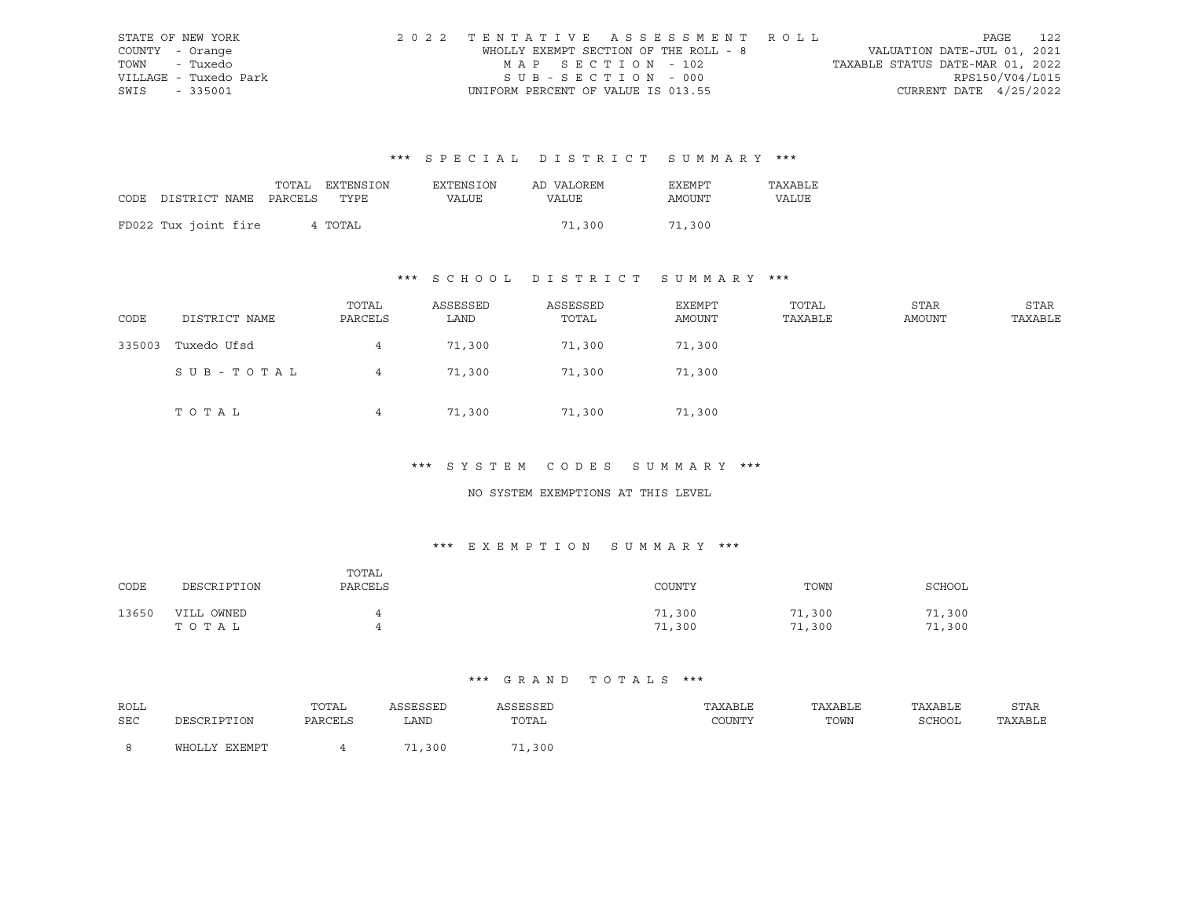STATE OF NEW YORK
COUNTY - Orange
TOWN - Tuxedo
VILLAGE - Tuxedo Park
SWIS - 335001

2022 TENTATIVE ASSESSMENT ROLL
WHOLLY EXEMPT SECTION OF THE ROLL - 8
MAP SECTION - 102
SUB-SECTION - 000
UNIFORM PERCENT OF VALUE IS 013.55

VALUATION DATE-JUL 01, 2021
TAXABLE STATUS DATE-MAR 01, 2022
RPS150/V04/L015
CURRENT DATE 4/25/2022

### *** SPECIAL DISTRICT SUMMARY ***

| CODE | DISTRICT NAME | TOTAL PARCELS | EXTENSION TYPE | EXTENSION VALUE | AD VALOREM VALUE | EXEMPT AMOUNT | TAXABLE VALUE |
|---|---|---|---|---|---|---|---|
| FD022 | Tux joint fire | 4 | TOTAL | | 71,300 | 71,300 | |

### *** SCHOOL DISTRICT SUMMARY ***

| CODE | DISTRICT NAME | TOTAL PARCELS | ASSESSED LAND | ASSESSED TOTAL | EXEMPT AMOUNT | TOTAL TAXABLE | STAR AMOUNT | STAR TAXABLE |
|---|---|---|---|---|---|---|---|---|
| 335003 | Tuxedo Ufsd | 4 | 71,300 | 71,300 | 71,300 | | | |
| | SUB-TOTAL | 4 | 71,300 | 71,300 | 71,300 | | | |
| | TOTAL | 4 | 71,300 | 71,300 | 71,300 | | | |

### *** SYSTEM CODES SUMMARY ***

NO SYSTEM EXEMPTIONS AT THIS LEVEL

### *** EXEMPTION SUMMARY ***

| CODE | DESCRIPTION | TOTAL PARCELS | COUNTY | TOWN | SCHOOL |
|---|---|---|---|---|---|
| 13650 | VILL OWNED | 4 | 71,300 | 71,300 | 71,300 |
| | TOTAL | 4 | 71,300 | 71,300 | 71,300 |

### *** GRAND TOTALS ***

| ROLL SEC | DESCRIPTION | TOTAL PARCELS | ASSESSED LAND | ASSESSED TOTAL | TAXABLE COUNTY | TAXABLE TOWN | TAXABLE SCHOOL | STAR TAXABLE |
|---|---|---|---|---|---|---|---|---|
| 8 | WHOLLY EXEMPT | 4 | 71,300 | 71,300 | | | | |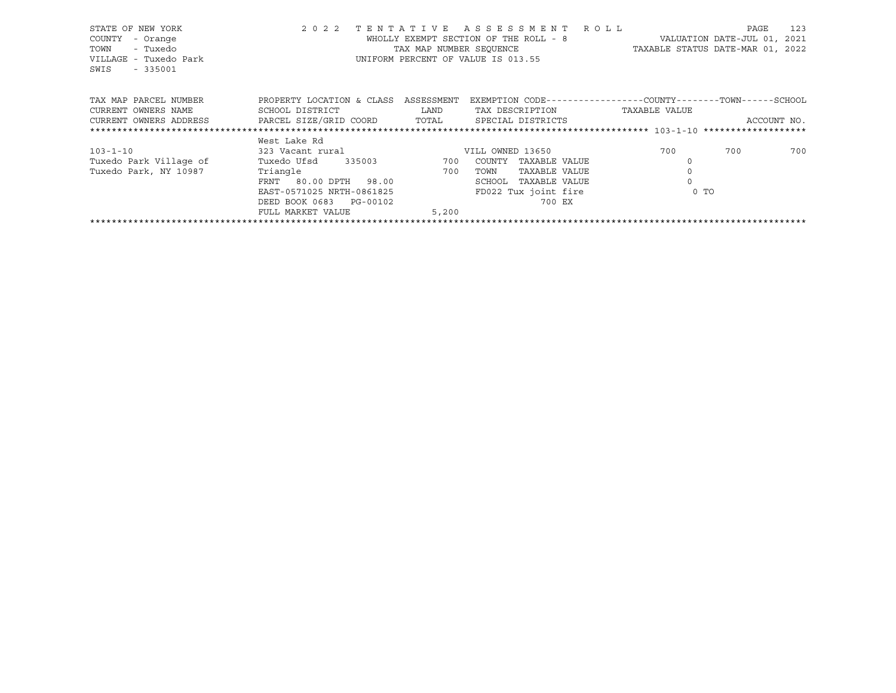STATE OF NEW YORK  
COUNTY - Orange  
TOWN - Tuxedo  
VILLAGE - Tuxedo Park  
SWIS - 335001

2022 TENTATIVE ASSESSMENT ROLL  
WHOLLY EXEMPT SECTION OF THE ROLL - 8  
TAX MAP NUMBER SEQUENCE  
UNIFORM PERCENT OF VALUE IS 013.55

VALUATION DATE-JUL 01, 2021  
TAXABLE STATUS DATE-MAR 01, 2022

| TAX MAP PARCEL NUMBER / CURRENT OWNERS NAME / CURRENT OWNERS ADDRESS | PROPERTY LOCATION & CLASS / SCHOOL DISTRICT / PARCEL SIZE/GRID COORD | ASSESSMENT LAND / TOTAL | EXEMPTION CODE / TAX DESCRIPTION / SPECIAL DISTRICTS | COUNTY TAXABLE VALUE | TOWN | SCHOOL ACCOUNT NO. |
|---|---|---|---|---|---|---|
| | West Lake Rd | | | | | |
| 103-1-10 | 323 Vacant rural | | VILL OWNED 13650 | 700 | 700 | 700 |
| Tuxedo Park Village of | Tuxedo Ufsd 335003 | 700 | COUNTY TAXABLE VALUE | 0 | | |
| Tuxedo Park, NY 10987 | Triangle | 700 | TOWN TAXABLE VALUE | 0 | | |
| | FRNT 80.00 DPTH 98.00 | | SCHOOL TAXABLE VALUE | 0 | | |
| | EAST-0571025 NRTH-0861825 | | FD022 Tux joint fire | 0 TO | | |
| | DEED BOOK 0683 PG-00102 | | 700 EX | | | |
| | FULL MARKET VALUE | 5,200 | | | | |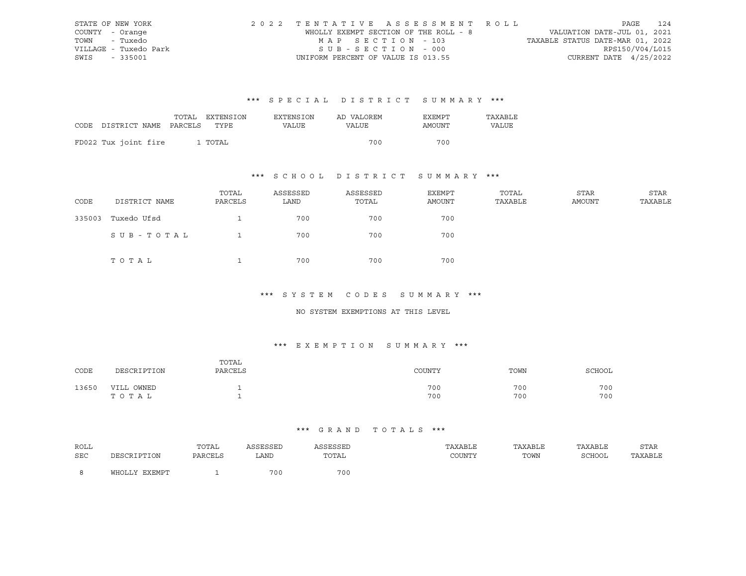STATE OF NEW YORK
COUNTY - Orange
TOWN - Tuxedo
VILLAGE - Tuxedo Park
SWIS - 335001

2022 TENTATIVE ASSESSMENT ROLL
WHOLLY EXEMPT SECTION OF THE ROLL - 8
MAP SECTION - 103
SUB-SECTION - 000
UNIFORM PERCENT OF VALUE IS 013.55

VALUATION DATE-JUL 01, 2021
TAXABLE STATUS DATE-MAR 01, 2022
RPS150/V04/L015
CURRENT DATE 4/25/2022

### *** SPECIAL DISTRICT SUMMARY ***

| CODE DISTRICT NAME | TOTAL PARCELS | EXTENSION TYPE | EXTENSION VALUE | AD VALOREM VALUE | EXEMPT AMOUNT | TAXABLE VALUE |
|---|---|---|---|---|---|---|
| FD022 Tux joint fire | 1 | TOTAL | | 700 | 700 | |

### *** SCHOOL DISTRICT SUMMARY ***

| CODE | DISTRICT NAME | TOTAL PARCELS | ASSESSED LAND | ASSESSED TOTAL | EXEMPT AMOUNT | TOTAL TAXABLE | STAR AMOUNT | STAR TAXABLE |
|---|---|---|---|---|---|---|---|---|
| 335003 | Tuxedo Ufsd | 1 | 700 | 700 | 700 | | | |
| | SUB-TOTAL | 1 | 700 | 700 | 700 | | | |
| | TOTAL | 1 | 700 | 700 | 700 | | | |

### *** SYSTEM CODES SUMMARY ***

NO SYSTEM EXEMPTIONS AT THIS LEVEL

### *** EXEMPTION SUMMARY ***

| CODE | DESCRIPTION | TOTAL PARCELS | COUNTY | TOWN | SCHOOL |
|---|---|---|---|---|---|
| 13650 | VILL OWNED | 1 | 700 | 700 | 700 |
| | TOTAL | 1 | 700 | 700 | 700 |

### *** GRAND TOTALS ***

| ROLL SEC | DESCRIPTION | TOTAL PARCELS | ASSESSED LAND | ASSESSED TOTAL | TAXABLE COUNTY | TAXABLE TOWN | TAXABLE SCHOOL | STAR TAXABLE |
|---|---|---|---|---|---|---|---|---|
| 8 | WHOLLY EXEMPT | 1 | 700 | 700 | | | | |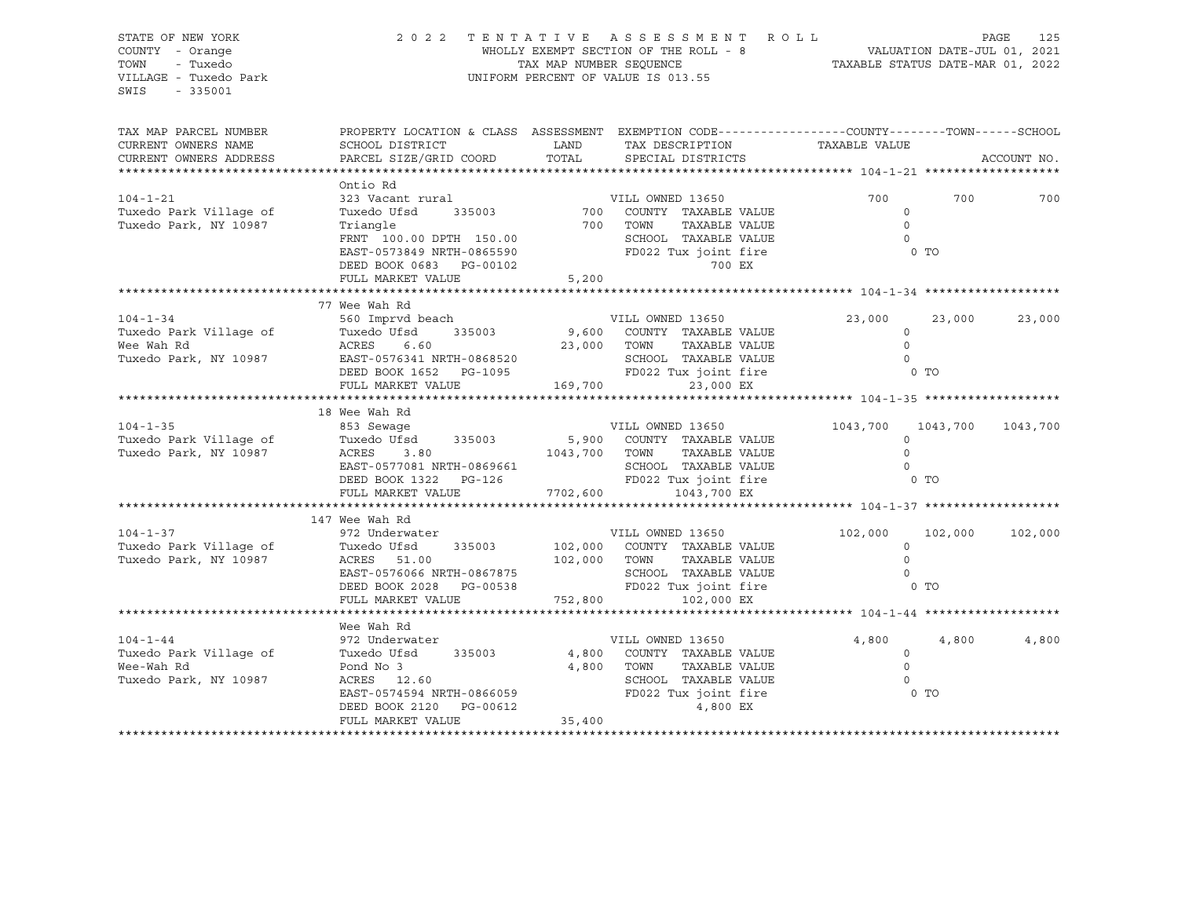STATE OF NEW YORK
COUNTY - Orange
TOWN - Tuxedo
VILLAGE - Tuxedo Park
SWIS - 335001

2022 TENTATIVE ASSESSMENT ROLL
WHOLLY EXEMPT SECTION OF THE ROLL - 8
TAX MAP NUMBER SEQUENCE
UNIFORM PERCENT OF VALUE IS 013.55

VALUATION DATE-JUL 01, 2021
TAXABLE STATUS DATE-MAR 01, 2022

| TAX MAP PARCEL NUMBER / CURRENT OWNERS NAME / CURRENT OWNERS ADDRESS | PROPERTY LOCATION & CLASS / SCHOOL DISTRICT / PARCEL SIZE/GRID COORD | ASSESSMENT LAND / TOTAL | EXEMPTION CODE / TAX DESCRIPTION / SPECIAL DISTRICTS | COUNTY TAXABLE VALUE | TOWN | SCHOOL | ACCOUNT NO. |
|---|---|---|---|---|---|---|---|
| **104-1-21** | Ontio Rd | | | | | | |
| 104-1-21 | 323 Vacant rural | | VILL OWNED 13650 | 700 | 700 | 700 | |
| Tuxedo Park Village of | Tuxedo Ufsd 335003 | 700 | COUNTY TAXABLE VALUE | 0 | | | |
| Tuxedo Park, NY 10987 | Triangle | 700 | TOWN TAXABLE VALUE | 0 | | | |
| | FRNT 100.00 DPTH 150.00 | | SCHOOL TAXABLE VALUE | 0 | | | |
| | EAST-0573849 NRTH-0865590 | | FD022 Tux joint fire | 0 TO | | | |
| | DEED BOOK 0683 PG-00102 | | 700 EX | | | | |
| | FULL MARKET VALUE | 5,200 | | | | | |
| **104-1-34** | 77 Wee Wah Rd | | | | | | |
| 104-1-34 | 560 Imprvd beach | | VILL OWNED 13650 | 23,000 | 23,000 | 23,000 | |
| Tuxedo Park Village of | Tuxedo Ufsd 335003 | 9,600 | COUNTY TAXABLE VALUE | 0 | | | |
| Wee Wah Rd | ACRES 6.60 | 23,000 | TOWN TAXABLE VALUE | 0 | | | |
| Tuxedo Park, NY 10987 | EAST-0576341 NRTH-0868520 | | SCHOOL TAXABLE VALUE | 0 | | | |
| | DEED BOOK 1652 PG-1095 | | FD022 Tux joint fire | 0 TO | | | |
| | FULL MARKET VALUE | 169,700 | 23,000 EX | | | | |
| **104-1-35** | 18 Wee Wah Rd | | | | | | |
| 104-1-35 | 853 Sewage | | VILL OWNED 13650 | 1043,700 | 1043,700 | 1043,700 | |
| Tuxedo Park Village of | Tuxedo Ufsd 335003 | 5,900 | COUNTY TAXABLE VALUE | 0 | | | |
| Tuxedo Park, NY 10987 | ACRES 3.80 | 1043,700 | TOWN TAXABLE VALUE | 0 | | | |
| | EAST-0577081 NRTH-0869661 | | SCHOOL TAXABLE VALUE | 0 | | | |
| | DEED BOOK 1322 PG-126 | | FD022 Tux joint fire | 0 TO | | | |
| | FULL MARKET VALUE | 7702,600 | 1043,700 EX | | | | |
| **104-1-37** | 147 Wee Wah Rd | | | | | | |
| 104-1-37 | 972 Underwater | | VILL OWNED 13650 | 102,000 | 102,000 | 102,000 | |
| Tuxedo Park Village of | Tuxedo Ufsd 335003 | 102,000 | COUNTY TAXABLE VALUE | 0 | | | |
| Tuxedo Park, NY 10987 | ACRES 51.00 | 102,000 | TOWN TAXABLE VALUE | 0 | | | |
| | EAST-0576066 NRTH-0867875 | | SCHOOL TAXABLE VALUE | 0 | | | |
| | DEED BOOK 2028 PG-00538 | | FD022 Tux joint fire | 0 TO | | | |
| | FULL MARKET VALUE | 752,800 | 102,000 EX | | | | |
| **104-1-44** | Wee Wah Rd | | | | | | |
| 104-1-44 | 972 Underwater | | VILL OWNED 13650 | 4,800 | 4,800 | 4,800 | |
| Tuxedo Park Village of | Tuxedo Ufsd 335003 | 4,800 | COUNTY TAXABLE VALUE | 0 | | | |
| Wee-Wah Rd | Pond No 3 | 4,800 | TOWN TAXABLE VALUE | 0 | | | |
| Tuxedo Park, NY 10987 | ACRES 12.60 | | SCHOOL TAXABLE VALUE | 0 | | | |
| | EAST-0574594 NRTH-0866059 | | FD022 Tux joint fire | 0 TO | | | |
| | DEED BOOK 2120 PG-00612 | | 4,800 EX | | | | |
| | FULL MARKET VALUE | 35,400 | | | | | |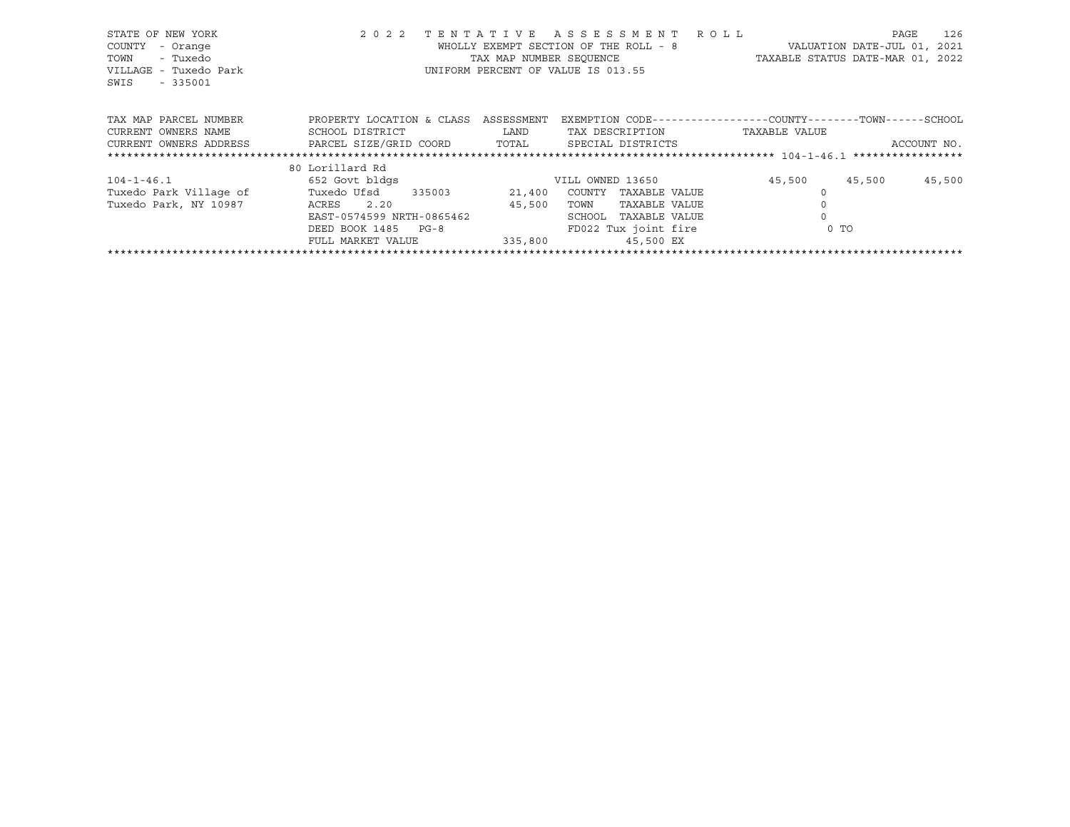STATE OF NEW YORK — 2022 TENTATIVE ASSESSMENT ROLL

COUNTY - Orange — WHOLLY EXEMPT SECTION OF THE ROLL - 8 — VALUATION DATE-JUL 01, 2021

TOWN - Tuxedo — TAX MAP NUMBER SEQUENCE — TAXABLE STATUS DATE-MAR 01, 2022

VILLAGE - Tuxedo Park — UNIFORM PERCENT OF VALUE IS 013.55

SWIS - 335001

| TAX MAP PARCEL NUMBER<br>CURRENT OWNERS NAME<br>CURRENT OWNERS ADDRESS | PROPERTY LOCATION & CLASS<br>SCHOOL DISTRICT<br>PARCEL SIZE/GRID COORD | ASSESSMENT<br>LAND<br>TOTAL | EXEMPTION CODE<br>TAX DESCRIPTION<br>SPECIAL DISTRICTS | COUNTY<br>TAXABLE VALUE | TOWN | SCHOOL<br>ACCOUNT NO. |
|---|---|---|---|---|---|---|
| 104-1-46.1 | 80 Lorillard Rd | | | | | |
| 104-1-46.1 | 652 Govt bldgs | | VILL OWNED 13650 | 45,500 | 45,500 | 45,500 |
| Tuxedo Park Village of | Tuxedo Ufsd 335003 | 21,400 | COUNTY TAXABLE VALUE | 0 | | |
| Tuxedo Park, NY 10987 | ACRES 2.20 | 45,500 | TOWN TAXABLE VALUE | 0 | | |
| | EAST-0574599 NRTH-0865462 | | SCHOOL TAXABLE VALUE | 0 | | |
| | DEED BOOK 1485 PG-8 | | FD022 Tux joint fire | 0 TO | | |
| | FULL MARKET VALUE | 335,800 | 45,500 EX | | | |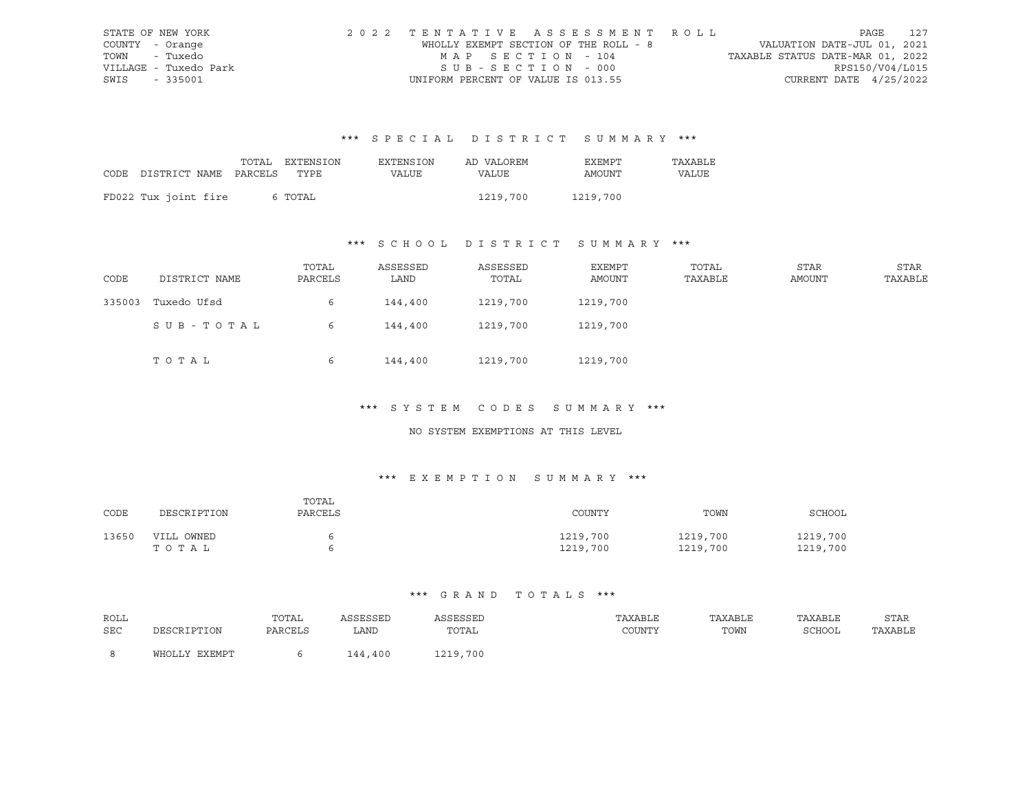STATE OF NEW YORK | COUNTY - Orange | TOWN - Tuxedo | VILLAGE - Tuxedo Park | SWIS - 335001

2022 TENTATIVE ASSESSMENT ROLL
WHOLLY EXEMPT SECTION OF THE ROLL - 8
MAP SECTION - 104
SUB-SECTION - 000
UNIFORM PERCENT OF VALUE IS 013.55

VALUATION DATE-JUL 01, 2021
TAXABLE STATUS DATE-MAR 01, 2022
RPS150/V04/L015
CURRENT DATE 4/25/2022

## *** SPECIAL DISTRICT SUMMARY ***

| CODE | DISTRICT NAME | TOTAL PARCELS | EXTENSION TYPE | EXTENSION VALUE | AD VALOREM VALUE | EXEMPT AMOUNT | TAXABLE VALUE |
|---|---|---|---|---|---|---|---|
| FD022 | Tux joint fire | 6 | TOTAL | | 1219,700 | 1219,700 | |

## *** SCHOOL DISTRICT SUMMARY ***

| CODE | DISTRICT NAME | TOTAL PARCELS | ASSESSED LAND | ASSESSED TOTAL | EXEMPT AMOUNT | TOTAL TAXABLE | STAR AMOUNT | STAR TAXABLE |
|---|---|---|---|---|---|---|---|---|
| 335003 | Tuxedo Ufsd | 6 | 144,400 | 1219,700 | 1219,700 | | | |
| | SUB-TOTAL | 6 | 144,400 | 1219,700 | 1219,700 | | | |
| | TOTAL | 6 | 144,400 | 1219,700 | 1219,700 | | | |

## *** SYSTEM CODES SUMMARY ***

NO SYSTEM EXEMPTIONS AT THIS LEVEL

## *** EXEMPTION SUMMARY ***

| CODE | DESCRIPTION | TOTAL PARCELS | COUNTY | TOWN | SCHOOL |
|---|---|---|---|---|---|
| 13650 | VILL OWNED | 6 | 1219,700 | 1219,700 | 1219,700 |
| | TOTAL | 6 | 1219,700 | 1219,700 | 1219,700 |

## *** GRAND TOTALS ***

| ROLL SEC | DESCRIPTION | TOTAL PARCELS | ASSESSED LAND | ASSESSED TOTAL | TAXABLE COUNTY | TAXABLE TOWN | TAXABLE SCHOOL | STAR TAXABLE |
|---|---|---|---|---|---|---|---|---|
| 8 | WHOLLY EXEMPT | 6 | 144,400 | 1219,700 | | | | |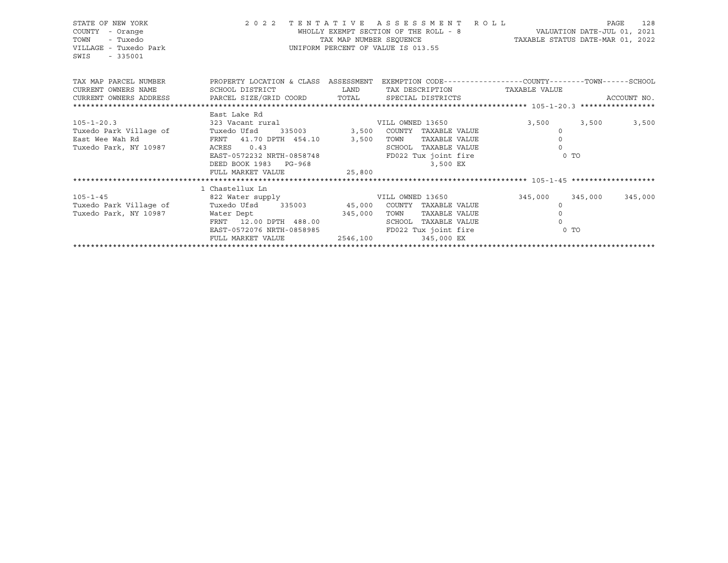STATE OF NEW YORK
COUNTY - Orange
TOWN - Tuxedo
VILLAGE - Tuxedo Park
SWIS - 335001

2022 TENTATIVE ASSESSMENT ROLL
WHOLLY EXEMPT SECTION OF THE ROLL - 8
TAX MAP NUMBER SEQUENCE
UNIFORM PERCENT OF VALUE IS 013.55

VALUATION DATE-JUL 01, 2021
TAXABLE STATUS DATE-MAR 01, 2022

| TAX MAP PARCEL NUMBER / CURRENT OWNERS NAME / CURRENT OWNERS ADDRESS | PROPERTY LOCATION & CLASS / SCHOOL DISTRICT / PARCEL SIZE/GRID COORD | ASSESSMENT LAND / TOTAL | EXEMPTION CODE / TAX DESCRIPTION / SPECIAL DISTRICTS | COUNTY TAXABLE VALUE | TOWN | SCHOOL / ACCOUNT NO. |
|---|---|---|---|---|---|---|
| ******** 105-1-20.3 ******** | | | | | | |
| | East Lake Rd | | | | | |
| 105-1-20.3 | 323 Vacant rural | | VILL OWNED 13650 | 3,500 | 3,500 | 3,500 |
| Tuxedo Park Village of | Tuxedo Ufsd 335003 | 3,500 | COUNTY TAXABLE VALUE | 0 | | |
| East Wee Wah Rd | FRNT 41.70 DPTH 454.10 | 3,500 | TOWN TAXABLE VALUE | 0 | | |
| Tuxedo Park, NY 10987 | ACRES 0.43 | | SCHOOL TAXABLE VALUE | 0 | | |
| | EAST-0572232 NRTH-0858748 | | FD022 Tux joint fire | 0 TO | | |
| | DEED BOOK 1983 PG-968 | | 3,500 EX | | | |
| | FULL MARKET VALUE | 25,800 | | | | |
| ******** 105-1-45 ******** | | | | | | |
| | 1 Chastellux Ln | | | | | |
| 105-1-45 | 822 Water supply | | VILL OWNED 13650 | 345,000 | 345,000 | 345,000 |
| Tuxedo Park Village of | Tuxedo Ufsd 335003 | 45,000 | COUNTY TAXABLE VALUE | 0 | | |
| Tuxedo Park, NY 10987 | Water Dept | 345,000 | TOWN TAXABLE VALUE | 0 | | |
| | FRNT 12.00 DPTH 488.00 | | SCHOOL TAXABLE VALUE | 0 | | |
| | EAST-0572076 NRTH-0858985 | | FD022 Tux joint fire | 0 TO | | |
| | FULL MARKET VALUE | 2546,100 | 345,000 EX | | | |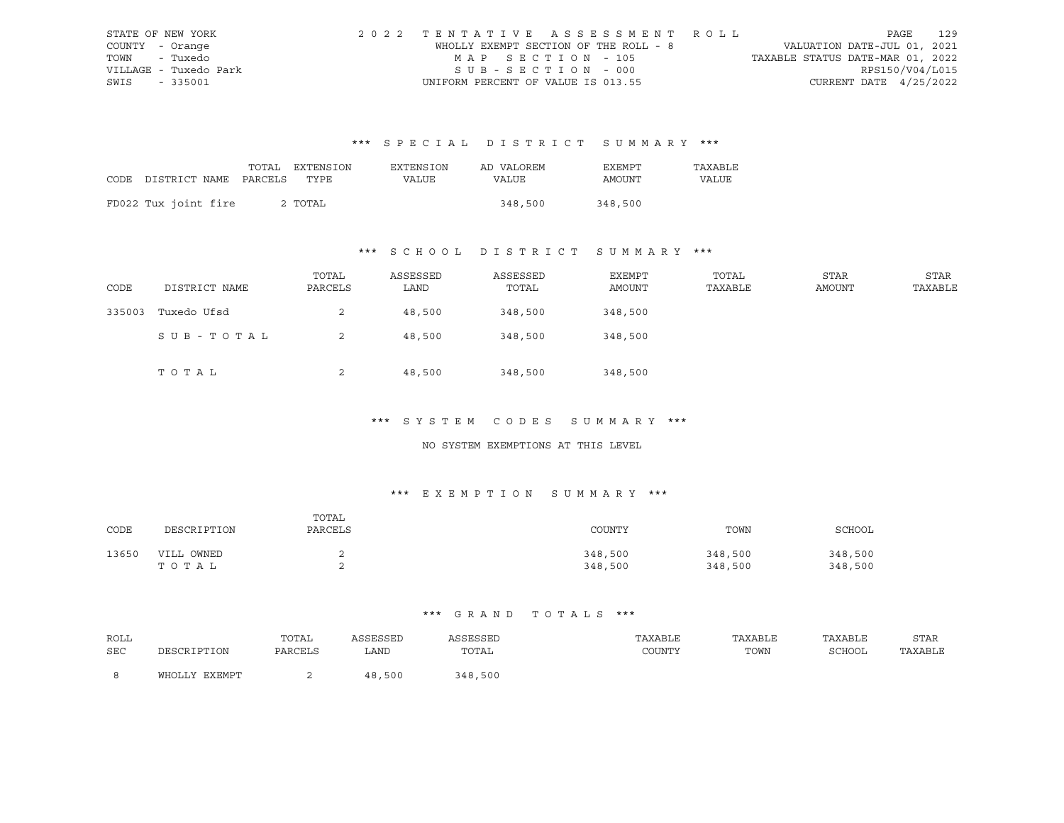STATE OF NEW YORK
COUNTY - Orange
TOWN - Tuxedo
VILLAGE - Tuxedo Park
SWIS - 335001

2022 TENTATIVE ASSESSMENT ROLL
WHOLLY EXEMPT SECTION OF THE ROLL - 8
MAP SECTION - 105
SUB-SECTION - 000
UNIFORM PERCENT OF VALUE IS 013.55

VALUATION DATE-JUL 01, 2021
TAXABLE STATUS DATE-MAR 01, 2022
RPS150/V04/L015
CURRENT DATE 4/25/2022

### *** SPECIAL DISTRICT SUMMARY ***

| CODE | DISTRICT NAME | TOTAL PARCELS | EXTENSION TYPE | EXTENSION VALUE | AD VALOREM VALUE | EXEMPT AMOUNT | TAXABLE VALUE |
|---|---|---|---|---|---|---|---|
| FD022 | Tux joint fire | 2 | TOTAL | | 348,500 | 348,500 | |

### *** SCHOOL DISTRICT SUMMARY ***

| CODE | DISTRICT NAME | TOTAL PARCELS | ASSESSED LAND | ASSESSED TOTAL | EXEMPT AMOUNT | TOTAL TAXABLE | STAR AMOUNT | STAR TAXABLE |
|---|---|---|---|---|---|---|---|---|
| 335003 | Tuxedo Ufsd | 2 | 48,500 | 348,500 | 348,500 | | | |
| | SUB-TOTAL | 2 | 48,500 | 348,500 | 348,500 | | | |
| | TOTAL | 2 | 48,500 | 348,500 | 348,500 | | | |

### *** SYSTEM CODES SUMMARY ***

NO SYSTEM EXEMPTIONS AT THIS LEVEL

### *** EXEMPTION SUMMARY ***

| CODE | DESCRIPTION | TOTAL PARCELS | COUNTY | TOWN | SCHOOL |
|---|---|---|---|---|---|
| 13650 | VILL OWNED | 2 | 348,500 | 348,500 | 348,500 |
| | TOTAL | 2 | 348,500 | 348,500 | 348,500 |

### *** GRAND TOTALS ***

| ROLL SEC | DESCRIPTION | TOTAL PARCELS | ASSESSED LAND | ASSESSED TOTAL | TAXABLE COUNTY | TAXABLE TOWN | TAXABLE SCHOOL | STAR TAXABLE |
|---|---|---|---|---|---|---|---|---|
| 8 | WHOLLY EXEMPT | 2 | 48,500 | 348,500 | | | | |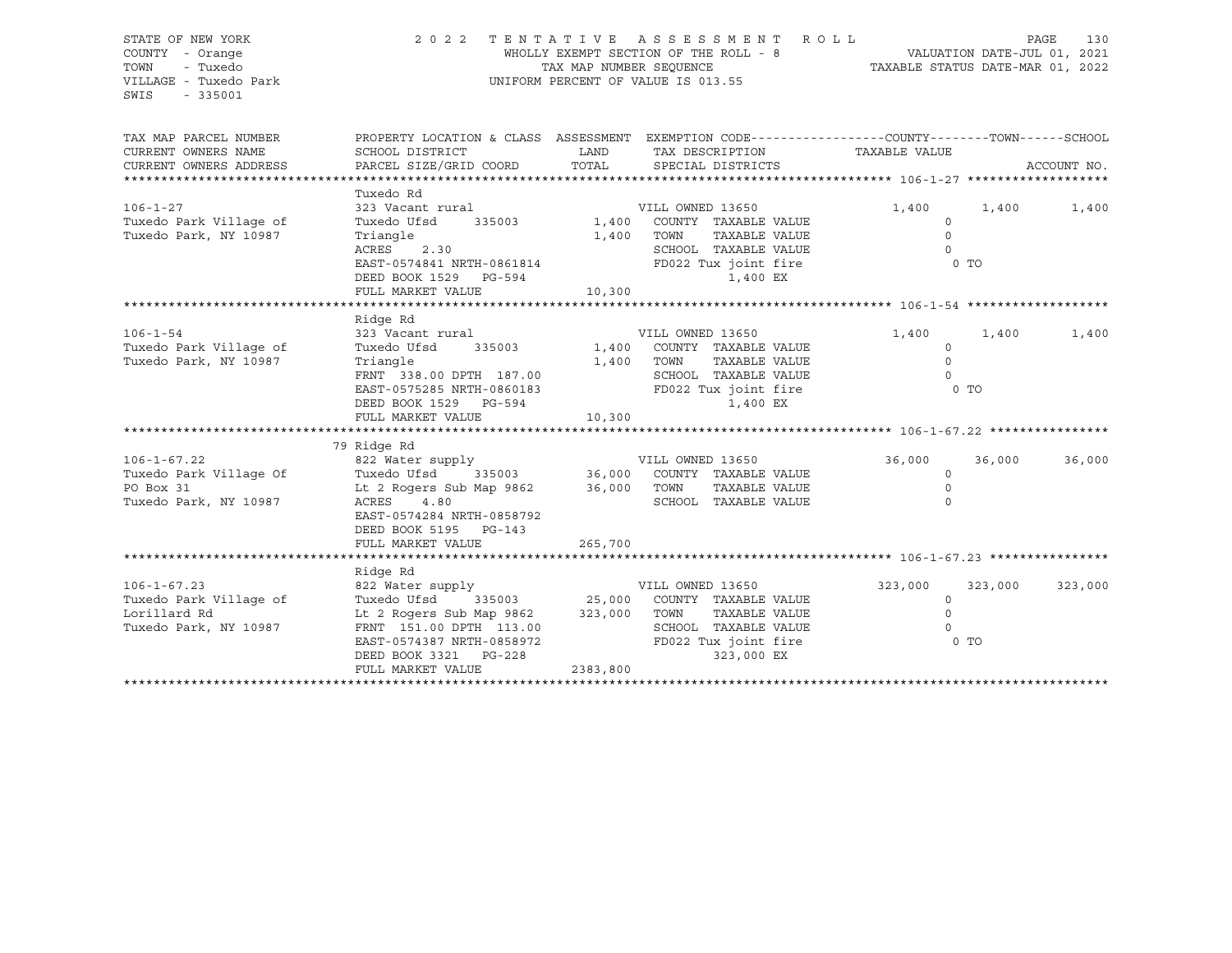STATE OF NEW YORK
COUNTY - Orange
TOWN - Tuxedo
VILLAGE - Tuxedo Park
SWIS - 335001

2022 TENTATIVE ASSESSMENT ROLL
WHOLLY EXEMPT SECTION OF THE ROLL - 8
TAX MAP NUMBER SEQUENCE
UNIFORM PERCENT OF VALUE IS 013.55

VALUATION DATE-JUL 01, 2021
TAXABLE STATUS DATE-MAR 01, 2022

| TAX MAP PARCEL NUMBER / CURRENT OWNERS NAME / CURRENT OWNERS ADDRESS | PROPERTY LOCATION & CLASS / SCHOOL DISTRICT / PARCEL SIZE/GRID COORD | ASSESSMENT LAND / TOTAL | EXEMPTION CODE / TAX DESCRIPTION / SPECIAL DISTRICTS | COUNTY | TOWN | SCHOOL |
|---|---|---|---|---|---|---|
| **106-1-27** | Tuxedo Rd | | | | | |
| 106-1-27 | 323 Vacant rural | | VILL OWNED 13650 | 1,400 | 1,400 | 1,400 |
| Tuxedo Park Village of | Tuxedo Ufsd 335003 | 1,400 | COUNTY TAXABLE VALUE | 0 | | |
| Tuxedo Park, NY 10987 | Triangle | 1,400 | TOWN TAXABLE VALUE | 0 | | |
| | ACRES 2.30 | | SCHOOL TAXABLE VALUE | 0 | | |
| | EAST-0574841 NRTH-0861814 | | FD022 Tux joint fire | 0 TO | | |
| | DEED BOOK 1529 PG-594 | | 1,400 EX | | | |
| | FULL MARKET VALUE | 10,300 | | | | |
| **106-1-54** | Ridge Rd | | | | | |
| 106-1-54 | 323 Vacant rural | | VILL OWNED 13650 | 1,400 | 1,400 | 1,400 |
| Tuxedo Park Village of | Tuxedo Ufsd 335003 | 1,400 | COUNTY TAXABLE VALUE | 0 | | |
| Tuxedo Park, NY 10987 | Triangle | 1,400 | TOWN TAXABLE VALUE | 0 | | |
| | FRNT 338.00 DPTH 187.00 | | SCHOOL TAXABLE VALUE | 0 | | |
| | EAST-0575285 NRTH-0860183 | | FD022 Tux joint fire | 0 TO | | |
| | DEED BOOK 1529 PG-594 | | 1,400 EX | | | |
| | FULL MARKET VALUE | 10,300 | | | | |
| **106-1-67.22** | 79 Ridge Rd | | | | | |
| 106-1-67.22 | 822 Water supply | | VILL OWNED 13650 | 36,000 | 36,000 | 36,000 |
| Tuxedo Park Village Of | Tuxedo Ufsd 335003 | 36,000 | COUNTY TAXABLE VALUE | 0 | | |
| PO Box 31 | Lt 2 Rogers Sub Map 9862 | 36,000 | TOWN TAXABLE VALUE | 0 | | |
| Tuxedo Park, NY 10987 | ACRES 4.80 | | SCHOOL TAXABLE VALUE | 0 | | |
| | EAST-0574284 NRTH-0858792 | | | | | |
| | DEED BOOK 5195 PG-143 | | | | | |
| | FULL MARKET VALUE | 265,700 | | | | |
| **106-1-67.23** | Ridge Rd | | | | | |
| 106-1-67.23 | 822 Water supply | | VILL OWNED 13650 | 323,000 | 323,000 | 323,000 |
| Tuxedo Park Village of | Tuxedo Ufsd 335003 | 25,000 | COUNTY TAXABLE VALUE | 0 | | |
| Lorillard Rd | Lt 2 Rogers Sub Map 9862 | 323,000 | TOWN TAXABLE VALUE | 0 | | |
| Tuxedo Park, NY 10987 | FRNT 151.00 DPTH 113.00 | | SCHOOL TAXABLE VALUE | 0 | | |
| | EAST-0574387 NRTH-0858972 | | FD022 Tux joint fire | 0 TO | | |
| | DEED BOOK 3321 PG-228 | | 323,000 EX | | | |
| | FULL MARKET VALUE | 2383,800 | | | | |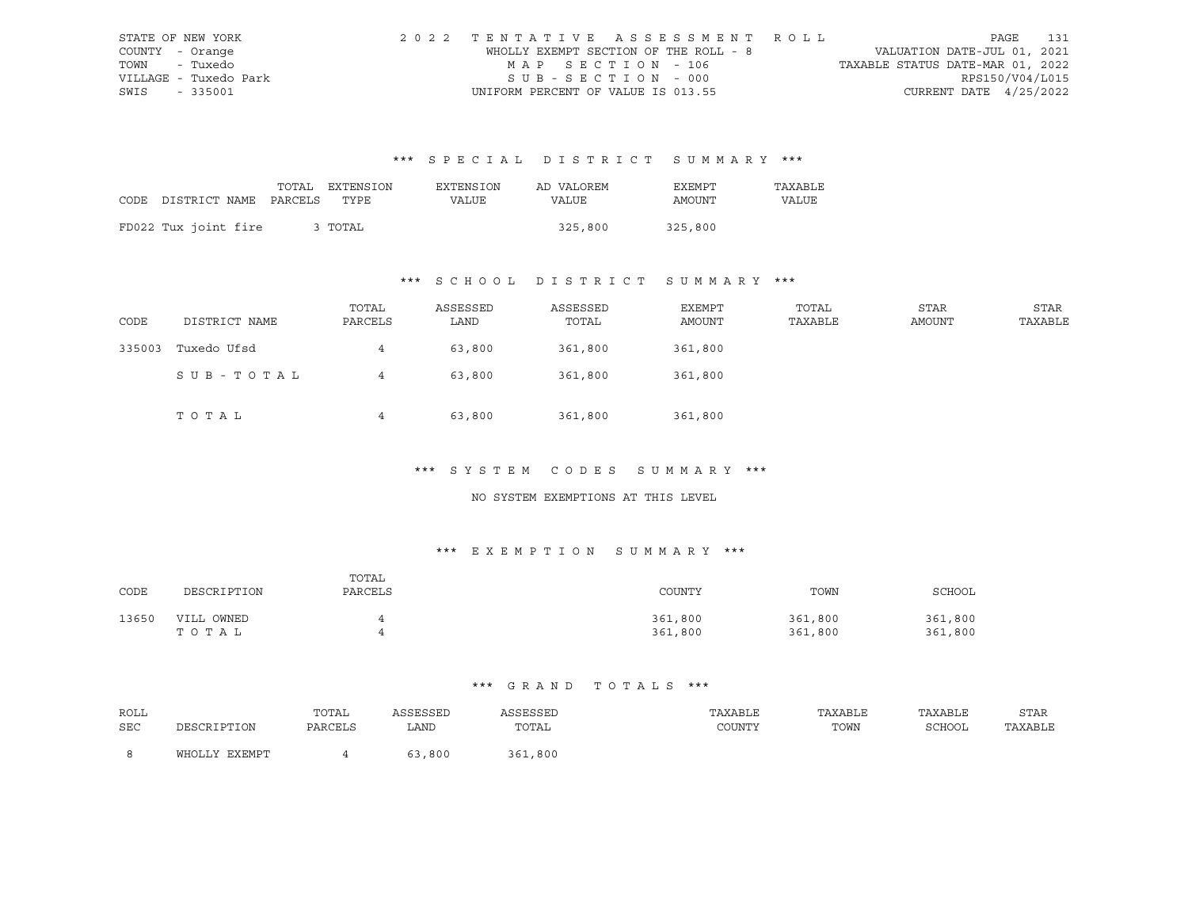STATE OF NEW YORK 2022 TENTATIVE ASSESSMENT ROLL PAGE 131
COUNTY - Orange WHOLLY EXEMPT SECTION OF THE ROLL - 8 VALUATION DATE-JUL 01, 2021
TOWN - Tuxedo MAP SECTION - 106 TAXABLE STATUS DATE-MAR 01, 2022
VILLAGE - Tuxedo Park SUB-SECTION - 000 RPS150/V04/L015
SWIS - 335001 UNIFORM PERCENT OF VALUE IS 013.55 CURRENT DATE 4/25/2022

### *** SPECIAL DISTRICT SUMMARY ***

| CODE | DISTRICT NAME | TOTAL PARCELS | EXTENSION TYPE | EXTENSION VALUE | AD VALOREM VALUE | EXEMPT AMOUNT | TAXABLE VALUE |
|---|---|---|---|---|---|---|---|
| FD022 | Tux joint fire | 3 | TOTAL | | 325,800 | 325,800 | |

### *** SCHOOL DISTRICT SUMMARY ***

| CODE | DISTRICT NAME | TOTAL PARCELS | ASSESSED LAND | ASSESSED TOTAL | EXEMPT AMOUNT | TOTAL TAXABLE | STAR AMOUNT | STAR TAXABLE |
|---|---|---|---|---|---|---|---|---|
| 335003 | Tuxedo Ufsd | 4 | 63,800 | 361,800 | 361,800 | | | |
| | SUB-TOTAL | 4 | 63,800 | 361,800 | 361,800 | | | |
| | TOTAL | 4 | 63,800 | 361,800 | 361,800 | | | |

### *** SYSTEM CODES SUMMARY ***

NO SYSTEM EXEMPTIONS AT THIS LEVEL

### *** EXEMPTION SUMMARY ***

| CODE | DESCRIPTION | TOTAL PARCELS | COUNTY | TOWN | SCHOOL |
|---|---|---|---|---|---|
| 13650 | VILL OWNED | 4 | 361,800 | 361,800 | 361,800 |
| | TOTAL | 4 | 361,800 | 361,800 | 361,800 |

### *** GRAND TOTALS ***

| ROLL SEC | DESCRIPTION | TOTAL PARCELS | ASSESSED LAND | ASSESSED TOTAL | TAXABLE COUNTY | TAXABLE TOWN | TAXABLE SCHOOL | STAR TAXABLE |
|---|---|---|---|---|---|---|---|---|
| 8 | WHOLLY EXEMPT | 4 | 63,800 | 361,800 | | | | |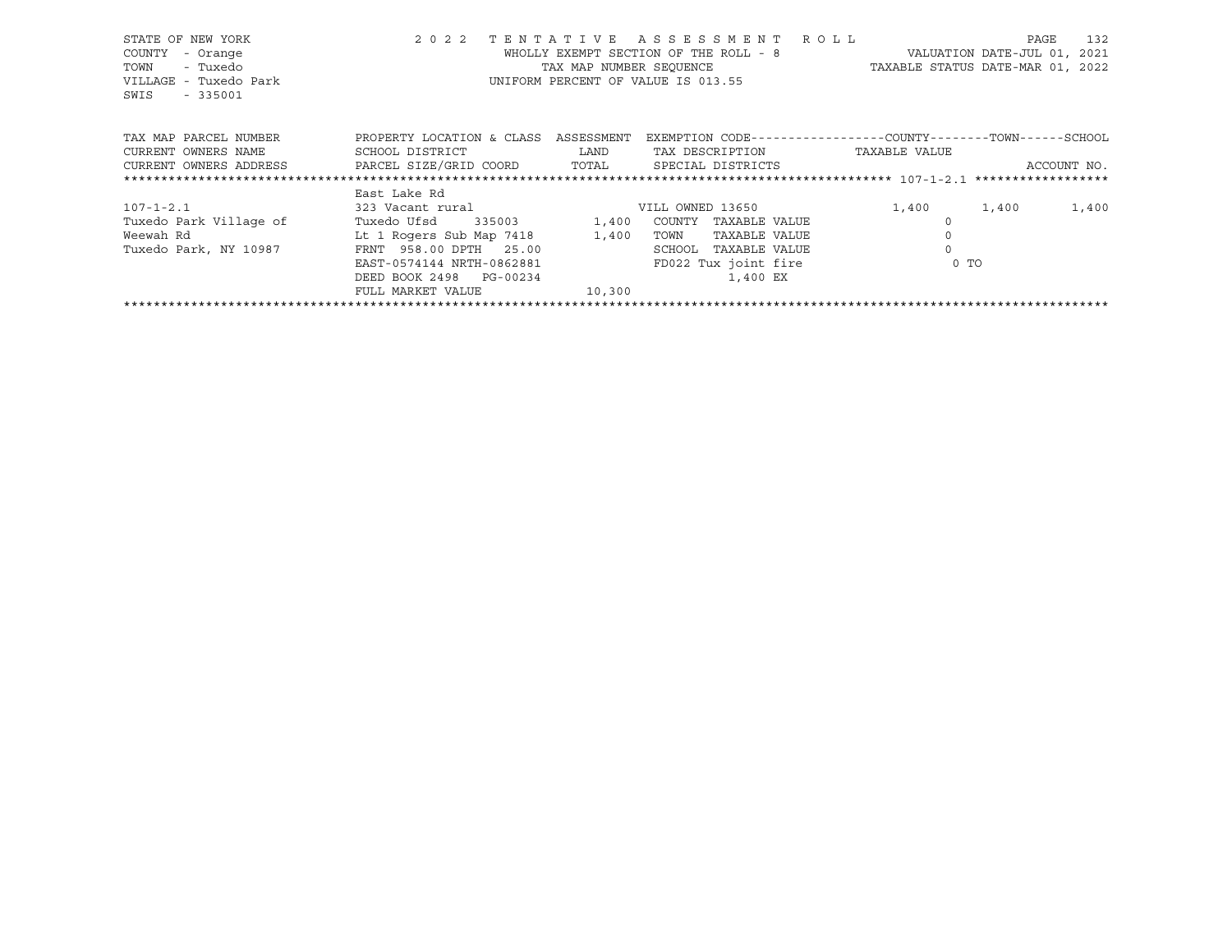STATE OF NEW YORK — 2022 TENTATIVE ASSESSMENT ROLL
COUNTY - Orange — WHOLLY EXEMPT SECTION OF THE ROLL - 8 — VALUATION DATE-JUL 01, 2021
TOWN - Tuxedo — TAX MAP NUMBER SEQUENCE — TAXABLE STATUS DATE-MAR 01, 2022
VILLAGE - Tuxedo Park — UNIFORM PERCENT OF VALUE IS 013.55
SWIS - 335001

| TAX MAP PARCEL NUMBER / CURRENT OWNERS NAME / CURRENT OWNERS ADDRESS | PROPERTY LOCATION & CLASS / SCHOOL DISTRICT / PARCEL SIZE/GRID COORD | ASSESSMENT LAND | TOTAL | EXEMPTION CODE / TAX DESCRIPTION / SPECIAL DISTRICTS | COUNTY | TOWN | SCHOOL |
|---|---|---|---|---|---|---|---|
| ******** 107-1-2.1 ******** | | | | | | | |
| | East Lake Rd | | | | | | |
| 107-1-2.1 | 323 Vacant rural | | | VILL OWNED 13650 | 1,400 | 1,400 | 1,400 |
| Tuxedo Park Village of | Tuxedo Ufsd 335003 | 1,400 | | COUNTY TAXABLE VALUE | 0 | | |
| Weewah Rd | Lt 1 Rogers Sub Map 7418 | | 1,400 | TOWN TAXABLE VALUE | 0 | | |
| Tuxedo Park, NY 10987 | FRNT 958.00 DPTH 25.00 | | | SCHOOL TAXABLE VALUE | 0 | | |
| | EAST-0574144 NRTH-0862881 | | | FD022 Tux joint fire | 0 TO | | |
| | DEED BOOK 2498 PG-00234 | | | 1,400 EX | | | |
| | FULL MARKET VALUE | | 10,300 | | | | |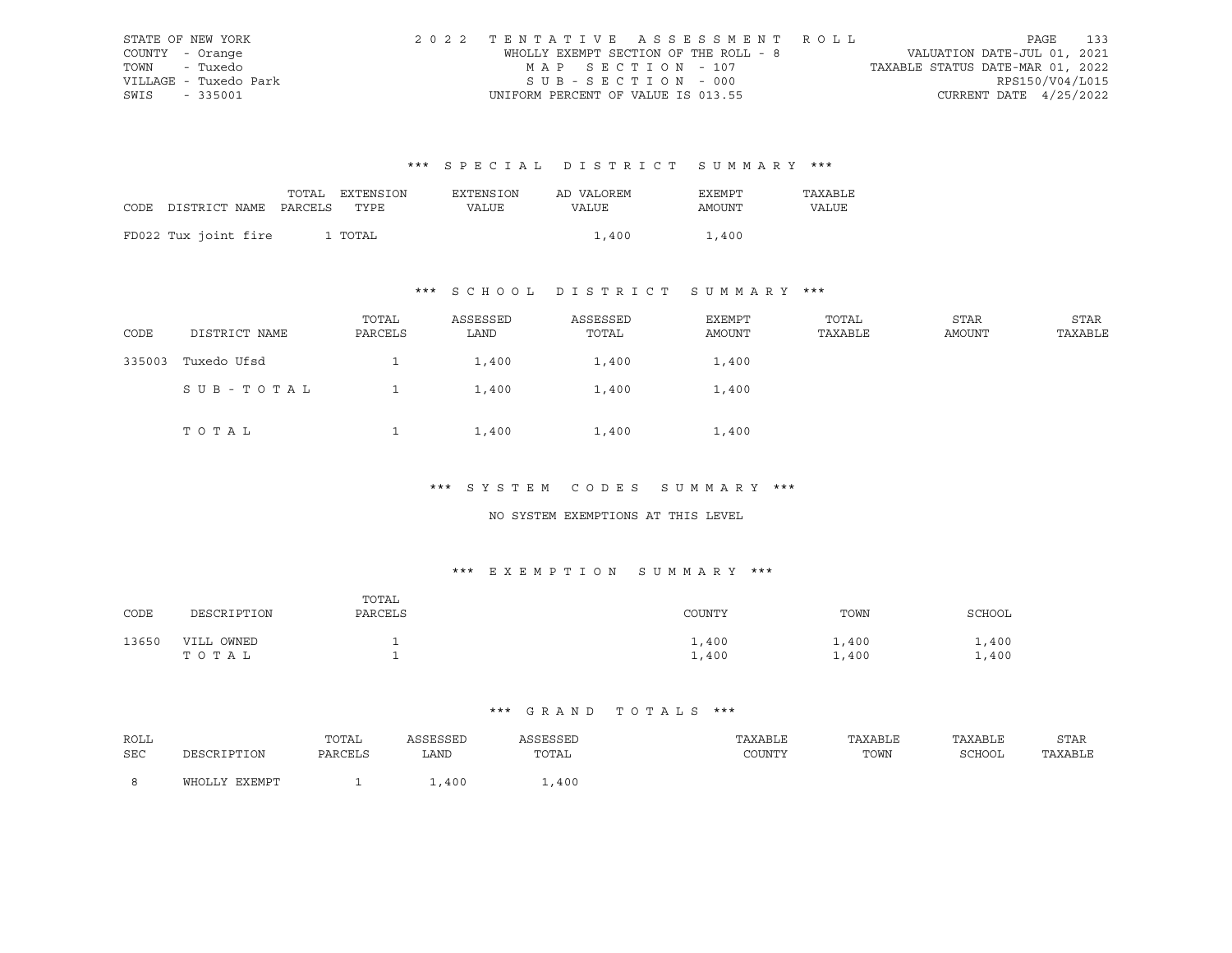STATE OF NEW YORK | 2022 TENTATIVE ASSESSMENT ROLL | VALUATION DATE-JUL 01, 2021
COUNTY - Orange | WHOLLY EXEMPT SECTION OF THE ROLL - 8 | TAXABLE STATUS DATE-MAR 01, 2022
TOWN - Tuxedo | MAP SECTION - 107 | RPS150/V04/L015
VILLAGE - Tuxedo Park | SUB-SECTION - 000 | CURRENT DATE 4/25/2022
SWIS - 335001 | UNIFORM PERCENT OF VALUE IS 013.55

## *** SPECIAL DISTRICT SUMMARY ***

| CODE DISTRICT NAME | TOTAL PARCELS | EXTENSION TYPE | EXTENSION VALUE | AD VALOREM VALUE | EXEMPT AMOUNT | TAXABLE VALUE |
|---|---|---|---|---|---|---|
| FD022 Tux joint fire | 1 | TOTAL | | 1,400 | 1,400 | |

## *** SCHOOL DISTRICT SUMMARY ***

| CODE | DISTRICT NAME | TOTAL PARCELS | ASSESSED LAND | ASSESSED TOTAL | EXEMPT AMOUNT | TOTAL TAXABLE | STAR AMOUNT | STAR TAXABLE |
|---|---|---|---|---|---|---|---|---|
| 335003 | Tuxedo Ufsd | 1 | 1,400 | 1,400 | 1,400 | | | |
| | SUB-TOTAL | 1 | 1,400 | 1,400 | 1,400 | | | |
| | TOTAL | 1 | 1,400 | 1,400 | 1,400 | | | |

## *** SYSTEM CODES SUMMARY ***

NO SYSTEM EXEMPTIONS AT THIS LEVEL

## *** EXEMPTION SUMMARY ***

| CODE | DESCRIPTION | TOTAL PARCELS | COUNTY | TOWN | SCHOOL |
|---|---|---|---|---|---|
| 13650 | VILL OWNED | 1 | 1,400 | 1,400 | 1,400 |
| | TOTAL | 1 | 1,400 | 1,400 | 1,400 |

## *** GRAND TOTALS ***

| ROLL SEC | DESCRIPTION | TOTAL PARCELS | ASSESSED LAND | ASSESSED TOTAL | TAXABLE COUNTY | TAXABLE TOWN | TAXABLE SCHOOL | STAR TAXABLE |
|---|---|---|---|---|---|---|---|---|
| 8 | WHOLLY EXEMPT | 1 | 1,400 | 1,400 | | | | |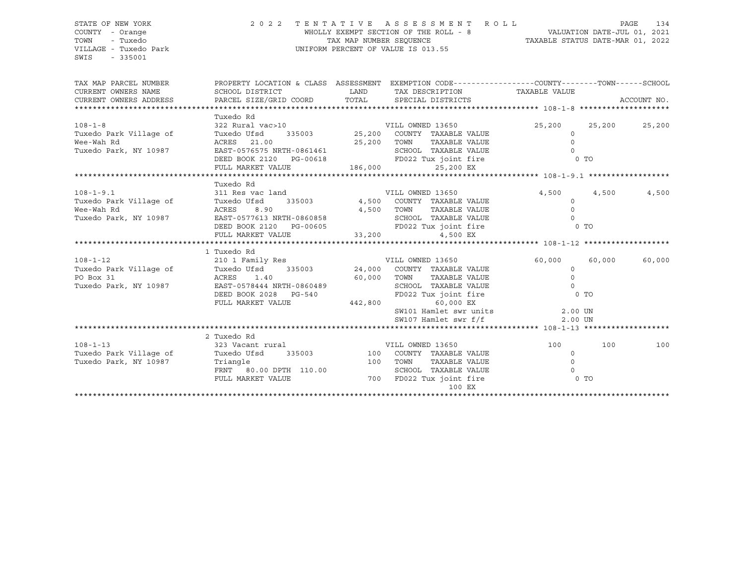STATE OF NEW YORK
COUNTY - Orange
TOWN - Tuxedo
VILLAGE - Tuxedo Park
SWIS - 335001

2022 TENTATIVE ASSESSMENT ROLL
WHOLLY EXEMPT SECTION OF THE ROLL - 8
TAX MAP NUMBER SEQUENCE
UNIFORM PERCENT OF VALUE IS 013.55

VALUATION DATE-JUL 01, 2021
TAXABLE STATUS DATE-MAR 01, 2022

| TAX MAP PARCEL NUMBER / CURRENT OWNERS NAME / CURRENT OWNERS ADDRESS | PROPERTY LOCATION & CLASS / SCHOOL DISTRICT / PARCEL SIZE/GRID COORD | ASSESSMENT LAND / TOTAL | EXEMPTION CODE / TAX DESCRIPTION / SPECIAL DISTRICTS | COUNTY | TOWN | SCHOOL | ACCOUNT NO. |
|---|---|---|---|---|---|---|---|
| **108-1-8** | Tuxedo Rd | | | | | | |
| 108-1-8 | 322 Rural vac>10 | | VILL OWNED 13650 | 25,200 | 25,200 | 25,200 | |
| Tuxedo Park Village of | Tuxedo Ufsd 335003 | 25,200 | COUNTY TAXABLE VALUE | 0 | | | |
| Wee-Wah Rd | ACRES 21.00 | 25,200 | TOWN TAXABLE VALUE | 0 | | | |
| Tuxedo Park, NY 10987 | EAST-0576575 NRTH-0861461 | | SCHOOL TAXABLE VALUE | 0 | | | |
| | DEED BOOK 2120 PG-00618 | | FD022 Tux joint fire | 0 TO | | | |
| | FULL MARKET VALUE | 186,000 | 25,200 EX | | | | |
| **108-1-9.1** | Tuxedo Rd | | | | | | |
| 108-1-9.1 | 311 Res vac land | | VILL OWNED 13650 | 4,500 | 4,500 | 4,500 | |
| Tuxedo Park Village of | Tuxedo Ufsd 335003 | 4,500 | COUNTY TAXABLE VALUE | 0 | | | |
| Wee-Wah Rd | ACRES 8.90 | 4,500 | TOWN TAXABLE VALUE | 0 | | | |
| Tuxedo Park, NY 10987 | EAST-0577613 NRTH-0860858 | | SCHOOL TAXABLE VALUE | 0 | | | |
| | DEED BOOK 2120 PG-00605 | | FD022 Tux joint fire | 0 TO | | | |
| | FULL MARKET VALUE | 33,200 | 4,500 EX | | | | |
| **108-1-12** | 1 Tuxedo Rd | | | | | | |
| 108-1-12 | 210 1 Family Res | | VILL OWNED 13650 | 60,000 | 60,000 | 60,000 | |
| Tuxedo Park Village of | Tuxedo Ufsd 335003 | 24,000 | COUNTY TAXABLE VALUE | 0 | | | |
| PO Box 31 | ACRES 1.40 | 60,000 | TOWN TAXABLE VALUE | 0 | | | |
| Tuxedo Park, NY 10987 | EAST-0578444 NRTH-0860489 | | SCHOOL TAXABLE VALUE | 0 | | | |
| | DEED BOOK 2028 PG-540 | | FD022 Tux joint fire | 0 TO | | | |
| | FULL MARKET VALUE | 442,800 | 60,000 EX | | | | |
| | | | SW101 Hamlet swr units | 2.00 UN | | | |
| | | | SW107 Hamlet swr f/f | 2.00 UN | | | |
| **108-1-13** | 2 Tuxedo Rd | | | | | | |
| 108-1-13 | 323 Vacant rural | | VILL OWNED 13650 | 100 | 100 | 100 | |
| Tuxedo Park Village of | Tuxedo Ufsd 335003 | 100 | COUNTY TAXABLE VALUE | 0 | | | |
| Tuxedo Park, NY 10987 | Triangle | 100 | TOWN TAXABLE VALUE | 0 | | | |
| | FRNT 80.00 DPTH 110.00 | | SCHOOL TAXABLE VALUE | 0 | | | |
| | FULL MARKET VALUE | 700 | FD022 Tux joint fire | 0 TO | | | |
| | | | 100 EX | | | | |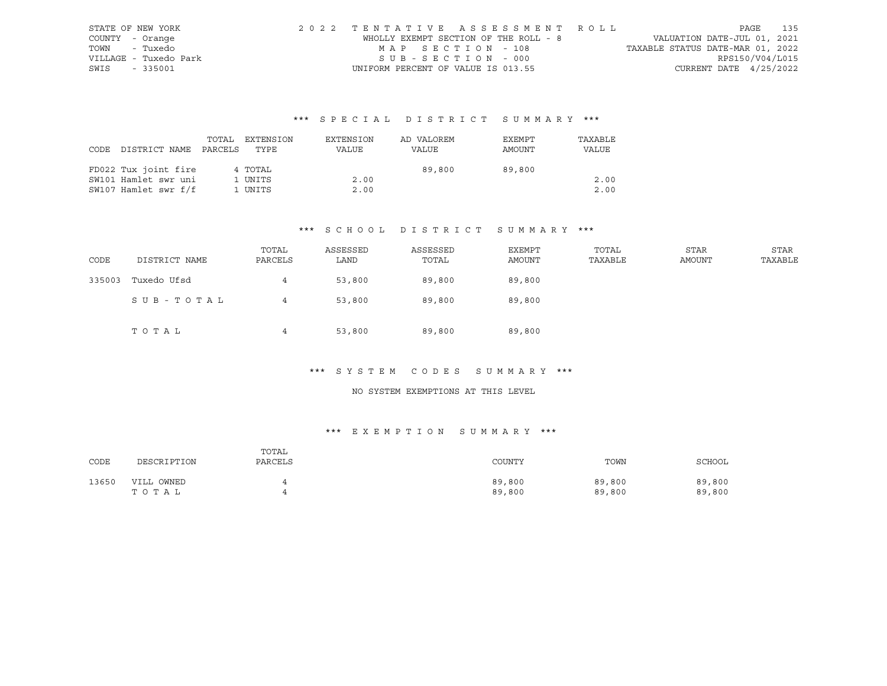STATE OF NEW YORK
COUNTY - Orange
TOWN - Tuxedo
VILLAGE - Tuxedo Park
SWIS - 335001

2022 TENTATIVE ASSESSMENT ROLL
WHOLLY EXEMPT SECTION OF THE ROLL - 8
MAP SECTION - 108
SUB-SECTION - 000
UNIFORM PERCENT OF VALUE IS 013.55

VALUATION DATE-JUL 01, 2021
TAXABLE STATUS DATE-MAR 01, 2022
RPS150/V04/L015
CURRENT DATE 4/25/2022

## *** SPECIAL DISTRICT SUMMARY ***

| CODE | DISTRICT NAME | TOTAL PARCELS | EXTENSION TYPE | EXTENSION VALUE | AD VALOREM VALUE | EXEMPT AMOUNT | TAXABLE VALUE |
|---|---|---|---|---|---|---|---|
| FD022 | Tux joint fire | 4 | TOTAL | | 89,800 | 89,800 | |
| SW101 | Hamlet swr uni | 1 | UNITS | 2.00 | | | 2.00 |
| SW107 | Hamlet swr f/f | 1 | UNITS | 2.00 | | | 2.00 |

## *** SCHOOL DISTRICT SUMMARY ***

| CODE | DISTRICT NAME | TOTAL PARCELS | ASSESSED LAND | ASSESSED TOTAL | EXEMPT AMOUNT | TOTAL TAXABLE | STAR AMOUNT | STAR TAXABLE |
|---|---|---|---|---|---|---|---|---|
| 335003 | Tuxedo Ufsd | 4 | 53,800 | 89,800 | 89,800 | | | |
| | SUB-TOTAL | 4 | 53,800 | 89,800 | 89,800 | | | |
| | TOTAL | 4 | 53,800 | 89,800 | 89,800 | | | |

## *** SYSTEM CODES SUMMARY ***

NO SYSTEM EXEMPTIONS AT THIS LEVEL

## *** EXEMPTION SUMMARY ***

| CODE | DESCRIPTION | TOTAL PARCELS | COUNTY | TOWN | SCHOOL |
|---|---|---|---|---|---|
| 13650 | VILL OWNED | 4 | 89,800 | 89,800 | 89,800 |
| | TOTAL | 4 | 89,800 | 89,800 | 89,800 |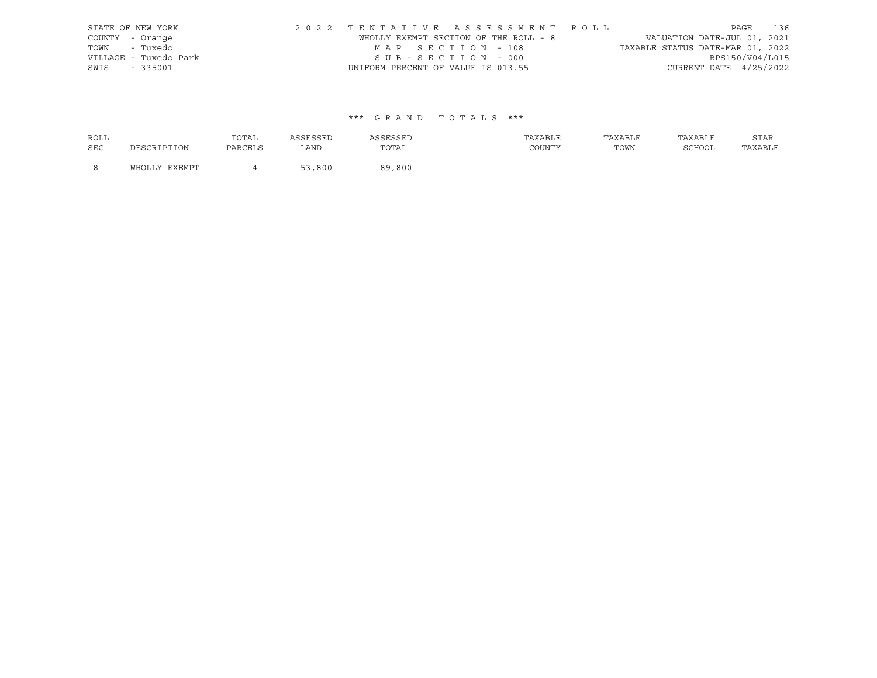STATE OF NEW YORK
COUNTY - Orange
TOWN - Tuxedo
VILLAGE - Tuxedo Park
SWIS - 335001

2022 TENTATIVE ASSESSMENT ROLL
WHOLLY EXEMPT SECTION OF THE ROLL - 8
MAP SECTION - 108
SUB-SECTION - 000
UNIFORM PERCENT OF VALUE IS 013.55

VALUATION DATE-JUL 01, 2021
TAXABLE STATUS DATE-MAR 01, 2022
RPS150/V04/L015
CURRENT DATE 4/25/2022

## *** GRAND TOTALS ***

| ROLL SEC | DESCRIPTION | TOTAL PARCELS | ASSESSED LAND | ASSESSED TOTAL | TAXABLE COUNTY | TAXABLE TOWN | TAXABLE SCHOOL | STAR TAXABLE |
|---|---|---|---|---|---|---|---|---|
| 8 | WHOLLY EXEMPT | 4 | 53,800 | 89,800 | | | | |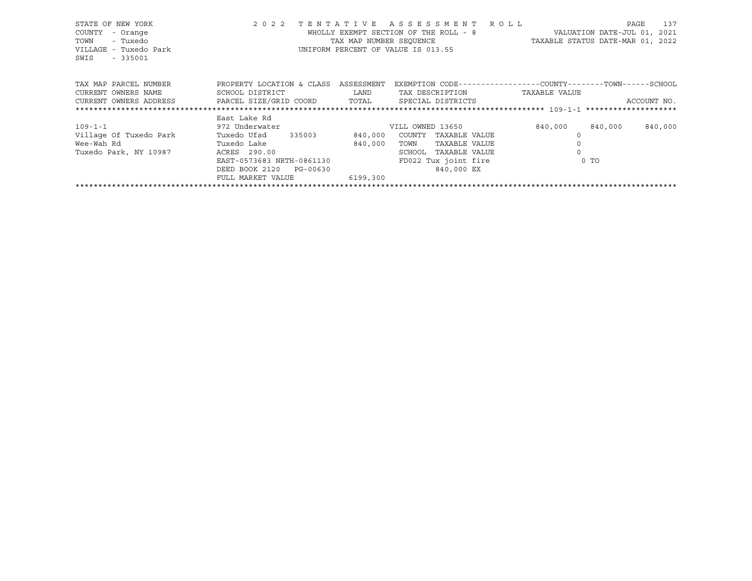STATE OF NEW YORK
COUNTY - Orange
TOWN - Tuxedo
VILLAGE - Tuxedo Park
SWIS - 335001

2022 TENTATIVE ASSESSMENT ROLL
WHOLLY EXEMPT SECTION OF THE ROLL - 8
TAX MAP NUMBER SEQUENCE
UNIFORM PERCENT OF VALUE IS 013.55

VALUATION DATE-JUL 01, 2021
TAXABLE STATUS DATE-MAR 01, 2022

| TAX MAP PARCEL NUMBER / CURRENT OWNERS NAME / CURRENT OWNERS ADDRESS | PROPERTY LOCATION & CLASS / SCHOOL DISTRICT / PARCEL SIZE/GRID COORD | ASSESSMENT / LAND / TOTAL | EXEMPTION CODE / TAX DESCRIPTION / SPECIAL DISTRICTS | COUNTY | TOWN | SCHOOL |
|---|---|---|---|---|---|---|
| ******* 109-1-1 ******* | | | | | | |
| | East Lake Rd | | | | | |
| 109-1-1 | 972 Underwater | | VILL OWNED 13650 | 840,000 | 840,000 | 840,000 |
| Village Of Tuxedo Park | Tuxedo Ufsd 335003 | 840,000 | COUNTY TAXABLE VALUE | 0 | | |
| Wee-Wah Rd | Tuxedo Lake | 840,000 | TOWN TAXABLE VALUE | 0 | | |
| Tuxedo Park, NY 10987 | ACRES 290.00 | | SCHOOL TAXABLE VALUE | 0 | | |
| | EAST-0573683 NRTH-0861130 | | FD022 Tux joint fire | 0 TO | | |
| | DEED BOOK 2120 PG-00630 | | 840,000 EX | | | |
| | FULL MARKET VALUE | 6199,300 | | | | |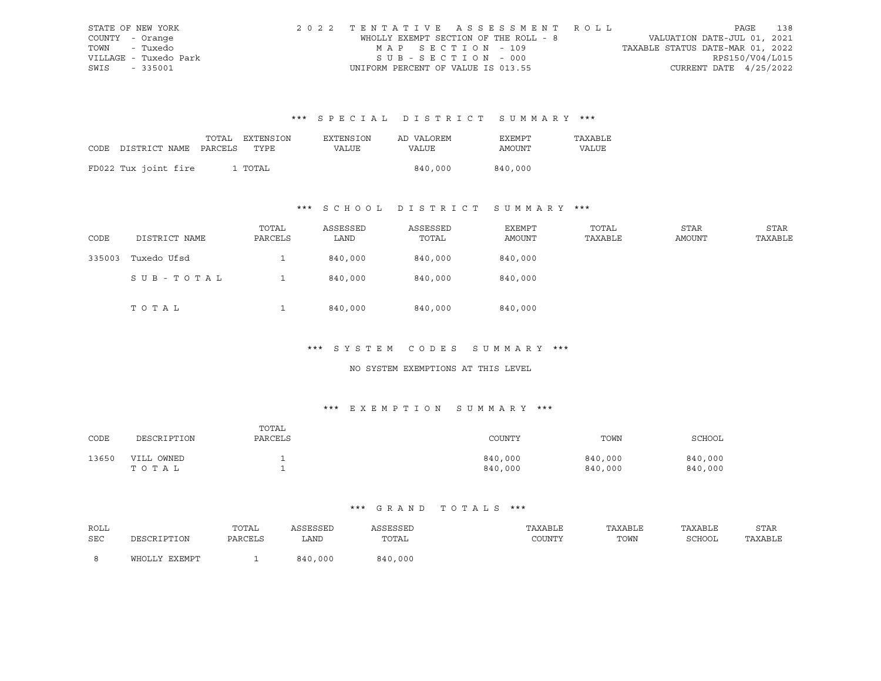STATE OF NEW YORK
COUNTY - Orange
TOWN - Tuxedo
VILLAGE - Tuxedo Park
SWIS - 335001

2022 TENTATIVE ASSESSMENT ROLL
WHOLLY EXEMPT SECTION OF THE ROLL - 8
MAP SECTION - 109
SUB-SECTION - 000
UNIFORM PERCENT OF VALUE IS 013.55

VALUATION DATE-JUL 01, 2021
TAXABLE STATUS DATE-MAR 01, 2022
RPS150/V04/L015
CURRENT DATE 4/25/2022

### *** SPECIAL DISTRICT SUMMARY ***

| CODE DISTRICT NAME | TOTAL PARCELS | EXTENSION TYPE | EXTENSION VALUE | AD VALOREM VALUE | EXEMPT AMOUNT | TAXABLE VALUE |
|---|---|---|---|---|---|---|
| FD022 Tux joint fire | 1 | TOTAL | | 840,000 | 840,000 | |

### *** SCHOOL DISTRICT SUMMARY ***

| CODE | DISTRICT NAME | TOTAL PARCELS | ASSESSED LAND | ASSESSED TOTAL | EXEMPT AMOUNT | TOTAL TAXABLE | STAR AMOUNT | STAR TAXABLE |
|---|---|---|---|---|---|---|---|---|
| 335003 | Tuxedo Ufsd | 1 | 840,000 | 840,000 | 840,000 | | | |
| | SUB-TOTAL | 1 | 840,000 | 840,000 | 840,000 | | | |
| | TOTAL | 1 | 840,000 | 840,000 | 840,000 | | | |

### *** SYSTEM CODES SUMMARY ***

NO SYSTEM EXEMPTIONS AT THIS LEVEL

### *** EXEMPTION SUMMARY ***

| CODE | DESCRIPTION | TOTAL PARCELS | COUNTY | TOWN | SCHOOL |
|---|---|---|---|---|---|
| 13650 | VILL OWNED | 1 | 840,000 | 840,000 | 840,000 |
| | TOTAL | 1 | 840,000 | 840,000 | 840,000 |

### *** GRAND TOTALS ***

| ROLL SEC | DESCRIPTION | TOTAL PARCELS | ASSESSED LAND | ASSESSED TOTAL | TAXABLE COUNTY | TAXABLE TOWN | TAXABLE SCHOOL | STAR TAXABLE |
|---|---|---|---|---|---|---|---|---|
| 8 | WHOLLY EXEMPT | 1 | 840,000 | 840,000 | | | | |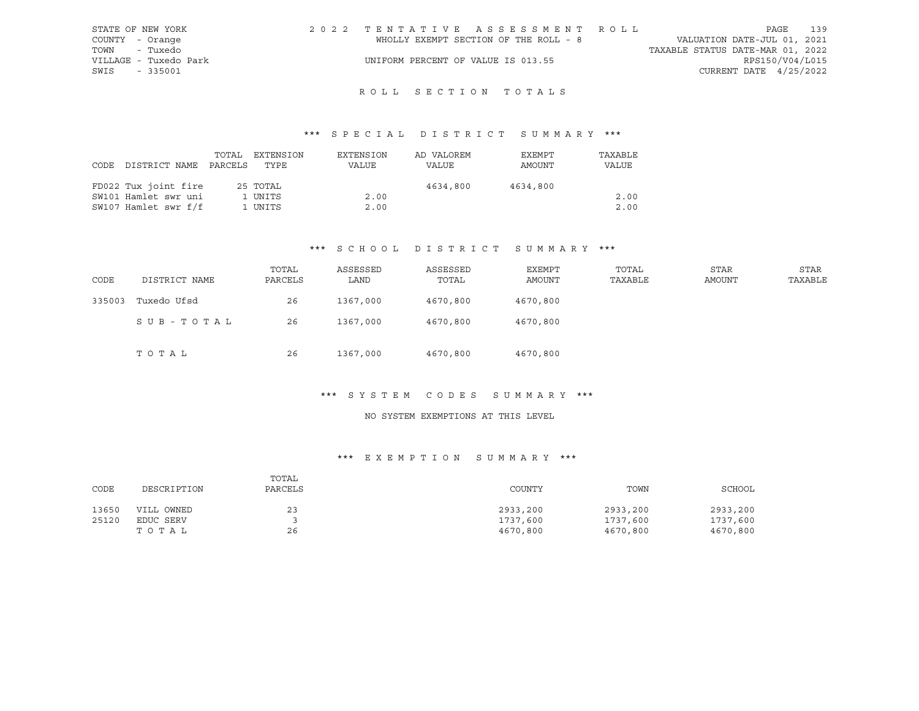STATE OF NEW YORK
COUNTY - Orange
TOWN - Tuxedo
VILLAGE - Tuxedo Park
SWIS - 335001

2022 TENTATIVE ASSESSMENT ROLL
WHOLLY EXEMPT SECTION OF THE ROLL - 8
UNIFORM PERCENT OF VALUE IS 013.55

VALUATION DATE-JUL 01, 2021
TAXABLE STATUS DATE-MAR 01, 2022
RPS150/V04/L015
CURRENT DATE 4/25/2022

## ROLL SECTION TOTALS

### *** SPECIAL DISTRICT SUMMARY ***

| CODE DISTRICT NAME | TOTAL PARCELS | EXTENSION TYPE | EXTENSION VALUE | AD VALOREM VALUE | EXEMPT AMOUNT | TAXABLE VALUE |
|---|---|---|---|---|---|---|
| FD022 Tux joint fire | 25 | TOTAL | | 4634,800 | 4634,800 | |
| SW101 Hamlet swr uni | 1 | UNITS | 2.00 | | | 2.00 |
| SW107 Hamlet swr f/f | 1 | UNITS | 2.00 | | | 2.00 |

### *** SCHOOL DISTRICT SUMMARY ***

| CODE | DISTRICT NAME | TOTAL PARCELS | ASSESSED LAND | ASSESSED TOTAL | EXEMPT AMOUNT | TOTAL TAXABLE | STAR AMOUNT | STAR TAXABLE |
|---|---|---|---|---|---|---|---|---|
| 335003 | Tuxedo Ufsd | 26 | 1367,000 | 4670,800 | 4670,800 | | | |
| | SUB-TOTAL | 26 | 1367,000 | 4670,800 | 4670,800 | | | |
| | TOTAL | 26 | 1367,000 | 4670,800 | 4670,800 | | | |

### *** SYSTEM CODES SUMMARY ***

NO SYSTEM EXEMPTIONS AT THIS LEVEL

### *** EXEMPTION SUMMARY ***

| CODE | DESCRIPTION | TOTAL PARCELS | COUNTY | TOWN | SCHOOL |
|---|---|---|---|---|---|
| 13650 | VILL OWNED | 23 | 2933,200 | 2933,200 | 2933,200 |
| 25120 | EDUC SERV | 3 | 1737,600 | 1737,600 | 1737,600 |
| | TOTAL | 26 | 4670,800 | 4670,800 | 4670,800 |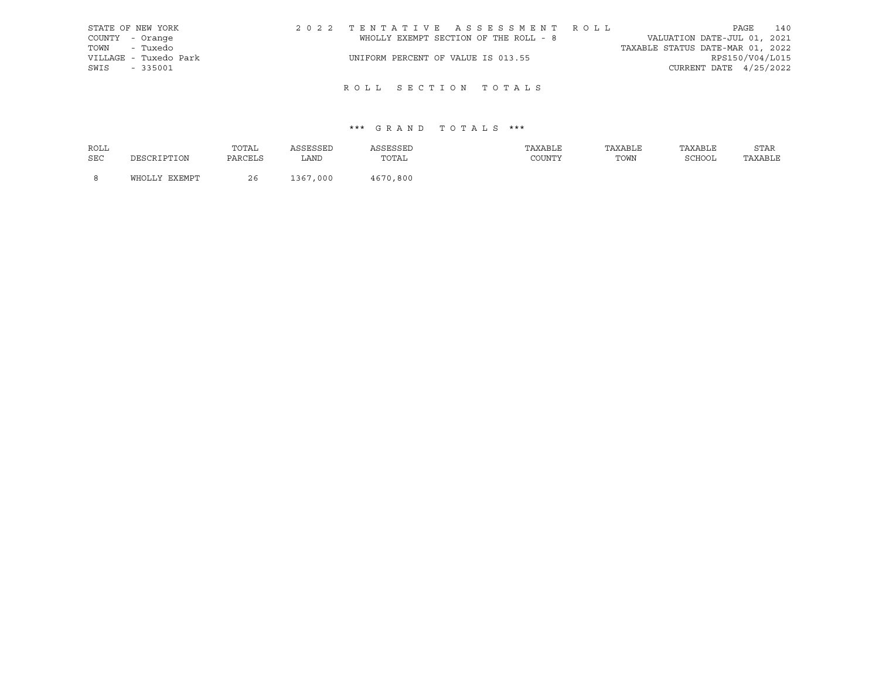STATE OF NEW YORK
COUNTY - Orange
TOWN - Tuxedo
VILLAGE - Tuxedo Park
SWIS - 335001

2022 TENTATIVE ASSESSMENT ROLL
WHOLLY EXEMPT SECTION OF THE ROLL - 8
UNIFORM PERCENT OF VALUE IS 013.55

VALUATION DATE-JUL 01, 2021
TAXABLE STATUS DATE-MAR 01, 2022
RPS150/V04/L015
CURRENT DATE 4/25/2022

## ROLL SECTION TOTALS

### *** GRAND TOTALS ***

| ROLL SEC | DESCRIPTION | TOTAL PARCELS | ASSESSED LAND | ASSESSED TOTAL | TAXABLE COUNTY | TAXABLE TOWN | TAXABLE SCHOOL | STAR TAXABLE |
|---|---|---|---|---|---|---|---|---|
| 8 | WHOLLY EXEMPT | 26 | 1367,000 | 4670,800 | | | | |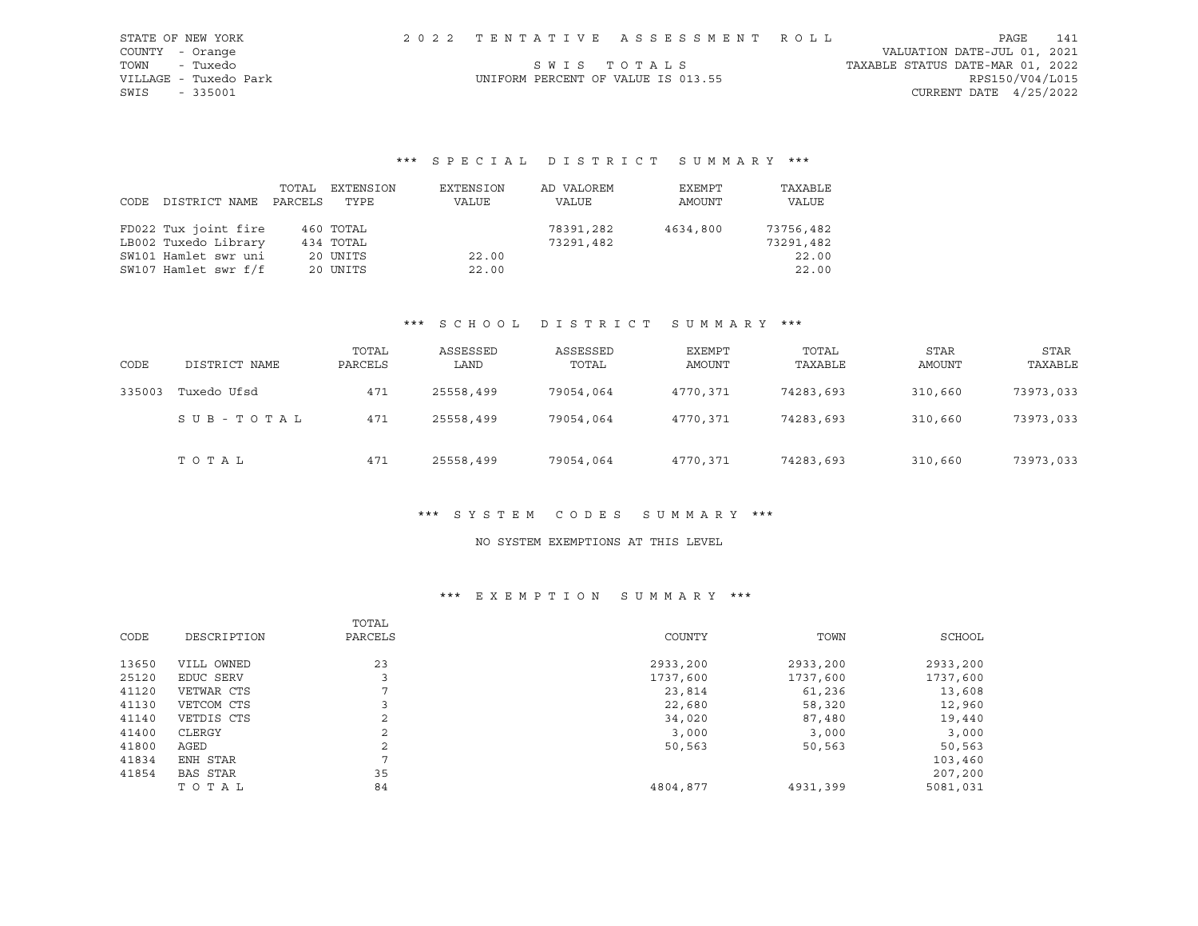STATE OF NEW YORK
COUNTY - Orange
TOWN - Tuxedo
VILLAGE - Tuxedo Park
SWIS - 335001

2022 TENTATIVE ASSESSMENT ROLL

SWIS TOTALS

UNIFORM PERCENT OF VALUE IS 013.55

VALUATION DATE-JUL 01, 2021
TAXABLE STATUS DATE-MAR 01, 2022
RPS150/V04/L015
CURRENT DATE 4/25/2022

## *** SPECIAL DISTRICT SUMMARY ***

| CODE DISTRICT NAME | TOTAL PARCELS | EXTENSION TYPE | EXTENSION VALUE | AD VALOREM VALUE | EXEMPT AMOUNT | TAXABLE VALUE |
|---|---|---|---|---|---|---|
| FD022 Tux joint fire | 460 | TOTAL | | 78391,282 | 4634,800 | 73756,482 |
| LB002 Tuxedo Library | 434 | TOTAL | | 73291,482 | | 73291,482 |
| SW101 Hamlet swr uni | 20 | UNITS | 22.00 | | | 22.00 |
| SW107 Hamlet swr f/f | 20 | UNITS | 22.00 | | | 22.00 |

## *** SCHOOL DISTRICT SUMMARY ***

| CODE | DISTRICT NAME | TOTAL PARCELS | ASSESSED LAND | ASSESSED TOTAL | EXEMPT AMOUNT | TOTAL TAXABLE | STAR AMOUNT | STAR TAXABLE |
|---|---|---|---|---|---|---|---|---|
| 335003 | Tuxedo Ufsd | 471 | 25558,499 | 79054,064 | 4770,371 | 74283,693 | 310,660 | 73973,033 |
| | SUB-TOTAL | 471 | 25558,499 | 79054,064 | 4770,371 | 74283,693 | 310,660 | 73973,033 |
| | TOTAL | 471 | 25558,499 | 79054,064 | 4770,371 | 74283,693 | 310,660 | 73973,033 |

## *** SYSTEM CODES SUMMARY ***

NO SYSTEM EXEMPTIONS AT THIS LEVEL

## *** EXEMPTION SUMMARY ***

| CODE | DESCRIPTION | TOTAL PARCELS | COUNTY | TOWN | SCHOOL |
|---|---|---|---|---|---|
| 13650 | VILL OWNED | 23 | 2933,200 | 2933,200 | 2933,200 |
| 25120 | EDUC SERV | 3 | 1737,600 | 1737,600 | 1737,600 |
| 41120 | VETWAR CTS | 7 | 23,814 | 61,236 | 13,608 |
| 41130 | VETCOM CTS | 3 | 22,680 | 58,320 | 12,960 |
| 41140 | VETDIS CTS | 2 | 34,020 | 87,480 | 19,440 |
| 41400 | CLERGY | 2 | 3,000 | 3,000 | 3,000 |
| 41800 | AGED | 2 | 50,563 | 50,563 | 50,563 |
| 41834 | ENH STAR | 7 | | | 103,460 |
| 41854 | BAS STAR | 35 | | | 207,200 |
| | TOTAL | 84 | 4804,877 | 4931,399 | 5081,031 |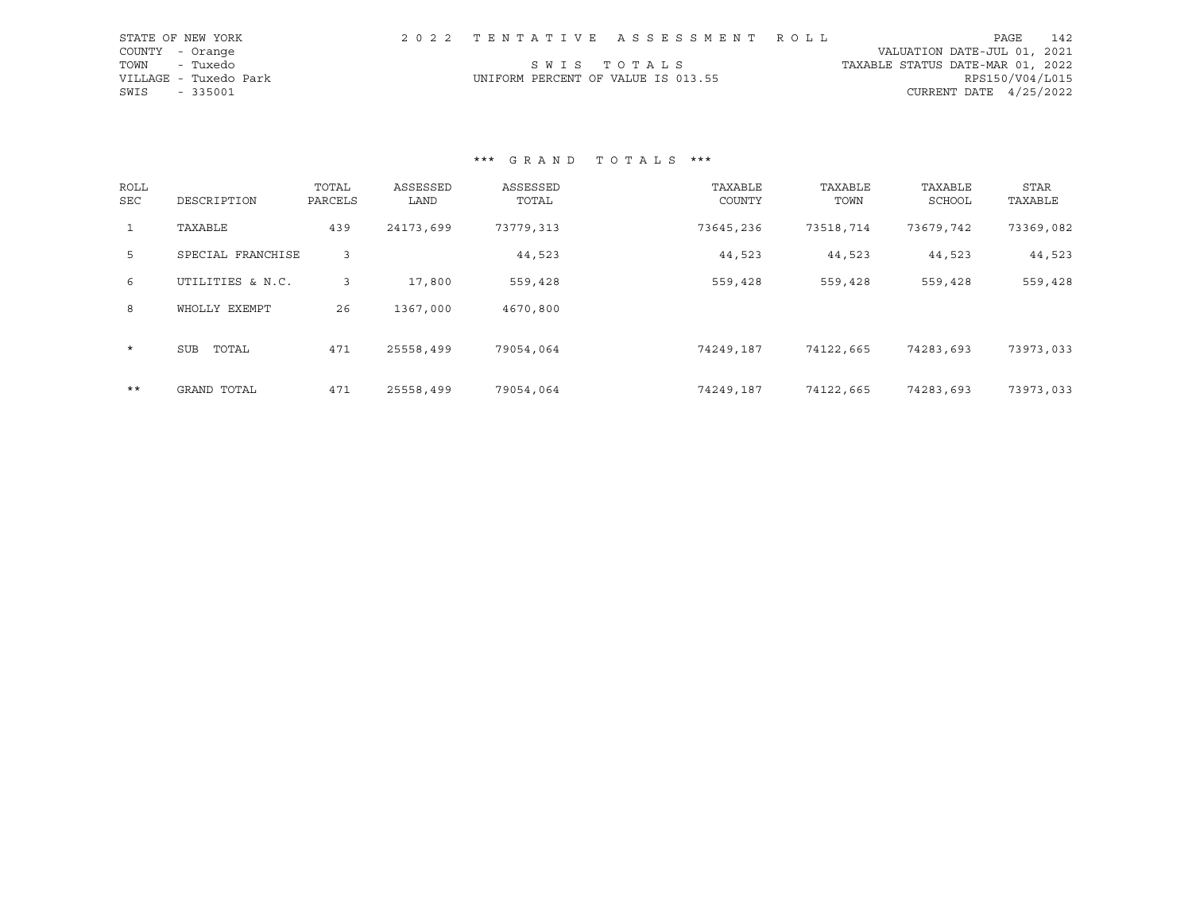STATE OF NEW YORK
COUNTY - Orange
TOWN - Tuxedo
VILLAGE - Tuxedo Park
SWIS - 335001

2 0 2 2 T E N T A T I V E A S S E S S M E N T R O L L

S W I S T O T A L S

UNIFORM PERCENT OF VALUE IS 013.55

VALUATION DATE-JUL 01, 2021
TAXABLE STATUS DATE-MAR 01, 2022
RPS150/V04/L015
CURRENT DATE 4/25/2022

*** G R A N D T O T A L S ***

| ROLL SEC | DESCRIPTION | TOTAL PARCELS | ASSESSED LAND | ASSESSED TOTAL | TAXABLE COUNTY | TAXABLE TOWN | TAXABLE SCHOOL | STAR TAXABLE |
|---|---|---|---|---|---|---|---|---|
| 1 | TAXABLE | 439 | 24173,699 | 73779,313 | 73645,236 | 73518,714 | 73679,742 | 73369,082 |
| 5 | SPECIAL FRANCHISE | 3 | | 44,523 | 44,523 | 44,523 | 44,523 | 44,523 |
| 6 | UTILITIES & N.C. | 3 | 17,800 | 559,428 | 559,428 | 559,428 | 559,428 | 559,428 |
| 8 | WHOLLY EXEMPT | 26 | 1367,000 | 4670,800 | | | | |
| * | SUB TOTAL | 471 | 25558,499 | 79054,064 | 74249,187 | 74122,665 | 74283,693 | 73973,033 |
| ** | GRAND TOTAL | 471 | 25558,499 | 79054,064 | 74249,187 | 74122,665 | 74283,693 | 73973,033 |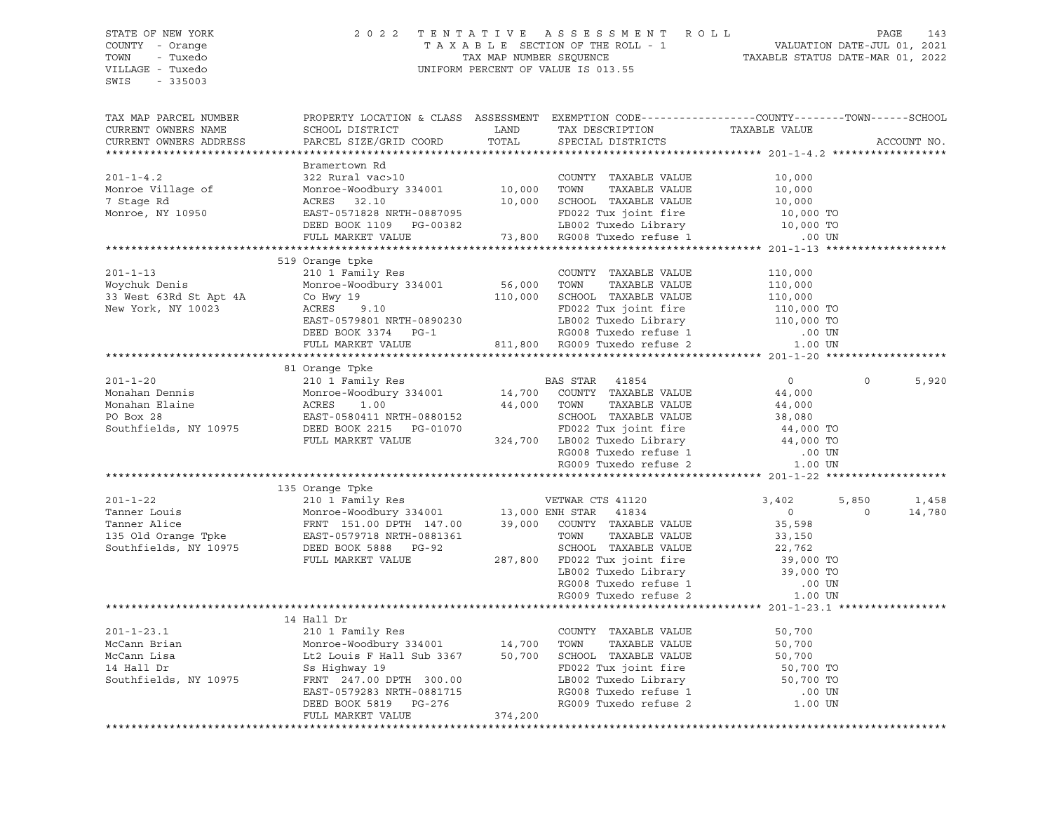STATE OF NEW YORK
COUNTY - Orange
TOWN - Tuxedo
VILLAGE - Tuxedo
SWIS - 335003

2022 TENTATIVE ASSESSMENT ROLL
TAXABLE SECTION OF THE ROLL - 1
TAX MAP NUMBER SEQUENCE
UNIFORM PERCENT OF VALUE IS 013.55

VALUATION DATE-JUL 01, 2021
TAXABLE STATUS DATE-MAR 01, 2022

```
TAX MAP PARCEL NUMBER     PROPERTY LOCATION & CLASS  ASSESSMENT  EXEMPTION CODE------------------COUNTY--------TOWN------SCHOOL
CURRENT OWNERS NAME       SCHOOL DISTRICT               LAND      TAX DESCRIPTION            TAXABLE VALUE
CURRENT OWNERS ADDRESS    PARCEL SIZE/GRID COORD        TOTAL     SPECIAL DISTRICTS                                       ACCOUNT NO.
******************************************************************************************************* 201-1-4.2 ******************
                          Bramertown Rd
201-1-4.2                 322 Rural vac>10                          COUNTY  TAXABLE VALUE          10,000
Monroe Village of         Monroe-Woodbury 334001      10,000     TOWN    TAXABLE VALUE          10,000
7 Stage Rd                ACRES   32.10               10,000     SCHOOL  TAXABLE VALUE          10,000
Monroe, NY 10950          EAST-0571828 NRTH-0887095               FD022 Tux joint fire            10,000 TO
                          DEED BOOK 1109   PG-00382               LB002 Tuxedo Library            10,000 TO
                          FULL MARKET VALUE           73,800     RG008 Tuxedo refuse 1              .00 UN
******************************************************************************************************* 201-1-13 *******************
                          519 Orange tpke
201-1-13                  210 1 Family Res                          COUNTY  TAXABLE VALUE         110,000
Woychuk Denis             Monroe-Woodbury 334001      56,000     TOWN    TAXABLE VALUE         110,000
33 West 63Rd St Apt 4A    Co Hwy 19                  110,000     SCHOOL  TAXABLE VALUE         110,000
New York, NY 10023        ACRES    9.10                           FD022 Tux joint fire           110,000 TO
                          EAST-0579801 NRTH-0890230               LB002 Tuxedo Library           110,000 TO
                          DEED BOOK 3374   PG-1                   RG008 Tuxedo refuse 1              .00 UN
                          FULL MARKET VALUE          811,800     RG009 Tuxedo refuse 2             1.00 UN
******************************************************************************************************* 201-1-20 *******************
                          81 Orange Tpke
201-1-20                  210 1 Family Res                          BAS STAR  41854                     0          0       5,920
Monahan Dennis            Monroe-Woodbury 334001      14,700     COUNTY  TAXABLE VALUE          44,000
Monahan Elaine            ACRES    1.00               44,000     TOWN    TAXABLE VALUE          44,000
PO Box 28                 EAST-0580411 NRTH-0880152               SCHOOL  TAXABLE VALUE          38,080
Southfields, NY 10975     DEED BOOK 2215   PG-01070               FD022 Tux joint fire            44,000 TO
                          FULL MARKET VALUE          324,700     LB002 Tuxedo Library            44,000 TO
                                                                  RG008 Tuxedo refuse 1              .00 UN
                                                                  RG009 Tuxedo refuse 2             1.00 UN
******************************************************************************************************* 201-1-22 *******************
                          135 Orange Tpke
201-1-22                  210 1 Family Res                          VETWAR CTS 41120                3,402      5,850       1,458
Tanner Louis              Monroe-Woodbury 334001      13,000 ENH STAR  41834                     0          0      14,780
Tanner Alice              FRNT 151.00 DPTH 147.00     39,000     COUNTY  TAXABLE VALUE          35,598
135 Old Orange Tpke       EAST-0579718 NRTH-0881361               TOWN    TAXABLE VALUE          33,150
Southfields, NY 10975     DEED BOOK 5888   PG-92                  SCHOOL  TAXABLE VALUE          22,762
                          FULL MARKET VALUE          287,800     FD022 Tux joint fire            39,000 TO
                                                                  LB002 Tuxedo Library            39,000 TO
                                                                  RG008 Tuxedo refuse 1              .00 UN
                                                                  RG009 Tuxedo refuse 2             1.00 UN
******************************************************************************************************* 201-1-23.1 *****************
                          14 Hall Dr
201-1-23.1                210 1 Family Res                          COUNTY  TAXABLE VALUE          50,700
McCann Brian              Monroe-Woodbury 334001      14,700     TOWN    TAXABLE VALUE          50,700
McCann Lisa               Lt2 Louis F Hall Sub 3367   50,700     SCHOOL  TAXABLE VALUE          50,700
14 Hall Dr                Ss Highway 19                           FD022 Tux joint fire            50,700 TO
Southfields, NY 10975     FRNT 247.00 DPTH 300.00                 LB002 Tuxedo Library            50,700 TO
                          EAST-0579283 NRTH-0881715               RG008 Tuxedo refuse 1              .00 UN
                          DEED BOOK 5819   PG-276                 RG009 Tuxedo refuse 2             1.00 UN
                          FULL MARKET VALUE          374,200
************************************************************************************************************************************
```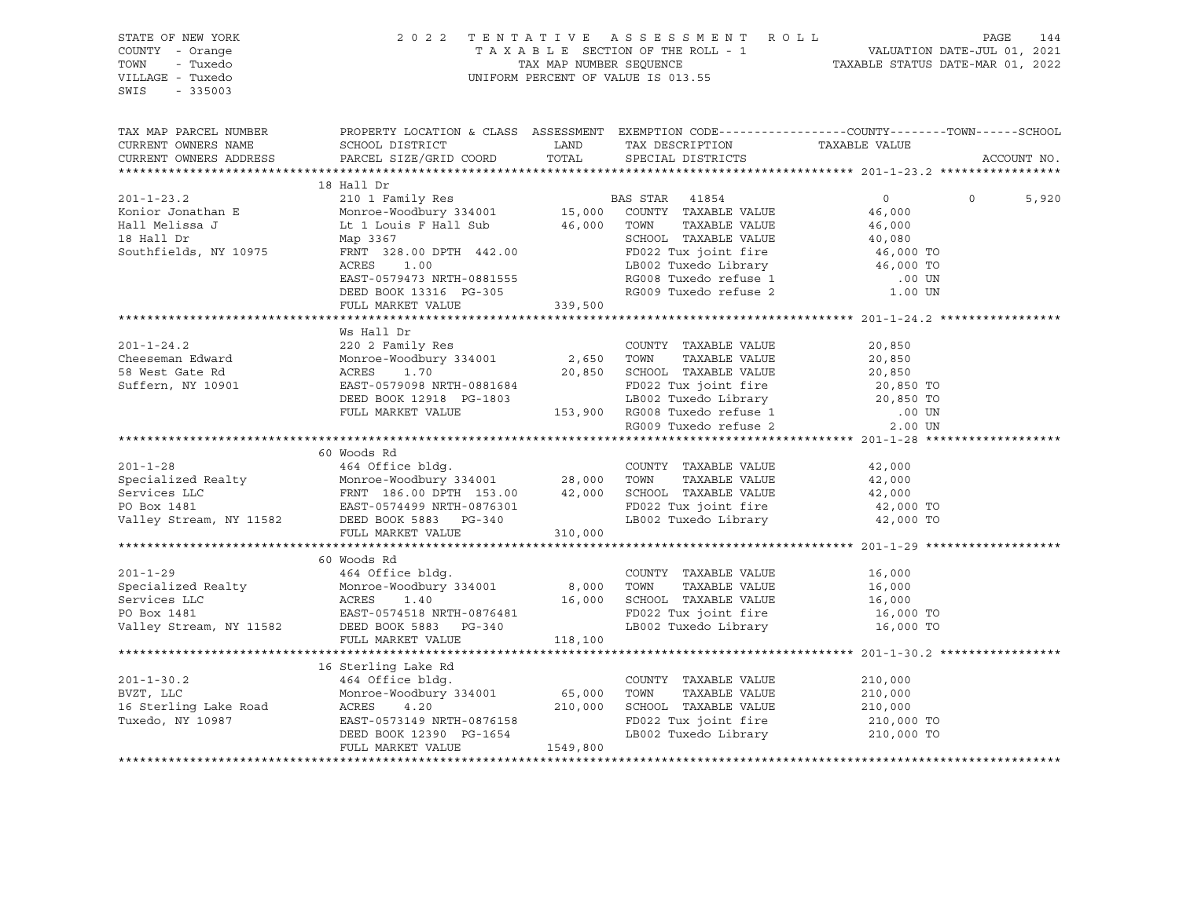STATE OF NEW YORK
COUNTY - Orange
TOWN - Tuxedo
VILLAGE - Tuxedo
SWIS - 335003

2022 TENTATIVE ASSESSMENT ROLL
TAXABLE SECTION OF THE ROLL - 1
TAX MAP NUMBER SEQUENCE
UNIFORM PERCENT OF VALUE IS 013.55

VALUATION DATE-JUL 01, 2021
TAXABLE STATUS DATE-MAR 01, 2022

| TAX MAP PARCEL NUMBER / CURRENT OWNERS NAME / CURRENT OWNERS ADDRESS | PROPERTY LOCATION & CLASS / SCHOOL DISTRICT / PARCEL SIZE/GRID COORD | ASSESSMENT LAND | TOTAL | EXEMPTION CODE / TAX DESCRIPTION / SPECIAL DISTRICTS | COUNTY / TAXABLE VALUE | TOWN | SCHOOL / ACCOUNT NO. |
|---|---|---|---|---|---|---|---|
| **201-1-23.2** | 18 Hall Dr | | | | | | |
| 201-1-23.2 | 210 1 Family Res | | | BAS STAR 41854 | 0 | 0 | 5,920 |
| Konior Jonathan E | Monroe-Woodbury 334001 | 15,000 | | COUNTY TAXABLE VALUE | 46,000 | | |
| Hall Melissa J | Lt 1 Louis F Hall Sub | | 46,000 | TOWN TAXABLE VALUE | 46,000 | | |
| 18 Hall Dr | Map 3367 | | | SCHOOL TAXABLE VALUE | 40,080 | | |
| Southfields, NY 10975 | FRNT 328.00 DPTH 442.00 | | | FD022 Tux joint fire | 46,000 TO | | |
| | ACRES 1.00 | | | LB002 Tuxedo Library | 46,000 TO | | |
| | EAST-0579473 NRTH-0881555 | | | RG008 Tuxedo refuse 1 | .00 UN | | |
| | DEED BOOK 13316 PG-305 | | | RG009 Tuxedo refuse 2 | 1.00 UN | | |
| | FULL MARKET VALUE | | 339,500 | | | | |
| **201-1-24.2** | Ws Hall Dr | | | | | | |
| 201-1-24.2 | 220 2 Family Res | | | COUNTY TAXABLE VALUE | 20,850 | | |
| Cheeseman Edward | Monroe-Woodbury 334001 | 2,650 | | TOWN TAXABLE VALUE | 20,850 | | |
| 58 West Gate Rd | ACRES 1.70 | | 20,850 | SCHOOL TAXABLE VALUE | 20,850 | | |
| Suffern, NY 10901 | EAST-0579098 NRTH-0881684 | | | FD022 Tux joint fire | 20,850 TO | | |
| | DEED BOOK 12918 PG-1803 | | | LB002 Tuxedo Library | 20,850 TO | | |
| | FULL MARKET VALUE | | 153,900 | RG008 Tuxedo refuse 1 | .00 UN | | |
| | | | | RG009 Tuxedo refuse 2 | 2.00 UN | | |
| **201-1-28** | 60 Woods Rd | | | | | | |
| 201-1-28 | 464 Office bldg. | | | COUNTY TAXABLE VALUE | 42,000 | | |
| Specialized Realty | Monroe-Woodbury 334001 | 28,000 | | TOWN TAXABLE VALUE | 42,000 | | |
| Services LLC | FRNT 186.00 DPTH 153.00 | | 42,000 | SCHOOL TAXABLE VALUE | 42,000 | | |
| PO Box 1481 | EAST-0574499 NRTH-0876301 | | | FD022 Tux joint fire | 42,000 TO | | |
| Valley Stream, NY 11582 | DEED BOOK 5883 PG-340 | | | LB002 Tuxedo Library | 42,000 TO | | |
| | FULL MARKET VALUE | | 310,000 | | | | |
| **201-1-29** | 60 Woods Rd | | | | | | |
| 201-1-29 | 464 Office bldg. | | | COUNTY TAXABLE VALUE | 16,000 | | |
| Specialized Realty | Monroe-Woodbury 334001 | 8,000 | | TOWN TAXABLE VALUE | 16,000 | | |
| Services LLC | ACRES 1.40 | | 16,000 | SCHOOL TAXABLE VALUE | 16,000 | | |
| PO Box 1481 | EAST-0574518 NRTH-0876481 | | | FD022 Tux joint fire | 16,000 TO | | |
| Valley Stream, NY 11582 | DEED BOOK 5883 PG-340 | | | LB002 Tuxedo Library | 16,000 TO | | |
| | FULL MARKET VALUE | | 118,100 | | | | |
| **201-1-30.2** | 16 Sterling Lake Rd | | | | | | |
| 201-1-30.2 | 464 Office bldg. | | | COUNTY TAXABLE VALUE | 210,000 | | |
| BVZT, LLC | Monroe-Woodbury 334001 | 65,000 | | TOWN TAXABLE VALUE | 210,000 | | |
| 16 Sterling Lake Road | ACRES 4.20 | | 210,000 | SCHOOL TAXABLE VALUE | 210,000 | | |
| Tuxedo, NY 10987 | EAST-0573149 NRTH-0876158 | | | FD022 Tux joint fire | 210,000 TO | | |
| | DEED BOOK 12390 PG-1654 | | | LB002 Tuxedo Library | 210,000 TO | | |
| | FULL MARKET VALUE | | 1549,800 | | | | |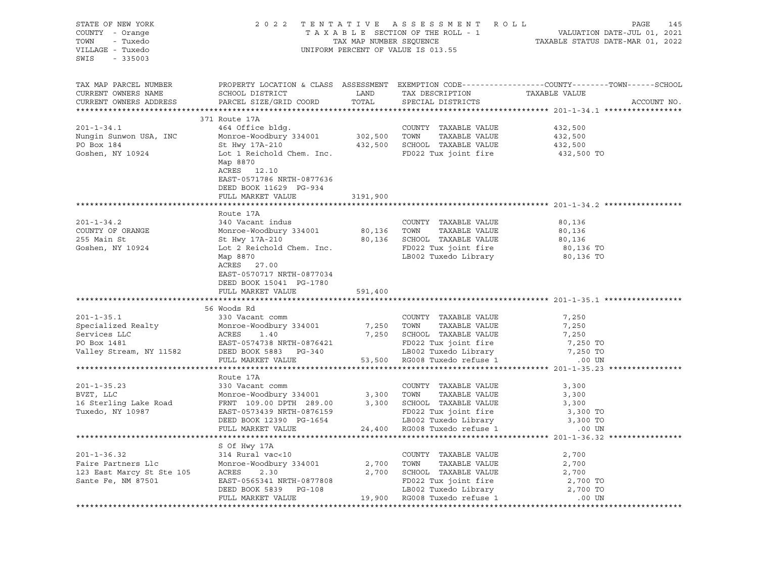STATE OF NEW YORK
COUNTY - Orange
TOWN - Tuxedo
VILLAGE - Tuxedo
SWIS - 335003

2022 TENTATIVE ASSESSMENT ROLL
TAXABLE SECTION OF THE ROLL - 1
TAX MAP NUMBER SEQUENCE
UNIFORM PERCENT OF VALUE IS 013.55

VALUATION DATE-JUL 01, 2021
TAXABLE STATUS DATE-MAR 01, 2022

| TAX MAP PARCEL NUMBER / CURRENT OWNERS NAME / CURRENT OWNERS ADDRESS | PROPERTY LOCATION & CLASS / SCHOOL DISTRICT / PARCEL SIZE/GRID COORD | ASSESSMENT LAND | TOTAL | EXEMPTION CODE / TAX DESCRIPTION / SPECIAL DISTRICTS | TAXABLE VALUE (COUNTY--TOWN--SCHOOL) | ACCOUNT NO. |
|---|---|---|---|---|---|---|
| **201-1-34.1** | 371 Route 17A | | | | | |
| 201-1-34.1 | 464 Office bldg. | | | COUNTY TAXABLE VALUE | 432,500 | |
| Nungin Sunwon USA, INC | Monroe-Woodbury 334001 | 302,500 | | TOWN TAXABLE VALUE | 432,500 | |
| PO Box 184 | St Hwy 17A-210 | | 432,500 | SCHOOL TAXABLE VALUE | 432,500 | |
| Goshen, NY 10924 | Lot 1 Reichold Chem. Inc. | | | FD022 Tux joint fire | 432,500 TO | |
| | Map 8870 | | | | | |
| | ACRES 12.10 | | | | | |
| | EAST-0571786 NRTH-0877636 | | | | | |
| | DEED BOOK 11629 PG-934 | | | | | |
| | FULL MARKET VALUE | | 3191,900 | | | |
| **201-1-34.2** | Route 17A | | | | | |
| 201-1-34.2 | 340 Vacant indus | | | COUNTY TAXABLE VALUE | 80,136 | |
| COUNTY OF ORANGE | Monroe-Woodbury 334001 | 80,136 | | TOWN TAXABLE VALUE | 80,136 | |
| 255 Main St | St Hwy 17A-210 | | 80,136 | SCHOOL TAXABLE VALUE | 80,136 | |
| Goshen, NY 10924 | Lot 2 Reichold Chem. Inc. | | | FD022 Tux joint fire | 80,136 TO | |
| | Map 8870 | | | LB002 Tuxedo Library | 80,136 TO | |
| | ACRES 27.00 | | | | | |
| | EAST-0570717 NRTH-0877034 | | | | | |
| | DEED BOOK 15041 PG-1780 | | | | | |
| | FULL MARKET VALUE | | 591,400 | | | |
| **201-1-35.1** | 56 Woods Rd | | | | | |
| 201-1-35.1 | 330 Vacant comm | | | COUNTY TAXABLE VALUE | 7,250 | |
| Specialized Realty | Monroe-Woodbury 334001 | 7,250 | | TOWN TAXABLE VALUE | 7,250 | |
| Services LLC | ACRES 1.40 | | 7,250 | SCHOOL TAXABLE VALUE | 7,250 | |
| PO Box 1481 | EAST-0574738 NRTH-0876421 | | | FD022 Tux joint fire | 7,250 TO | |
| Valley Stream, NY 11582 | DEED BOOK 5883 PG-340 | | | LB002 Tuxedo Library | 7,250 TO | |
| | FULL MARKET VALUE | | 53,500 | RG008 Tuxedo refuse 1 | .00 UN | |
| **201-1-35.23** | Route 17A | | | | | |
| 201-1-35.23 | 330 Vacant comm | | | COUNTY TAXABLE VALUE | 3,300 | |
| BVZT, LLC | Monroe-Woodbury 334001 | 3,300 | | TOWN TAXABLE VALUE | 3,300 | |
| 16 Sterling Lake Road | FRNT 109.00 DPTH 289.00 | | 3,300 | SCHOOL TAXABLE VALUE | 3,300 | |
| Tuxedo, NY 10987 | EAST-0573439 NRTH-0876159 | | | FD022 Tux joint fire | 3,300 TO | |
| | DEED BOOK 12390 PG-1654 | | | LB002 Tuxedo Library | 3,300 TO | |
| | FULL MARKET VALUE | | 24,400 | RG008 Tuxedo refuse 1 | .00 UN | |
| **201-1-36.32** | S Of Hwy 17A | | | | | |
| 201-1-36.32 | 314 Rural vac<10 | | | COUNTY TAXABLE VALUE | 2,700 | |
| Faire Partners Llc | Monroe-Woodbury 334001 | 2,700 | | TOWN TAXABLE VALUE | 2,700 | |
| 123 East Marcy St Ste 105 | ACRES 2.30 | | 2,700 | SCHOOL TAXABLE VALUE | 2,700 | |
| Sante Fe, NM 87501 | EAST-0565341 NRTH-0877808 | | | FD022 Tux joint fire | 2,700 TO | |
| | DEED BOOK 5839 PG-108 | | | LB002 Tuxedo Library | 2,700 TO | |
| | FULL MARKET VALUE | | 19,900 | RG008 Tuxedo refuse 1 | .00 UN | |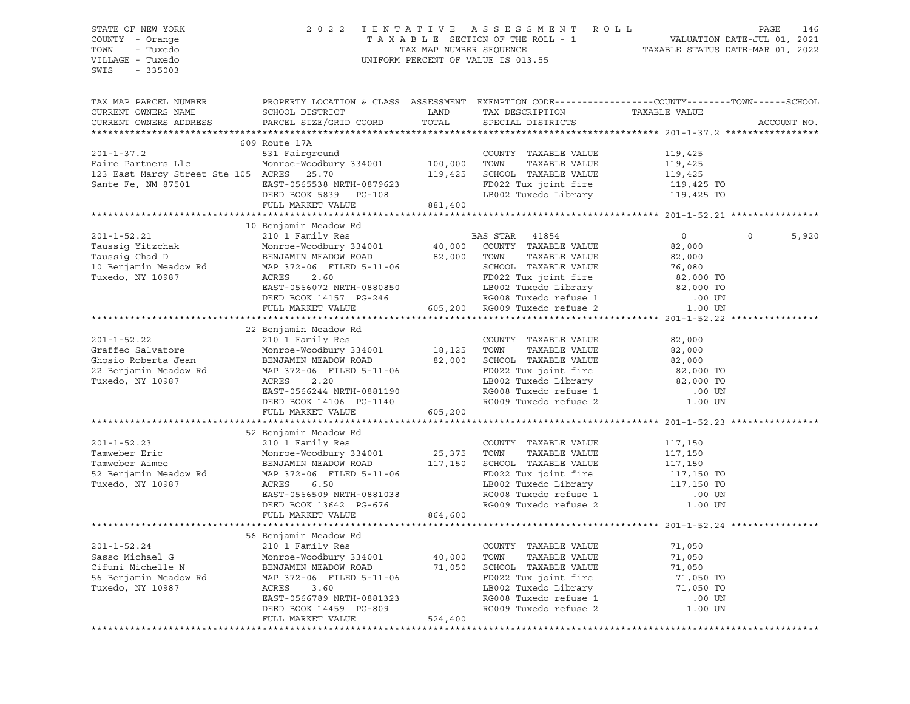STATE OF NEW YORK
COUNTY - Orange
TOWN - Tuxedo
VILLAGE - Tuxedo
SWIS - 335003

2 0 2 2 T E N T A T I V E A S S E S S M E N T R O L L
T A X A B L E SECTION OF THE ROLL - 1
TAX MAP NUMBER SEQUENCE
UNIFORM PERCENT OF VALUE IS 013.55

VALUATION DATE-JUL 01, 2021
TAXABLE STATUS DATE-MAR 01, 2022

```
TAX MAP PARCEL NUMBER          PROPERTY LOCATION & CLASS  ASSESSMENT  EXEMPTION CODE------------------COUNTY--------TOWN------SCHOOL
CURRENT OWNERS NAME            SCHOOL DISTRICT               LAND      TAX DESCRIPTION            TAXABLE VALUE
CURRENT OWNERS ADDRESS         PARCEL SIZE/GRID COORD        TOTAL     SPECIAL DISTRICTS                                    ACCOUNT NO.
******************************************************************************************************* 201-1-37.2 *****************
                               609 Route 17A
201-1-37.2                     531 Fairground                          COUNTY  TAXABLE VALUE            119,425
Faire Partners Llc             Monroe-Woodbury 334001      100,000     TOWN    TAXABLE VALUE            119,425
123 East Marcy Street Ste 105  ACRES   25.70               119,425     SCHOOL  TAXABLE VALUE            119,425
Sante Fe, NM 87501             EAST-0565538 NRTH-0879623               FD022 Tux joint fire              119,425 TO
                               DEED BOOK 5839   PG-108                 LB002 Tuxedo Library              119,425 TO
                               FULL MARKET VALUE           881,400
******************************************************************************************************* 201-1-52.21 ****************
                               10 Benjamin Meadow Rd
201-1-52.21                    210 1 Family Res                     BAS STAR   41854                        0           0       5,920
Taussig Yitzchak               Monroe-Woodbury 334001       40,000     COUNTY  TAXABLE VALUE             82,000
Taussig Chad D                 BENJAMIN MEADOW ROAD         82,000     TOWN    TAXABLE VALUE             82,000
10 Benjamin Meadow Rd          MAP 372-06  FILED 5-11-06               SCHOOL  TAXABLE VALUE             76,080
Tuxedo, NY 10987               ACRES    2.60                           FD022 Tux joint fire               82,000 TO
                               EAST-0566072 NRTH-0880850               LB002 Tuxedo Library               82,000 TO
                               DEED BOOK 14157  PG-246                 RG008 Tuxedo refuse 1                 .00 UN
                               FULL MARKET VALUE           605,200     RG009 Tuxedo refuse 2                1.00 UN
******************************************************************************************************* 201-1-52.22 ****************
                               22 Benjamin Meadow Rd
201-1-52.22                    210 1 Family Res                        COUNTY  TAXABLE VALUE             82,000
Graffeo Salvatore              Monroe-Woodbury 334001       18,125     TOWN    TAXABLE VALUE             82,000
Ghosio Roberta Jean            BENJAMIN MEADOW ROAD         82,000     SCHOOL  TAXABLE VALUE             82,000
22 Benjamin Meadow Rd          MAP 372-06  FILED 5-11-06               FD022 Tux joint fire               82,000 TO
Tuxedo, NY 10987               ACRES    2.20                           LB002 Tuxedo Library               82,000 TO
                               EAST-0566244 NRTH-0881190               RG008 Tuxedo refuse 1                 .00 UN
                               DEED BOOK 14106  PG-1140                RG009 Tuxedo refuse 2                1.00 UN
                               FULL MARKET VALUE           605,200
******************************************************************************************************* 201-1-52.23 ****************
                               52 Benjamin Meadow Rd
201-1-52.23                    210 1 Family Res                        COUNTY  TAXABLE VALUE            117,150
Tamweber Eric                  Monroe-Woodbury 334001       25,375     TOWN    TAXABLE VALUE            117,150
Tamweber Aimee                 BENJAMIN MEADOW ROAD        117,150     SCHOOL  TAXABLE VALUE            117,150
52 Benjamin Meadow Rd          MAP 372-06  FILED 5-11-06               FD022 Tux joint fire              117,150 TO
Tuxedo, NY 10987               ACRES    6.50                           LB002 Tuxedo Library              117,150 TO
                               EAST-0566509 NRTH-0881038               RG008 Tuxedo refuse 1                 .00 UN
                               DEED BOOK 13642  PG-676                 RG009 Tuxedo refuse 2                1.00 UN
                               FULL MARKET VALUE           864,600
******************************************************************************************************* 201-1-52.24 ****************
                               56 Benjamin Meadow Rd
201-1-52.24                    210 1 Family Res                        COUNTY  TAXABLE VALUE             71,050
Sasso Michael G                Monroe-Woodbury 334001       40,000     TOWN    TAXABLE VALUE             71,050
Cifuni Michelle N              BENJAMIN MEADOW ROAD         71,050     SCHOOL  TAXABLE VALUE             71,050
56 Benjamin Meadow Rd          MAP 372-06  FILED 5-11-06               FD022 Tux joint fire               71,050 TO
Tuxedo, NY 10987               ACRES    3.60                           LB002 Tuxedo Library               71,050 TO
                               EAST-0566789 NRTH-0881323               RG008 Tuxedo refuse 1                 .00 UN
                               DEED BOOK 14459  PG-809                 RG009 Tuxedo refuse 2                1.00 UN
                               FULL MARKET VALUE           524,400
************************************************************************************************************************************
```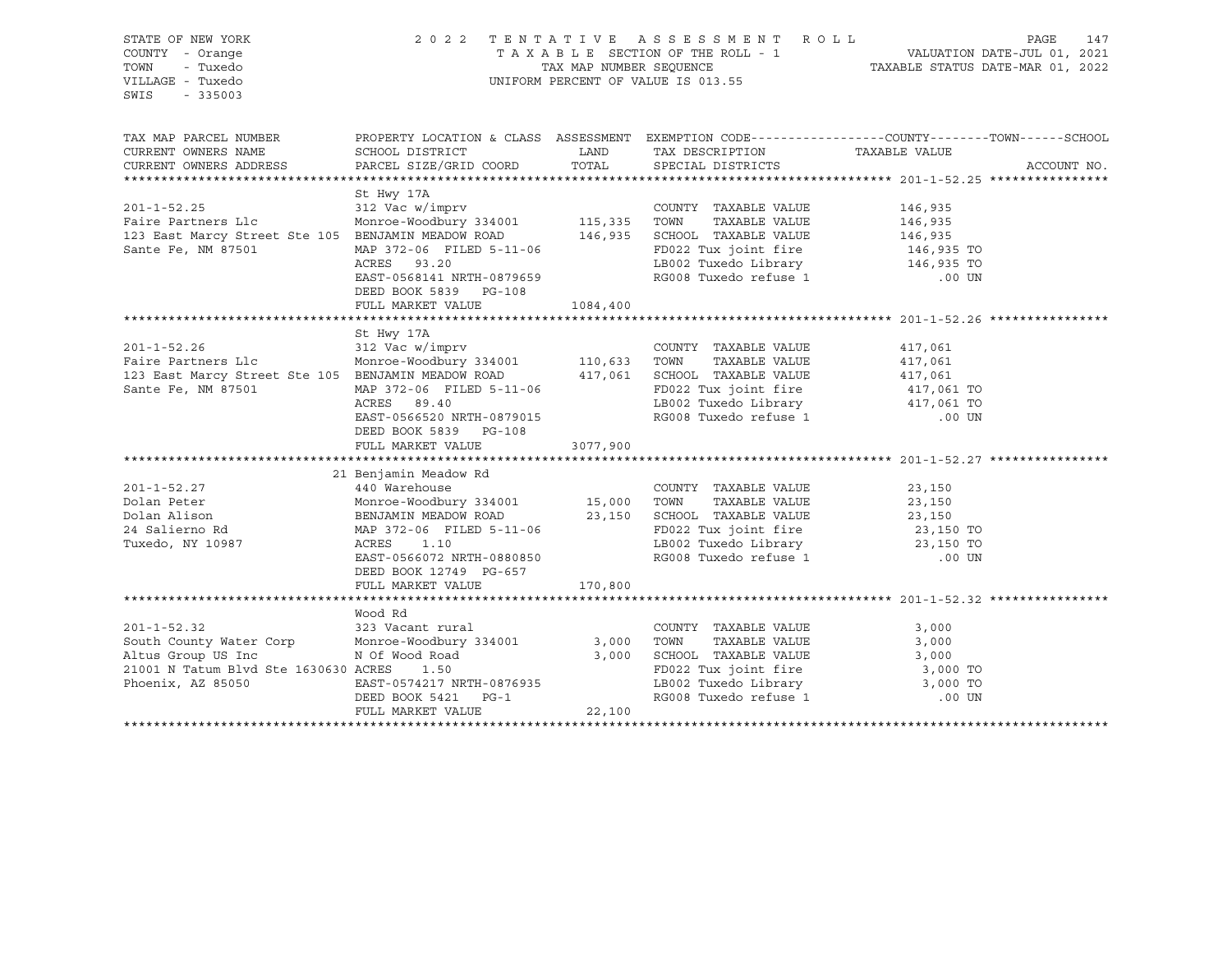STATE OF NEW YORK
COUNTY - Orange
TOWN - Tuxedo
VILLAGE - Tuxedo
SWIS - 335003

2 0 2 2 T E N T A T I V E A S S E S S M E N T R O L L
T A X A B L E SECTION OF THE ROLL - 1
TAX MAP NUMBER SEQUENCE
UNIFORM PERCENT OF VALUE IS 013.55

VALUATION DATE-JUL 01, 2021
TAXABLE STATUS DATE-MAR 01, 2022

```
TAX MAP PARCEL NUMBER          PROPERTY LOCATION & CLASS  ASSESSMENT  EXEMPTION CODE------------------COUNTY--------TOWN------SCHOOL
CURRENT OWNERS NAME            SCHOOL DISTRICT              LAND      TAX DESCRIPTION              TAXABLE VALUE
CURRENT OWNERS ADDRESS         PARCEL SIZE/GRID COORD       TOTAL     SPECIAL DISTRICTS                                     ACCOUNT NO.
******************************************************************************************************* 201-1-52.25 ****************
                               St Hwy 17A
201-1-52.25                    312 Vac w/imprv                         COUNTY  TAXABLE VALUE            146,935
Faire Partners Llc             Monroe-Woodbury 334001     115,335      TOWN    TAXABLE VALUE            146,935
123 East Marcy Street Ste 105  BENJAMIN MEADOW ROAD       146,935      SCHOOL  TAXABLE VALUE            146,935
Sante Fe, NM 87501             MAP 372-06  FILED 5-11-06               FD022 Tux joint fire               146,935 TO
                               ACRES    93.20                          LB002 Tuxedo Library               146,935 TO
                               EAST-0568141 NRTH-0879659               RG008 Tuxedo refuse 1                  .00 UN
                               DEED BOOK 5839   PG-108
                               FULL MARKET VALUE         1084,400
******************************************************************************************************* 201-1-52.26 ****************
                               St Hwy 17A
201-1-52.26                    312 Vac w/imprv                         COUNTY  TAXABLE VALUE            417,061
Faire Partners Llc             Monroe-Woodbury 334001     110,633      TOWN    TAXABLE VALUE            417,061
123 East Marcy Street Ste 105  BENJAMIN MEADOW ROAD       417,061      SCHOOL  TAXABLE VALUE            417,061
Sante Fe, NM 87501             MAP 372-06  FILED 5-11-06               FD022 Tux joint fire               417,061 TO
                               ACRES    89.40                          LB002 Tuxedo Library               417,061 TO
                               EAST-0566520 NRTH-0879015               RG008 Tuxedo refuse 1                  .00 UN
                               DEED BOOK 5839   PG-108
                               FULL MARKET VALUE         3077,900
******************************************************************************************************* 201-1-52.27 ****************
                               21 Benjamin Meadow Rd
201-1-52.27                    440 Warehouse                           COUNTY  TAXABLE VALUE             23,150
Dolan Peter                    Monroe-Woodbury 334001      15,000      TOWN    TAXABLE VALUE             23,150
Dolan Alison                   BENJAMIN MEADOW ROAD        23,150      SCHOOL  TAXABLE VALUE             23,150
24 Salierno Rd                 MAP 372-06  FILED 5-11-06               FD022 Tux joint fire                23,150 TO
Tuxedo, NY 10987               ACRES     1.10                          LB002 Tuxedo Library                23,150 TO
                               EAST-0566072 NRTH-0880850               RG008 Tuxedo refuse 1                  .00 UN
                               DEED BOOK 12749  PG-657
                               FULL MARKET VALUE          170,800
******************************************************************************************************* 201-1-52.32 ****************
                               Wood Rd
201-1-52.32                    323 Vacant rural                        COUNTY  TAXABLE VALUE              3,000
South County Water Corp        Monroe-Woodbury 334001       3,000      TOWN    TAXABLE VALUE              3,000
Altus Group US Inc             N Of Wood Road               3,000      SCHOOL  TAXABLE VALUE              3,000
21001 N Tatum Blvd Ste 1630630 ACRES     1.50                          FD022 Tux joint fire                 3,000 TO
Phoenix, AZ 85050              EAST-0574217 NRTH-0876935               LB002 Tuxedo Library                 3,000 TO
                               DEED BOOK 5421   PG-1                   RG008 Tuxedo refuse 1                  .00 UN
                               FULL MARKET VALUE           22,100
************************************************************************************************************************************
```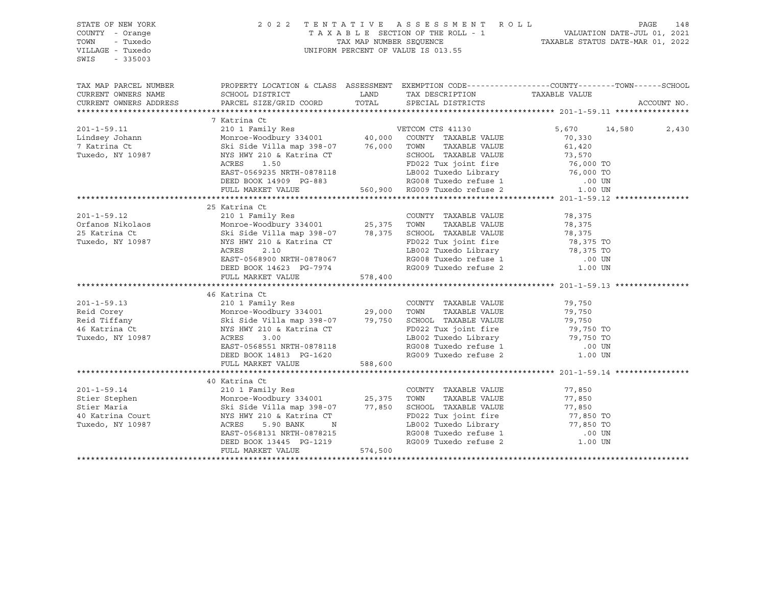STATE OF NEW YORK
COUNTY - Orange
TOWN - Tuxedo
VILLAGE - Tuxedo
SWIS - 335003

2022 TENTATIVE ASSESSMENT ROLL
TAXABLE SECTION OF THE ROLL - 1
TAX MAP NUMBER SEQUENCE
UNIFORM PERCENT OF VALUE IS 013.55

VALUATION DATE-JUL 01, 2021
TAXABLE STATUS DATE-MAR 01, 2022

| TAX MAP PARCEL NUMBER / CURRENT OWNERS NAME / CURRENT OWNERS ADDRESS | PROPERTY LOCATION & CLASS / SCHOOL DISTRICT / PARCEL SIZE/GRID COORD | ASSESSMENT LAND | TOTAL | EXEMPTION CODE / TAX DESCRIPTION / SPECIAL DISTRICTS | COUNTY | TOWN | SCHOOL | TAXABLE VALUE / ACCOUNT NO. |
|---|---|---|---|---|---|---|---|---|
| 201-1-59.11 | 7 Katrina Ct | | | | | | | |
| 201-1-59.11 | 210 1 Family Res | | | VETCOM CTS 41130 | 5,670 | 14,580 | 2,430 | |
| Lindsey Johann | Monroe-Woodbury 334001 | 40,000 | | COUNTY TAXABLE VALUE | | | | 70,330 |
| 7 Katrina Ct | Ski Side Villa map 398-07 | | 76,000 | TOWN TAXABLE VALUE | | | | 61,420 |
| Tuxedo, NY 10987 | NYS HWY 210 & Katrina CT | | | SCHOOL TAXABLE VALUE | | | | 73,570 |
| | ACRES 1.50 | | | FD022 Tux joint fire | | | | 76,000 TO |
| | EAST-0569235 NRTH-0878118 | | | LB002 Tuxedo Library | | | | 76,000 TO |
| | DEED BOOK 14909 PG-883 | | | RG008 Tuxedo refuse 1 | | | | .00 UN |
| | FULL MARKET VALUE | | 560,900 | RG009 Tuxedo refuse 2 | | | | 1.00 UN |
| 201-1-59.12 | 25 Katrina Ct | | | | | | | |
| 201-1-59.12 | 210 1 Family Res | | | COUNTY TAXABLE VALUE | | | | 78,375 |
| Orfanos Nikolaos | Monroe-Woodbury 334001 | 25,375 | | TOWN TAXABLE VALUE | | | | 78,375 |
| 25 Katrina Ct | Ski Side Villa map 398-07 | | 78,375 | SCHOOL TAXABLE VALUE | | | | 78,375 |
| Tuxedo, NY 10987 | NYS HWY 210 & Katrina CT | | | FD022 Tux joint fire | | | | 78,375 TO |
| | ACRES 2.10 | | | LB002 Tuxedo Library | | | | 78,375 TO |
| | EAST-0568900 NRTH-0878067 | | | RG008 Tuxedo refuse 1 | | | | .00 UN |
| | DEED BOOK 14623 PG-7974 | | | RG009 Tuxedo refuse 2 | | | | 1.00 UN |
| | FULL MARKET VALUE | | 578,400 | | | | | |
| 201-1-59.13 | 46 Katrina Ct | | | | | | | |
| 201-1-59.13 | 210 1 Family Res | | | COUNTY TAXABLE VALUE | | | | 79,750 |
| Reid Corey | Monroe-Woodbury 334001 | 29,000 | | TOWN TAXABLE VALUE | | | | 79,750 |
| Reid Tiffany | Ski Side Villa map 398-07 | | 79,750 | SCHOOL TAXABLE VALUE | | | | 79,750 |
| 46 Katrina Ct | NYS HWY 210 & Katrina CT | | | FD022 Tux joint fire | | | | 79,750 TO |
| Tuxedo, NY 10987 | ACRES 3.00 | | | LB002 Tuxedo Library | | | | 79,750 TO |
| | EAST-0568551 NRTH-0878118 | | | RG008 Tuxedo refuse 1 | | | | .00 UN |
| | DEED BOOK 14813 PG-1620 | | | RG009 Tuxedo refuse 2 | | | | 1.00 UN |
| | FULL MARKET VALUE | | 588,600 | | | | | |
| 201-1-59.14 | 40 Katrina Ct | | | | | | | |
| 201-1-59.14 | 210 1 Family Res | | | COUNTY TAXABLE VALUE | | | | 77,850 |
| Stier Stephen | Monroe-Woodbury 334001 | 25,375 | | TOWN TAXABLE VALUE | | | | 77,850 |
| Stier Maria | Ski Side Villa map 398-07 | | 77,850 | SCHOOL TAXABLE VALUE | | | | 77,850 |
| 40 Katrina Court | NYS HWY 210 & Katrina CT | | | FD022 Tux joint fire | | | | 77,850 TO |
| Tuxedo, NY 10987 | ACRES 5.90 BANK N | | | LB002 Tuxedo Library | | | | 77,850 TO |
| | EAST-0568131 NRTH-0878215 | | | RG008 Tuxedo refuse 1 | | | | .00 UN |
| | DEED BOOK 13445 PG-1219 | | | RG009 Tuxedo refuse 2 | | | | 1.00 UN |
| | FULL MARKET VALUE | | 574,500 | | | | | |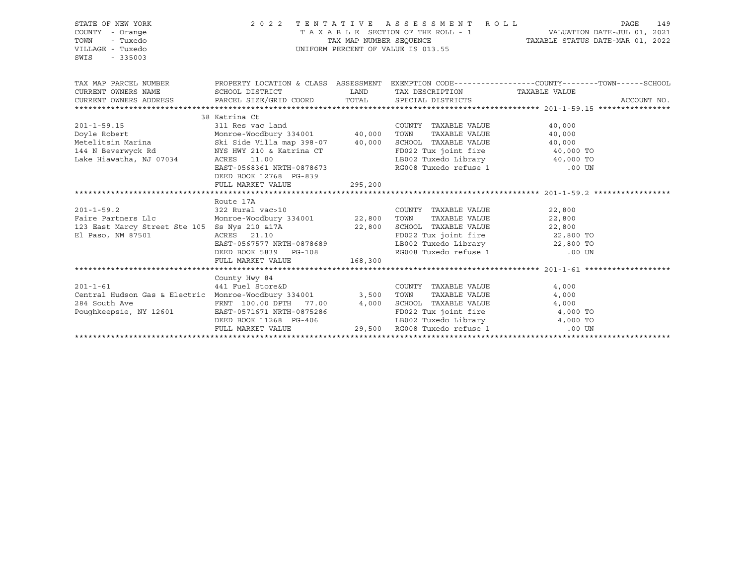STATE OF NEW YORK
COUNTY - Orange
TOWN - Tuxedo
VILLAGE - Tuxedo
SWIS - 335003

2022 TENTATIVE ASSESSMENT ROLL
TAXABLE SECTION OF THE ROLL - 1
TAX MAP NUMBER SEQUENCE
UNIFORM PERCENT OF VALUE IS 013.55

VALUATION DATE-JUL 01, 2021
TAXABLE STATUS DATE-MAR 01, 2022

| TAX MAP PARCEL NUMBER / CURRENT OWNERS NAME / CURRENT OWNERS ADDRESS | PROPERTY LOCATION & CLASS / SCHOOL DISTRICT / PARCEL SIZE/GRID COORD | ASSESSMENT LAND / TOTAL | EXEMPTION CODE / TAX DESCRIPTION / SPECIAL DISTRICTS | TAXABLE VALUE (COUNTY--------TOWN------SCHOOL) | ACCOUNT NO. |
|---|---|---|---|---|---|
| **201-1-59.15** | 38 Katrina Ct | | | | |
| 201-1-59.15 | 311 Res vac land | | COUNTY TAXABLE VALUE | 40,000 | |
| Doyle Robert | Monroe-Woodbury 334001 | 40,000 | TOWN TAXABLE VALUE | 40,000 | |
| Metelitsin Marina | Ski Side Villa map 398-07 | 40,000 | SCHOOL TAXABLE VALUE | 40,000 | |
| 144 N Beverwyck Rd | NYS HWY 210 & Katrina CT | | FD022 Tux joint fire | 40,000 TO | |
| Lake Hiawatha, NJ 07034 | ACRES 11.00 | | LB002 Tuxedo Library | 40,000 TO | |
| | EAST-0568361 NRTH-0878673 | | RG008 Tuxedo refuse 1 | .00 UN | |
| | DEED BOOK 12768 PG-839 | | | | |
| | FULL MARKET VALUE | 295,200 | | | |
| **201-1-59.2** | Route 17A | | | | |
| 201-1-59.2 | 322 Rural vac>10 | | COUNTY TAXABLE VALUE | 22,800 | |
| Faire Partners Llc | Monroe-Woodbury 334001 | 22,800 | TOWN TAXABLE VALUE | 22,800 | |
| 123 East Marcy Street Ste 105 | Ss Nys 210 &17A | 22,800 | SCHOOL TAXABLE VALUE | 22,800 | |
| El Paso, NM 87501 | ACRES 21.10 | | FD022 Tux joint fire | 22,800 TO | |
| | EAST-0567577 NRTH-0878689 | | LB002 Tuxedo Library | 22,800 TO | |
| | DEED BOOK 5839 PG-108 | | RG008 Tuxedo refuse 1 | .00 UN | |
| | FULL MARKET VALUE | 168,300 | | | |
| **201-1-61** | County Hwy 84 | | | | |
| 201-1-61 | 441 Fuel Store&D | | COUNTY TAXABLE VALUE | 4,000 | |
| Central Hudson Gas & Electric | Monroe-Woodbury 334001 | 3,500 | TOWN TAXABLE VALUE | 4,000 | |
| 284 South Ave | FRNT 100.00 DPTH 77.00 | 4,000 | SCHOOL TAXABLE VALUE | 4,000 | |
| Poughkeepsie, NY 12601 | EAST-0571671 NRTH-0875286 | | FD022 Tux joint fire | 4,000 TO | |
| | DEED BOOK 11268 PG-406 | | LB002 Tuxedo Library | 4,000 TO | |
| | FULL MARKET VALUE | 29,500 | RG008 Tuxedo refuse 1 | .00 UN | |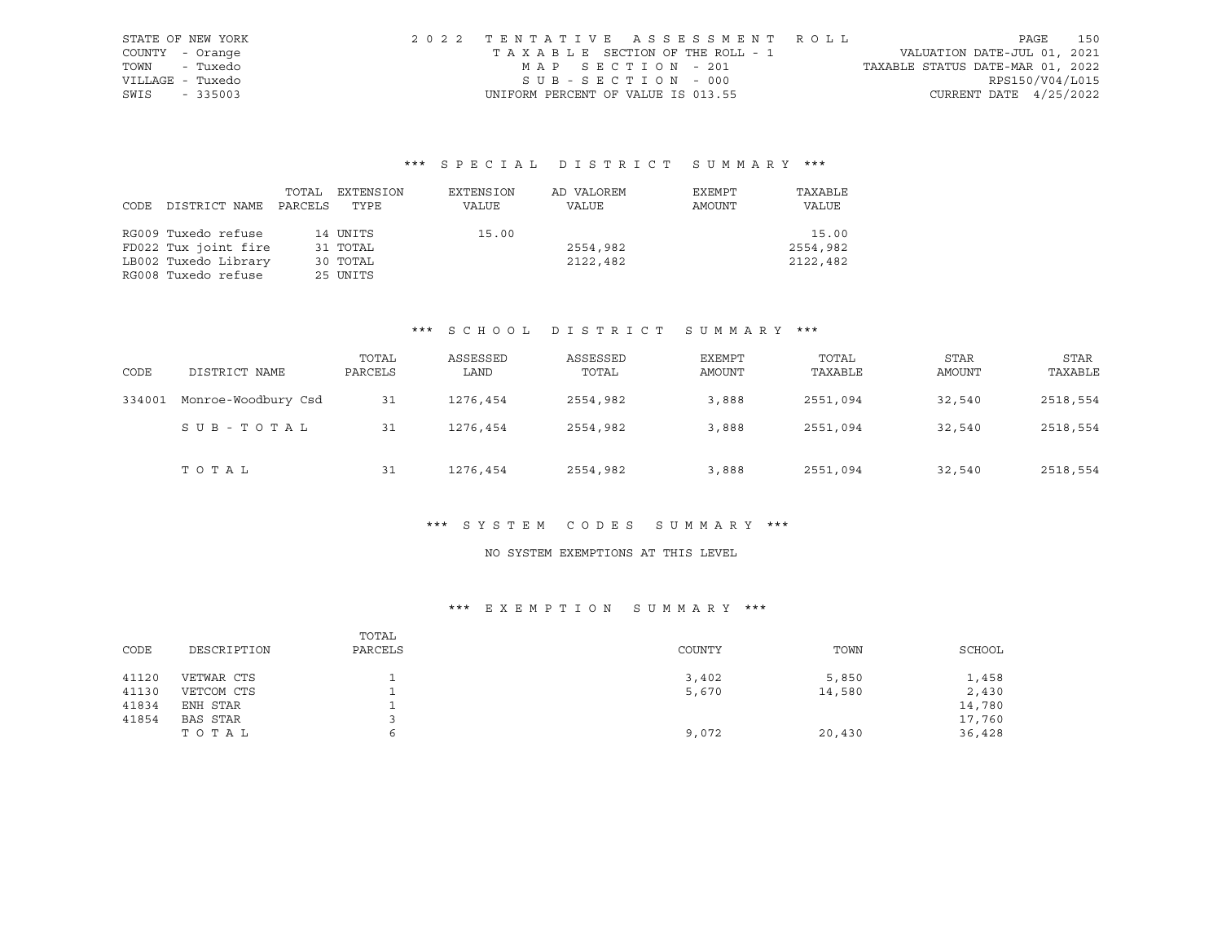STATE OF NEW YORK
COUNTY - Orange
TOWN - Tuxedo
VILLAGE - Tuxedo
SWIS - 335003

2022 TENTATIVE ASSESSMENT ROLL
TAXABLE SECTION OF THE ROLL - 1
MAP SECTION - 201
SUB-SECTION - 000
UNIFORM PERCENT OF VALUE IS 013.55

VALUATION DATE-JUL 01, 2021
TAXABLE STATUS DATE-MAR 01, 2022
RPS150/V04/L015
CURRENT DATE 4/25/2022

## *** SPECIAL DISTRICT SUMMARY ***

| CODE | DISTRICT NAME | TOTAL PARCELS | EXTENSION TYPE | EXTENSION VALUE | AD VALOREM VALUE | EXEMPT AMOUNT | TAXABLE VALUE |
|---|---|---|---|---|---|---|---|
| RG009 | Tuxedo refuse | 14 | UNITS | 15.00 | | | 15.00 |
| FD022 | Tux joint fire | 31 | TOTAL | | 2554,982 | | 2554,982 |
| LB002 | Tuxedo Library | 30 | TOTAL | | 2122,482 | | 2122,482 |
| RG008 | Tuxedo refuse | 25 | UNITS | | | | |

## *** SCHOOL DISTRICT SUMMARY ***

| CODE | DISTRICT NAME | TOTAL PARCELS | ASSESSED LAND | ASSESSED TOTAL | EXEMPT AMOUNT | TOTAL TAXABLE | STAR AMOUNT | STAR TAXABLE |
|---|---|---|---|---|---|---|---|---|
| 334001 | Monroe-Woodbury Csd | 31 | 1276,454 | 2554,982 | 3,888 | 2551,094 | 32,540 | 2518,554 |
| | SUB-TOTAL | 31 | 1276,454 | 2554,982 | 3,888 | 2551,094 | 32,540 | 2518,554 |
| | TOTAL | 31 | 1276,454 | 2554,982 | 3,888 | 2551,094 | 32,540 | 2518,554 |

## *** SYSTEM CODES SUMMARY ***

NO SYSTEM EXEMPTIONS AT THIS LEVEL

## *** EXEMPTION SUMMARY ***

| CODE | DESCRIPTION | TOTAL PARCELS | COUNTY | TOWN | SCHOOL |
|---|---|---|---|---|---|
| 41120 | VETWAR CTS | 1 | 3,402 | 5,850 | 1,458 |
| 41130 | VETCOM CTS | 1 | 5,670 | 14,580 | 2,430 |
| 41834 | ENH STAR | 1 | | | 14,780 |
| 41854 | BAS STAR | 3 | | | 17,760 |
| | TOTAL | 6 | 9,072 | 20,430 | 36,428 |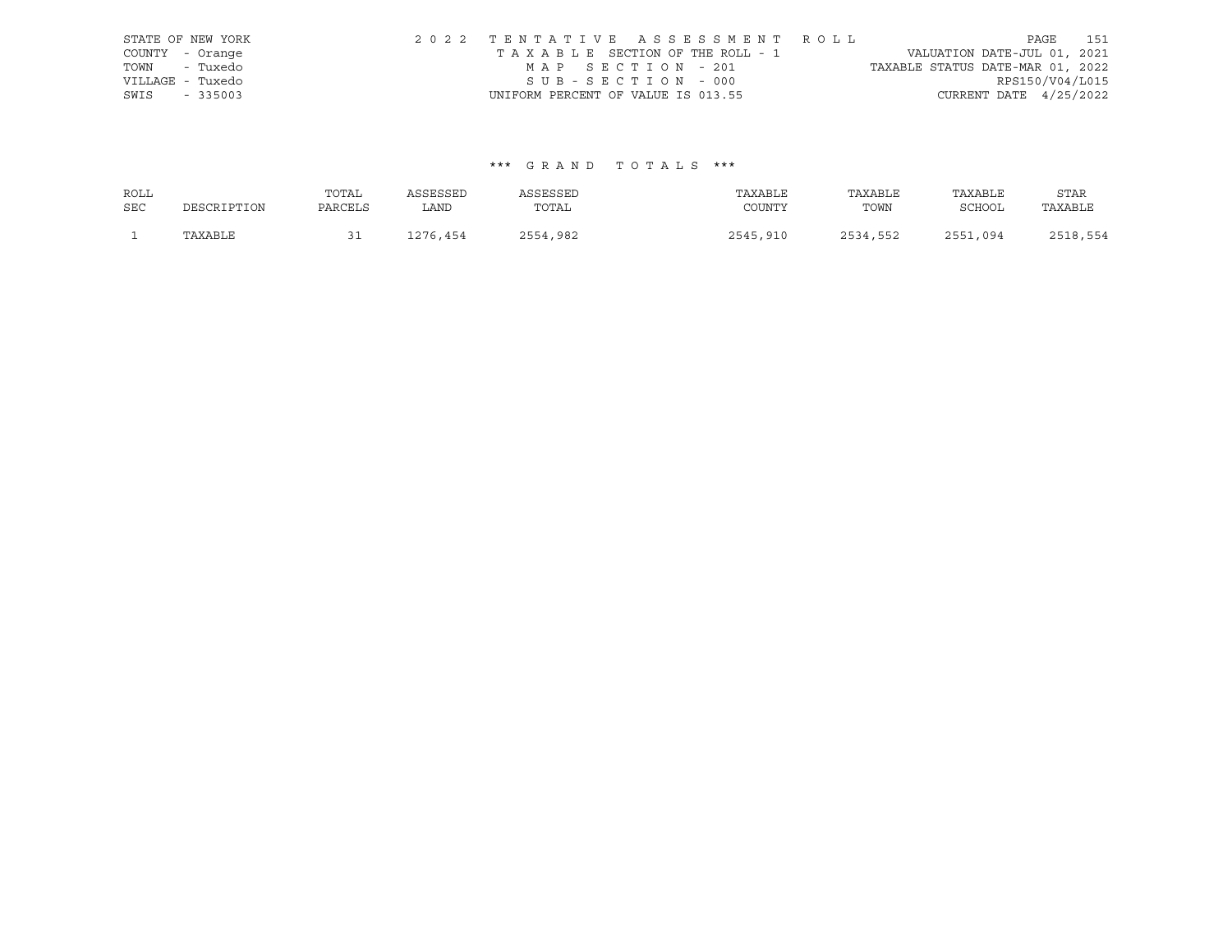STATE OF NEW YORK
COUNTY - Orange
TOWN - Tuxedo
VILLAGE - Tuxedo
SWIS - 335003

2 0 2 2 T E N T A T I V E A S S E S S M E N T R O L L
T A X A B L E SECTION OF THE ROLL - 1
M A P S E C T I O N - 201
S U B - S E C T I O N - 000
UNIFORM PERCENT OF VALUE IS 013.55

VALUATION DATE-JUL 01, 2021
TAXABLE STATUS DATE-MAR 01, 2022
RPS150/V04/L015
CURRENT DATE 4/25/2022

*** G R A N D T O T A L S ***

| ROLL SEC | DESCRIPTION | TOTAL PARCELS | ASSESSED LAND | ASSESSED TOTAL | TAXABLE COUNTY | TAXABLE TOWN | TAXABLE SCHOOL | STAR TAXABLE |
|---|---|---|---|---|---|---|---|---|
| 1 | TAXABLE | 31 | 1276,454 | 2554,982 | 2545,910 | 2534,552 | 2551,094 | 2518,554 |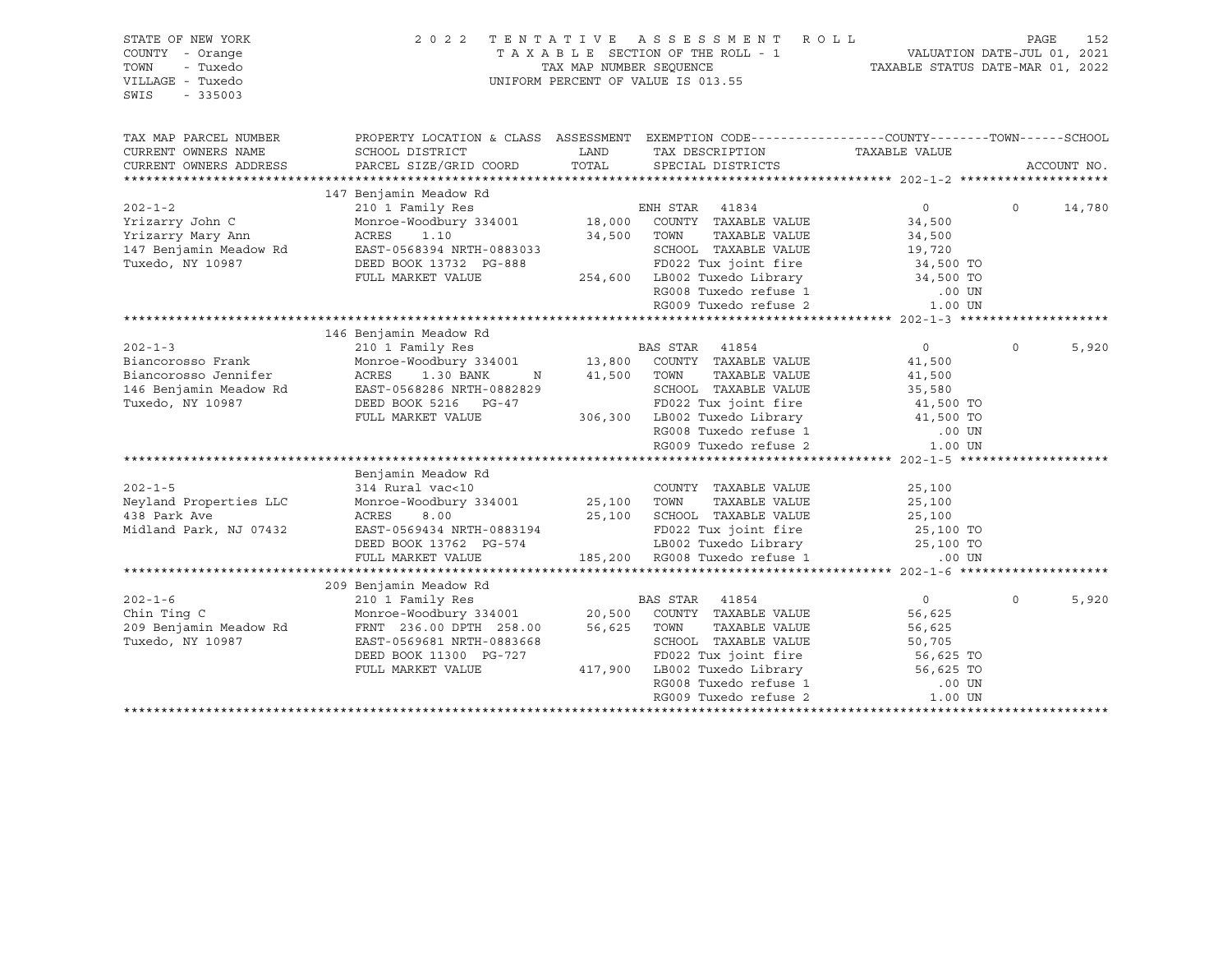STATE OF NEW YORK
COUNTY - Orange
TOWN - Tuxedo
VILLAGE - Tuxedo
SWIS - 335003

2022 TENTATIVE ASSESSMENT ROLL
TAXABLE SECTION OF THE ROLL - 1
TAX MAP NUMBER SEQUENCE
UNIFORM PERCENT OF VALUE IS 013.55

VALUATION DATE-JUL 01, 2021
TAXABLE STATUS DATE-MAR 01, 2022

| TAX MAP PARCEL NUMBER / CURRENT OWNERS NAME / CURRENT OWNERS ADDRESS | PROPERTY LOCATION & CLASS / SCHOOL DISTRICT / PARCEL SIZE/GRID COORD | ASSESSMENT LAND / TOTAL | EXEMPTION CODE / TAX DESCRIPTION / SPECIAL DISTRICTS | COUNTY TAXABLE VALUE | TOWN | SCHOOL / ACCOUNT NO. |
|---|---|---|---|---|---|---|
| | 147 Benjamin Meadow Rd | | | | | |
| 202-1-2 | 210 1 Family Res | | ENH STAR 41834 | 0 | 0 | 14,780 |
| Yrizarry John C | Monroe-Woodbury 334001 | 18,000 | COUNTY TAXABLE VALUE | 34,500 | | |
| Yrizarry Mary Ann | ACRES 1.10 | 34,500 | TOWN TAXABLE VALUE | 34,500 | | |
| 147 Benjamin Meadow Rd | EAST-0568394 NRTH-0883033 | | SCHOOL TAXABLE VALUE | 19,720 | | |
| Tuxedo, NY 10987 | DEED BOOK 13732 PG-888 | | FD022 Tux joint fire | 34,500 TO | | |
| | FULL MARKET VALUE | 254,600 | LB002 Tuxedo Library | 34,500 TO | | |
| | | | RG008 Tuxedo refuse 1 | .00 UN | | |
| | | | RG009 Tuxedo refuse 2 | 1.00 UN | | |
| | 146 Benjamin Meadow Rd | | | | | |
| 202-1-3 | 210 1 Family Res | | BAS STAR 41854 | 0 | 0 | 5,920 |
| Biancorosso Frank | Monroe-Woodbury 334001 | 13,800 | COUNTY TAXABLE VALUE | 41,500 | | |
| Biancorosso Jennifer | ACRES 1.30 BANK N | 41,500 | TOWN TAXABLE VALUE | 41,500 | | |
| 146 Benjamin Meadow Rd | EAST-0568286 NRTH-0882829 | | SCHOOL TAXABLE VALUE | 35,580 | | |
| Tuxedo, NY 10987 | DEED BOOK 5216 PG-47 | | FD022 Tux joint fire | 41,500 TO | | |
| | FULL MARKET VALUE | 306,300 | LB002 Tuxedo Library | 41,500 TO | | |
| | | | RG008 Tuxedo refuse 1 | .00 UN | | |
| | | | RG009 Tuxedo refuse 2 | 1.00 UN | | |
| | Benjamin Meadow Rd | | | | | |
| 202-1-5 | 314 Rural vac<10 | | COUNTY TAXABLE VALUE | 25,100 | | |
| Neyland Properties LLC | Monroe-Woodbury 334001 | 25,100 | TOWN TAXABLE VALUE | 25,100 | | |
| 438 Park Ave | ACRES 8.00 | 25,100 | SCHOOL TAXABLE VALUE | 25,100 | | |
| Midland Park, NJ 07432 | EAST-0569434 NRTH-0883194 | | FD022 Tux joint fire | 25,100 TO | | |
| | DEED BOOK 13762 PG-574 | | LB002 Tuxedo Library | 25,100 TO | | |
| | FULL MARKET VALUE | 185,200 | RG008 Tuxedo refuse 1 | .00 UN | | |
| | 209 Benjamin Meadow Rd | | | | | |
| 202-1-6 | 210 1 Family Res | | BAS STAR 41854 | 0 | 0 | 5,920 |
| Chin Ting C | Monroe-Woodbury 334001 | 20,500 | COUNTY TAXABLE VALUE | 56,625 | | |
| 209 Benjamin Meadow Rd | FRNT 236.00 DPTH 258.00 | 56,625 | TOWN TAXABLE VALUE | 56,625 | | |
| Tuxedo, NY 10987 | EAST-0569681 NRTH-0883668 | | SCHOOL TAXABLE VALUE | 50,705 | | |
| | DEED BOOK 11300 PG-727 | | FD022 Tux joint fire | 56,625 TO | | |
| | FULL MARKET VALUE | 417,900 | LB002 Tuxedo Library | 56,625 TO | | |
| | | | RG008 Tuxedo refuse 1 | .00 UN | | |
| | | | RG009 Tuxedo refuse 2 | 1.00 UN | | |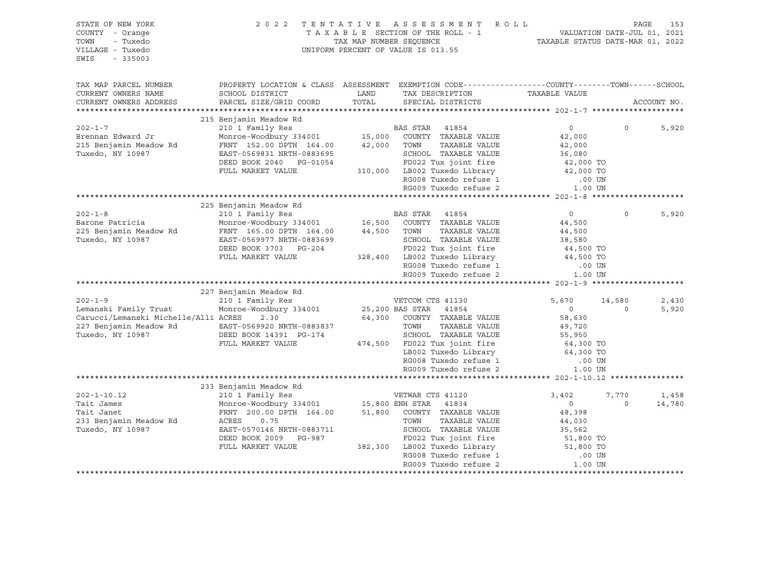STATE OF NEW YORK
COUNTY - Orange
TOWN - Tuxedo
VILLAGE - Tuxedo
SWIS - 335003

2 0 2 2 T E N T A T I V E A S S E S S M E N T R O L L
T A X A B L E SECTION OF THE ROLL - 1
TAX MAP NUMBER SEQUENCE
UNIFORM PERCENT OF VALUE IS 013.55

VALUATION DATE-JUL 01, 2021
TAXABLE STATUS DATE-MAR 01, 2022

| TAX MAP PARCEL NUMBER / CURRENT OWNERS NAME / CURRENT OWNERS ADDRESS | PROPERTY LOCATION & CLASS / SCHOOL DISTRICT / PARCEL SIZE/GRID COORD | ASSESSMENT LAND | TOTAL | EXEMPTION CODE / TAX DESCRIPTION / SPECIAL DISTRICTS | COUNTY TAXABLE VALUE | TOWN | SCHOOL |
|---|---|---|---|---|---|---|---|
| **202-1-7** | 215 Benjamin Meadow Rd | | | | | | |
| | 210 1 Family Res | | | BAS STAR 41854 | 0 | 0 | 5,920 |
| Brennan Edward Jr | Monroe-Woodbury 334001 | 15,000 | | COUNTY TAXABLE VALUE | 42,000 | | |
| 215 Benjamin Meadow Rd | FRNT 152.00 DPTH 164.00 | | 42,000 | TOWN TAXABLE VALUE | 42,000 | | |
| Tuxedo, NY 10987 | EAST-0569831 NRTH-0883695 | | | SCHOOL TAXABLE VALUE | 36,080 | | |
| | DEED BOOK 2040 PG-01054 | | | FD022 Tux joint fire | 42,000 TO | | |
| | FULL MARKET VALUE | | 310,000 | LB002 Tuxedo Library | 42,000 TO | | |
| | | | | RG008 Tuxedo refuse 1 | .00 UN | | |
| | | | | RG009 Tuxedo refuse 2 | 1.00 UN | | |
| **202-1-8** | 225 Benjamin Meadow Rd | | | | | | |
| | 210 1 Family Res | | | BAS STAR 41854 | 0 | 0 | 5,920 |
| Barone Patricia | Monroe-Woodbury 334001 | 16,500 | | COUNTY TAXABLE VALUE | 44,500 | | |
| 225 Benjamin Meadow Rd | FRNT 165.00 DPTH 164.00 | | 44,500 | TOWN TAXABLE VALUE | 44,500 | | |
| Tuxedo, NY 10987 | EAST-0569977 NRTH-0883699 | | | SCHOOL TAXABLE VALUE | 38,580 | | |
| | DEED BOOK 3703 PG-204 | | | FD022 Tux joint fire | 44,500 TO | | |
| | FULL MARKET VALUE | | 328,400 | LB002 Tuxedo Library | 44,500 TO | | |
| | | | | RG008 Tuxedo refuse 1 | .00 UN | | |
| | | | | RG009 Tuxedo refuse 2 | 1.00 UN | | |
| **202-1-9** | 227 Benjamin Meadow Rd | | | | | | |
| | 210 1 Family Res | | | VETCOM CTS 41130 | 5,670 | 14,580 | 2,430 |
| Lemanski Family Trust | Monroe-Woodbury 334001 | 25,200 | | BAS STAR 41854 | 0 | 0 | 5,920 |
| Carucci/Lemanski Michelle/Alli | ACRES 2.30 | | 64,300 | COUNTY TAXABLE VALUE | 58,630 | | |
| 227 Benjamin Meadow Rd | EAST-0569920 NRTH-0883837 | | | TOWN TAXABLE VALUE | 49,720 | | |
| Tuxedo, NY 10987 | DEED BOOK 14391 PG-174 | | | SCHOOL TAXABLE VALUE | 55,950 | | |
| | FULL MARKET VALUE | | 474,500 | FD022 Tux joint fire | 64,300 TO | | |
| | | | | LB002 Tuxedo Library | 64,300 TO | | |
| | | | | RG008 Tuxedo refuse 1 | .00 UN | | |
| | | | | RG009 Tuxedo refuse 2 | 1.00 UN | | |
| **202-1-10.12** | 233 Benjamin Meadow Rd | | | | | | |
| | 210 1 Family Res | | | VETWAR CTS 41120 | 3,402 | 7,770 | 1,458 |
| Tait James | Monroe-Woodbury 334001 | 15,800 | | ENH STAR 41834 | 0 | 0 | 14,780 |
| Tait Janet | FRNT 200.00 DPTH 164.00 | | 51,800 | COUNTY TAXABLE VALUE | 48,398 | | |
| 233 Benjamin Meadow Rd | ACRES 0.75 | | | TOWN TAXABLE VALUE | 44,030 | | |
| Tuxedo, NY 10987 | EAST-0570146 NRTH-0883711 | | | SCHOOL TAXABLE VALUE | 35,562 | | |
| | DEED BOOK 2009 PG-987 | | | FD022 Tux joint fire | 51,800 TO | | |
| | FULL MARKET VALUE | | 382,300 | LB002 Tuxedo Library | 51,800 TO | | |
| | | | | RG008 Tuxedo refuse 1 | .00 UN | | |
| | | | | RG009 Tuxedo refuse 2 | 1.00 UN | | |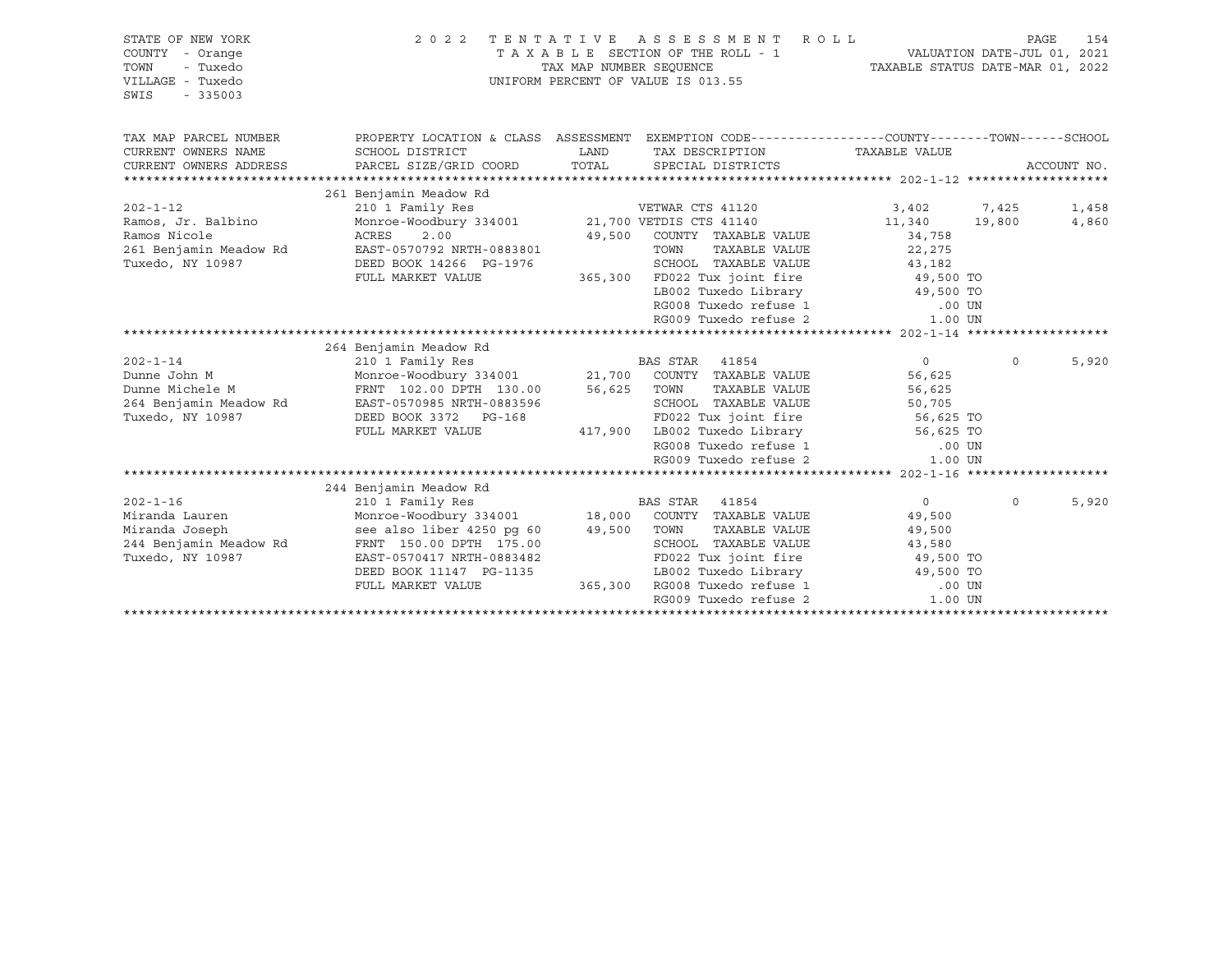STATE OF NEW YORK
COUNTY - Orange
TOWN - Tuxedo
VILLAGE - Tuxedo
SWIS - 335003

2022 TENTATIVE ASSESSMENT ROLL
TAXABLE SECTION OF THE ROLL - 1
TAX MAP NUMBER SEQUENCE
UNIFORM PERCENT OF VALUE IS 013.55

VALUATION DATE-JUL 01, 2021
TAXABLE STATUS DATE-MAR 01, 2022

| TAX MAP PARCEL NUMBER / CURRENT OWNERS NAME / CURRENT OWNERS ADDRESS | PROPERTY LOCATION & CLASS / SCHOOL DISTRICT / PARCEL SIZE/GRID COORD | ASSESSMENT LAND / TOTAL | EXEMPTION CODE / TAX DESCRIPTION / SPECIAL DISTRICTS | COUNTY TAXABLE VALUE | TOWN | SCHOOL / ACCOUNT NO. |
|---|---|---|---|---|---|---|
| **202-1-12** | 261 Benjamin Meadow Rd | | | | | |
| 202-1-12 | 210 1 Family Res | | VETWAR CTS 41120 | 3,402 | 7,425 | 1,458 |
| Ramos, Jr. Balbino | Monroe-Woodbury 334001 | 21,700 | VETDIS CTS 41140 | 11,340 | 19,800 | 4,860 |
| Ramos Nicole | ACRES 2.00 | 49,500 | COUNTY TAXABLE VALUE | 34,758 | | |
| 261 Benjamin Meadow Rd | EAST-0570792 NRTH-0883801 | | TOWN TAXABLE VALUE | 22,275 | | |
| Tuxedo, NY 10987 | DEED BOOK 14266 PG-1976 | | SCHOOL TAXABLE VALUE | 43,182 | | |
| | FULL MARKET VALUE | 365,300 | FD022 Tux joint fire | 49,500 TO | | |
| | | | LB002 Tuxedo Library | 49,500 TO | | |
| | | | RG008 Tuxedo refuse 1 | .00 UN | | |
| | | | RG009 Tuxedo refuse 2 | 1.00 UN | | |
| **202-1-14** | 264 Benjamin Meadow Rd | | | | | |
| 202-1-14 | 210 1 Family Res | | BAS STAR 41854 | 0 | 0 | 5,920 |
| Dunne John M | Monroe-Woodbury 334001 | 21,700 | COUNTY TAXABLE VALUE | 56,625 | | |
| Dunne Michele M | FRNT 102.00 DPTH 130.00 | 56,625 | TOWN TAXABLE VALUE | 56,625 | | |
| 264 Benjamin Meadow Rd | EAST-0570985 NRTH-0883596 | | SCHOOL TAXABLE VALUE | 50,705 | | |
| Tuxedo, NY 10987 | DEED BOOK 3372 PG-168 | | FD022 Tux joint fire | 56,625 TO | | |
| | FULL MARKET VALUE | 417,900 | LB002 Tuxedo Library | 56,625 TO | | |
| | | | RG008 Tuxedo refuse 1 | .00 UN | | |
| | | | RG009 Tuxedo refuse 2 | 1.00 UN | | |
| **202-1-16** | 244 Benjamin Meadow Rd | | | | | |
| 202-1-16 | 210 1 Family Res | | BAS STAR 41854 | 0 | 0 | 5,920 |
| Miranda Lauren | Monroe-Woodbury 334001 | 18,000 | COUNTY TAXABLE VALUE | 49,500 | | |
| Miranda Joseph | see also liber 4250 pg 60 | 49,500 | TOWN TAXABLE VALUE | 49,500 | | |
| 244 Benjamin Meadow Rd | FRNT 150.00 DPTH 175.00 | | SCHOOL TAXABLE VALUE | 43,580 | | |
| Tuxedo, NY 10987 | EAST-0570417 NRTH-0883482 | | FD022 Tux joint fire | 49,500 TO | | |
| | DEED BOOK 11147 PG-1135 | | LB002 Tuxedo Library | 49,500 TO | | |
| | FULL MARKET VALUE | 365,300 | RG008 Tuxedo refuse 1 | .00 UN | | |
| | | | RG009 Tuxedo refuse 2 | 1.00 UN | | |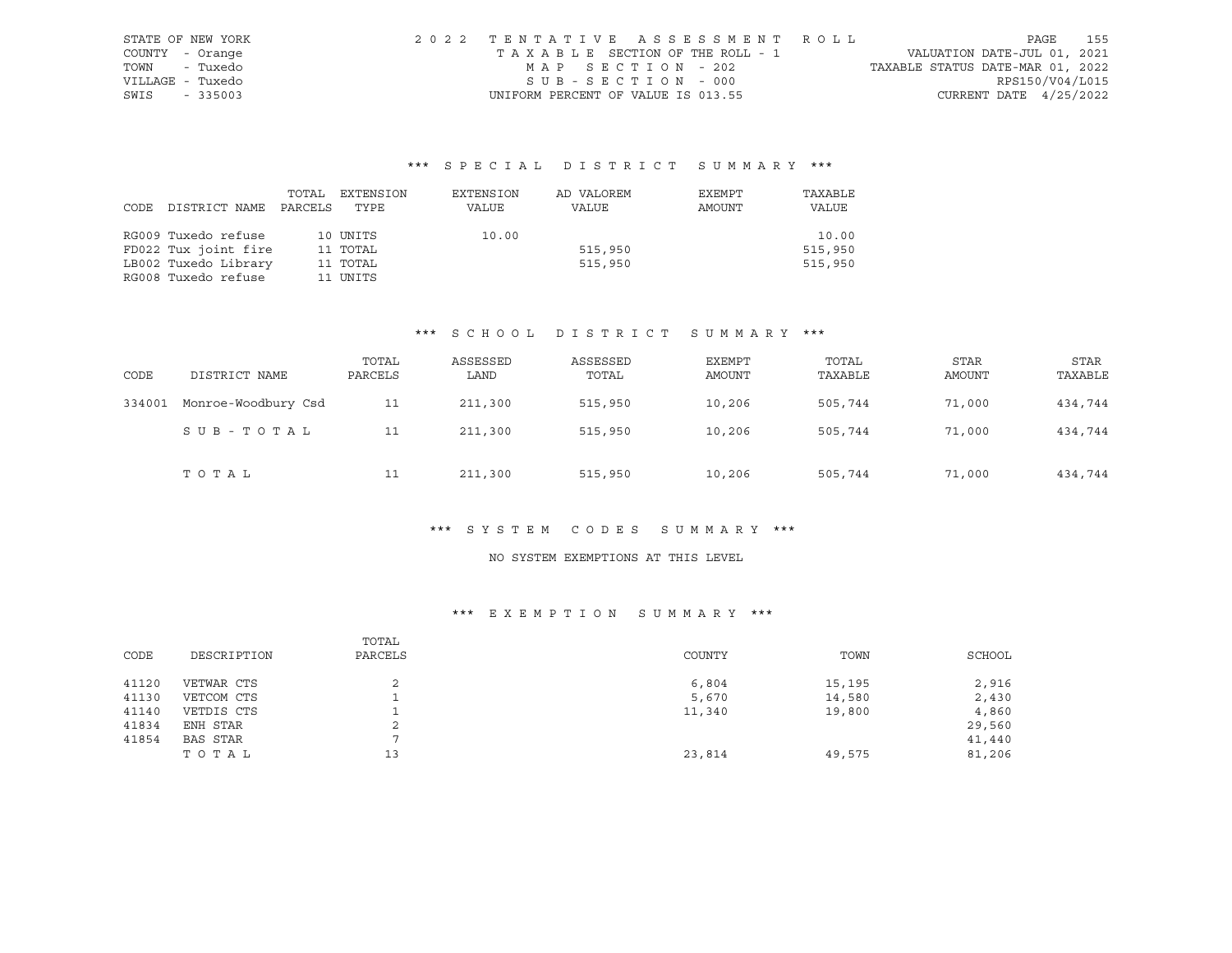STATE OF NEW YORK
COUNTY - Orange
TOWN - Tuxedo
VILLAGE - Tuxedo
SWIS - 335003

2022 TENTATIVE ASSESSMENT ROLL
TAXABLE SECTION OF THE ROLL - 1
MAP SECTION - 202
SUB-SECTION - 000
UNIFORM PERCENT OF VALUE IS 013.55

VALUATION DATE-JUL 01, 2021
TAXABLE STATUS DATE-MAR 01, 2022
RPS150/V04/L015
CURRENT DATE 4/25/2022

### *** SPECIAL DISTRICT SUMMARY ***

| CODE | DISTRICT NAME | TOTAL PARCELS | EXTENSION TYPE | EXTENSION VALUE | AD VALOREM VALUE | EXEMPT AMOUNT | TAXABLE VALUE |
|---|---|---|---|---|---|---|---|
| RG009 | Tuxedo refuse | 10 | UNITS | 10.00 | | | 10.00 |
| FD022 | Tux joint fire | 11 | TOTAL | | 515,950 | | 515,950 |
| LB002 | Tuxedo Library | 11 | TOTAL | | 515,950 | | 515,950 |
| RG008 | Tuxedo refuse | 11 | UNITS | | | | |

### *** SCHOOL DISTRICT SUMMARY ***

| CODE | DISTRICT NAME | TOTAL PARCELS | ASSESSED LAND | ASSESSED TOTAL | EXEMPT AMOUNT | TOTAL TAXABLE | STAR AMOUNT | STAR TAXABLE |
|---|---|---|---|---|---|---|---|---|
| 334001 | Monroe-Woodbury Csd | 11 | 211,300 | 515,950 | 10,206 | 505,744 | 71,000 | 434,744 |
| | SUB-TOTAL | 11 | 211,300 | 515,950 | 10,206 | 505,744 | 71,000 | 434,744 |
| | TOTAL | 11 | 211,300 | 515,950 | 10,206 | 505,744 | 71,000 | 434,744 |

### *** SYSTEM CODES SUMMARY ***

NO SYSTEM EXEMPTIONS AT THIS LEVEL

### *** EXEMPTION SUMMARY ***

| CODE | DESCRIPTION | TOTAL PARCELS | COUNTY | TOWN | SCHOOL |
|---|---|---|---|---|---|
| 41120 | VETWAR CTS | 2 | 6,804 | 15,195 | 2,916 |
| 41130 | VETCOM CTS | 1 | 5,670 | 14,580 | 2,430 |
| 41140 | VETDIS CTS | 1 | 11,340 | 19,800 | 4,860 |
| 41834 | ENH STAR | 2 | | | 29,560 |
| 41854 | BAS STAR | 7 | | | 41,440 |
| | TOTAL | 13 | 23,814 | 49,575 | 81,206 |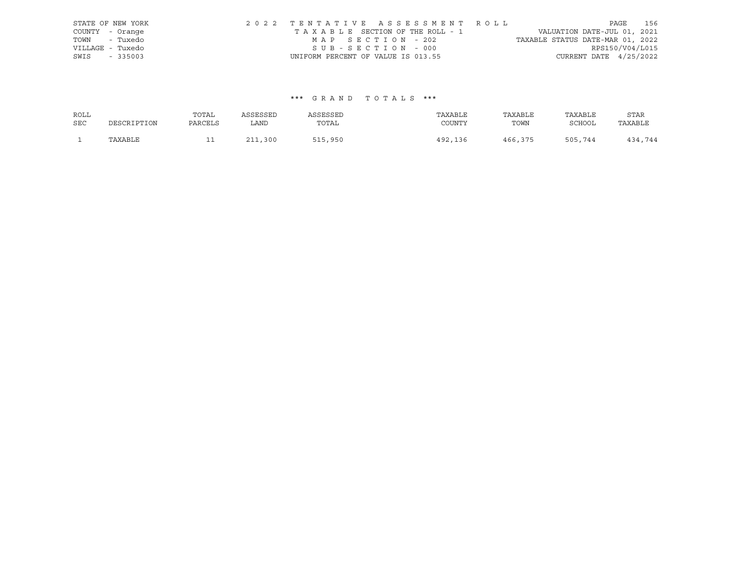STATE OF NEW YORK
COUNTY - Orange
TOWN - Tuxedo
VILLAGE - Tuxedo
SWIS - 335003

2 0 2 2 T E N T A T I V E A S S E S S M E N T R O L L
T A X A B L E SECTION OF THE ROLL - 1
M A P S E C T I O N - 202
S U B - S E C T I O N - 000
UNIFORM PERCENT OF VALUE IS 013.55

VALUATION DATE-JUL 01, 2021
TAXABLE STATUS DATE-MAR 01, 2022
RPS150/V04/L015
CURRENT DATE 4/25/2022

*** G R A N D T O T A L S ***

| ROLL SEC | DESCRIPTION | TOTAL PARCELS | ASSESSED LAND | ASSESSED TOTAL | TAXABLE COUNTY | TAXABLE TOWN | TAXABLE SCHOOL | STAR TAXABLE |
|---|---|---|---|---|---|---|---|---|
| 1 | TAXABLE | 11 | 211,300 | 515,950 | 492,136 | 466,375 | 505,744 | 434,744 |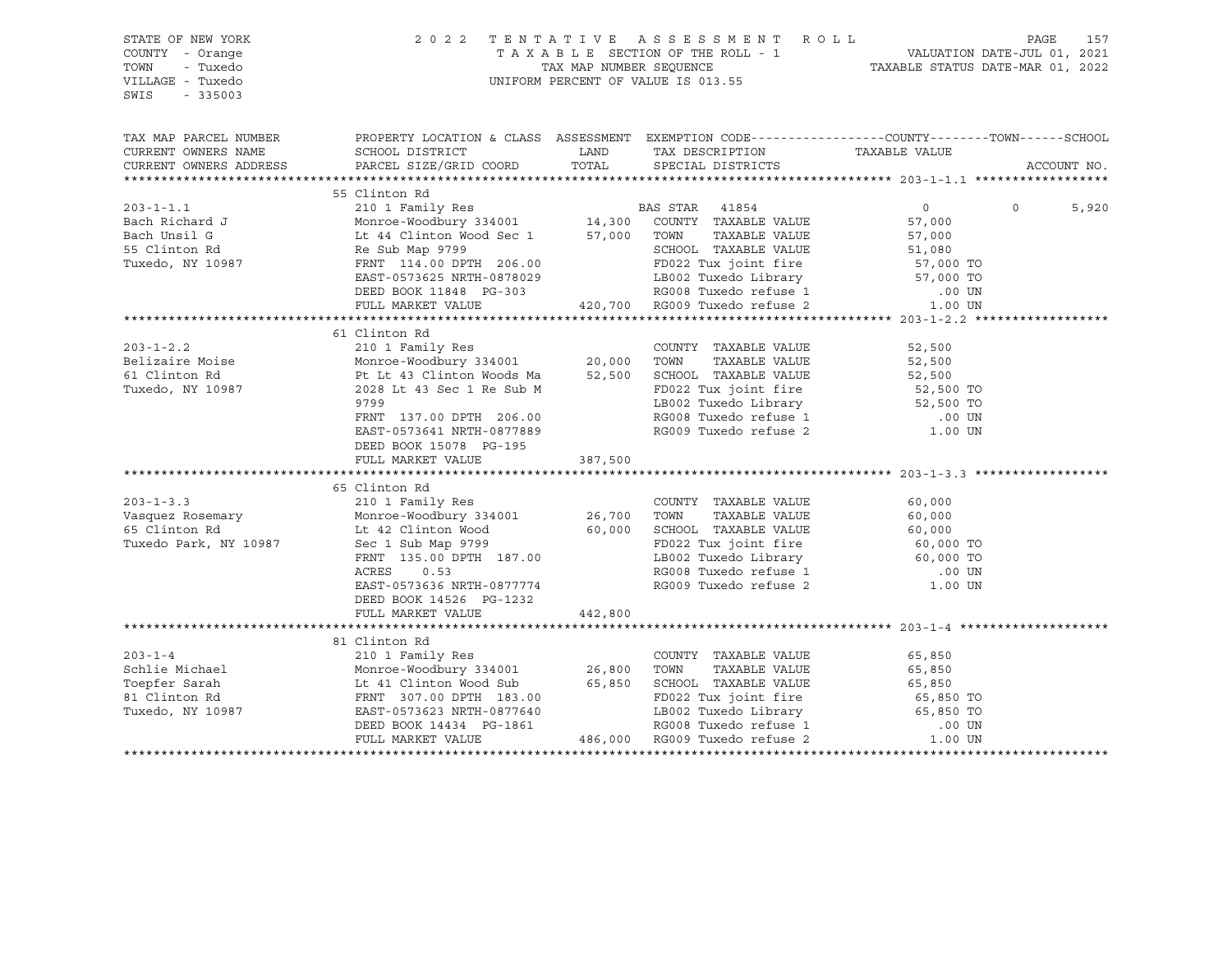STATE OF NEW YORK
COUNTY - Orange
TOWN - Tuxedo
VILLAGE - Tuxedo
SWIS - 335003

2022 TENTATIVE ASSESSMENT ROLL
TAXABLE SECTION OF THE ROLL - 1
TAX MAP NUMBER SEQUENCE
UNIFORM PERCENT OF VALUE IS 013.55

VALUATION DATE-JUL 01, 2021
TAXABLE STATUS DATE-MAR 01, 2022

| TAX MAP PARCEL NUMBER / CURRENT OWNERS NAME / CURRENT OWNERS ADDRESS | PROPERTY LOCATION & CLASS / SCHOOL DISTRICT / PARCEL SIZE/GRID COORD | ASSESSMENT LAND | TOTAL | EXEMPTION CODE / TAX DESCRIPTION / SPECIAL DISTRICTS | COUNTY | TOWN | SCHOOL / ACCOUNT NO. |
|---|---|---|---|---|---|---|---|
| **203-1-1.1** | 55 Clinton Rd | | | | | | |
| | 210 1 Family Res | | | BAS STAR 41854 | 0 | 0 | 5,920 |
| Bach Richard J | Monroe-Woodbury 334001 | 14,300 | | COUNTY TAXABLE VALUE | 57,000 | | |
| Bach Unsil G | Lt 44 Clinton Wood Sec 1 | | 57,000 | TOWN TAXABLE VALUE | 57,000 | | |
| 55 Clinton Rd | Re Sub Map 9799 | | | SCHOOL TAXABLE VALUE | 51,080 | | |
| Tuxedo, NY 10987 | FRNT 114.00 DPTH 206.00 | | | FD022 Tux joint fire | 57,000 TO | | |
| | EAST-0573625 NRTH-0878029 | | | LB002 Tuxedo Library | 57,000 TO | | |
| | DEED BOOK 11848 PG-303 | | | RG008 Tuxedo refuse 1 | .00 UN | | |
| | FULL MARKET VALUE | | 420,700 | RG009 Tuxedo refuse 2 | 1.00 UN | | |
| **203-1-2.2** | 61 Clinton Rd | | | | | | |
| | 210 1 Family Res | | | COUNTY TAXABLE VALUE | 52,500 | | |
| Belizaire Moise | Monroe-Woodbury 334001 | 20,000 | | TOWN TAXABLE VALUE | 52,500 | | |
| 61 Clinton Rd | Pt Lt 43 Clinton Woods Ma | | 52,500 | SCHOOL TAXABLE VALUE | 52,500 | | |
| Tuxedo, NY 10987 | 2028 Lt 43 Sec 1 Re Sub M | | | FD022 Tux joint fire | 52,500 TO | | |
| | 9799 | | | LB002 Tuxedo Library | 52,500 TO | | |
| | FRNT 137.00 DPTH 206.00 | | | RG008 Tuxedo refuse 1 | .00 UN | | |
| | EAST-0573641 NRTH-0877889 | | | RG009 Tuxedo refuse 2 | 1.00 UN | | |
| | DEED BOOK 15078 PG-195 | | | | | | |
| | FULL MARKET VALUE | | 387,500 | | | | |
| **203-1-3.3** | 65 Clinton Rd | | | | | | |
| | 210 1 Family Res | | | COUNTY TAXABLE VALUE | 60,000 | | |
| Vasquez Rosemary | Monroe-Woodbury 334001 | 26,700 | | TOWN TAXABLE VALUE | 60,000 | | |
| 65 Clinton Rd | Lt 42 Clinton Wood | | 60,000 | SCHOOL TAXABLE VALUE | 60,000 | | |
| Tuxedo Park, NY 10987 | Sec 1 Sub Map 9799 | | | FD022 Tux joint fire | 60,000 TO | | |
| | FRNT 135.00 DPTH 187.00 | | | LB002 Tuxedo Library | 60,000 TO | | |
| | ACRES 0.53 | | | RG008 Tuxedo refuse 1 | .00 UN | | |
| | EAST-0573636 NRTH-0877774 | | | RG009 Tuxedo refuse 2 | 1.00 UN | | |
| | DEED BOOK 14526 PG-1232 | | | | | | |
| | FULL MARKET VALUE | | 442,800 | | | | |
| **203-1-4** | 81 Clinton Rd | | | | | | |
| | 210 1 Family Res | | | COUNTY TAXABLE VALUE | 65,850 | | |
| Schlie Michael | Monroe-Woodbury 334001 | 26,800 | | TOWN TAXABLE VALUE | 65,850 | | |
| Toepfer Sarah | Lt 41 Clinton Wood Sub | | 65,850 | SCHOOL TAXABLE VALUE | 65,850 | | |
| 81 Clinton Rd | FRNT 307.00 DPTH 183.00 | | | FD022 Tux joint fire | 65,850 TO | | |
| Tuxedo, NY 10987 | EAST-0573623 NRTH-0877640 | | | LB002 Tuxedo Library | 65,850 TO | | |
| | DEED BOOK 14434 PG-1861 | | | RG008 Tuxedo refuse 1 | .00 UN | | |
| | FULL MARKET VALUE | | 486,000 | RG009 Tuxedo refuse 2 | 1.00 UN | | |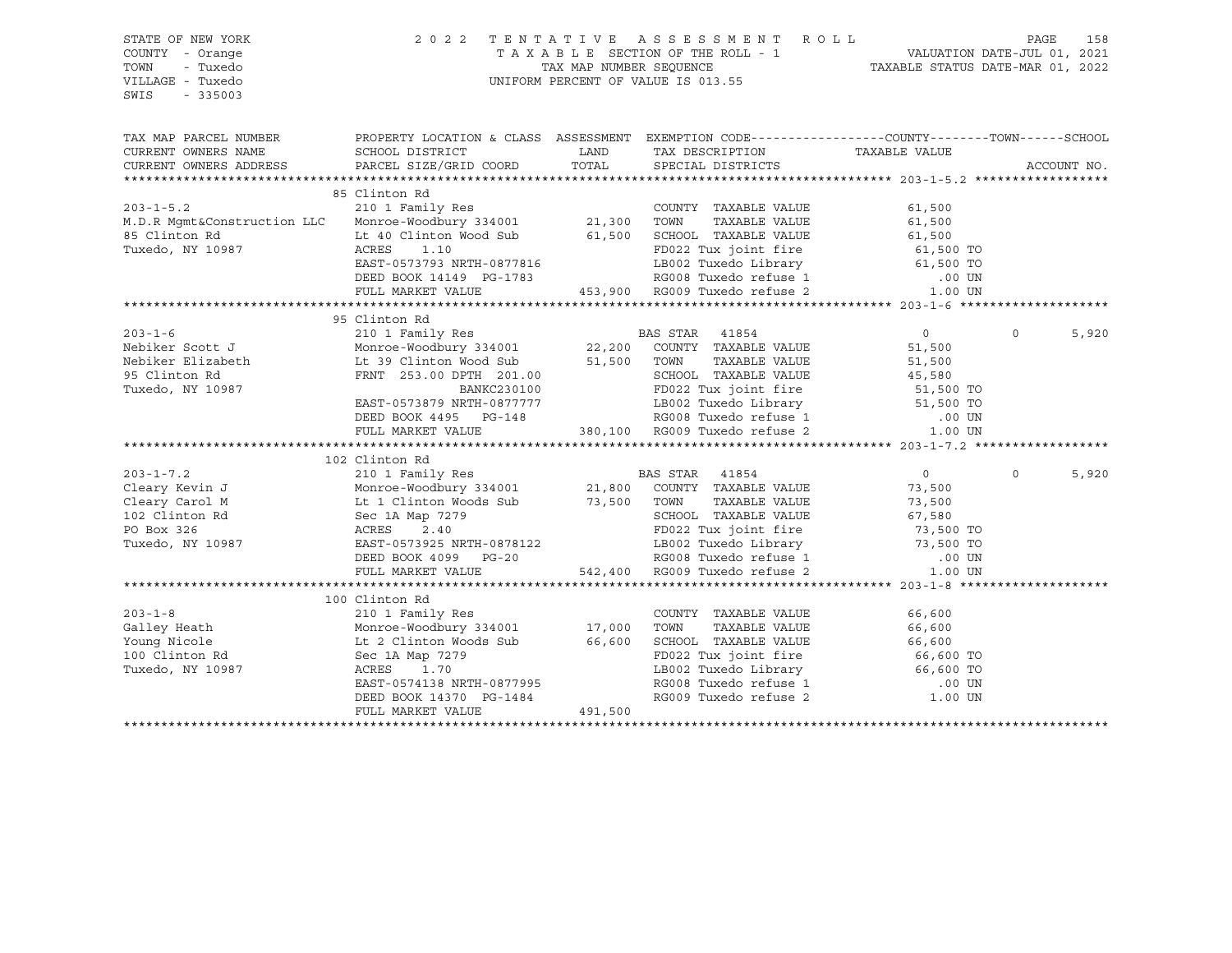STATE OF NEW YORK
COUNTY - Orange
TOWN - Tuxedo
VILLAGE - Tuxedo
SWIS - 335003

2022 TENTATIVE ASSESSMENT ROLL
TAXABLE SECTION OF THE ROLL - 1
TAX MAP NUMBER SEQUENCE
UNIFORM PERCENT OF VALUE IS 013.55

VALUATION DATE-JUL 01, 2021
TAXABLE STATUS DATE-MAR 01, 2022

| TAX MAP PARCEL NUMBER / CURRENT OWNERS NAME / CURRENT OWNERS ADDRESS | PROPERTY LOCATION & CLASS / SCHOOL DISTRICT / PARCEL SIZE/GRID COORD | ASSESSMENT LAND / TOTAL | EXEMPTION CODE / TAX DESCRIPTION / SPECIAL DISTRICTS | COUNTY TAXABLE VALUE | TOWN | SCHOOL |
|---|---|---|---|---|---|---|
| **203-1-5.2** | 85 Clinton Rd | | | | | |
| | 210 1 Family Res | | COUNTY TAXABLE VALUE | 61,500 | | |
| M.D.R Mgmt&Construction LLC | Monroe-Woodbury 334001 | 21,300 | TOWN TAXABLE VALUE | 61,500 | | |
| 85 Clinton Rd | Lt 40 Clinton Wood Sub | 61,500 | SCHOOL TAXABLE VALUE | 61,500 | | |
| Tuxedo, NY 10987 | ACRES 1.10 | | FD022 Tux joint fire | 61,500 TO | | |
| | EAST-0573793 NRTH-0877816 | | LB002 Tuxedo Library | 61,500 TO | | |
| | DEED BOOK 14149 PG-1783 | | RG008 Tuxedo refuse 1 | .00 UN | | |
| | FULL MARKET VALUE | 453,900 | RG009 Tuxedo refuse 2 | 1.00 UN | | |
| **203-1-6** | 95 Clinton Rd | | | | | |
| | 210 1 Family Res | | BAS STAR 41854 | 0 | 0 | 5,920 |
| Nebiker Scott J | Monroe-Woodbury 334001 | 22,200 | COUNTY TAXABLE VALUE | 51,500 | | |
| Nebiker Elizabeth | Lt 39 Clinton Wood Sub | 51,500 | TOWN TAXABLE VALUE | 51,500 | | |
| 95 Clinton Rd | FRNT 253.00 DPTH 201.00 | | SCHOOL TAXABLE VALUE | 45,580 | | |
| Tuxedo, NY 10987 | BANKC230100 | | FD022 Tux joint fire | 51,500 TO | | |
| | EAST-0573879 NRTH-0877777 | | LB002 Tuxedo Library | 51,500 TO | | |
| | DEED BOOK 4495 PG-148 | | RG008 Tuxedo refuse 1 | .00 UN | | |
| | FULL MARKET VALUE | 380,100 | RG009 Tuxedo refuse 2 | 1.00 UN | | |
| **203-1-7.2** | 102 Clinton Rd | | | | | |
| | 210 1 Family Res | | BAS STAR 41854 | 0 | 0 | 5,920 |
| Cleary Kevin J | Monroe-Woodbury 334001 | 21,800 | COUNTY TAXABLE VALUE | 73,500 | | |
| Cleary Carol M | Lt 1 Clinton Woods Sub | 73,500 | TOWN TAXABLE VALUE | 73,500 | | |
| 102 Clinton Rd | Sec 1A Map 7279 | | SCHOOL TAXABLE VALUE | 67,580 | | |
| PO Box 326 | ACRES 2.40 | | FD022 Tux joint fire | 73,500 TO | | |
| Tuxedo, NY 10987 | EAST-0573925 NRTH-0878122 | | LB002 Tuxedo Library | 73,500 TO | | |
| | DEED BOOK 4099 PG-20 | | RG008 Tuxedo refuse 1 | .00 UN | | |
| | FULL MARKET VALUE | 542,400 | RG009 Tuxedo refuse 2 | 1.00 UN | | |
| **203-1-8** | 100 Clinton Rd | | | | | |
| | 210 1 Family Res | | COUNTY TAXABLE VALUE | 66,600 | | |
| Galley Heath | Monroe-Woodbury 334001 | 17,000 | TOWN TAXABLE VALUE | 66,600 | | |
| Young Nicole | Lt 2 Clinton Woods Sub | 66,600 | SCHOOL TAXABLE VALUE | 66,600 | | |
| 100 Clinton Rd | Sec 1A Map 7279 | | FD022 Tux joint fire | 66,600 TO | | |
| Tuxedo, NY 10987 | ACRES 1.70 | | LB002 Tuxedo Library | 66,600 TO | | |
| | EAST-0574138 NRTH-0877995 | | RG008 Tuxedo refuse 1 | .00 UN | | |
| | DEED BOOK 14370 PG-1484 | | RG009 Tuxedo refuse 2 | 1.00 UN | | |
| | FULL MARKET VALUE | 491,500 | | | | |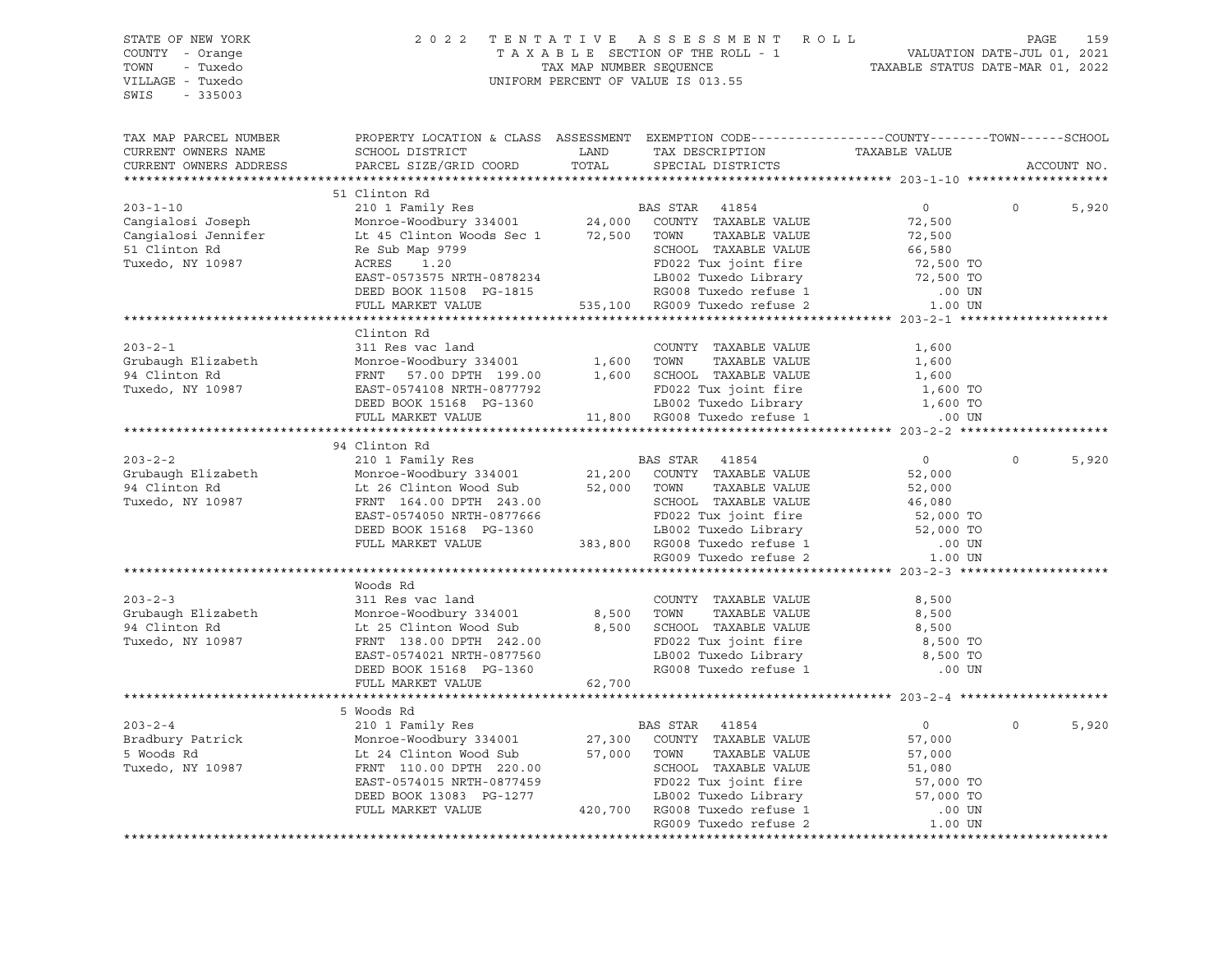STATE OF NEW YORK
COUNTY - Orange
TOWN - Tuxedo
VILLAGE - Tuxedo
SWIS - 335003

2022 TENTATIVE ASSESSMENT ROLL
TAXABLE SECTION OF THE ROLL - 1
TAX MAP NUMBER SEQUENCE
UNIFORM PERCENT OF VALUE IS 013.55

VALUATION DATE-JUL 01, 2021
TAXABLE STATUS DATE-MAR 01, 2022

| TAX MAP PARCEL NUMBER / CURRENT OWNERS NAME / CURRENT OWNERS ADDRESS | PROPERTY LOCATION & CLASS / SCHOOL DISTRICT / PARCEL SIZE/GRID COORD | ASSESSMENT LAND | TOTAL | EXEMPTION CODE / TAX DESCRIPTION / SPECIAL DISTRICTS | COUNTY TAXABLE VALUE | TOWN | SCHOOL | ACCOUNT NO. |
|---|---|---|---|---|---|---|---|---|
| | 51 Clinton Rd | | | | | | | |
| 203-1-10 | 210 1 Family Res | | | BAS STAR 41854 | 0 | 0 | 5,920 | |
| Cangialosi Joseph | Monroe-Woodbury 334001 | 24,000 | | COUNTY TAXABLE VALUE | 72,500 | | | |
| Cangialosi Jennifer | Lt 45 Clinton Woods Sec 1 | | 72,500 | TOWN TAXABLE VALUE | 72,500 | | | |
| 51 Clinton Rd | Re Sub Map 9799 | | | SCHOOL TAXABLE VALUE | 66,580 | | | |
| Tuxedo, NY 10987 | ACRES 1.20 | | | FD022 Tux joint fire | 72,500 TO | | | |
| | EAST-0573575 NRTH-0878234 | | | LB002 Tuxedo Library | 72,500 TO | | | |
| | DEED BOOK 11508 PG-1815 | | | RG008 Tuxedo refuse 1 | .00 UN | | | |
| | FULL MARKET VALUE | | 535,100 | RG009 Tuxedo refuse 2 | 1.00 UN | | | |
| | Clinton Rd | | | | | | | |
| 203-2-1 | 311 Res vac land | | | COUNTY TAXABLE VALUE | 1,600 | | | |
| Grubaugh Elizabeth | Monroe-Woodbury 334001 | 1,600 | | TOWN TAXABLE VALUE | 1,600 | | | |
| 94 Clinton Rd | FRNT 57.00 DPTH 199.00 | | 1,600 | SCHOOL TAXABLE VALUE | 1,600 | | | |
| Tuxedo, NY 10987 | EAST-0574108 NRTH-0877792 | | | FD022 Tux joint fire | 1,600 TO | | | |
| | DEED BOOK 15168 PG-1360 | | | LB002 Tuxedo Library | 1,600 TO | | | |
| | FULL MARKET VALUE | | 11,800 | RG008 Tuxedo refuse 1 | .00 UN | | | |
| | 94 Clinton Rd | | | | | | | |
| 203-2-2 | 210 1 Family Res | | | BAS STAR 41854 | 0 | 0 | 5,920 | |
| Grubaugh Elizabeth | Monroe-Woodbury 334001 | 21,200 | | COUNTY TAXABLE VALUE | 52,000 | | | |
| 94 Clinton Rd | Lt 26 Clinton Wood Sub | | 52,000 | TOWN TAXABLE VALUE | 52,000 | | | |
| Tuxedo, NY 10987 | FRNT 164.00 DPTH 243.00 | | | SCHOOL TAXABLE VALUE | 46,080 | | | |
| | EAST-0574050 NRTH-0877666 | | | FD022 Tux joint fire | 52,000 TO | | | |
| | DEED BOOK 15168 PG-1360 | | | LB002 Tuxedo Library | 52,000 TO | | | |
| | FULL MARKET VALUE | | 383,800 | RG008 Tuxedo refuse 1 | .00 UN | | | |
| | | | | RG009 Tuxedo refuse 2 | 1.00 UN | | | |
| | Woods Rd | | | | | | | |
| 203-2-3 | 311 Res vac land | | | COUNTY TAXABLE VALUE | 8,500 | | | |
| Grubaugh Elizabeth | Monroe-Woodbury 334001 | 8,500 | | TOWN TAXABLE VALUE | 8,500 | | | |
| 94 Clinton Rd | Lt 25 Clinton Wood Sub | | 8,500 | SCHOOL TAXABLE VALUE | 8,500 | | | |
| Tuxedo, NY 10987 | FRNT 138.00 DPTH 242.00 | | | FD022 Tux joint fire | 8,500 TO | | | |
| | EAST-0574021 NRTH-0877560 | | | LB002 Tuxedo Library | 8,500 TO | | | |
| | DEED BOOK 15168 PG-1360 | | | RG008 Tuxedo refuse 1 | .00 UN | | | |
| | FULL MARKET VALUE | | 62,700 | | | | | |
| | 5 Woods Rd | | | | | | | |
| 203-2-4 | 210 1 Family Res | | | BAS STAR 41854 | 0 | 0 | 5,920 | |
| Bradbury Patrick | Monroe-Woodbury 334001 | 27,300 | | COUNTY TAXABLE VALUE | 57,000 | | | |
| 5 Woods Rd | Lt 24 Clinton Wood Sub | | 57,000 | TOWN TAXABLE VALUE | 57,000 | | | |
| Tuxedo, NY 10987 | FRNT 110.00 DPTH 220.00 | | | SCHOOL TAXABLE VALUE | 51,080 | | | |
| | EAST-0574015 NRTH-0877459 | | | FD022 Tux joint fire | 57,000 TO | | | |
| | DEED BOOK 13083 PG-1277 | | | LB002 Tuxedo Library | 57,000 TO | | | |
| | FULL MARKET VALUE | | 420,700 | RG008 Tuxedo refuse 1 | .00 UN | | | |
| | | | | RG009 Tuxedo refuse 2 | 1.00 UN | | | |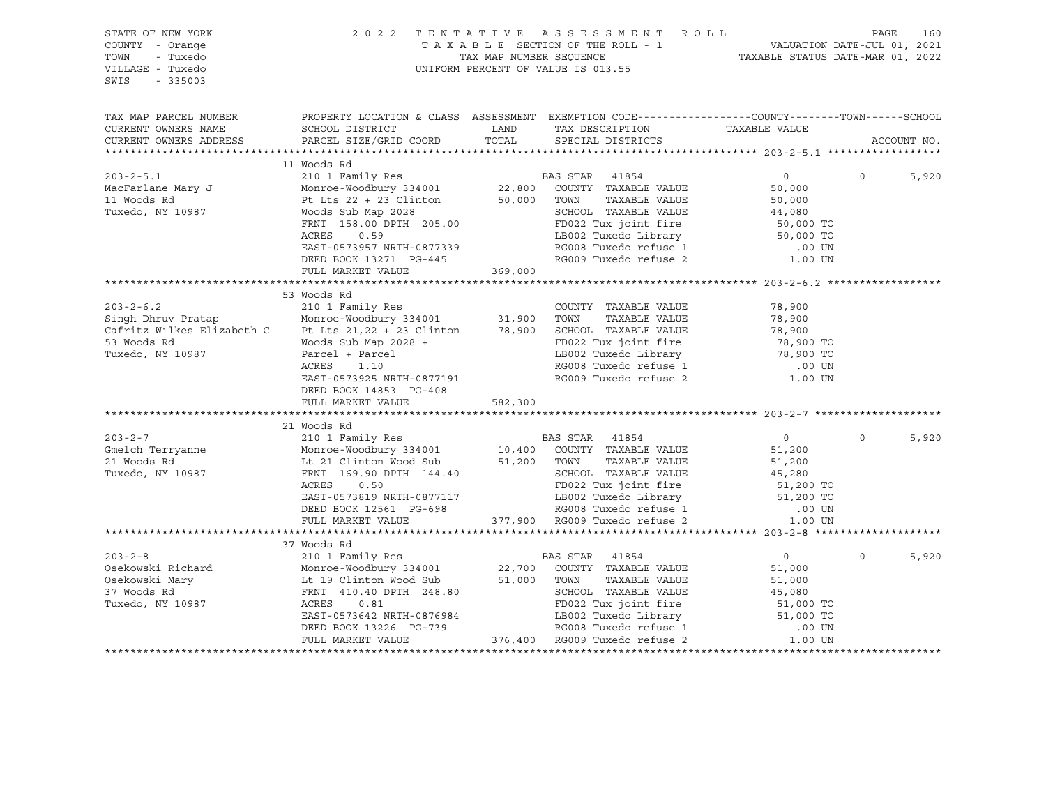STATE OF NEW YORK
COUNTY - Orange
TOWN - Tuxedo
VILLAGE - Tuxedo
SWIS - 335003

2022 TENTATIVE ASSESSMENT ROLL
TAXABLE SECTION OF THE ROLL - 1
TAX MAP NUMBER SEQUENCE
UNIFORM PERCENT OF VALUE IS 013.55

VALUATION DATE-JUL 01, 2021
TAXABLE STATUS DATE-MAR 01, 2022

| TAX MAP PARCEL NUMBER / CURRENT OWNERS NAME / CURRENT OWNERS ADDRESS | PROPERTY LOCATION & CLASS / SCHOOL DISTRICT / PARCEL SIZE/GRID COORD | ASSESSMENT LAND | TOTAL | EXEMPTION CODE / TAX DESCRIPTION / SPECIAL DISTRICTS | COUNTY TAXABLE VALUE | TOWN | SCHOOL / ACCOUNT NO. |
|---|---|---|---|---|---|---|---|
| **203-2-5.1** | 11 Woods Rd | | | | | | |
| 203-2-5.1 | 210 1 Family Res | | | BAS STAR 41854 | 0 | 0 | 5,920 |
| MacFarlane Mary J | Monroe-Woodbury 334001 | 22,800 | | COUNTY TAXABLE VALUE | 50,000 | | |
| 11 Woods Rd | Pt Lts 22 + 23 Clinton | | 50,000 | TOWN TAXABLE VALUE | 50,000 | | |
| Tuxedo, NY 10987 | Woods Sub Map 2028 | | | SCHOOL TAXABLE VALUE | 44,080 | | |
| | FRNT 158.00 DPTH 205.00 | | | FD022 Tux joint fire | 50,000 TO | | |
| | ACRES 0.59 | | | LB002 Tuxedo Library | 50,000 TO | | |
| | EAST-0573957 NRTH-0877339 | | | RG008 Tuxedo refuse 1 | .00 UN | | |
| | DEED BOOK 13271 PG-445 | | | RG009 Tuxedo refuse 2 | 1.00 UN | | |
| | FULL MARKET VALUE | | 369,000 | | | | |
| **203-2-6.2** | 53 Woods Rd | | | | | | |
| 203-2-6.2 | 210 1 Family Res | | | COUNTY TAXABLE VALUE | 78,900 | | |
| Singh Dhruv Pratap | Monroe-Woodbury 334001 | 31,900 | | TOWN TAXABLE VALUE | 78,900 | | |
| Cafritz Wilkes Elizabeth C | Pt Lts 21,22 + 23 Clinton | | 78,900 | SCHOOL TAXABLE VALUE | 78,900 | | |
| 53 Woods Rd | Woods Sub Map 2028 + | | | FD022 Tux joint fire | 78,900 TO | | |
| Tuxedo, NY 10987 | Parcel + Parcel | | | LB002 Tuxedo Library | 78,900 TO | | |
| | ACRES 1.10 | | | RG008 Tuxedo refuse 1 | .00 UN | | |
| | EAST-0573925 NRTH-0877191 | | | RG009 Tuxedo refuse 2 | 1.00 UN | | |
| | DEED BOOK 14853 PG-408 | | | | | | |
| | FULL MARKET VALUE | | 582,300 | | | | |
| **203-2-7** | 21 Woods Rd | | | | | | |
| 203-2-7 | 210 1 Family Res | | | BAS STAR 41854 | 0 | 0 | 5,920 |
| Gmelch Terryanne | Monroe-Woodbury 334001 | 10,400 | | COUNTY TAXABLE VALUE | 51,200 | | |
| 21 Woods Rd | Lt 21 Clinton Wood Sub | | 51,200 | TOWN TAXABLE VALUE | 51,200 | | |
| Tuxedo, NY 10987 | FRNT 169.90 DPTH 144.40 | | | SCHOOL TAXABLE VALUE | 45,280 | | |
| | ACRES 0.50 | | | FD022 Tux joint fire | 51,200 TO | | |
| | EAST-0573819 NRTH-0877117 | | | LB002 Tuxedo Library | 51,200 TO | | |
| | DEED BOOK 12561 PG-698 | | | RG008 Tuxedo refuse 1 | .00 UN | | |
| | FULL MARKET VALUE | | 377,900 | RG009 Tuxedo refuse 2 | 1.00 UN | | |
| **203-2-8** | 37 Woods Rd | | | | | | |
| 203-2-8 | 210 1 Family Res | | | BAS STAR 41854 | 0 | 0 | 5,920 |
| Osekowski Richard | Monroe-Woodbury 334001 | 22,700 | | COUNTY TAXABLE VALUE | 51,000 | | |
| Osekowski Mary | Lt 19 Clinton Wood Sub | | 51,000 | TOWN TAXABLE VALUE | 51,000 | | |
| 37 Woods Rd | FRNT 410.40 DPTH 248.80 | | | SCHOOL TAXABLE VALUE | 45,080 | | |
| Tuxedo, NY 10987 | ACRES 0.81 | | | FD022 Tux joint fire | 51,000 TO | | |
| | EAST-0573642 NRTH-0876984 | | | LB002 Tuxedo Library | 51,000 TO | | |
| | DEED BOOK 13226 PG-739 | | | RG008 Tuxedo refuse 1 | .00 UN | | |
| | FULL MARKET VALUE | | 376,400 | RG009 Tuxedo refuse 2 | 1.00 UN | | |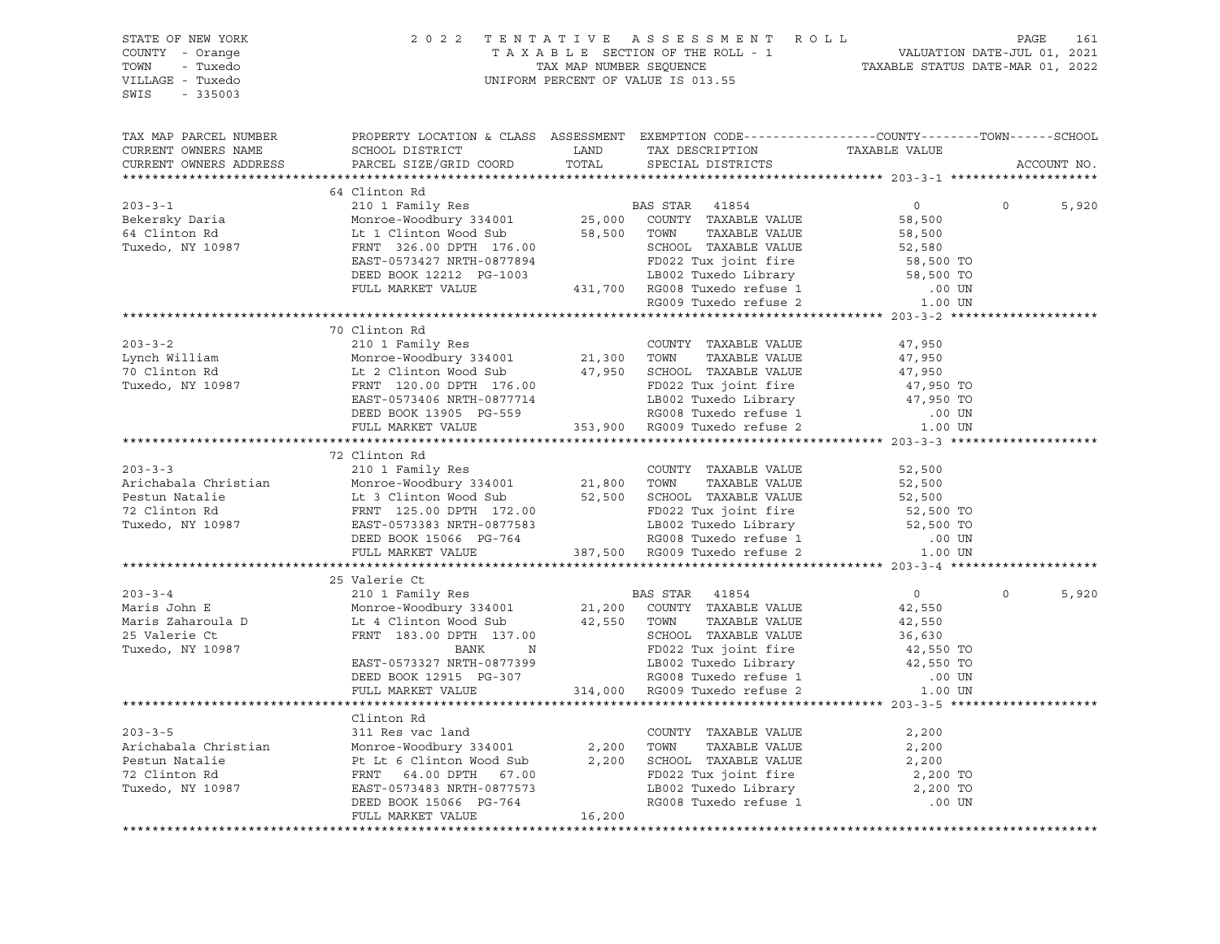STATE OF NEW YORK
COUNTY - Orange
TOWN - Tuxedo
VILLAGE - Tuxedo
SWIS - 335003

2022 TENTATIVE ASSESSMENT ROLL
TAXABLE SECTION OF THE ROLL - 1
TAX MAP NUMBER SEQUENCE
UNIFORM PERCENT OF VALUE IS 013.55

VALUATION DATE-JUL 01, 2021
TAXABLE STATUS DATE-MAR 01, 2022

| TAX MAP PARCEL NUMBER<br>CURRENT OWNERS NAME<br>CURRENT OWNERS ADDRESS | PROPERTY LOCATION & CLASS<br>SCHOOL DISTRICT<br>PARCEL SIZE/GRID COORD | ASSESSMENT<br>LAND<br>TOTAL | EXEMPTION CODE<br>TAX DESCRIPTION<br>SPECIAL DISTRICTS | COUNTY<br>TAXABLE VALUE | TOWN | SCHOOL<br>ACCOUNT NO. |
|---|---|---|---|---|---|---|
| **203-3-1** | 64 Clinton Rd | | | | | |
| 203-3-1 | 210 1 Family Res | | BAS STAR 41854 | 0 | 0 | 5,920 |
| Bekersky Daria | Monroe-Woodbury 334001 | 25,000 | COUNTY TAXABLE VALUE | 58,500 | | |
| 64 Clinton Rd | Lt 1 Clinton Wood Sub | 58,500 | TOWN TAXABLE VALUE | 58,500 | | |
| Tuxedo, NY 10987 | FRNT 326.00 DPTH 176.00 | | SCHOOL TAXABLE VALUE | 52,580 | | |
| | EAST-0573427 NRTH-0877894 | | FD022 Tux joint fire | 58,500 TO | | |
| | DEED BOOK 12212 PG-1003 | | LB002 Tuxedo Library | 58,500 TO | | |
| | FULL MARKET VALUE | 431,700 | RG008 Tuxedo refuse 1 | .00 UN | | |
| | | | RG009 Tuxedo refuse 2 | 1.00 UN | | |
| **203-3-2** | 70 Clinton Rd | | | | | |
| 203-3-2 | 210 1 Family Res | | COUNTY TAXABLE VALUE | 47,950 | | |
| Lynch William | Monroe-Woodbury 334001 | 21,300 | TOWN TAXABLE VALUE | 47,950 | | |
| 70 Clinton Rd | Lt 2 Clinton Wood Sub | 47,950 | SCHOOL TAXABLE VALUE | 47,950 | | |
| Tuxedo, NY 10987 | FRNT 120.00 DPTH 176.00 | | FD022 Tux joint fire | 47,950 TO | | |
| | EAST-0573406 NRTH-0877714 | | LB002 Tuxedo Library | 47,950 TO | | |
| | DEED BOOK 13905 PG-559 | | RG008 Tuxedo refuse 1 | .00 UN | | |
| | FULL MARKET VALUE | 353,900 | RG009 Tuxedo refuse 2 | 1.00 UN | | |
| **203-3-3** | 72 Clinton Rd | | | | | |
| 203-3-3 | 210 1 Family Res | | COUNTY TAXABLE VALUE | 52,500 | | |
| Arichabala Christian | Monroe-Woodbury 334001 | 21,800 | TOWN TAXABLE VALUE | 52,500 | | |
| Pestun Natalie | Lt 3 Clinton Wood Sub | 52,500 | SCHOOL TAXABLE VALUE | 52,500 | | |
| 72 Clinton Rd | FRNT 125.00 DPTH 172.00 | | FD022 Tux joint fire | 52,500 TO | | |
| Tuxedo, NY 10987 | EAST-0573383 NRTH-0877583 | | LB002 Tuxedo Library | 52,500 TO | | |
| | DEED BOOK 15066 PG-764 | | RG008 Tuxedo refuse 1 | .00 UN | | |
| | FULL MARKET VALUE | 387,500 | RG009 Tuxedo refuse 2 | 1.00 UN | | |
| **203-3-4** | 25 Valerie Ct | | | | | |
| 203-3-4 | 210 1 Family Res | | BAS STAR 41854 | 0 | 0 | 5,920 |
| Maris John E | Monroe-Woodbury 334001 | 21,200 | COUNTY TAXABLE VALUE | 42,550 | | |
| Maris Zaharoula D | Lt 4 Clinton Wood Sub | 42,550 | TOWN TAXABLE VALUE | 42,550 | | |
| 25 Valerie Ct | FRNT 183.00 DPTH 137.00 | | SCHOOL TAXABLE VALUE | 36,630 | | |
| Tuxedo, NY 10987 | BANK N | | FD022 Tux joint fire | 42,550 TO | | |
| | EAST-0573327 NRTH-0877399 | | LB002 Tuxedo Library | 42,550 TO | | |
| | DEED BOOK 12915 PG-307 | | RG008 Tuxedo refuse 1 | .00 UN | | |
| | FULL MARKET VALUE | 314,000 | RG009 Tuxedo refuse 2 | 1.00 UN | | |
| **203-3-5** | Clinton Rd | | | | | |
| 203-3-5 | 311 Res vac land | | COUNTY TAXABLE VALUE | 2,200 | | |
| Arichabala Christian | Monroe-Woodbury 334001 | 2,200 | TOWN TAXABLE VALUE | 2,200 | | |
| Pestun Natalie | Pt Lt 6 Clinton Wood Sub | 2,200 | SCHOOL TAXABLE VALUE | 2,200 | | |
| 72 Clinton Rd | FRNT 64.00 DPTH 67.00 | | FD022 Tux joint fire | 2,200 TO | | |
| Tuxedo, NY 10987 | EAST-0573483 NRTH-0877573 | | LB002 Tuxedo Library | 2,200 TO | | |
| | DEED BOOK 15066 PG-764 | | RG008 Tuxedo refuse 1 | .00 UN | | |
| | FULL MARKET VALUE | 16,200 | | | | |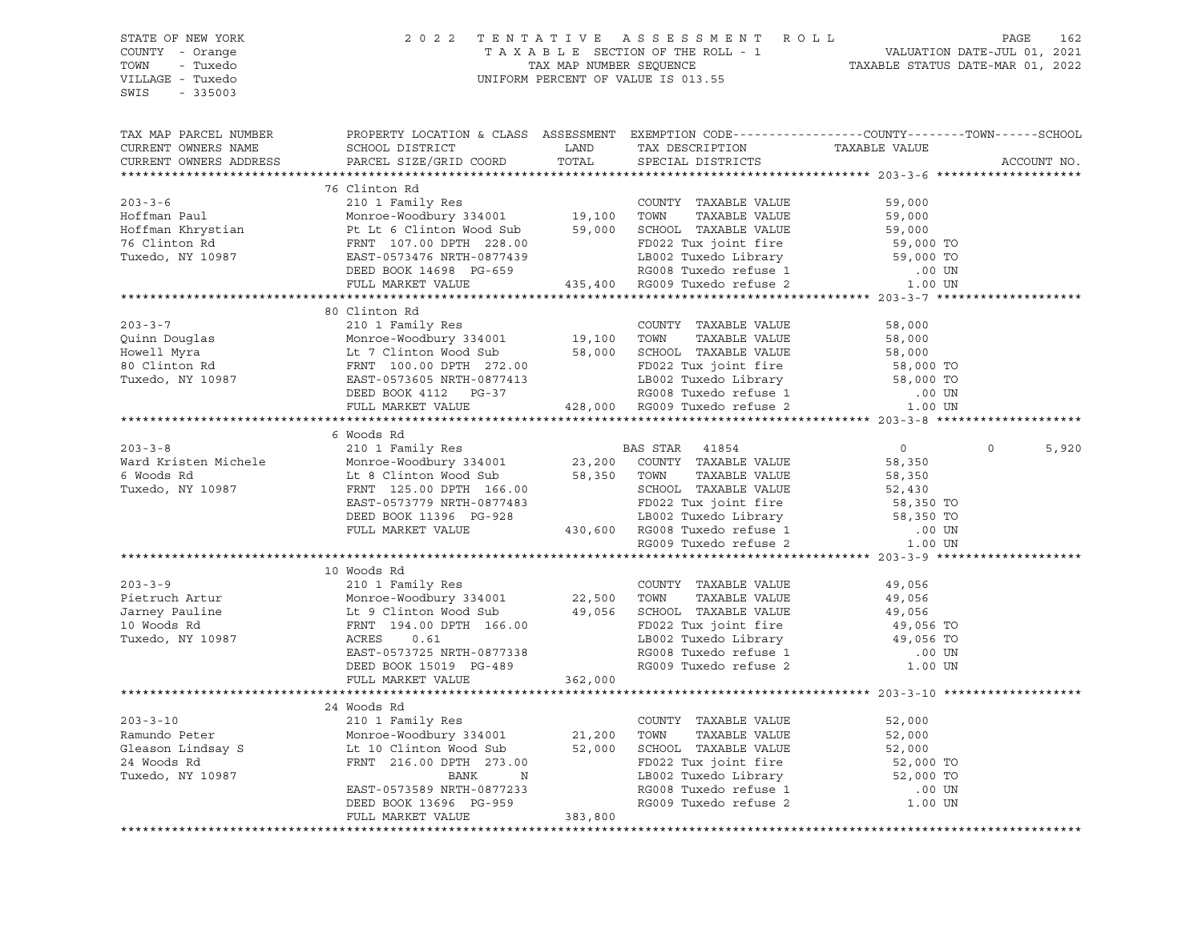STATE OF NEW YORK
COUNTY - Orange
TOWN - Tuxedo
VILLAGE - Tuxedo
SWIS - 335003

2022 TENTATIVE ASSESSMENT ROLL
TAXABLE SECTION OF THE ROLL - 1
TAX MAP NUMBER SEQUENCE
UNIFORM PERCENT OF VALUE IS 013.55

VALUATION DATE-JUL 01, 2021
TAXABLE STATUS DATE-MAR 01, 2022

| TAX MAP PARCEL NUMBER / CURRENT OWNERS NAME / CURRENT OWNERS ADDRESS | PROPERTY LOCATION & CLASS / SCHOOL DISTRICT / PARCEL SIZE/GRID COORD | ASSESSMENT LAND | ASSESSMENT TOTAL | EXEMPTION CODE / TAX DESCRIPTION / SPECIAL DISTRICTS | COUNTY TAXABLE VALUE | TOWN | SCHOOL | ACCOUNT NO. |
|---|---|---|---|---|---|---|---|---|
| **203-3-6** | 76 Clinton Rd | | | | | | | |
| 203-3-6 | 210 1 Family Res | | | COUNTY TAXABLE VALUE | 59,000 | | | |
| Hoffman Paul | Monroe-Woodbury 334001 | 19,100 | | TOWN TAXABLE VALUE | 59,000 | | | |
| Hoffman Khrystian | Pt Lt 6 Clinton Wood Sub | | 59,000 | SCHOOL TAXABLE VALUE | 59,000 | | | |
| 76 Clinton Rd | FRNT 107.00 DPTH 228.00 | | | FD022 Tux joint fire | 59,000 TO | | | |
| Tuxedo, NY 10987 | EAST-0573476 NRTH-0877439 | | | LB002 Tuxedo Library | 59,000 TO | | | |
| | DEED BOOK 14698 PG-659 | | | RG008 Tuxedo refuse 1 | .00 UN | | | |
| | FULL MARKET VALUE | | 435,400 | RG009 Tuxedo refuse 2 | 1.00 UN | | | |
| **203-3-7** | 80 Clinton Rd | | | | | | | |
| 203-3-7 | 210 1 Family Res | | | COUNTY TAXABLE VALUE | 58,000 | | | |
| Quinn Douglas | Monroe-Woodbury 334001 | 19,100 | | TOWN TAXABLE VALUE | 58,000 | | | |
| Howell Myra | Lt 7 Clinton Wood Sub | | 58,000 | SCHOOL TAXABLE VALUE | 58,000 | | | |
| 80 Clinton Rd | FRNT 100.00 DPTH 272.00 | | | FD022 Tux joint fire | 58,000 TO | | | |
| Tuxedo, NY 10987 | EAST-0573605 NRTH-0877413 | | | LB002 Tuxedo Library | 58,000 TO | | | |
| | DEED BOOK 4112 PG-37 | | | RG008 Tuxedo refuse 1 | .00 UN | | | |
| | FULL MARKET VALUE | | 428,000 | RG009 Tuxedo refuse 2 | 1.00 UN | | | |
| **203-3-8** | 6 Woods Rd | | | | | | | |
| 203-3-8 | 210 1 Family Res | | | BAS STAR 41854 | 0 | 0 | 5,920 | |
| Ward Kristen Michele | Monroe-Woodbury 334001 | 23,200 | | COUNTY TAXABLE VALUE | 58,350 | | | |
| 6 Woods Rd | Lt 8 Clinton Wood Sub | | 58,350 | TOWN TAXABLE VALUE | 58,350 | | | |
| Tuxedo, NY 10987 | FRNT 125.00 DPTH 166.00 | | | SCHOOL TAXABLE VALUE | 52,430 | | | |
| | EAST-0573779 NRTH-0877483 | | | FD022 Tux joint fire | 58,350 TO | | | |
| | DEED BOOK 11396 PG-928 | | | LB002 Tuxedo Library | 58,350 TO | | | |
| | FULL MARKET VALUE | | 430,600 | RG008 Tuxedo refuse 1 | .00 UN | | | |
| | | | | RG009 Tuxedo refuse 2 | 1.00 UN | | | |
| **203-3-9** | 10 Woods Rd | | | | | | | |
| 203-3-9 | 210 1 Family Res | | | COUNTY TAXABLE VALUE | 49,056 | | | |
| Pietruch Artur | Monroe-Woodbury 334001 | 22,500 | | TOWN TAXABLE VALUE | 49,056 | | | |
| Jarney Pauline | Lt 9 Clinton Wood Sub | | 49,056 | SCHOOL TAXABLE VALUE | 49,056 | | | |
| 10 Woods Rd | FRNT 194.00 DPTH 166.00 | | | FD022 Tux joint fire | 49,056 TO | | | |
| Tuxedo, NY 10987 | ACRES 0.61 | | | LB002 Tuxedo Library | 49,056 TO | | | |
| | EAST-0573725 NRTH-0877338 | | | RG008 Tuxedo refuse 1 | .00 UN | | | |
| | DEED BOOK 15019 PG-489 | | | RG009 Tuxedo refuse 2 | 1.00 UN | | | |
| | FULL MARKET VALUE | | 362,000 | | | | | |
| **203-3-10** | 24 Woods Rd | | | | | | | |
| 203-3-10 | 210 1 Family Res | | | COUNTY TAXABLE VALUE | 52,000 | | | |
| Ramundo Peter | Monroe-Woodbury 334001 | 21,200 | | TOWN TAXABLE VALUE | 52,000 | | | |
| Gleason Lindsay S | Lt 10 Clinton Wood Sub | | 52,000 | SCHOOL TAXABLE VALUE | 52,000 | | | |
| 24 Woods Rd | FRNT 216.00 DPTH 273.00 | | | FD022 Tux joint fire | 52,000 TO | | | |
| Tuxedo, NY 10987 | BANK N | | | LB002 Tuxedo Library | 52,000 TO | | | |
| | EAST-0573589 NRTH-0877233 | | | RG008 Tuxedo refuse 1 | .00 UN | | | |
| | DEED BOOK 13696 PG-959 | | | RG009 Tuxedo refuse 2 | 1.00 UN | | | |
| | FULL MARKET VALUE | | 383,800 | | | | | |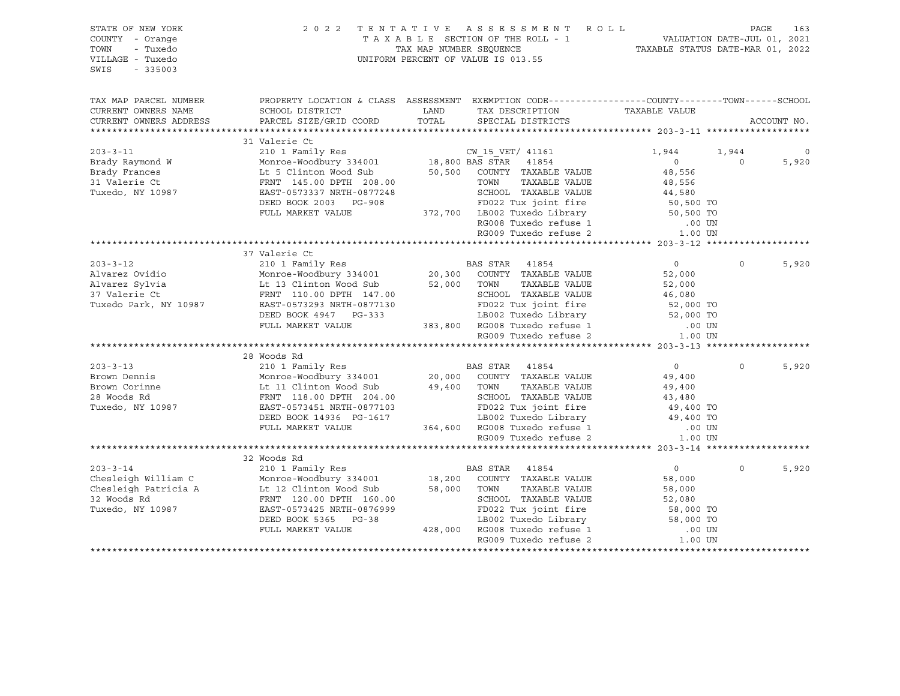STATE OF NEW YORK
COUNTY - Orange
TOWN - Tuxedo
VILLAGE - Tuxedo
SWIS - 335003

2 0 2 2 T E N T A T I V E A S S E S S M E N T R O L L
T A X A B L E SECTION OF THE ROLL - 1
TAX MAP NUMBER SEQUENCE
UNIFORM PERCENT OF VALUE IS 013.55

VALUATION DATE-JUL 01, 2021
TAXABLE STATUS DATE-MAR 01, 2022

| TAX MAP PARCEL NUMBER / CURRENT OWNERS NAME / CURRENT OWNERS ADDRESS | PROPERTY LOCATION & CLASS / SCHOOL DISTRICT / PARCEL SIZE/GRID COORD | ASSESSMENT LAND / TOTAL | EXEMPTION CODE / TAX DESCRIPTION / SPECIAL DISTRICTS | COUNTY TAXABLE VALUE | TOWN | SCHOOL | ACCOUNT NO. |
|---|---|---|---|---|---|---|---|
| **203-3-11** | 31 Valerie Ct | | | | | | |
| 203-3-11 | 210 1 Family Res | | CW_15_VET/ 41161 | 1,944 | 1,944 | 0 | |
| Brady Raymond W | Monroe-Woodbury 334001 | 18,800 | BAS STAR 41854 | 0 | 0 | 5,920 | |
| Brady Frances | Lt 5 Clinton Wood Sub | 50,500 | COUNTY TAXABLE VALUE | 48,556 | | | |
| 31 Valerie Ct | FRNT 145.00 DPTH 208.00 | | TOWN TAXABLE VALUE | 48,556 | | | |
| Tuxedo, NY 10987 | EAST-0573337 NRTH-0877248 | | SCHOOL TAXABLE VALUE | 44,580 | | | |
| | DEED BOOK 2003 PG-908 | | FD022 Tux joint fire | 50,500 TO | | | |
| | FULL MARKET VALUE | 372,700 | LB002 Tuxedo Library | 50,500 TO | | | |
| | | | RG008 Tuxedo refuse 1 | .00 UN | | | |
| | | | RG009 Tuxedo refuse 2 | 1.00 UN | | | |
| **203-3-12** | 37 Valerie Ct | | | | | | |
| 203-3-12 | 210 1 Family Res | | BAS STAR 41854 | 0 | 0 | 5,920 | |
| Alvarez Ovidio | Monroe-Woodbury 334001 | 20,300 | COUNTY TAXABLE VALUE | 52,000 | | | |
| Alvarez Sylvia | Lt 13 Clinton Wood Sub | 52,000 | TOWN TAXABLE VALUE | 52,000 | | | |
| 37 Valerie Ct | FRNT 110.00 DPTH 147.00 | | SCHOOL TAXABLE VALUE | 46,080 | | | |
| Tuxedo Park, NY 10987 | EAST-0573293 NRTH-0877130 | | FD022 Tux joint fire | 52,000 TO | | | |
| | DEED BOOK 4947 PG-333 | | LB002 Tuxedo Library | 52,000 TO | | | |
| | FULL MARKET VALUE | 383,800 | RG008 Tuxedo refuse 1 | .00 UN | | | |
| | | | RG009 Tuxedo refuse 2 | 1.00 UN | | | |
| **203-3-13** | 28 Woods Rd | | | | | | |
| 203-3-13 | 210 1 Family Res | | BAS STAR 41854 | 0 | 0 | 5,920 | |
| Brown Dennis | Monroe-Woodbury 334001 | 20,000 | COUNTY TAXABLE VALUE | 49,400 | | | |
| Brown Corinne | Lt 11 Clinton Wood Sub | 49,400 | TOWN TAXABLE VALUE | 49,400 | | | |
| 28 Woods Rd | FRNT 118.00 DPTH 204.00 | | SCHOOL TAXABLE VALUE | 43,480 | | | |
| Tuxedo, NY 10987 | EAST-0573451 NRTH-0877103 | | FD022 Tux joint fire | 49,400 TO | | | |
| | DEED BOOK 14936 PG-1617 | | LB002 Tuxedo Library | 49,400 TO | | | |
| | FULL MARKET VALUE | 364,600 | RG008 Tuxedo refuse 1 | .00 UN | | | |
| | | | RG009 Tuxedo refuse 2 | 1.00 UN | | | |
| **203-3-14** | 32 Woods Rd | | | | | | |
| 203-3-14 | 210 1 Family Res | | BAS STAR 41854 | 0 | 0 | 5,920 | |
| Chesleigh William C | Monroe-Woodbury 334001 | 18,200 | COUNTY TAXABLE VALUE | 58,000 | | | |
| Chesleigh Patricia A | Lt 12 Clinton Wood Sub | 58,000 | TOWN TAXABLE VALUE | 58,000 | | | |
| 32 Woods Rd | FRNT 120.00 DPTH 160.00 | | SCHOOL TAXABLE VALUE | 52,080 | | | |
| Tuxedo, NY 10987 | EAST-0573425 NRTH-0876999 | | FD022 Tux joint fire | 58,000 TO | | | |
| | DEED BOOK 5365 PG-38 | | LB002 Tuxedo Library | 58,000 TO | | | |
| | FULL MARKET VALUE | 428,000 | RG008 Tuxedo refuse 1 | .00 UN | | | |
| | | | RG009 Tuxedo refuse 2 | 1.00 UN | | | |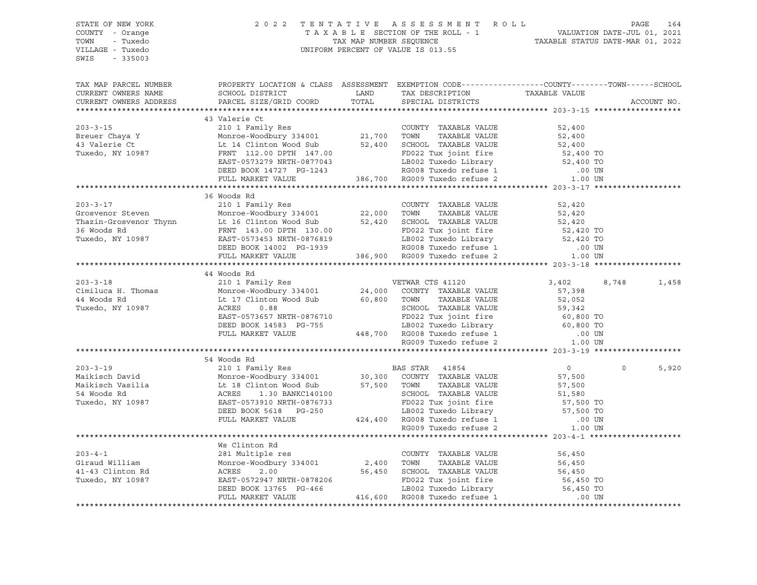STATE OF NEW YORK
COUNTY - Orange
TOWN - Tuxedo
VILLAGE - Tuxedo
SWIS - 335003

2022 TENTATIVE ASSESSMENT ROLL
TAXABLE SECTION OF THE ROLL - 1
TAX MAP NUMBER SEQUENCE
UNIFORM PERCENT OF VALUE IS 013.55

VALUATION DATE-JUL 01, 2021
TAXABLE STATUS DATE-MAR 01, 2022

```
TAX MAP PARCEL NUMBER      PROPERTY LOCATION & CLASS  ASSESSMENT  EXEMPTION CODE------------------COUNTY--------TOWN------SCHOOL
CURRENT OWNERS NAME        SCHOOL DISTRICT               LAND      TAX DESCRIPTION              TAXABLE VALUE
CURRENT OWNERS ADDRESS     PARCEL SIZE/GRID COORD        TOTAL     SPECIAL DISTRICTS                                     ACCOUNT NO.
******************************************************************************************************* 203-3-15 *******************
                           43 Valerie Ct
203-3-15                   210 1 Family Res                        COUNTY  TAXABLE VALUE            52,400
Breuer Chaya Y             Monroe-Woodbury 334001      21,700      TOWN    TAXABLE VALUE            52,400
43 Valerie Ct              Lt 14 Clinton Wood Sub      52,400      SCHOOL  TAXABLE VALUE            52,400
Tuxedo, NY 10987           FRNT 112.00 DPTH 147.00                 FD022 Tux joint fire             52,400 TO
                           EAST-0573279 NRTH-0877043               LB002 Tuxedo Library             52,400 TO
                           DEED BOOK 14727  PG-1243                RG008 Tuxedo refuse 1               .00 UN
                           FULL MARKET VALUE          386,700      RG009 Tuxedo refuse 2              1.00 UN
******************************************************************************************************* 203-3-17 *******************
                           36 Woods Rd
203-3-17                   210 1 Family Res                        COUNTY  TAXABLE VALUE            52,420
Grosvenor Steven           Monroe-Woodbury 334001      22,000      TOWN    TAXABLE VALUE            52,420
Thazin-Grosvenor Thynn     Lt 16 Clinton Wood Sub      52,420      SCHOOL  TAXABLE VALUE            52,420
36 Woods Rd                FRNT 143.00 DPTH 130.00                 FD022 Tux joint fire             52,420 TO
Tuxedo, NY 10987           EAST-0573453 NRTH-0876819               LB002 Tuxedo Library             52,420 TO
                           DEED BOOK 14002  PG-1939                RG008 Tuxedo refuse 1               .00 UN
                           FULL MARKET VALUE          386,900      RG009 Tuxedo refuse 2              1.00 UN
******************************************************************************************************* 203-3-18 *******************
                           44 Woods Rd
203-3-18                   210 1 Family Res                        VETWAR CTS 41120                  3,402      8,748      1,458
Cimiluca H. Thomas         Monroe-Woodbury 334001      24,000      COUNTY  TAXABLE VALUE            57,398
44 Woods Rd                Lt 17 Clinton Wood Sub      60,800      TOWN    TAXABLE VALUE            52,052
Tuxedo, NY 10987           ACRES    0.88                           SCHOOL  TAXABLE VALUE            59,342
                           EAST-0573657 NRTH-0876710               FD022 Tux joint fire             60,800 TO
                           DEED BOOK 14583  PG-755                 LB002 Tuxedo Library             60,800 TO
                           FULL MARKET VALUE          448,700      RG008 Tuxedo refuse 1               .00 UN
                                                                   RG009 Tuxedo refuse 2              1.00 UN
******************************************************************************************************* 203-3-19 *******************
                           54 Woods Rd
203-3-19                   210 1 Family Res                        BAS STAR  41854                       0          0      5,920
Maikisch David             Monroe-Woodbury 334001      30,300      COUNTY  TAXABLE VALUE            57,500
Maikisch Vasilia           Lt 18 Clinton Wood Sub      57,500      TOWN    TAXABLE VALUE            57,500
54 Woods Rd                ACRES    1.30 BANKC140100               SCHOOL  TAXABLE VALUE            51,580
Tuxedo, NY 10987           EAST-0573910 NRTH-0876733               FD022 Tux joint fire             57,500 TO
                           DEED BOOK 5618   PG-250                 LB002 Tuxedo Library             57,500 TO
                           FULL MARKET VALUE          424,400      RG008 Tuxedo refuse 1               .00 UN
                                                                   RG009 Tuxedo refuse 2              1.00 UN
******************************************************************************************************* 203-4-1 ********************
                           Ws Clinton Rd
203-4-1                    281 Multiple res                        COUNTY  TAXABLE VALUE            56,450
Giraud William             Monroe-Woodbury 334001       2,400      TOWN    TAXABLE VALUE            56,450
41-43 Clinton Rd           ACRES    2.00                56,450     SCHOOL  TAXABLE VALUE            56,450
Tuxedo, NY 10987           EAST-0572947 NRTH-0878206               FD022 Tux joint fire             56,450 TO
                           DEED BOOK 13765  PG-466                 LB002 Tuxedo Library             56,450 TO
                           FULL MARKET VALUE          416,600      RG008 Tuxedo refuse 1               .00 UN
************************************************************************************************************************************
```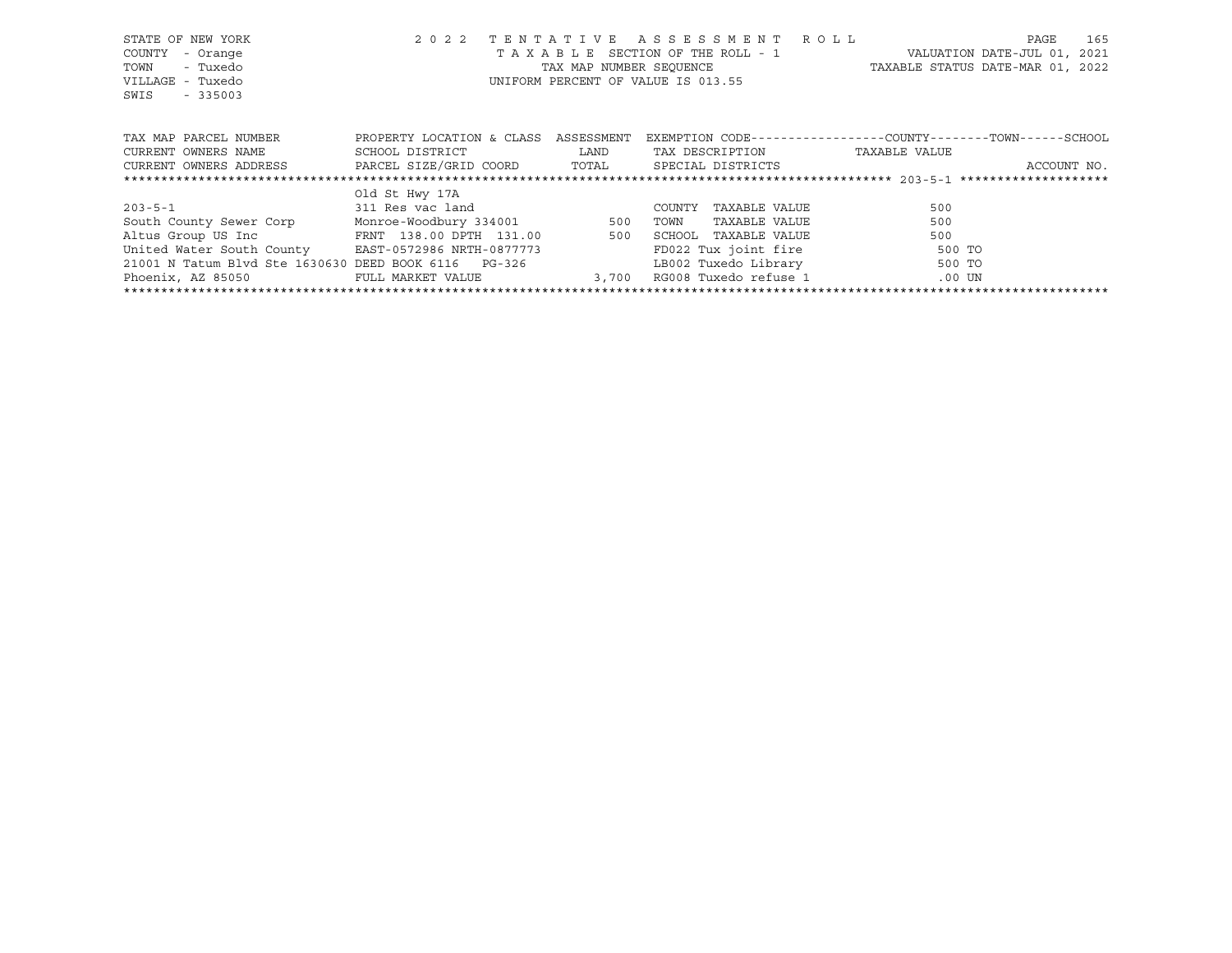STATE OF NEW YORK 2022 TENTATIVE ASSESSMENT ROLL
COUNTY - Orange TAXABLE SECTION OF THE ROLL - 1 VALUATION DATE-JUL 01, 2021
TOWN - Tuxedo TAX MAP NUMBER SEQUENCE TAXABLE STATUS DATE-MAR 01, 2022
VILLAGE - Tuxedo UNIFORM PERCENT OF VALUE IS 013.55
SWIS - 335003

| TAX MAP PARCEL NUMBER | PROPERTY LOCATION & CLASS | ASSESSMENT | EXEMPTION CODE-----COUNTY-----TOWN-----SCHOOL | |
|---|---|---|---|---|
| CURRENT OWNERS NAME | SCHOOL DISTRICT | LAND | TAX DESCRIPTION | TAXABLE VALUE |
| CURRENT OWNERS ADDRESS | PARCEL SIZE/GRID COORD | TOTAL | SPECIAL DISTRICTS | ACCOUNT NO. |
| 203-5-1 | | | | |
| | Old St Hwy 17A | | | |
| 203-5-1 | 311 Res vac land | | COUNTY TAXABLE VALUE | 500 |
| South County Sewer Corp | Monroe-Woodbury 334001 | 500 | TOWN TAXABLE VALUE | 500 |
| Altus Group US Inc | FRNT 138.00 DPTH 131.00 | 500 | SCHOOL TAXABLE VALUE | 500 |
| United Water South County | EAST-0572986 NRTH-0877773 | | FD022 Tux joint fire | 500 TO |
| 21001 N Tatum Blvd Ste 1630630 | DEED BOOK 6116 PG-326 | | LB002 Tuxedo Library | 500 TO |
| Phoenix, AZ 85050 | FULL MARKET VALUE | 3,700 | RG008 Tuxedo refuse 1 | .00 UN |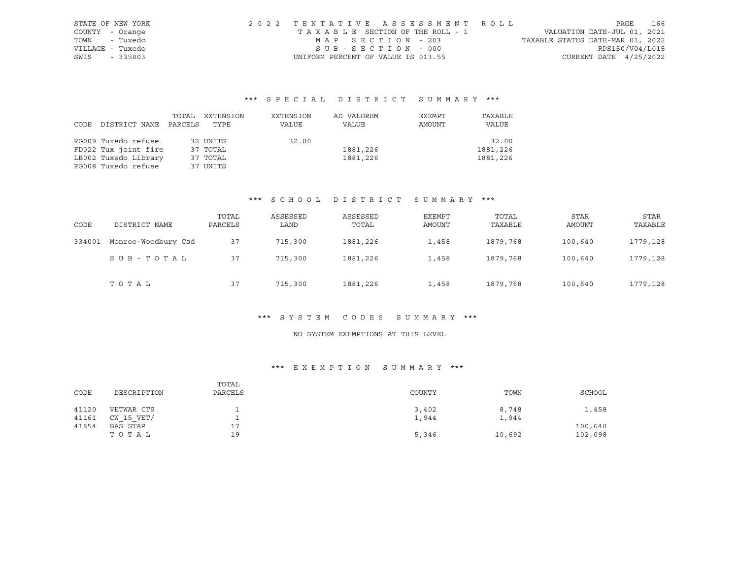STATE OF NEW YORK
COUNTY - Orange
TOWN - Tuxedo
VILLAGE - Tuxedo
SWIS - 335003

2022 TENTATIVE ASSESSMENT ROLL
TAXABLE SECTION OF THE ROLL - 1
MAP SECTION - 203
SUB-SECTION - 000
UNIFORM PERCENT OF VALUE IS 013.55

VALUATION DATE-JUL 01, 2021
TAXABLE STATUS DATE-MAR 01, 2022
RPS150/V04/L015
CURRENT DATE 4/25/2022

## *** SPECIAL DISTRICT SUMMARY ***

| CODE DISTRICT NAME | TOTAL PARCELS | EXTENSION TYPE | EXTENSION VALUE | AD VALOREM VALUE | EXEMPT AMOUNT | TAXABLE VALUE |
|---|---|---|---|---|---|---|
| RG009 Tuxedo refuse | 32 | UNITS | 32.00 | | | 32.00 |
| FD022 Tux joint fire | 37 | TOTAL | | 1881,226 | | 1881,226 |
| LB002 Tuxedo Library | 37 | TOTAL | | 1881,226 | | 1881,226 |
| RG008 Tuxedo refuse | 37 | UNITS | | | | |

## *** SCHOOL DISTRICT SUMMARY ***

| CODE | DISTRICT NAME | TOTAL PARCELS | ASSESSED LAND | ASSESSED TOTAL | EXEMPT AMOUNT | TOTAL TAXABLE | STAR AMOUNT | STAR TAXABLE |
|---|---|---|---|---|---|---|---|---|
| 334001 | Monroe-Woodbury Csd | 37 | 715,300 | 1881,226 | 1,458 | 1879,768 | 100,640 | 1779,128 |
| | SUB-TOTAL | 37 | 715,300 | 1881,226 | 1,458 | 1879,768 | 100,640 | 1779,128 |
| | TOTAL | 37 | 715,300 | 1881,226 | 1,458 | 1879,768 | 100,640 | 1779,128 |

## *** SYSTEM CODES SUMMARY ***

NO SYSTEM EXEMPTIONS AT THIS LEVEL

## *** EXEMPTION SUMMARY ***

| CODE | DESCRIPTION | TOTAL PARCELS | COUNTY | TOWN | SCHOOL |
|---|---|---|---|---|---|
| 41120 | VETWAR CTS | 1 | 3,402 | 8,748 | 1,458 |
| 41161 | CW_15_VET/ | 1 | 1,944 | 1,944 | |
| 41854 | BAS STAR | 17 | | | 100,640 |
| | TOTAL | 19 | 5,346 | 10,692 | 102,098 |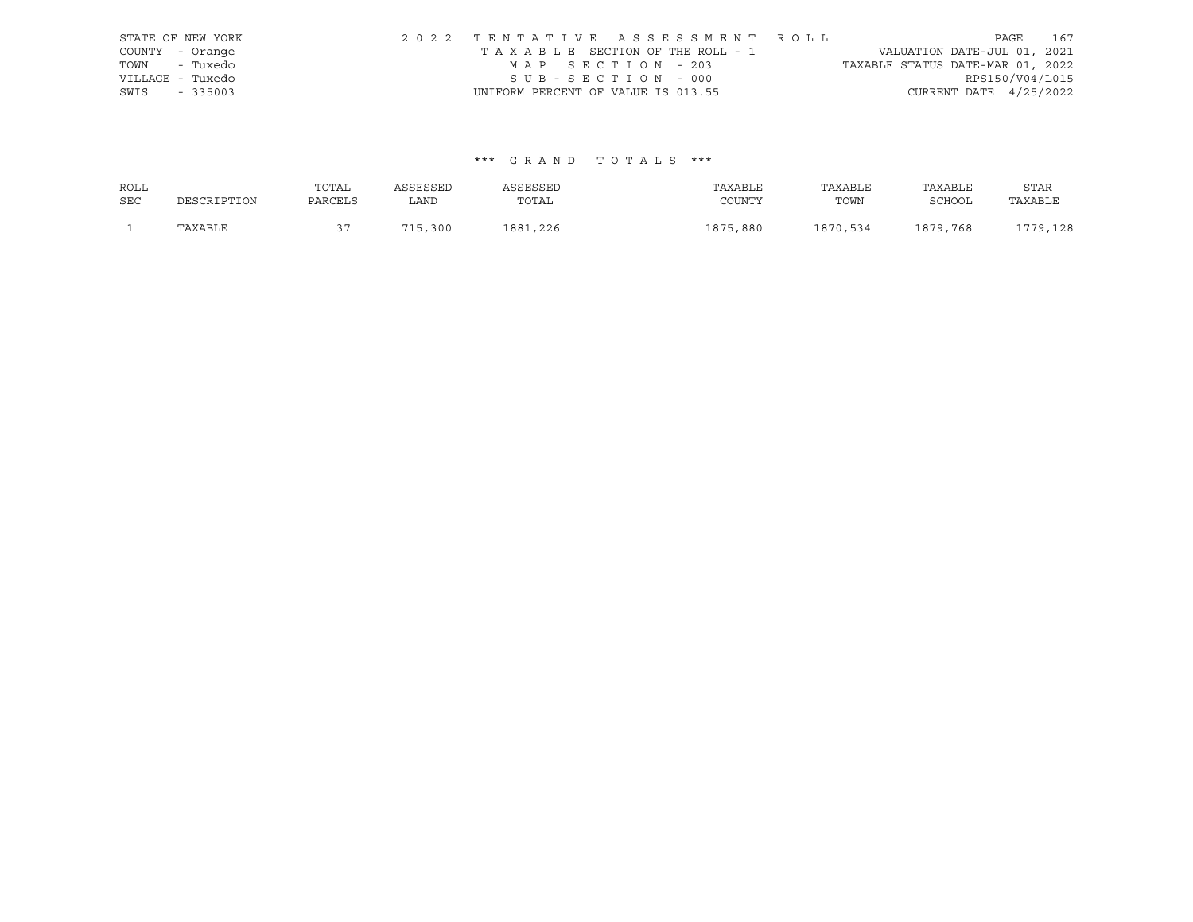STATE OF NEW YORK
COUNTY - Orange
TOWN - Tuxedo
VILLAGE - Tuxedo
SWIS - 335003

2022 TENTATIVE ASSESSMENT ROLL
TAXABLE SECTION OF THE ROLL - 1
MAP SECTION - 203
SUB-SECTION - 000
UNIFORM PERCENT OF VALUE IS 013.55

VALUATION DATE-JUL 01, 2021
TAXABLE STATUS DATE-MAR 01, 2022
RPS150/V04/L015
CURRENT DATE 4/25/2022

*** GRAND TOTALS ***

| ROLL SEC | DESCRIPTION | TOTAL PARCELS | ASSESSED LAND | ASSESSED TOTAL | TAXABLE COUNTY | TAXABLE TOWN | TAXABLE SCHOOL | STAR TAXABLE |
|---|---|---|---|---|---|---|---|---|
| 1 | TAXABLE | 37 | 715,300 | 1881,226 | 1875,880 | 1870,534 | 1879,768 | 1779,128 |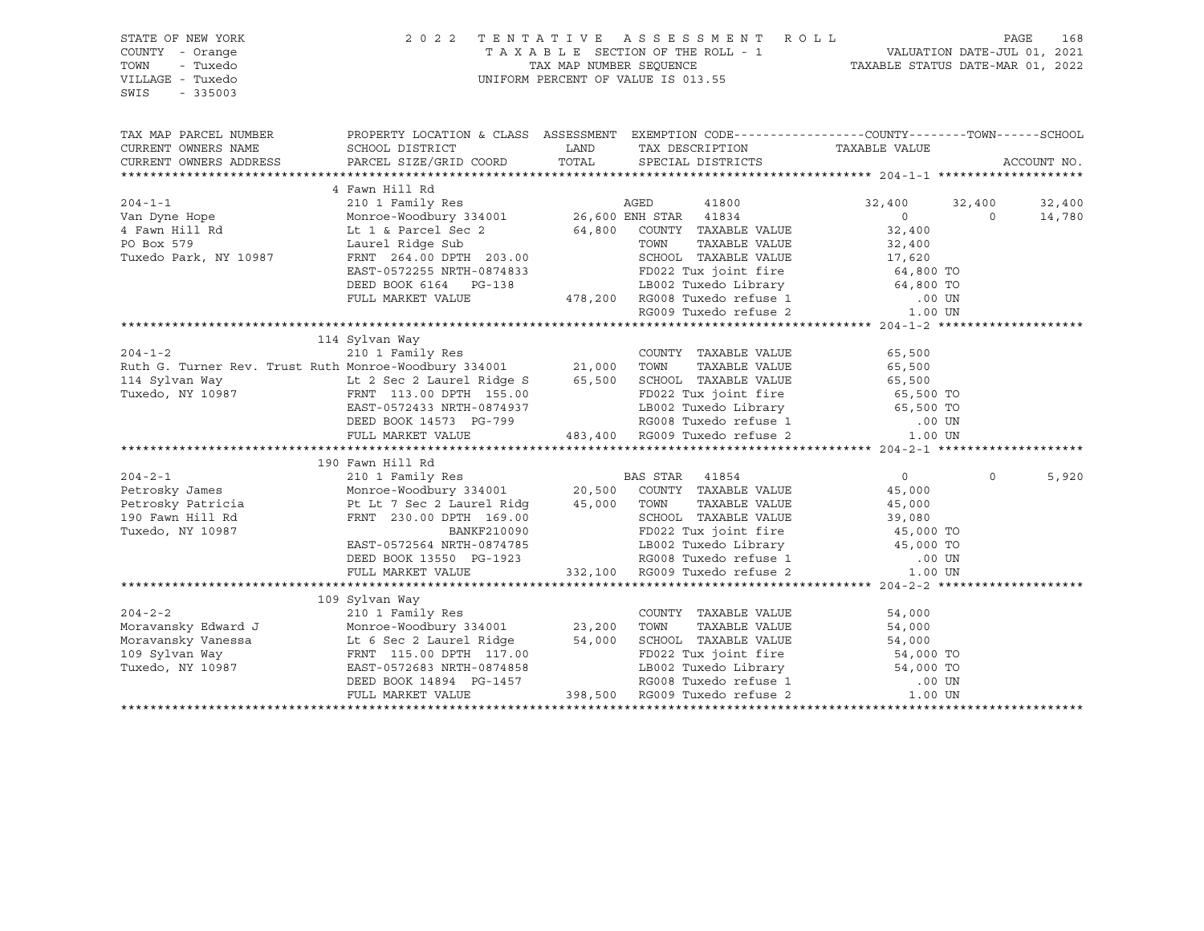STATE OF NEW YORK
COUNTY - Orange
TOWN - Tuxedo
VILLAGE - Tuxedo
SWIS - 335003

2022 TENTATIVE ASSESSMENT ROLL
TAXABLE SECTION OF THE ROLL - 1
TAX MAP NUMBER SEQUENCE
UNIFORM PERCENT OF VALUE IS 013.55

VALUATION DATE-JUL 01, 2021
TAXABLE STATUS DATE-MAR 01, 2022

```
TAX MAP PARCEL NUMBER     PROPERTY LOCATION & CLASS  ASSESSMENT  EXEMPTION CODE------------------COUNTY--------TOWN------SCHOOL
CURRENT OWNERS NAME       SCHOOL DISTRICT               LAND      TAX DESCRIPTION              TAXABLE VALUE
CURRENT OWNERS ADDRESS    PARCEL SIZE/GRID COORD       TOTAL      SPECIAL DISTRICTS                                        ACCOUNT NO.
******************************************************************************************************* 204-1-1 ********************
                           4 Fawn Hill Rd
204-1-1                    210 1 Family Res                       AGED       41800            32,400     32,400     32,400
Van Dyne Hope              Monroe-Woodbury 334001      26,600 ENH STAR   41834                 0          0     14,780
4 Fawn Hill Rd             Lt 1 & Parcel Sec 2         64,800    COUNTY  TAXABLE VALUE         32,400
PO Box 579                 Laurel Ridge Sub                      TOWN    TAXABLE VALUE         32,400
Tuxedo Park, NY 10987      FRNT 264.00 DPTH 203.00               SCHOOL  TAXABLE VALUE         17,620
                           EAST-0572255 NRTH-0874833             FD022 Tux joint fire           64,800 TO
                           DEED BOOK 6164   PG-138               LB002 Tuxedo Library           64,800 TO
                           FULL MARKET VALUE          478,200    RG008 Tuxedo refuse 1             .00 UN
                                                                 RG009 Tuxedo refuse 2            1.00 UN
******************************************************************************************************* 204-1-2 ********************
                           114 Sylvan Way
204-1-2                    210 1 Family Res                      COUNTY  TAXABLE VALUE         65,500
Ruth G. Turner Rev. Trust Ruth Monroe-Woodbury 334001  21,000    TOWN    TAXABLE VALUE         65,500
114 Sylvan Way             Lt 2 Sec 2 Laurel Ridge S   65,500    SCHOOL  TAXABLE VALUE         65,500
Tuxedo, NY 10987           FRNT 113.00 DPTH 155.00               FD022 Tux joint fire           65,500 TO
                           EAST-0572433 NRTH-0874937             LB002 Tuxedo Library           65,500 TO
                           DEED BOOK 14573  PG-799               RG008 Tuxedo refuse 1             .00 UN
                           FULL MARKET VALUE          483,400    RG009 Tuxedo refuse 2            1.00 UN
******************************************************************************************************* 204-2-1 ********************
                           190 Fawn Hill Rd
204-2-1                    210 1 Family Res                      BAS STAR  41854                   0          0      5,920
Petrosky James             Monroe-Woodbury 334001      20,500    COUNTY  TAXABLE VALUE         45,000
Petrosky Patricia          Pt Lt 7 Sec 2 Laurel Ridg   45,000    TOWN    TAXABLE VALUE         45,000
190 Fawn Hill Rd           FRNT 230.00 DPTH 169.00               SCHOOL  TAXABLE VALUE         39,080
Tuxedo, NY 10987                         BANKF210090             FD022 Tux joint fire           45,000 TO
                           EAST-0572564 NRTH-0874785             LB002 Tuxedo Library           45,000 TO
                           DEED BOOK 13550  PG-1923              RG008 Tuxedo refuse 1             .00 UN
                           FULL MARKET VALUE          332,100    RG009 Tuxedo refuse 2            1.00 UN
******************************************************************************************************* 204-2-2 ********************
                           109 Sylvan Way
204-2-2                    210 1 Family Res                      COUNTY  TAXABLE VALUE         54,000
Moravansky Edward J        Monroe-Woodbury 334001      23,200    TOWN    TAXABLE VALUE         54,000
Moravansky Vanessa         Lt 6 Sec 2 Laurel Ridge     54,000    SCHOOL  TAXABLE VALUE         54,000
109 Sylvan Way             FRNT 115.00 DPTH 117.00               FD022 Tux joint fire           54,000 TO
Tuxedo, NY 10987           EAST-0572683 NRTH-0874858             LB002 Tuxedo Library           54,000 TO
                           DEED BOOK 14894  PG-1457              RG008 Tuxedo refuse 1             .00 UN
                           FULL MARKET VALUE          398,500    RG009 Tuxedo refuse 2            1.00 UN
************************************************************************************************************************************
```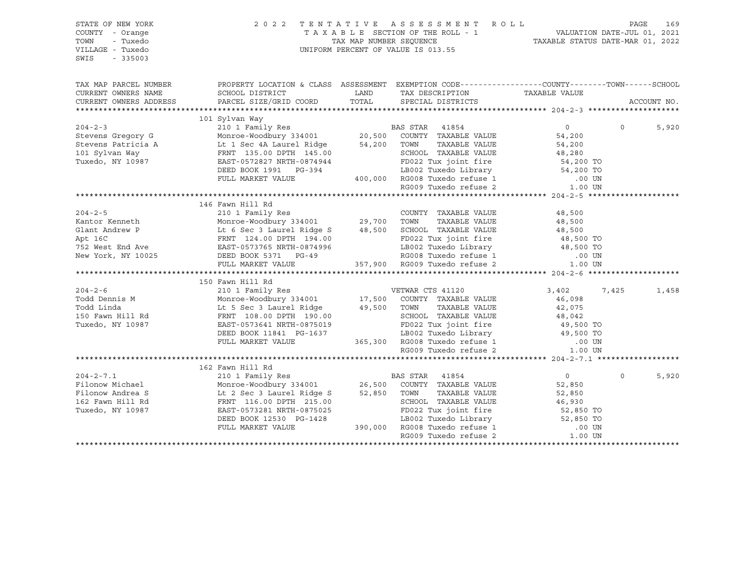STATE OF NEW YORK
COUNTY - Orange
TOWN - Tuxedo
VILLAGE - Tuxedo
SWIS - 335003

2022 TENTATIVE ASSESSMENT ROLL
TAXABLE SECTION OF THE ROLL - 1
TAX MAP NUMBER SEQUENCE
UNIFORM PERCENT OF VALUE IS 013.55

VALUATION DATE-JUL 01, 2021
TAXABLE STATUS DATE-MAR 01, 2022

| TAX MAP PARCEL NUMBER / CURRENT OWNERS NAME / CURRENT OWNERS ADDRESS | PROPERTY LOCATION & CLASS / SCHOOL DISTRICT / PARCEL SIZE/GRID COORD | ASSESSMENT LAND / TOTAL | EXEMPTION CODE / TAX DESCRIPTION / SPECIAL DISTRICTS | COUNTY TAXABLE VALUE | TOWN | SCHOOL / ACCOUNT NO. |
|---|---|---|---|---|---|---|
| ******* 204-2-3 ******* | | | | | | |
| | 101 Sylvan Way | | | | | |
| 204-2-3 | 210 1 Family Res | | BAS STAR 41854 | 0 | 0 | 5,920 |
| Stevens Gregory G | Monroe-Woodbury 334001 | 20,500 | COUNTY TAXABLE VALUE | 54,200 | | |
| Stevens Patricia A | Lt 1 Sec 4A Laurel Ridge | 54,200 | TOWN TAXABLE VALUE | 54,200 | | |
| 101 Sylvan Way | FRNT 135.00 DPTH 145.00 | | SCHOOL TAXABLE VALUE | 48,280 | | |
| Tuxedo, NY 10987 | EAST-0572827 NRTH-0874944 | | FD022 Tux joint fire | 54,200 TO | | |
| | DEED BOOK 1991 PG-394 | | LB002 Tuxedo Library | 54,200 TO | | |
| | FULL MARKET VALUE | 400,000 | RG008 Tuxedo refuse 1 | .00 UN | | |
| | | | RG009 Tuxedo refuse 2 | 1.00 UN | | |
| ******* 204-2-5 ******* | | | | | | |
| | 146 Fawn Hill Rd | | | | | |
| 204-2-5 | 210 1 Family Res | | COUNTY TAXABLE VALUE | 48,500 | | |
| Kantor Kenneth | Monroe-Woodbury 334001 | 29,700 | TOWN TAXABLE VALUE | 48,500 | | |
| Glant Andrew P | Lt 6 Sec 3 Laurel Ridge S | 48,500 | SCHOOL TAXABLE VALUE | 48,500 | | |
| Apt 16C | FRNT 124.00 DPTH 194.00 | | FD022 Tux joint fire | 48,500 TO | | |
| 752 West End Ave | EAST-0573765 NRTH-0874996 | | LB002 Tuxedo Library | 48,500 TO | | |
| New York, NY 10025 | DEED BOOK 5371 PG-49 | | RG008 Tuxedo refuse 1 | .00 UN | | |
| | FULL MARKET VALUE | 357,900 | RG009 Tuxedo refuse 2 | 1.00 UN | | |
| ******* 204-2-6 ******* | | | | | | |
| | 150 Fawn Hill Rd | | | | | |
| 204-2-6 | 210 1 Family Res | | VETWAR CTS 41120 | 3,402 | 7,425 | 1,458 |
| Todd Dennis M | Monroe-Woodbury 334001 | 17,500 | COUNTY TAXABLE VALUE | 46,098 | | |
| Todd Linda | Lt 5 Sec 3 Laurel Ridge | 49,500 | TOWN TAXABLE VALUE | 42,075 | | |
| 150 Fawn Hill Rd | FRNT 108.00 DPTH 190.00 | | SCHOOL TAXABLE VALUE | 48,042 | | |
| Tuxedo, NY 10987 | EAST-0573641 NRTH-0875019 | | FD022 Tux joint fire | 49,500 TO | | |
| | DEED BOOK 11841 PG-1637 | | LB002 Tuxedo Library | 49,500 TO | | |
| | FULL MARKET VALUE | 365,300 | RG008 Tuxedo refuse 1 | .00 UN | | |
| | | | RG009 Tuxedo refuse 2 | 1.00 UN | | |
| ******* 204-2-7.1 ******* | | | | | | |
| | 162 Fawn Hill Rd | | | | | |
| 204-2-7.1 | 210 1 Family Res | | BAS STAR 41854 | 0 | 0 | 5,920 |
| Filonow Michael | Monroe-Woodbury 334001 | 26,500 | COUNTY TAXABLE VALUE | 52,850 | | |
| Filonow Andrea S | Lt 2 Sec 3 Laurel Ridge S | 52,850 | TOWN TAXABLE VALUE | 52,850 | | |
| 162 Fawn Hill Rd | FRNT 116.00 DPTH 215.00 | | SCHOOL TAXABLE VALUE | 46,930 | | |
| Tuxedo, NY 10987 | EAST-0573281 NRTH-0875025 | | FD022 Tux joint fire | 52,850 TO | | |
| | DEED BOOK 12530 PG-1428 | | LB002 Tuxedo Library | 52,850 TO | | |
| | FULL MARKET VALUE | 390,000 | RG008 Tuxedo refuse 1 | .00 UN | | |
| | | | RG009 Tuxedo refuse 2 | 1.00 UN | | |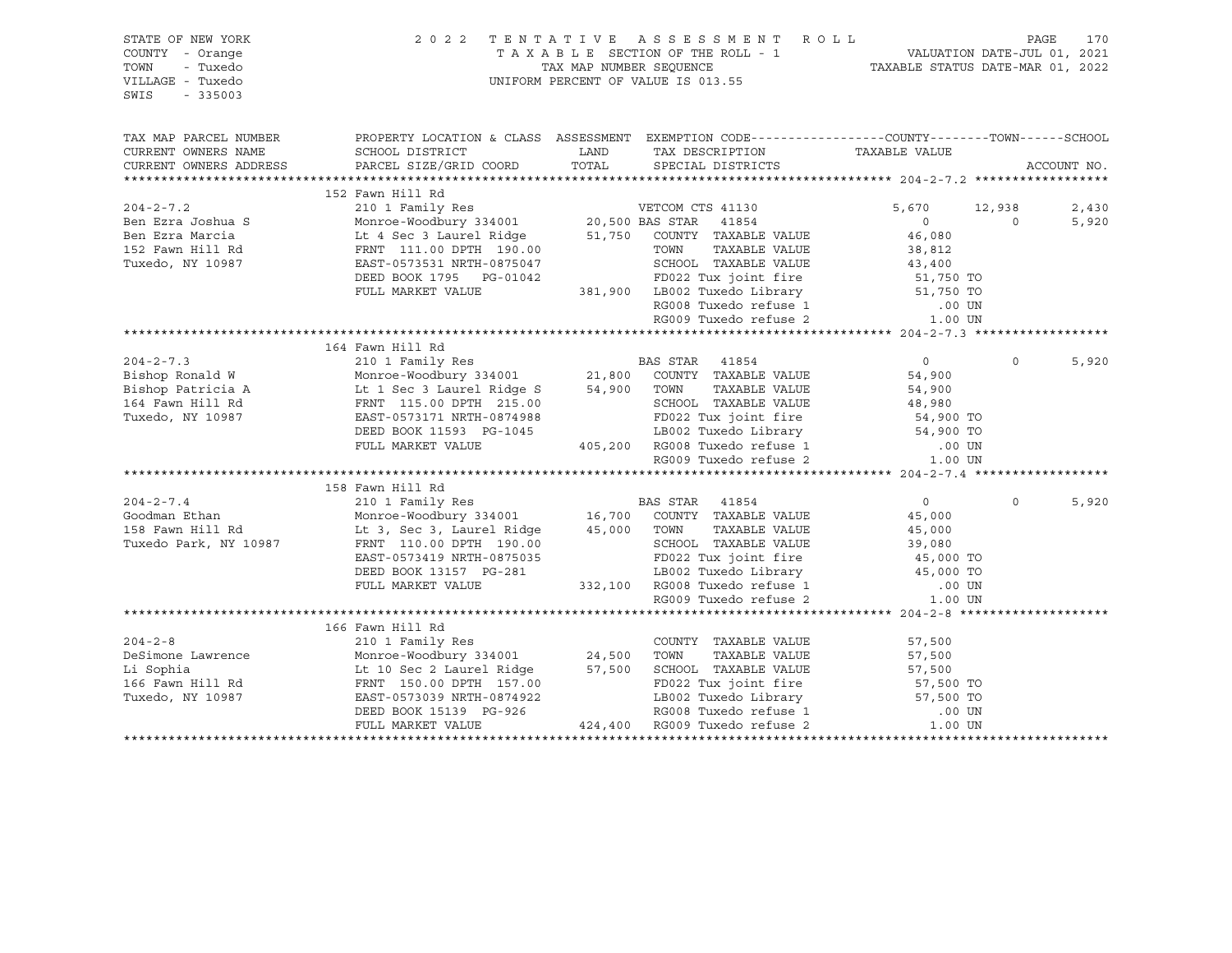STATE OF NEW YORK  
COUNTY - Orange  
TOWN - Tuxedo  
VILLAGE - Tuxedo  
SWIS - 335003

2022 TENTATIVE ASSESSMENT ROLL  
TAXABLE SECTION OF THE ROLL - 1  
TAX MAP NUMBER SEQUENCE  
UNIFORM PERCENT OF VALUE IS 013.55

VALUATION DATE-JUL 01, 2021  
TAXABLE STATUS DATE-MAR 01, 2022

| TAX MAP PARCEL NUMBER / CURRENT OWNERS NAME / CURRENT OWNERS ADDRESS | PROPERTY LOCATION & CLASS / SCHOOL DISTRICT / PARCEL SIZE/GRID COORD | ASSESSMENT LAND / TOTAL | EXEMPTION CODE / TAX DESCRIPTION / SPECIAL DISTRICTS | COUNTY TAXABLE VALUE | TOWN | SCHOOL | ACCOUNT NO. |
|---|---|---|---|---|---|---|---|
| **204-2-7.2** | 152 Fawn Hill Rd | | | | | | |
| 204-2-7.2 | 210 1 Family Res | | VETCOM CTS 41130 | 5,670 | 12,938 | 2,430 | |
| Ben Ezra Joshua S | Monroe-Woodbury 334001 | 20,500 | BAS STAR 41854 | 0 | 0 | 5,920 | |
| Ben Ezra Marcia | Lt 4 Sec 3 Laurel Ridge | 51,750 | COUNTY TAXABLE VALUE | 46,080 | | | |
| 152 Fawn Hill Rd | FRNT 111.00 DPTH 190.00 | | TOWN TAXABLE VALUE | 38,812 | | | |
| Tuxedo, NY 10987 | EAST-0573531 NRTH-0875047 | | SCHOOL TAXABLE VALUE | 43,400 | | | |
| | DEED BOOK 1795 PG-01042 | | FD022 Tux joint fire | 51,750 TO | | | |
| | FULL MARKET VALUE | 381,900 | LB002 Tuxedo Library | 51,750 TO | | | |
| | | | RG008 Tuxedo refuse 1 | .00 UN | | | |
| | | | RG009 Tuxedo refuse 2 | 1.00 UN | | | |
| **204-2-7.3** | 164 Fawn Hill Rd | | | | | | |
| 204-2-7.3 | 210 1 Family Res | | BAS STAR 41854 | 0 | 0 | 5,920 | |
| Bishop Ronald W | Monroe-Woodbury 334001 | 21,800 | COUNTY TAXABLE VALUE | 54,900 | | | |
| Bishop Patricia A | Lt 1 Sec 3 Laurel Ridge S | 54,900 | TOWN TAXABLE VALUE | 54,900 | | | |
| 164 Fawn Hill Rd | FRNT 115.00 DPTH 215.00 | | SCHOOL TAXABLE VALUE | 48,980 | | | |
| Tuxedo, NY 10987 | EAST-0573171 NRTH-0874988 | | FD022 Tux joint fire | 54,900 TO | | | |
| | DEED BOOK 11593 PG-1045 | | LB002 Tuxedo Library | 54,900 TO | | | |
| | FULL MARKET VALUE | 405,200 | RG008 Tuxedo refuse 1 | .00 UN | | | |
| | | | RG009 Tuxedo refuse 2 | 1.00 UN | | | |
| **204-2-7.4** | 158 Fawn Hill Rd | | | | | | |
| 204-2-7.4 | 210 1 Family Res | | BAS STAR 41854 | 0 | 0 | 5,920 | |
| Goodman Ethan | Monroe-Woodbury 334001 | 16,700 | COUNTY TAXABLE VALUE | 45,000 | | | |
| 158 Fawn Hill Rd | Lt 3, Sec 3, Laurel Ridge | 45,000 | TOWN TAXABLE VALUE | 45,000 | | | |
| Tuxedo Park, NY 10987 | FRNT 110.00 DPTH 190.00 | | SCHOOL TAXABLE VALUE | 39,080 | | | |
| | EAST-0573419 NRTH-0875035 | | FD022 Tux joint fire | 45,000 TO | | | |
| | DEED BOOK 13157 PG-281 | | LB002 Tuxedo Library | 45,000 TO | | | |
| | FULL MARKET VALUE | 332,100 | RG008 Tuxedo refuse 1 | .00 UN | | | |
| | | | RG009 Tuxedo refuse 2 | 1.00 UN | | | |
| **204-2-8** | 166 Fawn Hill Rd | | | | | | |
| 204-2-8 | 210 1 Family Res | | COUNTY TAXABLE VALUE | 57,500 | | | |
| DeSimone Lawrence | Monroe-Woodbury 334001 | 24,500 | TOWN TAXABLE VALUE | 57,500 | | | |
| Li Sophia | Lt 10 Sec 2 Laurel Ridge | 57,500 | SCHOOL TAXABLE VALUE | 57,500 | | | |
| 166 Fawn Hill Rd | FRNT 150.00 DPTH 157.00 | | FD022 Tux joint fire | 57,500 TO | | | |
| Tuxedo, NY 10987 | EAST-0573039 NRTH-0874922 | | LB002 Tuxedo Library | 57,500 TO | | | |
| | DEED BOOK 15139 PG-926 | | RG008 Tuxedo refuse 1 | .00 UN | | | |
| | FULL MARKET VALUE | 424,400 | RG009 Tuxedo refuse 2 | 1.00 UN | | | |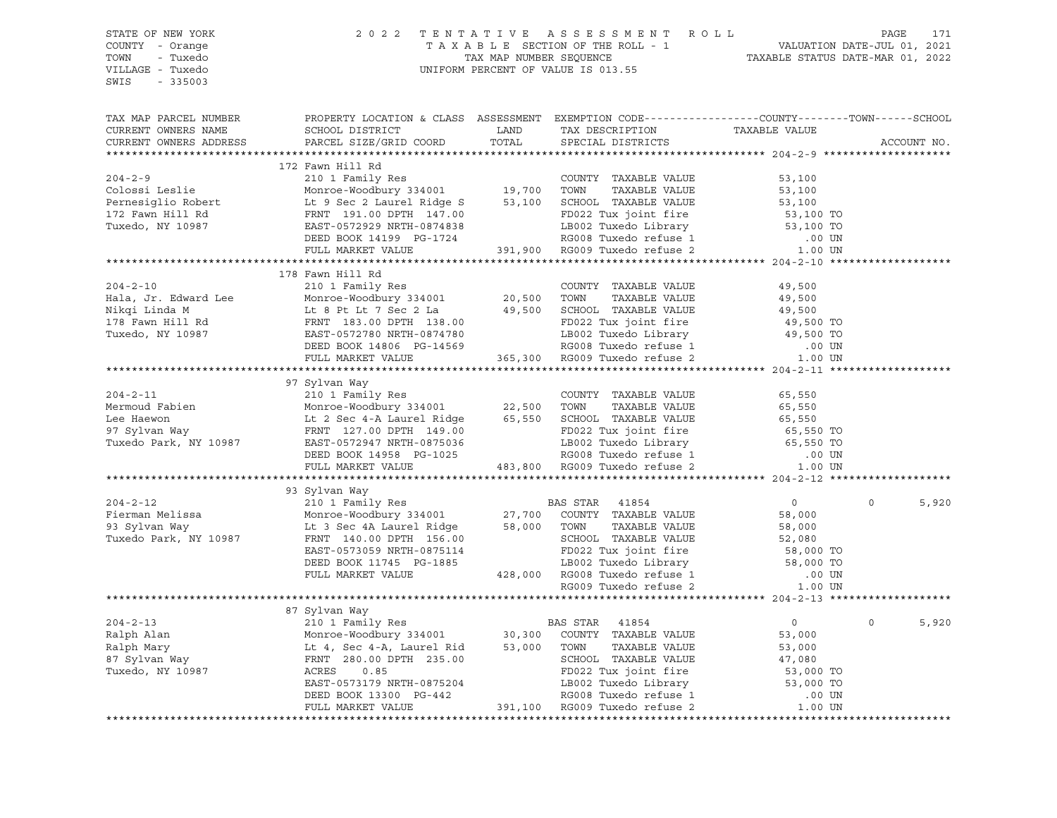STATE OF NEW YORK
COUNTY - Orange
TOWN - Tuxedo
VILLAGE - Tuxedo
SWIS - 335003

2 0 2 2 T E N T A T I V E A S S E S S M E N T R O L L
T A X A B L E SECTION OF THE ROLL - 1
TAX MAP NUMBER SEQUENCE
UNIFORM PERCENT OF VALUE IS 013.55

VALUATION DATE-JUL 01, 2021
TAXABLE STATUS DATE-MAR 01, 2022

```
TAX MAP PARCEL NUMBER     PROPERTY LOCATION & CLASS  ASSESSMENT  EXEMPTION CODE-----------------COUNTY--------TOWN------SCHOOL
CURRENT OWNERS NAME       SCHOOL DISTRICT               LAND      TAX DESCRIPTION              TAXABLE VALUE
CURRENT OWNERS ADDRESS    PARCEL SIZE/GRID COORD        TOTAL     SPECIAL DISTRICTS                                    ACCOUNT NO.
******************************************************************************************************* 204-2-9 ********************
                          172 Fawn Hill Rd
204-2-9                   210 1 Family Res                        COUNTY  TAXABLE VALUE          53,100
Colossi Leslie            Monroe-Woodbury 334001      19,700      TOWN    TAXABLE VALUE          53,100
Pernesiglio Robert        Lt 9 Sec 2 Laurel Ridge S   53,100      SCHOOL  TAXABLE VALUE          53,100
172 Fawn Hill Rd          FRNT 191.00 DPTH 147.00                 FD022 Tux joint fire            53,100 TO
Tuxedo, NY 10987          EAST-0572929 NRTH-0874838               LB002 Tuxedo Library            53,100 TO
                          DEED BOOK 14199  PG-1724                RG008 Tuxedo refuse 1              .00 UN
                          FULL MARKET VALUE          391,900      RG009 Tuxedo refuse 2             1.00 UN
******************************************************************************************************* 204-2-10 *******************
                          178 Fawn Hill Rd
204-2-10                  210 1 Family Res                        COUNTY  TAXABLE VALUE          49,500
Hala, Jr. Edward Lee      Monroe-Woodbury 334001      20,500      TOWN    TAXABLE VALUE          49,500
Nikqi Linda M             Lt 8 Pt Lt 7 Sec 2 La       49,500      SCHOOL  TAXABLE VALUE          49,500
178 Fawn Hill Rd          FRNT 183.00 DPTH 138.00                 FD022 Tux joint fire            49,500 TO
Tuxedo, NY 10987          EAST-0572780 NRTH-0874780               LB002 Tuxedo Library            49,500 TO
                          DEED BOOK 14806  PG-14569               RG008 Tuxedo refuse 1              .00 UN
                          FULL MARKET VALUE          365,300      RG009 Tuxedo refuse 2             1.00 UN
******************************************************************************************************* 204-2-11 *******************
                          97 Sylvan Way
204-2-11                  210 1 Family Res                        COUNTY  TAXABLE VALUE          65,550
Mermoud Fabien            Monroe-Woodbury 334001      22,500      TOWN    TAXABLE VALUE          65,550
Lee Haewon                Lt 2 Sec 4-A Laurel Ridge   65,550      SCHOOL  TAXABLE VALUE          65,550
97 Sylvan Way             FRNT 127.00 DPTH 149.00                 FD022 Tux joint fire            65,550 TO
Tuxedo Park, NY 10987     EAST-0572947 NRTH-0875036               LB002 Tuxedo Library            65,550 TO
                          DEED BOOK 14958  PG-1025                RG008 Tuxedo refuse 1              .00 UN
                          FULL MARKET VALUE          483,800      RG009 Tuxedo refuse 2             1.00 UN
******************************************************************************************************* 204-2-12 *******************
                          93 Sylvan Way
204-2-12                  210 1 Family Res                        BAS STAR  41854                     0             0       5,920
Fierman Melissa           Monroe-Woodbury 334001      27,700      COUNTY  TAXABLE VALUE          58,000
93 Sylvan Way             Lt 3 Sec 4A Laurel Ridge    58,000      TOWN    TAXABLE VALUE          58,000
Tuxedo Park, NY 10987     FRNT 140.00 DPTH 156.00                 SCHOOL  TAXABLE VALUE          52,080
                          EAST-0573059 NRTH-0875114               FD022 Tux joint fire            58,000 TO
                          DEED BOOK 11745  PG-1885                LB002 Tuxedo Library            58,000 TO
                          FULL MARKET VALUE          428,000      RG008 Tuxedo refuse 1              .00 UN
                                                                  RG009 Tuxedo refuse 2             1.00 UN
******************************************************************************************************* 204-2-13 *******************
                          87 Sylvan Way
204-2-13                  210 1 Family Res                        BAS STAR  41854                     0             0       5,920
Ralph Alan                Monroe-Woodbury 334001      30,300      COUNTY  TAXABLE VALUE          53,000
Ralph Mary                Lt 4, Sec 4-A, Laurel Rid   53,000      TOWN    TAXABLE VALUE          53,000
87 Sylvan Way             FRNT 280.00 DPTH 235.00                 SCHOOL  TAXABLE VALUE          47,080
Tuxedo, NY 10987          ACRES    0.85                           FD022 Tux joint fire            53,000 TO
                          EAST-0573179 NRTH-0875204               LB002 Tuxedo Library            53,000 TO
                          DEED BOOK 13300  PG-442                 RG008 Tuxedo refuse 1              .00 UN
                          FULL MARKET VALUE          391,100      RG009 Tuxedo refuse 2             1.00 UN
************************************************************************************************************************************
```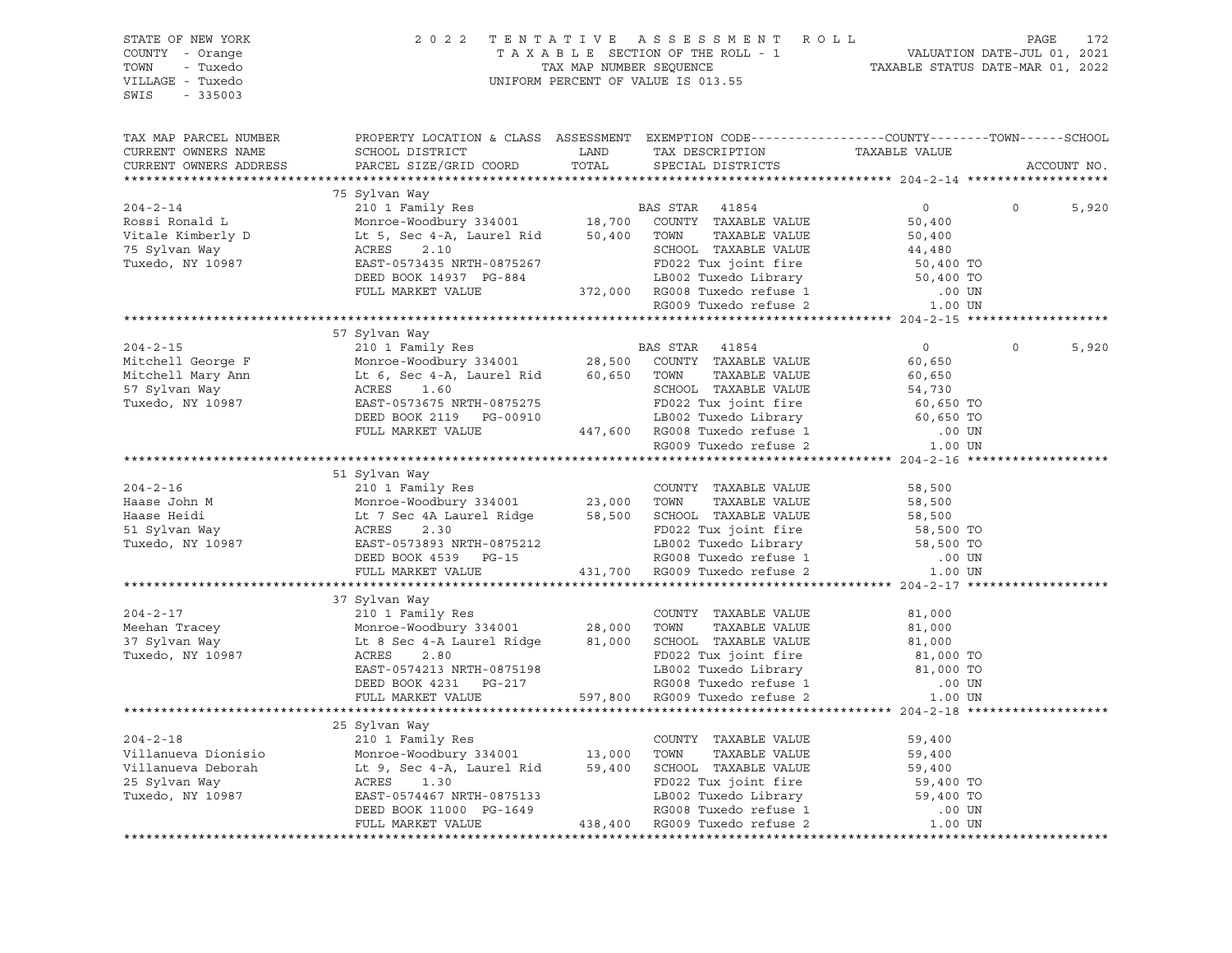STATE OF NEW YORK
COUNTY - Orange
TOWN - Tuxedo
VILLAGE - Tuxedo
SWIS - 335003

2022 TENTATIVE ASSESSMENT ROLL
TAXABLE SECTION OF THE ROLL - 1
TAX MAP NUMBER SEQUENCE
UNIFORM PERCENT OF VALUE IS 013.55

VALUATION DATE-JUL 01, 2021
TAXABLE STATUS DATE-MAR 01, 2022

| TAX MAP PARCEL NUMBER / CURRENT OWNERS NAME / CURRENT OWNERS ADDRESS | PROPERTY LOCATION & CLASS / SCHOOL DISTRICT / PARCEL SIZE/GRID COORD | ASSESSMENT LAND | TOTAL | EXEMPTION CODE / TAX DESCRIPTION / SPECIAL DISTRICTS | COUNTY TAXABLE VALUE | TOWN | SCHOOL | ACCOUNT NO. |
|---|---|---|---|---|---|---|---|---|
| **204-2-14** | 75 Sylvan Way | | | | | | | |
| 204-2-14 | 210 1 Family Res | | | BAS STAR 41854 | 0 | 0 | 5,920 | |
| Rossi Ronald L | Monroe-Woodbury 334001 | 18,700 | | COUNTY TAXABLE VALUE | 50,400 | | | |
| Vitale Kimberly D | Lt 5, Sec 4-A, Laurel Rid | | 50,400 | TOWN TAXABLE VALUE | 50,400 | | | |
| 75 Sylvan Way | ACRES 2.10 | | | SCHOOL TAXABLE VALUE | 44,480 | | | |
| Tuxedo, NY 10987 | EAST-0573435 NRTH-0875267 | | | FD022 Tux joint fire | 50,400 TO | | | |
| | DEED BOOK 14937 PG-884 | | | LB002 Tuxedo Library | 50,400 TO | | | |
| | FULL MARKET VALUE | | 372,000 | RG008 Tuxedo refuse 1 | .00 UN | | | |
| | | | | RG009 Tuxedo refuse 2 | 1.00 UN | | | |
| **204-2-15** | 57 Sylvan Way | | | | | | | |
| 204-2-15 | 210 1 Family Res | | | BAS STAR 41854 | 0 | 0 | 5,920 | |
| Mitchell George F | Monroe-Woodbury 334001 | 28,500 | | COUNTY TAXABLE VALUE | 60,650 | | | |
| Mitchell Mary Ann | Lt 6, Sec 4-A, Laurel Rid | | 60,650 | TOWN TAXABLE VALUE | 60,650 | | | |
| 57 Sylvan Way | ACRES 1.60 | | | SCHOOL TAXABLE VALUE | 54,730 | | | |
| Tuxedo, NY 10987 | EAST-0573675 NRTH-0875275 | | | FD022 Tux joint fire | 60,650 TO | | | |
| | DEED BOOK 2119 PG-00910 | | | LB002 Tuxedo Library | 60,650 TO | | | |
| | FULL MARKET VALUE | | 447,600 | RG008 Tuxedo refuse 1 | .00 UN | | | |
| | | | | RG009 Tuxedo refuse 2 | 1.00 UN | | | |
| **204-2-16** | 51 Sylvan Way | | | | | | | |
| 204-2-16 | 210 1 Family Res | | | COUNTY TAXABLE VALUE | 58,500 | | | |
| Haase John M | Monroe-Woodbury 334001 | 23,000 | | TOWN TAXABLE VALUE | 58,500 | | | |
| Haase Heidi | Lt 7 Sec 4A Laurel Ridge | | 58,500 | SCHOOL TAXABLE VALUE | 58,500 | | | |
| 51 Sylvan Way | ACRES 2.30 | | | FD022 Tux joint fire | 58,500 TO | | | |
| Tuxedo, NY 10987 | EAST-0573893 NRTH-0875212 | | | LB002 Tuxedo Library | 58,500 TO | | | |
| | DEED BOOK 4539 PG-15 | | | RG008 Tuxedo refuse 1 | .00 UN | | | |
| | FULL MARKET VALUE | | 431,700 | RG009 Tuxedo refuse 2 | 1.00 UN | | | |
| **204-2-17** | 37 Sylvan Way | | | | | | | |
| 204-2-17 | 210 1 Family Res | | | COUNTY TAXABLE VALUE | 81,000 | | | |
| Meehan Tracey | Monroe-Woodbury 334001 | 28,000 | | TOWN TAXABLE VALUE | 81,000 | | | |
| 37 Sylvan Way | Lt 8 Sec 4-A Laurel Ridge | | 81,000 | SCHOOL TAXABLE VALUE | 81,000 | | | |
| Tuxedo, NY 10987 | ACRES 2.80 | | | FD022 Tux joint fire | 81,000 TO | | | |
| | EAST-0574213 NRTH-0875198 | | | LB002 Tuxedo Library | 81,000 TO | | | |
| | DEED BOOK 4231 PG-217 | | | RG008 Tuxedo refuse 1 | .00 UN | | | |
| | FULL MARKET VALUE | | 597,800 | RG009 Tuxedo refuse 2 | 1.00 UN | | | |
| **204-2-18** | 25 Sylvan Way | | | | | | | |
| 204-2-18 | 210 1 Family Res | | | COUNTY TAXABLE VALUE | 59,400 | | | |
| Villanueva Dionisio | Monroe-Woodbury 334001 | 13,000 | | TOWN TAXABLE VALUE | 59,400 | | | |
| Villanueva Deborah | Lt 9, Sec 4-A, Laurel Rid | | 59,400 | SCHOOL TAXABLE VALUE | 59,400 | | | |
| 25 Sylvan Way | ACRES 1.30 | | | FD022 Tux joint fire | 59,400 TO | | | |
| Tuxedo, NY 10987 | EAST-0574467 NRTH-0875133 | | | LB002 Tuxedo Library | 59,400 TO | | | |
| | DEED BOOK 11000 PG-1649 | | | RG008 Tuxedo refuse 1 | .00 UN | | | |
| | FULL MARKET VALUE | | 438,400 | RG009 Tuxedo refuse 2 | 1.00 UN | | | |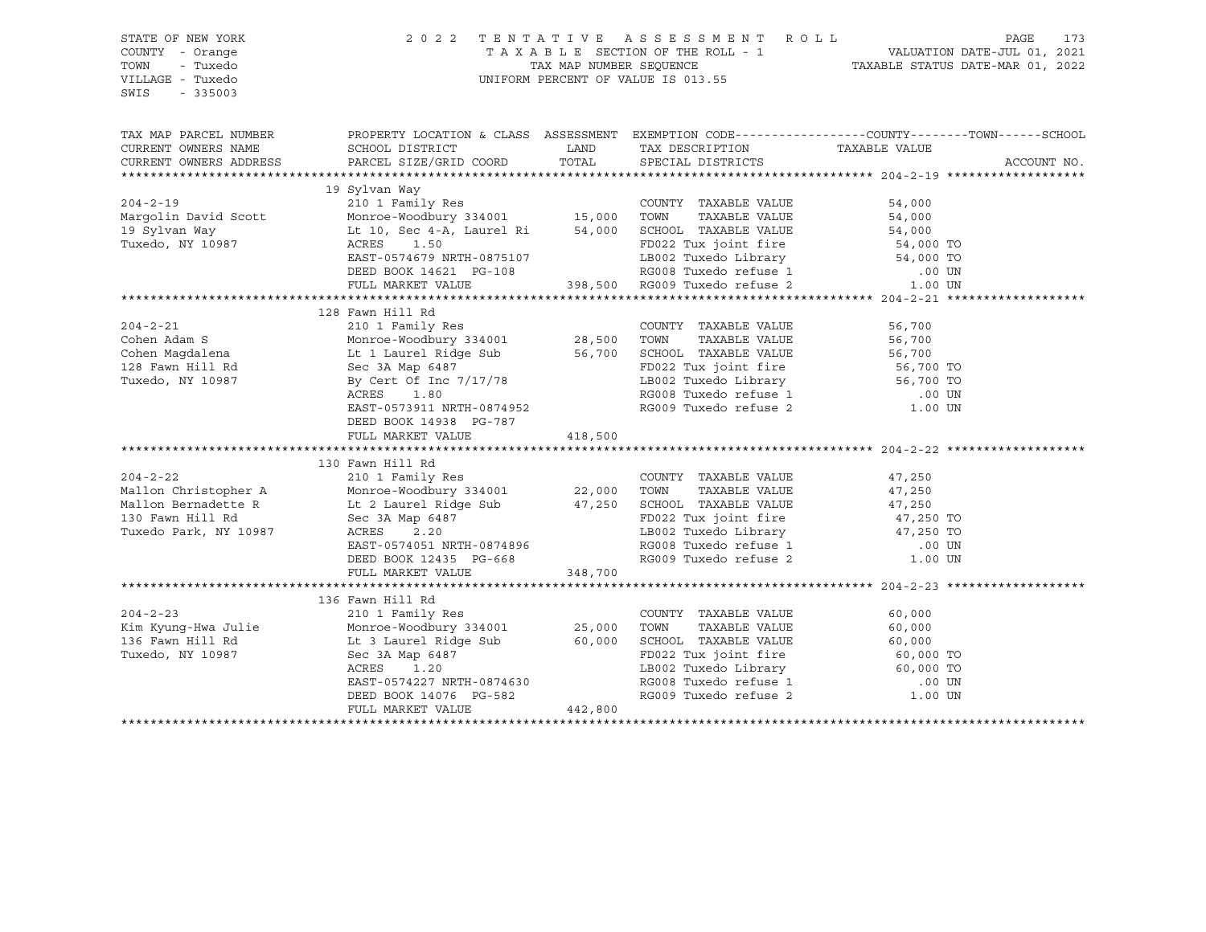STATE OF NEW YORK
COUNTY - Orange
TOWN - Tuxedo
VILLAGE - Tuxedo
SWIS - 335003

2022 TENTATIVE ASSESSMENT ROLL
TAXABLE SECTION OF THE ROLL - 1
TAX MAP NUMBER SEQUENCE
UNIFORM PERCENT OF VALUE IS 013.55

VALUATION DATE-JUL 01, 2021
TAXABLE STATUS DATE-MAR 01, 2022

| TAX MAP PARCEL NUMBER / CURRENT OWNERS NAME / CURRENT OWNERS ADDRESS | PROPERTY LOCATION & CLASS / SCHOOL DISTRICT / PARCEL SIZE/GRID COORD | ASSESSMENT LAND / TOTAL | EXEMPTION CODE / TAX DESCRIPTION / SPECIAL DISTRICTS | TAXABLE VALUE (COUNTY / TOWN / SCHOOL) | ACCOUNT NO. |
|---|---|---|---|---|---|
| **204-2-19** | 19 Sylvan Way | | | | |
| 204-2-19 | 210 1 Family Res | | COUNTY TAXABLE VALUE | 54,000 | |
| Margolin David Scott | Monroe-Woodbury 334001 | 15,000 | TOWN TAXABLE VALUE | 54,000 | |
| 19 Sylvan Way | Lt 10, Sec 4-A, Laurel Ri | 54,000 | SCHOOL TAXABLE VALUE | 54,000 | |
| Tuxedo, NY 10987 | ACRES 1.50 | | FD022 Tux joint fire | 54,000 TO | |
| | EAST-0574679 NRTH-0875107 | | LB002 Tuxedo Library | 54,000 TO | |
| | DEED BOOK 14621 PG-108 | | RG008 Tuxedo refuse 1 | .00 UN | |
| | FULL MARKET VALUE | 398,500 | RG009 Tuxedo refuse 2 | 1.00 UN | |
| **204-2-21** | 128 Fawn Hill Rd | | | | |
| 204-2-21 | 210 1 Family Res | | COUNTY TAXABLE VALUE | 56,700 | |
| Cohen Adam S | Monroe-Woodbury 334001 | 28,500 | TOWN TAXABLE VALUE | 56,700 | |
| Cohen Magdalena | Lt 1 Laurel Ridge Sub | 56,700 | SCHOOL TAXABLE VALUE | 56,700 | |
| 128 Fawn Hill Rd | Sec 3A Map 6487 | | FD022 Tux joint fire | 56,700 TO | |
| Tuxedo, NY 10987 | By Cert Of Inc 7/17/78 | | LB002 Tuxedo Library | 56,700 TO | |
| | ACRES 1.80 | | RG008 Tuxedo refuse 1 | .00 UN | |
| | EAST-0573911 NRTH-0874952 | | RG009 Tuxedo refuse 2 | 1.00 UN | |
| | DEED BOOK 14938 PG-787 | | | | |
| | FULL MARKET VALUE | 418,500 | | | |
| **204-2-22** | 130 Fawn Hill Rd | | | | |
| 204-2-22 | 210 1 Family Res | | COUNTY TAXABLE VALUE | 47,250 | |
| Mallon Christopher A | Monroe-Woodbury 334001 | 22,000 | TOWN TAXABLE VALUE | 47,250 | |
| Mallon Bernadette R | Lt 2 Laurel Ridge Sub | 47,250 | SCHOOL TAXABLE VALUE | 47,250 | |
| 130 Fawn Hill Rd | Sec 3A Map 6487 | | FD022 Tux joint fire | 47,250 TO | |
| Tuxedo Park, NY 10987 | ACRES 2.20 | | LB002 Tuxedo Library | 47,250 TO | |
| | EAST-0574051 NRTH-0874896 | | RG008 Tuxedo refuse 1 | .00 UN | |
| | DEED BOOK 12435 PG-668 | | RG009 Tuxedo refuse 2 | 1.00 UN | |
| | FULL MARKET VALUE | 348,700 | | | |
| **204-2-23** | 136 Fawn Hill Rd | | | | |
| 204-2-23 | 210 1 Family Res | | COUNTY TAXABLE VALUE | 60,000 | |
| Kim Kyung-Hwa Julie | Monroe-Woodbury 334001 | 25,000 | TOWN TAXABLE VALUE | 60,000 | |
| 136 Fawn Hill Rd | Lt 3 Laurel Ridge Sub | 60,000 | SCHOOL TAXABLE VALUE | 60,000 | |
| Tuxedo, NY 10987 | Sec 3A Map 6487 | | FD022 Tux joint fire | 60,000 TO | |
| | ACRES 1.20 | | LB002 Tuxedo Library | 60,000 TO | |
| | EAST-0574227 NRTH-0874630 | | RG008 Tuxedo refuse 1 | .00 UN | |
| | DEED BOOK 14076 PG-582 | | RG009 Tuxedo refuse 2 | 1.00 UN | |
| | FULL MARKET VALUE | 442,800 | | | |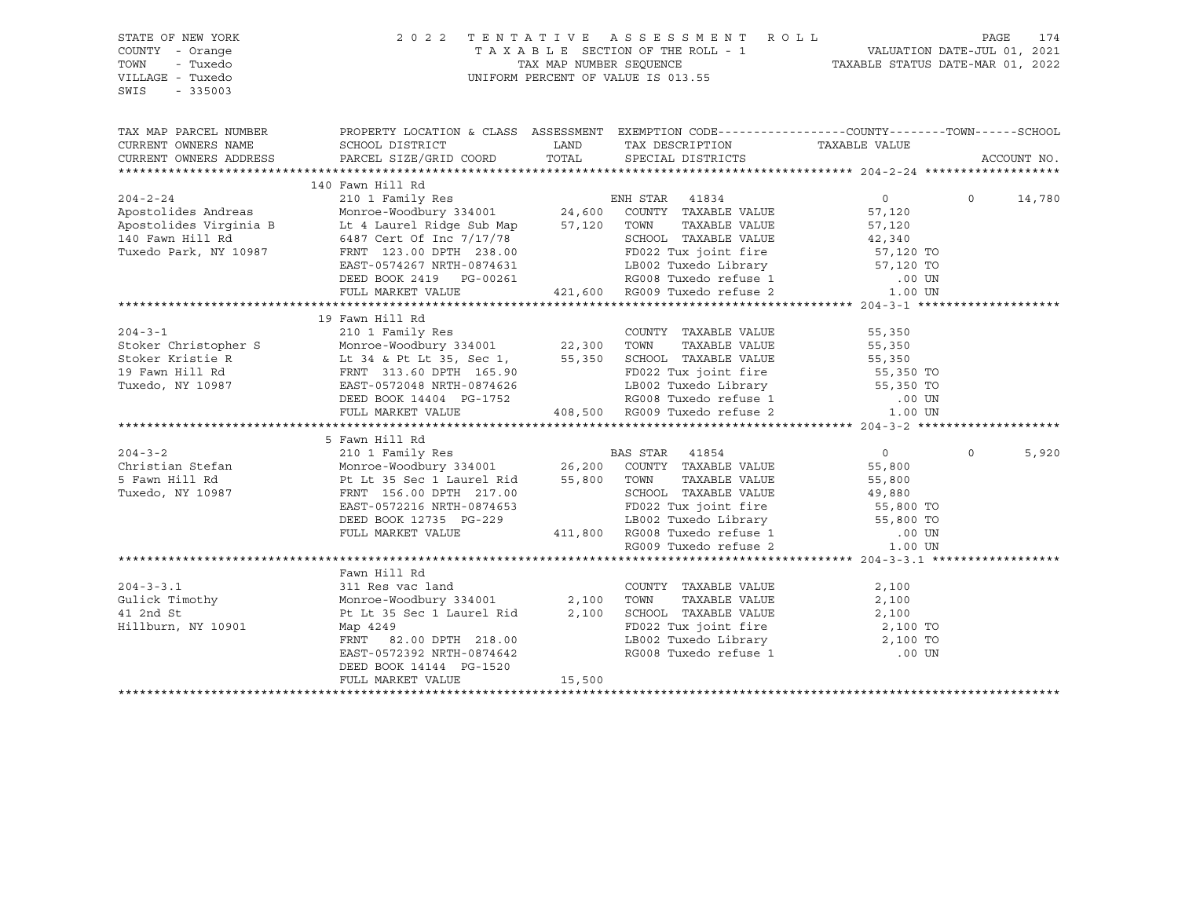STATE OF NEW YORK | COUNTY - Orange | TOWN - Tuxedo | VILLAGE - Tuxedo | SWIS - 335003

**2022 TENTATIVE ASSESSMENT ROLL**
TAXABLE SECTION OF THE ROLL - 1
TAX MAP NUMBER SEQUENCE
UNIFORM PERCENT OF VALUE IS 013.55

VALUATION DATE-JUL 01, 2021
TAXABLE STATUS DATE-MAR 01, 2022

| TAX MAP PARCEL NUMBER / CURRENT OWNERS NAME / CURRENT OWNERS ADDRESS | PROPERTY LOCATION & CLASS / SCHOOL DISTRICT / PARCEL SIZE/GRID COORD | ASSESSMENT LAND / TOTAL | EXEMPTION CODE / TAX DESCRIPTION / SPECIAL DISTRICTS | COUNTY TAXABLE VALUE | TOWN | SCHOOL | ACCOUNT NO. |
|---|---|---|---|---|---|---|---|
| | 140 Fawn Hill Rd | | | | | | |
| 204-2-24 | 210 1 Family Res | | ENH STAR 41834 | 0 | 0 | 14,780 | |
| Apostolides Andreas | Monroe-Woodbury 334001 | 24,600 | COUNTY TAXABLE VALUE | 57,120 | | | |
| Apostolides Virginia B | Lt 4 Laurel Ridge Sub Map | 57,120 | TOWN TAXABLE VALUE | 57,120 | | | |
| 140 Fawn Hill Rd | 6487 Cert Of Inc 7/17/78 | | SCHOOL TAXABLE VALUE | 42,340 | | | |
| Tuxedo Park, NY 10987 | FRNT 123.00 DPTH 238.00 | | FD022 Tux joint fire | 57,120 TO | | | |
| | EAST-0574267 NRTH-0874631 | | LB002 Tuxedo Library | 57,120 TO | | | |
| | DEED BOOK 2419 PG-00261 | | RG008 Tuxedo refuse 1 | .00 UN | | | |
| | FULL MARKET VALUE | 421,600 | RG009 Tuxedo refuse 2 | 1.00 UN | | | |
| | 19 Fawn Hill Rd | | | | | | |
| 204-3-1 | 210 1 Family Res | | COUNTY TAXABLE VALUE | 55,350 | | | |
| Stoker Christopher S | Monroe-Woodbury 334001 | 22,300 | TOWN TAXABLE VALUE | 55,350 | | | |
| Stoker Kristie R | Lt 34 & Pt Lt 35, Sec 1, | 55,350 | SCHOOL TAXABLE VALUE | 55,350 | | | |
| 19 Fawn Hill Rd | FRNT 313.60 DPTH 165.90 | | FD022 Tux joint fire | 55,350 TO | | | |
| Tuxedo, NY 10987 | EAST-0572048 NRTH-0874626 | | LB002 Tuxedo Library | 55,350 TO | | | |
| | DEED BOOK 14404 PG-1752 | | RG008 Tuxedo refuse 1 | .00 UN | | | |
| | FULL MARKET VALUE | 408,500 | RG009 Tuxedo refuse 2 | 1.00 UN | | | |
| | 5 Fawn Hill Rd | | | | | | |
| 204-3-2 | 210 1 Family Res | | BAS STAR 41854 | 0 | 0 | 5,920 | |
| Christian Stefan | Monroe-Woodbury 334001 | 26,200 | COUNTY TAXABLE VALUE | 55,800 | | | |
| 5 Fawn Hill Rd | Pt Lt 35 Sec 1 Laurel Rid | 55,800 | TOWN TAXABLE VALUE | 55,800 | | | |
| Tuxedo, NY 10987 | FRNT 156.00 DPTH 217.00 | | SCHOOL TAXABLE VALUE | 49,880 | | | |
| | EAST-0572216 NRTH-0874653 | | FD022 Tux joint fire | 55,800 TO | | | |
| | DEED BOOK 12735 PG-229 | | LB002 Tuxedo Library | 55,800 TO | | | |
| | FULL MARKET VALUE | 411,800 | RG008 Tuxedo refuse 1 | .00 UN | | | |
| | | | RG009 Tuxedo refuse 2 | 1.00 UN | | | |
| | Fawn Hill Rd | | | | | | |
| 204-3-3.1 | 311 Res vac land | | COUNTY TAXABLE VALUE | 2,100 | | | |
| Gulick Timothy | Monroe-Woodbury 334001 | 2,100 | TOWN TAXABLE VALUE | 2,100 | | | |
| 41 2nd St | Pt Lt 35 Sec 1 Laurel Rid | 2,100 | SCHOOL TAXABLE VALUE | 2,100 | | | |
| Hillburn, NY 10901 | Map 4249 | | FD022 Tux joint fire | 2,100 TO | | | |
| | FRNT 82.00 DPTH 218.00 | | LB002 Tuxedo Library | 2,100 TO | | | |
| | EAST-0572392 NRTH-0874642 | | RG008 Tuxedo refuse 1 | .00 UN | | | |
| | DEED BOOK 14144 PG-1520 | | | | | | |
| | FULL MARKET VALUE | 15,500 | | | | | |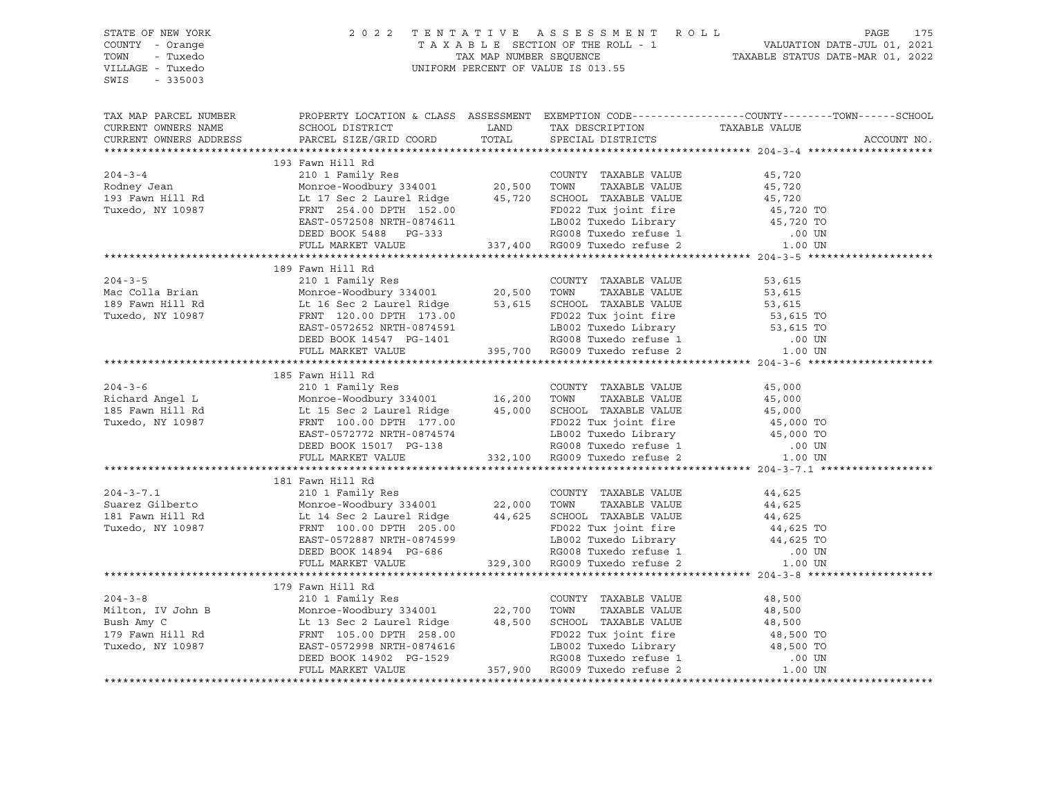STATE OF NEW YORK
COUNTY - Orange
TOWN - Tuxedo
VILLAGE - Tuxedo
SWIS - 335003

2022 TENTATIVE ASSESSMENT ROLL
TAXABLE SECTION OF THE ROLL - 1
TAX MAP NUMBER SEQUENCE
UNIFORM PERCENT OF VALUE IS 013.55

VALUATION DATE-JUL 01, 2021
TAXABLE STATUS DATE-MAR 01, 2022

| TAX MAP PARCEL NUMBER / CURRENT OWNERS NAME / CURRENT OWNERS ADDRESS | PROPERTY LOCATION & CLASS / SCHOOL DISTRICT / PARCEL SIZE/GRID COORD | ASSESSMENT LAND / TOTAL | EXEMPTION CODE / TAX DESCRIPTION / SPECIAL DISTRICTS | COUNTY--------TOWN------SCHOOL TAXABLE VALUE | ACCOUNT NO. |
|---|---|---|---|---|---|
| 204-3-4 | 193 Fawn Hill Rd | | | | |
| | 210 1 Family Res | | COUNTY TAXABLE VALUE | 45,720 | |
| Rodney Jean | Monroe-Woodbury 334001 | 20,500 | TOWN TAXABLE VALUE | 45,720 | |
| 193 Fawn Hill Rd | Lt 17 Sec 2 Laurel Ridge | 45,720 | SCHOOL TAXABLE VALUE | 45,720 | |
| Tuxedo, NY 10987 | FRNT 254.00 DPTH 152.00 | | FD022 Tux joint fire | 45,720 TO | |
| | EAST-0572508 NRTH-0874611 | | LB002 Tuxedo Library | 45,720 TO | |
| | DEED BOOK 5488 PG-333 | | RG008 Tuxedo refuse 1 | .00 UN | |
| | FULL MARKET VALUE | 337,400 | RG009 Tuxedo refuse 2 | 1.00 UN | |
| 204-3-5 | 189 Fawn Hill Rd | | | | |
| | 210 1 Family Res | | COUNTY TAXABLE VALUE | 53,615 | |
| Mac Colla Brian | Monroe-Woodbury 334001 | 20,500 | TOWN TAXABLE VALUE | 53,615 | |
| 189 Fawn Hill Rd | Lt 16 Sec 2 Laurel Ridge | 53,615 | SCHOOL TAXABLE VALUE | 53,615 | |
| Tuxedo, NY 10987 | FRNT 120.00 DPTH 173.00 | | FD022 Tux joint fire | 53,615 TO | |
| | EAST-0572652 NRTH-0874591 | | LB002 Tuxedo Library | 53,615 TO | |
| | DEED BOOK 14547 PG-1401 | | RG008 Tuxedo refuse 1 | .00 UN | |
| | FULL MARKET VALUE | 395,700 | RG009 Tuxedo refuse 2 | 1.00 UN | |
| 204-3-6 | 185 Fawn Hill Rd | | | | |
| | 210 1 Family Res | | COUNTY TAXABLE VALUE | 45,000 | |
| Richard Angel L | Monroe-Woodbury 334001 | 16,200 | TOWN TAXABLE VALUE | 45,000 | |
| 185 Fawn Hill Rd | Lt 15 Sec 2 Laurel Ridge | 45,000 | SCHOOL TAXABLE VALUE | 45,000 | |
| Tuxedo, NY 10987 | FRNT 100.00 DPTH 177.00 | | FD022 Tux joint fire | 45,000 TO | |
| | EAST-0572772 NRTH-0874574 | | LB002 Tuxedo Library | 45,000 TO | |
| | DEED BOOK 15017 PG-138 | | RG008 Tuxedo refuse 1 | .00 UN | |
| | FULL MARKET VALUE | 332,100 | RG009 Tuxedo refuse 2 | 1.00 UN | |
| 204-3-7.1 | 181 Fawn Hill Rd | | | | |
| | 210 1 Family Res | | COUNTY TAXABLE VALUE | 44,625 | |
| Suarez Gilberto | Monroe-Woodbury 334001 | 22,000 | TOWN TAXABLE VALUE | 44,625 | |
| 181 Fawn Hill Rd | Lt 14 Sec 2 Laurel Ridge | 44,625 | SCHOOL TAXABLE VALUE | 44,625 | |
| Tuxedo, NY 10987 | FRNT 100.00 DPTH 205.00 | | FD022 Tux joint fire | 44,625 TO | |
| | EAST-0572887 NRTH-0874599 | | LB002 Tuxedo Library | 44,625 TO | |
| | DEED BOOK 14894 PG-686 | | RG008 Tuxedo refuse 1 | .00 UN | |
| | FULL MARKET VALUE | 329,300 | RG009 Tuxedo refuse 2 | 1.00 UN | |
| 204-3-8 | 179 Fawn Hill Rd | | | | |
| | 210 1 Family Res | | COUNTY TAXABLE VALUE | 48,500 | |
| Milton, IV John B | Monroe-Woodbury 334001 | 22,700 | TOWN TAXABLE VALUE | 48,500 | |
| Bush Amy C | Lt 13 Sec 2 Laurel Ridge | 48,500 | SCHOOL TAXABLE VALUE | 48,500 | |
| 179 Fawn Hill Rd | FRNT 105.00 DPTH 258.00 | | FD022 Tux joint fire | 48,500 TO | |
| Tuxedo, NY 10987 | EAST-0572998 NRTH-0874616 | | LB002 Tuxedo Library | 48,500 TO | |
| | DEED BOOK 14902 PG-1529 | | RG008 Tuxedo refuse 1 | .00 UN | |
| | FULL MARKET VALUE | 357,900 | RG009 Tuxedo refuse 2 | 1.00 UN | |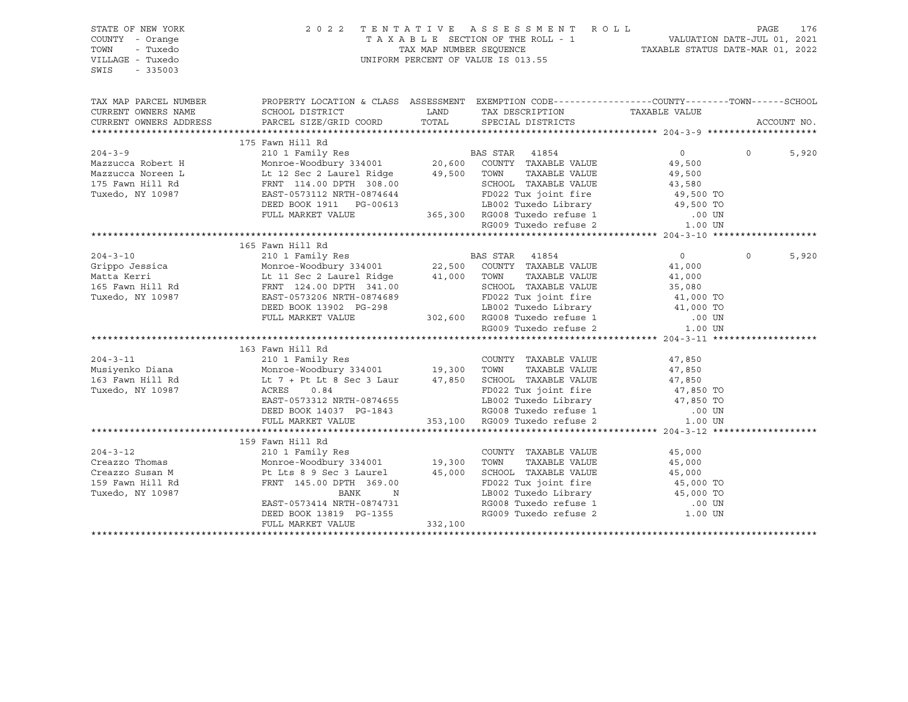STATE OF NEW YORK
COUNTY - Orange
TOWN - Tuxedo
VILLAGE - Tuxedo
SWIS - 335003

2022 TENTATIVE ASSESSMENT ROLL
TAXABLE SECTION OF THE ROLL - 1
TAX MAP NUMBER SEQUENCE
UNIFORM PERCENT OF VALUE IS 013.55

VALUATION DATE-JUL 01, 2021
TAXABLE STATUS DATE-MAR 01, 2022

| TAX MAP PARCEL NUMBER / CURRENT OWNERS NAME / CURRENT OWNERS ADDRESS | PROPERTY LOCATION & CLASS / SCHOOL DISTRICT / PARCEL SIZE/GRID COORD | ASSESSMENT LAND / TOTAL | EXEMPTION CODE / TAX DESCRIPTION / SPECIAL DISTRICTS | COUNTY TAXABLE VALUE | TOWN | SCHOOL | ACCOUNT NO. |
|---|---|---|---|---|---|---|---|
| **204-3-9** | 175 Fawn Hill Rd | | | | | | |
| | 210 1 Family Res | | BAS STAR 41854 | 0 | 0 | 5,920 | |
| Mazzucca Robert H | Monroe-Woodbury 334001 | 20,600 | COUNTY TAXABLE VALUE | 49,500 | | | |
| Mazzucca Noreen L | Lt 12 Sec 2 Laurel Ridge | 49,500 | TOWN TAXABLE VALUE | 49,500 | | | |
| 175 Fawn Hill Rd | FRNT 114.00 DPTH 308.00 | | SCHOOL TAXABLE VALUE | 43,580 | | | |
| Tuxedo, NY 10987 | EAST-0573112 NRTH-0874644 | | FD022 Tux joint fire | 49,500 TO | | | |
| | DEED BOOK 1911 PG-00613 | | LB002 Tuxedo Library | 49,500 TO | | | |
| | FULL MARKET VALUE | 365,300 | RG008 Tuxedo refuse 1 | .00 UN | | | |
| | | | RG009 Tuxedo refuse 2 | 1.00 UN | | | |
| **204-3-10** | 165 Fawn Hill Rd | | | | | | |
| | 210 1 Family Res | | BAS STAR 41854 | 0 | 0 | 5,920 | |
| Grippo Jessica | Monroe-Woodbury 334001 | 22,500 | COUNTY TAXABLE VALUE | 41,000 | | | |
| Matta Kerri | Lt 11 Sec 2 Laurel Ridge | 41,000 | TOWN TAXABLE VALUE | 41,000 | | | |
| 165 Fawn Hill Rd | FRNT 124.00 DPTH 341.00 | | SCHOOL TAXABLE VALUE | 35,080 | | | |
| Tuxedo, NY 10987 | EAST-0573206 NRTH-0874689 | | FD022 Tux joint fire | 41,000 TO | | | |
| | DEED BOOK 13902 PG-298 | | LB002 Tuxedo Library | 41,000 TO | | | |
| | FULL MARKET VALUE | 302,600 | RG008 Tuxedo refuse 1 | .00 UN | | | |
| | | | RG009 Tuxedo refuse 2 | 1.00 UN | | | |
| **204-3-11** | 163 Fawn Hill Rd | | | | | | |
| | 210 1 Family Res | | COUNTY TAXABLE VALUE | 47,850 | | | |
| Musiyenko Diana | Monroe-Woodbury 334001 | 19,300 | TOWN TAXABLE VALUE | 47,850 | | | |
| 163 Fawn Hill Rd | Lt 7 + Pt Lt 8 Sec 3 Laur | 47,850 | SCHOOL TAXABLE VALUE | 47,850 | | | |
| Tuxedo, NY 10987 | ACRES 0.84 | | FD022 Tux joint fire | 47,850 TO | | | |
| | EAST-0573312 NRTH-0874655 | | LB002 Tuxedo Library | 47,850 TO | | | |
| | DEED BOOK 14037 PG-1843 | | RG008 Tuxedo refuse 1 | .00 UN | | | |
| | FULL MARKET VALUE | 353,100 | RG009 Tuxedo refuse 2 | 1.00 UN | | | |
| **204-3-12** | 159 Fawn Hill Rd | | | | | | |
| | 210 1 Family Res | | COUNTY TAXABLE VALUE | 45,000 | | | |
| Creazzo Thomas | Monroe-Woodbury 334001 | 19,300 | TOWN TAXABLE VALUE | 45,000 | | | |
| Creazzo Susan M | Pt Lts 8 9 Sec 3 Laurel | 45,000 | SCHOOL TAXABLE VALUE | 45,000 | | | |
| 159 Fawn Hill Rd | FRNT 145.00 DPTH 369.00 | | FD022 Tux joint fire | 45,000 TO | | | |
| Tuxedo, NY 10987 | BANK N | | LB002 Tuxedo Library | 45,000 TO | | | |
| | EAST-0573414 NRTH-0874731 | | RG008 Tuxedo refuse 1 | .00 UN | | | |
| | DEED BOOK 13819 PG-1355 | | RG009 Tuxedo refuse 2 | 1.00 UN | | | |
| | FULL MARKET VALUE | 332,100 | | | | | |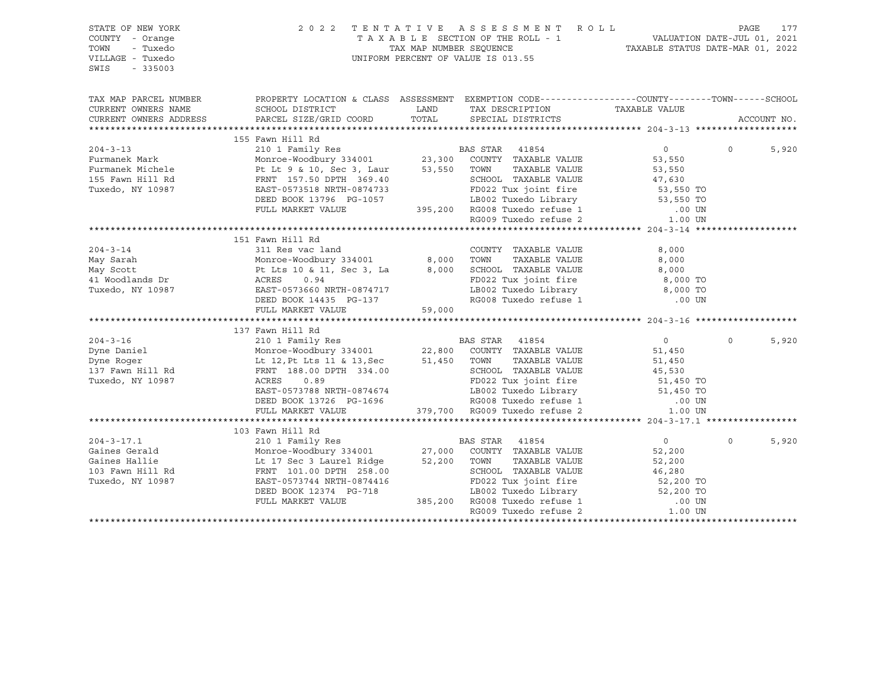STATE OF NEW YORK
COUNTY - Orange
TOWN - Tuxedo
VILLAGE - Tuxedo
SWIS - 335003

2022 TENTATIVE ASSESSMENT ROLL
TAXABLE SECTION OF THE ROLL - 1
TAX MAP NUMBER SEQUENCE
UNIFORM PERCENT OF VALUE IS 013.55

VALUATION DATE-JUL 01, 2021
TAXABLE STATUS DATE-MAR 01, 2022

| TAX MAP PARCEL NUMBER / CURRENT OWNERS NAME / CURRENT OWNERS ADDRESS | PROPERTY LOCATION & CLASS / SCHOOL DISTRICT / PARCEL SIZE/GRID COORD | ASSESSMENT LAND | TOTAL | EXEMPTION CODE / TAX DESCRIPTION / SPECIAL DISTRICTS | COUNTY TAXABLE VALUE | TOWN | SCHOOL / ACCOUNT NO. |
|---|---|---|---|---|---|---|---|
| **204-3-13** | 155 Fawn Hill Rd | | | | | | |
| 204-3-13 | 210 1 Family Res | | | BAS STAR 41854 | 0 | 0 | 5,920 |
| Furmanek Mark | Monroe-Woodbury 334001 | 23,300 | | COUNTY TAXABLE VALUE | 53,550 | | |
| Furmanek Michele | Pt Lt 9 & 10, Sec 3, Laur | | 53,550 | TOWN TAXABLE VALUE | 53,550 | | |
| 155 Fawn Hill Rd | FRNT 157.50 DPTH 369.40 | | | SCHOOL TAXABLE VALUE | 47,630 | | |
| Tuxedo, NY 10987 | EAST-0573518 NRTH-0874733 | | | FD022 Tux joint fire | 53,550 TO | | |
| | DEED BOOK 13796 PG-1057 | | | LB002 Tuxedo Library | 53,550 TO | | |
| | FULL MARKET VALUE | | 395,200 | RG008 Tuxedo refuse 1 | .00 UN | | |
| | | | | RG009 Tuxedo refuse 2 | 1.00 UN | | |
| **204-3-14** | 151 Fawn Hill Rd | | | | | | |
| 204-3-14 | 311 Res vac land | | | COUNTY TAXABLE VALUE | 8,000 | | |
| May Sarah | Monroe-Woodbury 334001 | 8,000 | | TOWN TAXABLE VALUE | 8,000 | | |
| May Scott | Pt Lts 10 & 11, Sec 3, La | | 8,000 | SCHOOL TAXABLE VALUE | 8,000 | | |
| 41 Woodlands Dr | ACRES 0.94 | | | FD022 Tux joint fire | 8,000 TO | | |
| Tuxedo, NY 10987 | EAST-0573660 NRTH-0874717 | | | LB002 Tuxedo Library | 8,000 TO | | |
| | DEED BOOK 14435 PG-137 | | | RG008 Tuxedo refuse 1 | .00 UN | | |
| | FULL MARKET VALUE | | 59,000 | | | | |
| **204-3-16** | 137 Fawn Hill Rd | | | | | | |
| 204-3-16 | 210 1 Family Res | | | BAS STAR 41854 | 0 | 0 | 5,920 |
| Dyne Daniel | Monroe-Woodbury 334001 | 22,800 | | COUNTY TAXABLE VALUE | 51,450 | | |
| Dyne Roger | Lt 12,Pt Lts 11 & 13,Sec | | 51,450 | TOWN TAXABLE VALUE | 51,450 | | |
| 137 Fawn Hill Rd | FRNT 188.00 DPTH 334.00 | | | SCHOOL TAXABLE VALUE | 45,530 | | |
| Tuxedo, NY 10987 | ACRES 0.89 | | | FD022 Tux joint fire | 51,450 TO | | |
| | EAST-0573788 NRTH-0874674 | | | LB002 Tuxedo Library | 51,450 TO | | |
| | DEED BOOK 13726 PG-1696 | | | RG008 Tuxedo refuse 1 | .00 UN | | |
| | FULL MARKET VALUE | | 379,700 | RG009 Tuxedo refuse 2 | 1.00 UN | | |
| **204-3-17.1** | 103 Fawn Hill Rd | | | | | | |
| 204-3-17.1 | 210 1 Family Res | | | BAS STAR 41854 | 0 | 0 | 5,920 |
| Gaines Gerald | Monroe-Woodbury 334001 | 27,000 | | COUNTY TAXABLE VALUE | 52,200 | | |
| Gaines Hallie | Lt 17 Sec 3 Laurel Ridge | | 52,200 | TOWN TAXABLE VALUE | 52,200 | | |
| 103 Fawn Hill Rd | FRNT 101.00 DPTH 258.00 | | | SCHOOL TAXABLE VALUE | 46,280 | | |
| Tuxedo, NY 10987 | EAST-0573744 NRTH-0874416 | | | FD022 Tux joint fire | 52,200 TO | | |
| | DEED BOOK 12374 PG-718 | | | LB002 Tuxedo Library | 52,200 TO | | |
| | FULL MARKET VALUE | | 385,200 | RG008 Tuxedo refuse 1 | .00 UN | | |
| | | | | RG009 Tuxedo refuse 2 | 1.00 UN | | |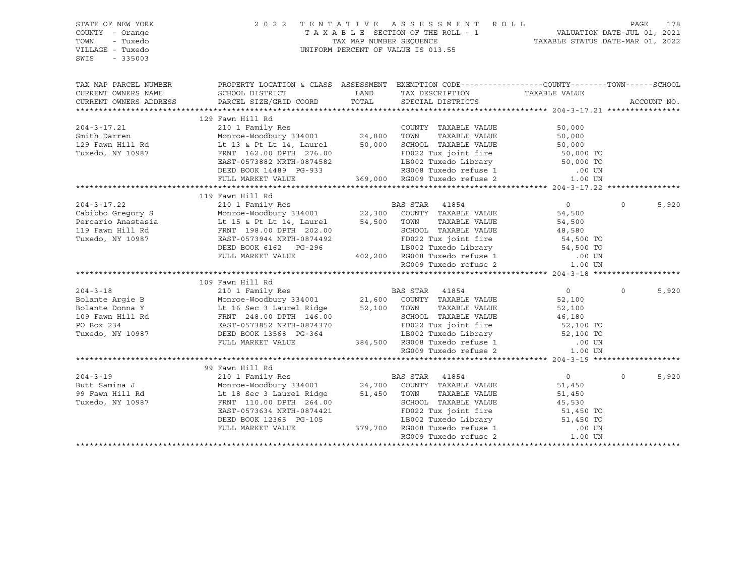STATE OF NEW YORK
COUNTY - Orange
TOWN - Tuxedo
VILLAGE - Tuxedo
SWIS - 335003

2022 TENTATIVE ASSESSMENT ROLL
TAXABLE SECTION OF THE ROLL - 1
TAX MAP NUMBER SEQUENCE
UNIFORM PERCENT OF VALUE IS 013.55

VALUATION DATE-JUL 01, 2021
TAXABLE STATUS DATE-MAR 01, 2022

| TAX MAP PARCEL NUMBER / CURRENT OWNERS NAME / CURRENT OWNERS ADDRESS | PROPERTY LOCATION & CLASS / SCHOOL DISTRICT / PARCEL SIZE/GRID COORD | ASSESSMENT LAND / TOTAL | EXEMPTION CODE / TAX DESCRIPTION / SPECIAL DISTRICTS | COUNTY TAXABLE VALUE | TOWN | SCHOOL / ACCOUNT NO. |
|---|---|---|---|---|---|---|
| **204-3-17.21** | 129 Fawn Hill Rd | | | | | |
| 204-3-17.21 | 210 1 Family Res | | COUNTY TAXABLE VALUE | 50,000 | | |
| Smith Darren | Monroe-Woodbury 334001 | 24,800 | TOWN TAXABLE VALUE | 50,000 | | |
| 129 Fawn Hill Rd | Lt 13 & Pt Lt 14, Laurel | 50,000 | SCHOOL TAXABLE VALUE | 50,000 | | |
| Tuxedo, NY 10987 | FRNT 162.00 DPTH 276.00 | | FD022 Tux joint fire | 50,000 TO | | |
| | EAST-0573882 NRTH-0874582 | | LB002 Tuxedo Library | 50,000 TO | | |
| | DEED BOOK 14489 PG-933 | | RG008 Tuxedo refuse 1 | .00 UN | | |
| | FULL MARKET VALUE | 369,000 | RG009 Tuxedo refuse 2 | 1.00 UN | | |
| **204-3-17.22** | 119 Fawn Hill Rd | | | | | |
| 204-3-17.22 | 210 1 Family Res | | BAS STAR 41854 | 0 | 0 | 5,920 |
| Cabibbo Gregory S | Monroe-Woodbury 334001 | 22,300 | COUNTY TAXABLE VALUE | 54,500 | | |
| Percario Anastasia | Lt 15 & Pt Lt 14, Laurel | 54,500 | TOWN TAXABLE VALUE | 54,500 | | |
| 119 Fawn Hill Rd | FRNT 198.00 DPTH 202.00 | | SCHOOL TAXABLE VALUE | 48,580 | | |
| Tuxedo, NY 10987 | EAST-0573944 NRTH-0874492 | | FD022 Tux joint fire | 54,500 TO | | |
| | DEED BOOK 6162 PG-296 | | LB002 Tuxedo Library | 54,500 TO | | |
| | FULL MARKET VALUE | 402,200 | RG008 Tuxedo refuse 1 | .00 UN | | |
| | | | RG009 Tuxedo refuse 2 | 1.00 UN | | |
| **204-3-18** | 109 Fawn Hill Rd | | | | | |
| 204-3-18 | 210 1 Family Res | | BAS STAR 41854 | 0 | 0 | 5,920 |
| Bolante Argie B | Monroe-Woodbury 334001 | 21,600 | COUNTY TAXABLE VALUE | 52,100 | | |
| Bolante Donna Y | Lt 16 Sec 3 Laurel Ridge | 52,100 | TOWN TAXABLE VALUE | 52,100 | | |
| 109 Fawn Hill Rd | FRNT 248.00 DPTH 146.00 | | SCHOOL TAXABLE VALUE | 46,180 | | |
| PO Box 234 | EAST-0573852 NRTH-0874370 | | FD022 Tux joint fire | 52,100 TO | | |
| Tuxedo, NY 10987 | DEED BOOK 13568 PG-364 | | LB002 Tuxedo Library | 52,100 TO | | |
| | FULL MARKET VALUE | 384,500 | RG008 Tuxedo refuse 1 | .00 UN | | |
| | | | RG009 Tuxedo refuse 2 | 1.00 UN | | |
| **204-3-19** | 99 Fawn Hill Rd | | | | | |
| 204-3-19 | 210 1 Family Res | | BAS STAR 41854 | 0 | 0 | 5,920 |
| Butt Samina J | Monroe-Woodbury 334001 | 24,700 | COUNTY TAXABLE VALUE | 51,450 | | |
| 99 Fawn Hill Rd | Lt 18 Sec 3 Laurel Ridge | 51,450 | TOWN TAXABLE VALUE | 51,450 | | |
| Tuxedo, NY 10987 | FRNT 110.00 DPTH 264.00 | | SCHOOL TAXABLE VALUE | 45,530 | | |
| | EAST-0573634 NRTH-0874421 | | FD022 Tux joint fire | 51,450 TO | | |
| | DEED BOOK 12365 PG-105 | | LB002 Tuxedo Library | 51,450 TO | | |
| | FULL MARKET VALUE | 379,700 | RG008 Tuxedo refuse 1 | .00 UN | | |
| | | | RG009 Tuxedo refuse 2 | 1.00 UN | | |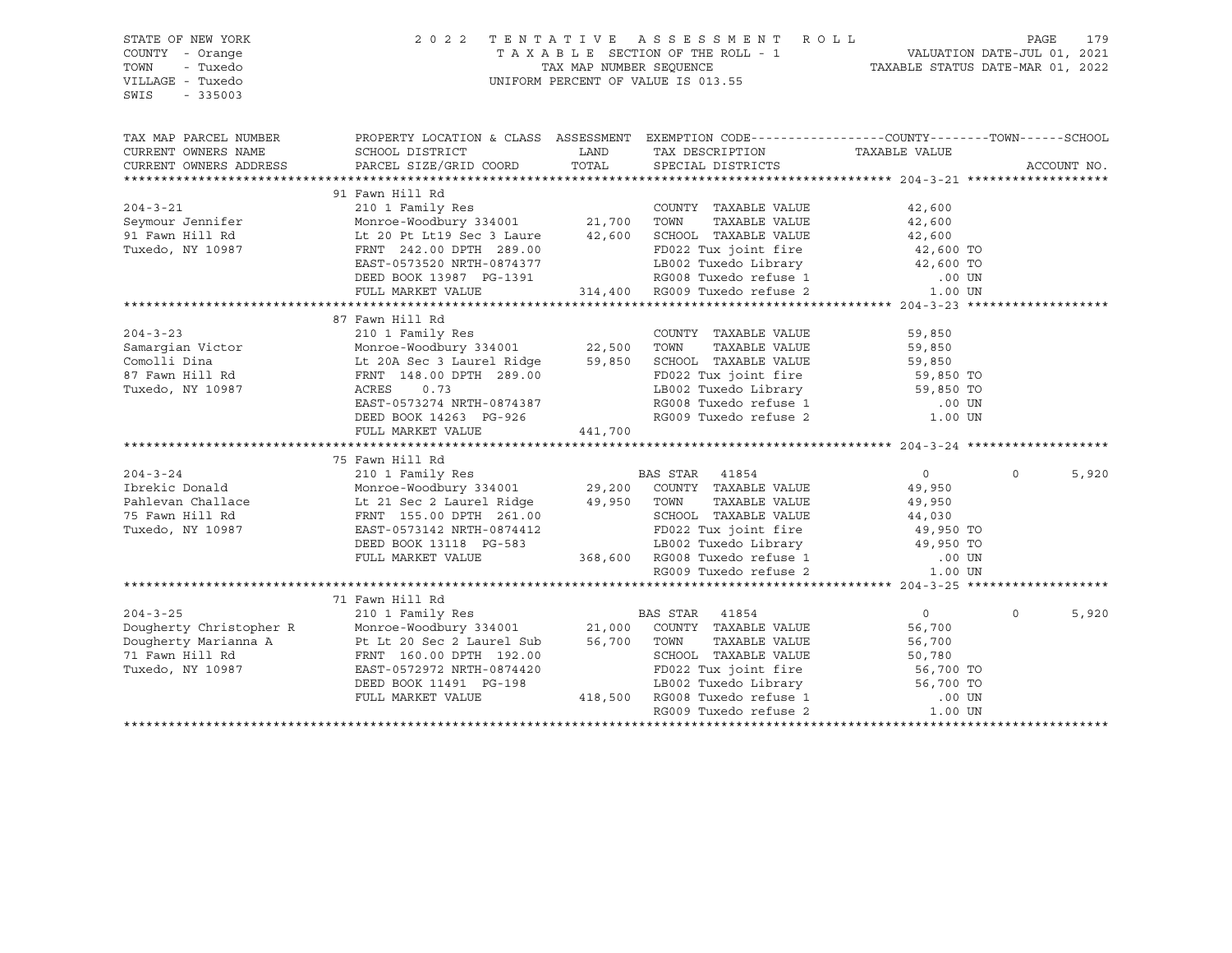STATE OF NEW YORK
COUNTY - Orange
TOWN - Tuxedo
VILLAGE - Tuxedo
SWIS - 335003

2022 TENTATIVE ASSESSMENT ROLL
TAXABLE SECTION OF THE ROLL - 1
TAX MAP NUMBER SEQUENCE
UNIFORM PERCENT OF VALUE IS 013.55

VALUATION DATE-JUL 01, 2021
TAXABLE STATUS DATE-MAR 01, 2022

| TAX MAP PARCEL NUMBER / CURRENT OWNERS NAME / CURRENT OWNERS ADDRESS | PROPERTY LOCATION & CLASS / SCHOOL DISTRICT / PARCEL SIZE/GRID COORD | ASSESSMENT LAND / TOTAL | EXEMPTION CODE / TAX DESCRIPTION / SPECIAL DISTRICTS | COUNTY TAXABLE VALUE | TOWN | SCHOOL | ACCOUNT NO. |
|---|---|---|---|---|---|---|---|
| **204-3-21** | 91 Fawn Hill Rd | | | | | | |
| 204-3-21 | 210 1 Family Res | | COUNTY TAXABLE VALUE | 42,600 | | | |
| Seymour Jennifer | Monroe-Woodbury 334001 | 21,700 | TOWN TAXABLE VALUE | 42,600 | | | |
| 91 Fawn Hill Rd | Lt 20 Pt Lt19 Sec 3 Laure | 42,600 | SCHOOL TAXABLE VALUE | 42,600 | | | |
| Tuxedo, NY 10987 | FRNT 242.00 DPTH 289.00 | | FD022 Tux joint fire | 42,600 TO | | | |
| | EAST-0573520 NRTH-0874377 | | LB002 Tuxedo Library | 42,600 TO | | | |
| | DEED BOOK 13987 PG-1391 | | RG008 Tuxedo refuse 1 | .00 UN | | | |
| | FULL MARKET VALUE | 314,400 | RG009 Tuxedo refuse 2 | 1.00 UN | | | |
| **204-3-23** | 87 Fawn Hill Rd | | | | | | |
| 204-3-23 | 210 1 Family Res | | COUNTY TAXABLE VALUE | 59,850 | | | |
| Samargian Victor | Monroe-Woodbury 334001 | 22,500 | TOWN TAXABLE VALUE | 59,850 | | | |
| Comolli Dina | Lt 20A Sec 3 Laurel Ridge | 59,850 | SCHOOL TAXABLE VALUE | 59,850 | | | |
| 87 Fawn Hill Rd | FRNT 148.00 DPTH 289.00 | | FD022 Tux joint fire | 59,850 TO | | | |
| Tuxedo, NY 10987 | ACRES 0.73 | | LB002 Tuxedo Library | 59,850 TO | | | |
| | EAST-0573274 NRTH-0874387 | | RG008 Tuxedo refuse 1 | .00 UN | | | |
| | DEED BOOK 14263 PG-926 | | RG009 Tuxedo refuse 2 | 1.00 UN | | | |
| | FULL MARKET VALUE | 441,700 | | | | | |
| **204-3-24** | 75 Fawn Hill Rd | | | | | | |
| 204-3-24 | 210 1 Family Res | | BAS STAR 41854 | 0 | 0 | 5,920 | |
| Ibrekic Donald | Monroe-Woodbury 334001 | 29,200 | COUNTY TAXABLE VALUE | 49,950 | | | |
| Pahlevan Challace | Lt 21 Sec 2 Laurel Ridge | 49,950 | TOWN TAXABLE VALUE | 49,950 | | | |
| 75 Fawn Hill Rd | FRNT 155.00 DPTH 261.00 | | SCHOOL TAXABLE VALUE | 44,030 | | | |
| Tuxedo, NY 10987 | EAST-0573142 NRTH-0874412 | | FD022 Tux joint fire | 49,950 TO | | | |
| | DEED BOOK 13118 PG-583 | | LB002 Tuxedo Library | 49,950 TO | | | |
| | FULL MARKET VALUE | 368,600 | RG008 Tuxedo refuse 1 | .00 UN | | | |
| | | | RG009 Tuxedo refuse 2 | 1.00 UN | | | |
| **204-3-25** | 71 Fawn Hill Rd | | | | | | |
| 204-3-25 | 210 1 Family Res | | BAS STAR 41854 | 0 | 0 | 5,920 | |
| Dougherty Christopher R | Monroe-Woodbury 334001 | 21,000 | COUNTY TAXABLE VALUE | 56,700 | | | |
| Dougherty Marianna A | Pt Lt 20 Sec 2 Laurel Sub | 56,700 | TOWN TAXABLE VALUE | 56,700 | | | |
| 71 Fawn Hill Rd | FRNT 160.00 DPTH 192.00 | | SCHOOL TAXABLE VALUE | 50,780 | | | |
| Tuxedo, NY 10987 | EAST-0572972 NRTH-0874420 | | FD022 Tux joint fire | 56,700 TO | | | |
| | DEED BOOK 11491 PG-198 | | LB002 Tuxedo Library | 56,700 TO | | | |
| | FULL MARKET VALUE | 418,500 | RG008 Tuxedo refuse 1 | .00 UN | | | |
| | | | RG009 Tuxedo refuse 2 | 1.00 UN | | | |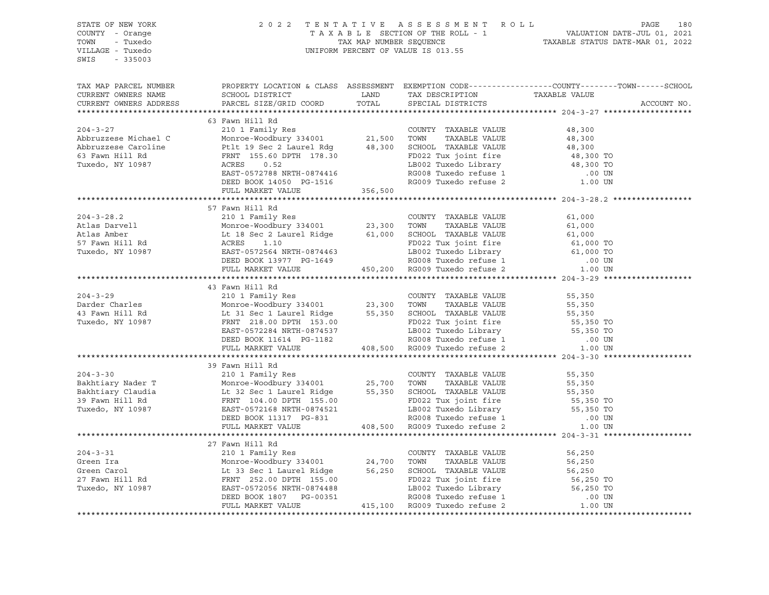STATE OF NEW YORK
COUNTY - Orange
TOWN - Tuxedo
VILLAGE - Tuxedo
SWIS - 335003

2 0 2 2 T E N T A T I V E A S S E S S M E N T R O L L
T A X A B L E SECTION OF THE ROLL - 1
TAX MAP NUMBER SEQUENCE
UNIFORM PERCENT OF VALUE IS 013.55

VALUATION DATE-JUL 01, 2021
TAXABLE STATUS DATE-MAR 01, 2022

| TAX MAP PARCEL NUMBER / CURRENT OWNERS NAME / CURRENT OWNERS ADDRESS | PROPERTY LOCATION & CLASS / SCHOOL DISTRICT / PARCEL SIZE/GRID COORD | ASSESSMENT LAND / TOTAL | EXEMPTION CODE / TAX DESCRIPTION / SPECIAL DISTRICTS | TAXABLE VALUE (COUNTY--TOWN--SCHOOL) | ACCOUNT NO. |
|---|---|---|---|---|---|
| **204-3-27** | 63 Fawn Hill Rd | | | | |
| | 210 1 Family Res | | COUNTY TAXABLE VALUE | 48,300 | |
| Abbruzzese Michael C | Monroe-Woodbury 334001 | 21,500 | TOWN TAXABLE VALUE | 48,300 | |
| Abbruzzese Caroline | Ptlt 19 Sec 2 Laurel Rdg | 48,300 | SCHOOL TAXABLE VALUE | 48,300 | |
| 63 Fawn Hill Rd | FRNT 155.60 DPTH 178.30 | | FD022 Tux joint fire | 48,300 TO | |
| Tuxedo, NY 10987 | ACRES 0.52 | | LB002 Tuxedo Library | 48,300 TO | |
| | EAST-0572788 NRTH-0874416 | | RG008 Tuxedo refuse 1 | .00 UN | |
| | DEED BOOK 14050 PG-1516 | | RG009 Tuxedo refuse 2 | 1.00 UN | |
| | FULL MARKET VALUE | 356,500 | | | |
| **204-3-28.2** | 57 Fawn Hill Rd | | | | |
| | 210 1 Family Res | | COUNTY TAXABLE VALUE | 61,000 | |
| Atlas Darvell | Monroe-Woodbury 334001 | 23,300 | TOWN TAXABLE VALUE | 61,000 | |
| Atlas Amber | Lt 18 Sec 2 Laurel Ridge | 61,000 | SCHOOL TAXABLE VALUE | 61,000 | |
| 57 Fawn Hill Rd | ACRES 1.10 | | FD022 Tux joint fire | 61,000 TO | |
| Tuxedo, NY 10987 | EAST-0572564 NRTH-0874463 | | LB002 Tuxedo Library | 61,000 TO | |
| | DEED BOOK 13977 PG-1649 | | RG008 Tuxedo refuse 1 | .00 UN | |
| | FULL MARKET VALUE | 450,200 | RG009 Tuxedo refuse 2 | 1.00 UN | |
| **204-3-29** | 43 Fawn Hill Rd | | | | |
| | 210 1 Family Res | | COUNTY TAXABLE VALUE | 55,350 | |
| Darder Charles | Monroe-Woodbury 334001 | 23,300 | TOWN TAXABLE VALUE | 55,350 | |
| 43 Fawn Hill Rd | Lt 31 Sec 1 Laurel Ridge | 55,350 | SCHOOL TAXABLE VALUE | 55,350 | |
| Tuxedo, NY 10987 | FRNT 218.00 DPTH 153.00 | | FD022 Tux joint fire | 55,350 TO | |
| | EAST-0572284 NRTH-0874537 | | LB002 Tuxedo Library | 55,350 TO | |
| | DEED BOOK 11614 PG-1182 | | RG008 Tuxedo refuse 1 | .00 UN | |
| | FULL MARKET VALUE | 408,500 | RG009 Tuxedo refuse 2 | 1.00 UN | |
| **204-3-30** | 39 Fawn Hill Rd | | | | |
| | 210 1 Family Res | | COUNTY TAXABLE VALUE | 55,350 | |
| Bakhtiary Nader T | Monroe-Woodbury 334001 | 25,700 | TOWN TAXABLE VALUE | 55,350 | |
| Bakhtiary Claudia | Lt 32 Sec 1 Laurel Ridge | 55,350 | SCHOOL TAXABLE VALUE | 55,350 | |
| 39 Fawn Hill Rd | FRNT 104.00 DPTH 155.00 | | FD022 Tux joint fire | 55,350 TO | |
| Tuxedo, NY 10987 | EAST-0572168 NRTH-0874521 | | LB002 Tuxedo Library | 55,350 TO | |
| | DEED BOOK 11317 PG-831 | | RG008 Tuxedo refuse 1 | .00 UN | |
| | FULL MARKET VALUE | 408,500 | RG009 Tuxedo refuse 2 | 1.00 UN | |
| **204-3-31** | 27 Fawn Hill Rd | | | | |
| | 210 1 Family Res | | COUNTY TAXABLE VALUE | 56,250 | |
| Green Ira | Monroe-Woodbury 334001 | 24,700 | TOWN TAXABLE VALUE | 56,250 | |
| Green Carol | Lt 33 Sec 1 Laurel Ridge | 56,250 | SCHOOL TAXABLE VALUE | 56,250 | |
| 27 Fawn Hill Rd | FRNT 252.00 DPTH 155.00 | | FD022 Tux joint fire | 56,250 TO | |
| Tuxedo, NY 10987 | EAST-0572056 NRTH-0874488 | | LB002 Tuxedo Library | 56,250 TO | |
| | DEED BOOK 1807 PG-00351 | | RG008 Tuxedo refuse 1 | .00 UN | |
| | FULL MARKET VALUE | 415,100 | RG009 Tuxedo refuse 2 | 1.00 UN | |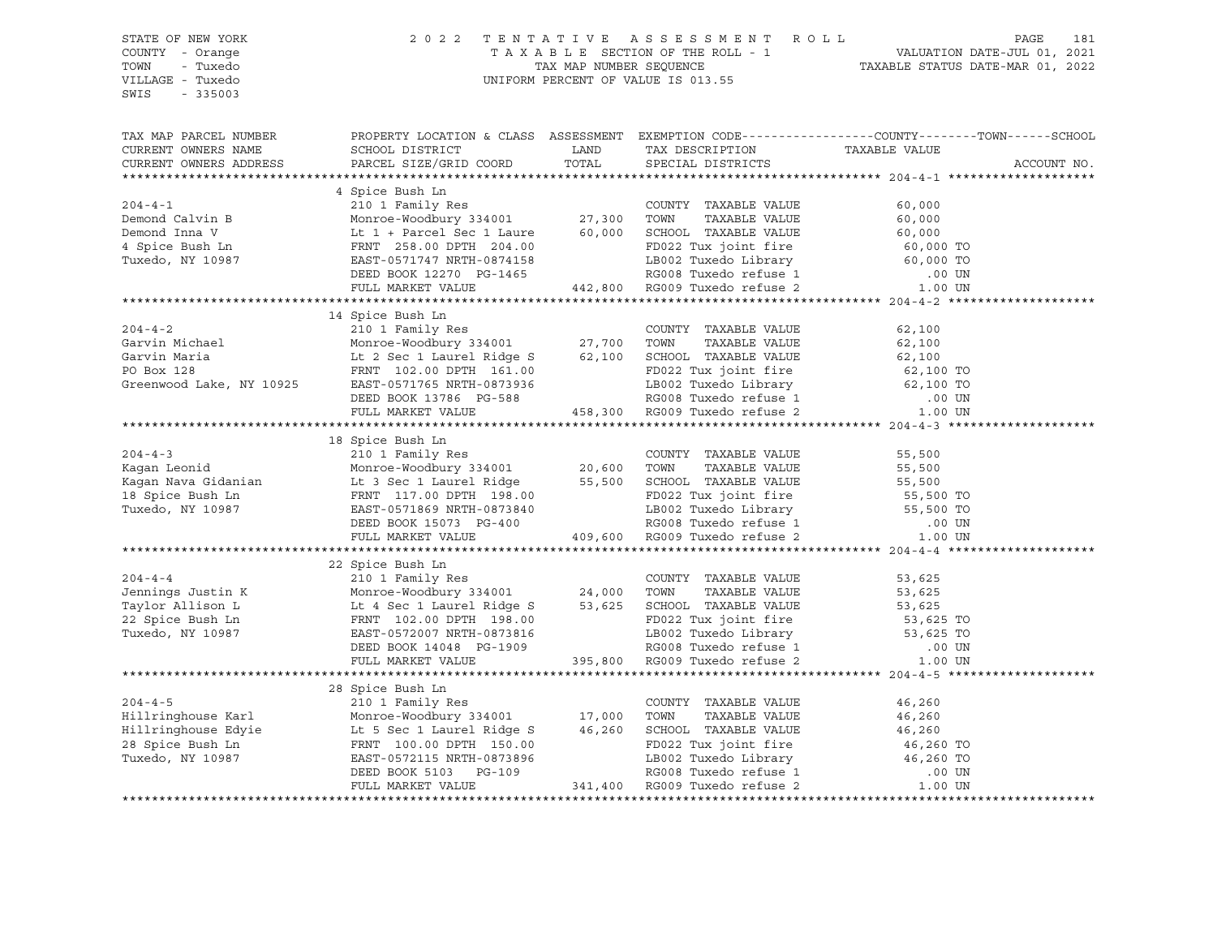STATE OF NEW YORK
COUNTY - Orange
TOWN - Tuxedo
VILLAGE - Tuxedo
SWIS - 335003

2022 TENTATIVE ASSESSMENT ROLL
TAXABLE SECTION OF THE ROLL - 1
TAX MAP NUMBER SEQUENCE
UNIFORM PERCENT OF VALUE IS 013.55

VALUATION DATE-JUL 01, 2021
TAXABLE STATUS DATE-MAR 01, 2022

| TAX MAP PARCEL NUMBER / CURRENT OWNERS NAME / CURRENT OWNERS ADDRESS | PROPERTY LOCATION & CLASS / SCHOOL DISTRICT / PARCEL SIZE/GRID COORD | ASSESSMENT LAND | TOTAL | EXEMPTION CODE / TAX DESCRIPTION / SPECIAL DISTRICTS | TAXABLE VALUE (COUNTY--TOWN--SCHOOL) | ACCOUNT NO. |
|---|---|---|---|---|---|---|
| **204-4-1** | 4 Spice Bush Ln | | | | | |
| | 210 1 Family Res | | | COUNTY TAXABLE VALUE | 60,000 | |
| Demond Calvin B | Monroe-Woodbury 334001 | 27,300 | | TOWN TAXABLE VALUE | 60,000 | |
| Demond Inna V | Lt 1 + Parcel Sec 1 Laure | | 60,000 | SCHOOL TAXABLE VALUE | 60,000 | |
| 4 Spice Bush Ln | FRNT 258.00 DPTH 204.00 | | | FD022 Tux joint fire | 60,000 TO | |
| Tuxedo, NY 10987 | EAST-0571747 NRTH-0874158 | | | LB002 Tuxedo Library | 60,000 TO | |
| | DEED BOOK 12270 PG-1465 | | | RG008 Tuxedo refuse 1 | .00 UN | |
| | FULL MARKET VALUE | | 442,800 | RG009 Tuxedo refuse 2 | 1.00 UN | |
| **204-4-2** | 14 Spice Bush Ln | | | | | |
| | 210 1 Family Res | | | COUNTY TAXABLE VALUE | 62,100 | |
| Garvin Michael | Monroe-Woodbury 334001 | 27,700 | | TOWN TAXABLE VALUE | 62,100 | |
| Garvin Maria | Lt 2 Sec 1 Laurel Ridge S | | 62,100 | SCHOOL TAXABLE VALUE | 62,100 | |
| PO Box 128 | FRNT 102.00 DPTH 161.00 | | | FD022 Tux joint fire | 62,100 TO | |
| Greenwood Lake, NY 10925 | EAST-0571765 NRTH-0873936 | | | LB002 Tuxedo Library | 62,100 TO | |
| | DEED BOOK 13786 PG-588 | | | RG008 Tuxedo refuse 1 | .00 UN | |
| | FULL MARKET VALUE | | 458,300 | RG009 Tuxedo refuse 2 | 1.00 UN | |
| **204-4-3** | 18 Spice Bush Ln | | | | | |
| | 210 1 Family Res | | | COUNTY TAXABLE VALUE | 55,500 | |
| Kagan Leonid | Monroe-Woodbury 334001 | 20,600 | | TOWN TAXABLE VALUE | 55,500 | |
| Kagan Nava Gidanian | Lt 3 Sec 1 Laurel Ridge | | 55,500 | SCHOOL TAXABLE VALUE | 55,500 | |
| 18 Spice Bush Ln | FRNT 117.00 DPTH 198.00 | | | FD022 Tux joint fire | 55,500 TO | |
| Tuxedo, NY 10987 | EAST-0571869 NRTH-0873840 | | | LB002 Tuxedo Library | 55,500 TO | |
| | DEED BOOK 15073 PG-400 | | | RG008 Tuxedo refuse 1 | .00 UN | |
| | FULL MARKET VALUE | | 409,600 | RG009 Tuxedo refuse 2 | 1.00 UN | |
| **204-4-4** | 22 Spice Bush Ln | | | | | |
| | 210 1 Family Res | | | COUNTY TAXABLE VALUE | 53,625 | |
| Jennings Justin K | Monroe-Woodbury 334001 | 24,000 | | TOWN TAXABLE VALUE | 53,625 | |
| Taylor Allison L | Lt 4 Sec 1 Laurel Ridge S | | 53,625 | SCHOOL TAXABLE VALUE | 53,625 | |
| 22 Spice Bush Ln | FRNT 102.00 DPTH 198.00 | | | FD022 Tux joint fire | 53,625 TO | |
| Tuxedo, NY 10987 | EAST-0572007 NRTH-0873816 | | | LB002 Tuxedo Library | 53,625 TO | |
| | DEED BOOK 14048 PG-1909 | | | RG008 Tuxedo refuse 1 | .00 UN | |
| | FULL MARKET VALUE | | 395,800 | RG009 Tuxedo refuse 2 | 1.00 UN | |
| **204-4-5** | 28 Spice Bush Ln | | | | | |
| | 210 1 Family Res | | | COUNTY TAXABLE VALUE | 46,260 | |
| Hillringhouse Karl | Monroe-Woodbury 334001 | 17,000 | | TOWN TAXABLE VALUE | 46,260 | |
| Hillringhouse Edyie | Lt 5 Sec 1 Laurel Ridge S | | 46,260 | SCHOOL TAXABLE VALUE | 46,260 | |
| 28 Spice Bush Ln | FRNT 100.00 DPTH 150.00 | | | FD022 Tux joint fire | 46,260 TO | |
| Tuxedo, NY 10987 | EAST-0572115 NRTH-0873896 | | | LB002 Tuxedo Library | 46,260 TO | |
| | DEED BOOK 5103 PG-109 | | | RG008 Tuxedo refuse 1 | .00 UN | |
| | FULL MARKET VALUE | | 341,400 | RG009 Tuxedo refuse 2 | 1.00 UN | |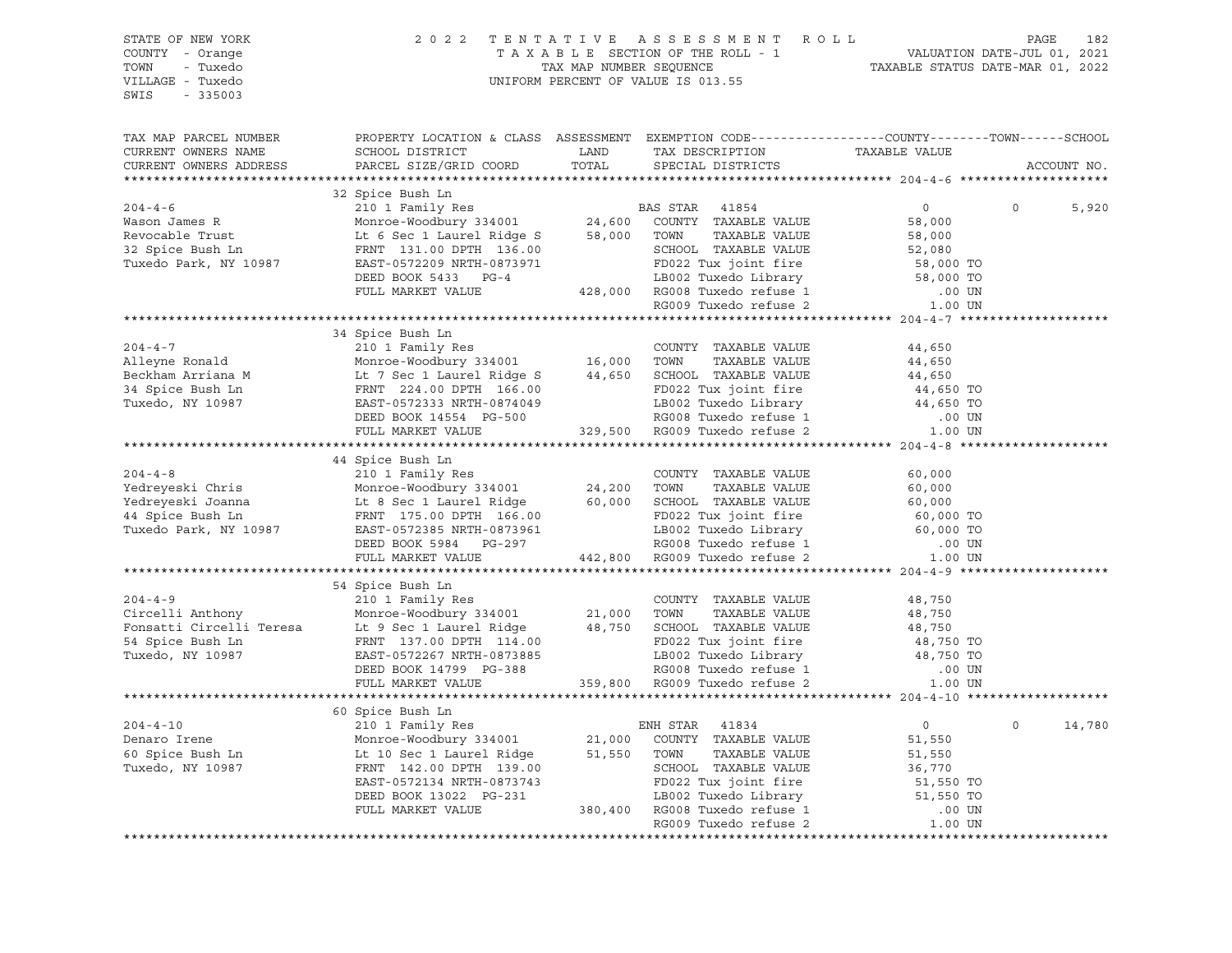STATE OF NEW YORK
COUNTY - Orange
TOWN - Tuxedo
VILLAGE - Tuxedo
SWIS - 335003

2022 TENTATIVE ASSESSMENT ROLL
TAXABLE SECTION OF THE ROLL - 1
TAX MAP NUMBER SEQUENCE
UNIFORM PERCENT OF VALUE IS 013.55

VALUATION DATE-JUL 01, 2021
TAXABLE STATUS DATE-MAR 01, 2022

| TAX MAP PARCEL NUMBER / CURRENT OWNERS NAME / CURRENT OWNERS ADDRESS | PROPERTY LOCATION & CLASS / SCHOOL DISTRICT / PARCEL SIZE/GRID COORD | ASSESSMENT LAND | TOTAL | EXEMPTION CODE / TAX DESCRIPTION / SPECIAL DISTRICTS | COUNTY TAXABLE VALUE | TOWN | SCHOOL |
|---|---|---|---|---|---|---|---|
| **204-4-6** | 32 Spice Bush Ln | | | | | | |
| | 210 1 Family Res | | | BAS STAR 41854 | 0 | 0 | 5,920 |
| Wason James R | Monroe-Woodbury 334001 | 24,600 | | COUNTY TAXABLE VALUE | 58,000 | | |
| Revocable Trust | Lt 6 Sec 1 Laurel Ridge S | | 58,000 | TOWN TAXABLE VALUE | 58,000 | | |
| 32 Spice Bush Ln | FRNT 131.00 DPTH 136.00 | | | SCHOOL TAXABLE VALUE | 52,080 | | |
| Tuxedo Park, NY 10987 | EAST-0572209 NRTH-0873971 | | | FD022 Tux joint fire | 58,000 TO | | |
| | DEED BOOK 5433 PG-4 | | | LB002 Tuxedo Library | 58,000 TO | | |
| | FULL MARKET VALUE | | 428,000 | RG008 Tuxedo refuse 1 | .00 UN | | |
| | | | | RG009 Tuxedo refuse 2 | 1.00 UN | | |
| **204-4-7** | 34 Spice Bush Ln | | | | | | |
| | 210 1 Family Res | | | COUNTY TAXABLE VALUE | 44,650 | | |
| Alleyne Ronald | Monroe-Woodbury 334001 | 16,000 | | TOWN TAXABLE VALUE | 44,650 | | |
| Beckham Arriana M | Lt 7 Sec 1 Laurel Ridge S | | 44,650 | SCHOOL TAXABLE VALUE | 44,650 | | |
| 34 Spice Bush Ln | FRNT 224.00 DPTH 166.00 | | | FD022 Tux joint fire | 44,650 TO | | |
| Tuxedo, NY 10987 | EAST-0572333 NRTH-0874049 | | | LB002 Tuxedo Library | 44,650 TO | | |
| | DEED BOOK 14554 PG-500 | | | RG008 Tuxedo refuse 1 | .00 UN | | |
| | FULL MARKET VALUE | | 329,500 | RG009 Tuxedo refuse 2 | 1.00 UN | | |
| **204-4-8** | 44 Spice Bush Ln | | | | | | |
| | 210 1 Family Res | | | COUNTY TAXABLE VALUE | 60,000 | | |
| Yedreyeski Chris | Monroe-Woodbury 334001 | 24,200 | | TOWN TAXABLE VALUE | 60,000 | | |
| Yedreyeski Joanna | Lt 8 Sec 1 Laurel Ridge | | 60,000 | SCHOOL TAXABLE VALUE | 60,000 | | |
| 44 Spice Bush Ln | FRNT 175.00 DPTH 166.00 | | | FD022 Tux joint fire | 60,000 TO | | |
| Tuxedo Park, NY 10987 | EAST-0572385 NRTH-0873961 | | | LB002 Tuxedo Library | 60,000 TO | | |
| | DEED BOOK 5984 PG-297 | | | RG008 Tuxedo refuse 1 | .00 UN | | |
| | FULL MARKET VALUE | | 442,800 | RG009 Tuxedo refuse 2 | 1.00 UN | | |
| **204-4-9** | 54 Spice Bush Ln | | | | | | |
| | 210 1 Family Res | | | COUNTY TAXABLE VALUE | 48,750 | | |
| Circelli Anthony | Monroe-Woodbury 334001 | 21,000 | | TOWN TAXABLE VALUE | 48,750 | | |
| Fonsatti Circelli Teresa | Lt 9 Sec 1 Laurel Ridge | | 48,750 | SCHOOL TAXABLE VALUE | 48,750 | | |
| 54 Spice Bush Ln | FRNT 137.00 DPTH 114.00 | | | FD022 Tux joint fire | 48,750 TO | | |
| Tuxedo, NY 10987 | EAST-0572267 NRTH-0873885 | | | LB002 Tuxedo Library | 48,750 TO | | |
| | DEED BOOK 14799 PG-388 | | | RG008 Tuxedo refuse 1 | .00 UN | | |
| | FULL MARKET VALUE | | 359,800 | RG009 Tuxedo refuse 2 | 1.00 UN | | |
| **204-4-10** | 60 Spice Bush Ln | | | | | | |
| | 210 1 Family Res | | | ENH STAR 41834 | 0 | 0 | 14,780 |
| Denaro Irene | Monroe-Woodbury 334001 | 21,000 | | COUNTY TAXABLE VALUE | 51,550 | | |
| 60 Spice Bush Ln | Lt 10 Sec 1 Laurel Ridge | | 51,550 | TOWN TAXABLE VALUE | 51,550 | | |
| Tuxedo, NY 10987 | FRNT 142.00 DPTH 139.00 | | | SCHOOL TAXABLE VALUE | 36,770 | | |
| | EAST-0572134 NRTH-0873743 | | | FD022 Tux joint fire | 51,550 TO | | |
| | DEED BOOK 13022 PG-231 | | | LB002 Tuxedo Library | 51,550 TO | | |
| | FULL MARKET VALUE | | 380,400 | RG008 Tuxedo refuse 1 | .00 UN | | |
| | | | | RG009 Tuxedo refuse 2 | 1.00 UN | | |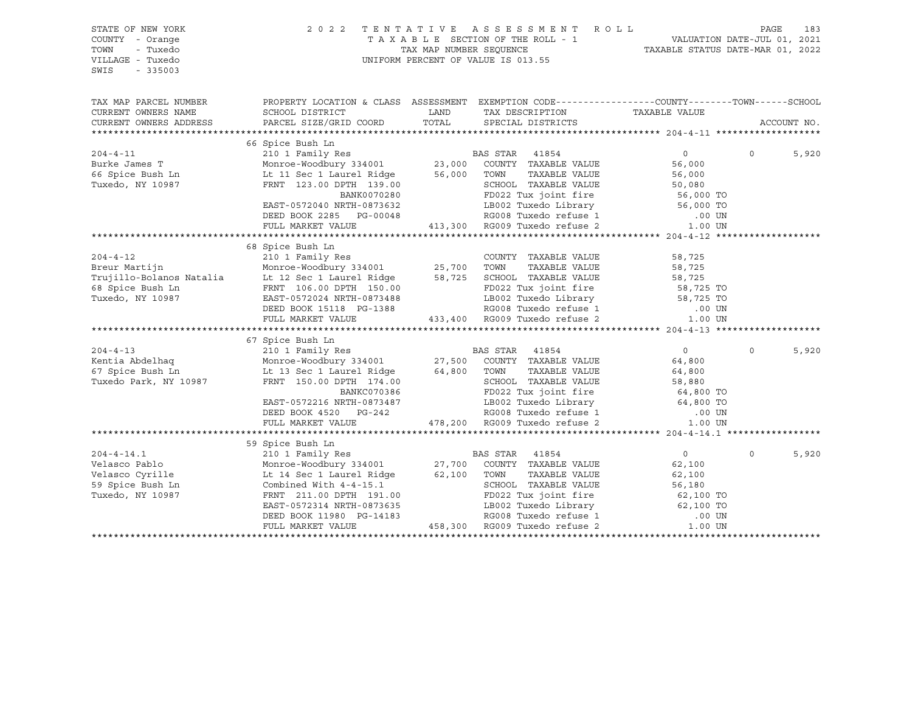STATE OF NEW YORK
COUNTY - Orange
TOWN - Tuxedo
VILLAGE - Tuxedo
SWIS - 335003

2 0 2 2 T E N T A T I V E A S S E S S M E N T R O L L
T A X A B L E SECTION OF THE ROLL - 1
TAX MAP NUMBER SEQUENCE
UNIFORM PERCENT OF VALUE IS 013.55

VALUATION DATE-JUL 01, 2021
TAXABLE STATUS DATE-MAR 01, 2022

| TAX MAP PARCEL NUMBER / CURRENT OWNERS NAME / CURRENT OWNERS ADDRESS | PROPERTY LOCATION & CLASS / SCHOOL DISTRICT / PARCEL SIZE/GRID COORD | ASSESSMENT LAND / TOTAL | EXEMPTION CODE / TAX DESCRIPTION / SPECIAL DISTRICTS | COUNTY / TAXABLE VALUE | TOWN | SCHOOL | ACCOUNT NO. |
|---|---|---|---|---|---|---|---|
| | 66 Spice Bush Ln | | | | | | |
| 204-4-11 | 210 1 Family Res | | BAS STAR 41854 | 0 | 0 | 5,920 | |
| Burke James T | Monroe-Woodbury 334001 | 23,000 | COUNTY TAXABLE VALUE | 56,000 | | | |
| 66 Spice Bush Ln | Lt 11 Sec 1 Laurel Ridge | 56,000 | TOWN TAXABLE VALUE | 56,000 | | | |
| Tuxedo, NY 10987 | FRNT 123.00 DPTH 139.00 | | SCHOOL TAXABLE VALUE | 50,080 | | | |
| | BANK0070280 | | FD022 Tux joint fire | 56,000 TO | | | |
| | EAST-0572040 NRTH-0873632 | | LB002 Tuxedo Library | 56,000 TO | | | |
| | DEED BOOK 2285 PG-00048 | | RG008 Tuxedo refuse 1 | .00 UN | | | |
| | FULL MARKET VALUE | 413,300 | RG009 Tuxedo refuse 2 | 1.00 UN | | | |
| | 68 Spice Bush Ln | | | | | | |
| 204-4-12 | 210 1 Family Res | | COUNTY TAXABLE VALUE | 58,725 | | | |
| Breur Martijn | Monroe-Woodbury 334001 | 25,700 | TOWN TAXABLE VALUE | 58,725 | | | |
| Trujillo-Bolanos Natalia | Lt 12 Sec 1 Laurel Ridge | 58,725 | SCHOOL TAXABLE VALUE | 58,725 | | | |
| 68 Spice Bush Ln | FRNT 106.00 DPTH 150.00 | | FD022 Tux joint fire | 58,725 TO | | | |
| Tuxedo, NY 10987 | EAST-0572024 NRTH-0873488 | | LB002 Tuxedo Library | 58,725 TO | | | |
| | DEED BOOK 15118 PG-1388 | | RG008 Tuxedo refuse 1 | .00 UN | | | |
| | FULL MARKET VALUE | 433,400 | RG009 Tuxedo refuse 2 | 1.00 UN | | | |
| | 67 Spice Bush Ln | | | | | | |
| 204-4-13 | 210 1 Family Res | | BAS STAR 41854 | 0 | 0 | 5,920 | |
| Kentia Abdelhaq | Monroe-Woodbury 334001 | 27,500 | COUNTY TAXABLE VALUE | 64,800 | | | |
| 67 Spice Bush Ln | Lt 13 Sec 1 Laurel Ridge | 64,800 | TOWN TAXABLE VALUE | 64,800 | | | |
| Tuxedo Park, NY 10987 | FRNT 150.00 DPTH 174.00 | | SCHOOL TAXABLE VALUE | 58,880 | | | |
| | BANKC070386 | | FD022 Tux joint fire | 64,800 TO | | | |
| | EAST-0572216 NRTH-0873487 | | LB002 Tuxedo Library | 64,800 TO | | | |
| | DEED BOOK 4520 PG-242 | | RG008 Tuxedo refuse 1 | .00 UN | | | |
| | FULL MARKET VALUE | 478,200 | RG009 Tuxedo refuse 2 | 1.00 UN | | | |
| | 59 Spice Bush Ln | | | | | | |
| 204-4-14.1 | 210 1 Family Res | | BAS STAR 41854 | 0 | 0 | 5,920 | |
| Velasco Pablo | Monroe-Woodbury 334001 | 27,700 | COUNTY TAXABLE VALUE | 62,100 | | | |
| Velasco Cyrille | Lt 14 Sec 1 Laurel Ridge | 62,100 | TOWN TAXABLE VALUE | 62,100 | | | |
| 59 Spice Bush Ln | Combined With 4-4-15.1 | | SCHOOL TAXABLE VALUE | 56,180 | | | |
| Tuxedo, NY 10987 | FRNT 211.00 DPTH 191.00 | | FD022 Tux joint fire | 62,100 TO | | | |
| | EAST-0572314 NRTH-0873635 | | LB002 Tuxedo Library | 62,100 TO | | | |
| | DEED BOOK 11980 PG-14183 | | RG008 Tuxedo refuse 1 | .00 UN | | | |
| | FULL MARKET VALUE | 458,300 | RG009 Tuxedo refuse 2 | 1.00 UN | | | |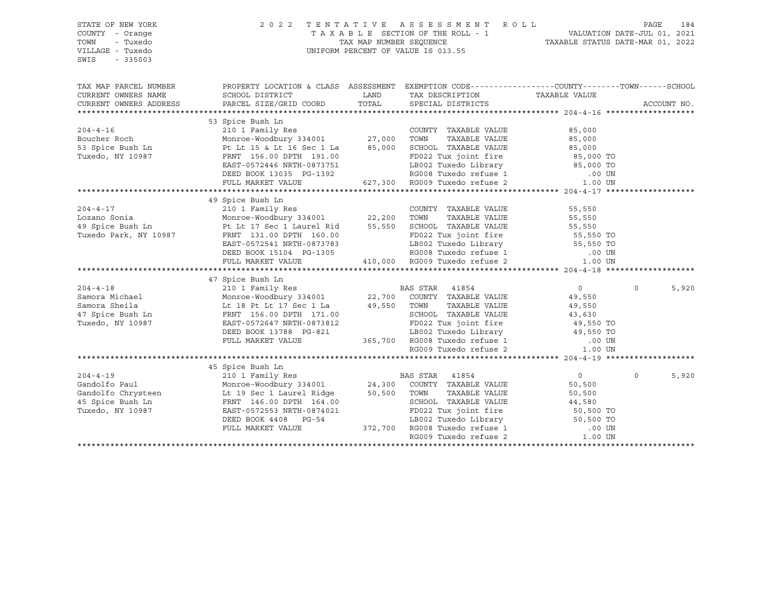STATE OF NEW YORK
COUNTY - Orange
TOWN - Tuxedo
VILLAGE - Tuxedo
SWIS - 335003

2022 TENTATIVE ASSESSMENT ROLL
TAXABLE SECTION OF THE ROLL - 1
TAX MAP NUMBER SEQUENCE
UNIFORM PERCENT OF VALUE IS 013.55

VALUATION DATE-JUL 01, 2021
TAXABLE STATUS DATE-MAR 01, 2022

| TAX MAP PARCEL NUMBER / CURRENT OWNERS NAME / CURRENT OWNERS ADDRESS | PROPERTY LOCATION & CLASS / SCHOOL DISTRICT / PARCEL SIZE/GRID COORD | ASSESSMENT LAND / TOTAL | EXEMPTION CODE / TAX DESCRIPTION / SPECIAL DISTRICTS | COUNTY / TOWN TAXABLE VALUE | SCHOOL | ACCOUNT NO. |
|---|---|---|---|---|---|---|
| **204-4-16** | 53 Spice Bush Ln | | | | | |
| | 210 1 Family Res | | COUNTY TAXABLE VALUE | 85,000 | | |
| Boucher Roch | Monroe-Woodbury 334001 | 27,000 | TOWN TAXABLE VALUE | 85,000 | | |
| 53 Spice Bush Ln | Pt Lt 15 & Lt 16 Sec 1 La | 85,000 | SCHOOL TAXABLE VALUE | 85,000 | | |
| Tuxedo, NY 10987 | FRNT 156.00 DPTH 191.00 | | FD022 Tux joint fire | 85,000 TO | | |
| | EAST-0572446 NRTH-0873751 | | LB002 Tuxedo Library | 85,000 TO | | |
| | DEED BOOK 13035 PG-1392 | | RG008 Tuxedo refuse 1 | .00 UN | | |
| | FULL MARKET VALUE | 627,300 | RG009 Tuxedo refuse 2 | 1.00 UN | | |
| **204-4-17** | 49 Spice Bush Ln | | | | | |
| | 210 1 Family Res | | COUNTY TAXABLE VALUE | 55,550 | | |
| Lozano Sonia | Monroe-Woodbury 334001 | 22,200 | TOWN TAXABLE VALUE | 55,550 | | |
| 49 Spice Bush Ln | Pt Lt 17 Sec 1 Laurel Rid | 55,550 | SCHOOL TAXABLE VALUE | 55,550 | | |
| Tuxedo Park, NY 10987 | FRNT 131.00 DPTH 160.00 | | FD022 Tux joint fire | 55,550 TO | | |
| | EAST-0572541 NRTH-0873783 | | LB002 Tuxedo Library | 55,550 TO | | |
| | DEED BOOK 15104 PG-1305 | | RG008 Tuxedo refuse 1 | .00 UN | | |
| | FULL MARKET VALUE | 410,000 | RG009 Tuxedo refuse 2 | 1.00 UN | | |
| **204-4-18** | 47 Spice Bush Ln | | | | | |
| | 210 1 Family Res | | BAS STAR 41854 | 0 | 0 | 5,920 |
| Samora Michael | Monroe-Woodbury 334001 | 22,700 | COUNTY TAXABLE VALUE | 49,550 | | |
| Samora Sheila | Lt 18 Pt Lt 17 Sec 1 La | 49,550 | TOWN TAXABLE VALUE | 49,550 | | |
| 47 Spice Bush Ln | FRNT 156.00 DPTH 171.00 | | SCHOOL TAXABLE VALUE | 43,630 | | |
| Tuxedo, NY 10987 | EAST-0572647 NRTH-0873812 | | FD022 Tux joint fire | 49,550 TO | | |
| | DEED BOOK 13788 PG-821 | | LB002 Tuxedo Library | 49,550 TO | | |
| | FULL MARKET VALUE | 365,700 | RG008 Tuxedo refuse 1 | .00 UN | | |
| | | | RG009 Tuxedo refuse 2 | 1.00 UN | | |
| **204-4-19** | 45 Spice Bush Ln | | | | | |
| | 210 1 Family Res | | BAS STAR 41854 | 0 | 0 | 5,920 |
| Gandolfo Paul | Monroe-Woodbury 334001 | 24,300 | COUNTY TAXABLE VALUE | 50,500 | | |
| Gandolfo Chrysteen | Lt 19 Sec 1 Laurel Ridge | 50,500 | TOWN TAXABLE VALUE | 50,500 | | |
| 45 Spice Bush Ln | FRNT 146.00 DPTH 164.00 | | SCHOOL TAXABLE VALUE | 44,580 | | |
| Tuxedo, NY 10987 | EAST-0572553 NRTH-0874021 | | FD022 Tux joint fire | 50,500 TO | | |
| | DEED BOOK 4408 PG-54 | | LB002 Tuxedo Library | 50,500 TO | | |
| | FULL MARKET VALUE | 372,700 | RG008 Tuxedo refuse 1 | .00 UN | | |
| | | | RG009 Tuxedo refuse 2 | 1.00 UN | | |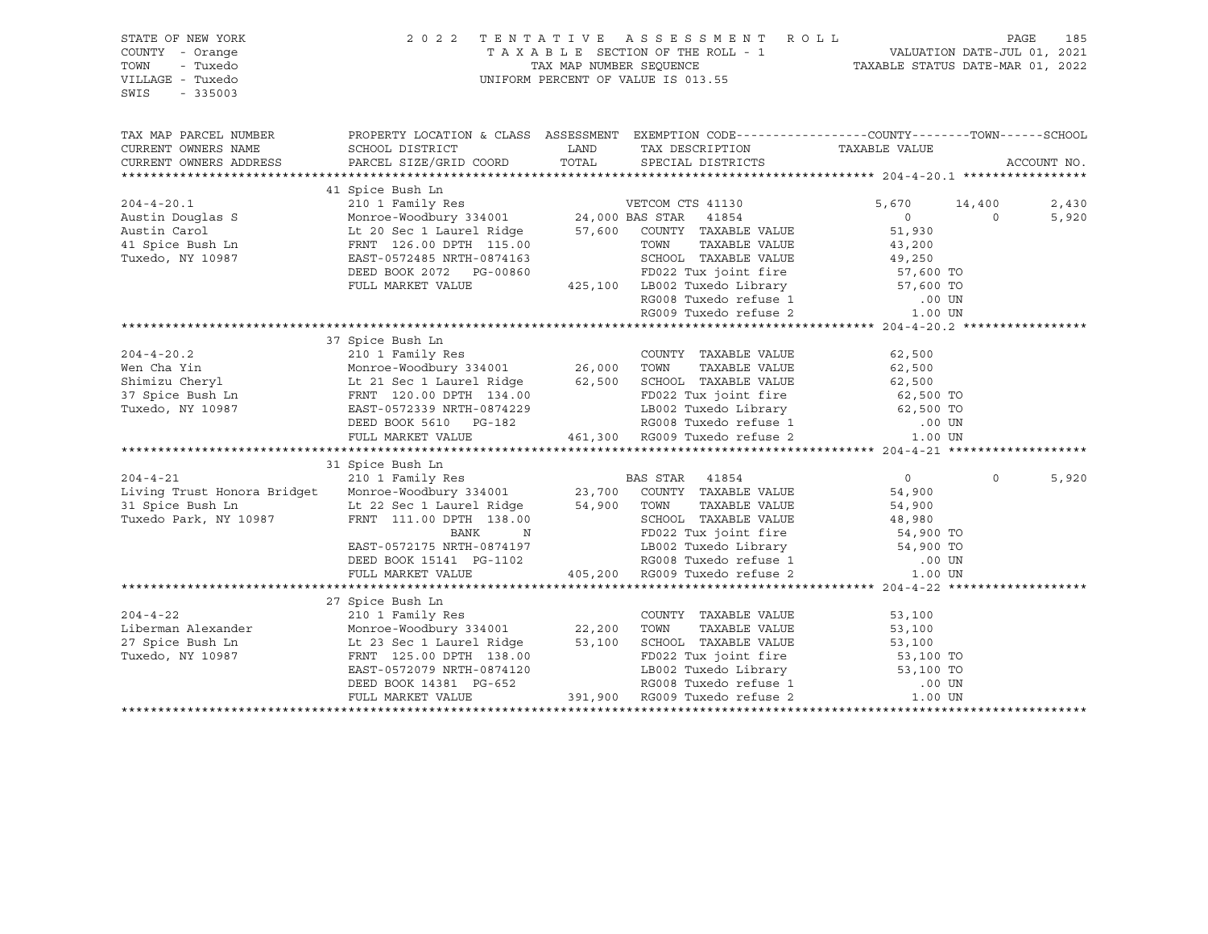STATE OF NEW YORK
COUNTY - Orange
TOWN - Tuxedo
VILLAGE - Tuxedo
SWIS - 335003

2 0 2 2 T E N T A T I V E A S S E S S M E N T R O L L
T A X A B L E SECTION OF THE ROLL - 1
TAX MAP NUMBER SEQUENCE
UNIFORM PERCENT OF VALUE IS 013.55

VALUATION DATE-JUL 01, 2021
TAXABLE STATUS DATE-MAR 01, 2022

| TAX MAP PARCEL NUMBER / CURRENT OWNERS NAME / CURRENT OWNERS ADDRESS | PROPERTY LOCATION & CLASS / SCHOOL DISTRICT / PARCEL SIZE/GRID COORD | ASSESSMENT LAND / TOTAL | EXEMPTION CODE / TAX DESCRIPTION / SPECIAL DISTRICTS | COUNTY | TOWN | SCHOOL |
|---|---|---|---|---|---|---|
| **204-4-20.1** | 41 Spice Bush Ln | | | | | |
| 204-4-20.1 | 210 1 Family Res | | VETCOM CTS 41130 | 5,670 | 14,400 | 2,430 |
| Austin Douglas S | Monroe-Woodbury 334001 | 24,000 | BAS STAR 41854 | 0 | 0 | 5,920 |
| Austin Carol | Lt 20 Sec 1 Laurel Ridge | 57,600 | COUNTY TAXABLE VALUE | 51,930 | | |
| 41 Spice Bush Ln | FRNT 126.00 DPTH 115.00 | | TOWN TAXABLE VALUE | 43,200 | | |
| Tuxedo, NY 10987 | EAST-0572485 NRTH-0874163 | | SCHOOL TAXABLE VALUE | 49,250 | | |
| | DEED BOOK 2072 PG-00860 | | FD022 Tux joint fire | 57,600 TO | | |
| | FULL MARKET VALUE | 425,100 | LB002 Tuxedo Library | 57,600 TO | | |
| | | | RG008 Tuxedo refuse 1 | .00 UN | | |
| | | | RG009 Tuxedo refuse 2 | 1.00 UN | | |
| **204-4-20.2** | 37 Spice Bush Ln | | | | | |
| 204-4-20.2 | 210 1 Family Res | | COUNTY TAXABLE VALUE | 62,500 | | |
| Wen Cha Yin | Monroe-Woodbury 334001 | 26,000 | TOWN TAXABLE VALUE | 62,500 | | |
| Shimizu Cheryl | Lt 21 Sec 1 Laurel Ridge | 62,500 | SCHOOL TAXABLE VALUE | 62,500 | | |
| 37 Spice Bush Ln | FRNT 120.00 DPTH 134.00 | | FD022 Tux joint fire | 62,500 TO | | |
| Tuxedo, NY 10987 | EAST-0572339 NRTH-0874229 | | LB002 Tuxedo Library | 62,500 TO | | |
| | DEED BOOK 5610 PG-182 | | RG008 Tuxedo refuse 1 | .00 UN | | |
| | FULL MARKET VALUE | 461,300 | RG009 Tuxedo refuse 2 | 1.00 UN | | |
| **204-4-21** | 31 Spice Bush Ln | | | | | |
| 204-4-21 | 210 1 Family Res | | BAS STAR 41854 | 0 | 0 | 5,920 |
| Living Trust Honora Bridget | Monroe-Woodbury 334001 | 23,700 | COUNTY TAXABLE VALUE | 54,900 | | |
| 31 Spice Bush Ln | Lt 22 Sec 1 Laurel Ridge | 54,900 | TOWN TAXABLE VALUE | 54,900 | | |
| Tuxedo Park, NY 10987 | FRNT 111.00 DPTH 138.00 | | SCHOOL TAXABLE VALUE | 48,980 | | |
| | BANK N | | FD022 Tux joint fire | 54,900 TO | | |
| | EAST-0572175 NRTH-0874197 | | LB002 Tuxedo Library | 54,900 TO | | |
| | DEED BOOK 15141 PG-1102 | | RG008 Tuxedo refuse 1 | .00 UN | | |
| | FULL MARKET VALUE | 405,200 | RG009 Tuxedo refuse 2 | 1.00 UN | | |
| **204-4-22** | 27 Spice Bush Ln | | | | | |
| 204-4-22 | 210 1 Family Res | | COUNTY TAXABLE VALUE | 53,100 | | |
| Liberman Alexander | Monroe-Woodbury 334001 | 22,200 | TOWN TAXABLE VALUE | 53,100 | | |
| 27 Spice Bush Ln | Lt 23 Sec 1 Laurel Ridge | 53,100 | SCHOOL TAXABLE VALUE | 53,100 | | |
| Tuxedo, NY 10987 | FRNT 125.00 DPTH 138.00 | | FD022 Tux joint fire | 53,100 TO | | |
| | EAST-0572079 NRTH-0874120 | | LB002 Tuxedo Library | 53,100 TO | | |
| | DEED BOOK 14381 PG-652 | | RG008 Tuxedo refuse 1 | .00 UN | | |
| | FULL MARKET VALUE | 391,900 | RG009 Tuxedo refuse 2 | 1.00 UN | | |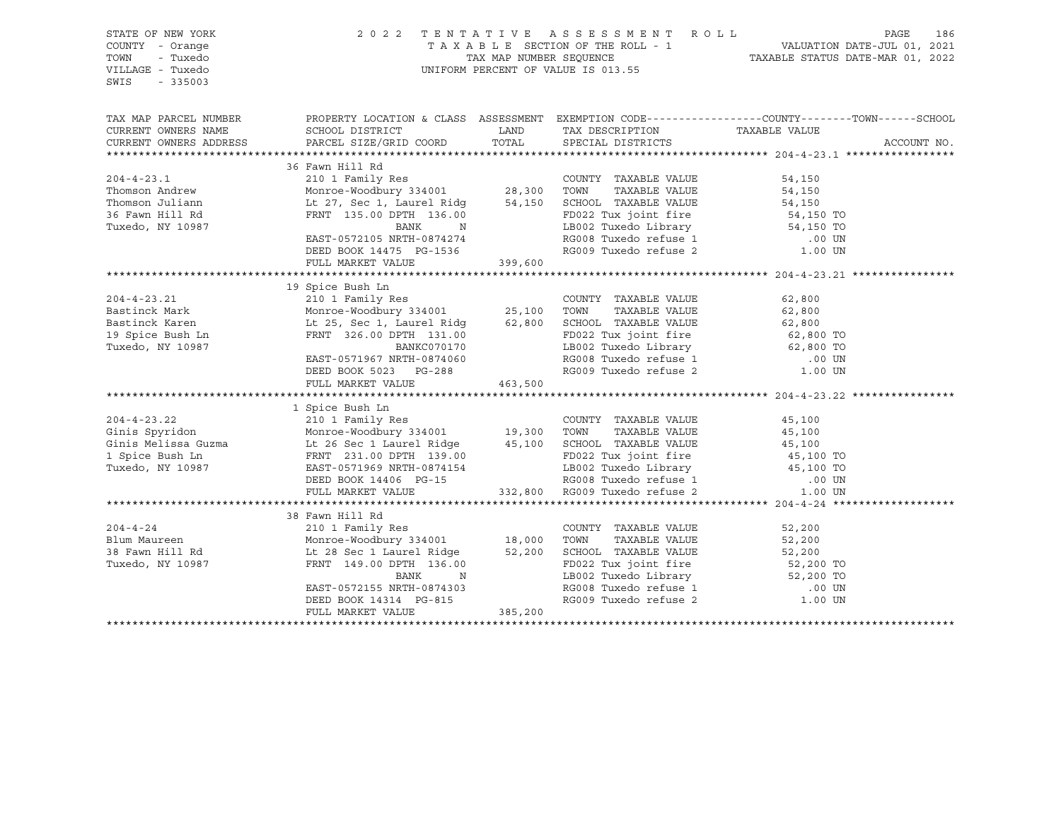STATE OF NEW YORK
COUNTY - Orange
TOWN - Tuxedo
VILLAGE - Tuxedo
SWIS - 335003

2022 TENTATIVE ASSESSMENT ROLL
TAXABLE SECTION OF THE ROLL - 1
TAX MAP NUMBER SEQUENCE
UNIFORM PERCENT OF VALUE IS 013.55

VALUATION DATE-JUL 01, 2021
TAXABLE STATUS DATE-MAR 01, 2022

| TAX MAP PARCEL NUMBER / CURRENT OWNERS NAME / CURRENT OWNERS ADDRESS | PROPERTY LOCATION & CLASS / SCHOOL DISTRICT / PARCEL SIZE/GRID COORD | ASSESSMENT LAND / TOTAL | EXEMPTION CODE / TAX DESCRIPTION / SPECIAL DISTRICTS | COUNTY / TOWN / SCHOOL TAXABLE VALUE | ACCOUNT NO. |
|---|---|---|---|---|---|
| **204-4-23.1** | 36 Fawn Hill Rd | | | | |
| | 210 1 Family Res | | COUNTY TAXABLE VALUE | 54,150 | |
| Thomson Andrew | Monroe-Woodbury 334001 | 28,300 | TOWN TAXABLE VALUE | 54,150 | |
| Thomson Juliann | Lt 27, Sec 1, Laurel Ridg | 54,150 | SCHOOL TAXABLE VALUE | 54,150 | |
| 36 Fawn Hill Rd | FRNT 135.00 DPTH 136.00 | | FD022 Tux joint fire | 54,150 TO | |
| Tuxedo, NY 10987 | BANK N | | LB002 Tuxedo Library | 54,150 TO | |
| | EAST-0572105 NRTH-0874274 | | RG008 Tuxedo refuse 1 | .00 UN | |
| | DEED BOOK 14475 PG-1536 | | RG009 Tuxedo refuse 2 | 1.00 UN | |
| | FULL MARKET VALUE | 399,600 | | | |
| **204-4-23.21** | 19 Spice Bush Ln | | | | |
| | 210 1 Family Res | | COUNTY TAXABLE VALUE | 62,800 | |
| Bastinck Mark | Monroe-Woodbury 334001 | 25,100 | TOWN TAXABLE VALUE | 62,800 | |
| Bastinck Karen | Lt 25, Sec 1, Laurel Ridg | 62,800 | SCHOOL TAXABLE VALUE | 62,800 | |
| 19 Spice Bush Ln | FRNT 326.00 DPTH 131.00 | | FD022 Tux joint fire | 62,800 TO | |
| Tuxedo, NY 10987 | BANKC070170 | | LB002 Tuxedo Library | 62,800 TO | |
| | EAST-0571967 NRTH-0874060 | | RG008 Tuxedo refuse 1 | .00 UN | |
| | DEED BOOK 5023 PG-288 | | RG009 Tuxedo refuse 2 | 1.00 UN | |
| | FULL MARKET VALUE | 463,500 | | | |
| **204-4-23.22** | 1 Spice Bush Ln | | | | |
| | 210 1 Family Res | | COUNTY TAXABLE VALUE | 45,100 | |
| Ginis Spyridon | Monroe-Woodbury 334001 | 19,300 | TOWN TAXABLE VALUE | 45,100 | |
| Ginis Melissa Guzma | Lt 26 Sec 1 Laurel Ridge | 45,100 | SCHOOL TAXABLE VALUE | 45,100 | |
| 1 Spice Bush Ln | FRNT 231.00 DPTH 139.00 | | FD022 Tux joint fire | 45,100 TO | |
| Tuxedo, NY 10987 | EAST-0571969 NRTH-0874154 | | LB002 Tuxedo Library | 45,100 TO | |
| | DEED BOOK 14406 PG-15 | | RG008 Tuxedo refuse 1 | .00 UN | |
| | FULL MARKET VALUE | 332,800 | RG009 Tuxedo refuse 2 | 1.00 UN | |
| **204-4-24** | 38 Fawn Hill Rd | | | | |
| | 210 1 Family Res | | COUNTY TAXABLE VALUE | 52,200 | |
| Blum Maureen | Monroe-Woodbury 334001 | 18,000 | TOWN TAXABLE VALUE | 52,200 | |
| 38 Fawn Hill Rd | Lt 28 Sec 1 Laurel Ridge | 52,200 | SCHOOL TAXABLE VALUE | 52,200 | |
| Tuxedo, NY 10987 | FRNT 149.00 DPTH 136.00 | | FD022 Tux joint fire | 52,200 TO | |
| | BANK N | | LB002 Tuxedo Library | 52,200 TO | |
| | EAST-0572155 NRTH-0874303 | | RG008 Tuxedo refuse 1 | .00 UN | |
| | DEED BOOK 14314 PG-815 | | RG009 Tuxedo refuse 2 | 1.00 UN | |
| | FULL MARKET VALUE | 385,200 | | | |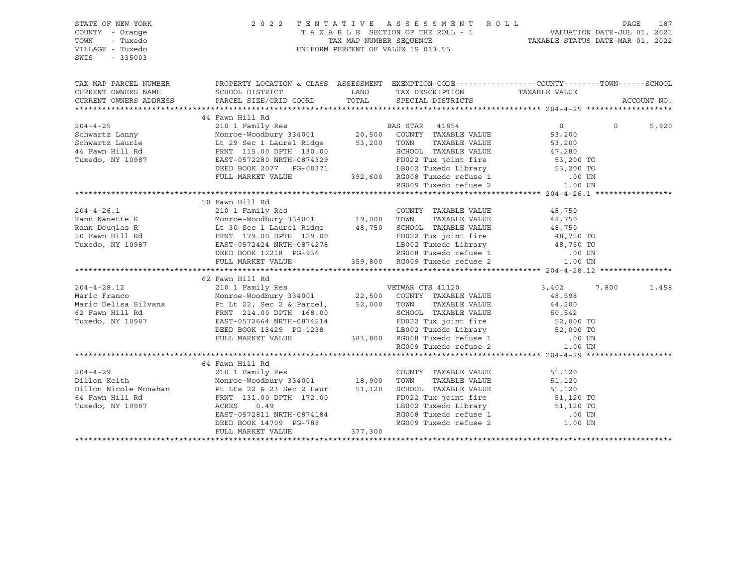STATE OF NEW YORK
COUNTY - Orange
TOWN - Tuxedo
VILLAGE - Tuxedo
SWIS - 335003

2022 TENTATIVE ASSESSMENT ROLL
TAXABLE SECTION OF THE ROLL - 1
TAX MAP NUMBER SEQUENCE
UNIFORM PERCENT OF VALUE IS 013.55

VALUATION DATE-JUL 01, 2021
TAXABLE STATUS DATE-MAR 01, 2022

```
TAX MAP PARCEL NUMBER     PROPERTY LOCATION & CLASS  ASSESSMENT  EXEMPTION CODE------------------COUNTY--------TOWN------SCHOOL
CURRENT OWNERS NAME       SCHOOL DISTRICT               LAND      TAX DESCRIPTION            TAXABLE VALUE
CURRENT OWNERS ADDRESS    PARCEL SIZE/GRID COORD        TOTAL     SPECIAL DISTRICTS                                      ACCOUNT NO.
******************************************************************************************************* 204-4-25 *******************
                          44 Fawn Hill Rd
204-4-25                  210 1 Family Res                       BAS STAR  41854                  0             0        5,920
Schwartz Lanny            Monroe-Woodbury 334001     20,500    COUNTY  TAXABLE VALUE          53,200
Schwartz Laurie           Lt 29 Sec 1 Laurel Ridge    53,200    TOWN    TAXABLE VALUE          53,200
44 Fawn Hill Rd           FRNT 115.00 DPTH 130.00              SCHOOL  TAXABLE VALUE          47,280
Tuxedo, NY 10987          EAST-0572280 NRTH-0874329            FD022 Tux joint fire            53,200 TO
                          DEED BOOK 2077   PG-00371            LB002 Tuxedo Library            53,200 TO
                          FULL MARKET VALUE          392,600   RG008 Tuxedo refuse 1              .00 UN
                                                               RG009 Tuxedo refuse 2             1.00 UN
******************************************************************************************************* 204-4-26.1 *****************
                          50 Fawn Hill Rd
204-4-26.1                210 1 Family Res                       COUNTY  TAXABLE VALUE          48,750
Rann Nanette R            Monroe-Woodbury 334001     19,000    TOWN    TAXABLE VALUE          48,750
Rann Douglas R            Lt 30 Sec 1 Laurel Ridge    48,750    SCHOOL  TAXABLE VALUE          48,750
50 Fawn Hill Rd           FRNT 179.00 DPTH 129.00              FD022 Tux joint fire            48,750 TO
Tuxedo, NY 10987          EAST-0572424 NRTH-0874278            LB002 Tuxedo Library            48,750 TO
                          DEED BOOK 12218  PG-936              RG008 Tuxedo refuse 1              .00 UN
                          FULL MARKET VALUE          359,800   RG009 Tuxedo refuse 2             1.00 UN
******************************************************************************************************* 204-4-28.12 ****************
                          62 Fawn Hill Rd
204-4-28.12               210 1 Family Res                       VETWAR CTS 41120              3,402         7,800        1,458
Maric Franco              Monroe-Woodbury 334001     22,500    COUNTY  TAXABLE VALUE          48,598
Maric Delisa Silvana      Pt Lt 22, Sec 2 & Parcel,   52,000    TOWN    TAXABLE VALUE          44,200
62 Fawn Hill Rd           FRNT 214.00 DPTH 168.00              SCHOOL  TAXABLE VALUE          50,542
Tuxedo, NY 10987          EAST-0572664 NRTH-0874214            FD022 Tux joint fire            52,000 TO
                          DEED BOOK 13429  PG-1238             LB002 Tuxedo Library            52,000 TO
                          FULL MARKET VALUE          383,800   RG008 Tuxedo refuse 1              .00 UN
                                                               RG009 Tuxedo refuse 2             1.00 UN
******************************************************************************************************* 204-4-29 *******************
                          64 Fawn Hill Rd
204-4-29                  210 1 Family Res                       COUNTY  TAXABLE VALUE          51,120
Dillon Keith              Monroe-Woodbury 334001     18,900    TOWN    TAXABLE VALUE          51,120
Dillon Nicole Monahan     Pt Lts 22 & 23 Sec 2 Laur   51,120    SCHOOL  TAXABLE VALUE          51,120
64 Fawn Hill Rd           FRNT 131.00 DPTH 172.00              FD022 Tux joint fire            51,120 TO
Tuxedo, NY 10987          ACRES    0.49                        LB002 Tuxedo Library            51,120 TO
                          EAST-0572811 NRTH-0874184            RG008 Tuxedo refuse 1              .00 UN
                          DEED BOOK 14709  PG-788              RG009 Tuxedo refuse 2             1.00 UN
                          FULL MARKET VALUE          377,300
************************************************************************************************************************************
```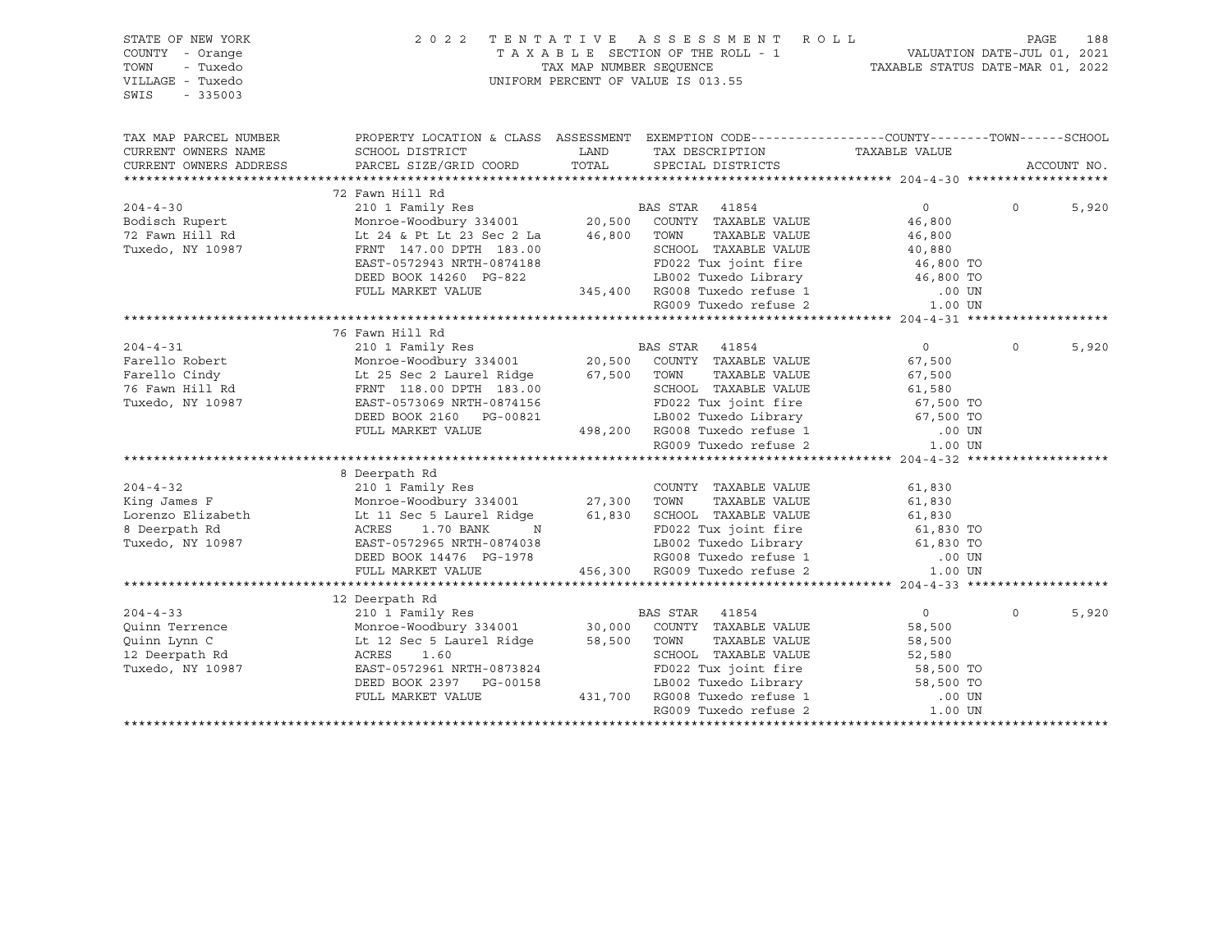STATE OF NEW YORK
COUNTY - Orange
TOWN - Tuxedo
VILLAGE - Tuxedo
SWIS - 335003

2022 TENTATIVE ASSESSMENT ROLL
TAXABLE SECTION OF THE ROLL - 1
TAX MAP NUMBER SEQUENCE
UNIFORM PERCENT OF VALUE IS 013.55

VALUATION DATE-JUL 01, 2021
TAXABLE STATUS DATE-MAR 01, 2022

| TAX MAP PARCEL NUMBER / CURRENT OWNERS NAME / CURRENT OWNERS ADDRESS | PROPERTY LOCATION & CLASS / SCHOOL DISTRICT / PARCEL SIZE/GRID COORD | ASSESSMENT LAND / TOTAL | EXEMPTION CODE / TAX DESCRIPTION / SPECIAL DISTRICTS | COUNTY TAXABLE VALUE | TOWN | SCHOOL / ACCOUNT NO. |
|---|---|---|---|---|---|---|
| | 72 Fawn Hill Rd | | | | | |
| 204-4-30 | 210 1 Family Res | | BAS STAR 41854 | 0 | 0 | 5,920 |
| Bodisch Rupert | Monroe-Woodbury 334001 | 20,500 | COUNTY TAXABLE VALUE | 46,800 | | |
| 72 Fawn Hill Rd | Lt 24 & Pt Lt 23 Sec 2 La | 46,800 | TOWN TAXABLE VALUE | 46,800 | | |
| Tuxedo, NY 10987 | FRNT 147.00 DPTH 183.00 | | SCHOOL TAXABLE VALUE | 40,880 | | |
| | EAST-0572943 NRTH-0874188 | | FD022 Tux joint fire | 46,800 TO | | |
| | DEED BOOK 14260 PG-822 | | LB002 Tuxedo Library | 46,800 TO | | |
| | FULL MARKET VALUE | 345,400 | RG008 Tuxedo refuse 1 | .00 UN | | |
| | | | RG009 Tuxedo refuse 2 | 1.00 UN | | |
| | 76 Fawn Hill Rd | | | | | |
| 204-4-31 | 210 1 Family Res | | BAS STAR 41854 | 0 | 0 | 5,920 |
| Farello Robert | Monroe-Woodbury 334001 | 20,500 | COUNTY TAXABLE VALUE | 67,500 | | |
| Farello Cindy | Lt 25 Sec 2 Laurel Ridge | 67,500 | TOWN TAXABLE VALUE | 67,500 | | |
| 76 Fawn Hill Rd | FRNT 118.00 DPTH 183.00 | | SCHOOL TAXABLE VALUE | 61,580 | | |
| Tuxedo, NY 10987 | EAST-0573069 NRTH-0874156 | | FD022 Tux joint fire | 67,500 TO | | |
| | DEED BOOK 2160 PG-00821 | | LB002 Tuxedo Library | 67,500 TO | | |
| | FULL MARKET VALUE | 498,200 | RG008 Tuxedo refuse 1 | .00 UN | | |
| | | | RG009 Tuxedo refuse 2 | 1.00 UN | | |
| | 8 Deerpath Rd | | | | | |
| 204-4-32 | 210 1 Family Res | | COUNTY TAXABLE VALUE | 61,830 | | |
| King James F | Monroe-Woodbury 334001 | 27,300 | TOWN TAXABLE VALUE | 61,830 | | |
| Lorenzo Elizabeth | Lt 11 Sec 5 Laurel Ridge | 61,830 | SCHOOL TAXABLE VALUE | 61,830 | | |
| 8 Deerpath Rd | ACRES 1.70 BANK N | | FD022 Tux joint fire | 61,830 TO | | |
| Tuxedo, NY 10987 | EAST-0572965 NRTH-0874038 | | LB002 Tuxedo Library | 61,830 TO | | |
| | DEED BOOK 14476 PG-1978 | | RG008 Tuxedo refuse 1 | .00 UN | | |
| | FULL MARKET VALUE | 456,300 | RG009 Tuxedo refuse 2 | 1.00 UN | | |
| | 12 Deerpath Rd | | | | | |
| 204-4-33 | 210 1 Family Res | | BAS STAR 41854 | 0 | 0 | 5,920 |
| Quinn Terrence | Monroe-Woodbury 334001 | 30,000 | COUNTY TAXABLE VALUE | 58,500 | | |
| Quinn Lynn C | Lt 12 Sec 5 Laurel Ridge | 58,500 | TOWN TAXABLE VALUE | 58,500 | | |
| 12 Deerpath Rd | ACRES 1.60 | | SCHOOL TAXABLE VALUE | 52,580 | | |
| Tuxedo, NY 10987 | EAST-0572961 NRTH-0873824 | | FD022 Tux joint fire | 58,500 TO | | |
| | DEED BOOK 2397 PG-00158 | | LB002 Tuxedo Library | 58,500 TO | | |
| | FULL MARKET VALUE | 431,700 | RG008 Tuxedo refuse 1 | .00 UN | | |
| | | | RG009 Tuxedo refuse 2 | 1.00 UN | | |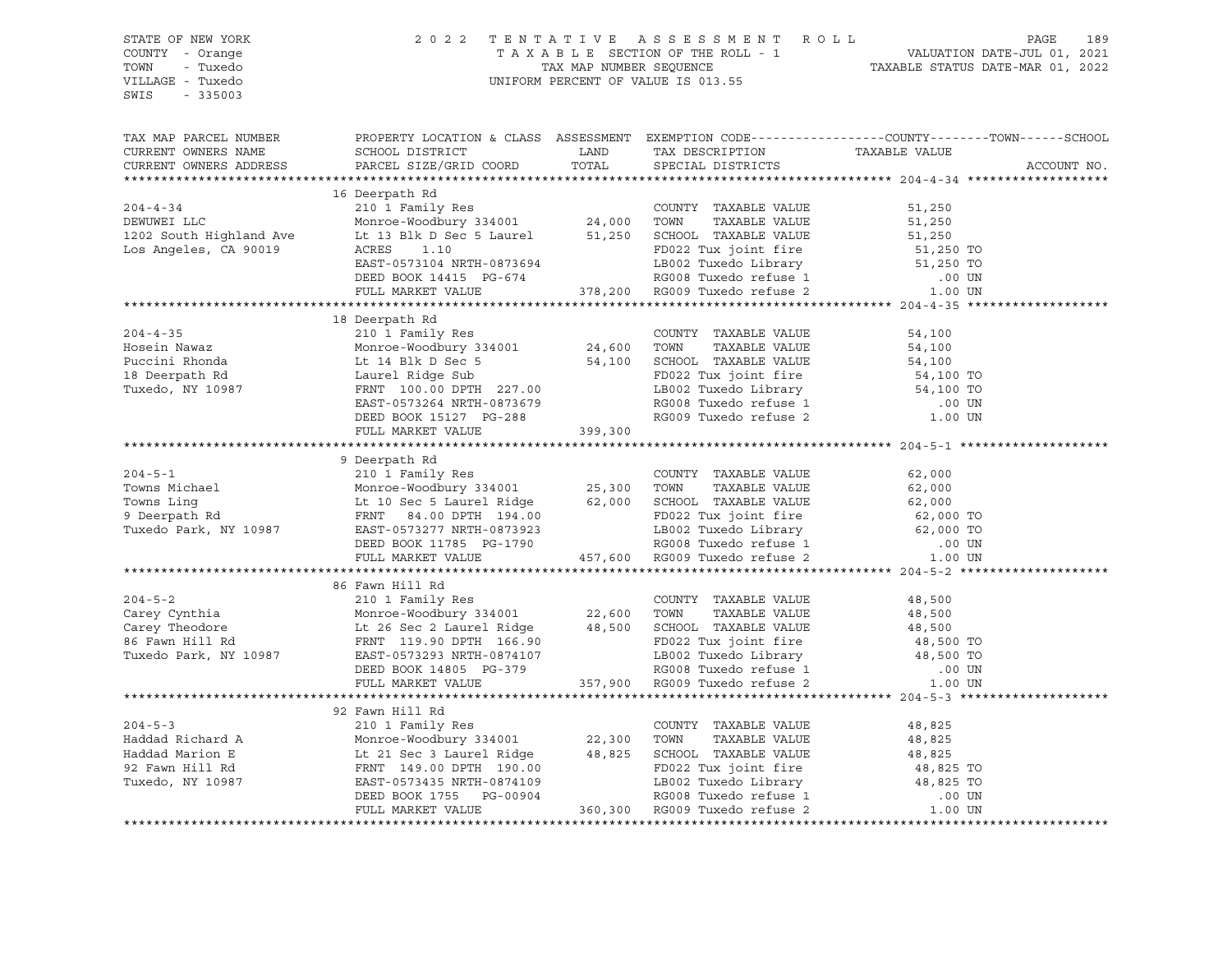STATE OF NEW YORK
COUNTY - Orange
TOWN - Tuxedo
VILLAGE - Tuxedo
SWIS - 335003

2022 TENTATIVE ASSESSMENT ROLL
TAXABLE SECTION OF THE ROLL - 1
TAX MAP NUMBER SEQUENCE
UNIFORM PERCENT OF VALUE IS 013.55

VALUATION DATE-JUL 01, 2021
TAXABLE STATUS DATE-MAR 01, 2022

| TAX MAP PARCEL NUMBER / CURRENT OWNERS NAME / CURRENT OWNERS ADDRESS | PROPERTY LOCATION & CLASS / SCHOOL DISTRICT / PARCEL SIZE/GRID COORD | ASSESSMENT LAND | TOTAL | EXEMPTION CODE / TAX DESCRIPTION / SPECIAL DISTRICTS | TAXABLE VALUE (COUNTY / TOWN / SCHOOL) | ACCOUNT NO. |
|---|---|---|---|---|---|---|
| | 16 Deerpath Rd | | | | | |
| 204-4-34 | 210 1 Family Res | | | COUNTY TAXABLE VALUE | 51,250 | |
| DEWUWEI LLC | Monroe-Woodbury 334001 | 24,000 | | TOWN TAXABLE VALUE | 51,250 | |
| 1202 South Highland Ave | Lt 13 Blk D Sec 5 Laurel | | 51,250 | SCHOOL TAXABLE VALUE | 51,250 | |
| Los Angeles, CA 90019 | ACRES 1.10 | | | FD022 Tux joint fire | 51,250 TO | |
| | EAST-0573104 NRTH-0873694 | | | LB002 Tuxedo Library | 51,250 TO | |
| | DEED BOOK 14415 PG-674 | | | RG008 Tuxedo refuse 1 | .00 UN | |
| | FULL MARKET VALUE | | 378,200 | RG009 Tuxedo refuse 2 | 1.00 UN | |
| | 18 Deerpath Rd | | | | | |
| 204-4-35 | 210 1 Family Res | | | COUNTY TAXABLE VALUE | 54,100 | |
| Hosein Nawaz | Monroe-Woodbury 334001 | 24,600 | | TOWN TAXABLE VALUE | 54,100 | |
| Puccini Rhonda | Lt 14 Blk D Sec 5 | | 54,100 | SCHOOL TAXABLE VALUE | 54,100 | |
| 18 Deerpath Rd | Laurel Ridge Sub | | | FD022 Tux joint fire | 54,100 TO | |
| Tuxedo, NY 10987 | FRNT 100.00 DPTH 227.00 | | | LB002 Tuxedo Library | 54,100 TO | |
| | EAST-0573264 NRTH-0873679 | | | RG008 Tuxedo refuse 1 | .00 UN | |
| | DEED BOOK 15127 PG-288 | | | RG009 Tuxedo refuse 2 | 1.00 UN | |
| | FULL MARKET VALUE | | 399,300 | | | |
| | 9 Deerpath Rd | | | | | |
| 204-5-1 | 210 1 Family Res | | | COUNTY TAXABLE VALUE | 62,000 | |
| Towns Michael | Monroe-Woodbury 334001 | 25,300 | | TOWN TAXABLE VALUE | 62,000 | |
| Towns Ling | Lt 10 Sec 5 Laurel Ridge | | 62,000 | SCHOOL TAXABLE VALUE | 62,000 | |
| 9 Deerpath Rd | FRNT 84.00 DPTH 194.00 | | | FD022 Tux joint fire | 62,000 TO | |
| Tuxedo Park, NY 10987 | EAST-0573277 NRTH-0873923 | | | LB002 Tuxedo Library | 62,000 TO | |
| | DEED BOOK 11785 PG-1790 | | | RG008 Tuxedo refuse 1 | .00 UN | |
| | FULL MARKET VALUE | | 457,600 | RG009 Tuxedo refuse 2 | 1.00 UN | |
| | 86 Fawn Hill Rd | | | | | |
| 204-5-2 | 210 1 Family Res | | | COUNTY TAXABLE VALUE | 48,500 | |
| Carey Cynthia | Monroe-Woodbury 334001 | 22,600 | | TOWN TAXABLE VALUE | 48,500 | |
| Carey Theodore | Lt 26 Sec 2 Laurel Ridge | | 48,500 | SCHOOL TAXABLE VALUE | 48,500 | |
| 86 Fawn Hill Rd | FRNT 119.90 DPTH 166.90 | | | FD022 Tux joint fire | 48,500 TO | |
| Tuxedo Park, NY 10987 | EAST-0573293 NRTH-0874107 | | | LB002 Tuxedo Library | 48,500 TO | |
| | DEED BOOK 14805 PG-379 | | | RG008 Tuxedo refuse 1 | .00 UN | |
| | FULL MARKET VALUE | | 357,900 | RG009 Tuxedo refuse 2 | 1.00 UN | |
| | 92 Fawn Hill Rd | | | | | |
| 204-5-3 | 210 1 Family Res | | | COUNTY TAXABLE VALUE | 48,825 | |
| Haddad Richard A | Monroe-Woodbury 334001 | 22,300 | | TOWN TAXABLE VALUE | 48,825 | |
| Haddad Marion E | Lt 21 Sec 3 Laurel Ridge | | 48,825 | SCHOOL TAXABLE VALUE | 48,825 | |
| 92 Fawn Hill Rd | FRNT 149.00 DPTH 190.00 | | | FD022 Tux joint fire | 48,825 TO | |
| Tuxedo, NY 10987 | EAST-0573435 NRTH-0874109 | | | LB002 Tuxedo Library | 48,825 TO | |
| | DEED BOOK 1755 PG-00904 | | | RG008 Tuxedo refuse 1 | .00 UN | |
| | FULL MARKET VALUE | | 360,300 | RG009 Tuxedo refuse 2 | 1.00 UN | |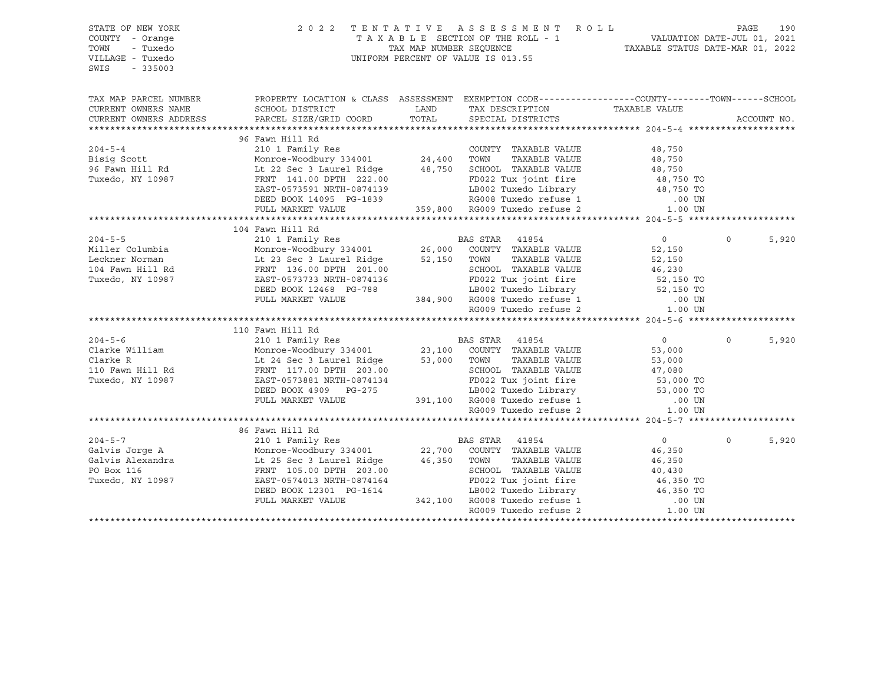STATE OF NEW YORK
COUNTY - Orange
TOWN - Tuxedo
VILLAGE - Tuxedo
SWIS - 335003

2022 TENTATIVE ASSESSMENT ROLL
TAXABLE SECTION OF THE ROLL - 1
TAX MAP NUMBER SEQUENCE
UNIFORM PERCENT OF VALUE IS 013.55

VALUATION DATE-JUL 01, 2021
TAXABLE STATUS DATE-MAR 01, 2022

| TAX MAP PARCEL NUMBER / CURRENT OWNERS NAME / CURRENT OWNERS ADDRESS | PROPERTY LOCATION & CLASS / SCHOOL DISTRICT / PARCEL SIZE/GRID COORD | ASSESSMENT LAND | TOTAL | EXEMPTION CODE / TAX DESCRIPTION / SPECIAL DISTRICTS | COUNTY TAXABLE VALUE | TOWN | SCHOOL | ACCOUNT NO. |
|---|---|---|---|---|---|---|---|---|
| | 96 Fawn Hill Rd | | | | | | | |
| 204-5-4 | 210 1 Family Res | | | COUNTY TAXABLE VALUE | 48,750 | | | |
| Bisig Scott | Monroe-Woodbury 334001 | 24,400 | | TOWN TAXABLE VALUE | 48,750 | | | |
| 96 Fawn Hill Rd | Lt 22 Sec 3 Laurel Ridge | | 48,750 | SCHOOL TAXABLE VALUE | 48,750 | | | |
| Tuxedo, NY 10987 | FRNT 141.00 DPTH 222.00 | | | FD022 Tux joint fire | 48,750 TO | | | |
| | EAST-0573591 NRTH-0874139 | | | LB002 Tuxedo Library | 48,750 TO | | | |
| | DEED BOOK 14095 PG-1839 | | | RG008 Tuxedo refuse 1 | .00 UN | | | |
| | FULL MARKET VALUE | | 359,800 | RG009 Tuxedo refuse 2 | 1.00 UN | | | |
| | 104 Fawn Hill Rd | | | | | | | |
| 204-5-5 | 210 1 Family Res | | | BAS STAR 41854 | 0 | 0 | 5,920 | |
| Miller Columbia | Monroe-Woodbury 334001 | 26,000 | | COUNTY TAXABLE VALUE | 52,150 | | | |
| Leckner Norman | Lt 23 Sec 3 Laurel Ridge | | 52,150 | TOWN TAXABLE VALUE | 52,150 | | | |
| 104 Fawn Hill Rd | FRNT 136.00 DPTH 201.00 | | | SCHOOL TAXABLE VALUE | 46,230 | | | |
| Tuxedo, NY 10987 | EAST-0573733 NRTH-0874136 | | | FD022 Tux joint fire | 52,150 TO | | | |
| | DEED BOOK 12468 PG-788 | | | LB002 Tuxedo Library | 52,150 TO | | | |
| | FULL MARKET VALUE | | 384,900 | RG008 Tuxedo refuse 1 | .00 UN | | | |
| | | | | RG009 Tuxedo refuse 2 | 1.00 UN | | | |
| | 110 Fawn Hill Rd | | | | | | | |
| 204-5-6 | 210 1 Family Res | | | BAS STAR 41854 | 0 | 0 | 5,920 | |
| Clarke William | Monroe-Woodbury 334001 | 23,100 | | COUNTY TAXABLE VALUE | 53,000 | | | |
| Clarke R | Lt 24 Sec 3 Laurel Ridge | | 53,000 | TOWN TAXABLE VALUE | 53,000 | | | |
| 110 Fawn Hill Rd | FRNT 117.00 DPTH 203.00 | | | SCHOOL TAXABLE VALUE | 47,080 | | | |
| Tuxedo, NY 10987 | EAST-0573881 NRTH-0874134 | | | FD022 Tux joint fire | 53,000 TO | | | |
| | DEED BOOK 4909 PG-275 | | | LB002 Tuxedo Library | 53,000 TO | | | |
| | FULL MARKET VALUE | | 391,100 | RG008 Tuxedo refuse 1 | .00 UN | | | |
| | | | | RG009 Tuxedo refuse 2 | 1.00 UN | | | |
| | 86 Fawn Hill Rd | | | | | | | |
| 204-5-7 | 210 1 Family Res | | | BAS STAR 41854 | 0 | 0 | 5,920 | |
| Galvis Jorge A | Monroe-Woodbury 334001 | 22,700 | | COUNTY TAXABLE VALUE | 46,350 | | | |
| Galvis Alexandra | Lt 25 Sec 3 Laurel Ridge | | 46,350 | TOWN TAXABLE VALUE | 46,350 | | | |
| PO Box 116 | FRNT 105.00 DPTH 203.00 | | | SCHOOL TAXABLE VALUE | 40,430 | | | |
| Tuxedo, NY 10987 | EAST-0574013 NRTH-0874164 | | | FD022 Tux joint fire | 46,350 TO | | | |
| | DEED BOOK 12301 PG-1614 | | | LB002 Tuxedo Library | 46,350 TO | | | |
| | FULL MARKET VALUE | | 342,100 | RG008 Tuxedo refuse 1 | .00 UN | | | |
| | | | | RG009 Tuxedo refuse 2 | 1.00 UN | | | |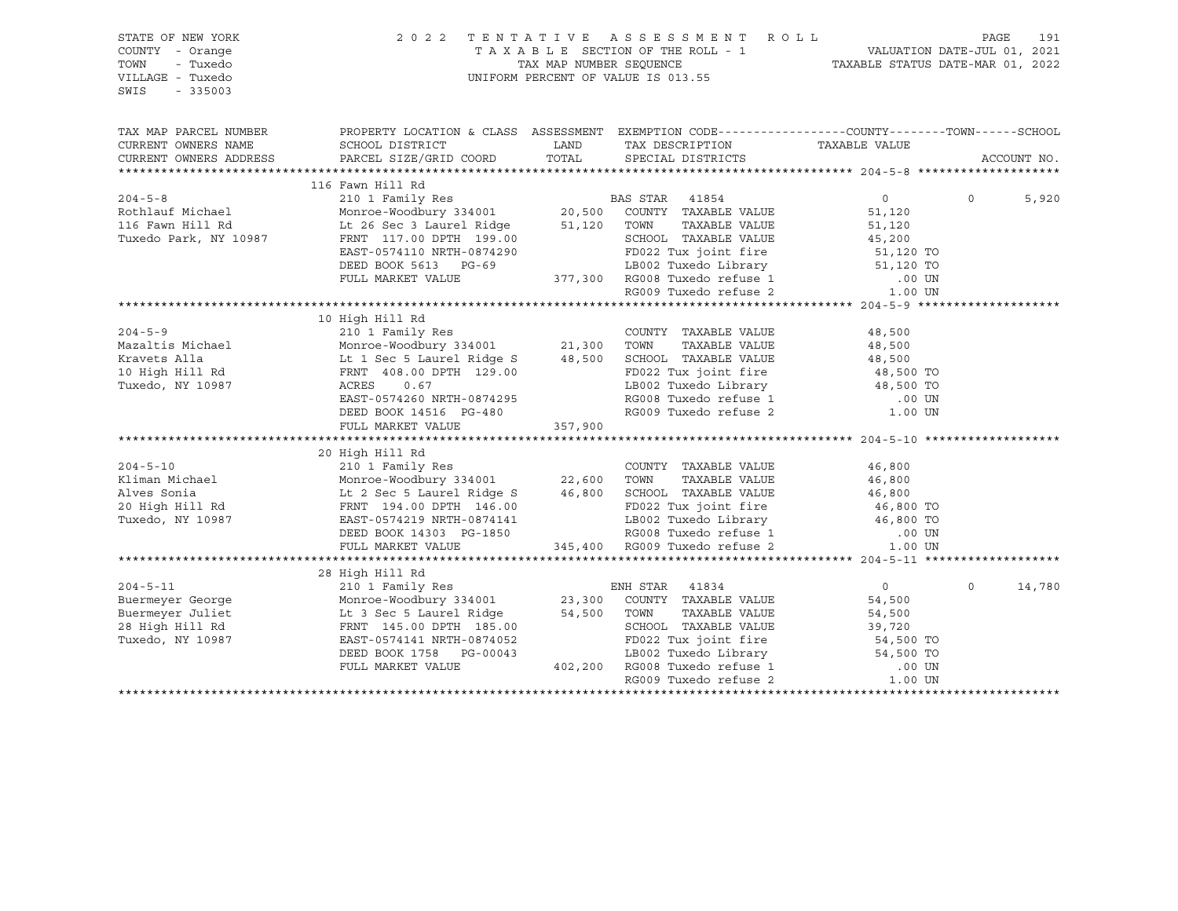STATE OF NEW YORK
COUNTY - Orange
TOWN - Tuxedo
VILLAGE - Tuxedo
SWIS - 335003

2022 TENTATIVE ASSESSMENT ROLL
TAXABLE SECTION OF THE ROLL - 1
TAX MAP NUMBER SEQUENCE
UNIFORM PERCENT OF VALUE IS 013.55

VALUATION DATE-JUL 01, 2021
TAXABLE STATUS DATE-MAR 01, 2022

```
TAX MAP PARCEL NUMBER      PROPERTY LOCATION & CLASS  ASSESSMENT  EXEMPTION CODE------------------COUNTY--------TOWN------SCHOOL
CURRENT OWNERS NAME        SCHOOL DISTRICT              LAND      TAX DESCRIPTION              TAXABLE VALUE
CURRENT OWNERS ADDRESS     PARCEL SIZE/GRID COORD      TOTAL      SPECIAL DISTRICTS                                    ACCOUNT NO.
******************************************************************************************************* 204-5-8 ********************
                           116 Fawn Hill Rd
204-5-8                    210 1 Family Res                       BAS STAR  41854              0            0        5,920
Rothlauf Michael           Monroe-Woodbury 334001      20,500     COUNTY  TAXABLE VALUE         51,120
116 Fawn Hill Rd           Lt 26 Sec 3 Laurel Ridge    51,120     TOWN    TAXABLE VALUE         51,120
Tuxedo Park, NY 10987      FRNT 117.00 DPTH 199.00                SCHOOL  TAXABLE VALUE         45,200
                           EAST-0574110 NRTH-0874290              FD022 Tux joint fire           51,120 TO
                           DEED BOOK 5613   PG-69                 LB002 Tuxedo Library           51,120 TO
                           FULL MARKET VALUE          377,300     RG008 Tuxedo refuse 1             .00 UN
                                                                  RG009 Tuxedo refuse 2            1.00 UN
******************************************************************************************************* 204-5-9 ********************
                           10 High Hill Rd
204-5-9                    210 1 Family Res                       COUNTY  TAXABLE VALUE         48,500
Mazaltis Michael           Monroe-Woodbury 334001      21,300     TOWN    TAXABLE VALUE         48,500
Kravets Alla               Lt 1 Sec 5 Laurel Ridge S   48,500     SCHOOL  TAXABLE VALUE         48,500
10 High Hill Rd            FRNT 408.00 DPTH 129.00                FD022 Tux joint fire           48,500 TO
Tuxedo, NY 10987           ACRES    0.67                          LB002 Tuxedo Library           48,500 TO
                           EAST-0574260 NRTH-0874295              RG008 Tuxedo refuse 1             .00 UN
                           DEED BOOK 14516  PG-480                RG009 Tuxedo refuse 2            1.00 UN
                           FULL MARKET VALUE          357,900
******************************************************************************************************* 204-5-10 *******************
                           20 High Hill Rd
204-5-10                   210 1 Family Res                       COUNTY  TAXABLE VALUE         46,800
Kliman Michael             Monroe-Woodbury 334001      22,600     TOWN    TAXABLE VALUE         46,800
Alves Sonia                Lt 2 Sec 5 Laurel Ridge S   46,800     SCHOOL  TAXABLE VALUE         46,800
20 High Hill Rd            FRNT 194.00 DPTH 146.00                FD022 Tux joint fire           46,800 TO
Tuxedo, NY 10987           EAST-0574219 NRTH-0874141              LB002 Tuxedo Library           46,800 TO
                           DEED BOOK 14303  PG-1850               RG008 Tuxedo refuse 1             .00 UN
                           FULL MARKET VALUE          345,400     RG009 Tuxedo refuse 2            1.00 UN
******************************************************************************************************* 204-5-11 *******************
                           28 High Hill Rd
204-5-11                   210 1 Family Res                       ENH STAR  41834              0            0       14,780
Buermeyer George           Monroe-Woodbury 334001      23,300     COUNTY  TAXABLE VALUE         54,500
Buermeyer Juliet           Lt 3 Sec 5 Laurel Ridge     54,500     TOWN    TAXABLE VALUE         54,500
28 High Hill Rd            FRNT 145.00 DPTH 185.00                SCHOOL  TAXABLE VALUE         39,720
Tuxedo, NY 10987           EAST-0574141 NRTH-0874052              FD022 Tux joint fire           54,500 TO
                           DEED BOOK 1758   PG-00043              LB002 Tuxedo Library           54,500 TO
                           FULL MARKET VALUE          402,200     RG008 Tuxedo refuse 1             .00 UN
                                                                  RG009 Tuxedo refuse 2            1.00 UN
************************************************************************************************************************************
```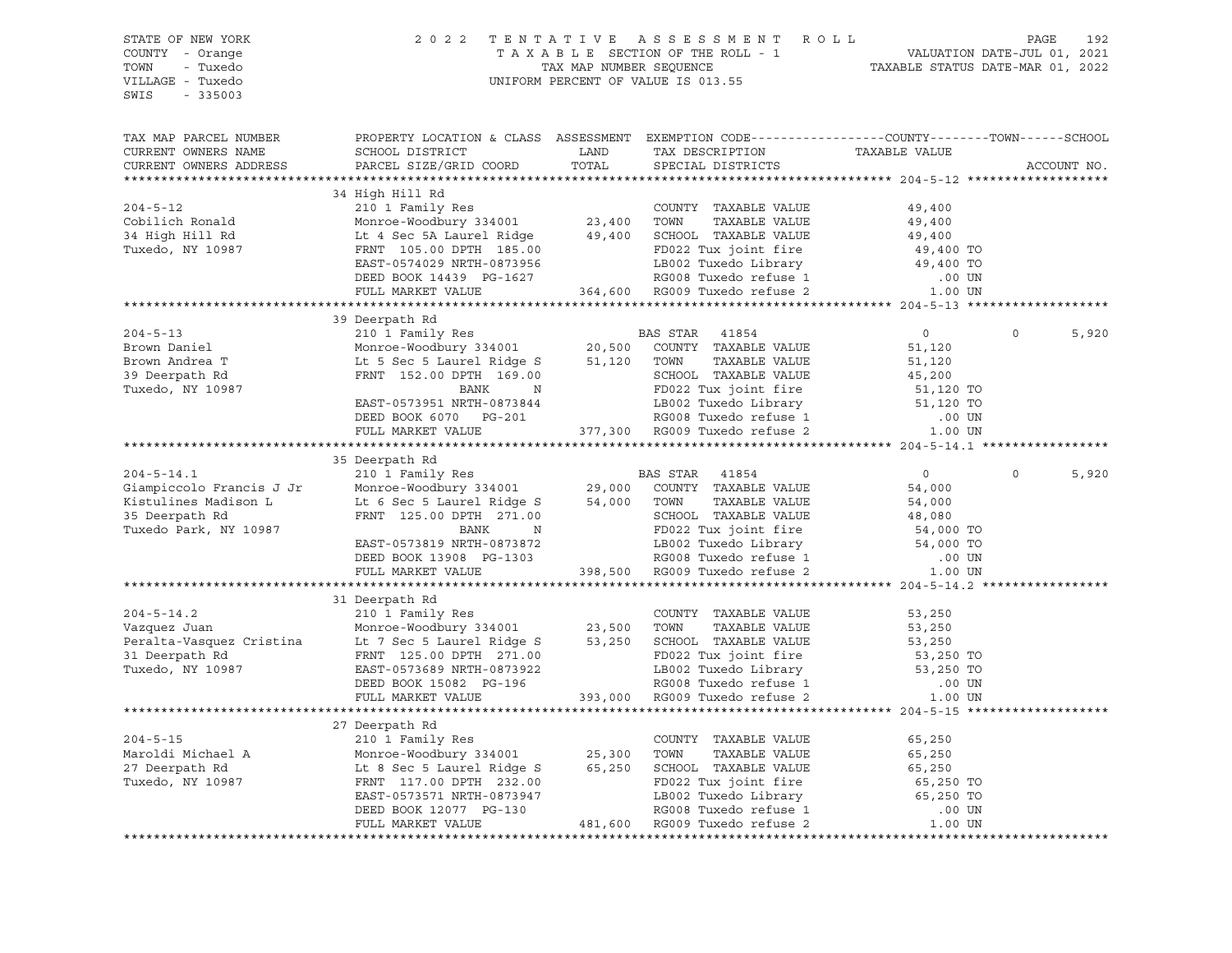STATE OF NEW YORK
COUNTY - Orange
TOWN - Tuxedo
VILLAGE - Tuxedo
SWIS - 335003

2022 TENTATIVE ASSESSMENT ROLL
TAXABLE SECTION OF THE ROLL - 1
TAX MAP NUMBER SEQUENCE
UNIFORM PERCENT OF VALUE IS 013.55

VALUATION DATE-JUL 01, 2021
TAXABLE STATUS DATE-MAR 01, 2022

| TAX MAP PARCEL NUMBER / CURRENT OWNERS NAME / CURRENT OWNERS ADDRESS | PROPERTY LOCATION & CLASS / SCHOOL DISTRICT / PARCEL SIZE/GRID COORD | ASSESSMENT LAND | TOTAL | EXEMPTION CODE / TAX DESCRIPTION / SPECIAL DISTRICTS | COUNTY TAXABLE VALUE | TOWN | SCHOOL | ACCOUNT NO. |
|---|---|---|---|---|---|---|---|---|
| **204-5-12** | 34 High Hill Rd | | | | | | | |
| 204-5-12 | 210 1 Family Res | | | COUNTY TAXABLE VALUE | 49,400 | | | |
| Cobilich Ronald | Monroe-Woodbury 334001 | 23,400 | | TOWN TAXABLE VALUE | 49,400 | | | |
| 34 High Hill Rd | Lt 4 Sec 5A Laurel Ridge | | 49,400 | SCHOOL TAXABLE VALUE | 49,400 | | | |
| Tuxedo, NY 10987 | FRNT 105.00 DPTH 185.00 | | | FD022 Tux joint fire | 49,400 TO | | | |
| | EAST-0574029 NRTH-0873956 | | | LB002 Tuxedo Library | 49,400 TO | | | |
| | DEED BOOK 14439 PG-1627 | | | RG008 Tuxedo refuse 1 | .00 UN | | | |
| | FULL MARKET VALUE | | 364,600 | RG009 Tuxedo refuse 2 | 1.00 UN | | | |
| **204-5-13** | 39 Deerpath Rd | | | | | | | |
| 204-5-13 | 210 1 Family Res | | | BAS STAR 41854 | 0 | 0 | 5,920 | |
| Brown Daniel | Monroe-Woodbury 334001 | 20,500 | | COUNTY TAXABLE VALUE | 51,120 | | | |
| Brown Andrea T | Lt 5 Sec 5 Laurel Ridge S | | 51,120 | TOWN TAXABLE VALUE | 51,120 | | | |
| 39 Deerpath Rd | FRNT 152.00 DPTH 169.00 | | | SCHOOL TAXABLE VALUE | 45,200 | | | |
| Tuxedo, NY 10987 | BANK N | | | FD022 Tux joint fire | 51,120 TO | | | |
| | EAST-0573951 NRTH-0873844 | | | LB002 Tuxedo Library | 51,120 TO | | | |
| | DEED BOOK 6070 PG-201 | | | RG008 Tuxedo refuse 1 | .00 UN | | | |
| | FULL MARKET VALUE | | 377,300 | RG009 Tuxedo refuse 2 | 1.00 UN | | | |
| **204-5-14.1** | 35 Deerpath Rd | | | | | | | |
| 204-5-14.1 | 210 1 Family Res | | | BAS STAR 41854 | 0 | 0 | 5,920 | |
| Giampiccolo Francis J Jr | Monroe-Woodbury 334001 | 29,000 | | COUNTY TAXABLE VALUE | 54,000 | | | |
| Kistulines Madison L | Lt 6 Sec 5 Laurel Ridge S | | 54,000 | TOWN TAXABLE VALUE | 54,000 | | | |
| 35 Deerpath Rd | FRNT 125.00 DPTH 271.00 | | | SCHOOL TAXABLE VALUE | 48,080 | | | |
| Tuxedo Park, NY 10987 | BANK N | | | FD022 Tux joint fire | 54,000 TO | | | |
| | EAST-0573819 NRTH-0873872 | | | LB002 Tuxedo Library | 54,000 TO | | | |
| | DEED BOOK 13908 PG-1303 | | | RG008 Tuxedo refuse 1 | .00 UN | | | |
| | FULL MARKET VALUE | | 398,500 | RG009 Tuxedo refuse 2 | 1.00 UN | | | |
| **204-5-14.2** | 31 Deerpath Rd | | | | | | | |
| 204-5-14.2 | 210 1 Family Res | | | COUNTY TAXABLE VALUE | 53,250 | | | |
| Vazquez Juan | Monroe-Woodbury 334001 | 23,500 | | TOWN TAXABLE VALUE | 53,250 | | | |
| Peralta-Vasquez Cristina | Lt 7 Sec 5 Laurel Ridge S | | 53,250 | SCHOOL TAXABLE VALUE | 53,250 | | | |
| 31 Deerpath Rd | FRNT 125.00 DPTH 271.00 | | | FD022 Tux joint fire | 53,250 TO | | | |
| Tuxedo, NY 10987 | EAST-0573689 NRTH-0873922 | | | LB002 Tuxedo Library | 53,250 TO | | | |
| | DEED BOOK 15082 PG-196 | | | RG008 Tuxedo refuse 1 | .00 UN | | | |
| | FULL MARKET VALUE | | 393,000 | RG009 Tuxedo refuse 2 | 1.00 UN | | | |
| **204-5-15** | 27 Deerpath Rd | | | | | | | |
| 204-5-15 | 210 1 Family Res | | | COUNTY TAXABLE VALUE | 65,250 | | | |
| Maroldi Michael A | Monroe-Woodbury 334001 | 25,300 | | TOWN TAXABLE VALUE | 65,250 | | | |
| 27 Deerpath Rd | Lt 8 Sec 5 Laurel Ridge S | | 65,250 | SCHOOL TAXABLE VALUE | 65,250 | | | |
| Tuxedo, NY 10987 | FRNT 117.00 DPTH 232.00 | | | FD022 Tux joint fire | 65,250 TO | | | |
| | EAST-0573571 NRTH-0873947 | | | LB002 Tuxedo Library | 65,250 TO | | | |
| | DEED BOOK 12077 PG-130 | | | RG008 Tuxedo refuse 1 | .00 UN | | | |
| | FULL MARKET VALUE | | 481,600 | RG009 Tuxedo refuse 2 | 1.00 UN | | | |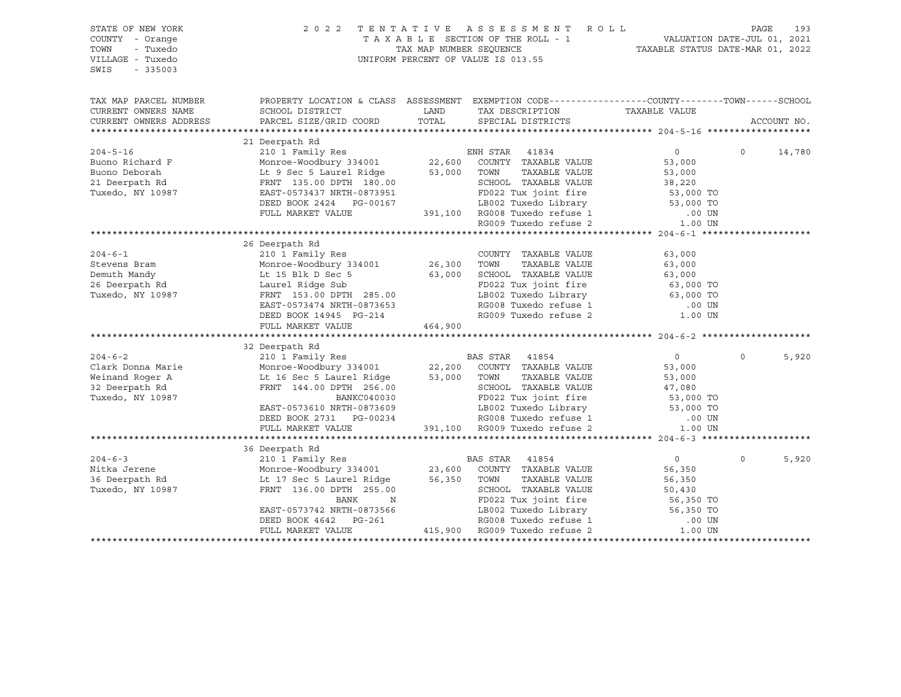STATE OF NEW YORK
COUNTY - Orange
TOWN - Tuxedo
VILLAGE - Tuxedo
SWIS - 335003

2022 TENTATIVE ASSESSMENT ROLL
TAXABLE SECTION OF THE ROLL - 1
TAX MAP NUMBER SEQUENCE
UNIFORM PERCENT OF VALUE IS 013.55

VALUATION DATE-JUL 01, 2021
TAXABLE STATUS DATE-MAR 01, 2022

| TAX MAP PARCEL NUMBER / CURRENT OWNERS NAME / CURRENT OWNERS ADDRESS | PROPERTY LOCATION & CLASS / SCHOOL DISTRICT / PARCEL SIZE/GRID COORD | ASSESSMENT LAND | TOTAL | EXEMPTION CODE / TAX DESCRIPTION / SPECIAL DISTRICTS | COUNTY TAXABLE VALUE | TOWN | SCHOOL / ACCOUNT NO. |
|---|---|---|---|---|---|---|---|
| **204-5-16** | 21 Deerpath Rd | | | | | | |
| | 210 1 Family Res | | | ENH STAR 41834 | 0 | 0 | 14,780 |
| Buono Richard F | Monroe-Woodbury 334001 | 22,600 | | COUNTY TAXABLE VALUE | 53,000 | | |
| Buono Deborah | Lt 9 Sec 5 Laurel Ridge | | 53,000 | TOWN TAXABLE VALUE | 53,000 | | |
| 21 Deerpath Rd | FRNT 135.00 DPTH 180.00 | | | SCHOOL TAXABLE VALUE | 38,220 | | |
| Tuxedo, NY 10987 | EAST-0573437 NRTH-0873951 | | | FD022 Tux joint fire | 53,000 TO | | |
| | DEED BOOK 2424 PG-00167 | | | LB002 Tuxedo Library | 53,000 TO | | |
| | FULL MARKET VALUE | | 391,100 | RG008 Tuxedo refuse 1 | .00 UN | | |
| | | | | RG009 Tuxedo refuse 2 | 1.00 UN | | |
| **204-6-1** | 26 Deerpath Rd | | | | | | |
| | 210 1 Family Res | | | COUNTY TAXABLE VALUE | 63,000 | | |
| Stevens Bram | Monroe-Woodbury 334001 | 26,300 | | TOWN TAXABLE VALUE | 63,000 | | |
| Demuth Mandy | Lt 15 Blk D Sec 5 | | 63,000 | SCHOOL TAXABLE VALUE | 63,000 | | |
| 26 Deerpath Rd | Laurel Ridge Sub | | | FD022 Tux joint fire | 63,000 TO | | |
| Tuxedo, NY 10987 | FRNT 153.00 DPTH 285.00 | | | LB002 Tuxedo Library | 63,000 TO | | |
| | EAST-0573474 NRTH-0873653 | | | RG008 Tuxedo refuse 1 | .00 UN | | |
| | DEED BOOK 14945 PG-214 | | | RG009 Tuxedo refuse 2 | 1.00 UN | | |
| | FULL MARKET VALUE | | 464,900 | | | | |
| **204-6-2** | 32 Deerpath Rd | | | | | | |
| | 210 1 Family Res | | | BAS STAR 41854 | 0 | 0 | 5,920 |
| Clark Donna Marie | Monroe-Woodbury 334001 | 22,200 | | COUNTY TAXABLE VALUE | 53,000 | | |
| Weinand Roger A | Lt 16 Sec 5 Laurel Ridge | | 53,000 | TOWN TAXABLE VALUE | 53,000 | | |
| 32 Deerpath Rd | FRNT 144.00 DPTH 256.00 | | | SCHOOL TAXABLE VALUE | 47,080 | | |
| Tuxedo, NY 10987 | BANKC040030 | | | FD022 Tux joint fire | 53,000 TO | | |
| | EAST-0573610 NRTH-0873609 | | | LB002 Tuxedo Library | 53,000 TO | | |
| | DEED BOOK 2731 PG-00234 | | | RG008 Tuxedo refuse 1 | .00 UN | | |
| | FULL MARKET VALUE | | 391,100 | RG009 Tuxedo refuse 2 | 1.00 UN | | |
| **204-6-3** | 36 Deerpath Rd | | | | | | |
| | 210 1 Family Res | | | BAS STAR 41854 | 0 | 0 | 5,920 |
| Nitka Jerene | Monroe-Woodbury 334001 | 23,600 | | COUNTY TAXABLE VALUE | 56,350 | | |
| 36 Deerpath Rd | Lt 17 Sec 5 Laurel Ridge | | 56,350 | TOWN TAXABLE VALUE | 56,350 | | |
| Tuxedo, NY 10987 | FRNT 136.00 DPTH 255.00 | | | SCHOOL TAXABLE VALUE | 50,430 | | |
| | BANK N | | | FD022 Tux joint fire | 56,350 TO | | |
| | EAST-0573742 NRTH-0873566 | | | LB002 Tuxedo Library | 56,350 TO | | |
| | DEED BOOK 4642 PG-261 | | | RG008 Tuxedo refuse 1 | .00 UN | | |
| | FULL MARKET VALUE | | 415,900 | RG009 Tuxedo refuse 2 | 1.00 UN | | |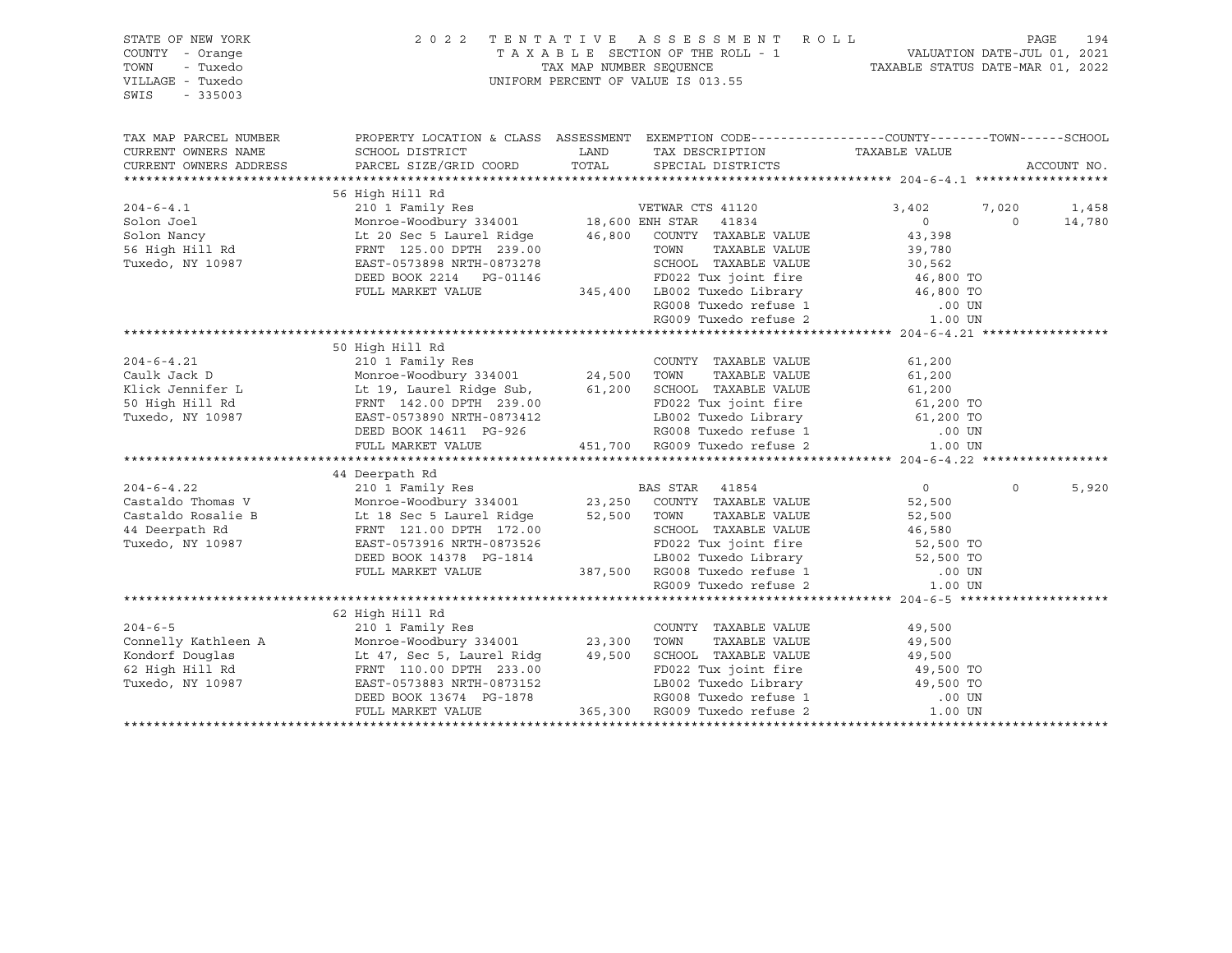STATE OF NEW YORK
COUNTY - Orange
TOWN - Tuxedo
VILLAGE - Tuxedo
SWIS - 335003

2022 TENTATIVE ASSESSMENT ROLL
TAXABLE SECTION OF THE ROLL - 1
TAX MAP NUMBER SEQUENCE
UNIFORM PERCENT OF VALUE IS 013.55

VALUATION DATE-JUL 01, 2021
TAXABLE STATUS DATE-MAR 01, 2022

```
TAX MAP PARCEL NUMBER     PROPERTY LOCATION & CLASS  ASSESSMENT  EXEMPTION CODE-----------------COUNTY--------TOWN------SCHOOL
CURRENT OWNERS NAME       SCHOOL DISTRICT              LAND      TAX DESCRIPTION                TAXABLE VALUE
CURRENT OWNERS ADDRESS    PARCEL SIZE/GRID COORD       TOTAL     SPECIAL DISTRICTS                                   ACCOUNT NO.
******************************************************************************************************* 204-6-4.1 ******************
                          56 High Hill Rd
204-6-4.1                 210 1 Family Res                  VETWAR CTS 41120              3,402       7,020       1,458
Solon Joel                Monroe-Woodbury 334001     18,600 ENH STAR   41834                  0           0      14,780
Solon Nancy               Lt 20 Sec 5 Laurel Ridge   46,800    COUNTY  TAXABLE VALUE         43,398
56 High Hill Rd           FRNT 125.00 DPTH 239.00              TOWN    TAXABLE VALUE         39,780
Tuxedo, NY 10987          EAST-0573898 NRTH-0873278            SCHOOL  TAXABLE VALUE         30,562
                          DEED BOOK 2214   PG-01146            FD022 Tux joint fire          46,800 TO
                          FULL MARKET VALUE         345,400    LB002 Tuxedo Library          46,800 TO
                                                               RG008 Tuxedo refuse 1            .00 UN
                                                               RG009 Tuxedo refuse 2           1.00 UN
******************************************************************************************************* 204-6-4.21 *****************
                          50 High Hill Rd
204-6-4.21                210 1 Family Res                     COUNTY  TAXABLE VALUE         61,200
Caulk Jack D              Monroe-Woodbury 334001     24,500    TOWN    TAXABLE VALUE         61,200
Klick Jennifer L          Lt 19, Laurel Ridge Sub,   61,200    SCHOOL  TAXABLE VALUE         61,200
50 High Hill Rd           FRNT 142.00 DPTH 239.00              FD022 Tux joint fire          61,200 TO
Tuxedo, NY 10987          EAST-0573890 NRTH-0873412            LB002 Tuxedo Library          61,200 TO
                          DEED BOOK 14611  PG-926              RG008 Tuxedo refuse 1            .00 UN
                          FULL MARKET VALUE         451,700    RG009 Tuxedo refuse 2           1.00 UN
******************************************************************************************************* 204-6-4.22 *****************
                          44 Deerpath Rd
204-6-4.22                210 1 Family Res                  BAS STAR   41854                  0           0       5,920
Castaldo Thomas V         Monroe-Woodbury 334001     23,250    COUNTY  TAXABLE VALUE         52,500
Castaldo Rosalie B        Lt 18 Sec 5 Laurel Ridge   52,500    TOWN    TAXABLE VALUE         52,500
44 Deerpath Rd            FRNT 121.00 DPTH 172.00              SCHOOL  TAXABLE VALUE         46,580
Tuxedo, NY 10987          EAST-0573916 NRTH-0873526            FD022 Tux joint fire          52,500 TO
                          DEED BOOK 14378  PG-1814             LB002 Tuxedo Library          52,500 TO
                          FULL MARKET VALUE         387,500    RG008 Tuxedo refuse 1            .00 UN
                                                               RG009 Tuxedo refuse 2           1.00 UN
******************************************************************************************************* 204-6-5 ********************
                          62 High Hill Rd
204-6-5                   210 1 Family Res                     COUNTY  TAXABLE VALUE         49,500
Connelly Kathleen A       Monroe-Woodbury 334001     23,300    TOWN    TAXABLE VALUE         49,500
Kondorf Douglas           Lt 47, Sec 5, Laurel Ridg  49,500    SCHOOL  TAXABLE VALUE         49,500
62 High Hill Rd           FRNT 110.00 DPTH 233.00              FD022 Tux joint fire          49,500 TO
Tuxedo, NY 10987          EAST-0573883 NRTH-0873152            LB002 Tuxedo Library          49,500 TO
                          DEED BOOK 13674  PG-1878             RG008 Tuxedo refuse 1            .00 UN
                          FULL MARKET VALUE         365,300    RG009 Tuxedo refuse 2           1.00 UN
************************************************************************************************************************************
```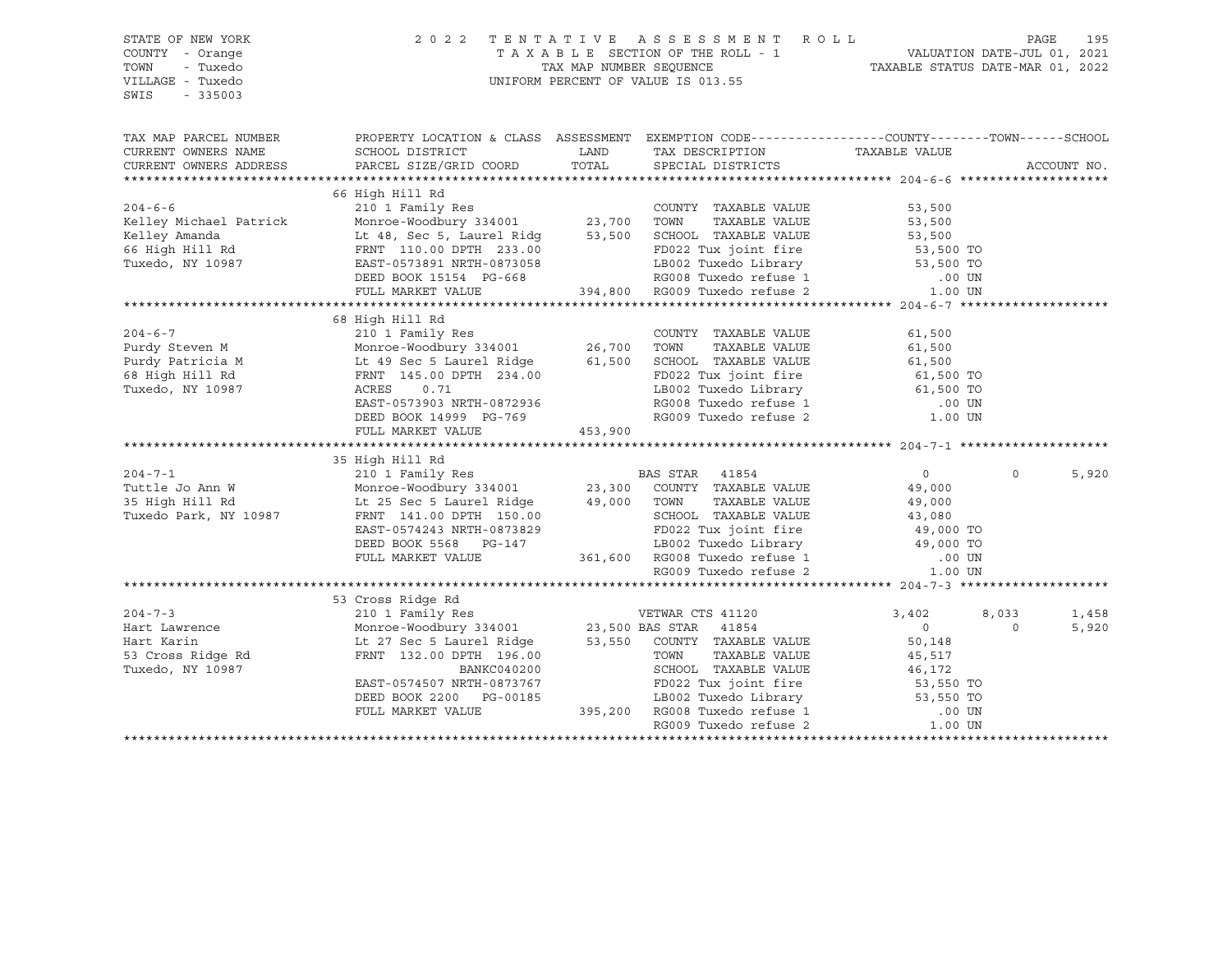STATE OF NEW YORK
COUNTY - Orange
TOWN - Tuxedo
VILLAGE - Tuxedo
SWIS - 335003

2022 TENTATIVE ASSESSMENT ROLL
TAXABLE SECTION OF THE ROLL - 1
TAX MAP NUMBER SEQUENCE
UNIFORM PERCENT OF VALUE IS 013.55

VALUATION DATE-JUL 01, 2021
TAXABLE STATUS DATE-MAR 01, 2022

| TAX MAP PARCEL NUMBER / CURRENT OWNERS NAME / CURRENT OWNERS ADDRESS | PROPERTY LOCATION & CLASS / SCHOOL DISTRICT / PARCEL SIZE/GRID COORD | LAND | TOTAL | EXEMPTION CODE / TAX DESCRIPTION / SPECIAL DISTRICTS | COUNTY | TOWN | SCHOOL |
|---|---|---|---|---|---|---|---|
| **204-6-6** | 66 High Hill Rd | | | | | | |
| 204-6-6 | 210 1 Family Res | | | COUNTY TAXABLE VALUE | 53,500 | | |
| Kelley Michael Patrick | Monroe-Woodbury 334001 | 23,700 | | TOWN TAXABLE VALUE | | 53,500 | |
| Kelley Amanda | Lt 48, Sec 5, Laurel Ridg | | 53,500 | SCHOOL TAXABLE VALUE | | | 53,500 |
| 66 High Hill Rd | FRNT 110.00 DPTH 233.00 | | | FD022 Tux joint fire | 53,500 TO | | |
| Tuxedo, NY 10987 | EAST-0573891 NRTH-0873058 | | | LB002 Tuxedo Library | 53,500 TO | | |
| | DEED BOOK 15154 PG-668 | | | RG008 Tuxedo refuse 1 | .00 UN | | |
| | FULL MARKET VALUE | | 394,800 | RG009 Tuxedo refuse 2 | 1.00 UN | | |
| **204-6-7** | 68 High Hill Rd | | | | | | |
| 204-6-7 | 210 1 Family Res | | | COUNTY TAXABLE VALUE | 61,500 | | |
| Purdy Steven M | Monroe-Woodbury 334001 | 26,700 | | TOWN TAXABLE VALUE | | 61,500 | |
| Purdy Patricia M | Lt 49 Sec 5 Laurel Ridge | | 61,500 | SCHOOL TAXABLE VALUE | | | 61,500 |
| 68 High Hill Rd | FRNT 145.00 DPTH 234.00 | | | FD022 Tux joint fire | 61,500 TO | | |
| Tuxedo, NY 10987 | ACRES 0.71 | | | LB002 Tuxedo Library | 61,500 TO | | |
| | EAST-0573903 NRTH-0872936 | | | RG008 Tuxedo refuse 1 | .00 UN | | |
| | DEED BOOK 14999 PG-769 | | | RG009 Tuxedo refuse 2 | 1.00 UN | | |
| | FULL MARKET VALUE | | 453,900 | | | | |
| **204-7-1** | 35 High Hill Rd | | | | | | |
| 204-7-1 | 210 1 Family Res | | | BAS STAR 41854 | 0 | 0 | 5,920 |
| Tuttle Jo Ann W | Monroe-Woodbury 334001 | 23,300 | | COUNTY TAXABLE VALUE | 49,000 | | |
| 35 High Hill Rd | Lt 25 Sec 5 Laurel Ridge | | 49,000 | TOWN TAXABLE VALUE | | 49,000 | |
| Tuxedo Park, NY 10987 | FRNT 141.00 DPTH 150.00 | | | SCHOOL TAXABLE VALUE | | | 43,080 |
| | EAST-0574243 NRTH-0873829 | | | FD022 Tux joint fire | 49,000 TO | | |
| | DEED BOOK 5568 PG-147 | | | LB002 Tuxedo Library | 49,000 TO | | |
| | FULL MARKET VALUE | | 361,600 | RG008 Tuxedo refuse 1 | .00 UN | | |
| | | | | RG009 Tuxedo refuse 2 | 1.00 UN | | |
| **204-7-3** | 53 Cross Ridge Rd | | | | | | |
| 204-7-3 | 210 1 Family Res | | | VETWAR CTS 41120 | 3,402 | 8,033 | 1,458 |
| Hart Lawrence | Monroe-Woodbury 334001 | 23,500 | | BAS STAR 41854 | 0 | 0 | 5,920 |
| Hart Karin | Lt 27 Sec 5 Laurel Ridge | | 53,550 | COUNTY TAXABLE VALUE | 50,148 | | |
| 53 Cross Ridge Rd | FRNT 132.00 DPTH 196.00 | | | TOWN TAXABLE VALUE | | 45,517 | |
| Tuxedo, NY 10987 | BANKC040200 | | | SCHOOL TAXABLE VALUE | | | 46,172 |
| | EAST-0574507 NRTH-0873767 | | | FD022 Tux joint fire | 53,550 TO | | |
| | DEED BOOK 2200 PG-00185 | | | LB002 Tuxedo Library | 53,550 TO | | |
| | FULL MARKET VALUE | | 395,200 | RG008 Tuxedo refuse 1 | .00 UN | | |
| | | | | RG009 Tuxedo refuse 2 | 1.00 UN | | |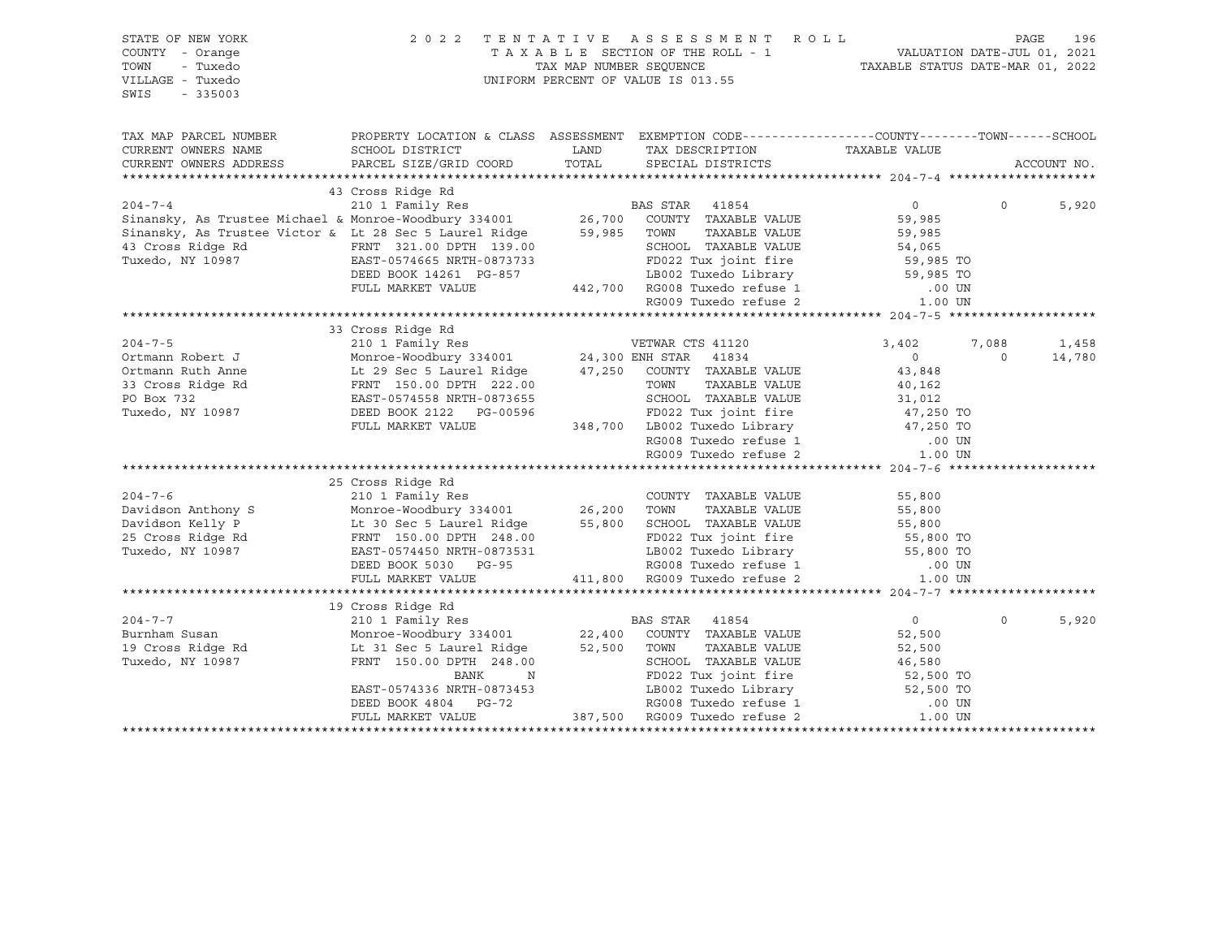STATE OF NEW YORK
COUNTY - Orange
TOWN - Tuxedo
VILLAGE - Tuxedo
SWIS - 335003

2 0 2 2 T E N T A T I V E A S S E S S M E N T R O L L
T A X A B L E SECTION OF THE ROLL - 1
TAX MAP NUMBER SEQUENCE
UNIFORM PERCENT OF VALUE IS 013.55

VALUATION DATE-JUL 01, 2021
TAXABLE STATUS DATE-MAR 01, 2022

```
TAX MAP PARCEL NUMBER          PROPERTY LOCATION & CLASS  ASSESSMENT  EXEMPTION CODE------------------COUNTY--------TOWN------SCHOOL
CURRENT OWNERS NAME            SCHOOL DISTRICT               LAND      TAX DESCRIPTION                  TAXABLE VALUE
CURRENT OWNERS ADDRESS         PARCEL SIZE/GRID COORD        TOTAL     SPECIAL DISTRICTS                                        ACCOUNT NO.
******************************************************************************************************* 204-7-4 ********************
                               43 Cross Ridge Rd
204-7-4                        210 1 Family Res                        BAS STAR  41854                 0            0        5,920
Sinansky, As Trustee Michael & Monroe-Woodbury 334001        26,700    COUNTY  TAXABLE VALUE          59,985
Sinansky, As Trustee Victor &  Lt 28 Sec 5 Laurel Ridge      59,985    TOWN    TAXABLE VALUE          59,985
43 Cross Ridge Rd              FRNT 321.00 DPTH 139.00                 SCHOOL  TAXABLE VALUE          54,065
Tuxedo, NY 10987               EAST-0574665 NRTH-0873733               FD022 Tux joint fire            59,985 TO
                               DEED BOOK 14261  PG-857                 LB002 Tuxedo Library            59,985 TO
                               FULL MARKET VALUE            442,700    RG008 Tuxedo refuse 1              .00 UN
                                                                       RG009 Tuxedo refuse 2             1.00 UN
******************************************************************************************************* 204-7-5 ********************
                               33 Cross Ridge Rd
204-7-5                        210 1 Family Res                        VETWAR CTS 41120             3,402        7,088        1,458
Ortmann Robert J               Monroe-Woodbury 334001        24,300 ENH STAR  41834                0            0       14,780
Ortmann Ruth Anne              Lt 29 Sec 5 Laurel Ridge      47,250    COUNTY  TAXABLE VALUE          43,848
33 Cross Ridge Rd              FRNT 150.00 DPTH 222.00                 TOWN    TAXABLE VALUE          40,162
PO Box 732                     EAST-0574558 NRTH-0873655               SCHOOL  TAXABLE VALUE          31,012
Tuxedo, NY 10987               DEED BOOK 2122   PG-00596               FD022 Tux joint fire            47,250 TO
                               FULL MARKET VALUE            348,700    LB002 Tuxedo Library            47,250 TO
                                                                       RG008 Tuxedo refuse 1              .00 UN
                                                                       RG009 Tuxedo refuse 2             1.00 UN
******************************************************************************************************* 204-7-6 ********************
                               25 Cross Ridge Rd
204-7-6                        210 1 Family Res                        COUNTY  TAXABLE VALUE          55,800
Davidson Anthony S             Monroe-Woodbury 334001        26,200    TOWN    TAXABLE VALUE          55,800
Davidson Kelly P               Lt 30 Sec 5 Laurel Ridge      55,800    SCHOOL  TAXABLE VALUE          55,800
25 Cross Ridge Rd              FRNT 150.00 DPTH 248.00                 FD022 Tux joint fire            55,800 TO
Tuxedo, NY 10987               EAST-0574450 NRTH-0873531               LB002 Tuxedo Library            55,800 TO
                               DEED BOOK 5030   PG-95                  RG008 Tuxedo refuse 1              .00 UN
                               FULL MARKET VALUE            411,800    RG009 Tuxedo refuse 2             1.00 UN
******************************************************************************************************* 204-7-7 ********************
                               19 Cross Ridge Rd
204-7-7                        210 1 Family Res                        BAS STAR  41854                 0            0        5,920
Burnham Susan                  Monroe-Woodbury 334001        22,400    COUNTY  TAXABLE VALUE          52,500
19 Cross Ridge Rd              Lt 31 Sec 5 Laurel Ridge      52,500    TOWN    TAXABLE VALUE          52,500
Tuxedo, NY 10987               FRNT 150.00 DPTH 248.00                 SCHOOL  TAXABLE VALUE          46,580
                                             BANK     N                FD022 Tux joint fire            52,500 TO
                               EAST-0574336 NRTH-0873453               LB002 Tuxedo Library            52,500 TO
                               DEED BOOK 4804   PG-72                  RG008 Tuxedo refuse 1              .00 UN
                               FULL MARKET VALUE            387,500    RG009 Tuxedo refuse 2             1.00 UN
************************************************************************************************************************************
```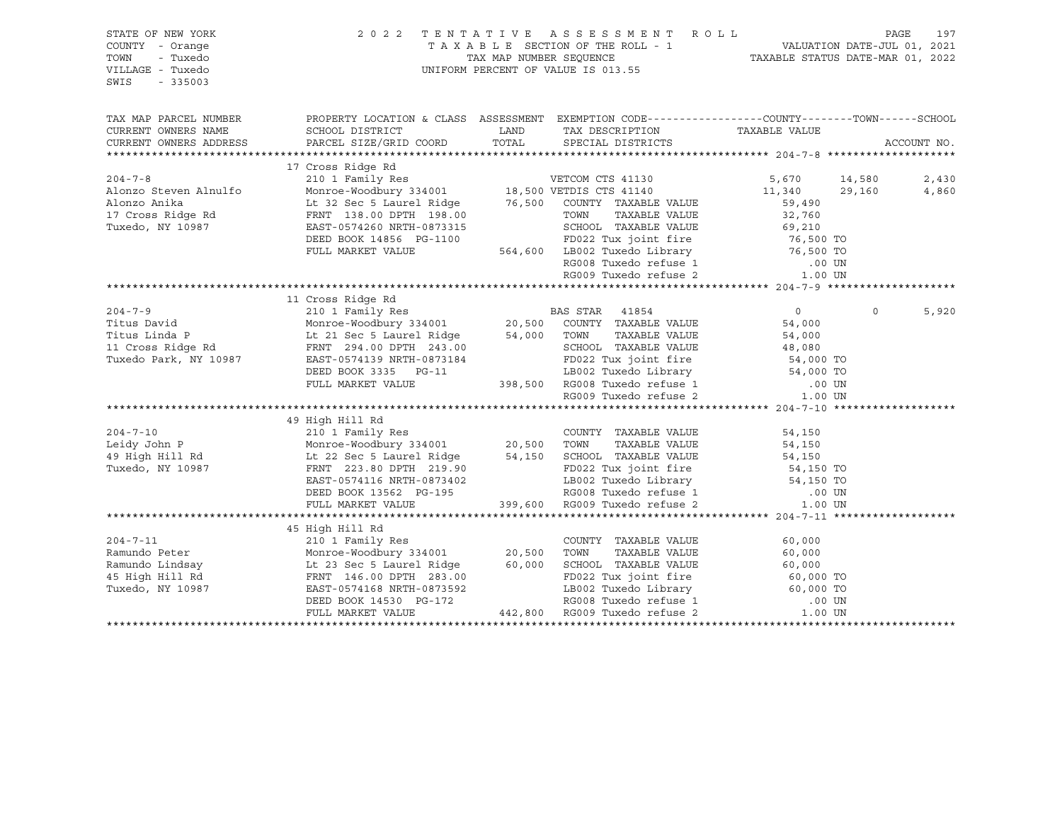STATE OF NEW YORK
COUNTY - Orange
TOWN - Tuxedo
VILLAGE - Tuxedo
SWIS - 335003

2022 TENTATIVE ASSESSMENT ROLL
TAXABLE SECTION OF THE ROLL - 1
TAX MAP NUMBER SEQUENCE
UNIFORM PERCENT OF VALUE IS 013.55

VALUATION DATE-JUL 01, 2021
TAXABLE STATUS DATE-MAR 01, 2022

| TAX MAP PARCEL NUMBER / CURRENT OWNERS NAME / CURRENT OWNERS ADDRESS | PROPERTY LOCATION & CLASS / SCHOOL DISTRICT / PARCEL SIZE/GRID COORD | ASSESSMENT LAND | TOTAL | EXEMPTION CODE / TAX DESCRIPTION / SPECIAL DISTRICTS | COUNTY TAXABLE VALUE | TOWN | SCHOOL |
|---|---|---|---|---|---|---|---|
| **204-7-8** | 17 Cross Ridge Rd | | | | | | |
| 204-7-8 | 210 1 Family Res | | | VETCOM CTS 41130 | 5,670 | 14,580 | 2,430 |
| Alonzo Steven Alnulfo | Monroe-Woodbury 334001 | 18,500 | | VETDIS CTS 41140 | 11,340 | 29,160 | 4,860 |
| Alonzo Anika | Lt 32 Sec 5 Laurel Ridge | | 76,500 | COUNTY TAXABLE VALUE | 59,490 | | |
| 17 Cross Ridge Rd | FRNT 138.00 DPTH 198.00 | | | TOWN TAXABLE VALUE | 32,760 | | |
| Tuxedo, NY 10987 | EAST-0574260 NRTH-0873315 | | | SCHOOL TAXABLE VALUE | 69,210 | | |
| | DEED BOOK 14856 PG-1100 | | | FD022 Tux joint fire | 76,500 TO | | |
| | FULL MARKET VALUE | | 564,600 | LB002 Tuxedo Library | 76,500 TO | | |
| | | | | RG008 Tuxedo refuse 1 | .00 UN | | |
| | | | | RG009 Tuxedo refuse 2 | 1.00 UN | | |
| **204-7-9** | 11 Cross Ridge Rd | | | | | | |
| 204-7-9 | 210 1 Family Res | | | BAS STAR 41854 | 0 | 0 | 5,920 |
| Titus David | Monroe-Woodbury 334001 | 20,500 | | COUNTY TAXABLE VALUE | 54,000 | | |
| Titus Linda P | Lt 21 Sec 5 Laurel Ridge | | 54,000 | TOWN TAXABLE VALUE | 54,000 | | |
| 11 Cross Ridge Rd | FRNT 294.00 DPTH 243.00 | | | SCHOOL TAXABLE VALUE | 48,080 | | |
| Tuxedo Park, NY 10987 | EAST-0574139 NRTH-0873184 | | | FD022 Tux joint fire | 54,000 TO | | |
| | DEED BOOK 3335 PG-11 | | | LB002 Tuxedo Library | 54,000 TO | | |
| | FULL MARKET VALUE | | 398,500 | RG008 Tuxedo refuse 1 | .00 UN | | |
| | | | | RG009 Tuxedo refuse 2 | 1.00 UN | | |
| **204-7-10** | 49 High Hill Rd | | | | | | |
| 204-7-10 | 210 1 Family Res | | | COUNTY TAXABLE VALUE | 54,150 | | |
| Leidy John P | Monroe-Woodbury 334001 | 20,500 | | TOWN TAXABLE VALUE | 54,150 | | |
| 49 High Hill Rd | Lt 22 Sec 5 Laurel Ridge | | 54,150 | SCHOOL TAXABLE VALUE | 54,150 | | |
| Tuxedo, NY 10987 | FRNT 223.80 DPTH 219.90 | | | FD022 Tux joint fire | 54,150 TO | | |
| | EAST-0574116 NRTH-0873402 | | | LB002 Tuxedo Library | 54,150 TO | | |
| | DEED BOOK 13562 PG-195 | | | RG008 Tuxedo refuse 1 | .00 UN | | |
| | FULL MARKET VALUE | | 399,600 | RG009 Tuxedo refuse 2 | 1.00 UN | | |
| **204-7-11** | 45 High Hill Rd | | | | | | |
| 204-7-11 | 210 1 Family Res | | | COUNTY TAXABLE VALUE | 60,000 | | |
| Ramundo Peter | Monroe-Woodbury 334001 | 20,500 | | TOWN TAXABLE VALUE | 60,000 | | |
| Ramundo Lindsay | Lt 23 Sec 5 Laurel Ridge | | 60,000 | SCHOOL TAXABLE VALUE | 60,000 | | |
| 45 High Hill Rd | FRNT 146.00 DPTH 283.00 | | | FD022 Tux joint fire | 60,000 TO | | |
| Tuxedo, NY 10987 | EAST-0574168 NRTH-0873592 | | | LB002 Tuxedo Library | 60,000 TO | | |
| | DEED BOOK 14530 PG-172 | | | RG008 Tuxedo refuse 1 | .00 UN | | |
| | FULL MARKET VALUE | | 442,800 | RG009 Tuxedo refuse 2 | 1.00 UN | | |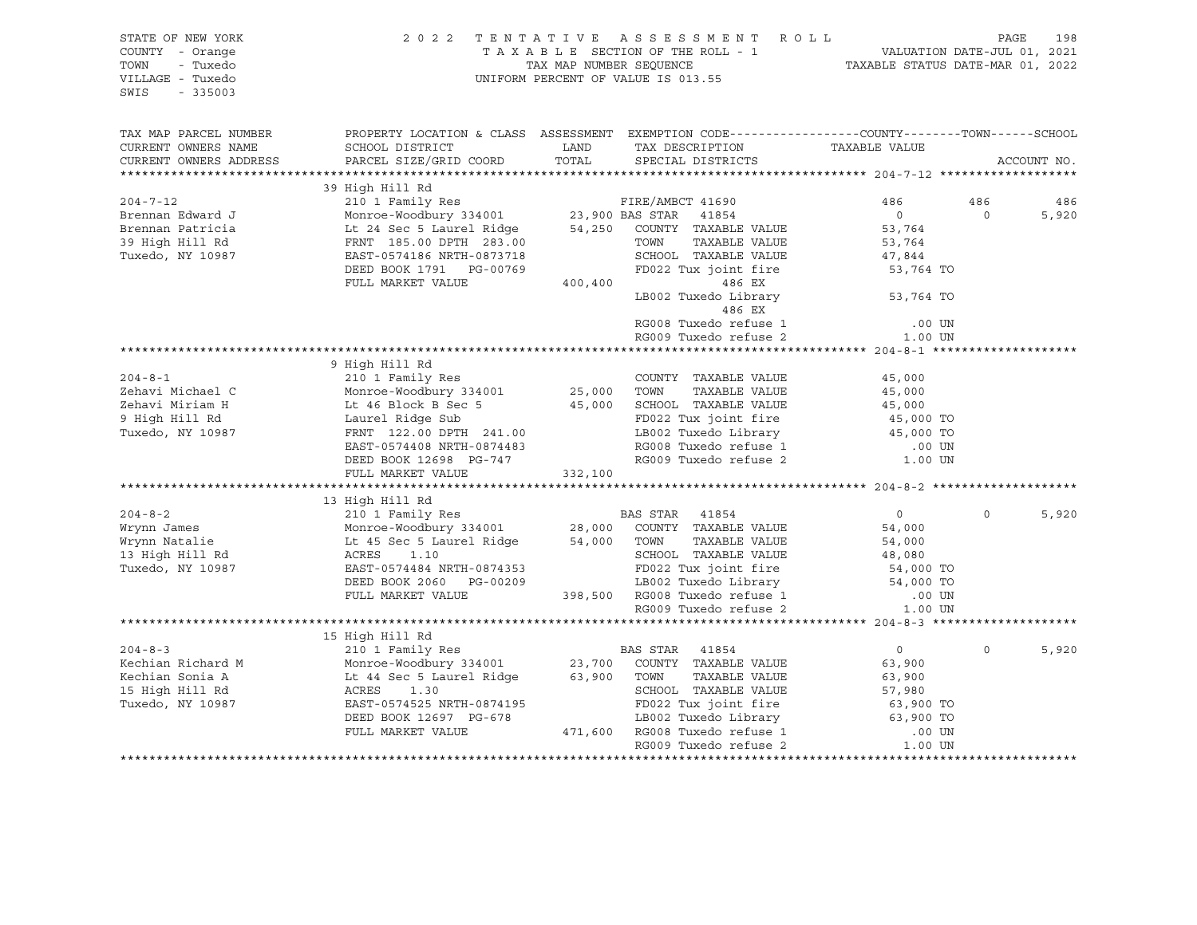STATE OF NEW YORK
COUNTY - Orange
TOWN - Tuxedo
VILLAGE - Tuxedo
SWIS - 335003

2022 TENTATIVE ASSESSMENT ROLL
TAXABLE SECTION OF THE ROLL - 1
TAX MAP NUMBER SEQUENCE
UNIFORM PERCENT OF VALUE IS 013.55

VALUATION DATE-JUL 01, 2021
TAXABLE STATUS DATE-MAR 01, 2022

| TAX MAP PARCEL NUMBER / CURRENT OWNERS NAME / CURRENT OWNERS ADDRESS | PROPERTY LOCATION & CLASS / SCHOOL DISTRICT / PARCEL SIZE/GRID COORD | ASSESSMENT LAND / TOTAL | EXEMPTION CODE / TAX DESCRIPTION / SPECIAL DISTRICTS | COUNTY TAXABLE VALUE | TOWN | SCHOOL |
|---|---|---|---|---|---|---|
| **204-7-12** | 39 High Hill Rd | | | | | |
| | 210 1 Family Res | | FIRE/AMBCT 41690 | 486 | 486 | 486 |
| Brennan Edward J | Monroe-Woodbury 334001 | 23,900 | BAS STAR 41854 | 0 | 0 | 5,920 |
| Brennan Patricia | Lt 24 Sec 5 Laurel Ridge | 54,250 | COUNTY TAXABLE VALUE | 53,764 | | |
| 39 High Hill Rd | FRNT 185.00 DPTH 283.00 | | TOWN TAXABLE VALUE | 53,764 | | |
| Tuxedo, NY 10987 | EAST-0574186 NRTH-0873718 | | SCHOOL TAXABLE VALUE | 47,844 | | |
| | DEED BOOK 1791 PG-00769 | | FD022 Tux joint fire | 53,764 TO | | |
| | FULL MARKET VALUE | 400,400 | 486 EX | | | |
| | | | LB002 Tuxedo Library | 53,764 TO | | |
| | | | 486 EX | | | |
| | | | RG008 Tuxedo refuse 1 | .00 UN | | |
| | | | RG009 Tuxedo refuse 2 | 1.00 UN | | |
| **204-8-1** | 9 High Hill Rd | | | | | |
| | 210 1 Family Res | | COUNTY TAXABLE VALUE | 45,000 | | |
| Zehavi Michael C | Monroe-Woodbury 334001 | 25,000 | TOWN TAXABLE VALUE | 45,000 | | |
| Zehavi Miriam H | Lt 46 Block B Sec 5 | 45,000 | SCHOOL TAXABLE VALUE | 45,000 | | |
| 9 High Hill Rd | Laurel Ridge Sub | | FD022 Tux joint fire | 45,000 TO | | |
| Tuxedo, NY 10987 | FRNT 122.00 DPTH 241.00 | | LB002 Tuxedo Library | 45,000 TO | | |
| | EAST-0574408 NRTH-0874483 | | RG008 Tuxedo refuse 1 | .00 UN | | |
| | DEED BOOK 12698 PG-747 | | RG009 Tuxedo refuse 2 | 1.00 UN | | |
| | FULL MARKET VALUE | 332,100 | | | | |
| **204-8-2** | 13 High Hill Rd | | | | | |
| | 210 1 Family Res | | BAS STAR 41854 | 0 | 0 | 5,920 |
| Wrynn James | Monroe-Woodbury 334001 | 28,000 | COUNTY TAXABLE VALUE | 54,000 | | |
| Wrynn Natalie | Lt 45 Sec 5 Laurel Ridge | 54,000 | TOWN TAXABLE VALUE | 54,000 | | |
| 13 High Hill Rd | ACRES 1.10 | | SCHOOL TAXABLE VALUE | 48,080 | | |
| Tuxedo, NY 10987 | EAST-0574484 NRTH-0874353 | | FD022 Tux joint fire | 54,000 TO | | |
| | DEED BOOK 2060 PG-00209 | | LB002 Tuxedo Library | 54,000 TO | | |
| | FULL MARKET VALUE | 398,500 | RG008 Tuxedo refuse 1 | .00 UN | | |
| | | | RG009 Tuxedo refuse 2 | 1.00 UN | | |
| **204-8-3** | 15 High Hill Rd | | | | | |
| | 210 1 Family Res | | BAS STAR 41854 | 0 | 0 | 5,920 |
| Kechian Richard M | Monroe-Woodbury 334001 | 23,700 | COUNTY TAXABLE VALUE | 63,900 | | |
| Kechian Sonia A | Lt 44 Sec 5 Laurel Ridge | 63,900 | TOWN TAXABLE VALUE | 63,900 | | |
| 15 High Hill Rd | ACRES 1.30 | | SCHOOL TAXABLE VALUE | 57,980 | | |
| Tuxedo, NY 10987 | EAST-0574525 NRTH-0874195 | | FD022 Tux joint fire | 63,900 TO | | |
| | DEED BOOK 12697 PG-678 | | LB002 Tuxedo Library | 63,900 TO | | |
| | FULL MARKET VALUE | 471,600 | RG008 Tuxedo refuse 1 | .00 UN | | |
| | | | RG009 Tuxedo refuse 2 | 1.00 UN | | |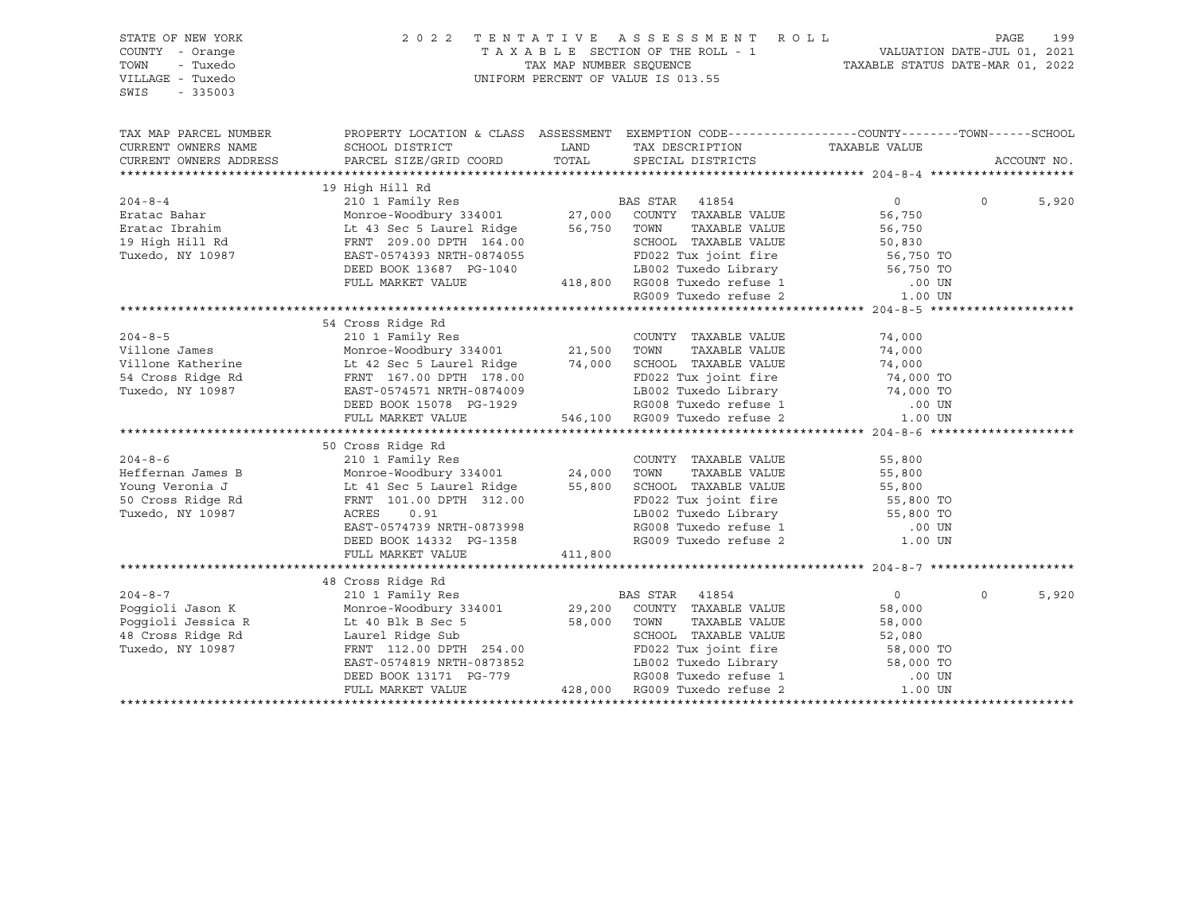STATE OF NEW YORK
COUNTY - Orange
TOWN - Tuxedo
VILLAGE - Tuxedo
SWIS - 335003

2022 TENTATIVE ASSESSMENT ROLL
TAXABLE SECTION OF THE ROLL - 1
TAX MAP NUMBER SEQUENCE
UNIFORM PERCENT OF VALUE IS 013.55

VALUATION DATE-JUL 01, 2021
TAXABLE STATUS DATE-MAR 01, 2022

```
TAX MAP PARCEL NUMBER      PROPERTY LOCATION & CLASS  ASSESSMENT  EXEMPTION CODE------------------COUNTY--------TOWN------SCHOOL
CURRENT OWNERS NAME        SCHOOL DISTRICT              LAND      TAX DESCRIPTION            TAXABLE VALUE
CURRENT OWNERS ADDRESS     PARCEL SIZE/GRID COORD       TOTAL     SPECIAL DISTRICTS                                   ACCOUNT NO.
******************************************************************************************************* 204-8-4 ********************
                           19 High Hill Rd
204-8-4                    210 1 Family Res                       BAS STAR  41854                    0          0     5,920
Eratac Bahar               Monroe-Woodbury 334001       27,000    COUNTY  TAXABLE VALUE         56,750
Eratac Ibrahim             Lt 43 Sec 5 Laurel Ridge     56,750    TOWN    TAXABLE VALUE         56,750
19 High Hill Rd            FRNT 209.00 DPTH 164.00                SCHOOL  TAXABLE VALUE         50,830
Tuxedo, NY 10987           EAST-0574393 NRTH-0874055              FD022 Tux joint fire          56,750 TO
                           DEED BOOK 13687  PG-1040               LB002 Tuxedo Library          56,750 TO
                           FULL MARKET VALUE           418,800    RG008 Tuxedo refuse 1            .00 UN
                                                                  RG009 Tuxedo refuse 2           1.00 UN
******************************************************************************************************* 204-8-5 ********************
                           54 Cross Ridge Rd
204-8-5                    210 1 Family Res                       COUNTY  TAXABLE VALUE         74,000
Villone James              Monroe-Woodbury 334001       21,500    TOWN    TAXABLE VALUE         74,000
Villone Katherine          Lt 42 Sec 5 Laurel Ridge     74,000    SCHOOL  TAXABLE VALUE         74,000
54 Cross Ridge Rd          FRNT 167.00 DPTH 178.00                FD022 Tux joint fire          74,000 TO
Tuxedo, NY 10987           EAST-0574571 NRTH-0874009              LB002 Tuxedo Library          74,000 TO
                           DEED BOOK 15078  PG-1929               RG008 Tuxedo refuse 1            .00 UN
                           FULL MARKET VALUE           546,100    RG009 Tuxedo refuse 2           1.00 UN
******************************************************************************************************* 204-8-6 ********************
                           50 Cross Ridge Rd
204-8-6                    210 1 Family Res                       COUNTY  TAXABLE VALUE         55,800
Heffernan James B          Monroe-Woodbury 334001       24,000    TOWN    TAXABLE VALUE         55,800
Young Veronia J            Lt 41 Sec 5 Laurel Ridge     55,800    SCHOOL  TAXABLE VALUE         55,800
50 Cross Ridge Rd          FRNT 101.00 DPTH 312.00                FD022 Tux joint fire          55,800 TO
Tuxedo, NY 10987           ACRES    0.91                          LB002 Tuxedo Library          55,800 TO
                           EAST-0574739 NRTH-0873998              RG008 Tuxedo refuse 1            .00 UN
                           DEED BOOK 14332  PG-1358               RG009 Tuxedo refuse 2           1.00 UN
                           FULL MARKET VALUE           411,800
******************************************************************************************************* 204-8-7 ********************
                           48 Cross Ridge Rd
204-8-7                    210 1 Family Res                       BAS STAR  41854                    0          0     5,920
Poggioli Jason K           Monroe-Woodbury 334001       29,200    COUNTY  TAXABLE VALUE         58,000
Poggioli Jessica R         Lt 40 Blk B Sec 5            58,000    TOWN    TAXABLE VALUE         58,000
48 Cross Ridge Rd          Laurel Ridge Sub                       SCHOOL  TAXABLE VALUE         52,080
Tuxedo, NY 10987           FRNT 112.00 DPTH 254.00                FD022 Tux joint fire          58,000 TO
                           EAST-0574819 NRTH-0873852              LB002 Tuxedo Library          58,000 TO
                           DEED BOOK 13171  PG-779                RG008 Tuxedo refuse 1            .00 UN
                           FULL MARKET VALUE           428,000    RG009 Tuxedo refuse 2           1.00 UN
************************************************************************************************************************************
```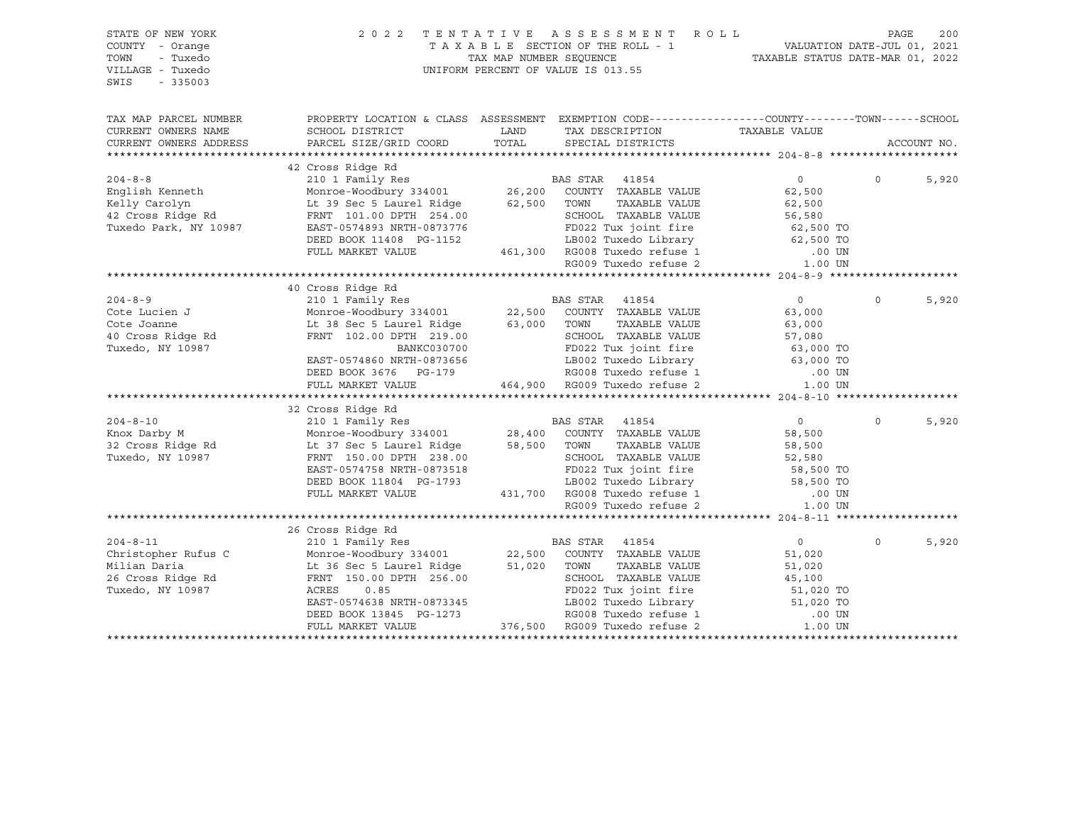STATE OF NEW YORK
COUNTY - Orange
TOWN - Tuxedo
VILLAGE - Tuxedo
SWIS - 335003

2022 TENTATIVE ASSESSMENT ROLL
TAXABLE SECTION OF THE ROLL - 1
TAX MAP NUMBER SEQUENCE
UNIFORM PERCENT OF VALUE IS 013.55

VALUATION DATE-JUL 01, 2021
TAXABLE STATUS DATE-MAR 01, 2022

| TAX MAP PARCEL NUMBER / CURRENT OWNERS NAME / CURRENT OWNERS ADDRESS | PROPERTY LOCATION & CLASS / SCHOOL DISTRICT / PARCEL SIZE/GRID COORD | ASSESSMENT LAND / TOTAL | EXEMPTION CODE / TAX DESCRIPTION / SPECIAL DISTRICTS | COUNTY TAXABLE VALUE | TOWN | SCHOOL / ACCOUNT NO. |
|---|---|---|---|---|---|---|
| **204-8-8** | 42 Cross Ridge Rd | | | | | |
| 204-8-8 | 210 1 Family Res | | BAS STAR 41854 | 0 | 0 | 5,920 |
| English Kenneth | Monroe-Woodbury 334001 | 26,200 | COUNTY TAXABLE VALUE | 62,500 | | |
| Kelly Carolyn | Lt 39 Sec 5 Laurel Ridge | 62,500 | TOWN TAXABLE VALUE | 62,500 | | |
| 42 Cross Ridge Rd | FRNT 101.00 DPTH 254.00 | | SCHOOL TAXABLE VALUE | 56,580 | | |
| Tuxedo Park, NY 10987 | EAST-0574893 NRTH-0873776 | | FD022 Tux joint fire | 62,500 TO | | |
| | DEED BOOK 11408 PG-1152 | | LB002 Tuxedo Library | 62,500 TO | | |
| | FULL MARKET VALUE | 461,300 | RG008 Tuxedo refuse 1 | .00 UN | | |
| | | | RG009 Tuxedo refuse 2 | 1.00 UN | | |
| **204-8-9** | 40 Cross Ridge Rd | | | | | |
| 204-8-9 | 210 1 Family Res | | BAS STAR 41854 | 0 | 0 | 5,920 |
| Cote Lucien J | Monroe-Woodbury 334001 | 22,500 | COUNTY TAXABLE VALUE | 63,000 | | |
| Cote Joanne | Lt 38 Sec 5 Laurel Ridge | 63,000 | TOWN TAXABLE VALUE | 63,000 | | |
| 40 Cross Ridge Rd | FRNT 102.00 DPTH 219.00 | | SCHOOL TAXABLE VALUE | 57,080 | | |
| Tuxedo, NY 10987 | BANKC030700 | | FD022 Tux joint fire | 63,000 TO | | |
| | EAST-0574860 NRTH-0873656 | | LB002 Tuxedo Library | 63,000 TO | | |
| | DEED BOOK 3676 PG-179 | | RG008 Tuxedo refuse 1 | .00 UN | | |
| | FULL MARKET VALUE | 464,900 | RG009 Tuxedo refuse 2 | 1.00 UN | | |
| **204-8-10** | 32 Cross Ridge Rd | | | | | |
| 204-8-10 | 210 1 Family Res | | BAS STAR 41854 | 0 | 0 | 5,920 |
| Knox Darby M | Monroe-Woodbury 334001 | 28,400 | COUNTY TAXABLE VALUE | 58,500 | | |
| 32 Cross Ridge Rd | Lt 37 Sec 5 Laurel Ridge | 58,500 | TOWN TAXABLE VALUE | 58,500 | | |
| Tuxedo, NY 10987 | FRNT 150.00 DPTH 238.00 | | SCHOOL TAXABLE VALUE | 52,580 | | |
| | EAST-0574758 NRTH-0873518 | | FD022 Tux joint fire | 58,500 TO | | |
| | DEED BOOK 11804 PG-1793 | | LB002 Tuxedo Library | 58,500 TO | | |
| | FULL MARKET VALUE | 431,700 | RG008 Tuxedo refuse 1 | .00 UN | | |
| | | | RG009 Tuxedo refuse 2 | 1.00 UN | | |
| **204-8-11** | 26 Cross Ridge Rd | | | | | |
| 204-8-11 | 210 1 Family Res | | BAS STAR 41854 | 0 | 0 | 5,920 |
| Christopher Rufus C | Monroe-Woodbury 334001 | 22,500 | COUNTY TAXABLE VALUE | 51,020 | | |
| Milian Daria | Lt 36 Sec 5 Laurel Ridge | 51,020 | TOWN TAXABLE VALUE | 51,020 | | |
| 26 Cross Ridge Rd | FRNT 150.00 DPTH 256.00 | | SCHOOL TAXABLE VALUE | 45,100 | | |
| Tuxedo, NY 10987 | ACRES 0.85 | | FD022 Tux joint fire | 51,020 TO | | |
| | EAST-0574638 NRTH-0873345 | | LB002 Tuxedo Library | 51,020 TO | | |
| | DEED BOOK 13845 PG-1273 | | RG008 Tuxedo refuse 1 | .00 UN | | |
| | FULL MARKET VALUE | 376,500 | RG009 Tuxedo refuse 2 | 1.00 UN | | |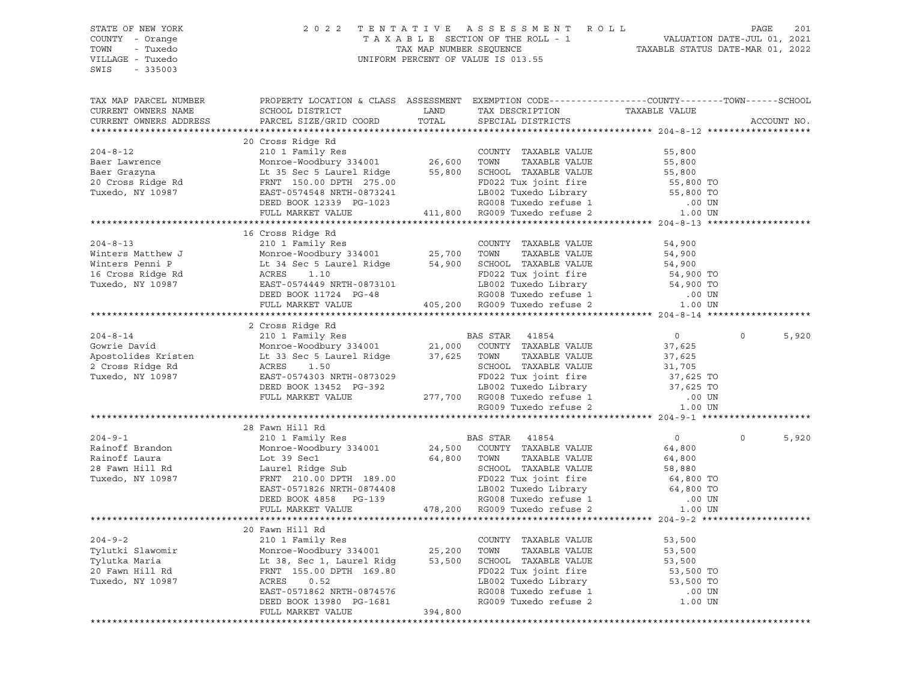STATE OF NEW YORK | 2022 TENTATIVE ASSESSMENT ROLL
COUNTY - Orange | TAXABLE SECTION OF THE ROLL - 1 | VALUATION DATE-JUL 01, 2021
TOWN - Tuxedo | TAX MAP NUMBER SEQUENCE | TAXABLE STATUS DATE-MAR 01, 2022
VILLAGE - Tuxedo | UNIFORM PERCENT OF VALUE IS 013.55
SWIS - 335003

| TAX MAP PARCEL NUMBER / CURRENT OWNERS NAME / CURRENT OWNERS ADDRESS | PROPERTY LOCATION & CLASS / SCHOOL DISTRICT / PARCEL SIZE/GRID COORD | ASSESSMENT LAND | TOTAL | EXEMPTION CODE / TAX DESCRIPTION / SPECIAL DISTRICTS | COUNTY / TAXABLE VALUE | TOWN | SCHOOL / ACCOUNT NO. |
|---|---|---|---|---|---|---|---|
| **204-8-12** | 20 Cross Ridge Rd | | | | | | |
| 204-8-12 | 210 1 Family Res | | | COUNTY TAXABLE VALUE | 55,800 | | |
| Baer Lawrence | Monroe-Woodbury 334001 | 26,600 | | TOWN TAXABLE VALUE | 55,800 | | |
| Baer Grazyna | Lt 35 Sec 5 Laurel Ridge | | 55,800 | SCHOOL TAXABLE VALUE | 55,800 | | |
| 20 Cross Ridge Rd | FRNT 150.00 DPTH 275.00 | | | FD022 Tux joint fire | 55,800 TO | | |
| Tuxedo, NY 10987 | EAST-0574548 NRTH-0873241 | | | LB002 Tuxedo Library | 55,800 TO | | |
| | DEED BOOK 12339 PG-1023 | | | RG008 Tuxedo refuse 1 | .00 UN | | |
| | FULL MARKET VALUE | | 411,800 | RG009 Tuxedo refuse 2 | 1.00 UN | | |
| **204-8-13** | 16 Cross Ridge Rd | | | | | | |
| 204-8-13 | 210 1 Family Res | | | COUNTY TAXABLE VALUE | 54,900 | | |
| Winters Matthew J | Monroe-Woodbury 334001 | 25,700 | | TOWN TAXABLE VALUE | 54,900 | | |
| Winters Penni P | Lt 34 Sec 5 Laurel Ridge | | 54,900 | SCHOOL TAXABLE VALUE | 54,900 | | |
| 16 Cross Ridge Rd | ACRES 1.10 | | | FD022 Tux joint fire | 54,900 TO | | |
| Tuxedo, NY 10987 | EAST-0574449 NRTH-0873101 | | | LB002 Tuxedo Library | 54,900 TO | | |
| | DEED BOOK 11724 PG-48 | | | RG008 Tuxedo refuse 1 | .00 UN | | |
| | FULL MARKET VALUE | | 405,200 | RG009 Tuxedo refuse 2 | 1.00 UN | | |
| **204-8-14** | 2 Cross Ridge Rd | | | | | | |
| 204-8-14 | 210 1 Family Res | | | BAS STAR 41854 | 0 | 0 | 5,920 |
| Gowrie David | Monroe-Woodbury 334001 | 21,000 | | COUNTY TAXABLE VALUE | 37,625 | | |
| Apostolides Kristen | Lt 33 Sec 5 Laurel Ridge | | 37,625 | TOWN TAXABLE VALUE | 37,625 | | |
| 2 Cross Ridge Rd | ACRES 1.50 | | | SCHOOL TAXABLE VALUE | 31,705 | | |
| Tuxedo, NY 10987 | EAST-0574303 NRTH-0873029 | | | FD022 Tux joint fire | 37,625 TO | | |
| | DEED BOOK 13452 PG-392 | | | LB002 Tuxedo Library | 37,625 TO | | |
| | FULL MARKET VALUE | | 277,700 | RG008 Tuxedo refuse 1 | .00 UN | | |
| | | | | RG009 Tuxedo refuse 2 | 1.00 UN | | |
| **204-9-1** | 28 Fawn Hill Rd | | | | | | |
| 204-9-1 | 210 1 Family Res | | | BAS STAR 41854 | 0 | 0 | 5,920 |
| Rainoff Brandon | Monroe-Woodbury 334001 | 24,500 | | COUNTY TAXABLE VALUE | 64,800 | | |
| Rainoff Laura | Lot 39 Sec1 | | 64,800 | TOWN TAXABLE VALUE | 64,800 | | |
| 28 Fawn Hill Rd | Laurel Ridge Sub | | | SCHOOL TAXABLE VALUE | 58,880 | | |
| Tuxedo, NY 10987 | FRNT 210.00 DPTH 189.00 | | | FD022 Tux joint fire | 64,800 TO | | |
| | EAST-0571826 NRTH-0874408 | | | LB002 Tuxedo Library | 64,800 TO | | |
| | DEED BOOK 4858 PG-139 | | | RG008 Tuxedo refuse 1 | .00 UN | | |
| | FULL MARKET VALUE | | 478,200 | RG009 Tuxedo refuse 2 | 1.00 UN | | |
| **204-9-2** | 20 Fawn Hill Rd | | | | | | |
| 204-9-2 | 210 1 Family Res | | | COUNTY TAXABLE VALUE | 53,500 | | |
| Tylutki Slawomir | Monroe-Woodbury 334001 | 25,200 | | TOWN TAXABLE VALUE | 53,500 | | |
| Tylutka Maria | Lt 38, Sec 1, Laurel Ridg | | 53,500 | SCHOOL TAXABLE VALUE | 53,500 | | |
| 20 Fawn Hill Rd | FRNT 155.00 DPTH 169.80 | | | FD022 Tux joint fire | 53,500 TO | | |
| Tuxedo, NY 10987 | ACRES 0.52 | | | LB002 Tuxedo Library | 53,500 TO | | |
| | EAST-0571862 NRTH-0874576 | | | RG008 Tuxedo refuse 1 | .00 UN | | |
| | DEED BOOK 13980 PG-1681 | | | RG009 Tuxedo refuse 2 | 1.00 UN | | |
| | FULL MARKET VALUE | | 394,800 | | | | |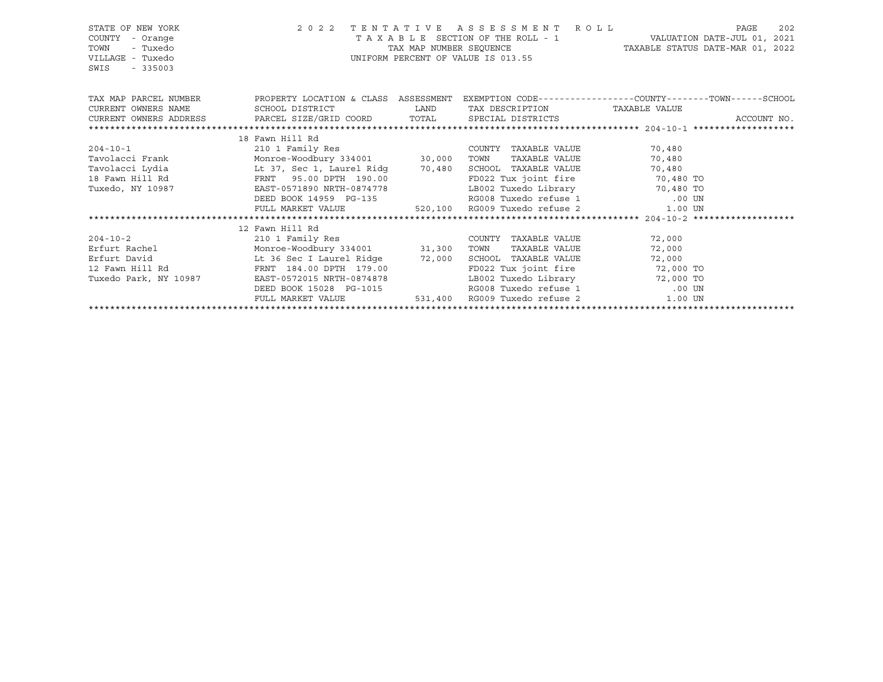STATE OF NEW YORK · COUNTY - Orange · TOWN - Tuxedo · VILLAGE - Tuxedo · SWIS - 335003

2022 TENTATIVE ASSESSMENT ROLL
TAXABLE SECTION OF THE ROLL - 1
TAX MAP NUMBER SEQUENCE
UNIFORM PERCENT OF VALUE IS 013.55

VALUATION DATE-JUL 01, 2021
TAXABLE STATUS DATE-MAR 01, 2022

| TAX MAP PARCEL NUMBER / CURRENT OWNERS NAME / CURRENT OWNERS ADDRESS | PROPERTY LOCATION & CLASS / SCHOOL DISTRICT / PARCEL SIZE/GRID COORD | ASSESSMENT LAND / TOTAL | EXEMPTION CODE / TAX DESCRIPTION / SPECIAL DISTRICTS | TAXABLE VALUE (COUNTY--TOWN--SCHOOL) | ACCOUNT NO. |
|---|---|---|---|---|---|
| **204-10-1** | 18 Fawn Hill Rd | | | | |
| 204-10-1 | 210 1 Family Res | | COUNTY TAXABLE VALUE | 70,480 | |
| Tavolacci Frank | Monroe-Woodbury 334001 | 30,000 | TOWN TAXABLE VALUE | 70,480 | |
| Tavolacci Lydia | Lt 37, Sec 1, Laurel Ridg | 70,480 | SCHOOL TAXABLE VALUE | 70,480 | |
| 18 Fawn Hill Rd | FRNT 95.00 DPTH 190.00 | | FD022 Tux joint fire | 70,480 TO | |
| Tuxedo, NY 10987 | EAST-0571890 NRTH-0874778 | | LB002 Tuxedo Library | 70,480 TO | |
| | DEED BOOK 14959 PG-135 | | RG008 Tuxedo refuse 1 | .00 UN | |
| | FULL MARKET VALUE | 520,100 | RG009 Tuxedo refuse 2 | 1.00 UN | |
| **204-10-2** | 12 Fawn Hill Rd | | | | |
| 204-10-2 | 210 1 Family Res | | COUNTY TAXABLE VALUE | 72,000 | |
| Erfurt Rachel | Monroe-Woodbury 334001 | 31,300 | TOWN TAXABLE VALUE | 72,000 | |
| Erfurt David | Lt 36 Sec I Laurel Ridge | 72,000 | SCHOOL TAXABLE VALUE | 72,000 | |
| 12 Fawn Hill Rd | FRNT 184.00 DPTH 179.00 | | FD022 Tux joint fire | 72,000 TO | |
| Tuxedo Park, NY 10987 | EAST-0572015 NRTH-0874878 | | LB002 Tuxedo Library | 72,000 TO | |
| | DEED BOOK 15028 PG-1015 | | RG008 Tuxedo refuse 1 | .00 UN | |
| | FULL MARKET VALUE | 531,400 | RG009 Tuxedo refuse 2 | 1.00 UN | |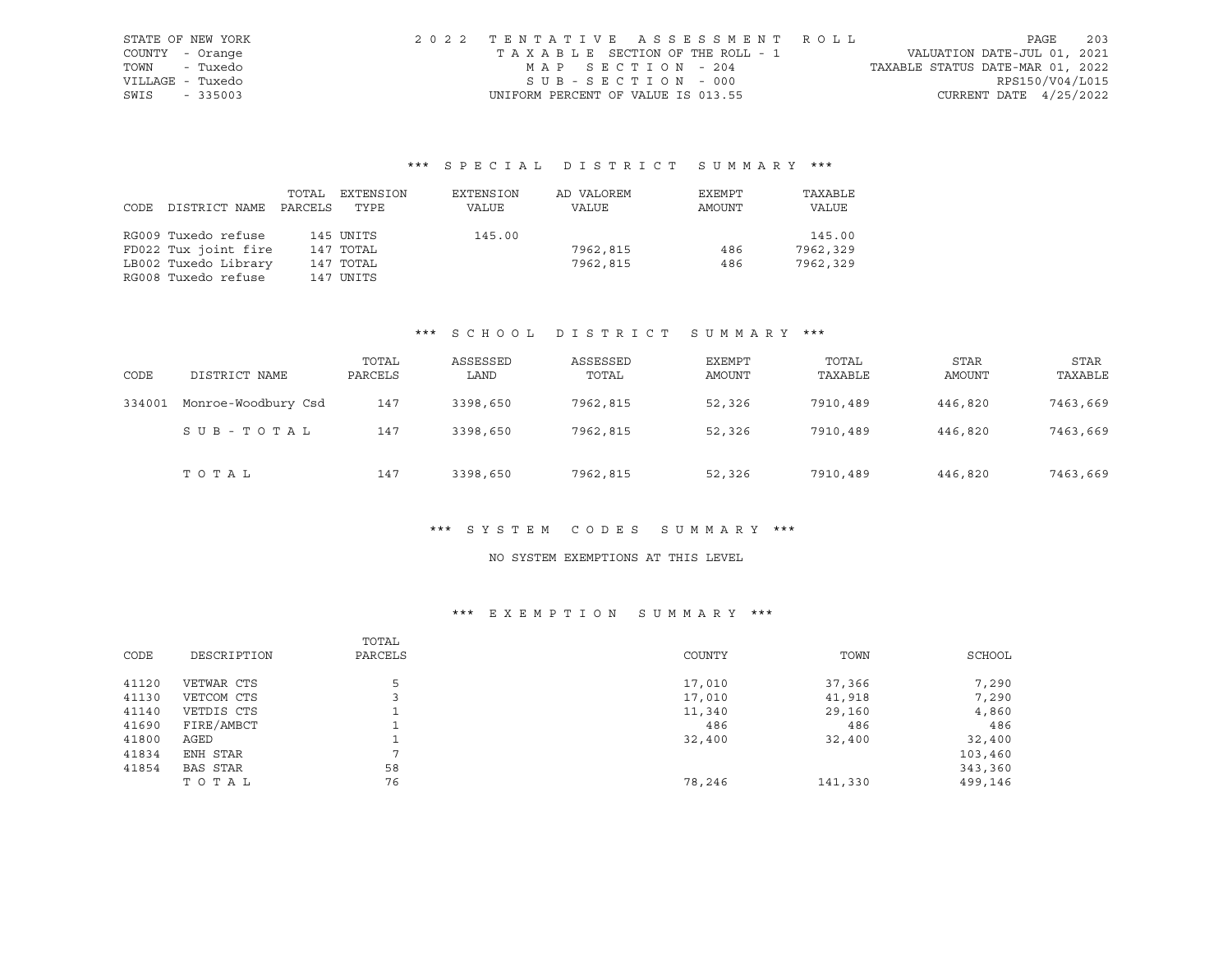STATE OF NEW YORK
COUNTY - Orange
TOWN - Tuxedo
VILLAGE - Tuxedo
SWIS - 335003

2022 TENTATIVE ASSESSMENT ROLL
TAXABLE SECTION OF THE ROLL - 1
MAP SECTION - 204
SUB-SECTION - 000
UNIFORM PERCENT OF VALUE IS 013.55

VALUATION DATE-JUL 01, 2021
TAXABLE STATUS DATE-MAR 01, 2022
RPS150/V04/L015
CURRENT DATE 4/25/2022

## *** SPECIAL DISTRICT SUMMARY ***

| CODE | DISTRICT NAME | TOTAL PARCELS | EXTENSION TYPE | EXTENSION VALUE | AD VALOREM VALUE | EXEMPT AMOUNT | TAXABLE VALUE |
|---|---|---|---|---|---|---|---|
| RG009 | Tuxedo refuse | 145 | UNITS | 145.00 | | | 145.00 |
| FD022 | Tux joint fire | 147 | TOTAL | | 7962,815 | 486 | 7962,329 |
| LB002 | Tuxedo Library | 147 | TOTAL | | 7962,815 | 486 | 7962,329 |
| RG008 | Tuxedo refuse | 147 | UNITS | | | | |

## *** SCHOOL DISTRICT SUMMARY ***

| CODE | DISTRICT NAME | TOTAL PARCELS | ASSESSED LAND | ASSESSED TOTAL | EXEMPT AMOUNT | TOTAL TAXABLE | STAR AMOUNT | STAR TAXABLE |
|---|---|---|---|---|---|---|---|---|
| 334001 | Monroe-Woodbury Csd | 147 | 3398,650 | 7962,815 | 52,326 | 7910,489 | 446,820 | 7463,669 |
| | SUB-TOTAL | 147 | 3398,650 | 7962,815 | 52,326 | 7910,489 | 446,820 | 7463,669 |
| | TOTAL | 147 | 3398,650 | 7962,815 | 52,326 | 7910,489 | 446,820 | 7463,669 |

## *** SYSTEM CODES SUMMARY ***

NO SYSTEM EXEMPTIONS AT THIS LEVEL

## *** EXEMPTION SUMMARY ***

| CODE | DESCRIPTION | TOTAL PARCELS | COUNTY | TOWN | SCHOOL |
|---|---|---|---|---|---|
| 41120 | VETWAR CTS | 5 | 17,010 | 37,366 | 7,290 |
| 41130 | VETCOM CTS | 3 | 17,010 | 41,918 | 7,290 |
| 41140 | VETDIS CTS | 1 | 11,340 | 29,160 | 4,860 |
| 41690 | FIRE/AMBCT | 1 | 486 | 486 | 486 |
| 41800 | AGED | 1 | 32,400 | 32,400 | 32,400 |
| 41834 | ENH STAR | 7 | | | 103,460 |
| 41854 | BAS STAR | 58 | | | 343,360 |
| | TOTAL | 76 | 78,246 | 141,330 | 499,146 |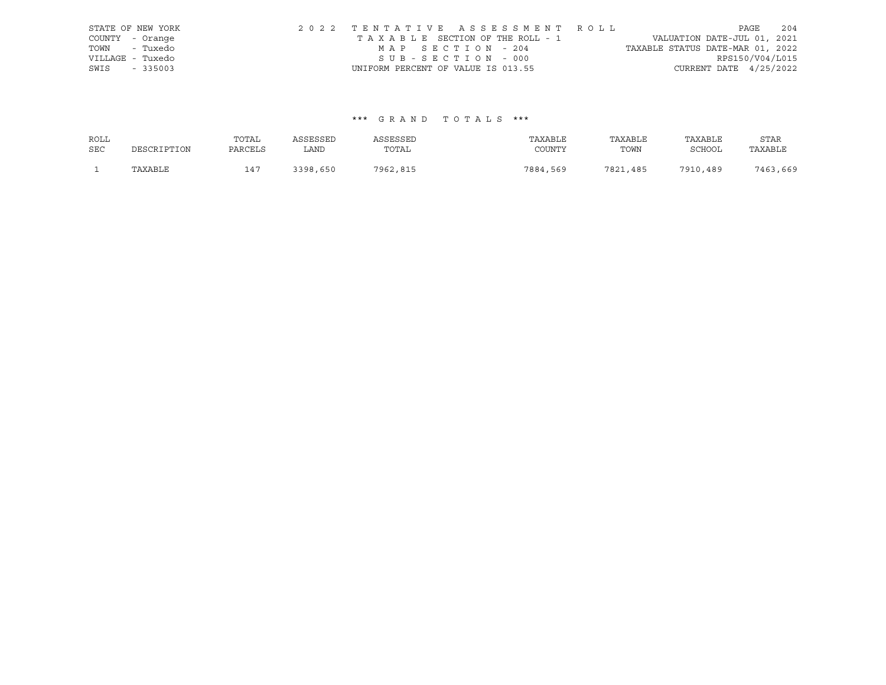STATE OF NEW YORK
COUNTY - Orange
TOWN - Tuxedo
VILLAGE - Tuxedo
SWIS - 335003

2022 TENTATIVE ASSESSMENT ROLL
TAXABLE SECTION OF THE ROLL - 1
MAP SECTION - 204
SUB-SECTION - 000
UNIFORM PERCENT OF VALUE IS 013.55

VALUATION DATE-JUL 01, 2021
TAXABLE STATUS DATE-MAR 01, 2022
RPS150/V04/L015
CURRENT DATE 4/25/2022

*** GRAND TOTALS ***

| ROLL SEC | DESCRIPTION | TOTAL PARCELS | ASSESSED LAND | ASSESSED TOTAL | TAXABLE COUNTY | TAXABLE TOWN | TAXABLE SCHOOL | STAR TAXABLE |
|---|---|---|---|---|---|---|---|---|
| 1 | TAXABLE | 147 | 3398,650 | 7962,815 | 7884,569 | 7821,485 | 7910,489 | 7463,669 |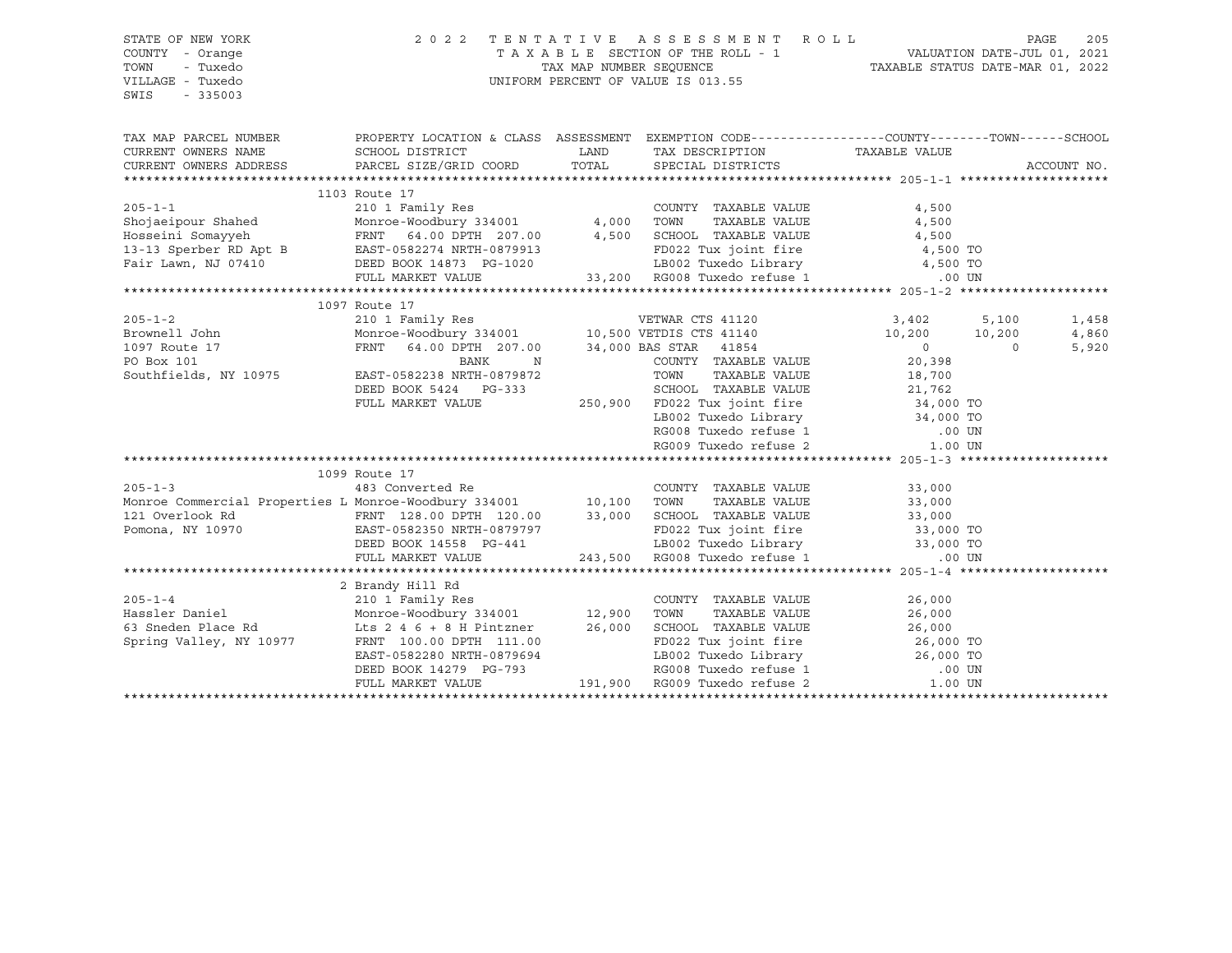STATE OF NEW YORK
COUNTY - Orange
TOWN - Tuxedo
VILLAGE - Tuxedo
SWIS - 335003

2 0 2 2 T E N T A T I V E A S S E S S M E N T R O L L
T A X A B L E SECTION OF THE ROLL - 1
TAX MAP NUMBER SEQUENCE
UNIFORM PERCENT OF VALUE IS 013.55

VALUATION DATE-JUL 01, 2021
TAXABLE STATUS DATE-MAR 01, 2022

| TAX MAP PARCEL NUMBER / CURRENT OWNERS NAME / CURRENT OWNERS ADDRESS | PROPERTY LOCATION & CLASS / SCHOOL DISTRICT / PARCEL SIZE/GRID COORD | ASSESSMENT LAND | TOTAL | EXEMPTION CODE / TAX DESCRIPTION / SPECIAL DISTRICTS | COUNTY / TAXABLE VALUE | TOWN | SCHOOL | ACCOUNT NO. |
|---|---|---|---|---|---|---|---|---|
| **205-1-1** | 1103 Route 17 | | | | | | | |
| 205-1-1 | 210 1 Family Res | | | COUNTY TAXABLE VALUE | 4,500 | | | |
| Shojaeipour Shahed | Monroe-Woodbury 334001 | 4,000 | | TOWN TAXABLE VALUE | 4,500 | | | |
| Hosseini Somayyeh | FRNT 64.00 DPTH 207.00 | | 4,500 | SCHOOL TAXABLE VALUE | 4,500 | | | |
| 13-13 Sperber RD Apt B | EAST-0582274 NRTH-0879913 | | | FD022 Tux joint fire | 4,500 TO | | | |
| Fair Lawn, NJ 07410 | DEED BOOK 14873 PG-1020 | | | LB002 Tuxedo Library | 4,500 TO | | | |
| | FULL MARKET VALUE | | 33,200 | RG008 Tuxedo refuse 1 | .00 UN | | | |
| **205-1-2** | 1097 Route 17 | | | | | | | |
| 205-1-2 | 210 1 Family Res | | | VETWAR CTS 41120 | 3,402 | 5,100 | 1,458 | |
| Brownell John | Monroe-Woodbury 334001 | 10,500 | | VETDIS CTS 41140 | 10,200 | 10,200 | 4,860 | |
| 1097 Route 17 | FRNT 64.00 DPTH 207.00 | | 34,000 | BAS STAR 41854 | 0 | 0 | 5,920 | |
| PO Box 101 | BANK N | | | COUNTY TAXABLE VALUE | 20,398 | | | |
| Southfields, NY 10975 | EAST-0582238 NRTH-0879872 | | | TOWN TAXABLE VALUE | 18,700 | | | |
| | DEED BOOK 5424 PG-333 | | | SCHOOL TAXABLE VALUE | 21,762 | | | |
| | FULL MARKET VALUE | | 250,900 | FD022 Tux joint fire | 34,000 TO | | | |
| | | | | LB002 Tuxedo Library | 34,000 TO | | | |
| | | | | RG008 Tuxedo refuse 1 | .00 UN | | | |
| | | | | RG009 Tuxedo refuse 2 | 1.00 UN | | | |
| **205-1-3** | 1099 Route 17 | | | | | | | |
| 205-1-3 | 483 Converted Re | | | COUNTY TAXABLE VALUE | 33,000 | | | |
| Monroe Commercial Properties L | Monroe-Woodbury 334001 | 10,100 | | TOWN TAXABLE VALUE | 33,000 | | | |
| 121 Overlook Rd | FRNT 128.00 DPTH 120.00 | | 33,000 | SCHOOL TAXABLE VALUE | 33,000 | | | |
| Pomona, NY 10970 | EAST-0582350 NRTH-0879797 | | | FD022 Tux joint fire | 33,000 TO | | | |
| | DEED BOOK 14558 PG-441 | | | LB002 Tuxedo Library | 33,000 TO | | | |
| | FULL MARKET VALUE | | 243,500 | RG008 Tuxedo refuse 1 | .00 UN | | | |
| **205-1-4** | 2 Brandy Hill Rd | | | | | | | |
| 205-1-4 | 210 1 Family Res | | | COUNTY TAXABLE VALUE | 26,000 | | | |
| Hassler Daniel | Monroe-Woodbury 334001 | 12,900 | | TOWN TAXABLE VALUE | 26,000 | | | |
| 63 Sneden Place Rd | Lts 2 4 6 + 8 H Pintzner | | 26,000 | SCHOOL TAXABLE VALUE | 26,000 | | | |
| Spring Valley, NY 10977 | FRNT 100.00 DPTH 111.00 | | | FD022 Tux joint fire | 26,000 TO | | | |
| | EAST-0582280 NRTH-0879694 | | | LB002 Tuxedo Library | 26,000 TO | | | |
| | DEED BOOK 14279 PG-793 | | | RG008 Tuxedo refuse 1 | .00 UN | | | |
| | FULL MARKET VALUE | | 191,900 | RG009 Tuxedo refuse 2 | 1.00 UN | | | |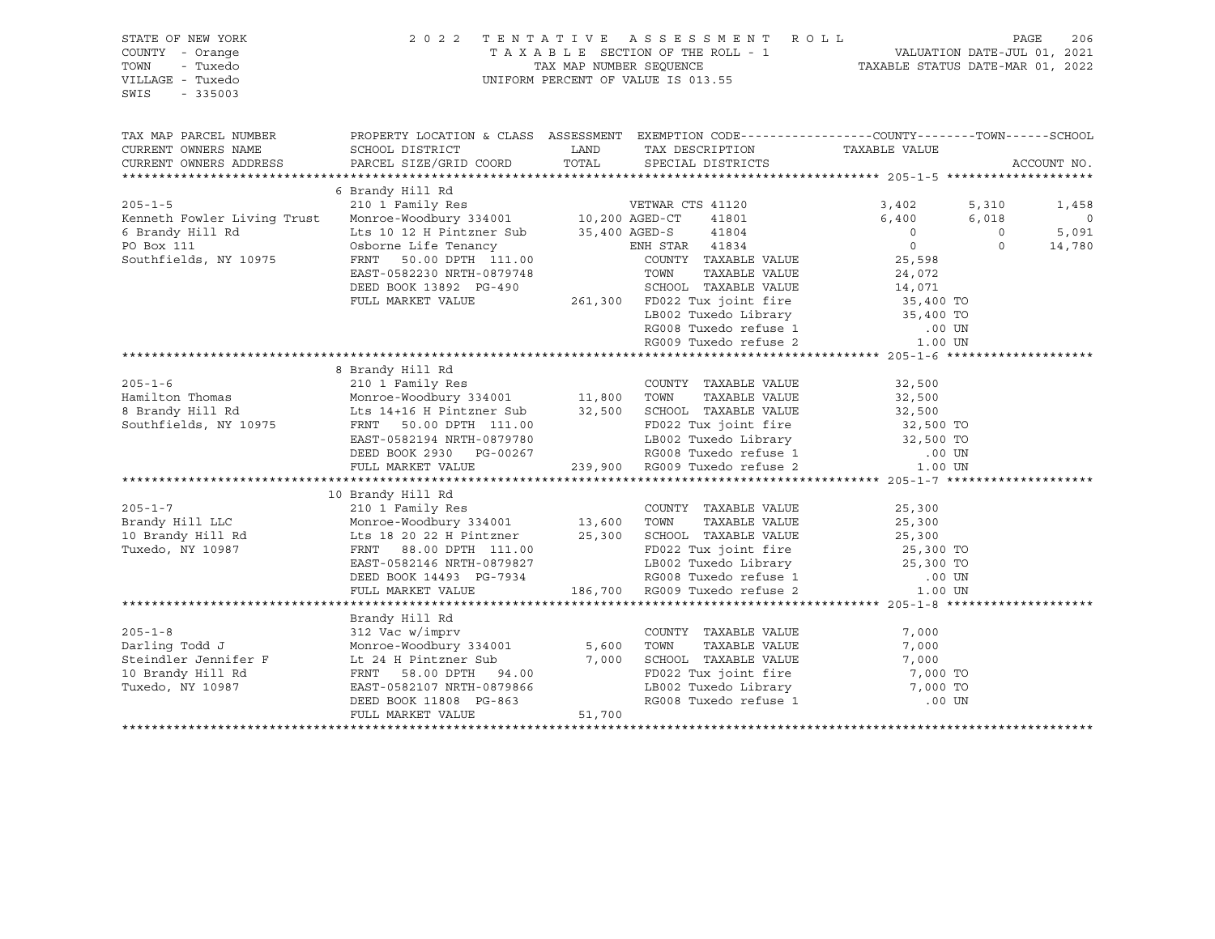STATE OF NEW YORK
COUNTY - Orange
TOWN - Tuxedo
VILLAGE - Tuxedo
SWIS - 335003

2 0 2 2 T E N T A T I V E A S S E S S M E N T R O L L
T A X A B L E SECTION OF THE ROLL - 1
TAX MAP NUMBER SEQUENCE
UNIFORM PERCENT OF VALUE IS 013.55

VALUATION DATE-JUL 01, 2021
TAXABLE STATUS DATE-MAR 01, 2022

```
TAX MAP PARCEL NUMBER          PROPERTY LOCATION & CLASS  ASSESSMENT  EXEMPTION CODE------------------COUNTY--------TOWN------SCHOOL
CURRENT OWNERS NAME            SCHOOL DISTRICT               LAND      TAX DESCRIPTION            TAXABLE VALUE
CURRENT OWNERS ADDRESS         PARCEL SIZE/GRID COORD        TOTAL     SPECIAL DISTRICTS                                    ACCOUNT NO.
******************************************************************************************************* 205-1-5 ********************
                               6 Brandy Hill Rd
205-1-5                        210 1 Family Res                        VETWAR CTS 41120              3,402       5,310       1,458
Kenneth Fowler Living Trust    Monroe-Woodbury 334001       10,200 AGED-CT    41801              6,400       6,018           0
6 Brandy Hill Rd               Lts 10 12 H Pintzner Sub     35,400 AGED-S     41804                  0           0       5,091
PO Box 111                     Osborne Life Tenancy                ENH STAR   41834                  0           0      14,780
Southfields, NY 10975          FRNT    50.00 DPTH 111.00           COUNTY  TAXABLE VALUE            25,598
                               EAST-0582230 NRTH-0879748           TOWN    TAXABLE VALUE            24,072
                               DEED BOOK 13892  PG-490             SCHOOL  TAXABLE VALUE            14,071
                               FULL MARKET VALUE           261,300  FD022 Tux joint fire              35,400 TO
                                                                   LB002 Tuxedo Library              35,400 TO
                                                                   RG008 Tuxedo refuse 1                .00 UN
                                                                   RG009 Tuxedo refuse 2               1.00 UN
******************************************************************************************************* 205-1-6 ********************
                               8 Brandy Hill Rd
205-1-6                        210 1 Family Res                        COUNTY  TAXABLE VALUE            32,500
Hamilton Thomas                Monroe-Woodbury 334001       11,800     TOWN    TAXABLE VALUE            32,500
8 Brandy Hill Rd               Lts 14+16 H Pintzner Sub     32,500     SCHOOL  TAXABLE VALUE            32,500
Southfields, NY 10975          FRNT    50.00 DPTH 111.00               FD022 Tux joint fire              32,500 TO
                               EAST-0582194 NRTH-0879780               LB002 Tuxedo Library              32,500 TO
                               DEED BOOK 2930   PG-00267               RG008 Tuxedo refuse 1                .00 UN
                               FULL MARKET VALUE           239,900     RG009 Tuxedo refuse 2               1.00 UN
******************************************************************************************************* 205-1-7 ********************
                               10 Brandy Hill Rd
205-1-7                        210 1 Family Res                        COUNTY  TAXABLE VALUE            25,300
Brandy Hill LLC                Monroe-Woodbury 334001       13,600     TOWN    TAXABLE VALUE            25,300
10 Brandy Hill Rd              Lts 18 20 22 H Pintzner      25,300     SCHOOL  TAXABLE VALUE            25,300
Tuxedo, NY 10987               FRNT    88.00 DPTH 111.00               FD022 Tux joint fire              25,300 TO
                               EAST-0582146 NRTH-0879827               LB002 Tuxedo Library              25,300 TO
                               DEED BOOK 14493  PG-7934                RG008 Tuxedo refuse 1                .00 UN
                               FULL MARKET VALUE           186,700     RG009 Tuxedo refuse 2               1.00 UN
******************************************************************************************************* 205-1-8 ********************
                               Brandy Hill Rd
205-1-8                        312 Vac w/imprv                         COUNTY  TAXABLE VALUE             7,000
Darling Todd J                 Monroe-Woodbury 334001        5,600     TOWN    TAXABLE VALUE             7,000
Steindler Jennifer F           Lt 24 H Pintzner Sub          7,000     SCHOOL  TAXABLE VALUE             7,000
10 Brandy Hill Rd              FRNT    58.00 DPTH  94.00               FD022 Tux joint fire               7,000 TO
Tuxedo, NY 10987               EAST-0582107 NRTH-0879866               LB002 Tuxedo Library               7,000 TO
                               DEED BOOK 11808  PG-863                 RG008 Tuxedo refuse 1                .00 UN
                               FULL MARKET VALUE            51,700
************************************************************************************************************************************
```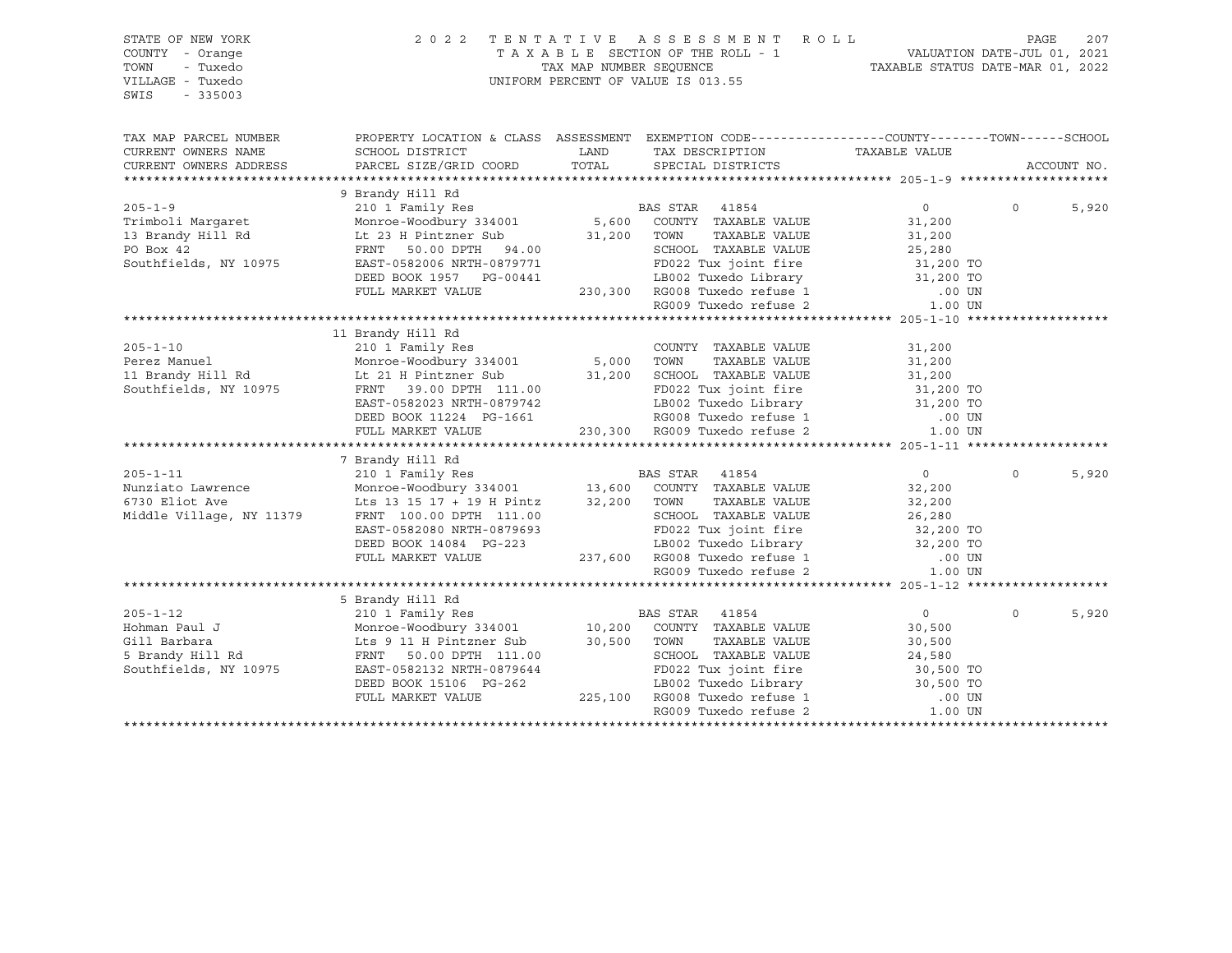STATE OF NEW YORK
COUNTY - Orange
TOWN - Tuxedo
VILLAGE - Tuxedo
SWIS - 335003

2022 TENTATIVE ASSESSMENT ROLL
TAXABLE SECTION OF THE ROLL - 1
TAX MAP NUMBER SEQUENCE
UNIFORM PERCENT OF VALUE IS 013.55

VALUATION DATE-JUL 01, 2021
TAXABLE STATUS DATE-MAR 01, 2022

| TAX MAP PARCEL NUMBER / CURRENT OWNERS NAME / CURRENT OWNERS ADDRESS | PROPERTY LOCATION & CLASS / SCHOOL DISTRICT / PARCEL SIZE/GRID COORD | ASSESSMENT LAND / TOTAL | EXEMPTION CODE / TAX DESCRIPTION / SPECIAL DISTRICTS | COUNTY TAXABLE VALUE | TOWN | SCHOOL / ACCOUNT NO. |
|---|---|---|---|---|---|---|
| **205-1-9** | 9 Brandy Hill Rd | | | | | |
| 205-1-9 | 210 1 Family Res | | BAS STAR 41854 | 0 | 0 | 5,920 |
| Trimboli Margaret | Monroe-Woodbury 334001 | 5,600 | COUNTY TAXABLE VALUE | 31,200 | | |
| 13 Brandy Hill Rd | Lt 23 H Pintzner Sub | 31,200 | TOWN TAXABLE VALUE | 31,200 | | |
| PO Box 42 | FRNT 50.00 DPTH 94.00 | | SCHOOL TAXABLE VALUE | 25,280 | | |
| Southfields, NY 10975 | EAST-0582006 NRTH-0879771 | | FD022 Tux joint fire | 31,200 TO | | |
| | DEED BOOK 1957 PG-00441 | | LB002 Tuxedo Library | 31,200 TO | | |
| | FULL MARKET VALUE | 230,300 | RG008 Tuxedo refuse 1 | .00 UN | | |
| | | | RG009 Tuxedo refuse 2 | 1.00 UN | | |
| **205-1-10** | 11 Brandy Hill Rd | | | | | |
| 205-1-10 | 210 1 Family Res | | COUNTY TAXABLE VALUE | 31,200 | | |
| Perez Manuel | Monroe-Woodbury 334001 | 5,000 | TOWN TAXABLE VALUE | 31,200 | | |
| 11 Brandy Hill Rd | Lt 21 H Pintzner Sub | 31,200 | SCHOOL TAXABLE VALUE | 31,200 | | |
| Southfields, NY 10975 | FRNT 39.00 DPTH 111.00 | | FD022 Tux joint fire | 31,200 TO | | |
| | EAST-0582023 NRTH-0879742 | | LB002 Tuxedo Library | 31,200 TO | | |
| | DEED BOOK 11224 PG-1661 | | RG008 Tuxedo refuse 1 | .00 UN | | |
| | FULL MARKET VALUE | 230,300 | RG009 Tuxedo refuse 2 | 1.00 UN | | |
| **205-1-11** | 7 Brandy Hill Rd | | | | | |
| 205-1-11 | 210 1 Family Res | | BAS STAR 41854 | 0 | 0 | 5,920 |
| Nunziato Lawrence | Monroe-Woodbury 334001 | 13,600 | COUNTY TAXABLE VALUE | 32,200 | | |
| 6730 Eliot Ave | Lts 13 15 17 + 19 H Pintz | 32,200 | TOWN TAXABLE VALUE | 32,200 | | |
| Middle Village, NY 11379 | FRNT 100.00 DPTH 111.00 | | SCHOOL TAXABLE VALUE | 26,280 | | |
| | EAST-0582080 NRTH-0879693 | | FD022 Tux joint fire | 32,200 TO | | |
| | DEED BOOK 14084 PG-223 | | LB002 Tuxedo Library | 32,200 TO | | |
| | FULL MARKET VALUE | 237,600 | RG008 Tuxedo refuse 1 | .00 UN | | |
| | | | RG009 Tuxedo refuse 2 | 1.00 UN | | |
| **205-1-12** | 5 Brandy Hill Rd | | | | | |
| 205-1-12 | 210 1 Family Res | | BAS STAR 41854 | 0 | 0 | 5,920 |
| Hohman Paul J | Monroe-Woodbury 334001 | 10,200 | COUNTY TAXABLE VALUE | 30,500 | | |
| Gill Barbara | Lts 9 11 H Pintzner Sub | 30,500 | TOWN TAXABLE VALUE | 30,500 | | |
| 5 Brandy Hill Rd | FRNT 50.00 DPTH 111.00 | | SCHOOL TAXABLE VALUE | 24,580 | | |
| Southfields, NY 10975 | EAST-0582132 NRTH-0879644 | | FD022 Tux joint fire | 30,500 TO | | |
| | DEED BOOK 15106 PG-262 | | LB002 Tuxedo Library | 30,500 TO | | |
| | FULL MARKET VALUE | 225,100 | RG008 Tuxedo refuse 1 | .00 UN | | |
| | | | RG009 Tuxedo refuse 2 | 1.00 UN | | |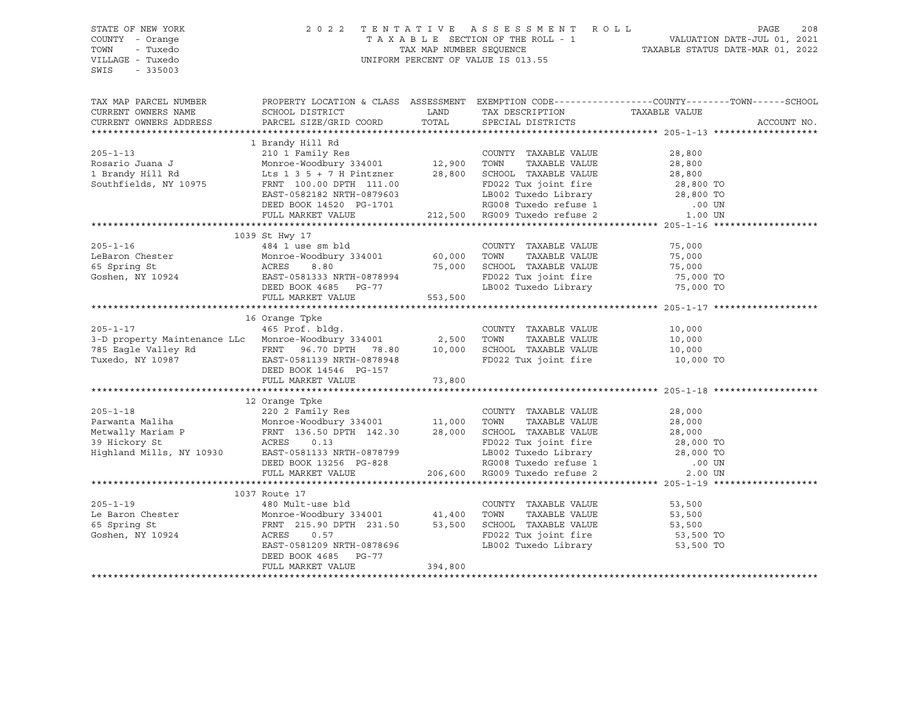STATE OF NEW YORK
COUNTY - Orange
TOWN - Tuxedo
VILLAGE - Tuxedo
SWIS - 335003

2022 TENTATIVE ASSESSMENT ROLL
TAXABLE SECTION OF THE ROLL - 1
TAX MAP NUMBER SEQUENCE
UNIFORM PERCENT OF VALUE IS 013.55

VALUATION DATE-JUL 01, 2021
TAXABLE STATUS DATE-MAR 01, 2022

| TAX MAP PARCEL NUMBER / CURRENT OWNERS NAME / CURRENT OWNERS ADDRESS | PROPERTY LOCATION & CLASS / SCHOOL DISTRICT / PARCEL SIZE/GRID COORD | ASSESSMENT LAND | TOTAL | EXEMPTION CODE / TAX DESCRIPTION / SPECIAL DISTRICTS | TAXABLE VALUE (COUNTY--TOWN--SCHOOL) | ACCOUNT NO. |
|---|---|---|---|---|---|---|
| **205-1-13** | 1 Brandy Hill Rd | | | | | |
| 205-1-13 | 210 1 Family Res | | | COUNTY TAXABLE VALUE | 28,800 | |
| Rosario Juana J | Monroe-Woodbury 334001 | 12,900 | | TOWN TAXABLE VALUE | 28,800 | |
| 1 Brandy Hill Rd | Lts 1 3 5 + 7 H Pintzner | | 28,800 | SCHOOL TAXABLE VALUE | 28,800 | |
| Southfields, NY 10975 | FRNT 100.00 DPTH 111.00 | | | FD022 Tux joint fire | 28,800 TO | |
| | EAST-0582182 NRTH-0879603 | | | LB002 Tuxedo Library | 28,800 TO | |
| | DEED BOOK 14520 PG-1701 | | | RG008 Tuxedo refuse 1 | .00 UN | |
| | FULL MARKET VALUE | | 212,500 | RG009 Tuxedo refuse 2 | 1.00 UN | |
| **205-1-16** | 1039 St Hwy 17 | | | | | |
| 205-1-16 | 484 1 use sm bld | | | COUNTY TAXABLE VALUE | 75,000 | |
| LeBaron Chester | Monroe-Woodbury 334001 | 60,000 | | TOWN TAXABLE VALUE | 75,000 | |
| 65 Spring St | ACRES 8.80 | | 75,000 | SCHOOL TAXABLE VALUE | 75,000 | |
| Goshen, NY 10924 | EAST-0581333 NRTH-0878994 | | | FD022 Tux joint fire | 75,000 TO | |
| | DEED BOOK 4685 PG-77 | | | LB002 Tuxedo Library | 75,000 TO | |
| | FULL MARKET VALUE | | 553,500 | | | |
| **205-1-17** | 16 Orange Tpke | | | | | |
| 205-1-17 | 465 Prof. bldg. | | | COUNTY TAXABLE VALUE | 10,000 | |
| 3-D property Maintenance LLc | Monroe-Woodbury 334001 | 2,500 | | TOWN TAXABLE VALUE | 10,000 | |
| 785 Eagle Valley Rd | FRNT 96.70 DPTH 78.80 | | 10,000 | SCHOOL TAXABLE VALUE | 10,000 | |
| Tuxedo, NY 10987 | EAST-0581139 NRTH-0878948 | | | FD022 Tux joint fire | 10,000 TO | |
| | DEED BOOK 14546 PG-157 | | | | | |
| | FULL MARKET VALUE | | 73,800 | | | |
| **205-1-18** | 12 Orange Tpke | | | | | |
| 205-1-18 | 220 2 Family Res | | | COUNTY TAXABLE VALUE | 28,000 | |
| Parwanta Maliha | Monroe-Woodbury 334001 | 11,000 | | TOWN TAXABLE VALUE | 28,000 | |
| Metwally Mariam P | FRNT 136.50 DPTH 142.30 | | 28,000 | SCHOOL TAXABLE VALUE | 28,000 | |
| 39 Hickory St | ACRES 0.13 | | | FD022 Tux joint fire | 28,000 TO | |
| Highland Mills, NY 10930 | EAST-0581133 NRTH-0878799 | | | LB002 Tuxedo Library | 28,000 TO | |
| | DEED BOOK 13256 PG-828 | | | RG008 Tuxedo refuse 1 | .00 UN | |
| | FULL MARKET VALUE | | 206,600 | RG009 Tuxedo refuse 2 | 2.00 UN | |
| **205-1-19** | 1037 Route 17 | | | | | |
| 205-1-19 | 480 Mult-use bld | | | COUNTY TAXABLE VALUE | 53,500 | |
| Le Baron Chester | Monroe-Woodbury 334001 | 41,400 | | TOWN TAXABLE VALUE | 53,500 | |
| 65 Spring St | FRNT 215.90 DPTH 231.50 | | 53,500 | SCHOOL TAXABLE VALUE | 53,500 | |
| Goshen, NY 10924 | ACRES 0.57 | | | FD022 Tux joint fire | 53,500 TO | |
| | EAST-0581209 NRTH-0878696 | | | LB002 Tuxedo Library | 53,500 TO | |
| | DEED BOOK 4685 PG-77 | | | | | |
| | FULL MARKET VALUE | | 394,800 | | | |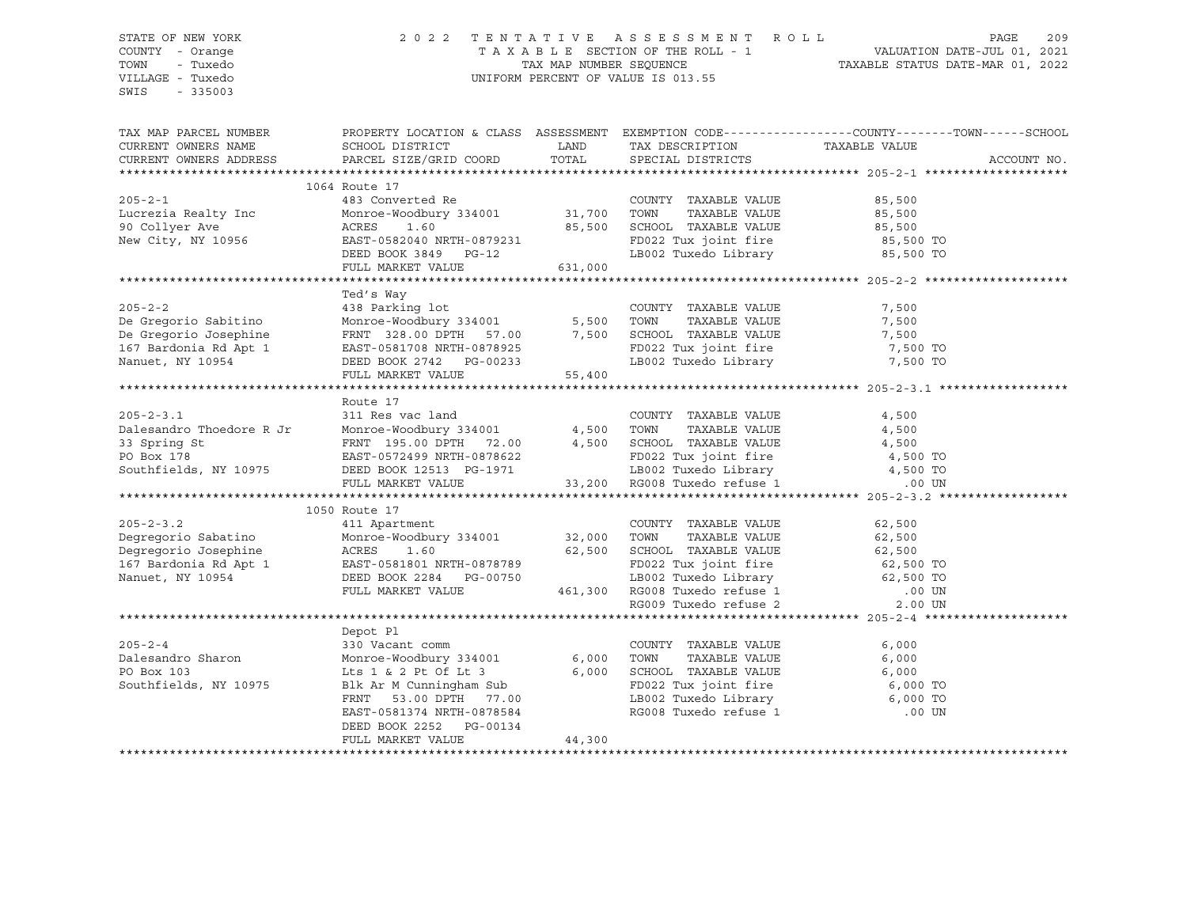STATE OF NEW YORK
COUNTY - Orange
TOWN - Tuxedo
VILLAGE - Tuxedo
SWIS - 335003

2022 TENTATIVE ASSESSMENT ROLL
TAXABLE SECTION OF THE ROLL - 1
TAX MAP NUMBER SEQUENCE
UNIFORM PERCENT OF VALUE IS 013.55

VALUATION DATE-JUL 01, 2021
TAXABLE STATUS DATE-MAR 01, 2022

| TAX MAP PARCEL NUMBER / CURRENT OWNERS NAME / CURRENT OWNERS ADDRESS | PROPERTY LOCATION & CLASS / SCHOOL DISTRICT / PARCEL SIZE/GRID COORD | ASSESSMENT LAND / TOTAL | EXEMPTION CODE / TAX DESCRIPTION / SPECIAL DISTRICTS | COUNTY-TOWN-SCHOOL TAXABLE VALUE | ACCOUNT NO. |
|---|---|---|---|---|---|
| **205-2-1** | 1064 Route 17 | | | | |
| 205-2-1 | 483 Converted Re | | COUNTY TAXABLE VALUE | 85,500 | |
| Lucrezia Realty Inc | Monroe-Woodbury 334001 | 31,700 | TOWN TAXABLE VALUE | 85,500 | |
| 90 Collyer Ave | ACRES 1.60 | 85,500 | SCHOOL TAXABLE VALUE | 85,500 | |
| New City, NY 10956 | EAST-0582040 NRTH-0879231 | | FD022 Tux joint fire | 85,500 TO | |
| | DEED BOOK 3849 PG-12 | | LB002 Tuxedo Library | 85,500 TO | |
| | FULL MARKET VALUE | 631,000 | | | |
| **205-2-2** | Ted's Way | | | | |
| 205-2-2 | 438 Parking lot | | COUNTY TAXABLE VALUE | 7,500 | |
| De Gregorio Sabitino | Monroe-Woodbury 334001 | 5,500 | TOWN TAXABLE VALUE | 7,500 | |
| De Gregorio Josephine | FRNT 328.00 DPTH 57.00 | 7,500 | SCHOOL TAXABLE VALUE | 7,500 | |
| 167 Bardonia Rd Apt 1 | EAST-0581708 NRTH-0878925 | | FD022 Tux joint fire | 7,500 TO | |
| Nanuet, NY 10954 | DEED BOOK 2742 PG-00233 | | LB002 Tuxedo Library | 7,500 TO | |
| | FULL MARKET VALUE | 55,400 | | | |
| **205-2-3.1** | Route 17 | | | | |
| 205-2-3.1 | 311 Res vac land | | COUNTY TAXABLE VALUE | 4,500 | |
| Dalesandro Thoedore R Jr | Monroe-Woodbury 334001 | 4,500 | TOWN TAXABLE VALUE | 4,500 | |
| 33 Spring St | FRNT 195.00 DPTH 72.00 | 4,500 | SCHOOL TAXABLE VALUE | 4,500 | |
| PO Box 178 | EAST-0572499 NRTH-0878622 | | FD022 Tux joint fire | 4,500 TO | |
| Southfields, NY 10975 | DEED BOOK 12513 PG-1971 | | LB002 Tuxedo Library | 4,500 TO | |
| | FULL MARKET VALUE | 33,200 | RG008 Tuxedo refuse 1 | .00 UN | |
| **205-2-3.2** | 1050 Route 17 | | | | |
| 205-2-3.2 | 411 Apartment | | COUNTY TAXABLE VALUE | 62,500 | |
| Degregorio Sabatino | Monroe-Woodbury 334001 | 32,000 | TOWN TAXABLE VALUE | 62,500 | |
| Degregorio Josephine | ACRES 1.60 | 62,500 | SCHOOL TAXABLE VALUE | 62,500 | |
| 167 Bardonia Rd Apt 1 | EAST-0581801 NRTH-0878789 | | FD022 Tux joint fire | 62,500 TO | |
| Nanuet, NY 10954 | DEED BOOK 2284 PG-00750 | | LB002 Tuxedo Library | 62,500 TO | |
| | FULL MARKET VALUE | 461,300 | RG008 Tuxedo refuse 1 | .00 UN | |
| | | | RG009 Tuxedo refuse 2 | 2.00 UN | |
| **205-2-4** | Depot Pl | | | | |
| 205-2-4 | 330 Vacant comm | | COUNTY TAXABLE VALUE | 6,000 | |
| Dalesandro Sharon | Monroe-Woodbury 334001 | 6,000 | TOWN TAXABLE VALUE | 6,000 | |
| PO Box 103 | Lts 1 & 2 Pt Of Lt 3 | 6,000 | SCHOOL TAXABLE VALUE | 6,000 | |
| Southfields, NY 10975 | Blk Ar M Cunningham Sub | | FD022 Tux joint fire | 6,000 TO | |
| | FRNT 53.00 DPTH 77.00 | | LB002 Tuxedo Library | 6,000 TO | |
| | EAST-0581374 NRTH-0878584 | | RG008 Tuxedo refuse 1 | .00 UN | |
| | DEED BOOK 2252 PG-00134 | | | | |
| | FULL MARKET VALUE | 44,300 | | | |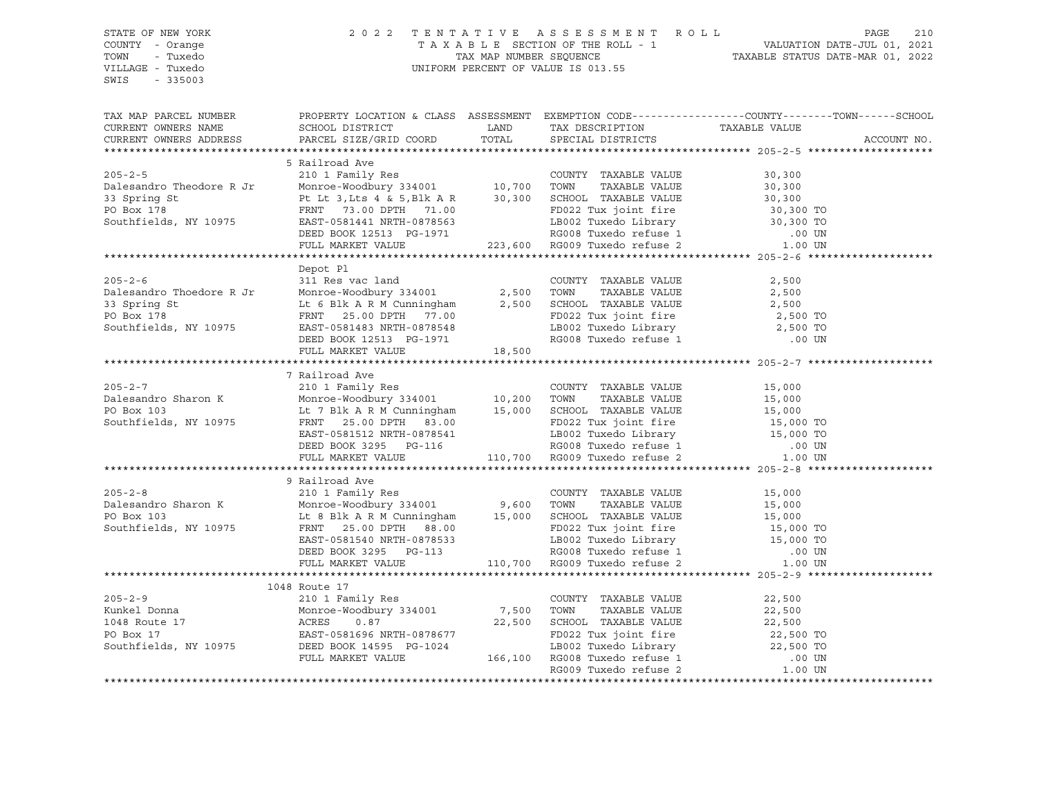STATE OF NEW YORK
COUNTY - Orange
TOWN - Tuxedo
VILLAGE - Tuxedo
SWIS - 335003

2022 TENTATIVE ASSESSMENT ROLL
TAXABLE SECTION OF THE ROLL - 1
TAX MAP NUMBER SEQUENCE
UNIFORM PERCENT OF VALUE IS 013.55

VALUATION DATE-JUL 01, 2021
TAXABLE STATUS DATE-MAR 01, 2022

| TAX MAP PARCEL NUMBER / CURRENT OWNERS NAME / CURRENT OWNERS ADDRESS | PROPERTY LOCATION & CLASS / SCHOOL DISTRICT / PARCEL SIZE/GRID COORD | ASSESSMENT LAND / TOTAL | EXEMPTION CODE / TAX DESCRIPTION / SPECIAL DISTRICTS | TAXABLE VALUE (COUNTY--TOWN--SCHOOL) | ACCOUNT NO. |
|---|---|---|---|---|---|
| **205-2-5** | 5 Railroad Ave | | | | |
| | 210 1 Family Res | | COUNTY TAXABLE VALUE | 30,300 | |
| Dalesandro Theodore R Jr | Monroe-Woodbury 334001 | 10,700 | TOWN TAXABLE VALUE | 30,300 | |
| 33 Spring St | Pt Lt 3,Lts 4 & 5,Blk A R | 30,300 | SCHOOL TAXABLE VALUE | 30,300 | |
| PO Box 178 | FRNT 73.00 DPTH 71.00 | | FD022 Tux joint fire | 30,300 TO | |
| Southfields, NY 10975 | EAST-0581441 NRTH-0878563 | | LB002 Tuxedo Library | 30,300 TO | |
| | DEED BOOK 12513 PG-1971 | | RG008 Tuxedo refuse 1 | .00 UN | |
| | FULL MARKET VALUE | 223,600 | RG009 Tuxedo refuse 2 | 1.00 UN | |
| **205-2-6** | Depot Pl | | | | |
| | 311 Res vac land | | COUNTY TAXABLE VALUE | 2,500 | |
| Dalesandro Thoedore R Jr | Monroe-Woodbury 334001 | 2,500 | TOWN TAXABLE VALUE | 2,500 | |
| 33 Spring St | Lt 6 Blk A R M Cunningham | 2,500 | SCHOOL TAXABLE VALUE | 2,500 | |
| PO Box 178 | FRNT 25.00 DPTH 77.00 | | FD022 Tux joint fire | 2,500 TO | |
| Southfields, NY 10975 | EAST-0581483 NRTH-0878548 | | LB002 Tuxedo Library | 2,500 TO | |
| | DEED BOOK 12513 PG-1971 | | RG008 Tuxedo refuse 1 | .00 UN | |
| | FULL MARKET VALUE | 18,500 | | | |
| **205-2-7** | 7 Railroad Ave | | | | |
| | 210 1 Family Res | | COUNTY TAXABLE VALUE | 15,000 | |
| Dalesandro Sharon K | Monroe-Woodbury 334001 | 10,200 | TOWN TAXABLE VALUE | 15,000 | |
| PO Box 103 | Lt 7 Blk A R M Cunningham | 15,000 | SCHOOL TAXABLE VALUE | 15,000 | |
| Southfields, NY 10975 | FRNT 25.00 DPTH 83.00 | | FD022 Tux joint fire | 15,000 TO | |
| | EAST-0581512 NRTH-0878541 | | LB002 Tuxedo Library | 15,000 TO | |
| | DEED BOOK 3295 PG-116 | | RG008 Tuxedo refuse 1 | .00 UN | |
| | FULL MARKET VALUE | 110,700 | RG009 Tuxedo refuse 2 | 1.00 UN | |
| **205-2-8** | 9 Railroad Ave | | | | |
| | 210 1 Family Res | | COUNTY TAXABLE VALUE | 15,000 | |
| Dalesandro Sharon K | Monroe-Woodbury 334001 | 9,600 | TOWN TAXABLE VALUE | 15,000 | |
| PO Box 103 | Lt 8 Blk A R M Cunningham | 15,000 | SCHOOL TAXABLE VALUE | 15,000 | |
| Southfields, NY 10975 | FRNT 25.00 DPTH 88.00 | | FD022 Tux joint fire | 15,000 TO | |
| | EAST-0581540 NRTH-0878533 | | LB002 Tuxedo Library | 15,000 TO | |
| | DEED BOOK 3295 PG-113 | | RG008 Tuxedo refuse 1 | .00 UN | |
| | FULL MARKET VALUE | 110,700 | RG009 Tuxedo refuse 2 | 1.00 UN | |
| **205-2-9** | 1048 Route 17 | | | | |
| | 210 1 Family Res | | COUNTY TAXABLE VALUE | 22,500 | |
| Kunkel Donna | Monroe-Woodbury 334001 | 7,500 | TOWN TAXABLE VALUE | 22,500 | |
| 1048 Route 17 | ACRES 0.87 | 22,500 | SCHOOL TAXABLE VALUE | 22,500 | |
| PO Box 17 | EAST-0581696 NRTH-0878677 | | FD022 Tux joint fire | 22,500 TO | |
| Southfields, NY 10975 | DEED BOOK 14595 PG-1024 | | LB002 Tuxedo Library | 22,500 TO | |
| | FULL MARKET VALUE | 166,100 | RG008 Tuxedo refuse 1 | .00 UN | |
| | | | RG009 Tuxedo refuse 2 | 1.00 UN | |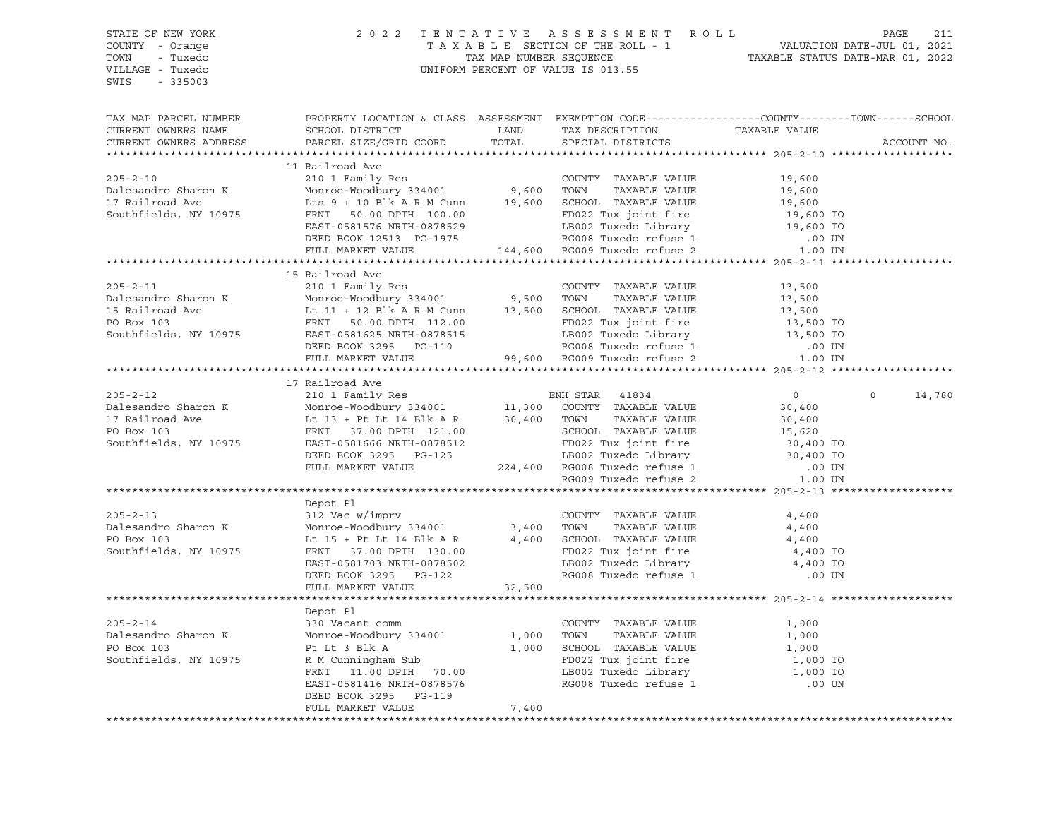STATE OF NEW YORK
COUNTY - Orange
TOWN - Tuxedo
VILLAGE - Tuxedo
SWIS - 335003

2022 TENTATIVE ASSESSMENT ROLL
TAXABLE SECTION OF THE ROLL - 1
TAX MAP NUMBER SEQUENCE
UNIFORM PERCENT OF VALUE IS 013.55

VALUATION DATE-JUL 01, 2021
TAXABLE STATUS DATE-MAR 01, 2022

```
TAX MAP PARCEL NUMBER      PROPERTY LOCATION & CLASS  ASSESSMENT  EXEMPTION CODE------------------COUNTY--------TOWN------SCHOOL
CURRENT OWNERS NAME        SCHOOL DISTRICT              LAND      TAX DESCRIPTION               TAXABLE VALUE
CURRENT OWNERS ADDRESS     PARCEL SIZE/GRID COORD       TOTAL     SPECIAL DISTRICTS                                    ACCOUNT NO.
******************************************************************************************************* 205-2-10 *******************
                           11 Railroad Ave
205-2-10                   210 1 Family Res                       COUNTY  TAXABLE VALUE           19,600
Dalesandro Sharon K        Monroe-Woodbury 334001      9,600      TOWN    TAXABLE VALUE           19,600
17 Railroad Ave            Lts 9 + 10 Blk A R M Cunn  19,600      SCHOOL  TAXABLE VALUE           19,600
Southfields, NY 10975      FRNT   50.00 DPTH 100.00               FD022 Tux joint fire            19,600 TO
                           EAST-0581576 NRTH-0878529              LB002 Tuxedo Library            19,600 TO
                           DEED BOOK 12513  PG-1975               RG008 Tuxedo refuse 1              .00 UN
                           FULL MARKET VALUE         144,600      RG009 Tuxedo refuse 2             1.00 UN
******************************************************************************************************* 205-2-11 *******************
                           15 Railroad Ave
205-2-11                   210 1 Family Res                       COUNTY  TAXABLE VALUE           13,500
Dalesandro Sharon K        Monroe-Woodbury 334001      9,500      TOWN    TAXABLE VALUE           13,500
15 Railroad Ave            Lt 11 + 12 Blk A R M Cunn  13,500      SCHOOL  TAXABLE VALUE           13,500
PO Box 103                 FRNT   50.00 DPTH 112.00               FD022 Tux joint fire            13,500 TO
Southfields, NY 10975      EAST-0581625 NRTH-0878515              LB002 Tuxedo Library            13,500 TO
                           DEED BOOK 3295   PG-110                RG008 Tuxedo refuse 1              .00 UN
                           FULL MARKET VALUE          99,600      RG009 Tuxedo refuse 2             1.00 UN
******************************************************************************************************* 205-2-12 *******************
                           17 Railroad Ave
205-2-12                   210 1 Family Res                       ENH STAR  41834                     0           0      14,780
Dalesandro Sharon K        Monroe-Woodbury 334001     11,300      COUNTY  TAXABLE VALUE           30,400
17 Railroad Ave            Lt 13 + Pt Lt 14 Blk A R   30,400      TOWN    TAXABLE VALUE           30,400
PO Box 103                 FRNT   37.00 DPTH 121.00               SCHOOL  TAXABLE VALUE           15,620
Southfields, NY 10975      EAST-0581666 NRTH-0878512              FD022 Tux joint fire            30,400 TO
                           DEED BOOK 3295   PG-125                LB002 Tuxedo Library            30,400 TO
                           FULL MARKET VALUE         224,400      RG008 Tuxedo refuse 1              .00 UN
                                                                  RG009 Tuxedo refuse 2             1.00 UN
******************************************************************************************************* 205-2-13 *******************
                           Depot Pl
205-2-13                   312 Vac w/imprv                        COUNTY  TAXABLE VALUE            4,400
Dalesandro Sharon K        Monroe-Woodbury 334001      3,400      TOWN    TAXABLE VALUE            4,400
PO Box 103                 Lt 15 + Pt Lt 14 Blk A R    4,400      SCHOOL  TAXABLE VALUE            4,400
Southfields, NY 10975      FRNT   37.00 DPTH 130.00               FD022 Tux joint fire             4,400 TO
                           EAST-0581703 NRTH-0878502              LB002 Tuxedo Library             4,400 TO
                           DEED BOOK 3295   PG-122                RG008 Tuxedo refuse 1              .00 UN
                           FULL MARKET VALUE          32,500
******************************************************************************************************* 205-2-14 *******************
                           Depot Pl
205-2-14                   330 Vacant comm                        COUNTY  TAXABLE VALUE            1,000
Dalesandro Sharon K        Monroe-Woodbury 334001      1,000      TOWN    TAXABLE VALUE            1,000
PO Box 103                 Pt Lt 3 Blk A               1,000      SCHOOL  TAXABLE VALUE            1,000
Southfields, NY 10975      R M Cunningham Sub                     FD022 Tux joint fire             1,000 TO
                           FRNT   11.00 DPTH  70.00               LB002 Tuxedo Library             1,000 TO
                           EAST-0581416 NRTH-0878576              RG008 Tuxedo refuse 1              .00 UN
                           DEED BOOK 3295   PG-119
                           FULL MARKET VALUE           7,400
************************************************************************************************************************************
```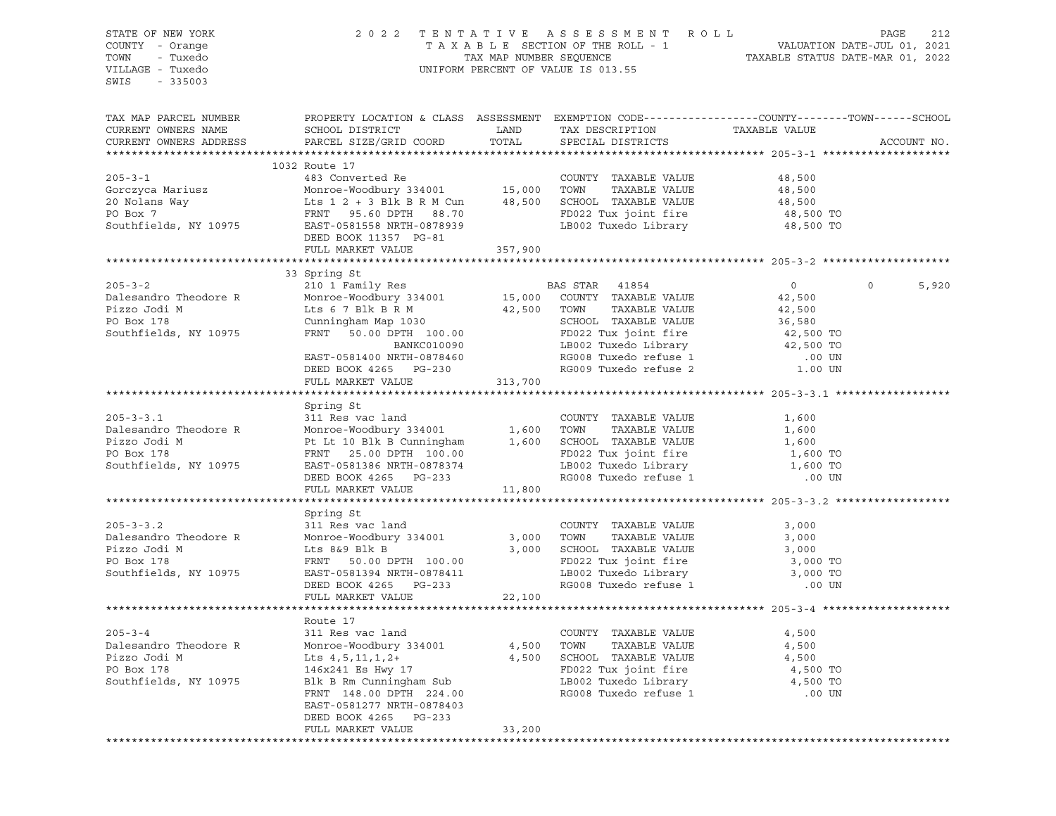STATE OF NEW YORK
COUNTY - Orange
TOWN - Tuxedo
VILLAGE - Tuxedo
SWIS - 335003

2022 TENTATIVE ASSESSMENT ROLL
TAXABLE SECTION OF THE ROLL - 1
TAX MAP NUMBER SEQUENCE
UNIFORM PERCENT OF VALUE IS 013.55

VALUATION DATE-JUL 01, 2021
TAXABLE STATUS DATE-MAR 01, 2022

```
TAX MAP PARCEL NUMBER      PROPERTY LOCATION & CLASS  ASSESSMENT  EXEMPTION CODE------------------COUNTY--------TOWN------SCHOOL
CURRENT OWNERS NAME        SCHOOL DISTRICT              LAND      TAX DESCRIPTION              TAXABLE VALUE
CURRENT OWNERS ADDRESS     PARCEL SIZE/GRID COORD       TOTAL     SPECIAL DISTRICTS                                          ACCOUNT NO.
******************************************************************************************************* 205-3-1 ********************
                           1032 Route 17
205-3-1                    483 Converted Re                        COUNTY  TAXABLE VALUE            48,500
Gorczyca Mariusz           Monroe-Woodbury 334001       15,000    TOWN    TAXABLE VALUE            48,500
20 Nolans Way              Lts 1 2 + 3 Blk B R M Cun    48,500    SCHOOL  TAXABLE VALUE            48,500
PO Box 7                   FRNT  95.60 DPTH  88.70                FD022 Tux joint fire             48,500 TO
Southfields, NY 10975      EAST-0581558 NRTH-0878939              LB002 Tuxedo Library             48,500 TO
                           DEED BOOK 11357  PG-81
                           FULL MARKET VALUE            357,900
******************************************************************************************************* 205-3-2 ********************
                           33 Spring St
205-3-2                    210 1 Family Res                       BAS STAR  41854                      0           0       5,920
Dalesandro Theodore R      Monroe-Woodbury 334001       15,000    COUNTY  TAXABLE VALUE            42,500
Pizzo Jodi M               Lts 6 7 Blk B R M            42,500    TOWN    TAXABLE VALUE            42,500
PO Box 178                 Cunningham Map 1030                    SCHOOL  TAXABLE VALUE            36,580
Southfields, NY 10975      FRNT  50.00 DPTH 100.00                FD022 Tux joint fire             42,500 TO
                                     BANKC010090                  LB002 Tuxedo Library             42,500 TO
                           EAST-0581400 NRTH-0878460              RG008 Tuxedo refuse 1               .00 UN
                           DEED BOOK 4265   PG-230                RG009 Tuxedo refuse 2              1.00 UN
                           FULL MARKET VALUE            313,700
******************************************************************************************************* 205-3-3.1 ******************
                           Spring St
205-3-3.1                  311 Res vac land                       COUNTY  TAXABLE VALUE             1,600
Dalesandro Theodore R      Monroe-Woodbury 334001        1,600    TOWN    TAXABLE VALUE             1,600
Pizzo Jodi M               Pt Lt 10 Blk B Cunningham     1,600    SCHOOL  TAXABLE VALUE             1,600
PO Box 178                 FRNT  25.00 DPTH 100.00                FD022 Tux joint fire              1,600 TO
Southfields, NY 10975      EAST-0581386 NRTH-0878374              LB002 Tuxedo Library              1,600 TO
                           DEED BOOK 4265   PG-233                RG008 Tuxedo refuse 1               .00 UN
                           FULL MARKET VALUE             11,800
******************************************************************************************************* 205-3-3.2 ******************
                           Spring St
205-3-3.2                  311 Res vac land                       COUNTY  TAXABLE VALUE             3,000
Dalesandro Theodore R      Monroe-Woodbury 334001        3,000    TOWN    TAXABLE VALUE             3,000
Pizzo Jodi M               Lts 8&9 Blk B                 3,000    SCHOOL  TAXABLE VALUE             3,000
PO Box 178                 FRNT  50.00 DPTH 100.00                FD022 Tux joint fire              3,000 TO
Southfields, NY 10975      EAST-0581394 NRTH-0878411              LB002 Tuxedo Library              3,000 TO
                           DEED BOOK 4265   PG-233                RG008 Tuxedo refuse 1               .00 UN
                           FULL MARKET VALUE             22,100
******************************************************************************************************* 205-3-4 ********************
                           Route 17
205-3-4                    311 Res vac land                       COUNTY  TAXABLE VALUE             4,500
Dalesandro Theodore R      Monroe-Woodbury 334001        4,500    TOWN    TAXABLE VALUE             4,500
Pizzo Jodi M               Lts 4,5,11,1,2+               4,500    SCHOOL  TAXABLE VALUE             4,500
PO Box 178                 146x241 Es Hwy 17                      FD022 Tux joint fire              4,500 TO
Southfields, NY 10975      Blk B Rm Cunningham Sub                LB002 Tuxedo Library              4,500 TO
                           FRNT 148.00 DPTH 224.00                RG008 Tuxedo refuse 1               .00 UN
                           EAST-0581277 NRTH-0878403
                           DEED BOOK 4265   PG-233
                           FULL MARKET VALUE             33,200
************************************************************************************************************************************
```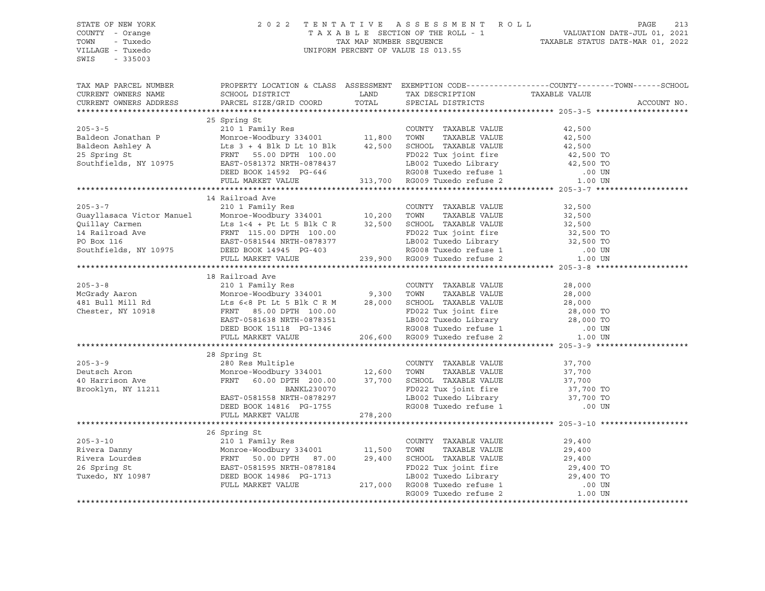STATE OF NEW YORK
COUNTY - Orange
TOWN - Tuxedo
VILLAGE - Tuxedo
SWIS - 335003

2022 TENTATIVE ASSESSMENT ROLL
TAXABLE SECTION OF THE ROLL - 1
TAX MAP NUMBER SEQUENCE
UNIFORM PERCENT OF VALUE IS 013.55

VALUATION DATE-JUL 01, 2021
TAXABLE STATUS DATE-MAR 01, 2022

| TAX MAP PARCEL NUMBER / CURRENT OWNERS NAME / CURRENT OWNERS ADDRESS | PROPERTY LOCATION & CLASS / SCHOOL DISTRICT / PARCEL SIZE/GRID COORD | ASSESSMENT LAND / TOTAL | EXEMPTION CODE / TAX DESCRIPTION / SPECIAL DISTRICTS | TAXABLE VALUE (COUNTY--TOWN--SCHOOL) | ACCOUNT NO. |
|---|---|---|---|---|---|
| **205-3-5** | 25 Spring St | | | | |
| 205-3-5 | 210 1 Family Res | | COUNTY TAXABLE VALUE | 42,500 | |
| Baldeon Jonathan P | Monroe-Woodbury 334001 | 11,800 | TOWN TAXABLE VALUE | 42,500 | |
| Baldeon Ashley A | Lts 3 + 4 Blk D Lt 10 Blk | 42,500 | SCHOOL TAXABLE VALUE | 42,500 | |
| 25 Spring St | FRNT 55.00 DPTH 100.00 | | FD022 Tux joint fire | 42,500 TO | |
| Southfields, NY 10975 | EAST-0581372 NRTH-0878437 | | LB002 Tuxedo Library | 42,500 TO | |
| | DEED BOOK 14592 PG-646 | | RG008 Tuxedo refuse 1 | .00 UN | |
| | FULL MARKET VALUE | 313,700 | RG009 Tuxedo refuse 2 | 1.00 UN | |
| **205-3-7** | 14 Railroad Ave | | | | |
| 205-3-7 | 210 1 Family Res | | COUNTY TAXABLE VALUE | 32,500 | |
| Guayllasaca Victor Manuel | Monroe-Woodbury 334001 | 10,200 | TOWN TAXABLE VALUE | 32,500 | |
| Quillay Carmen | Lts 1<4 + Pt Lt 5 Blk C R | 32,500 | SCHOOL TAXABLE VALUE | 32,500 | |
| 14 Railroad Ave | FRNT 115.00 DPTH 100.00 | | FD022 Tux joint fire | 32,500 TO | |
| PO Box 116 | EAST-0581544 NRTH-0878377 | | LB002 Tuxedo Library | 32,500 TO | |
| Southfields, NY 10975 | DEED BOOK 14945 PG-403 | | RG008 Tuxedo refuse 1 | .00 UN | |
| | FULL MARKET VALUE | 239,900 | RG009 Tuxedo refuse 2 | 1.00 UN | |
| **205-3-8** | 18 Railroad Ave | | | | |
| 205-3-8 | 210 1 Family Res | | COUNTY TAXABLE VALUE | 28,000 | |
| McGrady Aaron | Monroe-Woodbury 334001 | 9,300 | TOWN TAXABLE VALUE | 28,000 | |
| 481 Bull Mill Rd | Lts 6<8 Pt Lt 5 Blk C R M | 28,000 | SCHOOL TAXABLE VALUE | 28,000 | |
| Chester, NY 10918 | FRNT 85.00 DPTH 100.00 | | FD022 Tux joint fire | 28,000 TO | |
| | EAST-0581638 NRTH-0878351 | | LB002 Tuxedo Library | 28,000 TO | |
| | DEED BOOK 15118 PG-1346 | | RG008 Tuxedo refuse 1 | .00 UN | |
| | FULL MARKET VALUE | 206,600 | RG009 Tuxedo refuse 2 | 1.00 UN | |
| **205-3-9** | 28 Spring St | | | | |
| 205-3-9 | 280 Res Multiple | | COUNTY TAXABLE VALUE | 37,700 | |
| Deutsch Aron | Monroe-Woodbury 334001 | 12,600 | TOWN TAXABLE VALUE | 37,700 | |
| 40 Harrison Ave | FRNT 60.00 DPTH 200.00 | 37,700 | SCHOOL TAXABLE VALUE | 37,700 | |
| Brooklyn, NY 11211 | BANKL230070 | | FD022 Tux joint fire | 37,700 TO | |
| | EAST-0581558 NRTH-0878297 | | LB002 Tuxedo Library | 37,700 TO | |
| | DEED BOOK 14816 PG-1755 | | RG008 Tuxedo refuse 1 | .00 UN | |
| | FULL MARKET VALUE | 278,200 | | | |
| **205-3-10** | 26 Spring St | | | | |
| 205-3-10 | 210 1 Family Res | | COUNTY TAXABLE VALUE | 29,400 | |
| Rivera Danny | Monroe-Woodbury 334001 | 11,500 | TOWN TAXABLE VALUE | 29,400 | |
| Rivera Lourdes | FRNT 50.00 DPTH 87.00 | 29,400 | SCHOOL TAXABLE VALUE | 29,400 | |
| 26 Spring St | EAST-0581595 NRTH-0878184 | | FD022 Tux joint fire | 29,400 TO | |
| Tuxedo, NY 10987 | DEED BOOK 14986 PG-1713 | | LB002 Tuxedo Library | 29,400 TO | |
| | FULL MARKET VALUE | 217,000 | RG008 Tuxedo refuse 1 | .00 UN | |
| | | | RG009 Tuxedo refuse 2 | 1.00 UN | |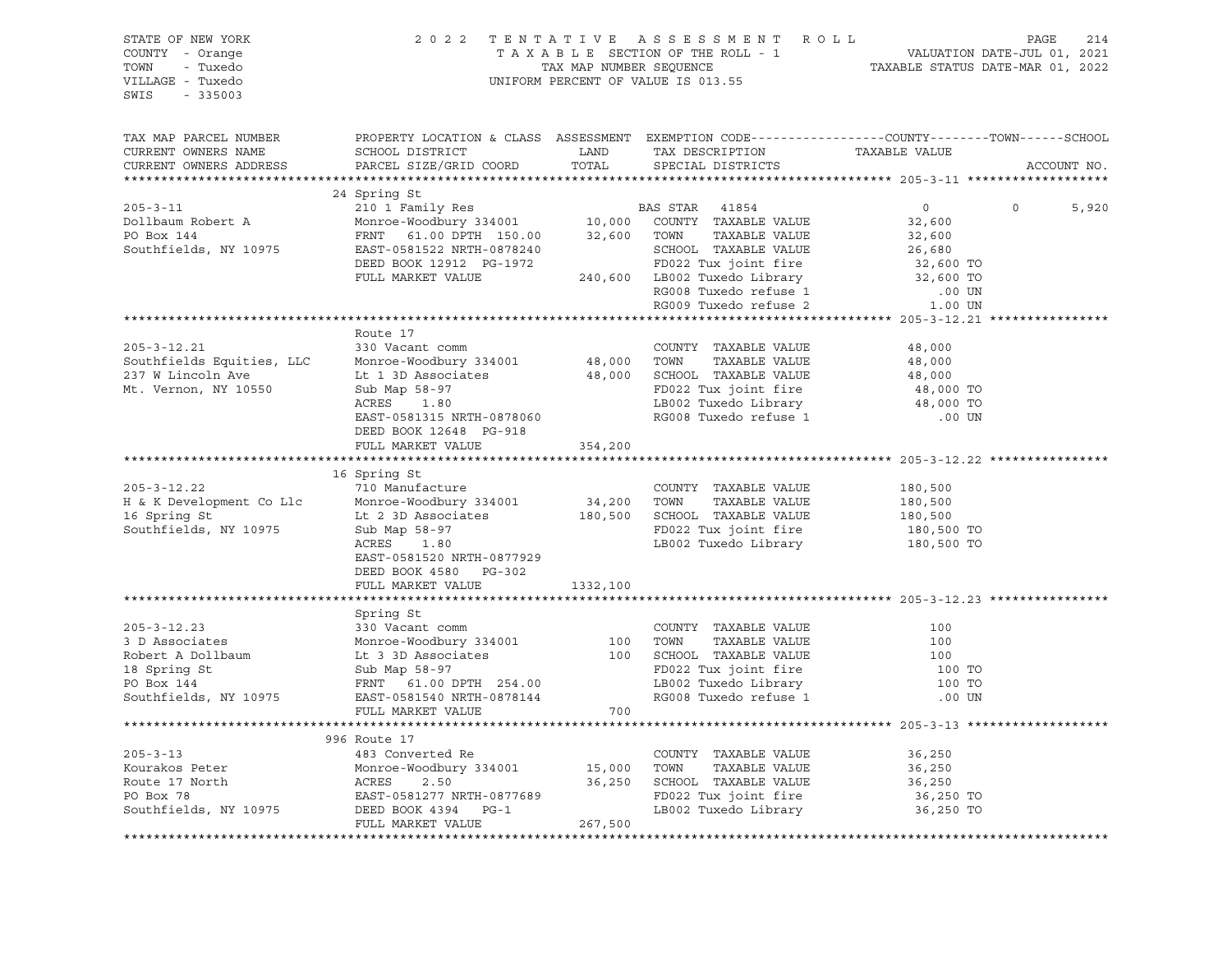STATE OF NEW YORK
COUNTY - Orange
TOWN - Tuxedo
VILLAGE - Tuxedo
SWIS - 335003

2022 TENTATIVE ASSESSMENT ROLL
TAXABLE SECTION OF THE ROLL - 1
TAX MAP NUMBER SEQUENCE
UNIFORM PERCENT OF VALUE IS 013.55

VALUATION DATE-JUL 01, 2021
TAXABLE STATUS DATE-MAR 01, 2022

```
TAX MAP PARCEL NUMBER      PROPERTY LOCATION & CLASS  ASSESSMENT  EXEMPTION CODE-----------------COUNTY--------TOWN------SCHOOL
CURRENT OWNERS NAME        SCHOOL DISTRICT               LAND     TAX DESCRIPTION             TAXABLE VALUE
CURRENT OWNERS ADDRESS     PARCEL SIZE/GRID COORD        TOTAL    SPECIAL DISTRICTS                                  ACCOUNT NO.
******************************************************************************************************* 205-3-11 *******************
                           24 Spring St
205-3-11                   210 1 Family Res                        BAS STAR  41854                   0           0       5,920
Dollbaum Robert A          Monroe-Woodbury 334001      10,000      COUNTY  TAXABLE VALUE          32,600
PO Box 144                 FRNT   61.00 DPTH 150.00    32,600      TOWN    TAXABLE VALUE          32,600
Southfields, NY 10975      EAST-0581522 NRTH-0878240               SCHOOL  TAXABLE VALUE          26,680
                           DEED BOOK 12912  PG-1972                FD022 Tux joint fire            32,600 TO
                           FULL MARKET VALUE          240,600      LB002 Tuxedo Library            32,600 TO
                                                                   RG008 Tuxedo refuse 1              .00 UN
                                                                   RG009 Tuxedo refuse 2             1.00 UN
******************************************************************************************************* 205-3-12.21 ****************
                           Route 17
205-3-12.21                330 Vacant comm                         COUNTY  TAXABLE VALUE          48,000
Southfields Equities, LLC  Monroe-Woodbury 334001      48,000      TOWN    TAXABLE VALUE          48,000
237 W Lincoln Ave          Lt 1 3D Associates          48,000      SCHOOL  TAXABLE VALUE          48,000
Mt. Vernon, NY 10550       Sub Map 58-97                           FD022 Tux joint fire            48,000 TO
                           ACRES    1.80                           LB002 Tuxedo Library            48,000 TO
                           EAST-0581315 NRTH-0878060               RG008 Tuxedo refuse 1              .00 UN
                           DEED BOOK 12648  PG-918
                           FULL MARKET VALUE          354,200
******************************************************************************************************* 205-3-12.22 ****************
                           16 Spring St
205-3-12.22                710 Manufacture                         COUNTY  TAXABLE VALUE         180,500
H & K Development Co Llc   Monroe-Woodbury 334001      34,200      TOWN    TAXABLE VALUE         180,500
16 Spring St               Lt 2 3D Associates         180,500      SCHOOL  TAXABLE VALUE         180,500
Southfields, NY 10975      Sub Map 58-97                           FD022 Tux joint fire           180,500 TO
                           ACRES    1.80                           LB002 Tuxedo Library           180,500 TO
                           EAST-0581520 NRTH-0877929
                           DEED BOOK 4580   PG-302
                           FULL MARKET VALUE         1332,100
******************************************************************************************************* 205-3-12.23 ****************
                           Spring St
205-3-12.23                330 Vacant comm                         COUNTY  TAXABLE VALUE             100
3 D Associates             Monroe-Woodbury 334001         100      TOWN    TAXABLE VALUE             100
Robert A Dollbaum          Lt 3 3D Associates             100      SCHOOL  TAXABLE VALUE             100
18 Spring St               Sub Map 58-97                           FD022 Tux joint fire               100 TO
PO Box 144                 FRNT   61.00 DPTH 254.00                LB002 Tuxedo Library               100 TO
Southfields, NY 10975      EAST-0581540 NRTH-0878144               RG008 Tuxedo refuse 1              .00 UN
                           FULL MARKET VALUE              700
******************************************************************************************************* 205-3-13 *******************
                           996 Route 17
205-3-13                   483 Converted Re                        COUNTY  TAXABLE VALUE          36,250
Kourakos Peter             Monroe-Woodbury 334001      15,000      TOWN    TAXABLE VALUE          36,250
Route 17 North             ACRES    2.50               36,250      SCHOOL  TAXABLE VALUE          36,250
PO Box 78                  EAST-0581277 NRTH-0877689               FD022 Tux joint fire            36,250 TO
Southfields, NY 10975      DEED BOOK 4394   PG-1                   LB002 Tuxedo Library            36,250 TO
                           FULL MARKET VALUE          267,500
************************************************************************************************************************************
```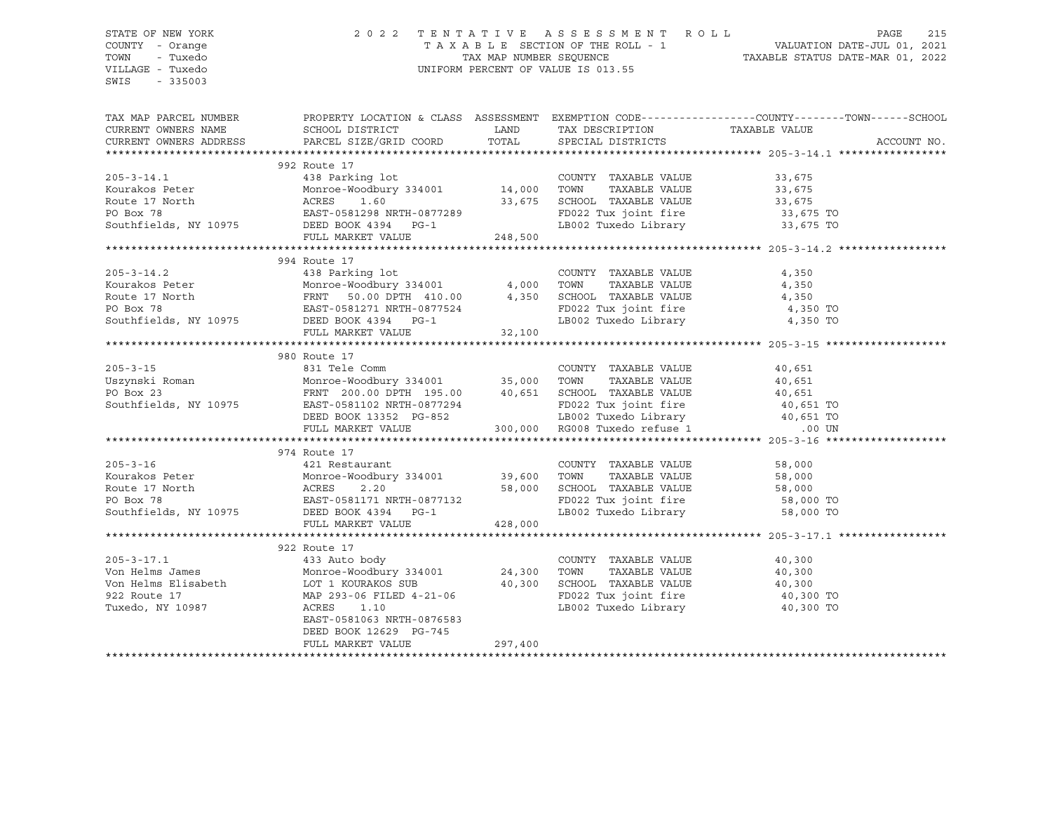STATE OF NEW YORK
COUNTY - Orange
TOWN - Tuxedo
VILLAGE - Tuxedo
SWIS - 335003

2022 TENTATIVE ASSESSMENT ROLL
TAXABLE SECTION OF THE ROLL - 1
TAX MAP NUMBER SEQUENCE
UNIFORM PERCENT OF VALUE IS 013.55

VALUATION DATE-JUL 01, 2021
TAXABLE STATUS DATE-MAR 01, 2022

| TAX MAP PARCEL NUMBER / CURRENT OWNERS NAME / CURRENT OWNERS ADDRESS | PROPERTY LOCATION & CLASS / SCHOOL DISTRICT / PARCEL SIZE/GRID COORD | LAND | ASSESSMENT TOTAL | EXEMPTION CODE / TAX DESCRIPTION / SPECIAL DISTRICTS | TAXABLE VALUE (COUNTY--TOWN--SCHOOL) | ACCOUNT NO. |
|---|---|---|---|---|---|---|
| **205-3-14.1** | 992 Route 17 | | | | | |
| 205-3-14.1 | 438 Parking lot | | | COUNTY TAXABLE VALUE | 33,675 | |
| Kourakos Peter | Monroe-Woodbury 334001 | 14,000 | | TOWN TAXABLE VALUE | 33,675 | |
| Route 17 North | ACRES 1.60 | | 33,675 | SCHOOL TAXABLE VALUE | 33,675 | |
| PO Box 78 | EAST-0581298 NRTH-0877289 | | | FD022 Tux joint fire | 33,675 TO | |
| Southfields, NY 10975 | DEED BOOK 4394 PG-1 | | | LB002 Tuxedo Library | 33,675 TO | |
| | FULL MARKET VALUE | | 248,500 | | | |
| **205-3-14.2** | 994 Route 17 | | | | | |
| 205-3-14.2 | 438 Parking lot | | | COUNTY TAXABLE VALUE | 4,350 | |
| Kourakos Peter | Monroe-Woodbury 334001 | 4,000 | | TOWN TAXABLE VALUE | 4,350 | |
| Route 17 North | FRNT 50.00 DPTH 410.00 | | 4,350 | SCHOOL TAXABLE VALUE | 4,350 | |
| PO Box 78 | EAST-0581271 NRTH-0877524 | | | FD022 Tux joint fire | 4,350 TO | |
| Southfields, NY 10975 | DEED BOOK 4394 PG-1 | | | LB002 Tuxedo Library | 4,350 TO | |
| | FULL MARKET VALUE | | 32,100 | | | |
| **205-3-15** | 980 Route 17 | | | | | |
| 205-3-15 | 831 Tele Comm | | | COUNTY TAXABLE VALUE | 40,651 | |
| Uszynski Roman | Monroe-Woodbury 334001 | 35,000 | | TOWN TAXABLE VALUE | 40,651 | |
| PO Box 23 | FRNT 200.00 DPTH 195.00 | | 40,651 | SCHOOL TAXABLE VALUE | 40,651 | |
| Southfields, NY 10975 | EAST-0581102 NRTH-0877294 | | | FD022 Tux joint fire | 40,651 TO | |
| | DEED BOOK 13352 PG-852 | | | LB002 Tuxedo Library | 40,651 TO | |
| | FULL MARKET VALUE | | 300,000 | RG008 Tuxedo refuse 1 | .00 UN | |
| **205-3-16** | 974 Route 17 | | | | | |
| 205-3-16 | 421 Restaurant | | | COUNTY TAXABLE VALUE | 58,000 | |
| Kourakos Peter | Monroe-Woodbury 334001 | 39,600 | | TOWN TAXABLE VALUE | 58,000 | |
| Route 17 North | ACRES 2.20 | | 58,000 | SCHOOL TAXABLE VALUE | 58,000 | |
| PO Box 78 | EAST-0581171 NRTH-0877132 | | | FD022 Tux joint fire | 58,000 TO | |
| Southfields, NY 10975 | DEED BOOK 4394 PG-1 | | | LB002 Tuxedo Library | 58,000 TO | |
| | FULL MARKET VALUE | | 428,000 | | | |
| **205-3-17.1** | 922 Route 17 | | | | | |
| 205-3-17.1 | 433 Auto body | | | COUNTY TAXABLE VALUE | 40,300 | |
| Von Helms James | Monroe-Woodbury 334001 | 24,300 | | TOWN TAXABLE VALUE | 40,300 | |
| Von Helms Elisabeth | LOT 1 KOURAKOS SUB | | 40,300 | SCHOOL TAXABLE VALUE | 40,300 | |
| 922 Route 17 | MAP 293-06 FILED 4-21-06 | | | FD022 Tux joint fire | 40,300 TO | |
| Tuxedo, NY 10987 | ACRES 1.10 | | | LB002 Tuxedo Library | 40,300 TO | |
| | EAST-0581063 NRTH-0876583 | | | | | |
| | DEED BOOK 12629 PG-745 | | | | | |
| | FULL MARKET VALUE | | 297,400 | | | |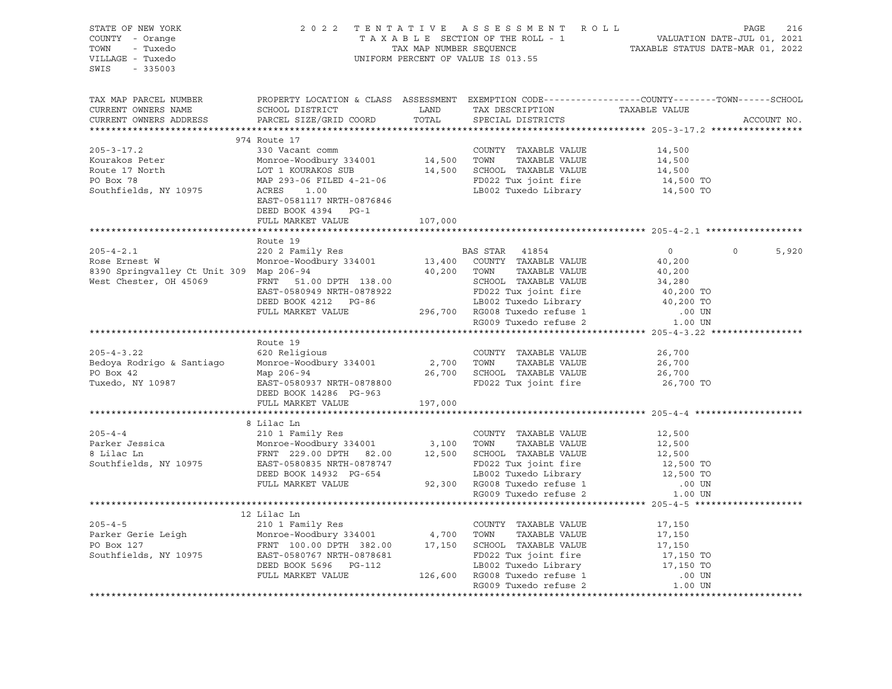STATE OF NEW YORK
COUNTY - Orange
TOWN - Tuxedo
VILLAGE - Tuxedo
SWIS - 335003

2022 TENTATIVE ASSESSMENT ROLL
TAXABLE SECTION OF THE ROLL - 1
TAX MAP NUMBER SEQUENCE
UNIFORM PERCENT OF VALUE IS 013.55

VALUATION DATE-JUL 01, 2021
TAXABLE STATUS DATE-MAR 01, 2022

| TAX MAP PARCEL NUMBER / CURRENT OWNERS NAME / CURRENT OWNERS ADDRESS | PROPERTY LOCATION & CLASS / SCHOOL DISTRICT / PARCEL SIZE/GRID COORD | ASSESSMENT LAND / TOTAL | EXEMPTION CODE / TAX DESCRIPTION / SPECIAL DISTRICTS | COUNTY | TOWN | SCHOOL / TAXABLE VALUE / ACCOUNT NO. |
|---|---|---|---|---|---|---|
| **205-3-17.2** | 974 Route 17 | | | | | |
| 205-3-17.2 | 330 Vacant comm | | COUNTY TAXABLE VALUE | 14,500 | | |
| Kourakos Peter | Monroe-Woodbury 334001 | 14,500 | TOWN TAXABLE VALUE | 14,500 | | |
| Route 17 North | LOT 1 KOURAKOS SUB | 14,500 | SCHOOL TAXABLE VALUE | 14,500 | | |
| PO Box 78 | MAP 293-06 FILED 4-21-06 | | FD022 Tux joint fire | 14,500 TO | | |
| Southfields, NY 10975 | ACRES 1.00 | | LB002 Tuxedo Library | 14,500 TO | | |
| | EAST-0581117 NRTH-0876846 | | | | | |
| | DEED BOOK 4394 PG-1 | | | | | |
| | FULL MARKET VALUE | 107,000 | | | | |
| **205-4-2.1** | Route 19 | | | | | |
| 205-4-2.1 | 220 2 Family Res | | BAS STAR 41854 | 0 | 0 | 5,920 |
| Rose Ernest W | Monroe-Woodbury 334001 | 13,400 | COUNTY TAXABLE VALUE | 40,200 | | |
| 8390 Springvalley Ct Unit 309 | Map 206-94 | 40,200 | TOWN TAXABLE VALUE | 40,200 | | |
| West Chester, OH 45069 | FRNT 51.00 DPTH 138.00 | | SCHOOL TAXABLE VALUE | 34,280 | | |
| | EAST-0580949 NRTH-0878922 | | FD022 Tux joint fire | 40,200 TO | | |
| | DEED BOOK 4212 PG-86 | | LB002 Tuxedo Library | 40,200 TO | | |
| | FULL MARKET VALUE | 296,700 | RG008 Tuxedo refuse 1 | .00 UN | | |
| | | | RG009 Tuxedo refuse 2 | 1.00 UN | | |
| **205-4-3.22** | Route 19 | | | | | |
| 205-4-3.22 | 620 Religious | | COUNTY TAXABLE VALUE | 26,700 | | |
| Bedoya Rodrigo & Santiago | Monroe-Woodbury 334001 | 2,700 | TOWN TAXABLE VALUE | 26,700 | | |
| PO Box 42 | Map 206-94 | 26,700 | SCHOOL TAXABLE VALUE | 26,700 | | |
| Tuxedo, NY 10987 | EAST-0580937 NRTH-0878800 | | FD022 Tux joint fire | 26,700 TO | | |
| | DEED BOOK 14286 PG-963 | | | | | |
| | FULL MARKET VALUE | 197,000 | | | | |
| **205-4-4** | 8 Lilac Ln | | | | | |
| 205-4-4 | 210 1 Family Res | | COUNTY TAXABLE VALUE | 12,500 | | |
| Parker Jessica | Monroe-Woodbury 334001 | 3,100 | TOWN TAXABLE VALUE | 12,500 | | |
| 8 Lilac Ln | FRNT 229.00 DPTH 82.00 | 12,500 | SCHOOL TAXABLE VALUE | 12,500 | | |
| Southfields, NY 10975 | EAST-0580835 NRTH-0878747 | | FD022 Tux joint fire | 12,500 TO | | |
| | DEED BOOK 14932 PG-654 | | LB002 Tuxedo Library | 12,500 TO | | |
| | FULL MARKET VALUE | 92,300 | RG008 Tuxedo refuse 1 | .00 UN | | |
| | | | RG009 Tuxedo refuse 2 | 1.00 UN | | |
| **205-4-5** | 12 Lilac Ln | | | | | |
| 205-4-5 | 210 1 Family Res | | COUNTY TAXABLE VALUE | 17,150 | | |
| Parker Gerie Leigh | Monroe-Woodbury 334001 | 4,700 | TOWN TAXABLE VALUE | 17,150 | | |
| PO Box 127 | FRNT 100.00 DPTH 382.00 | 17,150 | SCHOOL TAXABLE VALUE | 17,150 | | |
| Southfields, NY 10975 | EAST-0580767 NRTH-0878681 | | FD022 Tux joint fire | 17,150 TO | | |
| | DEED BOOK 5696 PG-112 | | LB002 Tuxedo Library | 17,150 TO | | |
| | FULL MARKET VALUE | 126,600 | RG008 Tuxedo refuse 1 | .00 UN | | |
| | | | RG009 Tuxedo refuse 2 | 1.00 UN | | |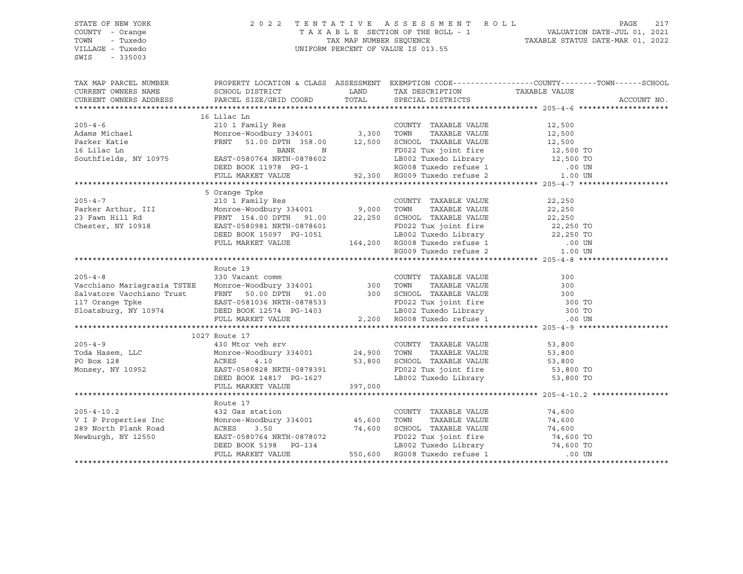STATE OF NEW YORK
COUNTY - Orange
TOWN - Tuxedo
VILLAGE - Tuxedo
SWIS - 335003

2022 TENTATIVE ASSESSMENT ROLL
TAXABLE SECTION OF THE ROLL - 1
TAX MAP NUMBER SEQUENCE
UNIFORM PERCENT OF VALUE IS 013.55

VALUATION DATE-JUL 01, 2021
TAXABLE STATUS DATE-MAR 01, 2022

```
TAX MAP PARCEL NUMBER          PROPERTY LOCATION & CLASS  ASSESSMENT  EXEMPTION CODE------------------COUNTY--------TOWN------SCHOOL
CURRENT OWNERS NAME            SCHOOL DISTRICT               LAND      TAX DESCRIPTION            TAXABLE VALUE
CURRENT OWNERS ADDRESS         PARCEL SIZE/GRID COORD        TOTAL     SPECIAL DISTRICTS                                    ACCOUNT NO.
****************************************************************************************************** 205-4-6 ********************
                                16 Lilac Ln
205-4-6                        210 1 Family Res                        COUNTY  TAXABLE VALUE          12,500
Adams Michael                  Monroe-Woodbury 334001       3,300      TOWN    TAXABLE VALUE          12,500
Parker Katie                   FRNT   51.00 DPTH 358.00    12,500      SCHOOL  TAXABLE VALUE          12,500
16 Lilac Ln                                  BANK     N                FD022 Tux joint fire            12,500 TO
Southfields, NY 10975          EAST-0580764 NRTH-0878602               LB002 Tuxedo Library            12,500 TO
                               DEED BOOK 11978  PG-1                   RG008 Tuxedo refuse 1              .00 UN
                               FULL MARKET VALUE            92,300     RG009 Tuxedo refuse 2             1.00 UN
****************************************************************************************************** 205-4-7 ********************
                                5 Orange Tpke
205-4-7                        210 1 Family Res                        COUNTY  TAXABLE VALUE          22,250
Parker Arthur, III             Monroe-Woodbury 334001       9,000      TOWN    TAXABLE VALUE          22,250
23 Fawn Hill Rd                FRNT  154.00 DPTH  91.00    22,250      SCHOOL  TAXABLE VALUE          22,250
Chester, NY 10918              EAST-0580981 NRTH-0878601               FD022 Tux joint fire            22,250 TO
                               DEED BOOK 15097  PG-1051                LB002 Tuxedo Library            22,250 TO
                               FULL MARKET VALUE           164,200     RG008 Tuxedo refuse 1              .00 UN
                                                                       RG009 Tuxedo refuse 2             1.00 UN
****************************************************************************************************** 205-4-8 ********************
                               Route 19
205-4-8                        330 Vacant comm                         COUNTY  TAXABLE VALUE             300
Vacchiano Mariagrazia TSTEE    Monroe-Woodbury 334001         300      TOWN    TAXABLE VALUE             300
Salvatore Vacchiano Trust      FRNT   50.00 DPTH  91.00       300      SCHOOL  TAXABLE VALUE             300
117 Orange Tpke                EAST-0581036 NRTH-0878533               FD022 Tux joint fire               300 TO
Sloatsburg, NY 10974           DEED BOOK 12574  PG-1403                LB002 Tuxedo Library               300 TO
                               FULL MARKET VALUE             2,200     RG008 Tuxedo refuse 1              .00 UN
****************************************************************************************************** 205-4-9 ********************
                              1027 Route 17
205-4-9                        430 Mtor veh srv                        COUNTY  TAXABLE VALUE          53,800
Toda Hasem, LLC                Monroe-Woodbury 334001      24,900      TOWN    TAXABLE VALUE          53,800
PO Box 128                     ACRES    4.10               53,800      SCHOOL  TAXABLE VALUE          53,800
Monsey, NY 10952               EAST-0580828 NRTH-0878391               FD022 Tux joint fire            53,800 TO
                               DEED BOOK 14817  PG-1627                LB002 Tuxedo Library            53,800 TO
                               FULL MARKET VALUE           397,000
****************************************************************************************************** 205-4-10.2 *****************
                               Route 17
205-4-10.2                     432 Gas station                         COUNTY  TAXABLE VALUE          74,600
V I P Properties Inc           Monroe-Woodbury 334001      45,600      TOWN    TAXABLE VALUE          74,600
289 North Plank Road           ACRES    3.50               74,600      SCHOOL  TAXABLE VALUE          74,600
Newburgh, NY 12550             EAST-0580764 NRTH-0878072               FD022 Tux joint fire            74,600 TO
                               DEED BOOK 5198   PG-134                 LB002 Tuxedo Library            74,600 TO
                               FULL MARKET VALUE           550,600     RG008 Tuxedo refuse 1              .00 UN
************************************************************************************************************************************
```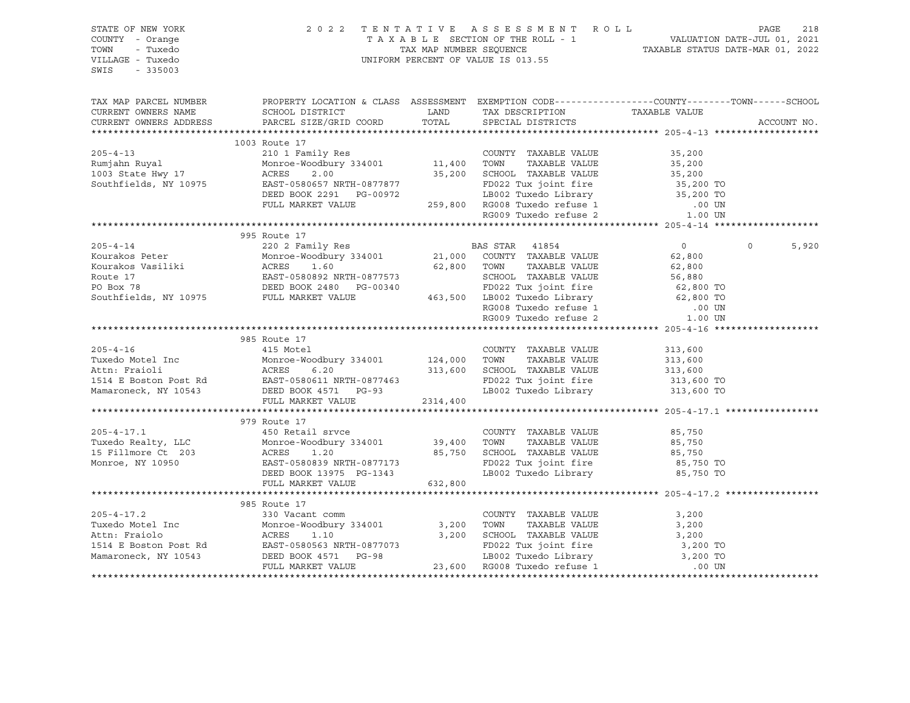STATE OF NEW YORK
COUNTY - Orange
TOWN - Tuxedo
VILLAGE - Tuxedo
SWIS - 335003

2022 TENTATIVE ASSESSMENT ROLL
TAXABLE SECTION OF THE ROLL - 1
TAX MAP NUMBER SEQUENCE
UNIFORM PERCENT OF VALUE IS 013.55

VALUATION DATE-JUL 01, 2021
TAXABLE STATUS DATE-MAR 01, 2022

| TAX MAP PARCEL NUMBER / CURRENT OWNERS NAME / CURRENT OWNERS ADDRESS | PROPERTY LOCATION & CLASS / SCHOOL DISTRICT / PARCEL SIZE/GRID COORD | ASSESSMENT LAND | TOTAL | EXEMPTION CODE / TAX DESCRIPTION / SPECIAL DISTRICTS | COUNTY / TAXABLE VALUE | TOWN | SCHOOL | ACCOUNT NO. |
|---|---|---|---|---|---|---|---|---|
| **205-4-13** | 1003 Route 17 | | | | | | | |
| | 210 1 Family Res | | | COUNTY TAXABLE VALUE | 35,200 | | | |
| Rumjahn Ruyal | Monroe-Woodbury 334001 | 11,400 | | TOWN TAXABLE VALUE | 35,200 | | | |
| 1003 State Hwy 17 | ACRES 2.00 | | 35,200 | SCHOOL TAXABLE VALUE | 35,200 | | | |
| Southfields, NY 10975 | EAST-0580657 NRTH-0877877 | | | FD022 Tux joint fire | 35,200 TO | | | |
| | DEED BOOK 2291 PG-00972 | | | LB002 Tuxedo Library | 35,200 TO | | | |
| | FULL MARKET VALUE | | 259,800 | RG008 Tuxedo refuse 1 | .00 UN | | | |
| | | | | RG009 Tuxedo refuse 2 | 1.00 UN | | | |
| **205-4-14** | 995 Route 17 | | | | | | | |
| | 220 2 Family Res | | | BAS STAR 41854 | 0 | 0 | 5,920 | |
| Kourakos Peter | Monroe-Woodbury 334001 | 21,000 | | COUNTY TAXABLE VALUE | 62,800 | | | |
| Kourakos Vasiliki | ACRES 1.60 | | 62,800 | TOWN TAXABLE VALUE | 62,800 | | | |
| Route 17 | EAST-0580892 NRTH-0877573 | | | SCHOOL TAXABLE VALUE | 56,880 | | | |
| PO Box 78 | DEED BOOK 2480 PG-00340 | | | FD022 Tux joint fire | 62,800 TO | | | |
| Southfields, NY 10975 | FULL MARKET VALUE | | 463,500 | LB002 Tuxedo Library | 62,800 TO | | | |
| | | | | RG008 Tuxedo refuse 1 | .00 UN | | | |
| | | | | RG009 Tuxedo refuse 2 | 1.00 UN | | | |
| **205-4-16** | 985 Route 17 | | | | | | | |
| | 415 Motel | | | COUNTY TAXABLE VALUE | 313,600 | | | |
| Tuxedo Motel Inc | Monroe-Woodbury 334001 | 124,000 | | TOWN TAXABLE VALUE | 313,600 | | | |
| Attn: Fraioli | ACRES 6.20 | | 313,600 | SCHOOL TAXABLE VALUE | 313,600 | | | |
| 1514 E Boston Post Rd | EAST-0580611 NRTH-0877463 | | | FD022 Tux joint fire | 313,600 TO | | | |
| Mamaroneck, NY 10543 | DEED BOOK 4571 PG-93 | | | LB002 Tuxedo Library | 313,600 TO | | | |
| | FULL MARKET VALUE | | 2314,400 | | | | | |
| **205-4-17.1** | 979 Route 17 | | | | | | | |
| | 450 Retail srvce | | | COUNTY TAXABLE VALUE | 85,750 | | | |
| Tuxedo Realty, LLC | Monroe-Woodbury 334001 | 39,400 | | TOWN TAXABLE VALUE | 85,750 | | | |
| 15 Fillmore Ct 203 | ACRES 1.20 | | 85,750 | SCHOOL TAXABLE VALUE | 85,750 | | | |
| Monroe, NY 10950 | EAST-0580839 NRTH-0877173 | | | FD022 Tux joint fire | 85,750 TO | | | |
| | DEED BOOK 13975 PG-1343 | | | LB002 Tuxedo Library | 85,750 TO | | | |
| | FULL MARKET VALUE | | 632,800 | | | | | |
| **205-4-17.2** | 985 Route 17 | | | | | | | |
| | 330 Vacant comm | | | COUNTY TAXABLE VALUE | 3,200 | | | |
| Tuxedo Motel Inc | Monroe-Woodbury 334001 | 3,200 | | TOWN TAXABLE VALUE | 3,200 | | | |
| Attn: Fraiolo | ACRES 1.10 | | 3,200 | SCHOOL TAXABLE VALUE | 3,200 | | | |
| 1514 E Boston Post Rd | EAST-0580563 NRTH-0877073 | | | FD022 Tux joint fire | 3,200 TO | | | |
| Mamaroneck, NY 10543 | DEED BOOK 4571 PG-98 | | | LB002 Tuxedo Library | 3,200 TO | | | |
| | FULL MARKET VALUE | | 23,600 | RG008 Tuxedo refuse 1 | .00 UN | | | |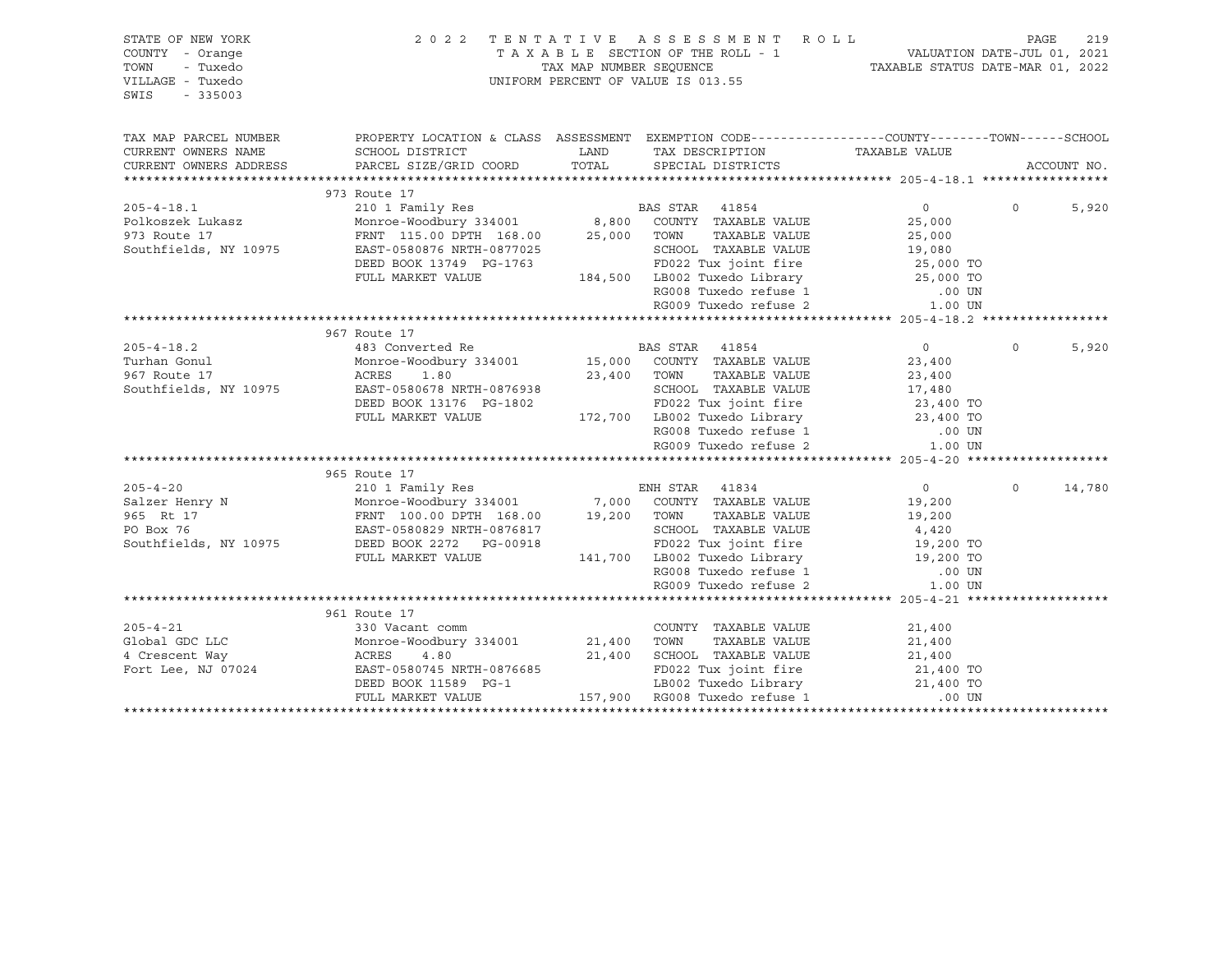STATE OF NEW YORK
COUNTY - Orange
TOWN - Tuxedo
VILLAGE - Tuxedo
SWIS - 335003

2022 TENTATIVE ASSESSMENT ROLL
TAXABLE SECTION OF THE ROLL - 1
TAX MAP NUMBER SEQUENCE
UNIFORM PERCENT OF VALUE IS 013.55

VALUATION DATE-JUL 01, 2021
TAXABLE STATUS DATE-MAR 01, 2022

| TAX MAP PARCEL NUMBER / CURRENT OWNERS NAME / CURRENT OWNERS ADDRESS | PROPERTY LOCATION & CLASS / SCHOOL DISTRICT / PARCEL SIZE/GRID COORD | ASSESSMENT LAND | TOTAL | EXEMPTION CODE / TAX DESCRIPTION / SPECIAL DISTRICTS | COUNTY TAXABLE VALUE | TOWN | SCHOOL |
|---|---|---|---|---|---|---|---|
| **205-4-18.1** | 973 Route 17 | | | | | | |
| 205-4-18.1 | 210 1 Family Res | | | BAS STAR 41854 | 0 | 0 | 5,920 |
| Polkoszek Lukasz | Monroe-Woodbury 334001 | 8,800 | | COUNTY TAXABLE VALUE | 25,000 | | |
| 973 Route 17 | FRNT 115.00 DPTH 168.00 | | 25,000 | TOWN TAXABLE VALUE | 25,000 | | |
| Southfields, NY 10975 | EAST-0580876 NRTH-0877025 | | | SCHOOL TAXABLE VALUE | 19,080 | | |
| | DEED BOOK 13749 PG-1763 | | | FD022 Tux joint fire | 25,000 TO | | |
| | FULL MARKET VALUE | 184,500 | | LB002 Tuxedo Library | 25,000 TO | | |
| | | | | RG008 Tuxedo refuse 1 | .00 UN | | |
| | | | | RG009 Tuxedo refuse 2 | 1.00 UN | | |
| **205-4-18.2** | 967 Route 17 | | | | | | |
| 205-4-18.2 | 483 Converted Re | | | BAS STAR 41854 | 0 | 0 | 5,920 |
| Turhan Gonul | Monroe-Woodbury 334001 | 15,000 | | COUNTY TAXABLE VALUE | 23,400 | | |
| 967 Route 17 | ACRES 1.80 | | 23,400 | TOWN TAXABLE VALUE | 23,400 | | |
| Southfields, NY 10975 | EAST-0580678 NRTH-0876938 | | | SCHOOL TAXABLE VALUE | 17,480 | | |
| | DEED BOOK 13176 PG-1802 | | | FD022 Tux joint fire | 23,400 TO | | |
| | FULL MARKET VALUE | 172,700 | | LB002 Tuxedo Library | 23,400 TO | | |
| | | | | RG008 Tuxedo refuse 1 | .00 UN | | |
| | | | | RG009 Tuxedo refuse 2 | 1.00 UN | | |
| **205-4-20** | 965 Route 17 | | | | | | |
| 205-4-20 | 210 1 Family Res | | | ENH STAR 41834 | 0 | 0 | 14,780 |
| Salzer Henry N | Monroe-Woodbury 334001 | 7,000 | | COUNTY TAXABLE VALUE | 19,200 | | |
| 965 Rt 17 | FRNT 100.00 DPTH 168.00 | | 19,200 | TOWN TAXABLE VALUE | 19,200 | | |
| PO Box 76 | EAST-0580829 NRTH-0876817 | | | SCHOOL TAXABLE VALUE | 4,420 | | |
| Southfields, NY 10975 | DEED BOOK 2272 PG-00918 | | | FD022 Tux joint fire | 19,200 TO | | |
| | FULL MARKET VALUE | 141,700 | | LB002 Tuxedo Library | 19,200 TO | | |
| | | | | RG008 Tuxedo refuse 1 | .00 UN | | |
| | | | | RG009 Tuxedo refuse 2 | 1.00 UN | | |
| **205-4-21** | 961 Route 17 | | | | | | |
| 205-4-21 | 330 Vacant comm | | | COUNTY TAXABLE VALUE | 21,400 | | |
| Global GDC LLC | Monroe-Woodbury 334001 | 21,400 | | TOWN TAXABLE VALUE | 21,400 | | |
| 4 Crescent Way | ACRES 4.80 | | 21,400 | SCHOOL TAXABLE VALUE | 21,400 | | |
| Fort Lee, NJ 07024 | EAST-0580745 NRTH-0876685 | | | FD022 Tux joint fire | 21,400 TO | | |
| | DEED BOOK 11589 PG-1 | | | LB002 Tuxedo Library | 21,400 TO | | |
| | FULL MARKET VALUE | 157,900 | | RG008 Tuxedo refuse 1 | .00 UN | | |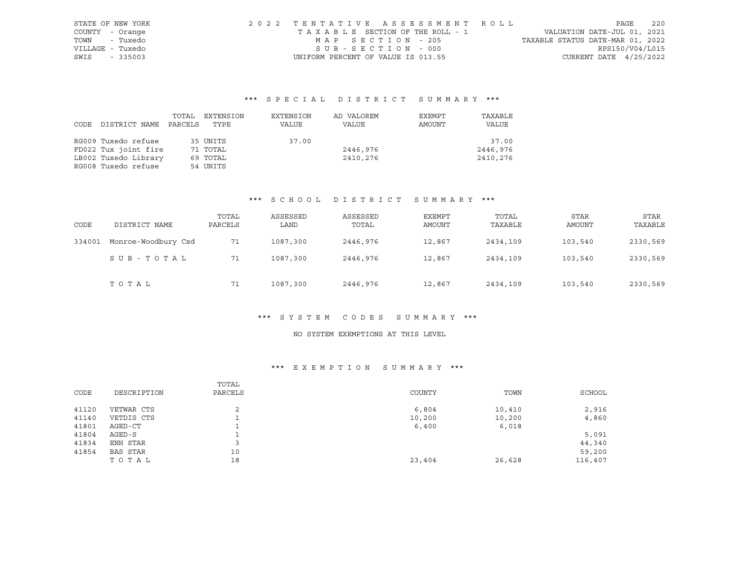STATE OF NEW YORK
COUNTY - Orange
TOWN - Tuxedo
VILLAGE - Tuxedo
SWIS - 335003

2022 TENTATIVE ASSESSMENT ROLL
TAXABLE SECTION OF THE ROLL - 1
MAP SECTION - 205
SUB-SECTION - 000
UNIFORM PERCENT OF VALUE IS 013.55

VALUATION DATE-JUL 01, 2021
TAXABLE STATUS DATE-MAR 01, 2022
RPS150/V04/L015
CURRENT DATE 4/25/2022

## *** SPECIAL DISTRICT SUMMARY ***

| CODE DISTRICT NAME | TOTAL PARCELS | EXTENSION TYPE | EXTENSION VALUE | AD VALOREM VALUE | EXEMPT AMOUNT | TAXABLE VALUE |
|---|---|---|---|---|---|---|
| RG009 Tuxedo refuse | 35 | UNITS | 37.00 | | | 37.00 |
| FD022 Tux joint fire | 71 | TOTAL | | 2446,976 | | 2446,976 |
| LB002 Tuxedo Library | 69 | TOTAL | | 2410,276 | | 2410,276 |
| RG008 Tuxedo refuse | 54 | UNITS | | | | |

## *** SCHOOL DISTRICT SUMMARY ***

| CODE | DISTRICT NAME | TOTAL PARCELS | ASSESSED LAND | ASSESSED TOTAL | EXEMPT AMOUNT | TOTAL TAXABLE | STAR AMOUNT | STAR TAXABLE |
|---|---|---|---|---|---|---|---|---|
| 334001 | Monroe-Woodbury Csd | 71 | 1087,300 | 2446,976 | 12,867 | 2434,109 | 103,540 | 2330,569 |
| | SUB-TOTAL | 71 | 1087,300 | 2446,976 | 12,867 | 2434,109 | 103,540 | 2330,569 |
| | TOTAL | 71 | 1087,300 | 2446,976 | 12,867 | 2434,109 | 103,540 | 2330,569 |

## *** SYSTEM CODES SUMMARY ***

NO SYSTEM EXEMPTIONS AT THIS LEVEL

## *** EXEMPTION SUMMARY ***

| CODE | DESCRIPTION | TOTAL PARCELS | COUNTY | TOWN | SCHOOL |
|---|---|---|---|---|---|
| 41120 | VETWAR CTS | 2 | 6,804 | 10,410 | 2,916 |
| 41140 | VETDIS CTS | 1 | 10,200 | 10,200 | 4,860 |
| 41801 | AGED-CT | 1 | 6,400 | 6,018 | |
| 41804 | AGED-S | 1 | | | 5,091 |
| 41834 | ENH STAR | 3 | | | 44,340 |
| 41854 | BAS STAR | 10 | | | 59,200 |
| | TOTAL | 18 | 23,404 | 26,628 | 116,407 |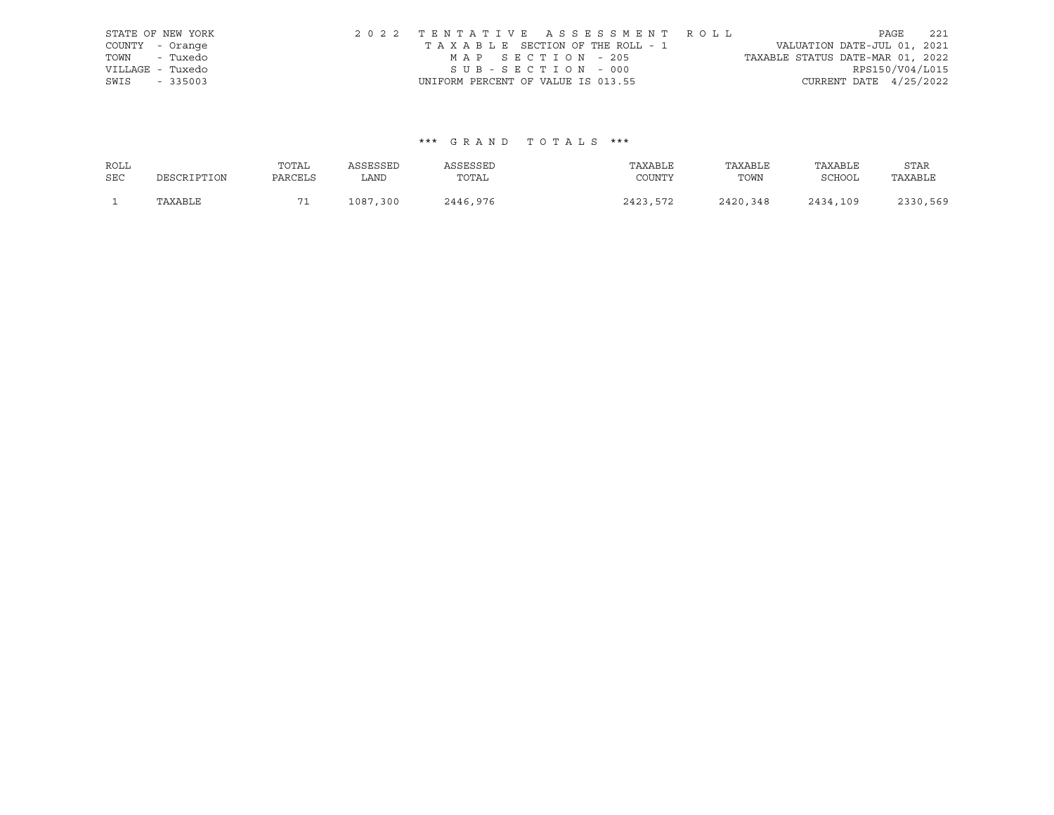STATE OF NEW YORK
COUNTY - Orange
TOWN - Tuxedo
VILLAGE - Tuxedo
SWIS - 335003

2 0 2 2 T E N T A T I V E A S S E S S M E N T R O L L
T A X A B L E SECTION OF THE ROLL - 1
M A P S E C T I O N - 205
S U B - S E C T I O N - 000
UNIFORM PERCENT OF VALUE IS 013.55

VALUATION DATE-JUL 01, 2021
TAXABLE STATUS DATE-MAR 01, 2022
RPS150/V04/L015
CURRENT DATE 4/25/2022

\*\*\* G R A N D T O T A L S \*\*\*

| ROLL SEC | DESCRIPTION | TOTAL PARCELS | ASSESSED LAND | ASSESSED TOTAL | TAXABLE COUNTY | TAXABLE TOWN | TAXABLE SCHOOL | STAR TAXABLE |
|---|---|---|---|---|---|---|---|---|
| 1 | TAXABLE | 71 | 1087,300 | 2446,976 | 2423,572 | 2420,348 | 2434,109 | 2330,569 |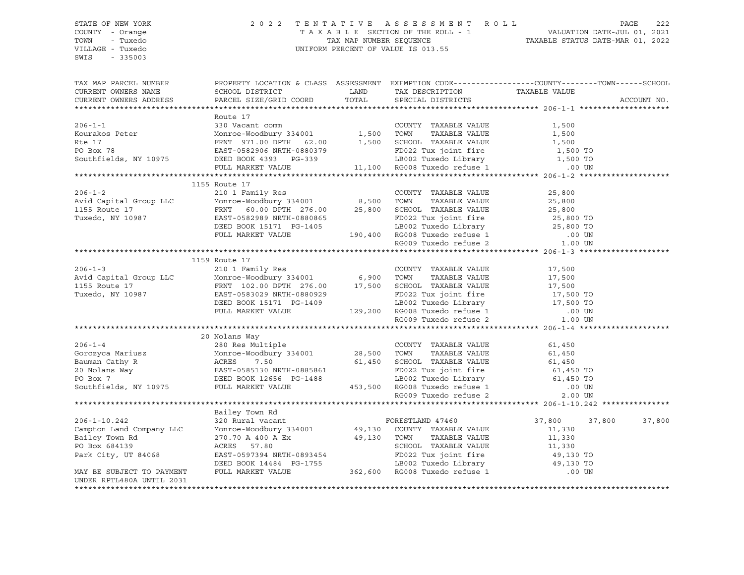STATE OF NEW YORK
COUNTY - Orange
TOWN - Tuxedo
VILLAGE - Tuxedo
SWIS - 335003

# 2022 TENTATIVE ASSESSMENT ROLL

TAXABLE SECTION OF THE ROLL - 1
TAX MAP NUMBER SEQUENCE
UNIFORM PERCENT OF VALUE IS 013.55

VALUATION DATE-JUL 01, 2021
TAXABLE STATUS DATE-MAR 01, 2022

| TAX MAP PARCEL NUMBER / CURRENT OWNERS NAME / CURRENT OWNERS ADDRESS | PROPERTY LOCATION & CLASS / SCHOOL DISTRICT / PARCEL SIZE/GRID COORD | ASSESSMENT LAND | ASSESSMENT TOTAL | EXEMPTION CODE / TAX DESCRIPTION / SPECIAL DISTRICTS | COUNTY | TOWN | SCHOOL / ACCOUNT NO. |
|---|---|---|---|---|---|---|---|
| **206-1-1** | Route 17 | | | | | | |
| 206-1-1 | 330 Vacant comm | | | COUNTY TAXABLE VALUE | 1,500 | | |
| Kourakos Peter | Monroe-Woodbury 334001 | 1,500 | | TOWN TAXABLE VALUE | 1,500 | | |
| Rte 17 | FRNT 971.00 DPTH 62.00 | | 1,500 | SCHOOL TAXABLE VALUE | 1,500 | | |
| PO Box 78 | EAST-0582906 NRTH-0880379 | | | FD022 Tux joint fire | 1,500 TO | | |
| Southfields, NY 10975 | DEED BOOK 4393 PG-339 | | | LB002 Tuxedo Library | 1,500 TO | | |
| | FULL MARKET VALUE | | 11,100 | RG008 Tuxedo refuse 1 | .00 UN | | |
| **206-1-2** | 1155 Route 17 | | | | | | |
| 206-1-2 | 210 1 Family Res | | | COUNTY TAXABLE VALUE | 25,800 | | |
| Avid Capital Group LLC | Monroe-Woodbury 334001 | 8,500 | | TOWN TAXABLE VALUE | 25,800 | | |
| 1155 Route 17 | FRNT 60.00 DPTH 276.00 | | 25,800 | SCHOOL TAXABLE VALUE | 25,800 | | |
| Tuxedo, NY 10987 | EAST-0582989 NRTH-0880865 | | | FD022 Tux joint fire | 25,800 TO | | |
| | DEED BOOK 15171 PG-1405 | | | LB002 Tuxedo Library | 25,800 TO | | |
| | FULL MARKET VALUE | | 190,400 | RG008 Tuxedo refuse 1 | .00 UN | | |
| | | | | RG009 Tuxedo refuse 2 | 1.00 UN | | |
| **206-1-3** | 1159 Route 17 | | | | | | |
| 206-1-3 | 210 1 Family Res | | | COUNTY TAXABLE VALUE | 17,500 | | |
| Avid Capital Group LLC | Monroe-Woodbury 334001 | 6,900 | | TOWN TAXABLE VALUE | 17,500 | | |
| 1155 Route 17 | FRNT 102.00 DPTH 276.00 | | 17,500 | SCHOOL TAXABLE VALUE | 17,500 | | |
| Tuxedo, NY 10987 | EAST-0583029 NRTH-0880929 | | | FD022 Tux joint fire | 17,500 TO | | |
| | DEED BOOK 15171 PG-1409 | | | LB002 Tuxedo Library | 17,500 TO | | |
| | FULL MARKET VALUE | | 129,200 | RG008 Tuxedo refuse 1 | .00 UN | | |
| | | | | RG009 Tuxedo refuse 2 | 1.00 UN | | |
| **206-1-4** | 20 Nolans Way | | | | | | |
| 206-1-4 | 280 Res Multiple | | | COUNTY TAXABLE VALUE | 61,450 | | |
| Gorczyca Mariusz | Monroe-Woodbury 334001 | 28,500 | | TOWN TAXABLE VALUE | 61,450 | | |
| Bauman Cathy R | ACRES 7.50 | | 61,450 | SCHOOL TAXABLE VALUE | 61,450 | | |
| 20 Nolans Way | EAST-0585130 NRTH-0885861 | | | FD022 Tux joint fire | 61,450 TO | | |
| PO Box 7 | DEED BOOK 12656 PG-1488 | | | LB002 Tuxedo Library | 61,450 TO | | |
| Southfields, NY 10975 | FULL MARKET VALUE | | 453,500 | RG008 Tuxedo refuse 1 | .00 UN | | |
| | | | | RG009 Tuxedo refuse 2 | 2.00 UN | | |
| **206-1-10.242** | Bailey Town Rd | | | | | | |
| 206-1-10.242 | 320 Rural vacant | | | FORESTLAND 47460 | 37,800 | 37,800 | 37,800 |
| Campton Land Company LLC | Monroe-Woodbury 334001 | 49,130 | | COUNTY TAXABLE VALUE | 11,330 | | |
| Bailey Town Rd | 270.70 A 400 A Ex | | 49,130 | TOWN TAXABLE VALUE | 11,330 | | |
| PO Box 684139 | ACRES 57.80 | | | SCHOOL TAXABLE VALUE | 11,330 | | |
| Park City, UT 84068 | EAST-0597394 NRTH-0893454 | | | FD022 Tux joint fire | 49,130 TO | | |
| | DEED BOOK 14484 PG-1755 | | | LB002 Tuxedo Library | 49,130 TO | | |
| MAY BE SUBJECT TO PAYMENT UNDER RPTL480A UNTIL 2031 | FULL MARKET VALUE | | 362,600 | RG008 Tuxedo refuse 1 | .00 UN | | |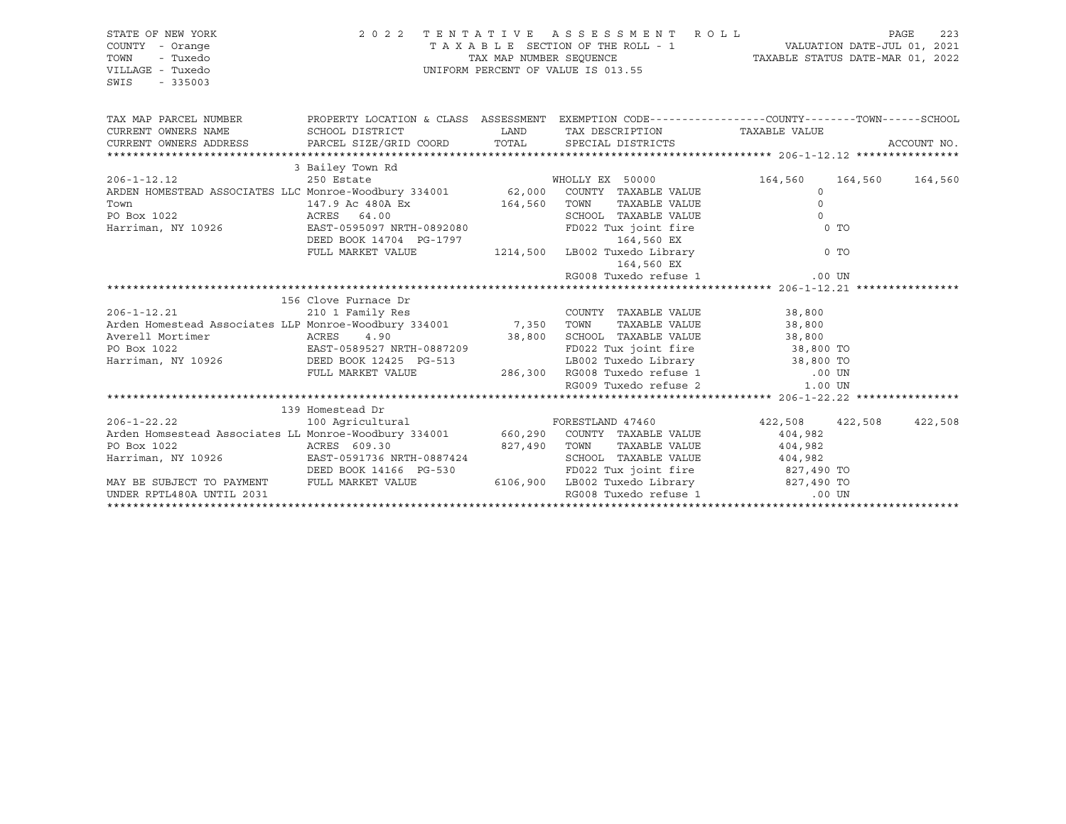STATE OF NEW YORK — 2022 TENTATIVE ASSESSMENT ROLL
COUNTY - Orange — TAXABLE SECTION OF THE ROLL - 1 — VALUATION DATE-JUL 01, 2021
TOWN - Tuxedo — TAX MAP NUMBER SEQUENCE — TAXABLE STATUS DATE-MAR 01, 2022
VILLAGE - Tuxedo — UNIFORM PERCENT OF VALUE IS 013.55
SWIS - 335003

| TAX MAP PARCEL NUMBER / CURRENT OWNERS NAME / CURRENT OWNERS ADDRESS | PROPERTY LOCATION & CLASS / SCHOOL DISTRICT / PARCEL SIZE/GRID COORD | ASSESSMENT LAND / TOTAL | EXEMPTION CODE / TAX DESCRIPTION / SPECIAL DISTRICTS | COUNTY TAXABLE VALUE | TOWN | SCHOOL |
|---|---|---|---|---|---|---|
| **206-1-12.12** | 3 Bailey Town Rd | | | | | |
| 206-1-12.12 | 250 Estate | | WHOLLY EX 50000 | 164,560 | 164,560 | 164,560 |
| ARDEN HOMESTEAD ASSOCIATES LLC | Monroe-Woodbury 334001 | 62,000 | COUNTY TAXABLE VALUE | 0 | | |
| Town | 147.9 Ac 480A Ex | 164,560 | TOWN TAXABLE VALUE | 0 | | |
| PO Box 1022 | ACRES 64.00 | | SCHOOL TAXABLE VALUE | 0 | | |
| Harriman, NY 10926 | EAST-0595097 NRTH-0892080 | | FD022 Tux joint fire | 0 TO | | |
| | DEED BOOK 14704 PG-1797 | | 164,560 EX | | | |
| | FULL MARKET VALUE | 1214,500 | LB002 Tuxedo Library | 0 TO | | |
| | | | 164,560 EX | | | |
| | | | RG008 Tuxedo refuse 1 | .00 UN | | |
| **206-1-12.21** | 156 Clove Furnace Dr | | | | | |
| 206-1-12.21 | 210 1 Family Res | | COUNTY TAXABLE VALUE | 38,800 | | |
| Arden Homestead Associates LLP | Monroe-Woodbury 334001 | 7,350 | TOWN TAXABLE VALUE | 38,800 | | |
| Averell Mortimer | ACRES 4.90 | 38,800 | SCHOOL TAXABLE VALUE | 38,800 | | |
| PO Box 1022 | EAST-0589527 NRTH-0887209 | | FD022 Tux joint fire | 38,800 TO | | |
| Harriman, NY 10926 | DEED BOOK 12425 PG-513 | | LB002 Tuxedo Library | 38,800 TO | | |
| | FULL MARKET VALUE | 286,300 | RG008 Tuxedo refuse 1 | .00 UN | | |
| | | | RG009 Tuxedo refuse 2 | 1.00 UN | | |
| **206-1-22.22** | 139 Homestead Dr | | | | | |
| 206-1-22.22 | 100 Agricultural | | FORESTLAND 47460 | 422,508 | 422,508 | 422,508 |
| Arden Homsestead Associates LL | Monroe-Woodbury 334001 | 660,290 | COUNTY TAXABLE VALUE | 404,982 | | |
| PO Box 1022 | ACRES 609.30 | 827,490 | TOWN TAXABLE VALUE | 404,982 | | |
| Harriman, NY 10926 | EAST-0591736 NRTH-0887424 | | SCHOOL TAXABLE VALUE | 404,982 | | |
| | DEED BOOK 14166 PG-530 | | FD022 Tux joint fire | 827,490 TO | | |
| MAY BE SUBJECT TO PAYMENT | FULL MARKET VALUE | 6106,900 | LB002 Tuxedo Library | 827,490 TO | | |
| UNDER RPTL480A UNTIL 2031 | | | RG008 Tuxedo refuse 1 | .00 UN | | |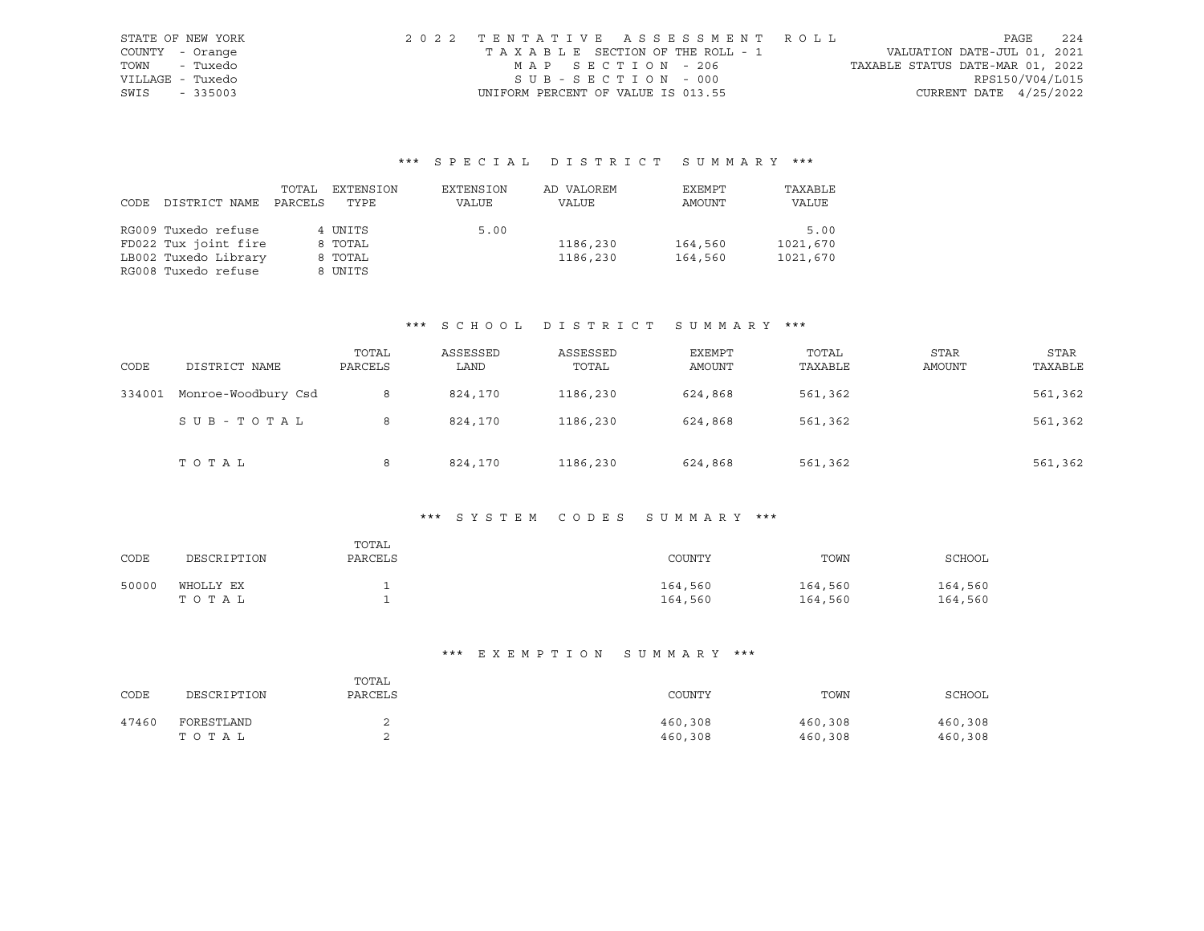STATE OF NEW YORK
COUNTY - Orange
TOWN - Tuxedo
VILLAGE - Tuxedo
SWIS - 335003

2022 TENTATIVE ASSESSMENT ROLL
TAXABLE SECTION OF THE ROLL - 1
MAP SECTION - 206
SUB-SECTION - 000
UNIFORM PERCENT OF VALUE IS 013.55

VALUATION DATE-JUL 01, 2021
TAXABLE STATUS DATE-MAR 01, 2022
RPS150/V04/L015
CURRENT DATE 4/25/2022

### *** SPECIAL DISTRICT SUMMARY ***

| CODE DISTRICT NAME | TOTAL PARCELS | EXTENSION TYPE | EXTENSION VALUE | AD VALOREM VALUE | EXEMPT AMOUNT | TAXABLE VALUE |
|---|---|---|---|---|---|---|
| RG009 Tuxedo refuse | 4 | UNITS | 5.00 | | | 5.00 |
| FD022 Tux joint fire | 8 | TOTAL | | 1186,230 | 164,560 | 1021,670 |
| LB002 Tuxedo Library | 8 | TOTAL | | 1186,230 | 164,560 | 1021,670 |
| RG008 Tuxedo refuse | 8 | UNITS | | | | |

### *** SCHOOL DISTRICT SUMMARY ***

| CODE | DISTRICT NAME | TOTAL PARCELS | ASSESSED LAND | ASSESSED TOTAL | EXEMPT AMOUNT | TOTAL TAXABLE | STAR AMOUNT | STAR TAXABLE |
|---|---|---|---|---|---|---|---|---|
| 334001 | Monroe-Woodbury Csd | 8 | 824,170 | 1186,230 | 624,868 | 561,362 | | 561,362 |
| | SUB-TOTAL | 8 | 824,170 | 1186,230 | 624,868 | 561,362 | | 561,362 |
| | TOTAL | 8 | 824,170 | 1186,230 | 624,868 | 561,362 | | 561,362 |

### *** SYSTEM CODES SUMMARY ***

| CODE | DESCRIPTION | TOTAL PARCELS | COUNTY | TOWN | SCHOOL |
|---|---|---|---|---|---|
| 50000 | WHOLLY EX | 1 | 164,560 | 164,560 | 164,560 |
| | TOTAL | 1 | 164,560 | 164,560 | 164,560 |

### *** EXEMPTION SUMMARY ***

| CODE | DESCRIPTION | TOTAL PARCELS | COUNTY | TOWN | SCHOOL |
|---|---|---|---|---|---|
| 47460 | FORESTLAND | 2 | 460,308 | 460,308 | 460,308 |
| | TOTAL | 2 | 460,308 | 460,308 | 460,308 |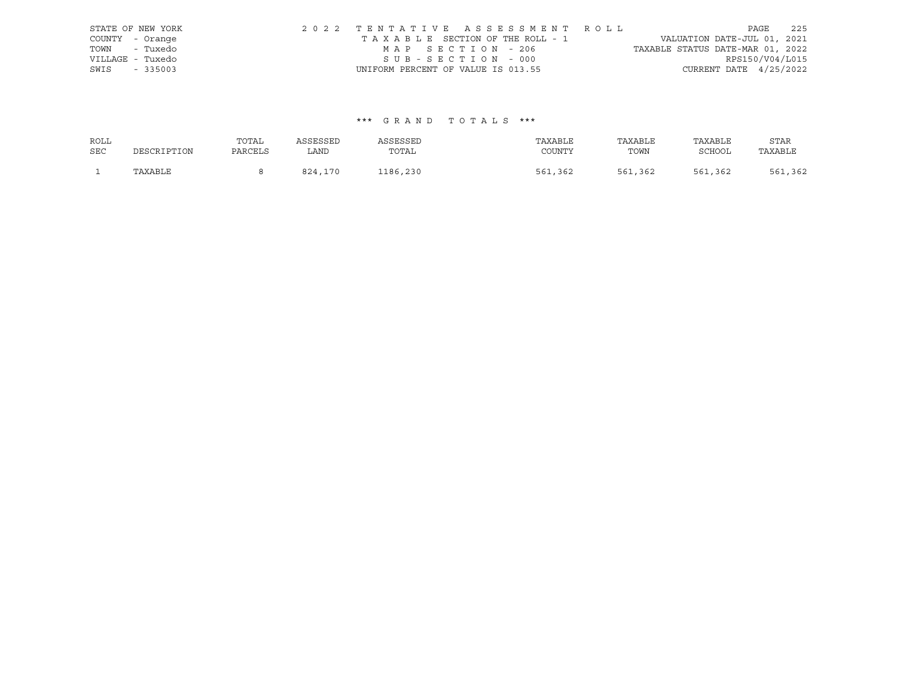STATE OF NEW YORK
COUNTY - Orange
TOWN - Tuxedo
VILLAGE - Tuxedo
SWIS - 335003

2022 TENTATIVE ASSESSMENT ROLL
TAXABLE SECTION OF THE ROLL - 1
MAP SECTION - 206
SUB-SECTION - 000
UNIFORM PERCENT OF VALUE IS 013.55

VALUATION DATE-JUL 01, 2021
TAXABLE STATUS DATE-MAR 01, 2022
RPS150/V04/L015
CURRENT DATE 4/25/2022

### *** GRAND TOTALS ***

| ROLL SEC | DESCRIPTION | TOTAL PARCELS | ASSESSED LAND | ASSESSED TOTAL | TAXABLE COUNTY | TAXABLE TOWN | TAXABLE SCHOOL | STAR TAXABLE |
|---|---|---|---|---|---|---|---|---|
| 1 | TAXABLE | 8 | 824,170 | 1186,230 | 561,362 | 561,362 | 561,362 | 561,362 |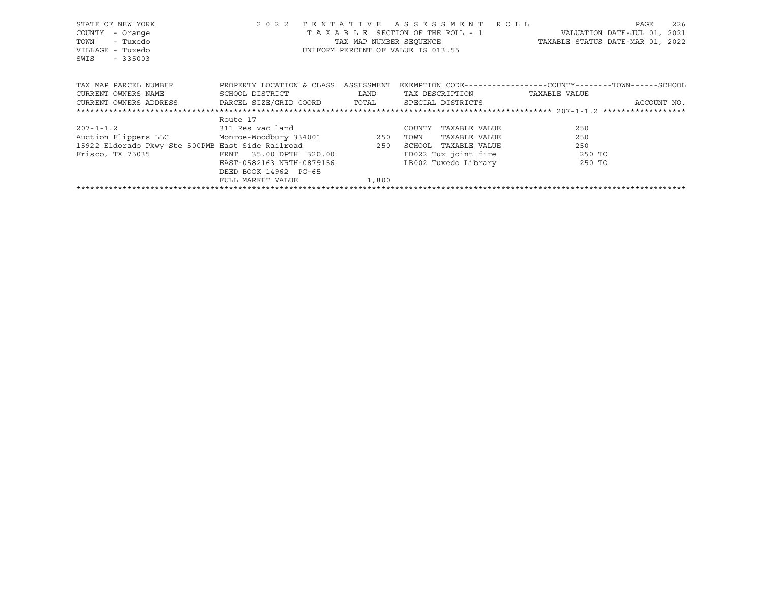STATE OF NEW YORK
COUNTY - Orange
TOWN - Tuxedo
VILLAGE - Tuxedo
SWIS - 335003

2022 TENTATIVE ASSESSMENT ROLL
TAXABLE SECTION OF THE ROLL - 1
TAX MAP NUMBER SEQUENCE
UNIFORM PERCENT OF VALUE IS 013.55

VALUATION DATE-JUL 01, 2021
TAXABLE STATUS DATE-MAR 01, 2022

| TAX MAP PARCEL NUMBER / CURRENT OWNERS NAME / CURRENT OWNERS ADDRESS | PROPERTY LOCATION & CLASS / SCHOOL DISTRICT / PARCEL SIZE/GRID COORD | ASSESSMENT / LAND / TOTAL | EXEMPTION CODE / TAX DESCRIPTION / SPECIAL DISTRICTS | COUNTY / TOWN / SCHOOL TAXABLE VALUE | ACCOUNT NO. |
|---|---|---|---|---|---|
| ********** 207-1-1.2 ********** | | | | | |
| | Route 17 | | | | |
| 207-1-1.2 | 311 Res vac land | | COUNTY TAXABLE VALUE | 250 | |
| Auction Flippers LLC | Monroe-Woodbury 334001 | 250 | TOWN TAXABLE VALUE | 250 | |
| 15922 Eldorado Pkwy Ste 500PMB | East Side Railroad | 250 | SCHOOL TAXABLE VALUE | 250 | |
| Frisco, TX 75035 | FRNT 35.00 DPTH 320.00 | | FD022 Tux joint fire | 250 TO | |
| | EAST-0582163 NRTH-0879156 | | LB002 Tuxedo Library | 250 TO | |
| | DEED BOOK 14962 PG-65 | | | | |
| | FULL MARKET VALUE | 1,800 | | | |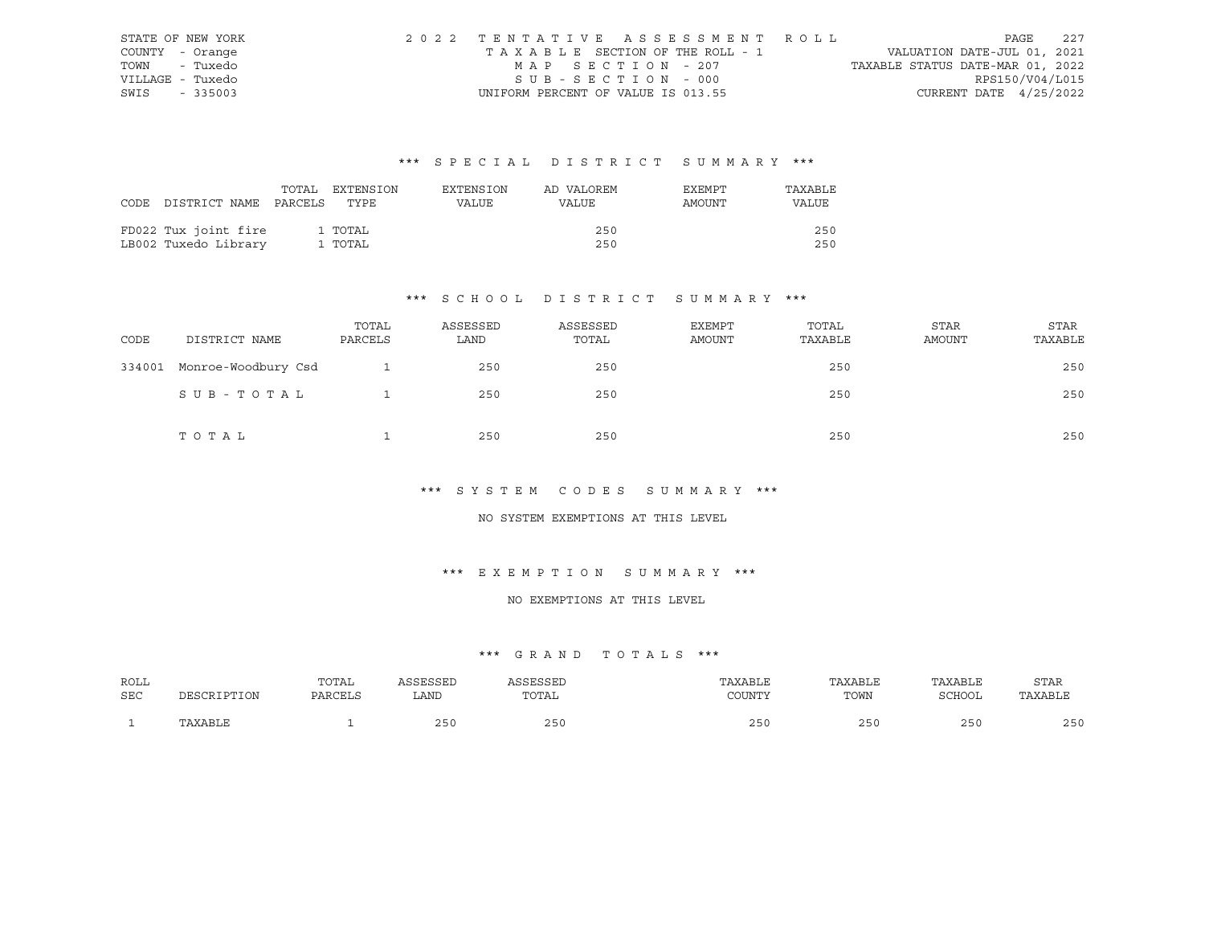STATE OF NEW YORK
COUNTY - Orange
TOWN - Tuxedo
VILLAGE - Tuxedo
SWIS - 335003

2022 TENTATIVE ASSESSMENT ROLL
TAXABLE SECTION OF THE ROLL - 1
MAP SECTION - 207
SUB-SECTION - 000
UNIFORM PERCENT OF VALUE IS 013.55

VALUATION DATE-JUL 01, 2021
TAXABLE STATUS DATE-MAR 01, 2022
RPS150/V04/L015
CURRENT DATE 4/25/2022

## *** SPECIAL DISTRICT SUMMARY ***

| CODE | DISTRICT NAME | TOTAL PARCELS | EXTENSION TYPE | EXTENSION VALUE | AD VALOREM VALUE | EXEMPT AMOUNT | TAXABLE VALUE |
|---|---|---|---|---|---|---|---|
| FD022 | Tux joint fire | 1 | TOTAL | | 250 | | 250 |
| LB002 | Tuxedo Library | 1 | TOTAL | | 250 | | 250 |

## *** SCHOOL DISTRICT SUMMARY ***

| CODE | DISTRICT NAME | TOTAL PARCELS | ASSESSED LAND | ASSESSED TOTAL | EXEMPT AMOUNT | TOTAL TAXABLE | STAR AMOUNT | STAR TAXABLE |
|---|---|---|---|---|---|---|---|---|
| 334001 | Monroe-Woodbury Csd | 1 | 250 | 250 | | 250 | | 250 |
| | SUB-TOTAL | 1 | 250 | 250 | | 250 | | 250 |
| | TOTAL | 1 | 250 | 250 | | 250 | | 250 |

## *** SYSTEM CODES SUMMARY ***

NO SYSTEM EXEMPTIONS AT THIS LEVEL

## *** EXEMPTION SUMMARY ***

NO EXEMPTIONS AT THIS LEVEL

## *** GRAND TOTALS ***

| ROLL SEC | DESCRIPTION | TOTAL PARCELS | ASSESSED LAND | ASSESSED TOTAL | TAXABLE COUNTY | TAXABLE TOWN | TAXABLE SCHOOL | STAR TAXABLE |
|---|---|---|---|---|---|---|---|---|
| 1 | TAXABLE | 1 | 250 | 250 | 250 | 250 | 250 | 250 |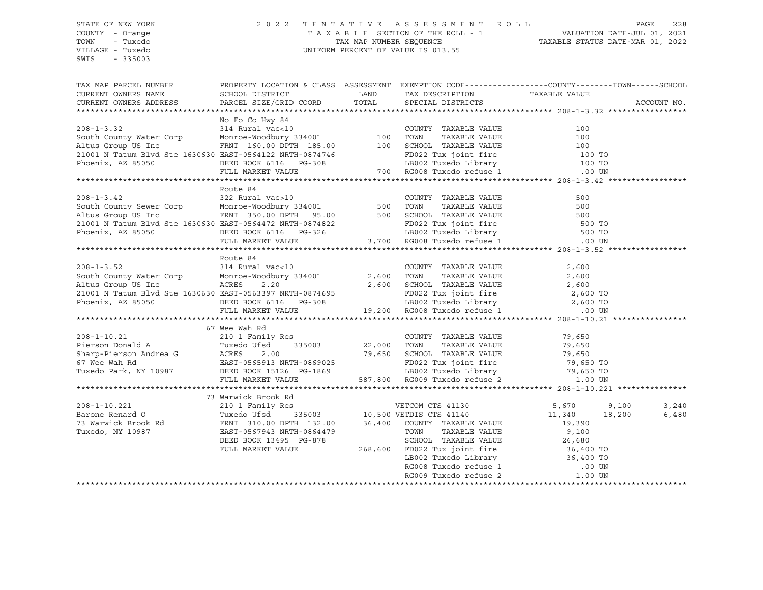STATE OF NEW YORK
COUNTY - Orange
TOWN - Tuxedo
VILLAGE - Tuxedo
SWIS - 335003

2022 TENTATIVE ASSESSMENT ROLL
TAXABLE SECTION OF THE ROLL - 1
TAX MAP NUMBER SEQUENCE
UNIFORM PERCENT OF VALUE IS 013.55

VALUATION DATE-JUL 01, 2021
TAXABLE STATUS DATE-MAR 01, 2022

```
TAX MAP PARCEL NUMBER          PROPERTY LOCATION & CLASS  ASSESSMENT  EXEMPTION CODE------------------COUNTY--------TOWN------SCHOOL
CURRENT OWNERS NAME            SCHOOL DISTRICT               LAND      TAX DESCRIPTION              TAXABLE VALUE
CURRENT OWNERS ADDRESS         PARCEL SIZE/GRID COORD        TOTAL     SPECIAL DISTRICTS                                        ACCOUNT NO.
******************************************************************************************************* 208-1-3.32 *****************
                               No Fo Co Hwy 84
208-1-3.32                     314 Rural vac<10                        COUNTY  TAXABLE VALUE              100
South County Water Corp        Monroe-Woodbury 334001          100     TOWN    TAXABLE VALUE              100
Altus Group US Inc             FRNT  160.00 DPTH  185.00       100     SCHOOL  TAXABLE VALUE              100
21001 N Tatum Blvd Ste 1630630 EAST-0564122 NRTH-0874746               FD022 Tux joint fire               100 TO
Phoenix, AZ 85050              DEED BOOK 6116   PG-308                 LB002 Tuxedo Library               100 TO
                               FULL MARKET VALUE               700     RG008 Tuxedo refuse 1              .00 UN
******************************************************************************************************* 208-1-3.42 *****************
                               Route 84
208-1-3.42                     322 Rural vac>10                        COUNTY  TAXABLE VALUE              500
South County Sewer Corp        Monroe-Woodbury 334001          500     TOWN    TAXABLE VALUE              500
Altus Group US Inc             FRNT  350.00 DPTH   95.00       500     SCHOOL  TAXABLE VALUE              500
21001 N Tatum Blvd Ste 1630630 EAST-0564472 NRTH-0874822               FD022 Tux joint fire               500 TO
Phoenix, AZ 85050              DEED BOOK 6116   PG-326                 LB002 Tuxedo Library               500 TO
                               FULL MARKET VALUE             3,700     RG008 Tuxedo refuse 1              .00 UN
******************************************************************************************************* 208-1-3.52 *****************
                               Route 84
208-1-3.52                     314 Rural vac<10                        COUNTY  TAXABLE VALUE            2,600
South County Water Corp        Monroe-Woodbury 334001        2,600     TOWN    TAXABLE VALUE            2,600
Altus Group US Inc             ACRES    2.20                 2,600     SCHOOL  TAXABLE VALUE            2,600
21001 N Tatum Blvd Ste 1630630 EAST-0563397 NRTH-0874695               FD022 Tux joint fire             2,600 TO
Phoenix, AZ 85050              DEED BOOK 6116   PG-308                 LB002 Tuxedo Library             2,600 TO
                               FULL MARKET VALUE            19,200     RG008 Tuxedo refuse 1              .00 UN
******************************************************************************************************* 208-1-10.21 ****************
                               67 Wee Wah Rd
208-1-10.21                    210 1 Family Res                        COUNTY  TAXABLE VALUE           79,650
Pierson Donald A               Tuxedo Ufsd     335003       22,000     TOWN    TAXABLE VALUE           79,650
Sharp-Pierson Andrea G         ACRES    2.00                79,650     SCHOOL  TAXABLE VALUE           79,650
67 Wee Wah Rd                  EAST-0565913 NRTH-0869025               FD022 Tux joint fire            79,650 TO
Tuxedo Park, NY 10987          DEED BOOK 15126  PG-1869                LB002 Tuxedo Library            79,650 TO
                               FULL MARKET VALUE           587,800     RG009 Tuxedo refuse 2             1.00 UN
******************************************************************************************************* 208-1-10.221 ***************
                               73 Warwick Brook Rd
208-1-10.221                   210 1 Family Res                        VETCOM CTS 41130             5,670        9,100       3,240
Barone Renard O                Tuxedo Ufsd     335003       10,500     VETDIS CTS 41140            11,340       18,200       6,480
73 Warwick Brook Rd            FRNT  310.00 DPTH  132.00    36,400     COUNTY  TAXABLE VALUE           19,390
Tuxedo, NY 10987               EAST-0567943 NRTH-0864479               TOWN    TAXABLE VALUE            9,100
                               DEED BOOK 13495  PG-878                 SCHOOL  TAXABLE VALUE           26,680
                               FULL MARKET VALUE           268,600     FD022 Tux joint fire            36,400 TO
                                                                       LB002 Tuxedo Library            36,400 TO
                                                                       RG008 Tuxedo refuse 1              .00 UN
                                                                       RG009 Tuxedo refuse 2             1.00 UN
************************************************************************************************************************************
```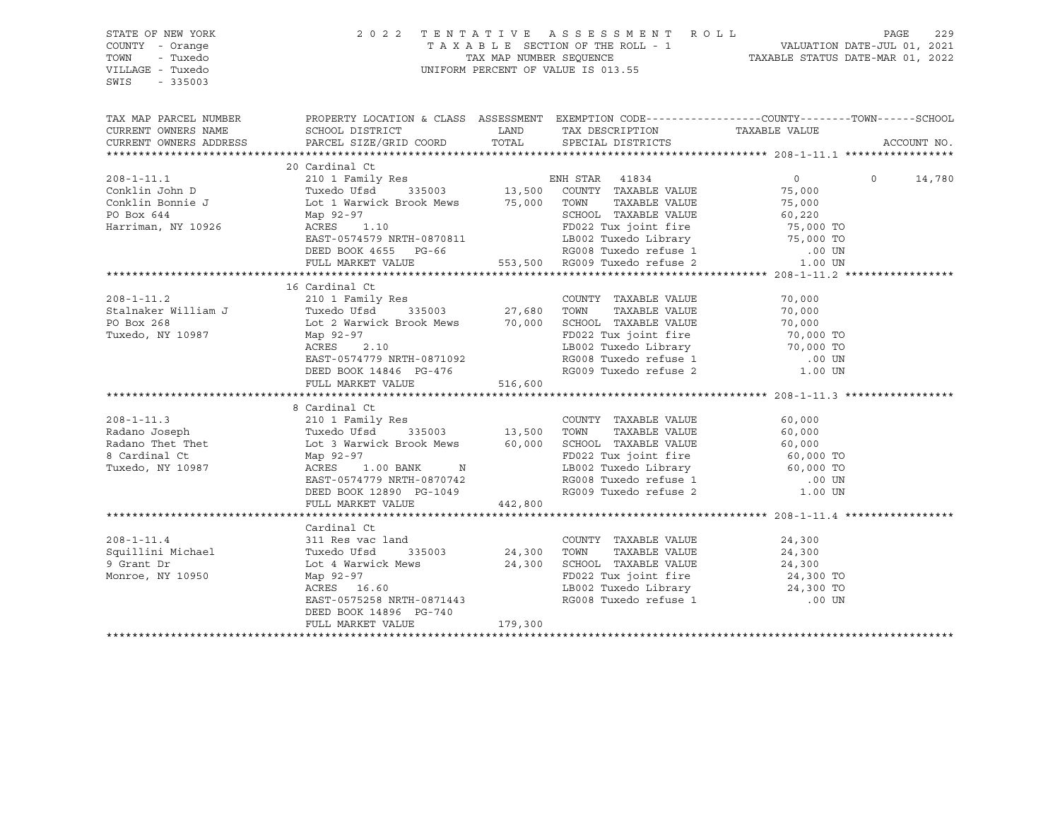STATE OF NEW YORK
COUNTY - Orange
TOWN - Tuxedo
VILLAGE - Tuxedo
SWIS - 335003

2022 TENTATIVE ASSESSMENT ROLL
TAXABLE SECTION OF THE ROLL - 1
TAX MAP NUMBER SEQUENCE
UNIFORM PERCENT OF VALUE IS 013.55

VALUATION DATE-JUL 01, 2021
TAXABLE STATUS DATE-MAR 01, 2022

| TAX MAP PARCEL NUMBER / CURRENT OWNERS NAME / CURRENT OWNERS ADDRESS | PROPERTY LOCATION & CLASS / SCHOOL DISTRICT / PARCEL SIZE/GRID COORD | ASSESSMENT LAND | ASSESSMENT TOTAL | EXEMPTION CODE / TAX DESCRIPTION / SPECIAL DISTRICTS | COUNTY | TOWN | SCHOOL / TAXABLE VALUE |
|---|---|---|---|---|---|---|---|
| **208-1-11.1** | 20 Cardinal Ct | | | | | | |
| 208-1-11.1 | 210 1 Family Res | | | ENH STAR 41834 | 0 | 0 | 14,780 |
| Conklin John D | Tuxedo Ufsd 335003 | 13,500 | | COUNTY TAXABLE VALUE | 75,000 | | |
| Conklin Bonnie J | Lot 1 Warwick Brook Mews | | 75,000 | TOWN TAXABLE VALUE | 75,000 | | |
| PO Box 644 | Map 92-97 | | | SCHOOL TAXABLE VALUE | 60,220 | | |
| Harriman, NY 10926 | ACRES 1.10 | | | FD022 Tux joint fire | 75,000 TO | | |
| | EAST-0574579 NRTH-0870811 | | | LB002 Tuxedo Library | 75,000 TO | | |
| | DEED BOOK 4655 PG-66 | | | RG008 Tuxedo refuse 1 | .00 UN | | |
| | FULL MARKET VALUE | | 553,500 | RG009 Tuxedo refuse 2 | 1.00 UN | | |
| **208-1-11.2** | 16 Cardinal Ct | | | | | | |
| 208-1-11.2 | 210 1 Family Res | | | COUNTY TAXABLE VALUE | 70,000 | | |
| Stalnaker William J | Tuxedo Ufsd 335003 | 27,680 | | TOWN TAXABLE VALUE | 70,000 | | |
| PO Box 268 | Lot 2 Warwick Brook Mews | | 70,000 | SCHOOL TAXABLE VALUE | 70,000 | | |
| Tuxedo, NY 10987 | Map 92-97 | | | FD022 Tux joint fire | 70,000 TO | | |
| | ACRES 2.10 | | | LB002 Tuxedo Library | 70,000 TO | | |
| | EAST-0574779 NRTH-0871092 | | | RG008 Tuxedo refuse 1 | .00 UN | | |
| | DEED BOOK 14846 PG-476 | | | RG009 Tuxedo refuse 2 | 1.00 UN | | |
| | FULL MARKET VALUE | | 516,600 | | | | |
| **208-1-11.3** | 8 Cardinal Ct | | | | | | |
| 208-1-11.3 | 210 1 Family Res | | | COUNTY TAXABLE VALUE | 60,000 | | |
| Radano Joseph | Tuxedo Ufsd 335003 | 13,500 | | TOWN TAXABLE VALUE | 60,000 | | |
| Radano Thet Thet | Lot 3 Warwick Brook Mews | | 60,000 | SCHOOL TAXABLE VALUE | 60,000 | | |
| 8 Cardinal Ct | Map 92-97 | | | FD022 Tux joint fire | 60,000 TO | | |
| Tuxedo, NY 10987 | ACRES 1.00 BANK N | | | LB002 Tuxedo Library | 60,000 TO | | |
| | EAST-0574779 NRTH-0870742 | | | RG008 Tuxedo refuse 1 | .00 UN | | |
| | DEED BOOK 12890 PG-1049 | | | RG009 Tuxedo refuse 2 | 1.00 UN | | |
| | FULL MARKET VALUE | | 442,800 | | | | |
| **208-1-11.4** | Cardinal Ct | | | | | | |
| 208-1-11.4 | 311 Res vac land | | | COUNTY TAXABLE VALUE | 24,300 | | |
| Squillini Michael | Tuxedo Ufsd 335003 | 24,300 | | TOWN TAXABLE VALUE | 24,300 | | |
| 9 Grant Dr | Lot 4 Warwick Mews | | 24,300 | SCHOOL TAXABLE VALUE | 24,300 | | |
| Monroe, NY 10950 | Map 92-97 | | | FD022 Tux joint fire | 24,300 TO | | |
| | ACRES 16.60 | | | LB002 Tuxedo Library | 24,300 TO | | |
| | EAST-0575258 NRTH-0871443 | | | RG008 Tuxedo refuse 1 | .00 UN | | |
| | DEED BOOK 14896 PG-740 | | | | | | |
| | FULL MARKET VALUE | | 179,300 | | | | |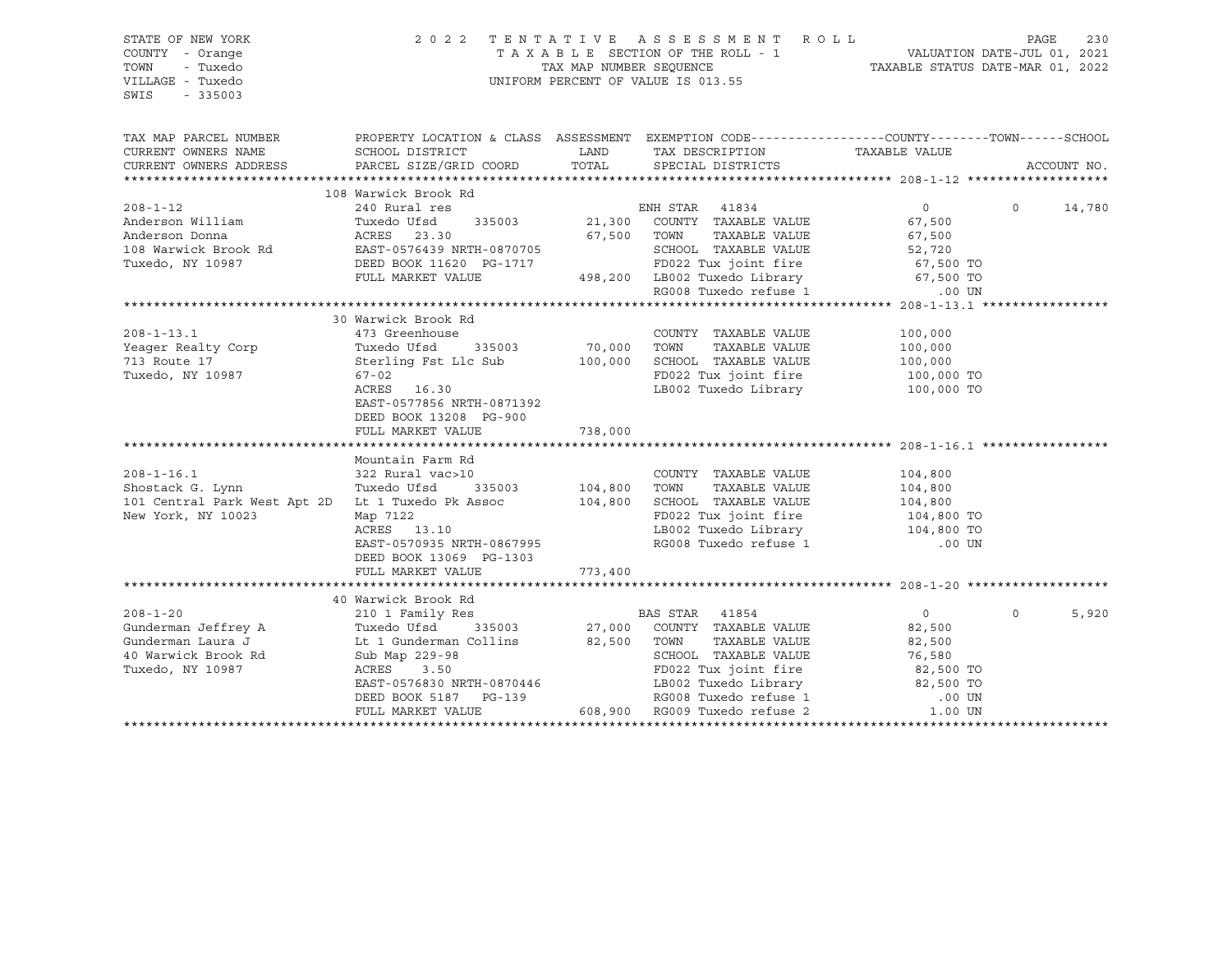STATE OF NEW YORK
COUNTY - Orange
TOWN - Tuxedo
VILLAGE - Tuxedo
SWIS - 335003

2 0 2 2 T E N T A T I V E A S S E S S M E N T R O L L
T A X A B L E SECTION OF THE ROLL - 1
TAX MAP NUMBER SEQUENCE
UNIFORM PERCENT OF VALUE IS 013.55

VALUATION DATE-JUL 01, 2021
TAXABLE STATUS DATE-MAR 01, 2022

```
TAX MAP PARCEL NUMBER          PROPERTY LOCATION & CLASS  ASSESSMENT  EXEMPTION CODE------------------COUNTY--------TOWN------SCHOOL
CURRENT OWNERS NAME            SCHOOL DISTRICT               LAND      TAX DESCRIPTION            TAXABLE VALUE
CURRENT OWNERS ADDRESS         PARCEL SIZE/GRID COORD        TOTAL     SPECIAL DISTRICTS                                    ACCOUNT NO.
******************************************************************************************************* 208-1-12 *******************
                               108 Warwick Brook Rd
208-1-12                       240 Rural res                            ENH STAR  41834              0             0     14,780
Anderson William               Tuxedo Ufsd     335003        21,300   COUNTY  TAXABLE VALUE          67,500
Anderson Donna                 ACRES  23.30                  67,500   TOWN    TAXABLE VALUE          67,500
108 Warwick Brook Rd           EAST-0576439 NRTH-0870705              SCHOOL  TAXABLE VALUE          52,720
Tuxedo, NY 10987               DEED BOOK 11620  PG-1717               FD022 Tux joint fire            67,500 TO
                               FULL MARKET VALUE            498,200   LB002 Tuxedo Library            67,500 TO
                                                                      RG008 Tuxedo refuse 1              .00 UN
******************************************************************************************************* 208-1-13.1 *****************
                               30 Warwick Brook Rd
208-1-13.1                     473 Greenhouse                           COUNTY  TAXABLE VALUE         100,000
Yeager Realty Corp             Tuxedo Ufsd     335003        70,000   TOWN    TAXABLE VALUE         100,000
713 Route 17                   Sterling Fst Llc Sub         100,000   SCHOOL  TAXABLE VALUE         100,000
Tuxedo, NY 10987               67-02                                  FD022 Tux joint fire           100,000 TO
                               ACRES  16.30                           LB002 Tuxedo Library           100,000 TO
                               EAST-0577856 NRTH-0871392
                               DEED BOOK 13208  PG-900
                               FULL MARKET VALUE            738,000
******************************************************************************************************* 208-1-16.1 *****************
                               Mountain Farm Rd
208-1-16.1                     322 Rural vac>10                         COUNTY  TAXABLE VALUE         104,800
Shostack G. Lynn               Tuxedo Ufsd     335003       104,800   TOWN    TAXABLE VALUE         104,800
101 Central Park West Apt 2D   Lt 1 Tuxedo Pk Assoc         104,800   SCHOOL  TAXABLE VALUE         104,800
New York, NY 10023             Map 7122                               FD022 Tux joint fire           104,800 TO
                               ACRES  13.10                           LB002 Tuxedo Library           104,800 TO
                               EAST-0570935 NRTH-0867995              RG008 Tuxedo refuse 1              .00 UN
                               DEED BOOK 13069  PG-1303
                               FULL MARKET VALUE            773,400
******************************************************************************************************* 208-1-20 *******************
                               40 Warwick Brook Rd
208-1-20                       210 1 Family Res                         BAS STAR  41854              0             0      5,920
Gunderman Jeffrey A            Tuxedo Ufsd     335003        27,000   COUNTY  TAXABLE VALUE          82,500
Gunderman Laura J              Lt 1 Gunderman Collins        82,500   TOWN    TAXABLE VALUE          82,500
40 Warwick Brook Rd            Sub Map 229-98                         SCHOOL  TAXABLE VALUE          76,580
Tuxedo, NY 10987               ACRES   3.50                           FD022 Tux joint fire            82,500 TO
                               EAST-0576830 NRTH-0870446              LB002 Tuxedo Library            82,500 TO
                               DEED BOOK 5187   PG-139                RG008 Tuxedo refuse 1              .00 UN
                               FULL MARKET VALUE            608,900   RG009 Tuxedo refuse 2             1.00 UN
************************************************************************************************************************************
```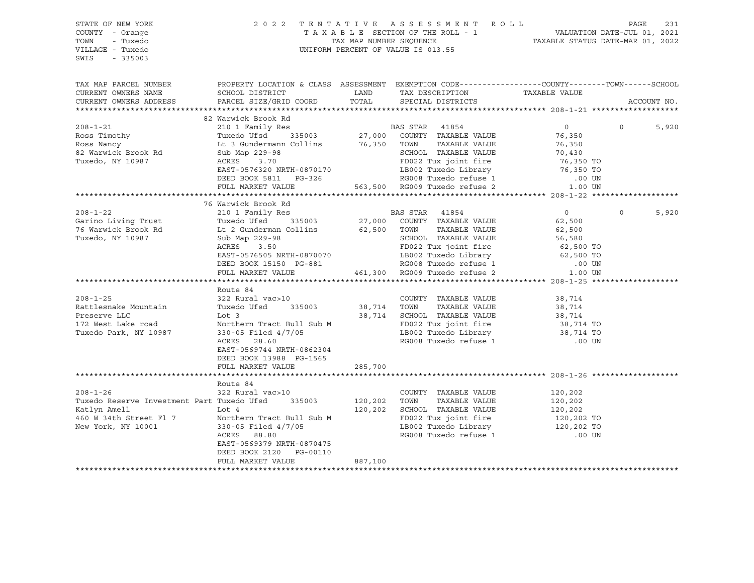STATE OF NEW YORK
COUNTY - Orange
TOWN - Tuxedo
VILLAGE - Tuxedo
SWIS - 335003

2022 TENTATIVE ASSESSMENT ROLL
TAXABLE SECTION OF THE ROLL - 1
TAX MAP NUMBER SEQUENCE
UNIFORM PERCENT OF VALUE IS 013.55

VALUATION DATE-JUL 01, 2021
TAXABLE STATUS DATE-MAR 01, 2022

| TAX MAP PARCEL NUMBER / CURRENT OWNERS NAME / CURRENT OWNERS ADDRESS | PROPERTY LOCATION & CLASS / SCHOOL DISTRICT / PARCEL SIZE/GRID COORD | ASSESSMENT LAND | ASSESSMENT TOTAL | EXEMPTION CODE / TAX DESCRIPTION / SPECIAL DISTRICTS | COUNTY TAXABLE VALUE | TOWN | SCHOOL |
|---|---|---|---|---|---|---|---|
| **208-1-21** | 82 Warwick Brook Rd | | | | | | |
| 208-1-21 | 210 1 Family Res | | | BAS STAR 41854 | 0 | 0 | 5,920 |
| Ross Timothy | Tuxedo Ufsd 335003 | 27,000 | | COUNTY TAXABLE VALUE | 76,350 | | |
| Ross Nancy | Lt 3 Gundermann Collins | | 76,350 | TOWN TAXABLE VALUE | 76,350 | | |
| 82 Warwick Brook Rd | Sub Map 229-98 | | | SCHOOL TAXABLE VALUE | 70,430 | | |
| Tuxedo, NY 10987 | ACRES 3.70 | | | FD022 Tux joint fire | 76,350 TO | | |
| | EAST-0576320 NRTH-0870170 | | | LB002 Tuxedo Library | 76,350 TO | | |
| | DEED BOOK 5811 PG-326 | | | RG008 Tuxedo refuse 1 | .00 UN | | |
| | FULL MARKET VALUE | | 563,500 | RG009 Tuxedo refuse 2 | 1.00 UN | | |
| **208-1-22** | 76 Warwick Brook Rd | | | | | | |
| 208-1-22 | 210 1 Family Res | | | BAS STAR 41854 | 0 | 0 | 5,920 |
| Garino Living Trust | Tuxedo Ufsd 335003 | 27,000 | | COUNTY TAXABLE VALUE | 62,500 | | |
| 76 Warwick Brook Rd | Lt 2 Gunderman Collins | | 62,500 | TOWN TAXABLE VALUE | 62,500 | | |
| Tuxedo, NY 10987 | Sub Map 229-98 | | | SCHOOL TAXABLE VALUE | 56,580 | | |
| | ACRES 3.50 | | | FD022 Tux joint fire | 62,500 TO | | |
| | EAST-0576505 NRTH-0870070 | | | LB002 Tuxedo Library | 62,500 TO | | |
| | DEED BOOK 15150 PG-881 | | | RG008 Tuxedo refuse 1 | .00 UN | | |
| | FULL MARKET VALUE | | 461,300 | RG009 Tuxedo refuse 2 | 1.00 UN | | |
| **208-1-25** | Route 84 | | | | | | |
| 208-1-25 | 322 Rural vac>10 | | | COUNTY TAXABLE VALUE | 38,714 | | |
| Rattlesnake Mountain | Tuxedo Ufsd 335003 | 38,714 | | TOWN TAXABLE VALUE | 38,714 | | |
| Preserve LLC | Lot 3 | | 38,714 | SCHOOL TAXABLE VALUE | 38,714 | | |
| 172 West Lake road | Northern Tract Bull Sub M | | | FD022 Tux joint fire | 38,714 TO | | |
| Tuxedo Park, NY 10987 | 330-05 Filed 4/7/05 | | | LB002 Tuxedo Library | 38,714 TO | | |
| | ACRES 28.60 | | | RG008 Tuxedo refuse 1 | .00 UN | | |
| | EAST-0569744 NRTH-0862304 | | | | | | |
| | DEED BOOK 13988 PG-1565 | | | | | | |
| | FULL MARKET VALUE | | 285,700 | | | | |
| **208-1-26** | Route 84 | | | | | | |
| 208-1-26 | 322 Rural vac>10 | | | COUNTY TAXABLE VALUE | 120,202 | | |
| Tuxedo Reserve Investment Part | Tuxedo Ufsd 335003 | 120,202 | | TOWN TAXABLE VALUE | 120,202 | | |
| Katlyn Amell | Lot 4 | | 120,202 | SCHOOL TAXABLE VALUE | 120,202 | | |
| 460 W 34th Street Fl 7 | Northern Tract Bull Sub M | | | FD022 Tux joint fire | 120,202 TO | | |
| New York, NY 10001 | 330-05 Filed 4/7/05 | | | LB002 Tuxedo Library | 120,202 TO | | |
| | ACRES 88.80 | | | RG008 Tuxedo refuse 1 | .00 UN | | |
| | EAST-0569379 NRTH-0870475 | | | | | | |
| | DEED BOOK 2120 PG-00110 | | | | | | |
| | FULL MARKET VALUE | | 887,100 | | | | |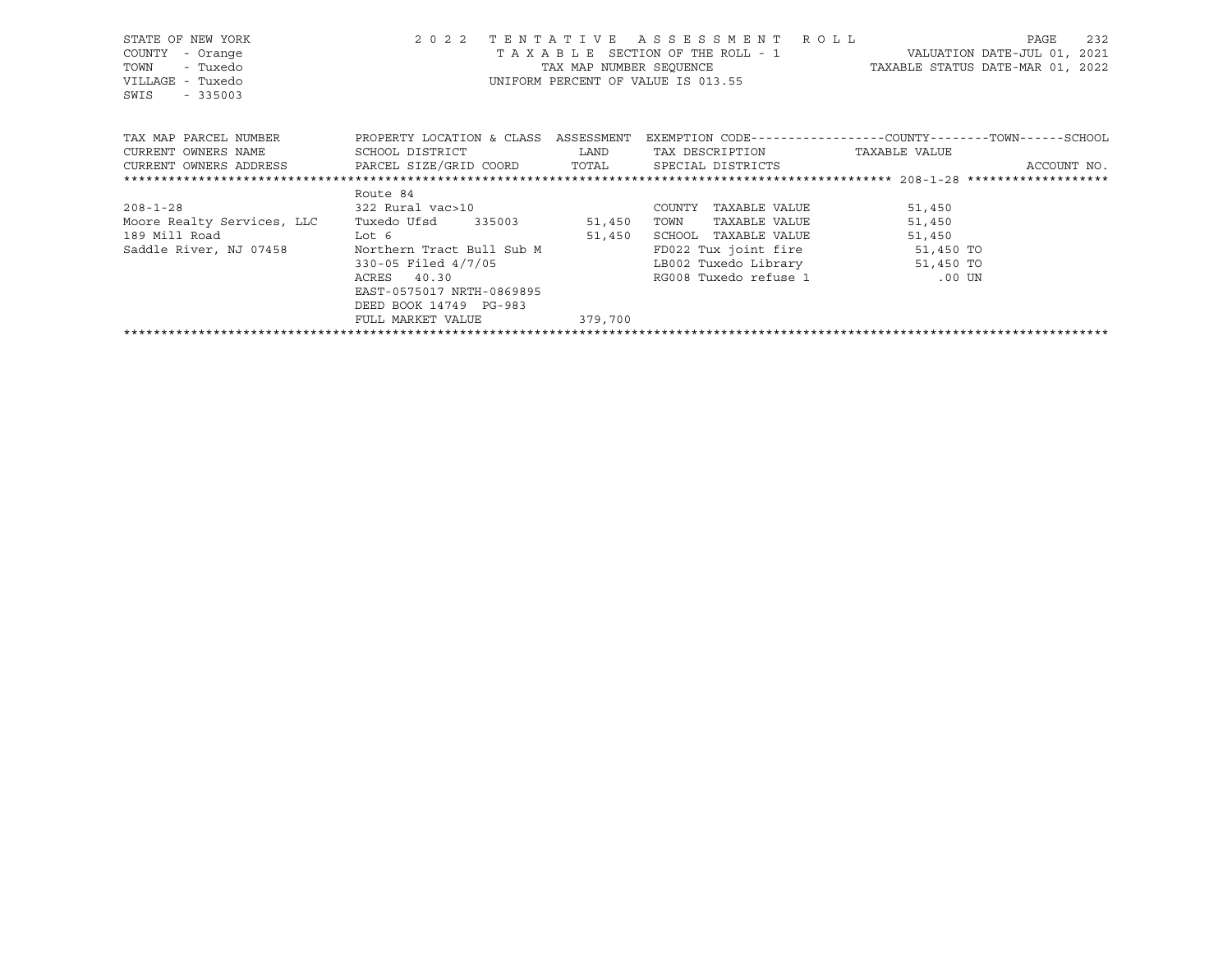STATE OF NEW YORK
COUNTY - Orange
TOWN - Tuxedo
VILLAGE - Tuxedo
SWIS - 335003

2 0 2 2 T E N T A T I V E A S S E S S M E N T R O L L
T A X A B L E SECTION OF THE ROLL - 1
TAX MAP NUMBER SEQUENCE
UNIFORM PERCENT OF VALUE IS 013.55

VALUATION DATE-JUL 01, 2021
TAXABLE STATUS DATE-MAR 01, 2022

| TAX MAP PARCEL NUMBER<br>CURRENT OWNERS NAME<br>CURRENT OWNERS ADDRESS | PROPERTY LOCATION & CLASS<br>SCHOOL DISTRICT<br>PARCEL SIZE/GRID COORD | ASSESSMENT<br>LAND<br>TOTAL | EXEMPTION CODE-----COUNTY-----TOWN-----SCHOOL<br>TAX DESCRIPTION<br>SPECIAL DISTRICTS | TAXABLE VALUE<br>ACCOUNT NO. |
|---|---|---|---|---|
| ********** 208-1-28 ********** | | | | |
| | Route 84 | | | |
| 208-1-28 | 322 Rural vac>10 | | COUNTY TAXABLE VALUE | 51,450 |
| Moore Realty Services, LLC | Tuxedo Ufsd 335003 | 51,450 | TOWN TAXABLE VALUE | 51,450 |
| 189 Mill Road | Lot 6 | 51,450 | SCHOOL TAXABLE VALUE | 51,450 |
| Saddle River, NJ 07458 | Northern Tract Bull Sub M | | FD022 Tux joint fire | 51,450 TO |
| | 330-05 Filed 4/7/05 | | LB002 Tuxedo Library | 51,450 TO |
| | ACRES 40.30 | | RG008 Tuxedo refuse 1 | .00 UN |
| | EAST-0575017 NRTH-0869895 | | | |
| | DEED BOOK 14749 PG-983 | | | |
| | FULL MARKET VALUE | 379,700 | | |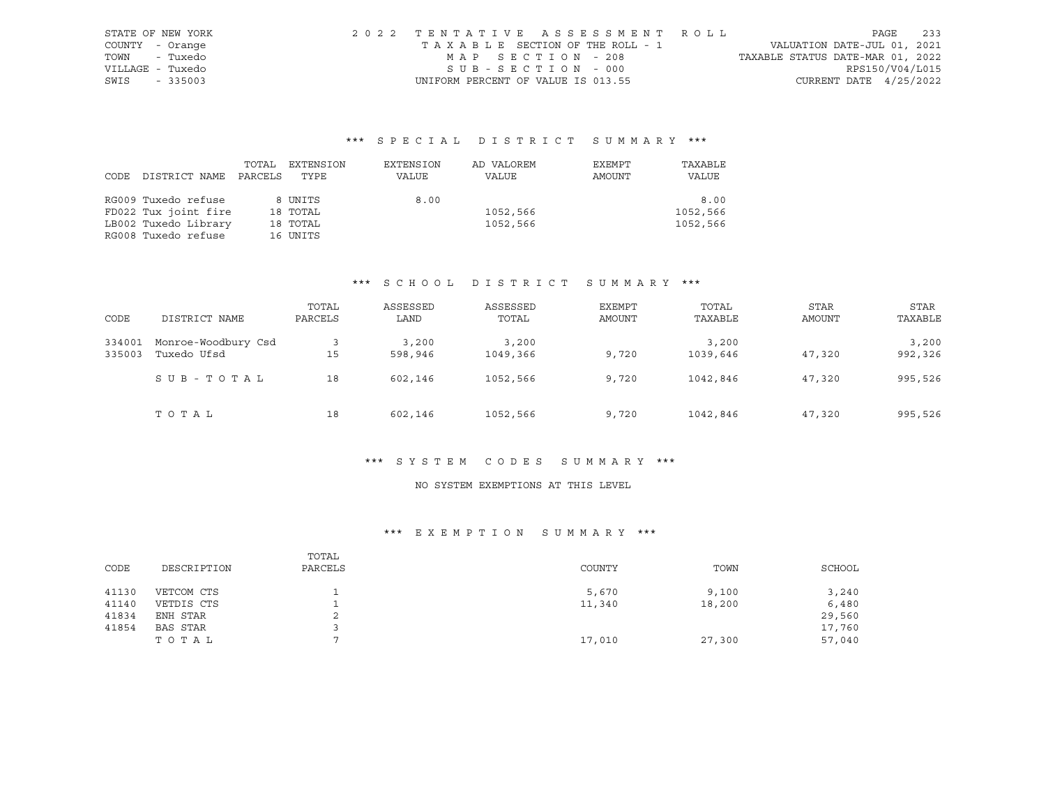STATE OF NEW YORK
COUNTY - Orange
TOWN - Tuxedo
VILLAGE - Tuxedo
SWIS - 335003

2022 TENTATIVE ASSESSMENT ROLL
TAXABLE SECTION OF THE ROLL - 1
MAP SECTION - 208
SUB-SECTION - 000
UNIFORM PERCENT OF VALUE IS 013.55

VALUATION DATE-JUL 01, 2021
TAXABLE STATUS DATE-MAR 01, 2022
RPS150/V04/L015
CURRENT DATE 4/25/2022

## *** SPECIAL DISTRICT SUMMARY ***

| CODE DISTRICT NAME | TOTAL PARCELS | EXTENSION TYPE | EXTENSION VALUE | AD VALOREM VALUE | EXEMPT AMOUNT | TAXABLE VALUE |
|---|---|---|---|---|---|---|
| RG009 Tuxedo refuse | 8 | UNITS | 8.00 | | | 8.00 |
| FD022 Tux joint fire | 18 | TOTAL | | 1052,566 | | 1052,566 |
| LB002 Tuxedo Library | 18 | TOTAL | | 1052,566 | | 1052,566 |
| RG008 Tuxedo refuse | 16 | UNITS | | | | |

## *** SCHOOL DISTRICT SUMMARY ***

| CODE | DISTRICT NAME | TOTAL PARCELS | ASSESSED LAND | ASSESSED TOTAL | EXEMPT AMOUNT | TOTAL TAXABLE | STAR AMOUNT | STAR TAXABLE |
|---|---|---|---|---|---|---|---|---|
| 334001 | Monroe-Woodbury Csd | 3 | 3,200 | 3,200 | | 3,200 | | 3,200 |
| 335003 | Tuxedo Ufsd | 15 | 598,946 | 1049,366 | 9,720 | 1039,646 | 47,320 | 992,326 |
| | SUB-TOTAL | 18 | 602,146 | 1052,566 | 9,720 | 1042,846 | 47,320 | 995,526 |
| | TOTAL | 18 | 602,146 | 1052,566 | 9,720 | 1042,846 | 47,320 | 995,526 |

## *** SYSTEM CODES SUMMARY ***

NO SYSTEM EXEMPTIONS AT THIS LEVEL

## *** EXEMPTION SUMMARY ***

| CODE | DESCRIPTION | TOTAL PARCELS | COUNTY | TOWN | SCHOOL |
|---|---|---|---|---|---|
| 41130 | VETCOM CTS | 1 | 5,670 | 9,100 | 3,240 |
| 41140 | VETDIS CTS | 1 | 11,340 | 18,200 | 6,480 |
| 41834 | ENH STAR | 2 | | | 29,560 |
| 41854 | BAS STAR | 3 | | | 17,760 |
| | TOTAL | 7 | 17,010 | 27,300 | 57,040 |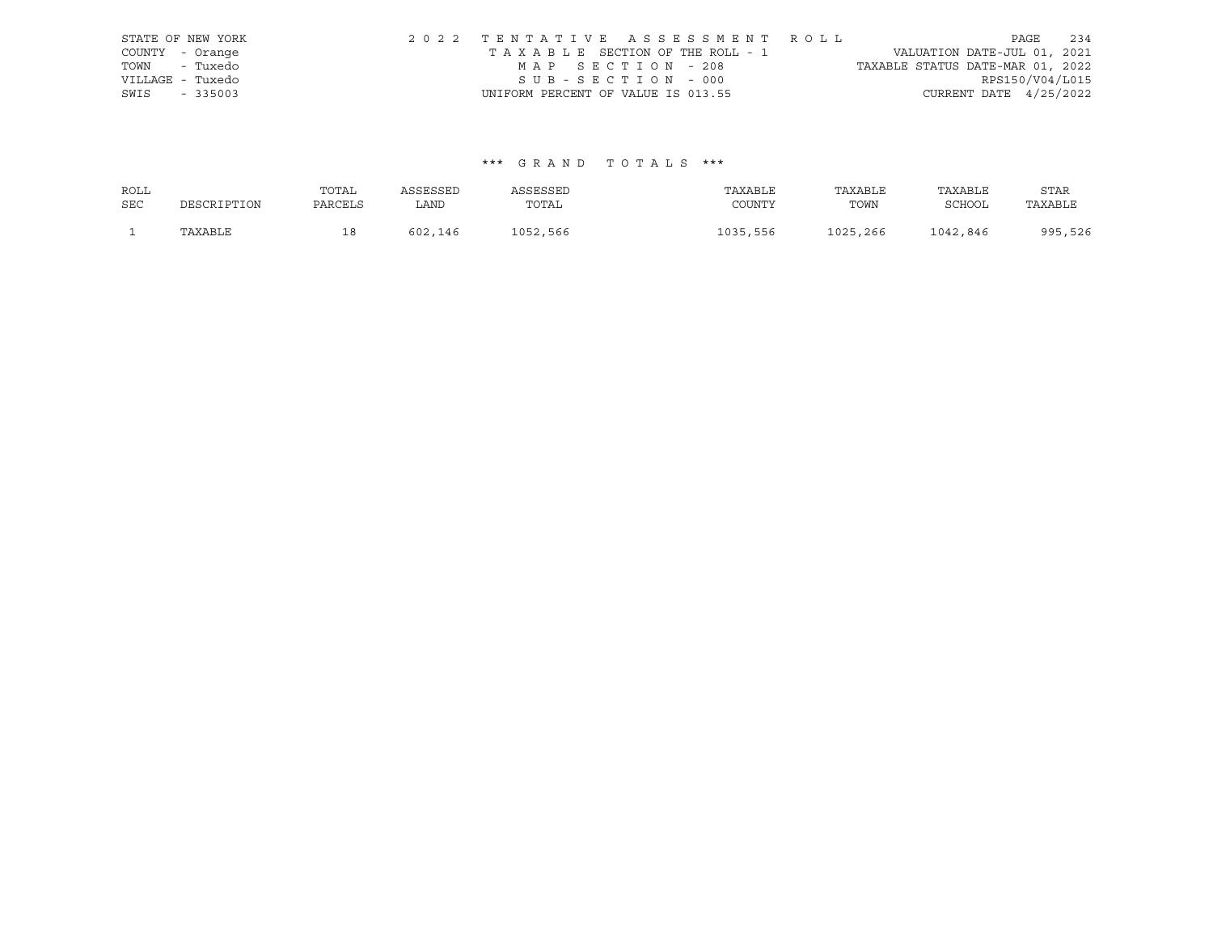STATE OF NEW YORK | COUNTY - Orange | TOWN - Tuxedo | VILLAGE - Tuxedo | SWIS - 335003

2 0 2 2 T E N T A T I V E A S S E S S M E N T R O L L
T A X A B L E SECTION OF THE ROLL - 1
M A P S E C T I O N - 208
S U B - S E C T I O N - 000
UNIFORM PERCENT OF VALUE IS 013.55

VALUATION DATE-JUL 01, 2021
TAXABLE STATUS DATE-MAR 01, 2022
RPS150/V04/L015
CURRENT DATE 4/25/2022

*** G R A N D T O T A L S ***

| ROLL SEC | DESCRIPTION | TOTAL PARCELS | ASSESSED LAND | ASSESSED TOTAL | TAXABLE COUNTY | TAXABLE TOWN | TAXABLE SCHOOL | STAR TAXABLE |
|---|---|---|---|---|---|---|---|---|
| 1 | TAXABLE | 18 | 602,146 | 1052,566 | 1035,556 | 1025,266 | 1042,846 | 995,526 |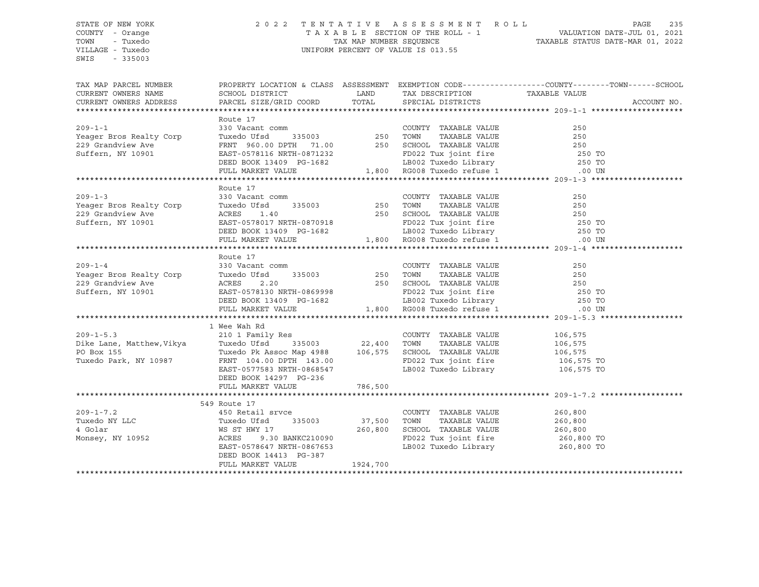STATE OF NEW YORK — 2022 TENTATIVE ASSESSMENT ROLL — PAGE 235
COUNTY - Orange — TAXABLE SECTION OF THE ROLL - 1 — VALUATION DATE-JUL 01, 2021
TOWN - Tuxedo — TAX MAP NUMBER SEQUENCE — TAXABLE STATUS DATE-MAR 01, 2022
VILLAGE - Tuxedo — UNIFORM PERCENT OF VALUE IS 013.55
SWIS - 335003

| TAX MAP PARCEL NUMBER / CURRENT OWNERS NAME / CURRENT OWNERS ADDRESS | PROPERTY LOCATION & CLASS / SCHOOL DISTRICT / PARCEL SIZE/GRID COORD | ASSESSMENT LAND | TOTAL | EXEMPTION CODE / TAX DESCRIPTION / SPECIAL DISTRICTS | COUNTY--------TOWN------SCHOOL TAXABLE VALUE | ACCOUNT NO. |
|---|---|---|---|---|---|---|
| **209-1-1** | Route 17 | | | | | |
| | 330 Vacant comm | | | COUNTY TAXABLE VALUE | 250 | |
| Yeager Bros Realty Corp | Tuxedo Ufsd 335003 | 250 | | TOWN TAXABLE VALUE | 250 | |
| 229 Grandview Ave | FRNT 960.00 DPTH 71.00 | | 250 | SCHOOL TAXABLE VALUE | 250 | |
| Suffern, NY 10901 | EAST-0578116 NRTH-0871232 | | | FD022 Tux joint fire | 250 TO | |
| | DEED BOOK 13409 PG-1682 | | | LB002 Tuxedo Library | 250 TO | |
| | FULL MARKET VALUE | | 1,800 | RG008 Tuxedo refuse 1 | .00 UN | |
| **209-1-3** | Route 17 | | | | | |
| | 330 Vacant comm | | | COUNTY TAXABLE VALUE | 250 | |
| Yeager Bros Realty Corp | Tuxedo Ufsd 335003 | 250 | | TOWN TAXABLE VALUE | 250 | |
| 229 Grandview Ave | ACRES 1.40 | | 250 | SCHOOL TAXABLE VALUE | 250 | |
| Suffern, NY 10901 | EAST-0578017 NRTH-0870918 | | | FD022 Tux joint fire | 250 TO | |
| | DEED BOOK 13409 PG-1682 | | | LB002 Tuxedo Library | 250 TO | |
| | FULL MARKET VALUE | | 1,800 | RG008 Tuxedo refuse 1 | .00 UN | |
| **209-1-4** | Route 17 | | | | | |
| | 330 Vacant comm | | | COUNTY TAXABLE VALUE | 250 | |
| Yeager Bros Realty Corp | Tuxedo Ufsd 335003 | 250 | | TOWN TAXABLE VALUE | 250 | |
| 229 Grandview Ave | ACRES 2.20 | | 250 | SCHOOL TAXABLE VALUE | 250 | |
| Suffern, NY 10901 | EAST-0578130 NRTH-0869998 | | | FD022 Tux joint fire | 250 TO | |
| | DEED BOOK 13409 PG-1682 | | | LB002 Tuxedo Library | 250 TO | |
| | FULL MARKET VALUE | | 1,800 | RG008 Tuxedo refuse 1 | .00 UN | |
| **209-1-5.3** | 1 Wee Wah Rd | | | | | |
| | 210 1 Family Res | | | COUNTY TAXABLE VALUE | 106,575 | |
| Dike Lane, Matthew,Vikya | Tuxedo Ufsd 335003 | 22,400 | | TOWN TAXABLE VALUE | 106,575 | |
| PO Box 155 | Tuxedo Pk Assoc Map 4988 | | 106,575 | SCHOOL TAXABLE VALUE | 106,575 | |
| Tuxedo Park, NY 10987 | FRNT 104.00 DPTH 143.00 | | | FD022 Tux joint fire | 106,575 TO | |
| | EAST-0577583 NRTH-0868547 | | | LB002 Tuxedo Library | 106,575 TO | |
| | DEED BOOK 14297 PG-236 | | | | | |
| | FULL MARKET VALUE | | 786,500 | | | |
| **209-1-7.2** | 549 Route 17 | | | | | |
| | 450 Retail srvce | | | COUNTY TAXABLE VALUE | 260,800 | |
| Tuxedo NY LLC | Tuxedo Ufsd 335003 | 37,500 | | TOWN TAXABLE VALUE | 260,800 | |
| 4 Golar | WS ST HWY 17 | | 260,800 | SCHOOL TAXABLE VALUE | 260,800 | |
| Monsey, NY 10952 | ACRES 9.30 BANKC210090 | | | FD022 Tux joint fire | 260,800 TO | |
| | EAST-0578647 NRTH-0867653 | | | LB002 Tuxedo Library | 260,800 TO | |
| | DEED BOOK 14413 PG-387 | | | | | |
| | FULL MARKET VALUE | | 1924,700 | | | |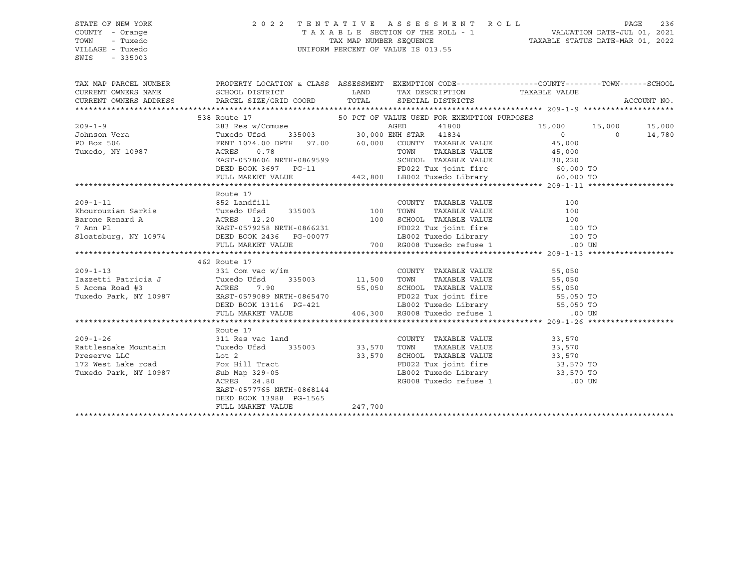STATE OF NEW YORK
COUNTY - Orange
TOWN - Tuxedo
VILLAGE - Tuxedo
SWIS - 335003

2022 TENTATIVE ASSESSMENT ROLL
TAXABLE SECTION OF THE ROLL - 1
TAX MAP NUMBER SEQUENCE
UNIFORM PERCENT OF VALUE IS 013.55

VALUATION DATE-JUL 01, 2021
TAXABLE STATUS DATE-MAR 01, 2022

```
TAX MAP PARCEL NUMBER     PROPERTY LOCATION & CLASS  ASSESSMENT  EXEMPTION CODE------------------COUNTY--------TOWN------SCHOOL
CURRENT OWNERS NAME       SCHOOL DISTRICT               LAND      TAX DESCRIPTION            TAXABLE VALUE
CURRENT OWNERS ADDRESS    PARCEL SIZE/GRID COORD        TOTAL     SPECIAL DISTRICTS                                  ACCOUNT NO.
******************************************************************************************************* 209-1-9 ********************
                        538 Route 17                           50 PCT OF VALUE USED FOR EXEMPTION PURPOSES
209-1-9                  283 Res w/Comuse                      AGED       41800              15,000      15,000      15,000
Johnson Vera             Tuxedo Ufsd      335003       30,000 ENH STAR   41834                   0           0      14,780
PO Box 506               FRNT 1074.00 DPTH  97.00      60,000   COUNTY  TAXABLE VALUE       45,000
Tuxedo, NY 10987         ACRES     0.78                         TOWN    TAXABLE VALUE       45,000
                         EAST-0578606 NRTH-0869599              SCHOOL  TAXABLE VALUE       30,220
                         DEED BOOK 3697   PG-11                 FD022 Tux joint fire          60,000 TO
                         FULL MARKET VALUE            442,800   LB002 Tuxedo Library          60,000 TO
******************************************************************************************************* 209-1-11 *******************
                         Route 17
209-1-11                 852 Landfill                           COUNTY  TAXABLE VALUE          100
Khourouzian Sarkis       Tuxedo Ufsd      335003          100   TOWN    TAXABLE VALUE          100
Barone Renard A          ACRES    12.20                   100   SCHOOL  TAXABLE VALUE          100
7 Ann Pl                 EAST-0579258 NRTH-0866231              FD022 Tux joint fire             100 TO
Sloatsburg, NY 10974     DEED BOOK 2436   PG-00077              LB002 Tuxedo Library             100 TO
                         FULL MARKET VALUE                700   RG008 Tuxedo refuse 1            .00 UN
******************************************************************************************************* 209-1-13 *******************
                        462 Route 17
209-1-13                 331 Com vac w/im                       COUNTY  TAXABLE VALUE       55,050
Iazzetti Patricia J      Tuxedo Ufsd      335003       11,500   TOWN    TAXABLE VALUE       55,050
5 Acoma Road #3          ACRES     7.90                55,050   SCHOOL  TAXABLE VALUE       55,050
Tuxedo Park, NY 10987    EAST-0579089 NRTH-0865470              FD022 Tux joint fire          55,050 TO
                         DEED BOOK 13116  PG-421                LB002 Tuxedo Library          55,050 TO
                         FULL MARKET VALUE            406,300   RG008 Tuxedo refuse 1            .00 UN
******************************************************************************************************* 209-1-26 *******************
                         Route 17
209-1-26                 311 Res vac land                       COUNTY  TAXABLE VALUE       33,570
Rattlesnake Mountain     Tuxedo Ufsd      335003       33,570   TOWN    TAXABLE VALUE       33,570
Preserve LLC             Lot 2                         33,570   SCHOOL  TAXABLE VALUE       33,570
172 West Lake road       Fox Hill Tract                         FD022 Tux joint fire          33,570 TO
Tuxedo Park, NY 10987    Sub Map 329-05                         LB002 Tuxedo Library          33,570 TO
                         ACRES    24.80                         RG008 Tuxedo refuse 1            .00 UN
                         EAST-0577765 NRTH-0868144
                         DEED BOOK 13988  PG-1565
                         FULL MARKET VALUE            247,700
************************************************************************************************************************************
```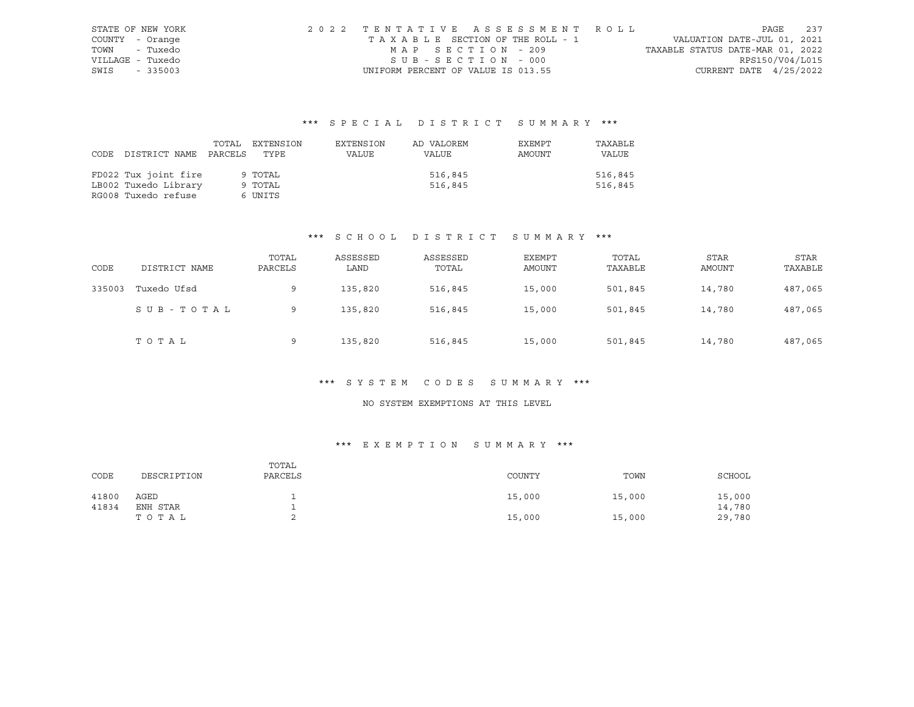STATE OF NEW YORK
COUNTY - Orange
TOWN - Tuxedo
VILLAGE - Tuxedo
SWIS - 335003

2022 TENTATIVE ASSESSMENT ROLL
TAXABLE SECTION OF THE ROLL - 1
MAP SECTION - 209
SUB-SECTION - 000
UNIFORM PERCENT OF VALUE IS 013.55

VALUATION DATE-JUL 01, 2021
TAXABLE STATUS DATE-MAR 01, 2022
RPS150/V04/L015
CURRENT DATE 4/25/2022

## *** SPECIAL DISTRICT SUMMARY ***

| CODE | DISTRICT NAME | TOTAL PARCELS | EXTENSION TYPE | EXTENSION VALUE | AD VALOREM VALUE | EXEMPT AMOUNT | TAXABLE VALUE |
|---|---|---|---|---|---|---|---|
| FD022 | Tux joint fire | 9 | TOTAL | | 516,845 | | 516,845 |
| LB002 | Tuxedo Library | 9 | TOTAL | | 516,845 | | 516,845 |
| RG008 | Tuxedo refuse | 6 | UNITS | | | | |

## *** SCHOOL DISTRICT SUMMARY ***

| CODE | DISTRICT NAME | TOTAL PARCELS | ASSESSED LAND | ASSESSED TOTAL | EXEMPT AMOUNT | TOTAL TAXABLE | STAR AMOUNT | STAR TAXABLE |
|---|---|---|---|---|---|---|---|---|
| 335003 | Tuxedo Ufsd | 9 | 135,820 | 516,845 | 15,000 | 501,845 | 14,780 | 487,065 |
| | SUB-TOTAL | 9 | 135,820 | 516,845 | 15,000 | 501,845 | 14,780 | 487,065 |
| | TOTAL | 9 | 135,820 | 516,845 | 15,000 | 501,845 | 14,780 | 487,065 |

## *** SYSTEM CODES SUMMARY ***

NO SYSTEM EXEMPTIONS AT THIS LEVEL

## *** EXEMPTION SUMMARY ***

| CODE | DESCRIPTION | TOTAL PARCELS | COUNTY | TOWN | SCHOOL |
|---|---|---|---|---|---|
| 41800 | AGED | 1 | 15,000 | 15,000 | 15,000 |
| 41834 | ENH STAR | 1 | | | 14,780 |
| | TOTAL | 2 | 15,000 | 15,000 | 29,780 |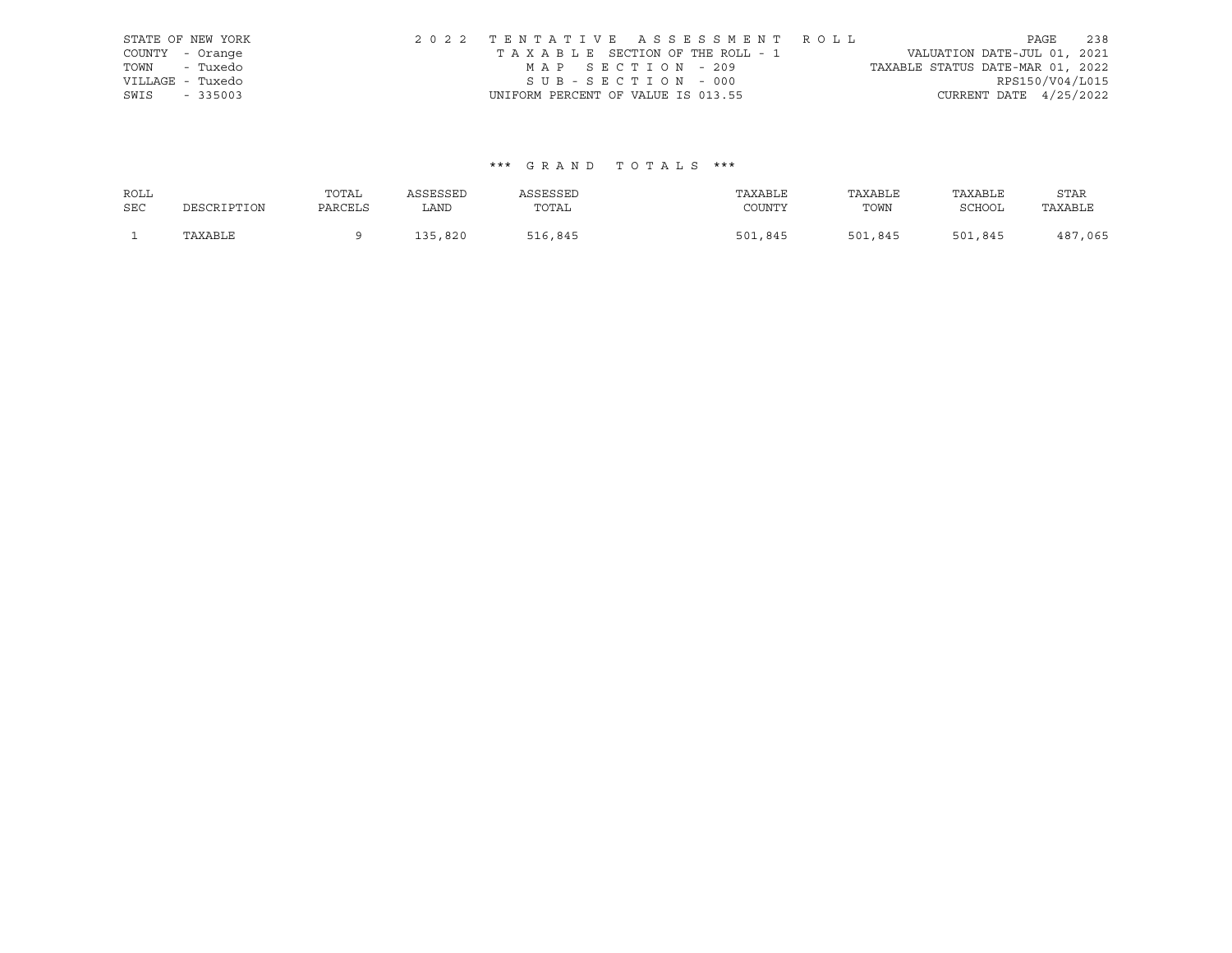STATE OF NEW YORK
COUNTY - Orange
TOWN - Tuxedo
VILLAGE - Tuxedo
SWIS - 335003

2022 TENTATIVE ASSESSMENT ROLL
TAXABLE SECTION OF THE ROLL - 1
MAP SECTION - 209
SUB-SECTION - 000
UNIFORM PERCENT OF VALUE IS 013.55

VALUATION DATE-JUL 01, 2021
TAXABLE STATUS DATE-MAR 01, 2022
RPS150/V04/L015
CURRENT DATE 4/25/2022

*** GRAND TOTALS ***

| ROLL SEC | DESCRIPTION | TOTAL PARCELS | ASSESSED LAND | ASSESSED TOTAL | TAXABLE COUNTY | TAXABLE TOWN | TAXABLE SCHOOL | STAR TAXABLE |
|---|---|---|---|---|---|---|---|---|
| 1 | TAXABLE | 9 | 135,820 | 516,845 | 501,845 | 501,845 | 501,845 | 487,065 |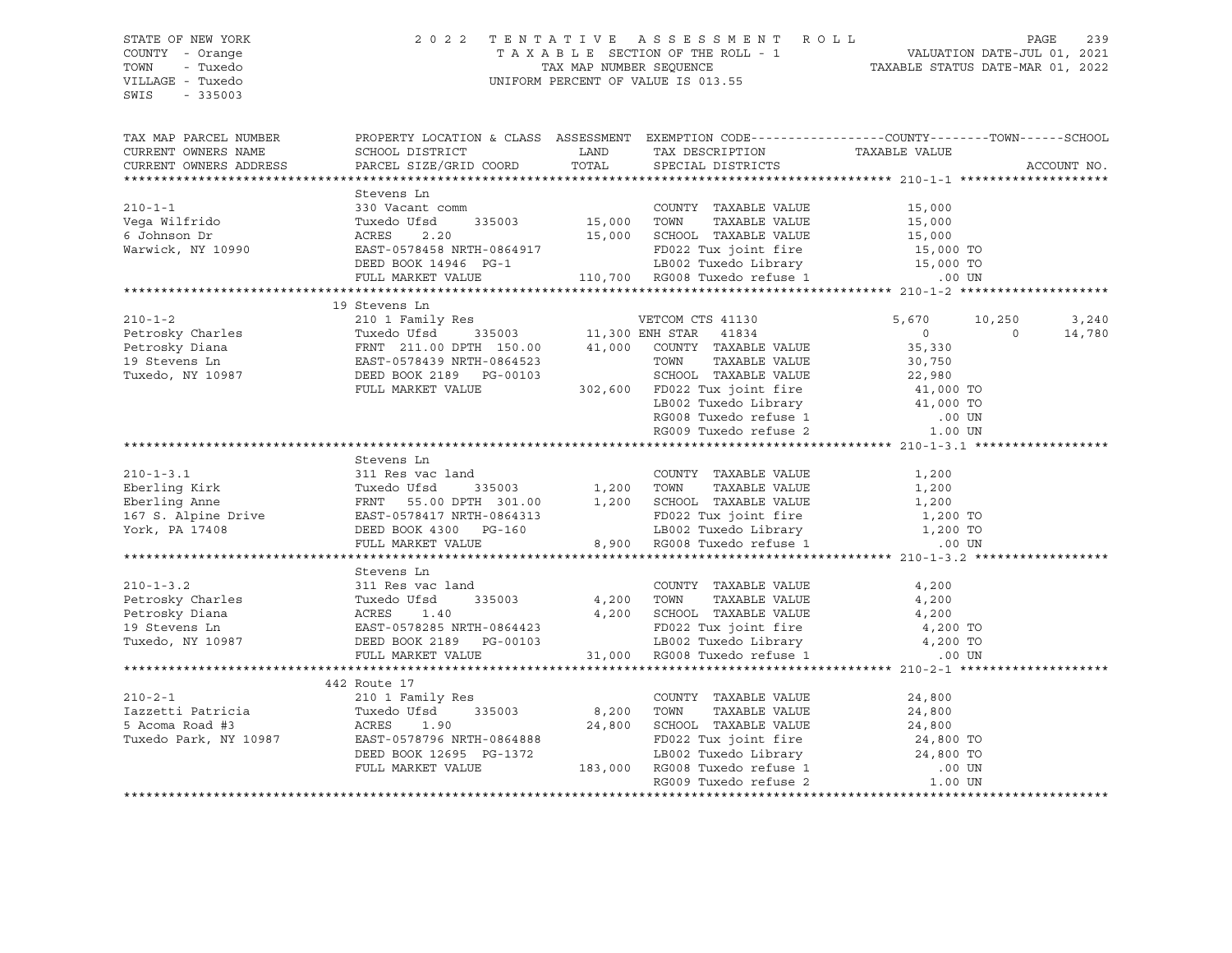STATE OF NEW YORK
COUNTY - Orange
TOWN - Tuxedo
VILLAGE - Tuxedo
SWIS - 335003

2022 TENTATIVE ASSESSMENT ROLL
TAXABLE SECTION OF THE ROLL - 1
TAX MAP NUMBER SEQUENCE
UNIFORM PERCENT OF VALUE IS 013.55

VALUATION DATE-JUL 01, 2021
TAXABLE STATUS DATE-MAR 01, 2022

| TAX MAP PARCEL NUMBER / CURRENT OWNERS NAME / CURRENT OWNERS ADDRESS | PROPERTY LOCATION & CLASS / SCHOOL DISTRICT / PARCEL SIZE/GRID COORD | ASSESSMENT LAND / TOTAL | EXEMPTION CODE / TAX DESCRIPTION / SPECIAL DISTRICTS | COUNTY | TOWN | SCHOOL |
|---|---|---|---|---|---|---|
| **210-1-1** | Stevens Ln | | | | | |
| 210-1-1 | 330 Vacant comm | | COUNTY TAXABLE VALUE | 15,000 | | |
| Vega Wilfrido | Tuxedo Ufsd 335003 | 15,000 | TOWN TAXABLE VALUE | 15,000 | | |
| 6 Johnson Dr | ACRES 2.20 | 15,000 | SCHOOL TAXABLE VALUE | 15,000 | | |
| Warwick, NY 10990 | EAST-0578458 NRTH-0864917 | | FD022 Tux joint fire | 15,000 TO | | |
| | DEED BOOK 14946 PG-1 | | LB002 Tuxedo Library | 15,000 TO | | |
| | FULL MARKET VALUE | 110,700 | RG008 Tuxedo refuse 1 | .00 UN | | |
| **210-1-2** | 19 Stevens Ln | | | | | |
| 210-1-2 | 210 1 Family Res | | VETCOM CTS 41130 | 5,670 | 10,250 | 3,240 |
| Petrosky Charles | Tuxedo Ufsd 335003 | 11,300 | ENH STAR 41834 | 0 | 0 | 14,780 |
| Petrosky Diana | FRNT 211.00 DPTH 150.00 | 41,000 | COUNTY TAXABLE VALUE | 35,330 | | |
| 19 Stevens Ln | EAST-0578439 NRTH-0864523 | | TOWN TAXABLE VALUE | 30,750 | | |
| Tuxedo, NY 10987 | DEED BOOK 2189 PG-00103 | | SCHOOL TAXABLE VALUE | 22,980 | | |
| | FULL MARKET VALUE | 302,600 | FD022 Tux joint fire | 41,000 TO | | |
| | | | LB002 Tuxedo Library | 41,000 TO | | |
| | | | RG008 Tuxedo refuse 1 | .00 UN | | |
| | | | RG009 Tuxedo refuse 2 | 1.00 UN | | |
| **210-1-3.1** | Stevens Ln | | | | | |
| 210-1-3.1 | 311 Res vac land | | COUNTY TAXABLE VALUE | 1,200 | | |
| Eberling Kirk | Tuxedo Ufsd 335003 | 1,200 | TOWN TAXABLE VALUE | 1,200 | | |
| Eberling Anne | FRNT 55.00 DPTH 301.00 | 1,200 | SCHOOL TAXABLE VALUE | 1,200 | | |
| 167 S. Alpine Drive | EAST-0578417 NRTH-0864313 | | FD022 Tux joint fire | 1,200 TO | | |
| York, PA 17408 | DEED BOOK 4300 PG-160 | | LB002 Tuxedo Library | 1,200 TO | | |
| | FULL MARKET VALUE | 8,900 | RG008 Tuxedo refuse 1 | .00 UN | | |
| **210-1-3.2** | Stevens Ln | | | | | |
| 210-1-3.2 | 311 Res vac land | | COUNTY TAXABLE VALUE | 4,200 | | |
| Petrosky Charles | Tuxedo Ufsd 335003 | 4,200 | TOWN TAXABLE VALUE | 4,200 | | |
| Petrosky Diana | ACRES 1.40 | 4,200 | SCHOOL TAXABLE VALUE | 4,200 | | |
| 19 Stevens Ln | EAST-0578285 NRTH-0864423 | | FD022 Tux joint fire | 4,200 TO | | |
| Tuxedo, NY 10987 | DEED BOOK 2189 PG-00103 | | LB002 Tuxedo Library | 4,200 TO | | |
| | FULL MARKET VALUE | 31,000 | RG008 Tuxedo refuse 1 | .00 UN | | |
| **210-2-1** | 442 Route 17 | | | | | |
| 210-2-1 | 210 1 Family Res | | COUNTY TAXABLE VALUE | 24,800 | | |
| Iazzetti Patricia | Tuxedo Ufsd 335003 | 8,200 | TOWN TAXABLE VALUE | 24,800 | | |
| 5 Acoma Road #3 | ACRES 1.90 | 24,800 | SCHOOL TAXABLE VALUE | 24,800 | | |
| Tuxedo Park, NY 10987 | EAST-0578796 NRTH-0864888 | | FD022 Tux joint fire | 24,800 TO | | |
| | DEED BOOK 12695 PG-1372 | | LB002 Tuxedo Library | 24,800 TO | | |
| | FULL MARKET VALUE | 183,000 | RG008 Tuxedo refuse 1 | .00 UN | | |
| | | | RG009 Tuxedo refuse 2 | 1.00 UN | | |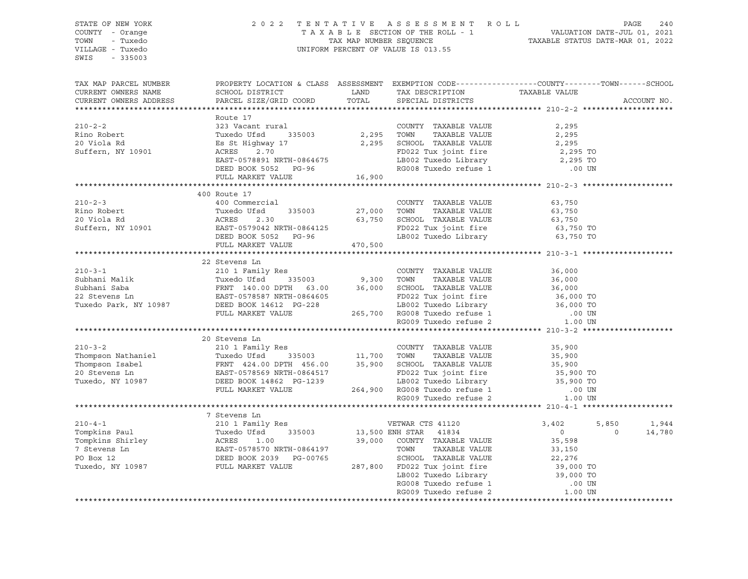STATE OF NEW YORK  
COUNTY - Orange  
TOWN - Tuxedo  
VILLAGE - Tuxedo  
SWIS - 335003

2 0 2 2 T E N T A T I V E A S S E S S M E N T R O L L  
T A X A B L E SECTION OF THE ROLL - 1  
TAX MAP NUMBER SEQUENCE  
UNIFORM PERCENT OF VALUE IS 013.55

VALUATION DATE-JUL 01, 2021  
TAXABLE STATUS DATE-MAR 01, 2022

| TAX MAP PARCEL NUMBER / CURRENT OWNERS NAME / CURRENT OWNERS ADDRESS | PROPERTY LOCATION & CLASS / SCHOOL DISTRICT / PARCEL SIZE/GRID COORD | ASSESSMENT LAND / TOTAL | EXEMPTION CODE / TAX DESCRIPTION / SPECIAL DISTRICTS | COUNTY TAXABLE VALUE | TOWN | SCHOOL / ACCOUNT NO. |
|---|---|---|---|---|---|---|
| **210-2-2** | Route 17 | | | | | |
| 210-2-2 | 323 Vacant rural | | COUNTY TAXABLE VALUE | 2,295 | | |
| Rino Robert | Tuxedo Ufsd 335003 | 2,295 | TOWN TAXABLE VALUE | 2,295 | | |
| 20 Viola Rd | Es St Highway 17 | 2,295 | SCHOOL TAXABLE VALUE | 2,295 | | |
| Suffern, NY 10901 | ACRES 2.70 | | FD022 Tux joint fire | 2,295 TO | | |
| | EAST-0578891 NRTH-0864675 | | LB002 Tuxedo Library | 2,295 TO | | |
| | DEED BOOK 5052 PG-96 | | RG008 Tuxedo refuse 1 | .00 UN | | |
| | FULL MARKET VALUE | 16,900 | | | | |
| **210-2-3** | 400 Route 17 | | | | | |
| 210-2-3 | 400 Commercial | | COUNTY TAXABLE VALUE | 63,750 | | |
| Rino Robert | Tuxedo Ufsd 335003 | 27,000 | TOWN TAXABLE VALUE | 63,750 | | |
| 20 Viola Rd | ACRES 2.30 | 63,750 | SCHOOL TAXABLE VALUE | 63,750 | | |
| Suffern, NY 10901 | EAST-0579042 NRTH-0864125 | | FD022 Tux joint fire | 63,750 TO | | |
| | DEED BOOK 5052 PG-96 | | LB002 Tuxedo Library | 63,750 TO | | |
| | FULL MARKET VALUE | 470,500 | | | | |
| **210-3-1** | 22 Stevens Ln | | | | | |
| 210-3-1 | 210 1 Family Res | | COUNTY TAXABLE VALUE | 36,000 | | |
| Subhani Malik | Tuxedo Ufsd 335003 | 9,300 | TOWN TAXABLE VALUE | 36,000 | | |
| Subhani Saba | FRNT 140.00 DPTH 63.00 | 36,000 | SCHOOL TAXABLE VALUE | 36,000 | | |
| 22 Stevens Ln | EAST-0578587 NRTH-0864605 | | FD022 Tux joint fire | 36,000 TO | | |
| Tuxedo Park, NY 10987 | DEED BOOK 14612 PG-228 | | LB002 Tuxedo Library | 36,000 TO | | |
| | FULL MARKET VALUE | 265,700 | RG008 Tuxedo refuse 1 | .00 UN | | |
| | | | RG009 Tuxedo refuse 2 | 1.00 UN | | |
| **210-3-2** | 20 Stevens Ln | | | | | |
| 210-3-2 | 210 1 Family Res | | COUNTY TAXABLE VALUE | 35,900 | | |
| Thompson Nathaniel | Tuxedo Ufsd 335003 | 11,700 | TOWN TAXABLE VALUE | 35,900 | | |
| Thompson Isabel | FRNT 424.00 DPTH 456.00 | 35,900 | SCHOOL TAXABLE VALUE | 35,900 | | |
| 20 Stevens Ln | EAST-0578569 NRTH-0864517 | | FD022 Tux joint fire | 35,900 TO | | |
| Tuxedo, NY 10987 | DEED BOOK 14862 PG-1239 | | LB002 Tuxedo Library | 35,900 TO | | |
| | FULL MARKET VALUE | 264,900 | RG008 Tuxedo refuse 1 | .00 UN | | |
| | | | RG009 Tuxedo refuse 2 | 1.00 UN | | |
| **210-4-1** | 7 Stevens Ln | | | | | |
| 210-4-1 | 210 1 Family Res | | VETWAR CTS 41120 | 3,402 | 5,850 | 1,944 |
| Tompkins Paul | Tuxedo Ufsd 335003 | 13,500 | ENH STAR 41834 | 0 | 0 | 14,780 |
| Tompkins Shirley | ACRES 1.00 | 39,000 | COUNTY TAXABLE VALUE | 35,598 | | |
| 7 Stevens Ln | EAST-0578570 NRTH-0864197 | | TOWN TAXABLE VALUE | 33,150 | | |
| PO Box 12 | DEED BOOK 2039 PG-00765 | | SCHOOL TAXABLE VALUE | 22,276 | | |
| Tuxedo, NY 10987 | FULL MARKET VALUE | 287,800 | FD022 Tux joint fire | 39,000 TO | | |
| | | | LB002 Tuxedo Library | 39,000 TO | | |
| | | | RG008 Tuxedo refuse 1 | .00 UN | | |
| | | | RG009 Tuxedo refuse 2 | 1.00 UN | | |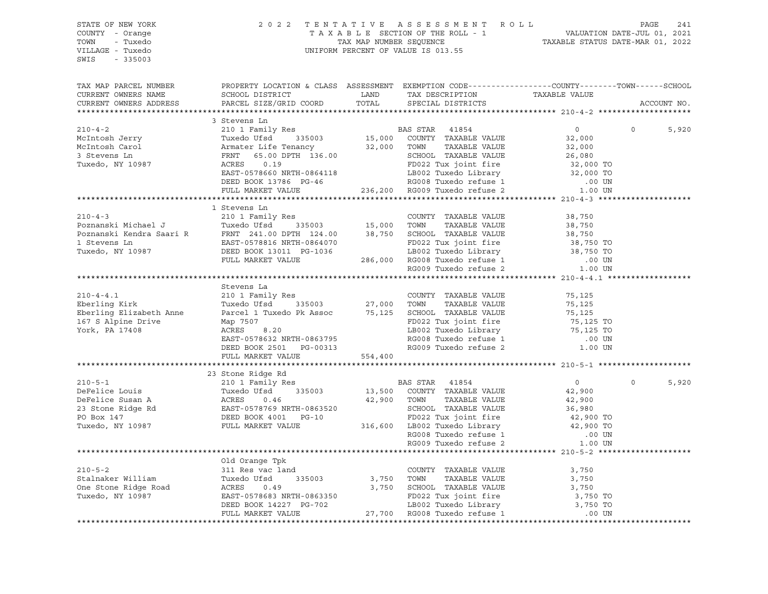STATE OF NEW YORK
COUNTY - Orange
TOWN - Tuxedo
VILLAGE - Tuxedo
SWIS - 335003

2022 TENTATIVE ASSESSMENT ROLL
TAXABLE SECTION OF THE ROLL - 1
TAX MAP NUMBER SEQUENCE
UNIFORM PERCENT OF VALUE IS 013.55

VALUATION DATE-JUL 01, 2021
TAXABLE STATUS DATE-MAR 01, 2022

```
TAX MAP PARCEL NUMBER     PROPERTY LOCATION & CLASS  ASSESSMENT  EXEMPTION CODE------------------COUNTY--------TOWN------SCHOOL
CURRENT OWNERS NAME       SCHOOL DISTRICT               LAND      TAX DESCRIPTION            TAXABLE VALUE
CURRENT OWNERS ADDRESS    PARCEL SIZE/GRID COORD        TOTAL     SPECIAL DISTRICTS                                   ACCOUNT NO.
******************************************************************************************************* 210-4-2 ********************
                          3 Stevens Ln
210-4-2                   210 1 Family Res                        BAS STAR  41854              0             0      5,920
McIntosh Jerry            Tuxedo Ufsd      335003      15,000    COUNTY  TAXABLE VALUE         32,000
McIntosh Carol            Armater Life Tenancy         32,000    TOWN    TAXABLE VALUE         32,000
3 Stevens Ln              FRNT   65.00 DPTH 136.00               SCHOOL  TAXABLE VALUE         26,080
Tuxedo, NY 10987          ACRES    0.19                          FD022 Tux joint fire           32,000 TO
                          EAST-0578660 NRTH-0864118              LB002 Tuxedo Library           32,000 TO
                          DEED BOOK 13786  PG-46                 RG008 Tuxedo refuse 1             .00 UN
                          FULL MARKET VALUE           236,200    RG009 Tuxedo refuse 2            1.00 UN
******************************************************************************************************* 210-4-3 ********************
                          1 Stevens Ln
210-4-3                   210 1 Family Res                        COUNTY  TAXABLE VALUE         38,750
Poznanski Michael J       Tuxedo Ufsd      335003      15,000    TOWN    TAXABLE VALUE         38,750
Poznanski Kendra Saari R  FRNT  241.00 DPTH 124.00     38,750    SCHOOL  TAXABLE VALUE         38,750
1 Stevens Ln              EAST-0578816 NRTH-0864070              FD022 Tux joint fire           38,750 TO
Tuxedo, NY 10987          DEED BOOK 13011  PG-1036               LB002 Tuxedo Library           38,750 TO
                          FULL MARKET VALUE           286,000    RG008 Tuxedo refuse 1             .00 UN
                                                                 RG009 Tuxedo refuse 2            1.00 UN
******************************************************************************************************* 210-4-4.1 ******************
                          Stevens La
210-4-4.1                 210 1 Family Res                        COUNTY  TAXABLE VALUE         75,125
Eberling Kirk             Tuxedo Ufsd      335003      27,000    TOWN    TAXABLE VALUE         75,125
Eberling Elizabeth Anne   Parcel 1 Tuxedo Pk Assoc     75,125    SCHOOL  TAXABLE VALUE         75,125
167 S Alpine Drive        Map 7507                               FD022 Tux joint fire           75,125 TO
York, PA 17408            ACRES    8.20                          LB002 Tuxedo Library           75,125 TO
                          EAST-0578632 NRTH-0863795              RG008 Tuxedo refuse 1             .00 UN
                          DEED BOOK 2501   PG-00313              RG009 Tuxedo refuse 2            1.00 UN
                          FULL MARKET VALUE           554,400
******************************************************************************************************* 210-5-1 ********************
                          23 Stone Ridge Rd
210-5-1                   210 1 Family Res                        BAS STAR  41854              0             0      5,920
DeFelice Louis            Tuxedo Ufsd      335003      13,500    COUNTY  TAXABLE VALUE         42,900
DeFelice Susan A          ACRES    0.46                42,900    TOWN    TAXABLE VALUE         42,900
23 Stone Ridge Rd         EAST-0578769 NRTH-0863520              SCHOOL  TAXABLE VALUE         36,980
PO Box 147                DEED BOOK 4001   PG-10                 FD022 Tux joint fire           42,900 TO
Tuxedo, NY 10987          FULL MARKET VALUE           316,600    LB002 Tuxedo Library           42,900 TO
                                                                 RG008 Tuxedo refuse 1             .00 UN
                                                                 RG009 Tuxedo refuse 2            1.00 UN
******************************************************************************************************* 210-5-2 ********************
                          Old Orange Tpk
210-5-2                   311 Res vac land                        COUNTY  TAXABLE VALUE          3,750
Stalnaker William         Tuxedo Ufsd      335003       3,750    TOWN    TAXABLE VALUE          3,750
One Stone Ridge Road      ACRES    0.49                 3,750    SCHOOL  TAXABLE VALUE          3,750
Tuxedo, NY 10987          EAST-0578683 NRTH-0863350              FD022 Tux joint fire            3,750 TO
                          DEED BOOK 14227  PG-702                LB002 Tuxedo Library            3,750 TO
                          FULL MARKET VALUE            27,700    RG008 Tuxedo refuse 1             .00 UN
************************************************************************************************************************************
```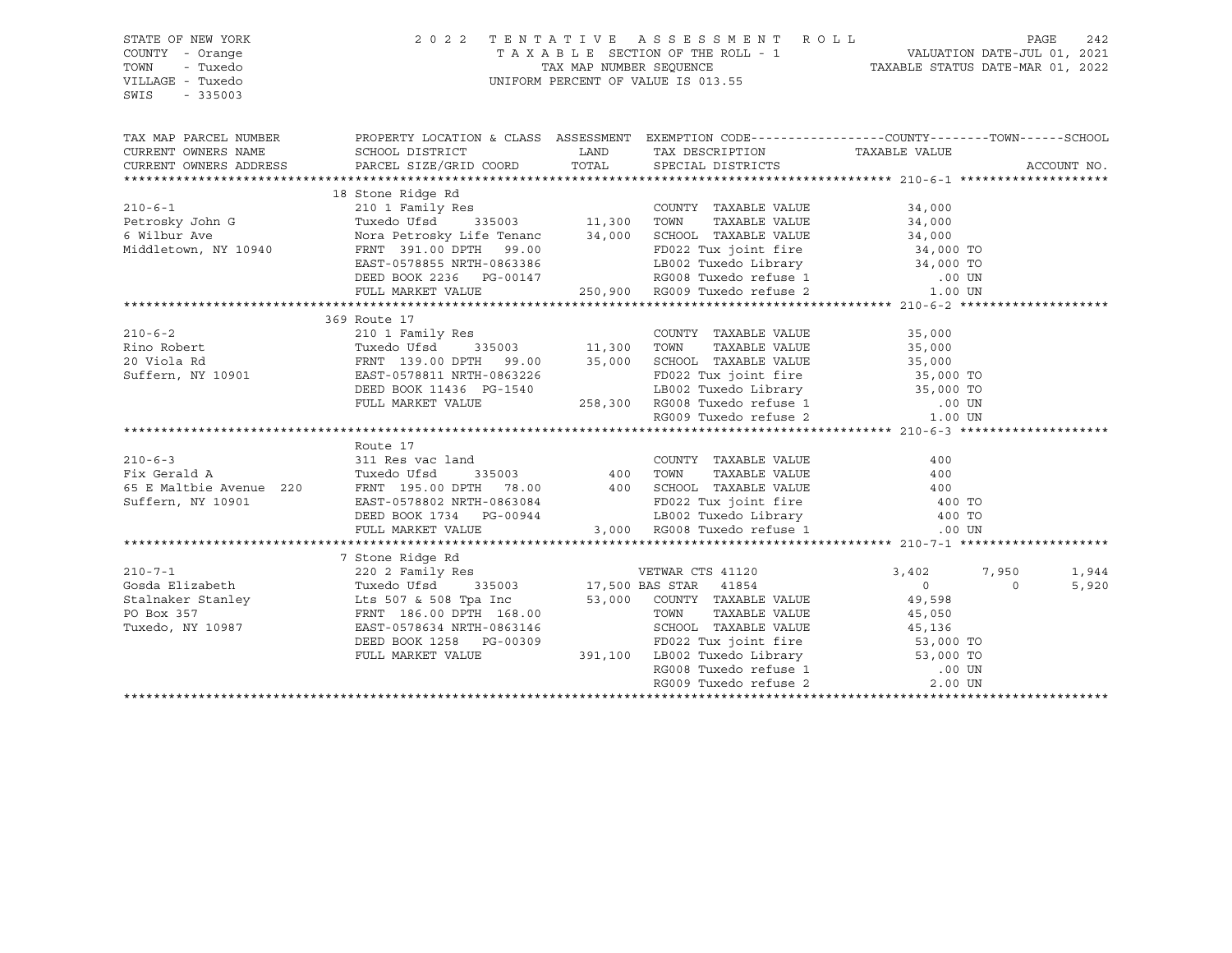STATE OF NEW YORK
COUNTY - Orange
TOWN - Tuxedo
VILLAGE - Tuxedo
SWIS - 335003

2022 TENTATIVE ASSESSMENT ROLL
TAXABLE SECTION OF THE ROLL - 1
TAX MAP NUMBER SEQUENCE
UNIFORM PERCENT OF VALUE IS 013.55

VALUATION DATE-JUL 01, 2021
TAXABLE STATUS DATE-MAR 01, 2022

| TAX MAP PARCEL NUMBER / CURRENT OWNERS NAME / CURRENT OWNERS ADDRESS | PROPERTY LOCATION & CLASS / SCHOOL DISTRICT / PARCEL SIZE/GRID COORD | ASSESSMENT LAND | TOTAL | EXEMPTION CODE / TAX DESCRIPTION / SPECIAL DISTRICTS | COUNTY TAXABLE VALUE | TOWN | SCHOOL | ACCOUNT NO. |
|---|---|---|---|---|---|---|---|---|
| **210-6-1** | 18 Stone Ridge Rd | | | | | | | |
| 210-6-1 | 210 1 Family Res | | | COUNTY TAXABLE VALUE | 34,000 | | | |
| Petrosky John G | Tuxedo Ufsd 335003 | 11,300 | | TOWN TAXABLE VALUE | 34,000 | | | |
| 6 Wilbur Ave | Nora Petrosky Life Tenanc | | 34,000 | SCHOOL TAXABLE VALUE | 34,000 | | | |
| Middletown, NY 10940 | FRNT 391.00 DPTH 99.00 | | | FD022 Tux joint fire | 34,000 TO | | | |
| | EAST-0578855 NRTH-0863386 | | | LB002 Tuxedo Library | 34,000 TO | | | |
| | DEED BOOK 2236 PG-00147 | | | RG008 Tuxedo refuse 1 | .00 UN | | | |
| | FULL MARKET VALUE | | 250,900 | RG009 Tuxedo refuse 2 | 1.00 UN | | | |
| **210-6-2** | 369 Route 17 | | | | | | | |
| 210-6-2 | 210 1 Family Res | | | COUNTY TAXABLE VALUE | 35,000 | | | |
| Rino Robert | Tuxedo Ufsd 335003 | 11,300 | | TOWN TAXABLE VALUE | 35,000 | | | |
| 20 Viola Rd | FRNT 139.00 DPTH 99.00 | | 35,000 | SCHOOL TAXABLE VALUE | 35,000 | | | |
| Suffern, NY 10901 | EAST-0578811 NRTH-0863226 | | | FD022 Tux joint fire | 35,000 TO | | | |
| | DEED BOOK 11436 PG-1540 | | | LB002 Tuxedo Library | 35,000 TO | | | |
| | FULL MARKET VALUE | | 258,300 | RG008 Tuxedo refuse 1 | .00 UN | | | |
| | | | | RG009 Tuxedo refuse 2 | 1.00 UN | | | |
| **210-6-3** | Route 17 | | | | | | | |
| 210-6-3 | 311 Res vac land | | | COUNTY TAXABLE VALUE | 400 | | | |
| Fix Gerald A | Tuxedo Ufsd 335003 | 400 | | TOWN TAXABLE VALUE | 400 | | | |
| 65 E Maltbie Avenue 220 | FRNT 195.00 DPTH 78.00 | | 400 | SCHOOL TAXABLE VALUE | 400 | | | |
| Suffern, NY 10901 | EAST-0578802 NRTH-0863084 | | | FD022 Tux joint fire | 400 TO | | | |
| | DEED BOOK 1734 PG-00944 | | | LB002 Tuxedo Library | 400 TO | | | |
| | FULL MARKET VALUE | | 3,000 | RG008 Tuxedo refuse 1 | .00 UN | | | |
| **210-7-1** | 7 Stone Ridge Rd | | | | | | | |
| 210-7-1 | 220 2 Family Res | | | VETWAR CTS 41120 | 3,402 | 7,950 | 1,944 | |
| Gosda Elizabeth | Tuxedo Ufsd 335003 | 17,500 | | BAS STAR 41854 | 0 | 0 | 5,920 | |
| Stalnaker Stanley | Lts 507 & 508 Tpa Inc | | 53,000 | COUNTY TAXABLE VALUE | 49,598 | | | |
| PO Box 357 | FRNT 186.00 DPTH 168.00 | | | TOWN TAXABLE VALUE | 45,050 | | | |
| Tuxedo, NY 10987 | EAST-0578634 NRTH-0863146 | | | SCHOOL TAXABLE VALUE | 45,136 | | | |
| | DEED BOOK 1258 PG-00309 | | | FD022 Tux joint fire | 53,000 TO | | | |
| | FULL MARKET VALUE | | 391,100 | LB002 Tuxedo Library | 53,000 TO | | | |
| | | | | RG008 Tuxedo refuse 1 | .00 UN | | | |
| | | | | RG009 Tuxedo refuse 2 | 2.00 UN | | | |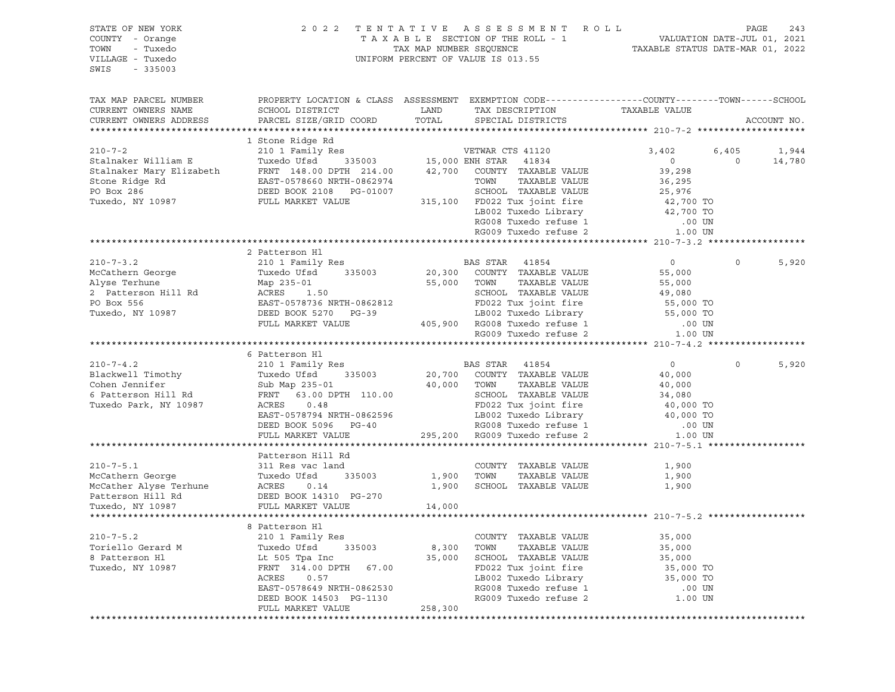STATE OF NEW YORK
COUNTY - Orange
TOWN - Tuxedo
VILLAGE - Tuxedo
SWIS - 335003

2022 TENTATIVE ASSESSMENT ROLL
TAXABLE SECTION OF THE ROLL - 1
TAX MAP NUMBER SEQUENCE
UNIFORM PERCENT OF VALUE IS 013.55

VALUATION DATE-JUL 01, 2021
TAXABLE STATUS DATE-MAR 01, 2022

```
TAX MAP PARCEL NUMBER     PROPERTY LOCATION & CLASS  ASSESSMENT  EXEMPTION CODE------------------COUNTY--------TOWN------SCHOOL
CURRENT OWNERS NAME       SCHOOL DISTRICT               LAND      TAX DESCRIPTION            TAXABLE VALUE
CURRENT OWNERS ADDRESS    PARCEL SIZE/GRID COORD       TOTAL      SPECIAL DISTRICTS                                    ACCOUNT NO.
******************************************************************************************************* 210-7-2 ********************
                          1 Stone Ridge Rd
210-7-2                   210 1 Family Res                     VETWAR CTS 41120             3,402       6,405       1,944
Stalnaker William E       Tuxedo Ufsd      335003      15,000 ENH STAR   41834                  0           0      14,780
Stalnaker Mary Elizabeth  FRNT 148.00 DPTH 214.00      42,700   COUNTY  TAXABLE VALUE          39,298
Stone Ridge Rd            EAST-0578660 NRTH-0862974             TOWN    TAXABLE VALUE          36,295
PO Box 286                DEED BOOK 2108   PG-01007             SCHOOL  TAXABLE VALUE          25,976
Tuxedo, NY 10987          FULL MARKET VALUE           315,100   FD022 Tux joint fire            42,700 TO
                                                                LB002 Tuxedo Library            42,700 TO
                                                                RG008 Tuxedo refuse 1              .00 UN
                                                                RG009 Tuxedo refuse 2             1.00 UN
******************************************************************************************************* 210-7-3.2 ******************
                          2 Patterson Hl
210-7-3.2                 210 1 Family Res                     BAS STAR  41854                  0           0       5,920
McCathern George          Tuxedo Ufsd      335003      20,300   COUNTY  TAXABLE VALUE          55,000
Alyse Terhune             Map 235-01                   55,000   TOWN    TAXABLE VALUE          55,000
2 Patterson Hill Rd       ACRES    1.50                         SCHOOL  TAXABLE VALUE          49,080
PO Box 556                EAST-0578736 NRTH-0862812             FD022 Tux joint fire            55,000 TO
Tuxedo, NY 10987          DEED BOOK 5270   PG-39                LB002 Tuxedo Library            55,000 TO
                          FULL MARKET VALUE           405,900   RG008 Tuxedo refuse 1              .00 UN
                                                                RG009 Tuxedo refuse 2             1.00 UN
******************************************************************************************************* 210-7-4.2 ******************
                          6 Patterson Hl
210-7-4.2                 210 1 Family Res                     BAS STAR  41854                  0           0       5,920
Blackwell Timothy         Tuxedo Ufsd      335003      20,700   COUNTY  TAXABLE VALUE          40,000
Cohen Jennifer            Sub Map 235-01               40,000   TOWN    TAXABLE VALUE          40,000
6 Patterson Hill Rd       FRNT  63.00 DPTH 110.00               SCHOOL  TAXABLE VALUE          34,080
Tuxedo Park, NY 10987     ACRES    0.48                         FD022 Tux joint fire            40,000 TO
                          EAST-0578794 NRTH-0862596             LB002 Tuxedo Library            40,000 TO
                          DEED BOOK 5096   PG-40                RG008 Tuxedo refuse 1              .00 UN
                          FULL MARKET VALUE           295,200   RG009 Tuxedo refuse 2             1.00 UN
******************************************************************************************************* 210-7-5.1 ******************
                          Patterson Hill Rd
210-7-5.1                 311 Res vac land                      COUNTY  TAXABLE VALUE           1,900
McCathern George          Tuxedo Ufsd      335003       1,900   TOWN    TAXABLE VALUE           1,900
McCather Alyse Terhune    ACRES    0.14                 1,900   SCHOOL  TAXABLE VALUE           1,900
Patterson Hill Rd         DEED BOOK 14310  PG-270
Tuxedo, NY 10987          FULL MARKET VALUE            14,000
******************************************************************************************************* 210-7-5.2 ******************
                          8 Patterson Hl
210-7-5.2                 210 1 Family Res                      COUNTY  TAXABLE VALUE          35,000
Toriello Gerard M         Tuxedo Ufsd      335003       8,300   TOWN    TAXABLE VALUE          35,000
8 Patterson Hl            Lt 505 Tpa Inc               35,000   SCHOOL  TAXABLE VALUE          35,000
Tuxedo, NY 10987          FRNT 314.00 DPTH  67.00               FD022 Tux joint fire            35,000 TO
                          ACRES    0.57                         LB002 Tuxedo Library            35,000 TO
                          EAST-0578649 NRTH-0862530             RG008 Tuxedo refuse 1              .00 UN
                          DEED BOOK 14503  PG-1130              RG009 Tuxedo refuse 2             1.00 UN
                          FULL MARKET VALUE           258,300
************************************************************************************************************************************
```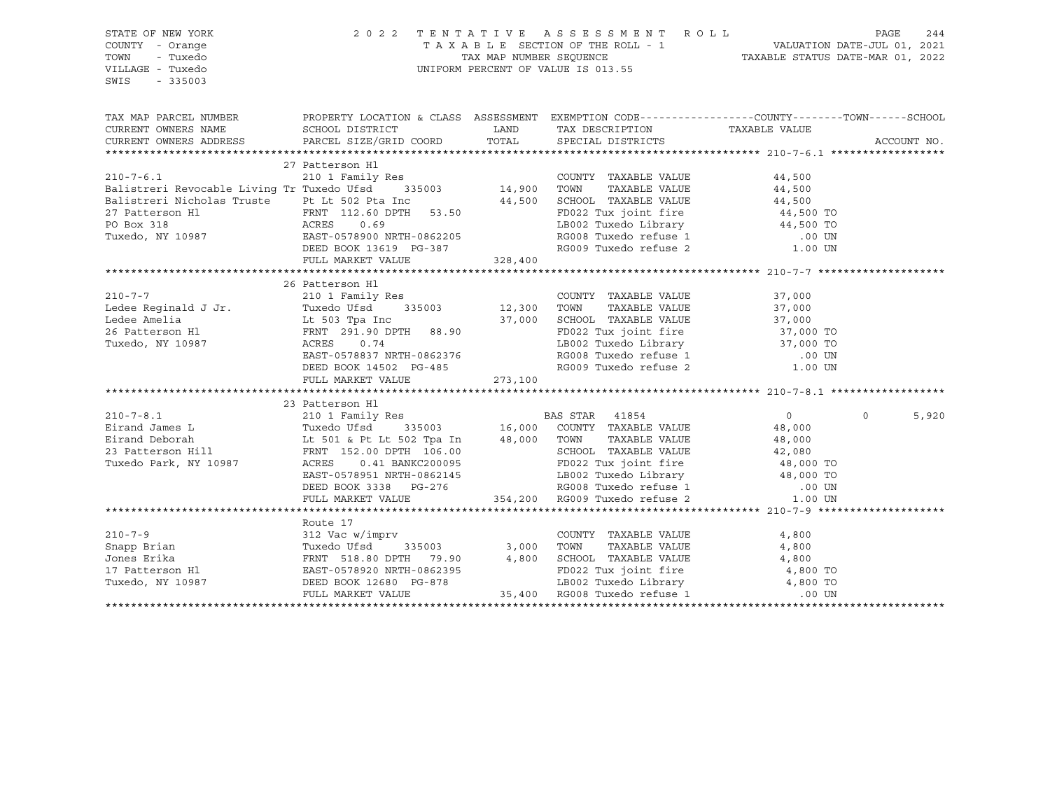STATE OF NEW YORK | COUNTY - Orange | TOWN - Tuxedo | VILLAGE - Tuxedo | SWIS - 335003

**2022 TENTATIVE ASSESSMENT ROLL**
TAXABLE SECTION OF THE ROLL - 1
TAX MAP NUMBER SEQUENCE
UNIFORM PERCENT OF VALUE IS 013.55

VALUATION DATE-JUL 01, 2021
TAXABLE STATUS DATE-MAR 01, 2022

```
TAX MAP PARCEL NUMBER          PROPERTY LOCATION & CLASS  ASSESSMENT  EXEMPTION CODE-----------------COUNTY--------TOWN------SCHOOL
CURRENT OWNERS NAME            SCHOOL DISTRICT               LAND      TAX DESCRIPTION            TAXABLE VALUE
CURRENT OWNERS ADDRESS         PARCEL SIZE/GRID COORD        TOTAL     SPECIAL DISTRICTS                                  ACCOUNT NO.
************************************************************************************************** 210-7-6.1 ******************
                               27 Patterson Hl
210-7-6.1                      210 1 Family Res                        COUNTY  TAXABLE VALUE          44,500
Balistreri Revocable Living Tr Tuxedo Ufsd     335003       14,900     TOWN    TAXABLE VALUE          44,500
Balistreri Nicholas Truste     Pt Lt 502 Pta Inc            44,500     SCHOOL  TAXABLE VALUE          44,500
27 Patterson Hl                FRNT 112.60 DPTH  53.50                 FD022 Tux joint fire            44,500 TO
PO Box 318                     ACRES     0.69                          LB002 Tuxedo Library            44,500 TO
Tuxedo, NY 10987               EAST-0578900 NRTH-0862205               RG008 Tuxedo refuse 1              .00 UN
                               DEED BOOK 13619  PG-387                 RG009 Tuxedo refuse 2             1.00 UN
                               FULL MARKET VALUE           328,400
************************************************************************************************** 210-7-7 ********************
                               26 Patterson Hl
210-7-7                        210 1 Family Res                        COUNTY  TAXABLE VALUE          37,000
Ledee Reginald J Jr.           Tuxedo Ufsd     335003       12,300     TOWN    TAXABLE VALUE          37,000
Ledee Amelia                   Lt 503 Tpa Inc               37,000     SCHOOL  TAXABLE VALUE          37,000
26 Patterson Hl                FRNT 291.90 DPTH  88.90                 FD022 Tux joint fire            37,000 TO
Tuxedo, NY 10987               ACRES     0.74                          LB002 Tuxedo Library            37,000 TO
                               EAST-0578837 NRTH-0862376               RG008 Tuxedo refuse 1              .00 UN
                               DEED BOOK 14502  PG-485                 RG009 Tuxedo refuse 2             1.00 UN
                               FULL MARKET VALUE           273,100
************************************************************************************************** 210-7-8.1 ******************
                               23 Patterson Hl
210-7-8.1                      210 1 Family Res                BAS STAR  41854                   0            0        5,920
Eirand James L                 Tuxedo Ufsd     335003       16,000     COUNTY  TAXABLE VALUE          48,000
Eirand Deborah                 Lt 501 & Pt Lt 502 Tpa In    48,000     TOWN    TAXABLE VALUE          48,000
23 Patterson Hill              FRNT 152.00 DPTH 106.00                 SCHOOL  TAXABLE VALUE          42,080
Tuxedo Park, NY 10987          ACRES     0.41 BANKC200095              FD022 Tux joint fire            48,000 TO
                               EAST-0578951 NRTH-0862145               LB002 Tuxedo Library            48,000 TO
                               DEED BOOK 3338   PG-276                 RG008 Tuxedo refuse 1              .00 UN
                               FULL MARKET VALUE           354,200     RG009 Tuxedo refuse 2             1.00 UN
************************************************************************************************** 210-7-9 ********************
                               Route 17
210-7-9                        312 Vac w/imprv                         COUNTY  TAXABLE VALUE           4,800
Snapp Brian                    Tuxedo Ufsd     335003        3,000     TOWN    TAXABLE VALUE           4,800
Jones Erika                    FRNT 518.80 DPTH  79.90       4,800     SCHOOL  TAXABLE VALUE           4,800
17 Patterson Hl                EAST-0578920 NRTH-0862395               FD022 Tux joint fire             4,800 TO
Tuxedo, NY 10987               DEED BOOK 12680  PG-878                 LB002 Tuxedo Library             4,800 TO
                               FULL MARKET VALUE            35,400     RG008 Tuxedo refuse 1              .00 UN
********************************************************************************************************************************
```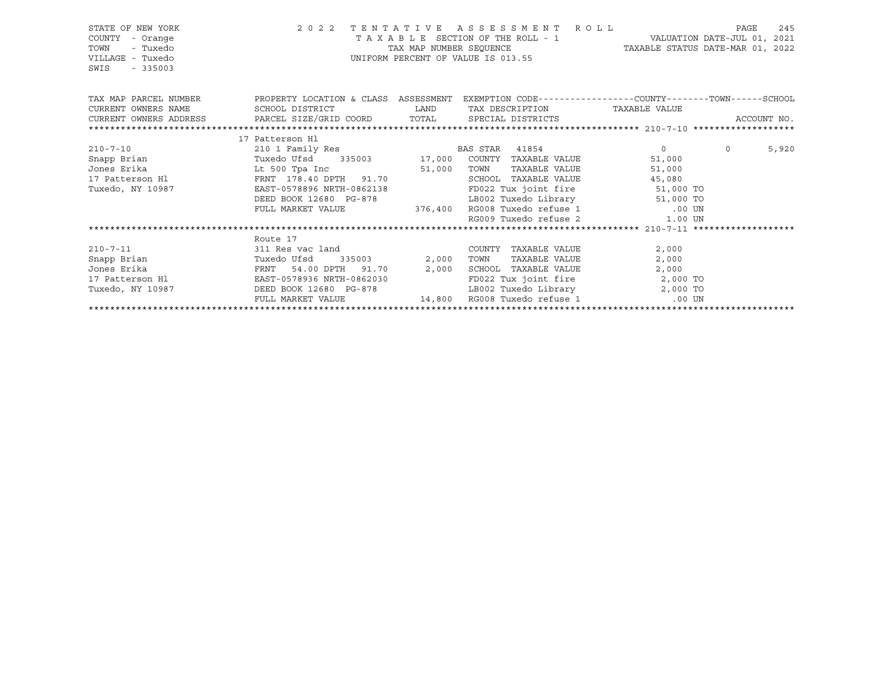STATE OF NEW YORK
COUNTY - Orange
TOWN - Tuxedo
VILLAGE - Tuxedo
SWIS - 335003

2022 TENTATIVE ASSESSMENT ROLL
TAXABLE SECTION OF THE ROLL - 1
TAX MAP NUMBER SEQUENCE
UNIFORM PERCENT OF VALUE IS 013.55

VALUATION DATE-JUL 01, 2021
TAXABLE STATUS DATE-MAR 01, 2022

| TAX MAP PARCEL NUMBER / CURRENT OWNERS NAME / CURRENT OWNERS ADDRESS | PROPERTY LOCATION & CLASS / SCHOOL DISTRICT / PARCEL SIZE/GRID COORD | ASSESSMENT LAND / TOTAL | EXEMPTION CODE / TAX DESCRIPTION / SPECIAL DISTRICTS | COUNTY TAXABLE VALUE | TOWN | SCHOOL |
|---|---|---|---|---|---|---|
| ******** 210-7-10 ******** | 17 Patterson Hl | | | | | |
| 210-7-10 | 210 1 Family Res | | BAS STAR 41854 | 0 | 0 | 5,920 |
| Snapp Brian | Tuxedo Ufsd 335003 | 17,000 | COUNTY TAXABLE VALUE | 51,000 | | |
| Jones Erika | Lt 500 Tpa Inc | 51,000 | TOWN TAXABLE VALUE | 51,000 | | |
| 17 Patterson Hl | FRNT 178.40 DPTH 91.70 | | SCHOOL TAXABLE VALUE | 45,080 | | |
| Tuxedo, NY 10987 | EAST-0578896 NRTH-0862138 | | FD022 Tux joint fire | 51,000 TO | | |
| | DEED BOOK 12680 PG-878 | | LB002 Tuxedo Library | 51,000 TO | | |
| | FULL MARKET VALUE | 376,400 | RG008 Tuxedo refuse 1 | .00 UN | | |
| | | | RG009 Tuxedo refuse 2 | 1.00 UN | | |
| ******** 210-7-11 ******** | Route 17 | | | | | |
| 210-7-11 | 311 Res vac land | | COUNTY TAXABLE VALUE | 2,000 | | |
| Snapp Brian | Tuxedo Ufsd 335003 | 2,000 | TOWN TAXABLE VALUE | 2,000 | | |
| Jones Erika | FRNT 54.00 DPTH 91.70 | 2,000 | SCHOOL TAXABLE VALUE | 2,000 | | |
| 17 Patterson Hl | EAST-0578936 NRTH-0862030 | | FD022 Tux joint fire | 2,000 TO | | |
| Tuxedo, NY 10987 | DEED BOOK 12680 PG-878 | | LB002 Tuxedo Library | 2,000 TO | | |
| | FULL MARKET VALUE | 14,800 | RG008 Tuxedo refuse 1 | .00 UN | | |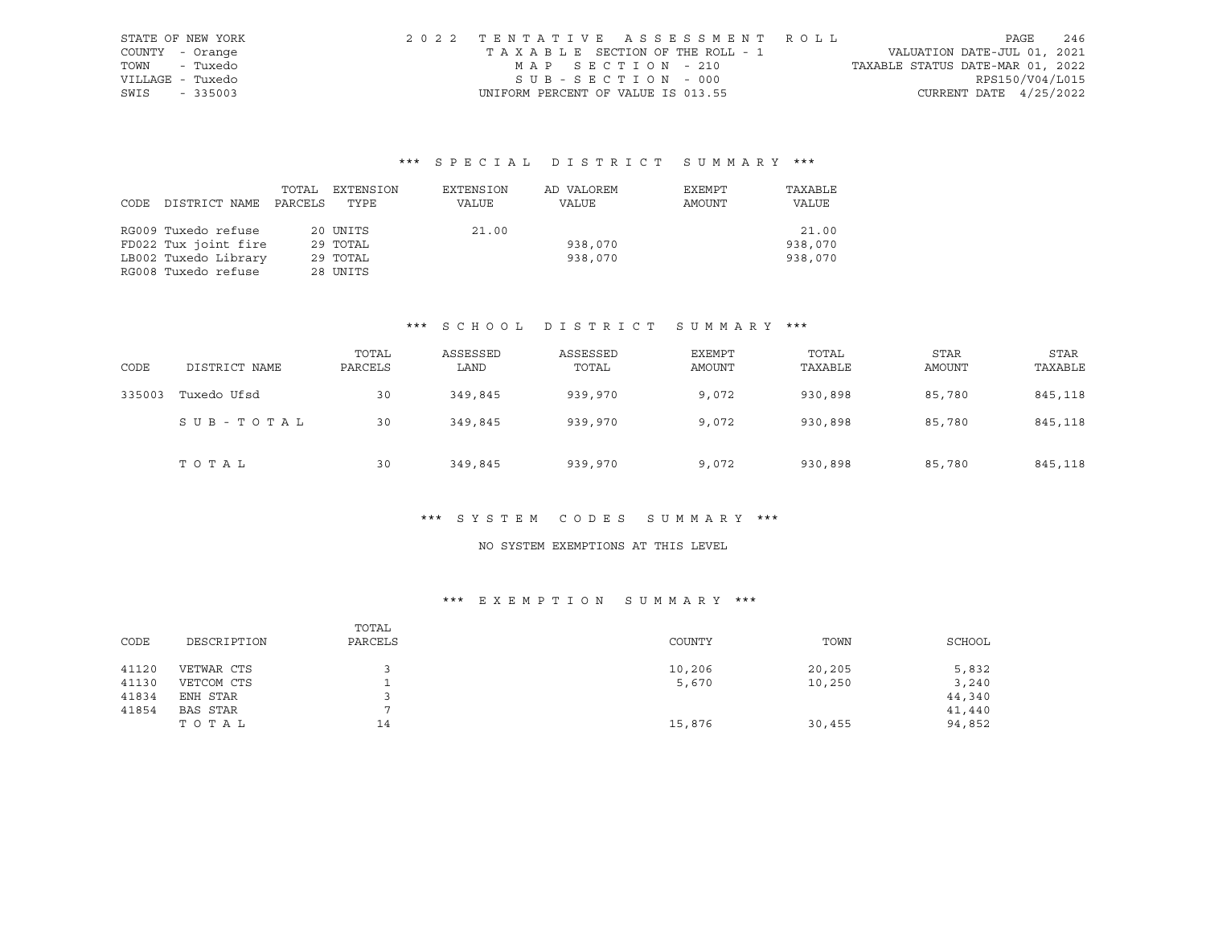STATE OF NEW YORK | 2022 TENTATIVE ASSESSMENT ROLL
COUNTY - Orange | TAXABLE SECTION OF THE ROLL - 1 | VALUATION DATE-JUL 01, 2021
TOWN - Tuxedo | MAP SECTION - 210 | TAXABLE STATUS DATE-MAR 01, 2022
VILLAGE - Tuxedo | SUB-SECTION - 000 | RPS150/V04/L015
SWIS - 335003 | UNIFORM PERCENT OF VALUE IS 013.55 | CURRENT DATE 4/25/2022

## *** SPECIAL DISTRICT SUMMARY ***

| CODE | DISTRICT NAME | TOTAL PARCELS | EXTENSION TYPE | EXTENSION VALUE | AD VALOREM VALUE | EXEMPT AMOUNT | TAXABLE VALUE |
|---|---|---|---|---|---|---|---|
| RG009 | Tuxedo refuse | 20 | UNITS | 21.00 | | | 21.00 |
| FD022 | Tux joint fire | 29 | TOTAL | | 938,070 | | 938,070 |
| LB002 | Tuxedo Library | 29 | TOTAL | | 938,070 | | 938,070 |
| RG008 | Tuxedo refuse | 28 | UNITS | | | | |

## *** SCHOOL DISTRICT SUMMARY ***

| CODE | DISTRICT NAME | TOTAL PARCELS | ASSESSED LAND | ASSESSED TOTAL | EXEMPT AMOUNT | TOTAL TAXABLE | STAR AMOUNT | STAR TAXABLE |
|---|---|---|---|---|---|---|---|---|
| 335003 | Tuxedo Ufsd | 30 | 349,845 | 939,970 | 9,072 | 930,898 | 85,780 | 845,118 |
| | SUB-TOTAL | 30 | 349,845 | 939,970 | 9,072 | 930,898 | 85,780 | 845,118 |
| | TOTAL | 30 | 349,845 | 939,970 | 9,072 | 930,898 | 85,780 | 845,118 |

## *** SYSTEM CODES SUMMARY ***

NO SYSTEM EXEMPTIONS AT THIS LEVEL

## *** EXEMPTION SUMMARY ***

| CODE | DESCRIPTION | TOTAL PARCELS | COUNTY | TOWN | SCHOOL |
|---|---|---|---|---|---|
| 41120 | VETWAR CTS | 3 | 10,206 | 20,205 | 5,832 |
| 41130 | VETCOM CTS | 1 | 5,670 | 10,250 | 3,240 |
| 41834 | ENH STAR | 3 | | | 44,340 |
| 41854 | BAS STAR | 7 | | | 41,440 |
| | TOTAL | 14 | 15,876 | 30,455 | 94,852 |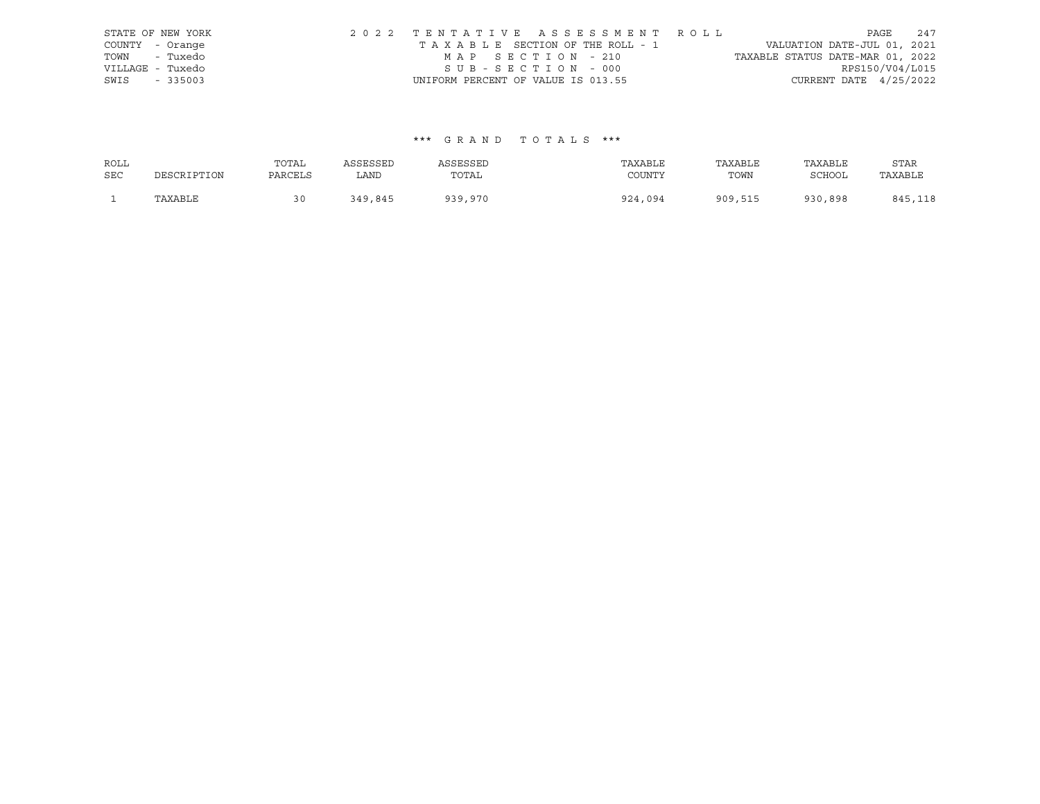STATE OF NEW YORK
COUNTY - Orange
TOWN - Tuxedo
VILLAGE - Tuxedo
SWIS - 335003

2022 TENTATIVE ASSESSMENT ROLL
TAXABLE SECTION OF THE ROLL - 1
MAP SECTION - 210
SUB-SECTION - 000
UNIFORM PERCENT OF VALUE IS 013.55

VALUATION DATE-JUL 01, 2021
TAXABLE STATUS DATE-MAR 01, 2022
RPS150/V04/L015
CURRENT DATE 4/25/2022

*** GRAND TOTALS ***

| ROLL SEC | DESCRIPTION | TOTAL PARCELS | ASSESSED LAND | ASSESSED TOTAL | TAXABLE COUNTY | TAXABLE TOWN | TAXABLE SCHOOL | STAR TAXABLE |
|---|---|---|---|---|---|---|---|---|
| 1 | TAXABLE | 30 | 349,845 | 939,970 | 924,094 | 909,515 | 930,898 | 845,118 |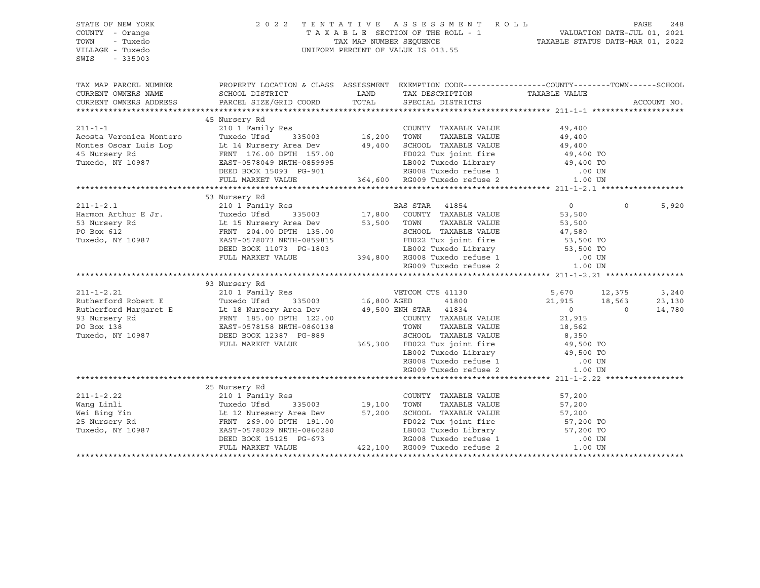STATE OF NEW YORK
COUNTY - Orange
TOWN - Tuxedo
VILLAGE - Tuxedo
SWIS - 335003

2 0 2 2 T E N T A T I V E A S S E S S M E N T R O L L
T A X A B L E SECTION OF THE ROLL - 1
TAX MAP NUMBER SEQUENCE
UNIFORM PERCENT OF VALUE IS 013.55

VALUATION DATE-JUL 01, 2021
TAXABLE STATUS DATE-MAR 01, 2022

| TAX MAP PARCEL NUMBER / CURRENT OWNERS NAME / CURRENT OWNERS ADDRESS | PROPERTY LOCATION & CLASS / SCHOOL DISTRICT / PARCEL SIZE/GRID COORD | ASSESSMENT LAND | TOTAL | EXEMPTION CODE / TAX DESCRIPTION / SPECIAL DISTRICTS | COUNTY TAXABLE VALUE | TOWN | SCHOOL | ACCOUNT NO. |
|---|---|---|---|---|---|---|---|---|
| **211-1-1** | 45 Nursery Rd | | | | | | | |
| 211-1-1 | 210 1 Family Res | | | COUNTY TAXABLE VALUE | 49,400 | | | |
| Acosta Veronica Montero | Tuxedo Ufsd 335003 | 16,200 | | TOWN TAXABLE VALUE | 49,400 | | | |
| Montes Oscar Luis Lop | Lt 14 Nursery Area Dev | | 49,400 | SCHOOL TAXABLE VALUE | 49,400 | | | |
| 45 Nursery Rd | FRNT 176.00 DPTH 157.00 | | | FD022 Tux joint fire | 49,400 TO | | | |
| Tuxedo, NY 10987 | EAST-0578049 NRTH-0859995 | | | LB002 Tuxedo Library | 49,400 TO | | | |
| | DEED BOOK 15093 PG-901 | | | RG008 Tuxedo refuse 1 | .00 UN | | | |
| | FULL MARKET VALUE | | 364,600 | RG009 Tuxedo refuse 2 | 1.00 UN | | | |
| **211-1-2.1** | 53 Nursery Rd | | | | | | | |
| 211-1-2.1 | 210 1 Family Res | | | BAS STAR 41854 | 0 | 0 | 5,920 | |
| Harmon Arthur E Jr. | Tuxedo Ufsd 335003 | 17,800 | | COUNTY TAXABLE VALUE | 53,500 | | | |
| 53 Nursery Rd | Lt 15 Nursery Area Dev | | 53,500 | TOWN TAXABLE VALUE | 53,500 | | | |
| PO Box 612 | FRNT 204.00 DPTH 135.00 | | | SCHOOL TAXABLE VALUE | 47,580 | | | |
| Tuxedo, NY 10987 | EAST-0578073 NRTH-0859815 | | | FD022 Tux joint fire | 53,500 TO | | | |
| | DEED BOOK 11073 PG-1803 | | | LB002 Tuxedo Library | 53,500 TO | | | |
| | FULL MARKET VALUE | | 394,800 | RG008 Tuxedo refuse 1 | .00 UN | | | |
| | | | | RG009 Tuxedo refuse 2 | 1.00 UN | | | |
| **211-1-2.21** | 93 Nursery Rd | | | | | | | |
| 211-1-2.21 | 210 1 Family Res | | | VETCOM CTS 41130 | 5,670 | 12,375 | 3,240 | |
| Rutherford Robert E | Tuxedo Ufsd 335003 | 16,800 | | AGED 41800 | 21,915 | 18,563 | 23,130 | |
| Rutherford Margaret E | Lt 18 Nursery Area Dev | | 49,500 | ENH STAR 41834 | 0 | 0 | 14,780 | |
| 93 Nursery Rd | FRNT 185.00 DPTH 122.00 | | | COUNTY TAXABLE VALUE | 21,915 | | | |
| PO Box 138 | EAST-0578158 NRTH-0860138 | | | TOWN TAXABLE VALUE | 18,562 | | | |
| Tuxedo, NY 10987 | DEED BOOK 12387 PG-889 | | | SCHOOL TAXABLE VALUE | 8,350 | | | |
| | FULL MARKET VALUE | | 365,300 | FD022 Tux joint fire | 49,500 TO | | | |
| | | | | LB002 Tuxedo Library | 49,500 TO | | | |
| | | | | RG008 Tuxedo refuse 1 | .00 UN | | | |
| | | | | RG009 Tuxedo refuse 2 | 1.00 UN | | | |
| **211-1-2.22** | 25 Nursery Rd | | | | | | | |
| 211-1-2.22 | 210 1 Family Res | | | COUNTY TAXABLE VALUE | 57,200 | | | |
| Wang Linli | Tuxedo Ufsd 335003 | 19,100 | | TOWN TAXABLE VALUE | 57,200 | | | |
| Wei Bing Yin | Lt 12 Nuresery Area Dev | | 57,200 | SCHOOL TAXABLE VALUE | 57,200 | | | |
| 25 Nursery Rd | FRNT 269.00 DPTH 191.00 | | | FD022 Tux joint fire | 57,200 TO | | | |
| Tuxedo, NY 10987 | EAST-0578029 NRTH-0860280 | | | LB002 Tuxedo Library | 57,200 TO | | | |
| | DEED BOOK 15125 PG-673 | | | RG008 Tuxedo refuse 1 | .00 UN | | | |
| | FULL MARKET VALUE | | 422,100 | RG009 Tuxedo refuse 2 | 1.00 UN | | | |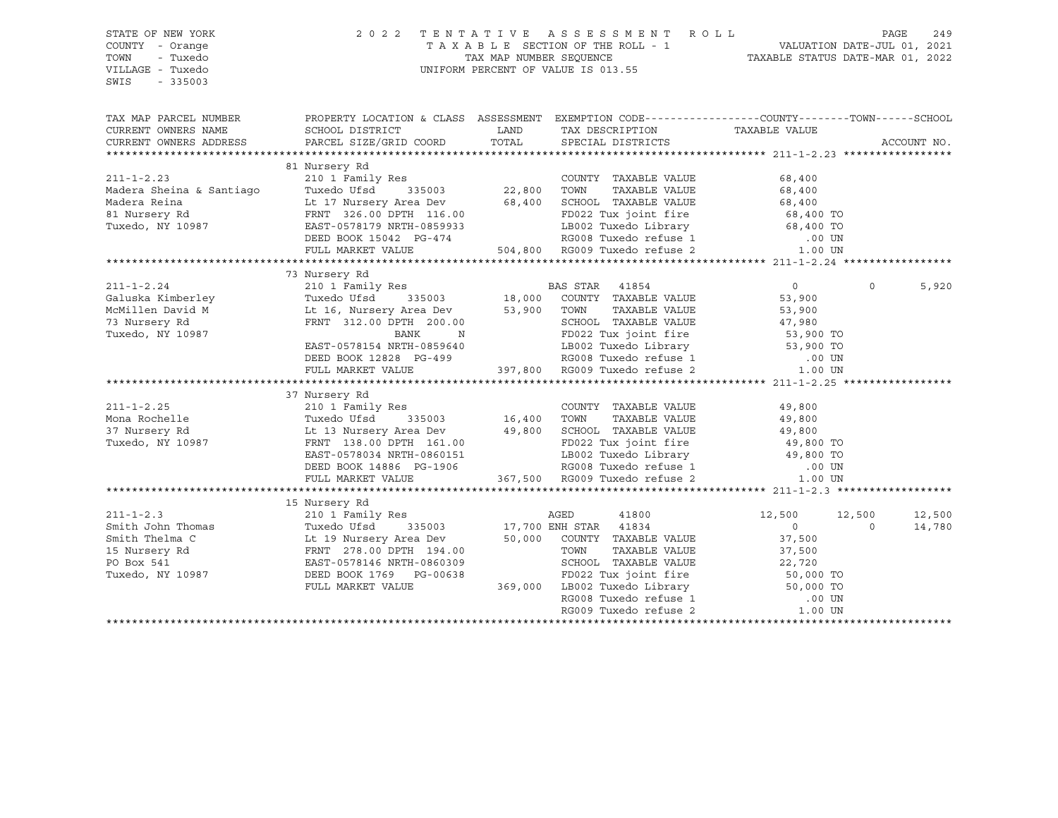STATE OF NEW YORK
COUNTY - Orange
TOWN - Tuxedo
VILLAGE - Tuxedo
SWIS - 335003

2022 TENTATIVE ASSESSMENT ROLL
TAXABLE SECTION OF THE ROLL - 1
TAX MAP NUMBER SEQUENCE
UNIFORM PERCENT OF VALUE IS 013.55

VALUATION DATE-JUL 01, 2021
TAXABLE STATUS DATE-MAR 01, 2022

| TAX MAP PARCEL NUMBER / CURRENT OWNERS NAME / CURRENT OWNERS ADDRESS | PROPERTY LOCATION & CLASS / SCHOOL DISTRICT / PARCEL SIZE/GRID COORD | ASSESSMENT LAND | TOTAL | EXEMPTION CODE / TAX DESCRIPTION / SPECIAL DISTRICTS | COUNTY | TOWN | SCHOOL | ACCOUNT NO. |
|---|---|---|---|---|---|---|---|---|
| **211-1-2.23** | 81 Nursery Rd | | | | | | | |
| 211-1-2.23 | 210 1 Family Res | | | COUNTY TAXABLE VALUE | 68,400 | | | |
| Madera Sheina & Santiago | Tuxedo Ufsd 335003 | 22,800 | | TOWN TAXABLE VALUE | | 68,400 | | |
| Madera Reina | Lt 17 Nursery Area Dev | | 68,400 | SCHOOL TAXABLE VALUE | | | 68,400 | |
| 81 Nursery Rd | FRNT 326.00 DPTH 116.00 | | | FD022 Tux joint fire | 68,400 TO | | | |
| Tuxedo, NY 10987 | EAST-0578179 NRTH-0859933 | | | LB002 Tuxedo Library | 68,400 TO | | | |
| | DEED BOOK 15042 PG-474 | | | RG008 Tuxedo refuse 1 | .00 UN | | | |
| | FULL MARKET VALUE | | 504,800 | RG009 Tuxedo refuse 2 | 1.00 UN | | | |
| **211-1-2.24** | 73 Nursery Rd | | | | | | | |
| 211-1-2.24 | 210 1 Family Res | | | BAS STAR 41854 | 0 | 0 | 5,920 | |
| Galuska Kimberley | Tuxedo Ufsd 335003 | 18,000 | | COUNTY TAXABLE VALUE | 53,900 | | | |
| McMillen David M | Lt 16, Nursery Area Dev | | 53,900 | TOWN TAXABLE VALUE | | 53,900 | | |
| 73 Nursery Rd | FRNT 312.00 DPTH 200.00 | | | SCHOOL TAXABLE VALUE | | | 47,980 | |
| Tuxedo, NY 10987 | BANK N | | | FD022 Tux joint fire | 53,900 TO | | | |
| | EAST-0578154 NRTH-0859640 | | | LB002 Tuxedo Library | 53,900 TO | | | |
| | DEED BOOK 12828 PG-499 | | | RG008 Tuxedo refuse 1 | .00 UN | | | |
| | FULL MARKET VALUE | | 397,800 | RG009 Tuxedo refuse 2 | 1.00 UN | | | |
| **211-1-2.25** | 37 Nursery Rd | | | | | | | |
| 211-1-2.25 | 210 1 Family Res | | | COUNTY TAXABLE VALUE | 49,800 | | | |
| Mona Rochelle | Tuxedo Ufsd 335003 | 16,400 | | TOWN TAXABLE VALUE | | 49,800 | | |
| 37 Nursery Rd | Lt 13 Nursery Area Dev | | 49,800 | SCHOOL TAXABLE VALUE | | | 49,800 | |
| Tuxedo, NY 10987 | FRNT 138.00 DPTH 161.00 | | | FD022 Tux joint fire | 49,800 TO | | | |
| | EAST-0578034 NRTH-0860151 | | | LB002 Tuxedo Library | 49,800 TO | | | |
| | DEED BOOK 14886 PG-1906 | | | RG008 Tuxedo refuse 1 | .00 UN | | | |
| | FULL MARKET VALUE | | 367,500 | RG009 Tuxedo refuse 2 | 1.00 UN | | | |
| **211-1-2.3** | 15 Nursery Rd | | | | | | | |
| 211-1-2.3 | 210 1 Family Res | | | AGED 41800 | 12,500 | 12,500 | 12,500 | |
| Smith John Thomas | Tuxedo Ufsd 335003 | 17,700 | | ENH STAR 41834 | 0 | 0 | 14,780 | |
| Smith Thelma C | Lt 19 Nursery Area Dev | | 50,000 | COUNTY TAXABLE VALUE | 37,500 | | | |
| 15 Nursery Rd | FRNT 278.00 DPTH 194.00 | | | TOWN TAXABLE VALUE | | 37,500 | | |
| PO Box 541 | EAST-0578146 NRTH-0860309 | | | SCHOOL TAXABLE VALUE | | | 22,720 | |
| Tuxedo, NY 10987 | DEED BOOK 1769 PG-00638 | | | FD022 Tux joint fire | 50,000 TO | | | |
| | FULL MARKET VALUE | | 369,000 | LB002 Tuxedo Library | 50,000 TO | | | |
| | | | | RG008 Tuxedo refuse 1 | .00 UN | | | |
| | | | | RG009 Tuxedo refuse 2 | 1.00 UN | | | |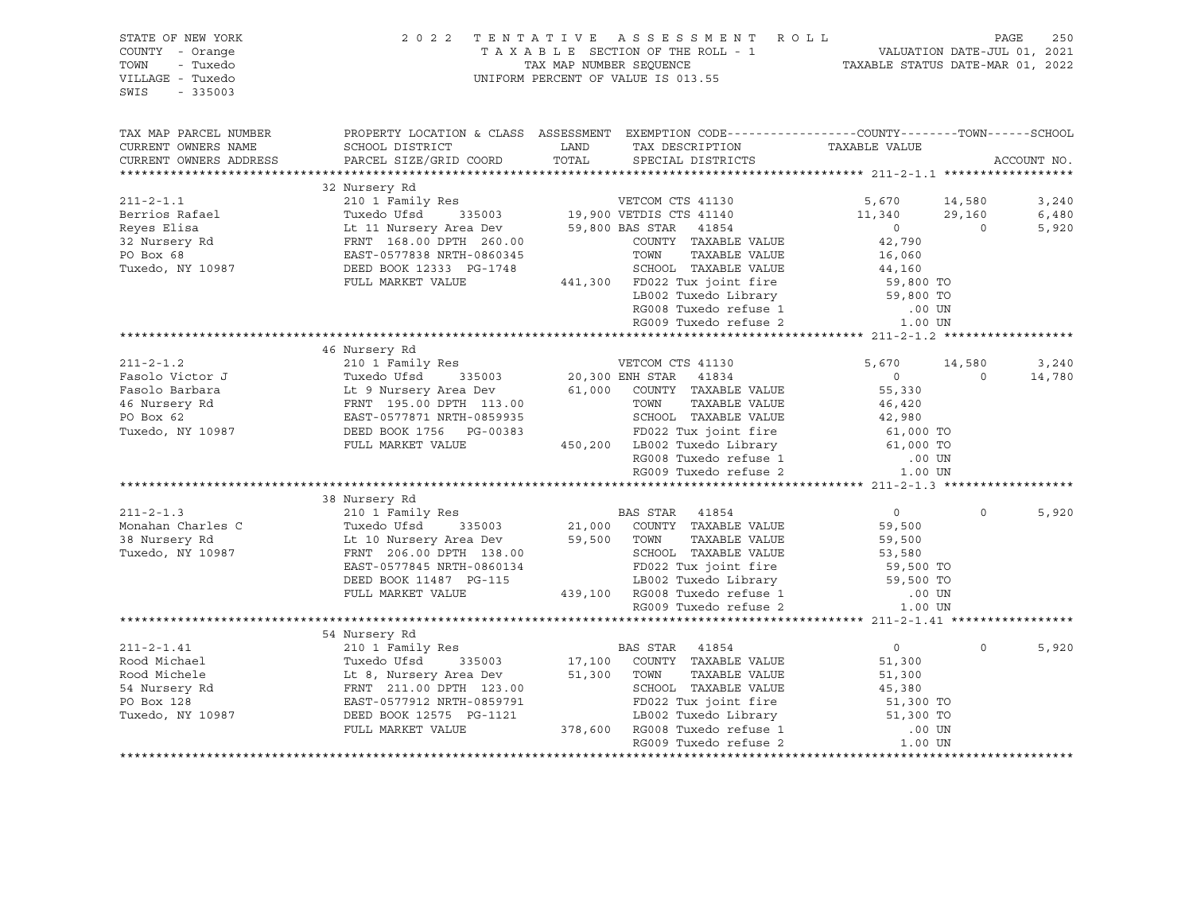STATE OF NEW YORK
COUNTY - Orange
TOWN - Tuxedo
VILLAGE - Tuxedo
SWIS - 335003

2 0 2 2 T E N T A T I V E A S S E S S M E N T R O L L
T A X A B L E SECTION OF THE ROLL - 1
TAX MAP NUMBER SEQUENCE
UNIFORM PERCENT OF VALUE IS 013.55

VALUATION DATE-JUL 01, 2021
TAXABLE STATUS DATE-MAR 01, 2022

```
TAX MAP PARCEL NUMBER     PROPERTY LOCATION & CLASS  ASSESSMENT  EXEMPTION CODE------------------COUNTY--------TOWN------SCHOOL
CURRENT OWNERS NAME       SCHOOL DISTRICT              LAND      TAX DESCRIPTION              TAXABLE VALUE
CURRENT OWNERS ADDRESS    PARCEL SIZE/GRID COORD       TOTAL     SPECIAL DISTRICTS                                  ACCOUNT NO.
******************************************************************************************************* 211-2-1.1 ******************
                           32 Nursery Rd
211-2-1.1                  210 1 Family Res                    VETCOM CTS 41130              5,670       14,580        3,240
Berrios Rafael             Tuxedo Ufsd      335003     19,900 VETDIS CTS 41140             11,340       29,160        6,480
Reyes Elisa                Lt 11 Nursery Area Dev      59,800 BAS STAR   41854                  0            0        5,920
32 Nursery Rd              FRNT 168.00 DPTH 260.00            COUNTY  TAXABLE VALUE        42,790
PO Box 68                  EAST-0577838 NRTH-0860345          TOWN    TAXABLE VALUE        16,060
Tuxedo, NY 10987           DEED BOOK 12333  PG-1748           SCHOOL  TAXABLE VALUE        44,160
                           FULL MARKET VALUE          441,300 FD022 Tux joint fire          59,800 TO
                                                              LB002 Tuxedo Library          59,800 TO
                                                              RG008 Tuxedo refuse 1            .00 UN
                                                              RG009 Tuxedo refuse 2           1.00 UN
******************************************************************************************************* 211-2-1.2 ******************
                           46 Nursery Rd
211-2-1.2                  210 1 Family Res                    VETCOM CTS 41130              5,670       14,580        3,240
Fasolo Victor J            Tuxedo Ufsd      335003     20,300 ENH STAR   41834                  0            0       14,780
Fasolo Barbara             Lt 9 Nursery Area Dev       61,000  COUNTY  TAXABLE VALUE        55,330
46 Nursery Rd              FRNT 195.00 DPTH 113.00             TOWN    TAXABLE VALUE        46,420
PO Box 62                  EAST-0577871 NRTH-0859935           SCHOOL  TAXABLE VALUE        42,980
Tuxedo, NY 10987           DEED BOOK 1756   PG-00383           FD022 Tux joint fire          61,000 TO
                           FULL MARKET VALUE          450,200  LB002 Tuxedo Library          61,000 TO
                                                               RG008 Tuxedo refuse 1            .00 UN
                                                               RG009 Tuxedo refuse 2           1.00 UN
******************************************************************************************************* 211-2-1.3 ******************
                           38 Nursery Rd
211-2-1.3                  210 1 Family Res                    BAS STAR   41854                  0            0        5,920
Monahan Charles C          Tuxedo Ufsd      335003     21,000  COUNTY  TAXABLE VALUE        59,500
38 Nursery Rd              Lt 10 Nursery Area Dev      59,500  TOWN    TAXABLE VALUE        59,500
Tuxedo, NY 10987           FRNT 206.00 DPTH 138.00             SCHOOL  TAXABLE VALUE        53,580
                           EAST-0577845 NRTH-0860134           FD022 Tux joint fire          59,500 TO
                           DEED BOOK 11487  PG-115             LB002 Tuxedo Library          59,500 TO
                           FULL MARKET VALUE          439,100  RG008 Tuxedo refuse 1            .00 UN
                                                               RG009 Tuxedo refuse 2           1.00 UN
******************************************************************************************************* 211-2-1.41 *****************
                           54 Nursery Rd
211-2-1.41                 210 1 Family Res                    BAS STAR   41854                  0            0        5,920
Rood Michael               Tuxedo Ufsd      335003     17,100  COUNTY  TAXABLE VALUE        51,300
Rood Michele               Lt 8, Nursery Area Dev      51,300  TOWN    TAXABLE VALUE        51,300
54 Nursery Rd              FRNT 211.00 DPTH 123.00             SCHOOL  TAXABLE VALUE        45,380
PO Box 128                 EAST-0577912 NRTH-0859791           FD022 Tux joint fire          51,300 TO
Tuxedo, NY 10987           DEED BOOK 12575  PG-1121            LB002 Tuxedo Library          51,300 TO
                           FULL MARKET VALUE          378,600  RG008 Tuxedo refuse 1            .00 UN
                                                               RG009 Tuxedo refuse 2           1.00 UN
************************************************************************************************************************************
```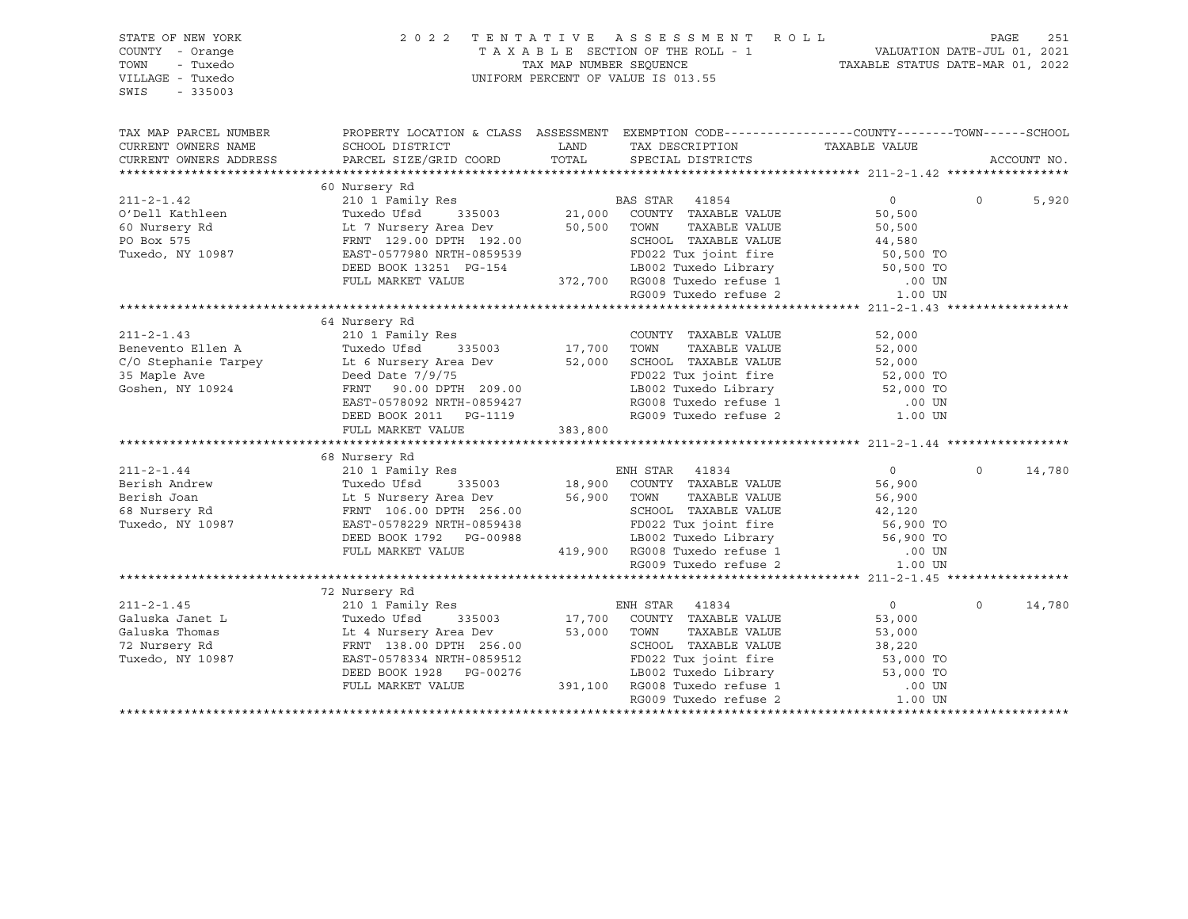STATE OF NEW YORK
COUNTY - Orange
TOWN - Tuxedo
VILLAGE - Tuxedo
SWIS - 335003

2022 TENTATIVE ASSESSMENT ROLL
TAXABLE SECTION OF THE ROLL - 1
TAX MAP NUMBER SEQUENCE
UNIFORM PERCENT OF VALUE IS 013.55

VALUATION DATE-JUL 01, 2021
TAXABLE STATUS DATE-MAR 01, 2022

| TAX MAP PARCEL NUMBER / CURRENT OWNERS NAME / CURRENT OWNERS ADDRESS | PROPERTY LOCATION & CLASS / SCHOOL DISTRICT / PARCEL SIZE/GRID COORD | ASSESSMENT LAND | TOTAL | EXEMPTION CODE / TAX DESCRIPTION / SPECIAL DISTRICTS | COUNTY | TOWN | SCHOOL | ACCOUNT NO. |
|---|---|---|---|---|---|---|---|---|
| **211-2-1.42** | 60 Nursery Rd | | | | | | | |
| | 210 1 Family Res | | | BAS STAR 41854 | 0 | 0 | 5,920 | |
| O'Dell Kathleen | Tuxedo Ufsd 335003 | 21,000 | | COUNTY TAXABLE VALUE | 50,500 | | | |
| 60 Nursery Rd | Lt 7 Nursery Area Dev | | 50,500 | TOWN TAXABLE VALUE | | 50,500 | | |
| PO Box 575 | FRNT 129.00 DPTH 192.00 | | | SCHOOL TAXABLE VALUE | | | 44,580 | |
| Tuxedo, NY 10987 | EAST-0577980 NRTH-0859539 | | | FD022 Tux joint fire | 50,500 TO | | | |
| | DEED BOOK 13251 PG-154 | | | LB002 Tuxedo Library | 50,500 TO | | | |
| | FULL MARKET VALUE | 372,700 | | RG008 Tuxedo refuse 1 | .00 UN | | | |
| | | | | RG009 Tuxedo refuse 2 | 1.00 UN | | | |
| **211-2-1.43** | 64 Nursery Rd | | | | | | | |
| | 210 1 Family Res | | | COUNTY TAXABLE VALUE | 52,000 | | | |
| Benevento Ellen A | Tuxedo Ufsd 335003 | 17,700 | | TOWN TAXABLE VALUE | | 52,000 | | |
| C/O Stephanie Tarpey | Lt 6 Nursery Area Dev | | 52,000 | SCHOOL TAXABLE VALUE | | | 52,000 | |
| 35 Maple Ave | Deed Date 7/9/75 | | | FD022 Tux joint fire | 52,000 TO | | | |
| Goshen, NY 10924 | FRNT 90.00 DPTH 209.00 | | | LB002 Tuxedo Library | 52,000 TO | | | |
| | EAST-0578092 NRTH-0859427 | | | RG008 Tuxedo refuse 1 | .00 UN | | | |
| | DEED BOOK 2011 PG-1119 | | | RG009 Tuxedo refuse 2 | 1.00 UN | | | |
| | FULL MARKET VALUE | 383,800 | | | | | | |
| **211-2-1.44** | 68 Nursery Rd | | | | | | | |
| | 210 1 Family Res | | | ENH STAR 41834 | 0 | 0 | 14,780 | |
| Berish Andrew | Tuxedo Ufsd 335003 | 18,900 | | COUNTY TAXABLE VALUE | 56,900 | | | |
| Berish Joan | Lt 5 Nursery Area Dev | | 56,900 | TOWN TAXABLE VALUE | | 56,900 | | |
| 68 Nursery Rd | FRNT 106.00 DPTH 256.00 | | | SCHOOL TAXABLE VALUE | | | 42,120 | |
| Tuxedo, NY 10987 | EAST-0578229 NRTH-0859438 | | | FD022 Tux joint fire | 56,900 TO | | | |
| | DEED BOOK 1792 PG-00988 | | | LB002 Tuxedo Library | 56,900 TO | | | |
| | FULL MARKET VALUE | 419,900 | | RG008 Tuxedo refuse 1 | .00 UN | | | |
| | | | | RG009 Tuxedo refuse 2 | 1.00 UN | | | |
| **211-2-1.45** | 72 Nursery Rd | | | | | | | |
| | 210 1 Family Res | | | ENH STAR 41834 | 0 | 0 | 14,780 | |
| Galuska Janet L | Tuxedo Ufsd 335003 | 17,700 | | COUNTY TAXABLE VALUE | 53,000 | | | |
| Galuska Thomas | Lt 4 Nursery Area Dev | | 53,000 | TOWN TAXABLE VALUE | | 53,000 | | |
| 72 Nursery Rd | FRNT 138.00 DPTH 256.00 | | | SCHOOL TAXABLE VALUE | | | 38,220 | |
| Tuxedo, NY 10987 | EAST-0578334 NRTH-0859512 | | | FD022 Tux joint fire | 53,000 TO | | | |
| | DEED BOOK 1928 PG-00276 | | | LB002 Tuxedo Library | 53,000 TO | | | |
| | FULL MARKET VALUE | 391,100 | | RG008 Tuxedo refuse 1 | .00 UN | | | |
| | | | | RG009 Tuxedo refuse 2 | 1.00 UN | | | |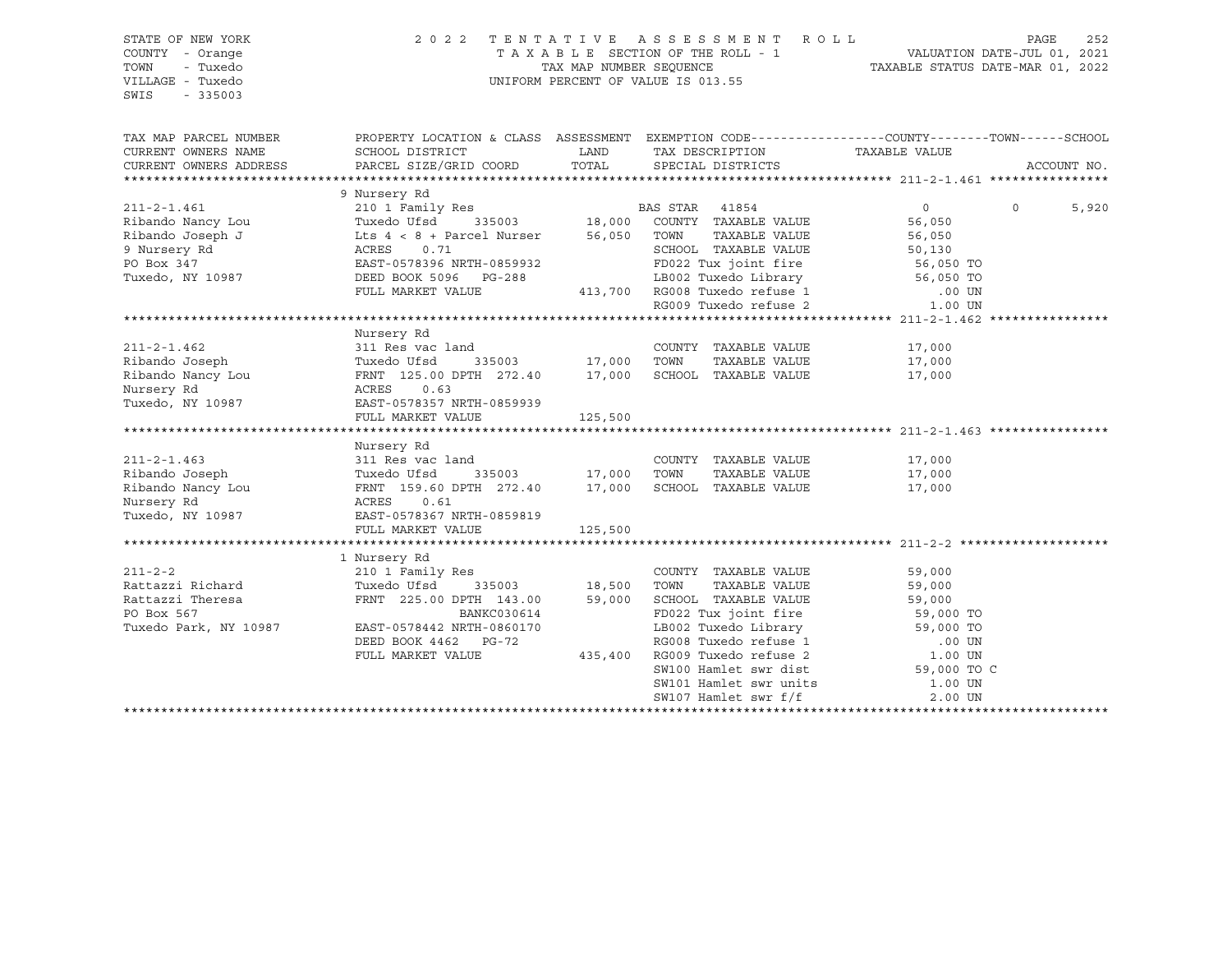STATE OF NEW YORK
COUNTY - Orange
TOWN - Tuxedo
VILLAGE - Tuxedo
SWIS - 335003

2022 TENTATIVE ASSESSMENT ROLL
TAXABLE SECTION OF THE ROLL - 1
TAX MAP NUMBER SEQUENCE
UNIFORM PERCENT OF VALUE IS 013.55

VALUATION DATE-JUL 01, 2021
TAXABLE STATUS DATE-MAR 01, 2022

| TAX MAP PARCEL NUMBER / CURRENT OWNERS NAME / CURRENT OWNERS ADDRESS | PROPERTY LOCATION & CLASS / SCHOOL DISTRICT / PARCEL SIZE/GRID COORD | ASSESSMENT LAND | TOTAL | EXEMPTION CODE / TAX DESCRIPTION / SPECIAL DISTRICTS | COUNTY | TOWN | SCHOOL / TAXABLE VALUE | ACCOUNT NO. |
|---|---|---|---|---|---|---|---|---|
| **211-2-1.461** | 9 Nursery Rd | | | | | | | |
| 211-2-1.461 | 210 1 Family Res | | | BAS STAR 41854 | 0 | 0 | 5,920 | |
| Ribando Nancy Lou | Tuxedo Ufsd 335003 | 18,000 | | COUNTY TAXABLE VALUE | 56,050 | | | |
| Ribando Joseph J | Lts 4 < 8 + Parcel Nurser | | 56,050 | TOWN TAXABLE VALUE | | 56,050 | | |
| 9 Nursery Rd | ACRES 0.71 | | | SCHOOL TAXABLE VALUE | | | 50,130 | |
| PO Box 347 | EAST-0578396 NRTH-0859932 | | | FD022 Tux joint fire | 56,050 TO | | | |
| Tuxedo, NY 10987 | DEED BOOK 5096 PG-288 | | | LB002 Tuxedo Library | 56,050 TO | | | |
| | FULL MARKET VALUE | | 413,700 | RG008 Tuxedo refuse 1 | .00 UN | | | |
| | | | | RG009 Tuxedo refuse 2 | 1.00 UN | | | |
| **211-2-1.462** | Nursery Rd | | | | | | | |
| 211-2-1.462 | 311 Res vac land | | | COUNTY TAXABLE VALUE | 17,000 | | | |
| Ribando Joseph | Tuxedo Ufsd 335003 | 17,000 | | TOWN TAXABLE VALUE | | 17,000 | | |
| Ribando Nancy Lou | FRNT 125.00 DPTH 272.40 | | 17,000 | SCHOOL TAXABLE VALUE | | | 17,000 | |
| Nursery Rd | ACRES 0.63 | | | | | | | |
| Tuxedo, NY 10987 | EAST-0578357 NRTH-0859939 | | | | | | | |
| | FULL MARKET VALUE | | 125,500 | | | | | |
| **211-2-1.463** | Nursery Rd | | | | | | | |
| 211-2-1.463 | 311 Res vac land | | | COUNTY TAXABLE VALUE | 17,000 | | | |
| Ribando Joseph | Tuxedo Ufsd 335003 | 17,000 | | TOWN TAXABLE VALUE | | 17,000 | | |
| Ribando Nancy Lou | FRNT 159.60 DPTH 272.40 | | 17,000 | SCHOOL TAXABLE VALUE | | | 17,000 | |
| Nursery Rd | ACRES 0.61 | | | | | | | |
| Tuxedo, NY 10987 | EAST-0578367 NRTH-0859819 | | | | | | | |
| | FULL MARKET VALUE | | 125,500 | | | | | |
| **211-2-2** | 1 Nursery Rd | | | | | | | |
| 211-2-2 | 210 1 Family Res | | | COUNTY TAXABLE VALUE | 59,000 | | | |
| Rattazzi Richard | Tuxedo Ufsd 335003 | 18,500 | | TOWN TAXABLE VALUE | | 59,000 | | |
| Rattazzi Theresa | FRNT 225.00 DPTH 143.00 | | 59,000 | SCHOOL TAXABLE VALUE | | | 59,000 | |
| PO Box 567 | BANKC030614 | | | FD022 Tux joint fire | 59,000 TO | | | |
| Tuxedo Park, NY 10987 | EAST-0578442 NRTH-0860170 | | | LB002 Tuxedo Library | 59,000 TO | | | |
| | DEED BOOK 4462 PG-72 | | | RG008 Tuxedo refuse 1 | .00 UN | | | |
| | FULL MARKET VALUE | | 435,400 | RG009 Tuxedo refuse 2 | 1.00 UN | | | |
| | | | | SW100 Hamlet swr dist | 59,000 TO C | | | |
| | | | | SW101 Hamlet swr units | 1.00 UN | | | |
| | | | | SW107 Hamlet swr f/f | 2.00 UN | | | |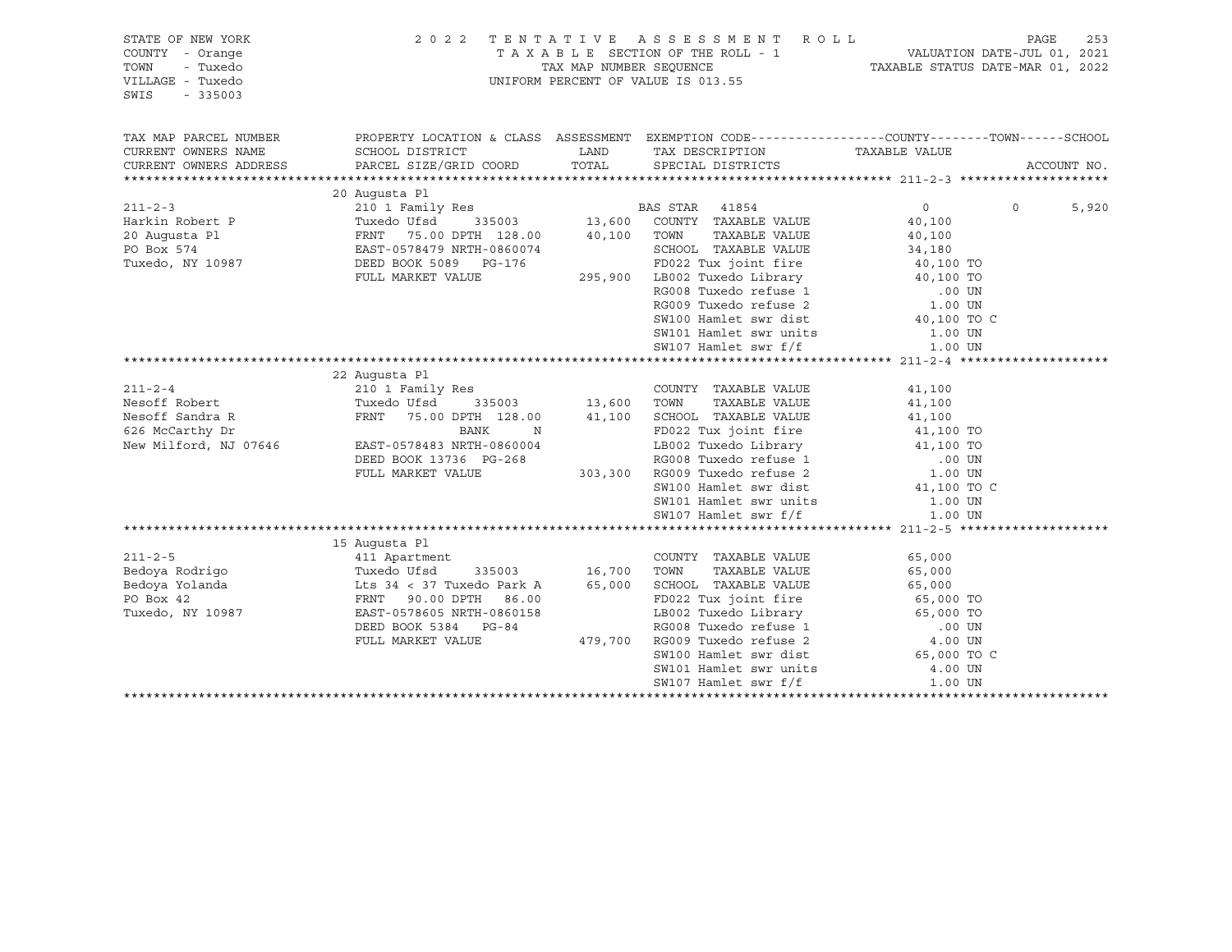STATE OF NEW YORK
COUNTY - Orange
TOWN - Tuxedo
VILLAGE - Tuxedo
SWIS - 335003

2022 TENTATIVE ASSESSMENT ROLL
TAXABLE SECTION OF THE ROLL - 1
TAX MAP NUMBER SEQUENCE
UNIFORM PERCENT OF VALUE IS 013.55

VALUATION DATE-JUL 01, 2021
TAXABLE STATUS DATE-MAR 01, 2022

| TAX MAP PARCEL NUMBER / CURRENT OWNERS NAME / CURRENT OWNERS ADDRESS | PROPERTY LOCATION & CLASS / SCHOOL DISTRICT / PARCEL SIZE/GRID COORD | ASSESSMENT LAND | TOTAL | EXEMPTION CODE / TAX DESCRIPTION / SPECIAL DISTRICTS | COUNTY | TOWN | SCHOOL | ACCOUNT NO. |
|---|---|---|---|---|---|---|---|---|
| **211-2-3** | 20 Augusta Pl | | | | | | | |
| | 210 1 Family Res | | | BAS STAR 41854 | 0 | 0 | 5,920 | |
| Harkin Robert P | Tuxedo Ufsd 335003 | 13,600 | | COUNTY TAXABLE VALUE | 40,100 | | | |
| 20 Augusta Pl | FRNT 75.00 DPTH 128.00 | | 40,100 | TOWN TAXABLE VALUE | | 40,100 | | |
| PO Box 574 | EAST-0578479 NRTH-0860074 | | | SCHOOL TAXABLE VALUE | | | 34,180 | |
| Tuxedo, NY 10987 | DEED BOOK 5089 PG-176 | | | FD022 Tux joint fire | 40,100 TO | | | |
| | FULL MARKET VALUE | | 295,900 | LB002 Tuxedo Library | 40,100 TO | | | |
| | | | | RG008 Tuxedo refuse 1 | .00 UN | | | |
| | | | | RG009 Tuxedo refuse 2 | 1.00 UN | | | |
| | | | | SW100 Hamlet swr dist | 40,100 TO C | | | |
| | | | | SW101 Hamlet swr units | 1.00 UN | | | |
| | | | | SW107 Hamlet swr f/f | 1.00 UN | | | |
| **211-2-4** | 22 Augusta Pl | | | | | | | |
| | 210 1 Family Res | | | COUNTY TAXABLE VALUE | 41,100 | | | |
| Nesoff Robert | Tuxedo Ufsd 335003 | 13,600 | | TOWN TAXABLE VALUE | | 41,100 | | |
| Nesoff Sandra R | FRNT 75.00 DPTH 128.00 | | 41,100 | SCHOOL TAXABLE VALUE | | | 41,100 | |
| 626 McCarthy Dr | BANK N | | | FD022 Tux joint fire | 41,100 TO | | | |
| New Milford, NJ 07646 | EAST-0578483 NRTH-0860004 | | | LB002 Tuxedo Library | 41,100 TO | | | |
| | DEED BOOK 13736 PG-268 | | | RG008 Tuxedo refuse 1 | .00 UN | | | |
| | FULL MARKET VALUE | | 303,300 | RG009 Tuxedo refuse 2 | 1.00 UN | | | |
| | | | | SW100 Hamlet swr dist | 41,100 TO C | | | |
| | | | | SW101 Hamlet swr units | 1.00 UN | | | |
| | | | | SW107 Hamlet swr f/f | 1.00 UN | | | |
| **211-2-5** | 15 Augusta Pl | | | | | | | |
| | 411 Apartment | | | COUNTY TAXABLE VALUE | 65,000 | | | |
| Bedoya Rodrigo | Tuxedo Ufsd 335003 | 16,700 | | TOWN TAXABLE VALUE | | 65,000 | | |
| Bedoya Yolanda | Lts 34 < 37 Tuxedo Park A | | 65,000 | SCHOOL TAXABLE VALUE | | | 65,000 | |
| PO Box 42 | FRNT 90.00 DPTH 86.00 | | | FD022 Tux joint fire | 65,000 TO | | | |
| Tuxedo, NY 10987 | EAST-0578605 NRTH-0860158 | | | LB002 Tuxedo Library | 65,000 TO | | | |
| | DEED BOOK 5384 PG-84 | | | RG008 Tuxedo refuse 1 | .00 UN | | | |
| | FULL MARKET VALUE | | 479,700 | RG009 Tuxedo refuse 2 | 4.00 UN | | | |
| | | | | SW100 Hamlet swr dist | 65,000 TO C | | | |
| | | | | SW101 Hamlet swr units | 4.00 UN | | | |
| | | | | SW107 Hamlet swr f/f | 1.00 UN | | | |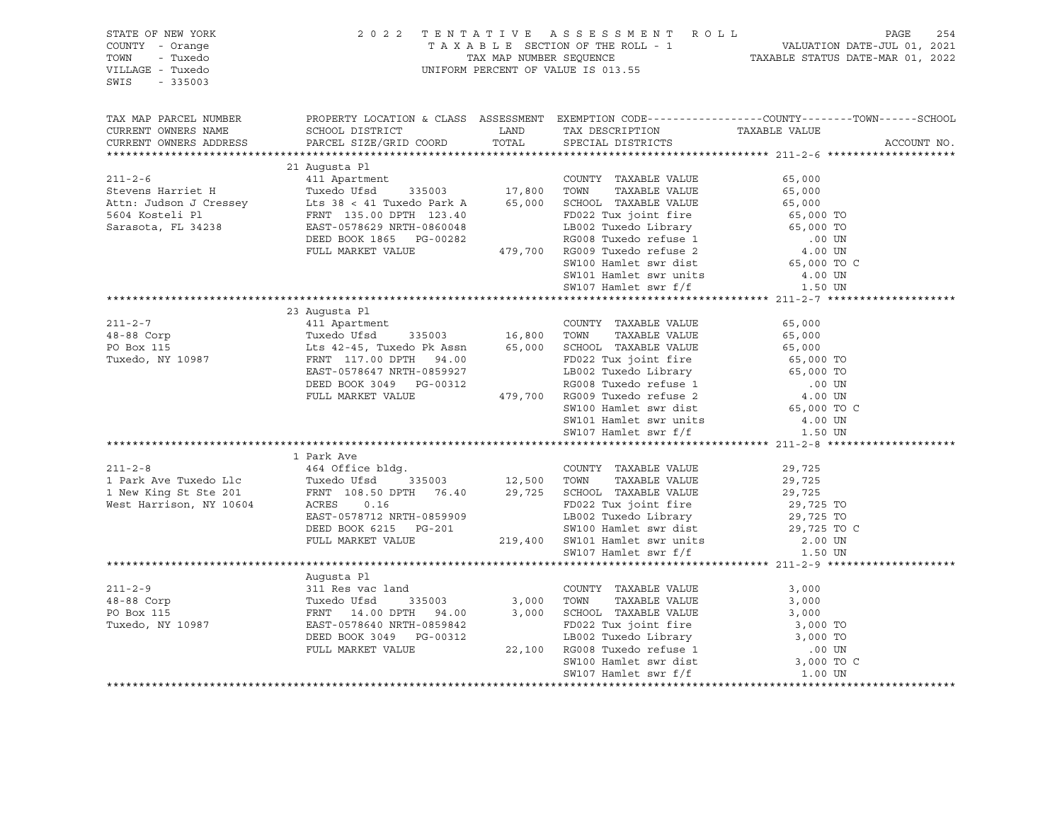STATE OF NEW YORK
COUNTY - Orange
TOWN - Tuxedo
VILLAGE - Tuxedo
SWIS - 335003

2022 TENTATIVE ASSESSMENT ROLL
TAXABLE SECTION OF THE ROLL - 1
TAX MAP NUMBER SEQUENCE
UNIFORM PERCENT OF VALUE IS 013.55

VALUATION DATE-JUL 01, 2021
TAXABLE STATUS DATE-MAR 01, 2022

| TAX MAP PARCEL NUMBER / CURRENT OWNERS NAME / CURRENT OWNERS ADDRESS | PROPERTY LOCATION & CLASS / SCHOOL DISTRICT / PARCEL SIZE/GRID COORD | ASSESSMENT LAND / TOTAL | EXEMPTION CODE / TAX DESCRIPTION / SPECIAL DISTRICTS | TAXABLE VALUE (COUNTY--TOWN--SCHOOL) | ACCOUNT NO. |
|---|---|---|---|---|---|
| **211-2-6** | 21 Augusta Pl | | | | |
| | 411 Apartment | | COUNTY TAXABLE VALUE | 65,000 | |
| Stevens Harriet H | Tuxedo Ufsd 335003 | 17,800 | TOWN TAXABLE VALUE | 65,000 | |
| Attn: Judson J Cressey | Lts 38 < 41 Tuxedo Park A | 65,000 | SCHOOL TAXABLE VALUE | 65,000 | |
| 5604 Kosteli Pl | FRNT 135.00 DPTH 123.40 | | FD022 Tux joint fire | 65,000 TO | |
| Sarasota, FL 34238 | EAST-0578629 NRTH-0860048 | | LB002 Tuxedo Library | 65,000 TO | |
| | DEED BOOK 1865 PG-00282 | | RG008 Tuxedo refuse 1 | .00 UN | |
| | FULL MARKET VALUE | 479,700 | RG009 Tuxedo refuse 2 | 4.00 UN | |
| | | | SW100 Hamlet swr dist | 65,000 TO C | |
| | | | SW101 Hamlet swr units | 4.00 UN | |
| | | | SW107 Hamlet swr f/f | 1.50 UN | |
| **211-2-7** | 23 Augusta Pl | | | | |
| | 411 Apartment | | COUNTY TAXABLE VALUE | 65,000 | |
| 48-88 Corp | Tuxedo Ufsd 335003 | 16,800 | TOWN TAXABLE VALUE | 65,000 | |
| PO Box 115 | Lts 42-45, Tuxedo Pk Assn | 65,000 | SCHOOL TAXABLE VALUE | 65,000 | |
| Tuxedo, NY 10987 | FRNT 117.00 DPTH 94.00 | | FD022 Tux joint fire | 65,000 TO | |
| | EAST-0578647 NRTH-0859927 | | LB002 Tuxedo Library | 65,000 TO | |
| | DEED BOOK 3049 PG-00312 | | RG008 Tuxedo refuse 1 | .00 UN | |
| | FULL MARKET VALUE | 479,700 | RG009 Tuxedo refuse 2 | 4.00 UN | |
| | | | SW100 Hamlet swr dist | 65,000 TO C | |
| | | | SW101 Hamlet swr units | 4.00 UN | |
| | | | SW107 Hamlet swr f/f | 1.50 UN | |
| **211-2-8** | 1 Park Ave | | | | |
| | 464 Office bldg. | | COUNTY TAXABLE VALUE | 29,725 | |
| 1 Park Ave Tuxedo Llc | Tuxedo Ufsd 335003 | 12,500 | TOWN TAXABLE VALUE | 29,725 | |
| 1 New King St Ste 201 | FRNT 108.50 DPTH 76.40 | 29,725 | SCHOOL TAXABLE VALUE | 29,725 | |
| West Harrison, NY 10604 | ACRES 0.16 | | FD022 Tux joint fire | 29,725 TO | |
| | EAST-0578712 NRTH-0859909 | | LB002 Tuxedo Library | 29,725 TO | |
| | DEED BOOK 6215 PG-201 | | SW100 Hamlet swr dist | 29,725 TO C | |
| | FULL MARKET VALUE | 219,400 | SW101 Hamlet swr units | 2.00 UN | |
| | | | SW107 Hamlet swr f/f | 1.50 UN | |
| **211-2-9** | Augusta Pl | | | | |
| | 311 Res vac land | | COUNTY TAXABLE VALUE | 3,000 | |
| 48-88 Corp | Tuxedo Ufsd 335003 | 3,000 | TOWN TAXABLE VALUE | 3,000 | |
| PO Box 115 | FRNT 14.00 DPTH 94.00 | 3,000 | SCHOOL TAXABLE VALUE | 3,000 | |
| Tuxedo, NY 10987 | EAST-0578640 NRTH-0859842 | | FD022 Tux joint fire | 3,000 TO | |
| | DEED BOOK 3049 PG-00312 | | LB002 Tuxedo Library | 3,000 TO | |
| | FULL MARKET VALUE | 22,100 | RG008 Tuxedo refuse 1 | .00 UN | |
| | | | SW100 Hamlet swr dist | 3,000 TO C | |
| | | | SW107 Hamlet swr f/f | 1.00 UN | |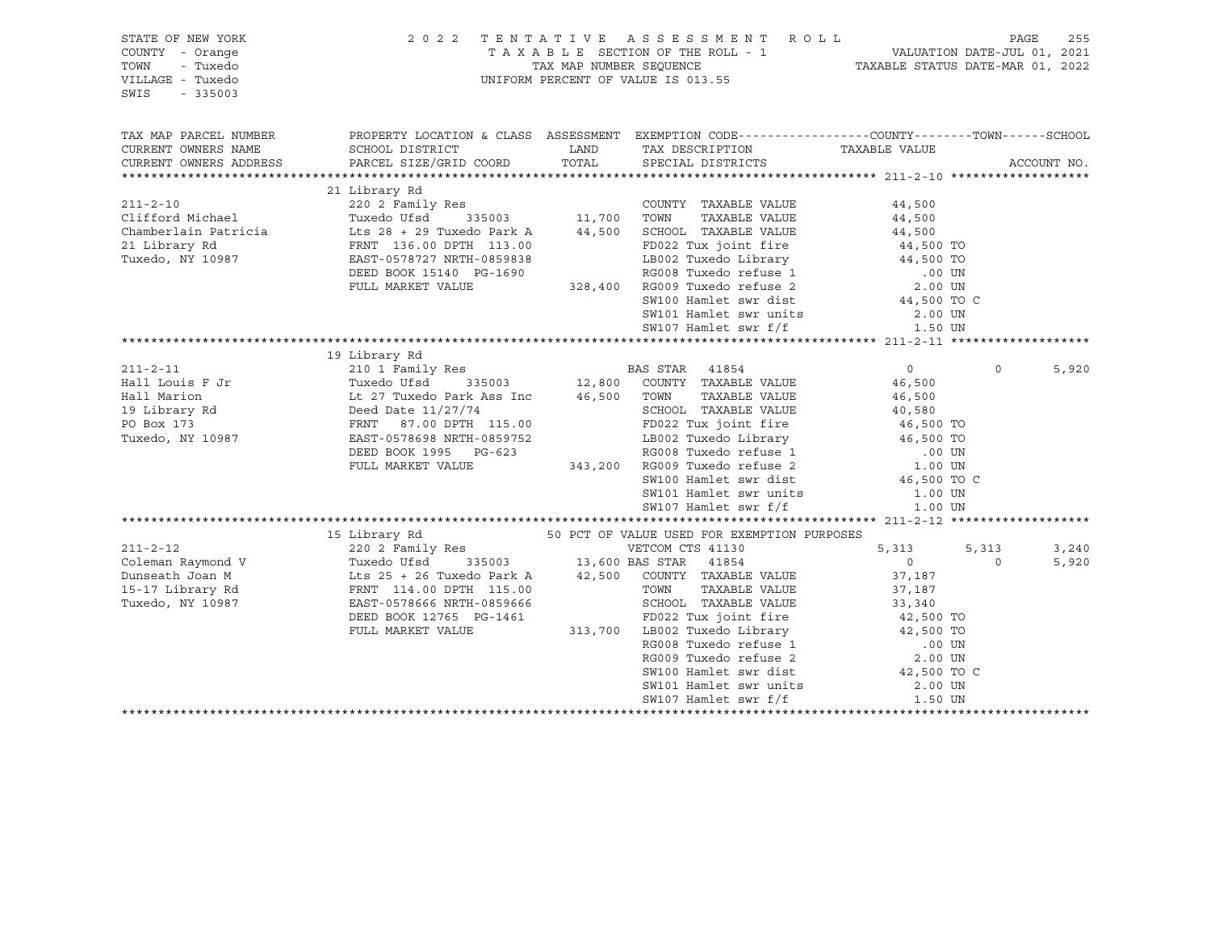STATE OF NEW YORK
COUNTY - Orange
TOWN - Tuxedo
VILLAGE - Tuxedo
SWIS - 335003

2 0 2 2 T E N T A T I V E A S S E S S M E N T R O L L
T A X A B L E SECTION OF THE ROLL - 1
TAX MAP NUMBER SEQUENCE
UNIFORM PERCENT OF VALUE IS 013.55

VALUATION DATE-JUL 01, 2021
TAXABLE STATUS DATE-MAR 01, 2022

```
TAX MAP PARCEL NUMBER      PROPERTY LOCATION & CLASS  ASSESSMENT  EXEMPTION CODE------------------COUNTY--------TOWN------SCHOOL
CURRENT OWNERS NAME        SCHOOL DISTRICT               LAND      TAX DESCRIPTION            TAXABLE VALUE
CURRENT OWNERS ADDRESS     PARCEL SIZE/GRID COORD        TOTAL     SPECIAL DISTRICTS                                      ACCOUNT NO.
******************************************************************************************************* 211-2-10 *******************
                           21 Library Rd
211-2-10                   220 2 Family Res                          COUNTY  TAXABLE VALUE           44,500
Clifford Michael           Tuxedo Ufsd      335003       11,700     TOWN    TAXABLE VALUE           44,500
Chamberlain Patricia       Lts 28 + 29 Tuxedo Park A     44,500     SCHOOL  TAXABLE VALUE           44,500
21 Library Rd              FRNT 136.00 DPTH 113.00                  FD022 Tux joint fire             44,500 TO
Tuxedo, NY 10987           EAST-0578727 NRTH-0859838                LB002 Tuxedo Library             44,500 TO
                           DEED BOOK 15140  PG-1690                 RG008 Tuxedo refuse 1               .00 UN
                           FULL MARKET VALUE            328,400     RG009 Tuxedo refuse 2              2.00 UN
                                                                    SW100 Hamlet swr dist            44,500 TO C
                                                                    SW101 Hamlet swr units             2.00 UN
                                                                    SW107 Hamlet swr f/f               1.50 UN
******************************************************************************************************* 211-2-11 *******************
                           19 Library Rd
211-2-11                   210 1 Family Res                         BAS STAR   41854                   0            0         5,920
Hall Louis F Jr            Tuxedo Ufsd      335003       12,800     COUNTY  TAXABLE VALUE           46,500
Hall Marion                Lt 27 Tuxedo Park Ass Inc     46,500     TOWN    TAXABLE VALUE           46,500
19 Library Rd              Deed Date 11/27/74                       SCHOOL  TAXABLE VALUE           40,580
PO Box 173                 FRNT  87.00 DPTH 115.00                  FD022 Tux joint fire             46,500 TO
Tuxedo, NY 10987           EAST-0578698 NRTH-0859752                LB002 Tuxedo Library             46,500 TO
                           DEED BOOK 1995   PG-623                  RG008 Tuxedo refuse 1               .00 UN
                           FULL MARKET VALUE            343,200     RG009 Tuxedo refuse 2              1.00 UN
                                                                    SW100 Hamlet swr dist            46,500 TO C
                                                                    SW101 Hamlet swr units             1.00 UN
                                                                    SW107 Hamlet swr f/f               1.00 UN
******************************************************************************************************* 211-2-12 *******************
                           15 Library Rd                   50 PCT OF VALUE USED FOR EXEMPTION PURPOSES
211-2-12                   220 2 Family Res                         VETCOM CTS 41130               5,313        5,313     3,240
Coleman Raymond V          Tuxedo Ufsd      335003       13,600 BAS STAR   41854                   0            0         5,920
Dunseath Joan M            Lts 25 + 26 Tuxedo Park A     42,500     COUNTY  TAXABLE VALUE           37,187
15-17 Library Rd           FRNT 114.00 DPTH 115.00                  TOWN    TAXABLE VALUE           37,187
Tuxedo, NY 10987           EAST-0578666 NRTH-0859666                SCHOOL  TAXABLE VALUE           33,340
                           DEED BOOK 12765  PG-1461                 FD022 Tux joint fire             42,500 TO
                           FULL MARKET VALUE            313,700     LB002 Tuxedo Library             42,500 TO
                                                                    RG008 Tuxedo refuse 1               .00 UN
                                                                    RG009 Tuxedo refuse 2              2.00 UN
                                                                    SW100 Hamlet swr dist            42,500 TO C
                                                                    SW101 Hamlet swr units             2.00 UN
                                                                    SW107 Hamlet swr f/f               1.50 UN
************************************************************************************************************************************
```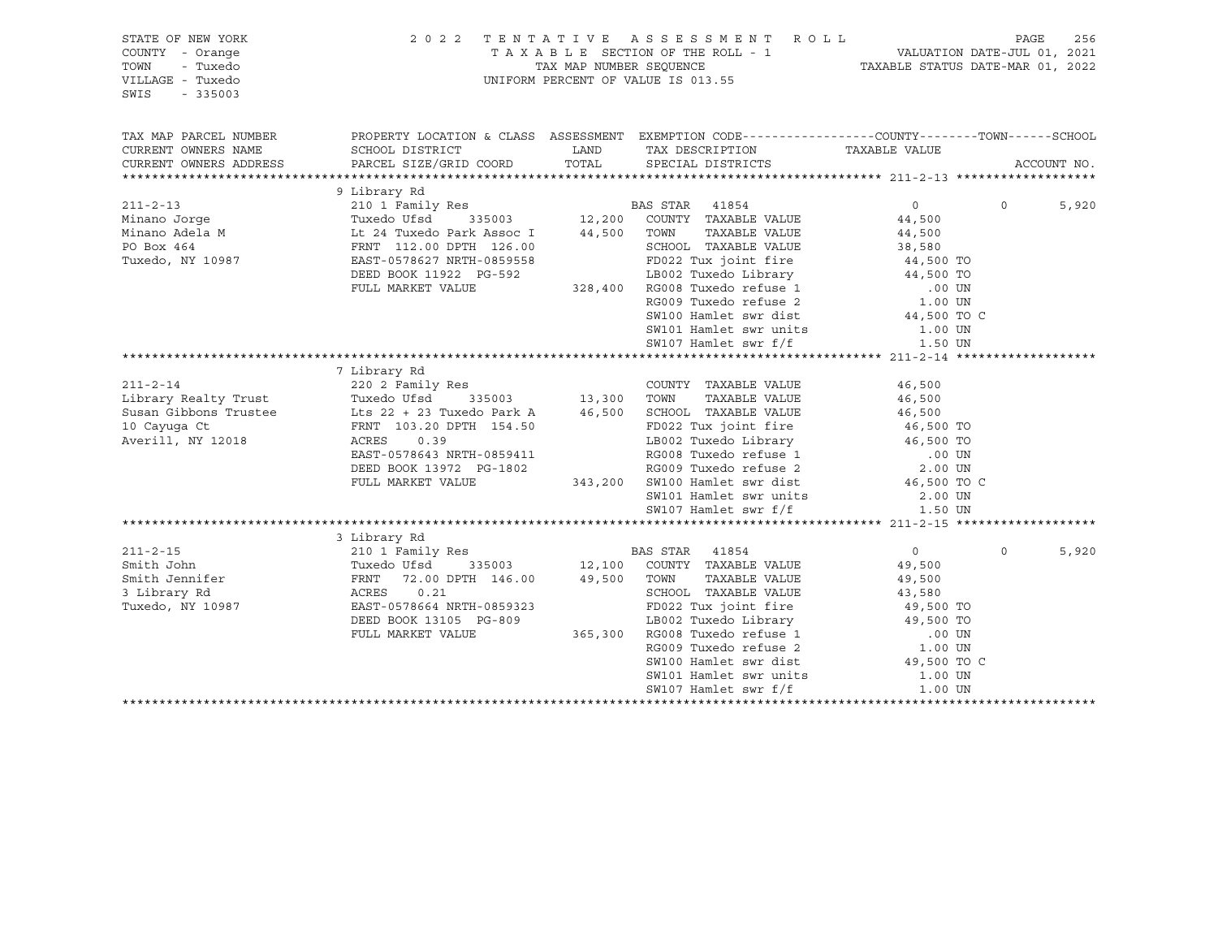STATE OF NEW YORK
COUNTY - Orange
TOWN - Tuxedo
VILLAGE - Tuxedo
SWIS - 335003

2022 TENTATIVE ASSESSMENT ROLL
TAXABLE SECTION OF THE ROLL - 1
TAX MAP NUMBER SEQUENCE
UNIFORM PERCENT OF VALUE IS 013.55

VALUATION DATE-JUL 01, 2021
TAXABLE STATUS DATE-MAR 01, 2022

| TAX MAP PARCEL NUMBER / CURRENT OWNERS NAME / CURRENT OWNERS ADDRESS | PROPERTY LOCATION & CLASS / SCHOOL DISTRICT / PARCEL SIZE/GRID COORD | ASSESSMENT LAND | TOTAL | EXEMPTION CODE / TAX DESCRIPTION / SPECIAL DISTRICTS | COUNTY TAXABLE VALUE | TOWN | SCHOOL | ACCOUNT NO. |
|---|---|---|---|---|---|---|---|---|
| | 9 Library Rd | | | | | | | |
| 211-2-13 | 210 1 Family Res | | | BAS STAR 41854 | 0 | 0 | 5,920 | |
| Minano Jorge | Tuxedo Ufsd 335003 | 12,200 | | COUNTY TAXABLE VALUE | 44,500 | | | |
| Minano Adela M | Lt 24 Tuxedo Park Assoc I | | 44,500 | TOWN TAXABLE VALUE | 44,500 | | | |
| PO Box 464 | FRNT 112.00 DPTH 126.00 | | | SCHOOL TAXABLE VALUE | 38,580 | | | |
| Tuxedo, NY 10987 | EAST-0578627 NRTH-0859558 | | | FD022 Tux joint fire | 44,500 TO | | | |
| | DEED BOOK 11922 PG-592 | | | LB002 Tuxedo Library | 44,500 TO | | | |
| | FULL MARKET VALUE | | 328,400 | RG008 Tuxedo refuse 1 | .00 UN | | | |
| | | | | RG009 Tuxedo refuse 2 | 1.00 UN | | | |
| | | | | SW100 Hamlet swr dist | 44,500 TO C | | | |
| | | | | SW101 Hamlet swr units | 1.00 UN | | | |
| | | | | SW107 Hamlet swr f/f | 1.50 UN | | | |
| | 7 Library Rd | | | | | | | |
| 211-2-14 | 220 2 Family Res | | | COUNTY TAXABLE VALUE | 46,500 | | | |
| Library Realty Trust | Tuxedo Ufsd 335003 | 13,300 | | TOWN TAXABLE VALUE | 46,500 | | | |
| Susan Gibbons Trustee | Lts 22 + 23 Tuxedo Park A | | 46,500 | SCHOOL TAXABLE VALUE | 46,500 | | | |
| 10 Cayuga Ct | FRNT 103.20 DPTH 154.50 | | | FD022 Tux joint fire | 46,500 TO | | | |
| Averill, NY 12018 | ACRES 0.39 | | | LB002 Tuxedo Library | 46,500 TO | | | |
| | EAST-0578643 NRTH-0859411 | | | RG008 Tuxedo refuse 1 | .00 UN | | | |
| | DEED BOOK 13972 PG-1802 | | | RG009 Tuxedo refuse 2 | 2.00 UN | | | |
| | FULL MARKET VALUE | | 343,200 | SW100 Hamlet swr dist | 46,500 TO C | | | |
| | | | | SW101 Hamlet swr units | 2.00 UN | | | |
| | | | | SW107 Hamlet swr f/f | 1.50 UN | | | |
| | 3 Library Rd | | | | | | | |
| 211-2-15 | 210 1 Family Res | | | BAS STAR 41854 | 0 | 0 | 5,920 | |
| Smith John | Tuxedo Ufsd 335003 | 12,100 | | COUNTY TAXABLE VALUE | 49,500 | | | |
| Smith Jennifer | FRNT 72.00 DPTH 146.00 | | 49,500 | TOWN TAXABLE VALUE | 49,500 | | | |
| 3 Library Rd | ACRES 0.21 | | | SCHOOL TAXABLE VALUE | 43,580 | | | |
| Tuxedo, NY 10987 | EAST-0578664 NRTH-0859323 | | | FD022 Tux joint fire | 49,500 TO | | | |
| | DEED BOOK 13105 PG-809 | | | LB002 Tuxedo Library | 49,500 TO | | | |
| | FULL MARKET VALUE | | 365,300 | RG008 Tuxedo refuse 1 | .00 UN | | | |
| | | | | RG009 Tuxedo refuse 2 | 1.00 UN | | | |
| | | | | SW100 Hamlet swr dist | 49,500 TO C | | | |
| | | | | SW101 Hamlet swr units | 1.00 UN | | | |
| | | | | SW107 Hamlet swr f/f | 1.00 UN | | | |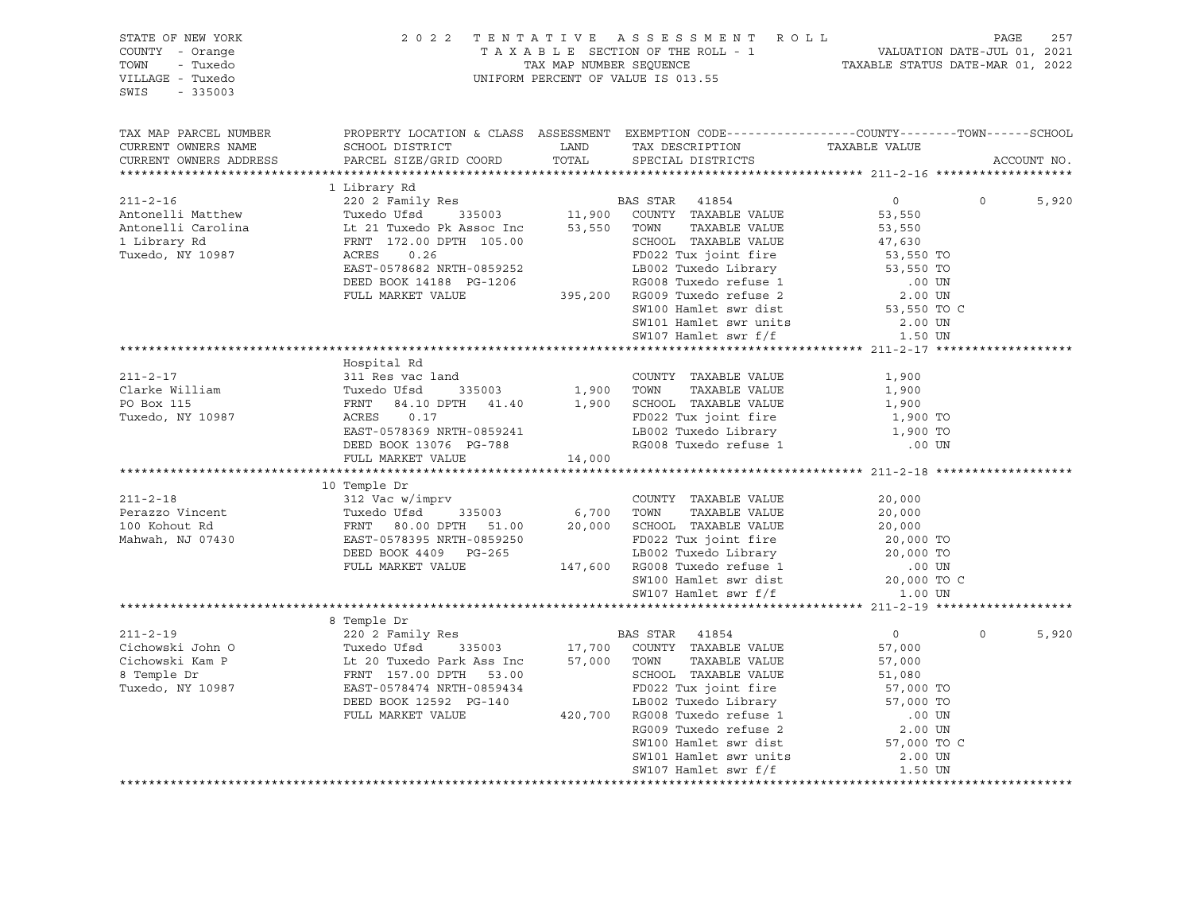STATE OF NEW YORK
COUNTY - Orange
TOWN - Tuxedo
VILLAGE - Tuxedo
SWIS - 335003

# 2022 TENTATIVE ASSESSMENT ROLL

TAXABLE SECTION OF THE ROLL - 1
TAX MAP NUMBER SEQUENCE
UNIFORM PERCENT OF VALUE IS 013.55

VALUATION DATE-JUL 01, 2021
TAXABLE STATUS DATE-MAR 01, 2022

```
TAX MAP PARCEL NUMBER     PROPERTY LOCATION & CLASS  ASSESSMENT  EXEMPTION CODE------------------COUNTY--------TOWN------SCHOOL
CURRENT OWNERS NAME       SCHOOL DISTRICT               LAND      TAX DESCRIPTION                  TAXABLE VALUE
CURRENT OWNERS ADDRESS    PARCEL SIZE/GRID COORD        TOTAL     SPECIAL DISTRICTS                                        ACCOUNT NO.
******************************************************************************************************* 211-2-16 *******************
                          1 Library Rd
211-2-16                  220 2 Family Res                        BAS STAR  41854                       0          0        5,920
Antonelli Matthew         Tuxedo Ufsd     335003       11,900     COUNTY  TAXABLE VALUE            53,550
Antonelli Carolina        Lt 21 Tuxedo Pk Assoc Inc    53,550     TOWN    TAXABLE VALUE            53,550
1 Library Rd              FRNT 172.00 DPTH 105.00                 SCHOOL  TAXABLE VALUE            47,630
Tuxedo, NY 10987          ACRES    0.26                           FD022 Tux joint fire             53,550 TO
                          EAST-0578682 NRTH-0859252               LB002 Tuxedo Library             53,550 TO
                          DEED BOOK 14188  PG-1206                RG008 Tuxedo refuse 1               .00 UN
                          FULL MARKET VALUE           395,200     RG009 Tuxedo refuse 2              2.00 UN
                                                                  SW100 Hamlet swr dist            53,550 TO C
                                                                  SW101 Hamlet swr units             2.00 UN
                                                                  SW107 Hamlet swr f/f               1.50 UN
******************************************************************************************************* 211-2-17 *******************
                          Hospital Rd
211-2-17                  311 Res vac land                        COUNTY  TAXABLE VALUE             1,900
Clarke William            Tuxedo Ufsd     335003        1,900     TOWN    TAXABLE VALUE             1,900
PO Box 115                FRNT  84.10 DPTH  41.40       1,900     SCHOOL  TAXABLE VALUE             1,900
Tuxedo, NY 10987          ACRES    0.17                           FD022 Tux joint fire              1,900 TO
                          EAST-0578369 NRTH-0859241               LB002 Tuxedo Library              1,900 TO
                          DEED BOOK 13076  PG-788                 RG008 Tuxedo refuse 1               .00 UN
                          FULL MARKET VALUE            14,000
******************************************************************************************************* 211-2-18 *******************
                          10 Temple Dr
211-2-18                  312 Vac w/imprv                         COUNTY  TAXABLE VALUE            20,000
Perazzo Vincent           Tuxedo Ufsd     335003        6,700     TOWN    TAXABLE VALUE            20,000
100 Kohout Rd             FRNT  80.00 DPTH  51.00      20,000     SCHOOL  TAXABLE VALUE            20,000
Mahwah, NJ 07430          EAST-0578395 NRTH-0859250               FD022 Tux joint fire             20,000 TO
                          DEED BOOK 4409   PG-265                 LB002 Tuxedo Library             20,000 TO
                          FULL MARKET VALUE           147,600     RG008 Tuxedo refuse 1               .00 UN
                                                                  SW100 Hamlet swr dist            20,000 TO C
                                                                  SW107 Hamlet swr f/f               1.00 UN
******************************************************************************************************* 211-2-19 *******************
                          8 Temple Dr
211-2-19                  220 2 Family Res                        BAS STAR  41854                       0          0        5,920
Cichowski John O          Tuxedo Ufsd     335003       17,700     COUNTY  TAXABLE VALUE            57,000
Cichowski Kam P           Lt 20 Tuxedo Park Ass Inc    57,000     TOWN    TAXABLE VALUE            57,000
8 Temple Dr               FRNT 157.00 DPTH  53.00                 SCHOOL  TAXABLE VALUE            51,080
Tuxedo, NY 10987          EAST-0578474 NRTH-0859434               FD022 Tux joint fire             57,000 TO
                          DEED BOOK 12592  PG-140                 LB002 Tuxedo Library             57,000 TO
                          FULL MARKET VALUE           420,700     RG008 Tuxedo refuse 1               .00 UN
                                                                  RG009 Tuxedo refuse 2              2.00 UN
                                                                  SW100 Hamlet swr dist            57,000 TO C
                                                                  SW101 Hamlet swr units             2.00 UN
                                                                  SW107 Hamlet swr f/f               1.50 UN
************************************************************************************************************************************
```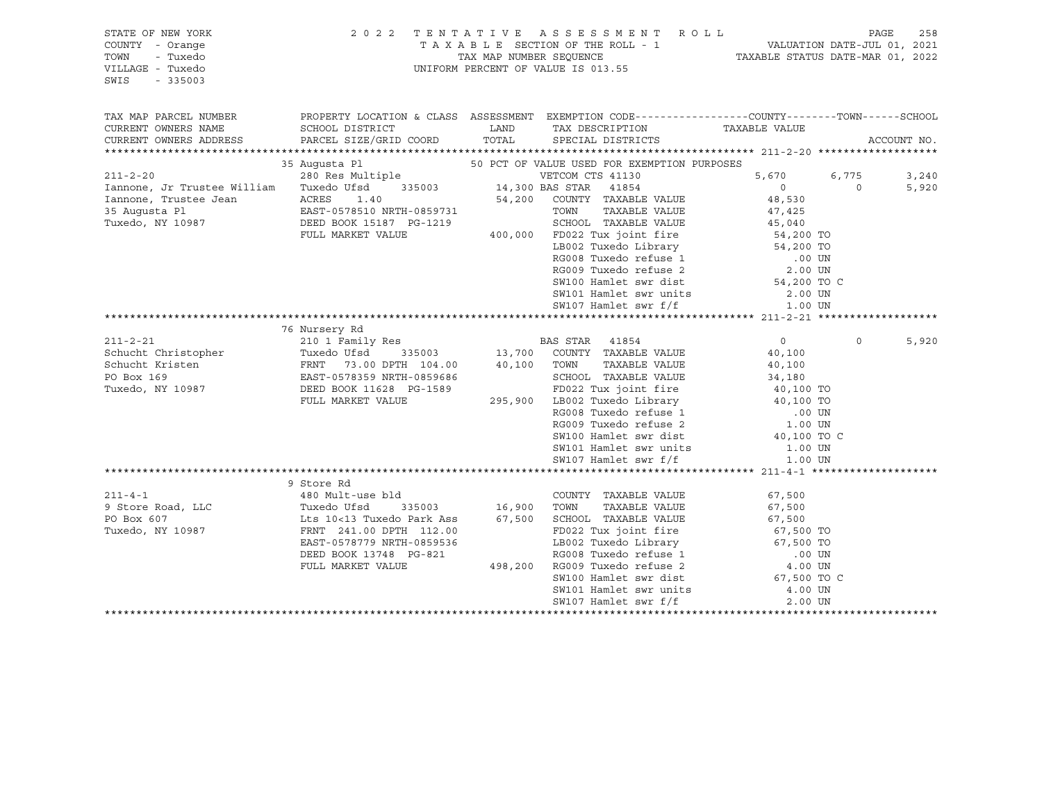STATE OF NEW YORK
COUNTY - Orange
TOWN - Tuxedo
VILLAGE - Tuxedo
SWIS - 335003

2022 TENTATIVE ASSESSMENT ROLL
TAXABLE SECTION OF THE ROLL - 1
TAX MAP NUMBER SEQUENCE
UNIFORM PERCENT OF VALUE IS 013.55

VALUATION DATE-JUL 01, 2021
TAXABLE STATUS DATE-MAR 01, 2022

| TAX MAP PARCEL NUMBER / CURRENT OWNERS NAME / CURRENT OWNERS ADDRESS | PROPERTY LOCATION & CLASS / SCHOOL DISTRICT / PARCEL SIZE/GRID COORD | ASSESSMENT LAND / TOTAL | EXEMPTION CODE / TAX DESCRIPTION / SPECIAL DISTRICTS | COUNTY | TOWN | SCHOOL |
|---|---|---|---|---|---|---|
| **211-2-20** | 35 Augusta Pl | | 50 PCT OF VALUE USED FOR EXEMPTION PURPOSES | | | |
| 211-2-20 | 280 Res Multiple | | VETCOM CTS 41130 | 5,670 | 6,775 | 3,240 |
| Iannone, Jr Trustee William | Tuxedo Ufsd 335003 | 14,300 | BAS STAR 41854 | 0 | 0 | 5,920 |
| Iannone, Trustee Jean | ACRES 1.40 | 54,200 | COUNTY TAXABLE VALUE | 48,530 | | |
| 35 Augusta Pl | EAST-0578510 NRTH-0859731 | | TOWN TAXABLE VALUE | 47,425 | | |
| Tuxedo, NY 10987 | DEED BOOK 15187 PG-1219 | | SCHOOL TAXABLE VALUE | 45,040 | | |
| | FULL MARKET VALUE | 400,000 | FD022 Tux joint fire | 54,200 TO | | |
| | | | LB002 Tuxedo Library | 54,200 TO | | |
| | | | RG008 Tuxedo refuse 1 | .00 UN | | |
| | | | RG009 Tuxedo refuse 2 | 2.00 UN | | |
| | | | SW100 Hamlet swr dist | 54,200 TO C | | |
| | | | SW101 Hamlet swr units | 2.00 UN | | |
| | | | SW107 Hamlet swr f/f | 1.00 UN | | |
| **211-2-21** | 76 Nursery Rd | | | | | |
| 211-2-21 | 210 1 Family Res | | BAS STAR 41854 | 0 | 0 | 5,920 |
| Schucht Christopher | Tuxedo Ufsd 335003 | 13,700 | COUNTY TAXABLE VALUE | 40,100 | | |
| Schucht Kristen | FRNT 73.00 DPTH 104.00 | 40,100 | TOWN TAXABLE VALUE | 40,100 | | |
| PO Box 169 | EAST-0578359 NRTH-0859686 | | SCHOOL TAXABLE VALUE | 34,180 | | |
| Tuxedo, NY 10987 | DEED BOOK 11628 PG-1589 | | FD022 Tux joint fire | 40,100 TO | | |
| | FULL MARKET VALUE | 295,900 | LB002 Tuxedo Library | 40,100 TO | | |
| | | | RG008 Tuxedo refuse 1 | .00 UN | | |
| | | | RG009 Tuxedo refuse 2 | 1.00 UN | | |
| | | | SW100 Hamlet swr dist | 40,100 TO C | | |
| | | | SW101 Hamlet swr units | 1.00 UN | | |
| | | | SW107 Hamlet swr f/f | 1.00 UN | | |
| **211-4-1** | 9 Store Rd | | | | | |
| 211-4-1 | 480 Mult-use bld | | COUNTY TAXABLE VALUE | 67,500 | | |
| 9 Store Road, LLC | Tuxedo Ufsd 335003 | 16,900 | TOWN TAXABLE VALUE | 67,500 | | |
| PO Box 607 | Lts 10<13 Tuxedo Park Ass | 67,500 | SCHOOL TAXABLE VALUE | 67,500 | | |
| Tuxedo, NY 10987 | FRNT 241.00 DPTH 112.00 | | FD022 Tux joint fire | 67,500 TO | | |
| | EAST-0578779 NRTH-0859536 | | LB002 Tuxedo Library | 67,500 TO | | |
| | DEED BOOK 13748 PG-821 | | RG008 Tuxedo refuse 1 | .00 UN | | |
| | FULL MARKET VALUE | 498,200 | RG009 Tuxedo refuse 2 | 4.00 UN | | |
| | | | SW100 Hamlet swr dist | 67,500 TO C | | |
| | | | SW101 Hamlet swr units | 4.00 UN | | |
| | | | SW107 Hamlet swr f/f | 2.00 UN | | |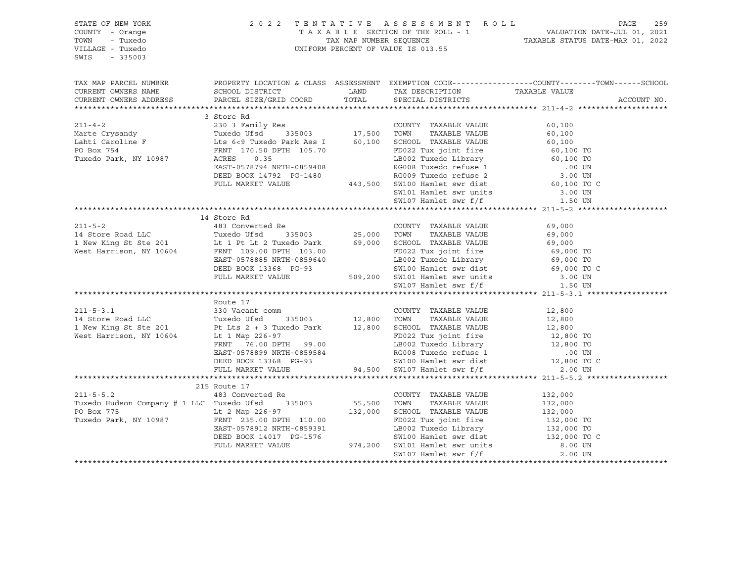STATE OF NEW YORK
COUNTY - Orange
TOWN - Tuxedo
VILLAGE - Tuxedo
SWIS - 335003

2022 TENTATIVE ASSESSMENT ROLL
TAXABLE SECTION OF THE ROLL - 1
TAX MAP NUMBER SEQUENCE
UNIFORM PERCENT OF VALUE IS 013.55

VALUATION DATE-JUL 01, 2021
TAXABLE STATUS DATE-MAR 01, 2022

| TAX MAP PARCEL NUMBER<br>CURRENT OWNERS NAME<br>CURRENT OWNERS ADDRESS | PROPERTY LOCATION & CLASS<br>SCHOOL DISTRICT<br>PARCEL SIZE/GRID COORD | ASSESSMENT<br>LAND<br>TOTAL | EXEMPTION CODE<br>TAX DESCRIPTION<br>SPECIAL DISTRICTS | COUNTY--------TOWN------SCHOOL<br>TAXABLE VALUE | ACCOUNT NO. |
|---|---|---|---|---|---|
| **211-4-2** | 3 Store Rd | | | | |
| 211-4-2 | 230 3 Family Res | | COUNTY TAXABLE VALUE | 60,100 | |
| Marte Crysandy | Tuxedo Ufsd 335003 | 17,500 | TOWN TAXABLE VALUE | 60,100 | |
| Lahti Caroline F | Lts 6<9 Tuxedo Park Ass I | 60,100 | SCHOOL TAXABLE VALUE | 60,100 | |
| PO Box 754 | FRNT 170.50 DPTH 105.70 | | FD022 Tux joint fire | 60,100 TO | |
| Tuxedo Park, NY 10987 | ACRES 0.35 | | LB002 Tuxedo Library | 60,100 TO | |
| | EAST-0578794 NRTH-0859408 | | RG008 Tuxedo refuse 1 | .00 UN | |
| | DEED BOOK 14792 PG-1480 | | RG009 Tuxedo refuse 2 | 3.00 UN | |
| | FULL MARKET VALUE | 443,500 | SW100 Hamlet swr dist | 60,100 TO C | |
| | | | SW101 Hamlet swr units | 3.00 UN | |
| | | | SW107 Hamlet swr f/f | 1.50 UN | |
| **211-5-2** | 14 Store Rd | | | | |
| 211-5-2 | 483 Converted Re | | COUNTY TAXABLE VALUE | 69,000 | |
| 14 Store Road LLC | Tuxedo Ufsd 335003 | 25,000 | TOWN TAXABLE VALUE | 69,000 | |
| 1 New King St Ste 201 | Lt 1 Pt Lt 2 Tuxedo Park | 69,000 | SCHOOL TAXABLE VALUE | 69,000 | |
| West Harrison, NY 10604 | FRNT 109.00 DPTH 103.00 | | FD022 Tux joint fire | 69,000 TO | |
| | EAST-0578885 NRTH-0859640 | | LB002 Tuxedo Library | 69,000 TO | |
| | DEED BOOK 13368 PG-93 | | SW100 Hamlet swr dist | 69,000 TO C | |
| | FULL MARKET VALUE | 509,200 | SW101 Hamlet swr units | 3.00 UN | |
| | | | SW107 Hamlet swr f/f | 1.50 UN | |
| **211-5-3.1** | Route 17 | | | | |
| 211-5-3.1 | 330 Vacant comm | | COUNTY TAXABLE VALUE | 12,800 | |
| 14 Store Road LLC | Tuxedo Ufsd 335003 | 12,800 | TOWN TAXABLE VALUE | 12,800 | |
| 1 New King St Ste 201 | Pt Lts 2 + 3 Tuxedo Park | 12,800 | SCHOOL TAXABLE VALUE | 12,800 | |
| West Harrison, NY 10604 | Lt 1 Map 226-97 | | FD022 Tux joint fire | 12,800 TO | |
| | FRNT 76.00 DPTH 99.00 | | LB002 Tuxedo Library | 12,800 TO | |
| | EAST-0578899 NRTH-0859584 | | RG008 Tuxedo refuse 1 | .00 UN | |
| | DEED BOOK 13368 PG-93 | | SW100 Hamlet swr dist | 12,800 TO C | |
| | FULL MARKET VALUE | 94,500 | SW107 Hamlet swr f/f | 2.00 UN | |
| **211-5-5.2** | 215 Route 17 | | | | |
| 211-5-5.2 | 483 Converted Re | | COUNTY TAXABLE VALUE | 132,000 | |
| Tuxedo Hudson Company # 1 LLC | Tuxedo Ufsd 335003 | 55,500 | TOWN TAXABLE VALUE | 132,000 | |
| PO Box 775 | Lt 2 Map 226-97 | 132,000 | SCHOOL TAXABLE VALUE | 132,000 | |
| Tuxedo Park, NY 10987 | FRNT 235.00 DPTH 110.00 | | FD022 Tux joint fire | 132,000 TO | |
| | EAST-0578912 NRTH-0859391 | | LB002 Tuxedo Library | 132,000 TO | |
| | DEED BOOK 14017 PG-1576 | | SW100 Hamlet swr dist | 132,000 TO C | |
| | FULL MARKET VALUE | 974,200 | SW101 Hamlet swr units | 8.00 UN | |
| | | | SW107 Hamlet swr f/f | 2.00 UN | |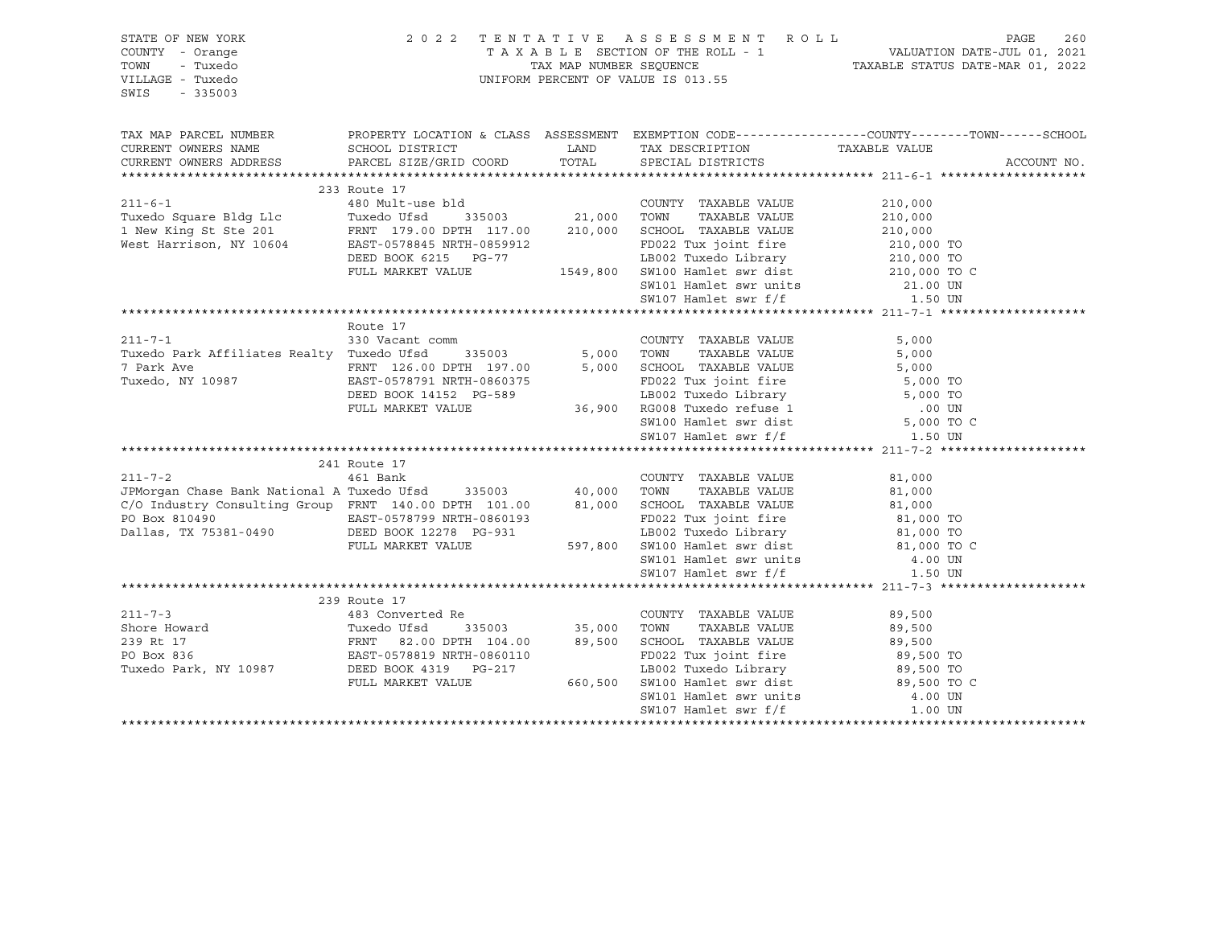STATE OF NEW YORK
COUNTY - Orange
TOWN - Tuxedo
VILLAGE - Tuxedo
SWIS - 335003

2022 TENTATIVE ASSESSMENT ROLL
TAXABLE SECTION OF THE ROLL - 1
TAX MAP NUMBER SEQUENCE
UNIFORM PERCENT OF VALUE IS 013.55

VALUATION DATE-JUL 01, 2021
TAXABLE STATUS DATE-MAR 01, 2022

```
TAX MAP PARCEL NUMBER          PROPERTY LOCATION & CLASS  ASSESSMENT  EXEMPTION CODE-----------------COUNTY--------TOWN------SCHOOL
CURRENT OWNERS NAME            SCHOOL DISTRICT               LAND      TAX DESCRIPTION               TAXABLE VALUE
CURRENT OWNERS ADDRESS         PARCEL SIZE/GRID COORD        TOTAL     SPECIAL DISTRICTS                                     ACCOUNT NO.
******************************************************************************************************* 211-6-1 ********************
                               233 Route 17
211-6-1                        480 Mult-use bld                        COUNTY  TAXABLE VALUE            210,000
Tuxedo Square Bldg Llc         Tuxedo Ufsd      335003        21,000   TOWN    TAXABLE VALUE            210,000
1 New King St Ste 201          FRNT 179.00 DPTH 117.00       210,000   SCHOOL  TAXABLE VALUE            210,000
West Harrison, NY 10604        EAST-0578845 NRTH-0859912               FD022 Tux joint fire              210,000 TO
                               DEED BOOK 6215   PG-77                  LB002 Tuxedo Library              210,000 TO
                               FULL MARKET VALUE           1549,800    SW100 Hamlet swr dist             210,000 TO C
                                                                       SW101 Hamlet swr units              21.00 UN
                                                                       SW107 Hamlet swr f/f                 1.50 UN
******************************************************************************************************* 211-7-1 ********************
                               Route 17
211-7-1                        330 Vacant comm                         COUNTY  TAXABLE VALUE              5,000
Tuxedo Park Affiliates Realty  Tuxedo Ufsd      335003         5,000   TOWN    TAXABLE VALUE              5,000
7 Park Ave                     FRNT 126.00 DPTH 197.00         5,000   SCHOOL  TAXABLE VALUE              5,000
Tuxedo, NY 10987               EAST-0578791 NRTH-0860375               FD022 Tux joint fire                5,000 TO
                               DEED BOOK 14152  PG-589                 LB002 Tuxedo Library                5,000 TO
                               FULL MARKET VALUE             36,900    RG008 Tuxedo refuse 1                 .00 UN
                                                                       SW100 Hamlet swr dist               5,000 TO C
                                                                       SW107 Hamlet swr f/f                 1.50 UN
******************************************************************************************************* 211-7-2 ********************
                               241 Route 17
211-7-2                        461 Bank                                COUNTY  TAXABLE VALUE             81,000
JPMorgan Chase Bank National A Tuxedo Ufsd      335003        40,000   TOWN    TAXABLE VALUE             81,000
C/O Industry Consulting Group  FRNT 140.00 DPTH 101.00        81,000   SCHOOL  TAXABLE VALUE             81,000
PO Box 810490                  EAST-0578799 NRTH-0860193               FD022 Tux joint fire               81,000 TO
Dallas, TX 75381-0490          DEED BOOK 12278  PG-931                 LB002 Tuxedo Library               81,000 TO
                               FULL MARKET VALUE            597,800    SW100 Hamlet swr dist              81,000 TO C
                                                                       SW101 Hamlet swr units               4.00 UN
                                                                       SW107 Hamlet swr f/f                 1.50 UN
******************************************************************************************************* 211-7-3 ********************
                               239 Route 17
211-7-3                        483 Converted Re                        COUNTY  TAXABLE VALUE             89,500
Shore Howard                   Tuxedo Ufsd      335003        35,000   TOWN    TAXABLE VALUE             89,500
239 Rt 17                      FRNT  82.00 DPTH 104.00        89,500   SCHOOL  TAXABLE VALUE             89,500
PO Box 836                     EAST-0578819 NRTH-0860110               FD022 Tux joint fire               89,500 TO
Tuxedo Park, NY 10987          DEED BOOK 4319   PG-217                 LB002 Tuxedo Library               89,500 TO
                               FULL MARKET VALUE            660,500    SW100 Hamlet swr dist              89,500 TO C
                                                                       SW101 Hamlet swr units               4.00 UN
                                                                       SW107 Hamlet swr f/f                 1.00 UN
************************************************************************************************************************************
```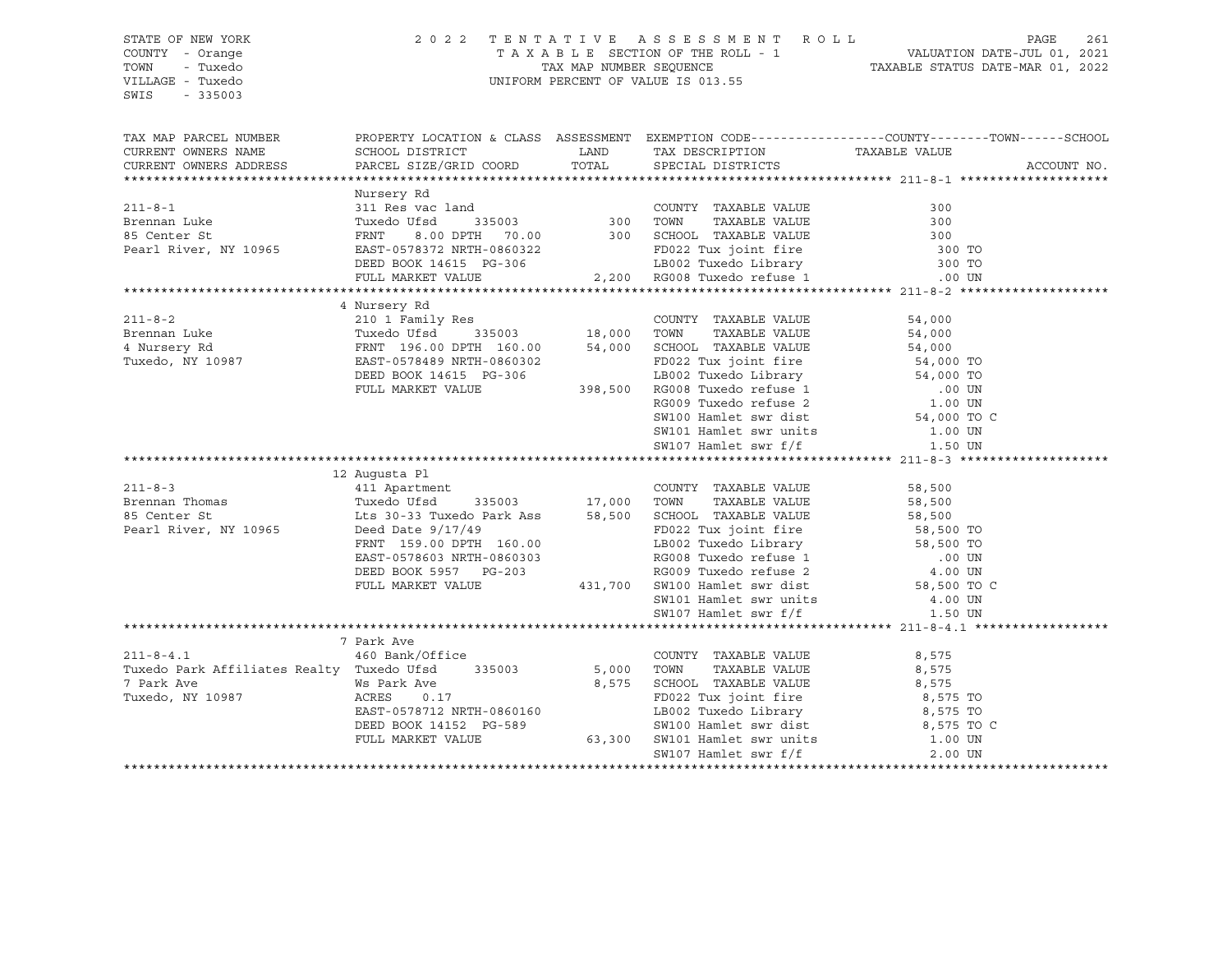STATE OF NEW YORK
COUNTY - Orange
TOWN - Tuxedo
VILLAGE - Tuxedo
SWIS - 335003

2022 TENTATIVE ASSESSMENT ROLL
TAXABLE SECTION OF THE ROLL - 1
TAX MAP NUMBER SEQUENCE
UNIFORM PERCENT OF VALUE IS 013.55

VALUATION DATE-JUL 01, 2021
TAXABLE STATUS DATE-MAR 01, 2022

| TAX MAP PARCEL NUMBER / CURRENT OWNERS NAME / CURRENT OWNERS ADDRESS | PROPERTY LOCATION & CLASS / SCHOOL DISTRICT / PARCEL SIZE/GRID COORD | ASSESSMENT LAND / TOTAL | EXEMPTION CODE / TAX DESCRIPTION / SPECIAL DISTRICTS | TAXABLE VALUE (COUNTY / TOWN / SCHOOL) | ACCOUNT NO. |
|---|---|---|---|---|---|
| **211-8-1** | Nursery Rd | | | | |
| 211-8-1 | 311 Res vac land | | COUNTY TAXABLE VALUE | 300 | |
| Brennan Luke | Tuxedo Ufsd 335003 | 300 | TOWN TAXABLE VALUE | 300 | |
| 85 Center St | FRNT 8.00 DPTH 70.00 | 300 | SCHOOL TAXABLE VALUE | 300 | |
| Pearl River, NY 10965 | EAST-0578372 NRTH-0860322 | | FD022 Tux joint fire | 300 TO | |
| | DEED BOOK 14615 PG-306 | | LB002 Tuxedo Library | 300 TO | |
| | FULL MARKET VALUE | 2,200 | RG008 Tuxedo refuse 1 | .00 UN | |
| **211-8-2** | 4 Nursery Rd | | | | |
| 211-8-2 | 210 1 Family Res | | COUNTY TAXABLE VALUE | 54,000 | |
| Brennan Luke | Tuxedo Ufsd 335003 | 18,000 | TOWN TAXABLE VALUE | 54,000 | |
| 4 Nursery Rd | FRNT 196.00 DPTH 160.00 | 54,000 | SCHOOL TAXABLE VALUE | 54,000 | |
| Tuxedo, NY 10987 | EAST-0578489 NRTH-0860302 | | FD022 Tux joint fire | 54,000 TO | |
| | DEED BOOK 14615 PG-306 | | LB002 Tuxedo Library | 54,000 TO | |
| | FULL MARKET VALUE | 398,500 | RG008 Tuxedo refuse 1 | .00 UN | |
| | | | RG009 Tuxedo refuse 2 | 1.00 UN | |
| | | | SW100 Hamlet swr dist | 54,000 TO C | |
| | | | SW101 Hamlet swr units | 1.00 UN | |
| | | | SW107 Hamlet swr f/f | 1.50 UN | |
| **211-8-3** | 12 Augusta Pl | | | | |
| 211-8-3 | 411 Apartment | | COUNTY TAXABLE VALUE | 58,500 | |
| Brennan Thomas | Tuxedo Ufsd 335003 | 17,000 | TOWN TAXABLE VALUE | 58,500 | |
| 85 Center St | Lts 30-33 Tuxedo Park Ass | 58,500 | SCHOOL TAXABLE VALUE | 58,500 | |
| Pearl River, NY 10965 | Deed Date 9/17/49 | | FD022 Tux joint fire | 58,500 TO | |
| | FRNT 159.00 DPTH 160.00 | | LB002 Tuxedo Library | 58,500 TO | |
| | EAST-0578603 NRTH-0860303 | | RG008 Tuxedo refuse 1 | .00 UN | |
| | DEED BOOK 5957 PG-203 | | RG009 Tuxedo refuse 2 | 4.00 UN | |
| | FULL MARKET VALUE | 431,700 | SW100 Hamlet swr dist | 58,500 TO C | |
| | | | SW101 Hamlet swr units | 4.00 UN | |
| | | | SW107 Hamlet swr f/f | 1.50 UN | |
| **211-8-4.1** | 7 Park Ave | | | | |
| 211-8-4.1 | 460 Bank/Office | | COUNTY TAXABLE VALUE | 8,575 | |
| Tuxedo Park Affiliates Realty | Tuxedo Ufsd 335003 | 5,000 | TOWN TAXABLE VALUE | 8,575 | |
| 7 Park Ave | Ws Park Ave | 8,575 | SCHOOL TAXABLE VALUE | 8,575 | |
| Tuxedo, NY 10987 | ACRES 0.17 | | FD022 Tux joint fire | 8,575 TO | |
| | EAST-0578712 NRTH-0860160 | | LB002 Tuxedo Library | 8,575 TO | |
| | DEED BOOK 14152 PG-589 | | SW100 Hamlet swr dist | 8,575 TO C | |
| | FULL MARKET VALUE | 63,300 | SW101 Hamlet swr units | 1.00 UN | |
| | | | SW107 Hamlet swr f/f | 2.00 UN | |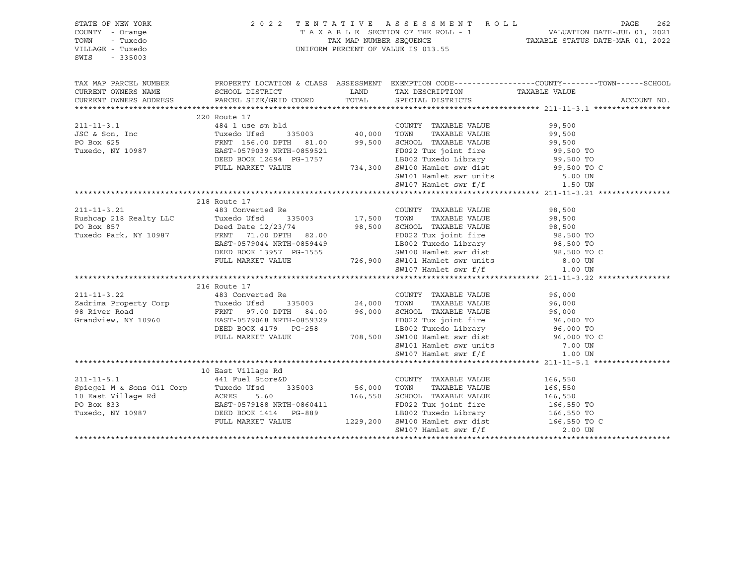STATE OF NEW YORK
COUNTY - Orange
TOWN - Tuxedo
VILLAGE - Tuxedo
SWIS - 335003

2022 TENTATIVE ASSESSMENT ROLL
TAXABLE SECTION OF THE ROLL - 1
TAX MAP NUMBER SEQUENCE
UNIFORM PERCENT OF VALUE IS 013.55

VALUATION DATE-JUL 01, 2021
TAXABLE STATUS DATE-MAR 01, 2022

| TAX MAP PARCEL NUMBER / CURRENT OWNERS NAME / CURRENT OWNERS ADDRESS | PROPERTY LOCATION & CLASS / SCHOOL DISTRICT / PARCEL SIZE/GRID COORD | ASSESSMENT LAND | TOTAL | EXEMPTION CODE / TAX DESCRIPTION / SPECIAL DISTRICTS | TAXABLE VALUE (COUNTY / TOWN / SCHOOL) | ACCOUNT NO. |
|---|---|---|---|---|---|---|
| **211-11-3.1** | 220 Route 17 | | | | | |
| 211-11-3.1 | 484 1 use sm bld | | | COUNTY TAXABLE VALUE | 99,500 | |
| JSC & Son, Inc | Tuxedo Ufsd 335003 | 40,000 | | TOWN TAXABLE VALUE | 99,500 | |
| PO Box 625 | FRNT 156.00 DPTH 81.00 | | 99,500 | SCHOOL TAXABLE VALUE | 99,500 | |
| Tuxedo, NY 10987 | EAST-0579039 NRTH-0859521 | | | FD022 Tux joint fire | 99,500 TO | |
| | DEED BOOK 12694 PG-1757 | | | LB002 Tuxedo Library | 99,500 TO | |
| | FULL MARKET VALUE | | 734,300 | SW100 Hamlet swr dist | 99,500 TO C | |
| | | | | SW101 Hamlet swr units | 5.00 UN | |
| | | | | SW107 Hamlet swr f/f | 1.50 UN | |
| **211-11-3.21** | 218 Route 17 | | | | | |
| 211-11-3.21 | 483 Converted Re | | | COUNTY TAXABLE VALUE | 98,500 | |
| Rushcap 218 Realty LLC | Tuxedo Ufsd 335003 | 17,500 | | TOWN TAXABLE VALUE | 98,500 | |
| PO Box 857 | Deed Date 12/23/74 | | 98,500 | SCHOOL TAXABLE VALUE | 98,500 | |
| Tuxedo Park, NY 10987 | FRNT 71.00 DPTH 82.00 | | | FD022 Tux joint fire | 98,500 TO | |
| | EAST-0579044 NRTH-0859449 | | | LB002 Tuxedo Library | 98,500 TO | |
| | DEED BOOK 13957 PG-1555 | | | SW100 Hamlet swr dist | 98,500 TO C | |
| | FULL MARKET VALUE | | 726,900 | SW101 Hamlet swr units | 8.00 UN | |
| | | | | SW107 Hamlet swr f/f | 1.00 UN | |
| **211-11-3.22** | 216 Route 17 | | | | | |
| 211-11-3.22 | 483 Converted Re | | | COUNTY TAXABLE VALUE | 96,000 | |
| Zadrima Property Corp | Tuxedo Ufsd 335003 | 24,000 | | TOWN TAXABLE VALUE | 96,000 | |
| 98 River Road | FRNT 97.00 DPTH 84.00 | | 96,000 | SCHOOL TAXABLE VALUE | 96,000 | |
| Grandview, NY 10960 | EAST-0579068 NRTH-0859329 | | | FD022 Tux joint fire | 96,000 TO | |
| | DEED BOOK 4179 PG-258 | | | LB002 Tuxedo Library | 96,000 TO | |
| | FULL MARKET VALUE | | 708,500 | SW100 Hamlet swr dist | 96,000 TO C | |
| | | | | SW101 Hamlet swr units | 7.00 UN | |
| | | | | SW107 Hamlet swr f/f | 1.00 UN | |
| **211-11-5.1** | 10 East Village Rd | | | | | |
| 211-11-5.1 | 441 Fuel Store&D | | | COUNTY TAXABLE VALUE | 166,550 | |
| Spiegel M & Sons Oil Corp | Tuxedo Ufsd 335003 | 56,000 | | TOWN TAXABLE VALUE | 166,550 | |
| 10 East Village Rd | ACRES 5.60 | | 166,550 | SCHOOL TAXABLE VALUE | 166,550 | |
| PO Box 833 | EAST-0579188 NRTH-0860411 | | | FD022 Tux joint fire | 166,550 TO | |
| Tuxedo, NY 10987 | DEED BOOK 1414 PG-889 | | | LB002 Tuxedo Library | 166,550 TO | |
| | FULL MARKET VALUE | | 1229,200 | SW100 Hamlet swr dist | 166,550 TO C | |
| | | | | SW107 Hamlet swr f/f | 2.00 UN | |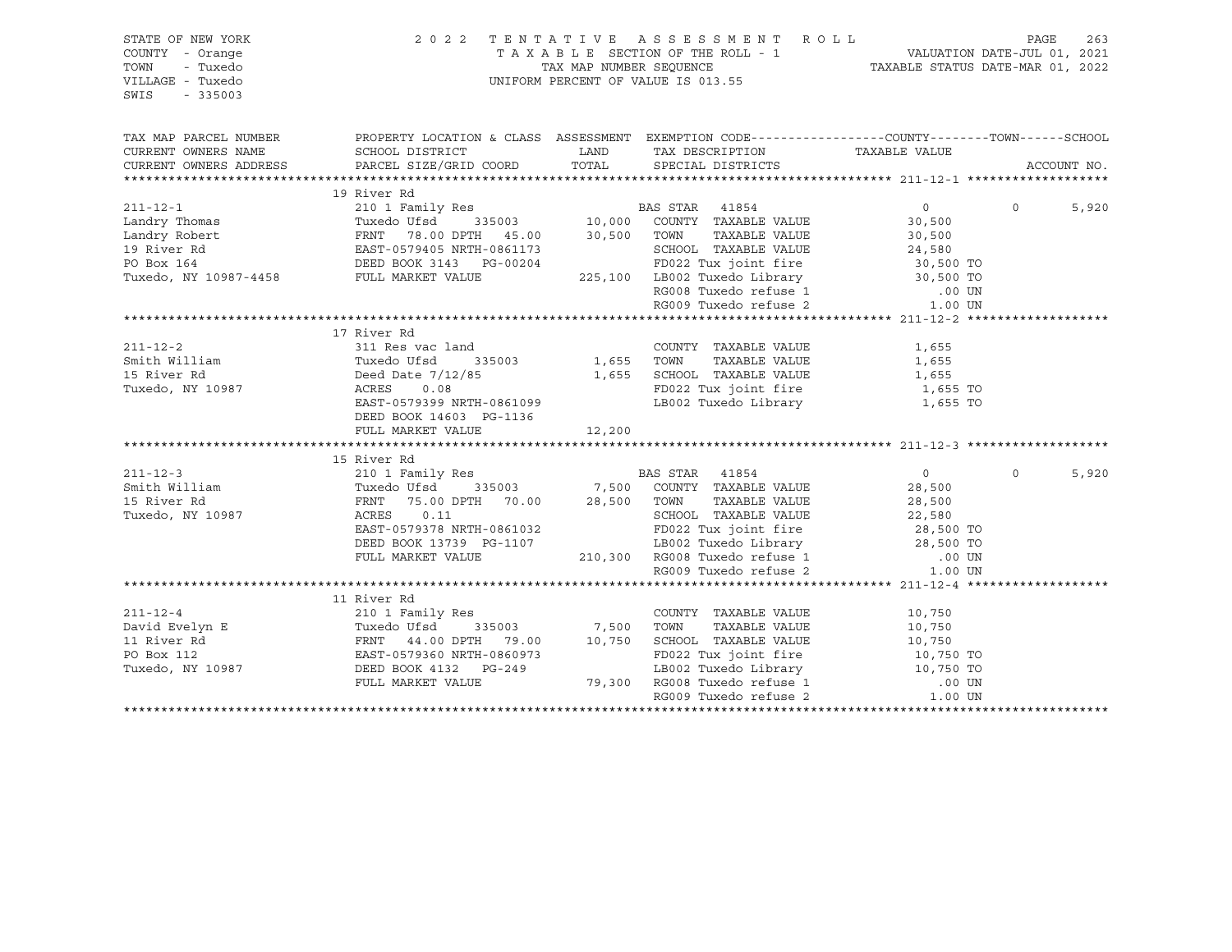STATE OF NEW YORK | COUNTY - Orange | TOWN - Tuxedo | VILLAGE - Tuxedo | SWIS - 335003

2022 TENTATIVE ASSESSMENT ROLL
TAXABLE SECTION OF THE ROLL - 1
TAX MAP NUMBER SEQUENCE
UNIFORM PERCENT OF VALUE IS 013.55

VALUATION DATE-JUL 01, 2021
TAXABLE STATUS DATE-MAR 01, 2022

| TAX MAP PARCEL NUMBER / CURRENT OWNERS NAME / CURRENT OWNERS ADDRESS | PROPERTY LOCATION & CLASS / SCHOOL DISTRICT / PARCEL SIZE/GRID COORD | ASSESSMENT LAND / TOTAL | EXEMPTION CODE / TAX DESCRIPTION / SPECIAL DISTRICTS | COUNTY TAXABLE VALUE | TOWN | SCHOOL / ACCOUNT NO. |
|---|---|---|---|---|---|---|
| **211-12-1** | 19 River Rd | | | | | |
| 211-12-1 | 210 1 Family Res | | BAS STAR 41854 | 0 | 0 | 5,920 |
| Landry Thomas | Tuxedo Ufsd 335003 | 10,000 | COUNTY TAXABLE VALUE | 30,500 | | |
| Landry Robert | FRNT 78.00 DPTH 45.00 | 30,500 | TOWN TAXABLE VALUE | 30,500 | | |
| 19 River Rd | EAST-0579405 NRTH-0861173 | | SCHOOL TAXABLE VALUE | 24,580 | | |
| PO Box 164 | DEED BOOK 3143 PG-00204 | | FD022 Tux joint fire | 30,500 TO | | |
| Tuxedo, NY 10987-4458 | FULL MARKET VALUE | 225,100 | LB002 Tuxedo Library | 30,500 TO | | |
| | | | RG008 Tuxedo refuse 1 | .00 UN | | |
| | | | RG009 Tuxedo refuse 2 | 1.00 UN | | |
| **211-12-2** | 17 River Rd | | | | | |
| 211-12-2 | 311 Res vac land | | COUNTY TAXABLE VALUE | 1,655 | | |
| Smith William | Tuxedo Ufsd 335003 | 1,655 | TOWN TAXABLE VALUE | 1,655 | | |
| 15 River Rd | Deed Date 7/12/85 | 1,655 | SCHOOL TAXABLE VALUE | 1,655 | | |
| Tuxedo, NY 10987 | ACRES 0.08 | | FD022 Tux joint fire | 1,655 TO | | |
| | EAST-0579399 NRTH-0861099 | | LB002 Tuxedo Library | 1,655 TO | | |
| | DEED BOOK 14603 PG-1136 | | | | | |
| | FULL MARKET VALUE | 12,200 | | | | |
| **211-12-3** | 15 River Rd | | | | | |
| 211-12-3 | 210 1 Family Res | | BAS STAR 41854 | 0 | 0 | 5,920 |
| Smith William | Tuxedo Ufsd 335003 | 7,500 | COUNTY TAXABLE VALUE | 28,500 | | |
| 15 River Rd | FRNT 75.00 DPTH 70.00 | 28,500 | TOWN TAXABLE VALUE | 28,500 | | |
| Tuxedo, NY 10987 | ACRES 0.11 | | SCHOOL TAXABLE VALUE | 22,580 | | |
| | EAST-0579378 NRTH-0861032 | | FD022 Tux joint fire | 28,500 TO | | |
| | DEED BOOK 13739 PG-1107 | | LB002 Tuxedo Library | 28,500 TO | | |
| | FULL MARKET VALUE | 210,300 | RG008 Tuxedo refuse 1 | .00 UN | | |
| | | | RG009 Tuxedo refuse 2 | 1.00 UN | | |
| **211-12-4** | 11 River Rd | | | | | |
| 211-12-4 | 210 1 Family Res | | COUNTY TAXABLE VALUE | 10,750 | | |
| David Evelyn E | Tuxedo Ufsd 335003 | 7,500 | TOWN TAXABLE VALUE | 10,750 | | |
| 11 River Rd | FRNT 44.00 DPTH 79.00 | 10,750 | SCHOOL TAXABLE VALUE | 10,750 | | |
| PO Box 112 | EAST-0579360 NRTH-0860973 | | FD022 Tux joint fire | 10,750 TO | | |
| Tuxedo, NY 10987 | DEED BOOK 4132 PG-249 | | LB002 Tuxedo Library | 10,750 TO | | |
| | FULL MARKET VALUE | 79,300 | RG008 Tuxedo refuse 1 | .00 UN | | |
| | | | RG009 Tuxedo refuse 2 | 1.00 UN | | |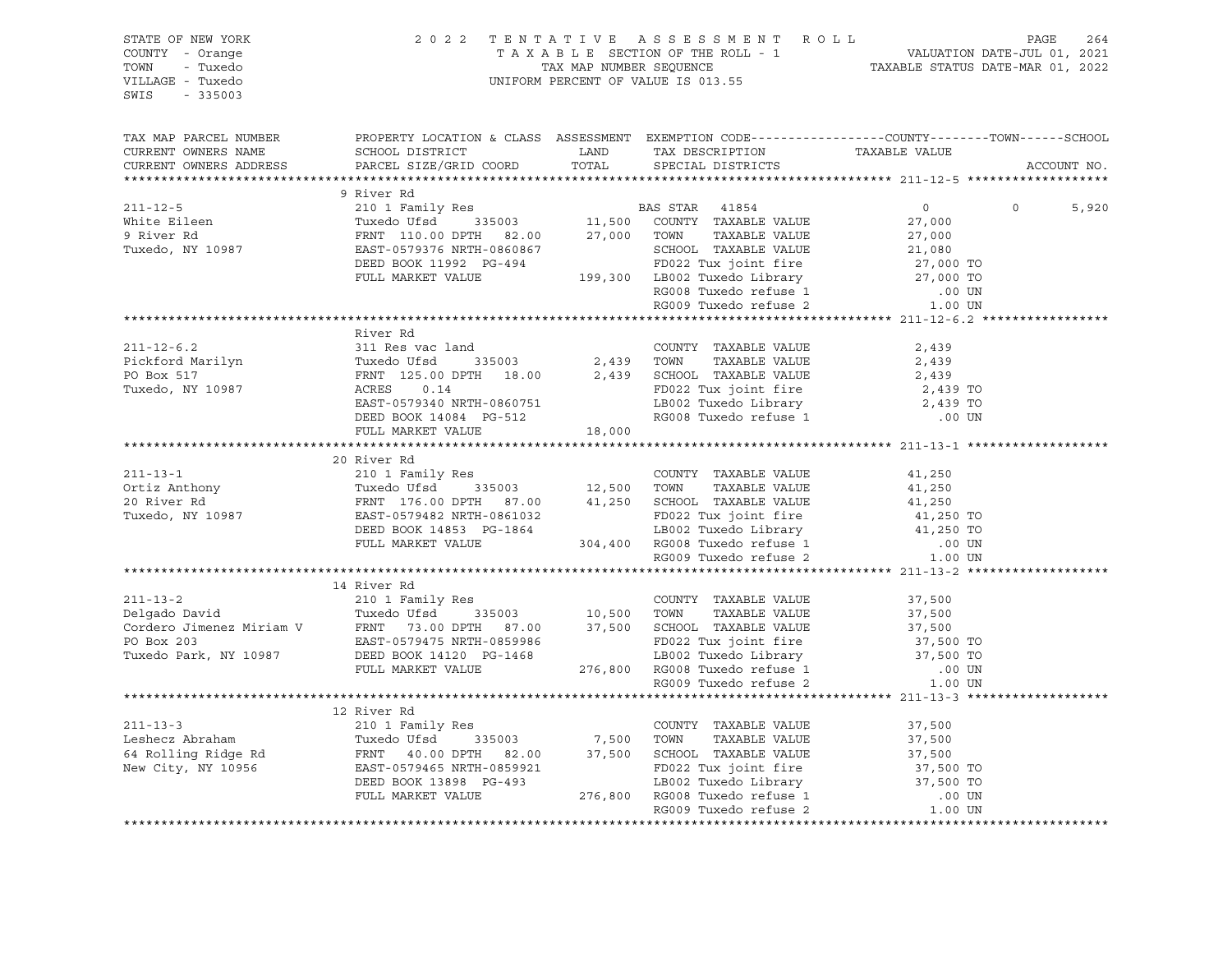STATE OF NEW YORK
COUNTY - Orange
TOWN - Tuxedo
VILLAGE - Tuxedo
SWIS - 335003

2022 TENTATIVE ASSESSMENT ROLL
TAXABLE SECTION OF THE ROLL - 1
TAX MAP NUMBER SEQUENCE
UNIFORM PERCENT OF VALUE IS 013.55

VALUATION DATE-JUL 01, 2021
TAXABLE STATUS DATE-MAR 01, 2022

| TAX MAP PARCEL NUMBER / CURRENT OWNERS NAME / CURRENT OWNERS ADDRESS | PROPERTY LOCATION & CLASS / SCHOOL DISTRICT / PARCEL SIZE/GRID COORD | ASSESSMENT LAND / TOTAL | EXEMPTION CODE / TAX DESCRIPTION / SPECIAL DISTRICTS | COUNTY / TAXABLE VALUE | TOWN | SCHOOL / ACCOUNT NO. |
|---|---|---|---|---|---|---|
| **211-12-5** | 9 River Rd | | | | | |
| 211-12-5 | 210 1 Family Res | | BAS STAR 41854 | 0 | 0 | 5,920 |
| White Eileen | Tuxedo Ufsd 335003 | 11,500 | COUNTY TAXABLE VALUE | 27,000 | | |
| 9 River Rd | FRNT 110.00 DPTH 82.00 | 27,000 | TOWN TAXABLE VALUE | 27,000 | | |
| Tuxedo, NY 10987 | EAST-0579376 NRTH-0860867 | | SCHOOL TAXABLE VALUE | 21,080 | | |
| | DEED BOOK 11992 PG-494 | | FD022 Tux joint fire | 27,000 TO | | |
| | FULL MARKET VALUE | 199,300 | LB002 Tuxedo Library | 27,000 TO | | |
| | | | RG008 Tuxedo refuse 1 | .00 UN | | |
| | | | RG009 Tuxedo refuse 2 | 1.00 UN | | |
| **211-12-6.2** | River Rd | | | | | |
| 211-12-6.2 | 311 Res vac land | | COUNTY TAXABLE VALUE | 2,439 | | |
| Pickford Marilyn | Tuxedo Ufsd 335003 | 2,439 | TOWN TAXABLE VALUE | 2,439 | | |
| PO Box 517 | FRNT 125.00 DPTH 18.00 | 2,439 | SCHOOL TAXABLE VALUE | 2,439 | | |
| Tuxedo, NY 10987 | ACRES 0.14 | | FD022 Tux joint fire | 2,439 TO | | |
| | EAST-0579340 NRTH-0860751 | | LB002 Tuxedo Library | 2,439 TO | | |
| | DEED BOOK 14084 PG-512 | | RG008 Tuxedo refuse 1 | .00 UN | | |
| | FULL MARKET VALUE | 18,000 | | | | |
| **211-13-1** | 20 River Rd | | | | | |
| 211-13-1 | 210 1 Family Res | | COUNTY TAXABLE VALUE | 41,250 | | |
| Ortiz Anthony | Tuxedo Ufsd 335003 | 12,500 | TOWN TAXABLE VALUE | 41,250 | | |
| 20 River Rd | FRNT 176.00 DPTH 87.00 | 41,250 | SCHOOL TAXABLE VALUE | 41,250 | | |
| Tuxedo, NY 10987 | EAST-0579482 NRTH-0861032 | | FD022 Tux joint fire | 41,250 TO | | |
| | DEED BOOK 14853 PG-1864 | | LB002 Tuxedo Library | 41,250 TO | | |
| | FULL MARKET VALUE | 304,400 | RG008 Tuxedo refuse 1 | .00 UN | | |
| | | | RG009 Tuxedo refuse 2 | 1.00 UN | | |
| **211-13-2** | 14 River Rd | | | | | |
| 211-13-2 | 210 1 Family Res | | COUNTY TAXABLE VALUE | 37,500 | | |
| Delgado David | Tuxedo Ufsd 335003 | 10,500 | TOWN TAXABLE VALUE | 37,500 | | |
| Cordero Jimenez Miriam V | FRNT 73.00 DPTH 87.00 | 37,500 | SCHOOL TAXABLE VALUE | 37,500 | | |
| PO Box 203 | EAST-0579475 NRTH-0859986 | | FD022 Tux joint fire | 37,500 TO | | |
| Tuxedo Park, NY 10987 | DEED BOOK 14120 PG-1468 | | LB002 Tuxedo Library | 37,500 TO | | |
| | FULL MARKET VALUE | 276,800 | RG008 Tuxedo refuse 1 | .00 UN | | |
| | | | RG009 Tuxedo refuse 2 | 1.00 UN | | |
| **211-13-3** | 12 River Rd | | | | | |
| 211-13-3 | 210 1 Family Res | | COUNTY TAXABLE VALUE | 37,500 | | |
| Leshecz Abraham | Tuxedo Ufsd 335003 | 7,500 | TOWN TAXABLE VALUE | 37,500 | | |
| 64 Rolling Ridge Rd | FRNT 40.00 DPTH 82.00 | 37,500 | SCHOOL TAXABLE VALUE | 37,500 | | |
| New City, NY 10956 | EAST-0579465 NRTH-0859921 | | FD022 Tux joint fire | 37,500 TO | | |
| | DEED BOOK 13898 PG-493 | | LB002 Tuxedo Library | 37,500 TO | | |
| | FULL MARKET VALUE | 276,800 | RG008 Tuxedo refuse 1 | .00 UN | | |
| | | | RG009 Tuxedo refuse 2 | 1.00 UN | | |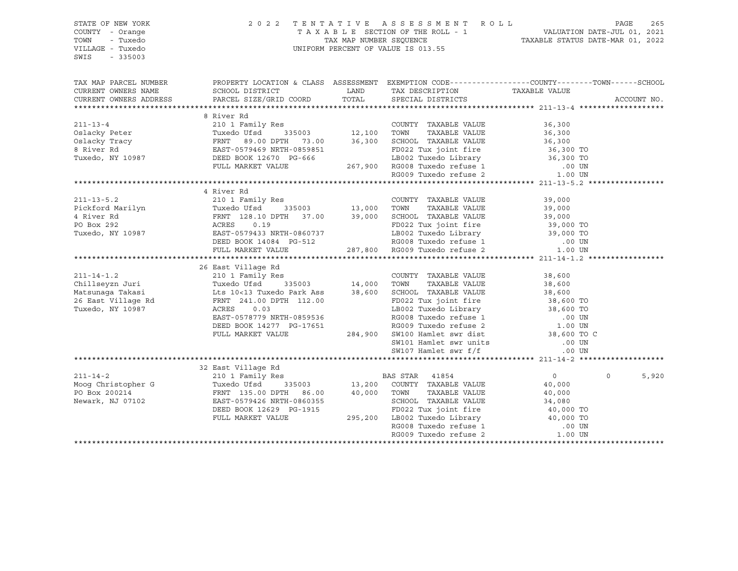STATE OF NEW YORK
COUNTY - Orange
TOWN - Tuxedo
VILLAGE - Tuxedo
SWIS - 335003

2022 TENTATIVE ASSESSMENT ROLL
TAXABLE SECTION OF THE ROLL - 1
TAX MAP NUMBER SEQUENCE
UNIFORM PERCENT OF VALUE IS 013.55

VALUATION DATE-JUL 01, 2021
TAXABLE STATUS DATE-MAR 01, 2022

| TAX MAP PARCEL NUMBER / CURRENT OWNERS NAME / CURRENT OWNERS ADDRESS | PROPERTY LOCATION & CLASS / SCHOOL DISTRICT / PARCEL SIZE/GRID COORD | ASSESSMENT LAND / TOTAL | EXEMPTION CODE / TAX DESCRIPTION / SPECIAL DISTRICTS | COUNTY TAXABLE VALUE | TOWN | SCHOOL |
|---|---|---|---|---|---|---|
| **211-13-4** | 8 River Rd | | | | | |
| 211-13-4 | 210 1 Family Res | | COUNTY TAXABLE VALUE | 36,300 | | |
| Oslacky Peter | Tuxedo Ufsd 335003 | 12,100 | TOWN TAXABLE VALUE | 36,300 | | |
| Oslacky Tracy | FRNT 89.00 DPTH 73.00 | 36,300 | SCHOOL TAXABLE VALUE | 36,300 | | |
| 8 River Rd | EAST-0579469 NRTH-0859851 | | FD022 Tux joint fire | 36,300 TO | | |
| Tuxedo, NY 10987 | DEED BOOK 12670 PG-666 | | LB002 Tuxedo Library | 36,300 TO | | |
| | FULL MARKET VALUE | 267,900 | RG008 Tuxedo refuse 1 | .00 UN | | |
| | | | RG009 Tuxedo refuse 2 | 1.00 UN | | |
| **211-13-5.2** | 4 River Rd | | | | | |
| 211-13-5.2 | 210 1 Family Res | | COUNTY TAXABLE VALUE | 39,000 | | |
| Pickford Marilyn | Tuxedo Ufsd 335003 | 13,000 | TOWN TAXABLE VALUE | 39,000 | | |
| 4 River Rd | FRNT 128.10 DPTH 37.00 | 39,000 | SCHOOL TAXABLE VALUE | 39,000 | | |
| PO Box 292 | ACRES 0.19 | | FD022 Tux joint fire | 39,000 TO | | |
| Tuxedo, NY 10987 | EAST-0579433 NRTH-0860737 | | LB002 Tuxedo Library | 39,000 TO | | |
| | DEED BOOK 14084 PG-512 | | RG008 Tuxedo refuse 1 | .00 UN | | |
| | FULL MARKET VALUE | 287,800 | RG009 Tuxedo refuse 2 | 1.00 UN | | |
| **211-14-1.2** | 26 East Village Rd | | | | | |
| 211-14-1.2 | 210 1 Family Res | | COUNTY TAXABLE VALUE | 38,600 | | |
| Chillseyzn Juri | Tuxedo Ufsd 335003 | 14,000 | TOWN TAXABLE VALUE | 38,600 | | |
| Matsunaga Takasi | Lts 10<13 Tuxedo Park Ass | 38,600 | SCHOOL TAXABLE VALUE | 38,600 | | |
| 26 East Village Rd | FRNT 241.00 DPTH 112.00 | | FD022 Tux joint fire | 38,600 TO | | |
| Tuxedo, NY 10987 | ACRES 0.03 | | LB002 Tuxedo Library | 38,600 TO | | |
| | EAST-0578779 NRTH-0859536 | | RG008 Tuxedo refuse 1 | .00 UN | | |
| | DEED BOOK 14277 PG-17651 | | RG009 Tuxedo refuse 2 | 1.00 UN | | |
| | FULL MARKET VALUE | 284,900 | SW100 Hamlet swr dist | 38,600 TO C | | |
| | | | SW101 Hamlet swr units | .00 UN | | |
| | | | SW107 Hamlet swr f/f | .00 UN | | |
| **211-14-2** | 32 East Village Rd | | | | | |
| 211-14-2 | 210 1 Family Res | | BAS STAR 41854 | 0 | 0 | 5,920 |
| Moog Christopher G | Tuxedo Ufsd 335003 | 13,200 | COUNTY TAXABLE VALUE | 40,000 | | |
| PO Box 200214 | FRNT 135.00 DPTH 86.00 | 40,000 | TOWN TAXABLE VALUE | 40,000 | | |
| Newark, NJ 07102 | EAST-0579426 NRTH-0860355 | | SCHOOL TAXABLE VALUE | 34,080 | | |
| | DEED BOOK 12629 PG-1915 | | FD022 Tux joint fire | 40,000 TO | | |
| | FULL MARKET VALUE | 295,200 | LB002 Tuxedo Library | 40,000 TO | | |
| | | | RG008 Tuxedo refuse 1 | .00 UN | | |
| | | | RG009 Tuxedo refuse 2 | 1.00 UN | | |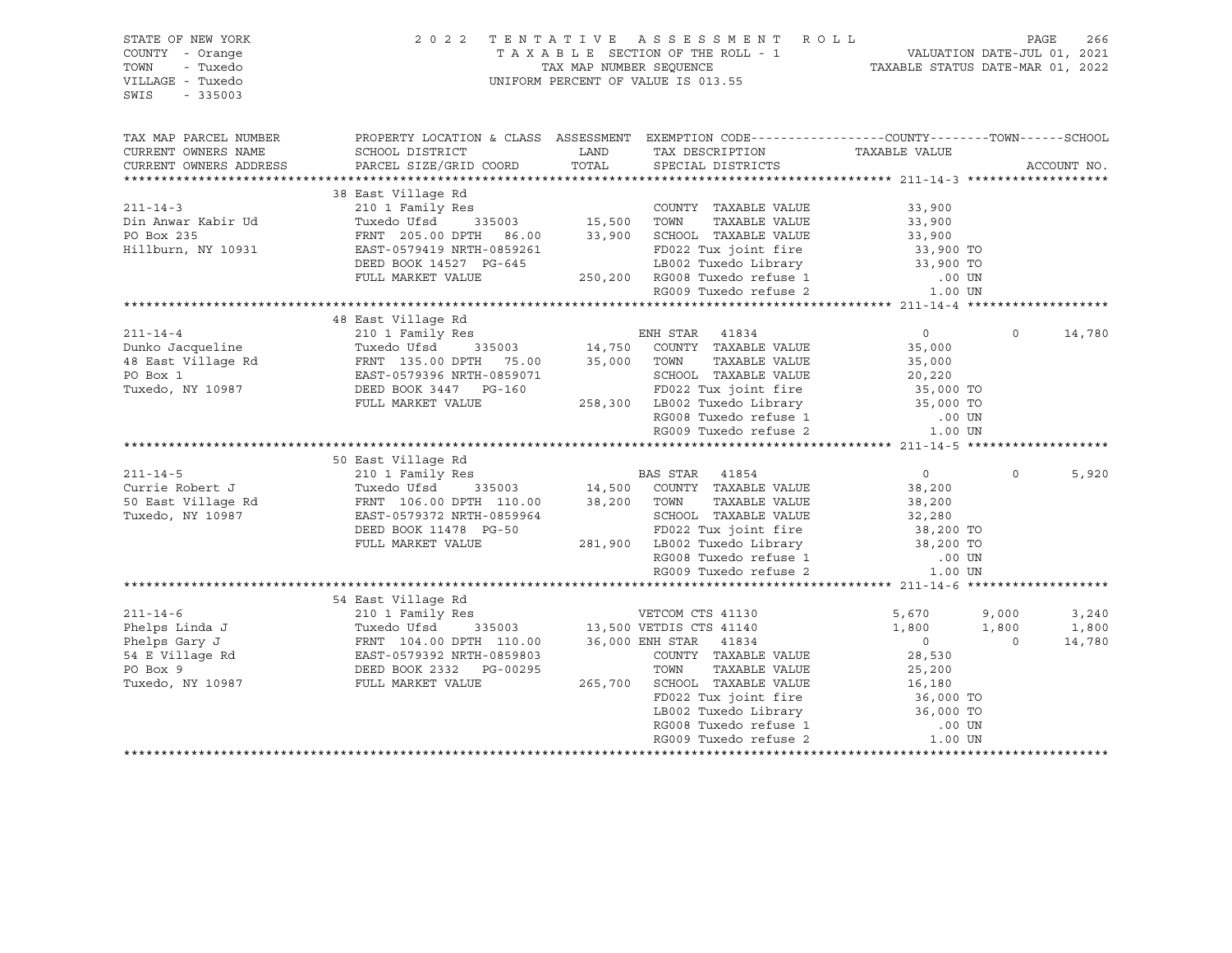STATE OF NEW YORK
COUNTY - Orange
TOWN - Tuxedo
VILLAGE - Tuxedo
SWIS - 335003

2 0 2 2 T E N T A T I V E A S S E S S M E N T R O L L
T A X A B L E SECTION OF THE ROLL - 1
TAX MAP NUMBER SEQUENCE
UNIFORM PERCENT OF VALUE IS 013.55

VALUATION DATE-JUL 01, 2021
TAXABLE STATUS DATE-MAR 01, 2022

| TAX MAP PARCEL NUMBER / CURRENT OWNERS NAME / CURRENT OWNERS ADDRESS | PROPERTY LOCATION & CLASS / SCHOOL DISTRICT / PARCEL SIZE/GRID COORD | ASSESSMENT LAND / TOTAL | EXEMPTION CODE / TAX DESCRIPTION / SPECIAL DISTRICTS | COUNTY TAXABLE VALUE | TOWN | SCHOOL | ACCOUNT NO. |
|---|---|---|---|---|---|---|---|
| **211-14-3** | 38 East Village Rd | | | | | | |
| 211-14-3 | 210 1 Family Res | | COUNTY TAXABLE VALUE | 33,900 | | | |
| Din Anwar Kabir Ud | Tuxedo Ufsd 335003 | 15,500 | TOWN TAXABLE VALUE | 33,900 | | | |
| PO Box 235 | FRNT 205.00 DPTH 86.00 | 33,900 | SCHOOL TAXABLE VALUE | 33,900 | | | |
| Hillburn, NY 10931 | EAST-0579419 NRTH-0859261 | | FD022 Tux joint fire | 33,900 TO | | | |
| | DEED BOOK 14527 PG-645 | | LB002 Tuxedo Library | 33,900 TO | | | |
| | FULL MARKET VALUE | 250,200 | RG008 Tuxedo refuse 1 | .00 UN | | | |
| | | | RG009 Tuxedo refuse 2 | 1.00 UN | | | |
| **211-14-4** | 48 East Village Rd | | | | | | |
| 211-14-4 | 210 1 Family Res | | ENH STAR 41834 | 0 | 0 | 14,780 | |
| Dunko Jacqueline | Tuxedo Ufsd 335003 | 14,750 | COUNTY TAXABLE VALUE | 35,000 | | | |
| 48 East Village Rd | FRNT 135.00 DPTH 75.00 | 35,000 | TOWN TAXABLE VALUE | 35,000 | | | |
| PO Box 1 | EAST-0579396 NRTH-0859071 | | SCHOOL TAXABLE VALUE | 20,220 | | | |
| Tuxedo, NY 10987 | DEED BOOK 3447 PG-160 | | FD022 Tux joint fire | 35,000 TO | | | |
| | FULL MARKET VALUE | 258,300 | LB002 Tuxedo Library | 35,000 TO | | | |
| | | | RG008 Tuxedo refuse 1 | .00 UN | | | |
| | | | RG009 Tuxedo refuse 2 | 1.00 UN | | | |
| **211-14-5** | 50 East Village Rd | | | | | | |
| 211-14-5 | 210 1 Family Res | | BAS STAR 41854 | 0 | 0 | 5,920 | |
| Currie Robert J | Tuxedo Ufsd 335003 | 14,500 | COUNTY TAXABLE VALUE | 38,200 | | | |
| 50 East Village Rd | FRNT 106.00 DPTH 110.00 | 38,200 | TOWN TAXABLE VALUE | 38,200 | | | |
| Tuxedo, NY 10987 | EAST-0579372 NRTH-0859964 | | SCHOOL TAXABLE VALUE | 32,280 | | | |
| | DEED BOOK 11478 PG-50 | | FD022 Tux joint fire | 38,200 TO | | | |
| | FULL MARKET VALUE | 281,900 | LB002 Tuxedo Library | 38,200 TO | | | |
| | | | RG008 Tuxedo refuse 1 | .00 UN | | | |
| | | | RG009 Tuxedo refuse 2 | 1.00 UN | | | |
| **211-14-6** | 54 East Village Rd | | | | | | |
| 211-14-6 | 210 1 Family Res | | VETCOM CTS 41130 | 5,670 | 9,000 | 3,240 | |
| Phelps Linda J | Tuxedo Ufsd 335003 | 13,500 | VETDIS CTS 41140 | 1,800 | 1,800 | 1,800 | |
| Phelps Gary J | FRNT 104.00 DPTH 110.00 | 36,000 | ENH STAR 41834 | 0 | 0 | 14,780 | |
| 54 E Village Rd | EAST-0579392 NRTH-0859803 | | COUNTY TAXABLE VALUE | 28,530 | | | |
| PO Box 9 | DEED BOOK 2332 PG-00295 | | TOWN TAXABLE VALUE | 25,200 | | | |
| Tuxedo, NY 10987 | FULL MARKET VALUE | 265,700 | SCHOOL TAXABLE VALUE | 16,180 | | | |
| | | | FD022 Tux joint fire | 36,000 TO | | | |
| | | | LB002 Tuxedo Library | 36,000 TO | | | |
| | | | RG008 Tuxedo refuse 1 | .00 UN | | | |
| | | | RG009 Tuxedo refuse 2 | 1.00 UN | | | |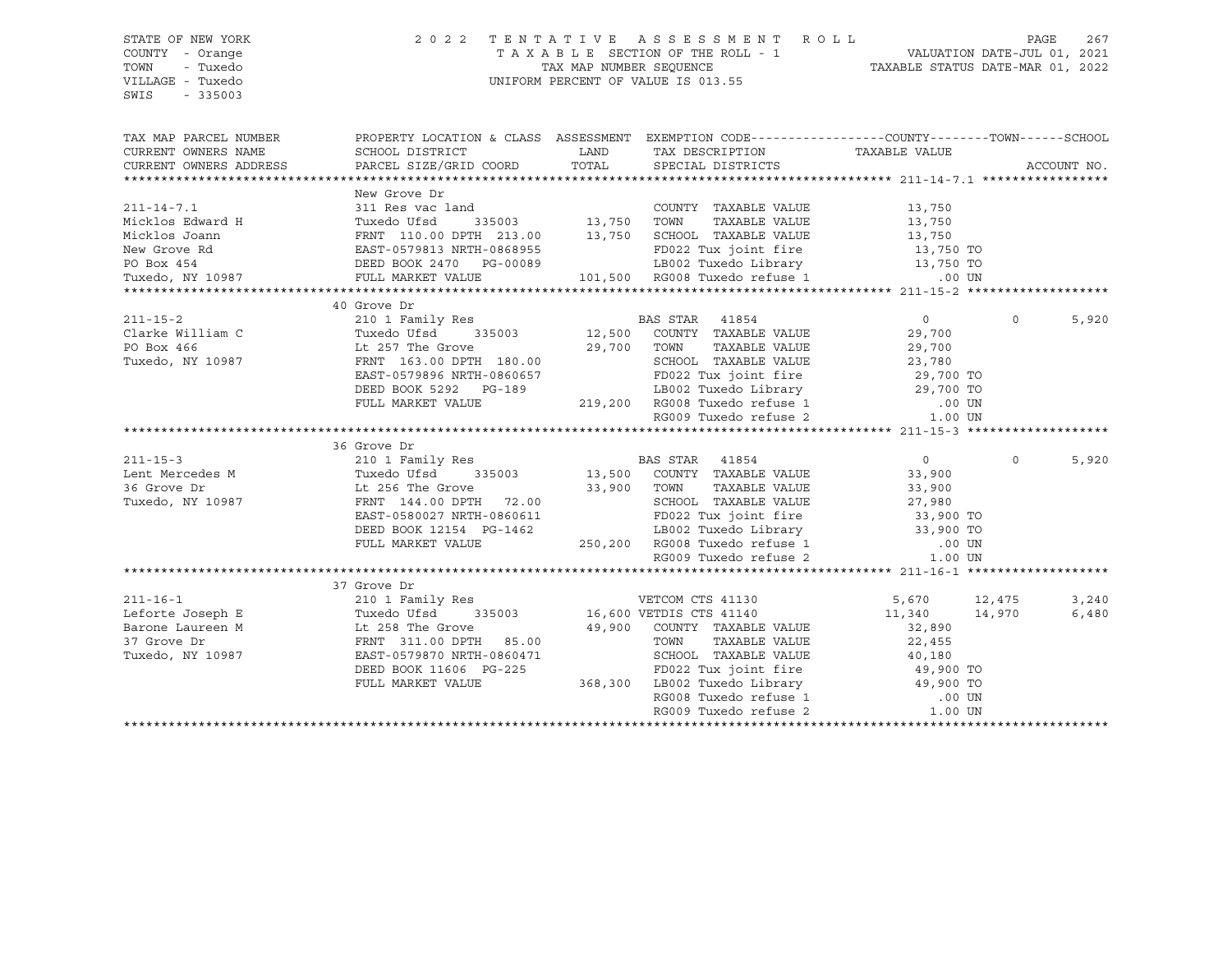STATE OF NEW YORK
COUNTY - Orange
TOWN - Tuxedo
VILLAGE - Tuxedo
SWIS - 335003

2022 TENTATIVE ASSESSMENT ROLL
TAXABLE SECTION OF THE ROLL - 1
TAX MAP NUMBER SEQUENCE
UNIFORM PERCENT OF VALUE IS 013.55

VALUATION DATE-JUL 01, 2021
TAXABLE STATUS DATE-MAR 01, 2022

```
TAX MAP PARCEL NUMBER     PROPERTY LOCATION & CLASS  ASSESSMENT  EXEMPTION CODE------------------COUNTY--------TOWN------SCHOOL
CURRENT OWNERS NAME       SCHOOL DISTRICT               LAND      TAX DESCRIPTION              TAXABLE VALUE
CURRENT OWNERS ADDRESS    PARCEL SIZE/GRID COORD       TOTAL      SPECIAL DISTRICTS                                    ACCOUNT NO.
****************************************************************************************************** 211-14-7.1 *****************
                          New Grove Dr
211-14-7.1                311 Res vac land                        COUNTY  TAXABLE VALUE           13,750
Micklos Edward H          Tuxedo Ufsd      335003      13,750    TOWN    TAXABLE VALUE           13,750
Micklos Joann             FRNT 110.00 DPTH 213.00      13,750    SCHOOL  TAXABLE VALUE           13,750
New Grove Rd              EAST-0579813 NRTH-0868955              FD022 Tux joint fire              13,750 TO
PO Box 454                DEED BOOK 2470   PG-00089              LB002 Tuxedo Library              13,750 TO
Tuxedo, NY 10987          FULL MARKET VALUE           101,500    RG008 Tuxedo refuse 1                .00 UN
****************************************************************************************************** 211-15-2 *******************
                          40 Grove Dr
211-15-2                  210 1 Family Res                        BAS STAR  41854                     0            0      5,920
Clarke William C          Tuxedo Ufsd      335003      12,500    COUNTY  TAXABLE VALUE           29,700
PO Box 466                Lt 257 The Grove             29,700    TOWN    TAXABLE VALUE           29,700
Tuxedo, NY 10987          FRNT 163.00 DPTH 180.00                SCHOOL  TAXABLE VALUE           23,780
                          EAST-0579896 NRTH-0860657              FD022 Tux joint fire              29,700 TO
                          DEED BOOK 5292   PG-189                LB002 Tuxedo Library              29,700 TO
                          FULL MARKET VALUE           219,200    RG008 Tuxedo refuse 1                .00 UN
                                                                 RG009 Tuxedo refuse 2               1.00 UN
****************************************************************************************************** 211-15-3 *******************
                          36 Grove Dr
211-15-3                  210 1 Family Res                        BAS STAR  41854                     0            0      5,920
Lent Mercedes M           Tuxedo Ufsd      335003      13,500    COUNTY  TAXABLE VALUE           33,900
36 Grove Dr               Lt 256 The Grove             33,900    TOWN    TAXABLE VALUE           33,900
Tuxedo, NY 10987          FRNT 144.00 DPTH  72.00                SCHOOL  TAXABLE VALUE           27,980
                          EAST-0580027 NRTH-0860611              FD022 Tux joint fire              33,900 TO
                          DEED BOOK 12154  PG-1462               LB002 Tuxedo Library              33,900 TO
                          FULL MARKET VALUE           250,200    RG008 Tuxedo refuse 1                .00 UN
                                                                 RG009 Tuxedo refuse 2               1.00 UN
****************************************************************************************************** 211-16-1 *******************
                          37 Grove Dr
211-16-1                  210 1 Family Res                        VETCOM CTS 41130                5,670       12,475      3,240
Leforte Joseph E          Tuxedo Ufsd      335003      16,600 VETDIS CTS 41140                  11,340       14,970      6,480
Barone Laureen M          Lt 258 The Grove             49,900    COUNTY  TAXABLE VALUE           32,890
37 Grove Dr               FRNT 311.00 DPTH  85.00                TOWN    TAXABLE VALUE           22,455
Tuxedo, NY 10987          EAST-0579870 NRTH-0860471              SCHOOL  TAXABLE VALUE           40,180
                          DEED BOOK 11606  PG-225                FD022 Tux joint fire              49,900 TO
                          FULL MARKET VALUE           368,300    LB002 Tuxedo Library              49,900 TO
                                                                 RG008 Tuxedo refuse 1                .00 UN
                                                                 RG009 Tuxedo refuse 2               1.00 UN
************************************************************************************************************************************
```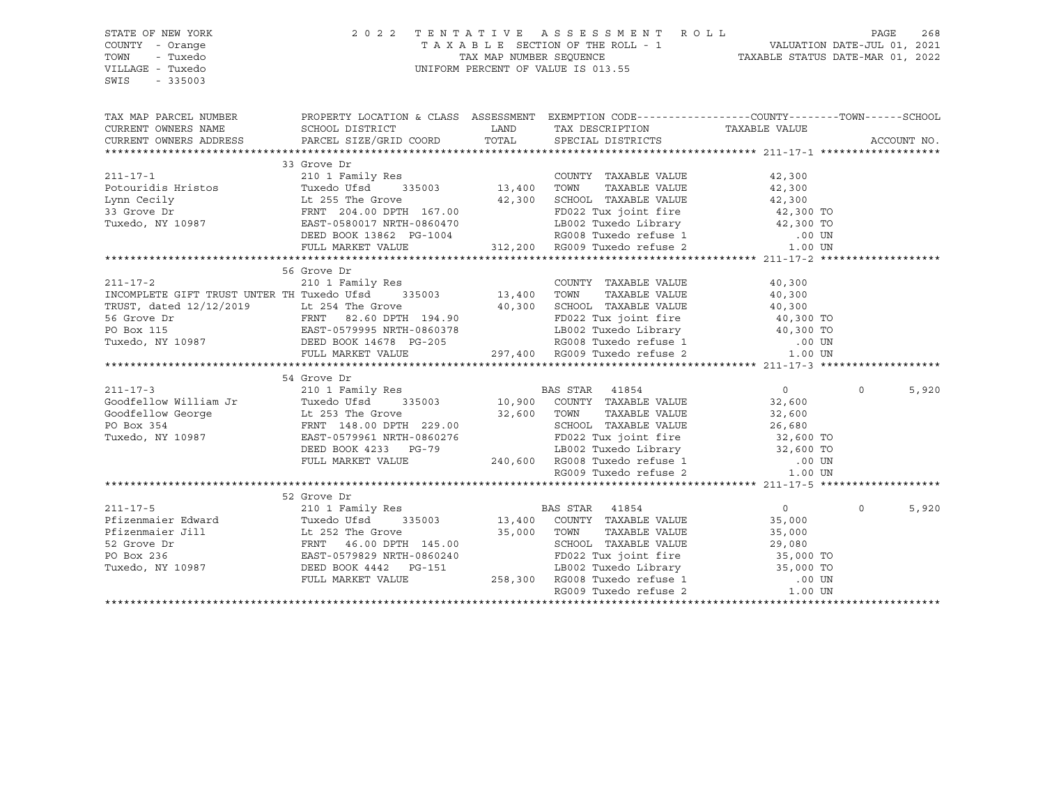STATE OF NEW YORK
COUNTY - Orange
TOWN - Tuxedo
VILLAGE - Tuxedo
SWIS - 335003

2 0 2 2 T E N T A T I V E A S S E S S M E N T R O L L
T A X A B L E SECTION OF THE ROLL - 1
TAX MAP NUMBER SEQUENCE
UNIFORM PERCENT OF VALUE IS 013.55

VALUATION DATE-JUL 01, 2021
TAXABLE STATUS DATE-MAR 01, 2022

```
TAX MAP PARCEL NUMBER      PROPERTY LOCATION & CLASS  ASSESSMENT  EXEMPTION CODE-----------------COUNTY--------TOWN------SCHOOL
CURRENT OWNERS NAME        SCHOOL DISTRICT               LAND      TAX DESCRIPTION           TAXABLE VALUE
CURRENT OWNERS ADDRESS     PARCEL SIZE/GRID COORD        TOTAL     SPECIAL DISTRICTS                                   ACCOUNT NO.
******************************************************************************************************* 211-17-1 *******************
                           33 Grove Dr
211-17-1                   210 1 Family Res                        COUNTY  TAXABLE VALUE            42,300
Potouridis Hristos         Tuxedo Ufsd     335003       13,400     TOWN    TAXABLE VALUE            42,300
Lynn Cecily                Lt 255 The Grove             42,300     SCHOOL  TAXABLE VALUE            42,300
33 Grove Dr                FRNT 204.00 DPTH 167.00                 FD022 Tux joint fire             42,300 TO
Tuxedo, NY 10987           EAST-0580017 NRTH-0860470               LB002 Tuxedo Library             42,300 TO
                           DEED BOOK 13862  PG-1004                RG008 Tuxedo refuse 1               .00 UN
                           FULL MARKET VALUE           312,200     RG009 Tuxedo refuse 2              1.00 UN
******************************************************************************************************* 211-17-2 *******************
                           56 Grove Dr
211-17-2                   210 1 Family Res                        COUNTY  TAXABLE VALUE            40,300
INCOMPLETE GIFT TRUST UNTER TH Tuxedo Ufsd  335003      13,400     TOWN    TAXABLE VALUE            40,300
TRUST, dated 12/12/2019    Lt 254 The Grove             40,300     SCHOOL  TAXABLE VALUE            40,300
56 Grove Dr                FRNT  82.60 DPTH 194.90                 FD022 Tux joint fire             40,300 TO
PO Box 115                 EAST-0579995 NRTH-0860378               LB002 Tuxedo Library             40,300 TO
Tuxedo, NY 10987           DEED BOOK 14678  PG-205                 RG008 Tuxedo refuse 1               .00 UN
                           FULL MARKET VALUE           297,400     RG009 Tuxedo refuse 2              1.00 UN
******************************************************************************************************* 211-17-3 *******************
                           54 Grove Dr
211-17-3                   210 1 Family Res                        BAS STAR  41854                      0          0      5,920
Goodfellow William Jr      Tuxedo Ufsd     335003       10,900     COUNTY  TAXABLE VALUE            32,600
Goodfellow George          Lt 253 The Grove             32,600     TOWN    TAXABLE VALUE            32,600
PO Box 354                 FRNT 148.00 DPTH 229.00                 SCHOOL  TAXABLE VALUE            26,680
Tuxedo, NY 10987           EAST-0579961 NRTH-0860276               FD022 Tux joint fire             32,600 TO
                           DEED BOOK 4233   PG-79                  LB002 Tuxedo Library             32,600 TO
                           FULL MARKET VALUE           240,600     RG008 Tuxedo refuse 1               .00 UN
                                                                   RG009 Tuxedo refuse 2              1.00 UN
******************************************************************************************************* 211-17-5 *******************
                           52 Grove Dr
211-17-5                   210 1 Family Res                        BAS STAR  41854                      0          0      5,920
Pfizenmaier Edward         Tuxedo Ufsd     335003       13,400     COUNTY  TAXABLE VALUE            35,000
Pfizenmaier Jill           Lt 252 The Grove             35,000     TOWN    TAXABLE VALUE            35,000
52 Grove Dr                FRNT  46.00 DPTH 145.00                 SCHOOL  TAXABLE VALUE            29,080
PO Box 236                 EAST-0579829 NRTH-0860240               FD022 Tux joint fire             35,000 TO
Tuxedo, NY 10987           DEED BOOK 4442   PG-151                 LB002 Tuxedo Library             35,000 TO
                           FULL MARKET VALUE           258,300     RG008 Tuxedo refuse 1               .00 UN
                                                                   RG009 Tuxedo refuse 2              1.00 UN
************************************************************************************************************************************
```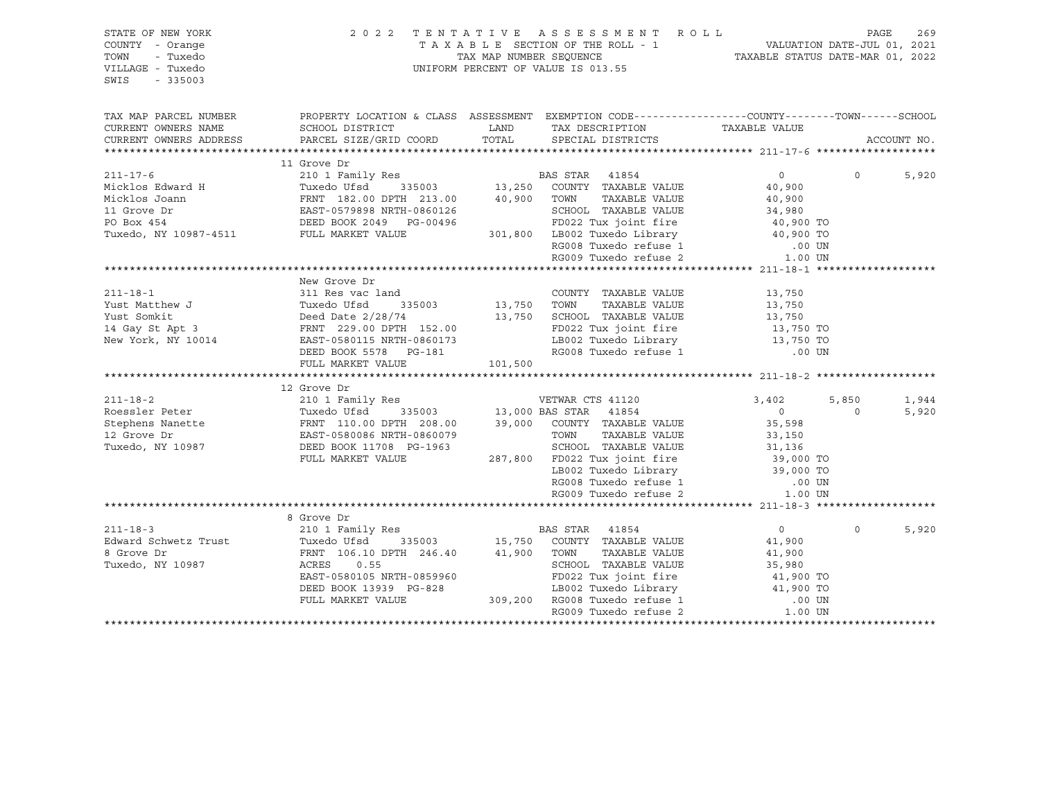STATE OF NEW YORK
COUNTY - Orange
TOWN - Tuxedo
VILLAGE - Tuxedo
SWIS - 335003

2022 TENTATIVE ASSESSMENT ROLL
TAXABLE SECTION OF THE ROLL - 1
TAX MAP NUMBER SEQUENCE
UNIFORM PERCENT OF VALUE IS 013.55

VALUATION DATE-JUL 01, 2021
TAXABLE STATUS DATE-MAR 01, 2022

```
TAX MAP PARCEL NUMBER      PROPERTY LOCATION & CLASS  ASSESSMENT  EXEMPTION CODE-----------------COUNTY--------TOWN------SCHOOL
CURRENT OWNERS NAME        SCHOOL DISTRICT               LAND      TAX DESCRIPTION            TAXABLE VALUE
CURRENT OWNERS ADDRESS     PARCEL SIZE/GRID COORD        TOTAL     SPECIAL DISTRICTS                                    ACCOUNT NO.
******************************************************************************************************* 211-17-6 *******************
                           11 Grove Dr
211-17-6                   210 1 Family Res                        BAS STAR  41854                  0            0        5,920
Micklos Edward H           Tuxedo Ufsd     335003      13,250      COUNTY  TAXABLE VALUE         40,900
Micklos Joann              FRNT 182.00 DPTH 213.00     40,900      TOWN    TAXABLE VALUE         40,900
11 Grove Dr                EAST-0579898 NRTH-0860126               SCHOOL  TAXABLE VALUE         34,980
PO Box 454                 DEED BOOK 2049   PG-00496               FD022 Tux joint fire           40,900 TO
Tuxedo, NY 10987-4511      FULL MARKET VALUE          301,800      LB002 Tuxedo Library           40,900 TO
                                                                   RG008 Tuxedo refuse 1             .00 UN
                                                                   RG009 Tuxedo refuse 2            1.00 UN
******************************************************************************************************* 211-18-1 *******************
                           New Grove Dr
211-18-1                   311 Res vac land                        COUNTY  TAXABLE VALUE         13,750
Yust Matthew J             Tuxedo Ufsd     335003      13,750      TOWN    TAXABLE VALUE         13,750
Yust Somkit                Deed Date 2/28/74           13,750      SCHOOL  TAXABLE VALUE         13,750
14 Gay St Apt 3            FRNT 229.00 DPTH 152.00                 FD022 Tux joint fire           13,750 TO
New York, NY 10014         EAST-0580115 NRTH-0860173               LB002 Tuxedo Library           13,750 TO
                           DEED BOOK 5578   PG-181                 RG008 Tuxedo refuse 1             .00 UN
                           FULL MARKET VALUE          101,500
******************************************************************************************************* 211-18-2 *******************
                           12 Grove Dr
211-18-2                   210 1 Family Res                        VETWAR CTS 41120             3,402        5,850        1,944
Roessler Peter             Tuxedo Ufsd     335003      13,000 BAS STAR  41854                   0            0        5,920
Stephens Nanette           FRNT 110.00 DPTH 208.00     39,000      COUNTY  TAXABLE VALUE         35,598
12 Grove Dr                EAST-0580086 NRTH-0860079               TOWN    TAXABLE VALUE         33,150
Tuxedo, NY 10987           DEED BOOK 11708  PG-1963                SCHOOL  TAXABLE VALUE         31,136
                           FULL MARKET VALUE          287,800      FD022 Tux joint fire           39,000 TO
                                                                   LB002 Tuxedo Library           39,000 TO
                                                                   RG008 Tuxedo refuse 1             .00 UN
                                                                   RG009 Tuxedo refuse 2            1.00 UN
******************************************************************************************************* 211-18-3 *******************
                           8 Grove Dr
211-18-3                   210 1 Family Res                        BAS STAR  41854                  0            0        5,920
Edward Schwetz Trust       Tuxedo Ufsd     335003      15,750      COUNTY  TAXABLE VALUE         41,900
8 Grove Dr                 FRNT 106.10 DPTH 246.40     41,900      TOWN    TAXABLE VALUE         41,900
Tuxedo, NY 10987           ACRES    0.55                           SCHOOL  TAXABLE VALUE         35,980
                           EAST-0580105 NRTH-0859960               FD022 Tux joint fire           41,900 TO
                           DEED BOOK 13939  PG-828                 LB002 Tuxedo Library           41,900 TO
                           FULL MARKET VALUE          309,200      RG008 Tuxedo refuse 1             .00 UN
                                                                   RG009 Tuxedo refuse 2            1.00 UN
************************************************************************************************************************************
```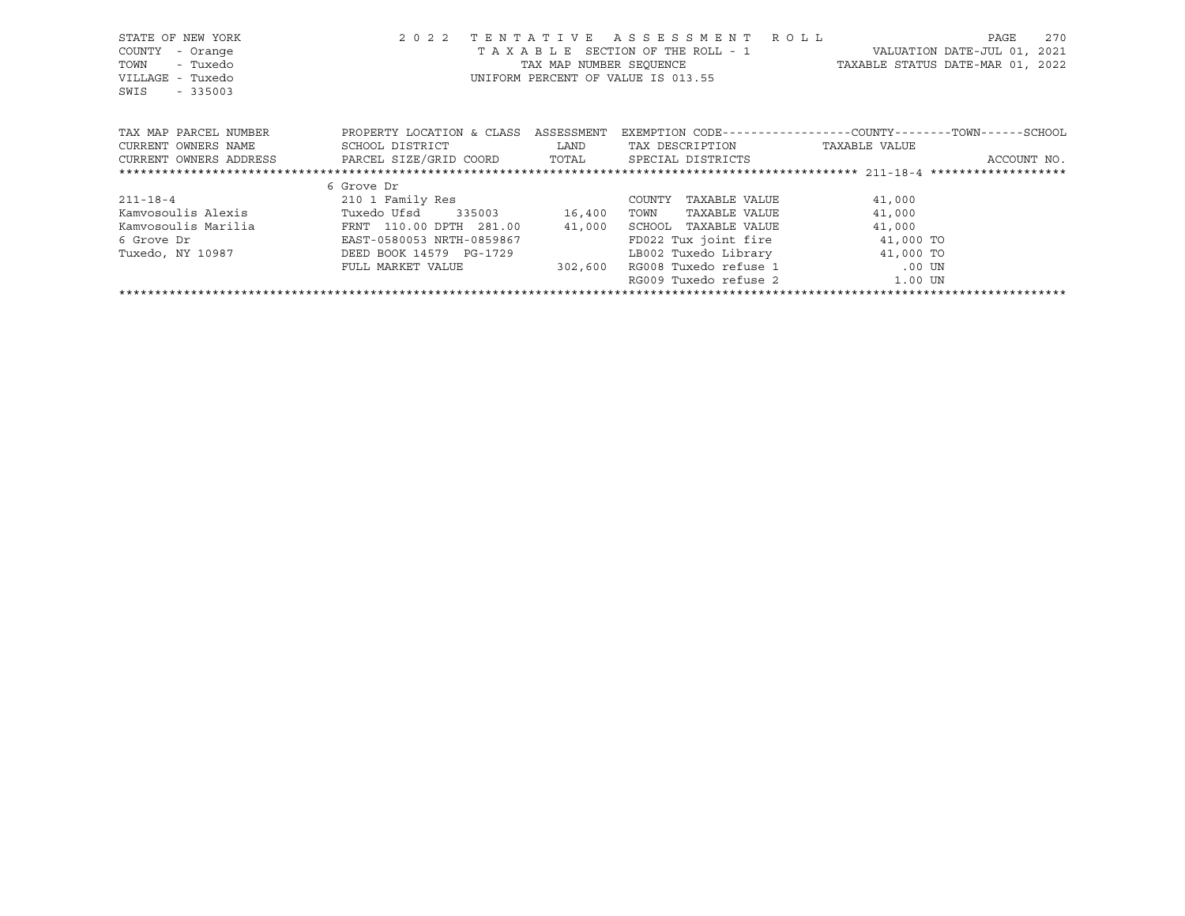STATE OF NEW YORK
COUNTY - Orange
TOWN - Tuxedo
VILLAGE - Tuxedo
SWIS - 335003

2022 TENTATIVE ASSESSMENT ROLL
TAXABLE SECTION OF THE ROLL - 1
TAX MAP NUMBER SEQUENCE
UNIFORM PERCENT OF VALUE IS 013.55

VALUATION DATE-JUL 01, 2021
TAXABLE STATUS DATE-MAR 01, 2022

| TAX MAP PARCEL NUMBER / CURRENT OWNERS NAME / CURRENT OWNERS ADDRESS | PROPERTY LOCATION & CLASS / SCHOOL DISTRICT / PARCEL SIZE/GRID COORD | ASSESSMENT LAND / TOTAL | EXEMPTION CODE / TAX DESCRIPTION / SPECIAL DISTRICTS | COUNTY / TOWN / SCHOOL TAXABLE VALUE | ACCOUNT NO. |
|---|---|---|---|---|---|
| 211-18-4 | 6 Grove Dr | | | | |
| | 210 1 Family Res | | COUNTY TAXABLE VALUE | 41,000 | |
| Kamvosoulis Alexis | Tuxedo Ufsd 335003 | 16,400 | TOWN TAXABLE VALUE | 41,000 | |
| Kamvosoulis Marilia | FRNT 110.00 DPTH 281.00 | 41,000 | SCHOOL TAXABLE VALUE | 41,000 | |
| 6 Grove Dr | EAST-0580053 NRTH-0859867 | | FD022 Tux joint fire | 41,000 TO | |
| Tuxedo, NY 10987 | DEED BOOK 14579 PG-1729 | | LB002 Tuxedo Library | 41,000 TO | |
| | FULL MARKET VALUE | 302,600 | RG008 Tuxedo refuse 1 | .00 UN | |
| | | | RG009 Tuxedo refuse 2 | 1.00 UN | |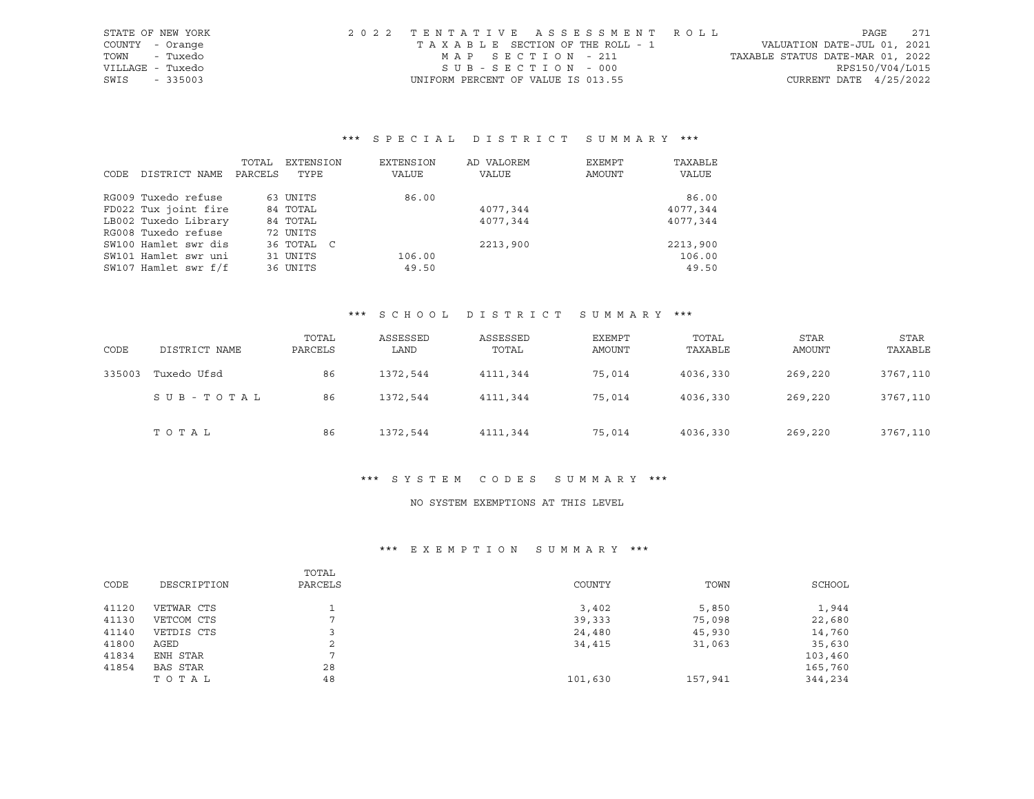STATE OF NEW YORK | COUNTY - Orange | TOWN - Tuxedo | VILLAGE - Tuxedo | SWIS - 335003

2022 TENTATIVE ASSESSMENT ROLL
TAXABLE SECTION OF THE ROLL - 1
MAP SECTION - 211
SUB-SECTION - 000
UNIFORM PERCENT OF VALUE IS 013.55

VALUATION DATE-JUL 01, 2021
TAXABLE STATUS DATE-MAR 01, 2022
RPS150/V04/L015
CURRENT DATE 4/25/2022

### *** SPECIAL DISTRICT SUMMARY ***

| CODE | DISTRICT NAME | TOTAL PARCELS | EXTENSION TYPE | EXTENSION VALUE | AD VALOREM VALUE | EXEMPT AMOUNT | TAXABLE VALUE |
|---|---|---|---|---|---|---|---|
| RG009 | Tuxedo refuse | 63 | UNITS | 86.00 | | | 86.00 |
| FD022 | Tux joint fire | 84 | TOTAL | | 4077,344 | | 4077,344 |
| LB002 | Tuxedo Library | 84 | TOTAL | | 4077,344 | | 4077,344 |
| RG008 | Tuxedo refuse | 72 | UNITS | | | | |
| SW100 | Hamlet swr dis | 36 | TOTAL C | | 2213,900 | | 2213,900 |
| SW101 | Hamlet swr uni | 31 | UNITS | 106.00 | | | 106.00 |
| SW107 | Hamlet swr f/f | 36 | UNITS | 49.50 | | | 49.50 |

### *** SCHOOL DISTRICT SUMMARY ***

| CODE | DISTRICT NAME | TOTAL PARCELS | ASSESSED LAND | ASSESSED TOTAL | EXEMPT AMOUNT | TOTAL TAXABLE | STAR AMOUNT | STAR TAXABLE |
|---|---|---|---|---|---|---|---|---|
| 335003 | Tuxedo Ufsd | 86 | 1372,544 | 4111,344 | 75,014 | 4036,330 | 269,220 | 3767,110 |
| | SUB-TOTAL | 86 | 1372,544 | 4111,344 | 75,014 | 4036,330 | 269,220 | 3767,110 |
| | TOTAL | 86 | 1372,544 | 4111,344 | 75,014 | 4036,330 | 269,220 | 3767,110 |

### *** SYSTEM CODES SUMMARY ***

NO SYSTEM EXEMPTIONS AT THIS LEVEL

### *** EXEMPTION SUMMARY ***

| CODE | DESCRIPTION | TOTAL PARCELS | COUNTY | TOWN | SCHOOL |
|---|---|---|---|---|---|
| 41120 | VETWAR CTS | 1 | 3,402 | 5,850 | 1,944 |
| 41130 | VETCOM CTS | 7 | 39,333 | 75,098 | 22,680 |
| 41140 | VETDIS CTS | 3 | 24,480 | 45,930 | 14,760 |
| 41800 | AGED | 2 | 34,415 | 31,063 | 35,630 |
| 41834 | ENH STAR | 7 | | | 103,460 |
| 41854 | BAS STAR | 28 | | | 165,760 |
| | TOTAL | 48 | 101,630 | 157,941 | 344,234 |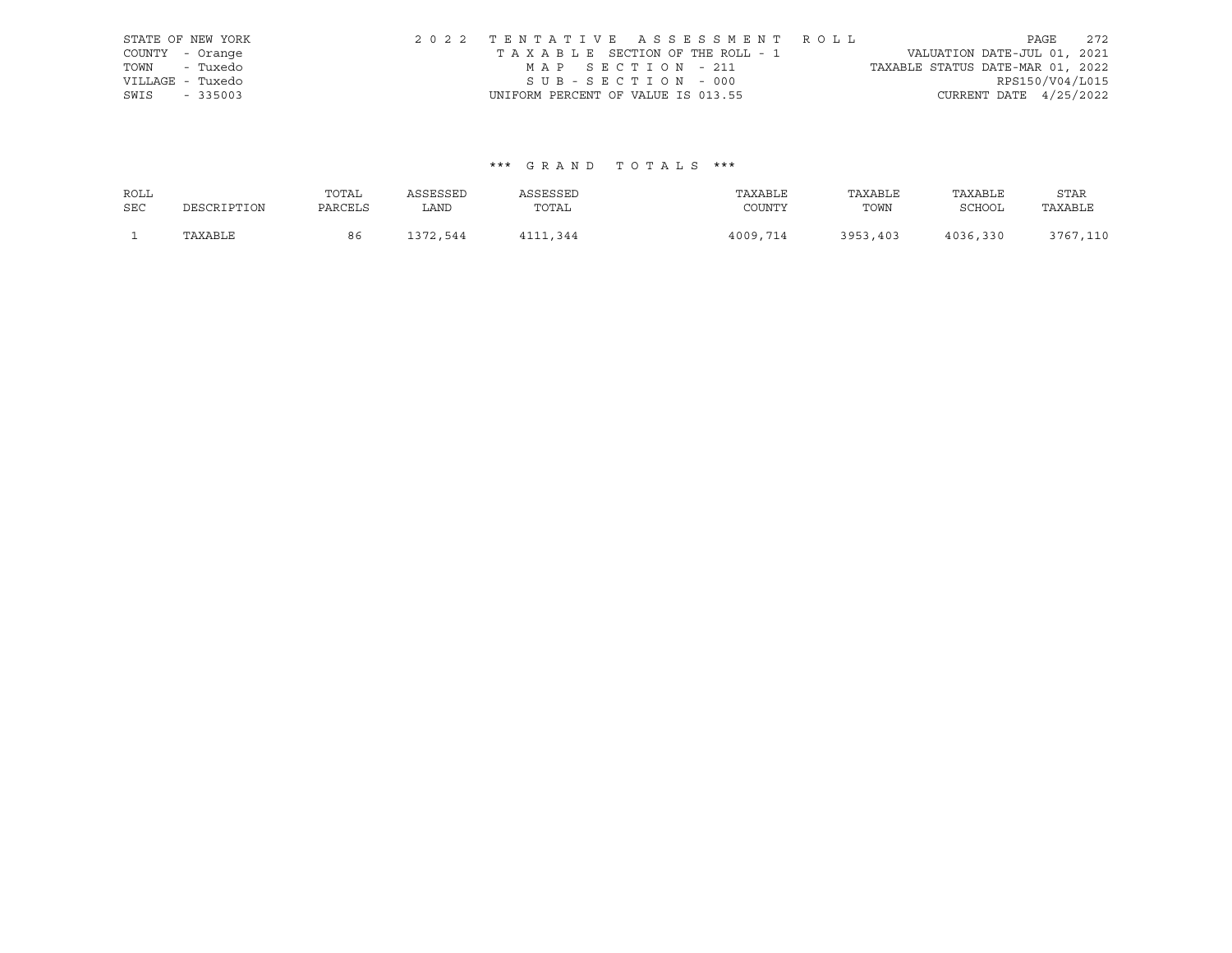STATE OF NEW YORK
COUNTY - Orange
TOWN - Tuxedo
VILLAGE - Tuxedo
SWIS - 335003

2022 TENTATIVE ASSESSMENT ROLL
TAXABLE SECTION OF THE ROLL - 1
MAP SECTION - 211
SUB-SECTION - 000
UNIFORM PERCENT OF VALUE IS 013.55

VALUATION DATE-JUL 01, 2021
TAXABLE STATUS DATE-MAR 01, 2022
RPS150/V04/L015
CURRENT DATE 4/25/2022

### *** GRAND TOTALS ***

| ROLL SEC | DESCRIPTION | TOTAL PARCELS | ASSESSED LAND | ASSESSED TOTAL | TAXABLE COUNTY | TAXABLE TOWN | TAXABLE SCHOOL | STAR TAXABLE |
|---|---|---|---|---|---|---|---|---|
| 1 | TAXABLE | 86 | 1372,544 | 4111,344 | 4009,714 | 3953,403 | 4036,330 | 3767,110 |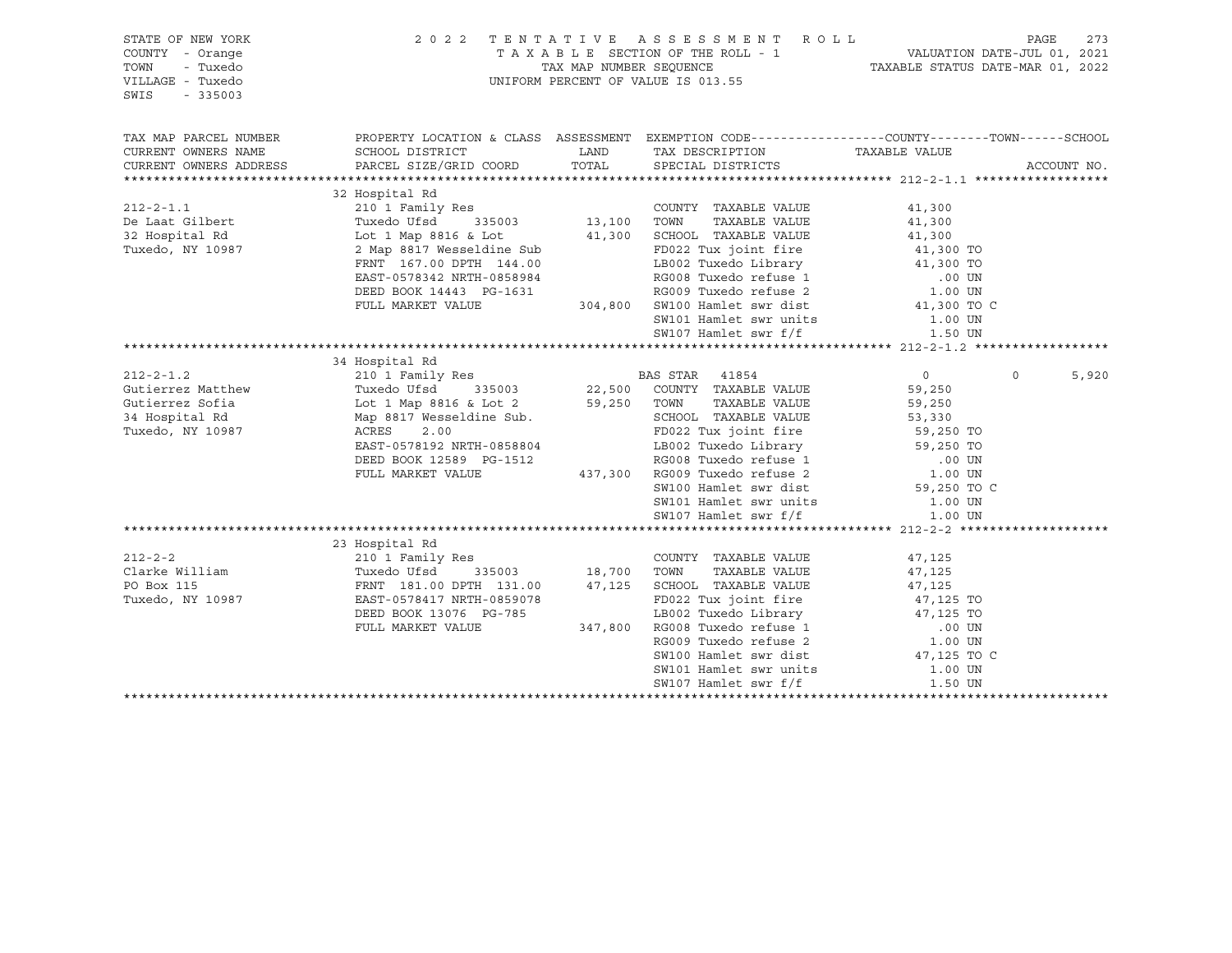STATE OF NEW YORK
COUNTY - Orange
TOWN - Tuxedo
VILLAGE - Tuxedo
SWIS - 335003

2022 TENTATIVE ASSESSMENT ROLL
TAXABLE SECTION OF THE ROLL - 1
TAX MAP NUMBER SEQUENCE
UNIFORM PERCENT OF VALUE IS 013.55

VALUATION DATE-JUL 01, 2021
TAXABLE STATUS DATE-MAR 01, 2022

| TAX MAP PARCEL NUMBER / CURRENT OWNERS NAME / CURRENT OWNERS ADDRESS | PROPERTY LOCATION & CLASS / SCHOOL DISTRICT / PARCEL SIZE/GRID COORD | ASSESSMENT LAND / TOTAL | EXEMPTION CODE / TAX DESCRIPTION / SPECIAL DISTRICTS | COUNTY TAXABLE VALUE | TOWN | SCHOOL | ACCOUNT NO. |
|---|---|---|---|---|---|---|---|
| **212-2-1.1** | 32 Hospital Rd | | | | | | |
| 212-2-1.1 | 210 1 Family Res | | COUNTY TAXABLE VALUE | 41,300 | | | |
| De Laat Gilbert | Tuxedo Ufsd 335003 | 13,100 | TOWN TAXABLE VALUE | 41,300 | | | |
| 32 Hospital Rd | Lot 1 Map 8816 & Lot | 41,300 | SCHOOL TAXABLE VALUE | 41,300 | | | |
| Tuxedo, NY 10987 | 2 Map 8817 Wesseldine Sub | | FD022 Tux joint fire | 41,300 TO | | | |
| | FRNT 167.00 DPTH 144.00 | | LB002 Tuxedo Library | 41,300 TO | | | |
| | EAST-0578342 NRTH-0858984 | | RG008 Tuxedo refuse 1 | .00 UN | | | |
| | DEED BOOK 14443 PG-1631 | | RG009 Tuxedo refuse 2 | 1.00 UN | | | |
| | FULL MARKET VALUE | 304,800 | SW100 Hamlet swr dist | 41,300 TO C | | | |
| | | | SW101 Hamlet swr units | 1.00 UN | | | |
| | | | SW107 Hamlet swr f/f | 1.50 UN | | | |
| **212-2-1.2** | 34 Hospital Rd | | | | | | |
| 212-2-1.2 | 210 1 Family Res | | BAS STAR 41854 | 0 | 0 | 5,920 | |
| Gutierrez Matthew | Tuxedo Ufsd 335003 | 22,500 | COUNTY TAXABLE VALUE | 59,250 | | | |
| Gutierrez Sofia | Lot 1 Map 8816 & Lot 2 | 59,250 | TOWN TAXABLE VALUE | 59,250 | | | |
| 34 Hospital Rd | Map 8817 Wesseldine Sub. | | SCHOOL TAXABLE VALUE | 53,330 | | | |
| Tuxedo, NY 10987 | ACRES 2.00 | | FD022 Tux joint fire | 59,250 TO | | | |
| | EAST-0578192 NRTH-0858804 | | LB002 Tuxedo Library | 59,250 TO | | | |
| | DEED BOOK 12589 PG-1512 | | RG008 Tuxedo refuse 1 | .00 UN | | | |
| | FULL MARKET VALUE | 437,300 | RG009 Tuxedo refuse 2 | 1.00 UN | | | |
| | | | SW100 Hamlet swr dist | 59,250 TO C | | | |
| | | | SW101 Hamlet swr units | 1.00 UN | | | |
| | | | SW107 Hamlet swr f/f | 1.00 UN | | | |
| **212-2-2** | 23 Hospital Rd | | | | | | |
| 212-2-2 | 210 1 Family Res | | COUNTY TAXABLE VALUE | 47,125 | | | |
| Clarke William | Tuxedo Ufsd 335003 | 18,700 | TOWN TAXABLE VALUE | 47,125 | | | |
| PO Box 115 | FRNT 181.00 DPTH 131.00 | 47,125 | SCHOOL TAXABLE VALUE | 47,125 | | | |
| Tuxedo, NY 10987 | EAST-0578417 NRTH-0859078 | | FD022 Tux joint fire | 47,125 TO | | | |
| | DEED BOOK 13076 PG-785 | | LB002 Tuxedo Library | 47,125 TO | | | |
| | FULL MARKET VALUE | 347,800 | RG008 Tuxedo refuse 1 | .00 UN | | | |
| | | | RG009 Tuxedo refuse 2 | 1.00 UN | | | |
| | | | SW100 Hamlet swr dist | 47,125 TO C | | | |
| | | | SW101 Hamlet swr units | 1.00 UN | | | |
| | | | SW107 Hamlet swr f/f | 1.50 UN | | | |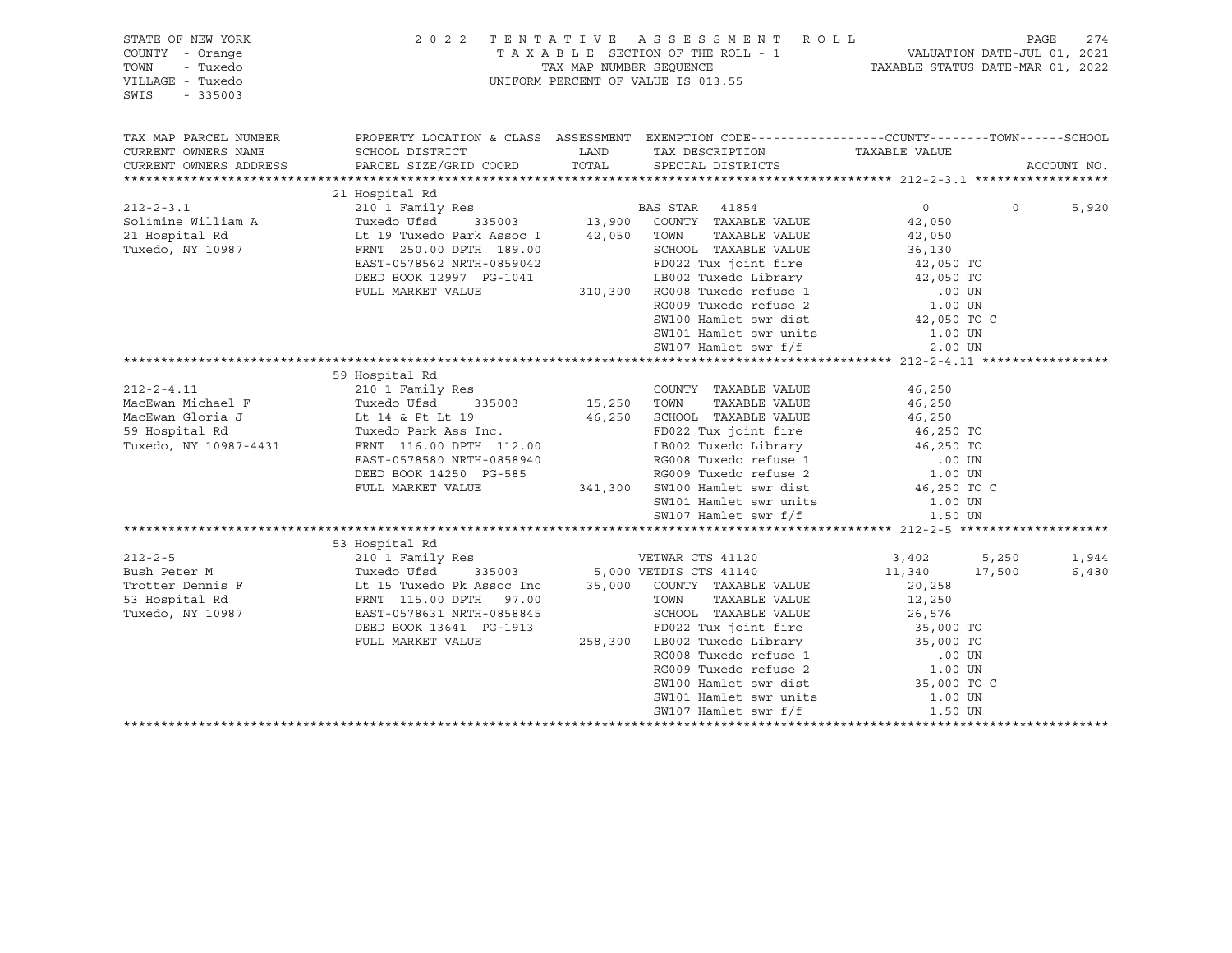STATE OF NEW YORK
COUNTY - Orange
TOWN - Tuxedo
VILLAGE - Tuxedo
SWIS - 335003

2 0 2 2 T E N T A T I V E A S S E S S M E N T R O L L
T A X A B L E SECTION OF THE ROLL - 1
TAX MAP NUMBER SEQUENCE
UNIFORM PERCENT OF VALUE IS 013.55

VALUATION DATE-JUL 01, 2021
TAXABLE STATUS DATE-MAR 01, 2022

| TAX MAP PARCEL NUMBER / CURRENT OWNERS NAME / CURRENT OWNERS ADDRESS | PROPERTY LOCATION & CLASS / SCHOOL DISTRICT / PARCEL SIZE/GRID COORD | ASSESSMENT LAND / TOTAL | EXEMPTION CODE / TAX DESCRIPTION / SPECIAL DISTRICTS | COUNTY TAXABLE VALUE | TOWN | SCHOOL | ACCOUNT NO. |
|---|---|---|---|---|---|---|---|
| **212-2-3.1** | 21 Hospital Rd | | | | | | |
| 212-2-3.1 | 210 1 Family Res | | BAS STAR 41854 | 0 | 0 | 5,920 | |
| Solimine William A | Tuxedo Ufsd 335003 | 13,900 | COUNTY TAXABLE VALUE | 42,050 | | | |
| 21 Hospital Rd | Lt 19 Tuxedo Park Assoc I | 42,050 | TOWN TAXABLE VALUE | 42,050 | | | |
| Tuxedo, NY 10987 | FRNT 250.00 DPTH 189.00 | | SCHOOL TAXABLE VALUE | 36,130 | | | |
| | EAST-0578562 NRTH-0859042 | | FD022 Tux joint fire | 42,050 TO | | | |
| | DEED BOOK 12997 PG-1041 | | LB002 Tuxedo Library | 42,050 TO | | | |
| | FULL MARKET VALUE | 310,300 | RG008 Tuxedo refuse 1 | .00 UN | | | |
| | | | RG009 Tuxedo refuse 2 | 1.00 UN | | | |
| | | | SW100 Hamlet swr dist | 42,050 TO C | | | |
| | | | SW101 Hamlet swr units | 1.00 UN | | | |
| | | | SW107 Hamlet swr f/f | 2.00 UN | | | |
| **212-2-4.11** | 59 Hospital Rd | | | | | | |
| 212-2-4.11 | 210 1 Family Res | | COUNTY TAXABLE VALUE | 46,250 | | | |
| MacEwan Michael F | Tuxedo Ufsd 335003 | 15,250 | TOWN TAXABLE VALUE | 46,250 | | | |
| MacEwan Gloria J | Lt 14 & Pt Lt 19 | 46,250 | SCHOOL TAXABLE VALUE | 46,250 | | | |
| 59 Hospital Rd | Tuxedo Park Ass Inc. | | FD022 Tux joint fire | 46,250 TO | | | |
| Tuxedo, NY 10987-4431 | FRNT 116.00 DPTH 112.00 | | LB002 Tuxedo Library | 46,250 TO | | | |
| | EAST-0578580 NRTH-0858940 | | RG008 Tuxedo refuse 1 | .00 UN | | | |
| | DEED BOOK 14250 PG-585 | | RG009 Tuxedo refuse 2 | 1.00 UN | | | |
| | FULL MARKET VALUE | 341,300 | SW100 Hamlet swr dist | 46,250 TO C | | | |
| | | | SW101 Hamlet swr units | 1.00 UN | | | |
| | | | SW107 Hamlet swr f/f | 1.50 UN | | | |
| **212-2-5** | 53 Hospital Rd | | | | | | |
| 212-2-5 | 210 1 Family Res | | VETWAR CTS 41120 | 3,402 | 5,250 | 1,944 | |
| Bush Peter M | Tuxedo Ufsd 335003 | 5,000 | VETDIS CTS 41140 | 11,340 | 17,500 | 6,480 | |
| Trotter Dennis F | Lt 15 Tuxedo Pk Assoc Inc | 35,000 | COUNTY TAXABLE VALUE | 20,258 | | | |
| 53 Hospital Rd | FRNT 115.00 DPTH 97.00 | | TOWN TAXABLE VALUE | 12,250 | | | |
| Tuxedo, NY 10987 | EAST-0578631 NRTH-0858845 | | SCHOOL TAXABLE VALUE | 26,576 | | | |
| | DEED BOOK 13641 PG-1913 | | FD022 Tux joint fire | 35,000 TO | | | |
| | FULL MARKET VALUE | 258,300 | LB002 Tuxedo Library | 35,000 TO | | | |
| | | | RG008 Tuxedo refuse 1 | .00 UN | | | |
| | | | RG009 Tuxedo refuse 2 | 1.00 UN | | | |
| | | | SW100 Hamlet swr dist | 35,000 TO C | | | |
| | | | SW101 Hamlet swr units | 1.00 UN | | | |
| | | | SW107 Hamlet swr f/f | 1.50 UN | | | |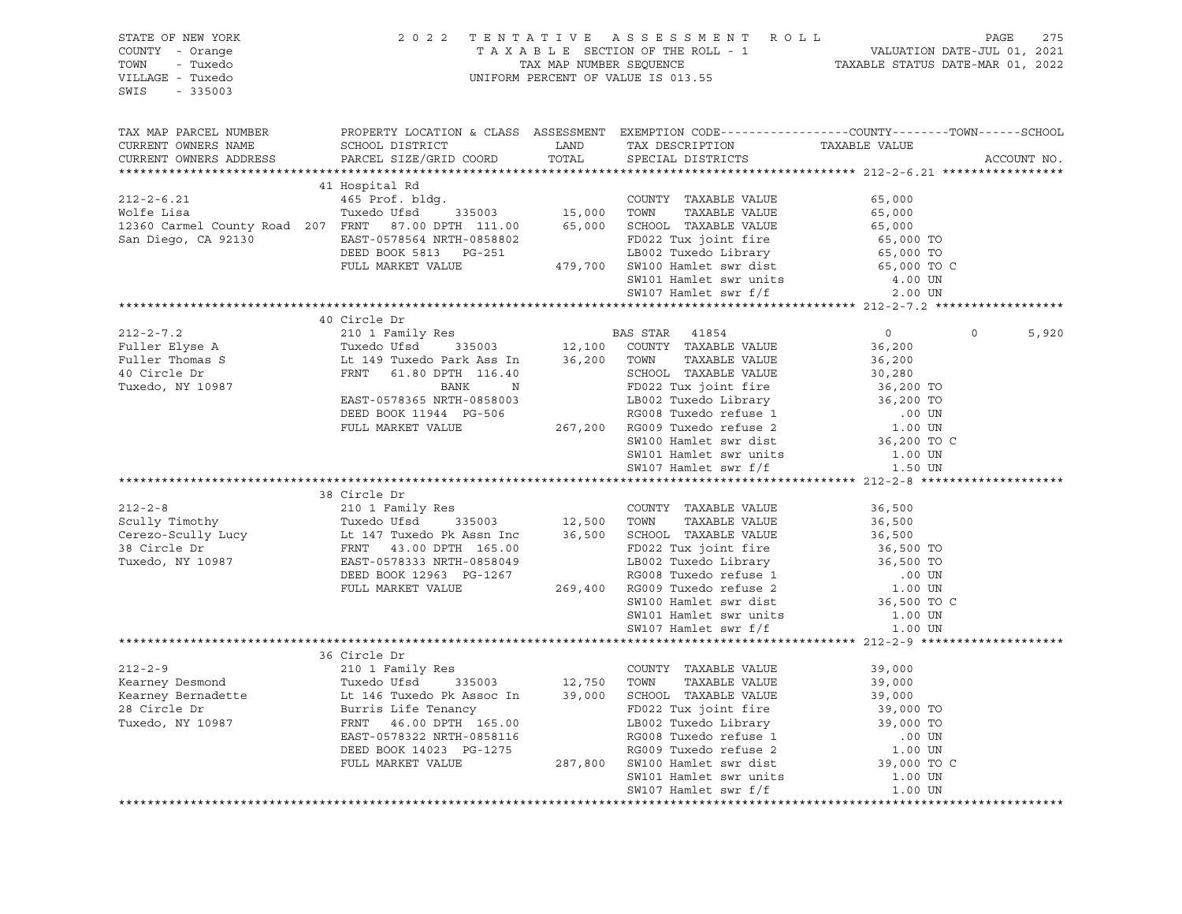STATE OF NEW YORK
COUNTY - Orange
TOWN - Tuxedo
VILLAGE - Tuxedo
SWIS - 335003

2022 TENTATIVE ASSESSMENT ROLL
TAXABLE SECTION OF THE ROLL - 1
TAX MAP NUMBER SEQUENCE
UNIFORM PERCENT OF VALUE IS 013.55

VALUATION DATE-JUL 01, 2021
TAXABLE STATUS DATE-MAR 01, 2022

| TAX MAP PARCEL NUMBER / CURRENT OWNERS NAME / CURRENT OWNERS ADDRESS | PROPERTY LOCATION & CLASS / SCHOOL DISTRICT / PARCEL SIZE/GRID COORD | ASSESSMENT LAND / TOTAL | EXEMPTION CODE / TAX DESCRIPTION / SPECIAL DISTRICTS | COUNTY / TOWN TAXABLE VALUE | SCHOOL | ACCOUNT NO. |
|---|---|---|---|---|---|---|
| **212-2-6.21** | 41 Hospital Rd | | | | | |
| 212-2-6.21 | 465 Prof. bldg. | | COUNTY TAXABLE VALUE | 65,000 | | |
| Wolfe Lisa | Tuxedo Ufsd 335003 | 15,000 | TOWN TAXABLE VALUE | 65,000 | | |
| 12360 Carmel County Road 207 | FRNT 87.00 DPTH 111.00 | 65,000 | SCHOOL TAXABLE VALUE | 65,000 | | |
| San Diego, CA 92130 | EAST-0578564 NRTH-0858802 | | FD022 Tux joint fire | 65,000 TO | | |
| | DEED BOOK 5813 PG-251 | | LB002 Tuxedo Library | 65,000 TO | | |
| | FULL MARKET VALUE | 479,700 | SW100 Hamlet swr dist | 65,000 TO C | | |
| | | | SW101 Hamlet swr units | 4.00 UN | | |
| | | | SW107 Hamlet swr f/f | 2.00 UN | | |
| **212-2-7.2** | 40 Circle Dr | | | | | |
| 212-2-7.2 | 210 1 Family Res | | BAS STAR 41854 | 0 | 0 | 5,920 |
| Fuller Elyse A | Tuxedo Ufsd 335003 | 12,100 | COUNTY TAXABLE VALUE | 36,200 | | |
| Fuller Thomas S | Lt 149 Tuxedo Park Ass In | 36,200 | TOWN TAXABLE VALUE | 36,200 | | |
| 40 Circle Dr | FRNT 61.80 DPTH 116.40 | | SCHOOL TAXABLE VALUE | 30,280 | | |
| Tuxedo, NY 10987 | BANK N | | FD022 Tux joint fire | 36,200 TO | | |
| | EAST-0578365 NRTH-0858003 | | LB002 Tuxedo Library | 36,200 TO | | |
| | DEED BOOK 11944 PG-506 | | RG008 Tuxedo refuse 1 | .00 UN | | |
| | FULL MARKET VALUE | 267,200 | RG009 Tuxedo refuse 2 | 1.00 UN | | |
| | | | SW100 Hamlet swr dist | 36,200 TO C | | |
| | | | SW101 Hamlet swr units | 1.00 UN | | |
| | | | SW107 Hamlet swr f/f | 1.50 UN | | |
| **212-2-8** | 38 Circle Dr | | | | | |
| 212-2-8 | 210 1 Family Res | | COUNTY TAXABLE VALUE | 36,500 | | |
| Scully Timothy | Tuxedo Ufsd 335003 | 12,500 | TOWN TAXABLE VALUE | 36,500 | | |
| Cerezo-Scully Lucy | Lt 147 Tuxedo Pk Assn Inc | 36,500 | SCHOOL TAXABLE VALUE | 36,500 | | |
| 38 Circle Dr | FRNT 43.00 DPTH 165.00 | | FD022 Tux joint fire | 36,500 TO | | |
| Tuxedo, NY 10987 | EAST-0578333 NRTH-0858049 | | LB002 Tuxedo Library | 36,500 TO | | |
| | DEED BOOK 12963 PG-1267 | | RG008 Tuxedo refuse 1 | .00 UN | | |
| | FULL MARKET VALUE | 269,400 | RG009 Tuxedo refuse 2 | 1.00 UN | | |
| | | | SW100 Hamlet swr dist | 36,500 TO C | | |
| | | | SW101 Hamlet swr units | 1.00 UN | | |
| | | | SW107 Hamlet swr f/f | 1.00 UN | | |
| **212-2-9** | 36 Circle Dr | | | | | |
| 212-2-9 | 210 1 Family Res | | COUNTY TAXABLE VALUE | 39,000 | | |
| Kearney Desmond | Tuxedo Ufsd 335003 | 12,750 | TOWN TAXABLE VALUE | 39,000 | | |
| Kearney Bernadette | Lt 146 Tuxedo Pk Assoc In | 39,000 | SCHOOL TAXABLE VALUE | 39,000 | | |
| 28 Circle Dr | Burris Life Tenancy | | FD022 Tux joint fire | 39,000 TO | | |
| Tuxedo, NY 10987 | FRNT 46.00 DPTH 165.00 | | LB002 Tuxedo Library | 39,000 TO | | |
| | EAST-0578322 NRTH-0858116 | | RG008 Tuxedo refuse 1 | .00 UN | | |
| | DEED BOOK 14023 PG-1275 | | RG009 Tuxedo refuse 2 | 1.00 UN | | |
| | FULL MARKET VALUE | 287,800 | SW100 Hamlet swr dist | 39,000 TO C | | |
| | | | SW101 Hamlet swr units | 1.00 UN | | |
| | | | SW107 Hamlet swr f/f | 1.00 UN | | |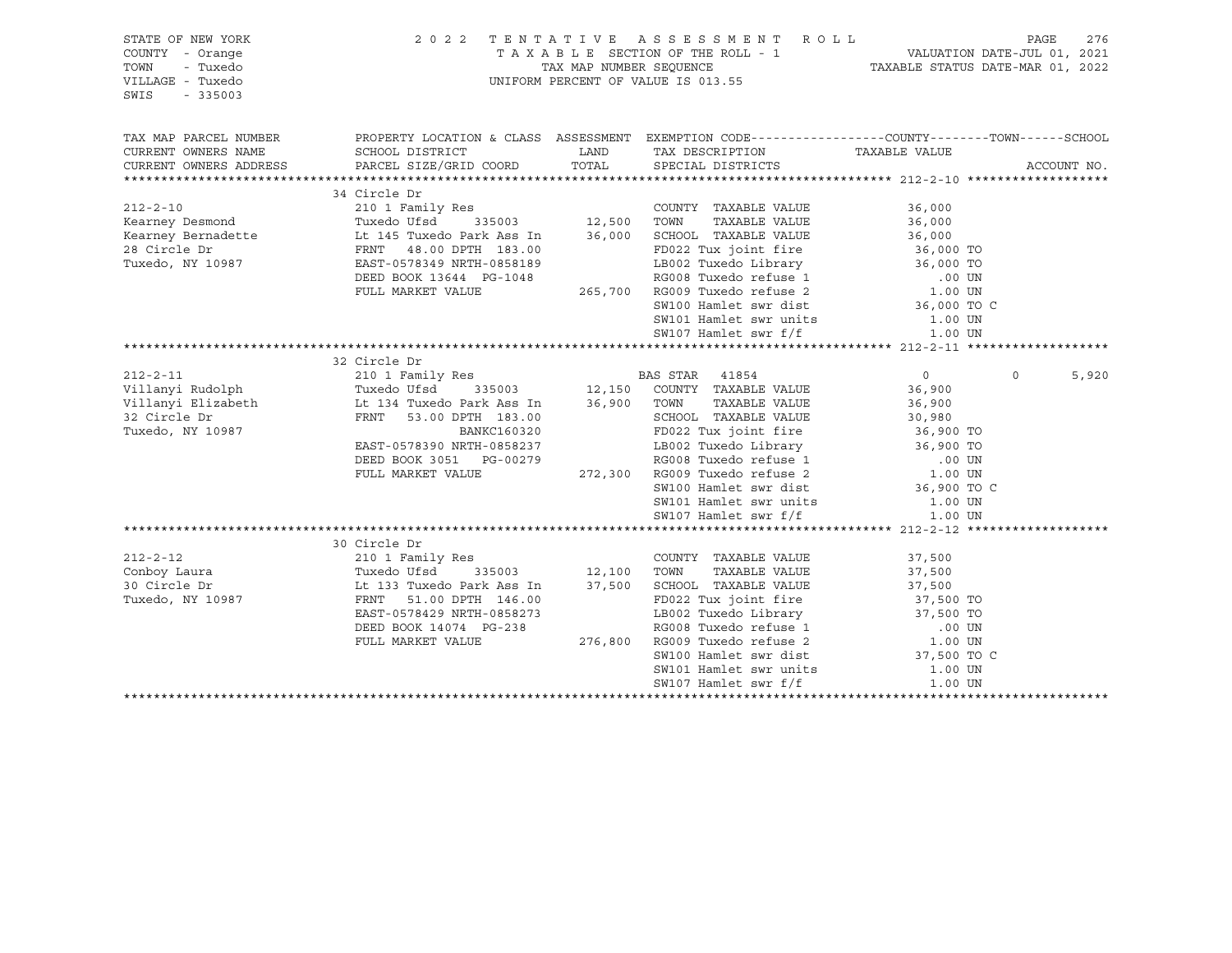STATE OF NEW YORK
COUNTY - Orange
TOWN - Tuxedo
VILLAGE - Tuxedo
SWIS - 335003

2 0 2 2 T E N T A T I V E A S S E S S M E N T R O L L
T A X A B L E SECTION OF THE ROLL - 1
TAX MAP NUMBER SEQUENCE
UNIFORM PERCENT OF VALUE IS 013.55

VALUATION DATE-JUL 01, 2021
TAXABLE STATUS DATE-MAR 01, 2022

| TAX MAP PARCEL NUMBER<br>CURRENT OWNERS NAME<br>CURRENT OWNERS ADDRESS | PROPERTY LOCATION & CLASS<br>SCHOOL DISTRICT<br>PARCEL SIZE/GRID COORD | ASSESSMENT<br>LAND<br>TOTAL | EXEMPTION CODE<br>TAX DESCRIPTION<br>SPECIAL DISTRICTS | COUNTY / TOWN / SCHOOL<br>TAXABLE VALUE | ACCOUNT NO. |
|---|---|---|---|---|---|
| **212-2-10** | 34 Circle Dr | | | | |
| 212-2-10 | 210 1 Family Res | | COUNTY TAXABLE VALUE | 36,000 | |
| Kearney Desmond | Tuxedo Ufsd 335003 | 12,500 | TOWN TAXABLE VALUE | 36,000 | |
| Kearney Bernadette | Lt 145 Tuxedo Park Ass In | 36,000 | SCHOOL TAXABLE VALUE | 36,000 | |
| 28 Circle Dr | FRNT 48.00 DPTH 183.00 | | FD022 Tux joint fire | 36,000 TO | |
| Tuxedo, NY 10987 | EAST-0578349 NRTH-0858189 | | LB002 Tuxedo Library | 36,000 TO | |
| | DEED BOOK 13644 PG-1048 | | RG008 Tuxedo refuse 1 | .00 UN | |
| | FULL MARKET VALUE | 265,700 | RG009 Tuxedo refuse 2 | 1.00 UN | |
| | | | SW100 Hamlet swr dist | 36,000 TO C | |
| | | | SW101 Hamlet swr units | 1.00 UN | |
| | | | SW107 Hamlet swr f/f | 1.00 UN | |
| **212-2-11** | 32 Circle Dr | | | | |
| 212-2-11 | 210 1 Family Res | | BAS STAR 41854 | 0 / 0 / 5,920 | |
| Villanyi Rudolph | Tuxedo Ufsd 335003 | 12,150 | COUNTY TAXABLE VALUE | 36,900 | |
| Villanyi Elizabeth | Lt 134 Tuxedo Park Ass In | 36,900 | TOWN TAXABLE VALUE | 36,900 | |
| 32 Circle Dr | FRNT 53.00 DPTH 183.00 | | SCHOOL TAXABLE VALUE | 30,980 | |
| Tuxedo, NY 10987 | BANKC160320 | | FD022 Tux joint fire | 36,900 TO | |
| | EAST-0578390 NRTH-0858237 | | LB002 Tuxedo Library | 36,900 TO | |
| | DEED BOOK 3051 PG-00279 | | RG008 Tuxedo refuse 1 | .00 UN | |
| | FULL MARKET VALUE | 272,300 | RG009 Tuxedo refuse 2 | 1.00 UN | |
| | | | SW100 Hamlet swr dist | 36,900 TO C | |
| | | | SW101 Hamlet swr units | 1.00 UN | |
| | | | SW107 Hamlet swr f/f | 1.00 UN | |
| **212-2-12** | 30 Circle Dr | | | | |
| 212-2-12 | 210 1 Family Res | | COUNTY TAXABLE VALUE | 37,500 | |
| Conboy Laura | Tuxedo Ufsd 335003 | 12,100 | TOWN TAXABLE VALUE | 37,500 | |
| 30 Circle Dr | Lt 133 Tuxedo Park Ass In | 37,500 | SCHOOL TAXABLE VALUE | 37,500 | |
| Tuxedo, NY 10987 | FRNT 51.00 DPTH 146.00 | | FD022 Tux joint fire | 37,500 TO | |
| | EAST-0578429 NRTH-0858273 | | LB002 Tuxedo Library | 37,500 TO | |
| | DEED BOOK 14074 PG-238 | | RG008 Tuxedo refuse 1 | .00 UN | |
| | FULL MARKET VALUE | 276,800 | RG009 Tuxedo refuse 2 | 1.00 UN | |
| | | | SW100 Hamlet swr dist | 37,500 TO C | |
| | | | SW101 Hamlet swr units | 1.00 UN | |
| | | | SW107 Hamlet swr f/f | 1.00 UN | |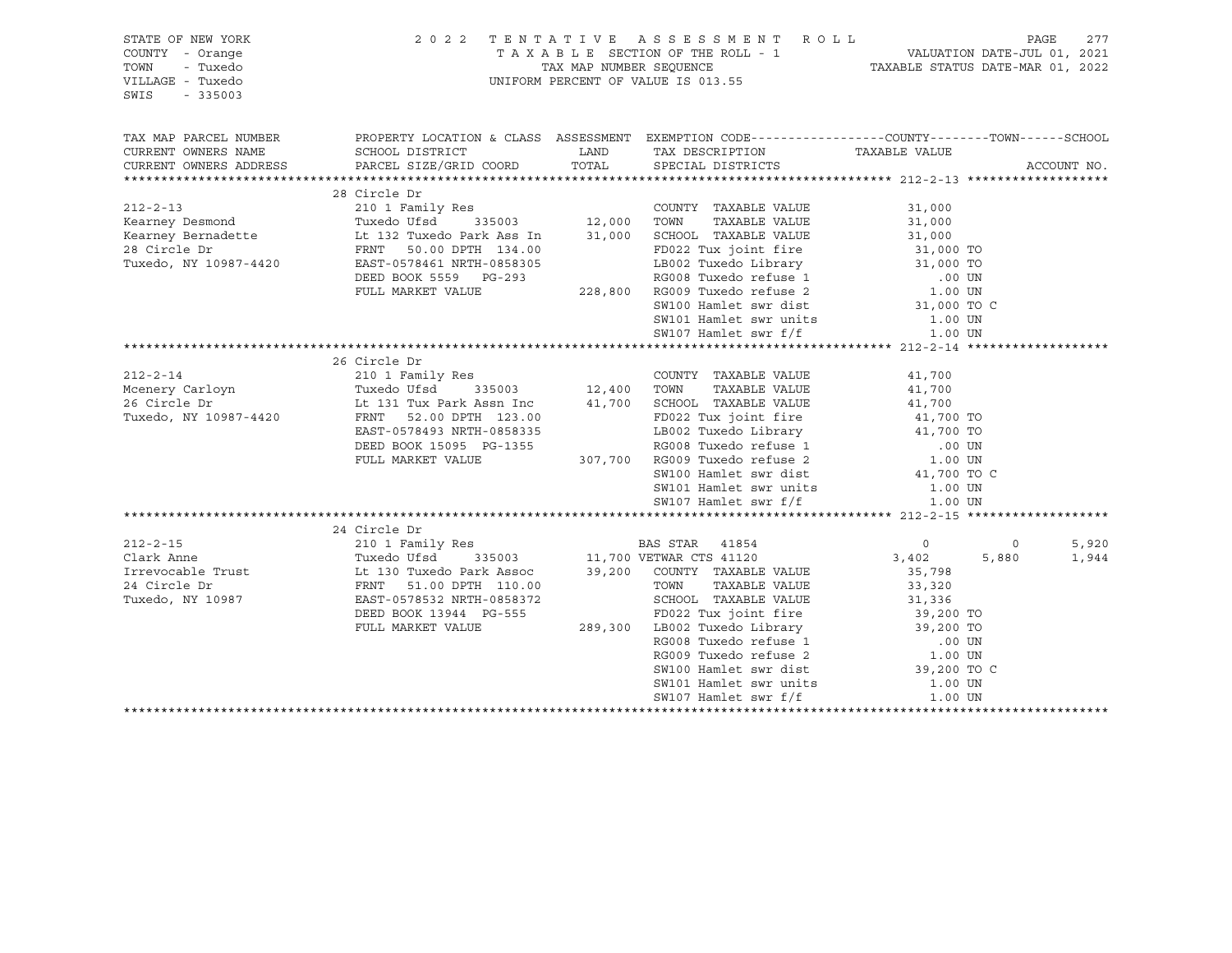STATE OF NEW YORK
COUNTY - Orange
TOWN - Tuxedo
VILLAGE - Tuxedo
SWIS - 335003

2 0 2 2 T E N T A T I V E A S S E S S M E N T R O L L
T A X A B L E SECTION OF THE ROLL - 1
TAX MAP NUMBER SEQUENCE
UNIFORM PERCENT OF VALUE IS 013.55

VALUATION DATE-JUL 01, 2021
TAXABLE STATUS DATE-MAR 01, 2022

| TAX MAP PARCEL NUMBER / CURRENT OWNERS NAME / CURRENT OWNERS ADDRESS | PROPERTY LOCATION & CLASS / SCHOOL DISTRICT / PARCEL SIZE/GRID COORD | ASSESSMENT LAND | ASSESSMENT TOTAL | EXEMPTION CODE / TAX DESCRIPTION / SPECIAL DISTRICTS | COUNTY TAXABLE VALUE | TOWN | SCHOOL | ACCOUNT NO. |
|---|---|---|---|---|---|---|---|---|
| **212-2-13** | 28 Circle Dr | | | | | | | |
| 212-2-13 | 210 1 Family Res | | | COUNTY TAXABLE VALUE | 31,000 | | | |
| Kearney Desmond | Tuxedo Ufsd 335003 | 12,000 | | TOWN TAXABLE VALUE | 31,000 | | | |
| Kearney Bernadette | Lt 132 Tuxedo Park Ass In | | 31,000 | SCHOOL TAXABLE VALUE | 31,000 | | | |
| 28 Circle Dr | FRNT 50.00 DPTH 134.00 | | | FD022 Tux joint fire | 31,000 TO | | | |
| Tuxedo, NY 10987-4420 | EAST-0578461 NRTH-0858305 | | | LB002 Tuxedo Library | 31,000 TO | | | |
| | DEED BOOK 5559 PG-293 | | | RG008 Tuxedo refuse 1 | .00 UN | | | |
| | FULL MARKET VALUE | | 228,800 | RG009 Tuxedo refuse 2 | 1.00 UN | | | |
| | | | | SW100 Hamlet swr dist | 31,000 TO C | | | |
| | | | | SW101 Hamlet swr units | 1.00 UN | | | |
| | | | | SW107 Hamlet swr f/f | 1.00 UN | | | |
| **212-2-14** | 26 Circle Dr | | | | | | | |
| 212-2-14 | 210 1 Family Res | | | COUNTY TAXABLE VALUE | 41,700 | | | |
| Mcenery Carloyn | Tuxedo Ufsd 335003 | 12,400 | | TOWN TAXABLE VALUE | 41,700 | | | |
| 26 Circle Dr | Lt 131 Tux Park Assn Inc | | 41,700 | SCHOOL TAXABLE VALUE | 41,700 | | | |
| Tuxedo, NY 10987-4420 | FRNT 52.00 DPTH 123.00 | | | FD022 Tux joint fire | 41,700 TO | | | |
| | EAST-0578493 NRTH-0858335 | | | LB002 Tuxedo Library | 41,700 TO | | | |
| | DEED BOOK 15095 PG-1355 | | | RG008 Tuxedo refuse 1 | .00 UN | | | |
| | FULL MARKET VALUE | | 307,700 | RG009 Tuxedo refuse 2 | 1.00 UN | | | |
| | | | | SW100 Hamlet swr dist | 41,700 TO C | | | |
| | | | | SW101 Hamlet swr units | 1.00 UN | | | |
| | | | | SW107 Hamlet swr f/f | 1.00 UN | | | |
| **212-2-15** | 24 Circle Dr | | | | | | | |
| 212-2-15 | 210 1 Family Res | | | BAS STAR 41854 | 0 | 0 | 5,920 | |
| Clark Anne | Tuxedo Ufsd 335003 | 11,700 | | VETWAR CTS 41120 | 3,402 | 5,880 | 1,944 | |
| Irrevocable Trust | Lt 130 Tuxedo Park Assoc | | 39,200 | COUNTY TAXABLE VALUE | 35,798 | | | |
| 24 Circle Dr | FRNT 51.00 DPTH 110.00 | | | TOWN TAXABLE VALUE | 33,320 | | | |
| Tuxedo, NY 10987 | EAST-0578532 NRTH-0858372 | | | SCHOOL TAXABLE VALUE | 31,336 | | | |
| | DEED BOOK 13944 PG-555 | | | FD022 Tux joint fire | 39,200 TO | | | |
| | FULL MARKET VALUE | | 289,300 | LB002 Tuxedo Library | 39,200 TO | | | |
| | | | | RG008 Tuxedo refuse 1 | .00 UN | | | |
| | | | | RG009 Tuxedo refuse 2 | 1.00 UN | | | |
| | | | | SW100 Hamlet swr dist | 39,200 TO C | | | |
| | | | | SW101 Hamlet swr units | 1.00 UN | | | |
| | | | | SW107 Hamlet swr f/f | 1.00 UN | | | |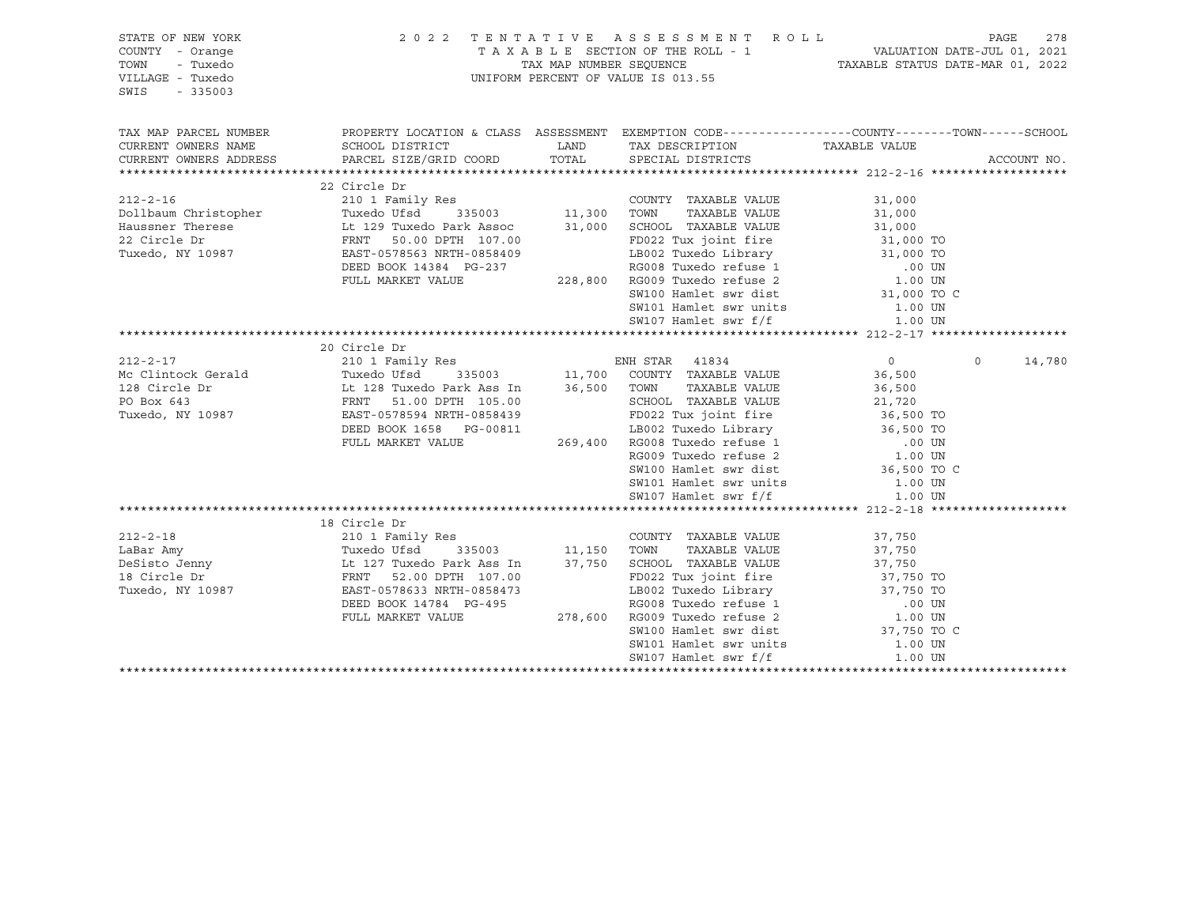STATE OF NEW YORK
COUNTY - Orange
TOWN - Tuxedo
VILLAGE - Tuxedo
SWIS - 335003

2022 TENTATIVE ASSESSMENT ROLL
TAXABLE SECTION OF THE ROLL - 1
TAX MAP NUMBER SEQUENCE
UNIFORM PERCENT OF VALUE IS 013.55

VALUATION DATE-JUL 01, 2021
TAXABLE STATUS DATE-MAR 01, 2022

| TAX MAP PARCEL NUMBER / CURRENT OWNERS NAME / CURRENT OWNERS ADDRESS | PROPERTY LOCATION & CLASS / SCHOOL DISTRICT / PARCEL SIZE/GRID COORD | ASSESSMENT LAND / TOTAL | EXEMPTION CODE / TAX DESCRIPTION / SPECIAL DISTRICTS | COUNTY / TAXABLE VALUE | TOWN | SCHOOL / ACCOUNT NO. |
|---|---|---|---|---|---|---|
| 212-2-16 | 22 Circle Dr | | | | | |
| | 210 1 Family Res | | COUNTY TAXABLE VALUE | 31,000 | | |
| Dollbaum Christopher | Tuxedo Ufsd 335003 | 11,300 | TOWN TAXABLE VALUE | 31,000 | | |
| Haussner Therese | Lt 129 Tuxedo Park Assoc | 31,000 | SCHOOL TAXABLE VALUE | 31,000 | | |
| 22 Circle Dr | FRNT 50.00 DPTH 107.00 | | FD022 Tux joint fire | 31,000 TO | | |
| Tuxedo, NY 10987 | EAST-0578563 NRTH-0858409 | | LB002 Tuxedo Library | 31,000 TO | | |
| | DEED BOOK 14384 PG-237 | | RG008 Tuxedo refuse 1 | .00 UN | | |
| | FULL MARKET VALUE | 228,800 | RG009 Tuxedo refuse 2 | 1.00 UN | | |
| | | | SW100 Hamlet swr dist | 31,000 TO C | | |
| | | | SW101 Hamlet swr units | 1.00 UN | | |
| | | | SW107 Hamlet swr f/f | 1.00 UN | | |
| 212-2-17 | 20 Circle Dr | | | | | |
| | 210 1 Family Res | | ENH STAR 41834 | 0 | 0 | 14,780 |
| Mc Clintock Gerald | Tuxedo Ufsd 335003 | 11,700 | COUNTY TAXABLE VALUE | 36,500 | | |
| 128 Circle Dr | Lt 128 Tuxedo Park Ass In | 36,500 | TOWN TAXABLE VALUE | 36,500 | | |
| PO Box 643 | FRNT 51.00 DPTH 105.00 | | SCHOOL TAXABLE VALUE | 21,720 | | |
| Tuxedo, NY 10987 | EAST-0578594 NRTH-0858439 | | FD022 Tux joint fire | 36,500 TO | | |
| | DEED BOOK 1658 PG-00811 | | LB002 Tuxedo Library | 36,500 TO | | |
| | FULL MARKET VALUE | 269,400 | RG008 Tuxedo refuse 1 | .00 UN | | |
| | | | RG009 Tuxedo refuse 2 | 1.00 UN | | |
| | | | SW100 Hamlet swr dist | 36,500 TO C | | |
| | | | SW101 Hamlet swr units | 1.00 UN | | |
| | | | SW107 Hamlet swr f/f | 1.00 UN | | |
| 212-2-18 | 18 Circle Dr | | | | | |
| | 210 1 Family Res | | COUNTY TAXABLE VALUE | 37,750 | | |
| LaBar Amy | Tuxedo Ufsd 335003 | 11,150 | TOWN TAXABLE VALUE | 37,750 | | |
| DeSisto Jenny | Lt 127 Tuxedo Park Ass In | 37,750 | SCHOOL TAXABLE VALUE | 37,750 | | |
| 18 Circle Dr | FRNT 52.00 DPTH 107.00 | | FD022 Tux joint fire | 37,750 TO | | |
| Tuxedo, NY 10987 | EAST-0578633 NRTH-0858473 | | LB002 Tuxedo Library | 37,750 TO | | |
| | DEED BOOK 14784 PG-495 | | RG008 Tuxedo refuse 1 | .00 UN | | |
| | FULL MARKET VALUE | 278,600 | RG009 Tuxedo refuse 2 | 1.00 UN | | |
| | | | SW100 Hamlet swr dist | 37,750 TO C | | |
| | | | SW101 Hamlet swr units | 1.00 UN | | |
| | | | SW107 Hamlet swr f/f | 1.00 UN | | |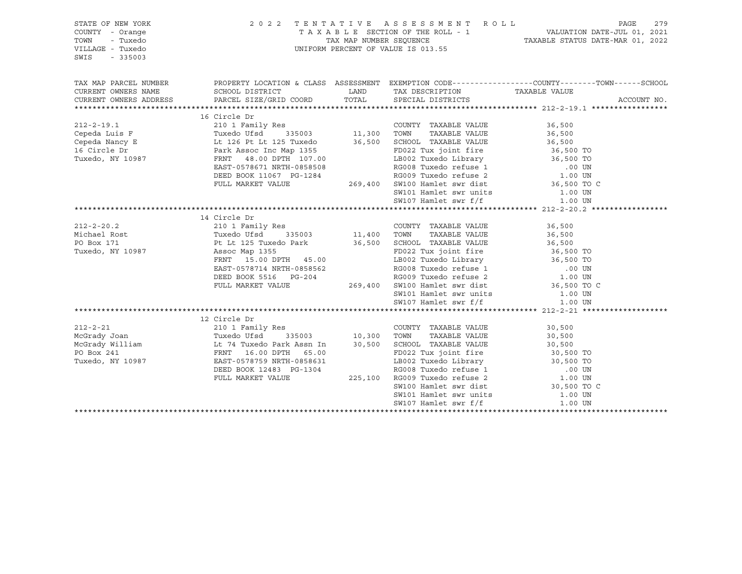STATE OF NEW YORK — 2022 TENTATIVE ASSESSMENT ROLL
COUNTY - Orange — TAXABLE SECTION OF THE ROLL - 1 — VALUATION DATE-JUL 01, 2021
TOWN - Tuxedo — TAX MAP NUMBER SEQUENCE — TAXABLE STATUS DATE-MAR 01, 2022
VILLAGE - Tuxedo — UNIFORM PERCENT OF VALUE IS 013.55
SWIS - 335003

| TAX MAP PARCEL NUMBER / CURRENT OWNERS NAME / CURRENT OWNERS ADDRESS | PROPERTY LOCATION & CLASS / SCHOOL DISTRICT / PARCEL SIZE/GRID COORD | ASSESSMENT LAND | TOTAL | EXEMPTION CODE / TAX DESCRIPTION / SPECIAL DISTRICTS | TAXABLE VALUE (COUNTY--TOWN--SCHOOL) | ACCOUNT NO. |
|---|---|---|---|---|---|---|
| **212-2-19.1** | 16 Circle Dr | | | | | |
| 212-2-19.1 | 210 1 Family Res | | | COUNTY TAXABLE VALUE | 36,500 | |
| Cepeda Luis F | Tuxedo Ufsd 335003 | 11,300 | | TOWN TAXABLE VALUE | 36,500 | |
| Cepeda Nancy E | Lt 126 Pt Lt 125 Tuxedo | | 36,500 | SCHOOL TAXABLE VALUE | 36,500 | |
| 16 Circle Dr | Park Assoc Inc Map 1355 | | | FD022 Tux joint fire | 36,500 TO | |
| Tuxedo, NY 10987 | FRNT 48.00 DPTH 107.00 | | | LB002 Tuxedo Library | 36,500 TO | |
| | EAST-0578671 NRTH-0858508 | | | RG008 Tuxedo refuse 1 | .00 UN | |
| | DEED BOOK 11067 PG-1284 | | | RG009 Tuxedo refuse 2 | 1.00 UN | |
| | FULL MARKET VALUE | | 269,400 | SW100 Hamlet swr dist | 36,500 TO C | |
| | | | | SW101 Hamlet swr units | 1.00 UN | |
| | | | | SW107 Hamlet swr f/f | 1.00 UN | |
| **212-2-20.2** | 14 Circle Dr | | | | | |
| 212-2-20.2 | 210 1 Family Res | | | COUNTY TAXABLE VALUE | 36,500 | |
| Michael Rost | Tuxedo Ufsd 335003 | 11,400 | | TOWN TAXABLE VALUE | 36,500 | |
| PO Box 171 | Pt Lt 125 Tuxedo Park | | 36,500 | SCHOOL TAXABLE VALUE | 36,500 | |
| Tuxedo, NY 10987 | Assoc Map 1355 | | | FD022 Tux joint fire | 36,500 TO | |
| | FRNT 15.00 DPTH 45.00 | | | LB002 Tuxedo Library | 36,500 TO | |
| | EAST-0578714 NRTH-0858562 | | | RG008 Tuxedo refuse 1 | .00 UN | |
| | DEED BOOK 5516 PG-204 | | | RG009 Tuxedo refuse 2 | 1.00 UN | |
| | FULL MARKET VALUE | | 269,400 | SW100 Hamlet swr dist | 36,500 TO C | |
| | | | | SW101 Hamlet swr units | 1.00 UN | |
| | | | | SW107 Hamlet swr f/f | 1.00 UN | |
| **212-2-21** | 12 Circle Dr | | | | | |
| 212-2-21 | 210 1 Family Res | | | COUNTY TAXABLE VALUE | 30,500 | |
| McGrady Joan | Tuxedo Ufsd 335003 | 10,300 | | TOWN TAXABLE VALUE | 30,500 | |
| McGrady William | Lt 74 Tuxedo Park Assn In | | 30,500 | SCHOOL TAXABLE VALUE | 30,500 | |
| PO Box 241 | FRNT 16.00 DPTH 65.00 | | | FD022 Tux joint fire | 30,500 TO | |
| Tuxedo, NY 10987 | EAST-0578759 NRTH-0858631 | | | LB002 Tuxedo Library | 30,500 TO | |
| | DEED BOOK 12483 PG-1304 | | | RG008 Tuxedo refuse 1 | .00 UN | |
| | FULL MARKET VALUE | | 225,100 | RG009 Tuxedo refuse 2 | 1.00 UN | |
| | | | | SW100 Hamlet swr dist | 30,500 TO C | |
| | | | | SW101 Hamlet swr units | 1.00 UN | |
| | | | | SW107 Hamlet swr f/f | 1.00 UN | |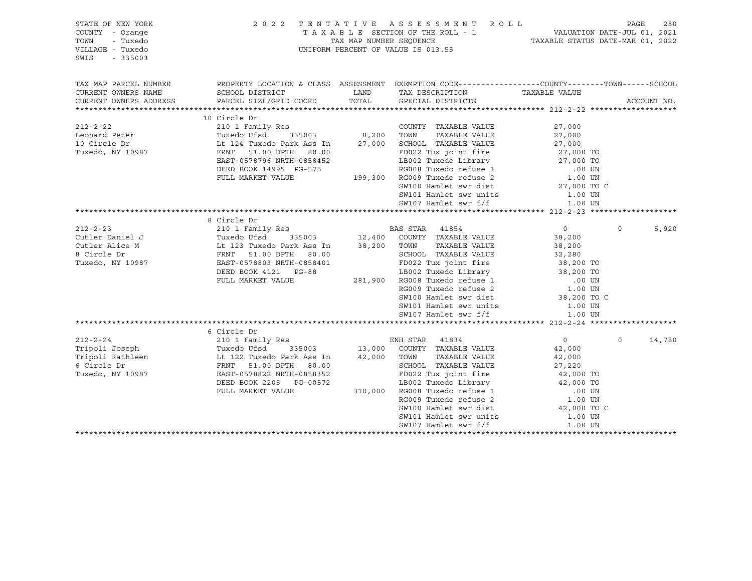STATE OF NEW YORK 2 0 2 2 T E N T A T I V E A S S E S S M E N T R O L L PAGE 280
COUNTY - Orange T A X A B L E SECTION OF THE ROLL - 1 VALUATION DATE-JUL 01, 2021
TOWN - Tuxedo TAX MAP NUMBER SEQUENCE TAXABLE STATUS DATE-MAR 01, 2022
VILLAGE - Tuxedo UNIFORM PERCENT OF VALUE IS 013.55
SWIS - 335003

```
TAX MAP PARCEL NUMBER     PROPERTY LOCATION & CLASS  ASSESSMENT  EXEMPTION CODE------------------COUNTY--------TOWN------SCHOOL
CURRENT OWNERS NAME       SCHOOL DISTRICT               LAND      TAX DESCRIPTION             TAXABLE VALUE
CURRENT OWNERS ADDRESS    PARCEL SIZE/GRID COORD        TOTAL     SPECIAL DISTRICTS                                      ACCOUNT NO.
******************************************************************************************************* 212-2-22 *******************
                          10 Circle Dr
212-2-22                  210 1 Family Res                         COUNTY  TAXABLE VALUE          27,000
Leonard Peter             Tuxedo Ufsd      335003        8,200    TOWN    TAXABLE VALUE          27,000
10 Circle Dr              Lt 124 Tuxedo Park Ass In     27,000    SCHOOL  TAXABLE VALUE          27,000
Tuxedo, NY 10987          FRNT   51.00 DPTH   80.00               FD022 Tux joint fire           27,000 TO
                          EAST-0578796 NRTH-0858452               LB002 Tuxedo Library           27,000 TO
                          DEED BOOK 14995  PG-575                 RG008 Tuxedo refuse 1             .00 UN
                          FULL MARKET VALUE            199,300    RG009 Tuxedo refuse 2            1.00 UN
                                                                  SW100 Hamlet swr dist          27,000 TO C
                                                                  SW101 Hamlet swr units           1.00 UN
                                                                  SW107 Hamlet swr f/f             1.00 UN
******************************************************************************************************* 212-2-23 *******************
                          8 Circle Dr
212-2-23                  210 1 Family Res                         BAS STAR  41854                     0             0        5,920
Cutler Daniel J           Tuxedo Ufsd      335003       12,400    COUNTY  TAXABLE VALUE          38,200
Cutler Alice M            Lt 123 Tuxedo Park Ass In     38,200    TOWN    TAXABLE VALUE          38,200
8 Circle Dr               FRNT   51.00 DPTH   80.00               SCHOOL  TAXABLE VALUE          32,280
Tuxedo, NY 10987          EAST-0578803 NRTH-0858401               FD022 Tux joint fire           38,200 TO
                          DEED BOOK 4121   PG-88                  LB002 Tuxedo Library           38,200 TO
                          FULL MARKET VALUE            281,900    RG008 Tuxedo refuse 1             .00 UN
                                                                  RG009 Tuxedo refuse 2            1.00 UN
                                                                  SW100 Hamlet swr dist          38,200 TO C
                                                                  SW101 Hamlet swr units           1.00 UN
                                                                  SW107 Hamlet swr f/f             1.00 UN
******************************************************************************************************* 212-2-24 *******************
                          6 Circle Dr
212-2-24                  210 1 Family Res                         ENH STAR  41834                     0             0       14,780
Tripoli Joseph            Tuxedo Ufsd      335003       13,000    COUNTY  TAXABLE VALUE          42,000
Tripoli Kathleen          Lt 122 Tuxedo Park Ass In     42,000    TOWN    TAXABLE VALUE          42,000
6 Circle Dr               FRNT   51.00 DPTH   80.00               SCHOOL  TAXABLE VALUE          27,220
Tuxedo, NY 10987          EAST-0578822 NRTH-0858352               FD022 Tux joint fire           42,000 TO
                          DEED BOOK 2205   PG-00572               LB002 Tuxedo Library           42,000 TO
                          FULL MARKET VALUE            310,000    RG008 Tuxedo refuse 1             .00 UN
                                                                  RG009 Tuxedo refuse 2            1.00 UN
                                                                  SW100 Hamlet swr dist          42,000 TO C
                                                                  SW101 Hamlet swr units           1.00 UN
                                                                  SW107 Hamlet swr f/f             1.00 UN
************************************************************************************************************************************
```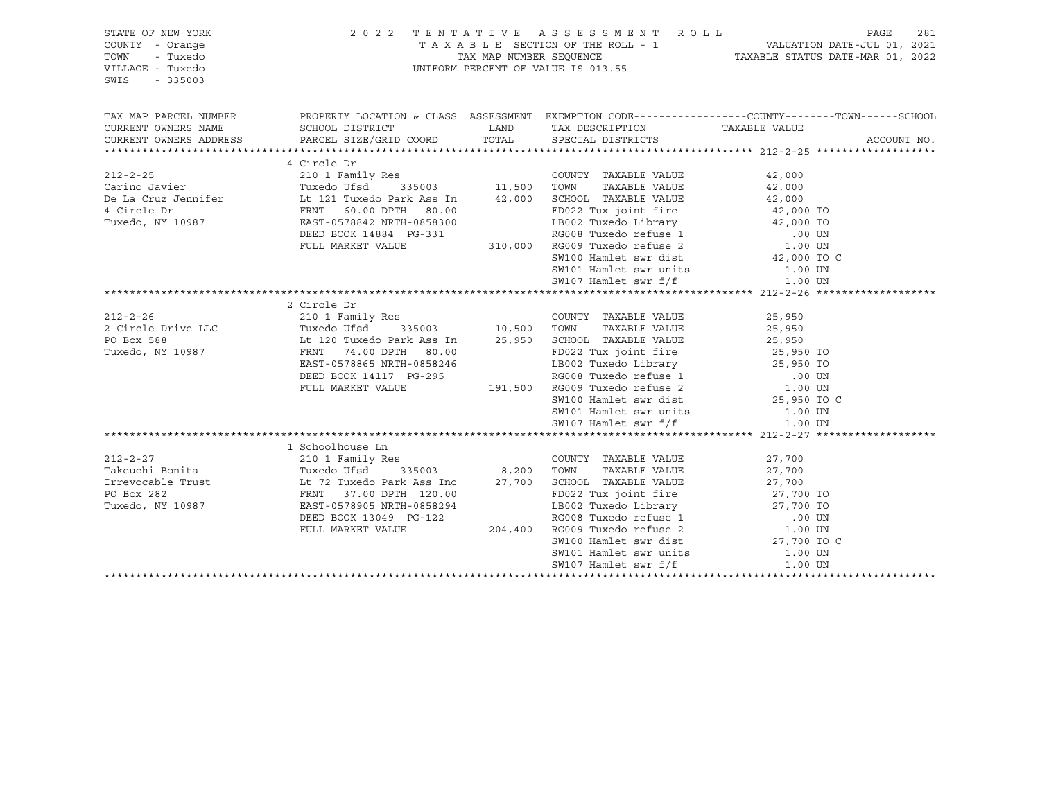STATE OF NEW YORK
COUNTY - Orange
TOWN - Tuxedo
VILLAGE - Tuxedo
SWIS - 335003

2022 TENTATIVE ASSESSMENT ROLL
TAXABLE SECTION OF THE ROLL - 1
TAX MAP NUMBER SEQUENCE
UNIFORM PERCENT OF VALUE IS 013.55

VALUATION DATE-JUL 01, 2021
TAXABLE STATUS DATE-MAR 01, 2022

| TAX MAP PARCEL NUMBER / CURRENT OWNERS NAME / CURRENT OWNERS ADDRESS | PROPERTY LOCATION & CLASS / SCHOOL DISTRICT / PARCEL SIZE/GRID COORD | ASSESSMENT LAND / TOTAL | EXEMPTION CODE / TAX DESCRIPTION / SPECIAL DISTRICTS | TAXABLE VALUE (COUNTY / TOWN / SCHOOL) | ACCOUNT NO. |
|---|---|---|---|---|---|
| | 4 Circle Dr | | | | |
| 212-2-25 | 210 1 Family Res | | COUNTY TAXABLE VALUE | 42,000 | |
| Carino Javier | Tuxedo Ufsd 335003 | 11,500 | TOWN TAXABLE VALUE | 42,000 | |
| De La Cruz Jennifer | Lt 121 Tuxedo Park Ass In | 42,000 | SCHOOL TAXABLE VALUE | 42,000 | |
| 4 Circle Dr | FRNT 60.00 DPTH 80.00 | | FD022 Tux joint fire | 42,000 TO | |
| Tuxedo, NY 10987 | EAST-0578842 NRTH-0858300 | | LB002 Tuxedo Library | 42,000 TO | |
| | DEED BOOK 14884 PG-331 | | RG008 Tuxedo refuse 1 | .00 UN | |
| | FULL MARKET VALUE | 310,000 | RG009 Tuxedo refuse 2 | 1.00 UN | |
| | | | SW100 Hamlet swr dist | 42,000 TO C | |
| | | | SW101 Hamlet swr units | 1.00 UN | |
| | | | SW107 Hamlet swr f/f | 1.00 UN | |
| | 2 Circle Dr | | | | |
| 212-2-26 | 210 1 Family Res | | COUNTY TAXABLE VALUE | 25,950 | |
| 2 Circle Drive LLC | Tuxedo Ufsd 335003 | 10,500 | TOWN TAXABLE VALUE | 25,950 | |
| PO Box 588 | Lt 120 Tuxedo Park Ass In | 25,950 | SCHOOL TAXABLE VALUE | 25,950 | |
| Tuxedo, NY 10987 | FRNT 74.00 DPTH 80.00 | | FD022 Tux joint fire | 25,950 TO | |
| | EAST-0578865 NRTH-0858246 | | LB002 Tuxedo Library | 25,950 TO | |
| | DEED BOOK 14117 PG-295 | | RG008 Tuxedo refuse 1 | .00 UN | |
| | FULL MARKET VALUE | 191,500 | RG009 Tuxedo refuse 2 | 1.00 UN | |
| | | | SW100 Hamlet swr dist | 25,950 TO C | |
| | | | SW101 Hamlet swr units | 1.00 UN | |
| | | | SW107 Hamlet swr f/f | 1.00 UN | |
| | 1 Schoolhouse Ln | | | | |
| 212-2-27 | 210 1 Family Res | | COUNTY TAXABLE VALUE | 27,700 | |
| Takeuchi Bonita | Tuxedo Ufsd 335003 | 8,200 | TOWN TAXABLE VALUE | 27,700 | |
| Irrevocable Trust | Lt 72 Tuxedo Park Ass Inc | 27,700 | SCHOOL TAXABLE VALUE | 27,700 | |
| PO Box 282 | FRNT 37.00 DPTH 120.00 | | FD022 Tux joint fire | 27,700 TO | |
| Tuxedo, NY 10987 | EAST-0578905 NRTH-0858294 | | LB002 Tuxedo Library | 27,700 TO | |
| | DEED BOOK 13049 PG-122 | | RG008 Tuxedo refuse 1 | .00 UN | |
| | FULL MARKET VALUE | 204,400 | RG009 Tuxedo refuse 2 | 1.00 UN | |
| | | | SW100 Hamlet swr dist | 27,700 TO C | |
| | | | SW101 Hamlet swr units | 1.00 UN | |
| | | | SW107 Hamlet swr f/f | 1.00 UN | |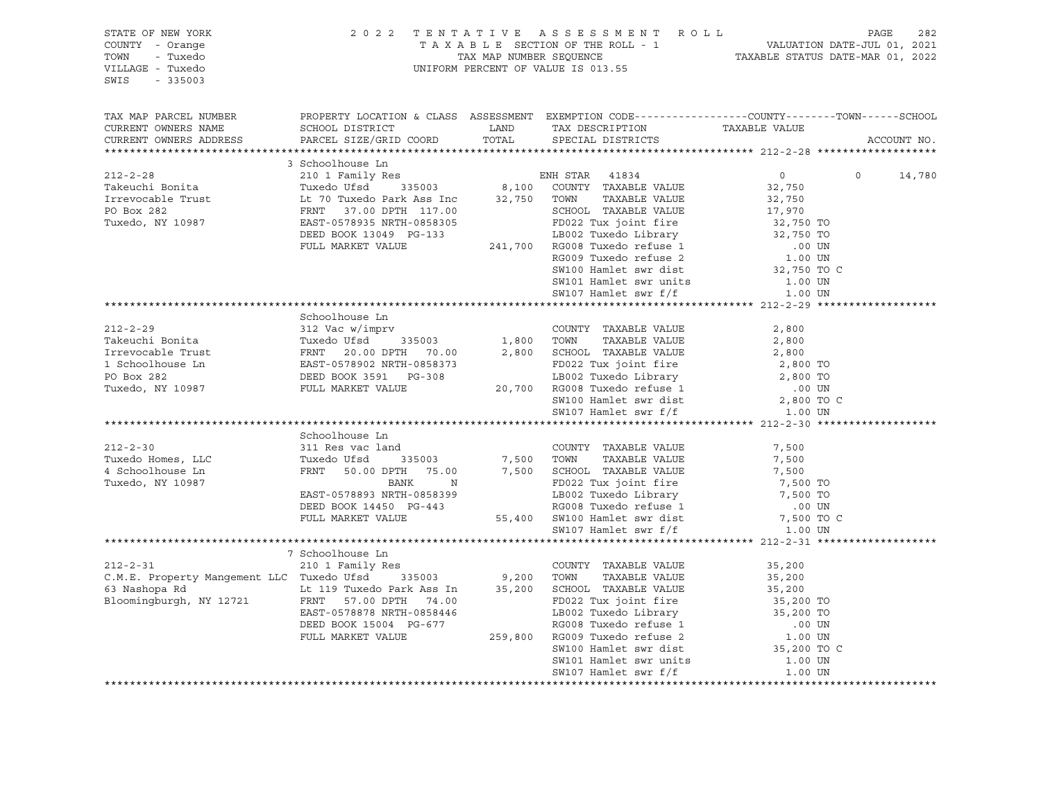STATE OF NEW YORK
COUNTY - Orange
TOWN - Tuxedo
VILLAGE - Tuxedo
SWIS - 335003

2022 TENTATIVE ASSESSMENT ROLL
TAXABLE SECTION OF THE ROLL - 1
TAX MAP NUMBER SEQUENCE
UNIFORM PERCENT OF VALUE IS 013.55

VALUATION DATE-JUL 01, 2021
TAXABLE STATUS DATE-MAR 01, 2022

| TAX MAP PARCEL NUMBER / CURRENT OWNERS NAME / CURRENT OWNERS ADDRESS | PROPERTY LOCATION & CLASS / SCHOOL DISTRICT / PARCEL SIZE/GRID COORD | ASSESSMENT LAND / TOTAL | EXEMPTION CODE / TAX DESCRIPTION / SPECIAL DISTRICTS | COUNTY / TAXABLE VALUE | TOWN | SCHOOL | ACCOUNT NO. |
|---|---|---|---|---|---|---|---|
| **212-2-28** | 3 Schoolhouse Ln | | | | | | |
| | 210 1 Family Res | | ENH STAR 41834 | 0 | 0 | 14,780 | |
| Takeuchi Bonita | Tuxedo Ufsd 335003 | 8,100 | COUNTY TAXABLE VALUE | 32,750 | | | |
| Irrevocable Trust | Lt 70 Tuxedo Park Ass Inc | 32,750 | TOWN TAXABLE VALUE | 32,750 | | | |
| PO Box 282 | FRNT 37.00 DPTH 117.00 | | SCHOOL TAXABLE VALUE | 17,970 | | | |
| Tuxedo, NY 10987 | EAST-0578935 NRTH-0858305 | | FD022 Tux joint fire | 32,750 TO | | | |
| | DEED BOOK 13049 PG-133 | | LB002 Tuxedo Library | 32,750 TO | | | |
| | FULL MARKET VALUE | 241,700 | RG008 Tuxedo refuse 1 | .00 UN | | | |
| | | | RG009 Tuxedo refuse 2 | 1.00 UN | | | |
| | | | SW100 Hamlet swr dist | 32,750 TO C | | | |
| | | | SW101 Hamlet swr units | 1.00 UN | | | |
| | | | SW107 Hamlet swr f/f | 1.00 UN | | | |
| **212-2-29** | Schoolhouse Ln | | | | | | |
| | 312 Vac w/imprv | | COUNTY TAXABLE VALUE | 2,800 | | | |
| Takeuchi Bonita | Tuxedo Ufsd 335003 | 1,800 | TOWN TAXABLE VALUE | 2,800 | | | |
| Irrevocable Trust | FRNT 20.00 DPTH 70.00 | 2,800 | SCHOOL TAXABLE VALUE | 2,800 | | | |
| 1 Schoolhouse Ln | EAST-0578902 NRTH-0858373 | | FD022 Tux joint fire | 2,800 TO | | | |
| PO Box 282 | DEED BOOK 3591 PG-308 | | LB002 Tuxedo Library | 2,800 TO | | | |
| Tuxedo, NY 10987 | FULL MARKET VALUE | 20,700 | RG008 Tuxedo refuse 1 | .00 UN | | | |
| | | | SW100 Hamlet swr dist | 2,800 TO C | | | |
| | | | SW107 Hamlet swr f/f | 1.00 UN | | | |
| **212-2-30** | Schoolhouse Ln | | | | | | |
| | 311 Res vac land | | COUNTY TAXABLE VALUE | 7,500 | | | |
| Tuxedo Homes, LLC | Tuxedo Ufsd 335003 | 7,500 | TOWN TAXABLE VALUE | 7,500 | | | |
| 4 Schoolhouse Ln | FRNT 50.00 DPTH 75.00 | 7,500 | SCHOOL TAXABLE VALUE | 7,500 | | | |
| Tuxedo, NY 10987 | BANK N | | FD022 Tux joint fire | 7,500 TO | | | |
| | EAST-0578893 NRTH-0858399 | | LB002 Tuxedo Library | 7,500 TO | | | |
| | DEED BOOK 14450 PG-443 | | RG008 Tuxedo refuse 1 | .00 UN | | | |
| | FULL MARKET VALUE | 55,400 | SW100 Hamlet swr dist | 7,500 TO C | | | |
| | | | SW107 Hamlet swr f/f | 1.00 UN | | | |
| **212-2-31** | 7 Schoolhouse Ln | | | | | | |
| | 210 1 Family Res | | COUNTY TAXABLE VALUE | 35,200 | | | |
| C.M.E. Property Mangement LLC | Tuxedo Ufsd 335003 | 9,200 | TOWN TAXABLE VALUE | 35,200 | | | |
| 63 Nashopa Rd | Lt 119 Tuxedo Park Ass In | 35,200 | SCHOOL TAXABLE VALUE | 35,200 | | | |
| Bloomingburgh, NY 12721 | FRNT 57.00 DPTH 74.00 | | FD022 Tux joint fire | 35,200 TO | | | |
| | EAST-0578878 NRTH-0858446 | | LB002 Tuxedo Library | 35,200 TO | | | |
| | DEED BOOK 15004 PG-677 | | RG008 Tuxedo refuse 1 | .00 UN | | | |
| | FULL MARKET VALUE | 259,800 | RG009 Tuxedo refuse 2 | 1.00 UN | | | |
| | | | SW100 Hamlet swr dist | 35,200 TO C | | | |
| | | | SW101 Hamlet swr units | 1.00 UN | | | |
| | | | SW107 Hamlet swr f/f | 1.00 UN | | | |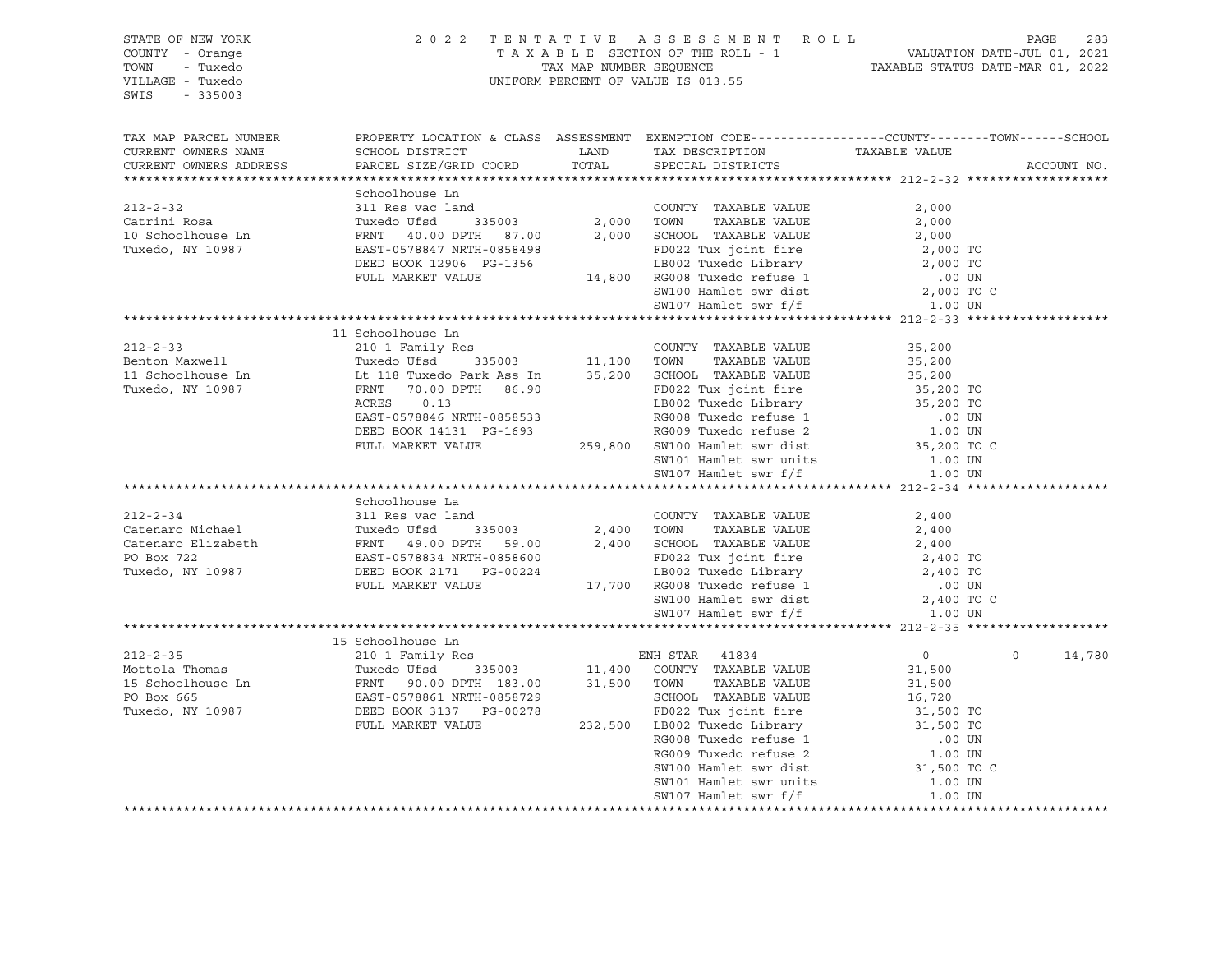STATE OF NEW YORK
COUNTY - Orange
TOWN - Tuxedo
VILLAGE - Tuxedo
SWIS - 335003

2022 TENTATIVE ASSESSMENT ROLL
TAXABLE SECTION OF THE ROLL - 1
TAX MAP NUMBER SEQUENCE
UNIFORM PERCENT OF VALUE IS 013.55

VALUATION DATE-JUL 01, 2021
TAXABLE STATUS DATE-MAR 01, 2022

| TAX MAP PARCEL NUMBER / CURRENT OWNERS NAME / CURRENT OWNERS ADDRESS | PROPERTY LOCATION & CLASS / SCHOOL DISTRICT / PARCEL SIZE/GRID COORD | ASSESSMENT LAND / TOTAL | EXEMPTION CODE / TAX DESCRIPTION / SPECIAL DISTRICTS | COUNTY / TAXABLE VALUE | TOWN | SCHOOL | ACCOUNT NO. |
|---|---|---|---|---|---|---|---|
| **212-2-32** | Schoolhouse Ln | | | | | | |
| 212-2-32 | 311 Res vac land | | COUNTY TAXABLE VALUE | 2,000 | | | |
| Catrini Rosa | Tuxedo Ufsd 335003 | 2,000 | TOWN TAXABLE VALUE | 2,000 | | | |
| 10 Schoolhouse Ln | FRNT 40.00 DPTH 87.00 | 2,000 | SCHOOL TAXABLE VALUE | 2,000 | | | |
| Tuxedo, NY 10987 | EAST-0578847 NRTH-0858498 | | FD022 Tux joint fire | 2,000 TO | | | |
| | DEED BOOK 12906 PG-1356 | | LB002 Tuxedo Library | 2,000 TO | | | |
| | FULL MARKET VALUE | 14,800 | RG008 Tuxedo refuse 1 | .00 UN | | | |
| | | | SW100 Hamlet swr dist | 2,000 TO C | | | |
| | | | SW107 Hamlet swr f/f | 1.00 UN | | | |
| **212-2-33** | 11 Schoolhouse Ln | | | | | | |
| 212-2-33 | 210 1 Family Res | | COUNTY TAXABLE VALUE | 35,200 | | | |
| Benton Maxwell | Tuxedo Ufsd 335003 | 11,100 | TOWN TAXABLE VALUE | 35,200 | | | |
| 11 Schoolhouse Ln | Lt 118 Tuxedo Park Ass In | 35,200 | SCHOOL TAXABLE VALUE | 35,200 | | | |
| Tuxedo, NY 10987 | FRNT 70.00 DPTH 86.90 | | FD022 Tux joint fire | 35,200 TO | | | |
| | ACRES 0.13 | | LB002 Tuxedo Library | 35,200 TO | | | |
| | EAST-0578846 NRTH-0858533 | | RG008 Tuxedo refuse 1 | .00 UN | | | |
| | DEED BOOK 14131 PG-1693 | | RG009 Tuxedo refuse 2 | 1.00 UN | | | |
| | FULL MARKET VALUE | 259,800 | SW100 Hamlet swr dist | 35,200 TO C | | | |
| | | | SW101 Hamlet swr units | 1.00 UN | | | |
| | | | SW107 Hamlet swr f/f | 1.00 UN | | | |
| **212-2-34** | Schoolhouse La | | | | | | |
| 212-2-34 | 311 Res vac land | | COUNTY TAXABLE VALUE | 2,400 | | | |
| Catenaro Michael | Tuxedo Ufsd 335003 | 2,400 | TOWN TAXABLE VALUE | 2,400 | | | |
| Catenaro Elizabeth | FRNT 49.00 DPTH 59.00 | 2,400 | SCHOOL TAXABLE VALUE | 2,400 | | | |
| PO Box 722 | EAST-0578834 NRTH-0858600 | | FD022 Tux joint fire | 2,400 TO | | | |
| Tuxedo, NY 10987 | DEED BOOK 2171 PG-00224 | | LB002 Tuxedo Library | 2,400 TO | | | |
| | FULL MARKET VALUE | 17,700 | RG008 Tuxedo refuse 1 | .00 UN | | | |
| | | | SW100 Hamlet swr dist | 2,400 TO C | | | |
| | | | SW107 Hamlet swr f/f | 1.00 UN | | | |
| **212-2-35** | 15 Schoolhouse Ln | | | | | | |
| 212-2-35 | 210 1 Family Res | | ENH STAR 41834 | 0 | 0 | 14,780 | |
| Mottola Thomas | Tuxedo Ufsd 335003 | 11,400 | COUNTY TAXABLE VALUE | 31,500 | | | |
| 15 Schoolhouse Ln | FRNT 90.00 DPTH 183.00 | 31,500 | TOWN TAXABLE VALUE | 31,500 | | | |
| PO Box 665 | EAST-0578861 NRTH-0858729 | | SCHOOL TAXABLE VALUE | 16,720 | | | |
| Tuxedo, NY 10987 | DEED BOOK 3137 PG-00278 | | FD022 Tux joint fire | 31,500 TO | | | |
| | FULL MARKET VALUE | 232,500 | LB002 Tuxedo Library | 31,500 TO | | | |
| | | | RG008 Tuxedo refuse 1 | .00 UN | | | |
| | | | RG009 Tuxedo refuse 2 | 1.00 UN | | | |
| | | | SW100 Hamlet swr dist | 31,500 TO C | | | |
| | | | SW101 Hamlet swr units | 1.00 UN | | | |
| | | | SW107 Hamlet swr f/f | 1.00 UN | | | |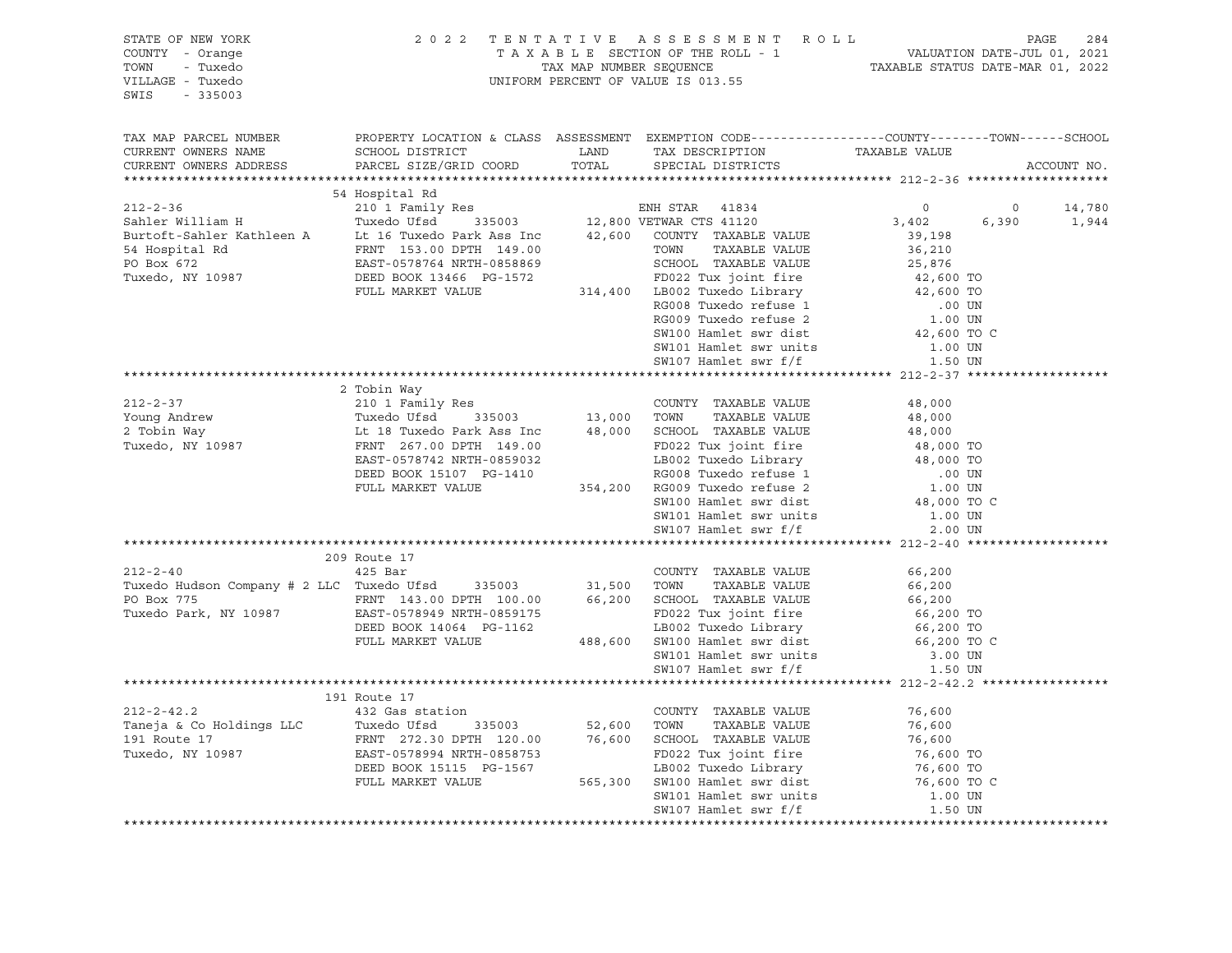STATE OF NEW YORK
COUNTY - Orange
TOWN - Tuxedo
VILLAGE - Tuxedo
SWIS - 335003

2022 TENTATIVE ASSESSMENT ROLL
TAXABLE SECTION OF THE ROLL - 1
TAX MAP NUMBER SEQUENCE
UNIFORM PERCENT OF VALUE IS 013.55

VALUATION DATE-JUL 01, 2021
TAXABLE STATUS DATE-MAR 01, 2022

| TAX MAP PARCEL NUMBER / CURRENT OWNERS NAME / CURRENT OWNERS ADDRESS | PROPERTY LOCATION & CLASS / SCHOOL DISTRICT / PARCEL SIZE/GRID COORD | ASSESSMENT LAND / TOTAL | EXEMPTION CODE / TAX DESCRIPTION / SPECIAL DISTRICTS | COUNTY TAXABLE VALUE | TOWN | SCHOOL | ACCOUNT NO. |
|---|---|---|---|---|---|---|---|
| **212-2-36** | 54 Hospital Rd | | | | | | |
| 212-2-36 | 210 1 Family Res | | ENH STAR 41834 | 0 | 0 | 14,780 | |
| Sahler William H | Tuxedo Ufsd 335003 | 12,800 | VETWAR CTS 41120 | 3,402 | 6,390 | 1,944 | |
| Burtoft-Sahler Kathleen A | Lt 16 Tuxedo Park Ass Inc | 42,600 | COUNTY TAXABLE VALUE | 39,198 | | | |
| 54 Hospital Rd | FRNT 153.00 DPTH 149.00 | | TOWN TAXABLE VALUE | 36,210 | | | |
| PO Box 672 | EAST-0578764 NRTH-0858869 | | SCHOOL TAXABLE VALUE | 25,876 | | | |
| Tuxedo, NY 10987 | DEED BOOK 13466 PG-1572 | | FD022 Tux joint fire | 42,600 TO | | | |
| | FULL MARKET VALUE | 314,400 | LB002 Tuxedo Library | 42,600 TO | | | |
| | | | RG008 Tuxedo refuse 1 | .00 UN | | | |
| | | | RG009 Tuxedo refuse 2 | 1.00 UN | | | |
| | | | SW100 Hamlet swr dist | 42,600 TO C | | | |
| | | | SW101 Hamlet swr units | 1.00 UN | | | |
| | | | SW107 Hamlet swr f/f | 1.50 UN | | | |
| **212-2-37** | 2 Tobin Way | | | | | | |
| 212-2-37 | 210 1 Family Res | | COUNTY TAXABLE VALUE | 48,000 | | | |
| Young Andrew | Tuxedo Ufsd 335003 | 13,000 | TOWN TAXABLE VALUE | 48,000 | | | |
| 2 Tobin Way | Lt 18 Tuxedo Park Ass Inc | 48,000 | SCHOOL TAXABLE VALUE | 48,000 | | | |
| Tuxedo, NY 10987 | FRNT 267.00 DPTH 149.00 | | FD022 Tux joint fire | 48,000 TO | | | |
| | EAST-0578742 NRTH-0859032 | | LB002 Tuxedo Library | 48,000 TO | | | |
| | DEED BOOK 15107 PG-1410 | | RG008 Tuxedo refuse 1 | .00 UN | | | |
| | FULL MARKET VALUE | 354,200 | RG009 Tuxedo refuse 2 | 1.00 UN | | | |
| | | | SW100 Hamlet swr dist | 48,000 TO C | | | |
| | | | SW101 Hamlet swr units | 1.00 UN | | | |
| | | | SW107 Hamlet swr f/f | 2.00 UN | | | |
| **212-2-40** | 209 Route 17 | | | | | | |
| 212-2-40 | 425 Bar | | COUNTY TAXABLE VALUE | 66,200 | | | |
| Tuxedo Hudson Company # 2 LLC | Tuxedo Ufsd 335003 | 31,500 | TOWN TAXABLE VALUE | 66,200 | | | |
| PO Box 775 | FRNT 143.00 DPTH 100.00 | 66,200 | SCHOOL TAXABLE VALUE | 66,200 | | | |
| Tuxedo Park, NY 10987 | EAST-0578949 NRTH-0859175 | | FD022 Tux joint fire | 66,200 TO | | | |
| | DEED BOOK 14064 PG-1162 | | LB002 Tuxedo Library | 66,200 TO | | | |
| | FULL MARKET VALUE | 488,600 | SW100 Hamlet swr dist | 66,200 TO C | | | |
| | | | SW101 Hamlet swr units | 3.00 UN | | | |
| | | | SW107 Hamlet swr f/f | 1.50 UN | | | |
| **212-2-42.2** | 191 Route 17 | | | | | | |
| 212-2-42.2 | 432 Gas station | | COUNTY TAXABLE VALUE | 76,600 | | | |
| Taneja & Co Holdings LLC | Tuxedo Ufsd 335003 | 52,600 | TOWN TAXABLE VALUE | 76,600 | | | |
| 191 Route 17 | FRNT 272.30 DPTH 120.00 | 76,600 | SCHOOL TAXABLE VALUE | 76,600 | | | |
| Tuxedo, NY 10987 | EAST-0578994 NRTH-0858753 | | FD022 Tux joint fire | 76,600 TO | | | |
| | DEED BOOK 15115 PG-1567 | | LB002 Tuxedo Library | 76,600 TO | | | |
| | FULL MARKET VALUE | 565,300 | SW100 Hamlet swr dist | 76,600 TO C | | | |
| | | | SW101 Hamlet swr units | 1.00 UN | | | |
| | | | SW107 Hamlet swr f/f | 1.50 UN | | | |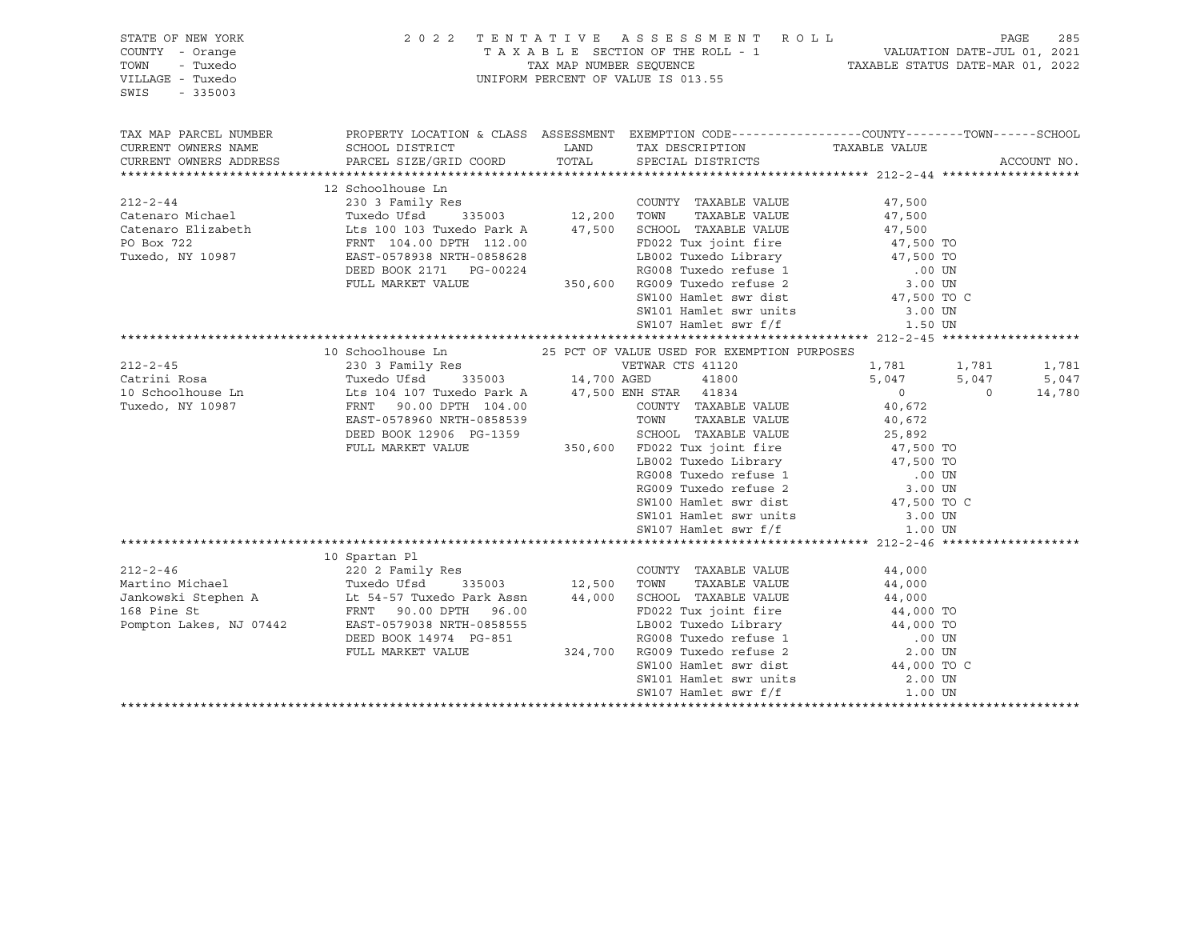STATE OF NEW YORK
COUNTY - Orange
TOWN - Tuxedo
VILLAGE - Tuxedo
SWIS - 335003

2022 TENTATIVE ASSESSMENT ROLL
TAXABLE SECTION OF THE ROLL - 1
TAX MAP NUMBER SEQUENCE
UNIFORM PERCENT OF VALUE IS 013.55

VALUATION DATE-JUL 01, 2021
TAXABLE STATUS DATE-MAR 01, 2022

```
TAX MAP PARCEL NUMBER     PROPERTY LOCATION & CLASS  ASSESSMENT  EXEMPTION CODE------------------COUNTY--------TOWN------SCHOOL
CURRENT OWNERS NAME       SCHOOL DISTRICT               LAND      TAX DESCRIPTION                  TAXABLE VALUE
CURRENT OWNERS ADDRESS    PARCEL SIZE/GRID COORD        TOTAL     SPECIAL DISTRICTS                                    ACCOUNT NO.
******************************************************************************************************* 212-2-44 *******************
                          12 Schoolhouse Ln
212-2-44                  230 3 Family Res                        COUNTY  TAXABLE VALUE             47,500
Catenaro Michael          Tuxedo Ufsd      335003       12,200    TOWN    TAXABLE VALUE             47,500
Catenaro Elizabeth        Lts 100 103 Tuxedo Park A     47,500    SCHOOL  TAXABLE VALUE             47,500
PO Box 722                FRNT 104.00 DPTH 112.00                 FD022 Tux joint fire               47,500 TO
Tuxedo, NY 10987          EAST-0578938 NRTH-0858628               LB002 Tuxedo Library               47,500 TO
                          DEED BOOK 2171    PG-00224              RG008 Tuxedo refuse 1                 .00 UN
                          FULL MARKET VALUE            350,600    RG009 Tuxedo refuse 2                3.00 UN
                                                                  SW100 Hamlet swr dist              47,500 TO C
                                                                  SW101 Hamlet swr units               3.00 UN
                                                                  SW107 Hamlet swr f/f                 1.50 UN
******************************************************************************************************* 212-2-45 *******************
                          10 Schoolhouse Ln             25 PCT OF VALUE USED FOR EXEMPTION PURPOSES
212-2-45                  230 3 Family Res                        VETWAR CTS 41120                    1,781        1,781        1,781
Catrini Rosa              Tuxedo Ufsd      335003       14,700 AGED       41800                       5,047        5,047        5,047
10 Schoolhouse Ln         Lts 104 107 Tuxedo Park A     47,500 ENH STAR   41834                           0            0       14,780
Tuxedo, NY 10987          FRNT  90.00 DPTH 104.00                 COUNTY  TAXABLE VALUE             40,672
                          EAST-0578960 NRTH-0858539               TOWN    TAXABLE VALUE             40,672
                          DEED BOOK 12906  PG-1359                SCHOOL  TAXABLE VALUE             25,892
                          FULL MARKET VALUE            350,600    FD022 Tux joint fire               47,500 TO
                                                                  LB002 Tuxedo Library               47,500 TO
                                                                  RG008 Tuxedo refuse 1                 .00 UN
                                                                  RG009 Tuxedo refuse 2                3.00 UN
                                                                  SW100 Hamlet swr dist              47,500 TO C
                                                                  SW101 Hamlet swr units               3.00 UN
                                                                  SW107 Hamlet swr f/f                 1.00 UN
******************************************************************************************************* 212-2-46 *******************
                          10 Spartan Pl
212-2-46                  220 2 Family Res                        COUNTY  TAXABLE VALUE             44,000
Martino Michael           Tuxedo Ufsd      335003       12,500    TOWN    TAXABLE VALUE             44,000
Jankowski Stephen A       Lt 54-57 Tuxedo Park Assn     44,000    SCHOOL  TAXABLE VALUE             44,000
168 Pine St               FRNT  90.00 DPTH  96.00                 FD022 Tux joint fire               44,000 TO
Pompton Lakes, NJ 07442   EAST-0579038 NRTH-0858555               LB002 Tuxedo Library               44,000 TO
                          DEED BOOK 14974  PG-851                 RG008 Tuxedo refuse 1                 .00 UN
                          FULL MARKET VALUE            324,700    RG009 Tuxedo refuse 2                2.00 UN
                                                                  SW100 Hamlet swr dist              44,000 TO C
                                                                  SW101 Hamlet swr units               2.00 UN
                                                                  SW107 Hamlet swr f/f                 1.00 UN
************************************************************************************************************************************
```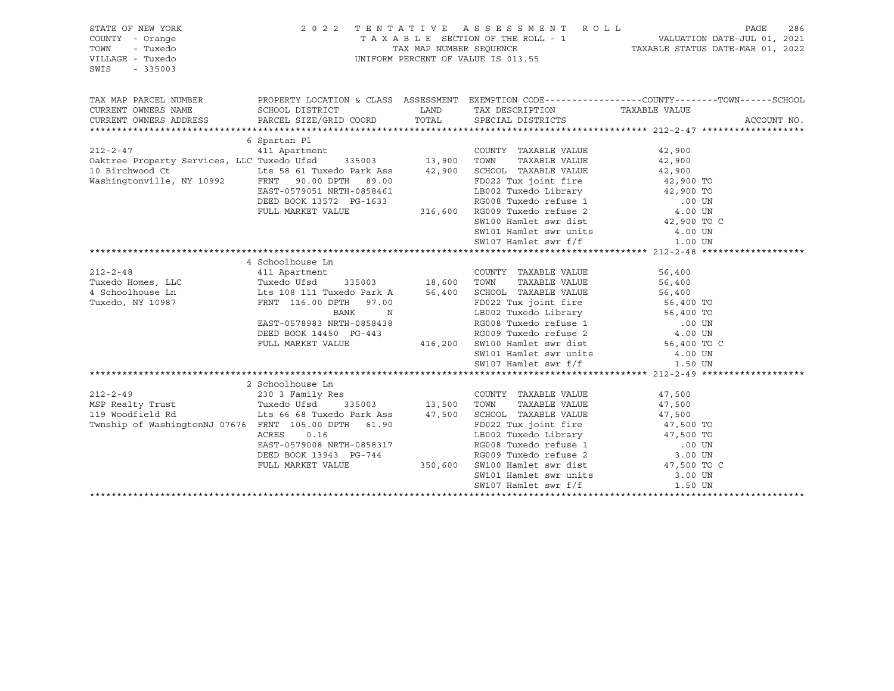STATE OF NEW YORK
COUNTY - Orange
TOWN - Tuxedo
VILLAGE - Tuxedo
SWIS - 335003

2022 TENTATIVE ASSESSMENT ROLL
TAXABLE SECTION OF THE ROLL - 1
TAX MAP NUMBER SEQUENCE
UNIFORM PERCENT OF VALUE IS 013.55

VALUATION DATE-JUL 01, 2021
TAXABLE STATUS DATE-MAR 01, 2022

| TAX MAP PARCEL NUMBER / CURRENT OWNERS NAME / CURRENT OWNERS ADDRESS | PROPERTY LOCATION & CLASS / SCHOOL DISTRICT / PARCEL SIZE/GRID COORD | ASSESSMENT LAND / TOTAL | EXEMPTION CODE / TAX DESCRIPTION / SPECIAL DISTRICTS | COUNTY--------TOWN------SCHOOL TAXABLE VALUE | ACCOUNT NO. |
|---|---|---|---|---|---|
| **212-2-47** | 6 Spartan Pl | | | | |
| 212-2-47 | 411 Apartment | | COUNTY TAXABLE VALUE | 42,900 | |
| Oaktree Property Services, LLC | Tuxedo Ufsd 335003 | 13,900 | TOWN TAXABLE VALUE | 42,900 | |
| 10 Birchwood Ct | Lts 58 61 Tuxedo Park Ass | 42,900 | SCHOOL TAXABLE VALUE | 42,900 | |
| Washingtonville, NY 10992 | FRNT 90.00 DPTH 89.00 | | FD022 Tux joint fire | 42,900 TO | |
| | EAST-0579051 NRTH-0858461 | | LB002 Tuxedo Library | 42,900 TO | |
| | DEED BOOK 13572 PG-1633 | | RG008 Tuxedo refuse 1 | .00 UN | |
| | FULL MARKET VALUE | 316,600 | RG009 Tuxedo refuse 2 | 4.00 UN | |
| | | | SW100 Hamlet swr dist | 42,900 TO C | |
| | | | SW101 Hamlet swr units | 4.00 UN | |
| | | | SW107 Hamlet swr f/f | 1.00 UN | |
| **212-2-48** | 4 Schoolhouse Ln | | | | |
| 212-2-48 | 411 Apartment | | COUNTY TAXABLE VALUE | 56,400 | |
| Tuxedo Homes, LLC | Tuxedo Ufsd 335003 | 18,600 | TOWN TAXABLE VALUE | 56,400 | |
| 4 Schoolhouse Ln | Lts 108 111 Tuxedo Park A | 56,400 | SCHOOL TAXABLE VALUE | 56,400 | |
| Tuxedo, NY 10987 | FRNT 116.00 DPTH 97.00 | | FD022 Tux joint fire | 56,400 TO | |
| | BANK N | | LB002 Tuxedo Library | 56,400 TO | |
| | EAST-0578983 NRTH-0858438 | | RG008 Tuxedo refuse 1 | .00 UN | |
| | DEED BOOK 14450 PG-443 | | RG009 Tuxedo refuse 2 | 4.00 UN | |
| | FULL MARKET VALUE | 416,200 | SW100 Hamlet swr dist | 56,400 TO C | |
| | | | SW101 Hamlet swr units | 4.00 UN | |
| | | | SW107 Hamlet swr f/f | 1.50 UN | |
| **212-2-49** | 2 Schoolhouse Ln | | | | |
| 212-2-49 | 230 3 Family Res | | COUNTY TAXABLE VALUE | 47,500 | |
| MSP Realty Trust | Tuxedo Ufsd 335003 | 13,500 | TOWN TAXABLE VALUE | 47,500 | |
| 119 Woodfield Rd | Lts 66 68 Tuxedo Park Ass | 47,500 | SCHOOL TAXABLE VALUE | 47,500 | |
| Twnship of WashingtonNJ 07676 | FRNT 105.00 DPTH 61.90 | | FD022 Tux joint fire | 47,500 TO | |
| | ACRES 0.16 | | LB002 Tuxedo Library | 47,500 TO | |
| | EAST-0579008 NRTH-0858317 | | RG008 Tuxedo refuse 1 | .00 UN | |
| | DEED BOOK 13943 PG-744 | | RG009 Tuxedo refuse 2 | 3.00 UN | |
| | FULL MARKET VALUE | 350,600 | SW100 Hamlet swr dist | 47,500 TO C | |
| | | | SW101 Hamlet swr units | 3.00 UN | |
| | | | SW107 Hamlet swr f/f | 1.50 UN | |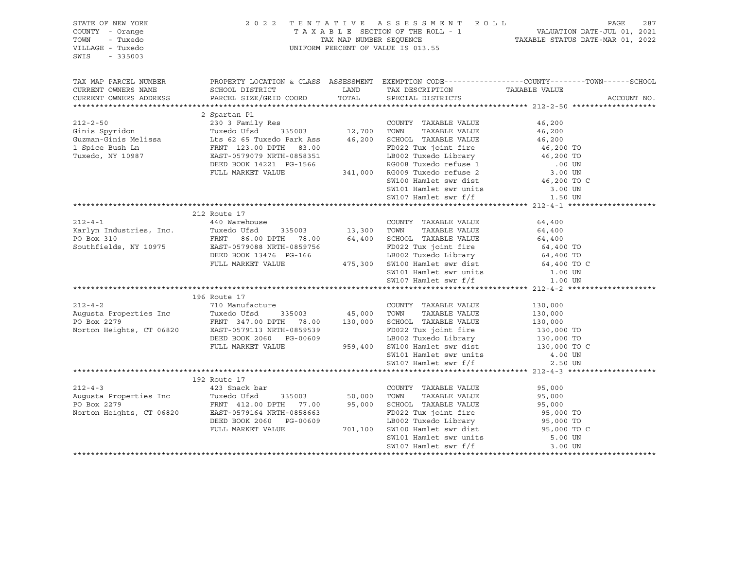STATE OF NEW YORK | 2 0 2 2 T E N T A T I V E A S S E S S M E N T R O L L | PAGE 287
COUNTY - Orange | T A X A B L E SECTION OF THE ROLL - 1 | VALUATION DATE-JUL 01, 2021
TOWN - Tuxedo | TAX MAP NUMBER SEQUENCE | TAXABLE STATUS DATE-MAR 01, 2022
VILLAGE - Tuxedo | UNIFORM PERCENT OF VALUE IS 013.55
SWIS - 335003

| TAX MAP PARCEL NUMBER / CURRENT OWNERS NAME / CURRENT OWNERS ADDRESS | PROPERTY LOCATION & CLASS / SCHOOL DISTRICT / PARCEL SIZE/GRID COORD | ASSESSMENT LAND / TOTAL | EXEMPTION CODE / TAX DESCRIPTION / SPECIAL DISTRICTS | TAXABLE VALUE (COUNTY--TOWN--SCHOOL) | ACCOUNT NO. |
|---|---|---|---|---|---|
| **212-2-50** | 2 Spartan Pl | | | | |
| 212-2-50 | 230 3 Family Res | | COUNTY TAXABLE VALUE | 46,200 | |
| Ginis Spyridon | Tuxedo Ufsd 335003 | 12,700 | TOWN TAXABLE VALUE | 46,200 | |
| Guzman-Ginis Melissa | Lts 62 65 Tuxedo Park Ass | 46,200 | SCHOOL TAXABLE VALUE | 46,200 | |
| 1 Spice Bush Ln | FRNT 123.00 DPTH 83.00 | | FD022 Tux joint fire | 46,200 TO | |
| Tuxedo, NY 10987 | EAST-0579079 NRTH-0858351 | | LB002 Tuxedo Library | 46,200 TO | |
| | DEED BOOK 14221 PG-1566 | | RG008 Tuxedo refuse 1 | .00 UN | |
| | FULL MARKET VALUE | 341,000 | RG009 Tuxedo refuse 2 | 3.00 UN | |
| | | | SW100 Hamlet swr dist | 46,200 TO C | |
| | | | SW101 Hamlet swr units | 3.00 UN | |
| | | | SW107 Hamlet swr f/f | 1.50 UN | |
| **212-4-1** | 212 Route 17 | | | | |
| 212-4-1 | 440 Warehouse | | COUNTY TAXABLE VALUE | 64,400 | |
| Karlyn Industries, Inc. | Tuxedo Ufsd 335003 | 13,300 | TOWN TAXABLE VALUE | 64,400 | |
| PO Box 310 | FRNT 86.00 DPTH 78.00 | 64,400 | SCHOOL TAXABLE VALUE | 64,400 | |
| Southfields, NY 10975 | EAST-0579088 NRTH-0859756 | | FD022 Tux joint fire | 64,400 TO | |
| | DEED BOOK 13476 PG-166 | | LB002 Tuxedo Library | 64,400 TO | |
| | FULL MARKET VALUE | 475,300 | SW100 Hamlet swr dist | 64,400 TO C | |
| | | | SW101 Hamlet swr units | 1.00 UN | |
| | | | SW107 Hamlet swr f/f | 1.00 UN | |
| **212-4-2** | 196 Route 17 | | | | |
| 212-4-2 | 710 Manufacture | | COUNTY TAXABLE VALUE | 130,000 | |
| Augusta Properties Inc | Tuxedo Ufsd 335003 | 45,000 | TOWN TAXABLE VALUE | 130,000 | |
| PO Box 2279 | FRNT 347.00 DPTH 78.00 | 130,000 | SCHOOL TAXABLE VALUE | 130,000 | |
| Norton Heights, CT 06820 | EAST-0579113 NRTH-0859539 | | FD022 Tux joint fire | 130,000 TO | |
| | DEED BOOK 2060 PG-00609 | | LB002 Tuxedo Library | 130,000 TO | |
| | FULL MARKET VALUE | 959,400 | SW100 Hamlet swr dist | 130,000 TO C | |
| | | | SW101 Hamlet swr units | 4.00 UN | |
| | | | SW107 Hamlet swr f/f | 2.50 UN | |
| **212-4-3** | 192 Route 17 | | | | |
| 212-4-3 | 423 Snack bar | | COUNTY TAXABLE VALUE | 95,000 | |
| Augusta Properties Inc | Tuxedo Ufsd 335003 | 50,000 | TOWN TAXABLE VALUE | 95,000 | |
| PO Box 2279 | FRNT 412.00 DPTH 77.00 | 95,000 | SCHOOL TAXABLE VALUE | 95,000 | |
| Norton Heights, CT 06820 | EAST-0579164 NRTH-0858663 | | FD022 Tux joint fire | 95,000 TO | |
| | DEED BOOK 2060 PG-00609 | | LB002 Tuxedo Library | 95,000 TO | |
| | FULL MARKET VALUE | 701,100 | SW100 Hamlet swr dist | 95,000 TO C | |
| | | | SW101 Hamlet swr units | 5.00 UN | |
| | | | SW107 Hamlet swr f/f | 3.00 UN | |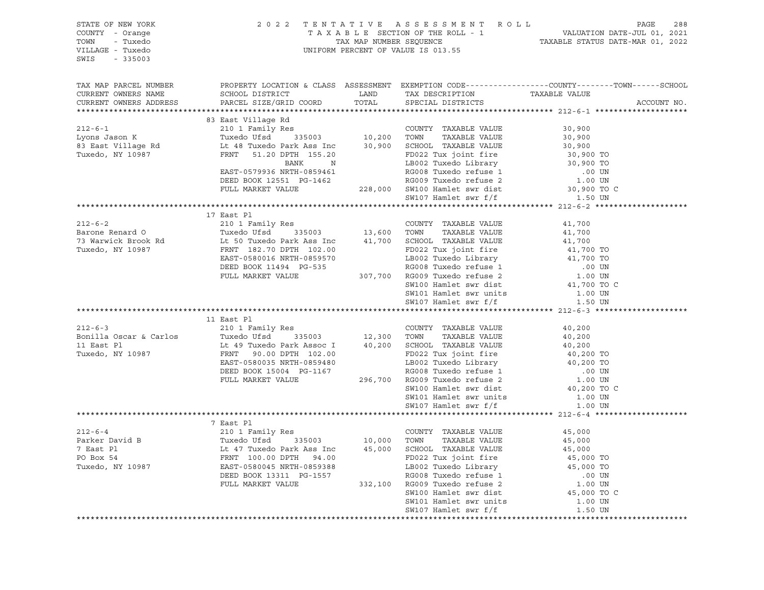STATE OF NEW YORK
COUNTY - Orange
TOWN - Tuxedo
VILLAGE - Tuxedo
SWIS - 335003

2022 TENTATIVE ASSESSMENT ROLL
TAXABLE SECTION OF THE ROLL - 1
TAX MAP NUMBER SEQUENCE
UNIFORM PERCENT OF VALUE IS 013.55

VALUATION DATE-JUL 01, 2021
TAXABLE STATUS DATE-MAR 01, 2022

| TAX MAP PARCEL NUMBER / CURRENT OWNERS NAME / CURRENT OWNERS ADDRESS | PROPERTY LOCATION & CLASS / SCHOOL DISTRICT / PARCEL SIZE/GRID COORD | ASSESSMENT LAND / TOTAL | EXEMPTION CODE / TAX DESCRIPTION / SPECIAL DISTRICTS | TAXABLE VALUE (COUNTY / TOWN / SCHOOL) | ACCOUNT NO. |
|---|---|---|---|---|---|
| **212-6-1** | 83 East Village Rd | | | | |
| 212-6-1 | 210 1 Family Res | | COUNTY TAXABLE VALUE | 30,900 | |
| Lyons Jason K | Tuxedo Ufsd 335003 | 10,200 | TOWN TAXABLE VALUE | 30,900 | |
| 83 East Village Rd | Lt 48 Tuxedo Park Ass Inc | 30,900 | SCHOOL TAXABLE VALUE | 30,900 | |
| Tuxedo, NY 10987 | FRNT 51.20 DPTH 155.20 | | FD022 Tux joint fire | 30,900 TO | |
| | BANK N | | LB002 Tuxedo Library | 30,900 TO | |
| | EAST-0579936 NRTH-0859461 | | RG008 Tuxedo refuse 1 | .00 UN | |
| | DEED BOOK 12551 PG-1462 | | RG009 Tuxedo refuse 2 | 1.00 UN | |
| | FULL MARKET VALUE | 228,000 | SW100 Hamlet swr dist | 30,900 TO C | |
| | | | SW107 Hamlet swr f/f | 1.50 UN | |
| **212-6-2** | 17 East Pl | | | | |
| 212-6-2 | 210 1 Family Res | | COUNTY TAXABLE VALUE | 41,700 | |
| Barone Renard O | Tuxedo Ufsd 335003 | 13,600 | TOWN TAXABLE VALUE | 41,700 | |
| 73 Warwick Brook Rd | Lt 50 Tuxedo Park Ass Inc | 41,700 | SCHOOL TAXABLE VALUE | 41,700 | |
| Tuxedo, NY 10987 | FRNT 182.70 DPTH 102.00 | | FD022 Tux joint fire | 41,700 TO | |
| | EAST-0580016 NRTH-0859570 | | LB002 Tuxedo Library | 41,700 TO | |
| | DEED BOOK 11494 PG-535 | | RG008 Tuxedo refuse 1 | .00 UN | |
| | FULL MARKET VALUE | 307,700 | RG009 Tuxedo refuse 2 | 1.00 UN | |
| | | | SW100 Hamlet swr dist | 41,700 TO C | |
| | | | SW101 Hamlet swr units | 1.00 UN | |
| | | | SW107 Hamlet swr f/f | 1.50 UN | |
| **212-6-3** | 11 East Pl | | | | |
| 212-6-3 | 210 1 Family Res | | COUNTY TAXABLE VALUE | 40,200 | |
| Bonilla Oscar & Carlos | Tuxedo Ufsd 335003 | 12,300 | TOWN TAXABLE VALUE | 40,200 | |
| 11 East Pl | Lt 49 Tuxedo Park Assoc I | 40,200 | SCHOOL TAXABLE VALUE | 40,200 | |
| Tuxedo, NY 10987 | FRNT 90.00 DPTH 102.00 | | FD022 Tux joint fire | 40,200 TO | |
| | EAST-0580035 NRTH-0859480 | | LB002 Tuxedo Library | 40,200 TO | |
| | DEED BOOK 15004 PG-1167 | | RG008 Tuxedo refuse 1 | .00 UN | |
| | FULL MARKET VALUE | 296,700 | RG009 Tuxedo refuse 2 | 1.00 UN | |
| | | | SW100 Hamlet swr dist | 40,200 TO C | |
| | | | SW101 Hamlet swr units | 1.00 UN | |
| | | | SW107 Hamlet swr f/f | 1.00 UN | |
| **212-6-4** | 7 East Pl | | | | |
| 212-6-4 | 210 1 Family Res | | COUNTY TAXABLE VALUE | 45,000 | |
| Parker David B | Tuxedo Ufsd 335003 | 10,000 | TOWN TAXABLE VALUE | 45,000 | |
| 7 East Pl | Lt 47 Tuxedo Park Ass Inc | 45,000 | SCHOOL TAXABLE VALUE | 45,000 | |
| PO Box 54 | FRNT 100.00 DPTH 94.00 | | FD022 Tux joint fire | 45,000 TO | |
| Tuxedo, NY 10987 | EAST-0580045 NRTH-0859388 | | LB002 Tuxedo Library | 45,000 TO | |
| | DEED BOOK 13311 PG-1557 | | RG008 Tuxedo refuse 1 | .00 UN | |
| | FULL MARKET VALUE | 332,100 | RG009 Tuxedo refuse 2 | 1.00 UN | |
| | | | SW100 Hamlet swr dist | 45,000 TO C | |
| | | | SW101 Hamlet swr units | 1.00 UN | |
| | | | SW107 Hamlet swr f/f | 1.50 UN | |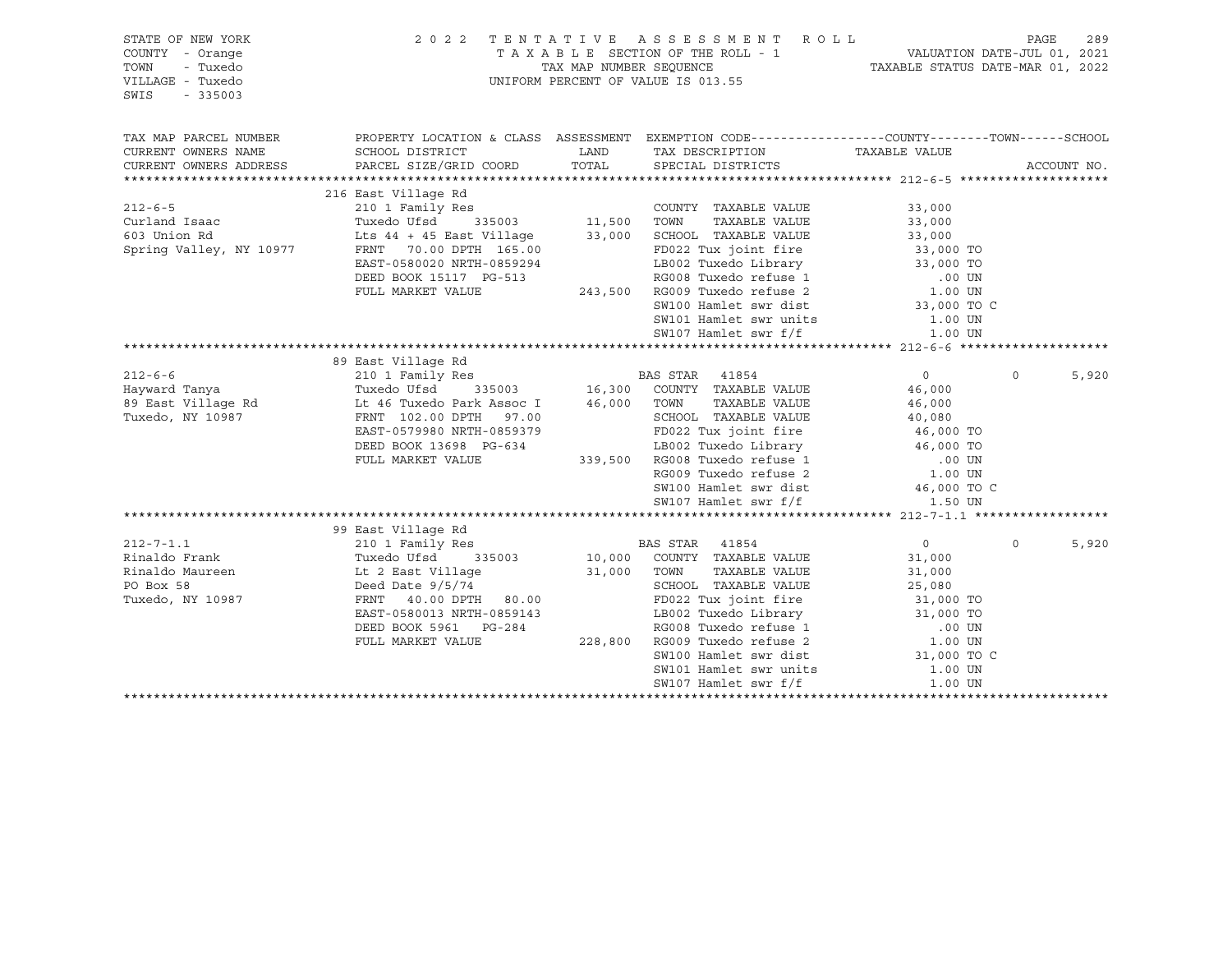STATE OF NEW YORK
COUNTY - Orange
TOWN - Tuxedo
VILLAGE - Tuxedo
SWIS - 335003

2022 TENTATIVE ASSESSMENT ROLL
TAXABLE SECTION OF THE ROLL - 1
TAX MAP NUMBER SEQUENCE
UNIFORM PERCENT OF VALUE IS 013.55

VALUATION DATE-JUL 01, 2021
TAXABLE STATUS DATE-MAR 01, 2022

| TAX MAP PARCEL NUMBER / CURRENT OWNERS NAME / CURRENT OWNERS ADDRESS | PROPERTY LOCATION & CLASS / SCHOOL DISTRICT / PARCEL SIZE/GRID COORD | ASSESSMENT LAND / TOTAL | EXEMPTION CODE / TAX DESCRIPTION / SPECIAL DISTRICTS | COUNTY TAXABLE VALUE | TOWN | SCHOOL / ACCOUNT NO. |
|---|---|---|---|---|---|---|
| **212-6-5** | 216 East Village Rd | | | | | |
| 212-6-5 | 210 1 Family Res | | COUNTY TAXABLE VALUE | 33,000 | | |
| Curland Isaac | Tuxedo Ufsd 335003 | 11,500 | TOWN TAXABLE VALUE | 33,000 | | |
| 603 Union Rd | Lts 44 + 45 East Village | 33,000 | SCHOOL TAXABLE VALUE | 33,000 | | |
| Spring Valley, NY 10977 | FRNT 70.00 DPTH 165.00 | | FD022 Tux joint fire | 33,000 TO | | |
| | EAST-0580020 NRTH-0859294 | | LB002 Tuxedo Library | 33,000 TO | | |
| | DEED BOOK 15117 PG-513 | | RG008 Tuxedo refuse 1 | .00 UN | | |
| | FULL MARKET VALUE | 243,500 | RG009 Tuxedo refuse 2 | 1.00 UN | | |
| | | | SW100 Hamlet swr dist | 33,000 TO C | | |
| | | | SW101 Hamlet swr units | 1.00 UN | | |
| | | | SW107 Hamlet swr f/f | 1.00 UN | | |
| **212-6-6** | 89 East Village Rd | | | | | |
| 212-6-6 | 210 1 Family Res | | BAS STAR 41854 | 0 | 0 | 5,920 |
| Hayward Tanya | Tuxedo Ufsd 335003 | 16,300 | COUNTY TAXABLE VALUE | 46,000 | | |
| 89 East Village Rd | Lt 46 Tuxedo Park Assoc I | 46,000 | TOWN TAXABLE VALUE | 46,000 | | |
| Tuxedo, NY 10987 | FRNT 102.00 DPTH 97.00 | | SCHOOL TAXABLE VALUE | 40,080 | | |
| | EAST-0579980 NRTH-0859379 | | FD022 Tux joint fire | 46,000 TO | | |
| | DEED BOOK 13698 PG-634 | | LB002 Tuxedo Library | 46,000 TO | | |
| | FULL MARKET VALUE | 339,500 | RG008 Tuxedo refuse 1 | .00 UN | | |
| | | | RG009 Tuxedo refuse 2 | 1.00 UN | | |
| | | | SW100 Hamlet swr dist | 46,000 TO C | | |
| | | | SW107 Hamlet swr f/f | 1.50 UN | | |
| **212-7-1.1** | 99 East Village Rd | | | | | |
| 212-7-1.1 | 210 1 Family Res | | BAS STAR 41854 | 0 | 0 | 5,920 |
| Rinaldo Frank | Tuxedo Ufsd 335003 | 10,000 | COUNTY TAXABLE VALUE | 31,000 | | |
| Rinaldo Maureen | Lt 2 East Village | 31,000 | TOWN TAXABLE VALUE | 31,000 | | |
| PO Box 58 | Deed Date 9/5/74 | | SCHOOL TAXABLE VALUE | 25,080 | | |
| Tuxedo, NY 10987 | FRNT 40.00 DPTH 80.00 | | FD022 Tux joint fire | 31,000 TO | | |
| | EAST-0580013 NRTH-0859143 | | LB002 Tuxedo Library | 31,000 TO | | |
| | DEED BOOK 5961 PG-284 | | RG008 Tuxedo refuse 1 | .00 UN | | |
| | FULL MARKET VALUE | 228,800 | RG009 Tuxedo refuse 2 | 1.00 UN | | |
| | | | SW100 Hamlet swr dist | 31,000 TO C | | |
| | | | SW101 Hamlet swr units | 1.00 UN | | |
| | | | SW107 Hamlet swr f/f | 1.00 UN | | |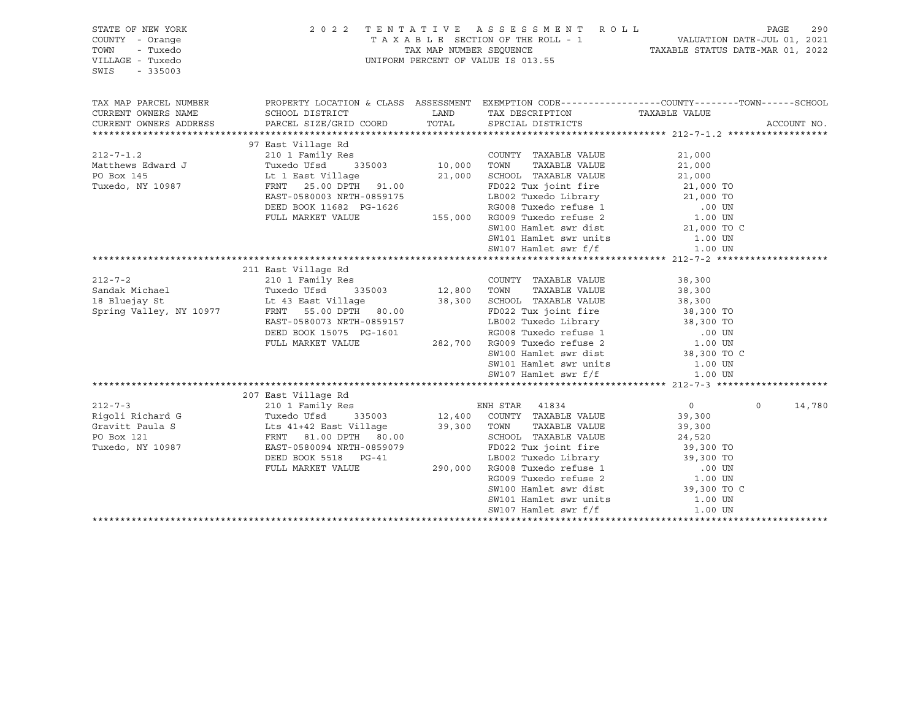STATE OF NEW YORK
COUNTY - Orange
TOWN - Tuxedo
VILLAGE - Tuxedo
SWIS - 335003

2022 TENTATIVE ASSESSMENT ROLL
TAXABLE SECTION OF THE ROLL - 1
TAX MAP NUMBER SEQUENCE
UNIFORM PERCENT OF VALUE IS 013.55

VALUATION DATE-JUL 01, 2021
TAXABLE STATUS DATE-MAR 01, 2022

| TAX MAP PARCEL NUMBER / CURRENT OWNERS NAME / CURRENT OWNERS ADDRESS | PROPERTY LOCATION & CLASS / SCHOOL DISTRICT / PARCEL SIZE/GRID COORD | ASSESSMENT LAND / TOTAL | EXEMPTION CODE / TAX DESCRIPTION / SPECIAL DISTRICTS | COUNTY | TOWN | SCHOOL / TAXABLE VALUE / ACCOUNT NO. |
|---|---|---|---|---|---|---|
| **212-7-1.2** | 97 East Village Rd | | | | | |
| 212-7-1.2 | 210 1 Family Res | | COUNTY TAXABLE VALUE | 21,000 | | |
| Matthews Edward J | Tuxedo Ufsd 335003 | 10,000 | TOWN TAXABLE VALUE | 21,000 | | |
| PO Box 145 | Lt 1 East Village | 21,000 | SCHOOL TAXABLE VALUE | 21,000 | | |
| Tuxedo, NY 10987 | FRNT 25.00 DPTH 91.00 | | FD022 Tux joint fire | 21,000 TO | | |
| | EAST-0580003 NRTH-0859175 | | LB002 Tuxedo Library | 21,000 TO | | |
| | DEED BOOK 11682 PG-1626 | | RG008 Tuxedo refuse 1 | .00 UN | | |
| | FULL MARKET VALUE | 155,000 | RG009 Tuxedo refuse 2 | 1.00 UN | | |
| | | | SW100 Hamlet swr dist | 21,000 TO C | | |
| | | | SW101 Hamlet swr units | 1.00 UN | | |
| | | | SW107 Hamlet swr f/f | 1.00 UN | | |
| **212-7-2** | 211 East Village Rd | | | | | |
| 212-7-2 | 210 1 Family Res | | COUNTY TAXABLE VALUE | 38,300 | | |
| Sandak Michael | Tuxedo Ufsd 335003 | 12,800 | TOWN TAXABLE VALUE | 38,300 | | |
| 18 Bluejay St | Lt 43 East Village | 38,300 | SCHOOL TAXABLE VALUE | 38,300 | | |
| Spring Valley, NY 10977 | FRNT 55.00 DPTH 80.00 | | FD022 Tux joint fire | 38,300 TO | | |
| | EAST-0580073 NRTH-0859157 | | LB002 Tuxedo Library | 38,300 TO | | |
| | DEED BOOK 15075 PG-1601 | | RG008 Tuxedo refuse 1 | .00 UN | | |
| | FULL MARKET VALUE | 282,700 | RG009 Tuxedo refuse 2 | 1.00 UN | | |
| | | | SW100 Hamlet swr dist | 38,300 TO C | | |
| | | | SW101 Hamlet swr units | 1.00 UN | | |
| | | | SW107 Hamlet swr f/f | 1.00 UN | | |
| **212-7-3** | 207 East Village Rd | | | | | |
| 212-7-3 | 210 1 Family Res | | ENH STAR 41834 | 0 | 0 | 14,780 |
| Rigoli Richard G | Tuxedo Ufsd 335003 | 12,400 | COUNTY TAXABLE VALUE | 39,300 | | |
| Gravitt Paula S | Lts 41+42 East Village | 39,300 | TOWN TAXABLE VALUE | 39,300 | | |
| PO Box 121 | FRNT 81.00 DPTH 80.00 | | SCHOOL TAXABLE VALUE | 24,520 | | |
| Tuxedo, NY 10987 | EAST-0580094 NRTH-0859079 | | FD022 Tux joint fire | 39,300 TO | | |
| | DEED BOOK 5518 PG-41 | | LB002 Tuxedo Library | 39,300 TO | | |
| | FULL MARKET VALUE | 290,000 | RG008 Tuxedo refuse 1 | .00 UN | | |
| | | | RG009 Tuxedo refuse 2 | 1.00 UN | | |
| | | | SW100 Hamlet swr dist | 39,300 TO C | | |
| | | | SW101 Hamlet swr units | 1.00 UN | | |
| | | | SW107 Hamlet swr f/f | 1.00 UN | | |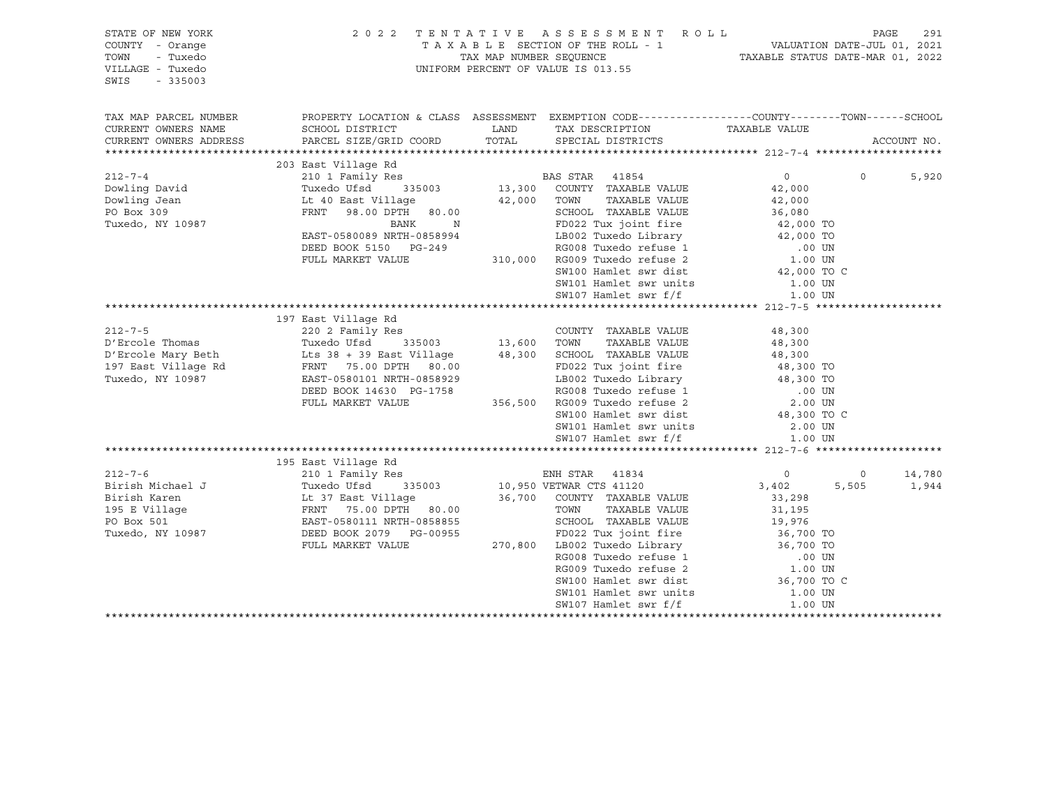STATE OF NEW YORK
COUNTY - Orange
TOWN - Tuxedo
VILLAGE - Tuxedo
SWIS - 335003

2022 TENTATIVE ASSESSMENT ROLL
TAXABLE SECTION OF THE ROLL - 1
TAX MAP NUMBER SEQUENCE
UNIFORM PERCENT OF VALUE IS 013.55

VALUATION DATE-JUL 01, 2021
TAXABLE STATUS DATE-MAR 01, 2022

| TAX MAP PARCEL NUMBER / CURRENT OWNERS NAME / CURRENT OWNERS ADDRESS | PROPERTY LOCATION & CLASS / SCHOOL DISTRICT / PARCEL SIZE/GRID COORD | ASSESSMENT LAND / TOTAL | EXEMPTION CODE / TAX DESCRIPTION / SPECIAL DISTRICTS | COUNTY TAXABLE VALUE | TOWN | SCHOOL | ACCOUNT NO. |
|---|---|---|---|---|---|---|---|
| **212-7-4** | 203 East Village Rd | | | | | | |
| 212-7-4 | 210 1 Family Res | | BAS STAR 41854 | 0 | 0 | 5,920 | |
| Dowling David | Tuxedo Ufsd 335003 | 13,300 | COUNTY TAXABLE VALUE | 42,000 | | | |
| Dowling Jean | Lt 40 East Village | 42,000 | TOWN TAXABLE VALUE | 42,000 | | | |
| PO Box 309 | FRNT 98.00 DPTH 80.00 | | SCHOOL TAXABLE VALUE | 36,080 | | | |
| Tuxedo, NY 10987 | BANK N | | FD022 Tux joint fire | 42,000 TO | | | |
| | EAST-0580089 NRTH-0858994 | | LB002 Tuxedo Library | 42,000 TO | | | |
| | DEED BOOK 5150 PG-249 | | RG008 Tuxedo refuse 1 | .00 UN | | | |
| | FULL MARKET VALUE | 310,000 | RG009 Tuxedo refuse 2 | 1.00 UN | | | |
| | | | SW100 Hamlet swr dist | 42,000 TO C | | | |
| | | | SW101 Hamlet swr units | 1.00 UN | | | |
| | | | SW107 Hamlet swr f/f | 1.00 UN | | | |
| **212-7-5** | 197 East Village Rd | | | | | | |
| 212-7-5 | 220 2 Family Res | | COUNTY TAXABLE VALUE | 48,300 | | | |
| D'Ercole Thomas | Tuxedo Ufsd 335003 | 13,600 | TOWN TAXABLE VALUE | 48,300 | | | |
| D'Ercole Mary Beth | Lts 38 + 39 East Village | 48,300 | SCHOOL TAXABLE VALUE | 48,300 | | | |
| 197 East Village Rd | FRNT 75.00 DPTH 80.00 | | FD022 Tux joint fire | 48,300 TO | | | |
| Tuxedo, NY 10987 | EAST-0580101 NRTH-0858929 | | LB002 Tuxedo Library | 48,300 TO | | | |
| | DEED BOOK 14630 PG-1758 | | RG008 Tuxedo refuse 1 | .00 UN | | | |
| | FULL MARKET VALUE | 356,500 | RG009 Tuxedo refuse 2 | 2.00 UN | | | |
| | | | SW100 Hamlet swr dist | 48,300 TO C | | | |
| | | | SW101 Hamlet swr units | 2.00 UN | | | |
| | | | SW107 Hamlet swr f/f | 1.00 UN | | | |
| **212-7-6** | 195 East Village Rd | | | | | | |
| 212-7-6 | 210 1 Family Res | | ENH STAR 41834 | 0 | 0 | 14,780 | |
| Birish Michael J | Tuxedo Ufsd 335003 | 10,950 | VETWAR CTS 41120 | 3,402 | 5,505 | 1,944 | |
| Birish Karen | Lt 37 East Village | 36,700 | COUNTY TAXABLE VALUE | 33,298 | | | |
| 195 E Village | FRNT 75.00 DPTH 80.00 | | TOWN TAXABLE VALUE | 31,195 | | | |
| PO Box 501 | EAST-0580111 NRTH-0858855 | | SCHOOL TAXABLE VALUE | 19,976 | | | |
| Tuxedo, NY 10987 | DEED BOOK 2079 PG-00955 | | FD022 Tux joint fire | 36,700 TO | | | |
| | FULL MARKET VALUE | 270,800 | LB002 Tuxedo Library | 36,700 TO | | | |
| | | | RG008 Tuxedo refuse 1 | .00 UN | | | |
| | | | RG009 Tuxedo refuse 2 | 1.00 UN | | | |
| | | | SW100 Hamlet swr dist | 36,700 TO C | | | |
| | | | SW101 Hamlet swr units | 1.00 UN | | | |
| | | | SW107 Hamlet swr f/f | 1.00 UN | | | |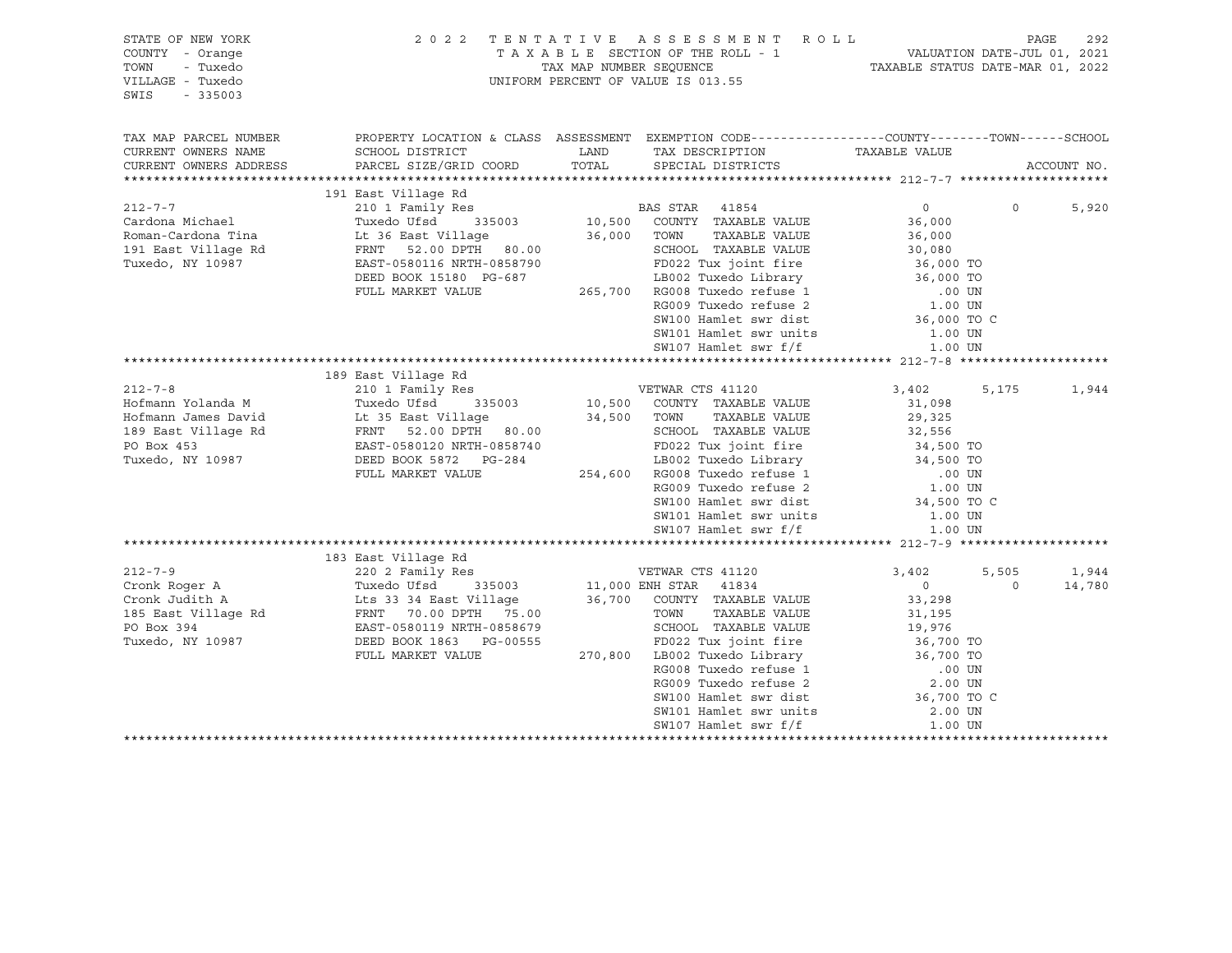STATE OF NEW YORK
COUNTY - Orange
TOWN - Tuxedo
VILLAGE - Tuxedo
SWIS - 335003

2022 TENTATIVE ASSESSMENT ROLL
TAXABLE SECTION OF THE ROLL - 1
TAX MAP NUMBER SEQUENCE
UNIFORM PERCENT OF VALUE IS 013.55

VALUATION DATE-JUL 01, 2021
TAXABLE STATUS DATE-MAR 01, 2022

| TAX MAP PARCEL NUMBER / CURRENT OWNERS NAME / CURRENT OWNERS ADDRESS | PROPERTY LOCATION & CLASS / SCHOOL DISTRICT / PARCEL SIZE/GRID COORD | ASSESSMENT LAND | TOTAL | EXEMPTION CODE / TAX DESCRIPTION / SPECIAL DISTRICTS | COUNTY TAXABLE VALUE | TOWN | SCHOOL |
|---|---|---|---|---|---|---|---|
| **212-7-7** | 191 East Village Rd | | | | | | ACCOUNT NO. |
| 212-7-7 | 210 1 Family Res | | | BAS STAR 41854 | 0 | 0 | 5,920 |
| Cardona Michael | Tuxedo Ufsd 335003 | 10,500 | | COUNTY TAXABLE VALUE | 36,000 | | |
| Roman-Cardona Tina | Lt 36 East Village | | 36,000 | TOWN TAXABLE VALUE | 36,000 | | |
| 191 East Village Rd | FRNT 52.00 DPTH 80.00 | | | SCHOOL TAXABLE VALUE | 30,080 | | |
| Tuxedo, NY 10987 | EAST-0580116 NRTH-0858790 | | | FD022 Tux joint fire | 36,000 TO | | |
| | DEED BOOK 15180 PG-687 | | | LB002 Tuxedo Library | 36,000 TO | | |
| | FULL MARKET VALUE | | 265,700 | RG008 Tuxedo refuse 1 | .00 UN | | |
| | | | | RG009 Tuxedo refuse 2 | 1.00 UN | | |
| | | | | SW100 Hamlet swr dist | 36,000 TO C | | |
| | | | | SW101 Hamlet swr units | 1.00 UN | | |
| | | | | SW107 Hamlet swr f/f | 1.00 UN | | |
| **212-7-8** | 189 East Village Rd | | | | | | |
| 212-7-8 | 210 1 Family Res | | | VETWAR CTS 41120 | 3,402 | 5,175 | 1,944 |
| Hofmann Yolanda M | Tuxedo Ufsd 335003 | 10,500 | | COUNTY TAXABLE VALUE | 31,098 | | |
| Hofmann James David | Lt 35 East Village | | 34,500 | TOWN TAXABLE VALUE | 29,325 | | |
| 189 East Village Rd | FRNT 52.00 DPTH 80.00 | | | SCHOOL TAXABLE VALUE | 32,556 | | |
| PO Box 453 | EAST-0580120 NRTH-0858740 | | | FD022 Tux joint fire | 34,500 TO | | |
| Tuxedo, NY 10987 | DEED BOOK 5872 PG-284 | | | LB002 Tuxedo Library | 34,500 TO | | |
| | FULL MARKET VALUE | | 254,600 | RG008 Tuxedo refuse 1 | .00 UN | | |
| | | | | RG009 Tuxedo refuse 2 | 1.00 UN | | |
| | | | | SW100 Hamlet swr dist | 34,500 TO C | | |
| | | | | SW101 Hamlet swr units | 1.00 UN | | |
| | | | | SW107 Hamlet swr f/f | 1.00 UN | | |
| **212-7-9** | 183 East Village Rd | | | | | | |
| 212-7-9 | 220 2 Family Res | | | VETWAR CTS 41120 | 3,402 | 5,505 | 1,944 |
| Cronk Roger A | Tuxedo Ufsd 335003 | 11,000 | | ENH STAR 41834 | 0 | 0 | 14,780 |
| Cronk Judith A | Lts 33 34 East Village | | 36,700 | COUNTY TAXABLE VALUE | 33,298 | | |
| 185 East Village Rd | FRNT 70.00 DPTH 75.00 | | | TOWN TAXABLE VALUE | 31,195 | | |
| PO Box 394 | EAST-0580119 NRTH-0858679 | | | SCHOOL TAXABLE VALUE | 19,976 | | |
| Tuxedo, NY 10987 | DEED BOOK 1863 PG-00555 | | | FD022 Tux joint fire | 36,700 TO | | |
| | FULL MARKET VALUE | | 270,800 | LB002 Tuxedo Library | 36,700 TO | | |
| | | | | RG008 Tuxedo refuse 1 | .00 UN | | |
| | | | | RG009 Tuxedo refuse 2 | 2.00 UN | | |
| | | | | SW100 Hamlet swr dist | 36,700 TO C | | |
| | | | | SW101 Hamlet swr units | 2.00 UN | | |
| | | | | SW107 Hamlet swr f/f | 1.00 UN | | |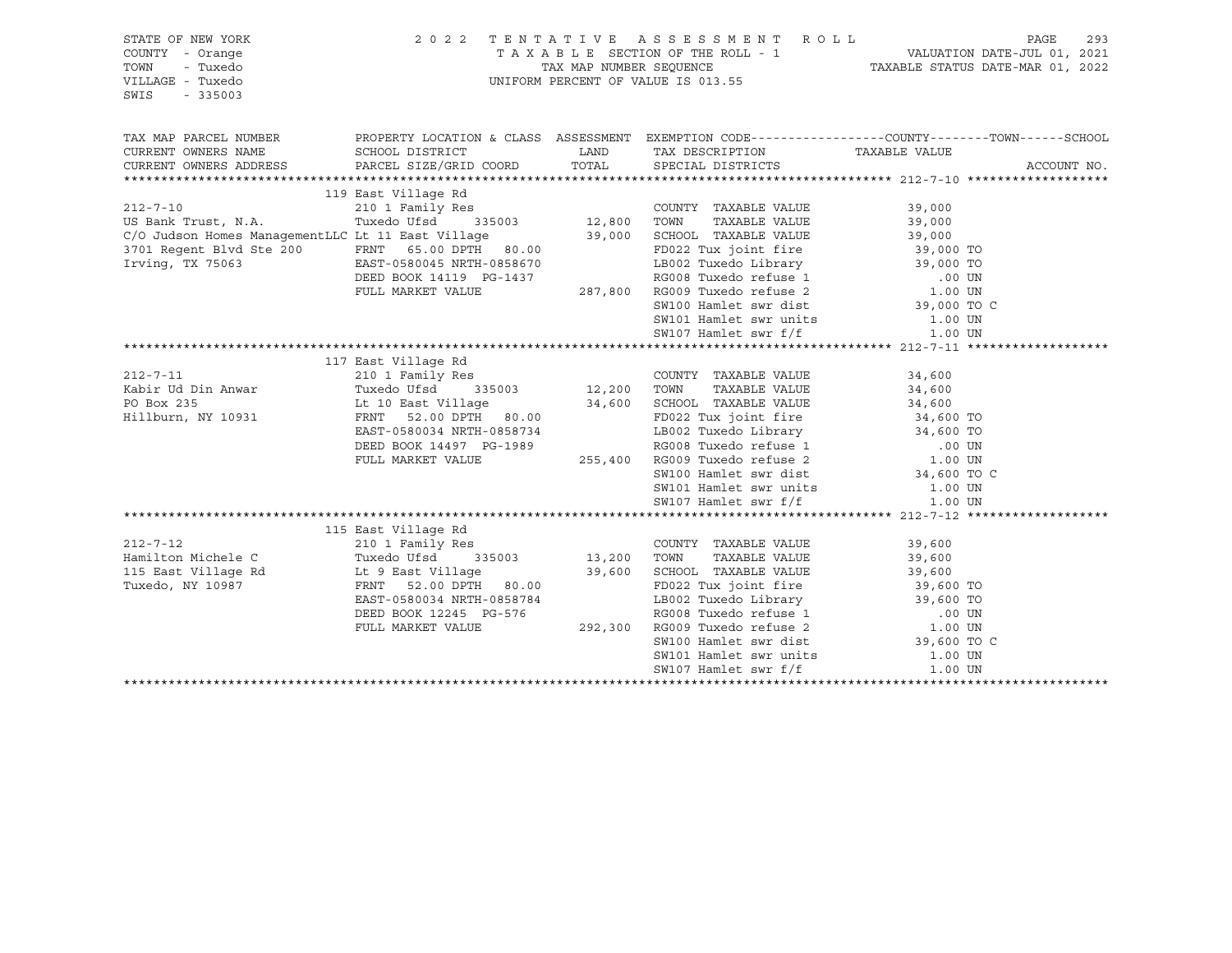STATE OF NEW YORK — 2022 TENTATIVE ASSESSMENT ROLL
COUNTY - Orange — TAXABLE SECTION OF THE ROLL - 1 — VALUATION DATE-JUL 01, 2021
TOWN - Tuxedo — TAX MAP NUMBER SEQUENCE — TAXABLE STATUS DATE-MAR 01, 2022
VILLAGE - Tuxedo — UNIFORM PERCENT OF VALUE IS 013.55
SWIS - 335003

| TAX MAP PARCEL NUMBER / CURRENT OWNERS NAME / CURRENT OWNERS ADDRESS | PROPERTY LOCATION & CLASS / SCHOOL DISTRICT / PARCEL SIZE/GRID COORD | ASSESSMENT LAND / TOTAL | EXEMPTION CODE / TAX DESCRIPTION / SPECIAL DISTRICTS | TAXABLE VALUE (COUNTY--TOWN--SCHOOL) | ACCOUNT NO. |
|---|---|---|---|---|---|
| **212-7-10** | 119 East Village Rd | | | | |
| 212-7-10 | 210 1 Family Res | | COUNTY TAXABLE VALUE | 39,000 | |
| US Bank Trust, N.A. | Tuxedo Ufsd 335003 | 12,800 | TOWN TAXABLE VALUE | 39,000 | |
| C/O Judson Homes ManagementLLC | Lt 11 East Village | 39,000 | SCHOOL TAXABLE VALUE | 39,000 | |
| 3701 Regent Blvd Ste 200 | FRNT 65.00 DPTH 80.00 | | FD022 Tux joint fire | 39,000 TO | |
| Irving, TX 75063 | EAST-0580045 NRTH-0858670 | | LB002 Tuxedo Library | 39,000 TO | |
| | DEED BOOK 14119 PG-1437 | | RG008 Tuxedo refuse 1 | .00 UN | |
| | FULL MARKET VALUE | 287,800 | RG009 Tuxedo refuse 2 | 1.00 UN | |
| | | | SW100 Hamlet swr dist | 39,000 TO C | |
| | | | SW101 Hamlet swr units | 1.00 UN | |
| | | | SW107 Hamlet swr f/f | 1.00 UN | |
| **212-7-11** | 117 East Village Rd | | | | |
| 212-7-11 | 210 1 Family Res | | COUNTY TAXABLE VALUE | 34,600 | |
| Kabir Ud Din Anwar | Tuxedo Ufsd 335003 | 12,200 | TOWN TAXABLE VALUE | 34,600 | |
| PO Box 235 | Lt 10 East Village | 34,600 | SCHOOL TAXABLE VALUE | 34,600 | |
| Hillburn, NY 10931 | FRNT 52.00 DPTH 80.00 | | FD022 Tux joint fire | 34,600 TO | |
| | EAST-0580034 NRTH-0858734 | | LB002 Tuxedo Library | 34,600 TO | |
| | DEED BOOK 14497 PG-1989 | | RG008 Tuxedo refuse 1 | .00 UN | |
| | FULL MARKET VALUE | 255,400 | RG009 Tuxedo refuse 2 | 1.00 UN | |
| | | | SW100 Hamlet swr dist | 34,600 TO C | |
| | | | SW101 Hamlet swr units | 1.00 UN | |
| | | | SW107 Hamlet swr f/f | 1.00 UN | |
| **212-7-12** | 115 East Village Rd | | | | |
| 212-7-12 | 210 1 Family Res | | COUNTY TAXABLE VALUE | 39,600 | |
| Hamilton Michele C | Tuxedo Ufsd 335003 | 13,200 | TOWN TAXABLE VALUE | 39,600 | |
| 115 East Village Rd | Lt 9 East Village | 39,600 | SCHOOL TAXABLE VALUE | 39,600 | |
| Tuxedo, NY 10987 | FRNT 52.00 DPTH 80.00 | | FD022 Tux joint fire | 39,600 TO | |
| | EAST-0580034 NRTH-0858784 | | LB002 Tuxedo Library | 39,600 TO | |
| | DEED BOOK 12245 PG-576 | | RG008 Tuxedo refuse 1 | .00 UN | |
| | FULL MARKET VALUE | 292,300 | RG009 Tuxedo refuse 2 | 1.00 UN | |
| | | | SW100 Hamlet swr dist | 39,600 TO C | |
| | | | SW101 Hamlet swr units | 1.00 UN | |
| | | | SW107 Hamlet swr f/f | 1.00 UN | |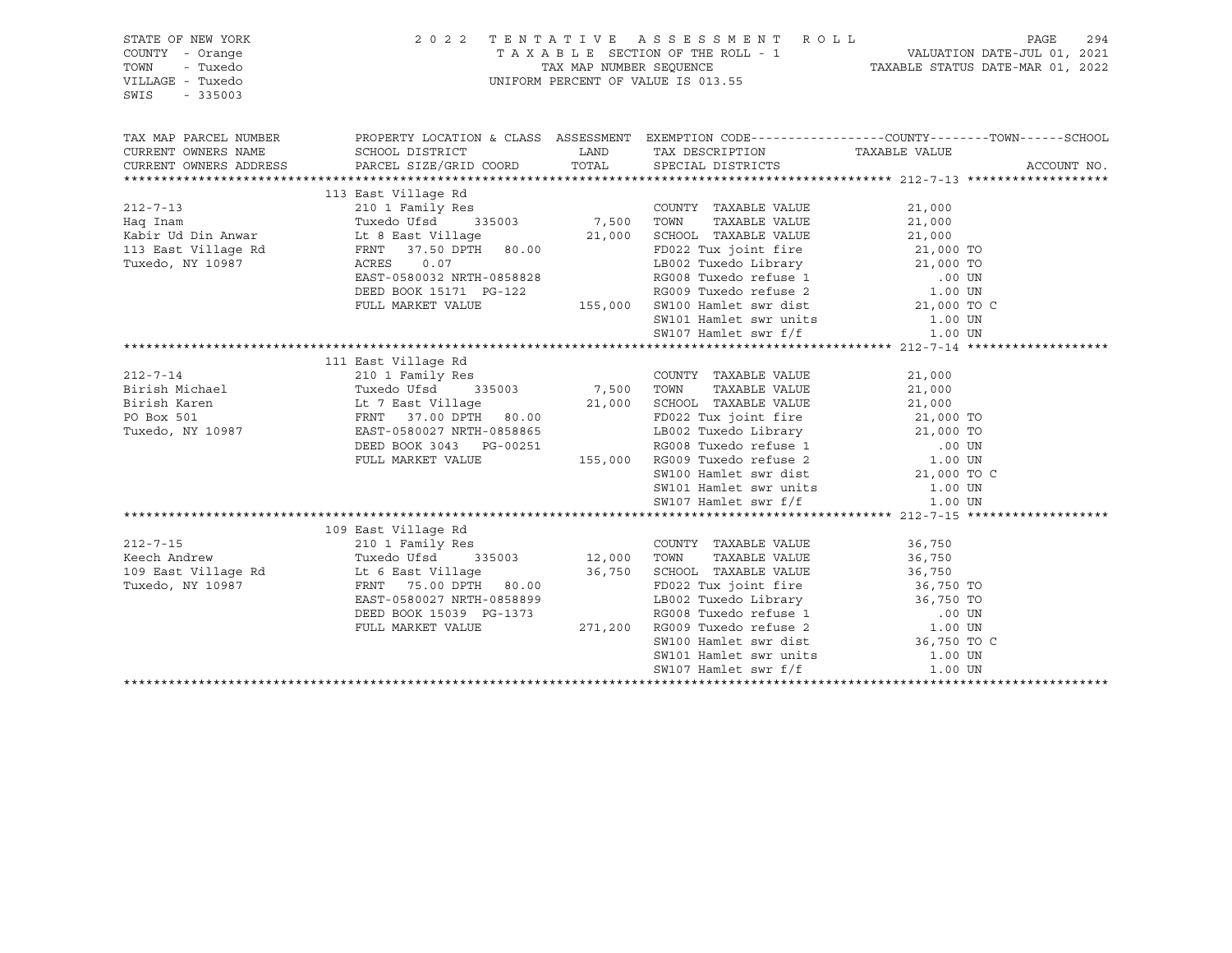STATE OF NEW YORK — 2022 TENTATIVE ASSESSMENT ROLL
COUNTY - Orange — TAXABLE SECTION OF THE ROLL - 1 — VALUATION DATE-JUL 01, 2021
TOWN - Tuxedo — TAX MAP NUMBER SEQUENCE — TAXABLE STATUS DATE-MAR 01, 2022
VILLAGE - Tuxedo — UNIFORM PERCENT OF VALUE IS 013.55
SWIS - 335003

| TAX MAP PARCEL NUMBER / CURRENT OWNERS NAME / CURRENT OWNERS ADDRESS | PROPERTY LOCATION & CLASS / SCHOOL DISTRICT / PARCEL SIZE/GRID COORD | ASSESSMENT LAND / TOTAL | EXEMPTION CODE / TAX DESCRIPTION / SPECIAL DISTRICTS | TAXABLE VALUE (COUNTY / TOWN / SCHOOL) | ACCOUNT NO. |
|---|---|---|---|---|---|
| **212-7-13** | 113 East Village Rd | | | | |
| 212-7-13 | 210 1 Family Res | | COUNTY TAXABLE VALUE | 21,000 | |
| Haq Inam | Tuxedo Ufsd 335003 | 7,500 | TOWN TAXABLE VALUE | 21,000 | |
| Kabir Ud Din Anwar | Lt 8 East Village | 21,000 | SCHOOL TAXABLE VALUE | 21,000 | |
| 113 East Village Rd | FRNT 37.50 DPTH 80.00 | | FD022 Tux joint fire | 21,000 TO | |
| Tuxedo, NY 10987 | ACRES 0.07 | | LB002 Tuxedo Library | 21,000 TO | |
| | EAST-0580032 NRTH-0858828 | | RG008 Tuxedo refuse 1 | .00 UN | |
| | DEED BOOK 15171 PG-122 | | RG009 Tuxedo refuse 2 | 1.00 UN | |
| | FULL MARKET VALUE | 155,000 | SW100 Hamlet swr dist | 21,000 TO C | |
| | | | SW101 Hamlet swr units | 1.00 UN | |
| | | | SW107 Hamlet swr f/f | 1.00 UN | |
| **212-7-14** | 111 East Village Rd | | | | |
| 212-7-14 | 210 1 Family Res | | COUNTY TAXABLE VALUE | 21,000 | |
| Birish Michael | Tuxedo Ufsd 335003 | 7,500 | TOWN TAXABLE VALUE | 21,000 | |
| Birish Karen | Lt 7 East Village | 21,000 | SCHOOL TAXABLE VALUE | 21,000 | |
| PO Box 501 | FRNT 37.00 DPTH 80.00 | | FD022 Tux joint fire | 21,000 TO | |
| Tuxedo, NY 10987 | EAST-0580027 NRTH-0858865 | | LB002 Tuxedo Library | 21,000 TO | |
| | DEED BOOK 3043 PG-00251 | | RG008 Tuxedo refuse 1 | .00 UN | |
| | FULL MARKET VALUE | 155,000 | RG009 Tuxedo refuse 2 | 1.00 UN | |
| | | | SW100 Hamlet swr dist | 21,000 TO C | |
| | | | SW101 Hamlet swr units | 1.00 UN | |
| | | | SW107 Hamlet swr f/f | 1.00 UN | |
| **212-7-15** | 109 East Village Rd | | | | |
| 212-7-15 | 210 1 Family Res | | COUNTY TAXABLE VALUE | 36,750 | |
| Keech Andrew | Tuxedo Ufsd 335003 | 12,000 | TOWN TAXABLE VALUE | 36,750 | |
| 109 East Village Rd | Lt 6 East Village | 36,750 | SCHOOL TAXABLE VALUE | 36,750 | |
| Tuxedo, NY 10987 | FRNT 75.00 DPTH 80.00 | | FD022 Tux joint fire | 36,750 TO | |
| | EAST-0580027 NRTH-0858899 | | LB002 Tuxedo Library | 36,750 TO | |
| | DEED BOOK 15039 PG-1373 | | RG008 Tuxedo refuse 1 | .00 UN | |
| | FULL MARKET VALUE | 271,200 | RG009 Tuxedo refuse 2 | 1.00 UN | |
| | | | SW100 Hamlet swr dist | 36,750 TO C | |
| | | | SW101 Hamlet swr units | 1.00 UN | |
| | | | SW107 Hamlet swr f/f | 1.00 UN | |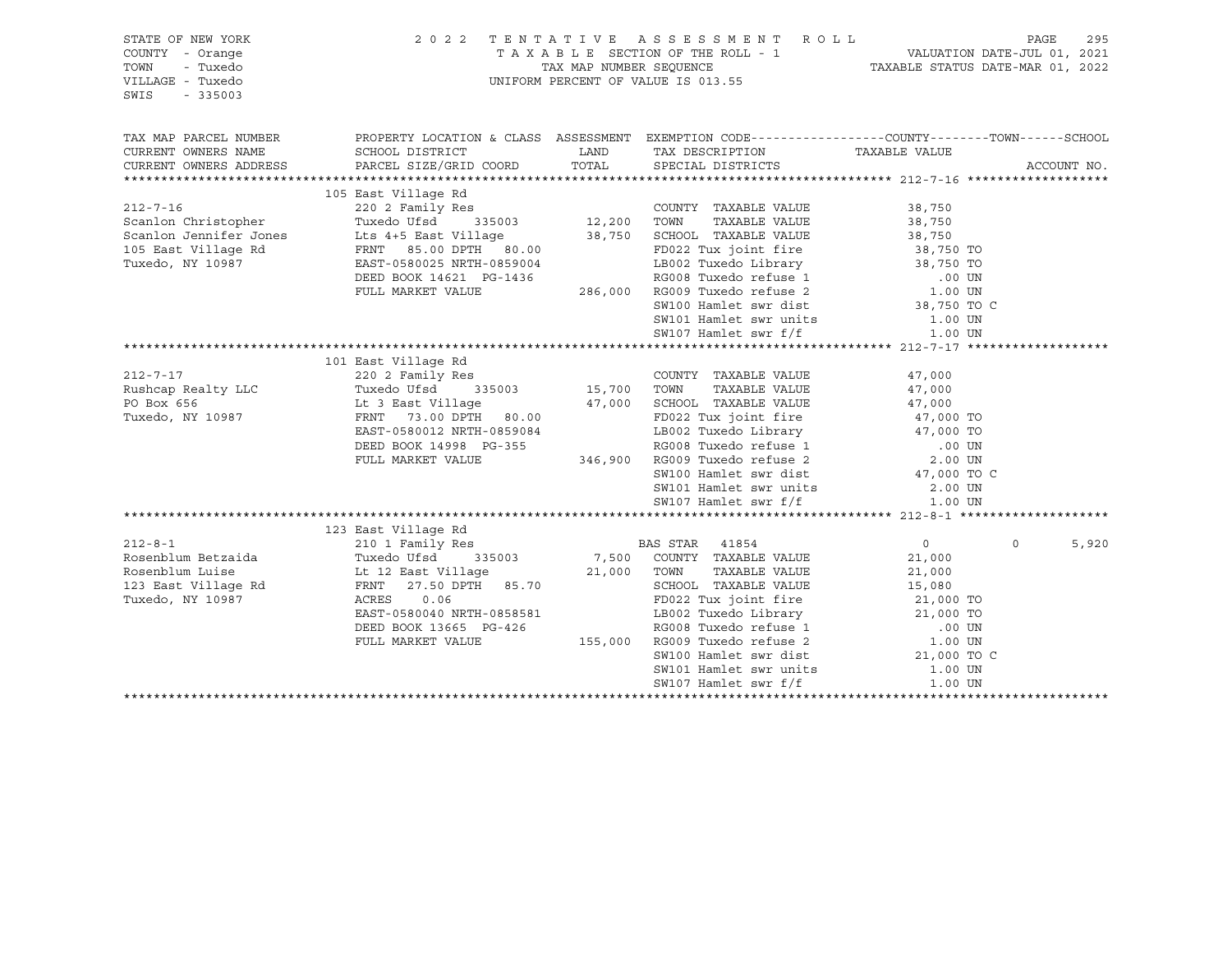STATE OF NEW YORK
COUNTY - Orange
TOWN - Tuxedo
VILLAGE - Tuxedo
SWIS - 335003

2022 TENTATIVE ASSESSMENT ROLL
TAXABLE SECTION OF THE ROLL - 1
TAX MAP NUMBER SEQUENCE
UNIFORM PERCENT OF VALUE IS 013.55

VALUATION DATE-JUL 01, 2021
TAXABLE STATUS DATE-MAR 01, 2022

```
TAX MAP PARCEL NUMBER     PROPERTY LOCATION & CLASS  ASSESSMENT  EXEMPTION CODE------------------COUNTY--------TOWN------SCHOOL
CURRENT OWNERS NAME       SCHOOL DISTRICT              LAND      TAX DESCRIPTION              TAXABLE VALUE
CURRENT OWNERS ADDRESS    PARCEL SIZE/GRID COORD      TOTAL      SPECIAL DISTRICTS                                        ACCOUNT NO.
******************************************************************************************************* 212-7-16 *******************
                          105 East Village Rd
212-7-16                  220 2 Family Res                       COUNTY  TAXABLE VALUE            38,750
Scanlon Christopher       Tuxedo Ufsd     335003      12,200     TOWN    TAXABLE VALUE            38,750
Scanlon Jennifer Jones    Lts 4+5 East Village        38,750     SCHOOL  TAXABLE VALUE            38,750
105 East Village Rd       FRNT   85.00 DPTH   80.00              FD022 Tux joint fire             38,750 TO
Tuxedo, NY 10987          EAST-0580025 NRTH-0859004              LB002 Tuxedo Library             38,750 TO
                          DEED BOOK 14621  PG-1436               RG008 Tuxedo refuse 1               .00 UN
                          FULL MARKET VALUE          286,000     RG009 Tuxedo refuse 2              1.00 UN
                                                                 SW100 Hamlet swr dist            38,750 TO C
                                                                 SW101 Hamlet swr units             1.00 UN
                                                                 SW107 Hamlet swr f/f               1.00 UN
******************************************************************************************************* 212-7-17 *******************
                          101 East Village Rd
212-7-17                  220 2 Family Res                       COUNTY  TAXABLE VALUE            47,000
Rushcap Realty LLC        Tuxedo Ufsd     335003      15,700     TOWN    TAXABLE VALUE            47,000
PO Box 656                Lt 3 East Village           47,000     SCHOOL  TAXABLE VALUE            47,000
Tuxedo, NY 10987          FRNT   73.00 DPTH   80.00              FD022 Tux joint fire             47,000 TO
                          EAST-0580012 NRTH-0859084              LB002 Tuxedo Library             47,000 TO
                          DEED BOOK 14998  PG-355                RG008 Tuxedo refuse 1               .00 UN
                          FULL MARKET VALUE          346,900     RG009 Tuxedo refuse 2              2.00 UN
                                                                 SW100 Hamlet swr dist            47,000 TO C
                                                                 SW101 Hamlet swr units             2.00 UN
                                                                 SW107 Hamlet swr f/f               1.00 UN
******************************************************************************************************* 212-8-1 ********************
                          123 East Village Rd
212-8-1                   210 1 Family Res                       BAS STAR  41854                       0            0        5,920
Rosenblum Betzaida        Tuxedo Ufsd     335003       7,500     COUNTY  TAXABLE VALUE            21,000
Rosenblum Luise           Lt 12 East Village          21,000     TOWN    TAXABLE VALUE            21,000
123 East Village Rd       FRNT   27.50 DPTH   85.70              SCHOOL  TAXABLE VALUE            15,080
Tuxedo, NY 10987          ACRES    0.06                          FD022 Tux joint fire             21,000 TO
                          EAST-0580040 NRTH-0858581              LB002 Tuxedo Library             21,000 TO
                          DEED BOOK 13665  PG-426                RG008 Tuxedo refuse 1               .00 UN
                          FULL MARKET VALUE          155,000     RG009 Tuxedo refuse 2              1.00 UN
                                                                 SW100 Hamlet swr dist            21,000 TO C
                                                                 SW101 Hamlet swr units             1.00 UN
                                                                 SW107 Hamlet swr f/f               1.00 UN
************************************************************************************************************************************
```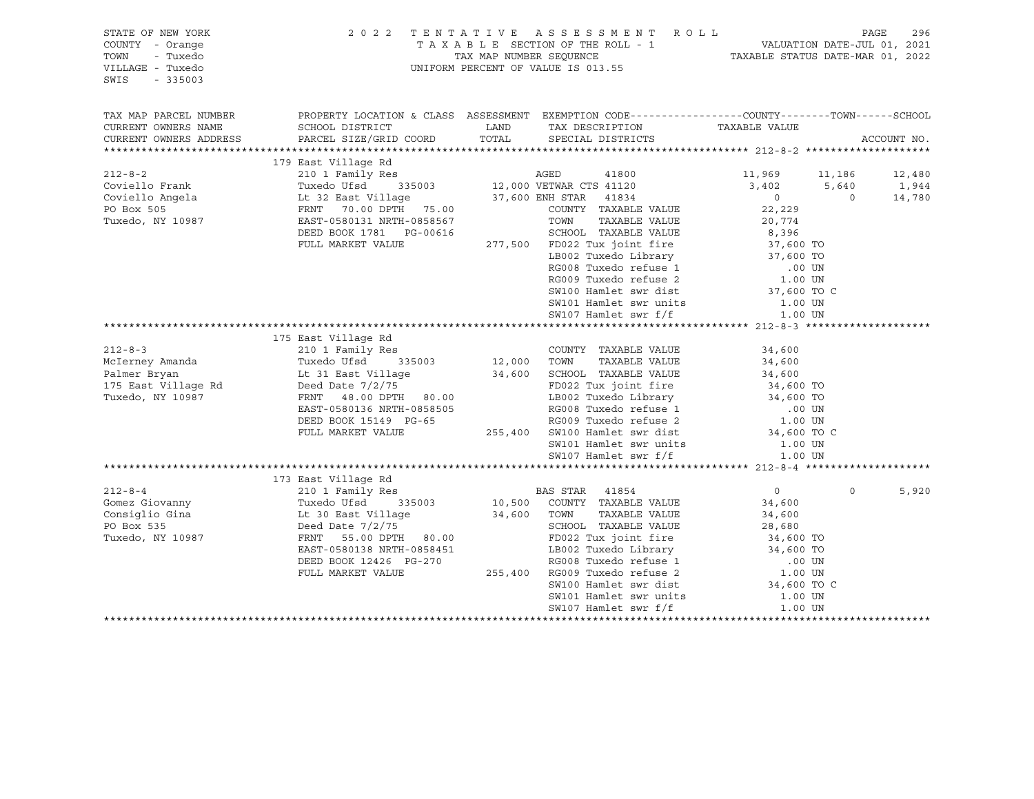STATE OF NEW YORK — 2022 TENTATIVE ASSESSMENT ROLL
COUNTY - Orange — TAXABLE SECTION OF THE ROLL - 1 — VALUATION DATE-JUL 01, 2021
TOWN - Tuxedo — TAX MAP NUMBER SEQUENCE — TAXABLE STATUS DATE-MAR 01, 2022
VILLAGE - Tuxedo — UNIFORM PERCENT OF VALUE IS 013.55
SWIS - 335003

| TAX MAP PARCEL NUMBER / CURRENT OWNERS NAME / CURRENT OWNERS ADDRESS | PROPERTY LOCATION & CLASS / SCHOOL DISTRICT / PARCEL SIZE/GRID COORD | ASSESSMENT LAND / TOTAL | EXEMPTION CODE / TAX DESCRIPTION / SPECIAL DISTRICTS | COUNTY TAXABLE VALUE | TOWN | SCHOOL |
|---|---|---|---|---|---|---|
| **212-8-2** | 179 East Village Rd | | | | | |
| | 210 1 Family Res | | AGED 41800 | 11,969 | 11,186 | 12,480 |
| Coviello Frank | Tuxedo Ufsd 335003 | 12,000 | VETWAR CTS 41120 | 3,402 | 5,640 | 1,944 |
| Coviello Angela | Lt 32 East Village | 37,600 | ENH STAR 41834 | 0 | 0 | 14,780 |
| PO Box 505 | FRNT 70.00 DPTH 75.00 | | COUNTY TAXABLE VALUE | 22,229 | | |
| Tuxedo, NY 10987 | EAST-0580131 NRTH-0858567 | | TOWN TAXABLE VALUE | 20,774 | | |
| | DEED BOOK 1781 PG-00616 | | SCHOOL TAXABLE VALUE | 8,396 | | |
| | FULL MARKET VALUE | 277,500 | FD022 Tux joint fire | 37,600 TO | | |
| | | | LB002 Tuxedo Library | 37,600 TO | | |
| | | | RG008 Tuxedo refuse 1 | .00 UN | | |
| | | | RG009 Tuxedo refuse 2 | 1.00 UN | | |
| | | | SW100 Hamlet swr dist | 37,600 TO C | | |
| | | | SW101 Hamlet swr units | 1.00 UN | | |
| | | | SW107 Hamlet swr f/f | 1.00 UN | | |
| **212-8-3** | 175 East Village Rd | | | | | |
| | 210 1 Family Res | | COUNTY TAXABLE VALUE | 34,600 | | |
| McIerney Amanda | Tuxedo Ufsd 335003 | 12,000 | TOWN TAXABLE VALUE | 34,600 | | |
| Palmer Bryan | Lt 31 East Village | 34,600 | SCHOOL TAXABLE VALUE | 34,600 | | |
| 175 East Village Rd | Deed Date 7/2/75 | | FD022 Tux joint fire | 34,600 TO | | |
| Tuxedo, NY 10987 | FRNT 48.00 DPTH 80.00 | | LB002 Tuxedo Library | 34,600 TO | | |
| | EAST-0580136 NRTH-0858505 | | RG008 Tuxedo refuse 1 | .00 UN | | |
| | DEED BOOK 15149 PG-65 | | RG009 Tuxedo refuse 2 | 1.00 UN | | |
| | FULL MARKET VALUE | 255,400 | SW100 Hamlet swr dist | 34,600 TO C | | |
| | | | SW101 Hamlet swr units | 1.00 UN | | |
| | | | SW107 Hamlet swr f/f | 1.00 UN | | |
| **212-8-4** | 173 East Village Rd | | | | | |
| | 210 1 Family Res | | BAS STAR 41854 | 0 | 0 | 5,920 |
| Gomez Giovanny | Tuxedo Ufsd 335003 | 10,500 | COUNTY TAXABLE VALUE | 34,600 | | |
| Consiglio Gina | Lt 30 East Village | 34,600 | TOWN TAXABLE VALUE | 34,600 | | |
| PO Box 535 | Deed Date 7/2/75 | | SCHOOL TAXABLE VALUE | 28,680 | | |
| Tuxedo, NY 10987 | FRNT 55.00 DPTH 80.00 | | FD022 Tux joint fire | 34,600 TO | | |
| | EAST-0580138 NRTH-0858451 | | LB002 Tuxedo Library | 34,600 TO | | |
| | DEED BOOK 12426 PG-270 | | RG008 Tuxedo refuse 1 | .00 UN | | |
| | FULL MARKET VALUE | 255,400 | RG009 Tuxedo refuse 2 | 1.00 UN | | |
| | | | SW100 Hamlet swr dist | 34,600 TO C | | |
| | | | SW101 Hamlet swr units | 1.00 UN | | |
| | | | SW107 Hamlet swr f/f | 1.00 UN | | |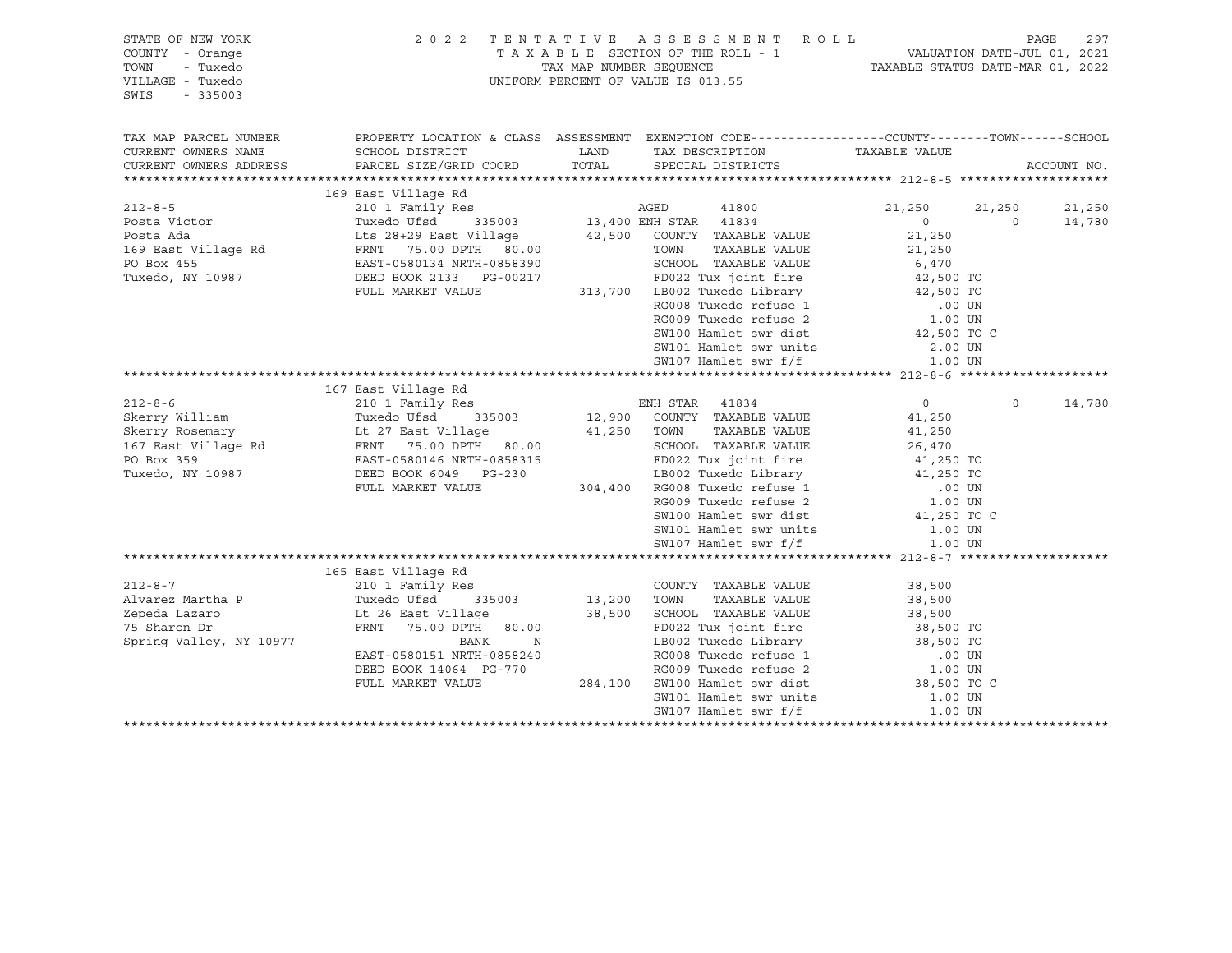STATE OF NEW YORK
COUNTY - Orange
TOWN - Tuxedo
VILLAGE - Tuxedo
SWIS - 335003

2022 TENTATIVE ASSESSMENT ROLL
TAXABLE SECTION OF THE ROLL - 1
TAX MAP NUMBER SEQUENCE
UNIFORM PERCENT OF VALUE IS 013.55

VALUATION DATE-JUL 01, 2021
TAXABLE STATUS DATE-MAR 01, 2022

```
TAX MAP PARCEL NUMBER     PROPERTY LOCATION & CLASS  ASSESSMENT  EXEMPTION CODE------------------COUNTY--------TOWN------SCHOOL
CURRENT OWNERS NAME       SCHOOL DISTRICT               LAND      TAX DESCRIPTION            TAXABLE VALUE
CURRENT OWNERS ADDRESS    PARCEL SIZE/GRID COORD        TOTAL     SPECIAL DISTRICTS                                     ACCOUNT NO.
******************************************************************************************************* 212-8-5 ********************
                          169 East Village Rd
212-8-5                   210 1 Family Res                        AGED        41800           21,250     21,250     21,250
Posta Victor              Tuxedo Ufsd      335003      13,400 ENH STAR    41834                0          0     14,780
Posta Ada                 Lts 28+29 East Village       42,500    COUNTY  TAXABLE VALUE         21,250
169 East Village Rd       FRNT   75.00 DPTH   80.00             TOWN    TAXABLE VALUE         21,250
PO Box 455                EAST-0580134 NRTH-0858390             SCHOOL  TAXABLE VALUE          6,470
Tuxedo, NY 10987          DEED BOOK 2133   PG-00217             FD022 Tux joint fire          42,500 TO
                          FULL MARKET VALUE           313,700   LB002 Tuxedo Library          42,500 TO
                                                                 RG008 Tuxedo refuse 1            .00 UN
                                                                 RG009 Tuxedo refuse 2           1.00 UN
                                                                 SW100 Hamlet swr dist         42,500 TO C
                                                                 SW101 Hamlet swr units          2.00 UN
                                                                 SW107 Hamlet swr f/f            1.00 UN
******************************************************************************************************* 212-8-6 ********************
                          167 East Village Rd
212-8-6                   210 1 Family Res                        ENH STAR  41834                 0          0     14,780
Skerry William            Tuxedo Ufsd      335003      12,900    COUNTY  TAXABLE VALUE         41,250
Skerry Rosemary           Lt 27 East Village           41,250    TOWN    TAXABLE VALUE         41,250
167 East Village Rd       FRNT   75.00 DPTH   80.00             SCHOOL  TAXABLE VALUE         26,470
PO Box 359                EAST-0580146 NRTH-0858315             FD022 Tux joint fire          41,250 TO
Tuxedo, NY 10987          DEED BOOK 6049   PG-230               LB002 Tuxedo Library          41,250 TO
                          FULL MARKET VALUE           304,400   RG008 Tuxedo refuse 1            .00 UN
                                                                 RG009 Tuxedo refuse 2           1.00 UN
                                                                 SW100 Hamlet swr dist         41,250 TO C
                                                                 SW101 Hamlet swr units          1.00 UN
                                                                 SW107 Hamlet swr f/f            1.00 UN
******************************************************************************************************* 212-8-7 ********************
                          165 East Village Rd
212-8-7                   210 1 Family Res                        COUNTY  TAXABLE VALUE         38,500
Alvarez Martha P          Tuxedo Ufsd      335003      13,200    TOWN    TAXABLE VALUE         38,500
Zepeda Lazaro             Lt 26 East Village           38,500    SCHOOL  TAXABLE VALUE         38,500
75 Sharon Dr              FRNT   75.00 DPTH   80.00             FD022 Tux joint fire          38,500 TO
Spring Valley, NY 10977                BANK      N               LB002 Tuxedo Library          38,500 TO
                          EAST-0580151 NRTH-0858240             RG008 Tuxedo refuse 1            .00 UN
                          DEED BOOK 14064  PG-770               RG009 Tuxedo refuse 2           1.00 UN
                          FULL MARKET VALUE           284,100   SW100 Hamlet swr dist         38,500 TO C
                                                                 SW101 Hamlet swr units          1.00 UN
                                                                 SW107 Hamlet swr f/f            1.00 UN
************************************************************************************************************************************
```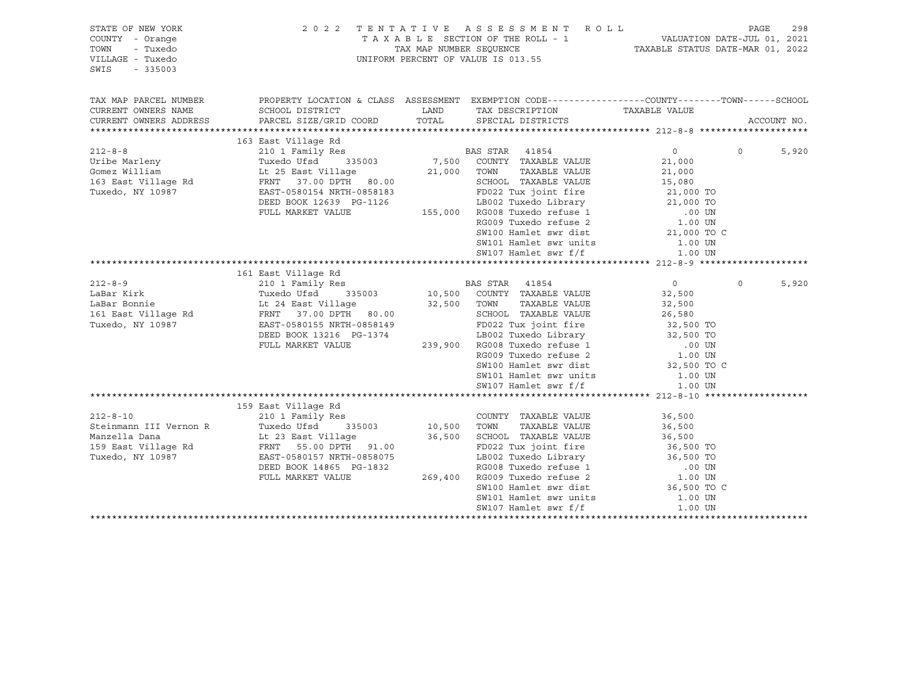STATE OF NEW YORK
COUNTY - Orange
TOWN - Tuxedo
VILLAGE - Tuxedo
SWIS - 335003

2022 TENTATIVE ASSESSMENT ROLL
TAXABLE SECTION OF THE ROLL - 1
TAX MAP NUMBER SEQUENCE
UNIFORM PERCENT OF VALUE IS 013.55

VALUATION DATE-JUL 01, 2021
TAXABLE STATUS DATE-MAR 01, 2022

```
TAX MAP PARCEL NUMBER     PROPERTY LOCATION & CLASS  ASSESSMENT  EXEMPTION CODE------------------COUNTY--------TOWN------SCHOOL
CURRENT OWNERS NAME       SCHOOL DISTRICT               LAND      TAX DESCRIPTION              TAXABLE VALUE
CURRENT OWNERS ADDRESS    PARCEL SIZE/GRID COORD        TOTAL     SPECIAL DISTRICTS                                     ACCOUNT NO.
******************************************************************************************************* 212-8-8 ********************
                          163 East Village Rd
212-8-8                   210 1 Family Res                        BAS STAR  41854                   0             0        5,920
Uribe Marleny             Tuxedo Ufsd      335003        7,500    COUNTY  TAXABLE VALUE            21,000
Gomez William             Lt 25 East Village            21,000    TOWN    TAXABLE VALUE            21,000
163 East Village Rd       FRNT   37.00 DPTH   80.00               SCHOOL  TAXABLE VALUE            15,080
Tuxedo, NY 10987          EAST-0580154 NRTH-0858183               FD022 Tux joint fire              21,000 TO
                          DEED BOOK 12639  PG-1126                LB002 Tuxedo Library              21,000 TO
                          FULL MARKET VALUE            155,000    RG008 Tuxedo refuse 1                .00 UN
                                                                  RG009 Tuxedo refuse 2               1.00 UN
                                                                  SW100 Hamlet swr dist             21,000 TO C
                                                                  SW101 Hamlet swr units              1.00 UN
                                                                  SW107 Hamlet swr f/f                1.00 UN
******************************************************************************************************* 212-8-9 ********************
                          161 East Village Rd
212-8-9                   210 1 Family Res                        BAS STAR  41854                   0             0        5,920
LaBar Kirk                Tuxedo Ufsd      335003       10,500    COUNTY  TAXABLE VALUE            32,500
LaBar Bonnie              Lt 24 East Village            32,500    TOWN    TAXABLE VALUE            32,500
161 East Village Rd       FRNT   37.00 DPTH   80.00               SCHOOL  TAXABLE VALUE            26,580
Tuxedo, NY 10987          EAST-0580155 NRTH-0858149               FD022 Tux joint fire              32,500 TO
                          DEED BOOK 13216  PG-1374                LB002 Tuxedo Library              32,500 TO
                          FULL MARKET VALUE            239,900    RG008 Tuxedo refuse 1                .00 UN
                                                                  RG009 Tuxedo refuse 2               1.00 UN
                                                                  SW100 Hamlet swr dist             32,500 TO C
                                                                  SW101 Hamlet swr units              1.00 UN
                                                                  SW107 Hamlet swr f/f                1.00 UN
******************************************************************************************************* 212-8-10 *******************
                          159 East Village Rd
212-8-10                  210 1 Family Res                        COUNTY  TAXABLE VALUE            36,500
Steinmann III Vernon R    Tuxedo Ufsd      335003       10,500    TOWN    TAXABLE VALUE            36,500
Manzella Dana             Lt 23 East Village            36,500    SCHOOL  TAXABLE VALUE            36,500
159 East Village Rd       FRNT   55.00 DPTH   91.00               FD022 Tux joint fire              36,500 TO
Tuxedo, NY 10987          EAST-0580157 NRTH-0858075               LB002 Tuxedo Library              36,500 TO
                          DEED BOOK 14865  PG-1832                RG008 Tuxedo refuse 1                .00 UN
                          FULL MARKET VALUE            269,400    RG009 Tuxedo refuse 2               1.00 UN
                                                                  SW100 Hamlet swr dist             36,500 TO C
                                                                  SW101 Hamlet swr units              1.00 UN
                                                                  SW107 Hamlet swr f/f                1.00 UN
************************************************************************************************************************************
```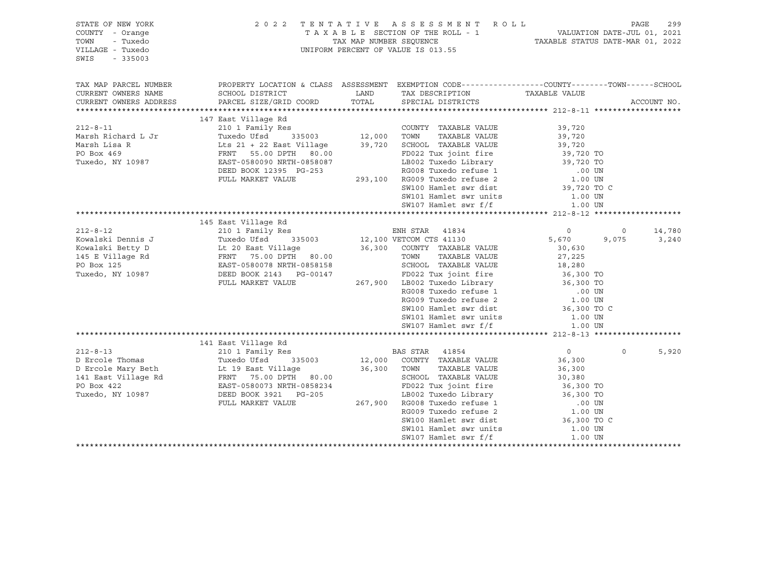STATE OF NEW YORK
COUNTY - Orange
TOWN - Tuxedo
VILLAGE - Tuxedo
SWIS - 335003

2022 TENTATIVE ASSESSMENT ROLL
TAXABLE SECTION OF THE ROLL - 1
TAX MAP NUMBER SEQUENCE
UNIFORM PERCENT OF VALUE IS 013.55

VALUATION DATE-JUL 01, 2021
TAXABLE STATUS DATE-MAR 01, 2022

| TAX MAP PARCEL NUMBER / CURRENT OWNERS NAME / CURRENT OWNERS ADDRESS | PROPERTY LOCATION & CLASS / SCHOOL DISTRICT / PARCEL SIZE/GRID COORD | ASSESSMENT LAND | TOTAL | EXEMPTION CODE / TAX DESCRIPTION / SPECIAL DISTRICTS | COUNTY TAXABLE VALUE | TOWN | SCHOOL | ACCOUNT NO. |
|---|---|---|---|---|---|---|---|---|
| **212-8-11** | 147 East Village Rd | | | | | | | |
| 212-8-11 | 210 1 Family Res | | | COUNTY TAXABLE VALUE | 39,720 | | | |
| Marsh Richard L Jr | Tuxedo Ufsd 335003 | 12,000 | | TOWN TAXABLE VALUE | 39,720 | | | |
| Marsh Lisa R | Lts 21 + 22 East Village | | 39,720 | SCHOOL TAXABLE VALUE | 39,720 | | | |
| PO Box 469 | FRNT 55.00 DPTH 80.00 | | | FD022 Tux joint fire | 39,720 TO | | | |
| Tuxedo, NY 10987 | EAST-0580090 NRTH-0858087 | | | LB002 Tuxedo Library | 39,720 TO | | | |
| | DEED BOOK 12395 PG-253 | | | RG008 Tuxedo refuse 1 | .00 UN | | | |
| | FULL MARKET VALUE | | 293,100 | RG009 Tuxedo refuse 2 | 1.00 UN | | | |
| | | | | SW100 Hamlet swr dist | 39,720 TO C | | | |
| | | | | SW101 Hamlet swr units | 1.00 UN | | | |
| | | | | SW107 Hamlet swr f/f | 1.00 UN | | | |
| **212-8-12** | 145 East Village Rd | | | | | | | |
| 212-8-12 | 210 1 Family Res | | | ENH STAR 41834 | 0 | 0 | 14,780 | |
| Kowalski Dennis J | Tuxedo Ufsd 335003 | 12,100 | | VETCOM CTS 41130 | 5,670 | 9,075 | 3,240 | |
| Kowalski Betty D | Lt 20 East Village | | 36,300 | COUNTY TAXABLE VALUE | 30,630 | | | |
| 145 E Village Rd | FRNT 75.00 DPTH 80.00 | | | TOWN TAXABLE VALUE | 27,225 | | | |
| PO Box 125 | EAST-0580078 NRTH-0858158 | | | SCHOOL TAXABLE VALUE | 18,280 | | | |
| Tuxedo, NY 10987 | DEED BOOK 2143 PG-00147 | | | FD022 Tux joint fire | 36,300 TO | | | |
| | FULL MARKET VALUE | | 267,900 | LB002 Tuxedo Library | 36,300 TO | | | |
| | | | | RG008 Tuxedo refuse 1 | .00 UN | | | |
| | | | | RG009 Tuxedo refuse 2 | 1.00 UN | | | |
| | | | | SW100 Hamlet swr dist | 36,300 TO C | | | |
| | | | | SW101 Hamlet swr units | 1.00 UN | | | |
| | | | | SW107 Hamlet swr f/f | 1.00 UN | | | |
| **212-8-13** | 141 East Village Rd | | | | | | | |
| 212-8-13 | 210 1 Family Res | | | BAS STAR 41854 | 0 | 0 | 5,920 | |
| D Ercole Thomas | Tuxedo Ufsd 335003 | 12,000 | | COUNTY TAXABLE VALUE | 36,300 | | | |
| D Ercole Mary Beth | Lt 19 East Village | | 36,300 | TOWN TAXABLE VALUE | 36,300 | | | |
| 141 East Village Rd | FRNT 75.00 DPTH 80.00 | | | SCHOOL TAXABLE VALUE | 30,380 | | | |
| PO Box 422 | EAST-0580073 NRTH-0858234 | | | FD022 Tux joint fire | 36,300 TO | | | |
| Tuxedo, NY 10987 | DEED BOOK 3921 PG-205 | | | LB002 Tuxedo Library | 36,300 TO | | | |
| | FULL MARKET VALUE | | 267,900 | RG008 Tuxedo refuse 1 | .00 UN | | | |
| | | | | RG009 Tuxedo refuse 2 | 1.00 UN | | | |
| | | | | SW100 Hamlet swr dist | 36,300 TO C | | | |
| | | | | SW101 Hamlet swr units | 1.00 UN | | | |
| | | | | SW107 Hamlet swr f/f | 1.00 UN | | | |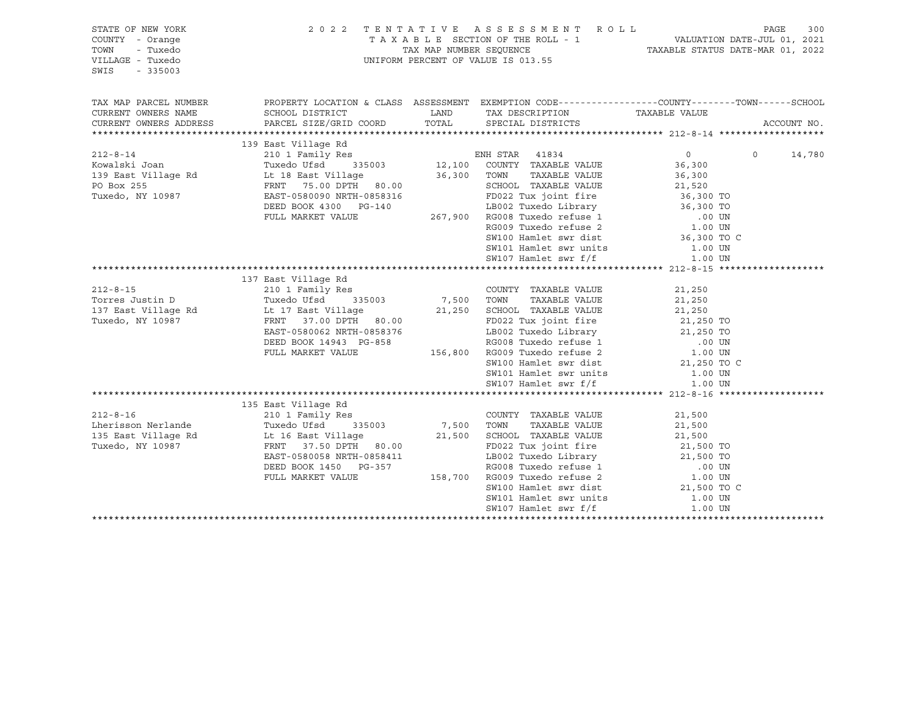STATE OF NEW YORK | COUNTY - Orange | TOWN - Tuxedo | VILLAGE - Tuxedo | SWIS - 335003

2022 TENTATIVE ASSESSMENT ROLL
TAXABLE SECTION OF THE ROLL - 1
TAX MAP NUMBER SEQUENCE
UNIFORM PERCENT OF VALUE IS 013.55

VALUATION DATE-JUL 01, 2021
TAXABLE STATUS DATE-MAR 01, 2022

| TAX MAP PARCEL NUMBER / CURRENT OWNERS NAME / CURRENT OWNERS ADDRESS | PROPERTY LOCATION & CLASS / SCHOOL DISTRICT / PARCEL SIZE/GRID COORD | ASSESSMENT LAND | TOTAL | EXEMPTION CODE / TAX DESCRIPTION / SPECIAL DISTRICTS | COUNTY TAXABLE VALUE | TOWN | SCHOOL |
|---|---|---|---|---|---|---|---|
| **212-8-14** | 139 East Village Rd | | | | | | |
| Kowalski Joan | 210 1 Family Res | | | ENH STAR 41834 | 0 | 0 | 14,780 |
| 139 East Village Rd | Tuxedo Ufsd 335003 | 12,100 | | COUNTY TAXABLE VALUE | 36,300 | | |
| PO Box 255 | Lt 18 East Village | | 36,300 | TOWN TAXABLE VALUE | 36,300 | | |
| Tuxedo, NY 10987 | FRNT 75.00 DPTH 80.00 | | | SCHOOL TAXABLE VALUE | 21,520 | | |
| | EAST-0580090 NRTH-0858316 | | | FD022 Tux joint fire | 36,300 TO | | |
| | DEED BOOK 4300 PG-140 | | | LB002 Tuxedo Library | 36,300 TO | | |
| | FULL MARKET VALUE | | 267,900 | RG008 Tuxedo refuse 1 | .00 UN | | |
| | | | | RG009 Tuxedo refuse 2 | 1.00 UN | | |
| | | | | SW100 Hamlet swr dist | 36,300 TO C | | |
| | | | | SW101 Hamlet swr units | 1.00 UN | | |
| | | | | SW107 Hamlet swr f/f | 1.00 UN | | |
| **212-8-15** | 137 East Village Rd | | | | | | |
| Torres Justin D | 210 1 Family Res | | | COUNTY TAXABLE VALUE | 21,250 | | |
| 137 East Village Rd | Tuxedo Ufsd 335003 | 7,500 | | TOWN TAXABLE VALUE | 21,250 | | |
| Tuxedo, NY 10987 | Lt 17 East Village | | 21,250 | SCHOOL TAXABLE VALUE | 21,250 | | |
| | FRNT 37.00 DPTH 80.00 | | | FD022 Tux joint fire | 21,250 TO | | |
| | EAST-0580062 NRTH-0858376 | | | LB002 Tuxedo Library | 21,250 TO | | |
| | DEED BOOK 14943 PG-858 | | | RG008 Tuxedo refuse 1 | .00 UN | | |
| | FULL MARKET VALUE | | 156,800 | RG009 Tuxedo refuse 2 | 1.00 UN | | |
| | | | | SW100 Hamlet swr dist | 21,250 TO C | | |
| | | | | SW101 Hamlet swr units | 1.00 UN | | |
| | | | | SW107 Hamlet swr f/f | 1.00 UN | | |
| **212-8-16** | 135 East Village Rd | | | | | | |
| Lherisson Nerlande | 210 1 Family Res | | | COUNTY TAXABLE VALUE | 21,500 | | |
| 135 East Village Rd | Tuxedo Ufsd 335003 | 7,500 | | TOWN TAXABLE VALUE | 21,500 | | |
| Tuxedo, NY 10987 | Lt 16 East Village | | 21,500 | SCHOOL TAXABLE VALUE | 21,500 | | |
| | FRNT 37.50 DPTH 80.00 | | | FD022 Tux joint fire | 21,500 TO | | |
| | EAST-0580058 NRTH-0858411 | | | LB002 Tuxedo Library | 21,500 TO | | |
| | DEED BOOK 1450 PG-357 | | | RG008 Tuxedo refuse 1 | .00 UN | | |
| | FULL MARKET VALUE | | 158,700 | RG009 Tuxedo refuse 2 | 1.00 UN | | |
| | | | | SW100 Hamlet swr dist | 21,500 TO C | | |
| | | | | SW101 Hamlet swr units | 1.00 UN | | |
| | | | | SW107 Hamlet swr f/f | 1.00 UN | | |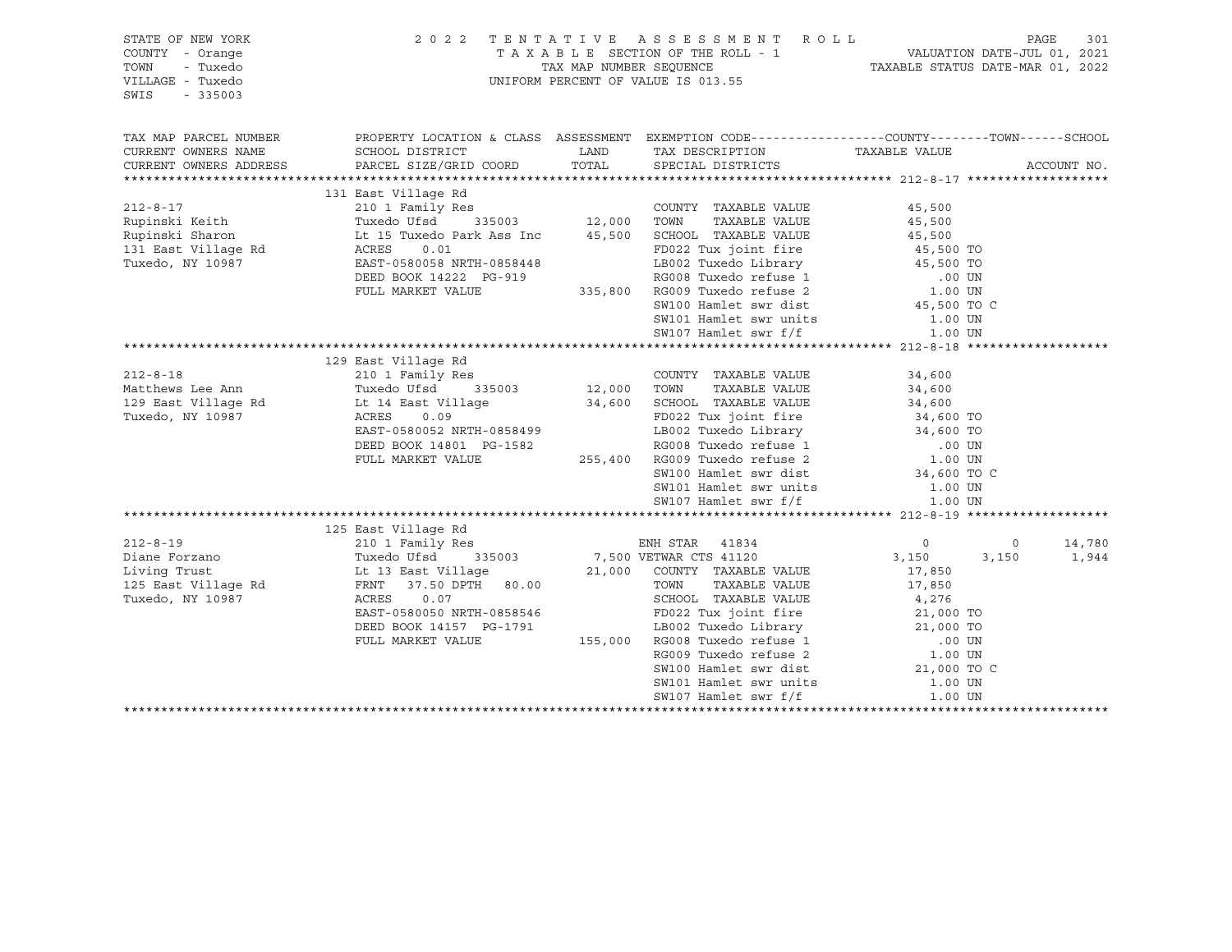STATE OF NEW YORK
COUNTY - Orange
TOWN - Tuxedo
VILLAGE - Tuxedo
SWIS - 335003

2022 TENTATIVE ASSESSMENT ROLL
TAXABLE SECTION OF THE ROLL - 1
TAX MAP NUMBER SEQUENCE
UNIFORM PERCENT OF VALUE IS 013.55

VALUATION DATE-JUL 01, 2021
TAXABLE STATUS DATE-MAR 01, 2022

| TAX MAP PARCEL NUMBER / CURRENT OWNERS NAME / CURRENT OWNERS ADDRESS | PROPERTY LOCATION & CLASS / SCHOOL DISTRICT / PARCEL SIZE/GRID COORD | ASSESSMENT LAND / TOTAL | EXEMPTION CODE / TAX DESCRIPTION / SPECIAL DISTRICTS | COUNTY TAXABLE VALUE | TOWN | SCHOOL | ACCOUNT NO. |
|---|---|---|---|---|---|---|---|
| **212-8-17** | 131 East Village Rd | | | | | | |
| 212-8-17 | 210 1 Family Res | | COUNTY TAXABLE VALUE | 45,500 | | | |
| Rupinski Keith | Tuxedo Ufsd 335003 | 12,000 | TOWN TAXABLE VALUE | 45,500 | | | |
| Rupinski Sharon | Lt 15 Tuxedo Park Ass Inc | 45,500 | SCHOOL TAXABLE VALUE | 45,500 | | | |
| 131 East Village Rd | ACRES 0.01 | | FD022 Tux joint fire | 45,500 TO | | | |
| Tuxedo, NY 10987 | EAST-0580058 NRTH-0858448 | | LB002 Tuxedo Library | 45,500 TO | | | |
| | DEED BOOK 14222 PG-919 | | RG008 Tuxedo refuse 1 | .00 UN | | | |
| | FULL MARKET VALUE | 335,800 | RG009 Tuxedo refuse 2 | 1.00 UN | | | |
| | | | SW100 Hamlet swr dist | 45,500 TO C | | | |
| | | | SW101 Hamlet swr units | 1.00 UN | | | |
| | | | SW107 Hamlet swr f/f | 1.00 UN | | | |
| **212-8-18** | 129 East Village Rd | | | | | | |
| 212-8-18 | 210 1 Family Res | | COUNTY TAXABLE VALUE | 34,600 | | | |
| Matthews Lee Ann | Tuxedo Ufsd 335003 | 12,000 | TOWN TAXABLE VALUE | 34,600 | | | |
| 129 East Village Rd | Lt 14 East Village | 34,600 | SCHOOL TAXABLE VALUE | 34,600 | | | |
| Tuxedo, NY 10987 | ACRES 0.09 | | FD022 Tux joint fire | 34,600 TO | | | |
| | EAST-0580052 NRTH-0858499 | | LB002 Tuxedo Library | 34,600 TO | | | |
| | DEED BOOK 14801 PG-1582 | | RG008 Tuxedo refuse 1 | .00 UN | | | |
| | FULL MARKET VALUE | 255,400 | RG009 Tuxedo refuse 2 | 1.00 UN | | | |
| | | | SW100 Hamlet swr dist | 34,600 TO C | | | |
| | | | SW101 Hamlet swr units | 1.00 UN | | | |
| | | | SW107 Hamlet swr f/f | 1.00 UN | | | |
| **212-8-19** | 125 East Village Rd | | | | | | |
| 212-8-19 | 210 1 Family Res | | ENH STAR 41834 | 0 | 0 | 14,780 | |
| Diane Forzano | Tuxedo Ufsd 335003 | 7,500 | VETWAR CTS 41120 | 3,150 | 3,150 | 1,944 | |
| Living Trust | Lt 13 East Village | 21,000 | COUNTY TAXABLE VALUE | 17,850 | | | |
| 125 East Village Rd | FRNT 37.50 DPTH 80.00 | | TOWN TAXABLE VALUE | 17,850 | | | |
| Tuxedo, NY 10987 | ACRES 0.07 | | SCHOOL TAXABLE VALUE | 4,276 | | | |
| | EAST-0580050 NRTH-0858546 | | FD022 Tux joint fire | 21,000 TO | | | |
| | DEED BOOK 14157 PG-1791 | | LB002 Tuxedo Library | 21,000 TO | | | |
| | FULL MARKET VALUE | 155,000 | RG008 Tuxedo refuse 1 | .00 UN | | | |
| | | | RG009 Tuxedo refuse 2 | 1.00 UN | | | |
| | | | SW100 Hamlet swr dist | 21,000 TO C | | | |
| | | | SW101 Hamlet swr units | 1.00 UN | | | |
| | | | SW107 Hamlet swr f/f | 1.00 UN | | | |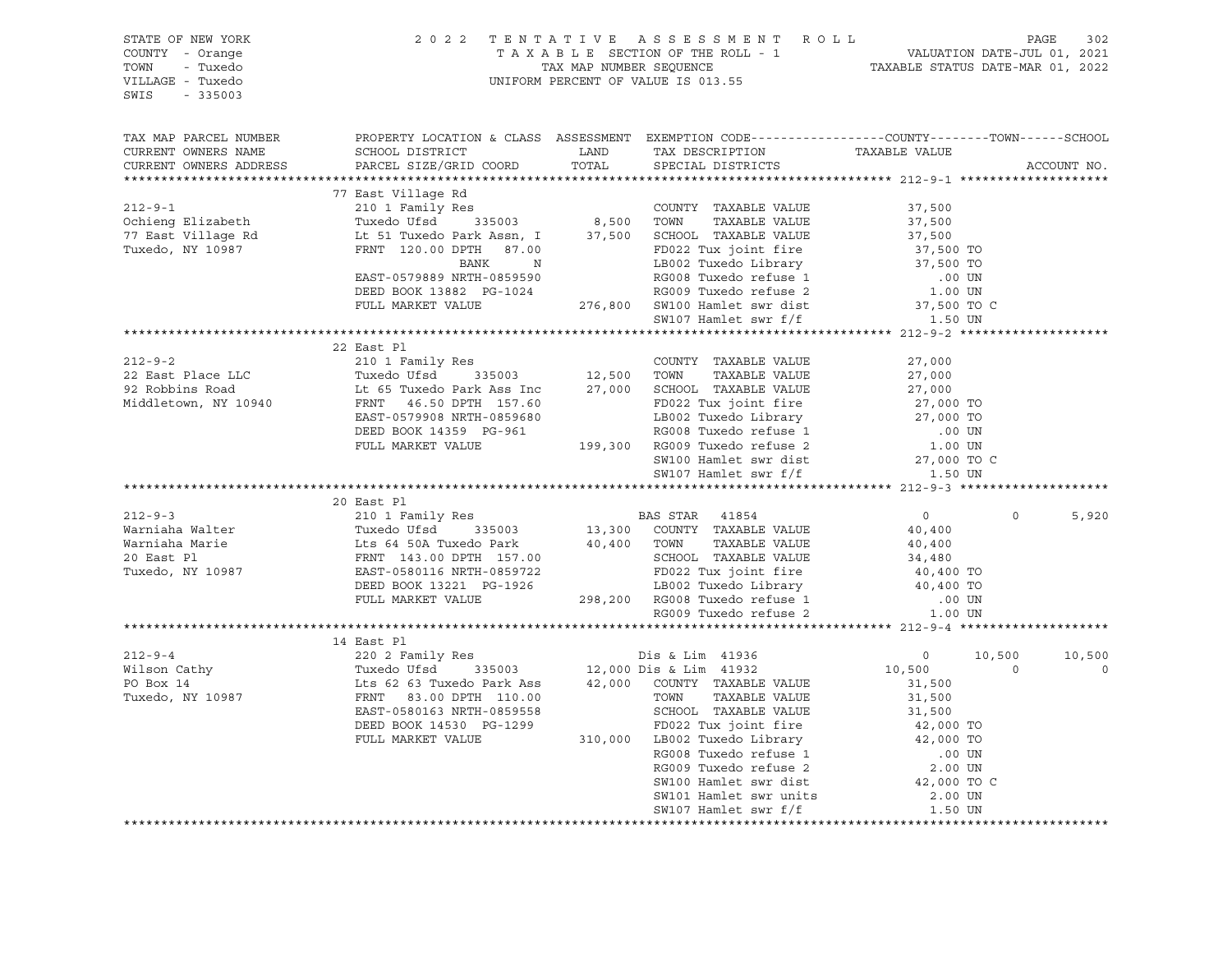STATE OF NEW YORK — COUNTY - Orange — TOWN - Tuxedo — VILLAGE - Tuxedo — SWIS - 335003

2022 TENTATIVE ASSESSMENT ROLL
TAXABLE SECTION OF THE ROLL - 1
TAX MAP NUMBER SEQUENCE
UNIFORM PERCENT OF VALUE IS 013.55

VALUATION DATE-JUL 01, 2021
TAXABLE STATUS DATE-MAR 01, 2022

```
TAX MAP PARCEL NUMBER     PROPERTY LOCATION & CLASS  ASSESSMENT  EXEMPTION CODE------------------COUNTY--------TOWN------SCHOOL
CURRENT OWNERS NAME       SCHOOL DISTRICT               LAND      TAX DESCRIPTION              TAXABLE VALUE
CURRENT OWNERS ADDRESS    PARCEL SIZE/GRID COORD        TOTAL     SPECIAL DISTRICTS                                        ACCOUNT NO.
******************************************************************************************************* 212-9-1 ********************
                          77 East Village Rd
212-9-1                   210 1 Family Res                        COUNTY  TAXABLE VALUE            37,500
Ochieng Elizabeth         Tuxedo Ufsd      335003       8,500     TOWN    TAXABLE VALUE            37,500
77 East Village Rd        Lt 51 Tuxedo Park Assn, I    37,500     SCHOOL  TAXABLE VALUE            37,500
Tuxedo, NY 10987          FRNT 120.00 DPTH  87.00                 FD022 Tux joint fire              37,500 TO
                                    BANK      N                   LB002 Tuxedo Library              37,500 TO
                          EAST-0579889 NRTH-0859590               RG008 Tuxedo refuse 1                .00 UN
                          DEED BOOK 13882  PG-1024                RG009 Tuxedo refuse 2               1.00 UN
                          FULL MARKET VALUE           276,800     SW100 Hamlet swr dist             37,500 TO C
                                                                  SW107 Hamlet swr f/f                1.50 UN
******************************************************************************************************* 212-9-2 ********************
                          22 East Pl
212-9-2                   210 1 Family Res                        COUNTY  TAXABLE VALUE            27,000
22 East Place LLC         Tuxedo Ufsd      335003      12,500     TOWN    TAXABLE VALUE            27,000
92 Robbins Road           Lt 65 Tuxedo Park Ass Inc    27,000     SCHOOL  TAXABLE VALUE            27,000
Middletown, NY 10940      FRNT  46.50 DPTH 157.60                 FD022 Tux joint fire              27,000 TO
                          EAST-0579908 NRTH-0859680               LB002 Tuxedo Library              27,000 TO
                          DEED BOOK 14359  PG-961                 RG008 Tuxedo refuse 1                .00 UN
                          FULL MARKET VALUE           199,300     RG009 Tuxedo refuse 2               1.00 UN
                                                                  SW100 Hamlet swr dist             27,000 TO C
                                                                  SW107 Hamlet swr f/f                1.50 UN
******************************************************************************************************* 212-9-3 ********************
                          20 East Pl
212-9-3                   210 1 Family Res                        BAS STAR  41854                       0          0      5,920
Warniaha Walter           Tuxedo Ufsd      335003      13,300     COUNTY  TAXABLE VALUE            40,400
Warniaha Marie            Lts 64 50A Tuxedo Park       40,400     TOWN    TAXABLE VALUE            40,400
20 East Pl                FRNT 143.00 DPTH 157.00                 SCHOOL  TAXABLE VALUE            34,480
Tuxedo, NY 10987          EAST-0580116 NRTH-0859722               FD022 Tux joint fire              40,400 TO
                          DEED BOOK 13221  PG-1926                LB002 Tuxedo Library              40,400 TO
                          FULL MARKET VALUE           298,200     RG008 Tuxedo refuse 1                .00 UN
                                                                  RG009 Tuxedo refuse 2               1.00 UN
******************************************************************************************************* 212-9-4 ********************
                          14 East Pl
212-9-4                   220 2 Family Res                        Dis & Lim 41936                       0     10,500     10,500
Wilson Cathy              Tuxedo Ufsd      335003      12,000 Dis & Lim 41932                  10,500          0          0
PO Box 14                 Lts 62 63 Tuxedo Park Ass    42,000     COUNTY  TAXABLE VALUE            31,500
Tuxedo, NY 10987          FRNT  83.00 DPTH 110.00                 TOWN    TAXABLE VALUE            31,500
                          EAST-0580163 NRTH-0859558               SCHOOL  TAXABLE VALUE            31,500
                          DEED BOOK 14530  PG-1299                FD022 Tux joint fire              42,000 TO
                          FULL MARKET VALUE           310,000     LB002 Tuxedo Library              42,000 TO
                                                                  RG008 Tuxedo refuse 1                .00 UN
                                                                  RG009 Tuxedo refuse 2               2.00 UN
                                                                  SW100 Hamlet swr dist             42,000 TO C
                                                                  SW101 Hamlet swr units              2.00 UN
                                                                  SW107 Hamlet swr f/f                1.50 UN
************************************************************************************************************************************
```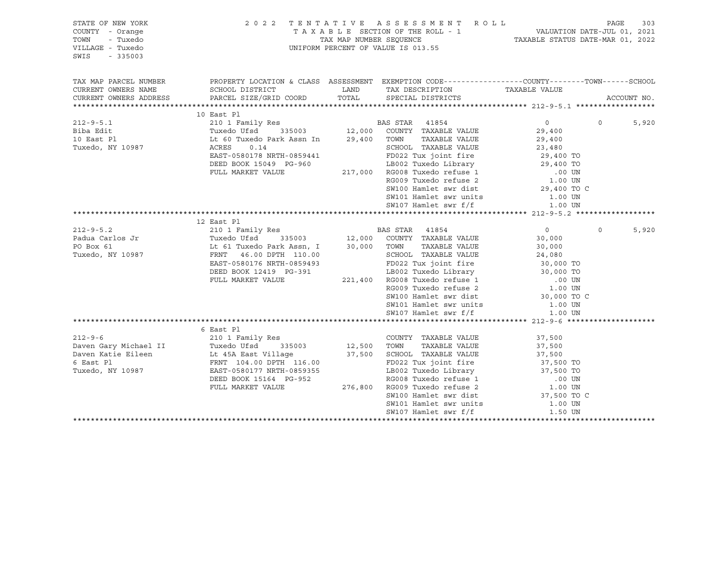STATE OF NEW YORK
COUNTY - Orange
TOWN - Tuxedo
VILLAGE - Tuxedo
SWIS - 335003

2022 TENTATIVE ASSESSMENT ROLL
TAXABLE SECTION OF THE ROLL - 1
TAX MAP NUMBER SEQUENCE
UNIFORM PERCENT OF VALUE IS 013.55

VALUATION DATE-JUL 01, 2021
TAXABLE STATUS DATE-MAR 01, 2022

| TAX MAP PARCEL NUMBER / CURRENT OWNERS NAME / CURRENT OWNERS ADDRESS | PROPERTY LOCATION & CLASS / SCHOOL DISTRICT / PARCEL SIZE/GRID COORD | ASSESSMENT LAND / TOTAL | EXEMPTION CODE / TAX DESCRIPTION / SPECIAL DISTRICTS | COUNTY / TAXABLE VALUE | TOWN | SCHOOL / ACCOUNT NO. |
|---|---|---|---|---|---|---|
| **212-9-5.1** | 10 East Pl | | | | | |
| 212-9-5.1 | 210 1 Family Res | | BAS STAR 41854 | 0 | 0 | 5,920 |
| Biba Edit | Tuxedo Ufsd 335003 | 12,000 | COUNTY TAXABLE VALUE | 29,400 | | |
| 10 East Pl | Lt 60 Tuxedo Park Assn In | 29,400 | TOWN TAXABLE VALUE | 29,400 | | |
| Tuxedo, NY 10987 | ACRES 0.14 | | SCHOOL TAXABLE VALUE | 23,480 | | |
| | EAST-0580178 NRTH-0859441 | | FD022 Tux joint fire | 29,400 TO | | |
| | DEED BOOK 15049 PG-960 | | LB002 Tuxedo Library | 29,400 TO | | |
| | FULL MARKET VALUE | 217,000 | RG008 Tuxedo refuse 1 | .00 UN | | |
| | | | RG009 Tuxedo refuse 2 | 1.00 UN | | |
| | | | SW100 Hamlet swr dist | 29,400 TO C | | |
| | | | SW101 Hamlet swr units | 1.00 UN | | |
| | | | SW107 Hamlet swr f/f | 1.00 UN | | |
| **212-9-5.2** | 12 East Pl | | | | | |
| 212-9-5.2 | 210 1 Family Res | | BAS STAR 41854 | 0 | 0 | 5,920 |
| Padua Carlos Jr | Tuxedo Ufsd 335003 | 12,000 | COUNTY TAXABLE VALUE | 30,000 | | |
| PO Box 61 | Lt 61 Tuxedo Park Assn, I | 30,000 | TOWN TAXABLE VALUE | 30,000 | | |
| Tuxedo, NY 10987 | FRNT 46.00 DPTH 110.00 | | SCHOOL TAXABLE VALUE | 24,080 | | |
| | EAST-0580176 NRTH-0859493 | | FD022 Tux joint fire | 30,000 TO | | |
| | DEED BOOK 12419 PG-391 | | LB002 Tuxedo Library | 30,000 TO | | |
| | FULL MARKET VALUE | 221,400 | RG008 Tuxedo refuse 1 | .00 UN | | |
| | | | RG009 Tuxedo refuse 2 | 1.00 UN | | |
| | | | SW100 Hamlet swr dist | 30,000 TO C | | |
| | | | SW101 Hamlet swr units | 1.00 UN | | |
| | | | SW107 Hamlet swr f/f | 1.00 UN | | |
| **212-9-6** | 6 East Pl | | | | | |
| 212-9-6 | 210 1 Family Res | | COUNTY TAXABLE VALUE | 37,500 | | |
| Daven Gary Michael II | Tuxedo Ufsd 335003 | 12,500 | TOWN TAXABLE VALUE | 37,500 | | |
| Daven Katie Eileen | Lt 45A East Village | 37,500 | SCHOOL TAXABLE VALUE | 37,500 | | |
| 6 East Pl | FRNT 104.00 DPTH 116.00 | | FD022 Tux joint fire | 37,500 TO | | |
| Tuxedo, NY 10987 | EAST-0580177 NRTH-0859355 | | LB002 Tuxedo Library | 37,500 TO | | |
| | DEED BOOK 15164 PG-952 | | RG008 Tuxedo refuse 1 | .00 UN | | |
| | FULL MARKET VALUE | 276,800 | RG009 Tuxedo refuse 2 | 1.00 UN | | |
| | | | SW100 Hamlet swr dist | 37,500 TO C | | |
| | | | SW101 Hamlet swr units | 1.00 UN | | |
| | | | SW107 Hamlet swr f/f | 1.50 UN | | |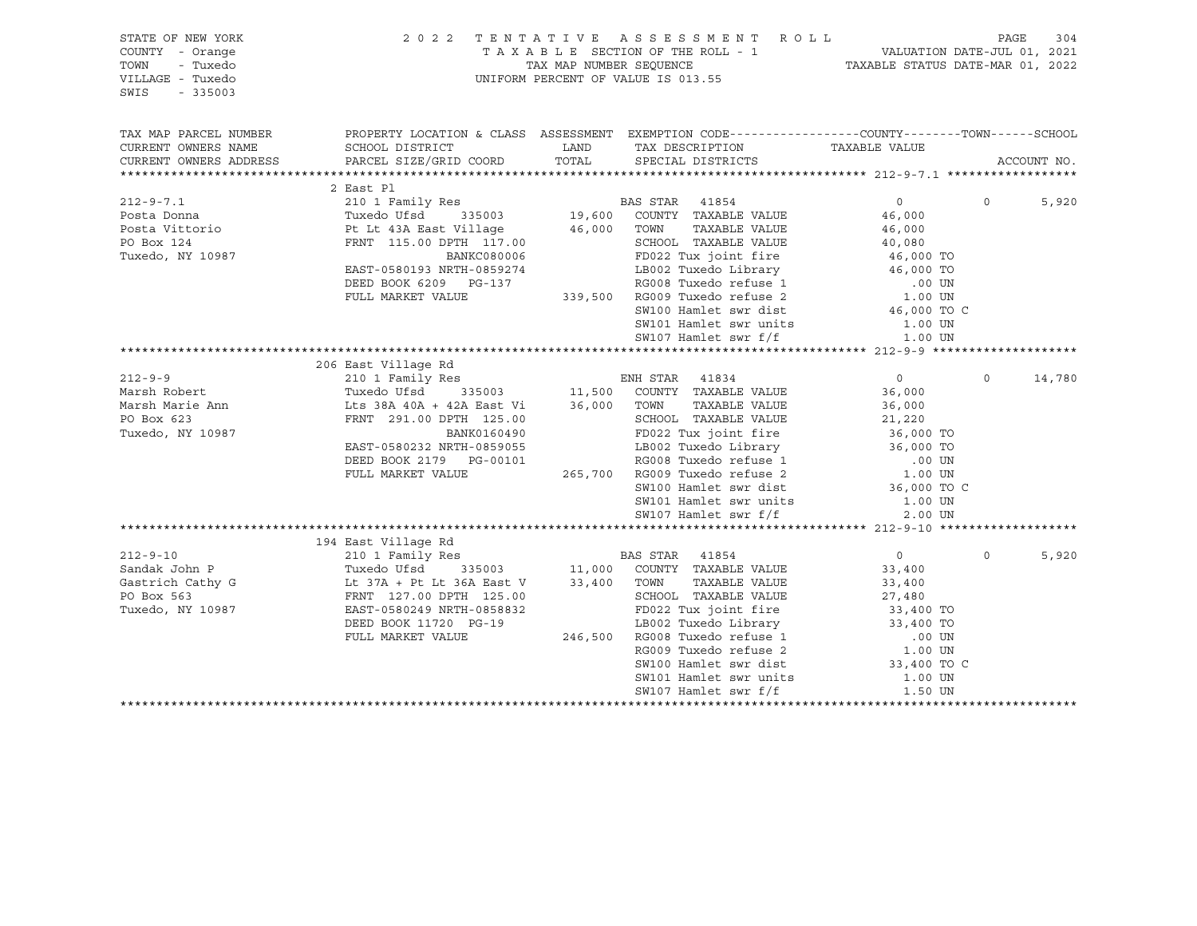STATE OF NEW YORK
COUNTY - Orange
TOWN - Tuxedo
VILLAGE - Tuxedo
SWIS - 335003

2022 TENTATIVE ASSESSMENT ROLL
TAXABLE SECTION OF THE ROLL - 1
TAX MAP NUMBER SEQUENCE
UNIFORM PERCENT OF VALUE IS 013.55

VALUATION DATE-JUL 01, 2021
TAXABLE STATUS DATE-MAR 01, 2022

| TAX MAP PARCEL NUMBER / CURRENT OWNERS NAME / CURRENT OWNERS ADDRESS | PROPERTY LOCATION & CLASS / SCHOOL DISTRICT / PARCEL SIZE/GRID COORD | ASSESSMENT LAND / TOTAL | EXEMPTION CODE / TAX DESCRIPTION / SPECIAL DISTRICTS | COUNTY | TOWN | SCHOOL |
|---|---|---|---|---|---|---|
| 212-9-7.1 | 2 East Pl | | | | | |
| | 210 1 Family Res | | BAS STAR 41854 | 0 | 0 | 5,920 |
| Posta Donna | Tuxedo Ufsd 335003 | 19,600 | COUNTY TAXABLE VALUE | 46,000 | | |
| Posta Vittorio | Pt Lt 43A East Village | 46,000 | TOWN TAXABLE VALUE | | 46,000 | |
| PO Box 124 | FRNT 115.00 DPTH 117.00 | | SCHOOL TAXABLE VALUE | | | 40,080 |
| Tuxedo, NY 10987 | BANKC080006 | | FD022 Tux joint fire | 46,000 TO | | |
| | EAST-0580193 NRTH-0859274 | | LB002 Tuxedo Library | 46,000 TO | | |
| | DEED BOOK 6209 PG-137 | | RG008 Tuxedo refuse 1 | .00 UN | | |
| | FULL MARKET VALUE | 339,500 | RG009 Tuxedo refuse 2 | 1.00 UN | | |
| | | | SW100 Hamlet swr dist | 46,000 TO C | | |
| | | | SW101 Hamlet swr units | 1.00 UN | | |
| | | | SW107 Hamlet swr f/f | 1.00 UN | | |
| 212-9-9 | 206 East Village Rd | | | | | |
| | 210 1 Family Res | | ENH STAR 41834 | 0 | 0 | 14,780 |
| Marsh Robert | Tuxedo Ufsd 335003 | 11,500 | COUNTY TAXABLE VALUE | 36,000 | | |
| Marsh Marie Ann | Lts 38A 40A + 42A East Vi | 36,000 | TOWN TAXABLE VALUE | | 36,000 | |
| PO Box 623 | FRNT 291.00 DPTH 125.00 | | SCHOOL TAXABLE VALUE | | | 21,220 |
| Tuxedo, NY 10987 | BANK0160490 | | FD022 Tux joint fire | 36,000 TO | | |
| | EAST-0580232 NRTH-0859055 | | LB002 Tuxedo Library | 36,000 TO | | |
| | DEED BOOK 2179 PG-00101 | | RG008 Tuxedo refuse 1 | .00 UN | | |
| | FULL MARKET VALUE | 265,700 | RG009 Tuxedo refuse 2 | 1.00 UN | | |
| | | | SW100 Hamlet swr dist | 36,000 TO C | | |
| | | | SW101 Hamlet swr units | 1.00 UN | | |
| | | | SW107 Hamlet swr f/f | 2.00 UN | | |
| 212-9-10 | 194 East Village Rd | | | | | |
| | 210 1 Family Res | | BAS STAR 41854 | 0 | 0 | 5,920 |
| Sandak John P | Tuxedo Ufsd 335003 | 11,000 | COUNTY TAXABLE VALUE | 33,400 | | |
| Gastrich Cathy G | Lt 37A + Pt Lt 36A East V | 33,400 | TOWN TAXABLE VALUE | | 33,400 | |
| PO Box 563 | FRNT 127.00 DPTH 125.00 | | SCHOOL TAXABLE VALUE | | | 27,480 |
| Tuxedo, NY 10987 | EAST-0580249 NRTH-0858832 | | FD022 Tux joint fire | 33,400 TO | | |
| | DEED BOOK 11720 PG-19 | | LB002 Tuxedo Library | 33,400 TO | | |
| | FULL MARKET VALUE | 246,500 | RG008 Tuxedo refuse 1 | .00 UN | | |
| | | | RG009 Tuxedo refuse 2 | 1.00 UN | | |
| | | | SW100 Hamlet swr dist | 33,400 TO C | | |
| | | | SW101 Hamlet swr units | 1.00 UN | | |
| | | | SW107 Hamlet swr f/f | 1.50 UN | | |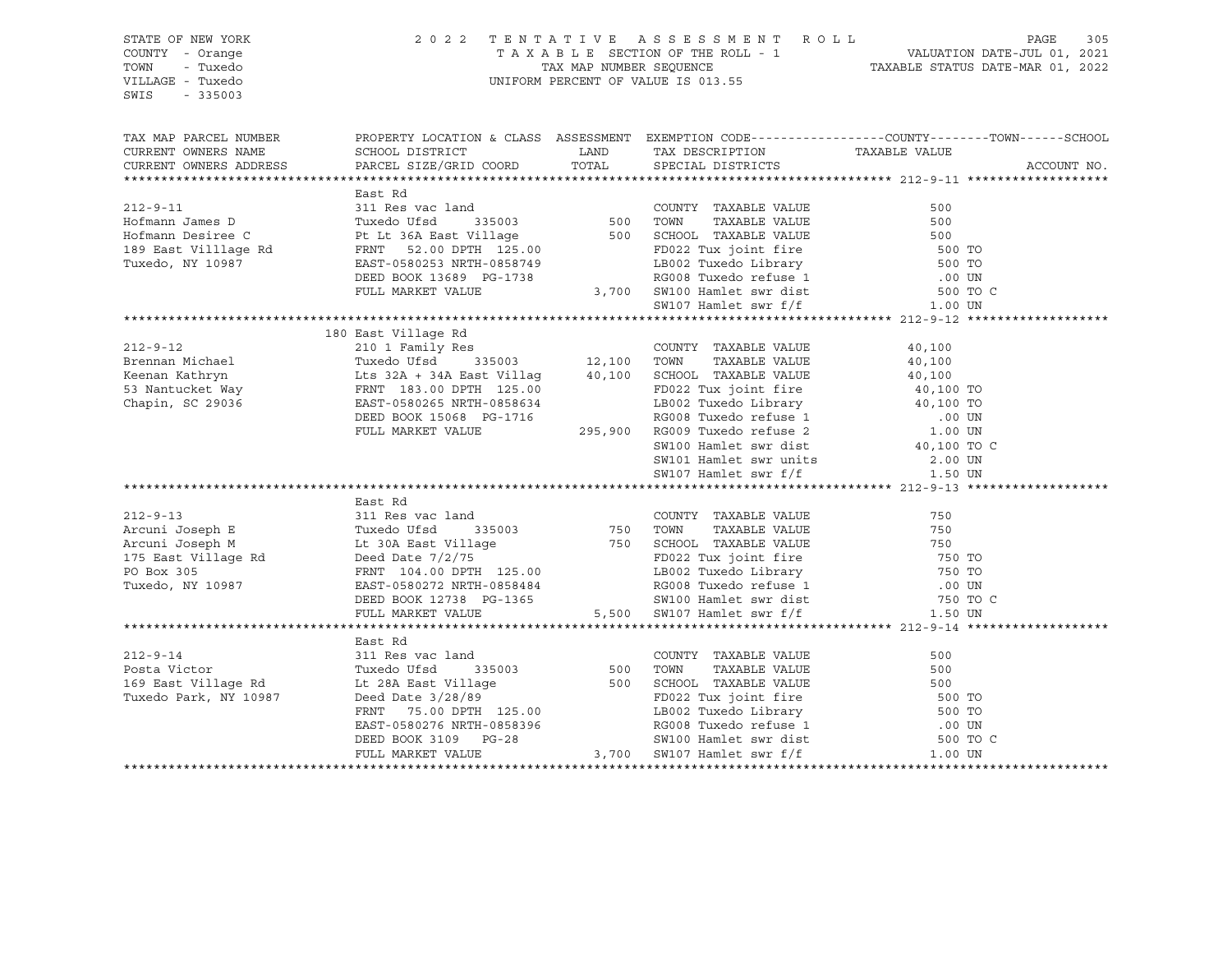STATE OF NEW YORK
COUNTY - Orange
TOWN - Tuxedo
VILLAGE - Tuxedo
SWIS - 335003

2022 TENTATIVE ASSESSMENT ROLL
TAXABLE SECTION OF THE ROLL - 1
TAX MAP NUMBER SEQUENCE
UNIFORM PERCENT OF VALUE IS 013.55

VALUATION DATE-JUL 01, 2021
TAXABLE STATUS DATE-MAR 01, 2022

| TAX MAP PARCEL NUMBER / CURRENT OWNERS NAME / CURRENT OWNERS ADDRESS | PROPERTY LOCATION & CLASS / SCHOOL DISTRICT / PARCEL SIZE/GRID COORD | ASSESSMENT LAND / TOTAL | EXEMPTION CODE / TAX DESCRIPTION / SPECIAL DISTRICTS | TAXABLE VALUE (COUNTY--TOWN--SCHOOL) | ACCOUNT NO. |
|---|---|---|---|---|---|
| **212-9-11** | East Rd | | | | |
| 212-9-11 | 311 Res vac land | | COUNTY TAXABLE VALUE | 500 | |
| Hofmann James D | Tuxedo Ufsd 335003 | 500 | TOWN TAXABLE VALUE | 500 | |
| Hofmann Desiree C | Pt Lt 36A East Village | 500 | SCHOOL TAXABLE VALUE | 500 | |
| 189 East Villlage Rd | FRNT 52.00 DPTH 125.00 | | FD022 Tux joint fire | 500 TO | |
| Tuxedo, NY 10987 | EAST-0580253 NRTH-0858749 | | LB002 Tuxedo Library | 500 TO | |
| | DEED BOOK 13689 PG-1738 | | RG008 Tuxedo refuse 1 | .00 UN | |
| | FULL MARKET VALUE | 3,700 | SW100 Hamlet swr dist | 500 TO C | |
| | | | SW107 Hamlet swr f/f | 1.00 UN | |
| **212-9-12** | 180 East Village Rd | | | | |
| 212-9-12 | 210 1 Family Res | | COUNTY TAXABLE VALUE | 40,100 | |
| Brennan Michael | Tuxedo Ufsd 335003 | 12,100 | TOWN TAXABLE VALUE | 40,100 | |
| Keenan Kathryn | Lts 32A + 34A East Villag | 40,100 | SCHOOL TAXABLE VALUE | 40,100 | |
| 53 Nantucket Way | FRNT 183.00 DPTH 125.00 | | FD022 Tux joint fire | 40,100 TO | |
| Chapin, SC 29036 | EAST-0580265 NRTH-0858634 | | LB002 Tuxedo Library | 40,100 TO | |
| | DEED BOOK 15068 PG-1716 | | RG008 Tuxedo refuse 1 | .00 UN | |
| | FULL MARKET VALUE | 295,900 | RG009 Tuxedo refuse 2 | 1.00 UN | |
| | | | SW100 Hamlet swr dist | 40,100 TO C | |
| | | | SW101 Hamlet swr units | 2.00 UN | |
| | | | SW107 Hamlet swr f/f | 1.50 UN | |
| **212-9-13** | East Rd | | | | |
| 212-9-13 | 311 Res vac land | | COUNTY TAXABLE VALUE | 750 | |
| Arcuni Joseph E | Tuxedo Ufsd 335003 | 750 | TOWN TAXABLE VALUE | 750 | |
| Arcuni Joseph M | Lt 30A East Village | 750 | SCHOOL TAXABLE VALUE | 750 | |
| 175 East Village Rd | Deed Date 7/2/75 | | FD022 Tux joint fire | 750 TO | |
| PO Box 305 | FRNT 104.00 DPTH 125.00 | | LB002 Tuxedo Library | 750 TO | |
| Tuxedo, NY 10987 | EAST-0580272 NRTH-0858484 | | RG008 Tuxedo refuse 1 | .00 UN | |
| | DEED BOOK 12738 PG-1365 | | SW100 Hamlet swr dist | 750 TO C | |
| | FULL MARKET VALUE | 5,500 | SW107 Hamlet swr f/f | 1.50 UN | |
| **212-9-14** | East Rd | | | | |
| 212-9-14 | 311 Res vac land | | COUNTY TAXABLE VALUE | 500 | |
| Posta Victor | Tuxedo Ufsd 335003 | 500 | TOWN TAXABLE VALUE | 500 | |
| 169 East Village Rd | Lt 28A East Village | 500 | SCHOOL TAXABLE VALUE | 500 | |
| Tuxedo Park, NY 10987 | Deed Date 3/28/89 | | FD022 Tux joint fire | 500 TO | |
| | FRNT 75.00 DPTH 125.00 | | LB002 Tuxedo Library | 500 TO | |
| | EAST-0580276 NRTH-0858396 | | RG008 Tuxedo refuse 1 | .00 UN | |
| | DEED BOOK 3109 PG-28 | | SW100 Hamlet swr dist | 500 TO C | |
| | FULL MARKET VALUE | 3,700 | SW107 Hamlet swr f/f | 1.00 UN | |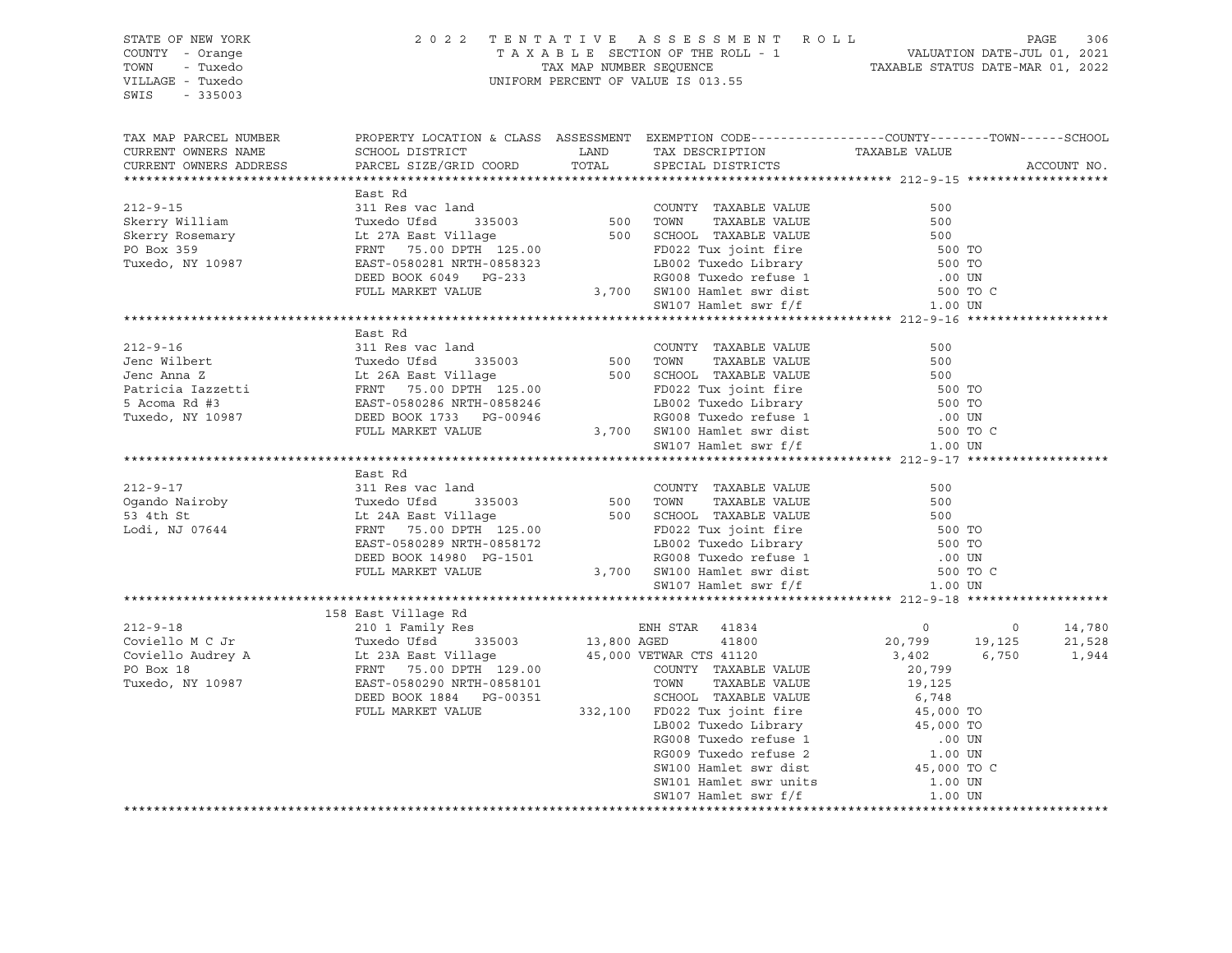STATE OF NEW YORK
COUNTY - Orange
TOWN - Tuxedo
VILLAGE - Tuxedo
SWIS - 335003

2022 TENTATIVE ASSESSMENT ROLL
TAXABLE SECTION OF THE ROLL - 1
TAX MAP NUMBER SEQUENCE
UNIFORM PERCENT OF VALUE IS 013.55

VALUATION DATE-JUL 01, 2021
TAXABLE STATUS DATE-MAR 01, 2022

| TAX MAP PARCEL NUMBER / CURRENT OWNERS NAME / CURRENT OWNERS ADDRESS | PROPERTY LOCATION & CLASS / SCHOOL DISTRICT / PARCEL SIZE/GRID COORD | ASSESSMENT LAND / TOTAL | EXEMPTION CODE / TAX DESCRIPTION / SPECIAL DISTRICTS | COUNTY | TOWN | SCHOOL / ACCOUNT NO. |
|---|---|---|---|---|---|---|
| **212-9-15** | East Rd | | | | | |
| 212-9-15 | 311 Res vac land | | COUNTY TAXABLE VALUE | 500 | | |
| Skerry William | Tuxedo Ufsd 335003 | 500 | TOWN TAXABLE VALUE | 500 | | |
| Skerry Rosemary | Lt 27A East Village | 500 | SCHOOL TAXABLE VALUE | 500 | | |
| PO Box 359 | FRNT 75.00 DPTH 125.00 | | FD022 Tux joint fire | 500 TO | | |
| Tuxedo, NY 10987 | EAST-0580281 NRTH-0858323 | | LB002 Tuxedo Library | 500 TO | | |
| | DEED BOOK 6049 PG-233 | | RG008 Tuxedo refuse 1 | .00 UN | | |
| | FULL MARKET VALUE | 3,700 | SW100 Hamlet swr dist | 500 TO C | | |
| | | | SW107 Hamlet swr f/f | 1.00 UN | | |
| **212-9-16** | East Rd | | | | | |
| 212-9-16 | 311 Res vac land | | COUNTY TAXABLE VALUE | 500 | | |
| Jenc Wilbert | Tuxedo Ufsd 335003 | 500 | TOWN TAXABLE VALUE | 500 | | |
| Jenc Anna Z | Lt 26A East Village | 500 | SCHOOL TAXABLE VALUE | 500 | | |
| Patricia Iazzetti | FRNT 75.00 DPTH 125.00 | | FD022 Tux joint fire | 500 TO | | |
| 5 Acoma Rd #3 | EAST-0580286 NRTH-0858246 | | LB002 Tuxedo Library | 500 TO | | |
| Tuxedo, NY 10987 | DEED BOOK 1733 PG-00946 | | RG008 Tuxedo refuse 1 | .00 UN | | |
| | FULL MARKET VALUE | 3,700 | SW100 Hamlet swr dist | 500 TO C | | |
| | | | SW107 Hamlet swr f/f | 1.00 UN | | |
| **212-9-17** | East Rd | | | | | |
| 212-9-17 | 311 Res vac land | | COUNTY TAXABLE VALUE | 500 | | |
| Ogando Nairoby | Tuxedo Ufsd 335003 | 500 | TOWN TAXABLE VALUE | 500 | | |
| 53 4th St | Lt 24A East Village | 500 | SCHOOL TAXABLE VALUE | 500 | | |
| Lodi, NJ 07644 | FRNT 75.00 DPTH 125.00 | | FD022 Tux joint fire | 500 TO | | |
| | EAST-0580289 NRTH-0858172 | | LB002 Tuxedo Library | 500 TO | | |
| | DEED BOOK 14980 PG-1501 | | RG008 Tuxedo refuse 1 | .00 UN | | |
| | FULL MARKET VALUE | 3,700 | SW100 Hamlet swr dist | 500 TO C | | |
| | | | SW107 Hamlet swr f/f | 1.00 UN | | |
| **212-9-18** | 158 East Village Rd | | | | | |
| 212-9-18 | 210 1 Family Res | | ENH STAR 41834 | 0 | 0 | 14,780 |
| Coviello M C Jr | Tuxedo Ufsd 335003 | 13,800 | AGED 41800 | 20,799 | 19,125 | 21,528 |
| Coviello Audrey A | Lt 23A East Village | 45,000 | VETWAR CTS 41120 | 3,402 | 6,750 | 1,944 |
| PO Box 18 | FRNT 75.00 DPTH 129.00 | | COUNTY TAXABLE VALUE | 20,799 | | |
| Tuxedo, NY 10987 | EAST-0580290 NRTH-0858101 | | TOWN TAXABLE VALUE | 19,125 | | |
| | DEED BOOK 1884 PG-00351 | | SCHOOL TAXABLE VALUE | 6,748 | | |
| | FULL MARKET VALUE | 332,100 | FD022 Tux joint fire | 45,000 TO | | |
| | | | LB002 Tuxedo Library | 45,000 TO | | |
| | | | RG008 Tuxedo refuse 1 | .00 UN | | |
| | | | RG009 Tuxedo refuse 2 | 1.00 UN | | |
| | | | SW100 Hamlet swr dist | 45,000 TO C | | |
| | | | SW101 Hamlet swr units | 1.00 UN | | |
| | | | SW107 Hamlet swr f/f | 1.00 UN | | |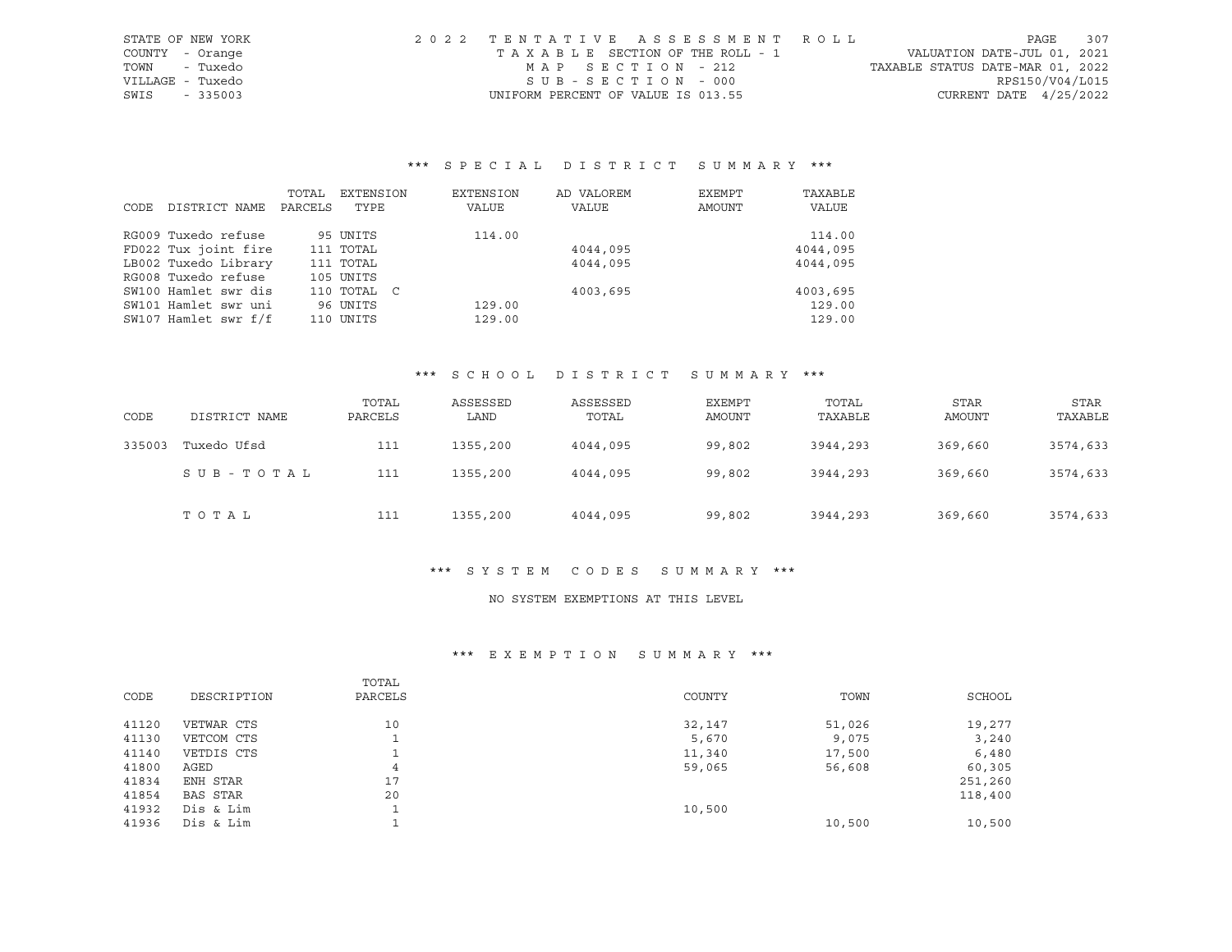STATE OF NEW YORK
COUNTY - Orange
TOWN - Tuxedo
VILLAGE - Tuxedo
SWIS - 335003

2022 TENTATIVE ASSESSMENT ROLL
TAXABLE SECTION OF THE ROLL - 1
MAP SECTION - 212
SUB-SECTION - 000
UNIFORM PERCENT OF VALUE IS 013.55

VALUATION DATE-JUL 01, 2021
TAXABLE STATUS DATE-MAR 01, 2022
RPS150/V04/L015
CURRENT DATE 4/25/2022

### *** SPECIAL DISTRICT SUMMARY ***

| CODE | DISTRICT NAME | TOTAL PARCELS | EXTENSION TYPE | EXTENSION VALUE | AD VALOREM VALUE | EXEMPT AMOUNT | TAXABLE VALUE |
|---|---|---|---|---|---|---|---|
| RG009 | Tuxedo refuse | 95 | UNITS | 114.00 | | | 114.00 |
| FD022 | Tux joint fire | 111 | TOTAL | | 4044,095 | | 4044,095 |
| LB002 | Tuxedo Library | 111 | TOTAL | | 4044,095 | | 4044,095 |
| RG008 | Tuxedo refuse | 105 | UNITS | | | | |
| SW100 | Hamlet swr dis | 110 | TOTAL C | | 4003,695 | | 4003,695 |
| SW101 | Hamlet swr uni | 96 | UNITS | 129.00 | | | 129.00 |
| SW107 | Hamlet swr f/f | 110 | UNITS | 129.00 | | | 129.00 |

### *** SCHOOL DISTRICT SUMMARY ***

| CODE | DISTRICT NAME | TOTAL PARCELS | ASSESSED LAND | ASSESSED TOTAL | EXEMPT AMOUNT | TOTAL TAXABLE | STAR AMOUNT | STAR TAXABLE |
|---|---|---|---|---|---|---|---|---|
| 335003 | Tuxedo Ufsd | 111 | 1355,200 | 4044,095 | 99,802 | 3944,293 | 369,660 | 3574,633 |
| | SUB-TOTAL | 111 | 1355,200 | 4044,095 | 99,802 | 3944,293 | 369,660 | 3574,633 |
| | TOTAL | 111 | 1355,200 | 4044,095 | 99,802 | 3944,293 | 369,660 | 3574,633 |

### *** SYSTEM CODES SUMMARY ***

NO SYSTEM EXEMPTIONS AT THIS LEVEL

### *** EXEMPTION SUMMARY ***

| CODE | DESCRIPTION | TOTAL PARCELS | COUNTY | TOWN | SCHOOL |
|---|---|---|---|---|---|
| 41120 | VETWAR CTS | 10 | 32,147 | 51,026 | 19,277 |
| 41130 | VETCOM CTS | 1 | 5,670 | 9,075 | 3,240 |
| 41140 | VETDIS CTS | 1 | 11,340 | 17,500 | 6,480 |
| 41800 | AGED | 4 | 59,065 | 56,608 | 60,305 |
| 41834 | ENH STAR | 17 | | | 251,260 |
| 41854 | BAS STAR | 20 | | | 118,400 |
| 41932 | Dis & Lim | 1 | 10,500 | | |
| 41936 | Dis & Lim | 1 | | 10,500 | 10,500 |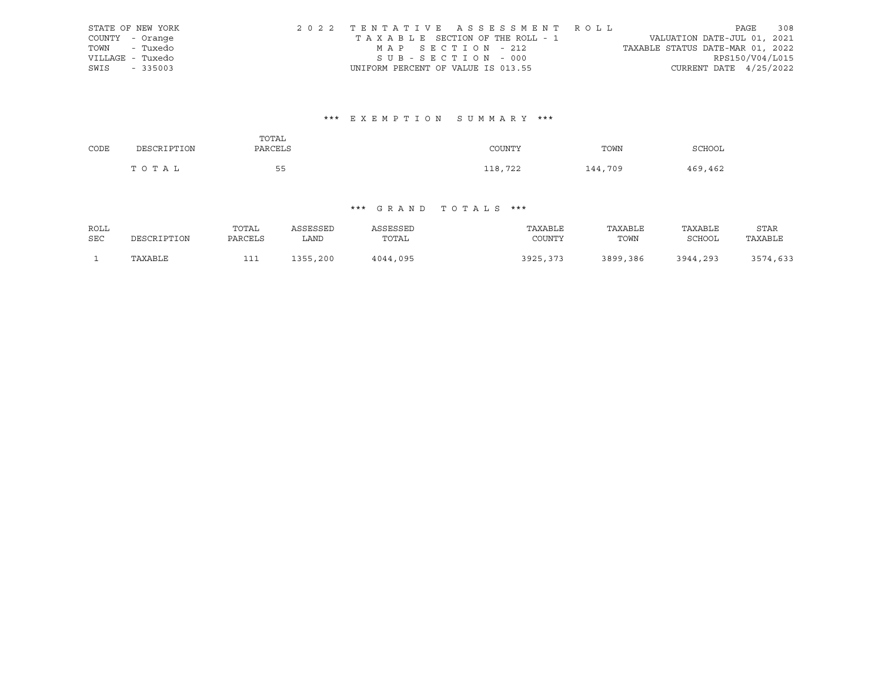STATE OF NEW YORK
COUNTY - Orange
TOWN - Tuxedo
VILLAGE - Tuxedo
SWIS - 335003

2022 TENTATIVE ASSESSMENT ROLL
TAXABLE SECTION OF THE ROLL - 1
MAP SECTION - 212
SUB-SECTION - 000
UNIFORM PERCENT OF VALUE IS 013.55

VALUATION DATE-JUL 01, 2021
TAXABLE STATUS DATE-MAR 01, 2022
RPS150/V04/L015
CURRENT DATE 4/25/2022

### *** EXEMPTION SUMMARY ***

| CODE | DESCRIPTION | TOTAL PARCELS | COUNTY | TOWN | SCHOOL |
|---|---|---|---|---|---|
| | TOTAL | 55 | 118,722 | 144,709 | 469,462 |

### *** GRAND TOTALS ***

| ROLL SEC | DESCRIPTION | TOTAL PARCELS | ASSESSED LAND | ASSESSED TOTAL | TAXABLE COUNTY | TAXABLE TOWN | TAXABLE SCHOOL | STAR TAXABLE |
|---|---|---|---|---|---|---|---|---|
| 1 | TAXABLE | 111 | 1355,200 | 4044,095 | 3925,373 | 3899,386 | 3944,293 | 3574,633 |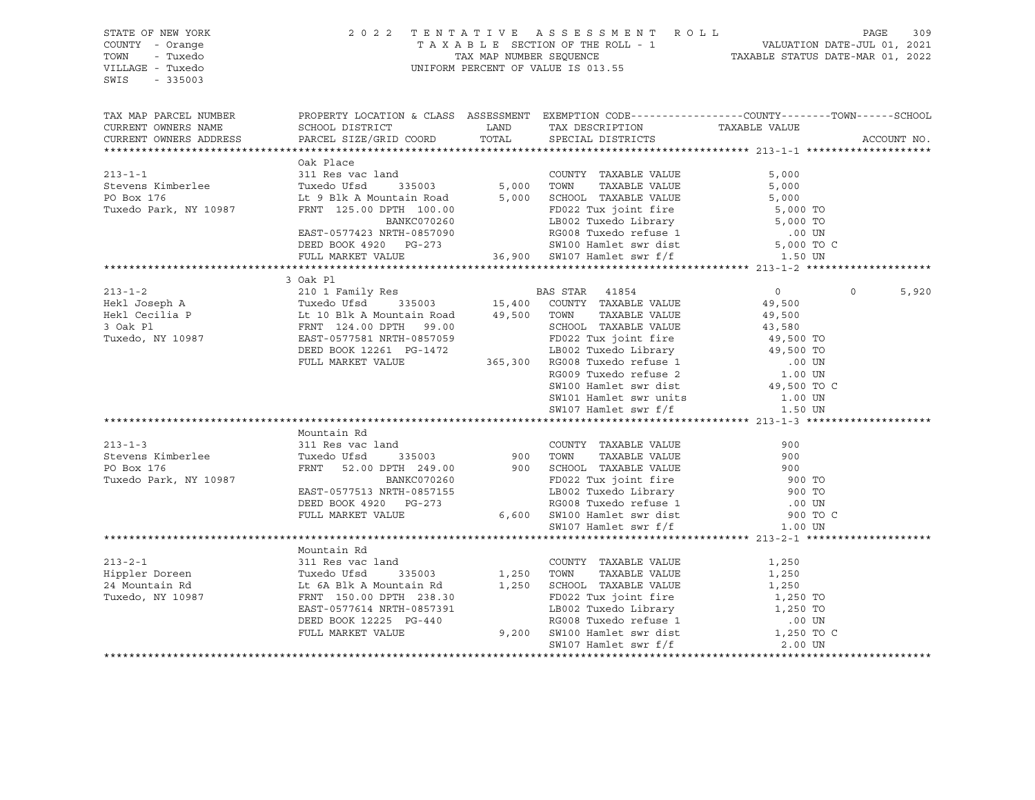STATE OF NEW YORK
COUNTY - Orange
TOWN - Tuxedo
VILLAGE - Tuxedo
SWIS - 335003

2022 TENTATIVE ASSESSMENT ROLL
TAXABLE SECTION OF THE ROLL - 1
TAX MAP NUMBER SEQUENCE
UNIFORM PERCENT OF VALUE IS 013.55

VALUATION DATE-JUL 01, 2021
TAXABLE STATUS DATE-MAR 01, 2022

| TAX MAP PARCEL NUMBER / CURRENT OWNERS NAME / CURRENT OWNERS ADDRESS | PROPERTY LOCATION & CLASS / SCHOOL DISTRICT / PARCEL SIZE/GRID COORD | ASSESSMENT LAND / TOTAL | EXEMPTION CODE / TAX DESCRIPTION / SPECIAL DISTRICTS | COUNTY | TOWN | SCHOOL | ACCOUNT NO. |
|---|---|---|---|---|---|---|---|
| **213-1-1** | Oak Place | | | | | | |
| 213-1-1 | 311 Res vac land | | COUNTY TAXABLE VALUE | 5,000 | | | |
| Stevens Kimberlee | Tuxedo Ufsd 335003 | 5,000 | TOWN TAXABLE VALUE | 5,000 | | | |
| PO Box 176 | Lt 9 Blk A Mountain Road | 5,000 | SCHOOL TAXABLE VALUE | 5,000 | | | |
| Tuxedo Park, NY 10987 | FRNT 125.00 DPTH 100.00 | | FD022 Tux joint fire | 5,000 TO | | | |
| | BANKC070260 | | LB002 Tuxedo Library | 5,000 TO | | | |
| | EAST-0577423 NRTH-0857090 | | RG008 Tuxedo refuse 1 | .00 UN | | | |
| | DEED BOOK 4920 PG-273 | | SW100 Hamlet swr dist | 5,000 TO C | | | |
| | FULL MARKET VALUE | 36,900 | SW107 Hamlet swr f/f | 1.50 UN | | | |
| **213-1-2** | 3 Oak Pl | | | | | | |
| 213-1-2 | 210 1 Family Res | | BAS STAR 41854 | 0 | 0 | 5,920 | |
| Hekl Joseph A | Tuxedo Ufsd 335003 | 15,400 | COUNTY TAXABLE VALUE | 49,500 | | | |
| Hekl Cecilia P | Lt 10 Blk A Mountain Road | 49,500 | TOWN TAXABLE VALUE | 49,500 | | | |
| 3 Oak Pl | FRNT 124.00 DPTH 99.00 | | SCHOOL TAXABLE VALUE | 43,580 | | | |
| Tuxedo, NY 10987 | EAST-0577581 NRTH-0857059 | | FD022 Tux joint fire | 49,500 TO | | | |
| | DEED BOOK 12261 PG-1472 | | LB002 Tuxedo Library | 49,500 TO | | | |
| | FULL MARKET VALUE | 365,300 | RG008 Tuxedo refuse 1 | .00 UN | | | |
| | | | RG009 Tuxedo refuse 2 | 1.00 UN | | | |
| | | | SW100 Hamlet swr dist | 49,500 TO C | | | |
| | | | SW101 Hamlet swr units | 1.00 UN | | | |
| | | | SW107 Hamlet swr f/f | 1.50 UN | | | |
| **213-1-3** | Mountain Rd | | | | | | |
| 213-1-3 | 311 Res vac land | | COUNTY TAXABLE VALUE | 900 | | | |
| Stevens Kimberlee | Tuxedo Ufsd 335003 | 900 | TOWN TAXABLE VALUE | 900 | | | |
| PO Box 176 | FRNT 52.00 DPTH 249.00 | 900 | SCHOOL TAXABLE VALUE | 900 | | | |
| Tuxedo Park, NY 10987 | BANKC070260 | | FD022 Tux joint fire | 900 TO | | | |
| | EAST-0577513 NRTH-0857155 | | LB002 Tuxedo Library | 900 TO | | | |
| | DEED BOOK 4920 PG-273 | | RG008 Tuxedo refuse 1 | .00 UN | | | |
| | FULL MARKET VALUE | 6,600 | SW100 Hamlet swr dist | 900 TO C | | | |
| | | | SW107 Hamlet swr f/f | 1.00 UN | | | |
| **213-2-1** | Mountain Rd | | | | | | |
| 213-2-1 | 311 Res vac land | | COUNTY TAXABLE VALUE | 1,250 | | | |
| Hippler Doreen | Tuxedo Ufsd 335003 | 1,250 | TOWN TAXABLE VALUE | 1,250 | | | |
| 24 Mountain Rd | Lt 6A Blk A Mountain Rd | 1,250 | SCHOOL TAXABLE VALUE | 1,250 | | | |
| Tuxedo, NY 10987 | FRNT 150.00 DPTH 238.30 | | FD022 Tux joint fire | 1,250 TO | | | |
| | EAST-0577614 NRTH-0857391 | | LB002 Tuxedo Library | 1,250 TO | | | |
| | DEED BOOK 12225 PG-440 | | RG008 Tuxedo refuse 1 | .00 UN | | | |
| | FULL MARKET VALUE | 9,200 | SW100 Hamlet swr dist | 1,250 TO C | | | |
| | | | SW107 Hamlet swr f/f | 2.00 UN | | | |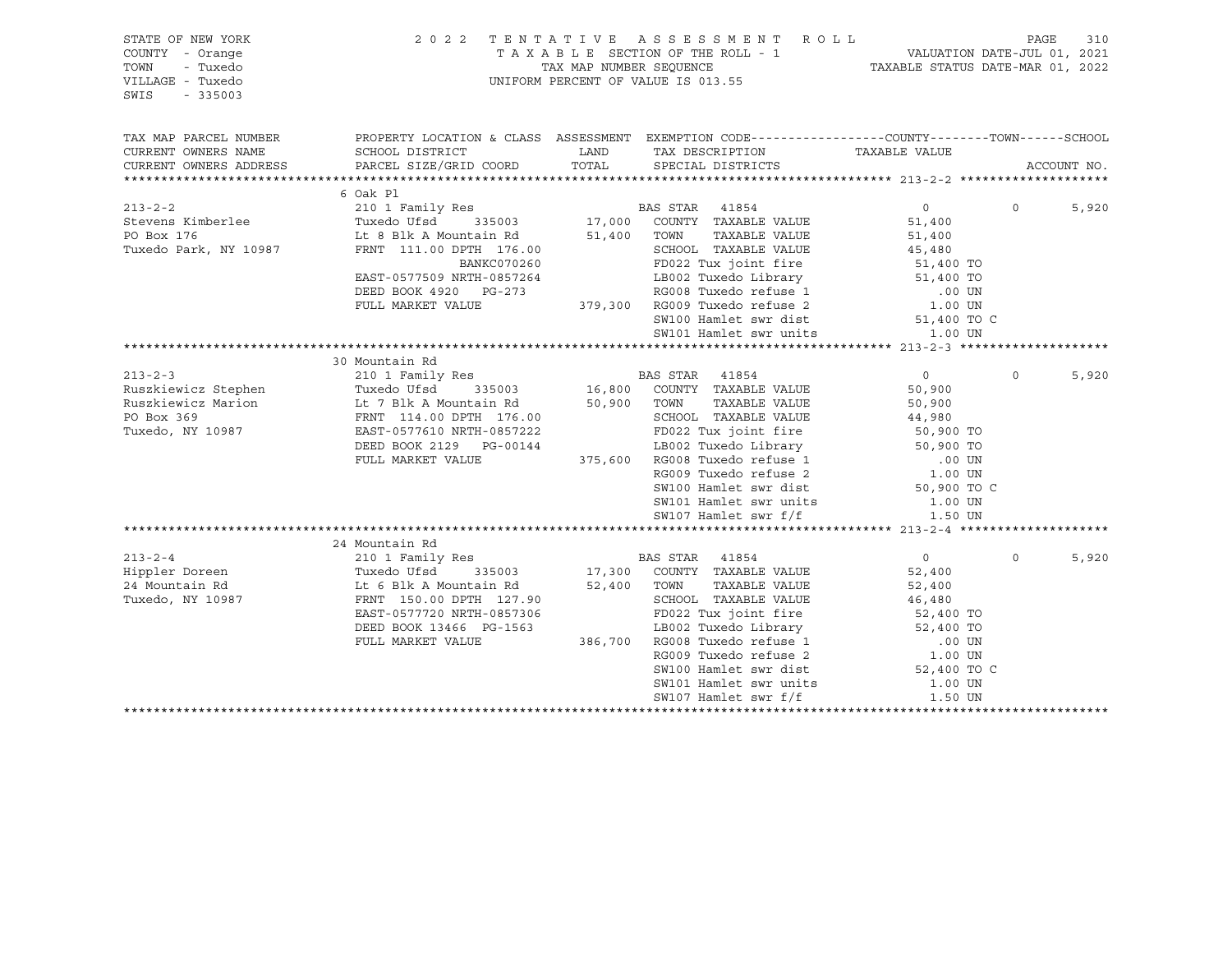STATE OF NEW YORK — 2022 TENTATIVE ASSESSMENT ROLL
COUNTY - Orange — TAXABLE SECTION OF THE ROLL - 1 — VALUATION DATE-JUL 01, 2021
TOWN - Tuxedo — TAX MAP NUMBER SEQUENCE — TAXABLE STATUS DATE-MAR 01, 2022
VILLAGE - Tuxedo — UNIFORM PERCENT OF VALUE IS 013.55
SWIS - 335003

| TAX MAP PARCEL NUMBER / CURRENT OWNERS NAME / CURRENT OWNERS ADDRESS | PROPERTY LOCATION & CLASS / SCHOOL DISTRICT / PARCEL SIZE/GRID COORD | ASSESSMENT LAND / TOTAL | EXEMPTION CODE / TAX DESCRIPTION / SPECIAL DISTRICTS | COUNTY TAXABLE VALUE | TOWN | SCHOOL / ACCOUNT NO. |
|---|---|---|---|---|---|---|
| **213-2-2** | 6 Oak Pl | | | | | |
| | 210 1 Family Res | | BAS STAR 41854 | 0 | 0 | 5,920 |
| Stevens Kimberlee | Tuxedo Ufsd 335003 | 17,000 | COUNTY TAXABLE VALUE | 51,400 | | |
| PO Box 176 | Lt 8 Blk A Mountain Rd | 51,400 | TOWN TAXABLE VALUE | 51,400 | | |
| Tuxedo Park, NY 10987 | FRNT 111.00 DPTH 176.00 | | SCHOOL TAXABLE VALUE | 45,480 | | |
| | BANKC070260 | | FD022 Tux joint fire | 51,400 TO | | |
| | EAST-0577509 NRTH-0857264 | | LB002 Tuxedo Library | 51,400 TO | | |
| | DEED BOOK 4920 PG-273 | | RG008 Tuxedo refuse 1 | .00 UN | | |
| | FULL MARKET VALUE | 379,300 | RG009 Tuxedo refuse 2 | 1.00 UN | | |
| | | | SW100 Hamlet swr dist | 51,400 TO C | | |
| | | | SW101 Hamlet swr units | 1.00 UN | | |
| **213-2-3** | 30 Mountain Rd | | | | | |
| | 210 1 Family Res | | BAS STAR 41854 | 0 | 0 | 5,920 |
| Ruszkiewicz Stephen | Tuxedo Ufsd 335003 | 16,800 | COUNTY TAXABLE VALUE | 50,900 | | |
| Ruszkiewicz Marion | Lt 7 Blk A Mountain Rd | 50,900 | TOWN TAXABLE VALUE | 50,900 | | |
| PO Box 369 | FRNT 114.00 DPTH 176.00 | | SCHOOL TAXABLE VALUE | 44,980 | | |
| Tuxedo, NY 10987 | EAST-0577610 NRTH-0857222 | | FD022 Tux joint fire | 50,900 TO | | |
| | DEED BOOK 2129 PG-00144 | | LB002 Tuxedo Library | 50,900 TO | | |
| | FULL MARKET VALUE | 375,600 | RG008 Tuxedo refuse 1 | .00 UN | | |
| | | | RG009 Tuxedo refuse 2 | 1.00 UN | | |
| | | | SW100 Hamlet swr dist | 50,900 TO C | | |
| | | | SW101 Hamlet swr units | 1.00 UN | | |
| | | | SW107 Hamlet swr f/f | 1.50 UN | | |
| **213-2-4** | 24 Mountain Rd | | | | | |
| | 210 1 Family Res | | BAS STAR 41854 | 0 | 0 | 5,920 |
| Hippler Doreen | Tuxedo Ufsd 335003 | 17,300 | COUNTY TAXABLE VALUE | 52,400 | | |
| 24 Mountain Rd | Lt 6 Blk A Mountain Rd | 52,400 | TOWN TAXABLE VALUE | 52,400 | | |
| Tuxedo, NY 10987 | FRNT 150.00 DPTH 127.90 | | SCHOOL TAXABLE VALUE | 46,480 | | |
| | EAST-0577720 NRTH-0857306 | | FD022 Tux joint fire | 52,400 TO | | |
| | DEED BOOK 13466 PG-1563 | | LB002 Tuxedo Library | 52,400 TO | | |
| | FULL MARKET VALUE | 386,700 | RG008 Tuxedo refuse 1 | .00 UN | | |
| | | | RG009 Tuxedo refuse 2 | 1.00 UN | | |
| | | | SW100 Hamlet swr dist | 52,400 TO C | | |
| | | | SW101 Hamlet swr units | 1.00 UN | | |
| | | | SW107 Hamlet swr f/f | 1.50 UN | | |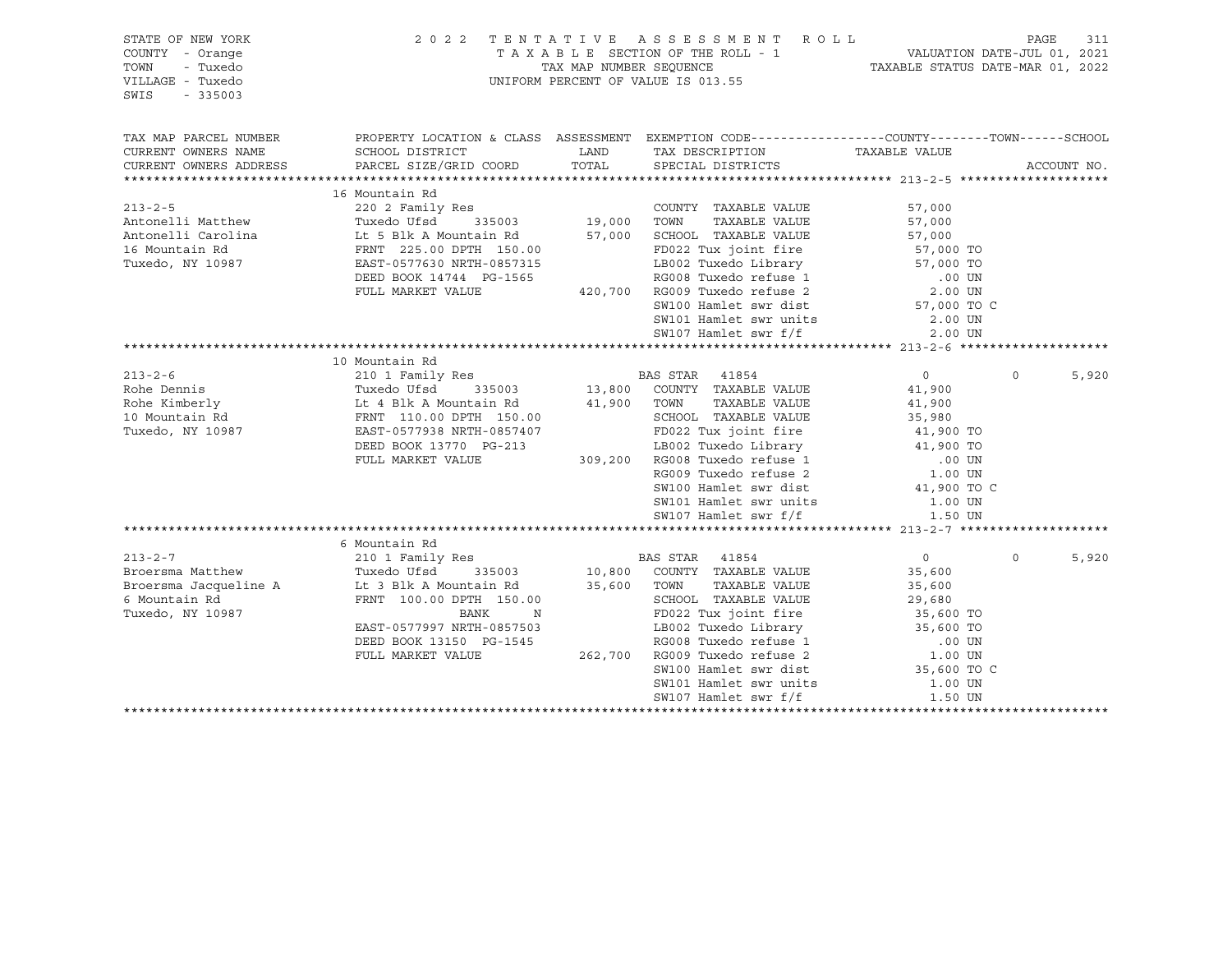STATE OF NEW YORK
COUNTY - Orange
TOWN - Tuxedo
VILLAGE - Tuxedo
SWIS - 335003

2022 TENTATIVE ASSESSMENT ROLL
TAXABLE SECTION OF THE ROLL - 1
TAX MAP NUMBER SEQUENCE
UNIFORM PERCENT OF VALUE IS 013.55

VALUATION DATE-JUL 01, 2021
TAXABLE STATUS DATE-MAR 01, 2022

| TAX MAP PARCEL NUMBER / CURRENT OWNERS NAME / CURRENT OWNERS ADDRESS | PROPERTY LOCATION & CLASS / SCHOOL DISTRICT / PARCEL SIZE/GRID COORD | ASSESSMENT LAND / TOTAL | EXEMPTION CODE / TAX DESCRIPTION / SPECIAL DISTRICTS | COUNTY | TOWN | SCHOOL |
|---|---|---|---|---|---|---|
| **213-2-5** | 16 Mountain Rd | | | | | |
| | 220 2 Family Res | | COUNTY TAXABLE VALUE | 57,000 | | |
| Antonelli Matthew | Tuxedo Ufsd 335003 | 19,000 | TOWN TAXABLE VALUE | 57,000 | | |
| Antonelli Carolina | Lt 5 Blk A Mountain Rd | 57,000 | SCHOOL TAXABLE VALUE | 57,000 | | |
| 16 Mountain Rd | FRNT 225.00 DPTH 150.00 | | FD022 Tux joint fire | 57,000 TO | | |
| Tuxedo, NY 10987 | EAST-0577630 NRTH-0857315 | | LB002 Tuxedo Library | 57,000 TO | | |
| | DEED BOOK 14744 PG-1565 | | RG008 Tuxedo refuse 1 | .00 UN | | |
| | FULL MARKET VALUE | 420,700 | RG009 Tuxedo refuse 2 | 2.00 UN | | |
| | | | SW100 Hamlet swr dist | 57,000 TO C | | |
| | | | SW101 Hamlet swr units | 2.00 UN | | |
| | | | SW107 Hamlet swr f/f | 2.00 UN | | |
| **213-2-6** | 10 Mountain Rd | | | | | |
| | 210 1 Family Res | | BAS STAR 41854 | 0 | 0 | 5,920 |
| Rohe Dennis | Tuxedo Ufsd 335003 | 13,800 | COUNTY TAXABLE VALUE | 41,900 | | |
| Rohe Kimberly | Lt 4 Blk A Mountain Rd | 41,900 | TOWN TAXABLE VALUE | 41,900 | | |
| 10 Mountain Rd | FRNT 110.00 DPTH 150.00 | | SCHOOL TAXABLE VALUE | 35,980 | | |
| Tuxedo, NY 10987 | EAST-0577938 NRTH-0857407 | | FD022 Tux joint fire | 41,900 TO | | |
| | DEED BOOK 13770 PG-213 | | LB002 Tuxedo Library | 41,900 TO | | |
| | FULL MARKET VALUE | 309,200 | RG008 Tuxedo refuse 1 | .00 UN | | |
| | | | RG009 Tuxedo refuse 2 | 1.00 UN | | |
| | | | SW100 Hamlet swr dist | 41,900 TO C | | |
| | | | SW101 Hamlet swr units | 1.00 UN | | |
| | | | SW107 Hamlet swr f/f | 1.50 UN | | |
| **213-2-7** | 6 Mountain Rd | | | | | |
| | 210 1 Family Res | | BAS STAR 41854 | 0 | 0 | 5,920 |
| Broersma Matthew | Tuxedo Ufsd 335003 | 10,800 | COUNTY TAXABLE VALUE | 35,600 | | |
| Broersma Jacqueline A | Lt 3 Blk A Mountain Rd | 35,600 | TOWN TAXABLE VALUE | 35,600 | | |
| 6 Mountain Rd | FRNT 100.00 DPTH 150.00 | | SCHOOL TAXABLE VALUE | 29,680 | | |
| Tuxedo, NY 10987 | BANK N | | FD022 Tux joint fire | 35,600 TO | | |
| | EAST-0577997 NRTH-0857503 | | LB002 Tuxedo Library | 35,600 TO | | |
| | DEED BOOK 13150 PG-1545 | | RG008 Tuxedo refuse 1 | .00 UN | | |
| | FULL MARKET VALUE | 262,700 | RG009 Tuxedo refuse 2 | 1.00 UN | | |
| | | | SW100 Hamlet swr dist | 35,600 TO C | | |
| | | | SW101 Hamlet swr units | 1.00 UN | | |
| | | | SW107 Hamlet swr f/f | 1.50 UN | | |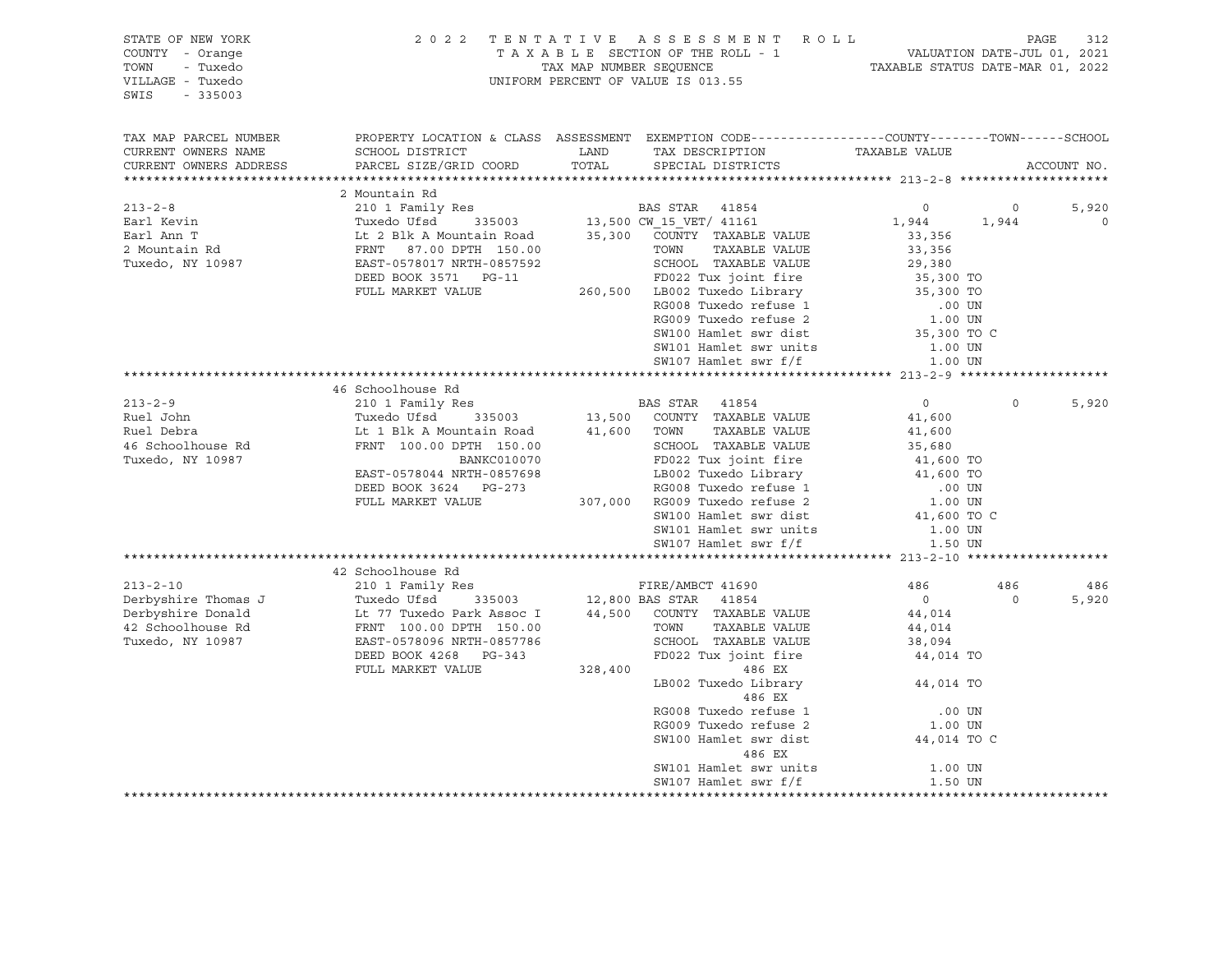STATE OF NEW YORK
COUNTY - Orange
TOWN - Tuxedo
VILLAGE - Tuxedo
SWIS - 335003

2022 TENTATIVE ASSESSMENT ROLL
TAXABLE SECTION OF THE ROLL - 1
TAX MAP NUMBER SEQUENCE
UNIFORM PERCENT OF VALUE IS 013.55

VALUATION DATE-JUL 01, 2021
TAXABLE STATUS DATE-MAR 01, 2022

```
TAX MAP PARCEL NUMBER     PROPERTY LOCATION & CLASS  ASSESSMENT  EXEMPTION CODE------------------COUNTY--------TOWN------SCHOOL
CURRENT OWNERS NAME       SCHOOL DISTRICT               LAND      TAX DESCRIPTION            TAXABLE VALUE
CURRENT OWNERS ADDRESS    PARCEL SIZE/GRID COORD        TOTAL     SPECIAL DISTRICTS                                      ACCOUNT NO.
******************************************************************************************************* 213-2-8 ********************
                          2 Mountain Rd
213-2-8                   210 1 Family Res                        BAS STAR  41854                  0          0       5,920
Earl Kevin                Tuxedo Ufsd     335003        13,500 CW_15_VET/ 41161               1,944      1,944           0
Earl Ann T                Lt 2 Blk A Mountain Road      35,300    COUNTY  TAXABLE VALUE         33,356
2 Mountain Rd             FRNT   87.00 DPTH 150.00                TOWN    TAXABLE VALUE         33,356
Tuxedo, NY 10987          EAST-0578017 NRTH-0857592               SCHOOL  TAXABLE VALUE         29,380
                          DEED BOOK 3571   PG-11                  FD022 Tux joint fire          35,300 TO
                          FULL MARKET VALUE            260,500    LB002 Tuxedo Library          35,300 TO
                                                                  RG008 Tuxedo refuse 1            .00 UN
                                                                  RG009 Tuxedo refuse 2           1.00 UN
                                                                  SW100 Hamlet swr dist         35,300 TO C
                                                                  SW101 Hamlet swr units          1.00 UN
                                                                  SW107 Hamlet swr f/f            1.00 UN
******************************************************************************************************* 213-2-9 ********************
                          46 Schoolhouse Rd
213-2-9                   210 1 Family Res                        BAS STAR  41854                  0          0       5,920
Ruel John                 Tuxedo Ufsd     335003        13,500    COUNTY  TAXABLE VALUE         41,600
Ruel Debra                Lt 1 Blk A Mountain Road      41,600    TOWN    TAXABLE VALUE         41,600
46 Schoolhouse Rd         FRNT  100.00 DPTH 150.00                SCHOOL  TAXABLE VALUE         35,680
Tuxedo, NY 10987                         BANKC010070              FD022 Tux joint fire          41,600 TO
                          EAST-0578044 NRTH-0857698               LB002 Tuxedo Library          41,600 TO
                          DEED BOOK 3624   PG-273                 RG008 Tuxedo refuse 1            .00 UN
                          FULL MARKET VALUE            307,000    RG009 Tuxedo refuse 2           1.00 UN
                                                                  SW100 Hamlet swr dist         41,600 TO C
                                                                  SW101 Hamlet swr units          1.00 UN
                                                                  SW107 Hamlet swr f/f            1.50 UN
******************************************************************************************************* 213-2-10 *******************
                          42 Schoolhouse Rd
213-2-10                  210 1 Family Res                        FIRE/AMBCT 41690               486        486         486
Derbyshire Thomas J       Tuxedo Ufsd     335003        12,800 BAS STAR  41854                  0          0       5,920
Derbyshire Donald         Lt 77 Tuxedo Park Assoc I     44,500    COUNTY  TAXABLE VALUE         44,014
42 Schoolhouse Rd         FRNT  100.00 DPTH 150.00                TOWN    TAXABLE VALUE         44,014
Tuxedo, NY 10987          EAST-0578096 NRTH-0857786               SCHOOL  TAXABLE VALUE         38,094
                          DEED BOOK 4268   PG-343                 FD022 Tux joint fire          44,014 TO
                          FULL MARKET VALUE            328,400            486 EX
                                                                  LB002 Tuxedo Library          44,014 TO
                                                                          486 EX
                                                                  RG008 Tuxedo refuse 1            .00 UN
                                                                  RG009 Tuxedo refuse 2           1.00 UN
                                                                  SW100 Hamlet swr dist         44,014 TO C
                                                                          486 EX
                                                                  SW101 Hamlet swr units          1.00 UN
                                                                  SW107 Hamlet swr f/f            1.50 UN
************************************************************************************************************************************
```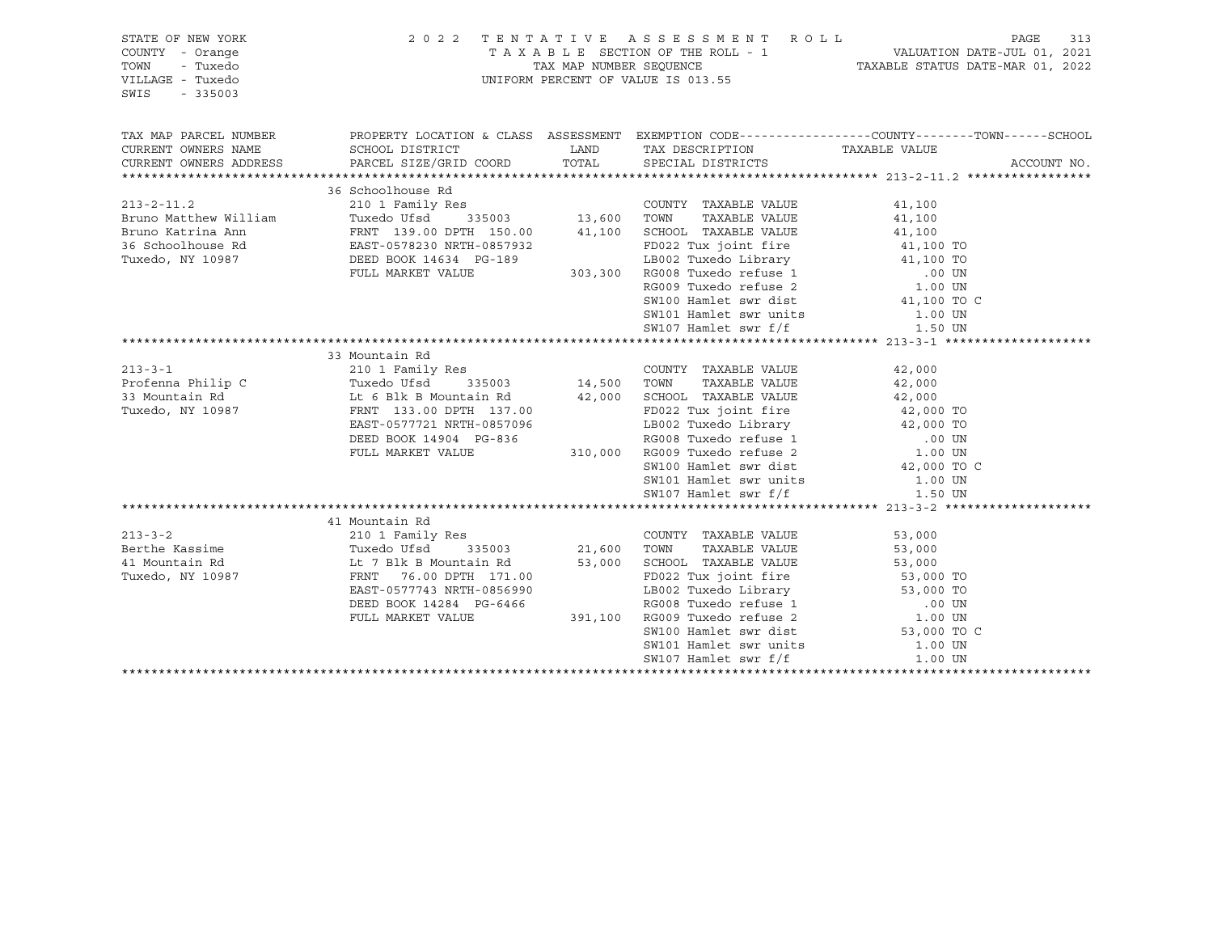STATE OF NEW YORK
COUNTY - Orange
TOWN - Tuxedo
VILLAGE - Tuxedo
SWIS - 335003

2022 TENTATIVE ASSESSMENT ROLL
TAXABLE SECTION OF THE ROLL - 1
TAX MAP NUMBER SEQUENCE
UNIFORM PERCENT OF VALUE IS 013.55

VALUATION DATE-JUL 01, 2021
TAXABLE STATUS DATE-MAR 01, 2022

| TAX MAP PARCEL NUMBER / CURRENT OWNERS NAME / CURRENT OWNERS ADDRESS | PROPERTY LOCATION & CLASS / SCHOOL DISTRICT / PARCEL SIZE/GRID COORD | ASSESSMENT LAND | TOTAL | EXEMPTION CODE / TAX DESCRIPTION / SPECIAL DISTRICTS | COUNTY--------TOWN------SCHOOL TAXABLE VALUE | ACCOUNT NO. |
|---|---|---|---|---|---|---|
| **213-2-11.2** | 36 Schoolhouse Rd | | | | | |
| 213-2-11.2 | 210 1 Family Res | | | COUNTY TAXABLE VALUE | 41,100 | |
| Bruno Matthew William | Tuxedo Ufsd 335003 | 13,600 | | TOWN TAXABLE VALUE | 41,100 | |
| Bruno Katrina Ann | FRNT 139.00 DPTH 150.00 | | 41,100 | SCHOOL TAXABLE VALUE | 41,100 | |
| 36 Schoolhouse Rd | EAST-0578230 NRTH-0857932 | | | FD022 Tux joint fire | 41,100 TO | |
| Tuxedo, NY 10987 | DEED BOOK 14634 PG-189 | | | LB002 Tuxedo Library | 41,100 TO | |
| | FULL MARKET VALUE | | 303,300 | RG008 Tuxedo refuse 1 | .00 UN | |
| | | | | RG009 Tuxedo refuse 2 | 1.00 UN | |
| | | | | SW100 Hamlet swr dist | 41,100 TO C | |
| | | | | SW101 Hamlet swr units | 1.00 UN | |
| | | | | SW107 Hamlet swr f/f | 1.50 UN | |
| **213-3-1** | 33 Mountain Rd | | | | | |
| 213-3-1 | 210 1 Family Res | | | COUNTY TAXABLE VALUE | 42,000 | |
| Profenna Philip C | Tuxedo Ufsd 335003 | 14,500 | | TOWN TAXABLE VALUE | 42,000 | |
| 33 Mountain Rd | Lt 6 Blk B Mountain Rd | | 42,000 | SCHOOL TAXABLE VALUE | 42,000 | |
| Tuxedo, NY 10987 | FRNT 133.00 DPTH 137.00 | | | FD022 Tux joint fire | 42,000 TO | |
| | EAST-0577721 NRTH-0857096 | | | LB002 Tuxedo Library | 42,000 TO | |
| | DEED BOOK 14904 PG-836 | | | RG008 Tuxedo refuse 1 | .00 UN | |
| | FULL MARKET VALUE | | 310,000 | RG009 Tuxedo refuse 2 | 1.00 UN | |
| | | | | SW100 Hamlet swr dist | 42,000 TO C | |
| | | | | SW101 Hamlet swr units | 1.00 UN | |
| | | | | SW107 Hamlet swr f/f | 1.50 UN | |
| **213-3-2** | 41 Mountain Rd | | | | | |
| 213-3-2 | 210 1 Family Res | | | COUNTY TAXABLE VALUE | 53,000 | |
| Berthe Kassime | Tuxedo Ufsd 335003 | 21,600 | | TOWN TAXABLE VALUE | 53,000 | |
| 41 Mountain Rd | Lt 7 Blk B Mountain Rd | | 53,000 | SCHOOL TAXABLE VALUE | 53,000 | |
| Tuxedo, NY 10987 | FRNT 76.00 DPTH 171.00 | | | FD022 Tux joint fire | 53,000 TO | |
| | EAST-0577743 NRTH-0856990 | | | LB002 Tuxedo Library | 53,000 TO | |
| | DEED BOOK 14284 PG-6466 | | | RG008 Tuxedo refuse 1 | .00 UN | |
| | FULL MARKET VALUE | | 391,100 | RG009 Tuxedo refuse 2 | 1.00 UN | |
| | | | | SW100 Hamlet swr dist | 53,000 TO C | |
| | | | | SW101 Hamlet swr units | 1.00 UN | |
| | | | | SW107 Hamlet swr f/f | 1.00 UN | |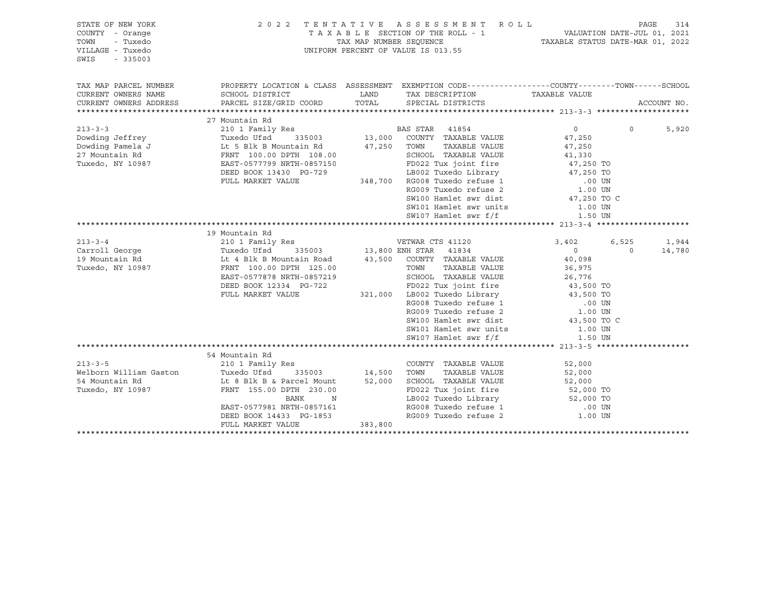STATE OF NEW YORK
COUNTY - Orange
TOWN - Tuxedo
VILLAGE - Tuxedo
SWIS - 335003

2 0 2 2 T E N T A T I V E A S S E S S M E N T R O L L
T A X A B L E SECTION OF THE ROLL - 1
TAX MAP NUMBER SEQUENCE
UNIFORM PERCENT OF VALUE IS 013.55

VALUATION DATE-JUL 01, 2021
TAXABLE STATUS DATE-MAR 01, 2022

```
TAX MAP PARCEL NUMBER      PROPERTY LOCATION & CLASS  ASSESSMENT  EXEMPTION CODE------------------COUNTY--------TOWN------SCHOOL
CURRENT OWNERS NAME        SCHOOL DISTRICT             LAND       TAX DESCRIPTION            TAXABLE VALUE
CURRENT OWNERS ADDRESS     PARCEL SIZE/GRID COORD      TOTAL      SPECIAL DISTRICTS                                     ACCOUNT NO.
******************************************************************************************************* 213-3-3 ********************
                           27 Mountain Rd
213-3-3                    210 1 Family Res                       BAS STAR  41854                 0            0        5,920
Dowding Jeffrey            Tuxedo Ufsd     335003      13,000     COUNTY  TAXABLE VALUE          47,250
Dowding Pamela J           Lt 5 Blk B Mountain Rd      47,250     TOWN    TAXABLE VALUE          47,250
27 Mountain Rd             FRNT 100.00 DPTH 108.00                SCHOOL  TAXABLE VALUE          41,330
Tuxedo, NY 10987           EAST-0577799 NRTH-0857150              FD022 Tux joint fire           47,250 TO
                           DEED BOOK 13430  PG-729                LB002 Tuxedo Library           47,250 TO
                           FULL MARKET VALUE          348,700     RG008 Tuxedo refuse 1             .00 UN
                                                                  RG009 Tuxedo refuse 2            1.00 UN
                                                                  SW100 Hamlet swr dist          47,250 TO C
                                                                  SW101 Hamlet swr units           1.00 UN
                                                                  SW107 Hamlet swr f/f             1.50 UN
******************************************************************************************************* 213-3-4 ********************
                           19 Mountain Rd
213-3-4                    210 1 Family Res                       VETWAR CTS 41120            3,402        6,525        1,944
Carroll George             Tuxedo Ufsd     335003      13,800 ENH STAR  41834                 0            0       14,780
19 Mountain Rd             Lt 4 Blk B Mountain Road    43,500     COUNTY  TAXABLE VALUE          40,098
Tuxedo, NY 10987           FRNT 100.00 DPTH 125.00                TOWN    TAXABLE VALUE          36,975
                           EAST-0577878 NRTH-0857219              SCHOOL  TAXABLE VALUE          26,776
                           DEED BOOK 12334  PG-722                FD022 Tux joint fire           43,500 TO
                           FULL MARKET VALUE          321,000     LB002 Tuxedo Library           43,500 TO
                                                                  RG008 Tuxedo refuse 1             .00 UN
                                                                  RG009 Tuxedo refuse 2            1.00 UN
                                                                  SW100 Hamlet swr dist          43,500 TO C
                                                                  SW101 Hamlet swr units           1.00 UN
                                                                  SW107 Hamlet swr f/f             1.50 UN
******************************************************************************************************* 213-3-5 ********************
                           54 Mountain Rd
213-3-5                    210 1 Family Res                       COUNTY  TAXABLE VALUE          52,000
Welborn William Gaston     Tuxedo Ufsd     335003      14,500     TOWN    TAXABLE VALUE          52,000
54 Mountain Rd             Lt 8 Blk B & Parcel Mount   52,000     SCHOOL  TAXABLE VALUE          52,000
Tuxedo, NY 10987           FRNT 155.00 DPTH 230.00                FD022 Tux joint fire           52,000 TO
                                      BANK     N                  LB002 Tuxedo Library           52,000 TO
                           EAST-0577981 NRTH-0857161              RG008 Tuxedo refuse 1             .00 UN
                           DEED BOOK 14433  PG-1853               RG009 Tuxedo refuse 2            1.00 UN
                           FULL MARKET VALUE          383,800
************************************************************************************************************************************
```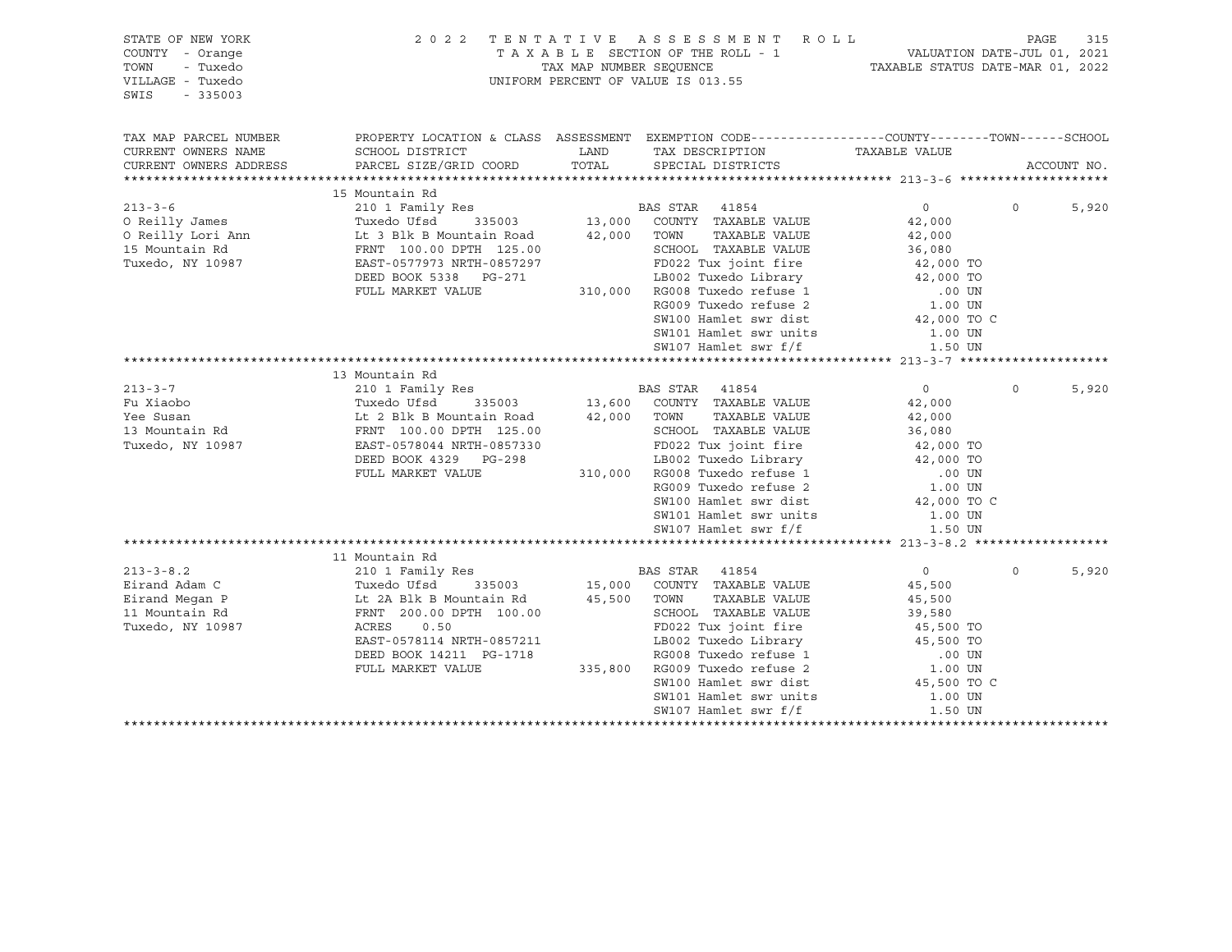STATE OF NEW YORK
COUNTY - Orange
TOWN - Tuxedo
VILLAGE - Tuxedo
SWIS - 335003

2022 TENTATIVE ASSESSMENT ROLL
TAXABLE SECTION OF THE ROLL - 1
TAX MAP NUMBER SEQUENCE
UNIFORM PERCENT OF VALUE IS 013.55

VALUATION DATE-JUL 01, 2021
TAXABLE STATUS DATE-MAR 01, 2022

| TAX MAP PARCEL NUMBER / CURRENT OWNERS NAME / CURRENT OWNERS ADDRESS | PROPERTY LOCATION & CLASS / SCHOOL DISTRICT / PARCEL SIZE/GRID COORD | ASSESSMENT LAND / TOTAL | EXEMPTION CODE / TAX DESCRIPTION / SPECIAL DISTRICTS | COUNTY TAXABLE VALUE | TOWN | SCHOOL | ACCOUNT NO. |
|---|---|---|---|---|---|---|---|
| **213-3-6** | 15 Mountain Rd | | | | | | |
| 213-3-6 | 210 1 Family Res | | BAS STAR 41854 | 0 | 0 | 5,920 | |
| O Reilly James | Tuxedo Ufsd 335003 | 13,000 | COUNTY TAXABLE VALUE | 42,000 | | | |
| O Reilly Lori Ann | Lt 3 Blk B Mountain Road | 42,000 | TOWN TAXABLE VALUE | 42,000 | | | |
| 15 Mountain Rd | FRNT 100.00 DPTH 125.00 | | SCHOOL TAXABLE VALUE | 36,080 | | | |
| Tuxedo, NY 10987 | EAST-0577973 NRTH-0857297 | | FD022 Tux joint fire | 42,000 TO | | | |
| | DEED BOOK 5338 PG-271 | | LB002 Tuxedo Library | 42,000 TO | | | |
| | FULL MARKET VALUE | 310,000 | RG008 Tuxedo refuse 1 | .00 UN | | | |
| | | | RG009 Tuxedo refuse 2 | 1.00 UN | | | |
| | | | SW100 Hamlet swr dist | 42,000 TO C | | | |
| | | | SW101 Hamlet swr units | 1.00 UN | | | |
| | | | SW107 Hamlet swr f/f | 1.50 UN | | | |
| **213-3-7** | 13 Mountain Rd | | | | | | |
| 213-3-7 | 210 1 Family Res | | BAS STAR 41854 | 0 | 0 | 5,920 | |
| Fu Xiaobo | Tuxedo Ufsd 335003 | 13,600 | COUNTY TAXABLE VALUE | 42,000 | | | |
| Yee Susan | Lt 2 Blk B Mountain Road | 42,000 | TOWN TAXABLE VALUE | 42,000 | | | |
| 13 Mountain Rd | FRNT 100.00 DPTH 125.00 | | SCHOOL TAXABLE VALUE | 36,080 | | | |
| Tuxedo, NY 10987 | EAST-0578044 NRTH-0857330 | | FD022 Tux joint fire | 42,000 TO | | | |
| | DEED BOOK 4329 PG-298 | | LB002 Tuxedo Library | 42,000 TO | | | |
| | FULL MARKET VALUE | 310,000 | RG008 Tuxedo refuse 1 | .00 UN | | | |
| | | | RG009 Tuxedo refuse 2 | 1.00 UN | | | |
| | | | SW100 Hamlet swr dist | 42,000 TO C | | | |
| | | | SW101 Hamlet swr units | 1.00 UN | | | |
| | | | SW107 Hamlet swr f/f | 1.50 UN | | | |
| **213-3-8.2** | 11 Mountain Rd | | | | | | |
| 213-3-8.2 | 210 1 Family Res | | BAS STAR 41854 | 0 | 0 | 5,920 | |
| Eirand Adam C | Tuxedo Ufsd 335003 | 15,000 | COUNTY TAXABLE VALUE | 45,500 | | | |
| Eirand Megan P | Lt 2A Blk B Mountain Rd | 45,500 | TOWN TAXABLE VALUE | 45,500 | | | |
| 11 Mountain Rd | FRNT 200.00 DPTH 100.00 | | SCHOOL TAXABLE VALUE | 39,580 | | | |
| Tuxedo, NY 10987 | ACRES 0.50 | | FD022 Tux joint fire | 45,500 TO | | | |
| | EAST-0578114 NRTH-0857211 | | LB002 Tuxedo Library | 45,500 TO | | | |
| | DEED BOOK 14211 PG-1718 | | RG008 Tuxedo refuse 1 | .00 UN | | | |
| | FULL MARKET VALUE | 335,800 | RG009 Tuxedo refuse 2 | 1.00 UN | | | |
| | | | SW100 Hamlet swr dist | 45,500 TO C | | | |
| | | | SW101 Hamlet swr units | 1.00 UN | | | |
| | | | SW107 Hamlet swr f/f | 1.50 UN | | | |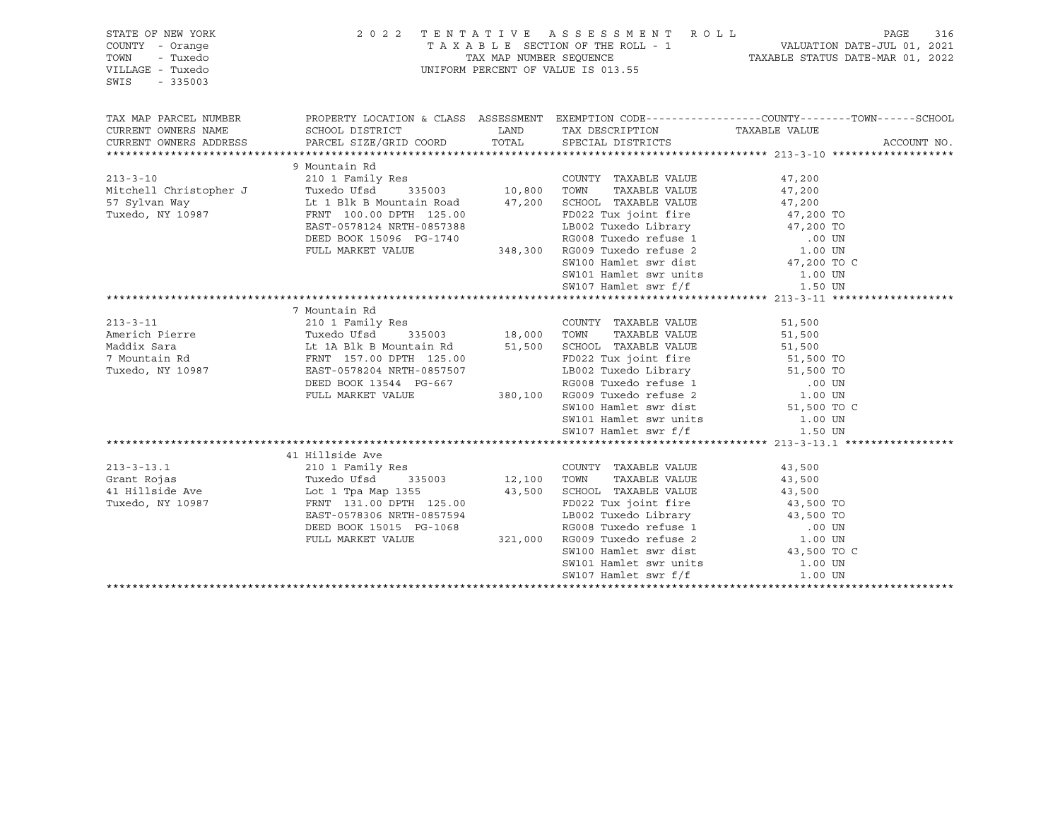STATE OF NEW YORK
COUNTY - Orange
TOWN - Tuxedo
VILLAGE - Tuxedo
SWIS - 335003

2 0 2 2 T E N T A T I V E A S S E S S M E N T R O L L
T A X A B L E SECTION OF THE ROLL - 1
TAX MAP NUMBER SEQUENCE
UNIFORM PERCENT OF VALUE IS 013.55

VALUATION DATE-JUL 01, 2021
TAXABLE STATUS DATE-MAR 01, 2022

| TAX MAP PARCEL NUMBER / CURRENT OWNERS NAME / CURRENT OWNERS ADDRESS | PROPERTY LOCATION & CLASS / SCHOOL DISTRICT / PARCEL SIZE/GRID COORD | ASSESSMENT LAND | ASSESSMENT TOTAL | EXEMPTION CODE / TAX DESCRIPTION / SPECIAL DISTRICTS | TAXABLE VALUE (COUNTY--------TOWN------SCHOOL) | ACCOUNT NO. |
|---|---|---|---|---|---|---|
| **213-3-10** | 9 Mountain Rd | | | | | |
| 213-3-10 | 210 1 Family Res | | | COUNTY TAXABLE VALUE | 47,200 | |
| Mitchell Christopher J | Tuxedo Ufsd 335003 | 10,800 | | TOWN TAXABLE VALUE | 47,200 | |
| 57 Sylvan Way | Lt 1 Blk B Mountain Road | | 47,200 | SCHOOL TAXABLE VALUE | 47,200 | |
| Tuxedo, NY 10987 | FRNT 100.00 DPTH 125.00 | | | FD022 Tux joint fire | 47,200 TO | |
| | EAST-0578124 NRTH-0857388 | | | LB002 Tuxedo Library | 47,200 TO | |
| | DEED BOOK 15096 PG-1740 | | | RG008 Tuxedo refuse 1 | .00 UN | |
| | FULL MARKET VALUE | | 348,300 | RG009 Tuxedo refuse 2 | 1.00 UN | |
| | | | | SW100 Hamlet swr dist | 47,200 TO C | |
| | | | | SW101 Hamlet swr units | 1.00 UN | |
| | | | | SW107 Hamlet swr f/f | 1.50 UN | |
| **213-3-11** | 7 Mountain Rd | | | | | |
| 213-3-11 | 210 1 Family Res | | | COUNTY TAXABLE VALUE | 51,500 | |
| Americh Pierre | Tuxedo Ufsd 335003 | 18,000 | | TOWN TAXABLE VALUE | 51,500 | |
| Maddix Sara | Lt 1A Blk B Mountain Rd | | 51,500 | SCHOOL TAXABLE VALUE | 51,500 | |
| 7 Mountain Rd | FRNT 157.00 DPTH 125.00 | | | FD022 Tux joint fire | 51,500 TO | |
| Tuxedo, NY 10987 | EAST-0578204 NRTH-0857507 | | | LB002 Tuxedo Library | 51,500 TO | |
| | DEED BOOK 13544 PG-667 | | | RG008 Tuxedo refuse 1 | .00 UN | |
| | FULL MARKET VALUE | | 380,100 | RG009 Tuxedo refuse 2 | 1.00 UN | |
| | | | | SW100 Hamlet swr dist | 51,500 TO C | |
| | | | | SW101 Hamlet swr units | 1.00 UN | |
| | | | | SW107 Hamlet swr f/f | 1.50 UN | |
| **213-3-13.1** | 41 Hillside Ave | | | | | |
| 213-3-13.1 | 210 1 Family Res | | | COUNTY TAXABLE VALUE | 43,500 | |
| Grant Rojas | Tuxedo Ufsd 335003 | 12,100 | | TOWN TAXABLE VALUE | 43,500 | |
| 41 Hillside Ave | Lot 1 Tpa Map 1355 | | 43,500 | SCHOOL TAXABLE VALUE | 43,500 | |
| Tuxedo, NY 10987 | FRNT 131.00 DPTH 125.00 | | | FD022 Tux joint fire | 43,500 TO | |
| | EAST-0578306 NRTH-0857594 | | | LB002 Tuxedo Library | 43,500 TO | |
| | DEED BOOK 15015 PG-1068 | | | RG008 Tuxedo refuse 1 | .00 UN | |
| | FULL MARKET VALUE | | 321,000 | RG009 Tuxedo refuse 2 | 1.00 UN | |
| | | | | SW100 Hamlet swr dist | 43,500 TO C | |
| | | | | SW101 Hamlet swr units | 1.00 UN | |
| | | | | SW107 Hamlet swr f/f | 1.00 UN | |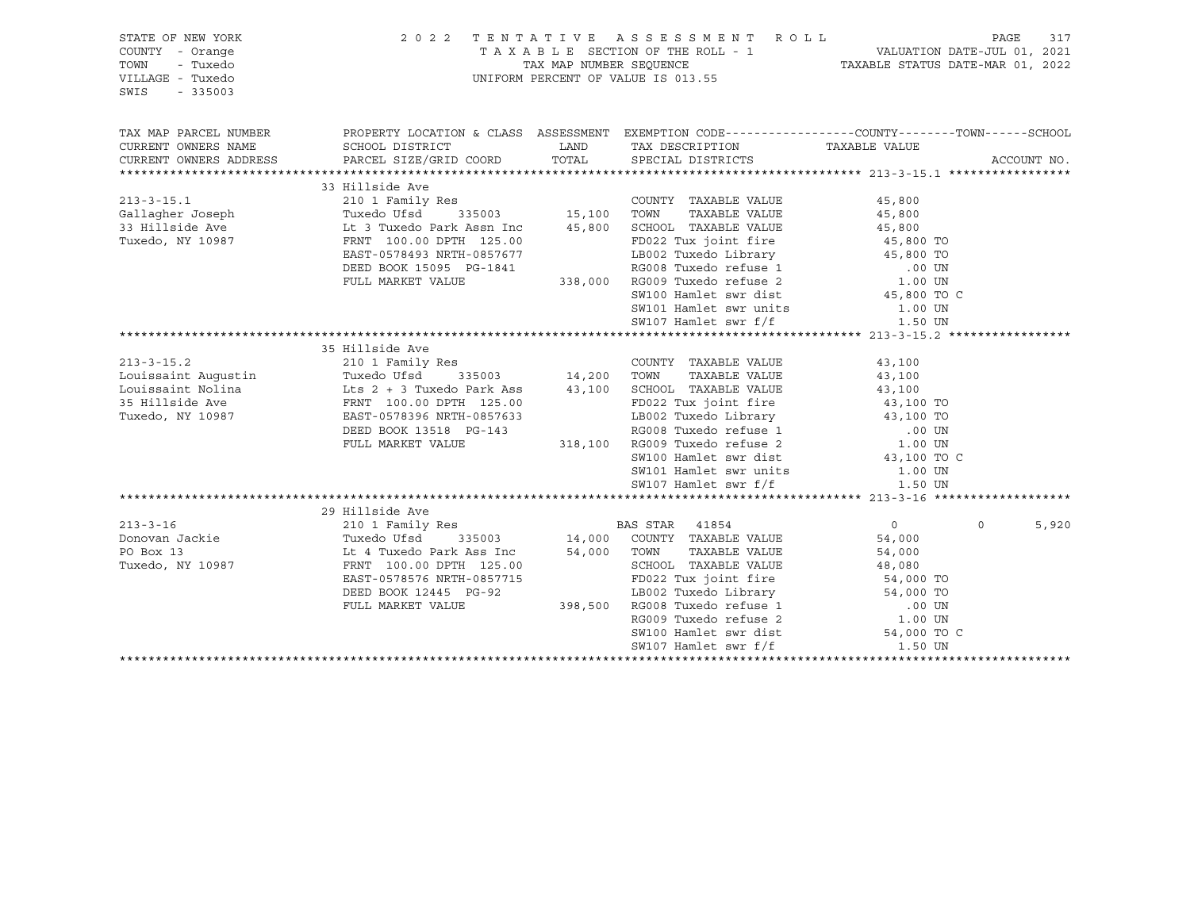STATE OF NEW YORK
COUNTY - Orange
TOWN - Tuxedo
VILLAGE - Tuxedo
SWIS - 335003

2022 TENTATIVE ASSESSMENT ROLL
TAXABLE SECTION OF THE ROLL - 1
TAX MAP NUMBER SEQUENCE
UNIFORM PERCENT OF VALUE IS 013.55

VALUATION DATE-JUL 01, 2021
TAXABLE STATUS DATE-MAR 01, 2022

| TAX MAP PARCEL NUMBER / CURRENT OWNERS NAME / CURRENT OWNERS ADDRESS | PROPERTY LOCATION & CLASS / SCHOOL DISTRICT / PARCEL SIZE/GRID COORD | ASSESSMENT LAND | TOTAL | EXEMPTION CODE / TAX DESCRIPTION / SPECIAL DISTRICTS | COUNTY TAXABLE VALUE | TOWN | SCHOOL | ACCOUNT NO. |
|---|---|---|---|---|---|---|---|---|
| 213-3-15.1 | 33 Hillside Ave | | | | | | | |
| | 210 1 Family Res | | | COUNTY TAXABLE VALUE | 45,800 | | | |
| Gallagher Joseph | Tuxedo Ufsd 335003 | 15,100 | | TOWN TAXABLE VALUE | 45,800 | | | |
| 33 Hillside Ave | Lt 3 Tuxedo Park Assn Inc | | 45,800 | SCHOOL TAXABLE VALUE | 45,800 | | | |
| Tuxedo, NY 10987 | FRNT 100.00 DPTH 125.00 | | | FD022 Tux joint fire | 45,800 TO | | | |
| | EAST-0578493 NRTH-0857677 | | | LB002 Tuxedo Library | 45,800 TO | | | |
| | DEED BOOK 15095 PG-1841 | | | RG008 Tuxedo refuse 1 | .00 UN | | | |
| | FULL MARKET VALUE | | 338,000 | RG009 Tuxedo refuse 2 | 1.00 UN | | | |
| | | | | SW100 Hamlet swr dist | 45,800 TO C | | | |
| | | | | SW101 Hamlet swr units | 1.00 UN | | | |
| | | | | SW107 Hamlet swr f/f | 1.50 UN | | | |
| 213-3-15.2 | 35 Hillside Ave | | | | | | | |
| | 210 1 Family Res | | | COUNTY TAXABLE VALUE | 43,100 | | | |
| Louissaint Augustin | Tuxedo Ufsd 335003 | 14,200 | | TOWN TAXABLE VALUE | 43,100 | | | |
| Louissaint Nolina | Lts 2 + 3 Tuxedo Park Ass | | 43,100 | SCHOOL TAXABLE VALUE | 43,100 | | | |
| 35 Hillside Ave | FRNT 100.00 DPTH 125.00 | | | FD022 Tux joint fire | 43,100 TO | | | |
| Tuxedo, NY 10987 | EAST-0578396 NRTH-0857633 | | | LB002 Tuxedo Library | 43,100 TO | | | |
| | DEED BOOK 13518 PG-143 | | | RG008 Tuxedo refuse 1 | .00 UN | | | |
| | FULL MARKET VALUE | | 318,100 | RG009 Tuxedo refuse 2 | 1.00 UN | | | |
| | | | | SW100 Hamlet swr dist | 43,100 TO C | | | |
| | | | | SW101 Hamlet swr units | 1.00 UN | | | |
| | | | | SW107 Hamlet swr f/f | 1.50 UN | | | |
| 213-3-16 | 29 Hillside Ave | | | | | | | |
| | 210 1 Family Res | | | BAS STAR 41854 | 0 | 0 | 5,920 | |
| Donovan Jackie | Tuxedo Ufsd 335003 | 14,000 | | COUNTY TAXABLE VALUE | 54,000 | | | |
| PO Box 13 | Lt 4 Tuxedo Park Ass Inc | | 54,000 | TOWN TAXABLE VALUE | 54,000 | | | |
| Tuxedo, NY 10987 | FRNT 100.00 DPTH 125.00 | | | SCHOOL TAXABLE VALUE | 48,080 | | | |
| | EAST-0578576 NRTH-0857715 | | | FD022 Tux joint fire | 54,000 TO | | | |
| | DEED BOOK 12445 PG-92 | | | LB002 Tuxedo Library | 54,000 TO | | | |
| | FULL MARKET VALUE | | 398,500 | RG008 Tuxedo refuse 1 | .00 UN | | | |
| | | | | RG009 Tuxedo refuse 2 | 1.00 UN | | | |
| | | | | SW100 Hamlet swr dist | 54,000 TO C | | | |
| | | | | SW107 Hamlet swr f/f | 1.50 UN | | | |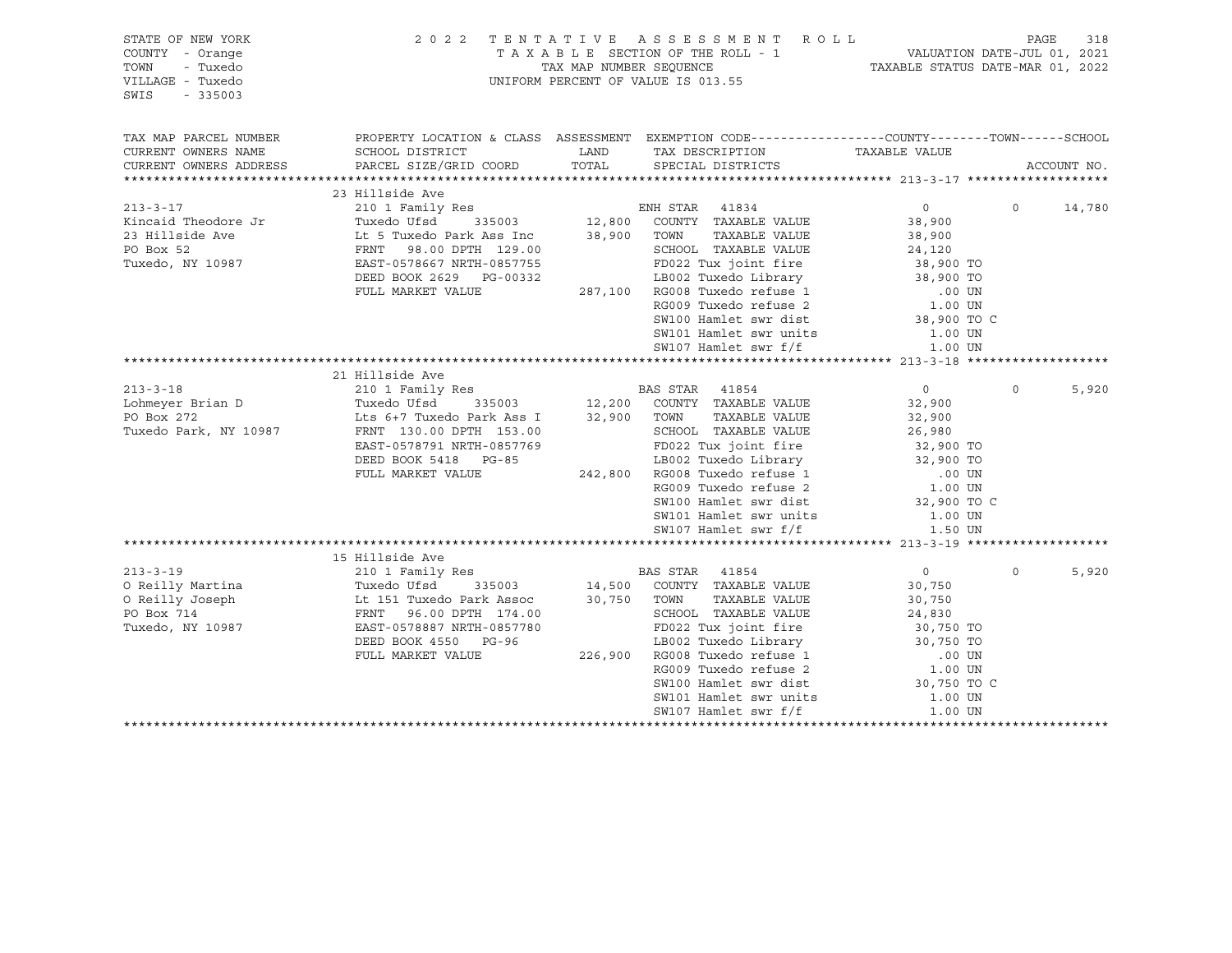STATE OF NEW YORK
COUNTY - Orange
TOWN - Tuxedo
VILLAGE - Tuxedo
SWIS - 335003

2 0 2 2 T E N T A T I V E A S S E S S M E N T R O L L
T A X A B L E SECTION OF THE ROLL - 1
TAX MAP NUMBER SEQUENCE
UNIFORM PERCENT OF VALUE IS 013.55

VALUATION DATE-JUL 01, 2021
TAXABLE STATUS DATE-MAR 01, 2022

| TAX MAP PARCEL NUMBER<br>CURRENT OWNERS NAME<br>CURRENT OWNERS ADDRESS | PROPERTY LOCATION & CLASS<br>SCHOOL DISTRICT<br>PARCEL SIZE/GRID COORD | ASSESSMENT<br>LAND<br>TOTAL | EXEMPTION CODE<br>TAX DESCRIPTION<br>SPECIAL DISTRICTS | COUNTY<br>TAXABLE VALUE | TOWN | SCHOOL<br>ACCOUNT NO. |
|---|---|---|---|---|---|---|
| **213-3-17** | 23 Hillside Ave | | | | | |
| 213-3-17 | 210 1 Family Res | | ENH STAR 41834 | 0 | 0 | 14,780 |
| Kincaid Theodore Jr | Tuxedo Ufsd 335003 | 12,800 | COUNTY TAXABLE VALUE | 38,900 | | |
| 23 Hillside Ave | Lt 5 Tuxedo Park Ass Inc | 38,900 | TOWN TAXABLE VALUE | 38,900 | | |
| PO Box 52 | FRNT 98.00 DPTH 129.00 | | SCHOOL TAXABLE VALUE | 24,120 | | |
| Tuxedo, NY 10987 | EAST-0578667 NRTH-0857755 | | FD022 Tux joint fire | 38,900 TO | | |
| | DEED BOOK 2629 PG-00332 | | LB002 Tuxedo Library | 38,900 TO | | |
| | FULL MARKET VALUE | 287,100 | RG008 Tuxedo refuse 1 | .00 UN | | |
| | | | RG009 Tuxedo refuse 2 | 1.00 UN | | |
| | | | SW100 Hamlet swr dist | 38,900 TO C | | |
| | | | SW101 Hamlet swr units | 1.00 UN | | |
| | | | SW107 Hamlet swr f/f | 1.00 UN | | |
| **213-3-18** | 21 Hillside Ave | | | | | |
| 213-3-18 | 210 1 Family Res | | BAS STAR 41854 | 0 | 0 | 5,920 |
| Lohmeyer Brian D | Tuxedo Ufsd 335003 | 12,200 | COUNTY TAXABLE VALUE | 32,900 | | |
| PO Box 272 | Lts 6+7 Tuxedo Park Ass I | 32,900 | TOWN TAXABLE VALUE | 32,900 | | |
| Tuxedo Park, NY 10987 | FRNT 130.00 DPTH 153.00 | | SCHOOL TAXABLE VALUE | 26,980 | | |
| | EAST-0578791 NRTH-0857769 | | FD022 Tux joint fire | 32,900 TO | | |
| | DEED BOOK 5418 PG-85 | | LB002 Tuxedo Library | 32,900 TO | | |
| | FULL MARKET VALUE | 242,800 | RG008 Tuxedo refuse 1 | .00 UN | | |
| | | | RG009 Tuxedo refuse 2 | 1.00 UN | | |
| | | | SW100 Hamlet swr dist | 32,900 TO C | | |
| | | | SW101 Hamlet swr units | 1.00 UN | | |
| | | | SW107 Hamlet swr f/f | 1.50 UN | | |
| **213-3-19** | 15 Hillside Ave | | | | | |
| 213-3-19 | 210 1 Family Res | | BAS STAR 41854 | 0 | 0 | 5,920 |
| O Reilly Martina | Tuxedo Ufsd 335003 | 14,500 | COUNTY TAXABLE VALUE | 30,750 | | |
| O Reilly Joseph | Lt 151 Tuxedo Park Assoc | 30,750 | TOWN TAXABLE VALUE | 30,750 | | |
| PO Box 714 | FRNT 96.00 DPTH 174.00 | | SCHOOL TAXABLE VALUE | 24,830 | | |
| Tuxedo, NY 10987 | EAST-0578887 NRTH-0857780 | | FD022 Tux joint fire | 30,750 TO | | |
| | DEED BOOK 4550 PG-96 | | LB002 Tuxedo Library | 30,750 TO | | |
| | FULL MARKET VALUE | 226,900 | RG008 Tuxedo refuse 1 | .00 UN | | |
| | | | RG009 Tuxedo refuse 2 | 1.00 UN | | |
| | | | SW100 Hamlet swr dist | 30,750 TO C | | |
| | | | SW101 Hamlet swr units | 1.00 UN | | |
| | | | SW107 Hamlet swr f/f | 1.00 UN | | |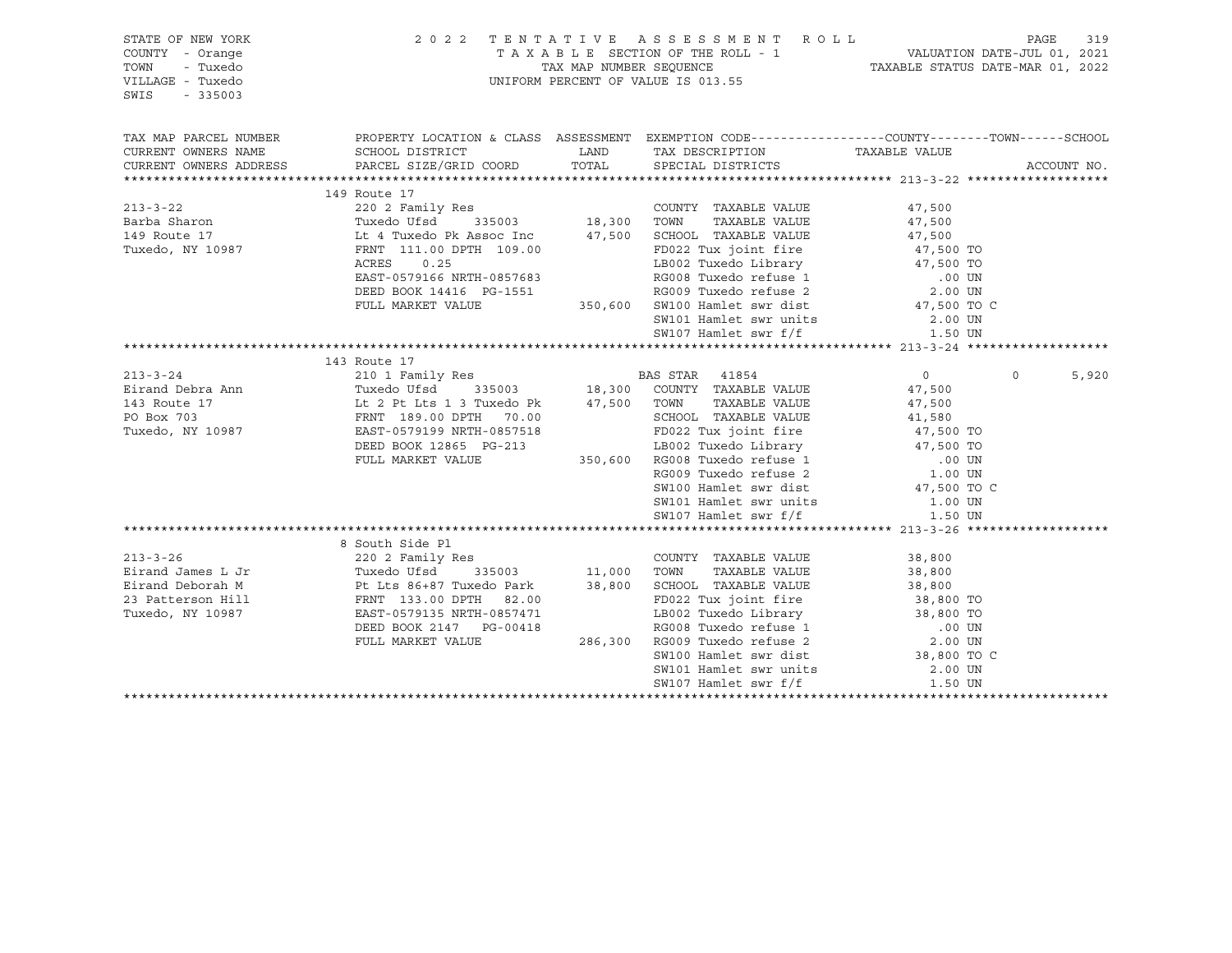STATE OF NEW YORK
COUNTY - Orange
TOWN - Tuxedo
VILLAGE - Tuxedo
SWIS - 335003

2022 TENTATIVE ASSESSMENT ROLL
TAXABLE SECTION OF THE ROLL - 1
TAX MAP NUMBER SEQUENCE
UNIFORM PERCENT OF VALUE IS 013.55

VALUATION DATE-JUL 01, 2021
TAXABLE STATUS DATE-MAR 01, 2022

```
TAX MAP PARCEL NUMBER     PROPERTY LOCATION & CLASS  ASSESSMENT  EXEMPTION CODE------------------COUNTY--------TOWN------SCHOOL
CURRENT OWNERS NAME       SCHOOL DISTRICT               LAND      TAX DESCRIPTION            TAXABLE VALUE
CURRENT OWNERS ADDRESS    PARCEL SIZE/GRID COORD        TOTAL     SPECIAL DISTRICTS                                    ACCOUNT NO.
******************************************************************************************************* 213-3-22 *******************
                         149 Route 17
213-3-22                 220 2 Family Res                          COUNTY  TAXABLE VALUE          47,500
Barba Sharon             Tuxedo Ufsd       335003      18,300    TOWN    TAXABLE VALUE          47,500
149 Route 17             Lt 4 Tuxedo Pk Assoc Inc      47,500    SCHOOL  TAXABLE VALUE          47,500
Tuxedo, NY 10987         FRNT 111.00 DPTH 109.00                  FD022 Tux joint fire            47,500 TO
                         ACRES     0.25                            LB002 Tuxedo Library            47,500 TO
                         EAST-0579166 NRTH-0857683                 RG008 Tuxedo refuse 1               .00 UN
                         DEED BOOK 14416  PG-1551                  RG009 Tuxedo refuse 2              2.00 UN
                         FULL MARKET VALUE            350,600     SW100 Hamlet swr dist           47,500 TO C
                                                                   SW101 Hamlet swr units             2.00 UN
                                                                   SW107 Hamlet swr f/f               1.50 UN
******************************************************************************************************* 213-3-24 *******************
                         143 Route 17
213-3-24                 210 1 Family Res                          BAS STAR  41854                    0              0         5,920
Eirand Debra Ann         Tuxedo Ufsd       335003      18,300    COUNTY  TAXABLE VALUE          47,500
143 Route 17             Lt 2 Pt Lts 1 3 Tuxedo Pk     47,500    TOWN    TAXABLE VALUE          47,500
PO Box 703               FRNT 189.00 DPTH  70.00                  SCHOOL  TAXABLE VALUE          41,580
Tuxedo, NY 10987         EAST-0579199 NRTH-0857518                 FD022 Tux joint fire            47,500 TO
                         DEED BOOK 12865  PG-213                   LB002 Tuxedo Library            47,500 TO
                         FULL MARKET VALUE            350,600     RG008 Tuxedo refuse 1               .00 UN
                                                                   RG009 Tuxedo refuse 2              1.00 UN
                                                                   SW100 Hamlet swr dist           47,500 TO C
                                                                   SW101 Hamlet swr units             1.00 UN
                                                                   SW107 Hamlet swr f/f               1.50 UN
******************************************************************************************************* 213-3-26 *******************
                         8 South Side Pl
213-3-26                 220 2 Family Res                          COUNTY  TAXABLE VALUE          38,800
Eirand James L Jr        Tuxedo Ufsd       335003      11,000    TOWN    TAXABLE VALUE          38,800
Eirand Deborah M         Pt Lts 86+87 Tuxedo Park      38,800    SCHOOL  TAXABLE VALUE          38,800
23 Patterson Hill        FRNT 133.00 DPTH  82.00                  FD022 Tux joint fire            38,800 TO
Tuxedo, NY 10987         EAST-0579135 NRTH-0857471                 LB002 Tuxedo Library            38,800 TO
                         DEED BOOK 2147   PG-00418                 RG008 Tuxedo refuse 1               .00 UN
                         FULL MARKET VALUE            286,300     RG009 Tuxedo refuse 2              2.00 UN
                                                                   SW100 Hamlet swr dist           38,800 TO C
                                                                   SW101 Hamlet swr units             2.00 UN
                                                                   SW107 Hamlet swr f/f               1.50 UN
************************************************************************************************************************************
```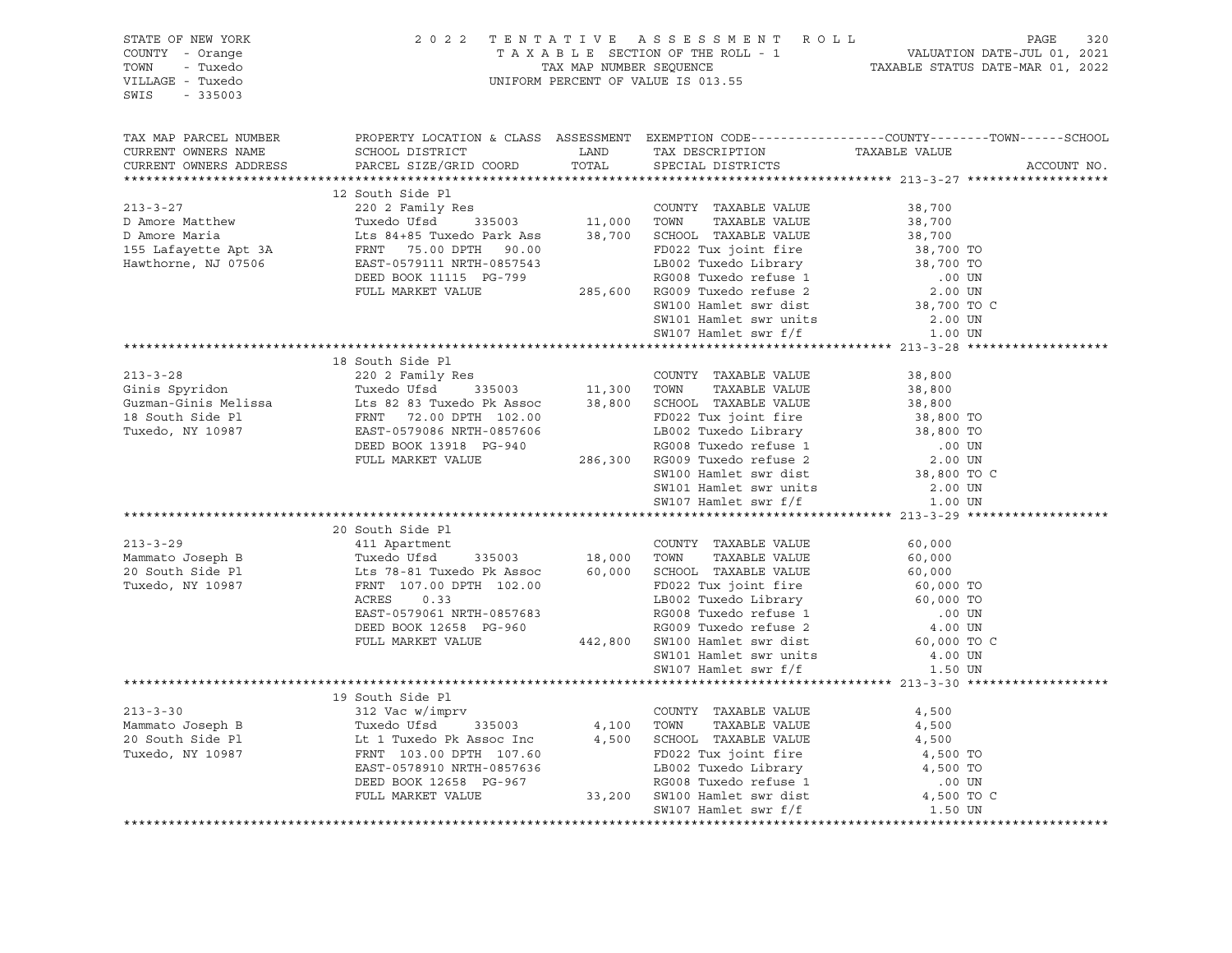STATE OF NEW YORK
COUNTY - Orange
TOWN - Tuxedo
VILLAGE - Tuxedo
SWIS - 335003

2022 TENTATIVE ASSESSMENT ROLL
TAXABLE SECTION OF THE ROLL - 1
TAX MAP NUMBER SEQUENCE
UNIFORM PERCENT OF VALUE IS 013.55

VALUATION DATE-JUL 01, 2021
TAXABLE STATUS DATE-MAR 01, 2022

| TAX MAP PARCEL NUMBER / CURRENT OWNERS NAME / CURRENT OWNERS ADDRESS | PROPERTY LOCATION & CLASS / SCHOOL DISTRICT / PARCEL SIZE/GRID COORD | ASSESSMENT LAND | TOTAL | EXEMPTION CODE / TAX DESCRIPTION / SPECIAL DISTRICTS | TAXABLE VALUE (COUNTY--TOWN--SCHOOL) | ACCOUNT NO. |
|---|---|---|---|---|---|---|
| **213-3-27** | 12 South Side Pl | | | | | |
| 213-3-27 | 220 2 Family Res | | | COUNTY TAXABLE VALUE | 38,700 | |
| D Amore Matthew | Tuxedo Ufsd 335003 | 11,000 | | TOWN TAXABLE VALUE | 38,700 | |
| D Amore Maria | Lts 84+85 Tuxedo Park Ass | | 38,700 | SCHOOL TAXABLE VALUE | 38,700 | |
| 155 Lafayette Apt 3A | FRNT 75.00 DPTH 90.00 | | | FD022 Tux joint fire | 38,700 TO | |
| Hawthorne, NJ 07506 | EAST-0579111 NRTH-0857543 | | | LB002 Tuxedo Library | 38,700 TO | |
| | DEED BOOK 11115 PG-799 | | | RG008 Tuxedo refuse 1 | .00 UN | |
| | FULL MARKET VALUE | | 285,600 | RG009 Tuxedo refuse 2 | 2.00 UN | |
| | | | | SW100 Hamlet swr dist | 38,700 TO C | |
| | | | | SW101 Hamlet swr units | 2.00 UN | |
| | | | | SW107 Hamlet swr f/f | 1.00 UN | |
| **213-3-28** | 18 South Side Pl | | | | | |
| 213-3-28 | 220 2 Family Res | | | COUNTY TAXABLE VALUE | 38,800 | |
| Ginis Spyridon | Tuxedo Ufsd 335003 | 11,300 | | TOWN TAXABLE VALUE | 38,800 | |
| Guzman-Ginis Melissa | Lts 82 83 Tuxedo Pk Assoc | | 38,800 | SCHOOL TAXABLE VALUE | 38,800 | |
| 18 South Side Pl | FRNT 72.00 DPTH 102.00 | | | FD022 Tux joint fire | 38,800 TO | |
| Tuxedo, NY 10987 | EAST-0579086 NRTH-0857606 | | | LB002 Tuxedo Library | 38,800 TO | |
| | DEED BOOK 13918 PG-940 | | | RG008 Tuxedo refuse 1 | .00 UN | |
| | FULL MARKET VALUE | | 286,300 | RG009 Tuxedo refuse 2 | 2.00 UN | |
| | | | | SW100 Hamlet swr dist | 38,800 TO C | |
| | | | | SW101 Hamlet swr units | 2.00 UN | |
| | | | | SW107 Hamlet swr f/f | 1.00 UN | |
| **213-3-29** | 20 South Side Pl | | | | | |
| 213-3-29 | 411 Apartment | | | COUNTY TAXABLE VALUE | 60,000 | |
| Mammato Joseph B | Tuxedo Ufsd 335003 | 18,000 | | TOWN TAXABLE VALUE | 60,000 | |
| 20 South Side Pl | Lts 78-81 Tuxedo Pk Assoc | | 60,000 | SCHOOL TAXABLE VALUE | 60,000 | |
| Tuxedo, NY 10987 | FRNT 107.00 DPTH 102.00 | | | FD022 Tux joint fire | 60,000 TO | |
| | ACRES 0.33 | | | LB002 Tuxedo Library | 60,000 TO | |
| | EAST-0579061 NRTH-0857683 | | | RG008 Tuxedo refuse 1 | .00 UN | |
| | DEED BOOK 12658 PG-960 | | | RG009 Tuxedo refuse 2 | 4.00 UN | |
| | FULL MARKET VALUE | | 442,800 | SW100 Hamlet swr dist | 60,000 TO C | |
| | | | | SW101 Hamlet swr units | 4.00 UN | |
| | | | | SW107 Hamlet swr f/f | 1.50 UN | |
| **213-3-30** | 19 South Side Pl | | | | | |
| 213-3-30 | 312 Vac w/imprv | | | COUNTY TAXABLE VALUE | 4,500 | |
| Mammato Joseph B | Tuxedo Ufsd 335003 | 4,100 | | TOWN TAXABLE VALUE | 4,500 | |
| 20 South Side Pl | Lt 1 Tuxedo Pk Assoc Inc | | 4,500 | SCHOOL TAXABLE VALUE | 4,500 | |
| Tuxedo, NY 10987 | FRNT 103.00 DPTH 107.60 | | | FD022 Tux joint fire | 4,500 TO | |
| | EAST-0578910 NRTH-0857636 | | | LB002 Tuxedo Library | 4,500 TO | |
| | DEED BOOK 12658 PG-967 | | | RG008 Tuxedo refuse 1 | .00 UN | |
| | FULL MARKET VALUE | | 33,200 | SW100 Hamlet swr dist | 4,500 TO C | |
| | | | | SW107 Hamlet swr f/f | 1.50 UN | |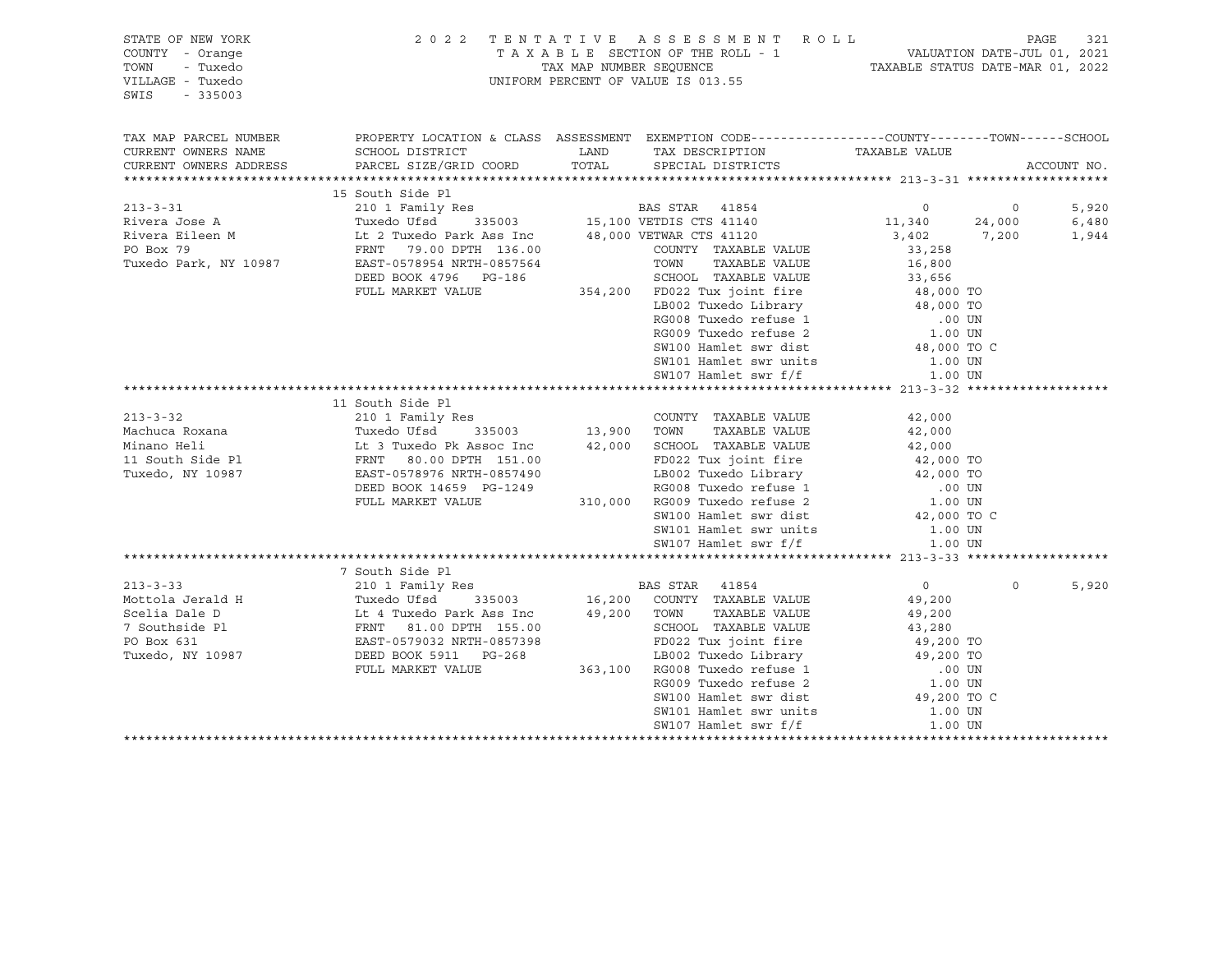STATE OF NEW YORK
COUNTY - Orange
TOWN - Tuxedo
VILLAGE - Tuxedo
SWIS - 335003

2 0 2 2 T E N T A T I V E A S S E S S M E N T R O L L
T A X A B L E SECTION OF THE ROLL - 1
TAX MAP NUMBER SEQUENCE
UNIFORM PERCENT OF VALUE IS 013.55

VALUATION DATE-JUL 01, 2021
TAXABLE STATUS DATE-MAR 01, 2022

| TAX MAP PARCEL NUMBER<br>CURRENT OWNERS NAME<br>CURRENT OWNERS ADDRESS | PROPERTY LOCATION & CLASS<br>SCHOOL DISTRICT<br>PARCEL SIZE/GRID COORD | ASSESSMENT<br>LAND<br>TOTAL | EXEMPTION CODE<br>TAX DESCRIPTION<br>SPECIAL DISTRICTS | COUNTY<br>TAXABLE VALUE | TOWN | SCHOOL<br>ACCOUNT NO. |
|---|---|---|---|---|---|---|
| **213-3-31** | 15 South Side Pl | | | | | |
| 213-3-31 | 210 1 Family Res | | BAS STAR 41854 | 0 | 0 | 5,920 |
| Rivera Jose A | Tuxedo Ufsd 335003 | 15,100 | VETDIS CTS 41140 | 11,340 | 24,000 | 6,480 |
| Rivera Eileen M | Lt 2 Tuxedo Park Ass Inc | 48,000 | VETWAR CTS 41120 | 3,402 | 7,200 | 1,944 |
| PO Box 79 | FRNT 79.00 DPTH 136.00 | | COUNTY TAXABLE VALUE | 33,258 | | |
| Tuxedo Park, NY 10987 | EAST-0578954 NRTH-0857564 | | TOWN TAXABLE VALUE | 16,800 | | |
| | DEED BOOK 4796 PG-186 | | SCHOOL TAXABLE VALUE | 33,656 | | |
| | FULL MARKET VALUE | 354,200 | FD022 Tux joint fire | 48,000 TO | | |
| | | | LB002 Tuxedo Library | 48,000 TO | | |
| | | | RG008 Tuxedo refuse 1 | .00 UN | | |
| | | | RG009 Tuxedo refuse 2 | 1.00 UN | | |
| | | | SW100 Hamlet swr dist | 48,000 TO C | | |
| | | | SW101 Hamlet swr units | 1.00 UN | | |
| | | | SW107 Hamlet swr f/f | 1.00 UN | | |
| **213-3-32** | 11 South Side Pl | | | | | |
| 213-3-32 | 210 1 Family Res | | COUNTY TAXABLE VALUE | 42,000 | | |
| Machuca Roxana | Tuxedo Ufsd 335003 | 13,900 | TOWN TAXABLE VALUE | 42,000 | | |
| Minano Heli | Lt 3 Tuxedo Pk Assoc Inc | 42,000 | SCHOOL TAXABLE VALUE | 42,000 | | |
| 11 South Side Pl | FRNT 80.00 DPTH 151.00 | | FD022 Tux joint fire | 42,000 TO | | |
| Tuxedo, NY 10987 | EAST-0578976 NRTH-0857490 | | LB002 Tuxedo Library | 42,000 TO | | |
| | DEED BOOK 14659 PG-1249 | | RG008 Tuxedo refuse 1 | .00 UN | | |
| | FULL MARKET VALUE | 310,000 | RG009 Tuxedo refuse 2 | 1.00 UN | | |
| | | | SW100 Hamlet swr dist | 42,000 TO C | | |
| | | | SW101 Hamlet swr units | 1.00 UN | | |
| | | | SW107 Hamlet swr f/f | 1.00 UN | | |
| **213-3-33** | 7 South Side Pl | | | | | |
| 213-3-33 | 210 1 Family Res | | BAS STAR 41854 | 0 | 0 | 5,920 |
| Mottola Jerald H | Tuxedo Ufsd 335003 | 16,200 | COUNTY TAXABLE VALUE | 49,200 | | |
| Scelia Dale D | Lt 4 Tuxedo Park Ass Inc | 49,200 | TOWN TAXABLE VALUE | 49,200 | | |
| 7 Southside Pl | FRNT 81.00 DPTH 155.00 | | SCHOOL TAXABLE VALUE | 43,280 | | |
| PO Box 631 | EAST-0579032 NRTH-0857398 | | FD022 Tux joint fire | 49,200 TO | | |
| Tuxedo, NY 10987 | DEED BOOK 5911 PG-268 | | LB002 Tuxedo Library | 49,200 TO | | |
| | FULL MARKET VALUE | 363,100 | RG008 Tuxedo refuse 1 | .00 UN | | |
| | | | RG009 Tuxedo refuse 2 | 1.00 UN | | |
| | | | SW100 Hamlet swr dist | 49,200 TO C | | |
| | | | SW101 Hamlet swr units | 1.00 UN | | |
| | | | SW107 Hamlet swr f/f | 1.00 UN | | |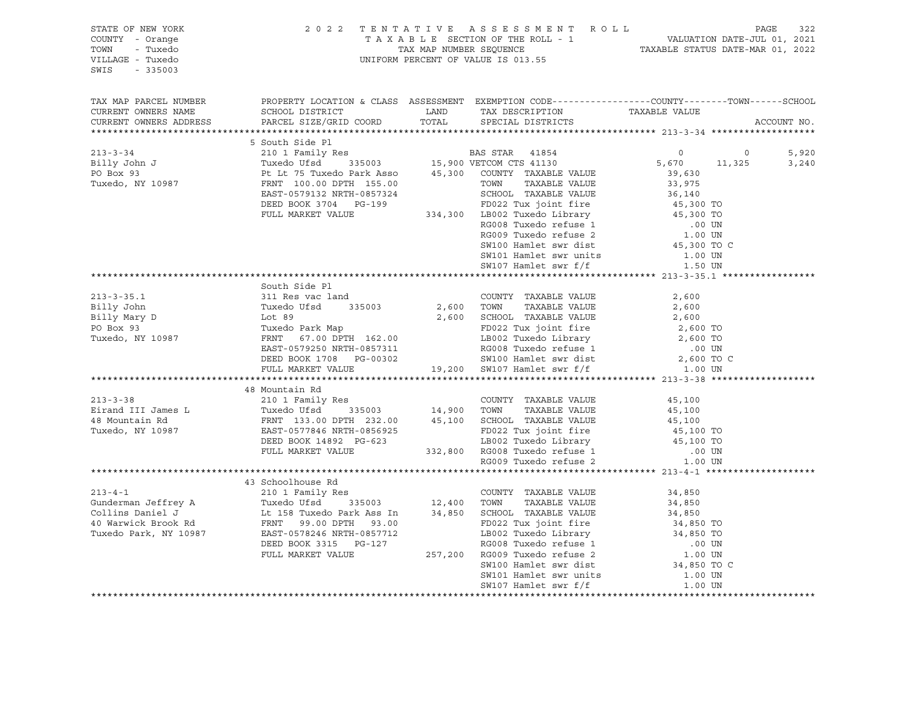STATE OF NEW YORK
COUNTY - Orange
TOWN - Tuxedo
VILLAGE - Tuxedo
SWIS - 335003

2022 TENTATIVE ASSESSMENT ROLL
TAXABLE SECTION OF THE ROLL - 1
TAX MAP NUMBER SEQUENCE
UNIFORM PERCENT OF VALUE IS 013.55

VALUATION DATE-JUL 01, 2021
TAXABLE STATUS DATE-MAR 01, 2022

```
TAX MAP PARCEL NUMBER     PROPERTY LOCATION & CLASS  ASSESSMENT  EXEMPTION CODE------------------COUNTY--------TOWN------SCHOOL
CURRENT OWNERS NAME       SCHOOL DISTRICT               LAND      TAX DESCRIPTION              TAXABLE VALUE
CURRENT OWNERS ADDRESS    PARCEL SIZE/GRID COORD        TOTAL     SPECIAL DISTRICTS                                       ACCOUNT NO.
******************************************************************************************************* 213-3-34 *******************
                          5 South Side Pl
213-3-34                  210 1 Family Res                       BAS STAR  41854                 0             0        5,920
Billy John J              Tuxedo Ufsd      335003      15,900 VETCOM CTS 41130               5,670        11,325        3,240
PO Box 93                 Pt Lt 75 Tuxedo Park Asso    45,300    COUNTY  TAXABLE VALUE          39,630
Tuxedo, NY 10987          FRNT 100.00 DPTH 155.00               TOWN    TAXABLE VALUE          33,975
                          EAST-0579132 NRTH-0857324             SCHOOL  TAXABLE VALUE          36,140
                          DEED BOOK 3704   PG-199               FD022 Tux joint fire            45,300 TO
                          FULL MARKET VALUE           334,300    LB002 Tuxedo Library            45,300 TO
                                                                 RG008 Tuxedo refuse 1              .00 UN
                                                                 RG009 Tuxedo refuse 2             1.00 UN
                                                                 SW100 Hamlet swr dist           45,300 TO C
                                                                 SW101 Hamlet swr units            1.00 UN
                                                                 SW107 Hamlet swr f/f              1.50 UN
******************************************************************************************************* 213-3-35.1 *****************
                          South Side Pl
213-3-35.1                311 Res vac land                       COUNTY  TAXABLE VALUE           2,600
Billy John                Tuxedo Ufsd      335003       2,600    TOWN    TAXABLE VALUE           2,600
Billy Mary D              Lot 89                        2,600    SCHOOL  TAXABLE VALUE           2,600
PO Box 93                 Tuxedo Park Map                        FD022 Tux joint fire             2,600 TO
Tuxedo, NY 10987          FRNT  67.00 DPTH 162.00               LB002 Tuxedo Library             2,600 TO
                          EAST-0579250 NRTH-0857311             RG008 Tuxedo refuse 1              .00 UN
                          DEED BOOK 1708   PG-00302             SW100 Hamlet swr dist            2,600 TO C
                          FULL MARKET VALUE            19,200    SW107 Hamlet swr f/f              1.00 UN
******************************************************************************************************* 213-3-38 *******************
                          48 Mountain Rd
213-3-38                  210 1 Family Res                       COUNTY  TAXABLE VALUE          45,100
Eirand III James L        Tuxedo Ufsd      335003      14,900    TOWN    TAXABLE VALUE          45,100
48 Mountain Rd            FRNT 133.00 DPTH 232.00      45,100    SCHOOL  TAXABLE VALUE          45,100
Tuxedo, NY 10987          EAST-0577846 NRTH-0856925             FD022 Tux joint fire            45,100 TO
                          DEED BOOK 14892  PG-623               LB002 Tuxedo Library            45,100 TO
                          FULL MARKET VALUE           332,800    RG008 Tuxedo refuse 1              .00 UN
                                                                 RG009 Tuxedo refuse 2             1.00 UN
******************************************************************************************************* 213-4-1 ********************
                          43 Schoolhouse Rd
213-4-1                   210 1 Family Res                       COUNTY  TAXABLE VALUE          34,850
Gunderman Jeffrey A       Tuxedo Ufsd      335003      12,400    TOWN    TAXABLE VALUE          34,850
Collins Daniel J          Lt 158 Tuxedo Park Ass In    34,850    SCHOOL  TAXABLE VALUE          34,850
40 Warwick Brook Rd       FRNT  99.00 DPTH  93.00               FD022 Tux joint fire            34,850 TO
Tuxedo Park, NY 10987     EAST-0578246 NRTH-0857712             LB002 Tuxedo Library            34,850 TO
                          DEED BOOK 3315   PG-127               RG008 Tuxedo refuse 1              .00 UN
                          FULL MARKET VALUE           257,200    RG009 Tuxedo refuse 2             1.00 UN
                                                                 SW100 Hamlet swr dist           34,850 TO C
                                                                 SW101 Hamlet swr units            1.00 UN
                                                                 SW107 Hamlet swr f/f              1.00 UN
************************************************************************************************************************************
```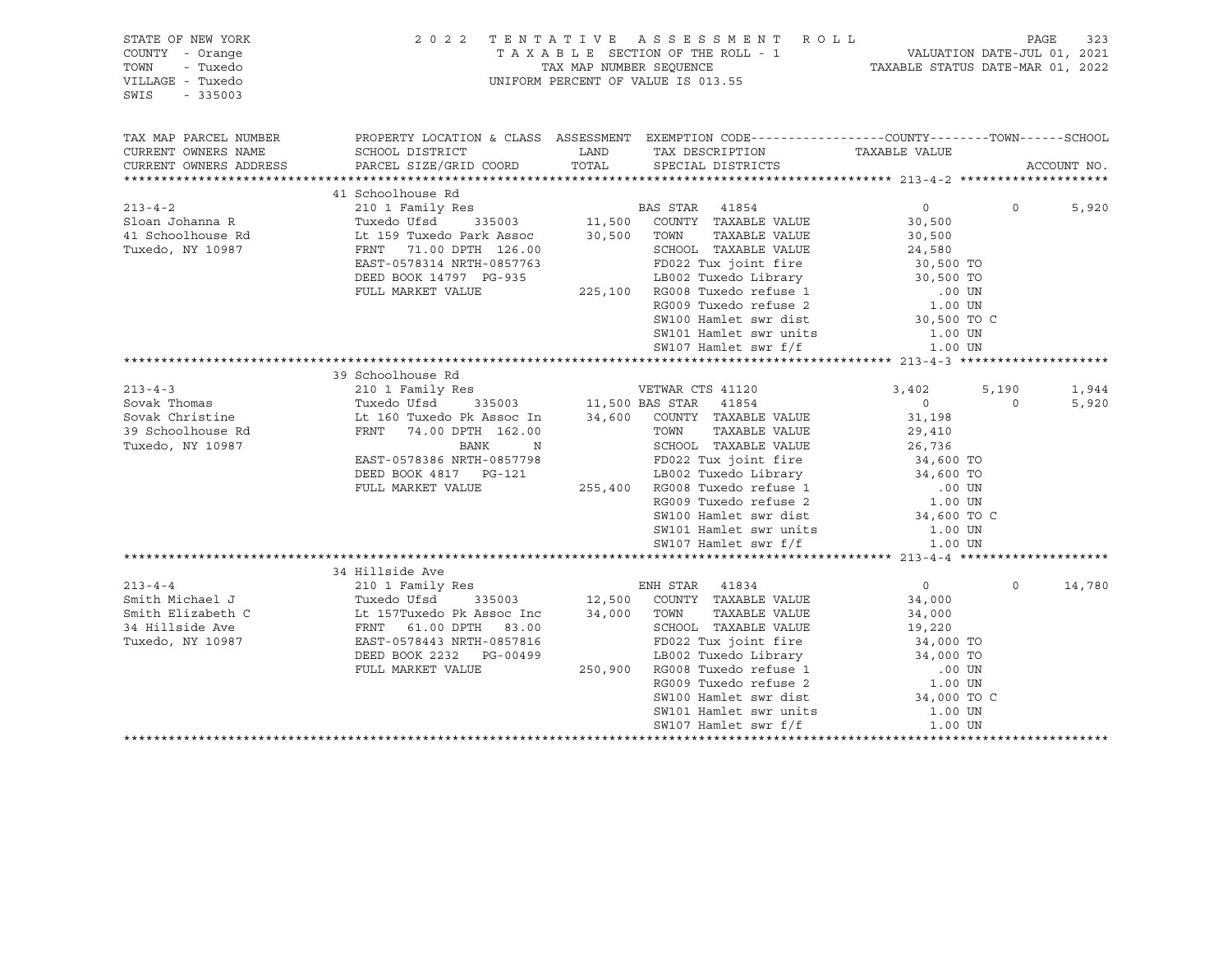STATE OF NEW YORK 2 0 2 2 T E N T A T I V E A S S E S S M E N T R O L L PAGE 323
COUNTY - Orange T A X A B L E SECTION OF THE ROLL - 1 VALUATION DATE-JUL 01, 2021
TOWN - Tuxedo TAX MAP NUMBER SEQUENCE TAXABLE STATUS DATE-MAR 01, 2022
VILLAGE - Tuxedo UNIFORM PERCENT OF VALUE IS 013.55
SWIS - 335003

```
TAX MAP PARCEL NUMBER          PROPERTY LOCATION & CLASS  ASSESSMENT  EXEMPTION CODE------------------COUNTY--------TOWN------SCHOOL
CURRENT OWNERS NAME            SCHOOL DISTRICT               LAND      TAX DESCRIPTION            TAXABLE VALUE
CURRENT OWNERS ADDRESS         PARCEL SIZE/GRID COORD        TOTAL     SPECIAL DISTRICTS                                  ACCOUNT NO.
******************************************************************************************************* 213-4-2 ********************
                               41 Schoolhouse Rd
213-4-2                        210 1 Family Res                        BAS STAR  41854                  0         0      5,920
Sloan Johanna R                Tuxedo Ufsd     335003        11,500    COUNTY  TAXABLE VALUE          30,500
41 Schoolhouse Rd              Lt 159 Tuxedo Park Assoc      30,500    TOWN    TAXABLE VALUE          30,500
Tuxedo, NY 10987               FRNT   71.00 DPTH 126.00                SCHOOL  TAXABLE VALUE          24,580
                               EAST-0578314 NRTH-0857763               FD022 Tux joint fire            30,500 TO
                               DEED BOOK 14797  PG-935                 LB002 Tuxedo Library            30,500 TO
                               FULL MARKET VALUE            225,100    RG008 Tuxedo refuse 1              .00 UN
                                                                       RG009 Tuxedo refuse 2             1.00 UN
                                                                       SW100 Hamlet swr dist           30,500 TO C
                                                                       SW101 Hamlet swr units            1.00 UN
                                                                       SW107 Hamlet swr f/f              1.00 UN
******************************************************************************************************* 213-4-3 ********************
                               39 Schoolhouse Rd
213-4-3                        210 1 Family Res                        VETWAR CTS 41120             3,402     5,190      1,944
Sovak Thomas                   Tuxedo Ufsd     335003        11,500 BAS STAR  41854                     0         0      5,920
Sovak Christine                Lt 160 Tuxedo Pk Assoc In     34,600    COUNTY  TAXABLE VALUE          31,198
39 Schoolhouse Rd              FRNT   74.00 DPTH 162.00                TOWN    TAXABLE VALUE          29,410
Tuxedo, NY 10987                            BANK       N               SCHOOL  TAXABLE VALUE          26,736
                               EAST-0578386 NRTH-0857798               FD022 Tux joint fire            34,600 TO
                               DEED BOOK 4817    PG-121                LB002 Tuxedo Library            34,600 TO
                               FULL MARKET VALUE            255,400    RG008 Tuxedo refuse 1              .00 UN
                                                                       RG009 Tuxedo refuse 2             1.00 UN
                                                                       SW100 Hamlet swr dist           34,600 TO C
                                                                       SW101 Hamlet swr units            1.00 UN
                                                                       SW107 Hamlet swr f/f              1.00 UN
******************************************************************************************************* 213-4-4 ********************
                               34 Hillside Ave
213-4-4                        210 1 Family Res                        ENH STAR  41834                  0         0     14,780
Smith Michael J                Tuxedo Ufsd     335003        12,500    COUNTY  TAXABLE VALUE          34,000
Smith Elizabeth C              Lt 157Tuxedo Pk Assoc Inc     34,000    TOWN    TAXABLE VALUE          34,000
34 Hillside Ave                FRNT   61.00 DPTH  83.00                SCHOOL  TAXABLE VALUE          19,220
Tuxedo, NY 10987               EAST-0578443 NRTH-0857816               FD022 Tux joint fire            34,000 TO
                               DEED BOOK 2232    PG-00499              LB002 Tuxedo Library            34,000 TO
                               FULL MARKET VALUE            250,900    RG008 Tuxedo refuse 1              .00 UN
                                                                       RG009 Tuxedo refuse 2             1.00 UN
                                                                       SW100 Hamlet swr dist           34,000 TO C
                                                                       SW101 Hamlet swr units            1.00 UN
                                                                       SW107 Hamlet swr f/f              1.00 UN
************************************************************************************************************************************
```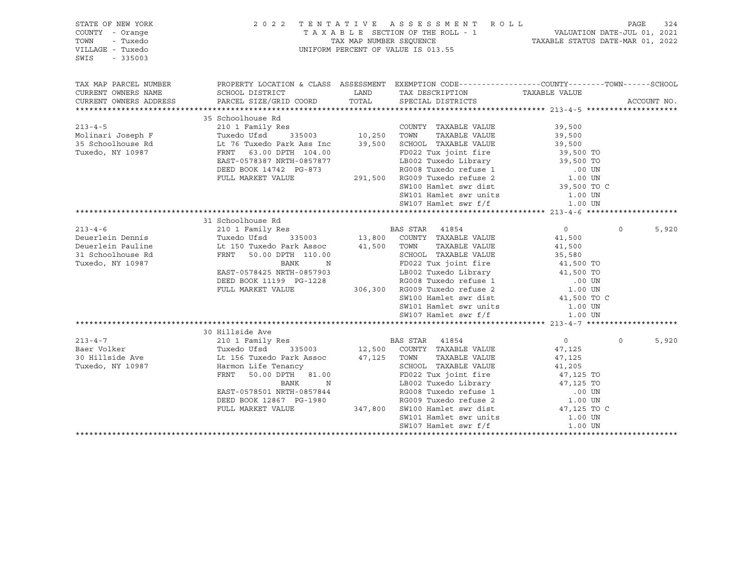STATE OF NEW YORK
COUNTY - Orange
TOWN - Tuxedo
VILLAGE - Tuxedo
SWIS - 335003

2022 TENTATIVE ASSESSMENT ROLL
TAXABLE SECTION OF THE ROLL - 1
TAX MAP NUMBER SEQUENCE
UNIFORM PERCENT OF VALUE IS 013.55

VALUATION DATE-JUL 01, 2021
TAXABLE STATUS DATE-MAR 01, 2022

| TAX MAP PARCEL NUMBER / CURRENT OWNERS NAME / CURRENT OWNERS ADDRESS | PROPERTY LOCATION & CLASS / SCHOOL DISTRICT / PARCEL SIZE/GRID COORD | ASSESSMENT LAND / TOTAL | EXEMPTION CODE / TAX DESCRIPTION / SPECIAL DISTRICTS | COUNTY | TOWN | SCHOOL / ACCOUNT NO. |
|---|---|---|---|---|---|---|
| **213-4-5** | 35 Schoolhouse Rd | | | | | |
| | 210 1 Family Res | | COUNTY TAXABLE VALUE | 39,500 | | |
| Molinari Joseph F | Tuxedo Ufsd 335003 | 10,250 | TOWN TAXABLE VALUE | 39,500 | | |
| 35 Schoolhouse Rd | Lt 76 Tuxedo Park Ass Inc | 39,500 | SCHOOL TAXABLE VALUE | 39,500 | | |
| Tuxedo, NY 10987 | FRNT 63.00 DPTH 104.00 | | FD022 Tux joint fire | 39,500 TO | | |
| | EAST-0578387 NRTH-0857877 | | LB002 Tuxedo Library | 39,500 TO | | |
| | DEED BOOK 14742 PG-873 | | RG008 Tuxedo refuse 1 | .00 UN | | |
| | FULL MARKET VALUE | 291,500 | RG009 Tuxedo refuse 2 | 1.00 UN | | |
| | | | SW100 Hamlet swr dist | 39,500 TO C | | |
| | | | SW101 Hamlet swr units | 1.00 UN | | |
| | | | SW107 Hamlet swr f/f | 1.00 UN | | |
| **213-4-6** | 31 Schoolhouse Rd | | | | | |
| | 210 1 Family Res | | BAS STAR 41854 | 0 | 0 | 5,920 |
| Deuerlein Dennis | Tuxedo Ufsd 335003 | 13,800 | COUNTY TAXABLE VALUE | 41,500 | | |
| Deuerlein Pauline | Lt 150 Tuxedo Park Assoc | 41,500 | TOWN TAXABLE VALUE | 41,500 | | |
| 31 Schoolhouse Rd | FRNT 50.00 DPTH 110.00 | | SCHOOL TAXABLE VALUE | 35,580 | | |
| Tuxedo, NY 10987 | BANK N | | FD022 Tux joint fire | 41,500 TO | | |
| | EAST-0578425 NRTH-0857903 | | LB002 Tuxedo Library | 41,500 TO | | |
| | DEED BOOK 11199 PG-1228 | | RG008 Tuxedo refuse 1 | .00 UN | | |
| | FULL MARKET VALUE | 306,300 | RG009 Tuxedo refuse 2 | 1.00 UN | | |
| | | | SW100 Hamlet swr dist | 41,500 TO C | | |
| | | | SW101 Hamlet swr units | 1.00 UN | | |
| | | | SW107 Hamlet swr f/f | 1.00 UN | | |
| **213-4-7** | 30 Hillside Ave | | | | | |
| | 210 1 Family Res | | BAS STAR 41854 | 0 | 0 | 5,920 |
| Baer Volker | Tuxedo Ufsd 335003 | 12,500 | COUNTY TAXABLE VALUE | 47,125 | | |
| 30 Hillside Ave | Lt 156 Tuxedo Park Assoc | 47,125 | TOWN TAXABLE VALUE | 47,125 | | |
| Tuxedo, NY 10987 | Harmon Life Tenancy | | SCHOOL TAXABLE VALUE | 41,205 | | |
| | FRNT 50.00 DPTH 81.00 | | FD022 Tux joint fire | 47,125 TO | | |
| | BANK N | | LB002 Tuxedo Library | 47,125 TO | | |
| | EAST-0578501 NRTH-0857844 | | RG008 Tuxedo refuse 1 | .00 UN | | |
| | DEED BOOK 12867 PG-1980 | | RG009 Tuxedo refuse 2 | 1.00 UN | | |
| | FULL MARKET VALUE | 347,800 | SW100 Hamlet swr dist | 47,125 TO C | | |
| | | | SW101 Hamlet swr units | 1.00 UN | | |
| | | | SW107 Hamlet swr f/f | 1.00 UN | | |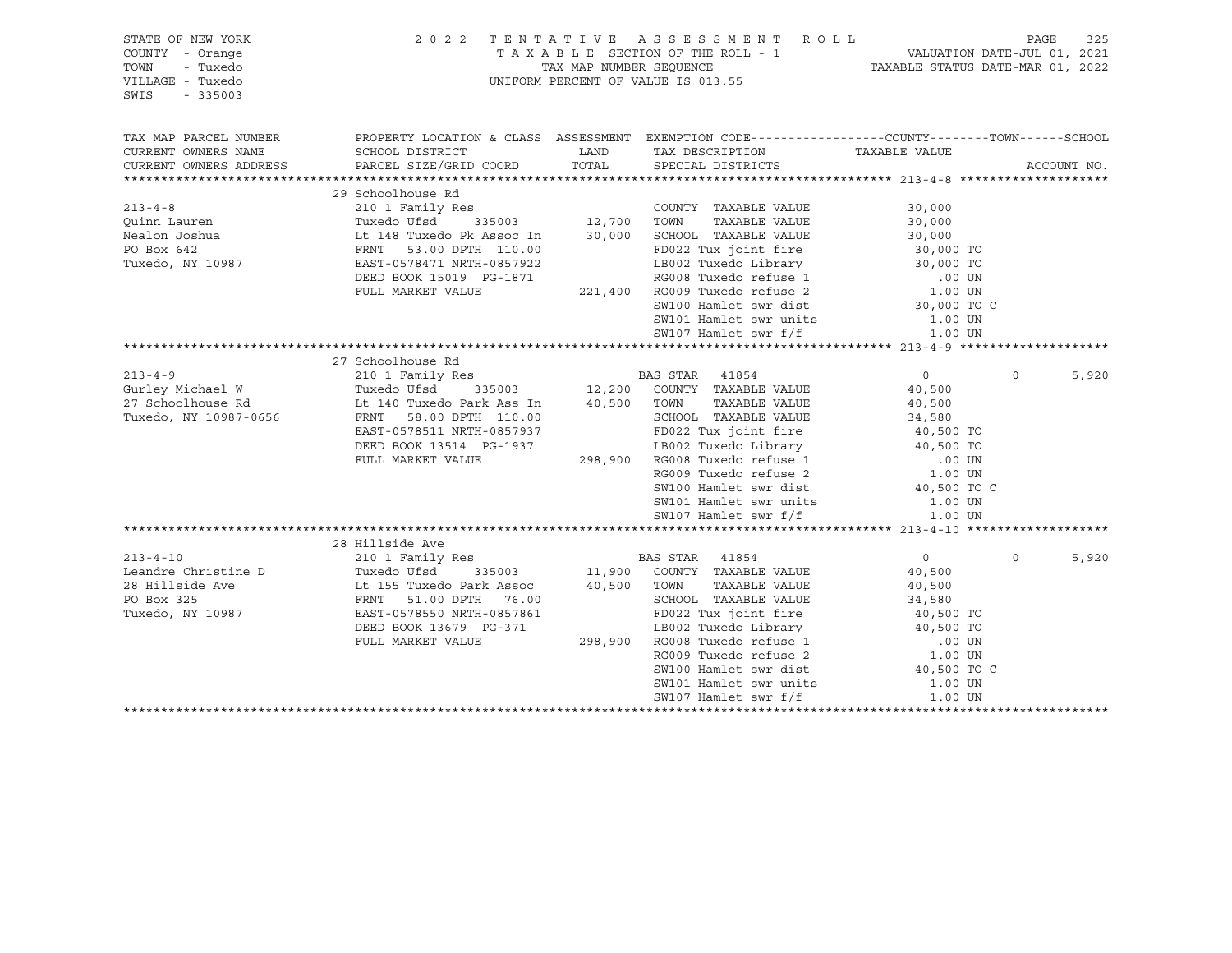STATE OF NEW YORK | 2022 TENTATIVE ASSESSMENT ROLL
COUNTY - Orange | TAXABLE SECTION OF THE ROLL - 1 | VALUATION DATE-JUL 01, 2021
TOWN - Tuxedo | TAX MAP NUMBER SEQUENCE | TAXABLE STATUS DATE-MAR 01, 2022
VILLAGE - Tuxedo | UNIFORM PERCENT OF VALUE IS 013.55
SWIS - 335003

| TAX MAP PARCEL NUMBER / CURRENT OWNERS NAME / CURRENT OWNERS ADDRESS | PROPERTY LOCATION & CLASS / SCHOOL DISTRICT / PARCEL SIZE/GRID COORD | ASSESSMENT LAND / TOTAL | EXEMPTION CODE / TAX DESCRIPTION / SPECIAL DISTRICTS | COUNTY / TAXABLE VALUE | TOWN | SCHOOL / ACCOUNT NO. |
|---|---|---|---|---|---|---|
| **213-4-8** | 29 Schoolhouse Rd | | | | | |
| 213-4-8 | 210 1 Family Res | | COUNTY TAXABLE VALUE | 30,000 | | |
| Quinn Lauren | Tuxedo Ufsd 335003 | 12,700 | TOWN TAXABLE VALUE | 30,000 | | |
| Nealon Joshua | Lt 148 Tuxedo Pk Assoc In | 30,000 | SCHOOL TAXABLE VALUE | 30,000 | | |
| PO Box 642 | FRNT 53.00 DPTH 110.00 | | FD022 Tux joint fire | 30,000 TO | | |
| Tuxedo, NY 10987 | EAST-0578471 NRTH-0857922 | | LB002 Tuxedo Library | 30,000 TO | | |
| | DEED BOOK 15019 PG-1871 | | RG008 Tuxedo refuse 1 | .00 UN | | |
| | FULL MARKET VALUE | 221,400 | RG009 Tuxedo refuse 2 | 1.00 UN | | |
| | | | SW100 Hamlet swr dist | 30,000 TO C | | |
| | | | SW101 Hamlet swr units | 1.00 UN | | |
| | | | SW107 Hamlet swr f/f | 1.00 UN | | |
| **213-4-9** | 27 Schoolhouse Rd | | | | | |
| 213-4-9 | 210 1 Family Res | | BAS STAR 41854 | 0 | 0 | 5,920 |
| Gurley Michael W | Tuxedo Ufsd 335003 | 12,200 | COUNTY TAXABLE VALUE | 40,500 | | |
| 27 Schoolhouse Rd | Lt 140 Tuxedo Park Ass In | 40,500 | TOWN TAXABLE VALUE | 40,500 | | |
| Tuxedo, NY 10987-0656 | FRNT 58.00 DPTH 110.00 | | SCHOOL TAXABLE VALUE | 34,580 | | |
| | EAST-0578511 NRTH-0857937 | | FD022 Tux joint fire | 40,500 TO | | |
| | DEED BOOK 13514 PG-1937 | | LB002 Tuxedo Library | 40,500 TO | | |
| | FULL MARKET VALUE | 298,900 | RG008 Tuxedo refuse 1 | .00 UN | | |
| | | | RG009 Tuxedo refuse 2 | 1.00 UN | | |
| | | | SW100 Hamlet swr dist | 40,500 TO C | | |
| | | | SW101 Hamlet swr units | 1.00 UN | | |
| | | | SW107 Hamlet swr f/f | 1.00 UN | | |
| **213-4-10** | 28 Hillside Ave | | | | | |
| 213-4-10 | 210 1 Family Res | | BAS STAR 41854 | 0 | 0 | 5,920 |
| Leandre Christine D | Tuxedo Ufsd 335003 | 11,900 | COUNTY TAXABLE VALUE | 40,500 | | |
| 28 Hillside Ave | Lt 155 Tuxedo Park Assoc | 40,500 | TOWN TAXABLE VALUE | 40,500 | | |
| PO Box 325 | FRNT 51.00 DPTH 76.00 | | SCHOOL TAXABLE VALUE | 34,580 | | |
| Tuxedo, NY 10987 | EAST-0578550 NRTH-0857861 | | FD022 Tux joint fire | 40,500 TO | | |
| | DEED BOOK 13679 PG-371 | | LB002 Tuxedo Library | 40,500 TO | | |
| | FULL MARKET VALUE | 298,900 | RG008 Tuxedo refuse 1 | .00 UN | | |
| | | | RG009 Tuxedo refuse 2 | 1.00 UN | | |
| | | | SW100 Hamlet swr dist | 40,500 TO C | | |
| | | | SW101 Hamlet swr units | 1.00 UN | | |
| | | | SW107 Hamlet swr f/f | 1.00 UN | | |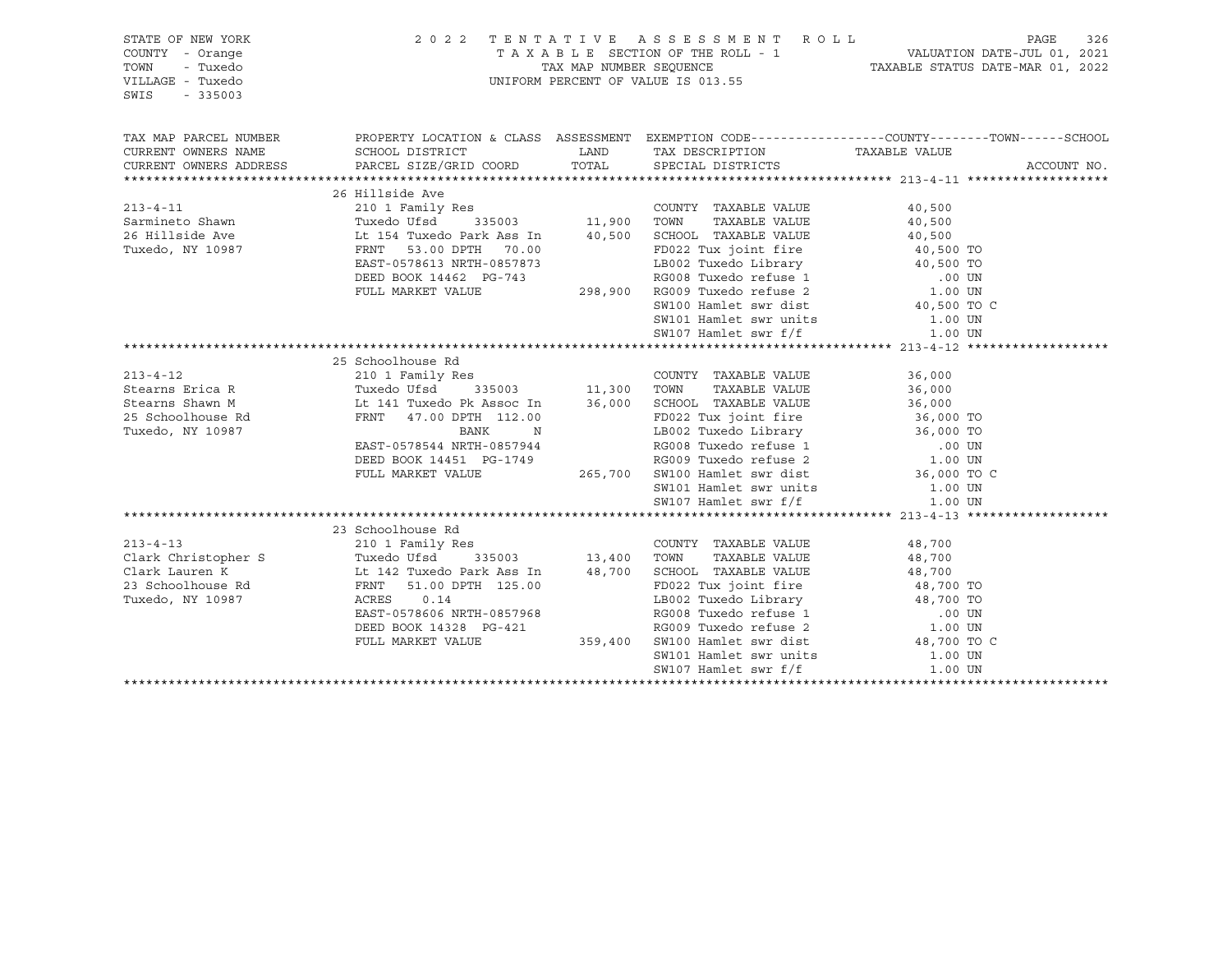STATE OF NEW YORK
COUNTY - Orange
TOWN - Tuxedo
VILLAGE - Tuxedo
SWIS - 335003

2022 TENTATIVE ASSESSMENT ROLL
TAXABLE SECTION OF THE ROLL - 1
TAX MAP NUMBER SEQUENCE
UNIFORM PERCENT OF VALUE IS 013.55

VALUATION DATE-JUL 01, 2021
TAXABLE STATUS DATE-MAR 01, 2022

| TAX MAP PARCEL NUMBER / CURRENT OWNERS NAME / CURRENT OWNERS ADDRESS | PROPERTY LOCATION & CLASS / SCHOOL DISTRICT / PARCEL SIZE/GRID COORD | ASSESSMENT LAND / TOTAL | EXEMPTION CODE / TAX DESCRIPTION / SPECIAL DISTRICTS | COUNTY--------TOWN------SCHOOL TAXABLE VALUE | ACCOUNT NO. |
|---|---|---|---|---|---|
| **213-4-11** | 26 Hillside Ave | | | | |
| 213-4-11 | 210 1 Family Res | | COUNTY TAXABLE VALUE | 40,500 | |
| Sarmineto Shawn | Tuxedo Ufsd 335003 | 11,900 | TOWN TAXABLE VALUE | 40,500 | |
| 26 Hillside Ave | Lt 154 Tuxedo Park Ass In | 40,500 | SCHOOL TAXABLE VALUE | 40,500 | |
| Tuxedo, NY 10987 | FRNT 53.00 DPTH 70.00 | | FD022 Tux joint fire | 40,500 TO | |
| | EAST-0578613 NRTH-0857873 | | LB002 Tuxedo Library | 40,500 TO | |
| | DEED BOOK 14462 PG-743 | | RG008 Tuxedo refuse 1 | .00 UN | |
| | FULL MARKET VALUE | 298,900 | RG009 Tuxedo refuse 2 | 1.00 UN | |
| | | | SW100 Hamlet swr dist | 40,500 TO C | |
| | | | SW101 Hamlet swr units | 1.00 UN | |
| | | | SW107 Hamlet swr f/f | 1.00 UN | |
| **213-4-12** | 25 Schoolhouse Rd | | | | |
| 213-4-12 | 210 1 Family Res | | COUNTY TAXABLE VALUE | 36,000 | |
| Stearns Erica R | Tuxedo Ufsd 335003 | 11,300 | TOWN TAXABLE VALUE | 36,000 | |
| Stearns Shawn M | Lt 141 Tuxedo Pk Assoc In | 36,000 | SCHOOL TAXABLE VALUE | 36,000 | |
| 25 Schoolhouse Rd | FRNT 47.00 DPTH 112.00 | | FD022 Tux joint fire | 36,000 TO | |
| Tuxedo, NY 10987 | BANK N | | LB002 Tuxedo Library | 36,000 TO | |
| | EAST-0578544 NRTH-0857944 | | RG008 Tuxedo refuse 1 | .00 UN | |
| | DEED BOOK 14451 PG-1749 | | RG009 Tuxedo refuse 2 | 1.00 UN | |
| | FULL MARKET VALUE | 265,700 | SW100 Hamlet swr dist | 36,000 TO C | |
| | | | SW101 Hamlet swr units | 1.00 UN | |
| | | | SW107 Hamlet swr f/f | 1.00 UN | |
| **213-4-13** | 23 Schoolhouse Rd | | | | |
| 213-4-13 | 210 1 Family Res | | COUNTY TAXABLE VALUE | 48,700 | |
| Clark Christopher S | Tuxedo Ufsd 335003 | 13,400 | TOWN TAXABLE VALUE | 48,700 | |
| Clark Lauren K | Lt 142 Tuxedo Park Ass In | 48,700 | SCHOOL TAXABLE VALUE | 48,700 | |
| 23 Schoolhouse Rd | FRNT 51.00 DPTH 125.00 | | FD022 Tux joint fire | 48,700 TO | |
| Tuxedo, NY 10987 | ACRES 0.14 | | LB002 Tuxedo Library | 48,700 TO | |
| | EAST-0578606 NRTH-0857968 | | RG008 Tuxedo refuse 1 | .00 UN | |
| | DEED BOOK 14328 PG-421 | | RG009 Tuxedo refuse 2 | 1.00 UN | |
| | FULL MARKET VALUE | 359,400 | SW100 Hamlet swr dist | 48,700 TO C | |
| | | | SW101 Hamlet swr units | 1.00 UN | |
| | | | SW107 Hamlet swr f/f | 1.00 UN | |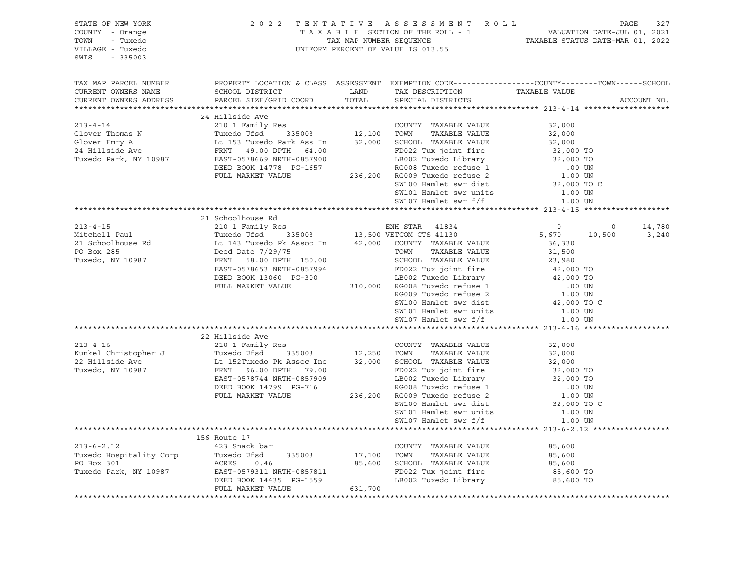STATE OF NEW YORK
COUNTY - Orange
TOWN - Tuxedo
VILLAGE - Tuxedo
SWIS - 335003

2022 TENTATIVE ASSESSMENT ROLL
TAXABLE SECTION OF THE ROLL - 1
TAX MAP NUMBER SEQUENCE
UNIFORM PERCENT OF VALUE IS 013.55

VALUATION DATE-JUL 01, 2021
TAXABLE STATUS DATE-MAR 01, 2022

| TAX MAP PARCEL NUMBER / CURRENT OWNERS NAME / CURRENT OWNERS ADDRESS | PROPERTY LOCATION & CLASS / SCHOOL DISTRICT / PARCEL SIZE/GRID COORD | ASSESSMENT LAND / TOTAL | EXEMPTION CODE / TAX DESCRIPTION / SPECIAL DISTRICTS | COUNTY | TOWN | SCHOOL |
|---|---|---|---|---|---|---|
| **213-4-14** | 24 Hillside Ave | | | | | |
| 213-4-14 | 210 1 Family Res | | COUNTY TAXABLE VALUE | 32,000 | | |
| Glover Thomas N | Tuxedo Ufsd 335003 | 12,100 | TOWN TAXABLE VALUE | 32,000 | | |
| Glover Emry A | Lt 153 Tuxedo Park Ass In | 32,000 | SCHOOL TAXABLE VALUE | 32,000 | | |
| 24 Hillside Ave | FRNT 49.00 DPTH 64.00 | | FD022 Tux joint fire | 32,000 TO | | |
| Tuxedo Park, NY 10987 | EAST-0578669 NRTH-0857900 | | LB002 Tuxedo Library | 32,000 TO | | |
| | DEED BOOK 14778 PG-1657 | | RG008 Tuxedo refuse 1 | .00 UN | | |
| | FULL MARKET VALUE | 236,200 | RG009 Tuxedo refuse 2 | 1.00 UN | | |
| | | | SW100 Hamlet swr dist | 32,000 TO C | | |
| | | | SW101 Hamlet swr units | 1.00 UN | | |
| | | | SW107 Hamlet swr f/f | 1.00 UN | | |
| **213-4-15** | 21 Schoolhouse Rd | | | | | |
| 213-4-15 | 210 1 Family Res | | ENH STAR 41834 | 0 | 0 | 14,780 |
| Mitchell Paul | Tuxedo Ufsd 335003 | 13,500 | VETCOM CTS 41130 | 5,670 | 10,500 | 3,240 |
| 21 Schoolhouse Rd | Lt 143 Tuxedo Pk Assoc In | 42,000 | COUNTY TAXABLE VALUE | 36,330 | | |
| PO Box 285 | Deed Date 7/29/75 | | TOWN TAXABLE VALUE | 31,500 | | |
| Tuxedo, NY 10987 | FRNT 58.00 DPTH 150.00 | | SCHOOL TAXABLE VALUE | 23,980 | | |
| | EAST-0578653 NRTH-0857994 | | FD022 Tux joint fire | 42,000 TO | | |
| | DEED BOOK 13060 PG-300 | | LB002 Tuxedo Library | 42,000 TO | | |
| | FULL MARKET VALUE | 310,000 | RG008 Tuxedo refuse 1 | .00 UN | | |
| | | | RG009 Tuxedo refuse 2 | 1.00 UN | | |
| | | | SW100 Hamlet swr dist | 42,000 TO C | | |
| | | | SW101 Hamlet swr units | 1.00 UN | | |
| | | | SW107 Hamlet swr f/f | 1.00 UN | | |
| **213-4-16** | 22 Hillside Ave | | | | | |
| 213-4-16 | 210 1 Family Res | | COUNTY TAXABLE VALUE | 32,000 | | |
| Kunkel Christopher J | Tuxedo Ufsd 335003 | 12,250 | TOWN TAXABLE VALUE | 32,000 | | |
| 22 Hillside Ave | Lt 152Tuxedo Pk Assoc Inc | 32,000 | SCHOOL TAXABLE VALUE | 32,000 | | |
| Tuxedo, NY 10987 | FRNT 96.00 DPTH 79.00 | | FD022 Tux joint fire | 32,000 TO | | |
| | EAST-0578744 NRTH-0857909 | | LB002 Tuxedo Library | 32,000 TO | | |
| | DEED BOOK 14799 PG-716 | | RG008 Tuxedo refuse 1 | .00 UN | | |
| | FULL MARKET VALUE | 236,200 | RG009 Tuxedo refuse 2 | 1.00 UN | | |
| | | | SW100 Hamlet swr dist | 32,000 TO C | | |
| | | | SW101 Hamlet swr units | 1.00 UN | | |
| | | | SW107 Hamlet swr f/f | 1.00 UN | | |
| **213-6-2.12** | 156 Route 17 | | | | | |
| 213-6-2.12 | 423 Snack bar | | COUNTY TAXABLE VALUE | 85,600 | | |
| Tuxedo Hospitality Corp | Tuxedo Ufsd 335003 | 17,100 | TOWN TAXABLE VALUE | 85,600 | | |
| PO Box 301 | ACRES 0.46 | 85,600 | SCHOOL TAXABLE VALUE | 85,600 | | |
| Tuxedo Park, NY 10987 | EAST-0579311 NRTH-0857811 | | FD022 Tux joint fire | 85,600 TO | | |
| | DEED BOOK 14435 PG-1559 | | LB002 Tuxedo Library | 85,600 TO | | |
| | FULL MARKET VALUE | 631,700 | | | | |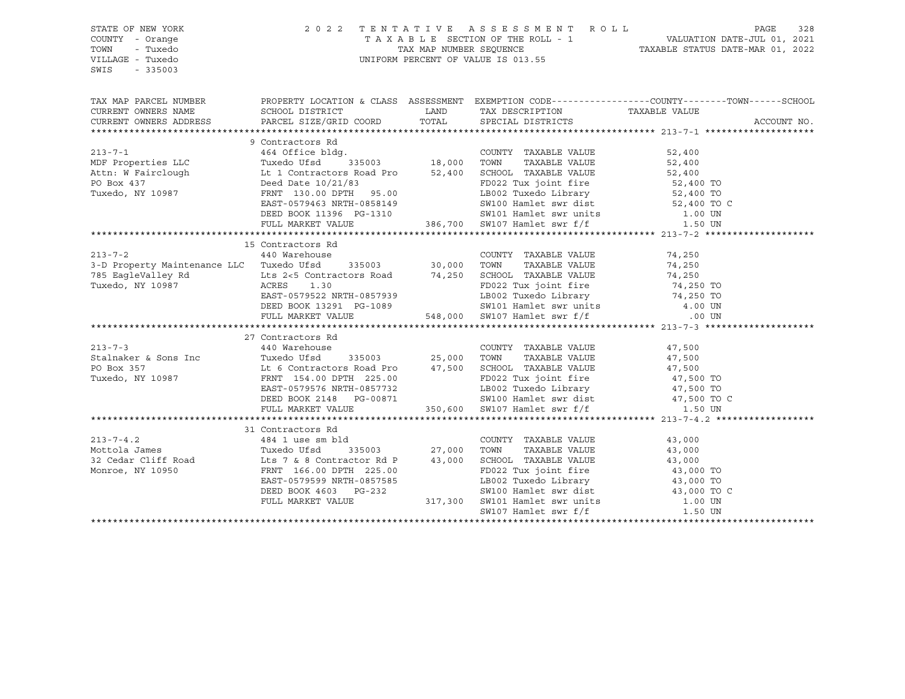STATE OF NEW YORK
COUNTY - Orange
TOWN - Tuxedo
VILLAGE - Tuxedo
SWIS - 335003

2022 TENTATIVE ASSESSMENT ROLL
TAXABLE SECTION OF THE ROLL - 1
TAX MAP NUMBER SEQUENCE
UNIFORM PERCENT OF VALUE IS 013.55

VALUATION DATE-JUL 01, 2021
TAXABLE STATUS DATE-MAR 01, 2022

| TAX MAP PARCEL NUMBER / CURRENT OWNERS NAME / CURRENT OWNERS ADDRESS | PROPERTY LOCATION & CLASS / SCHOOL DISTRICT / PARCEL SIZE/GRID COORD | ASSESSMENT LAND | TOTAL | EXEMPTION CODE / TAX DESCRIPTION / SPECIAL DISTRICTS | TAXABLE VALUE (COUNTY--TOWN--SCHOOL) | ACCOUNT NO. |
|---|---|---|---|---|---|---|
| **213-7-1** | 9 Contractors Rd | | | | | |
| 213-7-1 | 464 Office bldg. | | | COUNTY TAXABLE VALUE | 52,400 | |
| MDF Properties LLC | Tuxedo Ufsd 335003 | 18,000 | | TOWN TAXABLE VALUE | 52,400 | |
| Attn: W Fairclough | Lt 1 Contractors Road Pro | | 52,400 | SCHOOL TAXABLE VALUE | 52,400 | |
| PO Box 437 | Deed Date 10/21/83 | | | FD022 Tux joint fire | 52,400 TO | |
| Tuxedo, NY 10987 | FRNT 130.00 DPTH 95.00 | | | LB002 Tuxedo Library | 52,400 TO | |
| | EAST-0579463 NRTH-0858149 | | | SW100 Hamlet swr dist | 52,400 TO C | |
| | DEED BOOK 11396 PG-1310 | | | SW101 Hamlet swr units | 1.00 UN | |
| | FULL MARKET VALUE | | 386,700 | SW107 Hamlet swr f/f | 1.50 UN | |
| **213-7-2** | 15 Contractors Rd | | | | | |
| 213-7-2 | 440 Warehouse | | | COUNTY TAXABLE VALUE | 74,250 | |
| 3-D Property Maintenance LLC | Tuxedo Ufsd 335003 | 30,000 | | TOWN TAXABLE VALUE | 74,250 | |
| 785 EagleValley Rd | Lts 2<5 Contractors Road | | 74,250 | SCHOOL TAXABLE VALUE | 74,250 | |
| Tuxedo, NY 10987 | ACRES 1.30 | | | FD022 Tux joint fire | 74,250 TO | |
| | EAST-0579522 NRTH-0857939 | | | LB002 Tuxedo Library | 74,250 TO | |
| | DEED BOOK 13291 PG-1089 | | | SW101 Hamlet swr units | 4.00 UN | |
| | FULL MARKET VALUE | | 548,000 | SW107 Hamlet swr f/f | .00 UN | |
| **213-7-3** | 27 Contractors Rd | | | | | |
| 213-7-3 | 440 Warehouse | | | COUNTY TAXABLE VALUE | 47,500 | |
| Stalnaker & Sons Inc | Tuxedo Ufsd 335003 | 25,000 | | TOWN TAXABLE VALUE | 47,500 | |
| PO Box 357 | Lt 6 Contractors Road Pro | | 47,500 | SCHOOL TAXABLE VALUE | 47,500 | |
| Tuxedo, NY 10987 | FRNT 154.00 DPTH 225.00 | | | FD022 Tux joint fire | 47,500 TO | |
| | EAST-0579576 NRTH-0857732 | | | LB002 Tuxedo Library | 47,500 TO | |
| | DEED BOOK 2148 PG-00871 | | | SW100 Hamlet swr dist | 47,500 TO C | |
| | FULL MARKET VALUE | | 350,600 | SW107 Hamlet swr f/f | 1.50 UN | |
| **213-7-4.2** | 31 Contractors Rd | | | | | |
| 213-7-4.2 | 484 1 use sm bld | | | COUNTY TAXABLE VALUE | 43,000 | |
| Mottola James | Tuxedo Ufsd 335003 | 27,000 | | TOWN TAXABLE VALUE | 43,000 | |
| 32 Cedar Cliff Road | Lts 7 & 8 Contractor Rd P | | 43,000 | SCHOOL TAXABLE VALUE | 43,000 | |
| Monroe, NY 10950 | FRNT 166.00 DPTH 225.00 | | | FD022 Tux joint fire | 43,000 TO | |
| | EAST-0579599 NRTH-0857585 | | | LB002 Tuxedo Library | 43,000 TO | |
| | DEED BOOK 4603 PG-232 | | | SW100 Hamlet swr dist | 43,000 TO C | |
| | FULL MARKET VALUE | | 317,300 | SW101 Hamlet swr units | 1.00 UN | |
| | | | | SW107 Hamlet swr f/f | 1.50 UN | |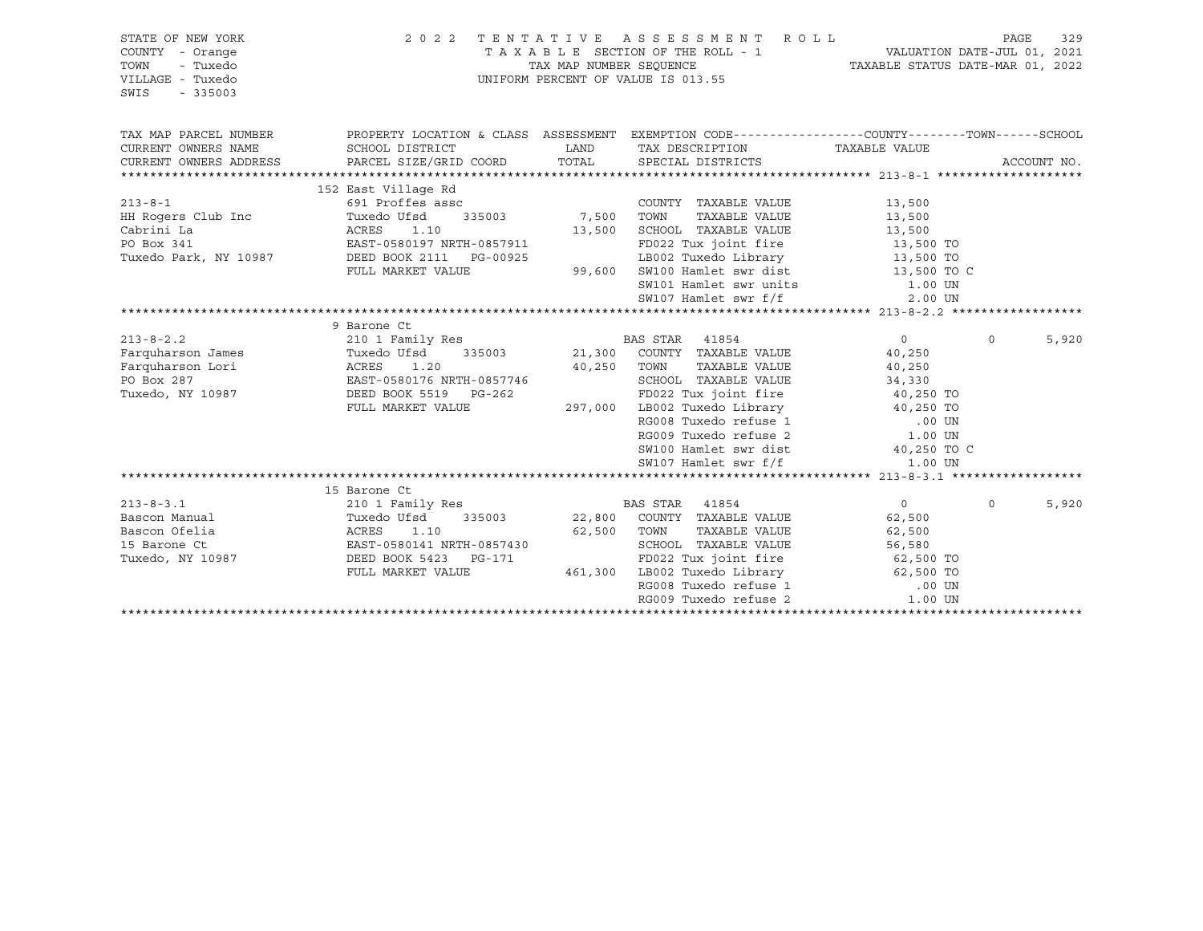STATE OF NEW YORK
COUNTY - Orange
TOWN - Tuxedo
VILLAGE - Tuxedo
SWIS - 335003

2 0 2 2 T E N T A T I V E A S S E S S M E N T R O L L
T A X A B L E SECTION OF THE ROLL - 1
TAX MAP NUMBER SEQUENCE
UNIFORM PERCENT OF VALUE IS 013.55

VALUATION DATE-JUL 01, 2021
TAXABLE STATUS DATE-MAR 01, 2022

```
TAX MAP PARCEL NUMBER      PROPERTY LOCATION & CLASS  ASSESSMENT  EXEMPTION CODE------------------COUNTY--------TOWN------SCHOOL
CURRENT OWNERS NAME        SCHOOL DISTRICT              LAND      TAX DESCRIPTION              TAXABLE VALUE
CURRENT OWNERS ADDRESS     PARCEL SIZE/GRID COORD       TOTAL     SPECIAL DISTRICTS                                    ACCOUNT NO.
******************************************************************************************************* 213-8-1 ********************
                           152 East Village Rd
213-8-1                    691 Proffes assc                        COUNTY  TAXABLE VALUE          13,500
HH Rogers Club Inc         Tuxedo Ufsd      335003      7,500     TOWN    TAXABLE VALUE          13,500
Cabrini La                 ACRES     1.10              13,500     SCHOOL  TAXABLE VALUE          13,500
PO Box 341                 EAST-0580197 NRTH-0857911              FD022 Tux joint fire            13,500 TO
Tuxedo Park, NY 10987      DEED BOOK 2111   PG-00925              LB002 Tuxedo Library            13,500 TO
                           FULL MARKET VALUE           99,600     SW100 Hamlet swr dist           13,500 TO C
                                                                  SW101 Hamlet swr units            1.00 UN
                                                                  SW107 Hamlet swr f/f              2.00 UN
******************************************************************************************************* 213-8-2.2 ******************
                           9 Barone Ct
213-8-2.2                  210 1 Family Res                        BAS STAR  41854                     0          0       5,920
Farquharson James          Tuxedo Ufsd      335003     21,300     COUNTY  TAXABLE VALUE          40,250
Farquharson Lori           ACRES     1.20              40,250     TOWN    TAXABLE VALUE          40,250
PO Box 287                 EAST-0580176 NRTH-0857746              SCHOOL  TAXABLE VALUE          34,330
Tuxedo, NY 10987           DEED BOOK 5519   PG-262                FD022 Tux joint fire            40,250 TO
                           FULL MARKET VALUE          297,000     LB002 Tuxedo Library            40,250 TO
                                                                  RG008 Tuxedo refuse 1              .00 UN
                                                                  RG009 Tuxedo refuse 2             1.00 UN
                                                                  SW100 Hamlet swr dist           40,250 TO C
                                                                  SW107 Hamlet swr f/f              1.00 UN
******************************************************************************************************* 213-8-3.1 ******************
                           15 Barone Ct
213-8-3.1                  210 1 Family Res                        BAS STAR  41854                     0          0       5,920
Bascon Manual              Tuxedo Ufsd      335003     22,800     COUNTY  TAXABLE VALUE          62,500
Bascon Ofelia              ACRES     1.10              62,500     TOWN    TAXABLE VALUE          62,500
15 Barone Ct               EAST-0580141 NRTH-0857430              SCHOOL  TAXABLE VALUE          56,580
Tuxedo, NY 10987           DEED BOOK 5423   PG-171                FD022 Tux joint fire            62,500 TO
                           FULL MARKET VALUE          461,300     LB002 Tuxedo Library            62,500 TO
                                                                  RG008 Tuxedo refuse 1              .00 UN
                                                                  RG009 Tuxedo refuse 2             1.00 UN
************************************************************************************************************************************
```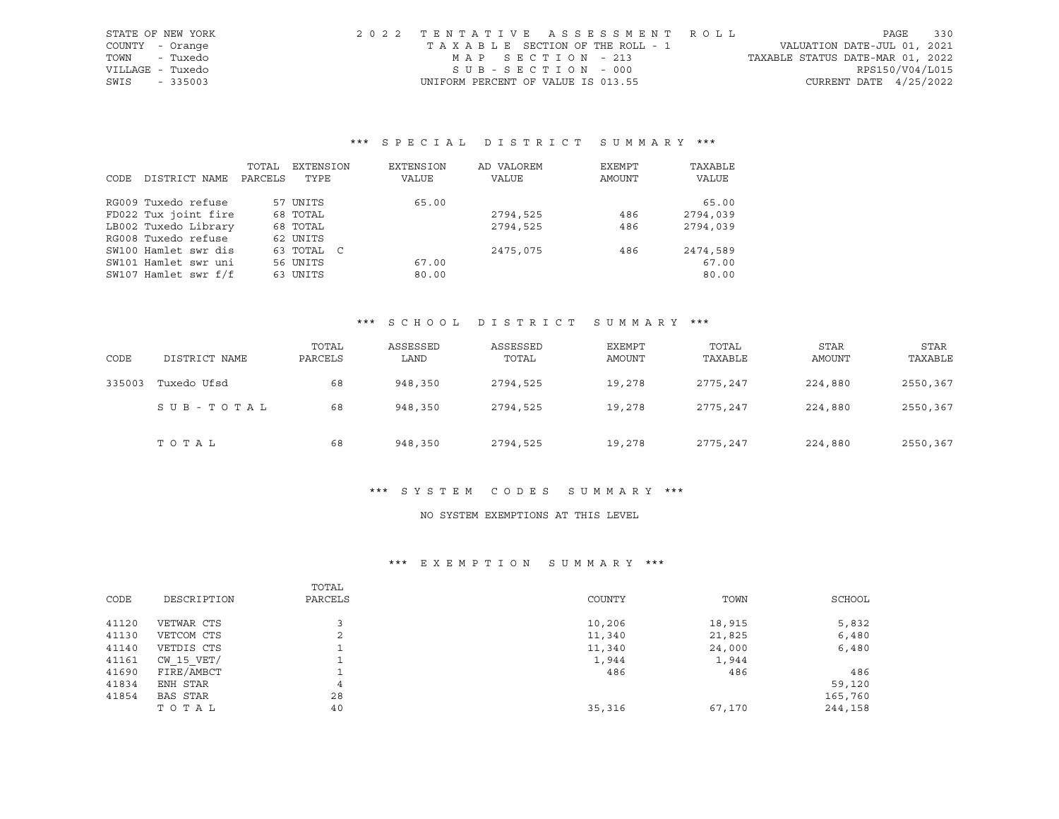STATE OF NEW YORK
COUNTY - Orange
TOWN - Tuxedo
VILLAGE - Tuxedo
SWIS - 335003

2022 TENTATIVE ASSESSMENT ROLL
TAXABLE SECTION OF THE ROLL - 1
MAP SECTION - 213
SUB-SECTION - 000
UNIFORM PERCENT OF VALUE IS 013.55

VALUATION DATE-JUL 01, 2021
TAXABLE STATUS DATE-MAR 01, 2022
RPS150/V04/L015
CURRENT DATE 4/25/2022

### *** SPECIAL DISTRICT SUMMARY ***

| CODE | DISTRICT NAME | TOTAL PARCELS | EXTENSION TYPE | EXTENSION VALUE | AD VALOREM VALUE | EXEMPT AMOUNT | TAXABLE VALUE |
|---|---|---|---|---|---|---|---|
| RG009 | Tuxedo refuse | 57 | UNITS | 65.00 | | | 65.00 |
| FD022 | Tux joint fire | 68 | TOTAL | | 2794,525 | 486 | 2794,039 |
| LB002 | Tuxedo Library | 68 | TOTAL | | 2794,525 | 486 | 2794,039 |
| RG008 | Tuxedo refuse | 62 | UNITS | | | | |
| SW100 | Hamlet swr dis | 63 | TOTAL C | | 2475,075 | 486 | 2474,589 |
| SW101 | Hamlet swr uni | 56 | UNITS | 67.00 | | | 67.00 |
| SW107 | Hamlet swr f/f | 63 | UNITS | 80.00 | | | 80.00 |

### *** SCHOOL DISTRICT SUMMARY ***

| CODE | DISTRICT NAME | TOTAL PARCELS | ASSESSED LAND | ASSESSED TOTAL | EXEMPT AMOUNT | TOTAL TAXABLE | STAR AMOUNT | STAR TAXABLE |
|---|---|---|---|---|---|---|---|---|
| 335003 | Tuxedo Ufsd | 68 | 948,350 | 2794,525 | 19,278 | 2775,247 | 224,880 | 2550,367 |
| | SUB-TOTAL | 68 | 948,350 | 2794,525 | 19,278 | 2775,247 | 224,880 | 2550,367 |
| | TOTAL | 68 | 948,350 | 2794,525 | 19,278 | 2775,247 | 224,880 | 2550,367 |

### *** SYSTEM CODES SUMMARY ***

NO SYSTEM EXEMPTIONS AT THIS LEVEL

### *** EXEMPTION SUMMARY ***

| CODE | DESCRIPTION | TOTAL PARCELS | COUNTY | TOWN | SCHOOL |
|---|---|---|---|---|---|
| 41120 | VETWAR CTS | 3 | 10,206 | 18,915 | 5,832 |
| 41130 | VETCOM CTS | 2 | 11,340 | 21,825 | 6,480 |
| 41140 | VETDIS CTS | 1 | 11,340 | 24,000 | 6,480 |
| 41161 | CW_15_VET/ | 1 | 1,944 | 1,944 | |
| 41690 | FIRE/AMBCT | 1 | 486 | 486 | 486 |
| 41834 | ENH STAR | 4 | | | 59,120 |
| 41854 | BAS STAR | 28 | | | 165,760 |
| | TOTAL | 40 | 35,316 | 67,170 | 244,158 |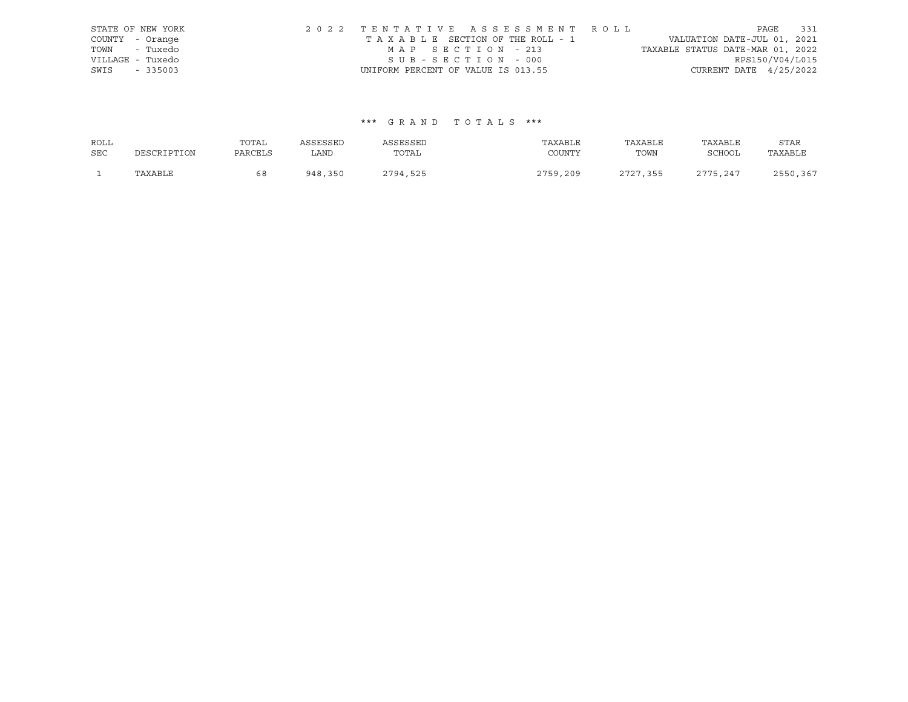STATE OF NEW YORK
COUNTY - Orange
TOWN - Tuxedo
VILLAGE - Tuxedo
SWIS - 335003

2022 TENTATIVE ASSESSMENT ROLL
TAXABLE SECTION OF THE ROLL - 1
MAP SECTION - 213
SUB-SECTION - 000
UNIFORM PERCENT OF VALUE IS 013.55

VALUATION DATE-JUL 01, 2021
TAXABLE STATUS DATE-MAR 01, 2022
RPS150/V04/L015
CURRENT DATE 4/25/2022

*** GRAND TOTALS ***

| ROLL SEC | DESCRIPTION | TOTAL PARCELS | ASSESSED LAND | ASSESSED TOTAL | TAXABLE COUNTY | TAXABLE TOWN | TAXABLE SCHOOL | STAR TAXABLE |
|---|---|---|---|---|---|---|---|---|
| 1 | TAXABLE | 68 | 948,350 | 2794,525 | 2759,209 | 2727,355 | 2775,247 | 2550,367 |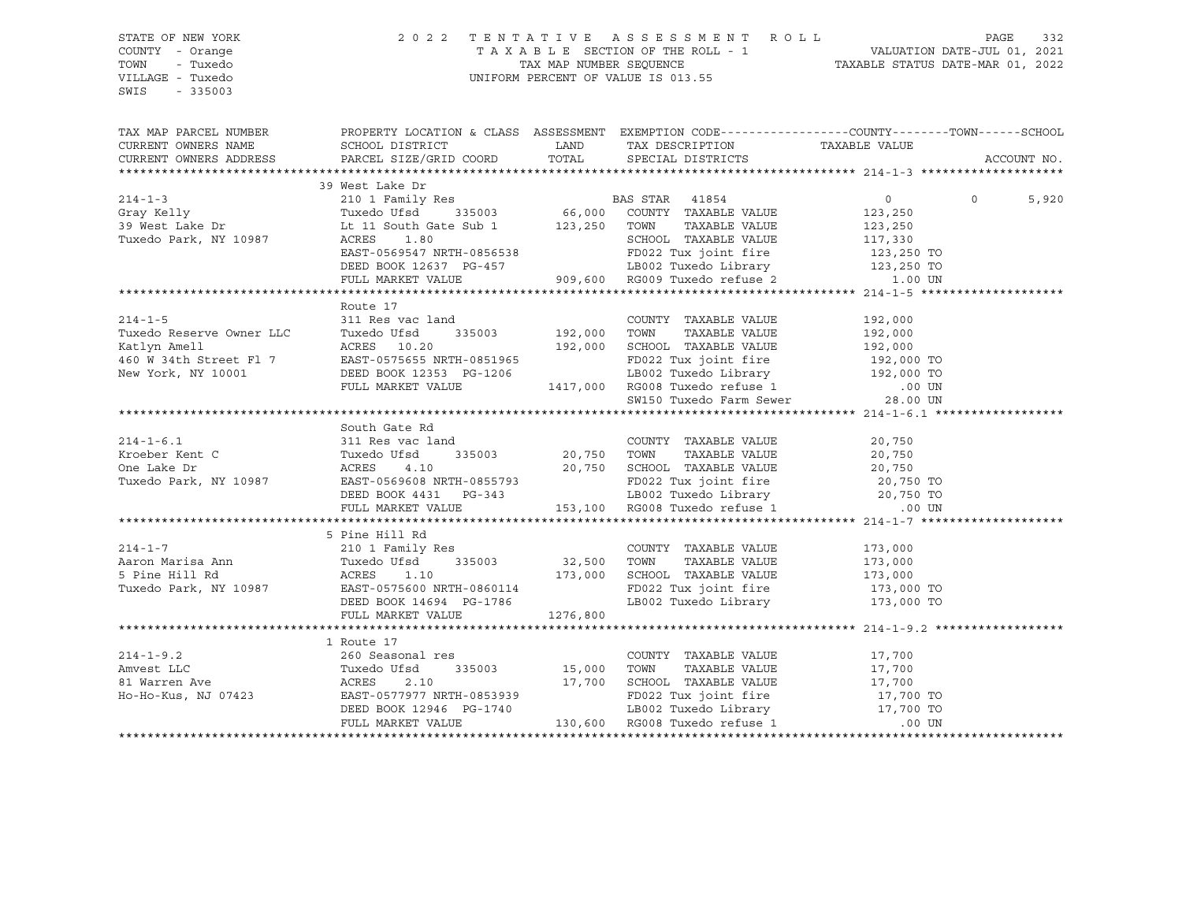STATE OF NEW YORK
COUNTY - Orange
TOWN - Tuxedo
VILLAGE - Tuxedo
SWIS - 335003

2 0 2 2 T E N T A T I V E A S S E S S M E N T R O L L
T A X A B L E SECTION OF THE ROLL - 1
TAX MAP NUMBER SEQUENCE
UNIFORM PERCENT OF VALUE IS 013.55

VALUATION DATE-JUL 01, 2021
TAXABLE STATUS DATE-MAR 01, 2022

```
TAX MAP PARCEL NUMBER          PROPERTY LOCATION & CLASS  ASSESSMENT  EXEMPTION CODE------------------COUNTY--------TOWN------SCHOOL
CURRENT OWNERS NAME            SCHOOL DISTRICT               LAND      TAX DESCRIPTION            TAXABLE VALUE
CURRENT OWNERS ADDRESS         PARCEL SIZE/GRID COORD        TOTAL     SPECIAL DISTRICTS                                    ACCOUNT NO.
****************************************************************************************************** 214-1-3 ********************
                               39 West Lake Dr
214-1-3                        210 1 Family Res                       BAS STAR  41854                  0            0     5,920
Gray Kelly                     Tuxedo Ufsd      335003      66,000   COUNTY  TAXABLE VALUE         123,250
39 West Lake Dr                Lt 11 South Gate Sub 1      123,250   TOWN    TAXABLE VALUE         123,250
Tuxedo Park, NY 10987          ACRES    1.80                         SCHOOL  TAXABLE VALUE         117,330
                               EAST-0569547 NRTH-0856538             FD022 Tux joint fire          123,250 TO
                               DEED BOOK 12637  PG-457               LB002 Tuxedo Library          123,250 TO
                               FULL MARKET VALUE           909,600   RG009 Tuxedo refuse 2            1.00 UN
****************************************************************************************************** 214-1-5 ********************
                               Route 17
214-1-5                        311 Res vac land                      COUNTY  TAXABLE VALUE         192,000
Tuxedo Reserve Owner LLC       Tuxedo Ufsd      335003     192,000   TOWN    TAXABLE VALUE         192,000
Katlyn Amell                   ACRES   10.20               192,000   SCHOOL  TAXABLE VALUE         192,000
460 W 34th Street Fl 7         EAST-0575655 NRTH-0851965             FD022 Tux joint fire          192,000 TO
New York, NY 10001             DEED BOOK 12353  PG-1206              LB002 Tuxedo Library          192,000 TO
                               FULL MARKET VALUE          1417,000   RG008 Tuxedo refuse 1             .00 UN
                                                                     SW150 Tuxedo Farm Sewer         28.00 UN
****************************************************************************************************** 214-1-6.1 ******************
                               South Gate Rd
214-1-6.1                      311 Res vac land                      COUNTY  TAXABLE VALUE          20,750
Kroeber Kent C                 Tuxedo Ufsd      335003      20,750   TOWN    TAXABLE VALUE          20,750
One Lake Dr                    ACRES    4.10                20,750   SCHOOL  TAXABLE VALUE          20,750
Tuxedo Park, NY 10987          EAST-0569608 NRTH-0855793             FD022 Tux joint fire           20,750 TO
                               DEED BOOK 4431   PG-343               LB002 Tuxedo Library           20,750 TO
                               FULL MARKET VALUE           153,100   RG008 Tuxedo refuse 1             .00 UN
****************************************************************************************************** 214-1-7 ********************
                               5 Pine Hill Rd
214-1-7                        210 1 Family Res                      COUNTY  TAXABLE VALUE         173,000
Aaron Marisa Ann               Tuxedo Ufsd      335003      32,500   TOWN    TAXABLE VALUE         173,000
5 Pine Hill Rd                 ACRES    1.10               173,000   SCHOOL  TAXABLE VALUE         173,000
Tuxedo Park, NY 10987          EAST-0575600 NRTH-0860114             FD022 Tux joint fire          173,000 TO
                               DEED BOOK 14694  PG-1786              LB002 Tuxedo Library          173,000 TO
                               FULL MARKET VALUE          1276,800
****************************************************************************************************** 214-1-9.2 ******************
                               1 Route 17
214-1-9.2                      260 Seasonal res                      COUNTY  TAXABLE VALUE          17,700
Amvest LLC                     Tuxedo Ufsd      335003      15,000   TOWN    TAXABLE VALUE          17,700
81 Warren Ave                  ACRES    2.10                17,700   SCHOOL  TAXABLE VALUE          17,700
Ho-Ho-Kus, NJ 07423            EAST-0577977 NRTH-0853939             FD022 Tux joint fire           17,700 TO
                               DEED BOOK 12946  PG-1740              LB002 Tuxedo Library           17,700 TO
                               FULL MARKET VALUE           130,600   RG008 Tuxedo refuse 1             .00 UN
************************************************************************************************************************************
```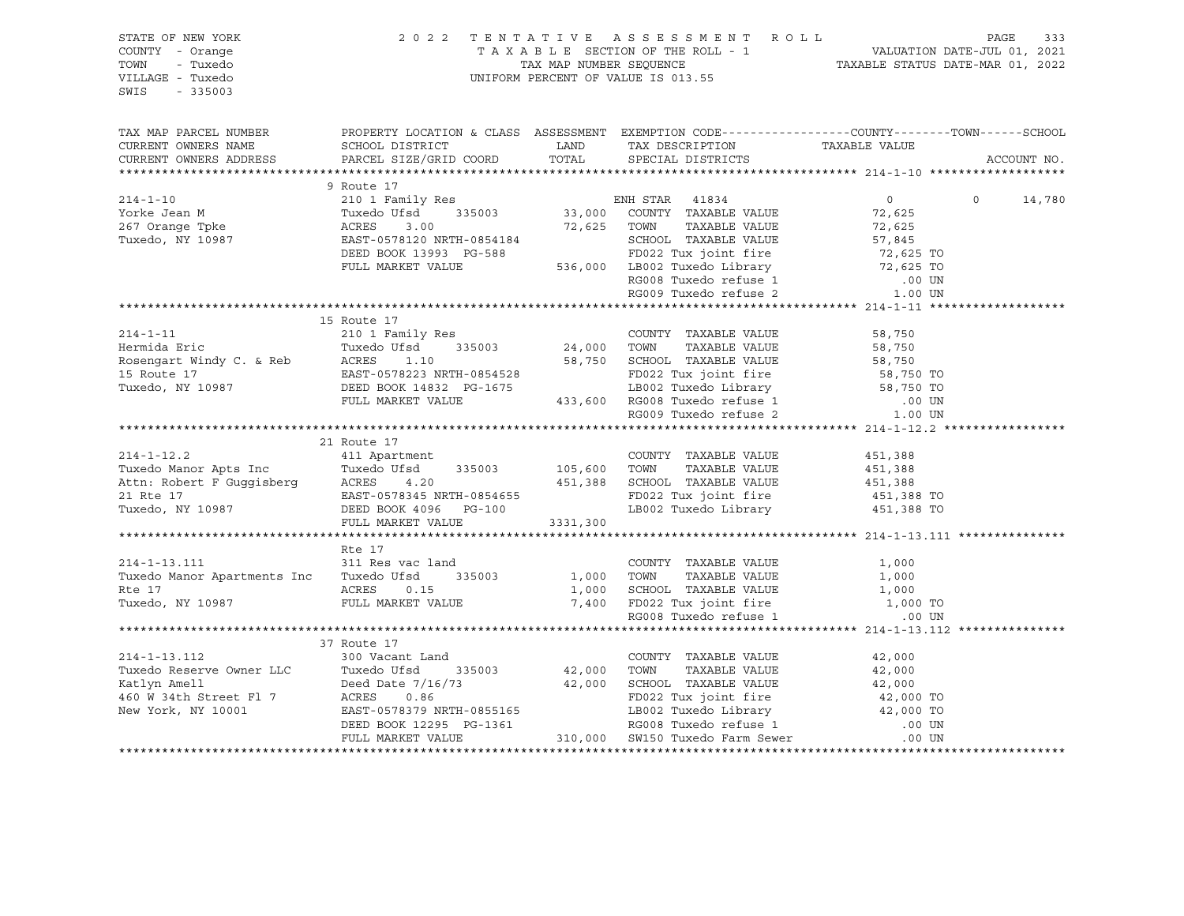STATE OF NEW YORK
COUNTY - Orange
TOWN - Tuxedo
VILLAGE - Tuxedo
SWIS - 335003

2022 TENTATIVE ASSESSMENT ROLL
TAXABLE SECTION OF THE ROLL - 1
TAX MAP NUMBER SEQUENCE
UNIFORM PERCENT OF VALUE IS 013.55

VALUATION DATE-JUL 01, 2021
TAXABLE STATUS DATE-MAR 01, 2022

```
TAX MAP PARCEL NUMBER         PROPERTY LOCATION & CLASS  ASSESSMENT  EXEMPTION CODE------------------COUNTY--------TOWN------SCHOOL
CURRENT OWNERS NAME           SCHOOL DISTRICT               LAND      TAX DESCRIPTION              TAXABLE VALUE
CURRENT OWNERS ADDRESS        PARCEL SIZE/GRID COORD        TOTAL     SPECIAL DISTRICTS                                    ACCOUNT NO.
****************************************************************************************************** 214-1-10 *******************
                              9 Route 17
214-1-10                      210 1 Family Res                         ENH STAR  41834              0              0      14,780
Yorke Jean M                  Tuxedo Ufsd      335003     33,000   COUNTY  TAXABLE VALUE           72,625
267 Orange Tpke               ACRES     3.00              72,625   TOWN    TAXABLE VALUE           72,625
Tuxedo, NY 10987              EAST-0578120 NRTH-0854184            SCHOOL  TAXABLE VALUE           57,845
                              DEED BOOK 13993  PG-588              FD022 Tux joint fire             72,625 TO
                              FULL MARKET VALUE          536,000   LB002 Tuxedo Library             72,625 TO
                                                                   RG008 Tuxedo refuse 1               .00 UN
                                                                   RG009 Tuxedo refuse 2              1.00 UN
****************************************************************************************************** 214-1-11 *******************
                              15 Route 17
214-1-11                      210 1 Family Res                         COUNTY  TAXABLE VALUE           58,750
Hermida Eric                  Tuxedo Ufsd      335003     24,000   TOWN    TAXABLE VALUE           58,750
Rosengart Windy C. & Reb      ACRES     1.10              58,750   SCHOOL  TAXABLE VALUE           58,750
15 Route 17                   EAST-0578223 NRTH-0854528            FD022 Tux joint fire             58,750 TO
Tuxedo, NY 10987              DEED BOOK 14832  PG-1675             LB002 Tuxedo Library             58,750 TO
                              FULL MARKET VALUE          433,600   RG008 Tuxedo refuse 1               .00 UN
                                                                   RG009 Tuxedo refuse 2              1.00 UN
****************************************************************************************************** 214-1-12.2 *****************
                              21 Route 17
214-1-12.2                    411 Apartment                            COUNTY  TAXABLE VALUE          451,388
Tuxedo Manor Apts Inc         Tuxedo Ufsd      335003    105,600   TOWN    TAXABLE VALUE          451,388
Attn: Robert F Guggisberg     ACRES     4.20             451,388   SCHOOL  TAXABLE VALUE          451,388
21 Rte 17                     EAST-0578345 NRTH-0854655            FD022 Tux joint fire            451,388 TO
Tuxedo, NY 10987              DEED BOOK 4096   PG-100              LB002 Tuxedo Library            451,388 TO
                              FULL MARKET VALUE         3331,300
****************************************************************************************************** 214-1-13.111 ***************
                              Rte 17
214-1-13.111                  311 Res vac land                         COUNTY  TAXABLE VALUE            1,000
Tuxedo Manor Apartments Inc   Tuxedo Ufsd      335003      1,000   TOWN    TAXABLE VALUE            1,000
Rte 17                        ACRES     0.15               1,000   SCHOOL  TAXABLE VALUE            1,000
Tuxedo, NY 10987              FULL MARKET VALUE            7,400   FD022 Tux joint fire              1,000 TO
                                                                   RG008 Tuxedo refuse 1               .00 UN
****************************************************************************************************** 214-1-13.112 ***************
                              37 Route 17
214-1-13.112                  300 Vacant Land                          COUNTY  TAXABLE VALUE           42,000
Tuxedo Reserve Owner LLC      Tuxedo Ufsd      335003     42,000   TOWN    TAXABLE VALUE           42,000
Katlyn Amell                  Deed Date 7/16/73           42,000   SCHOOL  TAXABLE VALUE           42,000
460 W 34th Street Fl 7        ACRES     0.86                       FD022 Tux joint fire             42,000 TO
New York, NY 10001            EAST-0578379 NRTH-0855165            LB002 Tuxedo Library             42,000 TO
                              DEED BOOK 12295  PG-1361             RG008 Tuxedo refuse 1               .00 UN
                              FULL MARKET VALUE          310,000   SW150 Tuxedo Farm Sewer             .00 UN
************************************************************************************************************************************
```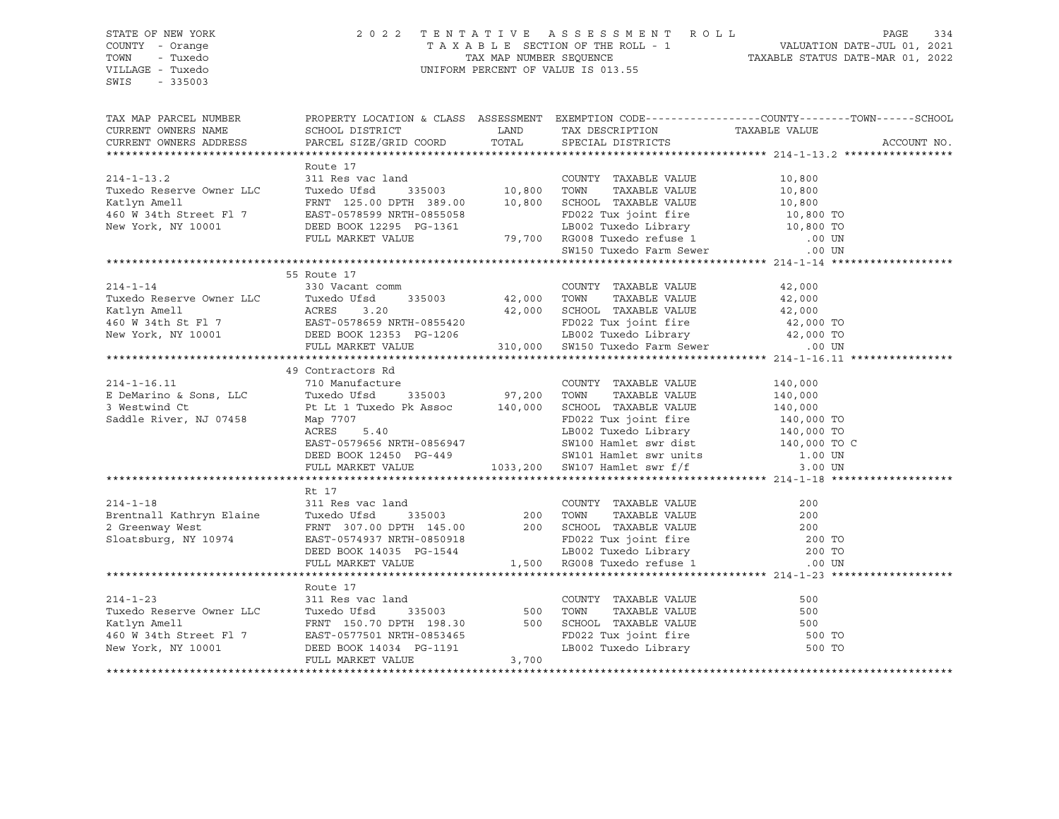STATE OF NEW YORK
COUNTY - Orange
TOWN - Tuxedo
VILLAGE - Tuxedo
SWIS - 335003

2022 TENTATIVE ASSESSMENT ROLL
TAXABLE SECTION OF THE ROLL - 1
TAX MAP NUMBER SEQUENCE
UNIFORM PERCENT OF VALUE IS 013.55

VALUATION DATE-JUL 01, 2021
TAXABLE STATUS DATE-MAR 01, 2022

| TAX MAP PARCEL NUMBER / CURRENT OWNERS NAME / CURRENT OWNERS ADDRESS | PROPERTY LOCATION & CLASS / SCHOOL DISTRICT / PARCEL SIZE/GRID COORD | ASSESSMENT LAND / TOTAL | EXEMPTION CODE / TAX DESCRIPTION / SPECIAL DISTRICTS | TAXABLE VALUE (COUNTY--TOWN--SCHOOL) | ACCOUNT NO. |
|---|---|---|---|---|---|
| **214-1-13.2** | Route 17 | | | | |
| 214-1-13.2 | 311 Res vac land | | COUNTY TAXABLE VALUE | 10,800 | |
| Tuxedo Reserve Owner LLC | Tuxedo Ufsd 335003 | 10,800 | TOWN TAXABLE VALUE | 10,800 | |
| Katlyn Amell | FRNT 125.00 DPTH 389.00 | 10,800 | SCHOOL TAXABLE VALUE | 10,800 | |
| 460 W 34th Street Fl 7 | EAST-0578599 NRTH-0855058 | | FD022 Tux joint fire | 10,800 TO | |
| New York, NY 10001 | DEED BOOK 12295 PG-1361 | | LB002 Tuxedo Library | 10,800 TO | |
| | FULL MARKET VALUE | 79,700 | RG008 Tuxedo refuse 1 | .00 UN | |
| | | | SW150 Tuxedo Farm Sewer | .00 UN | |
| **214-1-14** | 55 Route 17 | | | | |
| 214-1-14 | 330 Vacant comm | | COUNTY TAXABLE VALUE | 42,000 | |
| Tuxedo Reserve Owner LLC | Tuxedo Ufsd 335003 | 42,000 | TOWN TAXABLE VALUE | 42,000 | |
| Katlyn Amell | ACRES 3.20 | 42,000 | SCHOOL TAXABLE VALUE | 42,000 | |
| 460 W 34th St Fl 7 | EAST-0578659 NRTH-0855420 | | FD022 Tux joint fire | 42,000 TO | |
| New York, NY 10001 | DEED BOOK 12353 PG-1206 | | LB002 Tuxedo Library | 42,000 TO | |
| | FULL MARKET VALUE | 310,000 | SW150 Tuxedo Farm Sewer | .00 UN | |
| **214-1-16.11** | 49 Contractors Rd | | | | |
| 214-1-16.11 | 710 Manufacture | | COUNTY TAXABLE VALUE | 140,000 | |
| E DeMarino & Sons, LLC | Tuxedo Ufsd 335003 | 97,200 | TOWN TAXABLE VALUE | 140,000 | |
| 3 Westwind Ct | Pt Lt 1 Tuxedo Pk Assoc | 140,000 | SCHOOL TAXABLE VALUE | 140,000 | |
| Saddle River, NJ 07458 | Map 7707 | | FD022 Tux joint fire | 140,000 TO | |
| | ACRES 5.40 | | LB002 Tuxedo Library | 140,000 TO | |
| | EAST-0579656 NRTH-0856947 | | SW100 Hamlet swr dist | 140,000 TO C | |
| | DEED BOOK 12450 PG-449 | | SW101 Hamlet swr units | 1.00 UN | |
| | FULL MARKET VALUE | 1033,200 | SW107 Hamlet swr f/f | 3.00 UN | |
| **214-1-18** | Rt 17 | | | | |
| 214-1-18 | 311 Res vac land | | COUNTY TAXABLE VALUE | 200 | |
| Brentnall Kathryn Elaine | Tuxedo Ufsd 335003 | 200 | TOWN TAXABLE VALUE | 200 | |
| 2 Greenway West | FRNT 307.00 DPTH 145.00 | 200 | SCHOOL TAXABLE VALUE | 200 | |
| Sloatsburg, NY 10974 | EAST-0574937 NRTH-0850918 | | FD022 Tux joint fire | 200 TO | |
| | DEED BOOK 14035 PG-1544 | | LB002 Tuxedo Library | 200 TO | |
| | FULL MARKET VALUE | 1,500 | RG008 Tuxedo refuse 1 | .00 UN | |
| **214-1-23** | Route 17 | | | | |
| 214-1-23 | 311 Res vac land | | COUNTY TAXABLE VALUE | 500 | |
| Tuxedo Reserve Owner LLC | Tuxedo Ufsd 335003 | 500 | TOWN TAXABLE VALUE | 500 | |
| Katlyn Amell | FRNT 150.70 DPTH 198.30 | 500 | SCHOOL TAXABLE VALUE | 500 | |
| 460 W 34th Street Fl 7 | EAST-0577501 NRTH-0853465 | | FD022 Tux joint fire | 500 TO | |
| New York, NY 10001 | DEED BOOK 14034 PG-1191 | | LB002 Tuxedo Library | 500 TO | |
| | FULL MARKET VALUE | 3,700 | | | |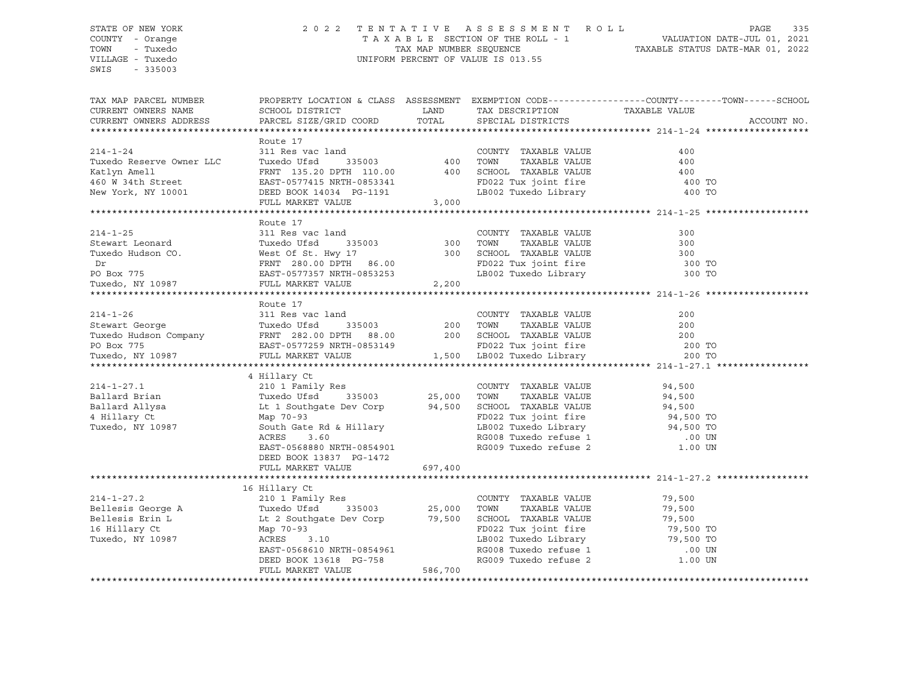STATE OF NEW YORK
COUNTY - Orange
TOWN - Tuxedo
VILLAGE - Tuxedo
SWIS - 335003

2022 TENTATIVE ASSESSMENT ROLL
TAXABLE SECTION OF THE ROLL - 1
TAX MAP NUMBER SEQUENCE
UNIFORM PERCENT OF VALUE IS 013.55

VALUATION DATE-JUL 01, 2021
TAXABLE STATUS DATE-MAR 01, 2022

```
TAX MAP PARCEL NUMBER     PROPERTY LOCATION & CLASS  ASSESSMENT  EXEMPTION CODE------------------COUNTY--------TOWN------SCHOOL
CURRENT OWNERS NAME       SCHOOL DISTRICT               LAND      TAX DESCRIPTION             TAXABLE VALUE
CURRENT OWNERS ADDRESS    PARCEL SIZE/GRID COORD        TOTAL     SPECIAL DISTRICTS                                    ACCOUNT NO.
******************************************************************************************************* 214-1-24 *******************
                          Route 17
214-1-24                  311 Res vac land                        COUNTY  TAXABLE VALUE              400
Tuxedo Reserve Owner LLC  Tuxedo Ufsd     335003          400     TOWN    TAXABLE VALUE              400
Katlyn Amell              FRNT 135.20 DPTH 110.00         400     SCHOOL  TAXABLE VALUE              400
460 W 34th Street         EAST-0577415 NRTH-0853341               FD022 Tux joint fire               400 TO
New York, NY 10001        DEED BOOK 14034  PG-1191                LB002 Tuxedo Library               400 TO
                          FULL MARKET VALUE             3,000
******************************************************************************************************* 214-1-25 *******************
                          Route 17
214-1-25                  311 Res vac land                        COUNTY  TAXABLE VALUE              300
Stewart Leonard           Tuxedo Ufsd     335003          300     TOWN    TAXABLE VALUE              300
Tuxedo Hudson CO.         West Of St. Hwy 17              300     SCHOOL  TAXABLE VALUE              300
 Dr                       FRNT 280.00 DPTH  86.00                 FD022 Tux joint fire               300 TO
PO Box 775                EAST-0577357 NRTH-0853253               LB002 Tuxedo Library               300 TO
Tuxedo, NY 10987          FULL MARKET VALUE             2,200
******************************************************************************************************* 214-1-26 *******************
                          Route 17
214-1-26                  311 Res vac land                        COUNTY  TAXABLE VALUE              200
Stewart George            Tuxedo Ufsd     335003          200     TOWN    TAXABLE VALUE              200
Tuxedo Hudson Company     FRNT 282.00 DPTH  88.00         200     SCHOOL  TAXABLE VALUE              200
PO Box 775                EAST-0577259 NRTH-0853149               FD022 Tux joint fire               200 TO
Tuxedo, NY 10987          FULL MARKET VALUE             1,500     LB002 Tuxedo Library               200 TO
******************************************************************************************************* 214-1-27.1 *****************
                          4 Hillary Ct
214-1-27.1                210 1 Family Res                        COUNTY  TAXABLE VALUE           94,500
Ballard Brian             Tuxedo Ufsd     335003       25,000     TOWN    TAXABLE VALUE           94,500
Ballard Allysa            Lt 1 Southgate Dev Corp      94,500     SCHOOL  TAXABLE VALUE           94,500
4 Hillary Ct              Map 70-93                               FD022 Tux joint fire            94,500 TO
Tuxedo, NY 10987          South Gate Rd & Hillary                 LB002 Tuxedo Library            94,500 TO
                          ACRES     3.60                          RG008 Tuxedo refuse 1              .00 UN
                          EAST-0568880 NRTH-0854901               RG009 Tuxedo refuse 2             1.00 UN
                          DEED BOOK 13837  PG-1472
                          FULL MARKET VALUE           697,400
******************************************************************************************************* 214-1-27.2 *****************
                          16 Hillary Ct
214-1-27.2                210 1 Family Res                        COUNTY  TAXABLE VALUE           79,500
Bellesis George A         Tuxedo Ufsd     335003       25,000     TOWN    TAXABLE VALUE           79,500
Bellesis Erin L           Lt 2 Southgate Dev Corp      79,500     SCHOOL  TAXABLE VALUE           79,500
16 Hillary Ct             Map 70-93                               FD022 Tux joint fire            79,500 TO
Tuxedo, NY 10987          ACRES     3.10                          LB002 Tuxedo Library            79,500 TO
                          EAST-0568610 NRTH-0854961               RG008 Tuxedo refuse 1              .00 UN
                          DEED BOOK 13618  PG-758                 RG009 Tuxedo refuse 2             1.00 UN
                          FULL MARKET VALUE           586,700
************************************************************************************************************************************
```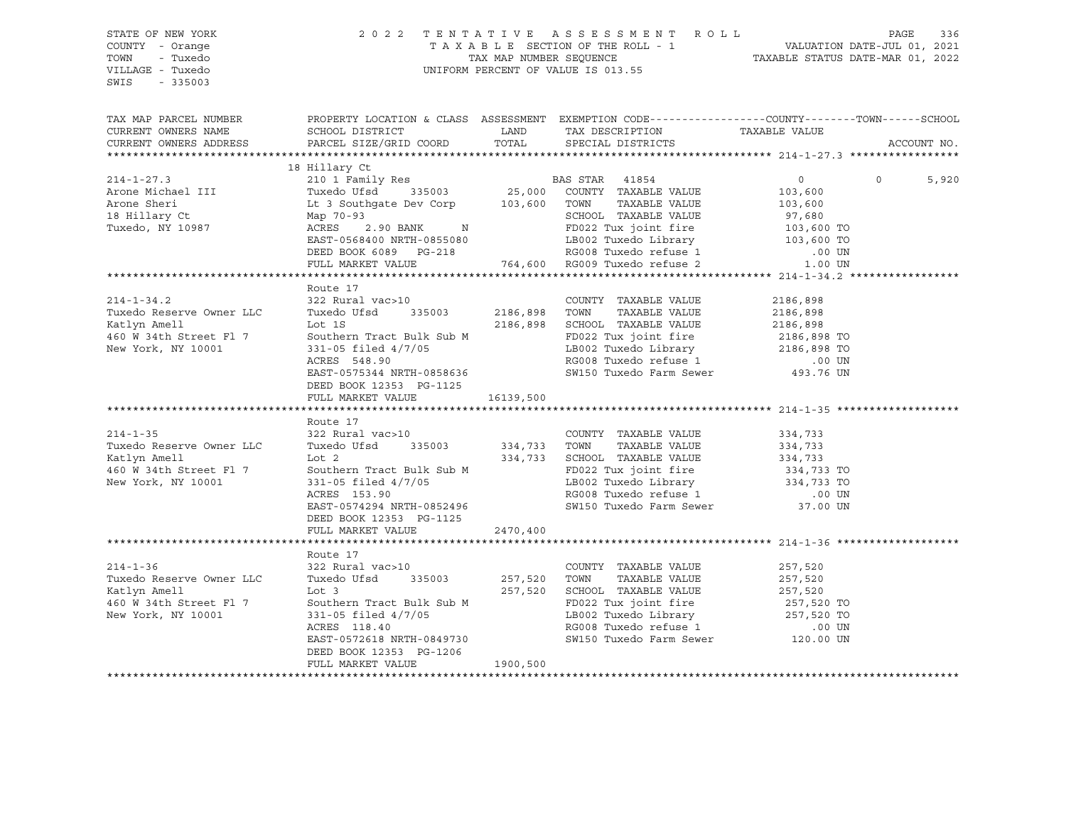STATE OF NEW YORK
COUNTY - Orange
TOWN - Tuxedo
VILLAGE - Tuxedo
SWIS - 335003

2022 TENTATIVE ASSESSMENT ROLL
TAXABLE SECTION OF THE ROLL - 1
TAX MAP NUMBER SEQUENCE
UNIFORM PERCENT OF VALUE IS 013.55

VALUATION DATE-JUL 01, 2021
TAXABLE STATUS DATE-MAR 01, 2022

| TAX MAP PARCEL NUMBER / CURRENT OWNERS NAME / CURRENT OWNERS ADDRESS | PROPERTY LOCATION & CLASS / SCHOOL DISTRICT / PARCEL SIZE/GRID COORD | ASSESSMENT LAND | TOTAL | EXEMPTION CODE / TAX DESCRIPTION / SPECIAL DISTRICTS | COUNTY TAXABLE VALUE | TOWN | SCHOOL | ACCOUNT NO. |
|---|---|---|---|---|---|---|---|---|
| **214-1-27.3** | 18 Hillary Ct | | | | | | | |
| | 210 1 Family Res | | | BAS STAR 41854 | 0 | 0 | 5,920 | |
| Arone Michael III | Tuxedo Ufsd 335003 | 25,000 | | COUNTY TAXABLE VALUE | 103,600 | | | |
| Arone Sheri | Lt 3 Southgate Dev Corp | | 103,600 | TOWN TAXABLE VALUE | 103,600 | | | |
| 18 Hillary Ct | Map 70-93 | | | SCHOOL TAXABLE VALUE | 97,680 | | | |
| Tuxedo, NY 10987 | ACRES 2.90 BANK N | | | FD022 Tux joint fire | 103,600 TO | | | |
| | EAST-0568400 NRTH-0855080 | | | LB002 Tuxedo Library | 103,600 TO | | | |
| | DEED BOOK 6089 PG-218 | | | RG008 Tuxedo refuse 1 | .00 UN | | | |
| | FULL MARKET VALUE | | 764,600 | RG009 Tuxedo refuse 2 | 1.00 UN | | | |
| **214-1-34.2** | Route 17 | | | | | | | |
| | 322 Rural vac>10 | | | COUNTY TAXABLE VALUE | 2186,898 | | | |
| Tuxedo Reserve Owner LLC | Tuxedo Ufsd 335003 | 2186,898 | | TOWN TAXABLE VALUE | 2186,898 | | | |
| Katlyn Amell | Lot 1S | | 2186,898 | SCHOOL TAXABLE VALUE | 2186,898 | | | |
| 460 W 34th Street Fl 7 | Southern Tract Bulk Sub M | | | FD022 Tux joint fire | 2186,898 TO | | | |
| New York, NY 10001 | 331-05 filed 4/7/05 | | | LB002 Tuxedo Library | 2186,898 TO | | | |
| | ACRES 548.90 | | | RG008 Tuxedo refuse 1 | .00 UN | | | |
| | EAST-0575344 NRTH-0858636 | | | SW150 Tuxedo Farm Sewer | 493.76 UN | | | |
| | DEED BOOK 12353 PG-1125 | | | | | | | |
| | FULL MARKET VALUE | | 16139,500 | | | | | |
| **214-1-35** | Route 17 | | | | | | | |
| | 322 Rural vac>10 | | | COUNTY TAXABLE VALUE | 334,733 | | | |
| Tuxedo Reserve Owner LLC | Tuxedo Ufsd 335003 | 334,733 | | TOWN TAXABLE VALUE | 334,733 | | | |
| Katlyn Amell | Lot 2 | | 334,733 | SCHOOL TAXABLE VALUE | 334,733 | | | |
| 460 W 34th Street Fl 7 | Southern Tract Bulk Sub M | | | FD022 Tux joint fire | 334,733 TO | | | |
| New York, NY 10001 | 331-05 filed 4/7/05 | | | LB002 Tuxedo Library | 334,733 TO | | | |
| | ACRES 153.90 | | | RG008 Tuxedo refuse 1 | .00 UN | | | |
| | EAST-0574294 NRTH-0852496 | | | SW150 Tuxedo Farm Sewer | 37.00 UN | | | |
| | DEED BOOK 12353 PG-1125 | | | | | | | |
| | FULL MARKET VALUE | | 2470,400 | | | | | |
| **214-1-36** | Route 17 | | | | | | | |
| | 322 Rural vac>10 | | | COUNTY TAXABLE VALUE | 257,520 | | | |
| Tuxedo Reserve Owner LLC | Tuxedo Ufsd 335003 | 257,520 | | TOWN TAXABLE VALUE | 257,520 | | | |
| Katlyn Amell | Lot 3 | | 257,520 | SCHOOL TAXABLE VALUE | 257,520 | | | |
| 460 W 34th Street Fl 7 | Southern Tract Bulk Sub M | | | FD022 Tux joint fire | 257,520 TO | | | |
| New York, NY 10001 | 331-05 filed 4/7/05 | | | LB002 Tuxedo Library | 257,520 TO | | | |
| | ACRES 118.40 | | | RG008 Tuxedo refuse 1 | .00 UN | | | |
| | EAST-0572618 NRTH-0849730 | | | SW150 Tuxedo Farm Sewer | 120.00 UN | | | |
| | DEED BOOK 12353 PG-1206 | | | | | | | |
| | FULL MARKET VALUE | | 1900,500 | | | | | |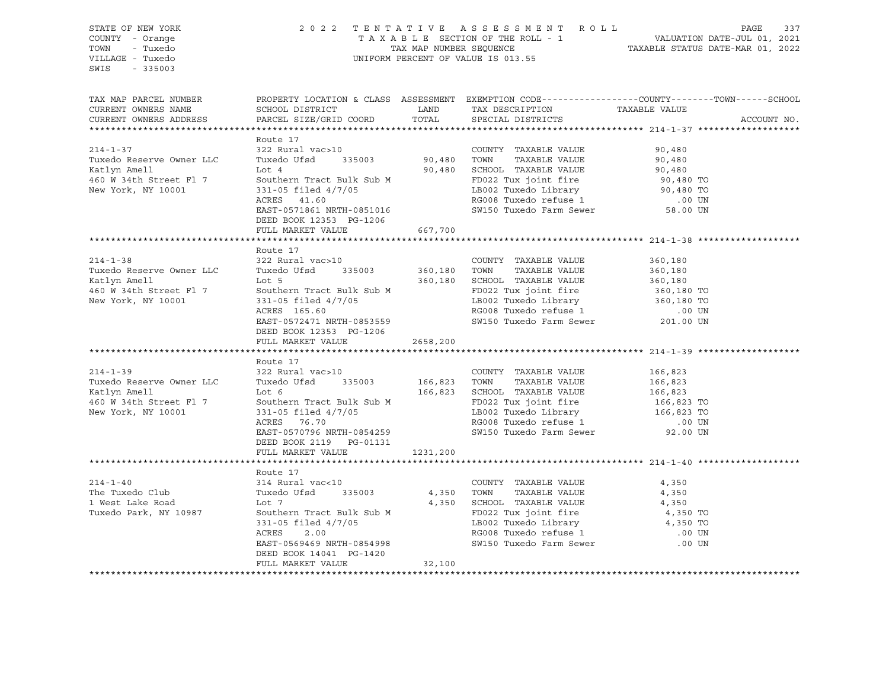STATE OF NEW YORK
COUNTY - Orange
TOWN - Tuxedo
VILLAGE - Tuxedo
SWIS - 335003

2022 TENTATIVE ASSESSMENT ROLL
TAXABLE SECTION OF THE ROLL - 1
TAX MAP NUMBER SEQUENCE
UNIFORM PERCENT OF VALUE IS 013.55

VALUATION DATE-JUL 01, 2021
TAXABLE STATUS DATE-MAR 01, 2022

| TAX MAP PARCEL NUMBER / CURRENT OWNERS NAME / CURRENT OWNERS ADDRESS | PROPERTY LOCATION & CLASS / SCHOOL DISTRICT / PARCEL SIZE/GRID COORD | ASSESSMENT LAND | ASSESSMENT TOTAL | EXEMPTION CODE / TAX DESCRIPTION / SPECIAL DISTRICTS | TAXABLE VALUE (COUNTY--TOWN--SCHOOL) | ACCOUNT NO. |
|---|---|---|---|---|---|---|
| **214-1-37** | Route 17 | | | | | |
| 214-1-37 | 322 Rural vac>10 | | | COUNTY TAXABLE VALUE | 90,480 | |
| Tuxedo Reserve Owner LLC | Tuxedo Ufsd 335003 | 90,480 | | TOWN TAXABLE VALUE | 90,480 | |
| Katlyn Amell | Lot 4 | | 90,480 | SCHOOL TAXABLE VALUE | 90,480 | |
| 460 W 34th Street Fl 7 | Southern Tract Bulk Sub M | | | FD022 Tux joint fire | 90,480 TO | |
| New York, NY 10001 | 331-05 filed 4/7/05 | | | LB002 Tuxedo Library | 90,480 TO | |
| | ACRES 41.60 | | | RG008 Tuxedo refuse 1 | .00 UN | |
| | EAST-0571861 NRTH-0851016 | | | SW150 Tuxedo Farm Sewer | 58.00 UN | |
| | DEED BOOK 12353 PG-1206 | | | | | |
| | FULL MARKET VALUE | | 667,700 | | | |
| **214-1-38** | Route 17 | | | | | |
| 214-1-38 | 322 Rural vac>10 | | | COUNTY TAXABLE VALUE | 360,180 | |
| Tuxedo Reserve Owner LLC | Tuxedo Ufsd 335003 | 360,180 | | TOWN TAXABLE VALUE | 360,180 | |
| Katlyn Amell | Lot 5 | | 360,180 | SCHOOL TAXABLE VALUE | 360,180 | |
| 460 W 34th Street Fl 7 | Southern Tract Bulk Sub M | | | FD022 Tux joint fire | 360,180 TO | |
| New York, NY 10001 | 331-05 filed 4/7/05 | | | LB002 Tuxedo Library | 360,180 TO | |
| | ACRES 165.60 | | | RG008 Tuxedo refuse 1 | .00 UN | |
| | EAST-0572471 NRTH-0853559 | | | SW150 Tuxedo Farm Sewer | 201.00 UN | |
| | DEED BOOK 12353 PG-1206 | | | | | |
| | FULL MARKET VALUE | | 2658,200 | | | |
| **214-1-39** | Route 17 | | | | | |
| 214-1-39 | 322 Rural vac>10 | | | COUNTY TAXABLE VALUE | 166,823 | |
| Tuxedo Reserve Owner LLC | Tuxedo Ufsd 335003 | 166,823 | | TOWN TAXABLE VALUE | 166,823 | |
| Katlyn Amell | Lot 6 | | 166,823 | SCHOOL TAXABLE VALUE | 166,823 | |
| 460 W 34th Street Fl 7 | Southern Tract Bulk Sub M | | | FD022 Tux joint fire | 166,823 TO | |
| New York, NY 10001 | 331-05 filed 4/7/05 | | | LB002 Tuxedo Library | 166,823 TO | |
| | ACRES 76.70 | | | RG008 Tuxedo refuse 1 | .00 UN | |
| | EAST-0570796 NRTH-0854259 | | | SW150 Tuxedo Farm Sewer | 92.00 UN | |
| | DEED BOOK 2119 PG-01131 | | | | | |
| | FULL MARKET VALUE | | 1231,200 | | | |
| **214-1-40** | Route 17 | | | | | |
| 214-1-40 | 314 Rural vac<10 | | | COUNTY TAXABLE VALUE | 4,350 | |
| The Tuxedo Club | Tuxedo Ufsd 335003 | 4,350 | | TOWN TAXABLE VALUE | 4,350 | |
| 1 West Lake Road | Lot 7 | | 4,350 | SCHOOL TAXABLE VALUE | 4,350 | |
| Tuxedo Park, NY 10987 | Southern Tract Bulk Sub M | | | FD022 Tux joint fire | 4,350 TO | |
| | 331-05 filed 4/7/05 | | | LB002 Tuxedo Library | 4,350 TO | |
| | ACRES 2.00 | | | RG008 Tuxedo refuse 1 | .00 UN | |
| | EAST-0569469 NRTH-0854998 | | | SW150 Tuxedo Farm Sewer | .00 UN | |
| | DEED BOOK 14041 PG-1420 | | | | | |
| | FULL MARKET VALUE | | 32,100 | | | |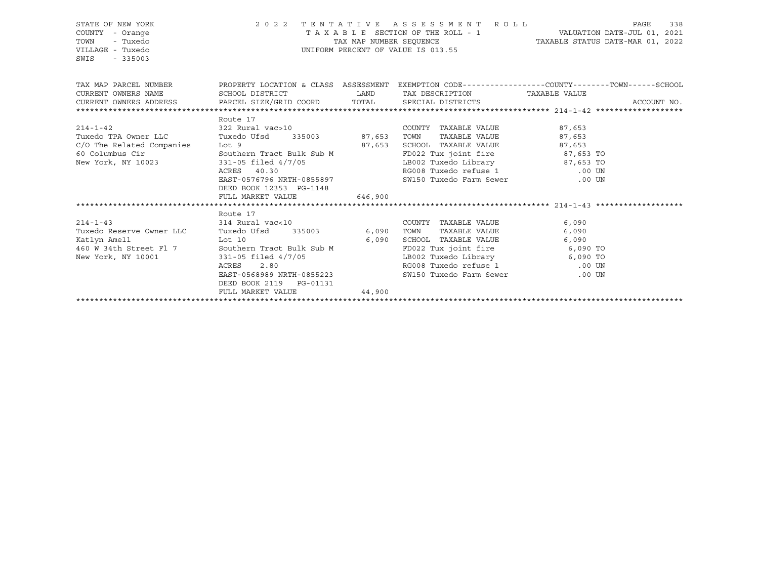STATE OF NEW YORK
COUNTY - Orange
TOWN - Tuxedo
VILLAGE - Tuxedo
SWIS - 335003

2 0 2 2 T E N T A T I V E A S S E S S M E N T R O L L
T A X A B L E SECTION OF THE ROLL - 1
TAX MAP NUMBER SEQUENCE
UNIFORM PERCENT OF VALUE IS 013.55

VALUATION DATE-JUL 01, 2021
TAXABLE STATUS DATE-MAR 01, 2022

| TAX MAP PARCEL NUMBER<br>CURRENT OWNERS NAME<br>CURRENT OWNERS ADDRESS | PROPERTY LOCATION & CLASS<br>SCHOOL DISTRICT<br>PARCEL SIZE/GRID COORD | ASSESSMENT<br>LAND<br>TOTAL | EXEMPTION CODE------------------COUNTY--------TOWN------SCHOOL<br>TAX DESCRIPTION<br>SPECIAL DISTRICTS | TAXABLE VALUE<br><br>ACCOUNT NO. |
|---|---|---|---|---|
| ******** 214-1-42 ******** | | | | |
| | Route 17 | | | |
| 214-1-42 | 322 Rural vac>10 | | COUNTY TAXABLE VALUE | 87,653 |
| Tuxedo TPA Owner LLC | Tuxedo Ufsd 335003 | 87,653 | TOWN TAXABLE VALUE | 87,653 |
| C/O The Related Companies | Lot 9 | 87,653 | SCHOOL TAXABLE VALUE | 87,653 |
| 60 Columbus Cir | Southern Tract Bulk Sub M | | FD022 Tux joint fire | 87,653 TO |
| New York, NY 10023 | 331-05 filed 4/7/05 | | LB002 Tuxedo Library | 87,653 TO |
| | ACRES 40.30 | | RG008 Tuxedo refuse 1 | .00 UN |
| | EAST-0576796 NRTH-0855897 | | SW150 Tuxedo Farm Sewer | .00 UN |
| | DEED BOOK 12353 PG-1148 | | | |
| | FULL MARKET VALUE | 646,900 | | |
| ******** 214-1-43 ******** | | | | |
| | Route 17 | | | |
| 214-1-43 | 314 Rural vac<10 | | COUNTY TAXABLE VALUE | 6,090 |
| Tuxedo Reserve Owner LLC | Tuxedo Ufsd 335003 | 6,090 | TOWN TAXABLE VALUE | 6,090 |
| Katlyn Amell | Lot 10 | 6,090 | SCHOOL TAXABLE VALUE | 6,090 |
| 460 W 34th Street Fl 7 | Southern Tract Bulk Sub M | | FD022 Tux joint fire | 6,090 TO |
| New York, NY 10001 | 331-05 filed 4/7/05 | | LB002 Tuxedo Library | 6,090 TO |
| | ACRES 2.80 | | RG008 Tuxedo refuse 1 | .00 UN |
| | EAST-0568989 NRTH-0855223 | | SW150 Tuxedo Farm Sewer | .00 UN |
| | DEED BOOK 2119 PG-01131 | | | |
| | FULL MARKET VALUE | 44,900 | | |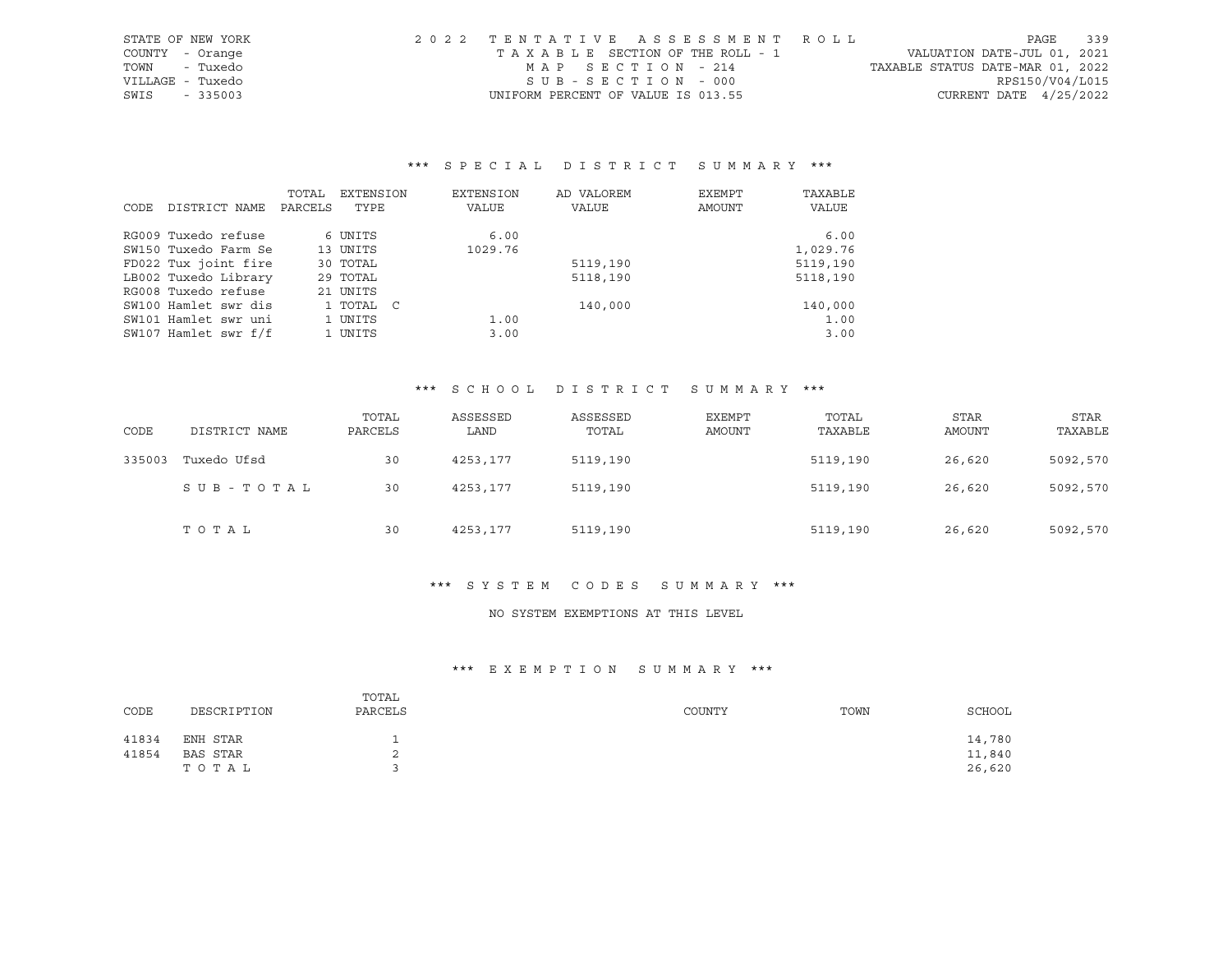STATE OF NEW YORK
COUNTY - Orange
TOWN - Tuxedo
VILLAGE - Tuxedo
SWIS - 335003

2022 TENTATIVE ASSESSMENT ROLL
TAXABLE SECTION OF THE ROLL - 1
MAP SECTION - 214
SUB-SECTION - 000
UNIFORM PERCENT OF VALUE IS 013.55

VALUATION DATE-JUL 01, 2021
TAXABLE STATUS DATE-MAR 01, 2022
RPS150/V04/L015
CURRENT DATE 4/25/2022

### *** SPECIAL DISTRICT SUMMARY ***

| CODE | DISTRICT NAME | TOTAL PARCELS | EXTENSION TYPE | EXTENSION VALUE | AD VALOREM VALUE | EXEMPT AMOUNT | TAXABLE VALUE |
|---|---|---|---|---|---|---|---|
| RG009 | Tuxedo refuse | 6 | UNITS | 6.00 | | | 6.00 |
| SW150 | Tuxedo Farm Se | 13 | UNITS | 1029.76 | | | 1,029.76 |
| FD022 | Tux joint fire | 30 | TOTAL | | 5119,190 | | 5119,190 |
| LB002 | Tuxedo Library | 29 | TOTAL | | 5118,190 | | 5118,190 |
| RG008 | Tuxedo refuse | 21 | UNITS | | | | |
| SW100 | Hamlet swr dis | 1 | TOTAL C | | 140,000 | | 140,000 |
| SW101 | Hamlet swr uni | 1 | UNITS | 1.00 | | | 1.00 |
| SW107 | Hamlet swr f/f | 1 | UNITS | 3.00 | | | 3.00 |

### *** SCHOOL DISTRICT SUMMARY ***

| CODE | DISTRICT NAME | TOTAL PARCELS | ASSESSED LAND | ASSESSED TOTAL | EXEMPT AMOUNT | TOTAL TAXABLE | STAR AMOUNT | STAR TAXABLE |
|---|---|---|---|---|---|---|---|---|
| 335003 | Tuxedo Ufsd | 30 | 4253,177 | 5119,190 | | 5119,190 | 26,620 | 5092,570 |
| | SUB-TOTAL | 30 | 4253,177 | 5119,190 | | 5119,190 | 26,620 | 5092,570 |
| | TOTAL | 30 | 4253,177 | 5119,190 | | 5119,190 | 26,620 | 5092,570 |

### *** SYSTEM CODES SUMMARY ***

NO SYSTEM EXEMPTIONS AT THIS LEVEL

### *** EXEMPTION SUMMARY ***

| CODE | DESCRIPTION | TOTAL PARCELS | COUNTY | TOWN | SCHOOL |
|---|---|---|---|---|---|
| 41834 | ENH STAR | 1 | | | 14,780 |
| 41854 | BAS STAR | 2 | | | 11,840 |
| | TOTAL | 3 | | | 26,620 |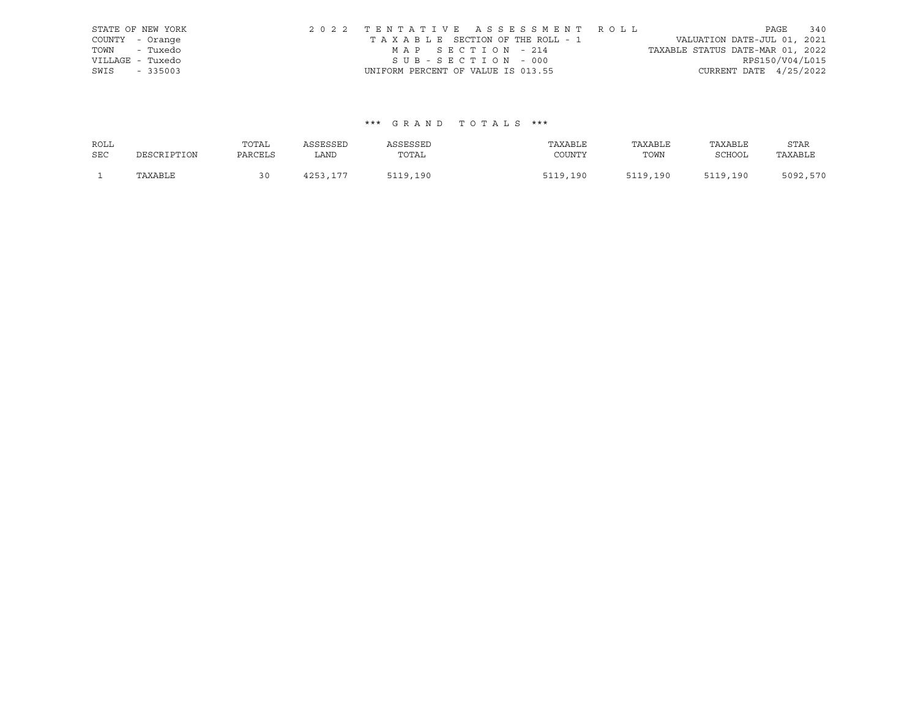STATE OF NEW YORK
COUNTY - Orange
TOWN - Tuxedo
VILLAGE - Tuxedo
SWIS - 335003

2 0 2 2 T E N T A T I V E A S S E S S M E N T R O L L
T A X A B L E SECTION OF THE ROLL - 1
M A P S E C T I O N - 214
S U B - S E C T I O N - 000
UNIFORM PERCENT OF VALUE IS 013.55

VALUATION DATE-JUL 01, 2021
TAXABLE STATUS DATE-MAR 01, 2022
RPS150/V04/L015
CURRENT DATE 4/25/2022

*** G R A N D T O T A L S ***

| ROLL SEC | DESCRIPTION | TOTAL PARCELS | ASSESSED LAND | ASSESSED TOTAL | TAXABLE COUNTY | TAXABLE TOWN | TAXABLE SCHOOL | STAR TAXABLE |
|---|---|---|---|---|---|---|---|---|
| 1 | TAXABLE | 30 | 4253,177 | 5119,190 | 5119,190 | 5119,190 | 5119,190 | 5092,570 |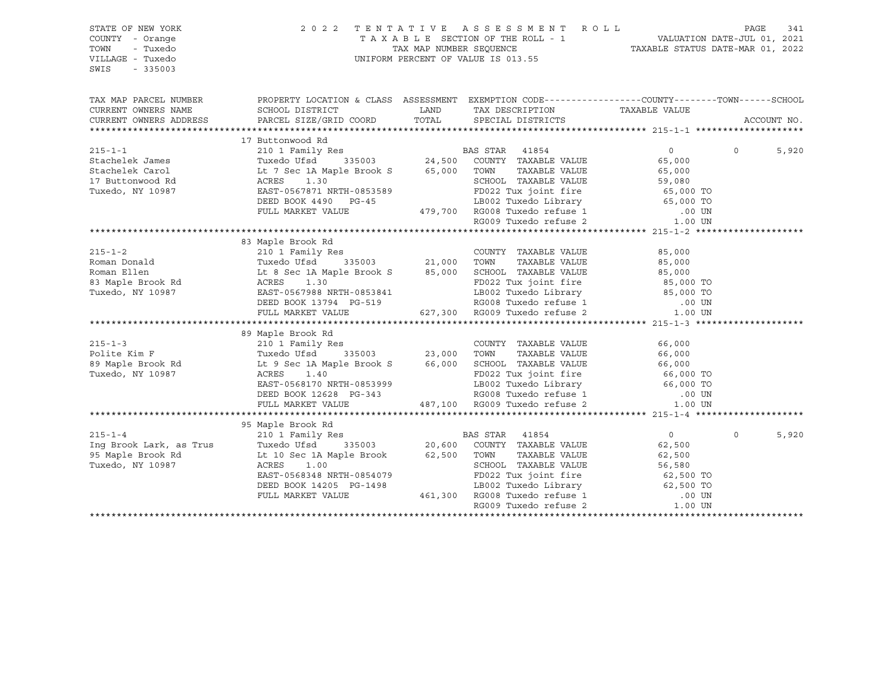STATE OF NEW YORK — 2022 TENTATIVE ASSESSMENT ROLL
COUNTY - Orange — TAXABLE SECTION OF THE ROLL - 1 — VALUATION DATE-JUL 01, 2021
TOWN - Tuxedo — TAX MAP NUMBER SEQUENCE — TAXABLE STATUS DATE-MAR 01, 2022
VILLAGE - Tuxedo — UNIFORM PERCENT OF VALUE IS 013.55
SWIS - 335003

| TAX MAP PARCEL NUMBER / CURRENT OWNERS NAME / CURRENT OWNERS ADDRESS | PROPERTY LOCATION & CLASS / SCHOOL DISTRICT / PARCEL SIZE/GRID COORD | ASSESSMENT LAND | TOTAL | EXEMPTION CODE / TAX DESCRIPTION / SPECIAL DISTRICTS | COUNTY TAXABLE VALUE | TOWN | SCHOOL |
|---|---|---|---|---|---|---|---|
| **215-1-1** | 17 Buttonwood Rd | | | | | | |
| | 210 1 Family Res | | | BAS STAR 41854 | 0 | 0 | 5,920 |
| Stachelek James | Tuxedo Ufsd 335003 | 24,500 | | COUNTY TAXABLE VALUE | 65,000 | | |
| Stachelek Carol | Lt 7 Sec 1A Maple Brook S | | 65,000 | TOWN TAXABLE VALUE | 65,000 | | |
| 17 Buttonwood Rd | ACRES 1.30 | | | SCHOOL TAXABLE VALUE | 59,080 | | |
| Tuxedo, NY 10987 | EAST-0567871 NRTH-0853589 | | | FD022 Tux joint fire | 65,000 TO | | |
| | DEED BOOK 4490 PG-45 | | | LB002 Tuxedo Library | 65,000 TO | | |
| | FULL MARKET VALUE | | 479,700 | RG008 Tuxedo refuse 1 | .00 UN | | |
| | | | | RG009 Tuxedo refuse 2 | 1.00 UN | | |
| **215-1-2** | 83 Maple Brook Rd | | | | | | |
| | 210 1 Family Res | | | COUNTY TAXABLE VALUE | 85,000 | | |
| Roman Donald | Tuxedo Ufsd 335003 | 21,000 | | TOWN TAXABLE VALUE | 85,000 | | |
| Roman Ellen | Lt 8 Sec 1A Maple Brook S | | 85,000 | SCHOOL TAXABLE VALUE | 85,000 | | |
| 83 Maple Brook Rd | ACRES 1.30 | | | FD022 Tux joint fire | 85,000 TO | | |
| Tuxedo, NY 10987 | EAST-0567988 NRTH-0853841 | | | LB002 Tuxedo Library | 85,000 TO | | |
| | DEED BOOK 13794 PG-519 | | | RG008 Tuxedo refuse 1 | .00 UN | | |
| | FULL MARKET VALUE | | 627,300 | RG009 Tuxedo refuse 2 | 1.00 UN | | |
| **215-1-3** | 89 Maple Brook Rd | | | | | | |
| | 210 1 Family Res | | | COUNTY TAXABLE VALUE | 66,000 | | |
| Polite Kim F | Tuxedo Ufsd 335003 | 23,000 | | TOWN TAXABLE VALUE | 66,000 | | |
| 89 Maple Brook Rd | Lt 9 Sec 1A Maple Brook S | | 66,000 | SCHOOL TAXABLE VALUE | 66,000 | | |
| Tuxedo, NY 10987 | ACRES 1.40 | | | FD022 Tux joint fire | 66,000 TO | | |
| | EAST-0568170 NRTH-0853999 | | | LB002 Tuxedo Library | 66,000 TO | | |
| | DEED BOOK 12628 PG-343 | | | RG008 Tuxedo refuse 1 | .00 UN | | |
| | FULL MARKET VALUE | | 487,100 | RG009 Tuxedo refuse 2 | 1.00 UN | | |
| **215-1-4** | 95 Maple Brook Rd | | | | | | |
| | 210 1 Family Res | | | BAS STAR 41854 | 0 | 0 | 5,920 |
| Ing Brook Lark, as Trus | Tuxedo Ufsd 335003 | 20,600 | | COUNTY TAXABLE VALUE | 62,500 | | |
| 95 Maple Brook Rd | Lt 10 Sec 1A Maple Brook | | 62,500 | TOWN TAXABLE VALUE | 62,500 | | |
| Tuxedo, NY 10987 | ACRES 1.00 | | | SCHOOL TAXABLE VALUE | 56,580 | | |
| | EAST-0568348 NRTH-0854079 | | | FD022 Tux joint fire | 62,500 TO | | |
| | DEED BOOK 14205 PG-1498 | | | LB002 Tuxedo Library | 62,500 TO | | |
| | FULL MARKET VALUE | | 461,300 | RG008 Tuxedo refuse 1 | .00 UN | | |
| | | | | RG009 Tuxedo refuse 2 | 1.00 UN | | |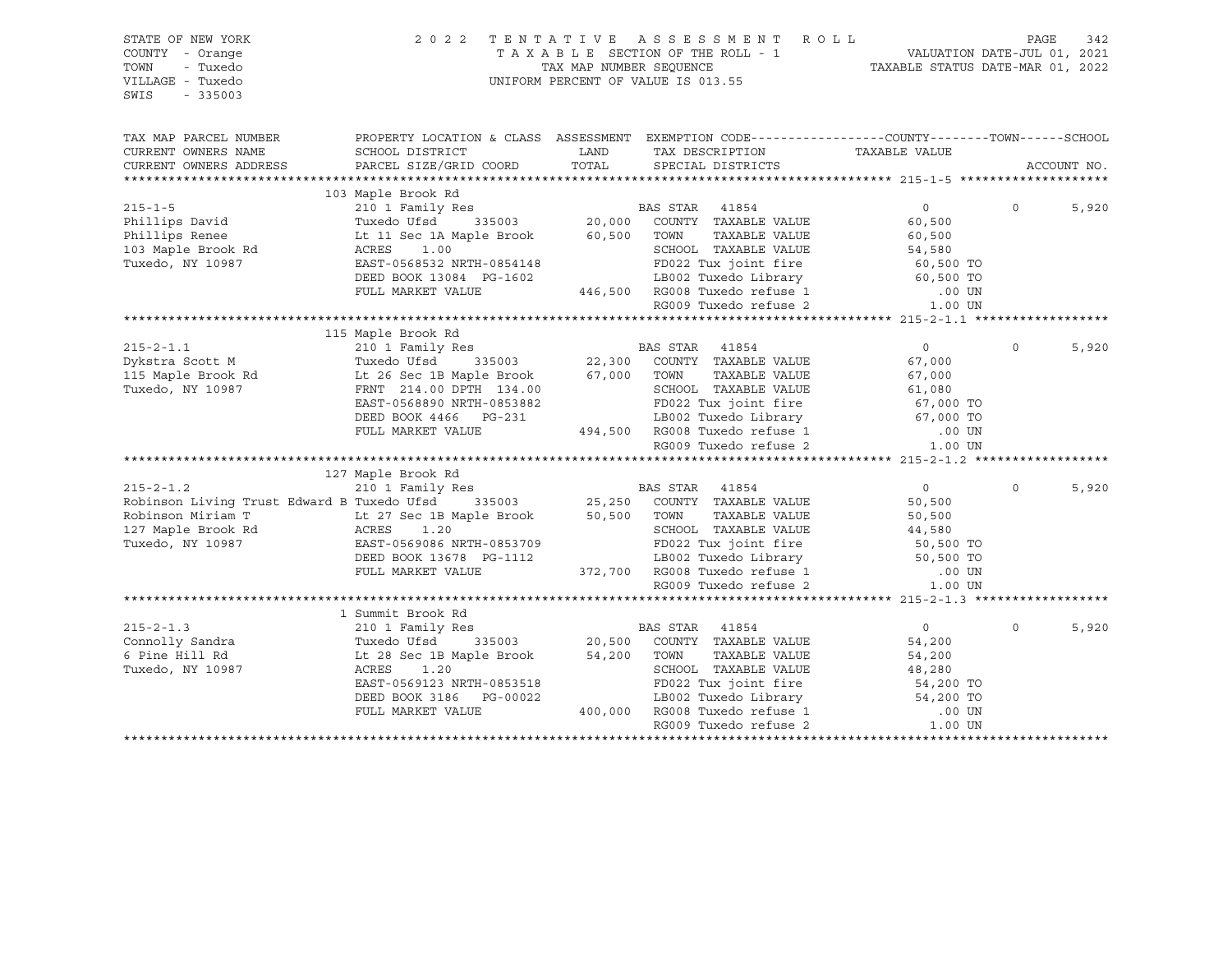STATE OF NEW YORK
COUNTY - Orange
TOWN - Tuxedo
VILLAGE - Tuxedo
SWIS - 335003

2022 TENTATIVE ASSESSMENT ROLL
TAXABLE SECTION OF THE ROLL - 1
TAX MAP NUMBER SEQUENCE
UNIFORM PERCENT OF VALUE IS 013.55

VALUATION DATE-JUL 01, 2021
TAXABLE STATUS DATE-MAR 01, 2022

| TAX MAP PARCEL NUMBER / CURRENT OWNERS NAME / CURRENT OWNERS ADDRESS | PROPERTY LOCATION & CLASS / SCHOOL DISTRICT / PARCEL SIZE/GRID COORD | ASSESSMENT LAND / TOTAL | EXEMPTION CODE / TAX DESCRIPTION / SPECIAL DISTRICTS | COUNTY / TAXABLE VALUE | TOWN | SCHOOL / ACCOUNT NO. |
|---|---|---|---|---|---|---|
| 215-1-5 | 103 Maple Brook Rd | | | | | |
| | 210 1 Family Res | | BAS STAR 41854 | 0 | 0 | 5,920 |
| Phillips David | Tuxedo Ufsd 335003 | 20,000 | COUNTY TAXABLE VALUE | 60,500 | | |
| Phillips Renee | Lt 11 Sec 1A Maple Brook | 60,500 | TOWN TAXABLE VALUE | 60,500 | | |
| 103 Maple Brook Rd | ACRES 1.00 | | SCHOOL TAXABLE VALUE | 54,580 | | |
| Tuxedo, NY 10987 | EAST-0568532 NRTH-0854148 | | FD022 Tux joint fire | 60,500 TO | | |
| | DEED BOOK 13084 PG-1602 | | LB002 Tuxedo Library | 60,500 TO | | |
| | FULL MARKET VALUE | 446,500 | RG008 Tuxedo refuse 1 | .00 UN | | |
| | | | RG009 Tuxedo refuse 2 | 1.00 UN | | |
| 215-2-1.1 | 115 Maple Brook Rd | | | | | |
| | 210 1 Family Res | | BAS STAR 41854 | 0 | 0 | 5,920 |
| Dykstra Scott M | Tuxedo Ufsd 335003 | 22,300 | COUNTY TAXABLE VALUE | 67,000 | | |
| 115 Maple Brook Rd | Lt 26 Sec 1B Maple Brook | 67,000 | TOWN TAXABLE VALUE | 67,000 | | |
| Tuxedo, NY 10987 | FRNT 214.00 DPTH 134.00 | | SCHOOL TAXABLE VALUE | 61,080 | | |
| | EAST-0568890 NRTH-0853882 | | FD022 Tux joint fire | 67,000 TO | | |
| | DEED BOOK 4466 PG-231 | | LB002 Tuxedo Library | 67,000 TO | | |
| | FULL MARKET VALUE | 494,500 | RG008 Tuxedo refuse 1 | .00 UN | | |
| | | | RG009 Tuxedo refuse 2 | 1.00 UN | | |
| 215-2-1.2 | 127 Maple Brook Rd | | | | | |
| | 210 1 Family Res | | BAS STAR 41854 | 0 | 0 | 5,920 |
| Robinson Living Trust Edward B | Tuxedo Ufsd 335003 | 25,250 | COUNTY TAXABLE VALUE | 50,500 | | |
| Robinson Miriam T | Lt 27 Sec 1B Maple Brook | 50,500 | TOWN TAXABLE VALUE | 50,500 | | |
| 127 Maple Brook Rd | ACRES 1.20 | | SCHOOL TAXABLE VALUE | 44,580 | | |
| Tuxedo, NY 10987 | EAST-0569086 NRTH-0853709 | | FD022 Tux joint fire | 50,500 TO | | |
| | DEED BOOK 13678 PG-1112 | | LB002 Tuxedo Library | 50,500 TO | | |
| | FULL MARKET VALUE | 372,700 | RG008 Tuxedo refuse 1 | .00 UN | | |
| | | | RG009 Tuxedo refuse 2 | 1.00 UN | | |
| 215-2-1.3 | 1 Summit Brook Rd | | | | | |
| | 210 1 Family Res | | BAS STAR 41854 | 0 | 0 | 5,920 |
| Connolly Sandra | Tuxedo Ufsd 335003 | 20,500 | COUNTY TAXABLE VALUE | 54,200 | | |
| 6 Pine Hill Rd | Lt 28 Sec 1B Maple Brook | 54,200 | TOWN TAXABLE VALUE | 54,200 | | |
| Tuxedo, NY 10987 | ACRES 1.20 | | SCHOOL TAXABLE VALUE | 48,280 | | |
| | EAST-0569123 NRTH-0853518 | | FD022 Tux joint fire | 54,200 TO | | |
| | DEED BOOK 3186 PG-00022 | | LB002 Tuxedo Library | 54,200 TO | | |
| | FULL MARKET VALUE | 400,000 | RG008 Tuxedo refuse 1 | .00 UN | | |
| | | | RG009 Tuxedo refuse 2 | 1.00 UN | | |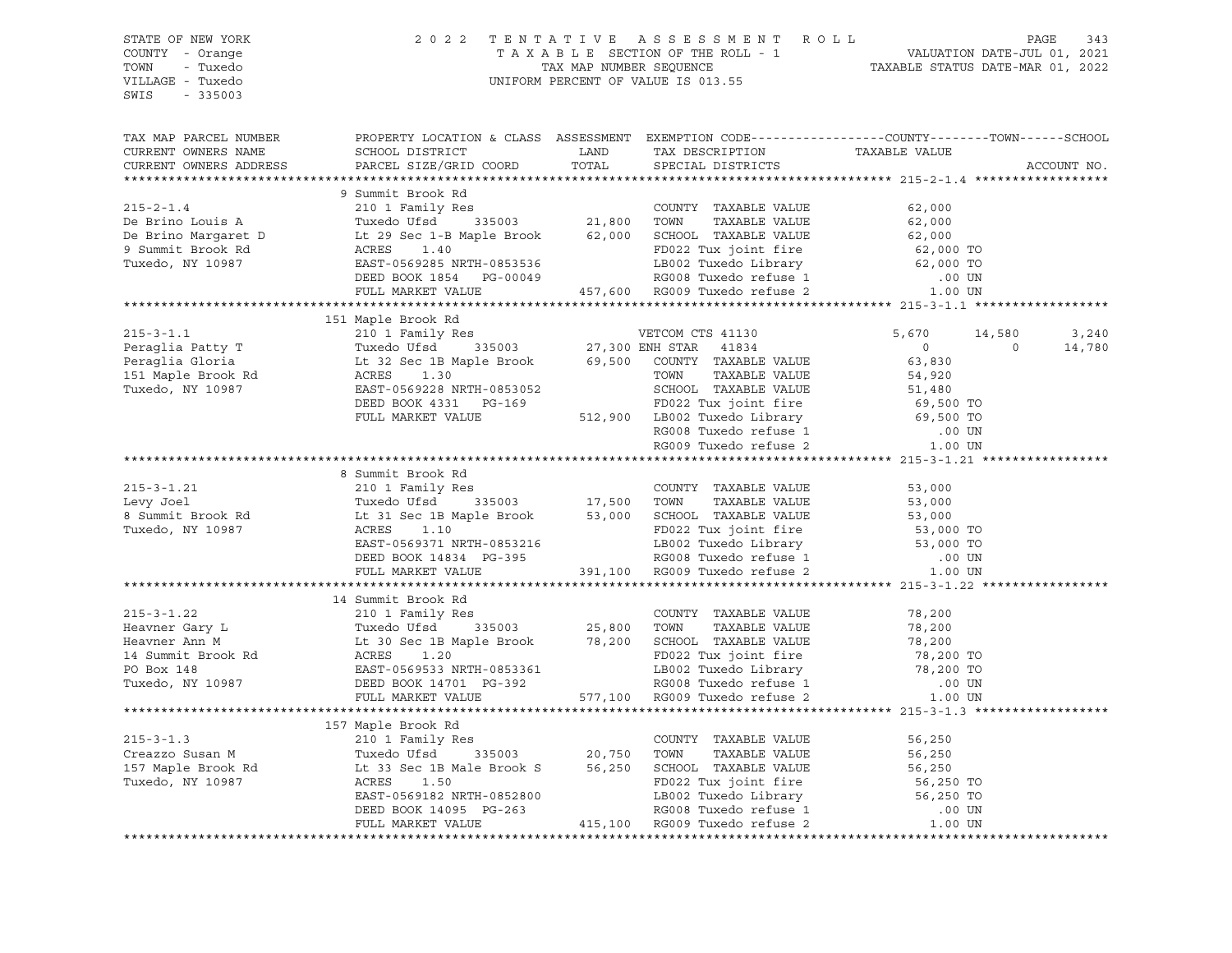STATE OF NEW YORK
COUNTY - Orange
TOWN - Tuxedo
VILLAGE - Tuxedo
SWIS - 335003

2022 TENTATIVE ASSESSMENT ROLL
TAXABLE SECTION OF THE ROLL - 1
TAX MAP NUMBER SEQUENCE
UNIFORM PERCENT OF VALUE IS 013.55

VALUATION DATE-JUL 01, 2021
TAXABLE STATUS DATE-MAR 01, 2022

```
TAX MAP PARCEL NUMBER        PROPERTY LOCATION & CLASS  ASSESSMENT  EXEMPTION CODE------------------COUNTY--------TOWN------SCHOOL
CURRENT OWNERS NAME          SCHOOL DISTRICT             LAND       TAX DESCRIPTION                 TAXABLE VALUE
CURRENT OWNERS ADDRESS       PARCEL SIZE/GRID COORD      TOTAL      SPECIAL DISTRICTS                                       ACCOUNT NO.
******************************************************************************************************* 215-2-1.4 ******************
                             9 Summit Brook Rd
215-2-1.4                    210 1 Family Res                        COUNTY  TAXABLE VALUE            62,000
De Brino Louis A             Tuxedo Ufsd     335003       21,800     TOWN    TAXABLE VALUE            62,000
De Brino Margaret D          Lt 29 Sec 1-B Maple Brook    62,000     SCHOOL  TAXABLE VALUE            62,000
9 Summit Brook Rd            ACRES    1.40                           FD022 Tux joint fire             62,000 TO
Tuxedo, NY 10987             EAST-0569285 NRTH-0853536               LB002 Tuxedo Library             62,000 TO
                             DEED BOOK 1854   PG-00049               RG008 Tuxedo refuse 1               .00 UN
                             FULL MARKET VALUE           457,600     RG009 Tuxedo refuse 2              1.00 UN
******************************************************************************************************* 215-3-1.1 ******************
                             151 Maple Brook Rd
215-3-1.1                    210 1 Family Res                        VETCOM CTS 41130                5,670      14,580       3,240
Peraglia Patty T             Tuxedo Ufsd     335003       27,300 ENH STAR  41834                        0           0      14,780
Peraglia Gloria              Lt 32 Sec 1B Maple Brook     69,500     COUNTY  TAXABLE VALUE            63,830
151 Maple Brook Rd           ACRES    1.30                           TOWN    TAXABLE VALUE            54,920
Tuxedo, NY 10987             EAST-0569228 NRTH-0853052               SCHOOL  TAXABLE VALUE            51,480
                             DEED BOOK 4331   PG-169                 FD022 Tux joint fire             69,500 TO
                             FULL MARKET VALUE           512,900     LB002 Tuxedo Library             69,500 TO
                                                                     RG008 Tuxedo refuse 1               .00 UN
                                                                     RG009 Tuxedo refuse 2              1.00 UN
******************************************************************************************************* 215-3-1.21 *****************
                             8 Summit Brook Rd
215-3-1.21                   210 1 Family Res                        COUNTY  TAXABLE VALUE            53,000
Levy Joel                    Tuxedo Ufsd     335003       17,500     TOWN    TAXABLE VALUE            53,000
8 Summit Brook Rd            Lt 31 Sec 1B Maple Brook     53,000     SCHOOL  TAXABLE VALUE            53,000
Tuxedo, NY 10987             ACRES    1.10                           FD022 Tux joint fire             53,000 TO
                             EAST-0569371 NRTH-0853216               LB002 Tuxedo Library             53,000 TO
                             DEED BOOK 14834  PG-395                 RG008 Tuxedo refuse 1               .00 UN
                             FULL MARKET VALUE           391,100     RG009 Tuxedo refuse 2              1.00 UN
******************************************************************************************************* 215-3-1.22 *****************
                             14 Summit Brook Rd
215-3-1.22                   210 1 Family Res                        COUNTY  TAXABLE VALUE            78,200
Heavner Gary L               Tuxedo Ufsd     335003       25,800     TOWN    TAXABLE VALUE            78,200
Heavner Ann M                Lt 30 Sec 1B Maple Brook     78,200     SCHOOL  TAXABLE VALUE            78,200
14 Summit Brook Rd           ACRES    1.20                           FD022 Tux joint fire             78,200 TO
PO Box 148                   EAST-0569533 NRTH-0853361               LB002 Tuxedo Library             78,200 TO
Tuxedo, NY 10987             DEED BOOK 14701  PG-392                 RG008 Tuxedo refuse 1               .00 UN
                             FULL MARKET VALUE           577,100     RG009 Tuxedo refuse 2              1.00 UN
******************************************************************************************************* 215-3-1.3 ******************
                             157 Maple Brook Rd
215-3-1.3                    210 1 Family Res                        COUNTY  TAXABLE VALUE            56,250
Creazzo Susan M              Tuxedo Ufsd     335003       20,750     TOWN    TAXABLE VALUE            56,250
157 Maple Brook Rd           Lt 33 Sec 1B Male Brook S    56,250     SCHOOL  TAXABLE VALUE            56,250
Tuxedo, NY 10987             ACRES    1.50                           FD022 Tux joint fire             56,250 TO
                             EAST-0569182 NRTH-0852800               LB002 Tuxedo Library             56,250 TO
                             DEED BOOK 14095  PG-263                 RG008 Tuxedo refuse 1               .00 UN
                             FULL MARKET VALUE           415,100     RG009 Tuxedo refuse 2              1.00 UN
************************************************************************************************************************************
```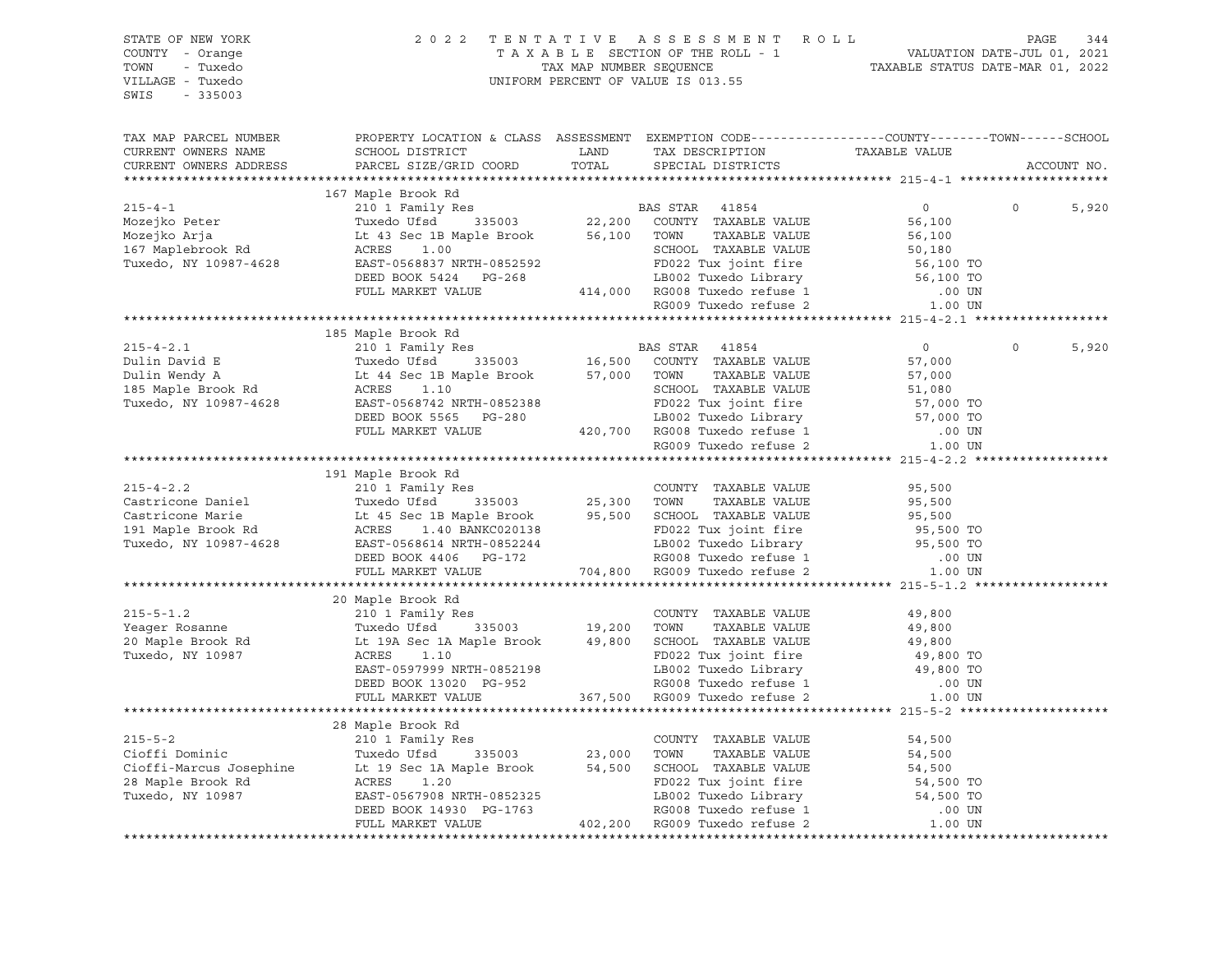STATE OF NEW YORK
COUNTY - Orange
TOWN - Tuxedo
VILLAGE - Tuxedo
SWIS - 335003

2022 TENTATIVE ASSESSMENT ROLL
TAXABLE SECTION OF THE ROLL - 1
TAX MAP NUMBER SEQUENCE
UNIFORM PERCENT OF VALUE IS 013.55

VALUATION DATE-JUL 01, 2021
TAXABLE STATUS DATE-MAR 01, 2022

| TAX MAP PARCEL NUMBER / CURRENT OWNERS NAME / CURRENT OWNERS ADDRESS | PROPERTY LOCATION & CLASS / SCHOOL DISTRICT / PARCEL SIZE/GRID COORD | ASSESSMENT LAND | TOTAL | EXEMPTION CODE / TAX DESCRIPTION / SPECIAL DISTRICTS | COUNTY TAXABLE VALUE | TOWN | SCHOOL |
|---|---|---|---|---|---|---|---|
| **215-4-1** | 167 Maple Brook Rd | | | | | | |
| | 210 1 Family Res | | | BAS STAR 41854 | 0 | 0 | 5,920 |
| Mozejko Peter | Tuxedo Ufsd 335003 | 22,200 | | COUNTY TAXABLE VALUE | 56,100 | | |
| Mozejko Arja | Lt 43 Sec 1B Maple Brook | | 56,100 | TOWN TAXABLE VALUE | 56,100 | | |
| 167 Maplebrook Rd | ACRES 1.00 | | | SCHOOL TAXABLE VALUE | 50,180 | | |
| Tuxedo, NY 10987-4628 | EAST-0568837 NRTH-0852592 | | | FD022 Tux joint fire | 56,100 TO | | |
| | DEED BOOK 5424 PG-268 | | | LB002 Tuxedo Library | 56,100 TO | | |
| | FULL MARKET VALUE | | 414,000 | RG008 Tuxedo refuse 1 | .00 UN | | |
| | | | | RG009 Tuxedo refuse 2 | 1.00 UN | | |
| **215-4-2.1** | 185 Maple Brook Rd | | | | | | |
| | 210 1 Family Res | | | BAS STAR 41854 | 0 | 0 | 5,920 |
| Dulin David E | Tuxedo Ufsd 335003 | 16,500 | | COUNTY TAXABLE VALUE | 57,000 | | |
| Dulin Wendy A | Lt 44 Sec 1B Maple Brook | | 57,000 | TOWN TAXABLE VALUE | 57,000 | | |
| 185 Maple Brook Rd | ACRES 1.10 | | | SCHOOL TAXABLE VALUE | 51,080 | | |
| Tuxedo, NY 10987-4628 | EAST-0568742 NRTH-0852388 | | | FD022 Tux joint fire | 57,000 TO | | |
| | DEED BOOK 5565 PG-280 | | | LB002 Tuxedo Library | 57,000 TO | | |
| | FULL MARKET VALUE | | 420,700 | RG008 Tuxedo refuse 1 | .00 UN | | |
| | | | | RG009 Tuxedo refuse 2 | 1.00 UN | | |
| **215-4-2.2** | 191 Maple Brook Rd | | | | | | |
| | 210 1 Family Res | | | COUNTY TAXABLE VALUE | 95,500 | | |
| Castricone Daniel | Tuxedo Ufsd 335003 | 25,300 | | TOWN TAXABLE VALUE | 95,500 | | |
| Castricone Marie | Lt 45 Sec 1B Maple Brook | | 95,500 | SCHOOL TAXABLE VALUE | 95,500 | | |
| 191 Maple Brook Rd | ACRES 1.40 BANKC020138 | | | FD022 Tux joint fire | 95,500 TO | | |
| Tuxedo, NY 10987-4628 | EAST-0568614 NRTH-0852244 | | | LB002 Tuxedo Library | 95,500 TO | | |
| | DEED BOOK 4406 PG-172 | | | RG008 Tuxedo refuse 1 | .00 UN | | |
| | FULL MARKET VALUE | | 704,800 | RG009 Tuxedo refuse 2 | 1.00 UN | | |
| **215-5-1.2** | 20 Maple Brook Rd | | | | | | |
| | 210 1 Family Res | | | COUNTY TAXABLE VALUE | 49,800 | | |
| Yeager Rosanne | Tuxedo Ufsd 335003 | 19,200 | | TOWN TAXABLE VALUE | 49,800 | | |
| 20 Maple Brook Rd | Lt 19A Sec 1A Maple Brook | | 49,800 | SCHOOL TAXABLE VALUE | 49,800 | | |
| Tuxedo, NY 10987 | ACRES 1.10 | | | FD022 Tux joint fire | 49,800 TO | | |
| | EAST-0597999 NRTH-0852198 | | | LB002 Tuxedo Library | 49,800 TO | | |
| | DEED BOOK 13020 PG-952 | | | RG008 Tuxedo refuse 1 | .00 UN | | |
| | FULL MARKET VALUE | | 367,500 | RG009 Tuxedo refuse 2 | 1.00 UN | | |
| **215-5-2** | 28 Maple Brook Rd | | | | | | |
| | 210 1 Family Res | | | COUNTY TAXABLE VALUE | 54,500 | | |
| Cioffi Dominic | Tuxedo Ufsd 335003 | 23,000 | | TOWN TAXABLE VALUE | 54,500 | | |
| Cioffi-Marcus Josephine | Lt 19 Sec 1A Maple Brook | | 54,500 | SCHOOL TAXABLE VALUE | 54,500 | | |
| 28 Maple Brook Rd | ACRES 1.20 | | | FD022 Tux joint fire | 54,500 TO | | |
| Tuxedo, NY 10987 | EAST-0567908 NRTH-0852325 | | | LB002 Tuxedo Library | 54,500 TO | | |
| | DEED BOOK 14930 PG-1763 | | | RG008 Tuxedo refuse 1 | .00 UN | | |
| | FULL MARKET VALUE | | 402,200 | RG009 Tuxedo refuse 2 | 1.00 UN | | |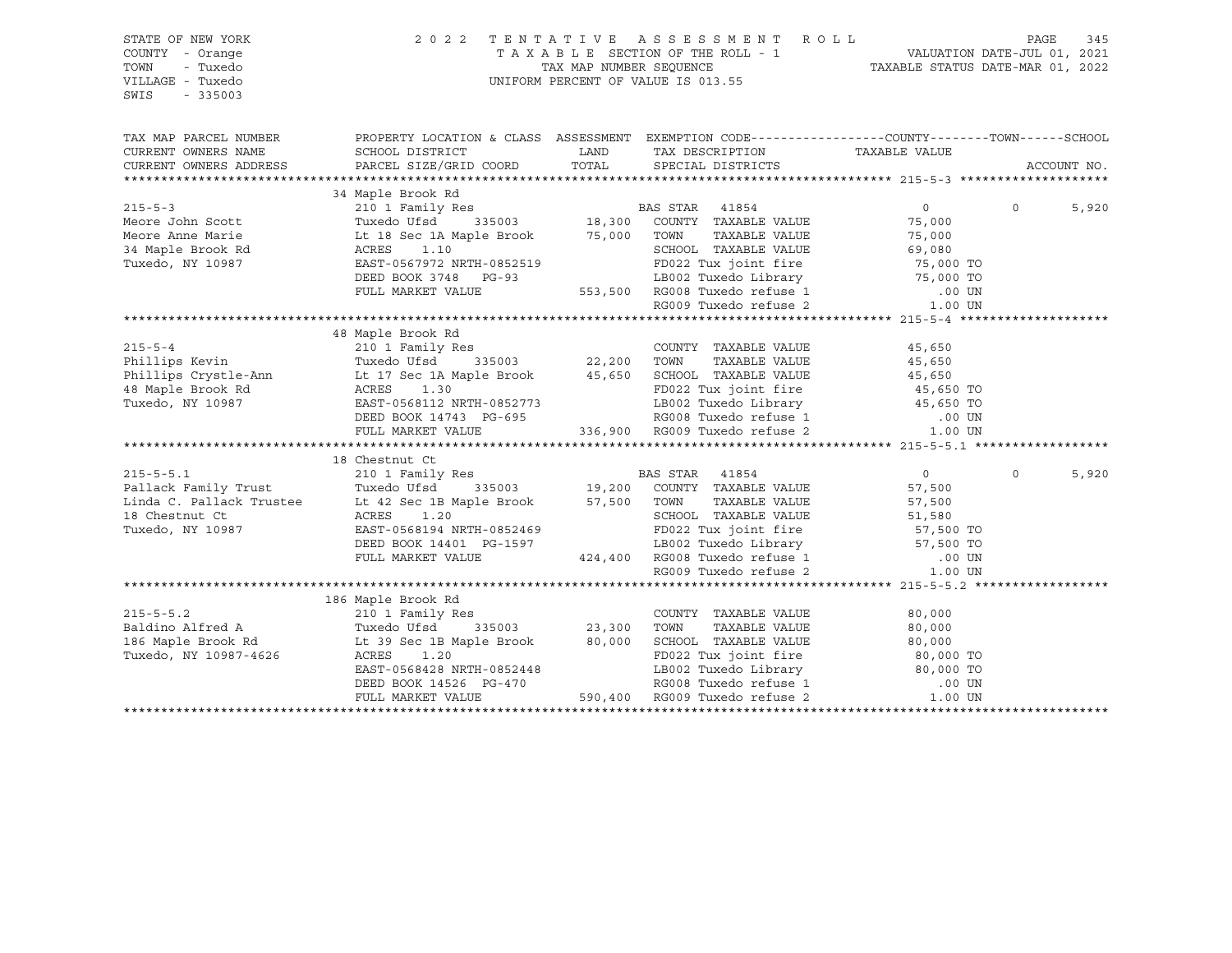STATE OF NEW YORK
COUNTY - Orange
TOWN - Tuxedo
VILLAGE - Tuxedo
SWIS - 335003

2022 TENTATIVE ASSESSMENT ROLL
TAXABLE SECTION OF THE ROLL - 1
TAX MAP NUMBER SEQUENCE
UNIFORM PERCENT OF VALUE IS 013.55

VALUATION DATE-JUL 01, 2021
TAXABLE STATUS DATE-MAR 01, 2022

| TAX MAP PARCEL NUMBER / CURRENT OWNERS NAME / CURRENT OWNERS ADDRESS | PROPERTY LOCATION & CLASS / SCHOOL DISTRICT / PARCEL SIZE/GRID COORD | ASSESSMENT LAND | TOTAL | EXEMPTION CODE / TAX DESCRIPTION / SPECIAL DISTRICTS | COUNTY TAXABLE VALUE | TOWN | SCHOOL / ACCOUNT NO. |
|---|---|---|---|---|---|---|---|
| **215-5-3** | 34 Maple Brook Rd | | | | | | |
| 215-5-3 | 210 1 Family Res | | | BAS STAR 41854 | 0 | 0 | 5,920 |
| Meore John Scott | Tuxedo Ufsd 335003 | 18,300 | | COUNTY TAXABLE VALUE | 75,000 | | |
| Meore Anne Marie | Lt 18 Sec 1A Maple Brook | | 75,000 | TOWN TAXABLE VALUE | 75,000 | | |
| 34 Maple Brook Rd | ACRES 1.10 | | | SCHOOL TAXABLE VALUE | 69,080 | | |
| Tuxedo, NY 10987 | EAST-0567972 NRTH-0852519 | | | FD022 Tux joint fire | 75,000 TO | | |
| | DEED BOOK 3748 PG-93 | | | LB002 Tuxedo Library | 75,000 TO | | |
| | FULL MARKET VALUE | | 553,500 | RG008 Tuxedo refuse 1 | .00 UN | | |
| | | | | RG009 Tuxedo refuse 2 | 1.00 UN | | |
| **215-5-4** | 48 Maple Brook Rd | | | | | | |
| 215-5-4 | 210 1 Family Res | | | COUNTY TAXABLE VALUE | 45,650 | | |
| Phillips Kevin | Tuxedo Ufsd 335003 | 22,200 | | TOWN TAXABLE VALUE | 45,650 | | |
| Phillips Crystle-Ann | Lt 17 Sec 1A Maple Brook | | 45,650 | SCHOOL TAXABLE VALUE | 45,650 | | |
| 48 Maple Brook Rd | ACRES 1.30 | | | FD022 Tux joint fire | 45,650 TO | | |
| Tuxedo, NY 10987 | EAST-0568112 NRTH-0852773 | | | LB002 Tuxedo Library | 45,650 TO | | |
| | DEED BOOK 14743 PG-695 | | | RG008 Tuxedo refuse 1 | .00 UN | | |
| | FULL MARKET VALUE | | 336,900 | RG009 Tuxedo refuse 2 | 1.00 UN | | |
| **215-5-5.1** | 18 Chestnut Ct | | | | | | |
| 215-5-5.1 | 210 1 Family Res | | | BAS STAR 41854 | 0 | 0 | 5,920 |
| Pallack Family Trust | Tuxedo Ufsd 335003 | 19,200 | | COUNTY TAXABLE VALUE | 57,500 | | |
| Linda C. Pallack Trustee | Lt 42 Sec 1B Maple Brook | | 57,500 | TOWN TAXABLE VALUE | 57,500 | | |
| 18 Chestnut Ct | ACRES 1.20 | | | SCHOOL TAXABLE VALUE | 51,580 | | |
| Tuxedo, NY 10987 | EAST-0568194 NRTH-0852469 | | | FD022 Tux joint fire | 57,500 TO | | |
| | DEED BOOK 14401 PG-1597 | | | LB002 Tuxedo Library | 57,500 TO | | |
| | FULL MARKET VALUE | | 424,400 | RG008 Tuxedo refuse 1 | .00 UN | | |
| | | | | RG009 Tuxedo refuse 2 | 1.00 UN | | |
| **215-5-5.2** | 186 Maple Brook Rd | | | | | | |
| 215-5-5.2 | 210 1 Family Res | | | COUNTY TAXABLE VALUE | 80,000 | | |
| Baldino Alfred A | Tuxedo Ufsd 335003 | 23,300 | | TOWN TAXABLE VALUE | 80,000 | | |
| 186 Maple Brook Rd | Lt 39 Sec 1B Maple Brook | | 80,000 | SCHOOL TAXABLE VALUE | 80,000 | | |
| Tuxedo, NY 10987-4626 | ACRES 1.20 | | | FD022 Tux joint fire | 80,000 TO | | |
| | EAST-0568428 NRTH-0852448 | | | LB002 Tuxedo Library | 80,000 TO | | |
| | DEED BOOK 14526 PG-470 | | | RG008 Tuxedo refuse 1 | .00 UN | | |
| | FULL MARKET VALUE | | 590,400 | RG009 Tuxedo refuse 2 | 1.00 UN | | |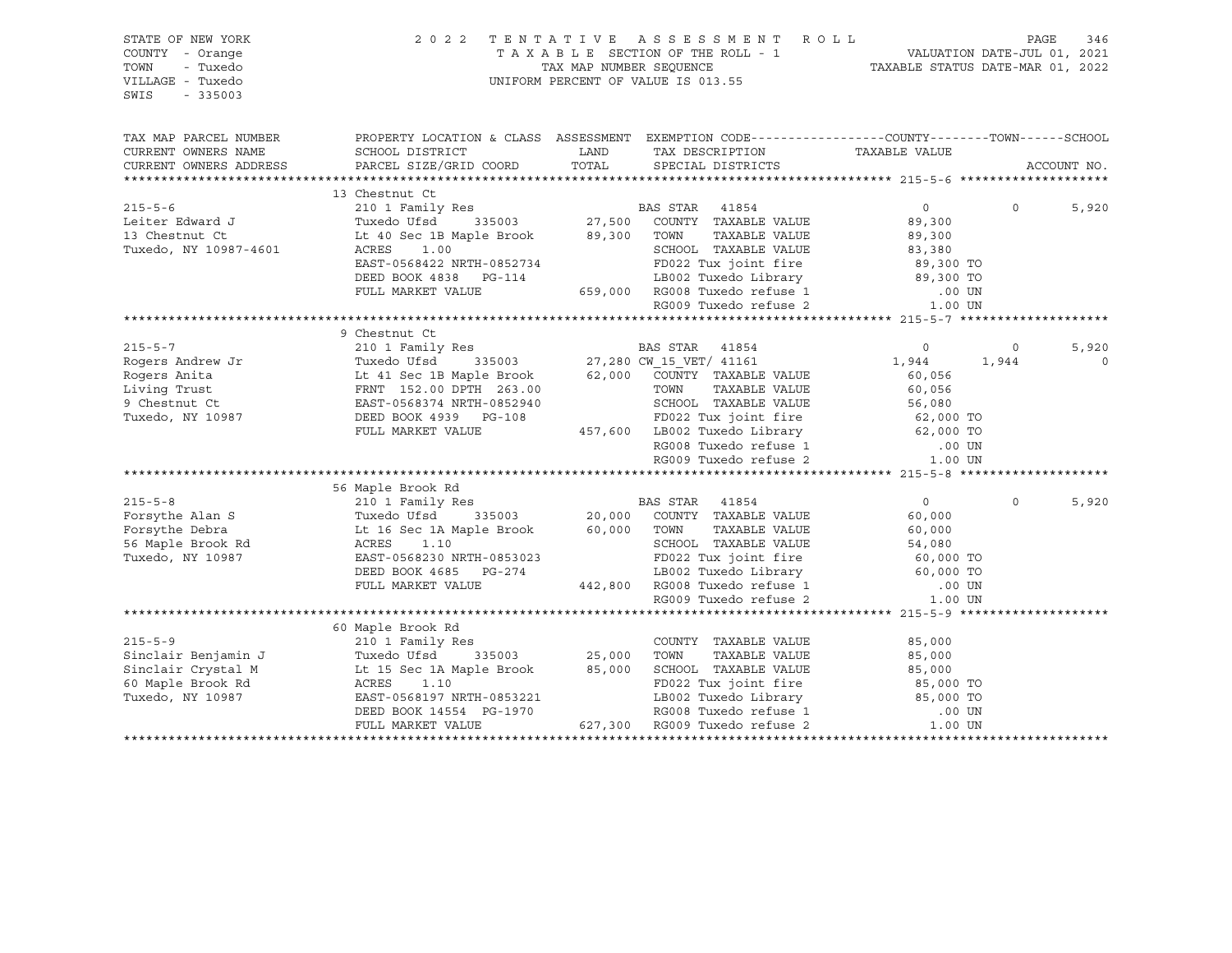STATE OF NEW YORK
COUNTY - Orange
TOWN - Tuxedo
VILLAGE - Tuxedo
SWIS - 335003

2022 TENTATIVE ASSESSMENT ROLL
TAXABLE SECTION OF THE ROLL - 1
TAX MAP NUMBER SEQUENCE
UNIFORM PERCENT OF VALUE IS 013.55

VALUATION DATE-JUL 01, 2021
TAXABLE STATUS DATE-MAR 01, 2022

```
TAX MAP PARCEL NUMBER      PROPERTY LOCATION & CLASS  ASSESSMENT  EXEMPTION CODE------------------COUNTY--------TOWN------SCHOOL
CURRENT OWNERS NAME        SCHOOL DISTRICT               LAND      TAX DESCRIPTION             TAXABLE VALUE
CURRENT OWNERS ADDRESS     PARCEL SIZE/GRID COORD        TOTAL     SPECIAL DISTRICTS                                    ACCOUNT NO.
******************************************************************************************************* 215-5-6 ********************
                          13 Chestnut Ct
215-5-6                    210 1 Family Res                    BAS STAR  41854                     0            0        5,920
Leiter Edward J            Tuxedo Ufsd      335003      27,500   COUNTY  TAXABLE VALUE           89,300
13 Chestnut Ct             Lt 40 Sec 1B Maple Brook     89,300   TOWN    TAXABLE VALUE           89,300
Tuxedo, NY 10987-4601      ACRES    1.00                         SCHOOL  TAXABLE VALUE           83,380
                           EAST-0568422 NRTH-0852734             FD022 Tux joint fire             89,300 TO
                           DEED BOOK 4838   PG-114               LB002 Tuxedo Library             89,300 TO
                           FULL MARKET VALUE           659,000   RG008 Tuxedo refuse 1               .00 UN
                                                                 RG009 Tuxedo refuse 2              1.00 UN
******************************************************************************************************* 215-5-7 ********************
                          9 Chestnut Ct
215-5-7                    210 1 Family Res                    BAS STAR  41854                     0            0        5,920
Rogers Andrew Jr           Tuxedo Ufsd      335003      27,280 CW_15_VET/ 41161                 1,944        1,944           0
Rogers Anita               Lt 41 Sec 1B Maple Brook     62,000   COUNTY  TAXABLE VALUE           60,056
Living Trust               FRNT 152.00 DPTH 263.00               TOWN    TAXABLE VALUE           60,056
9 Chestnut Ct              EAST-0568374 NRTH-0852940             SCHOOL  TAXABLE VALUE           56,080
Tuxedo, NY 10987           DEED BOOK 4939   PG-108               FD022 Tux joint fire             62,000 TO
                           FULL MARKET VALUE           457,600   LB002 Tuxedo Library             62,000 TO
                                                                 RG008 Tuxedo refuse 1               .00 UN
                                                                 RG009 Tuxedo refuse 2              1.00 UN
******************************************************************************************************* 215-5-8 ********************
                          56 Maple Brook Rd
215-5-8                    210 1 Family Res                    BAS STAR  41854                     0            0        5,920
Forsythe Alan S            Tuxedo Ufsd      335003      20,000   COUNTY  TAXABLE VALUE           60,000
Forsythe Debra             Lt 16 Sec 1A Maple Brook     60,000   TOWN    TAXABLE VALUE           60,000
56 Maple Brook Rd          ACRES    1.10                         SCHOOL  TAXABLE VALUE           54,080
Tuxedo, NY 10987           EAST-0568230 NRTH-0853023             FD022 Tux joint fire             60,000 TO
                           DEED BOOK 4685   PG-274               LB002 Tuxedo Library             60,000 TO
                           FULL MARKET VALUE           442,800   RG008 Tuxedo refuse 1               .00 UN
                                                                 RG009 Tuxedo refuse 2              1.00 UN
******************************************************************************************************* 215-5-9 ********************
                          60 Maple Brook Rd
215-5-9                    210 1 Family Res                      COUNTY  TAXABLE VALUE           85,000
Sinclair Benjamin J        Tuxedo Ufsd      335003      25,000   TOWN    TAXABLE VALUE           85,000
Sinclair Crystal M         Lt 15 Sec 1A Maple Brook     85,000   SCHOOL  TAXABLE VALUE           85,000
60 Maple Brook Rd          ACRES    1.10                         FD022 Tux joint fire             85,000 TO
Tuxedo, NY 10987           EAST-0568197 NRTH-0853221             LB002 Tuxedo Library             85,000 TO
                           DEED BOOK 14554  PG-1970              RG008 Tuxedo refuse 1               .00 UN
                           FULL MARKET VALUE           627,300   RG009 Tuxedo refuse 2              1.00 UN
************************************************************************************************************************************
```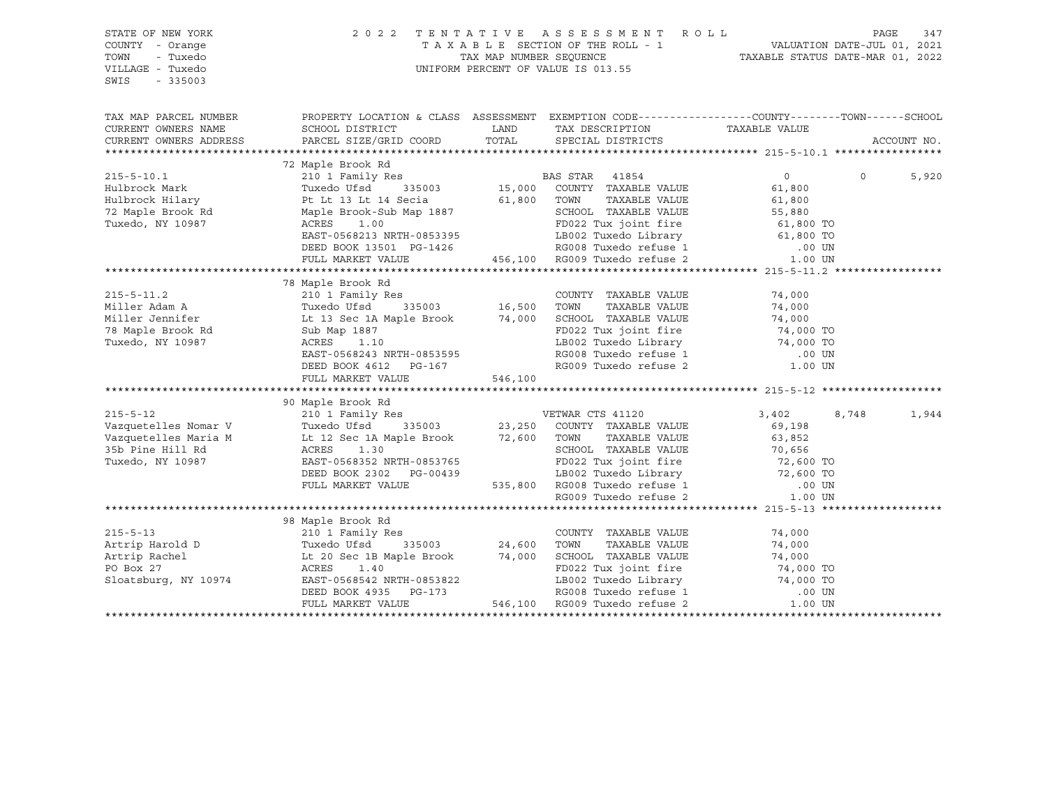STATE OF NEW YORK
COUNTY - Orange
TOWN - Tuxedo
VILLAGE - Tuxedo
SWIS - 335003

2 0 2 2 T E N T A T I V E A S S E S S M E N T R O L L
T A X A B L E SECTION OF THE ROLL - 1
TAX MAP NUMBER SEQUENCE
UNIFORM PERCENT OF VALUE IS 013.55

VALUATION DATE-JUL 01, 2021
TAXABLE STATUS DATE-MAR 01, 2022

```
TAX MAP PARCEL NUMBER      PROPERTY LOCATION & CLASS  ASSESSMENT  EXEMPTION CODE------------------COUNTY--------TOWN------SCHOOL
CURRENT OWNERS NAME        SCHOOL DISTRICT             LAND       TAX DESCRIPTION              TAXABLE VALUE
CURRENT OWNERS ADDRESS     PARCEL SIZE/GRID COORD      TOTAL      SPECIAL DISTRICTS                                       ACCOUNT NO.
******************************************************************************************************* 215-5-10.1 *****************
                           72 Maple Brook Rd
215-5-10.1                 210 1 Family Res                       BAS STAR  41854                    0            0       5,920
Hulbrock Mark              Tuxedo Ufsd     335003      15,000     COUNTY  TAXABLE VALUE          61,800
Hulbrock Hilary            Pt Lt 13 Lt 14 Secia        61,800     TOWN    TAXABLE VALUE          61,800
72 Maple Brook Rd          Maple Brook-Sub Map 1887               SCHOOL  TAXABLE VALUE          55,880
Tuxedo, NY 10987           ACRES    1.00                          FD022 Tux joint fire            61,800 TO
                           EAST-0568213 NRTH-0853395              LB002 Tuxedo Library            61,800 TO
                           DEED BOOK 13501  PG-1426               RG008 Tuxedo refuse 1              .00 UN
                           FULL MARKET VALUE          456,100     RG009 Tuxedo refuse 2             1.00 UN
******************************************************************************************************* 215-5-11.2 *****************
                           78 Maple Brook Rd
215-5-11.2                 210 1 Family Res                       COUNTY  TAXABLE VALUE          74,000
Miller Adam A              Tuxedo Ufsd     335003      16,500     TOWN    TAXABLE VALUE          74,000
Miller Jennifer            Lt 13 Sec 1A Maple Brook    74,000     SCHOOL  TAXABLE VALUE          74,000
78 Maple Brook Rd          Sub Map 1887                           FD022 Tux joint fire            74,000 TO
Tuxedo, NY 10987           ACRES    1.10                          LB002 Tuxedo Library            74,000 TO
                           EAST-0568243 NRTH-0853595              RG008 Tuxedo refuse 1              .00 UN
                           DEED BOOK 4612   PG-167                RG009 Tuxedo refuse 2             1.00 UN
                           FULL MARKET VALUE          546,100
******************************************************************************************************* 215-5-12 *******************
                           90 Maple Brook Rd
215-5-12                   210 1 Family Res                       VETWAR CTS 41120               3,402        8,748       1,944
Vazquetelles Nomar V       Tuxedo Ufsd     335003      23,250     COUNTY  TAXABLE VALUE          69,198
Vazquetelles Maria M       Lt 12 Sec 1A Maple Brook    72,600     TOWN    TAXABLE VALUE          63,852
35b Pine Hill Rd           ACRES    1.30                          SCHOOL  TAXABLE VALUE          70,656
Tuxedo, NY 10987           EAST-0568352 NRTH-0853765              FD022 Tux joint fire            72,600 TO
                           DEED BOOK 2302   PG-00439              LB002 Tuxedo Library            72,600 TO
                           FULL MARKET VALUE          535,800     RG008 Tuxedo refuse 1              .00 UN
                                                                  RG009 Tuxedo refuse 2             1.00 UN
******************************************************************************************************* 215-5-13 *******************
                           98 Maple Brook Rd
215-5-13                   210 1 Family Res                       COUNTY  TAXABLE VALUE          74,000
Artrip Harold D            Tuxedo Ufsd     335003      24,600     TOWN    TAXABLE VALUE          74,000
Artrip Rachel              Lt 20 Sec 1B Maple Brook    74,000     SCHOOL  TAXABLE VALUE          74,000
PO Box 27                  ACRES    1.40                          FD022 Tux joint fire            74,000 TO
Sloatsburg, NY 10974       EAST-0568542 NRTH-0853822              LB002 Tuxedo Library            74,000 TO
                           DEED BOOK 4935   PG-173                RG008 Tuxedo refuse 1              .00 UN
                           FULL MARKET VALUE          546,100     RG009 Tuxedo refuse 2             1.00 UN
************************************************************************************************************************************
```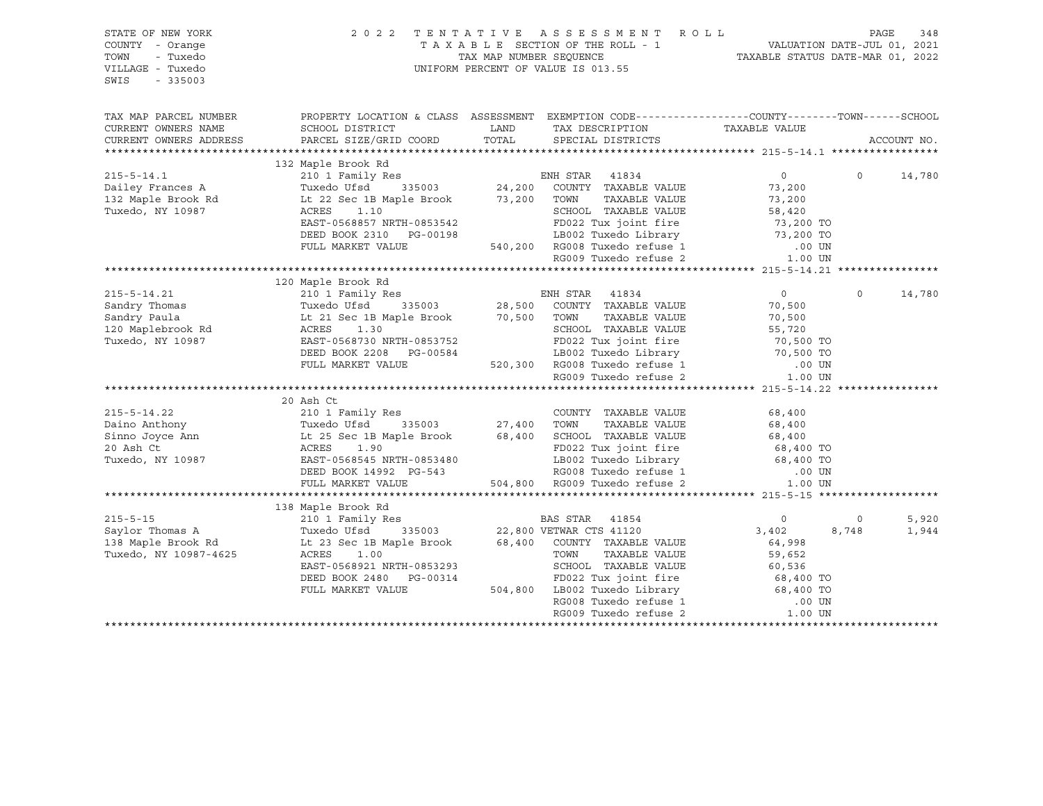STATE OF NEW YORK
COUNTY - Orange
TOWN - Tuxedo
VILLAGE - Tuxedo
SWIS - 335003

2022 TENTATIVE ASSESSMENT ROLL
TAXABLE SECTION OF THE ROLL - 1
TAX MAP NUMBER SEQUENCE
UNIFORM PERCENT OF VALUE IS 013.55

VALUATION DATE-JUL 01, 2021
TAXABLE STATUS DATE-MAR 01, 2022

```
TAX MAP PARCEL NUMBER     PROPERTY LOCATION & CLASS  ASSESSMENT  EXEMPTION CODE------------------COUNTY--------TOWN------SCHOOL
CURRENT OWNERS NAME       SCHOOL DISTRICT               LAND      TAX DESCRIPTION            TAXABLE VALUE
CURRENT OWNERS ADDRESS    PARCEL SIZE/GRID COORD        TOTAL     SPECIAL DISTRICTS                                       ACCOUNT NO.
******************************************************************************************************* 215-5-14.1 *****************
                          132 Maple Brook Rd
215-5-14.1                210 1 Family Res                       ENH STAR   41834                 0            0      14,780
Dailey Frances A          Tuxedo Ufsd     335003      24,200    COUNTY  TAXABLE VALUE          73,200
132 Maple Brook Rd        Lt 22 Sec 1B Maple Brook    73,200    TOWN    TAXABLE VALUE          73,200
Tuxedo, NY 10987          ACRES    1.10                          SCHOOL  TAXABLE VALUE          58,420
                          EAST-0568857 NRTH-0853542              FD022 Tux joint fire            73,200 TO
                          DEED BOOK 2310   PG-00198              LB002 Tuxedo Library            73,200 TO
                          FULL MARKET VALUE          540,200     RG008 Tuxedo refuse 1              .00 UN
                                                                 RG009 Tuxedo refuse 2             1.00 UN
******************************************************************************************************* 215-5-14.21 ****************
                          120 Maple Brook Rd
215-5-14.21               210 1 Family Res                       ENH STAR   41834                 0            0      14,780
Sandry Thomas             Tuxedo Ufsd     335003      28,500    COUNTY  TAXABLE VALUE          70,500
Sandry Paula              Lt 21 Sec 1B Maple Brook    70,500    TOWN    TAXABLE VALUE          70,500
120 Maplebrook Rd         ACRES    1.30                          SCHOOL  TAXABLE VALUE          55,720
Tuxedo, NY 10987          EAST-0568730 NRTH-0853752              FD022 Tux joint fire            70,500 TO
                          DEED BOOK 2208   PG-00584              LB002 Tuxedo Library            70,500 TO
                          FULL MARKET VALUE          520,300     RG008 Tuxedo refuse 1              .00 UN
                                                                 RG009 Tuxedo refuse 2             1.00 UN
******************************************************************************************************* 215-5-14.22 ****************
                          20 Ash Ct
215-5-14.22               210 1 Family Res                       COUNTY  TAXABLE VALUE          68,400
Daino Anthony             Tuxedo Ufsd     335003      27,400    TOWN    TAXABLE VALUE          68,400
Sinno Joyce Ann           Lt 25 Sec 1B Maple Brook    68,400    SCHOOL  TAXABLE VALUE          68,400
20 Ash Ct                 ACRES    1.90                          FD022 Tux joint fire            68,400 TO
Tuxedo, NY 10987          EAST-0568545 NRTH-0853480              LB002 Tuxedo Library            68,400 TO
                          DEED BOOK 14992  PG-543                RG008 Tuxedo refuse 1              .00 UN
                          FULL MARKET VALUE          504,800     RG009 Tuxedo refuse 2             1.00 UN
******************************************************************************************************* 215-5-15 *******************
                          138 Maple Brook Rd
215-5-15                  210 1 Family Res                       BAS STAR   41854                 0            0       5,920
Saylor Thomas A           Tuxedo Ufsd     335003      22,800 VETWAR CTS 41120                 3,402        8,748       1,944
138 Maple Brook Rd        Lt 23 Sec 1B Maple Brook    68,400    COUNTY  TAXABLE VALUE          64,998
Tuxedo, NY 10987-4625     ACRES    1.00                          TOWN    TAXABLE VALUE          59,652
                          EAST-0568921 NRTH-0853293              SCHOOL  TAXABLE VALUE          60,536
                          DEED BOOK 2480   PG-00314              FD022 Tux joint fire            68,400 TO
                          FULL MARKET VALUE          504,800     LB002 Tuxedo Library            68,400 TO
                                                                 RG008 Tuxedo refuse 1              .00 UN
                                                                 RG009 Tuxedo refuse 2             1.00 UN
************************************************************************************************************************************
```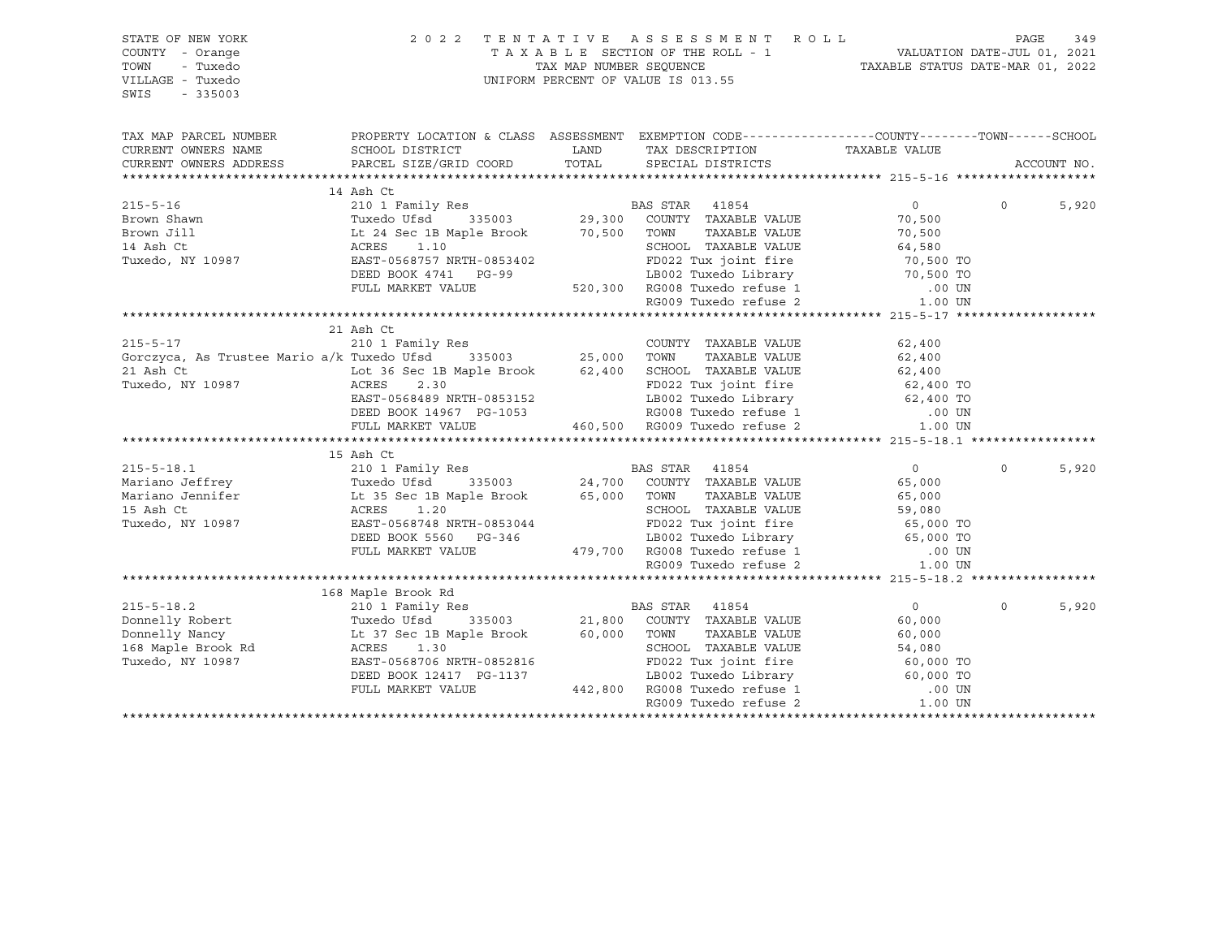STATE OF NEW YORK
COUNTY - Orange
TOWN - Tuxedo
VILLAGE - Tuxedo
SWIS - 335003

2 0 2 2 T E N T A T I V E A S S E S S M E N T R O L L
T A X A B L E SECTION OF THE ROLL - 1
TAX MAP NUMBER SEQUENCE
UNIFORM PERCENT OF VALUE IS 013.55

VALUATION DATE-JUL 01, 2021
TAXABLE STATUS DATE-MAR 01, 2022

```
TAX MAP PARCEL NUMBER          PROPERTY LOCATION & CLASS  ASSESSMENT  EXEMPTION CODE------------------COUNTY--------TOWN------SCHOOL
CURRENT OWNERS NAME            SCHOOL DISTRICT               LAND      TAX DESCRIPTION            TAXABLE VALUE
CURRENT OWNERS ADDRESS         PARCEL SIZE/GRID COORD        TOTAL     SPECIAL DISTRICTS                                    ACCOUNT NO.
******************************************************************************************************* 215-5-16 *******************
                               14 Ash Ct
215-5-16                       210 1 Family Res                        BAS STAR  41854                  0            0        5,920
Brown Shawn                    Tuxedo Ufsd       335003      29,300    COUNTY  TAXABLE VALUE         70,500
Brown Jill                     Lt 24 Sec 1B Maple Brook      70,500    TOWN    TAXABLE VALUE         70,500
14 Ash Ct                      ACRES     1.10                          SCHOOL  TAXABLE VALUE         64,580
Tuxedo, NY 10987               EAST-0568757 NRTH-0853402               FD022 Tux joint fire          70,500 TO
                               DEED BOOK 4741   PG-99                  LB002 Tuxedo Library          70,500 TO
                               FULL MARKET VALUE            520,300    RG008 Tuxedo refuse 1             .00 UN
                                                                       RG009 Tuxedo refuse 2            1.00 UN
******************************************************************************************************* 215-5-17 *******************
                               21 Ash Ct
215-5-17                       210 1 Family Res                        COUNTY  TAXABLE VALUE         62,400
Gorczyca, As Trustee Mario a/k Tuxedo Ufsd   335003      25,000    TOWN    TAXABLE VALUE         62,400
21 Ash Ct                      Lot 36 Sec 1B Maple Brook     62,400    SCHOOL  TAXABLE VALUE         62,400
Tuxedo, NY 10987               ACRES     2.30                          FD022 Tux joint fire          62,400 TO
                               EAST-0568489 NRTH-0853152               LB002 Tuxedo Library          62,400 TO
                               DEED BOOK 14967  PG-1053                RG008 Tuxedo refuse 1             .00 UN
                               FULL MARKET VALUE            460,500    RG009 Tuxedo refuse 2            1.00 UN
******************************************************************************************************* 215-5-18.1 *****************
                               15 Ash Ct
215-5-18.1                     210 1 Family Res                        BAS STAR  41854                  0            0        5,920
Mariano Jeffrey                Tuxedo Ufsd       335003      24,700    COUNTY  TAXABLE VALUE         65,000
Mariano Jennifer               Lt 35 Sec 1B Maple Brook      65,000    TOWN    TAXABLE VALUE         65,000
15 Ash Ct                      ACRES     1.20                          SCHOOL  TAXABLE VALUE         59,080
Tuxedo, NY 10987               EAST-0568748 NRTH-0853044               FD022 Tux joint fire          65,000 TO
                               DEED BOOK 5560   PG-346                 LB002 Tuxedo Library          65,000 TO
                               FULL MARKET VALUE            479,700    RG008 Tuxedo refuse 1             .00 UN
                                                                       RG009 Tuxedo refuse 2            1.00 UN
******************************************************************************************************* 215-5-18.2 *****************
                               168 Maple Brook Rd
215-5-18.2                     210 1 Family Res                        BAS STAR  41854                  0            0        5,920
Donnelly Robert                Tuxedo Ufsd       335003      21,800    COUNTY  TAXABLE VALUE         60,000
Donnelly Nancy                 Lt 37 Sec 1B Maple Brook      60,000    TOWN    TAXABLE VALUE         60,000
168 Maple Brook Rd             ACRES     1.30                          SCHOOL  TAXABLE VALUE         54,080
Tuxedo, NY 10987               EAST-0568706 NRTH-0852816               FD022 Tux joint fire          60,000 TO
                               DEED BOOK 12417  PG-1137                LB002 Tuxedo Library          60,000 TO
                               FULL MARKET VALUE            442,800    RG008 Tuxedo refuse 1             .00 UN
                                                                       RG009 Tuxedo refuse 2            1.00 UN
************************************************************************************************************************************
```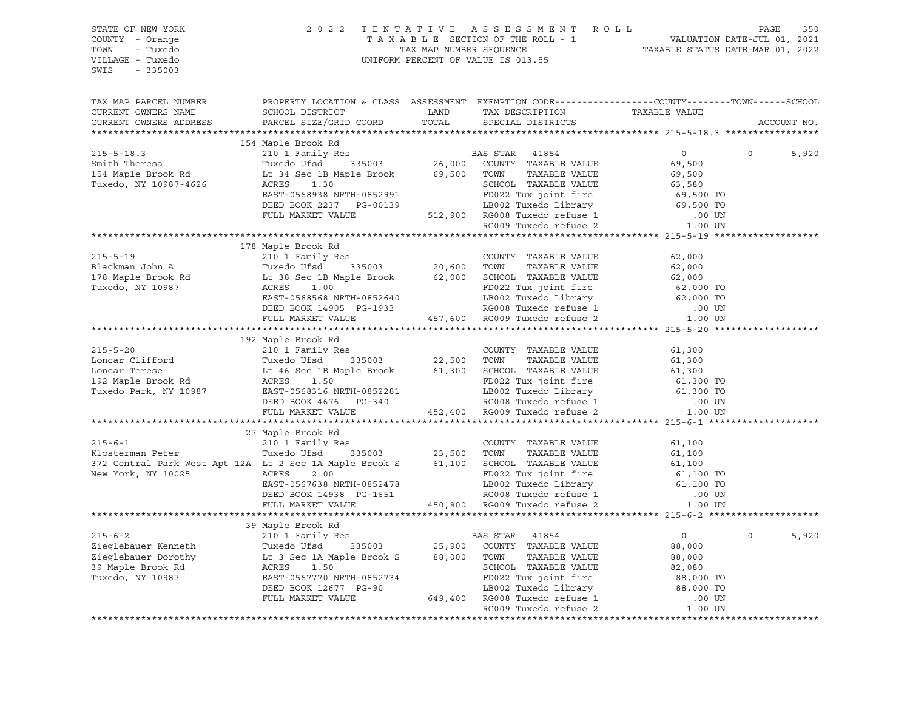STATE OF NEW YORK
COUNTY - Orange
TOWN - Tuxedo
VILLAGE - Tuxedo
SWIS - 335003

2022 TENTATIVE ASSESSMENT ROLL
TAXABLE SECTION OF THE ROLL - 1
TAX MAP NUMBER SEQUENCE
UNIFORM PERCENT OF VALUE IS 013.55

VALUATION DATE-JUL 01, 2021
TAXABLE STATUS DATE-MAR 01, 2022

| TAX MAP PARCEL NUMBER / CURRENT OWNERS NAME / CURRENT OWNERS ADDRESS | PROPERTY LOCATION & CLASS / SCHOOL DISTRICT / PARCEL SIZE/GRID COORD | ASSESSMENT LAND | TOTAL | EXEMPTION CODE / TAX DESCRIPTION / SPECIAL DISTRICTS | COUNTY TAXABLE VALUE | TOWN | SCHOOL |
|---|---|---|---|---|---|---|---|
| 215-5-18.3 | 154 Maple Brook Rd | | | | | | |
| 215-5-18.3 | 210 1 Family Res | | | BAS STAR 41854 | 0 | 0 | 5,920 |
| Smith Theresa | Tuxedo Ufsd 335003 | 26,000 | | COUNTY TAXABLE VALUE | 69,500 | | |
| 154 Maple Brook Rd | Lt 34 Sec 1B Maple Brook | | 69,500 | TOWN TAXABLE VALUE | 69,500 | | |
| Tuxedo, NY 10987-4626 | ACRES 1.30 | | | SCHOOL TAXABLE VALUE | 63,580 | | |
| | EAST-0568938 NRTH-0852991 | | | FD022 Tux joint fire | 69,500 TO | | |
| | DEED BOOK 2237 PG-00139 | | | LB002 Tuxedo Library | 69,500 TO | | |
| | FULL MARKET VALUE | | 512,900 | RG008 Tuxedo refuse 1 | .00 UN | | |
| | | | | RG009 Tuxedo refuse 2 | 1.00 UN | | |
| 215-5-19 | 178 Maple Brook Rd | | | | | | |
| 215-5-19 | 210 1 Family Res | | | COUNTY TAXABLE VALUE | 62,000 | | |
| Blackman John A | Tuxedo Ufsd 335003 | 20,600 | | TOWN TAXABLE VALUE | 62,000 | | |
| 178 Maple Brook Rd | Lt 38 Sec 1B Maple Brook | | 62,000 | SCHOOL TAXABLE VALUE | 62,000 | | |
| Tuxedo, NY 10987 | ACRES 1.00 | | | FD022 Tux joint fire | 62,000 TO | | |
| | EAST-0568568 NRTH-0852640 | | | LB002 Tuxedo Library | 62,000 TO | | |
| | DEED BOOK 14905 PG-1933 | | | RG008 Tuxedo refuse 1 | .00 UN | | |
| | FULL MARKET VALUE | | 457,600 | RG009 Tuxedo refuse 2 | 1.00 UN | | |
| 215-5-20 | 192 Maple Brook Rd | | | | | | |
| 215-5-20 | 210 1 Family Res | | | COUNTY TAXABLE VALUE | 61,300 | | |
| Loncar Clifford | Tuxedo Ufsd 335003 | 22,500 | | TOWN TAXABLE VALUE | 61,300 | | |
| Loncar Terese | Lt 46 Sec 1B Maple Brook | | 61,300 | SCHOOL TAXABLE VALUE | 61,300 | | |
| 192 Maple Brook Rd | ACRES 1.50 | | | FD022 Tux joint fire | 61,300 TO | | |
| Tuxedo Park, NY 10987 | EAST-0568316 NRTH-0852281 | | | LB002 Tuxedo Library | 61,300 TO | | |
| | DEED BOOK 4676 PG-340 | | | RG008 Tuxedo refuse 1 | .00 UN | | |
| | FULL MARKET VALUE | | 452,400 | RG009 Tuxedo refuse 2 | 1.00 UN | | |
| 215-6-1 | 27 Maple Brook Rd | | | | | | |
| 215-6-1 | 210 1 Family Res | | | COUNTY TAXABLE VALUE | 61,100 | | |
| Klosterman Peter | Tuxedo Ufsd 335003 | 23,500 | | TOWN TAXABLE VALUE | 61,100 | | |
| 372 Central Park West Apt 12A | Lt 2 Sec 1A Maple Brook S | | 61,100 | SCHOOL TAXABLE VALUE | 61,100 | | |
| New York, NY 10025 | ACRES 2.00 | | | FD022 Tux joint fire | 61,100 TO | | |
| | EAST-0567638 NRTH-0852478 | | | LB002 Tuxedo Library | 61,100 TO | | |
| | DEED BOOK 14938 PG-1651 | | | RG008 Tuxedo refuse 1 | .00 UN | | |
| | FULL MARKET VALUE | | 450,900 | RG009 Tuxedo refuse 2 | 1.00 UN | | |
| 215-6-2 | 39 Maple Brook Rd | | | | | | |
| 215-6-2 | 210 1 Family Res | | | BAS STAR 41854 | 0 | 0 | 5,920 |
| Zieglebauer Kenneth | Tuxedo Ufsd 335003 | 25,900 | | COUNTY TAXABLE VALUE | 88,000 | | |
| Zieglebauer Dorothy | Lt 3 Sec 1A Maple Brook S | | 88,000 | TOWN TAXABLE VALUE | 88,000 | | |
| 39 Maple Brook Rd | ACRES 1.50 | | | SCHOOL TAXABLE VALUE | 82,080 | | |
| Tuxedo, NY 10987 | EAST-0567770 NRTH-0852734 | | | FD022 Tux joint fire | 88,000 TO | | |
| | DEED BOOK 12677 PG-90 | | | LB002 Tuxedo Library | 88,000 TO | | |
| | FULL MARKET VALUE | | 649,400 | RG008 Tuxedo refuse 1 | .00 UN | | |
| | | | | RG009 Tuxedo refuse 2 | 1.00 UN | | |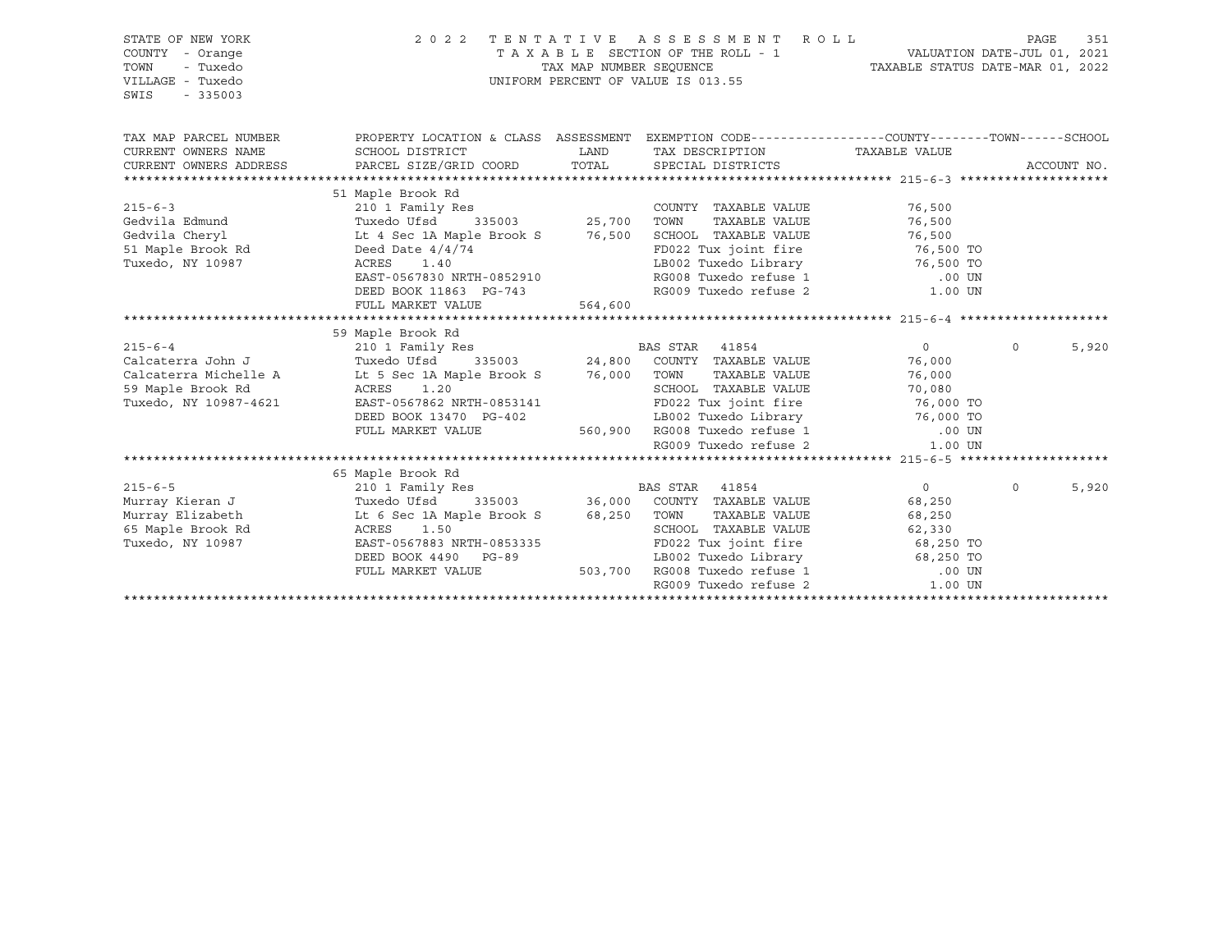STATE OF NEW YORK
COUNTY - Orange
TOWN - Tuxedo
VILLAGE - Tuxedo
SWIS - 335003

2022 TENTATIVE ASSESSMENT ROLL
TAXABLE SECTION OF THE ROLL - 1
TAX MAP NUMBER SEQUENCE
UNIFORM PERCENT OF VALUE IS 013.55

VALUATION DATE-JUL 01, 2021
TAXABLE STATUS DATE-MAR 01, 2022

```
TAX MAP PARCEL NUMBER     PROPERTY LOCATION & CLASS  ASSESSMENT  EXEMPTION CODE------------------COUNTY--------TOWN------SCHOOL
CURRENT OWNERS NAME       SCHOOL DISTRICT               LAND      TAX DESCRIPTION            TAXABLE VALUE
CURRENT OWNERS ADDRESS    PARCEL SIZE/GRID COORD        TOTAL     SPECIAL DISTRICTS                                   ACCOUNT NO.
******************************************************************************************************* 215-6-3 ********************
                          51 Maple Brook Rd
215-6-3                   210 1 Family Res                        COUNTY  TAXABLE VALUE           76,500
Gedvila Edmund            Tuxedo Ufsd      335003       25,700    TOWN    TAXABLE VALUE           76,500
Gedvila Cheryl            Lt 4 Sec 1A Maple Brook S     76,500    SCHOOL  TAXABLE VALUE           76,500
51 Maple Brook Rd         Deed Date 4/4/74                        FD022 Tux joint fire             76,500 TO
Tuxedo, NY 10987          ACRES    1.40                           LB002 Tuxedo Library             76,500 TO
                          EAST-0567830 NRTH-0852910               RG008 Tuxedo refuse 1               .00 UN
                          DEED BOOK 11863  PG-743                 RG009 Tuxedo refuse 2              1.00 UN
                          FULL MARKET VALUE            564,600
******************************************************************************************************* 215-6-4 ********************
                          59 Maple Brook Rd
215-6-4                   210 1 Family Res                  BAS STAR  41854                      0           0        5,920
Calcaterra John J         Tuxedo Ufsd      335003       24,800    COUNTY  TAXABLE VALUE           76,000
Calcaterra Michelle A     Lt 5 Sec 1A Maple Brook S     76,000    TOWN    TAXABLE VALUE           76,000
59 Maple Brook Rd         ACRES    1.20                           SCHOOL  TAXABLE VALUE           70,080
Tuxedo, NY 10987-4621     EAST-0567862 NRTH-0853141               FD022 Tux joint fire             76,000 TO
                          DEED BOOK 13470  PG-402                 LB002 Tuxedo Library             76,000 TO
                          FULL MARKET VALUE            560,900    RG008 Tuxedo refuse 1               .00 UN
                                                                  RG009 Tuxedo refuse 2              1.00 UN
******************************************************************************************************* 215-6-5 ********************
                          65 Maple Brook Rd
215-6-5                   210 1 Family Res                  BAS STAR  41854                      0           0        5,920
Murray Kieran J           Tuxedo Ufsd      335003       36,000    COUNTY  TAXABLE VALUE           68,250
Murray Elizabeth          Lt 6 Sec 1A Maple Brook S     68,250    TOWN    TAXABLE VALUE           68,250
65 Maple Brook Rd         ACRES    1.50                           SCHOOL  TAXABLE VALUE           62,330
Tuxedo, NY 10987          EAST-0567883 NRTH-0853335               FD022 Tux joint fire             68,250 TO
                          DEED BOOK 4490   PG-89                  LB002 Tuxedo Library             68,250 TO
                          FULL MARKET VALUE            503,700    RG008 Tuxedo refuse 1               .00 UN
                                                                  RG009 Tuxedo refuse 2              1.00 UN
************************************************************************************************************************************
```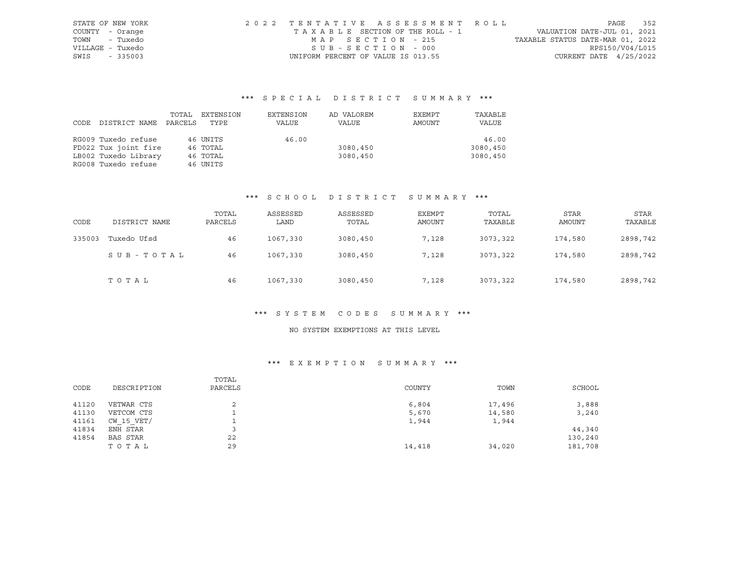STATE OF NEW YORK
COUNTY - Orange
TOWN - Tuxedo
VILLAGE - Tuxedo
SWIS - 335003

2022 TENTATIVE ASSESSMENT ROLL
TAXABLE SECTION OF THE ROLL - 1
MAP SECTION - 215
SUB-SECTION - 000
UNIFORM PERCENT OF VALUE IS 013.55

VALUATION DATE-JUL 01, 2021
TAXABLE STATUS DATE-MAR 01, 2022
RPS150/V04/L015
CURRENT DATE 4/25/2022

### *** SPECIAL DISTRICT SUMMARY ***

| CODE | DISTRICT NAME | TOTAL PARCELS | EXTENSION TYPE | EXTENSION VALUE | AD VALOREM VALUE | EXEMPT AMOUNT | TAXABLE VALUE |
|---|---|---|---|---|---|---|---|
| RG009 | Tuxedo refuse | 46 | UNITS | 46.00 | | | 46.00 |
| FD022 | Tux joint fire | 46 | TOTAL | | 3080,450 | | 3080,450 |
| LB002 | Tuxedo Library | 46 | TOTAL | | 3080,450 | | 3080,450 |
| RG008 | Tuxedo refuse | 46 | UNITS | | | | |

### *** SCHOOL DISTRICT SUMMARY ***

| CODE | DISTRICT NAME | TOTAL PARCELS | ASSESSED LAND | ASSESSED TOTAL | EXEMPT AMOUNT | TOTAL TAXABLE | STAR AMOUNT | STAR TAXABLE |
|---|---|---|---|---|---|---|---|---|
| 335003 | Tuxedo Ufsd | 46 | 1067,330 | 3080,450 | 7,128 | 3073,322 | 174,580 | 2898,742 |
| | SUB-TOTAL | 46 | 1067,330 | 3080,450 | 7,128 | 3073,322 | 174,580 | 2898,742 |
| | TOTAL | 46 | 1067,330 | 3080,450 | 7,128 | 3073,322 | 174,580 | 2898,742 |

### *** SYSTEM CODES SUMMARY ***

NO SYSTEM EXEMPTIONS AT THIS LEVEL

### *** EXEMPTION SUMMARY ***

| CODE | DESCRIPTION | TOTAL PARCELS | COUNTY | TOWN | SCHOOL |
|---|---|---|---|---|---|
| 41120 | VETWAR CTS | 2 | 6,804 | 17,496 | 3,888 |
| 41130 | VETCOM CTS | 1 | 5,670 | 14,580 | 3,240 |
| 41161 | CW_15_VET/ | 1 | 1,944 | 1,944 | |
| 41834 | ENH STAR | 3 | | | 44,340 |
| 41854 | BAS STAR | 22 | | | 130,240 |
| | TOTAL | 29 | 14,418 | 34,020 | 181,708 |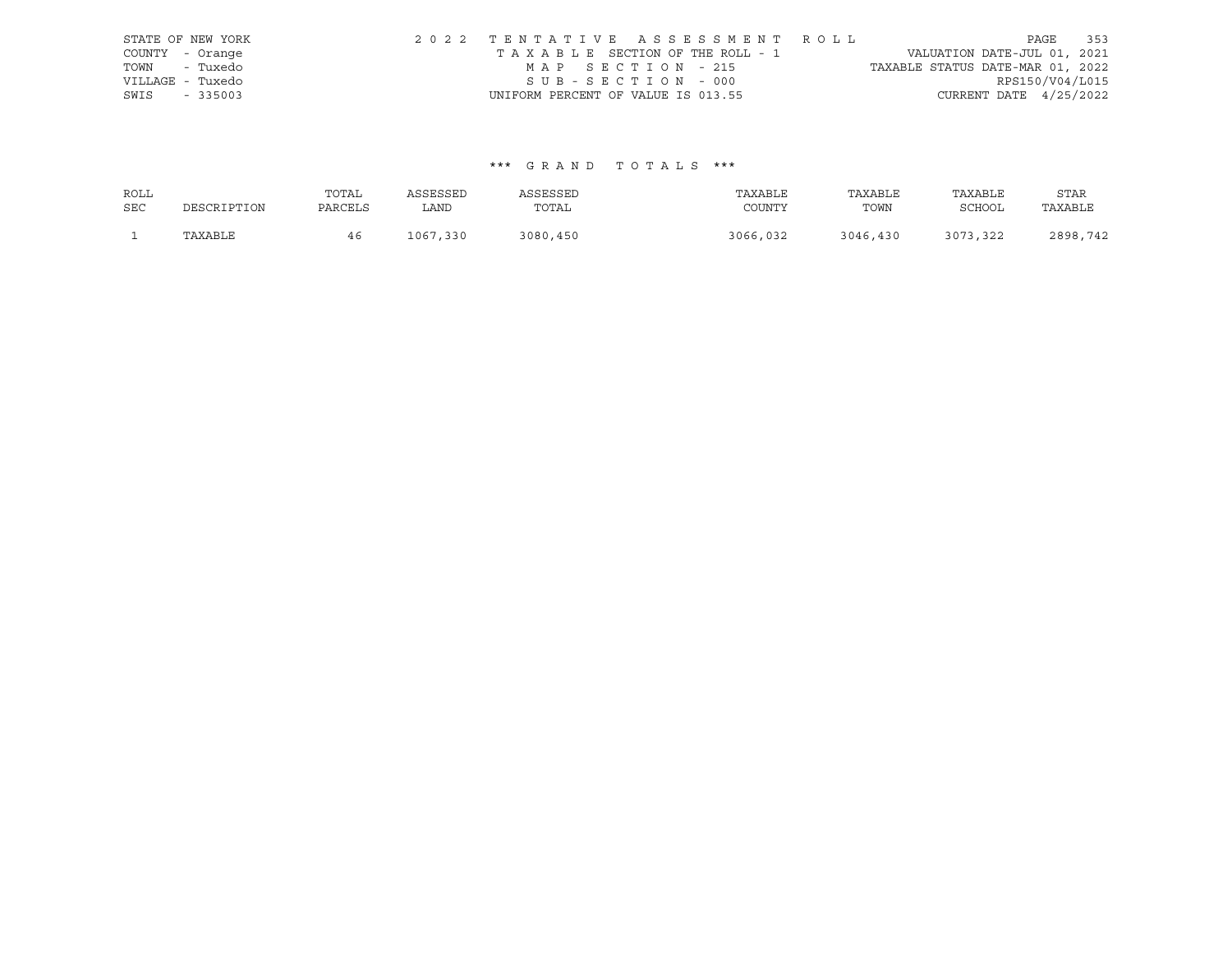STATE OF NEW YORK
COUNTY - Orange
TOWN - Tuxedo
VILLAGE - Tuxedo
SWIS - 335003

2022 TENTATIVE ASSESSMENT ROLL
TAXABLE SECTION OF THE ROLL - 1
MAP SECTION - 215
SUB-SECTION - 000
UNIFORM PERCENT OF VALUE IS 013.55

VALUATION DATE-JUL 01, 2021
TAXABLE STATUS DATE-MAR 01, 2022
RPS150/V04/L015
CURRENT DATE 4/25/2022

### *** GRAND TOTALS ***

| ROLL SEC | DESCRIPTION | TOTAL PARCELS | ASSESSED LAND | ASSESSED TOTAL | TAXABLE COUNTY | TAXABLE TOWN | TAXABLE SCHOOL | STAR TAXABLE |
|---|---|---|---|---|---|---|---|---|
| 1 | TAXABLE | 46 | 1067,330 | 3080,450 | 3066,032 | 3046,430 | 3073,322 | 2898,742 |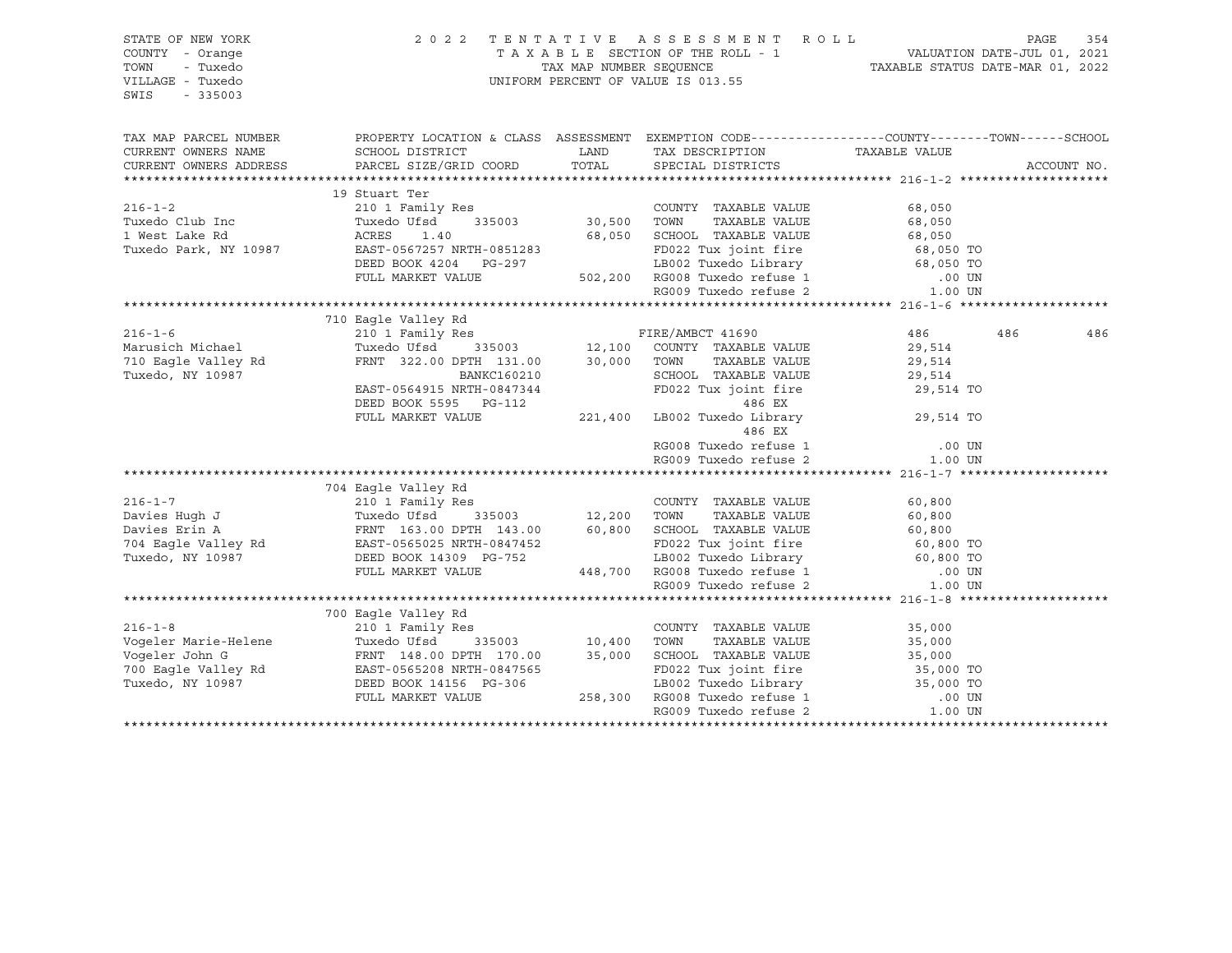STATE OF NEW YORK
COUNTY - Orange
TOWN - Tuxedo
VILLAGE - Tuxedo
SWIS - 335003

2022 TENTATIVE ASSESSMENT ROLL
TAXABLE SECTION OF THE ROLL - 1
TAX MAP NUMBER SEQUENCE
UNIFORM PERCENT OF VALUE IS 013.55

VALUATION DATE-JUL 01, 2021
TAXABLE STATUS DATE-MAR 01, 2022

```
TAX MAP PARCEL NUMBER     PROPERTY LOCATION & CLASS  ASSESSMENT  EXEMPTION CODE------------------COUNTY--------TOWN------SCHOOL
CURRENT OWNERS NAME       SCHOOL DISTRICT               LAND      TAX DESCRIPTION             TAXABLE VALUE
CURRENT OWNERS ADDRESS    PARCEL SIZE/GRID COORD       TOTAL      SPECIAL DISTRICTS                                      ACCOUNT NO.
******************************************************************************************************* 216-1-2 ********************
                          19 Stuart Ter
216-1-2                   210 1 Family Res                        COUNTY  TAXABLE VALUE          68,050
Tuxedo Club Inc           Tuxedo Ufsd     335003       30,500     TOWN    TAXABLE VALUE          68,050
1 West Lake Rd            ACRES    1.40                68,050     SCHOOL  TAXABLE VALUE          68,050
Tuxedo Park, NY 10987     EAST-0567257 NRTH-0851283               FD022 Tux joint fire            68,050 TO
                          DEED BOOK 4204   PG-297                 LB002 Tuxedo Library            68,050 TO
                          FULL MARKET VALUE           502,200     RG008 Tuxedo refuse 1              .00 UN
                                                                  RG009 Tuxedo refuse 2             1.00 UN
******************************************************************************************************* 216-1-6 ********************
                          710 Eagle Valley Rd
216-1-6                   210 1 Family Res                        FIRE/AMBCT 41690              486         486         486
Marusich Michael          Tuxedo Ufsd     335003       12,100     COUNTY  TAXABLE VALUE          29,514
710 Eagle Valley Rd       FRNT 322.00 DPTH 131.00      30,000     TOWN    TAXABLE VALUE          29,514
Tuxedo, NY 10987                        BANKC160210               SCHOOL  TAXABLE VALUE          29,514
                          EAST-0564915 NRTH-0847344               FD022 Tux joint fire            29,514 TO
                          DEED BOOK 5595   PG-112                         486 EX
                          FULL MARKET VALUE           221,400     LB002 Tuxedo Library            29,514 TO
                                                                          486 EX
                                                                  RG008 Tuxedo refuse 1              .00 UN
                                                                  RG009 Tuxedo refuse 2             1.00 UN
******************************************************************************************************* 216-1-7 ********************
                          704 Eagle Valley Rd
216-1-7                   210 1 Family Res                        COUNTY  TAXABLE VALUE          60,800
Davies Hugh J             Tuxedo Ufsd     335003       12,200     TOWN    TAXABLE VALUE          60,800
Davies Erin A             FRNT 163.00 DPTH 143.00      60,800     SCHOOL  TAXABLE VALUE          60,800
704 Eagle Valley Rd       EAST-0565025 NRTH-0847452               FD022 Tux joint fire            60,800 TO
Tuxedo, NY 10987          DEED BOOK 14309  PG-752                 LB002 Tuxedo Library            60,800 TO
                          FULL MARKET VALUE           448,700     RG008 Tuxedo refuse 1              .00 UN
                                                                  RG009 Tuxedo refuse 2             1.00 UN
******************************************************************************************************* 216-1-8 ********************
                          700 Eagle Valley Rd
216-1-8                   210 1 Family Res                        COUNTY  TAXABLE VALUE          35,000
Vogeler Marie-Helene      Tuxedo Ufsd     335003       10,400     TOWN    TAXABLE VALUE          35,000
Vogeler John G            FRNT 148.00 DPTH 170.00      35,000     SCHOOL  TAXABLE VALUE          35,000
700 Eagle Valley Rd       EAST-0565208 NRTH-0847565               FD022 Tux joint fire            35,000 TO
Tuxedo, NY 10987          DEED BOOK 14156  PG-306                 LB002 Tuxedo Library            35,000 TO
                          FULL MARKET VALUE           258,300     RG008 Tuxedo refuse 1              .00 UN
                                                                  RG009 Tuxedo refuse 2             1.00 UN
************************************************************************************************************************************
```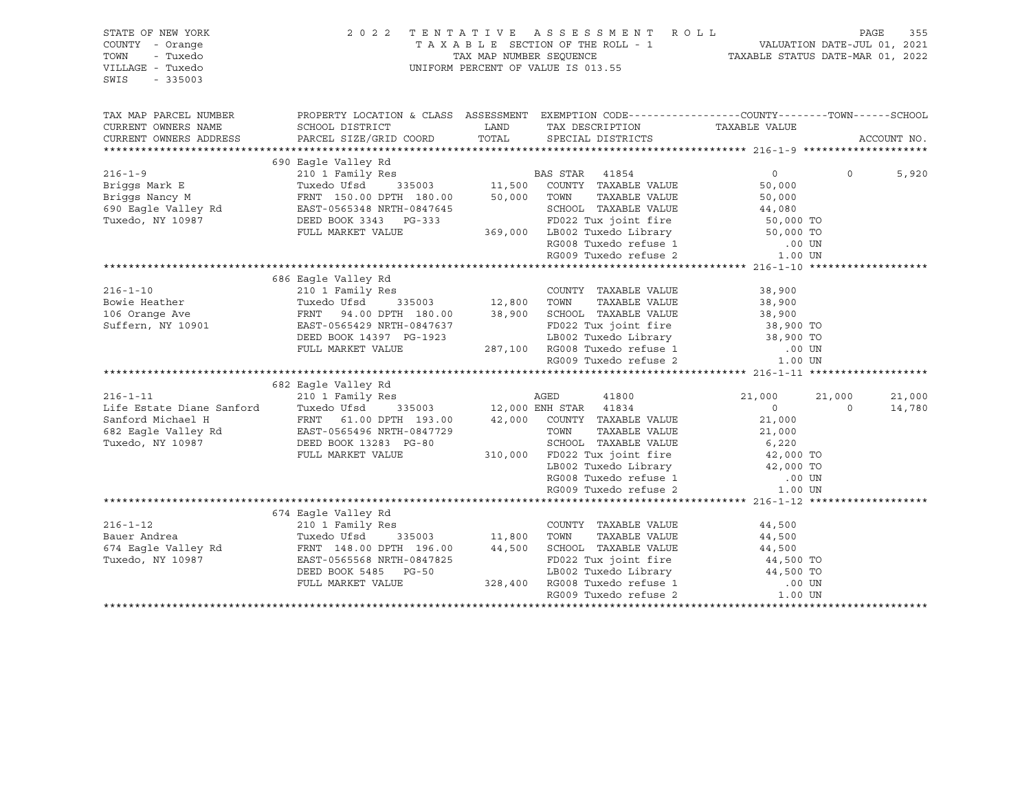STATE OF NEW YORK
COUNTY - Orange
TOWN - Tuxedo
VILLAGE - Tuxedo
SWIS - 335003

2022 TENTATIVE ASSESSMENT ROLL
TAXABLE SECTION OF THE ROLL - 1
TAX MAP NUMBER SEQUENCE
UNIFORM PERCENT OF VALUE IS 013.55

VALUATION DATE-JUL 01, 2021
TAXABLE STATUS DATE-MAR 01, 2022

| TAX MAP PARCEL NUMBER / CURRENT OWNERS NAME / CURRENT OWNERS ADDRESS | PROPERTY LOCATION & CLASS / SCHOOL DISTRICT / PARCEL SIZE/GRID COORD | ASSESSMENT LAND / TOTAL | EXEMPTION CODE / TAX DESCRIPTION / SPECIAL DISTRICTS | COUNTY TAXABLE VALUE | TOWN | SCHOOL / ACCOUNT NO. |
|---|---|---|---|---|---|---|
| **216-1-9** | 690 Eagle Valley Rd | | | | | |
| 216-1-9 | 210 1 Family Res | | BAS STAR 41854 | 0 | 0 | 5,920 |
| Briggs Mark E | Tuxedo Ufsd 335003 | 11,500 | COUNTY TAXABLE VALUE | 50,000 | | |
| Briggs Nancy M | FRNT 150.00 DPTH 180.00 | 50,000 | TOWN TAXABLE VALUE | 50,000 | | |
| 690 Eagle Valley Rd | EAST-0565348 NRTH-0847645 | | SCHOOL TAXABLE VALUE | 44,080 | | |
| Tuxedo, NY 10987 | DEED BOOK 3343 PG-333 | | FD022 Tux joint fire | 50,000 TO | | |
| | FULL MARKET VALUE | 369,000 | LB002 Tuxedo Library | 50,000 TO | | |
| | | | RG008 Tuxedo refuse 1 | .00 UN | | |
| | | | RG009 Tuxedo refuse 2 | 1.00 UN | | |
| **216-1-10** | 686 Eagle Valley Rd | | | | | |
| 216-1-10 | 210 1 Family Res | | COUNTY TAXABLE VALUE | 38,900 | | |
| Bowie Heather | Tuxedo Ufsd 335003 | 12,800 | TOWN TAXABLE VALUE | 38,900 | | |
| 106 Orange Ave | FRNT 94.00 DPTH 180.00 | 38,900 | SCHOOL TAXABLE VALUE | 38,900 | | |
| Suffern, NY 10901 | EAST-0565429 NRTH-0847637 | | FD022 Tux joint fire | 38,900 TO | | |
| | DEED BOOK 14397 PG-1923 | | LB002 Tuxedo Library | 38,900 TO | | |
| | FULL MARKET VALUE | 287,100 | RG008 Tuxedo refuse 1 | .00 UN | | |
| | | | RG009 Tuxedo refuse 2 | 1.00 UN | | |
| **216-1-11** | 682 Eagle Valley Rd | | | | | |
| 216-1-11 | 210 1 Family Res | | AGED 41800 | 21,000 | 21,000 | 21,000 |
| Life Estate Diane Sanford | Tuxedo Ufsd 335003 | 12,000 | ENH STAR 41834 | 0 | 0 | 14,780 |
| Sanford Michael H | FRNT 61.00 DPTH 193.00 | 42,000 | COUNTY TAXABLE VALUE | 21,000 | | |
| 682 Eagle Valley Rd | EAST-0565496 NRTH-0847729 | | TOWN TAXABLE VALUE | 21,000 | | |
| Tuxedo, NY 10987 | DEED BOOK 13283 PG-80 | | SCHOOL TAXABLE VALUE | 6,220 | | |
| | FULL MARKET VALUE | 310,000 | FD022 Tux joint fire | 42,000 TO | | |
| | | | LB002 Tuxedo Library | 42,000 TO | | |
| | | | RG008 Tuxedo refuse 1 | .00 UN | | |
| | | | RG009 Tuxedo refuse 2 | 1.00 UN | | |
| **216-1-12** | 674 Eagle Valley Rd | | | | | |
| 216-1-12 | 210 1 Family Res | | COUNTY TAXABLE VALUE | 44,500 | | |
| Bauer Andrea | Tuxedo Ufsd 335003 | 11,800 | TOWN TAXABLE VALUE | 44,500 | | |
| 674 Eagle Valley Rd | FRNT 148.00 DPTH 196.00 | 44,500 | SCHOOL TAXABLE VALUE | 44,500 | | |
| Tuxedo, NY 10987 | EAST-0565568 NRTH-0847825 | | FD022 Tux joint fire | 44,500 TO | | |
| | DEED BOOK 5485 PG-50 | | LB002 Tuxedo Library | 44,500 TO | | |
| | FULL MARKET VALUE | 328,400 | RG008 Tuxedo refuse 1 | .00 UN | | |
| | | | RG009 Tuxedo refuse 2 | 1.00 UN | | |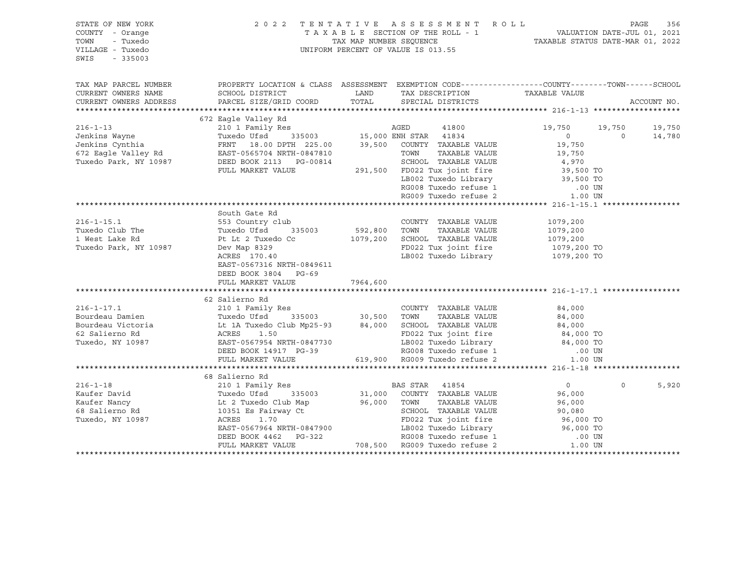STATE OF NEW YORK
COUNTY - Orange
TOWN - Tuxedo
VILLAGE - Tuxedo
SWIS - 335003

2022 TENTATIVE ASSESSMENT ROLL
TAXABLE SECTION OF THE ROLL - 1
TAX MAP NUMBER SEQUENCE
UNIFORM PERCENT OF VALUE IS 013.55

VALUATION DATE-JUL 01, 2021
TAXABLE STATUS DATE-MAR 01, 2022

| TAX MAP PARCEL NUMBER / CURRENT OWNERS NAME / CURRENT OWNERS ADDRESS | PROPERTY LOCATION & CLASS / SCHOOL DISTRICT / PARCEL SIZE/GRID COORD | ASSESSMENT LAND | TOTAL | EXEMPTION CODE / TAX DESCRIPTION / SPECIAL DISTRICTS | COUNTY TAXABLE VALUE | TOWN | SCHOOL | ACCOUNT NO. |
|---|---|---|---|---|---|---|---|---|
| **216-1-13** | 672 Eagle Valley Rd | | | | | | | |
| 216-1-13 | 210 1 Family Res | | | AGED 41800 | 19,750 | 19,750 | 19,750 | |
| Jenkins Wayne | Tuxedo Ufsd 335003 | 15,000 | | ENH STAR 41834 | 0 | 0 | 14,780 | |
| Jenkins Cynthia | FRNT 18.00 DPTH 225.00 | | 39,500 | COUNTY TAXABLE VALUE | 19,750 | | | |
| 672 Eagle Valley Rd | EAST-0565704 NRTH-0847810 | | | TOWN TAXABLE VALUE | 19,750 | | | |
| Tuxedo Park, NY 10987 | DEED BOOK 2113 PG-00814 | | | SCHOOL TAXABLE VALUE | 4,970 | | | |
| | FULL MARKET VALUE | | 291,500 | FD022 Tux joint fire | 39,500 TO | | | |
| | | | | LB002 Tuxedo Library | 39,500 TO | | | |
| | | | | RG008 Tuxedo refuse 1 | .00 UN | | | |
| | | | | RG009 Tuxedo refuse 2 | 1.00 UN | | | |
| **216-1-15.1** | South Gate Rd | | | | | | | |
| 216-1-15.1 | 553 Country club | | | COUNTY TAXABLE VALUE | 1079,200 | | | |
| Tuxedo Club The | Tuxedo Ufsd 335003 | 592,800 | | TOWN TAXABLE VALUE | 1079,200 | | | |
| 1 West Lake Rd | Pt Lt 2 Tuxedo Cc | | 1079,200 | SCHOOL TAXABLE VALUE | 1079,200 | | | |
| Tuxedo Park, NY 10987 | Dev Map 8329 | | | FD022 Tux joint fire | 1079,200 TO | | | |
| | ACRES 170.40 | | | LB002 Tuxedo Library | 1079,200 TO | | | |
| | EAST-0567316 NRTH-0849611 | | | | | | | |
| | DEED BOOK 3804 PG-69 | | | | | | | |
| | FULL MARKET VALUE | | 7964,600 | | | | | |
| **216-1-17.1** | 62 Salierno Rd | | | | | | | |
| 216-1-17.1 | 210 1 Family Res | | | COUNTY TAXABLE VALUE | 84,000 | | | |
| Bourdeau Damien | Tuxedo Ufsd 335003 | 30,500 | | TOWN TAXABLE VALUE | 84,000 | | | |
| Bourdeau Victoria | Lt 1A Tuxedo Club Mp25-93 | | 84,000 | SCHOOL TAXABLE VALUE | 84,000 | | | |
| 62 Salierno Rd | ACRES 1.50 | | | FD022 Tux joint fire | 84,000 TO | | | |
| Tuxedo, NY 10987 | EAST-0567954 NRTH-0847730 | | | LB002 Tuxedo Library | 84,000 TO | | | |
| | DEED BOOK 14917 PG-39 | | | RG008 Tuxedo refuse 1 | .00 UN | | | |
| | FULL MARKET VALUE | | 619,900 | RG009 Tuxedo refuse 2 | 1.00 UN | | | |
| **216-1-18** | 68 Salierno Rd | | | | | | | |
| 216-1-18 | 210 1 Family Res | | | BAS STAR 41854 | 0 | 0 | 5,920 | |
| Kaufer David | Tuxedo Ufsd 335003 | 31,000 | | COUNTY TAXABLE VALUE | 96,000 | | | |
| Kaufer Nancy | Lt 2 Tuxedo Club Map | | 96,000 | TOWN TAXABLE VALUE | 96,000 | | | |
| 68 Salierno Rd | 10351 Es Fairway Ct | | | SCHOOL TAXABLE VALUE | 90,080 | | | |
| Tuxedo, NY 10987 | ACRES 1.70 | | | FD022 Tux joint fire | 96,000 TO | | | |
| | EAST-0567964 NRTH-0847900 | | | LB002 Tuxedo Library | 96,000 TO | | | |
| | DEED BOOK 4462 PG-322 | | | RG008 Tuxedo refuse 1 | .00 UN | | | |
| | FULL MARKET VALUE | | 708,500 | RG009 Tuxedo refuse 2 | 1.00 UN | | | |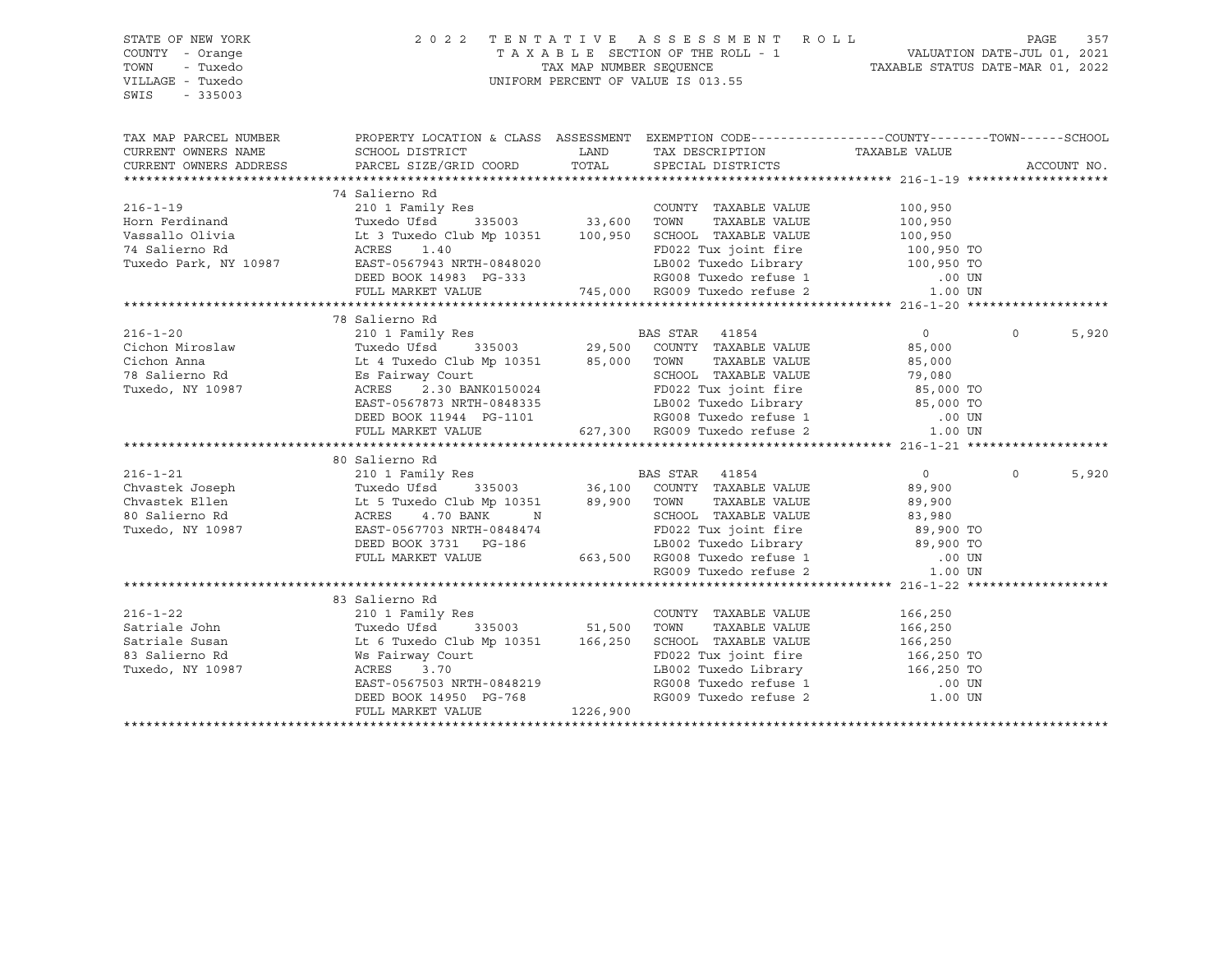STATE OF NEW YORK
COUNTY - Orange
TOWN - Tuxedo
VILLAGE - Tuxedo
SWIS - 335003

2022 TENTATIVE ASSESSMENT ROLL
TAXABLE SECTION OF THE ROLL - 1
TAX MAP NUMBER SEQUENCE
UNIFORM PERCENT OF VALUE IS 013.55

VALUATION DATE-JUL 01, 2021
TAXABLE STATUS DATE-MAR 01, 2022

| TAX MAP PARCEL NUMBER / CURRENT OWNERS NAME / CURRENT OWNERS ADDRESS | PROPERTY LOCATION & CLASS / SCHOOL DISTRICT / PARCEL SIZE/GRID COORD | ASSESSMENT LAND | TOTAL | EXEMPTION CODE / TAX DESCRIPTION / SPECIAL DISTRICTS | COUNTY / TAXABLE VALUE | TOWN | SCHOOL | ACCOUNT NO. |
|---|---|---|---|---|---|---|---|---|
| **216-1-19** | 74 Salierno Rd | | | | | | | |
| | 210 1 Family Res | | | COUNTY TAXABLE VALUE | 100,950 | | | |
| Horn Ferdinand | Tuxedo Ufsd 335003 | 33,600 | | TOWN TAXABLE VALUE | 100,950 | | | |
| Vassallo Olivia | Lt 3 Tuxedo Club Mp 10351 | | 100,950 | SCHOOL TAXABLE VALUE | 100,950 | | | |
| 74 Salierno Rd | ACRES 1.40 | | | FD022 Tux joint fire | 100,950 TO | | | |
| Tuxedo Park, NY 10987 | EAST-0567943 NRTH-0848020 | | | LB002 Tuxedo Library | 100,950 TO | | | |
| | DEED BOOK 14983 PG-333 | | | RG008 Tuxedo refuse 1 | .00 UN | | | |
| | FULL MARKET VALUE | | 745,000 | RG009 Tuxedo refuse 2 | 1.00 UN | | | |
| **216-1-20** | 78 Salierno Rd | | | | | | | |
| | 210 1 Family Res | | | BAS STAR 41854 | 0 | 0 | 5,920 | |
| Cichon Miroslaw | Tuxedo Ufsd 335003 | 29,500 | | COUNTY TAXABLE VALUE | 85,000 | | | |
| Cichon Anna | Lt 4 Tuxedo Club Mp 10351 | | 85,000 | TOWN TAXABLE VALUE | 85,000 | | | |
| 78 Salierno Rd | Es Fairway Court | | | SCHOOL TAXABLE VALUE | 79,080 | | | |
| Tuxedo, NY 10987 | ACRES 2.30 BANK0150024 | | | FD022 Tux joint fire | 85,000 TO | | | |
| | EAST-0567873 NRTH-0848335 | | | LB002 Tuxedo Library | 85,000 TO | | | |
| | DEED BOOK 11944 PG-1101 | | | RG008 Tuxedo refuse 1 | .00 UN | | | |
| | FULL MARKET VALUE | | 627,300 | RG009 Tuxedo refuse 2 | 1.00 UN | | | |
| **216-1-21** | 80 Salierno Rd | | | | | | | |
| | 210 1 Family Res | | | BAS STAR 41854 | 0 | 0 | 5,920 | |
| Chvastek Joseph | Tuxedo Ufsd 335003 | 36,100 | | COUNTY TAXABLE VALUE | 89,900 | | | |
| Chvastek Ellen | Lt 5 Tuxedo Club Mp 10351 | | 89,900 | TOWN TAXABLE VALUE | 89,900 | | | |
| 80 Salierno Rd | ACRES 4.70 BANK N | | | SCHOOL TAXABLE VALUE | 83,980 | | | |
| Tuxedo, NY 10987 | EAST-0567703 NRTH-0848474 | | | FD022 Tux joint fire | 89,900 TO | | | |
| | DEED BOOK 3731 PG-186 | | | LB002 Tuxedo Library | 89,900 TO | | | |
| | FULL MARKET VALUE | | 663,500 | RG008 Tuxedo refuse 1 | .00 UN | | | |
| | | | | RG009 Tuxedo refuse 2 | 1.00 UN | | | |
| **216-1-22** | 83 Salierno Rd | | | | | | | |
| | 210 1 Family Res | | | COUNTY TAXABLE VALUE | 166,250 | | | |
| Satriale John | Tuxedo Ufsd 335003 | 51,500 | | TOWN TAXABLE VALUE | 166,250 | | | |
| Satriale Susan | Lt 6 Tuxedo Club Mp 10351 | | 166,250 | SCHOOL TAXABLE VALUE | 166,250 | | | |
| 83 Salierno Rd | Ws Fairway Court | | | FD022 Tux joint fire | 166,250 TO | | | |
| Tuxedo, NY 10987 | ACRES 3.70 | | | LB002 Tuxedo Library | 166,250 TO | | | |
| | EAST-0567503 NRTH-0848219 | | | RG008 Tuxedo refuse 1 | .00 UN | | | |
| | DEED BOOK 14950 PG-768 | | | RG009 Tuxedo refuse 2 | 1.00 UN | | | |
| | FULL MARKET VALUE | | 1226,900 | | | | | |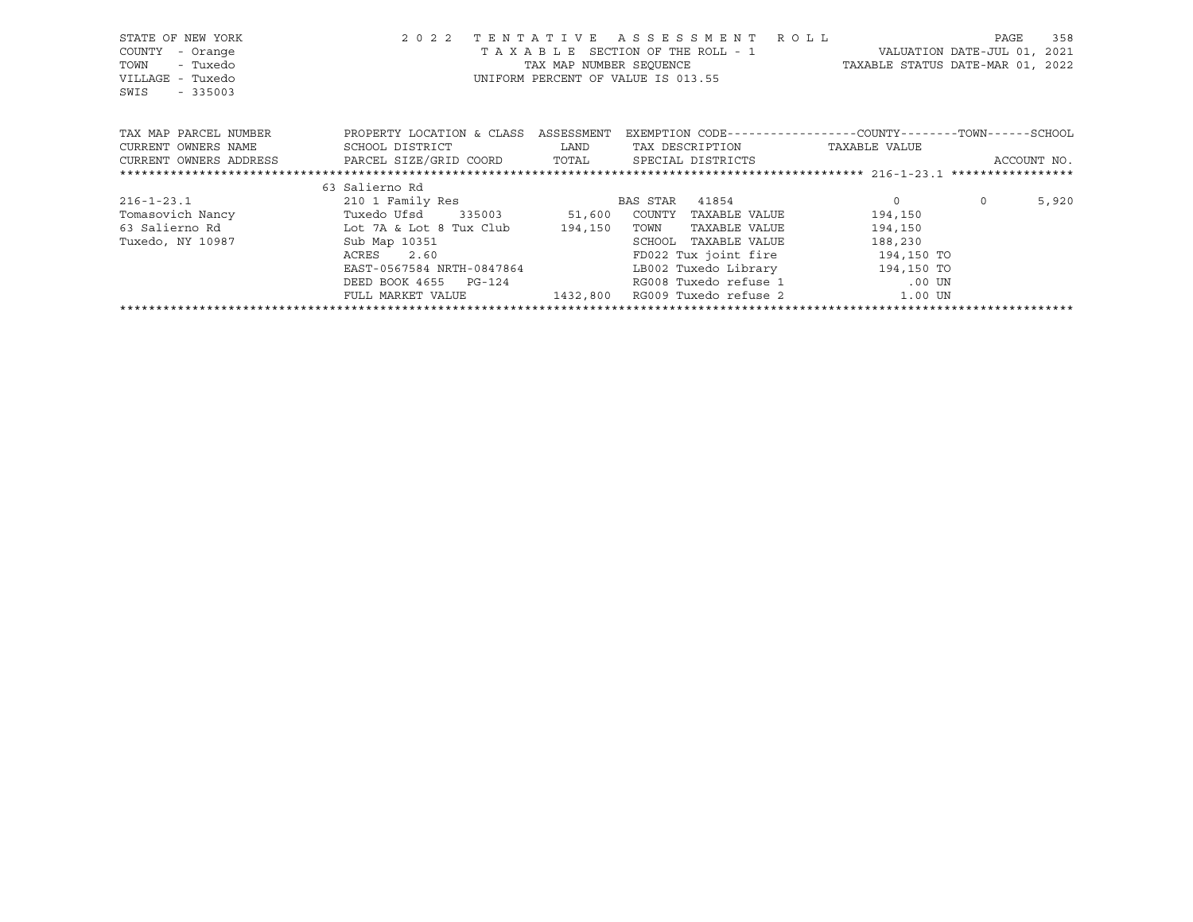STATE OF NEW YORK
COUNTY - Orange
TOWN - Tuxedo
VILLAGE - Tuxedo
SWIS - 335003

2022 TENTATIVE ASSESSMENT ROLL
TAXABLE SECTION OF THE ROLL - 1
TAX MAP NUMBER SEQUENCE
UNIFORM PERCENT OF VALUE IS 013.55

VALUATION DATE-JUL 01, 2021
TAXABLE STATUS DATE-MAR 01, 2022

| TAX MAP PARCEL NUMBER / CURRENT OWNERS NAME / CURRENT OWNERS ADDRESS | PROPERTY LOCATION & CLASS / SCHOOL DISTRICT / PARCEL SIZE/GRID COORD | ASSESSMENT / LAND / TOTAL | EXEMPTION CODE / TAX DESCRIPTION / SPECIAL DISTRICTS | COUNTY TAXABLE VALUE | TOWN | SCHOOL / ACCOUNT NO. |
|---|---|---|---|---|---|---|
| 216-1-23.1 | 63 Salierno Rd | | | | | |
| | 210 1 Family Res | | BAS STAR 41854 | 0 | 0 | 5,920 |
| Tomasovich Nancy | Tuxedo Ufsd 335003 | 51,600 | COUNTY TAXABLE VALUE | 194,150 | | |
| 63 Salierno Rd | Lot 7A & Lot 8 Tux Club | 194,150 | TOWN TAXABLE VALUE | 194,150 | | |
| Tuxedo, NY 10987 | Sub Map 10351 | | SCHOOL TAXABLE VALUE | 188,230 | | |
| | ACRES 2.60 | | FD022 Tux joint fire | 194,150 TO | | |
| | EAST-0567584 NRTH-0847864 | | LB002 Tuxedo Library | 194,150 TO | | |
| | DEED BOOK 4655 PG-124 | | RG008 Tuxedo refuse 1 | .00 UN | | |
| | FULL MARKET VALUE | 1432,800 | RG009 Tuxedo refuse 2 | 1.00 UN | | |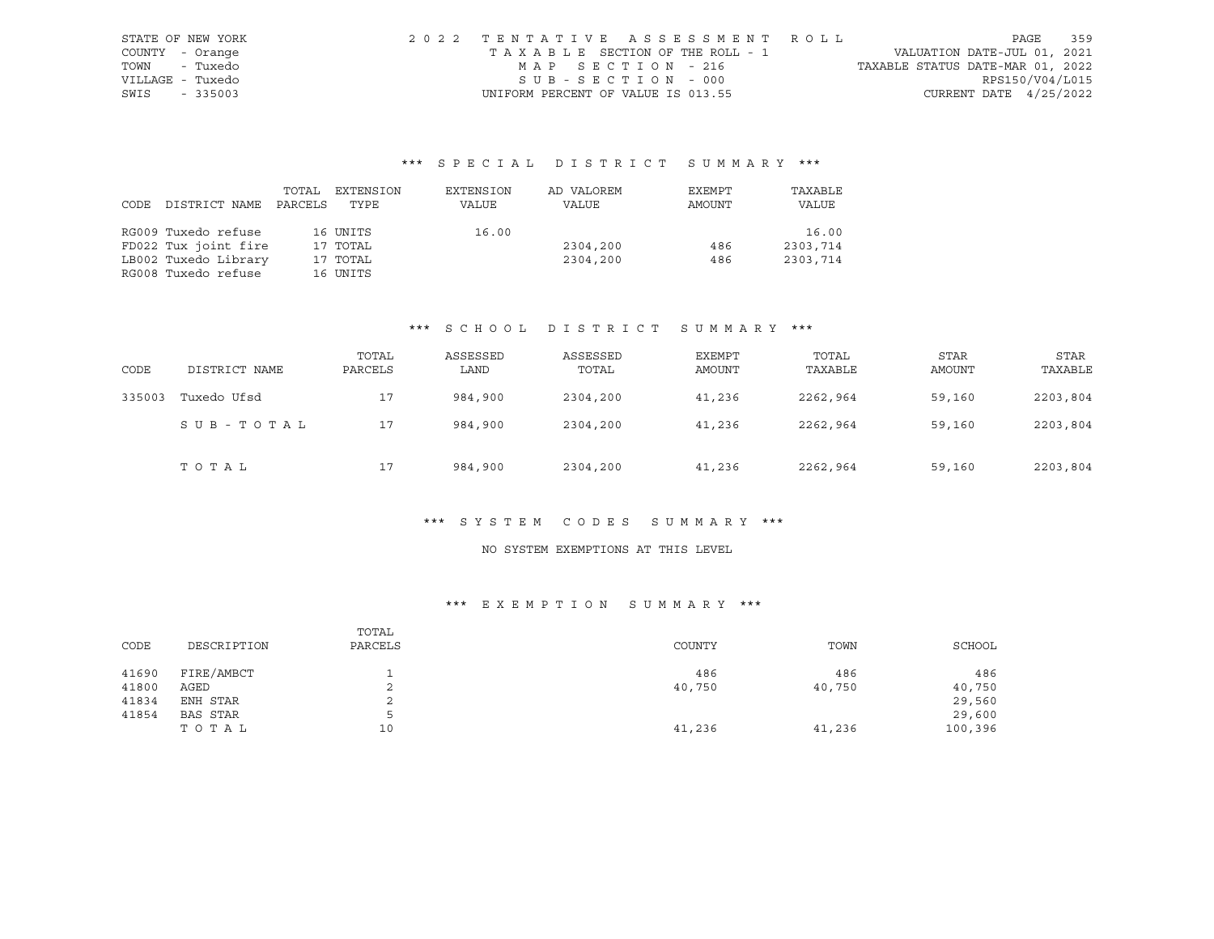STATE OF NEW YORK
COUNTY - Orange
TOWN - Tuxedo
VILLAGE - Tuxedo
SWIS - 335003

2022 TENTATIVE ASSESSMENT ROLL
TAXABLE SECTION OF THE ROLL - 1
MAP SECTION - 216
SUB-SECTION - 000
UNIFORM PERCENT OF VALUE IS 013.55

VALUATION DATE-JUL 01, 2021
TAXABLE STATUS DATE-MAR 01, 2022
RPS150/V04/L015
CURRENT DATE 4/25/2022

### *** SPECIAL DISTRICT SUMMARY ***

| CODE | DISTRICT NAME | TOTAL PARCELS | EXTENSION TYPE | EXTENSION VALUE | AD VALOREM VALUE | EXEMPT AMOUNT | TAXABLE VALUE |
|---|---|---|---|---|---|---|---|
| RG009 | Tuxedo refuse | 16 | UNITS | 16.00 | | | 16.00 |
| FD022 | Tux joint fire | 17 | TOTAL | | 2304,200 | 486 | 2303,714 |
| LB002 | Tuxedo Library | 17 | TOTAL | | 2304,200 | 486 | 2303,714 |
| RG008 | Tuxedo refuse | 16 | UNITS | | | | |

### *** SCHOOL DISTRICT SUMMARY ***

| CODE | DISTRICT NAME | TOTAL PARCELS | ASSESSED LAND | ASSESSED TOTAL | EXEMPT AMOUNT | TOTAL TAXABLE | STAR AMOUNT | STAR TAXABLE |
|---|---|---|---|---|---|---|---|---|
| 335003 | Tuxedo Ufsd | 17 | 984,900 | 2304,200 | 41,236 | 2262,964 | 59,160 | 2203,804 |
| | SUB-TOTAL | 17 | 984,900 | 2304,200 | 41,236 | 2262,964 | 59,160 | 2203,804 |
| | TOTAL | 17 | 984,900 | 2304,200 | 41,236 | 2262,964 | 59,160 | 2203,804 |

### *** SYSTEM CODES SUMMARY ***

NO SYSTEM EXEMPTIONS AT THIS LEVEL

### *** EXEMPTION SUMMARY ***

| CODE | DESCRIPTION | TOTAL PARCELS | COUNTY | TOWN | SCHOOL |
|---|---|---|---|---|---|
| 41690 | FIRE/AMBCT | 1 | 486 | 486 | 486 |
| 41800 | AGED | 2 | 40,750 | 40,750 | 40,750 |
| 41834 | ENH STAR | 2 | | | 29,560 |
| 41854 | BAS STAR | 5 | | | 29,600 |
| | TOTAL | 10 | 41,236 | 41,236 | 100,396 |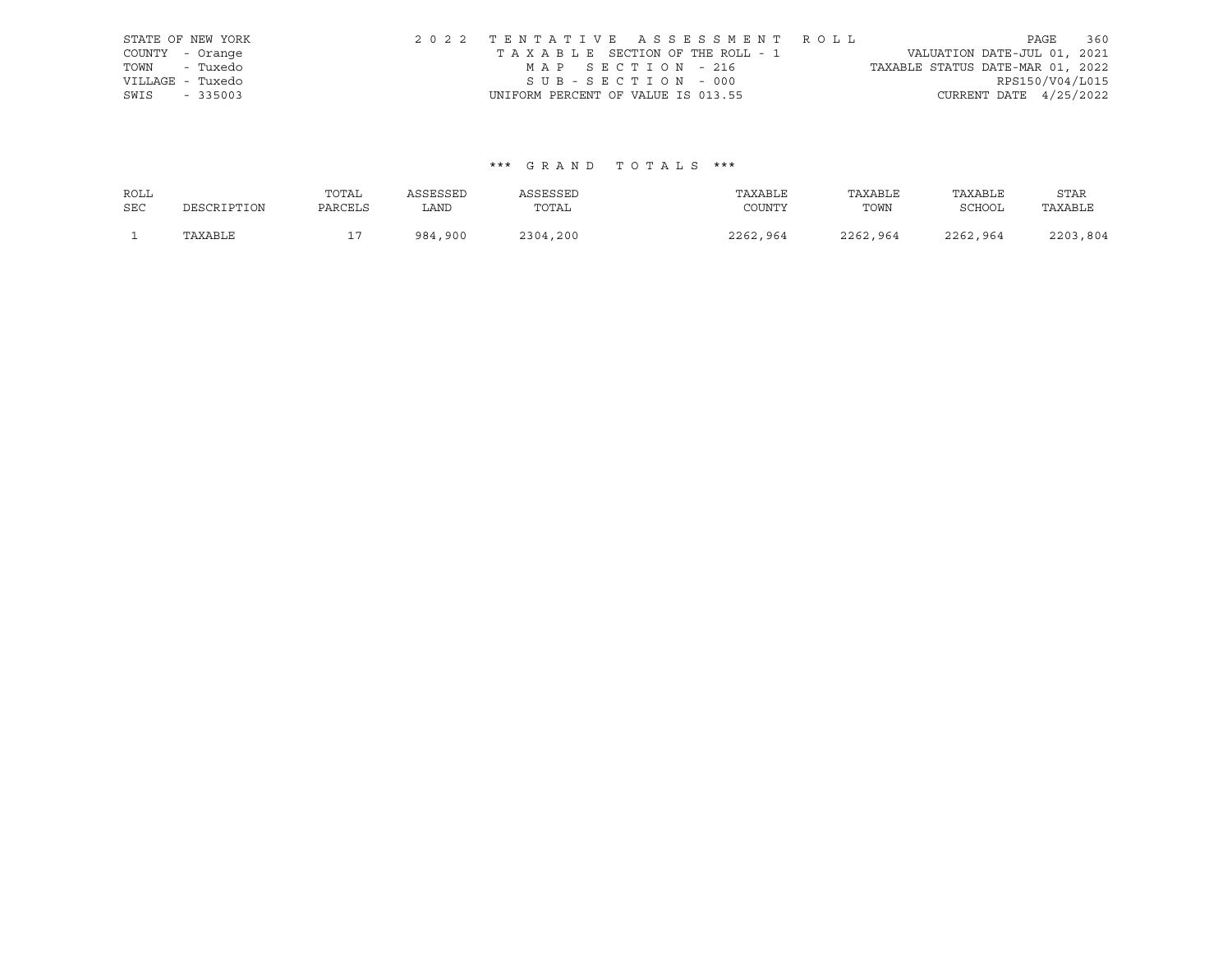STATE OF NEW YORK
COUNTY - Orange
TOWN - Tuxedo
VILLAGE - Tuxedo
SWIS - 335003

2022 TENTATIVE ASSESSMENT ROLL
TAXABLE SECTION OF THE ROLL - 1
MAP SECTION - 216
SUB-SECTION - 000
UNIFORM PERCENT OF VALUE IS 013.55

VALUATION DATE-JUL 01, 2021
TAXABLE STATUS DATE-MAR 01, 2022
RPS150/V04/L015
CURRENT DATE 4/25/2022

*** GRAND TOTALS ***

| ROLL SEC | DESCRIPTION | TOTAL PARCELS | ASSESSED LAND | ASSESSED TOTAL | TAXABLE COUNTY | TAXABLE TOWN | TAXABLE SCHOOL | STAR TAXABLE |
|---|---|---|---|---|---|---|---|---|
| 1 | TAXABLE | 17 | 984,900 | 2304,200 | 2262,964 | 2262,964 | 2262,964 | 2203,804 |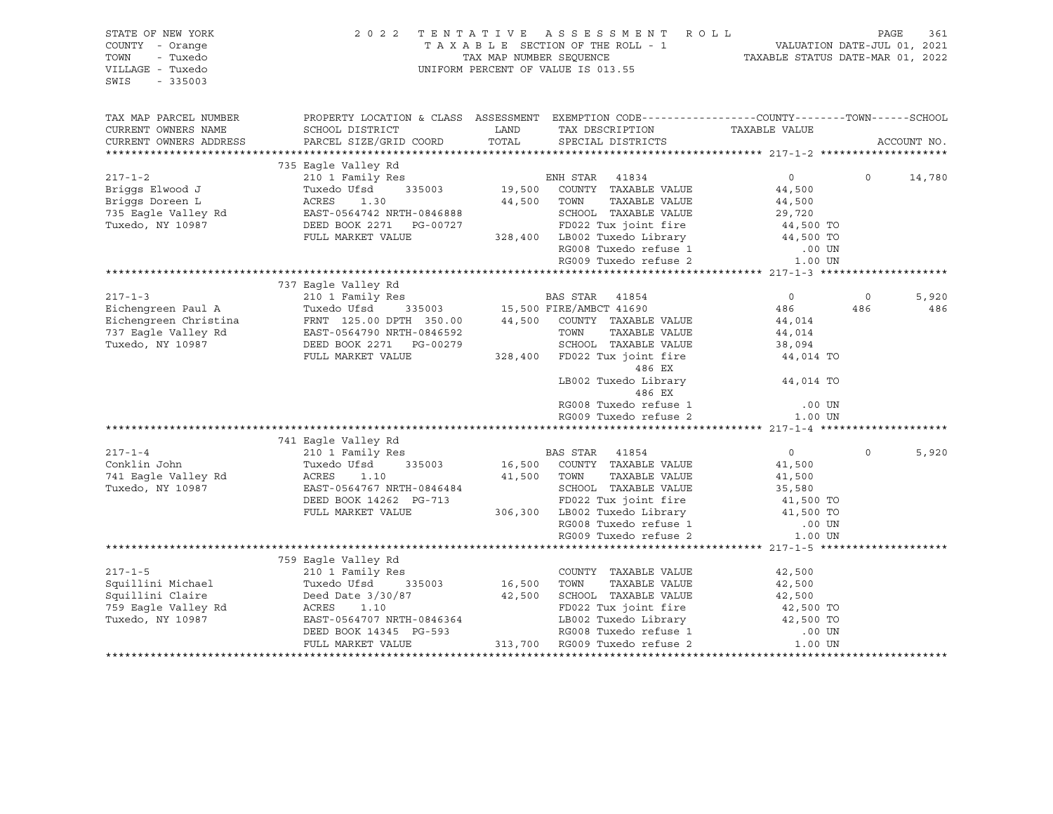STATE OF NEW YORK
COUNTY - Orange
TOWN - Tuxedo
VILLAGE - Tuxedo
SWIS - 335003

2022 TENTATIVE ASSESSMENT ROLL
TAXABLE SECTION OF THE ROLL - 1
TAX MAP NUMBER SEQUENCE
UNIFORM PERCENT OF VALUE IS 013.55

VALUATION DATE-JUL 01, 2021
TAXABLE STATUS DATE-MAR 01, 2022

```
TAX MAP PARCEL NUMBER     PROPERTY LOCATION & CLASS  ASSESSMENT  EXEMPTION CODE------------------COUNTY--------TOWN------SCHOOL
CURRENT OWNERS NAME       SCHOOL DISTRICT               LAND      TAX DESCRIPTION            TAXABLE VALUE
CURRENT OWNERS ADDRESS    PARCEL SIZE/GRID COORD        TOTAL     SPECIAL DISTRICTS                                   ACCOUNT NO.
******************************************************************************************************* 217-1-2 ********************
                          735 Eagle Valley Rd
217-1-2                   210 1 Family Res                     ENH STAR  41834                   0             0      14,780
Briggs Elwood J           Tuxedo Ufsd     335003      19,500   COUNTY  TAXABLE VALUE        44,500
Briggs Doreen L           ACRES    1.30               44,500   TOWN    TAXABLE VALUE        44,500
735 Eagle Valley Rd       EAST-0564742 NRTH-0846888            SCHOOL  TAXABLE VALUE        29,720
Tuxedo, NY 10987          DEED BOOK 2271   PG-00727            FD022 Tux joint fire          44,500 TO
                          FULL MARKET VALUE          328,400   LB002 Tuxedo Library          44,500 TO
                                                               RG008 Tuxedo refuse 1            .00 UN
                                                               RG009 Tuxedo refuse 2           1.00 UN
******************************************************************************************************* 217-1-3 ********************
                          737 Eagle Valley Rd
217-1-3                   210 1 Family Res                     BAS STAR  41854                   0             0       5,920
Eichengreen Paul A        Tuxedo Ufsd     335003      15,500 FIRE/AMBCT 41690                  486           486         486
Eichengreen Christina     FRNT 125.00 DPTH 350.00     44,500   COUNTY  TAXABLE VALUE        44,014
737 Eagle Valley Rd       EAST-0564790 NRTH-0846592            TOWN    TAXABLE VALUE        44,014
Tuxedo, NY 10987          DEED BOOK 2271   PG-00279            SCHOOL  TAXABLE VALUE        38,094
                          FULL MARKET VALUE          328,400   FD022 Tux joint fire          44,014 TO
                                                                     486 EX
                                                               LB002 Tuxedo Library          44,014 TO
                                                                     486 EX
                                                               RG008 Tuxedo refuse 1            .00 UN
                                                               RG009 Tuxedo refuse 2           1.00 UN
******************************************************************************************************* 217-1-4 ********************
                          741 Eagle Valley Rd
217-1-4                   210 1 Family Res                     BAS STAR  41854                   0             0       5,920
Conklin John              Tuxedo Ufsd     335003      16,500   COUNTY  TAXABLE VALUE        41,500
741 Eagle Valley Rd       ACRES    1.10               41,500   TOWN    TAXABLE VALUE        41,500
Tuxedo, NY 10987          EAST-0564767 NRTH-0846484            SCHOOL  TAXABLE VALUE        35,580
                          DEED BOOK 14262  PG-713              FD022 Tux joint fire          41,500 TO
                          FULL MARKET VALUE          306,300   LB002 Tuxedo Library          41,500 TO
                                                               RG008 Tuxedo refuse 1            .00 UN
                                                               RG009 Tuxedo refuse 2           1.00 UN
******************************************************************************************************* 217-1-5 ********************
                          759 Eagle Valley Rd
217-1-5                   210 1 Family Res                     COUNTY  TAXABLE VALUE        42,500
Squillini Michael         Tuxedo Ufsd     335003      16,500   TOWN    TAXABLE VALUE        42,500
Squillini Claire          Deed Date 3/30/87           42,500   SCHOOL  TAXABLE VALUE        42,500
759 Eagle Valley Rd       ACRES    1.10                        FD022 Tux joint fire          42,500 TO
Tuxedo, NY 10987          EAST-0564707 NRTH-0846364            LB002 Tuxedo Library          42,500 TO
                          DEED BOOK 14345  PG-593              RG008 Tuxedo refuse 1            .00 UN
                          FULL MARKET VALUE          313,700   RG009 Tuxedo refuse 2           1.00 UN
************************************************************************************************************************************
```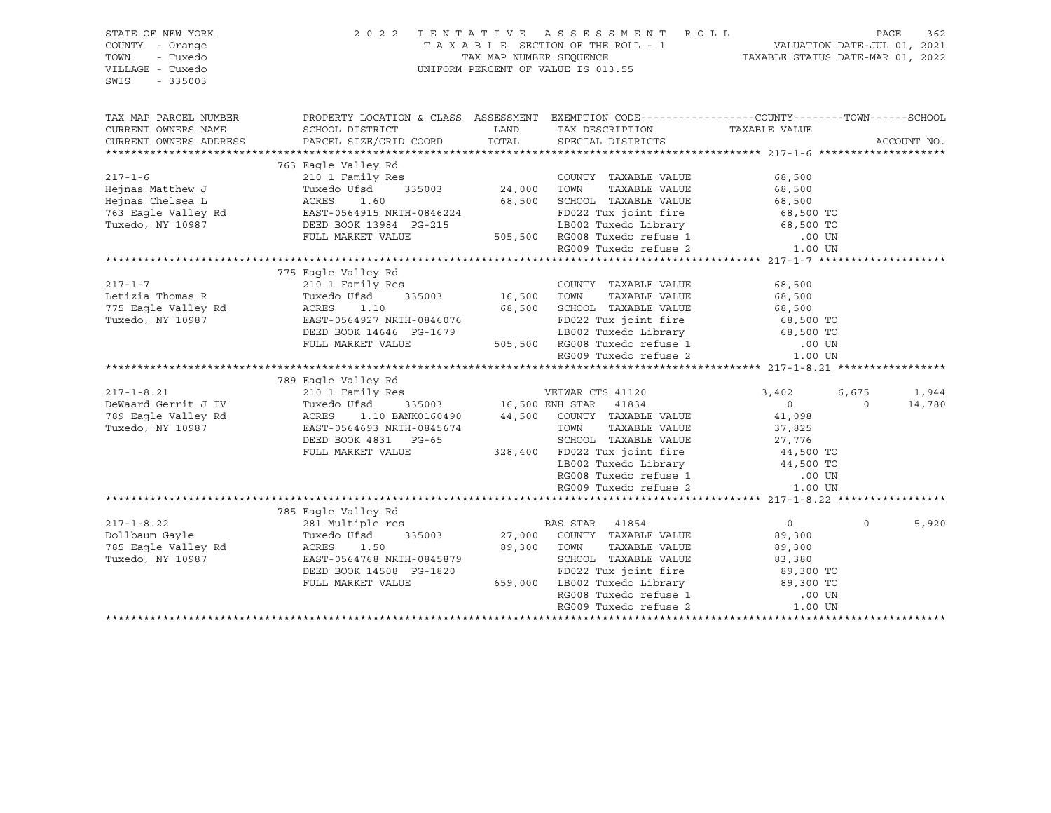STATE OF NEW YORK
COUNTY - Orange
TOWN - Tuxedo
VILLAGE - Tuxedo
SWIS - 335003

2022 TENTATIVE ASSESSMENT ROLL
TAXABLE SECTION OF THE ROLL - 1
TAX MAP NUMBER SEQUENCE
UNIFORM PERCENT OF VALUE IS 013.55

VALUATION DATE-JUL 01, 2021
TAXABLE STATUS DATE-MAR 01, 2022

| TAX MAP PARCEL NUMBER / CURRENT OWNERS NAME / CURRENT OWNERS ADDRESS | PROPERTY LOCATION & CLASS / SCHOOL DISTRICT / PARCEL SIZE/GRID COORD | ASSESSMENT LAND | TOTAL | EXEMPTION CODE / TAX DESCRIPTION / SPECIAL DISTRICTS | COUNTY | TOWN | SCHOOL | ACCOUNT NO. |
|---|---|---|---|---|---|---|---|---|
| **217-1-6** | 763 Eagle Valley Rd | | | | | | | |
| 217-1-6 | 210 1 Family Res | | | COUNTY TAXABLE VALUE | 68,500 | | | |
| Hejnas Matthew J | Tuxedo Ufsd 335003 | 24,000 | | TOWN TAXABLE VALUE | 68,500 | | | |
| Hejnas Chelsea L | ACRES 1.60 | | 68,500 | SCHOOL TAXABLE VALUE | 68,500 | | | |
| 763 Eagle Valley Rd | EAST-0564915 NRTH-0846224 | | | FD022 Tux joint fire | 68,500 TO | | | |
| Tuxedo, NY 10987 | DEED BOOK 13984 PG-215 | | | LB002 Tuxedo Library | 68,500 TO | | | |
| | FULL MARKET VALUE | | 505,500 | RG008 Tuxedo refuse 1 | .00 UN | | | |
| | | | | RG009 Tuxedo refuse 2 | 1.00 UN | | | |
| **217-1-7** | 775 Eagle Valley Rd | | | | | | | |
| 217-1-7 | 210 1 Family Res | | | COUNTY TAXABLE VALUE | 68,500 | | | |
| Letizia Thomas R | Tuxedo Ufsd 335003 | 16,500 | | TOWN TAXABLE VALUE | 68,500 | | | |
| 775 Eagle Valley Rd | ACRES 1.10 | | 68,500 | SCHOOL TAXABLE VALUE | 68,500 | | | |
| Tuxedo, NY 10987 | EAST-0564927 NRTH-0846076 | | | FD022 Tux joint fire | 68,500 TO | | | |
| | DEED BOOK 14646 PG-1679 | | | LB002 Tuxedo Library | 68,500 TO | | | |
| | FULL MARKET VALUE | | 505,500 | RG008 Tuxedo refuse 1 | .00 UN | | | |
| | | | | RG009 Tuxedo refuse 2 | 1.00 UN | | | |
| **217-1-8.21** | 789 Eagle Valley Rd | | | | | | | |
| 217-1-8.21 | 210 1 Family Res | | | VETWAR CTS 41120 | 3,402 | 6,675 | 1,944 | |
| DeWaard Gerrit J IV | Tuxedo Ufsd 335003 | 16,500 | | ENH STAR 41834 | 0 | 0 | 14,780 | |
| 789 Eagle Valley Rd | ACRES 1.10 BANK0160490 | | 44,500 | COUNTY TAXABLE VALUE | 41,098 | | | |
| Tuxedo, NY 10987 | EAST-0564693 NRTH-0845674 | | | TOWN TAXABLE VALUE | 37,825 | | | |
| | DEED BOOK 4831 PG-65 | | | SCHOOL TAXABLE VALUE | 27,776 | | | |
| | FULL MARKET VALUE | | 328,400 | FD022 Tux joint fire | 44,500 TO | | | |
| | | | | LB002 Tuxedo Library | 44,500 TO | | | |
| | | | | RG008 Tuxedo refuse 1 | .00 UN | | | |
| | | | | RG009 Tuxedo refuse 2 | 1.00 UN | | | |
| **217-1-8.22** | 785 Eagle Valley Rd | | | | | | | |
| 217-1-8.22 | 281 Multiple res | | | BAS STAR 41854 | 0 | 0 | 5,920 | |
| Dollbaum Gayle | Tuxedo Ufsd 335003 | 27,000 | | COUNTY TAXABLE VALUE | 89,300 | | | |
| 785 Eagle Valley Rd | ACRES 1.50 | | 89,300 | TOWN TAXABLE VALUE | 89,300 | | | |
| Tuxedo, NY 10987 | EAST-0564768 NRTH-0845879 | | | SCHOOL TAXABLE VALUE | 83,380 | | | |
| | DEED BOOK 14508 PG-1820 | | | FD022 Tux joint fire | 89,300 TO | | | |
| | FULL MARKET VALUE | | 659,000 | LB002 Tuxedo Library | 89,300 TO | | | |
| | | | | RG008 Tuxedo refuse 1 | .00 UN | | | |
| | | | | RG009 Tuxedo refuse 2 | 1.00 UN | | | |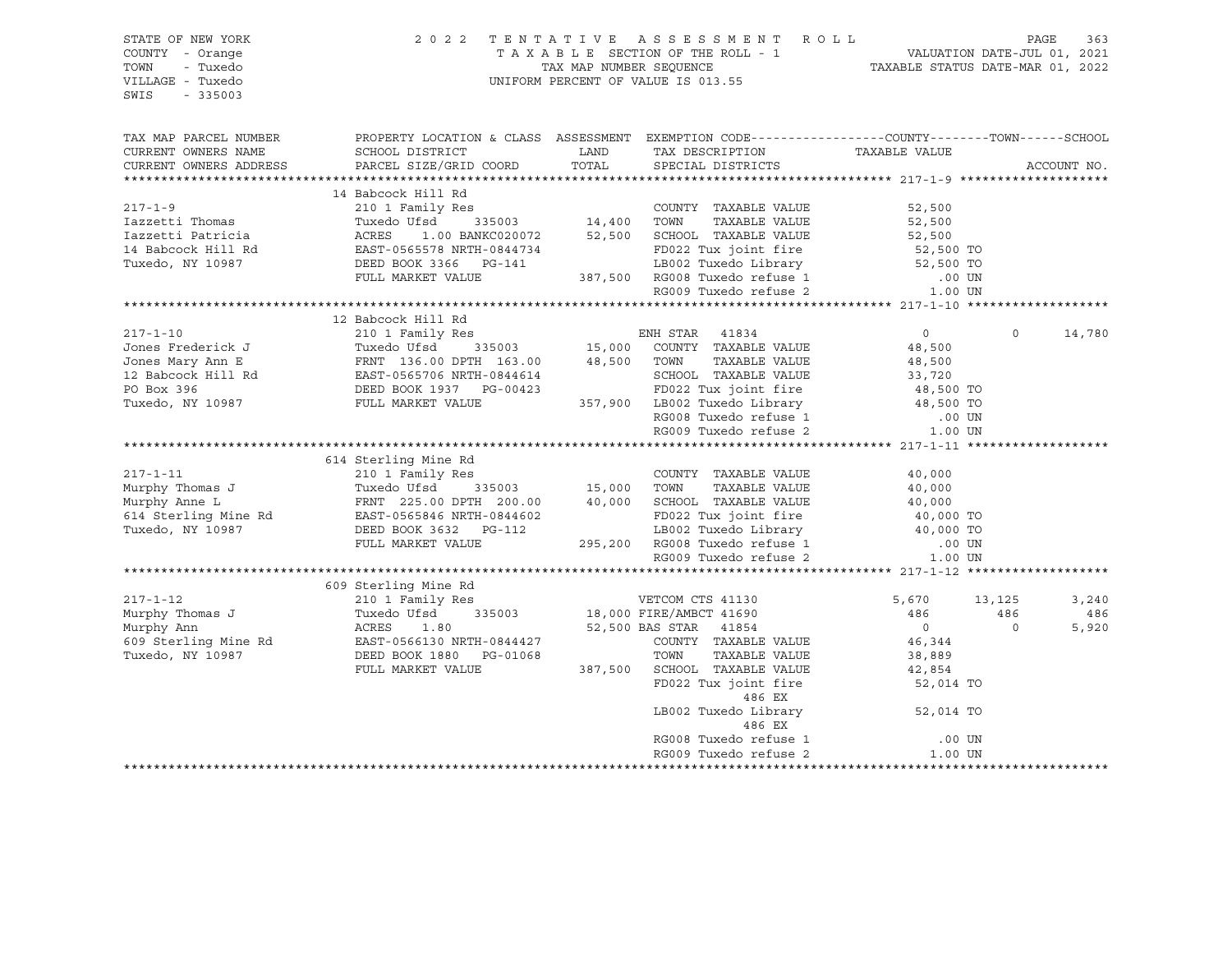STATE OF NEW YORK
COUNTY - Orange
TOWN - Tuxedo
VILLAGE - Tuxedo
SWIS - 335003

2022 TENTATIVE ASSESSMENT ROLL
TAXABLE SECTION OF THE ROLL - 1
TAX MAP NUMBER SEQUENCE
UNIFORM PERCENT OF VALUE IS 013.55

VALUATION DATE-JUL 01, 2021
TAXABLE STATUS DATE-MAR 01, 2022

```
TAX MAP PARCEL NUMBER       PROPERTY LOCATION & CLASS  ASSESSMENT  EXEMPTION CODE------------------COUNTY--------TOWN------SCHOOL
CURRENT OWNERS NAME         SCHOOL DISTRICT               LAND      TAX DESCRIPTION            TAXABLE VALUE
CURRENT OWNERS ADDRESS      PARCEL SIZE/GRID COORD        TOTAL     SPECIAL DISTRICTS                                        ACCOUNT NO.
******************************************************************************************************* 217-1-9 ********************
                            14 Babcock Hill Rd
217-1-9                     210 1 Family Res                        COUNTY  TAXABLE VALUE          52,500
Iazzetti Thomas             Tuxedo Ufsd       335003       14,400   TOWN    TAXABLE VALUE          52,500
Iazzetti Patricia           ACRES    1.00 BANKC020072      52,500   SCHOOL  TAXABLE VALUE          52,500
14 Babcock Hill Rd          EAST-0565578 NRTH-0844734               FD022 Tux joint fire            52,500 TO
Tuxedo, NY 10987            DEED BOOK 3366   PG-141                 LB002 Tuxedo Library            52,500 TO
                            FULL MARKET VALUE            387,500    RG008 Tuxedo refuse 1              .00 UN
                                                                    RG009 Tuxedo refuse 2             1.00 UN
******************************************************************************************************* 217-1-10 *******************
                            12 Babcock Hill Rd
217-1-10                    210 1 Family Res                        ENH STAR  41834                   0          0      14,780
Jones Frederick J           Tuxedo Ufsd       335003       15,000   COUNTY  TAXABLE VALUE          48,500
Jones Mary Ann E            FRNT 136.00 DPTH 163.00        48,500   TOWN    TAXABLE VALUE          48,500
12 Babcock Hill Rd          EAST-0565706 NRTH-0844614               SCHOOL  TAXABLE VALUE          33,720
PO Box 396                  DEED BOOK 1937   PG-00423               FD022 Tux joint fire            48,500 TO
Tuxedo, NY 10987            FULL MARKET VALUE            357,900    LB002 Tuxedo Library            48,500 TO
                                                                    RG008 Tuxedo refuse 1              .00 UN
                                                                    RG009 Tuxedo refuse 2             1.00 UN
******************************************************************************************************* 217-1-11 *******************
                            614 Sterling Mine Rd
217-1-11                    210 1 Family Res                        COUNTY  TAXABLE VALUE          40,000
Murphy Thomas J             Tuxedo Ufsd       335003       15,000   TOWN    TAXABLE VALUE          40,000
Murphy Anne L               FRNT 225.00 DPTH 200.00        40,000   SCHOOL  TAXABLE VALUE          40,000
614 Sterling Mine Rd        EAST-0565846 NRTH-0844602               FD022 Tux joint fire            40,000 TO
Tuxedo, NY 10987            DEED BOOK 3632   PG-112                 LB002 Tuxedo Library            40,000 TO
                            FULL MARKET VALUE            295,200    RG008 Tuxedo refuse 1              .00 UN
                                                                    RG009 Tuxedo refuse 2             1.00 UN
******************************************************************************************************* 217-1-12 *******************
                            609 Sterling Mine Rd
217-1-12                    210 1 Family Res                        VETCOM CTS 41130              5,670     13,125       3,240
Murphy Thomas J             Tuxedo Ufsd       335003       18,000 FIRE/AMBCT 41690                  486        486         486
Murphy Ann                  ACRES    1.80                  52,500 BAS STAR   41854                    0          0       5,920
609 Sterling Mine Rd        EAST-0566130 NRTH-0844427               COUNTY  TAXABLE VALUE          46,344
Tuxedo, NY 10987            DEED BOOK 1880   PG-01068               TOWN    TAXABLE VALUE          38,889
                            FULL MARKET VALUE            387,500    SCHOOL  TAXABLE VALUE          42,854
                                                                    FD022 Tux joint fire            52,014 TO
                                                                          486 EX
                                                                    LB002 Tuxedo Library            52,014 TO
                                                                          486 EX
                                                                    RG008 Tuxedo refuse 1              .00 UN
                                                                    RG009 Tuxedo refuse 2             1.00 UN
************************************************************************************************************************************
```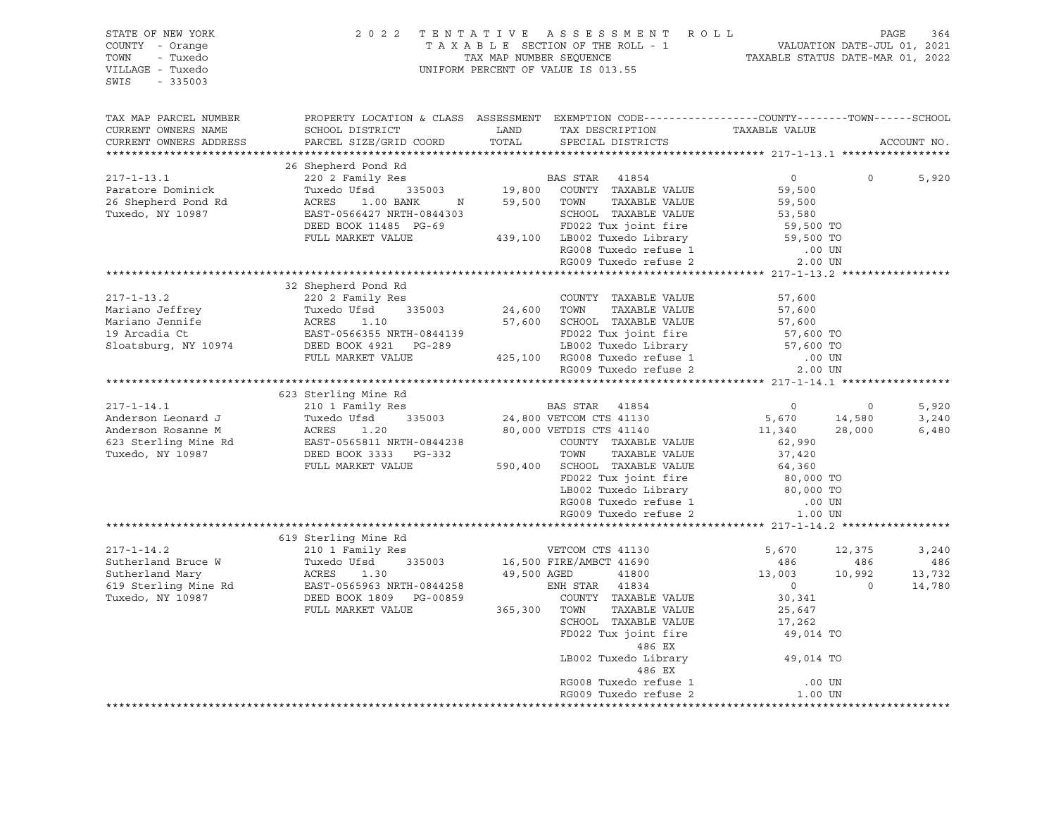STATE OF NEW YORK
COUNTY - Orange
TOWN - Tuxedo
VILLAGE - Tuxedo
SWIS - 335003

2022 TENTATIVE ASSESSMENT ROLL
TAXABLE SECTION OF THE ROLL - 1
TAX MAP NUMBER SEQUENCE
UNIFORM PERCENT OF VALUE IS 013.55

VALUATION DATE-JUL 01, 2021
TAXABLE STATUS DATE-MAR 01, 2022

| TAX MAP PARCEL NUMBER / CURRENT OWNERS NAME / CURRENT OWNERS ADDRESS | PROPERTY LOCATION & CLASS / SCHOOL DISTRICT / PARCEL SIZE/GRID COORD | ASSESSMENT LAND / TOTAL | EXEMPTION CODE / TAX DESCRIPTION / SPECIAL DISTRICTS | COUNTY TAXABLE VALUE | TOWN | SCHOOL | ACCOUNT NO. |
|---|---|---|---|---|---|---|---|
| **217-1-13.1** | 26 Shepherd Pond Rd | | | | | | |
| 217-1-13.1 | 220 2 Family Res | | BAS STAR 41854 | 0 | 0 | 5,920 | |
| Paratore Dominick | Tuxedo Ufsd 335003 | 19,800 | COUNTY TAXABLE VALUE | 59,500 | | | |
| 26 Shepherd Pond Rd | ACRES 1.00 BANK N | 59,500 | TOWN TAXABLE VALUE | 59,500 | | | |
| Tuxedo, NY 10987 | EAST-0566427 NRTH-0844303 | | SCHOOL TAXABLE VALUE | 53,580 | | | |
| | DEED BOOK 11485 PG-69 | | FD022 Tux joint fire | 59,500 TO | | | |
| | FULL MARKET VALUE | 439,100 | LB002 Tuxedo Library | 59,500 TO | | | |
| | | | RG008 Tuxedo refuse 1 | .00 UN | | | |
| | | | RG009 Tuxedo refuse 2 | 2.00 UN | | | |
| **217-1-13.2** | 32 Shepherd Pond Rd | | | | | | |
| 217-1-13.2 | 220 2 Family Res | | COUNTY TAXABLE VALUE | 57,600 | | | |
| Mariano Jeffrey | Tuxedo Ufsd 335003 | 24,600 | TOWN TAXABLE VALUE | 57,600 | | | |
| Mariano Jennife | ACRES 1.10 | 57,600 | SCHOOL TAXABLE VALUE | 57,600 | | | |
| 19 Arcadia Ct | EAST-0566355 NRTH-0844139 | | FD022 Tux joint fire | 57,600 TO | | | |
| Sloatsburg, NY 10974 | DEED BOOK 4921 PG-289 | | LB002 Tuxedo Library | 57,600 TO | | | |
| | FULL MARKET VALUE | 425,100 | RG008 Tuxedo refuse 1 | .00 UN | | | |
| | | | RG009 Tuxedo refuse 2 | 2.00 UN | | | |
| **217-1-14.1** | 623 Sterling Mine Rd | | | | | | |
| 217-1-14.1 | 210 1 Family Res | | BAS STAR 41854 | 0 | 0 | 5,920 | |
| Anderson Leonard J | Tuxedo Ufsd 335003 | 24,800 | VETCOM CTS 41130 | 5,670 | 14,580 | 3,240 | |
| Anderson Rosanne M | ACRES 1.20 | 80,000 | VETDIS CTS 41140 | 11,340 | 28,000 | 6,480 | |
| 623 Sterling Mine Rd | EAST-0565811 NRTH-0844238 | | COUNTY TAXABLE VALUE | 62,990 | | | |
| Tuxedo, NY 10987 | DEED BOOK 3333 PG-332 | | TOWN TAXABLE VALUE | 37,420 | | | |
| | FULL MARKET VALUE | 590,400 | SCHOOL TAXABLE VALUE | 64,360 | | | |
| | | | FD022 Tux joint fire | 80,000 TO | | | |
| | | | LB002 Tuxedo Library | 80,000 TO | | | |
| | | | RG008 Tuxedo refuse 1 | .00 UN | | | |
| | | | RG009 Tuxedo refuse 2 | 1.00 UN | | | |
| **217-1-14.2** | 619 Sterling Mine Rd | | | | | | |
| 217-1-14.2 | 210 1 Family Res | | VETCOM CTS 41130 | 5,670 | 12,375 | 3,240 | |
| Sutherland Bruce W | Tuxedo Ufsd 335003 | 16,500 | FIRE/AMBCT 41690 | 486 | 486 | 486 | |
| Sutherland Mary | ACRES 1.30 | 49,500 | AGED 41800 | 13,003 | 10,992 | 13,732 | |
| 619 Sterling Mine Rd | EAST-0565963 NRTH-0844258 | | ENH STAR 41834 | 0 | 0 | 14,780 | |
| Tuxedo, NY 10987 | DEED BOOK 1809 PG-00859 | | COUNTY TAXABLE VALUE | 30,341 | | | |
| | FULL MARKET VALUE | 365,300 | TOWN TAXABLE VALUE | 25,647 | | | |
| | | | SCHOOL TAXABLE VALUE | 17,262 | | | |
| | | | FD022 Tux joint fire 486 EX | 49,014 TO | | | |
| | | | LB002 Tuxedo Library 486 EX | 49,014 TO | | | |
| | | | RG008 Tuxedo refuse 1 | .00 UN | | | |
| | | | RG009 Tuxedo refuse 2 | 1.00 UN | | | |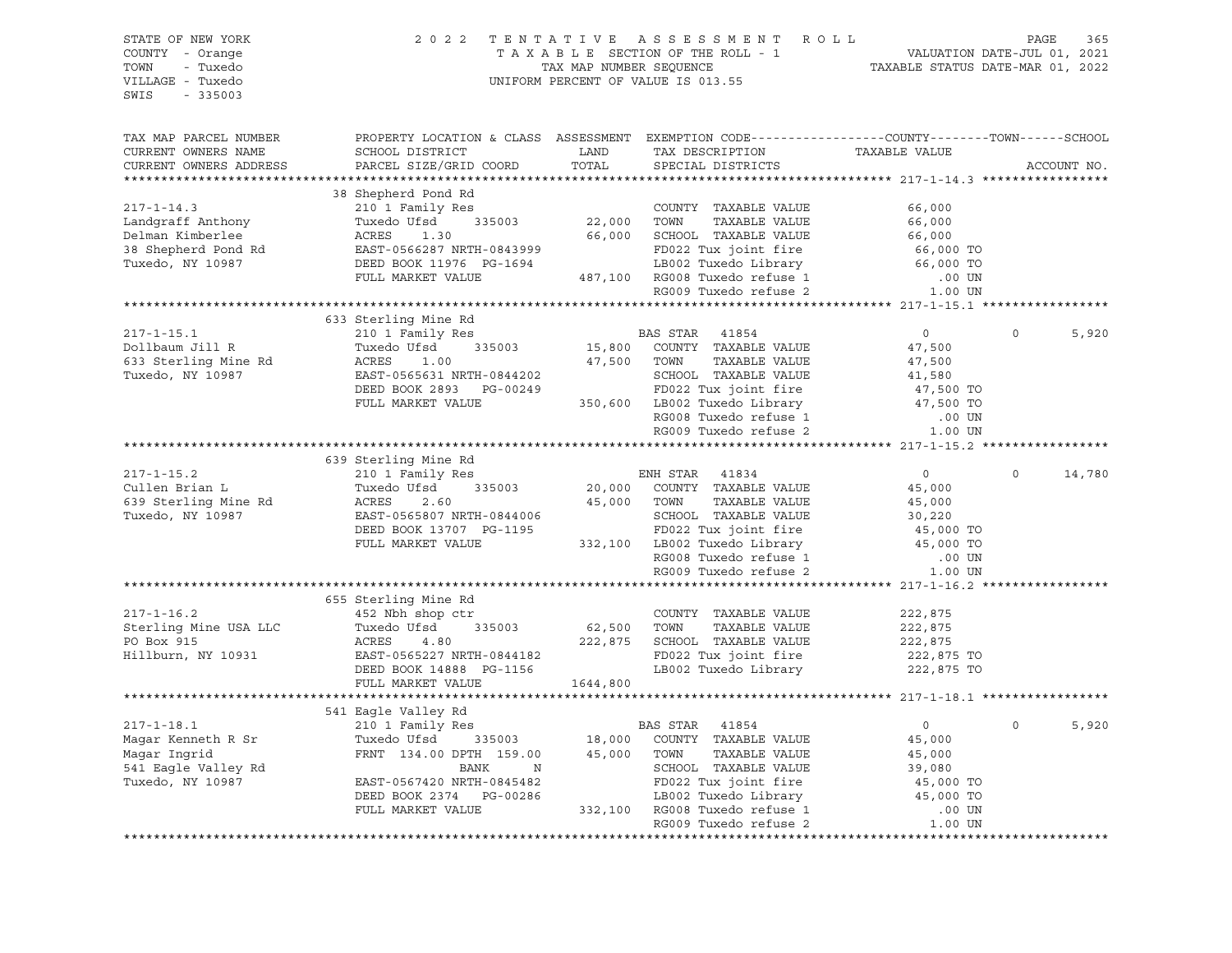STATE OF NEW YORK
COUNTY - Orange
TOWN - Tuxedo
VILLAGE - Tuxedo
SWIS - 335003

2022 TENTATIVE ASSESSMENT ROLL
TAXABLE SECTION OF THE ROLL - 1
TAX MAP NUMBER SEQUENCE
UNIFORM PERCENT OF VALUE IS 013.55

VALUATION DATE-JUL 01, 2021
TAXABLE STATUS DATE-MAR 01, 2022

| TAX MAP PARCEL NUMBER<br>CURRENT OWNERS NAME<br>CURRENT OWNERS ADDRESS | PROPERTY LOCATION & CLASS<br>SCHOOL DISTRICT<br>PARCEL SIZE/GRID COORD | ASSESSMENT<br>LAND<br>TOTAL | EXEMPTION CODE<br>TAX DESCRIPTION<br>SPECIAL DISTRICTS | COUNTY / TOWN<br>TAXABLE VALUE | SCHOOL<br>ACCOUNT NO. |
|---|---|---|---|---|---|
| **217-1-14.3** | 38 Shepherd Pond Rd | | | | |
| 217-1-14.3 | 210 1 Family Res | | COUNTY TAXABLE VALUE | 66,000 | |
| Landgraff Anthony | Tuxedo Ufsd 335003 | 22,000 | TOWN TAXABLE VALUE | 66,000 | |
| Delman Kimberlee | ACRES 1.30 | 66,000 | SCHOOL TAXABLE VALUE | 66,000 | |
| 38 Shepherd Pond Rd | EAST-0566287 NRTH-0843999 | | FD022 Tux joint fire | 66,000 TO | |
| Tuxedo, NY 10987 | DEED BOOK 11976 PG-1694 | | LB002 Tuxedo Library | 66,000 TO | |
| | FULL MARKET VALUE | 487,100 | RG008 Tuxedo refuse 1 | .00 UN | |
| | | | RG009 Tuxedo refuse 2 | 1.00 UN | |
| **217-1-15.1** | 633 Sterling Mine Rd | | | | |
| 217-1-15.1 | 210 1 Family Res | | BAS STAR 41854 | 0 / 0 | 5,920 |
| Dollbaum Jill R | Tuxedo Ufsd 335003 | 15,800 | COUNTY TAXABLE VALUE | 47,500 | |
| 633 Sterling Mine Rd | ACRES 1.00 | 47,500 | TOWN TAXABLE VALUE | 47,500 | |
| Tuxedo, NY 10987 | EAST-0565631 NRTH-0844202 | | SCHOOL TAXABLE VALUE | 41,580 | |
| | DEED BOOK 2893 PG-00249 | | FD022 Tux joint fire | 47,500 TO | |
| | FULL MARKET VALUE | 350,600 | LB002 Tuxedo Library | 47,500 TO | |
| | | | RG008 Tuxedo refuse 1 | .00 UN | |
| | | | RG009 Tuxedo refuse 2 | 1.00 UN | |
| **217-1-15.2** | 639 Sterling Mine Rd | | | | |
| 217-1-15.2 | 210 1 Family Res | | ENH STAR 41834 | 0 / 0 | 14,780 |
| Cullen Brian L | Tuxedo Ufsd 335003 | 20,000 | COUNTY TAXABLE VALUE | 45,000 | |
| 639 Sterling Mine Rd | ACRES 2.60 | 45,000 | TOWN TAXABLE VALUE | 45,000 | |
| Tuxedo, NY 10987 | EAST-0565807 NRTH-0844006 | | SCHOOL TAXABLE VALUE | 30,220 | |
| | DEED BOOK 13707 PG-1195 | | FD022 Tux joint fire | 45,000 TO | |
| | FULL MARKET VALUE | 332,100 | LB002 Tuxedo Library | 45,000 TO | |
| | | | RG008 Tuxedo refuse 1 | .00 UN | |
| | | | RG009 Tuxedo refuse 2 | 1.00 UN | |
| **217-1-16.2** | 655 Sterling Mine Rd | | | | |
| 217-1-16.2 | 452 Nbh shop ctr | | COUNTY TAXABLE VALUE | 222,875 | |
| Sterling Mine USA LLC | Tuxedo Ufsd 335003 | 62,500 | TOWN TAXABLE VALUE | 222,875 | |
| PO Box 915 | ACRES 4.80 | 222,875 | SCHOOL TAXABLE VALUE | 222,875 | |
| Hillburn, NY 10931 | EAST-0565227 NRTH-0844182 | | FD022 Tux joint fire | 222,875 TO | |
| | DEED BOOK 14888 PG-1156 | | LB002 Tuxedo Library | 222,875 TO | |
| | FULL MARKET VALUE | 1644,800 | | | |
| **217-1-18.1** | 541 Eagle Valley Rd | | | | |
| 217-1-18.1 | 210 1 Family Res | | BAS STAR 41854 | 0 / 0 | 5,920 |
| Magar Kenneth R Sr | Tuxedo Ufsd 335003 | 18,000 | COUNTY TAXABLE VALUE | 45,000 | |
| Magar Ingrid | FRNT 134.00 DPTH 159.00 | 45,000 | TOWN TAXABLE VALUE | 45,000 | |
| 541 Eagle Valley Rd | BANK N | | SCHOOL TAXABLE VALUE | 39,080 | |
| Tuxedo, NY 10987 | EAST-0567420 NRTH-0845482 | | FD022 Tux joint fire | 45,000 TO | |
| | DEED BOOK 2374 PG-00286 | | LB002 Tuxedo Library | 45,000 TO | |
| | FULL MARKET VALUE | 332,100 | RG008 Tuxedo refuse 1 | .00 UN | |
| | | | RG009 Tuxedo refuse 2 | 1.00 UN | |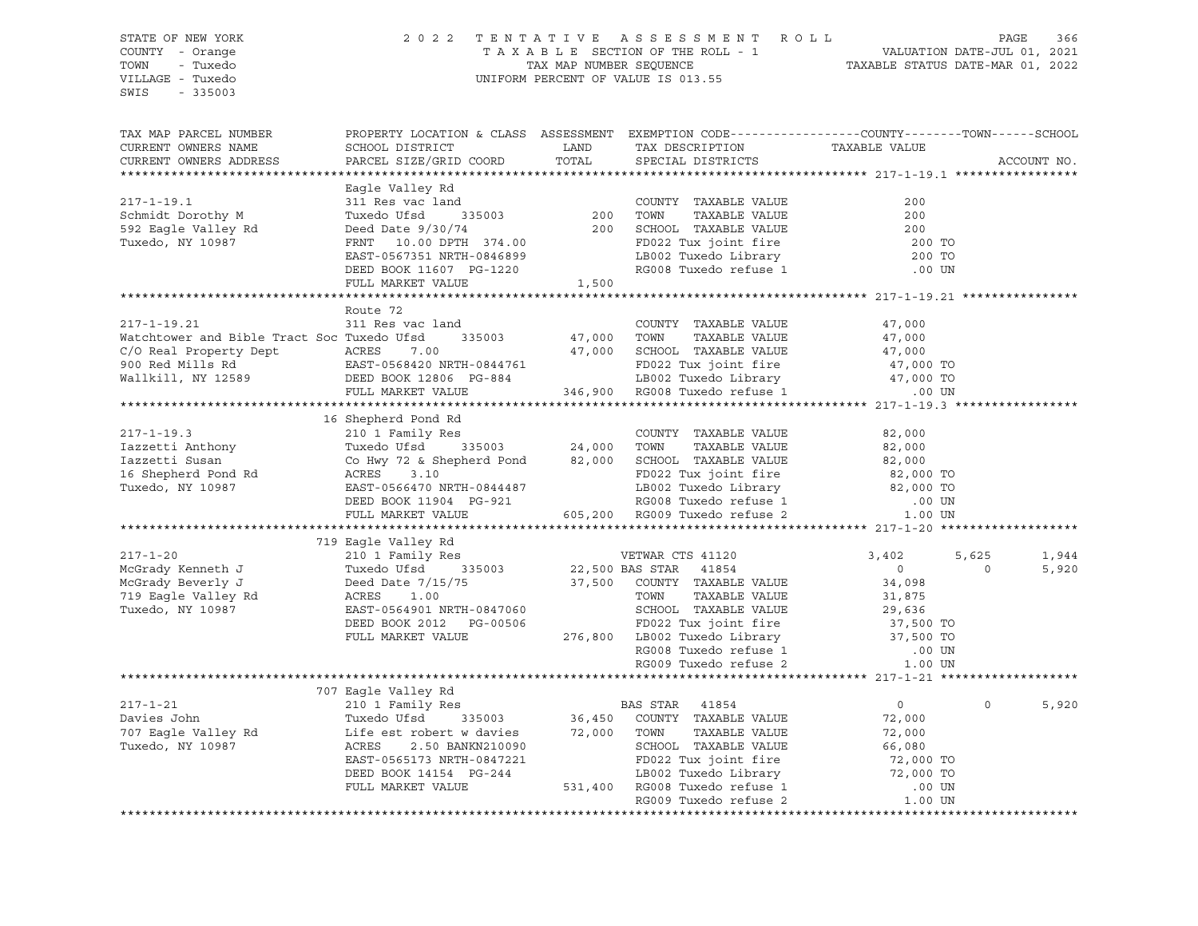STATE OF NEW YORK
COUNTY - Orange
TOWN - Tuxedo
VILLAGE - Tuxedo
SWIS - 335003

2022 TENTATIVE ASSESSMENT ROLL
TAXABLE SECTION OF THE ROLL - 1
TAX MAP NUMBER SEQUENCE
UNIFORM PERCENT OF VALUE IS 013.55

VALUATION DATE-JUL 01, 2021
TAXABLE STATUS DATE-MAR 01, 2022

| TAX MAP PARCEL NUMBER / CURRENT OWNERS NAME / CURRENT OWNERS ADDRESS | PROPERTY LOCATION & CLASS / SCHOOL DISTRICT / PARCEL SIZE/GRID COORD | ASSESSMENT LAND / TOTAL | EXEMPTION CODE / TAX DESCRIPTION / SPECIAL DISTRICTS | COUNTY TAXABLE VALUE | TOWN | SCHOOL | ACCOUNT NO. |
|---|---|---|---|---|---|---|---|
| **217-1-19.1** | Eagle Valley Rd | | | | | | |
| 217-1-19.1 | 311 Res vac land | | COUNTY TAXABLE VALUE | 200 | | | |
| Schmidt Dorothy M | Tuxedo Ufsd 335003 | 200 | TOWN TAXABLE VALUE | 200 | | | |
| 592 Eagle Valley Rd | Deed Date 9/30/74 | 200 | SCHOOL TAXABLE VALUE | 200 | | | |
| Tuxedo, NY 10987 | FRNT 10.00 DPTH 374.00 | | FD022 Tux joint fire | 200 TO | | | |
| | EAST-0567351 NRTH-0846899 | | LB002 Tuxedo Library | 200 TO | | | |
| | DEED BOOK 11607 PG-1220 | | RG008 Tuxedo refuse 1 | .00 UN | | | |
| | FULL MARKET VALUE | 1,500 | | | | | |
| **217-1-19.21** | Route 72 | | | | | | |
| 217-1-19.21 | 311 Res vac land | | COUNTY TAXABLE VALUE | 47,000 | | | |
| Watchtower and Bible Tract Soc | Tuxedo Ufsd 335003 | 47,000 | TOWN TAXABLE VALUE | 47,000 | | | |
| C/O Real Property Dept | ACRES 7.00 | 47,000 | SCHOOL TAXABLE VALUE | 47,000 | | | |
| 900 Red Mills Rd | EAST-0568420 NRTH-0844761 | | FD022 Tux joint fire | 47,000 TO | | | |
| Wallkill, NY 12589 | DEED BOOK 12806 PG-884 | | LB002 Tuxedo Library | 47,000 TO | | | |
| | FULL MARKET VALUE | 346,900 | RG008 Tuxedo refuse 1 | .00 UN | | | |
| **217-1-19.3** | 16 Shepherd Pond Rd | | | | | | |
| 217-1-19.3 | 210 1 Family Res | | COUNTY TAXABLE VALUE | 82,000 | | | |
| Iazzetti Anthony | Tuxedo Ufsd 335003 | 24,000 | TOWN TAXABLE VALUE | 82,000 | | | |
| Iazzetti Susan | Co Hwy 72 & Shepherd Pond | 82,000 | SCHOOL TAXABLE VALUE | 82,000 | | | |
| 16 Shepherd Pond Rd | ACRES 3.10 | | FD022 Tux joint fire | 82,000 TO | | | |
| Tuxedo, NY 10987 | EAST-0566470 NRTH-0844487 | | LB002 Tuxedo Library | 82,000 TO | | | |
| | DEED BOOK 11904 PG-921 | | RG008 Tuxedo refuse 1 | .00 UN | | | |
| | FULL MARKET VALUE | 605,200 | RG009 Tuxedo refuse 2 | 1.00 UN | | | |
| **217-1-20** | 719 Eagle Valley Rd | | | | | | |
| 217-1-20 | 210 1 Family Res | | VETWAR CTS 41120 | 3,402 | 5,625 | 1,944 | |
| McGrady Kenneth J | Tuxedo Ufsd 335003 | 22,500 | BAS STAR 41854 | 0 | 0 | 5,920 | |
| McGrady Beverly J | Deed Date 7/15/75 | 37,500 | COUNTY TAXABLE VALUE | 34,098 | | | |
| 719 Eagle Valley Rd | ACRES 1.00 | | TOWN TAXABLE VALUE | 31,875 | | | |
| Tuxedo, NY 10987 | EAST-0564901 NRTH-0847060 | | SCHOOL TAXABLE VALUE | 29,636 | | | |
| | DEED BOOK 2012 PG-00506 | | FD022 Tux joint fire | 37,500 TO | | | |
| | FULL MARKET VALUE | 276,800 | LB002 Tuxedo Library | 37,500 TO | | | |
| | | | RG008 Tuxedo refuse 1 | .00 UN | | | |
| | | | RG009 Tuxedo refuse 2 | 1.00 UN | | | |
| **217-1-21** | 707 Eagle Valley Rd | | | | | | |
| 217-1-21 | 210 1 Family Res | | BAS STAR 41854 | 0 | 0 | 5,920 | |
| Davies John | Tuxedo Ufsd 335003 | 36,450 | COUNTY TAXABLE VALUE | 72,000 | | | |
| 707 Eagle Valley Rd | Life est robert w davies | 72,000 | TOWN TAXABLE VALUE | 72,000 | | | |
| Tuxedo, NY 10987 | ACRES 2.50 BANKN210090 | | SCHOOL TAXABLE VALUE | 66,080 | | | |
| | EAST-0565173 NRTH-0847221 | | FD022 Tux joint fire | 72,000 TO | | | |
| | DEED BOOK 14154 PG-244 | | LB002 Tuxedo Library | 72,000 TO | | | |
| | FULL MARKET VALUE | 531,400 | RG008 Tuxedo refuse 1 | .00 UN | | | |
| | | | RG009 Tuxedo refuse 2 | 1.00 UN | | | |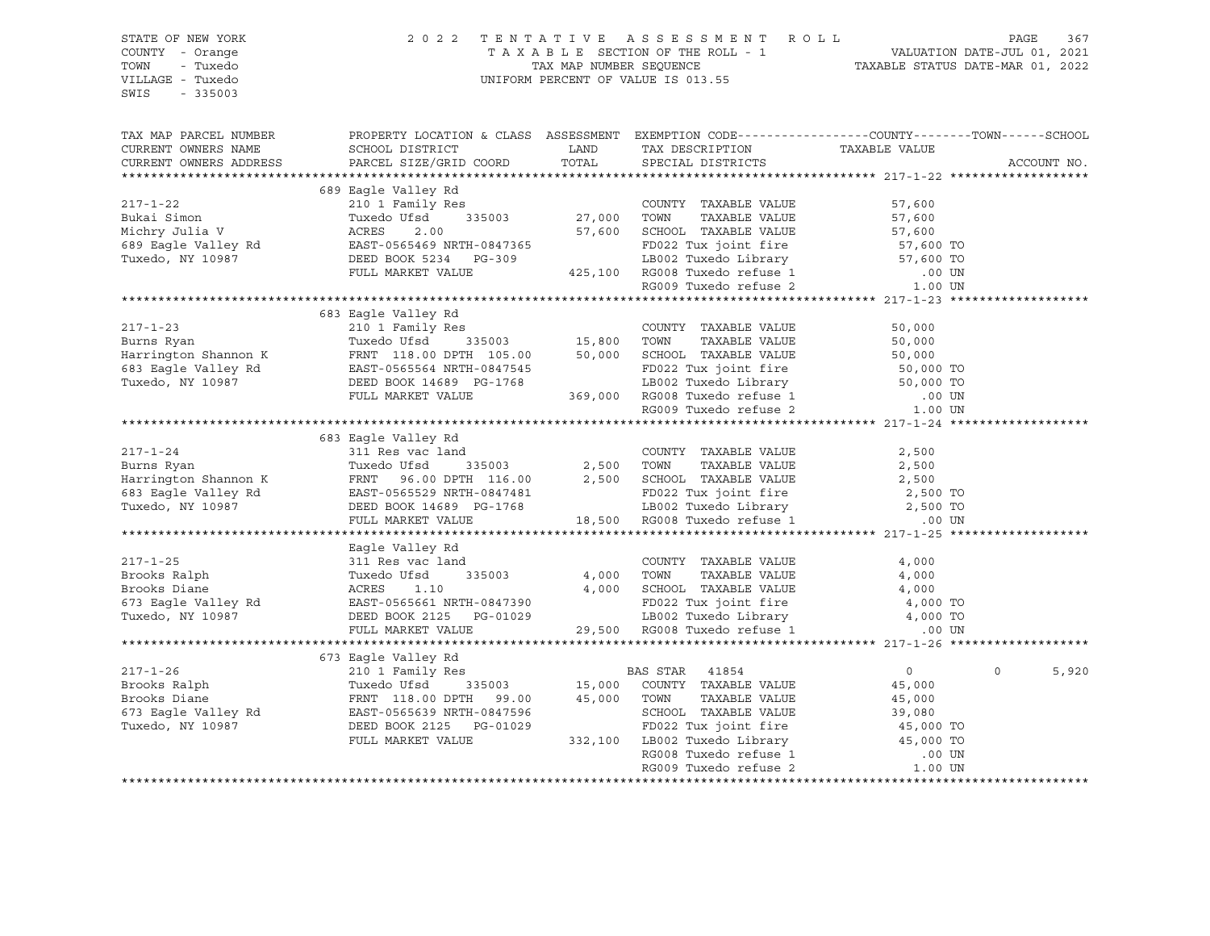STATE OF NEW YORK
COUNTY - Orange
TOWN - Tuxedo
VILLAGE - Tuxedo
SWIS - 335003

2022 TENTATIVE ASSESSMENT ROLL
TAXABLE SECTION OF THE ROLL - 1
TAX MAP NUMBER SEQUENCE
UNIFORM PERCENT OF VALUE IS 013.55

VALUATION DATE-JUL 01, 2021
TAXABLE STATUS DATE-MAR 01, 2022

| TAX MAP PARCEL NUMBER / CURRENT OWNERS NAME / CURRENT OWNERS ADDRESS | PROPERTY LOCATION & CLASS / SCHOOL DISTRICT / PARCEL SIZE/GRID COORD | ASSESSMENT LAND | TOTAL | EXEMPTION CODE / TAX DESCRIPTION / SPECIAL DISTRICTS | COUNTY | TOWN | SCHOOL / TAXABLE VALUE | ACCOUNT NO. |
|---|---|---|---|---|---|---|---|---|
| **217-1-22** | 689 Eagle Valley Rd | | | | | | | |
| 217-1-22 | 210 1 Family Res | | | COUNTY TAXABLE VALUE | 57,600 | | | |
| Bukai Simon | Tuxedo Ufsd 335003 | 27,000 | | TOWN TAXABLE VALUE | | 57,600 | | |
| Michry Julia V | ACRES 2.00 | | 57,600 | SCHOOL TAXABLE VALUE | | | 57,600 | |
| 689 Eagle Valley Rd | EAST-0565469 NRTH-0847365 | | | FD022 Tux joint fire | | | 57,600 TO | |
| Tuxedo, NY 10987 | DEED BOOK 5234 PG-309 | | | LB002 Tuxedo Library | | | 57,600 TO | |
| | FULL MARKET VALUE | | 425,100 | RG008 Tuxedo refuse 1 | | | .00 UN | |
| | | | | RG009 Tuxedo refuse 2 | | | 1.00 UN | |
| **217-1-23** | 683 Eagle Valley Rd | | | | | | | |
| 217-1-23 | 210 1 Family Res | | | COUNTY TAXABLE VALUE | 50,000 | | | |
| Burns Ryan | Tuxedo Ufsd 335003 | 15,800 | | TOWN TAXABLE VALUE | | 50,000 | | |
| Harrington Shannon K | FRNT 118.00 DPTH 105.00 | | 50,000 | SCHOOL TAXABLE VALUE | | | 50,000 | |
| 683 Eagle Valley Rd | EAST-0565564 NRTH-0847545 | | | FD022 Tux joint fire | | | 50,000 TO | |
| Tuxedo, NY 10987 | DEED BOOK 14689 PG-1768 | | | LB002 Tuxedo Library | | | 50,000 TO | |
| | FULL MARKET VALUE | | 369,000 | RG008 Tuxedo refuse 1 | | | .00 UN | |
| | | | | RG009 Tuxedo refuse 2 | | | 1.00 UN | |
| **217-1-24** | 683 Eagle Valley Rd | | | | | | | |
| 217-1-24 | 311 Res vac land | | | COUNTY TAXABLE VALUE | 2,500 | | | |
| Burns Ryan | Tuxedo Ufsd 335003 | 2,500 | | TOWN TAXABLE VALUE | | 2,500 | | |
| Harrington Shannon K | FRNT 96.00 DPTH 116.00 | | 2,500 | SCHOOL TAXABLE VALUE | | | 2,500 | |
| 683 Eagle Valley Rd | EAST-0565529 NRTH-0847481 | | | FD022 Tux joint fire | | | 2,500 TO | |
| Tuxedo, NY 10987 | DEED BOOK 14689 PG-1768 | | | LB002 Tuxedo Library | | | 2,500 TO | |
| | FULL MARKET VALUE | | 18,500 | RG008 Tuxedo refuse 1 | | | .00 UN | |
| **217-1-25** | Eagle Valley Rd | | | | | | | |
| 217-1-25 | 311 Res vac land | | | COUNTY TAXABLE VALUE | 4,000 | | | |
| Brooks Ralph | Tuxedo Ufsd 335003 | 4,000 | | TOWN TAXABLE VALUE | | 4,000 | | |
| Brooks Diane | ACRES 1.10 | | 4,000 | SCHOOL TAXABLE VALUE | | | 4,000 | |
| 673 Eagle Valley Rd | EAST-0565661 NRTH-0847390 | | | FD022 Tux joint fire | | | 4,000 TO | |
| Tuxedo, NY 10987 | DEED BOOK 2125 PG-01029 | | | LB002 Tuxedo Library | | | 4,000 TO | |
| | FULL MARKET VALUE | | 29,500 | RG008 Tuxedo refuse 1 | | | .00 UN | |
| **217-1-26** | 673 Eagle Valley Rd | | | | | | | |
| 217-1-26 | 210 1 Family Res | | | BAS STAR 41854 | 0 | 0 | 5,920 | |
| Brooks Ralph | Tuxedo Ufsd 335003 | 15,000 | | COUNTY TAXABLE VALUE | 45,000 | | | |
| Brooks Diane | FRNT 118.00 DPTH 99.00 | | 45,000 | TOWN TAXABLE VALUE | | 45,000 | | |
| 673 Eagle Valley Rd | EAST-0565639 NRTH-0847596 | | | SCHOOL TAXABLE VALUE | | | 39,080 | |
| Tuxedo, NY 10987 | DEED BOOK 2125 PG-01029 | | | FD022 Tux joint fire | | | 45,000 TO | |
| | FULL MARKET VALUE | | 332,100 | LB002 Tuxedo Library | | | 45,000 TO | |
| | | | | RG008 Tuxedo refuse 1 | | | .00 UN | |
| | | | | RG009 Tuxedo refuse 2 | | | 1.00 UN | |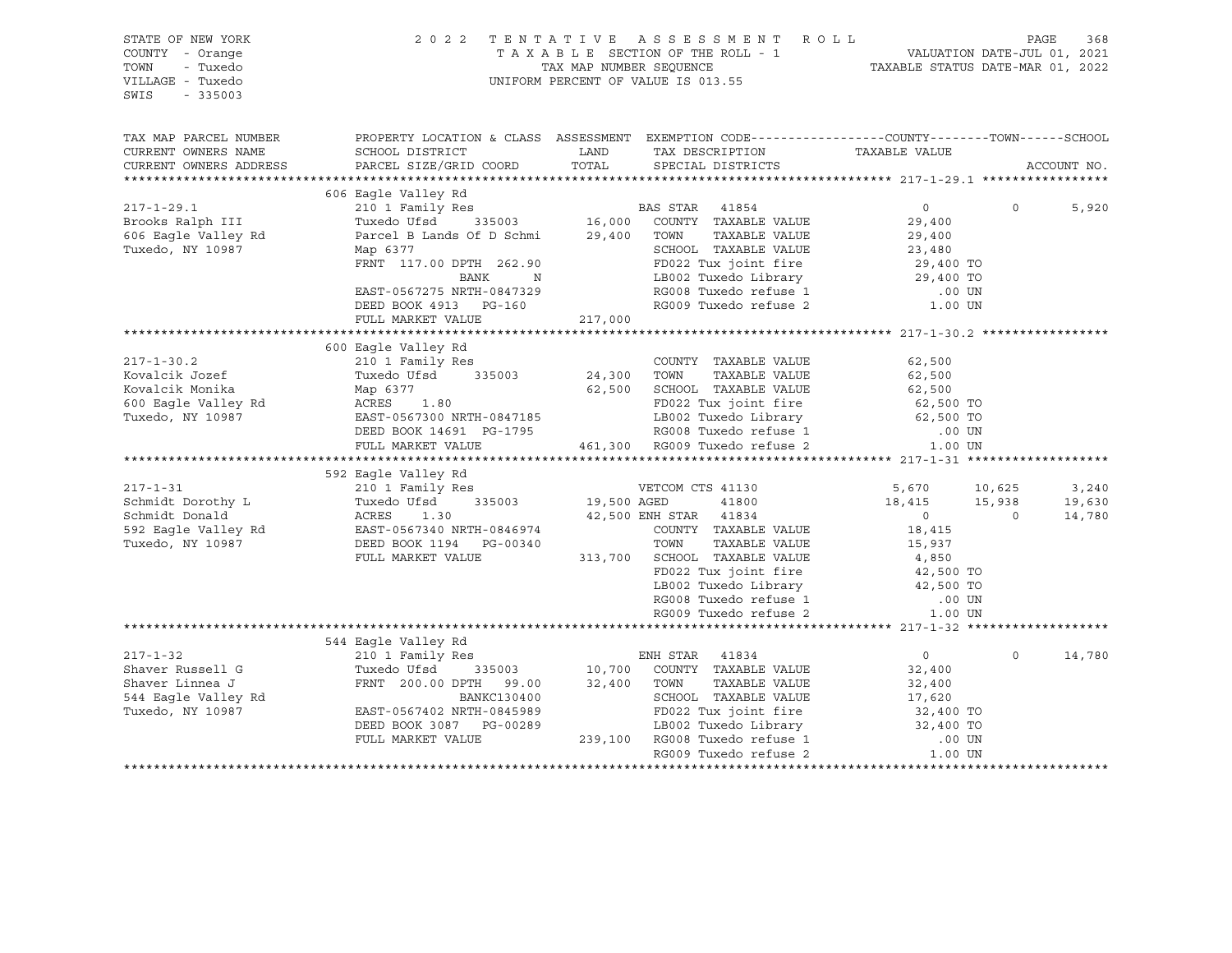STATE OF NEW YORK
COUNTY - Orange
TOWN - Tuxedo
VILLAGE - Tuxedo
SWIS - 335003

2022 TENTATIVE ASSESSMENT ROLL
TAXABLE SECTION OF THE ROLL - 1
TAX MAP NUMBER SEQUENCE
UNIFORM PERCENT OF VALUE IS 013.55

VALUATION DATE-JUL 01, 2021
TAXABLE STATUS DATE-MAR 01, 2022

| TAX MAP PARCEL NUMBER / CURRENT OWNERS NAME / CURRENT OWNERS ADDRESS | PROPERTY LOCATION & CLASS / SCHOOL DISTRICT / PARCEL SIZE/GRID COORD | ASSESSMENT LAND | TOTAL | EXEMPTION CODE / TAX DESCRIPTION / SPECIAL DISTRICTS | COUNTY TAXABLE VALUE | TOWN | SCHOOL | ACCOUNT NO. |
|---|---|---|---|---|---|---|---|---|
| **217-1-29.1** | 606 Eagle Valley Rd | | | | | | | |
| 217-1-29.1 | 210 1 Family Res | | | BAS STAR 41854 | 0 | 0 | 5,920 | |
| Brooks Ralph III | Tuxedo Ufsd 335003 | 16,000 | | COUNTY TAXABLE VALUE | 29,400 | | | |
| 606 Eagle Valley Rd | Parcel B Lands Of D Schmi | | 29,400 | TOWN TAXABLE VALUE | 29,400 | | | |
| Tuxedo, NY 10987 | Map 6377 | | | SCHOOL TAXABLE VALUE | 23,480 | | | |
| | FRNT 117.00 DPTH 262.90 | | | FD022 Tux joint fire | 29,400 TO | | | |
| | BANK N | | | LB002 Tuxedo Library | 29,400 TO | | | |
| | EAST-0567275 NRTH-0847329 | | | RG008 Tuxedo refuse 1 | .00 UN | | | |
| | DEED BOOK 4913 PG-160 | | | RG009 Tuxedo refuse 2 | 1.00 UN | | | |
| | FULL MARKET VALUE | | 217,000 | | | | | |
| **217-1-30.2** | 600 Eagle Valley Rd | | | | | | | |
| 217-1-30.2 | 210 1 Family Res | | | COUNTY TAXABLE VALUE | 62,500 | | | |
| Kovalcik Jozef | Tuxedo Ufsd 335003 | 24,300 | | TOWN TAXABLE VALUE | 62,500 | | | |
| Kovalcik Monika | Map 6377 | | 62,500 | SCHOOL TAXABLE VALUE | 62,500 | | | |
| 600 Eagle Valley Rd | ACRES 1.80 | | | FD022 Tux joint fire | 62,500 TO | | | |
| Tuxedo, NY 10987 | EAST-0567300 NRTH-0847185 | | | LB002 Tuxedo Library | 62,500 TO | | | |
| | DEED BOOK 14691 PG-1795 | | | RG008 Tuxedo refuse 1 | .00 UN | | | |
| | FULL MARKET VALUE | | 461,300 | RG009 Tuxedo refuse 2 | 1.00 UN | | | |
| **217-1-31** | 592 Eagle Valley Rd | | | | | | | |
| 217-1-31 | 210 1 Family Res | | | VETCOM CTS 41130 | 5,670 | 10,625 | 3,240 | |
| Schmidt Dorothy L | Tuxedo Ufsd 335003 | 19,500 | | AGED 41800 | 18,415 | 15,938 | 19,630 | |
| Schmidt Donald | ACRES 1.30 | | 42,500 | ENH STAR 41834 | 0 | 0 | 14,780 | |
| 592 Eagle Valley Rd | EAST-0567340 NRTH-0846974 | | | COUNTY TAXABLE VALUE | 18,415 | | | |
| Tuxedo, NY 10987 | DEED BOOK 1194 PG-00340 | | | TOWN TAXABLE VALUE | 15,937 | | | |
| | FULL MARKET VALUE | | 313,700 | SCHOOL TAXABLE VALUE | 4,850 | | | |
| | | | | FD022 Tux joint fire | 42,500 TO | | | |
| | | | | LB002 Tuxedo Library | 42,500 TO | | | |
| | | | | RG008 Tuxedo refuse 1 | .00 UN | | | |
| | | | | RG009 Tuxedo refuse 2 | 1.00 UN | | | |
| **217-1-32** | 544 Eagle Valley Rd | | | | | | | |
| 217-1-32 | 210 1 Family Res | | | ENH STAR 41834 | 0 | 0 | 14,780 | |
| Shaver Russell G | Tuxedo Ufsd 335003 | 10,700 | | COUNTY TAXABLE VALUE | 32,400 | | | |
| Shaver Linnea J | FRNT 200.00 DPTH 99.00 | | 32,400 | TOWN TAXABLE VALUE | 32,400 | | | |
| 544 Eagle Valley Rd | BANKC130400 | | | SCHOOL TAXABLE VALUE | 17,620 | | | |
| Tuxedo, NY 10987 | EAST-0567402 NRTH-0845989 | | | FD022 Tux joint fire | 32,400 TO | | | |
| | DEED BOOK 3087 PG-00289 | | | LB002 Tuxedo Library | 32,400 TO | | | |
| | FULL MARKET VALUE | | 239,100 | RG008 Tuxedo refuse 1 | .00 UN | | | |
| | | | | RG009 Tuxedo refuse 2 | 1.00 UN | | | |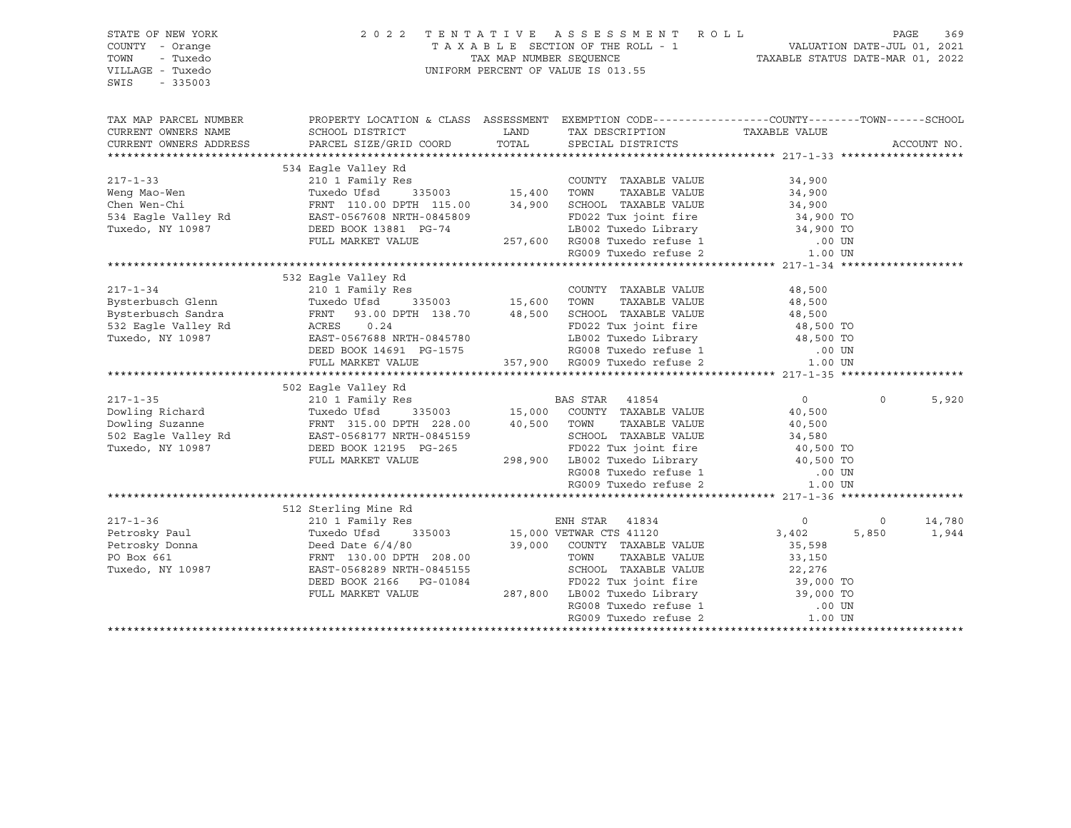STATE OF NEW YORK
COUNTY - Orange
TOWN - Tuxedo
VILLAGE - Tuxedo
SWIS - 335003

2 0 2 2 T E N T A T I V E A S S E S S M E N T R O L L
T A X A B L E SECTION OF THE ROLL - 1
TAX MAP NUMBER SEQUENCE
UNIFORM PERCENT OF VALUE IS 013.55

VALUATION DATE-JUL 01, 2021
TAXABLE STATUS DATE-MAR 01, 2022

| TAX MAP PARCEL NUMBER<br>CURRENT OWNERS NAME<br>CURRENT OWNERS ADDRESS | PROPERTY LOCATION & CLASS<br>SCHOOL DISTRICT<br>PARCEL SIZE/GRID COORD | ASSESSMENT<br>LAND<br>TOTAL | EXEMPTION CODE<br>TAX DESCRIPTION<br>SPECIAL DISTRICTS | COUNTY<br>TAXABLE VALUE | TOWN | SCHOOL<br>ACCOUNT NO. |
|---|---|---|---|---|---|---|
| **217-1-33** | 534 Eagle Valley Rd | | | | | |
| 217-1-33 | 210 1 Family Res | | COUNTY TAXABLE VALUE | 34,900 | | |
| Weng Mao-Wen | Tuxedo Ufsd 335003 | 15,400 | TOWN TAXABLE VALUE | 34,900 | | |
| Chen Wen-Chi | FRNT 110.00 DPTH 115.00 | 34,900 | SCHOOL TAXABLE VALUE | 34,900 | | |
| 534 Eagle Valley Rd | EAST-0567608 NRTH-0845809 | | FD022 Tux joint fire | 34,900 TO | | |
| Tuxedo, NY 10987 | DEED BOOK 13881 PG-74 | | LB002 Tuxedo Library | 34,900 TO | | |
| | FULL MARKET VALUE | 257,600 | RG008 Tuxedo refuse 1 | .00 UN | | |
| | | | RG009 Tuxedo refuse 2 | 1.00 UN | | |
| **217-1-34** | 532 Eagle Valley Rd | | | | | |
| 217-1-34 | 210 1 Family Res | | COUNTY TAXABLE VALUE | 48,500 | | |
| Bysterbusch Glenn | Tuxedo Ufsd 335003 | 15,600 | TOWN TAXABLE VALUE | 48,500 | | |
| Bysterbusch Sandra | FRNT 93.00 DPTH 138.70 | 48,500 | SCHOOL TAXABLE VALUE | 48,500 | | |
| 532 Eagle Valley Rd | ACRES 0.24 | | FD022 Tux joint fire | 48,500 TO | | |
| Tuxedo, NY 10987 | EAST-0567688 NRTH-0845780 | | LB002 Tuxedo Library | 48,500 TO | | |
| | DEED BOOK 14691 PG-1575 | | RG008 Tuxedo refuse 1 | .00 UN | | |
| | FULL MARKET VALUE | 357,900 | RG009 Tuxedo refuse 2 | 1.00 UN | | |
| **217-1-35** | 502 Eagle Valley Rd | | | | | |
| 217-1-35 | 210 1 Family Res | | BAS STAR 41854 | 0 | 0 | 5,920 |
| Dowling Richard | Tuxedo Ufsd 335003 | 15,000 | COUNTY TAXABLE VALUE | 40,500 | | |
| Dowling Suzanne | FRNT 315.00 DPTH 228.00 | 40,500 | TOWN TAXABLE VALUE | 40,500 | | |
| 502 Eagle Valley Rd | EAST-0568177 NRTH-0845159 | | SCHOOL TAXABLE VALUE | 34,580 | | |
| Tuxedo, NY 10987 | DEED BOOK 12195 PG-265 | | FD022 Tux joint fire | 40,500 TO | | |
| | FULL MARKET VALUE | 298,900 | LB002 Tuxedo Library | 40,500 TO | | |
| | | | RG008 Tuxedo refuse 1 | .00 UN | | |
| | | | RG009 Tuxedo refuse 2 | 1.00 UN | | |
| **217-1-36** | 512 Sterling Mine Rd | | | | | |
| 217-1-36 | 210 1 Family Res | | ENH STAR 41834 | 0 | 0 | 14,780 |
| Petrosky Paul | Tuxedo Ufsd 335003 | 15,000 | VETWAR CTS 41120 | 3,402 | 5,850 | 1,944 |
| Petrosky Donna | Deed Date 6/4/80 | 39,000 | COUNTY TAXABLE VALUE | 35,598 | | |
| PO Box 661 | FRNT 130.00 DPTH 208.00 | | TOWN TAXABLE VALUE | 33,150 | | |
| Tuxedo, NY 10987 | EAST-0568289 NRTH-0845155 | | SCHOOL TAXABLE VALUE | 22,276 | | |
| | DEED BOOK 2166 PG-01084 | | FD022 Tux joint fire | 39,000 TO | | |
| | FULL MARKET VALUE | 287,800 | LB002 Tuxedo Library | 39,000 TO | | |
| | | | RG008 Tuxedo refuse 1 | .00 UN | | |
| | | | RG009 Tuxedo refuse 2 | 1.00 UN | | |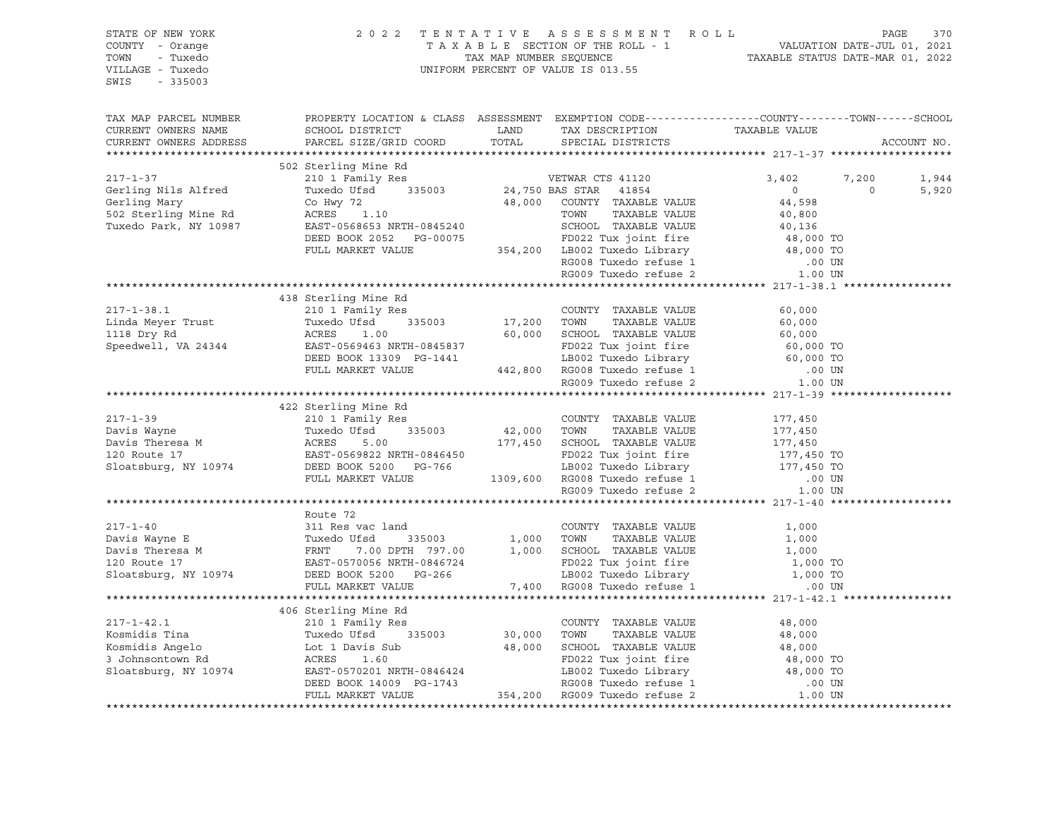STATE OF NEW YORK
COUNTY - Orange
TOWN - Tuxedo
VILLAGE - Tuxedo
SWIS - 335003

2022 TENTATIVE ASSESSMENT ROLL
TAXABLE SECTION OF THE ROLL - 1
TAX MAP NUMBER SEQUENCE
UNIFORM PERCENT OF VALUE IS 013.55

VALUATION DATE-JUL 01, 2021
TAXABLE STATUS DATE-MAR 01, 2022

```
TAX MAP PARCEL NUMBER     PROPERTY LOCATION & CLASS  ASSESSMENT  EXEMPTION CODE------------------COUNTY--------TOWN------SCHOOL
CURRENT OWNERS NAME       SCHOOL DISTRICT               LAND      TAX DESCRIPTION                  TAXABLE VALUE
CURRENT OWNERS ADDRESS    PARCEL SIZE/GRID COORD        TOTAL     SPECIAL DISTRICTS                                       ACCOUNT NO.
******************************************************************************************************* 217-1-37 *******************
                          502 Sterling Mine Rd
217-1-37                  210 1 Family Res                    VETWAR CTS 41120              3,402       7,200       1,944
Gerling Nils Alfred       Tuxedo Ufsd     335003     24,750 BAS STAR   41854                  0           0       5,920
Gerling Mary              Co Hwy 72                  48,000   COUNTY  TAXABLE VALUE          44,598
502 Sterling Mine Rd      ACRES    1.10                       TOWN    TAXABLE VALUE          40,800
Tuxedo Park, NY 10987     EAST-0568653 NRTH-0845240           SCHOOL  TAXABLE VALUE          40,136
                          DEED BOOK 2052   PG-00075           FD022 Tux joint fire           48,000 TO
                          FULL MARKET VALUE         354,200   LB002 Tuxedo Library           48,000 TO
                                                              RG008 Tuxedo refuse 1             .00 UN
                                                              RG009 Tuxedo refuse 2            1.00 UN
******************************************************************************************************* 217-1-38.1 *****************
                          438 Sterling Mine Rd
217-1-38.1                210 1 Family Res                    COUNTY  TAXABLE VALUE          60,000
Linda Meyer Trust         Tuxedo Ufsd     335003     17,200   TOWN    TAXABLE VALUE          60,000
1118 Dry Rd               ACRES    1.00              60,000   SCHOOL  TAXABLE VALUE          60,000
Speedwell, VA 24344       EAST-0569463 NRTH-0845837           FD022 Tux joint fire           60,000 TO
                          DEED BOOK 13309  PG-1441            LB002 Tuxedo Library           60,000 TO
                          FULL MARKET VALUE         442,800   RG008 Tuxedo refuse 1             .00 UN
                                                              RG009 Tuxedo refuse 2            1.00 UN
******************************************************************************************************* 217-1-39 *******************
                          422 Sterling Mine Rd
217-1-39                  210 1 Family Res                    COUNTY  TAXABLE VALUE         177,450
Davis Wayne               Tuxedo Ufsd     335003     42,000   TOWN    TAXABLE VALUE         177,450
Davis Theresa M           ACRES    5.00             177,450   SCHOOL  TAXABLE VALUE         177,450
120 Route 17              EAST-0569822 NRTH-0846450           FD022 Tux joint fire          177,450 TO
Sloatsburg, NY 10974      DEED BOOK 5200   PG-766             LB002 Tuxedo Library          177,450 TO
                          FULL MARKET VALUE        1309,600   RG008 Tuxedo refuse 1             .00 UN
                                                              RG009 Tuxedo refuse 2            1.00 UN
******************************************************************************************************* 217-1-40 *******************
                          Route 72
217-1-40                  311 Res vac land                    COUNTY  TAXABLE VALUE           1,000
Davis Wayne E             Tuxedo Ufsd     335003      1,000   TOWN    TAXABLE VALUE           1,000
Davis Theresa M           FRNT     7.00 DPTH 797.00   1,000   SCHOOL  TAXABLE VALUE           1,000
120 Route 17              EAST-0570056 NRTH-0846724           FD022 Tux joint fire            1,000 TO
Sloatsburg, NY 10974      DEED BOOK 5200   PG-266             LB002 Tuxedo Library            1,000 TO
                          FULL MARKET VALUE           7,400   RG008 Tuxedo refuse 1             .00 UN
******************************************************************************************************* 217-1-42.1 *****************
                          406 Sterling Mine Rd
217-1-42.1                210 1 Family Res                    COUNTY  TAXABLE VALUE          48,000
Kosmidis Tina             Tuxedo Ufsd     335003     30,000   TOWN    TAXABLE VALUE          48,000
Kosmidis Angelo           Lot 1 Davis Sub            48,000   SCHOOL  TAXABLE VALUE          48,000
3 Johnsontown Rd          ACRES    1.60                       FD022 Tux joint fire           48,000 TO
Sloatsburg, NY 10974      EAST-0570201 NRTH-0846424           LB002 Tuxedo Library           48,000 TO
                          DEED BOOK 14009  PG-1743            RG008 Tuxedo refuse 1             .00 UN
                          FULL MARKET VALUE         354,200   RG009 Tuxedo refuse 2            1.00 UN
************************************************************************************************************************************
```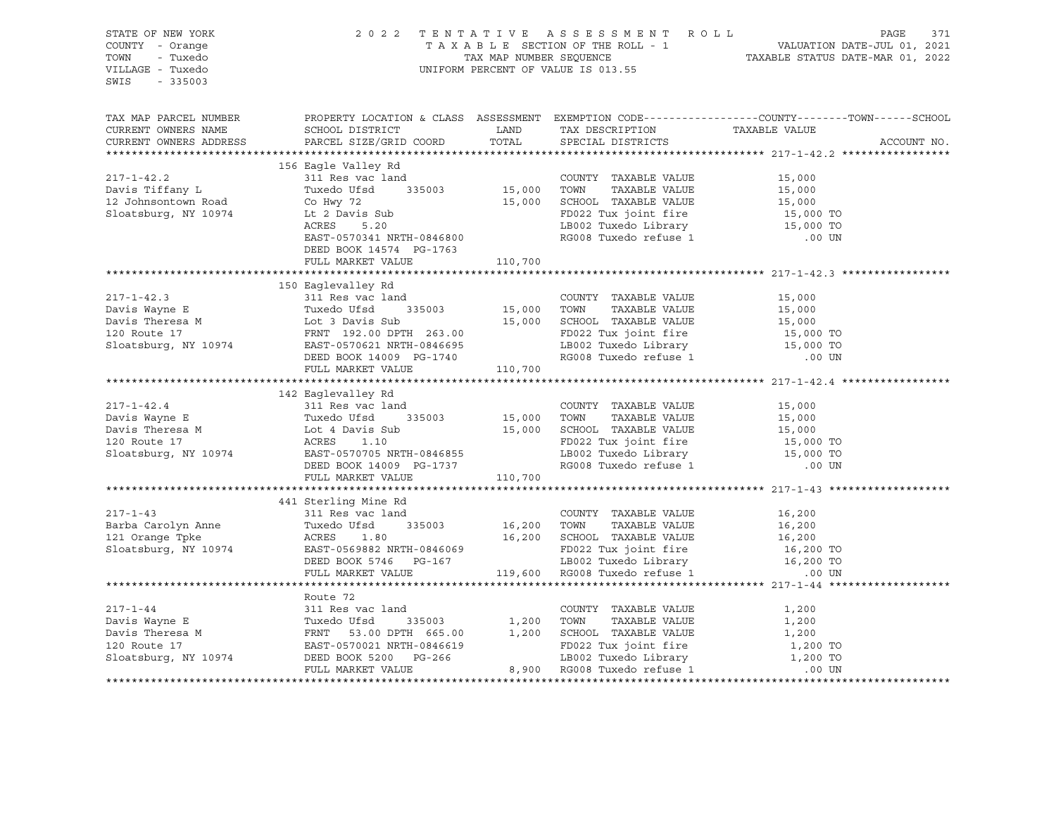STATE OF NEW YORK
COUNTY - Orange
TOWN - Tuxedo
VILLAGE - Tuxedo
SWIS - 335003

2 0 2 2 T E N T A T I V E A S S E S S M E N T R O L L
T A X A B L E SECTION OF THE ROLL - 1
TAX MAP NUMBER SEQUENCE
UNIFORM PERCENT OF VALUE IS 013.55

VALUATION DATE-JUL 01, 2021
TAXABLE STATUS DATE-MAR 01, 2022

| TAX MAP PARCEL NUMBER / CURRENT OWNERS NAME / CURRENT OWNERS ADDRESS | PROPERTY LOCATION & CLASS / SCHOOL DISTRICT / PARCEL SIZE/GRID COORD | ASSESSMENT LAND / TOTAL | EXEMPTION CODE / TAX DESCRIPTION / SPECIAL DISTRICTS | COUNTY--------TOWN------SCHOOL TAXABLE VALUE | ACCOUNT NO. |
|---|---|---|---|---|---|
| **217-1-42.2** | 156 Eagle Valley Rd | | | | |
| 217-1-42.2 | 311 Res vac land | | COUNTY TAXABLE VALUE | 15,000 | |
| Davis Tiffany L | Tuxedo Ufsd 335003 | 15,000 | TOWN TAXABLE VALUE | 15,000 | |
| 12 Johnsontown Road | Co Hwy 72 | 15,000 | SCHOOL TAXABLE VALUE | 15,000 | |
| Sloatsburg, NY 10974 | Lt 2 Davis Sub | | FD022 Tux joint fire | 15,000 TO | |
| | ACRES 5.20 | | LB002 Tuxedo Library | 15,000 TO | |
| | EAST-0570341 NRTH-0846800 | | RG008 Tuxedo refuse 1 | .00 UN | |
| | DEED BOOK 14574 PG-1763 | | | | |
| | FULL MARKET VALUE | 110,700 | | | |
| **217-1-42.3** | 150 Eaglevalley Rd | | | | |
| 217-1-42.3 | 311 Res vac land | | COUNTY TAXABLE VALUE | 15,000 | |
| Davis Wayne E | Tuxedo Ufsd 335003 | 15,000 | TOWN TAXABLE VALUE | 15,000 | |
| Davis Theresa M | Lot 3 Davis Sub | 15,000 | SCHOOL TAXABLE VALUE | 15,000 | |
| 120 Route 17 | FRNT 192.00 DPTH 263.00 | | FD022 Tux joint fire | 15,000 TO | |
| Sloatsburg, NY 10974 | EAST-0570621 NRTH-0846695 | | LB002 Tuxedo Library | 15,000 TO | |
| | DEED BOOK 14009 PG-1740 | | RG008 Tuxedo refuse 1 | .00 UN | |
| | FULL MARKET VALUE | 110,700 | | | |
| **217-1-42.4** | 142 Eaglevalley Rd | | | | |
| 217-1-42.4 | 311 Res vac land | | COUNTY TAXABLE VALUE | 15,000 | |
| Davis Wayne E | Tuxedo Ufsd 335003 | 15,000 | TOWN TAXABLE VALUE | 15,000 | |
| Davis Theresa M | Lot 4 Davis Sub | 15,000 | SCHOOL TAXABLE VALUE | 15,000 | |
| 120 Route 17 | ACRES 1.10 | | FD022 Tux joint fire | 15,000 TO | |
| Sloatsburg, NY 10974 | EAST-0570705 NRTH-0846855 | | LB002 Tuxedo Library | 15,000 TO | |
| | DEED BOOK 14009 PG-1737 | | RG008 Tuxedo refuse 1 | .00 UN | |
| | FULL MARKET VALUE | 110,700 | | | |
| **217-1-43** | 441 Sterling Mine Rd | | | | |
| 217-1-43 | 311 Res vac land | | COUNTY TAXABLE VALUE | 16,200 | |
| Barba Carolyn Anne | Tuxedo Ufsd 335003 | 16,200 | TOWN TAXABLE VALUE | 16,200 | |
| 121 Orange Tpke | ACRES 1.80 | 16,200 | SCHOOL TAXABLE VALUE | 16,200 | |
| Sloatsburg, NY 10974 | EAST-0569882 NRTH-0846069 | | FD022 Tux joint fire | 16,200 TO | |
| | DEED BOOK 5746 PG-167 | | LB002 Tuxedo Library | 16,200 TO | |
| | FULL MARKET VALUE | 119,600 | RG008 Tuxedo refuse 1 | .00 UN | |
| **217-1-44** | Route 72 | | | | |
| 217-1-44 | 311 Res vac land | | COUNTY TAXABLE VALUE | 1,200 | |
| Davis Wayne E | Tuxedo Ufsd 335003 | 1,200 | TOWN TAXABLE VALUE | 1,200 | |
| Davis Theresa M | FRNT 53.00 DPTH 665.00 | 1,200 | SCHOOL TAXABLE VALUE | 1,200 | |
| 120 Route 17 | EAST-0570021 NRTH-0846619 | | FD022 Tux joint fire | 1,200 TO | |
| Sloatsburg, NY 10974 | DEED BOOK 5200 PG-266 | | LB002 Tuxedo Library | 1,200 TO | |
| | FULL MARKET VALUE | 8,900 | RG008 Tuxedo refuse 1 | .00 UN | |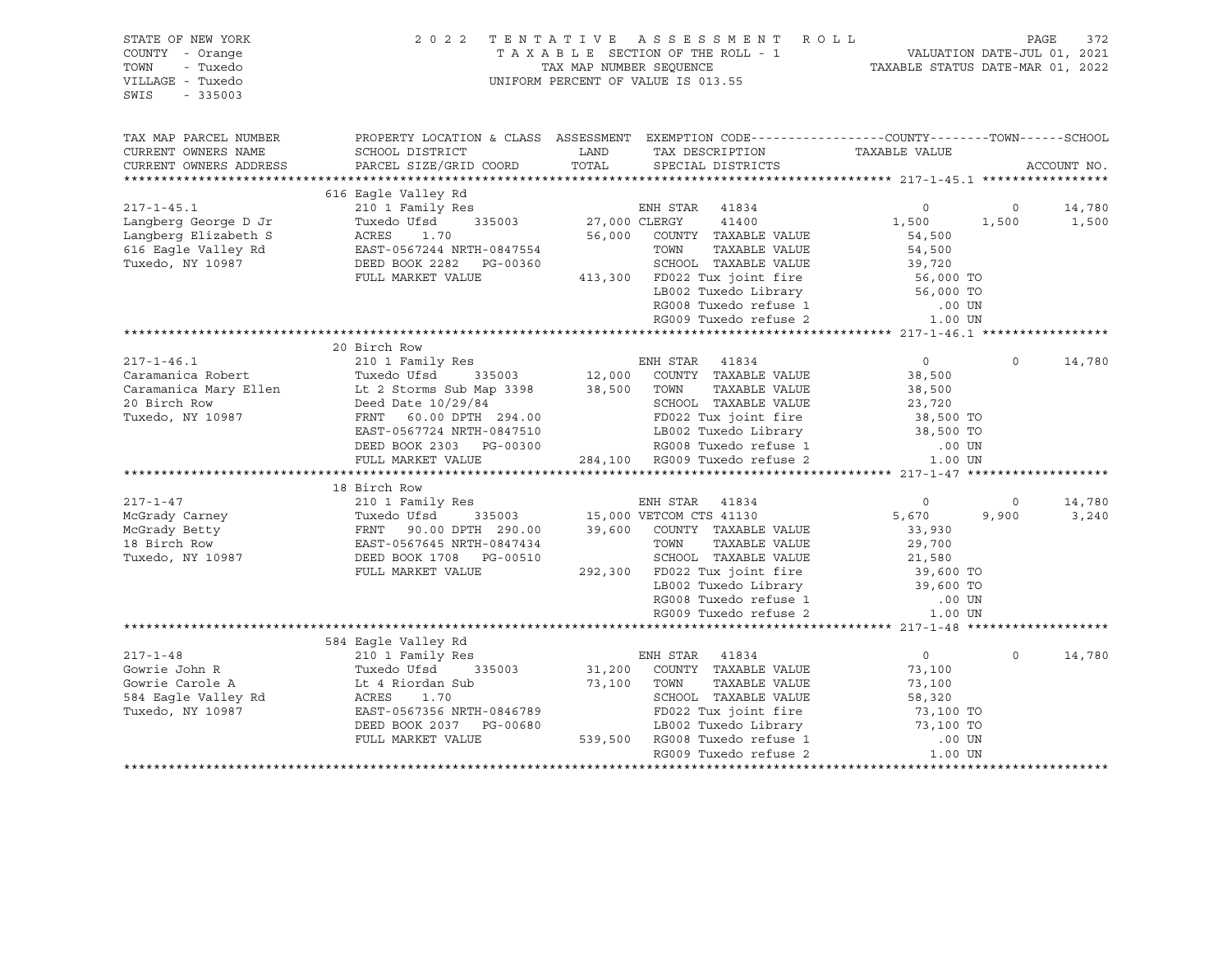STATE OF NEW YORK
COUNTY - Orange
TOWN - Tuxedo
VILLAGE - Tuxedo
SWIS - 335003

2022 TENTATIVE ASSESSMENT ROLL
TAXABLE SECTION OF THE ROLL - 1
TAX MAP NUMBER SEQUENCE
UNIFORM PERCENT OF VALUE IS 013.55

VALUATION DATE-JUL 01, 2021
TAXABLE STATUS DATE-MAR 01, 2022

| TAX MAP PARCEL NUMBER / CURRENT OWNERS NAME / CURRENT OWNERS ADDRESS | PROPERTY LOCATION & CLASS / SCHOOL DISTRICT / PARCEL SIZE/GRID COORD | ASSESSMENT LAND / TOTAL | EXEMPTION CODE / TAX DESCRIPTION / SPECIAL DISTRICTS | COUNTY TAXABLE VALUE | TOWN | SCHOOL |
|---|---|---|---|---|---|---|
| **217-1-45.1** | 616 Eagle Valley Rd | | | | | |
| 217-1-45.1 | 210 1 Family Res | | ENH STAR 41834 | 0 | 0 | 14,780 |
| Langberg George D Jr | Tuxedo Ufsd 335003 | 27,000 | CLERGY 41400 | 1,500 | 1,500 | 1,500 |
| Langberg Elizabeth S | ACRES 1.70 | 56,000 | COUNTY TAXABLE VALUE | 54,500 | | |
| 616 Eagle Valley Rd | EAST-0567244 NRTH-0847554 | | TOWN TAXABLE VALUE | 54,500 | | |
| Tuxedo, NY 10987 | DEED BOOK 2282 PG-00360 | | SCHOOL TAXABLE VALUE | 39,720 | | |
| | FULL MARKET VALUE | 413,300 | FD022 Tux joint fire | 56,000 TO | | |
| | | | LB002 Tuxedo Library | 56,000 TO | | |
| | | | RG008 Tuxedo refuse 1 | .00 UN | | |
| | | | RG009 Tuxedo refuse 2 | 1.00 UN | | |
| **217-1-46.1** | 20 Birch Row | | | | | |
| 217-1-46.1 | 210 1 Family Res | | ENH STAR 41834 | 0 | 0 | 14,780 |
| Caramanica Robert | Tuxedo Ufsd 335003 | 12,000 | COUNTY TAXABLE VALUE | 38,500 | | |
| Caramanica Mary Ellen | Lt 2 Storms Sub Map 3398 | 38,500 | TOWN TAXABLE VALUE | 38,500 | | |
| 20 Birch Row | Deed Date 10/29/84 | | SCHOOL TAXABLE VALUE | 23,720 | | |
| Tuxedo, NY 10987 | FRNT 60.00 DPTH 294.00 | | FD022 Tux joint fire | 38,500 TO | | |
| | EAST-0567724 NRTH-0847510 | | LB002 Tuxedo Library | 38,500 TO | | |
| | DEED BOOK 2303 PG-00300 | | RG008 Tuxedo refuse 1 | .00 UN | | |
| | FULL MARKET VALUE | 284,100 | RG009 Tuxedo refuse 2 | 1.00 UN | | |
| **217-1-47** | 18 Birch Row | | | | | |
| 217-1-47 | 210 1 Family Res | | ENH STAR 41834 | 0 | 0 | 14,780 |
| McGrady Carney | Tuxedo Ufsd 335003 | 15,000 | VETCOM CTS 41130 | 5,670 | 9,900 | 3,240 |
| McGrady Betty | FRNT 90.00 DPTH 290.00 | 39,600 | COUNTY TAXABLE VALUE | 33,930 | | |
| 18 Birch Row | EAST-0567645 NRTH-0847434 | | TOWN TAXABLE VALUE | 29,700 | | |
| Tuxedo, NY 10987 | DEED BOOK 1708 PG-00510 | | SCHOOL TAXABLE VALUE | 21,580 | | |
| | FULL MARKET VALUE | 292,300 | FD022 Tux joint fire | 39,600 TO | | |
| | | | LB002 Tuxedo Library | 39,600 TO | | |
| | | | RG008 Tuxedo refuse 1 | .00 UN | | |
| | | | RG009 Tuxedo refuse 2 | 1.00 UN | | |
| **217-1-48** | 584 Eagle Valley Rd | | | | | |
| 217-1-48 | 210 1 Family Res | | ENH STAR 41834 | 0 | 0 | 14,780 |
| Gowrie John R | Tuxedo Ufsd 335003 | 31,200 | COUNTY TAXABLE VALUE | 73,100 | | |
| Gowrie Carole A | Lt 4 Riordan Sub | 73,100 | TOWN TAXABLE VALUE | 73,100 | | |
| 584 Eagle Valley Rd | ACRES 1.70 | | SCHOOL TAXABLE VALUE | 58,320 | | |
| Tuxedo, NY 10987 | EAST-0567356 NRTH-0846789 | | FD022 Tux joint fire | 73,100 TO | | |
| | DEED BOOK 2037 PG-00680 | | LB002 Tuxedo Library | 73,100 TO | | |
| | FULL MARKET VALUE | 539,500 | RG008 Tuxedo refuse 1 | .00 UN | | |
| | | | RG009 Tuxedo refuse 2 | 1.00 UN | | |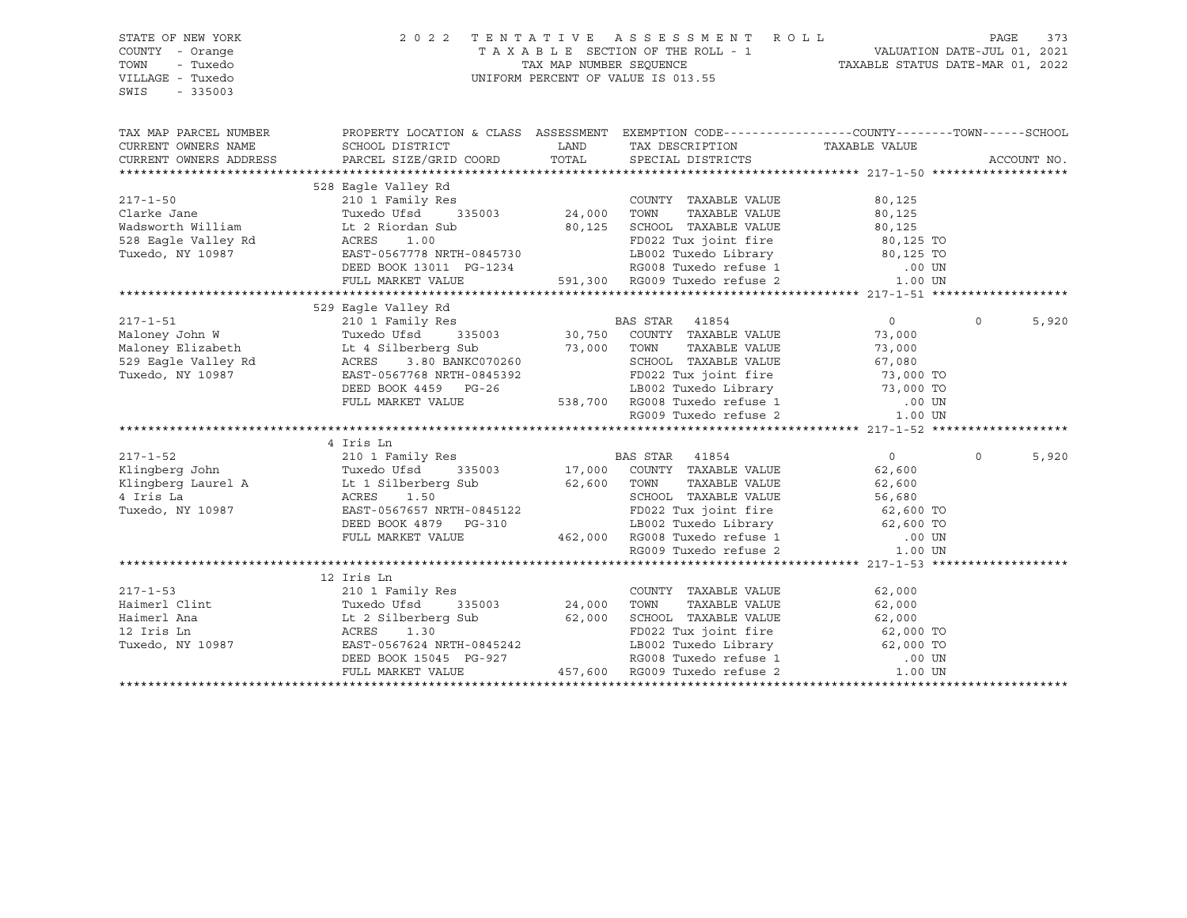STATE OF NEW YORK
COUNTY - Orange
TOWN - Tuxedo
VILLAGE - Tuxedo
SWIS - 335003

2022 TENTATIVE ASSESSMENT ROLL
TAXABLE SECTION OF THE ROLL - 1
TAX MAP NUMBER SEQUENCE
UNIFORM PERCENT OF VALUE IS 013.55

VALUATION DATE-JUL 01, 2021
TAXABLE STATUS DATE-MAR 01, 2022

| TAX MAP PARCEL NUMBER / CURRENT OWNERS NAME / CURRENT OWNERS ADDRESS | PROPERTY LOCATION & CLASS / SCHOOL DISTRICT / PARCEL SIZE/GRID COORD | ASSESSMENT LAND / TOTAL | EXEMPTION CODE / TAX DESCRIPTION / SPECIAL DISTRICTS | COUNTY / TAXABLE VALUE | TOWN | SCHOOL / ACCOUNT NO. |
|---|---|---|---|---|---|---|
| **217-1-50** | 528 Eagle Valley Rd | | | | | |
| 217-1-50 | 210 1 Family Res | | COUNTY TAXABLE VALUE | 80,125 | | |
| Clarke Jane | Tuxedo Ufsd 335003 | 24,000 | TOWN TAXABLE VALUE | 80,125 | | |
| Wadsworth William | Lt 2 Riordan Sub | 80,125 | SCHOOL TAXABLE VALUE | 80,125 | | |
| 528 Eagle Valley Rd | ACRES 1.00 | | FD022 Tux joint fire | 80,125 TO | | |
| Tuxedo, NY 10987 | EAST-0567778 NRTH-0845730 | | LB002 Tuxedo Library | 80,125 TO | | |
| | DEED BOOK 13011 PG-1234 | | RG008 Tuxedo refuse 1 | .00 UN | | |
| | FULL MARKET VALUE | 591,300 | RG009 Tuxedo refuse 2 | 1.00 UN | | |
| **217-1-51** | 529 Eagle Valley Rd | | | | | |
| 217-1-51 | 210 1 Family Res | | BAS STAR 41854 | 0 | 0 | 5,920 |
| Maloney John W | Tuxedo Ufsd 335003 | 30,750 | COUNTY TAXABLE VALUE | 73,000 | | |
| Maloney Elizabeth | Lt 4 Silberberg Sub | 73,000 | TOWN TAXABLE VALUE | 73,000 | | |
| 529 Eagle Valley Rd | ACRES 3.80 BANKC070260 | | SCHOOL TAXABLE VALUE | 67,080 | | |
| Tuxedo, NY 10987 | EAST-0567768 NRTH-0845392 | | FD022 Tux joint fire | 73,000 TO | | |
| | DEED BOOK 4459 PG-26 | | LB002 Tuxedo Library | 73,000 TO | | |
| | FULL MARKET VALUE | 538,700 | RG008 Tuxedo refuse 1 | .00 UN | | |
| | | | RG009 Tuxedo refuse 2 | 1.00 UN | | |
| **217-1-52** | 4 Iris Ln | | | | | |
| 217-1-52 | 210 1 Family Res | | BAS STAR 41854 | 0 | 0 | 5,920 |
| Klingberg John | Tuxedo Ufsd 335003 | 17,000 | COUNTY TAXABLE VALUE | 62,600 | | |
| Klingberg Laurel A | Lt 1 Silberberg Sub | 62,600 | TOWN TAXABLE VALUE | 62,600 | | |
| 4 Iris La | ACRES 1.50 | | SCHOOL TAXABLE VALUE | 56,680 | | |
| Tuxedo, NY 10987 | EAST-0567657 NRTH-0845122 | | FD022 Tux joint fire | 62,600 TO | | |
| | DEED BOOK 4879 PG-310 | | LB002 Tuxedo Library | 62,600 TO | | |
| | FULL MARKET VALUE | 462,000 | RG008 Tuxedo refuse 1 | .00 UN | | |
| | | | RG009 Tuxedo refuse 2 | 1.00 UN | | |
| **217-1-53** | 12 Iris Ln | | | | | |
| 217-1-53 | 210 1 Family Res | | COUNTY TAXABLE VALUE | 62,000 | | |
| Haimerl Clint | Tuxedo Ufsd 335003 | 24,000 | TOWN TAXABLE VALUE | 62,000 | | |
| Haimerl Ana | Lt 2 Silberberg Sub | 62,000 | SCHOOL TAXABLE VALUE | 62,000 | | |
| 12 Iris Ln | ACRES 1.30 | | FD022 Tux joint fire | 62,000 TO | | |
| Tuxedo, NY 10987 | EAST-0567624 NRTH-0845242 | | LB002 Tuxedo Library | 62,000 TO | | |
| | DEED BOOK 15045 PG-927 | | RG008 Tuxedo refuse 1 | .00 UN | | |
| | FULL MARKET VALUE | 457,600 | RG009 Tuxedo refuse 2 | 1.00 UN | | |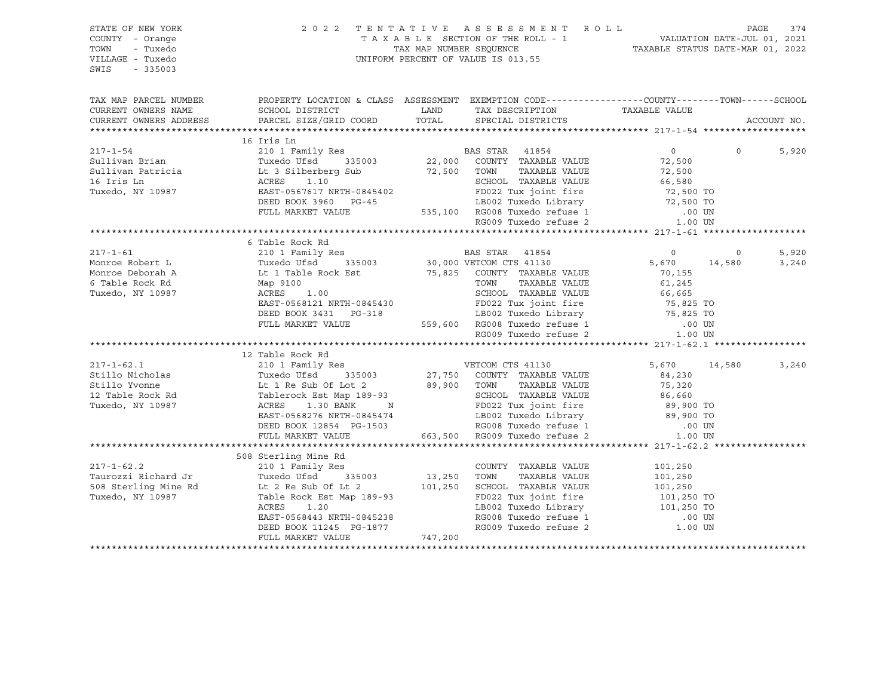STATE OF NEW YORK
COUNTY - Orange
TOWN - Tuxedo
VILLAGE - Tuxedo
SWIS - 335003

2022 TENTATIVE ASSESSMENT ROLL
TAXABLE SECTION OF THE ROLL - 1
TAX MAP NUMBER SEQUENCE
UNIFORM PERCENT OF VALUE IS 013.55

VALUATION DATE-JUL 01, 2021
TAXABLE STATUS DATE-MAR 01, 2022

```
TAX MAP PARCEL NUMBER     PROPERTY LOCATION & CLASS  ASSESSMENT  EXEMPTION CODE------------------COUNTY--------TOWN------SCHOOL
CURRENT OWNERS NAME       SCHOOL DISTRICT               LAND      TAX DESCRIPTION            TAXABLE VALUE
CURRENT OWNERS ADDRESS    PARCEL SIZE/GRID COORD        TOTAL     SPECIAL DISTRICTS                                    ACCOUNT NO.
******************************************************************************************************* 217-1-54 *******************
                          16 Iris Ln
217-1-54                  210 1 Family Res                         BAS STAR  41854                  0             0        5,920
Sullivan Brian            Tuxedo Ufsd      335003       22,000   COUNTY  TAXABLE VALUE            72,500
Sullivan Patricia         Lt 3 Silberberg Sub           72,500   TOWN    TAXABLE VALUE            72,500
16 Iris Ln                ACRES    1.10                            SCHOOL  TAXABLE VALUE            66,580
Tuxedo, NY 10987          EAST-0567617 NRTH-0845402                FD022 Tux joint fire             72,500 TO
                          DEED BOOK 3960   PG-45                   LB002 Tuxedo Library             72,500 TO
                          FULL MARKET VALUE            535,100   RG008 Tuxedo refuse 1               .00 UN
                                                                   RG009 Tuxedo refuse 2              1.00 UN
******************************************************************************************************* 217-1-61 *******************
                          6 Table Rock Rd
217-1-61                  210 1 Family Res                         BAS STAR  41854                  0             0        5,920
Monroe Robert L           Tuxedo Ufsd      335003       30,000 VETCOM CTS 41130                  5,670        14,580        3,240
Monroe Deborah A          Lt 1 Table Rock Est           75,825   COUNTY  TAXABLE VALUE            70,155
6 Table Rock Rd           Map 9100                                 TOWN    TAXABLE VALUE            61,245
Tuxedo, NY 10987          ACRES    1.00                            SCHOOL  TAXABLE VALUE            66,665
                          EAST-0568121 NRTH-0845430                FD022 Tux joint fire             75,825 TO
                          DEED BOOK 3431   PG-318                  LB002 Tuxedo Library             75,825 TO
                          FULL MARKET VALUE            559,600   RG008 Tuxedo refuse 1               .00 UN
                                                                   RG009 Tuxedo refuse 2              1.00 UN
******************************************************************************************************* 217-1-62.1 *****************
                          12 Table Rock Rd
217-1-62.1                210 1 Family Res                         VETCOM CTS 41130                 5,670        14,580        3,240
Stillo Nicholas           Tuxedo Ufsd      335003       27,750   COUNTY  TAXABLE VALUE            84,230
Stillo Yvonne             Lt 1 Re Sub Of Lot 2          89,900   TOWN    TAXABLE VALUE            75,320
12 Table Rock Rd          Tablerock Est Map 189-93                 SCHOOL  TAXABLE VALUE            86,660
Tuxedo, NY 10987          ACRES    1.30 BANK     N                 FD022 Tux joint fire             89,900 TO
                          EAST-0568276 NRTH-0845474                LB002 Tuxedo Library             89,900 TO
                          DEED BOOK 12854  PG-1503                 RG008 Tuxedo refuse 1               .00 UN
                          FULL MARKET VALUE            663,500   RG009 Tuxedo refuse 2              1.00 UN
******************************************************************************************************* 217-1-62.2 *****************
                          508 Sterling Mine Rd
217-1-62.2                210 1 Family Res                         COUNTY  TAXABLE VALUE           101,250
Taurozzi Richard Jr       Tuxedo Ufsd      335003       13,250   TOWN    TAXABLE VALUE           101,250
508 Sterling Mine Rd      Lt 2 Re Sub Of Lt 2          101,250   SCHOOL  TAXABLE VALUE           101,250
Tuxedo, NY 10987          Table Rock Est Map 189-93                FD022 Tux joint fire            101,250 TO
                          ACRES    1.20                            LB002 Tuxedo Library            101,250 TO
                          EAST-0568443 NRTH-0845238                RG008 Tuxedo refuse 1               .00 UN
                          DEED BOOK 11245  PG-1877                 RG009 Tuxedo refuse 2              1.00 UN
                          FULL MARKET VALUE            747,200
************************************************************************************************************************************
```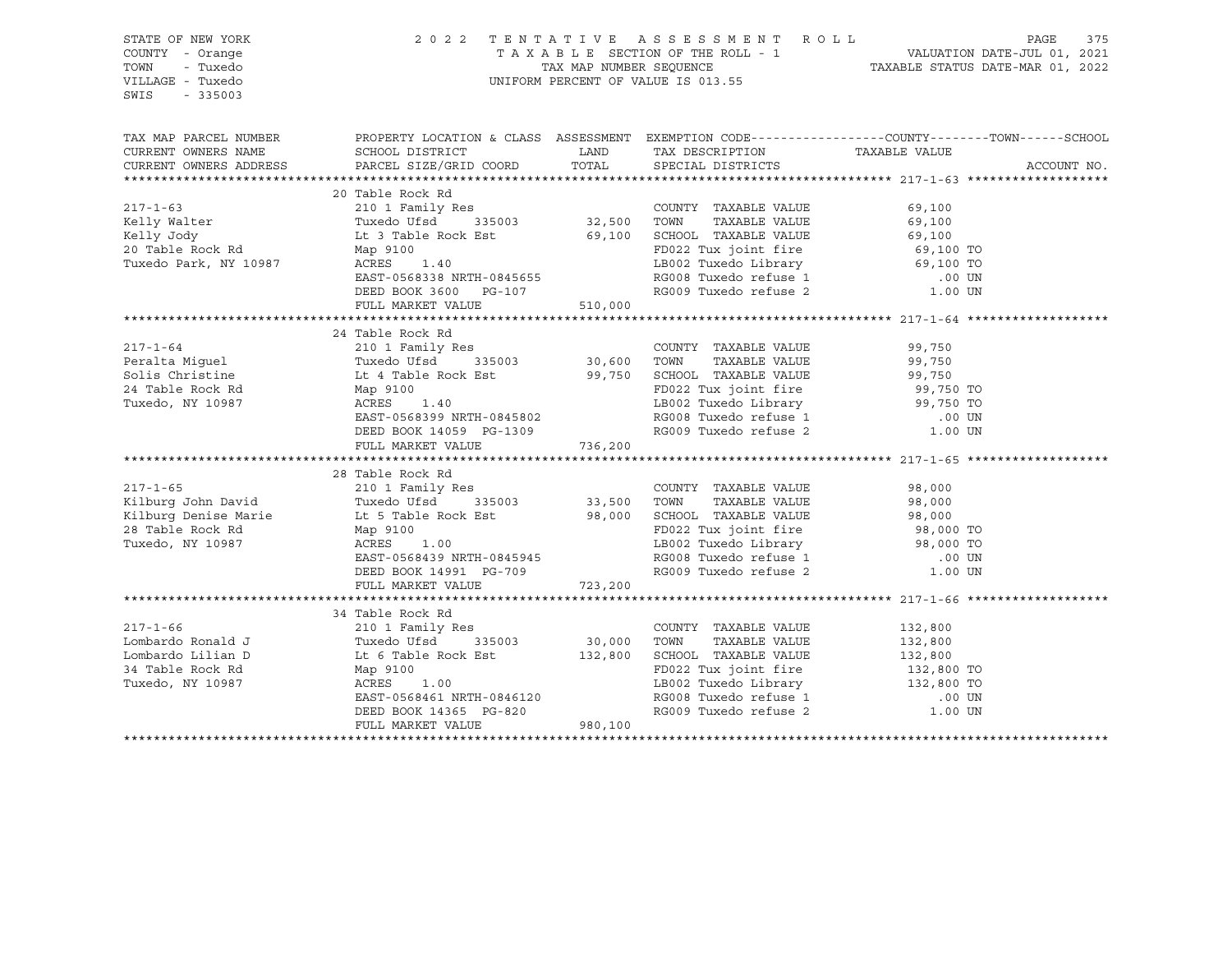STATE OF NEW YORK
COUNTY - Orange
TOWN - Tuxedo
VILLAGE - Tuxedo
SWIS - 335003

2022 TENTATIVE ASSESSMENT ROLL
TAXABLE SECTION OF THE ROLL - 1
TAX MAP NUMBER SEQUENCE
UNIFORM PERCENT OF VALUE IS 013.55

VALUATION DATE-JUL 01, 2021
TAXABLE STATUS DATE-MAR 01, 2022

| TAX MAP PARCEL NUMBER / CURRENT OWNERS NAME / CURRENT OWNERS ADDRESS | PROPERTY LOCATION & CLASS / SCHOOL DISTRICT / PARCEL SIZE/GRID COORD | ASSESSMENT LAND | TOTAL | EXEMPTION CODE / TAX DESCRIPTION / SPECIAL DISTRICTS | TAXABLE VALUE (COUNTY / TOWN / SCHOOL) | ACCOUNT NO. |
|---|---|---|---|---|---|---|
| **217-1-63** | 20 Table Rock Rd | | | | | |
| 217-1-63 | 210 1 Family Res | | | COUNTY TAXABLE VALUE | 69,100 | |
| Kelly Walter | Tuxedo Ufsd 335003 | 32,500 | | TOWN TAXABLE VALUE | 69,100 | |
| Kelly Jody | Lt 3 Table Rock Est | | 69,100 | SCHOOL TAXABLE VALUE | 69,100 | |
| 20 Table Rock Rd | Map 9100 | | | FD022 Tux joint fire | 69,100 TO | |
| Tuxedo Park, NY 10987 | ACRES 1.40 | | | LB002 Tuxedo Library | 69,100 TO | |
| | EAST-0568338 NRTH-0845655 | | | RG008 Tuxedo refuse 1 | .00 UN | |
| | DEED BOOK 3600 PG-107 | | | RG009 Tuxedo refuse 2 | 1.00 UN | |
| | FULL MARKET VALUE | | 510,000 | | | |
| **217-1-64** | 24 Table Rock Rd | | | | | |
| 217-1-64 | 210 1 Family Res | | | COUNTY TAXABLE VALUE | 99,750 | |
| Peralta Miguel | Tuxedo Ufsd 335003 | 30,600 | | TOWN TAXABLE VALUE | 99,750 | |
| Solis Christine | Lt 4 Table Rock Est | | 99,750 | SCHOOL TAXABLE VALUE | 99,750 | |
| 24 Table Rock Rd | Map 9100 | | | FD022 Tux joint fire | 99,750 TO | |
| Tuxedo, NY 10987 | ACRES 1.40 | | | LB002 Tuxedo Library | 99,750 TO | |
| | EAST-0568399 NRTH-0845802 | | | RG008 Tuxedo refuse 1 | .00 UN | |
| | DEED BOOK 14059 PG-1309 | | | RG009 Tuxedo refuse 2 | 1.00 UN | |
| | FULL MARKET VALUE | | 736,200 | | | |
| **217-1-65** | 28 Table Rock Rd | | | | | |
| 217-1-65 | 210 1 Family Res | | | COUNTY TAXABLE VALUE | 98,000 | |
| Kilburg John David | Tuxedo Ufsd 335003 | 33,500 | | TOWN TAXABLE VALUE | 98,000 | |
| Kilburg Denise Marie | Lt 5 Table Rock Est | | 98,000 | SCHOOL TAXABLE VALUE | 98,000 | |
| 28 Table Rock Rd | Map 9100 | | | FD022 Tux joint fire | 98,000 TO | |
| Tuxedo, NY 10987 | ACRES 1.00 | | | LB002 Tuxedo Library | 98,000 TO | |
| | EAST-0568439 NRTH-0845945 | | | RG008 Tuxedo refuse 1 | .00 UN | |
| | DEED BOOK 14991 PG-709 | | | RG009 Tuxedo refuse 2 | 1.00 UN | |
| | FULL MARKET VALUE | | 723,200 | | | |
| **217-1-66** | 34 Table Rock Rd | | | | | |
| 217-1-66 | 210 1 Family Res | | | COUNTY TAXABLE VALUE | 132,800 | |
| Lombardo Ronald J | Tuxedo Ufsd 335003 | 30,000 | | TOWN TAXABLE VALUE | 132,800 | |
| Lombardo Lilian D | Lt 6 Table Rock Est | | 132,800 | SCHOOL TAXABLE VALUE | 132,800 | |
| 34 Table Rock Rd | Map 9100 | | | FD022 Tux joint fire | 132,800 TO | |
| Tuxedo, NY 10987 | ACRES 1.00 | | | LB002 Tuxedo Library | 132,800 TO | |
| | EAST-0568461 NRTH-0846120 | | | RG008 Tuxedo refuse 1 | .00 UN | |
| | DEED BOOK 14365 PG-820 | | | RG009 Tuxedo refuse 2 | 1.00 UN | |
| | FULL MARKET VALUE | | 980,100 | | | |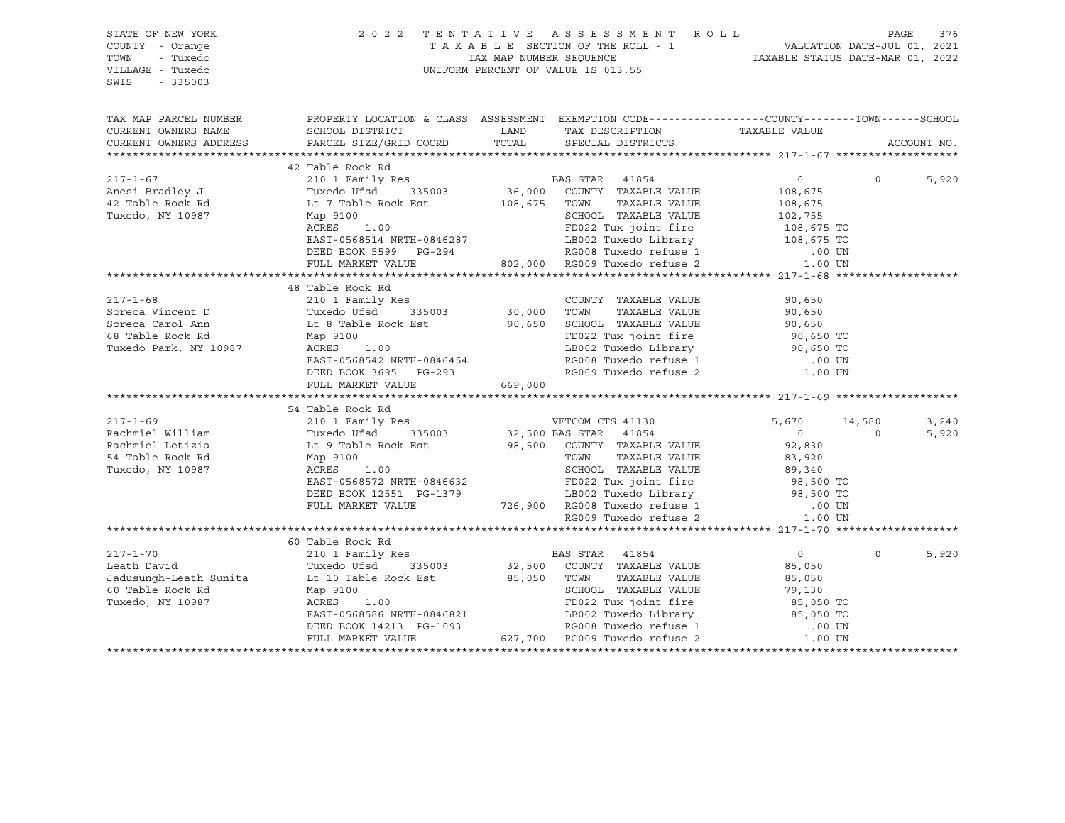STATE OF NEW YORK
COUNTY - Orange
TOWN - Tuxedo
VILLAGE - Tuxedo
SWIS - 335003

2022 TENTATIVE ASSESSMENT ROLL
TAXABLE SECTION OF THE ROLL - 1
TAX MAP NUMBER SEQUENCE
UNIFORM PERCENT OF VALUE IS 013.55

VALUATION DATE-JUL 01, 2021
TAXABLE STATUS DATE-MAR 01, 2022

| TAX MAP PARCEL NUMBER / CURRENT OWNERS NAME / CURRENT OWNERS ADDRESS | PROPERTY LOCATION & CLASS / SCHOOL DISTRICT / PARCEL SIZE/GRID COORD | ASSESSMENT LAND / TOTAL | EXEMPTION CODE / TAX DESCRIPTION / SPECIAL DISTRICTS | COUNTY TAXABLE VALUE | TOWN | SCHOOL / ACCOUNT NO. |
|---|---|---|---|---|---|---|
| **217-1-67** | 42 Table Rock Rd | | | | | |
| 217-1-67 | 210 1 Family Res | | BAS STAR 41854 | 0 | 0 | 5,920 |
| Anesi Bradley J | Tuxedo Ufsd 335003 | 36,000 | COUNTY TAXABLE VALUE | 108,675 | | |
| 42 Table Rock Rd | Lt 7 Table Rock Est | 108,675 | TOWN TAXABLE VALUE | 108,675 | | |
| Tuxedo, NY 10987 | Map 9100 | | SCHOOL TAXABLE VALUE | 102,755 | | |
| | ACRES 1.00 | | FD022 Tux joint fire | 108,675 TO | | |
| | EAST-0568514 NRTH-0846287 | | LB002 Tuxedo Library | 108,675 TO | | |
| | DEED BOOK 5599 PG-294 | | RG008 Tuxedo refuse 1 | .00 UN | | |
| | FULL MARKET VALUE | 802,000 | RG009 Tuxedo refuse 2 | 1.00 UN | | |
| **217-1-68** | 48 Table Rock Rd | | | | | |
| 217-1-68 | 210 1 Family Res | | COUNTY TAXABLE VALUE | 90,650 | | |
| Soreca Vincent D | Tuxedo Ufsd 335003 | 30,000 | TOWN TAXABLE VALUE | 90,650 | | |
| Soreca Carol Ann | Lt 8 Table Rock Est | 90,650 | SCHOOL TAXABLE VALUE | 90,650 | | |
| 68 Table Rock Rd | Map 9100 | | FD022 Tux joint fire | 90,650 TO | | |
| Tuxedo Park, NY 10987 | ACRES 1.00 | | LB002 Tuxedo Library | 90,650 TO | | |
| | EAST-0568542 NRTH-0846454 | | RG008 Tuxedo refuse 1 | .00 UN | | |
| | DEED BOOK 3695 PG-293 | | RG009 Tuxedo refuse 2 | 1.00 UN | | |
| | FULL MARKET VALUE | 669,000 | | | | |
| **217-1-69** | 54 Table Rock Rd | | | | | |
| 217-1-69 | 210 1 Family Res | | VETCOM CTS 41130 | 5,670 | 14,580 | 3,240 |
| Rachmiel William | Tuxedo Ufsd 335003 | 32,500 | BAS STAR 41854 | 0 | 0 | 5,920 |
| Rachmiel Letizia | Lt 9 Table Rock Est | 98,500 | COUNTY TAXABLE VALUE | 92,830 | | |
| 54 Table Rock Rd | Map 9100 | | TOWN TAXABLE VALUE | 83,920 | | |
| Tuxedo, NY 10987 | ACRES 1.00 | | SCHOOL TAXABLE VALUE | 89,340 | | |
| | EAST-0568572 NRTH-0846632 | | FD022 Tux joint fire | 98,500 TO | | |
| | DEED BOOK 12551 PG-1379 | | LB002 Tuxedo Library | 98,500 TO | | |
| | FULL MARKET VALUE | 726,900 | RG008 Tuxedo refuse 1 | .00 UN | | |
| | | | RG009 Tuxedo refuse 2 | 1.00 UN | | |
| **217-1-70** | 60 Table Rock Rd | | | | | |
| 217-1-70 | 210 1 Family Res | | BAS STAR 41854 | 0 | 0 | 5,920 |
| Leath David | Tuxedo Ufsd 335003 | 32,500 | COUNTY TAXABLE VALUE | 85,050 | | |
| Jadusungh-Leath Sunita | Lt 10 Table Rock Est | 85,050 | TOWN TAXABLE VALUE | 85,050 | | |
| 60 Table Rock Rd | Map 9100 | | SCHOOL TAXABLE VALUE | 79,130 | | |
| Tuxedo, NY 10987 | ACRES 1.00 | | FD022 Tux joint fire | 85,050 TO | | |
| | EAST-0568586 NRTH-0846821 | | LB002 Tuxedo Library | 85,050 TO | | |
| | DEED BOOK 14213 PG-1093 | | RG008 Tuxedo refuse 1 | .00 UN | | |
| | FULL MARKET VALUE | 627,700 | RG009 Tuxedo refuse 2 | 1.00 UN | | |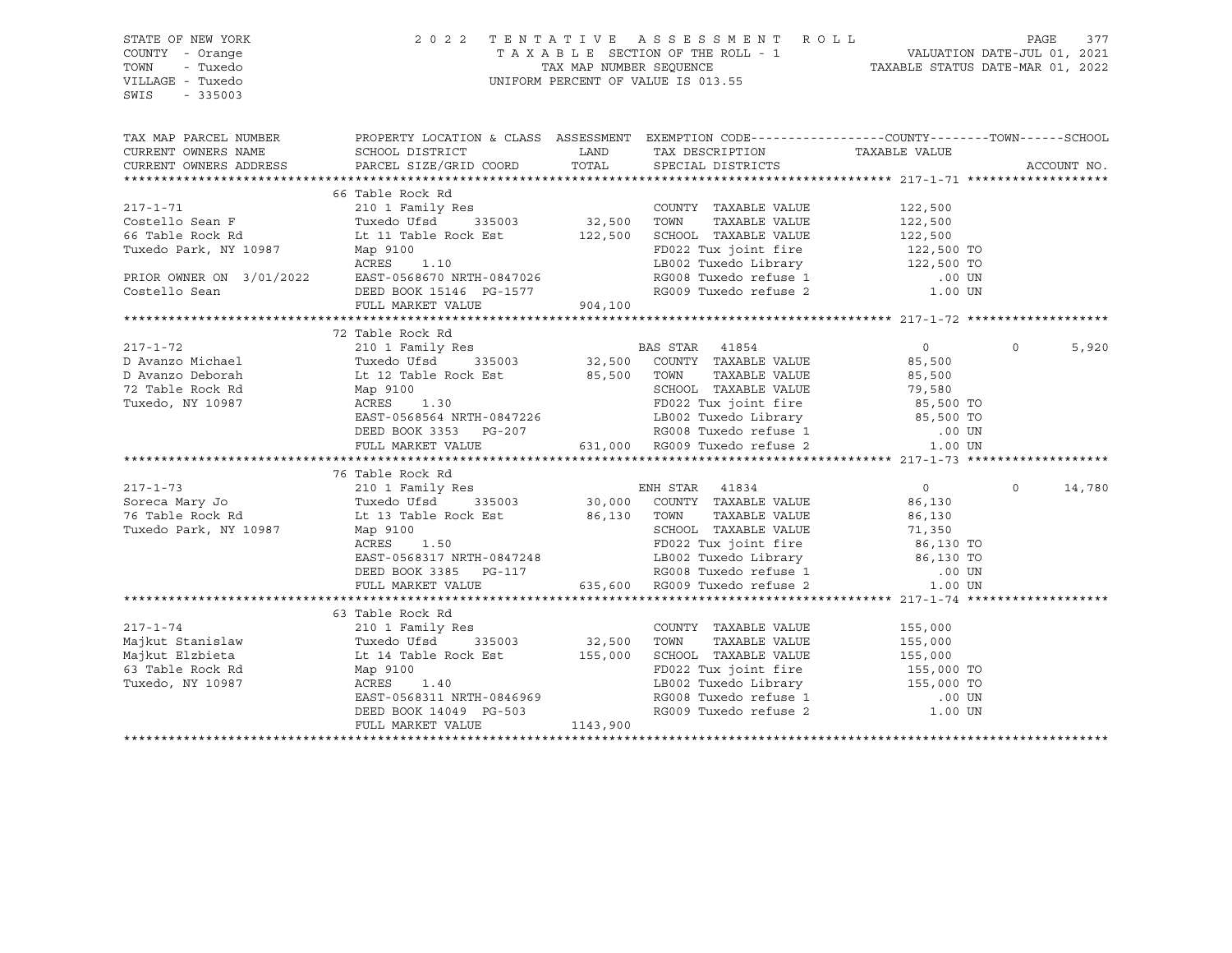STATE OF NEW YORK | 2022 TENTATIVE ASSESSMENT ROLL | PAGE 377
COUNTY - Orange | TAXABLE SECTION OF THE ROLL - 1 | VALUATION DATE-JUL 01, 2021
TOWN - Tuxedo | TAX MAP NUMBER SEQUENCE | TAXABLE STATUS DATE-MAR 01, 2022
VILLAGE - Tuxedo | UNIFORM PERCENT OF VALUE IS 013.55
SWIS - 335003

| TAX MAP PARCEL NUMBER / CURRENT OWNERS NAME / CURRENT OWNERS ADDRESS | PROPERTY LOCATION & CLASS / SCHOOL DISTRICT / PARCEL SIZE/GRID COORD | ASSESSMENT LAND / TOTAL | EXEMPTION CODE / TAX DESCRIPTION / SPECIAL DISTRICTS | COUNTY / TAXABLE VALUE | TOWN | SCHOOL / ACCOUNT NO. |
|---|---|---|---|---|---|---|
| **217-1-71** | 66 Table Rock Rd | | | | | |
| | 210 1 Family Res | | COUNTY TAXABLE VALUE | 122,500 | | |
| Costello Sean F | Tuxedo Ufsd 335003 | 32,500 | TOWN TAXABLE VALUE | 122,500 | | |
| 66 Table Rock Rd | Lt 11 Table Rock Est | 122,500 | SCHOOL TAXABLE VALUE | 122,500 | | |
| Tuxedo Park, NY 10987 | Map 9100 | | FD022 Tux joint fire | 122,500 TO | | |
| | ACRES 1.10 | | LB002 Tuxedo Library | 122,500 TO | | |
| PRIOR OWNER ON 3/01/2022 | EAST-0568670 NRTH-0847026 | | RG008 Tuxedo refuse 1 | .00 UN | | |
| Costello Sean | DEED BOOK 15146 PG-1577 | | RG009 Tuxedo refuse 2 | 1.00 UN | | |
| | FULL MARKET VALUE | 904,100 | | | | |
| **217-1-72** | 72 Table Rock Rd | | | | | |
| | 210 1 Family Res | | BAS STAR 41854 | 0 | 0 | 5,920 |
| D Avanzo Michael | Tuxedo Ufsd 335003 | 32,500 | COUNTY TAXABLE VALUE | 85,500 | | |
| D Avanzo Deborah | Lt 12 Table Rock Est | 85,500 | TOWN TAXABLE VALUE | 85,500 | | |
| 72 Table Rock Rd | Map 9100 | | SCHOOL TAXABLE VALUE | 79,580 | | |
| Tuxedo, NY 10987 | ACRES 1.30 | | FD022 Tux joint fire | 85,500 TO | | |
| | EAST-0568564 NRTH-0847226 | | LB002 Tuxedo Library | 85,500 TO | | |
| | DEED BOOK 3353 PG-207 | | RG008 Tuxedo refuse 1 | .00 UN | | |
| | FULL MARKET VALUE | 631,000 | RG009 Tuxedo refuse 2 | 1.00 UN | | |
| **217-1-73** | 76 Table Rock Rd | | | | | |
| | 210 1 Family Res | | ENH STAR 41834 | 0 | 0 | 14,780 |
| Soreca Mary Jo | Tuxedo Ufsd 335003 | 30,000 | COUNTY TAXABLE VALUE | 86,130 | | |
| 76 Table Rock Rd | Lt 13 Table Rock Est | 86,130 | TOWN TAXABLE VALUE | 86,130 | | |
| Tuxedo Park, NY 10987 | Map 9100 | | SCHOOL TAXABLE VALUE | 71,350 | | |
| | ACRES 1.50 | | FD022 Tux joint fire | 86,130 TO | | |
| | EAST-0568317 NRTH-0847248 | | LB002 Tuxedo Library | 86,130 TO | | |
| | DEED BOOK 3385 PG-117 | | RG008 Tuxedo refuse 1 | .00 UN | | |
| | FULL MARKET VALUE | 635,600 | RG009 Tuxedo refuse 2 | 1.00 UN | | |
| **217-1-74** | 63 Table Rock Rd | | | | | |
| | 210 1 Family Res | | COUNTY TAXABLE VALUE | 155,000 | | |
| Majkut Stanislaw | Tuxedo Ufsd 335003 | 32,500 | TOWN TAXABLE VALUE | 155,000 | | |
| Majkut Elzbieta | Lt 14 Table Rock Est | 155,000 | SCHOOL TAXABLE VALUE | 155,000 | | |
| 63 Table Rock Rd | Map 9100 | | FD022 Tux joint fire | 155,000 TO | | |
| Tuxedo, NY 10987 | ACRES 1.40 | | LB002 Tuxedo Library | 155,000 TO | | |
| | EAST-0568311 NRTH-0846969 | | RG008 Tuxedo refuse 1 | .00 UN | | |
| | DEED BOOK 14049 PG-503 | | RG009 Tuxedo refuse 2 | 1.00 UN | | |
| | FULL MARKET VALUE | 1143,900 | | | | |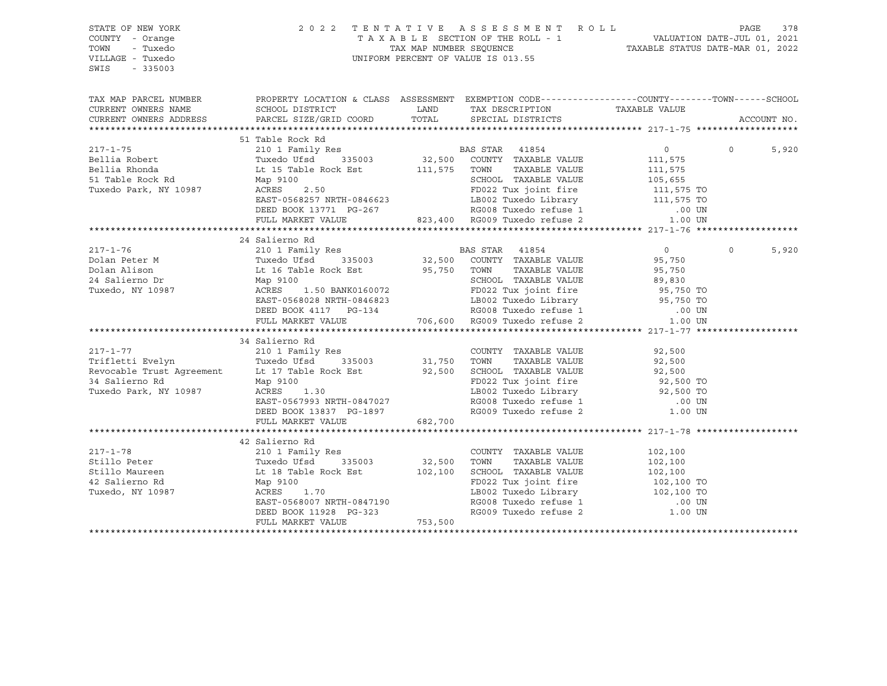STATE OF NEW YORK
COUNTY - Orange
TOWN - Tuxedo
VILLAGE - Tuxedo
SWIS - 335003

2 0 2 2 T E N T A T I V E A S S E S S M E N T R O L L
T A X A B L E SECTION OF THE ROLL - 1
TAX MAP NUMBER SEQUENCE
UNIFORM PERCENT OF VALUE IS 013.55

VALUATION DATE-JUL 01, 2021
TAXABLE STATUS DATE-MAR 01, 2022

| TAX MAP PARCEL NUMBER / CURRENT OWNERS NAME / CURRENT OWNERS ADDRESS | PROPERTY LOCATION & CLASS / SCHOOL DISTRICT / PARCEL SIZE/GRID COORD | ASSESSMENT LAND / TOTAL | EXEMPTION CODE / TAX DESCRIPTION / SPECIAL DISTRICTS | COUNTY / TAXABLE VALUE | TOWN | SCHOOL / ACCOUNT NO. |
|---|---|---|---|---|---|---|
| **217-1-75** | 51 Table Rock Rd | | | | | |
| | 210 1 Family Res | | BAS STAR 41854 | 0 | 0 | 5,920 |
| Bellia Robert | Tuxedo Ufsd 335003 | 32,500 | COUNTY TAXABLE VALUE | 111,575 | | |
| Bellia Rhonda | Lt 15 Table Rock Est | 111,575 | TOWN TAXABLE VALUE | 111,575 | | |
| 51 Table Rock Rd | Map 9100 | | SCHOOL TAXABLE VALUE | 105,655 | | |
| Tuxedo Park, NY 10987 | ACRES 2.50 | | FD022 Tux joint fire | 111,575 TO | | |
| | EAST-0568257 NRTH-0846623 | | LB002 Tuxedo Library | 111,575 TO | | |
| | DEED BOOK 13771 PG-267 | | RG008 Tuxedo refuse 1 | .00 UN | | |
| | FULL MARKET VALUE | 823,400 | RG009 Tuxedo refuse 2 | 1.00 UN | | |
| **217-1-76** | 24 Salierno Rd | | | | | |
| | 210 1 Family Res | | BAS STAR 41854 | 0 | 0 | 5,920 |
| Dolan Peter M | Tuxedo Ufsd 335003 | 32,500 | COUNTY TAXABLE VALUE | 95,750 | | |
| Dolan Alison | Lt 16 Table Rock Est | 95,750 | TOWN TAXABLE VALUE | 95,750 | | |
| 24 Salierno Dr | Map 9100 | | SCHOOL TAXABLE VALUE | 89,830 | | |
| Tuxedo, NY 10987 | ACRES 1.50 BANK0160072 | | FD022 Tux joint fire | 95,750 TO | | |
| | EAST-0568028 NRTH-0846823 | | LB002 Tuxedo Library | 95,750 TO | | |
| | DEED BOOK 4117 PG-134 | | RG008 Tuxedo refuse 1 | .00 UN | | |
| | FULL MARKET VALUE | 706,600 | RG009 Tuxedo refuse 2 | 1.00 UN | | |
| **217-1-77** | 34 Salierno Rd | | | | | |
| | 210 1 Family Res | | COUNTY TAXABLE VALUE | 92,500 | | |
| Trifletti Evelyn | Tuxedo Ufsd 335003 | 31,750 | TOWN TAXABLE VALUE | 92,500 | | |
| Revocable Trust Agreement | Lt 17 Table Rock Est | 92,500 | SCHOOL TAXABLE VALUE | 92,500 | | |
| 34 Salierno Rd | Map 9100 | | FD022 Tux joint fire | 92,500 TO | | |
| Tuxedo Park, NY 10987 | ACRES 1.30 | | LB002 Tuxedo Library | 92,500 TO | | |
| | EAST-0567993 NRTH-0847027 | | RG008 Tuxedo refuse 1 | .00 UN | | |
| | DEED BOOK 13837 PG-1897 | | RG009 Tuxedo refuse 2 | 1.00 UN | | |
| | FULL MARKET VALUE | 682,700 | | | | |
| **217-1-78** | 42 Salierno Rd | | | | | |
| | 210 1 Family Res | | COUNTY TAXABLE VALUE | 102,100 | | |
| Stillo Peter | Tuxedo Ufsd 335003 | 32,500 | TOWN TAXABLE VALUE | 102,100 | | |
| Stillo Maureen | Lt 18 Table Rock Est | 102,100 | SCHOOL TAXABLE VALUE | 102,100 | | |
| 42 Salierno Rd | Map 9100 | | FD022 Tux joint fire | 102,100 TO | | |
| Tuxedo, NY 10987 | ACRES 1.70 | | LB002 Tuxedo Library | 102,100 TO | | |
| | EAST-0568007 NRTH-0847190 | | RG008 Tuxedo refuse 1 | .00 UN | | |
| | DEED BOOK 11928 PG-323 | | RG009 Tuxedo refuse 2 | 1.00 UN | | |
| | FULL MARKET VALUE | 753,500 | | | | |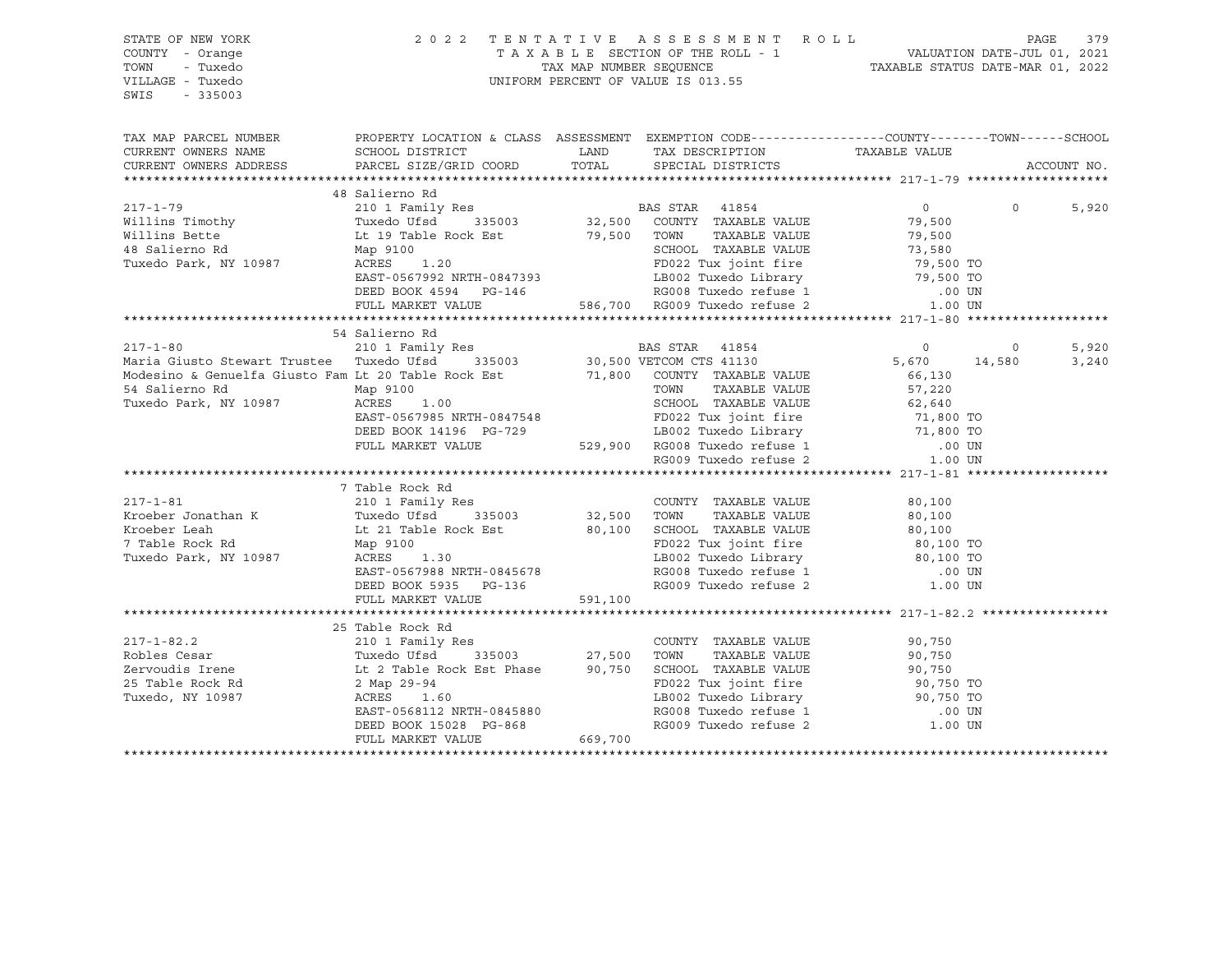STATE OF NEW YORK — 2022 TENTATIVE ASSESSMENT ROLL
COUNTY - Orange — TAXABLE SECTION OF THE ROLL - 1 — VALUATION DATE-JUL 01, 2021
TOWN - Tuxedo — TAX MAP NUMBER SEQUENCE — TAXABLE STATUS DATE-MAR 01, 2022
VILLAGE - Tuxedo — UNIFORM PERCENT OF VALUE IS 013.55
SWIS - 335003

| TAX MAP PARCEL NUMBER / CURRENT OWNERS NAME / CURRENT OWNERS ADDRESS | PROPERTY LOCATION & CLASS / SCHOOL DISTRICT / PARCEL SIZE/GRID COORD | ASSESSMENT LAND / TOTAL | EXEMPTION CODE / TAX DESCRIPTION / SPECIAL DISTRICTS | COUNTY TAXABLE VALUE | TOWN | SCHOOL |
|---|---|---|---|---|---|---|
| **217-1-79** | 48 Salierno Rd | | | | | |
| 217-1-79 | 210 1 Family Res | | BAS STAR 41854 | 0 | 0 | 5,920 |
| Willins Timothy | Tuxedo Ufsd 335003 | 32,500 | COUNTY TAXABLE VALUE | 79,500 | | |
| Willins Bette | Lt 19 Table Rock Est | 79,500 | TOWN TAXABLE VALUE | 79,500 | | |
| 48 Salierno Rd | Map 9100 | | SCHOOL TAXABLE VALUE | 73,580 | | |
| Tuxedo Park, NY 10987 | ACRES 1.20 | | FD022 Tux joint fire | 79,500 TO | | |
| | EAST-0567992 NRTH-0847393 | | LB002 Tuxedo Library | 79,500 TO | | |
| | DEED BOOK 4594 PG-146 | | RG008 Tuxedo refuse 1 | .00 UN | | |
| | FULL MARKET VALUE | 586,700 | RG009 Tuxedo refuse 2 | 1.00 UN | | |
| **217-1-80** | 54 Salierno Rd | | | | | |
| 217-1-80 | 210 1 Family Res | | BAS STAR 41854 | 0 | 0 | 5,920 |
| Maria Giusto Stewart Trustee | Tuxedo Ufsd 335003 | 30,500 | VETCOM CTS 41130 | 5,670 | 14,580 | 3,240 |
| Modesino & Genuelfa Giusto Fam | Lt 20 Table Rock Est | 71,800 | COUNTY TAXABLE VALUE | 66,130 | | |
| 54 Salierno Rd | Map 9100 | | TOWN TAXABLE VALUE | 57,220 | | |
| Tuxedo Park, NY 10987 | ACRES 1.00 | | SCHOOL TAXABLE VALUE | 62,640 | | |
| | EAST-0567985 NRTH-0847548 | | FD022 Tux joint fire | 71,800 TO | | |
| | DEED BOOK 14196 PG-729 | | LB002 Tuxedo Library | 71,800 TO | | |
| | FULL MARKET VALUE | 529,900 | RG008 Tuxedo refuse 1 | .00 UN | | |
| | | | RG009 Tuxedo refuse 2 | 1.00 UN | | |
| **217-1-81** | 7 Table Rock Rd | | | | | |
| 217-1-81 | 210 1 Family Res | | COUNTY TAXABLE VALUE | 80,100 | | |
| Kroeber Jonathan K | Tuxedo Ufsd 335003 | 32,500 | TOWN TAXABLE VALUE | 80,100 | | |
| Kroeber Leah | Lt 21 Table Rock Est | 80,100 | SCHOOL TAXABLE VALUE | 80,100 | | |
| 7 Table Rock Rd | Map 9100 | | FD022 Tux joint fire | 80,100 TO | | |
| Tuxedo Park, NY 10987 | ACRES 1.30 | | LB002 Tuxedo Library | 80,100 TO | | |
| | EAST-0567988 NRTH-0845678 | | RG008 Tuxedo refuse 1 | .00 UN | | |
| | DEED BOOK 5935 PG-136 | | RG009 Tuxedo refuse 2 | 1.00 UN | | |
| | FULL MARKET VALUE | 591,100 | | | | |
| **217-1-82.2** | 25 Table Rock Rd | | | | | |
| 217-1-82.2 | 210 1 Family Res | | COUNTY TAXABLE VALUE | 90,750 | | |
| Robles Cesar | Tuxedo Ufsd 335003 | 27,500 | TOWN TAXABLE VALUE | 90,750 | | |
| Zervoudis Irene | Lt 2 Table Rock Est Phase | 90,750 | SCHOOL TAXABLE VALUE | 90,750 | | |
| 25 Table Rock Rd | 2 Map 29-94 | | FD022 Tux joint fire | 90,750 TO | | |
| Tuxedo, NY 10987 | ACRES 1.60 | | LB002 Tuxedo Library | 90,750 TO | | |
| | EAST-0568112 NRTH-0845880 | | RG008 Tuxedo refuse 1 | .00 UN | | |
| | DEED BOOK 15028 PG-868 | | RG009 Tuxedo refuse 2 | 1.00 UN | | |
| | FULL MARKET VALUE | 669,700 | | | | |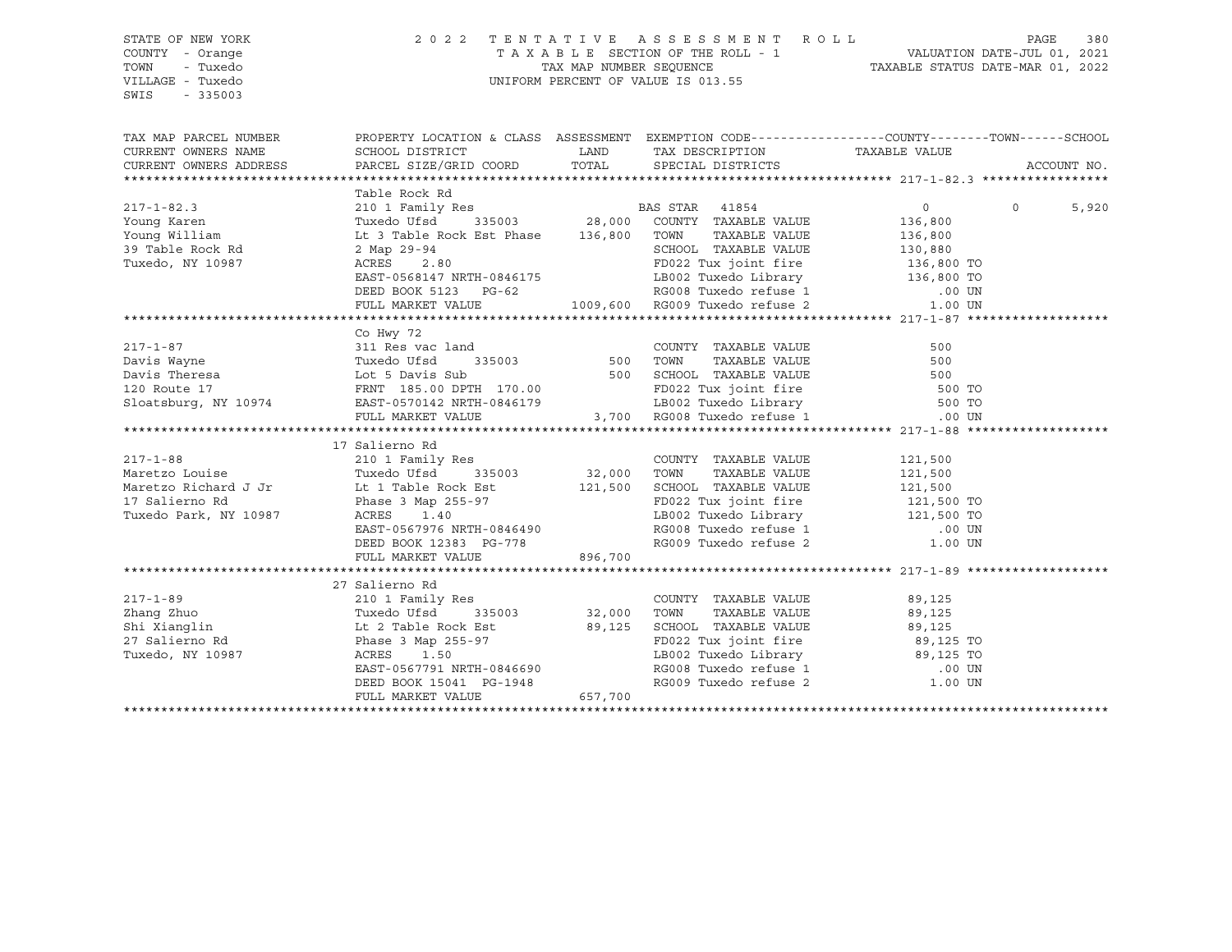STATE OF NEW YORK
COUNTY - Orange
TOWN - Tuxedo
VILLAGE - Tuxedo
SWIS - 335003

2 0 2 2 T E N T A T I V E A S S E S S M E N T R O L L
T A X A B L E SECTION OF THE ROLL - 1
TAX MAP NUMBER SEQUENCE
UNIFORM PERCENT OF VALUE IS 013.55

VALUATION DATE-JUL 01, 2021
TAXABLE STATUS DATE-MAR 01, 2022

| TAX MAP PARCEL NUMBER<br>CURRENT OWNERS NAME<br>CURRENT OWNERS ADDRESS | PROPERTY LOCATION & CLASS<br>SCHOOL DISTRICT<br>PARCEL SIZE/GRID COORD | ASSESSMENT<br>LAND<br>TOTAL | EXEMPTION CODE<br>TAX DESCRIPTION<br>SPECIAL DISTRICTS | COUNTY | TOWN | SCHOOL<br>ACCOUNT NO. |
|---|---|---|---|---|---|---|
| **217-1-82.3** | Table Rock Rd | | | | | |
| 217-1-82.3 | 210 1 Family Res | | BAS STAR 41854 | 0 | 0 | 5,920 |
| Young Karen | Tuxedo Ufsd 335003 | 28,000 | COUNTY TAXABLE VALUE | 136,800 | | |
| Young William | Lt 3 Table Rock Est Phase | 136,800 | TOWN TAXABLE VALUE | 136,800 | | |
| 39 Table Rock Rd | 2 Map 29-94 | | SCHOOL TAXABLE VALUE | 130,880 | | |
| Tuxedo, NY 10987 | ACRES 2.80 | | FD022 Tux joint fire | 136,800 TO | | |
| | EAST-0568147 NRTH-0846175 | | LB002 Tuxedo Library | 136,800 TO | | |
| | DEED BOOK 5123 PG-62 | | RG008 Tuxedo refuse 1 | .00 UN | | |
| | FULL MARKET VALUE | 1009,600 | RG009 Tuxedo refuse 2 | 1.00 UN | | |
| **217-1-87** | Co Hwy 72 | | | | | |
| 217-1-87 | 311 Res vac land | | COUNTY TAXABLE VALUE | 500 | | |
| Davis Wayne | Tuxedo Ufsd 335003 | 500 | TOWN TAXABLE VALUE | 500 | | |
| Davis Theresa | Lot 5 Davis Sub | 500 | SCHOOL TAXABLE VALUE | 500 | | |
| 120 Route 17 | FRNT 185.00 DPTH 170.00 | | FD022 Tux joint fire | 500 TO | | |
| Sloatsburg, NY 10974 | EAST-0570142 NRTH-0846179 | | LB002 Tuxedo Library | 500 TO | | |
| | FULL MARKET VALUE | 3,700 | RG008 Tuxedo refuse 1 | .00 UN | | |
| **217-1-88** | 17 Salierno Rd | | | | | |
| 217-1-88 | 210 1 Family Res | | COUNTY TAXABLE VALUE | 121,500 | | |
| Maretzo Louise | Tuxedo Ufsd 335003 | 32,000 | TOWN TAXABLE VALUE | 121,500 | | |
| Maretzo Richard J Jr | Lt 1 Table Rock Est | 121,500 | SCHOOL TAXABLE VALUE | 121,500 | | |
| 17 Salierno Rd | Phase 3 Map 255-97 | | FD022 Tux joint fire | 121,500 TO | | |
| Tuxedo Park, NY 10987 | ACRES 1.40 | | LB002 Tuxedo Library | 121,500 TO | | |
| | EAST-0567976 NRTH-0846490 | | RG008 Tuxedo refuse 1 | .00 UN | | |
| | DEED BOOK 12383 PG-778 | | RG009 Tuxedo refuse 2 | 1.00 UN | | |
| | FULL MARKET VALUE | 896,700 | | | | |
| **217-1-89** | 27 Salierno Rd | | | | | |
| 217-1-89 | 210 1 Family Res | | COUNTY TAXABLE VALUE | 89,125 | | |
| Zhang Zhuo | Tuxedo Ufsd 335003 | 32,000 | TOWN TAXABLE VALUE | 89,125 | | |
| Shi Xianglin | Lt 2 Table Rock Est | 89,125 | SCHOOL TAXABLE VALUE | 89,125 | | |
| 27 Salierno Rd | Phase 3 Map 255-97 | | FD022 Tux joint fire | 89,125 TO | | |
| Tuxedo, NY 10987 | ACRES 1.50 | | LB002 Tuxedo Library | 89,125 TO | | |
| | EAST-0567791 NRTH-0846690 | | RG008 Tuxedo refuse 1 | .00 UN | | |
| | DEED BOOK 15041 PG-1948 | | RG009 Tuxedo refuse 2 | 1.00 UN | | |
| | FULL MARKET VALUE | 657,700 | | | | |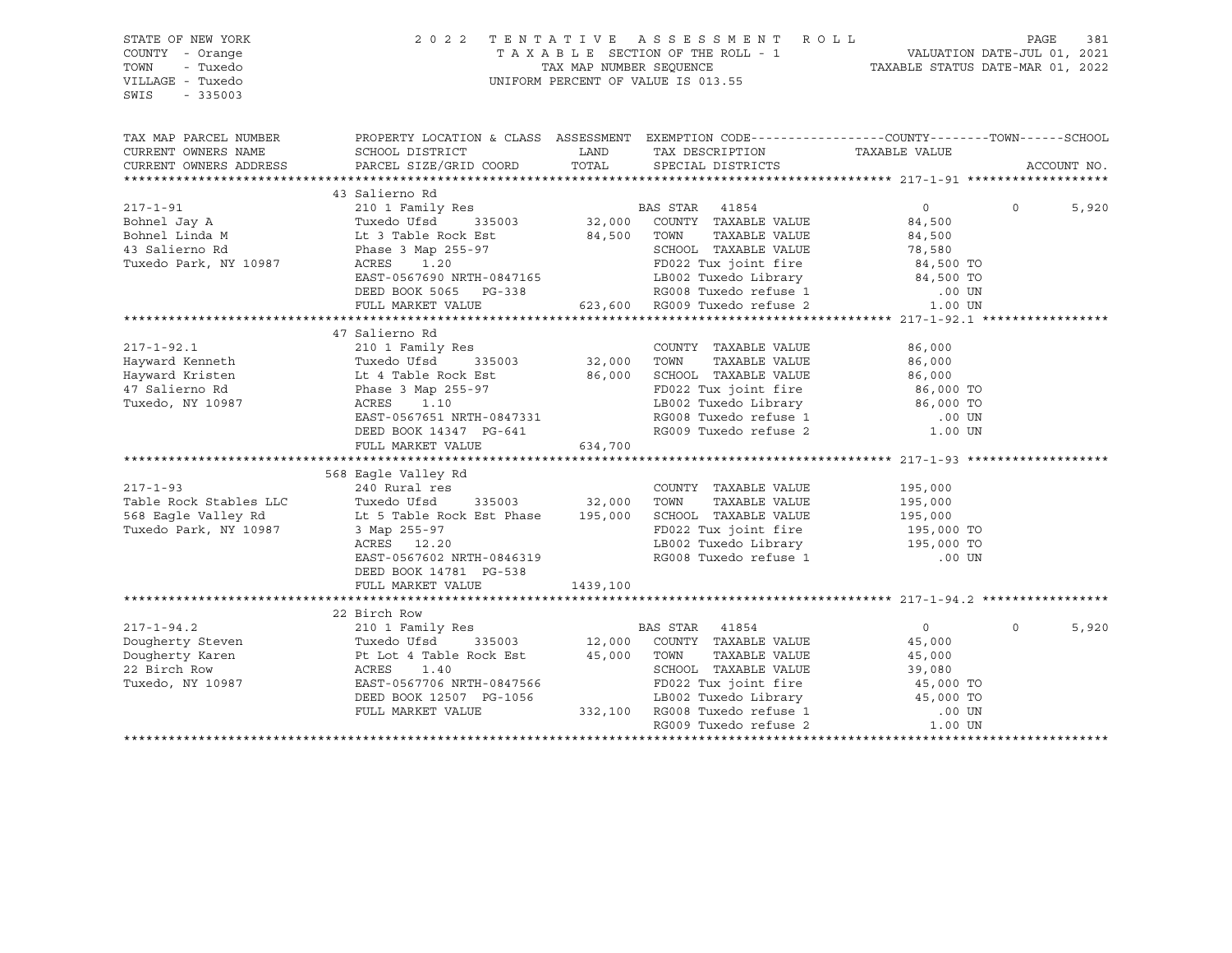STATE OF NEW YORK
COUNTY - Orange
TOWN - Tuxedo
VILLAGE - Tuxedo
SWIS - 335003

2022 TENTATIVE ASSESSMENT ROLL
TAXABLE SECTION OF THE ROLL - 1
TAX MAP NUMBER SEQUENCE
UNIFORM PERCENT OF VALUE IS 013.55

VALUATION DATE-JUL 01, 2021
TAXABLE STATUS DATE-MAR 01, 2022

```
TAX MAP PARCEL NUMBER     PROPERTY LOCATION & CLASS  ASSESSMENT  EXEMPTION CODE------------------COUNTY--------TOWN------SCHOOL
CURRENT OWNERS NAME       SCHOOL DISTRICT               LAND      TAX DESCRIPTION            TAXABLE VALUE
CURRENT OWNERS ADDRESS    PARCEL SIZE/GRID COORD        TOTAL     SPECIAL DISTRICTS                                      ACCOUNT NO.
******************************************************************************************************* 217-1-91 *******************
                          43 Salierno Rd
217-1-91                  210 1 Family Res                        BAS STAR   41854              0            0        5,920
Bohnel Jay A              Tuxedo Ufsd      335003       32,000    COUNTY  TAXABLE VALUE        84,500
Bohnel Linda M            Lt 3 Table Rock Est           84,500    TOWN    TAXABLE VALUE        84,500
43 Salierno Rd            Phase 3 Map 255-97                      SCHOOL  TAXABLE VALUE        78,580
Tuxedo Park, NY 10987     ACRES    1.20                           FD022 Tux joint fire          84,500 TO
                          EAST-0567690 NRTH-0847165               LB002 Tuxedo Library          84,500 TO
                          DEED BOOK 5065   PG-338                 RG008 Tuxedo refuse 1            .00 UN
                          FULL MARKET VALUE            623,600    RG009 Tuxedo refuse 2           1.00 UN
******************************************************************************************************* 217-1-92.1 *****************
                          47 Salierno Rd
217-1-92.1                210 1 Family Res                        COUNTY  TAXABLE VALUE        86,000
Hayward Kenneth           Tuxedo Ufsd      335003       32,000    TOWN    TAXABLE VALUE        86,000
Hayward Kristen           Lt 4 Table Rock Est           86,000    SCHOOL  TAXABLE VALUE        86,000
47 Salierno Rd            Phase 3 Map 255-97                      FD022 Tux joint fire          86,000 TO
Tuxedo, NY 10987          ACRES    1.10                           LB002 Tuxedo Library          86,000 TO
                          EAST-0567651 NRTH-0847331               RG008 Tuxedo refuse 1            .00 UN
                          DEED BOOK 14347  PG-641                 RG009 Tuxedo refuse 2           1.00 UN
                          FULL MARKET VALUE            634,700
******************************************************************************************************* 217-1-93 *******************
                          568 Eagle Valley Rd
217-1-93                  240 Rural res                           COUNTY  TAXABLE VALUE       195,000
Table Rock Stables LLC    Tuxedo Ufsd      335003       32,000    TOWN    TAXABLE VALUE       195,000
568 Eagle Valley Rd       Lt 5 Table Rock Est Phase    195,000    SCHOOL  TAXABLE VALUE       195,000
Tuxedo Park, NY 10987     3 Map 255-97                            FD022 Tux joint fire         195,000 TO
                          ACRES   12.20                           LB002 Tuxedo Library         195,000 TO
                          EAST-0567602 NRTH-0846319               RG008 Tuxedo refuse 1            .00 UN
                          DEED BOOK 14781  PG-538
                          FULL MARKET VALUE           1439,100
******************************************************************************************************* 217-1-94.2 *****************
                          22 Birch Row
217-1-94.2                210 1 Family Res                        BAS STAR   41854              0            0        5,920
Dougherty Steven          Tuxedo Ufsd      335003       12,000    COUNTY  TAXABLE VALUE        45,000
Dougherty Karen           Pt Lot 4 Table Rock Est       45,000    TOWN    TAXABLE VALUE        45,000
22 Birch Row              ACRES    1.40                           SCHOOL  TAXABLE VALUE        39,080
Tuxedo, NY 10987          EAST-0567706 NRTH-0847566               FD022 Tux joint fire          45,000 TO
                          DEED BOOK 12507  PG-1056                LB002 Tuxedo Library          45,000 TO
                          FULL MARKET VALUE            332,100    RG008 Tuxedo refuse 1            .00 UN
                                                                  RG009 Tuxedo refuse 2           1.00 UN
************************************************************************************************************************************
```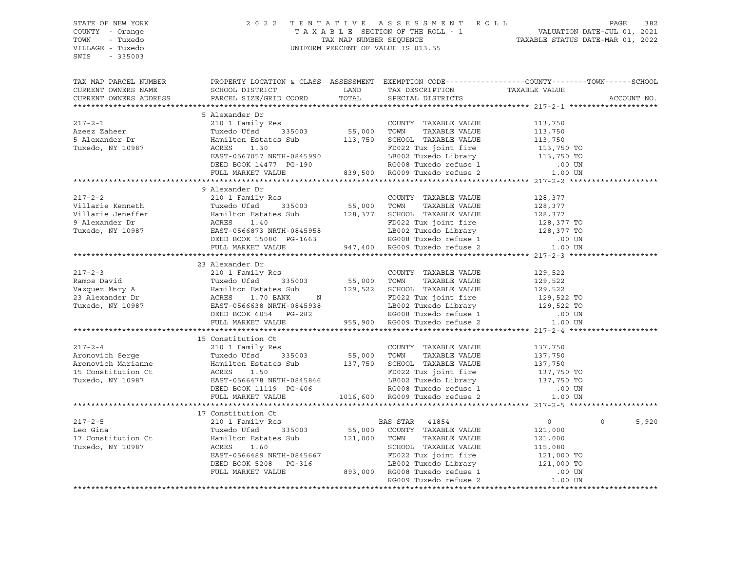STATE OF NEW YORK
COUNTY - Orange
TOWN - Tuxedo
VILLAGE - Tuxedo
SWIS - 335003

2022 TENTATIVE ASSESSMENT ROLL
TAXABLE SECTION OF THE ROLL - 1
TAX MAP NUMBER SEQUENCE
UNIFORM PERCENT OF VALUE IS 013.55

VALUATION DATE-JUL 01, 2021
TAXABLE STATUS DATE-MAR 01, 2022

| TAX MAP PARCEL NUMBER / CURRENT OWNERS NAME / CURRENT OWNERS ADDRESS | PROPERTY LOCATION & CLASS / SCHOOL DISTRICT / PARCEL SIZE/GRID COORD | ASSESSMENT LAND / TOTAL | EXEMPTION CODE / TAX DESCRIPTION / SPECIAL DISTRICTS | COUNTY TAXABLE VALUE | TOWN | SCHOOL | ACCOUNT NO. |
|---|---|---|---|---|---|---|---|
| **217-2-1** | 5 Alexander Dr | | | | | | |
| 217-2-1 | 210 1 Family Res | | COUNTY TAXABLE VALUE | 113,750 | | | |
| Azeez Zaheer | Tuxedo Ufsd 335003 | 55,000 | TOWN TAXABLE VALUE | 113,750 | | | |
| 5 Alexander Dr | Hamilton Estates Sub | 113,750 | SCHOOL TAXABLE VALUE | 113,750 | | | |
| Tuxedo, NY 10987 | ACRES 1.30 | | FD022 Tux joint fire | 113,750 TO | | | |
| | EAST-0567057 NRTH-0845990 | | LB002 Tuxedo Library | 113,750 TO | | | |
| | DEED BOOK 14477 PG-190 | | RG008 Tuxedo refuse 1 | .00 UN | | | |
| | FULL MARKET VALUE | 839,500 | RG009 Tuxedo refuse 2 | 1.00 UN | | | |
| **217-2-2** | 9 Alexander Dr | | | | | | |
| 217-2-2 | 210 1 Family Res | | COUNTY TAXABLE VALUE | 128,377 | | | |
| Villarie Kenneth | Tuxedo Ufsd 335003 | 55,000 | TOWN TAXABLE VALUE | 128,377 | | | |
| Villarie Jeneffer | Hamilton Estates Sub | 128,377 | SCHOOL TAXABLE VALUE | 128,377 | | | |
| 9 Alexander Dr | ACRES 1.40 | | FD022 Tux joint fire | 128,377 TO | | | |
| Tuxedo, NY 10987 | EAST-0566873 NRTH-0845958 | | LB002 Tuxedo Library | 128,377 TO | | | |
| | DEED BOOK 15080 PG-1663 | | RG008 Tuxedo refuse 1 | .00 UN | | | |
| | FULL MARKET VALUE | 947,400 | RG009 Tuxedo refuse 2 | 1.00 UN | | | |
| **217-2-3** | 23 Alexander Dr | | | | | | |
| 217-2-3 | 210 1 Family Res | | COUNTY TAXABLE VALUE | 129,522 | | | |
| Ramos David | Tuxedo Ufsd 335003 | 55,000 | TOWN TAXABLE VALUE | 129,522 | | | |
| Vazquez Mary A | Hamilton Estates Sub | 129,522 | SCHOOL TAXABLE VALUE | 129,522 | | | |
| 23 Alexander Dr | ACRES 1.70 BANK N | | FD022 Tux joint fire | 129,522 TO | | | |
| Tuxedo, NY 10987 | EAST-0566638 NRTH-0845938 | | LB002 Tuxedo Library | 129,522 TO | | | |
| | DEED BOOK 6054 PG-282 | | RG008 Tuxedo refuse 1 | .00 UN | | | |
| | FULL MARKET VALUE | 955,900 | RG009 Tuxedo refuse 2 | 1.00 UN | | | |
| **217-2-4** | 15 Constitution Ct | | | | | | |
| 217-2-4 | 210 1 Family Res | | COUNTY TAXABLE VALUE | 137,750 | | | |
| Aronovich Serge | Tuxedo Ufsd 335003 | 55,000 | TOWN TAXABLE VALUE | 137,750 | | | |
| Aronovich Marianne | Hamilton Estates Sub | 137,750 | SCHOOL TAXABLE VALUE | 137,750 | | | |
| 15 Constitution Ct | ACRES 1.50 | | FD022 Tux joint fire | 137,750 TO | | | |
| Tuxedo, NY 10987 | EAST-0566478 NRTH-0845846 | | LB002 Tuxedo Library | 137,750 TO | | | |
| | DEED BOOK 11119 PG-406 | | RG008 Tuxedo refuse 1 | .00 UN | | | |
| | FULL MARKET VALUE | 1016,600 | RG009 Tuxedo refuse 2 | 1.00 UN | | | |
| **217-2-5** | 17 Constitution Ct | | | | | | |
| 217-2-5 | 210 1 Family Res | | BAS STAR 41854 | 0 | 0 | 5,920 | |
| Leo Gina | Tuxedo Ufsd 335003 | 55,000 | COUNTY TAXABLE VALUE | 121,000 | | | |
| 17 Constitution Ct | Hamilton Estates Sub | 121,000 | TOWN TAXABLE VALUE | 121,000 | | | |
| Tuxedo, NY 10987 | ACRES 1.60 | | SCHOOL TAXABLE VALUE | 115,080 | | | |
| | EAST-0566489 NRTH-0845667 | | FD022 Tux joint fire | 121,000 TO | | | |
| | DEED BOOK 5208 PG-316 | | LB002 Tuxedo Library | 121,000 TO | | | |
| | FULL MARKET VALUE | 893,000 | RG008 Tuxedo refuse 1 | .00 UN | | | |
| | | | RG009 Tuxedo refuse 2 | 1.00 UN | | | |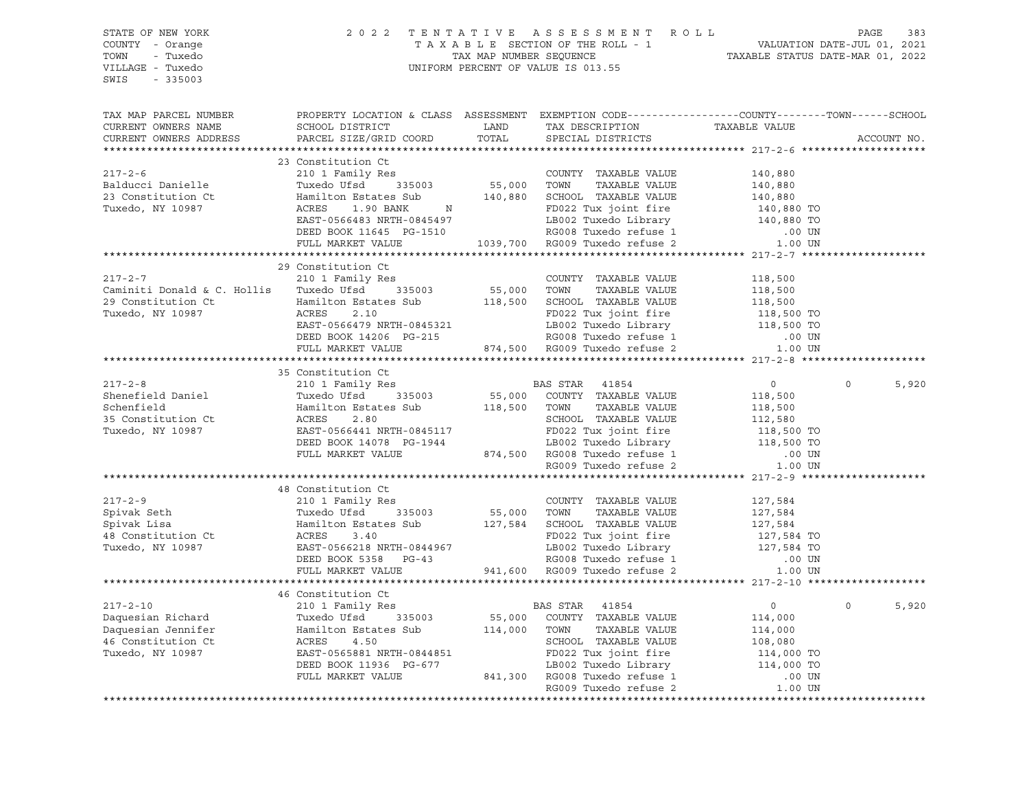STATE OF NEW YORK
COUNTY - Orange
TOWN - Tuxedo
VILLAGE - Tuxedo
SWIS - 335003

2022 TENTATIVE ASSESSMENT ROLL
TAXABLE SECTION OF THE ROLL - 1
TAX MAP NUMBER SEQUENCE
UNIFORM PERCENT OF VALUE IS 013.55

VALUATION DATE-JUL 01, 2021
TAXABLE STATUS DATE-MAR 01, 2022

| TAX MAP PARCEL NUMBER / CURRENT OWNERS NAME / CURRENT OWNERS ADDRESS | PROPERTY LOCATION & CLASS / SCHOOL DISTRICT / PARCEL SIZE/GRID COORD | ASSESSMENT LAND / TOTAL | EXEMPTION CODE / TAX DESCRIPTION / SPECIAL DISTRICTS | COUNTY TAXABLE VALUE | TOWN | SCHOOL |
|---|---|---|---|---|---|---|
| **217-2-6** | 23 Constitution Ct | | | | | |
| 217-2-6 | 210 1 Family Res | | COUNTY TAXABLE VALUE | 140,880 | | |
| Balducci Danielle | Tuxedo Ufsd 335003 | 55,000 | TOWN TAXABLE VALUE | 140,880 | | |
| 23 Constitution Ct | Hamilton Estates Sub | 140,880 | SCHOOL TAXABLE VALUE | 140,880 | | |
| Tuxedo, NY 10987 | ACRES 1.90 BANK N | | FD022 Tux joint fire | 140,880 TO | | |
| | EAST-0566483 NRTH-0845497 | | LB002 Tuxedo Library | 140,880 TO | | |
| | DEED BOOK 11645 PG-1510 | | RG008 Tuxedo refuse 1 | .00 UN | | |
| | FULL MARKET VALUE | 1039,700 | RG009 Tuxedo refuse 2 | 1.00 UN | | |
| **217-2-7** | 29 Constitution Ct | | | | | |
| 217-2-7 | 210 1 Family Res | | COUNTY TAXABLE VALUE | 118,500 | | |
| Caminiti Donald & C. Hollis | Tuxedo Ufsd 335003 | 55,000 | TOWN TAXABLE VALUE | 118,500 | | |
| 29 Constitution Ct | Hamilton Estates Sub | 118,500 | SCHOOL TAXABLE VALUE | 118,500 | | |
| Tuxedo, NY 10987 | ACRES 2.10 | | FD022 Tux joint fire | 118,500 TO | | |
| | EAST-0566479 NRTH-0845321 | | LB002 Tuxedo Library | 118,500 TO | | |
| | DEED BOOK 14206 PG-215 | | RG008 Tuxedo refuse 1 | .00 UN | | |
| | FULL MARKET VALUE | 874,500 | RG009 Tuxedo refuse 2 | 1.00 UN | | |
| **217-2-8** | 35 Constitution Ct | | | | | |
| 217-2-8 | 210 1 Family Res | | BAS STAR 41854 | 0 | 0 | 5,920 |
| Shenefield Daniel | Tuxedo Ufsd 335003 | 55,000 | COUNTY TAXABLE VALUE | 118,500 | | |
| Schenfield | Hamilton Estates Sub | 118,500 | TOWN TAXABLE VALUE | 118,500 | | |
| 35 Constitution Ct | ACRES 2.80 | | SCHOOL TAXABLE VALUE | 112,580 | | |
| Tuxedo, NY 10987 | EAST-0566441 NRTH-0845117 | | FD022 Tux joint fire | 118,500 TO | | |
| | DEED BOOK 14078 PG-1944 | | LB002 Tuxedo Library | 118,500 TO | | |
| | FULL MARKET VALUE | 874,500 | RG008 Tuxedo refuse 1 | .00 UN | | |
| | | | RG009 Tuxedo refuse 2 | 1.00 UN | | |
| **217-2-9** | 48 Constitution Ct | | | | | |
| 217-2-9 | 210 1 Family Res | | COUNTY TAXABLE VALUE | 127,584 | | |
| Spivak Seth | Tuxedo Ufsd 335003 | 55,000 | TOWN TAXABLE VALUE | 127,584 | | |
| Spivak Lisa | Hamilton Estates Sub | 127,584 | SCHOOL TAXABLE VALUE | 127,584 | | |
| 48 Constitution Ct | ACRES 3.40 | | FD022 Tux joint fire | 127,584 TO | | |
| Tuxedo, NY 10987 | EAST-0566218 NRTH-0844967 | | LB002 Tuxedo Library | 127,584 TO | | |
| | DEED BOOK 5358 PG-43 | | RG008 Tuxedo refuse 1 | .00 UN | | |
| | FULL MARKET VALUE | 941,600 | RG009 Tuxedo refuse 2 | 1.00 UN | | |
| **217-2-10** | 46 Constitution Ct | | | | | |
| 217-2-10 | 210 1 Family Res | | BAS STAR 41854 | 0 | 0 | 5,920 |
| Daquesian Richard | Tuxedo Ufsd 335003 | 55,000 | COUNTY TAXABLE VALUE | 114,000 | | |
| Daquesian Jennifer | Hamilton Estates Sub | 114,000 | TOWN TAXABLE VALUE | 114,000 | | |
| 46 Constitution Ct | ACRES 4.50 | | SCHOOL TAXABLE VALUE | 108,080 | | |
| Tuxedo, NY 10987 | EAST-0565881 NRTH-0844851 | | FD022 Tux joint fire | 114,000 TO | | |
| | DEED BOOK 11936 PG-677 | | LB002 Tuxedo Library | 114,000 TO | | |
| | FULL MARKET VALUE | 841,300 | RG008 Tuxedo refuse 1 | .00 UN | | |
| | | | RG009 Tuxedo refuse 2 | 1.00 UN | | |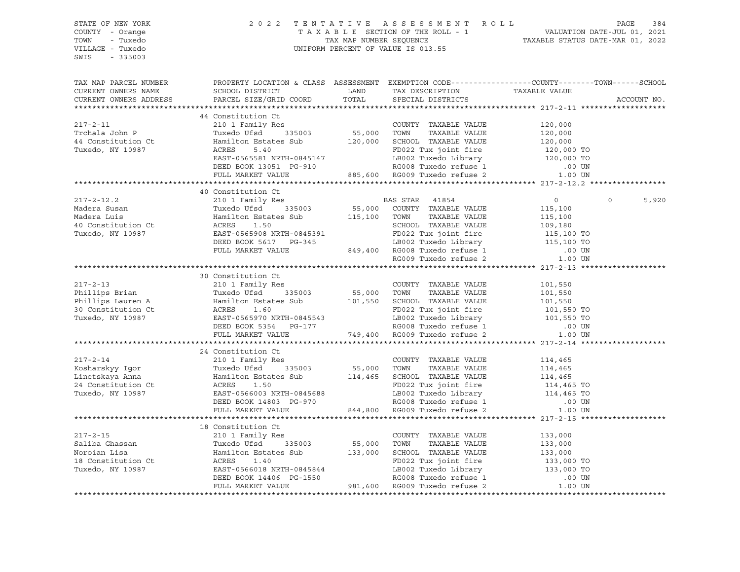STATE OF NEW YORK
COUNTY - Orange
TOWN - Tuxedo
VILLAGE - Tuxedo
SWIS - 335003

2022 TENTATIVE ASSESSMENT ROLL
TAXABLE SECTION OF THE ROLL - 1
TAX MAP NUMBER SEQUENCE
UNIFORM PERCENT OF VALUE IS 013.55

VALUATION DATE-JUL 01, 2021
TAXABLE STATUS DATE-MAR 01, 2022

| TAX MAP PARCEL NUMBER / CURRENT OWNERS NAME / CURRENT OWNERS ADDRESS | PROPERTY LOCATION & CLASS / SCHOOL DISTRICT / PARCEL SIZE/GRID COORD | ASSESSMENT LAND / TOTAL | EXEMPTION CODE / TAX DESCRIPTION / SPECIAL DISTRICTS | COUNTY / TAXABLE VALUE | TOWN | SCHOOL | ACCOUNT NO. |
|---|---|---|---|---|---|---|---|
| **217-2-11** | 44 Constitution Ct | | | | | | |
| 217-2-11 | 210 1 Family Res | | COUNTY TAXABLE VALUE | 120,000 | | | |
| Trchala John P | Tuxedo Ufsd 335003 | 55,000 | TOWN TAXABLE VALUE | 120,000 | | | |
| 44 Constitution Ct | Hamilton Estates Sub | 120,000 | SCHOOL TAXABLE VALUE | 120,000 | | | |
| Tuxedo, NY 10987 | ACRES 5.40 | | FD022 Tux joint fire | 120,000 TO | | | |
| | EAST-0565581 NRTH-0845147 | | LB002 Tuxedo Library | 120,000 TO | | | |
| | DEED BOOK 13051 PG-910 | | RG008 Tuxedo refuse 1 | .00 UN | | | |
| | FULL MARKET VALUE | 885,600 | RG009 Tuxedo refuse 2 | 1.00 UN | | | |
| **217-2-12.2** | 40 Constitution Ct | | | | | | |
| 217-2-12.2 | 210 1 Family Res | | BAS STAR 41854 | 0 | 0 | 5,920 | |
| Madera Susan | Tuxedo Ufsd 335003 | 55,000 | COUNTY TAXABLE VALUE | 115,100 | | | |
| Madera Luis | Hamilton Estates Sub | 115,100 | TOWN TAXABLE VALUE | 115,100 | | | |
| 40 Constitution Ct | ACRES 1.50 | | SCHOOL TAXABLE VALUE | 109,180 | | | |
| Tuxedo, NY 10987 | EAST-0565908 NRTH-0845391 | | FD022 Tux joint fire | 115,100 TO | | | |
| | DEED BOOK 5617 PG-345 | | LB002 Tuxedo Library | 115,100 TO | | | |
| | FULL MARKET VALUE | 849,400 | RG008 Tuxedo refuse 1 | .00 UN | | | |
| | | | RG009 Tuxedo refuse 2 | 1.00 UN | | | |
| **217-2-13** | 30 Constitution Ct | | | | | | |
| 217-2-13 | 210 1 Family Res | | COUNTY TAXABLE VALUE | 101,550 | | | |
| Phillips Brian | Tuxedo Ufsd 335003 | 55,000 | TOWN TAXABLE VALUE | 101,550 | | | |
| Phillips Lauren A | Hamilton Estates Sub | 101,550 | SCHOOL TAXABLE VALUE | 101,550 | | | |
| 30 Constitution Ct | ACRES 1.60 | | FD022 Tux joint fire | 101,550 TO | | | |
| Tuxedo, NY 10987 | EAST-0565970 NRTH-0845543 | | LB002 Tuxedo Library | 101,550 TO | | | |
| | DEED BOOK 5354 PG-177 | | RG008 Tuxedo refuse 1 | .00 UN | | | |
| | FULL MARKET VALUE | 749,400 | RG009 Tuxedo refuse 2 | 1.00 UN | | | |
| **217-2-14** | 24 Constitution Ct | | | | | | |
| 217-2-14 | 210 1 Family Res | | COUNTY TAXABLE VALUE | 114,465 | | | |
| Kosharskyy Igor | Tuxedo Ufsd 335003 | 55,000 | TOWN TAXABLE VALUE | 114,465 | | | |
| Linetskaya Anna | Hamilton Estates Sub | 114,465 | SCHOOL TAXABLE VALUE | 114,465 | | | |
| 24 Constitution Ct | ACRES 1.50 | | FD022 Tux joint fire | 114,465 TO | | | |
| Tuxedo, NY 10987 | EAST-0566003 NRTH-0845688 | | LB002 Tuxedo Library | 114,465 TO | | | |
| | DEED BOOK 14803 PG-970 | | RG008 Tuxedo refuse 1 | .00 UN | | | |
| | FULL MARKET VALUE | 844,800 | RG009 Tuxedo refuse 2 | 1.00 UN | | | |
| **217-2-15** | 18 Constitution Ct | | | | | | |
| 217-2-15 | 210 1 Family Res | | COUNTY TAXABLE VALUE | 133,000 | | | |
| Saliba Ghassan | Tuxedo Ufsd 335003 | 55,000 | TOWN TAXABLE VALUE | 133,000 | | | |
| Noroian Lisa | Hamilton Estates Sub | 133,000 | SCHOOL TAXABLE VALUE | 133,000 | | | |
| 18 Constitution Ct | ACRES 1.40 | | FD022 Tux joint fire | 133,000 TO | | | |
| Tuxedo, NY 10987 | EAST-0566018 NRTH-0845844 | | LB002 Tuxedo Library | 133,000 TO | | | |
| | DEED BOOK 14406 PG-1550 | | RG008 Tuxedo refuse 1 | .00 UN | | | |
| | FULL MARKET VALUE | 981,600 | RG009 Tuxedo refuse 2 | 1.00 UN | | | |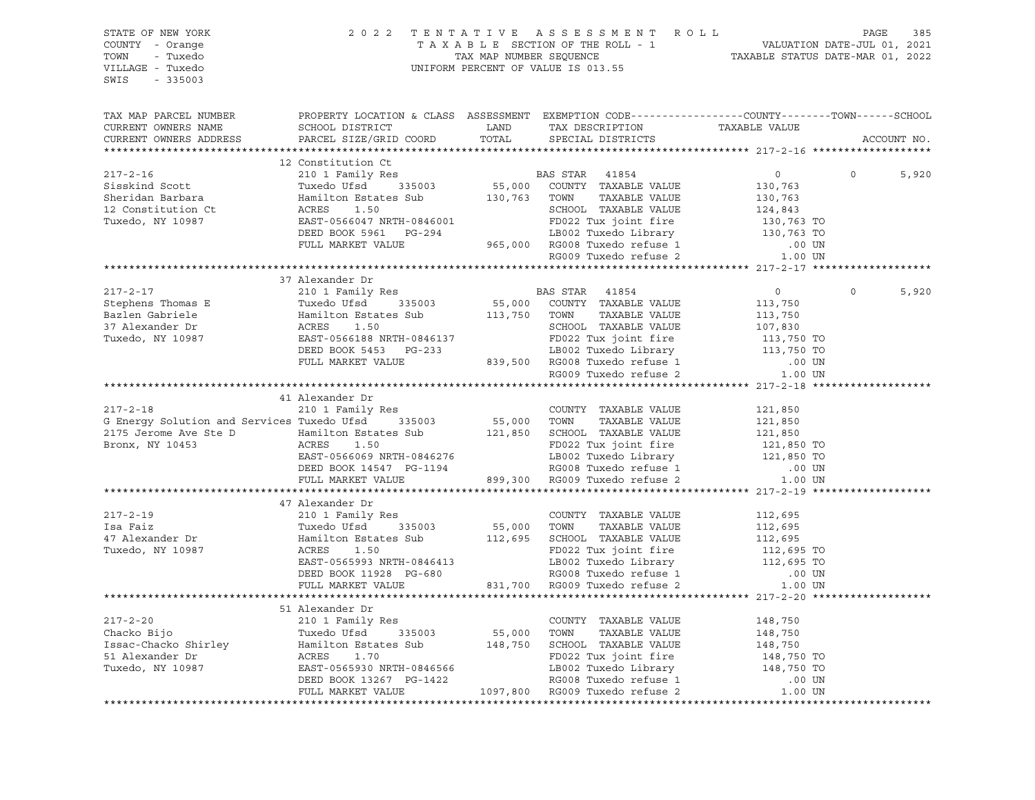STATE OF NEW YORK
COUNTY - Orange
TOWN - Tuxedo
VILLAGE - Tuxedo
SWIS - 335003

2022 TENTATIVE ASSESSMENT ROLL
TAXABLE SECTION OF THE ROLL - 1
TAX MAP NUMBER SEQUENCE
UNIFORM PERCENT OF VALUE IS 013.55

VALUATION DATE-JUL 01, 2021
TAXABLE STATUS DATE-MAR 01, 2022

| TAX MAP PARCEL NUMBER / CURRENT OWNERS NAME / CURRENT OWNERS ADDRESS | PROPERTY LOCATION & CLASS / SCHOOL DISTRICT / PARCEL SIZE/GRID COORD | ASSESSMENT LAND | TOTAL | EXEMPTION CODE / TAX DESCRIPTION / SPECIAL DISTRICTS | COUNTY TAXABLE VALUE | TOWN | SCHOOL |
|---|---|---|---|---|---|---|---|
| 217-2-16 | 12 Constitution Ct | | | | | | |
| | 210 1 Family Res | | | BAS STAR 41854 | 0 | 0 | 5,920 |
| Sisskind Scott | Tuxedo Ufsd 335003 | 55,000 | | COUNTY TAXABLE VALUE | 130,763 | | |
| Sheridan Barbara | Hamilton Estates Sub | | 130,763 | TOWN TAXABLE VALUE | 130,763 | | |
| 12 Constitution Ct | ACRES 1.50 | | | SCHOOL TAXABLE VALUE | 124,843 | | |
| Tuxedo, NY 10987 | EAST-0566047 NRTH-0846001 | | | FD022 Tux joint fire | 130,763 TO | | |
| | DEED BOOK 5961 PG-294 | | | LB002 Tuxedo Library | 130,763 TO | | |
| | FULL MARKET VALUE | | 965,000 | RG008 Tuxedo refuse 1 | .00 UN | | |
| | | | | RG009 Tuxedo refuse 2 | 1.00 UN | | |
| 217-2-17 | 37 Alexander Dr | | | | | | |
| | 210 1 Family Res | | | BAS STAR 41854 | 0 | 0 | 5,920 |
| Stephens Thomas E | Tuxedo Ufsd 335003 | 55,000 | | COUNTY TAXABLE VALUE | 113,750 | | |
| Bazlen Gabriele | Hamilton Estates Sub | | 113,750 | TOWN TAXABLE VALUE | 113,750 | | |
| 37 Alexander Dr | ACRES 1.50 | | | SCHOOL TAXABLE VALUE | 107,830 | | |
| Tuxedo, NY 10987 | EAST-0566188 NRTH-0846137 | | | FD022 Tux joint fire | 113,750 TO | | |
| | DEED BOOK 5453 PG-233 | | | LB002 Tuxedo Library | 113,750 TO | | |
| | FULL MARKET VALUE | | 839,500 | RG008 Tuxedo refuse 1 | .00 UN | | |
| | | | | RG009 Tuxedo refuse 2 | 1.00 UN | | |
| 217-2-18 | 41 Alexander Dr | | | | | | |
| | 210 1 Family Res | | | COUNTY TAXABLE VALUE | 121,850 | | |
| G Energy Solution and Services | Tuxedo Ufsd 335003 | 55,000 | | TOWN TAXABLE VALUE | 121,850 | | |
| 2175 Jerome Ave Ste D | Hamilton Estates Sub | | 121,850 | SCHOOL TAXABLE VALUE | 121,850 | | |
| Bronx, NY 10453 | ACRES 1.50 | | | FD022 Tux joint fire | 121,850 TO | | |
| | EAST-0566069 NRTH-0846276 | | | LB002 Tuxedo Library | 121,850 TO | | |
| | DEED BOOK 14547 PG-1194 | | | RG008 Tuxedo refuse 1 | .00 UN | | |
| | FULL MARKET VALUE | | 899,300 | RG009 Tuxedo refuse 2 | 1.00 UN | | |
| 217-2-19 | 47 Alexander Dr | | | | | | |
| | 210 1 Family Res | | | COUNTY TAXABLE VALUE | 112,695 | | |
| Isa Faiz | Tuxedo Ufsd 335003 | 55,000 | | TOWN TAXABLE VALUE | 112,695 | | |
| 47 Alexander Dr | Hamilton Estates Sub | | 112,695 | SCHOOL TAXABLE VALUE | 112,695 | | |
| Tuxedo, NY 10987 | ACRES 1.50 | | | FD022 Tux joint fire | 112,695 TO | | |
| | EAST-0565993 NRTH-0846413 | | | LB002 Tuxedo Library | 112,695 TO | | |
| | DEED BOOK 11928 PG-680 | | | RG008 Tuxedo refuse 1 | .00 UN | | |
| | FULL MARKET VALUE | | 831,700 | RG009 Tuxedo refuse 2 | 1.00 UN | | |
| 217-2-20 | 51 Alexander Dr | | | | | | |
| | 210 1 Family Res | | | COUNTY TAXABLE VALUE | 148,750 | | |
| Chacko Bijo | Tuxedo Ufsd 335003 | 55,000 | | TOWN TAXABLE VALUE | 148,750 | | |
| Issac-Chacko Shirley | Hamilton Estates Sub | | 148,750 | SCHOOL TAXABLE VALUE | 148,750 | | |
| 51 Alexander Dr | ACRES 1.70 | | | FD022 Tux joint fire | 148,750 TO | | |
| Tuxedo, NY 10987 | EAST-0565930 NRTH-0846566 | | | LB002 Tuxedo Library | 148,750 TO | | |
| | DEED BOOK 13267 PG-1422 | | | RG008 Tuxedo refuse 1 | .00 UN | | |
| | FULL MARKET VALUE | | 1097,800 | RG009 Tuxedo refuse 2 | 1.00 UN | | |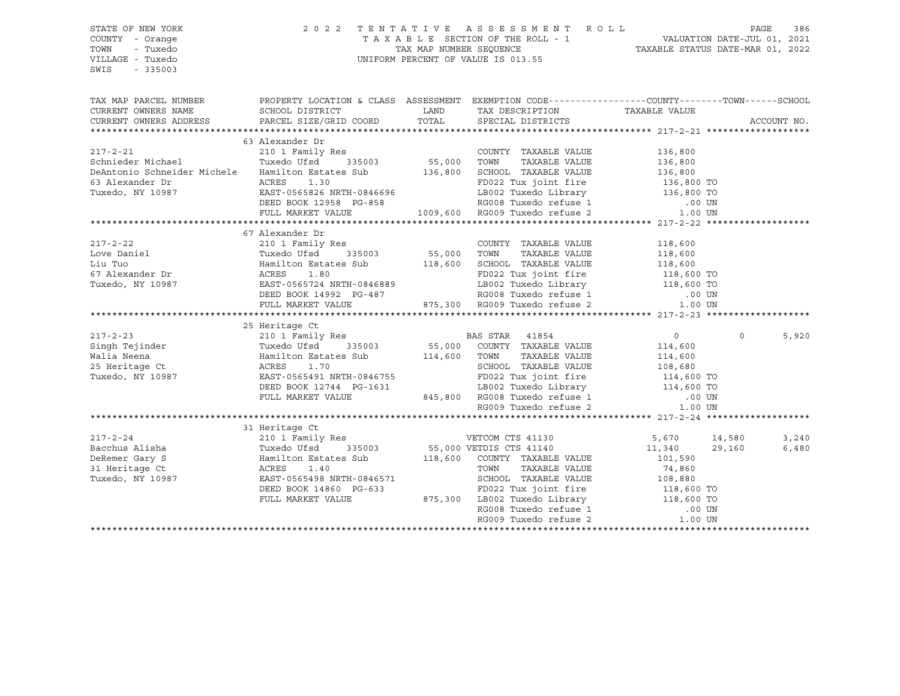STATE OF NEW YORK
COUNTY - Orange
TOWN - Tuxedo
VILLAGE - Tuxedo
SWIS - 335003

2 0 2 2 T E N T A T I V E A S S E S S M E N T R O L L
T A X A B L E SECTION OF THE ROLL - 1
TAX MAP NUMBER SEQUENCE
UNIFORM PERCENT OF VALUE IS 013.55

VALUATION DATE-JUL 01, 2021
TAXABLE STATUS DATE-MAR 01, 2022

| TAX MAP PARCEL NUMBER / CURRENT OWNERS NAME / CURRENT OWNERS ADDRESS | PROPERTY LOCATION & CLASS / SCHOOL DISTRICT / PARCEL SIZE/GRID COORD | ASSESSMENT LAND | TOTAL | EXEMPTION CODE / TAX DESCRIPTION / SPECIAL DISTRICTS | COUNTY TAXABLE VALUE | TOWN | SCHOOL |
|---|---|---|---|---|---|---|---|
| **217-2-21** | 63 Alexander Dr | | | | | | |
| 217-2-21 | 210 1 Family Res | | | COUNTY TAXABLE VALUE | 136,800 | | |
| Schnieder Michael | Tuxedo Ufsd 335003 | 55,000 | | TOWN TAXABLE VALUE | 136,800 | | |
| DeAntonio Schneider Michele | Hamilton Estates Sub | | 136,800 | SCHOOL TAXABLE VALUE | 136,800 | | |
| 63 Alexander Dr | ACRES 1.30 | | | FD022 Tux joint fire | 136,800 TO | | |
| Tuxedo, NY 10987 | EAST-0565826 NRTH-0846696 | | | LB002 Tuxedo Library | 136,800 TO | | |
| | DEED BOOK 12958 PG-858 | | | RG008 Tuxedo refuse 1 | .00 UN | | |
| | FULL MARKET VALUE | | 1009,600 | RG009 Tuxedo refuse 2 | 1.00 UN | | |
| **217-2-22** | 67 Alexander Dr | | | | | | |
| 217-2-22 | 210 1 Family Res | | | COUNTY TAXABLE VALUE | 118,600 | | |
| Love Daniel | Tuxedo Ufsd 335003 | 55,000 | | TOWN TAXABLE VALUE | 118,600 | | |
| Liu Tuo | Hamilton Estates Sub | | 118,600 | SCHOOL TAXABLE VALUE | 118,600 | | |
| 67 Alexander Dr | ACRES 1.80 | | | FD022 Tux joint fire | 118,600 TO | | |
| Tuxedo, NY 10987 | EAST-0565724 NRTH-0846889 | | | LB002 Tuxedo Library | 118,600 TO | | |
| | DEED BOOK 14992 PG-487 | | | RG008 Tuxedo refuse 1 | .00 UN | | |
| | FULL MARKET VALUE | | 875,300 | RG009 Tuxedo refuse 2 | 1.00 UN | | |
| **217-2-23** | 25 Heritage Ct | | | | | | |
| 217-2-23 | 210 1 Family Res | | | BAS STAR 41854 | 0 | 0 | 5,920 |
| Singh Tejinder | Tuxedo Ufsd 335003 | 55,000 | | COUNTY TAXABLE VALUE | 114,600 | | |
| Walia Neena | Hamilton Estates Sub | | 114,600 | TOWN TAXABLE VALUE | 114,600 | | |
| 25 Heritage Ct | ACRES 1.70 | | | SCHOOL TAXABLE VALUE | 108,680 | | |
| Tuxedo, NY 10987 | EAST-0565491 NRTH-0846755 | | | FD022 Tux joint fire | 114,600 TO | | |
| | DEED BOOK 12744 PG-1631 | | | LB002 Tuxedo Library | 114,600 TO | | |
| | FULL MARKET VALUE | | 845,800 | RG008 Tuxedo refuse 1 | .00 UN | | |
| | | | | RG009 Tuxedo refuse 2 | 1.00 UN | | |
| **217-2-24** | 31 Heritage Ct | | | | | | |
| 217-2-24 | 210 1 Family Res | | | VETCOM CTS 41130 | 5,670 | 14,580 | 3,240 |
| Bacchus Alisha | Tuxedo Ufsd 335003 | 55,000 | | VETDIS CTS 41140 | 11,340 | 29,160 | 6,480 |
| DeRemer Gary S | Hamilton Estates Sub | | 118,600 | COUNTY TAXABLE VALUE | 101,590 | | |
| 31 Heritage Ct | ACRES 1.40 | | | TOWN TAXABLE VALUE | 74,860 | | |
| Tuxedo, NY 10987 | EAST-0565498 NRTH-0846571 | | | SCHOOL TAXABLE VALUE | 108,880 | | |
| | DEED BOOK 14860 PG-633 | | | FD022 Tux joint fire | 118,600 TO | | |
| | FULL MARKET VALUE | | 875,300 | LB002 Tuxedo Library | 118,600 TO | | |
| | | | | RG008 Tuxedo refuse 1 | .00 UN | | |
| | | | | RG009 Tuxedo refuse 2 | 1.00 UN | | |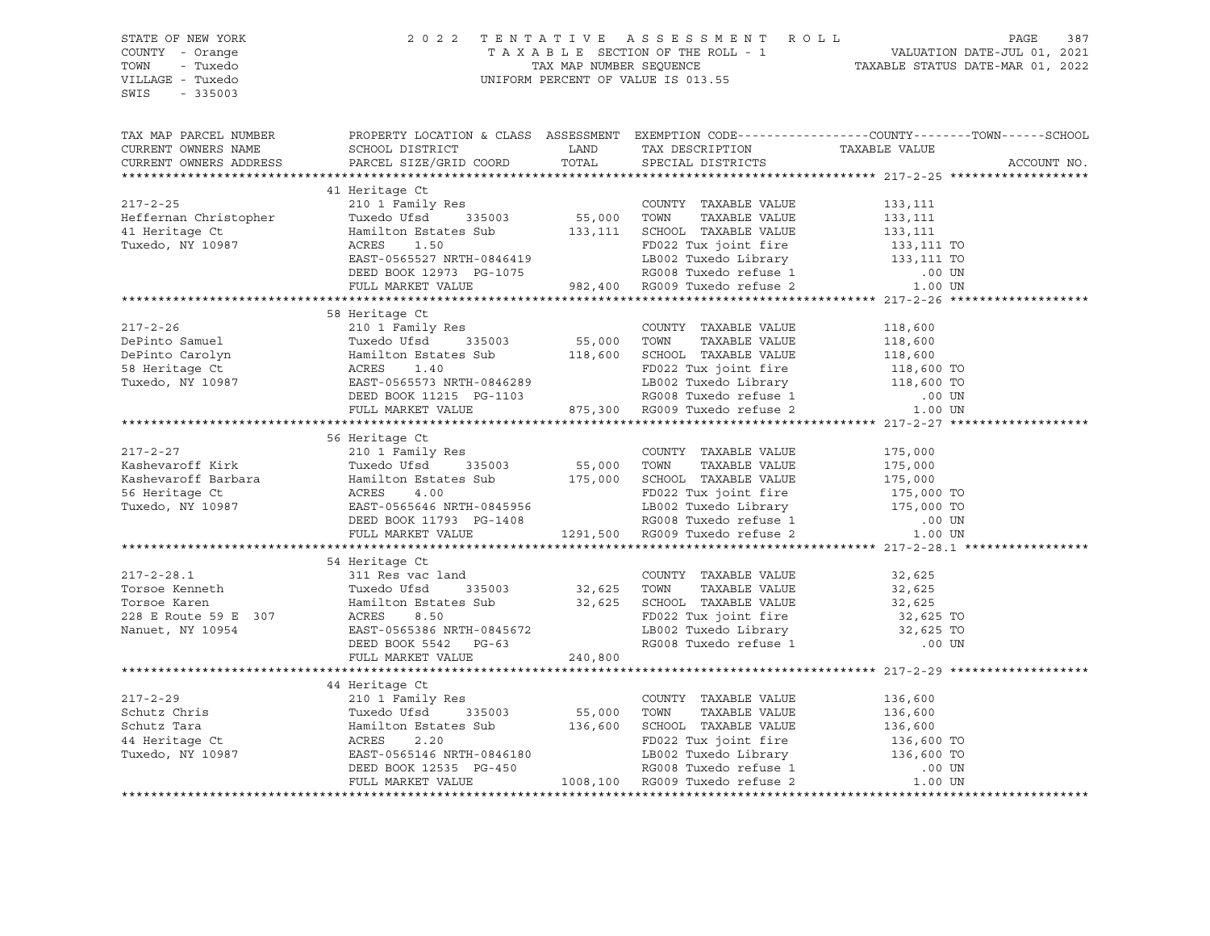STATE OF NEW YORK
COUNTY - Orange
TOWN - Tuxedo
VILLAGE - Tuxedo
SWIS - 335003

2022 TENTATIVE ASSESSMENT ROLL
TAXABLE SECTION OF THE ROLL - 1
TAX MAP NUMBER SEQUENCE
UNIFORM PERCENT OF VALUE IS 013.55

VALUATION DATE-JUL 01, 2021
TAXABLE STATUS DATE-MAR 01, 2022

| TAX MAP PARCEL NUMBER / CURRENT OWNERS NAME / CURRENT OWNERS ADDRESS | PROPERTY LOCATION & CLASS / SCHOOL DISTRICT / PARCEL SIZE/GRID COORD | ASSESSMENT LAND | TOTAL | EXEMPTION CODE / TAX DESCRIPTION / SPECIAL DISTRICTS | TAXABLE VALUE (COUNTY / TOWN / SCHOOL) | ACCOUNT NO. |
|---|---|---|---|---|---|---|
| **217-2-25** | 41 Heritage Ct | | | | | |
| Heffernan Christopher | 210 1 Family Res | | | COUNTY TAXABLE VALUE | 133,111 | |
| 41 Heritage Ct | Tuxedo Ufsd 335003 | 55,000 | | TOWN TAXABLE VALUE | 133,111 | |
| Tuxedo, NY 10987 | Hamilton Estates Sub | | 133,111 | SCHOOL TAXABLE VALUE | 133,111 | |
| | ACRES 1.50 | | | FD022 Tux joint fire | 133,111 TO | |
| | EAST-0565527 NRTH-0846419 | | | LB002 Tuxedo Library | 133,111 TO | |
| | DEED BOOK 12973 PG-1075 | | | RG008 Tuxedo refuse 1 | .00 UN | |
| | FULL MARKET VALUE | | 982,400 | RG009 Tuxedo refuse 2 | 1.00 UN | |
| **217-2-26** | 58 Heritage Ct | | | | | |
| DePinto Samuel | 210 1 Family Res | | | COUNTY TAXABLE VALUE | 118,600 | |
| DePinto Carolyn | Tuxedo Ufsd 335003 | 55,000 | | TOWN TAXABLE VALUE | 118,600 | |
| 58 Heritage Ct | Hamilton Estates Sub | | 118,600 | SCHOOL TAXABLE VALUE | 118,600 | |
| Tuxedo, NY 10987 | ACRES 1.40 | | | FD022 Tux joint fire | 118,600 TO | |
| | EAST-0565573 NRTH-0846289 | | | LB002 Tuxedo Library | 118,600 TO | |
| | DEED BOOK 11215 PG-1103 | | | RG008 Tuxedo refuse 1 | .00 UN | |
| | FULL MARKET VALUE | | 875,300 | RG009 Tuxedo refuse 2 | 1.00 UN | |
| **217-2-27** | 56 Heritage Ct | | | | | |
| Kashevaroff Kirk | 210 1 Family Res | | | COUNTY TAXABLE VALUE | 175,000 | |
| Kashevaroff Barbara | Tuxedo Ufsd 335003 | 55,000 | | TOWN TAXABLE VALUE | 175,000 | |
| 56 Heritage Ct | Hamilton Estates Sub | | 175,000 | SCHOOL TAXABLE VALUE | 175,000 | |
| Tuxedo, NY 10987 | ACRES 4.00 | | | FD022 Tux joint fire | 175,000 TO | |
| | EAST-0565646 NRTH-0845956 | | | LB002 Tuxedo Library | 175,000 TO | |
| | DEED BOOK 11793 PG-1408 | | | RG008 Tuxedo refuse 1 | .00 UN | |
| | FULL MARKET VALUE | | 1291,500 | RG009 Tuxedo refuse 2 | 1.00 UN | |
| **217-2-28.1** | 54 Heritage Ct | | | | | |
| Torsoe Kenneth | 311 Res vac land | | | COUNTY TAXABLE VALUE | 32,625 | |
| Torsoe Karen | Tuxedo Ufsd 335003 | 32,625 | | TOWN TAXABLE VALUE | 32,625 | |
| 228 E Route 59 E 307 | Hamilton Estates Sub | | 32,625 | SCHOOL TAXABLE VALUE | 32,625 | |
| Nanuet, NY 10954 | ACRES 8.50 | | | FD022 Tux joint fire | 32,625 TO | |
| | EAST-0565386 NRTH-0845672 | | | LB002 Tuxedo Library | 32,625 TO | |
| | DEED BOOK 5542 PG-63 | | | RG008 Tuxedo refuse 1 | .00 UN | |
| | FULL MARKET VALUE | | 240,800 | | | |
| **217-2-29** | 44 Heritage Ct | | | | | |
| Schutz Chris | 210 1 Family Res | | | COUNTY TAXABLE VALUE | 136,600 | |
| Schutz Tara | Tuxedo Ufsd 335003 | 55,000 | | TOWN TAXABLE VALUE | 136,600 | |
| 44 Heritage Ct | Hamilton Estates Sub | | 136,600 | SCHOOL TAXABLE VALUE | 136,600 | |
| Tuxedo, NY 10987 | ACRES 2.20 | | | FD022 Tux joint fire | 136,600 TO | |
| | EAST-0565146 NRTH-0846180 | | | LB002 Tuxedo Library | 136,600 TO | |
| | DEED BOOK 12535 PG-450 | | | RG008 Tuxedo refuse 1 | .00 UN | |
| | FULL MARKET VALUE | | 1008,100 | RG009 Tuxedo refuse 2 | 1.00 UN | |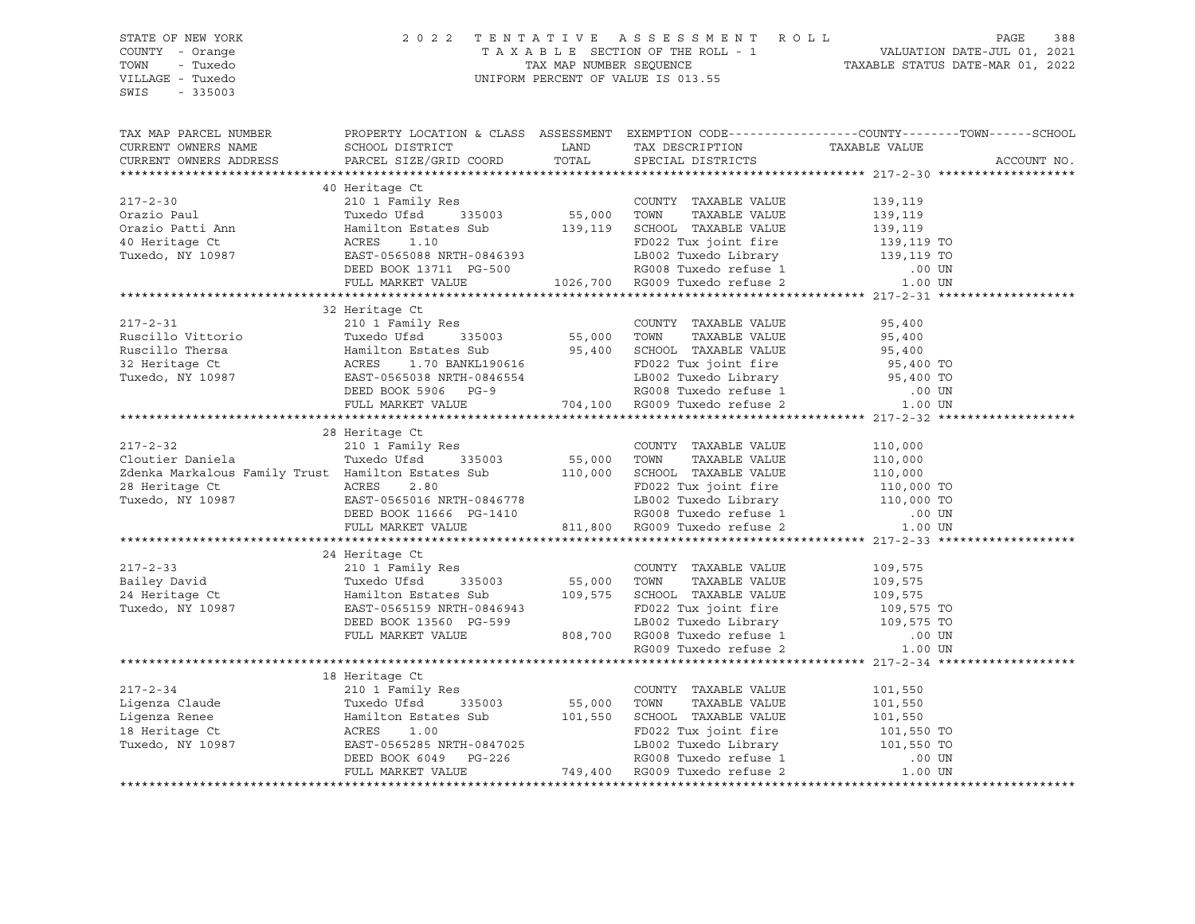STATE OF NEW YORK
COUNTY - Orange
TOWN - Tuxedo
VILLAGE - Tuxedo
SWIS - 335003

2022 TENTATIVE ASSESSMENT ROLL
TAXABLE SECTION OF THE ROLL - 1
TAX MAP NUMBER SEQUENCE
UNIFORM PERCENT OF VALUE IS 013.55

VALUATION DATE-JUL 01, 2021
TAXABLE STATUS DATE-MAR 01, 2022

| TAX MAP PARCEL NUMBER / CURRENT OWNERS NAME / CURRENT OWNERS ADDRESS | PROPERTY LOCATION & CLASS / SCHOOL DISTRICT / PARCEL SIZE/GRID COORD | ASSESSMENT LAND | TOTAL | EXEMPTION CODE / TAX DESCRIPTION / SPECIAL DISTRICTS | TAXABLE VALUE (COUNTY--TOWN--SCHOOL) | ACCOUNT NO. |
|---|---|---|---|---|---|---|
| **217-2-30** | 40 Heritage Ct | | | | | |
| 217-2-30 | 210 1 Family Res | | | COUNTY TAXABLE VALUE | 139,119 | |
| Orazio Paul | Tuxedo Ufsd 335003 | 55,000 | | TOWN TAXABLE VALUE | 139,119 | |
| Orazio Patti Ann | Hamilton Estates Sub | | 139,119 | SCHOOL TAXABLE VALUE | 139,119 | |
| 40 Heritage Ct | ACRES 1.10 | | | FD022 Tux joint fire | 139,119 TO | |
| Tuxedo, NY 10987 | EAST-0565088 NRTH-0846393 | | | LB002 Tuxedo Library | 139,119 TO | |
| | DEED BOOK 13711 PG-500 | | | RG008 Tuxedo refuse 1 | .00 UN | |
| | FULL MARKET VALUE | | 1026,700 | RG009 Tuxedo refuse 2 | 1.00 UN | |
| **217-2-31** | 32 Heritage Ct | | | | | |
| 217-2-31 | 210 1 Family Res | | | COUNTY TAXABLE VALUE | 95,400 | |
| Ruscillo Vittorio | Tuxedo Ufsd 335003 | 55,000 | | TOWN TAXABLE VALUE | 95,400 | |
| Ruscillo Thersa | Hamilton Estates Sub | | 95,400 | SCHOOL TAXABLE VALUE | 95,400 | |
| 32 Heritage Ct | ACRES 1.70 BANKL190616 | | | FD022 Tux joint fire | 95,400 TO | |
| Tuxedo, NY 10987 | EAST-0565038 NRTH-0846554 | | | LB002 Tuxedo Library | 95,400 TO | |
| | DEED BOOK 5906 PG-9 | | | RG008 Tuxedo refuse 1 | .00 UN | |
| | FULL MARKET VALUE | | 704,100 | RG009 Tuxedo refuse 2 | 1.00 UN | |
| **217-2-32** | 28 Heritage Ct | | | | | |
| 217-2-32 | 210 1 Family Res | | | COUNTY TAXABLE VALUE | 110,000 | |
| Cloutier Daniela | Tuxedo Ufsd 335003 | 55,000 | | TOWN TAXABLE VALUE | 110,000 | |
| Zdenka Markalous Family Trust | Hamilton Estates Sub | | 110,000 | SCHOOL TAXABLE VALUE | 110,000 | |
| 28 Heritage Ct | ACRES 2.80 | | | FD022 Tux joint fire | 110,000 TO | |
| Tuxedo, NY 10987 | EAST-0565016 NRTH-0846778 | | | LB002 Tuxedo Library | 110,000 TO | |
| | DEED BOOK 11666 PG-1410 | | | RG008 Tuxedo refuse 1 | .00 UN | |
| | FULL MARKET VALUE | | 811,800 | RG009 Tuxedo refuse 2 | 1.00 UN | |
| **217-2-33** | 24 Heritage Ct | | | | | |
| 217-2-33 | 210 1 Family Res | | | COUNTY TAXABLE VALUE | 109,575 | |
| Bailey David | Tuxedo Ufsd 335003 | 55,000 | | TOWN TAXABLE VALUE | 109,575 | |
| 24 Heritage Ct | Hamilton Estates Sub | | 109,575 | SCHOOL TAXABLE VALUE | 109,575 | |
| Tuxedo, NY 10987 | EAST-0565159 NRTH-0846943 | | | FD022 Tux joint fire | 109,575 TO | |
| | DEED BOOK 13560 PG-599 | | | LB002 Tuxedo Library | 109,575 TO | |
| | FULL MARKET VALUE | | 808,700 | RG008 Tuxedo refuse 1 | .00 UN | |
| | | | | RG009 Tuxedo refuse 2 | 1.00 UN | |
| **217-2-34** | 18 Heritage Ct | | | | | |
| 217-2-34 | 210 1 Family Res | | | COUNTY TAXABLE VALUE | 101,550 | |
| Ligenza Claude | Tuxedo Ufsd 335003 | 55,000 | | TOWN TAXABLE VALUE | 101,550 | |
| Ligenza Renee | Hamilton Estates Sub | | 101,550 | SCHOOL TAXABLE VALUE | 101,550 | |
| 18 Heritage Ct | ACRES 1.00 | | | FD022 Tux joint fire | 101,550 TO | |
| Tuxedo, NY 10987 | EAST-0565285 NRTH-0847025 | | | LB002 Tuxedo Library | 101,550 TO | |
| | DEED BOOK 6049 PG-226 | | | RG008 Tuxedo refuse 1 | .00 UN | |
| | FULL MARKET VALUE | | 749,400 | RG009 Tuxedo refuse 2 | 1.00 UN | |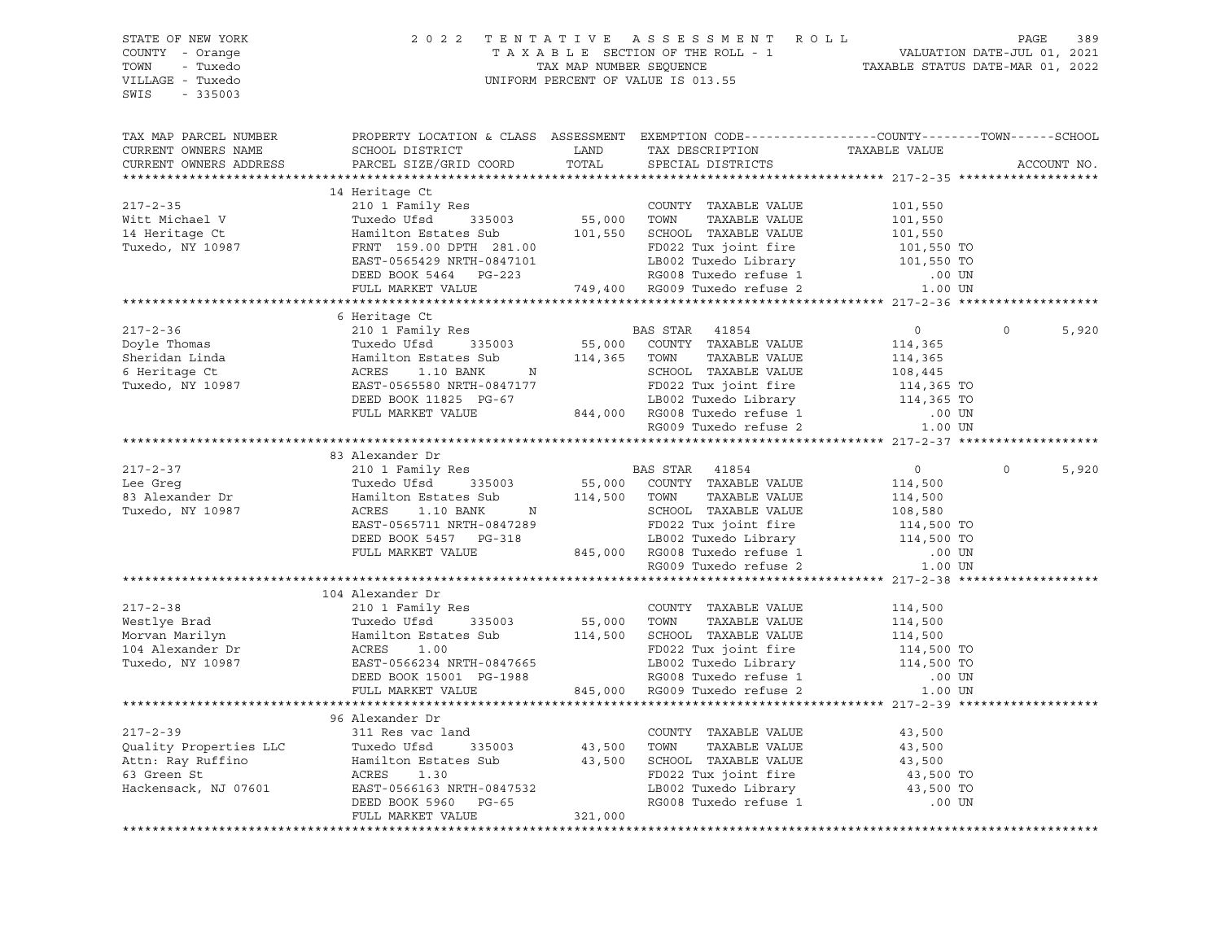STATE OF NEW YORK  
COUNTY - Orange  
TOWN - Tuxedo  
VILLAGE - Tuxedo  
SWIS - 335003

2022 TENTATIVE ASSESSMENT ROLL  
TAXABLE SECTION OF THE ROLL - 1  
TAX MAP NUMBER SEQUENCE  
UNIFORM PERCENT OF VALUE IS 013.55

VALUATION DATE-JUL 01, 2021  
TAXABLE STATUS DATE-MAR 01, 2022

| TAX MAP PARCEL NUMBER / CURRENT OWNERS NAME / CURRENT OWNERS ADDRESS | PROPERTY LOCATION & CLASS / SCHOOL DISTRICT / PARCEL SIZE/GRID COORD | ASSESSMENT LAND / TOTAL | EXEMPTION CODE / TAX DESCRIPTION / SPECIAL DISTRICTS | COUNTY TAXABLE VALUE | TOWN | SCHOOL | ACCOUNT NO. |
|---|---|---|---|---|---|---|---|
| **217-2-35** | 14 Heritage Ct | | | | | | |
| 217-2-35 | 210 1 Family Res | | COUNTY TAXABLE VALUE | 101,550 | | | |
| Witt Michael V | Tuxedo Ufsd 335003 | 55,000 | TOWN TAXABLE VALUE | 101,550 | | | |
| 14 Heritage Ct | Hamilton Estates Sub | 101,550 | SCHOOL TAXABLE VALUE | 101,550 | | | |
| Tuxedo, NY 10987 | FRNT 159.00 DPTH 281.00 | | FD022 Tux joint fire | 101,550 TO | | | |
| | EAST-0565429 NRTH-0847101 | | LB002 Tuxedo Library | 101,550 TO | | | |
| | DEED BOOK 5464 PG-223 | | RG008 Tuxedo refuse 1 | .00 UN | | | |
| | FULL MARKET VALUE | 749,400 | RG009 Tuxedo refuse 2 | 1.00 UN | | | |
| **217-2-36** | 6 Heritage Ct | | | | | | |
| 217-2-36 | 210 1 Family Res | | BAS STAR 41854 | 0 | 0 | 5,920 | |
| Doyle Thomas | Tuxedo Ufsd 335003 | 55,000 | COUNTY TAXABLE VALUE | 114,365 | | | |
| Sheridan Linda | Hamilton Estates Sub | 114,365 | TOWN TAXABLE VALUE | 114,365 | | | |
| 6 Heritage Ct | ACRES 1.10 BANK N | | SCHOOL TAXABLE VALUE | 108,445 | | | |
| Tuxedo, NY 10987 | EAST-0565580 NRTH-0847177 | | FD022 Tux joint fire | 114,365 TO | | | |
| | DEED BOOK 11825 PG-67 | | LB002 Tuxedo Library | 114,365 TO | | | |
| | FULL MARKET VALUE | 844,000 | RG008 Tuxedo refuse 1 | .00 UN | | | |
| | | | RG009 Tuxedo refuse 2 | 1.00 UN | | | |
| **217-2-37** | 83 Alexander Dr | | | | | | |
| 217-2-37 | 210 1 Family Res | | BAS STAR 41854 | 0 | 0 | 5,920 | |
| Lee Greg | Tuxedo Ufsd 335003 | 55,000 | COUNTY TAXABLE VALUE | 114,500 | | | |
| 83 Alexander Dr | Hamilton Estates Sub | 114,500 | TOWN TAXABLE VALUE | 114,500 | | | |
| Tuxedo, NY 10987 | ACRES 1.10 BANK N | | SCHOOL TAXABLE VALUE | 108,580 | | | |
| | EAST-0565711 NRTH-0847289 | | FD022 Tux joint fire | 114,500 TO | | | |
| | DEED BOOK 5457 PG-318 | | LB002 Tuxedo Library | 114,500 TO | | | |
| | FULL MARKET VALUE | 845,000 | RG008 Tuxedo refuse 1 | .00 UN | | | |
| | | | RG009 Tuxedo refuse 2 | 1.00 UN | | | |
| **217-2-38** | 104 Alexander Dr | | | | | | |
| 217-2-38 | 210 1 Family Res | | COUNTY TAXABLE VALUE | 114,500 | | | |
| Westlye Brad | Tuxedo Ufsd 335003 | 55,000 | TOWN TAXABLE VALUE | 114,500 | | | |
| Morvan Marilyn | Hamilton Estates Sub | 114,500 | SCHOOL TAXABLE VALUE | 114,500 | | | |
| 104 Alexander Dr | ACRES 1.00 | | FD022 Tux joint fire | 114,500 TO | | | |
| Tuxedo, NY 10987 | EAST-0566234 NRTH-0847665 | | LB002 Tuxedo Library | 114,500 TO | | | |
| | DEED BOOK 15001 PG-1988 | | RG008 Tuxedo refuse 1 | .00 UN | | | |
| | FULL MARKET VALUE | 845,000 | RG009 Tuxedo refuse 2 | 1.00 UN | | | |
| **217-2-39** | 96 Alexander Dr | | | | | | |
| 217-2-39 | 311 Res vac land | | COUNTY TAXABLE VALUE | 43,500 | | | |
| Quality Properties LLC | Tuxedo Ufsd 335003 | 43,500 | TOWN TAXABLE VALUE | 43,500 | | | |
| Attn: Ray Ruffino | Hamilton Estates Sub | 43,500 | SCHOOL TAXABLE VALUE | 43,500 | | | |
| 63 Green St | ACRES 1.30 | | FD022 Tux joint fire | 43,500 TO | | | |
| Hackensack, NJ 07601 | EAST-0566163 NRTH-0847532 | | LB002 Tuxedo Library | 43,500 TO | | | |
| | DEED BOOK 5960 PG-65 | | RG008 Tuxedo refuse 1 | .00 UN | | | |
| | FULL MARKET VALUE | 321,000 | | | | | |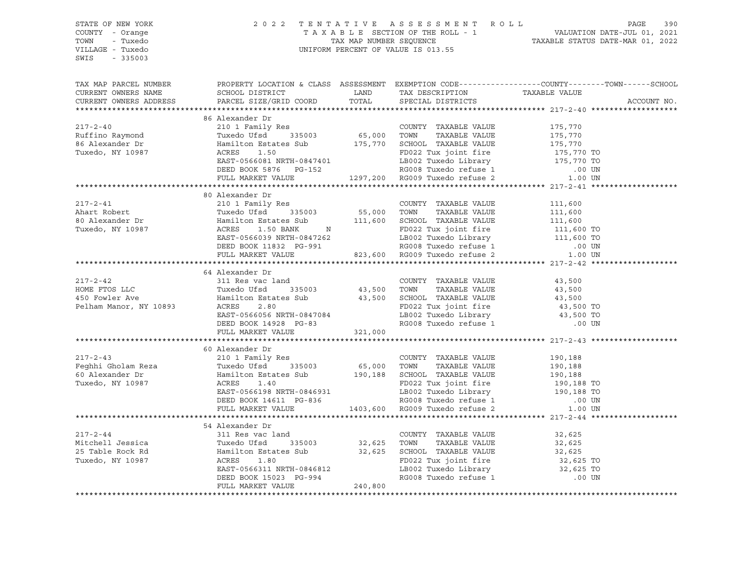STATE OF NEW YORK
COUNTY - Orange
TOWN - Tuxedo
VILLAGE - Tuxedo
SWIS - 335003

2022 TENTATIVE ASSESSMENT ROLL
TAXABLE SECTION OF THE ROLL - 1
TAX MAP NUMBER SEQUENCE
UNIFORM PERCENT OF VALUE IS 013.55

VALUATION DATE-JUL 01, 2021
TAXABLE STATUS DATE-MAR 01, 2022

| TAX MAP PARCEL NUMBER / CURRENT OWNERS NAME / CURRENT OWNERS ADDRESS | PROPERTY LOCATION & CLASS / SCHOOL DISTRICT / PARCEL SIZE/GRID COORD | ASSESSMENT LAND / TOTAL | EXEMPTION CODE / TAX DESCRIPTION / SPECIAL DISTRICTS | COUNTY / TOWN / SCHOOL TAXABLE VALUE | ACCOUNT NO. |
|---|---|---|---|---|---|
| **217-2-40** | 86 Alexander Dr | | | | |
| 217-2-40 | 210 1 Family Res | | COUNTY TAXABLE VALUE | 175,770 | |
| Ruffino Raymond | Tuxedo Ufsd 335003 | 65,000 | TOWN TAXABLE VALUE | 175,770 | |
| 86 Alexander Dr | Hamilton Estates Sub | 175,770 | SCHOOL TAXABLE VALUE | 175,770 | |
| Tuxedo, NY 10987 | ACRES 1.50 | | FD022 Tux joint fire | 175,770 TO | |
| | EAST-0566081 NRTH-0847401 | | LB002 Tuxedo Library | 175,770 TO | |
| | DEED BOOK 5876 PG-152 | | RG008 Tuxedo refuse 1 | .00 UN | |
| | FULL MARKET VALUE | 1297,200 | RG009 Tuxedo refuse 2 | 1.00 UN | |
| **217-2-41** | 80 Alexander Dr | | | | |
| 217-2-41 | 210 1 Family Res | | COUNTY TAXABLE VALUE | 111,600 | |
| Ahart Robert | Tuxedo Ufsd 335003 | 55,000 | TOWN TAXABLE VALUE | 111,600 | |
| 80 Alexander Dr | Hamilton Estates Sub | 111,600 | SCHOOL TAXABLE VALUE | 111,600 | |
| Tuxedo, NY 10987 | ACRES 1.50 BANK N | | FD022 Tux joint fire | 111,600 TO | |
| | EAST-0566039 NRTH-0847262 | | LB002 Tuxedo Library | 111,600 TO | |
| | DEED BOOK 11832 PG-991 | | RG008 Tuxedo refuse 1 | .00 UN | |
| | FULL MARKET VALUE | 823,600 | RG009 Tuxedo refuse 2 | 1.00 UN | |
| **217-2-42** | 64 Alexander Dr | | | | |
| 217-2-42 | 311 Res vac land | | COUNTY TAXABLE VALUE | 43,500 | |
| HOME FTOS LLC | Tuxedo Ufsd 335003 | 43,500 | TOWN TAXABLE VALUE | 43,500 | |
| 450 Fowler Ave | Hamilton Estates Sub | 43,500 | SCHOOL TAXABLE VALUE | 43,500 | |
| Pelham Manor, NY 10893 | ACRES 2.80 | | FD022 Tux joint fire | 43,500 TO | |
| | EAST-0566056 NRTH-0847084 | | LB002 Tuxedo Library | 43,500 TO | |
| | DEED BOOK 14928 PG-83 | | RG008 Tuxedo refuse 1 | .00 UN | |
| | FULL MARKET VALUE | 321,000 | | | |
| **217-2-43** | 60 Alexander Dr | | | | |
| 217-2-43 | 210 1 Family Res | | COUNTY TAXABLE VALUE | 190,188 | |
| Feghhi Gholam Reza | Tuxedo Ufsd 335003 | 65,000 | TOWN TAXABLE VALUE | 190,188 | |
| 60 Alexander Dr | Hamilton Estates Sub | 190,188 | SCHOOL TAXABLE VALUE | 190,188 | |
| Tuxedo, NY 10987 | ACRES 1.40 | | FD022 Tux joint fire | 190,188 TO | |
| | EAST-0566198 NRTH-0846931 | | LB002 Tuxedo Library | 190,188 TO | |
| | DEED BOOK 14611 PG-836 | | RG008 Tuxedo refuse 1 | .00 UN | |
| | FULL MARKET VALUE | 1403,600 | RG009 Tuxedo refuse 2 | 1.00 UN | |
| **217-2-44** | 54 Alexander Dr | | | | |
| 217-2-44 | 311 Res vac land | | COUNTY TAXABLE VALUE | 32,625 | |
| Mitchell Jessica | Tuxedo Ufsd 335003 | 32,625 | TOWN TAXABLE VALUE | 32,625 | |
| 25 Table Rock Rd | Hamilton Estates Sub | 32,625 | SCHOOL TAXABLE VALUE | 32,625 | |
| Tuxedo, NY 10987 | ACRES 1.80 | | FD022 Tux joint fire | 32,625 TO | |
| | EAST-0566311 NRTH-0846812 | | LB002 Tuxedo Library | 32,625 TO | |
| | DEED BOOK 15023 PG-994 | | RG008 Tuxedo refuse 1 | .00 UN | |
| | FULL MARKET VALUE | 240,800 | | | |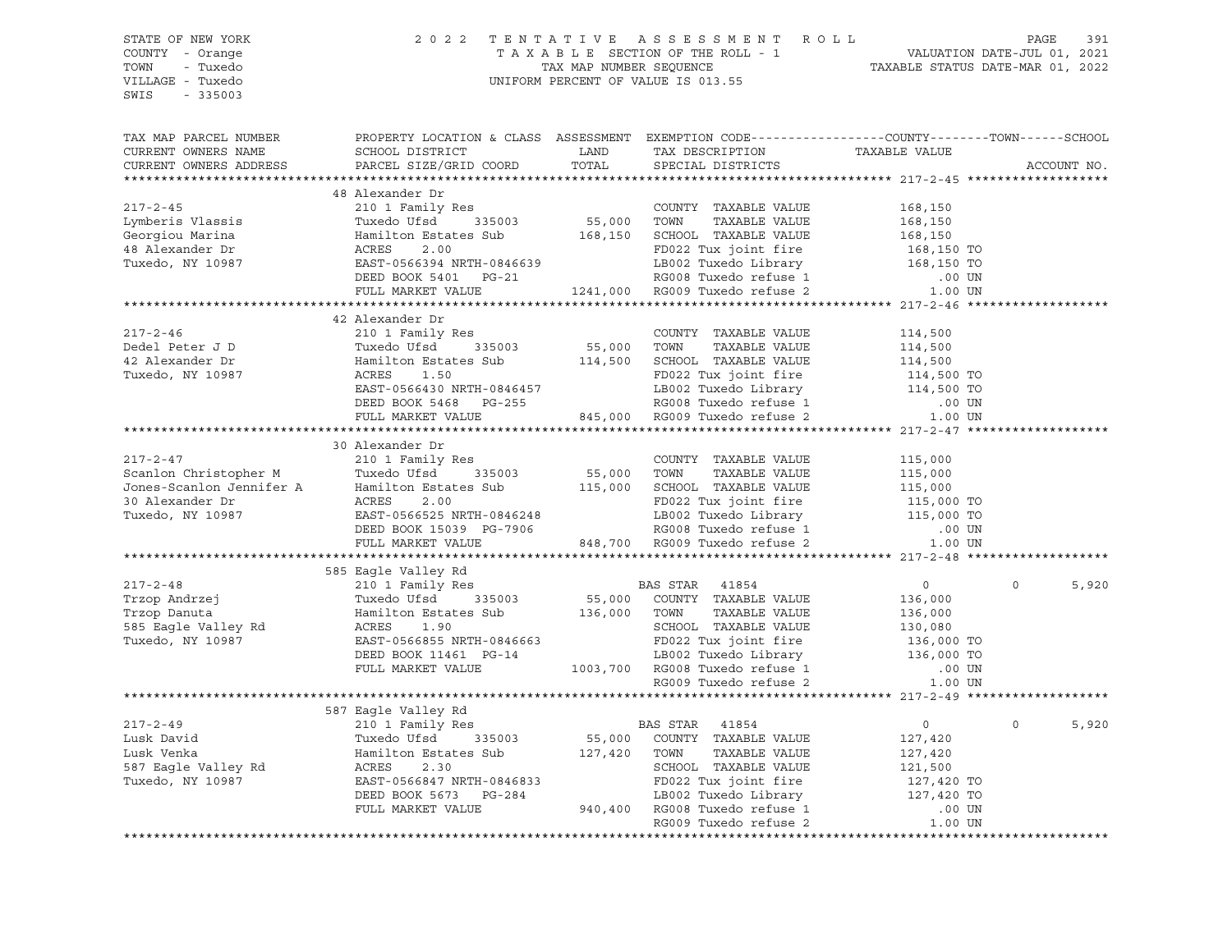STATE OF NEW YORK
COUNTY - Orange
TOWN - Tuxedo
VILLAGE - Tuxedo
SWIS - 335003

2022 TENTATIVE ASSESSMENT ROLL
TAXABLE SECTION OF THE ROLL - 1
TAX MAP NUMBER SEQUENCE
UNIFORM PERCENT OF VALUE IS 013.55

VALUATION DATE-JUL 01, 2021
TAXABLE STATUS DATE-MAR 01, 2022

| TAX MAP PARCEL NUMBER / CURRENT OWNERS NAME / CURRENT OWNERS ADDRESS | PROPERTY LOCATION & CLASS / SCHOOL DISTRICT / PARCEL SIZE/GRID COORD | ASSESSMENT LAND | TOTAL | EXEMPTION CODE / TAX DESCRIPTION / SPECIAL DISTRICTS | COUNTY | TOWN | SCHOOL / ACCOUNT NO. |
|---|---|---|---|---|---|---|---|
| **217-2-45** | 48 Alexander Dr | | | | | | |
| 217-2-45 | 210 1 Family Res | | | COUNTY TAXABLE VALUE | 168,150 | | |
| Lymberis Vlassis | Tuxedo Ufsd 335003 | 55,000 | | TOWN TAXABLE VALUE | 168,150 | | |
| Georgiou Marina | Hamilton Estates Sub | | 168,150 | SCHOOL TAXABLE VALUE | 168,150 | | |
| 48 Alexander Dr | ACRES 2.00 | | | FD022 Tux joint fire | 168,150 TO | | |
| Tuxedo, NY 10987 | EAST-0566394 NRTH-0846639 | | | LB002 Tuxedo Library | 168,150 TO | | |
| | DEED BOOK 5401 PG-21 | | | RG008 Tuxedo refuse 1 | .00 UN | | |
| | FULL MARKET VALUE | | 1241,000 | RG009 Tuxedo refuse 2 | 1.00 UN | | |
| **217-2-46** | 42 Alexander Dr | | | | | | |
| 217-2-46 | 210 1 Family Res | | | COUNTY TAXABLE VALUE | 114,500 | | |
| Dedel Peter J D | Tuxedo Ufsd 335003 | 55,000 | | TOWN TAXABLE VALUE | 114,500 | | |
| 42 Alexander Dr | Hamilton Estates Sub | | 114,500 | SCHOOL TAXABLE VALUE | 114,500 | | |
| Tuxedo, NY 10987 | ACRES 1.50 | | | FD022 Tux joint fire | 114,500 TO | | |
| | EAST-0566430 NRTH-0846457 | | | LB002 Tuxedo Library | 114,500 TO | | |
| | DEED BOOK 5468 PG-255 | | | RG008 Tuxedo refuse 1 | .00 UN | | |
| | FULL MARKET VALUE | | 845,000 | RG009 Tuxedo refuse 2 | 1.00 UN | | |
| **217-2-47** | 30 Alexander Dr | | | | | | |
| 217-2-47 | 210 1 Family Res | | | COUNTY TAXABLE VALUE | 115,000 | | |
| Scanlon Christopher M | Tuxedo Ufsd 335003 | 55,000 | | TOWN TAXABLE VALUE | 115,000 | | |
| Jones-Scanlon Jennifer A | Hamilton Estates Sub | | 115,000 | SCHOOL TAXABLE VALUE | 115,000 | | |
| 30 Alexander Dr | ACRES 2.00 | | | FD022 Tux joint fire | 115,000 TO | | |
| Tuxedo, NY 10987 | EAST-0566525 NRTH-0846248 | | | LB002 Tuxedo Library | 115,000 TO | | |
| | DEED BOOK 15039 PG-7906 | | | RG008 Tuxedo refuse 1 | .00 UN | | |
| | FULL MARKET VALUE | | 848,700 | RG009 Tuxedo refuse 2 | 1.00 UN | | |
| **217-2-48** | 585 Eagle Valley Rd | | | | | | |
| 217-2-48 | 210 1 Family Res | | | BAS STAR 41854 | 0 | 0 | 5,920 |
| Trzop Andrzej | Tuxedo Ufsd 335003 | 55,000 | | COUNTY TAXABLE VALUE | 136,000 | | |
| Trzop Danuta | Hamilton Estates Sub | | 136,000 | TOWN TAXABLE VALUE | 136,000 | | |
| 585 Eagle Valley Rd | ACRES 1.90 | | | SCHOOL TAXABLE VALUE | 130,080 | | |
| Tuxedo, NY 10987 | EAST-0566855 NRTH-0846663 | | | FD022 Tux joint fire | 136,000 TO | | |
| | DEED BOOK 11461 PG-14 | | | LB002 Tuxedo Library | 136,000 TO | | |
| | FULL MARKET VALUE | | 1003,700 | RG008 Tuxedo refuse 1 | .00 UN | | |
| | | | | RG009 Tuxedo refuse 2 | 1.00 UN | | |
| **217-2-49** | 587 Eagle Valley Rd | | | | | | |
| 217-2-49 | 210 1 Family Res | | | BAS STAR 41854 | 0 | 0 | 5,920 |
| Lusk David | Tuxedo Ufsd 335003 | 55,000 | | COUNTY TAXABLE VALUE | 127,420 | | |
| Lusk Venka | Hamilton Estates Sub | | 127,420 | TOWN TAXABLE VALUE | 127,420 | | |
| 587 Eagle Valley Rd | ACRES 2.30 | | | SCHOOL TAXABLE VALUE | 121,500 | | |
| Tuxedo, NY 10987 | EAST-0566847 NRTH-0846833 | | | FD022 Tux joint fire | 127,420 TO | | |
| | DEED BOOK 5673 PG-284 | | | LB002 Tuxedo Library | 127,420 TO | | |
| | FULL MARKET VALUE | | 940,400 | RG008 Tuxedo refuse 1 | .00 UN | | |
| | | | | RG009 Tuxedo refuse 2 | 1.00 UN | | |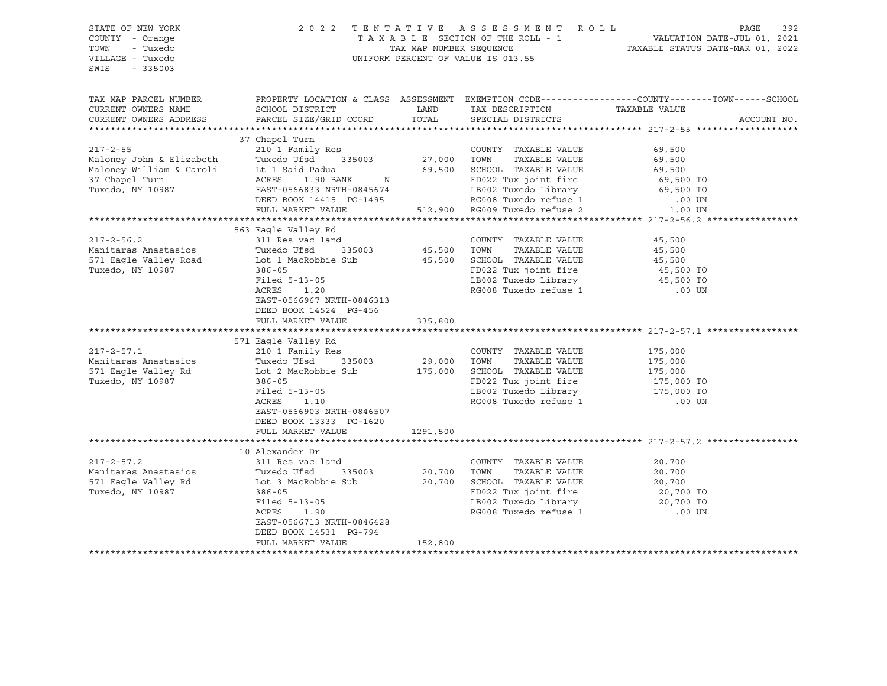STATE OF NEW YORK | 2022 TENTATIVE ASSESSMENT ROLL | PAGE 392
COUNTY - Orange | TAXABLE SECTION OF THE ROLL - 1 | VALUATION DATE-JUL 01, 2021
TOWN - Tuxedo | TAX MAP NUMBER SEQUENCE | TAXABLE STATUS DATE-MAR 01, 2022
VILLAGE - Tuxedo | UNIFORM PERCENT OF VALUE IS 013.55
SWIS - 335003

| TAX MAP PARCEL NUMBER / CURRENT OWNERS NAME / CURRENT OWNERS ADDRESS | PROPERTY LOCATION & CLASS / SCHOOL DISTRICT / PARCEL SIZE/GRID COORD | ASSESSMENT LAND / TOTAL | EXEMPTION CODE / TAX DESCRIPTION / SPECIAL DISTRICTS | TAXABLE VALUE (COUNTY / TOWN / SCHOOL) | ACCOUNT NO. |
|---|---|---|---|---|---|
| **217-2-55** | 37 Chapel Turn | | | | |
| 217-2-55 | 210 1 Family Res | | COUNTY TAXABLE VALUE | 69,500 | |
| Maloney John & Elizabeth | Tuxedo Ufsd 335003 | 27,000 | TOWN TAXABLE VALUE | 69,500 | |
| Maloney William & Caroli | Lt 1 Said Padua | 69,500 | SCHOOL TAXABLE VALUE | 69,500 | |
| 37 Chapel Turn | ACRES 1.90 BANK N | | FD022 Tux joint fire | 69,500 TO | |
| Tuxedo, NY 10987 | EAST-0566833 NRTH-0845674 | | LB002 Tuxedo Library | 69,500 TO | |
| | DEED BOOK 14415 PG-1495 | | RG008 Tuxedo refuse 1 | .00 UN | |
| | FULL MARKET VALUE | 512,900 | RG009 Tuxedo refuse 2 | 1.00 UN | |
| **217-2-56.2** | 563 Eagle Valley Rd | | | | |
| 217-2-56.2 | 311 Res vac land | | COUNTY TAXABLE VALUE | 45,500 | |
| Manitaras Anastasios | Tuxedo Ufsd 335003 | 45,500 | TOWN TAXABLE VALUE | 45,500 | |
| 571 Eagle Valley Road | Lot 1 MacRobbie Sub | 45,500 | SCHOOL TAXABLE VALUE | 45,500 | |
| Tuxedo, NY 10987 | 386-05 | | FD022 Tux joint fire | 45,500 TO | |
| | Filed 5-13-05 | | LB002 Tuxedo Library | 45,500 TO | |
| | ACRES 1.20 | | RG008 Tuxedo refuse 1 | .00 UN | |
| | EAST-0566967 NRTH-0846313 | | | | |
| | DEED BOOK 14524 PG-456 | | | | |
| | FULL MARKET VALUE | 335,800 | | | |
| **217-2-57.1** | 571 Eagle Valley Rd | | | | |
| 217-2-57.1 | 210 1 Family Res | | COUNTY TAXABLE VALUE | 175,000 | |
| Manitaras Anastasios | Tuxedo Ufsd 335003 | 29,000 | TOWN TAXABLE VALUE | 175,000 | |
| 571 Eagle Valley Rd | Lot 2 MacRobbie Sub | 175,000 | SCHOOL TAXABLE VALUE | 175,000 | |
| Tuxedo, NY 10987 | 386-05 | | FD022 Tux joint fire | 175,000 TO | |
| | Filed 5-13-05 | | LB002 Tuxedo Library | 175,000 TO | |
| | ACRES 1.10 | | RG008 Tuxedo refuse 1 | .00 UN | |
| | EAST-0566903 NRTH-0846507 | | | | |
| | DEED BOOK 13333 PG-1620 | | | | |
| | FULL MARKET VALUE | 1291,500 | | | |
| **217-2-57.2** | 10 Alexander Dr | | | | |
| 217-2-57.2 | 311 Res vac land | | COUNTY TAXABLE VALUE | 20,700 | |
| Manitaras Anastasios | Tuxedo Ufsd 335003 | 20,700 | TOWN TAXABLE VALUE | 20,700 | |
| 571 Eagle Valley Rd | Lot 3 MacRobbie Sub | 20,700 | SCHOOL TAXABLE VALUE | 20,700 | |
| Tuxedo, NY 10987 | 386-05 | | FD022 Tux joint fire | 20,700 TO | |
| | Filed 5-13-05 | | LB002 Tuxedo Library | 20,700 TO | |
| | ACRES 1.90 | | RG008 Tuxedo refuse 1 | .00 UN | |
| | EAST-0566713 NRTH-0846428 | | | | |
| | DEED BOOK 14531 PG-794 | | | | |
| | FULL MARKET VALUE | 152,800 | | | |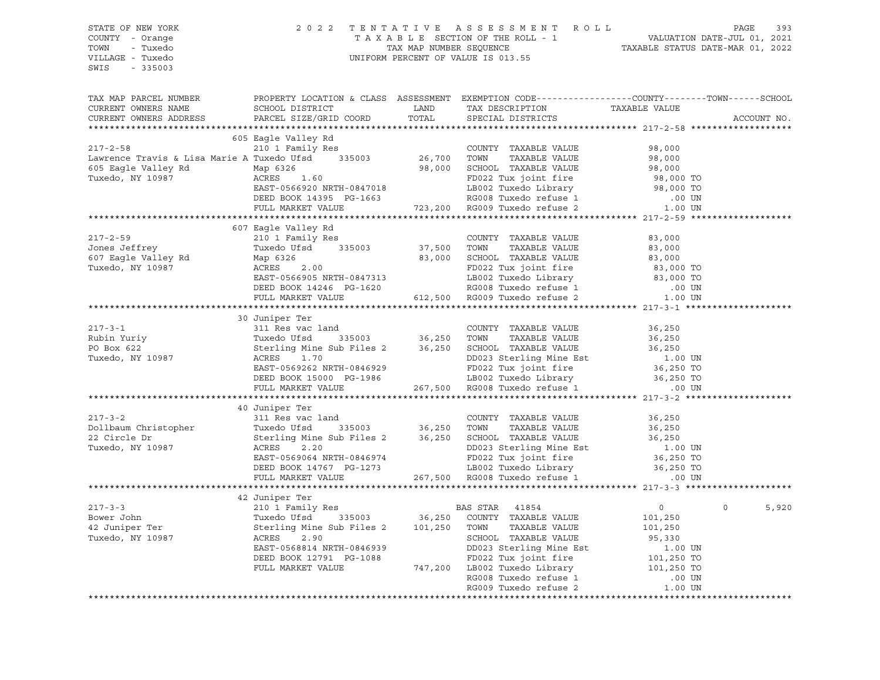STATE OF NEW YORK
COUNTY - Orange
TOWN - Tuxedo
VILLAGE - Tuxedo
SWIS - 335003

2022 TENTATIVE ASSESSMENT ROLL
TAXABLE SECTION OF THE ROLL - 1
TAX MAP NUMBER SEQUENCE
UNIFORM PERCENT OF VALUE IS 013.55

VALUATION DATE-JUL 01, 2021
TAXABLE STATUS DATE-MAR 01, 2022

```
TAX MAP PARCEL NUMBER          PROPERTY LOCATION & CLASS  ASSESSMENT  EXEMPTION CODE------------------COUNTY--------TOWN------SCHOOL
CURRENT OWNERS NAME            SCHOOL DISTRICT               LAND      TAX DESCRIPTION              TAXABLE VALUE
CURRENT OWNERS ADDRESS         PARCEL SIZE/GRID COORD        TOTAL     SPECIAL DISTRICTS                                         ACCOUNT NO.
****************************************************************************************************** 217-2-58 *******************
                               605 Eagle Valley Rd
217-2-58                       210 1 Family Res                         COUNTY  TAXABLE VALUE             98,000
Lawrence Travis & Lisa Marie A Tuxedo Ufsd    335003     26,700   TOWN    TAXABLE VALUE             98,000
605 Eagle Valley Rd            Map 6326                    98,000   SCHOOL  TAXABLE VALUE             98,000
Tuxedo, NY 10987               ACRES    1.60                        FD022 Tux joint fire              98,000 TO
                               EAST-0566920 NRTH-0847018            LB002 Tuxedo Library              98,000 TO
                               DEED BOOK 14395  PG-1663             RG008 Tuxedo refuse 1                .00 UN
                               FULL MARKET VALUE          723,200   RG009 Tuxedo refuse 2               1.00 UN
****************************************************************************************************** 217-2-59 *******************
                               607 Eagle Valley Rd
217-2-59                       210 1 Family Res                         COUNTY  TAXABLE VALUE             83,000
Jones Jeffrey                  Tuxedo Ufsd    335003     37,500   TOWN    TAXABLE VALUE             83,000
607 Eagle Valley Rd            Map 6326                    83,000   SCHOOL  TAXABLE VALUE             83,000
Tuxedo, NY 10987               ACRES    2.00                        FD022 Tux joint fire              83,000 TO
                               EAST-0566905 NRTH-0847313            LB002 Tuxedo Library              83,000 TO
                               DEED BOOK 14246  PG-1620             RG008 Tuxedo refuse 1                .00 UN
                               FULL MARKET VALUE          612,500   RG009 Tuxedo refuse 2               1.00 UN
****************************************************************************************************** 217-3-1 ********************
                               30 Juniper Ter
217-3-1                        311 Res vac land                         COUNTY  TAXABLE VALUE             36,250
Rubin Yuriy                    Tuxedo Ufsd    335003     36,250   TOWN    TAXABLE VALUE             36,250
PO Box 622                     Sterling Mine Sub Files 2   36,250   SCHOOL  TAXABLE VALUE             36,250
Tuxedo, NY 10987               ACRES    1.70                        DD023 Sterling Mine Est             1.00 UN
                               EAST-0569262 NRTH-0846929            FD022 Tux joint fire              36,250 TO
                               DEED BOOK 15000  PG-1986             LB002 Tuxedo Library              36,250 TO
                               FULL MARKET VALUE          267,500   RG008 Tuxedo refuse 1                .00 UN
****************************************************************************************************** 217-3-2 ********************
                               40 Juniper Ter
217-3-2                        311 Res vac land                         COUNTY  TAXABLE VALUE             36,250
Dollbaum Christopher           Tuxedo Ufsd    335003     36,250   TOWN    TAXABLE VALUE             36,250
22 Circle Dr                   Sterling Mine Sub Files 2   36,250   SCHOOL  TAXABLE VALUE             36,250
Tuxedo, NY 10987               ACRES    2.20                        DD023 Sterling Mine Est             1.00 UN
                               EAST-0569064 NRTH-0846974            FD022 Tux joint fire              36,250 TO
                               DEED BOOK 14767  PG-1273             LB002 Tuxedo Library              36,250 TO
                               FULL MARKET VALUE          267,500   RG008 Tuxedo refuse 1                .00 UN
****************************************************************************************************** 217-3-3 ********************
                               42 Juniper Ter
217-3-3                        210 1 Family Res                   BAS STAR  41854                       0             0       5,920
Bower John                     Tuxedo Ufsd    335003     36,250   COUNTY  TAXABLE VALUE            101,250
42 Juniper Ter                 Sterling Mine Sub Files 2  101,250   TOWN    TAXABLE VALUE            101,250
Tuxedo, NY 10987               ACRES    2.90                        SCHOOL  TAXABLE VALUE             95,330
                               EAST-0568814 NRTH-0846939            DD023 Sterling Mine Est             1.00 UN
                               DEED BOOK 12791  PG-1088             FD022 Tux joint fire             101,250 TO
                               FULL MARKET VALUE          747,200   LB002 Tuxedo Library             101,250 TO
                                                                    RG008 Tuxedo refuse 1                .00 UN
                                                                    RG009 Tuxedo refuse 2               1.00 UN
************************************************************************************************************************************
```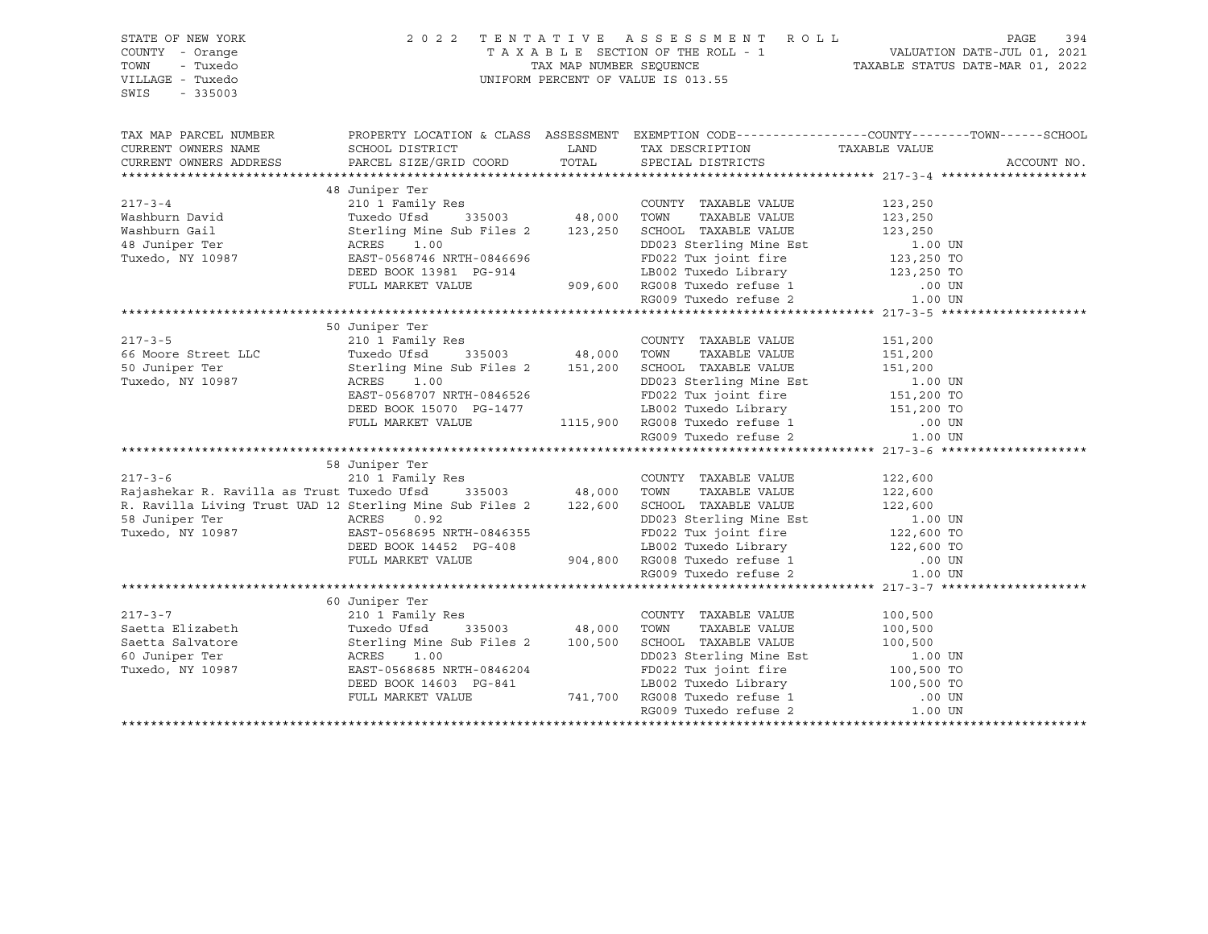STATE OF NEW YORK
COUNTY - Orange
TOWN - Tuxedo
VILLAGE - Tuxedo
SWIS - 335003

2 0 2 2 T E N T A T I V E A S S E S S M E N T R O L L
T A X A B L E SECTION OF THE ROLL - 1
TAX MAP NUMBER SEQUENCE
UNIFORM PERCENT OF VALUE IS 013.55

VALUATION DATE-JUL 01, 2021
TAXABLE STATUS DATE-MAR 01, 2022

| TAX MAP PARCEL NUMBER / CURRENT OWNERS NAME / CURRENT OWNERS ADDRESS | PROPERTY LOCATION & CLASS / SCHOOL DISTRICT / PARCEL SIZE/GRID COORD | ASSESSMENT LAND / TOTAL | EXEMPTION CODE / TAX DESCRIPTION / SPECIAL DISTRICTS | TAXABLE VALUE (COUNTY / TOWN / SCHOOL) | ACCOUNT NO. |
|---|---|---|---|---|---|
| **217-3-4** | 48 Juniper Ter | | | | |
| 217-3-4 | 210 1 Family Res | | COUNTY TAXABLE VALUE | 123,250 | |
| Washburn David | Tuxedo Ufsd 335003 | 48,000 | TOWN TAXABLE VALUE | 123,250 | |
| Washburn Gail | Sterling Mine Sub Files 2 | 123,250 | SCHOOL TAXABLE VALUE | 123,250 | |
| 48 Juniper Ter | ACRES 1.00 | | DD023 Sterling Mine Est | 1.00 UN | |
| Tuxedo, NY 10987 | EAST-0568746 NRTH-0846696 | | FD022 Tux joint fire | 123,250 TO | |
| | DEED BOOK 13981 PG-914 | | LB002 Tuxedo Library | 123,250 TO | |
| | FULL MARKET VALUE | 909,600 | RG008 Tuxedo refuse 1 | .00 UN | |
| | | | RG009 Tuxedo refuse 2 | 1.00 UN | |
| **217-3-5** | 50 Juniper Ter | | | | |
| 217-3-5 | 210 1 Family Res | | COUNTY TAXABLE VALUE | 151,200 | |
| 66 Moore Street LLC | Tuxedo Ufsd 335003 | 48,000 | TOWN TAXABLE VALUE | 151,200 | |
| 50 Juniper Ter | Sterling Mine Sub Files 2 | 151,200 | SCHOOL TAXABLE VALUE | 151,200 | |
| Tuxedo, NY 10987 | ACRES 1.00 | | DD023 Sterling Mine Est | 1.00 UN | |
| | EAST-0568707 NRTH-0846526 | | FD022 Tux joint fire | 151,200 TO | |
| | DEED BOOK 15070 PG-1477 | | LB002 Tuxedo Library | 151,200 TO | |
| | FULL MARKET VALUE | 1115,900 | RG008 Tuxedo refuse 1 | .00 UN | |
| | | | RG009 Tuxedo refuse 2 | 1.00 UN | |
| **217-3-6** | 58 Juniper Ter | | | | |
| 217-3-6 | 210 1 Family Res | | COUNTY TAXABLE VALUE | 122,600 | |
| Rajashekar R. Ravilla as Trust | Tuxedo Ufsd 335003 | 48,000 | TOWN TAXABLE VALUE | 122,600 | |
| R. Ravilla Living Trust UAD 12 | Sterling Mine Sub Files 2 | 122,600 | SCHOOL TAXABLE VALUE | 122,600 | |
| 58 Juniper Ter | ACRES 0.92 | | DD023 Sterling Mine Est | 1.00 UN | |
| Tuxedo, NY 10987 | EAST-0568695 NRTH-0846355 | | FD022 Tux joint fire | 122,600 TO | |
| | DEED BOOK 14452 PG-408 | | LB002 Tuxedo Library | 122,600 TO | |
| | FULL MARKET VALUE | 904,800 | RG008 Tuxedo refuse 1 | .00 UN | |
| | | | RG009 Tuxedo refuse 2 | 1.00 UN | |
| **217-3-7** | 60 Juniper Ter | | | | |
| 217-3-7 | 210 1 Family Res | | COUNTY TAXABLE VALUE | 100,500 | |
| Saetta Elizabeth | Tuxedo Ufsd 335003 | 48,000 | TOWN TAXABLE VALUE | 100,500 | |
| Saetta Salvatore | Sterling Mine Sub Files 2 | 100,500 | SCHOOL TAXABLE VALUE | 100,500 | |
| 60 Juniper Ter | ACRES 1.00 | | DD023 Sterling Mine Est | 1.00 UN | |
| Tuxedo, NY 10987 | EAST-0568685 NRTH-0846204 | | FD022 Tux joint fire | 100,500 TO | |
| | DEED BOOK 14603 PG-841 | | LB002 Tuxedo Library | 100,500 TO | |
| | FULL MARKET VALUE | 741,700 | RG008 Tuxedo refuse 1 | .00 UN | |
| | | | RG009 Tuxedo refuse 2 | 1.00 UN | |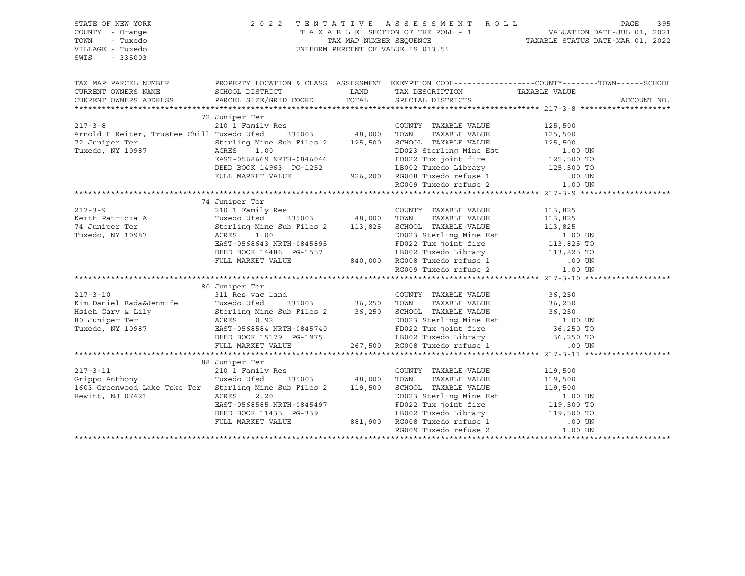STATE OF NEW YORK
COUNTY - Orange
TOWN - Tuxedo
VILLAGE - Tuxedo
SWIS - 335003

2022 TENTATIVE ASSESSMENT ROLL
TAXABLE SECTION OF THE ROLL - 1
TAX MAP NUMBER SEQUENCE
UNIFORM PERCENT OF VALUE IS 013.55

VALUATION DATE-JUL 01, 2021
TAXABLE STATUS DATE-MAR 01, 2022

| TAX MAP PARCEL NUMBER / CURRENT OWNERS NAME / CURRENT OWNERS ADDRESS | PROPERTY LOCATION & CLASS / SCHOOL DISTRICT / PARCEL SIZE/GRID COORD | ASSESSMENT LAND / TOTAL | EXEMPTION CODE / TAX DESCRIPTION / SPECIAL DISTRICTS | TAXABLE VALUE (COUNTY--TOWN--SCHOOL) | ACCOUNT NO. |
|---|---|---|---|---|---|
| | 72 Juniper Ter | | | | |
| 217-3-8 | 210 1 Family Res | | COUNTY TAXABLE VALUE | 125,500 | |
| Arnold E Reiter, Trustee Chill | Tuxedo Ufsd 335003 | 48,000 | TOWN TAXABLE VALUE | 125,500 | |
| 72 Juniper Ter | Sterling Mine Sub Files 2 | 125,500 | SCHOOL TAXABLE VALUE | 125,500 | |
| Tuxedo, NY 10987 | ACRES 1.00 | | DD023 Sterling Mine Est | 1.00 UN | |
| | EAST-0568669 NRTH-0846046 | | FD022 Tux joint fire | 125,500 TO | |
| | DEED BOOK 14963 PG-1252 | | LB002 Tuxedo Library | 125,500 TO | |
| | FULL MARKET VALUE | 926,200 | RG008 Tuxedo refuse 1 | .00 UN | |
| | | | RG009 Tuxedo refuse 2 | 1.00 UN | |
| | 74 Juniper Ter | | | | |
| 217-3-9 | 210 1 Family Res | | COUNTY TAXABLE VALUE | 113,825 | |
| Keith Patricia A | Tuxedo Ufsd 335003 | 48,000 | TOWN TAXABLE VALUE | 113,825 | |
| 74 Juniper Ter | Sterling Mine Sub Files 2 | 113,825 | SCHOOL TAXABLE VALUE | 113,825 | |
| Tuxedo, NY 10987 | ACRES 1.00 | | DD023 Sterling Mine Est | 1.00 UN | |
| | EAST-0568643 NRTH-0845895 | | FD022 Tux joint fire | 113,825 TO | |
| | DEED BOOK 14486 PG-1557 | | LB002 Tuxedo Library | 113,825 TO | |
| | FULL MARKET VALUE | 840,000 | RG008 Tuxedo refuse 1 | .00 UN | |
| | | | RG009 Tuxedo refuse 2 | 1.00 UN | |
| | 80 Juniper Ter | | | | |
| 217-3-10 | 311 Res vac land | | COUNTY TAXABLE VALUE | 36,250 | |
| Kim Daniel Bada&Jennife | Tuxedo Ufsd 335003 | 36,250 | TOWN TAXABLE VALUE | 36,250 | |
| Hsieh Gary & Lily | Sterling Mine Sub Files 2 | 36,250 | SCHOOL TAXABLE VALUE | 36,250 | |
| 80 Juniper Ter | ACRES 0.92 | | DD023 Sterling Mine Est | 1.00 UN | |
| Tuxedo, NY 10987 | EAST-0568584 NRTH-0845740 | | FD022 Tux joint fire | 36,250 TO | |
| | DEED BOOK 15179 PG-1975 | | LB002 Tuxedo Library | 36,250 TO | |
| | FULL MARKET VALUE | 267,500 | RG008 Tuxedo refuse 1 | .00 UN | |
| | 88 Juniper Ter | | | | |
| 217-3-11 | 210 1 Family Res | | COUNTY TAXABLE VALUE | 119,500 | |
| Grippo Anthony | Tuxedo Ufsd 335003 | 48,000 | TOWN TAXABLE VALUE | 119,500 | |
| 1603 Greenwood Lake Tpke Ter | Sterling Mine Sub Files 2 | 119,500 | SCHOOL TAXABLE VALUE | 119,500 | |
| Hewitt, NJ 07421 | ACRES 2.20 | | DD023 Sterling Mine Est | 1.00 UN | |
| | EAST-0568585 NRTH-0845497 | | FD022 Tux joint fire | 119,500 TO | |
| | DEED BOOK 11435 PG-339 | | LB002 Tuxedo Library | 119,500 TO | |
| | FULL MARKET VALUE | 881,900 | RG008 Tuxedo refuse 1 | .00 UN | |
| | | | RG009 Tuxedo refuse 2 | 1.00 UN | |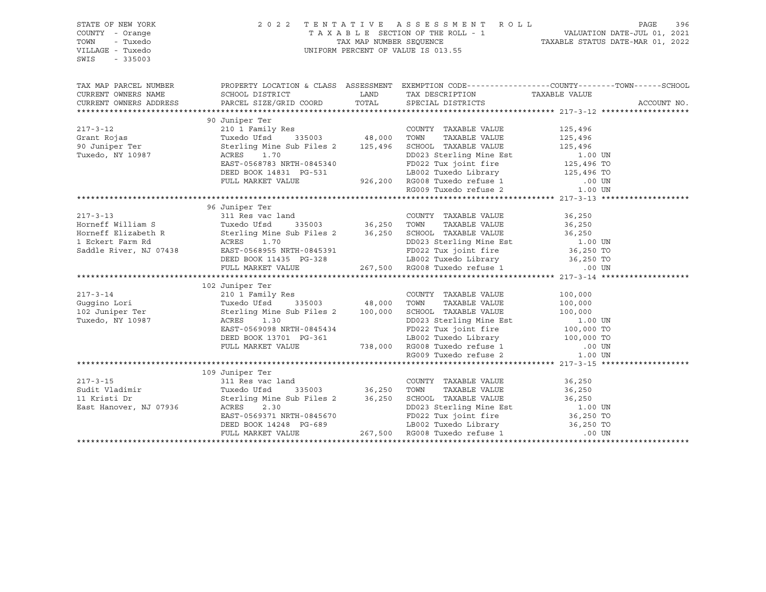STATE OF NEW YORK
COUNTY - Orange
TOWN - Tuxedo
VILLAGE - Tuxedo
SWIS - 335003

2022 TENTATIVE ASSESSMENT ROLL
TAXABLE SECTION OF THE ROLL - 1
TAX MAP NUMBER SEQUENCE
UNIFORM PERCENT OF VALUE IS 013.55

VALUATION DATE-JUL 01, 2021
TAXABLE STATUS DATE-MAR 01, 2022

| TAX MAP PARCEL NUMBER / CURRENT OWNERS NAME / CURRENT OWNERS ADDRESS | PROPERTY LOCATION & CLASS / SCHOOL DISTRICT / PARCEL SIZE/GRID COORD | ASSESSMENT LAND / TOTAL | EXEMPTION CODE / TAX DESCRIPTION / SPECIAL DISTRICTS | COUNTY--------TOWN------SCHOOL TAXABLE VALUE | ACCOUNT NO. |
|---|---|---|---|---|---|
| **217-3-12** | 90 Juniper Ter | | | | |
| 217-3-12 | 210 1 Family Res | | COUNTY TAXABLE VALUE | 125,496 | |
| Grant Rojas | Tuxedo Ufsd 335003 | 48,000 | TOWN TAXABLE VALUE | 125,496 | |
| 90 Juniper Ter | Sterling Mine Sub Files 2 | 125,496 | SCHOOL TAXABLE VALUE | 125,496 | |
| Tuxedo, NY 10987 | ACRES 1.70 | | DD023 Sterling Mine Est | 1.00 UN | |
| | EAST-0568783 NRTH-0845340 | | FD022 Tux joint fire | 125,496 TO | |
| | DEED BOOK 14831 PG-531 | | LB002 Tuxedo Library | 125,496 TO | |
| | FULL MARKET VALUE | 926,200 | RG008 Tuxedo refuse 1 | .00 UN | |
| | | | RG009 Tuxedo refuse 2 | 1.00 UN | |
| **217-3-13** | 96 Juniper Ter | | | | |
| 217-3-13 | 311 Res vac land | | COUNTY TAXABLE VALUE | 36,250 | |
| Horneff William S | Tuxedo Ufsd 335003 | 36,250 | TOWN TAXABLE VALUE | 36,250 | |
| Horneff Elizabeth R | Sterling Mine Sub Files 2 | 36,250 | SCHOOL TAXABLE VALUE | 36,250 | |
| 1 Eckert Farm Rd | ACRES 1.70 | | DD023 Sterling Mine Est | 1.00 UN | |
| Saddle River, NJ 07438 | EAST-0568955 NRTH-0845391 | | FD022 Tux joint fire | 36,250 TO | |
| | DEED BOOK 11435 PG-328 | | LB002 Tuxedo Library | 36,250 TO | |
| | FULL MARKET VALUE | 267,500 | RG008 Tuxedo refuse 1 | .00 UN | |
| **217-3-14** | 102 Juniper Ter | | | | |
| 217-3-14 | 210 1 Family Res | | COUNTY TAXABLE VALUE | 100,000 | |
| Guggino Lori | Tuxedo Ufsd 335003 | 48,000 | TOWN TAXABLE VALUE | 100,000 | |
| 102 Juniper Ter | Sterling Mine Sub Files 2 | 100,000 | SCHOOL TAXABLE VALUE | 100,000 | |
| Tuxedo, NY 10987 | ACRES 1.30 | | DD023 Sterling Mine Est | 1.00 UN | |
| | EAST-0569098 NRTH-0845434 | | FD022 Tux joint fire | 100,000 TO | |
| | DEED BOOK 13701 PG-361 | | LB002 Tuxedo Library | 100,000 TO | |
| | FULL MARKET VALUE | 738,000 | RG008 Tuxedo refuse 1 | .00 UN | |
| | | | RG009 Tuxedo refuse 2 | 1.00 UN | |
| **217-3-15** | 109 Juniper Ter | | | | |
| 217-3-15 | 311 Res vac land | | COUNTY TAXABLE VALUE | 36,250 | |
| Sudit Vladimir | Tuxedo Ufsd 335003 | 36,250 | TOWN TAXABLE VALUE | 36,250 | |
| 11 Kristi Dr | Sterling Mine Sub Files 2 | 36,250 | SCHOOL TAXABLE VALUE | 36,250 | |
| East Hanover, NJ 07936 | ACRES 2.30 | | DD023 Sterling Mine Est | 1.00 UN | |
| | EAST-0569371 NRTH-0845670 | | FD022 Tux joint fire | 36,250 TO | |
| | DEED BOOK 14248 PG-689 | | LB002 Tuxedo Library | 36,250 TO | |
| | FULL MARKET VALUE | 267,500 | RG008 Tuxedo refuse 1 | .00 UN | |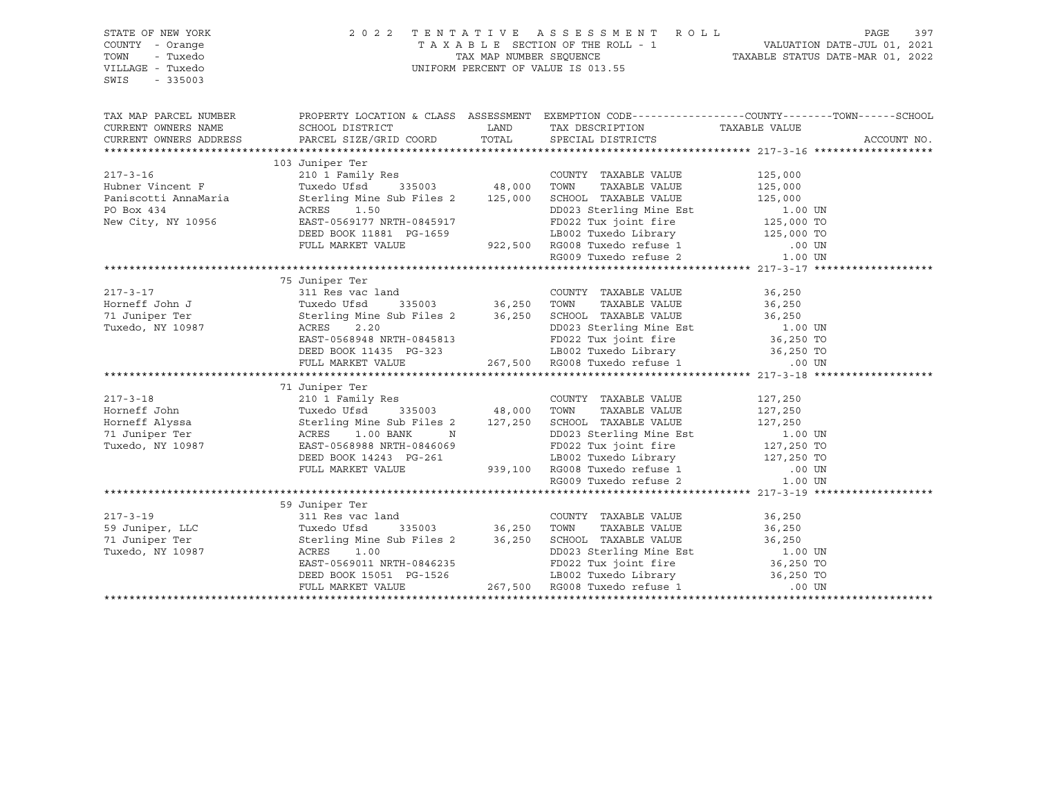STATE OF NEW YORK
COUNTY - Orange
TOWN - Tuxedo
VILLAGE - Tuxedo
SWIS - 335003

2022 TENTATIVE ASSESSMENT ROLL
TAXABLE SECTION OF THE ROLL - 1
TAX MAP NUMBER SEQUENCE
UNIFORM PERCENT OF VALUE IS 013.55

VALUATION DATE-JUL 01, 2021
TAXABLE STATUS DATE-MAR 01, 2022

| TAX MAP PARCEL NUMBER / CURRENT OWNERS NAME / CURRENT OWNERS ADDRESS | PROPERTY LOCATION & CLASS / SCHOOL DISTRICT / PARCEL SIZE/GRID COORD | ASSESSMENT LAND / TOTAL | EXEMPTION CODE / TAX DESCRIPTION / SPECIAL DISTRICTS | COUNTY / TOWN / SCHOOL TAXABLE VALUE | ACCOUNT NO. |
|---|---|---|---|---|---|
| **217-3-16** | 103 Juniper Ter | | | | |
| | 210 1 Family Res | | COUNTY TAXABLE VALUE | 125,000 | |
| Hubner Vincent F | Tuxedo Ufsd 335003 | 48,000 | TOWN TAXABLE VALUE | 125,000 | |
| Paniscotti AnnaMaria | Sterling Mine Sub Files 2 | 125,000 | SCHOOL TAXABLE VALUE | 125,000 | |
| PO Box 434 | ACRES 1.50 | | DD023 Sterling Mine Est | 1.00 UN | |
| New City, NY 10956 | EAST-0569177 NRTH-0845917 | | FD022 Tux joint fire | 125,000 TO | |
| | DEED BOOK 11881 PG-1659 | | LB002 Tuxedo Library | 125,000 TO | |
| | FULL MARKET VALUE | 922,500 | RG008 Tuxedo refuse 1 | .00 UN | |
| | | | RG009 Tuxedo refuse 2 | 1.00 UN | |
| **217-3-17** | 75 Juniper Ter | | | | |
| | 311 Res vac land | | COUNTY TAXABLE VALUE | 36,250 | |
| Horneff John J | Tuxedo Ufsd 335003 | 36,250 | TOWN TAXABLE VALUE | 36,250 | |
| 71 Juniper Ter | Sterling Mine Sub Files 2 | 36,250 | SCHOOL TAXABLE VALUE | 36,250 | |
| Tuxedo, NY 10987 | ACRES 2.20 | | DD023 Sterling Mine Est | 1.00 UN | |
| | EAST-0568948 NRTH-0845813 | | FD022 Tux joint fire | 36,250 TO | |
| | DEED BOOK 11435 PG-323 | | LB002 Tuxedo Library | 36,250 TO | |
| | FULL MARKET VALUE | 267,500 | RG008 Tuxedo refuse 1 | .00 UN | |
| **217-3-18** | 71 Juniper Ter | | | | |
| | 210 1 Family Res | | COUNTY TAXABLE VALUE | 127,250 | |
| Horneff John | Tuxedo Ufsd 335003 | 48,000 | TOWN TAXABLE VALUE | 127,250 | |
| Horneff Alyssa | Sterling Mine Sub Files 2 | 127,250 | SCHOOL TAXABLE VALUE | 127,250 | |
| 71 Juniper Ter | ACRES 1.00 BANK N | | DD023 Sterling Mine Est | 1.00 UN | |
| Tuxedo, NY 10987 | EAST-0568988 NRTH-0846069 | | FD022 Tux joint fire | 127,250 TO | |
| | DEED BOOK 14243 PG-261 | | LB002 Tuxedo Library | 127,250 TO | |
| | FULL MARKET VALUE | 939,100 | RG008 Tuxedo refuse 1 | .00 UN | |
| | | | RG009 Tuxedo refuse 2 | 1.00 UN | |
| **217-3-19** | 59 Juniper Ter | | | | |
| | 311 Res vac land | | COUNTY TAXABLE VALUE | 36,250 | |
| 59 Juniper, LLC | Tuxedo Ufsd 335003 | 36,250 | TOWN TAXABLE VALUE | 36,250 | |
| 71 Juniper Ter | Sterling Mine Sub Files 2 | 36,250 | SCHOOL TAXABLE VALUE | 36,250 | |
| Tuxedo, NY 10987 | ACRES 1.00 | | DD023 Sterling Mine Est | 1.00 UN | |
| | EAST-0569011 NRTH-0846235 | | FD022 Tux joint fire | 36,250 TO | |
| | DEED BOOK 15051 PG-1526 | | LB002 Tuxedo Library | 36,250 TO | |
| | FULL MARKET VALUE | 267,500 | RG008 Tuxedo refuse 1 | .00 UN | |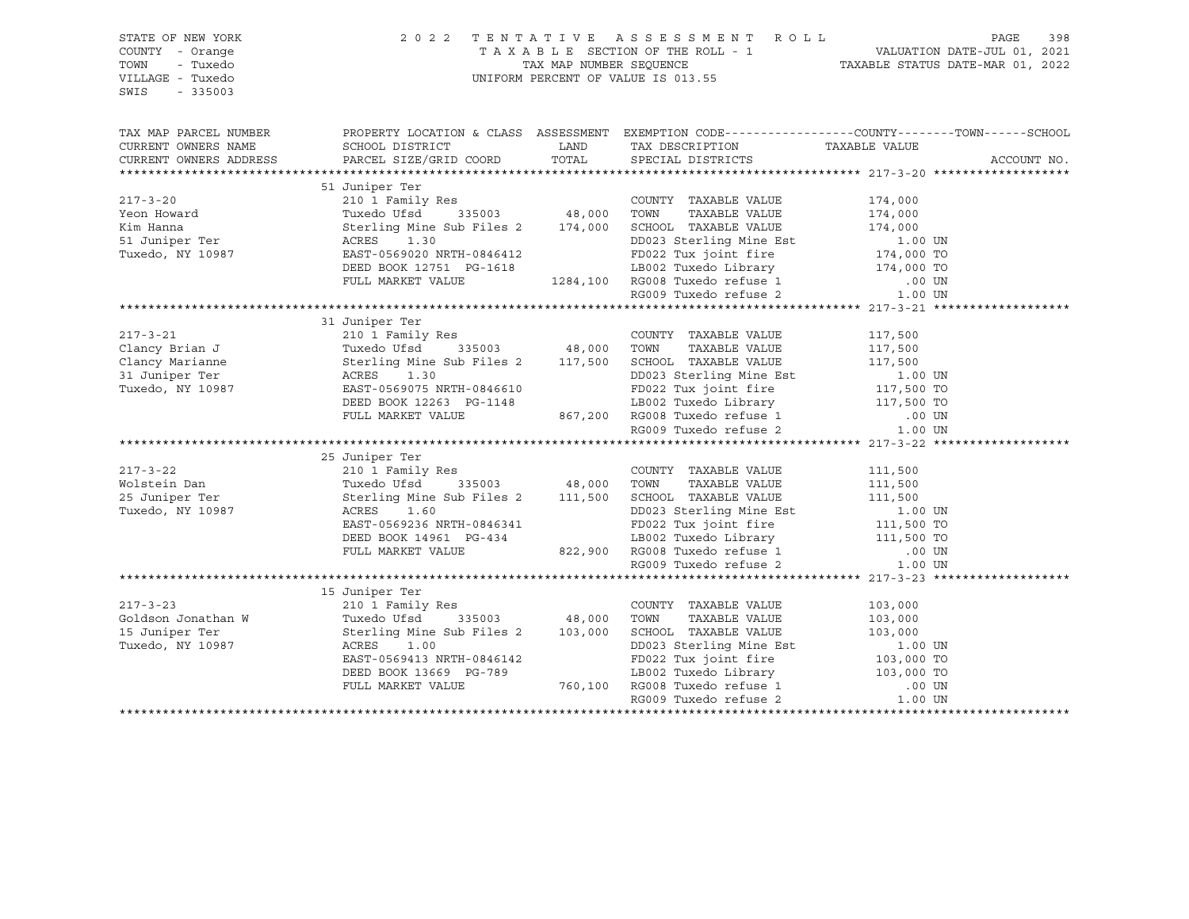STATE OF NEW YORK
COUNTY - Orange
TOWN - Tuxedo
VILLAGE - Tuxedo
SWIS - 335003

2022 TENTATIVE ASSESSMENT ROLL
TAXABLE SECTION OF THE ROLL - 1
TAX MAP NUMBER SEQUENCE
UNIFORM PERCENT OF VALUE IS 013.55

VALUATION DATE-JUL 01, 2021
TAXABLE STATUS DATE-MAR 01, 2022

| TAX MAP PARCEL NUMBER / CURRENT OWNERS NAME / CURRENT OWNERS ADDRESS | PROPERTY LOCATION & CLASS / SCHOOL DISTRICT / PARCEL SIZE/GRID COORD | ASSESSMENT LAND / TOTAL | EXEMPTION CODE / TAX DESCRIPTION / SPECIAL DISTRICTS | TAXABLE VALUE (COUNTY--TOWN--SCHOOL) | ACCOUNT NO. |
|---|---|---|---|---|---|
| **217-3-20** | 51 Juniper Ter | | | | |
| | 210 1 Family Res | | COUNTY TAXABLE VALUE | 174,000 | |
| Yeon Howard | Tuxedo Ufsd 335003 | 48,000 | TOWN TAXABLE VALUE | 174,000 | |
| Kim Hanna | Sterling Mine Sub Files 2 | 174,000 | SCHOOL TAXABLE VALUE | 174,000 | |
| 51 Juniper Ter | ACRES 1.30 | | DD023 Sterling Mine Est | 1.00 UN | |
| Tuxedo, NY 10987 | EAST-0569020 NRTH-0846412 | | FD022 Tux joint fire | 174,000 TO | |
| | DEED BOOK 12751 PG-1618 | | LB002 Tuxedo Library | 174,000 TO | |
| | FULL MARKET VALUE | 1284,100 | RG008 Tuxedo refuse 1 | .00 UN | |
| | | | RG009 Tuxedo refuse 2 | 1.00 UN | |
| **217-3-21** | 31 Juniper Ter | | | | |
| | 210 1 Family Res | | COUNTY TAXABLE VALUE | 117,500 | |
| Clancy Brian J | Tuxedo Ufsd 335003 | 48,000 | TOWN TAXABLE VALUE | 117,500 | |
| Clancy Marianne | Sterling Mine Sub Files 2 | 117,500 | SCHOOL TAXABLE VALUE | 117,500 | |
| 31 Juniper Ter | ACRES 1.30 | | DD023 Sterling Mine Est | 1.00 UN | |
| Tuxedo, NY 10987 | EAST-0569075 NRTH-0846610 | | FD022 Tux joint fire | 117,500 TO | |
| | DEED BOOK 12263 PG-1148 | | LB002 Tuxedo Library | 117,500 TO | |
| | FULL MARKET VALUE | 867,200 | RG008 Tuxedo refuse 1 | .00 UN | |
| | | | RG009 Tuxedo refuse 2 | 1.00 UN | |
| **217-3-22** | 25 Juniper Ter | | | | |
| | 210 1 Family Res | | COUNTY TAXABLE VALUE | 111,500 | |
| Wolstein Dan | Tuxedo Ufsd 335003 | 48,000 | TOWN TAXABLE VALUE | 111,500 | |
| 25 Juniper Ter | Sterling Mine Sub Files 2 | 111,500 | SCHOOL TAXABLE VALUE | 111,500 | |
| Tuxedo, NY 10987 | ACRES 1.60 | | DD023 Sterling Mine Est | 1.00 UN | |
| | EAST-0569236 NRTH-0846341 | | FD022 Tux joint fire | 111,500 TO | |
| | DEED BOOK 14961 PG-434 | | LB002 Tuxedo Library | 111,500 TO | |
| | FULL MARKET VALUE | 822,900 | RG008 Tuxedo refuse 1 | .00 UN | |
| | | | RG009 Tuxedo refuse 2 | 1.00 UN | |
| **217-3-23** | 15 Juniper Ter | | | | |
| | 210 1 Family Res | | COUNTY TAXABLE VALUE | 103,000 | |
| Goldson Jonathan W | Tuxedo Ufsd 335003 | 48,000 | TOWN TAXABLE VALUE | 103,000 | |
| 15 Juniper Ter | Sterling Mine Sub Files 2 | 103,000 | SCHOOL TAXABLE VALUE | 103,000 | |
| Tuxedo, NY 10987 | ACRES 1.00 | | DD023 Sterling Mine Est | 1.00 UN | |
| | EAST-0569413 NRTH-0846142 | | FD022 Tux joint fire | 103,000 TO | |
| | DEED BOOK 13669 PG-789 | | LB002 Tuxedo Library | 103,000 TO | |
| | FULL MARKET VALUE | 760,100 | RG008 Tuxedo refuse 1 | .00 UN | |
| | | | RG009 Tuxedo refuse 2 | 1.00 UN | |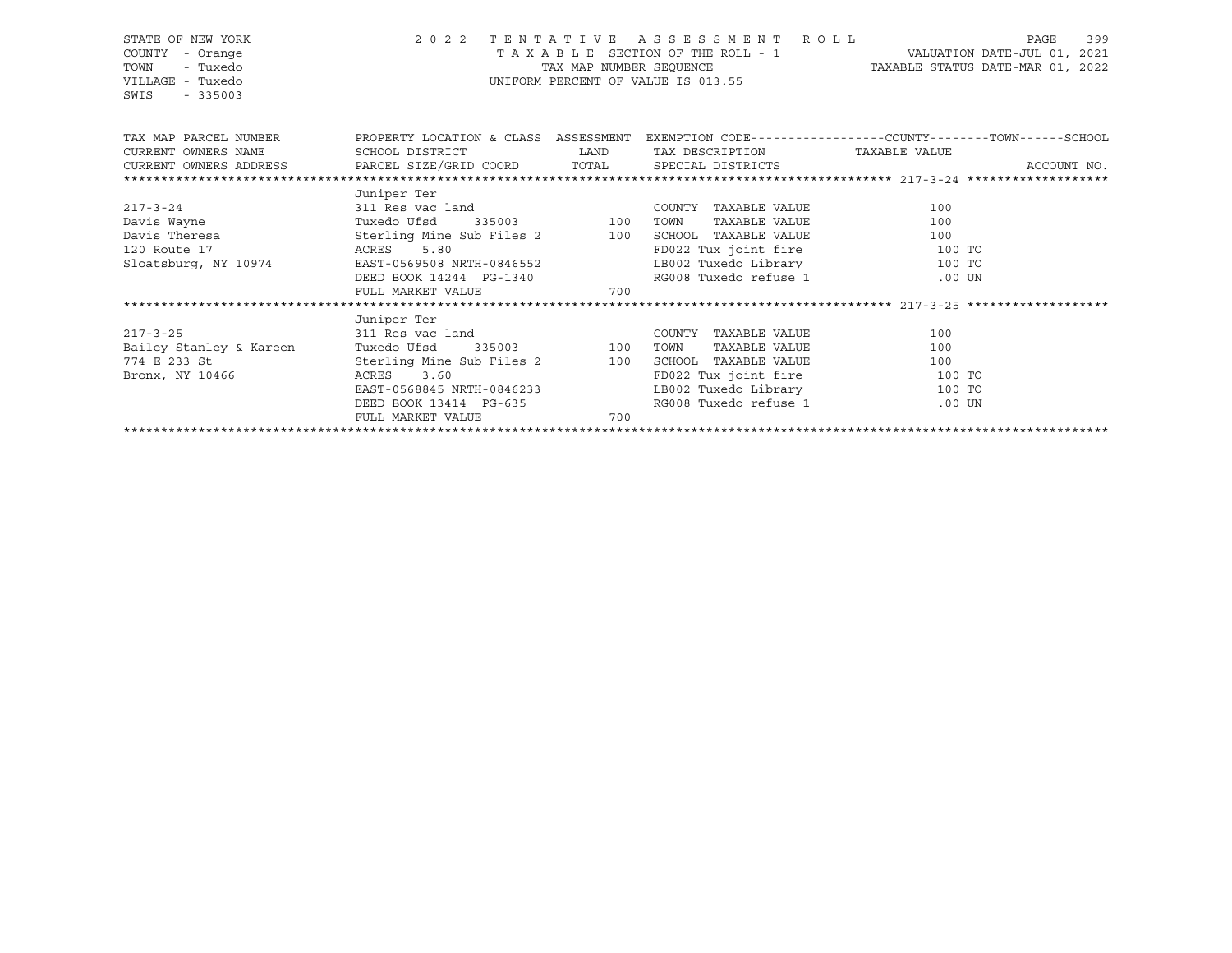STATE OF NEW YORK
COUNTY - Orange
TOWN - Tuxedo
VILLAGE - Tuxedo
SWIS - 335003

2022 TENTATIVE ASSESSMENT ROLL
TAXABLE SECTION OF THE ROLL - 1
TAX MAP NUMBER SEQUENCE
UNIFORM PERCENT OF VALUE IS 013.55

VALUATION DATE-JUL 01, 2021
TAXABLE STATUS DATE-MAR 01, 2022

| TAX MAP PARCEL NUMBER / CURRENT OWNERS NAME / CURRENT OWNERS ADDRESS | PROPERTY LOCATION & CLASS / SCHOOL DISTRICT / PARCEL SIZE/GRID COORD | ASSESSMENT LAND / TOTAL | EXEMPTION CODE / TAX DESCRIPTION / SPECIAL DISTRICTS | COUNTY--------TOWN------SCHOOL TAXABLE VALUE | ACCOUNT NO. |
|---|---|---|---|---|---|
| ******* 217-3-24 ******* | | | | | |
| | Juniper Ter | | | | |
| 217-3-24 | 311 Res vac land | | COUNTY TAXABLE VALUE | 100 | |
| Davis Wayne | Tuxedo Ufsd 335003 | 100 | TOWN TAXABLE VALUE | 100 | |
| Davis Theresa | Sterling Mine Sub Files 2 | 100 | SCHOOL TAXABLE VALUE | 100 | |
| 120 Route 17 | ACRES 5.80 | | FD022 Tux joint fire | 100 TO | |
| Sloatsburg, NY 10974 | EAST-0569508 NRTH-0846552 | | LB002 Tuxedo Library | 100 TO | |
| | DEED BOOK 14244 PG-1340 | | RG008 Tuxedo refuse 1 | .00 UN | |
| | FULL MARKET VALUE | 700 | | | |
| ******* 217-3-25 ******* | | | | | |
| | Juniper Ter | | | | |
| 217-3-25 | 311 Res vac land | | COUNTY TAXABLE VALUE | 100 | |
| Bailey Stanley & Kareen | Tuxedo Ufsd 335003 | 100 | TOWN TAXABLE VALUE | 100 | |
| 774 E 233 St | Sterling Mine Sub Files 2 | 100 | SCHOOL TAXABLE VALUE | 100 | |
| Bronx, NY 10466 | ACRES 3.60 | | FD022 Tux joint fire | 100 TO | |
| | EAST-0568845 NRTH-0846233 | | LB002 Tuxedo Library | 100 TO | |
| | DEED BOOK 13414 PG-635 | | RG008 Tuxedo refuse 1 | .00 UN | |
| | FULL MARKET VALUE | 700 | | | |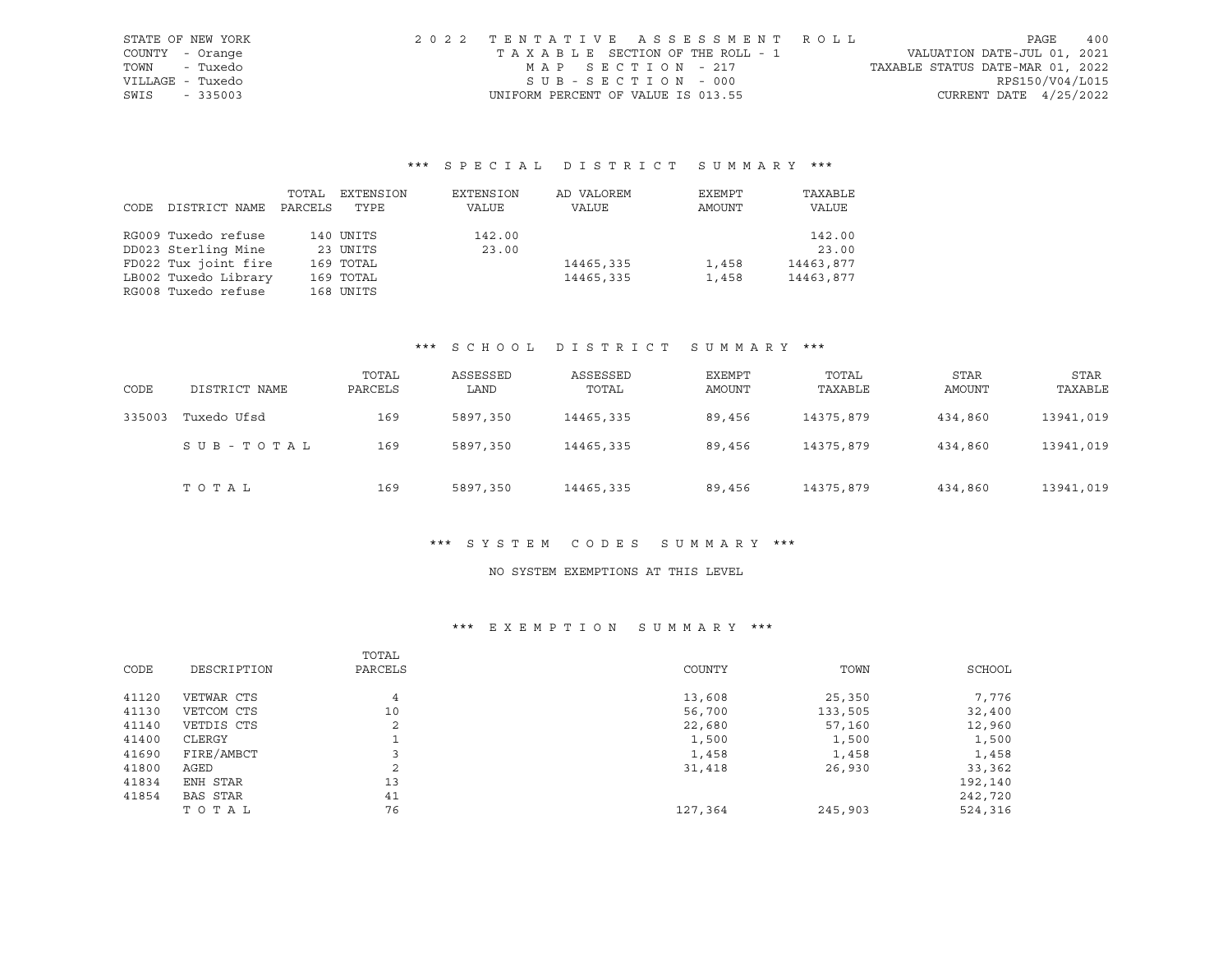STATE OF NEW YORK
COUNTY - Orange
TOWN - Tuxedo
VILLAGE - Tuxedo
SWIS - 335003

2022 TENTATIVE ASSESSMENT ROLL
TAXABLE SECTION OF THE ROLL - 1
MAP SECTION - 217
SUB-SECTION - 000
UNIFORM PERCENT OF VALUE IS 013.55

VALUATION DATE-JUL 01, 2021
TAXABLE STATUS DATE-MAR 01, 2022
RPS150/V04/L015
CURRENT DATE 4/25/2022

## *** SPECIAL DISTRICT SUMMARY ***

| CODE | DISTRICT NAME | TOTAL PARCELS | EXTENSION TYPE | EXTENSION VALUE | AD VALOREM VALUE | EXEMPT AMOUNT | TAXABLE VALUE |
|---|---|---|---|---|---|---|---|
| RG009 | Tuxedo refuse | 140 | UNITS | 142.00 | | | 142.00 |
| DD023 | Sterling Mine | 23 | UNITS | 23.00 | | | 23.00 |
| FD022 | Tux joint fire | 169 | TOTAL | | 14465,335 | 1,458 | 14463,877 |
| LB002 | Tuxedo Library | 169 | TOTAL | | 14465,335 | 1,458 | 14463,877 |
| RG008 | Tuxedo refuse | 168 | UNITS | | | | |

## *** SCHOOL DISTRICT SUMMARY ***

| CODE | DISTRICT NAME | TOTAL PARCELS | ASSESSED LAND | ASSESSED TOTAL | EXEMPT AMOUNT | TOTAL TAXABLE | STAR AMOUNT | STAR TAXABLE |
|---|---|---|---|---|---|---|---|---|
| 335003 | Tuxedo Ufsd | 169 | 5897,350 | 14465,335 | 89,456 | 14375,879 | 434,860 | 13941,019 |
| | SUB-TOTAL | 169 | 5897,350 | 14465,335 | 89,456 | 14375,879 | 434,860 | 13941,019 |
| | TOTAL | 169 | 5897,350 | 14465,335 | 89,456 | 14375,879 | 434,860 | 13941,019 |

## *** SYSTEM CODES SUMMARY ***

NO SYSTEM EXEMPTIONS AT THIS LEVEL

## *** EXEMPTION SUMMARY ***

| CODE | DESCRIPTION | TOTAL PARCELS | COUNTY | TOWN | SCHOOL |
|---|---|---|---|---|---|
| 41120 | VETWAR CTS | 4 | 13,608 | 25,350 | 7,776 |
| 41130 | VETCOM CTS | 10 | 56,700 | 133,505 | 32,400 |
| 41140 | VETDIS CTS | 2 | 22,680 | 57,160 | 12,960 |
| 41400 | CLERGY | 1 | 1,500 | 1,500 | 1,500 |
| 41690 | FIRE/AMBCT | 3 | 1,458 | 1,458 | 1,458 |
| 41800 | AGED | 2 | 31,418 | 26,930 | 33,362 |
| 41834 | ENH STAR | 13 | | | 192,140 |
| 41854 | BAS STAR | 41 | | | 242,720 |
| | TOTAL | 76 | 127,364 | 245,903 | 524,316 |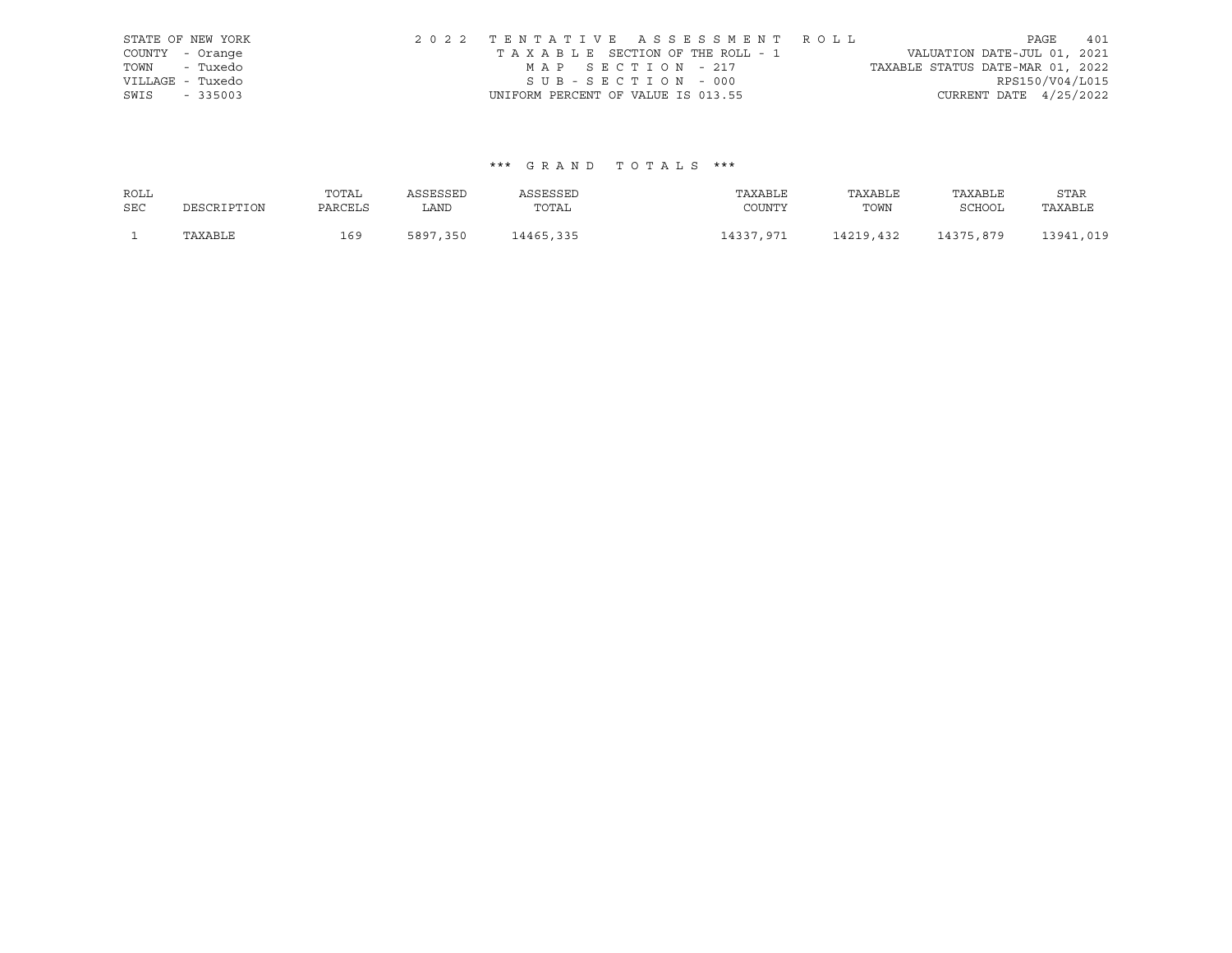STATE OF NEW YORK
COUNTY - Orange
TOWN - Tuxedo
VILLAGE - Tuxedo
SWIS - 335003

2022 TENTATIVE ASSESSMENT ROLL
TAXABLE SECTION OF THE ROLL - 1
MAP SECTION - 217
SUB-SECTION - 000
UNIFORM PERCENT OF VALUE IS 013.55

VALUATION DATE-JUL 01, 2021
TAXABLE STATUS DATE-MAR 01, 2022
RPS150/V04/L015
CURRENT DATE 4/25/2022

*** GRAND TOTALS ***

| ROLL SEC | DESCRIPTION | TOTAL PARCELS | ASSESSED LAND | ASSESSED TOTAL | TAXABLE COUNTY | TAXABLE TOWN | TAXABLE SCHOOL | STAR TAXABLE |
|---|---|---|---|---|---|---|---|---|
| 1 | TAXABLE | 169 | 5897,350 | 14465,335 | 14337,971 | 14219,432 | 14375,879 | 13941,019 |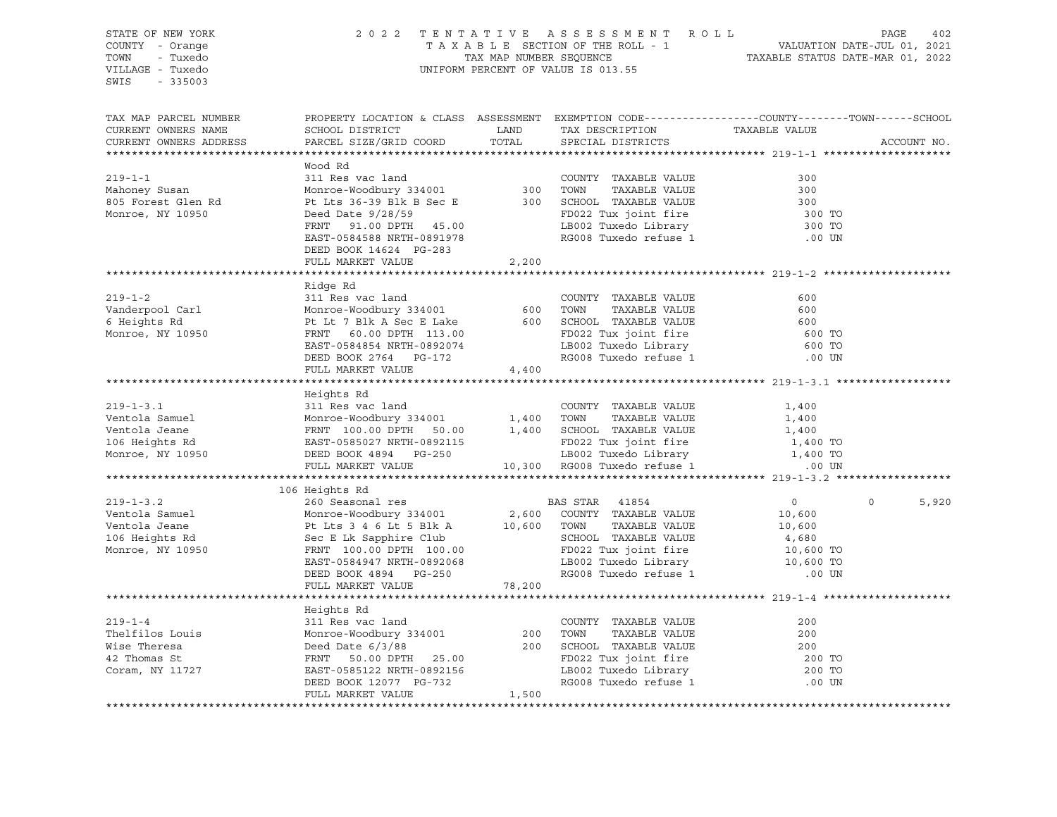STATE OF NEW YORK
COUNTY - Orange
TOWN - Tuxedo
VILLAGE - Tuxedo
SWIS - 335003

2022 TENTATIVE ASSESSMENT ROLL
TAXABLE SECTION OF THE ROLL - 1
TAX MAP NUMBER SEQUENCE
UNIFORM PERCENT OF VALUE IS 013.55

VALUATION DATE-JUL 01, 2021
TAXABLE STATUS DATE-MAR 01, 2022

| TAX MAP PARCEL NUMBER / CURRENT OWNERS NAME / CURRENT OWNERS ADDRESS | PROPERTY LOCATION & CLASS / SCHOOL DISTRICT / PARCEL SIZE/GRID COORD | ASSESSMENT LAND | TOTAL | EXEMPTION CODE / TAX DESCRIPTION / SPECIAL DISTRICTS | COUNTY TAXABLE VALUE | TOWN | SCHOOL | ACCOUNT NO. |
|---|---|---|---|---|---|---|---|---|
| **219-1-1** | Wood Rd | | | | | | | |
| 219-1-1 | 311 Res vac land | | | COUNTY TAXABLE VALUE | 300 | | | |
| Mahoney Susan | Monroe-Woodbury 334001 | 300 | | TOWN TAXABLE VALUE | 300 | | | |
| 805 Forest Glen Rd | Pt Lts 36-39 Blk B Sec E | | 300 | SCHOOL TAXABLE VALUE | 300 | | | |
| Monroe, NY 10950 | Deed Date 9/28/59 | | | FD022 Tux joint fire | 300 TO | | | |
| | FRNT 91.00 DPTH 45.00 | | | LB002 Tuxedo Library | 300 TO | | | |
| | EAST-0584588 NRTH-0891978 | | | RG008 Tuxedo refuse 1 | .00 UN | | | |
| | DEED BOOK 14624 PG-283 | | | | | | | |
| | FULL MARKET VALUE | | 2,200 | | | | | |
| **219-1-2** | Ridge Rd | | | | | | | |
| 219-1-2 | 311 Res vac land | | | COUNTY TAXABLE VALUE | 600 | | | |
| Vanderpool Carl | Monroe-Woodbury 334001 | 600 | | TOWN TAXABLE VALUE | 600 | | | |
| 6 Heights Rd | Pt Lt 7 Blk A Sec E Lake | | 600 | SCHOOL TAXABLE VALUE | 600 | | | |
| Monroe, NY 10950 | FRNT 60.00 DPTH 113.00 | | | FD022 Tux joint fire | 600 TO | | | |
| | EAST-0584854 NRTH-0892074 | | | LB002 Tuxedo Library | 600 TO | | | |
| | DEED BOOK 2764 PG-172 | | | RG008 Tuxedo refuse 1 | .00 UN | | | |
| | FULL MARKET VALUE | | 4,400 | | | | | |
| **219-1-3.1** | Heights Rd | | | | | | | |
| 219-1-3.1 | 311 Res vac land | | | COUNTY TAXABLE VALUE | 1,400 | | | |
| Ventola Samuel | Monroe-Woodbury 334001 | 1,400 | | TOWN TAXABLE VALUE | 1,400 | | | |
| Ventola Jeane | FRNT 100.00 DPTH 50.00 | | 1,400 | SCHOOL TAXABLE VALUE | 1,400 | | | |
| 106 Heights Rd | EAST-0585027 NRTH-0892115 | | | FD022 Tux joint fire | 1,400 TO | | | |
| Monroe, NY 10950 | DEED BOOK 4894 PG-250 | | | LB002 Tuxedo Library | 1,400 TO | | | |
| | FULL MARKET VALUE | | 10,300 | RG008 Tuxedo refuse 1 | .00 UN | | | |
| **219-1-3.2** | 106 Heights Rd | | | | | | | |
| 219-1-3.2 | 260 Seasonal res | | | BAS STAR 41854 | 0 | 0 | 5,920 | |
| Ventola Samuel | Monroe-Woodbury 334001 | 2,600 | | COUNTY TAXABLE VALUE | 10,600 | | | |
| Ventola Jeane | Pt Lts 3 4 6 Lt 5 Blk A | | 10,600 | TOWN TAXABLE VALUE | 10,600 | | | |
| 106 Heights Rd | Sec E Lk Sapphire Club | | | SCHOOL TAXABLE VALUE | 4,680 | | | |
| Monroe, NY 10950 | FRNT 100.00 DPTH 100.00 | | | FD022 Tux joint fire | 10,600 TO | | | |
| | EAST-0584947 NRTH-0892068 | | | LB002 Tuxedo Library | 10,600 TO | | | |
| | DEED BOOK 4894 PG-250 | | | RG008 Tuxedo refuse 1 | .00 UN | | | |
| | FULL MARKET VALUE | | 78,200 | | | | | |
| **219-1-4** | Heights Rd | | | | | | | |
| 219-1-4 | 311 Res vac land | | | COUNTY TAXABLE VALUE | 200 | | | |
| Thelfilos Louis | Monroe-Woodbury 334001 | 200 | | TOWN TAXABLE VALUE | 200 | | | |
| Wise Theresa | Deed Date 6/3/88 | | 200 | SCHOOL TAXABLE VALUE | 200 | | | |
| 42 Thomas St | FRNT 50.00 DPTH 25.00 | | | FD022 Tux joint fire | 200 TO | | | |
| Coram, NY 11727 | EAST-0585122 NRTH-0892156 | | | LB002 Tuxedo Library | 200 TO | | | |
| | DEED BOOK 12077 PG-732 | | | RG008 Tuxedo refuse 1 | .00 UN | | | |
| | FULL MARKET VALUE | | 1,500 | | | | | |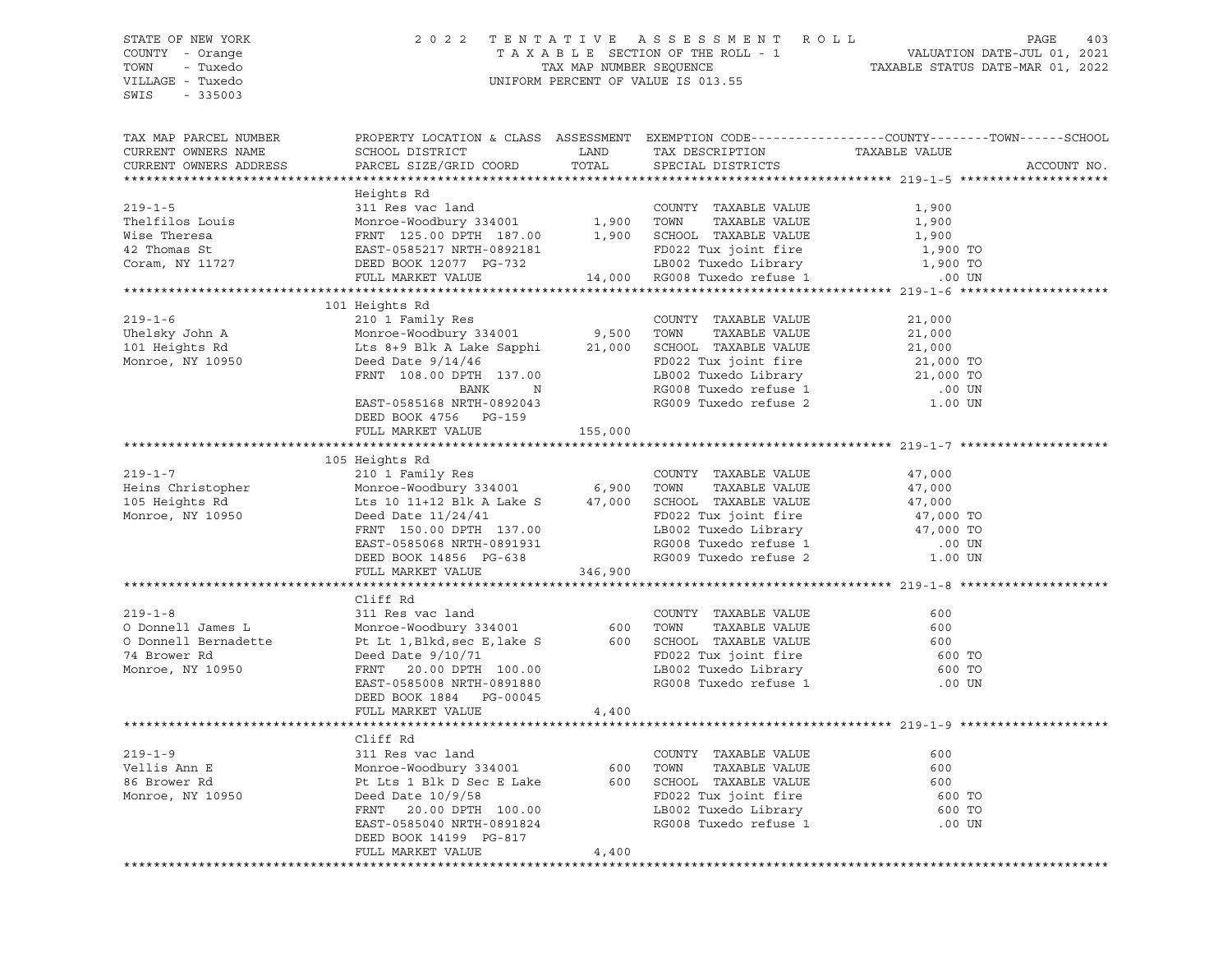STATE OF NEW YORK
COUNTY - Orange
TOWN - Tuxedo
VILLAGE - Tuxedo
SWIS - 335003

2022 TENTATIVE ASSESSMENT ROLL
TAXABLE SECTION OF THE ROLL - 1
TAX MAP NUMBER SEQUENCE
UNIFORM PERCENT OF VALUE IS 013.55

VALUATION DATE-JUL 01, 2021
TAXABLE STATUS DATE-MAR 01, 2022

| TAX MAP PARCEL NUMBER / CURRENT OWNERS NAME / CURRENT OWNERS ADDRESS | PROPERTY LOCATION & CLASS / SCHOOL DISTRICT / PARCEL SIZE/GRID COORD | ASSESSMENT LAND | TOTAL | EXEMPTION CODE / TAX DESCRIPTION / SPECIAL DISTRICTS | TAXABLE VALUE (COUNTY / TOWN / SCHOOL) | ACCOUNT NO. |
|---|---|---|---|---|---|---|
| **219-1-5** | Heights Rd | | | | | |
| 219-1-5 | 311 Res vac land | | | COUNTY TAXABLE VALUE | 1,900 | |
| Thelfilos Louis | Monroe-Woodbury 334001 | 1,900 | | TOWN TAXABLE VALUE | 1,900 | |
| Wise Theresa | FRNT 125.00 DPTH 187.00 | | 1,900 | SCHOOL TAXABLE VALUE | 1,900 | |
| 42 Thomas St | EAST-0585217 NRTH-0892181 | | | FD022 Tux joint fire | 1,900 TO | |
| Coram, NY 11727 | DEED BOOK 12077 PG-732 | | | LB002 Tuxedo Library | 1,900 TO | |
| | FULL MARKET VALUE | | 14,000 | RG008 Tuxedo refuse 1 | .00 UN | |
| **219-1-6** | 101 Heights Rd | | | | | |
| 219-1-6 | 210 1 Family Res | | | COUNTY TAXABLE VALUE | 21,000 | |
| Uhelsky John A | Monroe-Woodbury 334001 | 9,500 | | TOWN TAXABLE VALUE | 21,000 | |
| 101 Heights Rd | Lts 8+9 Blk A Lake Sapphi | | 21,000 | SCHOOL TAXABLE VALUE | 21,000 | |
| Monroe, NY 10950 | Deed Date 9/14/46 | | | FD022 Tux joint fire | 21,000 TO | |
| | FRNT 108.00 DPTH 137.00 | | | LB002 Tuxedo Library | 21,000 TO | |
| | BANK N | | | RG008 Tuxedo refuse 1 | .00 UN | |
| | EAST-0585168 NRTH-0892043 | | | RG009 Tuxedo refuse 2 | 1.00 UN | |
| | DEED BOOK 4756 PG-159 | | | | | |
| | FULL MARKET VALUE | | 155,000 | | | |
| **219-1-7** | 105 Heights Rd | | | | | |
| 219-1-7 | 210 1 Family Res | | | COUNTY TAXABLE VALUE | 47,000 | |
| Heins Christopher | Monroe-Woodbury 334001 | 6,900 | | TOWN TAXABLE VALUE | 47,000 | |
| 105 Heights Rd | Lts 10 11+12 Blk A Lake S | | 47,000 | SCHOOL TAXABLE VALUE | 47,000 | |
| Monroe, NY 10950 | Deed Date 11/24/41 | | | FD022 Tux joint fire | 47,000 TO | |
| | FRNT 150.00 DPTH 137.00 | | | LB002 Tuxedo Library | 47,000 TO | |
| | EAST-0585068 NRTH-0891931 | | | RG008 Tuxedo refuse 1 | .00 UN | |
| | DEED BOOK 14856 PG-638 | | | RG009 Tuxedo refuse 2 | 1.00 UN | |
| | FULL MARKET VALUE | | 346,900 | | | |
| **219-1-8** | Cliff Rd | | | | | |
| 219-1-8 | 311 Res vac land | | | COUNTY TAXABLE VALUE | 600 | |
| O Donnell James L | Monroe-Woodbury 334001 | 600 | | TOWN TAXABLE VALUE | 600 | |
| O Donnell Bernadette | Pt Lt 1,Blkd,sec E,lake S | | 600 | SCHOOL TAXABLE VALUE | 600 | |
| 74 Brower Rd | Deed Date 9/10/71 | | | FD022 Tux joint fire | 600 TO | |
| Monroe, NY 10950 | FRNT 20.00 DPTH 100.00 | | | LB002 Tuxedo Library | 600 TO | |
| | EAST-0585008 NRTH-0891880 | | | RG008 Tuxedo refuse 1 | .00 UN | |
| | DEED BOOK 1884 PG-00045 | | | | | |
| | FULL MARKET VALUE | | 4,400 | | | |
| **219-1-9** | Cliff Rd | | | | | |
| 219-1-9 | 311 Res vac land | | | COUNTY TAXABLE VALUE | 600 | |
| Vellis Ann E | Monroe-Woodbury 334001 | 600 | | TOWN TAXABLE VALUE | 600 | |
| 86 Brower Rd | Pt Lts 1 Blk D Sec E Lake | | 600 | SCHOOL TAXABLE VALUE | 600 | |
| Monroe, NY 10950 | Deed Date 10/9/58 | | | FD022 Tux joint fire | 600 TO | |
| | FRNT 20.00 DPTH 100.00 | | | LB002 Tuxedo Library | 600 TO | |
| | EAST-0585040 NRTH-0891824 | | | RG008 Tuxedo refuse 1 | .00 UN | |
| | DEED BOOK 14199 PG-817 | | | | | |
| | FULL MARKET VALUE | | 4,400 | | | |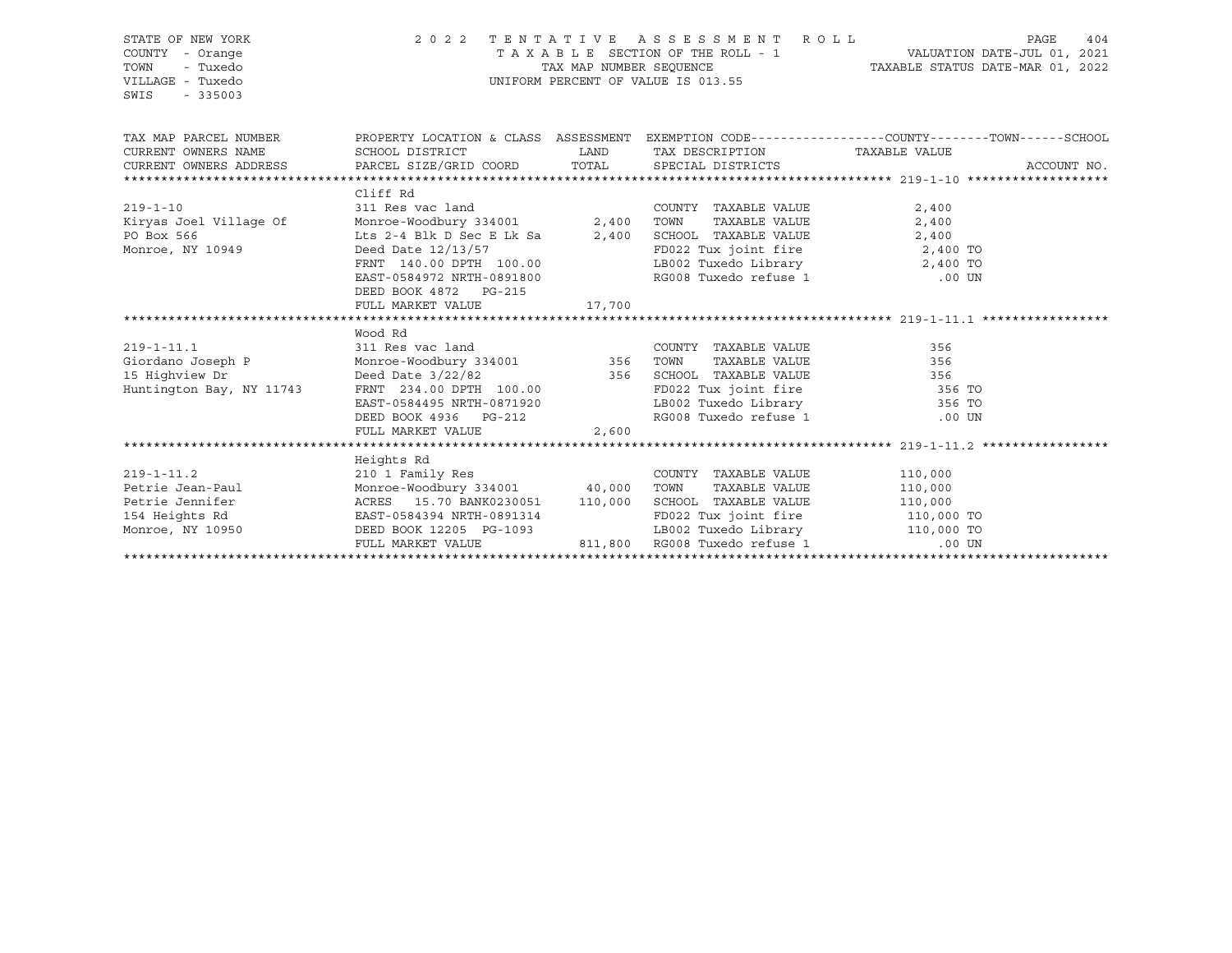STATE OF NEW YORK | COUNTY - Orange | TOWN - Tuxedo | VILLAGE - Tuxedo | SWIS - 335003

**2022 TENTATIVE ASSESSMENT ROLL**
TAXABLE SECTION OF THE ROLL - 1
TAX MAP NUMBER SEQUENCE
UNIFORM PERCENT OF VALUE IS 013.55

VALUATION DATE-JUL 01, 2021
TAXABLE STATUS DATE-MAR 01, 2022

| TAX MAP PARCEL NUMBER / CURRENT OWNERS NAME / CURRENT OWNERS ADDRESS | PROPERTY LOCATION & CLASS / SCHOOL DISTRICT / PARCEL SIZE/GRID COORD | ASSESSMENT LAND / TOTAL | EXEMPTION CODE / TAX DESCRIPTION / SPECIAL DISTRICTS | TAXABLE VALUE (COUNTY--TOWN--SCHOOL) | ACCOUNT NO. |
|---|---|---|---|---|---|
| **219-1-10** | Cliff Rd | | | | |
| 219-1-10 | 311 Res vac land | | COUNTY TAXABLE VALUE | 2,400 | |
| Kiryas Joel Village Of | Monroe-Woodbury 334001 | 2,400 | TOWN TAXABLE VALUE | 2,400 | |
| PO Box 566 | Lts 2-4 Blk D Sec E Lk Sa | 2,400 | SCHOOL TAXABLE VALUE | 2,400 | |
| Monroe, NY 10949 | Deed Date 12/13/57 | | FD022 Tux joint fire | 2,400 TO | |
| | FRNT 140.00 DPTH 100.00 | | LB002 Tuxedo Library | 2,400 TO | |
| | EAST-0584972 NRTH-0891800 | | RG008 Tuxedo refuse 1 | .00 UN | |
| | DEED BOOK 4872 PG-215 | | | | |
| | FULL MARKET VALUE | 17,700 | | | |
| **219-1-11.1** | Wood Rd | | | | |
| 219-1-11.1 | 311 Res vac land | | COUNTY TAXABLE VALUE | 356 | |
| Giordano Joseph P | Monroe-Woodbury 334001 | 356 | TOWN TAXABLE VALUE | 356 | |
| 15 Highview Dr | Deed Date 3/22/82 | 356 | SCHOOL TAXABLE VALUE | 356 | |
| Huntington Bay, NY 11743 | FRNT 234.00 DPTH 100.00 | | FD022 Tux joint fire | 356 TO | |
| | EAST-0584495 NRTH-0871920 | | LB002 Tuxedo Library | 356 TO | |
| | DEED BOOK 4936 PG-212 | | RG008 Tuxedo refuse 1 | .00 UN | |
| | FULL MARKET VALUE | 2,600 | | | |
| **219-1-11.2** | Heights Rd | | | | |
| 219-1-11.2 | 210 1 Family Res | | COUNTY TAXABLE VALUE | 110,000 | |
| Petrie Jean-Paul | Monroe-Woodbury 334001 | 40,000 | TOWN TAXABLE VALUE | 110,000 | |
| Petrie Jennifer | ACRES 15.70 BANK0230051 | 110,000 | SCHOOL TAXABLE VALUE | 110,000 | |
| 154 Heights Rd | EAST-0584394 NRTH-0891314 | | FD022 Tux joint fire | 110,000 TO | |
| Monroe, NY 10950 | DEED BOOK 12205 PG-1093 | | LB002 Tuxedo Library | 110,000 TO | |
| | FULL MARKET VALUE | 811,800 | RG008 Tuxedo refuse 1 | .00 UN | |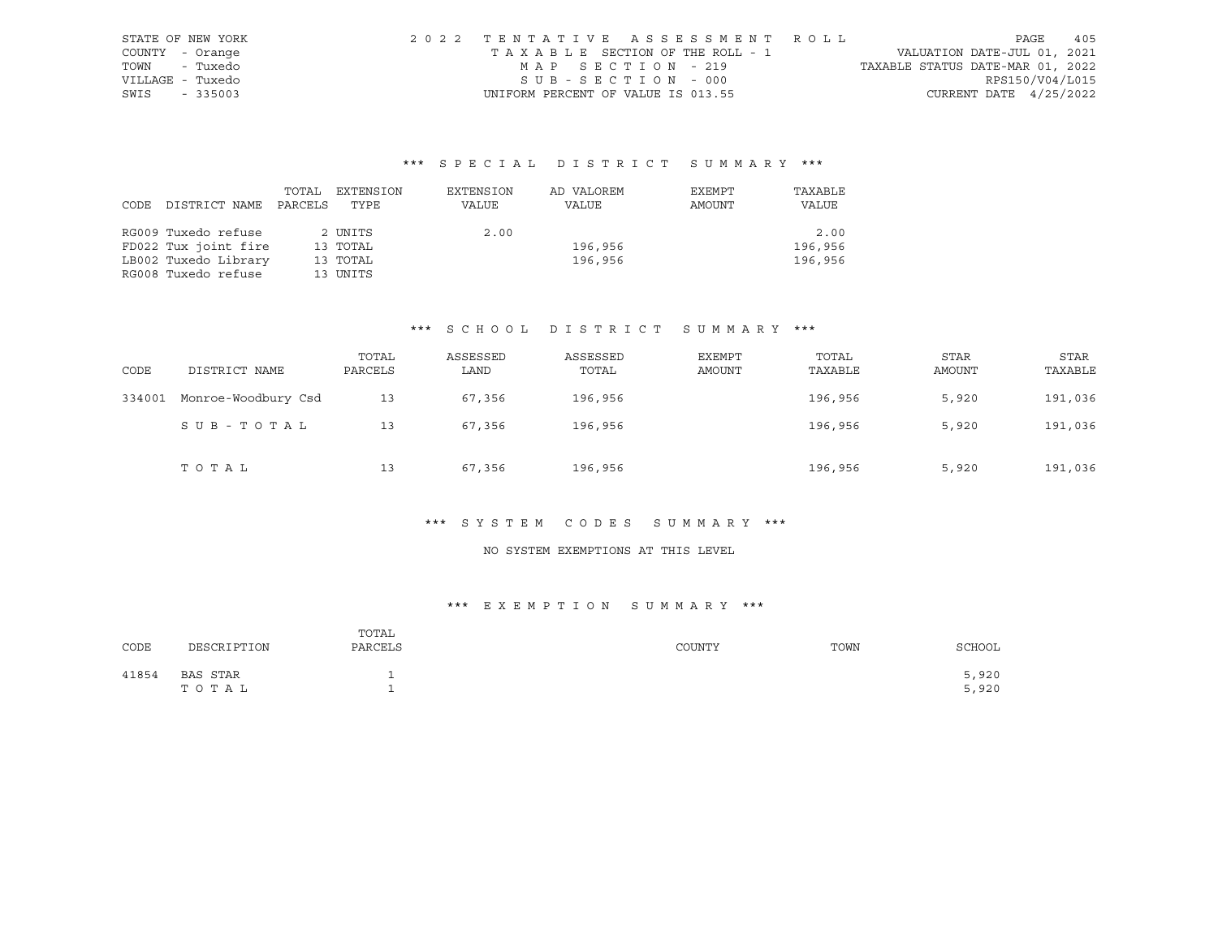STATE OF NEW YORK
COUNTY - Orange
TOWN - Tuxedo
VILLAGE - Tuxedo
SWIS - 335003

2022 TENTATIVE ASSESSMENT ROLL
TAXABLE SECTION OF THE ROLL - 1
MAP SECTION - 219
SUB-SECTION - 000
UNIFORM PERCENT OF VALUE IS 013.55

VALUATION DATE-JUL 01, 2021
TAXABLE STATUS DATE-MAR 01, 2022
RPS150/V04/L015
CURRENT DATE 4/25/2022

### *** SPECIAL DISTRICT SUMMARY ***

| CODE | DISTRICT NAME | TOTAL PARCELS | EXTENSION TYPE | EXTENSION VALUE | AD VALOREM VALUE | EXEMPT AMOUNT | TAXABLE VALUE |
|---|---|---|---|---|---|---|---|
| RG009 | Tuxedo refuse | 2 | UNITS | 2.00 | | | 2.00 |
| FD022 | Tux joint fire | 13 | TOTAL | | 196,956 | | 196,956 |
| LB002 | Tuxedo Library | 13 | TOTAL | | 196,956 | | 196,956 |
| RG008 | Tuxedo refuse | 13 | UNITS | | | | |

### *** SCHOOL DISTRICT SUMMARY ***

| CODE | DISTRICT NAME | TOTAL PARCELS | ASSESSED LAND | ASSESSED TOTAL | EXEMPT AMOUNT | TOTAL TAXABLE | STAR AMOUNT | STAR TAXABLE |
|---|---|---|---|---|---|---|---|---|
| 334001 | Monroe-Woodbury Csd | 13 | 67,356 | 196,956 | | 196,956 | 5,920 | 191,036 |
| | SUB-TOTAL | 13 | 67,356 | 196,956 | | 196,956 | 5,920 | 191,036 |
| | TOTAL | 13 | 67,356 | 196,956 | | 196,956 | 5,920 | 191,036 |

### *** SYSTEM CODES SUMMARY ***

NO SYSTEM EXEMPTIONS AT THIS LEVEL

### *** EXEMPTION SUMMARY ***

| CODE | DESCRIPTION | TOTAL PARCELS | COUNTY | TOWN | SCHOOL |
|---|---|---|---|---|---|
| 41854 | BAS STAR | 1 | | | 5,920 |
| | TOTAL | 1 | | | 5,920 |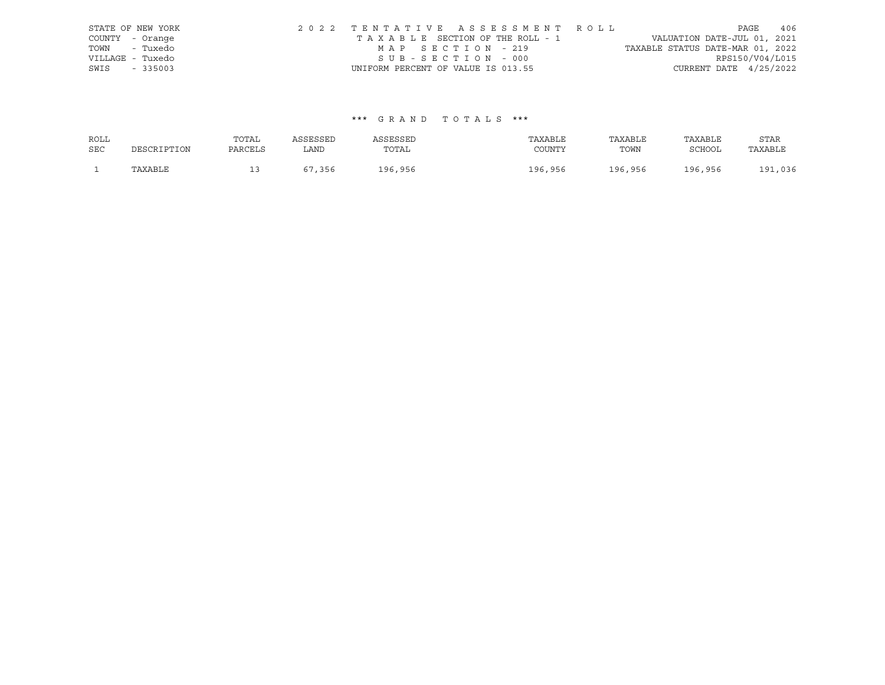STATE OF NEW YORK
COUNTY - Orange
TOWN - Tuxedo
VILLAGE - Tuxedo
SWIS - 335003

2 0 2 2 T E N T A T I V E A S S E S S M E N T R O L L
T A X A B L E SECTION OF THE ROLL - 1
M A P S E C T I O N - 219
S U B - S E C T I O N - 000
UNIFORM PERCENT OF VALUE IS 013.55

VALUATION DATE-JUL 01, 2021
TAXABLE STATUS DATE-MAR 01, 2022
RPS150/V04/L015
CURRENT DATE 4/25/2022

\*\*\* G R A N D T O T A L S \*\*\*

| ROLL SEC | DESCRIPTION | TOTAL PARCELS | ASSESSED LAND | ASSESSED TOTAL | TAXABLE COUNTY | TAXABLE TOWN | TAXABLE SCHOOL | STAR TAXABLE |
|---|---|---|---|---|---|---|---|---|
| 1 | TAXABLE | 13 | 67,356 | 196,956 | 196,956 | 196,956 | 196,956 | 191,036 |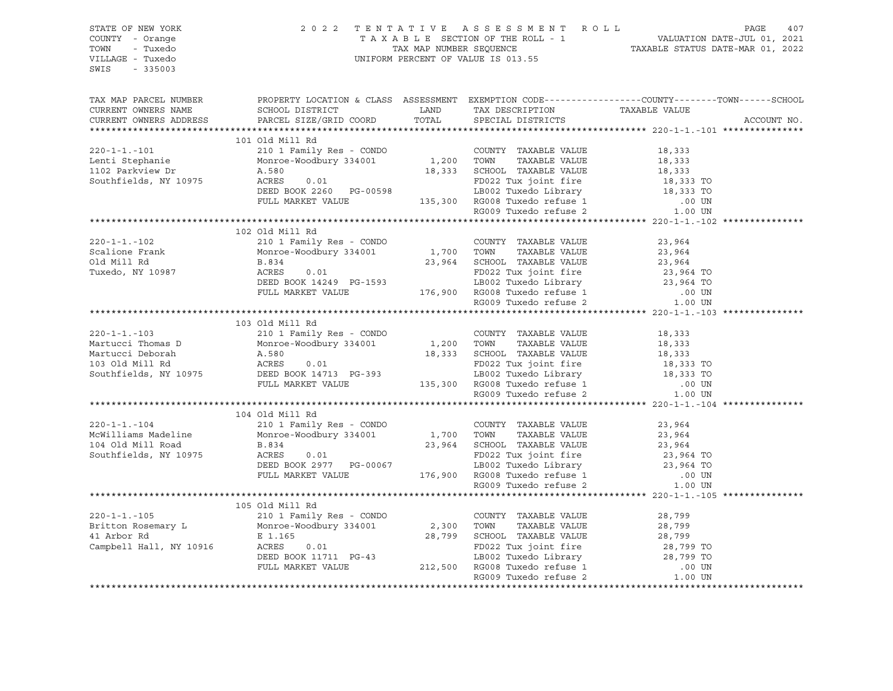STATE OF NEW YORK
COUNTY - Orange
TOWN - Tuxedo
VILLAGE - Tuxedo
SWIS - 335003

2022 TENTATIVE ASSESSMENT ROLL
TAXABLE SECTION OF THE ROLL - 1
TAX MAP NUMBER SEQUENCE
UNIFORM PERCENT OF VALUE IS 013.55

VALUATION DATE-JUL 01, 2021
TAXABLE STATUS DATE-MAR 01, 2022

| TAX MAP PARCEL NUMBER / CURRENT OWNERS NAME / CURRENT OWNERS ADDRESS | PROPERTY LOCATION & CLASS / SCHOOL DISTRICT / PARCEL SIZE/GRID COORD | ASSESSMENT LAND / TOTAL | EXEMPTION CODE / TAX DESCRIPTION / SPECIAL DISTRICTS | COUNTY / TOWN / SCHOOL TAXABLE VALUE | ACCOUNT NO. |
|---|---|---|---|---|---|
| **220-1-1.-101** | 101 Old Mill Rd | | | | |
| 220-1-1.-101 | 210 1 Family Res - CONDO | | COUNTY TAXABLE VALUE | 18,333 | |
| Lenti Stephanie | Monroe-Woodbury 334001 | 1,200 | TOWN TAXABLE VALUE | 18,333 | |
| 1102 Parkview Dr | A.580 | 18,333 | SCHOOL TAXABLE VALUE | 18,333 | |
| Southfields, NY 10975 | ACRES 0.01 | | FD022 Tux joint fire | 18,333 TO | |
| | DEED BOOK 2260 PG-00598 | | LB002 Tuxedo Library | 18,333 TO | |
| | FULL MARKET VALUE | 135,300 | RG008 Tuxedo refuse 1 | .00 UN | |
| | | | RG009 Tuxedo refuse 2 | 1.00 UN | |
| **220-1-1.-102** | 102 Old Mill Rd | | | | |
| 220-1-1.-102 | 210 1 Family Res - CONDO | | COUNTY TAXABLE VALUE | 23,964 | |
| Scalione Frank | Monroe-Woodbury 334001 | 1,700 | TOWN TAXABLE VALUE | 23,964 | |
| Old Mill Rd | B.834 | 23,964 | SCHOOL TAXABLE VALUE | 23,964 | |
| Tuxedo, NY 10987 | ACRES 0.01 | | FD022 Tux joint fire | 23,964 TO | |
| | DEED BOOK 14249 PG-1593 | | LB002 Tuxedo Library | 23,964 TO | |
| | FULL MARKET VALUE | 176,900 | RG008 Tuxedo refuse 1 | .00 UN | |
| | | | RG009 Tuxedo refuse 2 | 1.00 UN | |
| **220-1-1.-103** | 103 Old Mill Rd | | | | |
| 220-1-1.-103 | 210 1 Family Res - CONDO | | COUNTY TAXABLE VALUE | 18,333 | |
| Martucci Thomas D | Monroe-Woodbury 334001 | 1,200 | TOWN TAXABLE VALUE | 18,333 | |
| Martucci Deborah | A.580 | 18,333 | SCHOOL TAXABLE VALUE | 18,333 | |
| 103 Old Mill Rd | ACRES 0.01 | | FD022 Tux joint fire | 18,333 TO | |
| Southfields, NY 10975 | DEED BOOK 14713 PG-393 | | LB002 Tuxedo Library | 18,333 TO | |
| | FULL MARKET VALUE | 135,300 | RG008 Tuxedo refuse 1 | .00 UN | |
| | | | RG009 Tuxedo refuse 2 | 1.00 UN | |
| **220-1-1.-104** | 104 Old Mill Rd | | | | |
| 220-1-1.-104 | 210 1 Family Res - CONDO | | COUNTY TAXABLE VALUE | 23,964 | |
| McWilliams Madeline | Monroe-Woodbury 334001 | 1,700 | TOWN TAXABLE VALUE | 23,964 | |
| 104 Old Mill Road | B.834 | 23,964 | SCHOOL TAXABLE VALUE | 23,964 | |
| Southfields, NY 10975 | ACRES 0.01 | | FD022 Tux joint fire | 23,964 TO | |
| | DEED BOOK 2977 PG-00067 | | LB002 Tuxedo Library | 23,964 TO | |
| | FULL MARKET VALUE | 176,900 | RG008 Tuxedo refuse 1 | .00 UN | |
| | | | RG009 Tuxedo refuse 2 | 1.00 UN | |
| **220-1-1.-105** | 105 Old Mill Rd | | | | |
| 220-1-1.-105 | 210 1 Family Res - CONDO | | COUNTY TAXABLE VALUE | 28,799 | |
| Britton Rosemary L | Monroe-Woodbury 334001 | 2,300 | TOWN TAXABLE VALUE | 28,799 | |
| 41 Arbor Rd | E 1.165 | 28,799 | SCHOOL TAXABLE VALUE | 28,799 | |
| Campbell Hall, NY 10916 | ACRES 0.01 | | FD022 Tux joint fire | 28,799 TO | |
| | DEED BOOK 11711 PG-43 | | LB002 Tuxedo Library | 28,799 TO | |
| | FULL MARKET VALUE | 212,500 | RG008 Tuxedo refuse 1 | .00 UN | |
| | | | RG009 Tuxedo refuse 2 | 1.00 UN | |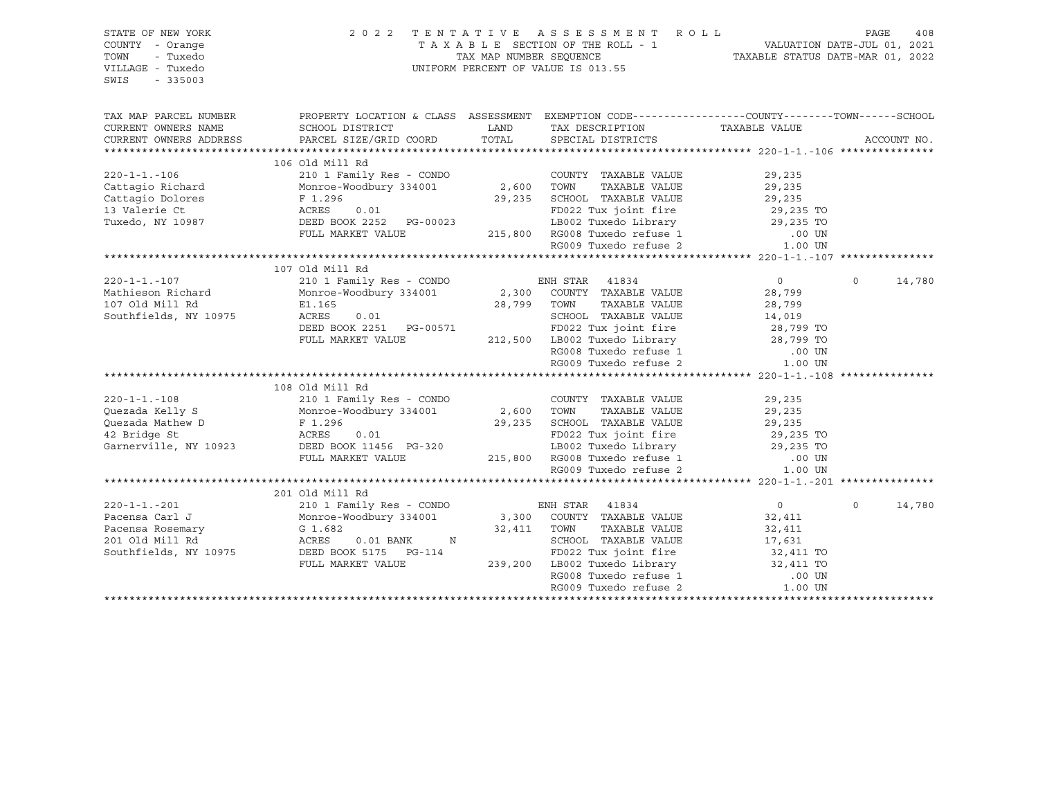STATE OF NEW YORK 2 0 2 2 T E N T A T I V E A S S E S S M E N T R O L L
COUNTY - Orange T A X A B L E SECTION OF THE ROLL - 1 VALUATION DATE-JUL 01, 2021
TOWN - Tuxedo TAX MAP NUMBER SEQUENCE TAXABLE STATUS DATE-MAR 01, 2022
VILLAGE - Tuxedo UNIFORM PERCENT OF VALUE IS 013.55
SWIS - 335003

| TAX MAP PARCEL NUMBER / CURRENT OWNERS NAME / CURRENT OWNERS ADDRESS | PROPERTY LOCATION & CLASS / SCHOOL DISTRICT / PARCEL SIZE/GRID COORD | ASSESSMENT LAND | TOTAL | EXEMPTION CODE / TAX DESCRIPTION / SPECIAL DISTRICTS | COUNTY / TAXABLE VALUE | TOWN | SCHOOL | ACCOUNT NO. |
|---|---|---|---|---|---|---|---|---|
| | 106 Old Mill Rd | | | | | | | |
| 220-1-1.-106 | 210 1 Family Res - CONDO | | | COUNTY TAXABLE VALUE | 29,235 | | | |
| Cattagio Richard | Monroe-Woodbury 334001 | 2,600 | | TOWN TAXABLE VALUE | 29,235 | | | |
| Cattagio Dolores | F 1.296 | | 29,235 | SCHOOL TAXABLE VALUE | 29,235 | | | |
| 13 Valerie Ct | ACRES 0.01 | | | FD022 Tux joint fire | 29,235 TO | | | |
| Tuxedo, NY 10987 | DEED BOOK 2252 PG-00023 | | | LB002 Tuxedo Library | 29,235 TO | | | |
| | FULL MARKET VALUE | | 215,800 | RG008 Tuxedo refuse 1 | .00 UN | | | |
| | | | | RG009 Tuxedo refuse 2 | 1.00 UN | | | |
| | 107 Old Mill Rd | | | | | | | |
| 220-1-1.-107 | 210 1 Family Res - CONDO | | | ENH STAR 41834 | 0 | 0 | 14,780 | |
| Mathieson Richard | Monroe-Woodbury 334001 | 2,300 | | COUNTY TAXABLE VALUE | 28,799 | | | |
| 107 Old Mill Rd | E1.165 | | 28,799 | TOWN TAXABLE VALUE | 28,799 | | | |
| Southfields, NY 10975 | ACRES 0.01 | | | SCHOOL TAXABLE VALUE | 14,019 | | | |
| | DEED BOOK 2251 PG-00571 | | | FD022 Tux joint fire | 28,799 TO | | | |
| | FULL MARKET VALUE | | 212,500 | LB002 Tuxedo Library | 28,799 TO | | | |
| | | | | RG008 Tuxedo refuse 1 | .00 UN | | | |
| | | | | RG009 Tuxedo refuse 2 | 1.00 UN | | | |
| | 108 Old Mill Rd | | | | | | | |
| 220-1-1.-108 | 210 1 Family Res - CONDO | | | COUNTY TAXABLE VALUE | 29,235 | | | |
| Quezada Kelly S | Monroe-Woodbury 334001 | 2,600 | | TOWN TAXABLE VALUE | 29,235 | | | |
| Quezada Mathew D | F 1.296 | | 29,235 | SCHOOL TAXABLE VALUE | 29,235 | | | |
| 42 Bridge St | ACRES 0.01 | | | FD022 Tux joint fire | 29,235 TO | | | |
| Garnerville, NY 10923 | DEED BOOK 11456 PG-320 | | | LB002 Tuxedo Library | 29,235 TO | | | |
| | FULL MARKET VALUE | | 215,800 | RG008 Tuxedo refuse 1 | .00 UN | | | |
| | | | | RG009 Tuxedo refuse 2 | 1.00 UN | | | |
| | 201 Old Mill Rd | | | | | | | |
| 220-1-1.-201 | 210 1 Family Res - CONDO | | | ENH STAR 41834 | 0 | 0 | 14,780 | |
| Pacensa Carl J | Monroe-Woodbury 334001 | 3,300 | | COUNTY TAXABLE VALUE | 32,411 | | | |
| Pacensa Rosemary | G 1.682 | | 32,411 | TOWN TAXABLE VALUE | 32,411 | | | |
| 201 Old Mill Rd | ACRES 0.01 BANK N | | | SCHOOL TAXABLE VALUE | 17,631 | | | |
| Southfields, NY 10975 | DEED BOOK 5175 PG-114 | | | FD022 Tux joint fire | 32,411 TO | | | |
| | FULL MARKET VALUE | | 239,200 | LB002 Tuxedo Library | 32,411 TO | | | |
| | | | | RG008 Tuxedo refuse 1 | .00 UN | | | |
| | | | | RG009 Tuxedo refuse 2 | 1.00 UN | | | |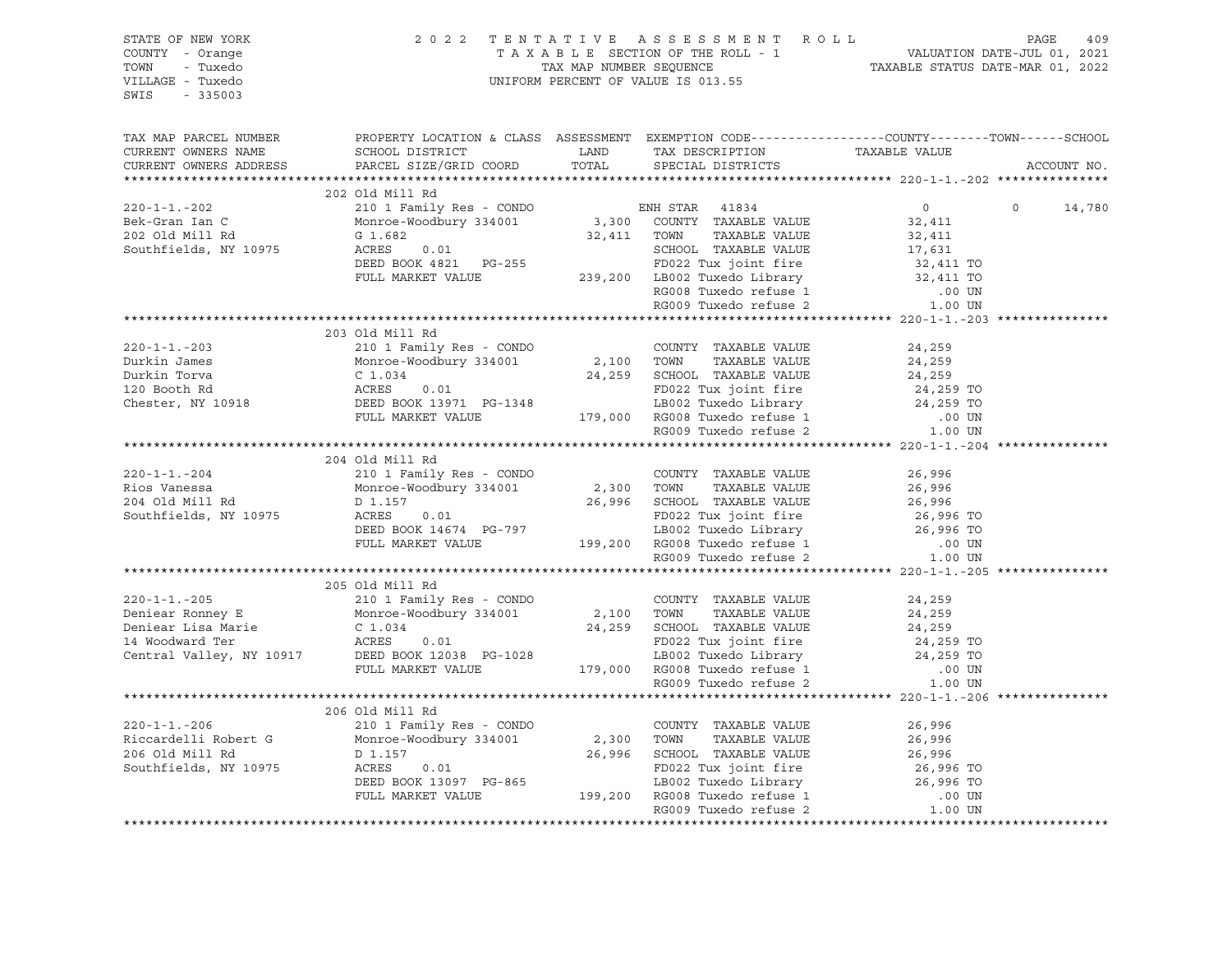STATE OF NEW YORK
COUNTY - Orange
TOWN - Tuxedo
VILLAGE - Tuxedo
SWIS - 335003

2022 TENTATIVE ASSESSMENT ROLL
TAXABLE SECTION OF THE ROLL - 1
TAX MAP NUMBER SEQUENCE
UNIFORM PERCENT OF VALUE IS 013.55

VALUATION DATE-JUL 01, 2021
TAXABLE STATUS DATE-MAR 01, 2022

| TAX MAP PARCEL NUMBER / CURRENT OWNERS NAME / CURRENT OWNERS ADDRESS | PROPERTY LOCATION & CLASS / SCHOOL DISTRICT / PARCEL SIZE/GRID COORD | ASSESSMENT LAND / TOTAL | EXEMPTION CODE / TAX DESCRIPTION / SPECIAL DISTRICTS | COUNTY TAXABLE VALUE | TOWN | SCHOOL | ACCOUNT NO. |
|---|---|---|---|---|---|---|---|
| **220-1-1.-202** | 202 Old Mill Rd | | | | | | |
| 220-1-1.-202 | 210 1 Family Res - CONDO | | ENH STAR 41834 | 0 | 0 | 14,780 | |
| Bek-Gran Ian C | Monroe-Woodbury 334001 | 3,300 | COUNTY TAXABLE VALUE | 32,411 | | | |
| 202 Old Mill Rd | G 1.682 | 32,411 | TOWN TAXABLE VALUE | 32,411 | | | |
| Southfields, NY 10975 | ACRES 0.01 | | SCHOOL TAXABLE VALUE | 17,631 | | | |
| | DEED BOOK 4821 PG-255 | | FD022 Tux joint fire | 32,411 TO | | | |
| | FULL MARKET VALUE | 239,200 | LB002 Tuxedo Library | 32,411 TO | | | |
| | | | RG008 Tuxedo refuse 1 | .00 UN | | | |
| | | | RG009 Tuxedo refuse 2 | 1.00 UN | | | |
| **220-1-1.-203** | 203 Old Mill Rd | | | | | | |
| 220-1-1.-203 | 210 1 Family Res - CONDO | | COUNTY TAXABLE VALUE | 24,259 | | | |
| Durkin James | Monroe-Woodbury 334001 | 2,100 | TOWN TAXABLE VALUE | 24,259 | | | |
| Durkin Torva | C 1.034 | 24,259 | SCHOOL TAXABLE VALUE | 24,259 | | | |
| 120 Booth Rd | ACRES 0.01 | | FD022 Tux joint fire | 24,259 TO | | | |
| Chester, NY 10918 | DEED BOOK 13971 PG-1348 | | LB002 Tuxedo Library | 24,259 TO | | | |
| | FULL MARKET VALUE | 179,000 | RG008 Tuxedo refuse 1 | .00 UN | | | |
| | | | RG009 Tuxedo refuse 2 | 1.00 UN | | | |
| **220-1-1.-204** | 204 Old Mill Rd | | | | | | |
| 220-1-1.-204 | 210 1 Family Res - CONDO | | COUNTY TAXABLE VALUE | 26,996 | | | |
| Rios Vanessa | Monroe-Woodbury 334001 | 2,300 | TOWN TAXABLE VALUE | 26,996 | | | |
| 204 Old Mill Rd | D 1.157 | 26,996 | SCHOOL TAXABLE VALUE | 26,996 | | | |
| Southfields, NY 10975 | ACRES 0.01 | | FD022 Tux joint fire | 26,996 TO | | | |
| | DEED BOOK 14674 PG-797 | | LB002 Tuxedo Library | 26,996 TO | | | |
| | FULL MARKET VALUE | 199,200 | RG008 Tuxedo refuse 1 | .00 UN | | | |
| | | | RG009 Tuxedo refuse 2 | 1.00 UN | | | |
| **220-1-1.-205** | 205 Old Mill Rd | | | | | | |
| 220-1-1.-205 | 210 1 Family Res - CONDO | | COUNTY TAXABLE VALUE | 24,259 | | | |
| Deniear Ronney E | Monroe-Woodbury 334001 | 2,100 | TOWN TAXABLE VALUE | 24,259 | | | |
| Deniear Lisa Marie | C 1.034 | 24,259 | SCHOOL TAXABLE VALUE | 24,259 | | | |
| 14 Woodward Ter | ACRES 0.01 | | FD022 Tux joint fire | 24,259 TO | | | |
| Central Valley, NY 10917 | DEED BOOK 12038 PG-1028 | | LB002 Tuxedo Library | 24,259 TO | | | |
| | FULL MARKET VALUE | 179,000 | RG008 Tuxedo refuse 1 | .00 UN | | | |
| | | | RG009 Tuxedo refuse 2 | 1.00 UN | | | |
| **220-1-1.-206** | 206 Old Mill Rd | | | | | | |
| 220-1-1.-206 | 210 1 Family Res - CONDO | | COUNTY TAXABLE VALUE | 26,996 | | | |
| Riccardelli Robert G | Monroe-Woodbury 334001 | 2,300 | TOWN TAXABLE VALUE | 26,996 | | | |
| 206 Old Mill Rd | D 1.157 | 26,996 | SCHOOL TAXABLE VALUE | 26,996 | | | |
| Southfields, NY 10975 | ACRES 0.01 | | FD022 Tux joint fire | 26,996 TO | | | |
| | DEED BOOK 13097 PG-865 | | LB002 Tuxedo Library | 26,996 TO | | | |
| | FULL MARKET VALUE | 199,200 | RG008 Tuxedo refuse 1 | .00 UN | | | |
| | | | RG009 Tuxedo refuse 2 | 1.00 UN | | | |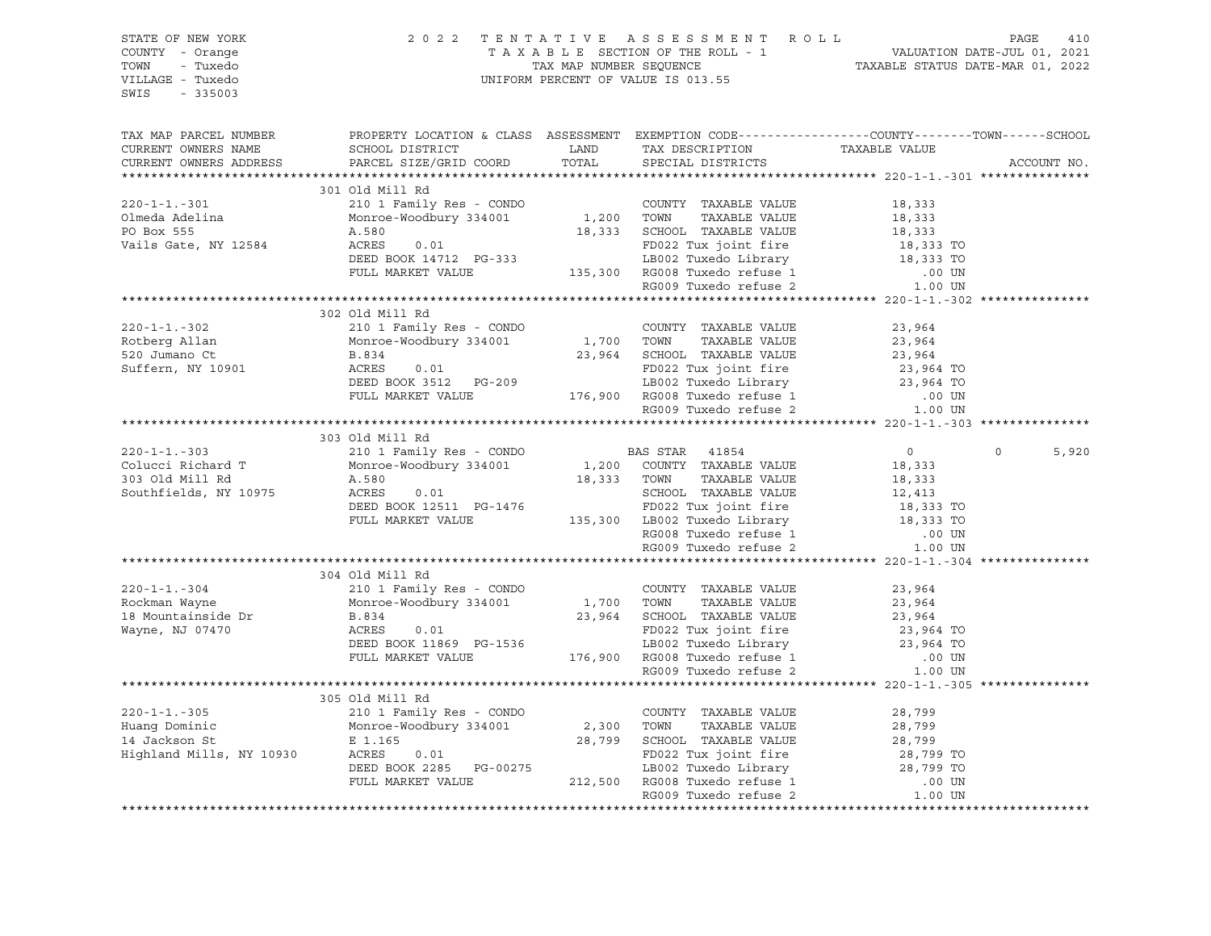STATE OF NEW YORK
COUNTY - Orange
TOWN - Tuxedo
VILLAGE - Tuxedo
SWIS - 335003

2022 TENTATIVE ASSESSMENT ROLL
TAXABLE SECTION OF THE ROLL - 1
TAX MAP NUMBER SEQUENCE
UNIFORM PERCENT OF VALUE IS 013.55

VALUATION DATE-JUL 01, 2021
TAXABLE STATUS DATE-MAR 01, 2022

| TAX MAP PARCEL NUMBER / CURRENT OWNERS NAME / CURRENT OWNERS ADDRESS | PROPERTY LOCATION & CLASS / SCHOOL DISTRICT / PARCEL SIZE/GRID COORD | ASSESSMENT LAND / TOTAL | EXEMPTION CODE / TAX DESCRIPTION / SPECIAL DISTRICTS | COUNTY | TOWN | SCHOOL / ACCOUNT NO. |
|---|---|---|---|---|---|---|
| **220-1-1.-301** | 301 Old Mill Rd | | | | | |
| Olmeda Adelina | 210 1 Family Res - CONDO | | COUNTY TAXABLE VALUE | 18,333 | | |
| PO Box 555 | Monroe-Woodbury 334001 | 1,200 | TOWN TAXABLE VALUE | 18,333 | | |
| Vails Gate, NY 12584 | A.580 | 18,333 | SCHOOL TAXABLE VALUE | 18,333 | | |
| | ACRES 0.01 | | FD022 Tux joint fire | 18,333 TO | | |
| | DEED BOOK 14712 PG-333 | | LB002 Tuxedo Library | 18,333 TO | | |
| | FULL MARKET VALUE | 135,300 | RG008 Tuxedo refuse 1 | .00 UN | | |
| | | | RG009 Tuxedo refuse 2 | 1.00 UN | | |
| **220-1-1.-302** | 302 Old Mill Rd | | | | | |
| Rotberg Allan | 210 1 Family Res - CONDO | | COUNTY TAXABLE VALUE | 23,964 | | |
| 520 Jumano Ct | Monroe-Woodbury 334001 | 1,700 | TOWN TAXABLE VALUE | 23,964 | | |
| Suffern, NY 10901 | B.834 | 23,964 | SCHOOL TAXABLE VALUE | 23,964 | | |
| | ACRES 0.01 | | FD022 Tux joint fire | 23,964 TO | | |
| | DEED BOOK 3512 PG-209 | | LB002 Tuxedo Library | 23,964 TO | | |
| | FULL MARKET VALUE | 176,900 | RG008 Tuxedo refuse 1 | .00 UN | | |
| | | | RG009 Tuxedo refuse 2 | 1.00 UN | | |
| **220-1-1.-303** | 303 Old Mill Rd | | | | | |
| Colucci Richard T | 210 1 Family Res - CONDO | | BAS STAR 41854 | 0 | 0 | 5,920 |
| 303 Old Mill Rd | Monroe-Woodbury 334001 | 1,200 | COUNTY TAXABLE VALUE | 18,333 | | |
| Southfields, NY 10975 | A.580 | 18,333 | TOWN TAXABLE VALUE | 18,333 | | |
| | ACRES 0.01 | | SCHOOL TAXABLE VALUE | 12,413 | | |
| | DEED BOOK 12511 PG-1476 | | FD022 Tux joint fire | 18,333 TO | | |
| | FULL MARKET VALUE | 135,300 | LB002 Tuxedo Library | 18,333 TO | | |
| | | | RG008 Tuxedo refuse 1 | .00 UN | | |
| | | | RG009 Tuxedo refuse 2 | 1.00 UN | | |
| **220-1-1.-304** | 304 Old Mill Rd | | | | | |
| Rockman Wayne | 210 1 Family Res - CONDO | | COUNTY TAXABLE VALUE | 23,964 | | |
| 18 Mountainside Dr | Monroe-Woodbury 334001 | 1,700 | TOWN TAXABLE VALUE | 23,964 | | |
| Wayne, NJ 07470 | B.834 | 23,964 | SCHOOL TAXABLE VALUE | 23,964 | | |
| | ACRES 0.01 | | FD022 Tux joint fire | 23,964 TO | | |
| | DEED BOOK 11869 PG-1536 | | LB002 Tuxedo Library | 23,964 TO | | |
| | FULL MARKET VALUE | 176,900 | RG008 Tuxedo refuse 1 | .00 UN | | |
| | | | RG009 Tuxedo refuse 2 | 1.00 UN | | |
| **220-1-1.-305** | 305 Old Mill Rd | | | | | |
| Huang Dominic | 210 1 Family Res - CONDO | | COUNTY TAXABLE VALUE | 28,799 | | |
| 14 Jackson St | Monroe-Woodbury 334001 | 2,300 | TOWN TAXABLE VALUE | 28,799 | | |
| Highland Mills, NY 10930 | E 1.165 | 28,799 | SCHOOL TAXABLE VALUE | 28,799 | | |
| | ACRES 0.01 | | FD022 Tux joint fire | 28,799 TO | | |
| | DEED BOOK 2285 PG-00275 | | LB002 Tuxedo Library | 28,799 TO | | |
| | FULL MARKET VALUE | 212,500 | RG008 Tuxedo refuse 1 | .00 UN | | |
| | | | RG009 Tuxedo refuse 2 | 1.00 UN | | |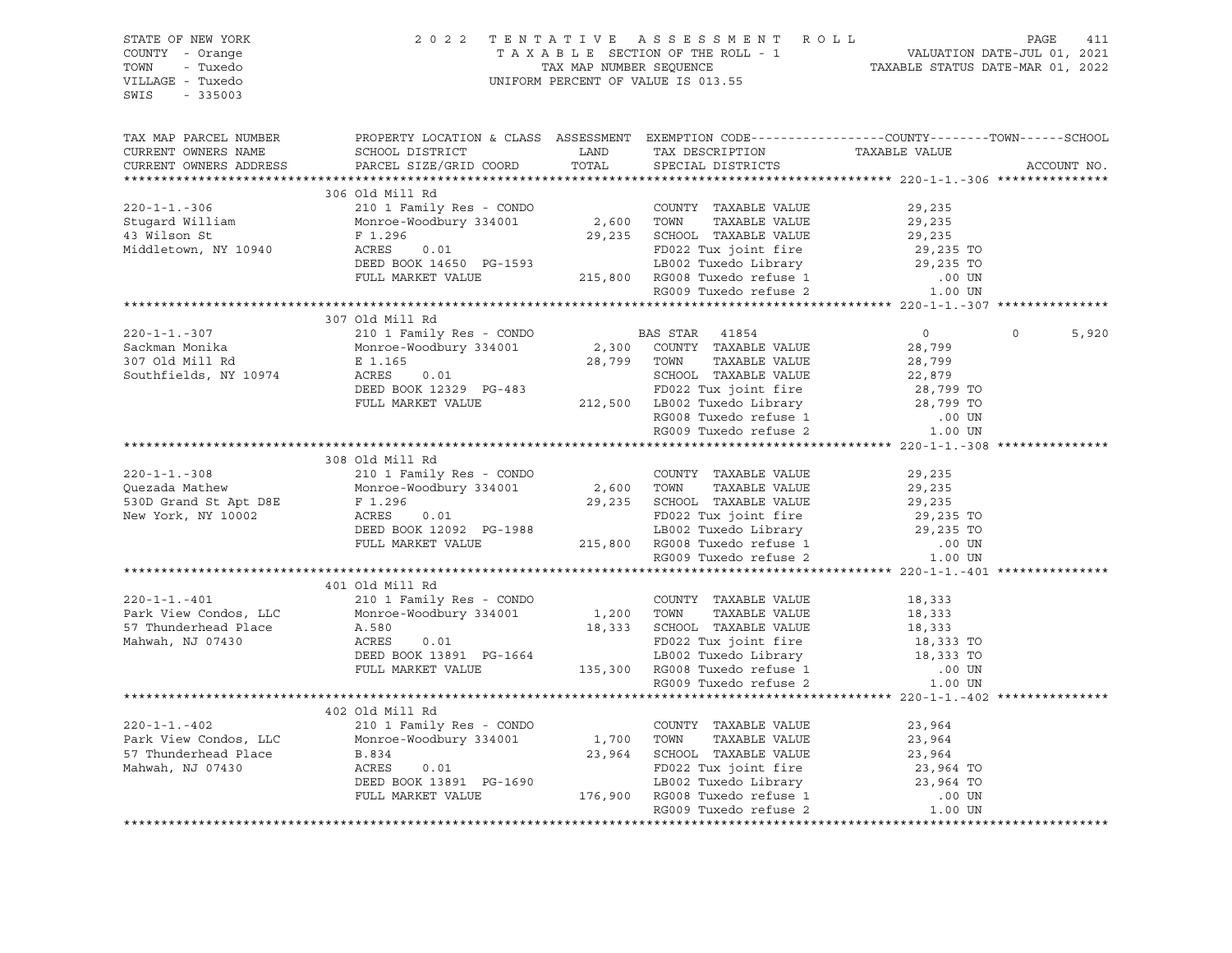STATE OF NEW YORK
COUNTY - Orange
TOWN - Tuxedo
VILLAGE - Tuxedo
SWIS - 335003

2022 TENTATIVE ASSESSMENT ROLL
TAXABLE SECTION OF THE ROLL - 1
TAX MAP NUMBER SEQUENCE
UNIFORM PERCENT OF VALUE IS 013.55

VALUATION DATE-JUL 01, 2021
TAXABLE STATUS DATE-MAR 01, 2022

| TAX MAP PARCEL NUMBER / CURRENT OWNERS NAME / CURRENT OWNERS ADDRESS | PROPERTY LOCATION & CLASS / SCHOOL DISTRICT / PARCEL SIZE/GRID COORD | ASSESSMENT LAND / TOTAL | EXEMPTION CODE / TAX DESCRIPTION / SPECIAL DISTRICTS | COUNTY / TAXABLE VALUE | TOWN | SCHOOL | ACCOUNT NO. |
|---|---|---|---|---|---|---|---|
| **220-1-1.-306** | 306 Old Mill Rd | | | | | | |
| 220-1-1.-306 | 210 1 Family Res - CONDO | | COUNTY TAXABLE VALUE | 29,235 | | | |
| Stugard William | Monroe-Woodbury 334001 | 2,600 | TOWN TAXABLE VALUE | 29,235 | | | |
| 43 Wilson St | F 1.296 | 29,235 | SCHOOL TAXABLE VALUE | 29,235 | | | |
| Middletown, NY 10940 | ACRES 0.01 | | FD022 Tux joint fire | 29,235 TO | | | |
| | DEED BOOK 14650 PG-1593 | | LB002 Tuxedo Library | 29,235 TO | | | |
| | FULL MARKET VALUE | 215,800 | RG008 Tuxedo refuse 1 | .00 UN | | | |
| | | | RG009 Tuxedo refuse 2 | 1.00 UN | | | |
| **220-1-1.-307** | 307 Old Mill Rd | | | | | | |
| 220-1-1.-307 | 210 1 Family Res - CONDO | | BAS STAR 41854 | 0 | 0 | 5,920 | |
| Sackman Monika | Monroe-Woodbury 334001 | 2,300 | COUNTY TAXABLE VALUE | 28,799 | | | |
| 307 Old Mill Rd | E 1.165 | 28,799 | TOWN TAXABLE VALUE | 28,799 | | | |
| Southfields, NY 10974 | ACRES 0.01 | | SCHOOL TAXABLE VALUE | 22,879 | | | |
| | DEED BOOK 12329 PG-483 | | FD022 Tux joint fire | 28,799 TO | | | |
| | FULL MARKET VALUE | 212,500 | LB002 Tuxedo Library | 28,799 TO | | | |
| | | | RG008 Tuxedo refuse 1 | .00 UN | | | |
| | | | RG009 Tuxedo refuse 2 | 1.00 UN | | | |
| **220-1-1.-308** | 308 Old Mill Rd | | | | | | |
| 220-1-1.-308 | 210 1 Family Res - CONDO | | COUNTY TAXABLE VALUE | 29,235 | | | |
| Quezada Mathew | Monroe-Woodbury 334001 | 2,600 | TOWN TAXABLE VALUE | 29,235 | | | |
| 530D Grand St Apt D8E | F 1.296 | 29,235 | SCHOOL TAXABLE VALUE | 29,235 | | | |
| New York, NY 10002 | ACRES 0.01 | | FD022 Tux joint fire | 29,235 TO | | | |
| | DEED BOOK 12092 PG-1988 | | LB002 Tuxedo Library | 29,235 TO | | | |
| | FULL MARKET VALUE | 215,800 | RG008 Tuxedo refuse 1 | .00 UN | | | |
| | | | RG009 Tuxedo refuse 2 | 1.00 UN | | | |
| **220-1-1.-401** | 401 Old Mill Rd | | | | | | |
| 220-1-1.-401 | 210 1 Family Res - CONDO | | COUNTY TAXABLE VALUE | 18,333 | | | |
| Park View Condos, LLC | Monroe-Woodbury 334001 | 1,200 | TOWN TAXABLE VALUE | 18,333 | | | |
| 57 Thunderhead Place | A.580 | 18,333 | SCHOOL TAXABLE VALUE | 18,333 | | | |
| Mahwah, NJ 07430 | ACRES 0.01 | | FD022 Tux joint fire | 18,333 TO | | | |
| | DEED BOOK 13891 PG-1664 | | LB002 Tuxedo Library | 18,333 TO | | | |
| | FULL MARKET VALUE | 135,300 | RG008 Tuxedo refuse 1 | .00 UN | | | |
| | | | RG009 Tuxedo refuse 2 | 1.00 UN | | | |
| **220-1-1.-402** | 402 Old Mill Rd | | | | | | |
| 220-1-1.-402 | 210 1 Family Res - CONDO | | COUNTY TAXABLE VALUE | 23,964 | | | |
| Park View Condos, LLC | Monroe-Woodbury 334001 | 1,700 | TOWN TAXABLE VALUE | 23,964 | | | |
| 57 Thunderhead Place | B.834 | 23,964 | SCHOOL TAXABLE VALUE | 23,964 | | | |
| Mahwah, NJ 07430 | ACRES 0.01 | | FD022 Tux joint fire | 23,964 TO | | | |
| | DEED BOOK 13891 PG-1690 | | LB002 Tuxedo Library | 23,964 TO | | | |
| | FULL MARKET VALUE | 176,900 | RG008 Tuxedo refuse 1 | .00 UN | | | |
| | | | RG009 Tuxedo refuse 2 | 1.00 UN | | | |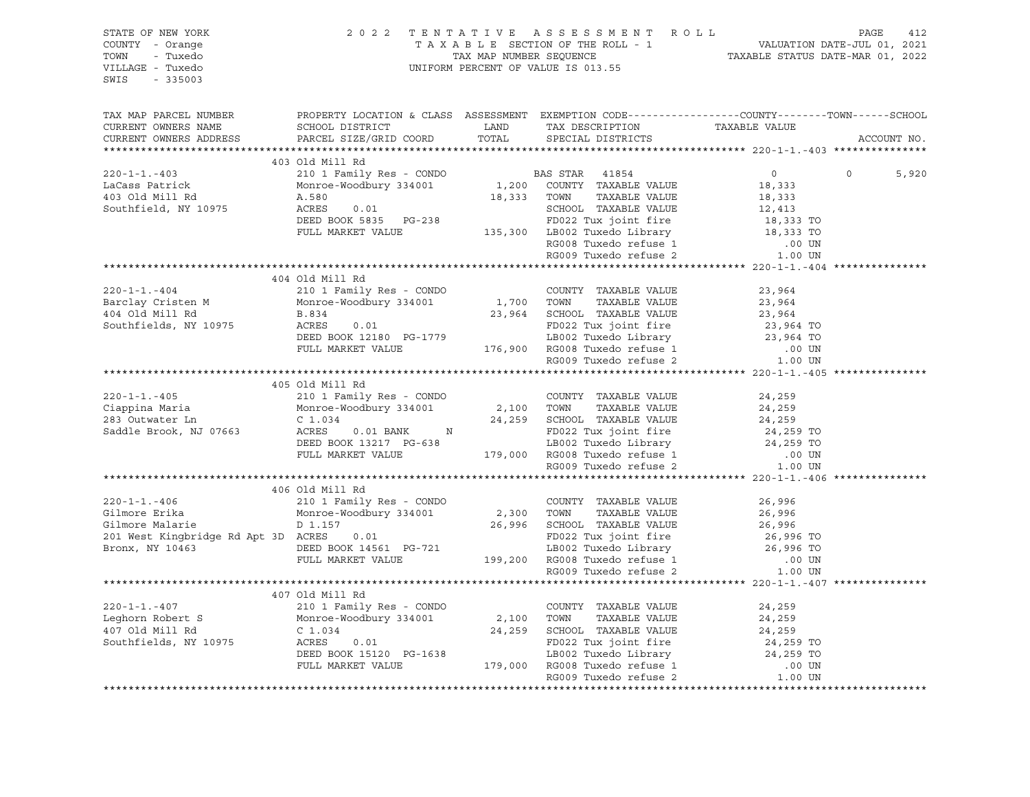STATE OF NEW YORK
COUNTY - Orange
TOWN - Tuxedo
VILLAGE - Tuxedo
SWIS - 335003

2 0 2 2 T E N T A T I V E A S S E S S M E N T R O L L
T A X A B L E SECTION OF THE ROLL - 1
TAX MAP NUMBER SEQUENCE
UNIFORM PERCENT OF VALUE IS 013.55

VALUATION DATE-JUL 01, 2021
TAXABLE STATUS DATE-MAR 01, 2022

```
TAX MAP PARCEL NUMBER        PROPERTY LOCATION & CLASS  ASSESSMENT  EXEMPTION CODE------------------COUNTY--------TOWN------SCHOOL
CURRENT OWNERS NAME          SCHOOL DISTRICT               LAND      TAX DESCRIPTION            TAXABLE VALUE
CURRENT OWNERS ADDRESS       PARCEL SIZE/GRID COORD        TOTAL     SPECIAL DISTRICTS                                   ACCOUNT NO.
******************************************************************************************************* 220-1-1.-403 ***************
                            403 Old Mill Rd
220-1-1.-403                 210 1 Family Res - CONDO            BAS STAR  41854              0            0       5,920
LaCass Patrick               Monroe-Woodbury 334001      1,200   COUNTY  TAXABLE VALUE          18,333
403 Old Mill Rd              A.580                      18,333   TOWN    TAXABLE VALUE          18,333
Southfield, NY 10975         ACRES    0.01                       SCHOOL  TAXABLE VALUE          12,413
                             DEED BOOK 5835   PG-238             FD022 Tux joint fire           18,333 TO
                             FULL MARKET VALUE         135,300   LB002 Tuxedo Library           18,333 TO
                                                                 RG008 Tuxedo refuse 1             .00 UN
                                                                 RG009 Tuxedo refuse 2            1.00 UN
******************************************************************************************************* 220-1-1.-404 ***************
                            404 Old Mill Rd
220-1-1.-404                 210 1 Family Res - CONDO            COUNTY  TAXABLE VALUE          23,964
Barclay Cristen M            Monroe-Woodbury 334001      1,700   TOWN    TAXABLE VALUE          23,964
404 Old Mill Rd              B.834                      23,964   SCHOOL  TAXABLE VALUE          23,964
Southfields, NY 10975        ACRES    0.01                       FD022 Tux joint fire           23,964 TO
                             DEED BOOK 12180  PG-1779            LB002 Tuxedo Library           23,964 TO
                             FULL MARKET VALUE         176,900   RG008 Tuxedo refuse 1             .00 UN
                                                                 RG009 Tuxedo refuse 2            1.00 UN
******************************************************************************************************* 220-1-1.-405 ***************
                            405 Old Mill Rd
220-1-1.-405                 210 1 Family Res - CONDO            COUNTY  TAXABLE VALUE          24,259
Ciappina Maria               Monroe-Woodbury 334001      2,100   TOWN    TAXABLE VALUE          24,259
283 Outwater Ln              C 1.034                    24,259   SCHOOL  TAXABLE VALUE          24,259
Saddle Brook, NJ 07663       ACRES    0.01 BANK     N            FD022 Tux joint fire           24,259 TO
                             DEED BOOK 13217  PG-638             LB002 Tuxedo Library           24,259 TO
                             FULL MARKET VALUE         179,000   RG008 Tuxedo refuse 1             .00 UN
                                                                 RG009 Tuxedo refuse 2            1.00 UN
******************************************************************************************************* 220-1-1.-406 ***************
                            406 Old Mill Rd
220-1-1.-406                 210 1 Family Res - CONDO            COUNTY  TAXABLE VALUE          26,996
Gilmore Erika                Monroe-Woodbury 334001      2,300   TOWN    TAXABLE VALUE          26,996
Gilmore Malarie              D 1.157                    26,996   SCHOOL  TAXABLE VALUE          26,996
201 West Kingbridge Rd Apt 3D ACRES   0.01                       FD022 Tux joint fire           26,996 TO
Bronx, NY 10463              DEED BOOK 14561  PG-721             LB002 Tuxedo Library           26,996 TO
                             FULL MARKET VALUE         199,200   RG008 Tuxedo refuse 1             .00 UN
                                                                 RG009 Tuxedo refuse 2            1.00 UN
******************************************************************************************************* 220-1-1.-407 ***************
                            407 Old Mill Rd
220-1-1.-407                 210 1 Family Res - CONDO            COUNTY  TAXABLE VALUE          24,259
Leghorn Robert S             Monroe-Woodbury 334001      2,100   TOWN    TAXABLE VALUE          24,259
407 Old Mill Rd              C 1.034                    24,259   SCHOOL  TAXABLE VALUE          24,259
Southfields, NY 10975        ACRES    0.01                       FD022 Tux joint fire           24,259 TO
                             DEED BOOK 15120  PG-1638            LB002 Tuxedo Library           24,259 TO
                             FULL MARKET VALUE         179,000   RG008 Tuxedo refuse 1             .00 UN
                                                                 RG009 Tuxedo refuse 2            1.00 UN
************************************************************************************************************************************
```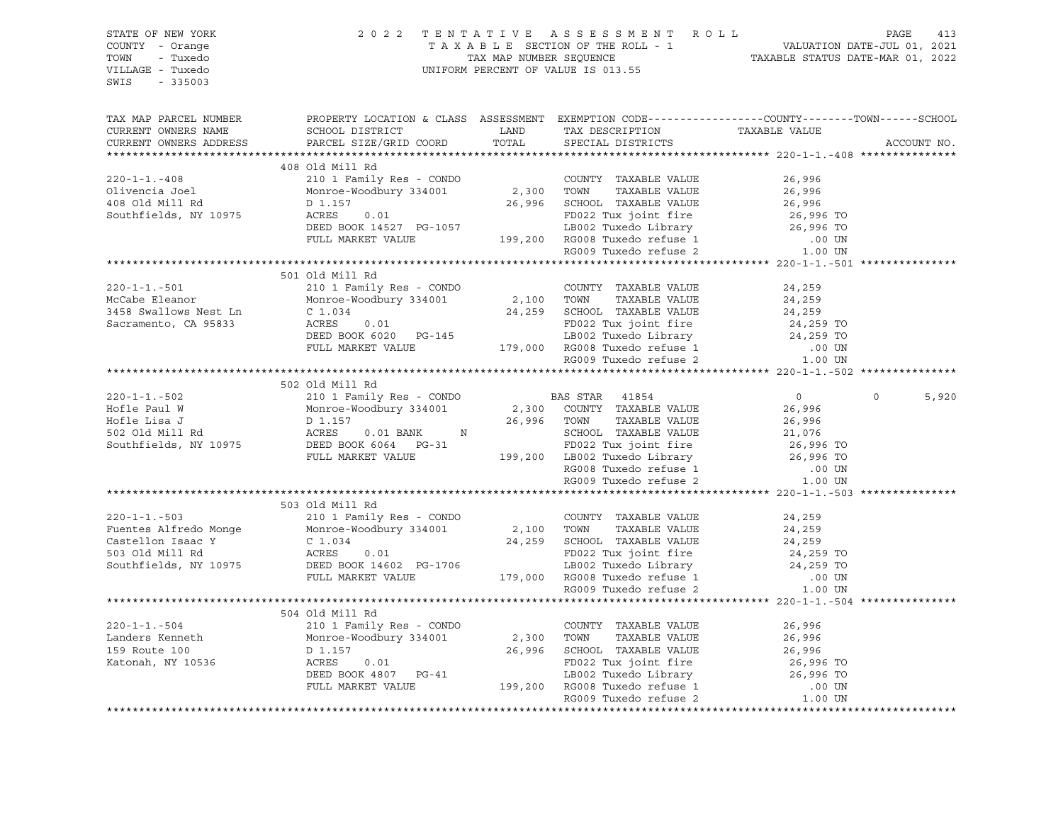STATE OF NEW YORK
COUNTY - Orange
TOWN - Tuxedo
VILLAGE - Tuxedo
SWIS - 335003

2022 TENTATIVE ASSESSMENT ROLL
TAXABLE SECTION OF THE ROLL - 1
TAX MAP NUMBER SEQUENCE
UNIFORM PERCENT OF VALUE IS 013.55

VALUATION DATE-JUL 01, 2021
TAXABLE STATUS DATE-MAR 01, 2022

| TAX MAP PARCEL NUMBER / CURRENT OWNERS NAME / CURRENT OWNERS ADDRESS | PROPERTY LOCATION & CLASS / SCHOOL DISTRICT / PARCEL SIZE/GRID COORD | ASSESSMENT LAND / TOTAL | EXEMPTION CODE / TAX DESCRIPTION / SPECIAL DISTRICTS | COUNTY | TOWN | SCHOOL | ACCOUNT NO. |
|---|---|---|---|---|---|---|---|
| **220-1-1.-408** | 408 Old Mill Rd | | | | | | |
| 220-1-1.-408 | 210 1 Family Res - CONDO | | COUNTY TAXABLE VALUE | 26,996 | | | |
| Olivencia Joel | Monroe-Woodbury 334001 | 2,300 | TOWN TAXABLE VALUE | 26,996 | | | |
| 408 Old Mill Rd | D 1.157 | 26,996 | SCHOOL TAXABLE VALUE | 26,996 | | | |
| Southfields, NY 10975 | ACRES 0.01 | | FD022 Tux joint fire | 26,996 TO | | | |
| | DEED BOOK 14527 PG-1057 | | LB002 Tuxedo Library | 26,996 TO | | | |
| | FULL MARKET VALUE | 199,200 | RG008 Tuxedo refuse 1 | .00 UN | | | |
| | | | RG009 Tuxedo refuse 2 | 1.00 UN | | | |
| **220-1-1.-501** | 501 Old Mill Rd | | | | | | |
| 220-1-1.-501 | 210 1 Family Res - CONDO | | COUNTY TAXABLE VALUE | 24,259 | | | |
| McCabe Eleanor | Monroe-Woodbury 334001 | 2,100 | TOWN TAXABLE VALUE | 24,259 | | | |
| 3458 Swallows Nest Ln | C 1.034 | 24,259 | SCHOOL TAXABLE VALUE | 24,259 | | | |
| Sacramento, CA 95833 | ACRES 0.01 | | FD022 Tux joint fire | 24,259 TO | | | |
| | DEED BOOK 6020 PG-145 | | LB002 Tuxedo Library | 24,259 TO | | | |
| | FULL MARKET VALUE | 179,000 | RG008 Tuxedo refuse 1 | .00 UN | | | |
| | | | RG009 Tuxedo refuse 2 | 1.00 UN | | | |
| **220-1-1.-502** | 502 Old Mill Rd | | | | | | |
| 220-1-1.-502 | 210 1 Family Res - CONDO | | BAS STAR 41854 | 0 | 0 | 5,920 | |
| Hofle Paul W | Monroe-Woodbury 334001 | 2,300 | COUNTY TAXABLE VALUE | 26,996 | | | |
| Hofle Lisa J | D 1.157 | 26,996 | TOWN TAXABLE VALUE | 26,996 | | | |
| 502 Old Mill Rd | ACRES 0.01 BANK N | | SCHOOL TAXABLE VALUE | 21,076 | | | |
| Southfields, NY 10975 | DEED BOOK 6064 PG-31 | | FD022 Tux joint fire | 26,996 TO | | | |
| | FULL MARKET VALUE | 199,200 | LB002 Tuxedo Library | 26,996 TO | | | |
| | | | RG008 Tuxedo refuse 1 | .00 UN | | | |
| | | | RG009 Tuxedo refuse 2 | 1.00 UN | | | |
| **220-1-1.-503** | 503 Old Mill Rd | | | | | | |
| 220-1-1.-503 | 210 1 Family Res - CONDO | | COUNTY TAXABLE VALUE | 24,259 | | | |
| Fuentes Alfredo Monge | Monroe-Woodbury 334001 | 2,100 | TOWN TAXABLE VALUE | 24,259 | | | |
| Castellon Isaac Y | C 1.034 | 24,259 | SCHOOL TAXABLE VALUE | 24,259 | | | |
| 503 Old Mill Rd | ACRES 0.01 | | FD022 Tux joint fire | 24,259 TO | | | |
| Southfields, NY 10975 | DEED BOOK 14602 PG-1706 | | LB002 Tuxedo Library | 24,259 TO | | | |
| | FULL MARKET VALUE | 179,000 | RG008 Tuxedo refuse 1 | .00 UN | | | |
| | | | RG009 Tuxedo refuse 2 | 1.00 UN | | | |
| **220-1-1.-504** | 504 Old Mill Rd | | | | | | |
| 220-1-1.-504 | 210 1 Family Res - CONDO | | COUNTY TAXABLE VALUE | 26,996 | | | |
| Landers Kenneth | Monroe-Woodbury 334001 | 2,300 | TOWN TAXABLE VALUE | 26,996 | | | |
| 159 Route 100 | D 1.157 | 26,996 | SCHOOL TAXABLE VALUE | 26,996 | | | |
| Katonah, NY 10536 | ACRES 0.01 | | FD022 Tux joint fire | 26,996 TO | | | |
| | DEED BOOK 4807 PG-41 | | LB002 Tuxedo Library | 26,996 TO | | | |
| | FULL MARKET VALUE | 199,200 | RG008 Tuxedo refuse 1 | .00 UN | | | |
| | | | RG009 Tuxedo refuse 2 | 1.00 UN | | | |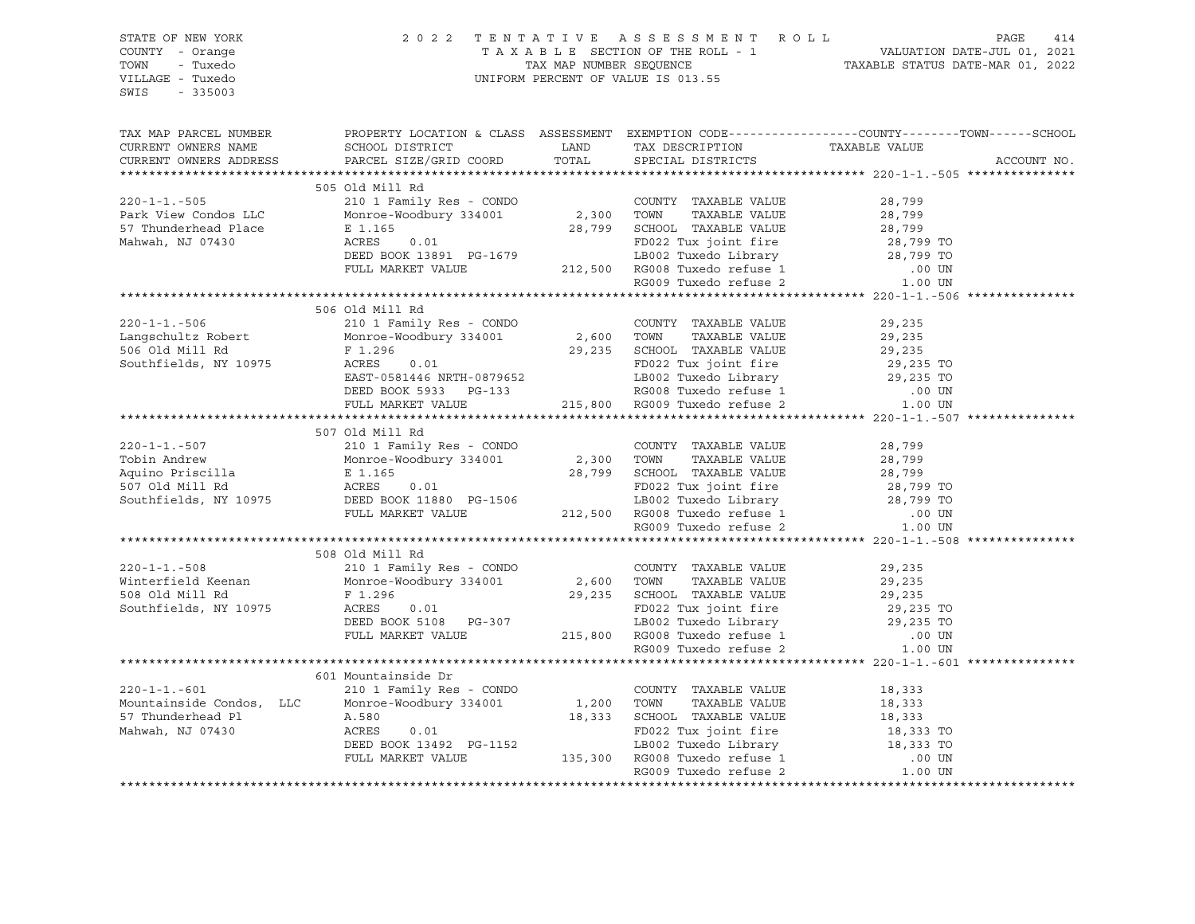STATE OF NEW YORK
COUNTY - Orange
TOWN - Tuxedo
VILLAGE - Tuxedo
SWIS - 335003

2022 TENTATIVE ASSESSMENT ROLL
TAXABLE SECTION OF THE ROLL - 1
TAX MAP NUMBER SEQUENCE
UNIFORM PERCENT OF VALUE IS 013.55

VALUATION DATE-JUL 01, 2021
TAXABLE STATUS DATE-MAR 01, 2022

| TAX MAP PARCEL NUMBER / CURRENT OWNERS NAME / CURRENT OWNERS ADDRESS | PROPERTY LOCATION & CLASS / SCHOOL DISTRICT / PARCEL SIZE/GRID COORD | ASSESSMENT LAND / TOTAL | EXEMPTION CODE / TAX DESCRIPTION / SPECIAL DISTRICTS | COUNTY / TOWN / SCHOOL TAXABLE VALUE | ACCOUNT NO. |
|---|---|---|---|---|---|
| **220-1-1.-505** | 505 Old Mill Rd | | | | |
| | 210 1 Family Res - CONDO | | COUNTY TAXABLE VALUE | 28,799 | |
| Park View Condos LLC | Monroe-Woodbury 334001 | 2,300 | TOWN TAXABLE VALUE | 28,799 | |
| 57 Thunderhead Place | E 1.165 | 28,799 | SCHOOL TAXABLE VALUE | 28,799 | |
| Mahwah, NJ 07430 | ACRES 0.01 | | FD022 Tux joint fire | 28,799 TO | |
| | DEED BOOK 13891 PG-1679 | | LB002 Tuxedo Library | 28,799 TO | |
| | FULL MARKET VALUE | 212,500 | RG008 Tuxedo refuse 1 | .00 UN | |
| | | | RG009 Tuxedo refuse 2 | 1.00 UN | |
| **220-1-1.-506** | 506 Old Mill Rd | | | | |
| | 210 1 Family Res - CONDO | | COUNTY TAXABLE VALUE | 29,235 | |
| Langschultz Robert | Monroe-Woodbury 334001 | 2,600 | TOWN TAXABLE VALUE | 29,235 | |
| 506 Old Mill Rd | F 1.296 | 29,235 | SCHOOL TAXABLE VALUE | 29,235 | |
| Southfields, NY 10975 | ACRES 0.01 | | FD022 Tux joint fire | 29,235 TO | |
| | EAST-0581446 NRTH-0879652 | | LB002 Tuxedo Library | 29,235 TO | |
| | DEED BOOK 5933 PG-133 | | RG008 Tuxedo refuse 1 | .00 UN | |
| | FULL MARKET VALUE | 215,800 | RG009 Tuxedo refuse 2 | 1.00 UN | |
| **220-1-1.-507** | 507 Old Mill Rd | | | | |
| | 210 1 Family Res - CONDO | | COUNTY TAXABLE VALUE | 28,799 | |
| Tobin Andrew | Monroe-Woodbury 334001 | 2,300 | TOWN TAXABLE VALUE | 28,799 | |
| Aquino Priscilla | E 1.165 | 28,799 | SCHOOL TAXABLE VALUE | 28,799 | |
| 507 Old Mill Rd | ACRES 0.01 | | FD022 Tux joint fire | 28,799 TO | |
| Southfields, NY 10975 | DEED BOOK 11880 PG-1506 | | LB002 Tuxedo Library | 28,799 TO | |
| | FULL MARKET VALUE | 212,500 | RG008 Tuxedo refuse 1 | .00 UN | |
| | | | RG009 Tuxedo refuse 2 | 1.00 UN | |
| **220-1-1.-508** | 508 Old Mill Rd | | | | |
| | 210 1 Family Res - CONDO | | COUNTY TAXABLE VALUE | 29,235 | |
| Winterfield Keenan | Monroe-Woodbury 334001 | 2,600 | TOWN TAXABLE VALUE | 29,235 | |
| 508 Old Mill Rd | F 1.296 | 29,235 | SCHOOL TAXABLE VALUE | 29,235 | |
| Southfields, NY 10975 | ACRES 0.01 | | FD022 Tux joint fire | 29,235 TO | |
| | DEED BOOK 5108 PG-307 | | LB002 Tuxedo Library | 29,235 TO | |
| | FULL MARKET VALUE | 215,800 | RG008 Tuxedo refuse 1 | .00 UN | |
| | | | RG009 Tuxedo refuse 2 | 1.00 UN | |
| **220-1-1.-601** | 601 Mountainside Dr | | | | |
| | 210 1 Family Res - CONDO | | COUNTY TAXABLE VALUE | 18,333 | |
| Mountainside Condos, LLC | Monroe-Woodbury 334001 | 1,200 | TOWN TAXABLE VALUE | 18,333 | |
| 57 Thunderhead Pl | A.580 | 18,333 | SCHOOL TAXABLE VALUE | 18,333 | |
| Mahwah, NJ 07430 | ACRES 0.01 | | FD022 Tux joint fire | 18,333 TO | |
| | DEED BOOK 13492 PG-1152 | | LB002 Tuxedo Library | 18,333 TO | |
| | FULL MARKET VALUE | 135,300 | RG008 Tuxedo refuse 1 | .00 UN | |
| | | | RG009 Tuxedo refuse 2 | 1.00 UN | |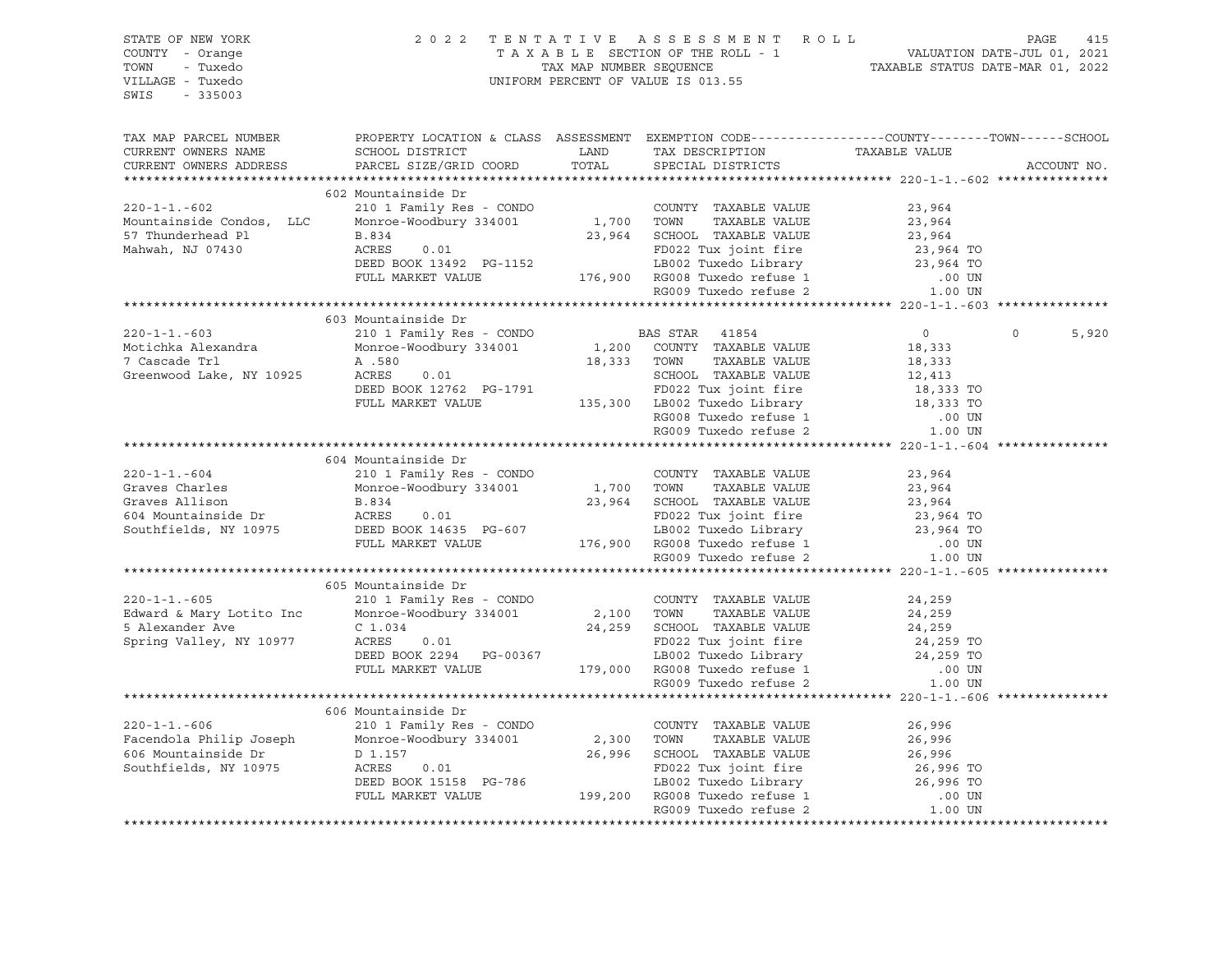STATE OF NEW YORK
COUNTY - Orange
TOWN - Tuxedo
VILLAGE - Tuxedo
SWIS - 335003

2022 TENTATIVE ASSESSMENT ROLL
TAXABLE SECTION OF THE ROLL - 1
TAX MAP NUMBER SEQUENCE
UNIFORM PERCENT OF VALUE IS 013.55

VALUATION DATE-JUL 01, 2021
TAXABLE STATUS DATE-MAR 01, 2022

| TAX MAP PARCEL NUMBER / CURRENT OWNERS NAME / CURRENT OWNERS ADDRESS | PROPERTY LOCATION & CLASS / SCHOOL DISTRICT / PARCEL SIZE/GRID COORD | ASSESSMENT LAND / TOTAL | EXEMPTION CODE / TAX DESCRIPTION / SPECIAL DISTRICTS | COUNTY | TOWN | SCHOOL | ACCOUNT NO. |
|---|---|---|---|---|---|---|---|
| **220-1-1.-602** | 602 Mountainside Dr | | | | | | |
| 220-1-1.-602 | 210 1 Family Res - CONDO | | COUNTY TAXABLE VALUE | 23,964 | | | |
| Mountainside Condos, LLC | Monroe-Woodbury 334001 | 1,700 | TOWN TAXABLE VALUE | | 23,964 | | |
| 57 Thunderhead Pl | B.834 | 23,964 | SCHOOL TAXABLE VALUE | | | 23,964 | |
| Mahwah, NJ 07430 | ACRES 0.01 | | FD022 Tux joint fire | 23,964 TO | | | |
| | DEED BOOK 13492 PG-1152 | | LB002 Tuxedo Library | 23,964 TO | | | |
| | FULL MARKET VALUE | 176,900 | RG008 Tuxedo refuse 1 | .00 UN | | | |
| | | | RG009 Tuxedo refuse 2 | 1.00 UN | | | |
| **220-1-1.-603** | 603 Mountainside Dr | | | | | | |
| 220-1-1.-603 | 210 1 Family Res - CONDO | | BAS STAR 41854 | 0 | 0 | 5,920 | |
| Motichka Alexandra | Monroe-Woodbury 334001 | 1,200 | COUNTY TAXABLE VALUE | 18,333 | | | |
| 7 Cascade Trl | A .580 | 18,333 | TOWN TAXABLE VALUE | | 18,333 | | |
| Greenwood Lake, NY 10925 | ACRES 0.01 | | SCHOOL TAXABLE VALUE | | | 12,413 | |
| | DEED BOOK 12762 PG-1791 | | FD022 Tux joint fire | 18,333 TO | | | |
| | FULL MARKET VALUE | 135,300 | LB002 Tuxedo Library | 18,333 TO | | | |
| | | | RG008 Tuxedo refuse 1 | .00 UN | | | |
| | | | RG009 Tuxedo refuse 2 | 1.00 UN | | | |
| **220-1-1.-604** | 604 Mountainside Dr | | | | | | |
| 220-1-1.-604 | 210 1 Family Res - CONDO | | COUNTY TAXABLE VALUE | 23,964 | | | |
| Graves Charles | Monroe-Woodbury 334001 | 1,700 | TOWN TAXABLE VALUE | | 23,964 | | |
| Graves Allison | B.834 | 23,964 | SCHOOL TAXABLE VALUE | | | 23,964 | |
| 604 Mountainside Dr | ACRES 0.01 | | FD022 Tux joint fire | 23,964 TO | | | |
| Southfields, NY 10975 | DEED BOOK 14635 PG-607 | | LB002 Tuxedo Library | 23,964 TO | | | |
| | FULL MARKET VALUE | 176,900 | RG008 Tuxedo refuse 1 | .00 UN | | | |
| | | | RG009 Tuxedo refuse 2 | 1.00 UN | | | |
| **220-1-1.-605** | 605 Mountainside Dr | | | | | | |
| 220-1-1.-605 | 210 1 Family Res - CONDO | | COUNTY TAXABLE VALUE | 24,259 | | | |
| Edward & Mary Lotito Inc | Monroe-Woodbury 334001 | 2,100 | TOWN TAXABLE VALUE | | 24,259 | | |
| 5 Alexander Ave | C 1.034 | 24,259 | SCHOOL TAXABLE VALUE | | | 24,259 | |
| Spring Valley, NY 10977 | ACRES 0.01 | | FD022 Tux joint fire | 24,259 TO | | | |
| | DEED BOOK 2294 PG-00367 | | LB002 Tuxedo Library | 24,259 TO | | | |
| | FULL MARKET VALUE | 179,000 | RG008 Tuxedo refuse 1 | .00 UN | | | |
| | | | RG009 Tuxedo refuse 2 | 1.00 UN | | | |
| **220-1-1.-606** | 606 Mountainside Dr | | | | | | |
| 220-1-1.-606 | 210 1 Family Res - CONDO | | COUNTY TAXABLE VALUE | 26,996 | | | |
| Facendola Philip Joseph | Monroe-Woodbury 334001 | 2,300 | TOWN TAXABLE VALUE | | 26,996 | | |
| 606 Mountainside Dr | D 1.157 | 26,996 | SCHOOL TAXABLE VALUE | | | 26,996 | |
| Southfields, NY 10975 | ACRES 0.01 | | FD022 Tux joint fire | 26,996 TO | | | |
| | DEED BOOK 15158 PG-786 | | LB002 Tuxedo Library | 26,996 TO | | | |
| | FULL MARKET VALUE | 199,200 | RG008 Tuxedo refuse 1 | .00 UN | | | |
| | | | RG009 Tuxedo refuse 2 | 1.00 UN | | | |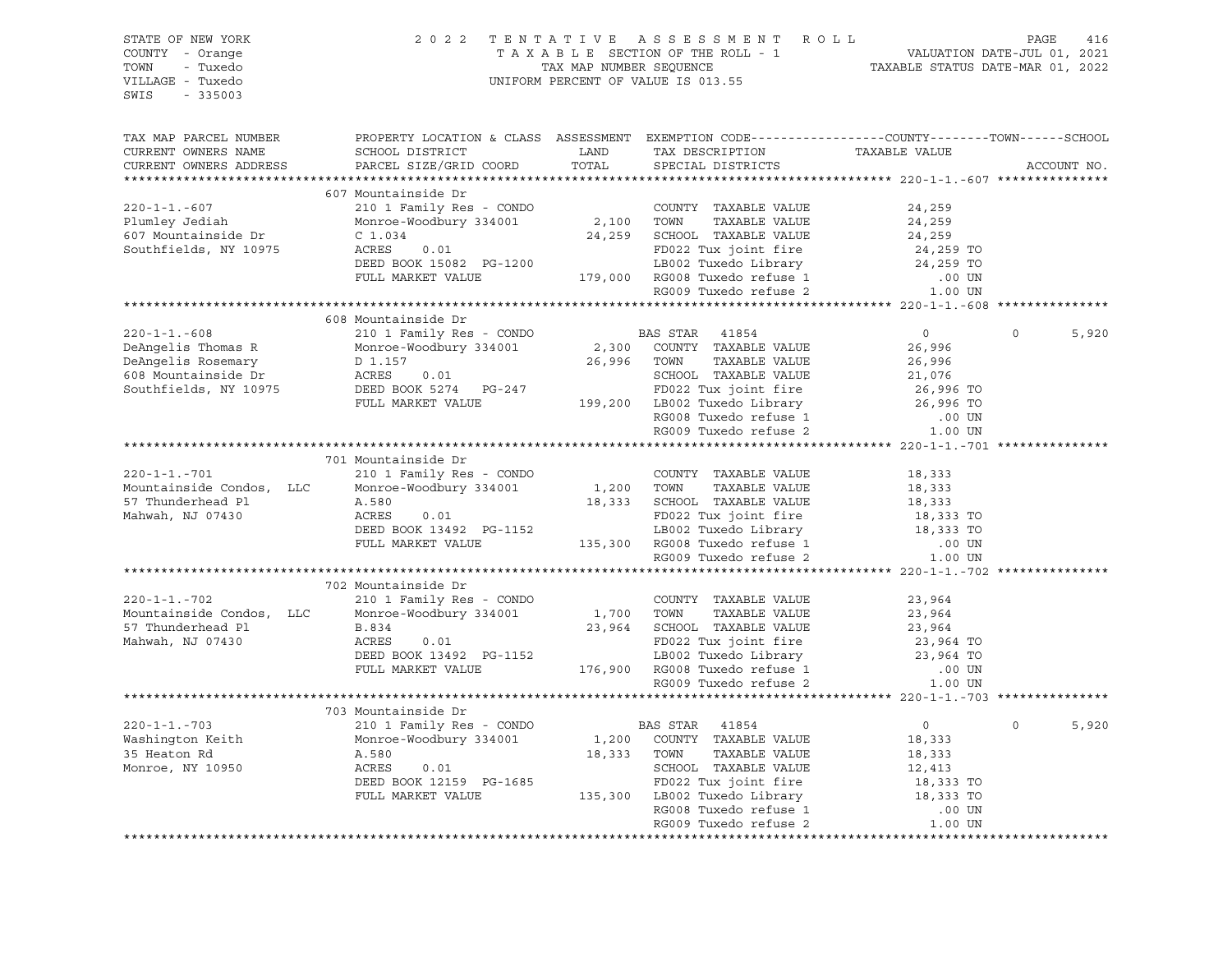STATE OF NEW YORK
COUNTY - Orange
TOWN - Tuxedo
VILLAGE - Tuxedo
SWIS - 335003

2022 TENTATIVE ASSESSMENT ROLL
TAXABLE SECTION OF THE ROLL - 1
TAX MAP NUMBER SEQUENCE
UNIFORM PERCENT OF VALUE IS 013.55

VALUATION DATE-JUL 01, 2021
TAXABLE STATUS DATE-MAR 01, 2022

| TAX MAP PARCEL NUMBER / CURRENT OWNERS NAME / CURRENT OWNERS ADDRESS | PROPERTY LOCATION & CLASS / SCHOOL DISTRICT / PARCEL SIZE/GRID COORD | ASSESSMENT LAND | TOTAL | EXEMPTION CODE / TAX DESCRIPTION / SPECIAL DISTRICTS | COUNTY | TOWN | SCHOOL | TAXABLE VALUE | ACCOUNT NO. |
|---|---|---|---|---|---|---|---|---|---|
| **220-1-1.-607** | 607 Mountainside Dr | | | | | | | | |
| 220-1-1.-607 | 210 1 Family Res - CONDO | | | COUNTY TAXABLE VALUE | | | | 24,259 | |
| Plumley Jediah | Monroe-Woodbury 334001 | 2,100 | | TOWN TAXABLE VALUE | | | | 24,259 | |
| 607 Mountainside Dr | C 1.034 | | 24,259 | SCHOOL TAXABLE VALUE | | | | 24,259 | |
| Southfields, NY 10975 | ACRES 0.01 | | | FD022 Tux joint fire | | | | 24,259 TO | |
| | DEED BOOK 15082 PG-1200 | | | LB002 Tuxedo Library | | | | 24,259 TO | |
| | FULL MARKET VALUE | | 179,000 | RG008 Tuxedo refuse 1 | | | | .00 UN | |
| | | | | RG009 Tuxedo refuse 2 | | | | 1.00 UN | |
| **220-1-1.-608** | 608 Mountainside Dr | | | | | | | | |
| 220-1-1.-608 | 210 1 Family Res - CONDO | | | BAS STAR 41854 | 0 | 0 | 5,920 | | |
| DeAngelis Thomas R | Monroe-Woodbury 334001 | 2,300 | | COUNTY TAXABLE VALUE | | | | 26,996 | |
| DeAngelis Rosemary | D 1.157 | | 26,996 | TOWN TAXABLE VALUE | | | | 26,996 | |
| 608 Mountainside Dr | ACRES 0.01 | | | SCHOOL TAXABLE VALUE | | | | 21,076 | |
| Southfields, NY 10975 | DEED BOOK 5274 PG-247 | | | FD022 Tux joint fire | | | | 26,996 TO | |
| | FULL MARKET VALUE | | 199,200 | LB002 Tuxedo Library | | | | 26,996 TO | |
| | | | | RG008 Tuxedo refuse 1 | | | | .00 UN | |
| | | | | RG009 Tuxedo refuse 2 | | | | 1.00 UN | |
| **220-1-1.-701** | 701 Mountainside Dr | | | | | | | | |
| 220-1-1.-701 | 210 1 Family Res - CONDO | | | COUNTY TAXABLE VALUE | | | | 18,333 | |
| Mountainside Condos, LLC | Monroe-Woodbury 334001 | 1,200 | | TOWN TAXABLE VALUE | | | | 18,333 | |
| 57 Thunderhead Pl | A.580 | | 18,333 | SCHOOL TAXABLE VALUE | | | | 18,333 | |
| Mahwah, NJ 07430 | ACRES 0.01 | | | FD022 Tux joint fire | | | | 18,333 TO | |
| | DEED BOOK 13492 PG-1152 | | | LB002 Tuxedo Library | | | | 18,333 TO | |
| | FULL MARKET VALUE | | 135,300 | RG008 Tuxedo refuse 1 | | | | .00 UN | |
| | | | | RG009 Tuxedo refuse 2 | | | | 1.00 UN | |
| **220-1-1.-702** | 702 Mountainside Dr | | | | | | | | |
| 220-1-1.-702 | 210 1 Family Res - CONDO | | | COUNTY TAXABLE VALUE | | | | 23,964 | |
| Mountainside Condos, LLC | Monroe-Woodbury 334001 | 1,700 | | TOWN TAXABLE VALUE | | | | 23,964 | |
| 57 Thunderhead Pl | B.834 | | 23,964 | SCHOOL TAXABLE VALUE | | | | 23,964 | |
| Mahwah, NJ 07430 | ACRES 0.01 | | | FD022 Tux joint fire | | | | 23,964 TO | |
| | DEED BOOK 13492 PG-1152 | | | LB002 Tuxedo Library | | | | 23,964 TO | |
| | FULL MARKET VALUE | | 176,900 | RG008 Tuxedo refuse 1 | | | | .00 UN | |
| | | | | RG009 Tuxedo refuse 2 | | | | 1.00 UN | |
| **220-1-1.-703** | 703 Mountainside Dr | | | | | | | | |
| 220-1-1.-703 | 210 1 Family Res - CONDO | | | BAS STAR 41854 | 0 | 0 | 5,920 | | |
| Washington Keith | Monroe-Woodbury 334001 | 1,200 | | COUNTY TAXABLE VALUE | | | | 18,333 | |
| 35 Heaton Rd | A.580 | | 18,333 | TOWN TAXABLE VALUE | | | | 18,333 | |
| Monroe, NY 10950 | ACRES 0.01 | | | SCHOOL TAXABLE VALUE | | | | 12,413 | |
| | DEED BOOK 12159 PG-1685 | | | FD022 Tux joint fire | | | | 18,333 TO | |
| | FULL MARKET VALUE | | 135,300 | LB002 Tuxedo Library | | | | 18,333 TO | |
| | | | | RG008 Tuxedo refuse 1 | | | | .00 UN | |
| | | | | RG009 Tuxedo refuse 2 | | | | 1.00 UN | |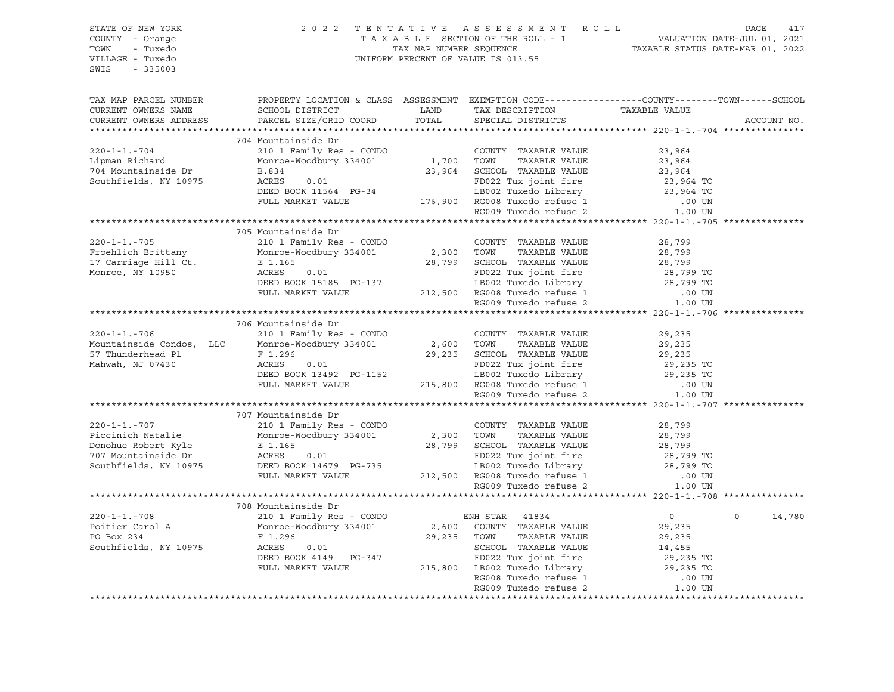STATE OF NEW YORK
COUNTY - Orange
TOWN - Tuxedo
VILLAGE - Tuxedo
SWIS - 335003

2 0 2 2 T E N T A T I V E A S S E S S M E N T R O L L
T A X A B L E SECTION OF THE ROLL - 1
TAX MAP NUMBER SEQUENCE
UNIFORM PERCENT OF VALUE IS 013.55

VALUATION DATE-JUL 01, 2021
TAXABLE STATUS DATE-MAR 01, 2022

| TAX MAP PARCEL NUMBER<br>CURRENT OWNERS NAME<br>CURRENT OWNERS ADDRESS | PROPERTY LOCATION & CLASS<br>SCHOOL DISTRICT<br>PARCEL SIZE/GRID COORD | ASSESSMENT<br>LAND<br>TOTAL | EXEMPTION CODE<br>TAX DESCRIPTION<br>SPECIAL DISTRICTS | COUNTY--------TOWN------SCHOOL<br>TAXABLE VALUE | ACCOUNT NO. |
|---|---|---|---|---|---|
| **220-1-1.-704** | 704 Mountainside Dr | | | | |
| 220-1-1.-704 | 210 1 Family Res - CONDO | | COUNTY TAXABLE VALUE | 23,964 | |
| Lipman Richard | Monroe-Woodbury 334001 | 1,700 | TOWN TAXABLE VALUE | 23,964 | |
| 704 Mountainside Dr | B.834 | 23,964 | SCHOOL TAXABLE VALUE | 23,964 | |
| Southfields, NY 10975 | ACRES 0.01 | | FD022 Tux joint fire | 23,964 TO | |
| | DEED BOOK 11564 PG-34 | | LB002 Tuxedo Library | 23,964 TO | |
| | FULL MARKET VALUE | 176,900 | RG008 Tuxedo refuse 1 | .00 UN | |
| | | | RG009 Tuxedo refuse 2 | 1.00 UN | |
| **220-1-1.-705** | 705 Mountainside Dr | | | | |
| 220-1-1.-705 | 210 1 Family Res - CONDO | | COUNTY TAXABLE VALUE | 28,799 | |
| Froehlich Brittany | Monroe-Woodbury 334001 | 2,300 | TOWN TAXABLE VALUE | 28,799 | |
| 17 Carriage Hill Ct. | E 1.165 | 28,799 | SCHOOL TAXABLE VALUE | 28,799 | |
| Monroe, NY 10950 | ACRES 0.01 | | FD022 Tux joint fire | 28,799 TO | |
| | DEED BOOK 15185 PG-137 | | LB002 Tuxedo Library | 28,799 TO | |
| | FULL MARKET VALUE | 212,500 | RG008 Tuxedo refuse 1 | .00 UN | |
| | | | RG009 Tuxedo refuse 2 | 1.00 UN | |
| **220-1-1.-706** | 706 Mountainside Dr | | | | |
| 220-1-1.-706 | 210 1 Family Res - CONDO | | COUNTY TAXABLE VALUE | 29,235 | |
| Mountainside Condos, LLC | Monroe-Woodbury 334001 | 2,600 | TOWN TAXABLE VALUE | 29,235 | |
| 57 Thunderhead Pl | F 1.296 | 29,235 | SCHOOL TAXABLE VALUE | 29,235 | |
| Mahwah, NJ 07430 | ACRES 0.01 | | FD022 Tux joint fire | 29,235 TO | |
| | DEED BOOK 13492 PG-1152 | | LB002 Tuxedo Library | 29,235 TO | |
| | FULL MARKET VALUE | 215,800 | RG008 Tuxedo refuse 1 | .00 UN | |
| | | | RG009 Tuxedo refuse 2 | 1.00 UN | |
| **220-1-1.-707** | 707 Mountainside Dr | | | | |
| 220-1-1.-707 | 210 1 Family Res - CONDO | | COUNTY TAXABLE VALUE | 28,799 | |
| Piccinich Natalie | Monroe-Woodbury 334001 | 2,300 | TOWN TAXABLE VALUE | 28,799 | |
| Donohue Robert Kyle | E 1.165 | 28,799 | SCHOOL TAXABLE VALUE | 28,799 | |
| 707 Mountainside Dr | ACRES 0.01 | | FD022 Tux joint fire | 28,799 TO | |
| Southfields, NY 10975 | DEED BOOK 14679 PG-735 | | LB002 Tuxedo Library | 28,799 TO | |
| | FULL MARKET VALUE | 212,500 | RG008 Tuxedo refuse 1 | .00 UN | |
| | | | RG009 Tuxedo refuse 2 | 1.00 UN | |
| **220-1-1.-708** | 708 Mountainside Dr | | | | |
| 220-1-1.-708 | 210 1 Family Res - CONDO | | ENH STAR 41834 | 0 0 | 14,780 |
| Poitier Carol A | Monroe-Woodbury 334001 | 2,600 | COUNTY TAXABLE VALUE | 29,235 | |
| PO Box 234 | F 1.296 | 29,235 | TOWN TAXABLE VALUE | 29,235 | |
| Southfields, NY 10975 | ACRES 0.01 | | SCHOOL TAXABLE VALUE | 14,455 | |
| | DEED BOOK 4149 PG-347 | | FD022 Tux joint fire | 29,235 TO | |
| | FULL MARKET VALUE | 215,800 | LB002 Tuxedo Library | 29,235 TO | |
| | | | RG008 Tuxedo refuse 1 | .00 UN | |
| | | | RG009 Tuxedo refuse 2 | 1.00 UN | |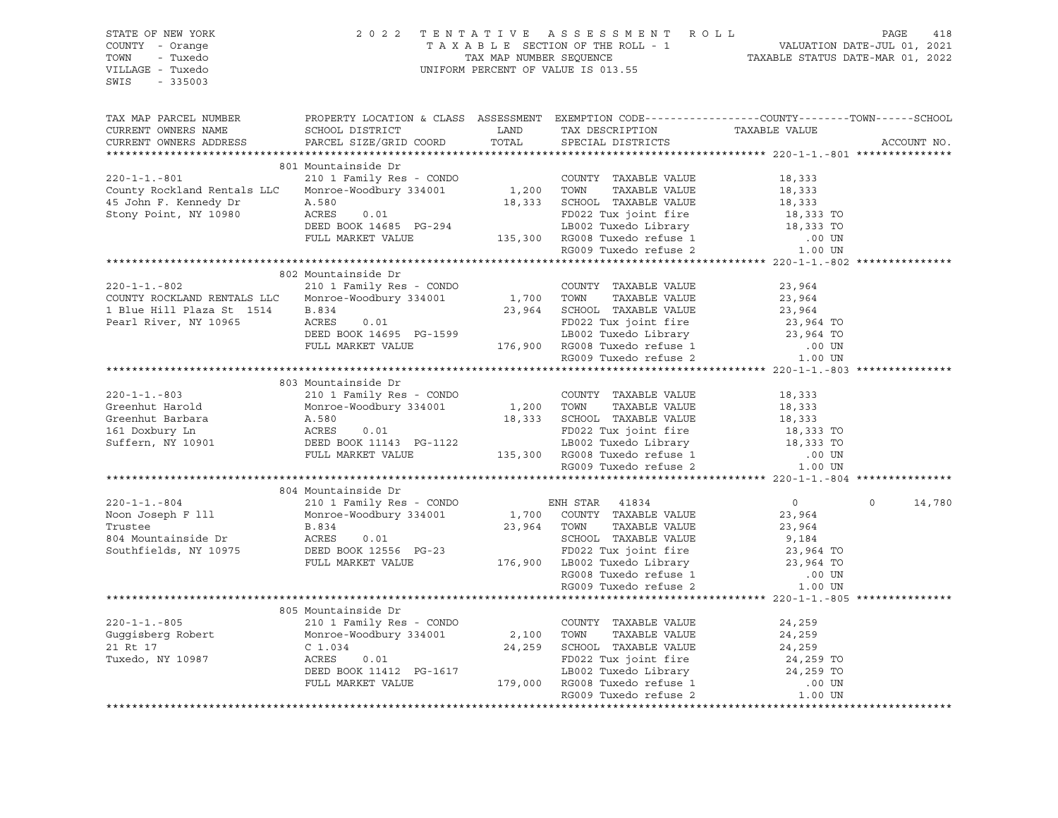STATE OF NEW YORK
COUNTY - Orange
TOWN - Tuxedo
VILLAGE - Tuxedo
SWIS - 335003

2022 TENTATIVE ASSESSMENT ROLL
TAXABLE SECTION OF THE ROLL - 1
TAX MAP NUMBER SEQUENCE
UNIFORM PERCENT OF VALUE IS 013.55

VALUATION DATE-JUL 01, 2021
TAXABLE STATUS DATE-MAR 01, 2022

| TAX MAP PARCEL NUMBER / CURRENT OWNERS NAME / CURRENT OWNERS ADDRESS | PROPERTY LOCATION & CLASS / SCHOOL DISTRICT / PARCEL SIZE/GRID COORD | ASSESSMENT LAND / TOTAL | EXEMPTION CODE / TAX DESCRIPTION / SPECIAL DISTRICTS | COUNTY | TOWN | SCHOOL / TAXABLE VALUE | ACCOUNT NO. |
|---|---|---|---|---|---|---|---|
| **220-1-1.-801** | 801 Mountainside Dr | | | | | | |
| 220-1-1.-801 | 210 1 Family Res - CONDO | | COUNTY TAXABLE VALUE | 18,333 | | | |
| County Rockland Rentals LLC | Monroe-Woodbury 334001 | 1,200 | TOWN TAXABLE VALUE | | 18,333 | | |
| 45 John F. Kennedy Dr | A.580 | 18,333 | SCHOOL TAXABLE VALUE | | | 18,333 | |
| Stony Point, NY 10980 | ACRES 0.01 | | FD022 Tux joint fire | | | 18,333 TO | |
| | DEED BOOK 14685 PG-294 | | LB002 Tuxedo Library | | | 18,333 TO | |
| | FULL MARKET VALUE | 135,300 | RG008 Tuxedo refuse 1 | | | .00 UN | |
| | | | RG009 Tuxedo refuse 2 | | | 1.00 UN | |
| **220-1-1.-802** | 802 Mountainside Dr | | | | | | |
| 220-1-1.-802 | 210 1 Family Res - CONDO | | COUNTY TAXABLE VALUE | 23,964 | | | |
| COUNTY ROCKLAND RENTALS LLC | Monroe-Woodbury 334001 | 1,700 | TOWN TAXABLE VALUE | | 23,964 | | |
| 1 Blue Hill Plaza St 1514 | B.834 | 23,964 | SCHOOL TAXABLE VALUE | | | 23,964 | |
| Pearl River, NY 10965 | ACRES 0.01 | | FD022 Tux joint fire | | | 23,964 TO | |
| | DEED BOOK 14695 PG-1599 | | LB002 Tuxedo Library | | | 23,964 TO | |
| | FULL MARKET VALUE | 176,900 | RG008 Tuxedo refuse 1 | | | .00 UN | |
| | | | RG009 Tuxedo refuse 2 | | | 1.00 UN | |
| **220-1-1.-803** | 803 Mountainside Dr | | | | | | |
| 220-1-1.-803 | 210 1 Family Res - CONDO | | COUNTY TAXABLE VALUE | 18,333 | | | |
| Greenhut Harold | Monroe-Woodbury 334001 | 1,200 | TOWN TAXABLE VALUE | | 18,333 | | |
| Greenhut Barbara | A.580 | 18,333 | SCHOOL TAXABLE VALUE | | | 18,333 | |
| 161 Doxbury Ln | ACRES 0.01 | | FD022 Tux joint fire | | | 18,333 TO | |
| Suffern, NY 10901 | DEED BOOK 11143 PG-1122 | | LB002 Tuxedo Library | | | 18,333 TO | |
| | FULL MARKET VALUE | 135,300 | RG008 Tuxedo refuse 1 | | | .00 UN | |
| | | | RG009 Tuxedo refuse 2 | | | 1.00 UN | |
| **220-1-1.-804** | 804 Mountainside Dr | | | | | | |
| 220-1-1.-804 | 210 1 Family Res - CONDO | | ENH STAR 41834 | 0 | 0 | 14,780 | |
| Noon Joseph F lll | Monroe-Woodbury 334001 | 1,700 | COUNTY TAXABLE VALUE | 23,964 | | | |
| Trustee | B.834 | 23,964 | TOWN TAXABLE VALUE | | 23,964 | | |
| 804 Mountainside Dr | ACRES 0.01 | | SCHOOL TAXABLE VALUE | | | 9,184 | |
| Southfields, NY 10975 | DEED BOOK 12556 PG-23 | | FD022 Tux joint fire | | | 23,964 TO | |
| | FULL MARKET VALUE | 176,900 | LB002 Tuxedo Library | | | 23,964 TO | |
| | | | RG008 Tuxedo refuse 1 | | | .00 UN | |
| | | | RG009 Tuxedo refuse 2 | | | 1.00 UN | |
| **220-1-1.-805** | 805 Mountainside Dr | | | | | | |
| 220-1-1.-805 | 210 1 Family Res - CONDO | | COUNTY TAXABLE VALUE | 24,259 | | | |
| Guggisberg Robert | Monroe-Woodbury 334001 | 2,100 | TOWN TAXABLE VALUE | | 24,259 | | |
| 21 Rt 17 | C 1.034 | 24,259 | SCHOOL TAXABLE VALUE | | | 24,259 | |
| Tuxedo, NY 10987 | ACRES 0.01 | | FD022 Tux joint fire | | | 24,259 TO | |
| | DEED BOOK 11412 PG-1617 | | LB002 Tuxedo Library | | | 24,259 TO | |
| | FULL MARKET VALUE | 179,000 | RG008 Tuxedo refuse 1 | | | .00 UN | |
| | | | RG009 Tuxedo refuse 2 | | | 1.00 UN | |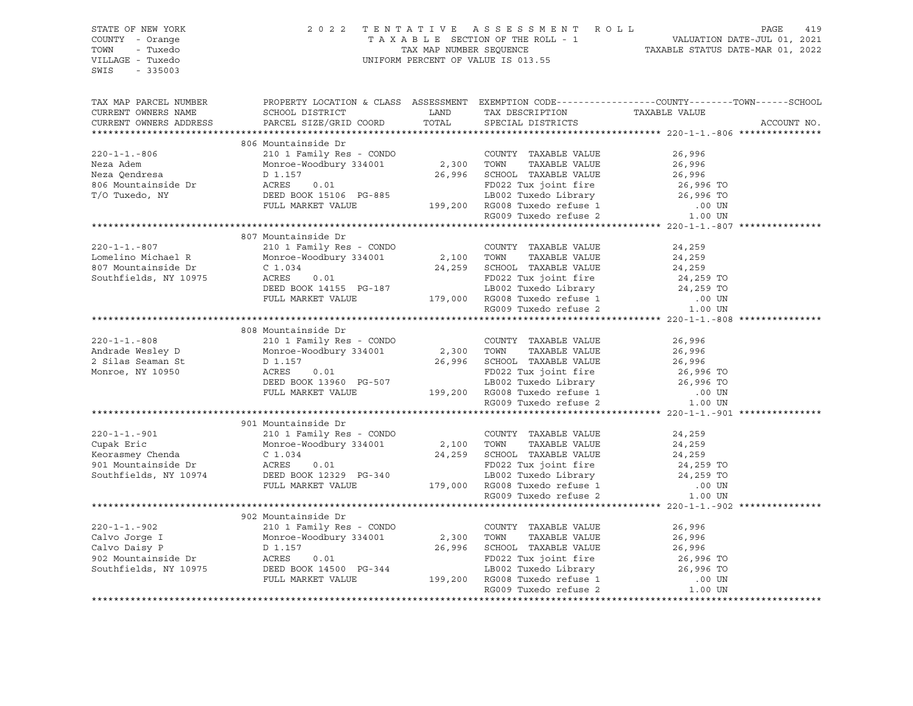STATE OF NEW YORK | COUNTY - Orange | TOWN - Tuxedo | VILLAGE - Tuxedo | SWIS - 335003

2 0 2 2 T E N T A T I V E A S S E S S M E N T R O L L
T A X A B L E SECTION OF THE ROLL - 1
TAX MAP NUMBER SEQUENCE
UNIFORM PERCENT OF VALUE IS 013.55

VALUATION DATE-JUL 01, 2021
TAXABLE STATUS DATE-MAR 01, 2022

| TAX MAP PARCEL NUMBER / CURRENT OWNERS NAME / CURRENT OWNERS ADDRESS | PROPERTY LOCATION & CLASS / SCHOOL DISTRICT / PARCEL SIZE/GRID COORD | ASSESSMENT LAND / TOTAL | EXEMPTION CODE / TAX DESCRIPTION / SPECIAL DISTRICTS | TAXABLE VALUE (COUNTY / TOWN / SCHOOL) | ACCOUNT NO. |
|---|---|---|---|---|---|
| **220-1-1.-806** | 806 Mountainside Dr | | | | |
| 220-1-1.-806 | 210 1 Family Res - CONDO | | COUNTY TAXABLE VALUE | 26,996 | |
| Neza Adem | Monroe-Woodbury 334001 | 2,300 | TOWN TAXABLE VALUE | 26,996 | |
| Neza Qendresa | D 1.157 | 26,996 | SCHOOL TAXABLE VALUE | 26,996 | |
| 806 Mountainside Dr | ACRES 0.01 | | FD022 Tux joint fire | 26,996 TO | |
| T/O Tuxedo, NY | DEED BOOK 15106 PG-885 | | LB002 Tuxedo Library | 26,996 TO | |
| | FULL MARKET VALUE | 199,200 | RG008 Tuxedo refuse 1 | .00 UN | |
| | | | RG009 Tuxedo refuse 2 | 1.00 UN | |
| **220-1-1.-807** | 807 Mountainside Dr | | | | |
| 220-1-1.-807 | 210 1 Family Res - CONDO | | COUNTY TAXABLE VALUE | 24,259 | |
| Lomelino Michael R | Monroe-Woodbury 334001 | 2,100 | TOWN TAXABLE VALUE | 24,259 | |
| 807 Mountainside Dr | C 1.034 | 24,259 | SCHOOL TAXABLE VALUE | 24,259 | |
| Southfields, NY 10975 | ACRES 0.01 | | FD022 Tux joint fire | 24,259 TO | |
| | DEED BOOK 14155 PG-187 | | LB002 Tuxedo Library | 24,259 TO | |
| | FULL MARKET VALUE | 179,000 | RG008 Tuxedo refuse 1 | .00 UN | |
| | | | RG009 Tuxedo refuse 2 | 1.00 UN | |
| **220-1-1.-808** | 808 Mountainside Dr | | | | |
| 220-1-1.-808 | 210 1 Family Res - CONDO | | COUNTY TAXABLE VALUE | 26,996 | |
| Andrade Wesley D | Monroe-Woodbury 334001 | 2,300 | TOWN TAXABLE VALUE | 26,996 | |
| 2 Silas Seaman St | D 1.157 | 26,996 | SCHOOL TAXABLE VALUE | 26,996 | |
| Monroe, NY 10950 | ACRES 0.01 | | FD022 Tux joint fire | 26,996 TO | |
| | DEED BOOK 13960 PG-507 | | LB002 Tuxedo Library | 26,996 TO | |
| | FULL MARKET VALUE | 199,200 | RG008 Tuxedo refuse 1 | .00 UN | |
| | | | RG009 Tuxedo refuse 2 | 1.00 UN | |
| **220-1-1.-901** | 901 Mountainside Dr | | | | |
| 220-1-1.-901 | 210 1 Family Res - CONDO | | COUNTY TAXABLE VALUE | 24,259 | |
| Cupak Eric | Monroe-Woodbury 334001 | 2,100 | TOWN TAXABLE VALUE | 24,259 | |
| Keorasmey Chenda | C 1.034 | 24,259 | SCHOOL TAXABLE VALUE | 24,259 | |
| 901 Mountainside Dr | ACRES 0.01 | | FD022 Tux joint fire | 24,259 TO | |
| Southfields, NY 10974 | DEED BOOK 12329 PG-340 | | LB002 Tuxedo Library | 24,259 TO | |
| | FULL MARKET VALUE | 179,000 | RG008 Tuxedo refuse 1 | .00 UN | |
| | | | RG009 Tuxedo refuse 2 | 1.00 UN | |
| **220-1-1.-902** | 902 Mountainside Dr | | | | |
| 220-1-1.-902 | 210 1 Family Res - CONDO | | COUNTY TAXABLE VALUE | 26,996 | |
| Calvo Jorge I | Monroe-Woodbury 334001 | 2,300 | TOWN TAXABLE VALUE | 26,996 | |
| Calvo Daisy P | D 1.157 | 26,996 | SCHOOL TAXABLE VALUE | 26,996 | |
| 902 Mountainside Dr | ACRES 0.01 | | FD022 Tux joint fire | 26,996 TO | |
| Southfields, NY 10975 | DEED BOOK 14500 PG-344 | | LB002 Tuxedo Library | 26,996 TO | |
| | FULL MARKET VALUE | 199,200 | RG008 Tuxedo refuse 1 | .00 UN | |
| | | | RG009 Tuxedo refuse 2 | 1.00 UN | |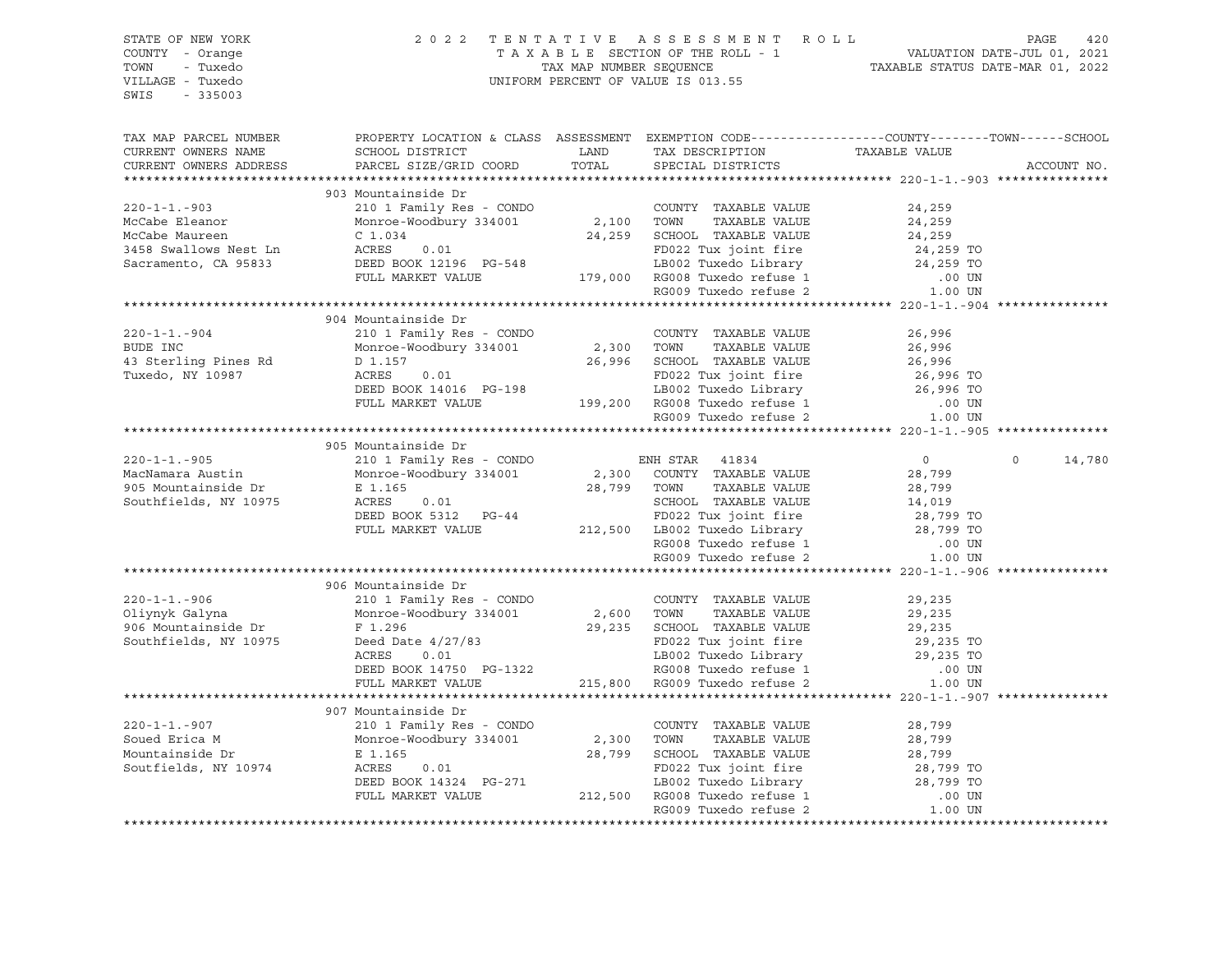STATE OF NEW YORK
COUNTY - Orange
TOWN - Tuxedo
VILLAGE - Tuxedo
SWIS - 335003

2022 TENTATIVE ASSESSMENT ROLL
TAXABLE SECTION OF THE ROLL - 1
TAX MAP NUMBER SEQUENCE
UNIFORM PERCENT OF VALUE IS 013.55

VALUATION DATE-JUL 01, 2021
TAXABLE STATUS DATE-MAR 01, 2022

| TAX MAP PARCEL NUMBER / CURRENT OWNERS NAME / CURRENT OWNERS ADDRESS | PROPERTY LOCATION & CLASS / SCHOOL DISTRICT / PARCEL SIZE/GRID COORD | ASSESSMENT LAND / TOTAL | EXEMPTION CODE / TAX DESCRIPTION / SPECIAL DISTRICTS | COUNTY | TOWN | SCHOOL / ACCOUNT NO. |
|---|---|---|---|---|---|---|
| **220-1-1.-903** | 903 Mountainside Dr | | | | | |
| 220-1-1.-903 | 210 1 Family Res - CONDO | | COUNTY TAXABLE VALUE | 24,259 | | |
| McCabe Eleanor | Monroe-Woodbury 334001 | 2,100 | TOWN TAXABLE VALUE | 24,259 | | |
| McCabe Maureen | C 1.034 | 24,259 | SCHOOL TAXABLE VALUE | 24,259 | | |
| 3458 Swallows Nest Ln | ACRES 0.01 | | FD022 Tux joint fire | 24,259 TO | | |
| Sacramento, CA 95833 | DEED BOOK 12196 PG-548 | | LB002 Tuxedo Library | 24,259 TO | | |
| | FULL MARKET VALUE | 179,000 | RG008 Tuxedo refuse 1 | .00 UN | | |
| | | | RG009 Tuxedo refuse 2 | 1.00 UN | | |
| **220-1-1.-904** | 904 Mountainside Dr | | | | | |
| 220-1-1.-904 | 210 1 Family Res - CONDO | | COUNTY TAXABLE VALUE | 26,996 | | |
| BUDE INC | Monroe-Woodbury 334001 | 2,300 | TOWN TAXABLE VALUE | 26,996 | | |
| 43 Sterling Pines Rd | D 1.157 | 26,996 | SCHOOL TAXABLE VALUE | 26,996 | | |
| Tuxedo, NY 10987 | ACRES 0.01 | | FD022 Tux joint fire | 26,996 TO | | |
| | DEED BOOK 14016 PG-198 | | LB002 Tuxedo Library | 26,996 TO | | |
| | FULL MARKET VALUE | 199,200 | RG008 Tuxedo refuse 1 | .00 UN | | |
| | | | RG009 Tuxedo refuse 2 | 1.00 UN | | |
| **220-1-1.-905** | 905 Mountainside Dr | | | | | |
| 220-1-1.-905 | 210 1 Family Res - CONDO | | ENH STAR 41834 | 0 | 0 | 14,780 |
| MacNamara Austin | Monroe-Woodbury 334001 | 2,300 | COUNTY TAXABLE VALUE | 28,799 | | |
| 905 Mountainside Dr | E 1.165 | 28,799 | TOWN TAXABLE VALUE | 28,799 | | |
| Southfields, NY 10975 | ACRES 0.01 | | SCHOOL TAXABLE VALUE | 14,019 | | |
| | DEED BOOK 5312 PG-44 | | FD022 Tux joint fire | 28,799 TO | | |
| | FULL MARKET VALUE | 212,500 | LB002 Tuxedo Library | 28,799 TO | | |
| | | | RG008 Tuxedo refuse 1 | .00 UN | | |
| | | | RG009 Tuxedo refuse 2 | 1.00 UN | | |
| **220-1-1.-906** | 906 Mountainside Dr | | | | | |
| 220-1-1.-906 | 210 1 Family Res - CONDO | | COUNTY TAXABLE VALUE | 29,235 | | |
| Oliynyk Galyna | Monroe-Woodbury 334001 | 2,600 | TOWN TAXABLE VALUE | 29,235 | | |
| 906 Mountainside Dr | F 1.296 | 29,235 | SCHOOL TAXABLE VALUE | 29,235 | | |
| Southfields, NY 10975 | Deed Date 4/27/83 | | FD022 Tux joint fire | 29,235 TO | | |
| | ACRES 0.01 | | LB002 Tuxedo Library | 29,235 TO | | |
| | DEED BOOK 14750 PG-1322 | | RG008 Tuxedo refuse 1 | .00 UN | | |
| | FULL MARKET VALUE | 215,800 | RG009 Tuxedo refuse 2 | 1.00 UN | | |
| **220-1-1.-907** | 907 Mountainside Dr | | | | | |
| 220-1-1.-907 | 210 1 Family Res - CONDO | | COUNTY TAXABLE VALUE | 28,799 | | |
| Soued Erica M | Monroe-Woodbury 334001 | 2,300 | TOWN TAXABLE VALUE | 28,799 | | |
| Mountainside Dr | E 1.165 | 28,799 | SCHOOL TAXABLE VALUE | 28,799 | | |
| Soutfields, NY 10974 | ACRES 0.01 | | FD022 Tux joint fire | 28,799 TO | | |
| | DEED BOOK 14324 PG-271 | | LB002 Tuxedo Library | 28,799 TO | | |
| | FULL MARKET VALUE | 212,500 | RG008 Tuxedo refuse 1 | .00 UN | | |
| | | | RG009 Tuxedo refuse 2 | 1.00 UN | | |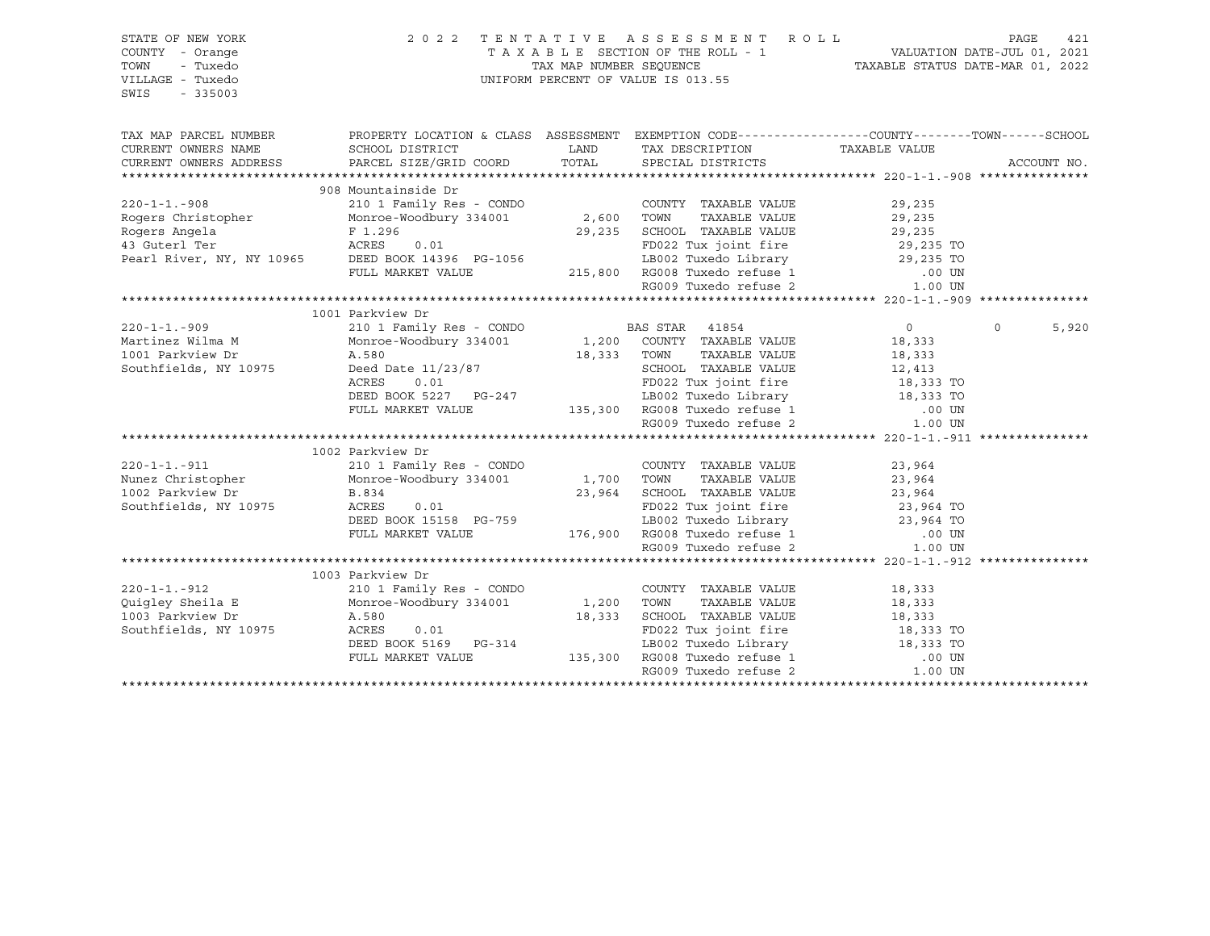STATE OF NEW YORK — 2022 TENTATIVE ASSESSMENT ROLL
COUNTY - Orange — TAXABLE SECTION OF THE ROLL - 1 — VALUATION DATE-JUL 01, 2021
TOWN - Tuxedo — TAX MAP NUMBER SEQUENCE — TAXABLE STATUS DATE-MAR 01, 2022
VILLAGE - Tuxedo — UNIFORM PERCENT OF VALUE IS 013.55
SWIS - 335003

| TAX MAP PARCEL NUMBER / CURRENT OWNERS NAME / CURRENT OWNERS ADDRESS | PROPERTY LOCATION & CLASS / SCHOOL DISTRICT / PARCEL SIZE/GRID COORD | ASSESSMENT LAND / TOTAL | EXEMPTION CODE / TAX DESCRIPTION / SPECIAL DISTRICTS | COUNTY / TAXABLE VALUE | TOWN | SCHOOL / ACCOUNT NO. |
|---|---|---|---|---|---|---|
| **220-1-1.-908** | 908 Mountainside Dr | | | | | |
| 220-1-1.-908 | 210 1 Family Res - CONDO | | COUNTY TAXABLE VALUE | 29,235 | | |
| Rogers Christopher | Monroe-Woodbury 334001 | 2,600 | TOWN TAXABLE VALUE | 29,235 | | |
| Rogers Angela | F 1.296 | 29,235 | SCHOOL TAXABLE VALUE | 29,235 | | |
| 43 Guterl Ter | ACRES 0.01 | | FD022 Tux joint fire | 29,235 TO | | |
| Pearl River, NY, NY 10965 | DEED BOOK 14396 PG-1056 | | LB002 Tuxedo Library | 29,235 TO | | |
| | FULL MARKET VALUE | 215,800 | RG008 Tuxedo refuse 1 | .00 UN | | |
| | | | RG009 Tuxedo refuse 2 | 1.00 UN | | |
| **220-1-1.-909** | 1001 Parkview Dr | | | | | |
| 220-1-1.-909 | 210 1 Family Res - CONDO | | BAS STAR 41854 | 0 | 0 | 5,920 |
| Martinez Wilma M | Monroe-Woodbury 334001 | 1,200 | COUNTY TAXABLE VALUE | 18,333 | | |
| 1001 Parkview Dr | A.580 | 18,333 | TOWN TAXABLE VALUE | 18,333 | | |
| Southfields, NY 10975 | Deed Date 11/23/87 | | SCHOOL TAXABLE VALUE | 12,413 | | |
| | ACRES 0.01 | | FD022 Tux joint fire | 18,333 TO | | |
| | DEED BOOK 5227 PG-247 | | LB002 Tuxedo Library | 18,333 TO | | |
| | FULL MARKET VALUE | 135,300 | RG008 Tuxedo refuse 1 | .00 UN | | |
| | | | RG009 Tuxedo refuse 2 | 1.00 UN | | |
| **220-1-1.-911** | 1002 Parkview Dr | | | | | |
| 220-1-1.-911 | 210 1 Family Res - CONDO | | COUNTY TAXABLE VALUE | 23,964 | | |
| Nunez Christopher | Monroe-Woodbury 334001 | 1,700 | TOWN TAXABLE VALUE | 23,964 | | |
| 1002 Parkview Dr | B.834 | 23,964 | SCHOOL TAXABLE VALUE | 23,964 | | |
| Southfields, NY 10975 | ACRES 0.01 | | FD022 Tux joint fire | 23,964 TO | | |
| | DEED BOOK 15158 PG-759 | | LB002 Tuxedo Library | 23,964 TO | | |
| | FULL MARKET VALUE | 176,900 | RG008 Tuxedo refuse 1 | .00 UN | | |
| | | | RG009 Tuxedo refuse 2 | 1.00 UN | | |
| **220-1-1.-912** | 1003 Parkview Dr | | | | | |
| 220-1-1.-912 | 210 1 Family Res - CONDO | | COUNTY TAXABLE VALUE | 18,333 | | |
| Quigley Sheila E | Monroe-Woodbury 334001 | 1,200 | TOWN TAXABLE VALUE | 18,333 | | |
| 1003 Parkview Dr | A.580 | 18,333 | SCHOOL TAXABLE VALUE | 18,333 | | |
| Southfields, NY 10975 | ACRES 0.01 | | FD022 Tux joint fire | 18,333 TO | | |
| | DEED BOOK 5169 PG-314 | | LB002 Tuxedo Library | 18,333 TO | | |
| | FULL MARKET VALUE | 135,300 | RG008 Tuxedo refuse 1 | .00 UN | | |
| | | | RG009 Tuxedo refuse 2 | 1.00 UN | | |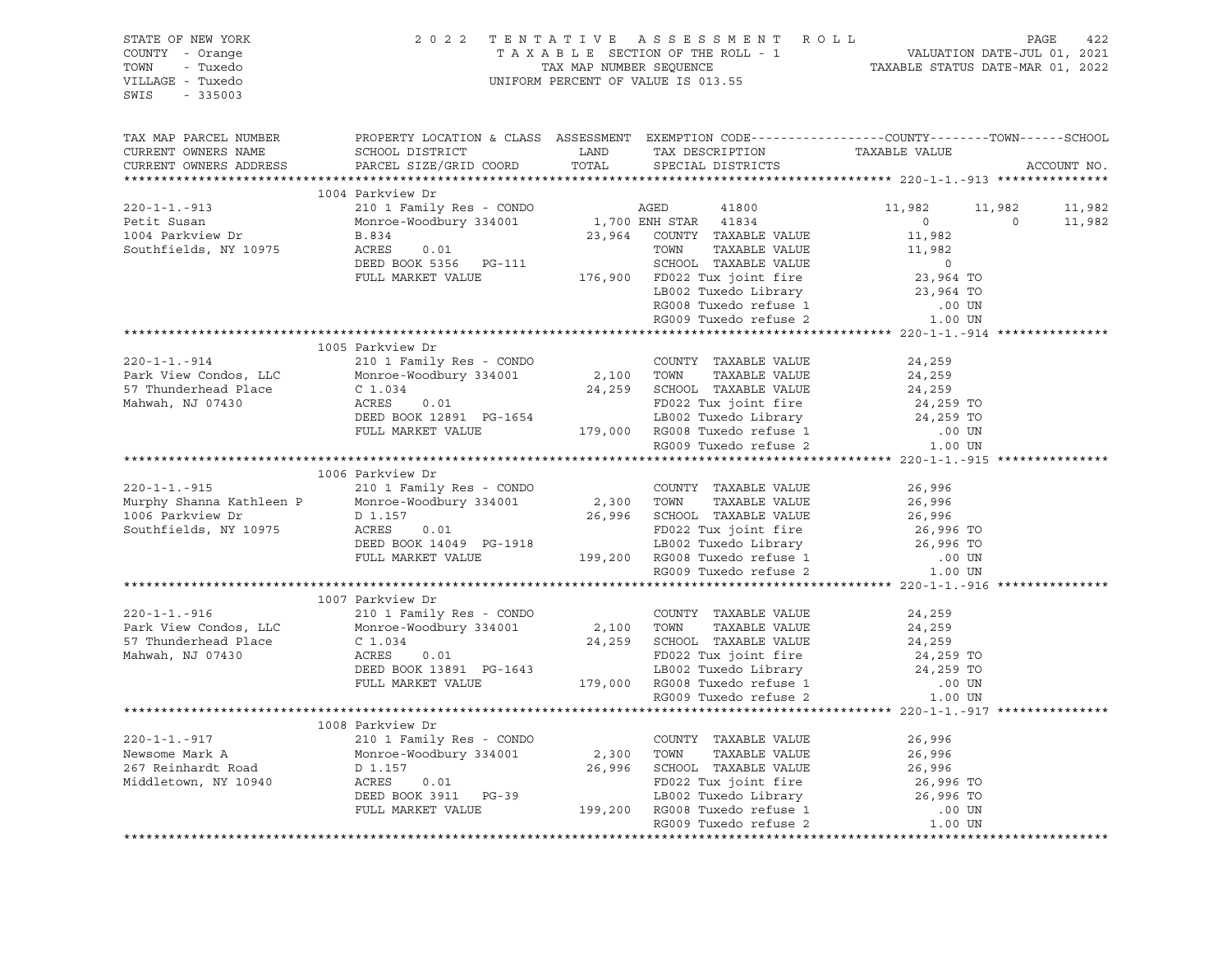STATE OF NEW YORK
COUNTY - Orange
TOWN - Tuxedo
VILLAGE - Tuxedo
SWIS - 335003

2022 TENTATIVE ASSESSMENT ROLL
TAXABLE SECTION OF THE ROLL - 1
TAX MAP NUMBER SEQUENCE
UNIFORM PERCENT OF VALUE IS 013.55

VALUATION DATE-JUL 01, 2021
TAXABLE STATUS DATE-MAR 01, 2022

| TAX MAP PARCEL NUMBER / CURRENT OWNERS NAME / CURRENT OWNERS ADDRESS | PROPERTY LOCATION & CLASS / SCHOOL DISTRICT / PARCEL SIZE/GRID COORD | ASSESSMENT LAND / TOTAL | EXEMPTION CODE / TAX DESCRIPTION / SPECIAL DISTRICTS | COUNTY TAXABLE VALUE | TOWN | SCHOOL | ACCOUNT NO. |
|---|---|---|---|---|---|---|---|
| **220-1-1.-913** | 1004 Parkview Dr | | | | | | |
| 220-1-1.-913 | 210 1 Family Res - CONDO | | AGED 41800 | 11,982 | 11,982 | 11,982 | |
| Petit Susan | Monroe-Woodbury 334001 | 1,700 | ENH STAR 41834 | 0 | 0 | 11,982 | |
| 1004 Parkview Dr | B.834 | 23,964 | COUNTY TAXABLE VALUE | 11,982 | | | |
| Southfields, NY 10975 | ACRES 0.01 | | TOWN TAXABLE VALUE | 11,982 | | | |
| | DEED BOOK 5356 PG-111 | | SCHOOL TAXABLE VALUE | 0 | | | |
| | FULL MARKET VALUE | 176,900 | FD022 Tux joint fire | 23,964 TO | | | |
| | | | LB002 Tuxedo Library | 23,964 TO | | | |
| | | | RG008 Tuxedo refuse 1 | .00 UN | | | |
| | | | RG009 Tuxedo refuse 2 | 1.00 UN | | | |
| **220-1-1.-914** | 1005 Parkview Dr | | | | | | |
| 220-1-1.-914 | 210 1 Family Res - CONDO | | COUNTY TAXABLE VALUE | 24,259 | | | |
| Park View Condos, LLC | Monroe-Woodbury 334001 | 2,100 | TOWN TAXABLE VALUE | 24,259 | | | |
| 57 Thunderhead Place | C 1.034 | 24,259 | SCHOOL TAXABLE VALUE | 24,259 | | | |
| Mahwah, NJ 07430 | ACRES 0.01 | | FD022 Tux joint fire | 24,259 TO | | | |
| | DEED BOOK 12891 PG-1654 | | LB002 Tuxedo Library | 24,259 TO | | | |
| | FULL MARKET VALUE | 179,000 | RG008 Tuxedo refuse 1 | .00 UN | | | |
| | | | RG009 Tuxedo refuse 2 | 1.00 UN | | | |
| **220-1-1.-915** | 1006 Parkview Dr | | | | | | |
| 220-1-1.-915 | 210 1 Family Res - CONDO | | COUNTY TAXABLE VALUE | 26,996 | | | |
| Murphy Shanna Kathleen P | Monroe-Woodbury 334001 | 2,300 | TOWN TAXABLE VALUE | 26,996 | | | |
| 1006 Parkview Dr | D 1.157 | 26,996 | SCHOOL TAXABLE VALUE | 26,996 | | | |
| Southfields, NY 10975 | ACRES 0.01 | | FD022 Tux joint fire | 26,996 TO | | | |
| | DEED BOOK 14049 PG-1918 | | LB002 Tuxedo Library | 26,996 TO | | | |
| | FULL MARKET VALUE | 199,200 | RG008 Tuxedo refuse 1 | .00 UN | | | |
| | | | RG009 Tuxedo refuse 2 | 1.00 UN | | | |
| **220-1-1.-916** | 1007 Parkview Dr | | | | | | |
| 220-1-1.-916 | 210 1 Family Res - CONDO | | COUNTY TAXABLE VALUE | 24,259 | | | |
| Park View Condos, LLC | Monroe-Woodbury 334001 | 2,100 | TOWN TAXABLE VALUE | 24,259 | | | |
| 57 Thunderhead Place | C 1.034 | 24,259 | SCHOOL TAXABLE VALUE | 24,259 | | | |
| Mahwah, NJ 07430 | ACRES 0.01 | | FD022 Tux joint fire | 24,259 TO | | | |
| | DEED BOOK 13891 PG-1643 | | LB002 Tuxedo Library | 24,259 TO | | | |
| | FULL MARKET VALUE | 179,000 | RG008 Tuxedo refuse 1 | .00 UN | | | |
| | | | RG009 Tuxedo refuse 2 | 1.00 UN | | | |
| **220-1-1.-917** | 1008 Parkview Dr | | | | | | |
| 220-1-1.-917 | 210 1 Family Res - CONDO | | COUNTY TAXABLE VALUE | 26,996 | | | |
| Newsome Mark A | Monroe-Woodbury 334001 | 2,300 | TOWN TAXABLE VALUE | 26,996 | | | |
| 267 Reinhardt Road | D 1.157 | 26,996 | SCHOOL TAXABLE VALUE | 26,996 | | | |
| Middletown, NY 10940 | ACRES 0.01 | | FD022 Tux joint fire | 26,996 TO | | | |
| | DEED BOOK 3911 PG-39 | | LB002 Tuxedo Library | 26,996 TO | | | |
| | FULL MARKET VALUE | 199,200 | RG008 Tuxedo refuse 1 | .00 UN | | | |
| | | | RG009 Tuxedo refuse 2 | 1.00 UN | | | |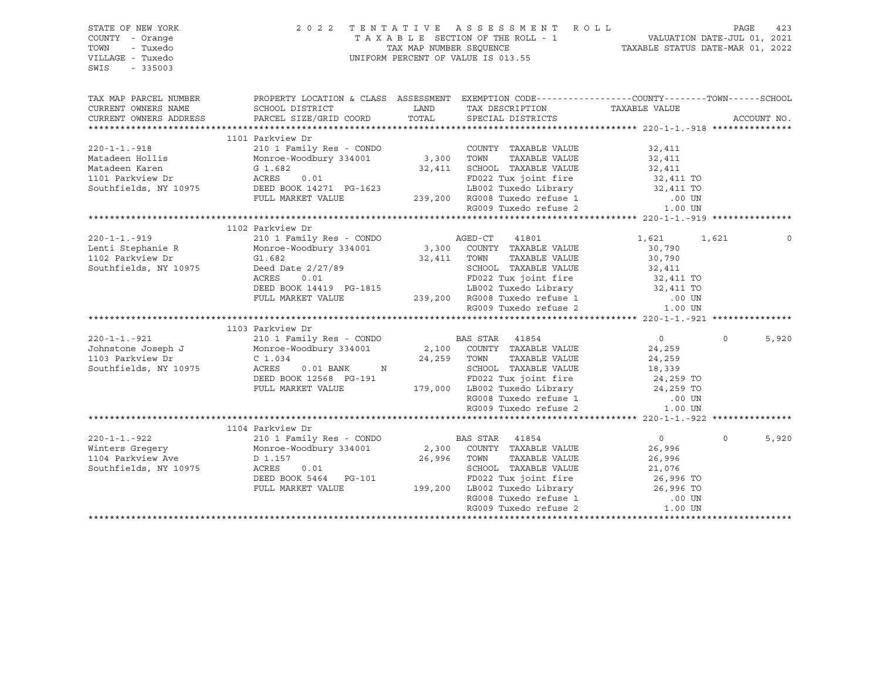STATE OF NEW YORK
COUNTY - Orange
TOWN - Tuxedo
VILLAGE - Tuxedo
SWIS - 335003

2022 TENTATIVE ASSESSMENT ROLL
TAXABLE SECTION OF THE ROLL - 1
TAX MAP NUMBER SEQUENCE
UNIFORM PERCENT OF VALUE IS 013.55

VALUATION DATE-JUL 01, 2021
TAXABLE STATUS DATE-MAR 01, 2022

| TAX MAP PARCEL NUMBER / CURRENT OWNERS NAME / CURRENT OWNERS ADDRESS | PROPERTY LOCATION & CLASS / SCHOOL DISTRICT / PARCEL SIZE/GRID COORD | ASSESSMENT LAND / TOTAL | EXEMPTION CODE / TAX DESCRIPTION / SPECIAL DISTRICTS | COUNTY | TOWN | SCHOOL | ACCOUNT NO. |
|---|---|---|---|---|---|---|---|
| **220-1-1.-918** | 1101 Parkview Dr | | | | | | |
| 220-1-1.-918 | 210 1 Family Res - CONDO | | COUNTY TAXABLE VALUE | 32,411 | | | |
| Matadeen Hollis | Monroe-Woodbury 334001 | 3,300 | TOWN TAXABLE VALUE | 32,411 | | | |
| Matadeen Karen | G 1.682 | 32,411 | SCHOOL TAXABLE VALUE | 32,411 | | | |
| 1101 Parkview Dr | ACRES 0.01 | | FD022 Tux joint fire | 32,411 TO | | | |
| Southfields, NY 10975 | DEED BOOK 14271 PG-1623 | | LB002 Tuxedo Library | 32,411 TO | | | |
| | FULL MARKET VALUE | 239,200 | RG008 Tuxedo refuse 1 | .00 UN | | | |
| | | | RG009 Tuxedo refuse 2 | 1.00 UN | | | |
| **220-1-1.-919** | 1102 Parkview Dr | | | | | | |
| 220-1-1.-919 | 210 1 Family Res - CONDO | | AGED-CT 41801 | 1,621 | 1,621 | 0 | |
| Lenti Stephanie R | Monroe-Woodbury 334001 | 3,300 | COUNTY TAXABLE VALUE | 30,790 | | | |
| 1102 Parkview Dr | G1.682 | 32,411 | TOWN TAXABLE VALUE | 30,790 | | | |
| Southfields, NY 10975 | Deed Date 2/27/89 | | SCHOOL TAXABLE VALUE | 32,411 | | | |
| | ACRES 0.01 | | FD022 Tux joint fire | 32,411 TO | | | |
| | DEED BOOK 14419 PG-1815 | | LB002 Tuxedo Library | 32,411 TO | | | |
| | FULL MARKET VALUE | 239,200 | RG008 Tuxedo refuse 1 | .00 UN | | | |
| | | | RG009 Tuxedo refuse 2 | 1.00 UN | | | |
| **220-1-1.-921** | 1103 Parkview Dr | | | | | | |
| 220-1-1.-921 | 210 1 Family Res - CONDO | | BAS STAR 41854 | 0 | 0 | 5,920 | |
| Johnstone Joseph J | Monroe-Woodbury 334001 | 2,100 | COUNTY TAXABLE VALUE | 24,259 | | | |
| 1103 Parkview Dr | C 1.034 | 24,259 | TOWN TAXABLE VALUE | 24,259 | | | |
| Southfields, NY 10975 | ACRES 0.01 BANK N | | SCHOOL TAXABLE VALUE | 18,339 | | | |
| | DEED BOOK 12568 PG-191 | | FD022 Tux joint fire | 24,259 TO | | | |
| | FULL MARKET VALUE | 179,000 | LB002 Tuxedo Library | 24,259 TO | | | |
| | | | RG008 Tuxedo refuse 1 | .00 UN | | | |
| | | | RG009 Tuxedo refuse 2 | 1.00 UN | | | |
| **220-1-1.-922** | 1104 Parkview Dr | | | | | | |
| 220-1-1.-922 | 210 1 Family Res - CONDO | | BAS STAR 41854 | 0 | 0 | 5,920 | |
| Winters Gregery | Monroe-Woodbury 334001 | 2,300 | COUNTY TAXABLE VALUE | 26,996 | | | |
| 1104 Parkview Ave | D 1.157 | 26,996 | TOWN TAXABLE VALUE | 26,996 | | | |
| Southfields, NY 10975 | ACRES 0.01 | | SCHOOL TAXABLE VALUE | 21,076 | | | |
| | DEED BOOK 5464 PG-101 | | FD022 Tux joint fire | 26,996 TO | | | |
| | FULL MARKET VALUE | 199,200 | LB002 Tuxedo Library | 26,996 TO | | | |
| | | | RG008 Tuxedo refuse 1 | .00 UN | | | |
| | | | RG009 Tuxedo refuse 2 | 1.00 UN | | | |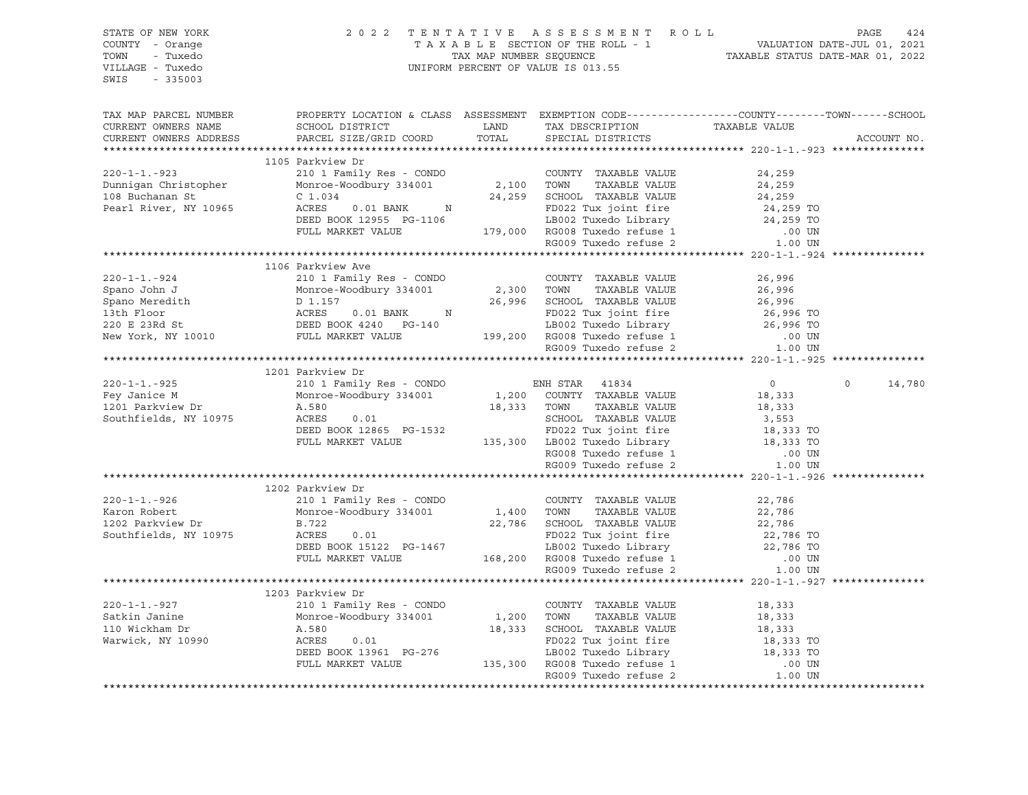STATE OF NEW YORK
COUNTY - Orange
TOWN - Tuxedo
VILLAGE - Tuxedo
SWIS - 335003

2022 TENTATIVE ASSESSMENT ROLL
TAXABLE SECTION OF THE ROLL - 1
TAX MAP NUMBER SEQUENCE
UNIFORM PERCENT OF VALUE IS 013.55

VALUATION DATE-JUL 01, 2021
TAXABLE STATUS DATE-MAR 01, 2022

| TAX MAP PARCEL NUMBER / CURRENT OWNERS NAME / CURRENT OWNERS ADDRESS | PROPERTY LOCATION & CLASS / SCHOOL DISTRICT / PARCEL SIZE/GRID COORD | ASSESSMENT LAND / TOTAL | EXEMPTION CODE / TAX DESCRIPTION / SPECIAL DISTRICTS | COUNTY / TAXABLE VALUE | TOWN | SCHOOL |
|---|---|---|---|---|---|---|
| | 1105 Parkview Dr | | | | | |
| 220-1-1.-923 | 210 1 Family Res - CONDO | | COUNTY TAXABLE VALUE | 24,259 | | |
| Dunnigan Christopher | Monroe-Woodbury 334001 | 2,100 | TOWN TAXABLE VALUE | 24,259 | | |
| 108 Buchanan St | C 1.034 | 24,259 | SCHOOL TAXABLE VALUE | 24,259 | | |
| Pearl River, NY 10965 | ACRES 0.01 BANK N | | FD022 Tux joint fire | 24,259 TO | | |
| | DEED BOOK 12955 PG-1106 | | LB002 Tuxedo Library | 24,259 TO | | |
| | FULL MARKET VALUE | 179,000 | RG008 Tuxedo refuse 1 | .00 UN | | |
| | | | RG009 Tuxedo refuse 2 | 1.00 UN | | |
| | 1106 Parkview Ave | | | | | |
| 220-1-1.-924 | 210 1 Family Res - CONDO | | COUNTY TAXABLE VALUE | 26,996 | | |
| Spano John J | Monroe-Woodbury 334001 | 2,300 | TOWN TAXABLE VALUE | 26,996 | | |
| Spano Meredith | D 1.157 | 26,996 | SCHOOL TAXABLE VALUE | 26,996 | | |
| 13th Floor | ACRES 0.01 BANK N | | FD022 Tux joint fire | 26,996 TO | | |
| 220 E 23Rd St | DEED BOOK 4240 PG-140 | | LB002 Tuxedo Library | 26,996 TO | | |
| New York, NY 10010 | FULL MARKET VALUE | 199,200 | RG008 Tuxedo refuse 1 | .00 UN | | |
| | | | RG009 Tuxedo refuse 2 | 1.00 UN | | |
| | 1201 Parkview Dr | | | | | |
| 220-1-1.-925 | 210 1 Family Res - CONDO | | ENH STAR 41834 | 0 | 0 | 14,780 |
| Fey Janice M | Monroe-Woodbury 334001 | 1,200 | COUNTY TAXABLE VALUE | 18,333 | | |
| 1201 Parkview Dr | A.580 | 18,333 | TOWN TAXABLE VALUE | 18,333 | | |
| Southfields, NY 10975 | ACRES 0.01 | | SCHOOL TAXABLE VALUE | 3,553 | | |
| | DEED BOOK 12865 PG-1532 | | FD022 Tux joint fire | 18,333 TO | | |
| | FULL MARKET VALUE | 135,300 | LB002 Tuxedo Library | 18,333 TO | | |
| | | | RG008 Tuxedo refuse 1 | .00 UN | | |
| | | | RG009 Tuxedo refuse 2 | 1.00 UN | | |
| | 1202 Parkview Dr | | | | | |
| 220-1-1.-926 | 210 1 Family Res - CONDO | | COUNTY TAXABLE VALUE | 22,786 | | |
| Karon Robert | Monroe-Woodbury 334001 | 1,400 | TOWN TAXABLE VALUE | 22,786 | | |
| 1202 Parkview Dr | B.722 | 22,786 | SCHOOL TAXABLE VALUE | 22,786 | | |
| Southfields, NY 10975 | ACRES 0.01 | | FD022 Tux joint fire | 22,786 TO | | |
| | DEED BOOK 15122 PG-1467 | | LB002 Tuxedo Library | 22,786 TO | | |
| | FULL MARKET VALUE | 168,200 | RG008 Tuxedo refuse 1 | .00 UN | | |
| | | | RG009 Tuxedo refuse 2 | 1.00 UN | | |
| | 1203 Parkview Dr | | | | | |
| 220-1-1.-927 | 210 1 Family Res - CONDO | | COUNTY TAXABLE VALUE | 18,333 | | |
| Satkin Janine | Monroe-Woodbury 334001 | 1,200 | TOWN TAXABLE VALUE | 18,333 | | |
| 110 Wickham Dr | A.580 | 18,333 | SCHOOL TAXABLE VALUE | 18,333 | | |
| Warwick, NY 10990 | ACRES 0.01 | | FD022 Tux joint fire | 18,333 TO | | |
| | DEED BOOK 13961 PG-276 | | LB002 Tuxedo Library | 18,333 TO | | |
| | FULL MARKET VALUE | 135,300 | RG008 Tuxedo refuse 1 | .00 UN | | |
| | | | RG009 Tuxedo refuse 2 | 1.00 UN | | |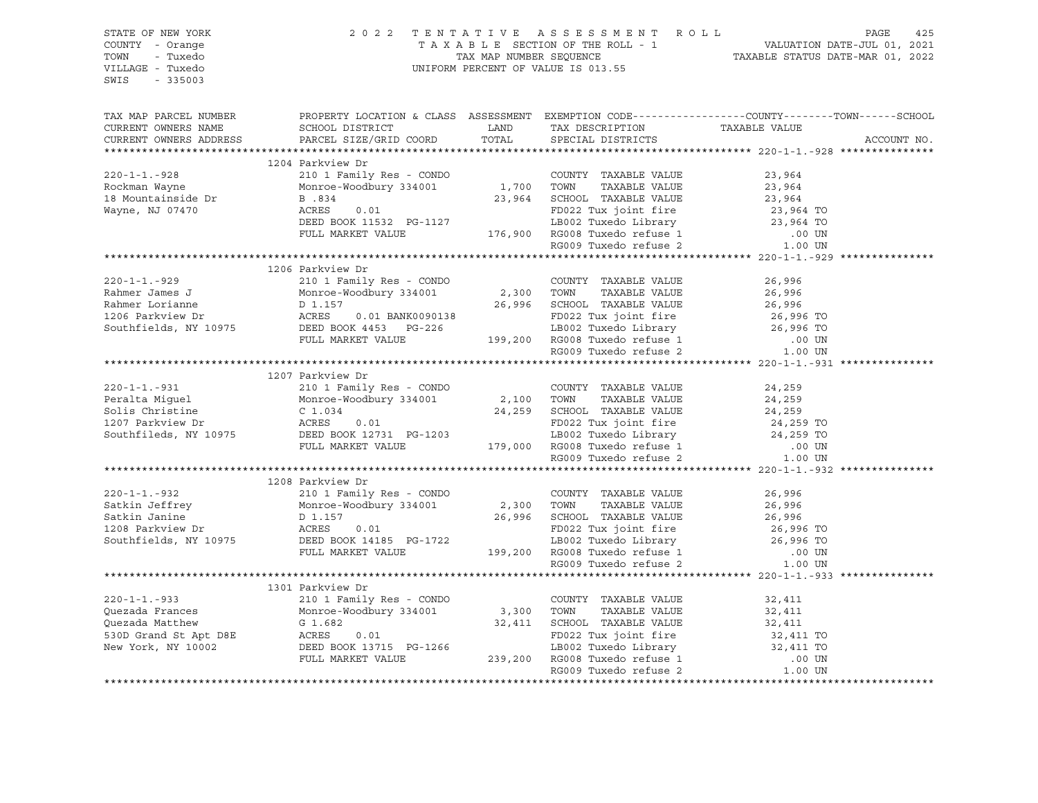STATE OF NEW YORK
COUNTY - Orange
TOWN - Tuxedo
VILLAGE - Tuxedo
SWIS - 335003

2022 TENTATIVE ASSESSMENT ROLL
TAXABLE SECTION OF THE ROLL - 1
TAX MAP NUMBER SEQUENCE
UNIFORM PERCENT OF VALUE IS 013.55

VALUATION DATE-JUL 01, 2021
TAXABLE STATUS DATE-MAR 01, 2022

| TAX MAP PARCEL NUMBER / CURRENT OWNERS NAME / CURRENT OWNERS ADDRESS | PROPERTY LOCATION & CLASS / SCHOOL DISTRICT / PARCEL SIZE/GRID COORD | ASSESSMENT LAND / TOTAL | EXEMPTION CODE / TAX DESCRIPTION / SPECIAL DISTRICTS | COUNTY / TOWN / SCHOOL TAXABLE VALUE | ACCOUNT NO. |
|---|---|---|---|---|---|
| **220-1-1.-928** | 1204 Parkview Dr | | | | |
| | 210 1 Family Res - CONDO | | COUNTY TAXABLE VALUE | 23,964 | |
| Rockman Wayne | Monroe-Woodbury 334001 | 1,700 | TOWN TAXABLE VALUE | 23,964 | |
| 18 Mountainside Dr | B .834 | 23,964 | SCHOOL TAXABLE VALUE | 23,964 | |
| Wayne, NJ 07470 | ACRES 0.01 | | FD022 Tux joint fire | 23,964 TO | |
| | DEED BOOK 11532 PG-1127 | | LB002 Tuxedo Library | 23,964 TO | |
| | FULL MARKET VALUE | 176,900 | RG008 Tuxedo refuse 1 | .00 UN | |
| | | | RG009 Tuxedo refuse 2 | 1.00 UN | |
| **220-1-1.-929** | 1206 Parkview Dr | | | | |
| | 210 1 Family Res - CONDO | | COUNTY TAXABLE VALUE | 26,996 | |
| Rahmer James J | Monroe-Woodbury 334001 | 2,300 | TOWN TAXABLE VALUE | 26,996 | |
| Rahmer Lorianne | D 1.157 | 26,996 | SCHOOL TAXABLE VALUE | 26,996 | |
| 1206 Parkview Dr | ACRES 0.01 BANK0090138 | | FD022 Tux joint fire | 26,996 TO | |
| Southfields, NY 10975 | DEED BOOK 4453 PG-226 | | LB002 Tuxedo Library | 26,996 TO | |
| | FULL MARKET VALUE | 199,200 | RG008 Tuxedo refuse 1 | .00 UN | |
| | | | RG009 Tuxedo refuse 2 | 1.00 UN | |
| **220-1-1.-931** | 1207 Parkview Dr | | | | |
| | 210 1 Family Res - CONDO | | COUNTY TAXABLE VALUE | 24,259 | |
| Peralta Miguel | Monroe-Woodbury 334001 | 2,100 | TOWN TAXABLE VALUE | 24,259 | |
| Solis Christine | C 1.034 | 24,259 | SCHOOL TAXABLE VALUE | 24,259 | |
| 1207 Parkview Dr | ACRES 0.01 | | FD022 Tux joint fire | 24,259 TO | |
| Southfileds, NY 10975 | DEED BOOK 12731 PG-1203 | | LB002 Tuxedo Library | 24,259 TO | |
| | FULL MARKET VALUE | 179,000 | RG008 Tuxedo refuse 1 | .00 UN | |
| | | | RG009 Tuxedo refuse 2 | 1.00 UN | |
| **220-1-1.-932** | 1208 Parkview Dr | | | | |
| | 210 1 Family Res - CONDO | | COUNTY TAXABLE VALUE | 26,996 | |
| Satkin Jeffrey | Monroe-Woodbury 334001 | 2,300 | TOWN TAXABLE VALUE | 26,996 | |
| Satkin Janine | D 1.157 | 26,996 | SCHOOL TAXABLE VALUE | 26,996 | |
| 1208 Parkview Dr | ACRES 0.01 | | FD022 Tux joint fire | 26,996 TO | |
| Southfields, NY 10975 | DEED BOOK 14185 PG-1722 | | LB002 Tuxedo Library | 26,996 TO | |
| | FULL MARKET VALUE | 199,200 | RG008 Tuxedo refuse 1 | .00 UN | |
| | | | RG009 Tuxedo refuse 2 | 1.00 UN | |
| **220-1-1.-933** | 1301 Parkview Dr | | | | |
| | 210 1 Family Res - CONDO | | COUNTY TAXABLE VALUE | 32,411 | |
| Quezada Frances | Monroe-Woodbury 334001 | 3,300 | TOWN TAXABLE VALUE | 32,411 | |
| Quezada Matthew | G 1.682 | 32,411 | SCHOOL TAXABLE VALUE | 32,411 | |
| 530D Grand St Apt D8E | ACRES 0.01 | | FD022 Tux joint fire | 32,411 TO | |
| New York, NY 10002 | DEED BOOK 13715 PG-1266 | | LB002 Tuxedo Library | 32,411 TO | |
| | FULL MARKET VALUE | 239,200 | RG008 Tuxedo refuse 1 | .00 UN | |
| | | | RG009 Tuxedo refuse 2 | 1.00 UN | |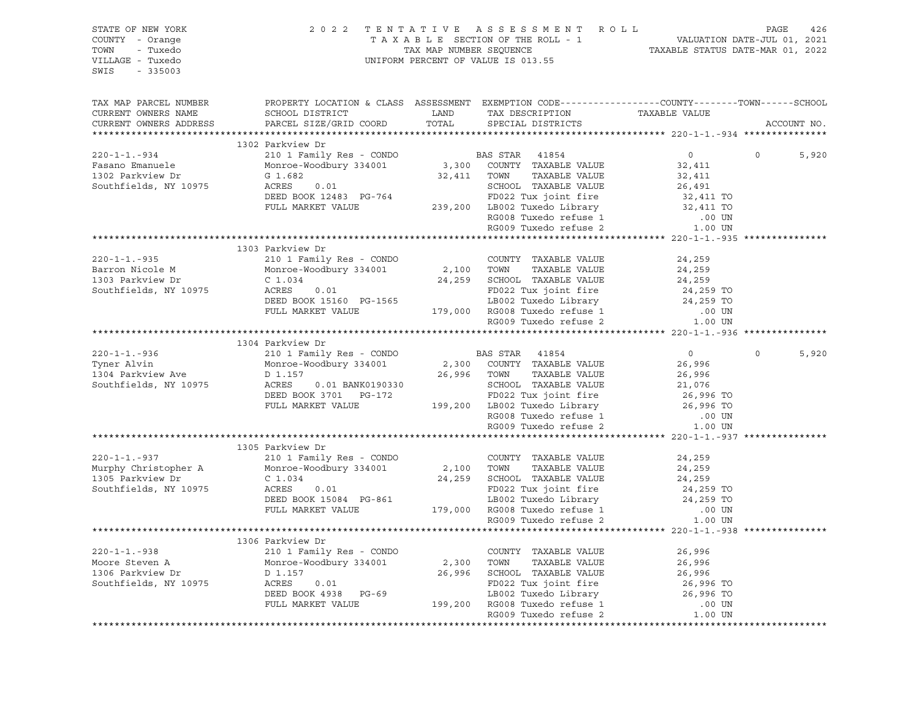STATE OF NEW YORK
COUNTY - Orange
TOWN - Tuxedo
VILLAGE - Tuxedo
SWIS - 335003

2022 TENTATIVE ASSESSMENT ROLL
TAXABLE SECTION OF THE ROLL - 1
TAX MAP NUMBER SEQUENCE
UNIFORM PERCENT OF VALUE IS 013.55

VALUATION DATE-JUL 01, 2021
TAXABLE STATUS DATE-MAR 01, 2022

| TAX MAP PARCEL NUMBER / CURRENT OWNERS NAME / CURRENT OWNERS ADDRESS | PROPERTY LOCATION & CLASS / SCHOOL DISTRICT / PARCEL SIZE/GRID COORD | ASSESSMENT LAND / TOTAL | EXEMPTION CODE / TAX DESCRIPTION / SPECIAL DISTRICTS | COUNTY TAXABLE VALUE | TOWN | SCHOOL |
|---|---|---|---|---|---|---|
| **220-1-1.-934** | 1302 Parkview Dr | | | | | |
| 220-1-1.-934 | 210 1 Family Res - CONDO | | BAS STAR 41854 | 0 | 0 | 5,920 |
| Fasano Emanuele | Monroe-Woodbury 334001 | 3,300 | COUNTY TAXABLE VALUE | 32,411 | | |
| 1302 Parkview Dr | G 1.682 | 32,411 | TOWN TAXABLE VALUE | 32,411 | | |
| Southfields, NY 10975 | ACRES 0.01 | | SCHOOL TAXABLE VALUE | 26,491 | | |
| | DEED BOOK 12483 PG-764 | | FD022 Tux joint fire | 32,411 TO | | |
| | FULL MARKET VALUE | 239,200 | LB002 Tuxedo Library | 32,411 TO | | |
| | | | RG008 Tuxedo refuse 1 | .00 UN | | |
| | | | RG009 Tuxedo refuse 2 | 1.00 UN | | |
| **220-1-1.-935** | 1303 Parkview Dr | | | | | |
| 220-1-1.-935 | 210 1 Family Res - CONDO | | COUNTY TAXABLE VALUE | 24,259 | | |
| Barron Nicole M | Monroe-Woodbury 334001 | 2,100 | TOWN TAXABLE VALUE | 24,259 | | |
| 1303 Parkview Dr | C 1.034 | 24,259 | SCHOOL TAXABLE VALUE | 24,259 | | |
| Southfields, NY 10975 | ACRES 0.01 | | FD022 Tux joint fire | 24,259 TO | | |
| | DEED BOOK 15160 PG-1565 | | LB002 Tuxedo Library | 24,259 TO | | |
| | FULL MARKET VALUE | 179,000 | RG008 Tuxedo refuse 1 | .00 UN | | |
| | | | RG009 Tuxedo refuse 2 | 1.00 UN | | |
| **220-1-1.-936** | 1304 Parkview Dr | | | | | |
| 220-1-1.-936 | 210 1 Family Res - CONDO | | BAS STAR 41854 | 0 | 0 | 5,920 |
| Tyner Alvin | Monroe-Woodbury 334001 | 2,300 | COUNTY TAXABLE VALUE | 26,996 | | |
| 1304 Parkview Ave | D 1.157 | 26,996 | TOWN TAXABLE VALUE | 26,996 | | |
| Southfields, NY 10975 | ACRES 0.01 BANK0190330 | | SCHOOL TAXABLE VALUE | 21,076 | | |
| | DEED BOOK 3701 PG-172 | | FD022 Tux joint fire | 26,996 TO | | |
| | FULL MARKET VALUE | 199,200 | LB002 Tuxedo Library | 26,996 TO | | |
| | | | RG008 Tuxedo refuse 1 | .00 UN | | |
| | | | RG009 Tuxedo refuse 2 | 1.00 UN | | |
| **220-1-1.-937** | 1305 Parkview Dr | | | | | |
| 220-1-1.-937 | 210 1 Family Res - CONDO | | COUNTY TAXABLE VALUE | 24,259 | | |
| Murphy Christopher A | Monroe-Woodbury 334001 | 2,100 | TOWN TAXABLE VALUE | 24,259 | | |
| 1305 Parkview Dr | C 1.034 | 24,259 | SCHOOL TAXABLE VALUE | 24,259 | | |
| Southfields, NY 10975 | ACRES 0.01 | | FD022 Tux joint fire | 24,259 TO | | |
| | DEED BOOK 15084 PG-861 | | LB002 Tuxedo Library | 24,259 TO | | |
| | FULL MARKET VALUE | 179,000 | RG008 Tuxedo refuse 1 | .00 UN | | |
| | | | RG009 Tuxedo refuse 2 | 1.00 UN | | |
| **220-1-1.-938** | 1306 Parkview Dr | | | | | |
| 220-1-1.-938 | 210 1 Family Res - CONDO | | COUNTY TAXABLE VALUE | 26,996 | | |
| Moore Steven A | Monroe-Woodbury 334001 | 2,300 | TOWN TAXABLE VALUE | 26,996 | | |
| 1306 Parkview Dr | D 1.157 | 26,996 | SCHOOL TAXABLE VALUE | 26,996 | | |
| Southfields, NY 10975 | ACRES 0.01 | | FD022 Tux joint fire | 26,996 TO | | |
| | DEED BOOK 4938 PG-69 | | LB002 Tuxedo Library | 26,996 TO | | |
| | FULL MARKET VALUE | 199,200 | RG008 Tuxedo refuse 1 | .00 UN | | |
| | | | RG009 Tuxedo refuse 2 | 1.00 UN | | |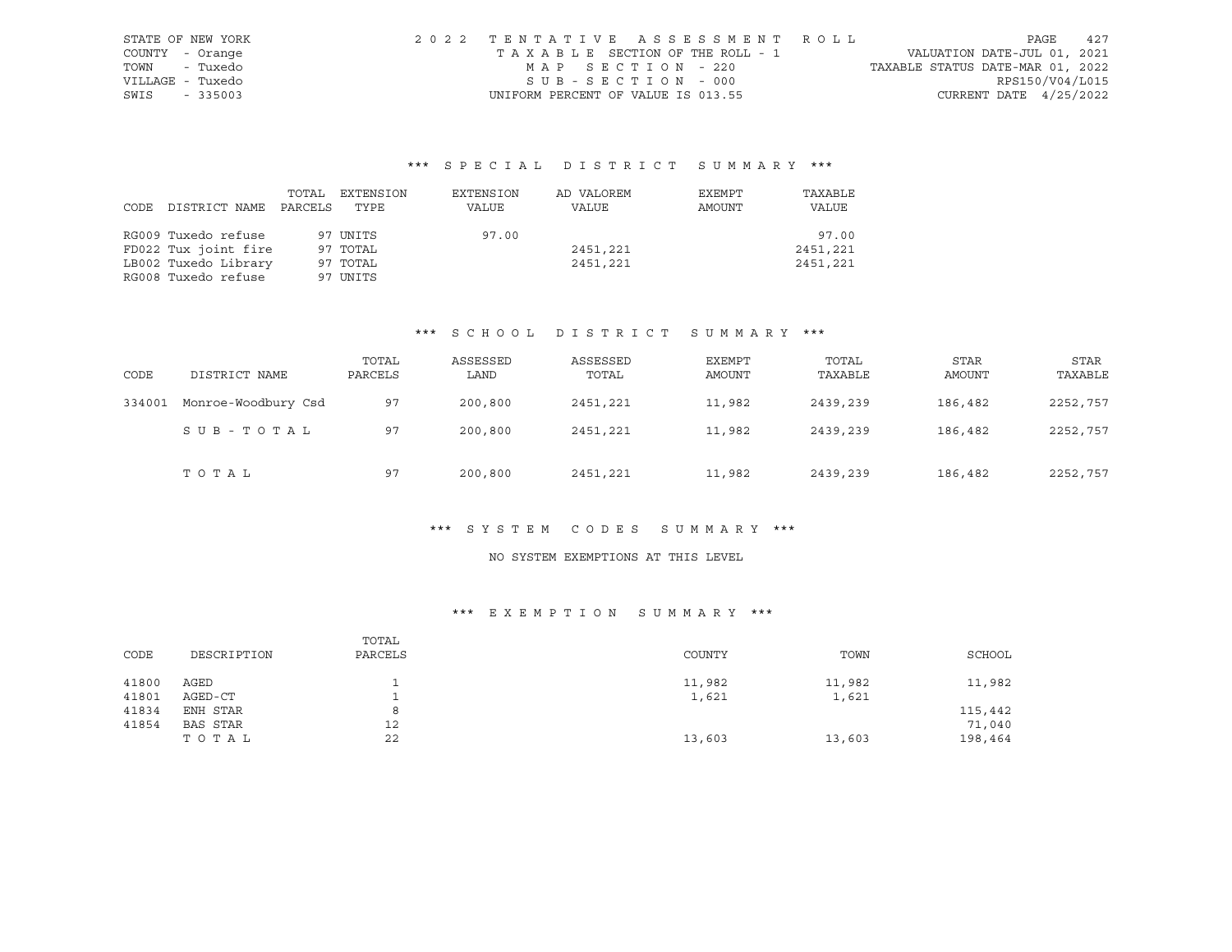STATE OF NEW YORK
COUNTY - Orange
TOWN - Tuxedo
VILLAGE - Tuxedo
SWIS - 335003

2022 TENTATIVE ASSESSMENT ROLL
TAXABLE SECTION OF THE ROLL - 1
MAP SECTION - 220
SUB-SECTION - 000
UNIFORM PERCENT OF VALUE IS 013.55

VALUATION DATE-JUL 01, 2021
TAXABLE STATUS DATE-MAR 01, 2022
RPS150/V04/L015
CURRENT DATE 4/25/2022

### *** SPECIAL DISTRICT SUMMARY ***

| CODE DISTRICT NAME | TOTAL PARCELS | EXTENSION TYPE | EXTENSION VALUE | AD VALOREM VALUE | EXEMPT AMOUNT | TAXABLE VALUE |
|---|---|---|---|---|---|---|
| RG009 Tuxedo refuse | 97 | UNITS | 97.00 | | | 97.00 |
| FD022 Tux joint fire | 97 | TOTAL | | 2451,221 | | 2451,221 |
| LB002 Tuxedo Library | 97 | TOTAL | | 2451,221 | | 2451,221 |
| RG008 Tuxedo refuse | 97 | UNITS | | | | |

### *** SCHOOL DISTRICT SUMMARY ***

| CODE | DISTRICT NAME | TOTAL PARCELS | ASSESSED LAND | ASSESSED TOTAL | EXEMPT AMOUNT | TOTAL TAXABLE | STAR AMOUNT | STAR TAXABLE |
|---|---|---|---|---|---|---|---|---|
| 334001 | Monroe-Woodbury Csd | 97 | 200,800 | 2451,221 | 11,982 | 2439,239 | 186,482 | 2252,757 |
| | SUB-TOTAL | 97 | 200,800 | 2451,221 | 11,982 | 2439,239 | 186,482 | 2252,757 |
| | TOTAL | 97 | 200,800 | 2451,221 | 11,982 | 2439,239 | 186,482 | 2252,757 |

### *** SYSTEM CODES SUMMARY ***

NO SYSTEM EXEMPTIONS AT THIS LEVEL

### *** EXEMPTION SUMMARY ***

| CODE | DESCRIPTION | TOTAL PARCELS | COUNTY | TOWN | SCHOOL |
|---|---|---|---|---|---|
| 41800 | AGED | 1 | 11,982 | 11,982 | 11,982 |
| 41801 | AGED-CT | 1 | 1,621 | 1,621 | |
| 41834 | ENH STAR | 8 | | | 115,442 |
| 41854 | BAS STAR | 12 | | | 71,040 |
| | TOTAL | 22 | 13,603 | 13,603 | 198,464 |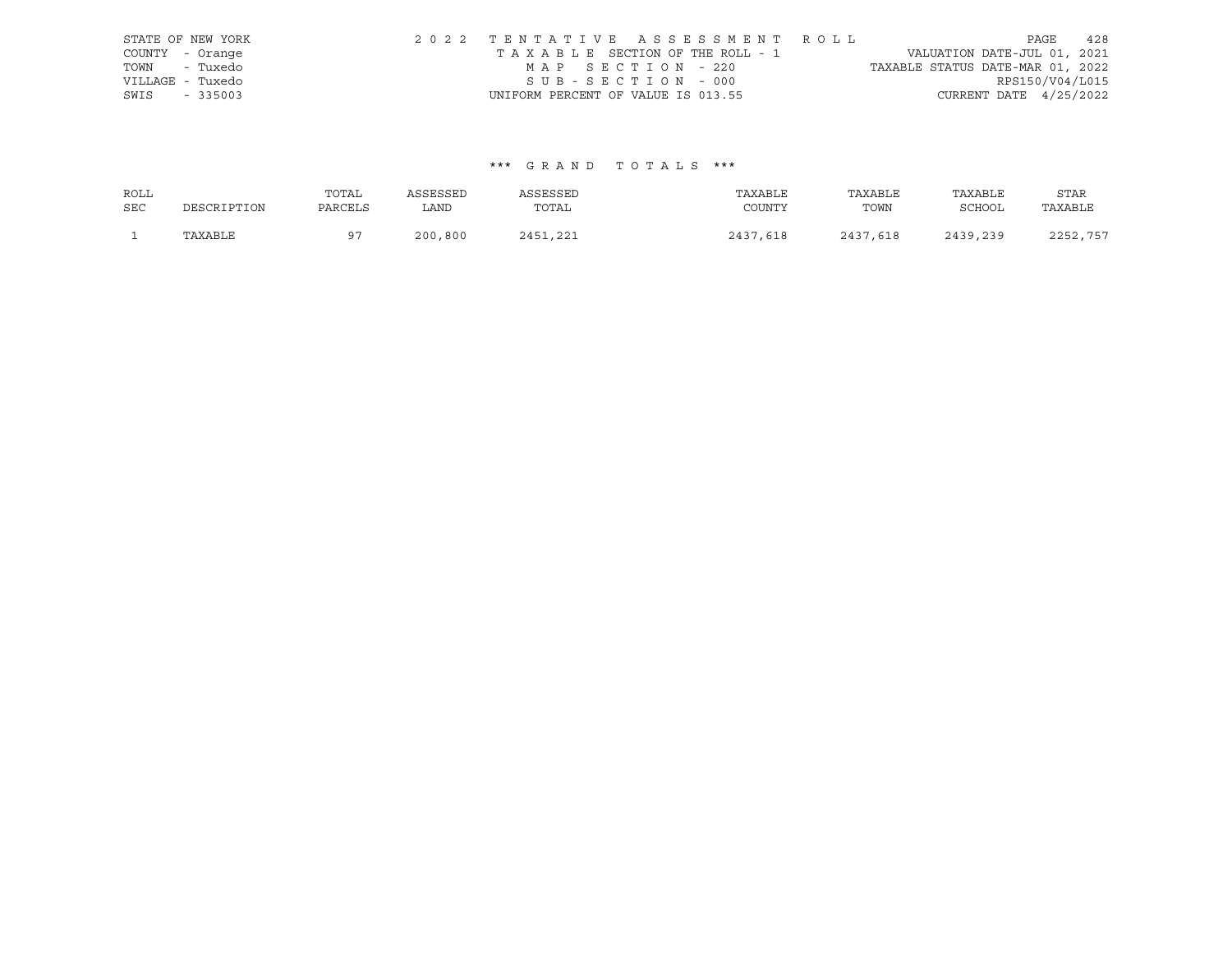STATE OF NEW YORK
COUNTY - Orange
TOWN - Tuxedo
VILLAGE - Tuxedo
SWIS - 335003

2022 TENTATIVE ASSESSMENT ROLL
TAXABLE SECTION OF THE ROLL - 1
MAP SECTION - 220
SUB-SECTION - 000
UNIFORM PERCENT OF VALUE IS 013.55

VALUATION DATE-JUL 01, 2021
TAXABLE STATUS DATE-MAR 01, 2022
RPS150/V04/L015
CURRENT DATE 4/25/2022

*** GRAND TOTALS ***

| ROLL SEC | DESCRIPTION | TOTAL PARCELS | ASSESSED LAND | ASSESSED TOTAL | TAXABLE COUNTY | TAXABLE TOWN | TAXABLE SCHOOL | STAR TAXABLE |
|---|---|---|---|---|---|---|---|---|
| 1 | TAXABLE | 97 | 200,800 | 2451,221 | 2437,618 | 2437,618 | 2439,239 | 2252,757 |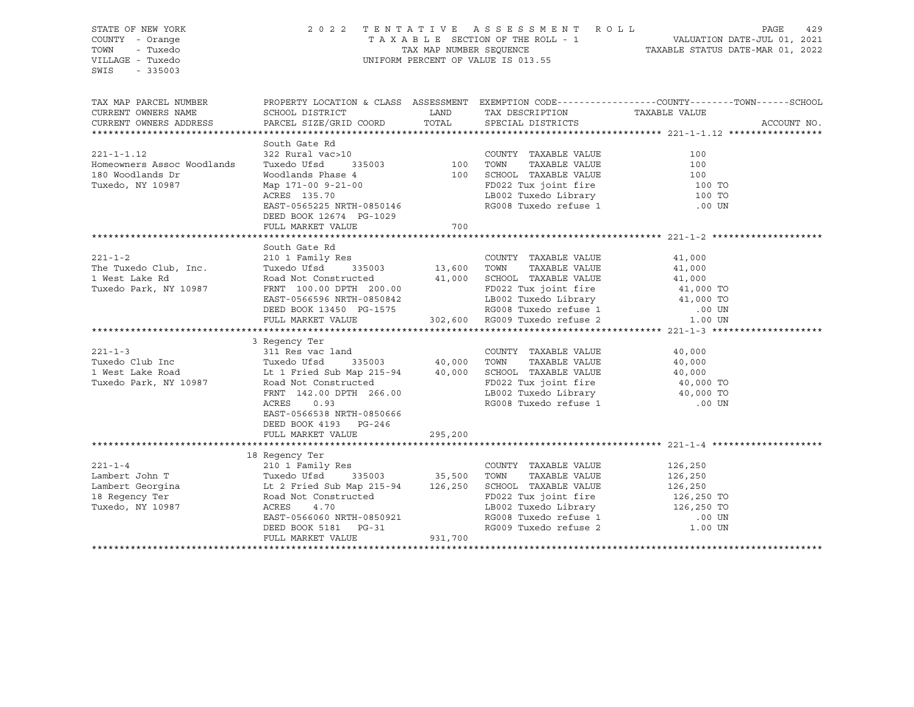STATE OF NEW YORK | 2022 TENTATIVE ASSESSMENT ROLL
COUNTY - Orange | TAXABLE SECTION OF THE ROLL - 1 | VALUATION DATE-JUL 01, 2021
TOWN - Tuxedo | TAX MAP NUMBER SEQUENCE | TAXABLE STATUS DATE-MAR 01, 2022
VILLAGE - Tuxedo | UNIFORM PERCENT OF VALUE IS 013.55
SWIS - 335003

| TAX MAP PARCEL NUMBER / CURRENT OWNERS NAME / CURRENT OWNERS ADDRESS | PROPERTY LOCATION & CLASS / SCHOOL DISTRICT / PARCEL SIZE/GRID COORD | ASSESSMENT LAND | ASSESSMENT TOTAL | EXEMPTION CODE / TAX DESCRIPTION / SPECIAL DISTRICTS | TAXABLE VALUE (COUNTY--TOWN--SCHOOL) | ACCOUNT NO. |
|---|---|---|---|---|---|---|
| **221-1-1.12** | South Gate Rd | | | | | |
| 221-1-1.12 | 322 Rural vac>10 | | | COUNTY TAXABLE VALUE | 100 | |
| Homeowners Assoc Woodlands | Tuxedo Ufsd 335003 | 100 | | TOWN TAXABLE VALUE | 100 | |
| 180 Woodlands Dr | Woodlands Phase 4 | | 100 | SCHOOL TAXABLE VALUE | 100 | |
| Tuxedo, NY 10987 | Map 171-00 9-21-00 | | | FD022 Tux joint fire | 100 TO | |
| | ACRES 135.70 | | | LB002 Tuxedo Library | 100 TO | |
| | EAST-0565225 NRTH-0850146 | | | RG008 Tuxedo refuse 1 | .00 UN | |
| | DEED BOOK 12674 PG-1029 | | | | | |
| | FULL MARKET VALUE | | 700 | | | |
| **221-1-2** | South Gate Rd | | | | | |
| 221-1-2 | 210 1 Family Res | | | COUNTY TAXABLE VALUE | 41,000 | |
| The Tuxedo Club, Inc. | Tuxedo Ufsd 335003 | 13,600 | | TOWN TAXABLE VALUE | 41,000 | |
| 1 West Lake Rd | Road Not Constructed | | 41,000 | SCHOOL TAXABLE VALUE | 41,000 | |
| Tuxedo Park, NY 10987 | FRNT 100.00 DPTH 200.00 | | | FD022 Tux joint fire | 41,000 TO | |
| | EAST-0566596 NRTH-0850842 | | | LB002 Tuxedo Library | 41,000 TO | |
| | DEED BOOK 13450 PG-1575 | | | RG008 Tuxedo refuse 1 | .00 UN | |
| | FULL MARKET VALUE | | 302,600 | RG009 Tuxedo refuse 2 | 1.00 UN | |
| **221-1-3** | 3 Regency Ter | | | | | |
| 221-1-3 | 311 Res vac land | | | COUNTY TAXABLE VALUE | 40,000 | |
| Tuxedo Club Inc | Tuxedo Ufsd 335003 | 40,000 | | TOWN TAXABLE VALUE | 40,000 | |
| 1 West Lake Road | Lt 1 Fried Sub Map 215-94 | | 40,000 | SCHOOL TAXABLE VALUE | 40,000 | |
| Tuxedo Park, NY 10987 | Road Not Constructed | | | FD022 Tux joint fire | 40,000 TO | |
| | FRNT 142.00 DPTH 266.00 | | | LB002 Tuxedo Library | 40,000 TO | |
| | ACRES 0.93 | | | RG008 Tuxedo refuse 1 | .00 UN | |
| | EAST-0566538 NRTH-0850666 | | | | | |
| | DEED BOOK 4193 PG-246 | | | | | |
| | FULL MARKET VALUE | | 295,200 | | | |
| **221-1-4** | 18 Regency Ter | | | | | |
| 221-1-4 | 210 1 Family Res | | | COUNTY TAXABLE VALUE | 126,250 | |
| Lambert John T | Tuxedo Ufsd 335003 | 35,500 | | TOWN TAXABLE VALUE | 126,250 | |
| Lambert Georgina | Lt 2 Fried Sub Map 215-94 | | 126,250 | SCHOOL TAXABLE VALUE | 126,250 | |
| 18 Regency Ter | Road Not Constructed | | | FD022 Tux joint fire | 126,250 TO | |
| Tuxedo, NY 10987 | ACRES 4.70 | | | LB002 Tuxedo Library | 126,250 TO | |
| | EAST-0566060 NRTH-0850921 | | | RG008 Tuxedo refuse 1 | .00 UN | |
| | DEED BOOK 5181 PG-31 | | | RG009 Tuxedo refuse 2 | 1.00 UN | |
| | FULL MARKET VALUE | | 931,700 | | | |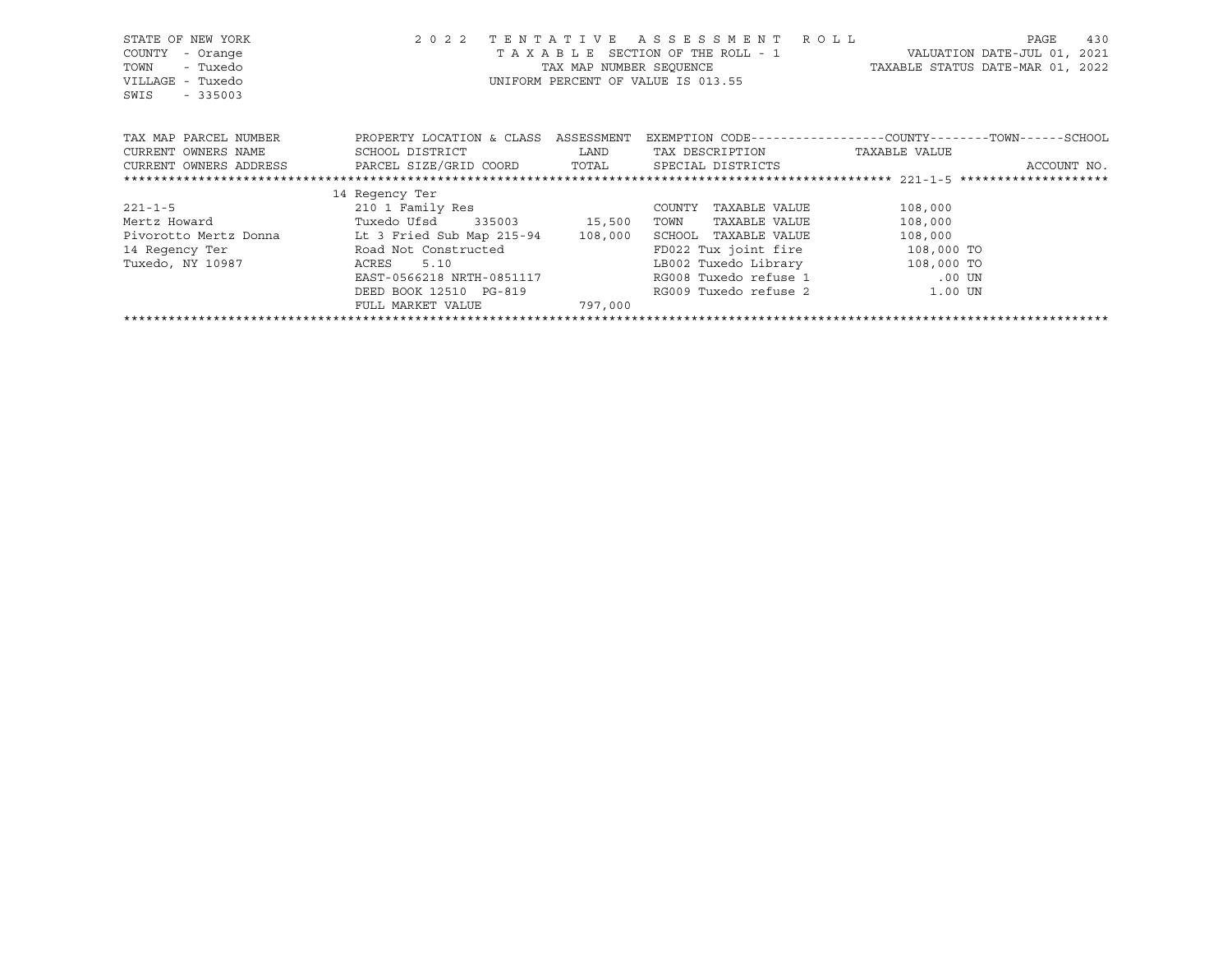STATE OF NEW YORK
COUNTY - Orange
TOWN - Tuxedo
VILLAGE - Tuxedo
SWIS - 335003

2 0 2 2 T E N T A T I V E A S S E S S M E N T R O L L
T A X A B L E SECTION OF THE ROLL - 1
TAX MAP NUMBER SEQUENCE
UNIFORM PERCENT OF VALUE IS 013.55

VALUATION DATE-JUL 01, 2021
TAXABLE STATUS DATE-MAR 01, 2022

| TAX MAP PARCEL NUMBER<br>CURRENT OWNERS NAME<br>CURRENT OWNERS ADDRESS | PROPERTY LOCATION & CLASS<br>SCHOOL DISTRICT<br>PARCEL SIZE/GRID COORD | ASSESSMENT<br>LAND<br>TOTAL | EXEMPTION CODE------------------COUNTY--------TOWN------SCHOOL<br>TAX DESCRIPTION<br>SPECIAL DISTRICTS | TAXABLE VALUE<br><br>ACCOUNT NO. |
|---|---|---|---|---|
| ******************** 221-1-5 ******************** | | | | |
| | 14 Regency Ter | | | |
| 221-1-5 | 210 1 Family Res | | COUNTY TAXABLE VALUE | 108,000 |
| Mertz Howard | Tuxedo Ufsd 335003 | 15,500 | TOWN TAXABLE VALUE | 108,000 |
| Pivorotto Mertz Donna | Lt 3 Fried Sub Map 215-94 | 108,000 | SCHOOL TAXABLE VALUE | 108,000 |
| 14 Regency Ter | Road Not Constructed | | FD022 Tux joint fire | 108,000 TO |
| Tuxedo, NY 10987 | ACRES 5.10 | | LB002 Tuxedo Library | 108,000 TO |
| | EAST-0566218 NRTH-0851117 | | RG008 Tuxedo refuse 1 | .00 UN |
| | DEED BOOK 12510 PG-819 | | RG009 Tuxedo refuse 2 | 1.00 UN |
| | FULL MARKET VALUE | 797,000 | | |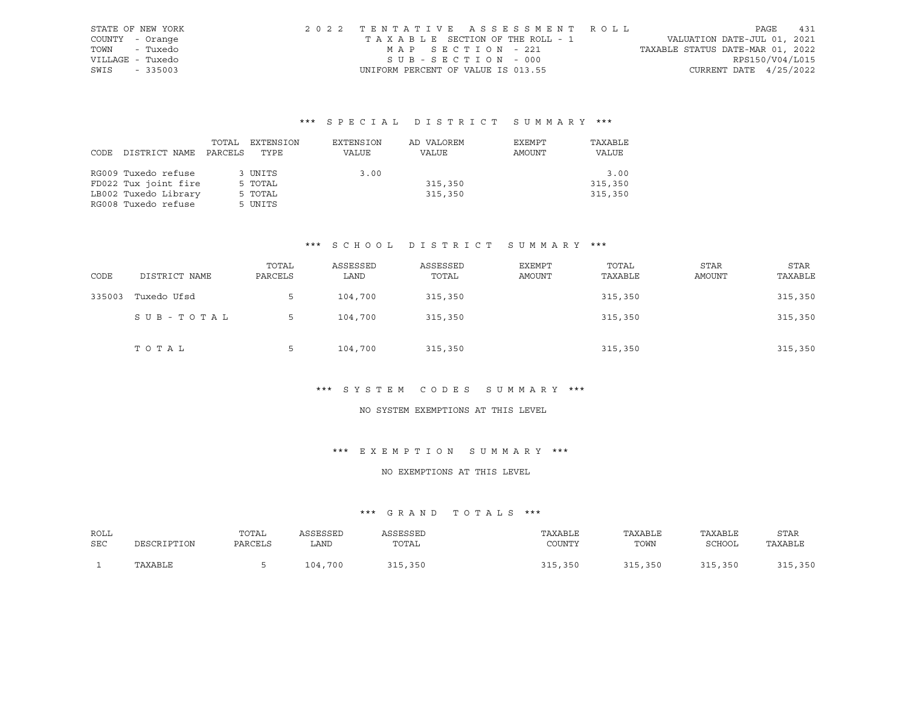STATE OF NEW YORK
COUNTY - Orange
TOWN - Tuxedo
VILLAGE - Tuxedo
SWIS - 335003

2022 TENTATIVE ASSESSMENT ROLL
TAXABLE SECTION OF THE ROLL - 1
MAP SECTION - 221
SUB-SECTION - 000
UNIFORM PERCENT OF VALUE IS 013.55

VALUATION DATE-JUL 01, 2021
TAXABLE STATUS DATE-MAR 01, 2022
RPS150/V04/L015
CURRENT DATE 4/25/2022

### *** SPECIAL DISTRICT SUMMARY ***

| CODE | DISTRICT NAME | TOTAL PARCELS | EXTENSION TYPE | EXTENSION VALUE | AD VALOREM VALUE | EXEMPT AMOUNT | TAXABLE VALUE |
|---|---|---|---|---|---|---|---|
| RG009 | Tuxedo refuse | 3 | UNITS | 3.00 | | | 3.00 |
| FD022 | Tux joint fire | 5 | TOTAL | | 315,350 | | 315,350 |
| LB002 | Tuxedo Library | 5 | TOTAL | | 315,350 | | 315,350 |
| RG008 | Tuxedo refuse | 5 | UNITS | | | | |

### *** SCHOOL DISTRICT SUMMARY ***

| CODE | DISTRICT NAME | TOTAL PARCELS | ASSESSED LAND | ASSESSED TOTAL | EXEMPT AMOUNT | TOTAL TAXABLE | STAR AMOUNT | STAR TAXABLE |
|---|---|---|---|---|---|---|---|---|
| 335003 | Tuxedo Ufsd | 5 | 104,700 | 315,350 | | 315,350 | | 315,350 |
| | SUB-TOTAL | 5 | 104,700 | 315,350 | | 315,350 | | 315,350 |
| | TOTAL | 5 | 104,700 | 315,350 | | 315,350 | | 315,350 |

### *** SYSTEM CODES SUMMARY ***

NO SYSTEM EXEMPTIONS AT THIS LEVEL

### *** EXEMPTION SUMMARY ***

NO EXEMPTIONS AT THIS LEVEL

### *** GRAND TOTALS ***

| ROLL SEC | DESCRIPTION | TOTAL PARCELS | ASSESSED LAND | ASSESSED TOTAL | TAXABLE COUNTY | TAXABLE TOWN | TAXABLE SCHOOL | STAR TAXABLE |
|---|---|---|---|---|---|---|---|---|
| 1 | TAXABLE | 5 | 104,700 | 315,350 | 315,350 | 315,350 | 315,350 | 315,350 |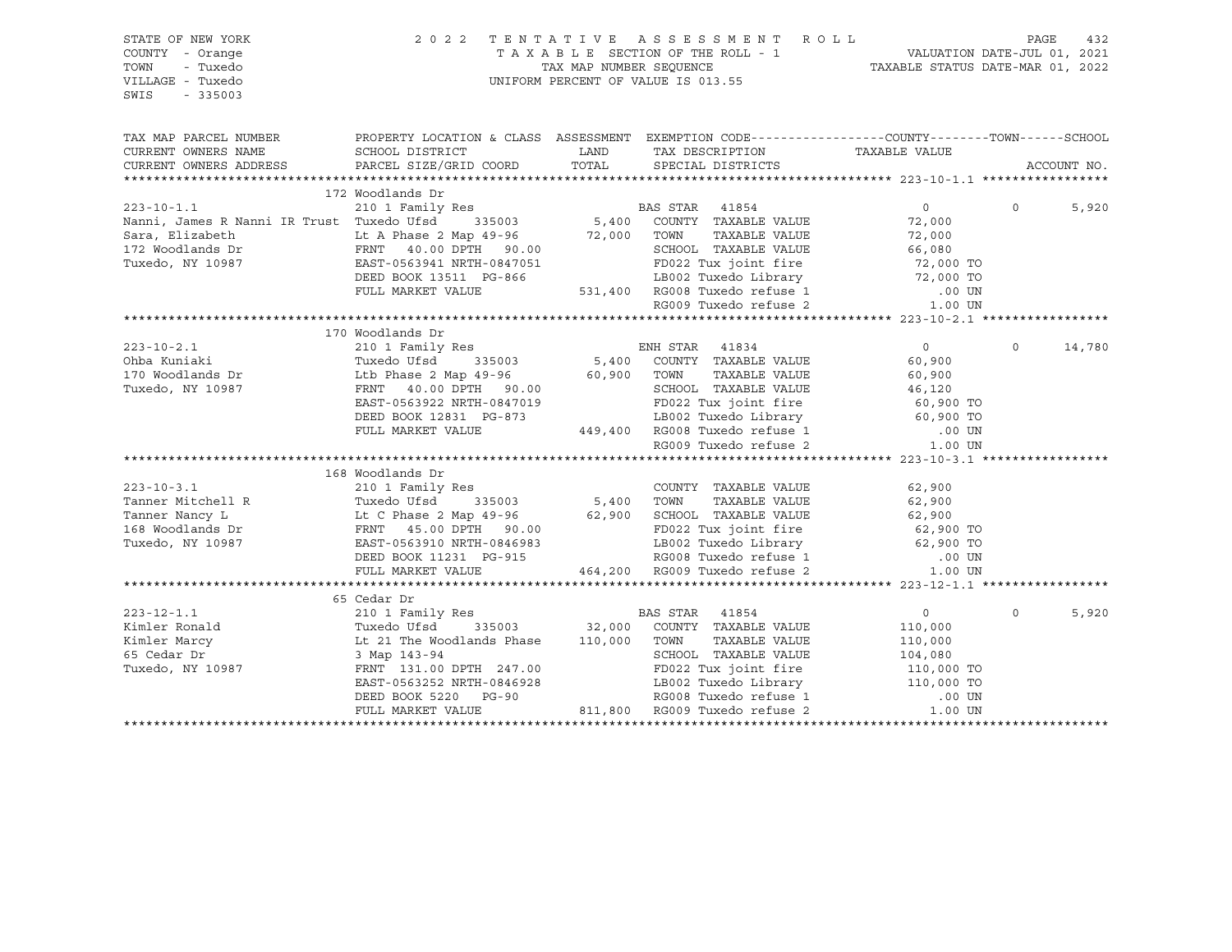STATE OF NEW YORK
COUNTY - Orange
TOWN - Tuxedo
VILLAGE - Tuxedo
SWIS - 335003

2022 TENTATIVE ASSESSMENT ROLL
TAXABLE SECTION OF THE ROLL - 1
TAX MAP NUMBER SEQUENCE
UNIFORM PERCENT OF VALUE IS 013.55

VALUATION DATE-JUL 01, 2021
TAXABLE STATUS DATE-MAR 01, 2022

| TAX MAP PARCEL NUMBER / CURRENT OWNERS NAME / CURRENT OWNERS ADDRESS | PROPERTY LOCATION & CLASS / SCHOOL DISTRICT / PARCEL SIZE/GRID COORD | ASSESSMENT LAND | TOTAL | EXEMPTION CODE / TAX DESCRIPTION / SPECIAL DISTRICTS | COUNTY / TAXABLE VALUE | TOWN | SCHOOL | ACCOUNT NO. |
|---|---|---|---|---|---|---|---|---|
| | 172 Woodlands Dr | | | | | | | |
| 223-10-1.1 | 210 1 Family Res | | | BAS STAR 41854 | 0 | 0 | 5,920 | |
| Nanni, James R Nanni IR Trust | Tuxedo Ufsd 335003 | 5,400 | | COUNTY TAXABLE VALUE | 72,000 | | | |
| Sara, Elizabeth | Lt A Phase 2 Map 49-96 | | 72,000 | TOWN TAXABLE VALUE | 72,000 | | | |
| 172 Woodlands Dr | FRNT 40.00 DPTH 90.00 | | | SCHOOL TAXABLE VALUE | 66,080 | | | |
| Tuxedo, NY 10987 | EAST-0563941 NRTH-0847051 | | | FD022 Tux joint fire | 72,000 TO | | | |
| | DEED BOOK 13511 PG-866 | | | LB002 Tuxedo Library | 72,000 TO | | | |
| | FULL MARKET VALUE | 531,400 | | RG008 Tuxedo refuse 1 | .00 UN | | | |
| | | | | RG009 Tuxedo refuse 2 | 1.00 UN | | | |
| | 170 Woodlands Dr | | | | | | | |
| 223-10-2.1 | 210 1 Family Res | | | ENH STAR 41834 | 0 | 0 | 14,780 | |
| Ohba Kuniaki | Tuxedo Ufsd 335003 | 5,400 | | COUNTY TAXABLE VALUE | 60,900 | | | |
| 170 Woodlands Dr | Ltb Phase 2 Map 49-96 | | 60,900 | TOWN TAXABLE VALUE | 60,900 | | | |
| Tuxedo, NY 10987 | FRNT 40.00 DPTH 90.00 | | | SCHOOL TAXABLE VALUE | 46,120 | | | |
| | EAST-0563922 NRTH-0847019 | | | FD022 Tux joint fire | 60,900 TO | | | |
| | DEED BOOK 12831 PG-873 | | | LB002 Tuxedo Library | 60,900 TO | | | |
| | FULL MARKET VALUE | 449,400 | | RG008 Tuxedo refuse 1 | .00 UN | | | |
| | | | | RG009 Tuxedo refuse 2 | 1.00 UN | | | |
| | 168 Woodlands Dr | | | | | | | |
| 223-10-3.1 | 210 1 Family Res | | | COUNTY TAXABLE VALUE | 62,900 | | | |
| Tanner Mitchell R | Tuxedo Ufsd 335003 | 5,400 | | TOWN TAXABLE VALUE | 62,900 | | | |
| Tanner Nancy L | Lt C Phase 2 Map 49-96 | | 62,900 | SCHOOL TAXABLE VALUE | 62,900 | | | |
| 168 Woodlands Dr | FRNT 45.00 DPTH 90.00 | | | FD022 Tux joint fire | 62,900 TO | | | |
| Tuxedo, NY 10987 | EAST-0563910 NRTH-0846983 | | | LB002 Tuxedo Library | 62,900 TO | | | |
| | DEED BOOK 11231 PG-915 | | | RG008 Tuxedo refuse 1 | .00 UN | | | |
| | FULL MARKET VALUE | 464,200 | | RG009 Tuxedo refuse 2 | 1.00 UN | | | |
| | 65 Cedar Dr | | | | | | | |
| 223-12-1.1 | 210 1 Family Res | | | BAS STAR 41854 | 0 | 0 | 5,920 | |
| Kimler Ronald | Tuxedo Ufsd 335003 | 32,000 | | COUNTY TAXABLE VALUE | 110,000 | | | |
| Kimler Marcy | Lt 21 The Woodlands Phase | | 110,000 | TOWN TAXABLE VALUE | 110,000 | | | |
| 65 Cedar Dr | 3 Map 143-94 | | | SCHOOL TAXABLE VALUE | 104,080 | | | |
| Tuxedo, NY 10987 | FRNT 131.00 DPTH 247.00 | | | FD022 Tux joint fire | 110,000 TO | | | |
| | EAST-0563252 NRTH-0846928 | | | LB002 Tuxedo Library | 110,000 TO | | | |
| | DEED BOOK 5220 PG-90 | | | RG008 Tuxedo refuse 1 | .00 UN | | | |
| | FULL MARKET VALUE | 811,800 | | RG009 Tuxedo refuse 2 | 1.00 UN | | | |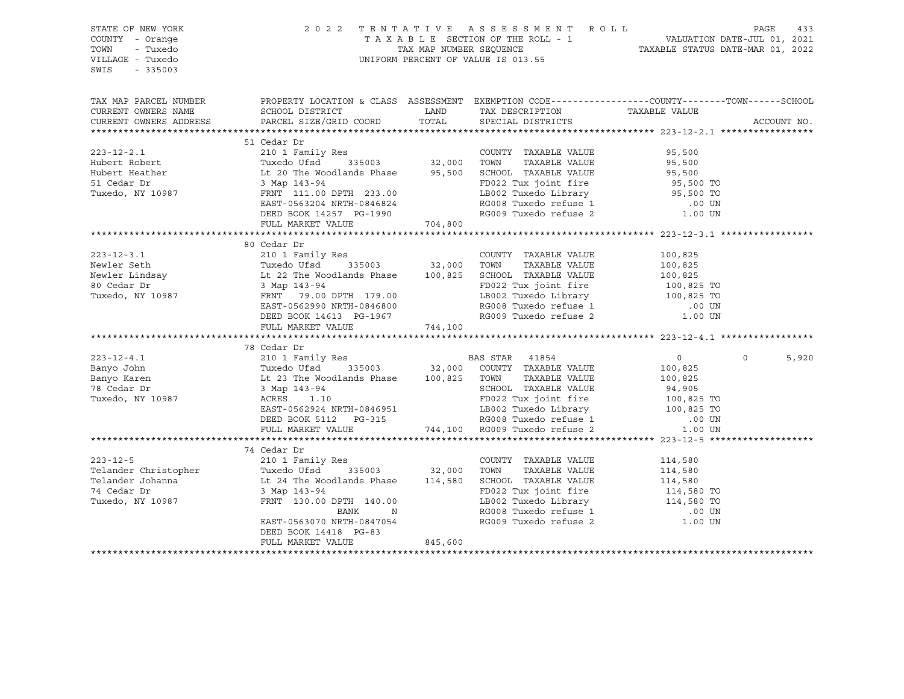STATE OF NEW YORK
COUNTY - Orange
TOWN - Tuxedo
VILLAGE - Tuxedo
SWIS - 335003

2 0 2 2 T E N T A T I V E A S S E S S M E N T R O L L
T A X A B L E SECTION OF THE ROLL - 1
TAX MAP NUMBER SEQUENCE
UNIFORM PERCENT OF VALUE IS 013.55

VALUATION DATE-JUL 01, 2021
TAXABLE STATUS DATE-MAR 01, 2022

```
TAX MAP PARCEL NUMBER     PROPERTY LOCATION & CLASS  ASSESSMENT  EXEMPTION CODE------------------COUNTY--------TOWN------SCHOOL
CURRENT OWNERS NAME       SCHOOL DISTRICT               LAND      TAX DESCRIPTION            TAXABLE VALUE
CURRENT OWNERS ADDRESS    PARCEL SIZE/GRID COORD        TOTAL     SPECIAL DISTRICTS                                    ACCOUNT NO.
******************************************************************************************************* 223-12-2.1 *****************
                          51 Cedar Dr
223-12-2.1                210 1 Family Res                        COUNTY  TAXABLE VALUE           95,500
Hubert Robert             Tuxedo Ufsd     335003        32,000    TOWN    TAXABLE VALUE           95,500
Hubert Heather            Lt 20 The Woodlands Phase     95,500    SCHOOL  TAXABLE VALUE           95,500
51 Cedar Dr               3 Map 143-94                            FD022 Tux joint fire            95,500 TO
Tuxedo, NY 10987          FRNT  111.00 DPTH 233.00                LB002 Tuxedo Library            95,500 TO
                          EAST-0563204 NRTH-0846824               RG008 Tuxedo refuse 1              .00 UN
                          DEED BOOK 14257  PG-1990                RG009 Tuxedo refuse 2             1.00 UN
                          FULL MARKET VALUE            704,800
******************************************************************************************************* 223-12-3.1 *****************
                          80 Cedar Dr
223-12-3.1                210 1 Family Res                        COUNTY  TAXABLE VALUE          100,825
Newler Seth               Tuxedo Ufsd     335003        32,000    TOWN    TAXABLE VALUE          100,825
Newler Lindsay            Lt 22 The Woodlands Phase    100,825    SCHOOL  TAXABLE VALUE          100,825
80 Cedar Dr               3 Map 143-94                            FD022 Tux joint fire           100,825 TO
Tuxedo, NY 10987          FRNT   79.00 DPTH 179.00                LB002 Tuxedo Library           100,825 TO
                          EAST-0562990 NRTH-0846800               RG008 Tuxedo refuse 1              .00 UN
                          DEED BOOK 14613  PG-1967                RG009 Tuxedo refuse 2             1.00 UN
                          FULL MARKET VALUE            744,100
******************************************************************************************************* 223-12-4.1 *****************
                          78 Cedar Dr
223-12-4.1                210 1 Family Res                        BAS STAR  41854                      0             0       5,920
Banyo John                Tuxedo Ufsd     335003        32,000    COUNTY  TAXABLE VALUE          100,825
Banyo Karen               Lt 23 The Woodlands Phase    100,825    TOWN    TAXABLE VALUE          100,825
78 Cedar Dr               3 Map 143-94                            SCHOOL  TAXABLE VALUE           94,905
Tuxedo, NY 10987          ACRES    1.10                           FD022 Tux joint fire           100,825 TO
                          EAST-0562924 NRTH-0846951               LB002 Tuxedo Library           100,825 TO
                          DEED BOOK 5112   PG-315                 RG008 Tuxedo refuse 1              .00 UN
                          FULL MARKET VALUE            744,100    RG009 Tuxedo refuse 2             1.00 UN
******************************************************************************************************* 223-12-5 *******************
                          74 Cedar Dr
223-12-5                  210 1 Family Res                        COUNTY  TAXABLE VALUE          114,580
Telander Christopher      Tuxedo Ufsd     335003        32,000    TOWN    TAXABLE VALUE          114,580
Telander Johanna          Lt 24 The Woodlands Phase    114,580    SCHOOL  TAXABLE VALUE          114,580
74 Cedar Dr               3 Map 143-94                            FD022 Tux joint fire           114,580 TO
Tuxedo, NY 10987          FRNT  130.00 DPTH 140.00                LB002 Tuxedo Library           114,580 TO
                                    BANK      N                   RG008 Tuxedo refuse 1              .00 UN
                          EAST-0563070 NRTH-0847054               RG009 Tuxedo refuse 2             1.00 UN
                          DEED BOOK 14418  PG-83
                          FULL MARKET VALUE            845,600
************************************************************************************************************************************
```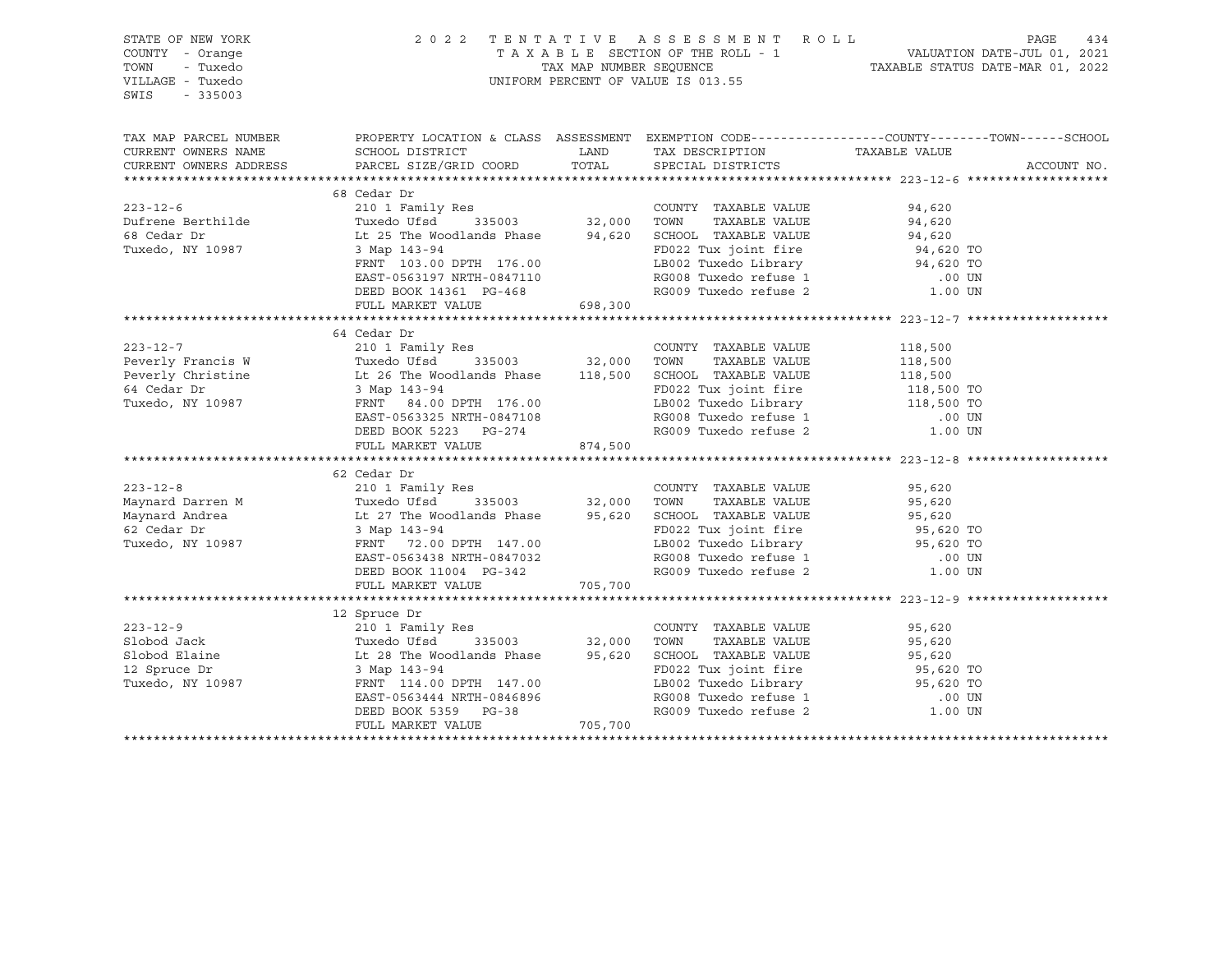STATE OF NEW YORK
COUNTY - Orange
TOWN - Tuxedo
VILLAGE - Tuxedo
SWIS - 335003

2022 TENTATIVE ASSESSMENT ROLL
TAXABLE SECTION OF THE ROLL - 1
TAX MAP NUMBER SEQUENCE
UNIFORM PERCENT OF VALUE IS 013.55

VALUATION DATE-JUL 01, 2021
TAXABLE STATUS DATE-MAR 01, 2022

| TAX MAP PARCEL NUMBER / CURRENT OWNERS NAME / CURRENT OWNERS ADDRESS | PROPERTY LOCATION & CLASS / SCHOOL DISTRICT / PARCEL SIZE/GRID COORD | ASSESSMENT LAND / TOTAL | EXEMPTION CODE / TAX DESCRIPTION / SPECIAL DISTRICTS | COUNTY--------TOWN------SCHOOL TAXABLE VALUE | ACCOUNT NO. |
|---|---|---|---|---|---|
| **223-12-6** | 68 Cedar Dr | | | | |
| 223-12-6 | 210 1 Family Res | | COUNTY TAXABLE VALUE | 94,620 | |
| Dufrene Berthilde | Tuxedo Ufsd 335003 | 32,000 | TOWN TAXABLE VALUE | 94,620 | |
| 68 Cedar Dr | Lt 25 The Woodlands Phase | 94,620 | SCHOOL TAXABLE VALUE | 94,620 | |
| Tuxedo, NY 10987 | 3 Map 143-94 | | FD022 Tux joint fire | 94,620 TO | |
| | FRNT 103.00 DPTH 176.00 | | LB002 Tuxedo Library | 94,620 TO | |
| | EAST-0563197 NRTH-0847110 | | RG008 Tuxedo refuse 1 | .00 UN | |
| | DEED BOOK 14361 PG-468 | | RG009 Tuxedo refuse 2 | 1.00 UN | |
| | FULL MARKET VALUE | 698,300 | | | |
| **223-12-7** | 64 Cedar Dr | | | | |
| 223-12-7 | 210 1 Family Res | | COUNTY TAXABLE VALUE | 118,500 | |
| Peverly Francis W | Tuxedo Ufsd 335003 | 32,000 | TOWN TAXABLE VALUE | 118,500 | |
| Peverly Christine | Lt 26 The Woodlands Phase | 118,500 | SCHOOL TAXABLE VALUE | 118,500 | |
| 64 Cedar Dr | 3 Map 143-94 | | FD022 Tux joint fire | 118,500 TO | |
| Tuxedo, NY 10987 | FRNT 84.00 DPTH 176.00 | | LB002 Tuxedo Library | 118,500 TO | |
| | EAST-0563325 NRTH-0847108 | | RG008 Tuxedo refuse 1 | .00 UN | |
| | DEED BOOK 5223 PG-274 | | RG009 Tuxedo refuse 2 | 1.00 UN | |
| | FULL MARKET VALUE | 874,500 | | | |
| **223-12-8** | 62 Cedar Dr | | | | |
| 223-12-8 | 210 1 Family Res | | COUNTY TAXABLE VALUE | 95,620 | |
| Maynard Darren M | Tuxedo Ufsd 335003 | 32,000 | TOWN TAXABLE VALUE | 95,620 | |
| Maynard Andrea | Lt 27 The Woodlands Phase | 95,620 | SCHOOL TAXABLE VALUE | 95,620 | |
| 62 Cedar Dr | 3 Map 143-94 | | FD022 Tux joint fire | 95,620 TO | |
| Tuxedo, NY 10987 | FRNT 72.00 DPTH 147.00 | | LB002 Tuxedo Library | 95,620 TO | |
| | EAST-0563438 NRTH-0847032 | | RG008 Tuxedo refuse 1 | .00 UN | |
| | DEED BOOK 11004 PG-342 | | RG009 Tuxedo refuse 2 | 1.00 UN | |
| | FULL MARKET VALUE | 705,700 | | | |
| **223-12-9** | 12 Spruce Dr | | | | |
| 223-12-9 | 210 1 Family Res | | COUNTY TAXABLE VALUE | 95,620 | |
| Slobod Jack | Tuxedo Ufsd 335003 | 32,000 | TOWN TAXABLE VALUE | 95,620 | |
| Slobod Elaine | Lt 28 The Woodlands Phase | 95,620 | SCHOOL TAXABLE VALUE | 95,620 | |
| 12 Spruce Dr | 3 Map 143-94 | | FD022 Tux joint fire | 95,620 TO | |
| Tuxedo, NY 10987 | FRNT 114.00 DPTH 147.00 | | LB002 Tuxedo Library | 95,620 TO | |
| | EAST-0563444 NRTH-0846896 | | RG008 Tuxedo refuse 1 | .00 UN | |
| | DEED BOOK 5359 PG-38 | | RG009 Tuxedo refuse 2 | 1.00 UN | |
| | FULL MARKET VALUE | 705,700 | | | |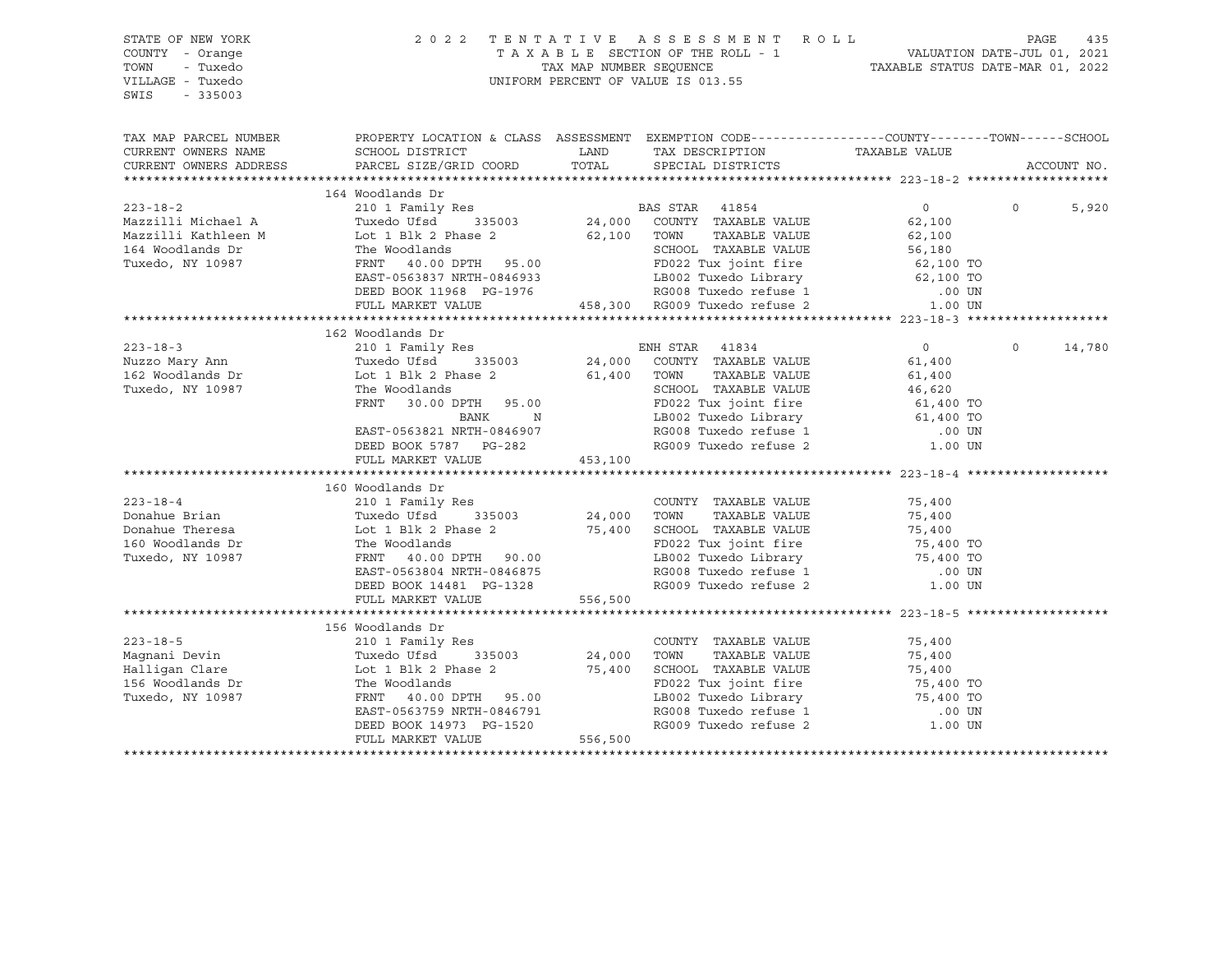STATE OF NEW YORK
COUNTY - Orange
TOWN - Tuxedo
VILLAGE - Tuxedo
SWIS - 335003

2 0 2 2 T E N T A T I V E A S S E S S M E N T R O L L
T A X A B L E SECTION OF THE ROLL - 1
TAX MAP NUMBER SEQUENCE
UNIFORM PERCENT OF VALUE IS 013.55

VALUATION DATE-JUL 01, 2021
TAXABLE STATUS DATE-MAR 01, 2022

| TAX MAP PARCEL NUMBER / CURRENT OWNERS NAME / CURRENT OWNERS ADDRESS | PROPERTY LOCATION & CLASS / SCHOOL DISTRICT / PARCEL SIZE/GRID COORD | ASSESSMENT LAND | TOTAL | EXEMPTION CODE / TAX DESCRIPTION / SPECIAL DISTRICTS | COUNTY TAXABLE VALUE | TOWN | SCHOOL | ACCOUNT NO. |
|---|---|---|---|---|---|---|---|---|
| **223-18-2** | 164 Woodlands Dr | | | | | | | |
| 223-18-2 | 210 1 Family Res | | | BAS STAR 41854 | 0 | 0 | 5,920 | |
| Mazzilli Michael A | Tuxedo Ufsd 335003 | 24,000 | | COUNTY TAXABLE VALUE | 62,100 | | | |
| Mazzilli Kathleen M | Lot 1 Blk 2 Phase 2 | | 62,100 | TOWN TAXABLE VALUE | 62,100 | | | |
| 164 Woodlands Dr | The Woodlands | | | SCHOOL TAXABLE VALUE | 56,180 | | | |
| Tuxedo, NY 10987 | FRNT 40.00 DPTH 95.00 | | | FD022 Tux joint fire | 62,100 TO | | | |
| | EAST-0563837 NRTH-0846933 | | | LB002 Tuxedo Library | 62,100 TO | | | |
| | DEED BOOK 11968 PG-1976 | | | RG008 Tuxedo refuse 1 | .00 UN | | | |
| | FULL MARKET VALUE | | 458,300 | RG009 Tuxedo refuse 2 | 1.00 UN | | | |
| **223-18-3** | 162 Woodlands Dr | | | | | | | |
| 223-18-3 | 210 1 Family Res | | | ENH STAR 41834 | 0 | 0 | 14,780 | |
| Nuzzo Mary Ann | Tuxedo Ufsd 335003 | 24,000 | | COUNTY TAXABLE VALUE | 61,400 | | | |
| 162 Woodlands Dr | Lot 1 Blk 2 Phase 2 | | 61,400 | TOWN TAXABLE VALUE | 61,400 | | | |
| Tuxedo, NY 10987 | The Woodlands | | | SCHOOL TAXABLE VALUE | 46,620 | | | |
| | FRNT 30.00 DPTH 95.00 | | | FD022 Tux joint fire | 61,400 TO | | | |
| | BANK N | | | LB002 Tuxedo Library | 61,400 TO | | | |
| | EAST-0563821 NRTH-0846907 | | | RG008 Tuxedo refuse 1 | .00 UN | | | |
| | DEED BOOK 5787 PG-282 | | | RG009 Tuxedo refuse 2 | 1.00 UN | | | |
| | FULL MARKET VALUE | | 453,100 | | | | | |
| **223-18-4** | 160 Woodlands Dr | | | | | | | |
| 223-18-4 | 210 1 Family Res | | | COUNTY TAXABLE VALUE | 75,400 | | | |
| Donahue Brian | Tuxedo Ufsd 335003 | 24,000 | | TOWN TAXABLE VALUE | 75,400 | | | |
| Donahue Theresa | Lot 1 Blk 2 Phase 2 | | 75,400 | SCHOOL TAXABLE VALUE | 75,400 | | | |
| 160 Woodlands Dr | The Woodlands | | | FD022 Tux joint fire | 75,400 TO | | | |
| Tuxedo, NY 10987 | FRNT 40.00 DPTH 90.00 | | | LB002 Tuxedo Library | 75,400 TO | | | |
| | EAST-0563804 NRTH-0846875 | | | RG008 Tuxedo refuse 1 | .00 UN | | | |
| | DEED BOOK 14481 PG-1328 | | | RG009 Tuxedo refuse 2 | 1.00 UN | | | |
| | FULL MARKET VALUE | | 556,500 | | | | | |
| **223-18-5** | 156 Woodlands Dr | | | | | | | |
| 223-18-5 | 210 1 Family Res | | | COUNTY TAXABLE VALUE | 75,400 | | | |
| Magnani Devin | Tuxedo Ufsd 335003 | 24,000 | | TOWN TAXABLE VALUE | 75,400 | | | |
| Halligan Clare | Lot 1 Blk 2 Phase 2 | | 75,400 | SCHOOL TAXABLE VALUE | 75,400 | | | |
| 156 Woodlands Dr | The Woodlands | | | FD022 Tux joint fire | 75,400 TO | | | |
| Tuxedo, NY 10987 | FRNT 40.00 DPTH 95.00 | | | LB002 Tuxedo Library | 75,400 TO | | | |
| | EAST-0563759 NRTH-0846791 | | | RG008 Tuxedo refuse 1 | .00 UN | | | |
| | DEED BOOK 14973 PG-1520 | | | RG009 Tuxedo refuse 2 | 1.00 UN | | | |
| | FULL MARKET VALUE | | 556,500 | | | | | |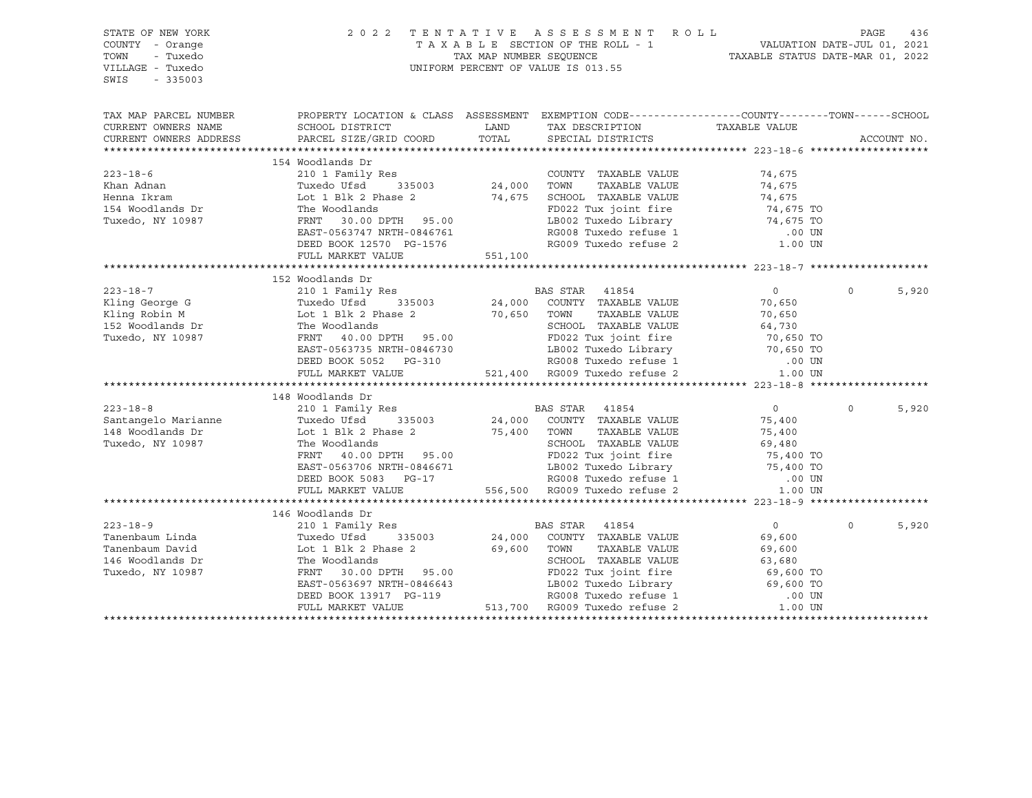STATE OF NEW YORK
COUNTY - Orange
TOWN - Tuxedo
VILLAGE - Tuxedo
SWIS - 335003

2 0 2 2 T E N T A T I V E A S S E S S M E N T R O L L
T A X A B L E SECTION OF THE ROLL - 1
TAX MAP NUMBER SEQUENCE
UNIFORM PERCENT OF VALUE IS 013.55

VALUATION DATE-JUL 01, 2021
TAXABLE STATUS DATE-MAR 01, 2022

| TAX MAP PARCEL NUMBER / CURRENT OWNERS NAME / CURRENT OWNERS ADDRESS | PROPERTY LOCATION & CLASS / SCHOOL DISTRICT / PARCEL SIZE/GRID COORD | ASSESSMENT LAND | TOTAL | EXEMPTION CODE / TAX DESCRIPTION / SPECIAL DISTRICTS | COUNTY TAXABLE VALUE | TOWN | SCHOOL |
|---|---|---|---|---|---|---|---|
| **223-18-6** | 154 Woodlands Dr | | | | | | |
| 223-18-6 | 210 1 Family Res | | | COUNTY TAXABLE VALUE | 74,675 | | |
| Khan Adnan | Tuxedo Ufsd 335003 | 24,000 | | TOWN TAXABLE VALUE | 74,675 | | |
| Henna Ikram | Lot 1 Blk 2 Phase 2 | | 74,675 | SCHOOL TAXABLE VALUE | 74,675 | | |
| 154 Woodlands Dr | The Woodlands | | | FD022 Tux joint fire | 74,675 TO | | |
| Tuxedo, NY 10987 | FRNT 30.00 DPTH 95.00 | | | LB002 Tuxedo Library | 74,675 TO | | |
| | EAST-0563747 NRTH-0846761 | | | RG008 Tuxedo refuse 1 | .00 UN | | |
| | DEED BOOK 12570 PG-1576 | | | RG009 Tuxedo refuse 2 | 1.00 UN | | |
| | FULL MARKET VALUE | | 551,100 | | | | |
| **223-18-7** | 152 Woodlands Dr | | | | | | |
| 223-18-7 | 210 1 Family Res | | | BAS STAR 41854 | 0 | 0 | 5,920 |
| Kling George G | Tuxedo Ufsd 335003 | 24,000 | | COUNTY TAXABLE VALUE | 70,650 | | |
| Kling Robin M | Lot 1 Blk 2 Phase 2 | | 70,650 | TOWN TAXABLE VALUE | 70,650 | | |
| 152 Woodlands Dr | The Woodlands | | | SCHOOL TAXABLE VALUE | 64,730 | | |
| Tuxedo, NY 10987 | FRNT 40.00 DPTH 95.00 | | | FD022 Tux joint fire | 70,650 TO | | |
| | EAST-0563735 NRTH-0846730 | | | LB002 Tuxedo Library | 70,650 TO | | |
| | DEED BOOK 5052 PG-310 | | | RG008 Tuxedo refuse 1 | .00 UN | | |
| | FULL MARKET VALUE | | 521,400 | RG009 Tuxedo refuse 2 | 1.00 UN | | |
| **223-18-8** | 148 Woodlands Dr | | | | | | |
| 223-18-8 | 210 1 Family Res | | | BAS STAR 41854 | 0 | 0 | 5,920 |
| Santangelo Marianne | Tuxedo Ufsd 335003 | 24,000 | | COUNTY TAXABLE VALUE | 75,400 | | |
| 148 Woodlands Dr | Lot 1 Blk 2 Phase 2 | | 75,400 | TOWN TAXABLE VALUE | 75,400 | | |
| Tuxedo, NY 10987 | The Woodlands | | | SCHOOL TAXABLE VALUE | 69,480 | | |
| | FRNT 40.00 DPTH 95.00 | | | FD022 Tux joint fire | 75,400 TO | | |
| | EAST-0563706 NRTH-0846671 | | | LB002 Tuxedo Library | 75,400 TO | | |
| | DEED BOOK 5083 PG-17 | | | RG008 Tuxedo refuse 1 | .00 UN | | |
| | FULL MARKET VALUE | | 556,500 | RG009 Tuxedo refuse 2 | 1.00 UN | | |
| **223-18-9** | 146 Woodlands Dr | | | | | | |
| 223-18-9 | 210 1 Family Res | | | BAS STAR 41854 | 0 | 0 | 5,920 |
| Tanenbaum Linda | Tuxedo Ufsd 335003 | 24,000 | | COUNTY TAXABLE VALUE | 69,600 | | |
| Tanenbaum David | Lot 1 Blk 2 Phase 2 | | 69,600 | TOWN TAXABLE VALUE | 69,600 | | |
| 146 Woodlands Dr | The Woodlands | | | SCHOOL TAXABLE VALUE | 63,680 | | |
| Tuxedo, NY 10987 | FRNT 30.00 DPTH 95.00 | | | FD022 Tux joint fire | 69,600 TO | | |
| | EAST-0563697 NRTH-0846643 | | | LB002 Tuxedo Library | 69,600 TO | | |
| | DEED BOOK 13917 PG-119 | | | RG008 Tuxedo refuse 1 | .00 UN | | |
| | FULL MARKET VALUE | | 513,700 | RG009 Tuxedo refuse 2 | 1.00 UN | | |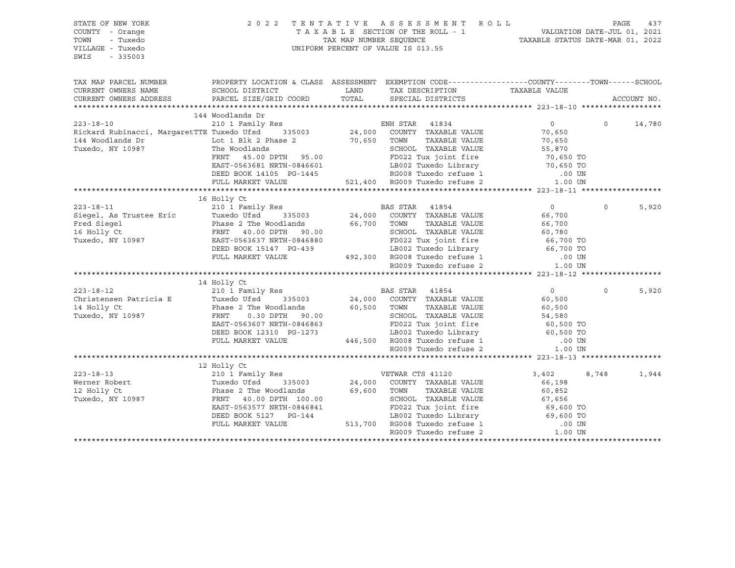STATE OF NEW YORK
COUNTY - Orange
TOWN - Tuxedo
VILLAGE - Tuxedo
SWIS - 335003

2022 TENTATIVE ASSESSMENT ROLL
TAXABLE SECTION OF THE ROLL - 1
TAX MAP NUMBER SEQUENCE
UNIFORM PERCENT OF VALUE IS 013.55

VALUATION DATE-JUL 01, 2021
TAXABLE STATUS DATE-MAR 01, 2022

| TAX MAP PARCEL NUMBER / CURRENT OWNERS NAME / CURRENT OWNERS ADDRESS | PROPERTY LOCATION & CLASS / SCHOOL DISTRICT / PARCEL SIZE/GRID COORD | ASSESSMENT LAND / TOTAL | EXEMPTION CODE / TAX DESCRIPTION / SPECIAL DISTRICTS | COUNTY TAXABLE VALUE | TOWN | SCHOOL | ACCOUNT NO. |
|---|---|---|---|---|---|---|---|
| **223-18-10** | 144 Woodlands Dr | | | | | | |
| 223-18-10 | 210 1 Family Res | | ENH STAR 41834 | 0 | 0 | 14,780 | |
| Rickard Rubinacci, MargaretTTE | Tuxedo Ufsd 335003 | 24,000 | COUNTY TAXABLE VALUE | 70,650 | | | |
| 144 Woodlands Dr | Lot 1 Blk 2 Phase 2 | 70,650 | TOWN TAXABLE VALUE | 70,650 | | | |
| Tuxedo, NY 10987 | The Woodlands | | SCHOOL TAXABLE VALUE | 55,870 | | | |
| | FRNT 45.00 DPTH 95.00 | | FD022 Tux joint fire | 70,650 TO | | | |
| | EAST-0563681 NRTH-0846601 | | LB002 Tuxedo Library | 70,650 TO | | | |
| | DEED BOOK 14105 PG-1445 | | RG008 Tuxedo refuse 1 | .00 UN | | | |
| | FULL MARKET VALUE | 521,400 | RG009 Tuxedo refuse 2 | 1.00 UN | | | |
| **223-18-11** | 16 Holly Ct | | | | | | |
| 223-18-11 | 210 1 Family Res | | BAS STAR 41854 | 0 | 0 | 5,920 | |
| Siegel, As Trustee Eric | Tuxedo Ufsd 335003 | 24,000 | COUNTY TAXABLE VALUE | 66,700 | | | |
| Fred Siegel | Phase 2 The Woodlands | 66,700 | TOWN TAXABLE VALUE | 66,700 | | | |
| 16 Holly Ct | FRNT 40.00 DPTH 90.00 | | SCHOOL TAXABLE VALUE | 60,780 | | | |
| Tuxedo, NY 10987 | EAST-0563637 NRTH-0846880 | | FD022 Tux joint fire | 66,700 TO | | | |
| | DEED BOOK 15147 PG-439 | | LB002 Tuxedo Library | 66,700 TO | | | |
| | FULL MARKET VALUE | 492,300 | RG008 Tuxedo refuse 1 | .00 UN | | | |
| | | | RG009 Tuxedo refuse 2 | 1.00 UN | | | |
| **223-18-12** | 14 Holly Ct | | | | | | |
| 223-18-12 | 210 1 Family Res | | BAS STAR 41854 | 0 | 0 | 5,920 | |
| Christensen Patricia E | Tuxedo Ufsd 335003 | 24,000 | COUNTY TAXABLE VALUE | 60,500 | | | |
| 14 Holly Ct | Phase 2 The Woodlands | 60,500 | TOWN TAXABLE VALUE | 60,500 | | | |
| Tuxedo, NY 10987 | FRNT 0.30 DPTH 90.00 | | SCHOOL TAXABLE VALUE | 54,580 | | | |
| | EAST-0563607 NRTH-0846863 | | FD022 Tux joint fire | 60,500 TO | | | |
| | DEED BOOK 12310 PG-1273 | | LB002 Tuxedo Library | 60,500 TO | | | |
| | FULL MARKET VALUE | 446,500 | RG008 Tuxedo refuse 1 | .00 UN | | | |
| | | | RG009 Tuxedo refuse 2 | 1.00 UN | | | |
| **223-18-13** | 12 Holly Ct | | | | | | |
| 223-18-13 | 210 1 Family Res | | VETWAR CTS 41120 | 3,402 | 8,748 | 1,944 | |
| Werner Robert | Tuxedo Ufsd 335003 | 24,000 | COUNTY TAXABLE VALUE | 66,198 | | | |
| 12 Holly Ct | Phase 2 The Woodlands | 69,600 | TOWN TAXABLE VALUE | 60,852 | | | |
| Tuxedo, NY 10987 | FRNT 40.00 DPTH 100.00 | | SCHOOL TAXABLE VALUE | 67,656 | | | |
| | EAST-0563577 NRTH-0846841 | | FD022 Tux joint fire | 69,600 TO | | | |
| | DEED BOOK 5127 PG-144 | | LB002 Tuxedo Library | 69,600 TO | | | |
| | FULL MARKET VALUE | 513,700 | RG008 Tuxedo refuse 1 | .00 UN | | | |
| | | | RG009 Tuxedo refuse 2 | 1.00 UN | | | |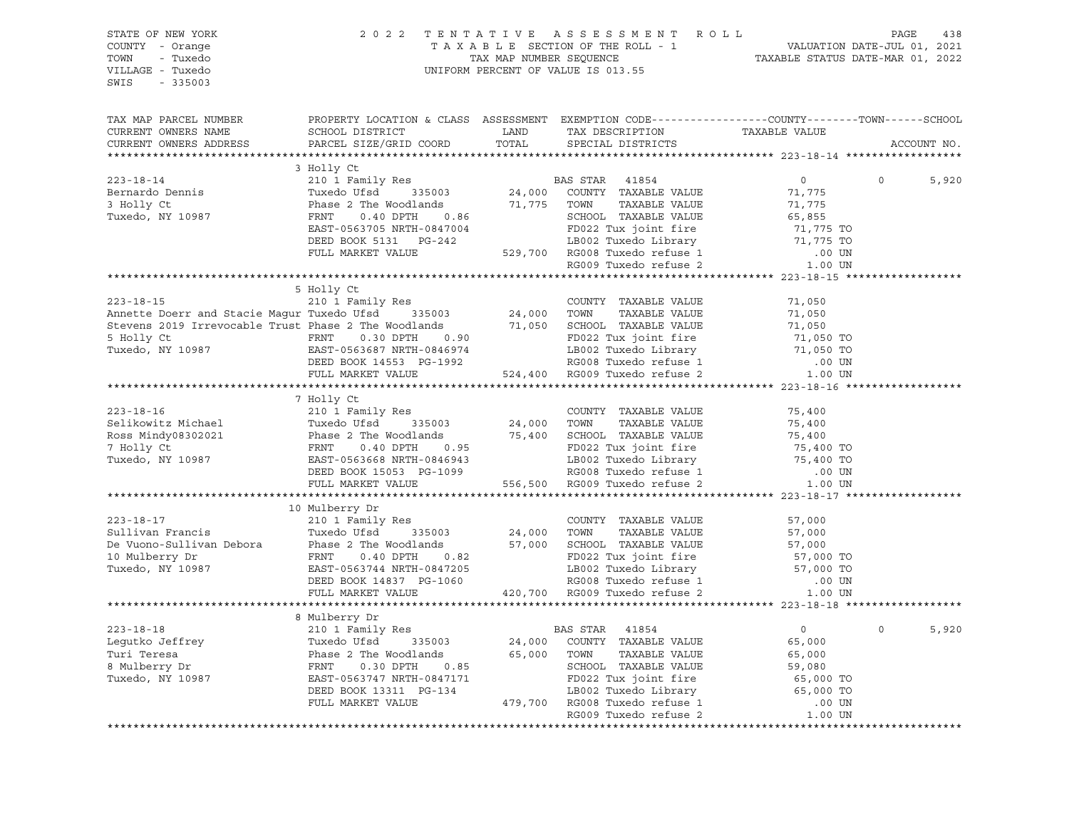STATE OF NEW YORK — 2022 TENTATIVE ASSESSMENT ROLL
COUNTY - Orange — TAXABLE SECTION OF THE ROLL - 1 — VALUATION DATE-JUL 01, 2021
TOWN - Tuxedo — TAX MAP NUMBER SEQUENCE — TAXABLE STATUS DATE-MAR 01, 2022
VILLAGE - Tuxedo — UNIFORM PERCENT OF VALUE IS 013.55
SWIS - 335003

| TAX MAP PARCEL NUMBER / CURRENT OWNERS NAME / CURRENT OWNERS ADDRESS | PROPERTY LOCATION & CLASS / SCHOOL DISTRICT / PARCEL SIZE/GRID COORD | ASSESSMENT LAND / TOTAL | EXEMPTION CODE / TAX DESCRIPTION / SPECIAL DISTRICTS | COUNTY TAXABLE VALUE | TOWN | SCHOOL |
|---|---|---|---|---|---|---|
| **223-18-14** | 3 Holly Ct | | | | | |
| 223-18-14 | 210 1 Family Res | | BAS STAR 41854 | 0 | 0 | 5,920 |
| Bernardo Dennis | Tuxedo Ufsd 335003 | 24,000 | COUNTY TAXABLE VALUE | 71,775 | | |
| 3 Holly Ct | Phase 2 The Woodlands | 71,775 | TOWN TAXABLE VALUE | 71,775 | | |
| Tuxedo, NY 10987 | FRNT 0.40 DPTH 0.86 | | SCHOOL TAXABLE VALUE | 65,855 | | |
| | EAST-0563705 NRTH-0847004 | | FD022 Tux joint fire | 71,775 TO | | |
| | DEED BOOK 5131 PG-242 | | LB002 Tuxedo Library | 71,775 TO | | |
| | FULL MARKET VALUE | 529,700 | RG008 Tuxedo refuse 1 | .00 UN | | |
| | | | RG009 Tuxedo refuse 2 | 1.00 UN | | |
| **223-18-15** | 5 Holly Ct | | | | | |
| 223-18-15 | 210 1 Family Res | | COUNTY TAXABLE VALUE | 71,050 | | |
| Annette Doerr and Stacie Magur | Tuxedo Ufsd 335003 | 24,000 | TOWN TAXABLE VALUE | 71,050 | | |
| Stevens 2019 Irrevocable Trust | Phase 2 The Woodlands | 71,050 | SCHOOL TAXABLE VALUE | 71,050 | | |
| 5 Holly Ct | FRNT 0.30 DPTH 0.90 | | FD022 Tux joint fire | 71,050 TO | | |
| Tuxedo, NY 10987 | EAST-0563687 NRTH-0846974 | | LB002 Tuxedo Library | 71,050 TO | | |
| | DEED BOOK 14553 PG-1992 | | RG008 Tuxedo refuse 1 | .00 UN | | |
| | FULL MARKET VALUE | 524,400 | RG009 Tuxedo refuse 2 | 1.00 UN | | |
| **223-18-16** | 7 Holly Ct | | | | | |
| 223-18-16 | 210 1 Family Res | | COUNTY TAXABLE VALUE | 75,400 | | |
| Selikowitz Michael | Tuxedo Ufsd 335003 | 24,000 | TOWN TAXABLE VALUE | 75,400 | | |
| Ross Mindy08302021 | Phase 2 The Woodlands | 75,400 | SCHOOL TAXABLE VALUE | 75,400 | | |
| 7 Holly Ct | FRNT 0.40 DPTH 0.95 | | FD022 Tux joint fire | 75,400 TO | | |
| Tuxedo, NY 10987 | EAST-0563668 NRTH-0846943 | | LB002 Tuxedo Library | 75,400 TO | | |
| | DEED BOOK 15053 PG-1099 | | RG008 Tuxedo refuse 1 | .00 UN | | |
| | FULL MARKET VALUE | 556,500 | RG009 Tuxedo refuse 2 | 1.00 UN | | |
| **223-18-17** | 10 Mulberry Dr | | | | | |
| 223-18-17 | 210 1 Family Res | | COUNTY TAXABLE VALUE | 57,000 | | |
| Sullivan Francis | Tuxedo Ufsd 335003 | 24,000 | TOWN TAXABLE VALUE | 57,000 | | |
| De Vuono-Sullivan Debora | Phase 2 The Woodlands | 57,000 | SCHOOL TAXABLE VALUE | 57,000 | | |
| 10 Mulberry Dr | FRNT 0.40 DPTH 0.82 | | FD022 Tux joint fire | 57,000 TO | | |
| Tuxedo, NY 10987 | EAST-0563744 NRTH-0847205 | | LB002 Tuxedo Library | 57,000 TO | | |
| | DEED BOOK 14837 PG-1060 | | RG008 Tuxedo refuse 1 | .00 UN | | |
| | FULL MARKET VALUE | 420,700 | RG009 Tuxedo refuse 2 | 1.00 UN | | |
| **223-18-18** | 8 Mulberry Dr | | | | | |
| 223-18-18 | 210 1 Family Res | | BAS STAR 41854 | 0 | 0 | 5,920 |
| Legutko Jeffrey | Tuxedo Ufsd 335003 | 24,000 | COUNTY TAXABLE VALUE | 65,000 | | |
| Turi Teresa | Phase 2 The Woodlands | 65,000 | TOWN TAXABLE VALUE | 65,000 | | |
| 8 Mulberry Dr | FRNT 0.30 DPTH 0.85 | | SCHOOL TAXABLE VALUE | 59,080 | | |
| Tuxedo, NY 10987 | EAST-0563747 NRTH-0847171 | | FD022 Tux joint fire | 65,000 TO | | |
| | DEED BOOK 13311 PG-134 | | LB002 Tuxedo Library | 65,000 TO | | |
| | FULL MARKET VALUE | 479,700 | RG008 Tuxedo refuse 1 | .00 UN | | |
| | | | RG009 Tuxedo refuse 2 | 1.00 UN | | |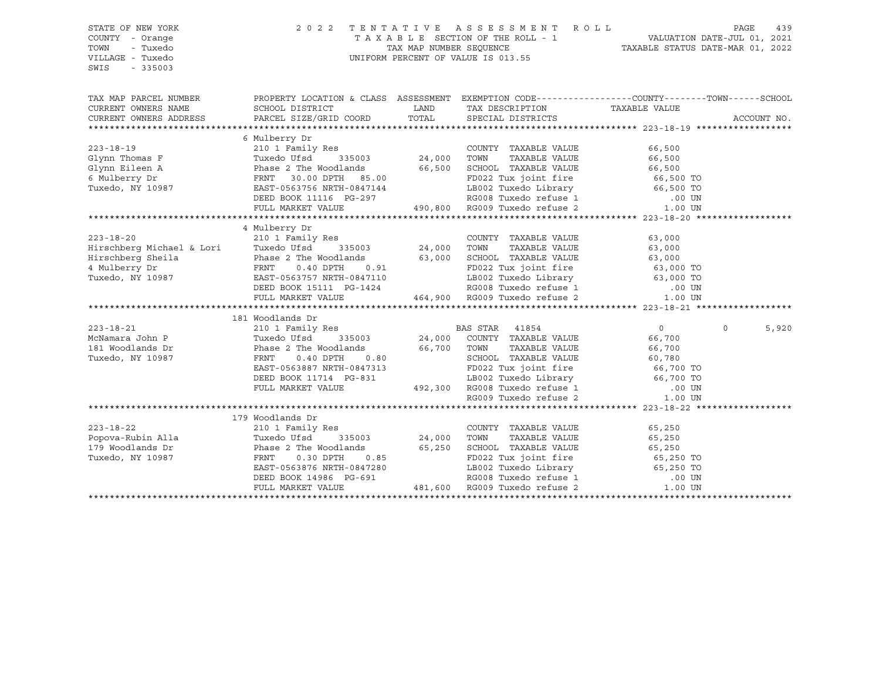STATE OF NEW YORK
COUNTY - Orange
TOWN - Tuxedo
VILLAGE - Tuxedo
SWIS - 335003

2022 TENTATIVE ASSESSMENT ROLL
TAXABLE SECTION OF THE ROLL - 1
TAX MAP NUMBER SEQUENCE
UNIFORM PERCENT OF VALUE IS 013.55

VALUATION DATE-JUL 01, 2021
TAXABLE STATUS DATE-MAR 01, 2022

| TAX MAP PARCEL NUMBER / CURRENT OWNERS NAME / CURRENT OWNERS ADDRESS | PROPERTY LOCATION & CLASS / SCHOOL DISTRICT / PARCEL SIZE/GRID COORD | ASSESSMENT LAND / TOTAL | EXEMPTION CODE / TAX DESCRIPTION / SPECIAL DISTRICTS | COUNTY | TOWN | SCHOOL | TAXABLE VALUE | ACCOUNT NO. |
|---|---|---|---|---|---|---|---|---|
| **223-18-19** | 6 Mulberry Dr | | | | | | | |
| 223-18-19 | 210 1 Family Res | | COUNTY TAXABLE VALUE | | | | 66,500 | |
| Glynn Thomas F | Tuxedo Ufsd 335003 | 24,000 | TOWN TAXABLE VALUE | | | | 66,500 | |
| Glynn Eileen A | Phase 2 The Woodlands | 66,500 | SCHOOL TAXABLE VALUE | | | | 66,500 | |
| 6 Mulberry Dr | FRNT 30.00 DPTH 85.00 | | FD022 Tux joint fire | | | | 66,500 TO | |
| Tuxedo, NY 10987 | EAST-0563756 NRTH-0847144 | | LB002 Tuxedo Library | | | | 66,500 TO | |
| | DEED BOOK 11116 PG-297 | | RG008 Tuxedo refuse 1 | | | | .00 UN | |
| | FULL MARKET VALUE | 490,800 | RG009 Tuxedo refuse 2 | | | | 1.00 UN | |
| **223-18-20** | 4 Mulberry Dr | | | | | | | |
| 223-18-20 | 210 1 Family Res | | COUNTY TAXABLE VALUE | | | | 63,000 | |
| Hirschberg Michael & Lori | Tuxedo Ufsd 335003 | 24,000 | TOWN TAXABLE VALUE | | | | 63,000 | |
| Hirschberg Sheila | Phase 2 The Woodlands | 63,000 | SCHOOL TAXABLE VALUE | | | | 63,000 | |
| 4 Mulberry Dr | FRNT 0.40 DPTH 0.91 | | FD022 Tux joint fire | | | | 63,000 TO | |
| Tuxedo, NY 10987 | EAST-0563757 NRTH-0847110 | | LB002 Tuxedo Library | | | | 63,000 TO | |
| | DEED BOOK 15111 PG-1424 | | RG008 Tuxedo refuse 1 | | | | .00 UN | |
| | FULL MARKET VALUE | 464,900 | RG009 Tuxedo refuse 2 | | | | 1.00 UN | |
| **223-18-21** | 181 Woodlands Dr | | | | | | | |
| 223-18-21 | 210 1 Family Res | | BAS STAR 41854 | 0 | 0 | 5,920 | | |
| McNamara John P | Tuxedo Ufsd 335003 | 24,000 | COUNTY TAXABLE VALUE | | | | 66,700 | |
| 181 Woodlands Dr | Phase 2 The Woodlands | 66,700 | TOWN TAXABLE VALUE | | | | 66,700 | |
| Tuxedo, NY 10987 | FRNT 0.40 DPTH 0.80 | | SCHOOL TAXABLE VALUE | | | | 60,780 | |
| | EAST-0563887 NRTH-0847313 | | FD022 Tux joint fire | | | | 66,700 TO | |
| | DEED BOOK 11714 PG-831 | | LB002 Tuxedo Library | | | | 66,700 TO | |
| | FULL MARKET VALUE | 492,300 | RG008 Tuxedo refuse 1 | | | | .00 UN | |
| | | | RG009 Tuxedo refuse 2 | | | | 1.00 UN | |
| **223-18-22** | 179 Woodlands Dr | | | | | | | |
| 223-18-22 | 210 1 Family Res | | COUNTY TAXABLE VALUE | | | | 65,250 | |
| Popova-Rubin Alla | Tuxedo Ufsd 335003 | 24,000 | TOWN TAXABLE VALUE | | | | 65,250 | |
| 179 Woodlands Dr | Phase 2 The Woodlands | 65,250 | SCHOOL TAXABLE VALUE | | | | 65,250 | |
| Tuxedo, NY 10987 | FRNT 0.30 DPTH 0.85 | | FD022 Tux joint fire | | | | 65,250 TO | |
| | EAST-0563876 NRTH-0847280 | | LB002 Tuxedo Library | | | | 65,250 TO | |
| | DEED BOOK 14986 PG-691 | | RG008 Tuxedo refuse 1 | | | | .00 UN | |
| | FULL MARKET VALUE | 481,600 | RG009 Tuxedo refuse 2 | | | | 1.00 UN | |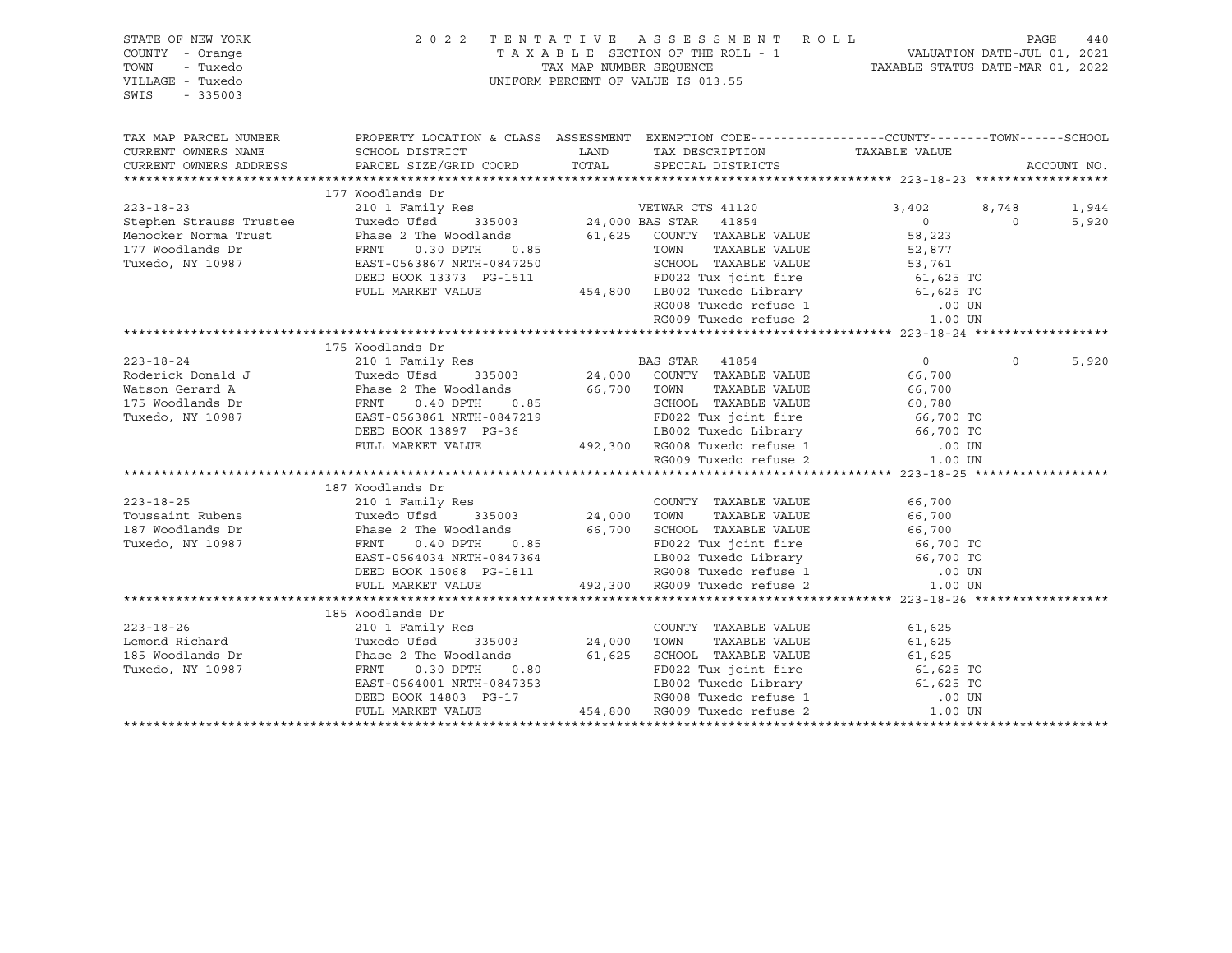STATE OF NEW YORK
COUNTY - Orange
TOWN - Tuxedo
VILLAGE - Tuxedo
SWIS - 335003

2 0 2 2 T E N T A T I V E A S S E S S M E N T R O L L
T A X A B L E SECTION OF THE ROLL - 1
TAX MAP NUMBER SEQUENCE
UNIFORM PERCENT OF VALUE IS 013.55

VALUATION DATE-JUL 01, 2021
TAXABLE STATUS DATE-MAR 01, 2022

| TAX MAP PARCEL NUMBER<br>CURRENT OWNERS NAME<br>CURRENT OWNERS ADDRESS | PROPERTY LOCATION & CLASS<br>SCHOOL DISTRICT<br>PARCEL SIZE/GRID COORD | ASSESSMENT<br>LAND<br>TOTAL | EXEMPTION CODE<br>TAX DESCRIPTION<br>SPECIAL DISTRICTS | COUNTY<br>TAXABLE VALUE | TOWN | SCHOOL<br><br>ACCOUNT NO. |
|---|---|---|---|---|---|---|
| **223-18-23** | 177 Woodlands Dr | | | | | |
| 223-18-23 | 210 1 Family Res | | VETWAR CTS 41120 | 3,402 | 8,748 | 1,944 |
| Stephen Strauss Trustee | Tuxedo Ufsd 335003 | 24,000 | BAS STAR 41854 | 0 | 0 | 5,920 |
| Menocker Norma Trust | Phase 2 The Woodlands | 61,625 | COUNTY TAXABLE VALUE | 58,223 | | |
| 177 Woodlands Dr | FRNT 0.30 DPTH 0.85 | | TOWN TAXABLE VALUE | 52,877 | | |
| Tuxedo, NY 10987 | EAST-0563867 NRTH-0847250 | | SCHOOL TAXABLE VALUE | 53,761 | | |
| | DEED BOOK 13373 PG-1511 | | FD022 Tux joint fire | 61,625 TO | | |
| | FULL MARKET VALUE | 454,800 | LB002 Tuxedo Library | 61,625 TO | | |
| | | | RG008 Tuxedo refuse 1 | .00 UN | | |
| | | | RG009 Tuxedo refuse 2 | 1.00 UN | | |
| **223-18-24** | 175 Woodlands Dr | | | | | |
| 223-18-24 | 210 1 Family Res | | BAS STAR 41854 | 0 | 0 | 5,920 |
| Roderick Donald J | Tuxedo Ufsd 335003 | 24,000 | COUNTY TAXABLE VALUE | 66,700 | | |
| Watson Gerard A | Phase 2 The Woodlands | 66,700 | TOWN TAXABLE VALUE | 66,700 | | |
| 175 Woodlands Dr | FRNT 0.40 DPTH 0.85 | | SCHOOL TAXABLE VALUE | 60,780 | | |
| Tuxedo, NY 10987 | EAST-0563861 NRTH-0847219 | | FD022 Tux joint fire | 66,700 TO | | |
| | DEED BOOK 13897 PG-36 | | LB002 Tuxedo Library | 66,700 TO | | |
| | FULL MARKET VALUE | 492,300 | RG008 Tuxedo refuse 1 | .00 UN | | |
| | | | RG009 Tuxedo refuse 2 | 1.00 UN | | |
| **223-18-25** | 187 Woodlands Dr | | | | | |
| 223-18-25 | 210 1 Family Res | | COUNTY TAXABLE VALUE | 66,700 | | |
| Toussaint Rubens | Tuxedo Ufsd 335003 | 24,000 | TOWN TAXABLE VALUE | 66,700 | | |
| 187 Woodlands Dr | Phase 2 The Woodlands | 66,700 | SCHOOL TAXABLE VALUE | 66,700 | | |
| Tuxedo, NY 10987 | FRNT 0.40 DPTH 0.85 | | FD022 Tux joint fire | 66,700 TO | | |
| | EAST-0564034 NRTH-0847364 | | LB002 Tuxedo Library | 66,700 TO | | |
| | DEED BOOK 15068 PG-1811 | | RG008 Tuxedo refuse 1 | .00 UN | | |
| | FULL MARKET VALUE | 492,300 | RG009 Tuxedo refuse 2 | 1.00 UN | | |
| **223-18-26** | 185 Woodlands Dr | | | | | |
| 223-18-26 | 210 1 Family Res | | COUNTY TAXABLE VALUE | 61,625 | | |
| Lemond Richard | Tuxedo Ufsd 335003 | 24,000 | TOWN TAXABLE VALUE | 61,625 | | |
| 185 Woodlands Dr | Phase 2 The Woodlands | 61,625 | SCHOOL TAXABLE VALUE | 61,625 | | |
| Tuxedo, NY 10987 | FRNT 0.30 DPTH 0.80 | | FD022 Tux joint fire | 61,625 TO | | |
| | EAST-0564001 NRTH-0847353 | | LB002 Tuxedo Library | 61,625 TO | | |
| | DEED BOOK 14803 PG-17 | | RG008 Tuxedo refuse 1 | .00 UN | | |
| | FULL MARKET VALUE | 454,800 | RG009 Tuxedo refuse 2 | 1.00 UN | | |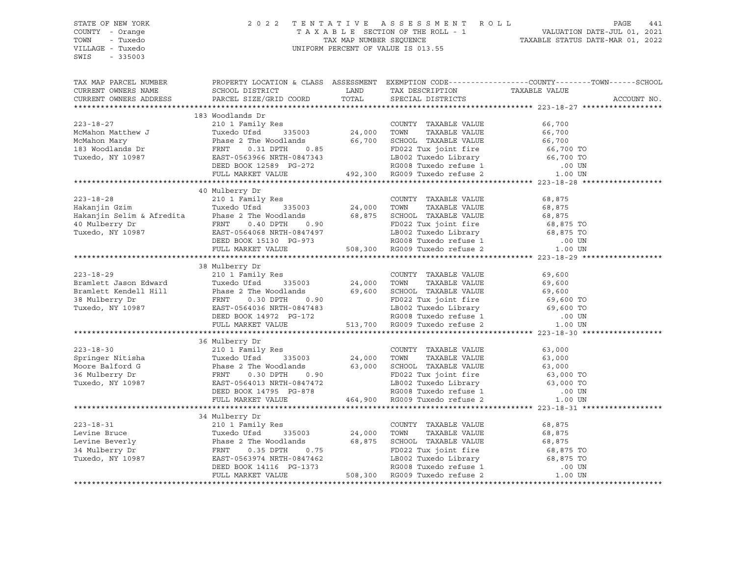STATE OF NEW YORK
COUNTY - Orange
TOWN - Tuxedo
VILLAGE - Tuxedo
SWIS - 335003

2022 TENTATIVE ASSESSMENT ROLL
TAXABLE SECTION OF THE ROLL - 1
TAX MAP NUMBER SEQUENCE
UNIFORM PERCENT OF VALUE IS 013.55

VALUATION DATE-JUL 01, 2021
TAXABLE STATUS DATE-MAR 01, 2022

| TAX MAP PARCEL NUMBER / CURRENT OWNERS NAME / CURRENT OWNERS ADDRESS | PROPERTY LOCATION & CLASS / SCHOOL DISTRICT / PARCEL SIZE/GRID COORD | ASSESSMENT LAND | TOTAL | EXEMPTION CODE / TAX DESCRIPTION / SPECIAL DISTRICTS | TAXABLE VALUE (COUNTY--TOWN--SCHOOL) | ACCOUNT NO. |
|---|---|---|---|---|---|---|
| **223-18-27** | 183 Woodlands Dr | | | | | |
| 223-18-27 | 210 1 Family Res | | | COUNTY TAXABLE VALUE | 66,700 | |
| McMahon Matthew J | Tuxedo Ufsd 335003 | 24,000 | | TOWN TAXABLE VALUE | 66,700 | |
| McMahon Mary | Phase 2 The Woodlands | | 66,700 | SCHOOL TAXABLE VALUE | 66,700 | |
| 183 Woodlands Dr | FRNT 0.31 DPTH 0.85 | | | FD022 Tux joint fire | 66,700 TO | |
| Tuxedo, NY 10987 | EAST-0563966 NRTH-0847343 | | | LB002 Tuxedo Library | 66,700 TO | |
| | DEED BOOK 12589 PG-272 | | | RG008 Tuxedo refuse 1 | .00 UN | |
| | FULL MARKET VALUE | | 492,300 | RG009 Tuxedo refuse 2 | 1.00 UN | |
| **223-18-28** | 40 Mulberry Dr | | | | | |
| 223-18-28 | 210 1 Family Res | | | COUNTY TAXABLE VALUE | 68,875 | |
| Hakanjin Gzim | Tuxedo Ufsd 335003 | 24,000 | | TOWN TAXABLE VALUE | 68,875 | |
| Hakanjin Selim & Afredita | Phase 2 The Woodlands | | 68,875 | SCHOOL TAXABLE VALUE | 68,875 | |
| 40 Mulberry Dr | FRNT 0.40 DPTH 0.90 | | | FD022 Tux joint fire | 68,875 TO | |
| Tuxedo, NY 10987 | EAST-0564068 NRTH-0847497 | | | LB002 Tuxedo Library | 68,875 TO | |
| | DEED BOOK 15130 PG-973 | | | RG008 Tuxedo refuse 1 | .00 UN | |
| | FULL MARKET VALUE | | 508,300 | RG009 Tuxedo refuse 2 | 1.00 UN | |
| **223-18-29** | 38 Mulberry Dr | | | | | |
| 223-18-29 | 210 1 Family Res | | | COUNTY TAXABLE VALUE | 69,600 | |
| Bramlett Jason Edward | Tuxedo Ufsd 335003 | 24,000 | | TOWN TAXABLE VALUE | 69,600 | |
| Bramlett Kendell Hill | Phase 2 The Woodlands | | 69,600 | SCHOOL TAXABLE VALUE | 69,600 | |
| 38 Mulberry Dr | FRNT 0.30 DPTH 0.90 | | | FD022 Tux joint fire | 69,600 TO | |
| Tuxedo, NY 10987 | EAST-0564036 NRTH-0847483 | | | LB002 Tuxedo Library | 69,600 TO | |
| | DEED BOOK 14972 PG-172 | | | RG008 Tuxedo refuse 1 | .00 UN | |
| | FULL MARKET VALUE | | 513,700 | RG009 Tuxedo refuse 2 | 1.00 UN | |
| **223-18-30** | 36 Mulberry Dr | | | | | |
| 223-18-30 | 210 1 Family Res | | | COUNTY TAXABLE VALUE | 63,000 | |
| Springer Nitisha | Tuxedo Ufsd 335003 | 24,000 | | TOWN TAXABLE VALUE | 63,000 | |
| Moore Balford G | Phase 2 The Woodlands | | 63,000 | SCHOOL TAXABLE VALUE | 63,000 | |
| 36 Mulberry Dr | FRNT 0.30 DPTH 0.90 | | | FD022 Tux joint fire | 63,000 TO | |
| Tuxedo, NY 10987 | EAST-0564013 NRTH-0847472 | | | LB002 Tuxedo Library | 63,000 TO | |
| | DEED BOOK 14795 PG-878 | | | RG008 Tuxedo refuse 1 | .00 UN | |
| | FULL MARKET VALUE | | 464,900 | RG009 Tuxedo refuse 2 | 1.00 UN | |
| **223-18-31** | 34 Mulberry Dr | | | | | |
| 223-18-31 | 210 1 Family Res | | | COUNTY TAXABLE VALUE | 68,875 | |
| Levine Bruce | Tuxedo Ufsd 335003 | 24,000 | | TOWN TAXABLE VALUE | 68,875 | |
| Levine Beverly | Phase 2 The Woodlands | | 68,875 | SCHOOL TAXABLE VALUE | 68,875 | |
| 34 Mulberry Dr | FRNT 0.35 DPTH 0.75 | | | FD022 Tux joint fire | 68,875 TO | |
| Tuxedo, NY 10987 | EAST-0563974 NRTH-0847462 | | | LB002 Tuxedo Library | 68,875 TO | |
| | DEED BOOK 14116 PG-1373 | | | RG008 Tuxedo refuse 1 | .00 UN | |
| | FULL MARKET VALUE | | 508,300 | RG009 Tuxedo refuse 2 | 1.00 UN | |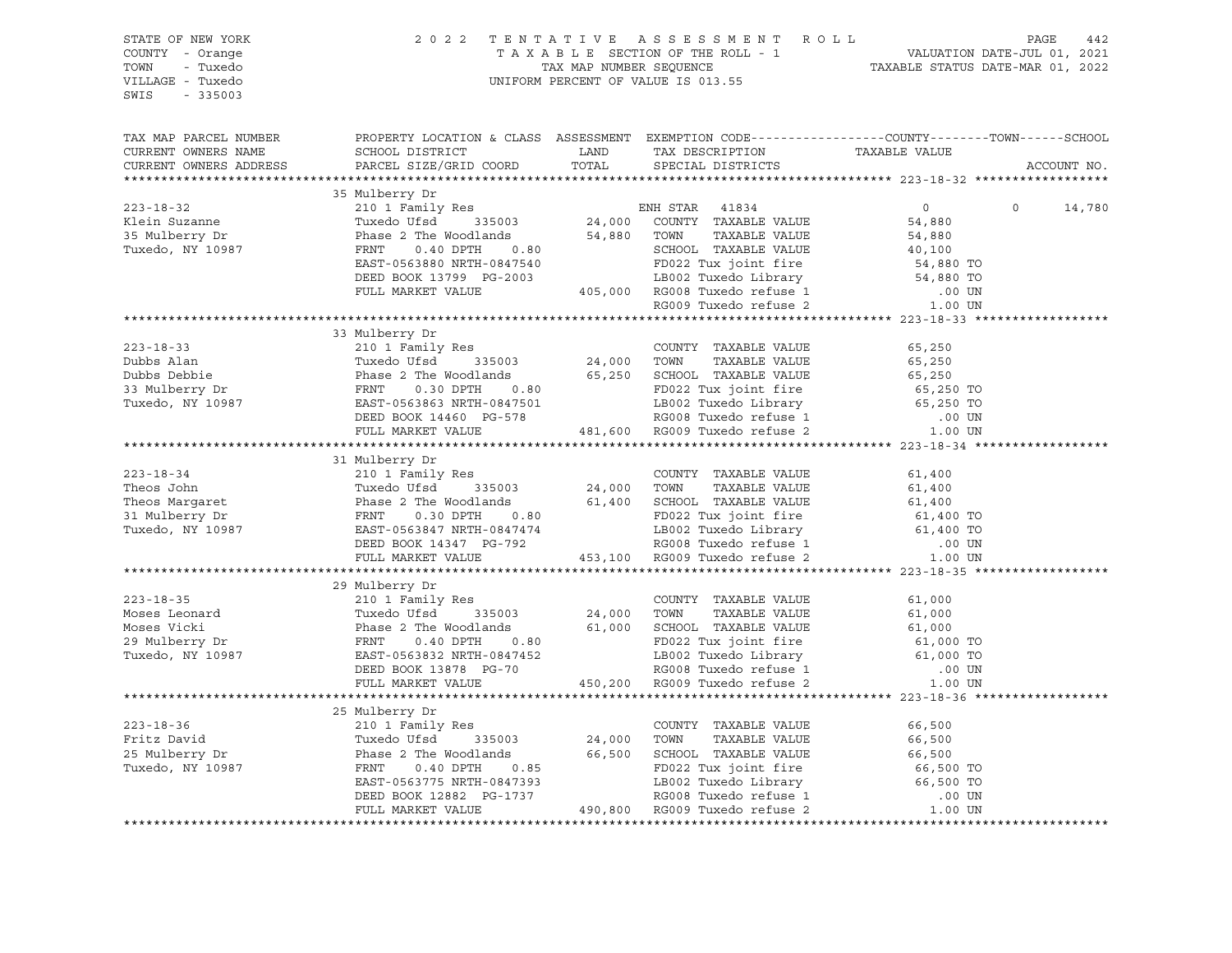STATE OF NEW YORK
COUNTY - Orange
TOWN - Tuxedo
VILLAGE - Tuxedo
SWIS - 335003

2022 TENTATIVE ASSESSMENT ROLL
TAXABLE SECTION OF THE ROLL - 1
TAX MAP NUMBER SEQUENCE
UNIFORM PERCENT OF VALUE IS 013.55

VALUATION DATE-JUL 01, 2021
TAXABLE STATUS DATE-MAR 01, 2022

| TAX MAP PARCEL NUMBER / CURRENT OWNERS NAME / CURRENT OWNERS ADDRESS | PROPERTY LOCATION & CLASS / SCHOOL DISTRICT / PARCEL SIZE/GRID COORD | ASSESSMENT LAND / TOTAL | EXEMPTION CODE / TAX DESCRIPTION / SPECIAL DISTRICTS | COUNTY / TAXABLE VALUE | TOWN | SCHOOL / ACCOUNT NO. |
|---|---|---|---|---|---|---|
| | 35 Mulberry Dr | | | | | |
| 223-18-32 | 210 1 Family Res | | ENH STAR 41834 | 0 | 0 | 14,780 |
| Klein Suzanne | Tuxedo Ufsd 335003 | 24,000 | COUNTY TAXABLE VALUE | 54,880 | | |
| 35 Mulberry Dr | Phase 2 The Woodlands | 54,880 | TOWN TAXABLE VALUE | 54,880 | | |
| Tuxedo, NY 10987 | FRNT 0.40 DPTH 0.80 | | SCHOOL TAXABLE VALUE | 40,100 | | |
| | EAST-0563880 NRTH-0847540 | | FD022 Tux joint fire | 54,880 TO | | |
| | DEED BOOK 13799 PG-2003 | | LB002 Tuxedo Library | 54,880 TO | | |
| | FULL MARKET VALUE | 405,000 | RG008 Tuxedo refuse 1 | .00 UN | | |
| | | | RG009 Tuxedo refuse 2 | 1.00 UN | | |
| | 33 Mulberry Dr | | | | | |
| 223-18-33 | 210 1 Family Res | | COUNTY TAXABLE VALUE | 65,250 | | |
| Dubbs Alan | Tuxedo Ufsd 335003 | 24,000 | TOWN TAXABLE VALUE | 65,250 | | |
| Dubbs Debbie | Phase 2 The Woodlands | 65,250 | SCHOOL TAXABLE VALUE | 65,250 | | |
| 33 Mulberry Dr | FRNT 0.30 DPTH 0.80 | | FD022 Tux joint fire | 65,250 TO | | |
| Tuxedo, NY 10987 | EAST-0563863 NRTH-0847501 | | LB002 Tuxedo Library | 65,250 TO | | |
| | DEED BOOK 14460 PG-578 | | RG008 Tuxedo refuse 1 | .00 UN | | |
| | FULL MARKET VALUE | 481,600 | RG009 Tuxedo refuse 2 | 1.00 UN | | |
| | 31 Mulberry Dr | | | | | |
| 223-18-34 | 210 1 Family Res | | COUNTY TAXABLE VALUE | 61,400 | | |
| Theos John | Tuxedo Ufsd 335003 | 24,000 | TOWN TAXABLE VALUE | 61,400 | | |
| Theos Margaret | Phase 2 The Woodlands | 61,400 | SCHOOL TAXABLE VALUE | 61,400 | | |
| 31 Mulberry Dr | FRNT 0.30 DPTH 0.80 | | FD022 Tux joint fire | 61,400 TO | | |
| Tuxedo, NY 10987 | EAST-0563847 NRTH-0847474 | | LB002 Tuxedo Library | 61,400 TO | | |
| | DEED BOOK 14347 PG-792 | | RG008 Tuxedo refuse 1 | .00 UN | | |
| | FULL MARKET VALUE | 453,100 | RG009 Tuxedo refuse 2 | 1.00 UN | | |
| | 29 Mulberry Dr | | | | | |
| 223-18-35 | 210 1 Family Res | | COUNTY TAXABLE VALUE | 61,000 | | |
| Moses Leonard | Tuxedo Ufsd 335003 | 24,000 | TOWN TAXABLE VALUE | 61,000 | | |
| Moses Vicki | Phase 2 The Woodlands | 61,000 | SCHOOL TAXABLE VALUE | 61,000 | | |
| 29 Mulberry Dr | FRNT 0.40 DPTH 0.80 | | FD022 Tux joint fire | 61,000 TO | | |
| Tuxedo, NY 10987 | EAST-0563832 NRTH-0847452 | | LB002 Tuxedo Library | 61,000 TO | | |
| | DEED BOOK 13878 PG-70 | | RG008 Tuxedo refuse 1 | .00 UN | | |
| | FULL MARKET VALUE | 450,200 | RG009 Tuxedo refuse 2 | 1.00 UN | | |
| | 25 Mulberry Dr | | | | | |
| 223-18-36 | 210 1 Family Res | | COUNTY TAXABLE VALUE | 66,500 | | |
| Fritz David | Tuxedo Ufsd 335003 | 24,000 | TOWN TAXABLE VALUE | 66,500 | | |
| 25 Mulberry Dr | Phase 2 The Woodlands | 66,500 | SCHOOL TAXABLE VALUE | 66,500 | | |
| Tuxedo, NY 10987 | FRNT 0.40 DPTH 0.85 | | FD022 Tux joint fire | 66,500 TO | | |
| | EAST-0563775 NRTH-0847393 | | LB002 Tuxedo Library | 66,500 TO | | |
| | DEED BOOK 12882 PG-1737 | | RG008 Tuxedo refuse 1 | .00 UN | | |
| | FULL MARKET VALUE | 490,800 | RG009 Tuxedo refuse 2 | 1.00 UN | | |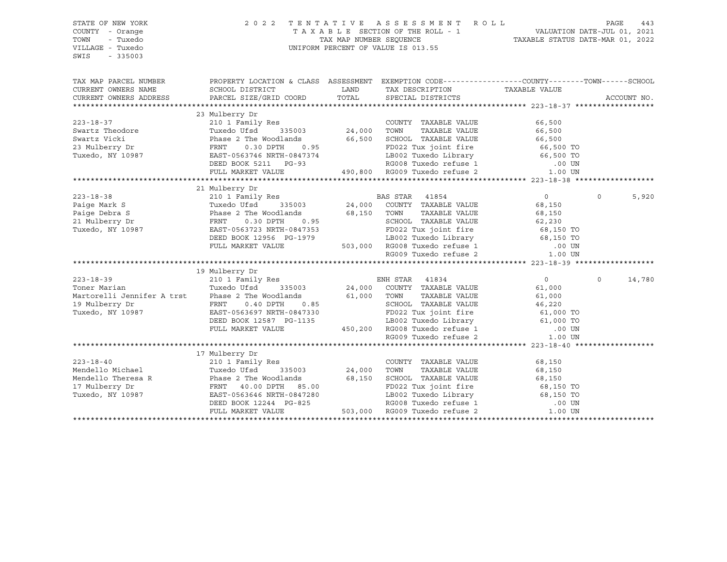STATE OF NEW YORK
COUNTY - Orange
TOWN - Tuxedo
VILLAGE - Tuxedo
SWIS - 335003

2022 TENTATIVE ASSESSMENT ROLL
TAXABLE SECTION OF THE ROLL - 1
TAX MAP NUMBER SEQUENCE
UNIFORM PERCENT OF VALUE IS 013.55

VALUATION DATE-JUL 01, 2021
TAXABLE STATUS DATE-MAR 01, 2022

| TAX MAP PARCEL NUMBER / CURRENT OWNERS NAME / CURRENT OWNERS ADDRESS | PROPERTY LOCATION & CLASS / SCHOOL DISTRICT / PARCEL SIZE/GRID COORD | ASSESSMENT LAND / TOTAL | EXEMPTION CODE / TAX DESCRIPTION / SPECIAL DISTRICTS | COUNTY TAXABLE VALUE | TOWN | SCHOOL / ACCOUNT NO. |
|---|---|---|---|---|---|---|
| **223-18-37** | 23 Mulberry Dr | | | | | |
| | 210 1 Family Res | | COUNTY TAXABLE VALUE | 66,500 | | |
| Swartz Theodore | Tuxedo Ufsd 335003 | 24,000 | TOWN TAXABLE VALUE | 66,500 | | |
| Swartz Vicki | Phase 2 The Woodlands | 66,500 | SCHOOL TAXABLE VALUE | 66,500 | | |
| 23 Mulberry Dr | FRNT 0.30 DPTH 0.95 | | FD022 Tux joint fire | 66,500 TO | | |
| Tuxedo, NY 10987 | EAST-0563746 NRTH-0847374 | | LB002 Tuxedo Library | 66,500 TO | | |
| | DEED BOOK 5211 PG-93 | | RG008 Tuxedo refuse 1 | .00 UN | | |
| | FULL MARKET VALUE | 490,800 | RG009 Tuxedo refuse 2 | 1.00 UN | | |
| **223-18-38** | 21 Mulberry Dr | | | | | |
| | 210 1 Family Res | | BAS STAR 41854 | 0 | 0 | 5,920 |
| Paige Mark S | Tuxedo Ufsd 335003 | 24,000 | COUNTY TAXABLE VALUE | 68,150 | | |
| Paige Debra S | Phase 2 The Woodlands | 68,150 | TOWN TAXABLE VALUE | 68,150 | | |
| 21 Mulberry Dr | FRNT 0.30 DPTH 0.95 | | SCHOOL TAXABLE VALUE | 62,230 | | |
| Tuxedo, NY 10987 | EAST-0563723 NRTH-0847353 | | FD022 Tux joint fire | 68,150 TO | | |
| | DEED BOOK 12956 PG-1979 | | LB002 Tuxedo Library | 68,150 TO | | |
| | FULL MARKET VALUE | 503,000 | RG008 Tuxedo refuse 1 | .00 UN | | |
| | | | RG009 Tuxedo refuse 2 | 1.00 UN | | |
| **223-18-39** | 19 Mulberry Dr | | | | | |
| | 210 1 Family Res | | ENH STAR 41834 | 0 | 0 | 14,780 |
| Toner Marian | Tuxedo Ufsd 335003 | 24,000 | COUNTY TAXABLE VALUE | 61,000 | | |
| Martorelli Jennifer A trst | Phase 2 The Woodlands | 61,000 | TOWN TAXABLE VALUE | 61,000 | | |
| 19 Mulberry Dr | FRNT 0.40 DPTH 0.85 | | SCHOOL TAXABLE VALUE | 46,220 | | |
| Tuxedo, NY 10987 | EAST-0563697 NRTH-0847330 | | FD022 Tux joint fire | 61,000 TO | | |
| | DEED BOOK 12587 PG-1135 | | LB002 Tuxedo Library | 61,000 TO | | |
| | FULL MARKET VALUE | 450,200 | RG008 Tuxedo refuse 1 | .00 UN | | |
| | | | RG009 Tuxedo refuse 2 | 1.00 UN | | |
| **223-18-40** | 17 Mulberry Dr | | | | | |
| | 210 1 Family Res | | COUNTY TAXABLE VALUE | 68,150 | | |
| Mendello Michael | Tuxedo Ufsd 335003 | 24,000 | TOWN TAXABLE VALUE | 68,150 | | |
| Mendello Theresa R | Phase 2 The Woodlands | 68,150 | SCHOOL TAXABLE VALUE | 68,150 | | |
| 17 Mulberry Dr | FRNT 40.00 DPTH 85.00 | | FD022 Tux joint fire | 68,150 TO | | |
| Tuxedo, NY 10987 | EAST-0563646 NRTH-0847280 | | LB002 Tuxedo Library | 68,150 TO | | |
| | DEED BOOK 12244 PG-825 | | RG008 Tuxedo refuse 1 | .00 UN | | |
| | FULL MARKET VALUE | 503,000 | RG009 Tuxedo refuse 2 | 1.00 UN | | |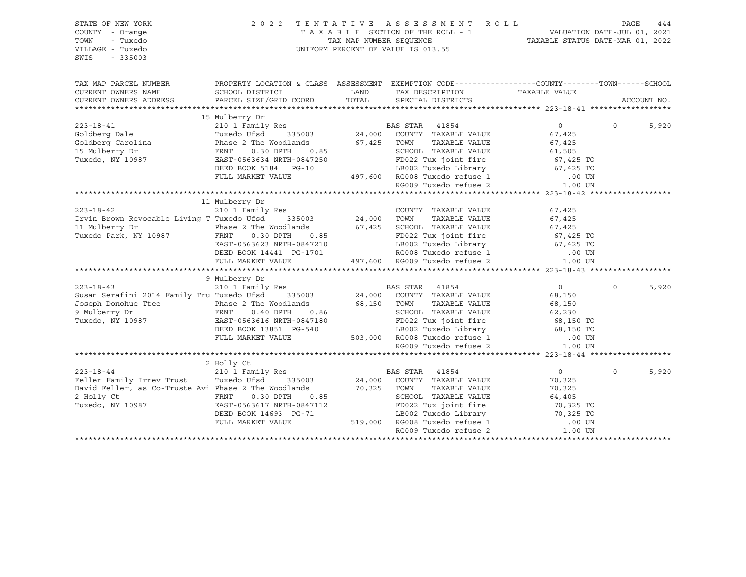STATE OF NEW YORK
COUNTY - Orange
TOWN - Tuxedo
VILLAGE - Tuxedo
SWIS - 335003

2022 TENTATIVE ASSESSMENT ROLL
TAXABLE SECTION OF THE ROLL - 1
TAX MAP NUMBER SEQUENCE
UNIFORM PERCENT OF VALUE IS 013.55

VALUATION DATE-JUL 01, 2021
TAXABLE STATUS DATE-MAR 01, 2022

| TAX MAP PARCEL NUMBER / CURRENT OWNERS NAME / CURRENT OWNERS ADDRESS | PROPERTY LOCATION & CLASS / SCHOOL DISTRICT / PARCEL SIZE/GRID COORD | ASSESSMENT LAND | TOTAL | EXEMPTION CODE / TAX DESCRIPTION / SPECIAL DISTRICTS | COUNTY TAXABLE VALUE | TOWN | SCHOOL | ACCOUNT NO. |
|---|---|---|---|---|---|---|---|---|
| **223-18-41** | 15 Mulberry Dr | | | | | | | |
| 223-18-41 | 210 1 Family Res | | | BAS STAR 41854 | 0 | 0 | 5,920 | |
| Goldberg Dale | Tuxedo Ufsd 335003 | 24,000 | | COUNTY TAXABLE VALUE | 67,425 | | | |
| Goldberg Carolina | Phase 2 The Woodlands | | 67,425 | TOWN TAXABLE VALUE | 67,425 | | | |
| 15 Mulberry Dr | FRNT 0.30 DPTH 0.85 | | | SCHOOL TAXABLE VALUE | 61,505 | | | |
| Tuxedo, NY 10987 | EAST-0563634 NRTH-0847250 | | | FD022 Tux joint fire | 67,425 TO | | | |
| | DEED BOOK 5184 PG-10 | | | LB002 Tuxedo Library | 67,425 TO | | | |
| | FULL MARKET VALUE | | 497,600 | RG008 Tuxedo refuse 1 | .00 UN | | | |
| | | | | RG009 Tuxedo refuse 2 | 1.00 UN | | | |
| **223-18-42** | 11 Mulberry Dr | | | | | | | |
| 223-18-42 | 210 1 Family Res | | | COUNTY TAXABLE VALUE | 67,425 | | | |
| Irvin Brown Revocable Living T | Tuxedo Ufsd 335003 | 24,000 | | TOWN TAXABLE VALUE | 67,425 | | | |
| 11 Mulberry Dr | Phase 2 The Woodlands | | 67,425 | SCHOOL TAXABLE VALUE | 67,425 | | | |
| Tuxedo Park, NY 10987 | FRNT 0.30 DPTH 0.85 | | | FD022 Tux joint fire | 67,425 TO | | | |
| | EAST-0563623 NRTH-0847210 | | | LB002 Tuxedo Library | 67,425 TO | | | |
| | DEED BOOK 14441 PG-1701 | | | RG008 Tuxedo refuse 1 | .00 UN | | | |
| | FULL MARKET VALUE | | 497,600 | RG009 Tuxedo refuse 2 | 1.00 UN | | | |
| **223-18-43** | 9 Mulberry Dr | | | | | | | |
| 223-18-43 | 210 1 Family Res | | | BAS STAR 41854 | 0 | 0 | 5,920 | |
| Susan Serafini 2014 Family Tru | Tuxedo Ufsd 335003 | 24,000 | | COUNTY TAXABLE VALUE | 68,150 | | | |
| Joseph Donohue Ttee | Phase 2 The Woodlands | | 68,150 | TOWN TAXABLE VALUE | 68,150 | | | |
| 9 Mulberry Dr | FRNT 0.40 DPTH 0.86 | | | SCHOOL TAXABLE VALUE | 62,230 | | | |
| Tuxedo, NY 10987 | EAST-0563616 NRTH-0847180 | | | FD022 Tux joint fire | 68,150 TO | | | |
| | DEED BOOK 13851 PG-540 | | | LB002 Tuxedo Library | 68,150 TO | | | |
| | FULL MARKET VALUE | | 503,000 | RG008 Tuxedo refuse 1 | .00 UN | | | |
| | | | | RG009 Tuxedo refuse 2 | 1.00 UN | | | |
| **223-18-44** | 2 Holly Ct | | | | | | | |
| 223-18-44 | 210 1 Family Res | | | BAS STAR 41854 | 0 | 0 | 5,920 | |
| Feller Family Irrev Trust | Tuxedo Ufsd 335003 | 24,000 | | COUNTY TAXABLE VALUE | 70,325 | | | |
| David Feller, as Co-Truste Avi | Phase 2 The Woodlands | | 70,325 | TOWN TAXABLE VALUE | 70,325 | | | |
| 2 Holly Ct | FRNT 0.30 DPTH 0.85 | | | SCHOOL TAXABLE VALUE | 64,405 | | | |
| Tuxedo, NY 10987 | EAST-0563617 NRTH-0847112 | | | FD022 Tux joint fire | 70,325 TO | | | |
| | DEED BOOK 14693 PG-71 | | | LB002 Tuxedo Library | 70,325 TO | | | |
| | FULL MARKET VALUE | | 519,000 | RG008 Tuxedo refuse 1 | .00 UN | | | |
| | | | | RG009 Tuxedo refuse 2 | 1.00 UN | | | |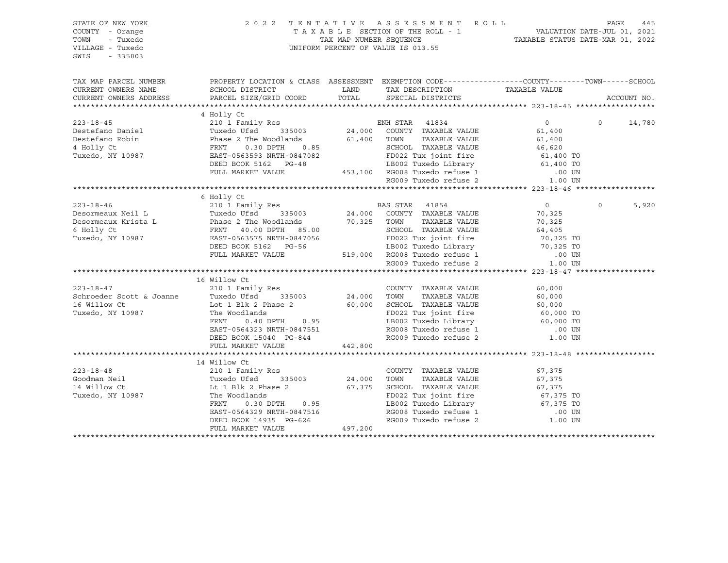STATE OF NEW YORK
COUNTY - Orange
TOWN - Tuxedo
VILLAGE - Tuxedo
SWIS - 335003

2 0 2 2 T E N T A T I V E A S S E S S M E N T R O L L
T A X A B L E SECTION OF THE ROLL - 1
TAX MAP NUMBER SEQUENCE
UNIFORM PERCENT OF VALUE IS 013.55

VALUATION DATE-JUL 01, 2021
TAXABLE STATUS DATE-MAR 01, 2022

| TAX MAP PARCEL NUMBER / CURRENT OWNERS NAME / CURRENT OWNERS ADDRESS | PROPERTY LOCATION & CLASS / SCHOOL DISTRICT / PARCEL SIZE/GRID COORD | ASSESSMENT LAND / TOTAL | EXEMPTION CODE / TAX DESCRIPTION / SPECIAL DISTRICTS | COUNTY TAXABLE VALUE | TOWN | SCHOOL / ACCOUNT NO. |
|---|---|---|---|---|---|---|
| **223-18-45** | 4 Holly Ct | | | | | |
| 223-18-45 | 210 1 Family Res | | ENH STAR 41834 | 0 | 0 | 14,780 |
| Destefano Daniel | Tuxedo Ufsd 335003 | 24,000 | COUNTY TAXABLE VALUE | 61,400 | | |
| Destefano Robin | Phase 2 The Woodlands | 61,400 | TOWN TAXABLE VALUE | 61,400 | | |
| 4 Holly Ct | FRNT 0.30 DPTH 0.85 | | SCHOOL TAXABLE VALUE | 46,620 | | |
| Tuxedo, NY 10987 | EAST-0563593 NRTH-0847082 | | FD022 Tux joint fire | 61,400 TO | | |
| | DEED BOOK 5162 PG-48 | | LB002 Tuxedo Library | 61,400 TO | | |
| | FULL MARKET VALUE | 453,100 | RG008 Tuxedo refuse 1 | .00 UN | | |
| | | | RG009 Tuxedo refuse 2 | 1.00 UN | | |
| **223-18-46** | 6 Holly Ct | | | | | |
| 223-18-46 | 210 1 Family Res | | BAS STAR 41854 | 0 | 0 | 5,920 |
| Desormeaux Neil L | Tuxedo Ufsd 335003 | 24,000 | COUNTY TAXABLE VALUE | 70,325 | | |
| Desormeaux Krista L | Phase 2 The Woodlands | 70,325 | TOWN TAXABLE VALUE | 70,325 | | |
| 6 Holly Ct | FRNT 40.00 DPTH 85.00 | | SCHOOL TAXABLE VALUE | 64,405 | | |
| Tuxedo, NY 10987 | EAST-0563575 NRTH-0847056 | | FD022 Tux joint fire | 70,325 TO | | |
| | DEED BOOK 5162 PG-56 | | LB002 Tuxedo Library | 70,325 TO | | |
| | FULL MARKET VALUE | 519,000 | RG008 Tuxedo refuse 1 | .00 UN | | |
| | | | RG009 Tuxedo refuse 2 | 1.00 UN | | |
| **223-18-47** | 16 Willow Ct | | | | | |
| 223-18-47 | 210 1 Family Res | | COUNTY TAXABLE VALUE | 60,000 | | |
| Schroeder Scott & Joanne | Tuxedo Ufsd 335003 | 24,000 | TOWN TAXABLE VALUE | 60,000 | | |
| 16 Willow Ct | Lot 1 Blk 2 Phase 2 | 60,000 | SCHOOL TAXABLE VALUE | 60,000 | | |
| Tuxedo, NY 10987 | The Woodlands | | FD022 Tux joint fire | 60,000 TO | | |
| | FRNT 0.40 DPTH 0.95 | | LB002 Tuxedo Library | 60,000 TO | | |
| | EAST-0564323 NRTH-0847551 | | RG008 Tuxedo refuse 1 | .00 UN | | |
| | DEED BOOK 15040 PG-844 | | RG009 Tuxedo refuse 2 | 1.00 UN | | |
| | FULL MARKET VALUE | 442,800 | | | | |
| **223-18-48** | 14 Willow Ct | | | | | |
| 223-18-48 | 210 1 Family Res | | COUNTY TAXABLE VALUE | 67,375 | | |
| Goodman Neil | Tuxedo Ufsd 335003 | 24,000 | TOWN TAXABLE VALUE | 67,375 | | |
| 14 Willow Ct | Lt 1 Blk 2 Phase 2 | 67,375 | SCHOOL TAXABLE VALUE | 67,375 | | |
| Tuxedo, NY 10987 | The Woodlands | | FD022 Tux joint fire | 67,375 TO | | |
| | FRNT 0.30 DPTH 0.95 | | LB002 Tuxedo Library | 67,375 TO | | |
| | EAST-0564329 NRTH-0847516 | | RG008 Tuxedo refuse 1 | .00 UN | | |
| | DEED BOOK 14935 PG-626 | | RG009 Tuxedo refuse 2 | 1.00 UN | | |
| | FULL MARKET VALUE | 497,200 | | | | |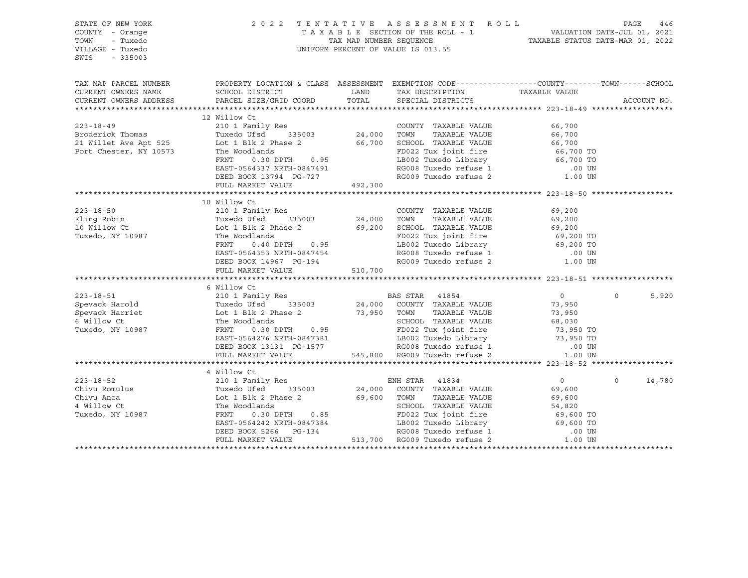STATE OF NEW YORK
COUNTY - Orange
TOWN - Tuxedo
VILLAGE - Tuxedo
SWIS - 335003

2022 TENTATIVE ASSESSMENT ROLL
TAXABLE SECTION OF THE ROLL - 1
TAX MAP NUMBER SEQUENCE
UNIFORM PERCENT OF VALUE IS 013.55

VALUATION DATE-JUL 01, 2021
TAXABLE STATUS DATE-MAR 01, 2022

| TAX MAP PARCEL NUMBER / CURRENT OWNERS NAME / CURRENT OWNERS ADDRESS | PROPERTY LOCATION & CLASS / SCHOOL DISTRICT / PARCEL SIZE/GRID COORD | ASSESSMENT LAND | TOTAL | EXEMPTION CODE / TAX DESCRIPTION / SPECIAL DISTRICTS | COUNTY TAXABLE VALUE | TOWN | SCHOOL / ACCOUNT NO. |
|---|---|---|---|---|---|---|---|
| **223-18-49** | 12 Willow Ct | | | | | | |
| 223-18-49 | 210 1 Family Res | | | COUNTY TAXABLE VALUE | 66,700 | | |
| Broderick Thomas | Tuxedo Ufsd 335003 | 24,000 | | TOWN TAXABLE VALUE | 66,700 | | |
| 21 Willet Ave Apt 525 | Lot 1 Blk 2 Phase 2 | | 66,700 | SCHOOL TAXABLE VALUE | 66,700 | | |
| Port Chester, NY 10573 | The Woodlands | | | FD022 Tux joint fire | 66,700 TO | | |
| | FRNT 0.30 DPTH 0.95 | | | LB002 Tuxedo Library | 66,700 TO | | |
| | EAST-0564337 NRTH-0847491 | | | RG008 Tuxedo refuse 1 | .00 UN | | |
| | DEED BOOK 13794 PG-727 | | | RG009 Tuxedo refuse 2 | 1.00 UN | | |
| | FULL MARKET VALUE | | 492,300 | | | | |
| **223-18-50** | 10 Willow Ct | | | | | | |
| 223-18-50 | 210 1 Family Res | | | COUNTY TAXABLE VALUE | 69,200 | | |
| Kling Robin | Tuxedo Ufsd 335003 | 24,000 | | TOWN TAXABLE VALUE | 69,200 | | |
| 10 Willow Ct | Lot 1 Blk 2 Phase 2 | | 69,200 | SCHOOL TAXABLE VALUE | 69,200 | | |
| Tuxedo, NY 10987 | The Woodlands | | | FD022 Tux joint fire | 69,200 TO | | |
| | FRNT 0.40 DPTH 0.95 | | | LB002 Tuxedo Library | 69,200 TO | | |
| | EAST-0564353 NRTH-0847454 | | | RG008 Tuxedo refuse 1 | .00 UN | | |
| | DEED BOOK 14967 PG-194 | | | RG009 Tuxedo refuse 2 | 1.00 UN | | |
| | FULL MARKET VALUE | | 510,700 | | | | |
| **223-18-51** | 6 Willow Ct | | | | | | |
| 223-18-51 | 210 1 Family Res | | | BAS STAR 41854 | 0 | 0 | 5,920 |
| Spevack Harold | Tuxedo Ufsd 335003 | 24,000 | | COUNTY TAXABLE VALUE | 73,950 | | |
| Spevack Harriet | Lot 1 Blk 2 Phase 2 | | 73,950 | TOWN TAXABLE VALUE | 73,950 | | |
| 6 Willow Ct | The Woodlands | | | SCHOOL TAXABLE VALUE | 68,030 | | |
| Tuxedo, NY 10987 | FRNT 0.30 DPTH 0.95 | | | FD022 Tux joint fire | 73,950 TO | | |
| | EAST-0564276 NRTH-0847381 | | | LB002 Tuxedo Library | 73,950 TO | | |
| | DEED BOOK 13131 PG-1577 | | | RG008 Tuxedo refuse 1 | .00 UN | | |
| | FULL MARKET VALUE | | 545,800 | RG009 Tuxedo refuse 2 | 1.00 UN | | |
| **223-18-52** | 4 Willow Ct | | | | | | |
| 223-18-52 | 210 1 Family Res | | | ENH STAR 41834 | 0 | 0 | 14,780 |
| Chivu Romulus | Tuxedo Ufsd 335003 | 24,000 | | COUNTY TAXABLE VALUE | 69,600 | | |
| Chivu Anca | Lot 1 Blk 2 Phase 2 | | 69,600 | TOWN TAXABLE VALUE | 69,600 | | |
| 4 Willow Ct | The Woodlands | | | SCHOOL TAXABLE VALUE | 54,820 | | |
| Tuxedo, NY 10987 | FRNT 0.30 DPTH 0.85 | | | FD022 Tux joint fire | 69,600 TO | | |
| | EAST-0564242 NRTH-0847384 | | | LB002 Tuxedo Library | 69,600 TO | | |
| | DEED BOOK 5266 PG-134 | | | RG008 Tuxedo refuse 1 | .00 UN | | |
| | FULL MARKET VALUE | | 513,700 | RG009 Tuxedo refuse 2 | 1.00 UN | | |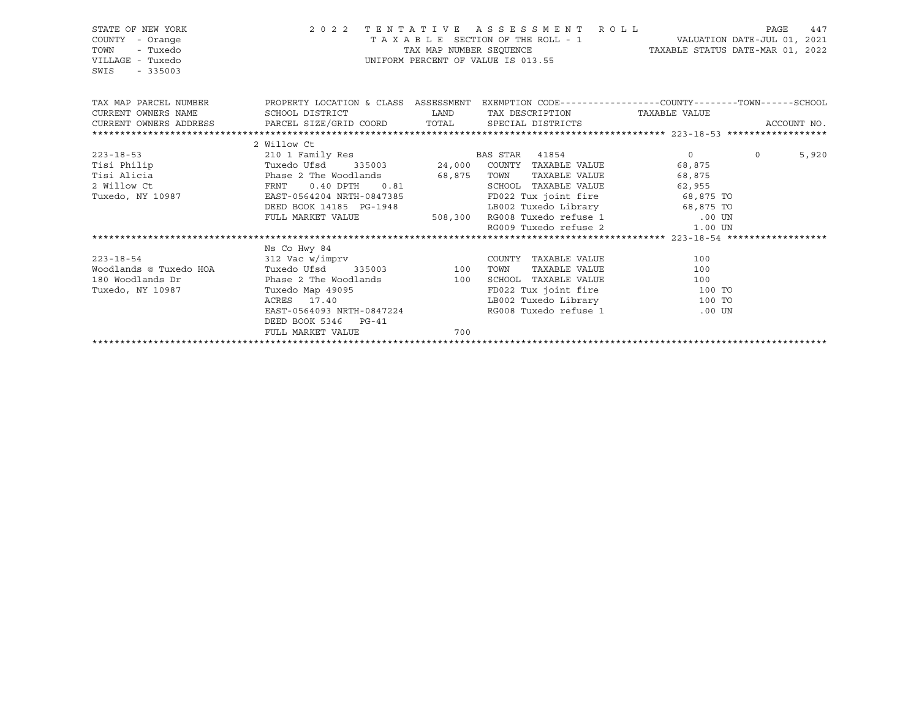STATE OF NEW YORK
COUNTY - Orange
TOWN - Tuxedo
VILLAGE - Tuxedo
SWIS - 335003

2 0 2 2 T E N T A T I V E A S S E S S M E N T R O L L
T A X A B L E SECTION OF THE ROLL - 1
TAX MAP NUMBER SEQUENCE
UNIFORM PERCENT OF VALUE IS 013.55

VALUATION DATE-JUL 01, 2021
TAXABLE STATUS DATE-MAR 01, 2022

| TAX MAP PARCEL NUMBER<br>CURRENT OWNERS NAME<br>CURRENT OWNERS ADDRESS | PROPERTY LOCATION & CLASS<br>SCHOOL DISTRICT<br>PARCEL SIZE/GRID COORD | ASSESSMENT<br>LAND<br>TOTAL | EXEMPTION CODE<br>TAX DESCRIPTION<br>SPECIAL DISTRICTS | COUNTY / TAXABLE VALUE | TOWN | SCHOOL<br>ACCOUNT NO. |
|---|---|---|---|---|---|---|
| **223-18-53** | 2 Willow Ct | | | | | |
| 223-18-53 | 210 1 Family Res | | BAS STAR 41854 | 0 | 0 | 5,920 |
| Tisi Philip | Tuxedo Ufsd 335003 | 24,000 | COUNTY TAXABLE VALUE | 68,875 | | |
| Tisi Alicia | Phase 2 The Woodlands | 68,875 | TOWN TAXABLE VALUE | 68,875 | | |
| 2 Willow Ct | FRNT 0.40 DPTH 0.81 | | SCHOOL TAXABLE VALUE | 62,955 | | |
| Tuxedo, NY 10987 | EAST-0564204 NRTH-0847385 | | FD022 Tux joint fire | 68,875 TO | | |
| | DEED BOOK 14185 PG-1948 | | LB002 Tuxedo Library | 68,875 TO | | |
| | FULL MARKET VALUE | 508,300 | RG008 Tuxedo refuse 1 | .00 UN | | |
| | | | RG009 Tuxedo refuse 2 | 1.00 UN | | |
| **223-18-54** | Ns Co Hwy 84 | | | | | |
| 223-18-54 | 312 Vac w/imprv | | COUNTY TAXABLE VALUE | 100 | | |
| Woodlands @ Tuxedo HOA | Tuxedo Ufsd 335003 | 100 | TOWN TAXABLE VALUE | 100 | | |
| 180 Woodlands Dr | Phase 2 The Woodlands | 100 | SCHOOL TAXABLE VALUE | 100 | | |
| Tuxedo, NY 10987 | Tuxedo Map 49095 | | FD022 Tux joint fire | 100 TO | | |
| | ACRES 17.40 | | LB002 Tuxedo Library | 100 TO | | |
| | EAST-0564093 NRTH-0847224 | | RG008 Tuxedo refuse 1 | .00 UN | | |
| | DEED BOOK 5346 PG-41 | | | | | |
| | FULL MARKET VALUE | 700 | | | | |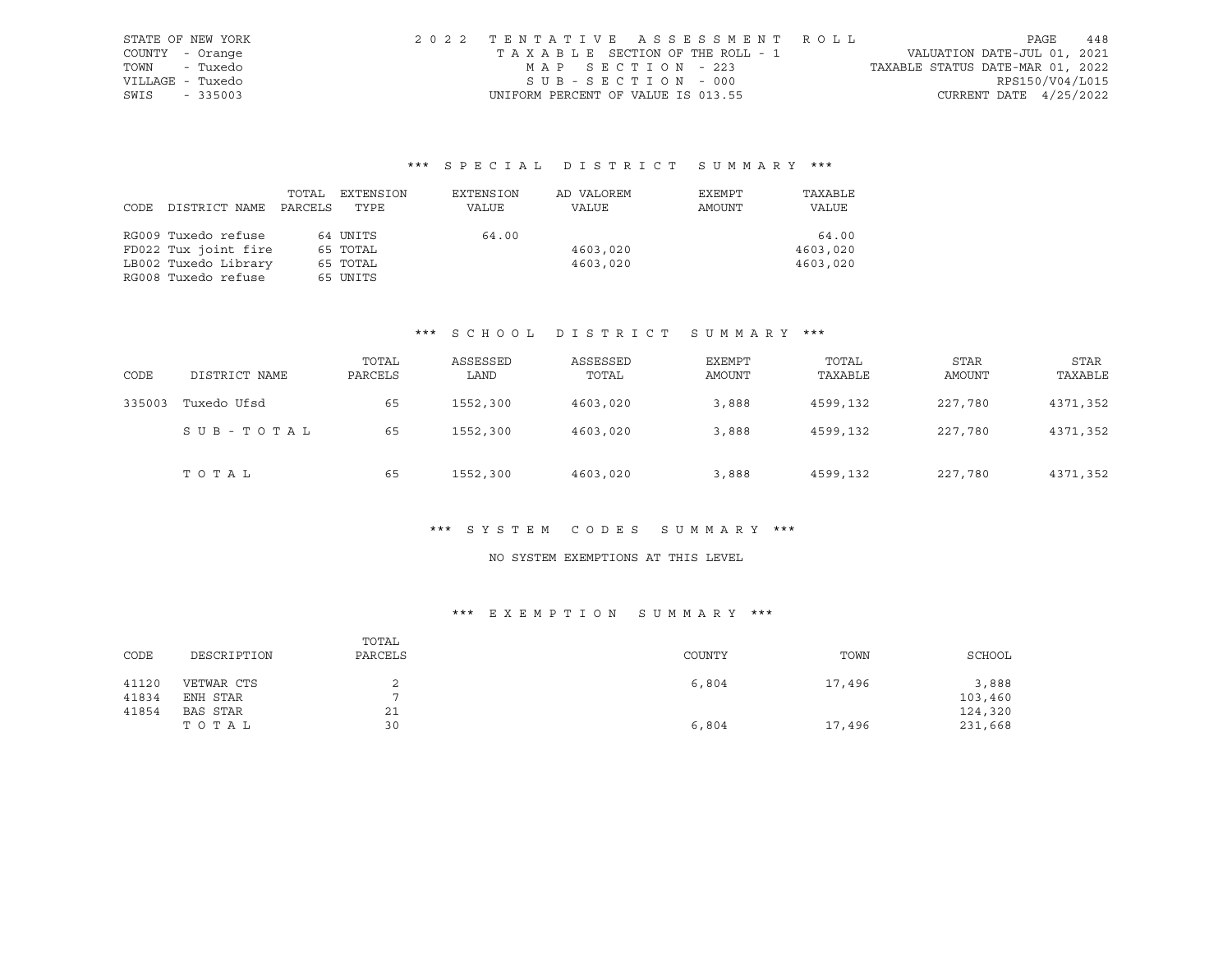STATE OF NEW YORK
COUNTY - Orange
TOWN - Tuxedo
VILLAGE - Tuxedo
SWIS - 335003

2022 TENTATIVE ASSESSMENT ROLL
TAXABLE SECTION OF THE ROLL - 1
MAP SECTION - 223
SUB-SECTION - 000
UNIFORM PERCENT OF VALUE IS 013.55

VALUATION DATE-JUL 01, 2021
TAXABLE STATUS DATE-MAR 01, 2022
RPS150/V04/L015
CURRENT DATE 4/25/2022

## *** SPECIAL DISTRICT SUMMARY ***

| CODE | DISTRICT NAME | TOTAL PARCELS | EXTENSION TYPE | EXTENSION VALUE | AD VALOREM VALUE | EXEMPT AMOUNT | TAXABLE VALUE |
|---|---|---|---|---|---|---|---|
| RG009 | Tuxedo refuse | 64 | UNITS | 64.00 | | | 64.00 |
| FD022 | Tux joint fire | 65 | TOTAL | | 4603,020 | | 4603,020 |
| LB002 | Tuxedo Library | 65 | TOTAL | | 4603,020 | | 4603,020 |
| RG008 | Tuxedo refuse | 65 | UNITS | | | | |

## *** SCHOOL DISTRICT SUMMARY ***

| CODE | DISTRICT NAME | TOTAL PARCELS | ASSESSED LAND | ASSESSED TOTAL | EXEMPT AMOUNT | TOTAL TAXABLE | STAR AMOUNT | STAR TAXABLE |
|---|---|---|---|---|---|---|---|---|
| 335003 | Tuxedo Ufsd | 65 | 1552,300 | 4603,020 | 3,888 | 4599,132 | 227,780 | 4371,352 |
| | SUB-TOTAL | 65 | 1552,300 | 4603,020 | 3,888 | 4599,132 | 227,780 | 4371,352 |
| | TOTAL | 65 | 1552,300 | 4603,020 | 3,888 | 4599,132 | 227,780 | 4371,352 |

## *** SYSTEM CODES SUMMARY ***

NO SYSTEM EXEMPTIONS AT THIS LEVEL

## *** EXEMPTION SUMMARY ***

| CODE | DESCRIPTION | TOTAL PARCELS | COUNTY | TOWN | SCHOOL |
|---|---|---|---|---|---|
| 41120 | VETWAR CTS | 2 | 6,804 | 17,496 | 3,888 |
| 41834 | ENH STAR | 7 | | | 103,460 |
| 41854 | BAS STAR | 21 | | | 124,320 |
| | TOTAL | 30 | 6,804 | 17,496 | 231,668 |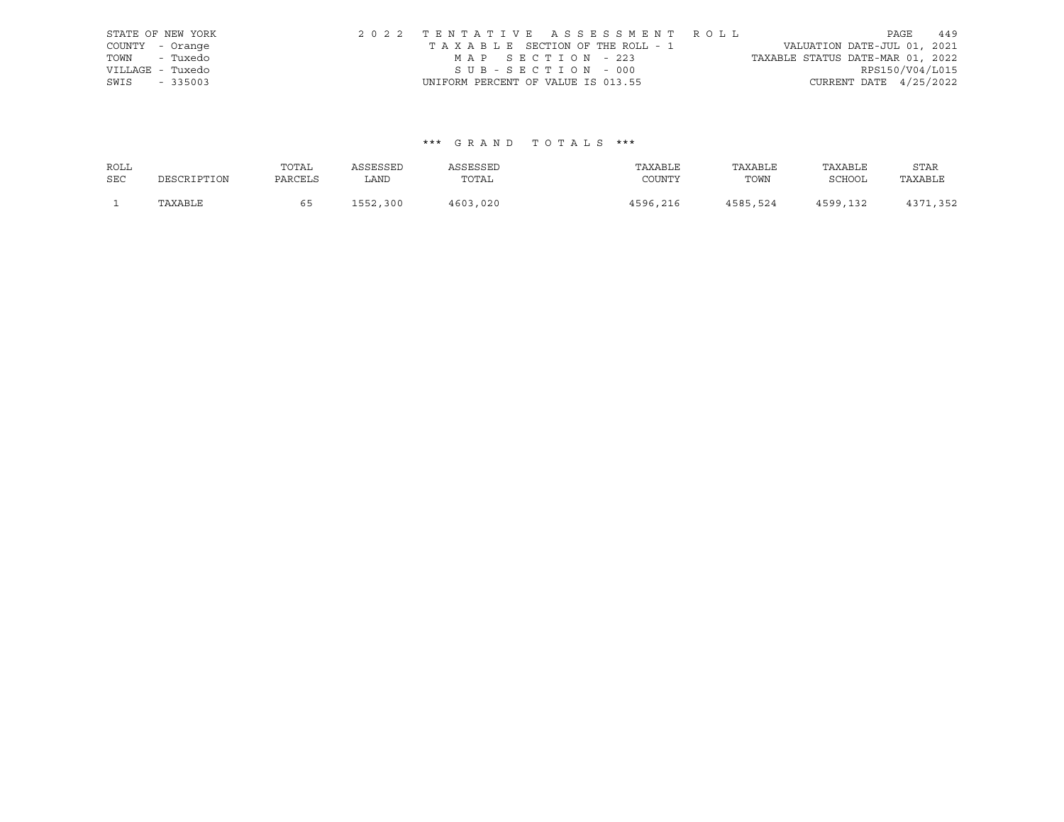STATE OF NEW YORK
COUNTY - Orange
TOWN - Tuxedo
VILLAGE - Tuxedo
SWIS - 335003

2 0 2 2 T E N T A T I V E A S S E S S M E N T R O L L
T A X A B L E SECTION OF THE ROLL - 1
M A P S E C T I O N - 223
S U B - S E C T I O N - 000
UNIFORM PERCENT OF VALUE IS 013.55

VALUATION DATE-JUL 01, 2021
TAXABLE STATUS DATE-MAR 01, 2022
RPS150/V04/L015
CURRENT DATE 4/25/2022

\*\*\* G R A N D T O T A L S \*\*\*

| ROLL SEC | DESCRIPTION | TOTAL PARCELS | ASSESSED LAND | ASSESSED TOTAL | TAXABLE COUNTY | TAXABLE TOWN | TAXABLE SCHOOL | STAR TAXABLE |
|---|---|---|---|---|---|---|---|---|
| 1 | TAXABLE | 65 | 1552,300 | 4603,020 | 4596,216 | 4585,524 | 4599,132 | 4371,352 |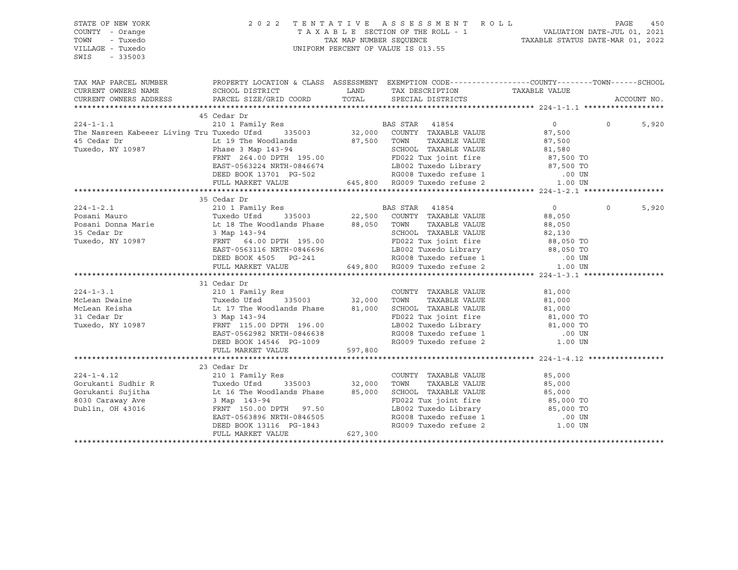STATE OF NEW YORK
COUNTY - Orange
TOWN - Tuxedo
VILLAGE - Tuxedo
SWIS - 335003

2022 TENTATIVE ASSESSMENT ROLL
TAXABLE SECTION OF THE ROLL - 1
TAX MAP NUMBER SEQUENCE
UNIFORM PERCENT OF VALUE IS 013.55

VALUATION DATE-JUL 01, 2021
TAXABLE STATUS DATE-MAR 01, 2022

| TAX MAP PARCEL NUMBER / CURRENT OWNERS NAME / CURRENT OWNERS ADDRESS | PROPERTY LOCATION & CLASS / SCHOOL DISTRICT / PARCEL SIZE/GRID COORD | ASSESSMENT LAND / TOTAL | EXEMPTION CODE / TAX DESCRIPTION / SPECIAL DISTRICTS | COUNTY | TOWN | SCHOOL |
|---|---|---|---|---|---|---|
| **224-1-1.1** | 45 Cedar Dr | | | | | |
| 224-1-1.1 | 210 1 Family Res | | BAS STAR 41854 | 0 | 0 | 5,920 |
| The Nasreen Kabeeer Living Tru | Tuxedo Ufsd 335003 | 32,000 | COUNTY TAXABLE VALUE | 87,500 | | |
| 45 Cedar Dr | Lt 19 The Woodlands | 87,500 | TOWN TAXABLE VALUE | 87,500 | | |
| Tuxedo, NY 10987 | Phase 3 Map 143-94 | | SCHOOL TAXABLE VALUE | 81,580 | | |
| | FRNT 264.00 DPTH 195.00 | | FD022 Tux joint fire | 87,500 TO | | |
| | EAST-0563224 NRTH-0846674 | | LB002 Tuxedo Library | 87,500 TO | | |
| | DEED BOOK 13701 PG-502 | | RG008 Tuxedo refuse 1 | .00 UN | | |
| | FULL MARKET VALUE | 645,800 | RG009 Tuxedo refuse 2 | 1.00 UN | | |
| **224-1-2.1** | 35 Cedar Dr | | | | | |
| 224-1-2.1 | 210 1 Family Res | | BAS STAR 41854 | 0 | 0 | 5,920 |
| Posani Mauro | Tuxedo Ufsd 335003 | 22,500 | COUNTY TAXABLE VALUE | 88,050 | | |
| Posani Donna Marie | Lt 18 The Woodlands Phase | 88,050 | TOWN TAXABLE VALUE | 88,050 | | |
| 35 Cedar Dr | 3 Map 143-94 | | SCHOOL TAXABLE VALUE | 82,130 | | |
| Tuxedo, NY 10987 | FRNT 64.00 DPTH 195.00 | | FD022 Tux joint fire | 88,050 TO | | |
| | EAST-0563116 NRTH-0846696 | | LB002 Tuxedo Library | 88,050 TO | | |
| | DEED BOOK 4505 PG-241 | | RG008 Tuxedo refuse 1 | .00 UN | | |
| | FULL MARKET VALUE | 649,800 | RG009 Tuxedo refuse 2 | 1.00 UN | | |
| **224-1-3.1** | 31 Cedar Dr | | | | | |
| 224-1-3.1 | 210 1 Family Res | | COUNTY TAXABLE VALUE | 81,000 | | |
| McLean Dwaine | Tuxedo Ufsd 335003 | 32,000 | TOWN TAXABLE VALUE | 81,000 | | |
| McLean Keisha | Lt 17 The Woodlands Phase | 81,000 | SCHOOL TAXABLE VALUE | 81,000 | | |
| 31 Cedar Dr | 3 Map 143-94 | | FD022 Tux joint fire | 81,000 TO | | |
| Tuxedo, NY 10987 | FRNT 115.00 DPTH 196.00 | | LB002 Tuxedo Library | 81,000 TO | | |
| | EAST-0562982 NRTH-0846638 | | RG008 Tuxedo refuse 1 | .00 UN | | |
| | DEED BOOK 14546 PG-1009 | | RG009 Tuxedo refuse 2 | 1.00 UN | | |
| | FULL MARKET VALUE | 597,800 | | | | |
| **224-1-4.12** | 23 Cedar Dr | | | | | |
| 224-1-4.12 | 210 1 Family Res | | COUNTY TAXABLE VALUE | 85,000 | | |
| Gorukanti Sudhir R | Tuxedo Ufsd 335003 | 32,000 | TOWN TAXABLE VALUE | 85,000 | | |
| Gorukanti Sujitha | Lt 16 The Woodlands Phase | 85,000 | SCHOOL TAXABLE VALUE | 85,000 | | |
| 8030 Caraway Ave | 3 Map 143-94 | | FD022 Tux joint fire | 85,000 TO | | |
| Dublin, OH 43016 | FRNT 150.00 DPTH 97.50 | | LB002 Tuxedo Library | 85,000 TO | | |
| | EAST-0563896 NRTH-0846505 | | RG008 Tuxedo refuse 1 | .00 UN | | |
| | DEED BOOK 13116 PG-1843 | | RG009 Tuxedo refuse 2 | 1.00 UN | | |
| | FULL MARKET VALUE | 627,300 | | | | |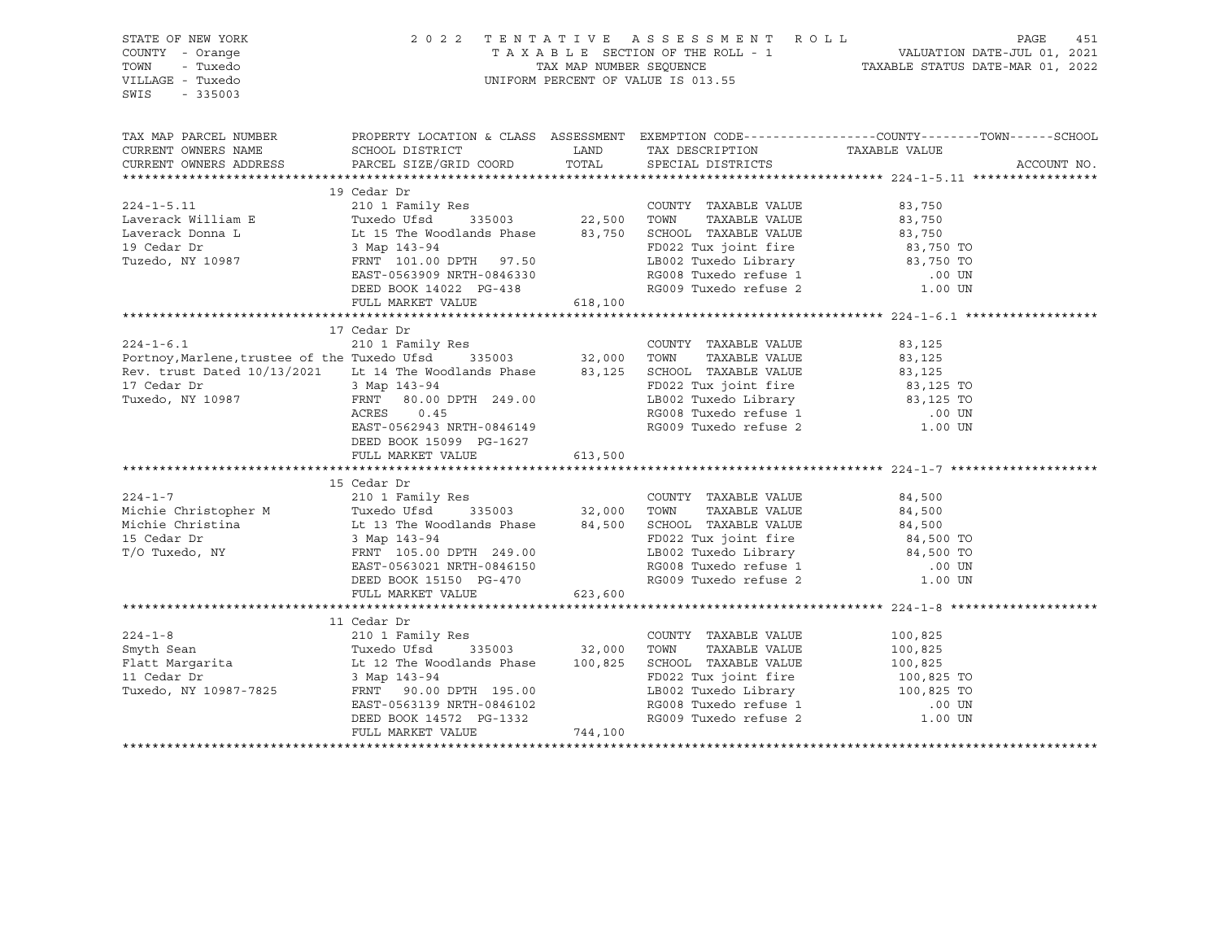STATE OF NEW YORK
COUNTY - Orange
TOWN - Tuxedo
VILLAGE - Tuxedo
SWIS - 335003

2022 TENTATIVE ASSESSMENT ROLL
TAXABLE SECTION OF THE ROLL - 1
TAX MAP NUMBER SEQUENCE
UNIFORM PERCENT OF VALUE IS 013.55

VALUATION DATE-JUL 01, 2021
TAXABLE STATUS DATE-MAR 01, 2022

| TAX MAP PARCEL NUMBER / CURRENT OWNERS NAME / CURRENT OWNERS ADDRESS | PROPERTY LOCATION & CLASS / SCHOOL DISTRICT / PARCEL SIZE/GRID COORD | ASSESSMENT LAND / TOTAL | EXEMPTION CODE / TAX DESCRIPTION / SPECIAL DISTRICTS | COUNTY--------TOWN------SCHOOL TAXABLE VALUE | ACCOUNT NO. |
|---|---|---|---|---|---|
| **224-1-5.11** | 19 Cedar Dr | | | | |
| 224-1-5.11 | 210 1 Family Res | | COUNTY TAXABLE VALUE | 83,750 | |
| Laverack William E | Tuxedo Ufsd 335003 | 22,500 | TOWN TAXABLE VALUE | 83,750 | |
| Laverack Donna L | Lt 15 The Woodlands Phase | 83,750 | SCHOOL TAXABLE VALUE | 83,750 | |
| 19 Cedar Dr | 3 Map 143-94 | | FD022 Tux joint fire | 83,750 TO | |
| Tuzedo, NY 10987 | FRNT 101.00 DPTH 97.50 | | LB002 Tuxedo Library | 83,750 TO | |
| | EAST-0563909 NRTH-0846330 | | RG008 Tuxedo refuse 1 | .00 UN | |
| | DEED BOOK 14022 PG-438 | | RG009 Tuxedo refuse 2 | 1.00 UN | |
| | FULL MARKET VALUE | 618,100 | | | |
| **224-1-6.1** | 17 Cedar Dr | | | | |
| 224-1-6.1 | 210 1 Family Res | | COUNTY TAXABLE VALUE | 83,125 | |
| Portnoy,Marlene,trustee of the | Tuxedo Ufsd 335003 | 32,000 | TOWN TAXABLE VALUE | 83,125 | |
| Rev. trust Dated 10/13/2021 | Lt 14 The Woodlands Phase | 83,125 | SCHOOL TAXABLE VALUE | 83,125 | |
| 17 Cedar Dr | 3 Map 143-94 | | FD022 Tux joint fire | 83,125 TO | |
| Tuxedo, NY 10987 | FRNT 80.00 DPTH 249.00 | | LB002 Tuxedo Library | 83,125 TO | |
| | ACRES 0.45 | | RG008 Tuxedo refuse 1 | .00 UN | |
| | EAST-0562943 NRTH-0846149 | | RG009 Tuxedo refuse 2 | 1.00 UN | |
| | DEED BOOK 15099 PG-1627 | | | | |
| | FULL MARKET VALUE | 613,500 | | | |
| **224-1-7** | 15 Cedar Dr | | | | |
| 224-1-7 | 210 1 Family Res | | COUNTY TAXABLE VALUE | 84,500 | |
| Michie Christopher M | Tuxedo Ufsd 335003 | 32,000 | TOWN TAXABLE VALUE | 84,500 | |
| Michie Christina | Lt 13 The Woodlands Phase | 84,500 | SCHOOL TAXABLE VALUE | 84,500 | |
| 15 Cedar Dr | 3 Map 143-94 | | FD022 Tux joint fire | 84,500 TO | |
| T/O Tuxedo, NY | FRNT 105.00 DPTH 249.00 | | LB002 Tuxedo Library | 84,500 TO | |
| | EAST-0563021 NRTH-0846150 | | RG008 Tuxedo refuse 1 | .00 UN | |
| | DEED BOOK 15150 PG-470 | | RG009 Tuxedo refuse 2 | 1.00 UN | |
| | FULL MARKET VALUE | 623,600 | | | |
| **224-1-8** | 11 Cedar Dr | | | | |
| 224-1-8 | 210 1 Family Res | | COUNTY TAXABLE VALUE | 100,825 | |
| Smyth Sean | Tuxedo Ufsd 335003 | 32,000 | TOWN TAXABLE VALUE | 100,825 | |
| Flatt Margarita | Lt 12 The Woodlands Phase | 100,825 | SCHOOL TAXABLE VALUE | 100,825 | |
| 11 Cedar Dr | 3 Map 143-94 | | FD022 Tux joint fire | 100,825 TO | |
| Tuxedo, NY 10987-7825 | FRNT 90.00 DPTH 195.00 | | LB002 Tuxedo Library | 100,825 TO | |
| | EAST-0563139 NRTH-0846102 | | RG008 Tuxedo refuse 1 | .00 UN | |
| | DEED BOOK 14572 PG-1332 | | RG009 Tuxedo refuse 2 | 1.00 UN | |
| | FULL MARKET VALUE | 744,100 | | | |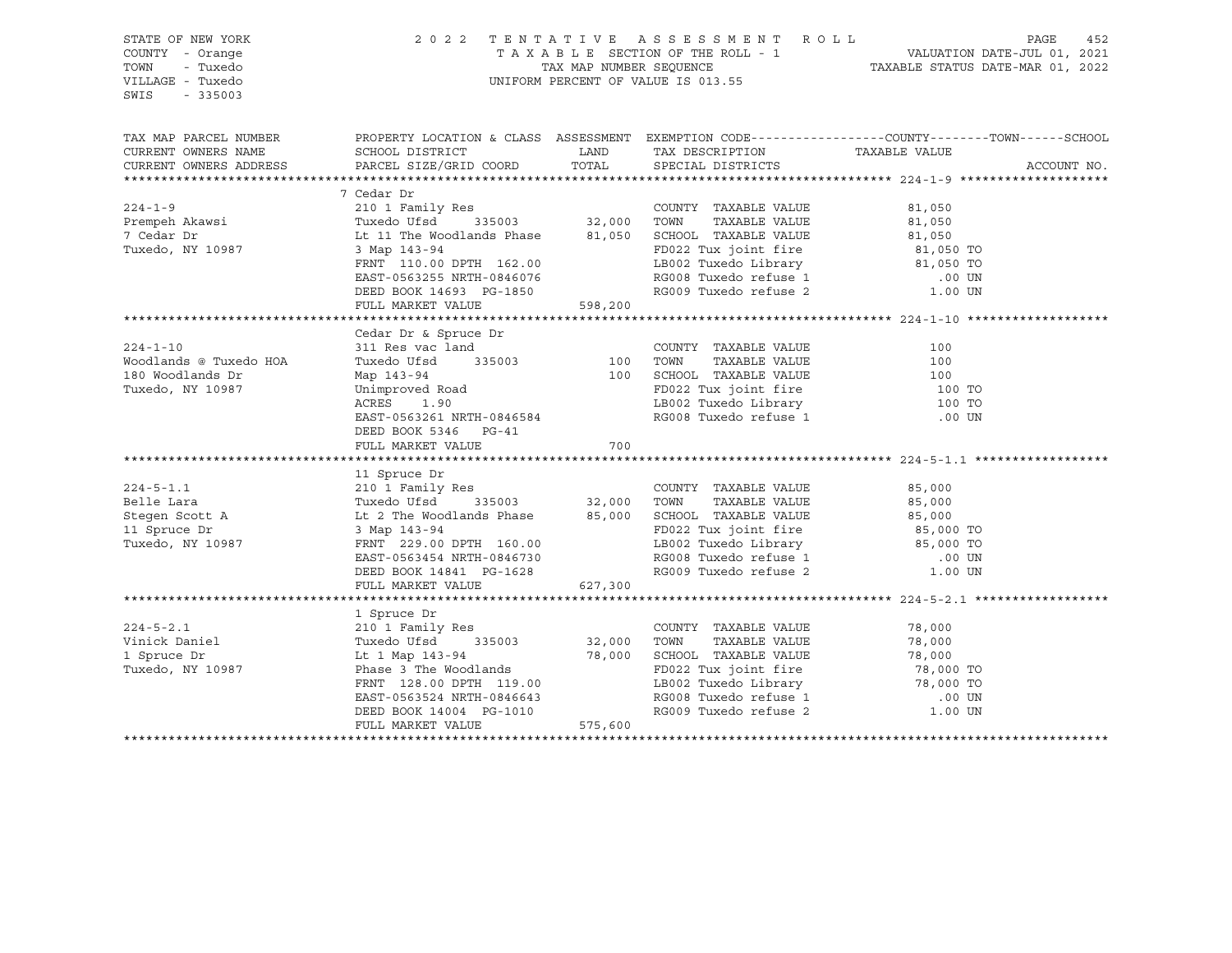STATE OF NEW YORK
COUNTY - Orange
TOWN - Tuxedo
VILLAGE - Tuxedo
SWIS - 335003

2022 TENTATIVE ASSESSMENT ROLL
TAXABLE SECTION OF THE ROLL - 1
TAX MAP NUMBER SEQUENCE
UNIFORM PERCENT OF VALUE IS 013.55

VALUATION DATE-JUL 01, 2021
TAXABLE STATUS DATE-MAR 01, 2022

| TAX MAP PARCEL NUMBER / CURRENT OWNERS NAME / CURRENT OWNERS ADDRESS | PROPERTY LOCATION & CLASS / SCHOOL DISTRICT / PARCEL SIZE/GRID COORD | ASSESSMENT LAND | TOTAL | EXEMPTION CODE / TAX DESCRIPTION / SPECIAL DISTRICTS | COUNTY / TOWN / SCHOOL TAXABLE VALUE | ACCOUNT NO. |
|---|---|---|---|---|---|---|
| **224-1-9** | 7 Cedar Dr | | | | | |
| 224-1-9 | 210 1 Family Res | | | COUNTY TAXABLE VALUE | 81,050 | |
| Prempeh Akawsi | Tuxedo Ufsd 335003 | 32,000 | | TOWN TAXABLE VALUE | 81,050 | |
| 7 Cedar Dr | Lt 11 The Woodlands Phase | | 81,050 | SCHOOL TAXABLE VALUE | 81,050 | |
| Tuxedo, NY 10987 | 3 Map 143-94 | | | FD022 Tux joint fire | 81,050 TO | |
| | FRNT 110.00 DPTH 162.00 | | | LB002 Tuxedo Library | 81,050 TO | |
| | EAST-0563255 NRTH-0846076 | | | RG008 Tuxedo refuse 1 | .00 UN | |
| | DEED BOOK 14693 PG-1850 | | | RG009 Tuxedo refuse 2 | 1.00 UN | |
| | FULL MARKET VALUE | | 598,200 | | | |
| **224-1-10** | Cedar Dr & Spruce Dr | | | | | |
| 224-1-10 | 311 Res vac land | | | COUNTY TAXABLE VALUE | 100 | |
| Woodlands @ Tuxedo HOA | Tuxedo Ufsd 335003 | 100 | | TOWN TAXABLE VALUE | 100 | |
| 180 Woodlands Dr | Map 143-94 | | 100 | SCHOOL TAXABLE VALUE | 100 | |
| Tuxedo, NY 10987 | Unimproved Road | | | FD022 Tux joint fire | 100 TO | |
| | ACRES 1.90 | | | LB002 Tuxedo Library | 100 TO | |
| | EAST-0563261 NRTH-0846584 | | | RG008 Tuxedo refuse 1 | .00 UN | |
| | DEED BOOK 5346 PG-41 | | | | | |
| | FULL MARKET VALUE | | 700 | | | |
| **224-5-1.1** | 11 Spruce Dr | | | | | |
| 224-5-1.1 | 210 1 Family Res | | | COUNTY TAXABLE VALUE | 85,000 | |
| Belle Lara | Tuxedo Ufsd 335003 | 32,000 | | TOWN TAXABLE VALUE | 85,000 | |
| Stegen Scott A | Lt 2 The Woodlands Phase | | 85,000 | SCHOOL TAXABLE VALUE | 85,000 | |
| 11 Spruce Dr | 3 Map 143-94 | | | FD022 Tux joint fire | 85,000 TO | |
| Tuxedo, NY 10987 | FRNT 229.00 DPTH 160.00 | | | LB002 Tuxedo Library | 85,000 TO | |
| | EAST-0563454 NRTH-0846730 | | | RG008 Tuxedo refuse 1 | .00 UN | |
| | DEED BOOK 14841 PG-1628 | | | RG009 Tuxedo refuse 2 | 1.00 UN | |
| | FULL MARKET VALUE | | 627,300 | | | |
| **224-5-2.1** | 1 Spruce Dr | | | | | |
| 224-5-2.1 | 210 1 Family Res | | | COUNTY TAXABLE VALUE | 78,000 | |
| Vinick Daniel | Tuxedo Ufsd 335003 | 32,000 | | TOWN TAXABLE VALUE | 78,000 | |
| 1 Spruce Dr | Lt 1 Map 143-94 | | 78,000 | SCHOOL TAXABLE VALUE | 78,000 | |
| Tuxedo, NY 10987 | Phase 3 The Woodlands | | | FD022 Tux joint fire | 78,000 TO | |
| | FRNT 128.00 DPTH 119.00 | | | LB002 Tuxedo Library | 78,000 TO | |
| | EAST-0563524 NRTH-0846643 | | | RG008 Tuxedo refuse 1 | .00 UN | |
| | DEED BOOK 14004 PG-1010 | | | RG009 Tuxedo refuse 2 | 1.00 UN | |
| | FULL MARKET VALUE | | 575,600 | | | |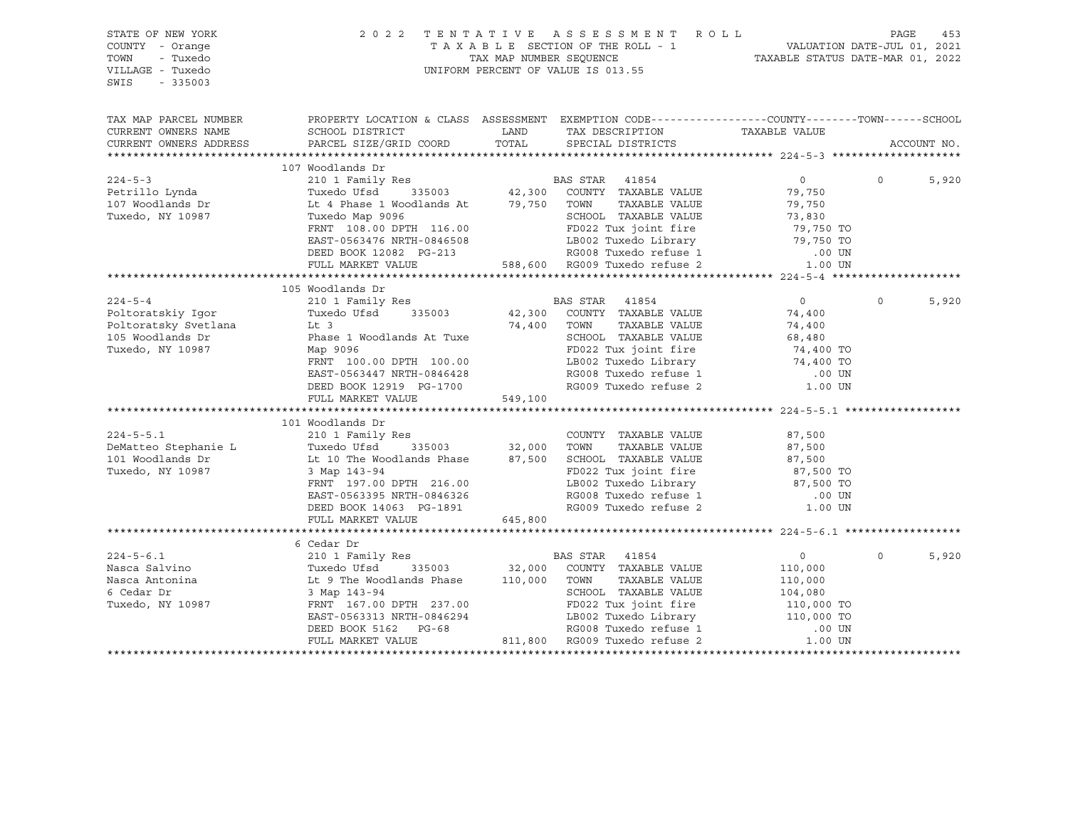STATE OF NEW YORK
COUNTY - Orange
TOWN - Tuxedo
VILLAGE - Tuxedo
SWIS - 335003

2022 TENTATIVE ASSESSMENT ROLL
TAXABLE SECTION OF THE ROLL - 1
TAX MAP NUMBER SEQUENCE
UNIFORM PERCENT OF VALUE IS 013.55

VALUATION DATE-JUL 01, 2021
TAXABLE STATUS DATE-MAR 01, 2022

| TAX MAP PARCEL NUMBER / CURRENT OWNERS NAME / CURRENT OWNERS ADDRESS | PROPERTY LOCATION & CLASS / SCHOOL DISTRICT / PARCEL SIZE/GRID COORD | ASSESSMENT LAND / TOTAL | EXEMPTION CODE / TAX DESCRIPTION / SPECIAL DISTRICTS | COUNTY | TOWN | SCHOOL / ACCOUNT NO. |
|---|---|---|---|---|---|---|
| **224-5-3** | 107 Woodlands Dr | | | | | |
| Petrillo Lynda | 210 1 Family Res | | BAS STAR 41854 | 0 | 0 | 5,920 |
| 107 Woodlands Dr | Tuxedo Ufsd 335003 | 42,300 | COUNTY TAXABLE VALUE | 79,750 | | |
| Tuxedo, NY 10987 | Lt 4 Phase 1 Woodlands At | 79,750 | TOWN TAXABLE VALUE | 79,750 | | |
| | Tuxedo Map 9096 | | SCHOOL TAXABLE VALUE | 73,830 | | |
| | FRNT 108.00 DPTH 116.00 | | FD022 Tux joint fire | 79,750 TO | | |
| | EAST-0563476 NRTH-0846508 | | LB002 Tuxedo Library | 79,750 TO | | |
| | DEED BOOK 12082 PG-213 | | RG008 Tuxedo refuse 1 | .00 UN | | |
| | FULL MARKET VALUE | 588,600 | RG009 Tuxedo refuse 2 | 1.00 UN | | |
| **224-5-4** | 105 Woodlands Dr | | | | | |
| Poltoratskiy Igor | 210 1 Family Res | | BAS STAR 41854 | 0 | 0 | 5,920 |
| Poltoratsky Svetlana | Tuxedo Ufsd 335003 | 42,300 | COUNTY TAXABLE VALUE | 74,400 | | |
| 105 Woodlands Dr | Lt 3 | 74,400 | TOWN TAXABLE VALUE | 74,400 | | |
| Tuxedo, NY 10987 | Phase 1 Woodlands At Tuxe | | SCHOOL TAXABLE VALUE | 68,480 | | |
| | Map 9096 | | FD022 Tux joint fire | 74,400 TO | | |
| | FRNT 100.00 DPTH 100.00 | | LB002 Tuxedo Library | 74,400 TO | | |
| | EAST-0563447 NRTH-0846428 | | RG008 Tuxedo refuse 1 | .00 UN | | |
| | DEED BOOK 12919 PG-1700 | | RG009 Tuxedo refuse 2 | 1.00 UN | | |
| | FULL MARKET VALUE | 549,100 | | | | |
| **224-5-5.1** | 101 Woodlands Dr | | | | | |
| DeMatteo Stephanie L | 210 1 Family Res | | COUNTY TAXABLE VALUE | 87,500 | | |
| 101 Woodlands Dr | Tuxedo Ufsd 335003 | 32,000 | TOWN TAXABLE VALUE | 87,500 | | |
| Tuxedo, NY 10987 | Lt 10 The Woodlands Phase | 87,500 | SCHOOL TAXABLE VALUE | 87,500 | | |
| | 3 Map 143-94 | | FD022 Tux joint fire | 87,500 TO | | |
| | FRNT 197.00 DPTH 216.00 | | LB002 Tuxedo Library | 87,500 TO | | |
| | EAST-0563395 NRTH-0846326 | | RG008 Tuxedo refuse 1 | .00 UN | | |
| | DEED BOOK 14063 PG-1891 | | RG009 Tuxedo refuse 2 | 1.00 UN | | |
| | FULL MARKET VALUE | 645,800 | | | | |
| **224-5-6.1** | 6 Cedar Dr | | | | | |
| Nasca Salvino | 210 1 Family Res | | BAS STAR 41854 | 0 | 0 | 5,920 |
| Nasca Antonina | Tuxedo Ufsd 335003 | 32,000 | COUNTY TAXABLE VALUE | 110,000 | | |
| 6 Cedar Dr | Lt 9 The Woodlands Phase | 110,000 | TOWN TAXABLE VALUE | 110,000 | | |
| Tuxedo, NY 10987 | 3 Map 143-94 | | SCHOOL TAXABLE VALUE | 104,080 | | |
| | FRNT 167.00 DPTH 237.00 | | FD022 Tux joint fire | 110,000 TO | | |
| | EAST-0563313 NRTH-0846294 | | LB002 Tuxedo Library | 110,000 TO | | |
| | DEED BOOK 5162 PG-68 | | RG008 Tuxedo refuse 1 | .00 UN | | |
| | FULL MARKET VALUE | 811,800 | RG009 Tuxedo refuse 2 | 1.00 UN | | |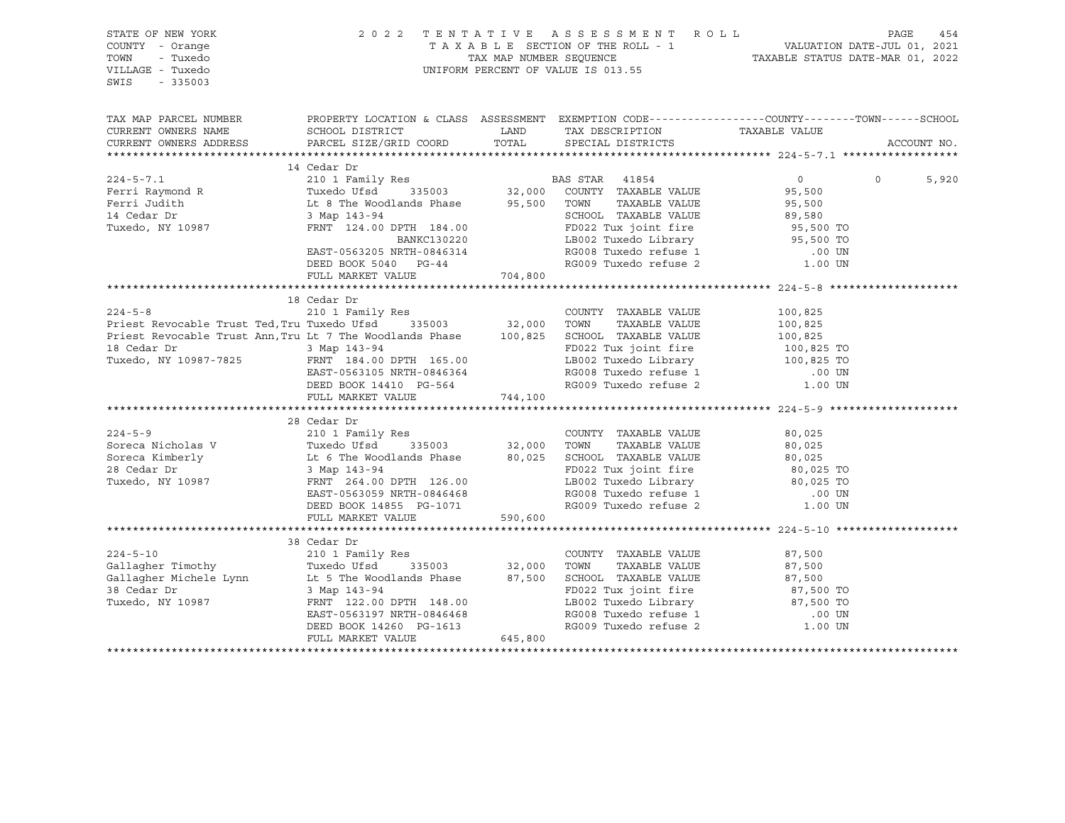STATE OF NEW YORK
COUNTY - Orange
TOWN - Tuxedo
VILLAGE - Tuxedo
SWIS - 335003

2022 TENTATIVE ASSESSMENT ROLL
TAXABLE SECTION OF THE ROLL - 1
TAX MAP NUMBER SEQUENCE
UNIFORM PERCENT OF VALUE IS 013.55

VALUATION DATE-JUL 01, 2021
TAXABLE STATUS DATE-MAR 01, 2022

| TAX MAP PARCEL NUMBER / CURRENT OWNERS NAME / CURRENT OWNERS ADDRESS | PROPERTY LOCATION & CLASS / SCHOOL DISTRICT / PARCEL SIZE/GRID COORD | ASSESSMENT LAND / TOTAL | EXEMPTION CODE / TAX DESCRIPTION / SPECIAL DISTRICTS | COUNTY TAXABLE VALUE | TOWN | SCHOOL / ACCOUNT NO. |
|---|---|---|---|---|---|---|
| **224-5-7.1** | 14 Cedar Dr | | | | | |
| 224-5-7.1 | 210 1 Family Res | | BAS STAR 41854 | 0 | 0 | 5,920 |
| Ferri Raymond R | Tuxedo Ufsd 335003 | 32,000 | COUNTY TAXABLE VALUE | 95,500 | | |
| Ferri Judith | Lt 8 The Woodlands Phase | 95,500 | TOWN TAXABLE VALUE | 95,500 | | |
| 14 Cedar Dr | 3 Map 143-94 | | SCHOOL TAXABLE VALUE | 89,580 | | |
| Tuxedo, NY 10987 | FRNT 124.00 DPTH 184.00 | | FD022 Tux joint fire | 95,500 TO | | |
| | BANKC130220 | | LB002 Tuxedo Library | 95,500 TO | | |
| | EAST-0563205 NRTH-0846314 | | RG008 Tuxedo refuse 1 | .00 UN | | |
| | DEED BOOK 5040 PG-44 | | RG009 Tuxedo refuse 2 | 1.00 UN | | |
| | FULL MARKET VALUE | 704,800 | | | | |
| **224-5-8** | 18 Cedar Dr | | | | | |
| 224-5-8 | 210 1 Family Res | | COUNTY TAXABLE VALUE | 100,825 | | |
| Priest Revocable Trust Ted,Tru | Tuxedo Ufsd 335003 | 32,000 | TOWN TAXABLE VALUE | 100,825 | | |
| Priest Revocable Trust Ann,Tru | Lt 7 The Woodlands Phase | 100,825 | SCHOOL TAXABLE VALUE | 100,825 | | |
| 18 Cedar Dr | 3 Map 143-94 | | FD022 Tux joint fire | 100,825 TO | | |
| Tuxedo, NY 10987-7825 | FRNT 184.00 DPTH 165.00 | | LB002 Tuxedo Library | 100,825 TO | | |
| | EAST-0563105 NRTH-0846364 | | RG008 Tuxedo refuse 1 | .00 UN | | |
| | DEED BOOK 14410 PG-564 | | RG009 Tuxedo refuse 2 | 1.00 UN | | |
| | FULL MARKET VALUE | 744,100 | | | | |
| **224-5-9** | 28 Cedar Dr | | | | | |
| 224-5-9 | 210 1 Family Res | | COUNTY TAXABLE VALUE | 80,025 | | |
| Soreca Nicholas V | Tuxedo Ufsd 335003 | 32,000 | TOWN TAXABLE VALUE | 80,025 | | |
| Soreca Kimberly | Lt 6 The Woodlands Phase | 80,025 | SCHOOL TAXABLE VALUE | 80,025 | | |
| 28 Cedar Dr | 3 Map 143-94 | | FD022 Tux joint fire | 80,025 TO | | |
| Tuxedo, NY 10987 | FRNT 264.00 DPTH 126.00 | | LB002 Tuxedo Library | 80,025 TO | | |
| | EAST-0563059 NRTH-0846468 | | RG008 Tuxedo refuse 1 | .00 UN | | |
| | DEED BOOK 14855 PG-1071 | | RG009 Tuxedo refuse 2 | 1.00 UN | | |
| | FULL MARKET VALUE | 590,600 | | | | |
| **224-5-10** | 38 Cedar Dr | | | | | |
| 224-5-10 | 210 1 Family Res | | COUNTY TAXABLE VALUE | 87,500 | | |
| Gallagher Timothy | Tuxedo Ufsd 335003 | 32,000 | TOWN TAXABLE VALUE | 87,500 | | |
| Gallagher Michele Lynn | Lt 5 The Woodlands Phase | 87,500 | SCHOOL TAXABLE VALUE | 87,500 | | |
| 38 Cedar Dr | 3 Map 143-94 | | FD022 Tux joint fire | 87,500 TO | | |
| Tuxedo, NY 10987 | FRNT 122.00 DPTH 148.00 | | LB002 Tuxedo Library | 87,500 TO | | |
| | EAST-0563197 NRTH-0846468 | | RG008 Tuxedo refuse 1 | .00 UN | | |
| | DEED BOOK 14260 PG-1613 | | RG009 Tuxedo refuse 2 | 1.00 UN | | |
| | FULL MARKET VALUE | 645,800 | | | | |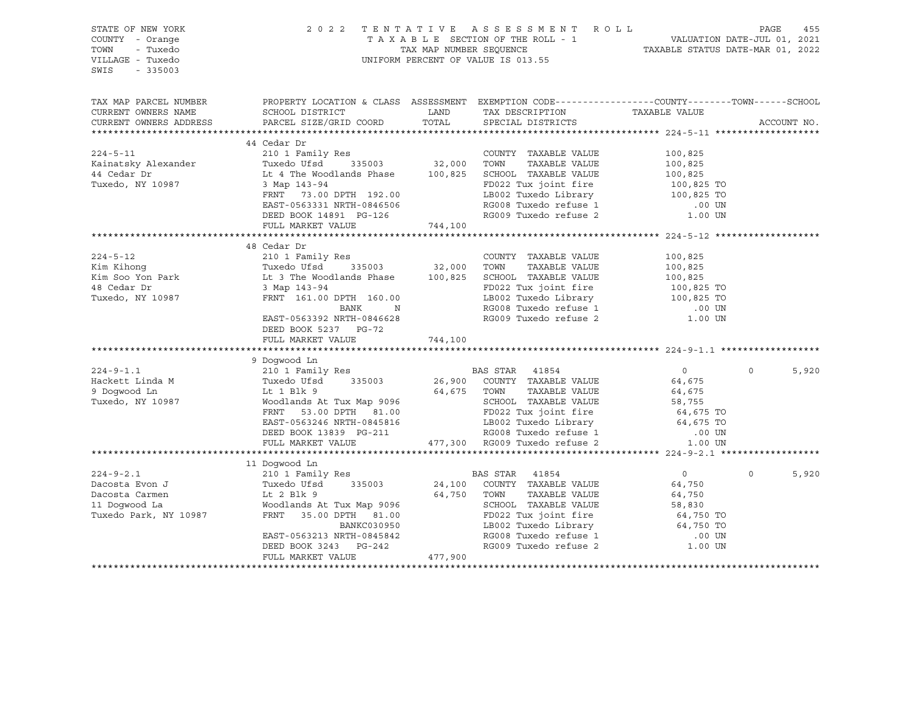STATE OF NEW YORK
COUNTY - Orange
TOWN - Tuxedo
VILLAGE - Tuxedo
SWIS - 335003

2022 TENTATIVE ASSESSMENT ROLL
TAXABLE SECTION OF THE ROLL - 1
TAX MAP NUMBER SEQUENCE
UNIFORM PERCENT OF VALUE IS 013.55

VALUATION DATE-JUL 01, 2021
TAXABLE STATUS DATE-MAR 01, 2022

| TAX MAP PARCEL NUMBER / CURRENT OWNERS NAME / CURRENT OWNERS ADDRESS | PROPERTY LOCATION & CLASS / SCHOOL DISTRICT / PARCEL SIZE/GRID COORD | ASSESSMENT LAND / TOTAL | EXEMPTION CODE / TAX DESCRIPTION / SPECIAL DISTRICTS | COUNTY TAXABLE VALUE | TOWN | SCHOOL / ACCOUNT NO. |
|---|---|---|---|---|---|---|
| **224-5-11** | 44 Cedar Dr | | | | | |
| 224-5-11 | 210 1 Family Res | | COUNTY TAXABLE VALUE | 100,825 | | |
| Kainatsky Alexander | Tuxedo Ufsd 335003 | 32,000 | TOWN TAXABLE VALUE | 100,825 | | |
| 44 Cedar Dr | Lt 4 The Woodlands Phase | 100,825 | SCHOOL TAXABLE VALUE | 100,825 | | |
| Tuxedo, NY 10987 | 3 Map 143-94 | | FD022 Tux joint fire | 100,825 TO | | |
| | FRNT 73.00 DPTH 192.00 | | LB002 Tuxedo Library | 100,825 TO | | |
| | EAST-0563331 NRTH-0846506 | | RG008 Tuxedo refuse 1 | .00 UN | | |
| | DEED BOOK 14891 PG-126 | | RG009 Tuxedo refuse 2 | 1.00 UN | | |
| | FULL MARKET VALUE | 744,100 | | | | |
| **224-5-12** | 48 Cedar Dr | | | | | |
| 224-5-12 | 210 1 Family Res | | COUNTY TAXABLE VALUE | 100,825 | | |
| Kim Kihong | Tuxedo Ufsd 335003 | 32,000 | TOWN TAXABLE VALUE | 100,825 | | |
| Kim Soo Yon Park | Lt 3 The Woodlands Phase | 100,825 | SCHOOL TAXABLE VALUE | 100,825 | | |
| 48 Cedar Dr | 3 Map 143-94 | | FD022 Tux joint fire | 100,825 TO | | |
| Tuxedo, NY 10987 | FRNT 161.00 DPTH 160.00 | | LB002 Tuxedo Library | 100,825 TO | | |
| | BANK N | | RG008 Tuxedo refuse 1 | .00 UN | | |
| | EAST-0563392 NRTH-0846628 | | RG009 Tuxedo refuse 2 | 1.00 UN | | |
| | DEED BOOK 5237 PG-72 | | | | | |
| | FULL MARKET VALUE | 744,100 | | | | |
| **224-9-1.1** | 9 Dogwood Ln | | | | | |
| 224-9-1.1 | 210 1 Family Res | | BAS STAR 41854 | 0 | 0 | 5,920 |
| Hackett Linda M | Tuxedo Ufsd 335003 | 26,900 | COUNTY TAXABLE VALUE | 64,675 | | |
| 9 Dogwood Ln | Lt 1 Blk 9 | 64,675 | TOWN TAXABLE VALUE | 64,675 | | |
| Tuxedo, NY 10987 | Woodlands At Tux Map 9096 | | SCHOOL TAXABLE VALUE | 58,755 | | |
| | FRNT 53.00 DPTH 81.00 | | FD022 Tux joint fire | 64,675 TO | | |
| | EAST-0563246 NRTH-0845816 | | LB002 Tuxedo Library | 64,675 TO | | |
| | DEED BOOK 13839 PG-211 | | RG008 Tuxedo refuse 1 | .00 UN | | |
| | FULL MARKET VALUE | 477,300 | RG009 Tuxedo refuse 2 | 1.00 UN | | |
| **224-9-2.1** | 11 Dogwood Ln | | | | | |
| 224-9-2.1 | 210 1 Family Res | | BAS STAR 41854 | 0 | 0 | 5,920 |
| Dacosta Evon J | Tuxedo Ufsd 335003 | 24,100 | COUNTY TAXABLE VALUE | 64,750 | | |
| Dacosta Carmen | Lt 2 Blk 9 | 64,750 | TOWN TAXABLE VALUE | 64,750 | | |
| 11 Dogwood La | Woodlands At Tux Map 9096 | | SCHOOL TAXABLE VALUE | 58,830 | | |
| Tuxedo Park, NY 10987 | FRNT 35.00 DPTH 81.00 | | FD022 Tux joint fire | 64,750 TO | | |
| | BANKC030950 | | LB002 Tuxedo Library | 64,750 TO | | |
| | EAST-0563213 NRTH-0845842 | | RG008 Tuxedo refuse 1 | .00 UN | | |
| | DEED BOOK 3243 PG-242 | | RG009 Tuxedo refuse 2 | 1.00 UN | | |
| | FULL MARKET VALUE | 477,900 | | | | |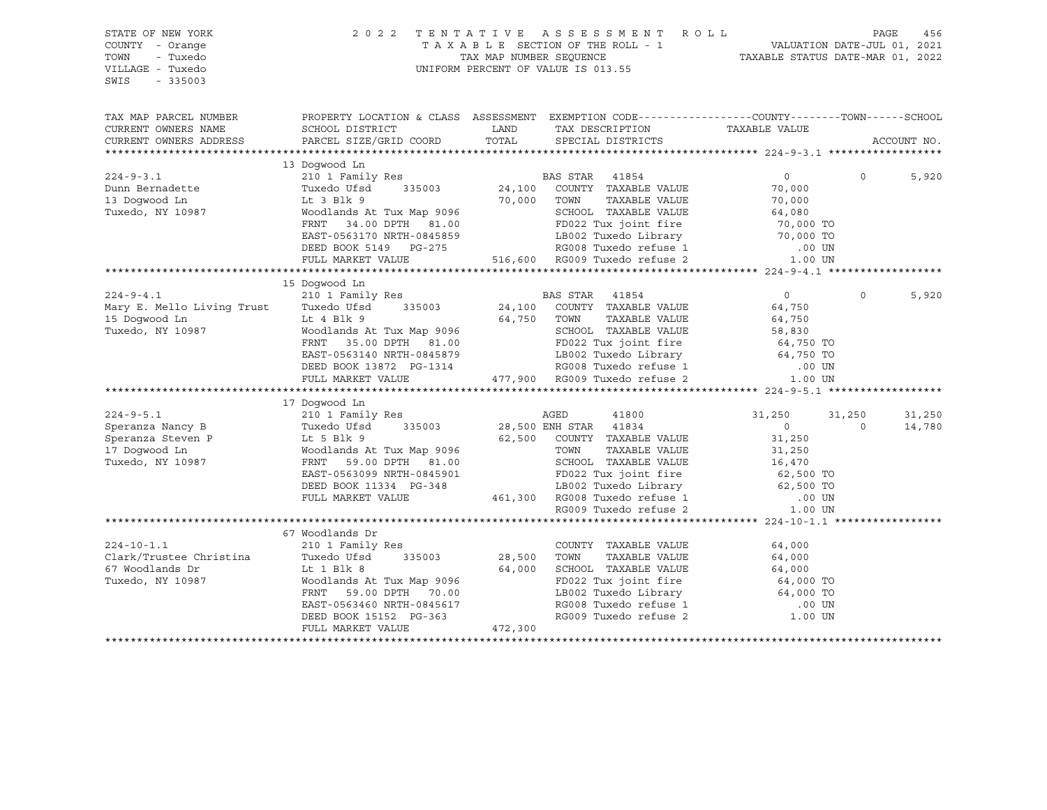STATE OF NEW YORK
COUNTY - Orange
TOWN - Tuxedo
VILLAGE - Tuxedo
SWIS - 335003

2 0 2 2 T E N T A T I V E A S S E S S M E N T R O L L
T A X A B L E SECTION OF THE ROLL - 1
TAX MAP NUMBER SEQUENCE
UNIFORM PERCENT OF VALUE IS 013.55

VALUATION DATE-JUL 01, 2021
TAXABLE STATUS DATE-MAR 01, 2022

```
TAX MAP PARCEL NUMBER          PROPERTY LOCATION & CLASS  ASSESSMENT  EXEMPTION CODE------------------COUNTY--------TOWN------SCHOOL
CURRENT OWNERS NAME            SCHOOL DISTRICT               LAND      TAX DESCRIPTION            TAXABLE VALUE
CURRENT OWNERS ADDRESS         PARCEL SIZE/GRID COORD        TOTAL     SPECIAL DISTRICTS                                       ACCOUNT NO.
******************************************************************************************************* 224-9-3.1 ******************
                               13 Dogwood Ln
224-9-3.1                      210 1 Family Res                      BAS STAR  41854                  0            0         5,920
Dunn Bernadette                Tuxedo Ufsd     335003       24,100   COUNTY  TAXABLE VALUE          70,000
13 Dogwood Ln                  Lt 3 Blk 9                   70,000   TOWN    TAXABLE VALUE          70,000
Tuxedo, NY 10987               Woodlands At Tux Map 9096             SCHOOL  TAXABLE VALUE          64,080
                               FRNT   34.00 DPTH   81.00             FD022 Tux joint fire           70,000 TO
                               EAST-0563170 NRTH-0845859             LB002 Tuxedo Library           70,000 TO
                               DEED BOOK 5149   PG-275               RG008 Tuxedo refuse 1             .00 UN
                               FULL MARKET VALUE           516,600   RG009 Tuxedo refuse 2            1.00 UN
******************************************************************************************************* 224-9-4.1 ******************
                               15 Dogwood Ln
224-9-4.1                      210 1 Family Res                      BAS STAR  41854                  0            0         5,920
Mary E. Mello Living Trust     Tuxedo Ufsd     335003       24,100   COUNTY  TAXABLE VALUE          64,750
15 Dogwood Ln                  Lt 4 Blk 9                   64,750   TOWN    TAXABLE VALUE          64,750
Tuxedo, NY 10987               Woodlands At Tux Map 9096             SCHOOL  TAXABLE VALUE          58,830
                               FRNT   35.00 DPTH   81.00             FD022 Tux joint fire           64,750 TO
                               EAST-0563140 NRTH-0845879             LB002 Tuxedo Library           64,750 TO
                               DEED BOOK 13872  PG-1314              RG008 Tuxedo refuse 1             .00 UN
                               FULL MARKET VALUE           477,900   RG009 Tuxedo refuse 2            1.00 UN
******************************************************************************************************* 224-9-5.1 ******************
                               17 Dogwood Ln
224-9-5.1                      210 1 Family Res                      AGED      41800             31,250       31,250        31,250
Speranza Nancy B               Tuxedo Ufsd     335003       28,500 ENH STAR  41834                    0            0        14,780
Speranza Steven P              Lt 5 Blk 9                   62,500   COUNTY  TAXABLE VALUE          31,250
17 Dogwood Ln                  Woodlands At Tux Map 9096             TOWN    TAXABLE VALUE          31,250
Tuxedo, NY 10987               FRNT   59.00 DPTH   81.00             SCHOOL  TAXABLE VALUE          16,470
                               EAST-0563099 NRTH-0845901             FD022 Tux joint fire           62,500 TO
                               DEED BOOK 11334  PG-348               LB002 Tuxedo Library           62,500 TO
                               FULL MARKET VALUE           461,300   RG008 Tuxedo refuse 1             .00 UN
                                                                     RG009 Tuxedo refuse 2            1.00 UN
******************************************************************************************************* 224-10-1.1 *****************
                               67 Woodlands Dr
224-10-1.1                     210 1 Family Res                      COUNTY  TAXABLE VALUE          64,000
Clark/Trustee Christina        Tuxedo Ufsd     335003       28,500   TOWN    TAXABLE VALUE          64,000
67 Woodlands Dr                Lt 1 Blk 8                   64,000   SCHOOL  TAXABLE VALUE          64,000
Tuxedo, NY 10987               Woodlands At Tux Map 9096             FD022 Tux joint fire           64,000 TO
                               FRNT   59.00 DPTH   70.00             LB002 Tuxedo Library           64,000 TO
                               EAST-0563460 NRTH-0845617             RG008 Tuxedo refuse 1             .00 UN
                               DEED BOOK 15152  PG-363               RG009 Tuxedo refuse 2            1.00 UN
                               FULL MARKET VALUE           472,300
************************************************************************************************************************************
```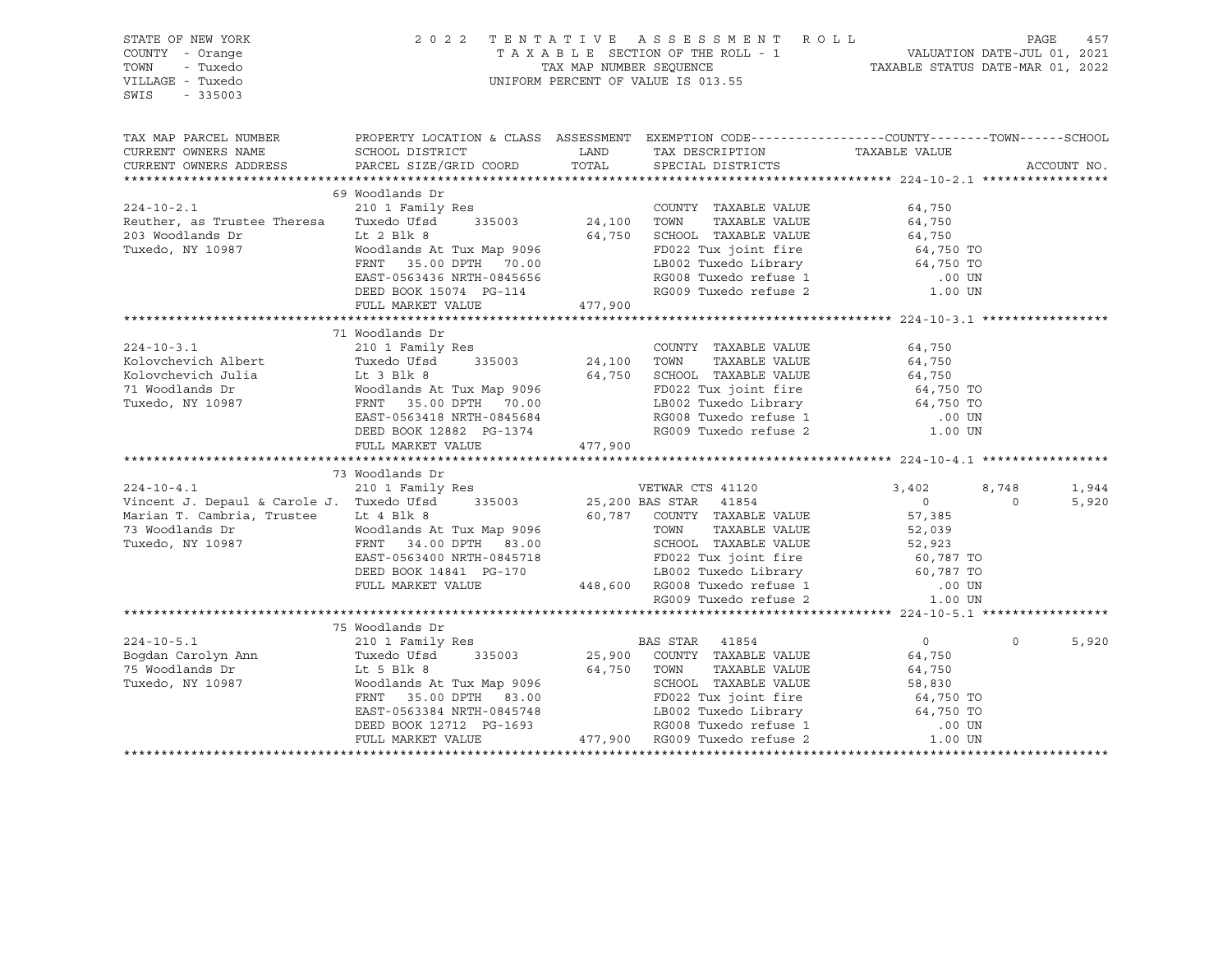STATE OF NEW YORK
COUNTY - Orange
TOWN - Tuxedo
VILLAGE - Tuxedo
SWIS - 335003

2022 TENTATIVE ASSESSMENT ROLL
TAXABLE SECTION OF THE ROLL - 1
TAX MAP NUMBER SEQUENCE
UNIFORM PERCENT OF VALUE IS 013.55

VALUATION DATE-JUL 01, 2021
TAXABLE STATUS DATE-MAR 01, 2022

| TAX MAP PARCEL NUMBER / CURRENT OWNERS NAME / CURRENT OWNERS ADDRESS | PROPERTY LOCATION & CLASS / SCHOOL DISTRICT / PARCEL SIZE/GRID COORD | ASSESSMENT LAND | TOTAL | EXEMPTION CODE / TAX DESCRIPTION / SPECIAL DISTRICTS | COUNTY | TOWN | SCHOOL | ACCOUNT NO. |
|---|---|---|---|---|---|---|---|---|
| **224-10-2.1** | 69 Woodlands Dr | | | | | | | |
| 224-10-2.1 | 210 1 Family Res | | | COUNTY TAXABLE VALUE | 64,750 | | | |
| Reuther, as Trustee Theresa | Tuxedo Ufsd 335003 | 24,100 | | TOWN TAXABLE VALUE | 64,750 | | | |
| 203 Woodlands Dr | Lt 2 Blk 8 | | 64,750 | SCHOOL TAXABLE VALUE | 64,750 | | | |
| Tuxedo, NY 10987 | Woodlands At Tux Map 9096 | | | FD022 Tux joint fire | 64,750 TO | | | |
| | FRNT 35.00 DPTH 70.00 | | | LB002 Tuxedo Library | 64,750 TO | | | |
| | EAST-0563436 NRTH-0845656 | | | RG008 Tuxedo refuse 1 | .00 UN | | | |
| | DEED BOOK 15074 PG-114 | | | RG009 Tuxedo refuse 2 | 1.00 UN | | | |
| | FULL MARKET VALUE | | 477,900 | | | | | |
| **224-10-3.1** | 71 Woodlands Dr | | | | | | | |
| 224-10-3.1 | 210 1 Family Res | | | COUNTY TAXABLE VALUE | 64,750 | | | |
| Kolovchevich Albert | Tuxedo Ufsd 335003 | 24,100 | | TOWN TAXABLE VALUE | 64,750 | | | |
| Kolovchevich Julia | Lt 3 Blk 8 | | 64,750 | SCHOOL TAXABLE VALUE | 64,750 | | | |
| 71 Woodlands Dr | Woodlands At Tux Map 9096 | | | FD022 Tux joint fire | 64,750 TO | | | |
| Tuxedo, NY 10987 | FRNT 35.00 DPTH 70.00 | | | LB002 Tuxedo Library | 64,750 TO | | | |
| | EAST-0563418 NRTH-0845684 | | | RG008 Tuxedo refuse 1 | .00 UN | | | |
| | DEED BOOK 12882 PG-1374 | | | RG009 Tuxedo refuse 2 | 1.00 UN | | | |
| | FULL MARKET VALUE | | 477,900 | | | | | |
| **224-10-4.1** | 73 Woodlands Dr | | | | | | | |
| 224-10-4.1 | 210 1 Family Res | | | VETWAR CTS 41120 | 3,402 | 8,748 | 1,944 | |
| Vincent J. Depaul & Carole J. | Tuxedo Ufsd 335003 | 25,200 | | BAS STAR 41854 | 0 | 0 | 5,920 | |
| Marian T. Cambria, Trustee | Lt 4 Blk 8 | | 60,787 | COUNTY TAXABLE VALUE | 57,385 | | | |
| 73 Woodlands Dr | Woodlands At Tux Map 9096 | | | TOWN TAXABLE VALUE | 52,039 | | | |
| Tuxedo, NY 10987 | FRNT 34.00 DPTH 83.00 | | | SCHOOL TAXABLE VALUE | 52,923 | | | |
| | EAST-0563400 NRTH-0845718 | | | FD022 Tux joint fire | 60,787 TO | | | |
| | DEED BOOK 14841 PG-170 | | | LB002 Tuxedo Library | 60,787 TO | | | |
| | FULL MARKET VALUE | | 448,600 | RG008 Tuxedo refuse 1 | .00 UN | | | |
| | | | | RG009 Tuxedo refuse 2 | 1.00 UN | | | |
| **224-10-5.1** | 75 Woodlands Dr | | | | | | | |
| 224-10-5.1 | 210 1 Family Res | | | BAS STAR 41854 | 0 | 0 | 5,920 | |
| Bogdan Carolyn Ann | Tuxedo Ufsd 335003 | 25,900 | | COUNTY TAXABLE VALUE | 64,750 | | | |
| 75 Woodlands Dr | Lt 5 Blk 8 | | 64,750 | TOWN TAXABLE VALUE | 64,750 | | | |
| Tuxedo, NY 10987 | Woodlands At Tux Map 9096 | | | SCHOOL TAXABLE VALUE | 58,830 | | | |
| | FRNT 35.00 DPTH 83.00 | | | FD022 Tux joint fire | 64,750 TO | | | |
| | EAST-0563384 NRTH-0845748 | | | LB002 Tuxedo Library | 64,750 TO | | | |
| | DEED BOOK 12712 PG-1693 | | | RG008 Tuxedo refuse 1 | .00 UN | | | |
| | FULL MARKET VALUE | | 477,900 | RG009 Tuxedo refuse 2 | 1.00 UN | | | |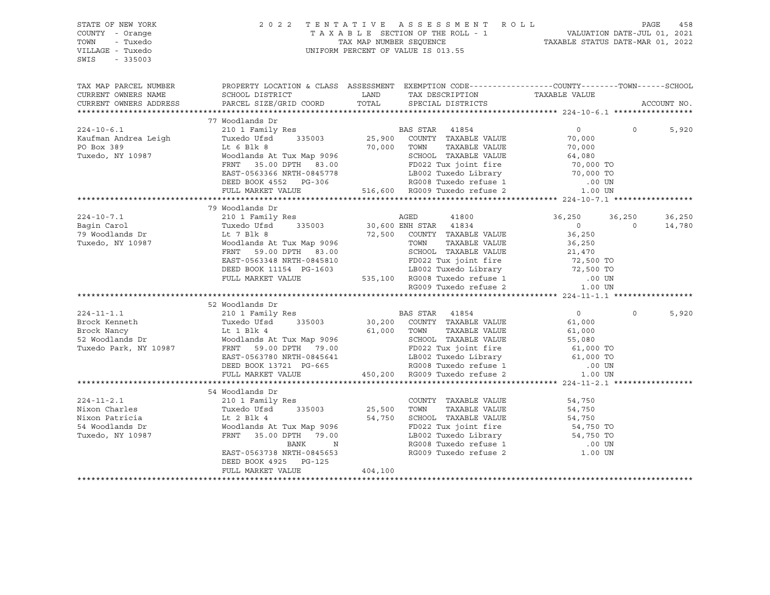STATE OF NEW YORK
COUNTY - Orange
TOWN - Tuxedo
VILLAGE - Tuxedo
SWIS - 335003

2022 TENTATIVE ASSESSMENT ROLL
TAXABLE SECTION OF THE ROLL - 1
TAX MAP NUMBER SEQUENCE
UNIFORM PERCENT OF VALUE IS 013.55

VALUATION DATE-JUL 01, 2021
TAXABLE STATUS DATE-MAR 01, 2022

```
TAX MAP PARCEL NUMBER     PROPERTY LOCATION & CLASS  ASSESSMENT  EXEMPTION CODE------------------COUNTY--------TOWN------SCHOOL
CURRENT OWNERS NAME       SCHOOL DISTRICT               LAND      TAX DESCRIPTION              TAXABLE VALUE
CURRENT OWNERS ADDRESS    PARCEL SIZE/GRID COORD       TOTAL      SPECIAL DISTRICTS                                    ACCOUNT NO.
******************************************************************************************************* 224-10-6.1 *****************
                          77 Woodlands Dr
224-10-6.1                210 1 Family Res                     BAS STAR   41854                    0             0        5,920
Kaufman Andrea Leigh      Tuxedo Ufsd     335003      25,900   COUNTY  TAXABLE VALUE          70,000
PO Box 389                Lt 6 Blk 8                  70,000   TOWN    TAXABLE VALUE          70,000
Tuxedo, NY 10987          Woodlands At Tux Map 9096            SCHOOL  TAXABLE VALUE          64,080
                          FRNT   35.00 DPTH   83.00            FD022 Tux joint fire             70,000 TO
                          EAST-0563366 NRTH-0845778            LB002 Tuxedo Library             70,000 TO
                          DEED BOOK 4552   PG-306              RG008 Tuxedo refuse 1               .00 UN
                          FULL MARKET VALUE          516,600   RG009 Tuxedo refuse 2              1.00 UN
******************************************************************************************************* 224-10-7.1 *****************
                          79 Woodlands Dr
224-10-7.1                210 1 Family Res                     AGED        41800              36,250        36,250       36,250
Bagin Carol               Tuxedo Ufsd     335003      30,600 ENH STAR   41834                    0             0       14,780
79 Woodlands Dr           Lt 7 Blk 8                  72,500   COUNTY  TAXABLE VALUE          36,250
Tuxedo, NY 10987          Woodlands At Tux Map 9096            TOWN    TAXABLE VALUE          36,250
                          FRNT   59.00 DPTH   83.00            SCHOOL  TAXABLE VALUE          21,470
                          EAST-0563348 NRTH-0845810            FD022 Tux joint fire             72,500 TO
                          DEED BOOK 11154  PG-1603             LB002 Tuxedo Library             72,500 TO
                          FULL MARKET VALUE          535,100   RG008 Tuxedo refuse 1               .00 UN
                                                               RG009 Tuxedo refuse 2              1.00 UN
******************************************************************************************************* 224-11-1.1 *****************
                          52 Woodlands Dr
224-11-1.1                210 1 Family Res                     BAS STAR   41854                    0             0        5,920
Brock Kenneth             Tuxedo Ufsd     335003      30,200   COUNTY  TAXABLE VALUE          61,000
Brock Nancy               Lt 1 Blk 4                  61,000   TOWN    TAXABLE VALUE          61,000
52 Woodlands Dr           Woodlands At Tux Map 9096            SCHOOL  TAXABLE VALUE          55,080
Tuxedo Park, NY 10987     FRNT   59.00 DPTH   79.00            FD022 Tux joint fire             61,000 TO
                          EAST-0563780 NRTH-0845641            LB002 Tuxedo Library             61,000 TO
                          DEED BOOK 13721  PG-665              RG008 Tuxedo refuse 1               .00 UN
                          FULL MARKET VALUE          450,200   RG009 Tuxedo refuse 2              1.00 UN
******************************************************************************************************* 224-11-2.1 *****************
                          54 Woodlands Dr
224-11-2.1                210 1 Family Res                     COUNTY  TAXABLE VALUE          54,750
Nixon Charles             Tuxedo Ufsd     335003      25,500   TOWN    TAXABLE VALUE          54,750
Nixon Patricia            Lt 2 Blk 4                  54,750   SCHOOL  TAXABLE VALUE          54,750
54 Woodlands Dr           Woodlands At Tux Map 9096            FD022 Tux joint fire             54,750 TO
Tuxedo, NY 10987          FRNT   35.00 DPTH   79.00            LB002 Tuxedo Library             54,750 TO
                                        BANK     N             RG008 Tuxedo refuse 1               .00 UN
                          EAST-0563738 NRTH-0845653            RG009 Tuxedo refuse 2              1.00 UN
                          DEED BOOK 4925   PG-125
                          FULL MARKET VALUE          404,100
************************************************************************************************************************************
```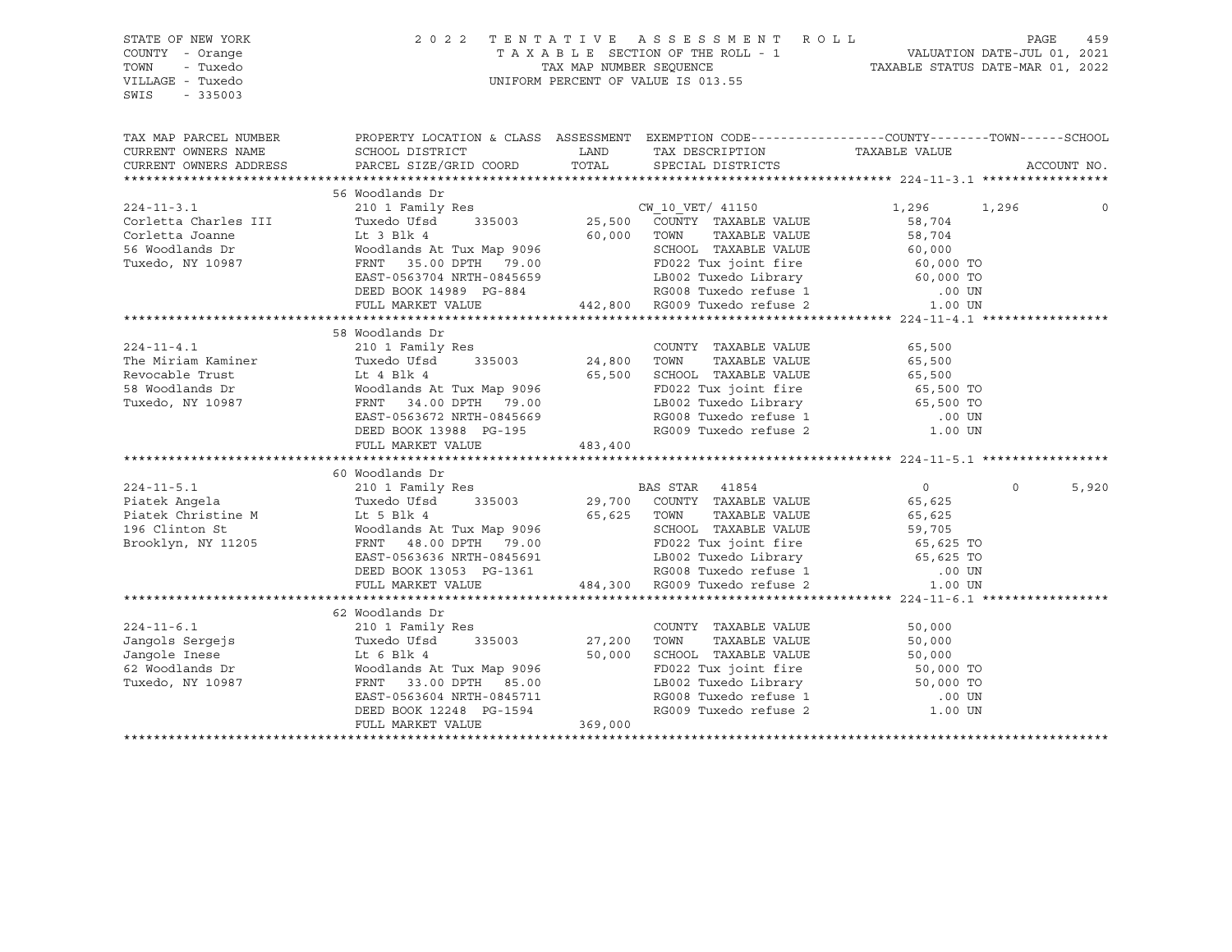STATE OF NEW YORK
COUNTY - Orange
TOWN - Tuxedo
VILLAGE - Tuxedo
SWIS - 335003

2022 TENTATIVE ASSESSMENT ROLL
TAXABLE SECTION OF THE ROLL - 1
TAX MAP NUMBER SEQUENCE
UNIFORM PERCENT OF VALUE IS 013.55

VALUATION DATE-JUL 01, 2021
TAXABLE STATUS DATE-MAR 01, 2022

| TAX MAP PARCEL NUMBER / CURRENT OWNERS NAME / CURRENT OWNERS ADDRESS | PROPERTY LOCATION & CLASS / SCHOOL DISTRICT / PARCEL SIZE/GRID COORD | ASSESSMENT LAND | TOTAL | EXEMPTION CODE / TAX DESCRIPTION / SPECIAL DISTRICTS | COUNTY | TOWN | SCHOOL | ACCOUNT NO. |
|---|---|---|---|---|---|---|---|---|
| | 56 Woodlands Dr | | | | | | | |
| 224-11-3.1 | 210 1 Family Res | | | CW_10_VET/ 41150 | 1,296 | 1,296 | 0 | |
| Corletta Charles III | Tuxedo Ufsd 335003 | 25,500 | | COUNTY TAXABLE VALUE | 58,704 | | | |
| Corletta Joanne | Lt 3 Blk 4 | | 60,000 | TOWN TAXABLE VALUE | 58,704 | | | |
| 56 Woodlands Dr | Woodlands At Tux Map 9096 | | | SCHOOL TAXABLE VALUE | 60,000 | | | |
| Tuxedo, NY 10987 | FRNT 35.00 DPTH 79.00 | | | FD022 Tux joint fire | 60,000 TO | | | |
| | EAST-0563704 NRTH-0845659 | | | LB002 Tuxedo Library | 60,000 TO | | | |
| | DEED BOOK 14989 PG-884 | | | RG008 Tuxedo refuse 1 | .00 UN | | | |
| | FULL MARKET VALUE | 442,800 | | RG009 Tuxedo refuse 2 | 1.00 UN | | | |
| | 58 Woodlands Dr | | | | | | | |
| 224-11-4.1 | 210 1 Family Res | | | COUNTY TAXABLE VALUE | 65,500 | | | |
| The Miriam Kaminer | Tuxedo Ufsd 335003 | 24,800 | | TOWN TAXABLE VALUE | 65,500 | | | |
| Revocable Trust | Lt 4 Blk 4 | | 65,500 | SCHOOL TAXABLE VALUE | 65,500 | | | |
| 58 Woodlands Dr | Woodlands At Tux Map 9096 | | | FD022 Tux joint fire | 65,500 TO | | | |
| Tuxedo, NY 10987 | FRNT 34.00 DPTH 79.00 | | | LB002 Tuxedo Library | 65,500 TO | | | |
| | EAST-0563672 NRTH-0845669 | | | RG008 Tuxedo refuse 1 | .00 UN | | | |
| | DEED BOOK 13988 PG-195 | | | RG009 Tuxedo refuse 2 | 1.00 UN | | | |
| | FULL MARKET VALUE | 483,400 | | | | | | |
| | 60 Woodlands Dr | | | | | | | |
| 224-11-5.1 | 210 1 Family Res | | | BAS STAR 41854 | 0 | 0 | 5,920 | |
| Piatek Angela | Tuxedo Ufsd 335003 | 29,700 | | COUNTY TAXABLE VALUE | 65,625 | | | |
| Piatek Christine M | Lt 5 Blk 4 | | 65,625 | TOWN TAXABLE VALUE | 65,625 | | | |
| 196 Clinton St | Woodlands At Tux Map 9096 | | | SCHOOL TAXABLE VALUE | 59,705 | | | |
| Brooklyn, NY 11205 | FRNT 48.00 DPTH 79.00 | | | FD022 Tux joint fire | 65,625 TO | | | |
| | EAST-0563636 NRTH-0845691 | | | LB002 Tuxedo Library | 65,625 TO | | | |
| | DEED BOOK 13053 PG-1361 | | | RG008 Tuxedo refuse 1 | .00 UN | | | |
| | FULL MARKET VALUE | 484,300 | | RG009 Tuxedo refuse 2 | 1.00 UN | | | |
| | 62 Woodlands Dr | | | | | | | |
| 224-11-6.1 | 210 1 Family Res | | | COUNTY TAXABLE VALUE | 50,000 | | | |
| Jangols Sergejs | Tuxedo Ufsd 335003 | 27,200 | | TOWN TAXABLE VALUE | 50,000 | | | |
| Jangole Inese | Lt 6 Blk 4 | | 50,000 | SCHOOL TAXABLE VALUE | 50,000 | | | |
| 62 Woodlands Dr | Woodlands At Tux Map 9096 | | | FD022 Tux joint fire | 50,000 TO | | | |
| Tuxedo, NY 10987 | FRNT 33.00 DPTH 85.00 | | | LB002 Tuxedo Library | 50,000 TO | | | |
| | EAST-0563604 NRTH-0845711 | | | RG008 Tuxedo refuse 1 | .00 UN | | | |
| | DEED BOOK 12248 PG-1594 | | | RG009 Tuxedo refuse 2 | 1.00 UN | | | |
| | FULL MARKET VALUE | 369,000 | | | | | | |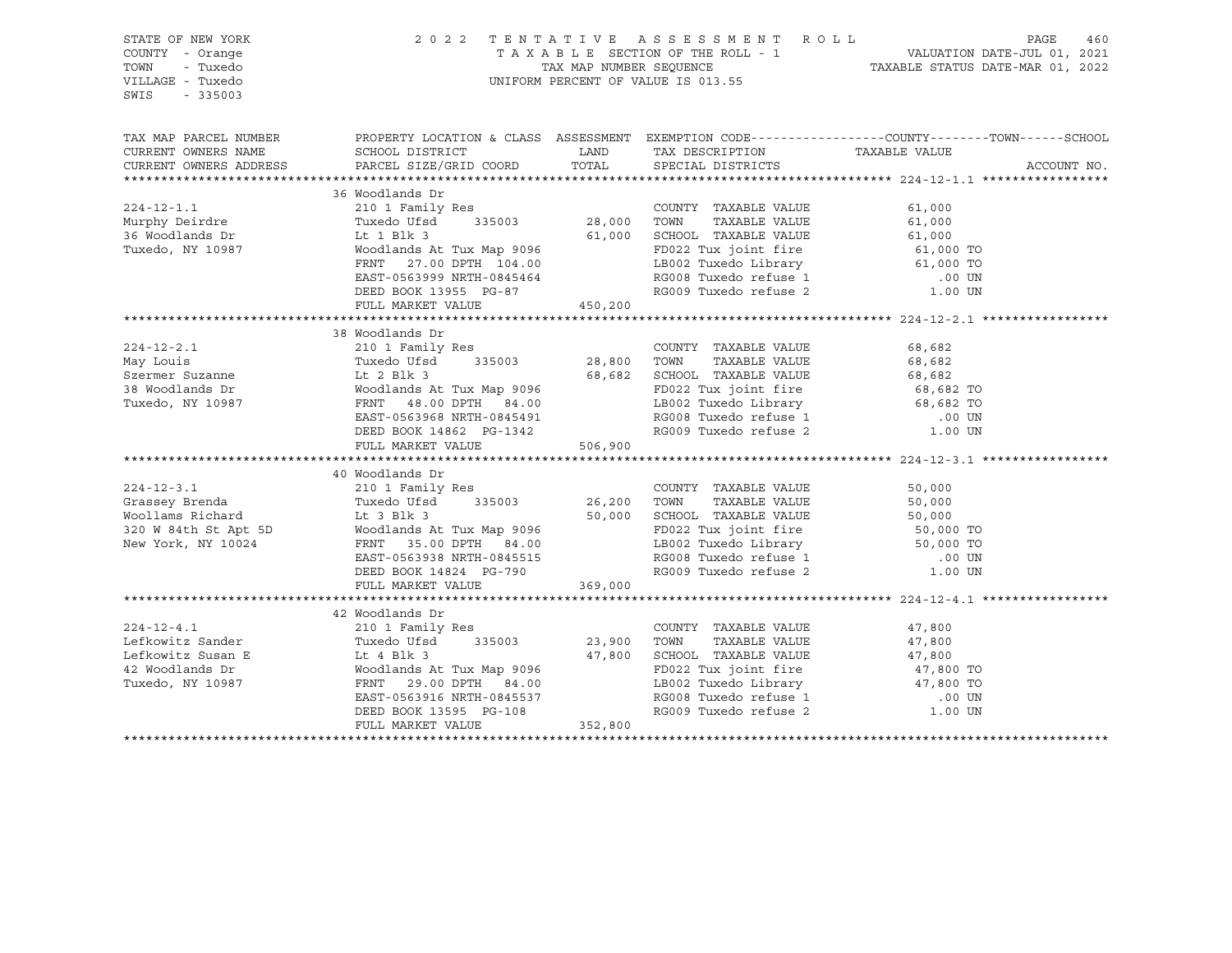STATE OF NEW YORK
COUNTY - Orange
TOWN - Tuxedo
VILLAGE - Tuxedo
SWIS - 335003

2022 TENTATIVE ASSESSMENT ROLL
TAXABLE SECTION OF THE ROLL - 1
TAX MAP NUMBER SEQUENCE
UNIFORM PERCENT OF VALUE IS 013.55

VALUATION DATE-JUL 01, 2021
TAXABLE STATUS DATE-MAR 01, 2022

| TAX MAP PARCEL NUMBER / CURRENT OWNERS NAME / CURRENT OWNERS ADDRESS | PROPERTY LOCATION & CLASS / SCHOOL DISTRICT / PARCEL SIZE/GRID COORD | ASSESSMENT LAND / TOTAL | EXEMPTION CODE / TAX DESCRIPTION / SPECIAL DISTRICTS | COUNTY--------TOWN------SCHOOL TAXABLE VALUE | ACCOUNT NO. |
|---|---|---|---|---|---|
| 224-12-1.1 | 36 Woodlands Dr | | | | |
| | 210 1 Family Res | | COUNTY TAXABLE VALUE | 61,000 | |
| Murphy Deirdre | Tuxedo Ufsd 335003 | 28,000 | TOWN TAXABLE VALUE | 61,000 | |
| 36 Woodlands Dr | Lt 1 Blk 3 | 61,000 | SCHOOL TAXABLE VALUE | 61,000 | |
| Tuxedo, NY 10987 | Woodlands At Tux Map 9096 | | FD022 Tux joint fire | 61,000 TO | |
| | FRNT 27.00 DPTH 104.00 | | LB002 Tuxedo Library | 61,000 TO | |
| | EAST-0563999 NRTH-0845464 | | RG008 Tuxedo refuse 1 | .00 UN | |
| | DEED BOOK 13955 PG-87 | | RG009 Tuxedo refuse 2 | 1.00 UN | |
| | FULL MARKET VALUE | 450,200 | | | |
| 224-12-2.1 | 38 Woodlands Dr | | | | |
| | 210 1 Family Res | | COUNTY TAXABLE VALUE | 68,682 | |
| May Louis | Tuxedo Ufsd 335003 | 28,800 | TOWN TAXABLE VALUE | 68,682 | |
| Szermer Suzanne | Lt 2 Blk 3 | 68,682 | SCHOOL TAXABLE VALUE | 68,682 | |
| 38 Woodlands Dr | Woodlands At Tux Map 9096 | | FD022 Tux joint fire | 68,682 TO | |
| Tuxedo, NY 10987 | FRNT 48.00 DPTH 84.00 | | LB002 Tuxedo Library | 68,682 TO | |
| | EAST-0563968 NRTH-0845491 | | RG008 Tuxedo refuse 1 | .00 UN | |
| | DEED BOOK 14862 PG-1342 | | RG009 Tuxedo refuse 2 | 1.00 UN | |
| | FULL MARKET VALUE | 506,900 | | | |
| 224-12-3.1 | 40 Woodlands Dr | | | | |
| | 210 1 Family Res | | COUNTY TAXABLE VALUE | 50,000 | |
| Grassey Brenda | Tuxedo Ufsd 335003 | 26,200 | TOWN TAXABLE VALUE | 50,000 | |
| Woollams Richard | Lt 3 Blk 3 | 50,000 | SCHOOL TAXABLE VALUE | 50,000 | |
| 320 W 84th St Apt 5D | Woodlands At Tux Map 9096 | | FD022 Tux joint fire | 50,000 TO | |
| New York, NY 10024 | FRNT 35.00 DPTH 84.00 | | LB002 Tuxedo Library | 50,000 TO | |
| | EAST-0563938 NRTH-0845515 | | RG008 Tuxedo refuse 1 | .00 UN | |
| | DEED BOOK 14824 PG-790 | | RG009 Tuxedo refuse 2 | 1.00 UN | |
| | FULL MARKET VALUE | 369,000 | | | |
| 224-12-4.1 | 42 Woodlands Dr | | | | |
| | 210 1 Family Res | | COUNTY TAXABLE VALUE | 47,800 | |
| Lefkowitz Sander | Tuxedo Ufsd 335003 | 23,900 | TOWN TAXABLE VALUE | 47,800 | |
| Lefkowitz Susan E | Lt 4 Blk 3 | 47,800 | SCHOOL TAXABLE VALUE | 47,800 | |
| 42 Woodlands Dr | Woodlands At Tux Map 9096 | | FD022 Tux joint fire | 47,800 TO | |
| Tuxedo, NY 10987 | FRNT 29.00 DPTH 84.00 | | LB002 Tuxedo Library | 47,800 TO | |
| | EAST-0563916 NRTH-0845537 | | RG008 Tuxedo refuse 1 | .00 UN | |
| | DEED BOOK 13595 PG-108 | | RG009 Tuxedo refuse 2 | 1.00 UN | |
| | FULL MARKET VALUE | 352,800 | | | |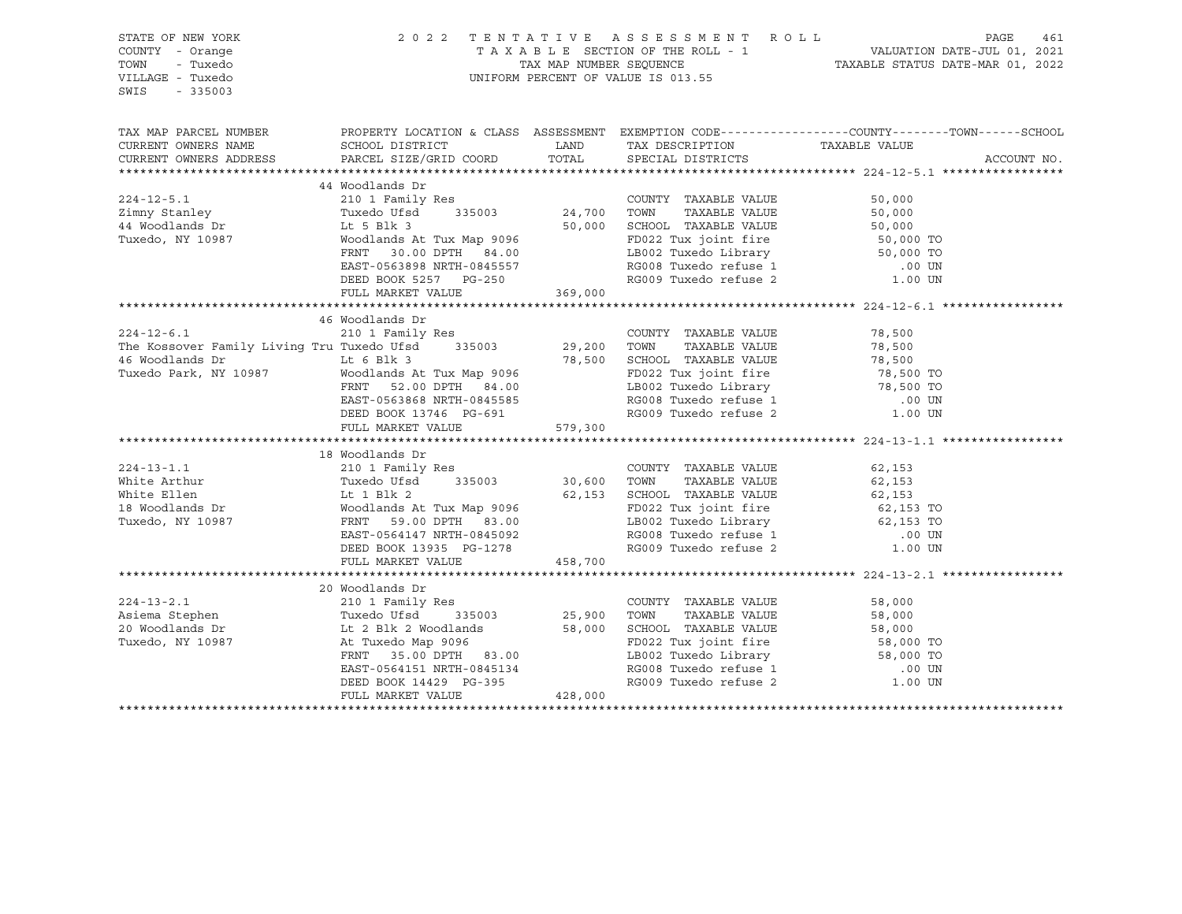STATE OF NEW YORK
COUNTY - Orange
TOWN - Tuxedo
VILLAGE - Tuxedo
SWIS - 335003

2022 TENTATIVE ASSESSMENT ROLL
TAXABLE SECTION OF THE ROLL - 1
TAX MAP NUMBER SEQUENCE
UNIFORM PERCENT OF VALUE IS 013.55

VALUATION DATE-JUL 01, 2021
TAXABLE STATUS DATE-MAR 01, 2022

| TAX MAP PARCEL NUMBER / CURRENT OWNERS NAME / CURRENT OWNERS ADDRESS | PROPERTY LOCATION & CLASS / SCHOOL DISTRICT / PARCEL SIZE/GRID COORD | ASSESSMENT LAND / TOTAL | EXEMPTION CODE / TAX DESCRIPTION / SPECIAL DISTRICTS | TAXABLE VALUE (COUNTY / TOWN / SCHOOL) | ACCOUNT NO. |
|---|---|---|---|---|---|
| **224-12-5.1** | 44 Woodlands Dr | | | | |
| 224-12-5.1 | 210 1 Family Res | | COUNTY TAXABLE VALUE | 50,000 | |
| Zimny Stanley | Tuxedo Ufsd 335003 | 24,700 | TOWN TAXABLE VALUE | 50,000 | |
| 44 Woodlands Dr | Lt 5 Blk 3 | 50,000 | SCHOOL TAXABLE VALUE | 50,000 | |
| Tuxedo, NY 10987 | Woodlands At Tux Map 9096 | | FD022 Tux joint fire | 50,000 TO | |
| | FRNT 30.00 DPTH 84.00 | | LB002 Tuxedo Library | 50,000 TO | |
| | EAST-0563898 NRTH-0845557 | | RG008 Tuxedo refuse 1 | .00 UN | |
| | DEED BOOK 5257 PG-250 | | RG009 Tuxedo refuse 2 | 1.00 UN | |
| | FULL MARKET VALUE | 369,000 | | | |
| **224-12-6.1** | 46 Woodlands Dr | | | | |
| 224-12-6.1 | 210 1 Family Res | | COUNTY TAXABLE VALUE | 78,500 | |
| The Kossover Family Living Tru | Tuxedo Ufsd 335003 | 29,200 | TOWN TAXABLE VALUE | 78,500 | |
| 46 Woodlands Dr | Lt 6 Blk 3 | 78,500 | SCHOOL TAXABLE VALUE | 78,500 | |
| Tuxedo Park, NY 10987 | Woodlands At Tux Map 9096 | | FD022 Tux joint fire | 78,500 TO | |
| | FRNT 52.00 DPTH 84.00 | | LB002 Tuxedo Library | 78,500 TO | |
| | EAST-0563868 NRTH-0845585 | | RG008 Tuxedo refuse 1 | .00 UN | |
| | DEED BOOK 13746 PG-691 | | RG009 Tuxedo refuse 2 | 1.00 UN | |
| | FULL MARKET VALUE | 579,300 | | | |
| **224-13-1.1** | 18 Woodlands Dr | | | | |
| 224-13-1.1 | 210 1 Family Res | | COUNTY TAXABLE VALUE | 62,153 | |
| White Arthur | Tuxedo Ufsd 335003 | 30,600 | TOWN TAXABLE VALUE | 62,153 | |
| White Ellen | Lt 1 Blk 2 | 62,153 | SCHOOL TAXABLE VALUE | 62,153 | |
| 18 Woodlands Dr | Woodlands At Tux Map 9096 | | FD022 Tux joint fire | 62,153 TO | |
| Tuxedo, NY 10987 | FRNT 59.00 DPTH 83.00 | | LB002 Tuxedo Library | 62,153 TO | |
| | EAST-0564147 NRTH-0845092 | | RG008 Tuxedo refuse 1 | .00 UN | |
| | DEED BOOK 13935 PG-1278 | | RG009 Tuxedo refuse 2 | 1.00 UN | |
| | FULL MARKET VALUE | 458,700 | | | |
| **224-13-2.1** | 20 Woodlands Dr | | | | |
| 224-13-2.1 | 210 1 Family Res | | COUNTY TAXABLE VALUE | 58,000 | |
| Asiema Stephen | Tuxedo Ufsd 335003 | 25,900 | TOWN TAXABLE VALUE | 58,000 | |
| 20 Woodlands Dr | Lt 2 Blk 2 Woodlands | 58,000 | SCHOOL TAXABLE VALUE | 58,000 | |
| Tuxedo, NY 10987 | At Tuxedo Map 9096 | | FD022 Tux joint fire | 58,000 TO | |
| | FRNT 35.00 DPTH 83.00 | | LB002 Tuxedo Library | 58,000 TO | |
| | EAST-0564151 NRTH-0845134 | | RG008 Tuxedo refuse 1 | .00 UN | |
| | DEED BOOK 14429 PG-395 | | RG009 Tuxedo refuse 2 | 1.00 UN | |
| | FULL MARKET VALUE | 428,000 | | | |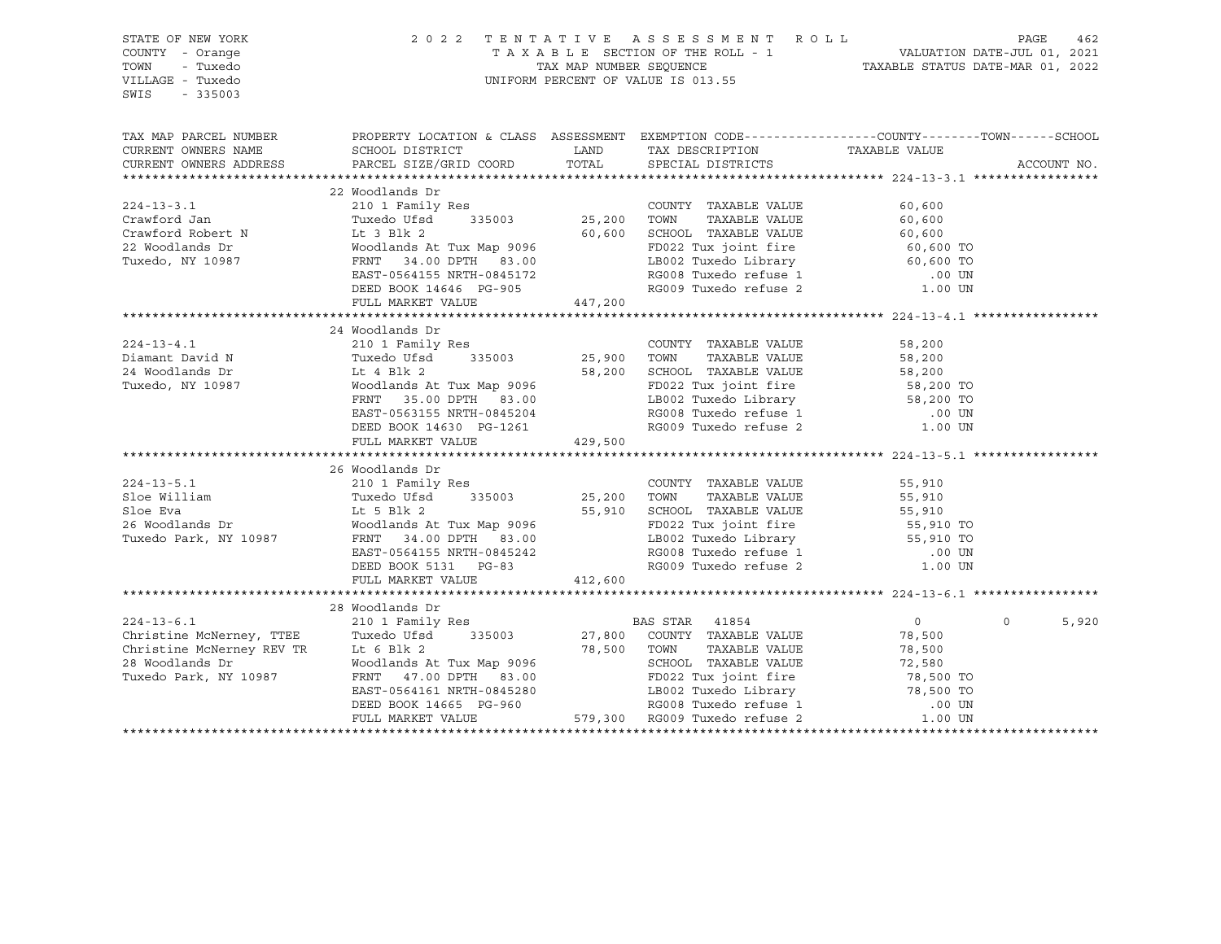STATE OF NEW YORK
COUNTY - Orange
TOWN - Tuxedo
VILLAGE - Tuxedo
SWIS - 335003

2022 TENTATIVE ASSESSMENT ROLL
TAXABLE SECTION OF THE ROLL - 1
TAX MAP NUMBER SEQUENCE
UNIFORM PERCENT OF VALUE IS 013.55

VALUATION DATE-JUL 01, 2021
TAXABLE STATUS DATE-MAR 01, 2022

| TAX MAP PARCEL NUMBER / CURRENT OWNERS NAME / CURRENT OWNERS ADDRESS | PROPERTY LOCATION & CLASS / SCHOOL DISTRICT / PARCEL SIZE/GRID COORD | ASSESSMENT LAND / TOTAL | EXEMPTION CODE / TAX DESCRIPTION / SPECIAL DISTRICTS | COUNTY / TOWN / TAXABLE VALUE | SCHOOL / ACCOUNT NO. |
|---|---|---|---|---|---|
| | 22 Woodlands Dr | | | | |
| 224-13-3.1 | 210 1 Family Res | | COUNTY TAXABLE VALUE | 60,600 | |
| Crawford Jan | Tuxedo Ufsd 335003 | 25,200 | TOWN TAXABLE VALUE | 60,600 | |
| Crawford Robert N | Lt 3 Blk 2 | 60,600 | SCHOOL TAXABLE VALUE | 60,600 | |
| 22 Woodlands Dr | Woodlands At Tux Map 9096 | | FD022 Tux joint fire | 60,600 TO | |
| Tuxedo, NY 10987 | FRNT 34.00 DPTH 83.00 | | LB002 Tuxedo Library | 60,600 TO | |
| | EAST-0564155 NRTH-0845172 | | RG008 Tuxedo refuse 1 | .00 UN | |
| | DEED BOOK 14646 PG-905 | | RG009 Tuxedo refuse 2 | 1.00 UN | |
| | FULL MARKET VALUE | 447,200 | | | |
| | 24 Woodlands Dr | | | | |
| 224-13-4.1 | 210 1 Family Res | | COUNTY TAXABLE VALUE | 58,200 | |
| Diamant David N | Tuxedo Ufsd 335003 | 25,900 | TOWN TAXABLE VALUE | 58,200 | |
| 24 Woodlands Dr | Lt 4 Blk 2 | 58,200 | SCHOOL TAXABLE VALUE | 58,200 | |
| Tuxedo, NY 10987 | Woodlands At Tux Map 9096 | | FD022 Tux joint fire | 58,200 TO | |
| | FRNT 35.00 DPTH 83.00 | | LB002 Tuxedo Library | 58,200 TO | |
| | EAST-0563155 NRTH-0845204 | | RG008 Tuxedo refuse 1 | .00 UN | |
| | DEED BOOK 14630 PG-1261 | | RG009 Tuxedo refuse 2 | 1.00 UN | |
| | FULL MARKET VALUE | 429,500 | | | |
| | 26 Woodlands Dr | | | | |
| 224-13-5.1 | 210 1 Family Res | | COUNTY TAXABLE VALUE | 55,910 | |
| Sloe William | Tuxedo Ufsd 335003 | 25,200 | TOWN TAXABLE VALUE | 55,910 | |
| Sloe Eva | Lt 5 Blk 2 | 55,910 | SCHOOL TAXABLE VALUE | 55,910 | |
| 26 Woodlands Dr | Woodlands At Tux Map 9096 | | FD022 Tux joint fire | 55,910 TO | |
| Tuxedo Park, NY 10987 | FRNT 34.00 DPTH 83.00 | | LB002 Tuxedo Library | 55,910 TO | |
| | EAST-0564155 NRTH-0845242 | | RG008 Tuxedo refuse 1 | .00 UN | |
| | DEED BOOK 5131 PG-83 | | RG009 Tuxedo refuse 2 | 1.00 UN | |
| | FULL MARKET VALUE | 412,600 | | | |
| | 28 Woodlands Dr | | | | |
| 224-13-6.1 | 210 1 Family Res | | BAS STAR 41854 | 0 / 0 | 5,920 |
| Christine McNerney, TTEE | Tuxedo Ufsd 335003 | 27,800 | COUNTY TAXABLE VALUE | 78,500 | |
| Christine McNerney REV TR | Lt 6 Blk 2 | 78,500 | TOWN TAXABLE VALUE | 78,500 | |
| 28 Woodlands Dr | Woodlands At Tux Map 9096 | | SCHOOL TAXABLE VALUE | 72,580 | |
| Tuxedo Park, NY 10987 | FRNT 47.00 DPTH 83.00 | | FD022 Tux joint fire | 78,500 TO | |
| | EAST-0564161 NRTH-0845280 | | LB002 Tuxedo Library | 78,500 TO | |
| | DEED BOOK 14665 PG-960 | | RG008 Tuxedo refuse 1 | .00 UN | |
| | FULL MARKET VALUE | 579,300 | RG009 Tuxedo refuse 2 | 1.00 UN | |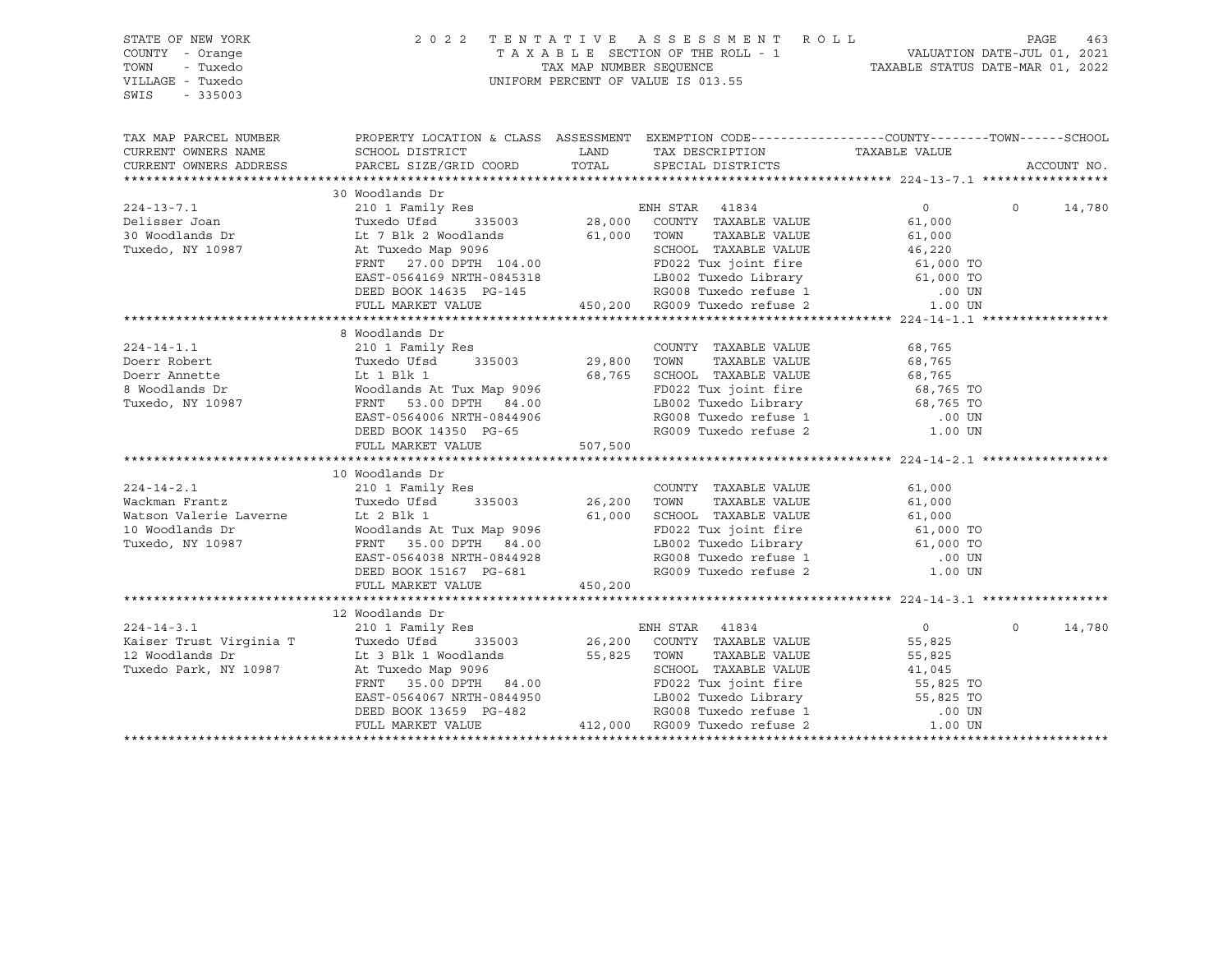STATE OF NEW YORK
COUNTY - Orange
TOWN - Tuxedo
VILLAGE - Tuxedo
SWIS - 335003

2022 TENTATIVE ASSESSMENT ROLL
TAXABLE SECTION OF THE ROLL - 1
TAX MAP NUMBER SEQUENCE
UNIFORM PERCENT OF VALUE IS 013.55

VALUATION DATE-JUL 01, 2021
TAXABLE STATUS DATE-MAR 01, 2022

```
TAX MAP PARCEL NUMBER     PROPERTY LOCATION & CLASS  ASSESSMENT  EXEMPTION CODE------------------COUNTY--------TOWN------SCHOOL
CURRENT OWNERS NAME       SCHOOL DISTRICT              LAND      TAX DESCRIPTION              TAXABLE VALUE
CURRENT OWNERS ADDRESS    PARCEL SIZE/GRID COORD       TOTAL     SPECIAL DISTRICTS                                     ACCOUNT NO.
******************************************************************************************************* 224-13-7.1 *****************
                          30 Woodlands Dr
224-13-7.1                210 1 Family Res                        ENH STAR  41834              0              0      14,780
Delisser Joan             Tuxedo Ufsd      335003       28,000    COUNTY  TAXABLE VALUE         61,000
30 Woodlands Dr           Lt 7 Blk 2 Woodlands          61,000    TOWN    TAXABLE VALUE         61,000
Tuxedo, NY 10987          At Tuxedo Map 9096                      SCHOOL  TAXABLE VALUE         46,220
                          FRNT   27.00 DPTH 104.00                FD022 Tux joint fire           61,000 TO
                          EAST-0564169 NRTH-0845318               LB002 Tuxedo Library           61,000 TO
                          DEED BOOK 14635  PG-145                 RG008 Tuxedo refuse 1             .00 UN
                          FULL MARKET VALUE            450,200    RG009 Tuxedo refuse 2            1.00 UN
******************************************************************************************************* 224-14-1.1 *****************
                          8 Woodlands Dr
224-14-1.1                210 1 Family Res                        COUNTY  TAXABLE VALUE         68,765
Doerr Robert              Tuxedo Ufsd      335003       29,800    TOWN    TAXABLE VALUE         68,765
Doerr Annette             Lt 1 Blk 1                    68,765    SCHOOL  TAXABLE VALUE         68,765
8 Woodlands Dr            Woodlands At Tux Map 9096               FD022 Tux joint fire           68,765 TO
Tuxedo, NY 10987          FRNT   53.00 DPTH  84.00                LB002 Tuxedo Library           68,765 TO
                          EAST-0564006 NRTH-0844906               RG008 Tuxedo refuse 1             .00 UN
                          DEED BOOK 14350  PG-65                  RG009 Tuxedo refuse 2            1.00 UN
                          FULL MARKET VALUE            507,500
******************************************************************************************************* 224-14-2.1 *****************
                          10 Woodlands Dr
224-14-2.1                210 1 Family Res                        COUNTY  TAXABLE VALUE         61,000
Wackman Frantz            Tuxedo Ufsd      335003       26,200    TOWN    TAXABLE VALUE         61,000
Watson Valerie Laverne    Lt 2 Blk 1                    61,000    SCHOOL  TAXABLE VALUE         61,000
10 Woodlands Dr           Woodlands At Tux Map 9096               FD022 Tux joint fire           61,000 TO
Tuxedo, NY 10987          FRNT   35.00 DPTH  84.00                LB002 Tuxedo Library           61,000 TO
                          EAST-0564038 NRTH-0844928               RG008 Tuxedo refuse 1             .00 UN
                          DEED BOOK 15167  PG-681                 RG009 Tuxedo refuse 2            1.00 UN
                          FULL MARKET VALUE            450,200
******************************************************************************************************* 224-14-3.1 *****************
                          12 Woodlands Dr
224-14-3.1                210 1 Family Res                        ENH STAR  41834              0              0      14,780
Kaiser Trust Virginia T   Tuxedo Ufsd      335003       26,200    COUNTY  TAXABLE VALUE         55,825
12 Woodlands Dr           Lt 3 Blk 1 Woodlands          55,825    TOWN    TAXABLE VALUE         55,825
Tuxedo Park, NY 10987     At Tuxedo Map 9096                      SCHOOL  TAXABLE VALUE         41,045
                          FRNT   35.00 DPTH  84.00                FD022 Tux joint fire           55,825 TO
                          EAST-0564067 NRTH-0844950               LB002 Tuxedo Library           55,825 TO
                          DEED BOOK 13659  PG-482                 RG008 Tuxedo refuse 1             .00 UN
                          FULL MARKET VALUE            412,000    RG009 Tuxedo refuse 2            1.00 UN
************************************************************************************************************************************
```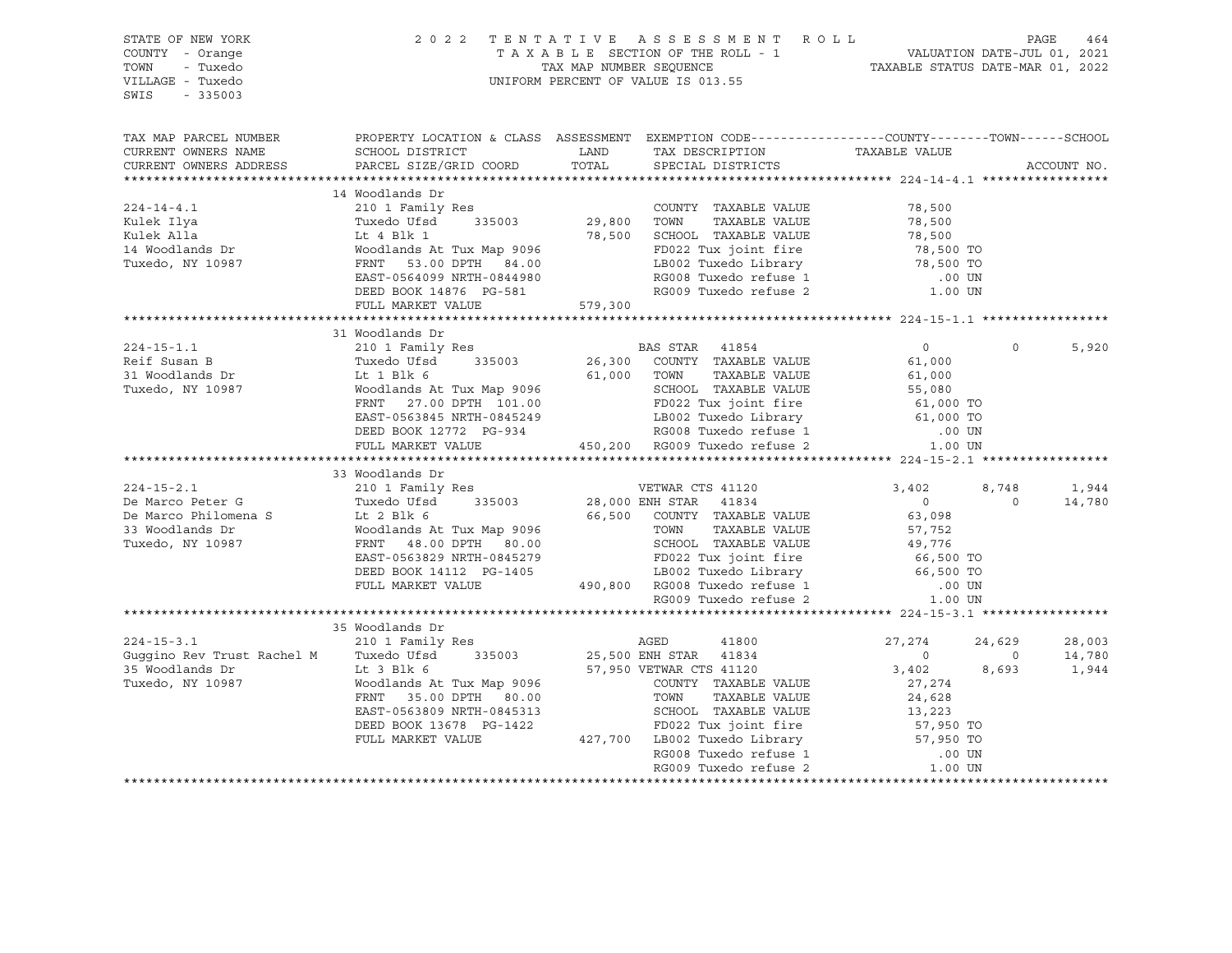STATE OF NEW YORK
COUNTY - Orange
TOWN - Tuxedo
VILLAGE - Tuxedo
SWIS - 335003

2022 TENTATIVE ASSESSMENT ROLL
TAXABLE SECTION OF THE ROLL - 1
TAX MAP NUMBER SEQUENCE
UNIFORM PERCENT OF VALUE IS 013.55

VALUATION DATE-JUL 01, 2021
TAXABLE STATUS DATE-MAR 01, 2022

| TAX MAP PARCEL NUMBER / CURRENT OWNERS NAME / CURRENT OWNERS ADDRESS | PROPERTY LOCATION & CLASS / SCHOOL DISTRICT / PARCEL SIZE/GRID COORD | ASSESSMENT LAND / TOTAL | EXEMPTION CODE / TAX DESCRIPTION / SPECIAL DISTRICTS | COUNTY | TOWN | SCHOOL | ACCOUNT NO. |
|---|---|---|---|---|---|---|---|
| **224-14-4.1** | 14 Woodlands Dr | | | | | | |
| | 210 1 Family Res | | COUNTY TAXABLE VALUE | 78,500 | | | |
| Kulek Ilya | Tuxedo Ufsd 335003 | 29,800 | TOWN TAXABLE VALUE | 78,500 | | | |
| Kulek Alla | Lt 4 Blk 1 | 78,500 | SCHOOL TAXABLE VALUE | 78,500 | | | |
| 14 Woodlands Dr | Woodlands At Tux Map 9096 | | FD022 Tux joint fire | 78,500 TO | | | |
| Tuxedo, NY 10987 | FRNT 53.00 DPTH 84.00 | | LB002 Tuxedo Library | 78,500 TO | | | |
| | EAST-0564099 NRTH-0844980 | | RG008 Tuxedo refuse 1 | .00 UN | | | |
| | DEED BOOK 14876 PG-581 | | RG009 Tuxedo refuse 2 | 1.00 UN | | | |
| | FULL MARKET VALUE | 579,300 | | | | | |
| **224-15-1.1** | 31 Woodlands Dr | | | | | | |
| | 210 1 Family Res | | BAS STAR 41854 | 0 | 0 | 5,920 | |
| Reif Susan B | Tuxedo Ufsd 335003 | 26,300 | COUNTY TAXABLE VALUE | 61,000 | | | |
| 31 Woodlands Dr | Lt 1 Blk 6 | 61,000 | TOWN TAXABLE VALUE | 61,000 | | | |
| Tuxedo, NY 10987 | Woodlands At Tux Map 9096 | | SCHOOL TAXABLE VALUE | 55,080 | | | |
| | FRNT 27.00 DPTH 101.00 | | FD022 Tux joint fire | 61,000 TO | | | |
| | EAST-0563845 NRTH-0845249 | | LB002 Tuxedo Library | 61,000 TO | | | |
| | DEED BOOK 12772 PG-934 | | RG008 Tuxedo refuse 1 | .00 UN | | | |
| | FULL MARKET VALUE | 450,200 | RG009 Tuxedo refuse 2 | 1.00 UN | | | |
| **224-15-2.1** | 33 Woodlands Dr | | | | | | |
| | 210 1 Family Res | | VETWAR CTS 41120 | 3,402 | 8,748 | 1,944 | |
| De Marco Peter G | Tuxedo Ufsd 335003 | 28,000 | ENH STAR 41834 | 0 | 0 | 14,780 | |
| De Marco Philomena S | Lt 2 Blk 6 | 66,500 | COUNTY TAXABLE VALUE | 63,098 | | | |
| 33 Woodlands Dr | Woodlands At Tux Map 9096 | | TOWN TAXABLE VALUE | 57,752 | | | |
| Tuxedo, NY 10987 | FRNT 48.00 DPTH 80.00 | | SCHOOL TAXABLE VALUE | 49,776 | | | |
| | EAST-0563829 NRTH-0845279 | | FD022 Tux joint fire | 66,500 TO | | | |
| | DEED BOOK 14112 PG-1405 | | LB002 Tuxedo Library | 66,500 TO | | | |
| | FULL MARKET VALUE | 490,800 | RG008 Tuxedo refuse 1 | .00 UN | | | |
| | | | RG009 Tuxedo refuse 2 | 1.00 UN | | | |
| **224-15-3.1** | 35 Woodlands Dr | | | | | | |
| | 210 1 Family Res | | AGED 41800 | 27,274 | 24,629 | 28,003 | |
| Guggino Rev Trust Rachel M | Tuxedo Ufsd 335003 | 25,500 | ENH STAR 41834 | 0 | 0 | 14,780 | |
| 35 Woodlands Dr | Lt 3 Blk 6 | 57,950 | VETWAR CTS 41120 | 3,402 | 8,693 | 1,944 | |
| Tuxedo, NY 10987 | Woodlands At Tux Map 9096 | | COUNTY TAXABLE VALUE | 27,274 | | | |
| | FRNT 35.00 DPTH 80.00 | | TOWN TAXABLE VALUE | 24,628 | | | |
| | EAST-0563809 NRTH-0845313 | | SCHOOL TAXABLE VALUE | 13,223 | | | |
| | DEED BOOK 13678 PG-1422 | | FD022 Tux joint fire | 57,950 TO | | | |
| | FULL MARKET VALUE | 427,700 | LB002 Tuxedo Library | 57,950 TO | | | |
| | | | RG008 Tuxedo refuse 1 | .00 UN | | | |
| | | | RG009 Tuxedo refuse 2 | 1.00 UN | | | |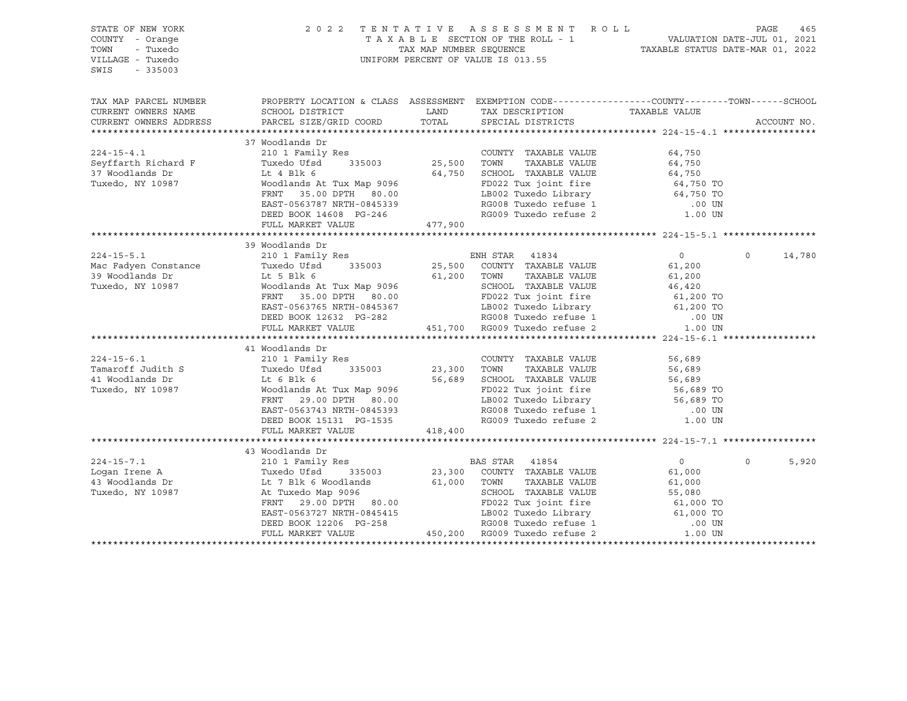STATE OF NEW YORK
COUNTY - Orange
TOWN - Tuxedo
VILLAGE - Tuxedo
SWIS - 335003

2 0 2 2 T E N T A T I V E A S S E S S M E N T R O L L
T A X A B L E SECTION OF THE ROLL - 1
TAX MAP NUMBER SEQUENCE
UNIFORM PERCENT OF VALUE IS 013.55

VALUATION DATE-JUL 01, 2021
TAXABLE STATUS DATE-MAR 01, 2022

| TAX MAP PARCEL NUMBER<br>CURRENT OWNERS NAME<br>CURRENT OWNERS ADDRESS | PROPERTY LOCATION & CLASS<br>SCHOOL DISTRICT<br>PARCEL SIZE/GRID COORD | ASSESSMENT<br>LAND<br>TOTAL | EXEMPTION CODE------COUNTY-----TOWN------SCHOOL<br>TAX DESCRIPTION<br>SPECIAL DISTRICTS | TAXABLE VALUE | ACCOUNT NO. |
|---|---|---|---|---|---|
| **224-15-4.1** | 37 Woodlands Dr | | | | |
| 224-15-4.1 | 210 1 Family Res | | COUNTY TAXABLE VALUE | 64,750 | |
| Seyffarth Richard F | Tuxedo Ufsd 335003 | 25,500 | TOWN TAXABLE VALUE | 64,750 | |
| 37 Woodlands Dr | Lt 4 Blk 6 | 64,750 | SCHOOL TAXABLE VALUE | 64,750 | |
| Tuxedo, NY 10987 | Woodlands At Tux Map 9096 | | FD022 Tux joint fire | 64,750 TO | |
| | FRNT 35.00 DPTH 80.00 | | LB002 Tuxedo Library | 64,750 TO | |
| | EAST-0563787 NRTH-0845339 | | RG008 Tuxedo refuse 1 | .00 UN | |
| | DEED BOOK 14608 PG-246 | | RG009 Tuxedo refuse 2 | 1.00 UN | |
| | FULL MARKET VALUE | 477,900 | | | |
| **224-15-5.1** | 39 Woodlands Dr | | | | |
| 224-15-5.1 | 210 1 Family Res | | ENH STAR 41834 | 0 0 | 14,780 |
| Mac Fadyen Constance | Tuxedo Ufsd 335003 | 25,500 | COUNTY TAXABLE VALUE | 61,200 | |
| 39 Woodlands Dr | Lt 5 Blk 6 | 61,200 | TOWN TAXABLE VALUE | 61,200 | |
| Tuxedo, NY 10987 | Woodlands At Tux Map 9096 | | SCHOOL TAXABLE VALUE | 46,420 | |
| | FRNT 35.00 DPTH 80.00 | | FD022 Tux joint fire | 61,200 TO | |
| | EAST-0563765 NRTH-0845367 | | LB002 Tuxedo Library | 61,200 TO | |
| | DEED BOOK 12632 PG-282 | | RG008 Tuxedo refuse 1 | .00 UN | |
| | FULL MARKET VALUE | 451,700 | RG009 Tuxedo refuse 2 | 1.00 UN | |
| **224-15-6.1** | 41 Woodlands Dr | | | | |
| 224-15-6.1 | 210 1 Family Res | | COUNTY TAXABLE VALUE | 56,689 | |
| Tamaroff Judith S | Tuxedo Ufsd 335003 | 23,300 | TOWN TAXABLE VALUE | 56,689 | |
| 41 Woodlands Dr | Lt 6 Blk 6 | 56,689 | SCHOOL TAXABLE VALUE | 56,689 | |
| Tuxedo, NY 10987 | Woodlands At Tux Map 9096 | | FD022 Tux joint fire | 56,689 TO | |
| | FRNT 29.00 DPTH 80.00 | | LB002 Tuxedo Library | 56,689 TO | |
| | EAST-0563743 NRTH-0845393 | | RG008 Tuxedo refuse 1 | .00 UN | |
| | DEED BOOK 15131 PG-1535 | | RG009 Tuxedo refuse 2 | 1.00 UN | |
| | FULL MARKET VALUE | 418,400 | | | |
| **224-15-7.1** | 43 Woodlands Dr | | | | |
| 224-15-7.1 | 210 1 Family Res | | BAS STAR 41854 | 0 0 | 5,920 |
| Logan Irene A | Tuxedo Ufsd 335003 | 23,300 | COUNTY TAXABLE VALUE | 61,000 | |
| 43 Woodlands Dr | Lt 7 Blk 6 Woodlands | 61,000 | TOWN TAXABLE VALUE | 61,000 | |
| Tuxedo, NY 10987 | At Tuxedo Map 9096 | | SCHOOL TAXABLE VALUE | 55,080 | |
| | FRNT 29.00 DPTH 80.00 | | FD022 Tux joint fire | 61,000 TO | |
| | EAST-0563727 NRTH-0845415 | | LB002 Tuxedo Library | 61,000 TO | |
| | DEED BOOK 12206 PG-258 | | RG008 Tuxedo refuse 1 | .00 UN | |
| | FULL MARKET VALUE | 450,200 | RG009 Tuxedo refuse 2 | 1.00 UN | |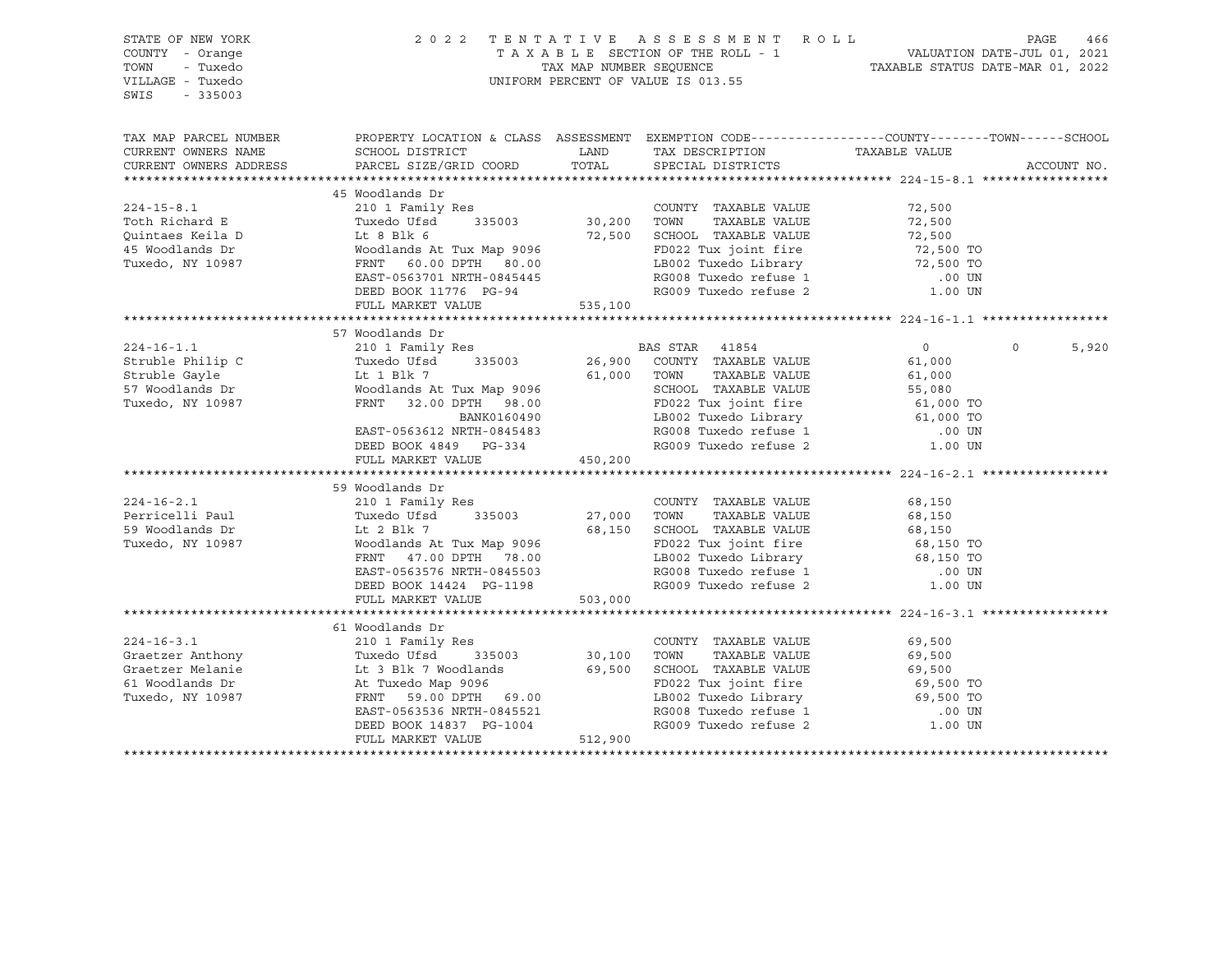STATE OF NEW YORK
COUNTY - Orange
TOWN - Tuxedo
VILLAGE - Tuxedo
SWIS - 335003

2 0 2 2 T E N T A T I V E A S S E S S M E N T R O L L
T A X A B L E SECTION OF THE ROLL - 1
TAX MAP NUMBER SEQUENCE
UNIFORM PERCENT OF VALUE IS 013.55

VALUATION DATE-JUL 01, 2021
TAXABLE STATUS DATE-MAR 01, 2022

| TAX MAP PARCEL NUMBER / CURRENT OWNERS NAME / CURRENT OWNERS ADDRESS | PROPERTY LOCATION & CLASS / SCHOOL DISTRICT / PARCEL SIZE/GRID COORD | ASSESSMENT LAND / TOTAL | EXEMPTION CODE / TAX DESCRIPTION / SPECIAL DISTRICTS | COUNTY | TOWN | SCHOOL / ACCOUNT NO. |
|---|---|---|---|---|---|---|
| **224-15-8.1** | 45 Woodlands Dr | | | | | |
| 224-15-8.1 | 210 1 Family Res | | COUNTY TAXABLE VALUE | 72,500 | | |
| Toth Richard E | Tuxedo Ufsd 335003 | 30,200 | TOWN TAXABLE VALUE | 72,500 | | |
| Quintaes Keila D | Lt 8 Blk 6 | 72,500 | SCHOOL TAXABLE VALUE | 72,500 | | |
| 45 Woodlands Dr | Woodlands At Tux Map 9096 | | FD022 Tux joint fire | 72,500 TO | | |
| Tuxedo, NY 10987 | FRNT 60.00 DPTH 80.00 | | LB002 Tuxedo Library | 72,500 TO | | |
| | EAST-0563701 NRTH-0845445 | | RG008 Tuxedo refuse 1 | .00 UN | | |
| | DEED BOOK 11776 PG-94 | | RG009 Tuxedo refuse 2 | 1.00 UN | | |
| | FULL MARKET VALUE | 535,100 | | | | |
| **224-16-1.1** | 57 Woodlands Dr | | | | | |
| 224-16-1.1 | 210 1 Family Res | | BAS STAR 41854 | 0 | 0 | 5,920 |
| Struble Philip C | Tuxedo Ufsd 335003 | 26,900 | COUNTY TAXABLE VALUE | 61,000 | | |
| Struble Gayle | Lt 1 Blk 7 | 61,000 | TOWN TAXABLE VALUE | 61,000 | | |
| 57 Woodlands Dr | Woodlands At Tux Map 9096 | | SCHOOL TAXABLE VALUE | 55,080 | | |
| Tuxedo, NY 10987 | FRNT 32.00 DPTH 98.00 | | FD022 Tux joint fire | 61,000 TO | | |
| | BANK0160490 | | LB002 Tuxedo Library | 61,000 TO | | |
| | EAST-0563612 NRTH-0845483 | | RG008 Tuxedo refuse 1 | .00 UN | | |
| | DEED BOOK 4849 PG-334 | | RG009 Tuxedo refuse 2 | 1.00 UN | | |
| | FULL MARKET VALUE | 450,200 | | | | |
| **224-16-2.1** | 59 Woodlands Dr | | | | | |
| 224-16-2.1 | 210 1 Family Res | | COUNTY TAXABLE VALUE | 68,150 | | |
| Perricelli Paul | Tuxedo Ufsd 335003 | 27,000 | TOWN TAXABLE VALUE | 68,150 | | |
| 59 Woodlands Dr | Lt 2 Blk 7 | 68,150 | SCHOOL TAXABLE VALUE | 68,150 | | |
| Tuxedo, NY 10987 | Woodlands At Tux Map 9096 | | FD022 Tux joint fire | 68,150 TO | | |
| | FRNT 47.00 DPTH 78.00 | | LB002 Tuxedo Library | 68,150 TO | | |
| | EAST-0563576 NRTH-0845503 | | RG008 Tuxedo refuse 1 | .00 UN | | |
| | DEED BOOK 14424 PG-1198 | | RG009 Tuxedo refuse 2 | 1.00 UN | | |
| | FULL MARKET VALUE | 503,000 | | | | |
| **224-16-3.1** | 61 Woodlands Dr | | | | | |
| 224-16-3.1 | 210 1 Family Res | | COUNTY TAXABLE VALUE | 69,500 | | |
| Graetzer Anthony | Tuxedo Ufsd 335003 | 30,100 | TOWN TAXABLE VALUE | 69,500 | | |
| Graetzer Melanie | Lt 3 Blk 7 Woodlands | 69,500 | SCHOOL TAXABLE VALUE | 69,500 | | |
| 61 Woodlands Dr | At Tuxedo Map 9096 | | FD022 Tux joint fire | 69,500 TO | | |
| Tuxedo, NY 10987 | FRNT 59.00 DPTH 69.00 | | LB002 Tuxedo Library | 69,500 TO | | |
| | EAST-0563536 NRTH-0845521 | | RG008 Tuxedo refuse 1 | .00 UN | | |
| | DEED BOOK 14837 PG-1004 | | RG009 Tuxedo refuse 2 | 1.00 UN | | |
| | FULL MARKET VALUE | 512,900 | | | | |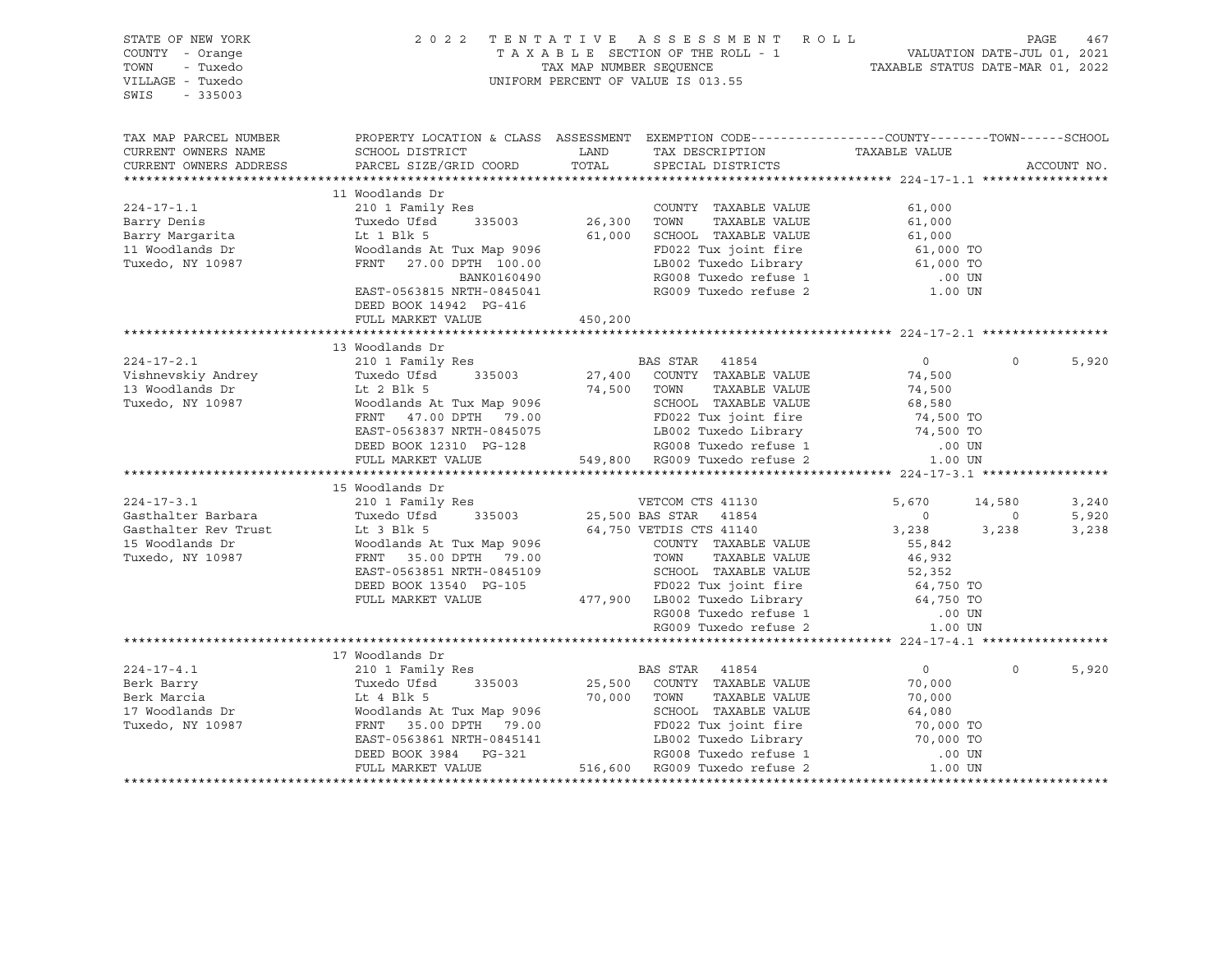STATE OF NEW YORK
COUNTY - Orange
TOWN - Tuxedo
VILLAGE - Tuxedo
SWIS - 335003

2022 TENTATIVE ASSESSMENT ROLL
TAXABLE SECTION OF THE ROLL - 1
TAX MAP NUMBER SEQUENCE
UNIFORM PERCENT OF VALUE IS 013.55

VALUATION DATE-JUL 01, 2021
TAXABLE STATUS DATE-MAR 01, 2022

```
TAX MAP PARCEL NUMBER     PROPERTY LOCATION & CLASS  ASSESSMENT  EXEMPTION CODE------------------COUNTY--------TOWN------SCHOOL
CURRENT OWNERS NAME       SCHOOL DISTRICT               LAND      TAX DESCRIPTION              TAXABLE VALUE
CURRENT OWNERS ADDRESS    PARCEL SIZE/GRID COORD        TOTAL     SPECIAL DISTRICTS                                    ACCOUNT NO.
******************************************************************************************************* 224-17-1.1 *****************
                          11 Woodlands Dr
224-17-1.1                210 1 Family Res                         COUNTY  TAXABLE VALUE          61,000
Barry Denis               Tuxedo Ufsd      335003        26,300    TOWN    TAXABLE VALUE          61,000
Barry Margarita           Lt 1 Blk 5                     61,000    SCHOOL  TAXABLE VALUE          61,000
11 Woodlands Dr           Woodlands At Tux Map 9096                FD022 Tux joint fire            61,000 TO
Tuxedo, NY 10987          FRNT    27.00 DPTH 100.00                LB002 Tuxedo Library            61,000 TO
                                      BANK0160490                  RG008 Tuxedo refuse 1              .00 UN
                          EAST-0563815 NRTH-0845041                RG009 Tuxedo refuse 2             1.00 UN
                          DEED BOOK 14942  PG-416
                          FULL MARKET VALUE             450,200
******************************************************************************************************* 224-17-2.1 *****************
                          13 Woodlands Dr
224-17-2.1                210 1 Family Res                     BAS STAR   41854                    0             0       5,920
Vishnevskiy Andrey        Tuxedo Ufsd      335003        27,400    COUNTY  TAXABLE VALUE          74,500
13 Woodlands Dr           Lt 2 Blk 5                     74,500    TOWN    TAXABLE VALUE          74,500
Tuxedo, NY 10987          Woodlands At Tux Map 9096                SCHOOL  TAXABLE VALUE          68,580
                          FRNT    47.00 DPTH  79.00                FD022 Tux joint fire            74,500 TO
                          EAST-0563837 NRTH-0845075                LB002 Tuxedo Library            74,500 TO
                          DEED BOOK 12310  PG-128                  RG008 Tuxedo refuse 1              .00 UN
                          FULL MARKET VALUE             549,800    RG009 Tuxedo refuse 2             1.00 UN
******************************************************************************************************* 224-17-3.1 *****************
                          15 Woodlands Dr
224-17-3.1                210 1 Family Res                     VETCOM CTS 41130                5,670        14,580       3,240
Gasthalter Barbara        Tuxedo Ufsd      335003        25,500 BAS STAR   41854                   0             0       5,920
Gasthalter Rev Trust      Lt 3 Blk 5                     64,750 VETDIS CTS 41140               3,238         3,238       3,238
15 Woodlands Dr           Woodlands At Tux Map 9096                COUNTY  TAXABLE VALUE          55,842
Tuxedo, NY 10987          FRNT    35.00 DPTH  79.00                TOWN    TAXABLE VALUE          46,932
                          EAST-0563851 NRTH-0845109                SCHOOL  TAXABLE VALUE          52,352
                          DEED BOOK 13540  PG-105                  FD022 Tux joint fire            64,750 TO
                          FULL MARKET VALUE             477,900    LB002 Tuxedo Library            64,750 TO
                                                                   RG008 Tuxedo refuse 1              .00 UN
                                                                   RG009 Tuxedo refuse 2             1.00 UN
******************************************************************************************************* 224-17-4.1 *****************
                          17 Woodlands Dr
224-17-4.1                210 1 Family Res                     BAS STAR   41854                    0             0       5,920
Berk Barry                Tuxedo Ufsd      335003        25,500    COUNTY  TAXABLE VALUE          70,000
Berk Marcia               Lt 4 Blk 5                     70,000    TOWN    TAXABLE VALUE          70,000
17 Woodlands Dr           Woodlands At Tux Map 9096                SCHOOL  TAXABLE VALUE          64,080
Tuxedo, NY 10987          FRNT    35.00 DPTH  79.00                FD022 Tux joint fire            70,000 TO
                          EAST-0563861 NRTH-0845141                LB002 Tuxedo Library            70,000 TO
                          DEED BOOK 3984   PG-321                  RG008 Tuxedo refuse 1              .00 UN
                          FULL MARKET VALUE             516,600    RG009 Tuxedo refuse 2             1.00 UN
************************************************************************************************************************************
```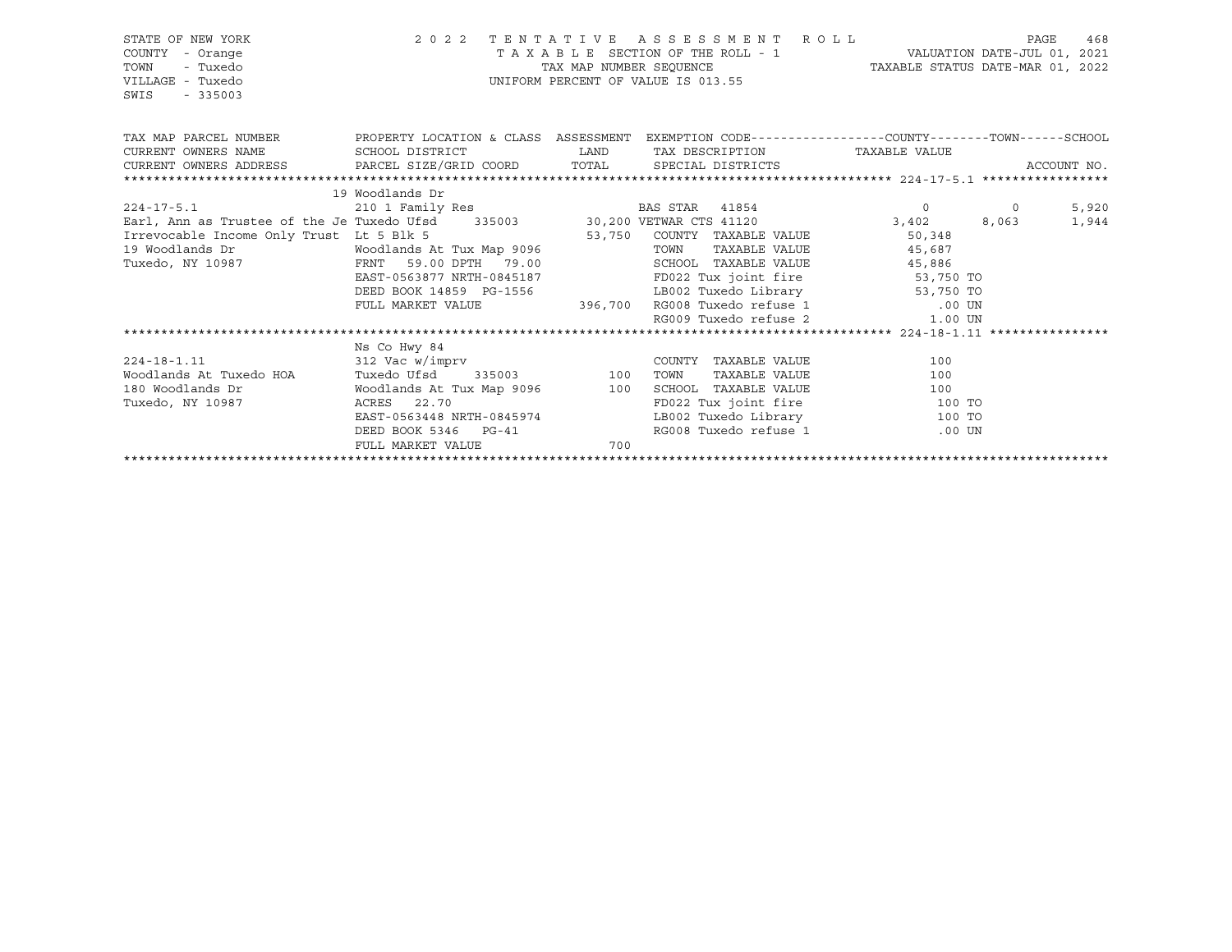STATE OF NEW YORK
COUNTY - Orange
TOWN - Tuxedo
VILLAGE - Tuxedo
SWIS - 335003

2022 TENTATIVE ASSESSMENT ROLL
TAXABLE SECTION OF THE ROLL - 1
TAX MAP NUMBER SEQUENCE
UNIFORM PERCENT OF VALUE IS 013.55

VALUATION DATE-JUL 01, 2021
TAXABLE STATUS DATE-MAR 01, 2022

```
TAX MAP PARCEL NUMBER          PROPERTY LOCATION & CLASS  ASSESSMENT  EXEMPTION CODE------------------COUNTY--------TOWN------SCHOOL
CURRENT OWNERS NAME            SCHOOL DISTRICT              LAND       TAX DESCRIPTION              TAXABLE VALUE
CURRENT OWNERS ADDRESS         PARCEL SIZE/GRID COORD       TOTAL      SPECIAL DISTRICTS                                    ACCOUNT NO.
******************************************************************************************************* 224-17-5.1 *****************
                               19 Woodlands Dr
224-17-5.1                     210 1 Family Res                  BAS STAR  41854                    0           0        5,920
Earl, Ann as Trustee of the Je Tuxedo Ufsd    335003    30,200 VETWAR CTS 41120                 3,402       8,063        1,944
Irrevocable Income Only Trust  Lt 5 Blk 5                53,750   COUNTY  TAXABLE VALUE           50,348
19 Woodlands Dr                Woodlands At Tux Map 9096          TOWN    TAXABLE VALUE           45,687
Tuxedo, NY 10987               FRNT   59.00 DPTH  79.00           SCHOOL  TAXABLE VALUE           45,886
                               EAST-0563877 NRTH-0845187          FD022 Tux joint fire             53,750 TO
                               DEED BOOK 14859  PG-1556           LB002 Tuxedo Library             53,750 TO
                               FULL MARKET VALUE         396,700  RG008 Tuxedo refuse 1               .00 UN
                                                                  RG009 Tuxedo refuse 2              1.00 UN
******************************************************************************************************* 224-18-1.11 ****************
                               Ns Co Hwy 84
224-18-1.11                    312 Vac w/imprv                    COUNTY  TAXABLE VALUE              100
Woodlands At Tuxedo HOA        Tuxedo Ufsd    335003       100    TOWN    TAXABLE VALUE              100
180 Woodlands Dr               Woodlands At Tux Map 9096   100    SCHOOL  TAXABLE VALUE              100
Tuxedo, NY 10987               ACRES   22.70                      FD022 Tux joint fire               100 TO
                               EAST-0563448 NRTH-0845974          LB002 Tuxedo Library               100 TO
                               DEED BOOK 5346   PG-41             RG008 Tuxedo refuse 1               .00 UN
                               FULL MARKET VALUE           700
************************************************************************************************************************************
```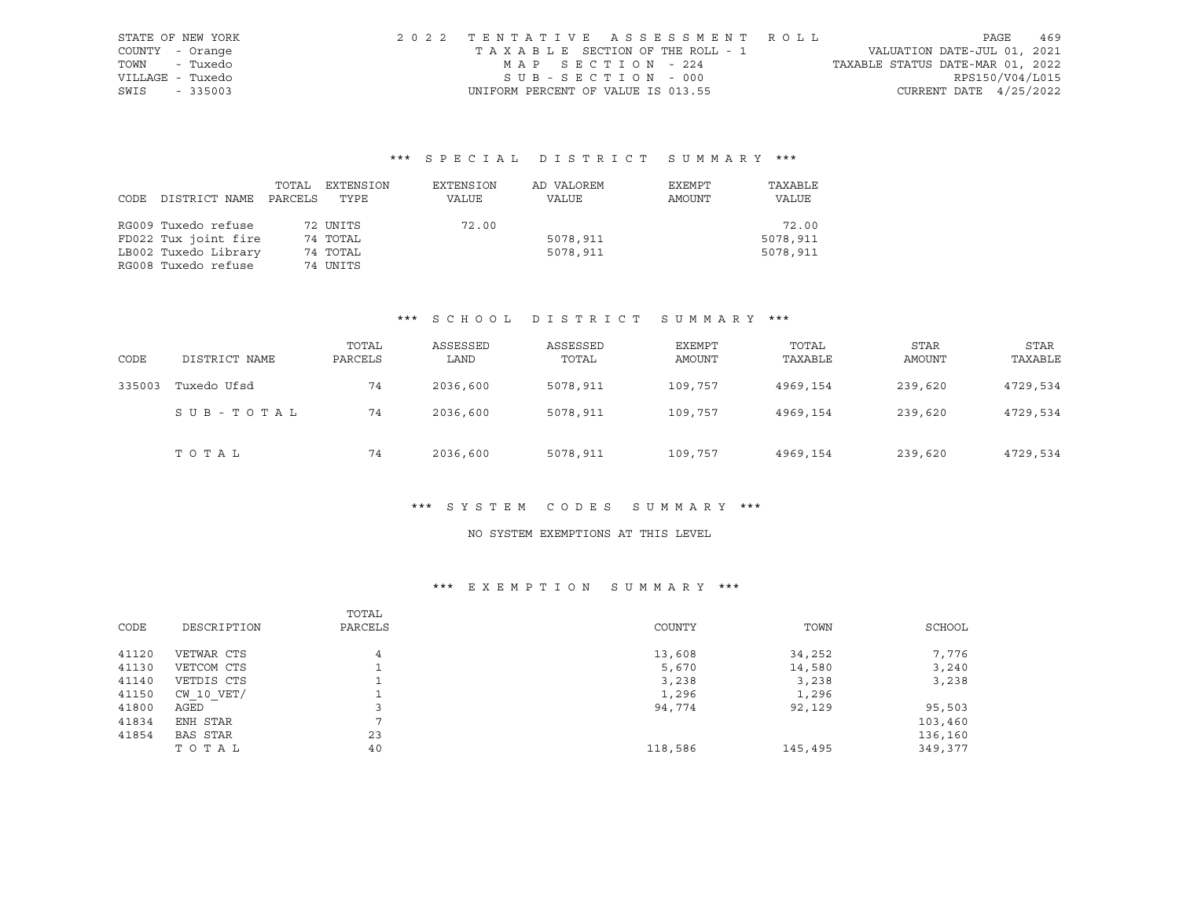STATE OF NEW YORK | 2022 TENTATIVE ASSESSMENT ROLL | VALUATION DATE-JUL 01, 2021
COUNTY - Orange | TAXABLE SECTION OF THE ROLL - 1 | TAXABLE STATUS DATE-MAR 01, 2022
TOWN - Tuxedo | MAP SECTION - 224 | RPS150/V04/L015
VILLAGE - Tuxedo | SUB-SECTION - 000 | CURRENT DATE 4/25/2022
SWIS - 335003 | UNIFORM PERCENT OF VALUE IS 013.55

## *** SPECIAL DISTRICT SUMMARY ***

| CODE DISTRICT NAME | TOTAL PARCELS | EXTENSION TYPE | EXTENSION VALUE | AD VALOREM VALUE | EXEMPT AMOUNT | TAXABLE VALUE |
|---|---|---|---|---|---|---|
| RG009 Tuxedo refuse | 72 | UNITS | 72.00 | | | 72.00 |
| FD022 Tux joint fire | 74 | TOTAL | | 5078,911 | | 5078,911 |
| LB002 Tuxedo Library | 74 | TOTAL | | 5078,911 | | 5078,911 |
| RG008 Tuxedo refuse | 74 | UNITS | | | | |

## *** SCHOOL DISTRICT SUMMARY ***

| CODE | DISTRICT NAME | TOTAL PARCELS | ASSESSED LAND | ASSESSED TOTAL | EXEMPT AMOUNT | TOTAL TAXABLE | STAR AMOUNT | STAR TAXABLE |
|---|---|---|---|---|---|---|---|---|
| 335003 | Tuxedo Ufsd | 74 | 2036,600 | 5078,911 | 109,757 | 4969,154 | 239,620 | 4729,534 |
| | SUB-TOTAL | 74 | 2036,600 | 5078,911 | 109,757 | 4969,154 | 239,620 | 4729,534 |
| | TOTAL | 74 | 2036,600 | 5078,911 | 109,757 | 4969,154 | 239,620 | 4729,534 |

## *** SYSTEM CODES SUMMARY ***

NO SYSTEM EXEMPTIONS AT THIS LEVEL

## *** EXEMPTION SUMMARY ***

| CODE | DESCRIPTION | TOTAL PARCELS | COUNTY | TOWN | SCHOOL |
|---|---|---|---|---|---|
| 41120 | VETWAR CTS | 4 | 13,608 | 34,252 | 7,776 |
| 41130 | VETCOM CTS | 1 | 5,670 | 14,580 | 3,240 |
| 41140 | VETDIS CTS | 1 | 3,238 | 3,238 | 3,238 |
| 41150 | CW_10_VET/ | 1 | 1,296 | 1,296 | |
| 41800 | AGED | 3 | 94,774 | 92,129 | 95,503 |
| 41834 | ENH STAR | 7 | | | 103,460 |
| 41854 | BAS STAR | 23 | | | 136,160 |
| | TOTAL | 40 | 118,586 | 145,495 | 349,377 |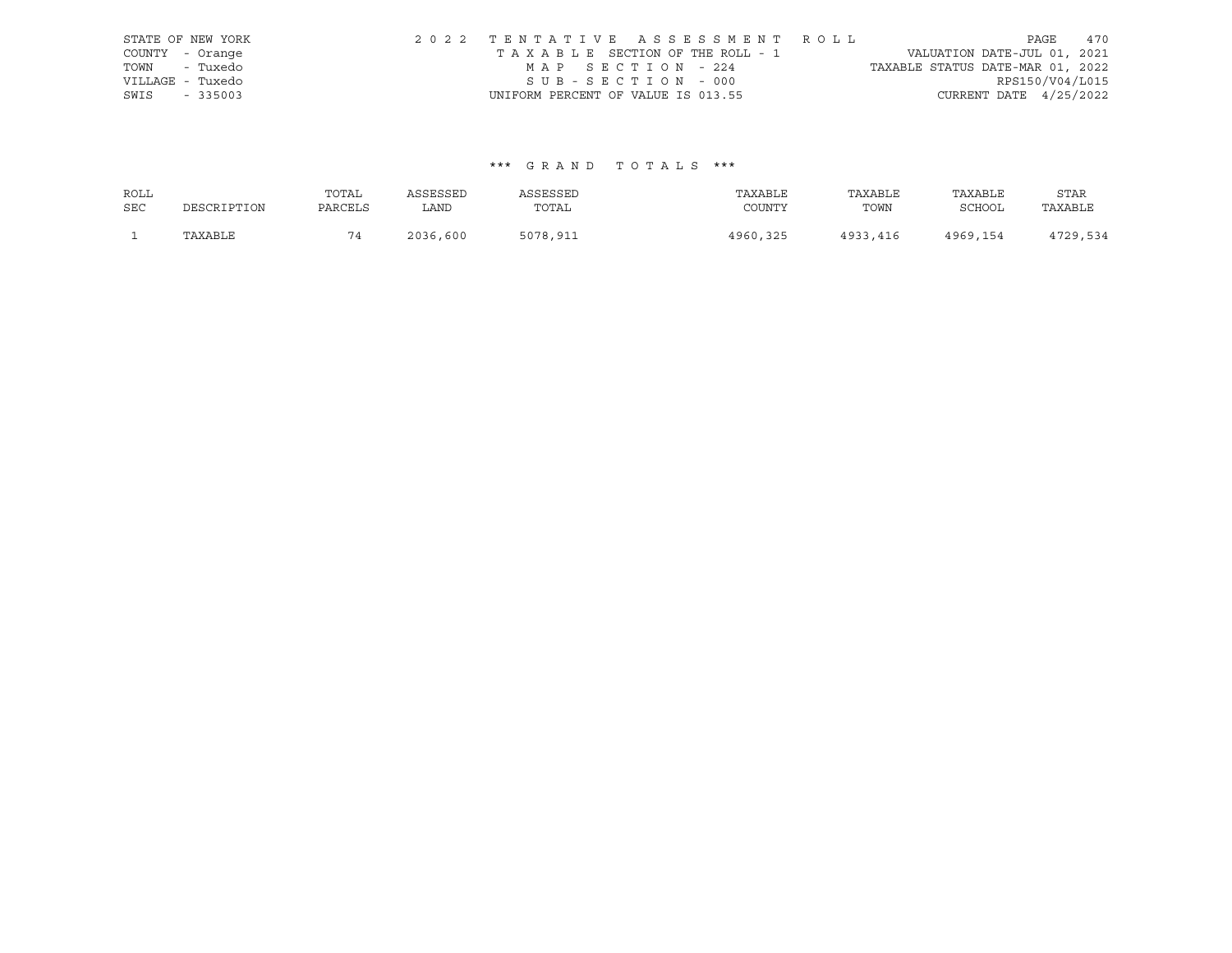STATE OF NEW YORK
COUNTY - Orange
TOWN - Tuxedo
VILLAGE - Tuxedo
SWIS - 335003

2022 TENTATIVE ASSESSMENT ROLL
TAXABLE SECTION OF THE ROLL - 1
MAP SECTION - 224
SUB-SECTION - 000
UNIFORM PERCENT OF VALUE IS 013.55

VALUATION DATE-JUL 01, 2021
TAXABLE STATUS DATE-MAR 01, 2022
RPS150/V04/L015
CURRENT DATE 4/25/2022

*** GRAND TOTALS ***

| ROLL SEC | DESCRIPTION | TOTAL PARCELS | ASSESSED LAND | ASSESSED TOTAL | TAXABLE COUNTY | TAXABLE TOWN | TAXABLE SCHOOL | STAR TAXABLE |
|---|---|---|---|---|---|---|---|---|
| 1 | TAXABLE | 74 | 2036,600 | 5078,911 | 4960,325 | 4933,416 | 4969,154 | 4729,534 |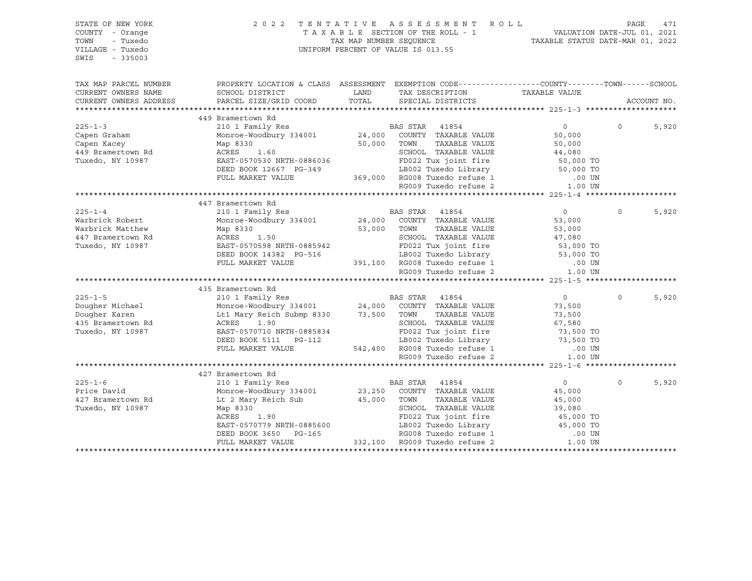STATE OF NEW YORK | COUNTY - Orange | TOWN - Tuxedo | VILLAGE - Tuxedo | SWIS - 335003

2022 TENTATIVE ASSESSMENT ROLL
TAXABLE SECTION OF THE ROLL - 1
TAX MAP NUMBER SEQUENCE
UNIFORM PERCENT OF VALUE IS 013.55

VALUATION DATE-JUL 01, 2021
TAXABLE STATUS DATE-MAR 01, 2022

| TAX MAP PARCEL NUMBER / CURRENT OWNERS NAME / CURRENT OWNERS ADDRESS | PROPERTY LOCATION & CLASS / SCHOOL DISTRICT / PARCEL SIZE/GRID COORD | ASSESSMENT LAND | TOTAL | EXEMPTION CODE / TAX DESCRIPTION / SPECIAL DISTRICTS | COUNTY TAXABLE VALUE | TOWN | SCHOOL |
|---|---|---|---|---|---|---|---|
| | 449 Bramertown Rd | | | | | | |
| 225-1-3 | 210 1 Family Res | | | BAS STAR 41854 | 0 | 0 | 5,920 |
| Capen Graham | Monroe-Woodbury 334001 | 24,000 | | COUNTY TAXABLE VALUE | 50,000 | | |
| Capen Kacey | Map 8330 | | 50,000 | TOWN TAXABLE VALUE | 50,000 | | |
| 449 Bramertown Rd | ACRES 1.60 | | | SCHOOL TAXABLE VALUE | 44,080 | | |
| Tuxedo, NY 10987 | EAST-0570530 NRTH-0886036 | | | FD022 Tux joint fire | 50,000 TO | | |
| | DEED BOOK 12667 PG-349 | | | LB002 Tuxedo Library | 50,000 TO | | |
| | FULL MARKET VALUE | | 369,000 | RG008 Tuxedo refuse 1 | .00 UN | | |
| | | | | RG009 Tuxedo refuse 2 | 1.00 UN | | |
| | 447 Bramertown Rd | | | | | | |
| 225-1-4 | 210 1 Family Res | | | BAS STAR 41854 | 0 | 0 | 5,920 |
| Warbrick Robert | Monroe-Woodbury 334001 | 24,000 | | COUNTY TAXABLE VALUE | 53,000 | | |
| Warbrick Matthew | Map 8330 | | 53,000 | TOWN TAXABLE VALUE | 53,000 | | |
| 447 Bramertown Rd | ACRES 1.50 | | | SCHOOL TAXABLE VALUE | 47,080 | | |
| Tuxedo, NY 10987 | EAST-0570598 NRTH-0885942 | | | FD022 Tux joint fire | 53,000 TO | | |
| | DEED BOOK 14382 PG-516 | | | LB002 Tuxedo Library | 53,000 TO | | |
| | FULL MARKET VALUE | | 391,100 | RG008 Tuxedo refuse 1 | .00 UN | | |
| | | | | RG009 Tuxedo refuse 2 | 1.00 UN | | |
| | 435 Bramertown Rd | | | | | | |
| 225-1-5 | 210 1 Family Res | | | BAS STAR 41854 | 0 | 0 | 5,920 |
| Dougher Michael | Monroe-Woodbury 334001 | 24,000 | | COUNTY TAXABLE VALUE | 73,500 | | |
| Dougher Karen | Lt1 Mary Reich Submp 8330 | | 73,500 | TOWN TAXABLE VALUE | 73,500 | | |
| 435 Bramertown Rd | ACRES 1.90 | | | SCHOOL TAXABLE VALUE | 67,580 | | |
| Tuxedo, NY 10987 | EAST-0570710 NRTH-0885834 | | | FD022 Tux joint fire | 73,500 TO | | |
| | DEED BOOK 5111 PG-112 | | | LB002 Tuxedo Library | 73,500 TO | | |
| | FULL MARKET VALUE | | 542,400 | RG008 Tuxedo refuse 1 | .00 UN | | |
| | | | | RG009 Tuxedo refuse 2 | 1.00 UN | | |
| | 427 Bramertown Rd | | | | | | |
| 225-1-6 | 210 1 Family Res | | | BAS STAR 41854 | 0 | 0 | 5,920 |
| Price David | Monroe-Woodbury 334001 | 23,250 | | COUNTY TAXABLE VALUE | 45,000 | | |
| 427 Bramertown Rd | Lt 2 Mary Reich Sub | | 45,000 | TOWN TAXABLE VALUE | 45,000 | | |
| Tuxedo, NY 10987 | Map 8330 | | | SCHOOL TAXABLE VALUE | 39,080 | | |
| | ACRES 1.90 | | | FD022 Tux joint fire | 45,000 TO | | |
| | EAST-0570779 NRTH-0885600 | | | LB002 Tuxedo Library | 45,000 TO | | |
| | DEED BOOK 3650 PG-165 | | | RG008 Tuxedo refuse 1 | .00 UN | | |
| | FULL MARKET VALUE | | 332,100 | RG009 Tuxedo refuse 2 | 1.00 UN | | |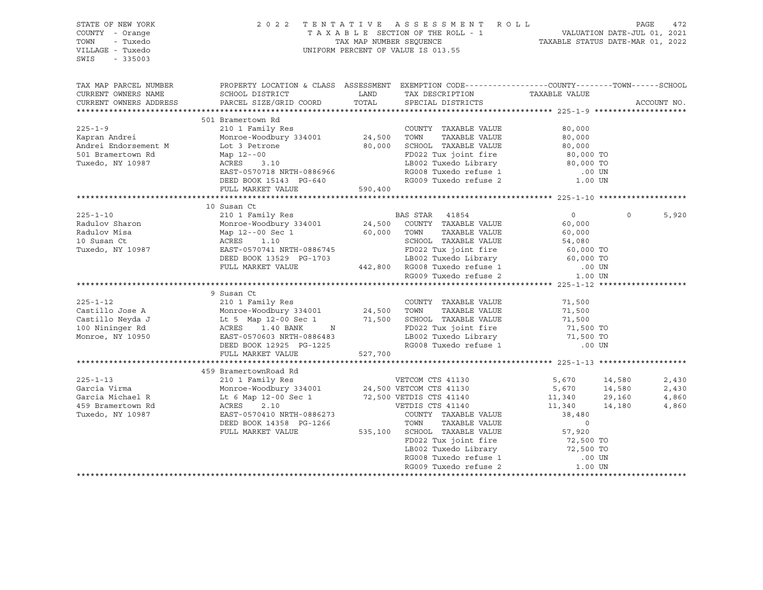STATE OF NEW YORK
COUNTY - Orange
TOWN - Tuxedo
VILLAGE - Tuxedo
SWIS - 335003

2022 TENTATIVE ASSESSMENT ROLL
TAXABLE SECTION OF THE ROLL - 1
TAX MAP NUMBER SEQUENCE
UNIFORM PERCENT OF VALUE IS 013.55

VALUATION DATE-JUL 01, 2021
TAXABLE STATUS DATE-MAR 01, 2022

```
TAX MAP PARCEL NUMBER     PROPERTY LOCATION & CLASS  ASSESSMENT  EXEMPTION CODE------------------COUNTY--------TOWN------SCHOOL
CURRENT OWNERS NAME       SCHOOL DISTRICT               LAND      TAX DESCRIPTION            TAXABLE VALUE
CURRENT OWNERS ADDRESS    PARCEL SIZE/GRID COORD        TOTAL     SPECIAL DISTRICTS                                    ACCOUNT NO.
******************************************************************************************************* 225-1-9 ********************
                          501 Bramertown Rd
225-1-9                   210 1 Family Res                         COUNTY  TAXABLE VALUE          80,000
Kapran Andrei             Monroe-Woodbury 334001        24,500     TOWN    TAXABLE VALUE          80,000
Andrei Endorsement M      Lot 3 Petrone                 80,000     SCHOOL  TAXABLE VALUE          80,000
501 Bramertown Rd         Map 12--00                               FD022 Tux joint fire           80,000 TO
Tuxedo, NY 10987          ACRES    3.10                            LB002 Tuxedo Library           80,000 TO
                          EAST-0570718 NRTH-0886966                RG008 Tuxedo refuse 1             .00 UN
                          DEED BOOK 15143  PG-640                  RG009 Tuxedo refuse 2            1.00 UN
                          FULL MARKET VALUE            590,400
******************************************************************************************************* 225-1-10 *******************
                          10 Susan Ct
225-1-10                  210 1 Family Res                         BAS STAR  41854                    0          0         5,920
Radulov Sharon            Monroe-Woodbury 334001        24,500     COUNTY  TAXABLE VALUE          60,000
Radulov Misa              Map 12--00 Sec 1              60,000     TOWN    TAXABLE VALUE          60,000
10 Susan Ct               ACRES    1.10                            SCHOOL  TAXABLE VALUE          54,080
Tuxedo, NY 10987          EAST-0570741 NRTH-0886745                FD022 Tux joint fire           60,000 TO
                          DEED BOOK 13529  PG-1703                 LB002 Tuxedo Library           60,000 TO
                          FULL MARKET VALUE            442,800     RG008 Tuxedo refuse 1             .00 UN
                                                                   RG009 Tuxedo refuse 2            1.00 UN
******************************************************************************************************* 225-1-12 *******************
                          9 Susan Ct
225-1-12                  210 1 Family Res                         COUNTY  TAXABLE VALUE          71,500
Castillo Jose A           Monroe-Woodbury 334001        24,500     TOWN    TAXABLE VALUE          71,500
Castillo Neyda J          Lt 5  Map 12-00 Sec 1         71,500     SCHOOL  TAXABLE VALUE          71,500
100 Nininger Rd           ACRES    1.40 BANK     N                 FD022 Tux joint fire           71,500 TO
Monroe, NY 10950          EAST-0570603 NRTH-0886483                LB002 Tuxedo Library           71,500 TO
                          DEED BOOK 12925  PG-1225                 RG008 Tuxedo refuse 1             .00 UN
                          FULL MARKET VALUE            527,700
******************************************************************************************************* 225-1-13 *******************
                          459 BramertownRoad Rd
225-1-13                  210 1 Family Res                         VETCOM CTS 41130               5,670     14,580         2,430
Garcia Virma              Monroe-Woodbury 334001        24,500     VETCOM CTS 41130               5,670     14,580         2,430
Garcia Michael R          Lt 6 Map 12-00 Sec 1          72,500     VETDIS CTS 41140              11,340     29,160         4,860
459 Bramertown Rd         ACRES    2.10                            VETDIS CTS 41140              11,340     14,180         4,860
Tuxedo, NY 10987          EAST-0570410 NRTH-0886273                COUNTY  TAXABLE VALUE          38,480
                          DEED BOOK 14358  PG-1266                 TOWN    TAXABLE VALUE               0
                          FULL MARKET VALUE            535,100     SCHOOL  TAXABLE VALUE          57,920
                                                                   FD022 Tux joint fire           72,500 TO
                                                                   LB002 Tuxedo Library           72,500 TO
                                                                   RG008 Tuxedo refuse 1             .00 UN
                                                                   RG009 Tuxedo refuse 2            1.00 UN
************************************************************************************************************************************
```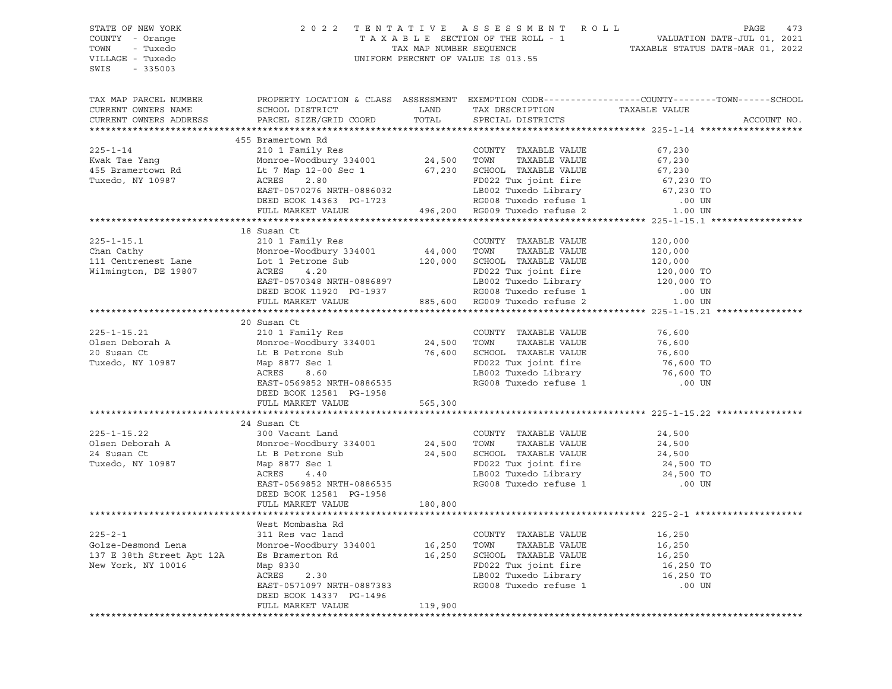STATE OF NEW YORK
COUNTY - Orange
TOWN - Tuxedo
VILLAGE - Tuxedo
SWIS - 335003

2022 TENTATIVE ASSESSMENT ROLL
TAXABLE SECTION OF THE ROLL - 1
TAX MAP NUMBER SEQUENCE
UNIFORM PERCENT OF VALUE IS 013.55

VALUATION DATE-JUL 01, 2021
TAXABLE STATUS DATE-MAR 01, 2022

| TAX MAP PARCEL NUMBER / CURRENT OWNERS NAME / CURRENT OWNERS ADDRESS | PROPERTY LOCATION & CLASS / SCHOOL DISTRICT / PARCEL SIZE/GRID COORD | ASSESSMENT LAND | TOTAL | EXEMPTION CODE / TAX DESCRIPTION / SPECIAL DISTRICTS | TAXABLE VALUE (COUNTY / TOWN / SCHOOL) | ACCOUNT NO. |
|---|---|---|---|---|---|---|
| **225-1-14** | 455 Bramertown Rd | | | | | |
| 225-1-14 | 210 1 Family Res | | | COUNTY TAXABLE VALUE | 67,230 | |
| Kwak Tae Yang | Monroe-Woodbury 334001 | 24,500 | | TOWN TAXABLE VALUE | 67,230 | |
| 455 Bramertown Rd | Lt 7 Map 12-00 Sec 1 | | 67,230 | SCHOOL TAXABLE VALUE | 67,230 | |
| Tuxedo, NY 10987 | ACRES 2.80 | | | FD022 Tux joint fire | 67,230 TO | |
| | EAST-0570276 NRTH-0886032 | | | LB002 Tuxedo Library | 67,230 TO | |
| | DEED BOOK 14363 PG-1723 | | | RG008 Tuxedo refuse 1 | .00 UN | |
| | FULL MARKET VALUE | | 496,200 | RG009 Tuxedo refuse 2 | 1.00 UN | |
| **225-1-15.1** | 18 Susan Ct | | | | | |
| 225-1-15.1 | 210 1 Family Res | | | COUNTY TAXABLE VALUE | 120,000 | |
| Chan Cathy | Monroe-Woodbury 334001 | 44,000 | | TOWN TAXABLE VALUE | 120,000 | |
| 111 Centrenest Lane | Lot 1 Petrone Sub | | 120,000 | SCHOOL TAXABLE VALUE | 120,000 | |
| Wilmington, DE 19807 | ACRES 4.20 | | | FD022 Tux joint fire | 120,000 TO | |
| | EAST-0570348 NRTH-0886897 | | | LB002 Tuxedo Library | 120,000 TO | |
| | DEED BOOK 11920 PG-1937 | | | RG008 Tuxedo refuse 1 | .00 UN | |
| | FULL MARKET VALUE | | 885,600 | RG009 Tuxedo refuse 2 | 1.00 UN | |
| **225-1-15.21** | 20 Susan Ct | | | | | |
| 225-1-15.21 | 210 1 Family Res | | | COUNTY TAXABLE VALUE | 76,600 | |
| Olsen Deborah A | Monroe-Woodbury 334001 | 24,500 | | TOWN TAXABLE VALUE | 76,600 | |
| 20 Susan Ct | Lt B Petrone Sub | | 76,600 | SCHOOL TAXABLE VALUE | 76,600 | |
| Tuxedo, NY 10987 | Map 8877 Sec 1 | | | FD022 Tux joint fire | 76,600 TO | |
| | ACRES 8.60 | | | LB002 Tuxedo Library | 76,600 TO | |
| | EAST-0569852 NRTH-0886535 | | | RG008 Tuxedo refuse 1 | .00 UN | |
| | DEED BOOK 12581 PG-1958 | | | | | |
| | FULL MARKET VALUE | | 565,300 | | | |
| **225-1-15.22** | 24 Susan Ct | | | | | |
| 225-1-15.22 | 300 Vacant Land | | | COUNTY TAXABLE VALUE | 24,500 | |
| Olsen Deborah A | Monroe-Woodbury 334001 | 24,500 | | TOWN TAXABLE VALUE | 24,500 | |
| 24 Susan Ct | Lt B Petrone Sub | | 24,500 | SCHOOL TAXABLE VALUE | 24,500 | |
| Tuxedo, NY 10987 | Map 8877 Sec 1 | | | FD022 Tux joint fire | 24,500 TO | |
| | ACRES 4.40 | | | LB002 Tuxedo Library | 24,500 TO | |
| | EAST-0569852 NRTH-0886535 | | | RG008 Tuxedo refuse 1 | .00 UN | |
| | DEED BOOK 12581 PG-1958 | | | | | |
| | FULL MARKET VALUE | | 180,800 | | | |
| **225-2-1** | West Mombasha Rd | | | | | |
| 225-2-1 | 311 Res vac land | | | COUNTY TAXABLE VALUE | 16,250 | |
| Golze-Desmond Lena | Monroe-Woodbury 334001 | 16,250 | | TOWN TAXABLE VALUE | 16,250 | |
| 137 E 38th Street Apt 12A | Es Bramerton Rd | | 16,250 | SCHOOL TAXABLE VALUE | 16,250 | |
| New York, NY 10016 | Map 8330 | | | FD022 Tux joint fire | 16,250 TO | |
| | ACRES 2.30 | | | LB002 Tuxedo Library | 16,250 TO | |
| | EAST-0571097 NRTH-0887383 | | | RG008 Tuxedo refuse 1 | .00 UN | |
| | DEED BOOK 14337 PG-1496 | | | | | |
| | FULL MARKET VALUE | | 119,900 | | | |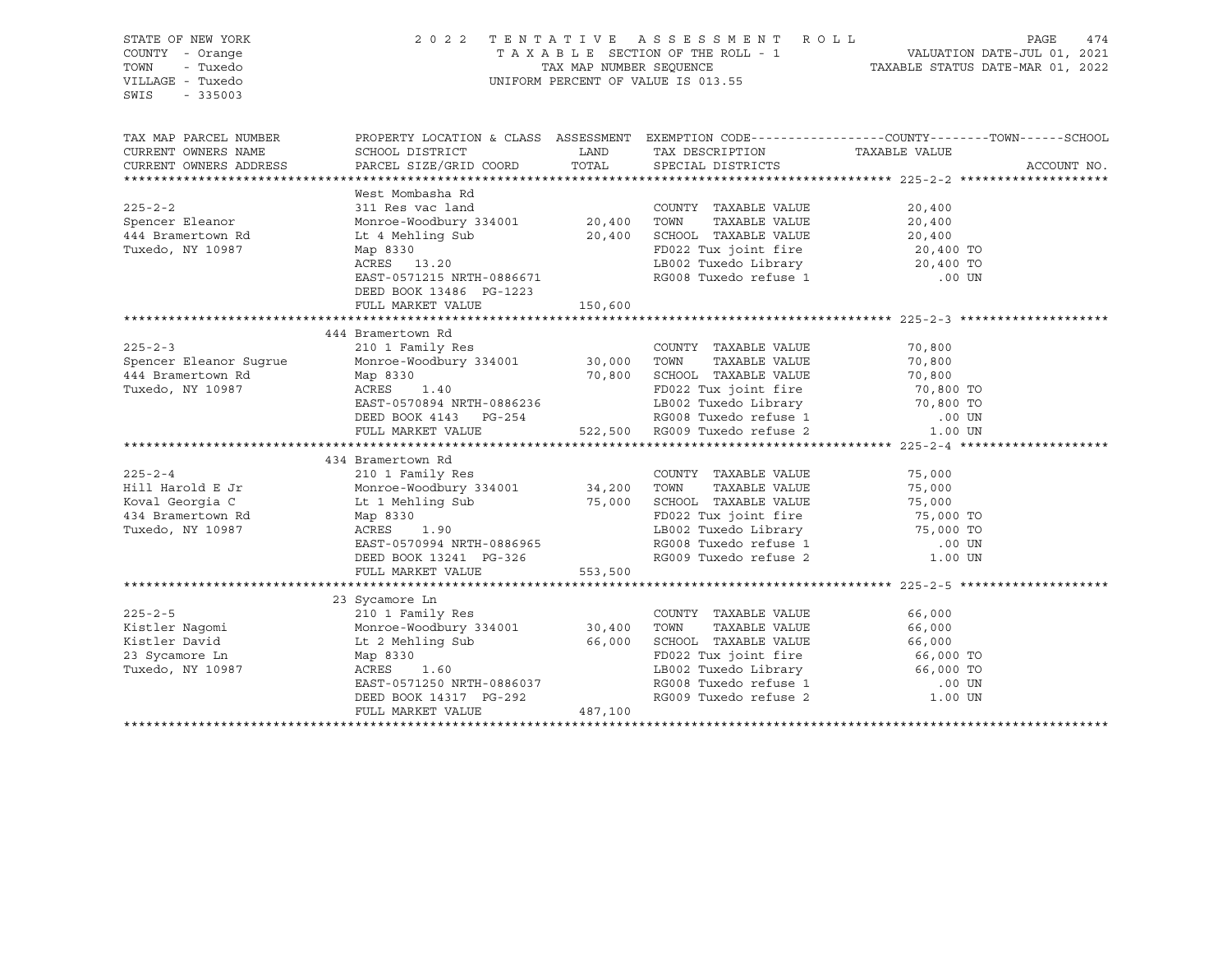STATE OF NEW YORK
COUNTY - Orange
TOWN - Tuxedo
VILLAGE - Tuxedo
SWIS - 335003

2022 TENTATIVE ASSESSMENT ROLL
TAXABLE SECTION OF THE ROLL - 1
TAX MAP NUMBER SEQUENCE
UNIFORM PERCENT OF VALUE IS 013.55

VALUATION DATE-JUL 01, 2021
TAXABLE STATUS DATE-MAR 01, 2022

| TAX MAP PARCEL NUMBER / CURRENT OWNERS NAME / CURRENT OWNERS ADDRESS | PROPERTY LOCATION & CLASS / SCHOOL DISTRICT / PARCEL SIZE/GRID COORD | ASSESSMENT LAND | TOTAL | EXEMPTION CODE / TAX DESCRIPTION / SPECIAL DISTRICTS | COUNTY--------TOWN------SCHOOL TAXABLE VALUE | ACCOUNT NO. |
|---|---|---|---|---|---|---|
| **225-2-2** | West Mombasha Rd | | | | | |
| 225-2-2 | 311 Res vac land | | | COUNTY TAXABLE VALUE | 20,400 | |
| Spencer Eleanor | Monroe-Woodbury 334001 | 20,400 | | TOWN TAXABLE VALUE | 20,400 | |
| 444 Bramertown Rd | Lt 4 Mehling Sub | | 20,400 | SCHOOL TAXABLE VALUE | 20,400 | |
| Tuxedo, NY 10987 | Map 8330 | | | FD022 Tux joint fire | 20,400 TO | |
| | ACRES 13.20 | | | LB002 Tuxedo Library | 20,400 TO | |
| | EAST-0571215 NRTH-0886671 | | | RG008 Tuxedo refuse 1 | .00 UN | |
| | DEED BOOK 13486 PG-1223 | | | | | |
| | FULL MARKET VALUE | | 150,600 | | | |
| **225-2-3** | 444 Bramertown Rd | | | | | |
| 225-2-3 | 210 1 Family Res | | | COUNTY TAXABLE VALUE | 70,800 | |
| Spencer Eleanor Sugrue | Monroe-Woodbury 334001 | 30,000 | | TOWN TAXABLE VALUE | 70,800 | |
| 444 Bramertown Rd | Map 8330 | | 70,800 | SCHOOL TAXABLE VALUE | 70,800 | |
| Tuxedo, NY 10987 | ACRES 1.40 | | | FD022 Tux joint fire | 70,800 TO | |
| | EAST-0570894 NRTH-0886236 | | | LB002 Tuxedo Library | 70,800 TO | |
| | DEED BOOK 4143 PG-254 | | | RG008 Tuxedo refuse 1 | .00 UN | |
| | FULL MARKET VALUE | | 522,500 | RG009 Tuxedo refuse 2 | 1.00 UN | |
| **225-2-4** | 434 Bramertown Rd | | | | | |
| 225-2-4 | 210 1 Family Res | | | COUNTY TAXABLE VALUE | 75,000 | |
| Hill Harold E Jr | Monroe-Woodbury 334001 | 34,200 | | TOWN TAXABLE VALUE | 75,000 | |
| Koval Georgia C | Lt 1 Mehling Sub | | 75,000 | SCHOOL TAXABLE VALUE | 75,000 | |
| 434 Bramertown Rd | Map 8330 | | | FD022 Tux joint fire | 75,000 TO | |
| Tuxedo, NY 10987 | ACRES 1.90 | | | LB002 Tuxedo Library | 75,000 TO | |
| | EAST-0570994 NRTH-0886965 | | | RG008 Tuxedo refuse 1 | .00 UN | |
| | DEED BOOK 13241 PG-326 | | | RG009 Tuxedo refuse 2 | 1.00 UN | |
| | FULL MARKET VALUE | | 553,500 | | | |
| **225-2-5** | 23 Sycamore Ln | | | | | |
| 225-2-5 | 210 1 Family Res | | | COUNTY TAXABLE VALUE | 66,000 | |
| Kistler Nagomi | Monroe-Woodbury 334001 | 30,400 | | TOWN TAXABLE VALUE | 66,000 | |
| Kistler David | Lt 2 Mehling Sub | | 66,000 | SCHOOL TAXABLE VALUE | 66,000 | |
| 23 Sycamore Ln | Map 8330 | | | FD022 Tux joint fire | 66,000 TO | |
| Tuxedo, NY 10987 | ACRES 1.60 | | | LB002 Tuxedo Library | 66,000 TO | |
| | EAST-0571250 NRTH-0886037 | | | RG008 Tuxedo refuse 1 | .00 UN | |
| | DEED BOOK 14317 PG-292 | | | RG009 Tuxedo refuse 2 | 1.00 UN | |
| | FULL MARKET VALUE | | 487,100 | | | |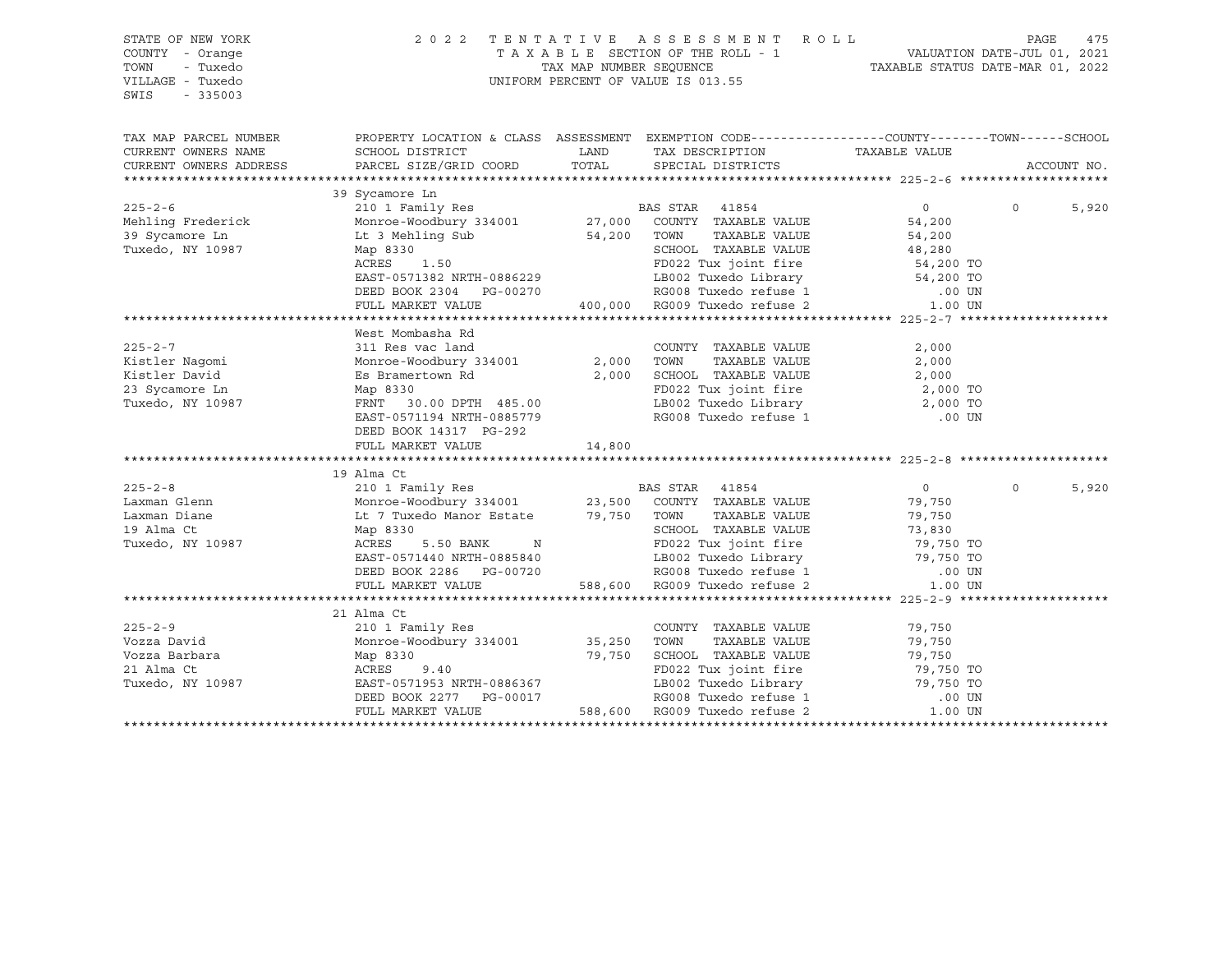STATE OF NEW YORK
COUNTY - Orange
TOWN - Tuxedo
VILLAGE - Tuxedo
SWIS - 335003

2022 TENTATIVE ASSESSMENT ROLL
TAXABLE SECTION OF THE ROLL - 1
TAX MAP NUMBER SEQUENCE
UNIFORM PERCENT OF VALUE IS 013.55

VALUATION DATE-JUL 01, 2021
TAXABLE STATUS DATE-MAR 01, 2022

```
TAX MAP PARCEL NUMBER     PROPERTY LOCATION & CLASS  ASSESSMENT  EXEMPTION CODE------------------COUNTY--------TOWN------SCHOOL
CURRENT OWNERS NAME       SCHOOL DISTRICT               LAND      TAX DESCRIPTION            TAXABLE VALUE
CURRENT OWNERS ADDRESS    PARCEL SIZE/GRID COORD        TOTAL     SPECIAL DISTRICTS                                    ACCOUNT NO.
******************************************************************************************************* 225-2-6 ********************
                          39 Sycamore Ln
225-2-6                   210 1 Family Res                       BAS STAR  41854              0           0        5,920
Mehling Frederick         Monroe-Woodbury 334001      27,000   COUNTY  TAXABLE VALUE        54,200
39 Sycamore Ln            Lt 3 Mehling Sub            54,200   TOWN    TAXABLE VALUE        54,200
Tuxedo, NY 10987          Map 8330                              SCHOOL  TAXABLE VALUE        48,280
                          ACRES    1.50                         FD022 Tux joint fire          54,200 TO
                          EAST-0571382 NRTH-0886229             LB002 Tuxedo Library          54,200 TO
                          DEED BOOK 2304   PG-00270             RG008 Tuxedo refuse 1            .00 UN
                          FULL MARKET VALUE          400,000   RG009 Tuxedo refuse 2           1.00 UN
******************************************************************************************************* 225-2-7 ********************
                          West Mombasha Rd
225-2-7                   311 Res vac land                      COUNTY  TAXABLE VALUE         2,000
Kistler Nagomi            Monroe-Woodbury 334001       2,000   TOWN    TAXABLE VALUE         2,000
Kistler David             Es Bramertown Rd             2,000   SCHOOL  TAXABLE VALUE         2,000
23 Sycamore Ln            Map 8330                              FD022 Tux joint fire           2,000 TO
Tuxedo, NY 10987          FRNT   30.00 DPTH 485.00              LB002 Tuxedo Library           2,000 TO
                          EAST-0571194 NRTH-0885779             RG008 Tuxedo refuse 1            .00 UN
                          DEED BOOK 14317  PG-292
                          FULL MARKET VALUE           14,800
******************************************************************************************************* 225-2-8 ********************
                          19 Alma Ct
225-2-8                   210 1 Family Res                       BAS STAR  41854              0           0        5,920
Laxman Glenn              Monroe-Woodbury 334001      23,500   COUNTY  TAXABLE VALUE        79,750
Laxman Diane              Lt 7 Tuxedo Manor Estate    79,750   TOWN    TAXABLE VALUE        79,750
19 Alma Ct                Map 8330                              SCHOOL  TAXABLE VALUE        73,830
Tuxedo, NY 10987          ACRES    5.50 BANK     N              FD022 Tux joint fire          79,750 TO
                          EAST-0571440 NRTH-0885840             LB002 Tuxedo Library          79,750 TO
                          DEED BOOK 2286   PG-00720             RG008 Tuxedo refuse 1            .00 UN
                          FULL MARKET VALUE          588,600   RG009 Tuxedo refuse 2           1.00 UN
******************************************************************************************************* 225-2-9 ********************
                          21 Alma Ct
225-2-9                   210 1 Family Res                      COUNTY  TAXABLE VALUE        79,750
Vozza David               Monroe-Woodbury 334001      35,250   TOWN    TAXABLE VALUE        79,750
Vozza Barbara             Map 8330                    79,750   SCHOOL  TAXABLE VALUE        79,750
21 Alma Ct                ACRES    9.40                         FD022 Tux joint fire          79,750 TO
Tuxedo, NY 10987          EAST-0571953 NRTH-0886367             LB002 Tuxedo Library          79,750 TO
                          DEED BOOK 2277   PG-00017             RG008 Tuxedo refuse 1            .00 UN
                          FULL MARKET VALUE          588,600   RG009 Tuxedo refuse 2           1.00 UN
************************************************************************************************************************************
```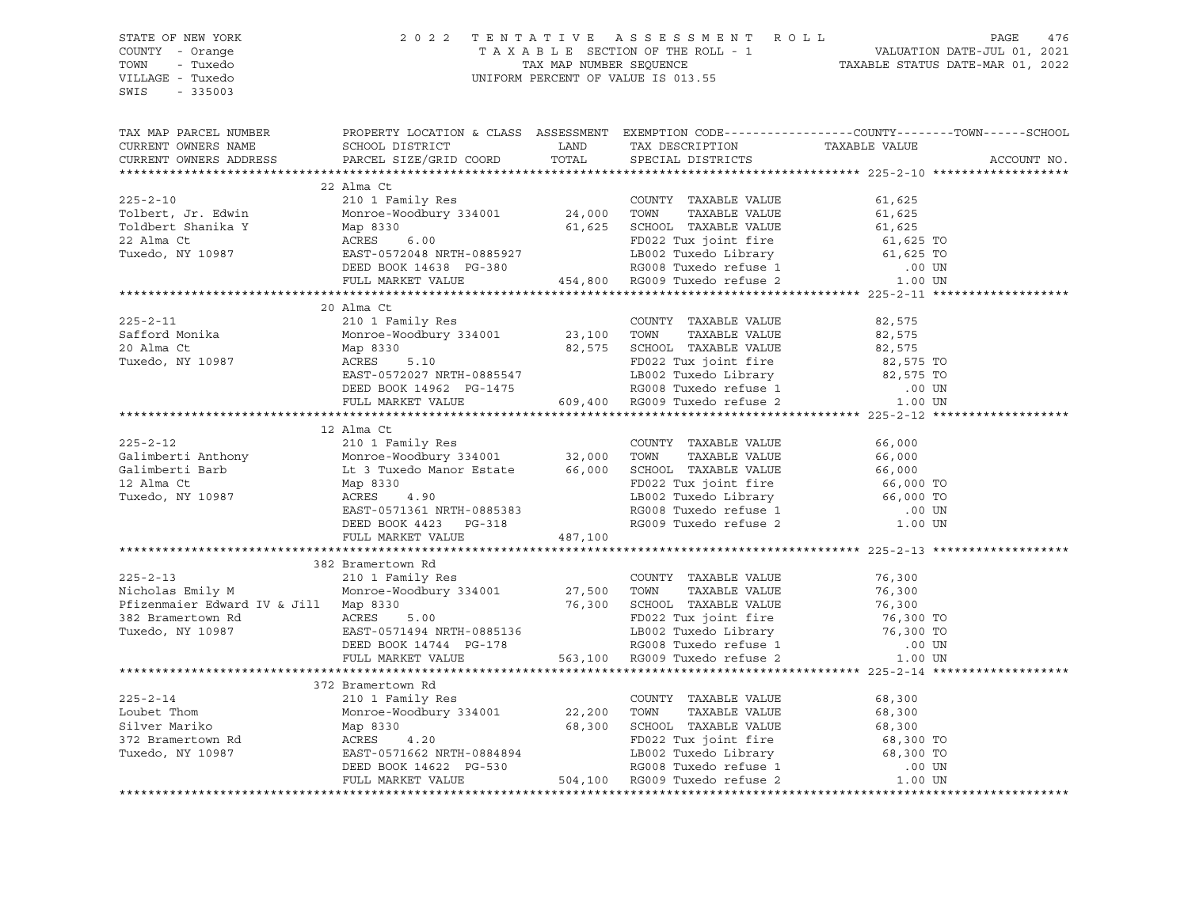STATE OF NEW YORK
COUNTY - Orange
TOWN - Tuxedo
VILLAGE - Tuxedo
SWIS - 335003

2022 TENTATIVE ASSESSMENT ROLL
TAXABLE SECTION OF THE ROLL - 1
TAX MAP NUMBER SEQUENCE
UNIFORM PERCENT OF VALUE IS 013.55

VALUATION DATE-JUL 01, 2021
TAXABLE STATUS DATE-MAR 01, 2022

| TAX MAP PARCEL NUMBER / CURRENT OWNERS NAME / CURRENT OWNERS ADDRESS | PROPERTY LOCATION & CLASS / SCHOOL DISTRICT / PARCEL SIZE/GRID COORD | ASSESSMENT LAND | TOTAL | EXEMPTION CODE / TAX DESCRIPTION / SPECIAL DISTRICTS | TAXABLE VALUE (COUNTY / TOWN / SCHOOL) | ACCOUNT NO. |
|---|---|---|---|---|---|---|
| **225-2-10** | 22 Alma Ct | | | | | |
| 225-2-10 | 210 1 Family Res | | | COUNTY TAXABLE VALUE | 61,625 | |
| Tolbert, Jr. Edwin | Monroe-Woodbury 334001 | 24,000 | | TOWN TAXABLE VALUE | 61,625 | |
| Toldbert Shanika Y | Map 8330 | | 61,625 | SCHOOL TAXABLE VALUE | 61,625 | |
| 22 Alma Ct | ACRES 6.00 | | | FD022 Tux joint fire | 61,625 TO | |
| Tuxedo, NY 10987 | EAST-0572048 NRTH-0885927 | | | LB002 Tuxedo Library | 61,625 TO | |
| | DEED BOOK 14638 PG-380 | | | RG008 Tuxedo refuse 1 | .00 UN | |
| | FULL MARKET VALUE | | 454,800 | RG009 Tuxedo refuse 2 | 1.00 UN | |
| **225-2-11** | 20 Alma Ct | | | | | |
| 225-2-11 | 210 1 Family Res | | | COUNTY TAXABLE VALUE | 82,575 | |
| Safford Monika | Monroe-Woodbury 334001 | 23,100 | | TOWN TAXABLE VALUE | 82,575 | |
| 20 Alma Ct | Map 8330 | | 82,575 | SCHOOL TAXABLE VALUE | 82,575 | |
| Tuxedo, NY 10987 | ACRES 5.10 | | | FD022 Tux joint fire | 82,575 TO | |
| | EAST-0572027 NRTH-0885547 | | | LB002 Tuxedo Library | 82,575 TO | |
| | DEED BOOK 14962 PG-1475 | | | RG008 Tuxedo refuse 1 | .00 UN | |
| | FULL MARKET VALUE | | 609,400 | RG009 Tuxedo refuse 2 | 1.00 UN | |
| **225-2-12** | 12 Alma Ct | | | | | |
| 225-2-12 | 210 1 Family Res | | | COUNTY TAXABLE VALUE | 66,000 | |
| Galimberti Anthony | Monroe-Woodbury 334001 | 32,000 | | TOWN TAXABLE VALUE | 66,000 | |
| Galimberti Barb | Lt 3 Tuxedo Manor Estate | | 66,000 | SCHOOL TAXABLE VALUE | 66,000 | |
| 12 Alma Ct | Map 8330 | | | FD022 Tux joint fire | 66,000 TO | |
| Tuxedo, NY 10987 | ACRES 4.90 | | | LB002 Tuxedo Library | 66,000 TO | |
| | EAST-0571361 NRTH-0885383 | | | RG008 Tuxedo refuse 1 | .00 UN | |
| | DEED BOOK 4423 PG-318 | | | RG009 Tuxedo refuse 2 | 1.00 UN | |
| | FULL MARKET VALUE | | 487,100 | | | |
| **225-2-13** | 382 Bramertown Rd | | | | | |
| 225-2-13 | 210 1 Family Res | | | COUNTY TAXABLE VALUE | 76,300 | |
| Nicholas Emily M | Monroe-Woodbury 334001 | 27,500 | | TOWN TAXABLE VALUE | 76,300 | |
| Pfizenmaier Edward IV & Jill | Map 8330 | | 76,300 | SCHOOL TAXABLE VALUE | 76,300 | |
| 382 Bramertown Rd | ACRES 5.00 | | | FD022 Tux joint fire | 76,300 TO | |
| Tuxedo, NY 10987 | EAST-0571494 NRTH-0885136 | | | LB002 Tuxedo Library | 76,300 TO | |
| | DEED BOOK 14744 PG-178 | | | RG008 Tuxedo refuse 1 | .00 UN | |
| | FULL MARKET VALUE | | 563,100 | RG009 Tuxedo refuse 2 | 1.00 UN | |
| **225-2-14** | 372 Bramertown Rd | | | | | |
| 225-2-14 | 210 1 Family Res | | | COUNTY TAXABLE VALUE | 68,300 | |
| Loubet Thom | Monroe-Woodbury 334001 | 22,200 | | TOWN TAXABLE VALUE | 68,300 | |
| Silver Mariko | Map 8330 | | 68,300 | SCHOOL TAXABLE VALUE | 68,300 | |
| 372 Bramertown Rd | ACRES 4.20 | | | FD022 Tux joint fire | 68,300 TO | |
| Tuxedo, NY 10987 | EAST-0571662 NRTH-0884894 | | | LB002 Tuxedo Library | 68,300 TO | |
| | DEED BOOK 14622 PG-530 | | | RG008 Tuxedo refuse 1 | .00 UN | |
| | FULL MARKET VALUE | | 504,100 | RG009 Tuxedo refuse 2 | 1.00 UN | |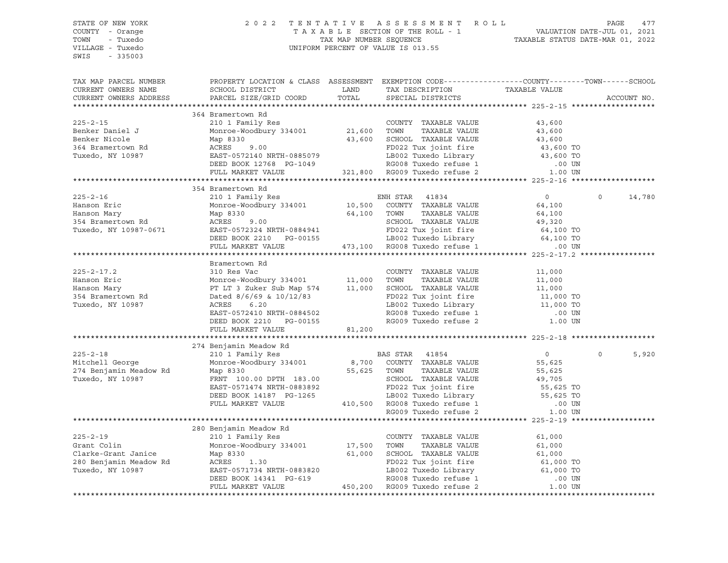STATE OF NEW YORK
COUNTY - Orange
TOWN - Tuxedo
VILLAGE - Tuxedo
SWIS - 335003

2022 TENTATIVE ASSESSMENT ROLL
TAXABLE SECTION OF THE ROLL - 1
TAX MAP NUMBER SEQUENCE
UNIFORM PERCENT OF VALUE IS 013.55

VALUATION DATE-JUL 01, 2021
TAXABLE STATUS DATE-MAR 01, 2022

| TAX MAP PARCEL NUMBER / CURRENT OWNERS NAME / CURRENT OWNERS ADDRESS | PROPERTY LOCATION & CLASS / SCHOOL DISTRICT / PARCEL SIZE/GRID COORD | ASSESSMENT LAND | TOTAL | EXEMPTION CODE / TAX DESCRIPTION / SPECIAL DISTRICTS | COUNTY TAXABLE VALUE | TOWN | SCHOOL | ACCOUNT NO. |
|---|---|---|---|---|---|---|---|---|
| **225-2-15** | 364 Bramertown Rd | | | | | | | |
| 225-2-15 | 210 1 Family Res | | | COUNTY TAXABLE VALUE | 43,600 | | | |
| Benker Daniel J | Monroe-Woodbury 334001 | 21,600 | | TOWN TAXABLE VALUE | 43,600 | | | |
| Benker Nicole | Map 8330 | | 43,600 | SCHOOL TAXABLE VALUE | 43,600 | | | |
| 364 Bramertown Rd | ACRES 9.00 | | | FD022 Tux joint fire | 43,600 TO | | | |
| Tuxedo, NY 10987 | EAST-0572140 NRTH-0885079 | | | LB002 Tuxedo Library | 43,600 TO | | | |
| | DEED BOOK 12768 PG-1049 | | | RG008 Tuxedo refuse 1 | .00 UN | | | |
| | FULL MARKET VALUE | | 321,800 | RG009 Tuxedo refuse 2 | 1.00 UN | | | |
| **225-2-16** | 354 Bramertown Rd | | | | | | | |
| 225-2-16 | 210 1 Family Res | | | ENH STAR 41834 | 0 | 0 | 14,780 | |
| Hanson Eric | Monroe-Woodbury 334001 | 10,500 | | COUNTY TAXABLE VALUE | 64,100 | | | |
| Hanson Mary | Map 8330 | | 64,100 | TOWN TAXABLE VALUE | 64,100 | | | |
| 354 Bramertown Rd | ACRES 9.00 | | | SCHOOL TAXABLE VALUE | 49,320 | | | |
| Tuxedo, NY 10987-0671 | EAST-0572324 NRTH-0884941 | | | FD022 Tux joint fire | 64,100 TO | | | |
| | DEED BOOK 2210 PG-00155 | | | LB002 Tuxedo Library | 64,100 TO | | | |
| | FULL MARKET VALUE | | 473,100 | RG008 Tuxedo refuse 1 | .00 UN | | | |
| **225-2-17.2** | Bramertown Rd | | | | | | | |
| 225-2-17.2 | 310 Res Vac | | | COUNTY TAXABLE VALUE | 11,000 | | | |
| Hanson Eric | Monroe-Woodbury 334001 | 11,000 | | TOWN TAXABLE VALUE | 11,000 | | | |
| Hanson Mary | PT LT 3 Zuker Sub Map 574 | | 11,000 | SCHOOL TAXABLE VALUE | 11,000 | | | |
| 354 Bramertown Rd | Dated 8/6/69 & 10/12/83 | | | FD022 Tux joint fire | 11,000 TO | | | |
| Tuxedo, NY 10987 | ACRES 6.20 | | | LB002 Tuxedo Library | 11,000 TO | | | |
| | EAST-0572410 NRTH-0884502 | | | RG008 Tuxedo refuse 1 | .00 UN | | | |
| | DEED BOOK 2210 PG-00155 | | | RG009 Tuxedo refuse 2 | 1.00 UN | | | |
| | FULL MARKET VALUE | | 81,200 | | | | | |
| **225-2-18** | 274 Benjamin Meadow Rd | | | | | | | |
| 225-2-18 | 210 1 Family Res | | | BAS STAR 41854 | 0 | 0 | 5,920 | |
| Mitchell George | Monroe-Woodbury 334001 | 8,700 | | COUNTY TAXABLE VALUE | 55,625 | | | |
| 274 Benjamin Meadow Rd | Map 8330 | | 55,625 | TOWN TAXABLE VALUE | 55,625 | | | |
| Tuxedo, NY 10987 | FRNT 100.00 DPTH 183.00 | | | SCHOOL TAXABLE VALUE | 49,705 | | | |
| | EAST-0571474 NRTH-0883892 | | | FD022 Tux joint fire | 55,625 TO | | | |
| | DEED BOOK 14187 PG-1265 | | | LB002 Tuxedo Library | 55,625 TO | | | |
| | FULL MARKET VALUE | | 410,500 | RG008 Tuxedo refuse 1 | .00 UN | | | |
| | | | | RG009 Tuxedo refuse 2 | 1.00 UN | | | |
| **225-2-19** | 280 Benjamin Meadow Rd | | | | | | | |
| 225-2-19 | 210 1 Family Res | | | COUNTY TAXABLE VALUE | 61,000 | | | |
| Grant Colin | Monroe-Woodbury 334001 | 17,500 | | TOWN TAXABLE VALUE | 61,000 | | | |
| Clarke-Grant Janice | Map 8330 | | 61,000 | SCHOOL TAXABLE VALUE | 61,000 | | | |
| 280 Benjamin Meadow Rd | ACRES 1.30 | | | FD022 Tux joint fire | 61,000 TO | | | |
| Tuxedo, NY 10987 | EAST-0571734 NRTH-0883820 | | | LB002 Tuxedo Library | 61,000 TO | | | |
| | DEED BOOK 14341 PG-619 | | | RG008 Tuxedo refuse 1 | .00 UN | | | |
| | FULL MARKET VALUE | | 450,200 | RG009 Tuxedo refuse 2 | 1.00 UN | | | |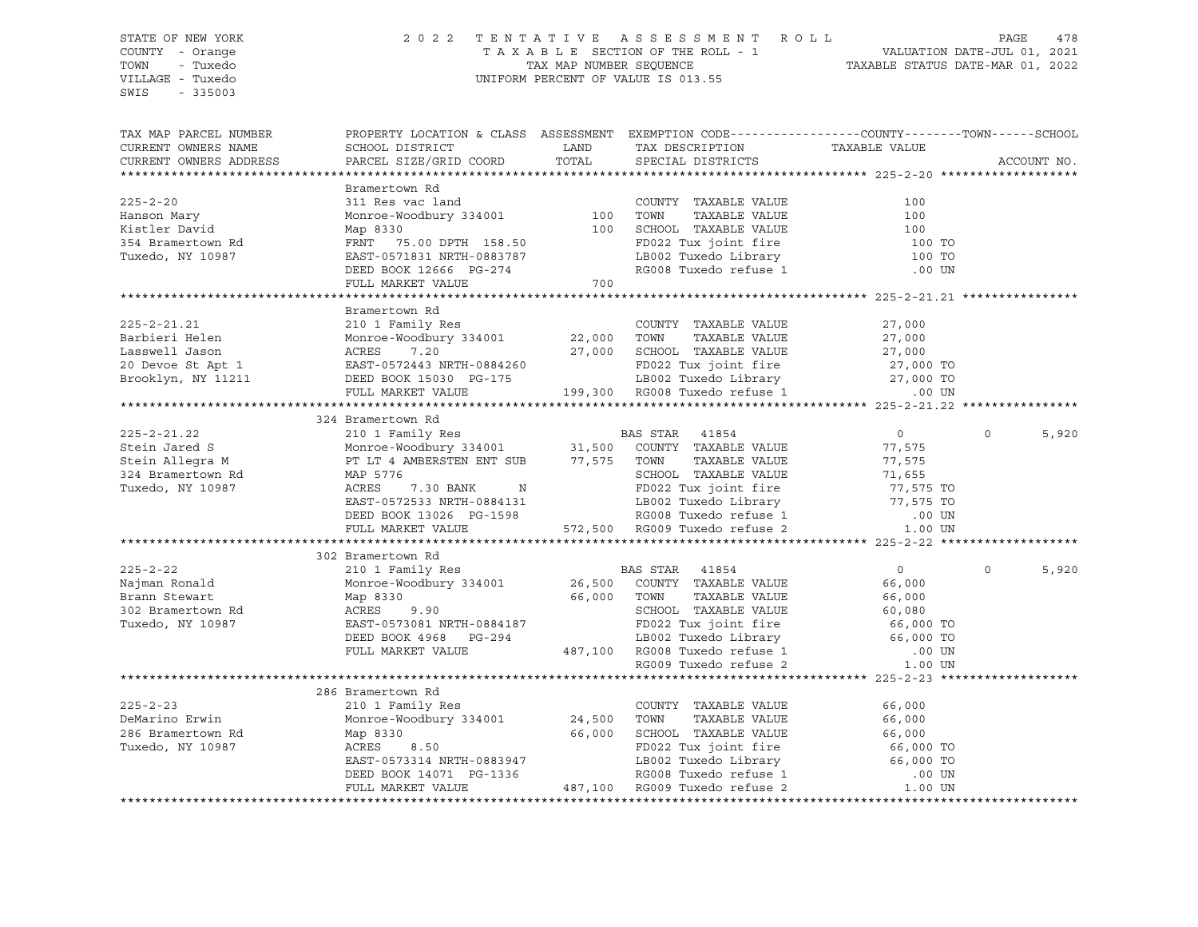STATE OF NEW YORK
COUNTY - Orange
TOWN - Tuxedo
VILLAGE - Tuxedo
SWIS - 335003

2022 TENTATIVE ASSESSMENT ROLL
TAXABLE SECTION OF THE ROLL - 1
TAX MAP NUMBER SEQUENCE
UNIFORM PERCENT OF VALUE IS 013.55

VALUATION DATE-JUL 01, 2021
TAXABLE STATUS DATE-MAR 01, 2022

| TAX MAP PARCEL NUMBER / CURRENT OWNERS NAME / CURRENT OWNERS ADDRESS | PROPERTY LOCATION & CLASS / SCHOOL DISTRICT / PARCEL SIZE/GRID COORD | ASSESSMENT LAND / TOTAL | EXEMPTION CODE / TAX DESCRIPTION / SPECIAL DISTRICTS | COUNTY TAXABLE VALUE | TOWN | SCHOOL / ACCOUNT NO. |
|---|---|---|---|---|---|---|
| **225-2-20** | Bramertown Rd | | | | | |
| 225-2-20 | 311 Res vac land | | COUNTY TAXABLE VALUE | 100 | | |
| Hanson Mary | Monroe-Woodbury 334001 | 100 | TOWN TAXABLE VALUE | 100 | | |
| Kistler David | Map 8330 | 100 | SCHOOL TAXABLE VALUE | 100 | | |
| 354 Bramertown Rd | FRNT 75.00 DPTH 158.50 | | FD022 Tux joint fire | 100 TO | | |
| Tuxedo, NY 10987 | EAST-0571831 NRTH-0883787 | | LB002 Tuxedo Library | 100 TO | | |
| | DEED BOOK 12666 PG-274 | | RG008 Tuxedo refuse 1 | .00 UN | | |
| | FULL MARKET VALUE | 700 | | | | |
| **225-2-21.21** | Bramertown Rd | | | | | |
| 225-2-21.21 | 210 1 Family Res | | COUNTY TAXABLE VALUE | 27,000 | | |
| Barbieri Helen | Monroe-Woodbury 334001 | 22,000 | TOWN TAXABLE VALUE | 27,000 | | |
| Lasswell Jason | ACRES 7.20 | 27,000 | SCHOOL TAXABLE VALUE | 27,000 | | |
| 20 Devoe St Apt 1 | EAST-0572443 NRTH-0884260 | | FD022 Tux joint fire | 27,000 TO | | |
| Brooklyn, NY 11211 | DEED BOOK 15030 PG-175 | | LB002 Tuxedo Library | 27,000 TO | | |
| | FULL MARKET VALUE | 199,300 | RG008 Tuxedo refuse 1 | .00 UN | | |
| **225-2-21.22** | 324 Bramertown Rd | | | | | |
| 225-2-21.22 | 210 1 Family Res | | BAS STAR 41854 | 0 | 0 | 5,920 |
| Stein Jared S | Monroe-Woodbury 334001 | 31,500 | COUNTY TAXABLE VALUE | 77,575 | | |
| Stein Allegra M | PT LT 4 AMBERSTEN ENT SUB | 77,575 | TOWN TAXABLE VALUE | 77,575 | | |
| 324 Bramertown Rd | MAP 5776 | | SCHOOL TAXABLE VALUE | 71,655 | | |
| Tuxedo, NY 10987 | ACRES 7.30 BANK N | | FD022 Tux joint fire | 77,575 TO | | |
| | EAST-0572533 NRTH-0884131 | | LB002 Tuxedo Library | 77,575 TO | | |
| | DEED BOOK 13026 PG-1598 | | RG008 Tuxedo refuse 1 | .00 UN | | |
| | FULL MARKET VALUE | 572,500 | RG009 Tuxedo refuse 2 | 1.00 UN | | |
| **225-2-22** | 302 Bramertown Rd | | | | | |
| 225-2-22 | 210 1 Family Res | | BAS STAR 41854 | 0 | 0 | 5,920 |
| Najman Ronald | Monroe-Woodbury 334001 | 26,500 | COUNTY TAXABLE VALUE | 66,000 | | |
| Brann Stewart | Map 8330 | 66,000 | TOWN TAXABLE VALUE | 66,000 | | |
| 302 Bramertown Rd | ACRES 9.90 | | SCHOOL TAXABLE VALUE | 60,080 | | |
| Tuxedo, NY 10987 | EAST-0573081 NRTH-0884187 | | FD022 Tux joint fire | 66,000 TO | | |
| | DEED BOOK 4968 PG-294 | | LB002 Tuxedo Library | 66,000 TO | | |
| | FULL MARKET VALUE | 487,100 | RG008 Tuxedo refuse 1 | .00 UN | | |
| | | | RG009 Tuxedo refuse 2 | 1.00 UN | | |
| **225-2-23** | 286 Bramertown Rd | | | | | |
| 225-2-23 | 210 1 Family Res | | COUNTY TAXABLE VALUE | 66,000 | | |
| DeMarino Erwin | Monroe-Woodbury 334001 | 24,500 | TOWN TAXABLE VALUE | 66,000 | | |
| 286 Bramertown Rd | Map 8330 | 66,000 | SCHOOL TAXABLE VALUE | 66,000 | | |
| Tuxedo, NY 10987 | ACRES 8.50 | | FD022 Tux joint fire | 66,000 TO | | |
| | EAST-0573314 NRTH-0883947 | | LB002 Tuxedo Library | 66,000 TO | | |
| | DEED BOOK 14071 PG-1336 | | RG008 Tuxedo refuse 1 | .00 UN | | |
| | FULL MARKET VALUE | 487,100 | RG009 Tuxedo refuse 2 | 1.00 UN | | |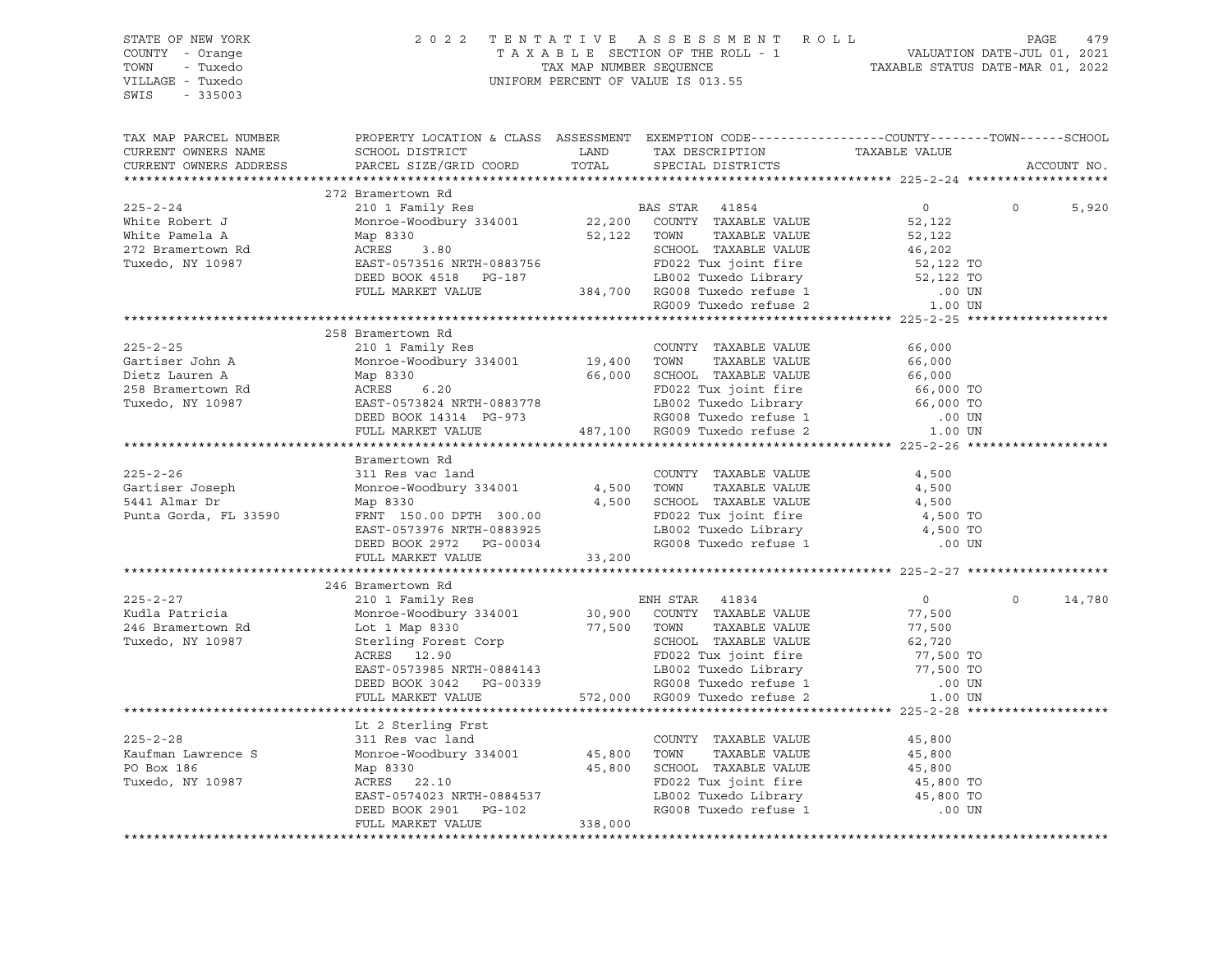STATE OF NEW YORK
COUNTY - Orange
TOWN - Tuxedo
VILLAGE - Tuxedo
SWIS - 335003

2022 TENTATIVE ASSESSMENT ROLL
TAXABLE SECTION OF THE ROLL - 1
TAX MAP NUMBER SEQUENCE
UNIFORM PERCENT OF VALUE IS 013.55

VALUATION DATE-JUL 01, 2021
TAXABLE STATUS DATE-MAR 01, 2022

| TAX MAP PARCEL NUMBER / CURRENT OWNERS NAME / CURRENT OWNERS ADDRESS | PROPERTY LOCATION & CLASS / SCHOOL DISTRICT / PARCEL SIZE/GRID COORD | ASSESSMENT LAND / TOTAL | EXEMPTION CODE / TAX DESCRIPTION / SPECIAL DISTRICTS | COUNTY | TOWN | SCHOOL / ACCOUNT NO. |
|---|---|---|---|---|---|---|
| **225-2-24** | 272 Bramertown Rd | | | | | |
| 225-2-24 | 210 1 Family Res | | BAS STAR 41854 | 0 | 0 | 5,920 |
| White Robert J | Monroe-Woodbury 334001 | 22,200 | COUNTY TAXABLE VALUE | 52,122 | | |
| White Pamela A | Map 8330 | 52,122 | TOWN TAXABLE VALUE | 52,122 | | |
| 272 Bramertown Rd | ACRES 3.80 | | SCHOOL TAXABLE VALUE | 46,202 | | |
| Tuxedo, NY 10987 | EAST-0573516 NRTH-0883756 | | FD022 Tux joint fire | 52,122 TO | | |
| | DEED BOOK 4518 PG-187 | | LB002 Tuxedo Library | 52,122 TO | | |
| | FULL MARKET VALUE | 384,700 | RG008 Tuxedo refuse 1 | .00 UN | | |
| | | | RG009 Tuxedo refuse 2 | 1.00 UN | | |
| **225-2-25** | 258 Bramertown Rd | | | | | |
| 225-2-25 | 210 1 Family Res | | COUNTY TAXABLE VALUE | 66,000 | | |
| Gartiser John A | Monroe-Woodbury 334001 | 19,400 | TOWN TAXABLE VALUE | 66,000 | | |
| Dietz Lauren A | Map 8330 | 66,000 | SCHOOL TAXABLE VALUE | 66,000 | | |
| 258 Bramertown Rd | ACRES 6.20 | | FD022 Tux joint fire | 66,000 TO | | |
| Tuxedo, NY 10987 | EAST-0573824 NRTH-0883778 | | LB002 Tuxedo Library | 66,000 TO | | |
| | DEED BOOK 14314 PG-973 | | RG008 Tuxedo refuse 1 | .00 UN | | |
| | FULL MARKET VALUE | 487,100 | RG009 Tuxedo refuse 2 | 1.00 UN | | |
| **225-2-26** | Bramertown Rd | | | | | |
| 225-2-26 | 311 Res vac land | | COUNTY TAXABLE VALUE | 4,500 | | |
| Gartiser Joseph | Monroe-Woodbury 334001 | 4,500 | TOWN TAXABLE VALUE | 4,500 | | |
| 5441 Almar Dr | Map 8330 | 4,500 | SCHOOL TAXABLE VALUE | 4,500 | | |
| Punta Gorda, FL 33590 | FRNT 150.00 DPTH 300.00 | | FD022 Tux joint fire | 4,500 TO | | |
| | EAST-0573976 NRTH-0883925 | | LB002 Tuxedo Library | 4,500 TO | | |
| | DEED BOOK 2972 PG-00034 | | RG008 Tuxedo refuse 1 | .00 UN | | |
| | FULL MARKET VALUE | 33,200 | | | | |
| **225-2-27** | 246 Bramertown Rd | | | | | |
| 225-2-27 | 210 1 Family Res | | ENH STAR 41834 | 0 | 0 | 14,780 |
| Kudla Patricia | Monroe-Woodbury 334001 | 30,900 | COUNTY TAXABLE VALUE | 77,500 | | |
| 246 Bramertown Rd | Lot 1 Map 8330 | 77,500 | TOWN TAXABLE VALUE | 77,500 | | |
| Tuxedo, NY 10987 | Sterling Forest Corp | | SCHOOL TAXABLE VALUE | 62,720 | | |
| | ACRES 12.90 | | FD022 Tux joint fire | 77,500 TO | | |
| | EAST-0573985 NRTH-0884143 | | LB002 Tuxedo Library | 77,500 TO | | |
| | DEED BOOK 3042 PG-00339 | | RG008 Tuxedo refuse 1 | .00 UN | | |
| | FULL MARKET VALUE | 572,000 | RG009 Tuxedo refuse 2 | 1.00 UN | | |
| **225-2-28** | Lt 2 Sterling Frst | | | | | |
| 225-2-28 | 311 Res vac land | | COUNTY TAXABLE VALUE | 45,800 | | |
| Kaufman Lawrence S | Monroe-Woodbury 334001 | 45,800 | TOWN TAXABLE VALUE | 45,800 | | |
| PO Box 186 | Map 8330 | 45,800 | SCHOOL TAXABLE VALUE | 45,800 | | |
| Tuxedo, NY 10987 | ACRES 22.10 | | FD022 Tux joint fire | 45,800 TO | | |
| | EAST-0574023 NRTH-0884537 | | LB002 Tuxedo Library | 45,800 TO | | |
| | DEED BOOK 2901 PG-102 | | RG008 Tuxedo refuse 1 | .00 UN | | |
| | FULL MARKET VALUE | 338,000 | | | | |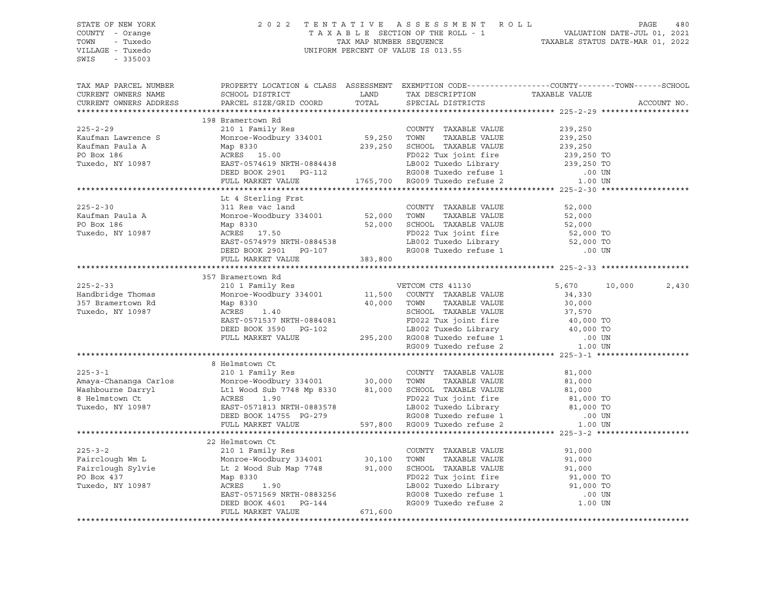STATE OF NEW YORK
COUNTY - Orange
TOWN - Tuxedo
VILLAGE - Tuxedo
SWIS - 335003

2022 TENTATIVE ASSESSMENT ROLL
TAXABLE SECTION OF THE ROLL - 1
TAX MAP NUMBER SEQUENCE
UNIFORM PERCENT OF VALUE IS 013.55

VALUATION DATE-JUL 01, 2021
TAXABLE STATUS DATE-MAR 01, 2022

| TAX MAP PARCEL NUMBER / CURRENT OWNERS NAME / CURRENT OWNERS ADDRESS | PROPERTY LOCATION & CLASS / SCHOOL DISTRICT / PARCEL SIZE/GRID COORD | ASSESSMENT LAND | TOTAL | EXEMPTION CODE / TAX DESCRIPTION / SPECIAL DISTRICTS | COUNTY | TOWN | SCHOOL / TAXABLE VALUE | ACCOUNT NO. |
|---|---|---|---|---|---|---|---|---|
| **225-2-29** | 198 Bramertown Rd | | | | | | | |
| 225-2-29 | 210 1 Family Res | | | COUNTY TAXABLE VALUE | | | 239,250 | |
| Kaufman Lawrence S | Monroe-Woodbury 334001 | 59,250 | | TOWN TAXABLE VALUE | | | 239,250 | |
| Kaufman Paula A | Map 8330 | | 239,250 | SCHOOL TAXABLE VALUE | | | 239,250 | |
| PO Box 186 | ACRES 15.00 | | | FD022 Tux joint fire | | | 239,250 TO | |
| Tuxedo, NY 10987 | EAST-0574619 NRTH-0884438 | | | LB002 Tuxedo Library | | | 239,250 TO | |
| | DEED BOOK 2901 PG-112 | | | RG008 Tuxedo refuse 1 | | | .00 UN | |
| | FULL MARKET VALUE | | 1765,700 | RG009 Tuxedo refuse 2 | | | 1.00 UN | |
| **225-2-30** | Lt 4 Sterling Frst | | | | | | | |
| 225-2-30 | 311 Res vac land | | | COUNTY TAXABLE VALUE | | | 52,000 | |
| Kaufman Paula A | Monroe-Woodbury 334001 | 52,000 | | TOWN TAXABLE VALUE | | | 52,000 | |
| PO Box 186 | Map 8330 | | 52,000 | SCHOOL TAXABLE VALUE | | | 52,000 | |
| Tuxedo, NY 10987 | ACRES 17.50 | | | FD022 Tux joint fire | | | 52,000 TO | |
| | EAST-0574979 NRTH-0884538 | | | LB002 Tuxedo Library | | | 52,000 TO | |
| | DEED BOOK 2901 PG-107 | | | RG008 Tuxedo refuse 1 | | | .00 UN | |
| | FULL MARKET VALUE | | 383,800 | | | | | |
| **225-2-33** | 357 Bramertown Rd | | | | | | | |
| 225-2-33 | 210 1 Family Res | | | VETCOM CTS 41130 | 5,670 | 10,000 | 2,430 | |
| Handbridge Thomas | Monroe-Woodbury 334001 | 11,500 | | COUNTY TAXABLE VALUE | | | 34,330 | |
| 357 Bramertown Rd | Map 8330 | | 40,000 | TOWN TAXABLE VALUE | | | 30,000 | |
| Tuxedo, NY 10987 | ACRES 1.40 | | | SCHOOL TAXABLE VALUE | | | 37,570 | |
| | EAST-0571537 NRTH-0884081 | | | FD022 Tux joint fire | | | 40,000 TO | |
| | DEED BOOK 3590 PG-102 | | | LB002 Tuxedo Library | | | 40,000 TO | |
| | FULL MARKET VALUE | | 295,200 | RG008 Tuxedo refuse 1 | | | .00 UN | |
| | | | | RG009 Tuxedo refuse 2 | | | 1.00 UN | |
| **225-3-1** | 8 Helmstown Ct | | | | | | | |
| 225-3-1 | 210 1 Family Res | | | COUNTY TAXABLE VALUE | | | 81,000 | |
| Amaya-Chananga Carlos | Monroe-Woodbury 334001 | 30,000 | | TOWN TAXABLE VALUE | | | 81,000 | |
| Washbourne Darryl | Lt1 Wood Sub 7748 Mp 8330 | | 81,000 | SCHOOL TAXABLE VALUE | | | 81,000 | |
| 8 Helmstown Ct | ACRES 1.90 | | | FD022 Tux joint fire | | | 81,000 TO | |
| Tuxedo, NY 10987 | EAST-0571813 NRTH-0883578 | | | LB002 Tuxedo Library | | | 81,000 TO | |
| | DEED BOOK 14755 PG-279 | | | RG008 Tuxedo refuse 1 | | | .00 UN | |
| | FULL MARKET VALUE | | 597,800 | RG009 Tuxedo refuse 2 | | | 1.00 UN | |
| **225-3-2** | 22 Helmstown Ct | | | | | | | |
| 225-3-2 | 210 1 Family Res | | | COUNTY TAXABLE VALUE | | | 91,000 | |
| Fairclough Wm L | Monroe-Woodbury 334001 | 30,100 | | TOWN TAXABLE VALUE | | | 91,000 | |
| Fairclough Sylvie | Lt 2 Wood Sub Map 7748 | | 91,000 | SCHOOL TAXABLE VALUE | | | 91,000 | |
| PO Box 437 | Map 8330 | | | FD022 Tux joint fire | | | 91,000 TO | |
| Tuxedo, NY 10987 | ACRES 1.90 | | | LB002 Tuxedo Library | | | 91,000 TO | |
| | EAST-0571569 NRTH-0883256 | | | RG008 Tuxedo refuse 1 | | | .00 UN | |
| | DEED BOOK 4601 PG-144 | | | RG009 Tuxedo refuse 2 | | | 1.00 UN | |
| | FULL MARKET VALUE | | 671,600 | | | | | |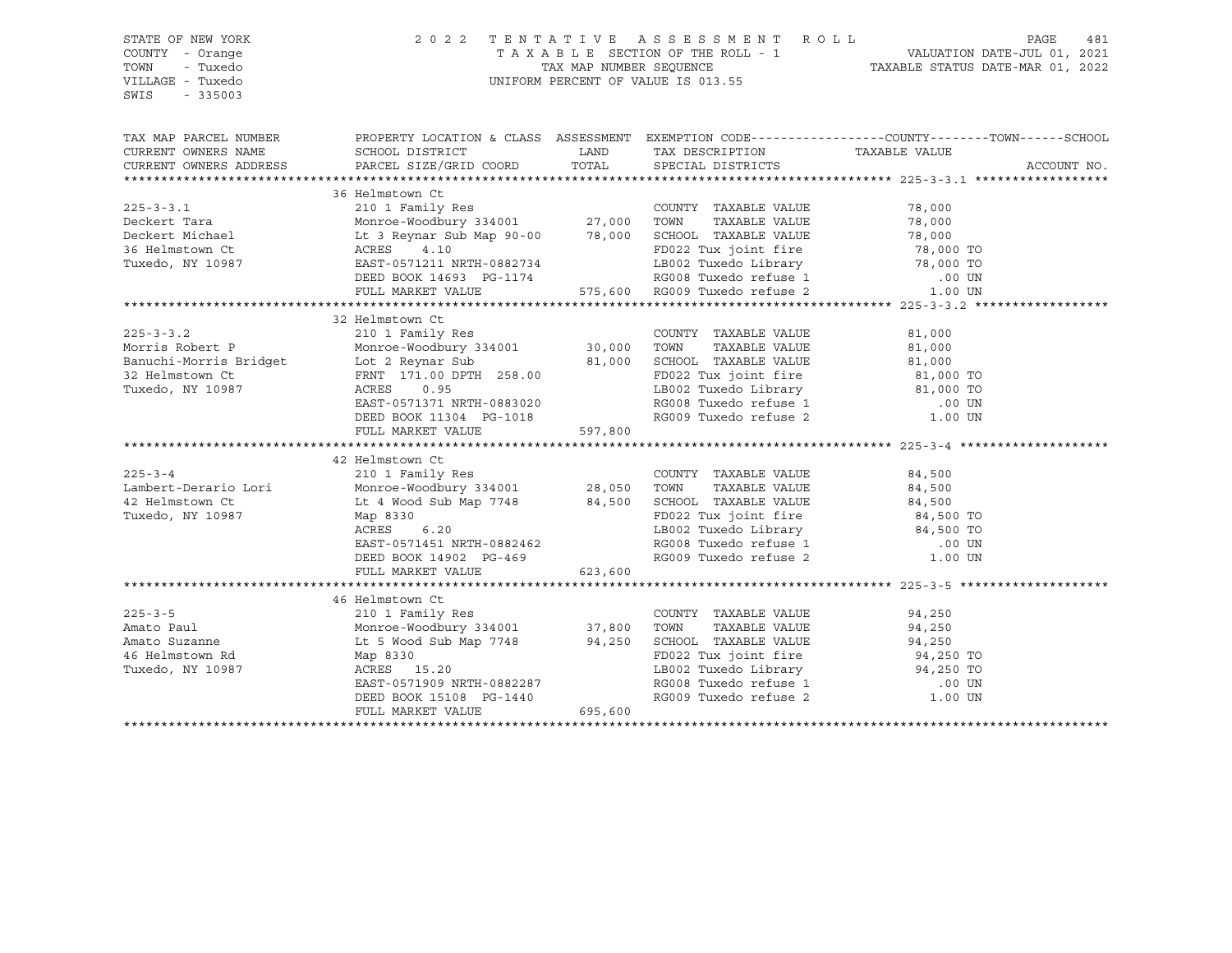STATE OF NEW YORK
COUNTY - Orange
TOWN - Tuxedo
VILLAGE - Tuxedo
SWIS - 335003

2022 TENTATIVE ASSESSMENT ROLL
TAXABLE SECTION OF THE ROLL - 1
TAX MAP NUMBER SEQUENCE
UNIFORM PERCENT OF VALUE IS 013.55

VALUATION DATE-JUL 01, 2021
TAXABLE STATUS DATE-MAR 01, 2022

| TAX MAP PARCEL NUMBER / CURRENT OWNERS NAME / CURRENT OWNERS ADDRESS | PROPERTY LOCATION & CLASS / SCHOOL DISTRICT / PARCEL SIZE/GRID COORD | ASSESSMENT LAND | TOTAL | EXEMPTION CODE / TAX DESCRIPTION / SPECIAL DISTRICTS | TAXABLE VALUE (COUNTY--TOWN--SCHOOL) | ACCOUNT NO. |
|---|---|---|---|---|---|---|
| **225-3-3.1** | 36 Helmstown Ct | | | | | |
| 225-3-3.1 | 210 1 Family Res | | | COUNTY TAXABLE VALUE | 78,000 | |
| Deckert Tara | Monroe-Woodbury 334001 | 27,000 | | TOWN TAXABLE VALUE | 78,000 | |
| Deckert Michael | Lt 3 Reynar Sub Map 90-00 | | 78,000 | SCHOOL TAXABLE VALUE | 78,000 | |
| 36 Helmstown Ct | ACRES 4.10 | | | FD022 Tux joint fire | 78,000 TO | |
| Tuxedo, NY 10987 | EAST-0571211 NRTH-0882734 | | | LB002 Tuxedo Library | 78,000 TO | |
| | DEED BOOK 14693 PG-1174 | | | RG008 Tuxedo refuse 1 | .00 UN | |
| | FULL MARKET VALUE | | 575,600 | RG009 Tuxedo refuse 2 | 1.00 UN | |
| **225-3-3.2** | 32 Helmstown Ct | | | | | |
| 225-3-3.2 | 210 1 Family Res | | | COUNTY TAXABLE VALUE | 81,000 | |
| Morris Robert P | Monroe-Woodbury 334001 | 30,000 | | TOWN TAXABLE VALUE | 81,000 | |
| Banuchi-Morris Bridget | Lot 2 Reynar Sub | | 81,000 | SCHOOL TAXABLE VALUE | 81,000 | |
| 32 Helmstown Ct | FRNT 171.00 DPTH 258.00 | | | FD022 Tux joint fire | 81,000 TO | |
| Tuxedo, NY 10987 | ACRES 0.95 | | | LB002 Tuxedo Library | 81,000 TO | |
| | EAST-0571371 NRTH-0883020 | | | RG008 Tuxedo refuse 1 | .00 UN | |
| | DEED BOOK 11304 PG-1018 | | | RG009 Tuxedo refuse 2 | 1.00 UN | |
| | FULL MARKET VALUE | | 597,800 | | | |
| **225-3-4** | 42 Helmstown Ct | | | | | |
| 225-3-4 | 210 1 Family Res | | | COUNTY TAXABLE VALUE | 84,500 | |
| Lambert-Derario Lori | Monroe-Woodbury 334001 | 28,050 | | TOWN TAXABLE VALUE | 84,500 | |
| 42 Helmstown Ct | Lt 4 Wood Sub Map 7748 | | 84,500 | SCHOOL TAXABLE VALUE | 84,500 | |
| Tuxedo, NY 10987 | Map 8330 | | | FD022 Tux joint fire | 84,500 TO | |
| | ACRES 6.20 | | | LB002 Tuxedo Library | 84,500 TO | |
| | EAST-0571451 NRTH-0882462 | | | RG008 Tuxedo refuse 1 | .00 UN | |
| | DEED BOOK 14902 PG-469 | | | RG009 Tuxedo refuse 2 | 1.00 UN | |
| | FULL MARKET VALUE | | 623,600 | | | |
| **225-3-5** | 46 Helmstown Ct | | | | | |
| 225-3-5 | 210 1 Family Res | | | COUNTY TAXABLE VALUE | 94,250 | |
| Amato Paul | Monroe-Woodbury 334001 | 37,800 | | TOWN TAXABLE VALUE | 94,250 | |
| Amato Suzanne | Lt 5 Wood Sub Map 7748 | | 94,250 | SCHOOL TAXABLE VALUE | 94,250 | |
| 46 Helmstown Rd | Map 8330 | | | FD022 Tux joint fire | 94,250 TO | |
| Tuxedo, NY 10987 | ACRES 15.20 | | | LB002 Tuxedo Library | 94,250 TO | |
| | EAST-0571909 NRTH-0882287 | | | RG008 Tuxedo refuse 1 | .00 UN | |
| | DEED BOOK 15108 PG-1440 | | | RG009 Tuxedo refuse 2 | 1.00 UN | |
| | FULL MARKET VALUE | | 695,600 | | | |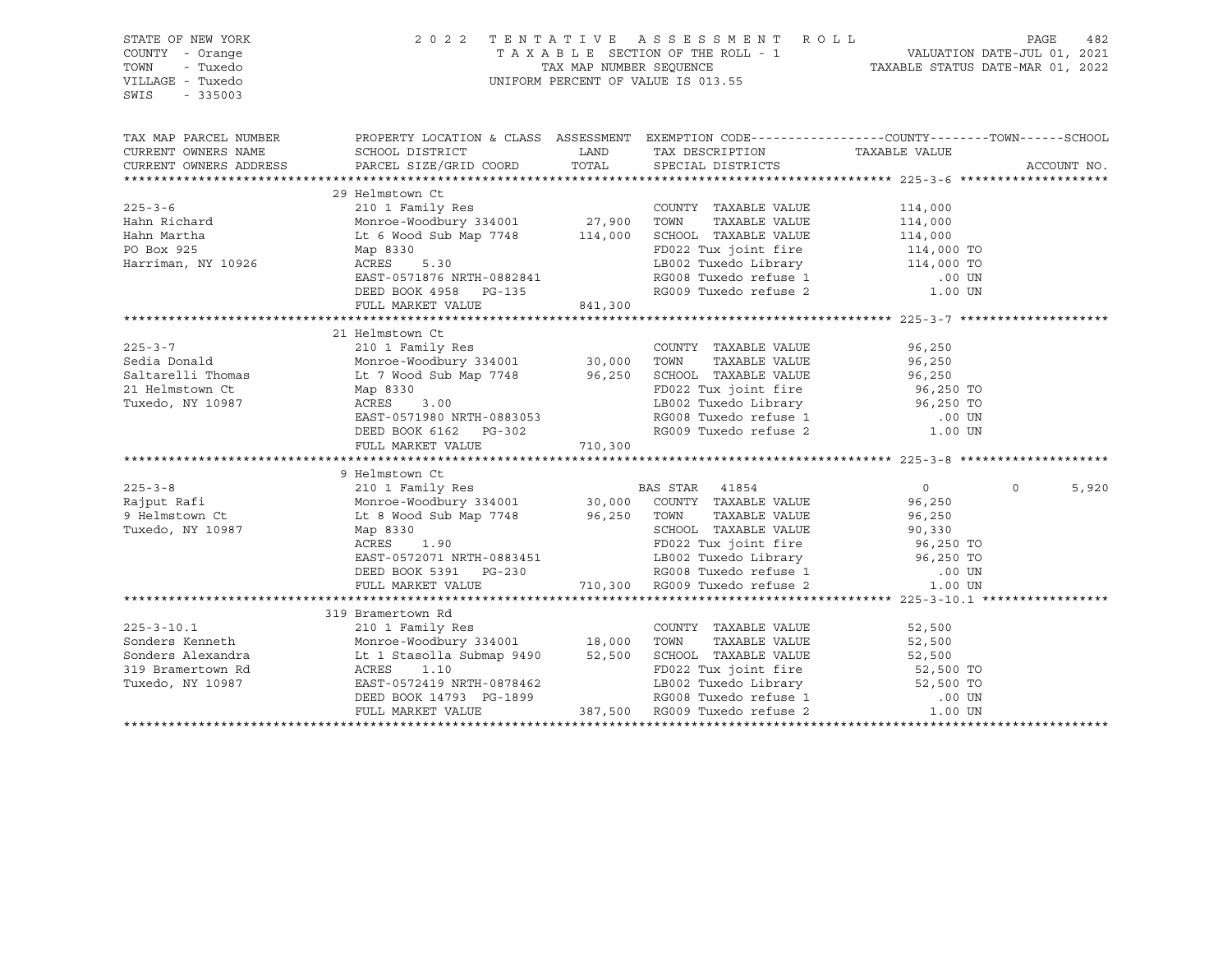STATE OF NEW YORK
COUNTY - Orange
TOWN - Tuxedo
VILLAGE - Tuxedo
SWIS - 335003

2 0 2 2 TENTATIVE ASSESSMENT ROLL
TAXABLE SECTION OF THE ROLL - 1
TAX MAP NUMBER SEQUENCE
UNIFORM PERCENT OF VALUE IS 013.55

VALUATION DATE-JUL 01, 2021
TAXABLE STATUS DATE-MAR 01, 2022

```
TAX MAP PARCEL NUMBER     PROPERTY LOCATION & CLASS  ASSESSMENT  EXEMPTION CODE------------------COUNTY--------TOWN------SCHOOL
CURRENT OWNERS NAME       SCHOOL DISTRICT               LAND      TAX DESCRIPTION            TAXABLE VALUE
CURRENT OWNERS ADDRESS    PARCEL SIZE/GRID COORD        TOTAL     SPECIAL DISTRICTS                                     ACCOUNT NO.
******************************************************************************************************* 225-3-6 ********************
                          29 Helmstown Ct
225-3-6                   210 1 Family Res                        COUNTY  TAXABLE VALUE          114,000
Hahn Richard              Monroe-Woodbury 334001       27,900     TOWN    TAXABLE VALUE          114,000
Hahn Martha               Lt 6 Wood Sub Map 7748      114,000     SCHOOL  TAXABLE VALUE          114,000
PO Box 925                Map 8330                                FD022 Tux joint fire            114,000 TO
Harriman, NY 10926        ACRES    5.30                           LB002 Tuxedo Library            114,000 TO
                          EAST-0571876 NRTH-0882841               RG008 Tuxedo refuse 1               .00 UN
                          DEED BOOK 4958   PG-135                 RG009 Tuxedo refuse 2              1.00 UN
                          FULL MARKET VALUE           841,300
******************************************************************************************************* 225-3-7 ********************
                          21 Helmstown Ct
225-3-7                   210 1 Family Res                        COUNTY  TAXABLE VALUE           96,250
Sedia Donald              Monroe-Woodbury 334001       30,000     TOWN    TAXABLE VALUE           96,250
Saltarelli Thomas         Lt 7 Wood Sub Map 7748       96,250     SCHOOL  TAXABLE VALUE           96,250
21 Helmstown Ct           Map 8330                                FD022 Tux joint fire             96,250 TO
Tuxedo, NY 10987          ACRES    3.00                           LB002 Tuxedo Library             96,250 TO
                          EAST-0571980 NRTH-0883053               RG008 Tuxedo refuse 1               .00 UN
                          DEED BOOK 6162   PG-302                 RG009 Tuxedo refuse 2              1.00 UN
                          FULL MARKET VALUE           710,300
******************************************************************************************************* 225-3-8 ********************
                          9 Helmstown Ct
225-3-8                   210 1 Family Res                        BAS STAR  41854                    0          0       5,920
Rajput Rafi               Monroe-Woodbury 334001       30,000     COUNTY  TAXABLE VALUE           96,250
9 Helmstown Ct            Lt 8 Wood Sub Map 7748       96,250     TOWN    TAXABLE VALUE           96,250
Tuxedo, NY 10987          Map 8330                                SCHOOL  TAXABLE VALUE           90,330
                          ACRES    1.90                           FD022 Tux joint fire             96,250 TO
                          EAST-0572071 NRTH-0883451               LB002 Tuxedo Library             96,250 TO
                          DEED BOOK 5391   PG-230                 RG008 Tuxedo refuse 1               .00 UN
                          FULL MARKET VALUE           710,300     RG009 Tuxedo refuse 2              1.00 UN
******************************************************************************************************* 225-3-10.1 *****************
                          319 Bramertown Rd
225-3-10.1                210 1 Family Res                        COUNTY  TAXABLE VALUE           52,500
Sonders Kenneth           Monroe-Woodbury 334001       18,000     TOWN    TAXABLE VALUE           52,500
Sonders Alexandra         Lt 1 Stasolla Submap 9490    52,500     SCHOOL  TAXABLE VALUE           52,500
319 Bramertown Rd         ACRES    1.10                           FD022 Tux joint fire             52,500 TO
Tuxedo, NY 10987          EAST-0572419 NRTH-0878462               LB002 Tuxedo Library             52,500 TO
                          DEED BOOK 14793  PG-1899                RG008 Tuxedo refuse 1               .00 UN
                          FULL MARKET VALUE           387,500     RG009 Tuxedo refuse 2              1.00 UN
************************************************************************************************************************************
```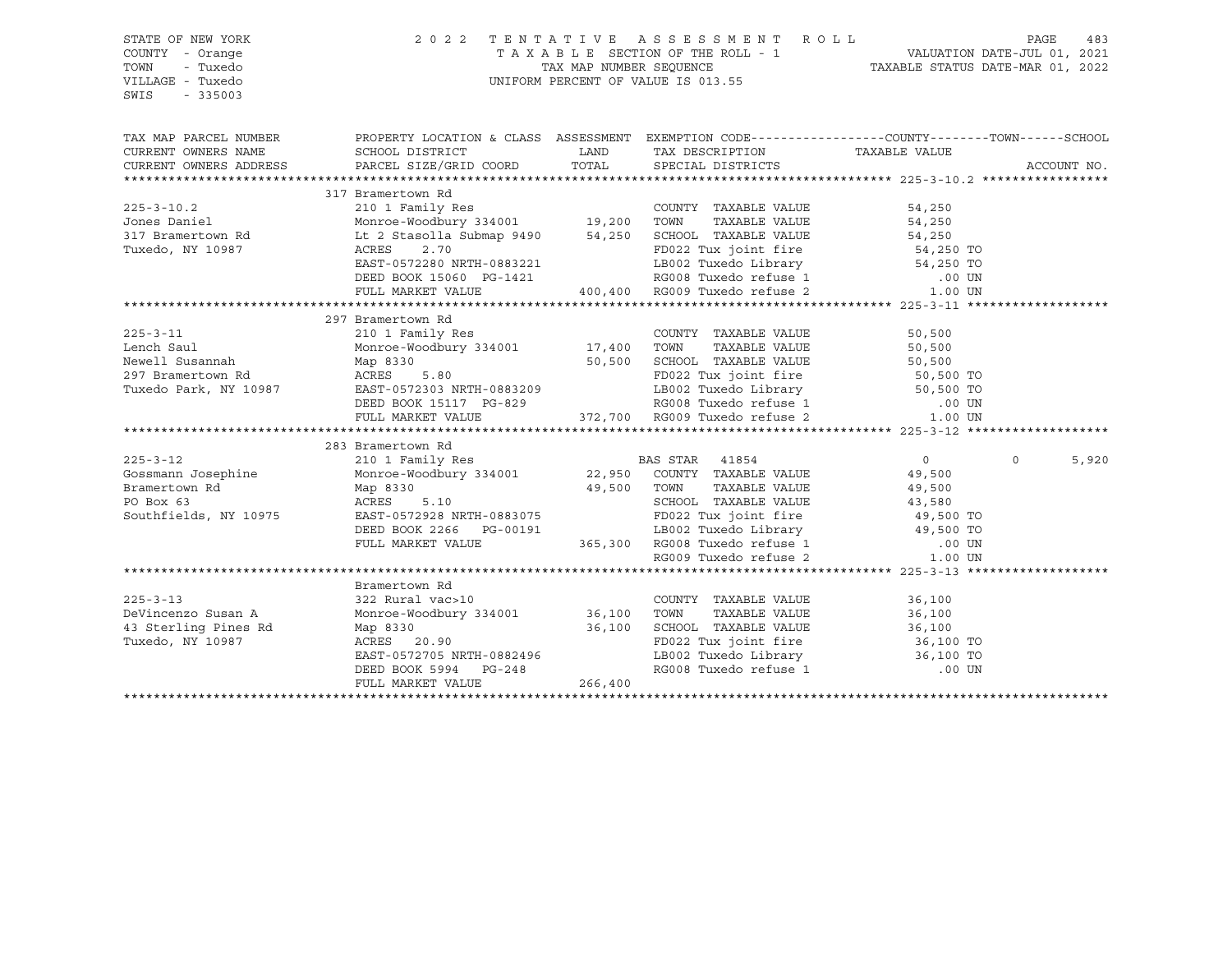STATE OF NEW YORK
COUNTY - Orange
TOWN - Tuxedo
VILLAGE - Tuxedo
SWIS - 335003

2022 TENTATIVE ASSESSMENT ROLL
TAXABLE SECTION OF THE ROLL - 1
TAX MAP NUMBER SEQUENCE
UNIFORM PERCENT OF VALUE IS 013.55

VALUATION DATE-JUL 01, 2021
TAXABLE STATUS DATE-MAR 01, 2022

| TAX MAP PARCEL NUMBER / CURRENT OWNERS NAME / CURRENT OWNERS ADDRESS | PROPERTY LOCATION & CLASS / SCHOOL DISTRICT / PARCEL SIZE/GRID COORD | ASSESSMENT LAND | TOTAL | EXEMPTION CODE / TAX DESCRIPTION / SPECIAL DISTRICTS | COUNTY | TOWN | SCHOOL | TAXABLE VALUE / ACCOUNT NO. |
|---|---|---|---|---|---|---|---|---|
| **225-3-10.2** | 317 Bramertown Rd | | | | | | | |
| 225-3-10.2 | 210 1 Family Res | | | COUNTY TAXABLE VALUE | | | | 54,250 |
| Jones Daniel | Monroe-Woodbury 334001 | 19,200 | | TOWN TAXABLE VALUE | | | | 54,250 |
| 317 Bramertown Rd | Lt 2 Stasolla Submap 9490 | | 54,250 | SCHOOL TAXABLE VALUE | | | | 54,250 |
| Tuxedo, NY 10987 | ACRES 2.70 | | | FD022 Tux joint fire | | | | 54,250 TO |
| | EAST-0572280 NRTH-0883221 | | | LB002 Tuxedo Library | | | | 54,250 TO |
| | DEED BOOK 15060 PG-1421 | | | RG008 Tuxedo refuse 1 | | | | .00 UN |
| | FULL MARKET VALUE | | 400,400 | RG009 Tuxedo refuse 2 | | | | 1.00 UN |
| **225-3-11** | 297 Bramertown Rd | | | | | | | |
| 225-3-11 | 210 1 Family Res | | | COUNTY TAXABLE VALUE | | | | 50,500 |
| Lench Saul | Monroe-Woodbury 334001 | 17,400 | | TOWN TAXABLE VALUE | | | | 50,500 |
| Newell Susannah | Map 8330 | | 50,500 | SCHOOL TAXABLE VALUE | | | | 50,500 |
| 297 Bramertown Rd | ACRES 5.80 | | | FD022 Tux joint fire | | | | 50,500 TO |
| Tuxedo Park, NY 10987 | EAST-0572303 NRTH-0883209 | | | LB002 Tuxedo Library | | | | 50,500 TO |
| | DEED BOOK 15117 PG-829 | | | RG008 Tuxedo refuse 1 | | | | .00 UN |
| | FULL MARKET VALUE | | 372,700 | RG009 Tuxedo refuse 2 | | | | 1.00 UN |
| **225-3-12** | 283 Bramertown Rd | | | | | | | |
| 225-3-12 | 210 1 Family Res | | | BAS STAR 41854 | 0 | 0 | 5,920 | |
| Gossmann Josephine | Monroe-Woodbury 334001 | 22,950 | | COUNTY TAXABLE VALUE | | | | 49,500 |
| Bramertown Rd | Map 8330 | | 49,500 | TOWN TAXABLE VALUE | | | | 49,500 |
| PO Box 63 | ACRES 5.10 | | | SCHOOL TAXABLE VALUE | | | | 43,580 |
| Southfields, NY 10975 | EAST-0572928 NRTH-0883075 | | | FD022 Tux joint fire | | | | 49,500 TO |
| | DEED BOOK 2266 PG-00191 | | | LB002 Tuxedo Library | | | | 49,500 TO |
| | FULL MARKET VALUE | | 365,300 | RG008 Tuxedo refuse 1 | | | | .00 UN |
| | | | | RG009 Tuxedo refuse 2 | | | | 1.00 UN |
| **225-3-13** | Bramertown Rd | | | | | | | |
| 225-3-13 | 322 Rural vac>10 | | | COUNTY TAXABLE VALUE | | | | 36,100 |
| DeVincenzo Susan A | Monroe-Woodbury 334001 | 36,100 | | TOWN TAXABLE VALUE | | | | 36,100 |
| 43 Sterling Pines Rd | Map 8330 | | 36,100 | SCHOOL TAXABLE VALUE | | | | 36,100 |
| Tuxedo, NY 10987 | ACRES 20.90 | | | FD022 Tux joint fire | | | | 36,100 TO |
| | EAST-0572705 NRTH-0882496 | | | LB002 Tuxedo Library | | | | 36,100 TO |
| | DEED BOOK 5994 PG-248 | | | RG008 Tuxedo refuse 1 | | | | .00 UN |
| | FULL MARKET VALUE | | 266,400 | | | | | |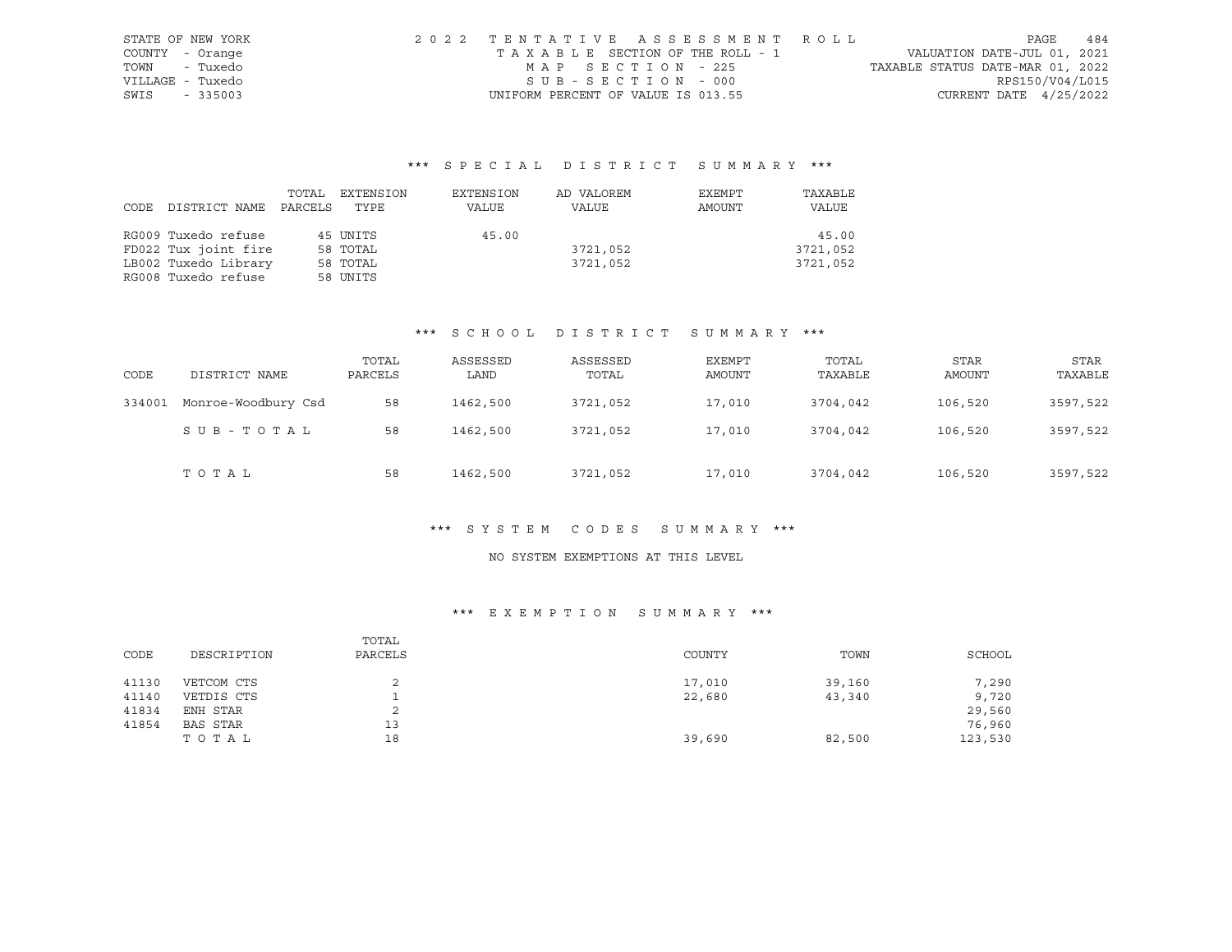STATE OF NEW YORK
COUNTY - Orange
TOWN - Tuxedo
VILLAGE - Tuxedo
SWIS - 335003

2022 TENTATIVE ASSESSMENT ROLL
TAXABLE SECTION OF THE ROLL - 1
MAP SECTION - 225
SUB-SECTION - 000
UNIFORM PERCENT OF VALUE IS 013.55

VALUATION DATE-JUL 01, 2021
TAXABLE STATUS DATE-MAR 01, 2022
RPS150/V04/L015
CURRENT DATE 4/25/2022

## *** SPECIAL DISTRICT SUMMARY ***

| CODE | DISTRICT NAME | TOTAL PARCELS | EXTENSION TYPE | EXTENSION VALUE | AD VALOREM VALUE | EXEMPT AMOUNT | TAXABLE VALUE |
|---|---|---|---|---|---|---|---|
| RG009 | Tuxedo refuse | 45 | UNITS | 45.00 | | | 45.00 |
| FD022 | Tux joint fire | 58 | TOTAL | | 3721,052 | | 3721,052 |
| LB002 | Tuxedo Library | 58 | TOTAL | | 3721,052 | | 3721,052 |
| RG008 | Tuxedo refuse | 58 | UNITS | | | | |

## *** SCHOOL DISTRICT SUMMARY ***

| CODE | DISTRICT NAME | TOTAL PARCELS | ASSESSED LAND | ASSESSED TOTAL | EXEMPT AMOUNT | TOTAL TAXABLE | STAR AMOUNT | STAR TAXABLE |
|---|---|---|---|---|---|---|---|---|
| 334001 | Monroe-Woodbury Csd | 58 | 1462,500 | 3721,052 | 17,010 | 3704,042 | 106,520 | 3597,522 |
| | SUB-TOTAL | 58 | 1462,500 | 3721,052 | 17,010 | 3704,042 | 106,520 | 3597,522 |
| | TOTAL | 58 | 1462,500 | 3721,052 | 17,010 | 3704,042 | 106,520 | 3597,522 |

## *** SYSTEM CODES SUMMARY ***

NO SYSTEM EXEMPTIONS AT THIS LEVEL

## *** EXEMPTION SUMMARY ***

| CODE | DESCRIPTION | TOTAL PARCELS | COUNTY | TOWN | SCHOOL |
|---|---|---|---|---|---|
| 41130 | VETCOM CTS | 2 | 17,010 | 39,160 | 7,290 |
| 41140 | VETDIS CTS | 1 | 22,680 | 43,340 | 9,720 |
| 41834 | ENH STAR | 2 | | | 29,560 |
| 41854 | BAS STAR | 13 | | | 76,960 |
| | TOTAL | 18 | 39,690 | 82,500 | 123,530 |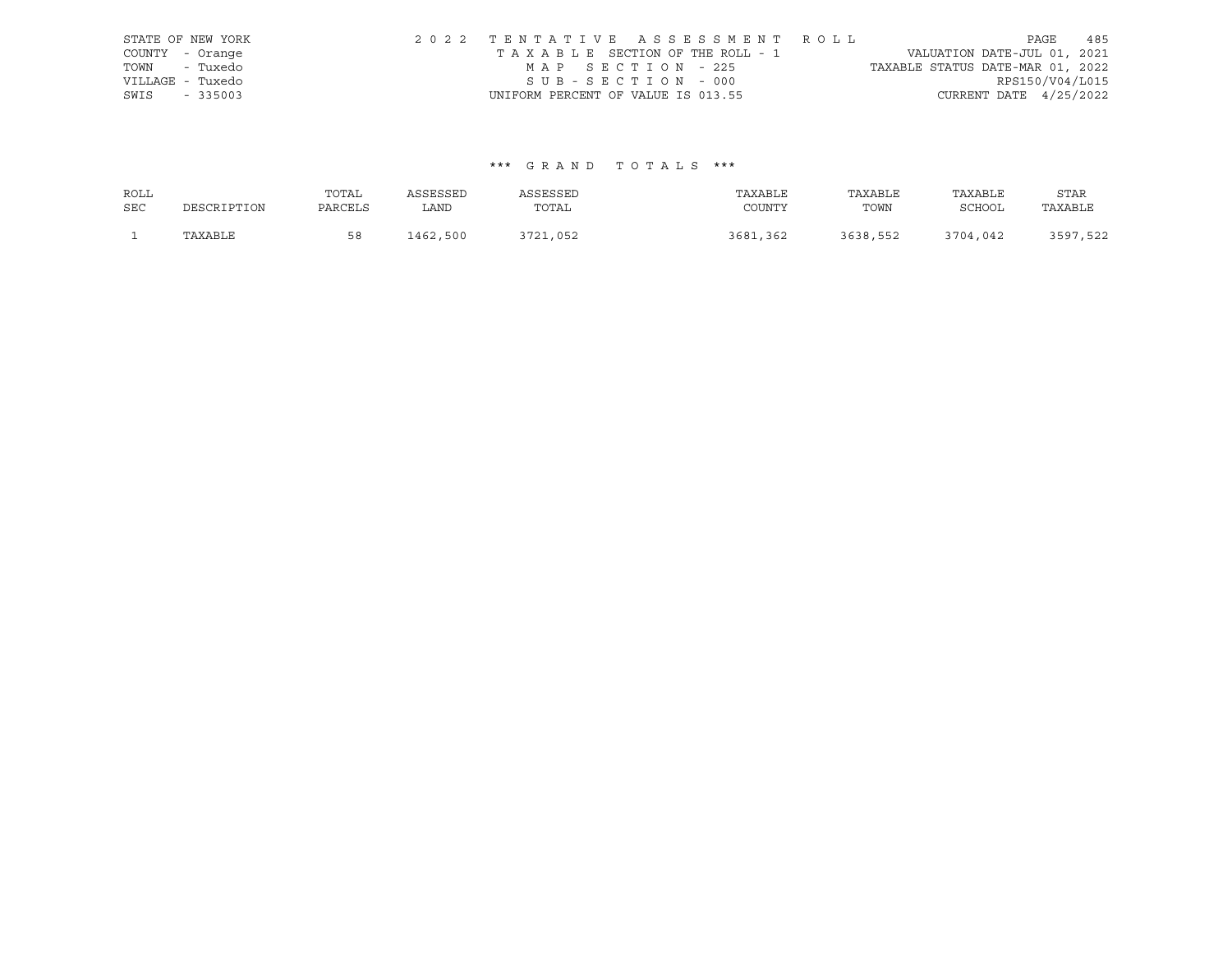STATE OF NEW YORK
COUNTY - Orange
TOWN - Tuxedo
VILLAGE - Tuxedo
SWIS - 335003

2 0 2 2 T E N T A T I V E A S S E S S M E N T R O L L
T A X A B L E SECTION OF THE ROLL - 1
M A P S E C T I O N - 225
S U B - S E C T I O N - 000
UNIFORM PERCENT OF VALUE IS 013.55

VALUATION DATE-JUL 01, 2021
TAXABLE STATUS DATE-MAR 01, 2022
RPS150/V04/L015
CURRENT DATE 4/25/2022

\*\*\* G R A N D T O T A L S \*\*\*

| ROLL SEC | DESCRIPTION | TOTAL PARCELS | ASSESSED LAND | ASSESSED TOTAL | TAXABLE COUNTY | TAXABLE TOWN | TAXABLE SCHOOL | STAR TAXABLE |
|---|---|---|---|---|---|---|---|---|
| 1 | TAXABLE | 58 | 1462,500 | 3721,052 | 3681,362 | 3638,552 | 3704,042 | 3597,522 |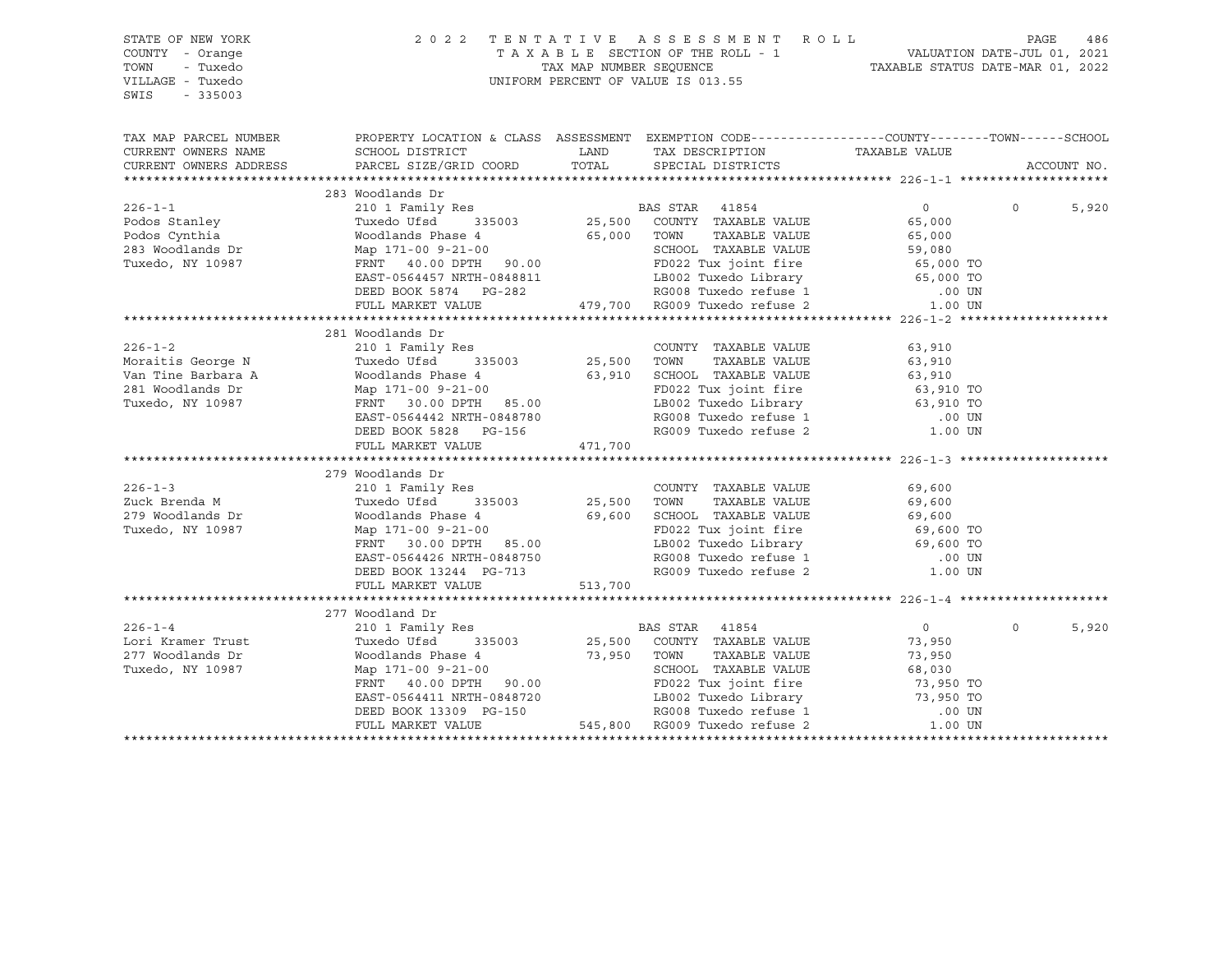STATE OF NEW YORK
COUNTY - Orange
TOWN - Tuxedo
VILLAGE - Tuxedo
SWIS - 335003

2022 TENTATIVE ASSESSMENT ROLL
TAXABLE SECTION OF THE ROLL - 1
TAX MAP NUMBER SEQUENCE
UNIFORM PERCENT OF VALUE IS 013.55

VALUATION DATE-JUL 01, 2021
TAXABLE STATUS DATE-MAR 01, 2022

| TAX MAP PARCEL NUMBER / CURRENT OWNERS NAME / CURRENT OWNERS ADDRESS | PROPERTY LOCATION & CLASS / SCHOOL DISTRICT / PARCEL SIZE/GRID COORD | ASSESSMENT LAND / TOTAL | EXEMPTION CODE / TAX DESCRIPTION / SPECIAL DISTRICTS | COUNTY TAXABLE VALUE | TOWN | SCHOOL |
|---|---|---|---|---|---|---|
| **226-1-1** | 283 Woodlands Dr | | | | | |
| | 210 1 Family Res | | BAS STAR 41854 | 0 | 0 | 5,920 |
| Podos Stanley | Tuxedo Ufsd 335003 | 25,500 | COUNTY TAXABLE VALUE | 65,000 | | |
| Podos Cynthia | Woodlands Phase 4 | 65,000 | TOWN TAXABLE VALUE | 65,000 | | |
| 283 Woodlands Dr | Map 171-00 9-21-00 | | SCHOOL TAXABLE VALUE | 59,080 | | |
| Tuxedo, NY 10987 | FRNT 40.00 DPTH 90.00 | | FD022 Tux joint fire | 65,000 TO | | |
| | EAST-0564457 NRTH-0848811 | | LB002 Tuxedo Library | 65,000 TO | | |
| | DEED BOOK 5874 PG-282 | | RG008 Tuxedo refuse 1 | .00 UN | | |
| | FULL MARKET VALUE | 479,700 | RG009 Tuxedo refuse 2 | 1.00 UN | | |
| **226-1-2** | 281 Woodlands Dr | | | | | |
| | 210 1 Family Res | | COUNTY TAXABLE VALUE | 63,910 | | |
| Moraitis George N | Tuxedo Ufsd 335003 | 25,500 | TOWN TAXABLE VALUE | 63,910 | | |
| Van Tine Barbara A | Woodlands Phase 4 | 63,910 | SCHOOL TAXABLE VALUE | 63,910 | | |
| 281 Woodlands Dr | Map 171-00 9-21-00 | | FD022 Tux joint fire | 63,910 TO | | |
| Tuxedo, NY 10987 | FRNT 30.00 DPTH 85.00 | | LB002 Tuxedo Library | 63,910 TO | | |
| | EAST-0564442 NRTH-0848780 | | RG008 Tuxedo refuse 1 | .00 UN | | |
| | DEED BOOK 5828 PG-156 | | RG009 Tuxedo refuse 2 | 1.00 UN | | |
| | FULL MARKET VALUE | 471,700 | | | | |
| **226-1-3** | 279 Woodlands Dr | | | | | |
| | 210 1 Family Res | | COUNTY TAXABLE VALUE | 69,600 | | |
| Zuck Brenda M | Tuxedo Ufsd 335003 | 25,500 | TOWN TAXABLE VALUE | 69,600 | | |
| 279 Woodlands Dr | Woodlands Phase 4 | 69,600 | SCHOOL TAXABLE VALUE | 69,600 | | |
| Tuxedo, NY 10987 | Map 171-00 9-21-00 | | FD022 Tux joint fire | 69,600 TO | | |
| | FRNT 30.00 DPTH 85.00 | | LB002 Tuxedo Library | 69,600 TO | | |
| | EAST-0564426 NRTH-0848750 | | RG008 Tuxedo refuse 1 | .00 UN | | |
| | DEED BOOK 13244 PG-713 | | RG009 Tuxedo refuse 2 | 1.00 UN | | |
| | FULL MARKET VALUE | 513,700 | | | | |
| **226-1-4** | 277 Woodland Dr | | | | | |
| | 210 1 Family Res | | BAS STAR 41854 | 0 | 0 | 5,920 |
| Lori Kramer Trust | Tuxedo Ufsd 335003 | 25,500 | COUNTY TAXABLE VALUE | 73,950 | | |
| 277 Woodlands Dr | Woodlands Phase 4 | 73,950 | TOWN TAXABLE VALUE | 73,950 | | |
| Tuxedo, NY 10987 | Map 171-00 9-21-00 | | SCHOOL TAXABLE VALUE | 68,030 | | |
| | FRNT 40.00 DPTH 90.00 | | FD022 Tux joint fire | 73,950 TO | | |
| | EAST-0564411 NRTH-0848720 | | LB002 Tuxedo Library | 73,950 TO | | |
| | DEED BOOK 13309 PG-150 | | RG008 Tuxedo refuse 1 | .00 UN | | |
| | FULL MARKET VALUE | 545,800 | RG009 Tuxedo refuse 2 | 1.00 UN | | |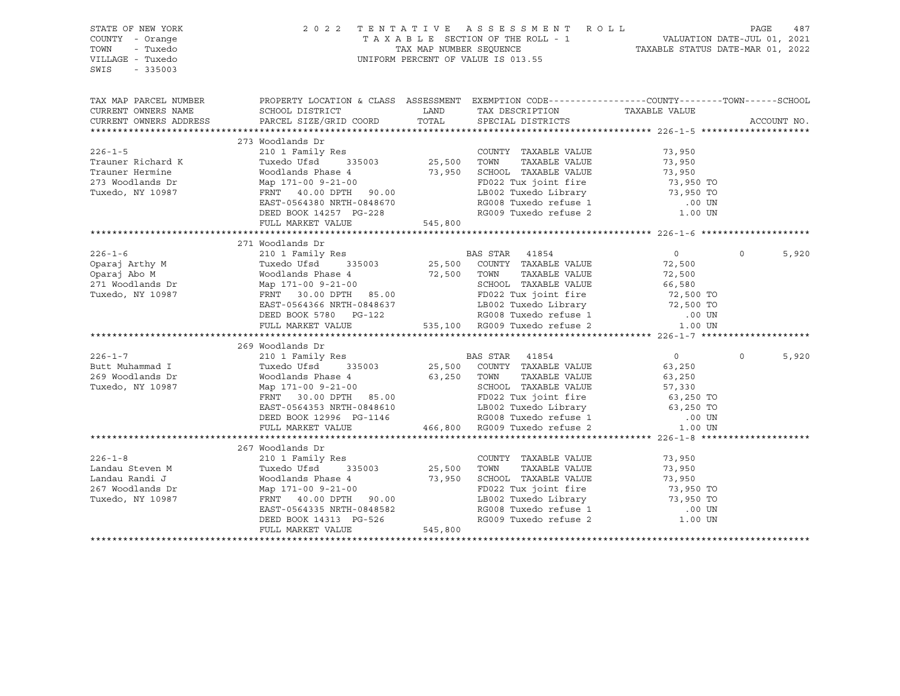STATE OF NEW YORK
COUNTY - Orange
TOWN - Tuxedo
VILLAGE - Tuxedo
SWIS - 335003

2022 TENTATIVE ASSESSMENT ROLL
TAXABLE SECTION OF THE ROLL - 1
TAX MAP NUMBER SEQUENCE
UNIFORM PERCENT OF VALUE IS 013.55

VALUATION DATE-JUL 01, 2021
TAXABLE STATUS DATE-MAR 01, 2022

```
TAX MAP PARCEL NUMBER     PROPERTY LOCATION & CLASS  ASSESSMENT  EXEMPTION CODE------------------COUNTY--------TOWN------SCHOOL
CURRENT OWNERS NAME       SCHOOL DISTRICT               LAND      TAX DESCRIPTION              TAXABLE VALUE
CURRENT OWNERS ADDRESS    PARCEL SIZE/GRID COORD        TOTAL     SPECIAL DISTRICTS                                          ACCOUNT NO.
******************************************************************************************************* 226-1-5 ********************
                          273 Woodlands Dr
226-1-5                   210 1 Family Res                       COUNTY  TAXABLE VALUE             73,950
Trauner Richard K         Tuxedo Ufsd      335003      25,500    TOWN    TAXABLE VALUE             73,950
Trauner Hermine           Woodlands Phase 4            73,950    SCHOOL  TAXABLE VALUE             73,950
273 Woodlands Dr          Map 171-00 9-21-00                     FD022 Tux joint fire              73,950 TO
Tuxedo, NY 10987          FRNT   40.00 DPTH   90.00              LB002 Tuxedo Library              73,950 TO
                          EAST-0564380 NRTH-0848670              RG008 Tuxedo refuse 1                .00 UN
                          DEED BOOK 14257  PG-228                RG009 Tuxedo refuse 2               1.00 UN
                          FULL MARKET VALUE           545,800
******************************************************************************************************* 226-1-6 ********************
                          271 Woodlands Dr
226-1-6                   210 1 Family Res                  BAS STAR  41854                    0            0        5,920
Oparaj Arthy M            Tuxedo Ufsd      335003      25,500    COUNTY  TAXABLE VALUE             72,500
Oparaj Abo M              Woodlands Phase 4            72,500    TOWN    TAXABLE VALUE             72,500
271 Woodlands Dr          Map 171-00 9-21-00                     SCHOOL  TAXABLE VALUE             66,580
Tuxedo, NY 10987          FRNT   30.00 DPTH   85.00              FD022 Tux joint fire              72,500 TO
                          EAST-0564366 NRTH-0848637              LB002 Tuxedo Library              72,500 TO
                          DEED BOOK 5780   PG-122                RG008 Tuxedo refuse 1                .00 UN
                          FULL MARKET VALUE           535,100    RG009 Tuxedo refuse 2               1.00 UN
******************************************************************************************************* 226-1-7 ********************
                          269 Woodlands Dr
226-1-7                   210 1 Family Res                  BAS STAR  41854                    0            0        5,920
Butt Muhammad I           Tuxedo Ufsd      335003      25,500    COUNTY  TAXABLE VALUE             63,250
269 Woodlands Dr          Woodlands Phase 4            63,250    TOWN    TAXABLE VALUE             63,250
Tuxedo, NY 10987          Map 171-00 9-21-00                     SCHOOL  TAXABLE VALUE             57,330
                          FRNT   30.00 DPTH   85.00              FD022 Tux joint fire              63,250 TO
                          EAST-0564353 NRTH-0848610              LB002 Tuxedo Library              63,250 TO
                          DEED BOOK 12996  PG-1146               RG008 Tuxedo refuse 1                .00 UN
                          FULL MARKET VALUE           466,800    RG009 Tuxedo refuse 2               1.00 UN
******************************************************************************************************* 226-1-8 ********************
                          267 Woodlands Dr
226-1-8                   210 1 Family Res                       COUNTY  TAXABLE VALUE             73,950
Landau Steven M           Tuxedo Ufsd      335003      25,500    TOWN    TAXABLE VALUE             73,950
Landau Randi J            Woodlands Phase 4            73,950    SCHOOL  TAXABLE VALUE             73,950
267 Woodlands Dr          Map 171-00 9-21-00                     FD022 Tux joint fire              73,950 TO
Tuxedo, NY 10987          FRNT   40.00 DPTH   90.00              LB002 Tuxedo Library              73,950 TO
                          EAST-0564335 NRTH-0848582              RG008 Tuxedo refuse 1                .00 UN
                          DEED BOOK 14313  PG-526                RG009 Tuxedo refuse 2               1.00 UN
                          FULL MARKET VALUE           545,800
************************************************************************************************************************************
```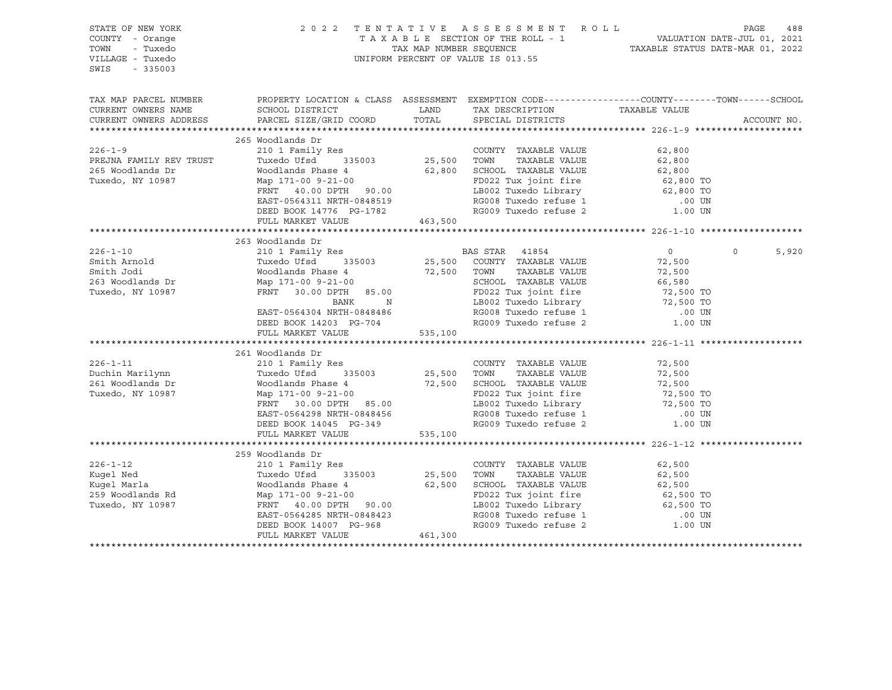STATE OF NEW YORK
COUNTY - Orange
TOWN - Tuxedo
VILLAGE - Tuxedo
SWIS - 335003

2022 TENTATIVE ASSESSMENT ROLL
TAXABLE SECTION OF THE ROLL - 1
TAX MAP NUMBER SEQUENCE
UNIFORM PERCENT OF VALUE IS 013.55

VALUATION DATE-JUL 01, 2021
TAXABLE STATUS DATE-MAR 01, 2022

| TAX MAP PARCEL NUMBER / CURRENT OWNERS NAME / CURRENT OWNERS ADDRESS | PROPERTY LOCATION & CLASS / SCHOOL DISTRICT / PARCEL SIZE/GRID COORD | ASSESSMENT LAND / TOTAL | EXEMPTION CODE / TAX DESCRIPTION / SPECIAL DISTRICTS | COUNTY / TOWN / TAXABLE VALUE | SCHOOL / ACCOUNT NO. |
|---|---|---|---|---|---|
| 226-1-9 | 265 Woodlands Dr | | | | |
| | 210 1 Family Res | | COUNTY TAXABLE VALUE | 62,800 | |
| PREJNA FAMILY REV TRUST | Tuxedo Ufsd 335003 | 25,500 | TOWN TAXABLE VALUE | 62,800 | |
| 265 Woodlands Dr | Woodlands Phase 4 | 62,800 | SCHOOL TAXABLE VALUE | 62,800 | |
| Tuxedo, NY 10987 | Map 171-00 9-21-00 | | FD022 Tux joint fire | 62,800 TO | |
| | FRNT 40.00 DPTH 90.00 | | LB002 Tuxedo Library | 62,800 TO | |
| | EAST-0564311 NRTH-0848519 | | RG008 Tuxedo refuse 1 | .00 UN | |
| | DEED BOOK 14776 PG-1782 | | RG009 Tuxedo refuse 2 | 1.00 UN | |
| | FULL MARKET VALUE | 463,500 | | | |
| 226-1-10 | 263 Woodlands Dr | | | | |
| | 210 1 Family Res | | BAS STAR 41854 | 0 0 | 5,920 |
| Smith Arnold | Tuxedo Ufsd 335003 | 25,500 | COUNTY TAXABLE VALUE | 72,500 | |
| Smith Jodi | Woodlands Phase 4 | 72,500 | TOWN TAXABLE VALUE | 72,500 | |
| 263 Woodlands Dr | Map 171-00 9-21-00 | | SCHOOL TAXABLE VALUE | 66,580 | |
| Tuxedo, NY 10987 | FRNT 30.00 DPTH 85.00 | | FD022 Tux joint fire | 72,500 TO | |
| | BANK N | | LB002 Tuxedo Library | 72,500 TO | |
| | EAST-0564304 NRTH-0848486 | | RG008 Tuxedo refuse 1 | .00 UN | |
| | DEED BOOK 14203 PG-704 | | RG009 Tuxedo refuse 2 | 1.00 UN | |
| | FULL MARKET VALUE | 535,100 | | | |
| 226-1-11 | 261 Woodlands Dr | | | | |
| | 210 1 Family Res | | COUNTY TAXABLE VALUE | 72,500 | |
| Duchin Marilynn | Tuxedo Ufsd 335003 | 25,500 | TOWN TAXABLE VALUE | 72,500 | |
| 261 Woodlands Dr | Woodlands Phase 4 | 72,500 | SCHOOL TAXABLE VALUE | 72,500 | |
| Tuxedo, NY 10987 | Map 171-00 9-21-00 | | FD022 Tux joint fire | 72,500 TO | |
| | FRNT 30.00 DPTH 85.00 | | LB002 Tuxedo Library | 72,500 TO | |
| | EAST-0564298 NRTH-0848456 | | RG008 Tuxedo refuse 1 | .00 UN | |
| | DEED BOOK 14045 PG-349 | | RG009 Tuxedo refuse 2 | 1.00 UN | |
| | FULL MARKET VALUE | 535,100 | | | |
| 226-1-12 | 259 Woodlands Dr | | | | |
| | 210 1 Family Res | | COUNTY TAXABLE VALUE | 62,500 | |
| Kugel Ned | Tuxedo Ufsd 335003 | 25,500 | TOWN TAXABLE VALUE | 62,500 | |
| Kugel Marla | Woodlands Phase 4 | 62,500 | SCHOOL TAXABLE VALUE | 62,500 | |
| 259 Woodlands Rd | Map 171-00 9-21-00 | | FD022 Tux joint fire | 62,500 TO | |
| Tuxedo, NY 10987 | FRNT 40.00 DPTH 90.00 | | LB002 Tuxedo Library | 62,500 TO | |
| | EAST-0564285 NRTH-0848423 | | RG008 Tuxedo refuse 1 | .00 UN | |
| | DEED BOOK 14007 PG-968 | | RG009 Tuxedo refuse 2 | 1.00 UN | |
| | FULL MARKET VALUE | 461,300 | | | |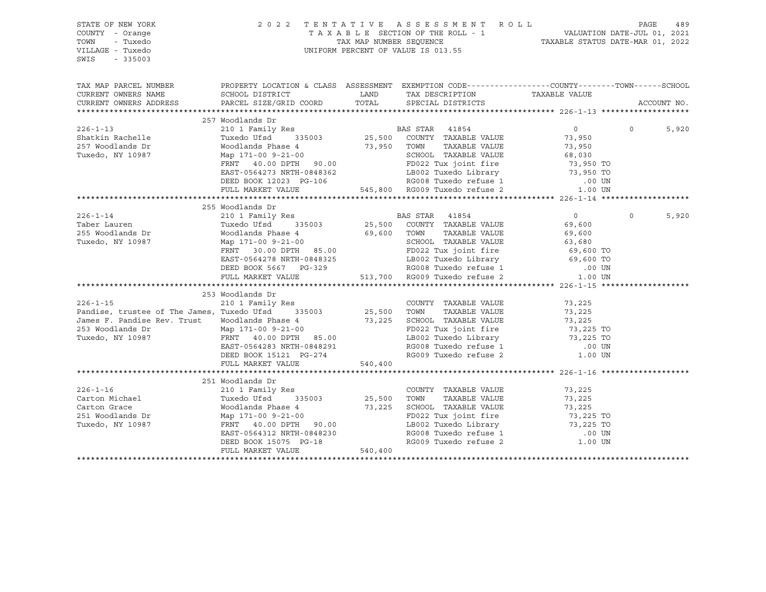STATE OF NEW YORK
COUNTY - Orange
TOWN - Tuxedo
VILLAGE - Tuxedo
SWIS - 335003

2022 TENTATIVE ASSESSMENT ROLL
TAXABLE SECTION OF THE ROLL - 1
TAX MAP NUMBER SEQUENCE
UNIFORM PERCENT OF VALUE IS 013.55

VALUATION DATE-JUL 01, 2021
TAXABLE STATUS DATE-MAR 01, 2022

| TAX MAP PARCEL NUMBER / CURRENT OWNERS NAME / CURRENT OWNERS ADDRESS | PROPERTY LOCATION & CLASS / SCHOOL DISTRICT / PARCEL SIZE/GRID COORD | ASSESSMENT LAND | TOTAL | EXEMPTION CODE / TAX DESCRIPTION / SPECIAL DISTRICTS | COUNTY TAXABLE VALUE | TOWN | SCHOOL | ACCOUNT NO. |
|---|---|---|---|---|---|---|---|---|
| | 257 Woodlands Dr | | | | | | | |
| 226-1-13 | 210 1 Family Res | | | BAS STAR 41854 | 0 | 0 | 5,920 | |
| Shatkin Rachelle | Tuxedo Ufsd 335003 | 25,500 | | COUNTY TAXABLE VALUE | 73,950 | | | |
| 257 Woodlands Dr | Woodlands Phase 4 | | 73,950 | TOWN TAXABLE VALUE | 73,950 | | | |
| Tuxedo, NY 10987 | Map 171-00 9-21-00 | | | SCHOOL TAXABLE VALUE | 68,030 | | | |
| | FRNT 40.00 DPTH 90.00 | | | FD022 Tux joint fire | 73,950 TO | | | |
| | EAST-0564273 NRTH-0848362 | | | LB002 Tuxedo Library | 73,950 TO | | | |
| | DEED BOOK 12023 PG-106 | | | RG008 Tuxedo refuse 1 | .00 UN | | | |
| | FULL MARKET VALUE | | 545,800 | RG009 Tuxedo refuse 2 | 1.00 UN | | | |
| | 255 Woodlands Dr | | | | | | | |
| 226-1-14 | 210 1 Family Res | | | BAS STAR 41854 | 0 | 0 | 5,920 | |
| Taber Lauren | Tuxedo Ufsd 335003 | 25,500 | | COUNTY TAXABLE VALUE | 69,600 | | | |
| 255 Woodlands Dr | Woodlands Phase 4 | | 69,600 | TOWN TAXABLE VALUE | 69,600 | | | |
| Tuxedo, NY 10987 | Map 171-00 9-21-00 | | | SCHOOL TAXABLE VALUE | 63,680 | | | |
| | FRNT 30.00 DPTH 85.00 | | | FD022 Tux joint fire | 69,600 TO | | | |
| | EAST-0564278 NRTH-0848325 | | | LB002 Tuxedo Library | 69,600 TO | | | |
| | DEED BOOK 5667 PG-329 | | | RG008 Tuxedo refuse 1 | .00 UN | | | |
| | FULL MARKET VALUE | | 513,700 | RG009 Tuxedo refuse 2 | 1.00 UN | | | |
| | 253 Woodlands Dr | | | | | | | |
| 226-1-15 | 210 1 Family Res | | | COUNTY TAXABLE VALUE | 73,225 | | | |
| Pandise, trustee of The James, | Tuxedo Ufsd 335003 | 25,500 | | TOWN TAXABLE VALUE | 73,225 | | | |
| James F. Pandise Rev. Trust | Woodlands Phase 4 | | 73,225 | SCHOOL TAXABLE VALUE | 73,225 | | | |
| 253 Woodlands Dr | Map 171-00 9-21-00 | | | FD022 Tux joint fire | 73,225 TO | | | |
| Tuxedo, NY 10987 | FRNT 40.00 DPTH 85.00 | | | LB002 Tuxedo Library | 73,225 TO | | | |
| | EAST-0564283 NRTH-0848291 | | | RG008 Tuxedo refuse 1 | .00 UN | | | |
| | DEED BOOK 15121 PG-274 | | | RG009 Tuxedo refuse 2 | 1.00 UN | | | |
| | FULL MARKET VALUE | | 540,400 | | | | | |
| | 251 Woodlands Dr | | | | | | | |
| 226-1-16 | 210 1 Family Res | | | COUNTY TAXABLE VALUE | 73,225 | | | |
| Carton Michael | Tuxedo Ufsd 335003 | 25,500 | | TOWN TAXABLE VALUE | 73,225 | | | |
| Carton Grace | Woodlands Phase 4 | | 73,225 | SCHOOL TAXABLE VALUE | 73,225 | | | |
| 251 Woodlands Dr | Map 171-00 9-21-00 | | | FD022 Tux joint fire | 73,225 TO | | | |
| Tuxedo, NY 10987 | FRNT 40.00 DPTH 90.00 | | | LB002 Tuxedo Library | 73,225 TO | | | |
| | EAST-0564312 NRTH-0848230 | | | RG008 Tuxedo refuse 1 | .00 UN | | | |
| | DEED BOOK 15075 PG-18 | | | RG009 Tuxedo refuse 2 | 1.00 UN | | | |
| | FULL MARKET VALUE | | 540,400 | | | | | |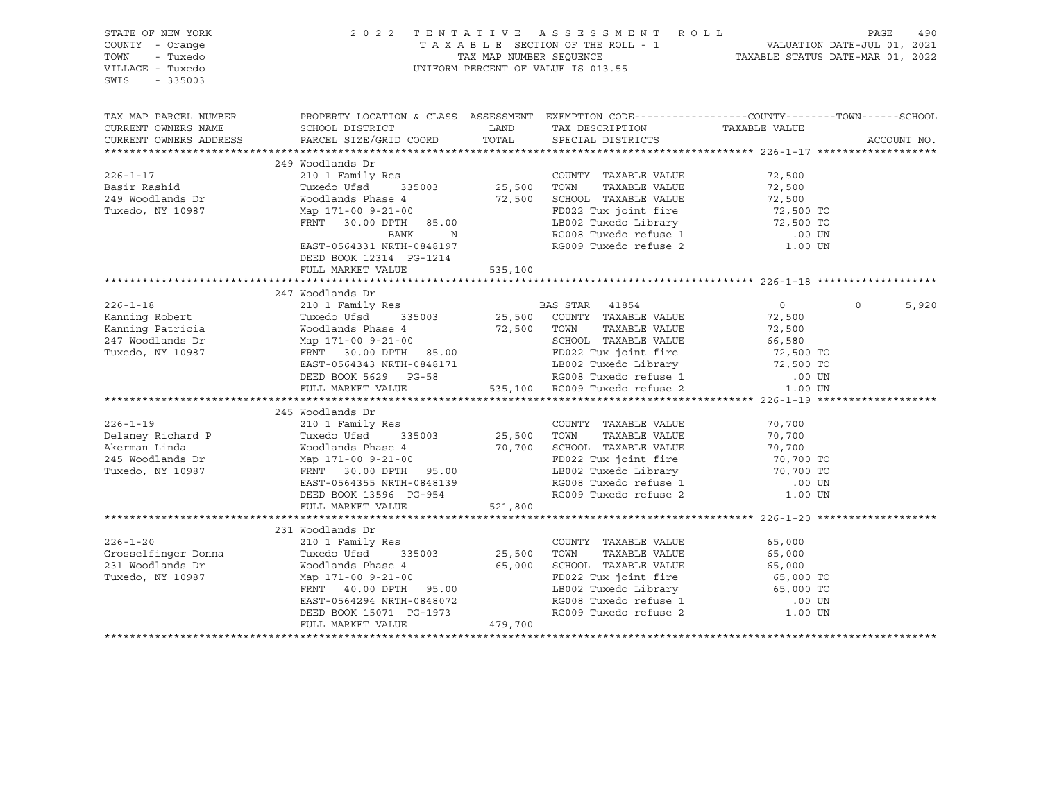STATE OF NEW YORK
COUNTY - Orange
TOWN - Tuxedo
VILLAGE - Tuxedo
SWIS - 335003

2022 TENTATIVE ASSESSMENT ROLL
TAXABLE SECTION OF THE ROLL - 1
TAX MAP NUMBER SEQUENCE
UNIFORM PERCENT OF VALUE IS 013.55

VALUATION DATE-JUL 01, 2021
TAXABLE STATUS DATE-MAR 01, 2022

| TAX MAP PARCEL NUMBER / CURRENT OWNERS NAME / CURRENT OWNERS ADDRESS | PROPERTY LOCATION & CLASS / SCHOOL DISTRICT / PARCEL SIZE/GRID COORD | ASSESSMENT LAND | TOTAL | EXEMPTION CODE / TAX DESCRIPTION / SPECIAL DISTRICTS | COUNTY TAXABLE VALUE | TOWN | SCHOOL |
|---|---|---|---|---|---|---|---|
| **226-1-17** | 249 Woodlands Dr | | | | | | |
| 226-1-17 | 210 1 Family Res | | | COUNTY TAXABLE VALUE | 72,500 | | |
| Basir Rashid | Tuxedo Ufsd 335003 | 25,500 | | TOWN TAXABLE VALUE | 72,500 | | |
| 249 Woodlands Dr | Woodlands Phase 4 | | 72,500 | SCHOOL TAXABLE VALUE | 72,500 | | |
| Tuxedo, NY 10987 | Map 171-00 9-21-00 | | | FD022 Tux joint fire | 72,500 TO | | |
| | FRNT 30.00 DPTH 85.00 | | | LB002 Tuxedo Library | 72,500 TO | | |
| | BANK N | | | RG008 Tuxedo refuse 1 | .00 UN | | |
| | EAST-0564331 NRTH-0848197 | | | RG009 Tuxedo refuse 2 | 1.00 UN | | |
| | DEED BOOK 12314 PG-1214 | | | | | | |
| | FULL MARKET VALUE | | 535,100 | | | | |
| **226-1-18** | 247 Woodlands Dr | | | | | | |
| 226-1-18 | 210 1 Family Res | | | BAS STAR 41854 | 0 | 0 | 5,920 |
| Kanning Robert | Tuxedo Ufsd 335003 | 25,500 | | COUNTY TAXABLE VALUE | 72,500 | | |
| Kanning Patricia | Woodlands Phase 4 | | 72,500 | TOWN TAXABLE VALUE | 72,500 | | |
| 247 Woodlands Dr | Map 171-00 9-21-00 | | | SCHOOL TAXABLE VALUE | 66,580 | | |
| Tuxedo, NY 10987 | FRNT 30.00 DPTH 85.00 | | | FD022 Tux joint fire | 72,500 TO | | |
| | EAST-0564343 NRTH-0848171 | | | LB002 Tuxedo Library | 72,500 TO | | |
| | DEED BOOK 5629 PG-58 | | | RG008 Tuxedo refuse 1 | .00 UN | | |
| | FULL MARKET VALUE | | 535,100 | RG009 Tuxedo refuse 2 | 1.00 UN | | |
| **226-1-19** | 245 Woodlands Dr | | | | | | |
| 226-1-19 | 210 1 Family Res | | | COUNTY TAXABLE VALUE | 70,700 | | |
| Delaney Richard P | Tuxedo Ufsd 335003 | 25,500 | | TOWN TAXABLE VALUE | 70,700 | | |
| Akerman Linda | Woodlands Phase 4 | | 70,700 | SCHOOL TAXABLE VALUE | 70,700 | | |
| 245 Woodlands Dr | Map 171-00 9-21-00 | | | FD022 Tux joint fire | 70,700 TO | | |
| Tuxedo, NY 10987 | FRNT 30.00 DPTH 95.00 | | | LB002 Tuxedo Library | 70,700 TO | | |
| | EAST-0564355 NRTH-0848139 | | | RG008 Tuxedo refuse 1 | .00 UN | | |
| | DEED BOOK 13596 PG-954 | | | RG009 Tuxedo refuse 2 | 1.00 UN | | |
| | FULL MARKET VALUE | | 521,800 | | | | |
| **226-1-20** | 231 Woodlands Dr | | | | | | |
| 226-1-20 | 210 1 Family Res | | | COUNTY TAXABLE VALUE | 65,000 | | |
| Grosselfinger Donna | Tuxedo Ufsd 335003 | 25,500 | | TOWN TAXABLE VALUE | 65,000 | | |
| 231 Woodlands Dr | Woodlands Phase 4 | | 65,000 | SCHOOL TAXABLE VALUE | 65,000 | | |
| Tuxedo, NY 10987 | Map 171-00 9-21-00 | | | FD022 Tux joint fire | 65,000 TO | | |
| | FRNT 40.00 DPTH 95.00 | | | LB002 Tuxedo Library | 65,000 TO | | |
| | EAST-0564294 NRTH-0848072 | | | RG008 Tuxedo refuse 1 | .00 UN | | |
| | DEED BOOK 15071 PG-1973 | | | RG009 Tuxedo refuse 2 | 1.00 UN | | |
| | FULL MARKET VALUE | | 479,700 | | | | |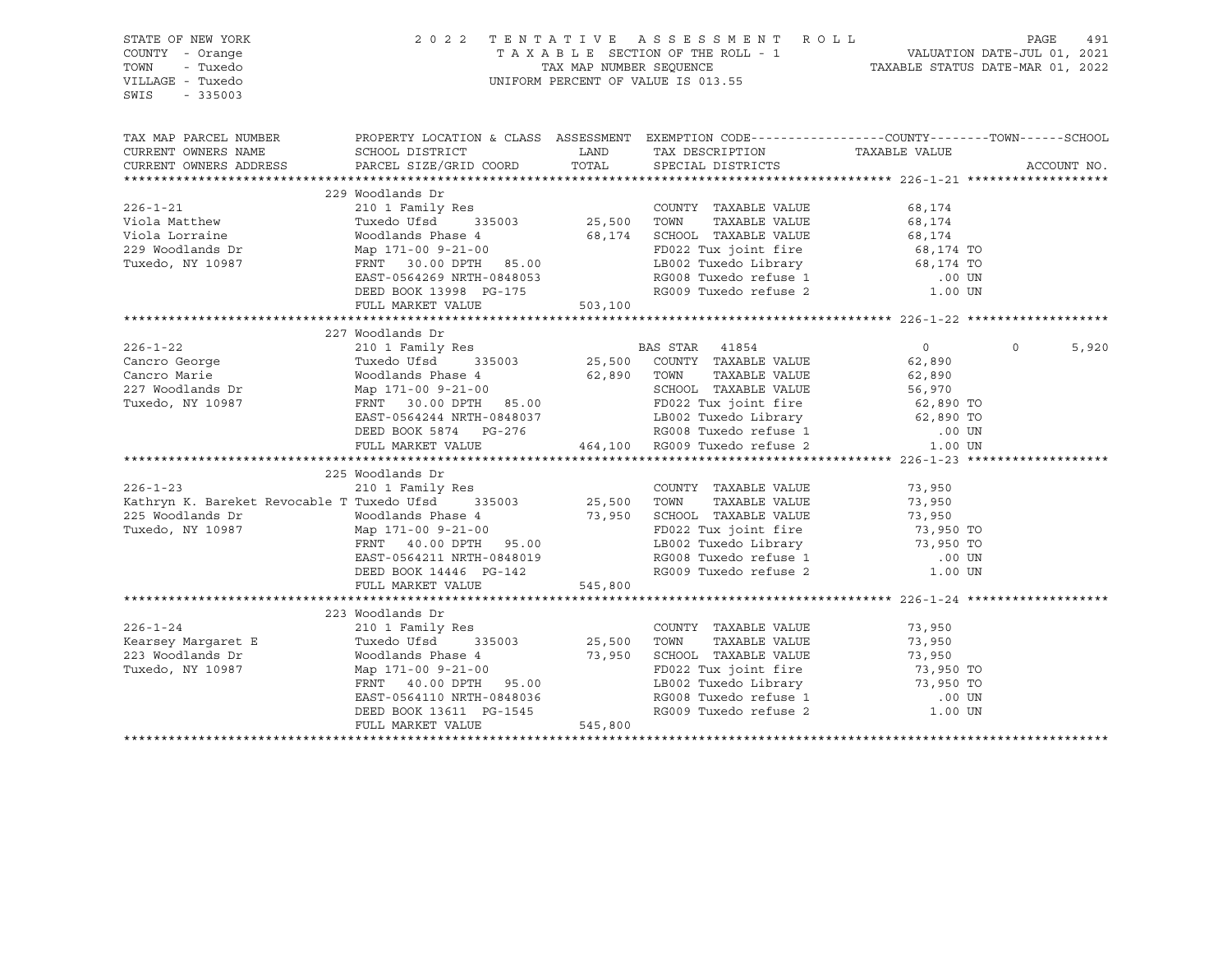STATE OF NEW YORK
COUNTY - Orange
TOWN - Tuxedo
VILLAGE - Tuxedo
SWIS - 335003

2022 TENTATIVE ASSESSMENT ROLL
TAXABLE SECTION OF THE ROLL - 1
TAX MAP NUMBER SEQUENCE
UNIFORM PERCENT OF VALUE IS 013.55

VALUATION DATE-JUL 01, 2021
TAXABLE STATUS DATE-MAR 01, 2022

| TAX MAP PARCEL NUMBER / CURRENT OWNERS NAME / CURRENT OWNERS ADDRESS | PROPERTY LOCATION & CLASS / SCHOOL DISTRICT / PARCEL SIZE/GRID COORD | ASSESSMENT LAND | TOTAL | EXEMPTION CODE / TAX DESCRIPTION / SPECIAL DISTRICTS | COUNTY / TAXABLE VALUE | TOWN | SCHOOL | ACCOUNT NO. |
|---|---|---|---|---|---|---|---|---|
| **226-1-21** | 229 Woodlands Dr | | | | | | | |
| 226-1-21 | 210 1 Family Res | | | COUNTY TAXABLE VALUE | 68,174 | | | |
| Viola Matthew | Tuxedo Ufsd 335003 | 25,500 | | TOWN TAXABLE VALUE | 68,174 | | | |
| Viola Lorraine | Woodlands Phase 4 | | 68,174 | SCHOOL TAXABLE VALUE | 68,174 | | | |
| 229 Woodlands Dr | Map 171-00 9-21-00 | | | FD022 Tux joint fire | 68,174 TO | | | |
| Tuxedo, NY 10987 | FRNT 30.00 DPTH 85.00 | | | LB002 Tuxedo Library | 68,174 TO | | | |
| | EAST-0564269 NRTH-0848053 | | | RG008 Tuxedo refuse 1 | .00 UN | | | |
| | DEED BOOK 13998 PG-175 | | | RG009 Tuxedo refuse 2 | 1.00 UN | | | |
| | FULL MARKET VALUE | | 503,100 | | | | | |
| **226-1-22** | 227 Woodlands Dr | | | | | | | |
| 226-1-22 | 210 1 Family Res | | | BAS STAR 41854 | 0 | 0 | 5,920 | |
| Cancro George | Tuxedo Ufsd 335003 | 25,500 | | COUNTY TAXABLE VALUE | 62,890 | | | |
| Cancro Marie | Woodlands Phase 4 | | 62,890 | TOWN TAXABLE VALUE | 62,890 | | | |
| 227 Woodlands Dr | Map 171-00 9-21-00 | | | SCHOOL TAXABLE VALUE | 56,970 | | | |
| Tuxedo, NY 10987 | FRNT 30.00 DPTH 85.00 | | | FD022 Tux joint fire | 62,890 TO | | | |
| | EAST-0564244 NRTH-0848037 | | | LB002 Tuxedo Library | 62,890 TO | | | |
| | DEED BOOK 5874 PG-276 | | | RG008 Tuxedo refuse 1 | .00 UN | | | |
| | FULL MARKET VALUE | | 464,100 | RG009 Tuxedo refuse 2 | 1.00 UN | | | |
| **226-1-23** | 225 Woodlands Dr | | | | | | | |
| 226-1-23 | 210 1 Family Res | | | COUNTY TAXABLE VALUE | 73,950 | | | |
| Kathryn K. Bareket Revocable T | Tuxedo Ufsd 335003 | 25,500 | | TOWN TAXABLE VALUE | 73,950 | | | |
| 225 Woodlands Dr | Woodlands Phase 4 | | 73,950 | SCHOOL TAXABLE VALUE | 73,950 | | | |
| Tuxedo, NY 10987 | Map 171-00 9-21-00 | | | FD022 Tux joint fire | 73,950 TO | | | |
| | FRNT 40.00 DPTH 95.00 | | | LB002 Tuxedo Library | 73,950 TO | | | |
| | EAST-0564211 NRTH-0848019 | | | RG008 Tuxedo refuse 1 | .00 UN | | | |
| | DEED BOOK 14446 PG-142 | | | RG009 Tuxedo refuse 2 | 1.00 UN | | | |
| | FULL MARKET VALUE | | 545,800 | | | | | |
| **226-1-24** | 223 Woodlands Dr | | | | | | | |
| 226-1-24 | 210 1 Family Res | | | COUNTY TAXABLE VALUE | 73,950 | | | |
| Kearsey Margaret E | Tuxedo Ufsd 335003 | 25,500 | | TOWN TAXABLE VALUE | 73,950 | | | |
| 223 Woodlands Dr | Woodlands Phase 4 | | 73,950 | SCHOOL TAXABLE VALUE | 73,950 | | | |
| Tuxedo, NY 10987 | Map 171-00 9-21-00 | | | FD022 Tux joint fire | 73,950 TO | | | |
| | FRNT 40.00 DPTH 95.00 | | | LB002 Tuxedo Library | 73,950 TO | | | |
| | EAST-0564110 NRTH-0848036 | | | RG008 Tuxedo refuse 1 | .00 UN | | | |
| | DEED BOOK 13611 PG-1545 | | | RG009 Tuxedo refuse 2 | 1.00 UN | | | |
| | FULL MARKET VALUE | | 545,800 | | | | | |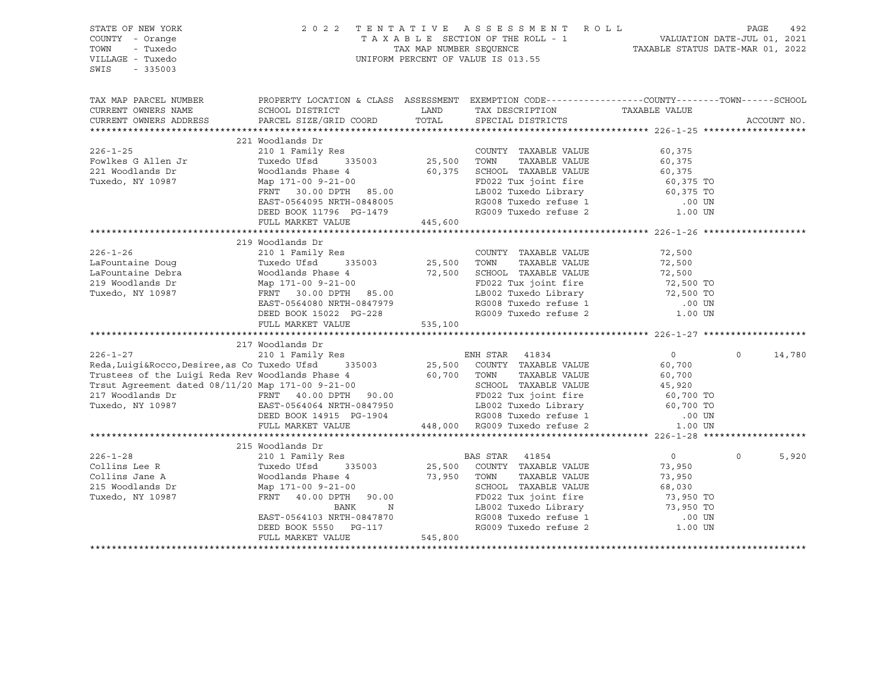STATE OF NEW YORK
COUNTY - Orange
TOWN - Tuxedo
VILLAGE - Tuxedo
SWIS - 335003

2022 TENTATIVE ASSESSMENT ROLL
TAXABLE SECTION OF THE ROLL - 1
TAX MAP NUMBER SEQUENCE
UNIFORM PERCENT OF VALUE IS 013.55

VALUATION DATE-JUL 01, 2021
TAXABLE STATUS DATE-MAR 01, 2022

| TAX MAP PARCEL NUMBER / CURRENT OWNERS NAME / CURRENT OWNERS ADDRESS | PROPERTY LOCATION & CLASS / SCHOOL DISTRICT / PARCEL SIZE/GRID COORD | ASSESSMENT LAND / TOTAL | EXEMPTION CODE / TAX DESCRIPTION / SPECIAL DISTRICTS | COUNTY / TAXABLE VALUE | TOWN | SCHOOL / ACCOUNT NO. |
|---|---|---|---|---|---|---|
| **226-1-25** | 221 Woodlands Dr | | | | | |
| Fowlkes G Allen Jr | 210 1 Family Res | | COUNTY TAXABLE VALUE | 60,375 | | |
| 221 Woodlands Dr | Tuxedo Ufsd 335003 | 25,500 | TOWN TAXABLE VALUE | 60,375 | | |
| Tuxedo, NY 10987 | Woodlands Phase 4 | 60,375 | SCHOOL TAXABLE VALUE | 60,375 | | |
| | Map 171-00 9-21-00 | | FD022 Tux joint fire | 60,375 TO | | |
| | FRNT 30.00 DPTH 85.00 | | LB002 Tuxedo Library | 60,375 TO | | |
| | EAST-0564095 NRTH-0848005 | | RG008 Tuxedo refuse 1 | .00 UN | | |
| | DEED BOOK 11796 PG-1479 | | RG009 Tuxedo refuse 2 | 1.00 UN | | |
| | FULL MARKET VALUE | 445,600 | | | | |
| **226-1-26** | 219 Woodlands Dr | | | | | |
| LaFountaine Doug | 210 1 Family Res | | COUNTY TAXABLE VALUE | 72,500 | | |
| LaFountaine Debra | Tuxedo Ufsd 335003 | 25,500 | TOWN TAXABLE VALUE | 72,500 | | |
| 219 Woodlands Dr | Woodlands Phase 4 | 72,500 | SCHOOL TAXABLE VALUE | 72,500 | | |
| Tuxedo, NY 10987 | Map 171-00 9-21-00 | | FD022 Tux joint fire | 72,500 TO | | |
| | FRNT 30.00 DPTH 85.00 | | LB002 Tuxedo Library | 72,500 TO | | |
| | EAST-0564080 NRTH-0847979 | | RG008 Tuxedo refuse 1 | .00 UN | | |
| | DEED BOOK 15022 PG-228 | | RG009 Tuxedo refuse 2 | 1.00 UN | | |
| | FULL MARKET VALUE | 535,100 | | | | |
| **226-1-27** | 217 Woodlands Dr | | | | | |
| Reda,Luigi&Rocco,Desiree,as Co | 210 1 Family Res | | ENH STAR 41834 | 0 | 0 | 14,780 |
| Trustees of the Luigi Reda Rev | Tuxedo Ufsd 335003 | 25,500 | COUNTY TAXABLE VALUE | 60,700 | | |
| Trsut Agreement dated 08/11/20 | Woodlands Phase 4 | 60,700 | TOWN TAXABLE VALUE | 60,700 | | |
| 217 Woodlands Dr | Map 171-00 9-21-00 | | SCHOOL TAXABLE VALUE | 45,920 | | |
| Tuxedo, NY 10987 | FRNT 40.00 DPTH 90.00 | | FD022 Tux joint fire | 60,700 TO | | |
| | EAST-0564064 NRTH-0847950 | | LB002 Tuxedo Library | 60,700 TO | | |
| | DEED BOOK 14915 PG-1904 | | RG008 Tuxedo refuse 1 | .00 UN | | |
| | FULL MARKET VALUE | 448,000 | RG009 Tuxedo refuse 2 | 1.00 UN | | |
| **226-1-28** | 215 Woodlands Dr | | | | | |
| Collins Lee R | 210 1 Family Res | | BAS STAR 41854 | 0 | 0 | 5,920 |
| Collins Jane A | Tuxedo Ufsd 335003 | 25,500 | COUNTY TAXABLE VALUE | 73,950 | | |
| 215 Woodlands Dr | Woodlands Phase 4 | 73,950 | TOWN TAXABLE VALUE | 73,950 | | |
| Tuxedo, NY 10987 | Map 171-00 9-21-00 | | SCHOOL TAXABLE VALUE | 68,030 | | |
| | FRNT 40.00 DPTH 90.00 | | FD022 Tux joint fire | 73,950 TO | | |
| | BANK N | | LB002 Tuxedo Library | 73,950 TO | | |
| | EAST-0564103 NRTH-0847870 | | RG008 Tuxedo refuse 1 | .00 UN | | |
| | DEED BOOK 5550 PG-117 | | RG009 Tuxedo refuse 2 | 1.00 UN | | |
| | FULL MARKET VALUE | 545,800 | | | | |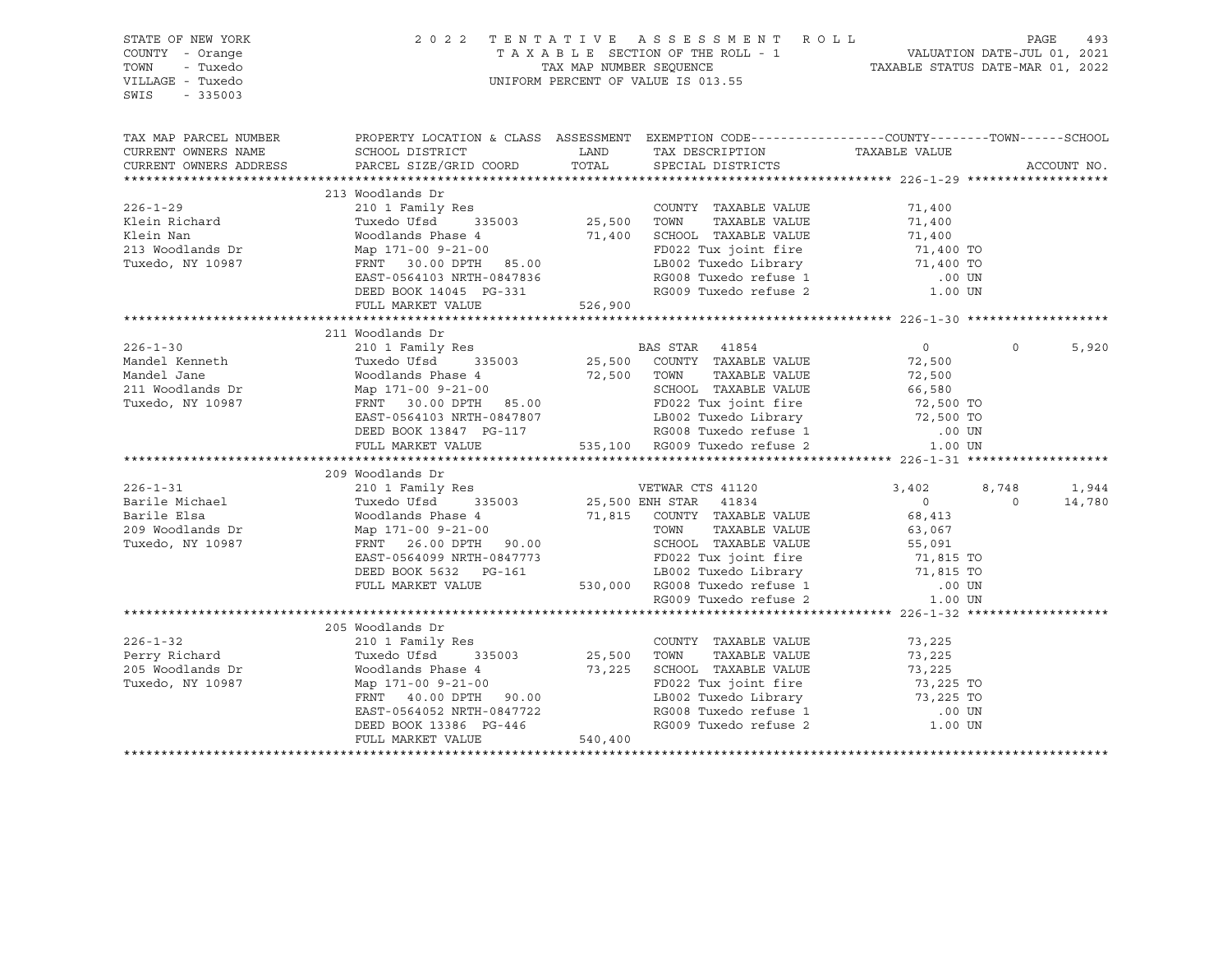STATE OF NEW YORK — 2022 TENTATIVE ASSESSMENT ROLL
COUNTY - Orange — TAXABLE SECTION OF THE ROLL - 1 — VALUATION DATE-JUL 01, 2021
TOWN - Tuxedo — TAX MAP NUMBER SEQUENCE — TAXABLE STATUS DATE-MAR 01, 2022
VILLAGE - Tuxedo — UNIFORM PERCENT OF VALUE IS 013.55
SWIS - 335003

| TAX MAP PARCEL NUMBER / CURRENT OWNERS NAME / CURRENT OWNERS ADDRESS | PROPERTY LOCATION & CLASS / SCHOOL DISTRICT / PARCEL SIZE/GRID COORD | ASSESSMENT LAND / TOTAL | EXEMPTION CODE / TAX DESCRIPTION / SPECIAL DISTRICTS | COUNTY | TOWN | SCHOOL / ACCOUNT NO. |
|---|---|---|---|---|---|---|
| **226-1-29** | 213 Woodlands Dr | | | | | |
| 226-1-29 | 210 1 Family Res | | COUNTY TAXABLE VALUE | 71,400 | | |
| Klein Richard | Tuxedo Ufsd 335003 | 25,500 | TOWN TAXABLE VALUE | 71,400 | | |
| Klein Nan | Woodlands Phase 4 | 71,400 | SCHOOL TAXABLE VALUE | 71,400 | | |
| 213 Woodlands Dr | Map 171-00 9-21-00 | | FD022 Tux joint fire | 71,400 TO | | |
| Tuxedo, NY 10987 | FRNT 30.00 DPTH 85.00 | | LB002 Tuxedo Library | 71,400 TO | | |
| | EAST-0564103 NRTH-0847836 | | RG008 Tuxedo refuse 1 | .00 UN | | |
| | DEED BOOK 14045 PG-331 | | RG009 Tuxedo refuse 2 | 1.00 UN | | |
| | FULL MARKET VALUE | 526,900 | | | | |
| **226-1-30** | 211 Woodlands Dr | | | | | |
| 226-1-30 | 210 1 Family Res | | BAS STAR 41854 | 0 | 0 | 5,920 |
| Mandel Kenneth | Tuxedo Ufsd 335003 | 25,500 | COUNTY TAXABLE VALUE | 72,500 | | |
| Mandel Jane | Woodlands Phase 4 | 72,500 | TOWN TAXABLE VALUE | 72,500 | | |
| 211 Woodlands Dr | Map 171-00 9-21-00 | | SCHOOL TAXABLE VALUE | 66,580 | | |
| Tuxedo, NY 10987 | FRNT 30.00 DPTH 85.00 | | FD022 Tux joint fire | 72,500 TO | | |
| | EAST-0564103 NRTH-0847807 | | LB002 Tuxedo Library | 72,500 TO | | |
| | DEED BOOK 13847 PG-117 | | RG008 Tuxedo refuse 1 | .00 UN | | |
| | FULL MARKET VALUE | 535,100 | RG009 Tuxedo refuse 2 | 1.00 UN | | |
| **226-1-31** | 209 Woodlands Dr | | | | | |
| 226-1-31 | 210 1 Family Res | | VETWAR CTS 41120 | 3,402 | 8,748 | 1,944 |
| Barile Michael | Tuxedo Ufsd 335003 | 25,500 | ENH STAR 41834 | 0 | 0 | 14,780 |
| Barile Elsa | Woodlands Phase 4 | 71,815 | COUNTY TAXABLE VALUE | 68,413 | | |
| 209 Woodlands Dr | Map 171-00 9-21-00 | | TOWN TAXABLE VALUE | 63,067 | | |
| Tuxedo, NY 10987 | FRNT 26.00 DPTH 90.00 | | SCHOOL TAXABLE VALUE | 55,091 | | |
| | EAST-0564099 NRTH-0847773 | | FD022 Tux joint fire | 71,815 TO | | |
| | DEED BOOK 5632 PG-161 | | LB002 Tuxedo Library | 71,815 TO | | |
| | FULL MARKET VALUE | 530,000 | RG008 Tuxedo refuse 1 | .00 UN | | |
| | | | RG009 Tuxedo refuse 2 | 1.00 UN | | |
| **226-1-32** | 205 Woodlands Dr | | | | | |
| 226-1-32 | 210 1 Family Res | | COUNTY TAXABLE VALUE | 73,225 | | |
| Perry Richard | Tuxedo Ufsd 335003 | 25,500 | TOWN TAXABLE VALUE | 73,225 | | |
| 205 Woodlands Dr | Woodlands Phase 4 | 73,225 | SCHOOL TAXABLE VALUE | 73,225 | | |
| Tuxedo, NY 10987 | Map 171-00 9-21-00 | | FD022 Tux joint fire | 73,225 TO | | |
| | FRNT 40.00 DPTH 90.00 | | LB002 Tuxedo Library | 73,225 TO | | |
| | EAST-0564052 NRTH-0847722 | | RG008 Tuxedo refuse 1 | .00 UN | | |
| | DEED BOOK 13386 PG-446 | | RG009 Tuxedo refuse 2 | 1.00 UN | | |
| | FULL MARKET VALUE | 540,400 | | | | |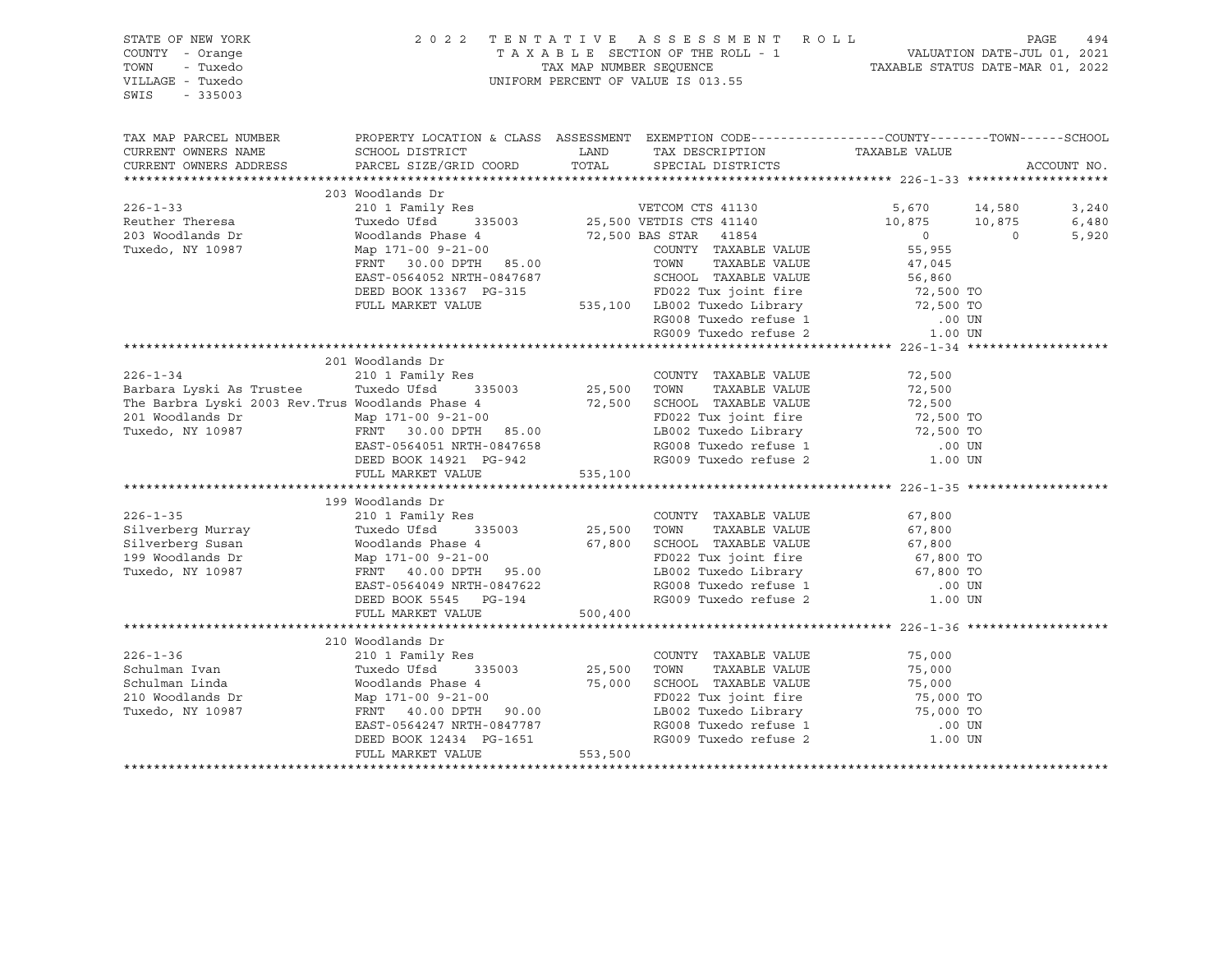STATE OF NEW YORK
COUNTY - Orange
TOWN - Tuxedo
VILLAGE - Tuxedo
SWIS - 335003

# 2022 TENTATIVE ASSESSMENT ROLL

TAXABLE SECTION OF THE ROLL - 1
TAX MAP NUMBER SEQUENCE
UNIFORM PERCENT OF VALUE IS 013.55

VALUATION DATE-JUL 01, 2021
TAXABLE STATUS DATE-MAR 01, 2022

| TAX MAP PARCEL NUMBER / CURRENT OWNERS NAME / CURRENT OWNERS ADDRESS | PROPERTY LOCATION & CLASS / SCHOOL DISTRICT / PARCEL SIZE/GRID COORD | ASSESSMENT LAND / TOTAL | EXEMPTION CODE / TAX DESCRIPTION / SPECIAL DISTRICTS | COUNTY TAXABLE VALUE | TOWN | SCHOOL |
|---|---|---|---|---|---|---|
| **226-1-33** | 203 Woodlands Dr | | | | | |
| 226-1-33 | 210 1 Family Res | | VETCOM CTS 41130 | 5,670 | 14,580 | 3,240 |
| Reuther Theresa | Tuxedo Ufsd 335003 | 25,500 | VETDIS CTS 41140 | 10,875 | 10,875 | 6,480 |
| 203 Woodlands Dr | Woodlands Phase 4 | 72,500 | BAS STAR 41854 | 0 | 0 | 5,920 |
| Tuxedo, NY 10987 | Map 171-00 9-21-00 | | COUNTY TAXABLE VALUE | 55,955 | | |
| | FRNT 30.00 DPTH 85.00 | | TOWN TAXABLE VALUE | 47,045 | | |
| | EAST-0564052 NRTH-0847687 | | SCHOOL TAXABLE VALUE | 56,860 | | |
| | DEED BOOK 13367 PG-315 | | FD022 Tux joint fire | 72,500 TO | | |
| | FULL MARKET VALUE | 535,100 | LB002 Tuxedo Library | 72,500 TO | | |
| | | | RG008 Tuxedo refuse 1 | .00 UN | | |
| | | | RG009 Tuxedo refuse 2 | 1.00 UN | | |
| **226-1-34** | 201 Woodlands Dr | | | | | |
| 226-1-34 | 210 1 Family Res | | COUNTY TAXABLE VALUE | 72,500 | | |
| Barbara Lyski As Trustee | Tuxedo Ufsd 335003 | 25,500 | TOWN TAXABLE VALUE | 72,500 | | |
| The Barbra Lyski 2003 Rev.Trus | Woodlands Phase 4 | 72,500 | SCHOOL TAXABLE VALUE | 72,500 | | |
| 201 Woodlands Dr | Map 171-00 9-21-00 | | FD022 Tux joint fire | 72,500 TO | | |
| Tuxedo, NY 10987 | FRNT 30.00 DPTH 85.00 | | LB002 Tuxedo Library | 72,500 TO | | |
| | EAST-0564051 NRTH-0847658 | | RG008 Tuxedo refuse 1 | .00 UN | | |
| | DEED BOOK 14921 PG-942 | | RG009 Tuxedo refuse 2 | 1.00 UN | | |
| | FULL MARKET VALUE | 535,100 | | | | |
| **226-1-35** | 199 Woodlands Dr | | | | | |
| 226-1-35 | 210 1 Family Res | | COUNTY TAXABLE VALUE | 67,800 | | |
| Silverberg Murray | Tuxedo Ufsd 335003 | 25,500 | TOWN TAXABLE VALUE | 67,800 | | |
| Silverberg Susan | Woodlands Phase 4 | 67,800 | SCHOOL TAXABLE VALUE | 67,800 | | |
| 199 Woodlands Dr | Map 171-00 9-21-00 | | FD022 Tux joint fire | 67,800 TO | | |
| Tuxedo, NY 10987 | FRNT 40.00 DPTH 95.00 | | LB002 Tuxedo Library | 67,800 TO | | |
| | EAST-0564049 NRTH-0847622 | | RG008 Tuxedo refuse 1 | .00 UN | | |
| | DEED BOOK 5545 PG-194 | | RG009 Tuxedo refuse 2 | 1.00 UN | | |
| | FULL MARKET VALUE | 500,400 | | | | |
| **226-1-36** | 210 Woodlands Dr | | | | | |
| 226-1-36 | 210 1 Family Res | | COUNTY TAXABLE VALUE | 75,000 | | |
| Schulman Ivan | Tuxedo Ufsd 335003 | 25,500 | TOWN TAXABLE VALUE | 75,000 | | |
| Schulman Linda | Woodlands Phase 4 | 75,000 | SCHOOL TAXABLE VALUE | 75,000 | | |
| 210 Woodlands Dr | Map 171-00 9-21-00 | | FD022 Tux joint fire | 75,000 TO | | |
| Tuxedo, NY 10987 | FRNT 40.00 DPTH 90.00 | | LB002 Tuxedo Library | 75,000 TO | | |
| | EAST-0564247 NRTH-0847787 | | RG008 Tuxedo refuse 1 | .00 UN | | |
| | DEED BOOK 12434 PG-1651 | | RG009 Tuxedo refuse 2 | 1.00 UN | | |
| | FULL MARKET VALUE | 553,500 | | | | |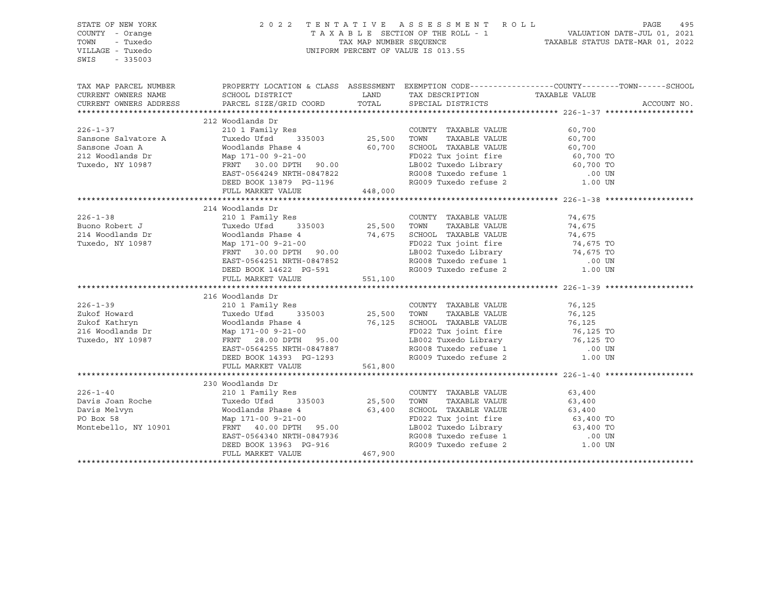STATE OF NEW YORK
COUNTY - Orange
TOWN - Tuxedo
VILLAGE - Tuxedo
SWIS - 335003

2022 TENTATIVE ASSESSMENT ROLL
TAXABLE SECTION OF THE ROLL - 1
TAX MAP NUMBER SEQUENCE
UNIFORM PERCENT OF VALUE IS 013.55

VALUATION DATE-JUL 01, 2021
TAXABLE STATUS DATE-MAR 01, 2022

| TAX MAP PARCEL NUMBER / CURRENT OWNERS NAME / CURRENT OWNERS ADDRESS | PROPERTY LOCATION & CLASS / SCHOOL DISTRICT / PARCEL SIZE/GRID COORD | ASSESSMENT LAND / TOTAL | EXEMPTION CODE / TAX DESCRIPTION / SPECIAL DISTRICTS | TAXABLE VALUE (COUNTY--TOWN--SCHOOL) | ACCOUNT NO. |
|---|---|---|---|---|---|
| **226-1-37** | 212 Woodlands Dr | | | | |
| Sansone Salvatore A | 210 1 Family Res | | COUNTY TAXABLE VALUE | 60,700 | |
| Sansone Joan A | Tuxedo Ufsd 335003 | 25,500 | TOWN TAXABLE VALUE | 60,700 | |
| 212 Woodlands Dr | Woodlands Phase 4 | 60,700 | SCHOOL TAXABLE VALUE | 60,700 | |
| Tuxedo, NY 10987 | Map 171-00 9-21-00 | | FD022 Tux joint fire | 60,700 TO | |
| | FRNT 30.00 DPTH 90.00 | | LB002 Tuxedo Library | 60,700 TO | |
| | EAST-0564249 NRTH-0847822 | | RG008 Tuxedo refuse 1 | .00 UN | |
| | DEED BOOK 13879 PG-1196 | | RG009 Tuxedo refuse 2 | 1.00 UN | |
| | FULL MARKET VALUE | 448,000 | | | |
| **226-1-38** | 214 Woodlands Dr | | | | |
| Buono Robert J | 210 1 Family Res | | COUNTY TAXABLE VALUE | 74,675 | |
| 214 Woodlands Dr | Tuxedo Ufsd 335003 | 25,500 | TOWN TAXABLE VALUE | 74,675 | |
| Tuxedo, NY 10987 | Woodlands Phase 4 | 74,675 | SCHOOL TAXABLE VALUE | 74,675 | |
| | Map 171-00 9-21-00 | | FD022 Tux joint fire | 74,675 TO | |
| | FRNT 30.00 DPTH 90.00 | | LB002 Tuxedo Library | 74,675 TO | |
| | EAST-0564251 NRTH-0847852 | | RG008 Tuxedo refuse 1 | .00 UN | |
| | DEED BOOK 14622 PG-591 | | RG009 Tuxedo refuse 2 | 1.00 UN | |
| | FULL MARKET VALUE | 551,100 | | | |
| **226-1-39** | 216 Woodlands Dr | | | | |
| Zukof Howard | 210 1 Family Res | | COUNTY TAXABLE VALUE | 76,125 | |
| Zukof Kathryn | Tuxedo Ufsd 335003 | 25,500 | TOWN TAXABLE VALUE | 76,125 | |
| 216 Woodlands Dr | Woodlands Phase 4 | 76,125 | SCHOOL TAXABLE VALUE | 76,125 | |
| Tuxedo, NY 10987 | Map 171-00 9-21-00 | | FD022 Tux joint fire | 76,125 TO | |
| | FRNT 28.00 DPTH 95.00 | | LB002 Tuxedo Library | 76,125 TO | |
| | EAST-0564255 NRTH-0847887 | | RG008 Tuxedo refuse 1 | .00 UN | |
| | DEED BOOK 14393 PG-1293 | | RG009 Tuxedo refuse 2 | 1.00 UN | |
| | FULL MARKET VALUE | 561,800 | | | |
| **226-1-40** | 230 Woodlands Dr | | | | |
| Davis Joan Roche | 210 1 Family Res | | COUNTY TAXABLE VALUE | 63,400 | |
| Davis Melvyn | Tuxedo Ufsd 335003 | 25,500 | TOWN TAXABLE VALUE | 63,400 | |
| PO Box 58 | Woodlands Phase 4 | 63,400 | SCHOOL TAXABLE VALUE | 63,400 | |
| Montebello, NY 10901 | Map 171-00 9-21-00 | | FD022 Tux joint fire | 63,400 TO | |
| | FRNT 40.00 DPTH 95.00 | | LB002 Tuxedo Library | 63,400 TO | |
| | EAST-0564340 NRTH-0847936 | | RG008 Tuxedo refuse 1 | .00 UN | |
| | DEED BOOK 13963 PG-916 | | RG009 Tuxedo refuse 2 | 1.00 UN | |
| | FULL MARKET VALUE | 467,900 | | | |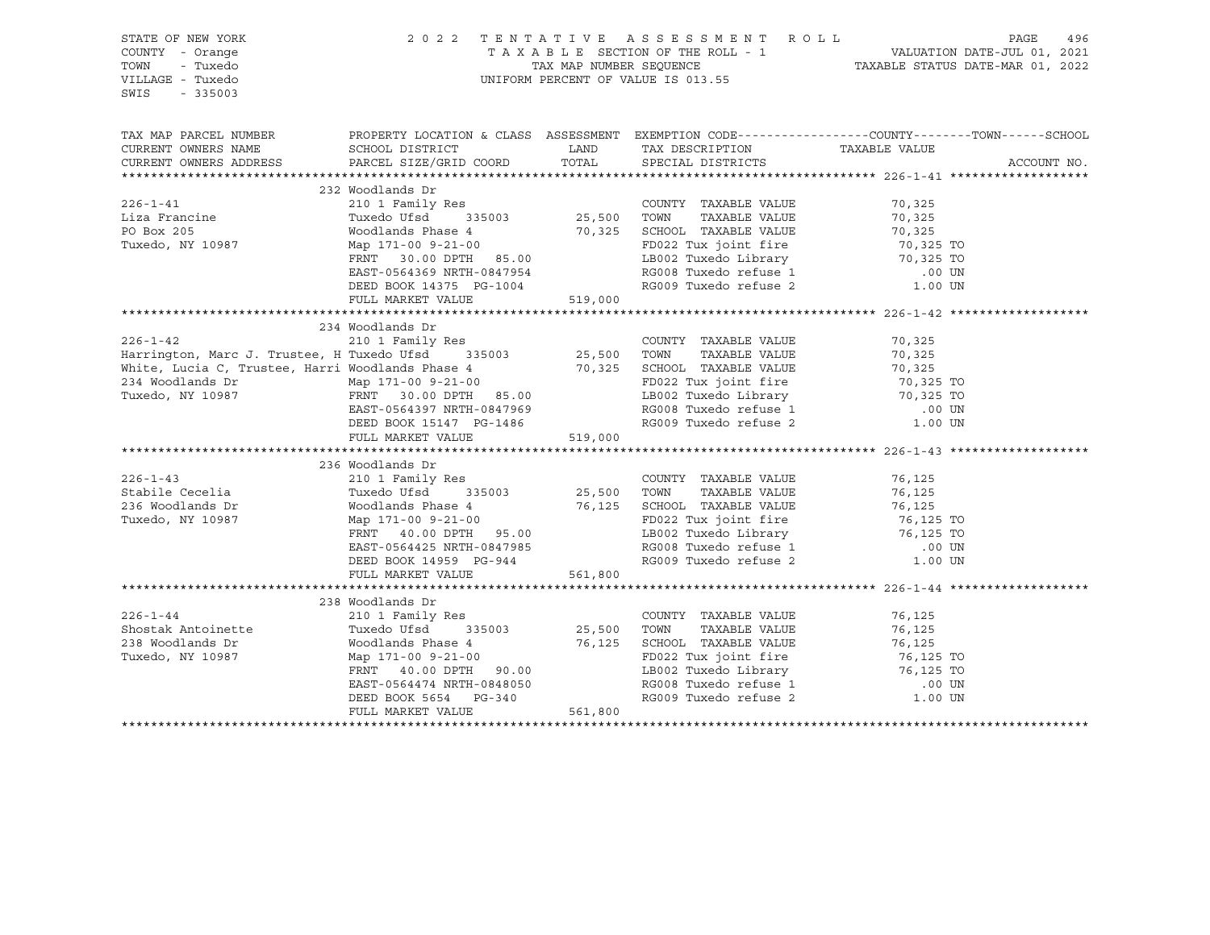STATE OF NEW YORK
COUNTY - Orange
TOWN - Tuxedo
VILLAGE - Tuxedo
SWIS - 335003

2022 TENTATIVE ASSESSMENT ROLL
TAXABLE SECTION OF THE ROLL - 1
TAX MAP NUMBER SEQUENCE
UNIFORM PERCENT OF VALUE IS 013.55

VALUATION DATE-JUL 01, 2021
TAXABLE STATUS DATE-MAR 01, 2022

| TAX MAP PARCEL NUMBER / CURRENT OWNERS NAME / CURRENT OWNERS ADDRESS | PROPERTY LOCATION & CLASS / SCHOOL DISTRICT / PARCEL SIZE/GRID COORD | ASSESSMENT LAND | TOTAL | EXEMPTION CODE / TAX DESCRIPTION / SPECIAL DISTRICTS | TAXABLE VALUE (COUNTY / TOWN / SCHOOL) | ACCOUNT NO. |
|---|---|---|---|---|---|---|
| **226-1-41** | 232 Woodlands Dr | | | | | |
| 226-1-41 | 210 1 Family Res | | | COUNTY TAXABLE VALUE | 70,325 | |
| Liza Francine | Tuxedo Ufsd 335003 | 25,500 | | TOWN TAXABLE VALUE | 70,325 | |
| PO Box 205 | Woodlands Phase 4 | | 70,325 | SCHOOL TAXABLE VALUE | 70,325 | |
| Tuxedo, NY 10987 | Map 171-00 9-21-00 | | | FD022 Tux joint fire | 70,325 TO | |
| | FRNT 30.00 DPTH 85.00 | | | LB002 Tuxedo Library | 70,325 TO | |
| | EAST-0564369 NRTH-0847954 | | | RG008 Tuxedo refuse 1 | .00 UN | |
| | DEED BOOK 14375 PG-1004 | | | RG009 Tuxedo refuse 2 | 1.00 UN | |
| | FULL MARKET VALUE | | 519,000 | | | |
| **226-1-42** | 234 Woodlands Dr | | | | | |
| 226-1-42 | 210 1 Family Res | | | COUNTY TAXABLE VALUE | 70,325 | |
| Harrington, Marc J. Trustee, H | Tuxedo Ufsd 335003 | 25,500 | | TOWN TAXABLE VALUE | 70,325 | |
| White, Lucia C, Trustee, Harri | Woodlands Phase 4 | | 70,325 | SCHOOL TAXABLE VALUE | 70,325 | |
| 234 Woodlands Dr | Map 171-00 9-21-00 | | | FD022 Tux joint fire | 70,325 TO | |
| Tuxedo, NY 10987 | FRNT 30.00 DPTH 85.00 | | | LB002 Tuxedo Library | 70,325 TO | |
| | EAST-0564397 NRTH-0847969 | | | RG008 Tuxedo refuse 1 | .00 UN | |
| | DEED BOOK 15147 PG-1486 | | | RG009 Tuxedo refuse 2 | 1.00 UN | |
| | FULL MARKET VALUE | | 519,000 | | | |
| **226-1-43** | 236 Woodlands Dr | | | | | |
| 226-1-43 | 210 1 Family Res | | | COUNTY TAXABLE VALUE | 76,125 | |
| Stabile Cecelia | Tuxedo Ufsd 335003 | 25,500 | | TOWN TAXABLE VALUE | 76,125 | |
| 236 Woodlands Dr | Woodlands Phase 4 | | 76,125 | SCHOOL TAXABLE VALUE | 76,125 | |
| Tuxedo, NY 10987 | Map 171-00 9-21-00 | | | FD022 Tux joint fire | 76,125 TO | |
| | FRNT 40.00 DPTH 95.00 | | | LB002 Tuxedo Library | 76,125 TO | |
| | EAST-0564425 NRTH-0847985 | | | RG008 Tuxedo refuse 1 | .00 UN | |
| | DEED BOOK 14959 PG-944 | | | RG009 Tuxedo refuse 2 | 1.00 UN | |
| | FULL MARKET VALUE | | 561,800 | | | |
| **226-1-44** | 238 Woodlands Dr | | | | | |
| 226-1-44 | 210 1 Family Res | | | COUNTY TAXABLE VALUE | 76,125 | |
| Shostak Antoinette | Tuxedo Ufsd 335003 | 25,500 | | TOWN TAXABLE VALUE | 76,125 | |
| 238 Woodlands Dr | Woodlands Phase 4 | | 76,125 | SCHOOL TAXABLE VALUE | 76,125 | |
| Tuxedo, NY 10987 | Map 171-00 9-21-00 | | | FD022 Tux joint fire | 76,125 TO | |
| | FRNT 40.00 DPTH 90.00 | | | LB002 Tuxedo Library | 76,125 TO | |
| | EAST-0564474 NRTH-0848050 | | | RG008 Tuxedo refuse 1 | .00 UN | |
| | DEED BOOK 5654 PG-340 | | | RG009 Tuxedo refuse 2 | 1.00 UN | |
| | FULL MARKET VALUE | | 561,800 | | | |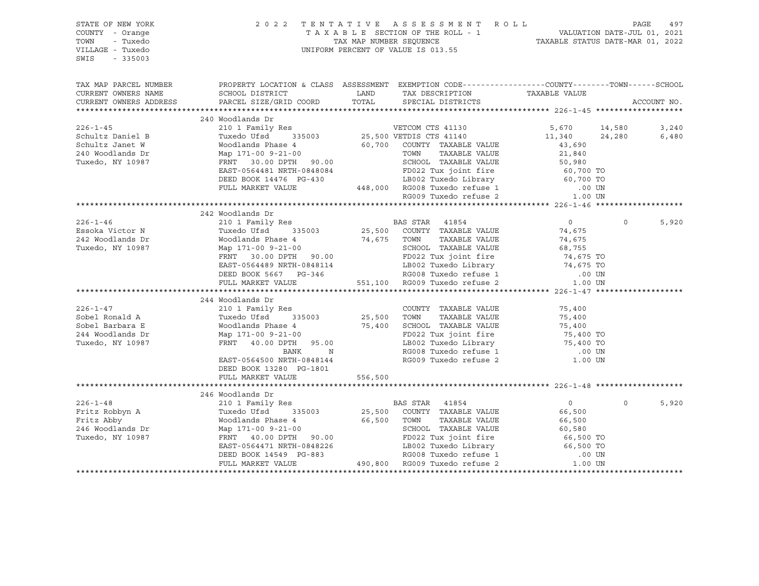STATE OF NEW YORK
COUNTY - Orange
TOWN - Tuxedo
VILLAGE - Tuxedo
SWIS - 335003

2 0 2 2 T E N T A T I V E A S S E S S M E N T R O L L
T A X A B L E SECTION OF THE ROLL - 1
TAX MAP NUMBER SEQUENCE
UNIFORM PERCENT OF VALUE IS 013.55

VALUATION DATE-JUL 01, 2021
TAXABLE STATUS DATE-MAR 01, 2022

```
TAX MAP PARCEL NUMBER     PROPERTY LOCATION & CLASS  ASSESSMENT  EXEMPTION CODE-----------------COUNTY--------TOWN------SCHOOL
CURRENT OWNERS NAME       SCHOOL DISTRICT               LAND      TAX DESCRIPTION              TAXABLE VALUE
CURRENT OWNERS ADDRESS    PARCEL SIZE/GRID COORD        TOTAL     SPECIAL DISTRICTS                                    ACCOUNT NO.
******************************************************************************************************* 226-1-45 *******************
                          240 Woodlands Dr
226-1-45                  210 1 Family Res                        VETCOM CTS 41130              5,670     14,580      3,240
Schultz Daniel B          Tuxedo Ufsd      335003      25,500 VETDIS CTS 41140              11,340     24,280      6,480
Schultz Janet W           Woodlands Phase 4            60,700    COUNTY  TAXABLE VALUE          43,690
240 Woodlands Dr          Map 171-00 9-21-00                     TOWN    TAXABLE VALUE          21,840
Tuxedo, NY 10987          FRNT   30.00 DPTH   90.00              SCHOOL  TAXABLE VALUE          50,980
                          EAST-0564481 NRTH-0848084              FD022 Tux joint fire            60,700 TO
                          DEED BOOK 14476  PG-430                LB002 Tuxedo Library            60,700 TO
                          FULL MARKET VALUE           448,000    RG008 Tuxedo refuse 1              .00 UN
                                                                 RG009 Tuxedo refuse 2             1.00 UN
******************************************************************************************************* 226-1-46 *******************
                          242 Woodlands Dr
226-1-46                  210 1 Family Res                        BAS STAR  41854                   0          0      5,920
Essoka Victor N           Tuxedo Ufsd      335003      25,500    COUNTY  TAXABLE VALUE          74,675
242 Woodlands Dr          Woodlands Phase 4            74,675    TOWN    TAXABLE VALUE          74,675
Tuxedo, NY 10987          Map 171-00 9-21-00                     SCHOOL  TAXABLE VALUE          68,755
                          FRNT   30.00 DPTH   90.00              FD022 Tux joint fire            74,675 TO
                          EAST-0564489 NRTH-0848114              LB002 Tuxedo Library            74,675 TO
                          DEED BOOK 5667   PG-346                RG008 Tuxedo refuse 1              .00 UN
                          FULL MARKET VALUE           551,100    RG009 Tuxedo refuse 2             1.00 UN
******************************************************************************************************* 226-1-47 *******************
                          244 Woodlands Dr
226-1-47                  210 1 Family Res                        COUNTY  TAXABLE VALUE          75,400
Sobel Ronald A            Tuxedo Ufsd      335003      25,500    TOWN    TAXABLE VALUE          75,400
Sobel Barbara E           Woodlands Phase 4            75,400    SCHOOL  TAXABLE VALUE          75,400
244 Woodlands Dr          Map 171-00 9-21-00                     FD022 Tux joint fire            75,400 TO
Tuxedo, NY 10987          FRNT   40.00 DPTH   95.00              LB002 Tuxedo Library            75,400 TO
                                      BANK       N               RG008 Tuxedo refuse 1              .00 UN
                          EAST-0564500 NRTH-0848144              RG009 Tuxedo refuse 2             1.00 UN
                          DEED BOOK 13280  PG-1801
                          FULL MARKET VALUE           556,500
******************************************************************************************************* 226-1-48 *******************
                          246 Woodlands Dr
226-1-48                  210 1 Family Res                        BAS STAR  41854                   0          0      5,920
Fritz Robbyn A            Tuxedo Ufsd      335003      25,500    COUNTY  TAXABLE VALUE          66,500
Fritz Abby                Woodlands Phase 4            66,500    TOWN    TAXABLE VALUE          66,500
246 Woodlands Dr          Map 171-00 9-21-00                     SCHOOL  TAXABLE VALUE          60,580
Tuxedo, NY 10987          FRNT   40.00 DPTH   90.00              FD022 Tux joint fire            66,500 TO
                          EAST-0564471 NRTH-0848226              LB002 Tuxedo Library            66,500 TO
                          DEED BOOK 14549  PG-883                RG008 Tuxedo refuse 1              .00 UN
                          FULL MARKET VALUE           490,800    RG009 Tuxedo refuse 2             1.00 UN
************************************************************************************************************************************
```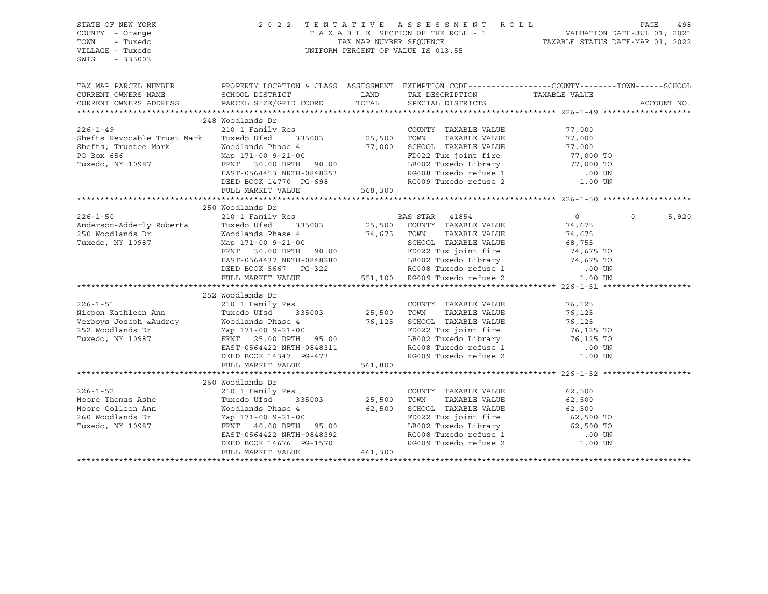STATE OF NEW YORK
COUNTY - Orange
TOWN - Tuxedo
VILLAGE - Tuxedo
SWIS - 335003

2022 TENTATIVE ASSESSMENT ROLL
TAXABLE SECTION OF THE ROLL - 1
TAX MAP NUMBER SEQUENCE
UNIFORM PERCENT OF VALUE IS 013.55

VALUATION DATE-JUL 01, 2021
TAXABLE STATUS DATE-MAR 01, 2022

| TAX MAP PARCEL NUMBER / CURRENT OWNERS NAME / CURRENT OWNERS ADDRESS | PROPERTY LOCATION & CLASS / SCHOOL DISTRICT / PARCEL SIZE/GRID COORD | ASSESSMENT LAND | TOTAL | EXEMPTION CODE / TAX DESCRIPTION / SPECIAL DISTRICTS | COUNTY TAXABLE VALUE | TOWN | SCHOOL | ACCOUNT NO. |
|---|---|---|---|---|---|---|---|---|
| | 248 Woodlands Dr | | | | | | | 226-1-49 |
| 226-1-49 | 210 1 Family Res | | | COUNTY TAXABLE VALUE | 77,000 | | | |
| Shefts Revocable Trust Mark | Tuxedo Ufsd 335003 | 25,500 | | TOWN TAXABLE VALUE | 77,000 | | | |
| Shefts, Trustee Mark | Woodlands Phase 4 | | 77,000 | SCHOOL TAXABLE VALUE | 77,000 | | | |
| PO Box 656 | Map 171-00 9-21-00 | | | FD022 Tux joint fire | 77,000 TO | | | |
| Tuxedo, NY 10987 | FRNT 30.00 DPTH 90.00 | | | LB002 Tuxedo Library | 77,000 TO | | | |
| | EAST-0564453 NRTH-0848253 | | | RG008 Tuxedo refuse 1 | .00 UN | | | |
| | DEED BOOK 14770 PG-698 | | | RG009 Tuxedo refuse 2 | 1.00 UN | | | |
| | FULL MARKET VALUE | | 568,300 | | | | | |
| | 250 Woodlands Dr | | | | | | | 226-1-50 |
| 226-1-50 | 210 1 Family Res | | | BAS STAR 41854 | 0 | 0 | 5,920 | |
| Anderson-Adderly Roberta | Tuxedo Ufsd 335003 | 25,500 | | COUNTY TAXABLE VALUE | 74,675 | | | |
| 250 Woodlands Dr | Woodlands Phase 4 | | 74,675 | TOWN TAXABLE VALUE | 74,675 | | | |
| Tuxedo, NY 10987 | Map 171-00 9-21-00 | | | SCHOOL TAXABLE VALUE | 68,755 | | | |
| | FRNT 30.00 DPTH 90.00 | | | FD022 Tux joint fire | 74,675 TO | | | |
| | EAST-0564437 NRTH-0848280 | | | LB002 Tuxedo Library | 74,675 TO | | | |
| | DEED BOOK 5667 PG-322 | | | RG008 Tuxedo refuse 1 | .00 UN | | | |
| | FULL MARKET VALUE | | 551,100 | RG009 Tuxedo refuse 2 | 1.00 UN | | | |
| | 252 Woodlands Dr | | | | | | | 226-1-51 |
| 226-1-51 | 210 1 Family Res | | | COUNTY TAXABLE VALUE | 76,125 | | | |
| Nicpon Kathleen Ann | Tuxedo Ufsd 335003 | 25,500 | | TOWN TAXABLE VALUE | 76,125 | | | |
| Verboys Joseph &Audrey | Woodlands Phase 4 | | 76,125 | SCHOOL TAXABLE VALUE | 76,125 | | | |
| 252 Woodlands Dr | Map 171-00 9-21-00 | | | FD022 Tux joint fire | 76,125 TO | | | |
| Tuxedo, NY 10987 | FRNT 25.00 DPTH 95.00 | | | LB002 Tuxedo Library | 76,125 TO | | | |
| | EAST-0564422 NRTH-0848311 | | | RG008 Tuxedo refuse 1 | .00 UN | | | |
| | DEED BOOK 14347 PG-473 | | | RG009 Tuxedo refuse 2 | 1.00 UN | | | |
| | FULL MARKET VALUE | | 561,800 | | | | | |
| | 260 Woodlands Dr | | | | | | | 226-1-52 |
| 226-1-52 | 210 1 Family Res | | | COUNTY TAXABLE VALUE | 62,500 | | | |
| Moore Thomas Ashe | Tuxedo Ufsd 335003 | 25,500 | | TOWN TAXABLE VALUE | 62,500 | | | |
| Moore Colleen Ann | Woodlands Phase 4 | | 62,500 | SCHOOL TAXABLE VALUE | 62,500 | | | |
| 260 Woodlands Dr | Map 171-00 9-21-00 | | | FD022 Tux joint fire | 62,500 TO | | | |
| Tuxedo, NY 10987 | FRNT 40.00 DPTH 95.00 | | | LB002 Tuxedo Library | 62,500 TO | | | |
| | EAST-0564422 NRTH-0848392 | | | RG008 Tuxedo refuse 1 | .00 UN | | | |
| | DEED BOOK 14676 PG-1570 | | | RG009 Tuxedo refuse 2 | 1.00 UN | | | |
| | FULL MARKET VALUE | | 461,300 | | | | | |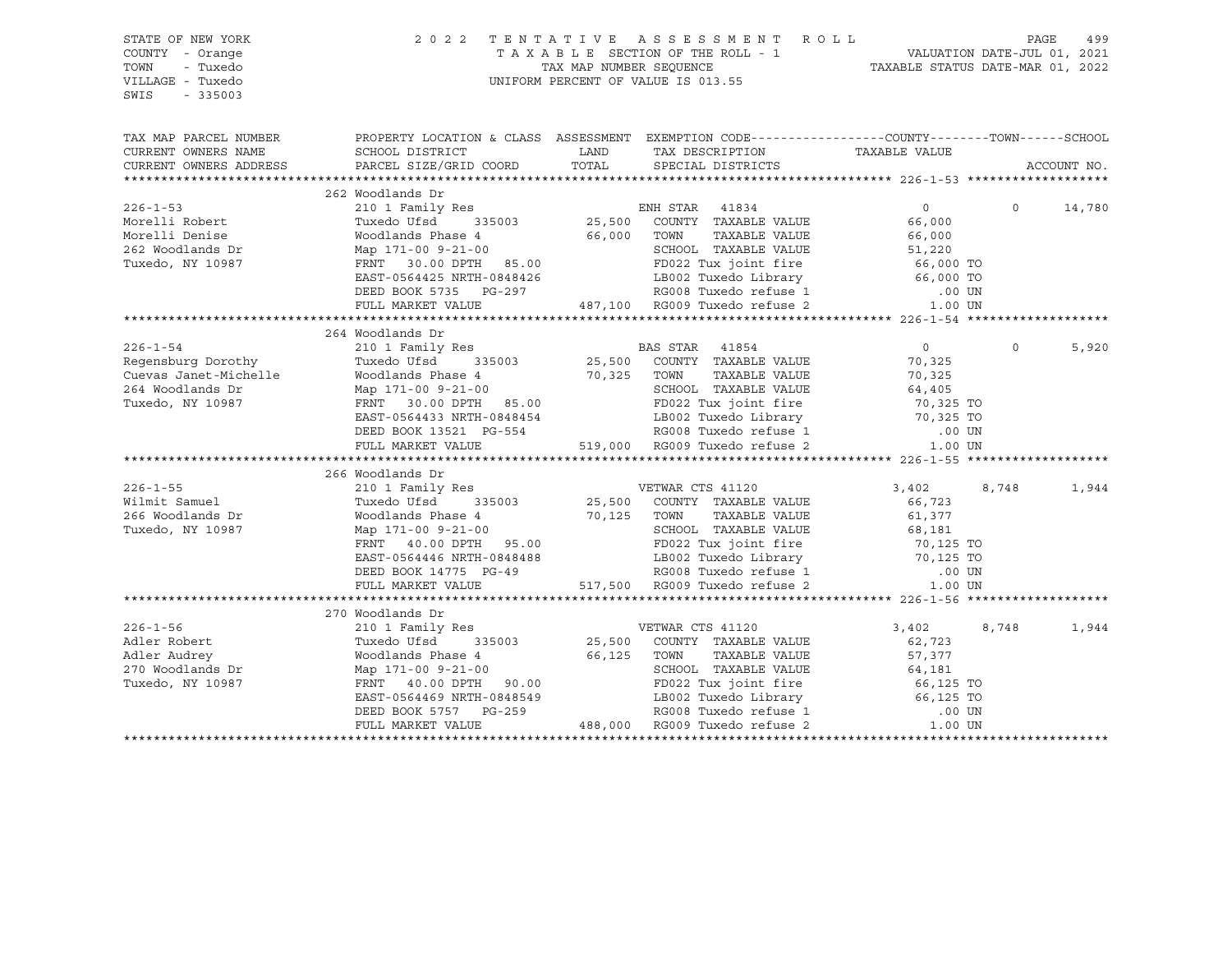STATE OF NEW YORK
COUNTY - Orange
TOWN - Tuxedo
VILLAGE - Tuxedo
SWIS - 335003

2 0 2 2 T E N T A T I V E A S S E S S M E N T R O L L
T A X A B L E SECTION OF THE ROLL - 1
TAX MAP NUMBER SEQUENCE
UNIFORM PERCENT OF VALUE IS 013.55

VALUATION DATE-JUL 01, 2021
TAXABLE STATUS DATE-MAR 01, 2022

```
TAX MAP PARCEL NUMBER     PROPERTY LOCATION & CLASS  ASSESSMENT  EXEMPTION CODE------------------COUNTY--------TOWN------SCHOOL
CURRENT OWNERS NAME       SCHOOL DISTRICT               LAND      TAX DESCRIPTION            TAXABLE VALUE
CURRENT OWNERS ADDRESS    PARCEL SIZE/GRID COORD        TOTAL     SPECIAL DISTRICTS                                    ACCOUNT NO.
******************************************************************************************************* 226-1-53 *******************
                          262 Woodlands Dr
226-1-53                  210 1 Family Res                    ENH STAR  41834                  0            0       14,780
Morelli Robert            Tuxedo Ufsd     335003      25,500   COUNTY  TAXABLE VALUE           66,000
Morelli Denise            Woodlands Phase 4           66,000   TOWN    TAXABLE VALUE           66,000
262 Woodlands Dr          Map 171-00 9-21-00                   SCHOOL  TAXABLE VALUE           51,220
Tuxedo, NY 10987          FRNT   30.00 DPTH   85.00            FD022 Tux joint fire            66,000 TO
                          EAST-0564425 NRTH-0848426            LB002 Tuxedo Library            66,000 TO
                          DEED BOOK 5735   PG-297              RG008 Tuxedo refuse 1              .00 UN
                          FULL MARKET VALUE          487,100   RG009 Tuxedo refuse 2             1.00 UN
******************************************************************************************************* 226-1-54 *******************
                          264 Woodlands Dr
226-1-54                  210 1 Family Res                    BAS STAR  41854                  0            0        5,920
Regensburg Dorothy        Tuxedo Ufsd     335003      25,500   COUNTY  TAXABLE VALUE           70,325
Cuevas Janet-Michelle     Woodlands Phase 4           70,325   TOWN    TAXABLE VALUE           70,325
264 Woodlands Dr          Map 171-00 9-21-00                   SCHOOL  TAXABLE VALUE           64,405
Tuxedo, NY 10987          FRNT   30.00 DPTH   85.00            FD022 Tux joint fire            70,325 TO
                          EAST-0564433 NRTH-0848454            LB002 Tuxedo Library            70,325 TO
                          DEED BOOK 13521  PG-554              RG008 Tuxedo refuse 1              .00 UN
                          FULL MARKET VALUE          519,000   RG009 Tuxedo refuse 2             1.00 UN
******************************************************************************************************* 226-1-55 *******************
                          266 Woodlands Dr
226-1-55                  210 1 Family Res                    VETWAR CTS 41120              3,402        8,748        1,944
Wilmit Samuel             Tuxedo Ufsd     335003      25,500   COUNTY  TAXABLE VALUE           66,723
266 Woodlands Dr          Woodlands Phase 4           70,125   TOWN    TAXABLE VALUE           61,377
Tuxedo, NY 10987          Map 171-00 9-21-00                   SCHOOL  TAXABLE VALUE           68,181
                          FRNT   40.00 DPTH   95.00            FD022 Tux joint fire            70,125 TO
                          EAST-0564446 NRTH-0848488            LB002 Tuxedo Library            70,125 TO
                          DEED BOOK 14775  PG-49               RG008 Tuxedo refuse 1              .00 UN
                          FULL MARKET VALUE          517,500   RG009 Tuxedo refuse 2             1.00 UN
******************************************************************************************************* 226-1-56 *******************
                          270 Woodlands Dr
226-1-56                  210 1 Family Res                    VETWAR CTS 41120              3,402        8,748        1,944
Adler Robert              Tuxedo Ufsd     335003      25,500   COUNTY  TAXABLE VALUE           62,723
Adler Audrey              Woodlands Phase 4           66,125   TOWN    TAXABLE VALUE           57,377
270 Woodlands Dr          Map 171-00 9-21-00                   SCHOOL  TAXABLE VALUE           64,181
Tuxedo, NY 10987          FRNT   40.00 DPTH   90.00            FD022 Tux joint fire            66,125 TO
                          EAST-0564469 NRTH-0848549            LB002 Tuxedo Library            66,125 TO
                          DEED BOOK 5757   PG-259              RG008 Tuxedo refuse 1              .00 UN
                          FULL MARKET VALUE          488,000   RG009 Tuxedo refuse 2             1.00 UN
************************************************************************************************************************************
```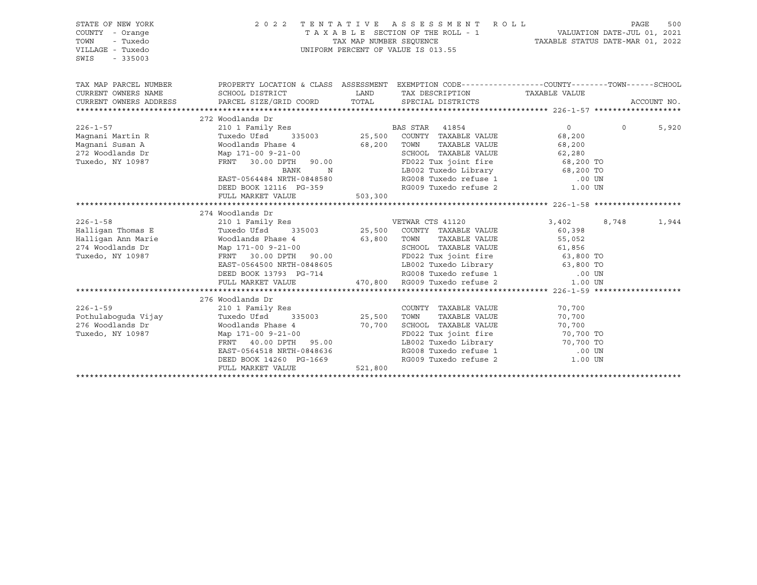STATE OF NEW YORK                    2 0 2 2   T E N T A T I V E   A S S E S S M E N T   R O L L
COUNTY - Orange                      T A X A B L E  SECTION OF THE ROLL - 1          VALUATION DATE-JUL 01, 2021
TOWN   - Tuxedo                      TAX MAP NUMBER SEQUENCE                          TAXABLE STATUS DATE-MAR 01, 2022
VILLAGE - Tuxedo                     UNIFORM PERCENT OF VALUE IS 013.55
SWIS   - 335003

| TAX MAP PARCEL NUMBER / CURRENT OWNERS NAME / CURRENT OWNERS ADDRESS | PROPERTY LOCATION & CLASS / SCHOOL DISTRICT / PARCEL SIZE/GRID COORD | ASSESSMENT LAND / TOTAL | EXEMPTION CODE / TAX DESCRIPTION / SPECIAL DISTRICTS | COUNTY | TOWN | SCHOOL / ACCOUNT NO. |
|---|---|---|---|---|---|---|
| | 272 Woodlands Dr | | | | | |
| 226-1-57 | 210 1 Family Res | | BAS STAR 41854 | 0 | 0 | 5,920 |
| Magnani Martin R | Tuxedo Ufsd 335003 | 25,500 | COUNTY TAXABLE VALUE | 68,200 | | |
| Magnani Susan A | Woodlands Phase 4 | 68,200 | TOWN TAXABLE VALUE | 68,200 | | |
| 272 Woodlands Dr | Map 171-00 9-21-00 | | SCHOOL TAXABLE VALUE | 62,280 | | |
| Tuxedo, NY 10987 | FRNT 30.00 DPTH 90.00 | | FD022 Tux joint fire | 68,200 TO | | |
| | BANK N | | LB002 Tuxedo Library | 68,200 TO | | |
| | EAST-0564484 NRTH-0848580 | | RG008 Tuxedo refuse 1 | .00 UN | | |
| | DEED BOOK 12116 PG-359 | | RG009 Tuxedo refuse 2 | 1.00 UN | | |
| | FULL MARKET VALUE | 503,300 | | | | |
| | 274 Woodlands Dr | | | | | |
| 226-1-58 | 210 1 Family Res | | VETWAR CTS 41120 | 3,402 | 8,748 | 1,944 |
| Halligan Thomas E | Tuxedo Ufsd 335003 | 25,500 | COUNTY TAXABLE VALUE | 60,398 | | |
| Halligan Ann Marie | Woodlands Phase 4 | 63,800 | TOWN TAXABLE VALUE | 55,052 | | |
| 274 Woodlands Dr | Map 171-00 9-21-00 | | SCHOOL TAXABLE VALUE | 61,856 | | |
| Tuxedo, NY 10987 | FRNT 30.00 DPTH 90.00 | | FD022 Tux joint fire | 63,800 TO | | |
| | EAST-0564500 NRTH-0848605 | | LB002 Tuxedo Library | 63,800 TO | | |
| | DEED BOOK 13793 PG-714 | | RG008 Tuxedo refuse 1 | .00 UN | | |
| | FULL MARKET VALUE | 470,800 | RG009 Tuxedo refuse 2 | 1.00 UN | | |
| | 276 Woodlands Dr | | | | | |
| 226-1-59 | 210 1 Family Res | | COUNTY TAXABLE VALUE | 70,700 | | |
| Pothulaboguda Vijay | Tuxedo Ufsd 335003 | 25,500 | TOWN TAXABLE VALUE | 70,700 | | |
| 276 Woodlands Dr | Woodlands Phase 4 | 70,700 | SCHOOL TAXABLE VALUE | 70,700 | | |
| Tuxedo, NY 10987 | Map 171-00 9-21-00 | | FD022 Tux joint fire | 70,700 TO | | |
| | FRNT 40.00 DPTH 95.00 | | LB002 Tuxedo Library | 70,700 TO | | |
| | EAST-0564518 NRTH-0848636 | | RG008 Tuxedo refuse 1 | .00 UN | | |
| | DEED BOOK 14260 PG-1669 | | RG009 Tuxedo refuse 2 | 1.00 UN | | |
| | FULL MARKET VALUE | 521,800 | | | | |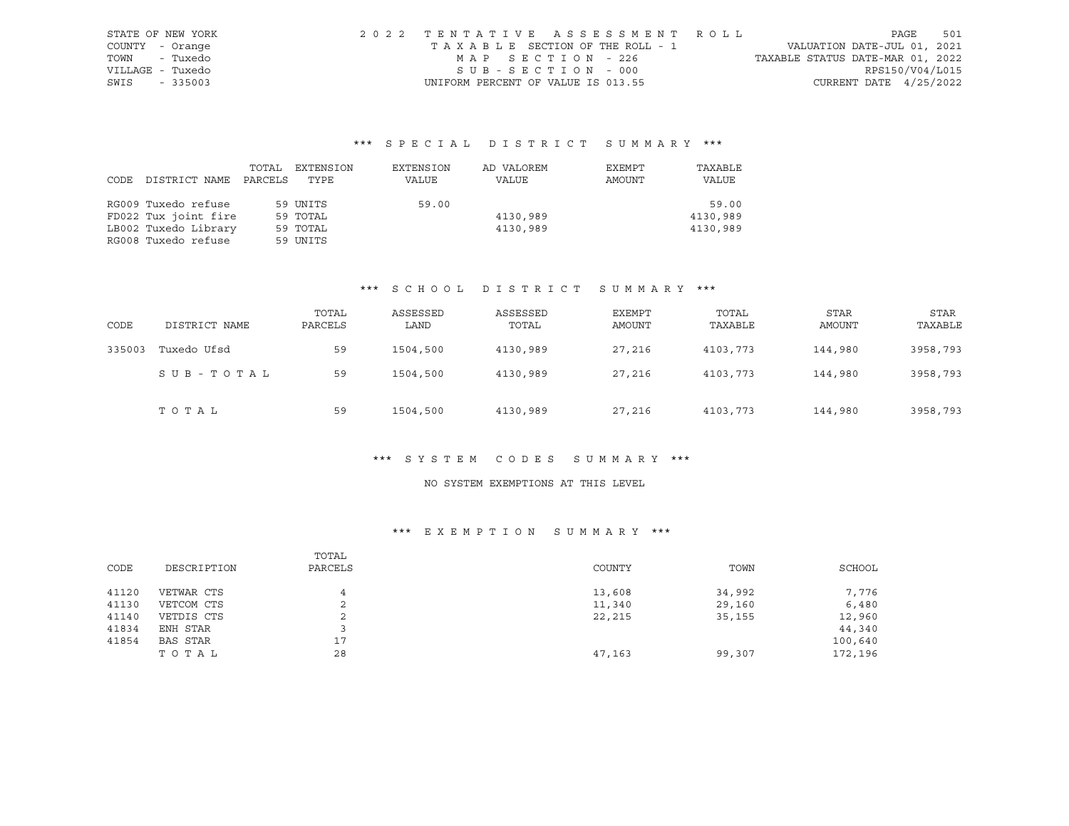STATE OF NEW YORK
COUNTY - Orange
TOWN - Tuxedo
VILLAGE - Tuxedo
SWIS - 335003

2022 TENTATIVE ASSESSMENT ROLL
TAXABLE SECTION OF THE ROLL - 1
MAP SECTION - 226
SUB-SECTION - 000
UNIFORM PERCENT OF VALUE IS 013.55

VALUATION DATE-JUL 01, 2021
TAXABLE STATUS DATE-MAR 01, 2022
RPS150/V04/L015
CURRENT DATE 4/25/2022

### *** SPECIAL DISTRICT SUMMARY ***

| CODE | DISTRICT NAME | TOTAL PARCELS | EXTENSION TYPE | EXTENSION VALUE | AD VALOREM VALUE | EXEMPT AMOUNT | TAXABLE VALUE |
|---|---|---|---|---|---|---|---|
| RG009 | Tuxedo refuse | 59 | UNITS | 59.00 | | | 59.00 |
| FD022 | Tux joint fire | 59 | TOTAL | | 4130,989 | | 4130,989 |
| LB002 | Tuxedo Library | 59 | TOTAL | | 4130,989 | | 4130,989 |
| RG008 | Tuxedo refuse | 59 | UNITS | | | | |

### *** SCHOOL DISTRICT SUMMARY ***

| CODE | DISTRICT NAME | TOTAL PARCELS | ASSESSED LAND | ASSESSED TOTAL | EXEMPT AMOUNT | TOTAL TAXABLE | STAR AMOUNT | STAR TAXABLE |
|---|---|---|---|---|---|---|---|---|
| 335003 | Tuxedo Ufsd | 59 | 1504,500 | 4130,989 | 27,216 | 4103,773 | 144,980 | 3958,793 |
| | SUB-TOTAL | 59 | 1504,500 | 4130,989 | 27,216 | 4103,773 | 144,980 | 3958,793 |
| | TOTAL | 59 | 1504,500 | 4130,989 | 27,216 | 4103,773 | 144,980 | 3958,793 |

### *** SYSTEM CODES SUMMARY ***

NO SYSTEM EXEMPTIONS AT THIS LEVEL

### *** EXEMPTION SUMMARY ***

| CODE | DESCRIPTION | TOTAL PARCELS | COUNTY | TOWN | SCHOOL |
|---|---|---|---|---|---|
| 41120 | VETWAR CTS | 4 | 13,608 | 34,992 | 7,776 |
| 41130 | VETCOM CTS | 2 | 11,340 | 29,160 | 6,480 |
| 41140 | VETDIS CTS | 2 | 22,215 | 35,155 | 12,960 |
| 41834 | ENH STAR | 3 | | | 44,340 |
| 41854 | BAS STAR | 17 | | | 100,640 |
| | TOTAL | 28 | 47,163 | 99,307 | 172,196 |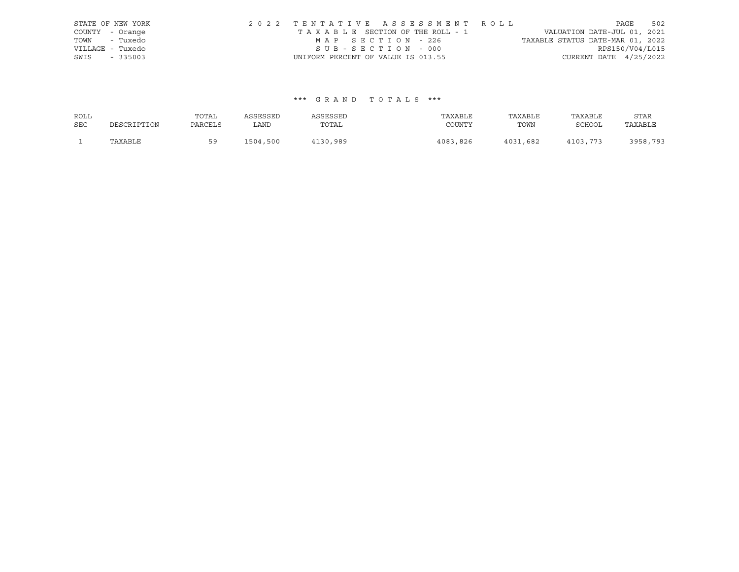STATE OF NEW YORK
COUNTY - Orange
TOWN - Tuxedo
VILLAGE - Tuxedo
SWIS - 335003

2022 TENTATIVE ASSESSMENT ROLL
TAXABLE SECTION OF THE ROLL - 1
MAP SECTION - 226
SUB-SECTION - 000
UNIFORM PERCENT OF VALUE IS 013.55

VALUATION DATE-JUL 01, 2021
TAXABLE STATUS DATE-MAR 01, 2022
RPS150/V04/L015
CURRENT DATE 4/25/2022

*** GRAND TOTALS ***

| ROLL SEC | DESCRIPTION | TOTAL PARCELS | ASSESSED LAND | ASSESSED TOTAL | TAXABLE COUNTY | TAXABLE TOWN | TAXABLE SCHOOL | STAR TAXABLE |
|---|---|---|---|---|---|---|---|---|
| 1 | TAXABLE | 59 | 1504,500 | 4130,989 | 4083,826 | 4031,682 | 4103,773 | 3958,793 |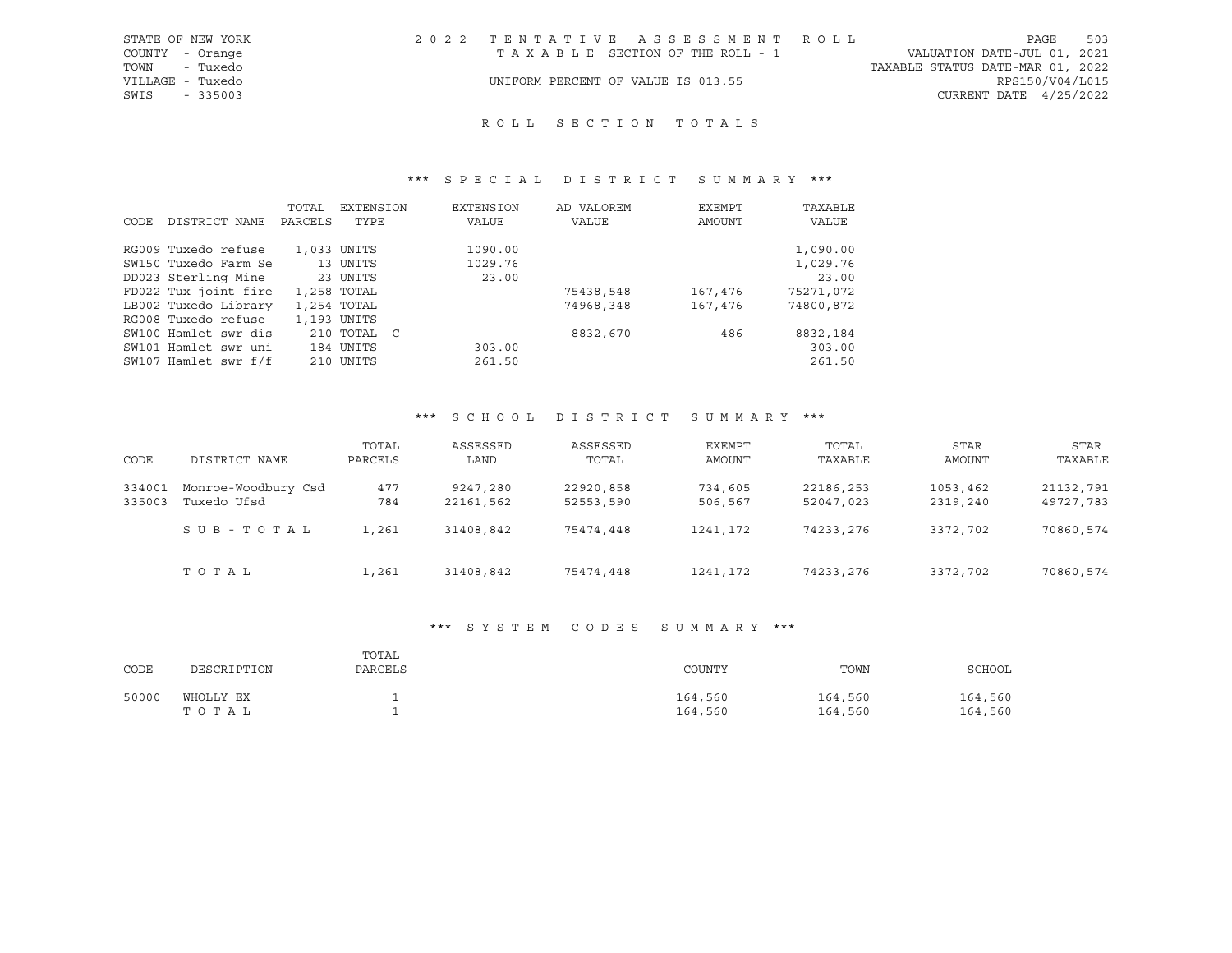STATE OF NEW YORK
COUNTY - Orange
TOWN - Tuxedo
VILLAGE - Tuxedo
SWIS - 335003

2022 TENTATIVE ASSESSMENT ROLL
TAXABLE SECTION OF THE ROLL - 1
UNIFORM PERCENT OF VALUE IS 013.55

VALUATION DATE-JUL 01, 2021
TAXABLE STATUS DATE-MAR 01, 2022
RPS150/V04/L015
CURRENT DATE 4/25/2022

## ROLL SECTION TOTALS

### *** SPECIAL DISTRICT SUMMARY ***

| CODE | DISTRICT NAME | TOTAL PARCELS | EXTENSION TYPE | EXTENSION VALUE | AD VALOREM VALUE | EXEMPT AMOUNT | TAXABLE VALUE |
|---|---|---|---|---|---|---|---|
| RG009 | Tuxedo refuse | 1,033 | UNITS | 1090.00 | | | 1,090.00 |
| SW150 | Tuxedo Farm Se | 13 | UNITS | 1029.76 | | | 1,029.76 |
| DD023 | Sterling Mine | 23 | UNITS | 23.00 | | | 23.00 |
| FD022 | Tux joint fire | 1,258 | TOTAL | | 75438,548 | 167,476 | 75271,072 |
| LB002 | Tuxedo Library | 1,254 | TOTAL | | 74968,348 | 167,476 | 74800,872 |
| RG008 | Tuxedo refuse | 1,193 | UNITS | | | | |
| SW100 | Hamlet swr dis | 210 | TOTAL C | | 8832,670 | 486 | 8832,184 |
| SW101 | Hamlet swr uni | 184 | UNITS | 303.00 | | | 303.00 |
| SW107 | Hamlet swr f/f | 210 | UNITS | 261.50 | | | 261.50 |

### *** SCHOOL DISTRICT SUMMARY ***

| CODE | DISTRICT NAME | TOTAL PARCELS | ASSESSED LAND | ASSESSED TOTAL | EXEMPT AMOUNT | TOTAL TAXABLE | STAR AMOUNT | STAR TAXABLE |
|---|---|---|---|---|---|---|---|---|
| 334001 | Monroe-Woodbury Csd | 477 | 9247,280 | 22920,858 | 734,605 | 22186,253 | 1053,462 | 21132,791 |
| 335003 | Tuxedo Ufsd | 784 | 22161,562 | 52553,590 | 506,567 | 52047,023 | 2319,240 | 49727,783 |
| | SUB-TOTAL | 1,261 | 31408,842 | 75474,448 | 1241,172 | 74233,276 | 3372,702 | 70860,574 |
| | TOTAL | 1,261 | 31408,842 | 75474,448 | 1241,172 | 74233,276 | 3372,702 | 70860,574 |

### *** SYSTEM CODES SUMMARY ***

| CODE | DESCRIPTION | TOTAL PARCELS | COUNTY | TOWN | SCHOOL |
|---|---|---|---|---|---|
| 50000 | WHOLLY EX | 1 | 164,560 | 164,560 | 164,560 |
| | TOTAL | 1 | 164,560 | 164,560 | 164,560 |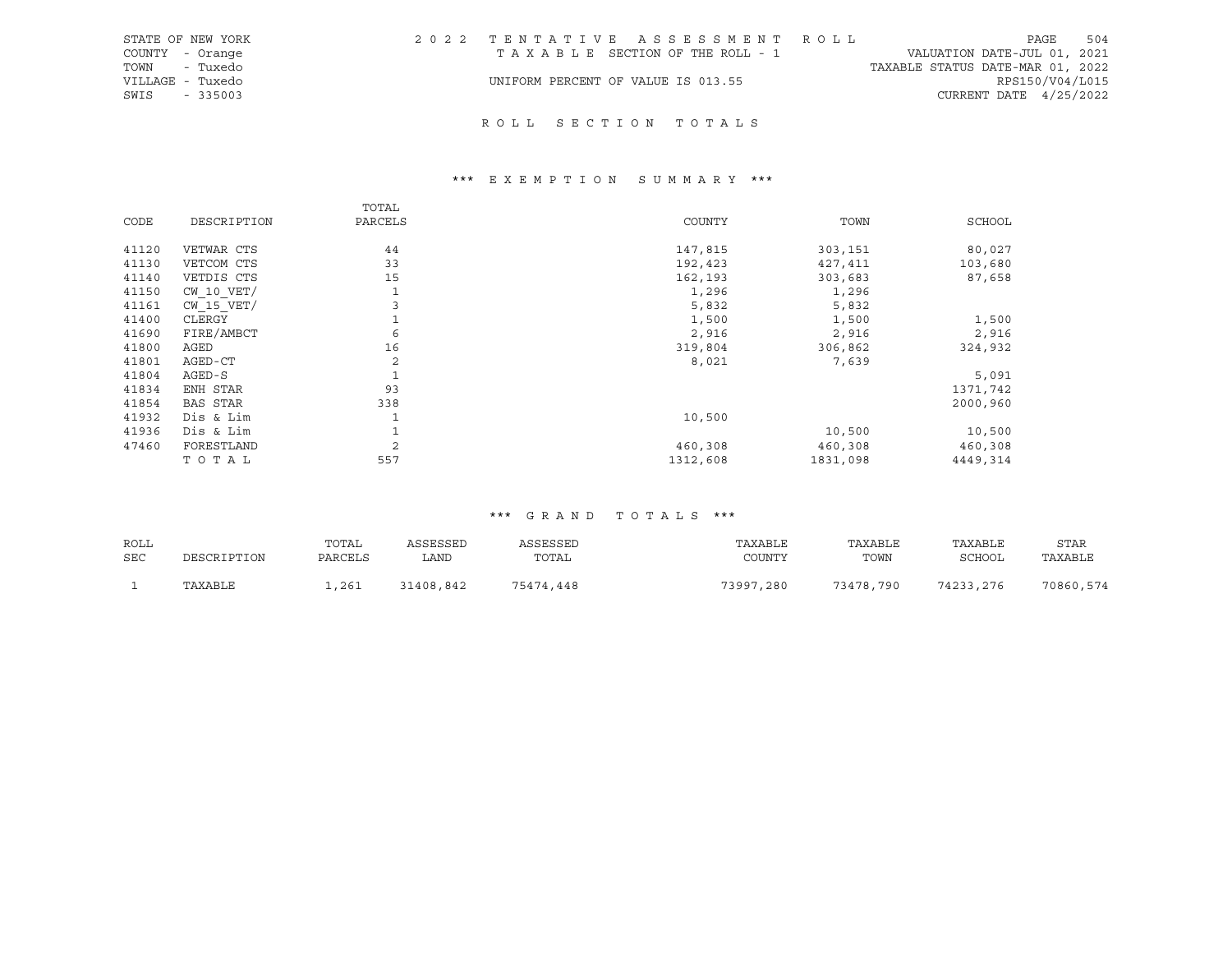STATE OF NEW YORK
COUNTY - Orange
TOWN - Tuxedo
VILLAGE - Tuxedo
SWIS - 335003

2 0 2 2 T E N T A T I V E A S S E S S M E N T R O L L
T A X A B L E SECTION OF THE ROLL - 1
UNIFORM PERCENT OF VALUE IS 013.55

VALUATION DATE-JUL 01, 2021
TAXABLE STATUS DATE-MAR 01, 2022
RPS150/V04/L015
CURRENT DATE 4/25/2022

## R O L L S E C T I O N T O T A L S

### *** E X E M P T I O N S U M M A R Y ***

| CODE | DESCRIPTION | TOTAL PARCELS | COUNTY | TOWN | SCHOOL |
|---|---|---|---|---|---|
| 41120 | VETWAR CTS | 44 | 147,815 | 303,151 | 80,027 |
| 41130 | VETCOM CTS | 33 | 192,423 | 427,411 | 103,680 |
| 41140 | VETDIS CTS | 15 | 162,193 | 303,683 | 87,658 |
| 41150 | CW_10_VET/ | 1 | 1,296 | 1,296 | |
| 41161 | CW_15_VET/ | 3 | 5,832 | 5,832 | |
| 41400 | CLERGY | 1 | 1,500 | 1,500 | 1,500 |
| 41690 | FIRE/AMBCT | 6 | 2,916 | 2,916 | 2,916 |
| 41800 | AGED | 16 | 319,804 | 306,862 | 324,932 |
| 41801 | AGED-CT | 2 | 8,021 | 7,639 | |
| 41804 | AGED-S | 1 | | | 5,091 |
| 41834 | ENH STAR | 93 | | | 1371,742 |
| 41854 | BAS STAR | 338 | | | 2000,960 |
| 41932 | Dis & Lim | 1 | 10,500 | | |
| 41936 | Dis & Lim | 1 | | 10,500 | 10,500 |
| 47460 | FORESTLAND | 2 | 460,308 | 460,308 | 460,308 |
| | T O T A L | 557 | 1312,608 | 1831,098 | 4449,314 |

### *** G R A N D T O T A L S ***

| ROLL SEC | DESCRIPTION | TOTAL PARCELS | ASSESSED LAND | ASSESSED TOTAL | TAXABLE COUNTY | TAXABLE TOWN | TAXABLE SCHOOL | STAR TAXABLE |
|---|---|---|---|---|---|---|---|---|
| 1 | TAXABLE | 1,261 | 31408,842 | 75474,448 | 73997,280 | 73478,790 | 74233,276 | 70860,574 |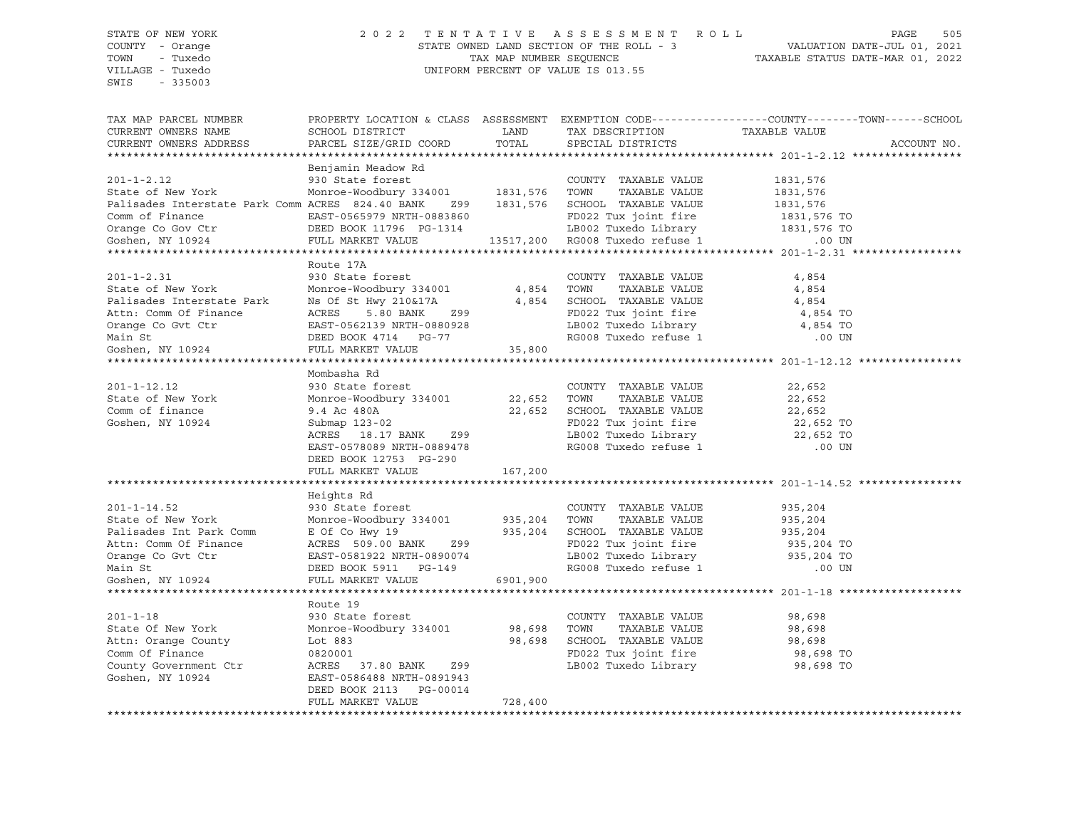STATE OF NEW YORK
COUNTY - Orange
TOWN - Tuxedo
VILLAGE - Tuxedo
SWIS - 335003

2022 TENTATIVE ASSESSMENT ROLL
STATE OWNED LAND SECTION OF THE ROLL - 3
TAX MAP NUMBER SEQUENCE
UNIFORM PERCENT OF VALUE IS 013.55

VALUATION DATE-JUL 01, 2021
TAXABLE STATUS DATE-MAR 01, 2022

| TAX MAP PARCEL NUMBER / CURRENT OWNERS NAME / CURRENT OWNERS ADDRESS | PROPERTY LOCATION & CLASS / SCHOOL DISTRICT / PARCEL SIZE/GRID COORD | ASSESSMENT LAND | TOTAL | EXEMPTION CODE / TAX DESCRIPTION / SPECIAL DISTRICTS | COUNTY--------TOWN------SCHOOL TAXABLE VALUE | ACCOUNT NO. |
|---|---|---|---|---|---|---|
| **201-1-2.12** | Benjamin Meadow Rd | | | | | |
| 201-1-2.12 | 930 State forest | | | COUNTY TAXABLE VALUE | 1831,576 | |
| State of New York | Monroe-Woodbury 334001 | 1831,576 | | TOWN TAXABLE VALUE | 1831,576 | |
| Palisades Interstate Park Comm | ACRES 824.40 BANK Z99 | | 1831,576 | SCHOOL TAXABLE VALUE | 1831,576 | |
| Comm of Finance | EAST-0565979 NRTH-0883860 | | | FD022 Tux joint fire | 1831,576 TO | |
| Orange Co Gov Ctr | DEED BOOK 11796 PG-1314 | | | LB002 Tuxedo Library | 1831,576 TO | |
| Goshen, NY 10924 | FULL MARKET VALUE | | 13517,200 | RG008 Tuxedo refuse 1 | .00 UN | |
| **201-1-2.31** | Route 17A | | | | | |
| 201-1-2.31 | 930 State forest | | | COUNTY TAXABLE VALUE | 4,854 | |
| State of New York | Monroe-Woodbury 334001 | 4,854 | | TOWN TAXABLE VALUE | 4,854 | |
| Palisades Interstate Park | Ns Of St Hwy 210&17A | | 4,854 | SCHOOL TAXABLE VALUE | 4,854 | |
| Attn: Comm Of Finance | ACRES 5.80 BANK Z99 | | | FD022 Tux joint fire | 4,854 TO | |
| Orange Co Gvt Ctr | EAST-0562139 NRTH-0880928 | | | LB002 Tuxedo Library | 4,854 TO | |
| Main St | DEED BOOK 4714 PG-77 | | | RG008 Tuxedo refuse 1 | .00 UN | |
| Goshen, NY 10924 | FULL MARKET VALUE | | 35,800 | | | |
| **201-1-12.12** | Mombasha Rd | | | | | |
| 201-1-12.12 | 930 State forest | | | COUNTY TAXABLE VALUE | 22,652 | |
| State of New York | Monroe-Woodbury 334001 | 22,652 | | TOWN TAXABLE VALUE | 22,652 | |
| Comm of finance | 9.4 Ac 480A | | 22,652 | SCHOOL TAXABLE VALUE | 22,652 | |
| Goshen, NY 10924 | Submap 123-02 | | | FD022 Tux joint fire | 22,652 TO | |
| | ACRES 18.17 BANK Z99 | | | LB002 Tuxedo Library | 22,652 TO | |
| | EAST-0578089 NRTH-0889478 | | | RG008 Tuxedo refuse 1 | .00 UN | |
| | DEED BOOK 12753 PG-290 | | | | | |
| | FULL MARKET VALUE | | 167,200 | | | |
| **201-1-14.52** | Heights Rd | | | | | |
| 201-1-14.52 | 930 State forest | | | COUNTY TAXABLE VALUE | 935,204 | |
| State of New York | Monroe-Woodbury 334001 | 935,204 | | TOWN TAXABLE VALUE | 935,204 | |
| Palisades Int Park Comm | E Of Co Hwy 19 | | 935,204 | SCHOOL TAXABLE VALUE | 935,204 | |
| Attn: Comm Of Finance | ACRES 509.00 BANK Z99 | | | FD022 Tux joint fire | 935,204 TO | |
| Orange Co Gvt Ctr | EAST-0581922 NRTH-0890074 | | | LB002 Tuxedo Library | 935,204 TO | |
| Main St | DEED BOOK 5911 PG-149 | | | RG008 Tuxedo refuse 1 | .00 UN | |
| Goshen, NY 10924 | FULL MARKET VALUE | | 6901,900 | | | |
| **201-1-18** | Route 19 | | | | | |
| 201-1-18 | 930 State forest | | | COUNTY TAXABLE VALUE | 98,698 | |
| State Of New York | Monroe-Woodbury 334001 | 98,698 | | TOWN TAXABLE VALUE | 98,698 | |
| Attn: Orange County | Lot 883 | | 98,698 | SCHOOL TAXABLE VALUE | 98,698 | |
| Comm Of Finance | 0820001 | | | FD022 Tux joint fire | 98,698 TO | |
| County Government Ctr | ACRES 37.80 BANK Z99 | | | LB002 Tuxedo Library | 98,698 TO | |
| Goshen, NY 10924 | EAST-0586488 NRTH-0891943 | | | | | |
| | DEED BOOK 2113 PG-00014 | | | | | |
| | FULL MARKET VALUE | | 728,400 | | | |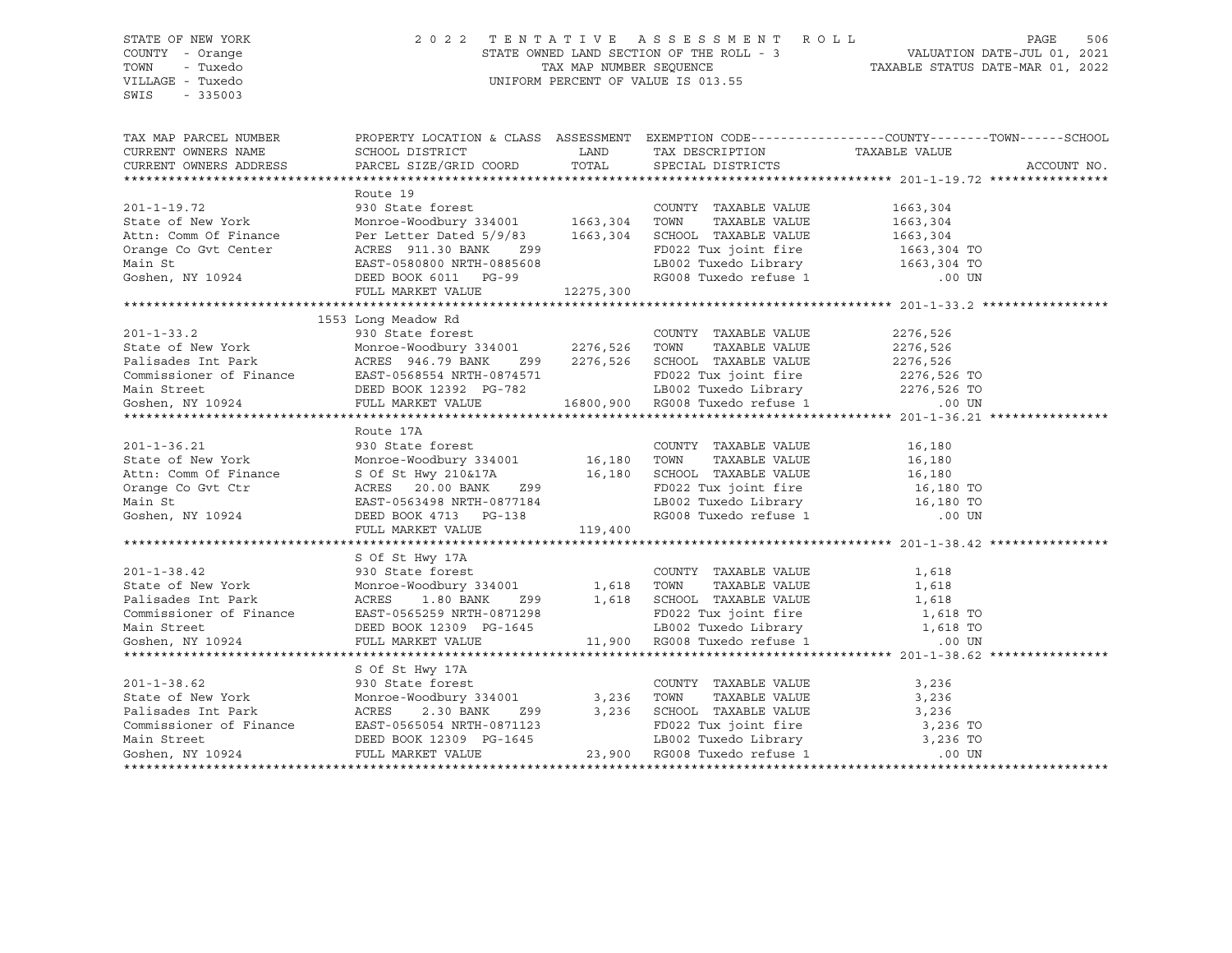STATE OF NEW YORK
COUNTY - Orange
TOWN - Tuxedo
VILLAGE - Tuxedo
SWIS - 335003

2022 TENTATIVE ASSESSMENT ROLL
STATE OWNED LAND SECTION OF THE ROLL - 3
TAX MAP NUMBER SEQUENCE
UNIFORM PERCENT OF VALUE IS 013.55

VALUATION DATE-JUL 01, 2021
TAXABLE STATUS DATE-MAR 01, 2022

| TAX MAP PARCEL NUMBER / CURRENT OWNERS NAME / CURRENT OWNERS ADDRESS | PROPERTY LOCATION & CLASS / SCHOOL DISTRICT / PARCEL SIZE/GRID COORD | ASSESSMENT LAND / TOTAL | EXEMPTION CODE / TAX DESCRIPTION / SPECIAL DISTRICTS | TAXABLE VALUE (COUNTY--TOWN--SCHOOL) | ACCOUNT NO. |
|---|---|---|---|---|---|
| **201-1-19.72** | Route 19 | | | | |
| 201-1-19.72 | 930 State forest | | COUNTY TAXABLE VALUE | 1663,304 | |
| State of New York | Monroe-Woodbury 334001 | 1663,304 | TOWN TAXABLE VALUE | 1663,304 | |
| Attn: Comm Of Finance | Per Letter Dated 5/9/83 | 1663,304 | SCHOOL TAXABLE VALUE | 1663,304 | |
| Orange Co Gvt Center | ACRES 911.30 BANK Z99 | | FD022 Tux joint fire | 1663,304 TO | |
| Main St | EAST-0580800 NRTH-0885608 | | LB002 Tuxedo Library | 1663,304 TO | |
| Goshen, NY 10924 | DEED BOOK 6011 PG-99 | | RG008 Tuxedo refuse 1 | .00 UN | |
| | FULL MARKET VALUE | 12275,300 | | | |
| **201-1-33.2** | 1553 Long Meadow Rd | | | | |
| 201-1-33.2 | 930 State forest | | COUNTY TAXABLE VALUE | 2276,526 | |
| State of New York | Monroe-Woodbury 334001 | 2276,526 | TOWN TAXABLE VALUE | 2276,526 | |
| Palisades Int Park | ACRES 946.79 BANK Z99 | 2276,526 | SCHOOL TAXABLE VALUE | 2276,526 | |
| Commissioner of Finance | EAST-0568554 NRTH-0874571 | | FD022 Tux joint fire | 2276,526 TO | |
| Main Street | DEED BOOK 12392 PG-782 | | LB002 Tuxedo Library | 2276,526 TO | |
| Goshen, NY 10924 | FULL MARKET VALUE | 16800,900 | RG008 Tuxedo refuse 1 | .00 UN | |
| **201-1-36.21** | Route 17A | | | | |
| 201-1-36.21 | 930 State forest | | COUNTY TAXABLE VALUE | 16,180 | |
| State of New York | Monroe-Woodbury 334001 | 16,180 | TOWN TAXABLE VALUE | 16,180 | |
| Attn: Comm Of Finance | S Of St Hwy 210&17A | 16,180 | SCHOOL TAXABLE VALUE | 16,180 | |
| Orange Co Gvt Ctr | ACRES 20.00 BANK Z99 | | FD022 Tux joint fire | 16,180 TO | |
| Main St | EAST-0563498 NRTH-0877184 | | LB002 Tuxedo Library | 16,180 TO | |
| Goshen, NY 10924 | DEED BOOK 4713 PG-138 | | RG008 Tuxedo refuse 1 | .00 UN | |
| | FULL MARKET VALUE | 119,400 | | | |
| **201-1-38.42** | S Of St Hwy 17A | | | | |
| 201-1-38.42 | 930 State forest | | COUNTY TAXABLE VALUE | 1,618 | |
| State of New York | Monroe-Woodbury 334001 | 1,618 | TOWN TAXABLE VALUE | 1,618 | |
| Palisades Int Park | ACRES 1.80 BANK Z99 | 1,618 | SCHOOL TAXABLE VALUE | 1,618 | |
| Commissioner of Finance | EAST-0565259 NRTH-0871298 | | FD022 Tux joint fire | 1,618 TO | |
| Main Street | DEED BOOK 12309 PG-1645 | | LB002 Tuxedo Library | 1,618 TO | |
| Goshen, NY 10924 | FULL MARKET VALUE | 11,900 | RG008 Tuxedo refuse 1 | .00 UN | |
| **201-1-38.62** | S Of St Hwy 17A | | | | |
| 201-1-38.62 | 930 State forest | | COUNTY TAXABLE VALUE | 3,236 | |
| State of New York | Monroe-Woodbury 334001 | 3,236 | TOWN TAXABLE VALUE | 3,236 | |
| Palisades Int Park | ACRES 2.30 BANK Z99 | 3,236 | SCHOOL TAXABLE VALUE | 3,236 | |
| Commissioner of Finance | EAST-0565054 NRTH-0871123 | | FD022 Tux joint fire | 3,236 TO | |
| Main Street | DEED BOOK 12309 PG-1645 | | LB002 Tuxedo Library | 3,236 TO | |
| Goshen, NY 10924 | FULL MARKET VALUE | 23,900 | RG008 Tuxedo refuse 1 | .00 UN | |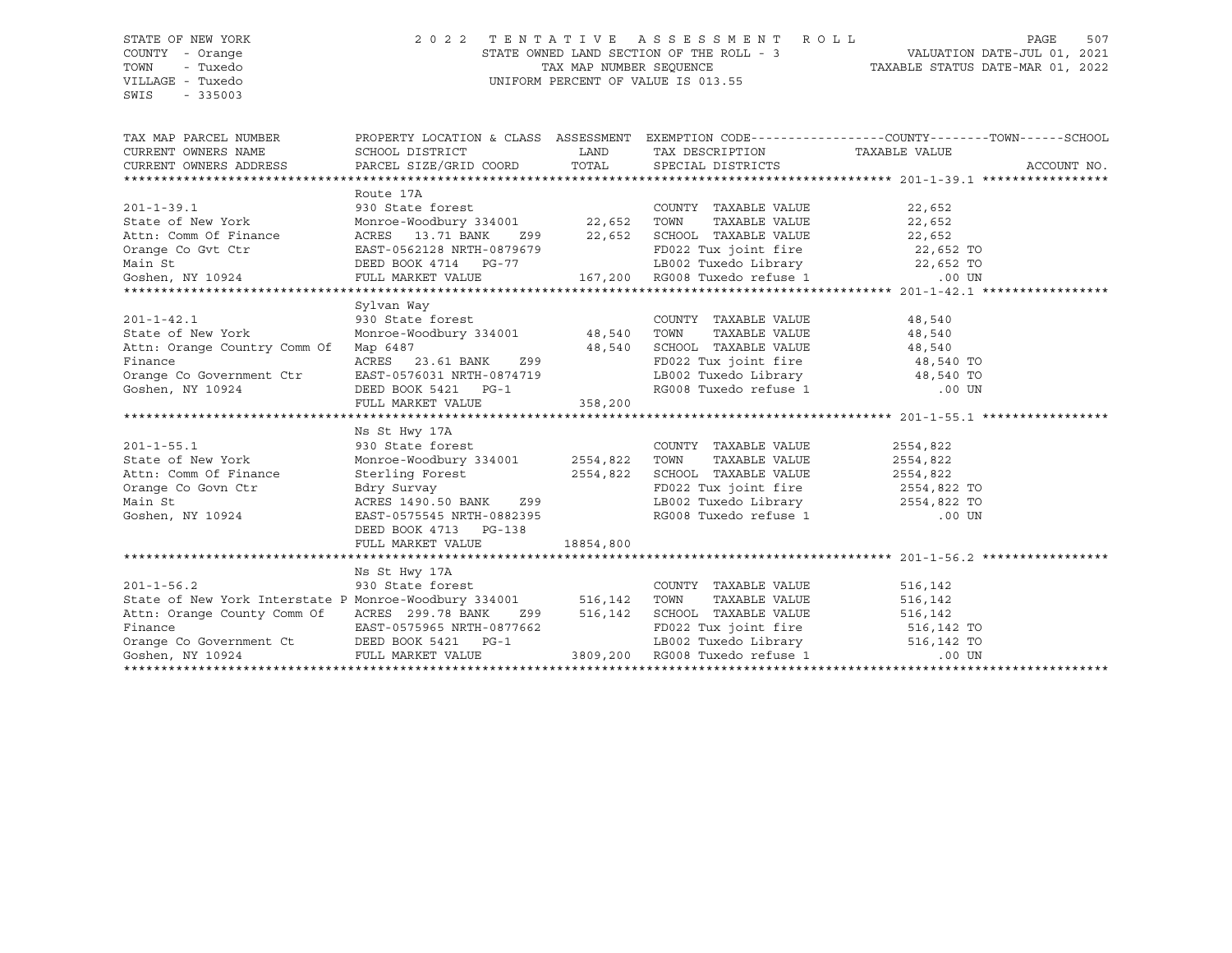STATE OF NEW YORK
COUNTY - Orange
TOWN - Tuxedo
VILLAGE - Tuxedo
SWIS - 335003

2022 TENTATIVE ASSESSMENT ROLL
STATE OWNED LAND SECTION OF THE ROLL - 3
TAX MAP NUMBER SEQUENCE
UNIFORM PERCENT OF VALUE IS 013.55

VALUATION DATE-JUL 01, 2021
TAXABLE STATUS DATE-MAR 01, 2022

| TAX MAP PARCEL NUMBER / CURRENT OWNERS NAME / CURRENT OWNERS ADDRESS | PROPERTY LOCATION & CLASS / SCHOOL DISTRICT / PARCEL SIZE/GRID COORD | ASSESSMENT LAND | TOTAL | EXEMPTION CODE / TAX DESCRIPTION / SPECIAL DISTRICTS | TAXABLE VALUE (COUNTY / TOWN / SCHOOL) | ACCOUNT NO. |
|---|---|---|---|---|---|---|
| **201-1-39.1** | Route 17A | | | | | |
| 201-1-39.1 | 930 State forest | | | COUNTY TAXABLE VALUE | 22,652 | |
| State of New York | Monroe-Woodbury 334001 | 22,652 | | TOWN TAXABLE VALUE | 22,652 | |
| Attn: Comm Of Finance | ACRES 13.71 BANK Z99 | | 22,652 | SCHOOL TAXABLE VALUE | 22,652 | |
| Orange Co Gvt Ctr | EAST-0562128 NRTH-0879679 | | | FD022 Tux joint fire | 22,652 TO | |
| Main St | DEED BOOK 4714 PG-77 | | | LB002 Tuxedo Library | 22,652 TO | |
| Goshen, NY 10924 | FULL MARKET VALUE | | 167,200 | RG008 Tuxedo refuse 1 | .00 UN | |
| **201-1-42.1** | Sylvan Way | | | | | |
| 201-1-42.1 | 930 State forest | | | COUNTY TAXABLE VALUE | 48,540 | |
| State of New York | Monroe-Woodbury 334001 | 48,540 | | TOWN TAXABLE VALUE | 48,540 | |
| Attn: Orange Country Comm Of | Map 6487 | | 48,540 | SCHOOL TAXABLE VALUE | 48,540 | |
| Finance | ACRES 23.61 BANK Z99 | | | FD022 Tux joint fire | 48,540 TO | |
| Orange Co Government Ctr | EAST-0576031 NRTH-0874719 | | | LB002 Tuxedo Library | 48,540 TO | |
| Goshen, NY 10924 | DEED BOOK 5421 PG-1 | | | RG008 Tuxedo refuse 1 | .00 UN | |
| | FULL MARKET VALUE | | 358,200 | | | |
| **201-1-55.1** | Ns St Hwy 17A | | | | | |
| 201-1-55.1 | 930 State forest | | | COUNTY TAXABLE VALUE | 2554,822 | |
| State of New York | Monroe-Woodbury 334001 | 2554,822 | | TOWN TAXABLE VALUE | 2554,822 | |
| Attn: Comm Of Finance | Sterling Forest | | 2554,822 | SCHOOL TAXABLE VALUE | 2554,822 | |
| Orange Co Govn Ctr | Bdry Survay | | | FD022 Tux joint fire | 2554,822 TO | |
| Main St | ACRES 1490.50 BANK Z99 | | | LB002 Tuxedo Library | 2554,822 TO | |
| Goshen, NY 10924 | EAST-0575545 NRTH-0882395 | | | RG008 Tuxedo refuse 1 | .00 UN | |
| | DEED BOOK 4713 PG-138 | | | | | |
| | FULL MARKET VALUE | | 18854,800 | | | |
| **201-1-56.2** | Ns St Hwy 17A | | | | | |
| 201-1-56.2 | 930 State forest | | | COUNTY TAXABLE VALUE | 516,142 | |
| State of New York Interstate P | Monroe-Woodbury 334001 | 516,142 | | TOWN TAXABLE VALUE | 516,142 | |
| Attn: Orange County Comm Of | ACRES 299.78 BANK Z99 | | 516,142 | SCHOOL TAXABLE VALUE | 516,142 | |
| Finance | EAST-0575965 NRTH-0877662 | | | FD022 Tux joint fire | 516,142 TO | |
| Orange Co Government Ct | DEED BOOK 5421 PG-1 | | | LB002 Tuxedo Library | 516,142 TO | |
| Goshen, NY 10924 | FULL MARKET VALUE | | 3809,200 | RG008 Tuxedo refuse 1 | .00 UN | |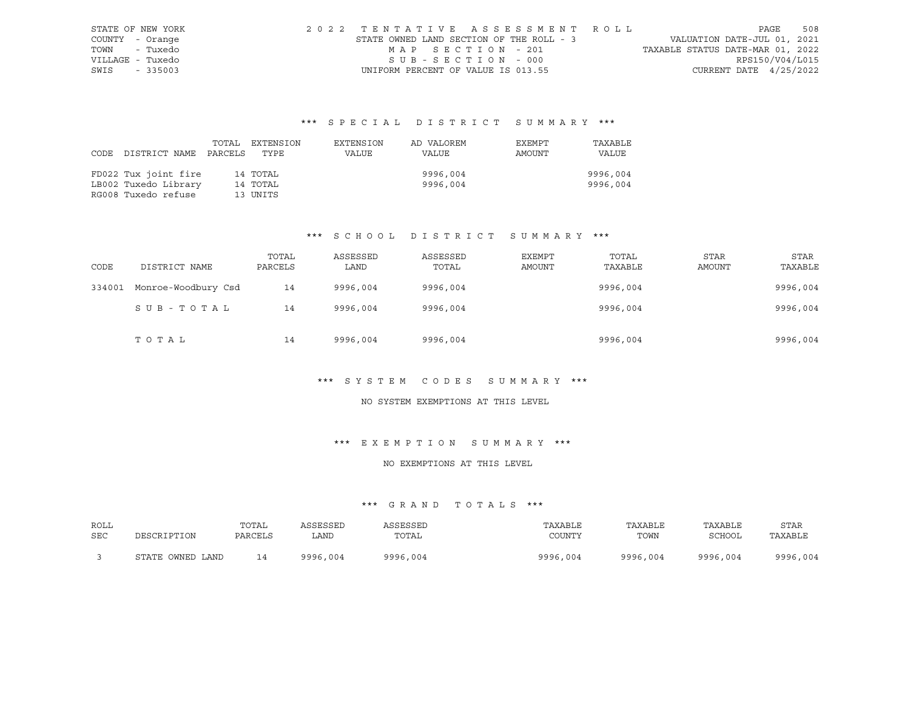STATE OF NEW YORK
COUNTY - Orange
TOWN - Tuxedo
VILLAGE - Tuxedo
SWIS - 335003

2022 TENTATIVE ASSESSMENT ROLL
STATE OWNED LAND SECTION OF THE ROLL - 3
MAP SECTION - 201
SUB-SECTION - 000
UNIFORM PERCENT OF VALUE IS 013.55

VALUATION DATE-JUL 01, 2021
TAXABLE STATUS DATE-MAR 01, 2022
RPS150/V04/L015
CURRENT DATE 4/25/2022

### *** SPECIAL DISTRICT SUMMARY ***

| CODE | DISTRICT NAME | TOTAL PARCELS | EXTENSION TYPE | EXTENSION VALUE | AD VALOREM VALUE | EXEMPT AMOUNT | TAXABLE VALUE |
|---|---|---|---|---|---|---|---|
| FD022 | Tux joint fire | 14 | TOTAL | | 9996,004 | | 9996,004 |
| LB002 | Tuxedo Library | 14 | TOTAL | | 9996,004 | | 9996,004 |
| RG008 | Tuxedo refuse | 13 | UNITS | | | | |

### *** SCHOOL DISTRICT SUMMARY ***

| CODE | DISTRICT NAME | TOTAL PARCELS | ASSESSED LAND | ASSESSED TOTAL | EXEMPT AMOUNT | TOTAL TAXABLE | STAR AMOUNT | STAR TAXABLE |
|---|---|---|---|---|---|---|---|---|
| 334001 | Monroe-Woodbury Csd | 14 | 9996,004 | 9996,004 | | 9996,004 | | 9996,004 |
| | SUB-TOTAL | 14 | 9996,004 | 9996,004 | | 9996,004 | | 9996,004 |
| | TOTAL | 14 | 9996,004 | 9996,004 | | 9996,004 | | 9996,004 |

### *** SYSTEM CODES SUMMARY ***

NO SYSTEM EXEMPTIONS AT THIS LEVEL

### *** EXEMPTION SUMMARY ***

NO EXEMPTIONS AT THIS LEVEL

### *** GRAND TOTALS ***

| ROLL SEC | DESCRIPTION | TOTAL PARCELS | ASSESSED LAND | ASSESSED TOTAL | TAXABLE COUNTY | TAXABLE TOWN | TAXABLE SCHOOL | STAR TAXABLE |
|---|---|---|---|---|---|---|---|---|
| 3 | STATE OWNED LAND | 14 | 9996,004 | 9996,004 | 9996,004 | 9996,004 | 9996,004 | 9996,004 |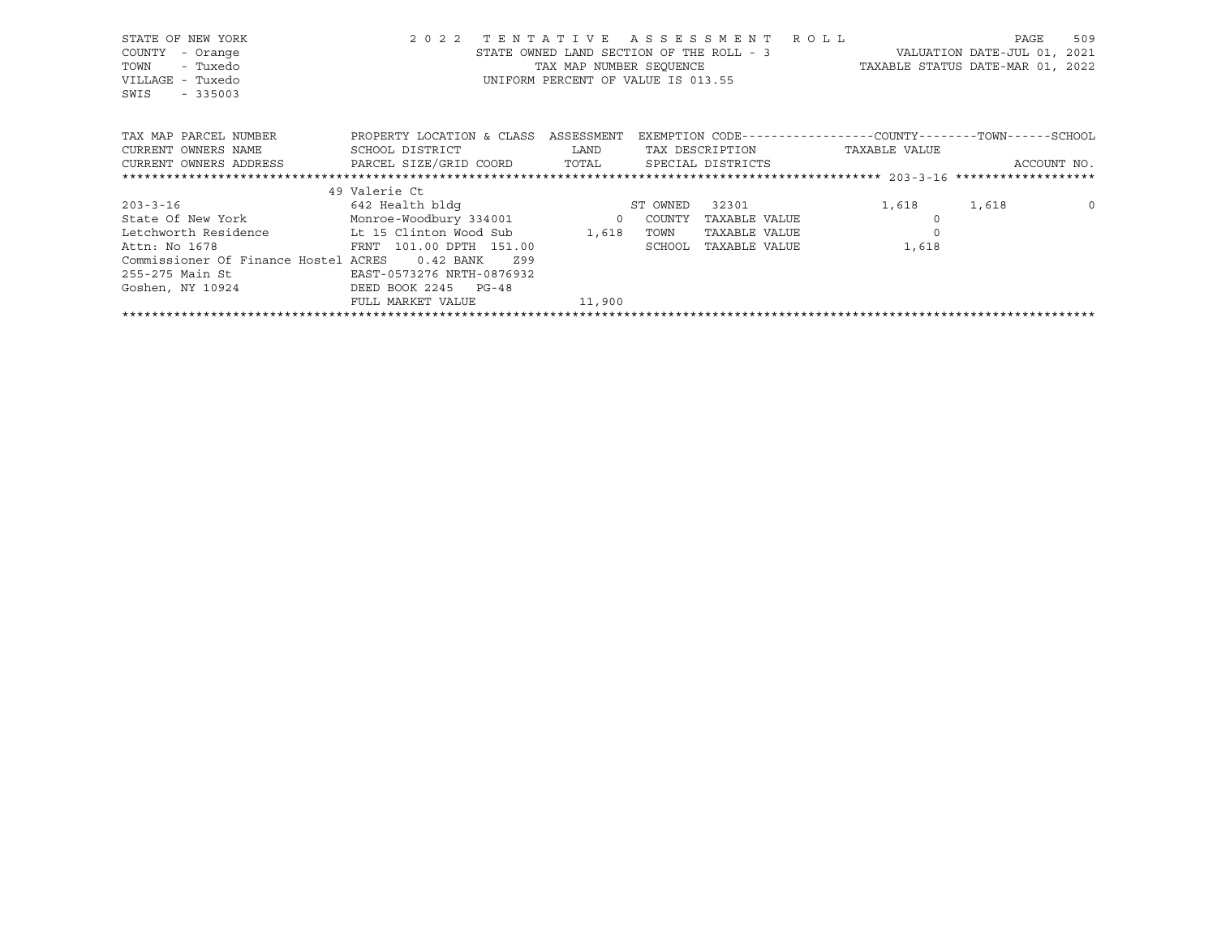STATE OF NEW YORK
COUNTY - Orange
TOWN - Tuxedo
VILLAGE - Tuxedo
SWIS - 335003

2022 TENTATIVE ASSESSMENT ROLL
STATE OWNED LAND SECTION OF THE ROLL - 3
TAX MAP NUMBER SEQUENCE
UNIFORM PERCENT OF VALUE IS 013.55

VALUATION DATE-JUL 01, 2021
TAXABLE STATUS DATE-MAR 01, 2022

| TAX MAP PARCEL NUMBER / CURRENT OWNERS NAME / CURRENT OWNERS ADDRESS | PROPERTY LOCATION & CLASS / SCHOOL DISTRICT / PARCEL SIZE/GRID COORD | ASSESSMENT LAND / TOTAL | EXEMPTION CODE / TAX DESCRIPTION / SPECIAL DISTRICTS | | COUNTY TAXABLE VALUE | TOWN | SCHOOL ACCOUNT NO. |
|---|---|---|---|---|---|---|---|
| | 49 Valerie Ct | | | | | | |
| 203-3-16 | 642 Health bldg | | ST OWNED | 32301 | 1,618 | 1,618 | 0 |
| State Of New York | Monroe-Woodbury 334001 | 0 | COUNTY | TAXABLE VALUE | 0 | | |
| Letchworth Residence | Lt 15 Clinton Wood Sub | 1,618 | TOWN | TAXABLE VALUE | 0 | | |
| Attn: No 1678 | FRNT 101.00 DPTH 151.00 | | SCHOOL | TAXABLE VALUE | 1,618 | | |
| Commissioner Of Finance Hostel | ACRES 0.42 BANK Z99 | | | | | | |
| 255-275 Main St | EAST-0573276 NRTH-0876932 | | | | | | |
| Goshen, NY 10924 | DEED BOOK 2245 PG-48 | | | | | | |
| | FULL MARKET VALUE | 11,900 | | | | | |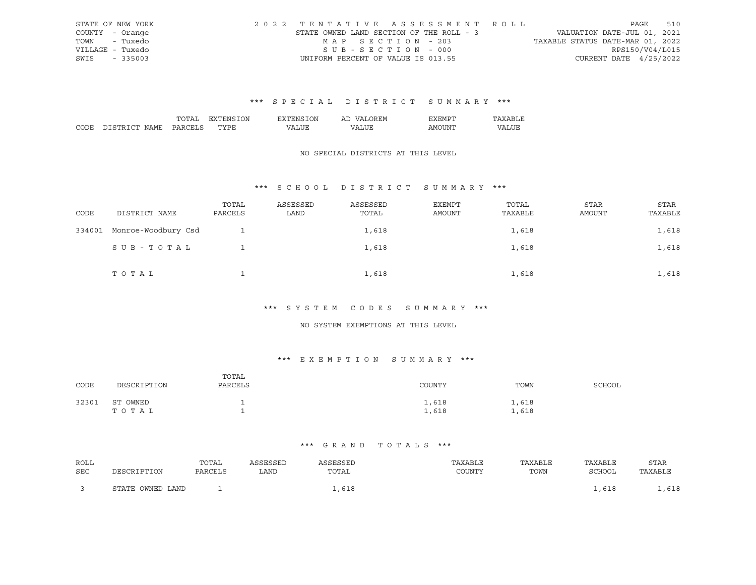STATE OF NEW YORK | COUNTY - Orange | TOWN - Tuxedo | VILLAGE - Tuxedo | SWIS - 335003

2022 TENTATIVE ASSESSMENT ROLL
STATE OWNED LAND SECTION OF THE ROLL - 3
MAP SECTION - 203
SUB-SECTION - 000
UNIFORM PERCENT OF VALUE IS 013.55

VALUATION DATE-JUL 01, 2021
TAXABLE STATUS DATE-MAR 01, 2022
RPS150/V04/L015
CURRENT DATE 4/25/2022

### *** SPECIAL DISTRICT SUMMARY ***

| CODE | DISTRICT NAME | TOTAL PARCELS | EXTENSION TYPE | EXTENSION VALUE | AD VALOREM VALUE | EXEMPT AMOUNT | TAXABLE VALUE |
|---|---|---|---|---|---|---|---|

NO SPECIAL DISTRICTS AT THIS LEVEL

### *** SCHOOL DISTRICT SUMMARY ***

| CODE | DISTRICT NAME | TOTAL PARCELS | ASSESSED LAND | ASSESSED TOTAL | EXEMPT AMOUNT | TOTAL TAXABLE | STAR AMOUNT | STAR TAXABLE |
|---|---|---|---|---|---|---|---|---|
| 334001 | Monroe-Woodbury Csd | 1 | | 1,618 | | 1,618 | | 1,618 |
| | SUB-TOTAL | 1 | | 1,618 | | 1,618 | | 1,618 |
| | TOTAL | 1 | | 1,618 | | 1,618 | | 1,618 |

### *** SYSTEM CODES SUMMARY ***

NO SYSTEM EXEMPTIONS AT THIS LEVEL

### *** EXEMPTION SUMMARY ***

| CODE | DESCRIPTION | TOTAL PARCELS | COUNTY | TOWN | SCHOOL |
|---|---|---|---|---|---|
| 32301 | ST OWNED | 1 | 1,618 | 1,618 | |
| | TOTAL | 1 | 1,618 | 1,618 | |

### *** GRAND TOTALS ***

| ROLL SEC | DESCRIPTION | TOTAL PARCELS | ASSESSED LAND | ASSESSED TOTAL | TAXABLE COUNTY | TAXABLE TOWN | TAXABLE SCHOOL | STAR TAXABLE |
|---|---|---|---|---|---|---|---|---|
| 3 | STATE OWNED LAND | 1 | | 1,618 | | | 1,618 | 1,618 |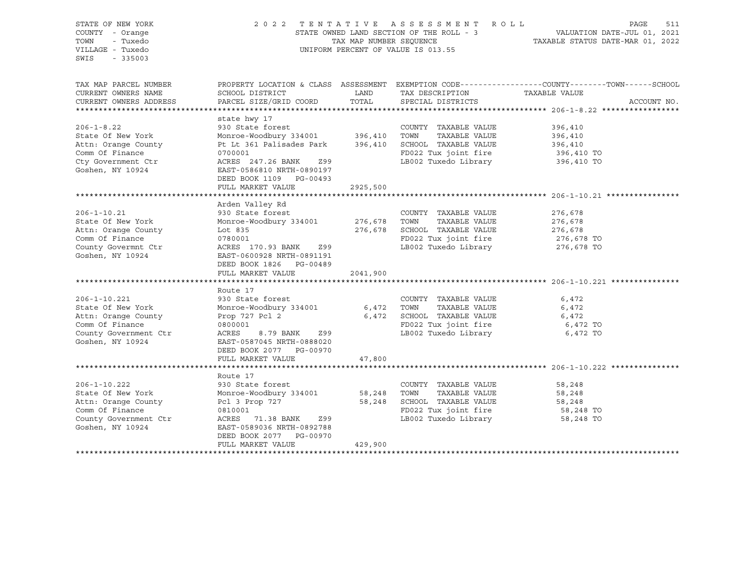STATE OF NEW YORK
COUNTY - Orange
TOWN - Tuxedo
VILLAGE - Tuxedo
SWIS - 335003

2022 TENTATIVE ASSESSMENT ROLL
STATE OWNED LAND SECTION OF THE ROLL - 3
TAX MAP NUMBER SEQUENCE
UNIFORM PERCENT OF VALUE IS 013.55

VALUATION DATE-JUL 01, 2021
TAXABLE STATUS DATE-MAR 01, 2022

| TAX MAP PARCEL NUMBER / CURRENT OWNERS NAME / CURRENT OWNERS ADDRESS | PROPERTY LOCATION & CLASS / SCHOOL DISTRICT / PARCEL SIZE/GRID COORD | ASSESSMENT LAND / TOTAL | EXEMPTION CODE / TAX DESCRIPTION / SPECIAL DISTRICTS | TAXABLE VALUE | ACCOUNT NO. |
|---|---|---|---|---|---|
| **206-1-8.22** | state hwy 17 | | | | |
| 206-1-8.22 | 930 State forest | | COUNTY TAXABLE VALUE | 396,410 | |
| State Of New York | Monroe-Woodbury 334001 | 396,410 | TOWN TAXABLE VALUE | 396,410 | |
| Attn: Orange County | Pt Lt 361 Palisades Park | 396,410 | SCHOOL TAXABLE VALUE | 396,410 | |
| Comm Of Finance | 0700001 | | FD022 Tux joint fire | 396,410 TO | |
| Cty Government Ctr | ACRES 247.26 BANK Z99 | | LB002 Tuxedo Library | 396,410 TO | |
| Goshen, NY 10924 | EAST-0586810 NRTH-0890197 | | | | |
| | DEED BOOK 1109 PG-00493 | | | | |
| | FULL MARKET VALUE | 2925,500 | | | |
| **206-1-10.21** | Arden Valley Rd | | | | |
| 206-1-10.21 | 930 State forest | | COUNTY TAXABLE VALUE | 276,678 | |
| State Of New York | Monroe-Woodbury 334001 | 276,678 | TOWN TAXABLE VALUE | 276,678 | |
| Attn: Orange County | Lot 835 | 276,678 | SCHOOL TAXABLE VALUE | 276,678 | |
| Comm Of Finance | 0780001 | | FD022 Tux joint fire | 276,678 TO | |
| County Govermnt Ctr | ACRES 170.93 BANK Z99 | | LB002 Tuxedo Library | 276,678 TO | |
| Goshen, NY 10924 | EAST-0600928 NRTH-0891191 | | | | |
| | DEED BOOK 1826 PG-00489 | | | | |
| | FULL MARKET VALUE | 2041,900 | | | |
| **206-1-10.221** | Route 17 | | | | |
| 206-1-10.221 | 930 State forest | | COUNTY TAXABLE VALUE | 6,472 | |
| State Of New York | Monroe-Woodbury 334001 | 6,472 | TOWN TAXABLE VALUE | 6,472 | |
| Attn: Orange County | Prop 727 Pcl 2 | 6,472 | SCHOOL TAXABLE VALUE | 6,472 | |
| Comm Of Finance | 0800001 | | FD022 Tux joint fire | 6,472 TO | |
| County Government Ctr | ACRES 8.79 BANK Z99 | | LB002 Tuxedo Library | 6,472 TO | |
| Goshen, NY 10924 | EAST-0587045 NRTH-0888020 | | | | |
| | DEED BOOK 2077 PG-00970 | | | | |
| | FULL MARKET VALUE | 47,800 | | | |
| **206-1-10.222** | Route 17 | | | | |
| 206-1-10.222 | 930 State forest | | COUNTY TAXABLE VALUE | 58,248 | |
| State Of New York | Monroe-Woodbury 334001 | 58,248 | TOWN TAXABLE VALUE | 58,248 | |
| Attn: Orange County | Pcl 3 Prop 727 | 58,248 | SCHOOL TAXABLE VALUE | 58,248 | |
| Comm Of Finance | 0810001 | | FD022 Tux joint fire | 58,248 TO | |
| County Government Ctr | ACRES 71.38 BANK Z99 | | LB002 Tuxedo Library | 58,248 TO | |
| Goshen, NY 10924 | EAST-0589036 NRTH-0892788 | | | | |
| | DEED BOOK 2077 PG-00970 | | | | |
| | FULL MARKET VALUE | 429,900 | | | |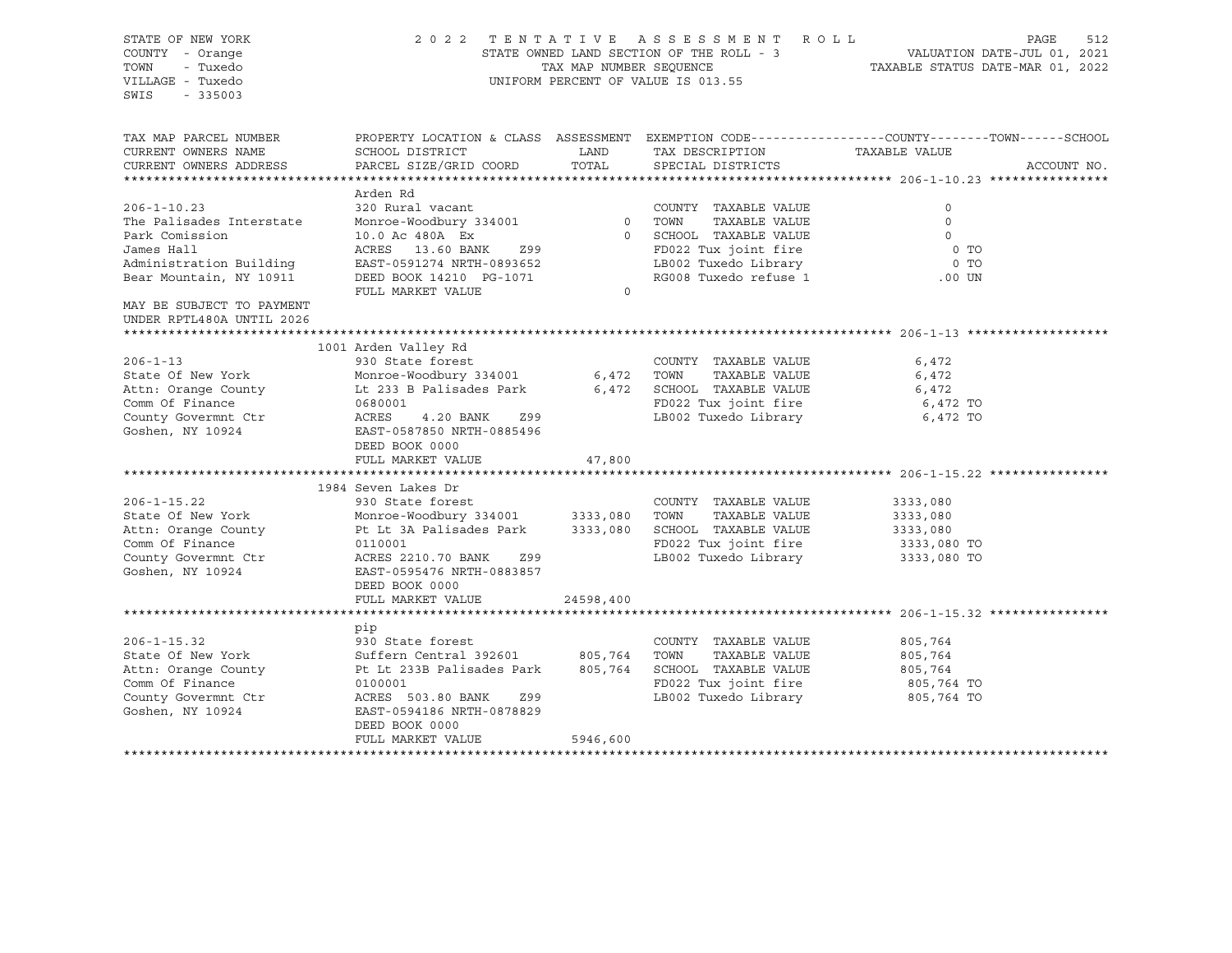STATE OF NEW YORK  
COUNTY - Orange  
TOWN - Tuxedo  
VILLAGE - Tuxedo  
SWIS - 335003

2022 TENTATIVE ASSESSMENT ROLL  
STATE OWNED LAND SECTION OF THE ROLL - 3  
TAX MAP NUMBER SEQUENCE  
UNIFORM PERCENT OF VALUE IS 013.55

VALUATION DATE-JUL 01, 2021  
TAXABLE STATUS DATE-MAR 01, 2022

| TAX MAP PARCEL NUMBER / CURRENT OWNERS NAME / CURRENT OWNERS ADDRESS | PROPERTY LOCATION & CLASS / SCHOOL DISTRICT / PARCEL SIZE/GRID COORD | ASSESSMENT LAND / TOTAL | EXEMPTION CODE / TAX DESCRIPTION / SPECIAL DISTRICTS | COUNTY--------TOWN------SCHOOL TAXABLE VALUE | ACCOUNT NO. |
|---|---|---|---|---|---|
| **206-1-10.23** | Arden Rd | | | | |
| 206-1-10.23 | 320 Rural vacant | | COUNTY TAXABLE VALUE | 0 | |
| The Palisades Interstate | Monroe-Woodbury 334001 | 0 | TOWN TAXABLE VALUE | 0 | |
| Park Comission | 10.0 Ac 480A Ex | 0 | SCHOOL TAXABLE VALUE | 0 | |
| James Hall | ACRES 13.60 BANK Z99 | | FD022 Tux joint fire | 0 TO | |
| Administration Building | EAST-0591274 NRTH-0893652 | | LB002 Tuxedo Library | 0 TO | |
| Bear Mountain, NY 10911 | DEED BOOK 14210 PG-1071 | | RG008 Tuxedo refuse 1 | .00 UN | |
| | FULL MARKET VALUE | 0 | | | |
| MAY BE SUBJECT TO PAYMENT UNDER RPTL480A UNTIL 2026 | | | | | |
| **206-1-13** | 1001 Arden Valley Rd | | | | |
| 206-1-13 | 930 State forest | | COUNTY TAXABLE VALUE | 6,472 | |
| State Of New York | Monroe-Woodbury 334001 | 6,472 | TOWN TAXABLE VALUE | 6,472 | |
| Attn: Orange County | Lt 233 B Palisades Park | 6,472 | SCHOOL TAXABLE VALUE | 6,472 | |
| Comm Of Finance | 0680001 | | FD022 Tux joint fire | 6,472 TO | |
| County Govermnt Ctr | ACRES 4.20 BANK Z99 | | LB002 Tuxedo Library | 6,472 TO | |
| Goshen, NY 10924 | EAST-0587850 NRTH-0885496 | | | | |
| | DEED BOOK 0000 | | | | |
| | FULL MARKET VALUE | 47,800 | | | |
| **206-1-15.22** | 1984 Seven Lakes Dr | | | | |
| 206-1-15.22 | 930 State forest | | COUNTY TAXABLE VALUE | 3333,080 | |
| State Of New York | Monroe-Woodbury 334001 | 3333,080 | TOWN TAXABLE VALUE | 3333,080 | |
| Attn: Orange County | Pt Lt 3A Palisades Park | 3333,080 | SCHOOL TAXABLE VALUE | 3333,080 | |
| Comm Of Finance | 0110001 | | FD022 Tux joint fire | 3333,080 TO | |
| County Govermnt Ctr | ACRES 2210.70 BANK Z99 | | LB002 Tuxedo Library | 3333,080 TO | |
| Goshen, NY 10924 | EAST-0595476 NRTH-0883857 | | | | |
| | DEED BOOK 0000 | | | | |
| | FULL MARKET VALUE | 24598,400 | | | |
| **206-1-15.32** | pip | | | | |
| 206-1-15.32 | 930 State forest | | COUNTY TAXABLE VALUE | 805,764 | |
| State Of New York | Suffern Central 392601 | 805,764 | TOWN TAXABLE VALUE | 805,764 | |
| Attn: Orange County | Pt Lt 233B Palisades Park | 805,764 | SCHOOL TAXABLE VALUE | 805,764 | |
| Comm Of Finance | 0100001 | | FD022 Tux joint fire | 805,764 TO | |
| County Govermnt Ctr | ACRES 503.80 BANK Z99 | | LB002 Tuxedo Library | 805,764 TO | |
| Goshen, NY 10924 | EAST-0594186 NRTH-0878829 | | | | |
| | DEED BOOK 0000 | | | | |
| | FULL MARKET VALUE | 5946,600 | | | |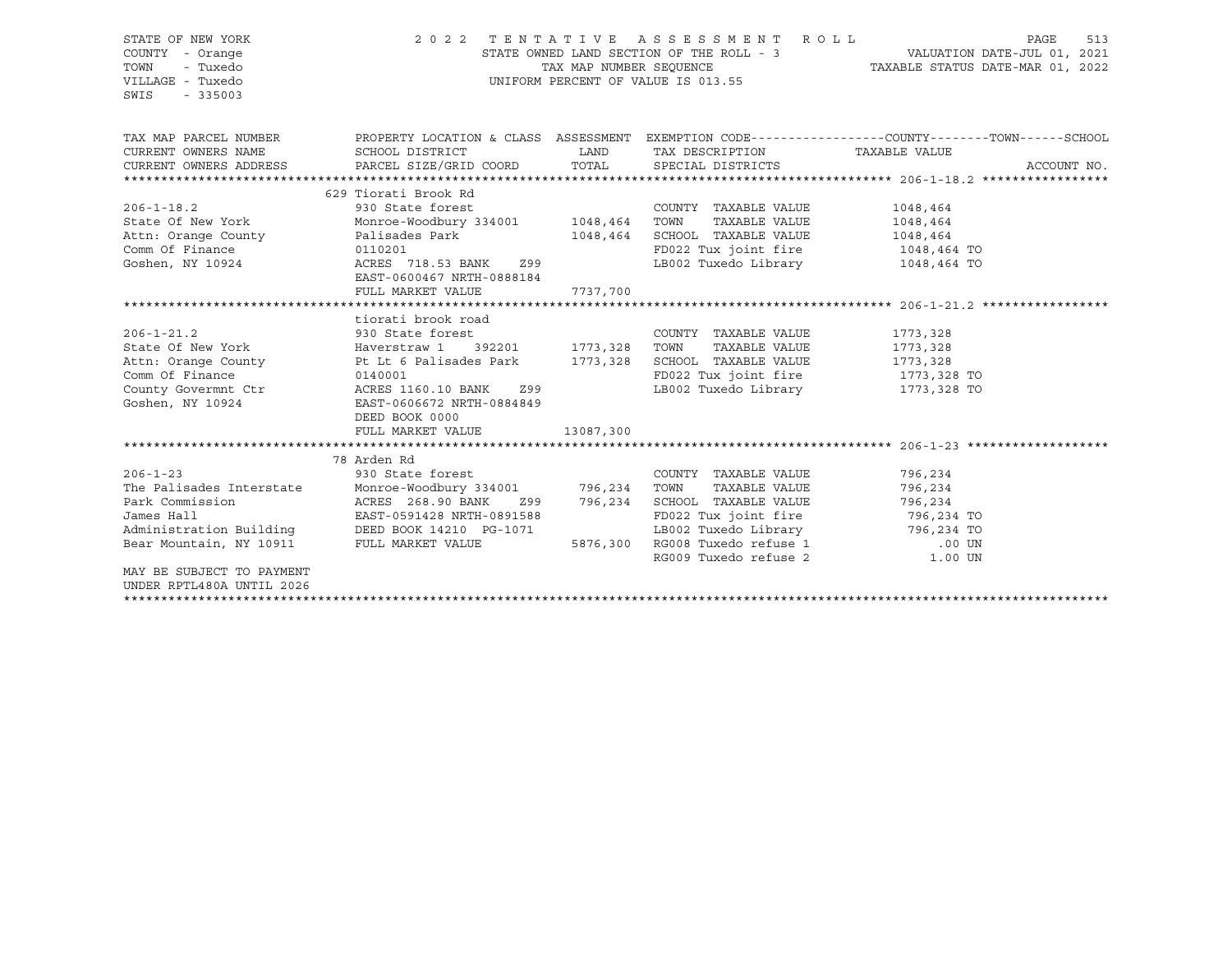STATE OF NEW YORK
COUNTY - Orange
TOWN - Tuxedo
VILLAGE - Tuxedo
SWIS - 335003

2 0 2 2 T E N T A T I V E A S S E S S M E N T R O L L
STATE OWNED LAND SECTION OF THE ROLL - 3
TAX MAP NUMBER SEQUENCE
UNIFORM PERCENT OF VALUE IS 013.55

VALUATION DATE-JUL 01, 2021
TAXABLE STATUS DATE-MAR 01, 2022

```
TAX MAP PARCEL NUMBER     PROPERTY LOCATION & CLASS  ASSESSMENT  EXEMPTION CODE------------------COUNTY--------TOWN------SCHOOL
CURRENT OWNERS NAME       SCHOOL DISTRICT               LAND      TAX DESCRIPTION             TAXABLE VALUE
CURRENT OWNERS ADDRESS    PARCEL SIZE/GRID COORD       TOTAL      SPECIAL DISTRICTS                                    ACCOUNT NO.
******************************************************************************************************* 206-1-18.2 *****************
                          629 Tiorati Brook Rd
206-1-18.2                930 State forest                        COUNTY  TAXABLE VALUE          1048,464
State Of New York         Monroe-Woodbury 334001    1048,464      TOWN    TAXABLE VALUE          1048,464
Attn: Orange County       Palisades Park            1048,464      SCHOOL  TAXABLE VALUE          1048,464
Comm Of Finance           0110201                                 FD022 Tux joint fire            1048,464 TO
Goshen, NY 10924          ACRES 718.53 BANK    Z99                LB002 Tuxedo Library            1048,464 TO
                          EAST-0600467 NRTH-0888184
                          FULL MARKET VALUE         7737,700
******************************************************************************************************* 206-1-21.2 *****************
                          tiorati brook road
206-1-21.2                930 State forest                        COUNTY  TAXABLE VALUE          1773,328
State Of New York         Haverstraw 1    392201    1773,328      TOWN    TAXABLE VALUE          1773,328
Attn: Orange County       Pt Lt 6 Palisades Park    1773,328      SCHOOL  TAXABLE VALUE          1773,328
Comm Of Finance           0140001                                 FD022 Tux joint fire            1773,328 TO
County Govermnt Ctr       ACRES 1160.10 BANK   Z99                LB002 Tuxedo Library            1773,328 TO
Goshen, NY 10924          EAST-0606672 NRTH-0884849
                          DEED BOOK 0000
                          FULL MARKET VALUE        13087,300
******************************************************************************************************* 206-1-23 *******************
                          78 Arden Rd
206-1-23                  930 State forest                        COUNTY  TAXABLE VALUE           796,234
The Palisades Interstate  Monroe-Woodbury 334001     796,234      TOWN    TAXABLE VALUE           796,234
Park Commission           ACRES 268.90 BANK    Z99   796,234      SCHOOL  TAXABLE VALUE           796,234
James Hall                EAST-0591428 NRTH-0891588               FD022 Tux joint fire             796,234 TO
Administration Building   DEED BOOK 14210  PG-1071                LB002 Tuxedo Library             796,234 TO
Bear Mountain, NY 10911   FULL MARKET VALUE         5876,300      RG008 Tuxedo refuse 1                .00 UN
                                                                  RG009 Tuxedo refuse 2               1.00 UN
MAY BE SUBJECT TO PAYMENT
UNDER RPTL480A UNTIL 2026
************************************************************************************************************************************
```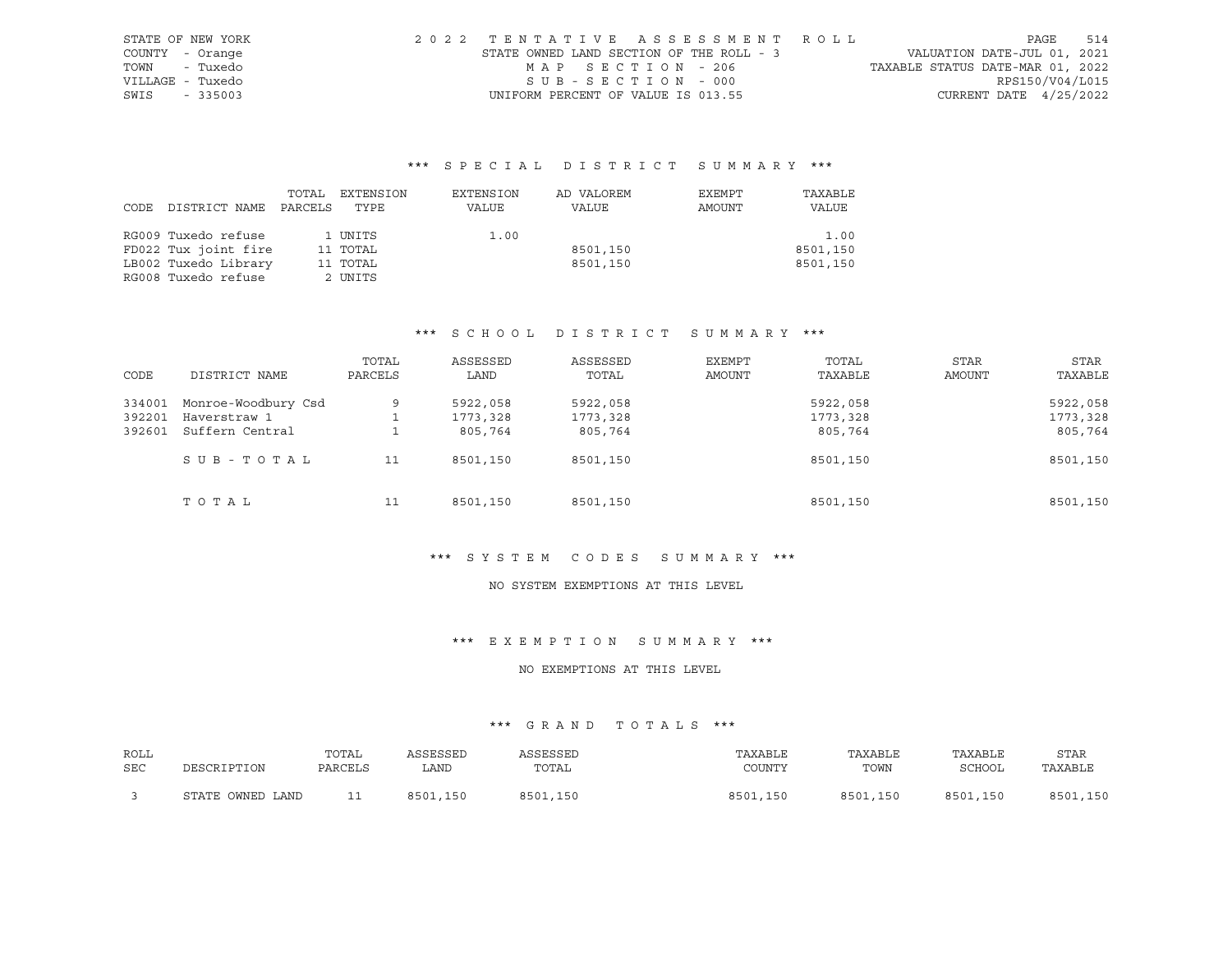STATE OF NEW YORK
COUNTY - Orange
TOWN - Tuxedo
VILLAGE - Tuxedo
SWIS - 335003

2022 TENTATIVE ASSESSMENT ROLL
STATE OWNED LAND SECTION OF THE ROLL - 3
MAP SECTION - 206
SUB-SECTION - 000
UNIFORM PERCENT OF VALUE IS 013.55

VALUATION DATE-JUL 01, 2021
TAXABLE STATUS DATE-MAR 01, 2022
RPS150/V04/L015
CURRENT DATE 4/25/2022

### *** SPECIAL DISTRICT SUMMARY ***

| CODE | DISTRICT NAME | TOTAL PARCELS | EXTENSION TYPE | EXTENSION VALUE | AD VALOREM VALUE | EXEMPT AMOUNT | TAXABLE VALUE |
|---|---|---|---|---|---|---|---|
| RG009 | Tuxedo refuse | 1 | UNITS | 1.00 | | | 1.00 |
| FD022 | Tux joint fire | 11 | TOTAL | | 8501,150 | | 8501,150 |
| LB002 | Tuxedo Library | 11 | TOTAL | | 8501,150 | | 8501,150 |
| RG008 | Tuxedo refuse | 2 | UNITS | | | | |

### *** SCHOOL DISTRICT SUMMARY ***

| CODE | DISTRICT NAME | TOTAL PARCELS | ASSESSED LAND | ASSESSED TOTAL | EXEMPT AMOUNT | TOTAL TAXABLE | STAR AMOUNT | STAR TAXABLE |
|---|---|---|---|---|---|---|---|---|
| 334001 | Monroe-Woodbury Csd | 9 | 5922,058 | 5922,058 | | 5922,058 | | 5922,058 |
| 392201 | Haverstraw 1 | 1 | 1773,328 | 1773,328 | | 1773,328 | | 1773,328 |
| 392601 | Suffern Central | 1 | 805,764 | 805,764 | | 805,764 | | 805,764 |
| | SUB-TOTAL | 11 | 8501,150 | 8501,150 | | 8501,150 | | 8501,150 |
| | TOTAL | 11 | 8501,150 | 8501,150 | | 8501,150 | | 8501,150 |

### *** SYSTEM CODES SUMMARY ***

NO SYSTEM EXEMPTIONS AT THIS LEVEL

### *** EXEMPTION SUMMARY ***

NO EXEMPTIONS AT THIS LEVEL

### *** GRAND TOTALS ***

| ROLL SEC | DESCRIPTION | TOTAL PARCELS | ASSESSED LAND | ASSESSED TOTAL | TAXABLE COUNTY | TAXABLE TOWN | TAXABLE SCHOOL | STAR TAXABLE |
|---|---|---|---|---|---|---|---|---|
| 3 | STATE OWNED LAND | 11 | 8501,150 | 8501,150 | 8501,150 | 8501,150 | 8501,150 | 8501,150 |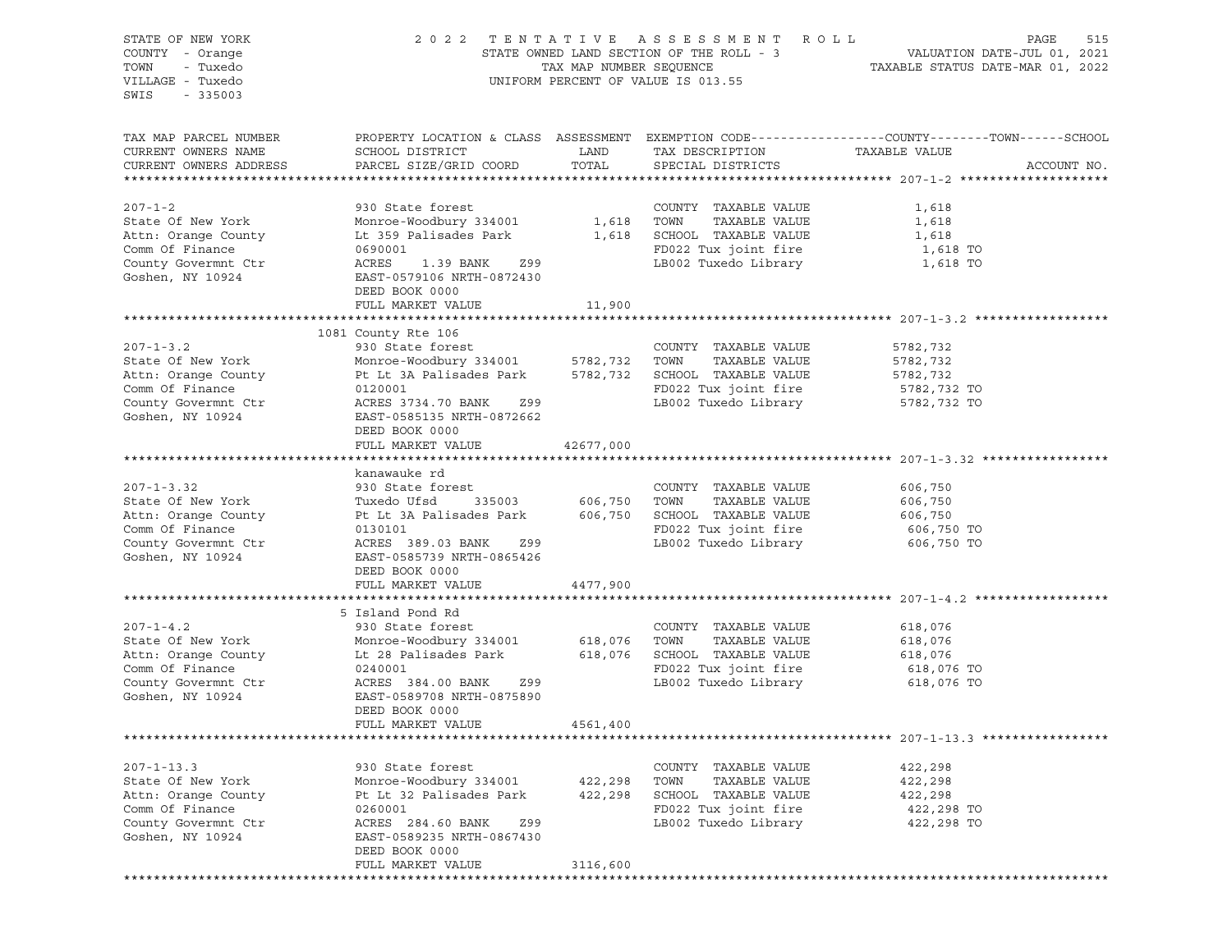STATE OF NEW YORK
COUNTY - Orange
TOWN - Tuxedo
VILLAGE - Tuxedo
SWIS - 335003

2 0 2 2 T E N T A T I V E A S S E S S M E N T R O L L
STATE OWNED LAND SECTION OF THE ROLL - 3
TAX MAP NUMBER SEQUENCE
UNIFORM PERCENT OF VALUE IS 013.55

VALUATION DATE-JUL 01, 2021
TAXABLE STATUS DATE-MAR 01, 2022

| TAX MAP PARCEL NUMBER / CURRENT OWNERS NAME / CURRENT OWNERS ADDRESS | PROPERTY LOCATION & CLASS / SCHOOL DISTRICT / PARCEL SIZE/GRID COORD | ASSESSMENT LAND / TOTAL | EXEMPTION CODE / TAX DESCRIPTION / SPECIAL DISTRICTS | TAXABLE VALUE (COUNTY / TOWN / SCHOOL) | ACCOUNT NO. |
|---|---|---|---|---|---|
| **207-1-2** | | | | | |
| 207-1-2 | 930 State forest | | COUNTY TAXABLE VALUE | 1,618 | |
| State Of New York | Monroe-Woodbury 334001 | 1,618 | TOWN TAXABLE VALUE | 1,618 | |
| Attn: Orange County | Lt 359 Palisades Park | 1,618 | SCHOOL TAXABLE VALUE | 1,618 | |
| Comm Of Finance | 0690001 | | FD022 Tux joint fire | 1,618 TO | |
| County Govermnt Ctr | ACRES 1.39 BANK Z99 | | LB002 Tuxedo Library | 1,618 TO | |
| Goshen, NY 10924 | EAST-0579106 NRTH-0872430 | | | | |
| | DEED BOOK 0000 | | | | |
| | FULL MARKET VALUE | 11,900 | | | |
| **207-1-3.2** | 1081 County Rte 106 | | | | |
| 207-1-3.2 | 930 State forest | | COUNTY TAXABLE VALUE | 5782,732 | |
| State Of New York | Monroe-Woodbury 334001 | 5782,732 | TOWN TAXABLE VALUE | 5782,732 | |
| Attn: Orange County | Pt Lt 3A Palisades Park | 5782,732 | SCHOOL TAXABLE VALUE | 5782,732 | |
| Comm Of Finance | 0120001 | | FD022 Tux joint fire | 5782,732 TO | |
| County Govermnt Ctr | ACRES 3734.70 BANK Z99 | | LB002 Tuxedo Library | 5782,732 TO | |
| Goshen, NY 10924 | EAST-0585135 NRTH-0872662 | | | | |
| | DEED BOOK 0000 | | | | |
| | FULL MARKET VALUE | 42677,000 | | | |
| **207-1-3.32** | kanawauke rd | | | | |
| 207-1-3.32 | 930 State forest | | COUNTY TAXABLE VALUE | 606,750 | |
| State Of New York | Tuxedo Ufsd 335003 | 606,750 | TOWN TAXABLE VALUE | 606,750 | |
| Attn: Orange County | Pt Lt 3A Palisades Park | 606,750 | SCHOOL TAXABLE VALUE | 606,750 | |
| Comm Of Finance | 0130101 | | FD022 Tux joint fire | 606,750 TO | |
| County Govermnt Ctr | ACRES 389.03 BANK Z99 | | LB002 Tuxedo Library | 606,750 TO | |
| Goshen, NY 10924 | EAST-0585739 NRTH-0865426 | | | | |
| | DEED BOOK 0000 | | | | |
| | FULL MARKET VALUE | 4477,900 | | | |
| **207-1-4.2** | 5 Island Pond Rd | | | | |
| 207-1-4.2 | 930 State forest | | COUNTY TAXABLE VALUE | 618,076 | |
| State Of New York | Monroe-Woodbury 334001 | 618,076 | TOWN TAXABLE VALUE | 618,076 | |
| Attn: Orange County | Lt 28 Palisades Park | 618,076 | SCHOOL TAXABLE VALUE | 618,076 | |
| Comm Of Finance | 0240001 | | FD022 Tux joint fire | 618,076 TO | |
| County Govermnt Ctr | ACRES 384.00 BANK Z99 | | LB002 Tuxedo Library | 618,076 TO | |
| Goshen, NY 10924 | EAST-0589708 NRTH-0875890 | | | | |
| | DEED BOOK 0000 | | | | |
| | FULL MARKET VALUE | 4561,400 | | | |
| **207-1-13.3** | | | | | |
| 207-1-13.3 | 930 State forest | | COUNTY TAXABLE VALUE | 422,298 | |
| State Of New York | Monroe-Woodbury 334001 | 422,298 | TOWN TAXABLE VALUE | 422,298 | |
| Attn: Orange County | Pt Lt 32 Palisades Park | 422,298 | SCHOOL TAXABLE VALUE | 422,298 | |
| Comm Of Finance | 0260001 | | FD022 Tux joint fire | 422,298 TO | |
| County Govermnt Ctr | ACRES 284.60 BANK Z99 | | LB002 Tuxedo Library | 422,298 TO | |
| Goshen, NY 10924 | EAST-0589235 NRTH-0867430 | | | | |
| | DEED BOOK 0000 | | | | |
| | FULL MARKET VALUE | 3116,600 | | | |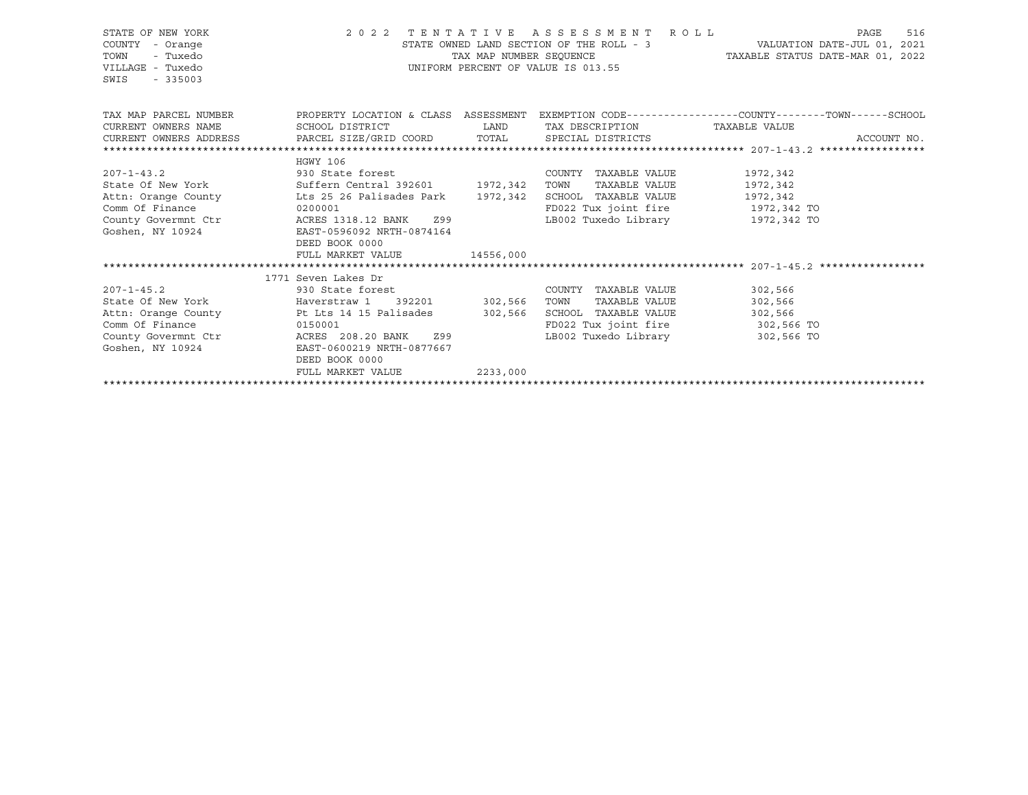STATE OF NEW YORK
COUNTY - Orange
TOWN - Tuxedo
VILLAGE - Tuxedo
SWIS - 335003

2 0 2 2 T E N T A T I V E A S S E S S M E N T R O L L
STATE OWNED LAND SECTION OF THE ROLL - 3
TAX MAP NUMBER SEQUENCE
UNIFORM PERCENT OF VALUE IS 013.55

VALUATION DATE-JUL 01, 2021
TAXABLE STATUS DATE-MAR 01, 2022

| TAX MAP PARCEL NUMBER / CURRENT OWNERS NAME / CURRENT OWNERS ADDRESS | PROPERTY LOCATION & CLASS / SCHOOL DISTRICT / PARCEL SIZE/GRID COORD | ASSESSMENT LAND / TOTAL | EXEMPTION CODE / TAX DESCRIPTION / SPECIAL DISTRICTS | COUNTY / TOWN / SCHOOL TAXABLE VALUE | ACCOUNT NO. |
|---|---|---|---|---|---|
| ******** 207-1-43.2 ******** | | | | | |
| | HGWY 106 | | | | |
| 207-1-43.2 | 930 State forest | | COUNTY TAXABLE VALUE | 1972,342 | |
| State Of New York | Suffern Central 392601 | 1972,342 | TOWN TAXABLE VALUE | 1972,342 | |
| Attn: Orange County | Lts 25 26 Palisades Park | 1972,342 | SCHOOL TAXABLE VALUE | 1972,342 | |
| Comm Of Finance | 0200001 | | FD022 Tux joint fire | 1972,342 TO | |
| County Govermnt Ctr | ACRES 1318.12 BANK Z99 | | LB002 Tuxedo Library | 1972,342 TO | |
| Goshen, NY 10924 | EAST-0596092 NRTH-0874164 | | | | |
| | DEED BOOK 0000 | | | | |
| | FULL MARKET VALUE | 14556,000 | | | |
| ******** 207-1-45.2 ******** | | | | | |
| | 1771 Seven Lakes Dr | | | | |
| 207-1-45.2 | 930 State forest | | COUNTY TAXABLE VALUE | 302,566 | |
| State Of New York | Haverstraw 1 392201 | 302,566 | TOWN TAXABLE VALUE | 302,566 | |
| Attn: Orange County | Pt Lts 14 15 Palisades | 302,566 | SCHOOL TAXABLE VALUE | 302,566 | |
| Comm Of Finance | 0150001 | | FD022 Tux joint fire | 302,566 TO | |
| County Govermnt Ctr | ACRES 208.20 BANK Z99 | | LB002 Tuxedo Library | 302,566 TO | |
| Goshen, NY 10924 | EAST-0600219 NRTH-0877667 | | | | |
| | DEED BOOK 0000 | | | | |
| | FULL MARKET VALUE | 2233,000 | | | |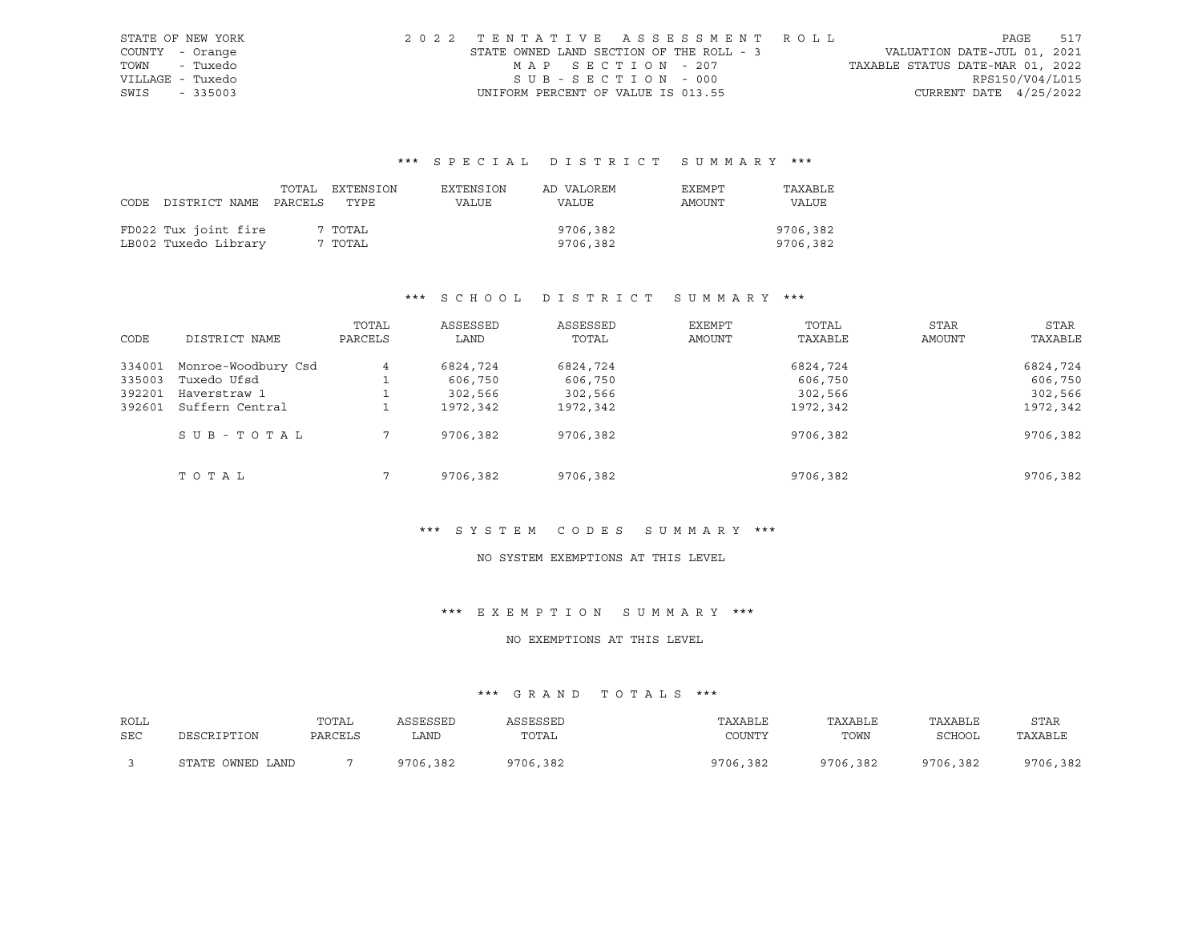STATE OF NEW YORK
COUNTY - Orange
TOWN - Tuxedo
VILLAGE - Tuxedo
SWIS - 335003

2022 TENTATIVE ASSESSMENT ROLL
STATE OWNED LAND SECTION OF THE ROLL - 3
MAP SECTION - 207
SUB-SECTION - 000
UNIFORM PERCENT OF VALUE IS 013.55

VALUATION DATE-JUL 01, 2021
TAXABLE STATUS DATE-MAR 01, 2022
RPS150/V04/L015
CURRENT DATE 4/25/2022

## *** SPECIAL DISTRICT SUMMARY ***

| CODE | DISTRICT NAME | TOTAL PARCELS | EXTENSION TYPE | EXTENSION VALUE | AD VALOREM VALUE | EXEMPT AMOUNT | TAXABLE VALUE |
|---|---|---|---|---|---|---|---|
| FD022 | Tux joint fire | 7 | TOTAL | | 9706,382 | | 9706,382 |
| LB002 | Tuxedo Library | 7 | TOTAL | | 9706,382 | | 9706,382 |

## *** SCHOOL DISTRICT SUMMARY ***

| CODE | DISTRICT NAME | TOTAL PARCELS | ASSESSED LAND | ASSESSED TOTAL | EXEMPT AMOUNT | TOTAL TAXABLE | STAR AMOUNT | STAR TAXABLE |
|---|---|---|---|---|---|---|---|---|
| 334001 | Monroe-Woodbury Csd | 4 | 6824,724 | 6824,724 | | 6824,724 | | 6824,724 |
| 335003 | Tuxedo Ufsd | 1 | 606,750 | 606,750 | | 606,750 | | 606,750 |
| 392201 | Haverstraw 1 | 1 | 302,566 | 302,566 | | 302,566 | | 302,566 |
| 392601 | Suffern Central | 1 | 1972,342 | 1972,342 | | 1972,342 | | 1972,342 |
| | SUB-TOTAL | 7 | 9706,382 | 9706,382 | | 9706,382 | | 9706,382 |
| | TOTAL | 7 | 9706,382 | 9706,382 | | 9706,382 | | 9706,382 |

## *** SYSTEM CODES SUMMARY ***

NO SYSTEM EXEMPTIONS AT THIS LEVEL

## *** EXEMPTION SUMMARY ***

NO EXEMPTIONS AT THIS LEVEL

## *** GRAND TOTALS ***

| ROLL SEC | DESCRIPTION | TOTAL PARCELS | ASSESSED LAND | ASSESSED TOTAL | TAXABLE COUNTY | TAXABLE TOWN | TAXABLE SCHOOL | STAR TAXABLE |
|---|---|---|---|---|---|---|---|---|
| 3 | STATE OWNED LAND | 7 | 9706,382 | 9706,382 | 9706,382 | 9706,382 | 9706,382 | 9706,382 |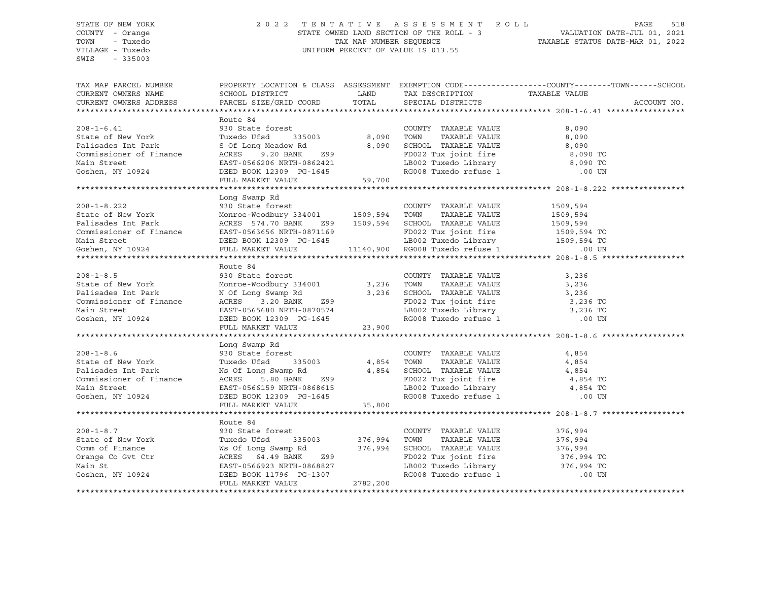STATE OF NEW YORK
COUNTY - Orange
TOWN - Tuxedo
VILLAGE - Tuxedo
SWIS - 335003

2022 TENTATIVE ASSESSMENT ROLL
STATE OWNED LAND SECTION OF THE ROLL - 3
TAX MAP NUMBER SEQUENCE
UNIFORM PERCENT OF VALUE IS 013.55

VALUATION DATE-JUL 01, 2021
TAXABLE STATUS DATE-MAR 01, 2022

| TAX MAP PARCEL NUMBER / CURRENT OWNERS NAME / CURRENT OWNERS ADDRESS | PROPERTY LOCATION & CLASS / SCHOOL DISTRICT / PARCEL SIZE/GRID COORD | ASSESSMENT LAND | TOTAL | EXEMPTION CODE / TAX DESCRIPTION / SPECIAL DISTRICTS | TAXABLE VALUE (COUNTY--TOWN--SCHOOL) | ACCOUNT NO. |
|---|---|---|---|---|---|---|
| **208-1-6.41** | Route 84 | | | | | |
| 208-1-6.41 | 930 State forest | | | COUNTY TAXABLE VALUE | 8,090 | |
| State of New York | Tuxedo Ufsd 335003 | 8,090 | | TOWN TAXABLE VALUE | 8,090 | |
| Palisades Int Park | S Of Long Meadow Rd | | 8,090 | SCHOOL TAXABLE VALUE | 8,090 | |
| Commissioner of Finance | ACRES 9.20 BANK Z99 | | | FD022 Tux joint fire | 8,090 TO | |
| Main Street | EAST-0566206 NRTH-0862421 | | | LB002 Tuxedo Library | 8,090 TO | |
| Goshen, NY 10924 | DEED BOOK 12309 PG-1645 | | | RG008 Tuxedo refuse 1 | .00 UN | |
| | FULL MARKET VALUE | | 59,700 | | | |
| **208-1-8.222** | Long Swamp Rd | | | | | |
| 208-1-8.222 | 930 State forest | | | COUNTY TAXABLE VALUE | 1509,594 | |
| State of New York | Monroe-Woodbury 334001 | 1509,594 | | TOWN TAXABLE VALUE | 1509,594 | |
| Palisades Int Park | ACRES 574.70 BANK Z99 | | 1509,594 | SCHOOL TAXABLE VALUE | 1509,594 | |
| Commissioner of Finance | EAST-0563656 NRTH-0871169 | | | FD022 Tux joint fire | 1509,594 TO | |
| Main Street | DEED BOOK 12309 PG-1645 | | | LB002 Tuxedo Library | 1509,594 TO | |
| Goshen, NY 10924 | FULL MARKET VALUE | | 11140,900 | RG008 Tuxedo refuse 1 | .00 UN | |
| **208-1-8.5** | Route 84 | | | | | |
| 208-1-8.5 | 930 State forest | | | COUNTY TAXABLE VALUE | 3,236 | |
| State of New York | Monroe-Woodbury 334001 | 3,236 | | TOWN TAXABLE VALUE | 3,236 | |
| Palisades Int Park | N Of Long Swamp Rd | | 3,236 | SCHOOL TAXABLE VALUE | 3,236 | |
| Commissioner of Finance | ACRES 3.20 BANK Z99 | | | FD022 Tux joint fire | 3,236 TO | |
| Main Street | EAST-0565680 NRTH-0870574 | | | LB002 Tuxedo Library | 3,236 TO | |
| Goshen, NY 10924 | DEED BOOK 12309 PG-1645 | | | RG008 Tuxedo refuse 1 | .00 UN | |
| | FULL MARKET VALUE | | 23,900 | | | |
| **208-1-8.6** | Long Swamp Rd | | | | | |
| 208-1-8.6 | 930 State forest | | | COUNTY TAXABLE VALUE | 4,854 | |
| State of New York | Tuxedo Ufsd 335003 | 4,854 | | TOWN TAXABLE VALUE | 4,854 | |
| Palisades Int Park | Ns Of Long Swamp Rd | | 4,854 | SCHOOL TAXABLE VALUE | 4,854 | |
| Commissioner of Finance | ACRES 5.80 BANK Z99 | | | FD022 Tux joint fire | 4,854 TO | |
| Main Street | EAST-0566159 NRTH-0868615 | | | LB002 Tuxedo Library | 4,854 TO | |
| Goshen, NY 10924 | DEED BOOK 12309 PG-1645 | | | RG008 Tuxedo refuse 1 | .00 UN | |
| | FULL MARKET VALUE | | 35,800 | | | |
| **208-1-8.7** | Route 84 | | | | | |
| 208-1-8.7 | 930 State forest | | | COUNTY TAXABLE VALUE | 376,994 | |
| State of New York | Tuxedo Ufsd 335003 | 376,994 | | TOWN TAXABLE VALUE | 376,994 | |
| Comm of Finance | Ws Of Long Swamp Rd | | 376,994 | SCHOOL TAXABLE VALUE | 376,994 | |
| Orange Co Gvt Ctr | ACRES 64.49 BANK Z99 | | | FD022 Tux joint fire | 376,994 TO | |
| Main St | EAST-0566923 NRTH-0868827 | | | LB002 Tuxedo Library | 376,994 TO | |
| Goshen, NY 10924 | DEED BOOK 11796 PG-1307 | | | RG008 Tuxedo refuse 1 | .00 UN | |
| | FULL MARKET VALUE | | 2782,200 | | | |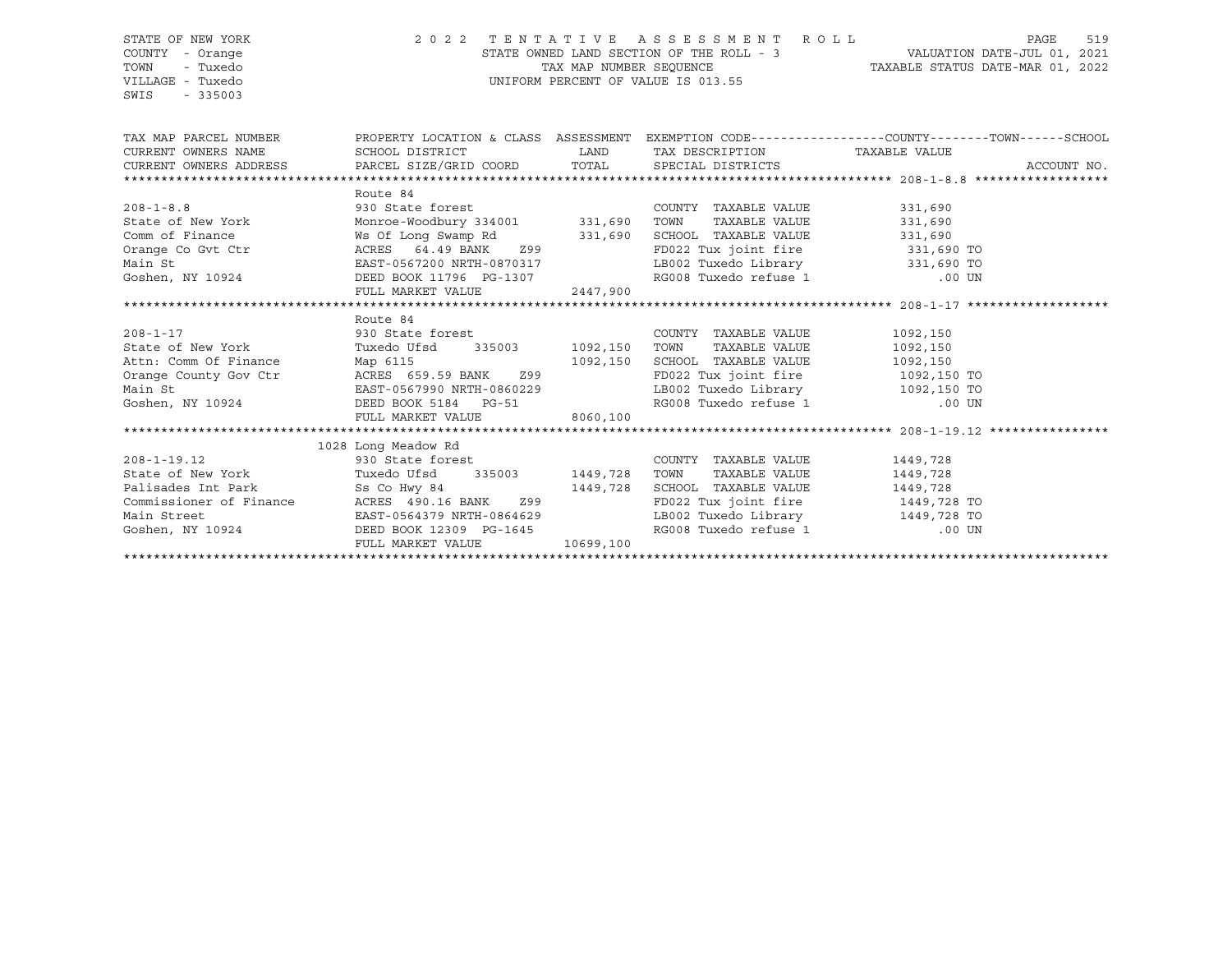STATE OF NEW YORK — COUNTY - Orange — TOWN - Tuxedo — VILLAGE - Tuxedo — SWIS - 335003

# 2022 TENTATIVE ASSESSMENT ROLL

STATE OWNED LAND SECTION OF THE ROLL - 3 — TAX MAP NUMBER SEQUENCE — UNIFORM PERCENT OF VALUE IS 013.55

VALUATION DATE-JUL 01, 2021 — TAXABLE STATUS DATE-MAR 01, 2022

| TAX MAP PARCEL NUMBER / CURRENT OWNERS NAME / CURRENT OWNERS ADDRESS | PROPERTY LOCATION & CLASS / SCHOOL DISTRICT / PARCEL SIZE/GRID COORD | ASSESSMENT LAND / TOTAL | EXEMPTION CODE / TAX DESCRIPTION / SPECIAL DISTRICTS | COUNTY--------TOWN------SCHOOL TAXABLE VALUE | ACCOUNT NO. |
|---|---|---|---|---|---|
| **208-1-8.8** | Route 84 | | | | |
| 208-1-8.8 | 930 State forest | | COUNTY TAXABLE VALUE | 331,690 | |
| State of New York | Monroe-Woodbury 334001 | 331,690 | TOWN TAXABLE VALUE | 331,690 | |
| Comm of Finance | Ws Of Long Swamp Rd | 331,690 | SCHOOL TAXABLE VALUE | 331,690 | |
| Orange Co Gvt Ctr | ACRES 64.49 BANK Z99 | | FD022 Tux joint fire | 331,690 TO | |
| Main St | EAST-0567200 NRTH-0870317 | | LB002 Tuxedo Library | 331,690 TO | |
| Goshen, NY 10924 | DEED BOOK 11796 PG-1307 | | RG008 Tuxedo refuse 1 | .00 UN | |
| | FULL MARKET VALUE | 2447,900 | | | |
| **208-1-17** | Route 84 | | | | |
| 208-1-17 | 930 State forest | | COUNTY TAXABLE VALUE | 1092,150 | |
| State of New York | Tuxedo Ufsd 335003 | 1092,150 | TOWN TAXABLE VALUE | 1092,150 | |
| Attn: Comm Of Finance | Map 6115 | 1092,150 | SCHOOL TAXABLE VALUE | 1092,150 | |
| Orange County Gov Ctr | ACRES 659.59 BANK Z99 | | FD022 Tux joint fire | 1092,150 TO | |
| Main St | EAST-0567990 NRTH-0860229 | | LB002 Tuxedo Library | 1092,150 TO | |
| Goshen, NY 10924 | DEED BOOK 5184 PG-51 | | RG008 Tuxedo refuse 1 | .00 UN | |
| | FULL MARKET VALUE | 8060,100 | | | |
| **208-1-19.12** | 1028 Long Meadow Rd | | | | |
| 208-1-19.12 | 930 State forest | | COUNTY TAXABLE VALUE | 1449,728 | |
| State of New York | Tuxedo Ufsd 335003 | 1449,728 | TOWN TAXABLE VALUE | 1449,728 | |
| Palisades Int Park | Ss Co Hwy 84 | 1449,728 | SCHOOL TAXABLE VALUE | 1449,728 | |
| Commissioner of Finance | ACRES 490.16 BANK Z99 | | FD022 Tux joint fire | 1449,728 TO | |
| Main Street | EAST-0564379 NRTH-0864629 | | LB002 Tuxedo Library | 1449,728 TO | |
| Goshen, NY 10924 | DEED BOOK 12309 PG-1645 | | RG008 Tuxedo refuse 1 | .00 UN | |
| | FULL MARKET VALUE | 10699,100 | | | |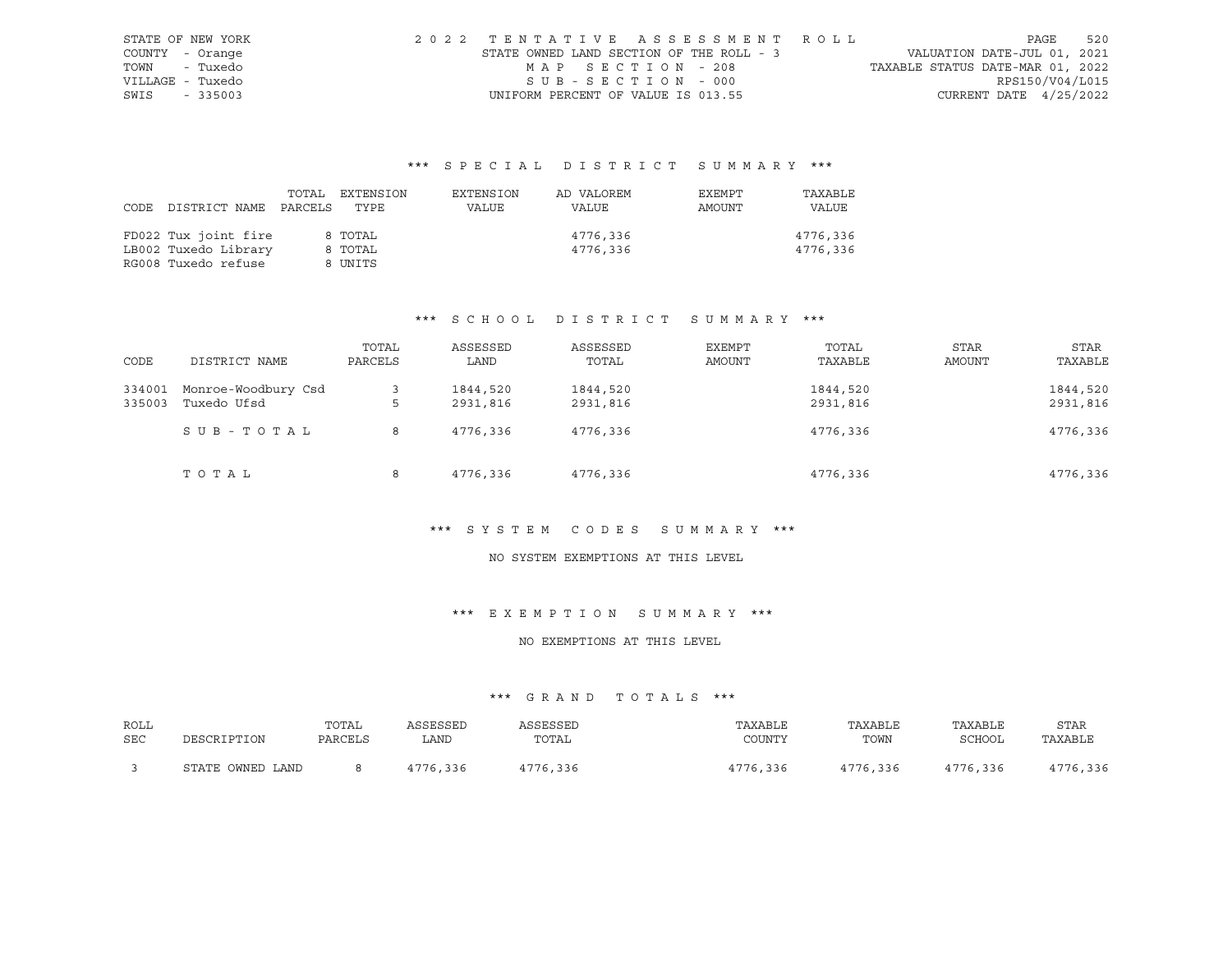STATE OF NEW YORK
COUNTY - Orange
TOWN - Tuxedo
VILLAGE - Tuxedo
SWIS - 335003

2022 TENTATIVE ASSESSMENT ROLL
STATE OWNED LAND SECTION OF THE ROLL - 3
MAP SECTION - 208
SUB-SECTION - 000
UNIFORM PERCENT OF VALUE IS 013.55

VALUATION DATE-JUL 01, 2021
TAXABLE STATUS DATE-MAR 01, 2022
RPS150/V04/L015
CURRENT DATE 4/25/2022

## *** SPECIAL DISTRICT SUMMARY ***

| CODE | DISTRICT NAME | TOTAL PARCELS | EXTENSION TYPE | EXTENSION VALUE | AD VALOREM VALUE | EXEMPT AMOUNT | TAXABLE VALUE |
|---|---|---|---|---|---|---|---|
| FD022 | Tux joint fire | 8 | TOTAL | | 4776,336 | | 4776,336 |
| LB002 | Tuxedo Library | 8 | TOTAL | | 4776,336 | | 4776,336 |
| RG008 | Tuxedo refuse | 8 | UNITS | | | | |

## *** SCHOOL DISTRICT SUMMARY ***

| CODE | DISTRICT NAME | TOTAL PARCELS | ASSESSED LAND | ASSESSED TOTAL | EXEMPT AMOUNT | TOTAL TAXABLE | STAR AMOUNT | STAR TAXABLE |
|---|---|---|---|---|---|---|---|---|
| 334001 | Monroe-Woodbury Csd | 3 | 1844,520 | 1844,520 | | 1844,520 | | 1844,520 |
| 335003 | Tuxedo Ufsd | 5 | 2931,816 | 2931,816 | | 2931,816 | | 2931,816 |
| | SUB-TOTAL | 8 | 4776,336 | 4776,336 | | 4776,336 | | 4776,336 |
| | TOTAL | 8 | 4776,336 | 4776,336 | | 4776,336 | | 4776,336 |

## *** SYSTEM CODES SUMMARY ***

NO SYSTEM EXEMPTIONS AT THIS LEVEL

## *** EXEMPTION SUMMARY ***

NO EXEMPTIONS AT THIS LEVEL

## *** GRAND TOTALS ***

| ROLL SEC | DESCRIPTION | TOTAL PARCELS | ASSESSED LAND | ASSESSED TOTAL | TAXABLE COUNTY | TAXABLE TOWN | TAXABLE SCHOOL | STAR TAXABLE |
|---|---|---|---|---|---|---|---|---|
| 3 | STATE OWNED LAND | 8 | 4776,336 | 4776,336 | 4776,336 | 4776,336 | 4776,336 | 4776,336 |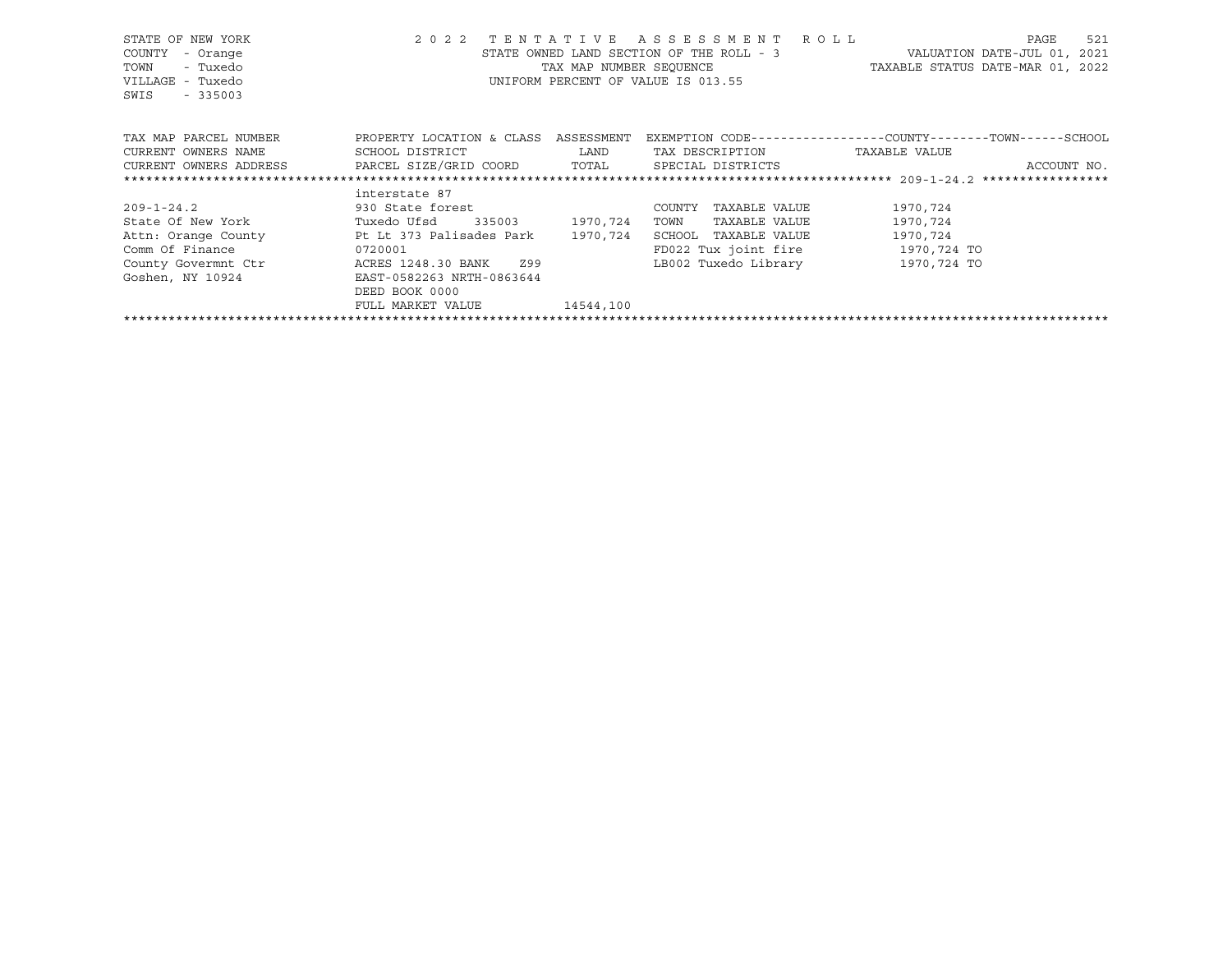STATE OF NEW YORK
COUNTY - Orange
TOWN - Tuxedo
VILLAGE - Tuxedo
SWIS - 335003

2022 TENTATIVE ASSESSMENT ROLL
STATE OWNED LAND SECTION OF THE ROLL - 3
TAX MAP NUMBER SEQUENCE
UNIFORM PERCENT OF VALUE IS 013.55

VALUATION DATE-JUL 01, 2021
TAXABLE STATUS DATE-MAR 01, 2022

| TAX MAP PARCEL NUMBER<br>CURRENT OWNERS NAME<br>CURRENT OWNERS ADDRESS | PROPERTY LOCATION & CLASS<br>SCHOOL DISTRICT<br>PARCEL SIZE/GRID COORD | ASSESSMENT<br>LAND<br>TOTAL | EXEMPTION CODE-----COUNTY-----TOWN-----SCHOOL<br>TAX DESCRIPTION<br>SPECIAL DISTRICTS | TAXABLE VALUE<br>ACCOUNT NO. |
|---|---|---|---|---|
| | interstate 87 | | | |
| 209-1-24.2 | 930 State forest | | COUNTY TAXABLE VALUE | 1970,724 |
| State Of New York | Tuxedo Ufsd 335003 | 1970,724 | TOWN TAXABLE VALUE | 1970,724 |
| Attn: Orange County | Pt Lt 373 Palisades Park | 1970,724 | SCHOOL TAXABLE VALUE | 1970,724 |
| Comm Of Finance | 0720001 | | FD022 Tux joint fire | 1970,724 TO |
| County Govermnt Ctr | ACRES 1248.30 BANK Z99 | | LB002 Tuxedo Library | 1970,724 TO |
| Goshen, NY 10924 | EAST-0582263 NRTH-0863644 | | | |
| | DEED BOOK 0000 | | | |
| | FULL MARKET VALUE | 14544,100 | | |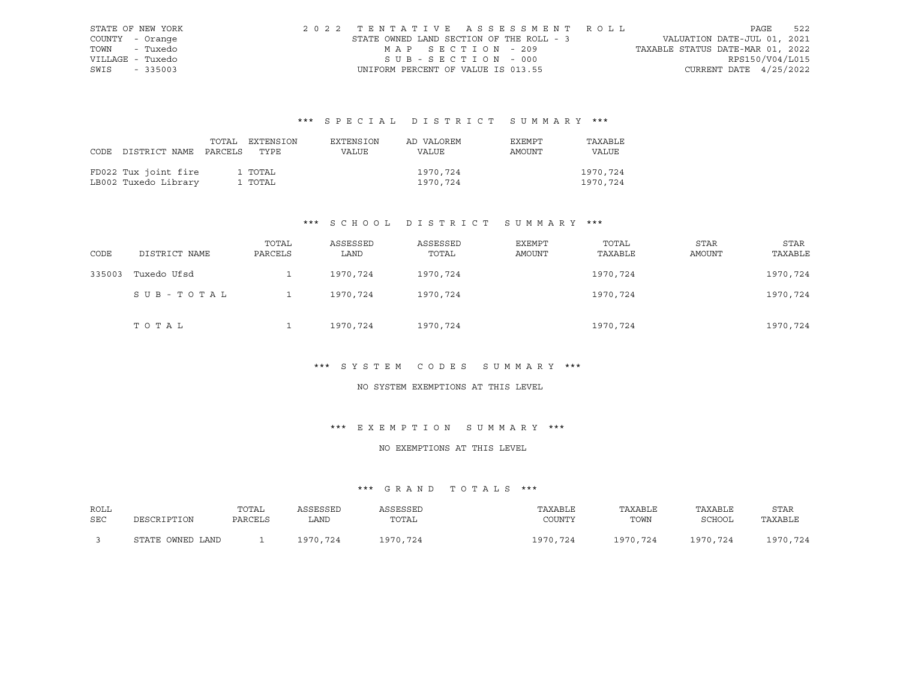STATE OF NEW YORK
COUNTY - Orange
TOWN - Tuxedo
VILLAGE - Tuxedo
SWIS - 335003

2022 TENTATIVE ASSESSMENT ROLL
STATE OWNED LAND SECTION OF THE ROLL - 3
MAP SECTION - 209
SUB-SECTION - 000
UNIFORM PERCENT OF VALUE IS 013.55

VALUATION DATE-JUL 01, 2021
TAXABLE STATUS DATE-MAR 01, 2022
RPS150/V04/L015
CURRENT DATE 4/25/2022

### *** SPECIAL DISTRICT SUMMARY ***

| CODE | DISTRICT NAME | TOTAL PARCELS | EXTENSION TYPE | EXTENSION VALUE | AD VALOREM VALUE | EXEMPT AMOUNT | TAXABLE VALUE |
|---|---|---|---|---|---|---|---|
| FD022 | Tux joint fire | 1 | TOTAL | | 1970,724 | | 1970,724 |
| LB002 | Tuxedo Library | 1 | TOTAL | | 1970,724 | | 1970,724 |

### *** SCHOOL DISTRICT SUMMARY ***

| CODE | DISTRICT NAME | TOTAL PARCELS | ASSESSED LAND | ASSESSED TOTAL | EXEMPT AMOUNT | TOTAL TAXABLE | STAR AMOUNT | STAR TAXABLE |
|---|---|---|---|---|---|---|---|---|
| 335003 | Tuxedo Ufsd | 1 | 1970,724 | 1970,724 | | 1970,724 | | 1970,724 |
| | SUB-TOTAL | 1 | 1970,724 | 1970,724 | | 1970,724 | | 1970,724 |
| | TOTAL | 1 | 1970,724 | 1970,724 | | 1970,724 | | 1970,724 |

### *** SYSTEM CODES SUMMARY ***

NO SYSTEM EXEMPTIONS AT THIS LEVEL

### *** EXEMPTION SUMMARY ***

NO EXEMPTIONS AT THIS LEVEL

### *** GRAND TOTALS ***

| ROLL SEC | DESCRIPTION | TOTAL PARCELS | ASSESSED LAND | ASSESSED TOTAL | TAXABLE COUNTY | TAXABLE TOWN | TAXABLE SCHOOL | STAR TAXABLE |
|---|---|---|---|---|---|---|---|---|
| 3 | STATE OWNED LAND | 1 | 1970,724 | 1970,724 | 1970,724 | 1970,724 | 1970,724 | 1970,724 |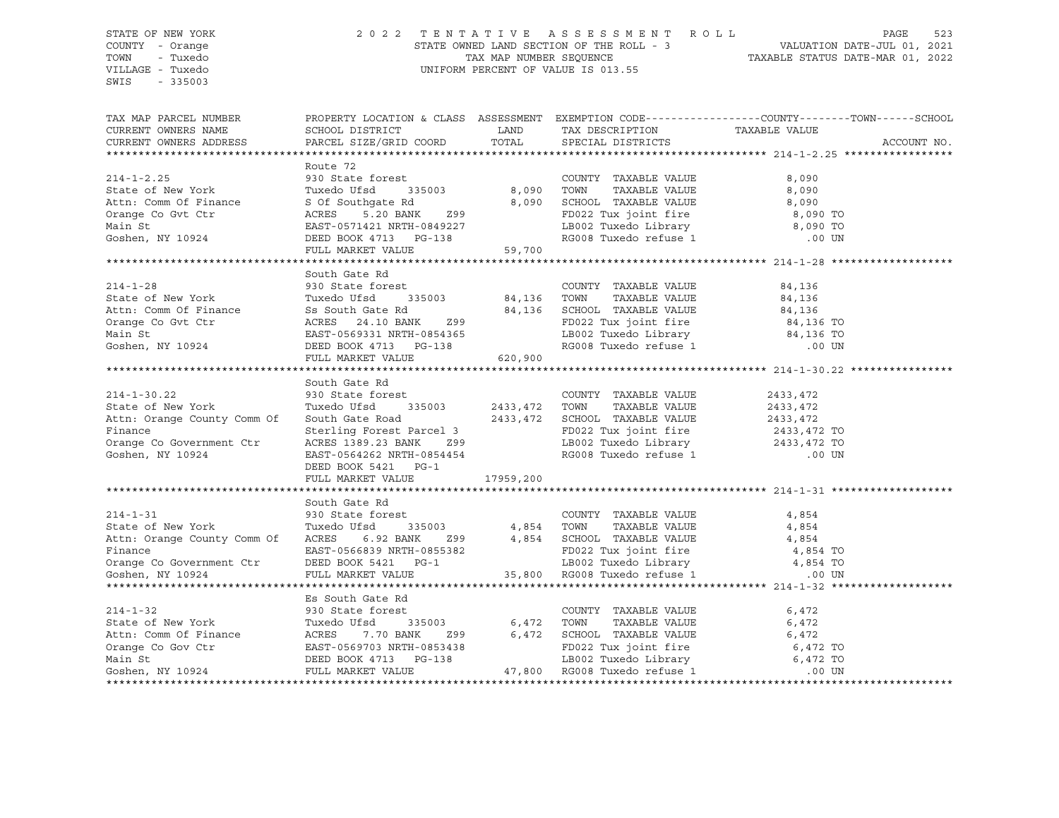STATE OF NEW YORK
COUNTY - Orange
TOWN - Tuxedo
VILLAGE - Tuxedo
SWIS - 335003

2 0 2 2 T E N T A T I V E A S S E S S M E N T R O L L
STATE OWNED LAND SECTION OF THE ROLL - 3
TAX MAP NUMBER SEQUENCE
UNIFORM PERCENT OF VALUE IS 013.55

VALUATION DATE-JUL 01, 2021
TAXABLE STATUS DATE-MAR 01, 2022

| TAX MAP PARCEL NUMBER / CURRENT OWNERS NAME / CURRENT OWNERS ADDRESS | PROPERTY LOCATION & CLASS / SCHOOL DISTRICT / PARCEL SIZE/GRID COORD | ASSESSMENT LAND / TOTAL | EXEMPTION CODE / TAX DESCRIPTION / SPECIAL DISTRICTS | TAXABLE VALUE (COUNTY--TOWN--SCHOOL) | ACCOUNT NO. |
|---|---|---|---|---|---|
| **214-1-2.25** | Route 72 | | | | |
| 214-1-2.25 | 930 State forest | | COUNTY TAXABLE VALUE | 8,090 | |
| State of New York | Tuxedo Ufsd 335003 | 8,090 | TOWN TAXABLE VALUE | 8,090 | |
| Attn: Comm Of Finance | S Of Southgate Rd | 8,090 | SCHOOL TAXABLE VALUE | 8,090 | |
| Orange Co Gvt Ctr | ACRES 5.20 BANK Z99 | | FD022 Tux joint fire | 8,090 TO | |
| Main St | EAST-0571421 NRTH-0849227 | | LB002 Tuxedo Library | 8,090 TO | |
| Goshen, NY 10924 | DEED BOOK 4713 PG-138 | | RG008 Tuxedo refuse 1 | .00 UN | |
| | FULL MARKET VALUE | 59,700 | | | |
| **214-1-28** | South Gate Rd | | | | |
| 214-1-28 | 930 State forest | | COUNTY TAXABLE VALUE | 84,136 | |
| State of New York | Tuxedo Ufsd 335003 | 84,136 | TOWN TAXABLE VALUE | 84,136 | |
| Attn: Comm Of Finance | Ss South Gate Rd | 84,136 | SCHOOL TAXABLE VALUE | 84,136 | |
| Orange Co Gvt Ctr | ACRES 24.10 BANK Z99 | | FD022 Tux joint fire | 84,136 TO | |
| Main St | EAST-0569331 NRTH-0854365 | | LB002 Tuxedo Library | 84,136 TO | |
| Goshen, NY 10924 | DEED BOOK 4713 PG-138 | | RG008 Tuxedo refuse 1 | .00 UN | |
| | FULL MARKET VALUE | 620,900 | | | |
| **214-1-30.22** | South Gate Rd | | | | |
| 214-1-30.22 | 930 State forest | | COUNTY TAXABLE VALUE | 2433,472 | |
| State of New York | Tuxedo Ufsd 335003 | 2433,472 | TOWN TAXABLE VALUE | 2433,472 | |
| Attn: Orange County Comm Of | South Gate Road | 2433,472 | SCHOOL TAXABLE VALUE | 2433,472 | |
| Finance | Sterling Forest Parcel 3 | | FD022 Tux joint fire | 2433,472 TO | |
| Orange Co Government Ctr | ACRES 1389.23 BANK Z99 | | LB002 Tuxedo Library | 2433,472 TO | |
| Goshen, NY 10924 | EAST-0564262 NRTH-0854454 | | RG008 Tuxedo refuse 1 | .00 UN | |
| | DEED BOOK 5421 PG-1 | | | | |
| | FULL MARKET VALUE | 17959,200 | | | |
| **214-1-31** | South Gate Rd | | | | |
| 214-1-31 | 930 State forest | | COUNTY TAXABLE VALUE | 4,854 | |
| State of New York | Tuxedo Ufsd 335003 | 4,854 | TOWN TAXABLE VALUE | 4,854 | |
| Attn: Orange County Comm Of | ACRES 6.92 BANK Z99 | 4,854 | SCHOOL TAXABLE VALUE | 4,854 | |
| Finance | EAST-0566839 NRTH-0855382 | | FD022 Tux joint fire | 4,854 TO | |
| Orange Co Government Ctr | DEED BOOK 5421 PG-1 | | LB002 Tuxedo Library | 4,854 TO | |
| Goshen, NY 10924 | FULL MARKET VALUE | 35,800 | RG008 Tuxedo refuse 1 | .00 UN | |
| **214-1-32** | Es South Gate Rd | | | | |
| 214-1-32 | 930 State forest | | COUNTY TAXABLE VALUE | 6,472 | |
| State of New York | Tuxedo Ufsd 335003 | 6,472 | TOWN TAXABLE VALUE | 6,472 | |
| Attn: Comm Of Finance | ACRES 7.70 BANK Z99 | 6,472 | SCHOOL TAXABLE VALUE | 6,472 | |
| Orange Co Gov Ctr | EAST-0569703 NRTH-0853438 | | FD022 Tux joint fire | 6,472 TO | |
| Main St | DEED BOOK 4713 PG-138 | | LB002 Tuxedo Library | 6,472 TO | |
| Goshen, NY 10924 | FULL MARKET VALUE | 47,800 | RG008 Tuxedo refuse 1 | .00 UN | |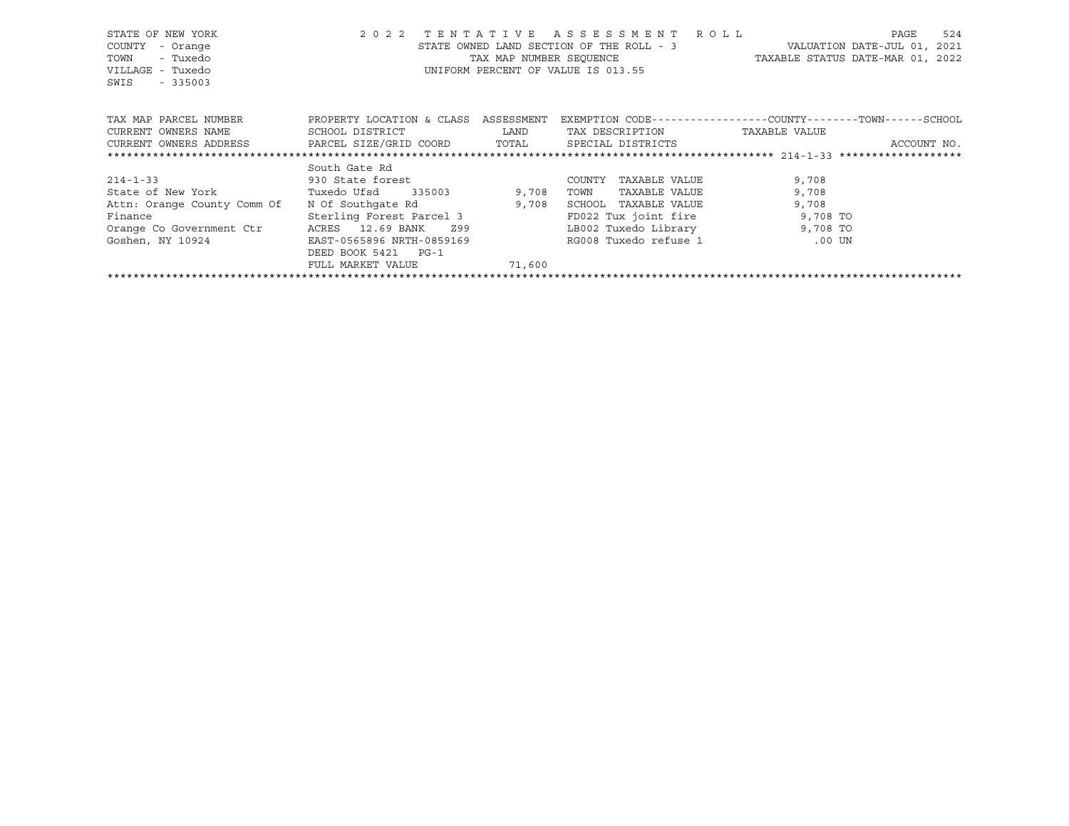STATE OF NEW YORK
COUNTY - Orange
TOWN - Tuxedo
VILLAGE - Tuxedo
SWIS - 335003

2022 TENTATIVE ASSESSMENT ROLL
STATE OWNED LAND SECTION OF THE ROLL - 3
TAX MAP NUMBER SEQUENCE
UNIFORM PERCENT OF VALUE IS 013.55

VALUATION DATE-JUL 01, 2021
TAXABLE STATUS DATE-MAR 01, 2022

| TAX MAP PARCEL NUMBER<br>CURRENT OWNERS NAME<br>CURRENT OWNERS ADDRESS | PROPERTY LOCATION & CLASS<br>SCHOOL DISTRICT<br>PARCEL SIZE/GRID COORD | ASSESSMENT<br>LAND<br>TOTAL | EXEMPTION CODE-----COUNTY-----TOWN-----SCHOOL<br>TAX DESCRIPTION<br>SPECIAL DISTRICTS | TAXABLE VALUE | ACCOUNT NO. |
|---|---|---|---|---|---|
| **214-1-33** | | | | | |
| | South Gate Rd | | | | |
| 214-1-33 | 930 State forest | | COUNTY TAXABLE VALUE | 9,708 | |
| State of New York | Tuxedo Ufsd 335003 | 9,708 | TOWN TAXABLE VALUE | 9,708 | |
| Attn: Orange County Comm Of | N Of Southgate Rd | 9,708 | SCHOOL TAXABLE VALUE | 9,708 | |
| Finance | Sterling Forest Parcel 3 | | FD022 Tux joint fire | 9,708 TO | |
| Orange Co Government Ctr | ACRES 12.69 BANK Z99 | | LB002 Tuxedo Library | 9,708 TO | |
| Goshen, NY 10924 | EAST-0565896 NRTH-0859169 | | RG008 Tuxedo refuse 1 | .00 UN | |
| | DEED BOOK 5421 PG-1 | | | | |
| | FULL MARKET VALUE | 71,600 | | | |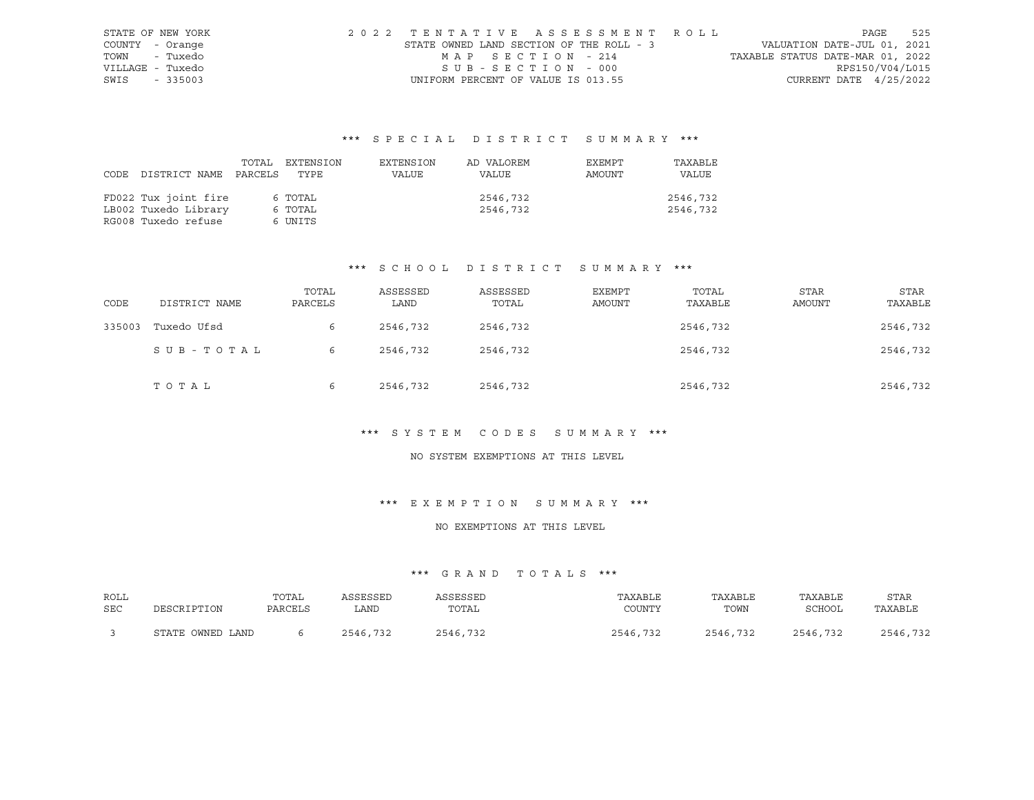STATE OF NEW YORK
COUNTY - Orange
TOWN - Tuxedo
VILLAGE - Tuxedo
SWIS - 335003

2022 TENTATIVE ASSESSMENT ROLL
STATE OWNED LAND SECTION OF THE ROLL - 3
MAP SECTION - 214
SUB-SECTION - 000
UNIFORM PERCENT OF VALUE IS 013.55

VALUATION DATE-JUL 01, 2021
TAXABLE STATUS DATE-MAR 01, 2022
RPS150/V04/L015
CURRENT DATE 4/25/2022

### *** SPECIAL DISTRICT SUMMARY ***

| CODE | DISTRICT NAME | TOTAL PARCELS | EXTENSION TYPE | EXTENSION VALUE | AD VALOREM VALUE | EXEMPT AMOUNT | TAXABLE VALUE |
|---|---|---|---|---|---|---|---|
| FD022 | Tux joint fire | 6 | TOTAL | | 2546,732 | | 2546,732 |
| LB002 | Tuxedo Library | 6 | TOTAL | | 2546,732 | | 2546,732 |
| RG008 | Tuxedo refuse | 6 | UNITS | | | | |

### *** SCHOOL DISTRICT SUMMARY ***

| CODE | DISTRICT NAME | TOTAL PARCELS | ASSESSED LAND | ASSESSED TOTAL | EXEMPT AMOUNT | TOTAL TAXABLE | STAR AMOUNT | STAR TAXABLE |
|---|---|---|---|---|---|---|---|---|
| 335003 | Tuxedo Ufsd | 6 | 2546,732 | 2546,732 | | 2546,732 | | 2546,732 |
| | SUB-TOTAL | 6 | 2546,732 | 2546,732 | | 2546,732 | | 2546,732 |
| | TOTAL | 6 | 2546,732 | 2546,732 | | 2546,732 | | 2546,732 |

### *** SYSTEM CODES SUMMARY ***

NO SYSTEM EXEMPTIONS AT THIS LEVEL

### *** EXEMPTION SUMMARY ***

NO EXEMPTIONS AT THIS LEVEL

### *** GRAND TOTALS ***

| ROLL SEC | DESCRIPTION | TOTAL PARCELS | ASSESSED LAND | ASSESSED TOTAL | TAXABLE COUNTY | TAXABLE TOWN | TAXABLE SCHOOL | STAR TAXABLE |
|---|---|---|---|---|---|---|---|---|
| 3 | STATE OWNED LAND | 6 | 2546,732 | 2546,732 | 2546,732 | 2546,732 | 2546,732 | 2546,732 |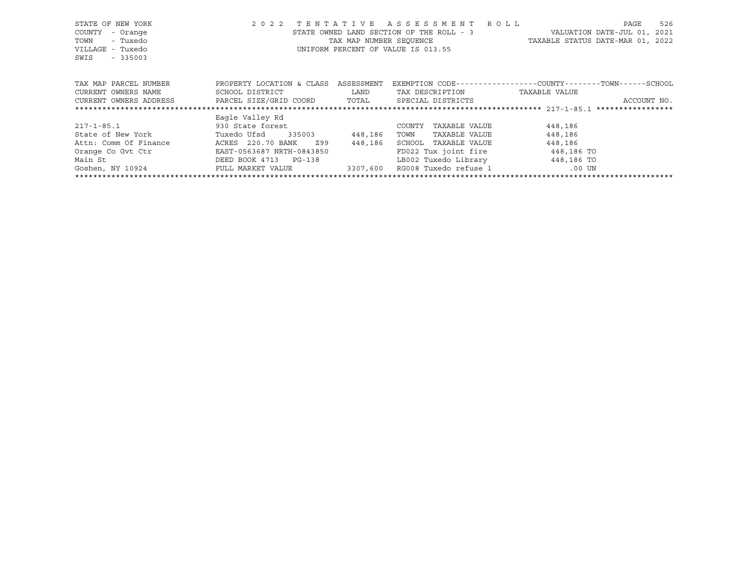STATE OF NEW YORK
COUNTY - Orange
TOWN - Tuxedo
VILLAGE - Tuxedo
SWIS - 335003

2022 TENTATIVE ASSESSMENT ROLL
STATE OWNED LAND SECTION OF THE ROLL - 3
TAX MAP NUMBER SEQUENCE
UNIFORM PERCENT OF VALUE IS 013.55

VALUATION DATE-JUL 01, 2021
TAXABLE STATUS DATE-MAR 01, 2022

| TAX MAP PARCEL NUMBER / CURRENT OWNERS NAME / CURRENT OWNERS ADDRESS | PROPERTY LOCATION & CLASS / SCHOOL DISTRICT / PARCEL SIZE/GRID COORD | ASSESSMENT LAND / TOTAL | EXEMPTION CODE / TAX DESCRIPTION / SPECIAL DISTRICTS | COUNTY / TOWN / SCHOOL TAXABLE VALUE | ACCOUNT NO. |
|---|---|---|---|---|---|
| 217-1-85.1 | Eagle Valley Rd | | | | |
| 217-1-85.1 | 930 State forest | | COUNTY TAXABLE VALUE | 448,186 | |
| State of New York | Tuxedo Ufsd 335003 | 448,186 | TOWN TAXABLE VALUE | 448,186 | |
| Attn: Comm Of Finance | ACRES 220.70 BANK Z99 | 448,186 | SCHOOL TAXABLE VALUE | 448,186 | |
| Orange Co Gvt Ctr | EAST-0563687 NRTH-0843850 | | FD022 Tux joint fire | 448,186 TO | |
| Main St | DEED BOOK 4713 PG-138 | | LB002 Tuxedo Library | 448,186 TO | |
| Goshen, NY 10924 | FULL MARKET VALUE | 3307,600 | RG008 Tuxedo refuse 1 | .00 UN | |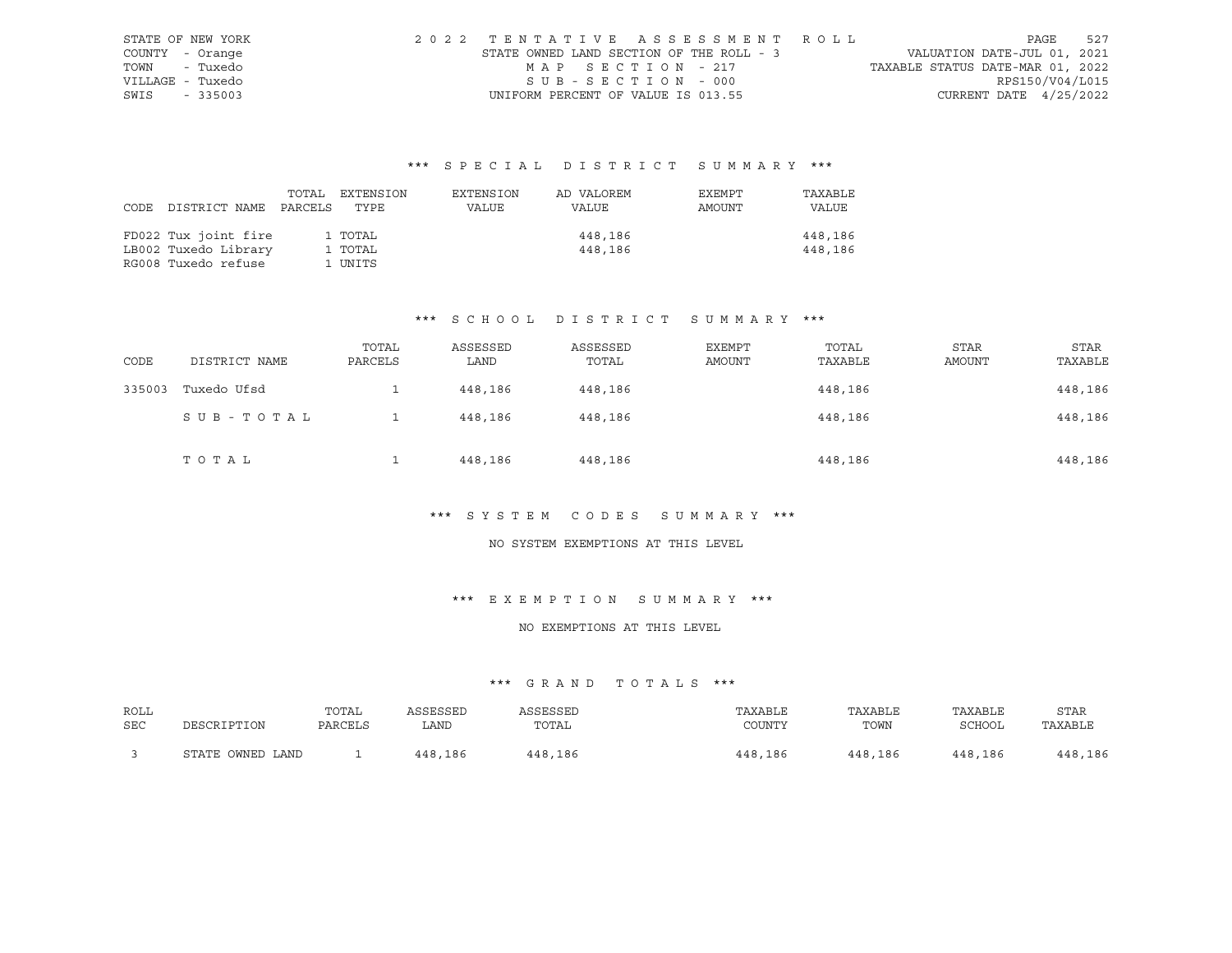STATE OF NEW YORK
COUNTY - Orange
TOWN - Tuxedo
VILLAGE - Tuxedo
SWIS - 335003

2022 TENTATIVE ASSESSMENT ROLL
STATE OWNED LAND SECTION OF THE ROLL - 3
MAP SECTION - 217
SUB-SECTION - 000
UNIFORM PERCENT OF VALUE IS 013.55

VALUATION DATE-JUL 01, 2021
TAXABLE STATUS DATE-MAR 01, 2022
RPS150/V04/L015
CURRENT DATE 4/25/2022

## *** SPECIAL DISTRICT SUMMARY ***

| CODE | DISTRICT NAME | TOTAL PARCELS | EXTENSION TYPE | EXTENSION VALUE | AD VALOREM VALUE | EXEMPT AMOUNT | TAXABLE VALUE |
|---|---|---|---|---|---|---|---|
| FD022 | Tux joint fire | 1 | TOTAL | | 448,186 | | 448,186 |
| LB002 | Tuxedo Library | 1 | TOTAL | | 448,186 | | 448,186 |
| RG008 | Tuxedo refuse | 1 | UNITS | | | | |

## *** SCHOOL DISTRICT SUMMARY ***

| CODE | DISTRICT NAME | TOTAL PARCELS | ASSESSED LAND | ASSESSED TOTAL | EXEMPT AMOUNT | TOTAL TAXABLE | STAR AMOUNT | STAR TAXABLE |
|---|---|---|---|---|---|---|---|---|
| 335003 | Tuxedo Ufsd | 1 | 448,186 | 448,186 | | 448,186 | | 448,186 |
| | SUB-TOTAL | 1 | 448,186 | 448,186 | | 448,186 | | 448,186 |
| | TOTAL | 1 | 448,186 | 448,186 | | 448,186 | | 448,186 |

## *** SYSTEM CODES SUMMARY ***

NO SYSTEM EXEMPTIONS AT THIS LEVEL

## *** EXEMPTION SUMMARY ***

NO EXEMPTIONS AT THIS LEVEL

## *** GRAND TOTALS ***

| ROLL SEC | DESCRIPTION | TOTAL PARCELS | ASSESSED LAND | ASSESSED TOTAL | TAXABLE COUNTY | TAXABLE TOWN | TAXABLE SCHOOL | STAR TAXABLE |
|---|---|---|---|---|---|---|---|---|
| 3 | STATE OWNED LAND | 1 | 448,186 | 448,186 | 448,186 | 448,186 | 448,186 | 448,186 |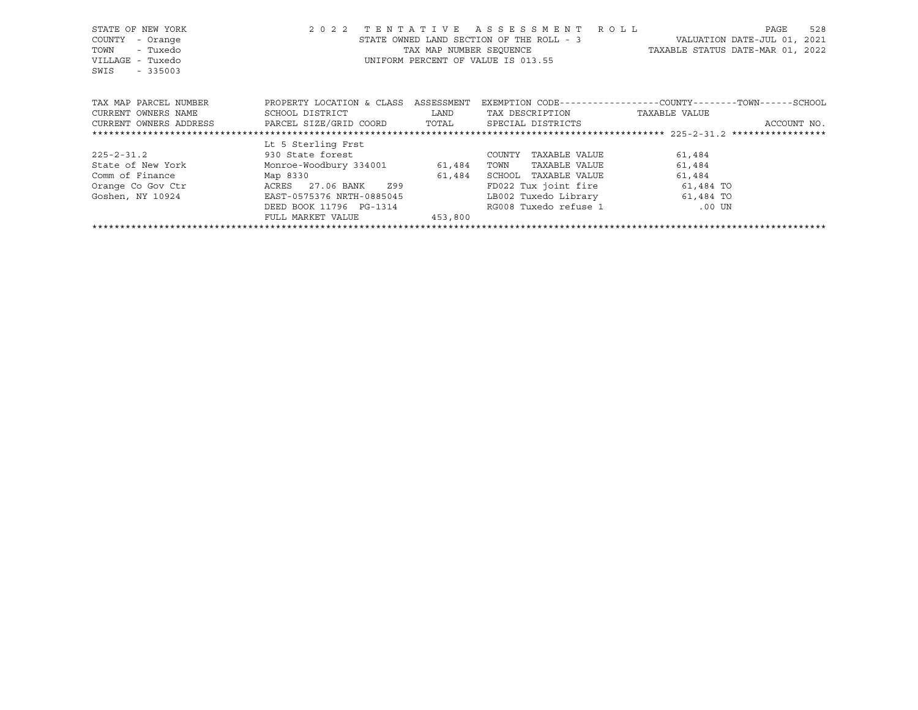STATE OF NEW YORK
COUNTY - Orange
TOWN - Tuxedo
VILLAGE - Tuxedo
SWIS - 335003

2022 TENTATIVE ASSESSMENT ROLL
STATE OWNED LAND SECTION OF THE ROLL - 3
TAX MAP NUMBER SEQUENCE
UNIFORM PERCENT OF VALUE IS 013.55

VALUATION DATE-JUL 01, 2021
TAXABLE STATUS DATE-MAR 01, 2022

| TAX MAP PARCEL NUMBER<br>CURRENT OWNERS NAME<br>CURRENT OWNERS ADDRESS | PROPERTY LOCATION & CLASS<br>SCHOOL DISTRICT<br>PARCEL SIZE/GRID COORD | ASSESSMENT<br>LAND<br>TOTAL | EXEMPTION CODE------------------COUNTY--------TOWN------SCHOOL<br>TAX DESCRIPTION<br>SPECIAL DISTRICTS | TAXABLE VALUE<br>ACCOUNT NO. |
|---|---|---|---|---|
| 225-2-31.2 | Lt 5 Sterling Frst | | | |
| 225-2-31.2 | 930 State forest | | COUNTY TAXABLE VALUE | 61,484 |
| State of New York | Monroe-Woodbury 334001 | 61,484 | TOWN TAXABLE VALUE | 61,484 |
| Comm of Finance | Map 8330 | 61,484 | SCHOOL TAXABLE VALUE | 61,484 |
| Orange Co Gov Ctr | ACRES 27.06 BANK Z99 | | FD022 Tux joint fire | 61,484 TO |
| Goshen, NY 10924 | EAST-0575376 NRTH-0885045 | | LB002 Tuxedo Library | 61,484 TO |
| | DEED BOOK 11796 PG-1314 | | RG008 Tuxedo refuse 1 | .00 UN |
| | FULL MARKET VALUE | 453,800 | | |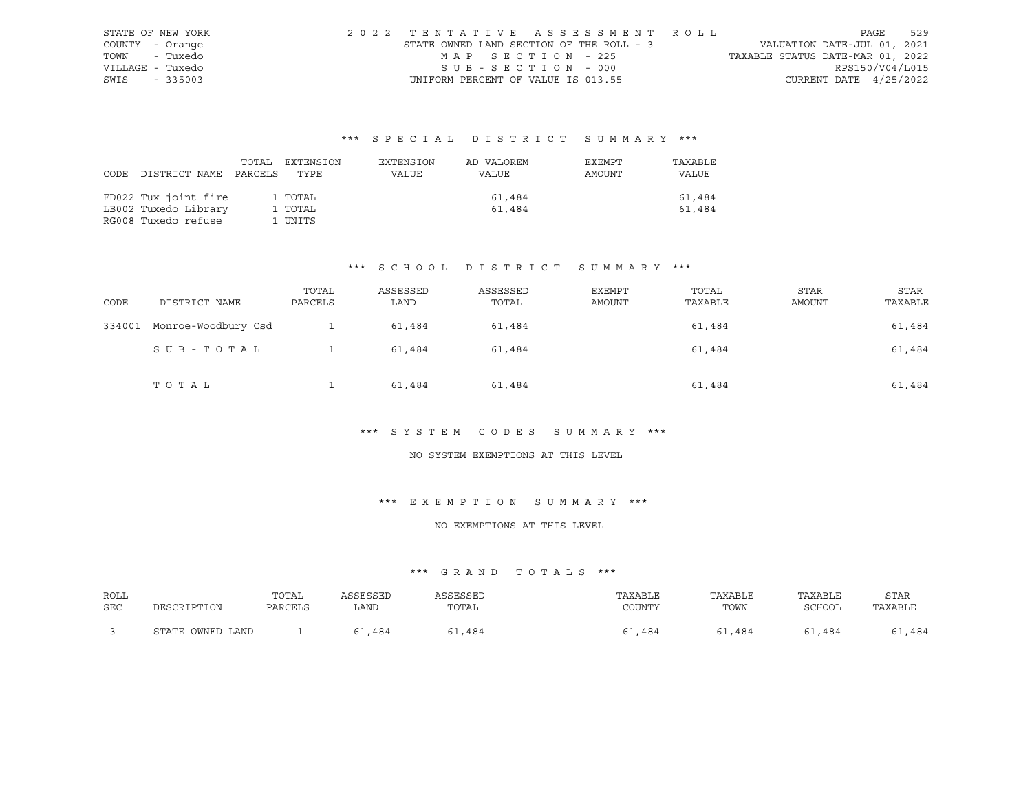STATE OF NEW YORK
COUNTY - Orange
TOWN - Tuxedo
VILLAGE - Tuxedo
SWIS - 335003

2022 TENTATIVE ASSESSMENT ROLL
STATE OWNED LAND SECTION OF THE ROLL - 3
MAP SECTION - 225
SUB-SECTION - 000
UNIFORM PERCENT OF VALUE IS 013.55

VALUATION DATE-JUL 01, 2021
TAXABLE STATUS DATE-MAR 01, 2022
RPS150/V04/L015
CURRENT DATE 4/25/2022

### *** SPECIAL DISTRICT SUMMARY ***

| CODE | DISTRICT NAME | TOTAL PARCELS | EXTENSION TYPE | EXTENSION VALUE | AD VALOREM VALUE | EXEMPT AMOUNT | TAXABLE VALUE |
|---|---|---|---|---|---|---|---|
| FD022 | Tux joint fire | 1 | TOTAL | | 61,484 | | 61,484 |
| LB002 | Tuxedo Library | 1 | TOTAL | | 61,484 | | 61,484 |
| RG008 | Tuxedo refuse | 1 | UNITS | | | | |

### *** SCHOOL DISTRICT SUMMARY ***

| CODE | DISTRICT NAME | TOTAL PARCELS | ASSESSED LAND | ASSESSED TOTAL | EXEMPT AMOUNT | TOTAL TAXABLE | STAR AMOUNT | STAR TAXABLE |
|---|---|---|---|---|---|---|---|---|
| 334001 | Monroe-Woodbury Csd | 1 | 61,484 | 61,484 | | 61,484 | | 61,484 |
| | SUB-TOTAL | 1 | 61,484 | 61,484 | | 61,484 | | 61,484 |
| | TOTAL | 1 | 61,484 | 61,484 | | 61,484 | | 61,484 |

### *** SYSTEM CODES SUMMARY ***

NO SYSTEM EXEMPTIONS AT THIS LEVEL

### *** EXEMPTION SUMMARY ***

NO EXEMPTIONS AT THIS LEVEL

### *** GRAND TOTALS ***

| ROLL SEC | DESCRIPTION | TOTAL PARCELS | ASSESSED LAND | ASSESSED TOTAL | TAXABLE COUNTY | TAXABLE TOWN | TAXABLE SCHOOL | STAR TAXABLE |
|---|---|---|---|---|---|---|---|---|
| 3 | STATE OWNED LAND | 1 | 61,484 | 61,484 | 61,484 | 61,484 | 61,484 | 61,484 |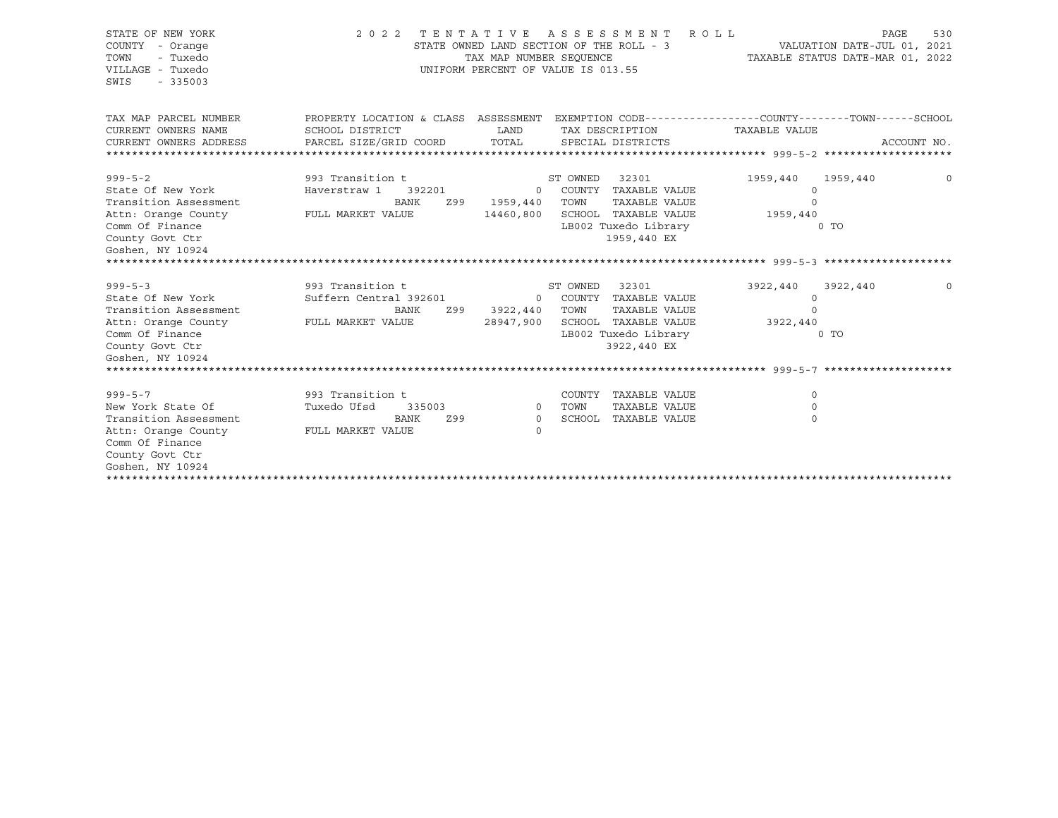STATE OF NEW YORK
COUNTY - Orange
TOWN - Tuxedo
VILLAGE - Tuxedo
SWIS - 335003

# 2022 TENTATIVE ASSESSMENT ROLL

STATE OWNED LAND SECTION OF THE ROLL - 3
TAX MAP NUMBER SEQUENCE
UNIFORM PERCENT OF VALUE IS 013.55

VALUATION DATE-JUL 01, 2021
TAXABLE STATUS DATE-MAR 01, 2022

| TAX MAP PARCEL NUMBER / CURRENT OWNERS NAME / CURRENT OWNERS ADDRESS | PROPERTY LOCATION & CLASS / SCHOOL DISTRICT / PARCEL SIZE/GRID COORD | ASSESSMENT LAND / TOTAL | EXEMPTION CODE / TAX DESCRIPTION / SPECIAL DISTRICTS | COUNTY | TOWN | SCHOOL |
|---|---|---|---|---|---|---|
| **999-5-2** | 993 Transition t | | ST OWNED 32301 | 1959,440 | 1959,440 | 0 |
| State Of New York | Haverstraw 1 392201 | 0 | COUNTY TAXABLE VALUE | 0 | | |
| Transition Assessment | BANK Z99 | 1959,440 | TOWN TAXABLE VALUE | | 0 | |
| Attn: Orange County | FULL MARKET VALUE | 14460,800 | SCHOOL TAXABLE VALUE | | | 1959,440 |
| Comm Of Finance | | | LB002 Tuxedo Library | 0 TO | | |
| County Govt Ctr | | | 1959,440 EX | | | |
| Goshen, NY 10924 | | | | | | |
| **999-5-3** | 993 Transition t | | ST OWNED 32301 | 3922,440 | 3922,440 | 0 |
| State Of New York | Suffern Central 392601 | 0 | COUNTY TAXABLE VALUE | 0 | | |
| Transition Assessment | BANK Z99 | 3922,440 | TOWN TAXABLE VALUE | | 0 | |
| Attn: Orange County | FULL MARKET VALUE | 28947,900 | SCHOOL TAXABLE VALUE | | | 3922,440 |
| Comm Of Finance | | | LB002 Tuxedo Library | 0 TO | | |
| County Govt Ctr | | | 3922,440 EX | | | |
| Goshen, NY 10924 | | | | | | |
| **999-5-7** | 993 Transition t | | COUNTY TAXABLE VALUE | 0 | | |
| New York State Of | Tuxedo Ufsd 335003 | 0 | TOWN TAXABLE VALUE | | 0 | |
| Transition Assessment | BANK Z99 | 0 | SCHOOL TAXABLE VALUE | | | 0 |
| Attn: Orange County | FULL MARKET VALUE | 0 | | | | |
| Comm Of Finance | | | | | | |
| County Govt Ctr | | | | | | |
| Goshen, NY 10924 | | | | | | |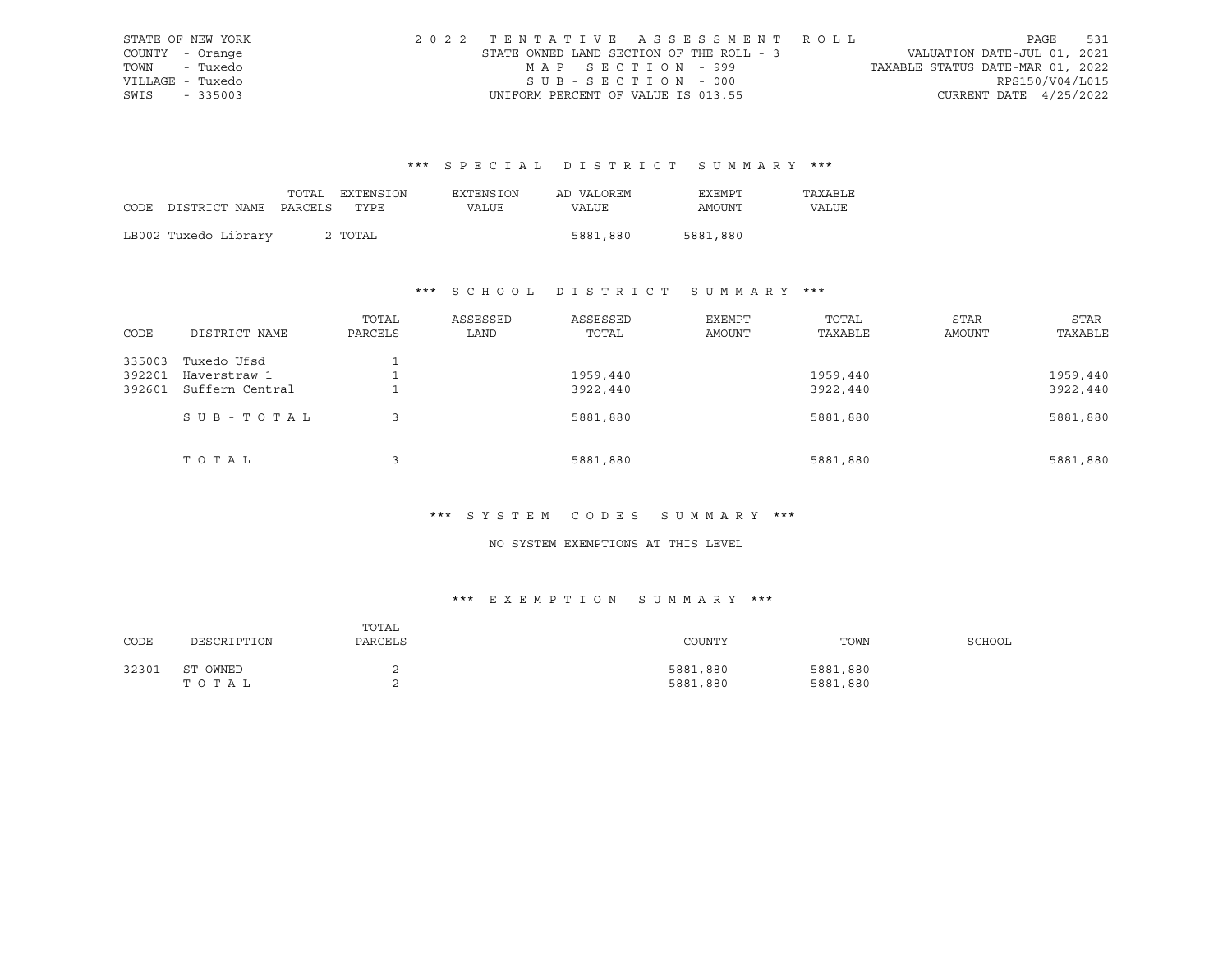STATE OF NEW YORK
COUNTY - Orange
TOWN - Tuxedo
VILLAGE - Tuxedo
SWIS - 335003

2022 TENTATIVE ASSESSMENT ROLL
STATE OWNED LAND SECTION OF THE ROLL - 3
MAP SECTION - 999
SUB-SECTION - 000
UNIFORM PERCENT OF VALUE IS 013.55

VALUATION DATE-JUL 01, 2021
TAXABLE STATUS DATE-MAR 01, 2022
RPS150/V04/L015
CURRENT DATE 4/25/2022

### *** SPECIAL DISTRICT SUMMARY ***

| CODE | DISTRICT NAME | TOTAL PARCELS | EXTENSION TYPE | EXTENSION VALUE | AD VALOREM VALUE | EXEMPT AMOUNT | TAXABLE VALUE |
|---|---|---|---|---|---|---|---|
| LB002 | Tuxedo Library | 2 | TOTAL | | 5881,880 | 5881,880 | |

### *** SCHOOL DISTRICT SUMMARY ***

| CODE | DISTRICT NAME | TOTAL PARCELS | ASSESSED LAND | ASSESSED TOTAL | EXEMPT AMOUNT | TOTAL TAXABLE | STAR AMOUNT | STAR TAXABLE |
|---|---|---|---|---|---|---|---|---|
| 335003 | Tuxedo Ufsd | 1 | | | | | | |
| 392201 | Haverstraw 1 | 1 | | 1959,440 | | 1959,440 | | 1959,440 |
| 392601 | Suffern Central | 1 | | 3922,440 | | 3922,440 | | 3922,440 |
| | SUB-TOTAL | 3 | | 5881,880 | | 5881,880 | | 5881,880 |
| | TOTAL | 3 | | 5881,880 | | 5881,880 | | 5881,880 |

### *** SYSTEM CODES SUMMARY ***

NO SYSTEM EXEMPTIONS AT THIS LEVEL

### *** EXEMPTION SUMMARY ***

| CODE | DESCRIPTION | TOTAL PARCELS | COUNTY | TOWN | SCHOOL |
|---|---|---|---|---|---|
| 32301 | ST OWNED | 2 | 5881,880 | 5881,880 | |
| | TOTAL | 2 | 5881,880 | 5881,880 | |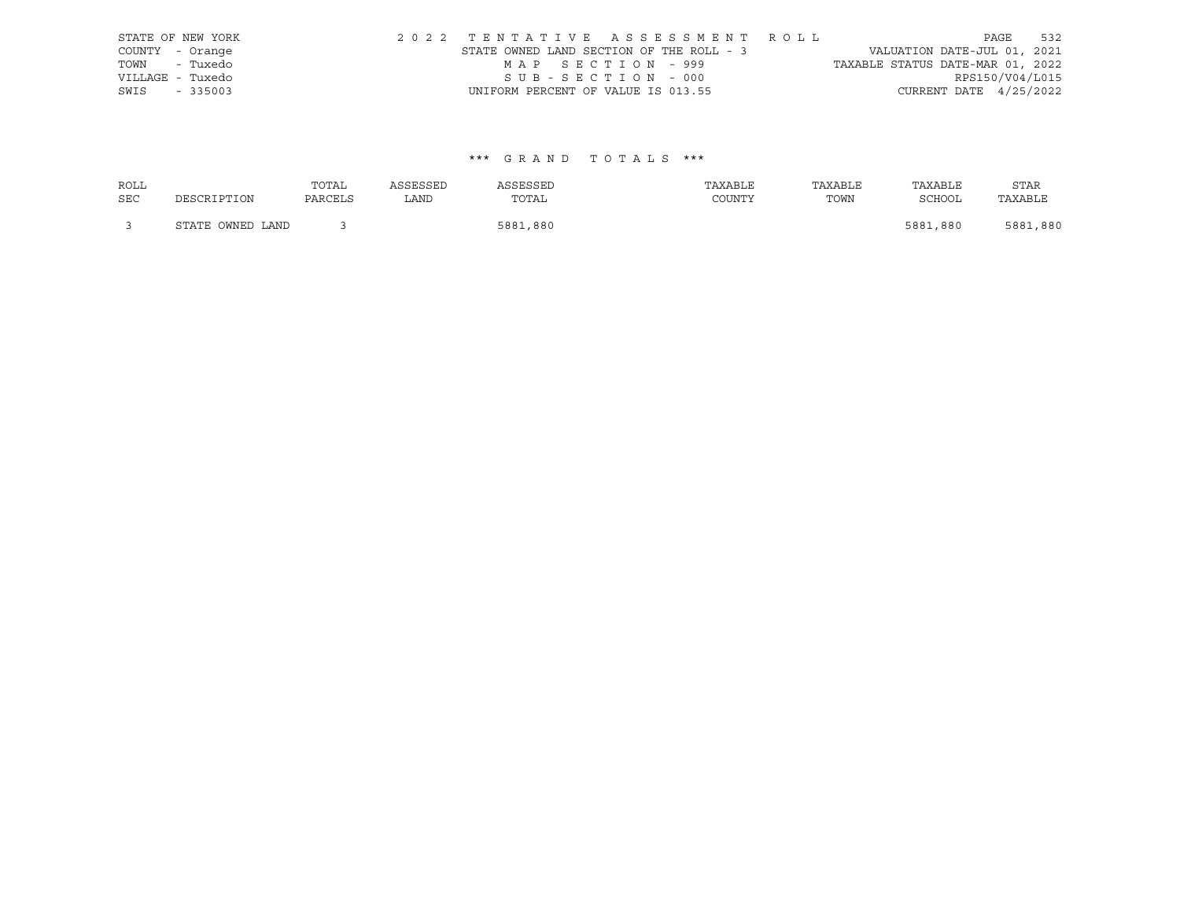STATE OF NEW YORK
COUNTY - Orange
TOWN - Tuxedo
VILLAGE - Tuxedo
SWIS - 335003

2 0 2 2 T E N T A T I V E A S S E S S M E N T R O L L
STATE OWNED LAND SECTION OF THE ROLL - 3
M A P S E C T I O N - 999
S U B - S E C T I O N - 000
UNIFORM PERCENT OF VALUE IS 013.55

VALUATION DATE-JUL 01, 2021
TAXABLE STATUS DATE-MAR 01, 2022
RPS150/V04/L015
CURRENT DATE 4/25/2022

\*\*\* G R A N D T O T A L S \*\*\*

| ROLL SEC | DESCRIPTION | TOTAL PARCELS | ASSESSED LAND | ASSESSED TOTAL | TAXABLE COUNTY | TAXABLE TOWN | TAXABLE SCHOOL | STAR TAXABLE |
|---|---|---|---|---|---|---|---|---|
| 3 | STATE OWNED LAND | 3 | | 5881,880 | | | 5881,880 | 5881,880 |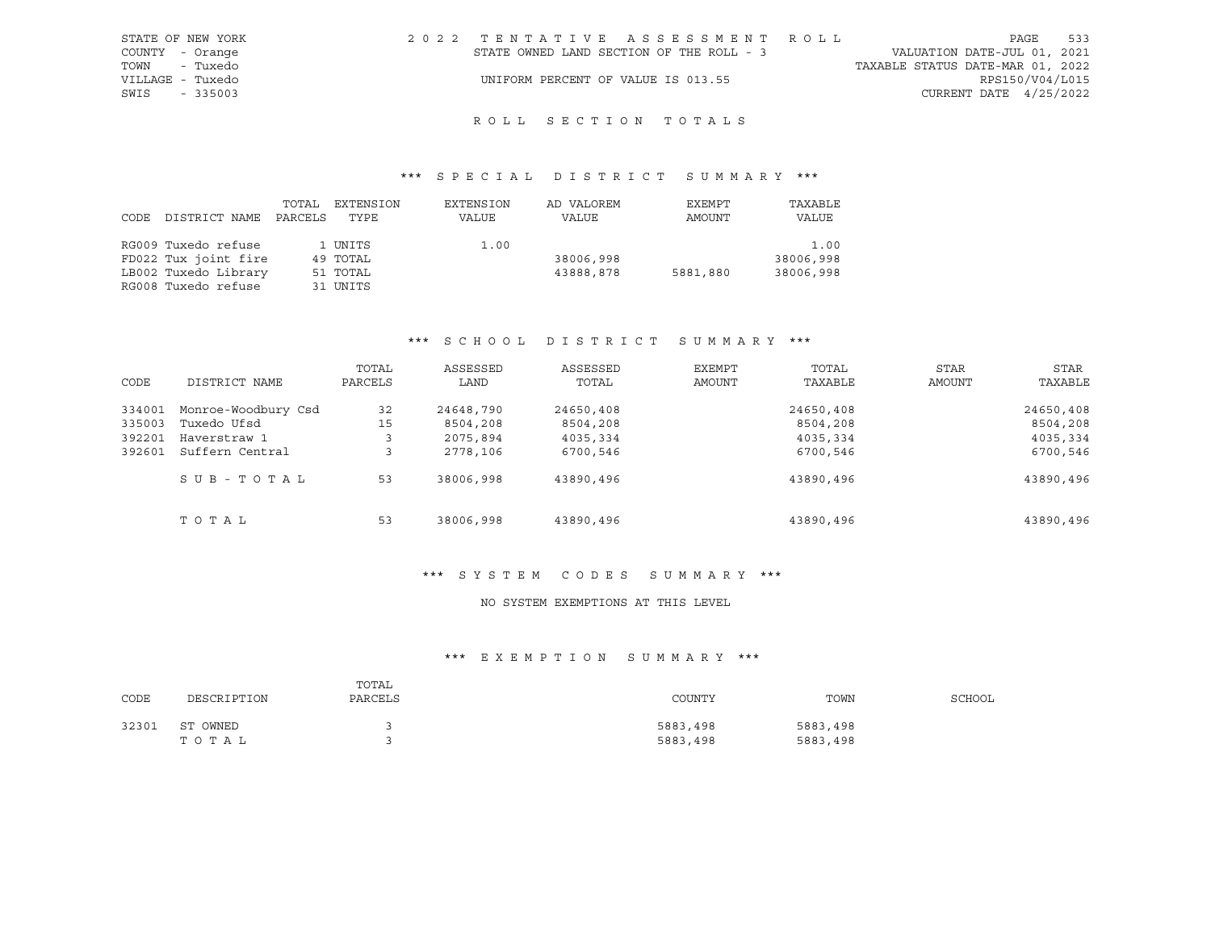STATE OF NEW YORK
COUNTY - Orange
TOWN - Tuxedo
VILLAGE - Tuxedo
SWIS - 335003

2022 TENTATIVE ASSESSMENT ROLL
STATE OWNED LAND SECTION OF THE ROLL - 3
UNIFORM PERCENT OF VALUE IS 013.55

VALUATION DATE-JUL 01, 2021
TAXABLE STATUS DATE-MAR 01, 2022
RPS150/V04/L015
CURRENT DATE 4/25/2022

# ROLL SECTION TOTALS

## *** SPECIAL DISTRICT SUMMARY ***

| CODE | DISTRICT NAME | TOTAL PARCELS | EXTENSION TYPE | EXTENSION VALUE | AD VALOREM VALUE | EXEMPT AMOUNT | TAXABLE VALUE |
|---|---|---|---|---|---|---|---|
| RG009 | Tuxedo refuse | 1 | UNITS | 1.00 | | | 1.00 |
| FD022 | Tux joint fire | 49 | TOTAL | | 38006,998 | | 38006,998 |
| LB002 | Tuxedo Library | 51 | TOTAL | | 43888,878 | 5881,880 | 38006,998 |
| RG008 | Tuxedo refuse | 31 | UNITS | | | | |

## *** SCHOOL DISTRICT SUMMARY ***

| CODE | DISTRICT NAME | TOTAL PARCELS | ASSESSED LAND | ASSESSED TOTAL | EXEMPT AMOUNT | TOTAL TAXABLE | STAR AMOUNT | STAR TAXABLE |
|---|---|---|---|---|---|---|---|---|
| 334001 | Monroe-Woodbury Csd | 32 | 24648,790 | 24650,408 | | 24650,408 | | 24650,408 |
| 335003 | Tuxedo Ufsd | 15 | 8504,208 | 8504,208 | | 8504,208 | | 8504,208 |
| 392201 | Haverstraw 1 | 3 | 2075,894 | 4035,334 | | 4035,334 | | 4035,334 |
| 392601 | Suffern Central | 3 | 2778,106 | 6700,546 | | 6700,546 | | 6700,546 |
| | SUB-TOTAL | 53 | 38006,998 | 43890,496 | | 43890,496 | | 43890,496 |
| | TOTAL | 53 | 38006,998 | 43890,496 | | 43890,496 | | 43890,496 |

## *** SYSTEM CODES SUMMARY ***

NO SYSTEM EXEMPTIONS AT THIS LEVEL

## *** EXEMPTION SUMMARY ***

| CODE | DESCRIPTION | TOTAL PARCELS | COUNTY | TOWN | SCHOOL |
|---|---|---|---|---|---|
| 32301 | ST OWNED | 3 | 5883,498 | 5883,498 | |
| | TOTAL | 3 | 5883,498 | 5883,498 | |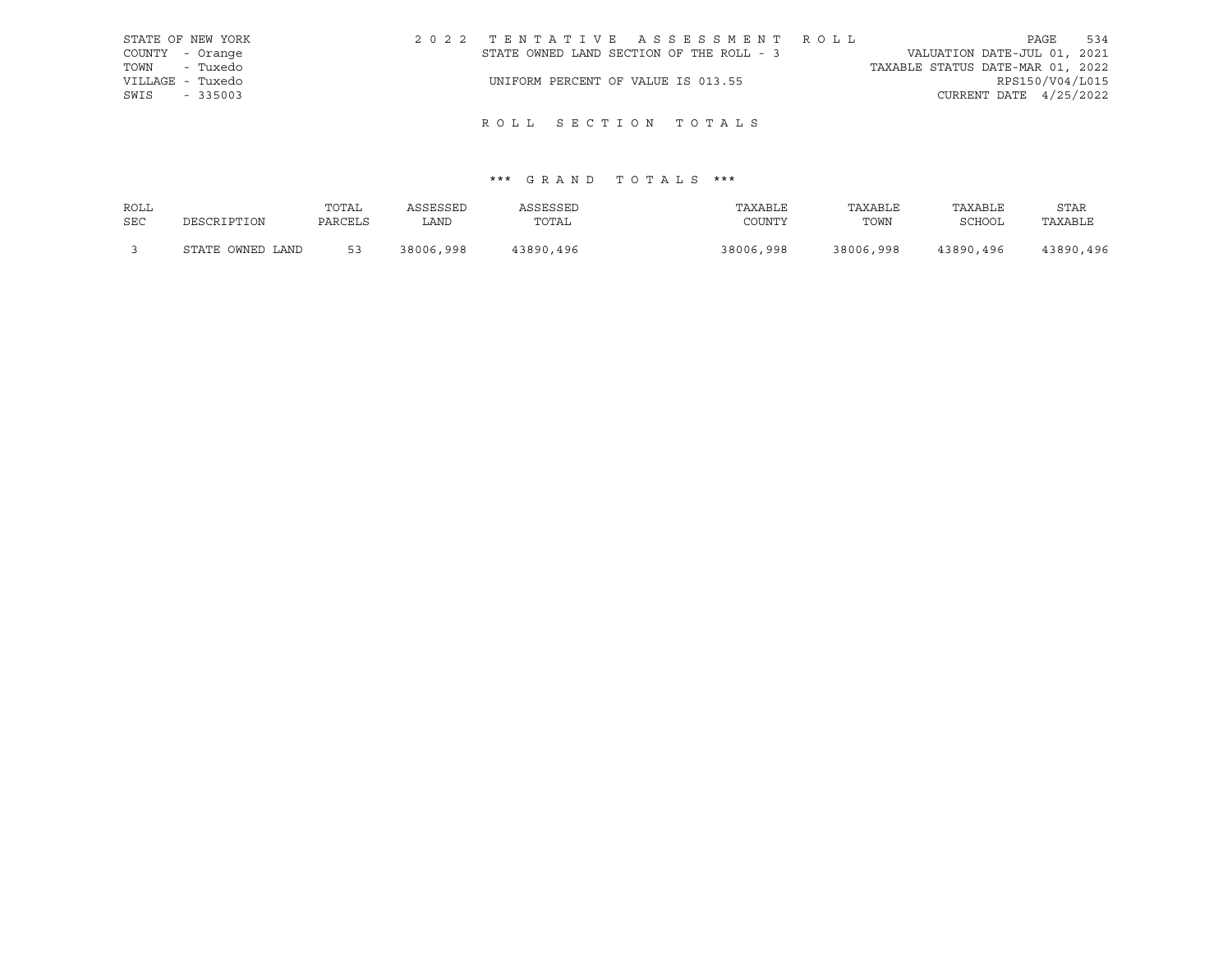STATE OF NEW YORK
COUNTY - Orange
TOWN - Tuxedo
VILLAGE - Tuxedo
SWIS - 335003

2 0 2 2 T E N T A T I V E A S S E S S M E N T R O L L
STATE OWNED LAND SECTION OF THE ROLL - 3
UNIFORM PERCENT OF VALUE IS 013.55

VALUATION DATE-JUL 01, 2021
TAXABLE STATUS DATE-MAR 01, 2022
RPS150/V04/L015
CURRENT DATE 4/25/2022

## R O L L S E C T I O N T O T A L S

### *** G R A N D T O T A L S ***

| ROLL SEC | DESCRIPTION | TOTAL PARCELS | ASSESSED LAND | ASSESSED TOTAL | TAXABLE COUNTY | TAXABLE TOWN | TAXABLE SCHOOL | STAR TAXABLE |
|---|---|---|---|---|---|---|---|---|
| 3 | STATE OWNED LAND | 53 | 38006,998 | 43890,496 | 38006,998 | 38006,998 | 43890,496 | 43890,496 |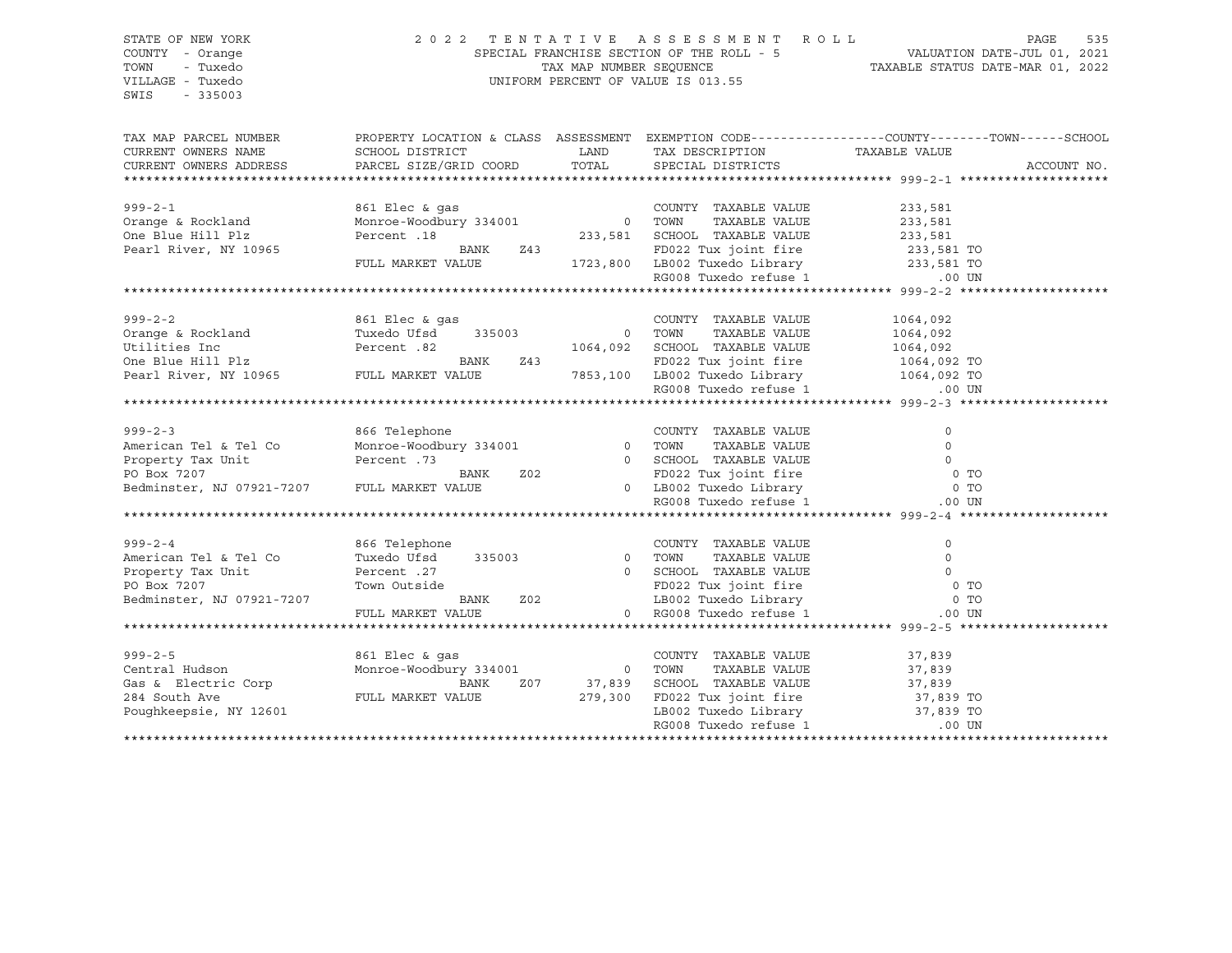STATE OF NEW YORK
COUNTY - Orange
TOWN - Tuxedo
VILLAGE - Tuxedo
SWIS - 335003

# 2022 TENTATIVE ASSESSMENT ROLL
SPECIAL FRANCHISE SECTION OF THE ROLL - 5
TAX MAP NUMBER SEQUENCE
UNIFORM PERCENT OF VALUE IS 013.55

VALUATION DATE-JUL 01, 2021
TAXABLE STATUS DATE-MAR 01, 2022

| TAX MAP PARCEL NUMBER / CURRENT OWNERS NAME / CURRENT OWNERS ADDRESS | PROPERTY LOCATION & CLASS / SCHOOL DISTRICT / PARCEL SIZE/GRID COORD | ASSESSMENT LAND / TOTAL | EXEMPTION CODE / TAX DESCRIPTION / SPECIAL DISTRICTS | TAXABLE VALUE (COUNTY--TOWN--SCHOOL) | ACCOUNT NO. |
|---|---|---|---|---|---|
| **999-2-1** | | | | | |
| Orange & Rockland | 861 Elec & gas | | COUNTY TAXABLE VALUE | 233,581 | |
| One Blue Hill Plz | Monroe-Woodbury 334001 | 0 | TOWN TAXABLE VALUE | 233,581 | |
| Pearl River, NY 10965 | Percent .18 | 233,581 | SCHOOL TAXABLE VALUE | 233,581 | |
| | BANK Z43 | | FD022 Tux joint fire | 233,581 TO | |
| | FULL MARKET VALUE | 1723,800 | LB002 Tuxedo Library | 233,581 TO | |
| | | | RG008 Tuxedo refuse 1 | .00 UN | |
| **999-2-2** | | | | | |
| Orange & Rockland | 861 Elec & gas | | COUNTY TAXABLE VALUE | 1064,092 | |
| Utilities Inc | Tuxedo Ufsd 335003 | 0 | TOWN TAXABLE VALUE | 1064,092 | |
| One Blue Hill Plz | Percent .82 | 1064,092 | SCHOOL TAXABLE VALUE | 1064,092 | |
| Pearl River, NY 10965 | BANK Z43 | | FD022 Tux joint fire | 1064,092 TO | |
| | FULL MARKET VALUE | 7853,100 | LB002 Tuxedo Library | 1064,092 TO | |
| | | | RG008 Tuxedo refuse 1 | .00 UN | |
| **999-2-3** | | | | | |
| American Tel & Tel Co | 866 Telephone | | COUNTY TAXABLE VALUE | 0 | |
| Property Tax Unit | Monroe-Woodbury 334001 | 0 | TOWN TAXABLE VALUE | 0 | |
| PO Box 7207 | Percent .73 | 0 | SCHOOL TAXABLE VALUE | 0 | |
| Bedminster, NJ 07921-7207 | BANK Z02 | | FD022 Tux joint fire | 0 TO | |
| | FULL MARKET VALUE | 0 | LB002 Tuxedo Library | 0 TO | |
| | | | RG008 Tuxedo refuse 1 | .00 UN | |
| **999-2-4** | | | | | |
| American Tel & Tel Co | 866 Telephone | | COUNTY TAXABLE VALUE | 0 | |
| Property Tax Unit | Tuxedo Ufsd 335003 | 0 | TOWN TAXABLE VALUE | 0 | |
| PO Box 7207 | Percent .27 | 0 | SCHOOL TAXABLE VALUE | 0 | |
| Bedminster, NJ 07921-7207 | Town Outside | | FD022 Tux joint fire | 0 TO | |
| | BANK Z02 | | LB002 Tuxedo Library | 0 TO | |
| | FULL MARKET VALUE | 0 | RG008 Tuxedo refuse 1 | .00 UN | |
| **999-2-5** | | | | | |
| Central Hudson | 861 Elec & gas | | COUNTY TAXABLE VALUE | 37,839 | |
| Gas & Electric Corp | Monroe-Woodbury 334001 | 0 | TOWN TAXABLE VALUE | 37,839 | |
| 284 South Ave | BANK Z07 | 37,839 | SCHOOL TAXABLE VALUE | 37,839 | |
| Poughkeepsie, NY 12601 | FULL MARKET VALUE | 279,300 | FD022 Tux joint fire | 37,839 TO | |
| | | | LB002 Tuxedo Library | 37,839 TO | |
| | | | RG008 Tuxedo refuse 1 | .00 UN | |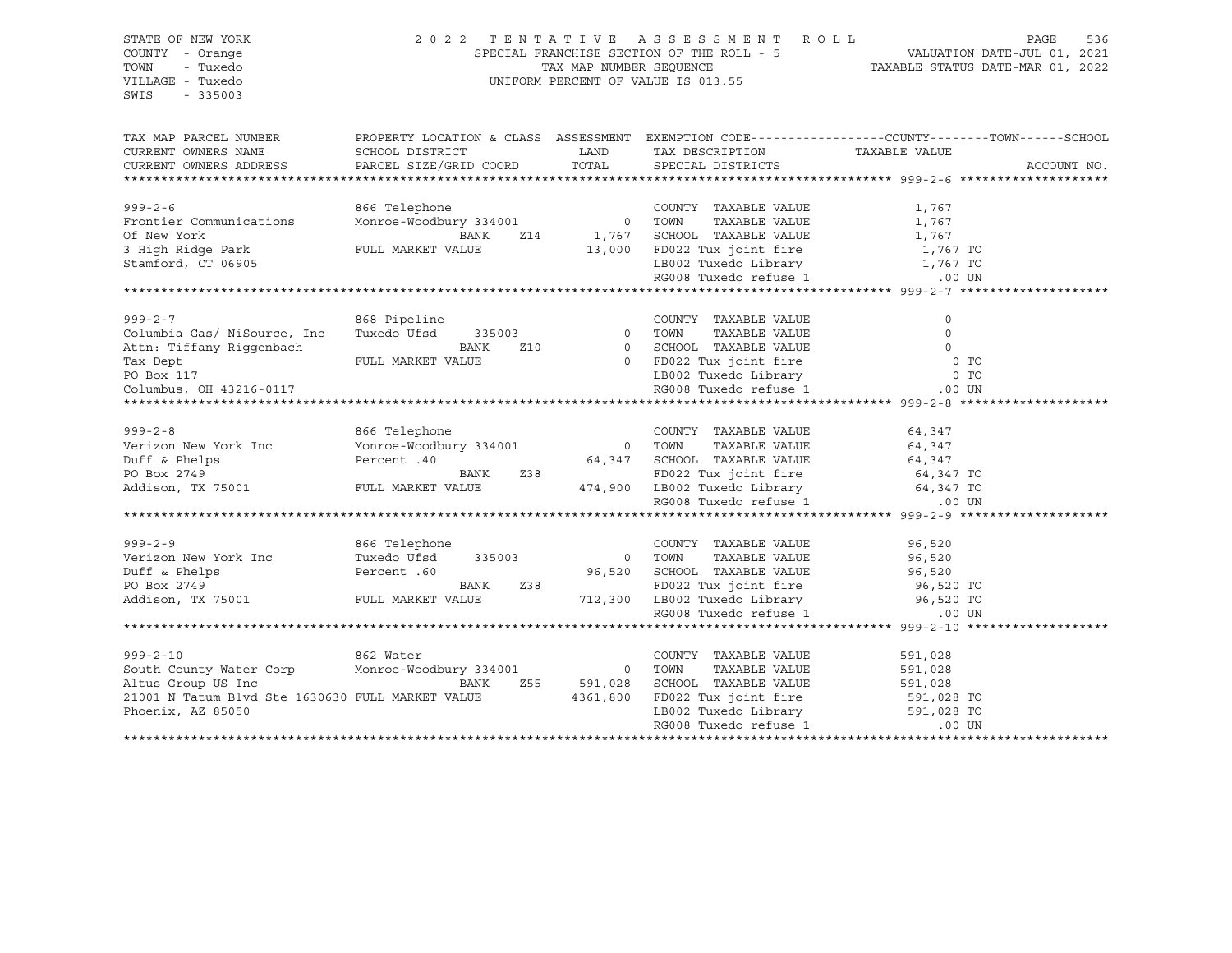STATE OF NEW YORK
COUNTY - Orange
TOWN - Tuxedo
VILLAGE - Tuxedo
SWIS - 335003

2022 TENTATIVE ASSESSMENT ROLL
SPECIAL FRANCHISE SECTION OF THE ROLL - 5
TAX MAP NUMBER SEQUENCE
UNIFORM PERCENT OF VALUE IS 013.55

VALUATION DATE-JUL 01, 2021
TAXABLE STATUS DATE-MAR 01, 2022

| TAX MAP PARCEL NUMBER / CURRENT OWNERS NAME / CURRENT OWNERS ADDRESS | PROPERTY LOCATION & CLASS / SCHOOL DISTRICT / PARCEL SIZE/GRID COORD | ASSESSMENT LAND | TOTAL | EXEMPTION CODE / TAX DESCRIPTION / SPECIAL DISTRICTS | TAXABLE VALUE (COUNTY--TOWN--SCHOOL) | ACCOUNT NO. |
|---|---|---|---|---|---|---|
| 999-2-6 | 866 Telephone | | | COUNTY TAXABLE VALUE | 1,767 | |
| Frontier Communications | Monroe-Woodbury 334001 | 0 | | TOWN TAXABLE VALUE | 1,767 | |
| Of New York | BANK Z14 | | 1,767 | SCHOOL TAXABLE VALUE | 1,767 | |
| 3 High Ridge Park | FULL MARKET VALUE | | 13,000 | FD022 Tux joint fire | 1,767 TO | |
| Stamford, CT 06905 | | | | LB002 Tuxedo Library | 1,767 TO | |
| | | | | RG008 Tuxedo refuse 1 | .00 UN | |
| 999-2-7 | 868 Pipeline | | | COUNTY TAXABLE VALUE | 0 | |
| Columbia Gas/ NiSource, Inc | Tuxedo Ufsd 335003 | 0 | | TOWN TAXABLE VALUE | 0 | |
| Attn: Tiffany Riggenbach | BANK Z10 | | 0 | SCHOOL TAXABLE VALUE | 0 | |
| Tax Dept | FULL MARKET VALUE | | 0 | FD022 Tux joint fire | 0 TO | |
| PO Box 117 | | | | LB002 Tuxedo Library | 0 TO | |
| Columbus, OH 43216-0117 | | | | RG008 Tuxedo refuse 1 | .00 UN | |
| 999-2-8 | 866 Telephone | | | COUNTY TAXABLE VALUE | 64,347 | |
| Verizon New York Inc | Monroe-Woodbury 334001 | 0 | | TOWN TAXABLE VALUE | 64,347 | |
| Duff & Phelps | Percent .40 | | 64,347 | SCHOOL TAXABLE VALUE | 64,347 | |
| PO Box 2749 | BANK Z38 | | | FD022 Tux joint fire | 64,347 TO | |
| Addison, TX 75001 | FULL MARKET VALUE | | 474,900 | LB002 Tuxedo Library | 64,347 TO | |
| | | | | RG008 Tuxedo refuse 1 | .00 UN | |
| 999-2-9 | 866 Telephone | | | COUNTY TAXABLE VALUE | 96,520 | |
| Verizon New York Inc | Tuxedo Ufsd 335003 | 0 | | TOWN TAXABLE VALUE | 96,520 | |
| Duff & Phelps | Percent .60 | | 96,520 | SCHOOL TAXABLE VALUE | 96,520 | |
| PO Box 2749 | BANK Z38 | | | FD022 Tux joint fire | 96,520 TO | |
| Addison, TX 75001 | FULL MARKET VALUE | | 712,300 | LB002 Tuxedo Library | 96,520 TO | |
| | | | | RG008 Tuxedo refuse 1 | .00 UN | |
| 999-2-10 | 862 Water | | | COUNTY TAXABLE VALUE | 591,028 | |
| South County Water Corp | Monroe-Woodbury 334001 | 0 | | TOWN TAXABLE VALUE | 591,028 | |
| Altus Group US Inc | BANK Z55 | | 591,028 | SCHOOL TAXABLE VALUE | 591,028 | |
| 21001 N Tatum Blvd Ste 1630630 | FULL MARKET VALUE | | 4361,800 | FD022 Tux joint fire | 591,028 TO | |
| Phoenix, AZ 85050 | | | | LB002 Tuxedo Library | 591,028 TO | |
| | | | | RG008 Tuxedo refuse 1 | .00 UN | |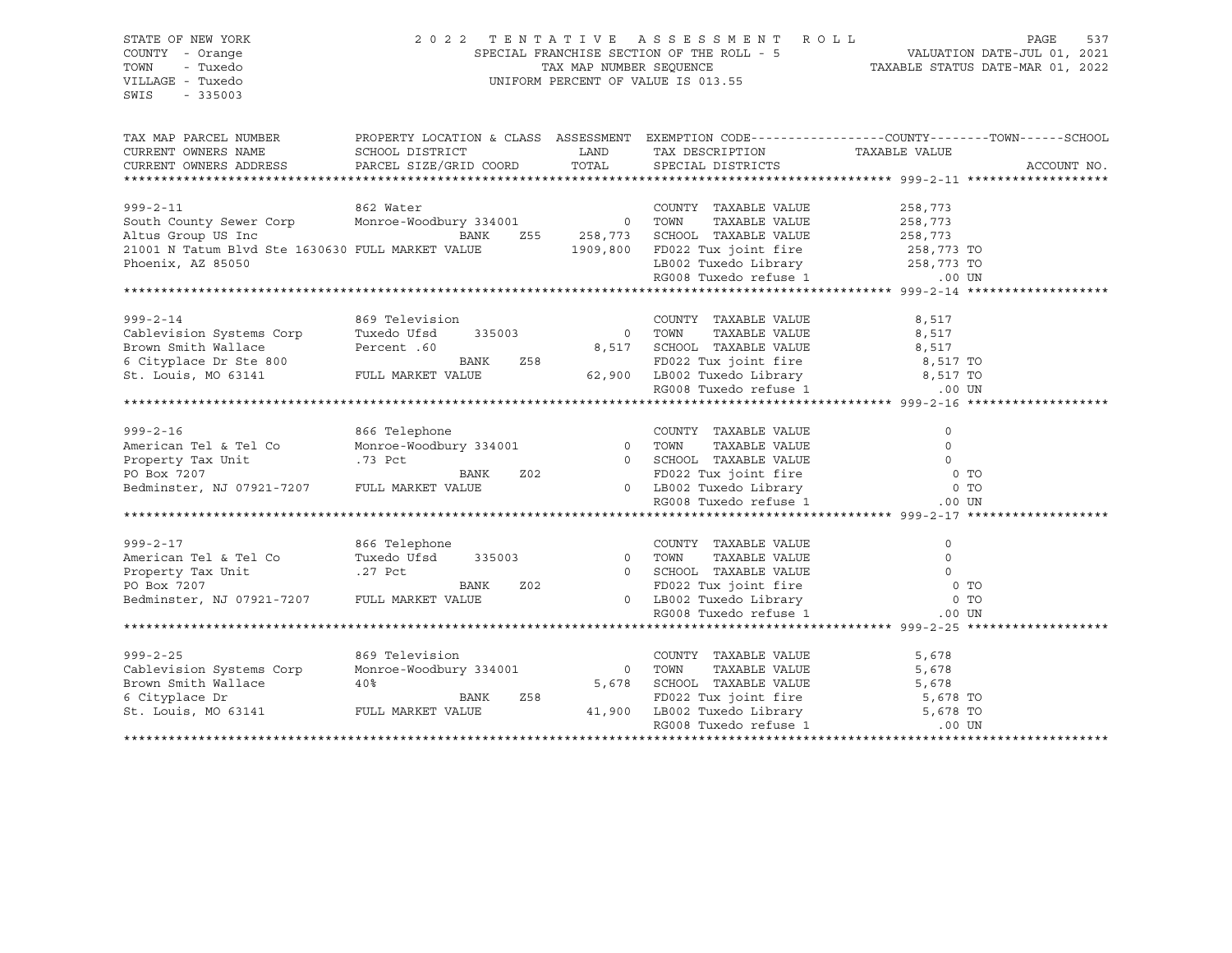STATE OF NEW YORK
COUNTY - Orange
TOWN - Tuxedo
VILLAGE - Tuxedo
SWIS - 335003

2022 TENTATIVE ASSESSMENT ROLL
SPECIAL FRANCHISE SECTION OF THE ROLL - 5
TAX MAP NUMBER SEQUENCE
UNIFORM PERCENT OF VALUE IS 013.55

VALUATION DATE-JUL 01, 2021
TAXABLE STATUS DATE-MAR 01, 2022

| TAX MAP PARCEL NUMBER / CURRENT OWNERS NAME / CURRENT OWNERS ADDRESS | PROPERTY LOCATION & CLASS / SCHOOL DISTRICT / PARCEL SIZE/GRID COORD | ASSESSMENT LAND / TOTAL | EXEMPTION CODE / TAX DESCRIPTION / SPECIAL DISTRICTS | TAXABLE VALUE (COUNTY--TOWN--SCHOOL) | ACCOUNT NO. |
|---|---|---|---|---|---|
| **999-2-11** | 862 Water | | COUNTY TAXABLE VALUE | 258,773 | |
| South County Sewer Corp | Monroe-Woodbury 334001 | 0 | TOWN TAXABLE VALUE | 258,773 | |
| Altus Group US Inc | BANK Z55 | 258,773 | SCHOOL TAXABLE VALUE | 258,773 | |
| 21001 N Tatum Blvd Ste 1630630 | FULL MARKET VALUE | 1909,800 | FD022 Tux joint fire | 258,773 TO | |
| Phoenix, AZ 85050 | | | LB002 Tuxedo Library | 258,773 TO | |
| | | | RG008 Tuxedo refuse 1 | .00 UN | |
| **999-2-14** | 869 Television | | COUNTY TAXABLE VALUE | 8,517 | |
| Cablevision Systems Corp | Tuxedo Ufsd 335003 | 0 | TOWN TAXABLE VALUE | 8,517 | |
| Brown Smith Wallace | Percent .60 | 8,517 | SCHOOL TAXABLE VALUE | 8,517 | |
| 6 Cityplace Dr Ste 800 | BANK Z58 | | FD022 Tux joint fire | 8,517 TO | |
| St. Louis, MO 63141 | FULL MARKET VALUE | 62,900 | LB002 Tuxedo Library | 8,517 TO | |
| | | | RG008 Tuxedo refuse 1 | .00 UN | |
| **999-2-16** | 866 Telephone | | COUNTY TAXABLE VALUE | 0 | |
| American Tel & Tel Co | Monroe-Woodbury 334001 | 0 | TOWN TAXABLE VALUE | 0 | |
| Property Tax Unit | .73 Pct | 0 | SCHOOL TAXABLE VALUE | 0 | |
| PO Box 7207 | BANK Z02 | | FD022 Tux joint fire | 0 TO | |
| Bedminster, NJ 07921-7207 | FULL MARKET VALUE | 0 | LB002 Tuxedo Library | 0 TO | |
| | | | RG008 Tuxedo refuse 1 | .00 UN | |
| **999-2-17** | 866 Telephone | | COUNTY TAXABLE VALUE | 0 | |
| American Tel & Tel Co | Tuxedo Ufsd 335003 | 0 | TOWN TAXABLE VALUE | 0 | |
| Property Tax Unit | .27 Pct | 0 | SCHOOL TAXABLE VALUE | 0 | |
| PO Box 7207 | BANK Z02 | | FD022 Tux joint fire | 0 TO | |
| Bedminster, NJ 07921-7207 | FULL MARKET VALUE | 0 | LB002 Tuxedo Library | 0 TO | |
| | | | RG008 Tuxedo refuse 1 | .00 UN | |
| **999-2-25** | 869 Television | | COUNTY TAXABLE VALUE | 5,678 | |
| Cablevision Systems Corp | Monroe-Woodbury 334001 | 0 | TOWN TAXABLE VALUE | 5,678 | |
| Brown Smith Wallace | 40% | 5,678 | SCHOOL TAXABLE VALUE | 5,678 | |
| 6 Cityplace Dr | BANK Z58 | | FD022 Tux joint fire | 5,678 TO | |
| St. Louis, MO 63141 | FULL MARKET VALUE | 41,900 | LB002 Tuxedo Library | 5,678 TO | |
| | | | RG008 Tuxedo refuse 1 | .00 UN | |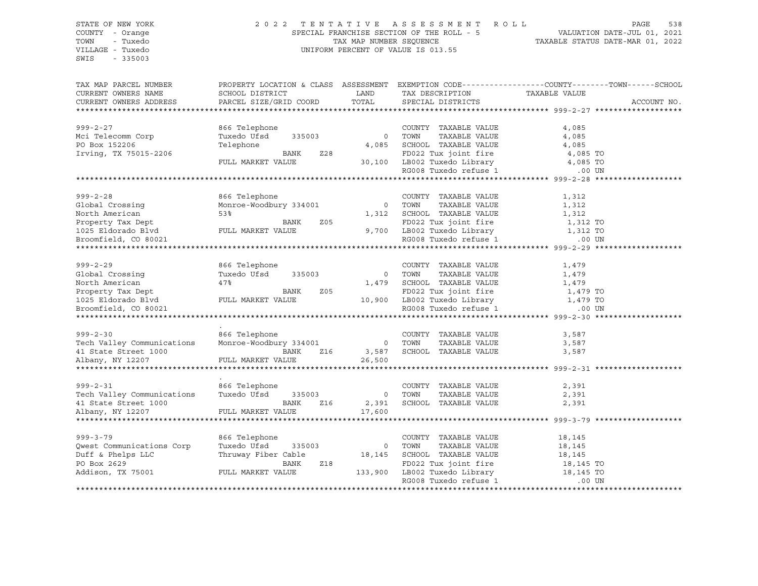STATE OF NEW YORK
COUNTY - Orange
TOWN - Tuxedo
VILLAGE - Tuxedo
SWIS - 335003

2022 TENTATIVE ASSESSMENT ROLL
SPECIAL FRANCHISE SECTION OF THE ROLL - 5
TAX MAP NUMBER SEQUENCE
UNIFORM PERCENT OF VALUE IS 013.55

VALUATION DATE-JUL 01, 2021
TAXABLE STATUS DATE-MAR 01, 2022

| TAX MAP PARCEL NUMBER / CURRENT OWNERS NAME / CURRENT OWNERS ADDRESS | PROPERTY LOCATION & CLASS / SCHOOL DISTRICT / PARCEL SIZE/GRID COORD | ASSESSMENT LAND / TOTAL | EXEMPTION CODE / TAX DESCRIPTION / SPECIAL DISTRICTS | TAXABLE VALUE (COUNTY--TOWN--SCHOOL) | ACCOUNT NO. |
|---|---|---|---|---|---|
| **999-2-27** | 866 Telephone | | COUNTY TAXABLE VALUE | 4,085 | |
| Mci Telecomm Corp | Tuxedo Ufsd 335003 | 0 | TOWN TAXABLE VALUE | 4,085 | |
| PO Box 152206 | Telephone | 4,085 | SCHOOL TAXABLE VALUE | 4,085 | |
| Irving, TX 75015-2206 | BANK Z28 | | FD022 Tux joint fire | 4,085 TO | |
| | FULL MARKET VALUE | 30,100 | LB002 Tuxedo Library | 4,085 TO | |
| | | | RG008 Tuxedo refuse 1 | .00 UN | |
| **999-2-28** | 866 Telephone | | COUNTY TAXABLE VALUE | 1,312 | |
| Global Crossing | Monroe-Woodbury 334001 | 0 | TOWN TAXABLE VALUE | 1,312 | |
| North American | 53% | 1,312 | SCHOOL TAXABLE VALUE | 1,312 | |
| Property Tax Dept | BANK Z05 | | FD022 Tux joint fire | 1,312 TO | |
| 1025 Eldorado Blvd | FULL MARKET VALUE | 9,700 | LB002 Tuxedo Library | 1,312 TO | |
| Broomfield, CO 80021 | | | RG008 Tuxedo refuse 1 | .00 UN | |
| **999-2-29** | 866 Telephone | | COUNTY TAXABLE VALUE | 1,479 | |
| Global Crossing | Tuxedo Ufsd 335003 | 0 | TOWN TAXABLE VALUE | 1,479 | |
| North American | 47% | 1,479 | SCHOOL TAXABLE VALUE | 1,479 | |
| Property Tax Dept | BANK Z05 | | FD022 Tux joint fire | 1,479 TO | |
| 1025 Eldorado Blvd | FULL MARKET VALUE | 10,900 | LB002 Tuxedo Library | 1,479 TO | |
| Broomfield, CO 80021 | | | RG008 Tuxedo refuse 1 | .00 UN | |
| **999-2-30** | . 866 Telephone | | COUNTY TAXABLE VALUE | 3,587 | |
| Tech Valley Communications | Monroe-Woodbury 334001 | 0 | TOWN TAXABLE VALUE | 3,587 | |
| 41 State Street 1000 | BANK Z16 | 3,587 | SCHOOL TAXABLE VALUE | 3,587 | |
| Albany, NY 12207 | FULL MARKET VALUE | 26,500 | | | |
| **999-2-31** | . 866 Telephone | | COUNTY TAXABLE VALUE | 2,391 | |
| Tech Valley Communications | Tuxedo Ufsd 335003 | 0 | TOWN TAXABLE VALUE | 2,391 | |
| 41 State Street 1000 | BANK Z16 | 2,391 | SCHOOL TAXABLE VALUE | 2,391 | |
| Albany, NY 12207 | FULL MARKET VALUE | 17,600 | | | |
| **999-3-79** | 866 Telephone | | COUNTY TAXABLE VALUE | 18,145 | |
| Qwest Communications Corp | Tuxedo Ufsd 335003 | 0 | TOWN TAXABLE VALUE | 18,145 | |
| Duff & Phelps LLC | Thruway Fiber Cable | 18,145 | SCHOOL TAXABLE VALUE | 18,145 | |
| PO Box 2629 | BANK Z18 | | FD022 Tux joint fire | 18,145 TO | |
| Addison, TX 75001 | FULL MARKET VALUE | 133,900 | LB002 Tuxedo Library | 18,145 TO | |
| | | | RG008 Tuxedo refuse 1 | .00 UN | |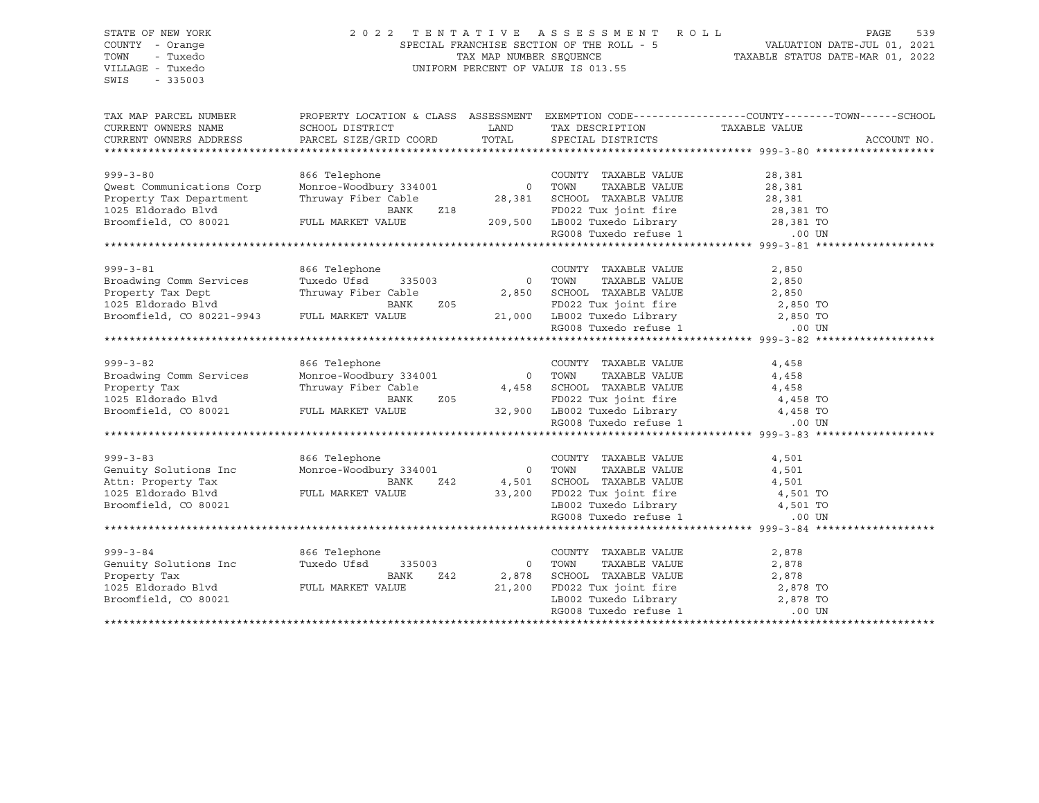STATE OF NEW YORK
COUNTY - Orange
TOWN - Tuxedo
VILLAGE - Tuxedo
SWIS - 335003

2022 TENTATIVE ASSESSMENT ROLL
SPECIAL FRANCHISE SECTION OF THE ROLL - 5
TAX MAP NUMBER SEQUENCE
UNIFORM PERCENT OF VALUE IS 013.55

VALUATION DATE-JUL 01, 2021
TAXABLE STATUS DATE-MAR 01, 2022

| TAX MAP PARCEL NUMBER / CURRENT OWNERS NAME / CURRENT OWNERS ADDRESS | PROPERTY LOCATION & CLASS / SCHOOL DISTRICT / PARCEL SIZE/GRID COORD | ASSESSMENT LAND / TOTAL | EXEMPTION CODE / TAX DESCRIPTION / SPECIAL DISTRICTS | TAXABLE VALUE (COUNTY / TOWN / SCHOOL) | ACCOUNT NO. |
|---|---|---|---|---|---|
| **999-3-80** | 866 Telephone | | COUNTY TAXABLE VALUE | 28,381 | |
| Qwest Communications Corp | Monroe-Woodbury 334001 | 0 | TOWN TAXABLE VALUE | 28,381 | |
| Property Tax Department | Thruway Fiber Cable | 28,381 | SCHOOL TAXABLE VALUE | 28,381 | |
| 1025 Eldorado Blvd | BANK Z18 | | FD022 Tux joint fire | 28,381 TO | |
| Broomfield, CO 80021 | FULL MARKET VALUE | 209,500 | LB002 Tuxedo Library | 28,381 TO | |
| | | | RG008 Tuxedo refuse 1 | .00 UN | |
| **999-3-81** | 866 Telephone | | COUNTY TAXABLE VALUE | 2,850 | |
| Broadwing Comm Services | Tuxedo Ufsd 335003 | 0 | TOWN TAXABLE VALUE | 2,850 | |
| Property Tax Dept | Thruway Fiber Cable | 2,850 | SCHOOL TAXABLE VALUE | 2,850 | |
| 1025 Eldorado Blvd | BANK Z05 | | FD022 Tux joint fire | 2,850 TO | |
| Broomfield, CO 80221-9943 | FULL MARKET VALUE | 21,000 | LB002 Tuxedo Library | 2,850 TO | |
| | | | RG008 Tuxedo refuse 1 | .00 UN | |
| **999-3-82** | 866 Telephone | | COUNTY TAXABLE VALUE | 4,458 | |
| Broadwing Comm Services | Monroe-Woodbury 334001 | 0 | TOWN TAXABLE VALUE | 4,458 | |
| Property Tax | Thruway Fiber Cable | 4,458 | SCHOOL TAXABLE VALUE | 4,458 | |
| 1025 Eldorado Blvd | BANK Z05 | | FD022 Tux joint fire | 4,458 TO | |
| Broomfield, CO 80021 | FULL MARKET VALUE | 32,900 | LB002 Tuxedo Library | 4,458 TO | |
| | | | RG008 Tuxedo refuse 1 | .00 UN | |
| **999-3-83** | 866 Telephone | | COUNTY TAXABLE VALUE | 4,501 | |
| Genuity Solutions Inc | Monroe-Woodbury 334001 | 0 | TOWN TAXABLE VALUE | 4,501 | |
| Attn: Property Tax | BANK Z42 | 4,501 | SCHOOL TAXABLE VALUE | 4,501 | |
| 1025 Eldorado Blvd | FULL MARKET VALUE | 33,200 | FD022 Tux joint fire | 4,501 TO | |
| Broomfield, CO 80021 | | | LB002 Tuxedo Library | 4,501 TO | |
| | | | RG008 Tuxedo refuse 1 | .00 UN | |
| **999-3-84** | 866 Telephone | | COUNTY TAXABLE VALUE | 2,878 | |
| Genuity Solutions Inc | Tuxedo Ufsd 335003 | 0 | TOWN TAXABLE VALUE | 2,878 | |
| Property Tax | BANK Z42 | 2,878 | SCHOOL TAXABLE VALUE | 2,878 | |
| 1025 Eldorado Blvd | FULL MARKET VALUE | 21,200 | FD022 Tux joint fire | 2,878 TO | |
| Broomfield, CO 80021 | | | LB002 Tuxedo Library | 2,878 TO | |
| | | | RG008 Tuxedo refuse 1 | .00 UN | |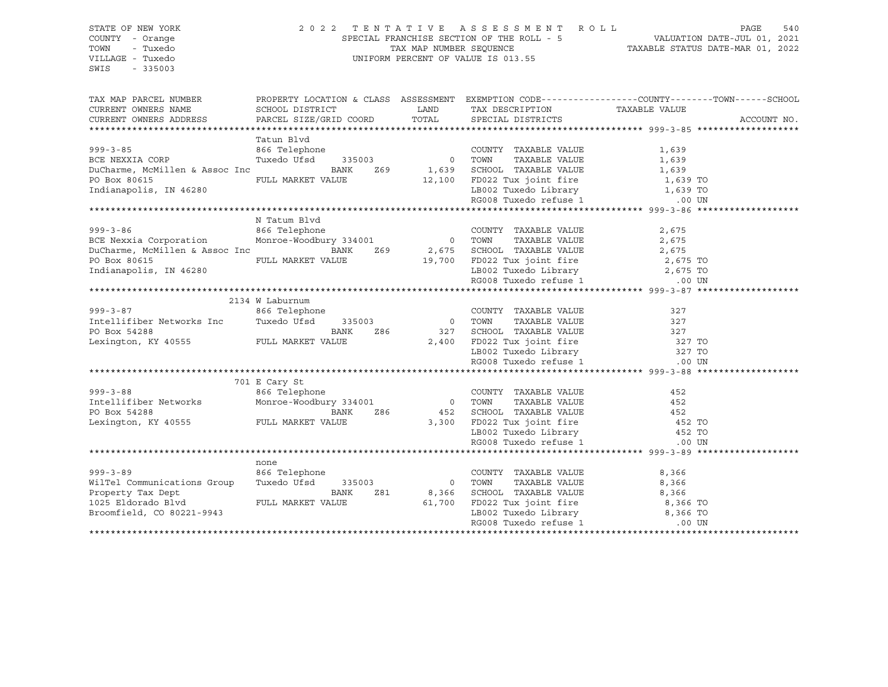STATE OF NEW YORK
COUNTY - Orange
TOWN - Tuxedo
VILLAGE - Tuxedo
SWIS - 335003

2022 TENTATIVE ASSESSMENT ROLL
SPECIAL FRANCHISE SECTION OF THE ROLL - 5
TAX MAP NUMBER SEQUENCE
UNIFORM PERCENT OF VALUE IS 013.55

VALUATION DATE-JUL 01, 2021
TAXABLE STATUS DATE-MAR 01, 2022

| TAX MAP PARCEL NUMBER / CURRENT OWNERS NAME / CURRENT OWNERS ADDRESS | PROPERTY LOCATION & CLASS / SCHOOL DISTRICT / PARCEL SIZE/GRID COORD | ASSESSMENT LAND / TOTAL | EXEMPTION CODE / TAX DESCRIPTION / SPECIAL DISTRICTS | TAXABLE VALUE (COUNTY / TOWN / SCHOOL) | ACCOUNT NO. |
|---|---|---|---|---|---|
| **999-3-85** | Tatun Blvd | | | | |
| 999-3-85 | 866 Telephone | | COUNTY TAXABLE VALUE | 1,639 | |
| BCE NEXXIA CORP | Tuxedo Ufsd 335003 | 0 | TOWN TAXABLE VALUE | 1,639 | |
| DuCharme, McMillen & Assoc Inc | BANK Z69 | 1,639 | SCHOOL TAXABLE VALUE | 1,639 | |
| PO Box 80615 | FULL MARKET VALUE | 12,100 | FD022 Tux joint fire | 1,639 TO | |
| Indianapolis, IN 46280 | | | LB002 Tuxedo Library | 1,639 TO | |
| | | | RG008 Tuxedo refuse 1 | .00 UN | |
| **999-3-86** | N Tatum Blvd | | | | |
| 999-3-86 | 866 Telephone | | COUNTY TAXABLE VALUE | 2,675 | |
| BCE Nexxia Corporation | Monroe-Woodbury 334001 | 0 | TOWN TAXABLE VALUE | 2,675 | |
| DuCharme, McMillen & Assoc Inc | BANK Z69 | 2,675 | SCHOOL TAXABLE VALUE | 2,675 | |
| PO Box 80615 | FULL MARKET VALUE | 19,700 | FD022 Tux joint fire | 2,675 TO | |
| Indianapolis, IN 46280 | | | LB002 Tuxedo Library | 2,675 TO | |
| | | | RG008 Tuxedo refuse 1 | .00 UN | |
| **999-3-87** | 2134 W Laburnum | | | | |
| 999-3-87 | 866 Telephone | | COUNTY TAXABLE VALUE | 327 | |
| Intellifiber Networks Inc | Tuxedo Ufsd 335003 | 0 | TOWN TAXABLE VALUE | 327 | |
| PO Box 54288 | BANK Z86 | 327 | SCHOOL TAXABLE VALUE | 327 | |
| Lexington, KY 40555 | FULL MARKET VALUE | 2,400 | FD022 Tux joint fire | 327 TO | |
| | | | LB002 Tuxedo Library | 327 TO | |
| | | | RG008 Tuxedo refuse 1 | .00 UN | |
| **999-3-88** | 701 E Cary St | | | | |
| 999-3-88 | 866 Telephone | | COUNTY TAXABLE VALUE | 452 | |
| Intellifiber Networks | Monroe-Woodbury 334001 | 0 | TOWN TAXABLE VALUE | 452 | |
| PO Box 54288 | BANK Z86 | 452 | SCHOOL TAXABLE VALUE | 452 | |
| Lexington, KY 40555 | FULL MARKET VALUE | 3,300 | FD022 Tux joint fire | 452 TO | |
| | | | LB002 Tuxedo Library | 452 TO | |
| | | | RG008 Tuxedo refuse 1 | .00 UN | |
| **999-3-89** | none | | | | |
| 999-3-89 | 866 Telephone | | COUNTY TAXABLE VALUE | 8,366 | |
| WilTel Communications Group | Tuxedo Ufsd 335003 | 0 | TOWN TAXABLE VALUE | 8,366 | |
| Property Tax Dept | BANK Z81 | 8,366 | SCHOOL TAXABLE VALUE | 8,366 | |
| 1025 Eldorado Blvd | FULL MARKET VALUE | 61,700 | FD022 Tux joint fire | 8,366 TO | |
| Broomfield, CO 80221-9943 | | | LB002 Tuxedo Library | 8,366 TO | |
| | | | RG008 Tuxedo refuse 1 | .00 UN | |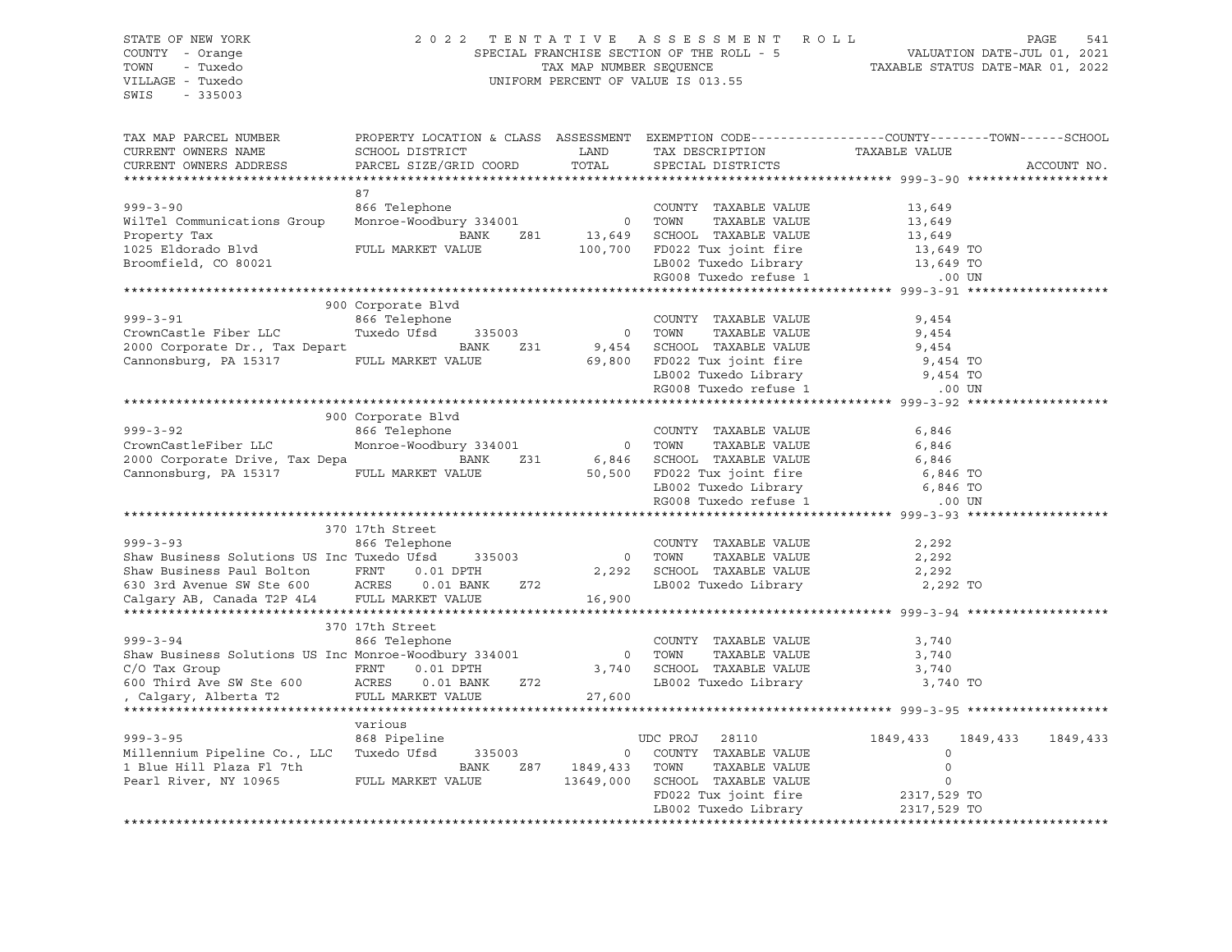STATE OF NEW YORK
COUNTY - Orange
TOWN - Tuxedo
VILLAGE - Tuxedo
SWIS - 335003

2022 TENTATIVE ASSESSMENT ROLL
SPECIAL FRANCHISE SECTION OF THE ROLL - 5
TAX MAP NUMBER SEQUENCE
UNIFORM PERCENT OF VALUE IS 013.55

VALUATION DATE-JUL 01, 2021
TAXABLE STATUS DATE-MAR 01, 2022

```
TAX MAP PARCEL NUMBER          PROPERTY LOCATION & CLASS  ASSESSMENT  EXEMPTION CODE------------------COUNTY--------TOWN------SCHOOL
CURRENT OWNERS NAME            SCHOOL DISTRICT              LAND      TAX DESCRIPTION              TAXABLE VALUE
CURRENT OWNERS ADDRESS         PARCEL SIZE/GRID COORD       TOTAL     SPECIAL DISTRICTS                                    ACCOUNT NO.
****************************************************************************************************** 999-3-90 *******************
                               87
999-3-90                       866 Telephone                          COUNTY  TAXABLE VALUE              13,649
WilTel Communications Group    Monroe-Woodbury 334001         0       TOWN    TAXABLE VALUE              13,649
Property Tax                             BANK    Z81      13,649      SCHOOL  TAXABLE VALUE              13,649
1025 Eldorado Blvd             FULL MARKET VALUE        100,700       FD022 Tux joint fire                 13,649 TO
Broomfield, CO 80021                                                  LB002 Tuxedo Library                 13,649 TO
                                                                      RG008 Tuxedo refuse 1                   .00 UN
****************************************************************************************************** 999-3-91 *******************
                               900 Corporate Blvd
999-3-91                       866 Telephone                          COUNTY  TAXABLE VALUE               9,454
CrownCastle Fiber LLC          Tuxedo Ufsd      335003        0       TOWN    TAXABLE VALUE               9,454
2000 Corporate Dr., Tax Depart           BANK    Z31       9,454      SCHOOL  TAXABLE VALUE               9,454
Cannonsburg, PA 15317          FULL MARKET VALUE         69,800       FD022 Tux joint fire                  9,454 TO
                                                                      LB002 Tuxedo Library                  9,454 TO
                                                                      RG008 Tuxedo refuse 1                   .00 UN
****************************************************************************************************** 999-3-92 *******************
                               900 Corporate Blvd
999-3-92                       866 Telephone                          COUNTY  TAXABLE VALUE               6,846
CrownCastleFiber LLC           Monroe-Woodbury 334001         0       TOWN    TAXABLE VALUE               6,846
2000 Corporate Drive, Tax Depa           BANK    Z31       6,846      SCHOOL  TAXABLE VALUE               6,846
Cannonsburg, PA 15317          FULL MARKET VALUE         50,500       FD022 Tux joint fire                  6,846 TO
                                                                      LB002 Tuxedo Library                  6,846 TO
                                                                      RG008 Tuxedo refuse 1                   .00 UN
****************************************************************************************************** 999-3-93 *******************
                               370 17th Street
999-3-93                       866 Telephone                          COUNTY  TAXABLE VALUE               2,292
Shaw Business Solutions US Inc Tuxedo Ufsd      335003        0       TOWN    TAXABLE VALUE               2,292
Shaw Business Paul Bolton      FRNT     0.01 DPTH          2,292      SCHOOL  TAXABLE VALUE               2,292
630 3rd Avenue SW Ste 600      ACRES    0.01 BANK    Z72              LB002 Tuxedo Library                  2,292 TO
Calgary AB, Canada T2P 4L4     FULL MARKET VALUE         16,900
****************************************************************************************************** 999-3-94 *******************
                               370 17th Street
999-3-94                       866 Telephone                          COUNTY  TAXABLE VALUE               3,740
Shaw Business Solutions US Inc Monroe-Woodbury 334001         0       TOWN    TAXABLE VALUE               3,740
C/O Tax Group                  FRNT     0.01 DPTH          3,740      SCHOOL  TAXABLE VALUE               3,740
600 Third Ave SW Ste 600       ACRES    0.01 BANK    Z72              LB002 Tuxedo Library                  3,740 TO
, Calgary, Alberta T2          FULL MARKET VALUE         27,600
****************************************************************************************************** 999-3-95 *******************
                               various
999-3-95                       868 Pipeline                           UDC PROJ    28110          1849,433   1849,433   1849,433
Millennium Pipeline Co., LLC   Tuxedo Ufsd      335003        0       COUNTY  TAXABLE VALUE                   0
1 Blue Hill Plaza Fl 7th                 BANK    Z87    1849,433      TOWN    TAXABLE VALUE                   0
Pearl River, NY 10965          FULL MARKET VALUE       13649,000      SCHOOL  TAXABLE VALUE                   0
                                                                      FD022 Tux joint fire               2317,529 TO
                                                                      LB002 Tuxedo Library               2317,529 TO
************************************************************************************************************************************
```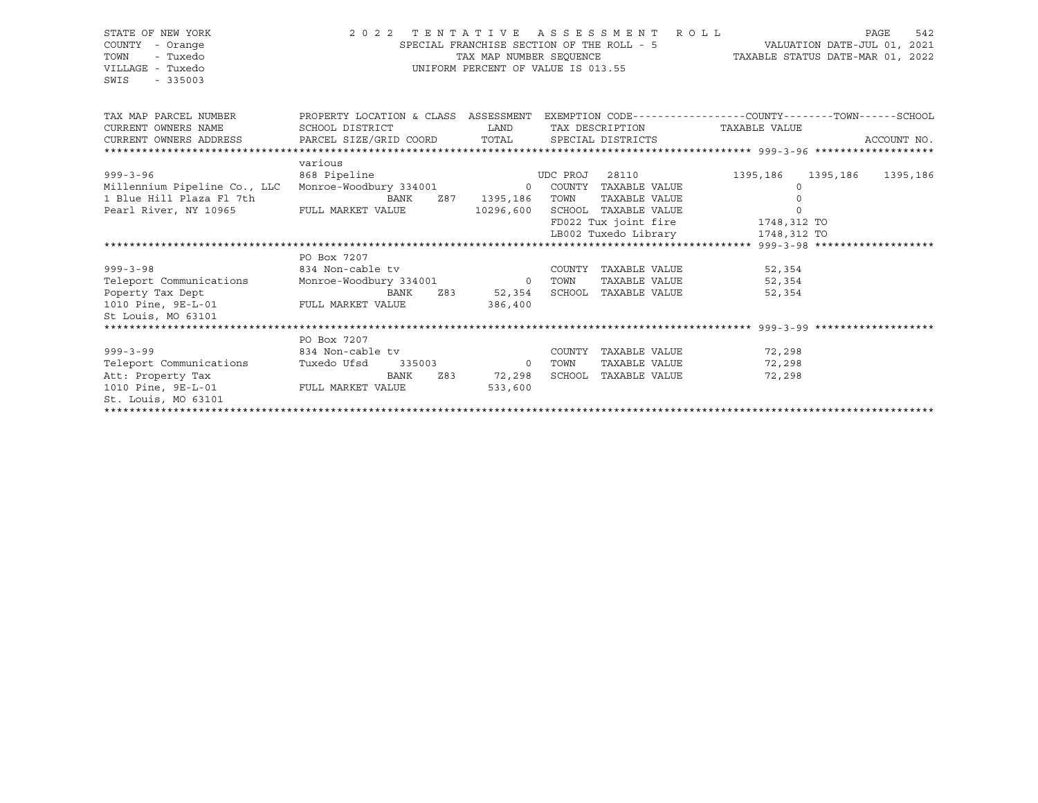STATE OF NEW YORK
COUNTY - Orange
TOWN - Tuxedo
VILLAGE - Tuxedo
SWIS - 335003

2022 TENTATIVE ASSESSMENT ROLL
SPECIAL FRANCHISE SECTION OF THE ROLL - 5
TAX MAP NUMBER SEQUENCE
UNIFORM PERCENT OF VALUE IS 013.55

VALUATION DATE-JUL 01, 2021
TAXABLE STATUS DATE-MAR 01, 2022

```
TAX MAP PARCEL NUMBER          PROPERTY LOCATION & CLASS  ASSESSMENT  EXEMPTION CODE------------------COUNTY--------TOWN------SCHOOL
CURRENT OWNERS NAME            SCHOOL DISTRICT               LAND      TAX DESCRIPTION            TAXABLE VALUE
CURRENT OWNERS ADDRESS         PARCEL SIZE/GRID COORD        TOTAL     SPECIAL DISTRICTS                                      ACCOUNT NO.
******************************************************************************************************* 999-3-96 *******************
                               various
999-3-96                       868 Pipeline                            UDC PROJ   28110            1395,186   1395,186   1395,186
Millennium Pipeline Co., LLC   Monroe-Woodbury 334001            0     COUNTY  TAXABLE VALUE               0
1 Blue Hill Plaza Fl 7th                 BANK     Z87     1395,186     TOWN    TAXABLE VALUE               0
Pearl River, NY 10965          FULL MARKET VALUE           10296,600   SCHOOL  TAXABLE VALUE               0
                                                                       FD022 Tux joint fire            1748,312 TO
                                                                       LB002 Tuxedo Library            1748,312 TO
******************************************************************************************************* 999-3-98 *******************
                               PO Box 7207
999-3-98                       834 Non-cable tv                        COUNTY  TAXABLE VALUE          52,354
Teleport Communications        Monroe-Woodbury 334001            0     TOWN    TAXABLE VALUE          52,354
Poperty Tax Dept                         BANK     Z83       52,354     SCHOOL  TAXABLE VALUE          52,354
1010 Pine, 9E-L-01             FULL MARKET VALUE             386,400
St Louis, MO 63101
******************************************************************************************************* 999-3-99 *******************
                               PO Box 7207
999-3-99                       834 Non-cable tv                        COUNTY  TAXABLE VALUE          72,298
Teleport Communications        Tuxedo Ufsd     335003            0     TOWN    TAXABLE VALUE          72,298
Att: Property Tax                        BANK     Z83       72,298     SCHOOL  TAXABLE VALUE          72,298
1010 Pine, 9E-L-01             FULL MARKET VALUE             533,600
St. Louis, MO 63101
************************************************************************************************************************************
```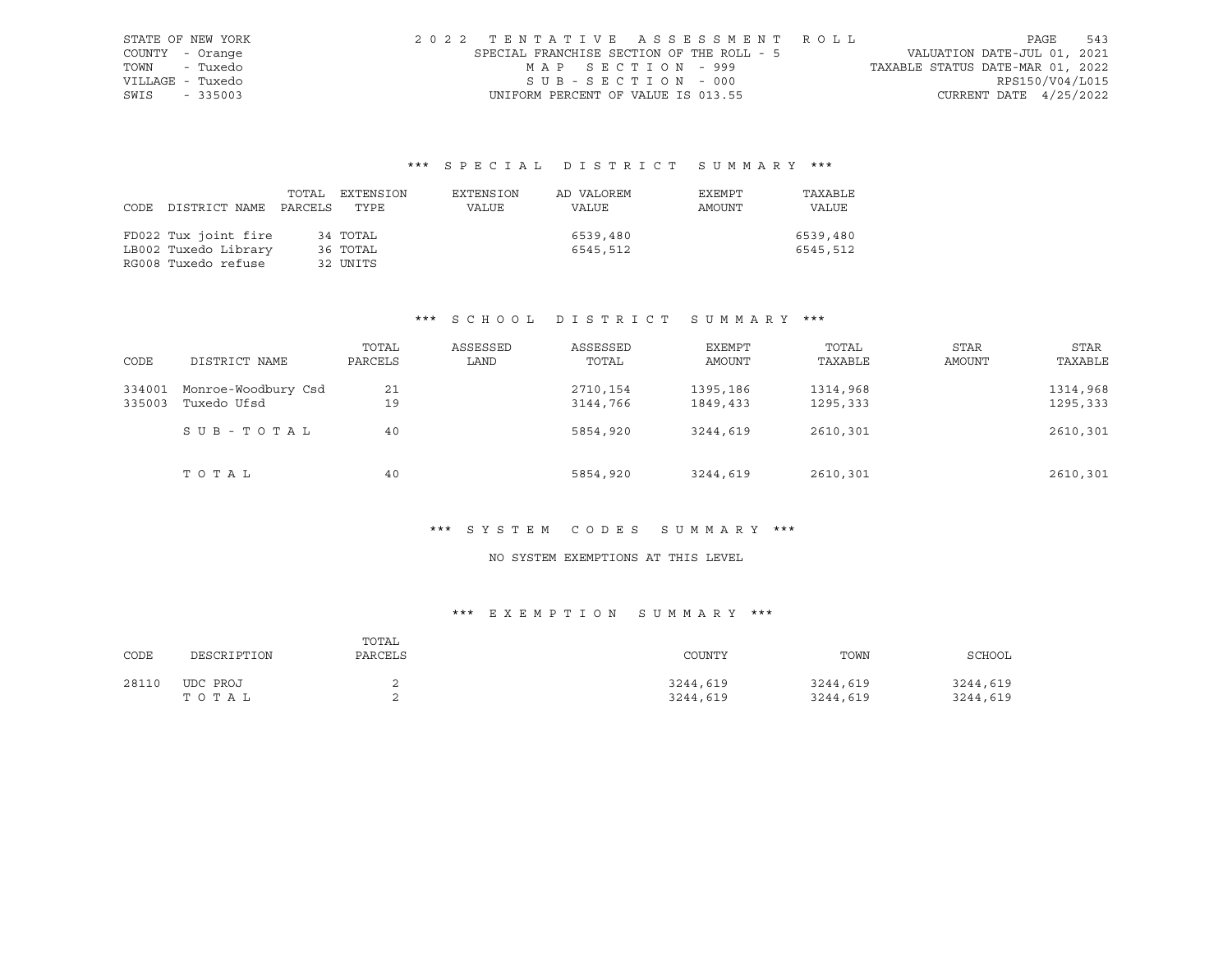STATE OF NEW YORK
COUNTY - Orange
TOWN - Tuxedo
VILLAGE - Tuxedo
SWIS - 335003

2022 TENTATIVE ASSESSMENT ROLL
SPECIAL FRANCHISE SECTION OF THE ROLL - 5
MAP SECTION - 999
SUB-SECTION - 000
UNIFORM PERCENT OF VALUE IS 013.55

VALUATION DATE-JUL 01, 2021
TAXABLE STATUS DATE-MAR 01, 2022
RPS150/V04/L015
CURRENT DATE 4/25/2022

### *** SPECIAL DISTRICT SUMMARY ***

| CODE | DISTRICT NAME | TOTAL PARCELS | EXTENSION TYPE | EXTENSION VALUE | AD VALOREM VALUE | EXEMPT AMOUNT | TAXABLE VALUE |
|---|---|---|---|---|---|---|---|
| FD022 | Tux joint fire | 34 | TOTAL | | 6539,480 | | 6539,480 |
| LB002 | Tuxedo Library | 36 | TOTAL | | 6545,512 | | 6545,512 |
| RG008 | Tuxedo refuse | 32 | UNITS | | | | |

### *** SCHOOL DISTRICT SUMMARY ***

| CODE | DISTRICT NAME | TOTAL PARCELS | ASSESSED LAND | ASSESSED TOTAL | EXEMPT AMOUNT | TOTAL TAXABLE | STAR AMOUNT | STAR TAXABLE |
|---|---|---|---|---|---|---|---|---|
| 334001 | Monroe-Woodbury Csd | 21 | | 2710,154 | 1395,186 | 1314,968 | | 1314,968 |
| 335003 | Tuxedo Ufsd | 19 | | 3144,766 | 1849,433 | 1295,333 | | 1295,333 |
| | SUB-TOTAL | 40 | | 5854,920 | 3244,619 | 2610,301 | | 2610,301 |
| | TOTAL | 40 | | 5854,920 | 3244,619 | 2610,301 | | 2610,301 |

### *** SYSTEM CODES SUMMARY ***

NO SYSTEM EXEMPTIONS AT THIS LEVEL

### *** EXEMPTION SUMMARY ***

| CODE | DESCRIPTION | TOTAL PARCELS | COUNTY | TOWN | SCHOOL |
|---|---|---|---|---|---|
| 28110 | UDC PROJ | 2 | 3244,619 | 3244,619 | 3244,619 |
| | TOTAL | 2 | 3244,619 | 3244,619 | 3244,619 |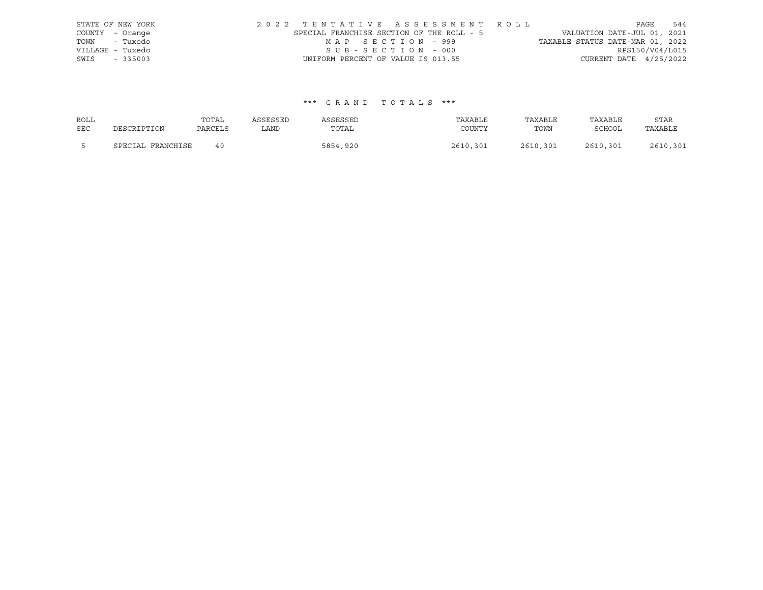STATE OF NEW YORK — 2022 TENTATIVE ASSESSMENT ROLL — PAGE 544

COUNTY - Orange — SPECIAL FRANCHISE SECTION OF THE ROLL - 5 — VALUATION DATE-JUL 01, 2021

TOWN - Tuxedo — MAP SECTION - 999 — TAXABLE STATUS DATE-MAR 01, 2022

VILLAGE - Tuxedo — SUB-SECTION - 000 — RPS150/V04/L015

SWIS - 335003 — UNIFORM PERCENT OF VALUE IS 013.55 — CURRENT DATE 4/25/2022

### *** GRAND TOTALS ***

| ROLL SEC | DESCRIPTION | TOTAL PARCELS | ASSESSED LAND | ASSESSED TOTAL | TAXABLE COUNTY | TAXABLE TOWN | TAXABLE SCHOOL | STAR TAXABLE |
|---|---|---|---|---|---|---|---|---|
| 5 | SPECIAL FRANCHISE | 40 | | 5854,920 | 2610,301 | 2610,301 | 2610,301 | 2610,301 |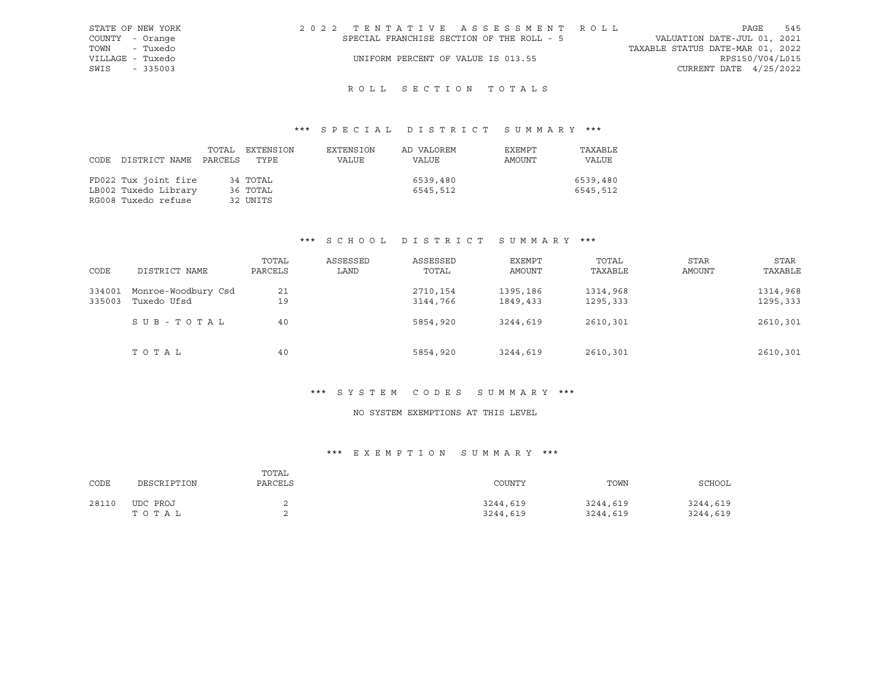STATE OF NEW YORK
COUNTY - Orange
TOWN - Tuxedo
VILLAGE - Tuxedo
SWIS - 335003

2022 TENTATIVE ASSESSMENT ROLL
SPECIAL FRANCHISE SECTION OF THE ROLL - 5
UNIFORM PERCENT OF VALUE IS 013.55

VALUATION DATE-JUL 01, 2021
TAXABLE STATUS DATE-MAR 01, 2022
RPS150/V04/L015
CURRENT DATE 4/25/2022

# ROLL SECTION TOTALS

## *** SPECIAL DISTRICT SUMMARY ***

| CODE | DISTRICT NAME | TOTAL PARCELS | EXTENSION TYPE | EXTENSION VALUE | AD VALOREM VALUE | EXEMPT AMOUNT | TAXABLE VALUE |
|---|---|---|---|---|---|---|---|
| FD022 | Tux joint fire | 34 | TOTAL | | 6539,480 | | 6539,480 |
| LB002 | Tuxedo Library | 36 | TOTAL | | 6545,512 | | 6545,512 |
| RG008 | Tuxedo refuse | 32 | UNITS | | | | |

## *** SCHOOL DISTRICT SUMMARY ***

| CODE | DISTRICT NAME | TOTAL PARCELS | ASSESSED LAND | ASSESSED TOTAL | EXEMPT AMOUNT | TOTAL TAXABLE | STAR AMOUNT | STAR TAXABLE |
|---|---|---|---|---|---|---|---|---|
| 334001 | Monroe-Woodbury Csd | 21 | | 2710,154 | 1395,186 | 1314,968 | | 1314,968 |
| 335003 | Tuxedo Ufsd | 19 | | 3144,766 | 1849,433 | 1295,333 | | 1295,333 |
| | SUB-TOTAL | 40 | | 5854,920 | 3244,619 | 2610,301 | | 2610,301 |
| | TOTAL | 40 | | 5854,920 | 3244,619 | 2610,301 | | 2610,301 |

## *** SYSTEM CODES SUMMARY ***

NO SYSTEM EXEMPTIONS AT THIS LEVEL

## *** EXEMPTION SUMMARY ***

| CODE | DESCRIPTION | TOTAL PARCELS | COUNTY | TOWN | SCHOOL |
|---|---|---|---|---|---|
| 28110 | UDC PROJ | 2 | 3244,619 | 3244,619 | 3244,619 |
| | TOTAL | 2 | 3244,619 | 3244,619 | 3244,619 |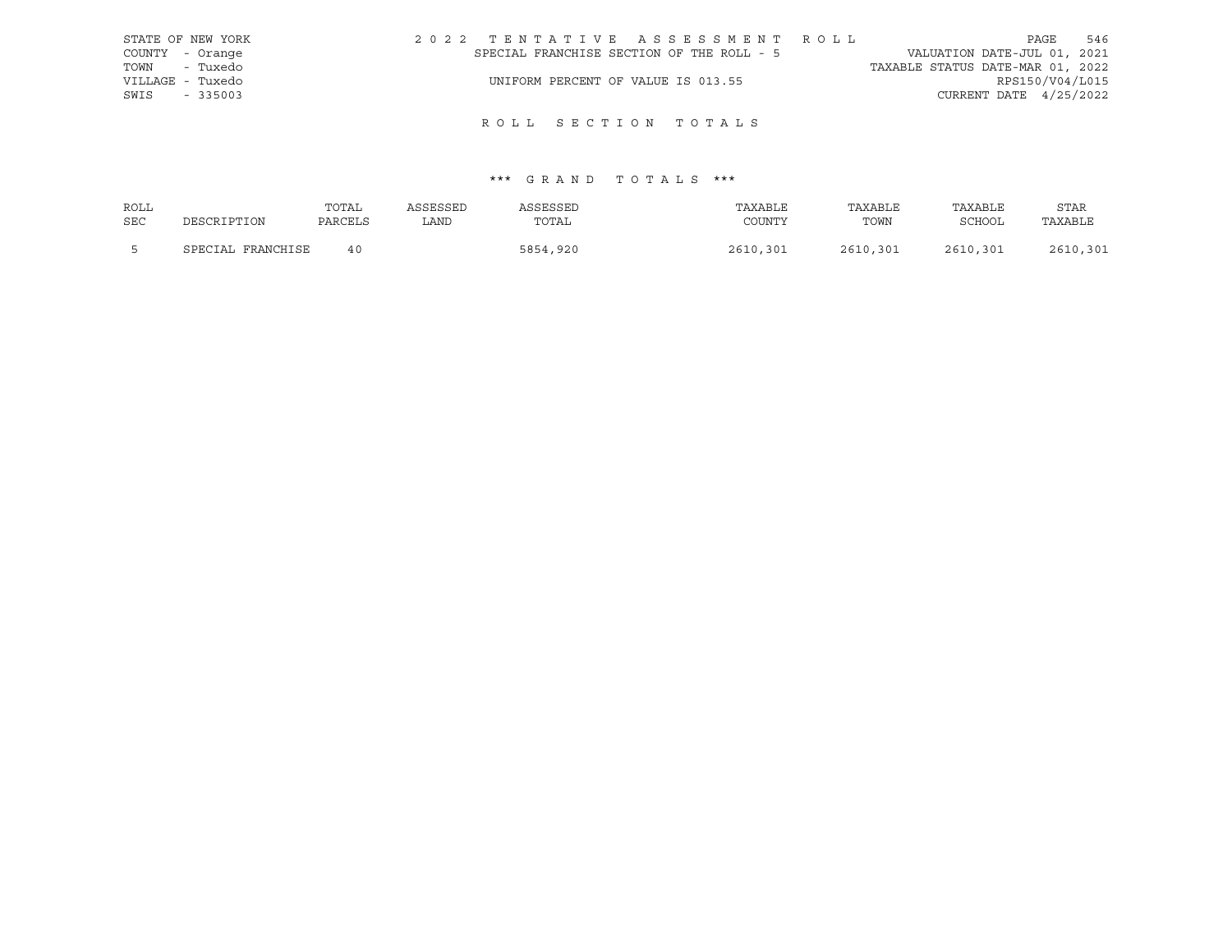STATE OF NEW YORK
COUNTY - Orange
TOWN - Tuxedo
VILLAGE - Tuxedo
SWIS - 335003

2 0 2 2 T E N T A T I V E A S S E S S M E N T R O L L
SPECIAL FRANCHISE SECTION OF THE ROLL - 5
UNIFORM PERCENT OF VALUE IS 013.55

VALUATION DATE-JUL 01, 2021
TAXABLE STATUS DATE-MAR 01, 2022
RPS150/V04/L015
CURRENT DATE 4/25/2022

R O L L S E C T I O N T O T A L S

\*\*\* G R A N D T O T A L S \*\*\*

| ROLL SEC | DESCRIPTION | TOTAL PARCELS | ASSESSED LAND | ASSESSED TOTAL | TAXABLE COUNTY | TAXABLE TOWN | TAXABLE SCHOOL | STAR TAXABLE |
|---|---|---|---|---|---|---|---|---|
| 5 | SPECIAL FRANCHISE | 40 | | 5854,920 | 2610,301 | 2610,301 | 2610,301 | 2610,301 |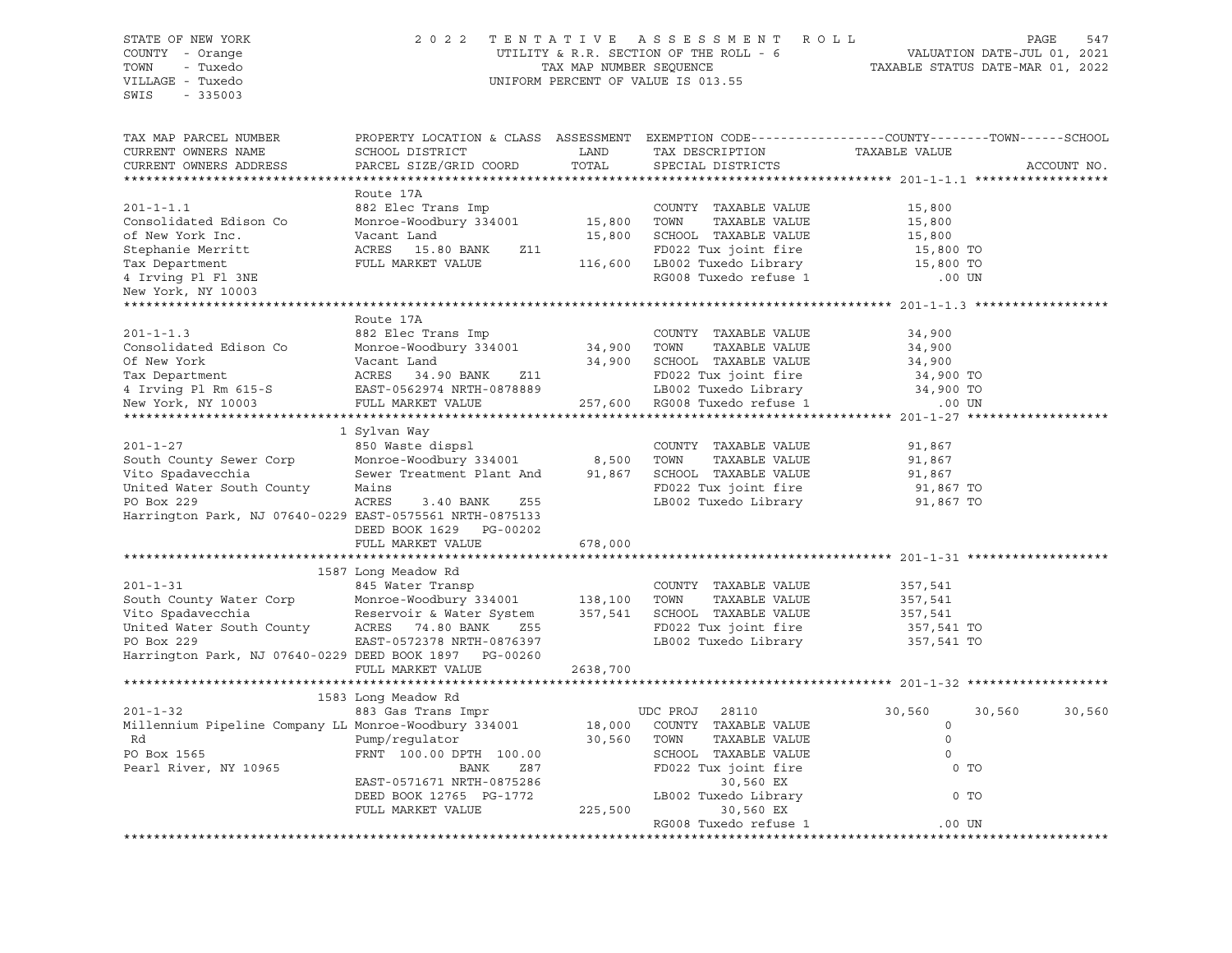STATE OF NEW YORK
COUNTY - Orange
TOWN - Tuxedo
VILLAGE - Tuxedo
SWIS - 335003

2022 TENTATIVE ASSESSMENT ROLL
UTILITY & R.R. SECTION OF THE ROLL - 6
TAX MAP NUMBER SEQUENCE
UNIFORM PERCENT OF VALUE IS 013.55

VALUATION DATE-JUL 01, 2021
TAXABLE STATUS DATE-MAR 01, 2022

```
TAX MAP PARCEL NUMBER          PROPERTY LOCATION & CLASS  ASSESSMENT  EXEMPTION CODE-----------------COUNTY--------TOWN------SCHOOL
CURRENT OWNERS NAME            SCHOOL DISTRICT               LAND      TAX DESCRIPTION            TAXABLE VALUE
CURRENT OWNERS ADDRESS         PARCEL SIZE/GRID COORD        TOTAL     SPECIAL DISTRICTS                                  ACCOUNT NO.
******************************************************************************************************* 201-1-1.1 ******************
                               Route 17A
201-1-1.1                      882 Elec Trans Imp                      COUNTY  TAXABLE VALUE            15,800
Consolidated Edison Co         Monroe-Woodbury 334001        15,800    TOWN    TAXABLE VALUE            15,800
of New York Inc.               Vacant Land                   15,800    SCHOOL  TAXABLE VALUE            15,800
Stephanie Merritt              ACRES  15.80 BANK     Z11               FD022 Tux joint fire             15,800 TO
Tax Department                 FULL MARKET VALUE            116,600    LB002 Tuxedo Library             15,800 TO
4 Irving Pl Fl 3NE                                                     RG008 Tuxedo refuse 1               .00 UN
New York, NY 10003
******************************************************************************************************* 201-1-1.3 ******************
                               Route 17A
201-1-1.3                      882 Elec Trans Imp                      COUNTY  TAXABLE VALUE            34,900
Consolidated Edison Co         Monroe-Woodbury 334001        34,900    TOWN    TAXABLE VALUE            34,900
Of New York                    Vacant Land                   34,900    SCHOOL  TAXABLE VALUE            34,900
Tax Department                 ACRES  34.90 BANK     Z11               FD022 Tux joint fire             34,900 TO
4 Irving Pl Rm 615-S           EAST-0562974 NRTH-0878889               LB002 Tuxedo Library             34,900 TO
New York, NY 10003             FULL MARKET VALUE            257,600    RG008 Tuxedo refuse 1               .00 UN
******************************************************************************************************* 201-1-27 *******************
                               1 Sylvan Way
201-1-27                       850 Waste dispsl                        COUNTY  TAXABLE VALUE            91,867
South County Sewer Corp        Monroe-Woodbury 334001         8,500    TOWN    TAXABLE VALUE            91,867
Vito Spadavecchia              Sewer Treatment Plant And     91,867    SCHOOL  TAXABLE VALUE            91,867
United Water South County      Mains                                   FD022 Tux joint fire             91,867 TO
PO Box 229                     ACRES   3.40 BANK     Z55               LB002 Tuxedo Library             91,867 TO
Harrington Park, NJ 07640-0229 EAST-0575561 NRTH-0875133
                               DEED BOOK 1629   PG-00202
                               FULL MARKET VALUE            678,000
******************************************************************************************************* 201-1-31 *******************
                               1587 Long Meadow Rd
201-1-31                       845 Water Transp                        COUNTY  TAXABLE VALUE           357,541
South County Water Corp        Monroe-Woodbury 334001       138,100    TOWN    TAXABLE VALUE           357,541
Vito Spadavecchia              Reservoir & Water System     357,541    SCHOOL  TAXABLE VALUE           357,541
United Water South County      ACRES  74.80 BANK     Z55               FD022 Tux joint fire            357,541 TO
PO Box 229                     EAST-0572378 NRTH-0876397               LB002 Tuxedo Library            357,541 TO
Harrington Park, NJ 07640-0229 DEED BOOK 1897   PG-00260
                               FULL MARKET VALUE           2638,700
******************************************************************************************************* 201-1-32 *******************
                               1583 Long Meadow Rd
201-1-32                       883 Gas Trans Impr                      UDC PROJ   28110             30,560      30,560      30,560
Millennium Pipeline Company LL Monroe-Woodbury 334001        18,000    COUNTY  TAXABLE VALUE                 0
 Rd                            Pump/regulator                30,560    TOWN    TAXABLE VALUE                 0
PO Box 1565                    FRNT 100.00 DPTH 100.00                 SCHOOL  TAXABLE VALUE                 0
Pearl River, NY 10965                     BANK     Z87                 FD022 Tux joint fire                  0 TO
                               EAST-0571671 NRTH-0875286                    30,560 EX
                               DEED BOOK 12765  PG-1772                LB002 Tuxedo Library                  0 TO
                               FULL MARKET VALUE            225,500         30,560 EX
                                                                       RG008 Tuxedo refuse 1               .00 UN
************************************************************************************************************************************
```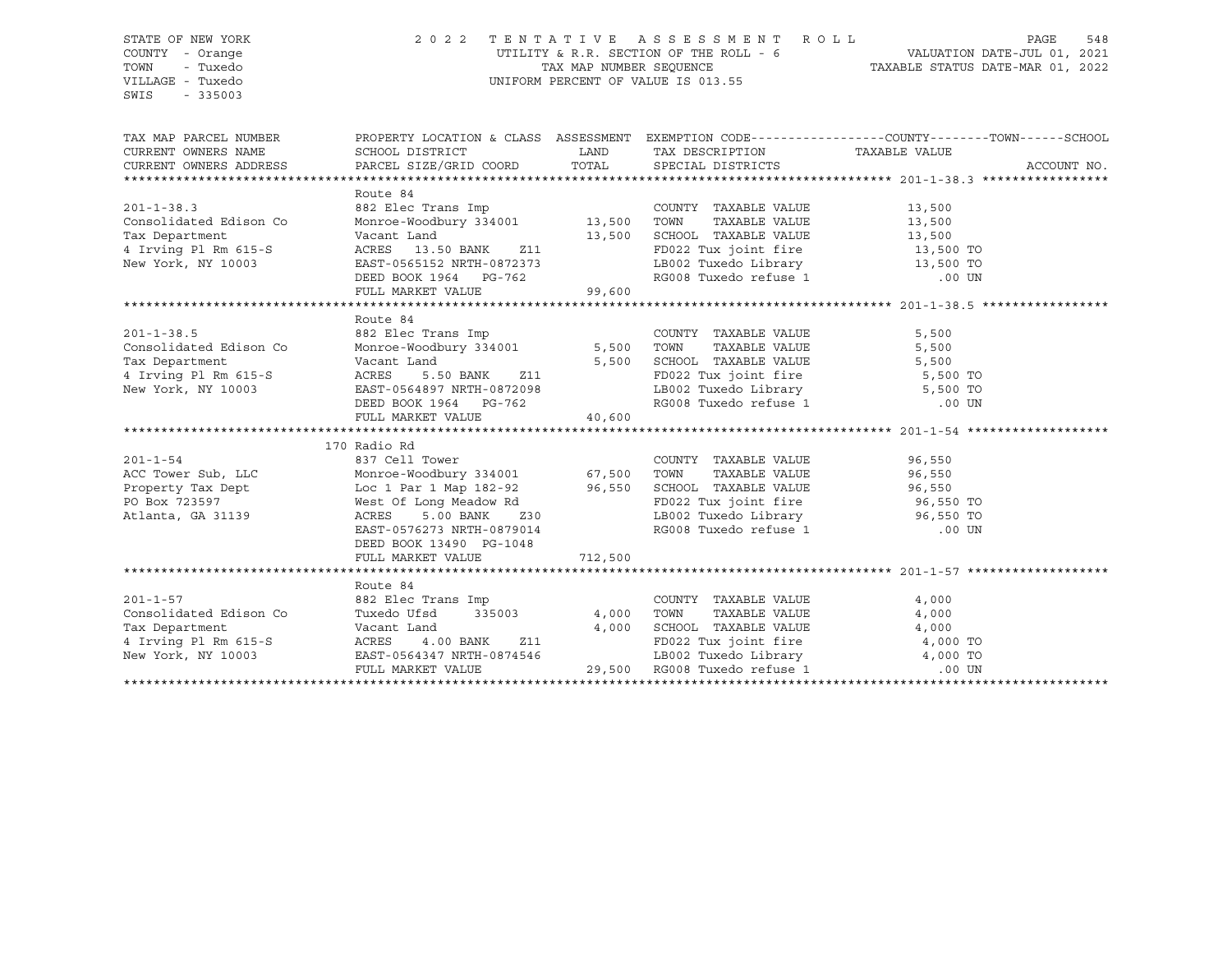STATE OF NEW YORK
COUNTY - Orange
TOWN - Tuxedo
VILLAGE - Tuxedo
SWIS - 335003

2022 TENTATIVE ASSESSMENT ROLL
UTILITY & R.R. SECTION OF THE ROLL - 6
TAX MAP NUMBER SEQUENCE
UNIFORM PERCENT OF VALUE IS 013.55

VALUATION DATE-JUL 01, 2021
TAXABLE STATUS DATE-MAR 01, 2022

| TAX MAP PARCEL NUMBER / CURRENT OWNERS NAME / CURRENT OWNERS ADDRESS | PROPERTY LOCATION & CLASS / SCHOOL DISTRICT / PARCEL SIZE/GRID COORD | ASSESSMENT LAND | TOTAL | EXEMPTION CODE / TAX DESCRIPTION / SPECIAL DISTRICTS | TAXABLE VALUE (COUNTY--TOWN--SCHOOL) | ACCOUNT NO. |
|---|---|---|---|---|---|---|
| **201-1-38.3** | Route 84 | | | | | |
| 201-1-38.3 | 882 Elec Trans Imp | | | COUNTY TAXABLE VALUE | 13,500 | |
| Consolidated Edison Co | Monroe-Woodbury 334001 | 13,500 | | TOWN TAXABLE VALUE | 13,500 | |
| Tax Department | Vacant Land | | 13,500 | SCHOOL TAXABLE VALUE | 13,500 | |
| 4 Irving Pl Rm 615-S | ACRES 13.50 BANK Z11 | | | FD022 Tux joint fire | 13,500 TO | |
| New York, NY 10003 | EAST-0565152 NRTH-0872373 | | | LB002 Tuxedo Library | 13,500 TO | |
| | DEED BOOK 1964 PG-762 | | | RG008 Tuxedo refuse 1 | .00 UN | |
| | FULL MARKET VALUE | | 99,600 | | | |
| **201-1-38.5** | Route 84 | | | | | |
| 201-1-38.5 | 882 Elec Trans Imp | | | COUNTY TAXABLE VALUE | 5,500 | |
| Consolidated Edison Co | Monroe-Woodbury 334001 | 5,500 | | TOWN TAXABLE VALUE | 5,500 | |
| Tax Department | Vacant Land | | 5,500 | SCHOOL TAXABLE VALUE | 5,500 | |
| 4 Irving Pl Rm 615-S | ACRES 5.50 BANK Z11 | | | FD022 Tux joint fire | 5,500 TO | |
| New York, NY 10003 | EAST-0564897 NRTH-0872098 | | | LB002 Tuxedo Library | 5,500 TO | |
| | DEED BOOK 1964 PG-762 | | | RG008 Tuxedo refuse 1 | .00 UN | |
| | FULL MARKET VALUE | | 40,600 | | | |
| **201-1-54** | 170 Radio Rd | | | | | |
| 201-1-54 | 837 Cell Tower | | | COUNTY TAXABLE VALUE | 96,550 | |
| ACC Tower Sub, LLC | Monroe-Woodbury 334001 | 67,500 | | TOWN TAXABLE VALUE | 96,550 | |
| Property Tax Dept | Loc 1 Par 1 Map 182-92 | | 96,550 | SCHOOL TAXABLE VALUE | 96,550 | |
| PO Box 723597 | West Of Long Meadow Rd | | | FD022 Tux joint fire | 96,550 TO | |
| Atlanta, GA 31139 | ACRES 5.00 BANK Z30 | | | LB002 Tuxedo Library | 96,550 TO | |
| | EAST-0576273 NRTH-0879014 | | | RG008 Tuxedo refuse 1 | .00 UN | |
| | DEED BOOK 13490 PG-1048 | | | | | |
| | FULL MARKET VALUE | | 712,500 | | | |
| **201-1-57** | Route 84 | | | | | |
| 201-1-57 | 882 Elec Trans Imp | | | COUNTY TAXABLE VALUE | 4,000 | |
| Consolidated Edison Co | Tuxedo Ufsd 335003 | 4,000 | | TOWN TAXABLE VALUE | 4,000 | |
| Tax Department | Vacant Land | | 4,000 | SCHOOL TAXABLE VALUE | 4,000 | |
| 4 Irving Pl Rm 615-S | ACRES 4.00 BANK Z11 | | | FD022 Tux joint fire | 4,000 TO | |
| New York, NY 10003 | EAST-0564347 NRTH-0874546 | | | LB002 Tuxedo Library | 4,000 TO | |
| | FULL MARKET VALUE | | 29,500 | RG008 Tuxedo refuse 1 | .00 UN | |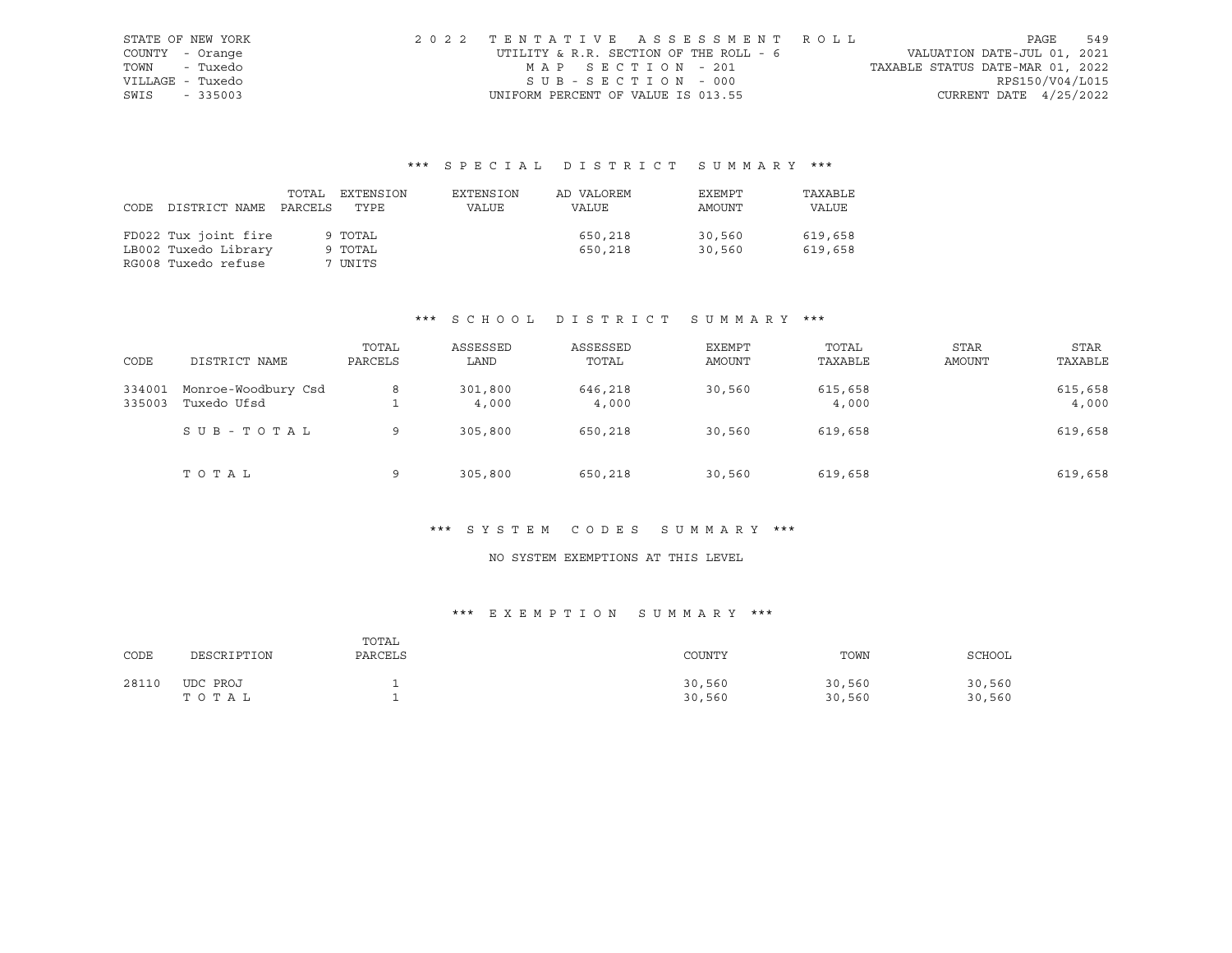STATE OF NEW YORK — 2022 TENTATIVE ASSESSMENT ROLL — PAGE 549
COUNTY - Orange — UTILITY & R.R. SECTION OF THE ROLL - 6 — VALUATION DATE-JUL 01, 2021
TOWN - Tuxedo — MAP SECTION - 201 — TAXABLE STATUS DATE-MAR 01, 2022
VILLAGE - Tuxedo — SUB-SECTION - 000 — RPS150/V04/L015
SWIS - 335003 — UNIFORM PERCENT OF VALUE IS 013.55 — CURRENT DATE 4/25/2022

## *** SPECIAL DISTRICT SUMMARY ***

| CODE | DISTRICT NAME | TOTAL PARCELS | EXTENSION TYPE | EXTENSION VALUE | AD VALOREM VALUE | EXEMPT AMOUNT | TAXABLE VALUE |
|---|---|---|---|---|---|---|---|
| FD022 | Tux joint fire | 9 | TOTAL | | 650,218 | 30,560 | 619,658 |
| LB002 | Tuxedo Library | 9 | TOTAL | | 650,218 | 30,560 | 619,658 |
| RG008 | Tuxedo refuse | 7 | UNITS | | | | |

## *** SCHOOL DISTRICT SUMMARY ***

| CODE | DISTRICT NAME | TOTAL PARCELS | ASSESSED LAND | ASSESSED TOTAL | EXEMPT AMOUNT | TOTAL TAXABLE | STAR AMOUNT | STAR TAXABLE |
|---|---|---|---|---|---|---|---|---|
| 334001 | Monroe-Woodbury Csd | 8 | 301,800 | 646,218 | 30,560 | 615,658 | | 615,658 |
| 335003 | Tuxedo Ufsd | 1 | 4,000 | 4,000 | | 4,000 | | 4,000 |
| | SUB-TOTAL | 9 | 305,800 | 650,218 | 30,560 | 619,658 | | 619,658 |
| | TOTAL | 9 | 305,800 | 650,218 | 30,560 | 619,658 | | 619,658 |

## *** SYSTEM CODES SUMMARY ***

NO SYSTEM EXEMPTIONS AT THIS LEVEL

## *** EXEMPTION SUMMARY ***

| CODE | DESCRIPTION | TOTAL PARCELS | COUNTY | TOWN | SCHOOL |
|---|---|---|---|---|---|
| 28110 | UDC PROJ | 1 | 30,560 | 30,560 | 30,560 |
| | TOTAL | 1 | 30,560 | 30,560 | 30,560 |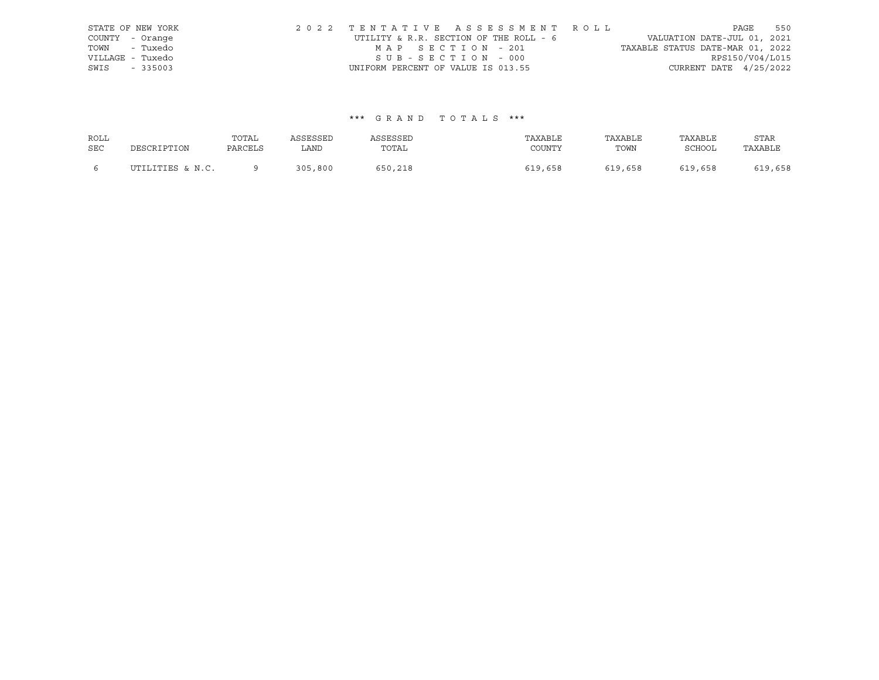STATE OF NEW YORK
COUNTY - Orange
TOWN - Tuxedo
VILLAGE - Tuxedo
SWIS - 335003

2 0 2 2 T E N T A T I V E A S S E S S M E N T R O L L
UTILITY & R.R. SECTION OF THE ROLL - 6
M A P S E C T I O N - 201
S U B - S E C T I O N - 000
UNIFORM PERCENT OF VALUE IS 013.55

VALUATION DATE-JUL 01, 2021
TAXABLE STATUS DATE-MAR 01, 2022
RPS150/V04/L015
CURRENT DATE 4/25/2022

*** G R A N D T O T A L S ***

| ROLL SEC | DESCRIPTION | TOTAL PARCELS | ASSESSED LAND | ASSESSED TOTAL | TAXABLE COUNTY | TAXABLE TOWN | TAXABLE SCHOOL | STAR TAXABLE |
|---|---|---|---|---|---|---|---|---|
| 6 | UTILITIES & N.C. | 9 | 305,800 | 650,218 | 619,658 | 619,658 | 619,658 | 619,658 |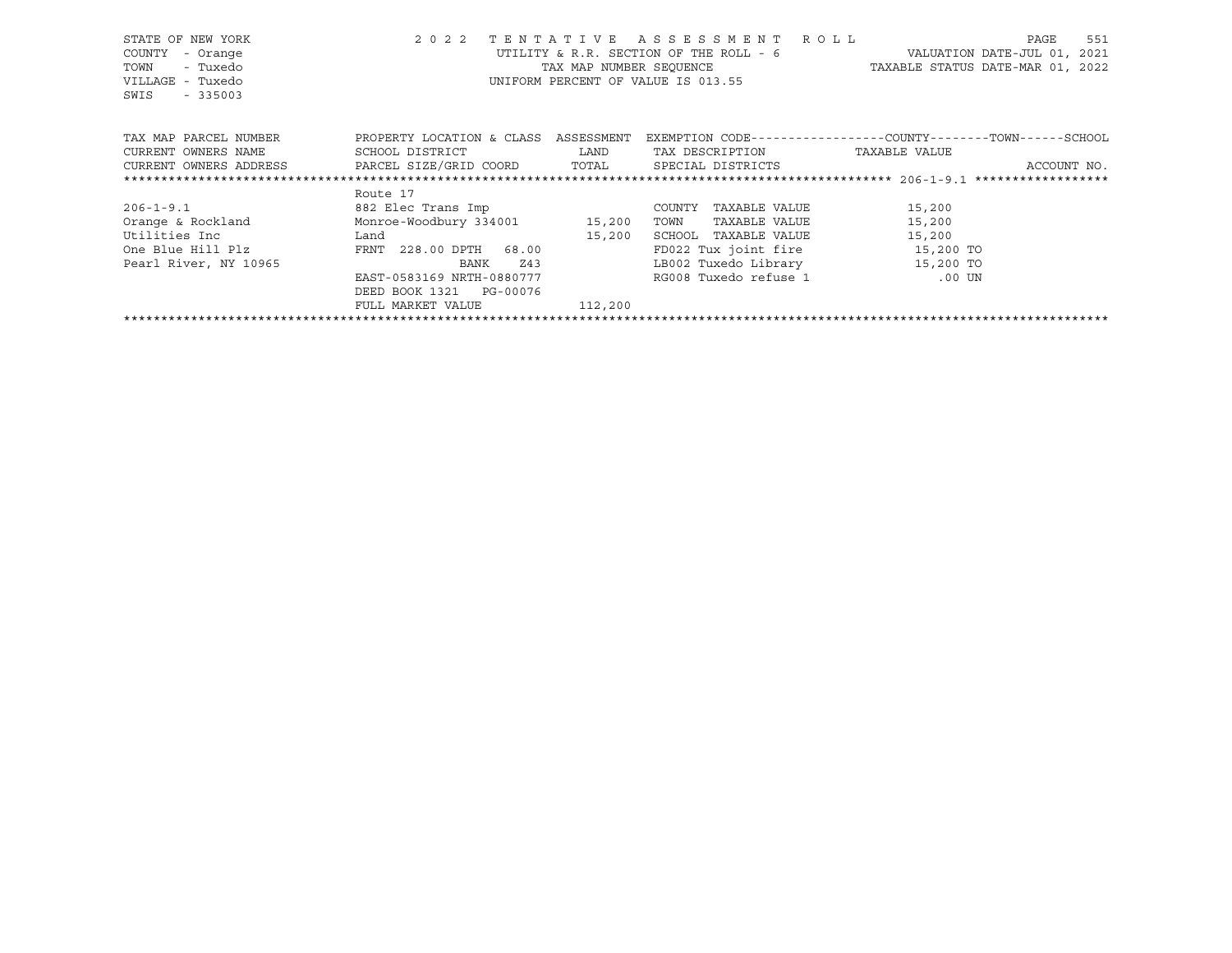STATE OF NEW YORK
COUNTY - Orange
TOWN - Tuxedo
VILLAGE - Tuxedo
SWIS - 335003

2022 TENTATIVE ASSESSMENT ROLL
UTILITY & R.R. SECTION OF THE ROLL - 6
TAX MAP NUMBER SEQUENCE
UNIFORM PERCENT OF VALUE IS 013.55

VALUATION DATE-JUL 01, 2021
TAXABLE STATUS DATE-MAR 01, 2022

| TAX MAP PARCEL NUMBER<br>CURRENT OWNERS NAME<br>CURRENT OWNERS ADDRESS | PROPERTY LOCATION & CLASS<br>SCHOOL DISTRICT<br>PARCEL SIZE/GRID COORD | ASSESSMENT<br>LAND<br>TOTAL | EXEMPTION CODE-----COUNTY-----TOWN-----SCHOOL<br>TAX DESCRIPTION<br>SPECIAL DISTRICTS | TAXABLE VALUE | ACCOUNT NO. |
|---|---|---|---|---|---|
| ********** 206-1-9.1 ********** | | | | | |
| | Route 17 | | | | |
| 206-1-9.1 | 882 Elec Trans Imp | | COUNTY TAXABLE VALUE | 15,200 | |
| Orange & Rockland | Monroe-Woodbury 334001 | 15,200 | TOWN TAXABLE VALUE | 15,200 | |
| Utilities Inc | Land | 15,200 | SCHOOL TAXABLE VALUE | 15,200 | |
| One Blue Hill Plz | FRNT 228.00 DPTH 68.00 | | FD022 Tux joint fire | 15,200 TO | |
| Pearl River, NY 10965 | BANK Z43 | | LB002 Tuxedo Library | 15,200 TO | |
| | EAST-0583169 NRTH-0880777 | | RG008 Tuxedo refuse 1 | .00 UN | |
| | DEED BOOK 1321 PG-00076 | | | | |
| | FULL MARKET VALUE | 112,200 | | | |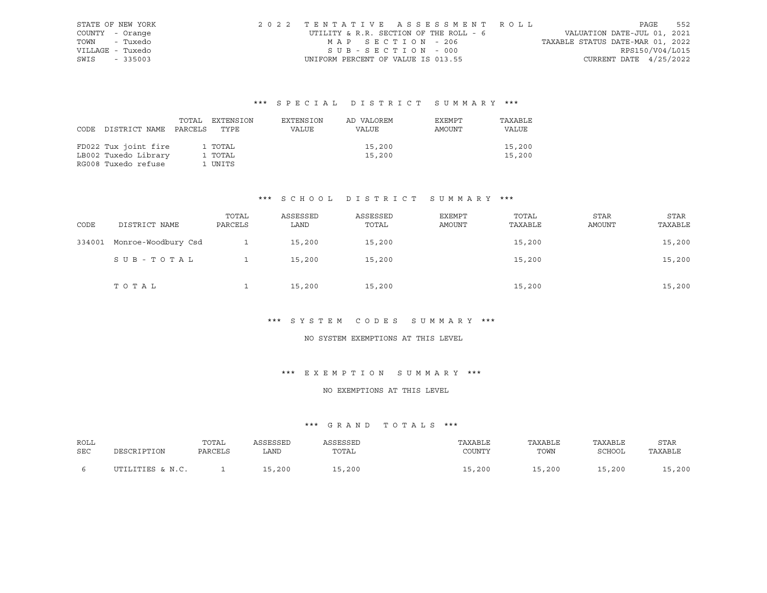STATE OF NEW YORK
COUNTY - Orange
TOWN - Tuxedo
VILLAGE - Tuxedo
SWIS - 335003

2022 TENTATIVE ASSESSMENT ROLL
UTILITY & R.R. SECTION OF THE ROLL - 6
MAP SECTION - 206
SUB-SECTION - 000
UNIFORM PERCENT OF VALUE IS 013.55

VALUATION DATE-JUL 01, 2021
TAXABLE STATUS DATE-MAR 01, 2022
RPS150/V04/L015
CURRENT DATE 4/25/2022

### *** SPECIAL DISTRICT SUMMARY ***

| CODE | DISTRICT NAME | TOTAL PARCELS | EXTENSION TYPE | EXTENSION VALUE | AD VALOREM VALUE | EXEMPT AMOUNT | TAXABLE VALUE |
|---|---|---|---|---|---|---|---|
| FD022 | Tux joint fire | 1 | TOTAL | | 15,200 | | 15,200 |
| LB002 | Tuxedo Library | 1 | TOTAL | | 15,200 | | 15,200 |
| RG008 | Tuxedo refuse | 1 | UNITS | | | | |

### *** SCHOOL DISTRICT SUMMARY ***

| CODE | DISTRICT NAME | TOTAL PARCELS | ASSESSED LAND | ASSESSED TOTAL | EXEMPT AMOUNT | TOTAL TAXABLE | STAR AMOUNT | STAR TAXABLE |
|---|---|---|---|---|---|---|---|---|
| 334001 | Monroe-Woodbury Csd | 1 | 15,200 | 15,200 | | 15,200 | | 15,200 |
| | SUB-TOTAL | 1 | 15,200 | 15,200 | | 15,200 | | 15,200 |
| | TOTAL | 1 | 15,200 | 15,200 | | 15,200 | | 15,200 |

### *** SYSTEM CODES SUMMARY ***

NO SYSTEM EXEMPTIONS AT THIS LEVEL

### *** EXEMPTION SUMMARY ***

NO EXEMPTIONS AT THIS LEVEL

### *** GRAND TOTALS ***

| ROLL SEC | DESCRIPTION | TOTAL PARCELS | ASSESSED LAND | ASSESSED TOTAL | TAXABLE COUNTY | TAXABLE TOWN | TAXABLE SCHOOL | STAR TAXABLE |
|---|---|---|---|---|---|---|---|---|
| 6 | UTILITIES & N.C. | 1 | 15,200 | 15,200 | 15,200 | 15,200 | 15,200 | 15,200 |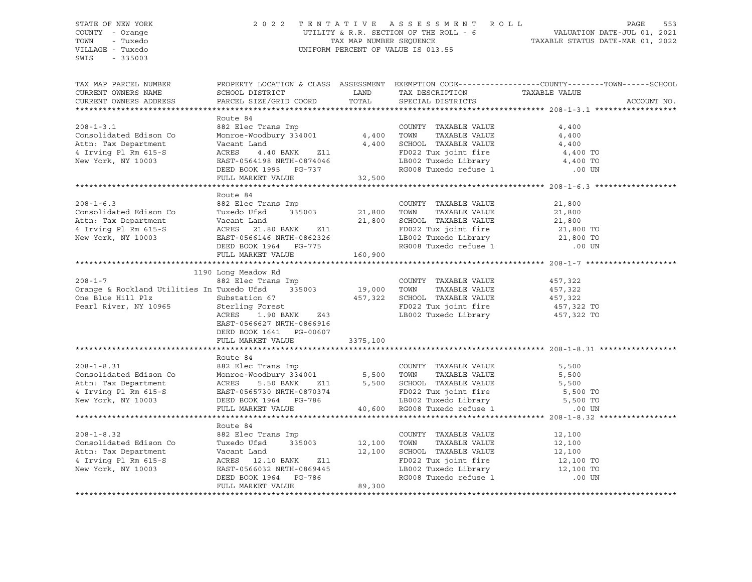STATE OF NEW YORK
COUNTY - Orange
TOWN - Tuxedo
VILLAGE - Tuxedo
SWIS - 335003

2022 TENTATIVE ASSESSMENT ROLL
UTILITY & R.R. SECTION OF THE ROLL - 6
TAX MAP NUMBER SEQUENCE
UNIFORM PERCENT OF VALUE IS 013.55

VALUATION DATE-JUL 01, 2021
TAXABLE STATUS DATE-MAR 01, 2022

| TAX MAP PARCEL NUMBER / CURRENT OWNERS NAME / CURRENT OWNERS ADDRESS | PROPERTY LOCATION & CLASS / SCHOOL DISTRICT / PARCEL SIZE/GRID COORD | ASSESSMENT LAND / TOTAL | EXEMPTION CODE / TAX DESCRIPTION / SPECIAL DISTRICTS | COUNTY--------TOWN------SCHOOL TAXABLE VALUE | ACCOUNT NO. |
|---|---|---|---|---|---|
| **208-1-3.1** | Route 84 | | | | |
| 208-1-3.1 | 882 Elec Trans Imp | | COUNTY TAXABLE VALUE | 4,400 | |
| Consolidated Edison Co | Monroe-Woodbury 334001 | 4,400 | TOWN TAXABLE VALUE | 4,400 | |
| Attn: Tax Department | Vacant Land | 4,400 | SCHOOL TAXABLE VALUE | 4,400 | |
| 4 Irving Pl Rm 615-S | ACRES 4.40 BANK Z11 | | FD022 Tux joint fire | 4,400 TO | |
| New York, NY 10003 | EAST-0564198 NRTH-0874046 | | LB002 Tuxedo Library | 4,400 TO | |
| | DEED BOOK 1995 PG-737 | | RG008 Tuxedo refuse 1 | .00 UN | |
| | FULL MARKET VALUE | 32,500 | | | |
| **208-1-6.3** | Route 84 | | | | |
| 208-1-6.3 | 882 Elec Trans Imp | | COUNTY TAXABLE VALUE | 21,800 | |
| Consolidated Edison Co | Tuxedo Ufsd 335003 | 21,800 | TOWN TAXABLE VALUE | 21,800 | |
| Attn: Tax Department | Vacant Land | 21,800 | SCHOOL TAXABLE VALUE | 21,800 | |
| 4 Irving Pl Rm 615-S | ACRES 21.80 BANK Z11 | | FD022 Tux joint fire | 21,800 TO | |
| New York, NY 10003 | EAST-0566146 NRTH-0862326 | | LB002 Tuxedo Library | 21,800 TO | |
| | DEED BOOK 1964 PG-775 | | RG008 Tuxedo refuse 1 | .00 UN | |
| | FULL MARKET VALUE | 160,900 | | | |
| **208-1-7** | 1190 Long Meadow Rd | | | | |
| 208-1-7 | 882 Elec Trans Imp | | COUNTY TAXABLE VALUE | 457,322 | |
| Orange & Rockland Utilities In | Tuxedo Ufsd 335003 | 19,000 | TOWN TAXABLE VALUE | 457,322 | |
| One Blue Hill Plz | Substation 67 | 457,322 | SCHOOL TAXABLE VALUE | 457,322 | |
| Pearl River, NY 10965 | Sterling Forest | | FD022 Tux joint fire | 457,322 TO | |
| | ACRES 1.90 BANK Z43 | | LB002 Tuxedo Library | 457,322 TO | |
| | EAST-0566627 NRTH-0866916 | | | | |
| | DEED BOOK 1641 PG-00607 | | | | |
| | FULL MARKET VALUE | 3375,100 | | | |
| **208-1-8.31** | Route 84 | | | | |
| 208-1-8.31 | 882 Elec Trans Imp | | COUNTY TAXABLE VALUE | 5,500 | |
| Consolidated Edison Co | Monroe-Woodbury 334001 | 5,500 | TOWN TAXABLE VALUE | 5,500 | |
| Attn: Tax Department | ACRES 5.50 BANK Z11 | 5,500 | SCHOOL TAXABLE VALUE | 5,500 | |
| 4 Irving Pl Rm 615-S | EAST-0565730 NRTH-0870374 | | FD022 Tux joint fire | 5,500 TO | |
| New York, NY 10003 | DEED BOOK 1964 PG-786 | | LB002 Tuxedo Library | 5,500 TO | |
| | FULL MARKET VALUE | 40,600 | RG008 Tuxedo refuse 1 | .00 UN | |
| **208-1-8.32** | Route 84 | | | | |
| 208-1-8.32 | 882 Elec Trans Imp | | COUNTY TAXABLE VALUE | 12,100 | |
| Consolidated Edison Co | Tuxedo Ufsd 335003 | 12,100 | TOWN TAXABLE VALUE | 12,100 | |
| Attn: Tax Department | Vacant Land | 12,100 | SCHOOL TAXABLE VALUE | 12,100 | |
| 4 Irving Pl Rm 615-S | ACRES 12.10 BANK Z11 | | FD022 Tux joint fire | 12,100 TO | |
| New York, NY 10003 | EAST-0566032 NRTH-0869445 | | LB002 Tuxedo Library | 12,100 TO | |
| | DEED BOOK 1964 PG-786 | | RG008 Tuxedo refuse 1 | .00 UN | |
| | FULL MARKET VALUE | 89,300 | | | |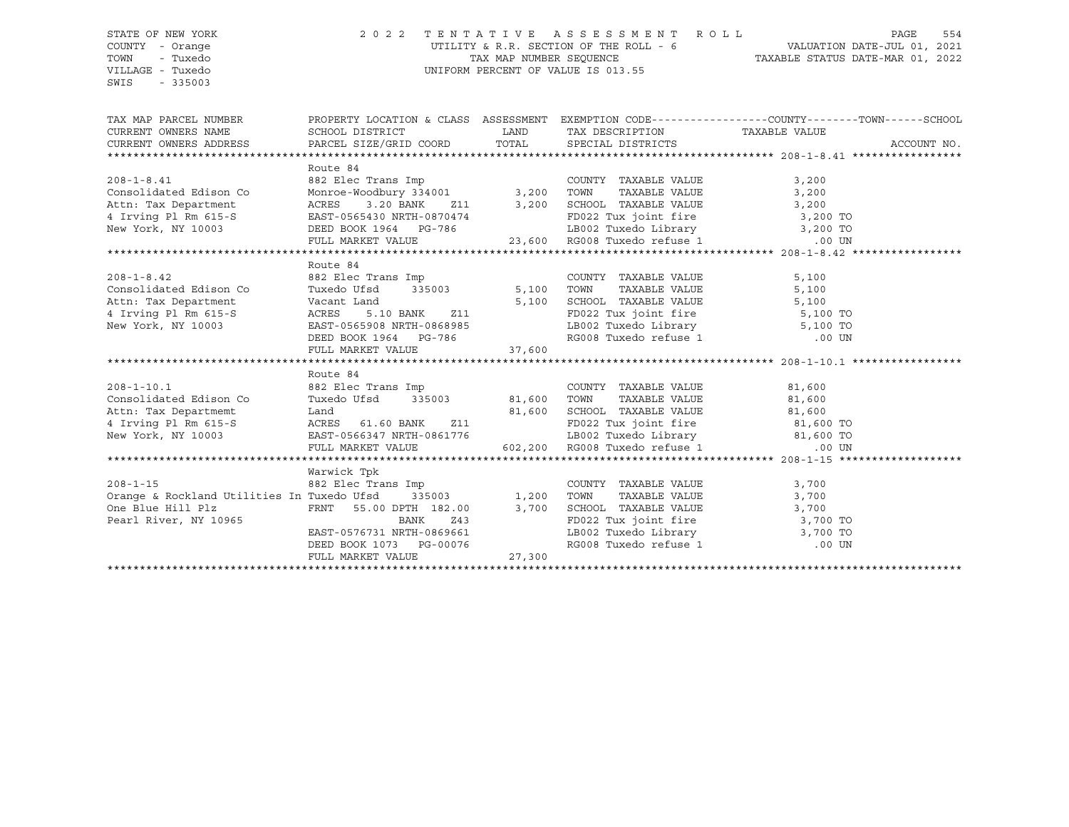STATE OF NEW YORK
COUNTY - Orange
TOWN - Tuxedo
VILLAGE - Tuxedo
SWIS - 335003

2022 TENTATIVE ASSESSMENT ROLL
UTILITY & R.R. SECTION OF THE ROLL - 6
TAX MAP NUMBER SEQUENCE
UNIFORM PERCENT OF VALUE IS 013.55

VALUATION DATE-JUL 01, 2021
TAXABLE STATUS DATE-MAR 01, 2022

| TAX MAP PARCEL NUMBER / CURRENT OWNERS NAME / CURRENT OWNERS ADDRESS | PROPERTY LOCATION & CLASS / SCHOOL DISTRICT / PARCEL SIZE/GRID COORD | ASSESSMENT LAND | TOTAL | EXEMPTION CODE / TAX DESCRIPTION / SPECIAL DISTRICTS | TAXABLE VALUE (COUNTY--TOWN--SCHOOL) | ACCOUNT NO. |
|---|---|---|---|---|---|---|
| **208-1-8.41** | Route 84 | | | | | |
| 208-1-8.41 | 882 Elec Trans Imp | | | COUNTY TAXABLE VALUE | 3,200 | |
| Consolidated Edison Co | Monroe-Woodbury 334001 | 3,200 | | TOWN TAXABLE VALUE | 3,200 | |
| Attn: Tax Department | ACRES 3.20 BANK Z11 | | 3,200 | SCHOOL TAXABLE VALUE | 3,200 | |
| 4 Irving Pl Rm 615-S | EAST-0565430 NRTH-0870474 | | | FD022 Tux joint fire | 3,200 TO | |
| New York, NY 10003 | DEED BOOK 1964 PG-786 | | | LB002 Tuxedo Library | 3,200 TO | |
| | FULL MARKET VALUE | | 23,600 | RG008 Tuxedo refuse 1 | .00 UN | |
| **208-1-8.42** | Route 84 | | | | | |
| 208-1-8.42 | 882 Elec Trans Imp | | | COUNTY TAXABLE VALUE | 5,100 | |
| Consolidated Edison Co | Tuxedo Ufsd 335003 | 5,100 | | TOWN TAXABLE VALUE | 5,100 | |
| Attn: Tax Department | Vacant Land | | 5,100 | SCHOOL TAXABLE VALUE | 5,100 | |
| 4 Irving Pl Rm 615-S | ACRES 5.10 BANK Z11 | | | FD022 Tux joint fire | 5,100 TO | |
| New York, NY 10003 | EAST-0565908 NRTH-0868985 | | | LB002 Tuxedo Library | 5,100 TO | |
| | DEED BOOK 1964 PG-786 | | | RG008 Tuxedo refuse 1 | .00 UN | |
| | FULL MARKET VALUE | | 37,600 | | | |
| **208-1-10.1** | Route 84 | | | | | |
| 208-1-10.1 | 882 Elec Trans Imp | | | COUNTY TAXABLE VALUE | 81,600 | |
| Consolidated Edison Co | Tuxedo Ufsd 335003 | 81,600 | | TOWN TAXABLE VALUE | 81,600 | |
| Attn: Tax Departmemt | Land | | 81,600 | SCHOOL TAXABLE VALUE | 81,600 | |
| 4 Irving Pl Rm 615-S | ACRES 61.60 BANK Z11 | | | FD022 Tux joint fire | 81,600 TO | |
| New York, NY 10003 | EAST-0566347 NRTH-0861776 | | | LB002 Tuxedo Library | 81,600 TO | |
| | FULL MARKET VALUE | | 602,200 | RG008 Tuxedo refuse 1 | .00 UN | |
| **208-1-15** | Warwick Tpk | | | | | |
| 208-1-15 | 882 Elec Trans Imp | | | COUNTY TAXABLE VALUE | 3,700 | |
| Orange & Rockland Utilities In | Tuxedo Ufsd 335003 | 1,200 | | TOWN TAXABLE VALUE | 3,700 | |
| One Blue Hill Plz | FRNT 55.00 DPTH 182.00 | | 3,700 | SCHOOL TAXABLE VALUE | 3,700 | |
| Pearl River, NY 10965 | BANK Z43 | | | FD022 Tux joint fire | 3,700 TO | |
| | EAST-0576731 NRTH-0869661 | | | LB002 Tuxedo Library | 3,700 TO | |
| | DEED BOOK 1073 PG-00076 | | | RG008 Tuxedo refuse 1 | .00 UN | |
| | FULL MARKET VALUE | | 27,300 | | | |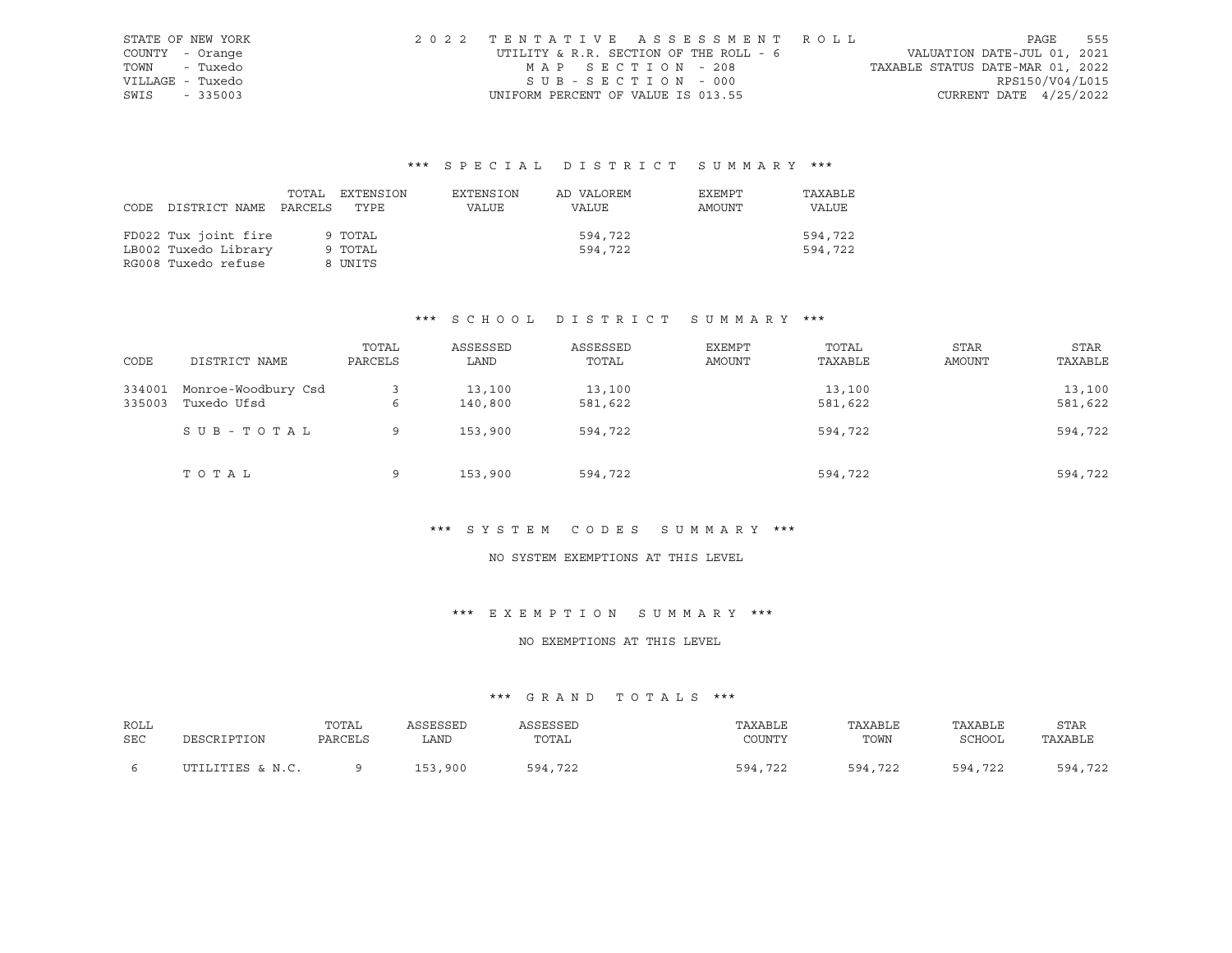STATE OF NEW YORK
COUNTY - Orange
TOWN - Tuxedo
VILLAGE - Tuxedo
SWIS - 335003

2022 TENTATIVE ASSESSMENT ROLL
UTILITY & R.R. SECTION OF THE ROLL - 6
MAP SECTION - 208
SUB-SECTION - 000
UNIFORM PERCENT OF VALUE IS 013.55

VALUATION DATE-JUL 01, 2021
TAXABLE STATUS DATE-MAR 01, 2022
RPS150/V04/L015
CURRENT DATE 4/25/2022

## *** SPECIAL DISTRICT SUMMARY ***

| CODE | DISTRICT NAME | TOTAL PARCELS | EXTENSION TYPE | EXTENSION VALUE | AD VALOREM VALUE | EXEMPT AMOUNT | TAXABLE VALUE |
|---|---|---|---|---|---|---|---|
| FD022 | Tux joint fire | 9 | TOTAL | | 594,722 | | 594,722 |
| LB002 | Tuxedo Library | 9 | TOTAL | | 594,722 | | 594,722 |
| RG008 | Tuxedo refuse | 8 | UNITS | | | | |

## *** SCHOOL DISTRICT SUMMARY ***

| CODE | DISTRICT NAME | TOTAL PARCELS | ASSESSED LAND | ASSESSED TOTAL | EXEMPT AMOUNT | TOTAL TAXABLE | STAR AMOUNT | STAR TAXABLE |
|---|---|---|---|---|---|---|---|---|
| 334001 | Monroe-Woodbury Csd | 3 | 13,100 | 13,100 | | 13,100 | | 13,100 |
| 335003 | Tuxedo Ufsd | 6 | 140,800 | 581,622 | | 581,622 | | 581,622 |
| | SUB-TOTAL | 9 | 153,900 | 594,722 | | 594,722 | | 594,722 |
| | TOTAL | 9 | 153,900 | 594,722 | | 594,722 | | 594,722 |

## *** SYSTEM CODES SUMMARY ***

NO SYSTEM EXEMPTIONS AT THIS LEVEL

## *** EXEMPTION SUMMARY ***

NO EXEMPTIONS AT THIS LEVEL

## *** GRAND TOTALS ***

| ROLL SEC | DESCRIPTION | TOTAL PARCELS | ASSESSED LAND | ASSESSED TOTAL | TAXABLE COUNTY | TAXABLE TOWN | TAXABLE SCHOOL | STAR TAXABLE |
|---|---|---|---|---|---|---|---|---|
| 6 | UTILITIES & N.C. | 9 | 153,900 | 594,722 | 594,722 | 594,722 | 594,722 | 594,722 |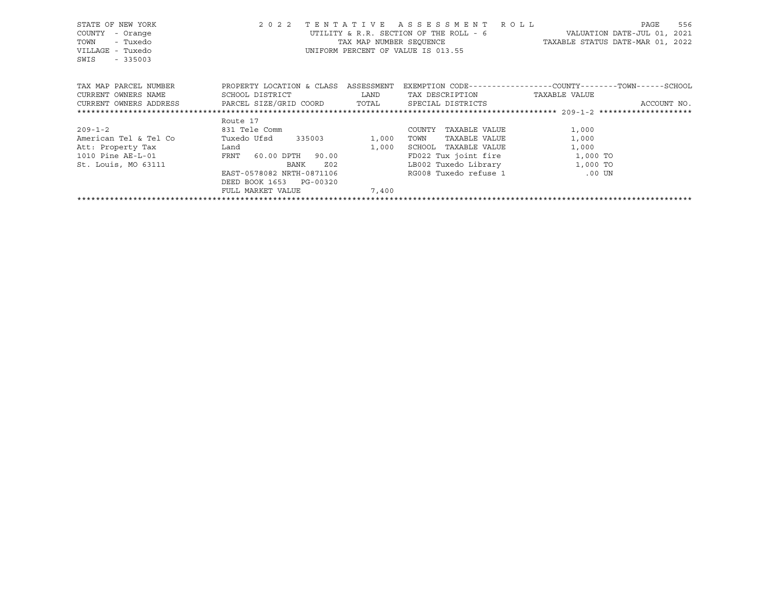STATE OF NEW YORK                2 0 2 2   T E N T A T I V E   A S S E S S M E N T   R O L L
COUNTY - Orange                  UTILITY & R.R. SECTION OF THE ROLL - 6          VALUATION DATE-JUL 01, 2021
TOWN - Tuxedo                    TAX MAP NUMBER SEQUENCE                         TAXABLE STATUS DATE-MAR 01, 2022
VILLAGE - Tuxedo                 UNIFORM PERCENT OF VALUE IS 013.55
SWIS - 335003

| TAX MAP PARCEL NUMBER<br>CURRENT OWNERS NAME<br>CURRENT OWNERS ADDRESS | PROPERTY LOCATION & CLASS<br>SCHOOL DISTRICT<br>PARCEL SIZE/GRID COORD | ASSESSMENT<br>LAND<br>TOTAL | EXEMPTION CODE------------------COUNTY--------TOWN------SCHOOL<br>TAX DESCRIPTION<br>SPECIAL DISTRICTS | TAXABLE VALUE | ACCOUNT NO. |
|---|---|---|---|---|---|
| ******************************** | | | | 209-1-2 ******************** | |
| | Route 17 | | | | |
| 209-1-2 | 831 Tele Comm | | COUNTY TAXABLE VALUE | 1,000 | |
| American Tel & Tel Co | Tuxedo Ufsd 335003 | 1,000 | TOWN TAXABLE VALUE | 1,000 | |
| Att: Property Tax | Land | 1,000 | SCHOOL TAXABLE VALUE | 1,000 | |
| 1010 Pine AE-L-01 | FRNT 60.00 DPTH 90.00 | | FD022 Tux joint fire | 1,000 TO | |
| St. Louis, MO 63111 | BANK Z02 | | LB002 Tuxedo Library | 1,000 TO | |
| | EAST-0578082 NRTH-0871106 | | RG008 Tuxedo refuse 1 | .00 UN | |
| | DEED BOOK 1653 PG-00320 | | | | |
| | FULL MARKET VALUE | 7,400 | | | |

************************************************************************************************************************************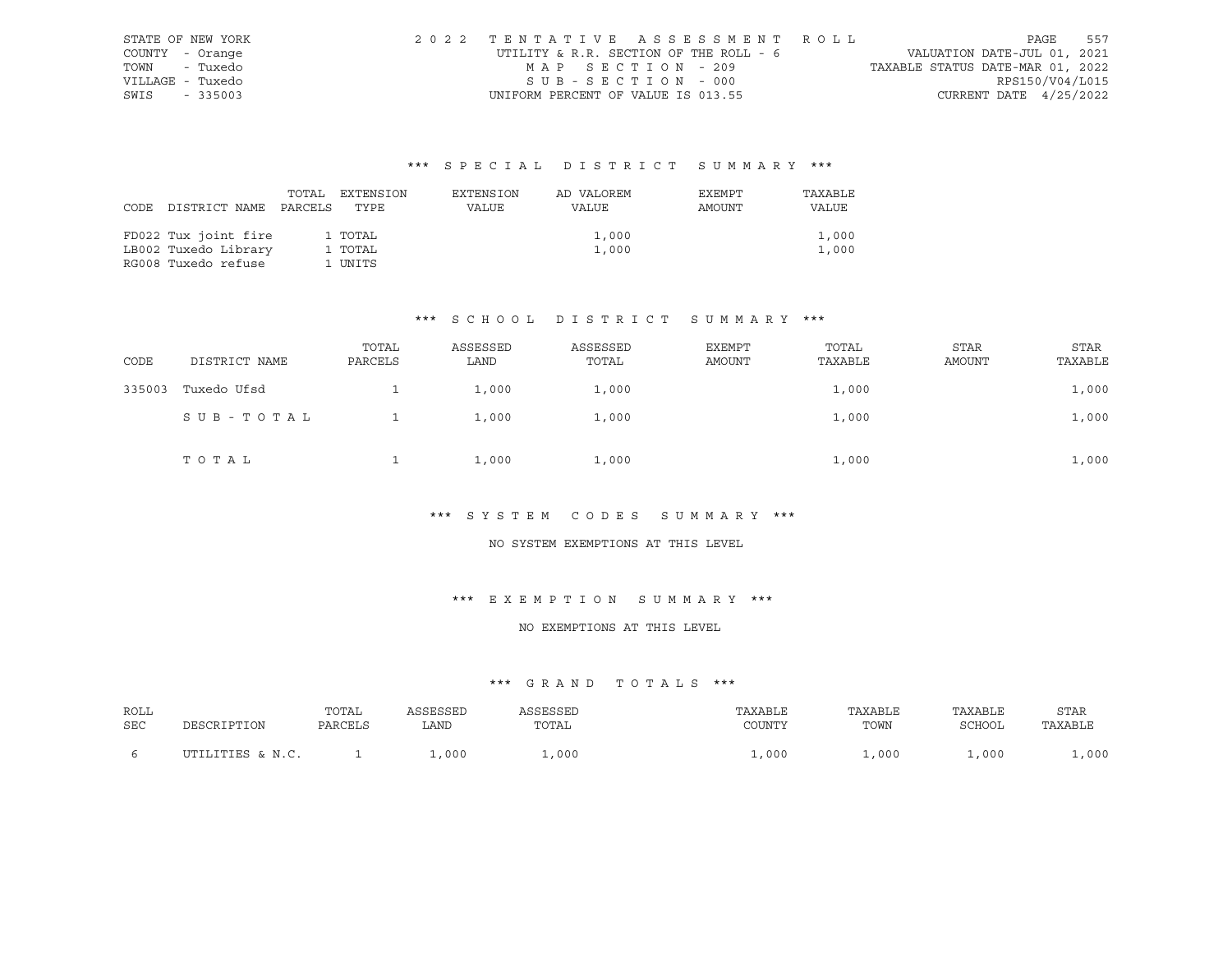STATE OF NEW YORK | 2022 TENTATIVE ASSESSMENT ROLL | VALUATION DATE-JUL 01, 2021
COUNTY - Orange | UTILITY & R.R. SECTION OF THE ROLL - 6 | TAXABLE STATUS DATE-MAR 01, 2022
TOWN - Tuxedo | MAP SECTION - 209 | RPS150/V04/L015
VILLAGE - Tuxedo | SUB-SECTION - 000 | CURRENT DATE 4/25/2022
SWIS - 335003 | UNIFORM PERCENT OF VALUE IS 013.55

### *** SPECIAL DISTRICT SUMMARY ***

| CODE | DISTRICT NAME | TOTAL PARCELS | EXTENSION TYPE | EXTENSION VALUE | AD VALOREM VALUE | EXEMPT AMOUNT | TAXABLE VALUE |
|---|---|---|---|---|---|---|---|
| FD022 | Tux joint fire | 1 | TOTAL | | 1,000 | | 1,000 |
| LB002 | Tuxedo Library | 1 | TOTAL | | 1,000 | | 1,000 |
| RG008 | Tuxedo refuse | 1 | UNITS | | | | |

### *** SCHOOL DISTRICT SUMMARY ***

| CODE | DISTRICT NAME | TOTAL PARCELS | ASSESSED LAND | ASSESSED TOTAL | EXEMPT AMOUNT | TOTAL TAXABLE | STAR AMOUNT | STAR TAXABLE |
|---|---|---|---|---|---|---|---|---|
| 335003 | Tuxedo Ufsd | 1 | 1,000 | 1,000 | | 1,000 | | 1,000 |
| | SUB-TOTAL | 1 | 1,000 | 1,000 | | 1,000 | | 1,000 |
| | TOTAL | 1 | 1,000 | 1,000 | | 1,000 | | 1,000 |

### *** SYSTEM CODES SUMMARY ***

NO SYSTEM EXEMPTIONS AT THIS LEVEL

### *** EXEMPTION SUMMARY ***

NO EXEMPTIONS AT THIS LEVEL

### *** GRAND TOTALS ***

| ROLL SEC | DESCRIPTION | TOTAL PARCELS | ASSESSED LAND | ASSESSED TOTAL | TAXABLE COUNTY | TAXABLE TOWN | TAXABLE SCHOOL | STAR TAXABLE |
|---|---|---|---|---|---|---|---|---|
| 6 | UTILITIES & N.C. | 1 | 1,000 | 1,000 | 1,000 | 1,000 | 1,000 | 1,000 |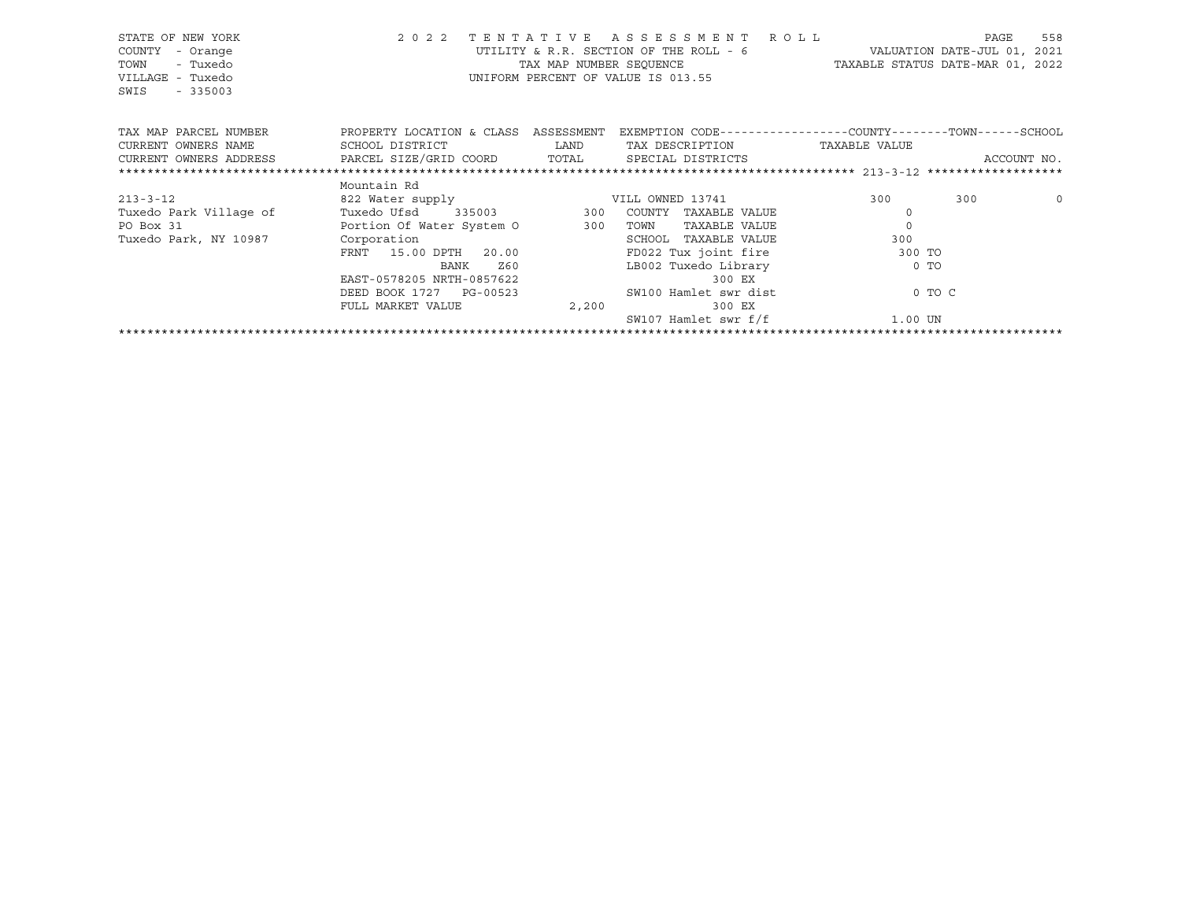STATE OF NEW YORK | 2022 TENTATIVE ASSESSMENT ROLL | VALUATION DATE-JUL 01, 2021
COUNTY - Orange | UTILITY & R.R. SECTION OF THE ROLL - 6 | TAXABLE STATUS DATE-MAR 01, 2022
TOWN - Tuxedo | TAX MAP NUMBER SEQUENCE
VILLAGE - Tuxedo | UNIFORM PERCENT OF VALUE IS 013.55
SWIS - 335003

| TAX MAP PARCEL NUMBER<br>CURRENT OWNERS NAME<br>CURRENT OWNERS ADDRESS | PROPERTY LOCATION & CLASS<br>SCHOOL DISTRICT<br>PARCEL SIZE/GRID COORD | ASSESSMENT<br>LAND<br>TOTAL | EXEMPTION CODE<br>TAX DESCRIPTION<br>SPECIAL DISTRICTS | COUNTY<br>TAXABLE VALUE | TOWN | SCHOOL<br>ACCOUNT NO. |
|---|---|---|---|---|---|---|
| ****** 213-3-12 ****** | | | | | | |
| | Mountain Rd | | | | | |
| 213-3-12 | 822 Water supply | | VILL OWNED 13741 | 300 | 300 | 0 |
| Tuxedo Park Village of | Tuxedo Ufsd 335003 | 300 | COUNTY TAXABLE VALUE | 0 | | |
| PO Box 31 | Portion Of Water System O | 300 | TOWN TAXABLE VALUE | 0 | | |
| Tuxedo Park, NY 10987 | Corporation | | SCHOOL TAXABLE VALUE | 300 | | |
| | FRNT 15.00 DPTH 20.00 | | FD022 Tux joint fire | 300 TO | | |
| | BANK Z60 | | LB002 Tuxedo Library | 0 TO | | |
| | EAST-0578205 NRTH-0857622 | | 300 EX | | | |
| | DEED BOOK 1727 PG-00523 | | SW100 Hamlet swr dist | 0 TO C | | |
| | FULL MARKET VALUE | 2,200 | 300 EX | | | |
| | | | SW107 Hamlet swr f/f | 1.00 UN | | |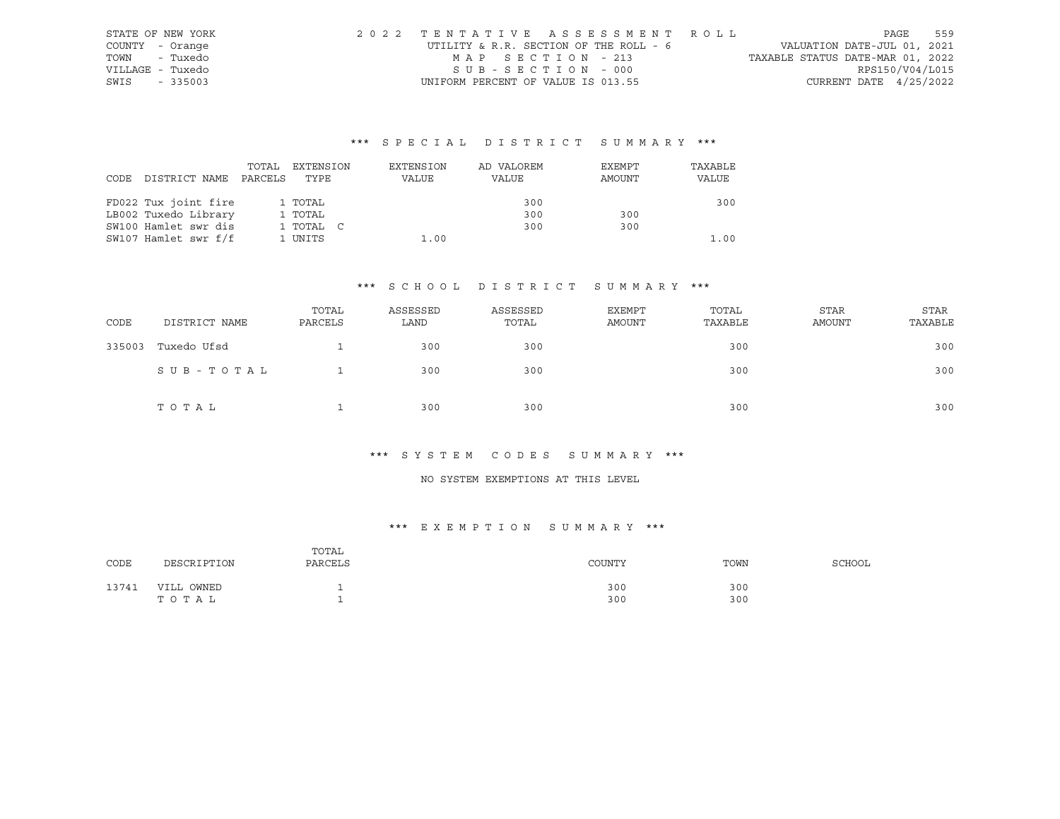STATE OF NEW YORK — 2022 TENTATIVE ASSESSMENT ROLL
COUNTY - Orange — UTILITY & R.R. SECTION OF THE ROLL - 6 — VALUATION DATE-JUL 01, 2021
TOWN - Tuxedo — MAP SECTION - 213 — TAXABLE STATUS DATE-MAR 01, 2022
VILLAGE - Tuxedo — SUB-SECTION - 000 — RPS150/V04/L015
SWIS - 335003 — UNIFORM PERCENT OF VALUE IS 013.55 — CURRENT DATE 4/25/2022

### *** SPECIAL DISTRICT SUMMARY ***

| CODE DISTRICT NAME | TOTAL PARCELS | EXTENSION TYPE | EXTENSION VALUE | AD VALOREM VALUE | EXEMPT AMOUNT | TAXABLE VALUE |
|---|---|---|---|---|---|---|
| FD022 Tux joint fire | 1 | TOTAL | | 300 | | 300 |
| LB002 Tuxedo Library | 1 | TOTAL | | 300 | 300 | |
| SW100 Hamlet swr dis | 1 | TOTAL C | | 300 | 300 | |
| SW107 Hamlet swr f/f | 1 | UNITS | 1.00 | | | 1.00 |

### *** SCHOOL DISTRICT SUMMARY ***

| CODE | DISTRICT NAME | TOTAL PARCELS | ASSESSED LAND | ASSESSED TOTAL | EXEMPT AMOUNT | TOTAL TAXABLE | STAR AMOUNT | STAR TAXABLE |
|---|---|---|---|---|---|---|---|---|
| 335003 | Tuxedo Ufsd | 1 | 300 | 300 | | 300 | | 300 |
| | SUB-TOTAL | 1 | 300 | 300 | | 300 | | 300 |
| | TOTAL | 1 | 300 | 300 | | 300 | | 300 |

### *** SYSTEM CODES SUMMARY ***

NO SYSTEM EXEMPTIONS AT THIS LEVEL

### *** EXEMPTION SUMMARY ***

| CODE | DESCRIPTION | TOTAL PARCELS | COUNTY | TOWN | SCHOOL |
|---|---|---|---|---|---|
| 13741 | VILL OWNED | 1 | 300 | 300 | |
| | TOTAL | 1 | 300 | 300 | |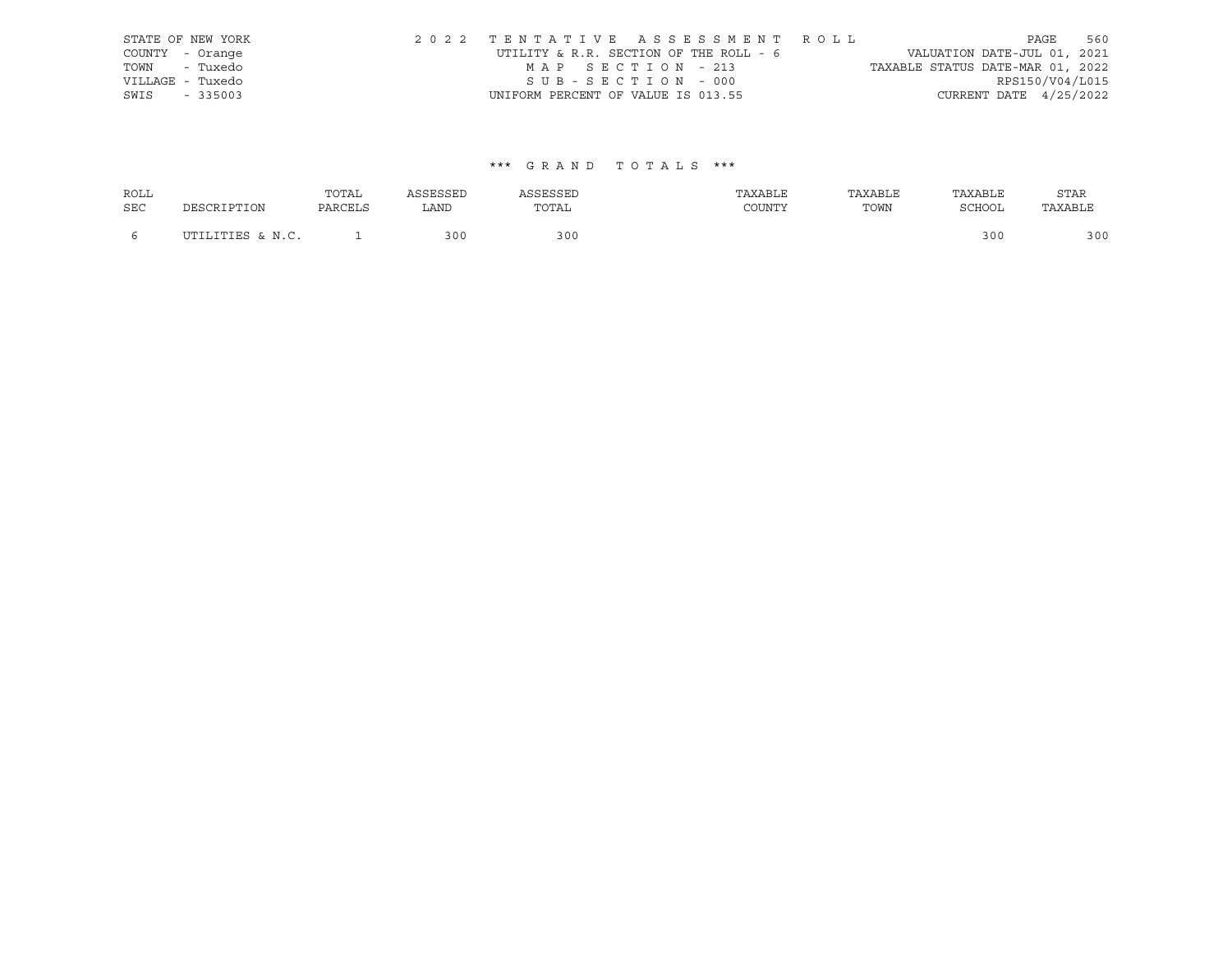STATE OF NEW YORK  
COUNTY - Orange  
TOWN - Tuxedo  
VILLAGE - Tuxedo  
SWIS - 335003

2 0 2 2 T E N T A T I V E A S S E S S M E N T R O L L  
UTILITY & R.R. SECTION OF THE ROLL - 6  
M A P S E C T I O N - 213  
S U B - S E C T I O N - 000  
UNIFORM PERCENT OF VALUE IS 013.55

VALUATION DATE-JUL 01, 2021  
TAXABLE STATUS DATE-MAR 01, 2022  
RPS150/V04/L015  
CURRENT DATE 4/25/2022

\*\*\* G R A N D T O T A L S \*\*\*

| ROLL SEC | DESCRIPTION | TOTAL PARCELS | ASSESSED LAND | ASSESSED TOTAL | TAXABLE COUNTY | TAXABLE TOWN | TAXABLE SCHOOL | STAR TAXABLE |
|---|---|---|---|---|---|---|---|---|
| 6 | UTILITIES & N.C. | 1 | 300 | 300 | | | 300 | 300 |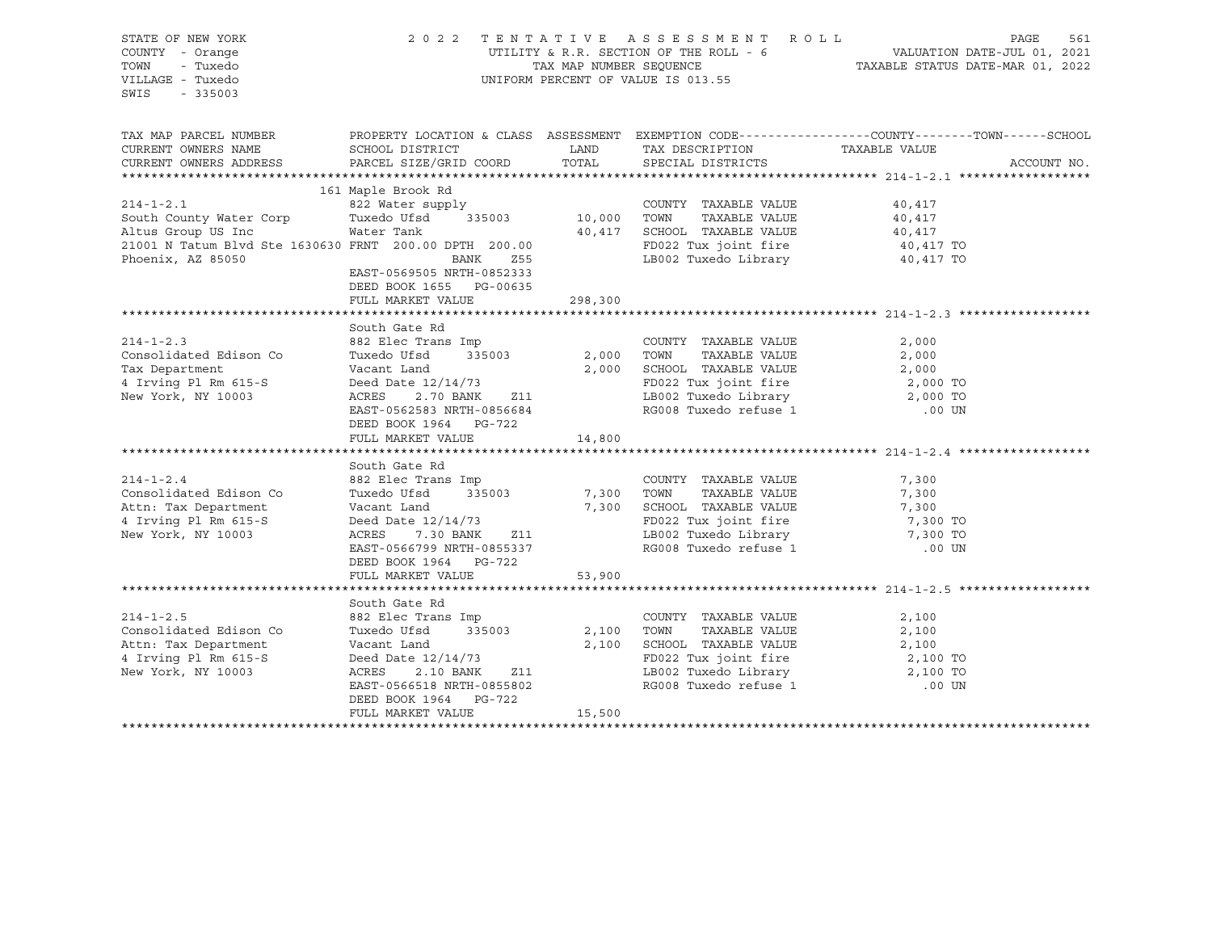STATE OF NEW YORK
COUNTY - Orange
TOWN - Tuxedo
VILLAGE - Tuxedo
SWIS - 335003

2022 TENTATIVE ASSESSMENT ROLL
UTILITY & R.R. SECTION OF THE ROLL - 6
TAX MAP NUMBER SEQUENCE
UNIFORM PERCENT OF VALUE IS 013.55

VALUATION DATE-JUL 01, 2021
TAXABLE STATUS DATE-MAR 01, 2022

| TAX MAP PARCEL NUMBER / CURRENT OWNERS NAME / CURRENT OWNERS ADDRESS | PROPERTY LOCATION & CLASS / SCHOOL DISTRICT / PARCEL SIZE/GRID COORD | ASSESSMENT LAND | ASSESSMENT TOTAL | EXEMPTION CODE / TAX DESCRIPTION / SPECIAL DISTRICTS | TAXABLE VALUE (COUNTY--TOWN--SCHOOL) | ACCOUNT NO. |
|---|---|---|---|---|---|---|
| **214-1-2.1** | 161 Maple Brook Rd | | | | | |
| | 822 Water supply | | | COUNTY TAXABLE VALUE | 40,417 | |
| South County Water Corp | Tuxedo Ufsd 335003 | 10,000 | | TOWN TAXABLE VALUE | 40,417 | |
| Altus Group US Inc | Water Tank | | 40,417 | SCHOOL TAXABLE VALUE | 40,417 | |
| 21001 N Tatum Blvd Ste 1630630 | FRNT 200.00 DPTH 200.00 | | | FD022 Tux joint fire | 40,417 TO | |
| Phoenix, AZ 85050 | BANK Z55 | | | LB002 Tuxedo Library | 40,417 TO | |
| | EAST-0569505 NRTH-0852333 | | | | | |
| | DEED BOOK 1655 PG-00635 | | | | | |
| | FULL MARKET VALUE | | 298,300 | | | |
| **214-1-2.3** | South Gate Rd | | | | | |
| | 882 Elec Trans Imp | | | COUNTY TAXABLE VALUE | 2,000 | |
| Consolidated Edison Co | Tuxedo Ufsd 335003 | 2,000 | | TOWN TAXABLE VALUE | 2,000 | |
| Tax Department | Vacant Land | | 2,000 | SCHOOL TAXABLE VALUE | 2,000 | |
| 4 Irving Pl Rm 615-S | Deed Date 12/14/73 | | | FD022 Tux joint fire | 2,000 TO | |
| New York, NY 10003 | ACRES 2.70 BANK Z11 | | | LB002 Tuxedo Library | 2,000 TO | |
| | EAST-0562583 NRTH-0856684 | | | RG008 Tuxedo refuse 1 | .00 UN | |
| | DEED BOOK 1964 PG-722 | | | | | |
| | FULL MARKET VALUE | | 14,800 | | | |
| **214-1-2.4** | South Gate Rd | | | | | |
| | 882 Elec Trans Imp | | | COUNTY TAXABLE VALUE | 7,300 | |
| Consolidated Edison Co | Tuxedo Ufsd 335003 | 7,300 | | TOWN TAXABLE VALUE | 7,300 | |
| Attn: Tax Department | Vacant Land | | 7,300 | SCHOOL TAXABLE VALUE | 7,300 | |
| 4 Irving Pl Rm 615-S | Deed Date 12/14/73 | | | FD022 Tux joint fire | 7,300 TO | |
| New York, NY 10003 | ACRES 7.30 BANK Z11 | | | LB002 Tuxedo Library | 7,300 TO | |
| | EAST-0566799 NRTH-0855337 | | | RG008 Tuxedo refuse 1 | .00 UN | |
| | DEED BOOK 1964 PG-722 | | | | | |
| | FULL MARKET VALUE | | 53,900 | | | |
| **214-1-2.5** | South Gate Rd | | | | | |
| | 882 Elec Trans Imp | | | COUNTY TAXABLE VALUE | 2,100 | |
| Consolidated Edison Co | Tuxedo Ufsd 335003 | 2,100 | | TOWN TAXABLE VALUE | 2,100 | |
| Attn: Tax Department | Vacant Land | | 2,100 | SCHOOL TAXABLE VALUE | 2,100 | |
| 4 Irving Pl Rm 615-S | Deed Date 12/14/73 | | | FD022 Tux joint fire | 2,100 TO | |
| New York, NY 10003 | ACRES 2.10 BANK Z11 | | | LB002 Tuxedo Library | 2,100 TO | |
| | EAST-0566518 NRTH-0855802 | | | RG008 Tuxedo refuse 1 | .00 UN | |
| | DEED BOOK 1964 PG-722 | | | | | |
| | FULL MARKET VALUE | | 15,500 | | | |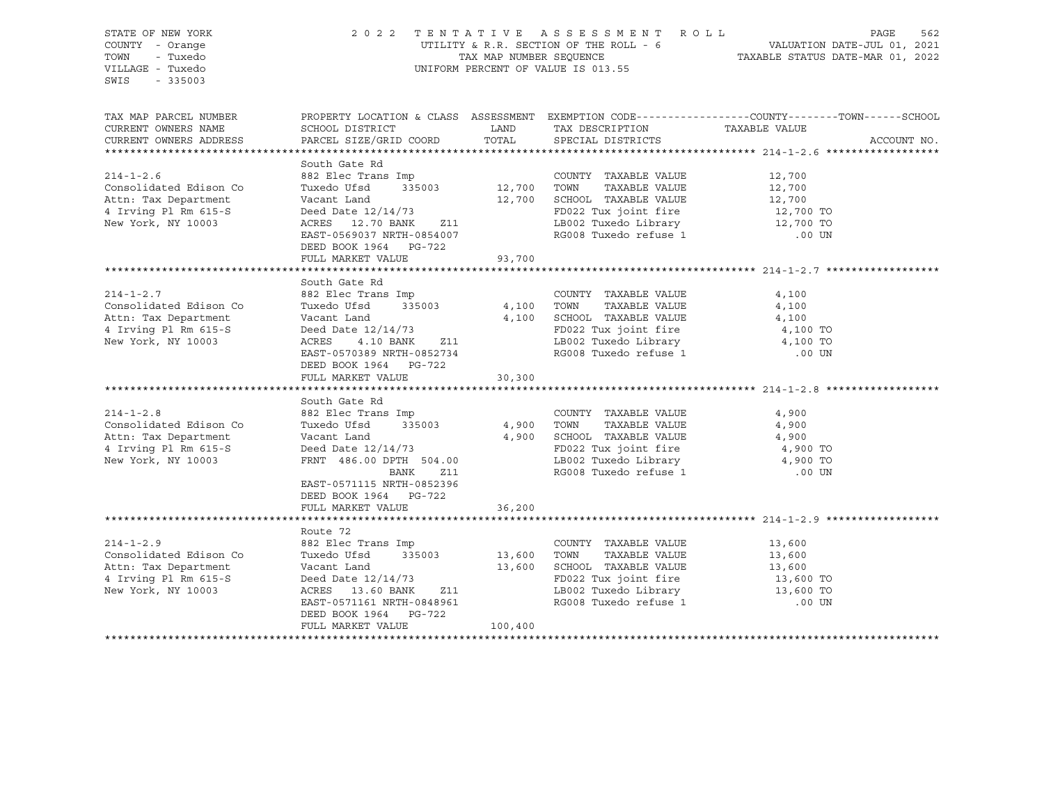STATE OF NEW YORK
COUNTY - Orange
TOWN - Tuxedo
VILLAGE - Tuxedo
SWIS - 335003

2022 TENTATIVE ASSESSMENT ROLL
UTILITY & R.R. SECTION OF THE ROLL - 6
TAX MAP NUMBER SEQUENCE
UNIFORM PERCENT OF VALUE IS 013.55

VALUATION DATE-JUL 01, 2021
TAXABLE STATUS DATE-MAR 01, 2022

| TAX MAP PARCEL NUMBER / CURRENT OWNERS NAME / CURRENT OWNERS ADDRESS | PROPERTY LOCATION & CLASS / SCHOOL DISTRICT / PARCEL SIZE/GRID COORD | ASSESSMENT LAND | TOTAL | EXEMPTION CODE / TAX DESCRIPTION / SPECIAL DISTRICTS | COUNTY--------TOWN------SCHOOL TAXABLE VALUE | ACCOUNT NO. |
|---|---|---|---|---|---|---|
| **214-1-2.6** | South Gate Rd | | | | | |
| 214-1-2.6 | 882 Elec Trans Imp | | | COUNTY TAXABLE VALUE | 12,700 | |
| Consolidated Edison Co | Tuxedo Ufsd 335003 | 12,700 | | TOWN TAXABLE VALUE | 12,700 | |
| Attn: Tax Department | Vacant Land | | 12,700 | SCHOOL TAXABLE VALUE | 12,700 | |
| 4 Irving Pl Rm 615-S | Deed Date 12/14/73 | | | FD022 Tux joint fire | 12,700 TO | |
| New York, NY 10003 | ACRES 12.70 BANK Z11 | | | LB002 Tuxedo Library | 12,700 TO | |
| | EAST-0569037 NRTH-0854007 | | | RG008 Tuxedo refuse 1 | .00 UN | |
| | DEED BOOK 1964 PG-722 | | | | | |
| | FULL MARKET VALUE | | 93,700 | | | |
| **214-1-2.7** | South Gate Rd | | | | | |
| 214-1-2.7 | 882 Elec Trans Imp | | | COUNTY TAXABLE VALUE | 4,100 | |
| Consolidated Edison Co | Tuxedo Ufsd 335003 | 4,100 | | TOWN TAXABLE VALUE | 4,100 | |
| Attn: Tax Department | Vacant Land | | 4,100 | SCHOOL TAXABLE VALUE | 4,100 | |
| 4 Irving Pl Rm 615-S | Deed Date 12/14/73 | | | FD022 Tux joint fire | 4,100 TO | |
| New York, NY 10003 | ACRES 4.10 BANK Z11 | | | LB002 Tuxedo Library | 4,100 TO | |
| | EAST-0570389 NRTH-0852734 | | | RG008 Tuxedo refuse 1 | .00 UN | |
| | DEED BOOK 1964 PG-722 | | | | | |
| | FULL MARKET VALUE | | 30,300 | | | |
| **214-1-2.8** | South Gate Rd | | | | | |
| 214-1-2.8 | 882 Elec Trans Imp | | | COUNTY TAXABLE VALUE | 4,900 | |
| Consolidated Edison Co | Tuxedo Ufsd 335003 | 4,900 | | TOWN TAXABLE VALUE | 4,900 | |
| Attn: Tax Department | Vacant Land | | 4,900 | SCHOOL TAXABLE VALUE | 4,900 | |
| 4 Irving Pl Rm 615-S | Deed Date 12/14/73 | | | FD022 Tux joint fire | 4,900 TO | |
| New York, NY 10003 | FRNT 486.00 DPTH 504.00 | | | LB002 Tuxedo Library | 4,900 TO | |
| | BANK Z11 | | | RG008 Tuxedo refuse 1 | .00 UN | |
| | EAST-0571115 NRTH-0852396 | | | | | |
| | DEED BOOK 1964 PG-722 | | | | | |
| | FULL MARKET VALUE | | 36,200 | | | |
| **214-1-2.9** | Route 72 | | | | | |
| 214-1-2.9 | 882 Elec Trans Imp | | | COUNTY TAXABLE VALUE | 13,600 | |
| Consolidated Edison Co | Tuxedo Ufsd 335003 | 13,600 | | TOWN TAXABLE VALUE | 13,600 | |
| Attn: Tax Department | Vacant Land | | 13,600 | SCHOOL TAXABLE VALUE | 13,600 | |
| 4 Irving Pl Rm 615-S | Deed Date 12/14/73 | | | FD022 Tux joint fire | 13,600 TO | |
| New York, NY 10003 | ACRES 13.60 BANK Z11 | | | LB002 Tuxedo Library | 13,600 TO | |
| | EAST-0571161 NRTH-0848961 | | | RG008 Tuxedo refuse 1 | .00 UN | |
| | DEED BOOK 1964 PG-722 | | | | | |
| | FULL MARKET VALUE | | 100,400 | | | |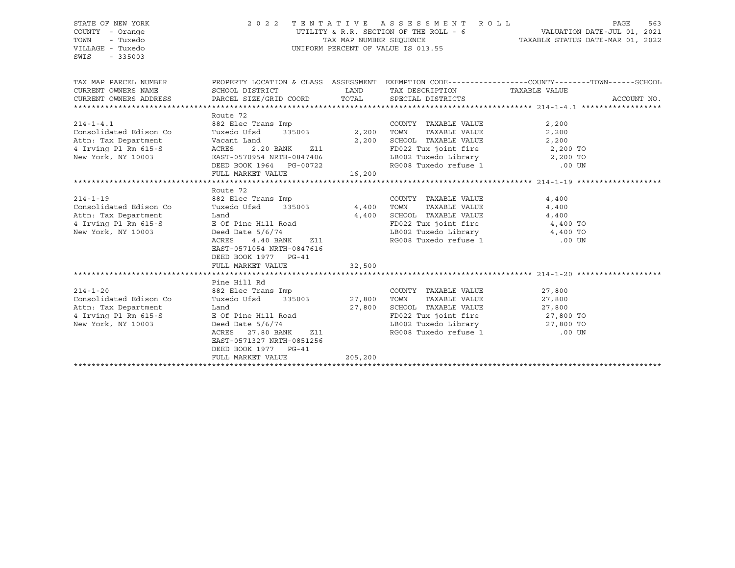STATE OF NEW YORK
COUNTY - Orange
TOWN - Tuxedo
VILLAGE - Tuxedo
SWIS - 335003

2022 TENTATIVE ASSESSMENT ROLL
UTILITY & R.R. SECTION OF THE ROLL - 6
TAX MAP NUMBER SEQUENCE
UNIFORM PERCENT OF VALUE IS 013.55

VALUATION DATE-JUL 01, 2021
TAXABLE STATUS DATE-MAR 01, 2022

| TAX MAP PARCEL NUMBER / CURRENT OWNERS NAME / CURRENT OWNERS ADDRESS | PROPERTY LOCATION & CLASS / SCHOOL DISTRICT / PARCEL SIZE/GRID COORD | ASSESSMENT LAND / TOTAL | EXEMPTION CODE / TAX DESCRIPTION / SPECIAL DISTRICTS | COUNTY--------TOWN------SCHOOL TAXABLE VALUE | ACCOUNT NO. |
|---|---|---|---|---|---|
| **214-1-4.1** | Route 72 | | | | |
| 214-1-4.1 | 882 Elec Trans Imp | | COUNTY TAXABLE VALUE | 2,200 | |
| Consolidated Edison Co | Tuxedo Ufsd 335003 | 2,200 | TOWN TAXABLE VALUE | 2,200 | |
| Attn: Tax Department | Vacant Land | 2,200 | SCHOOL TAXABLE VALUE | 2,200 | |
| 4 Irving Pl Rm 615-S | ACRES 2.20 BANK Z11 | | FD022 Tux joint fire | 2,200 TO | |
| New York, NY 10003 | EAST-0570954 NRTH-0847406 | | LB002 Tuxedo Library | 2,200 TO | |
| | DEED BOOK 1964 PG-00722 | | RG008 Tuxedo refuse 1 | .00 UN | |
| | FULL MARKET VALUE | 16,200 | | | |
| **214-1-19** | Route 72 | | | | |
| 214-1-19 | 882 Elec Trans Imp | | COUNTY TAXABLE VALUE | 4,400 | |
| Consolidated Edison Co | Tuxedo Ufsd 335003 | 4,400 | TOWN TAXABLE VALUE | 4,400 | |
| Attn: Tax Department | Land | 4,400 | SCHOOL TAXABLE VALUE | 4,400 | |
| 4 Irving Pl Rm 615-S | E Of Pine Hill Road | | FD022 Tux joint fire | 4,400 TO | |
| New York, NY 10003 | Deed Date 5/6/74 | | LB002 Tuxedo Library | 4,400 TO | |
| | ACRES 4.40 BANK Z11 | | RG008 Tuxedo refuse 1 | .00 UN | |
| | EAST-0571054 NRTH-0847616 | | | | |
| | DEED BOOK 1977 PG-41 | | | | |
| | FULL MARKET VALUE | 32,500 | | | |
| **214-1-20** | Pine Hill Rd | | | | |
| 214-1-20 | 882 Elec Trans Imp | | COUNTY TAXABLE VALUE | 27,800 | |
| Consolidated Edison Co | Tuxedo Ufsd 335003 | 27,800 | TOWN TAXABLE VALUE | 27,800 | |
| Attn: Tax Department | Land | 27,800 | SCHOOL TAXABLE VALUE | 27,800 | |
| 4 Irving Pl Rm 615-S | E Of Pine Hill Road | | FD022 Tux joint fire | 27,800 TO | |
| New York, NY 10003 | Deed Date 5/6/74 | | LB002 Tuxedo Library | 27,800 TO | |
| | ACRES 27.80 BANK Z11 | | RG008 Tuxedo refuse 1 | .00 UN | |
| | EAST-0571327 NRTH-0851256 | | | | |
| | DEED BOOK 1977 PG-41 | | | | |
| | FULL MARKET VALUE | 205,200 | | | |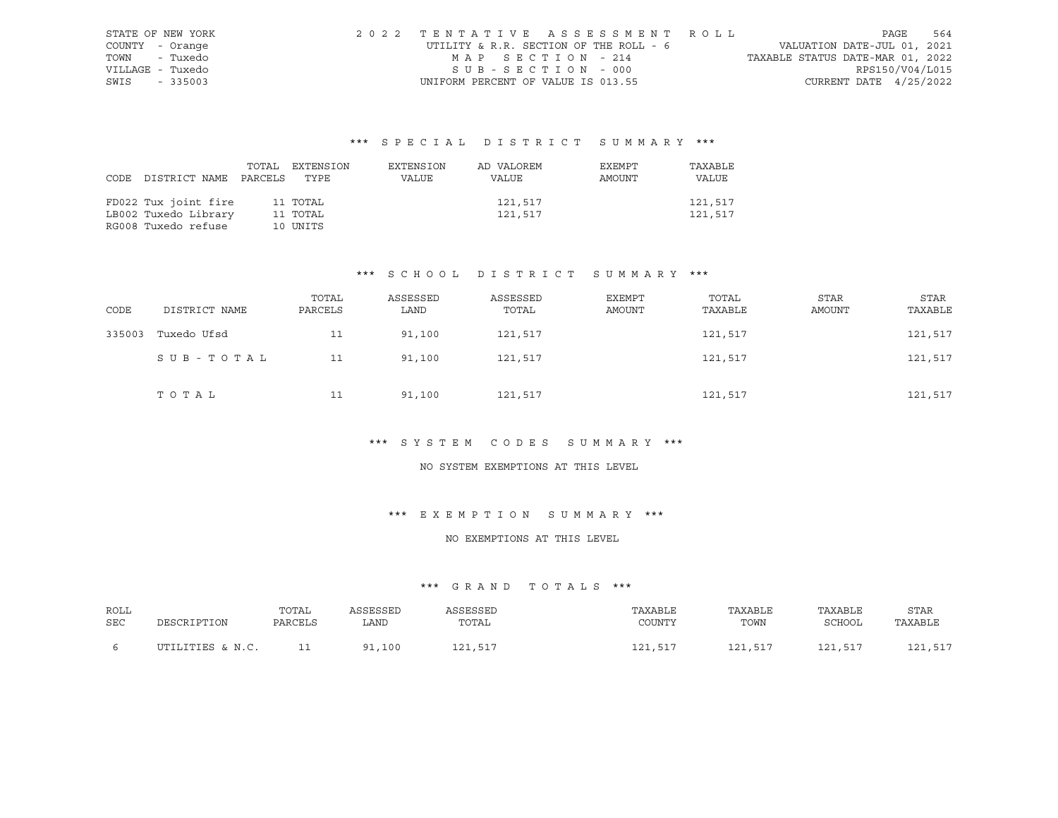STATE OF NEW YORK
COUNTY - Orange
TOWN - Tuxedo
VILLAGE - Tuxedo
SWIS - 335003

2022 TENTATIVE ASSESSMENT ROLL
UTILITY & R.R. SECTION OF THE ROLL - 6
MAP SECTION - 214
SUB-SECTION - 000
UNIFORM PERCENT OF VALUE IS 013.55

VALUATION DATE-JUL 01, 2021
TAXABLE STATUS DATE-MAR 01, 2022
RPS150/V04/L015
CURRENT DATE 4/25/2022

## *** SPECIAL DISTRICT SUMMARY ***

| CODE | DISTRICT NAME | TOTAL PARCELS | EXTENSION TYPE | EXTENSION VALUE | AD VALOREM VALUE | EXEMPT AMOUNT | TAXABLE VALUE |
|---|---|---|---|---|---|---|---|
| FD022 | Tux joint fire | 11 | TOTAL | | 121,517 | | 121,517 |
| LB002 | Tuxedo Library | 11 | TOTAL | | 121,517 | | 121,517 |
| RG008 | Tuxedo refuse | 10 | UNITS | | | | |

## *** SCHOOL DISTRICT SUMMARY ***

| CODE | DISTRICT NAME | TOTAL PARCELS | ASSESSED LAND | ASSESSED TOTAL | EXEMPT AMOUNT | TOTAL TAXABLE | STAR AMOUNT | STAR TAXABLE |
|---|---|---|---|---|---|---|---|---|
| 335003 | Tuxedo Ufsd | 11 | 91,100 | 121,517 | | 121,517 | | 121,517 |
| | SUB-TOTAL | 11 | 91,100 | 121,517 | | 121,517 | | 121,517 |
| | TOTAL | 11 | 91,100 | 121,517 | | 121,517 | | 121,517 |

## *** SYSTEM CODES SUMMARY ***

NO SYSTEM EXEMPTIONS AT THIS LEVEL

## *** EXEMPTION SUMMARY ***

NO EXEMPTIONS AT THIS LEVEL

## *** GRAND TOTALS ***

| ROLL SEC | DESCRIPTION | TOTAL PARCELS | ASSESSED LAND | ASSESSED TOTAL | TAXABLE COUNTY | TAXABLE TOWN | TAXABLE SCHOOL | STAR TAXABLE |
|---|---|---|---|---|---|---|---|---|
| 6 | UTILITIES & N.C. | 11 | 91,100 | 121,517 | 121,517 | 121,517 | 121,517 | 121,517 |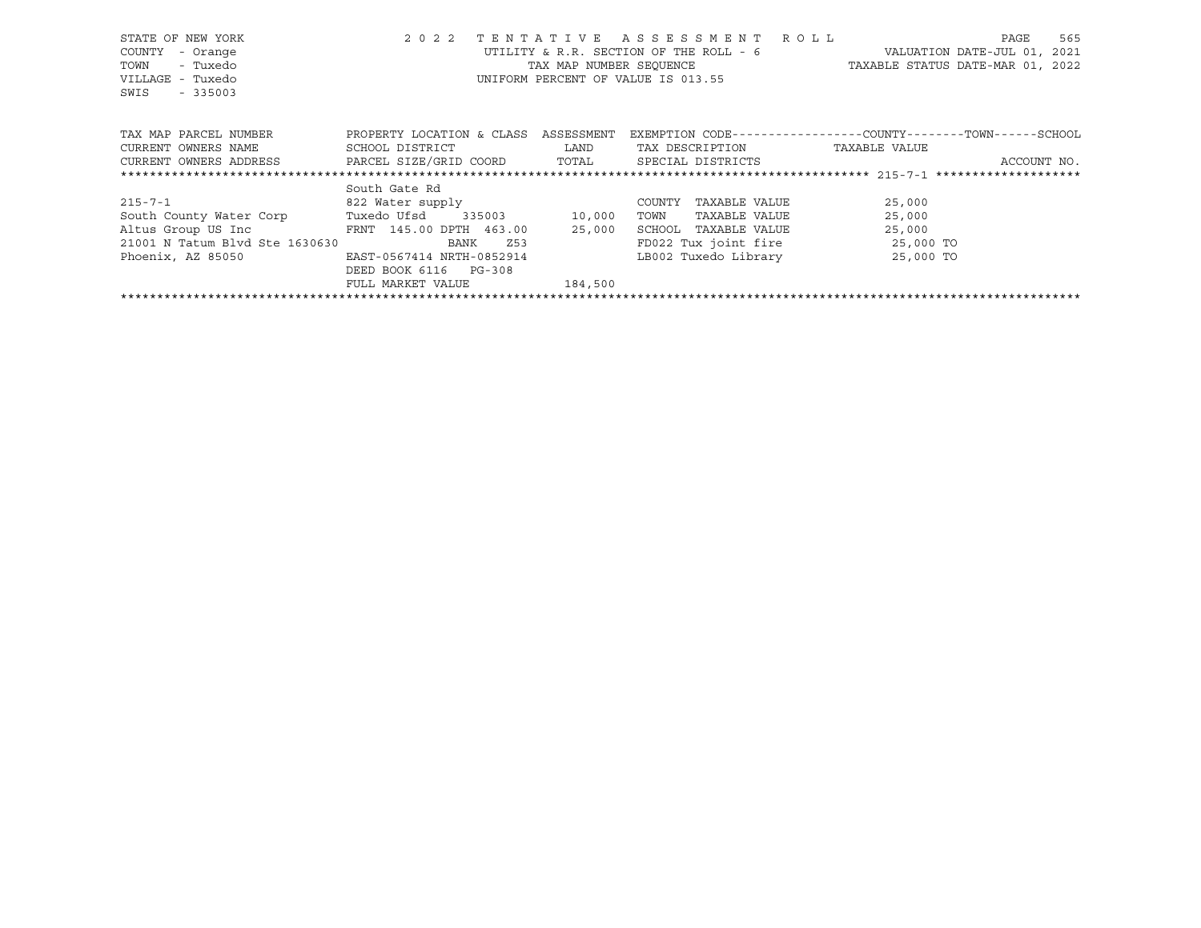STATE OF NEW YORK
COUNTY - Orange
TOWN - Tuxedo
VILLAGE - Tuxedo
SWIS - 335003

2022 TENTATIVE ASSESSMENT ROLL
UTILITY & R.R. SECTION OF THE ROLL - 6
TAX MAP NUMBER SEQUENCE
UNIFORM PERCENT OF VALUE IS 013.55

VALUATION DATE-JUL 01, 2021
TAXABLE STATUS DATE-MAR 01, 2022

| TAX MAP PARCEL NUMBER / CURRENT OWNERS NAME / CURRENT OWNERS ADDRESS | PROPERTY LOCATION & CLASS / SCHOOL DISTRICT / PARCEL SIZE/GRID COORD | ASSESSMENT LAND / TOTAL | EXEMPTION CODE / TAX DESCRIPTION / SPECIAL DISTRICTS | COUNTY--------TOWN------SCHOOL TAXABLE VALUE | ACCOUNT NO. |
|---|---|---|---|---|---|
| 215-7-1 | South Gate Rd | | | | |
| | 822 Water supply | | COUNTY TAXABLE VALUE | 25,000 | |
| South County Water Corp | Tuxedo Ufsd 335003 | 10,000 | TOWN TAXABLE VALUE | 25,000 | |
| Altus Group US Inc | FRNT 145.00 DPTH 463.00 | 25,000 | SCHOOL TAXABLE VALUE | 25,000 | |
| 21001 N Tatum Blvd Ste 1630630 | BANK Z53 | | FD022 Tux joint fire | 25,000 TO | |
| Phoenix, AZ 85050 | EAST-0567414 NRTH-0852914 | | LB002 Tuxedo Library | 25,000 TO | |
| | DEED BOOK 6116 PG-308 | | | | |
| | FULL MARKET VALUE | 184,500 | | | |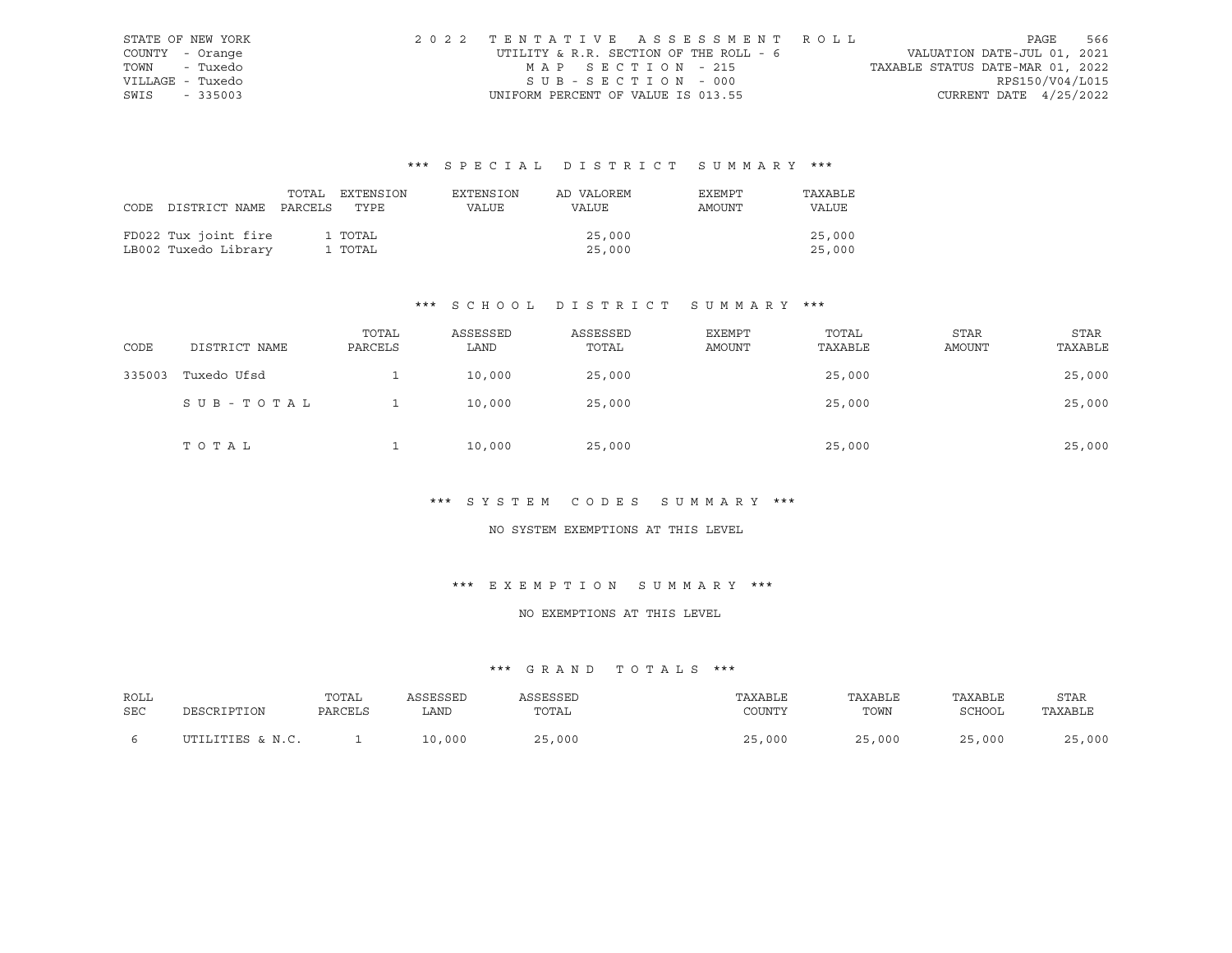STATE OF NEW YORK | 2022 TENTATIVE ASSESSMENT ROLL
COUNTY - Orange | UTILITY & R.R. SECTION OF THE ROLL - 6 | VALUATION DATE-JUL 01, 2021
TOWN - Tuxedo | MAP SECTION - 215 | TAXABLE STATUS DATE-MAR 01, 2022
VILLAGE - Tuxedo | SUB-SECTION - 000 | RPS150/V04/L015
SWIS - 335003 | UNIFORM PERCENT OF VALUE IS 013.55 | CURRENT DATE 4/25/2022

### *** SPECIAL DISTRICT SUMMARY ***

| CODE | DISTRICT NAME | TOTAL PARCELS | EXTENSION TYPE | EXTENSION VALUE | AD VALOREM VALUE | EXEMPT AMOUNT | TAXABLE VALUE |
|---|---|---|---|---|---|---|---|
| FD022 | Tux joint fire | 1 | TOTAL | | 25,000 | | 25,000 |
| LB002 | Tuxedo Library | 1 | TOTAL | | 25,000 | | 25,000 |

### *** SCHOOL DISTRICT SUMMARY ***

| CODE | DISTRICT NAME | TOTAL PARCELS | ASSESSED LAND | ASSESSED TOTAL | EXEMPT AMOUNT | TOTAL TAXABLE | STAR AMOUNT | STAR TAXABLE |
|---|---|---|---|---|---|---|---|---|
| 335003 | Tuxedo Ufsd | 1 | 10,000 | 25,000 | | 25,000 | | 25,000 |
| | SUB-TOTAL | 1 | 10,000 | 25,000 | | 25,000 | | 25,000 |
| | TOTAL | 1 | 10,000 | 25,000 | | 25,000 | | 25,000 |

### *** SYSTEM CODES SUMMARY ***

NO SYSTEM EXEMPTIONS AT THIS LEVEL

### *** EXEMPTION SUMMARY ***

NO EXEMPTIONS AT THIS LEVEL

### *** GRAND TOTALS ***

| ROLL SEC | DESCRIPTION | TOTAL PARCELS | ASSESSED LAND | ASSESSED TOTAL | TAXABLE COUNTY | TAXABLE TOWN | TAXABLE SCHOOL | STAR TAXABLE |
|---|---|---|---|---|---|---|---|---|
| 6 | UTILITIES & N.C. | 1 | 10,000 | 25,000 | 25,000 | 25,000 | 25,000 | 25,000 |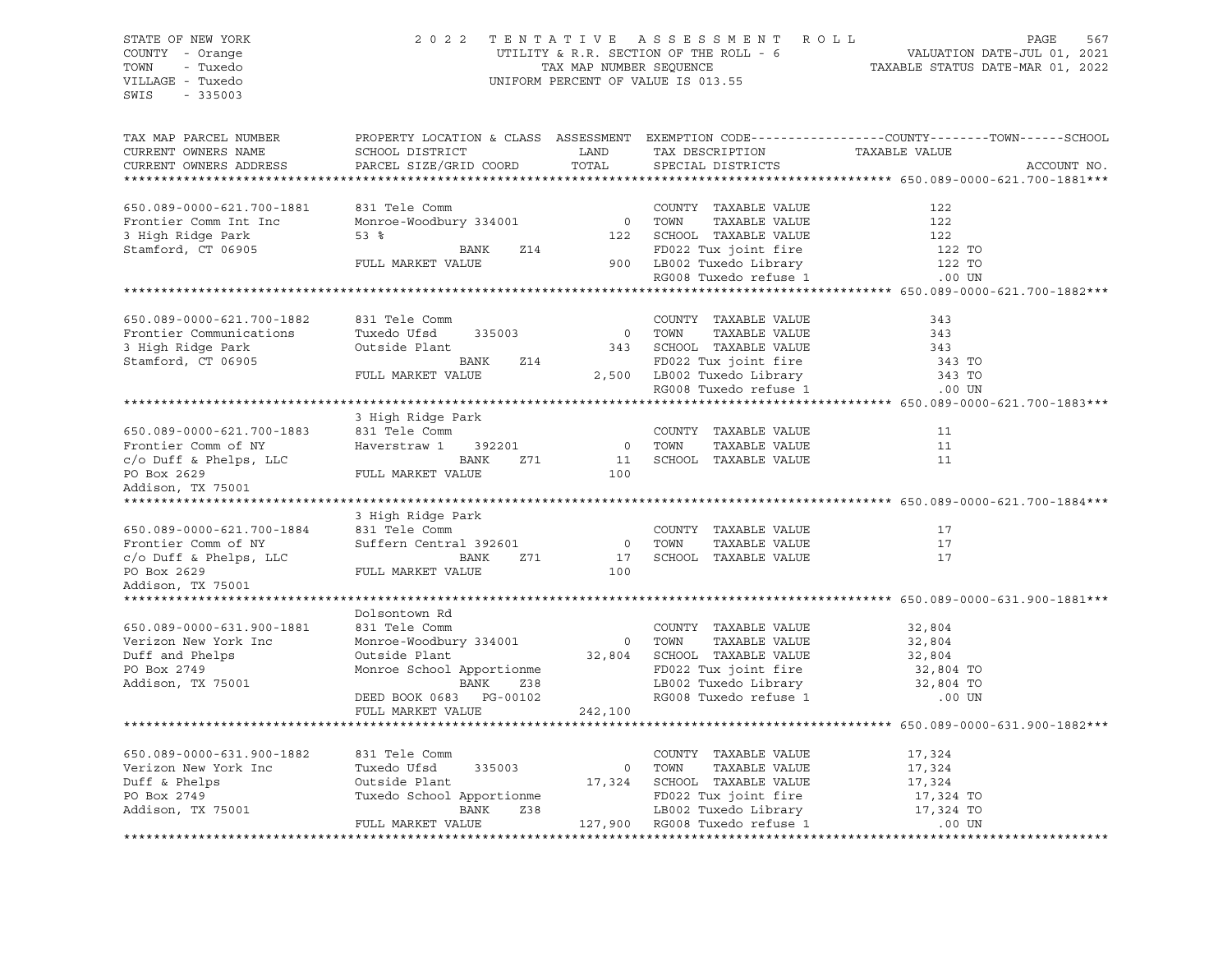STATE OF NEW YORK
COUNTY - Orange
TOWN - Tuxedo
VILLAGE - Tuxedo
SWIS - 335003

2 0 2 2 T E N T A T I V E A S S E S S M E N T R O L L
UTILITY & R.R. SECTION OF THE ROLL - 6
TAX MAP NUMBER SEQUENCE
UNIFORM PERCENT OF VALUE IS 013.55

PAGE 567
VALUATION DATE-JUL 01, 2021
TAXABLE STATUS DATE-MAR 01, 2022

| TAX MAP PARCEL NUMBER<br>CURRENT OWNERS NAME<br>CURRENT OWNERS ADDRESS | PROPERTY LOCATION & CLASS<br>SCHOOL DISTRICT<br>PARCEL SIZE/GRID COORD | ASSESSMENT<br>LAND<br>TOTAL | EXEMPTION CODE-----COUNTY-----TOWN-----SCHOOL<br>TAX DESCRIPTION<br>SPECIAL DISTRICTS | TAXABLE VALUE<br><br>ACCOUNT NO. |
|---|---|---|---|---|
| **650.089-0000-621.700-1881** | | | | |
| 650.089-0000-621.700-1881 | 831 Tele Comm | | COUNTY TAXABLE VALUE | 122 |
| Frontier Comm Int Inc | Monroe-Woodbury 334001 | 0 | TOWN TAXABLE VALUE | 122 |
| 3 High Ridge Park | 53 % | 122 | SCHOOL TAXABLE VALUE | 122 |
| Stamford, CT 06905 | BANK Z14 | | FD022 Tux joint fire | 122 TO |
| | FULL MARKET VALUE | 900 | LB002 Tuxedo Library | 122 TO |
| | | | RG008 Tuxedo refuse 1 | .00 UN |
| **650.089-0000-621.700-1882** | | | | |
| 650.089-0000-621.700-1882 | 831 Tele Comm | | COUNTY TAXABLE VALUE | 343 |
| Frontier Communications | Tuxedo Ufsd 335003 | 0 | TOWN TAXABLE VALUE | 343 |
| 3 High Ridge Park | Outside Plant | 343 | SCHOOL TAXABLE VALUE | 343 |
| Stamford, CT 06905 | BANK Z14 | | FD022 Tux joint fire | 343 TO |
| | FULL MARKET VALUE | 2,500 | LB002 Tuxedo Library | 343 TO |
| | | | RG008 Tuxedo refuse 1 | .00 UN |
| **650.089-0000-621.700-1883** | | | | |
| | 3 High Ridge Park | | | |
| 650.089-0000-621.700-1883 | 831 Tele Comm | | COUNTY TAXABLE VALUE | 11 |
| Frontier Comm of NY | Haverstraw 1 392201 | 0 | TOWN TAXABLE VALUE | 11 |
| c/o Duff & Phelps, LLC | BANK Z71 | 11 | SCHOOL TAXABLE VALUE | 11 |
| PO Box 2629 | FULL MARKET VALUE | 100 | | |
| Addison, TX 75001 | | | | |
| **650.089-0000-621.700-1884** | | | | |
| | 3 High Ridge Park | | | |
| 650.089-0000-621.700-1884 | 831 Tele Comm | | COUNTY TAXABLE VALUE | 17 |
| Frontier Comm of NY | Suffern Central 392601 | 0 | TOWN TAXABLE VALUE | 17 |
| c/o Duff & Phelps, LLC | BANK Z71 | 17 | SCHOOL TAXABLE VALUE | 17 |
| PO Box 2629 | FULL MARKET VALUE | 100 | | |
| Addison, TX 75001 | | | | |
| **650.089-0000-631.900-1881** | | | | |
| | Dolsontown Rd | | | |
| 650.089-0000-631.900-1881 | 831 Tele Comm | | COUNTY TAXABLE VALUE | 32,804 |
| Verizon New York Inc | Monroe-Woodbury 334001 | 0 | TOWN TAXABLE VALUE | 32,804 |
| Duff and Phelps | Outside Plant | 32,804 | SCHOOL TAXABLE VALUE | 32,804 |
| PO Box 2749 | Monroe School Apportionme | | FD022 Tux joint fire | 32,804 TO |
| Addison, TX 75001 | BANK Z38 | | LB002 Tuxedo Library | 32,804 TO |
| | DEED BOOK 0683 PG-00102 | | RG008 Tuxedo refuse 1 | .00 UN |
| | FULL MARKET VALUE | 242,100 | | |
| **650.089-0000-631.900-1882** | | | | |
| 650.089-0000-631.900-1882 | 831 Tele Comm | | COUNTY TAXABLE VALUE | 17,324 |
| Verizon New York Inc | Tuxedo Ufsd 335003 | 0 | TOWN TAXABLE VALUE | 17,324 |
| Duff & Phelps | Outside Plant | 17,324 | SCHOOL TAXABLE VALUE | 17,324 |
| PO Box 2749 | Tuxedo School Apportionme | | FD022 Tux joint fire | 17,324 TO |
| Addison, TX 75001 | BANK Z38 | | LB002 Tuxedo Library | 17,324 TO |
| | FULL MARKET VALUE | 127,900 | RG008 Tuxedo refuse 1 | .00 UN |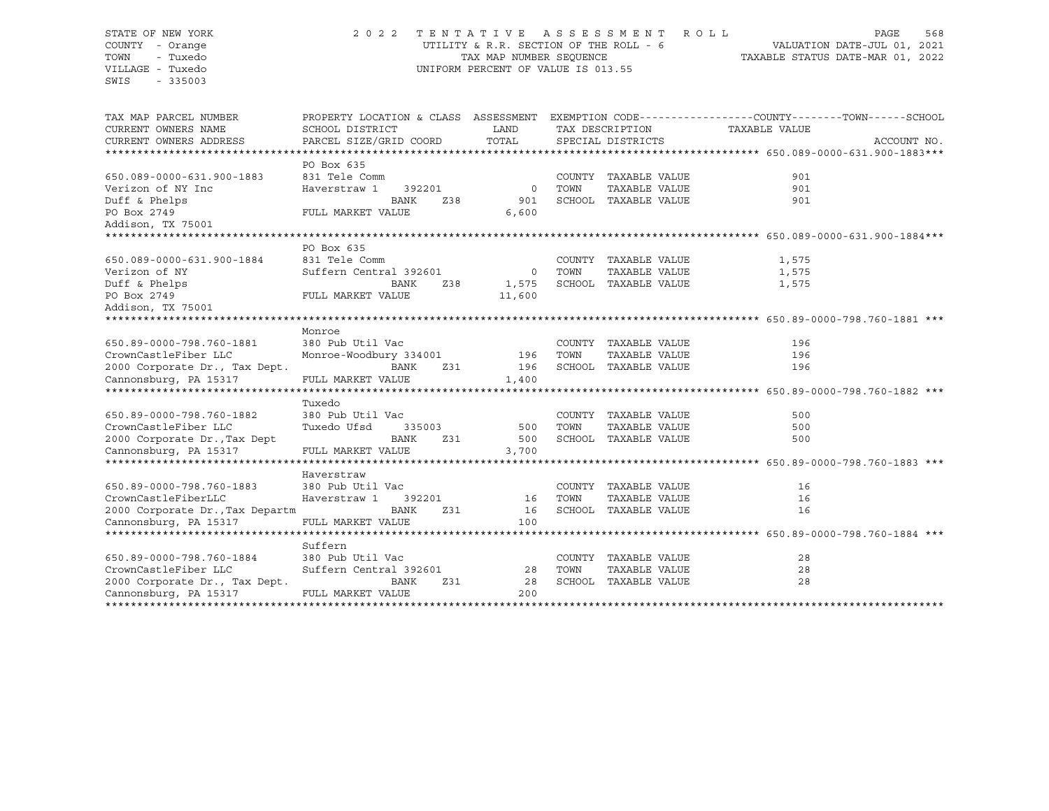STATE OF NEW YORK
COUNTY - Orange
TOWN - Tuxedo
VILLAGE - Tuxedo
SWIS - 335003

2 0 2 2 T E N T A T I V E A S S E S S M E N T R O L L
UTILITY & R.R. SECTION OF THE ROLL - 6
TAX MAP NUMBER SEQUENCE
UNIFORM PERCENT OF VALUE IS 013.55

VALUATION DATE-JUL 01, 2021
TAXABLE STATUS DATE-MAR 01, 2022

| TAX MAP PARCEL NUMBER / CURRENT OWNERS NAME / CURRENT OWNERS ADDRESS | PROPERTY LOCATION & CLASS / SCHOOL DISTRICT / PARCEL SIZE/GRID COORD | ASSESSMENT LAND | TOTAL | EXEMPTION CODE / TAX DESCRIPTION / SPECIAL DISTRICTS | COUNTY / TOWN / SCHOOL TAXABLE VALUE | ACCOUNT NO. |
|---|---|---|---|---|---|---|
| **650.089-0000-631.900-1883** | PO Box 635 | | | | | |
| 650.089-0000-631.900-1883 | 831 Tele Comm | | | COUNTY TAXABLE VALUE | 901 | |
| Verizon of NY Inc | Haverstraw 1 392201 | 0 | | TOWN TAXABLE VALUE | 901 | |
| Duff & Phelps | BANK Z38 | | 901 | SCHOOL TAXABLE VALUE | 901 | |
| PO Box 2749 | FULL MARKET VALUE | | 6,600 | | | |
| Addison, TX 75001 | | | | | | |
| **650.089-0000-631.900-1884** | PO Box 635 | | | | | |
| 650.089-0000-631.900-1884 | 831 Tele Comm | | | COUNTY TAXABLE VALUE | 1,575 | |
| Verizon of NY | Suffern Central 392601 | 0 | | TOWN TAXABLE VALUE | 1,575 | |
| Duff & Phelps | BANK Z38 | | 1,575 | SCHOOL TAXABLE VALUE | 1,575 | |
| PO Box 2749 | FULL MARKET VALUE | | 11,600 | | | |
| Addison, TX 75001 | | | | | | |
| **650.89-0000-798.760-1881** | Monroe | | | | | |
| 650.89-0000-798.760-1881 | 380 Pub Util Vac | | | COUNTY TAXABLE VALUE | 196 | |
| CrownCastleFiber LLC | Monroe-Woodbury 334001 | 196 | | TOWN TAXABLE VALUE | 196 | |
| 2000 Corporate Dr., Tax Dept. | BANK Z31 | | 196 | SCHOOL TAXABLE VALUE | 196 | |
| Cannonsburg, PA 15317 | FULL MARKET VALUE | | 1,400 | | | |
| **650.89-0000-798.760-1882** | Tuxedo | | | | | |
| 650.89-0000-798.760-1882 | 380 Pub Util Vac | | | COUNTY TAXABLE VALUE | 500 | |
| CrownCastleFiber LLC | Tuxedo Ufsd 335003 | 500 | | TOWN TAXABLE VALUE | 500 | |
| 2000 Corporate Dr.,Tax Dept | BANK Z31 | | 500 | SCHOOL TAXABLE VALUE | 500 | |
| Cannonsburg, PA 15317 | FULL MARKET VALUE | | 3,700 | | | |
| **650.89-0000-798.760-1883** | Haverstraw | | | | | |
| 650.89-0000-798.760-1883 | 380 Pub Util Vac | | | COUNTY TAXABLE VALUE | 16 | |
| CrownCastleFiberLLC | Haverstraw 1 392201 | 16 | | TOWN TAXABLE VALUE | 16 | |
| 2000 Corporate Dr.,Tax Departm | BANK Z31 | | 16 | SCHOOL TAXABLE VALUE | 16 | |
| Cannonsburg, PA 15317 | FULL MARKET VALUE | | 100 | | | |
| **650.89-0000-798.760-1884** | Suffern | | | | | |
| 650.89-0000-798.760-1884 | 380 Pub Util Vac | | | COUNTY TAXABLE VALUE | 28 | |
| CrownCastleFiber LLC | Suffern Central 392601 | 28 | | TOWN TAXABLE VALUE | 28 | |
| 2000 Corporate Dr., Tax Dept. | BANK Z31 | | 28 | SCHOOL TAXABLE VALUE | 28 | |
| Cannonsburg, PA 15317 | FULL MARKET VALUE | | 200 | | | |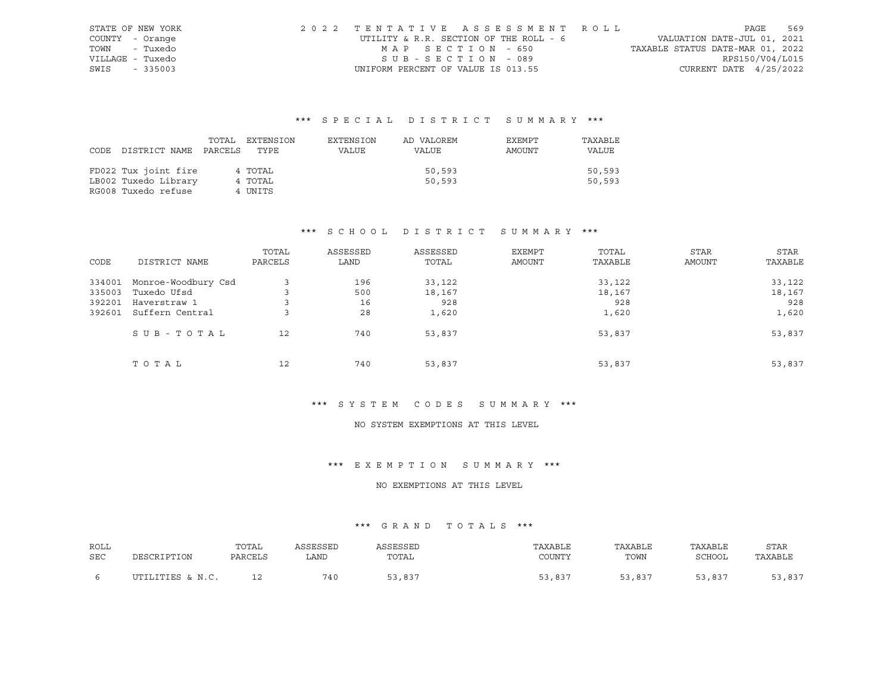STATE OF NEW YORK
COUNTY - Orange
TOWN - Tuxedo
VILLAGE - Tuxedo
SWIS - 335003

2022 TENTATIVE ASSESSMENT ROLL
UTILITY & R.R. SECTION OF THE ROLL - 6
MAP SECTION - 650
SUB-SECTION - 089
UNIFORM PERCENT OF VALUE IS 013.55

VALUATION DATE-JUL 01, 2021
TAXABLE STATUS DATE-MAR 01, 2022
RPS150/V04/L015
CURRENT DATE 4/25/2022

### *** SPECIAL DISTRICT SUMMARY ***

| CODE DISTRICT NAME | TOTAL PARCELS | EXTENSION TYPE | EXTENSION VALUE | AD VALOREM VALUE | EXEMPT AMOUNT | TAXABLE VALUE |
|---|---|---|---|---|---|---|
| FD022 Tux joint fire | 4 | TOTAL | | 50,593 | | 50,593 |
| LB002 Tuxedo Library | 4 | TOTAL | | 50,593 | | 50,593 |
| RG008 Tuxedo refuse | 4 | UNITS | | | | |

### *** SCHOOL DISTRICT SUMMARY ***

| CODE | DISTRICT NAME | TOTAL PARCELS | ASSESSED LAND | ASSESSED TOTAL | EXEMPT AMOUNT | TOTAL TAXABLE | STAR AMOUNT | STAR TAXABLE |
|---|---|---|---|---|---|---|---|---|
| 334001 | Monroe-Woodbury Csd | 3 | 196 | 33,122 | | 33,122 | | 33,122 |
| 335003 | Tuxedo Ufsd | 3 | 500 | 18,167 | | 18,167 | | 18,167 |
| 392201 | Haverstraw 1 | 3 | 16 | 928 | | 928 | | 928 |
| 392601 | Suffern Central | 3 | 28 | 1,620 | | 1,620 | | 1,620 |
| | SUB-TOTAL | 12 | 740 | 53,837 | | 53,837 | | 53,837 |
| | TOTAL | 12 | 740 | 53,837 | | 53,837 | | 53,837 |

### *** SYSTEM CODES SUMMARY ***

NO SYSTEM EXEMPTIONS AT THIS LEVEL

### *** EXEMPTION SUMMARY ***

NO EXEMPTIONS AT THIS LEVEL

### *** GRAND TOTALS ***

| ROLL SEC | DESCRIPTION | TOTAL PARCELS | ASSESSED LAND | ASSESSED TOTAL | TAXABLE COUNTY | TAXABLE TOWN | TAXABLE SCHOOL | STAR TAXABLE |
|---|---|---|---|---|---|---|---|---|
| 6 | UTILITIES & N.C. | 12 | 740 | 53,837 | 53,837 | 53,837 | 53,837 | 53,837 |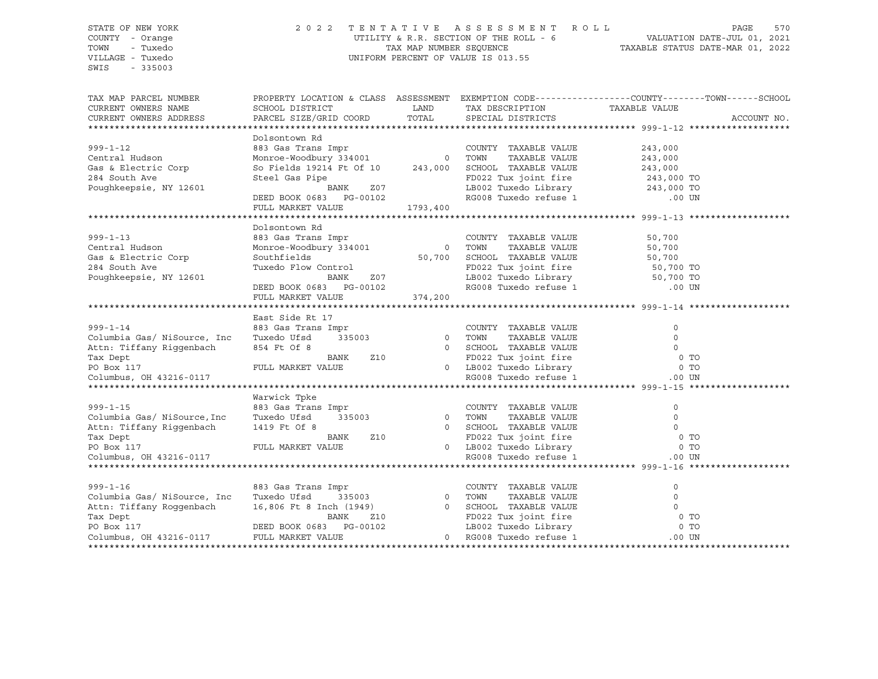STATE OF NEW YORK
COUNTY - Orange
TOWN - Tuxedo
VILLAGE - Tuxedo
SWIS - 335003

2022 TENTATIVE ASSESSMENT ROLL
UTILITY & R.R. SECTION OF THE ROLL - 6
TAX MAP NUMBER SEQUENCE
UNIFORM PERCENT OF VALUE IS 013.55

VALUATION DATE-JUL 01, 2021
TAXABLE STATUS DATE-MAR 01, 2022

```
TAX MAP PARCEL NUMBER          PROPERTY LOCATION & CLASS  ASSESSMENT  EXEMPTION CODE------------------COUNTY--------TOWN------SCHOOL
CURRENT OWNERS NAME            SCHOOL DISTRICT              LAND      TAX DESCRIPTION                  TAXABLE VALUE
CURRENT OWNERS ADDRESS         PARCEL SIZE/GRID COORD       TOTAL     SPECIAL DISTRICTS                                    ACCOUNT NO.
******************************************************************************************************* 999-1-12 *******************
                               Dolsontown Rd
999-1-12                       883 Gas Trans Impr                     COUNTY  TAXABLE VALUE              243,000
Central Hudson                 Monroe-Woodbury 334001          0      TOWN    TAXABLE VALUE              243,000
Gas & Electric Corp            So Fields 19214 Ft Of 10   243,000     SCHOOL  TAXABLE VALUE              243,000
284 South Ave                  Steel Gas Pipe                         FD022 Tux joint fire               243,000 TO
Poughkeepsie, NY 12601                   BANK     Z07                 LB002 Tuxedo Library               243,000 TO
                               DEED BOOK 0683   PG-00102              RG008 Tuxedo refuse 1                  .00 UN
                               FULL MARKET VALUE           1793,400
******************************************************************************************************* 999-1-13 *******************
                               Dolsontown Rd
999-1-13                       883 Gas Trans Impr                     COUNTY  TAXABLE VALUE               50,700
Central Hudson                 Monroe-Woodbury 334001          0      TOWN    TAXABLE VALUE               50,700
Gas & Electric Corp            Southfields                 50,700     SCHOOL  TAXABLE VALUE               50,700
284 South Ave                  Tuxedo Flow Control                    FD022 Tux joint fire                50,700 TO
Poughkeepsie, NY 12601                   BANK     Z07                 LB002 Tuxedo Library                50,700 TO
                               DEED BOOK 0683   PG-00102              RG008 Tuxedo refuse 1                  .00 UN
                               FULL MARKET VALUE            374,200
******************************************************************************************************* 999-1-14 *******************
                               East Side Rt 17
999-1-14                       883 Gas Trans Impr                     COUNTY  TAXABLE VALUE                    0
Columbia Gas/ NiSource, Inc    Tuxedo Ufsd     335003          0      TOWN    TAXABLE VALUE                    0
Attn: Tiffany Riggenbach       854 Ft Of 8                     0      SCHOOL  TAXABLE VALUE                    0
Tax Dept                                 BANK     Z10                 FD022 Tux joint fire                     0 TO
PO Box 117                     FULL MARKET VALUE               0      LB002 Tuxedo Library                     0 TO
Columbus, OH 43216-0117                                               RG008 Tuxedo refuse 1                  .00 UN
******************************************************************************************************* 999-1-15 *******************
                               Warwick Tpke
999-1-15                       883 Gas Trans Impr                     COUNTY  TAXABLE VALUE                    0
Columbia Gas/ NiSource,Inc     Tuxedo Ufsd     335003          0      TOWN    TAXABLE VALUE                    0
Attn: Tiffany Riggenbach       1419 Ft Of 8                    0      SCHOOL  TAXABLE VALUE                    0
Tax Dept                                 BANK     Z10                 FD022 Tux joint fire                     0 TO
PO Box 117                     FULL MARKET VALUE               0      LB002 Tuxedo Library                     0 TO
Columbus, OH 43216-0117                                               RG008 Tuxedo refuse 1                  .00 UN
******************************************************************************************************* 999-1-16 *******************

999-1-16                       883 Gas Trans Impr                     COUNTY  TAXABLE VALUE                    0
Columbia Gas/ NiSource, Inc    Tuxedo Ufsd     335003          0      TOWN    TAXABLE VALUE                    0
Attn: Tiffany Roggenbach       16,806 Ft 8 Inch (1949)         0      SCHOOL  TAXABLE VALUE                    0
Tax Dept                                 BANK     Z10                 FD022 Tux joint fire                     0 TO
PO Box 117                     DEED BOOK 0683   PG-00102              LB002 Tuxedo Library                     0 TO
Columbus, OH 43216-0117        FULL MARKET VALUE               0      RG008 Tuxedo refuse 1                  .00 UN
************************************************************************************************************************************
```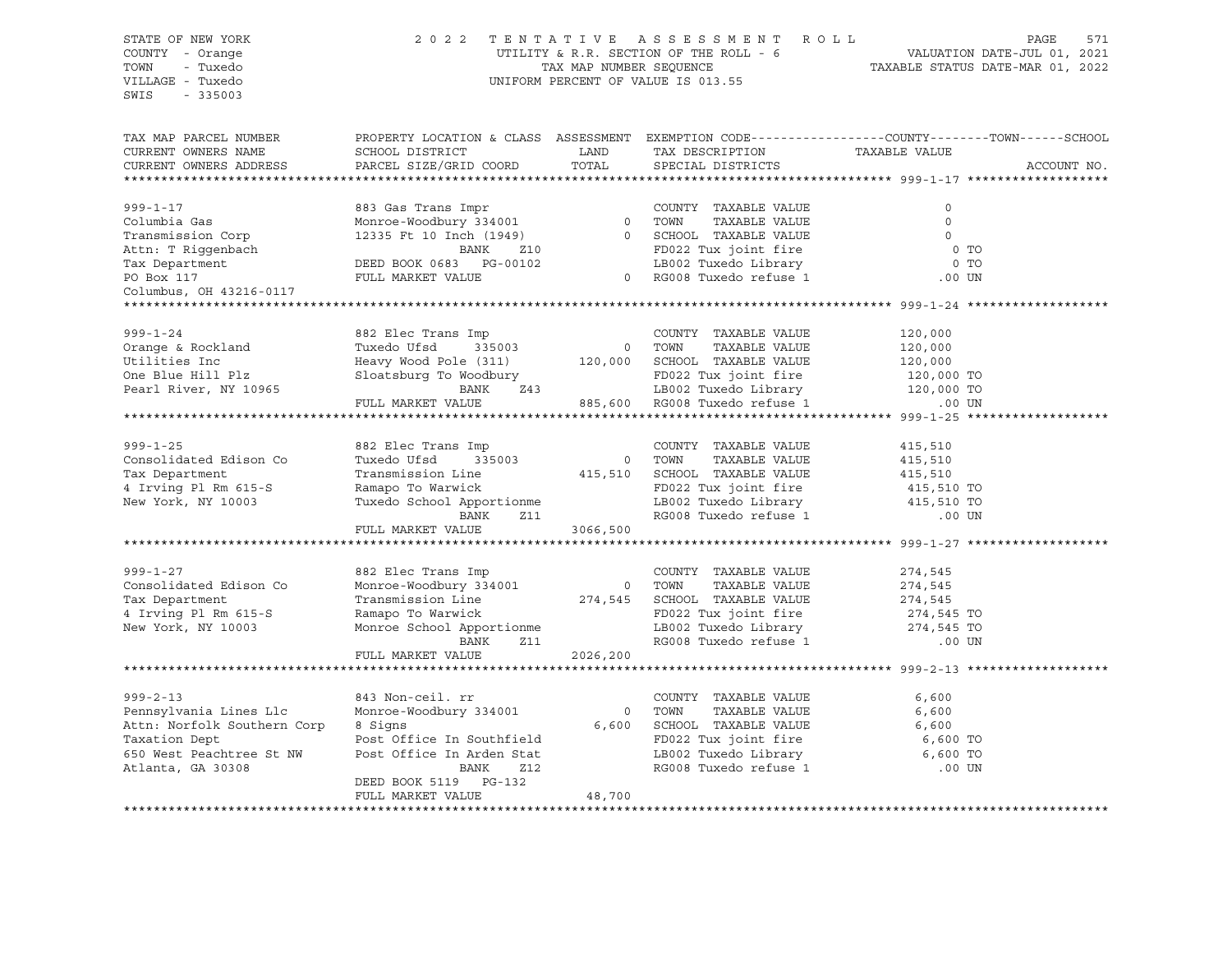STATE OF NEW YORK
COUNTY - Orange
TOWN - Tuxedo
VILLAGE - Tuxedo
SWIS - 335003

2022 TENTATIVE ASSESSMENT ROLL
UTILITY & R.R. SECTION OF THE ROLL - 6
TAX MAP NUMBER SEQUENCE
UNIFORM PERCENT OF VALUE IS 013.55

VALUATION DATE-JUL 01, 2021
TAXABLE STATUS DATE-MAR 01, 2022

| TAX MAP PARCEL NUMBER / CURRENT OWNERS NAME / CURRENT OWNERS ADDRESS | PROPERTY LOCATION & CLASS / SCHOOL DISTRICT / PARCEL SIZE/GRID COORD | ASSESSMENT LAND / TOTAL | EXEMPTION CODE / TAX DESCRIPTION / SPECIAL DISTRICTS | COUNTY / TOWN / SCHOOL TAXABLE VALUE | ACCOUNT NO. |
|---|---|---|---|---|---|
| **999-1-17** | 883 Gas Trans Impr | | COUNTY TAXABLE VALUE | 0 | |
| Columbia Gas | Monroe-Woodbury 334001 | 0 | TOWN TAXABLE VALUE | 0 | |
| Transmission Corp | 12335 Ft 10 Inch (1949) | 0 | SCHOOL TAXABLE VALUE | 0 | |
| Attn: T Riggenbach | BANK Z10 | | FD022 Tux joint fire | 0 TO | |
| Tax Department | DEED BOOK 0683 PG-00102 | | LB002 Tuxedo Library | 0 TO | |
| PO Box 117 | FULL MARKET VALUE | 0 | RG008 Tuxedo refuse 1 | .00 UN | |
| Columbus, OH 43216-0117 | | | | | |
| **999-1-24** | 882 Elec Trans Imp | | COUNTY TAXABLE VALUE | 120,000 | |
| Orange & Rockland | Tuxedo Ufsd 335003 | 0 | TOWN TAXABLE VALUE | 120,000 | |
| Utilities Inc | Heavy Wood Pole (311) | 120,000 | SCHOOL TAXABLE VALUE | 120,000 | |
| One Blue Hill Plz | Sloatsburg To Woodbury | | FD022 Tux joint fire | 120,000 TO | |
| Pearl River, NY 10965 | BANK Z43 | | LB002 Tuxedo Library | 120,000 TO | |
| | FULL MARKET VALUE | 885,600 | RG008 Tuxedo refuse 1 | .00 UN | |
| **999-1-25** | 882 Elec Trans Imp | | COUNTY TAXABLE VALUE | 415,510 | |
| Consolidated Edison Co | Tuxedo Ufsd 335003 | 0 | TOWN TAXABLE VALUE | 415,510 | |
| Tax Department | Transmission Line | 415,510 | SCHOOL TAXABLE VALUE | 415,510 | |
| 4 Irving Pl Rm 615-S | Ramapo To Warwick | | FD022 Tux joint fire | 415,510 TO | |
| New York, NY 10003 | Tuxedo School Apportionme | | LB002 Tuxedo Library | 415,510 TO | |
| | BANK Z11 | | RG008 Tuxedo refuse 1 | .00 UN | |
| | FULL MARKET VALUE | 3066,500 | | | |
| **999-1-27** | 882 Elec Trans Imp | | COUNTY TAXABLE VALUE | 274,545 | |
| Consolidated Edison Co | Monroe-Woodbury 334001 | 0 | TOWN TAXABLE VALUE | 274,545 | |
| Tax Department | Transmission Line | 274,545 | SCHOOL TAXABLE VALUE | 274,545 | |
| 4 Irving Pl Rm 615-S | Ramapo To Warwick | | FD022 Tux joint fire | 274,545 TO | |
| New York, NY 10003 | Monroe School Apportionme | | LB002 Tuxedo Library | 274,545 TO | |
| | BANK Z11 | | RG008 Tuxedo refuse 1 | .00 UN | |
| | FULL MARKET VALUE | 2026,200 | | | |
| **999-2-13** | 843 Non-ceil. rr | | COUNTY TAXABLE VALUE | 6,600 | |
| Pennsylvania Lines Llc | Monroe-Woodbury 334001 | 0 | TOWN TAXABLE VALUE | 6,600 | |
| Attn: Norfolk Southern Corp | 8 Signs | 6,600 | SCHOOL TAXABLE VALUE | 6,600 | |
| Taxation Dept | Post Office In Southfield | | FD022 Tux joint fire | 6,600 TO | |
| 650 West Peachtree St NW | Post Office In Arden Stat | | LB002 Tuxedo Library | 6,600 TO | |
| Atlanta, GA 30308 | BANK Z12 | | RG008 Tuxedo refuse 1 | .00 UN | |
| | DEED BOOK 5119 PG-132 | | | | |
| | FULL MARKET VALUE | 48,700 | | | |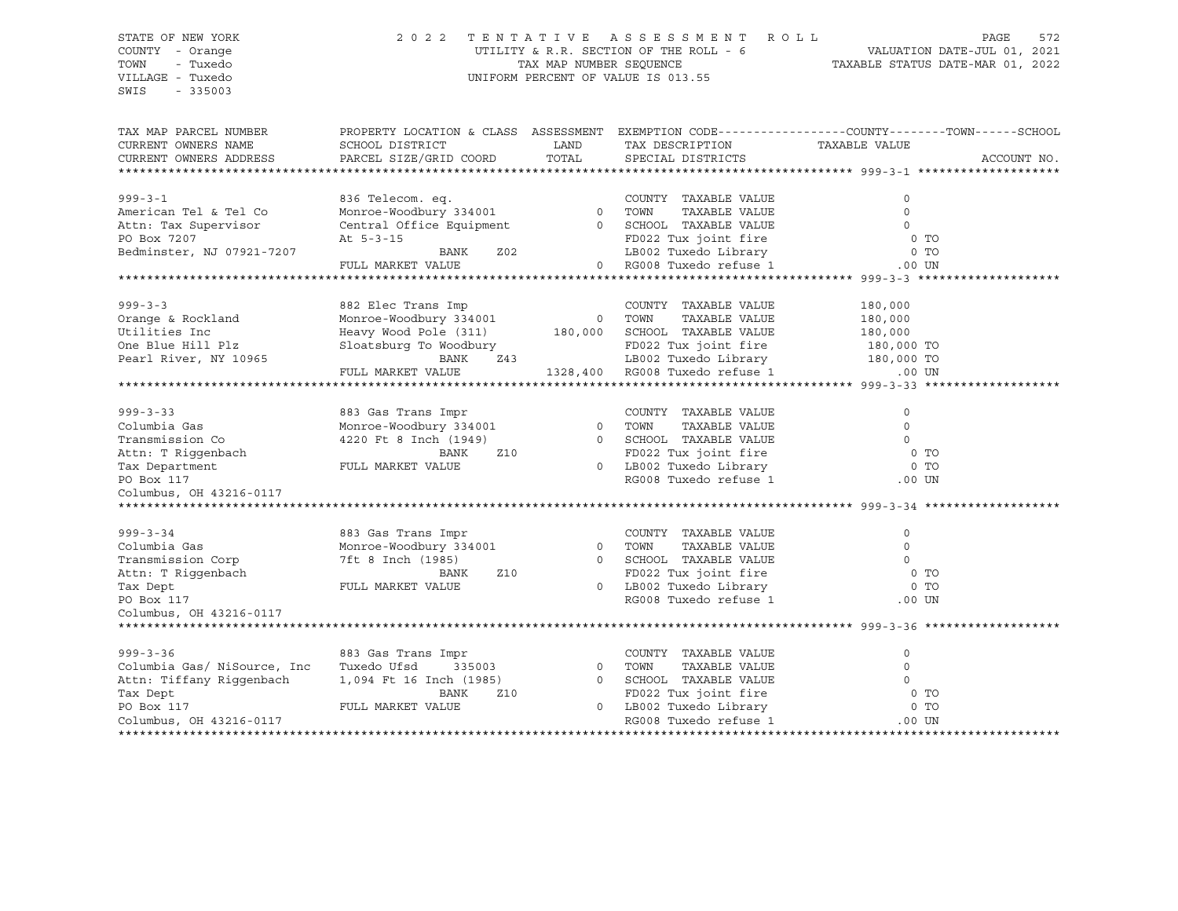STATE OF NEW YORK
COUNTY - Orange
TOWN - Tuxedo
VILLAGE - Tuxedo
SWIS - 335003

2 0 2 2 T E N T A T I V E A S S E S S M E N T R O L L
UTILITY & R.R. SECTION OF THE ROLL - 6
TAX MAP NUMBER SEQUENCE
UNIFORM PERCENT OF VALUE IS 013.55

VALUATION DATE-JUL 01, 2021
TAXABLE STATUS DATE-MAR 01, 2022

| TAX MAP PARCEL NUMBER / CURRENT OWNERS NAME / CURRENT OWNERS ADDRESS | PROPERTY LOCATION & CLASS / SCHOOL DISTRICT / PARCEL SIZE/GRID COORD | ASSESSMENT LAND / TOTAL | EXEMPTION CODE / TAX DESCRIPTION / SPECIAL DISTRICTS | TAXABLE VALUE (COUNTY / TOWN / SCHOOL) | ACCOUNT NO. |
|---|---|---|---|---|---|
| **999-3-1** | | | | | |
| 999-3-1 | 836 Telecom. eq. | | COUNTY TAXABLE VALUE | 0 | |
| American Tel & Tel Co | Monroe-Woodbury 334001 | 0 | TOWN TAXABLE VALUE | 0 | |
| Attn: Tax Supervisor | Central Office Equipment | 0 | SCHOOL TAXABLE VALUE | 0 | |
| PO Box 7207 | At 5-3-15 | | FD022 Tux joint fire | 0 TO | |
| Bedminster, NJ 07921-7207 | BANK Z02 | | LB002 Tuxedo Library | 0 TO | |
| | FULL MARKET VALUE | 0 | RG008 Tuxedo refuse 1 | .00 UN | |
| **999-3-3** | | | | | |
| 999-3-3 | 882 Elec Trans Imp | | COUNTY TAXABLE VALUE | 180,000 | |
| Orange & Rockland | Monroe-Woodbury 334001 | 0 | TOWN TAXABLE VALUE | 180,000 | |
| Utilities Inc | Heavy Wood Pole (311) | 180,000 | SCHOOL TAXABLE VALUE | 180,000 | |
| One Blue Hill Plz | Sloatsburg To Woodbury | | FD022 Tux joint fire | 180,000 TO | |
| Pearl River, NY 10965 | BANK Z43 | | LB002 Tuxedo Library | 180,000 TO | |
| | FULL MARKET VALUE | 1328,400 | RG008 Tuxedo refuse 1 | .00 UN | |
| **999-3-33** | | | | | |
| 999-3-33 | 883 Gas Trans Impr | | COUNTY TAXABLE VALUE | 0 | |
| Columbia Gas | Monroe-Woodbury 334001 | 0 | TOWN TAXABLE VALUE | 0 | |
| Transmission Co | 4220 Ft 8 Inch (1949) | 0 | SCHOOL TAXABLE VALUE | 0 | |
| Attn: T Riggenbach | BANK Z10 | | FD022 Tux joint fire | 0 TO | |
| Tax Department | FULL MARKET VALUE | 0 | LB002 Tuxedo Library | 0 TO | |
| PO Box 117 | | | RG008 Tuxedo refuse 1 | .00 UN | |
| Columbus, OH 43216-0117 | | | | | |
| **999-3-34** | | | | | |
| 999-3-34 | 883 Gas Trans Impr | | COUNTY TAXABLE VALUE | 0 | |
| Columbia Gas | Monroe-Woodbury 334001 | 0 | TOWN TAXABLE VALUE | 0 | |
| Transmission Corp | 7ft 8 Inch (1985) | 0 | SCHOOL TAXABLE VALUE | 0 | |
| Attn: T Riggenbach | BANK Z10 | | FD022 Tux joint fire | 0 TO | |
| Tax Dept | FULL MARKET VALUE | 0 | LB002 Tuxedo Library | 0 TO | |
| PO Box 117 | | | RG008 Tuxedo refuse 1 | .00 UN | |
| Columbus, OH 43216-0117 | | | | | |
| **999-3-36** | | | | | |
| 999-3-36 | 883 Gas Trans Impr | | COUNTY TAXABLE VALUE | 0 | |
| Columbia Gas/ NiSource, Inc | Tuxedo Ufsd 335003 | 0 | TOWN TAXABLE VALUE | 0 | |
| Attn: Tiffany Riggenbach | 1,094 Ft 16 Inch (1985) | 0 | SCHOOL TAXABLE VALUE | 0 | |
| Tax Dept | BANK Z10 | | FD022 Tux joint fire | 0 TO | |
| PO Box 117 | FULL MARKET VALUE | 0 | LB002 Tuxedo Library | 0 TO | |
| Columbus, OH 43216-0117 | | | RG008 Tuxedo refuse 1 | .00 UN | |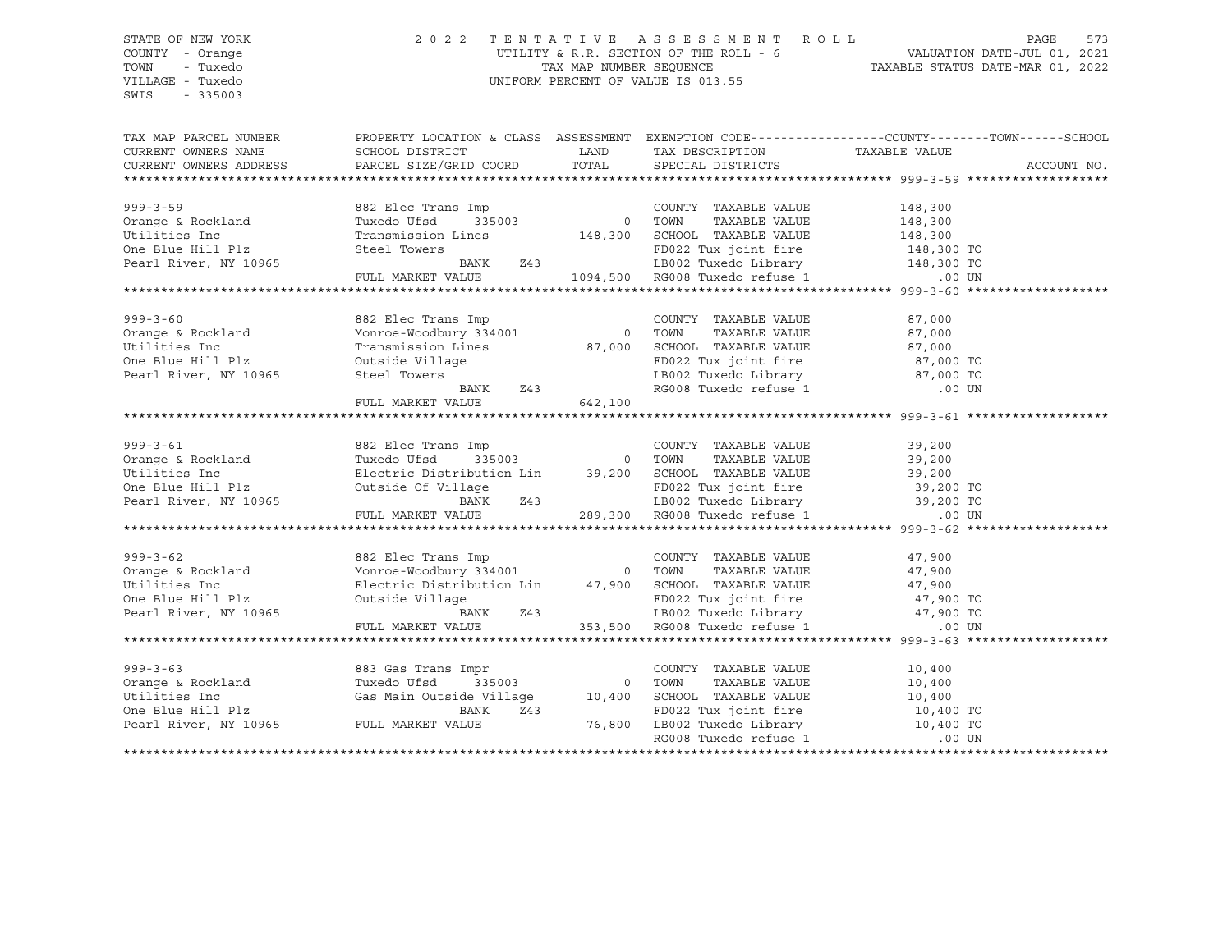STATE OF NEW YORK
COUNTY - Orange
TOWN - Tuxedo
VILLAGE - Tuxedo
SWIS - 335003

2022 TENTATIVE ASSESSMENT ROLL
UTILITY & R.R. SECTION OF THE ROLL - 6
TAX MAP NUMBER SEQUENCE
UNIFORM PERCENT OF VALUE IS 013.55

VALUATION DATE-JUL 01, 2021
TAXABLE STATUS DATE-MAR 01, 2022

| TAX MAP PARCEL NUMBER / CURRENT OWNERS NAME / CURRENT OWNERS ADDRESS | PROPERTY LOCATION & CLASS / SCHOOL DISTRICT / PARCEL SIZE/GRID COORD | ASSESSMENT LAND / TOTAL | EXEMPTION CODE / TAX DESCRIPTION / SPECIAL DISTRICTS | TAXABLE VALUE (COUNTY--TOWN--SCHOOL) | ACCOUNT NO. |
|---|---|---|---|---|---|
| 999-3-59 | 882 Elec Trans Imp | | COUNTY TAXABLE VALUE | 148,300 | |
| Orange & Rockland | Tuxedo Ufsd 335003 | 0 | TOWN TAXABLE VALUE | 148,300 | |
| Utilities Inc | Transmission Lines | 148,300 | SCHOOL TAXABLE VALUE | 148,300 | |
| One Blue Hill Plz | Steel Towers | | FD022 Tux joint fire | 148,300 TO | |
| Pearl River, NY 10965 | BANK Z43 | | LB002 Tuxedo Library | 148,300 TO | |
| | FULL MARKET VALUE | 1094,500 | RG008 Tuxedo refuse 1 | .00 UN | |
| 999-3-60 | 882 Elec Trans Imp | | COUNTY TAXABLE VALUE | 87,000 | |
| Orange & Rockland | Monroe-Woodbury 334001 | 0 | TOWN TAXABLE VALUE | 87,000 | |
| Utilities Inc | Transmission Lines | 87,000 | SCHOOL TAXABLE VALUE | 87,000 | |
| One Blue Hill Plz | Outside Village | | FD022 Tux joint fire | 87,000 TO | |
| Pearl River, NY 10965 | Steel Towers | | LB002 Tuxedo Library | 87,000 TO | |
| | BANK Z43 | | RG008 Tuxedo refuse 1 | .00 UN | |
| | FULL MARKET VALUE | 642,100 | | | |
| 999-3-61 | 882 Elec Trans Imp | | COUNTY TAXABLE VALUE | 39,200 | |
| Orange & Rockland | Tuxedo Ufsd 335003 | 0 | TOWN TAXABLE VALUE | 39,200 | |
| Utilities Inc | Electric Distribution Lin | 39,200 | SCHOOL TAXABLE VALUE | 39,200 | |
| One Blue Hill Plz | Outside Of Village | | FD022 Tux joint fire | 39,200 TO | |
| Pearl River, NY 10965 | BANK Z43 | | LB002 Tuxedo Library | 39,200 TO | |
| | FULL MARKET VALUE | 289,300 | RG008 Tuxedo refuse 1 | .00 UN | |
| 999-3-62 | 882 Elec Trans Imp | | COUNTY TAXABLE VALUE | 47,900 | |
| Orange & Rockland | Monroe-Woodbury 334001 | 0 | TOWN TAXABLE VALUE | 47,900 | |
| Utilities Inc | Electric Distribution Lin | 47,900 | SCHOOL TAXABLE VALUE | 47,900 | |
| One Blue Hill Plz | Outside Village | | FD022 Tux joint fire | 47,900 TO | |
| Pearl River, NY 10965 | BANK Z43 | | LB002 Tuxedo Library | 47,900 TO | |
| | FULL MARKET VALUE | 353,500 | RG008 Tuxedo refuse 1 | .00 UN | |
| 999-3-63 | 883 Gas Trans Impr | | COUNTY TAXABLE VALUE | 10,400 | |
| Orange & Rockland | Tuxedo Ufsd 335003 | 0 | TOWN TAXABLE VALUE | 10,400 | |
| Utilities Inc | Gas Main Outside Village | 10,400 | SCHOOL TAXABLE VALUE | 10,400 | |
| One Blue Hill Plz | BANK Z43 | | FD022 Tux joint fire | 10,400 TO | |
| Pearl River, NY 10965 | FULL MARKET VALUE | 76,800 | LB002 Tuxedo Library | 10,400 TO | |
| | | | RG008 Tuxedo refuse 1 | .00 UN | |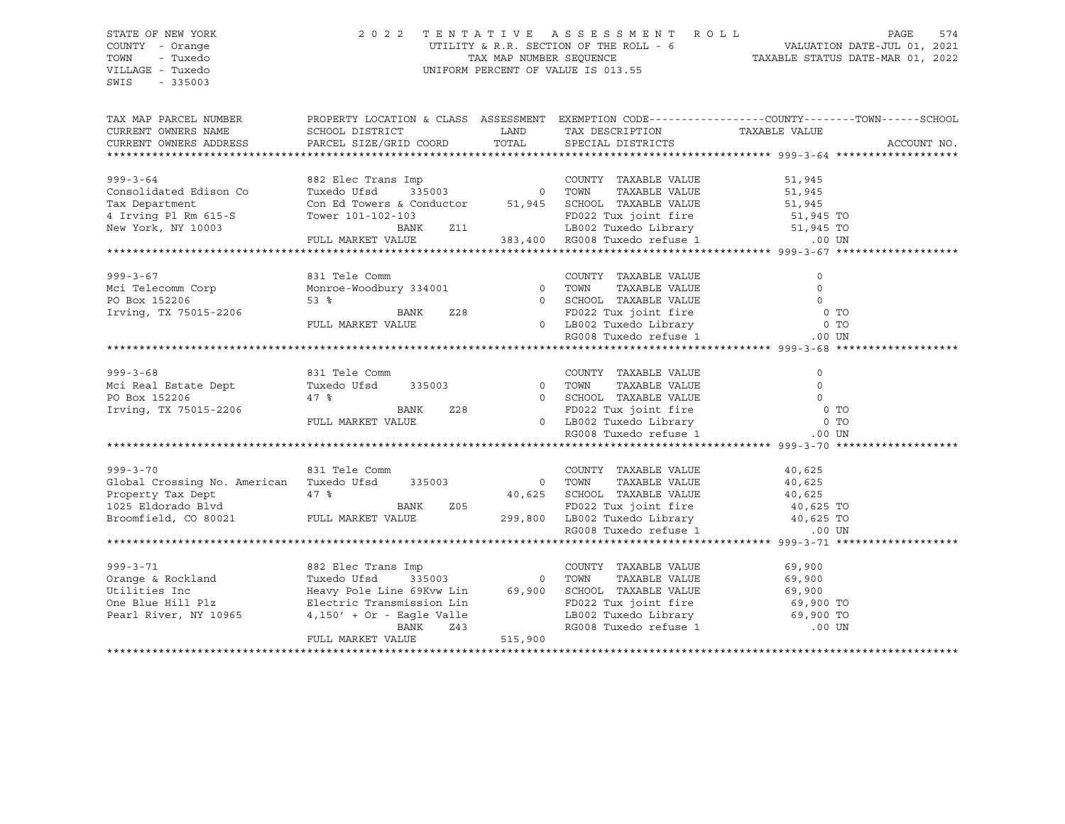STATE OF NEW YORK
COUNTY - Orange
TOWN - Tuxedo
VILLAGE - Tuxedo
SWIS - 335003

2022 TENTATIVE ASSESSMENT ROLL
UTILITY & R.R. SECTION OF THE ROLL - 6
TAX MAP NUMBER SEQUENCE
UNIFORM PERCENT OF VALUE IS 013.55

VALUATION DATE-JUL 01, 2021
TAXABLE STATUS DATE-MAR 01, 2022

| TAX MAP PARCEL NUMBER / CURRENT OWNERS NAME / CURRENT OWNERS ADDRESS | PROPERTY LOCATION & CLASS / SCHOOL DISTRICT / PARCEL SIZE/GRID COORD | ASSESSMENT LAND / TOTAL | EXEMPTION CODE / TAX DESCRIPTION / SPECIAL DISTRICTS | COUNTY--------TOWN------SCHOOL TAXABLE VALUE | ACCOUNT NO. |
|---|---|---|---|---|---|
| 999-3-64 | 882 Elec Trans Imp | | COUNTY TAXABLE VALUE | 51,945 | |
| Consolidated Edison Co | Tuxedo Ufsd 335003 | 0 | TOWN TAXABLE VALUE | 51,945 | |
| Tax Department | Con Ed Towers & Conductor | 51,945 | SCHOOL TAXABLE VALUE | 51,945 | |
| 4 Irving Pl Rm 615-S | Tower 101-102-103 | | FD022 Tux joint fire | 51,945 TO | |
| New York, NY 10003 | BANK Z11 | | LB002 Tuxedo Library | 51,945 TO | |
| | FULL MARKET VALUE | 383,400 | RG008 Tuxedo refuse 1 | .00 UN | |
| 999-3-67 | 831 Tele Comm | | COUNTY TAXABLE VALUE | 0 | |
| Mci Telecomm Corp | Monroe-Woodbury 334001 | 0 | TOWN TAXABLE VALUE | 0 | |
| PO Box 152206 | 53 % | 0 | SCHOOL TAXABLE VALUE | 0 | |
| Irving, TX 75015-2206 | BANK Z28 | | FD022 Tux joint fire | 0 TO | |
| | FULL MARKET VALUE | 0 | LB002 Tuxedo Library | 0 TO | |
| | | | RG008 Tuxedo refuse 1 | .00 UN | |
| 999-3-68 | 831 Tele Comm | | COUNTY TAXABLE VALUE | 0 | |
| Mci Real Estate Dept | Tuxedo Ufsd 335003 | 0 | TOWN TAXABLE VALUE | 0 | |
| PO Box 152206 | 47 % | 0 | SCHOOL TAXABLE VALUE | 0 | |
| Irving, TX 75015-2206 | BANK Z28 | | FD022 Tux joint fire | 0 TO | |
| | FULL MARKET VALUE | 0 | LB002 Tuxedo Library | 0 TO | |
| | | | RG008 Tuxedo refuse 1 | .00 UN | |
| 999-3-70 | 831 Tele Comm | | COUNTY TAXABLE VALUE | 40,625 | |
| Global Crossing No. American | Tuxedo Ufsd 335003 | 0 | TOWN TAXABLE VALUE | 40,625 | |
| Property Tax Dept | 47 % | 40,625 | SCHOOL TAXABLE VALUE | 40,625 | |
| 1025 Eldorado Blvd | BANK Z05 | | FD022 Tux joint fire | 40,625 TO | |
| Broomfield, CO 80021 | FULL MARKET VALUE | 299,800 | LB002 Tuxedo Library | 40,625 TO | |
| | | | RG008 Tuxedo refuse 1 | .00 UN | |
| 999-3-71 | 882 Elec Trans Imp | | COUNTY TAXABLE VALUE | 69,900 | |
| Orange & Rockland | Tuxedo Ufsd 335003 | 0 | TOWN TAXABLE VALUE | 69,900 | |
| Utilities Inc | Heavy Pole Line 69Kvw Lin | 69,900 | SCHOOL TAXABLE VALUE | 69,900 | |
| One Blue Hill Plz | Electric Transmission Lin | | FD022 Tux joint fire | 69,900 TO | |
| Pearl River, NY 10965 | 4,150' + Or - Eagle Valle | | LB002 Tuxedo Library | 69,900 TO | |
| | BANK Z43 | | RG008 Tuxedo refuse 1 | .00 UN | |
| | FULL MARKET VALUE | 515,900 | | | |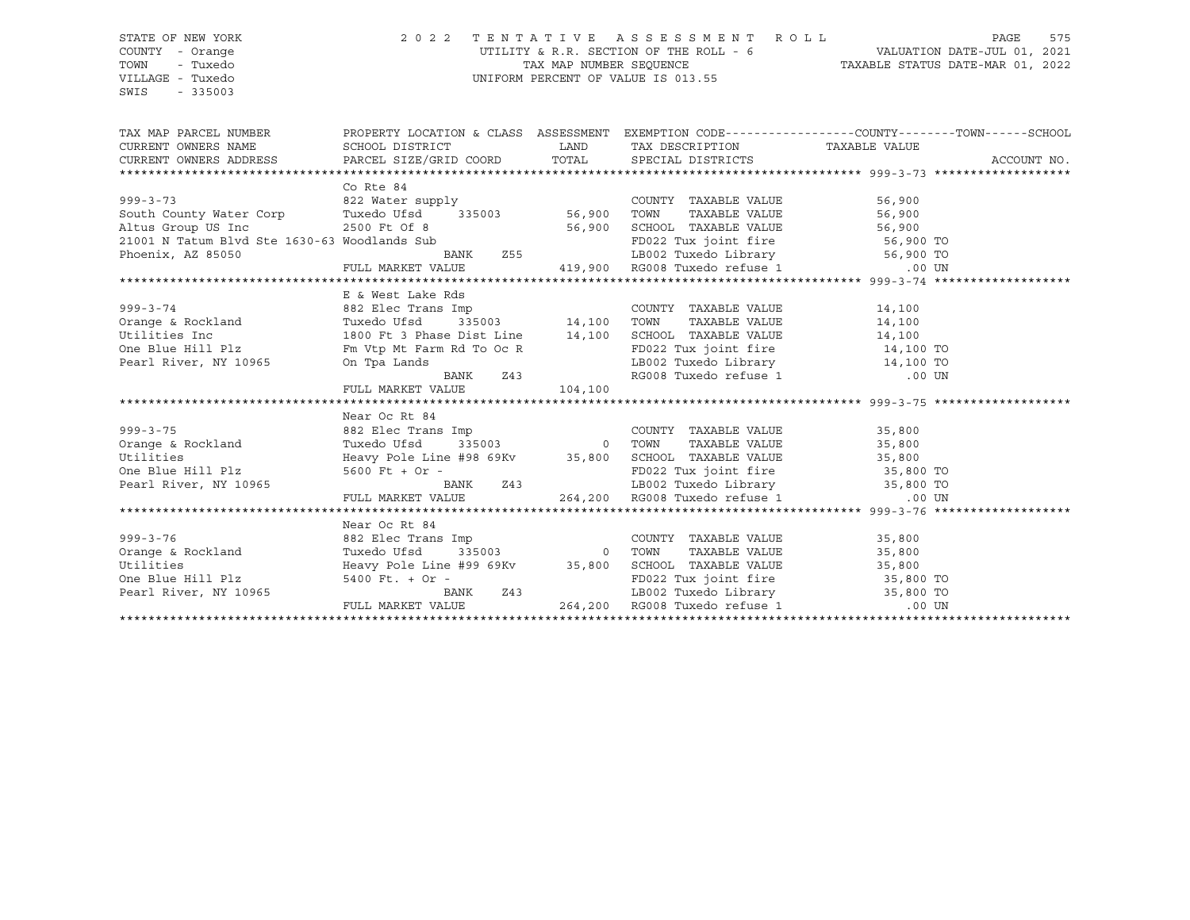STATE OF NEW YORK
COUNTY - Orange
TOWN - Tuxedo
VILLAGE - Tuxedo
SWIS - 335003

2022 TENTATIVE ASSESSMENT ROLL
UTILITY & R.R. SECTION OF THE ROLL - 6
TAX MAP NUMBER SEQUENCE
UNIFORM PERCENT OF VALUE IS 013.55

VALUATION DATE-JUL 01, 2021
TAXABLE STATUS DATE-MAR 01, 2022

| TAX MAP PARCEL NUMBER / CURRENT OWNERS NAME / CURRENT OWNERS ADDRESS | PROPERTY LOCATION & CLASS / SCHOOL DISTRICT / PARCEL SIZE/GRID COORD | ASSESSMENT LAND | TOTAL | EXEMPTION CODE / TAX DESCRIPTION / SPECIAL DISTRICTS | TAXABLE VALUE (COUNTY--TOWN--SCHOOL) | ACCOUNT NO. |
|---|---|---|---|---|---|---|
| **999-3-73** | Co Rte 84 | | | | | |
| | 822 Water supply | | | COUNTY TAXABLE VALUE | 56,900 | |
| South County Water Corp | Tuxedo Ufsd 335003 | 56,900 | | TOWN TAXABLE VALUE | 56,900 | |
| Altus Group US Inc | 2500 Ft Of 8 | | 56,900 | SCHOOL TAXABLE VALUE | 56,900 | |
| 21001 N Tatum Blvd Ste 1630-63 | Woodlands Sub | | | FD022 Tux joint fire | 56,900 TO | |
| Phoenix, AZ 85050 | BANK Z55 | | | LB002 Tuxedo Library | 56,900 TO | |
| | FULL MARKET VALUE | | 419,900 | RG008 Tuxedo refuse 1 | .00 UN | |
| **999-3-74** | E & West Lake Rds | | | | | |
| | 882 Elec Trans Imp | | | COUNTY TAXABLE VALUE | 14,100 | |
| Orange & Rockland | Tuxedo Ufsd 335003 | 14,100 | | TOWN TAXABLE VALUE | 14,100 | |
| Utilities Inc | 1800 Ft 3 Phase Dist Line | | 14,100 | SCHOOL TAXABLE VALUE | 14,100 | |
| One Blue Hill Plz | Fm Vtp Mt Farm Rd To Oc R | | | FD022 Tux joint fire | 14,100 TO | |
| Pearl River, NY 10965 | On Tpa Lands | | | LB002 Tuxedo Library | 14,100 TO | |
| | BANK Z43 | | | RG008 Tuxedo refuse 1 | .00 UN | |
| | FULL MARKET VALUE | | 104,100 | | | |
| **999-3-75** | Near Oc Rt 84 | | | | | |
| | 882 Elec Trans Imp | | | COUNTY TAXABLE VALUE | 35,800 | |
| Orange & Rockland | Tuxedo Ufsd 335003 | 0 | | TOWN TAXABLE VALUE | 35,800 | |
| Utilities | Heavy Pole Line #98 69Kv | | 35,800 | SCHOOL TAXABLE VALUE | 35,800 | |
| One Blue Hill Plz | 5600 Ft + Or - | | | FD022 Tux joint fire | 35,800 TO | |
| Pearl River, NY 10965 | BANK Z43 | | | LB002 Tuxedo Library | 35,800 TO | |
| | FULL MARKET VALUE | | 264,200 | RG008 Tuxedo refuse 1 | .00 UN | |
| **999-3-76** | Near Oc Rt 84 | | | | | |
| | 882 Elec Trans Imp | | | COUNTY TAXABLE VALUE | 35,800 | |
| Orange & Rockland | Tuxedo Ufsd 335003 | 0 | | TOWN TAXABLE VALUE | 35,800 | |
| Utilities | Heavy Pole Line #99 69Kv | | 35,800 | SCHOOL TAXABLE VALUE | 35,800 | |
| One Blue Hill Plz | 5400 Ft. + Or - | | | FD022 Tux joint fire | 35,800 TO | |
| Pearl River, NY 10965 | BANK Z43 | | | LB002 Tuxedo Library | 35,800 TO | |
| | FULL MARKET VALUE | | 264,200 | RG008 Tuxedo refuse 1 | .00 UN | |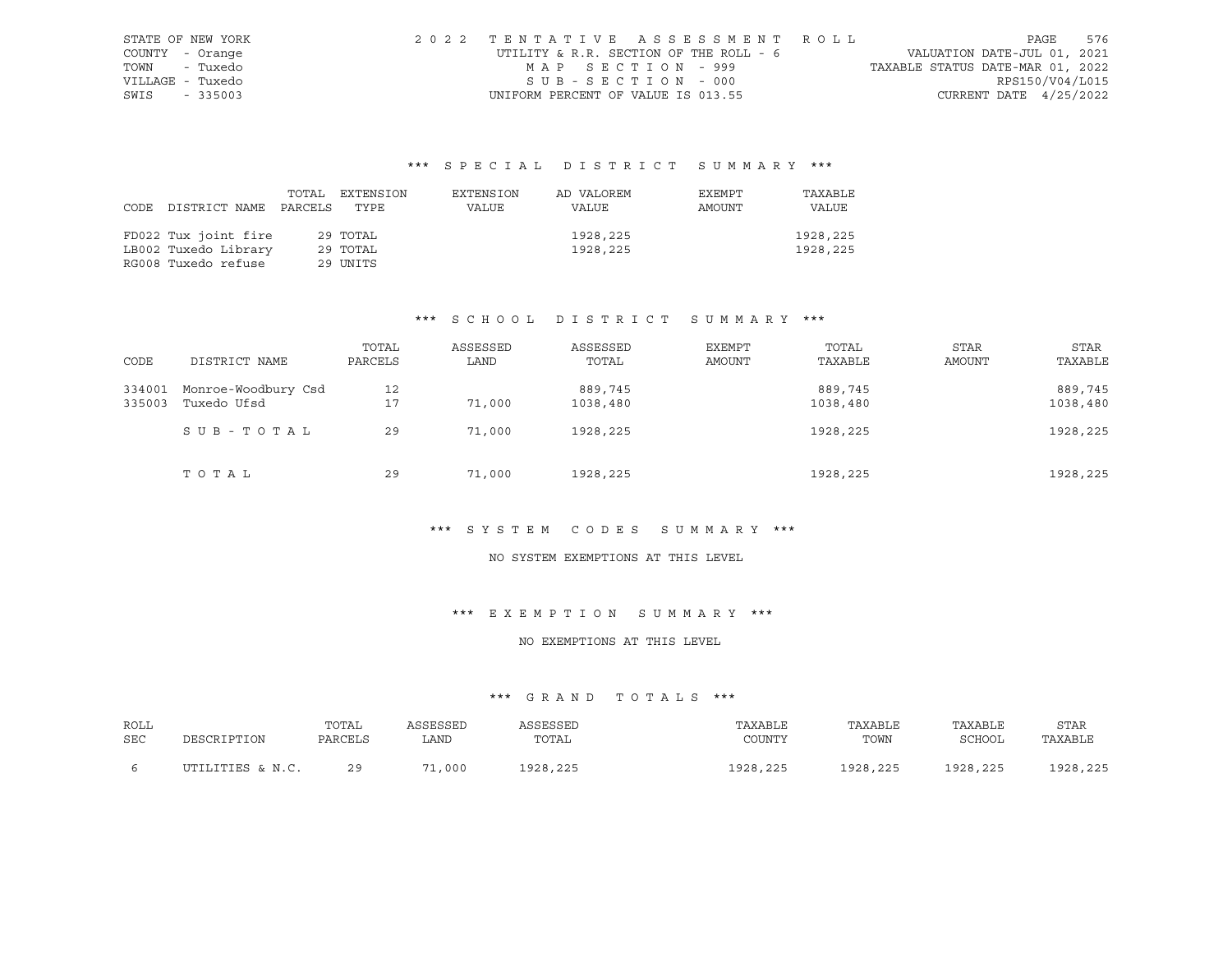STATE OF NEW YORK
COUNTY - Orange
TOWN - Tuxedo
VILLAGE - Tuxedo
SWIS - 335003

2022 TENTATIVE ASSESSMENT ROLL
UTILITY & R.R. SECTION OF THE ROLL - 6
MAP SECTION - 999
SUB-SECTION - 000
UNIFORM PERCENT OF VALUE IS 013.55

VALUATION DATE-JUL 01, 2021
TAXABLE STATUS DATE-MAR 01, 2022
RPS150/V04/L015
CURRENT DATE 4/25/2022

### *** SPECIAL DISTRICT SUMMARY ***

| CODE | DISTRICT NAME | TOTAL PARCELS | EXTENSION TYPE | EXTENSION VALUE | AD VALOREM VALUE | EXEMPT AMOUNT | TAXABLE VALUE |
|---|---|---|---|---|---|---|---|
| FD022 | Tux joint fire | 29 | TOTAL | | 1928,225 | | 1928,225 |
| LB002 | Tuxedo Library | 29 | TOTAL | | 1928,225 | | 1928,225 |
| RG008 | Tuxedo refuse | 29 | UNITS | | | | |

### *** SCHOOL DISTRICT SUMMARY ***

| CODE | DISTRICT NAME | TOTAL PARCELS | ASSESSED LAND | ASSESSED TOTAL | EXEMPT AMOUNT | TOTAL TAXABLE | STAR AMOUNT | STAR TAXABLE |
|---|---|---|---|---|---|---|---|---|
| 334001 | Monroe-Woodbury Csd | 12 | | 889,745 | | 889,745 | | 889,745 |
| 335003 | Tuxedo Ufsd | 17 | 71,000 | 1038,480 | | 1038,480 | | 1038,480 |
| | SUB-TOTAL | 29 | 71,000 | 1928,225 | | 1928,225 | | 1928,225 |
| | TOTAL | 29 | 71,000 | 1928,225 | | 1928,225 | | 1928,225 |

### *** SYSTEM CODES SUMMARY ***

NO SYSTEM EXEMPTIONS AT THIS LEVEL

### *** EXEMPTION SUMMARY ***

NO EXEMPTIONS AT THIS LEVEL

### *** GRAND TOTALS ***

| ROLL SEC | DESCRIPTION | TOTAL PARCELS | ASSESSED LAND | ASSESSED TOTAL | TAXABLE COUNTY | TAXABLE TOWN | TAXABLE SCHOOL | STAR TAXABLE |
|---|---|---|---|---|---|---|---|---|
| 6 | UTILITIES & N.C. | 29 | 71,000 | 1928,225 | 1928,225 | 1928,225 | 1928,225 | 1928,225 |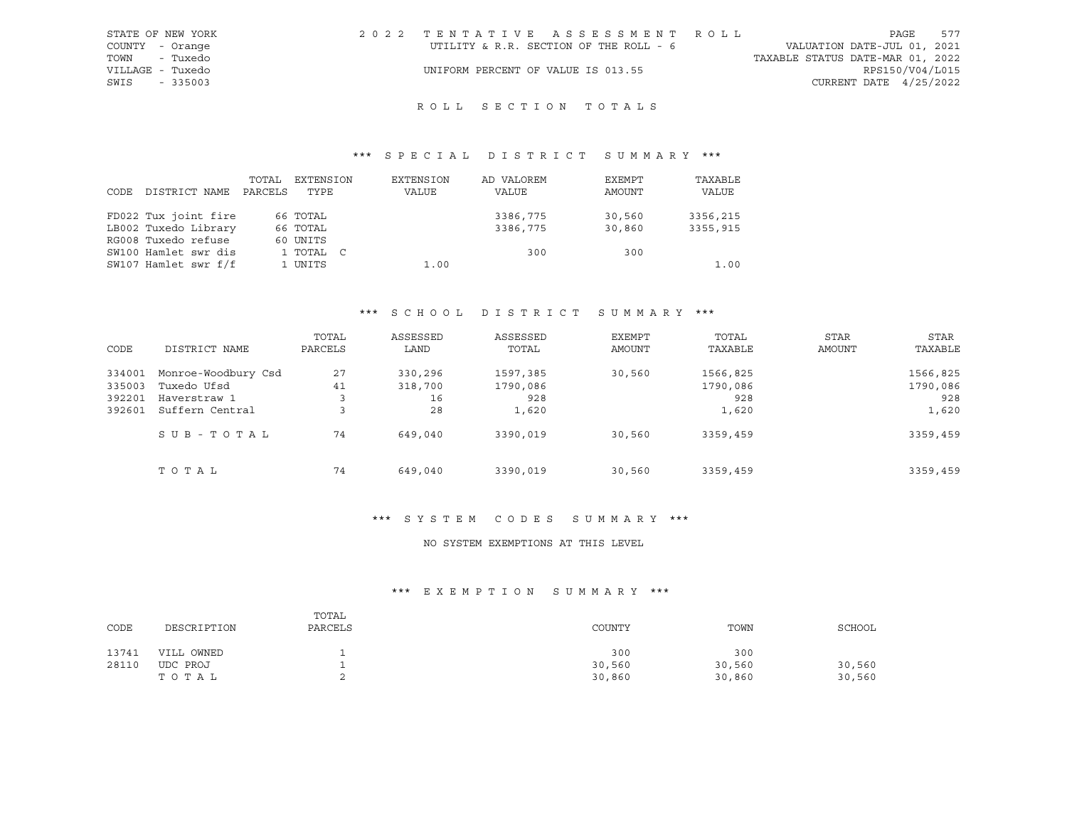STATE OF NEW YORK
COUNTY - Orange
TOWN - Tuxedo
VILLAGE - Tuxedo
SWIS - 335003

2022 TENTATIVE ASSESSMENT ROLL
UTILITY & R.R. SECTION OF THE ROLL - 6
UNIFORM PERCENT OF VALUE IS 013.55

VALUATION DATE-JUL 01, 2021
TAXABLE STATUS DATE-MAR 01, 2022
RPS150/V04/L015
CURRENT DATE 4/25/2022

# ROLL SECTION TOTALS

## *** SPECIAL DISTRICT SUMMARY ***

| CODE | DISTRICT NAME | TOTAL PARCELS | EXTENSION TYPE | EXTENSION VALUE | AD VALOREM VALUE | EXEMPT AMOUNT | TAXABLE VALUE |
|---|---|---|---|---|---|---|---|
| FD022 | Tux joint fire | 66 | TOTAL | | 3386,775 | 30,560 | 3356,215 |
| LB002 | Tuxedo Library | 66 | TOTAL | | 3386,775 | 30,860 | 3355,915 |
| RG008 | Tuxedo refuse | 60 | UNITS | | | | |
| SW100 | Hamlet swr dis | 1 | TOTAL C | | 300 | 300 | |
| SW107 | Hamlet swr f/f | 1 | UNITS | 1.00 | | | 1.00 |

## *** SCHOOL DISTRICT SUMMARY ***

| CODE | DISTRICT NAME | TOTAL PARCELS | ASSESSED LAND | ASSESSED TOTAL | EXEMPT AMOUNT | TOTAL TAXABLE | STAR AMOUNT | STAR TAXABLE |
|---|---|---|---|---|---|---|---|---|
| 334001 | Monroe-Woodbury Csd | 27 | 330,296 | 1597,385 | 30,560 | 1566,825 | | 1566,825 |
| 335003 | Tuxedo Ufsd | 41 | 318,700 | 1790,086 | | 1790,086 | | 1790,086 |
| 392201 | Haverstraw 1 | 3 | 16 | 928 | | 928 | | 928 |
| 392601 | Suffern Central | 3 | 28 | 1,620 | | 1,620 | | 1,620 |
| | SUB-TOTAL | 74 | 649,040 | 3390,019 | 30,560 | 3359,459 | | 3359,459 |
| | TOTAL | 74 | 649,040 | 3390,019 | 30,560 | 3359,459 | | 3359,459 |

## *** SYSTEM CODES SUMMARY ***

NO SYSTEM EXEMPTIONS AT THIS LEVEL

## *** EXEMPTION SUMMARY ***

| CODE | DESCRIPTION | TOTAL PARCELS | COUNTY | TOWN | SCHOOL |
|---|---|---|---|---|---|
| 13741 | VILL OWNED | 1 | 300 | 300 | |
| 28110 | UDC PROJ | 1 | 30,560 | 30,560 | 30,560 |
| | TOTAL | 2 | 30,860 | 30,860 | 30,560 |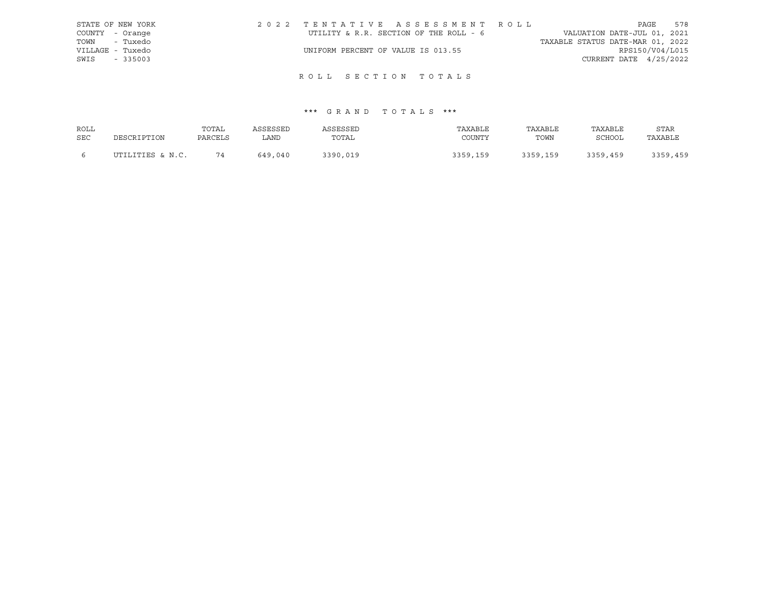STATE OF NEW YORK
COUNTY - Orange
TOWN - Tuxedo
VILLAGE - Tuxedo
SWIS - 335003

2022 TENTATIVE ASSESSMENT ROLL

UTILITY & R.R. SECTION OF THE ROLL - 6

UNIFORM PERCENT OF VALUE IS 013.55

VALUATION DATE-JUL 01, 2021
TAXABLE STATUS DATE-MAR 01, 2022
RPS150/V04/L015
CURRENT DATE 4/25/2022

## ROLL SECTION TOTALS

### *** GRAND TOTALS ***

| ROLL SEC | DESCRIPTION | TOTAL PARCELS | ASSESSED LAND | ASSESSED TOTAL | TAXABLE COUNTY | TAXABLE TOWN | TAXABLE SCHOOL | STAR TAXABLE |
|---|---|---|---|---|---|---|---|---|
| 6 | UTILITIES & N.C. | 74 | 649,040 | 3390,019 | 3359,159 | 3359,159 | 3359,459 | 3359,459 |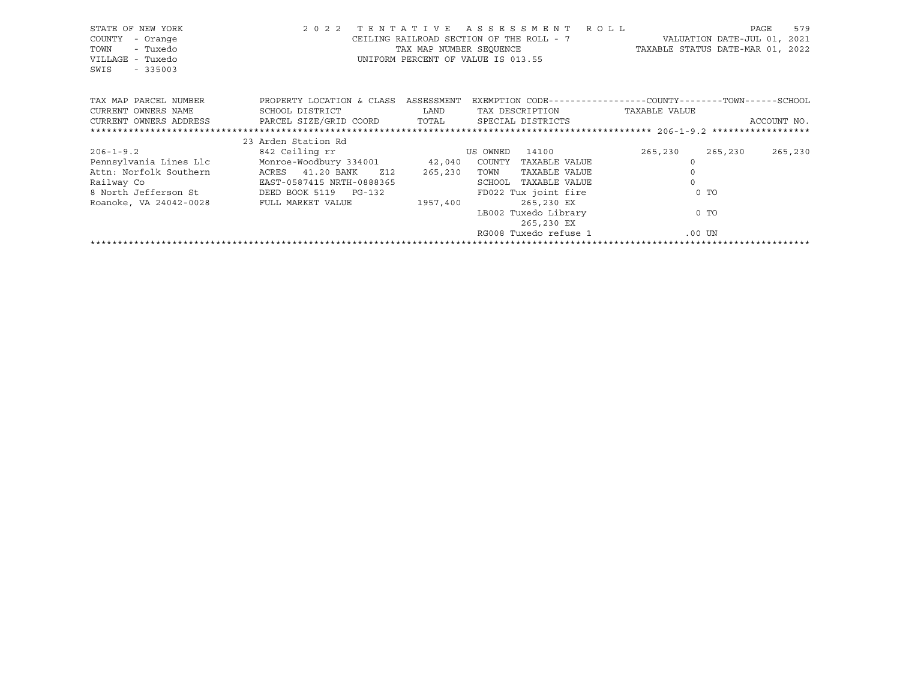STATE OF NEW YORK
COUNTY - Orange
TOWN - Tuxedo
VILLAGE - Tuxedo
SWIS - 335003

2 0 2 2 T E N T A T I V E A S S E S S M E N T R O L L
CEILING RAILROAD SECTION OF THE ROLL - 7
TAX MAP NUMBER SEQUENCE
UNIFORM PERCENT OF VALUE IS 013.55

VALUATION DATE-JUL 01, 2021
TAXABLE STATUS DATE-MAR 01, 2022

| TAX MAP PARCEL NUMBER / CURRENT OWNERS NAME / CURRENT OWNERS ADDRESS | PROPERTY LOCATION & CLASS / SCHOOL DISTRICT / PARCEL SIZE/GRID COORD | ASSESSMENT LAND / TOTAL | EXEMPTION CODE / TAX DESCRIPTION / SPECIAL DISTRICTS | COUNTY TAXABLE VALUE | TOWN | SCHOOL / ACCOUNT NO. |
|---|---|---|---|---|---|---|
| ****** 206-1-9.2 ****** | 23 Arden Station Rd | | | | | |
| 206-1-9.2 | 842 Ceiling rr | | US OWNED 14100 | 265,230 | 265,230 | 265,230 |
| Pennsylvania Lines Llc | Monroe-Woodbury 334001 | 42,040 | COUNTY TAXABLE VALUE | 0 | | |
| Attn: Norfolk Southern | ACRES 41.20 BANK Z12 | 265,230 | TOWN TAXABLE VALUE | 0 | | |
| Railway Co | EAST-0587415 NRTH-0888365 | | SCHOOL TAXABLE VALUE | 0 | | |
| 8 North Jefferson St | DEED BOOK 5119 PG-132 | | FD022 Tux joint fire | 0 TO | | |
| Roanoke, VA 24042-0028 | FULL MARKET VALUE | 1957,400 | 265,230 EX | | | |
| | | | LB002 Tuxedo Library | 0 TO | | |
| | | | 265,230 EX | | | |
| | | | RG008 Tuxedo refuse 1 | .00 UN | | |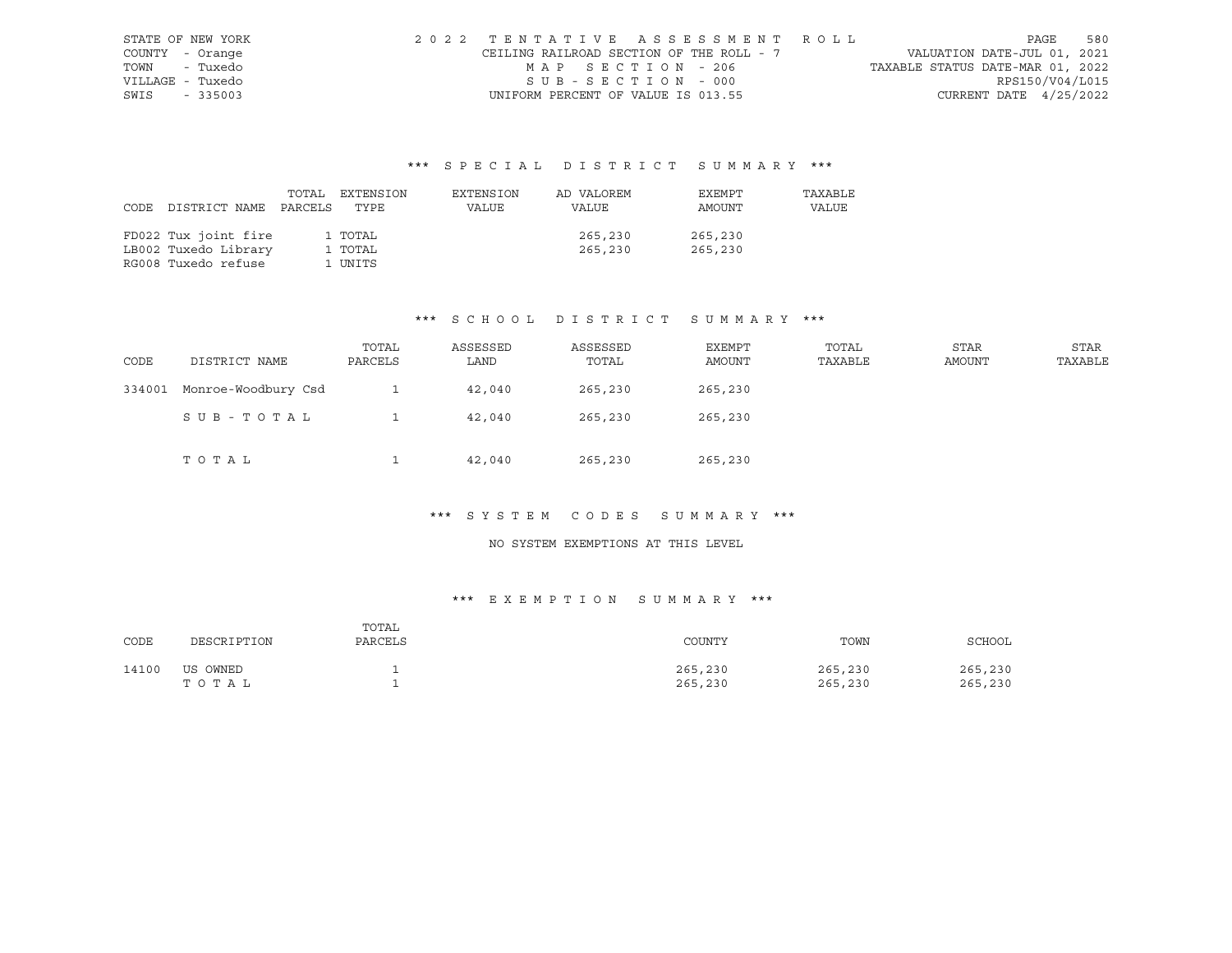STATE OF NEW YORK
COUNTY - Orange
TOWN - Tuxedo
VILLAGE - Tuxedo
SWIS - 335003

2022 TENTATIVE ASSESSMENT ROLL
CEILING RAILROAD SECTION OF THE ROLL - 7
MAP SECTION - 206
SUB-SECTION - 000
UNIFORM PERCENT OF VALUE IS 013.55

VALUATION DATE-JUL 01, 2021
TAXABLE STATUS DATE-MAR 01, 2022
RPS150/V04/L015
CURRENT DATE 4/25/2022

### *** SPECIAL DISTRICT SUMMARY ***

| CODE | DISTRICT NAME | TOTAL PARCELS | EXTENSION TYPE | EXTENSION VALUE | AD VALOREM VALUE | EXEMPT AMOUNT | TAXABLE VALUE |
|---|---|---|---|---|---|---|---|
| FD022 | Tux joint fire | 1 | TOTAL | | 265,230 | 265,230 | |
| LB002 | Tuxedo Library | 1 | TOTAL | | 265,230 | 265,230 | |
| RG008 | Tuxedo refuse | 1 | UNITS | | | | |

### *** SCHOOL DISTRICT SUMMARY ***

| CODE | DISTRICT NAME | TOTAL PARCELS | ASSESSED LAND | ASSESSED TOTAL | EXEMPT AMOUNT | TOTAL TAXABLE | STAR AMOUNT | STAR TAXABLE |
|---|---|---|---|---|---|---|---|---|
| 334001 | Monroe-Woodbury Csd | 1 | 42,040 | 265,230 | 265,230 | | | |
| | SUB-TOTAL | 1 | 42,040 | 265,230 | 265,230 | | | |
| | TOTAL | 1 | 42,040 | 265,230 | 265,230 | | | |

### *** SYSTEM CODES SUMMARY ***

NO SYSTEM EXEMPTIONS AT THIS LEVEL

### *** EXEMPTION SUMMARY ***

| CODE | DESCRIPTION | TOTAL PARCELS | COUNTY | TOWN | SCHOOL |
|---|---|---|---|---|---|
| 14100 | US OWNED | 1 | 265,230 | 265,230 | 265,230 |
| | TOTAL | 1 | 265,230 | 265,230 | 265,230 |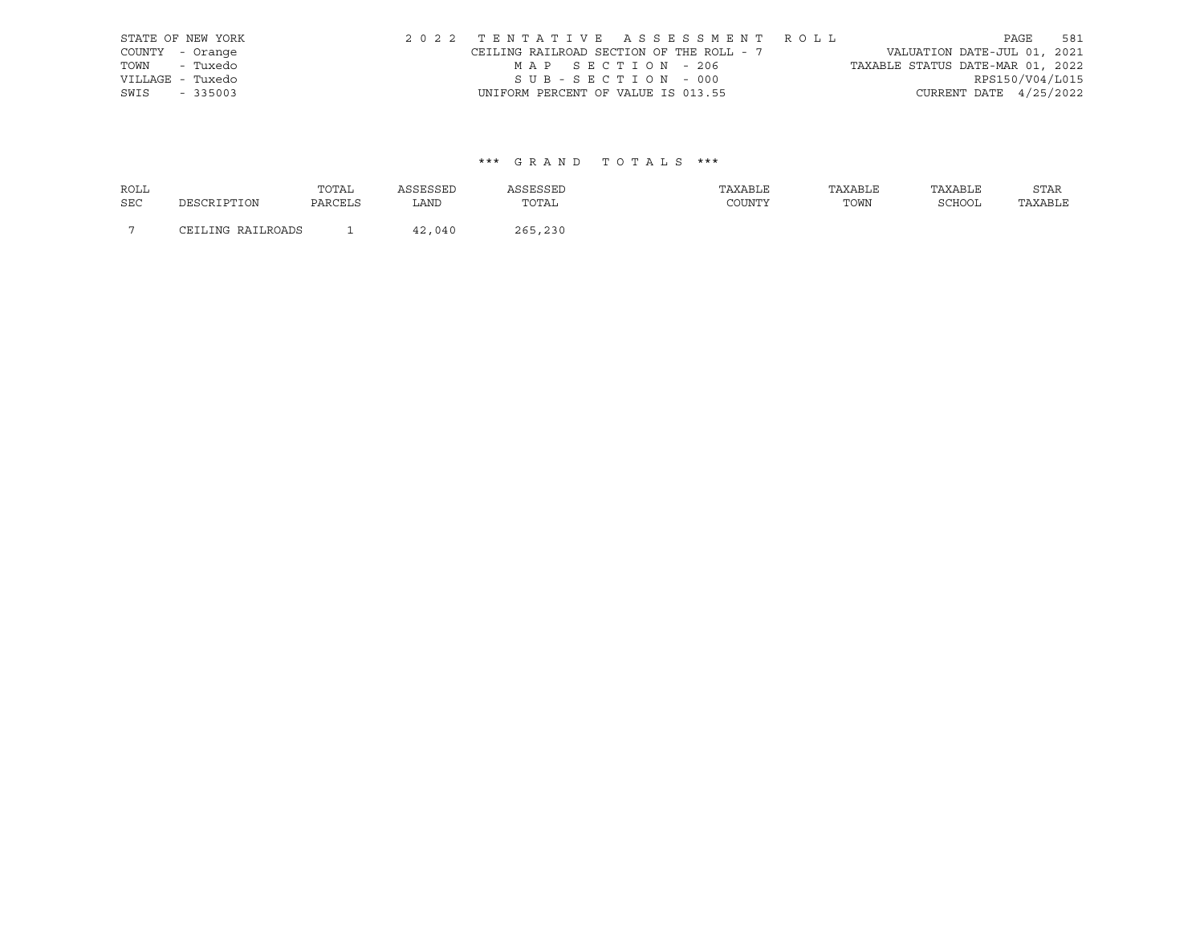STATE OF NEW YORK
COUNTY - Orange
TOWN - Tuxedo
VILLAGE - Tuxedo
SWIS - 335003

2 0 2 2 T E N T A T I V E A S S E S S M E N T R O L L
CEILING RAILROAD SECTION OF THE ROLL - 7
M A P S E C T I O N - 206
S U B - S E C T I O N - 000
UNIFORM PERCENT OF VALUE IS 013.55

VALUATION DATE-JUL 01, 2021
TAXABLE STATUS DATE-MAR 01, 2022
RPS150/V04/L015
CURRENT DATE 4/25/2022

\*\*\* G R A N D T O T A L S \*\*\*

| ROLL SEC | DESCRIPTION | TOTAL PARCELS | ASSESSED LAND | ASSESSED TOTAL | TAXABLE COUNTY | TAXABLE TOWN | TAXABLE SCHOOL | STAR TAXABLE |
|---|---|---|---|---|---|---|---|---|
| 7 | CEILING RAILROADS | 1 | 42,040 | 265,230 | | | | |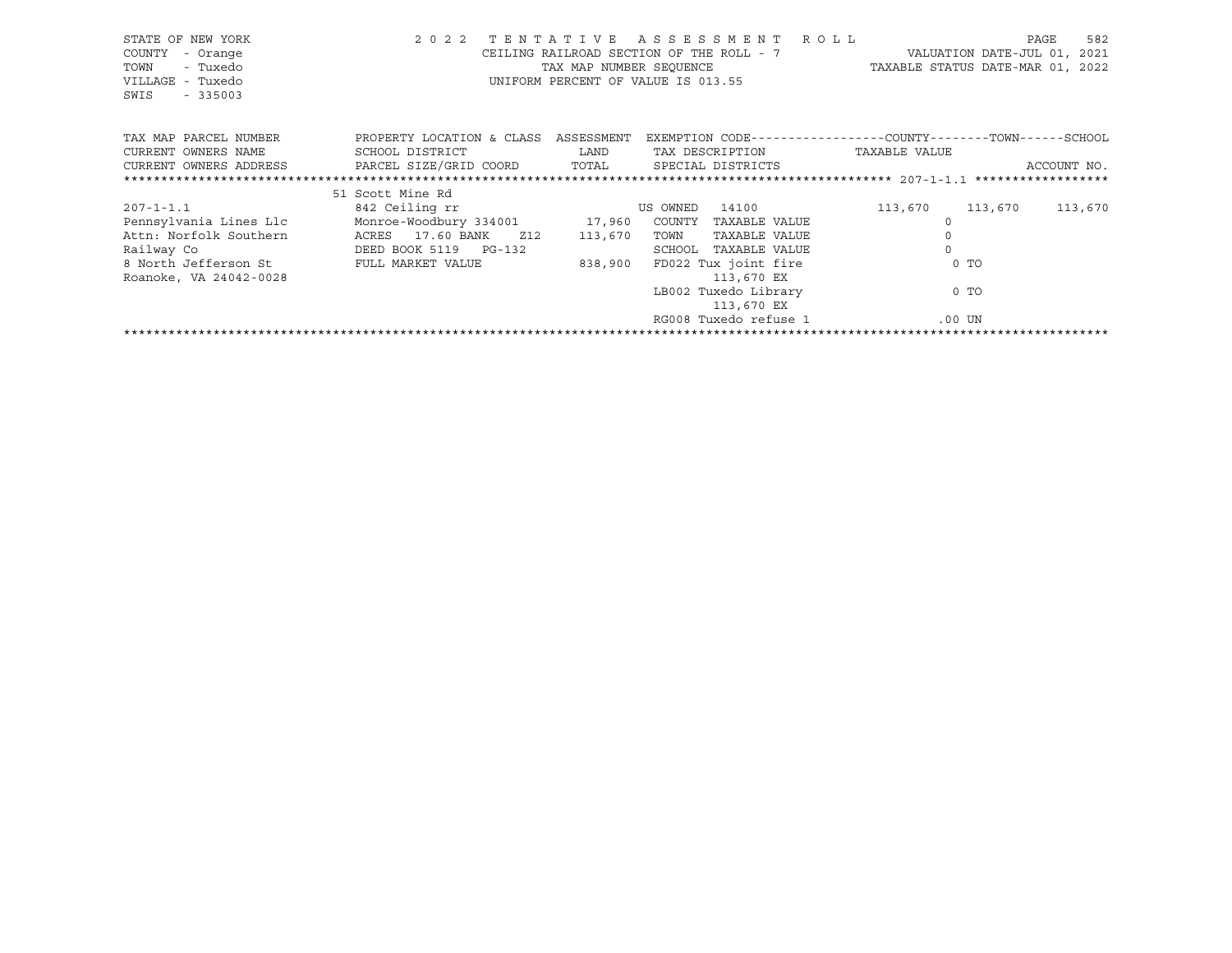STATE OF NEW YORK
COUNTY - Orange
TOWN - Tuxedo
VILLAGE - Tuxedo
SWIS - 335003

2022 TENTATIVE ASSESSMENT ROLL
CEILING RAILROAD SECTION OF THE ROLL - 7
TAX MAP NUMBER SEQUENCE
UNIFORM PERCENT OF VALUE IS 013.55

VALUATION DATE-JUL 01, 2021
TAXABLE STATUS DATE-MAR 01, 2022

| TAX MAP PARCEL NUMBER<br>CURRENT OWNERS NAME<br>CURRENT OWNERS ADDRESS | PROPERTY LOCATION & CLASS<br>SCHOOL DISTRICT<br>PARCEL SIZE/GRID COORD | ASSESSMENT<br>LAND<br>TOTAL | EXEMPTION CODE<br>TAX DESCRIPTION<br>SPECIAL DISTRICTS | COUNTY<br>TAXABLE VALUE | TOWN | SCHOOL<br>ACCOUNT NO. |
|---|---|---|---|---|---|---|
| 207-1-1.1 | 51 Scott Mine Rd | | | | | |
| 207-1-1.1 | 842 Ceiling rr | | US OWNED 14100 | 113,670 | 113,670 | 113,670 |
| Pennsylvania Lines Llc | Monroe-Woodbury 334001 | 17,960 | COUNTY TAXABLE VALUE | 0 | | |
| Attn: Norfolk Southern | ACRES 17.60 BANK Z12 | 113,670 | TOWN TAXABLE VALUE | 0 | | |
| Railway Co | DEED BOOK 5119 PG-132 | | SCHOOL TAXABLE VALUE | 0 | | |
| 8 North Jefferson St | FULL MARKET VALUE | 838,900 | FD022 Tux joint fire | 0 TO | | |
| Roanoke, VA 24042-0028 | | | 113,670 EX | | | |
| | | | LB002 Tuxedo Library | 0 TO | | |
| | | | 113,670 EX | | | |
| | | | RG008 Tuxedo refuse 1 | .00 UN | | |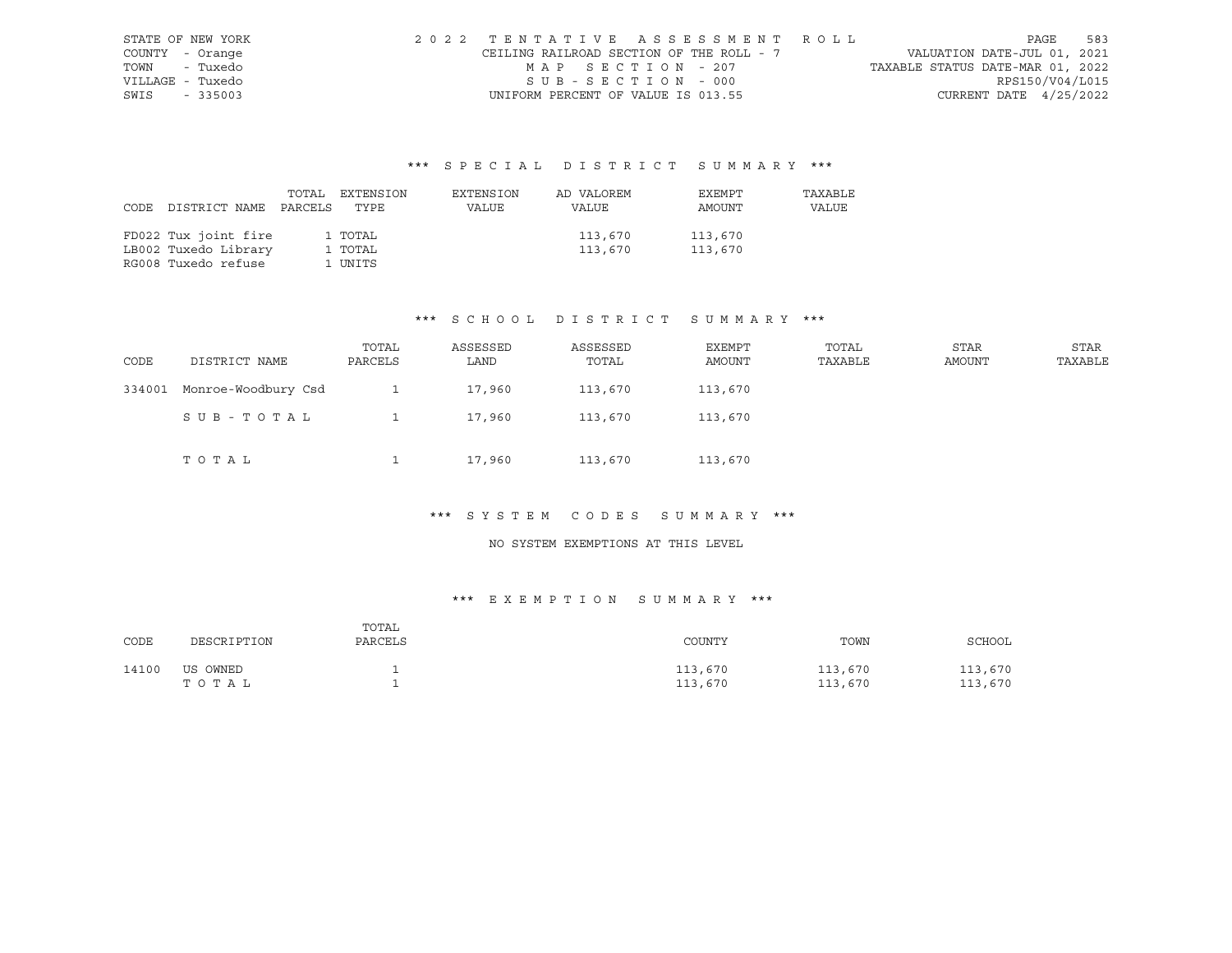STATE OF NEW YORK
COUNTY - Orange
TOWN - Tuxedo
VILLAGE - Tuxedo
SWIS - 335003

2022 TENTATIVE ASSESSMENT ROLL
CEILING RAILROAD SECTION OF THE ROLL - 7
MAP SECTION - 207
SUB-SECTION - 000
UNIFORM PERCENT OF VALUE IS 013.55

VALUATION DATE-JUL 01, 2021
TAXABLE STATUS DATE-MAR 01, 2022
RPS150/V04/L015
CURRENT DATE 4/25/2022

### *** SPECIAL DISTRICT SUMMARY ***

| CODE | DISTRICT NAME | TOTAL PARCELS | EXTENSION TYPE | EXTENSION VALUE | AD VALOREM VALUE | EXEMPT AMOUNT | TAXABLE VALUE |
|---|---|---|---|---|---|---|---|
| FD022 | Tux joint fire | 1 | TOTAL | | 113,670 | 113,670 | |
| LB002 | Tuxedo Library | 1 | TOTAL | | 113,670 | 113,670 | |
| RG008 | Tuxedo refuse | 1 | UNITS | | | | |

### *** SCHOOL DISTRICT SUMMARY ***

| CODE | DISTRICT NAME | TOTAL PARCELS | ASSESSED LAND | ASSESSED TOTAL | EXEMPT AMOUNT | TOTAL TAXABLE | STAR AMOUNT | STAR TAXABLE |
|---|---|---|---|---|---|---|---|---|
| 334001 | Monroe-Woodbury Csd | 1 | 17,960 | 113,670 | 113,670 | | | |
| | SUB-TOTAL | 1 | 17,960 | 113,670 | 113,670 | | | |
| | TOTAL | 1 | 17,960 | 113,670 | 113,670 | | | |

### *** SYSTEM CODES SUMMARY ***

NO SYSTEM EXEMPTIONS AT THIS LEVEL

### *** EXEMPTION SUMMARY ***

| CODE | DESCRIPTION | TOTAL PARCELS | COUNTY | TOWN | SCHOOL |
|---|---|---|---|---|---|
| 14100 | US OWNED | 1 | 113,670 | 113,670 | 113,670 |
| | TOTAL | 1 | 113,670 | 113,670 | 113,670 |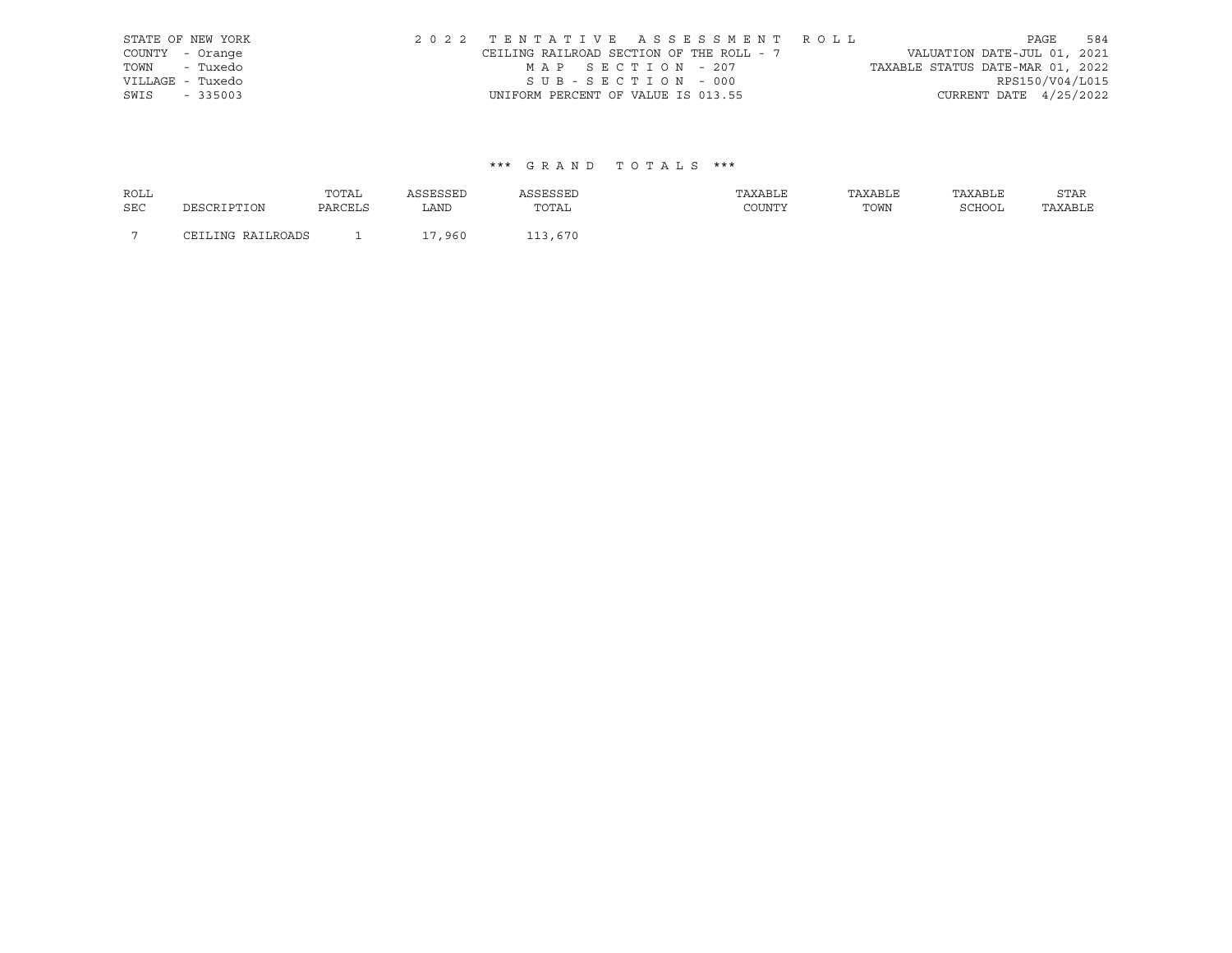STATE OF NEW YORK
COUNTY - Orange
TOWN - Tuxedo
VILLAGE - Tuxedo
SWIS - 335003

2 0 2 2 T E N T A T I V E A S S E S S M E N T R O L L
CEILING RAILROAD SECTION OF THE ROLL - 7
M A P S E C T I O N - 207
S U B - S E C T I O N - 000
UNIFORM PERCENT OF VALUE IS 013.55

VALUATION DATE-JUL 01, 2021
TAXABLE STATUS DATE-MAR 01, 2022
RPS150/V04/L015
CURRENT DATE 4/25/2022

\*\*\* G R A N D T O T A L S \*\*\*

| ROLL SEC | DESCRIPTION | TOTAL PARCELS | ASSESSED LAND | ASSESSED TOTAL | TAXABLE COUNTY | TAXABLE TOWN | TAXABLE SCHOOL | STAR TAXABLE |
|---|---|---|---|---|---|---|---|---|
| 7 | CEILING RAILROADS | 1 | 17,960 | 113,670 | | | | |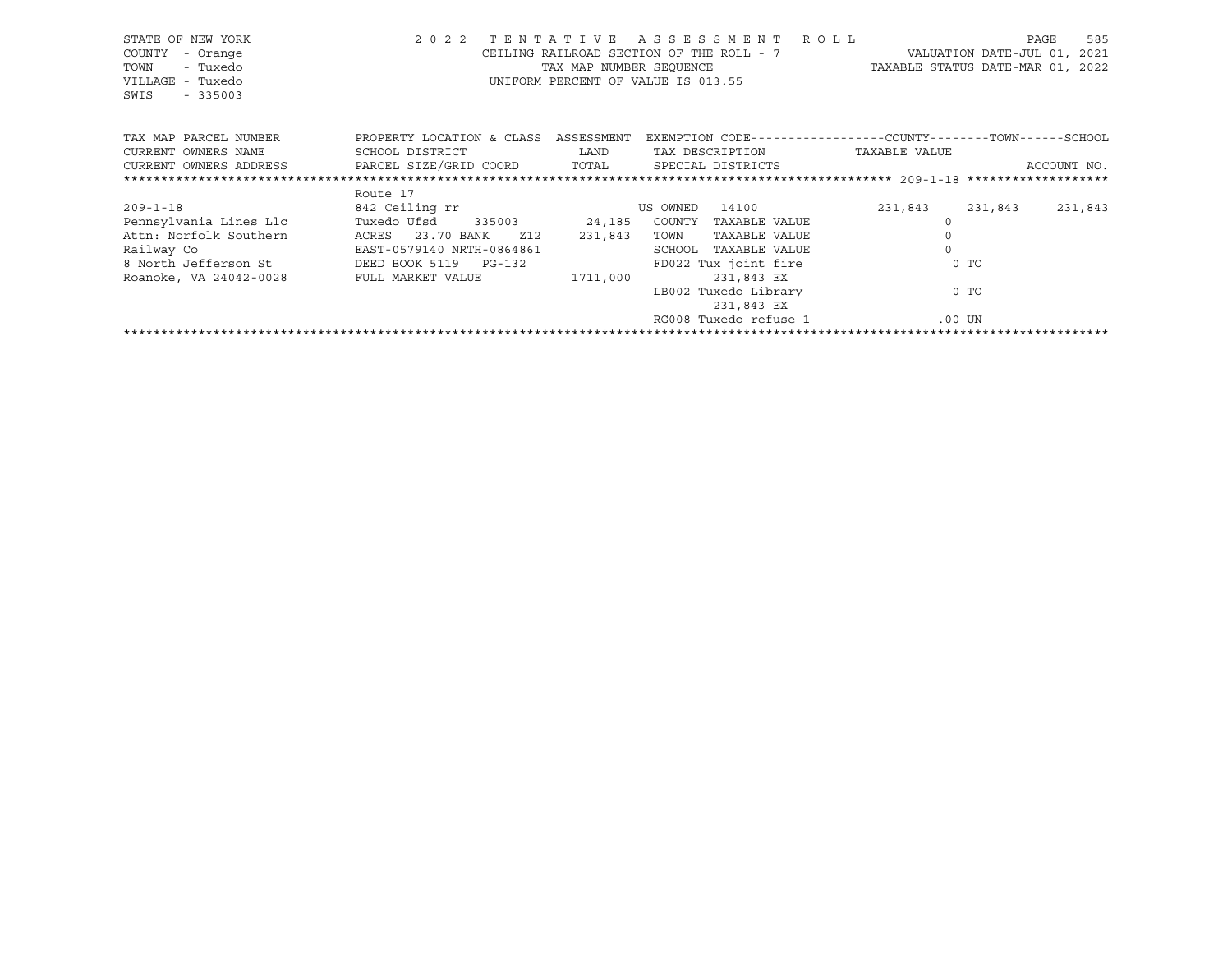STATE OF NEW YORK — 2022 TENTATIVE ASSESSMENT ROLL
COUNTY - Orange — CEILING RAILROAD SECTION OF THE ROLL - 7 — VALUATION DATE-JUL 01, 2021
TOWN - Tuxedo — TAX MAP NUMBER SEQUENCE — TAXABLE STATUS DATE-MAR 01, 2022
VILLAGE - Tuxedo — UNIFORM PERCENT OF VALUE IS 013.55
SWIS - 335003

| TAX MAP PARCEL NUMBER / CURRENT OWNERS NAME / CURRENT OWNERS ADDRESS | PROPERTY LOCATION & CLASS / SCHOOL DISTRICT / PARCEL SIZE/GRID COORD | ASSESSMENT LAND / TOTAL | EXEMPTION CODE / TAX DESCRIPTION / SPECIAL DISTRICTS | COUNTY TAXABLE VALUE | TOWN | SCHOOL / ACCOUNT NO. |
|---|---|---|---|---|---|---|
| 209-1-18 | Route 17 | | | | | |
| 209-1-18 | 842 Ceiling rr | | US OWNED 14100 | 231,843 | 231,843 | 231,843 |
| Pennsylvania Lines Llc | Tuxedo Ufsd 335003 | 24,185 | COUNTY TAXABLE VALUE | 0 | | |
| Attn: Norfolk Southern | ACRES 23.70 BANK Z12 | 231,843 | TOWN TAXABLE VALUE | 0 | | |
| Railway Co | EAST-0579140 NRTH-0864861 | | SCHOOL TAXABLE VALUE | 0 | | |
| 8 North Jefferson St | DEED BOOK 5119 PG-132 | | FD022 Tux joint fire | 0 TO | | |
| Roanoke, VA 24042-0028 | FULL MARKET VALUE | 1711,000 | 231,843 EX | | | |
| | | | LB002 Tuxedo Library | 0 TO | | |
| | | | 231,843 EX | | | |
| | | | RG008 Tuxedo refuse 1 | .00 UN | | |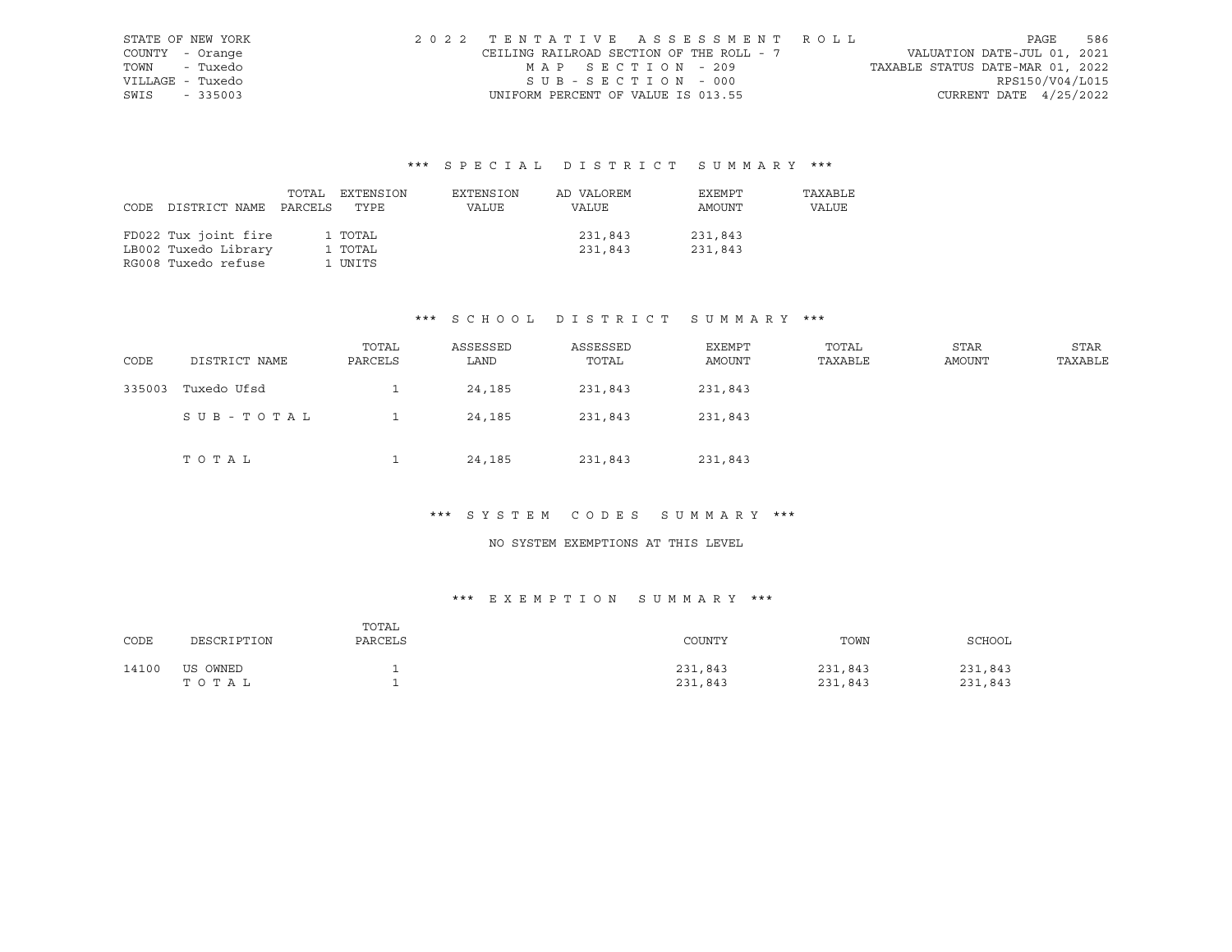STATE OF NEW YORK
COUNTY - Orange
TOWN - Tuxedo
VILLAGE - Tuxedo
SWIS - 335003

2022 TENTATIVE ASSESSMENT ROLL
CEILING RAILROAD SECTION OF THE ROLL - 7
MAP SECTION - 209
SUB-SECTION - 000
UNIFORM PERCENT OF VALUE IS 013.55

VALUATION DATE-JUL 01, 2021
TAXABLE STATUS DATE-MAR 01, 2022
RPS150/V04/L015
CURRENT DATE 4/25/2022

### *** SPECIAL DISTRICT SUMMARY ***

| CODE | DISTRICT NAME | TOTAL PARCELS | EXTENSION TYPE | EXTENSION VALUE | AD VALOREM VALUE | EXEMPT AMOUNT | TAXABLE VALUE |
|---|---|---|---|---|---|---|---|
| FD022 | Tux joint fire | 1 | TOTAL | | 231,843 | 231,843 | |
| LB002 | Tuxedo Library | 1 | TOTAL | | 231,843 | 231,843 | |
| RG008 | Tuxedo refuse | 1 | UNITS | | | | |

### *** SCHOOL DISTRICT SUMMARY ***

| CODE | DISTRICT NAME | TOTAL PARCELS | ASSESSED LAND | ASSESSED TOTAL | EXEMPT AMOUNT | TOTAL TAXABLE | STAR AMOUNT | STAR TAXABLE |
|---|---|---|---|---|---|---|---|---|
| 335003 | Tuxedo Ufsd | 1 | 24,185 | 231,843 | 231,843 | | | |
| | SUB-TOTAL | 1 | 24,185 | 231,843 | 231,843 | | | |
| | TOTAL | 1 | 24,185 | 231,843 | 231,843 | | | |

### *** SYSTEM CODES SUMMARY ***

NO SYSTEM EXEMPTIONS AT THIS LEVEL

### *** EXEMPTION SUMMARY ***

| CODE | DESCRIPTION | TOTAL PARCELS | COUNTY | TOWN | SCHOOL |
|---|---|---|---|---|---|
| 14100 | US OWNED | 1 | 231,843 | 231,843 | 231,843 |
| | TOTAL | 1 | 231,843 | 231,843 | 231,843 |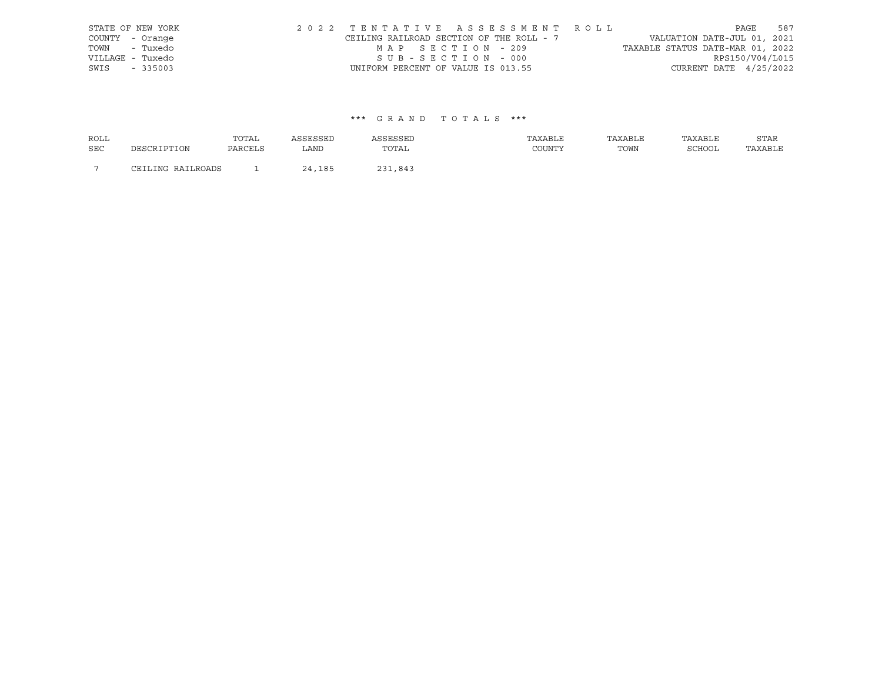STATE OF NEW YORK
COUNTY - Orange
TOWN - Tuxedo
VILLAGE - Tuxedo
SWIS - 335003

2 0 2 2 T E N T A T I V E A S S E S S M E N T R O L L
CEILING RAILROAD SECTION OF THE ROLL - 7
M A P S E C T I O N - 209
S U B - S E C T I O N - 000
UNIFORM PERCENT OF VALUE IS 013.55

VALUATION DATE-JUL 01, 2021
TAXABLE STATUS DATE-MAR 01, 2022
RPS150/V04/L015
CURRENT DATE 4/25/2022

### *** G R A N D T O T A L S ***

| ROLL SEC | DESCRIPTION | TOTAL PARCELS | ASSESSED LAND | ASSESSED TOTAL | TAXABLE COUNTY | TAXABLE TOWN | TAXABLE SCHOOL | STAR TAXABLE |
|---|---|---|---|---|---|---|---|---|
| 7 | CEILING RAILROADS | 1 | 24,185 | 231,843 | | | | |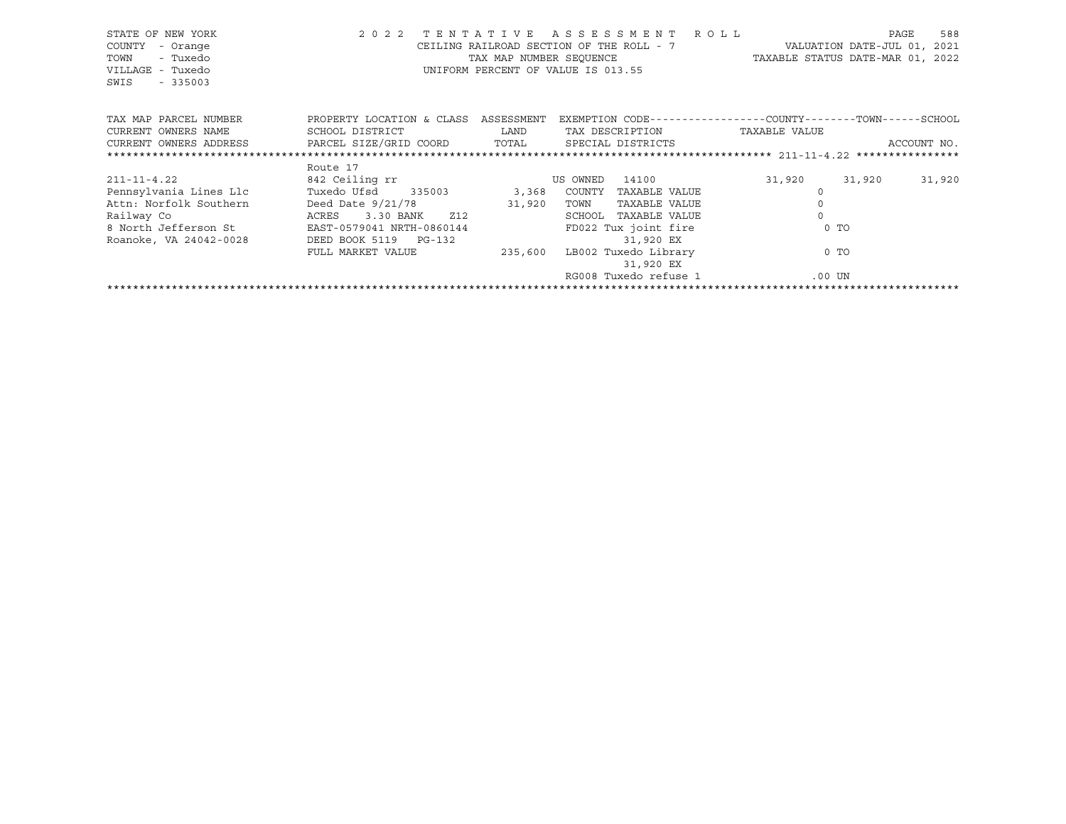STATE OF NEW YORK
COUNTY - Orange
TOWN - Tuxedo
VILLAGE - Tuxedo
SWIS - 335003

2022 TENTATIVE ASSESSMENT ROLL
CEILING RAILROAD SECTION OF THE ROLL - 7
TAX MAP NUMBER SEQUENCE
UNIFORM PERCENT OF VALUE IS 013.55

VALUATION DATE-JUL 01, 2021
TAXABLE STATUS DATE-MAR 01, 2022

| TAX MAP PARCEL NUMBER<br>CURRENT OWNERS NAME<br>CURRENT OWNERS ADDRESS | PROPERTY LOCATION & CLASS<br>SCHOOL DISTRICT<br>PARCEL SIZE/GRID COORD | ASSESSMENT<br>LAND<br>TOTAL | EXEMPTION CODE<br>TAX DESCRIPTION<br>SPECIAL DISTRICTS | COUNTY<br>TAXABLE VALUE | TOWN | SCHOOL<br>ACCOUNT NO. |
|---|---|---|---|---|---|---|
| 211-11-4.22 | Route 17 | | | | | |
| 211-11-4.22 | 842 Ceiling rr | | US OWNED 14100 | 31,920 | 31,920 | 31,920 |
| Pennsylvania Lines Llc | Tuxedo Ufsd 335003 | 3,368 | COUNTY TAXABLE VALUE | 0 | | |
| Attn: Norfolk Southern | Deed Date 9/21/78 | 31,920 | TOWN TAXABLE VALUE | 0 | | |
| Railway Co | ACRES 3.30 BANK Z12 | | SCHOOL TAXABLE VALUE | 0 | | |
| 8 North Jefferson St | EAST-0579041 NRTH-0860144 | | FD022 Tux joint fire<br>31,920 EX | 0 TO | | |
| Roanoke, VA 24042-0028 | DEED BOOK 5119 PG-132 | | | | | |
| | FULL MARKET VALUE | 235,600 | LB002 Tuxedo Library<br>31,920 EX | 0 TO | | |
| | | | RG008 Tuxedo refuse 1 | .00 UN | | |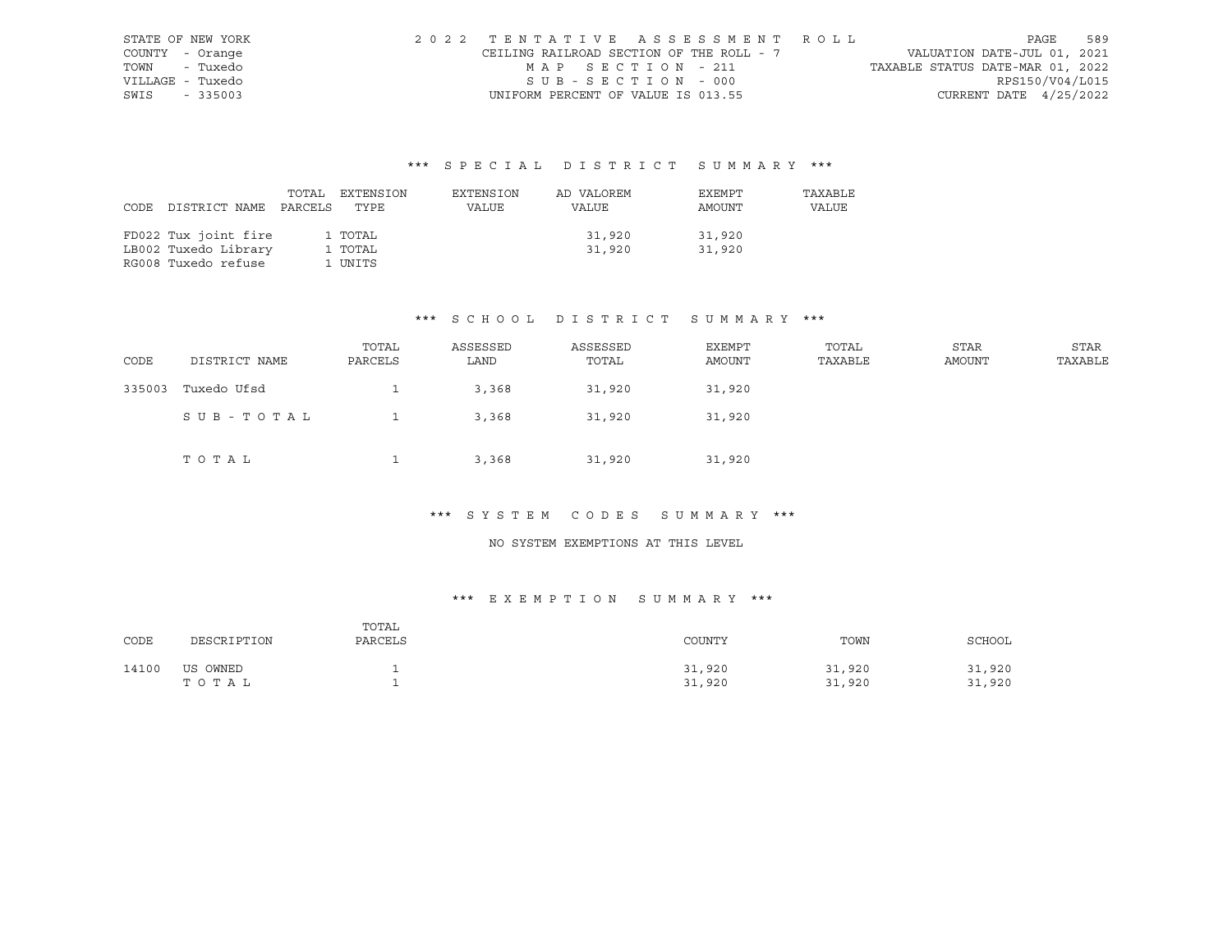STATE OF NEW YORK
COUNTY - Orange
TOWN - Tuxedo
VILLAGE - Tuxedo
SWIS - 335003

2022 TENTATIVE ASSESSMENT ROLL
CEILING RAILROAD SECTION OF THE ROLL - 7
MAP SECTION - 211
SUB-SECTION - 000
UNIFORM PERCENT OF VALUE IS 013.55

VALUATION DATE-JUL 01, 2021
TAXABLE STATUS DATE-MAR 01, 2022
RPS150/V04/L015
CURRENT DATE 4/25/2022

### *** SPECIAL DISTRICT SUMMARY ***

| CODE | DISTRICT NAME | TOTAL PARCELS | EXTENSION TYPE | EXTENSION VALUE | AD VALOREM VALUE | EXEMPT AMOUNT | TAXABLE VALUE |
|---|---|---|---|---|---|---|---|
| FD022 | Tux joint fire | 1 | TOTAL | | 31,920 | 31,920 | |
| LB002 | Tuxedo Library | 1 | TOTAL | | 31,920 | 31,920 | |
| RG008 | Tuxedo refuse | 1 | UNITS | | | | |

### *** SCHOOL DISTRICT SUMMARY ***

| CODE | DISTRICT NAME | TOTAL PARCELS | ASSESSED LAND | ASSESSED TOTAL | EXEMPT AMOUNT | TOTAL TAXABLE | STAR AMOUNT | STAR TAXABLE |
|---|---|---|---|---|---|---|---|---|
| 335003 | Tuxedo Ufsd | 1 | 3,368 | 31,920 | 31,920 | | | |
| | SUB-TOTAL | 1 | 3,368 | 31,920 | 31,920 | | | |
| | TOTAL | 1 | 3,368 | 31,920 | 31,920 | | | |

### *** SYSTEM CODES SUMMARY ***

NO SYSTEM EXEMPTIONS AT THIS LEVEL

### *** EXEMPTION SUMMARY ***

| CODE | DESCRIPTION | TOTAL PARCELS | COUNTY | TOWN | SCHOOL |
|---|---|---|---|---|---|
| 14100 | US OWNED | 1 | 31,920 | 31,920 | 31,920 |
| | TOTAL | 1 | 31,920 | 31,920 | 31,920 |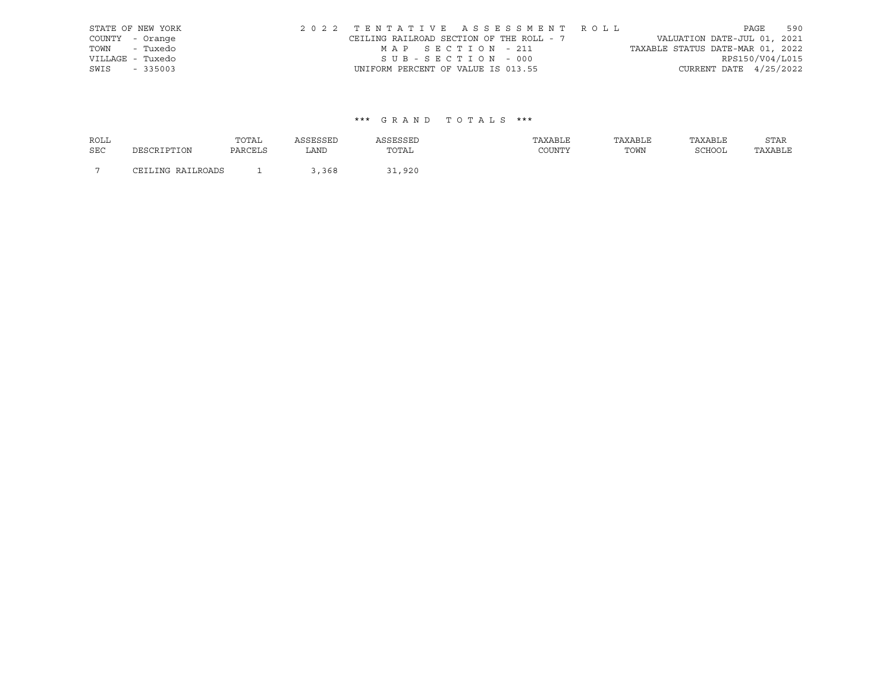STATE OF NEW YORK
COUNTY - Orange
TOWN - Tuxedo
VILLAGE - Tuxedo
SWIS - 335003

2022 TENTATIVE ASSESSMENT ROLL
CEILING RAILROAD SECTION OF THE ROLL - 7
MAP SECTION - 211
SUB-SECTION - 000
UNIFORM PERCENT OF VALUE IS 013.55

VALUATION DATE-JUL 01, 2021
TAXABLE STATUS DATE-MAR 01, 2022
RPS150/V04/L015
CURRENT DATE 4/25/2022

### *** GRAND TOTALS ***

| ROLL SEC | DESCRIPTION | TOTAL PARCELS | ASSESSED LAND | ASSESSED TOTAL | TAXABLE COUNTY | TAXABLE TOWN | TAXABLE SCHOOL | STAR TAXABLE |
|---|---|---|---|---|---|---|---|---|
| 7 | CEILING RAILROADS | 1 | 3,368 | 31,920 | | | | |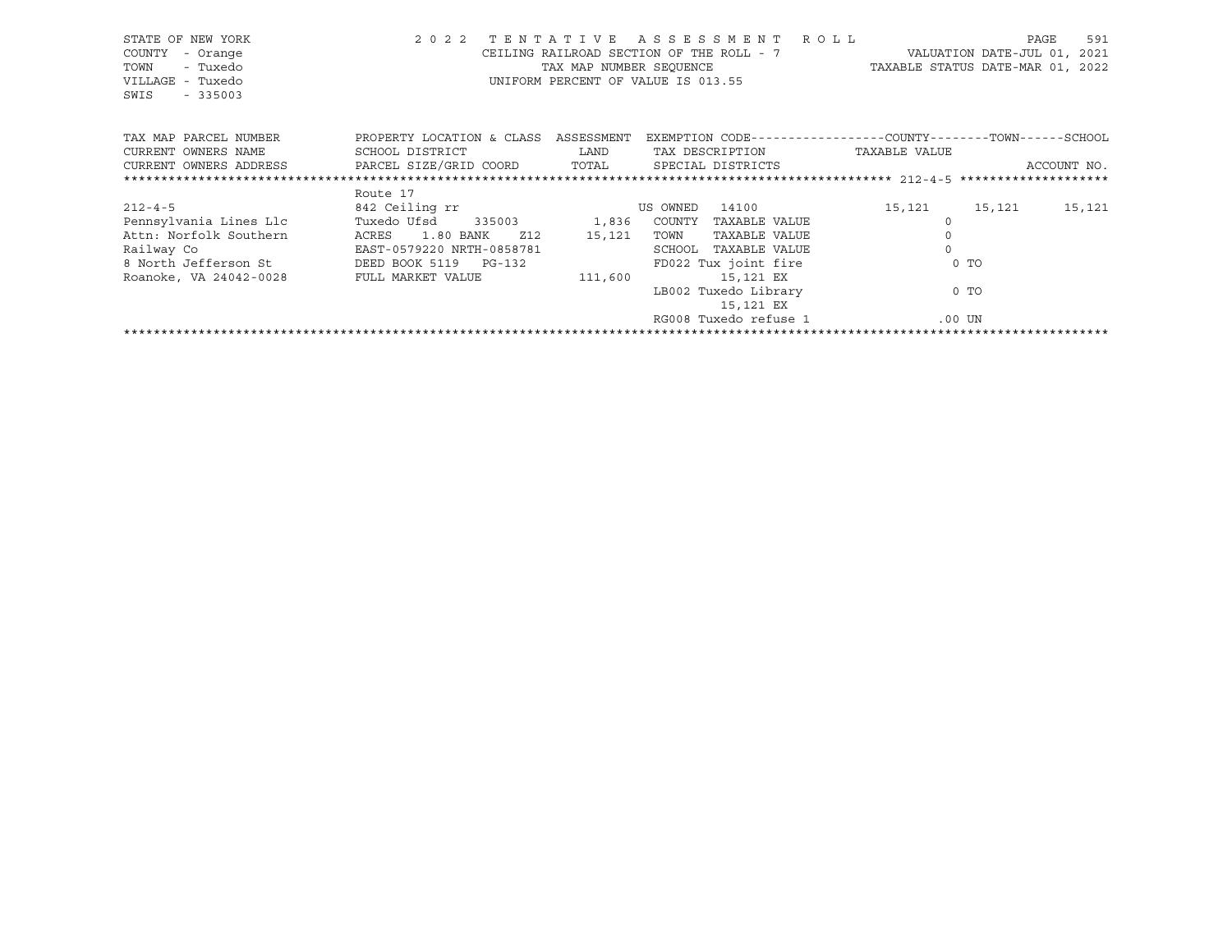STATE OF NEW YORK
COUNTY - Orange
TOWN - Tuxedo
VILLAGE - Tuxedo
SWIS - 335003

2 0 2 2 T E N T A T I V E A S S E S S M E N T R O L L
CEILING RAILROAD SECTION OF THE ROLL - 7
TAX MAP NUMBER SEQUENCE
UNIFORM PERCENT OF VALUE IS 013.55

VALUATION DATE-JUL 01, 2021
TAXABLE STATUS DATE-MAR 01, 2022

| TAX MAP PARCEL NUMBER<br>CURRENT OWNERS NAME<br>CURRENT OWNERS ADDRESS | PROPERTY LOCATION & CLASS<br>SCHOOL DISTRICT<br>PARCEL SIZE/GRID COORD | ASSESSMENT<br>LAND<br>TOTAL | EXEMPTION CODE<br>TAX DESCRIPTION<br>SPECIAL DISTRICTS | COUNTY<br>TAXABLE VALUE | TOWN | SCHOOL<br>ACCOUNT NO. |
|---|---|---|---|---|---|---|
| 212-4-5 | Route 17 | | | | | |
| 212-4-5 | 842 Ceiling rr | | US OWNED 14100 | 15,121 | 15,121 | 15,121 |
| Pennsylvania Lines Llc | Tuxedo Ufsd 335003 | 1,836 | COUNTY TAXABLE VALUE | 0 | | |
| Attn: Norfolk Southern | ACRES 1.80 BANK Z12 | 15,121 | TOWN TAXABLE VALUE | 0 | | |
| Railway Co | EAST-0579220 NRTH-0858781 | | SCHOOL TAXABLE VALUE | 0 | | |
| 8 North Jefferson St | DEED BOOK 5119 PG-132 | | FD022 Tux joint fire | 0 TO | | |
| Roanoke, VA 24042-0028 | FULL MARKET VALUE | 111,600 | 15,121 EX | | | |
| | | | LB002 Tuxedo Library | 0 TO | | |
| | | | 15,121 EX | | | |
| | | | RG008 Tuxedo refuse 1 | .00 UN | | |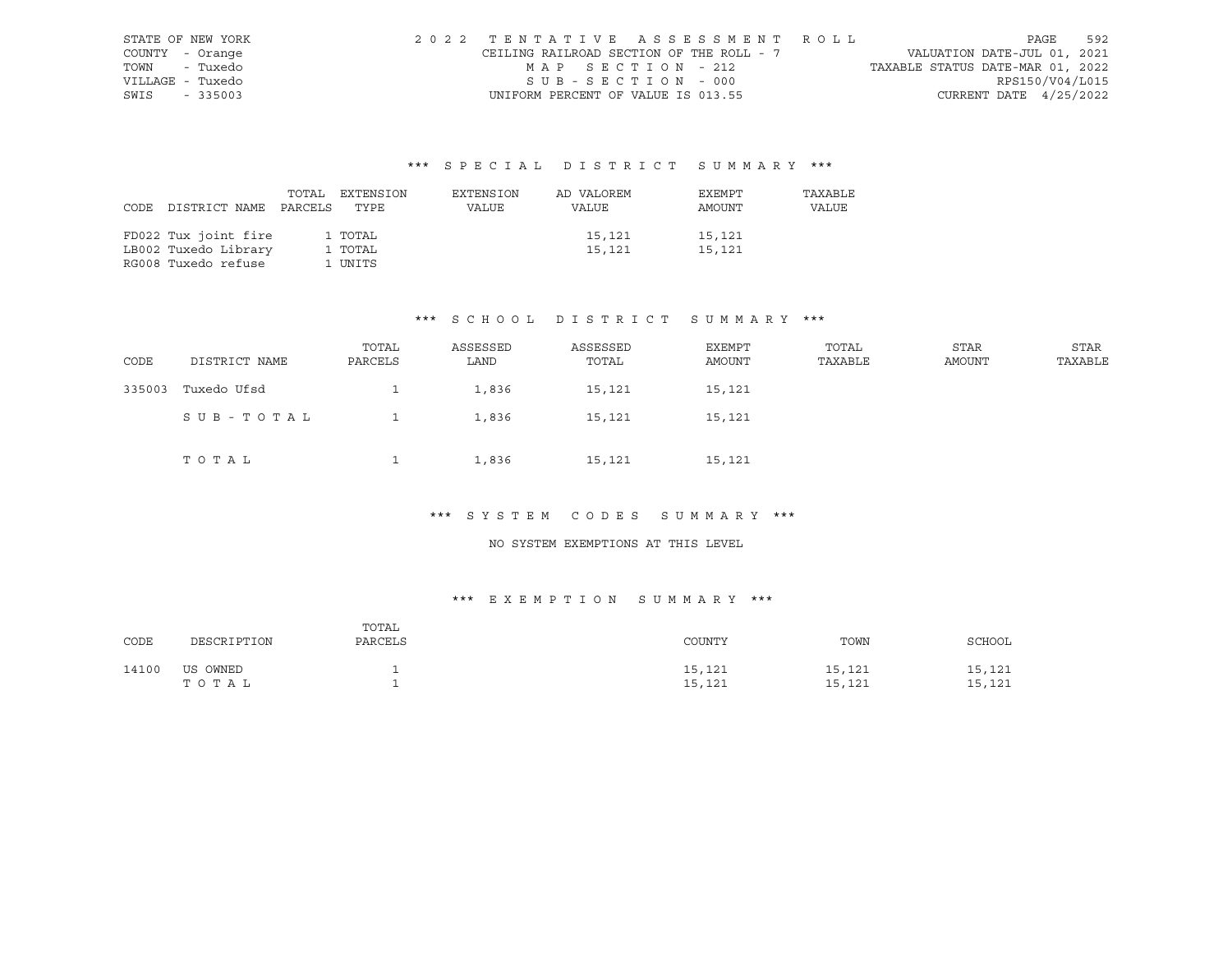STATE OF NEW YORK
COUNTY - Orange
TOWN - Tuxedo
VILLAGE - Tuxedo
SWIS - 335003

2022 TENTATIVE ASSESSMENT ROLL
CEILING RAILROAD SECTION OF THE ROLL - 7
MAP SECTION - 212
SUB-SECTION - 000
UNIFORM PERCENT OF VALUE IS 013.55

VALUATION DATE-JUL 01, 2021
TAXABLE STATUS DATE-MAR 01, 2022
RPS150/V04/L015
CURRENT DATE 4/25/2022

### *** SPECIAL DISTRICT SUMMARY ***

| CODE | DISTRICT NAME | TOTAL PARCELS | EXTENSION TYPE | EXTENSION VALUE | AD VALOREM VALUE | EXEMPT AMOUNT | TAXABLE VALUE |
|---|---|---|---|---|---|---|---|
| FD022 | Tux joint fire | 1 | TOTAL | | 15,121 | 15,121 | |
| LB002 | Tuxedo Library | 1 | TOTAL | | 15,121 | 15,121 | |
| RG008 | Tuxedo refuse | 1 | UNITS | | | | |

### *** SCHOOL DISTRICT SUMMARY ***

| CODE | DISTRICT NAME | TOTAL PARCELS | ASSESSED LAND | ASSESSED TOTAL | EXEMPT AMOUNT | TOTAL TAXABLE | STAR AMOUNT | STAR TAXABLE |
|---|---|---|---|---|---|---|---|---|
| 335003 | Tuxedo Ufsd | 1 | 1,836 | 15,121 | 15,121 | | | |
| | SUB-TOTAL | 1 | 1,836 | 15,121 | 15,121 | | | |
| | TOTAL | 1 | 1,836 | 15,121 | 15,121 | | | |

### *** SYSTEM CODES SUMMARY ***

NO SYSTEM EXEMPTIONS AT THIS LEVEL

### *** EXEMPTION SUMMARY ***

| CODE | DESCRIPTION | TOTAL PARCELS | COUNTY | TOWN | SCHOOL |
|---|---|---|---|---|---|
| 14100 | US OWNED | 1 | 15,121 | 15,121 | 15,121 |
| | TOTAL | 1 | 15,121 | 15,121 | 15,121 |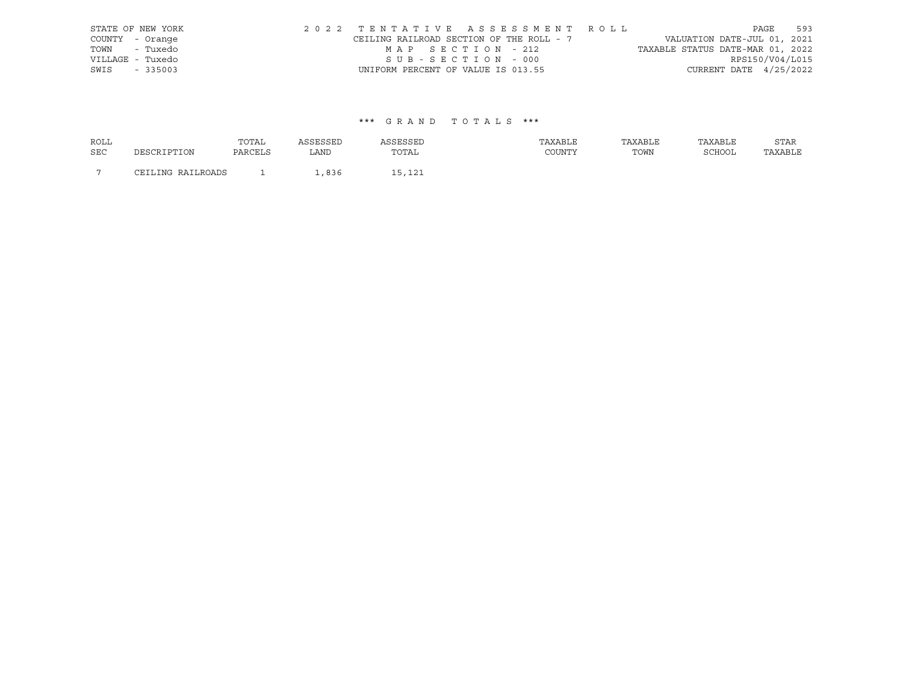STATE OF NEW YORK
COUNTY - Orange
TOWN - Tuxedo
VILLAGE - Tuxedo
SWIS - 335003

2 0 2 2 T E N T A T I V E A S S E S S M E N T R O L L
CEILING RAILROAD SECTION OF THE ROLL - 7
M A P S E C T I O N - 212
S U B - S E C T I O N - 000
UNIFORM PERCENT OF VALUE IS 013.55

VALUATION DATE-JUL 01, 2021
TAXABLE STATUS DATE-MAR 01, 2022
RPS150/V04/L015
CURRENT DATE 4/25/2022

\*\*\* G R A N D T O T A L S \*\*\*

| ROLL SEC | DESCRIPTION | TOTAL PARCELS | ASSESSED LAND | ASSESSED TOTAL | TAXABLE COUNTY | TAXABLE TOWN | TAXABLE SCHOOL | STAR TAXABLE |
|---|---|---|---|---|---|---|---|---|
| 7 | CEILING RAILROADS | 1 | 1,836 | 15,121 | | | | |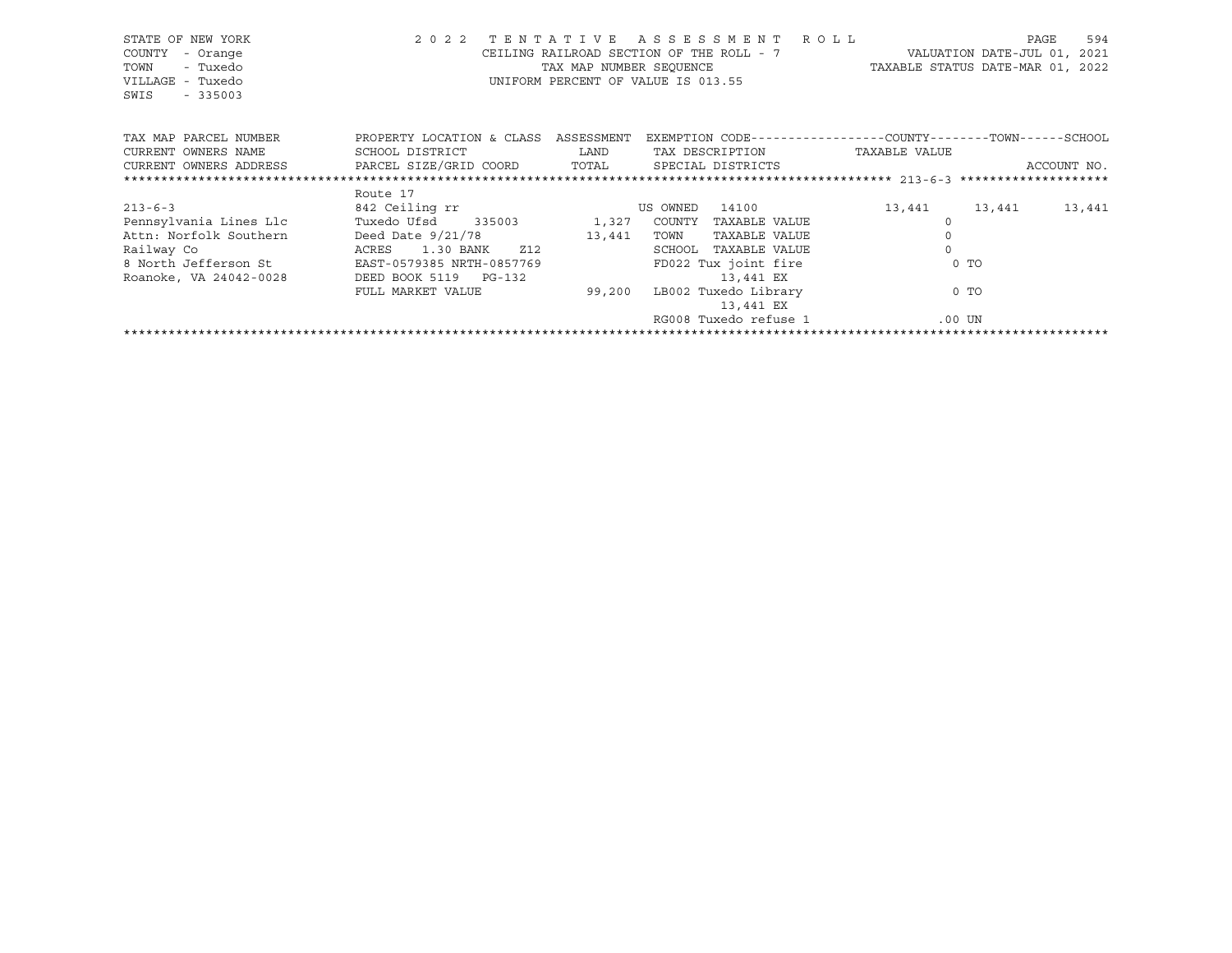STATE OF NEW YORK — 2022 TENTATIVE ASSESSMENT ROLL
COUNTY - Orange — CEILING RAILROAD SECTION OF THE ROLL - 7 — VALUATION DATE-JUL 01, 2021
TOWN - Tuxedo — TAX MAP NUMBER SEQUENCE — TAXABLE STATUS DATE-MAR 01, 2022
VILLAGE - Tuxedo — UNIFORM PERCENT OF VALUE IS 013.55
SWIS - 335003

| TAX MAP PARCEL NUMBER / CURRENT OWNERS NAME / CURRENT OWNERS ADDRESS | PROPERTY LOCATION & CLASS / SCHOOL DISTRICT / PARCEL SIZE/GRID COORD | ASSESSMENT LAND / TOTAL | EXEMPTION CODE / TAX DESCRIPTION / SPECIAL DISTRICTS | COUNTY TAXABLE VALUE | TOWN | SCHOOL ACCOUNT NO. |
|---|---|---|---|---|---|---|
| | Route 17 | | | | | |
| 213-6-3 | 842 Ceiling rr | | US OWNED 14100 | 13,441 | 13,441 | 13,441 |
| Pennsylvania Lines Llc | Tuxedo Ufsd 335003 | 1,327 | COUNTY TAXABLE VALUE | 0 | | |
| Attn: Norfolk Southern | Deed Date 9/21/78 | 13,441 | TOWN TAXABLE VALUE | 0 | | |
| Railway Co | ACRES 1.30 BANK Z12 | | SCHOOL TAXABLE VALUE | 0 | | |
| 8 North Jefferson St | EAST-0579385 NRTH-0857769 | | FD022 Tux joint fire | 0 TO | | |
| Roanoke, VA 24042-0028 | DEED BOOK 5119 PG-132 | | 13,441 EX | | | |
| | FULL MARKET VALUE | 99,200 | LB002 Tuxedo Library | 0 TO | | |
| | | | 13,441 EX | | | |
| | | | RG008 Tuxedo refuse 1 | .00 UN | | |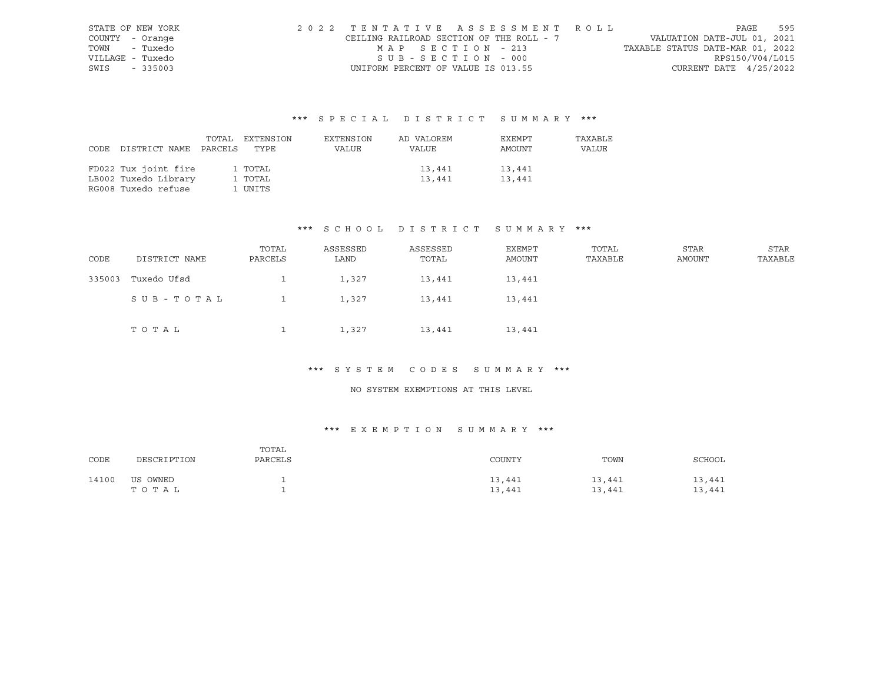STATE OF NEW YORK
COUNTY - Orange
TOWN - Tuxedo
VILLAGE - Tuxedo
SWIS - 335003

2022 TENTATIVE ASSESSMENT ROLL
CEILING RAILROAD SECTION OF THE ROLL - 7
MAP SECTION - 213
SUB-SECTION - 000
UNIFORM PERCENT OF VALUE IS 013.55

VALUATION DATE-JUL 01, 2021
TAXABLE STATUS DATE-MAR 01, 2022
RPS150/V04/L015
CURRENT DATE 4/25/2022

## *** SPECIAL DISTRICT SUMMARY ***

| CODE | DISTRICT NAME | TOTAL PARCELS | EXTENSION TYPE | EXTENSION VALUE | AD VALOREM VALUE | EXEMPT AMOUNT | TAXABLE VALUE |
|---|---|---|---|---|---|---|---|
| FD022 | Tux joint fire | 1 | TOTAL | | 13,441 | 13,441 | |
| LB002 | Tuxedo Library | 1 | TOTAL | | 13,441 | 13,441 | |
| RG008 | Tuxedo refuse | 1 | UNITS | | | | |

## *** SCHOOL DISTRICT SUMMARY ***

| CODE | DISTRICT NAME | TOTAL PARCELS | ASSESSED LAND | ASSESSED TOTAL | EXEMPT AMOUNT | TOTAL TAXABLE | STAR AMOUNT | STAR TAXABLE |
|---|---|---|---|---|---|---|---|---|
| 335003 | Tuxedo Ufsd | 1 | 1,327 | 13,441 | 13,441 | | | |
| | SUB-TOTAL | 1 | 1,327 | 13,441 | 13,441 | | | |
| | TOTAL | 1 | 1,327 | 13,441 | 13,441 | | | |

## *** SYSTEM CODES SUMMARY ***

NO SYSTEM EXEMPTIONS AT THIS LEVEL

## *** EXEMPTION SUMMARY ***

| CODE | DESCRIPTION | TOTAL PARCELS | COUNTY | TOWN | SCHOOL |
|---|---|---|---|---|---|
| 14100 | US OWNED | 1 | 13,441 | 13,441 | 13,441 |
| | TOTAL | 1 | 13,441 | 13,441 | 13,441 |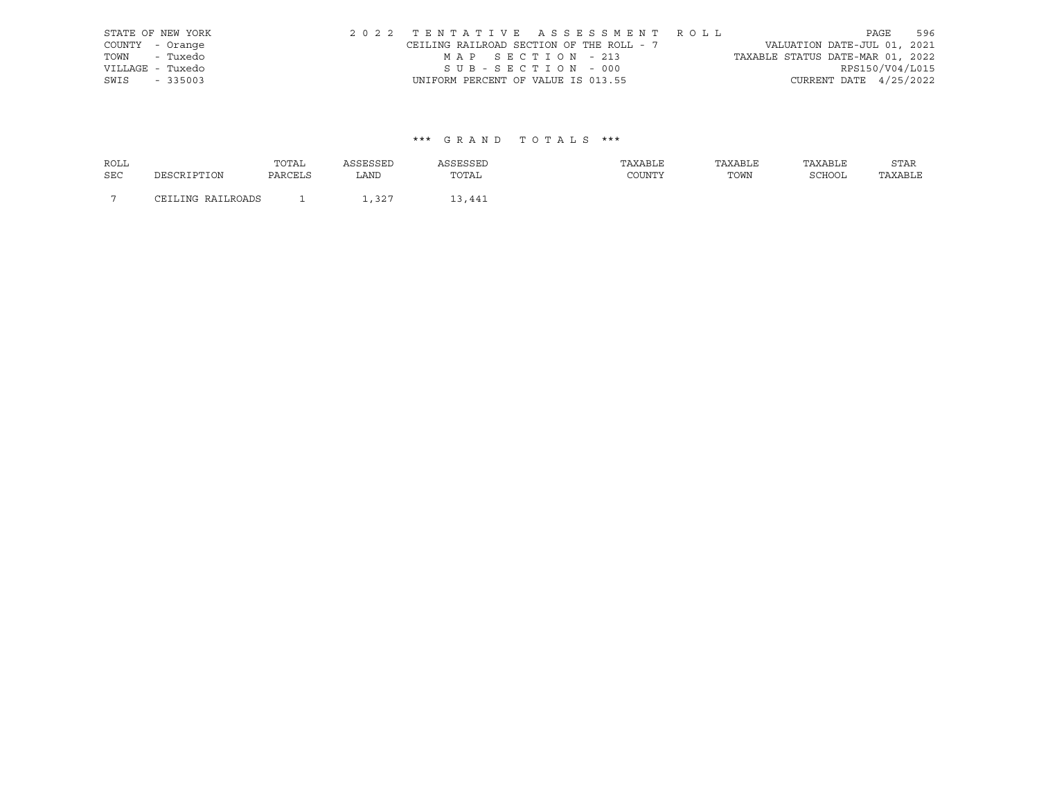STATE OF NEW YORK
COUNTY - Orange
TOWN - Tuxedo
VILLAGE - Tuxedo
SWIS - 335003

2022 TENTATIVE ASSESSMENT ROLL
CEILING RAILROAD SECTION OF THE ROLL - 7
MAP SECTION - 213
SUB-SECTION - 000
UNIFORM PERCENT OF VALUE IS 013.55

VALUATION DATE-JUL 01, 2021
TAXABLE STATUS DATE-MAR 01, 2022
RPS150/V04/L015
CURRENT DATE 4/25/2022

### *** GRAND TOTALS ***

| ROLL SEC | DESCRIPTION | TOTAL PARCELS | ASSESSED LAND | ASSESSED TOTAL | TAXABLE COUNTY | TAXABLE TOWN | TAXABLE SCHOOL | STAR TAXABLE |
|---|---|---|---|---|---|---|---|---|
| 7 | CEILING RAILROADS | 1 | 1,327 | 13,441 | | | | |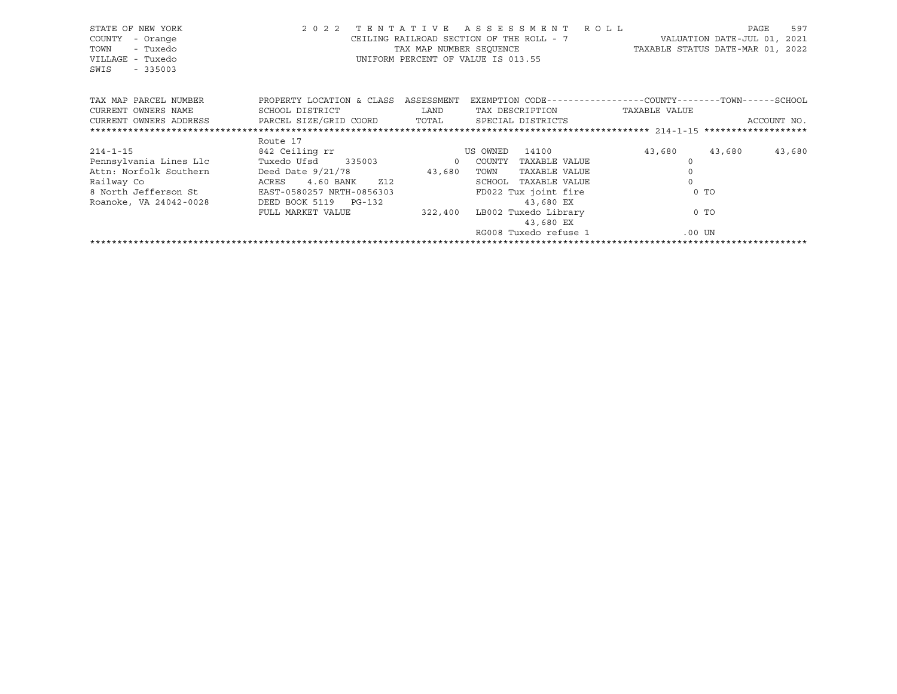STATE OF NEW YORK
COUNTY - Orange
TOWN - Tuxedo
VILLAGE - Tuxedo
SWIS - 335003

2022 TENTATIVE ASSESSMENT ROLL
CEILING RAILROAD SECTION OF THE ROLL - 7
TAX MAP NUMBER SEQUENCE
UNIFORM PERCENT OF VALUE IS 013.55

VALUATION DATE-JUL 01, 2021
TAXABLE STATUS DATE-MAR 01, 2022

| TAX MAP PARCEL NUMBER / CURRENT OWNERS NAME / CURRENT OWNERS ADDRESS | PROPERTY LOCATION & CLASS / SCHOOL DISTRICT / PARCEL SIZE/GRID COORD | ASSESSMENT / LAND / TOTAL | EXEMPTION CODE / TAX DESCRIPTION / SPECIAL DISTRICTS | COUNTY | TOWN | SCHOOL |
|---|---|---|---|---|---|---|
| | Route 17 | | | | | |
| 214-1-15 | 842 Ceiling rr | | US OWNED 14100 | 43,680 | 43,680 | 43,680 |
| Pennsylvania Lines Llc | Tuxedo Ufsd 335003 | 0 | COUNTY TAXABLE VALUE | 0 | | |
| Attn: Norfolk Southern | Deed Date 9/21/78 | 43,680 | TOWN TAXABLE VALUE | 0 | | |
| Railway Co | ACRES 4.60 BANK Z12 | | SCHOOL TAXABLE VALUE | 0 | | |
| 8 North Jefferson St | EAST-0580257 NRTH-0856303 | | FD022 Tux joint fire 43,680 EX | 0 TO | | |
| Roanoke, VA 24042-0028 | DEED BOOK 5119 PG-132 | | | | | |
| | FULL MARKET VALUE | 322,400 | LB002 Tuxedo Library 43,680 EX | 0 TO | | |
| | | | RG008 Tuxedo refuse 1 | .00 UN | | |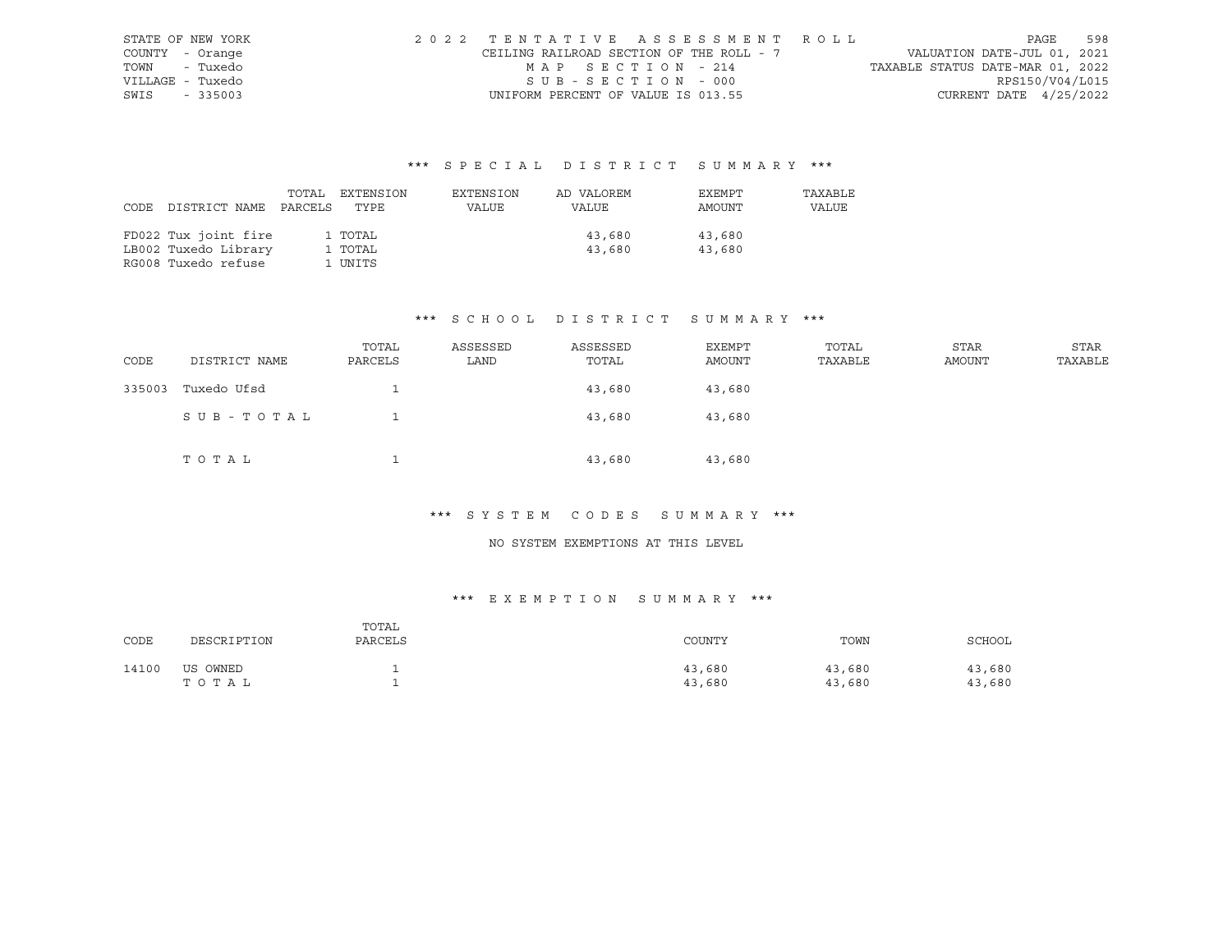STATE OF NEW YORK
COUNTY - Orange
TOWN - Tuxedo
VILLAGE - Tuxedo
SWIS - 335003

2022 TENTATIVE ASSESSMENT ROLL
CEILING RAILROAD SECTION OF THE ROLL - 7
MAP SECTION - 214
SUB-SECTION - 000
UNIFORM PERCENT OF VALUE IS 013.55

VALUATION DATE-JUL 01, 2021
TAXABLE STATUS DATE-MAR 01, 2022
RPS150/V04/L015
CURRENT DATE 4/25/2022

### *** SPECIAL DISTRICT SUMMARY ***

| CODE | DISTRICT NAME | TOTAL PARCELS | EXTENSION TYPE | EXTENSION VALUE | AD VALOREM VALUE | EXEMPT AMOUNT | TAXABLE VALUE |
|---|---|---|---|---|---|---|---|
| FD022 | Tux joint fire | 1 | TOTAL | | 43,680 | 43,680 | |
| LB002 | Tuxedo Library | 1 | TOTAL | | 43,680 | 43,680 | |
| RG008 | Tuxedo refuse | 1 | UNITS | | | | |

### *** SCHOOL DISTRICT SUMMARY ***

| CODE | DISTRICT NAME | TOTAL PARCELS | ASSESSED LAND | ASSESSED TOTAL | EXEMPT AMOUNT | TOTAL TAXABLE | STAR AMOUNT | STAR TAXABLE |
|---|---|---|---|---|---|---|---|---|
| 335003 | Tuxedo Ufsd | 1 | | 43,680 | 43,680 | | | |
| | SUB-TOTAL | 1 | | 43,680 | 43,680 | | | |
| | TOTAL | 1 | | 43,680 | 43,680 | | | |

### *** SYSTEM CODES SUMMARY ***

NO SYSTEM EXEMPTIONS AT THIS LEVEL

### *** EXEMPTION SUMMARY ***

| CODE | DESCRIPTION | TOTAL PARCELS | COUNTY | TOWN | SCHOOL |
|---|---|---|---|---|---|
| 14100 | US OWNED | 1 | 43,680 | 43,680 | 43,680 |
| | TOTAL | 1 | 43,680 | 43,680 | 43,680 |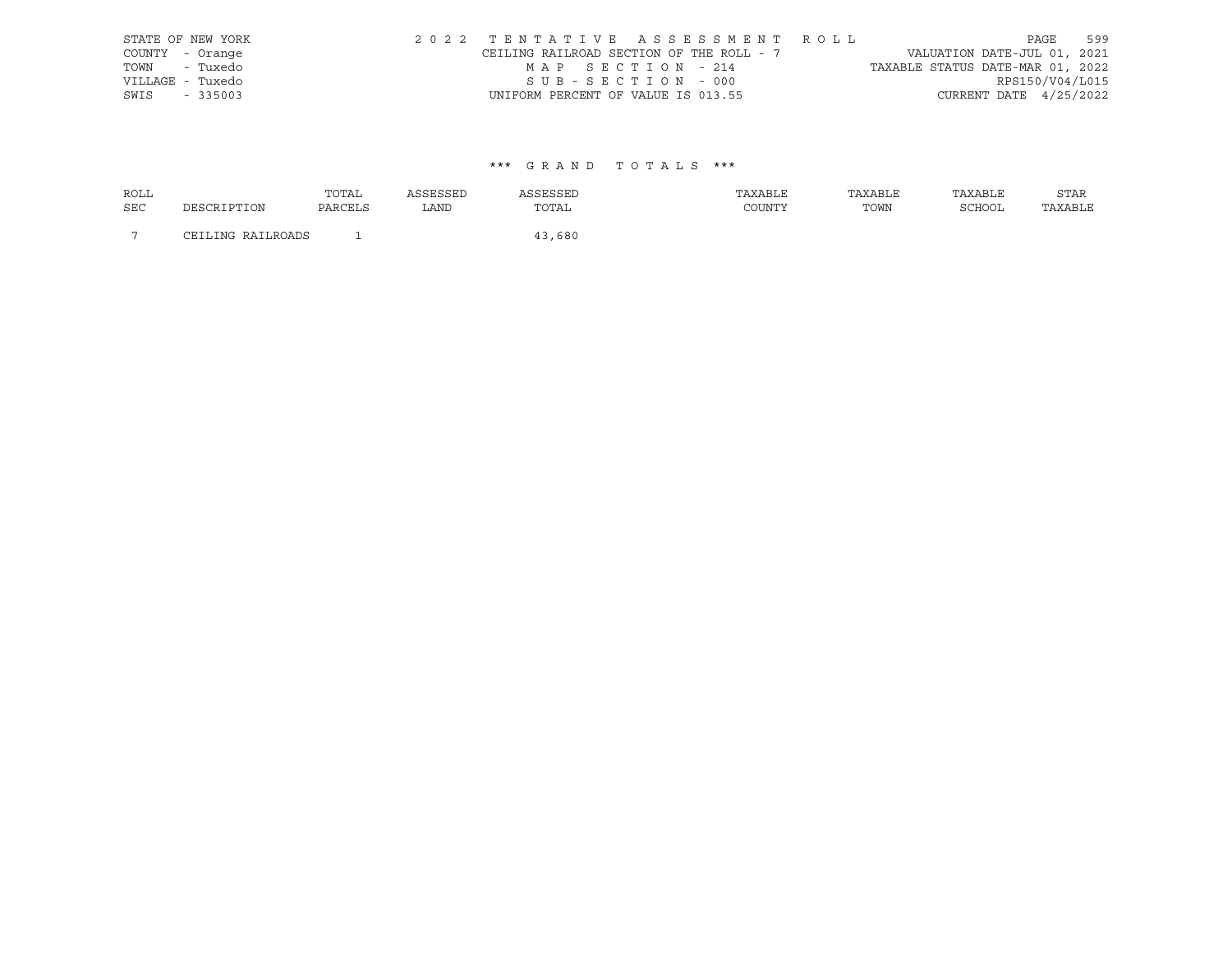STATE OF NEW YORK
COUNTY - Orange
TOWN - Tuxedo
VILLAGE - Tuxedo
SWIS - 335003

2 0 2 2 T E N T A T I V E A S S E S S M E N T R O L L

CEILING RAILROAD SECTION OF THE ROLL - 7

M A P S E C T I O N - 214

S U B - S E C T I O N - 000

UNIFORM PERCENT OF VALUE IS 013.55

VALUATION DATE-JUL 01, 2021
TAXABLE STATUS DATE-MAR 01, 2022
RPS150/V04/L015
CURRENT DATE 4/25/2022

\*\*\* G R A N D T O T A L S \*\*\*

| ROLL SEC | DESCRIPTION | TOTAL PARCELS | ASSESSED LAND | ASSESSED TOTAL | TAXABLE COUNTY | TAXABLE TOWN | TAXABLE SCHOOL | STAR TAXABLE |
|---|---|---|---|---|---|---|---|---|
| 7 | CEILING RAILROADS | 1 | | 43,680 | | | | |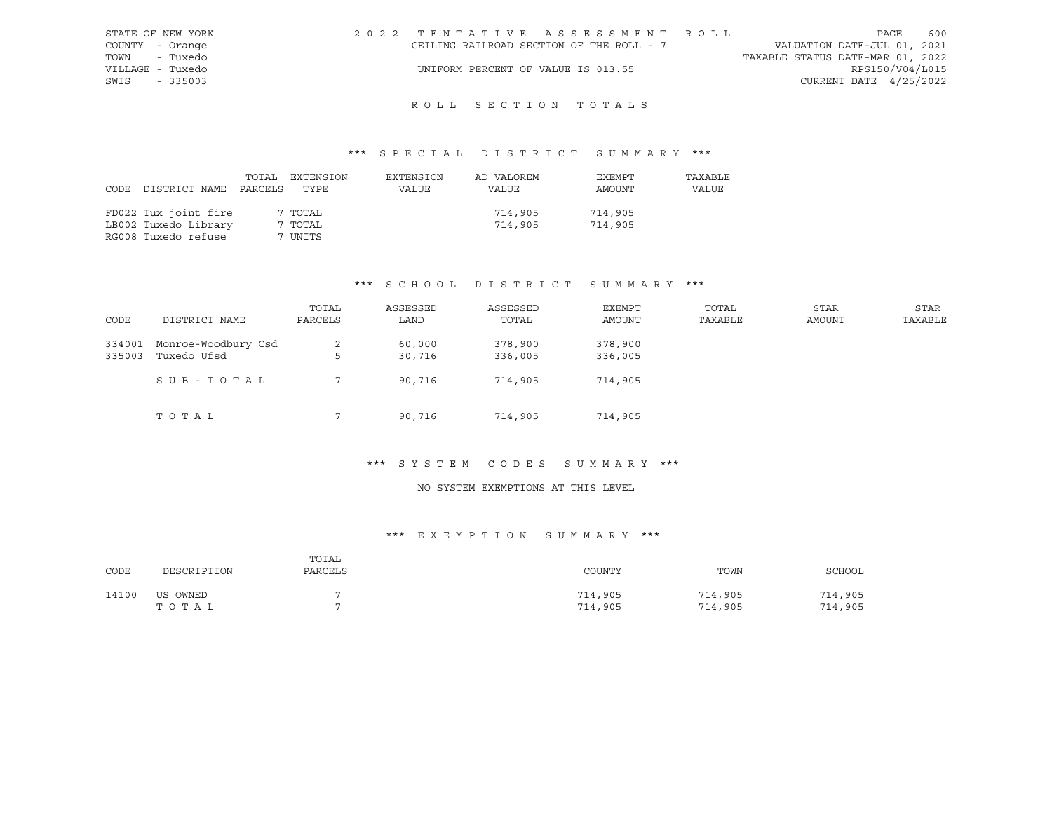STATE OF NEW YORK
COUNTY - Orange
TOWN - Tuxedo
VILLAGE - Tuxedo
SWIS - 335003

2 0 2 2 T E N T A T I V E A S S E S S M E N T R O L L
CEILING RAILROAD SECTION OF THE ROLL - 7
UNIFORM PERCENT OF VALUE IS 013.55

VALUATION DATE-JUL 01, 2021
TAXABLE STATUS DATE-MAR 01, 2022
RPS150/V04/L015
CURRENT DATE 4/25/2022

## R O L L S E C T I O N T O T A L S

### *** S P E C I A L D I S T R I C T S U M M A R Y ***

| CODE | DISTRICT NAME | TOTAL PARCELS | EXTENSION TYPE | EXTENSION VALUE | AD VALOREM VALUE | EXEMPT AMOUNT | TAXABLE VALUE |
|---|---|---|---|---|---|---|---|
| FD022 | Tux joint fire | 7 | TOTAL | | 714,905 | 714,905 | |
| LB002 | Tuxedo Library | 7 | TOTAL | | 714,905 | 714,905 | |
| RG008 | Tuxedo refuse | 7 | UNITS | | | | |

### *** S C H O O L D I S T R I C T S U M M A R Y ***

| CODE | DISTRICT NAME | TOTAL PARCELS | ASSESSED LAND | ASSESSED TOTAL | EXEMPT AMOUNT | TOTAL TAXABLE | STAR AMOUNT | STAR TAXABLE |
|---|---|---|---|---|---|---|---|---|
| 334001 | Monroe-Woodbury Csd | 2 | 60,000 | 378,900 | 378,900 | | | |
| 335003 | Tuxedo Ufsd | 5 | 30,716 | 336,005 | 336,005 | | | |
| | S U B - T O T A L | 7 | 90,716 | 714,905 | 714,905 | | | |
| | T O T A L | 7 | 90,716 | 714,905 | 714,905 | | | |

### *** S Y S T E M C O D E S S U M M A R Y ***

NO SYSTEM EXEMPTIONS AT THIS LEVEL

### *** E X E M P T I O N S U M M A R Y ***

| CODE | DESCRIPTION | TOTAL PARCELS | COUNTY | TOWN | SCHOOL |
|---|---|---|---|---|---|
| 14100 | US OWNED | 7 | 714,905 | 714,905 | 714,905 |
| | T O T A L | 7 | 714,905 | 714,905 | 714,905 |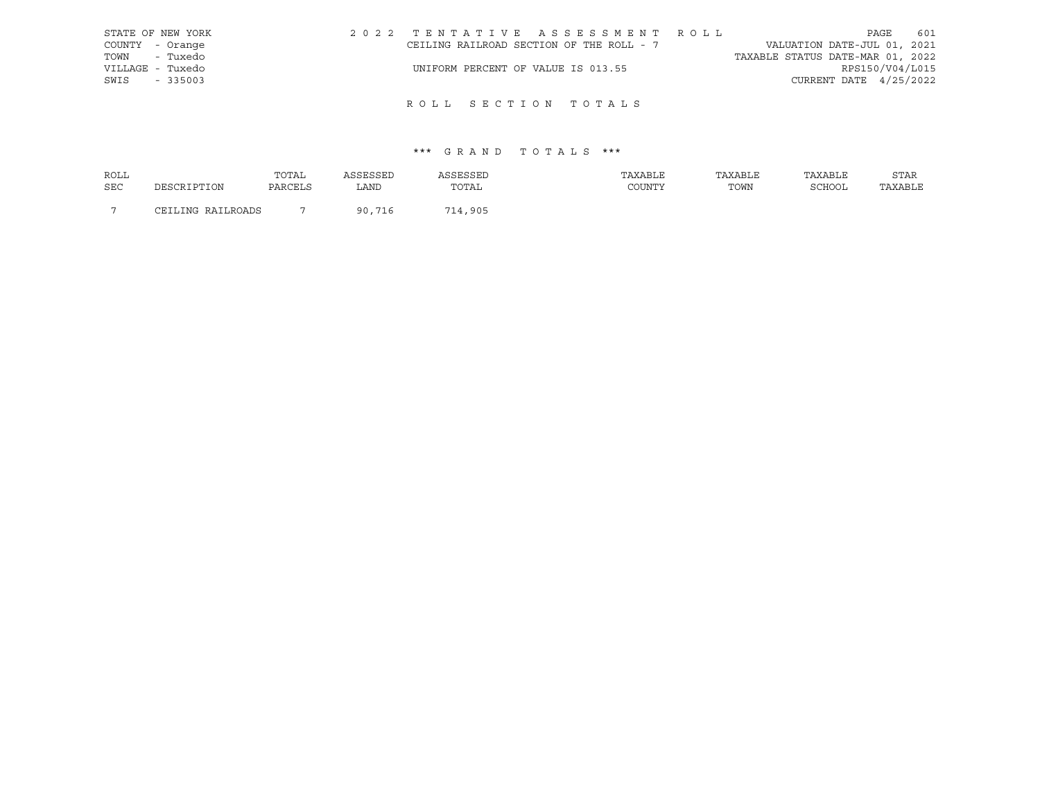STATE OF NEW YORK
COUNTY - Orange
TOWN - Tuxedo
VILLAGE - Tuxedo
SWIS - 335003

2022 TENTATIVE ASSESSMENT ROLL
CEILING RAILROAD SECTION OF THE ROLL - 7
UNIFORM PERCENT OF VALUE IS 013.55

VALUATION DATE-JUL 01, 2021
TAXABLE STATUS DATE-MAR 01, 2022
RPS150/V04/L015
CURRENT DATE 4/25/2022

# ROLL SECTION TOTALS

## *** GRAND TOTALS ***

| ROLL SEC | DESCRIPTION | TOTAL PARCELS | ASSESSED LAND | ASSESSED TOTAL | TAXABLE COUNTY | TAXABLE TOWN | TAXABLE SCHOOL | STAR TAXABLE |
|---|---|---|---|---|---|---|---|---|
| 7 | CEILING RAILROADS | 7 | 90,716 | 714,905 | | | | |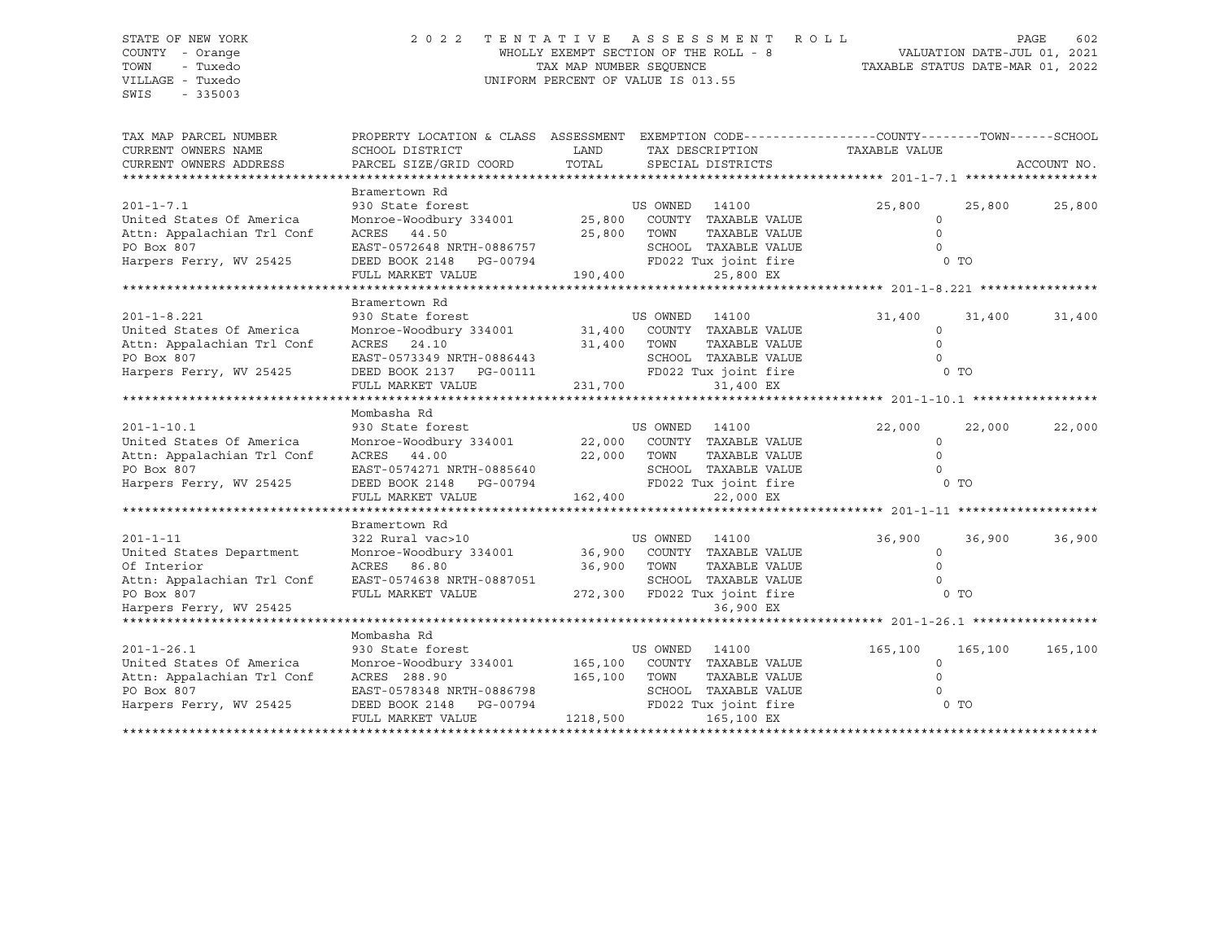STATE OF NEW YORK
COUNTY - Orange
TOWN - Tuxedo
VILLAGE - Tuxedo
SWIS - 335003

2022 TENTATIVE ASSESSMENT ROLL
WHOLLY EXEMPT SECTION OF THE ROLL - 8
TAX MAP NUMBER SEQUENCE
UNIFORM PERCENT OF VALUE IS 013.55

VALUATION DATE-JUL 01, 2021
TAXABLE STATUS DATE-MAR 01, 2022

| TAX MAP PARCEL NUMBER / CURRENT OWNERS NAME / CURRENT OWNERS ADDRESS | PROPERTY LOCATION & CLASS / SCHOOL DISTRICT / PARCEL SIZE/GRID COORD | ASSESSMENT LAND / TOTAL | EXEMPTION CODE / TAX DESCRIPTION / SPECIAL DISTRICTS | COUNTY | TOWN | SCHOOL |
|---|---|---|---|---|---|---|
| 201-1-7.1 | Bramertown Rd | | | | | |
| | 930 State forest | | US OWNED 14100 | 25,800 | 25,800 | 25,800 |
| United States Of America | Monroe-Woodbury 334001 | 25,800 | COUNTY TAXABLE VALUE | 0 | | |
| Attn: Appalachian Trl Conf | ACRES 44.50 | 25,800 | TOWN TAXABLE VALUE | 0 | | |
| PO Box 807 | EAST-0572648 NRTH-0886757 | | SCHOOL TAXABLE VALUE | 0 | | |
| Harpers Ferry, WV 25425 | DEED BOOK 2148 PG-00794 | | FD022 Tux joint fire | 0 TO | | |
| | FULL MARKET VALUE | 190,400 | 25,800 EX | | | |
| 201-1-8.221 | Bramertown Rd | | | | | |
| | 930 State forest | | US OWNED 14100 | 31,400 | 31,400 | 31,400 |
| United States Of America | Monroe-Woodbury 334001 | 31,400 | COUNTY TAXABLE VALUE | 0 | | |
| Attn: Appalachian Trl Conf | ACRES 24.10 | 31,400 | TOWN TAXABLE VALUE | 0 | | |
| PO Box 807 | EAST-0573349 NRTH-0886443 | | SCHOOL TAXABLE VALUE | 0 | | |
| Harpers Ferry, WV 25425 | DEED BOOK 2137 PG-00111 | | FD022 Tux joint fire | 0 TO | | |
| | FULL MARKET VALUE | 231,700 | 31,400 EX | | | |
| 201-1-10.1 | Mombasha Rd | | | | | |
| | 930 State forest | | US OWNED 14100 | 22,000 | 22,000 | 22,000 |
| United States Of America | Monroe-Woodbury 334001 | 22,000 | COUNTY TAXABLE VALUE | 0 | | |
| Attn: Appalachian Trl Conf | ACRES 44.00 | 22,000 | TOWN TAXABLE VALUE | 0 | | |
| PO Box 807 | EAST-0574271 NRTH-0885640 | | SCHOOL TAXABLE VALUE | 0 | | |
| Harpers Ferry, WV 25425 | DEED BOOK 2148 PG-00794 | | FD022 Tux joint fire | 0 TO | | |
| | FULL MARKET VALUE | 162,400 | 22,000 EX | | | |
| 201-1-11 | Bramertown Rd | | | | | |
| | 322 Rural vac>10 | | US OWNED 14100 | 36,900 | 36,900 | 36,900 |
| United States Department | Monroe-Woodbury 334001 | 36,900 | COUNTY TAXABLE VALUE | 0 | | |
| Of Interior | ACRES 86.80 | 36,900 | TOWN TAXABLE VALUE | 0 | | |
| Attn: Appalachian Trl Conf | EAST-0574638 NRTH-0887051 | | SCHOOL TAXABLE VALUE | 0 | | |
| PO Box 807 | FULL MARKET VALUE | 272,300 | FD022 Tux joint fire | 0 TO | | |
| Harpers Ferry, WV 25425 | | | 36,900 EX | | | |
| 201-1-26.1 | Mombasha Rd | | | | | |
| | 930 State forest | | US OWNED 14100 | 165,100 | 165,100 | 165,100 |
| United States Of America | Monroe-Woodbury 334001 | 165,100 | COUNTY TAXABLE VALUE | 0 | | |
| Attn: Appalachian Trl Conf | ACRES 288.90 | 165,100 | TOWN TAXABLE VALUE | 0 | | |
| PO Box 807 | EAST-0578348 NRTH-0886798 | | SCHOOL TAXABLE VALUE | 0 | | |
| Harpers Ferry, WV 25425 | DEED BOOK 2148 PG-00794 | | FD022 Tux joint fire | 0 TO | | |
| | FULL MARKET VALUE | 1218,500 | 165,100 EX | | | |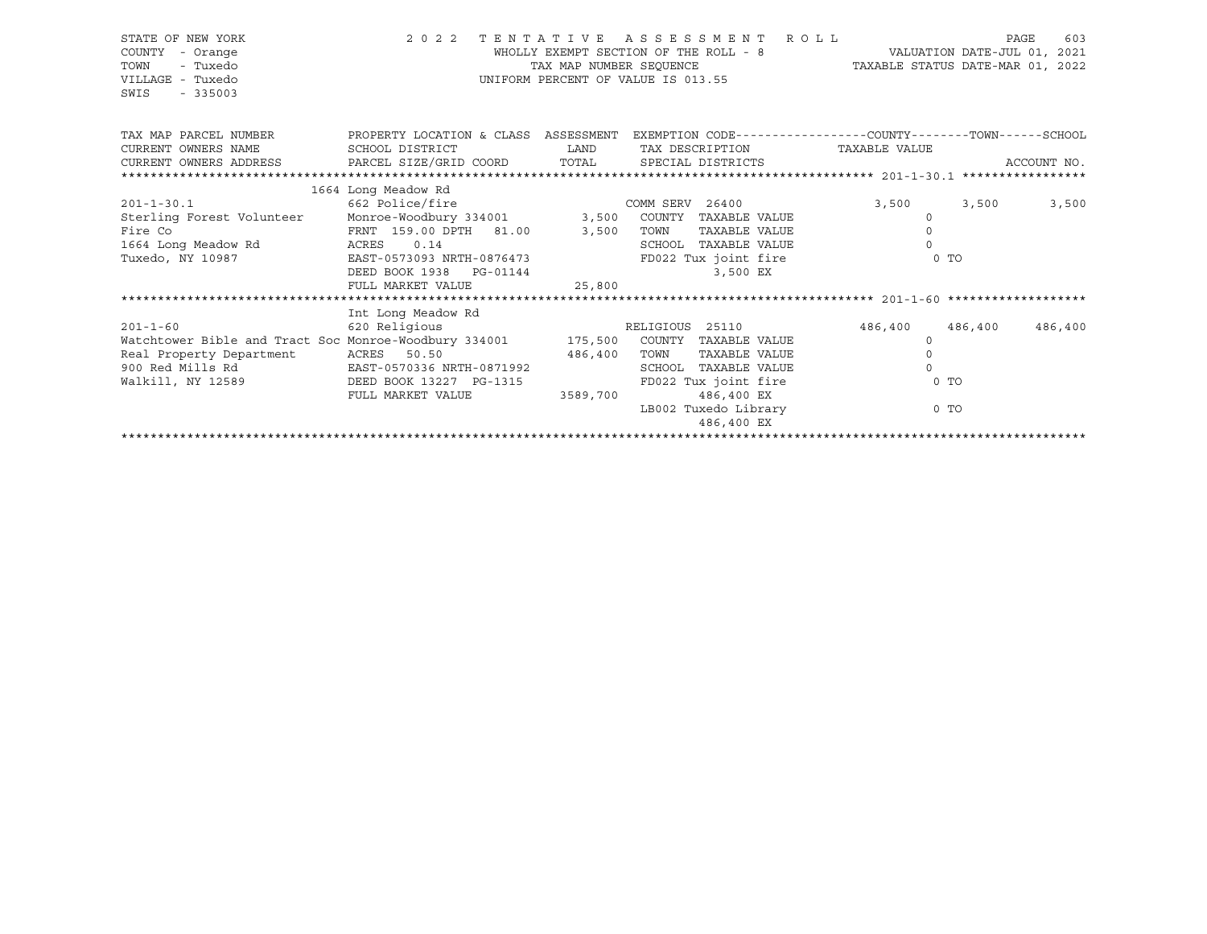STATE OF NEW YORK
COUNTY - Orange
TOWN - Tuxedo
VILLAGE - Tuxedo
SWIS - 335003

2022 TENTATIVE ASSESSMENT ROLL
WHOLLY EXEMPT SECTION OF THE ROLL - 8
TAX MAP NUMBER SEQUENCE
UNIFORM PERCENT OF VALUE IS 013.55

VALUATION DATE-JUL 01, 2021
TAXABLE STATUS DATE-MAR 01, 2022

| TAX MAP PARCEL NUMBER / CURRENT OWNERS NAME / CURRENT OWNERS ADDRESS | PROPERTY LOCATION & CLASS / SCHOOL DISTRICT / PARCEL SIZE/GRID COORD | ASSESSMENT LAND | TOTAL | EXEMPTION CODE / TAX DESCRIPTION / SPECIAL DISTRICTS | COUNTY TAXABLE VALUE | TOWN | SCHOOL |
|---|---|---|---|---|---|---|---|
| **201-1-30.1** | 1664 Long Meadow Rd | | | | | | |
| 201-1-30.1 | 662 Police/fire | | | COMM SERV 26400 | 3,500 | 3,500 | 3,500 |
| Sterling Forest Volunteer | Monroe-Woodbury 334001 | 3,500 | | COUNTY TAXABLE VALUE | 0 | | |
| Fire Co | FRNT 159.00 DPTH 81.00 | | 3,500 | TOWN TAXABLE VALUE | 0 | | |
| 1664 Long Meadow Rd | ACRES 0.14 | | | SCHOOL TAXABLE VALUE | 0 | | |
| Tuxedo, NY 10987 | EAST-0573093 NRTH-0876473 | | | FD022 Tux joint fire | 0 TO | | |
| | DEED BOOK 1938 PG-01144 | | | 3,500 EX | | | |
| | FULL MARKET VALUE | | 25,800 | | | | |
| **201-1-60** | Int Long Meadow Rd | | | | | | |
| 201-1-60 | 620 Religious | | | RELIGIOUS 25110 | 486,400 | 486,400 | 486,400 |
| Watchtower Bible and Tract Soc | Monroe-Woodbury 334001 | 175,500 | | COUNTY TAXABLE VALUE | 0 | | |
| Real Property Department | ACRES 50.50 | | 486,400 | TOWN TAXABLE VALUE | 0 | | |
| 900 Red Mills Rd | EAST-0570336 NRTH-0871992 | | | SCHOOL TAXABLE VALUE | 0 | | |
| Walkill, NY 12589 | DEED BOOK 13227 PG-1315 | | | FD022 Tux joint fire | 0 TO | | |
| | FULL MARKET VALUE | | 3589,700 | 486,400 EX | | | |
| | | | | LB002 Tuxedo Library | 0 TO | | |
| | | | | 486,400 EX | | | |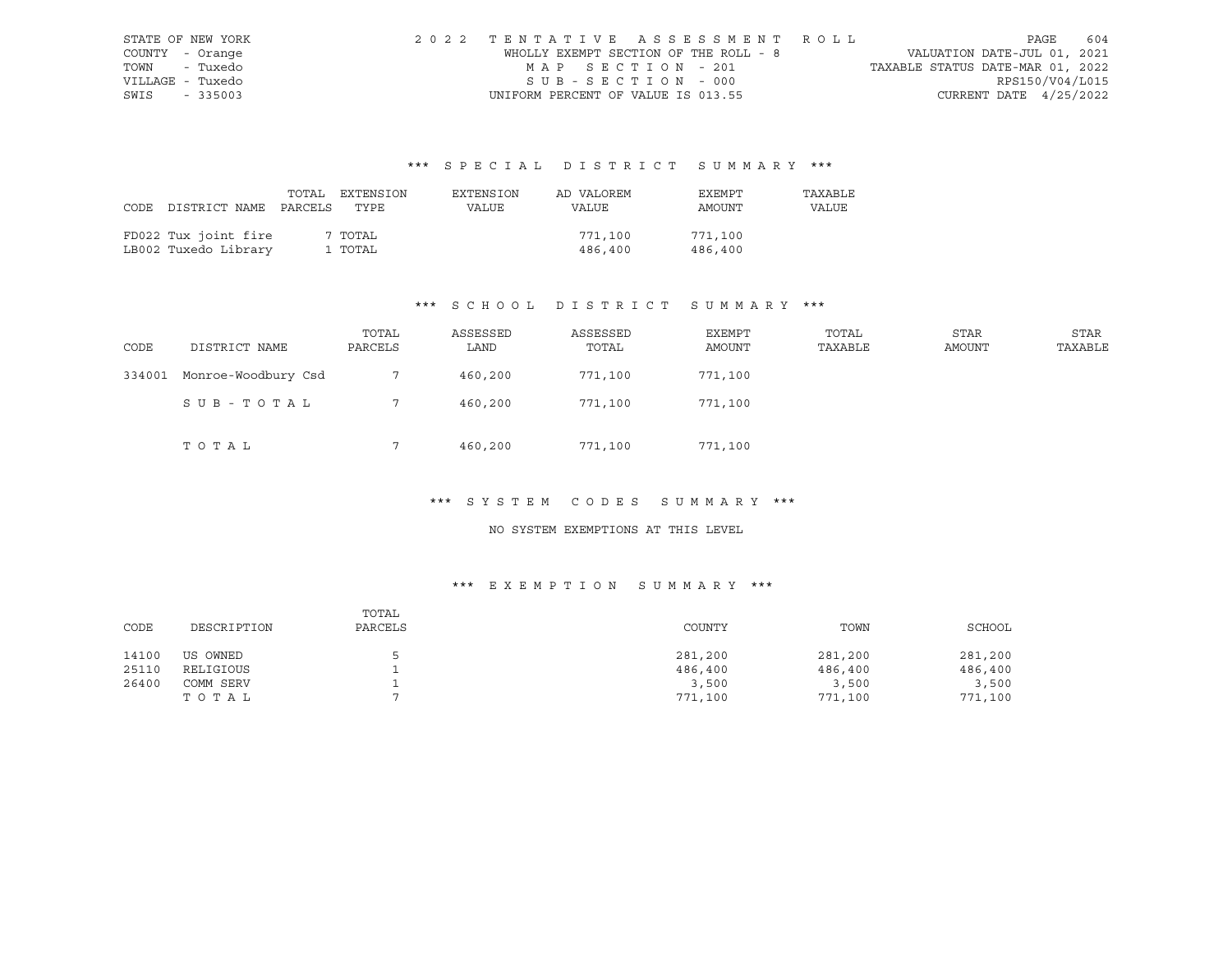STATE OF NEW YORK | COUNTY - Orange | TOWN - Tuxedo | VILLAGE - Tuxedo | SWIS - 335003

2022 TENTATIVE ASSESSMENT ROLL
WHOLLY EXEMPT SECTION OF THE ROLL - 8
MAP SECTION - 201
SUB-SECTION - 000
UNIFORM PERCENT OF VALUE IS 013.55

VALUATION DATE-JUL 01, 2021
TAXABLE STATUS DATE-MAR 01, 2022
RPS150/V04/L015
CURRENT DATE 4/25/2022

## *** SPECIAL DISTRICT SUMMARY ***

| CODE | DISTRICT NAME | TOTAL PARCELS | EXTENSION TYPE | EXTENSION VALUE | AD VALOREM VALUE | EXEMPT AMOUNT | TAXABLE VALUE |
|---|---|---|---|---|---|---|---|
| FD022 | Tux joint fire | 7 | TOTAL | | 771,100 | 771,100 | |
| LB002 | Tuxedo Library | 1 | TOTAL | | 486,400 | 486,400 | |

## *** SCHOOL DISTRICT SUMMARY ***

| CODE | DISTRICT NAME | TOTAL PARCELS | ASSESSED LAND | ASSESSED TOTAL | EXEMPT AMOUNT | TOTAL TAXABLE | STAR AMOUNT | STAR TAXABLE |
|---|---|---|---|---|---|---|---|---|
| 334001 | Monroe-Woodbury Csd | 7 | 460,200 | 771,100 | 771,100 | | | |
| | SUB-TOTAL | 7 | 460,200 | 771,100 | 771,100 | | | |
| | TOTAL | 7 | 460,200 | 771,100 | 771,100 | | | |

## *** SYSTEM CODES SUMMARY ***

NO SYSTEM EXEMPTIONS AT THIS LEVEL

## *** EXEMPTION SUMMARY ***

| CODE | DESCRIPTION | TOTAL PARCELS | COUNTY | TOWN | SCHOOL |
|---|---|---|---|---|---|
| 14100 | US OWNED | 5 | 281,200 | 281,200 | 281,200 |
| 25110 | RELIGIOUS | 1 | 486,400 | 486,400 | 486,400 |
| 26400 | COMM SERV | 1 | 3,500 | 3,500 | 3,500 |
| | TOTAL | 7 | 771,100 | 771,100 | 771,100 |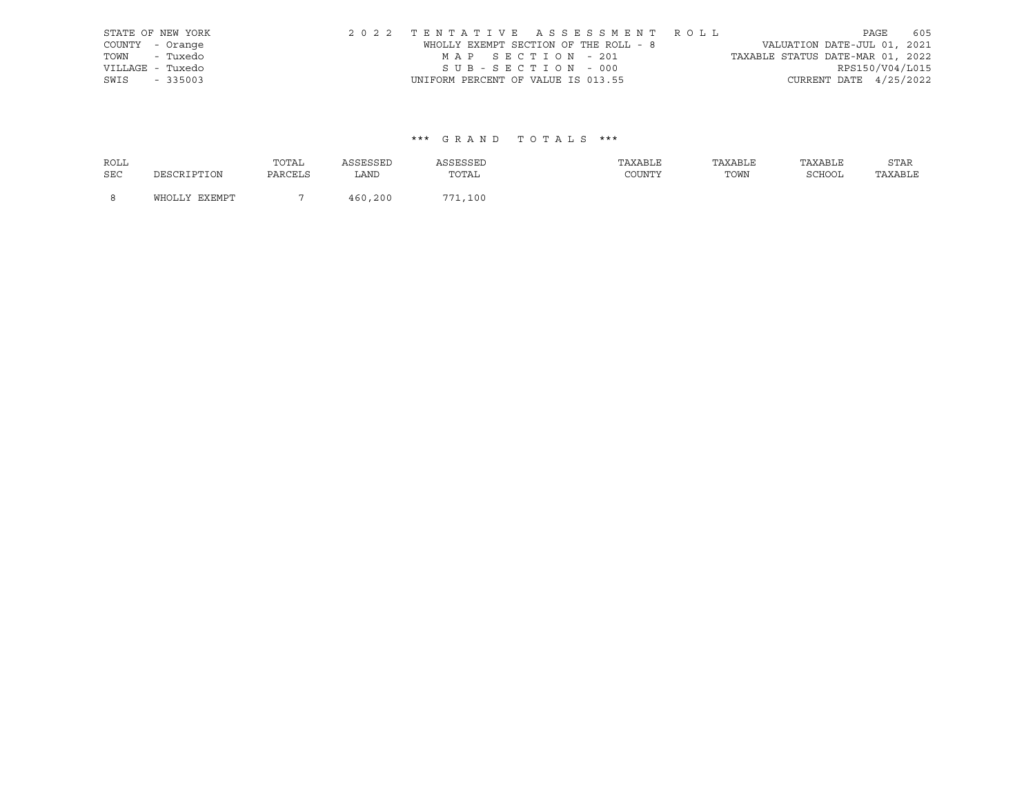STATE OF NEW YORK
COUNTY - Orange
TOWN - Tuxedo
VILLAGE - Tuxedo
SWIS - 335003

2022 TENTATIVE ASSESSMENT ROLL
WHOLLY EXEMPT SECTION OF THE ROLL - 8
MAP SECTION - 201
SUB-SECTION - 000
UNIFORM PERCENT OF VALUE IS 013.55

VALUATION DATE-JUL 01, 2021
TAXABLE STATUS DATE-MAR 01, 2022
RPS150/V04/L015
CURRENT DATE 4/25/2022

### *** GRAND TOTALS ***

| ROLL SEC | DESCRIPTION | TOTAL PARCELS | ASSESSED LAND | ASSESSED TOTAL | TAXABLE COUNTY | TAXABLE TOWN | TAXABLE SCHOOL | STAR TAXABLE |
|---|---|---|---|---|---|---|---|---|
| 8 | WHOLLY EXEMPT | 7 | 460,200 | 771,100 | | | | |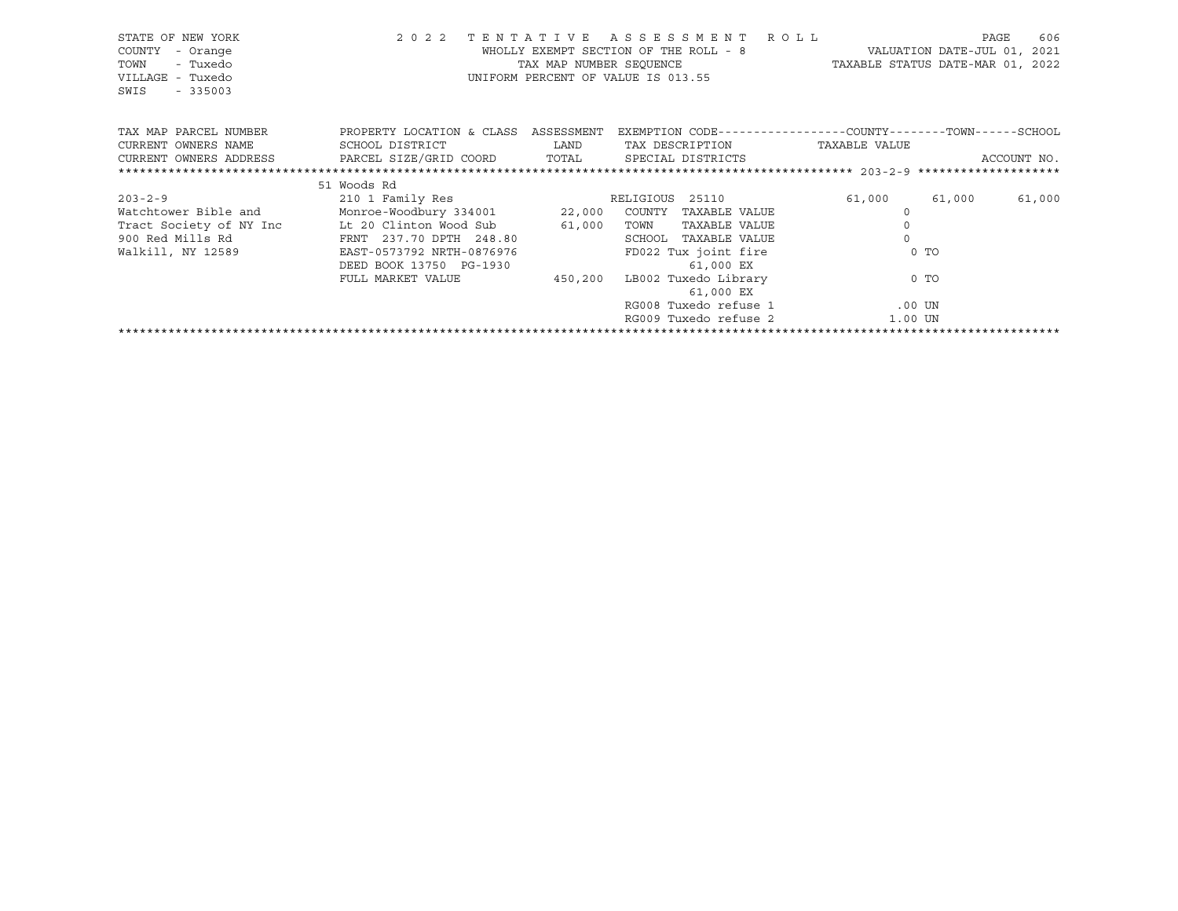STATE OF NEW YORK
COUNTY - Orange
TOWN - Tuxedo
VILLAGE - Tuxedo
SWIS - 335003

2022 TENTATIVE ASSESSMENT ROLL
WHOLLY EXEMPT SECTION OF THE ROLL - 8
TAX MAP NUMBER SEQUENCE
UNIFORM PERCENT OF VALUE IS 013.55

VALUATION DATE-JUL 01, 2021
TAXABLE STATUS DATE-MAR 01, 2022

| TAX MAP PARCEL NUMBER / CURRENT OWNERS NAME / CURRENT OWNERS ADDRESS | PROPERTY LOCATION & CLASS / SCHOOL DISTRICT / PARCEL SIZE/GRID COORD | ASSESSMENT LAND / TOTAL | EXEMPTION CODE / TAX DESCRIPTION / SPECIAL DISTRICTS | COUNTY TAXABLE VALUE | TOWN | SCHOOL |
|---|---|---|---|---|---|---|
| | 51 Woods Rd | | | | | |
| 203-2-9 | 210 1 Family Res | | RELIGIOUS 25110 | 61,000 | 61,000 | 61,000 |
| Watchtower Bible and | Monroe-Woodbury 334001 | 22,000 | COUNTY TAXABLE VALUE | 0 | | |
| Tract Society of NY Inc | Lt 20 Clinton Wood Sub | 61,000 | TOWN TAXABLE VALUE | 0 | | |
| 900 Red Mills Rd | FRNT 237.70 DPTH 248.80 | | SCHOOL TAXABLE VALUE | 0 | | |
| Walkill, NY 12589 | EAST-0573792 NRTH-0876976 | | FD022 Tux joint fire | 0 TO | | |
| | DEED BOOK 13750 PG-1930 | | 61,000 EX | | | |
| | FULL MARKET VALUE | 450,200 | LB002 Tuxedo Library | 0 TO | | |
| | | | 61,000 EX | | | |
| | | | RG008 Tuxedo refuse 1 | .00 UN | | |
| | | | RG009 Tuxedo refuse 2 | 1.00 UN | | |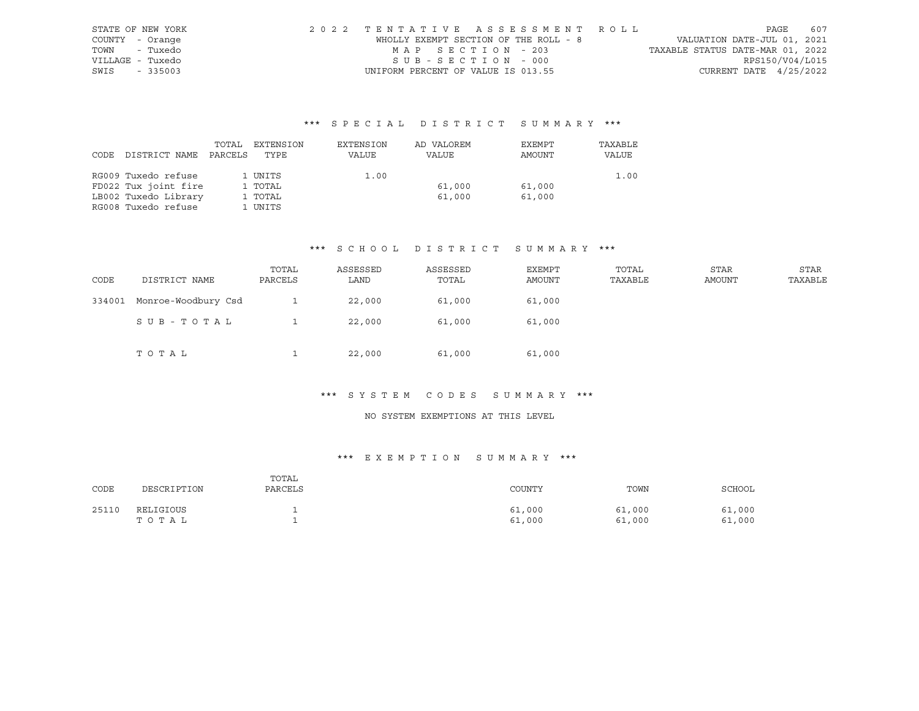STATE OF NEW YORK
COUNTY - Orange
TOWN - Tuxedo
VILLAGE - Tuxedo
SWIS - 335003

2022 TENTATIVE ASSESSMENT ROLL
WHOLLY EXEMPT SECTION OF THE ROLL - 8
MAP SECTION - 203
SUB-SECTION - 000
UNIFORM PERCENT OF VALUE IS 013.55

VALUATION DATE-JUL 01, 2021
TAXABLE STATUS DATE-MAR 01, 2022
RPS150/V04/L015
CURRENT DATE 4/25/2022

### *** SPECIAL DISTRICT SUMMARY ***

| CODE | DISTRICT NAME | TOTAL PARCELS | EXTENSION TYPE | EXTENSION VALUE | AD VALOREM VALUE | EXEMPT AMOUNT | TAXABLE VALUE |
|---|---|---|---|---|---|---|---|
| RG009 | Tuxedo refuse | 1 | UNITS | 1.00 | | | 1.00 |
| FD022 | Tux joint fire | 1 | TOTAL | | 61,000 | 61,000 | |
| LB002 | Tuxedo Library | 1 | TOTAL | | 61,000 | 61,000 | |
| RG008 | Tuxedo refuse | 1 | UNITS | | | | |

### *** SCHOOL DISTRICT SUMMARY ***

| CODE | DISTRICT NAME | TOTAL PARCELS | ASSESSED LAND | ASSESSED TOTAL | EXEMPT AMOUNT | TOTAL TAXABLE | STAR AMOUNT | STAR TAXABLE |
|---|---|---|---|---|---|---|---|---|
| 334001 | Monroe-Woodbury Csd | 1 | 22,000 | 61,000 | 61,000 | | | |
| | SUB-TOTAL | 1 | 22,000 | 61,000 | 61,000 | | | |
| | TOTAL | 1 | 22,000 | 61,000 | 61,000 | | | |

### *** SYSTEM CODES SUMMARY ***

NO SYSTEM EXEMPTIONS AT THIS LEVEL

### *** EXEMPTION SUMMARY ***

| CODE | DESCRIPTION | TOTAL PARCELS | COUNTY | TOWN | SCHOOL |
|---|---|---|---|---|---|
| 25110 | RELIGIOUS | 1 | 61,000 | 61,000 | 61,000 |
| | TOTAL | 1 | 61,000 | 61,000 | 61,000 |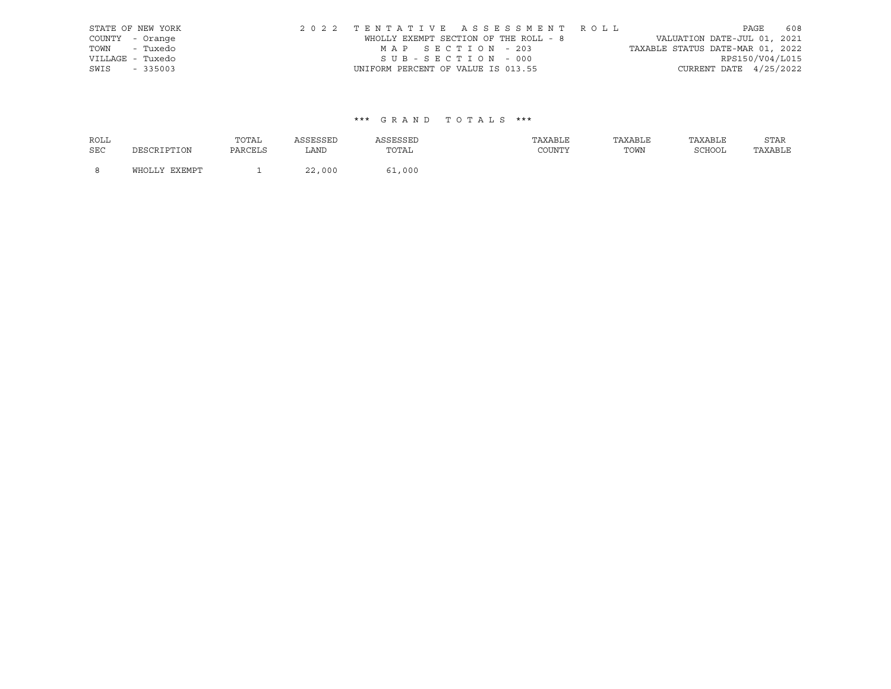STATE OF NEW YORK | 2 0 2 2 T E N T A T I V E A S S E S S M E N T R O L L | PAGE 608
COUNTY - Orange | WHOLLY EXEMPT SECTION OF THE ROLL - 8 | VALUATION DATE-JUL 01, 2021
TOWN - Tuxedo | M A P S E C T I O N - 203 | TAXABLE STATUS DATE-MAR 01, 2022
VILLAGE - Tuxedo | S U B - S E C T I O N - 000 | RPS150/V04/L015
SWIS - 335003 | UNIFORM PERCENT OF VALUE IS 013.55 | CURRENT DATE 4/25/2022

\*\*\* G R A N D T O T A L S \*\*\*

| ROLL SEC | DESCRIPTION | TOTAL PARCELS | ASSESSED LAND | ASSESSED TOTAL | TAXABLE COUNTY | TAXABLE TOWN | TAXABLE SCHOOL | STAR TAXABLE |
|---|---|---|---|---|---|---|---|---|
| 8 | WHOLLY EXEMPT | 1 | 22,000 | 61,000 | | | | |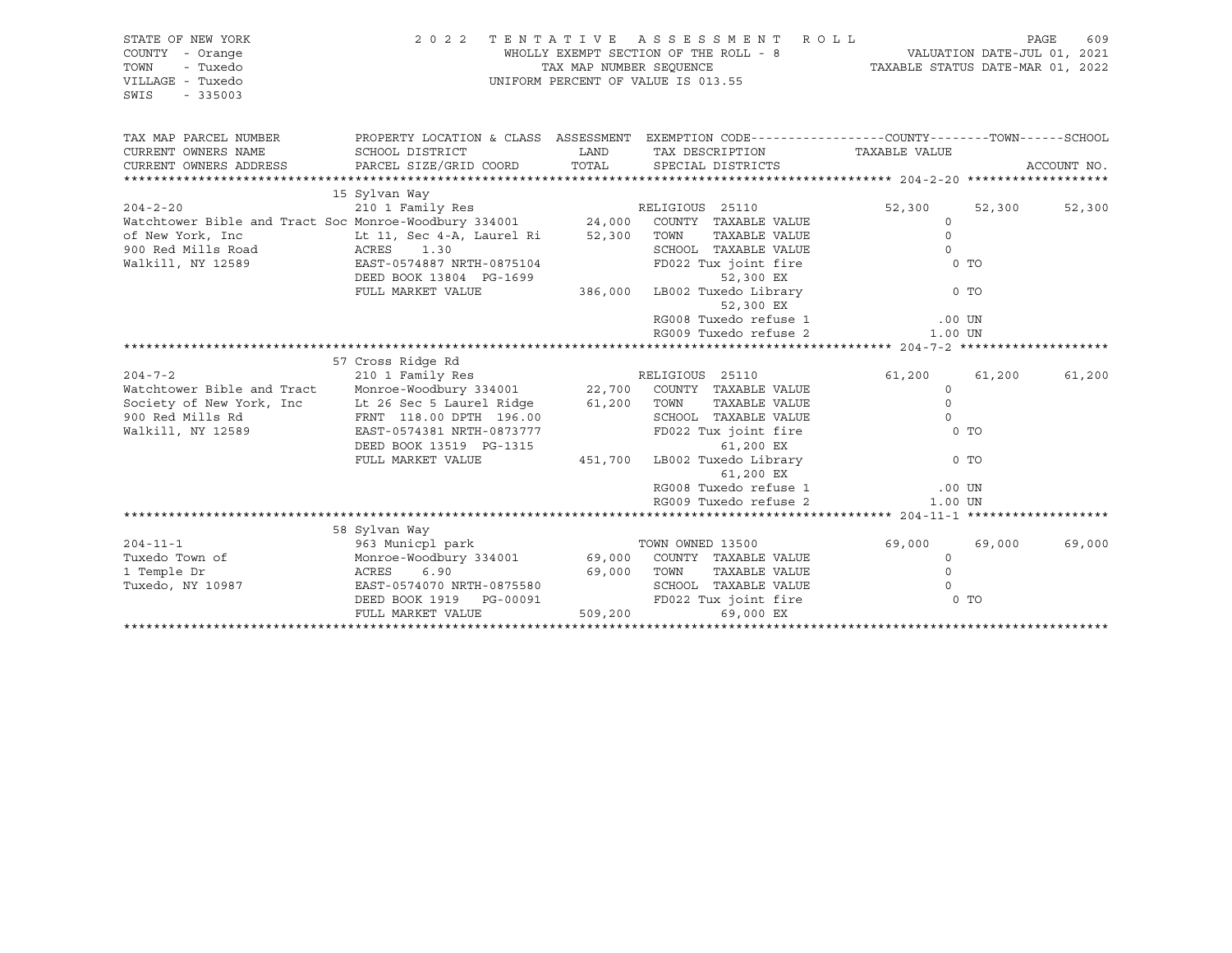STATE OF NEW YORK
COUNTY - Orange
TOWN - Tuxedo
VILLAGE - Tuxedo
SWIS - 335003

2022 TENTATIVE ASSESSMENT ROLL
WHOLLY EXEMPT SECTION OF THE ROLL - 8
TAX MAP NUMBER SEQUENCE
UNIFORM PERCENT OF VALUE IS 013.55

VALUATION DATE-JUL 01, 2021
TAXABLE STATUS DATE-MAR 01, 2022

```
TAX MAP PARCEL NUMBER          PROPERTY LOCATION & CLASS  ASSESSMENT  EXEMPTION CODE------------------COUNTY--------TOWN------SCHOOL
CURRENT OWNERS NAME            SCHOOL DISTRICT               LAND      TAX DESCRIPTION                  TAXABLE VALUE
CURRENT OWNERS ADDRESS         PARCEL SIZE/GRID COORD        TOTAL     SPECIAL DISTRICTS                                        ACCOUNT NO.
*********************************************************************************************** 204-2-20 *******************
                               15 Sylvan Way
204-2-20                       210 1 Family Res                        RELIGIOUS  25110                52,300      52,300      52,300
Watchtower Bible and Tract Soc Monroe-Woodbury 334001        24,000    COUNTY  TAXABLE VALUE                0
of New York, Inc               Lt 11, Sec 4-A, Laurel Ri     52,300    TOWN    TAXABLE VALUE                0
900 Red Mills Road             ACRES     1.30                          SCHOOL  TAXABLE VALUE                0
Walkill, NY 12589              EAST-0574887 NRTH-0875104               FD022 Tux joint fire                 0 TO
                               DEED BOOK 13804  PG-1699                          52,300 EX
                               FULL MARKET VALUE            386,000    LB002 Tuxedo Library                 0 TO
                                                                                  52,300 EX
                                                                       RG008 Tuxedo refuse 1              .00 UN
                                                                       RG009 Tuxedo refuse 2             1.00 UN
*********************************************************************************************** 204-7-2 ********************
                               57 Cross Ridge Rd
204-7-2                        210 1 Family Res                        RELIGIOUS  25110                61,200      61,200      61,200
Watchtower Bible and Tract     Monroe-Woodbury 334001        22,700    COUNTY  TAXABLE VALUE                0
Society of New York, Inc       Lt 26 Sec 5 Laurel Ridge      61,200    TOWN    TAXABLE VALUE                0
900 Red Mills Rd               FRNT 118.00 DPTH 196.00                 SCHOOL  TAXABLE VALUE                0
Walkill, NY 12589              EAST-0574381 NRTH-0873777               FD022 Tux joint fire                 0 TO
                               DEED BOOK 13519  PG-1315                          61,200 EX
                               FULL MARKET VALUE            451,700    LB002 Tuxedo Library                 0 TO
                                                                                  61,200 EX
                                                                       RG008 Tuxedo refuse 1              .00 UN
                                                                       RG009 Tuxedo refuse 2             1.00 UN
*********************************************************************************************** 204-11-1 *******************
                               58 Sylvan Way
204-11-1                       963 Municpl park                        TOWN OWNED 13500                69,000      69,000      69,000
Tuxedo Town of                 Monroe-Woodbury 334001        69,000    COUNTY  TAXABLE VALUE                0
1 Temple Dr                    ACRES     6.90                69,000    TOWN    TAXABLE VALUE                0
Tuxedo, NY 10987               EAST-0574070 NRTH-0875580               SCHOOL  TAXABLE VALUE                0
                               DEED BOOK 1919   PG-00091               FD022 Tux joint fire                 0 TO
                               FULL MARKET VALUE            509,200              69,000 EX
****************************************************************************************************************************
```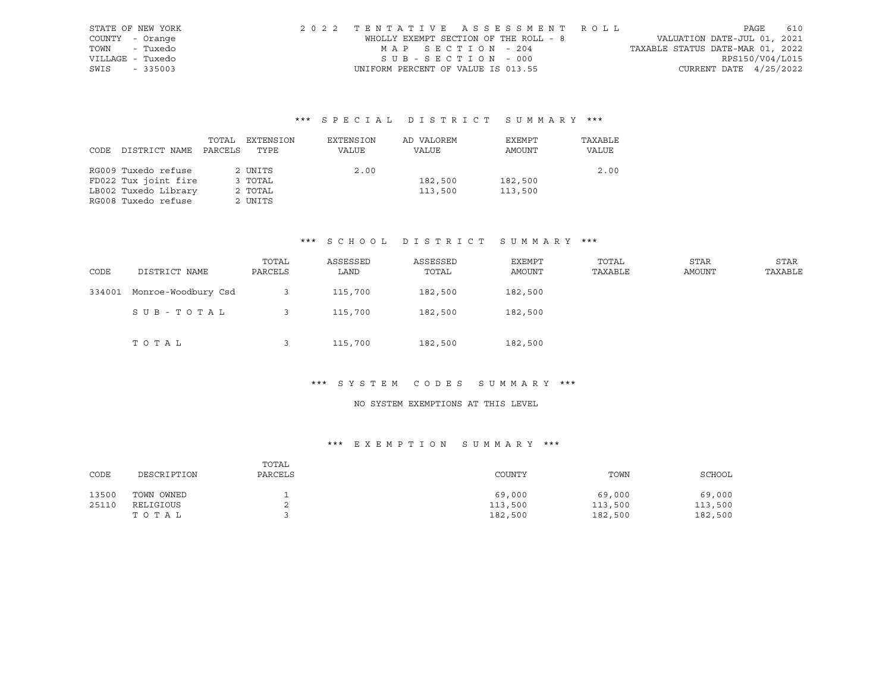STATE OF NEW YORK | 2022 TENTATIVE ASSESSMENT ROLL | VALUATION DATE-JUL 01, 2021
COUNTY - Orange | WHOLLY EXEMPT SECTION OF THE ROLL - 8 | TAXABLE STATUS DATE-MAR 01, 2022
TOWN - Tuxedo | MAP SECTION - 204 | RPS150/V04/L015
VILLAGE - Tuxedo | SUB-SECTION - 000 | CURRENT DATE 4/25/2022
SWIS - 335003 | UNIFORM PERCENT OF VALUE IS 013.55

### *** SPECIAL DISTRICT SUMMARY ***

| CODE DISTRICT NAME | TOTAL PARCELS | EXTENSION TYPE | EXTENSION VALUE | AD VALOREM VALUE | EXEMPT AMOUNT | TAXABLE VALUE |
|---|---|---|---|---|---|---|
| RG009 Tuxedo refuse | 2 | UNITS | 2.00 | | | 2.00 |
| FD022 Tux joint fire | 3 | TOTAL | | 182,500 | 182,500 | |
| LB002 Tuxedo Library | 2 | TOTAL | | 113,500 | 113,500 | |
| RG008 Tuxedo refuse | 2 | UNITS | | | | |

### *** SCHOOL DISTRICT SUMMARY ***

| CODE | DISTRICT NAME | TOTAL PARCELS | ASSESSED LAND | ASSESSED TOTAL | EXEMPT AMOUNT | TOTAL TAXABLE | STAR AMOUNT | STAR TAXABLE |
|---|---|---|---|---|---|---|---|---|
| 334001 | Monroe-Woodbury Csd | 3 | 115,700 | 182,500 | 182,500 | | | |
| | SUB-TOTAL | 3 | 115,700 | 182,500 | 182,500 | | | |
| | TOTAL | 3 | 115,700 | 182,500 | 182,500 | | | |

### *** SYSTEM CODES SUMMARY ***

NO SYSTEM EXEMPTIONS AT THIS LEVEL

### *** EXEMPTION SUMMARY ***

| CODE | DESCRIPTION | TOTAL PARCELS | COUNTY | TOWN | SCHOOL |
|---|---|---|---|---|---|
| 13500 | TOWN OWNED | 1 | 69,000 | 69,000 | 69,000 |
| 25110 | RELIGIOUS | 2 | 113,500 | 113,500 | 113,500 |
| | TOTAL | 3 | 182,500 | 182,500 | 182,500 |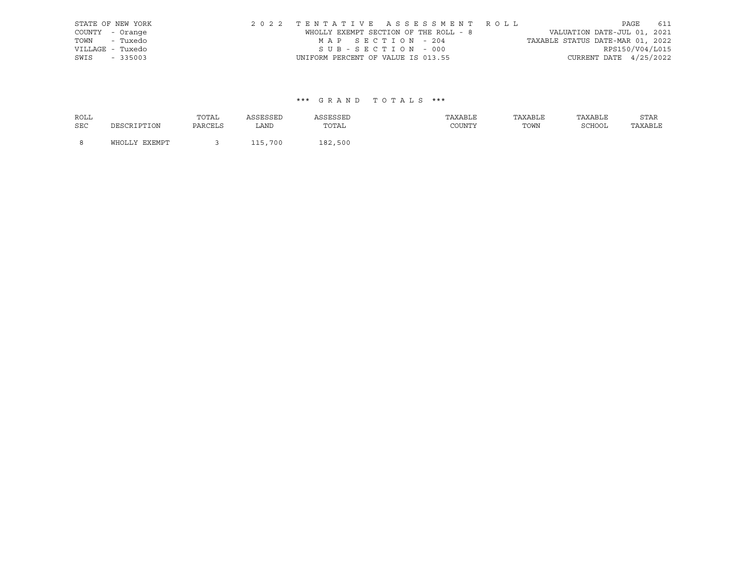STATE OF NEW YORK
COUNTY - Orange
TOWN - Tuxedo
VILLAGE - Tuxedo
SWIS - 335003

2 0 2 2 T E N T A T I V E A S S E S S M E N T R O L L
WHOLLY EXEMPT SECTION OF THE ROLL - 8
M A P S E C T I O N - 204
S U B - S E C T I O N - 000
UNIFORM PERCENT OF VALUE IS 013.55

VALUATION DATE-JUL 01, 2021
TAXABLE STATUS DATE-MAR 01, 2022
RPS150/V04/L015
CURRENT DATE 4/25/2022

### *** G R A N D T O T A L S ***

| ROLL SEC | DESCRIPTION | TOTAL PARCELS | ASSESSED LAND | ASSESSED TOTAL | TAXABLE COUNTY | TAXABLE TOWN | TAXABLE SCHOOL | STAR TAXABLE |
|---|---|---|---|---|---|---|---|---|
| 8 | WHOLLY EXEMPT | 3 | 115,700 | 182,500 | | | | |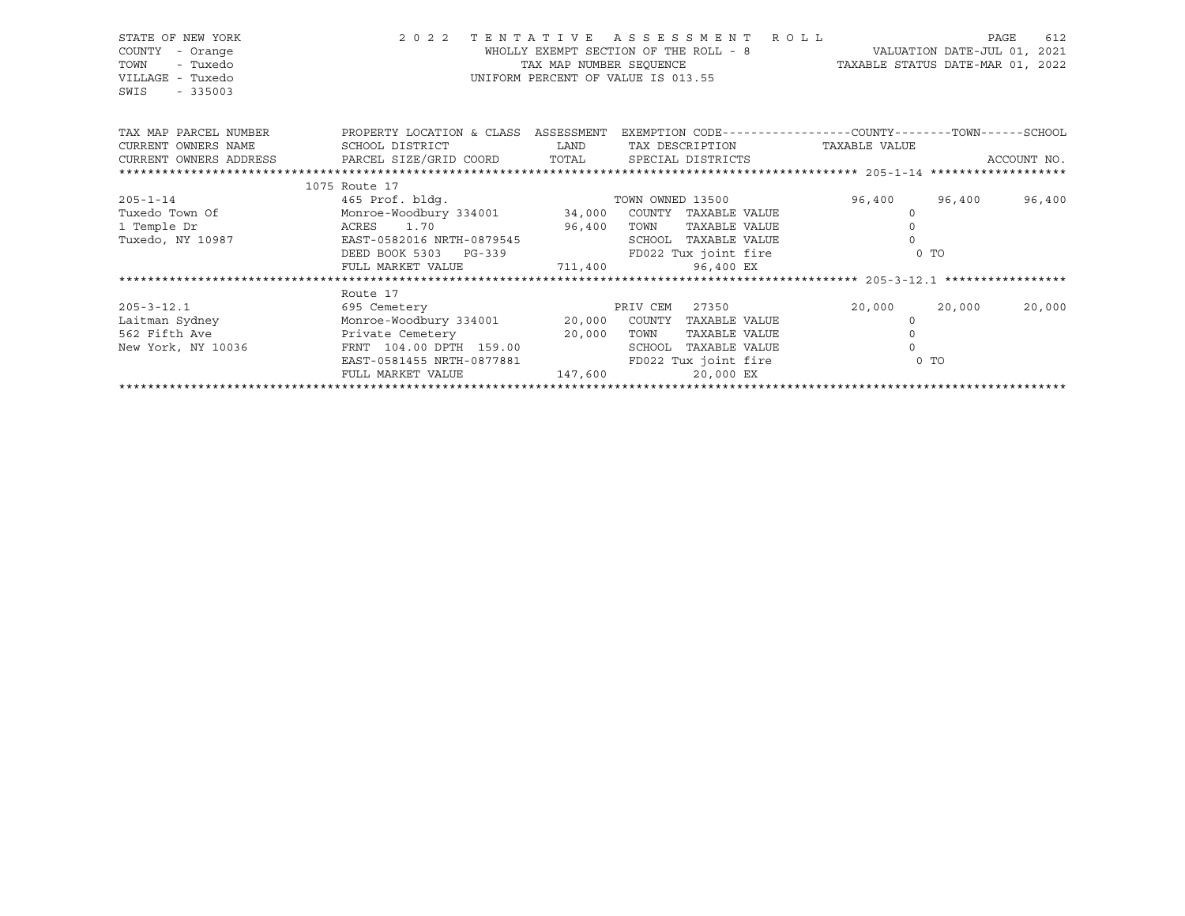STATE OF NEW YORK
COUNTY - Orange
TOWN - Tuxedo
VILLAGE - Tuxedo
SWIS - 335003

2022 TENTATIVE ASSESSMENT ROLL
WHOLLY EXEMPT SECTION OF THE ROLL - 8
TAX MAP NUMBER SEQUENCE
UNIFORM PERCENT OF VALUE IS 013.55

VALUATION DATE-JUL 01, 2021
TAXABLE STATUS DATE-MAR 01, 2022

| TAX MAP PARCEL NUMBER / CURRENT OWNERS NAME / CURRENT OWNERS ADDRESS | PROPERTY LOCATION & CLASS / SCHOOL DISTRICT / PARCEL SIZE/GRID COORD | ASSESSMENT LAND / TOTAL | EXEMPTION CODE / TAX DESCRIPTION / SPECIAL DISTRICTS | COUNTY TAXABLE VALUE | TOWN | SCHOOL / ACCOUNT NO. |
|---|---|---|---|---|---|---|
| | 1075 Route 17 | | | | | |
| 205-1-14 | 465 Prof. bldg. | | TOWN OWNED 13500 | 96,400 | 96,400 | 96,400 |
| Tuxedo Town Of | Monroe-Woodbury 334001 | 34,000 | COUNTY TAXABLE VALUE | 0 | | |
| 1 Temple Dr | ACRES 1.70 | 96,400 | TOWN TAXABLE VALUE | 0 | | |
| Tuxedo, NY 10987 | EAST-0582016 NRTH-0879545 | | SCHOOL TAXABLE VALUE | 0 | | |
| | DEED BOOK 5303 PG-339 | | FD022 Tux joint fire | 0 TO | | |
| | FULL MARKET VALUE | 711,400 | 96,400 EX | | | |
| | Route 17 | | | | | |
| 205-3-12.1 | 695 Cemetery | | PRIV CEM 27350 | 20,000 | 20,000 | 20,000 |
| Laitman Sydney | Monroe-Woodbury 334001 | 20,000 | COUNTY TAXABLE VALUE | 0 | | |
| 562 Fifth Ave | Private Cemetery | 20,000 | TOWN TAXABLE VALUE | 0 | | |
| New York, NY 10036 | FRNT 104.00 DPTH 159.00 | | SCHOOL TAXABLE VALUE | 0 | | |
| | EAST-0581455 NRTH-0877881 | | FD022 Tux joint fire | 0 TO | | |
| | FULL MARKET VALUE | 147,600 | 20,000 EX | | | |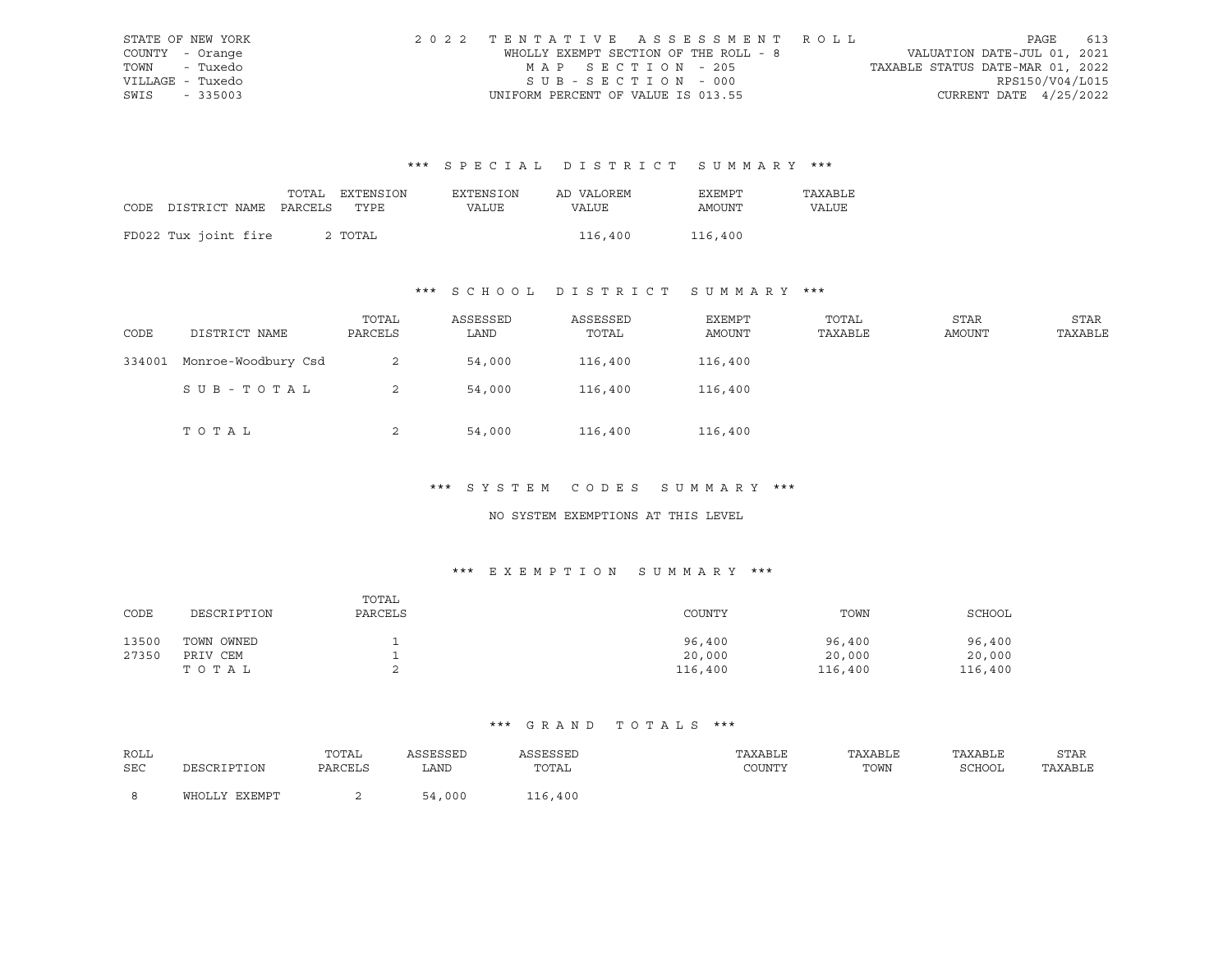STATE OF NEW YORK
COUNTY - Orange
TOWN - Tuxedo
VILLAGE - Tuxedo
SWIS - 335003

2022 TENTATIVE ASSESSMENT ROLL
WHOLLY EXEMPT SECTION OF THE ROLL - 8
MAP SECTION - 205
SUB-SECTION - 000
UNIFORM PERCENT OF VALUE IS 013.55

VALUATION DATE-JUL 01, 2021
TAXABLE STATUS DATE-MAR 01, 2022
RPS150/V04/L015
CURRENT DATE 4/25/2022

### *** SPECIAL DISTRICT SUMMARY ***

| CODE | DISTRICT NAME | TOTAL PARCELS | EXTENSION TYPE | EXTENSION VALUE | AD VALOREM VALUE | EXEMPT AMOUNT | TAXABLE VALUE |
|---|---|---|---|---|---|---|---|
| FD022 | Tux joint fire | 2 | TOTAL | | 116,400 | 116,400 | |

### *** SCHOOL DISTRICT SUMMARY ***

| CODE | DISTRICT NAME | TOTAL PARCELS | ASSESSED LAND | ASSESSED TOTAL | EXEMPT AMOUNT | TOTAL TAXABLE | STAR AMOUNT | STAR TAXABLE |
|---|---|---|---|---|---|---|---|---|
| 334001 | Monroe-Woodbury Csd | 2 | 54,000 | 116,400 | 116,400 | | | |
| | SUB-TOTAL | 2 | 54,000 | 116,400 | 116,400 | | | |
| | TOTAL | 2 | 54,000 | 116,400 | 116,400 | | | |

### *** SYSTEM CODES SUMMARY ***

NO SYSTEM EXEMPTIONS AT THIS LEVEL

### *** EXEMPTION SUMMARY ***

| CODE | DESCRIPTION | TOTAL PARCELS | COUNTY | TOWN | SCHOOL |
|---|---|---|---|---|---|
| 13500 | TOWN OWNED | 1 | 96,400 | 96,400 | 96,400 |
| 27350 | PRIV CEM | 1 | 20,000 | 20,000 | 20,000 |
| | TOTAL | 2 | 116,400 | 116,400 | 116,400 |

### *** GRAND TOTALS ***

| ROLL SEC | DESCRIPTION | TOTAL PARCELS | ASSESSED LAND | ASSESSED TOTAL | TAXABLE COUNTY | TAXABLE TOWN | TAXABLE SCHOOL | STAR TAXABLE |
|---|---|---|---|---|---|---|---|---|
| 8 | WHOLLY EXEMPT | 2 | 54,000 | 116,400 | | | | |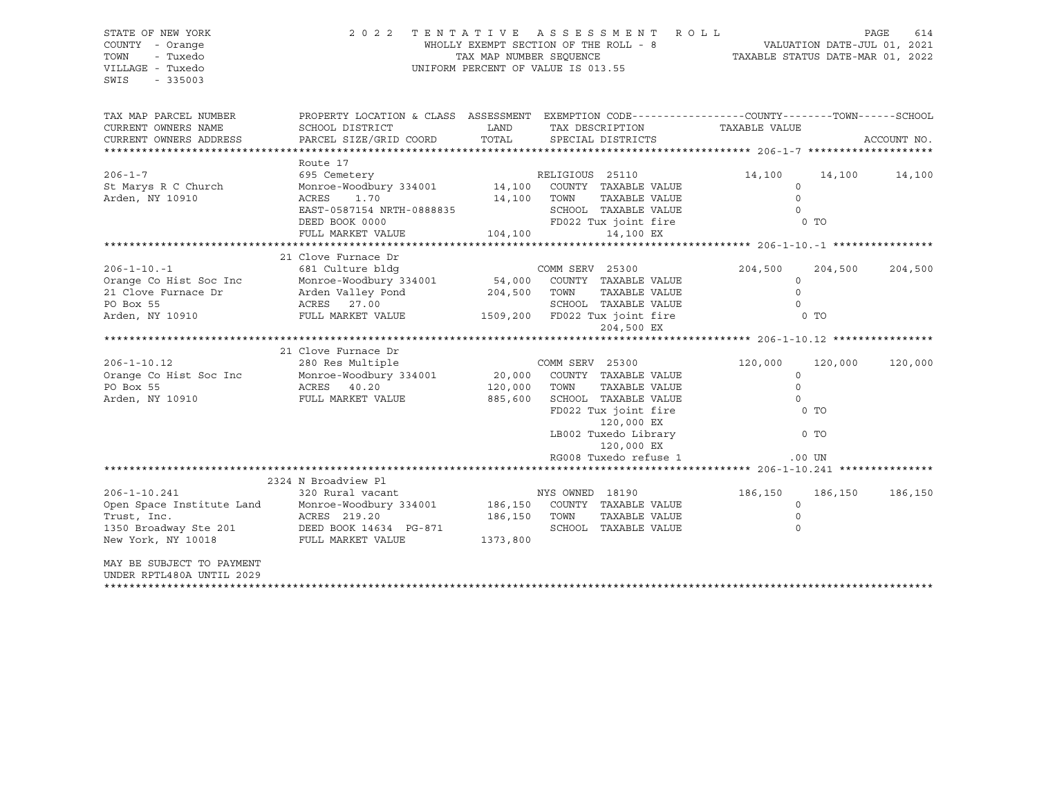STATE OF NEW YORK
COUNTY - Orange
TOWN - Tuxedo
VILLAGE - Tuxedo
SWIS - 335003

2022 TENTATIVE ASSESSMENT ROLL
WHOLLY EXEMPT SECTION OF THE ROLL - 8
TAX MAP NUMBER SEQUENCE
UNIFORM PERCENT OF VALUE IS 013.55

VALUATION DATE-JUL 01, 2021
TAXABLE STATUS DATE-MAR 01, 2022

```
TAX MAP PARCEL NUMBER      PROPERTY LOCATION & CLASS  ASSESSMENT  EXEMPTION CODE------------------COUNTY--------TOWN------SCHOOL
CURRENT OWNERS NAME        SCHOOL DISTRICT               LAND      TAX DESCRIPTION            TAXABLE VALUE
CURRENT OWNERS ADDRESS     PARCEL SIZE/GRID COORD        TOTAL     SPECIAL DISTRICTS                                    ACCOUNT NO.
******************************************************************************************************* 206-1-7 ********************
                           Route 17
206-1-7                    695 Cemetery                        RELIGIOUS  25110                 14,100     14,100     14,100
St Marys R C Church        Monroe-Woodbury 334001      14,100   COUNTY  TAXABLE VALUE                0
Arden, NY 10910            ACRES    1.70               14,100   TOWN    TAXABLE VALUE                0
                           EAST-0587154 NRTH-0888835            SCHOOL  TAXABLE VALUE                0
                           DEED BOOK 0000                       FD022 Tux joint fire                 0 TO
                           FULL MARKET VALUE          104,100         14,100 EX
******************************************************************************************************* 206-1-10.-1 ****************
                           21 Clove Furnace Dr
206-1-10.-1                681 Culture bldg                    COMM SERV  25300                204,500    204,500    204,500
Orange Co Hist Soc Inc     Monroe-Woodbury 334001      54,000   COUNTY  TAXABLE VALUE                0
21 Clove Furnace Dr        Arden Valley Pond          204,500   TOWN    TAXABLE VALUE                0
PO Box 55                  ACRES   27.00                        SCHOOL  TAXABLE VALUE                0
Arden, NY 10910            FULL MARKET VALUE         1509,200   FD022 Tux joint fire                 0 TO
                                                                      204,500 EX
******************************************************************************************************* 206-1-10.12 ****************
                           21 Clove Furnace Dr
206-1-10.12                280 Res Multiple                    COMM SERV  25300                120,000    120,000    120,000
Orange Co Hist Soc Inc     Monroe-Woodbury 334001      20,000   COUNTY  TAXABLE VALUE                0
PO Box 55                  ACRES   40.20              120,000   TOWN    TAXABLE VALUE                0
Arden, NY 10910            FULL MARKET VALUE          885,600   SCHOOL  TAXABLE VALUE                0
                                                                FD022 Tux joint fire                 0 TO
                                                                      120,000 EX
                                                                LB002 Tuxedo Library                 0 TO
                                                                      120,000 EX
                                                                RG008 Tuxedo refuse 1              .00 UN
******************************************************************************************************* 206-1-10.241 ***************
                           2324 N Broadview Pl
206-1-10.241               320 Rural vacant                    NYS OWNED  18190                186,150    186,150    186,150
Open Space Institute Land  Monroe-Woodbury 334001     186,150   COUNTY  TAXABLE VALUE                0
Trust, Inc.                ACRES  219.20              186,150   TOWN    TAXABLE VALUE                0
1350 Broadway Ste 201      DEED BOOK 14634  PG-871              SCHOOL  TAXABLE VALUE                0
New York, NY 10018         FULL MARKET VALUE         1373,800

MAY BE SUBJECT TO PAYMENT
UNDER RPTL480A UNTIL 2029
************************************************************************************************************************************
```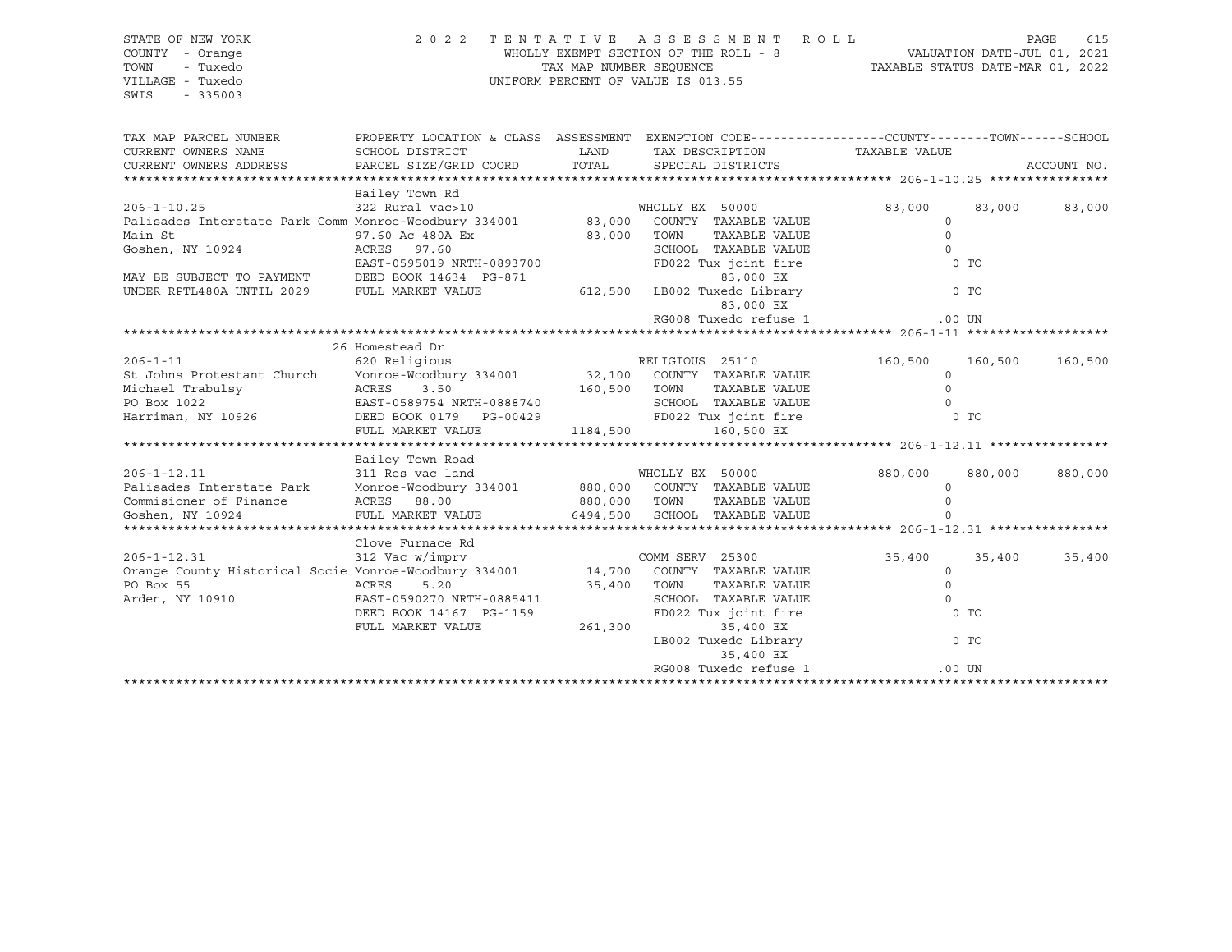STATE OF NEW YORK
COUNTY - Orange
TOWN - Tuxedo
VILLAGE - Tuxedo
SWIS - 335003

2022 TENTATIVE ASSESSMENT ROLL
WHOLLY EXEMPT SECTION OF THE ROLL - 8
TAX MAP NUMBER SEQUENCE
UNIFORM PERCENT OF VALUE IS 013.55

VALUATION DATE-JUL 01, 2021
TAXABLE STATUS DATE-MAR 01, 2022

```
TAX MAP PARCEL NUMBER          PROPERTY LOCATION & CLASS  ASSESSMENT  EXEMPTION CODE------------------COUNTY--------TOWN------SCHOOL
CURRENT OWNERS NAME            SCHOOL DISTRICT               LAND      TAX DESCRIPTION                  TAXABLE VALUE
CURRENT OWNERS ADDRESS         PARCEL SIZE/GRID COORD        TOTAL     SPECIAL DISTRICTS                                        ACCOUNT NO.
******************************************************************************************************* 206-1-10.25 ****************
                               Bailey Town Rd
206-1-10.25                    322 Rural vac>10                        WHOLLY EX 50000                   83,000      83,000      83,000
Palisades Interstate Park Comm Monroe-Woodbury 334001      83,000   COUNTY  TAXABLE VALUE                     0
Main St                        97.60 Ac 480A Ex            83,000   TOWN    TAXABLE VALUE                     0
Goshen, NY 10924               ACRES  97.60                         SCHOOL  TAXABLE VALUE                     0
                               EAST-0595019 NRTH-0893700            FD022 Tux joint fire                      0 TO
MAY BE SUBJECT TO PAYMENT      DEED BOOK 14634  PG-871                      83,000 EX
UNDER RPTL480A UNTIL 2029      FULL MARKET VALUE          612,500   LB002 Tuxedo Library                      0 TO
                                                                            83,000 EX
                                                                    RG008 Tuxedo refuse 1                   .00 UN
******************************************************************************************************* 206-1-11 *******************
                               26 Homestead Dr
206-1-11                       620 Religious                           RELIGIOUS 25110                  160,500     160,500     160,500
St Johns Protestant Church     Monroe-Woodbury 334001      32,100   COUNTY  TAXABLE VALUE                     0
Michael Trabulsy               ACRES    3.50              160,500   TOWN    TAXABLE VALUE                     0
PO Box 1022                    EAST-0589754 NRTH-0888740            SCHOOL  TAXABLE VALUE                     0
Harriman, NY 10926             DEED BOOK 0179   PG-00429            FD022 Tux joint fire                      0 TO
                               FULL MARKET VALUE         1184,500            160,500 EX
******************************************************************************************************* 206-1-12.11 ****************
                               Bailey Town Road
206-1-12.11                    311 Res vac land                        WHOLLY EX 50000                  880,000     880,000     880,000
Palisades Interstate Park      Monroe-Woodbury 334001     880,000   COUNTY  TAXABLE VALUE                     0
Commisioner of Finance         ACRES  88.00               880,000   TOWN    TAXABLE VALUE                     0
Goshen, NY 10924               FULL MARKET VALUE         6494,500   SCHOOL  TAXABLE VALUE                     0
******************************************************************************************************* 206-1-12.31 ****************
                               Clove Furnace Rd
206-1-12.31                    312 Vac w/imprv                         COMM SERV 25300                   35,400      35,400      35,400
Orange County Historical Socie Monroe-Woodbury 334001      14,700   COUNTY  TAXABLE VALUE                     0
PO Box 55                      ACRES    5.20               35,400   TOWN    TAXABLE VALUE                     0
Arden, NY 10910                EAST-0590270 NRTH-0885411            SCHOOL  TAXABLE VALUE                     0
                               DEED BOOK 14167  PG-1159             FD022 Tux joint fire                      0 TO
                               FULL MARKET VALUE          261,300            35,400 EX
                                                                    LB002 Tuxedo Library                      0 TO
                                                                             35,400 EX
                                                                    RG008 Tuxedo refuse 1                   .00 UN
************************************************************************************************************************************
```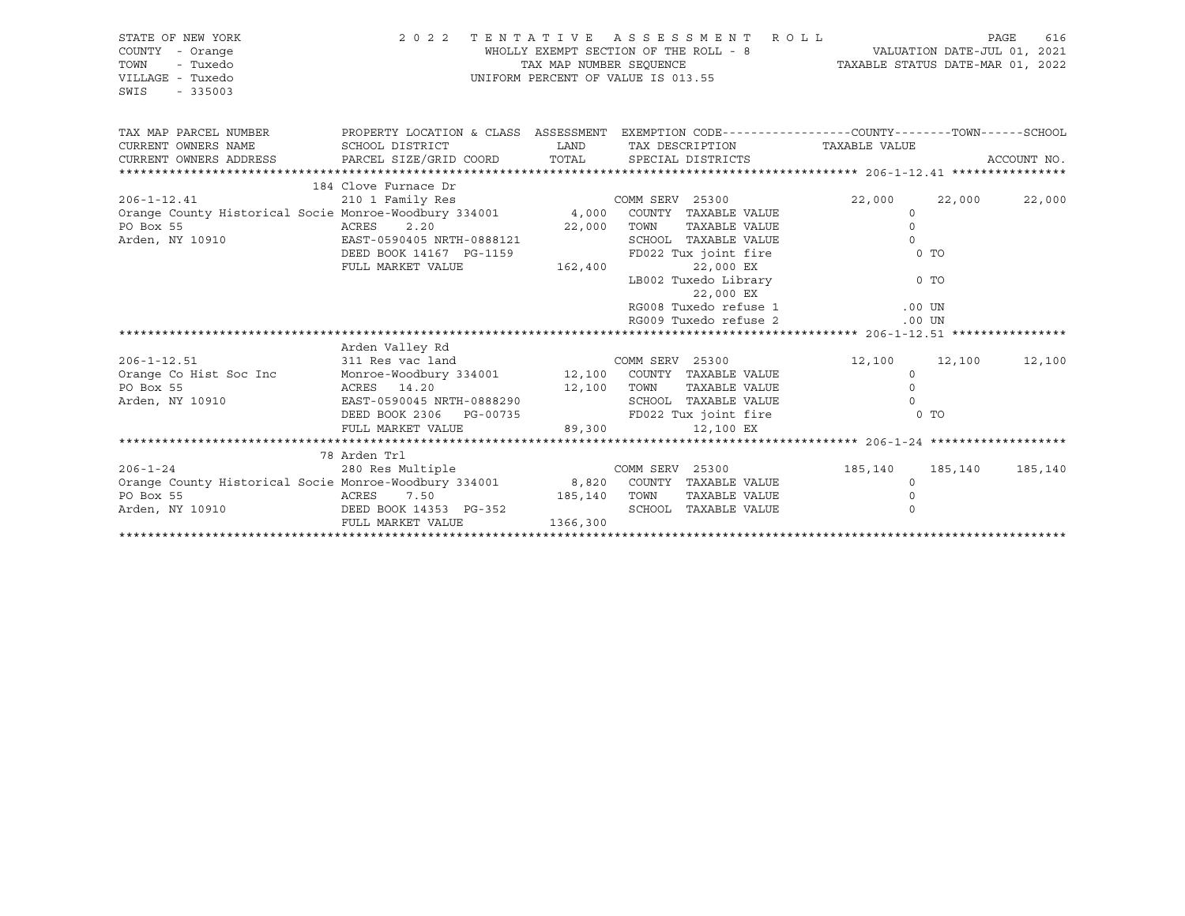STATE OF NEW YORK — 2022 TENTATIVE ASSESSMENT ROLL
COUNTY - Orange — WHOLLY EXEMPT SECTION OF THE ROLL - 8 — VALUATION DATE-JUL 01, 2021
TOWN - Tuxedo — TAX MAP NUMBER SEQUENCE — TAXABLE STATUS DATE-MAR 01, 2022
VILLAGE - Tuxedo — UNIFORM PERCENT OF VALUE IS 013.55
SWIS - 335003

| TAX MAP PARCEL NUMBER / CURRENT OWNERS NAME / CURRENT OWNERS ADDRESS | PROPERTY LOCATION & CLASS / SCHOOL DISTRICT / PARCEL SIZE/GRID COORD | ASSESSMENT LAND / TOTAL | EXEMPTION CODE / TAX DESCRIPTION / SPECIAL DISTRICTS | COUNTY TAXABLE VALUE | TOWN | SCHOOL / ACCOUNT NO. |
|---|---|---|---|---|---|---|
| **206-1-12.41** | 184 Clove Furnace Dr | | | | | |
| 206-1-12.41 | 210 1 Family Res | | COMM SERV 25300 | 22,000 | 22,000 | 22,000 |
| Orange County Historical Socie | Monroe-Woodbury 334001 | 4,000 | COUNTY TAXABLE VALUE | 0 | | |
| PO Box 55 | ACRES 2.20 | 22,000 | TOWN TAXABLE VALUE | 0 | | |
| Arden, NY 10910 | EAST-0590405 NRTH-0888121 | | SCHOOL TAXABLE VALUE | 0 | | |
| | DEED BOOK 14167 PG-1159 | | FD022 Tux joint fire | 0 TO | | |
| | FULL MARKET VALUE | 162,400 | 22,000 EX | | | |
| | | | LB002 Tuxedo Library | 0 TO | | |
| | | | 22,000 EX | | | |
| | | | RG008 Tuxedo refuse 1 | .00 UN | | |
| | | | RG009 Tuxedo refuse 2 | .00 UN | | |
| **206-1-12.51** | Arden Valley Rd | | | | | |
| 206-1-12.51 | 311 Res vac land | | COMM SERV 25300 | 12,100 | 12,100 | 12,100 |
| Orange Co Hist Soc Inc | Monroe-Woodbury 334001 | 12,100 | COUNTY TAXABLE VALUE | 0 | | |
| PO Box 55 | ACRES 14.20 | 12,100 | TOWN TAXABLE VALUE | 0 | | |
| Arden, NY 10910 | EAST-0590045 NRTH-0888290 | | SCHOOL TAXABLE VALUE | 0 | | |
| | DEED BOOK 2306 PG-00735 | | FD022 Tux joint fire | 0 TO | | |
| | FULL MARKET VALUE | 89,300 | 12,100 EX | | | |
| **206-1-24** | 78 Arden Trl | | | | | |
| 206-1-24 | 280 Res Multiple | | COMM SERV 25300 | 185,140 | 185,140 | 185,140 |
| Orange County Historical Socie | Monroe-Woodbury 334001 | 8,820 | COUNTY TAXABLE VALUE | 0 | | |
| PO Box 55 | ACRES 7.50 | 185,140 | TOWN TAXABLE VALUE | 0 | | |
| Arden, NY 10910 | DEED BOOK 14353 PG-352 | | SCHOOL TAXABLE VALUE | 0 | | |
| | FULL MARKET VALUE | 1366,300 | | | | |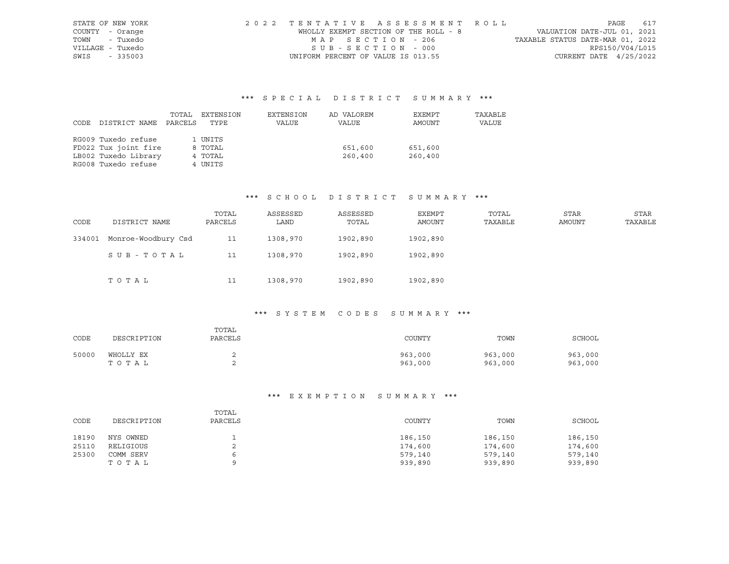STATE OF NEW YORK
COUNTY - Orange
TOWN - Tuxedo
VILLAGE - Tuxedo
SWIS - 335003

2022 TENTATIVE ASSESSMENT ROLL
WHOLLY EXEMPT SECTION OF THE ROLL - 8
MAP SECTION - 206
SUB-SECTION - 000
UNIFORM PERCENT OF VALUE IS 013.55

VALUATION DATE-JUL 01, 2021
TAXABLE STATUS DATE-MAR 01, 2022
RPS150/V04/L015
CURRENT DATE 4/25/2022

## *** SPECIAL DISTRICT SUMMARY ***

| CODE | DISTRICT NAME | TOTAL PARCELS | EXTENSION TYPE | EXTENSION VALUE | AD VALOREM VALUE | EXEMPT AMOUNT | TAXABLE VALUE |
|---|---|---|---|---|---|---|---|
| RG009 | Tuxedo refuse | | 1 UNITS | | | | |
| FD022 | Tux joint fire | | 8 TOTAL | | 651,600 | 651,600 | |
| LB002 | Tuxedo Library | | 4 TOTAL | | 260,400 | 260,400 | |
| RG008 | Tuxedo refuse | | 4 UNITS | | | | |

## *** SCHOOL DISTRICT SUMMARY ***

| CODE | DISTRICT NAME | TOTAL PARCELS | ASSESSED LAND | ASSESSED TOTAL | EXEMPT AMOUNT | TOTAL TAXABLE | STAR AMOUNT | STAR TAXABLE |
|---|---|---|---|---|---|---|---|---|
| 334001 | Monroe-Woodbury Csd | 11 | 1308,970 | 1902,890 | 1902,890 | | | |
| | SUB-TOTAL | 11 | 1308,970 | 1902,890 | 1902,890 | | | |
| | TOTAL | 11 | 1308,970 | 1902,890 | 1902,890 | | | |

## *** SYSTEM CODES SUMMARY ***

| CODE | DESCRIPTION | TOTAL PARCELS | COUNTY | TOWN | SCHOOL |
|---|---|---|---|---|---|
| 50000 | WHOLLY EX | 2 | 963,000 | 963,000 | 963,000 |
| | TOTAL | 2 | 963,000 | 963,000 | 963,000 |

## *** EXEMPTION SUMMARY ***

| CODE | DESCRIPTION | TOTAL PARCELS | COUNTY | TOWN | SCHOOL |
|---|---|---|---|---|---|
| 18190 | NYS OWNED | 1 | 186,150 | 186,150 | 186,150 |
| 25110 | RELIGIOUS | 2 | 174,600 | 174,600 | 174,600 |
| 25300 | COMM SERV | 6 | 579,140 | 579,140 | 579,140 |
| | TOTAL | 9 | 939,890 | 939,890 | 939,890 |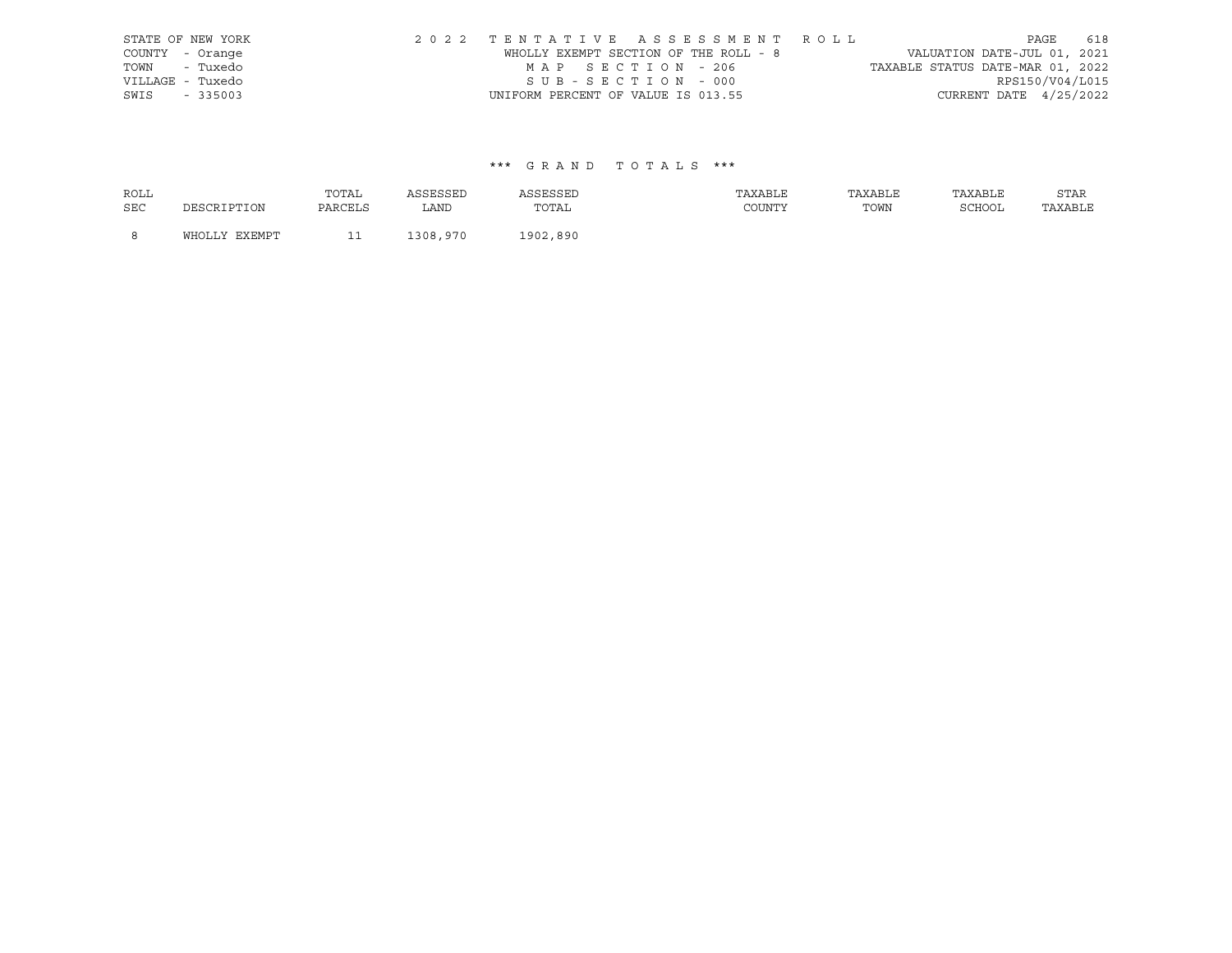STATE OF NEW YORK
COUNTY - Orange
TOWN - Tuxedo
VILLAGE - Tuxedo
SWIS - 335003

2022 TENTATIVE ASSESSMENT ROLL
WHOLLY EXEMPT SECTION OF THE ROLL - 8
MAP SECTION - 206
SUB-SECTION - 000
UNIFORM PERCENT OF VALUE IS 013.55

VALUATION DATE-JUL 01, 2021
TAXABLE STATUS DATE-MAR 01, 2022
RPS150/V04/L015
CURRENT DATE 4/25/2022

### *** GRAND TOTALS ***

| ROLL SEC | DESCRIPTION | TOTAL PARCELS | ASSESSED LAND | ASSESSED TOTAL | TAXABLE COUNTY | TAXABLE TOWN | TAXABLE SCHOOL | STAR TAXABLE |
|---|---|---|---|---|---|---|---|---|
| 8 | WHOLLY EXEMPT | 11 | 1308,970 | 1902,890 | | | | |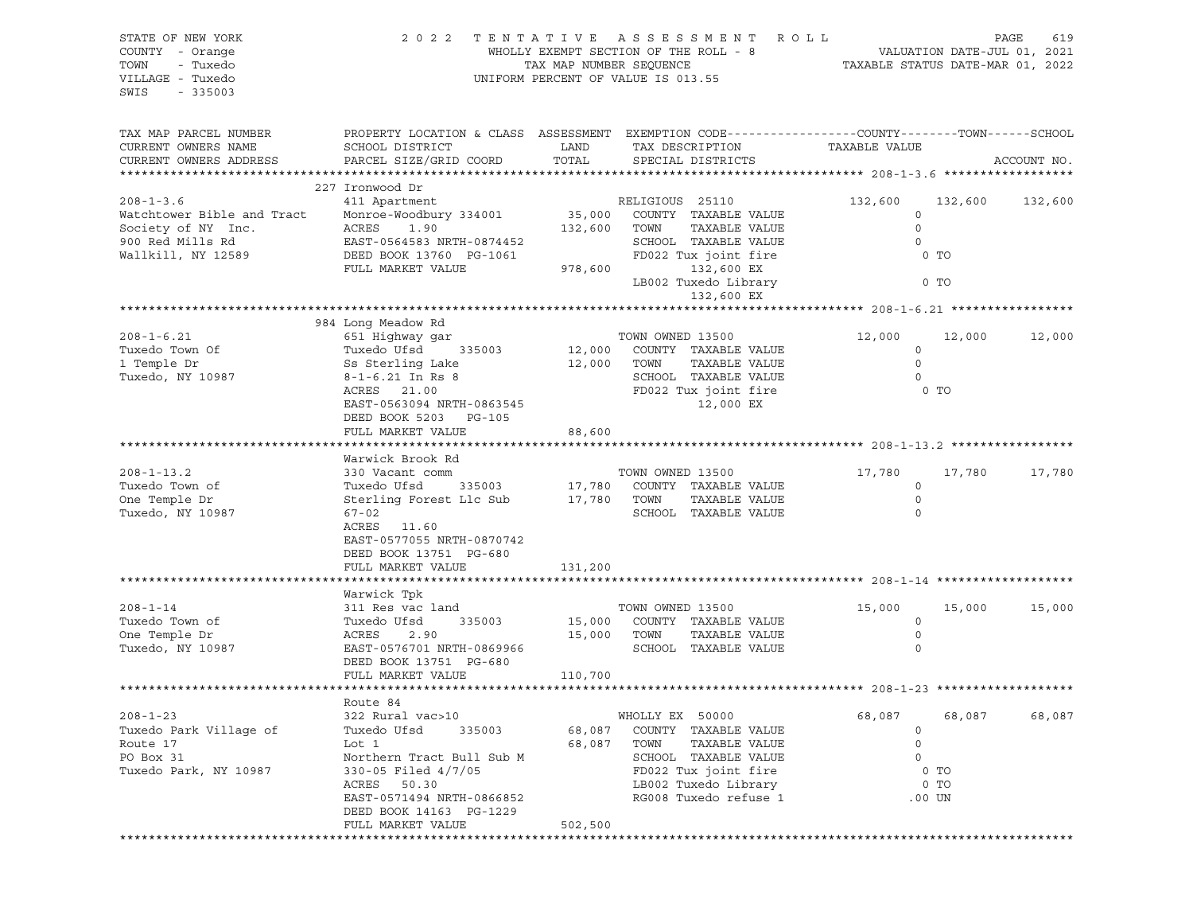STATE OF NEW YORK
COUNTY - Orange
TOWN - Tuxedo
VILLAGE - Tuxedo
SWIS - 335003

2022 TENTATIVE ASSESSMENT ROLL
WHOLLY EXEMPT SECTION OF THE ROLL - 8
TAX MAP NUMBER SEQUENCE
UNIFORM PERCENT OF VALUE IS 013.55

VALUATION DATE-JUL 01, 2021
TAXABLE STATUS DATE-MAR 01, 2022

```
TAX MAP PARCEL NUMBER       PROPERTY LOCATION & CLASS  ASSESSMENT  EXEMPTION CODE------------------COUNTY--------TOWN------SCHOOL
CURRENT OWNERS NAME         SCHOOL DISTRICT               LAND      TAX DESCRIPTION             TAXABLE VALUE
CURRENT OWNERS ADDRESS      PARCEL SIZE/GRID COORD        TOTAL     SPECIAL DISTRICTS                                         ACCOUNT NO.
******************************************************************************************************* 208-1-3.6 ******************
                            227 Ironwood Dr
208-1-3.6                   411 Apartment                          RELIGIOUS  25110              132,600    132,600    132,600
Watchtower Bible and Tract  Monroe-Woodbury 334001     35,000   COUNTY  TAXABLE VALUE               0
Society of NY  Inc.         ACRES    1.90              132,600   TOWN    TAXABLE VALUE               0
900 Red Mills Rd            EAST-0564583 NRTH-0874452            SCHOOL  TAXABLE VALUE               0
Wallkill, NY 12589          DEED BOOK 13760  PG-1061              FD022 Tux joint fire                0 TO
                            FULL MARKET VALUE          978,600           132,600 EX
                                                                  LB002 Tuxedo Library                0 TO
                                                                         132,600 EX
******************************************************************************************************* 208-1-6.21 *****************
                            984 Long Meadow Rd
208-1-6.21                  651 Highway gar                        TOWN OWNED 13500               12,000     12,000     12,000
Tuxedo Town Of              Tuxedo Ufsd     335003     12,000   COUNTY  TAXABLE VALUE               0
1 Temple Dr                 Ss Sterling Lake            12,000   TOWN    TAXABLE VALUE               0
Tuxedo, NY 10987            8-1-6.21 In Rs 8                     SCHOOL  TAXABLE VALUE               0
                            ACRES   21.00                        FD022 Tux joint fire                0 TO
                            EAST-0563094 NRTH-0863545                    12,000 EX
                            DEED BOOK 5203   PG-105
                            FULL MARKET VALUE           88,600
******************************************************************************************************* 208-1-13.2 *****************
                            Warwick Brook Rd
208-1-13.2                  330 Vacant comm                        TOWN OWNED 13500               17,780     17,780     17,780
Tuxedo Town of              Tuxedo Ufsd     335003     17,780   COUNTY  TAXABLE VALUE               0
One Temple Dr               Sterling Forest Llc Sub     17,780   TOWN    TAXABLE VALUE               0
Tuxedo, NY 10987            67-02                                SCHOOL  TAXABLE VALUE               0
                            ACRES   11.60
                            EAST-0577055 NRTH-0870742
                            DEED BOOK 13751  PG-680
                            FULL MARKET VALUE          131,200
******************************************************************************************************* 208-1-14 *******************
                            Warwick Tpk
208-1-14                    311 Res vac land                       TOWN OWNED 13500               15,000     15,000     15,000
Tuxedo Town of              Tuxedo Ufsd     335003     15,000   COUNTY  TAXABLE VALUE               0
One Temple Dr               ACRES    2.90               15,000   TOWN    TAXABLE VALUE               0
Tuxedo, NY 10987            EAST-0576701 NRTH-0869966            SCHOOL  TAXABLE VALUE               0
                            DEED BOOK 13751  PG-680
                            FULL MARKET VALUE          110,700
******************************************************************************************************* 208-1-23 *******************
                            Route 84
208-1-23                    322 Rural vac>10                       WHOLLY EX  50000               68,087     68,087     68,087
Tuxedo Park Village of      Tuxedo Ufsd     335003     68,087   COUNTY  TAXABLE VALUE               0
Route 17                    Lot 1                       68,087   TOWN    TAXABLE VALUE               0
PO Box 31                   Northern Tract Bull Sub M            SCHOOL  TAXABLE VALUE               0
Tuxedo Park, NY 10987       330-05 Filed 4/7/05                  FD022 Tux joint fire                0 TO
                            ACRES   50.30                        LB002 Tuxedo Library                0 TO
                            EAST-0571494 NRTH-0866852            RG008 Tuxedo refuse 1             .00 UN
                            DEED BOOK 14163  PG-1229
                            FULL MARKET VALUE          502,500
************************************************************************************************************************************
```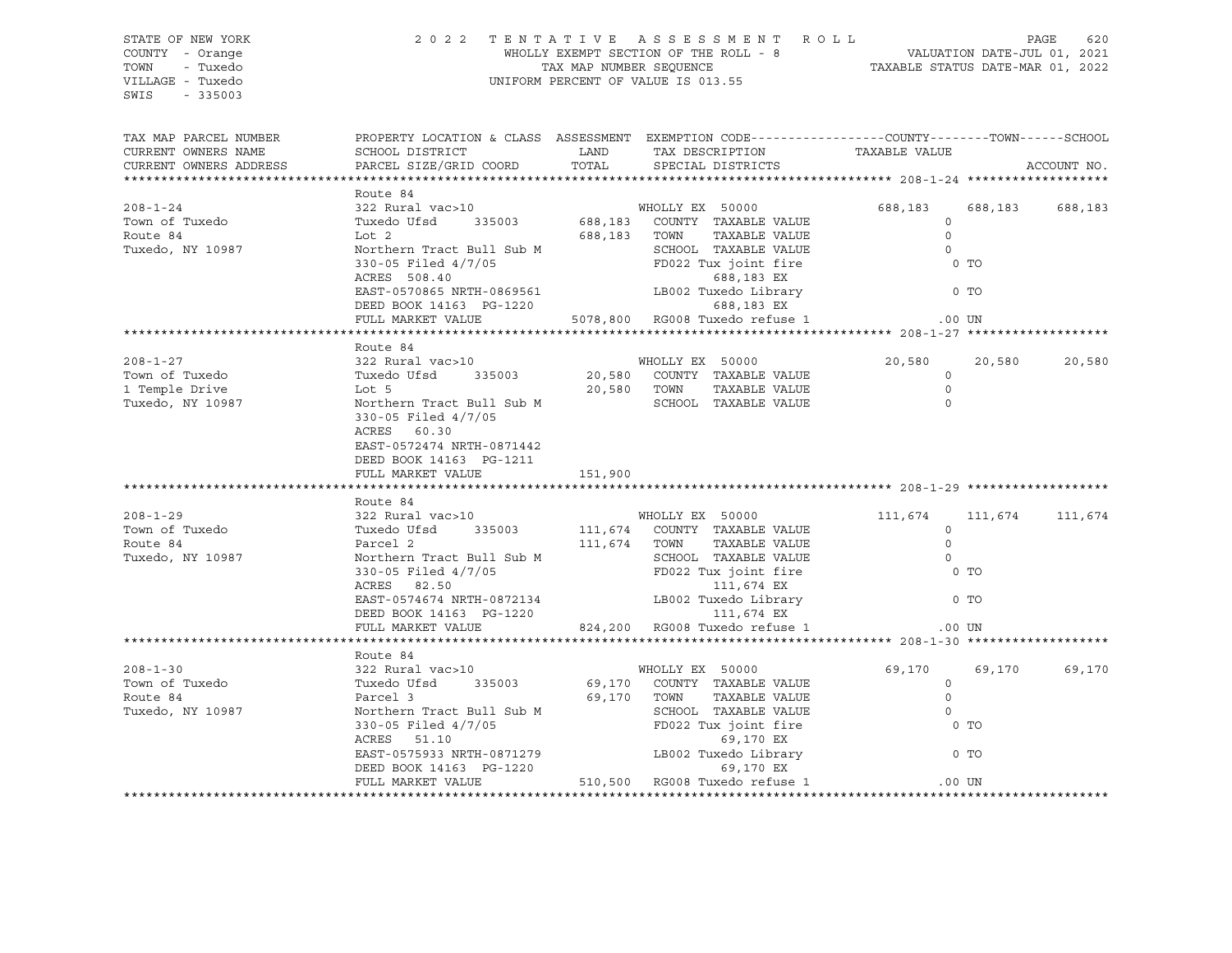STATE OF NEW YORK
COUNTY - Orange
TOWN - Tuxedo
VILLAGE - Tuxedo
SWIS - 335003

2022 TENTATIVE ASSESSMENT ROLL
WHOLLY EXEMPT SECTION OF THE ROLL - 8
TAX MAP NUMBER SEQUENCE
UNIFORM PERCENT OF VALUE IS 013.55

VALUATION DATE-JUL 01, 2021
TAXABLE STATUS DATE-MAR 01, 2022

```
TAX MAP PARCEL NUMBER     PROPERTY LOCATION & CLASS  ASSESSMENT  EXEMPTION CODE-----------------COUNTY--------TOWN------SCHOOL
CURRENT OWNERS NAME       SCHOOL DISTRICT              LAND      TAX DESCRIPTION            TAXABLE VALUE
CURRENT OWNERS ADDRESS    PARCEL SIZE/GRID COORD       TOTAL     SPECIAL DISTRICTS                                     ACCOUNT NO.
******************************************************************************************************* 208-1-24 ******************
                          Route 84
208-1-24                  322 Rural vac>10                       WHOLLY EX  50000            688,183     688,183     688,183
Town of Tuxedo            Tuxedo Ufsd      335003      688,183   COUNTY  TAXABLE VALUE              0
Route 84                  Lot 2                        688,183   TOWN    TAXABLE VALUE              0
Tuxedo, NY 10987          Northern Tract Bull Sub M              SCHOOL  TAXABLE VALUE              0
                          330-05 Filed 4/7/05                    FD022 Tux joint fire                 0 TO
                          ACRES 508.40                                 688,183 EX
                          EAST-0570865 NRTH-0869561              LB002 Tuxedo Library                 0 TO
                          DEED BOOK 14163  PG-1220                     688,183 EX
                          FULL MARKET VALUE           5078,800   RG008 Tuxedo refuse 1             .00 UN
******************************************************************************************************* 208-1-27 ******************
                          Route 84
208-1-27                  322 Rural vac>10                       WHOLLY EX  50000             20,580      20,580      20,580
Town of Tuxedo            Tuxedo Ufsd      335003       20,580   COUNTY  TAXABLE VALUE              0
1 Temple Drive            Lot 5                         20,580   TOWN    TAXABLE VALUE              0
Tuxedo, NY 10987          Northern Tract Bull Sub M              SCHOOL  TAXABLE VALUE              0
                          330-05 Filed 4/7/05
                          ACRES  60.30
                          EAST-0572474 NRTH-0871442
                          DEED BOOK 14163  PG-1211
                          FULL MARKET VALUE            151,900
******************************************************************************************************* 208-1-29 ******************
                          Route 84
208-1-29                  322 Rural vac>10                       WHOLLY EX  50000            111,674     111,674     111,674
Town of Tuxedo            Tuxedo Ufsd      335003      111,674   COUNTY  TAXABLE VALUE              0
Route 84                  Parcel 2                     111,674   TOWN    TAXABLE VALUE              0
Tuxedo, NY 10987          Northern Tract Bull Sub M              SCHOOL  TAXABLE VALUE              0
                          330-05 Filed 4/7/05                    FD022 Tux joint fire                 0 TO
                          ACRES  82.50                                 111,674 EX
                          EAST-0574674 NRTH-0872134              LB002 Tuxedo Library                 0 TO
                          DEED BOOK 14163  PG-1220                     111,674 EX
                          FULL MARKET VALUE            824,200   RG008 Tuxedo refuse 1             .00 UN
******************************************************************************************************* 208-1-30 ******************
                          Route 84
208-1-30                  322 Rural vac>10                       WHOLLY EX  50000             69,170      69,170      69,170
Town of Tuxedo            Tuxedo Ufsd      335003       69,170   COUNTY  TAXABLE VALUE              0
Route 84                  Parcel 3                      69,170   TOWN    TAXABLE VALUE              0
Tuxedo, NY 10987          Northern Tract Bull Sub M              SCHOOL  TAXABLE VALUE              0
                          330-05 Filed 4/7/05                    FD022 Tux joint fire                 0 TO
                          ACRES  51.10                                  69,170 EX
                          EAST-0575933 NRTH-0871279              LB002 Tuxedo Library                 0 TO
                          DEED BOOK 14163  PG-1220                      69,170 EX
                          FULL MARKET VALUE            510,500   RG008 Tuxedo refuse 1             .00 UN
***********************************************************************************************************************************
```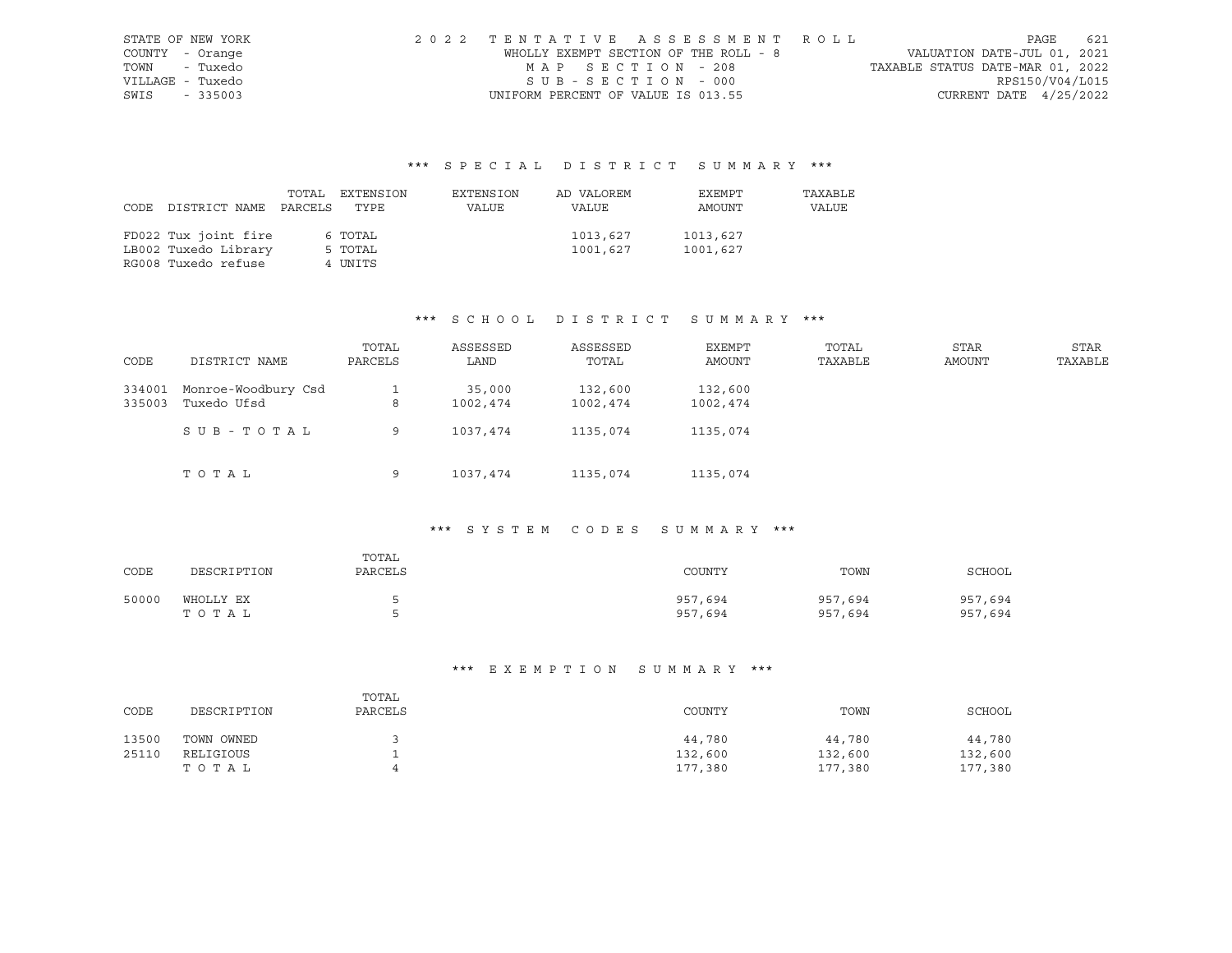STATE OF NEW YORK
COUNTY - Orange
TOWN - Tuxedo
VILLAGE - Tuxedo
SWIS - 335003

2022 TENTATIVE ASSESSMENT ROLL
WHOLLY EXEMPT SECTION OF THE ROLL - 8
MAP SECTION - 208
SUB-SECTION - 000
UNIFORM PERCENT OF VALUE IS 013.55

VALUATION DATE-JUL 01, 2021
TAXABLE STATUS DATE-MAR 01, 2022
RPS150/V04/L015
CURRENT DATE 4/25/2022

## *** SPECIAL DISTRICT SUMMARY ***

| CODE | DISTRICT NAME | TOTAL PARCELS | EXTENSION TYPE | EXTENSION VALUE | AD VALOREM VALUE | EXEMPT AMOUNT | TAXABLE VALUE |
|---|---|---|---|---|---|---|---|
| FD022 | Tux joint fire | 6 | TOTAL | | 1013,627 | 1013,627 | |
| LB002 | Tuxedo Library | 5 | TOTAL | | 1001,627 | 1001,627 | |
| RG008 | Tuxedo refuse | 4 | UNITS | | | | |

## *** SCHOOL DISTRICT SUMMARY ***

| CODE | DISTRICT NAME | TOTAL PARCELS | ASSESSED LAND | ASSESSED TOTAL | EXEMPT AMOUNT | TOTAL TAXABLE | STAR AMOUNT | STAR TAXABLE |
|---|---|---|---|---|---|---|---|---|
| 334001 | Monroe-Woodbury Csd | 1 | 35,000 | 132,600 | 132,600 | | | |
| 335003 | Tuxedo Ufsd | 8 | 1002,474 | 1002,474 | 1002,474 | | | |
| | SUB-TOTAL | 9 | 1037,474 | 1135,074 | 1135,074 | | | |
| | TOTAL | 9 | 1037,474 | 1135,074 | 1135,074 | | | |

## *** SYSTEM CODES SUMMARY ***

| CODE | DESCRIPTION | TOTAL PARCELS | COUNTY | TOWN | SCHOOL |
|---|---|---|---|---|---|
| 50000 | WHOLLY EX | 5 | 957,694 | 957,694 | 957,694 |
| | TOTAL | 5 | 957,694 | 957,694 | 957,694 |

## *** EXEMPTION SUMMARY ***

| CODE | DESCRIPTION | TOTAL PARCELS | COUNTY | TOWN | SCHOOL |
|---|---|---|---|---|---|
| 13500 | TOWN OWNED | 3 | 44,780 | 44,780 | 44,780 |
| 25110 | RELIGIOUS | 1 | 132,600 | 132,600 | 132,600 |
| | TOTAL | 4 | 177,380 | 177,380 | 177,380 |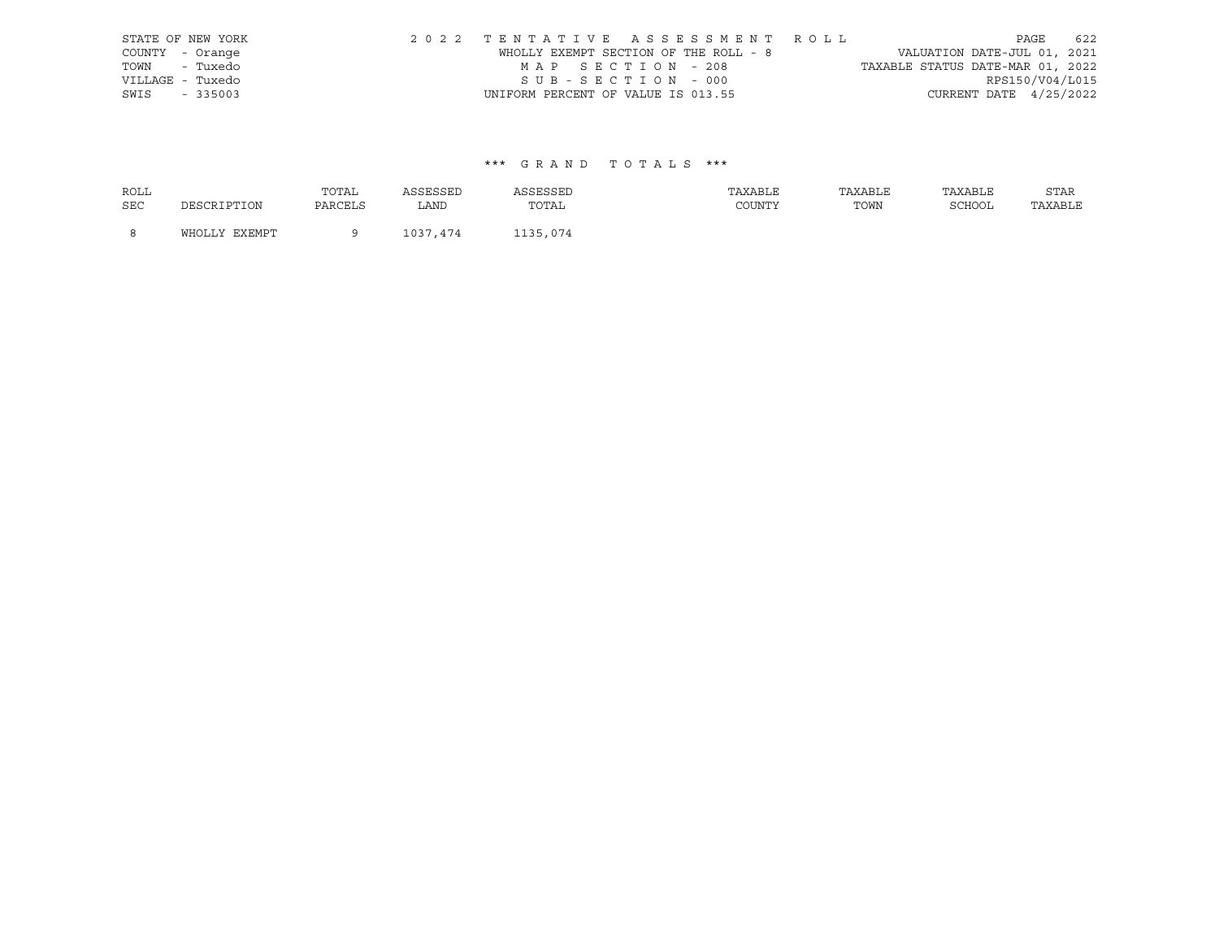STATE OF NEW YORK
COUNTY - Orange
TOWN - Tuxedo
VILLAGE - Tuxedo
SWIS - 335003

2022 TENTATIVE ASSESSMENT ROLL
WHOLLY EXEMPT SECTION OF THE ROLL - 8
MAP SECTION - 208
SUB-SECTION - 000
UNIFORM PERCENT OF VALUE IS 013.55

VALUATION DATE-JUL 01, 2021
TAXABLE STATUS DATE-MAR 01, 2022
RPS150/V04/L015
CURRENT DATE 4/25/2022

## *** GRAND TOTALS ***

| ROLL SEC | DESCRIPTION | TOTAL PARCELS | ASSESSED LAND | ASSESSED TOTAL | TAXABLE COUNTY | TAXABLE TOWN | TAXABLE SCHOOL | STAR TAXABLE |
|---|---|---|---|---|---|---|---|---|
| 8 | WHOLLY EXEMPT | 9 | 1037,474 | 1135,074 | | | | |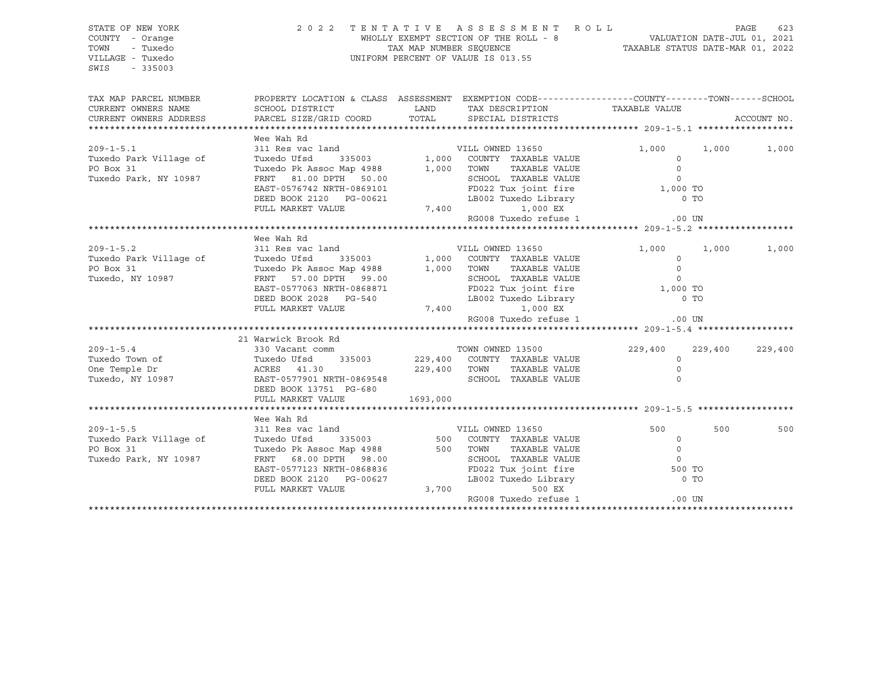STATE OF NEW YORK
COUNTY - Orange
TOWN - Tuxedo
VILLAGE - Tuxedo
SWIS - 335003

2022 TENTATIVE ASSESSMENT ROLL
WHOLLY EXEMPT SECTION OF THE ROLL - 8
TAX MAP NUMBER SEQUENCE
UNIFORM PERCENT OF VALUE IS 013.55

VALUATION DATE-JUL 01, 2021
TAXABLE STATUS DATE-MAR 01, 2022

| TAX MAP PARCEL NUMBER / CURRENT OWNERS NAME / CURRENT OWNERS ADDRESS | PROPERTY LOCATION & CLASS / SCHOOL DISTRICT / PARCEL SIZE/GRID COORD | ASSESSMENT LAND / TOTAL | EXEMPTION CODE / TAX DESCRIPTION / SPECIAL DISTRICTS | COUNTY TAXABLE VALUE | TOWN | SCHOOL |
|---|---|---|---|---|---|---|
| **209-1-5.1** | Wee Wah Rd | | | | | |
| | 311 Res vac land | | VILL OWNED 13650 | 1,000 | 1,000 | 1,000 |
| Tuxedo Park Village of | Tuxedo Ufsd 335003 | 1,000 | COUNTY TAXABLE VALUE | 0 | | |
| PO Box 31 | Tuxedo Pk Assoc Map 4988 | 1,000 | TOWN TAXABLE VALUE | 0 | | |
| Tuxedo Park, NY 10987 | FRNT 81.00 DPTH 50.00 | | SCHOOL TAXABLE VALUE | 0 | | |
| | EAST-0576742 NRTH-0869101 | | FD022 Tux joint fire | 1,000 TO | | |
| | DEED BOOK 2120 PG-00621 | | LB002 Tuxedo Library | 0 TO | | |
| | FULL MARKET VALUE | 7,400 | 1,000 EX | | | |
| | | | RG008 Tuxedo refuse 1 | .00 UN | | |
| **209-1-5.2** | Wee Wah Rd | | | | | |
| | 311 Res vac land | | VILL OWNED 13650 | 1,000 | 1,000 | 1,000 |
| Tuxedo Park Village of | Tuxedo Ufsd 335003 | 1,000 | COUNTY TAXABLE VALUE | 0 | | |
| PO Box 31 | Tuxedo Pk Assoc Map 4988 | 1,000 | TOWN TAXABLE VALUE | 0 | | |
| Tuxedo, NY 10987 | FRNT 57.00 DPTH 99.00 | | SCHOOL TAXABLE VALUE | 0 | | |
| | EAST-0577063 NRTH-0868871 | | FD022 Tux joint fire | 1,000 TO | | |
| | DEED BOOK 2028 PG-540 | | LB002 Tuxedo Library | 0 TO | | |
| | FULL MARKET VALUE | 7,400 | 1,000 EX | | | |
| | | | RG008 Tuxedo refuse 1 | .00 UN | | |
| **209-1-5.4** | 21 Warwick Brook Rd | | | | | |
| | 330 Vacant comm | | TOWN OWNED 13500 | 229,400 | 229,400 | 229,400 |
| Tuxedo Town of | Tuxedo Ufsd 335003 | 229,400 | COUNTY TAXABLE VALUE | 0 | | |
| One Temple Dr | ACRES 41.30 | 229,400 | TOWN TAXABLE VALUE | 0 | | |
| Tuxedo, NY 10987 | EAST-0577901 NRTH-0869548 | | SCHOOL TAXABLE VALUE | 0 | | |
| | DEED BOOK 13751 PG-680 | | | | | |
| | FULL MARKET VALUE | 1693,000 | | | | |
| **209-1-5.5** | Wee Wah Rd | | | | | |
| | 311 Res vac land | | VILL OWNED 13650 | 500 | 500 | 500 |
| Tuxedo Park Village of | Tuxedo Ufsd 335003 | 500 | COUNTY TAXABLE VALUE | 0 | | |
| PO Box 31 | Tuxedo Pk Assoc Map 4988 | 500 | TOWN TAXABLE VALUE | 0 | | |
| Tuxedo Park, NY 10987 | FRNT 68.00 DPTH 98.00 | | SCHOOL TAXABLE VALUE | 0 | | |
| | EAST-0577123 NRTH-0868836 | | FD022 Tux joint fire | 500 TO | | |
| | DEED BOOK 2120 PG-00627 | | LB002 Tuxedo Library | 0 TO | | |
| | FULL MARKET VALUE | 3,700 | 500 EX | | | |
| | | | RG008 Tuxedo refuse 1 | .00 UN | | |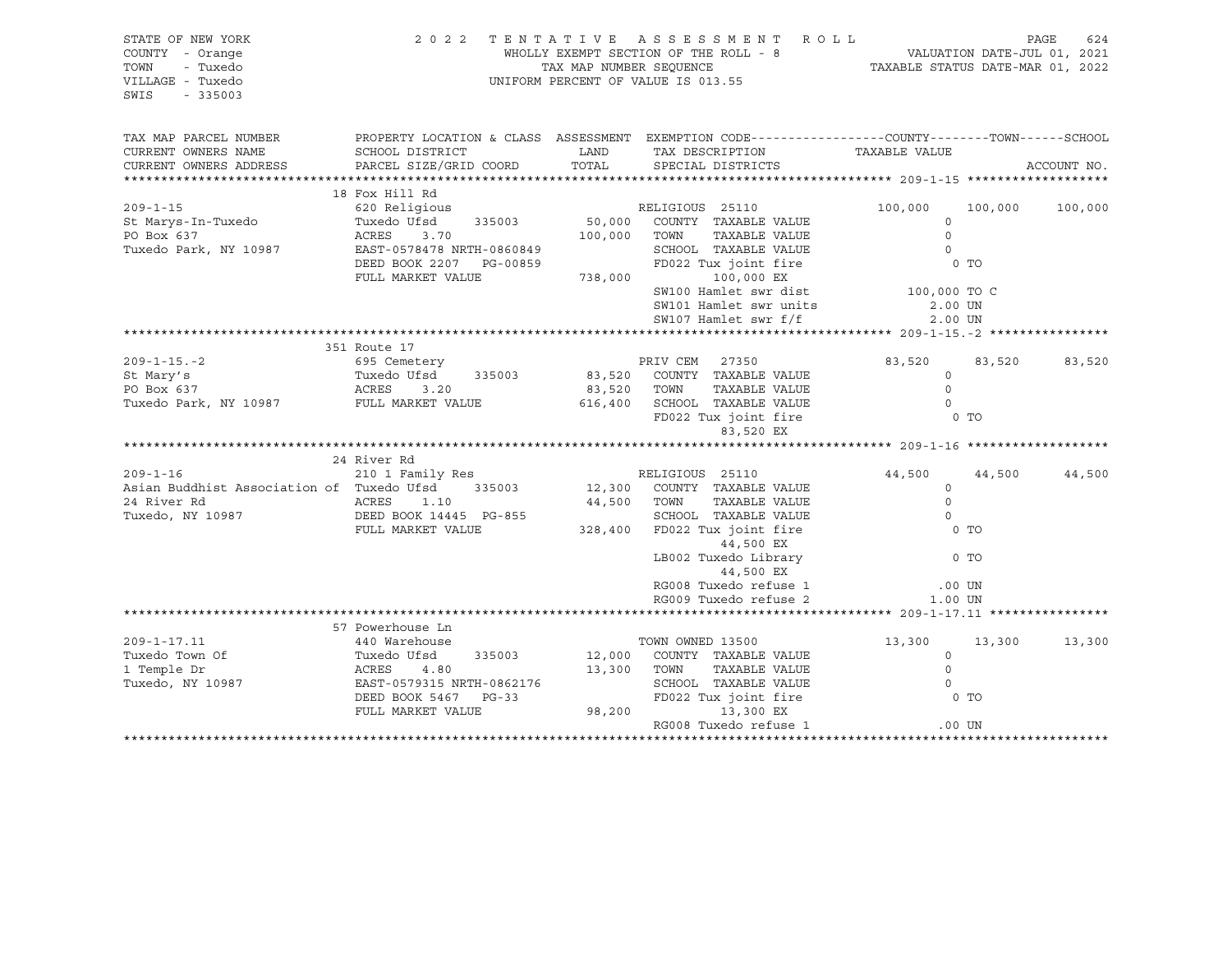STATE OF NEW YORK
COUNTY - Orange
TOWN - Tuxedo
VILLAGE - Tuxedo
SWIS - 335003

2 0 2 2 T E N T A T I V E A S S E S S M E N T R O L L
WHOLLY EXEMPT SECTION OF THE ROLL - 8
TAX MAP NUMBER SEQUENCE
UNIFORM PERCENT OF VALUE IS 013.55

VALUATION DATE-JUL 01, 2021
TAXABLE STATUS DATE-MAR 01, 2022

```
TAX MAP PARCEL NUMBER        PROPERTY LOCATION & CLASS  ASSESSMENT  EXEMPTION CODE------------------COUNTY--------TOWN------SCHOOL
CURRENT OWNERS NAME          SCHOOL DISTRICT             LAND        TAX DESCRIPTION              TAXABLE VALUE
CURRENT OWNERS ADDRESS       PARCEL SIZE/GRID COORD      TOTAL       SPECIAL DISTRICTS                                  ACCOUNT NO.
******************************************************************************************************* 209-1-15 *******************
                             18 Fox Hill Rd
209-1-15                     620 Religious                           RELIGIOUS  25110              100,000     100,000     100,000
St Marys-In-Tuxedo           Tuxedo Ufsd     335003      50,000     COUNTY  TAXABLE VALUE                0
PO Box 637                   ACRES     3.70             100,000     TOWN    TAXABLE VALUE                0
Tuxedo Park, NY 10987        EAST-0578478 NRTH-0860849               SCHOOL  TAXABLE VALUE                0
                             DEED BOOK 2207   PG-00859               FD022 Tux joint fire                 0 TO
                             FULL MARKET VALUE          738,000           100,000 EX
                                                                     SW100 Hamlet swr dist          100,000 TO C
                                                                     SW101 Hamlet swr units            2.00 UN
                                                                     SW107 Hamlet swr f/f              2.00 UN
******************************************************************************************************* 209-1-15.-2 ****************
                             351 Route 17
209-1-15.-2                  695 Cemetery                            PRIV CEM   27350               83,520      83,520      83,520
St Mary's                    Tuxedo Ufsd     335003      83,520     COUNTY  TAXABLE VALUE                0
PO Box 637                   ACRES     3.20              83,520     TOWN    TAXABLE VALUE                0
Tuxedo Park, NY 10987        FULL MARKET VALUE          616,400     SCHOOL  TAXABLE VALUE                0
                                                                     FD022 Tux joint fire                 0 TO
                                                                           83,520 EX
******************************************************************************************************* 209-1-16 *******************
                             24 River Rd
209-1-16                     210 1 Family Res                        RELIGIOUS  25110               44,500      44,500      44,500
Asian Buddhist Association of Tuxedo Ufsd   335003      12,300     COUNTY  TAXABLE VALUE                0
24 River Rd                  ACRES     1.10              44,500     TOWN    TAXABLE VALUE                0
Tuxedo, NY 10987             DEED BOOK 14445  PG-855                 SCHOOL  TAXABLE VALUE                0
                             FULL MARKET VALUE          328,400     FD022 Tux joint fire                 0 TO
                                                                           44,500 EX
                                                                     LB002 Tuxedo Library                 0 TO
                                                                           44,500 EX
                                                                     RG008 Tuxedo refuse 1              .00 UN
                                                                     RG009 Tuxedo refuse 2             1.00 UN
******************************************************************************************************* 209-1-17.11 ****************
                             57 Powerhouse Ln
209-1-17.11                  440 Warehouse                           TOWN OWNED 13500               13,300      13,300      13,300
Tuxedo Town Of               Tuxedo Ufsd     335003      12,000     COUNTY  TAXABLE VALUE                0
1 Temple Dr                  ACRES     4.80              13,300     TOWN    TAXABLE VALUE                0
Tuxedo, NY 10987             EAST-0579315 NRTH-0862176               SCHOOL  TAXABLE VALUE                0
                             DEED BOOK 5467   PG-33                  FD022 Tux joint fire                 0 TO
                             FULL MARKET VALUE           98,200           13,300 EX
                                                                     RG008 Tuxedo refuse 1              .00 UN
************************************************************************************************************************************
```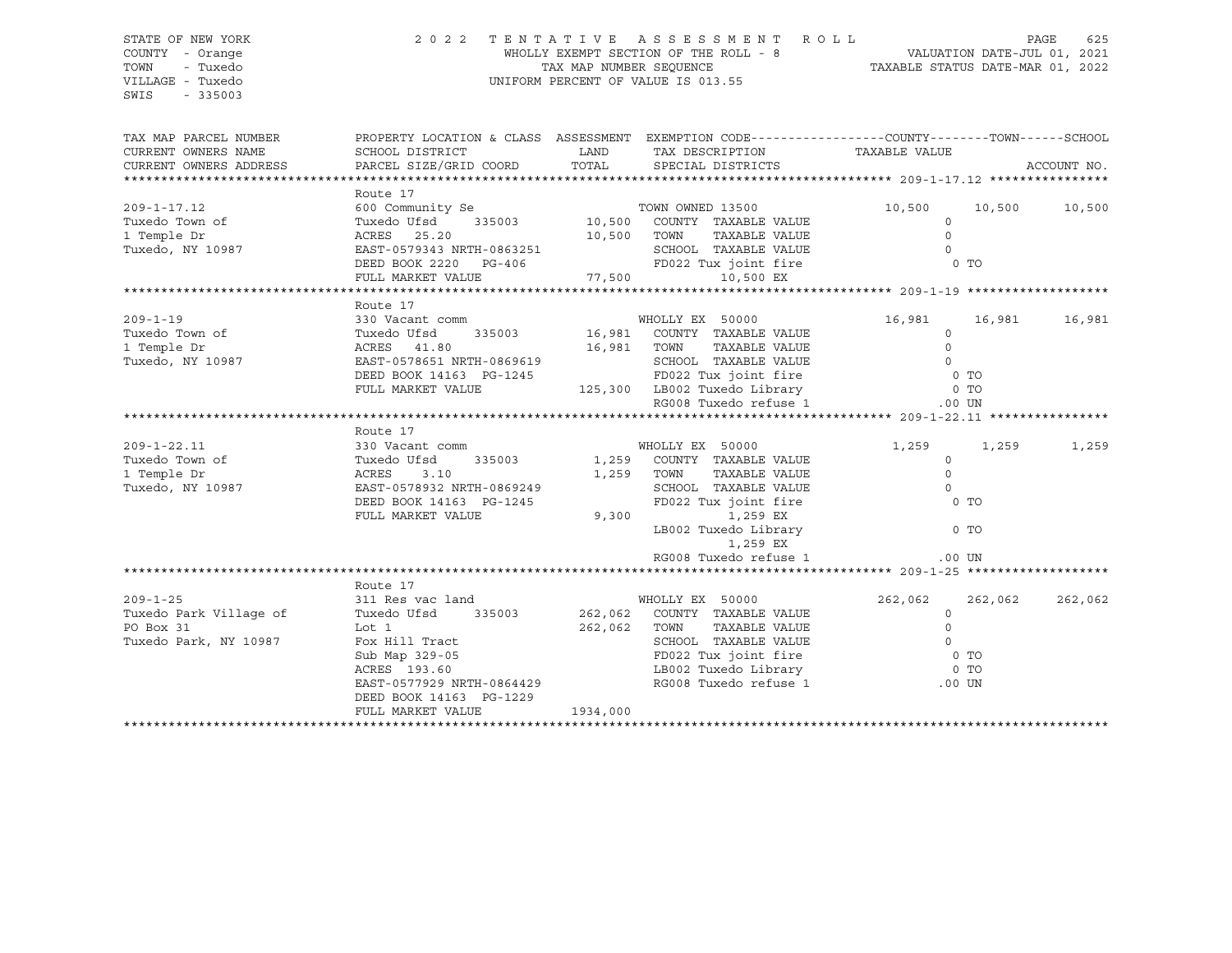STATE OF NEW YORK
COUNTY - Orange
TOWN - Tuxedo
VILLAGE - Tuxedo
SWIS - 335003

2022 TENTATIVE ASSESSMENT ROLL
WHOLLY EXEMPT SECTION OF THE ROLL - 8
TAX MAP NUMBER SEQUENCE
UNIFORM PERCENT OF VALUE IS 013.55

VALUATION DATE-JUL 01, 2021
TAXABLE STATUS DATE-MAR 01, 2022

| TAX MAP PARCEL NUMBER / CURRENT OWNERS NAME / CURRENT OWNERS ADDRESS | PROPERTY LOCATION & CLASS / SCHOOL DISTRICT / PARCEL SIZE/GRID COORD | ASSESSMENT LAND / TOTAL | EXEMPTION CODE / TAX DESCRIPTION / SPECIAL DISTRICTS | COUNTY TAXABLE VALUE | TOWN | SCHOOL |
|---|---|---|---|---|---|---|
| **209-1-17.12** | Route 17 | | | | | |
| | 600 Community Se | | TOWN OWNED 13500 | 10,500 | 10,500 | 10,500 |
| Tuxedo Town of | Tuxedo Ufsd 335003 | 10,500 | COUNTY TAXABLE VALUE | 0 | | |
| 1 Temple Dr | ACRES 25.20 | 10,500 | TOWN TAXABLE VALUE | 0 | | |
| Tuxedo, NY 10987 | EAST-0579343 NRTH-0863251 | | SCHOOL TAXABLE VALUE | 0 | | |
| | DEED BOOK 2220 PG-406 | | FD022 Tux joint fire | 0 TO | | |
| | FULL MARKET VALUE | 77,500 | 10,500 EX | | | |
| **209-1-19** | Route 17 | | | | | |
| | 330 Vacant comm | | WHOLLY EX 50000 | 16,981 | 16,981 | 16,981 |
| Tuxedo Town of | Tuxedo Ufsd 335003 | 16,981 | COUNTY TAXABLE VALUE | 0 | | |
| 1 Temple Dr | ACRES 41.80 | 16,981 | TOWN TAXABLE VALUE | 0 | | |
| Tuxedo, NY 10987 | EAST-0578651 NRTH-0869619 | | SCHOOL TAXABLE VALUE | 0 | | |
| | DEED BOOK 14163 PG-1245 | | FD022 Tux joint fire | 0 TO | | |
| | FULL MARKET VALUE | 125,300 | LB002 Tuxedo Library | 0 TO | | |
| | | | RG008 Tuxedo refuse 1 | .00 UN | | |
| **209-1-22.11** | Route 17 | | | | | |
| | 330 Vacant comm | | WHOLLY EX 50000 | 1,259 | 1,259 | 1,259 |
| Tuxedo Town of | Tuxedo Ufsd 335003 | 1,259 | COUNTY TAXABLE VALUE | 0 | | |
| 1 Temple Dr | ACRES 3.10 | 1,259 | TOWN TAXABLE VALUE | 0 | | |
| Tuxedo, NY 10987 | EAST-0578932 NRTH-0869249 | | SCHOOL TAXABLE VALUE | 0 | | |
| | DEED BOOK 14163 PG-1245 | | FD022 Tux joint fire | 0 TO | | |
| | FULL MARKET VALUE | 9,300 | 1,259 EX | | | |
| | | | LB002 Tuxedo Library | 0 TO | | |
| | | | 1,259 EX | | | |
| | | | RG008 Tuxedo refuse 1 | .00 UN | | |
| **209-1-25** | Route 17 | | | | | |
| | 311 Res vac land | | WHOLLY EX 50000 | 262,062 | 262,062 | 262,062 |
| Tuxedo Park Village of | Tuxedo Ufsd 335003 | 262,062 | COUNTY TAXABLE VALUE | 0 | | |
| PO Box 31 | Lot 1 | 262,062 | TOWN TAXABLE VALUE | 0 | | |
| Tuxedo Park, NY 10987 | Fox Hill Tract | | SCHOOL TAXABLE VALUE | 0 | | |
| | Sub Map 329-05 | | FD022 Tux joint fire | 0 TO | | |
| | ACRES 193.60 | | LB002 Tuxedo Library | 0 TO | | |
| | EAST-0577929 NRTH-0864429 | | RG008 Tuxedo refuse 1 | .00 UN | | |
| | DEED BOOK 14163 PG-1229 | | | | | |
| | FULL MARKET VALUE | 1934,000 | | | | |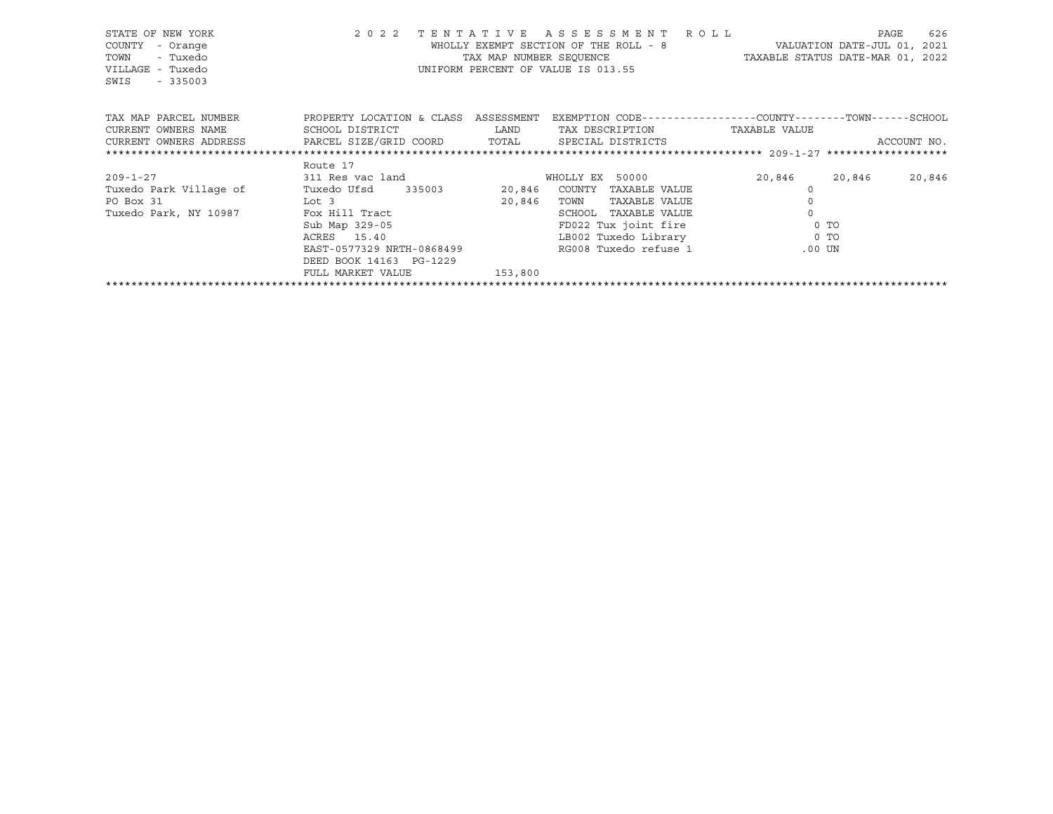STATE OF NEW YORK
COUNTY - Orange
TOWN - Tuxedo
VILLAGE - Tuxedo
SWIS - 335003

2 0 2 2 T E N T A T I V E A S S E S S M E N T R O L L
WHOLLY EXEMPT SECTION OF THE ROLL - 8
TAX MAP NUMBER SEQUENCE
UNIFORM PERCENT OF VALUE IS 013.55

VALUATION DATE-JUL 01, 2021
TAXABLE STATUS DATE-MAR 01, 2022

| TAX MAP PARCEL NUMBER / CURRENT OWNERS NAME / CURRENT OWNERS ADDRESS | PROPERTY LOCATION & CLASS / SCHOOL DISTRICT / PARCEL SIZE/GRID COORD | ASSESSMENT LAND / TOTAL | EXEMPTION CODE / TAX DESCRIPTION / SPECIAL DISTRICTS | COUNTY | TOWN | SCHOOL |
|---|---|---|---|---|---|---|
| | Route 17 | | | | | |
| 209-1-27 | 311 Res vac land | | WHOLLY EX 50000 | 20,846 | 20,846 | 20,846 |
| Tuxedo Park Village of | Tuxedo Ufsd 335003 | 20,846 | COUNTY TAXABLE VALUE | 0 | | |
| PO Box 31 | Lot 3 | 20,846 | TOWN TAXABLE VALUE | 0 | | |
| Tuxedo Park, NY 10987 | Fox Hill Tract | | SCHOOL TAXABLE VALUE | 0 | | |
| | Sub Map 329-05 | | FD022 Tux joint fire | 0 TO | | |
| | ACRES 15.40 | | LB002 Tuxedo Library | 0 TO | | |
| | EAST-0577329 NRTH-0868499 | | RG008 Tuxedo refuse 1 | .00 UN | | |
| | DEED BOOK 14163 PG-1229 | | | | | |
| | FULL MARKET VALUE | 153,800 | | | | |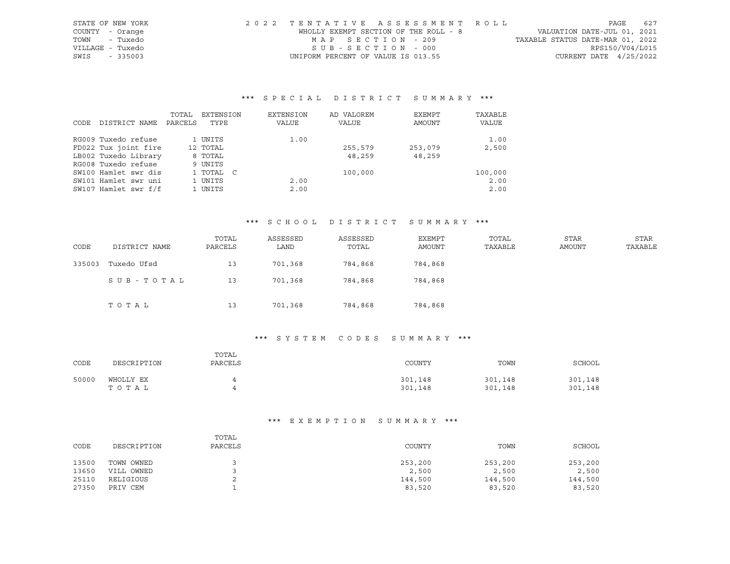STATE OF NEW YORK
COUNTY - Orange
TOWN - Tuxedo
VILLAGE - Tuxedo
SWIS - 335003

2022 TENTATIVE ASSESSMENT ROLL
WHOLLY EXEMPT SECTION OF THE ROLL - 8
MAP SECTION - 209
SUB-SECTION - 000
UNIFORM PERCENT OF VALUE IS 013.55

VALUATION DATE-JUL 01, 2021
TAXABLE STATUS DATE-MAR 01, 2022
RPS150/V04/L015
CURRENT DATE 4/25/2022

### *** SPECIAL DISTRICT SUMMARY ***

| CODE | DISTRICT NAME | TOTAL PARCELS | EXTENSION TYPE | EXTENSION VALUE | AD VALOREM VALUE | EXEMPT AMOUNT | TAXABLE VALUE |
|---|---|---|---|---|---|---|---|
| RG009 | Tuxedo refuse | 1 | UNITS | 1.00 | | | 1.00 |
| FD022 | Tux joint fire | 12 | TOTAL | | 255,579 | 253,079 | 2,500 |
| LB002 | Tuxedo Library | 8 | TOTAL | | 48,259 | 48,259 | |
| RG008 | Tuxedo refuse | 9 | UNITS | | | | |
| SW100 | Hamlet swr dis | 1 | TOTAL C | | 100,000 | | 100,000 |
| SW101 | Hamlet swr uni | 1 | UNITS | 2.00 | | | 2.00 |
| SW107 | Hamlet swr f/f | 1 | UNITS | 2.00 | | | 2.00 |

### *** SCHOOL DISTRICT SUMMARY ***

| CODE | DISTRICT NAME | TOTAL PARCELS | ASSESSED LAND | ASSESSED TOTAL | EXEMPT AMOUNT | TOTAL TAXABLE | STAR AMOUNT | STAR TAXABLE |
|---|---|---|---|---|---|---|---|---|
| 335003 | Tuxedo Ufsd | 13 | 701,368 | 784,868 | 784,868 | | | |
| | SUB-TOTAL | 13 | 701,368 | 784,868 | 784,868 | | | |
| | TOTAL | 13 | 701,368 | 784,868 | 784,868 | | | |

### *** SYSTEM CODES SUMMARY ***

| CODE | DESCRIPTION | TOTAL PARCELS | COUNTY | TOWN | SCHOOL |
|---|---|---|---|---|---|
| 50000 | WHOLLY EX | 4 | 301,148 | 301,148 | 301,148 |
| | TOTAL | 4 | 301,148 | 301,148 | 301,148 |

### *** EXEMPTION SUMMARY ***

| CODE | DESCRIPTION | TOTAL PARCELS | COUNTY | TOWN | SCHOOL |
|---|---|---|---|---|---|
| 13500 | TOWN OWNED | 3 | 253,200 | 253,200 | 253,200 |
| 13650 | VILL OWNED | 3 | 2,500 | 2,500 | 2,500 |
| 25110 | RELIGIOUS | 2 | 144,500 | 144,500 | 144,500 |
| 27350 | PRIV CEM | 1 | 83,520 | 83,520 | 83,520 |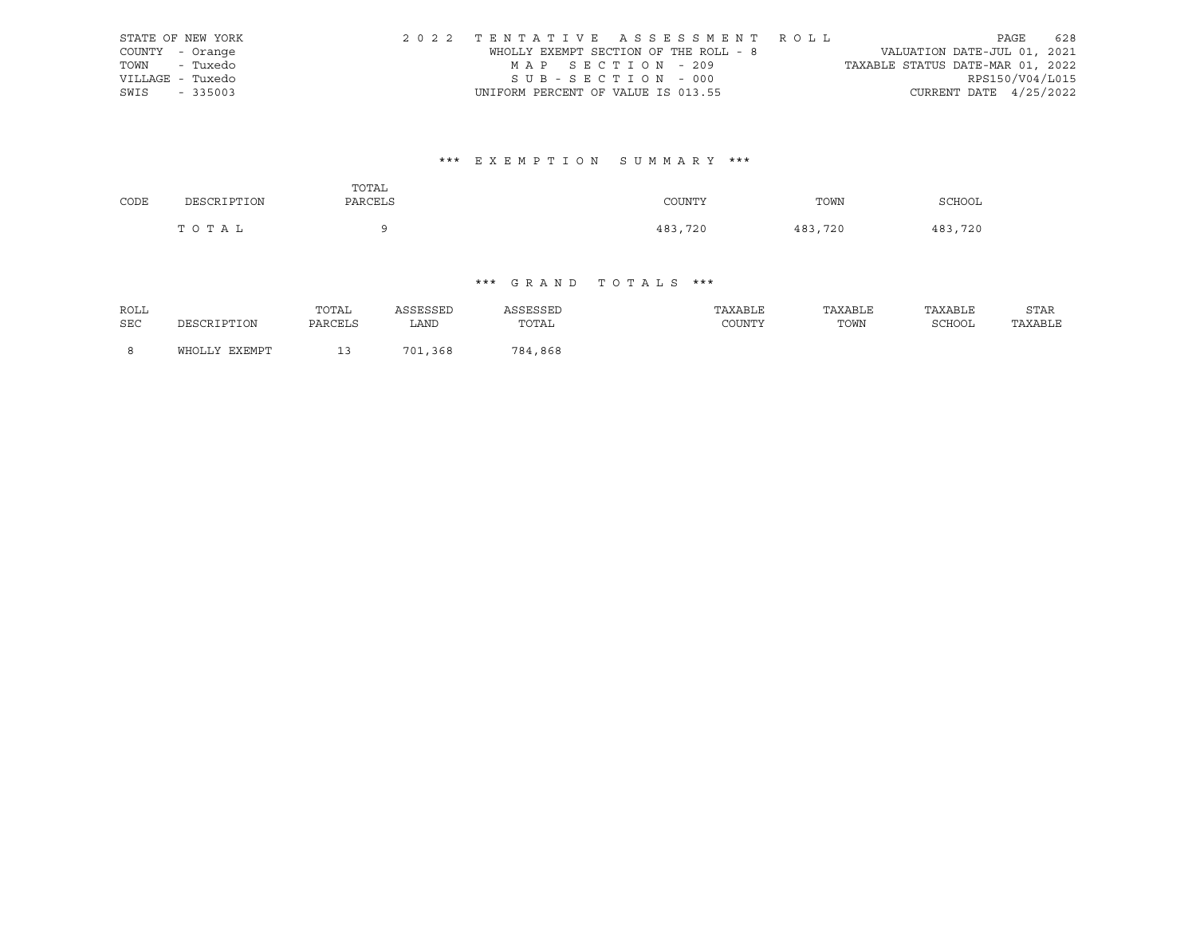STATE OF NEW YORK
COUNTY - Orange
TOWN - Tuxedo
VILLAGE - Tuxedo
SWIS - 335003

2 0 2 2 T E N T A T I V E A S S E S S M E N T R O L L
WHOLLY EXEMPT SECTION OF THE ROLL - 8
M A P S E C T I O N - 209
S U B - S E C T I O N - 000
UNIFORM PERCENT OF VALUE IS 013.55

VALUATION DATE-JUL 01, 2021
TAXABLE STATUS DATE-MAR 01, 2022
RPS150/V04/L015
CURRENT DATE 4/25/2022

### *** E X E M P T I O N S U M M A R Y ***

| CODE | DESCRIPTION | TOTAL PARCELS | COUNTY | TOWN | SCHOOL |
|---|---|---|---|---|---|
| | T O T A L | 9 | 483,720 | 483,720 | 483,720 |

### *** G R A N D T O T A L S ***

| ROLL SEC | DESCRIPTION | TOTAL PARCELS | ASSESSED LAND | ASSESSED TOTAL | TAXABLE COUNTY | TAXABLE TOWN | TAXABLE SCHOOL | STAR TAXABLE |
|---|---|---|---|---|---|---|---|---|
| 8 | WHOLLY EXEMPT | 13 | 701,368 | 784,868 | | | | |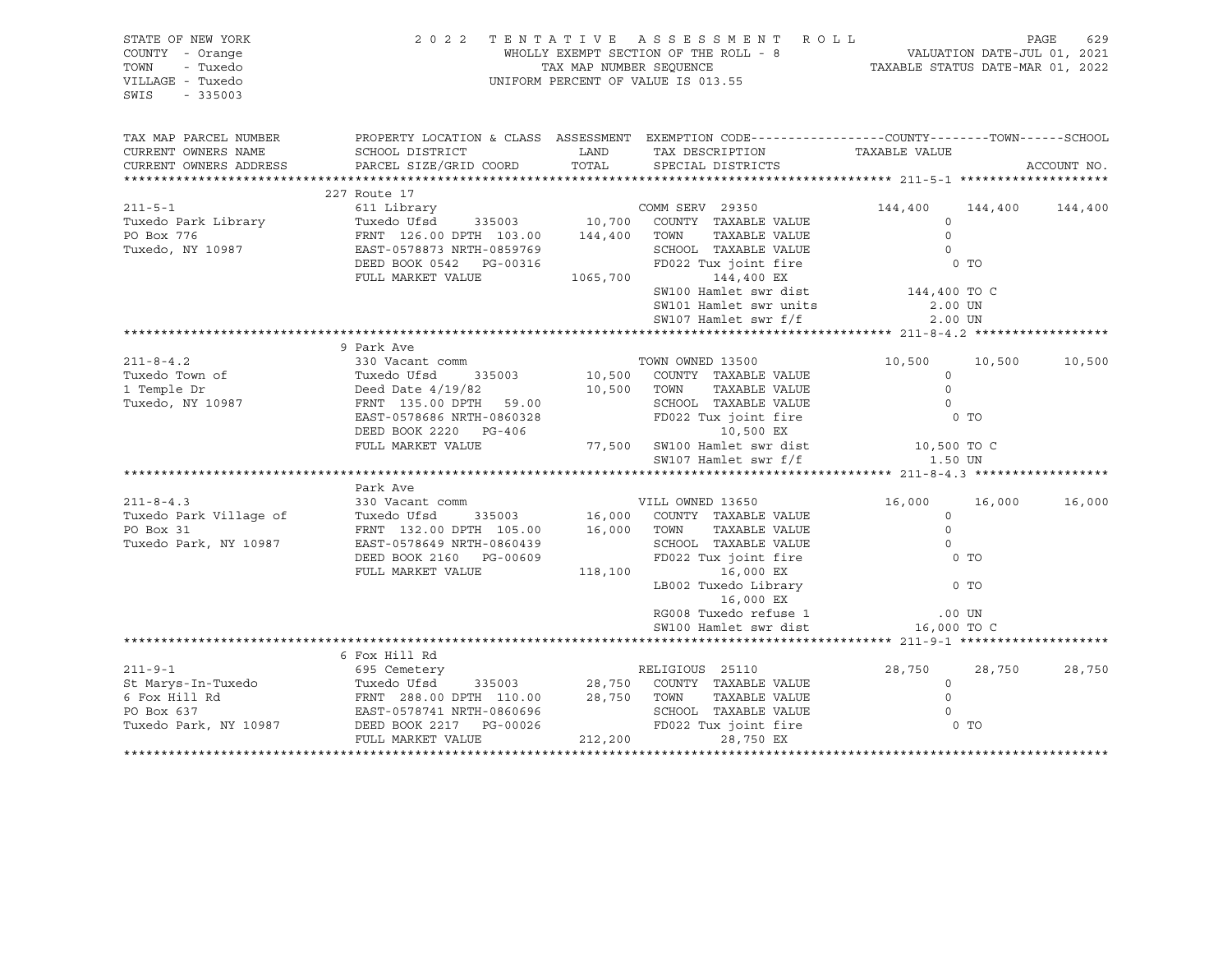STATE OF NEW YORK
COUNTY - Orange
TOWN - Tuxedo
VILLAGE - Tuxedo
SWIS - 335003

2 0 2 2 T E N T A T I V E A S S E S S M E N T R O L L
WHOLLY EXEMPT SECTION OF THE ROLL - 8
TAX MAP NUMBER SEQUENCE
UNIFORM PERCENT OF VALUE IS 013.55

VALUATION DATE-JUL 01, 2021
TAXABLE STATUS DATE-MAR 01, 2022

```
TAX MAP PARCEL NUMBER      PROPERTY LOCATION & CLASS  ASSESSMENT  EXEMPTION CODE------------------COUNTY--------TOWN------SCHOOL
CURRENT OWNERS NAME        SCHOOL DISTRICT               LAND      TAX DESCRIPTION            TAXABLE VALUE
CURRENT OWNERS ADDRESS     PARCEL SIZE/GRID COORD        TOTAL     SPECIAL DISTRICTS                                        ACCOUNT NO.
******************************************************************************************************* 211-5-1 ********************
                           227 Route 17
211-5-1                    611 Library                            COMM SERV  29350            144,400     144,400     144,400
Tuxedo Park Library        Tuxedo Ufsd      335003       10,700     COUNTY   TAXABLE VALUE           0
PO Box 776                 FRNT 126.00 DPTH 103.00      144,400     TOWN     TAXABLE VALUE           0
Tuxedo, NY 10987           EAST-0578873 NRTH-0859769                SCHOOL   TAXABLE VALUE           0
                           DEED BOOK 0542   PG-00316                FD022 Tux joint fire                 0 TO
                           FULL MARKET VALUE           1065,700          144,400 EX
                                                                    SW100 Hamlet swr dist          144,400 TO C
                                                                    SW101 Hamlet swr units            2.00 UN
                                                                    SW107 Hamlet swr f/f              2.00 UN
******************************************************************************************************* 211-8-4.2 ******************
                           9 Park Ave
211-8-4.2                  330 Vacant comm                        TOWN OWNED 13500             10,500      10,500      10,500
Tuxedo Town of             Tuxedo Ufsd      335003       10,500     COUNTY   TAXABLE VALUE           0
1 Temple Dr                Deed Date 4/19/82             10,500     TOWN     TAXABLE VALUE           0
Tuxedo, NY 10987           FRNT 135.00 DPTH  59.00                  SCHOOL   TAXABLE VALUE           0
                           EAST-0578686 NRTH-0860328                FD022 Tux joint fire                 0 TO
                           DEED BOOK 2220   PG-406                        10,500 EX
                           FULL MARKET VALUE             77,500     SW100 Hamlet swr dist           10,500 TO C
                                                                    SW107 Hamlet swr f/f              1.50 UN
******************************************************************************************************* 211-8-4.3 ******************
                           Park Ave
211-8-4.3                  330 Vacant comm                        VILL OWNED 13650             16,000      16,000      16,000
Tuxedo Park Village of     Tuxedo Ufsd      335003       16,000     COUNTY   TAXABLE VALUE           0
PO Box 31                  FRNT 132.00 DPTH 105.00       16,000     TOWN     TAXABLE VALUE           0
Tuxedo Park, NY 10987      EAST-0578649 NRTH-0860439                SCHOOL   TAXABLE VALUE           0
                           DEED BOOK 2160   PG-00609                FD022 Tux joint fire                 0 TO
                           FULL MARKET VALUE            118,100           16,000 EX
                                                                    LB002 Tuxedo Library                 0 TO
                                                                          16,000 EX
                                                                    RG008 Tuxedo refuse 1              .00 UN
                                                                    SW100 Hamlet swr dist           16,000 TO C
******************************************************************************************************* 211-9-1 ********************
                           6 Fox Hill Rd
211-9-1                    695 Cemetery                           RELIGIOUS  25110             28,750      28,750      28,750
St Marys-In-Tuxedo         Tuxedo Ufsd      335003       28,750     COUNTY   TAXABLE VALUE           0
6 Fox Hill Rd              FRNT 288.00 DPTH 110.00       28,750     TOWN     TAXABLE VALUE           0
PO Box 637                 EAST-0578741 NRTH-0860696                SCHOOL   TAXABLE VALUE           0
Tuxedo Park, NY 10987      DEED BOOK 2217   PG-00026                FD022 Tux joint fire                 0 TO
                           FULL MARKET VALUE            212,200           28,750 EX
************************************************************************************************************************************
```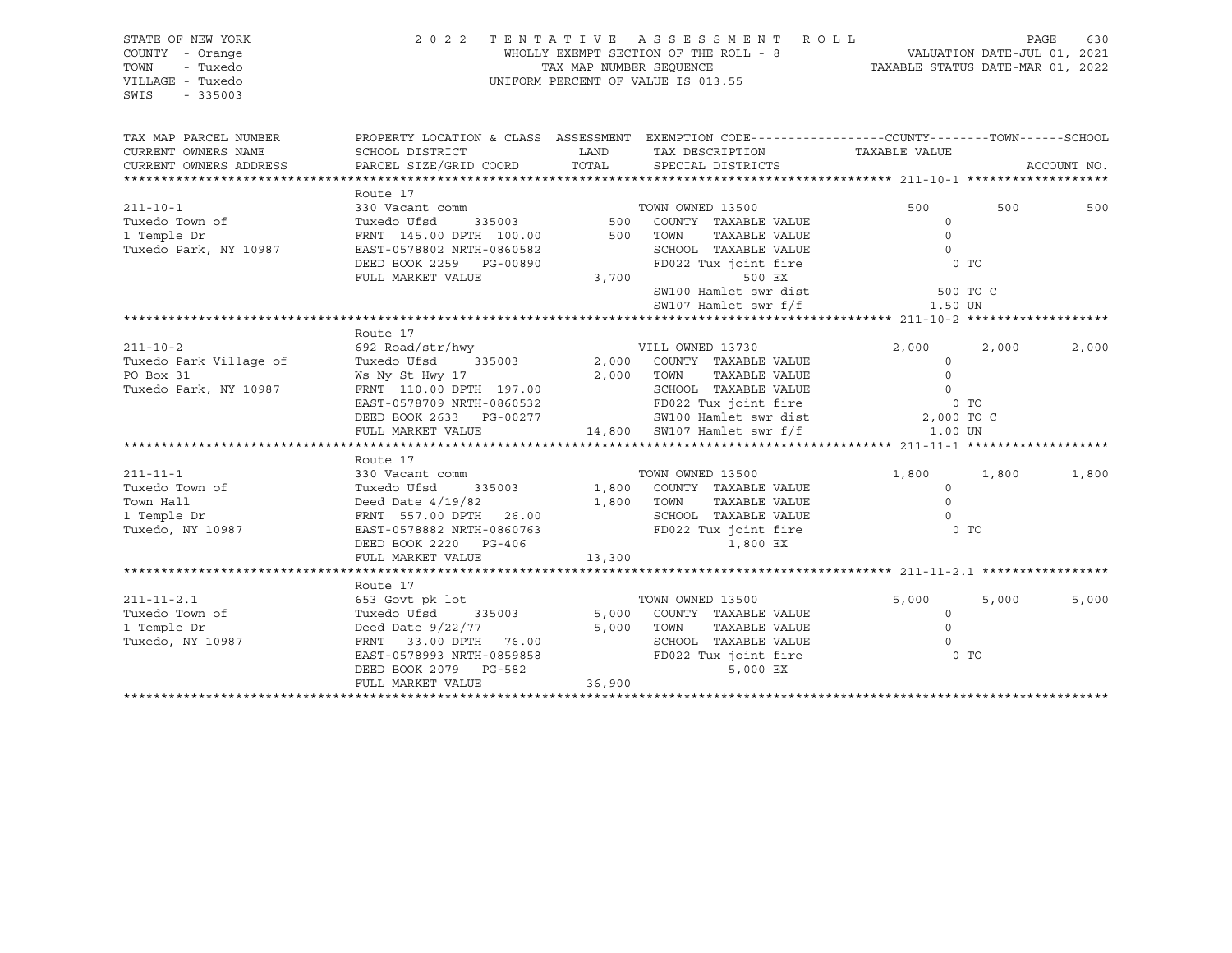STATE OF NEW YORK
COUNTY - Orange
TOWN - Tuxedo
VILLAGE - Tuxedo
SWIS - 335003

2022 TENTATIVE ASSESSMENT ROLL
WHOLLY EXEMPT SECTION OF THE ROLL - 8
TAX MAP NUMBER SEQUENCE
UNIFORM PERCENT OF VALUE IS 013.55

VALUATION DATE-JUL 01, 2021
TAXABLE STATUS DATE-MAR 01, 2022

| TAX MAP PARCEL NUMBER / CURRENT OWNERS NAME / CURRENT OWNERS ADDRESS | PROPERTY LOCATION & CLASS / SCHOOL DISTRICT / PARCEL SIZE/GRID COORD | ASSESSMENT LAND / TOTAL | EXEMPTION CODE / TAX DESCRIPTION / SPECIAL DISTRICTS | COUNTY | TOWN | SCHOOL |
|---|---|---|---|---|---|---|
| **211-10-1** | Route 17 | | | | | |
| | 330 Vacant comm | | TOWN OWNED 13500 | 500 | 500 | 500 |
| Tuxedo Town of | Tuxedo Ufsd 335003 | 500 | COUNTY TAXABLE VALUE | 0 | | |
| 1 Temple Dr | FRNT 145.00 DPTH 100.00 | 500 | TOWN TAXABLE VALUE | 0 | | |
| Tuxedo Park, NY 10987 | EAST-0578802 NRTH-0860582 | | SCHOOL TAXABLE VALUE | 0 | | |
| | DEED BOOK 2259 PG-00890 | | FD022 Tux joint fire | 0 TO | | |
| | FULL MARKET VALUE | 3,700 | 500 EX | | | |
| | | | SW100 Hamlet swr dist | 500 TO C | | |
| | | | SW107 Hamlet swr f/f | 1.50 UN | | |
| **211-10-2** | Route 17 | | | | | |
| | 692 Road/str/hwy | | VILL OWNED 13730 | 2,000 | 2,000 | 2,000 |
| Tuxedo Park Village of | Tuxedo Ufsd 335003 | 2,000 | COUNTY TAXABLE VALUE | 0 | | |
| PO Box 31 | Ws Ny St Hwy 17 | 2,000 | TOWN TAXABLE VALUE | 0 | | |
| Tuxedo Park, NY 10987 | FRNT 110.00 DPTH 197.00 | | SCHOOL TAXABLE VALUE | 0 | | |
| | EAST-0578709 NRTH-0860532 | | FD022 Tux joint fire | 0 TO | | |
| | DEED BOOK 2633 PG-00277 | | SW100 Hamlet swr dist | 2,000 TO C | | |
| | FULL MARKET VALUE | 14,800 | SW107 Hamlet swr f/f | 1.00 UN | | |
| **211-11-1** | Route 17 | | | | | |
| | 330 Vacant comm | | TOWN OWNED 13500 | 1,800 | 1,800 | 1,800 |
| Tuxedo Town of | Tuxedo Ufsd 335003 | 1,800 | COUNTY TAXABLE VALUE | 0 | | |
| Town Hall | Deed Date 4/19/82 | 1,800 | TOWN TAXABLE VALUE | 0 | | |
| 1 Temple Dr | FRNT 557.00 DPTH 26.00 | | SCHOOL TAXABLE VALUE | 0 | | |
| Tuxedo, NY 10987 | EAST-0578882 NRTH-0860763 | | FD022 Tux joint fire | 0 TO | | |
| | DEED BOOK 2220 PG-406 | | 1,800 EX | | | |
| | FULL MARKET VALUE | 13,300 | | | | |
| **211-11-2.1** | Route 17 | | | | | |
| | 653 Govt pk lot | | TOWN OWNED 13500 | 5,000 | 5,000 | 5,000 |
| Tuxedo Town of | Tuxedo Ufsd 335003 | 5,000 | COUNTY TAXABLE VALUE | 0 | | |
| 1 Temple Dr | Deed Date 9/22/77 | 5,000 | TOWN TAXABLE VALUE | 0 | | |
| Tuxedo, NY 10987 | FRNT 33.00 DPTH 76.00 | | SCHOOL TAXABLE VALUE | 0 | | |
| | EAST-0578993 NRTH-0859858 | | FD022 Tux joint fire | 0 TO | | |
| | DEED BOOK 2079 PG-582 | | 5,000 EX | | | |
| | FULL MARKET VALUE | 36,900 | | | | |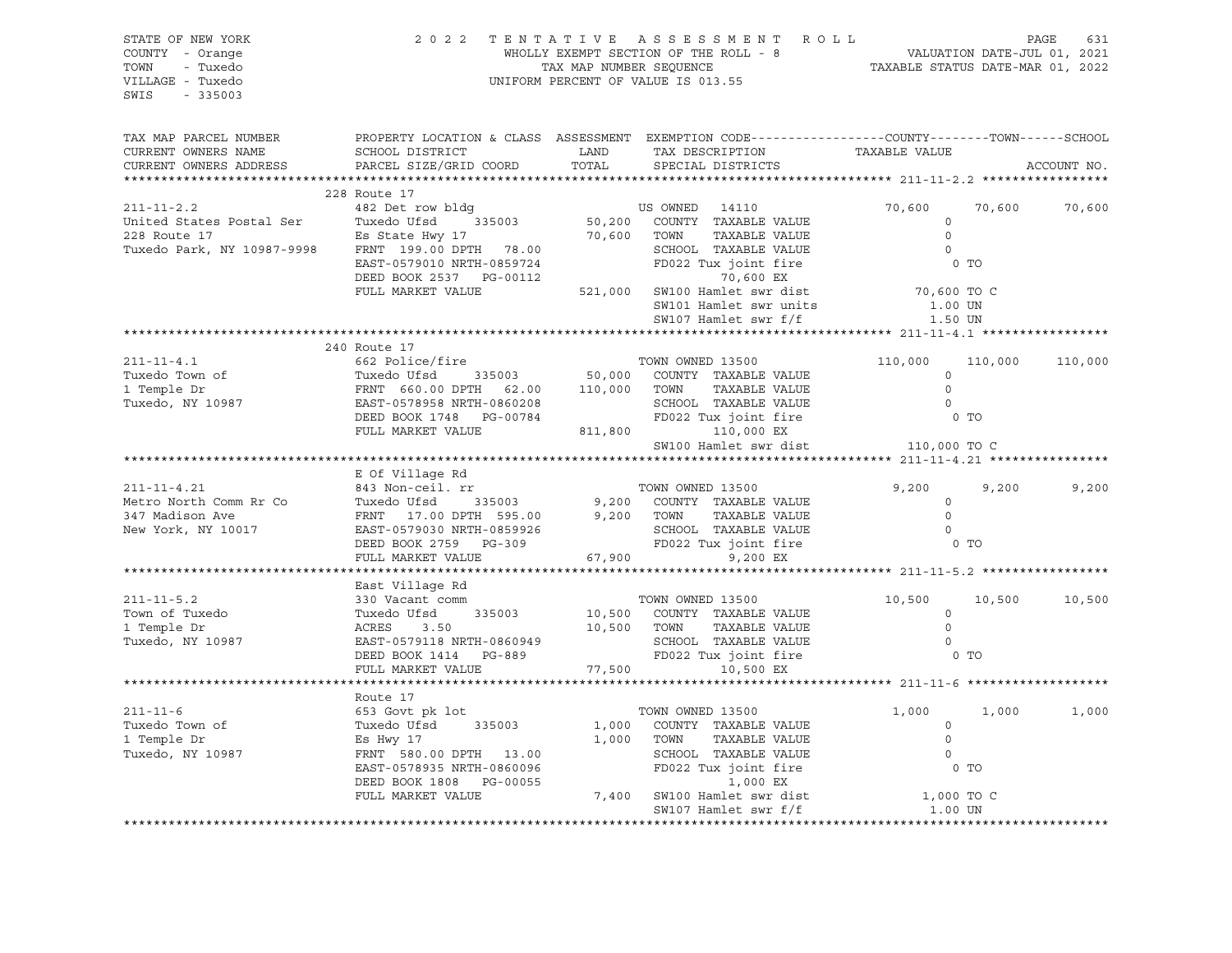STATE OF NEW YORK
COUNTY - Orange
TOWN - Tuxedo
VILLAGE - Tuxedo
SWIS - 335003

2022 TENTATIVE ASSESSMENT ROLL
WHOLLY EXEMPT SECTION OF THE ROLL - 8
TAX MAP NUMBER SEQUENCE
UNIFORM PERCENT OF VALUE IS 013.55

VALUATION DATE-JUL 01, 2021
TAXABLE STATUS DATE-MAR 01, 2022

| TAX MAP PARCEL NUMBER / CURRENT OWNERS NAME / CURRENT OWNERS ADDRESS | PROPERTY LOCATION & CLASS / SCHOOL DISTRICT / PARCEL SIZE/GRID COORD | ASSESSMENT LAND / TOTAL | EXEMPTION CODE / TAX DESCRIPTION / SPECIAL DISTRICTS | COUNTY | TOWN | SCHOOL |
|---|---|---|---|---|---|---|
| **211-11-2.2** | 228 Route 17 | | | | | |
| 211-11-2.2 | 482 Det row bldg | | US OWNED 14110 | 70,600 | 70,600 | 70,600 |
| United States Postal Ser | Tuxedo Ufsd 335003 | 50,200 | COUNTY TAXABLE VALUE | 0 | | |
| 228 Route 17 | Es State Hwy 17 | 70,600 | TOWN TAXABLE VALUE | 0 | | |
| Tuxedo Park, NY 10987-9998 | FRNT 199.00 DPTH 78.00 | | SCHOOL TAXABLE VALUE | 0 | | |
| | EAST-0579010 NRTH-0859724 | | FD022 Tux joint fire | 0 TO | | |
| | DEED BOOK 2537 PG-00112 | | 70,600 EX | | | |
| | FULL MARKET VALUE | 521,000 | SW100 Hamlet swr dist | 70,600 TO C | | |
| | | | SW101 Hamlet swr units | 1.00 UN | | |
| | | | SW107 Hamlet swr f/f | 1.50 UN | | |
| **211-11-4.1** | 240 Route 17 | | | | | |
| 211-11-4.1 | 662 Police/fire | | TOWN OWNED 13500 | 110,000 | 110,000 | 110,000 |
| Tuxedo Town of | Tuxedo Ufsd 335003 | 50,000 | COUNTY TAXABLE VALUE | 0 | | |
| 1 Temple Dr | FRNT 660.00 DPTH 62.00 | 110,000 | TOWN TAXABLE VALUE | 0 | | |
| Tuxedo, NY 10987 | EAST-0578958 NRTH-0860208 | | SCHOOL TAXABLE VALUE | 0 | | |
| | DEED BOOK 1748 PG-00784 | | FD022 Tux joint fire | 0 TO | | |
| | FULL MARKET VALUE | 811,800 | 110,000 EX | | | |
| | | | SW100 Hamlet swr dist | 110,000 TO C | | |
| **211-11-4.21** | E Of Village Rd | | | | | |
| 211-11-4.21 | 843 Non-ceil. rr | | TOWN OWNED 13500 | 9,200 | 9,200 | 9,200 |
| Metro North Comm Rr Co | Tuxedo Ufsd 335003 | 9,200 | COUNTY TAXABLE VALUE | 0 | | |
| 347 Madison Ave | FRNT 17.00 DPTH 595.00 | 9,200 | TOWN TAXABLE VALUE | 0 | | |
| New York, NY 10017 | EAST-0579030 NRTH-0859926 | | SCHOOL TAXABLE VALUE | 0 | | |
| | DEED BOOK 2759 PG-309 | | FD022 Tux joint fire | 0 TO | | |
| | FULL MARKET VALUE | 67,900 | 9,200 EX | | | |
| **211-11-5.2** | East Village Rd | | | | | |
| 211-11-5.2 | 330 Vacant comm | | TOWN OWNED 13500 | 10,500 | 10,500 | 10,500 |
| Town of Tuxedo | Tuxedo Ufsd 335003 | 10,500 | COUNTY TAXABLE VALUE | 0 | | |
| 1 Temple Dr | ACRES 3.50 | 10,500 | TOWN TAXABLE VALUE | 0 | | |
| Tuxedo, NY 10987 | EAST-0579118 NRTH-0860949 | | SCHOOL TAXABLE VALUE | 0 | | |
| | DEED BOOK 1414 PG-889 | | FD022 Tux joint fire | 0 TO | | |
| | FULL MARKET VALUE | 77,500 | 10,500 EX | | | |
| **211-11-6** | Route 17 | | | | | |
| 211-11-6 | 653 Govt pk lot | | TOWN OWNED 13500 | 1,000 | 1,000 | 1,000 |
| Tuxedo Town of | Tuxedo Ufsd 335003 | 1,000 | COUNTY TAXABLE VALUE | 0 | | |
| 1 Temple Dr | Es Hwy 17 | 1,000 | TOWN TAXABLE VALUE | 0 | | |
| Tuxedo, NY 10987 | FRNT 580.00 DPTH 13.00 | | SCHOOL TAXABLE VALUE | 0 | | |
| | EAST-0578935 NRTH-0860096 | | FD022 Tux joint fire | 0 TO | | |
| | DEED BOOK 1808 PG-00055 | | 1,000 EX | | | |
| | FULL MARKET VALUE | 7,400 | SW100 Hamlet swr dist | 1,000 TO C | | |
| | | | SW107 Hamlet swr f/f | 1.00 UN | | |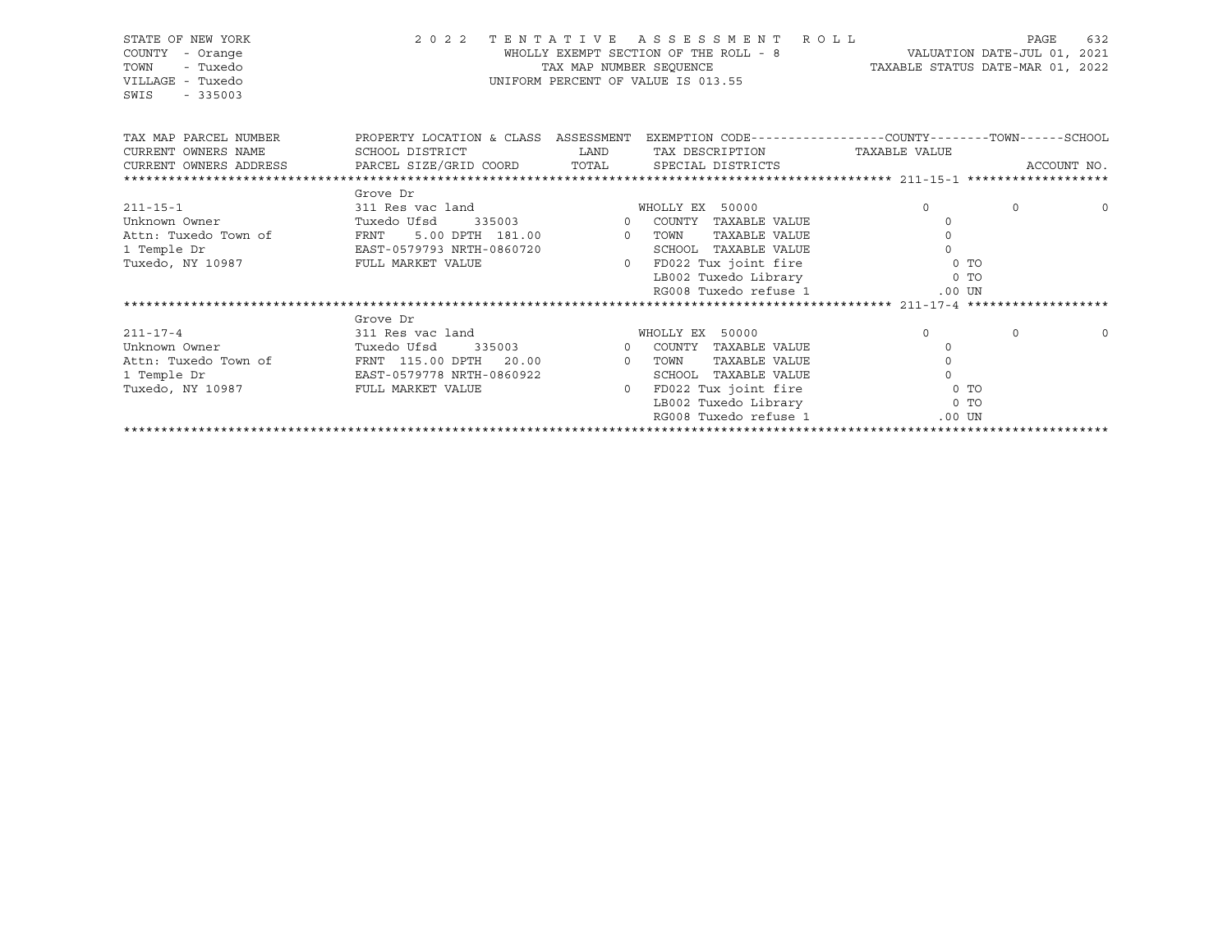STATE OF NEW YORK
COUNTY - Orange
TOWN - Tuxedo
VILLAGE - Tuxedo
SWIS - 335003

2022 TENTATIVE ASSESSMENT ROLL
WHOLLY EXEMPT SECTION OF THE ROLL - 8
TAX MAP NUMBER SEQUENCE
UNIFORM PERCENT OF VALUE IS 013.55

VALUATION DATE-JUL 01, 2021
TAXABLE STATUS DATE-MAR 01, 2022

| TAX MAP PARCEL NUMBER<br>CURRENT OWNERS NAME<br>CURRENT OWNERS ADDRESS | PROPERTY LOCATION & CLASS<br>SCHOOL DISTRICT<br>PARCEL SIZE/GRID COORD | ASSESSMENT<br>LAND<br>TOTAL | EXEMPTION CODE<br>TAX DESCRIPTION<br>SPECIAL DISTRICTS | COUNTY<br>TAXABLE VALUE | TOWN | SCHOOL<br><br>ACCOUNT NO. |
|---|---|---|---|---|---|---|
| **211-15-1** | Grove Dr | | | | | |
| 211-15-1 | 311 Res vac land | | WHOLLY EX 50000 | 0 | 0 | 0 |
| Unknown Owner | Tuxedo Ufsd 335003 | 0 | COUNTY TAXABLE VALUE | 0 | | |
| Attn: Tuxedo Town of | FRNT 5.00 DPTH 181.00 | 0 | TOWN TAXABLE VALUE | 0 | | |
| 1 Temple Dr | EAST-0579793 NRTH-0860720 | | SCHOOL TAXABLE VALUE | 0 | | |
| Tuxedo, NY 10987 | FULL MARKET VALUE | 0 | FD022 Tux joint fire | 0 TO | | |
| | | | LB002 Tuxedo Library | 0 TO | | |
| | | | RG008 Tuxedo refuse 1 | .00 UN | | |
| **211-17-4** | Grove Dr | | | | | |
| 211-17-4 | 311 Res vac land | | WHOLLY EX 50000 | 0 | 0 | 0 |
| Unknown Owner | Tuxedo Ufsd 335003 | 0 | COUNTY TAXABLE VALUE | 0 | | |
| Attn: Tuxedo Town of | FRNT 115.00 DPTH 20.00 | 0 | TOWN TAXABLE VALUE | 0 | | |
| 1 Temple Dr | EAST-0579778 NRTH-0860922 | | SCHOOL TAXABLE VALUE | 0 | | |
| Tuxedo, NY 10987 | FULL MARKET VALUE | 0 | FD022 Tux joint fire | 0 TO | | |
| | | | LB002 Tuxedo Library | 0 TO | | |
| | | | RG008 Tuxedo refuse 1 | .00 UN | | |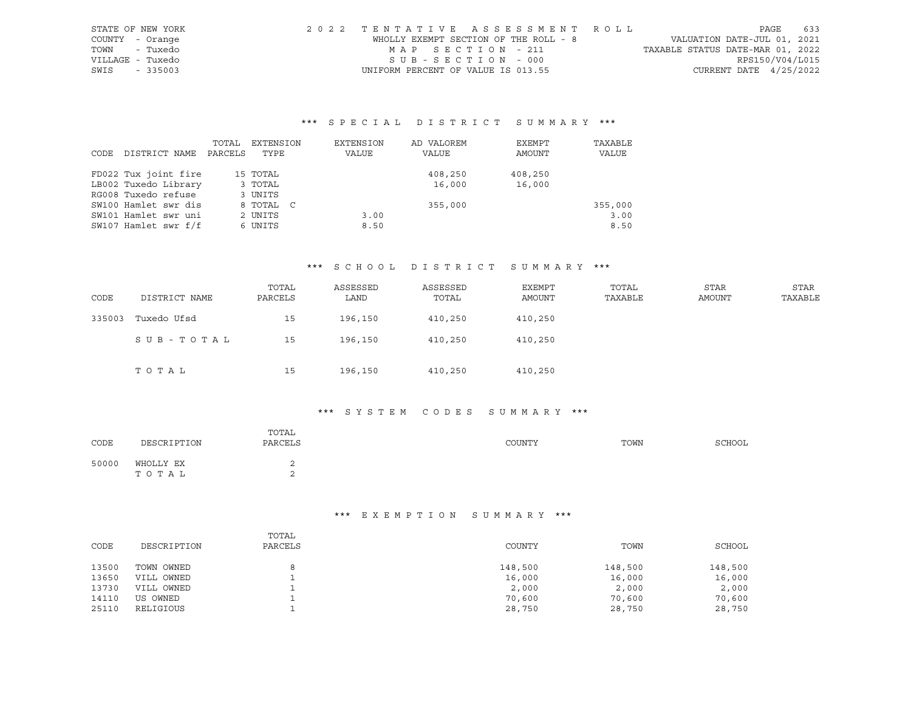STATE OF NEW YORK
COUNTY - Orange
TOWN - Tuxedo
VILLAGE - Tuxedo
SWIS - 335003

2022 TENTATIVE ASSESSMENT ROLL
WHOLLY EXEMPT SECTION OF THE ROLL - 8
MAP SECTION - 211
SUB-SECTION - 000
UNIFORM PERCENT OF VALUE IS 013.55

VALUATION DATE-JUL 01, 2021
TAXABLE STATUS DATE-MAR 01, 2022
RPS150/V04/L015
CURRENT DATE 4/25/2022

## *** SPECIAL DISTRICT SUMMARY ***

| CODE | DISTRICT NAME | TOTAL PARCELS | EXTENSION TYPE | EXTENSION VALUE | AD VALOREM VALUE | EXEMPT AMOUNT | TAXABLE VALUE |
|---|---|---|---|---|---|---|---|
| FD022 | Tux joint fire | 15 | TOTAL | | 408,250 | 408,250 | |
| LB002 | Tuxedo Library | 3 | TOTAL | | 16,000 | 16,000 | |
| RG008 | Tuxedo refuse | 3 | UNITS | | | | |
| SW100 | Hamlet swr dis | 8 | TOTAL C | | 355,000 | | 355,000 |
| SW101 | Hamlet swr uni | 2 | UNITS | 3.00 | | | 3.00 |
| SW107 | Hamlet swr f/f | 6 | UNITS | 8.50 | | | 8.50 |

## *** SCHOOL DISTRICT SUMMARY ***

| CODE | DISTRICT NAME | TOTAL PARCELS | ASSESSED LAND | ASSESSED TOTAL | EXEMPT AMOUNT | TOTAL TAXABLE | STAR AMOUNT | STAR TAXABLE |
|---|---|---|---|---|---|---|---|---|
| 335003 | Tuxedo Ufsd | 15 | 196,150 | 410,250 | 410,250 | | | |
| | SUB-TOTAL | 15 | 196,150 | 410,250 | 410,250 | | | |
| | TOTAL | 15 | 196,150 | 410,250 | 410,250 | | | |

## *** SYSTEM CODES SUMMARY ***

| CODE | DESCRIPTION | TOTAL PARCELS | COUNTY | TOWN | SCHOOL |
|---|---|---|---|---|---|
| 50000 | WHOLLY EX | 2 | | | |
| | TOTAL | 2 | | | |

## *** EXEMPTION SUMMARY ***

| CODE | DESCRIPTION | TOTAL PARCELS | COUNTY | TOWN | SCHOOL |
|---|---|---|---|---|---|
| 13500 | TOWN OWNED | 8 | 148,500 | 148,500 | 148,500 |
| 13650 | VILL OWNED | 1 | 16,000 | 16,000 | 16,000 |
| 13730 | VILL OWNED | 1 | 2,000 | 2,000 | 2,000 |
| 14110 | US OWNED | 1 | 70,600 | 70,600 | 70,600 |
| 25110 | RELIGIOUS | 1 | 28,750 | 28,750 | 28,750 |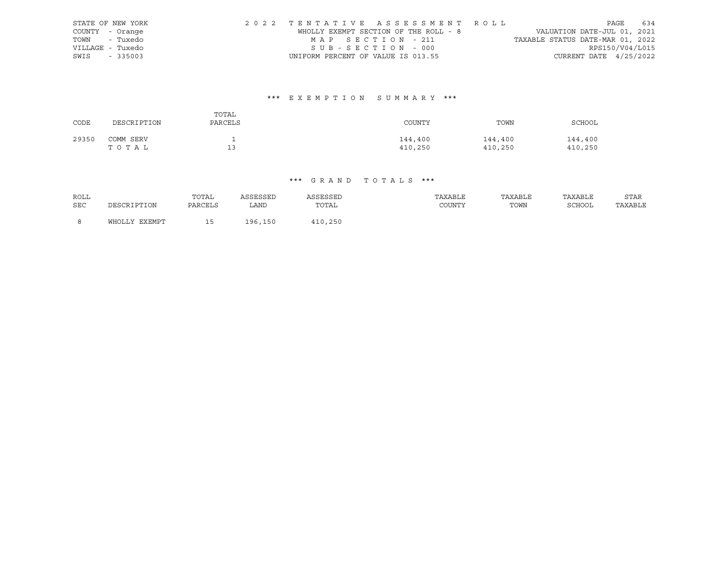STATE OF NEW YORK
COUNTY - Orange
TOWN - Tuxedo
VILLAGE - Tuxedo
SWIS - 335003

2022 TENTATIVE ASSESSMENT ROLL
WHOLLY EXEMPT SECTION OF THE ROLL - 8
MAP SECTION - 211
SUB-SECTION - 000
UNIFORM PERCENT OF VALUE IS 013.55

VALUATION DATE-JUL 01, 2021
TAXABLE STATUS DATE-MAR 01, 2022
RPS150/V04/L015
CURRENT DATE 4/25/2022

### *** EXEMPTION SUMMARY ***

| CODE | DESCRIPTION | TOTAL PARCELS | COUNTY | TOWN | SCHOOL |
|---|---|---|---|---|---|
| 29350 | COMM SERV | 1 | 144,400 | 144,400 | 144,400 |
| | TOTAL | 13 | 410,250 | 410,250 | 410,250 |

### *** GRAND TOTALS ***

| ROLL SEC | DESCRIPTION | TOTAL PARCELS | ASSESSED LAND | ASSESSED TOTAL | TAXABLE COUNTY | TAXABLE TOWN | TAXABLE SCHOOL | STAR TAXABLE |
|---|---|---|---|---|---|---|---|---|
| 8 | WHOLLY EXEMPT | 15 | 196,150 | 410,250 | | | | |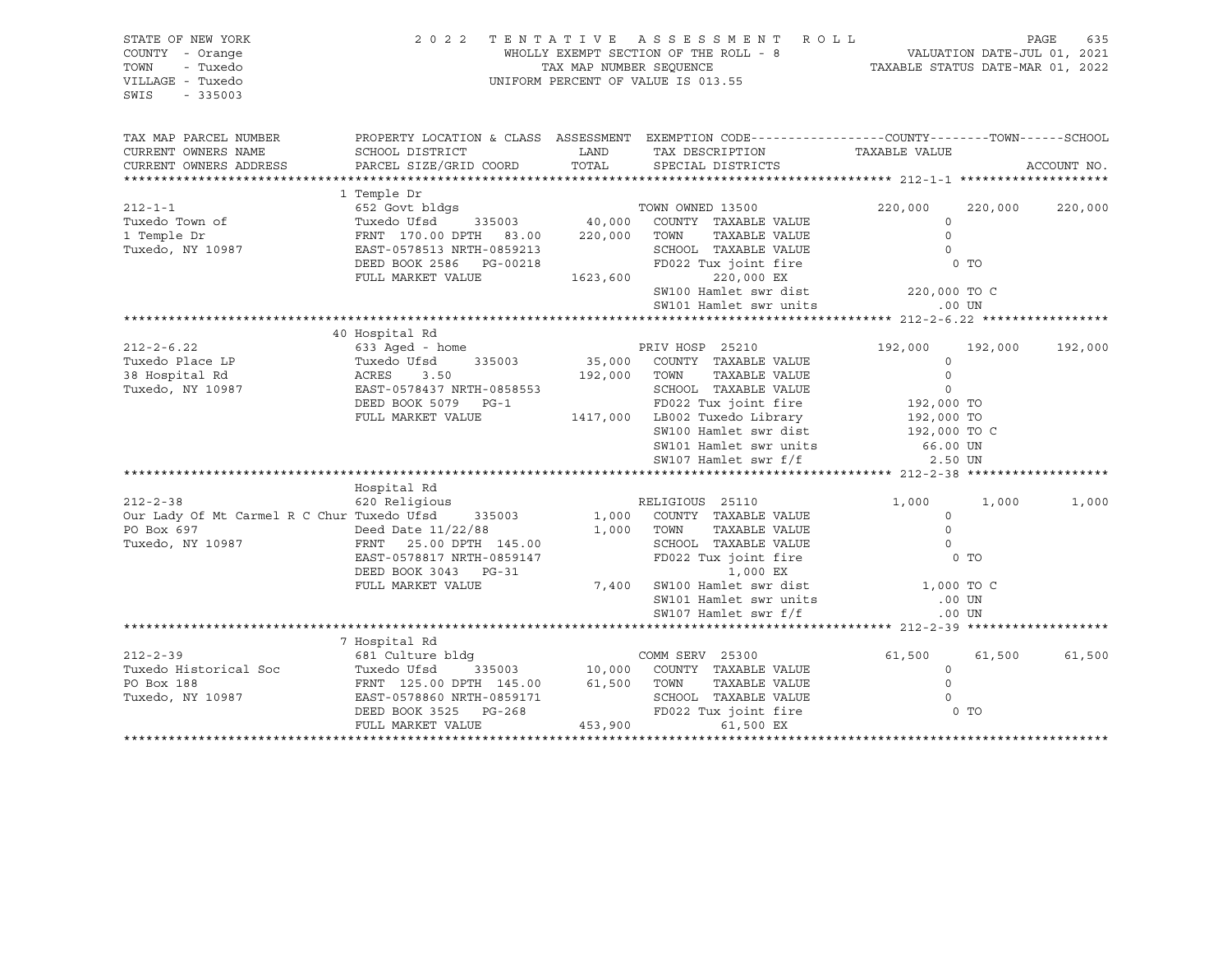STATE OF NEW YORK
COUNTY - Orange
TOWN - Tuxedo
VILLAGE - Tuxedo
SWIS - 335003

2022 TENTATIVE ASSESSMENT ROLL
WHOLLY EXEMPT SECTION OF THE ROLL - 8
TAX MAP NUMBER SEQUENCE
UNIFORM PERCENT OF VALUE IS 013.55

VALUATION DATE-JUL 01, 2021
TAXABLE STATUS DATE-MAR 01, 2022

| TAX MAP PARCEL NUMBER / CURRENT OWNERS NAME / CURRENT OWNERS ADDRESS | PROPERTY LOCATION & CLASS / SCHOOL DISTRICT / PARCEL SIZE/GRID COORD | ASSESSMENT LAND / TOTAL | EXEMPTION CODE / TAX DESCRIPTION / SPECIAL DISTRICTS | COUNTY | TOWN | SCHOOL |
|---|---|---|---|---|---|---|
| **212-1-1** | 1 Temple Dr | | | | | |
| 212-1-1 | 652 Govt bldgs | | TOWN OWNED 13500 | 220,000 | 220,000 | 220,000 |
| Tuxedo Town of | Tuxedo Ufsd 335003 | 40,000 | COUNTY TAXABLE VALUE | 0 | | |
| 1 Temple Dr | FRNT 170.00 DPTH 83.00 | 220,000 | TOWN TAXABLE VALUE | 0 | | |
| Tuxedo, NY 10987 | EAST-0578513 NRTH-0859213 | | SCHOOL TAXABLE VALUE | 0 | | |
| | DEED BOOK 2586 PG-00218 | | FD022 Tux joint fire | 0 TO | | |
| | FULL MARKET VALUE | 1623,600 | 220,000 EX | | | |
| | | | SW100 Hamlet swr dist | 220,000 TO C | | |
| | | | SW101 Hamlet swr units | .00 UN | | |
| **212-2-6.22** | 40 Hospital Rd | | | | | |
| 212-2-6.22 | 633 Aged - home | | PRIV HOSP 25210 | 192,000 | 192,000 | 192,000 |
| Tuxedo Place LP | Tuxedo Ufsd 335003 | 35,000 | COUNTY TAXABLE VALUE | 0 | | |
| 38 Hospital Rd | ACRES 3.50 | 192,000 | TOWN TAXABLE VALUE | 0 | | |
| Tuxedo, NY 10987 | EAST-0578437 NRTH-0858553 | | SCHOOL TAXABLE VALUE | 0 | | |
| | DEED BOOK 5079 PG-1 | | FD022 Tux joint fire | 192,000 TO | | |
| | FULL MARKET VALUE | 1417,000 | LB002 Tuxedo Library | 192,000 TO | | |
| | | | SW100 Hamlet swr dist | 192,000 TO C | | |
| | | | SW101 Hamlet swr units | 66.00 UN | | |
| | | | SW107 Hamlet swr f/f | 2.50 UN | | |
| **212-2-38** | Hospital Rd | | | | | |
| 212-2-38 | 620 Religious | | RELIGIOUS 25110 | 1,000 | 1,000 | 1,000 |
| Our Lady Of Mt Carmel R C Chur | Tuxedo Ufsd 335003 | 1,000 | COUNTY TAXABLE VALUE | 0 | | |
| PO Box 697 | Deed Date 11/22/88 | 1,000 | TOWN TAXABLE VALUE | 0 | | |
| Tuxedo, NY 10987 | FRNT 25.00 DPTH 145.00 | | SCHOOL TAXABLE VALUE | 0 | | |
| | EAST-0578817 NRTH-0859147 | | FD022 Tux joint fire | 0 TO | | |
| | DEED BOOK 3043 PG-31 | | 1,000 EX | | | |
| | FULL MARKET VALUE | 7,400 | SW100 Hamlet swr dist | 1,000 TO C | | |
| | | | SW101 Hamlet swr units | .00 UN | | |
| | | | SW107 Hamlet swr f/f | .00 UN | | |
| **212-2-39** | 7 Hospital Rd | | | | | |
| 212-2-39 | 681 Culture bldg | | COMM SERV 25300 | 61,500 | 61,500 | 61,500 |
| Tuxedo Historical Soc | Tuxedo Ufsd 335003 | 10,000 | COUNTY TAXABLE VALUE | 0 | | |
| PO Box 188 | FRNT 125.00 DPTH 145.00 | 61,500 | TOWN TAXABLE VALUE | 0 | | |
| Tuxedo, NY 10987 | EAST-0578860 NRTH-0859171 | | SCHOOL TAXABLE VALUE | 0 | | |
| | DEED BOOK 3525 PG-268 | | FD022 Tux joint fire | 0 TO | | |
| | FULL MARKET VALUE | 453,900 | 61,500 EX | | | |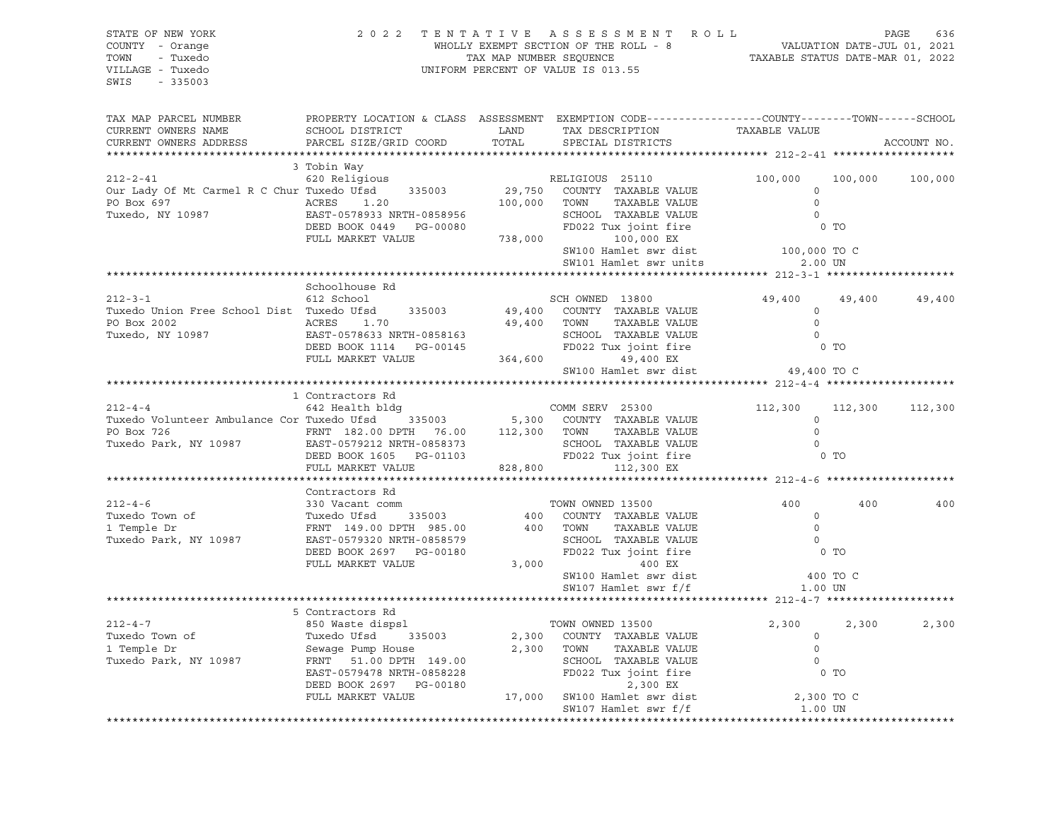STATE OF NEW YORK
COUNTY - Orange
TOWN - Tuxedo
VILLAGE - Tuxedo
SWIS - 335003

2022 TENTATIVE ASSESSMENT ROLL
WHOLLY EXEMPT SECTION OF THE ROLL - 8
TAX MAP NUMBER SEQUENCE
UNIFORM PERCENT OF VALUE IS 013.55

VALUATION DATE-JUL 01, 2021
TAXABLE STATUS DATE-MAR 01, 2022

```
TAX MAP PARCEL NUMBER        PROPERTY LOCATION & CLASS  ASSESSMENT  EXEMPTION CODE------------------COUNTY--------TOWN------SCHOOL
CURRENT OWNERS NAME          SCHOOL DISTRICT               LAND      TAX DESCRIPTION            TAXABLE VALUE
CURRENT OWNERS ADDRESS       PARCEL SIZE/GRID COORD        TOTAL     SPECIAL DISTRICTS                                     ACCOUNT NO.
******************************************************************************************************* 212-2-41 *******************
                             3 Tobin Way
212-2-41                     620 Religious                            RELIGIOUS  25110             100,000    100,000    100,000
Our Lady Of Mt Carmel R C Chur Tuxedo Ufsd     335003      29,750    COUNTY  TAXABLE VALUE                0
PO Box 697                   ACRES    1.20                100,000    TOWN    TAXABLE VALUE                0
Tuxedo, NY 10987             EAST-0578933 NRTH-0858956               SCHOOL  TAXABLE VALUE                0
                             DEED BOOK 0449   PG-00080               FD022 Tux joint fire                 0 TO
                             FULL MARKET VALUE            738,000          100,000 EX
                                                                     SW100 Hamlet swr dist           100,000 TO C
                                                                     SW101 Hamlet swr units             2.00 UN
******************************************************************************************************* 212-3-1 ********************
                             Schoolhouse Rd
212-3-1                      612 School                               SCH OWNED  13800              49,400     49,400     49,400
Tuxedo Union Free School Dist  Tuxedo Ufsd     335003      49,400    COUNTY  TAXABLE VALUE                0
PO Box 2002                  ACRES    1.70                 49,400    TOWN    TAXABLE VALUE                0
Tuxedo, NY 10987             EAST-0578633 NRTH-0858163               SCHOOL  TAXABLE VALUE                0
                             DEED BOOK 1114   PG-00145               FD022 Tux joint fire                 0 TO
                             FULL MARKET VALUE            364,600           49,400 EX
                                                                     SW100 Hamlet swr dist            49,400 TO C
******************************************************************************************************* 212-4-4 ********************
                             1 Contractors Rd
212-4-4                      642 Health bldg                          COMM SERV  25300             112,300    112,300    112,300
Tuxedo Volunteer Ambulance Cor Tuxedo Ufsd     335003       5,300    COUNTY  TAXABLE VALUE                0
PO Box 726                   FRNT 182.00 DPTH  76.00      112,300    TOWN    TAXABLE VALUE                0
Tuxedo Park, NY 10987        EAST-0579212 NRTH-0858373               SCHOOL  TAXABLE VALUE                0
                             DEED BOOK 1605   PG-01103               FD022 Tux joint fire                 0 TO
                             FULL MARKET VALUE            828,800          112,300 EX
******************************************************************************************************* 212-4-6 ********************
                             Contractors Rd
212-4-6                      330 Vacant comm                          TOWN OWNED 13500                 400        400        400
Tuxedo Town of               Tuxedo Ufsd     335003           400    COUNTY  TAXABLE VALUE                0
1 Temple Dr                  FRNT 149.00 DPTH 985.00          400    TOWN    TAXABLE VALUE                0
Tuxedo Park, NY 10987        EAST-0579320 NRTH-0858579               SCHOOL  TAXABLE VALUE                0
                             DEED BOOK 2697   PG-00180               FD022 Tux joint fire                 0 TO
                             FULL MARKET VALUE              3,000              400 EX
                                                                     SW100 Hamlet swr dist               400 TO C
                                                                     SW107 Hamlet swr f/f               1.00 UN
******************************************************************************************************* 212-4-7 ********************
                             5 Contractors Rd
212-4-7                      850 Waste dispsl                         TOWN OWNED 13500               2,300      2,300      2,300
Tuxedo Town of               Tuxedo Ufsd     335003         2,300    COUNTY  TAXABLE VALUE                0
1 Temple Dr                  Sewage Pump House              2,300    TOWN    TAXABLE VALUE                0
Tuxedo Park, NY 10987        FRNT  51.00 DPTH 149.00                 SCHOOL  TAXABLE VALUE                0
                             EAST-0579478 NRTH-0858228               FD022 Tux joint fire                 0 TO
                             DEED BOOK 2697   PG-00180                       2,300 EX
                             FULL MARKET VALUE             17,000    SW100 Hamlet swr dist             2,300 TO C
                                                                     SW107 Hamlet swr f/f               1.00 UN
************************************************************************************************************************************
```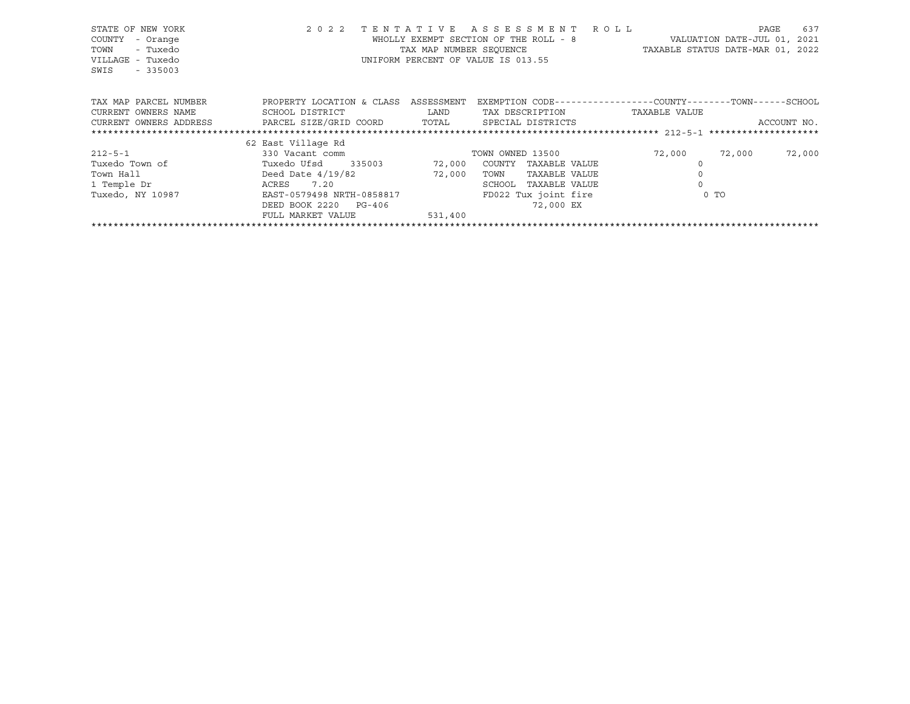STATE OF NEW YORK
COUNTY - Orange
TOWN - Tuxedo
VILLAGE - Tuxedo
SWIS - 335003

2022 TENTATIVE ASSESSMENT ROLL
WHOLLY EXEMPT SECTION OF THE ROLL - 8
TAX MAP NUMBER SEQUENCE
UNIFORM PERCENT OF VALUE IS 013.55

VALUATION DATE-JUL 01, 2021
TAXABLE STATUS DATE-MAR 01, 2022

| TAX MAP PARCEL NUMBER / CURRENT OWNERS NAME / CURRENT OWNERS ADDRESS | PROPERTY LOCATION & CLASS / SCHOOL DISTRICT / PARCEL SIZE/GRID COORD | ASSESSMENT LAND / TOTAL | EXEMPTION CODE / TAX DESCRIPTION / SPECIAL DISTRICTS | COUNTY TAXABLE VALUE | TOWN | SCHOOL / ACCOUNT NO. |
|---|---|---|---|---|---|---|
| 212-5-1 | 62 East Village Rd | | | | | |
| | 330 Vacant comm | | TOWN OWNED 13500 | 72,000 | 72,000 | 72,000 |
| Tuxedo Town of | Tuxedo Ufsd 335003 | 72,000 | COUNTY TAXABLE VALUE | 0 | | |
| Town Hall | Deed Date 4/19/82 | 72,000 | TOWN TAXABLE VALUE | 0 | | |
| 1 Temple Dr | ACRES 7.20 | | SCHOOL TAXABLE VALUE | 0 | | |
| Tuxedo, NY 10987 | EAST-0579498 NRTH-0858817 | | FD022 Tux joint fire | 0 TO | | |
| | DEED BOOK 2220 PG-406 | | 72,000 EX | | | |
| | FULL MARKET VALUE | 531,400 | | | | |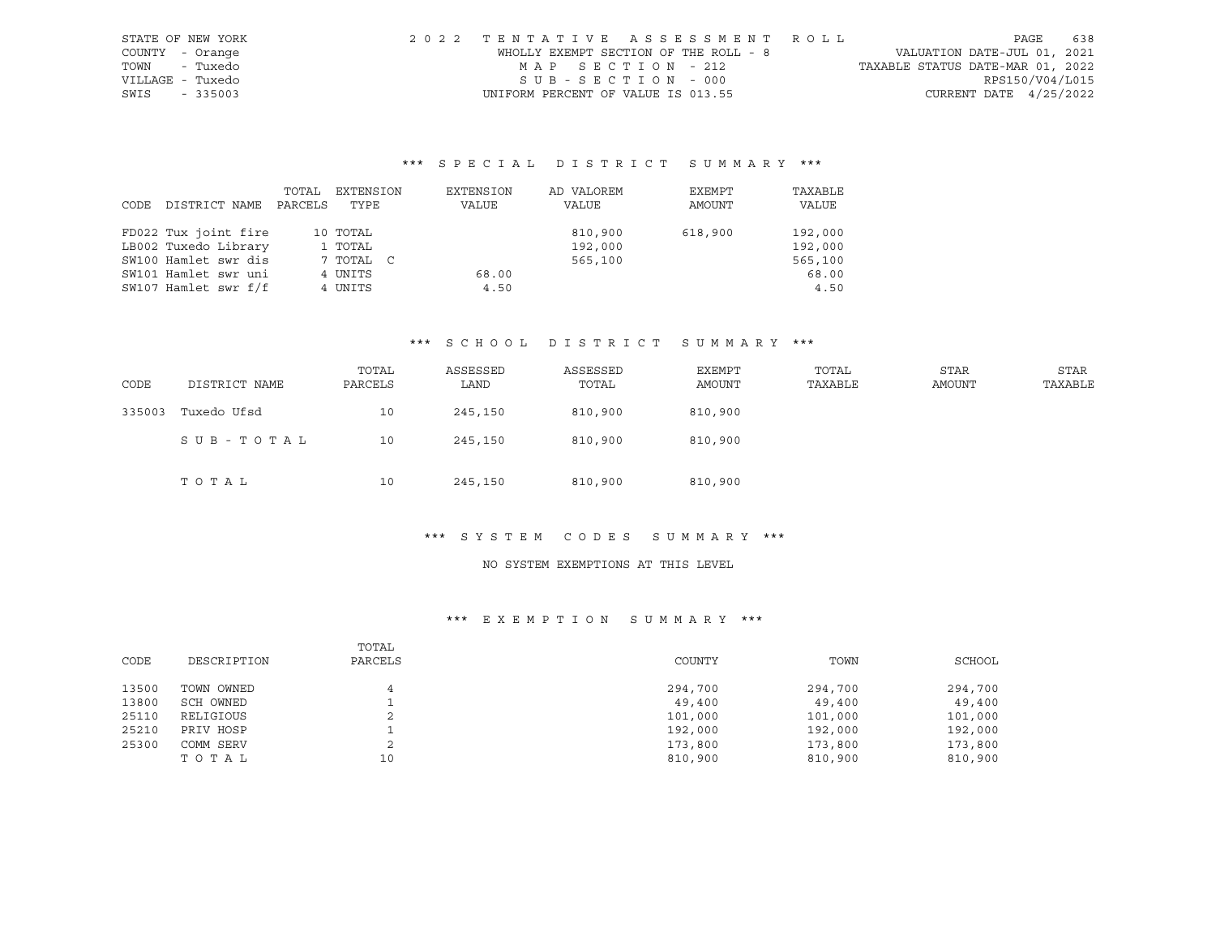STATE OF NEW YORK
COUNTY - Orange
TOWN - Tuxedo
VILLAGE - Tuxedo
SWIS - 335003

2022 TENTATIVE ASSESSMENT ROLL
WHOLLY EXEMPT SECTION OF THE ROLL - 8
MAP SECTION - 212
SUB-SECTION - 000
UNIFORM PERCENT OF VALUE IS 013.55

VALUATION DATE-JUL 01, 2021
TAXABLE STATUS DATE-MAR 01, 2022
RPS150/V04/L015
CURRENT DATE 4/25/2022

### *** SPECIAL DISTRICT SUMMARY ***

| CODE | DISTRICT NAME | TOTAL PARCELS | EXTENSION TYPE | EXTENSION VALUE | AD VALOREM VALUE | EXEMPT AMOUNT | TAXABLE VALUE |
|---|---|---|---|---|---|---|---|
| FD022 | Tux joint fire | 10 | TOTAL | | 810,900 | 618,900 | 192,000 |
| LB002 | Tuxedo Library | 1 | TOTAL | | 192,000 | | 192,000 |
| SW100 | Hamlet swr dis | 7 | TOTAL C | | 565,100 | | 565,100 |
| SW101 | Hamlet swr uni | 4 | UNITS | 68.00 | | | 68.00 |
| SW107 | Hamlet swr f/f | 4 | UNITS | 4.50 | | | 4.50 |

### *** SCHOOL DISTRICT SUMMARY ***

| CODE | DISTRICT NAME | TOTAL PARCELS | ASSESSED LAND | ASSESSED TOTAL | EXEMPT AMOUNT | TOTAL TAXABLE | STAR AMOUNT | STAR TAXABLE |
|---|---|---|---|---|---|---|---|---|
| 335003 | Tuxedo Ufsd | 10 | 245,150 | 810,900 | 810,900 | | | |
| | SUB-TOTAL | 10 | 245,150 | 810,900 | 810,900 | | | |
| | TOTAL | 10 | 245,150 | 810,900 | 810,900 | | | |

### *** SYSTEM CODES SUMMARY ***

NO SYSTEM EXEMPTIONS AT THIS LEVEL

### *** EXEMPTION SUMMARY ***

| CODE | DESCRIPTION | TOTAL PARCELS | COUNTY | TOWN | SCHOOL |
|---|---|---|---|---|---|
| 13500 | TOWN OWNED | 4 | 294,700 | 294,700 | 294,700 |
| 13800 | SCH OWNED | 1 | 49,400 | 49,400 | 49,400 |
| 25110 | RELIGIOUS | 2 | 101,000 | 101,000 | 101,000 |
| 25210 | PRIV HOSP | 1 | 192,000 | 192,000 | 192,000 |
| 25300 | COMM SERV | 2 | 173,800 | 173,800 | 173,800 |
| | TOTAL | 10 | 810,900 | 810,900 | 810,900 |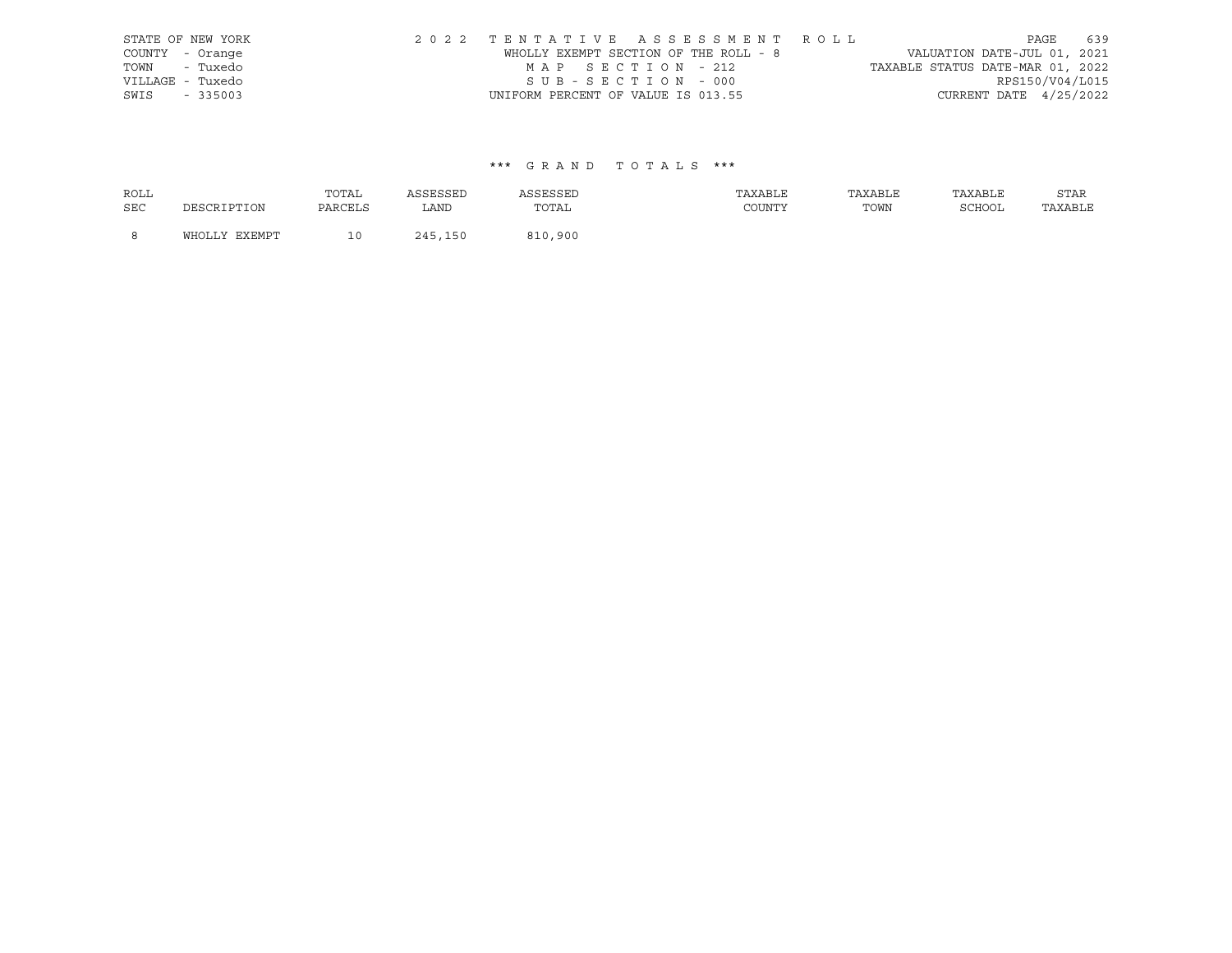STATE OF NEW YORK
COUNTY - Orange
TOWN - Tuxedo
VILLAGE - Tuxedo
SWIS - 335003

2 0 2 2 T E N T A T I V E A S S E S S M E N T R O L L
WHOLLY EXEMPT SECTION OF THE ROLL - 8
M A P S E C T I O N - 212
S U B - S E C T I O N - 000
UNIFORM PERCENT OF VALUE IS 013.55

VALUATION DATE-JUL 01, 2021
TAXABLE STATUS DATE-MAR 01, 2022
RPS150/V04/L015
CURRENT DATE 4/25/2022

### *** G R A N D T O T A L S ***

| ROLL SEC | DESCRIPTION | TOTAL PARCELS | ASSESSED LAND | ASSESSED TOTAL | TAXABLE COUNTY | TAXABLE TOWN | TAXABLE SCHOOL | STAR TAXABLE |
|---|---|---|---|---|---|---|---|---|
| 8 | WHOLLY EXEMPT | 10 | 245,150 | 810,900 | | | | |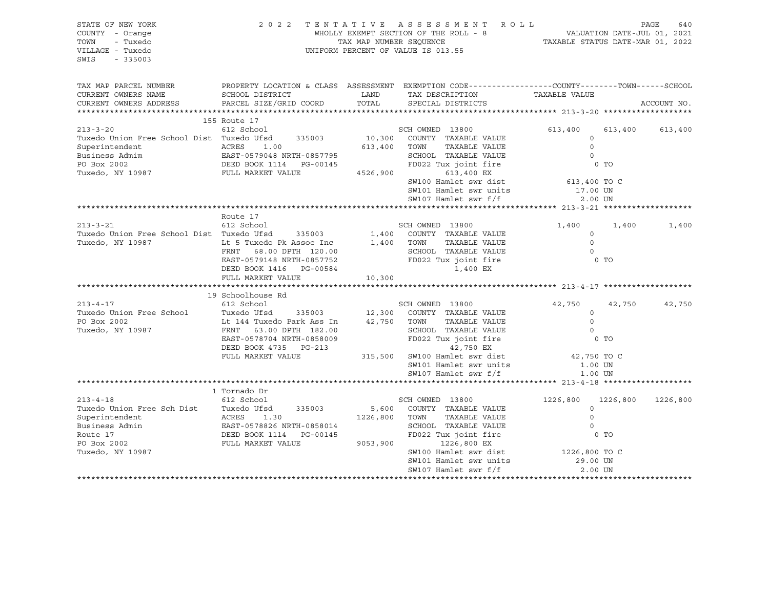STATE OF NEW YORK
COUNTY - Orange
TOWN - Tuxedo
VILLAGE - Tuxedo
SWIS - 335003

2022 TENTATIVE ASSESSMENT ROLL
WHOLLY EXEMPT SECTION OF THE ROLL - 8
TAX MAP NUMBER SEQUENCE
UNIFORM PERCENT OF VALUE IS 013.55

VALUATION DATE-JUL 01, 2021
TAXABLE STATUS DATE-MAR 01, 2022

```
TAX MAP PARCEL NUMBER          PROPERTY LOCATION & CLASS  ASSESSMENT  EXEMPTION CODE-----------------COUNTY--------TOWN------SCHOOL
CURRENT OWNERS NAME            SCHOOL DISTRICT               LAND     TAX DESCRIPTION              TAXABLE VALUE
CURRENT OWNERS ADDRESS         PARCEL SIZE/GRID COORD       TOTAL     SPECIAL DISTRICTS                                   ACCOUNT NO.
******************************************************************************************************* 213-3-20 ******************
                               155 Route 17
213-3-20                       612 School                             SCH OWNED  13800              613,400    613,400    613,400
Tuxedo Union Free School Dist  Tuxedo Ufsd      335003      10,300    COUNTY  TAXABLE VALUE               0
Superintendent                 ACRES    1.00               613,400    TOWN    TAXABLE VALUE               0
Business Admim                 EAST-0579048 NRTH-0857795              SCHOOL  TAXABLE VALUE               0
PO Box 2002                    DEED BOOK 1114   PG-00145              FD022 Tux joint fire                  0 TO
Tuxedo, NY 10987               FULL MARKET VALUE          4526,900          613,400 EX
                                                                      SW100 Hamlet swr dist           613,400 TO C
                                                                      SW101 Hamlet swr units            17.00 UN
                                                                      SW107 Hamlet swr f/f               2.00 UN
******************************************************************************************************* 213-3-21 ******************
                               Route 17
213-3-21                       612 School                             SCH OWNED  13800                1,400      1,400      1,400
Tuxedo Union Free School Dist  Tuxedo Ufsd      335003       1,400    COUNTY  TAXABLE VALUE               0
Tuxedo, NY 10987               Lt 5 Tuxedo Pk Assoc Inc      1,400    TOWN    TAXABLE VALUE               0
                               FRNT   68.00 DPTH 120.00               SCHOOL  TAXABLE VALUE               0
                               EAST-0579148 NRTH-0857752              FD022 Tux joint fire                  0 TO
                               DEED BOOK 1416   PG-00584                      1,400 EX
                               FULL MARKET VALUE             10,300
******************************************************************************************************* 213-4-17 ******************
                               19 Schoolhouse Rd
213-4-17                       612 School                             SCH OWNED  13800               42,750     42,750     42,750
Tuxedo Union Free School       Tuxedo Ufsd      335003      12,300    COUNTY  TAXABLE VALUE               0
PO Box 2002                    Lt 144 Tuxedo Park Ass In    42,750    TOWN    TAXABLE VALUE               0
Tuxedo, NY 10987               FRNT   63.00 DPTH 182.00               SCHOOL  TAXABLE VALUE               0
                               EAST-0578704 NRTH-0858009              FD022 Tux joint fire                  0 TO
                               DEED BOOK 4735   PG-213                       42,750 EX
                               FULL MARKET VALUE            315,500   SW100 Hamlet swr dist            42,750 TO C
                                                                      SW101 Hamlet swr units             1.00 UN
                                                                      SW107 Hamlet swr f/f               1.00 UN
******************************************************************************************************* 213-4-18 ******************
                               1 Tornado Dr
213-4-18                       612 School                             SCH OWNED  13800             1226,800   1226,800   1226,800
Tuxedo Union Free Sch Dist     Tuxedo Ufsd      335003       5,600    COUNTY  TAXABLE VALUE               0
Superintendent                 ACRES    1.30              1226,800    TOWN    TAXABLE VALUE               0
Business Admin                 EAST-0578826 NRTH-0858014              SCHOOL  TAXABLE VALUE               0
Route 17                       DEED BOOK 1114   PG-00145              FD022 Tux joint fire                  0 TO
PO Box 2002                    FULL MARKET VALUE          9053,900         1226,800 EX
Tuxedo, NY 10987                                                      SW100 Hamlet swr dist          1226,800 TO C
                                                                      SW101 Hamlet swr units            29.00 UN
                                                                      SW107 Hamlet swr f/f               2.00 UN
************************************************************************************************************************************
```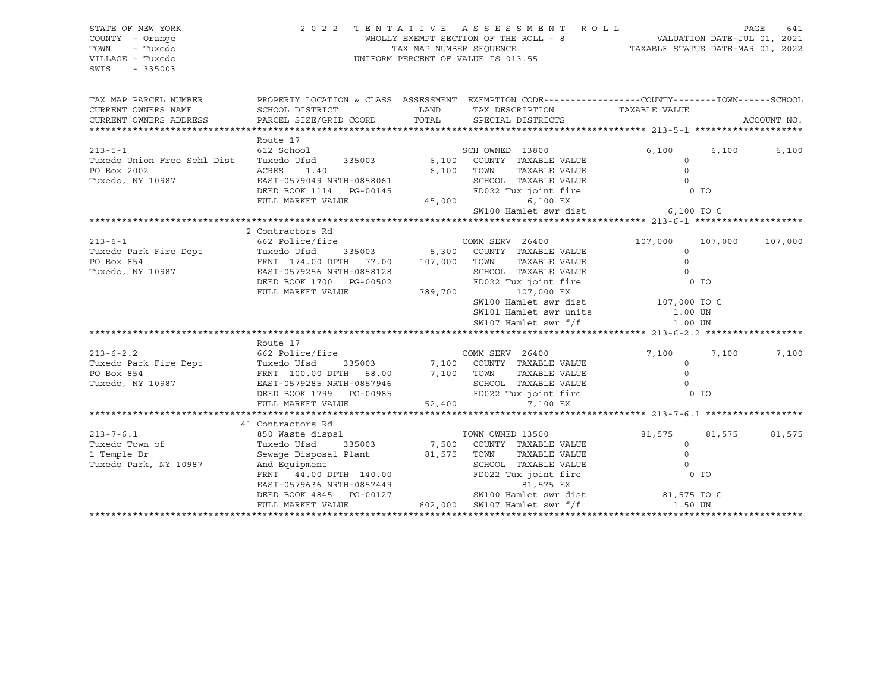STATE OF NEW YORK
COUNTY - Orange
TOWN - Tuxedo
VILLAGE - Tuxedo
SWIS - 335003

2022 TENTATIVE ASSESSMENT ROLL
WHOLLY EXEMPT SECTION OF THE ROLL - 8
TAX MAP NUMBER SEQUENCE
UNIFORM PERCENT OF VALUE IS 013.55

VALUATION DATE-JUL 01, 2021
TAXABLE STATUS DATE-MAR 01, 2022

| TAX MAP PARCEL NUMBER / CURRENT OWNERS NAME / CURRENT OWNERS ADDRESS | PROPERTY LOCATION & CLASS / SCHOOL DISTRICT / PARCEL SIZE/GRID COORD | ASSESSMENT LAND / TOTAL | EXEMPTION CODE / TAX DESCRIPTION / SPECIAL DISTRICTS | COUNTY TAXABLE VALUE | TOWN | SCHOOL / ACCOUNT NO. |
|---|---|---|---|---|---|---|
| **213-5-1** | Route 17 | | | | | |
| 213-5-1 | 612 School | | SCH OWNED 13800 | 6,100 | 6,100 | 6,100 |
| Tuxedo Union Free Schl Dist | Tuxedo Ufsd 335003 | 6,100 | COUNTY TAXABLE VALUE | 0 | | |
| PO Box 2002 | ACRES 1.40 | 6,100 | TOWN TAXABLE VALUE | 0 | | |
| Tuxedo, NY 10987 | EAST-0579049 NRTH-0858061 | | SCHOOL TAXABLE VALUE | 0 | | |
| | DEED BOOK 1114 PG-00145 | | FD022 Tux joint fire | 0 TO | | |
| | FULL MARKET VALUE | 45,000 | 6,100 EX | | | |
| | | | SW100 Hamlet swr dist | 6,100 TO C | | |
| **213-6-1** | 2 Contractors Rd | | | | | |
| 213-6-1 | 662 Police/fire | | COMM SERV 26400 | 107,000 | 107,000 | 107,000 |
| Tuxedo Park Fire Dept | Tuxedo Ufsd 335003 | 5,300 | COUNTY TAXABLE VALUE | 0 | | |
| PO Box 854 | FRNT 174.00 DPTH 77.00 | 107,000 | TOWN TAXABLE VALUE | 0 | | |
| Tuxedo, NY 10987 | EAST-0579256 NRTH-0858128 | | SCHOOL TAXABLE VALUE | 0 | | |
| | DEED BOOK 1700 PG-00502 | | FD022 Tux joint fire | 0 TO | | |
| | FULL MARKET VALUE | 789,700 | 107,000 EX | | | |
| | | | SW100 Hamlet swr dist | 107,000 TO C | | |
| | | | SW101 Hamlet swr units | 1.00 UN | | |
| | | | SW107 Hamlet swr f/f | 1.00 UN | | |
| **213-6-2.2** | Route 17 | | | | | |
| 213-6-2.2 | 662 Police/fire | | COMM SERV 26400 | 7,100 | 7,100 | 7,100 |
| Tuxedo Park Fire Dept | Tuxedo Ufsd 335003 | 7,100 | COUNTY TAXABLE VALUE | 0 | | |
| PO Box 854 | FRNT 100.00 DPTH 58.00 | 7,100 | TOWN TAXABLE VALUE | 0 | | |
| Tuxedo, NY 10987 | EAST-0579285 NRTH-0857946 | | SCHOOL TAXABLE VALUE | 0 | | |
| | DEED BOOK 1799 PG-00985 | | FD022 Tux joint fire | 0 TO | | |
| | FULL MARKET VALUE | 52,400 | 7,100 EX | | | |
| **213-7-6.1** | 41 Contractors Rd | | | | | |
| 213-7-6.1 | 850 Waste dispsl | | TOWN OWNED 13500 | 81,575 | 81,575 | 81,575 |
| Tuxedo Town of | Tuxedo Ufsd 335003 | 7,500 | COUNTY TAXABLE VALUE | 0 | | |
| 1 Temple Dr | Sewage Disposal Plant | 81,575 | TOWN TAXABLE VALUE | 0 | | |
| Tuxedo Park, NY 10987 | And Equipment | | SCHOOL TAXABLE VALUE | 0 | | |
| | FRNT 44.00 DPTH 140.00 | | FD022 Tux joint fire | 0 TO | | |
| | EAST-0579636 NRTH-0857449 | | 81,575 EX | | | |
| | DEED BOOK 4845 PG-00127 | | SW100 Hamlet swr dist | 81,575 TO C | | |
| | FULL MARKET VALUE | 602,000 | SW107 Hamlet swr f/f | 1.50 UN | | |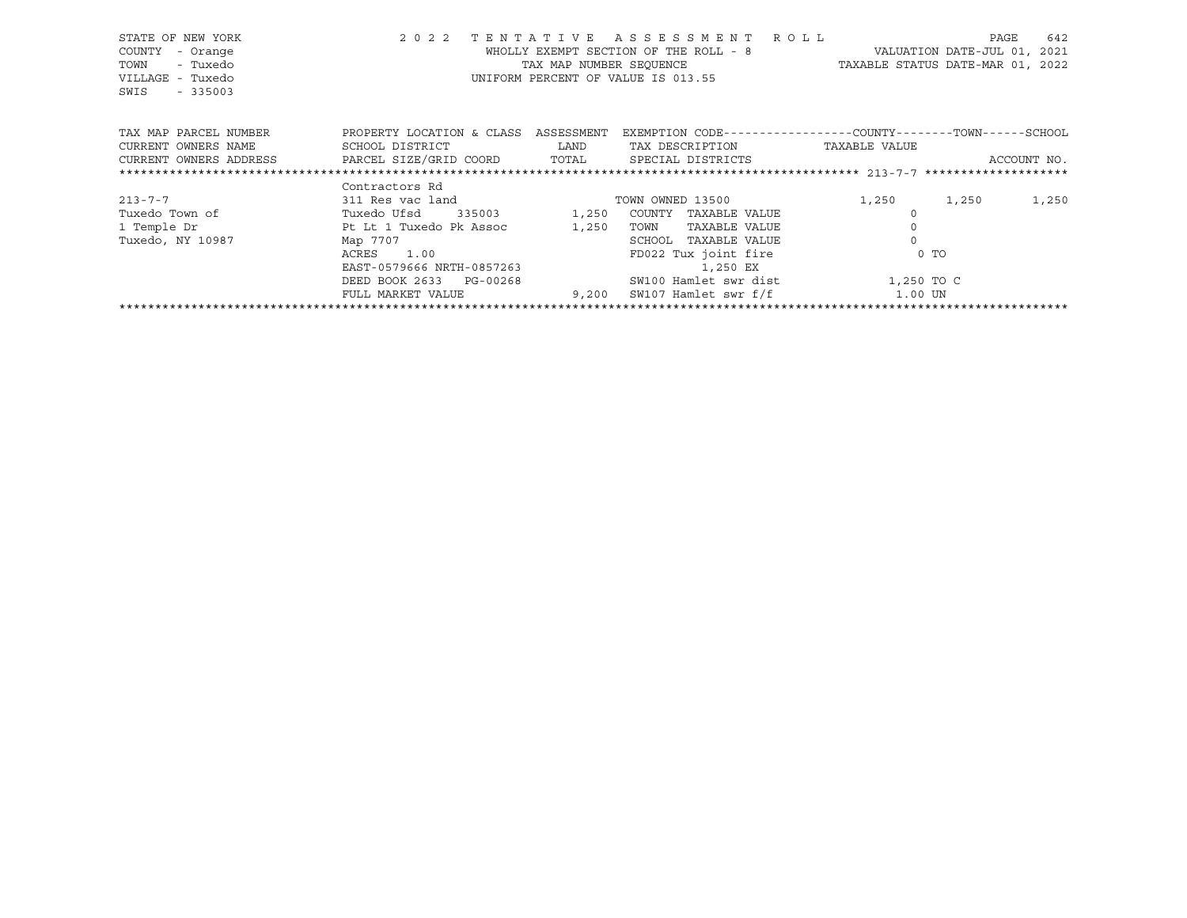STATE OF NEW YORK
COUNTY - Orange
TOWN - Tuxedo
VILLAGE - Tuxedo
SWIS - 335003

2022 TENTATIVE ASSESSMENT ROLL
WHOLLY EXEMPT SECTION OF THE ROLL - 8
TAX MAP NUMBER SEQUENCE
UNIFORM PERCENT OF VALUE IS 013.55

VALUATION DATE-JUL 01, 2021
TAXABLE STATUS DATE-MAR 01, 2022

| TAX MAP PARCEL NUMBER / CURRENT OWNERS NAME / CURRENT OWNERS ADDRESS | PROPERTY LOCATION & CLASS / SCHOOL DISTRICT / PARCEL SIZE/GRID COORD | ASSESSMENT LAND / TOTAL | EXEMPTION CODE / TAX DESCRIPTION / SPECIAL DISTRICTS | COUNTY | TOWN | SCHOOL |
|---|---|---|---|---|---|---|
| ******************** 213-7-7 ******************** | | | | | | |
| | Contractors Rd | | | | | |
| 213-7-7 | 311 Res vac land | | TOWN OWNED 13500 | 1,250 | 1,250 | 1,250 |
| Tuxedo Town of | Tuxedo Ufsd 335003 | 1,250 | COUNTY TAXABLE VALUE | 0 | | |
| 1 Temple Dr | Pt Lt 1 Tuxedo Pk Assoc | 1,250 | TOWN TAXABLE VALUE | 0 | | |
| Tuxedo, NY 10987 | Map 7707 | | SCHOOL TAXABLE VALUE | 0 | | |
| | ACRES 1.00 | | FD022 Tux joint fire | 0 TO | | |
| | EAST-0579666 NRTH-0857263 | | 1,250 EX | | | |
| | DEED BOOK 2633 PG-00268 | | SW100 Hamlet swr dist | 1,250 TO C | | |
| | FULL MARKET VALUE | 9,200 | SW107 Hamlet swr f/f | 1.00 UN | | |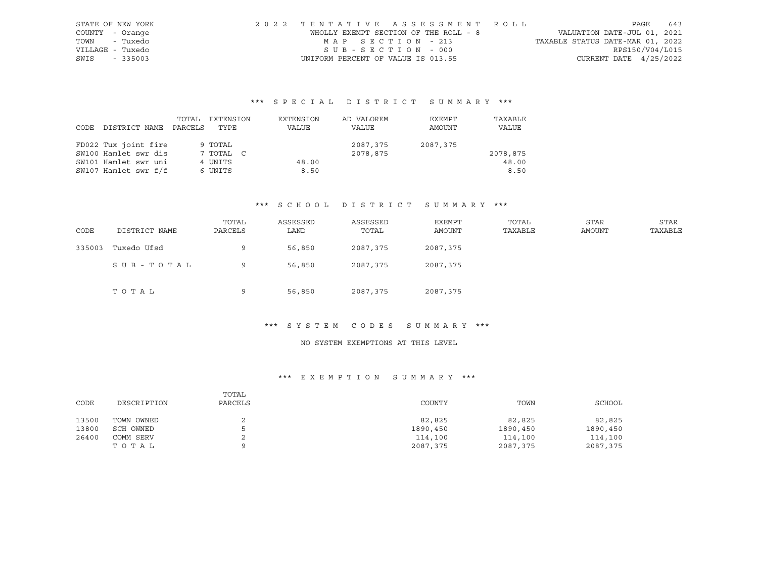STATE OF NEW YORK
COUNTY - Orange
TOWN - Tuxedo
VILLAGE - Tuxedo
SWIS - 335003

2022 TENTATIVE ASSESSMENT ROLL
WHOLLY EXEMPT SECTION OF THE ROLL - 8
MAP SECTION - 213
SUB-SECTION - 000
UNIFORM PERCENT OF VALUE IS 013.55

VALUATION DATE-JUL 01, 2021
TAXABLE STATUS DATE-MAR 01, 2022
RPS150/V04/L015
CURRENT DATE 4/25/2022

### *** SPECIAL DISTRICT SUMMARY ***

| CODE | DISTRICT NAME | TOTAL PARCELS | EXTENSION TYPE | EXTENSION VALUE | AD VALOREM VALUE | EXEMPT AMOUNT | TAXABLE VALUE |
|---|---|---|---|---|---|---|---|
| FD022 | Tux joint fire | 9 | TOTAL | | 2087,375 | 2087,375 | |
| SW100 | Hamlet swr dis | 7 | TOTAL C | | 2078,875 | | 2078,875 |
| SW101 | Hamlet swr uni | 4 | UNITS | 48.00 | | | 48.00 |
| SW107 | Hamlet swr f/f | 6 | UNITS | 8.50 | | | 8.50 |

### *** SCHOOL DISTRICT SUMMARY ***

| CODE | DISTRICT NAME | TOTAL PARCELS | ASSESSED LAND | ASSESSED TOTAL | EXEMPT AMOUNT | TOTAL TAXABLE | STAR AMOUNT | STAR TAXABLE |
|---|---|---|---|---|---|---|---|---|
| 335003 | Tuxedo Ufsd | 9 | 56,850 | 2087,375 | 2087,375 | | | |
| | SUB-TOTAL | 9 | 56,850 | 2087,375 | 2087,375 | | | |
| | TOTAL | 9 | 56,850 | 2087,375 | 2087,375 | | | |

### *** SYSTEM CODES SUMMARY ***

NO SYSTEM EXEMPTIONS AT THIS LEVEL

### *** EXEMPTION SUMMARY ***

| CODE | DESCRIPTION | TOTAL PARCELS | COUNTY | TOWN | SCHOOL |
|---|---|---|---|---|---|
| 13500 | TOWN OWNED | 2 | 82,825 | 82,825 | 82,825 |
| 13800 | SCH OWNED | 5 | 1890,450 | 1890,450 | 1890,450 |
| 26400 | COMM SERV | 2 | 114,100 | 114,100 | 114,100 |
| | TOTAL | 9 | 2087,375 | 2087,375 | 2087,375 |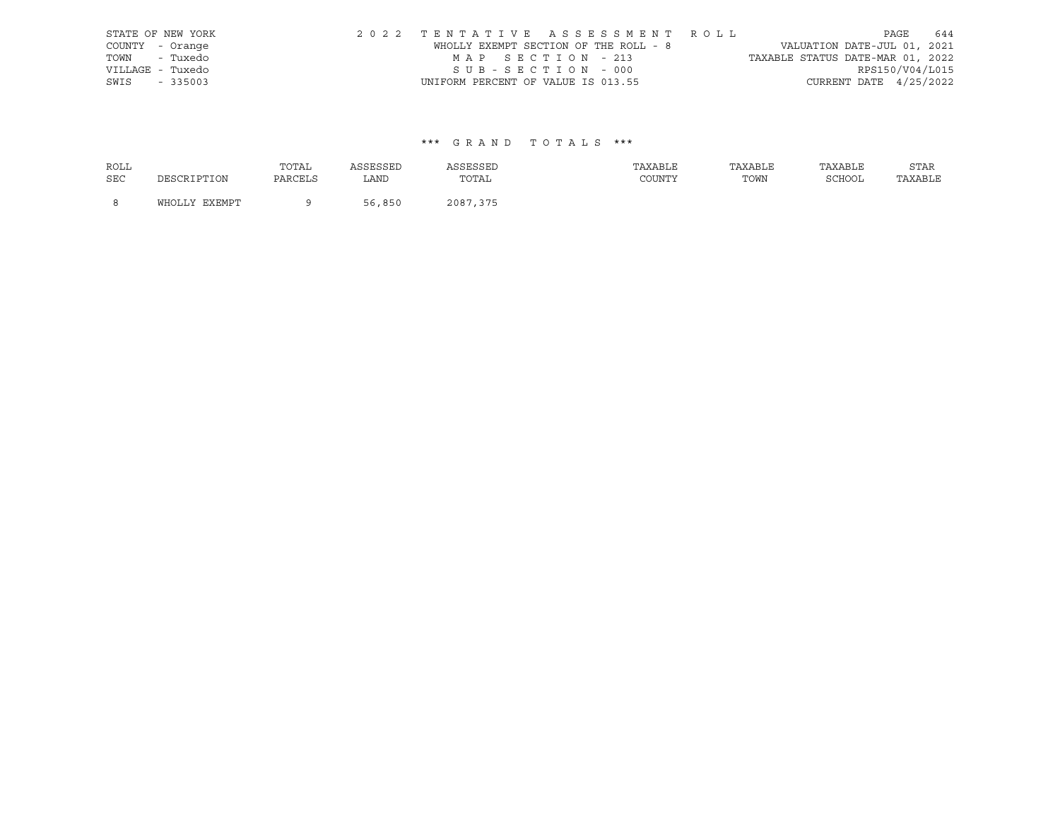STATE OF NEW YORK
COUNTY - Orange
TOWN - Tuxedo
VILLAGE - Tuxedo
SWIS - 335003

2 0 2 2 T E N T A T I V E A S S E S S M E N T R O L L
WHOLLY EXEMPT SECTION OF THE ROLL - 8
M A P S E C T I O N - 213
S U B - S E C T I O N - 000
UNIFORM PERCENT OF VALUE IS 013.55

VALUATION DATE-JUL 01, 2021
TAXABLE STATUS DATE-MAR 01, 2022
RPS150/V04/L015
CURRENT DATE 4/25/2022

### *** G R A N D T O T A L S ***

| ROLL SEC | DESCRIPTION | TOTAL PARCELS | ASSESSED LAND | ASSESSED TOTAL | TAXABLE COUNTY | TAXABLE TOWN | TAXABLE SCHOOL | STAR TAXABLE |
|---|---|---|---|---|---|---|---|---|
| 8 | WHOLLY EXEMPT | 9 | 56,850 | 2087,375 | | | | |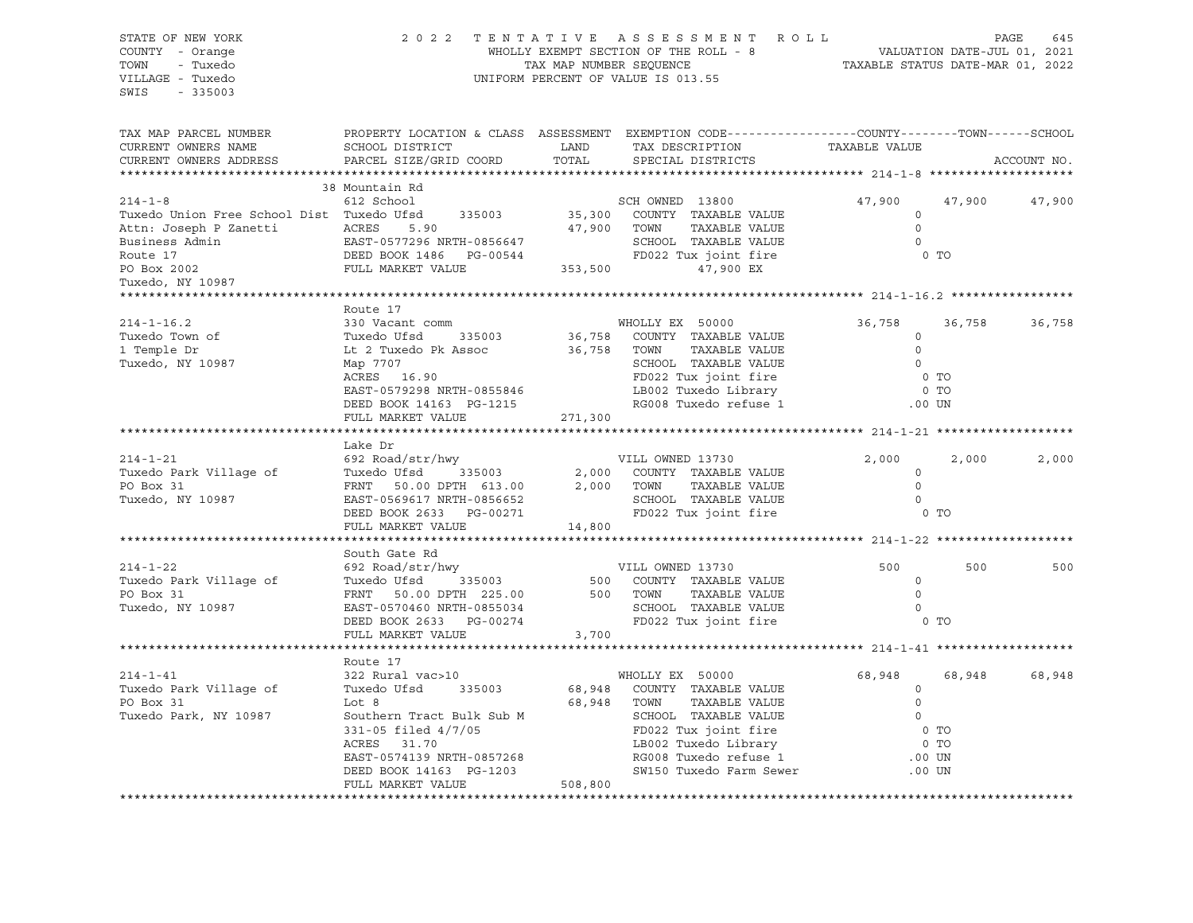STATE OF NEW YORK
COUNTY - Orange
TOWN - Tuxedo
VILLAGE - Tuxedo
SWIS - 335003

2 0 2 2 T E N T A T I V E A S S E S S M E N T R O L L
WHOLLY EXEMPT SECTION OF THE ROLL - 8
TAX MAP NUMBER SEQUENCE
UNIFORM PERCENT OF VALUE IS 013.55

VALUATION DATE-JUL 01, 2021
TAXABLE STATUS DATE-MAR 01, 2022

| TAX MAP PARCEL NUMBER / CURRENT OWNERS NAME / CURRENT OWNERS ADDRESS | PROPERTY LOCATION & CLASS / SCHOOL DISTRICT / PARCEL SIZE/GRID COORD | ASSESSMENT LAND / TOTAL | EXEMPTION CODE / TAX DESCRIPTION / SPECIAL DISTRICTS | COUNTY TAXABLE VALUE | TOWN | SCHOOL | ACCOUNT NO. |
|---|---|---|---|---|---|---|---|
| **214-1-8** | 38 Mountain Rd | | | | | | |
| 214-1-8 | 612 School | | SCH OWNED 13800 | 47,900 | 47,900 | 47,900 | |
| Tuxedo Union Free School Dist | Tuxedo Ufsd 335003 | 35,300 | COUNTY TAXABLE VALUE | 0 | | | |
| Attn: Joseph P Zanetti | ACRES 5.90 | 47,900 | TOWN TAXABLE VALUE | 0 | | | |
| Business Admin | EAST-0577296 NRTH-0856647 | | SCHOOL TAXABLE VALUE | 0 | | | |
| Route 17 | DEED BOOK 1486 PG-00544 | | FD022 Tux joint fire | 0 TO | | | |
| PO Box 2002 | FULL MARKET VALUE | 353,500 | 47,900 EX | | | | |
| Tuxedo, NY 10987 | | | | | | | |
| **214-1-16.2** | Route 17 | | | | | | |
| 214-1-16.2 | 330 Vacant comm | | WHOLLY EX 50000 | 36,758 | 36,758 | 36,758 | |
| Tuxedo Town of | Tuxedo Ufsd 335003 | 36,758 | COUNTY TAXABLE VALUE | 0 | | | |
| 1 Temple Dr | Lt 2 Tuxedo Pk Assoc | 36,758 | TOWN TAXABLE VALUE | 0 | | | |
| Tuxedo, NY 10987 | Map 7707 | | SCHOOL TAXABLE VALUE | 0 | | | |
| | ACRES 16.90 | | FD022 Tux joint fire | 0 TO | | | |
| | EAST-0579298 NRTH-0855846 | | LB002 Tuxedo Library | 0 TO | | | |
| | DEED BOOK 14163 PG-1215 | | RG008 Tuxedo refuse 1 | .00 UN | | | |
| | FULL MARKET VALUE | 271,300 | | | | | |
| **214-1-21** | Lake Dr | | | | | | |
| 214-1-21 | 692 Road/str/hwy | | VILL OWNED 13730 | 2,000 | 2,000 | 2,000 | |
| Tuxedo Park Village of | Tuxedo Ufsd 335003 | 2,000 | COUNTY TAXABLE VALUE | 0 | | | |
| PO Box 31 | FRNT 50.00 DPTH 613.00 | 2,000 | TOWN TAXABLE VALUE | 0 | | | |
| Tuxedo, NY 10987 | EAST-0569617 NRTH-0856652 | | SCHOOL TAXABLE VALUE | 0 | | | |
| | DEED BOOK 2633 PG-00271 | | FD022 Tux joint fire | 0 TO | | | |
| | FULL MARKET VALUE | 14,800 | | | | | |
| **214-1-22** | South Gate Rd | | | | | | |
| 214-1-22 | 692 Road/str/hwy | | VILL OWNED 13730 | 500 | 500 | 500 | |
| Tuxedo Park Village of | Tuxedo Ufsd 335003 | 500 | COUNTY TAXABLE VALUE | 0 | | | |
| PO Box 31 | FRNT 50.00 DPTH 225.00 | 500 | TOWN TAXABLE VALUE | 0 | | | |
| Tuxedo, NY 10987 | EAST-0570460 NRTH-0855034 | | SCHOOL TAXABLE VALUE | 0 | | | |
| | DEED BOOK 2633 PG-00274 | | FD022 Tux joint fire | 0 TO | | | |
| | FULL MARKET VALUE | 3,700 | | | | | |
| **214-1-41** | Route 17 | | | | | | |
| 214-1-41 | 322 Rural vac>10 | | WHOLLY EX 50000 | 68,948 | 68,948 | 68,948 | |
| Tuxedo Park Village of | Tuxedo Ufsd 335003 | 68,948 | COUNTY TAXABLE VALUE | 0 | | | |
| PO Box 31 | Lot 8 | 68,948 | TOWN TAXABLE VALUE | 0 | | | |
| Tuxedo Park, NY 10987 | Southern Tract Bulk Sub M | | SCHOOL TAXABLE VALUE | 0 | | | |
| | 331-05 filed 4/7/05 | | FD022 Tux joint fire | 0 TO | | | |
| | ACRES 31.70 | | LB002 Tuxedo Library | 0 TO | | | |
| | EAST-0574139 NRTH-0857268 | | RG008 Tuxedo refuse 1 | .00 UN | | | |
| | DEED BOOK 14163 PG-1203 | | SW150 Tuxedo Farm Sewer | .00 UN | | | |
| | FULL MARKET VALUE | 508,800 | | | | | |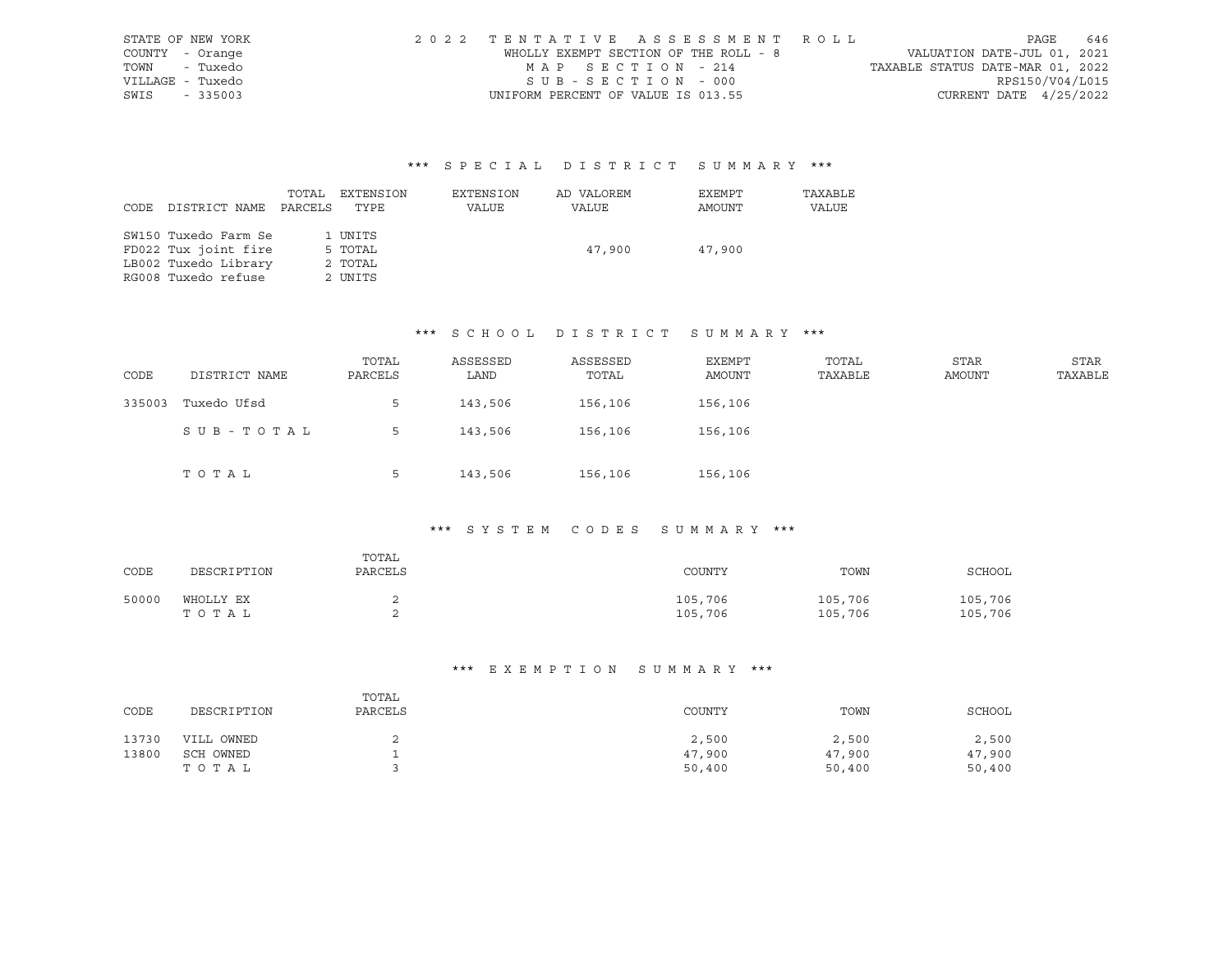STATE OF NEW YORK
COUNTY - Orange
TOWN - Tuxedo
VILLAGE - Tuxedo
SWIS - 335003

2022 TENTATIVE ASSESSMENT ROLL
WHOLLY EXEMPT SECTION OF THE ROLL - 8
MAP SECTION - 214
SUB-SECTION - 000
UNIFORM PERCENT OF VALUE IS 013.55

VALUATION DATE-JUL 01, 2021
TAXABLE STATUS DATE-MAR 01, 2022
RPS150/V04/L015
CURRENT DATE 4/25/2022

## *** SPECIAL DISTRICT SUMMARY ***

| CODE | DISTRICT NAME | TOTAL PARCELS | EXTENSION TYPE | EXTENSION VALUE | AD VALOREM VALUE | EXEMPT AMOUNT | TAXABLE VALUE |
|---|---|---|---|---|---|---|---|
| SW150 | Tuxedo Farm Se | | 1 UNITS | | | | |
| FD022 | Tux joint fire | | 5 TOTAL | | 47,900 | 47,900 | |
| LB002 | Tuxedo Library | | 2 TOTAL | | | | |
| RG008 | Tuxedo refuse | | 2 UNITS | | | | |

## *** SCHOOL DISTRICT SUMMARY ***

| CODE | DISTRICT NAME | TOTAL PARCELS | ASSESSED LAND | ASSESSED TOTAL | EXEMPT AMOUNT | TOTAL TAXABLE | STAR AMOUNT | STAR TAXABLE |
|---|---|---|---|---|---|---|---|---|
| 335003 | Tuxedo Ufsd | 5 | 143,506 | 156,106 | 156,106 | | | |
| | SUB-TOTAL | 5 | 143,506 | 156,106 | 156,106 | | | |
| | TOTAL | 5 | 143,506 | 156,106 | 156,106 | | | |

## *** SYSTEM CODES SUMMARY ***

| CODE | DESCRIPTION | TOTAL PARCELS | COUNTY | TOWN | SCHOOL |
|---|---|---|---|---|---|
| 50000 | WHOLLY EX | 2 | 105,706 | 105,706 | 105,706 |
| | TOTAL | 2 | 105,706 | 105,706 | 105,706 |

## *** EXEMPTION SUMMARY ***

| CODE | DESCRIPTION | TOTAL PARCELS | COUNTY | TOWN | SCHOOL |
|---|---|---|---|---|---|
| 13730 | VILL OWNED | 2 | 2,500 | 2,500 | 2,500 |
| 13800 | SCH OWNED | 1 | 47,900 | 47,900 | 47,900 |
| | TOTAL | 3 | 50,400 | 50,400 | 50,400 |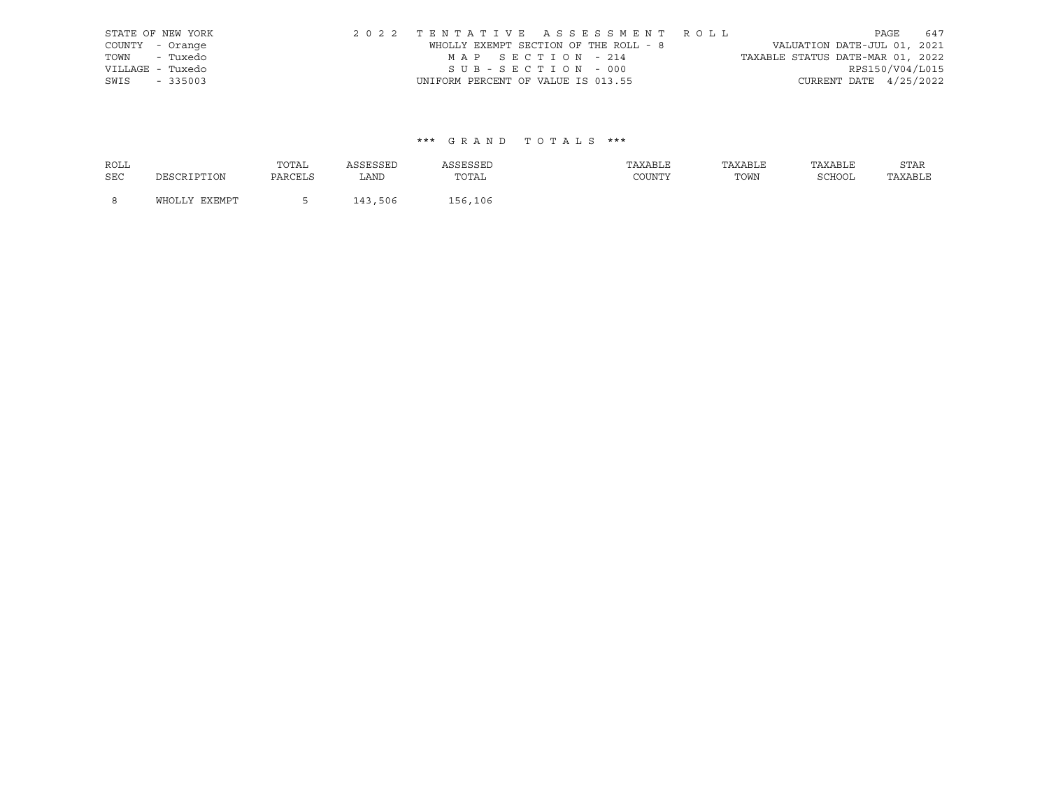STATE OF NEW YORK
COUNTY - Orange
TOWN - Tuxedo
VILLAGE - Tuxedo
SWIS - 335003

2022 TENTATIVE ASSESSMENT ROLL
WHOLLY EXEMPT SECTION OF THE ROLL - 8
MAP SECTION - 214
SUB-SECTION - 000
UNIFORM PERCENT OF VALUE IS 013.55

VALUATION DATE-JUL 01, 2021
TAXABLE STATUS DATE-MAR 01, 2022
RPS150/V04/L015
CURRENT DATE 4/25/2022

### *** GRAND TOTALS ***

| ROLL SEC | DESCRIPTION | TOTAL PARCELS | ASSESSED LAND | ASSESSED TOTAL | TAXABLE COUNTY | TAXABLE TOWN | TAXABLE SCHOOL | STAR TAXABLE |
|---|---|---|---|---|---|---|---|---|
| 8 | WHOLLY EXEMPT | 5 | 143,506 | 156,106 | | | | |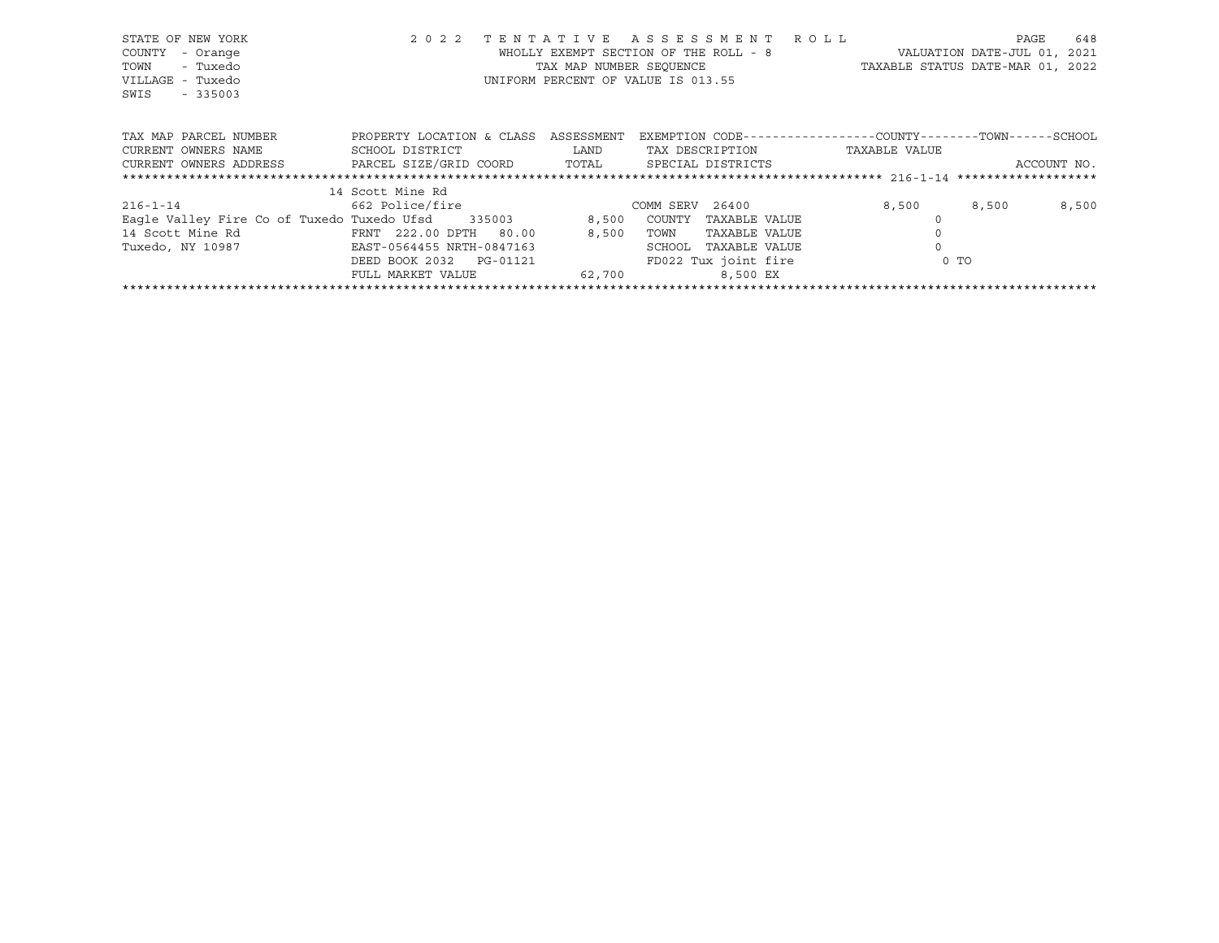STATE OF NEW YORK
COUNTY - Orange
TOWN - Tuxedo
VILLAGE - Tuxedo
SWIS - 335003

2022 TENTATIVE ASSESSMENT ROLL
WHOLLY EXEMPT SECTION OF THE ROLL - 8
TAX MAP NUMBER SEQUENCE
UNIFORM PERCENT OF VALUE IS 013.55

VALUATION DATE-JUL 01, 2021
TAXABLE STATUS DATE-MAR 01, 2022

| TAX MAP PARCEL NUMBER<br>CURRENT OWNERS NAME<br>CURRENT OWNERS ADDRESS | PROPERTY LOCATION & CLASS<br>SCHOOL DISTRICT<br>PARCEL SIZE/GRID COORD | ASSESSMENT<br>LAND<br>TOTAL | EXEMPTION CODE<br>TAX DESCRIPTION<br>SPECIAL DISTRICTS | COUNTY<br>TAXABLE VALUE | TOWN | SCHOOL<br>ACCOUNT NO. |
|---|---|---|---|---|---|---|
| | 14 Scott Mine Rd | | | | | |
| 216-1-14 | 662 Police/fire | | COMM SERV 26400 | 8,500 | 8,500 | 8,500 |
| Eagle Valley Fire Co of Tuxedo | Tuxedo Ufsd 335003 | 8,500 | COUNTY TAXABLE VALUE | 0 | | |
| 14 Scott Mine Rd | FRNT 222.00 DPTH 80.00 | 8,500 | TOWN TAXABLE VALUE | 0 | | |
| Tuxedo, NY 10987 | EAST-0564455 NRTH-0847163 | | SCHOOL TAXABLE VALUE | 0 | | |
| | DEED BOOK 2032 PG-01121 | | FD022 Tux joint fire | 0 TO | | |
| | FULL MARKET VALUE | 62,700 | 8,500 EX | | | |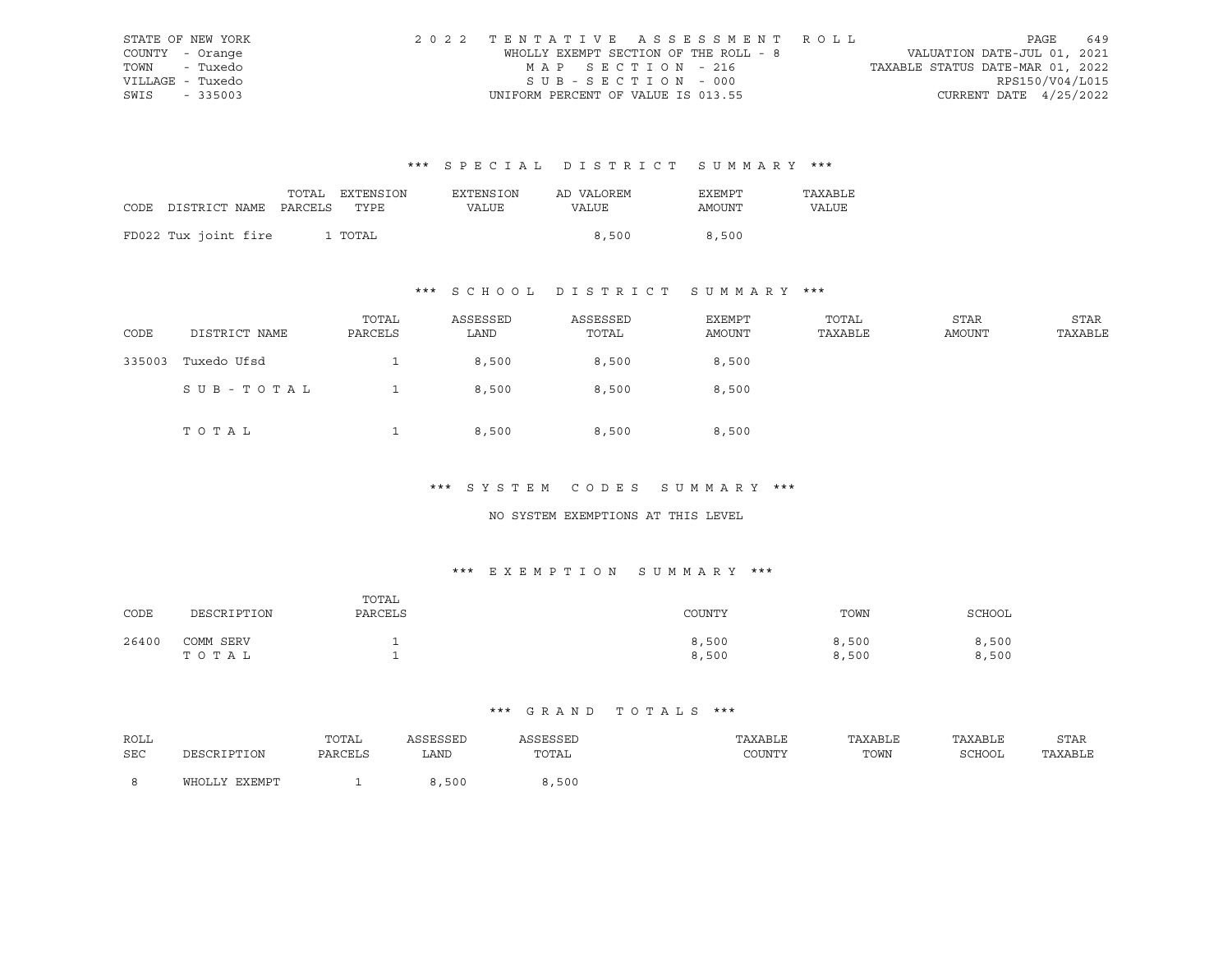STATE OF NEW YORK
COUNTY - Orange
TOWN - Tuxedo
VILLAGE - Tuxedo
SWIS - 335003

2022 TENTATIVE ASSESSMENT ROLL
WHOLLY EXEMPT SECTION OF THE ROLL - 8
MAP SECTION - 216
SUB-SECTION - 000
UNIFORM PERCENT OF VALUE IS 013.55

VALUATION DATE-JUL 01, 2021
TAXABLE STATUS DATE-MAR 01, 2022
RPS150/V04/L015
CURRENT DATE 4/25/2022

## *** SPECIAL DISTRICT SUMMARY ***

| CODE | DISTRICT NAME | TOTAL PARCELS | EXTENSION TYPE | EXTENSION VALUE | AD VALOREM VALUE | EXEMPT AMOUNT | TAXABLE VALUE |
|---|---|---|---|---|---|---|---|
| FD022 | Tux joint fire | 1 | TOTAL | | 8,500 | 8,500 | |

## *** SCHOOL DISTRICT SUMMARY ***

| CODE | DISTRICT NAME | TOTAL PARCELS | ASSESSED LAND | ASSESSED TOTAL | EXEMPT AMOUNT | TOTAL TAXABLE | STAR AMOUNT | STAR TAXABLE |
|---|---|---|---|---|---|---|---|---|
| 335003 | Tuxedo Ufsd | 1 | 8,500 | 8,500 | 8,500 | | | |
| | SUB-TOTAL | 1 | 8,500 | 8,500 | 8,500 | | | |
| | TOTAL | 1 | 8,500 | 8,500 | 8,500 | | | |

## *** SYSTEM CODES SUMMARY ***

NO SYSTEM EXEMPTIONS AT THIS LEVEL

## *** EXEMPTION SUMMARY ***

| CODE | DESCRIPTION | TOTAL PARCELS | COUNTY | TOWN | SCHOOL |
|---|---|---|---|---|---|
| 26400 | COMM SERV | 1 | 8,500 | 8,500 | 8,500 |
| | TOTAL | 1 | 8,500 | 8,500 | 8,500 |

## *** GRAND TOTALS ***

| ROLL SEC | DESCRIPTION | TOTAL PARCELS | ASSESSED LAND | ASSESSED TOTAL | TAXABLE COUNTY | TAXABLE TOWN | TAXABLE SCHOOL | STAR TAXABLE |
|---|---|---|---|---|---|---|---|---|
| 8 | WHOLLY EXEMPT | 1 | 8,500 | 8,500 | | | | |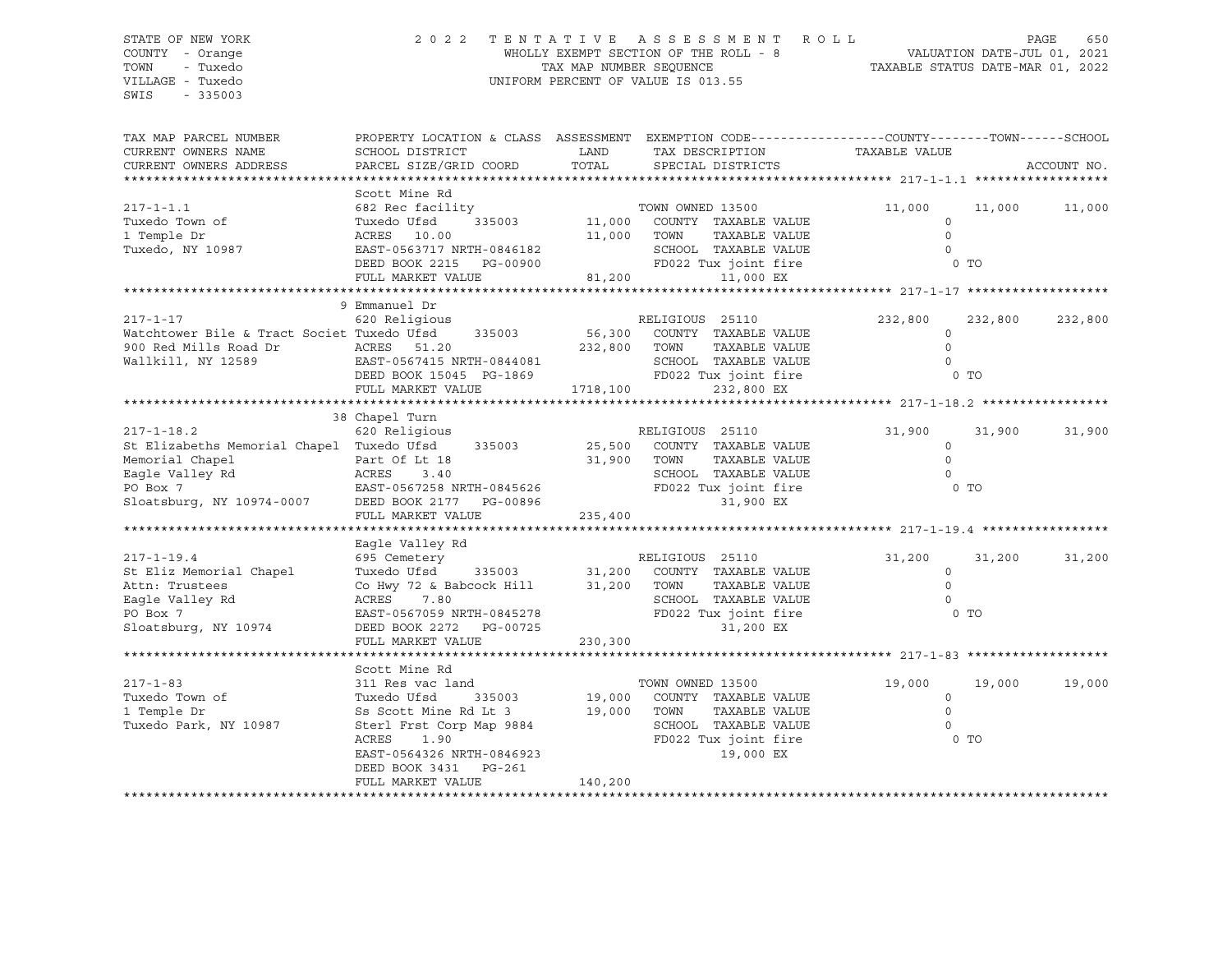STATE OF NEW YORK
COUNTY - Orange
TOWN - Tuxedo
VILLAGE - Tuxedo
SWIS - 335003

2 0 2 2 T E N T A T I V E A S S E S S M E N T R O L L
WHOLLY EXEMPT SECTION OF THE ROLL - 8
TAX MAP NUMBER SEQUENCE
UNIFORM PERCENT OF VALUE IS 013.55

VALUATION DATE-JUL 01, 2021
TAXABLE STATUS DATE-MAR 01, 2022

| TAX MAP PARCEL NUMBER<br>CURRENT OWNERS NAME<br>CURRENT OWNERS ADDRESS | PROPERTY LOCATION & CLASS<br>SCHOOL DISTRICT<br>PARCEL SIZE/GRID COORD | ASSESSMENT<br>LAND<br>TOTAL | EXEMPTION CODE<br>TAX DESCRIPTION<br>SPECIAL DISTRICTS | COUNTY<br>TAXABLE VALUE | TOWN | SCHOOL<br>ACCOUNT NO. |
|---|---|---|---|---|---|---|
| **217-1-1.1** | Scott Mine Rd | | | | | |
| 217-1-1.1 | 682 Rec facility | | TOWN OWNED 13500 | 11,000 | 11,000 | 11,000 |
| Tuxedo Town of | Tuxedo Ufsd 335003 | 11,000 | COUNTY TAXABLE VALUE | 0 | | |
| 1 Temple Dr | ACRES 10.00 | 11,000 | TOWN TAXABLE VALUE | 0 | | |
| Tuxedo, NY 10987 | EAST-0563717 NRTH-0846182 | | SCHOOL TAXABLE VALUE | 0 | | |
| | DEED BOOK 2215 PG-00900 | | FD022 Tux joint fire | 0 TO | | |
| | FULL MARKET VALUE | 81,200 | 11,000 EX | | | |
| **217-1-17** | 9 Emmanuel Dr | | | | | |
| 217-1-17 | 620 Religious | | RELIGIOUS 25110 | 232,800 | 232,800 | 232,800 |
| Watchtower Bile & Tract Societ | Tuxedo Ufsd 335003 | 56,300 | COUNTY TAXABLE VALUE | 0 | | |
| 900 Red Mills Road Dr | ACRES 51.20 | 232,800 | TOWN TAXABLE VALUE | 0 | | |
| Wallkill, NY 12589 | EAST-0567415 NRTH-0844081 | | SCHOOL TAXABLE VALUE | 0 | | |
| | DEED BOOK 15045 PG-1869 | | FD022 Tux joint fire | 0 TO | | |
| | FULL MARKET VALUE | 1718,100 | 232,800 EX | | | |
| **217-1-18.2** | 38 Chapel Turn | | | | | |
| 217-1-18.2 | 620 Religious | | RELIGIOUS 25110 | 31,900 | 31,900 | 31,900 |
| St Elizabeths Memorial Chapel | Tuxedo Ufsd 335003 | 25,500 | COUNTY TAXABLE VALUE | 0 | | |
| Memorial Chapel | Part Of Lt 18 | 31,900 | TOWN TAXABLE VALUE | 0 | | |
| Eagle Valley Rd | ACRES 3.40 | | SCHOOL TAXABLE VALUE | 0 | | |
| PO Box 7 | EAST-0567258 NRTH-0845626 | | FD022 Tux joint fire | 0 TO | | |
| Sloatsburg, NY 10974-0007 | DEED BOOK 2177 PG-00896 | | 31,900 EX | | | |
| | FULL MARKET VALUE | 235,400 | | | | |
| **217-1-19.4** | Eagle Valley Rd | | | | | |
| 217-1-19.4 | 695 Cemetery | | RELIGIOUS 25110 | 31,200 | 31,200 | 31,200 |
| St Eliz Memorial Chapel | Tuxedo Ufsd 335003 | 31,200 | COUNTY TAXABLE VALUE | 0 | | |
| Attn: Trustees | Co Hwy 72 & Babcock Hill | 31,200 | TOWN TAXABLE VALUE | 0 | | |
| Eagle Valley Rd | ACRES 7.80 | | SCHOOL TAXABLE VALUE | 0 | | |
| PO Box 7 | EAST-0567059 NRTH-0845278 | | FD022 Tux joint fire | 0 TO | | |
| Sloatsburg, NY 10974 | DEED BOOK 2272 PG-00725 | | 31,200 EX | | | |
| | FULL MARKET VALUE | 230,300 | | | | |
| **217-1-83** | Scott Mine Rd | | | | | |
| 217-1-83 | 311 Res vac land | | TOWN OWNED 13500 | 19,000 | 19,000 | 19,000 |
| Tuxedo Town of | Tuxedo Ufsd 335003 | 19,000 | COUNTY TAXABLE VALUE | 0 | | |
| 1 Temple Dr | Ss Scott Mine Rd Lt 3 | 19,000 | TOWN TAXABLE VALUE | 0 | | |
| Tuxedo Park, NY 10987 | Sterl Frst Corp Map 9884 | | SCHOOL TAXABLE VALUE | 0 | | |
| | ACRES 1.90 | | FD022 Tux joint fire | 0 TO | | |
| | EAST-0564326 NRTH-0846923 | | 19,000 EX | | | |
| | DEED BOOK 3431 PG-261 | | | | | |
| | FULL MARKET VALUE | 140,200 | | | | |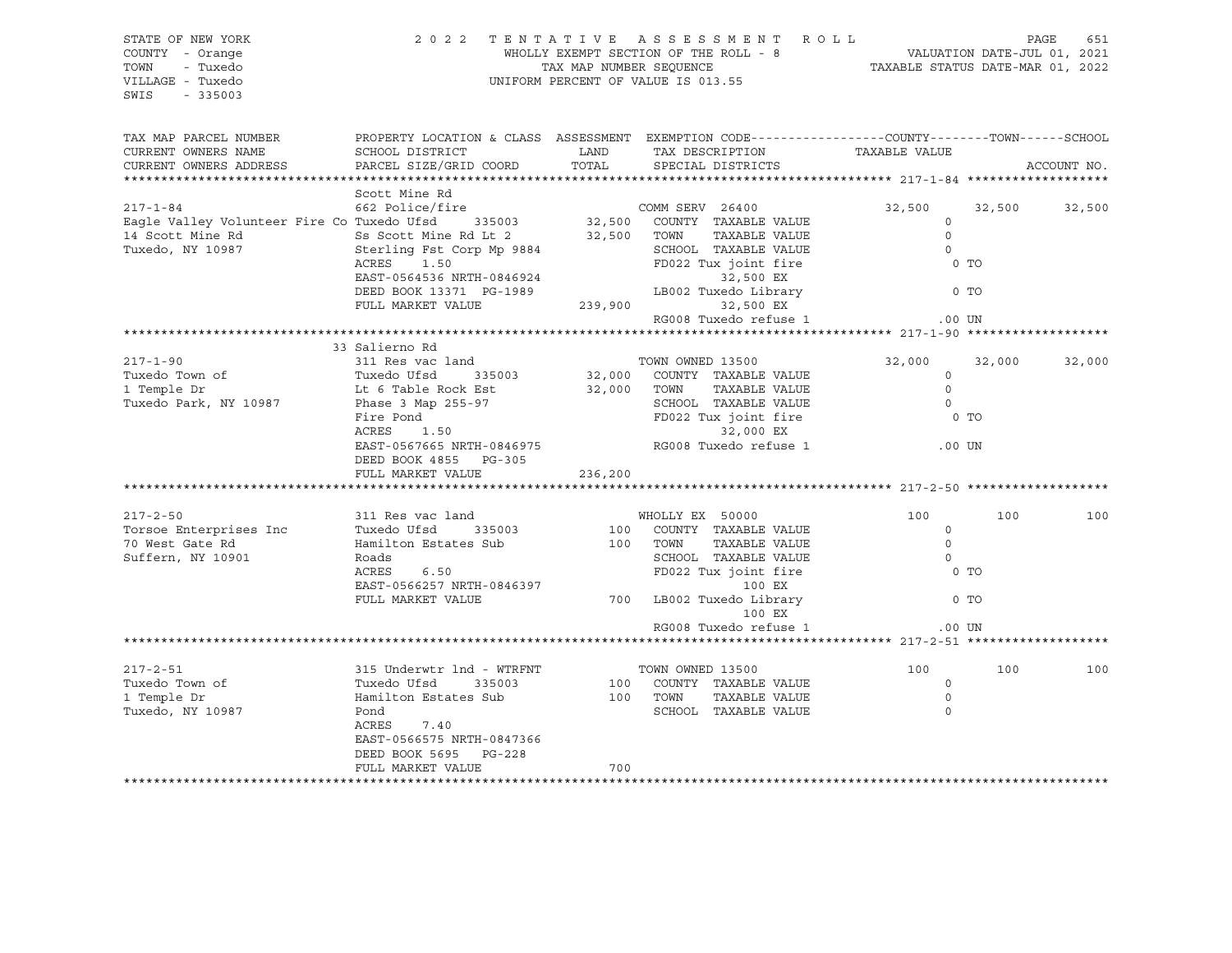STATE OF NEW YORK
COUNTY - Orange
TOWN - Tuxedo
VILLAGE - Tuxedo
SWIS - 335003

2022 TENTATIVE ASSESSMENT ROLL
WHOLLY EXEMPT SECTION OF THE ROLL - 8
TAX MAP NUMBER SEQUENCE
UNIFORM PERCENT OF VALUE IS 013.55

VALUATION DATE-JUL 01, 2021
TAXABLE STATUS DATE-MAR 01, 2022

| TAX MAP PARCEL NUMBER / CURRENT OWNERS NAME / CURRENT OWNERS ADDRESS | PROPERTY LOCATION & CLASS / SCHOOL DISTRICT / PARCEL SIZE/GRID COORD | ASSESSMENT LAND / TOTAL | EXEMPTION CODE / TAX DESCRIPTION / SPECIAL DISTRICTS | COUNTY | TOWN | SCHOOL |
|---|---|---|---|---|---|---|
| **217-1-84** | Scott Mine Rd | | | | | |
| | 662 Police/fire | | COMM SERV 26400 | 32,500 | 32,500 | 32,500 |
| Eagle Valley Volunteer Fire Co | Tuxedo Ufsd 335003 | 32,500 | COUNTY TAXABLE VALUE | 0 | | |
| 14 Scott Mine Rd | Ss Scott Mine Rd Lt 2 | 32,500 | TOWN TAXABLE VALUE | 0 | | |
| Tuxedo, NY 10987 | Sterling Fst Corp Mp 9884 | | SCHOOL TAXABLE VALUE | 0 | | |
| | ACRES 1.50 | | FD022 Tux joint fire | 0 TO | | |
| | EAST-0564536 NRTH-0846924 | | 32,500 EX | | | |
| | DEED BOOK 13371 PG-1989 | | LB002 Tuxedo Library | 0 TO | | |
| | FULL MARKET VALUE | 239,900 | 32,500 EX | | | |
| | | | RG008 Tuxedo refuse 1 | .00 UN | | |
| **217-1-90** | 33 Salierno Rd | | | | | |
| | 311 Res vac land | | TOWN OWNED 13500 | 32,000 | 32,000 | 32,000 |
| Tuxedo Town of | Tuxedo Ufsd 335003 | 32,000 | COUNTY TAXABLE VALUE | 0 | | |
| 1 Temple Dr | Lt 6 Table Rock Est | 32,000 | TOWN TAXABLE VALUE | 0 | | |
| Tuxedo Park, NY 10987 | Phase 3 Map 255-97 | | SCHOOL TAXABLE VALUE | 0 | | |
| | Fire Pond | | FD022 Tux joint fire | 0 TO | | |
| | ACRES 1.50 | | 32,000 EX | | | |
| | EAST-0567665 NRTH-0846975 | | RG008 Tuxedo refuse 1 | .00 UN | | |
| | DEED BOOK 4855 PG-305 | | | | | |
| | FULL MARKET VALUE | 236,200 | | | | |
| **217-2-50** | 311 Res vac land | | WHOLLY EX 50000 | 100 | 100 | 100 |
| Torsoe Enterprises Inc | Tuxedo Ufsd 335003 | 100 | COUNTY TAXABLE VALUE | 0 | | |
| 70 West Gate Rd | Hamilton Estates Sub | 100 | TOWN TAXABLE VALUE | 0 | | |
| Suffern, NY 10901 | Roads | | SCHOOL TAXABLE VALUE | 0 | | |
| | ACRES 6.50 | | FD022 Tux joint fire | 0 TO | | |
| | EAST-0566257 NRTH-0846397 | | 100 EX | | | |
| | FULL MARKET VALUE | 700 | LB002 Tuxedo Library | 0 TO | | |
| | | | 100 EX | | | |
| | | | RG008 Tuxedo refuse 1 | .00 UN | | |
| **217-2-51** | 315 Underwtr lnd - WTRFNT | | TOWN OWNED 13500 | 100 | 100 | 100 |
| Tuxedo Town of | Tuxedo Ufsd 335003 | 100 | COUNTY TAXABLE VALUE | 0 | | |
| 1 Temple Dr | Hamilton Estates Sub | 100 | TOWN TAXABLE VALUE | 0 | | |
| Tuxedo, NY 10987 | Pond | | SCHOOL TAXABLE VALUE | 0 | | |
| | ACRES 7.40 | | | | | |
| | EAST-0566575 NRTH-0847366 | | | | | |
| | DEED BOOK 5695 PG-228 | | | | | |
| | FULL MARKET VALUE | 700 | | | | |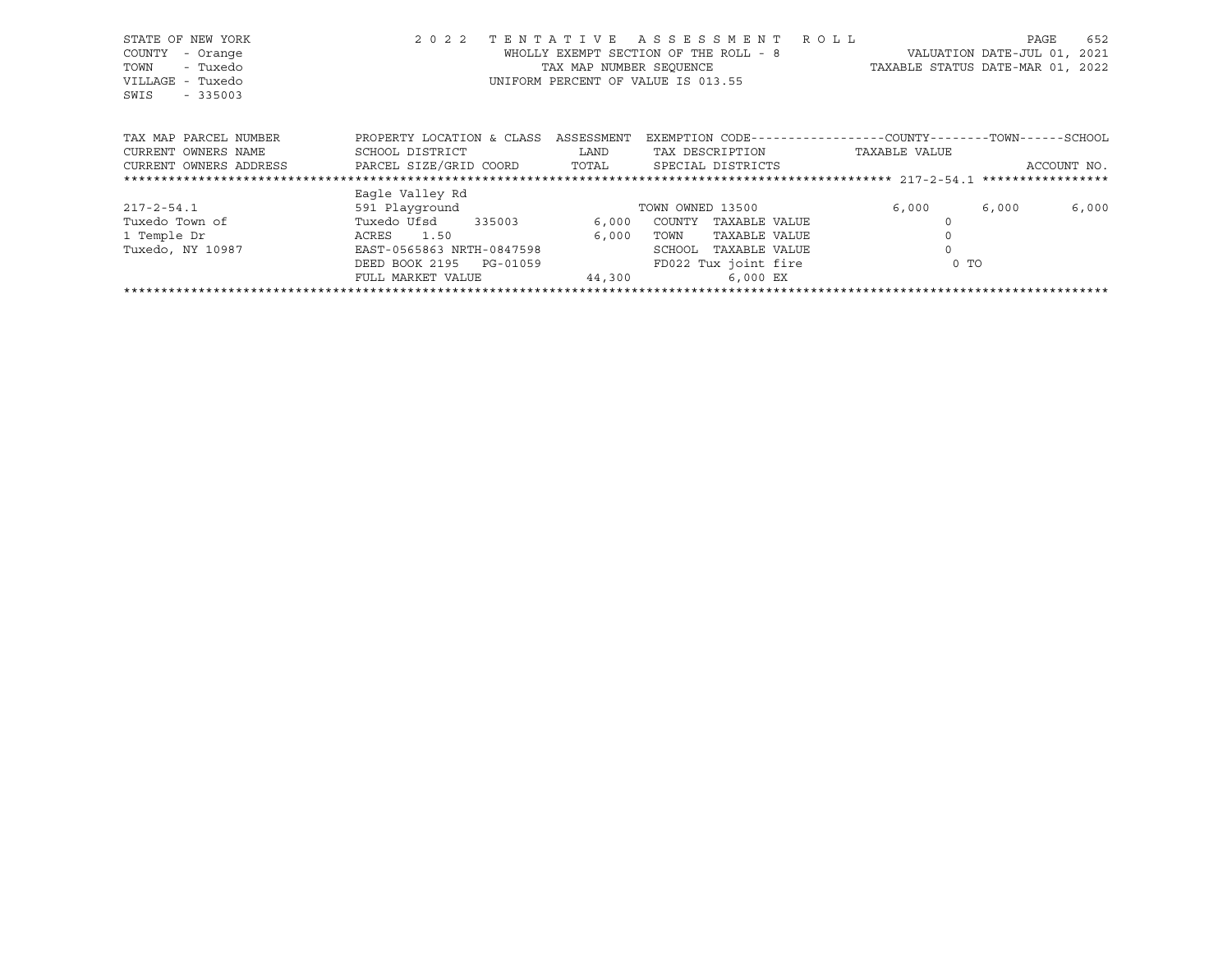STATE OF NEW YORK
COUNTY - Orange
TOWN - Tuxedo
VILLAGE - Tuxedo
SWIS - 335003

2022 TENTATIVE ASSESSMENT ROLL
WHOLLY EXEMPT SECTION OF THE ROLL - 8
TAX MAP NUMBER SEQUENCE
UNIFORM PERCENT OF VALUE IS 013.55

VALUATION DATE-JUL 01, 2021
TAXABLE STATUS DATE-MAR 01, 2022

| TAX MAP PARCEL NUMBER / CURRENT OWNERS NAME / CURRENT OWNERS ADDRESS | PROPERTY LOCATION & CLASS / SCHOOL DISTRICT / PARCEL SIZE/GRID COORD | ASSESSMENT LAND / TOTAL | EXEMPTION CODE / TAX DESCRIPTION / SPECIAL DISTRICTS | COUNTY TAXABLE VALUE | TOWN | SCHOOL / ACCOUNT NO. |
|---|---|---|---|---|---|---|
| 217-2-54.1 | Eagle Valley Rd | | | | | |
| | 591 Playground | | TOWN OWNED 13500 | 6,000 | 6,000 | 6,000 |
| Tuxedo Town of | Tuxedo Ufsd 335003 | 6,000 | COUNTY TAXABLE VALUE | 0 | | |
| 1 Temple Dr | ACRES 1.50 | 6,000 | TOWN TAXABLE VALUE | 0 | | |
| Tuxedo, NY 10987 | EAST-0565863 NRTH-0847598 | | SCHOOL TAXABLE VALUE | 0 | | |
| | DEED BOOK 2195 PG-01059 | | FD022 Tux joint fire | 0 TO | | |
| | FULL MARKET VALUE | 44,300 | 6,000 EX | | | |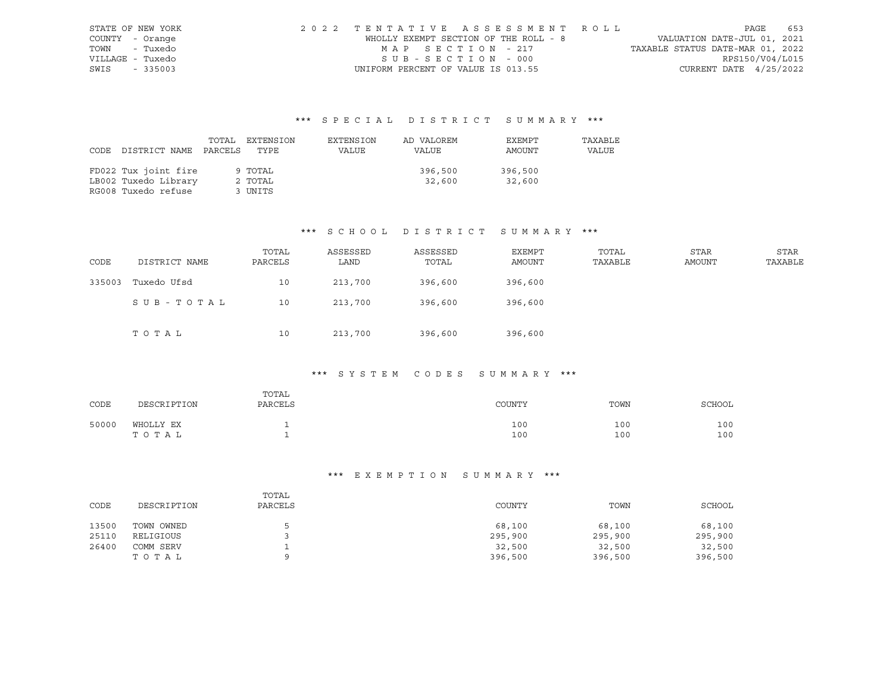STATE OF NEW YORK
COUNTY - Orange
TOWN - Tuxedo
VILLAGE - Tuxedo
SWIS - 335003

2022 TENTATIVE ASSESSMENT ROLL
WHOLLY EXEMPT SECTION OF THE ROLL - 8
MAP SECTION - 217
SUB-SECTION - 000
UNIFORM PERCENT OF VALUE IS 013.55

VALUATION DATE-JUL 01, 2021
TAXABLE STATUS DATE-MAR 01, 2022
RPS150/V04/L015
CURRENT DATE 4/25/2022

## *** SPECIAL DISTRICT SUMMARY ***

| CODE | DISTRICT NAME | TOTAL PARCELS | EXTENSION TYPE | EXTENSION VALUE | AD VALOREM VALUE | EXEMPT AMOUNT | TAXABLE VALUE |
|---|---|---|---|---|---|---|---|
| FD022 | Tux joint fire | 9 | TOTAL | | 396,500 | 396,500 | |
| LB002 | Tuxedo Library | 2 | TOTAL | | 32,600 | 32,600 | |
| RG008 | Tuxedo refuse | 3 | UNITS | | | | |

## *** SCHOOL DISTRICT SUMMARY ***

| CODE | DISTRICT NAME | TOTAL PARCELS | ASSESSED LAND | ASSESSED TOTAL | EXEMPT AMOUNT | TOTAL TAXABLE | STAR AMOUNT | STAR TAXABLE |
|---|---|---|---|---|---|---|---|---|
| 335003 | Tuxedo Ufsd | 10 | 213,700 | 396,600 | 396,600 | | | |
| | SUB-TOTAL | 10 | 213,700 | 396,600 | 396,600 | | | |
| | TOTAL | 10 | 213,700 | 396,600 | 396,600 | | | |

## *** SYSTEM CODES SUMMARY ***

| CODE | DESCRIPTION | TOTAL PARCELS | COUNTY | TOWN | SCHOOL |
|---|---|---|---|---|---|
| 50000 | WHOLLY EX | 1 | 100 | 100 | 100 |
| | TOTAL | 1 | 100 | 100 | 100 |

## *** EXEMPTION SUMMARY ***

| CODE | DESCRIPTION | TOTAL PARCELS | COUNTY | TOWN | SCHOOL |
|---|---|---|---|---|---|
| 13500 | TOWN OWNED | 5 | 68,100 | 68,100 | 68,100 |
| 25110 | RELIGIOUS | 3 | 295,900 | 295,900 | 295,900 |
| 26400 | COMM SERV | 1 | 32,500 | 32,500 | 32,500 |
| | TOTAL | 9 | 396,500 | 396,500 | 396,500 |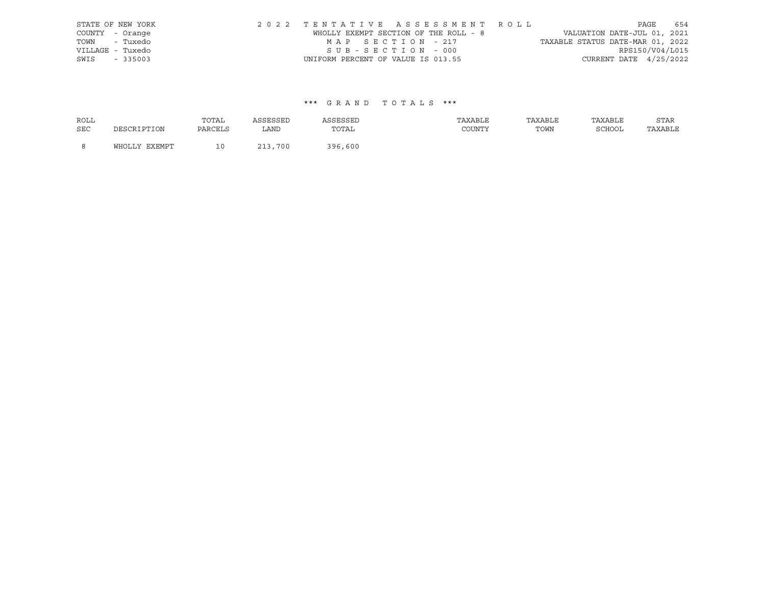STATE OF NEW YORK
COUNTY - Orange
TOWN - Tuxedo
VILLAGE - Tuxedo
SWIS - 335003

2022 TENTATIVE ASSESSMENT ROLL
WHOLLY EXEMPT SECTION OF THE ROLL - 8
MAP SECTION - 217
SUB-SECTION - 000
UNIFORM PERCENT OF VALUE IS 013.55

VALUATION DATE-JUL 01, 2021
TAXABLE STATUS DATE-MAR 01, 2022
RPS150/V04/L015
CURRENT DATE 4/25/2022

### \*\*\* GRAND TOTALS \*\*\*

| ROLL SEC | DESCRIPTION | TOTAL PARCELS | ASSESSED LAND | ASSESSED TOTAL | TAXABLE COUNTY | TAXABLE TOWN | TAXABLE SCHOOL | STAR TAXABLE |
|---|---|---|---|---|---|---|---|---|
| 8 | WHOLLY EXEMPT | 10 | 213,700 | 396,600 | | | | |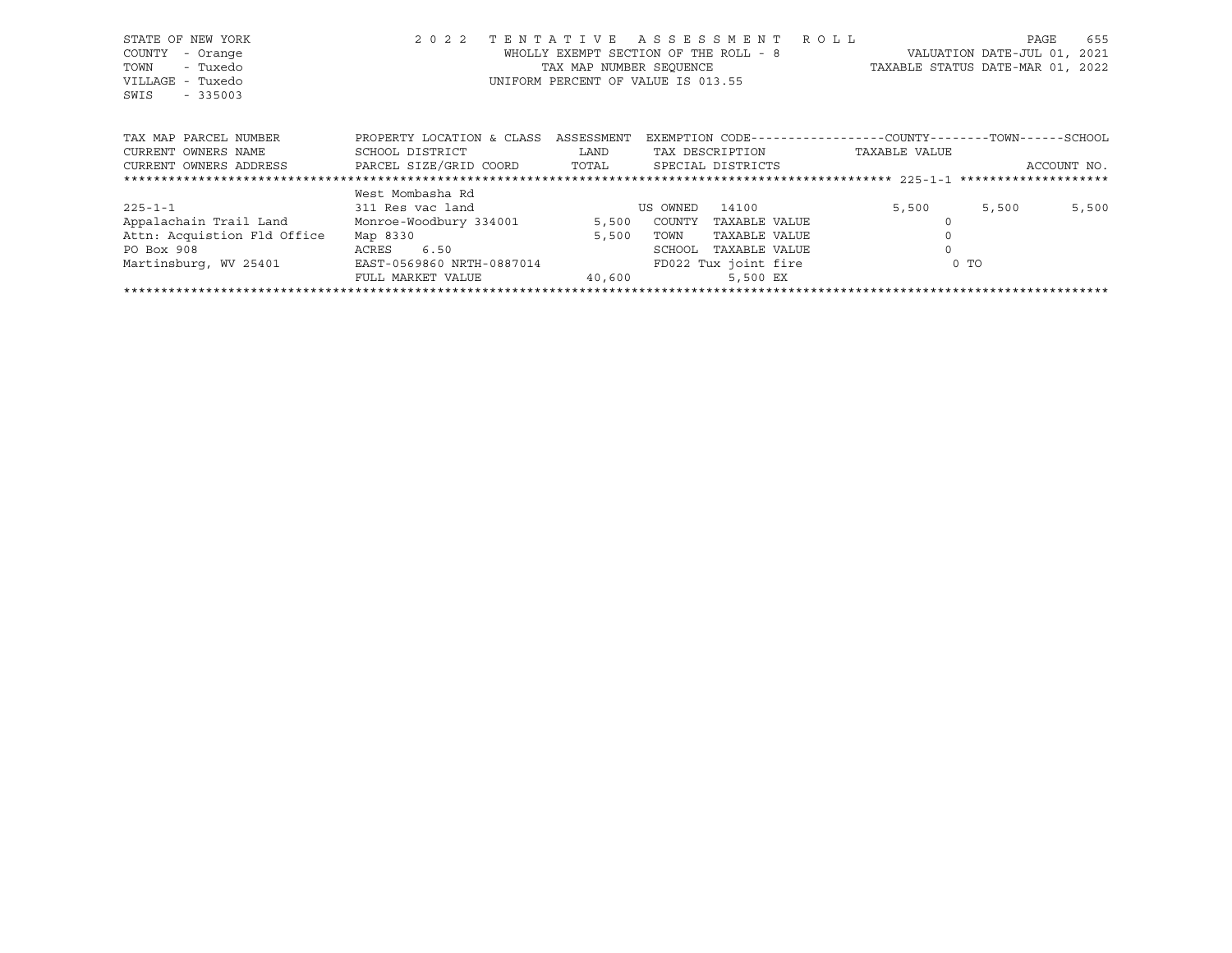STATE OF NEW YORK
COUNTY - Orange
TOWN - Tuxedo
VILLAGE - Tuxedo
SWIS - 335003

2022 TENTATIVE ASSESSMENT ROLL
WHOLLY EXEMPT SECTION OF THE ROLL - 8
TAX MAP NUMBER SEQUENCE
UNIFORM PERCENT OF VALUE IS 013.55

VALUATION DATE-JUL 01, 2021
TAXABLE STATUS DATE-MAR 01, 2022

| TAX MAP PARCEL NUMBER<br>CURRENT OWNERS NAME<br>CURRENT OWNERS ADDRESS | PROPERTY LOCATION & CLASS<br>SCHOOL DISTRICT<br>PARCEL SIZE/GRID COORD | ASSESSMENT<br>LAND<br>TOTAL | EXEMPTION CODE<br>TAX DESCRIPTION<br>SPECIAL DISTRICTS | COUNTY<br>TAXABLE VALUE | TOWN | SCHOOL<br>ACCOUNT NO. |
|---|---|---|---|---|---|---|
| | West Mombasha Rd | | | | | |
| 225-1-1 | 311 Res vac land | | US OWNED 14100 | 5,500 | 5,500 | 5,500 |
| Appalachain Trail Land | Monroe-Woodbury 334001 | 5,500 | COUNTY TAXABLE VALUE | 0 | | |
| Attn: Acquistion Fld Office | Map 8330 | 5,500 | TOWN TAXABLE VALUE | 0 | | |
| PO Box 908 | ACRES 6.50 | | SCHOOL TAXABLE VALUE | 0 | | |
| Martinsburg, WV 25401 | EAST-0569860 NRTH-0887014 | | FD022 Tux joint fire | 0 TO | | |
| | FULL MARKET VALUE | 40,600 | 5,500 EX | | | |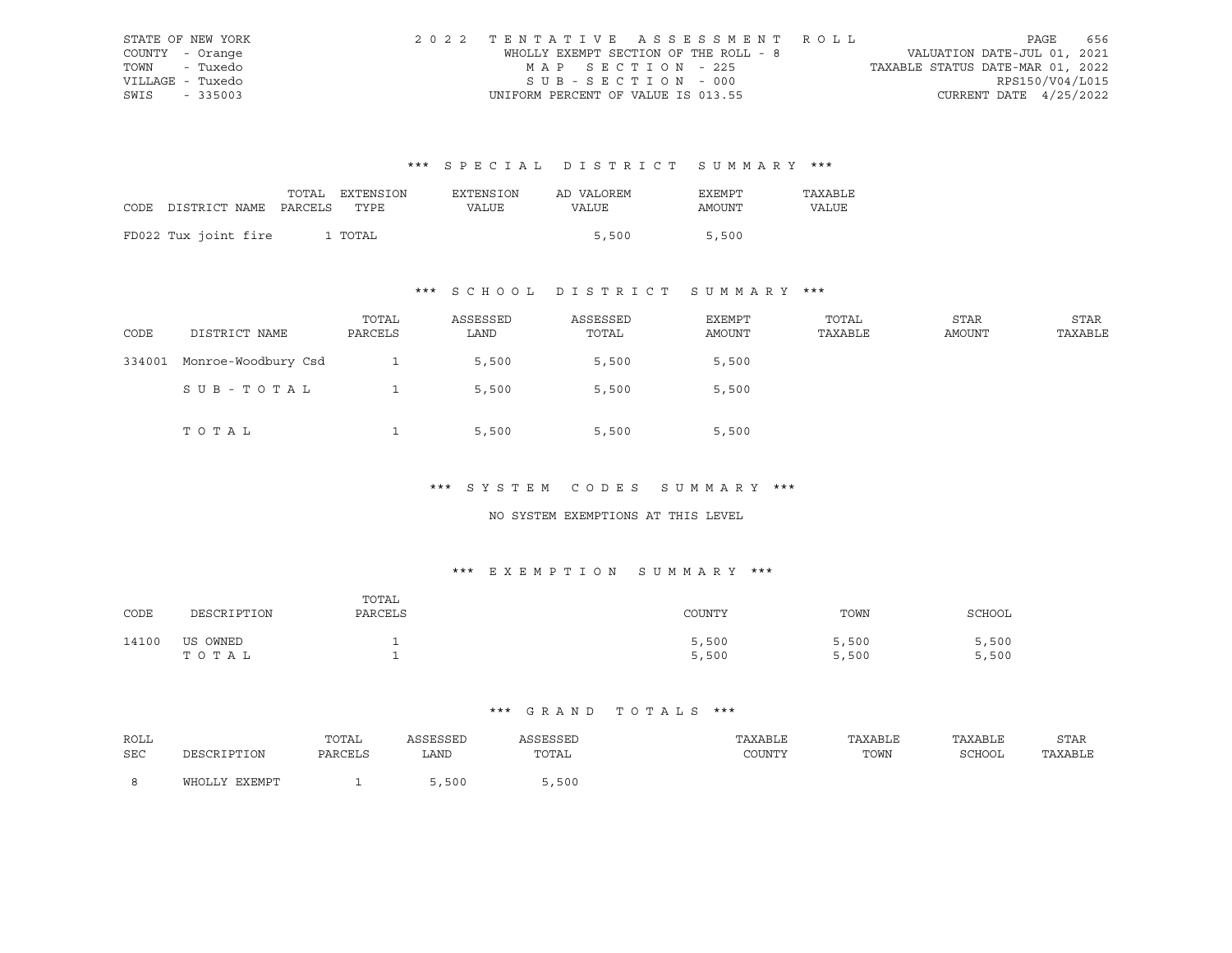STATE OF NEW YORK
COUNTY - Orange
TOWN - Tuxedo
VILLAGE - Tuxedo
SWIS - 335003

2022 TENTATIVE ASSESSMENT ROLL
WHOLLY EXEMPT SECTION OF THE ROLL - 8
MAP SECTION - 225
SUB-SECTION - 000
UNIFORM PERCENT OF VALUE IS 013.55

VALUATION DATE-JUL 01, 2021
TAXABLE STATUS DATE-MAR 01, 2022
RPS150/V04/L015
CURRENT DATE 4/25/2022

## *** SPECIAL DISTRICT SUMMARY ***

| CODE DISTRICT NAME | TOTAL PARCELS | EXTENSION TYPE | EXTENSION VALUE | AD VALOREM VALUE | EXEMPT AMOUNT | TAXABLE VALUE |
|---|---|---|---|---|---|---|
| FD022 Tux joint fire | 1 | TOTAL | | 5,500 | 5,500 | |

## *** SCHOOL DISTRICT SUMMARY ***

| CODE | DISTRICT NAME | TOTAL PARCELS | ASSESSED LAND | ASSESSED TOTAL | EXEMPT AMOUNT | TOTAL TAXABLE | STAR AMOUNT | STAR TAXABLE |
|---|---|---|---|---|---|---|---|---|
| 334001 | Monroe-Woodbury Csd | 1 | 5,500 | 5,500 | 5,500 | | | |
| | SUB-TOTAL | 1 | 5,500 | 5,500 | 5,500 | | | |
| | TOTAL | 1 | 5,500 | 5,500 | 5,500 | | | |

## *** SYSTEM CODES SUMMARY ***

NO SYSTEM EXEMPTIONS AT THIS LEVEL

## *** EXEMPTION SUMMARY ***

| CODE | DESCRIPTION | TOTAL PARCELS | COUNTY | TOWN | SCHOOL |
|---|---|---|---|---|---|
| 14100 | US OWNED | 1 | 5,500 | 5,500 | 5,500 |
| | TOTAL | 1 | 5,500 | 5,500 | 5,500 |

## *** GRAND TOTALS ***

| ROLL SEC | DESCRIPTION | TOTAL PARCELS | ASSESSED LAND | ASSESSED TOTAL | TAXABLE COUNTY | TAXABLE TOWN | TAXABLE SCHOOL | STAR TAXABLE |
|---|---|---|---|---|---|---|---|---|
| 8 | WHOLLY EXEMPT | 1 | 5,500 | 5,500 | | | | |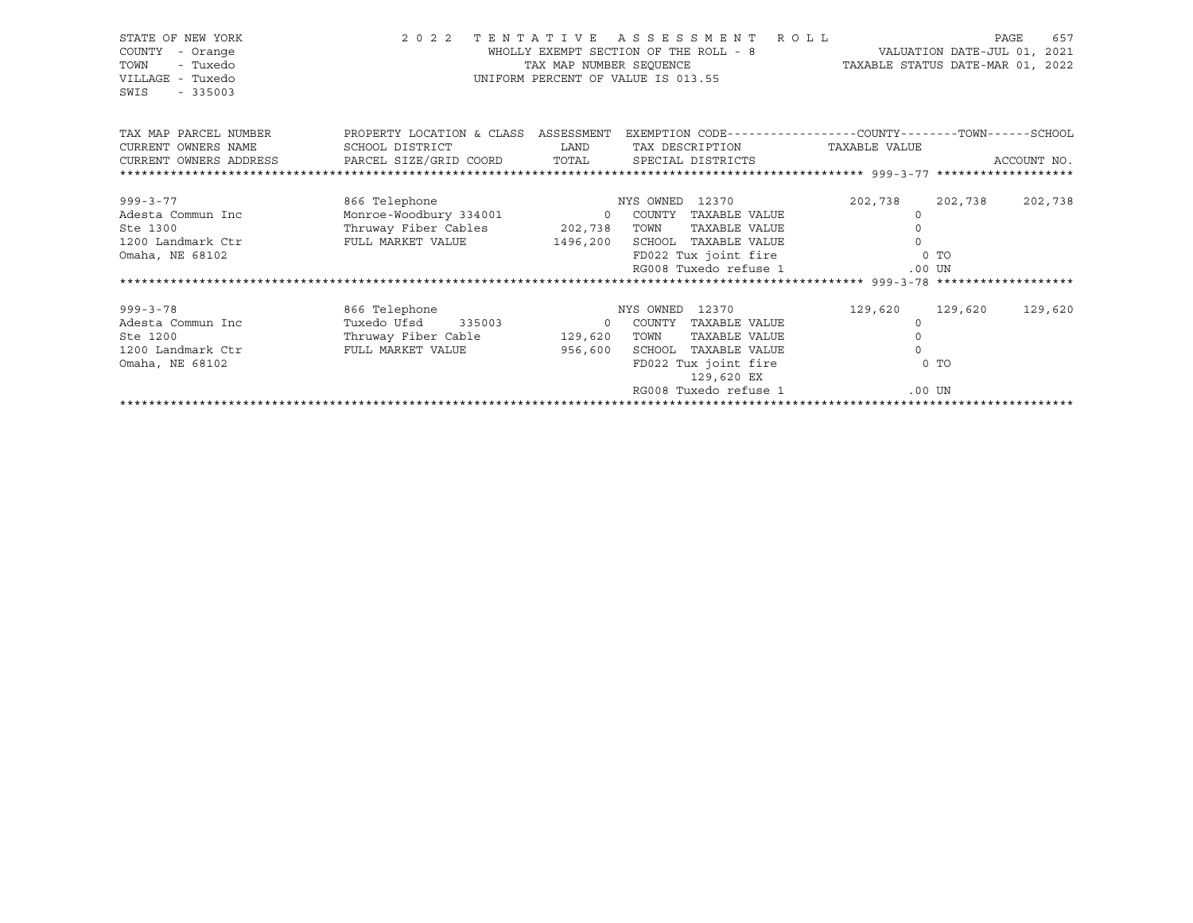STATE OF NEW YORK
COUNTY - Orange
TOWN - Tuxedo
VILLAGE - Tuxedo
SWIS - 335003

2022 TENTATIVE ASSESSMENT ROLL
WHOLLY EXEMPT SECTION OF THE ROLL - 8
TAX MAP NUMBER SEQUENCE
UNIFORM PERCENT OF VALUE IS 013.55

VALUATION DATE-JUL 01, 2021
TAXABLE STATUS DATE-MAR 01, 2022

| TAX MAP PARCEL NUMBER / CURRENT OWNERS NAME / CURRENT OWNERS ADDRESS | PROPERTY LOCATION & CLASS / SCHOOL DISTRICT / PARCEL SIZE/GRID COORD | ASSESSMENT LAND / TOTAL | EXEMPTION CODE / TAX DESCRIPTION / SPECIAL DISTRICTS | COUNTY TAXABLE VALUE | TOWN | SCHOOL / ACCOUNT NO. |
|---|---|---|---|---|---|---|
| 999-3-77 | 866 Telephone | | NYS OWNED 12370 | 202,738 | 202,738 | 202,738 |
| Adesta Commun Inc | Monroe-Woodbury 334001 | 0 | COUNTY TAXABLE VALUE | 0 | | |
| Ste 1300 | Thruway Fiber Cables | 202,738 | TOWN TAXABLE VALUE | 0 | | |
| 1200 Landmark Ctr | FULL MARKET VALUE | 1496,200 | SCHOOL TAXABLE VALUE | 0 | | |
| Omaha, NE 68102 | | | FD022 Tux joint fire | 0 TO | | |
| | | | RG008 Tuxedo refuse 1 | .00 UN | | |
| 999-3-78 | 866 Telephone | | NYS OWNED 12370 | 129,620 | 129,620 | 129,620 |
| Adesta Commun Inc | Tuxedo Ufsd 335003 | 0 | COUNTY TAXABLE VALUE | 0 | | |
| Ste 1200 | Thruway Fiber Cable | 129,620 | TOWN TAXABLE VALUE | 0 | | |
| 1200 Landmark Ctr | FULL MARKET VALUE | 956,600 | SCHOOL TAXABLE VALUE | 0 | | |
| Omaha, NE 68102 | | | FD022 Tux joint fire | 0 TO | | |
| | | | 129,620 EX | | | |
| | | | RG008 Tuxedo refuse 1 | .00 UN | | |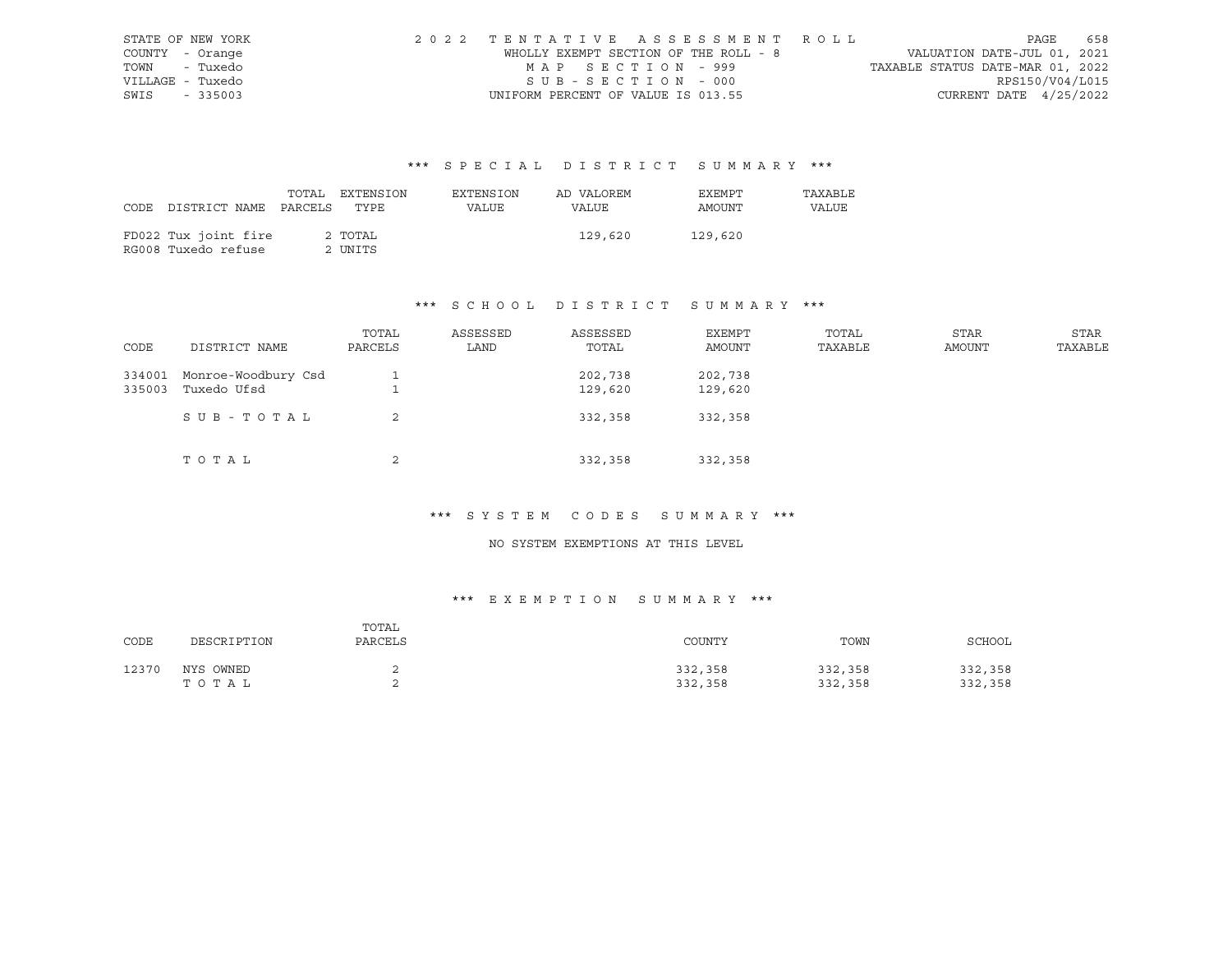STATE OF NEW YORK
COUNTY - Orange
TOWN - Tuxedo
VILLAGE - Tuxedo
SWIS - 335003

2022 TENTATIVE ASSESSMENT ROLL
WHOLLY EXEMPT SECTION OF THE ROLL - 8
MAP SECTION - 999
SUB-SECTION - 000
UNIFORM PERCENT OF VALUE IS 013.55

VALUATION DATE-JUL 01, 2021
TAXABLE STATUS DATE-MAR 01, 2022
RPS150/V04/L015
CURRENT DATE 4/25/2022

### *** SPECIAL DISTRICT SUMMARY ***

| CODE | DISTRICT NAME | TOTAL PARCELS | EXTENSION TYPE | EXTENSION VALUE | AD VALOREM VALUE | EXEMPT AMOUNT | TAXABLE VALUE |
|---|---|---|---|---|---|---|---|
| FD022 | Tux joint fire | 2 | TOTAL | | 129,620 | 129,620 | |
| RG008 | Tuxedo refuse | 2 | UNITS | | | | |

### *** SCHOOL DISTRICT SUMMARY ***

| CODE | DISTRICT NAME | TOTAL PARCELS | ASSESSED LAND | ASSESSED TOTAL | EXEMPT AMOUNT | TOTAL TAXABLE | STAR AMOUNT | STAR TAXABLE |
|---|---|---|---|---|---|---|---|---|
| 334001 | Monroe-Woodbury Csd | 1 | | 202,738 | 202,738 | | | |
| 335003 | Tuxedo Ufsd | 1 | | 129,620 | 129,620 | | | |
| | SUB-TOTAL | 2 | | 332,358 | 332,358 | | | |
| | TOTAL | 2 | | 332,358 | 332,358 | | | |

### *** SYSTEM CODES SUMMARY ***

NO SYSTEM EXEMPTIONS AT THIS LEVEL

### *** EXEMPTION SUMMARY ***

| CODE | DESCRIPTION | TOTAL PARCELS | COUNTY | TOWN | SCHOOL |
|---|---|---|---|---|---|
| 12370 | NYS OWNED | 2 | 332,358 | 332,358 | 332,358 |
| | TOTAL | 2 | 332,358 | 332,358 | 332,358 |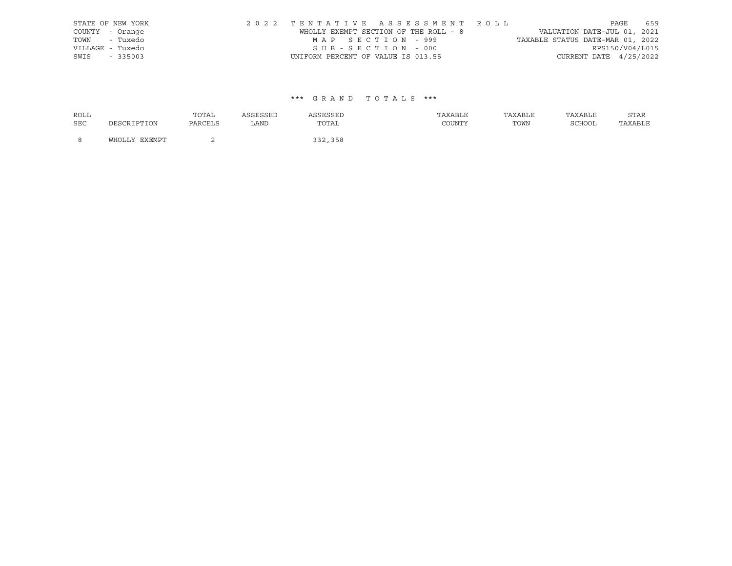STATE OF NEW YORK
COUNTY - Orange
TOWN - Tuxedo
VILLAGE - Tuxedo
SWIS - 335003

2 0 2 2 T E N T A T I V E A S S E S S M E N T R O L L
WHOLLY EXEMPT SECTION OF THE ROLL - 8
M A P S E C T I O N - 999
S U B - S E C T I O N - 000
UNIFORM PERCENT OF VALUE IS 013.55

VALUATION DATE-JUL 01, 2021
TAXABLE STATUS DATE-MAR 01, 2022
RPS150/V04/L015
CURRENT DATE 4/25/2022

\*\*\* G R A N D T O T A L S \*\*\*

| ROLL SEC | DESCRIPTION | TOTAL PARCELS | ASSESSED LAND | ASSESSED TOTAL | TAXABLE COUNTY | TAXABLE TOWN | TAXABLE SCHOOL | STAR TAXABLE |
|---|---|---|---|---|---|---|---|---|
| 8 | WHOLLY EXEMPT | 2 | | 332,358 | | | | |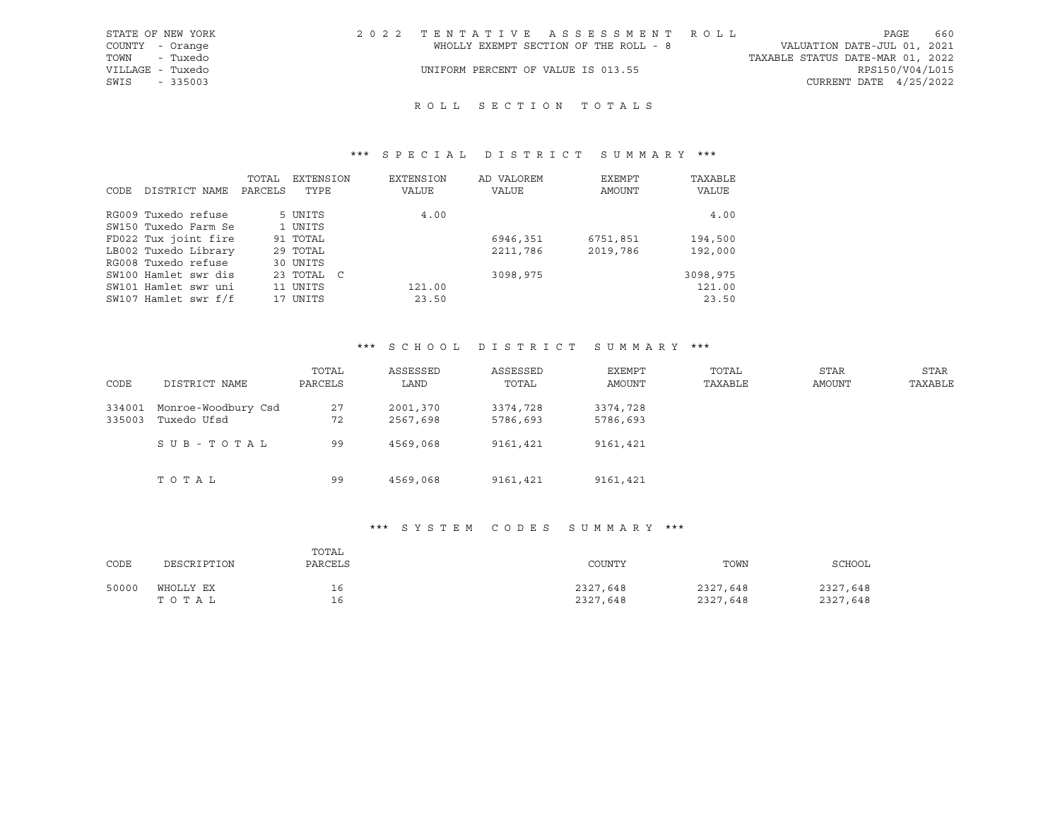STATE OF NEW YORK
COUNTY - Orange
TOWN - Tuxedo
VILLAGE - Tuxedo
SWIS - 335003

2022 TENTATIVE ASSESSMENT ROLL
WHOLLY EXEMPT SECTION OF THE ROLL - 8
UNIFORM PERCENT OF VALUE IS 013.55

VALUATION DATE-JUL 01, 2021
TAXABLE STATUS DATE-MAR 01, 2022
RPS150/V04/L015
CURRENT DATE 4/25/2022

# ROLL SECTION TOTALS

## *** SPECIAL DISTRICT SUMMARY ***

| CODE | DISTRICT NAME | TOTAL PARCELS | EXTENSION TYPE | EXTENSION VALUE | AD VALOREM VALUE | EXEMPT AMOUNT | TAXABLE VALUE |
|---|---|---|---|---|---|---|---|
| RG009 | Tuxedo refuse | 5 | UNITS | 4.00 | | | 4.00 |
| SW150 | Tuxedo Farm Se | 1 | UNITS | | | | |
| FD022 | Tux joint fire | 91 | TOTAL | | 6946,351 | 6751,851 | 194,500 |
| LB002 | Tuxedo Library | 29 | TOTAL | | 2211,786 | 2019,786 | 192,000 |
| RG008 | Tuxedo refuse | 30 | UNITS | | | | |
| SW100 | Hamlet swr dis | 23 | TOTAL C | | 3098,975 | | 3098,975 |
| SW101 | Hamlet swr uni | 11 | UNITS | 121.00 | | | 121.00 |
| SW107 | Hamlet swr f/f | 17 | UNITS | 23.50 | | | 23.50 |

## *** SCHOOL DISTRICT SUMMARY ***

| CODE | DISTRICT NAME | TOTAL PARCELS | ASSESSED LAND | ASSESSED TOTAL | EXEMPT AMOUNT | TOTAL TAXABLE | STAR AMOUNT | STAR TAXABLE |
|---|---|---|---|---|---|---|---|---|
| 334001 | Monroe-Woodbury Csd | 27 | 2001,370 | 3374,728 | 3374,728 | | | |
| 335003 | Tuxedo Ufsd | 72 | 2567,698 | 5786,693 | 5786,693 | | | |
| | SUB-TOTAL | 99 | 4569,068 | 9161,421 | 9161,421 | | | |
| | TOTAL | 99 | 4569,068 | 9161,421 | 9161,421 | | | |

## *** SYSTEM CODES SUMMARY ***

| CODE | DESCRIPTION | TOTAL PARCELS | COUNTY | TOWN | SCHOOL |
|---|---|---|---|---|---|
| 50000 | WHOLLY EX | 16 | 2327,648 | 2327,648 | 2327,648 |
| | TOTAL | 16 | 2327,648 | 2327,648 | 2327,648 |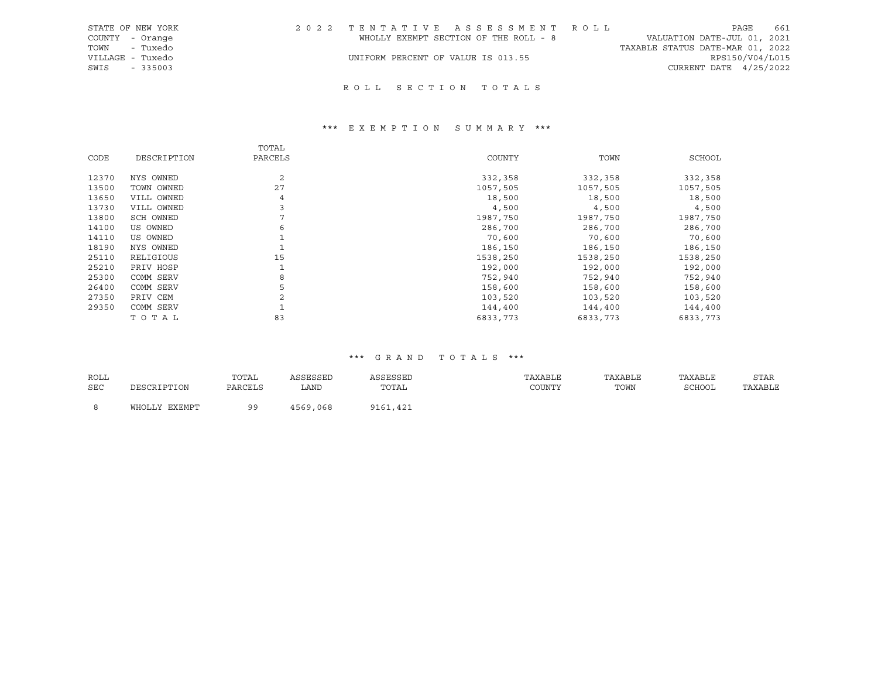STATE OF NEW YORK
COUNTY - Orange
TOWN - Tuxedo
VILLAGE - Tuxedo
SWIS - 335003

2 0 2 2 T E N T A T I V E A S S E S S M E N T R O L L
WHOLLY EXEMPT SECTION OF THE ROLL - 8
UNIFORM PERCENT OF VALUE IS 013.55

VALUATION DATE-JUL 01, 2021
TAXABLE STATUS DATE-MAR 01, 2022
RPS150/V04/L015
CURRENT DATE 4/25/2022

## R O L L S E C T I O N T O T A L S

### *** E X E M P T I O N S U M M A R Y ***

| CODE | DESCRIPTION | TOTAL PARCELS | COUNTY | TOWN | SCHOOL |
|---|---|---|---|---|---|
| 12370 | NYS OWNED | 2 | 332,358 | 332,358 | 332,358 |
| 13500 | TOWN OWNED | 27 | 1057,505 | 1057,505 | 1057,505 |
| 13650 | VILL OWNED | 4 | 18,500 | 18,500 | 18,500 |
| 13730 | VILL OWNED | 3 | 4,500 | 4,500 | 4,500 |
| 13800 | SCH OWNED | 7 | 1987,750 | 1987,750 | 1987,750 |
| 14100 | US OWNED | 6 | 286,700 | 286,700 | 286,700 |
| 14110 | US OWNED | 1 | 70,600 | 70,600 | 70,600 |
| 18190 | NYS OWNED | 1 | 186,150 | 186,150 | 186,150 |
| 25110 | RELIGIOUS | 15 | 1538,250 | 1538,250 | 1538,250 |
| 25210 | PRIV HOSP | 1 | 192,000 | 192,000 | 192,000 |
| 25300 | COMM SERV | 8 | 752,940 | 752,940 | 752,940 |
| 26400 | COMM SERV | 5 | 158,600 | 158,600 | 158,600 |
| 27350 | PRIV CEM | 2 | 103,520 | 103,520 | 103,520 |
| 29350 | COMM SERV | 1 | 144,400 | 144,400 | 144,400 |
| | T O T A L | 83 | 6833,773 | 6833,773 | 6833,773 |

### *** G R A N D T O T A L S ***

| ROLL SEC | DESCRIPTION | TOTAL PARCELS | ASSESSED LAND | ASSESSED TOTAL | TAXABLE COUNTY | TAXABLE TOWN | TAXABLE SCHOOL | STAR TAXABLE |
|---|---|---|---|---|---|---|---|---|
| 8 | WHOLLY EXEMPT | 99 | 4569,068 | 9161,421 | | | | |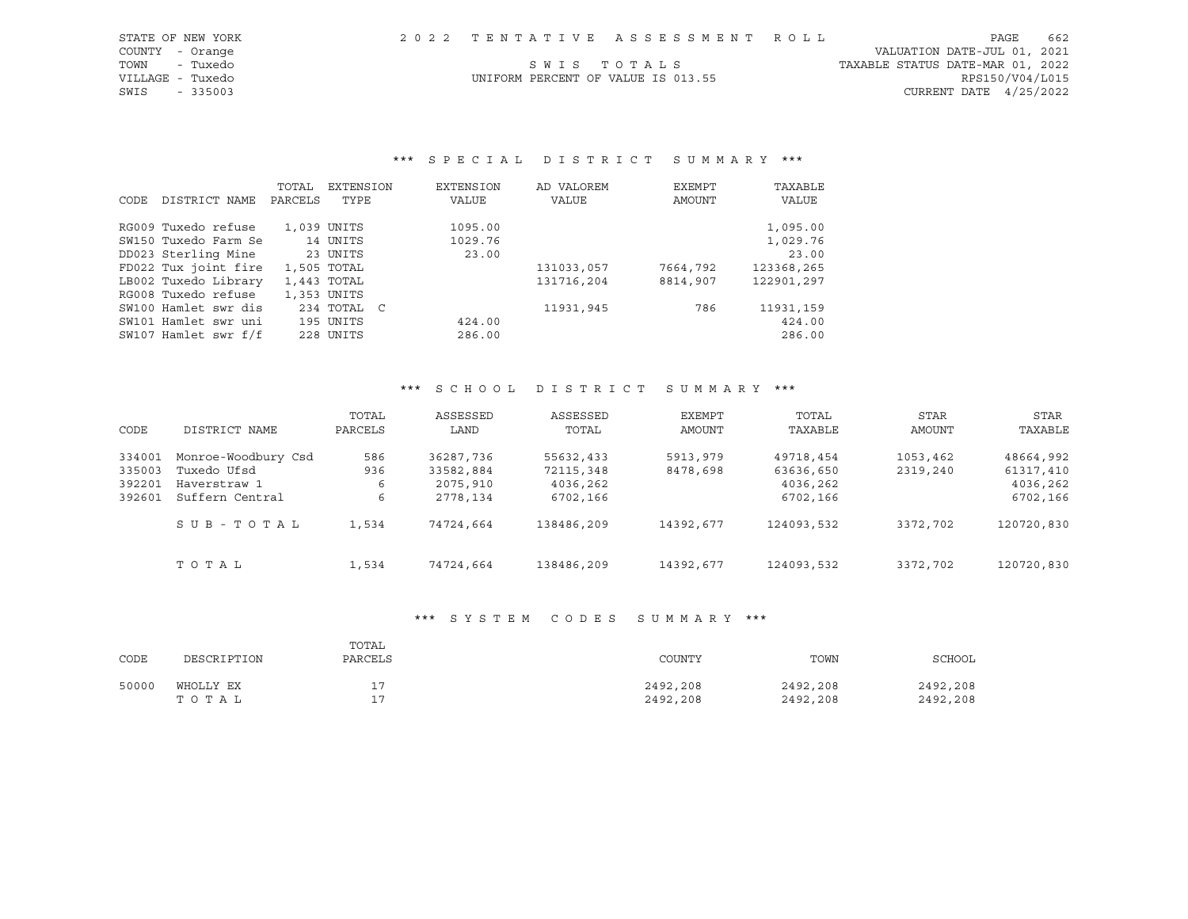STATE OF NEW YORK
COUNTY - Orange
TOWN - Tuxedo
VILLAGE - Tuxedo
SWIS - 335003

2022 TENTATIVE ASSESSMENT ROLL

SWIS TOTALS

UNIFORM PERCENT OF VALUE IS 013.55

VALUATION DATE-JUL 01, 2021
TAXABLE STATUS DATE-MAR 01, 2022
RPS150/V04/L015
CURRENT DATE 4/25/2022

### *** SPECIAL DISTRICT SUMMARY ***

| CODE | DISTRICT NAME | TOTAL PARCELS | EXTENSION TYPE | EXTENSION VALUE | AD VALOREM VALUE | EXEMPT AMOUNT | TAXABLE VALUE |
|---|---|---|---|---|---|---|---|
| RG009 | Tuxedo refuse | 1,039 | UNITS | 1095.00 | | | 1,095.00 |
| SW150 | Tuxedo Farm Se | 14 | UNITS | 1029.76 | | | 1,029.76 |
| DD023 | Sterling Mine | 23 | UNITS | 23.00 | | | 23.00 |
| FD022 | Tux joint fire | 1,505 | TOTAL | | 131033,057 | 7664,792 | 123368,265 |
| LB002 | Tuxedo Library | 1,443 | TOTAL | | 131716,204 | 8814,907 | 122901,297 |
| RG008 | Tuxedo refuse | 1,353 | UNITS | | | | |
| SW100 | Hamlet swr dis | 234 | TOTAL C | | 11931,945 | 786 | 11931,159 |
| SW101 | Hamlet swr uni | 195 | UNITS | 424.00 | | | 424.00 |
| SW107 | Hamlet swr f/f | 228 | UNITS | 286.00 | | | 286.00 |

### *** SCHOOL DISTRICT SUMMARY ***

| CODE | DISTRICT NAME | TOTAL PARCELS | ASSESSED LAND | ASSESSED TOTAL | EXEMPT AMOUNT | TOTAL TAXABLE | STAR AMOUNT | STAR TAXABLE |
|---|---|---|---|---|---|---|---|---|
| 334001 | Monroe-Woodbury Csd | 586 | 36287,736 | 55632,433 | 5913,979 | 49718,454 | 1053,462 | 48664,992 |
| 335003 | Tuxedo Ufsd | 936 | 33582,884 | 72115,348 | 8478,698 | 63636,650 | 2319,240 | 61317,410 |
| 392201 | Haverstraw 1 | 6 | 2075,910 | 4036,262 | | 4036,262 | | 4036,262 |
| 392601 | Suffern Central | 6 | 2778,134 | 6702,166 | | 6702,166 | | 6702,166 |
| | SUB-TOTAL | 1,534 | 74724,664 | 138486,209 | 14392,677 | 124093,532 | 3372,702 | 120720,830 |
| | TOTAL | 1,534 | 74724,664 | 138486,209 | 14392,677 | 124093,532 | 3372,702 | 120720,830 |

### *** SYSTEM CODES SUMMARY ***

| CODE | DESCRIPTION | TOTAL PARCELS | COUNTY | TOWN | SCHOOL |
|---|---|---|---|---|---|
| 50000 | WHOLLY EX | 17 | 2492,208 | 2492,208 | 2492,208 |
| | TOTAL | 17 | 2492,208 | 2492,208 | 2492,208 |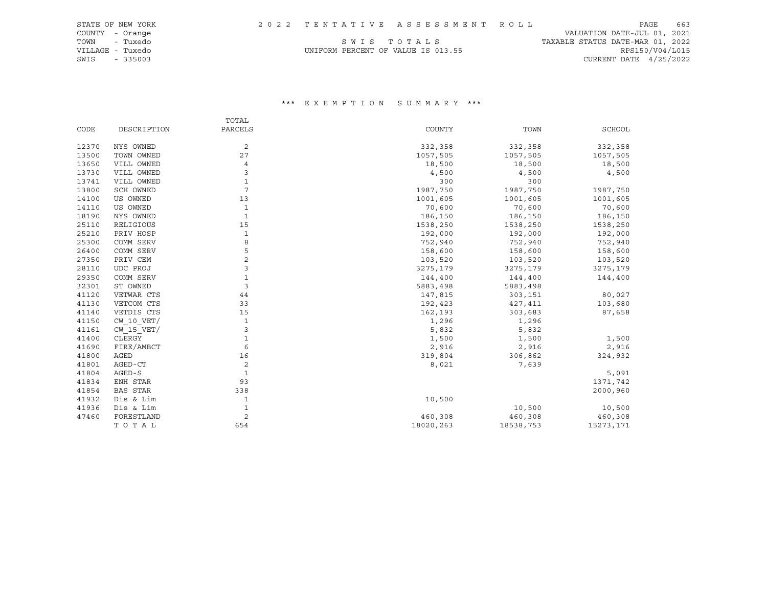STATE OF NEW YORK
COUNTY - Orange
TOWN - Tuxedo
VILLAGE - Tuxedo
SWIS - 335003

2 0 2 2 T E N T A T I V E A S S E S S M E N T R O L L

S W I S T O T A L S

UNIFORM PERCENT OF VALUE IS 013.55

VALUATION DATE-JUL 01, 2021
TAXABLE STATUS DATE-MAR 01, 2022
RPS150/V04/L015
CURRENT DATE 4/25/2022

### *** E X E M P T I O N S U M M A R Y ***

| CODE | DESCRIPTION | TOTAL PARCELS | COUNTY | TOWN | SCHOOL |
|---|---|---|---|---|---|
| 12370 | NYS OWNED | 2 | 332,358 | 332,358 | 332,358 |
| 13500 | TOWN OWNED | 27 | 1057,505 | 1057,505 | 1057,505 |
| 13650 | VILL OWNED | 4 | 18,500 | 18,500 | 18,500 |
| 13730 | VILL OWNED | 3 | 4,500 | 4,500 | 4,500 |
| 13741 | VILL OWNED | 1 | 300 | 300 | |
| 13800 | SCH OWNED | 7 | 1987,750 | 1987,750 | 1987,750 |
| 14100 | US OWNED | 13 | 1001,605 | 1001,605 | 1001,605 |
| 14110 | US OWNED | 1 | 70,600 | 70,600 | 70,600 |
| 18190 | NYS OWNED | 1 | 186,150 | 186,150 | 186,150 |
| 25110 | RELIGIOUS | 15 | 1538,250 | 1538,250 | 1538,250 |
| 25210 | PRIV HOSP | 1 | 192,000 | 192,000 | 192,000 |
| 25300 | COMM SERV | 8 | 752,940 | 752,940 | 752,940 |
| 26400 | COMM SERV | 5 | 158,600 | 158,600 | 158,600 |
| 27350 | PRIV CEM | 2 | 103,520 | 103,520 | 103,520 |
| 28110 | UDC PROJ | 3 | 3275,179 | 3275,179 | 3275,179 |
| 29350 | COMM SERV | 1 | 144,400 | 144,400 | 144,400 |
| 32301 | ST OWNED | 3 | 5883,498 | 5883,498 | |
| 41120 | VETWAR CTS | 44 | 147,815 | 303,151 | 80,027 |
| 41130 | VETCOM CTS | 33 | 192,423 | 427,411 | 103,680 |
| 41140 | VETDIS CTS | 15 | 162,193 | 303,683 | 87,658 |
| 41150 | CW_10_VET/ | 1 | 1,296 | 1,296 | |
| 41161 | CW_15_VET/ | 3 | 5,832 | 5,832 | |
| 41400 | CLERGY | 1 | 1,500 | 1,500 | 1,500 |
| 41690 | FIRE/AMBCT | 6 | 2,916 | 2,916 | 2,916 |
| 41800 | AGED | 16 | 319,804 | 306,862 | 324,932 |
| 41801 | AGED-CT | 2 | 8,021 | 7,639 | |
| 41804 | AGED-S | 1 | | | 5,091 |
| 41834 | ENH STAR | 93 | | | 1371,742 |
| 41854 | BAS STAR | 338 | | | 2000,960 |
| 41932 | Dis & Lim | 1 | 10,500 | | |
| 41936 | Dis & Lim | 1 | | 10,500 | 10,500 |
| 47460 | FORESTLAND | 2 | 460,308 | 460,308 | 460,308 |
| | T O T A L | 654 | 18020,263 | 18538,753 | 15273,171 |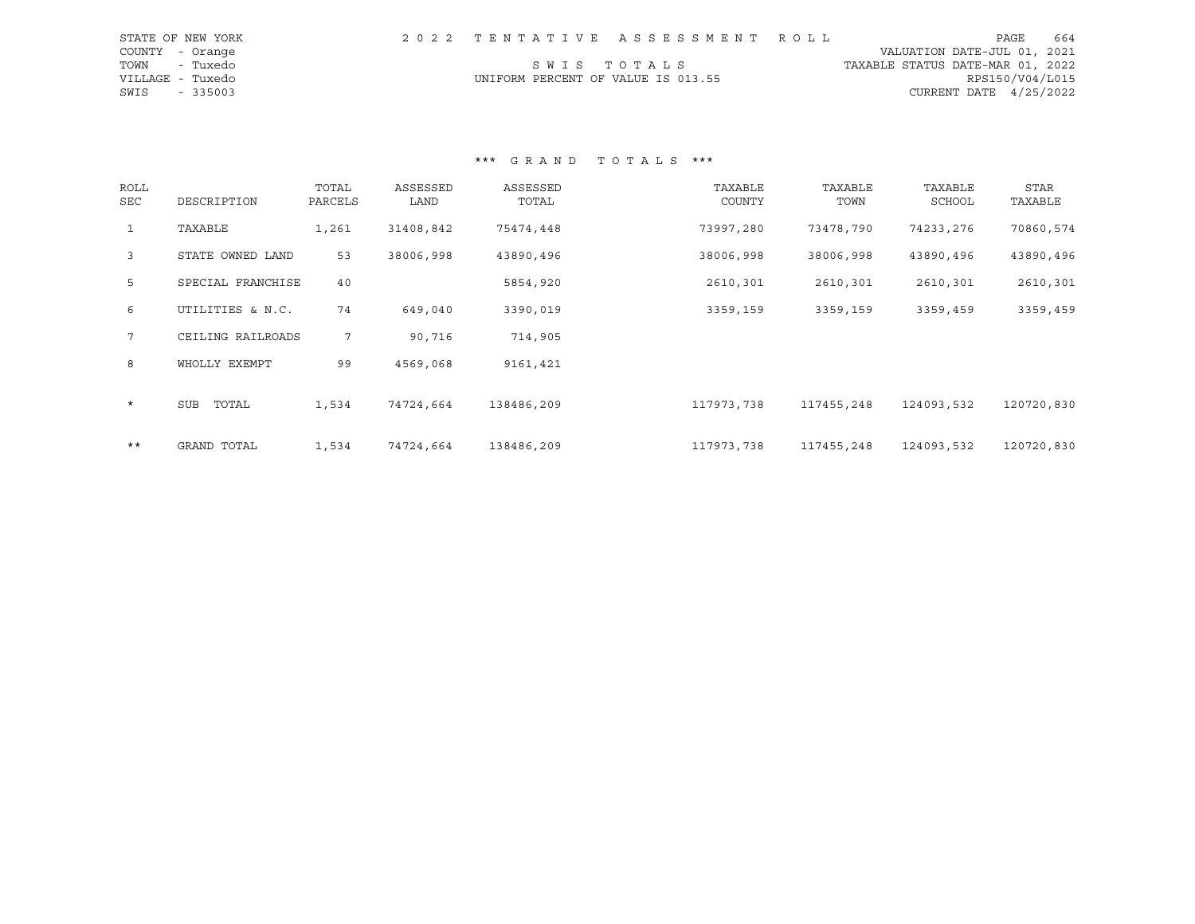STATE OF NEW YORK
COUNTY - Orange
TOWN - Tuxedo
VILLAGE - Tuxedo
SWIS - 335003

2022 TENTATIVE ASSESSMENT ROLL

SWIS TOTALS

UNIFORM PERCENT OF VALUE IS 013.55

VALUATION DATE-JUL 01, 2021
TAXABLE STATUS DATE-MAR 01, 2022
RPS150/V04/L015
CURRENT DATE 4/25/2022

### *** GRAND TOTALS ***

| ROLL SEC | DESCRIPTION | TOTAL PARCELS | ASSESSED LAND | ASSESSED TOTAL | TAXABLE COUNTY | TAXABLE TOWN | TAXABLE SCHOOL | STAR TAXABLE |
|---|---|---|---|---|---|---|---|---|
| 1 | TAXABLE | 1,261 | 31408,842 | 75474,448 | 73997,280 | 73478,790 | 74233,276 | 70860,574 |
| 3 | STATE OWNED LAND | 53 | 38006,998 | 43890,496 | 38006,998 | 38006,998 | 43890,496 | 43890,496 |
| 5 | SPECIAL FRANCHISE | 40 | | 5854,920 | 2610,301 | 2610,301 | 2610,301 | 2610,301 |
| 6 | UTILITIES & N.C. | 74 | 649,040 | 3390,019 | 3359,159 | 3359,159 | 3359,459 | 3359,459 |
| 7 | CEILING RAILROADS | 7 | 90,716 | 714,905 | | | | |
| 8 | WHOLLY EXEMPT | 99 | 4569,068 | 9161,421 | | | | |
| * | SUB TOTAL | 1,534 | 74724,664 | 138486,209 | 117973,738 | 117455,248 | 124093,532 | 120720,830 |
| ** | GRAND TOTAL | 1,534 | 74724,664 | 138486,209 | 117973,738 | 117455,248 | 124093,532 | 120720,830 |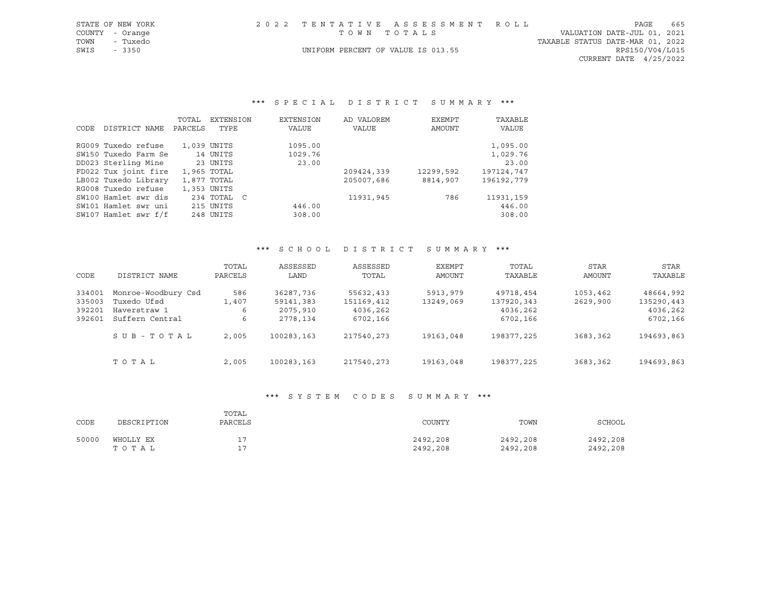STATE OF NEW YORK
COUNTY - Orange
TOWN - Tuxedo
SWIS - 3350

2022 TENTATIVE ASSESSMENT ROLL
TOWN TOTALS
UNIFORM PERCENT OF VALUE IS 013.55

VALUATION DATE-JUL 01, 2021
TAXABLE STATUS DATE-MAR 01, 2022
RPS150/V04/L015
CURRENT DATE 4/25/2022

### *** SPECIAL DISTRICT SUMMARY ***

| CODE | DISTRICT NAME | TOTAL PARCELS | EXTENSION TYPE | EXTENSION VALUE | AD VALOREM VALUE | EXEMPT AMOUNT | TAXABLE VALUE |
|---|---|---|---|---|---|---|---|
| RG009 | Tuxedo refuse | 1,039 | UNITS | 1095.00 | | | 1,095.00 |
| SW150 | Tuxedo Farm Se | 14 | UNITS | 1029.76 | | | 1,029.76 |
| DD023 | Sterling Mine | 23 | UNITS | 23.00 | | | 23.00 |
| FD022 | Tux joint fire | 1,965 | TOTAL | | 209424,339 | 12299,592 | 197124,747 |
| LB002 | Tuxedo Library | 1,877 | TOTAL | | 205007,686 | 8814,907 | 196192,779 |
| RG008 | Tuxedo refuse | 1,353 | UNITS | | | | |
| SW100 | Hamlet swr dis | 234 | TOTAL C | | 11931,945 | 786 | 11931,159 |
| SW101 | Hamlet swr uni | 215 | UNITS | 446.00 | | | 446.00 |
| SW107 | Hamlet swr f/f | 248 | UNITS | 308.00 | | | 308.00 |

### *** SCHOOL DISTRICT SUMMARY ***

| CODE | DISTRICT NAME | TOTAL PARCELS | ASSESSED LAND | ASSESSED TOTAL | EXEMPT AMOUNT | TOTAL TAXABLE | STAR AMOUNT | STAR TAXABLE |
|---|---|---|---|---|---|---|---|---|
| 334001 | Monroe-Woodbury Csd | 586 | 36287,736 | 55632,433 | 5913,979 | 49718,454 | 1053,462 | 48664,992 |
| 335003 | Tuxedo Ufsd | 1,407 | 59141,383 | 151169,412 | 13249,069 | 137920,343 | 2629,900 | 135290,443 |
| 392201 | Haverstraw 1 | 6 | 2075,910 | 4036,262 | | 4036,262 | | 4036,262 |
| 392601 | Suffern Central | 6 | 2778,134 | 6702,166 | | 6702,166 | | 6702,166 |
| | SUB-TOTAL | 2,005 | 100283,163 | 217540,273 | 19163,048 | 198377,225 | 3683,362 | 194693,863 |
| | TOTAL | 2,005 | 100283,163 | 217540,273 | 19163,048 | 198377,225 | 3683,362 | 194693,863 |

### *** SYSTEM CODES SUMMARY ***

| CODE | DESCRIPTION | TOTAL PARCELS | COUNTY | TOWN | SCHOOL |
|---|---|---|---|---|---|
| 50000 | WHOLLY EX | 17 | 2492,208 | 2492,208 | 2492,208 |
| | TOTAL | 17 | 2492,208 | 2492,208 | 2492,208 |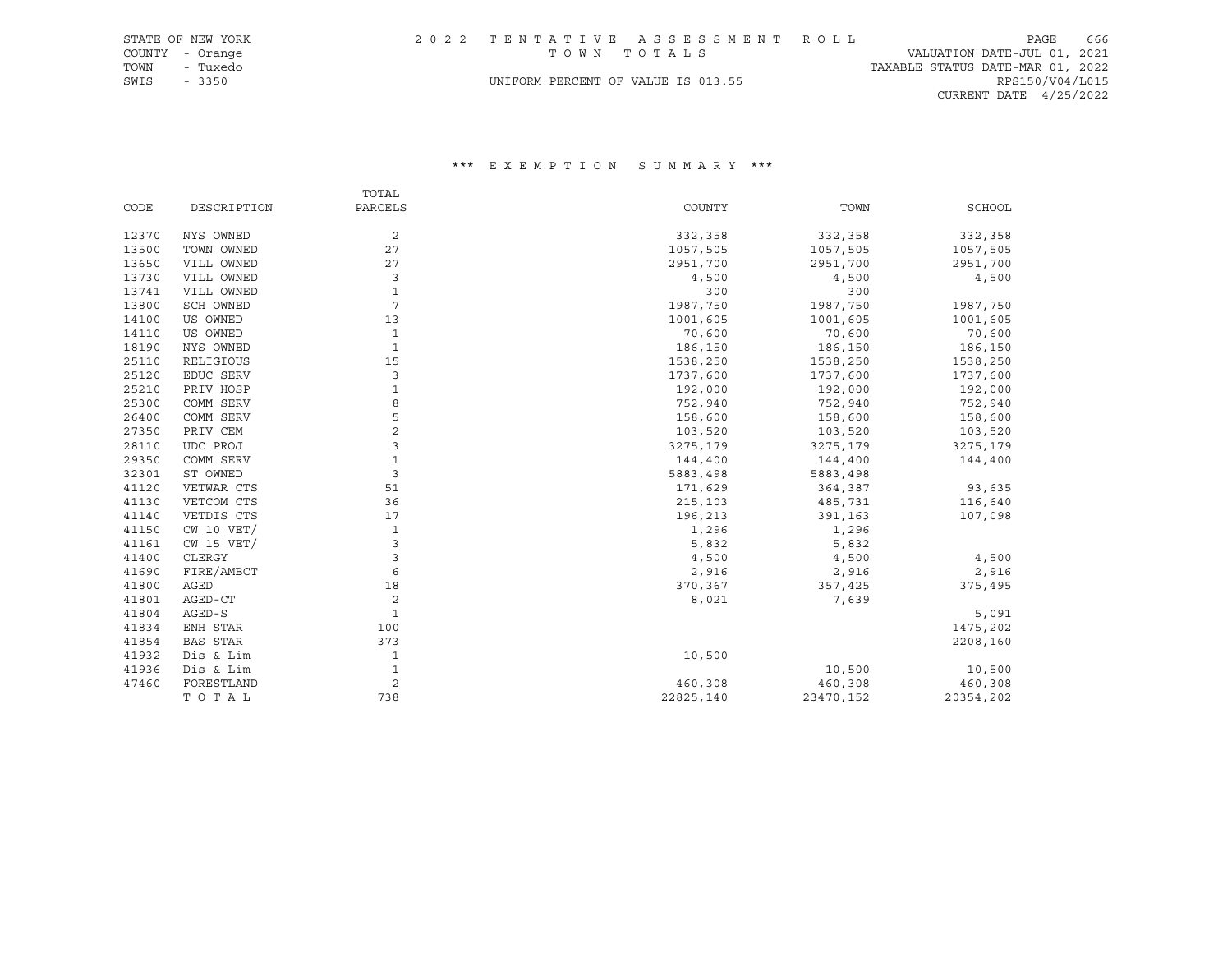STATE OF NEW YORK
COUNTY - Orange
TOWN - Tuxedo
SWIS - 3350

2 0 2 2 T E N T A T I V E A S S E S S M E N T R O L L
T O W N T O T A L S
UNIFORM PERCENT OF VALUE IS 013.55

VALUATION DATE-JUL 01, 2021
TAXABLE STATUS DATE-MAR 01, 2022
RPS150/V04/L015
CURRENT DATE 4/25/2022

## \*\*\* E X E M P T I O N S U M M A R Y \*\*\*

| CODE | DESCRIPTION | TOTAL PARCELS | COUNTY | TOWN | SCHOOL |
|---|---|---|---|---|---|
| 12370 | NYS OWNED | 2 | 332,358 | 332,358 | 332,358 |
| 13500 | TOWN OWNED | 27 | 1057,505 | 1057,505 | 1057,505 |
| 13650 | VILL OWNED | 27 | 2951,700 | 2951,700 | 2951,700 |
| 13730 | VILL OWNED | 3 | 4,500 | 4,500 | 4,500 |
| 13741 | VILL OWNED | 1 | 300 | 300 | |
| 13800 | SCH OWNED | 7 | 1987,750 | 1987,750 | 1987,750 |
| 14100 | US OWNED | 13 | 1001,605 | 1001,605 | 1001,605 |
| 14110 | US OWNED | 1 | 70,600 | 70,600 | 70,600 |
| 18190 | NYS OWNED | 1 | 186,150 | 186,150 | 186,150 |
| 25110 | RELIGIOUS | 15 | 1538,250 | 1538,250 | 1538,250 |
| 25120 | EDUC SERV | 3 | 1737,600 | 1737,600 | 1737,600 |
| 25210 | PRIV HOSP | 1 | 192,000 | 192,000 | 192,000 |
| 25300 | COMM SERV | 8 | 752,940 | 752,940 | 752,940 |
| 26400 | COMM SERV | 5 | 158,600 | 158,600 | 158,600 |
| 27350 | PRIV CEM | 2 | 103,520 | 103,520 | 103,520 |
| 28110 | UDC PROJ | 3 | 3275,179 | 3275,179 | 3275,179 |
| 29350 | COMM SERV | 1 | 144,400 | 144,400 | 144,400 |
| 32301 | ST OWNED | 3 | 5883,498 | 5883,498 | |
| 41120 | VETWAR CTS | 51 | 171,629 | 364,387 | 93,635 |
| 41130 | VETCOM CTS | 36 | 215,103 | 485,731 | 116,640 |
| 41140 | VETDIS CTS | 17 | 196,213 | 391,163 | 107,098 |
| 41150 | CW_10_VET/ | 1 | 1,296 | 1,296 | |
| 41161 | CW_15_VET/ | 3 | 5,832 | 5,832 | |
| 41400 | CLERGY | 3 | 4,500 | 4,500 | 4,500 |
| 41690 | FIRE/AMBCT | 6 | 2,916 | 2,916 | 2,916 |
| 41800 | AGED | 18 | 370,367 | 357,425 | 375,495 |
| 41801 | AGED-CT | 2 | 8,021 | 7,639 | |
| 41804 | AGED-S | 1 | | | 5,091 |
| 41834 | ENH STAR | 100 | | | 1475,202 |
| 41854 | BAS STAR | 373 | | | 2208,160 |
| 41932 | Dis & Lim | 1 | 10,500 | | |
| 41936 | Dis & Lim | 1 | | 10,500 | 10,500 |
| 47460 | FORESTLAND | 2 | 460,308 | 460,308 | 460,308 |
| | T O T A L | 738 | 22825,140 | 23470,152 | 20354,202 |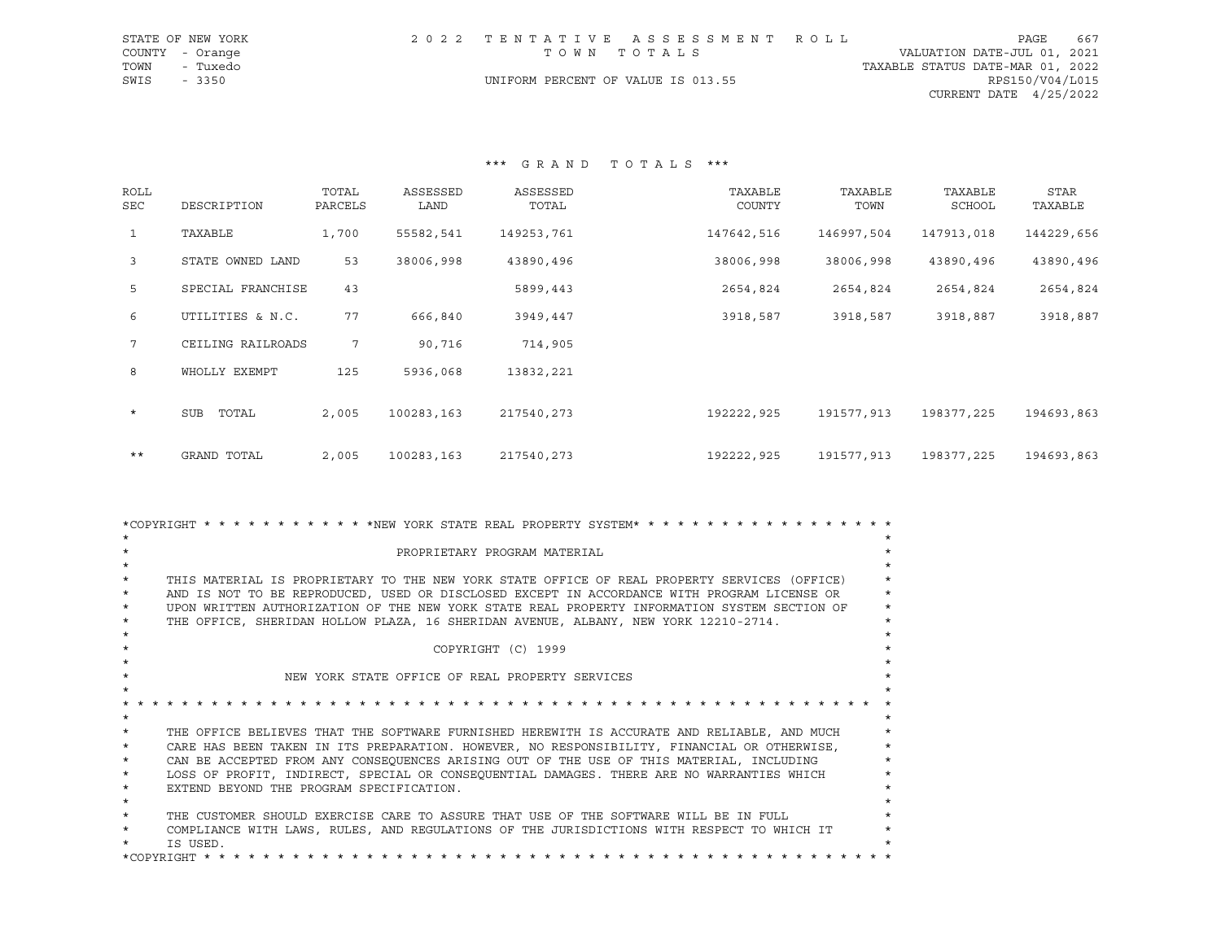STATE OF NEW YORK
COUNTY - Orange
TOWN - Tuxedo
SWIS - 3350

# 2022 TENTATIVE ASSESSMENT ROLL

TOWN TOTALS

UNIFORM PERCENT OF VALUE IS 013.55

VALUATION DATE-JUL 01, 2021
TAXABLE STATUS DATE-MAR 01, 2022
RPS150/V04/L015
CURRENT DATE 4/25/2022

## *** GRAND TOTALS ***

| ROLL SEC | DESCRIPTION | TOTAL PARCELS | ASSESSED LAND | ASSESSED TOTAL | TAXABLE COUNTY | TAXABLE TOWN | TAXABLE SCHOOL | STAR TAXABLE |
|---|---|---|---|---|---|---|---|---|
| 1 | TAXABLE | 1,700 | 55582,541 | 149253,761 | 147642,516 | 146997,504 | 147913,018 | 144229,656 |
| 3 | STATE OWNED LAND | 53 | 38006,998 | 43890,496 | 38006,998 | 38006,998 | 43890,496 | 43890,496 |
| 5 | SPECIAL FRANCHISE | 43 | | 5899,443 | 2654,824 | 2654,824 | 2654,824 | 2654,824 |
| 6 | UTILITIES & N.C. | 77 | 666,840 | 3949,447 | 3918,587 | 3918,587 | 3918,887 | 3918,887 |
| 7 | CEILING RAILROADS | 7 | 90,716 | 714,905 | | | | |
| 8 | WHOLLY EXEMPT | 125 | 5936,068 | 13832,221 | | | | |
| * | SUB TOTAL | 2,005 | 100283,163 | 217540,273 | 192222,925 | 191577,913 | 198377,225 | 194693,863 |
| ** | GRAND TOTAL | 2,005 | 100283,163 | 217540,273 | 192222,925 | 191577,913 | 198377,225 | 194693,863 |

*COPYRIGHT * * * * * * * * * * * *NEW YORK STATE REAL PROPERTY SYSTEM* * * * * * * * * * * * * * * * * *

PROPRIETARY PROGRAM MATERIAL

THIS MATERIAL IS PROPRIETARY TO THE NEW YORK STATE OFFICE OF REAL PROPERTY SERVICES (OFFICE) AND IS NOT TO BE REPRODUCED, USED OR DISCLOSED EXCEPT IN ACCORDANCE WITH PROGRAM LICENSE OR UPON WRITTEN AUTHORIZATION OF THE NEW YORK STATE REAL PROPERTY INFORMATION SYSTEM SECTION OF THE OFFICE, SHERIDAN HOLLOW PLAZA, 16 SHERIDAN AVENUE, ALBANY, NEW YORK 12210-2714.

COPYRIGHT (C) 1999

NEW YORK STATE OFFICE OF REAL PROPERTY SERVICES

THE OFFICE BELIEVES THAT THE SOFTWARE FURNISHED HEREWITH IS ACCURATE AND RELIABLE, AND MUCH CARE HAS BEEN TAKEN IN ITS PREPARATION. HOWEVER, NO RESPONSIBILITY, FINANCIAL OR OTHERWISE, CAN BE ACCEPTED FROM ANY CONSEQUENCES ARISING OUT OF THE USE OF THIS MATERIAL, INCLUDING LOSS OF PROFIT, INDIRECT, SPECIAL OR CONSEQUENTIAL DAMAGES. THERE ARE NO WARRANTIES WHICH EXTEND BEYOND THE PROGRAM SPECIFICATION.

THE CUSTOMER SHOULD EXERCISE CARE TO ASSURE THAT USE OF THE SOFTWARE WILL BE IN FULL COMPLIANCE WITH LAWS, RULES, AND REGULATIONS OF THE JURISDICTIONS WITH RESPECT TO WHICH IT IS USED.

*COPYRIGHT * * * * * * * * * * * * * * * * * * * * * * * * * * * * * * * * * * * * * * * * * * * * * *